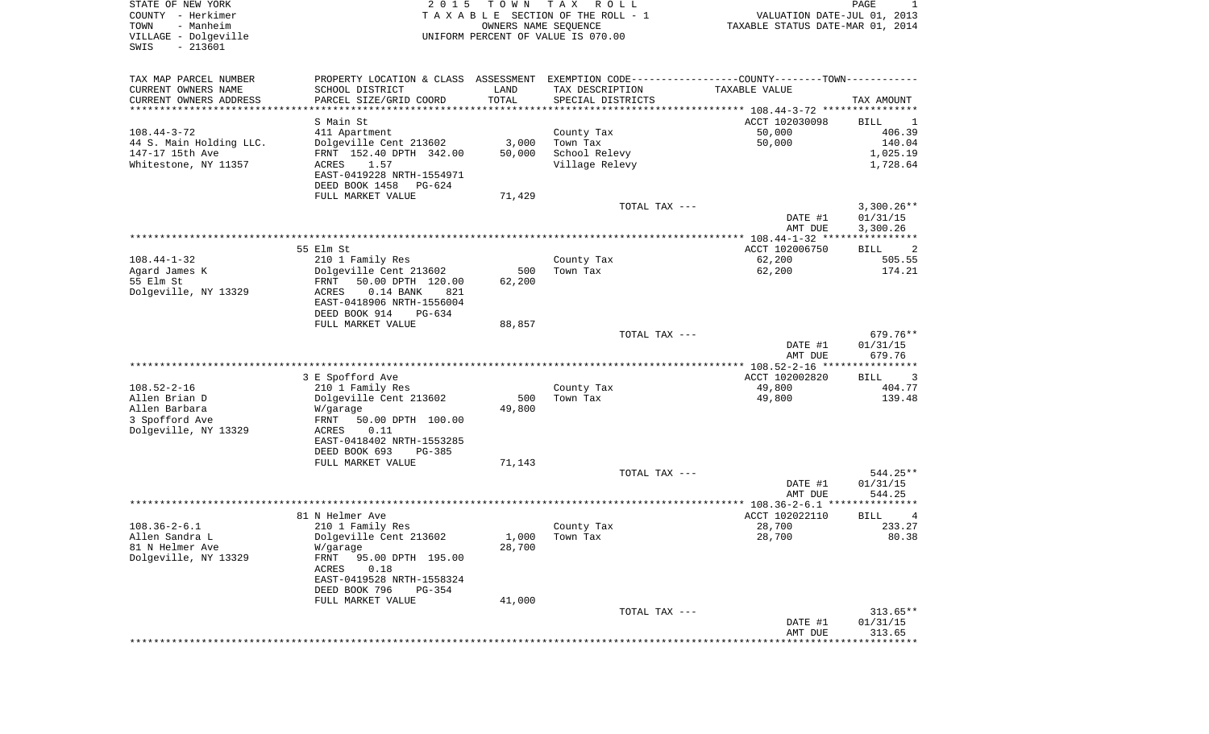STATE OF NEW YORK
COUNTY - Herkimer
TOWN - Manheim
VILLAGE - Dolgeville
SWIS - 213601

2015 TOWN TAX ROLL
TAXABLE SECTION OF THE ROLL - 1
OWNERS NAME SEQUENCE
UNIFORM PERCENT OF VALUE IS 070.00

VALUATION DATE-JUL 01, 2013
TAXABLE STATUS DATE-MAR 01, 2014

| TAX MAP PARCEL NUMBER / CURRENT OWNERS NAME / CURRENT OWNERS ADDRESS | PROPERTY LOCATION & CLASS / SCHOOL DISTRICT / PARCEL SIZE/GRID COORD | ASSESSMENT LAND | TOTAL | EXEMPTION CODE / TAX DESCRIPTION / SPECIAL DISTRICTS | COUNTY/TOWN TAXABLE VALUE | TAX AMOUNT |
|---|---|---|---|---|---|---|
| 108.44-3-72 | S Main St | | | | ACCT 102030098 | BILL 1 |
| 44 S. Main Holding LLC. | 411 Apartment | | | County Tax | 50,000 | 406.39 |
| 147-17 15th Ave | Dolgeville Cent 213602 | 3,000 | | Town Tax | 50,000 | 140.04 |
| Whitestone, NY 11357 | FRNT 152.40 DPTH 342.00 | | 50,000 | School Relevy | | 1,025.19 |
| | ACRES 1.57 | | | Village Relevy | | 1,728.64 |
| | EAST-0419228 NRTH-1554971 | | | | | |
| | DEED BOOK 1458 PG-624 | | | | | |
| | FULL MARKET VALUE | | 71,429 | | | |
| | | | | TOTAL TAX --- | | 3,300.26** |
| | | | | | DATE #1 | 01/31/15 |
| | | | | | AMT DUE | 3,300.26 |
| 108.44-1-32 | 55 Elm St | | | | ACCT 102006750 | BILL 2 |
| Agard James K | 210 1 Family Res | | | County Tax | 62,200 | 505.55 |
| 55 Elm St | Dolgeville Cent 213602 | 500 | | Town Tax | 62,200 | 174.21 |
| Dolgeville, NY 13329 | FRNT 50.00 DPTH 120.00 | | 62,200 | | | |
| | ACRES 0.14 BANK 821 | | | | | |
| | EAST-0418906 NRTH-1556004 | | | | | |
| | DEED BOOK 914 PG-634 | | | | | |
| | FULL MARKET VALUE | | 88,857 | | | |
| | | | | TOTAL TAX --- | | 679.76** |
| | | | | | DATE #1 | 01/31/15 |
| | | | | | AMT DUE | 679.76 |
| 108.52-2-16 | 3 E Spofford Ave | | | | ACCT 102002820 | BILL 3 |
| Allen Brian D | 210 1 Family Res | | | County Tax | 49,800 | 404.77 |
| Allen Barbara | Dolgeville Cent 213602 | 500 | | Town Tax | 49,800 | 139.48 |
| 3 Spofford Ave | W/garage | | 49,800 | | | |
| Dolgeville, NY 13329 | FRNT 50.00 DPTH 100.00 | | | | | |
| | ACRES 0.11 | | | | | |
| | EAST-0418402 NRTH-1553285 | | | | | |
| | DEED BOOK 693 PG-385 | | | | | |
| | FULL MARKET VALUE | | 71,143 | | | |
| | | | | TOTAL TAX --- | | 544.25** |
| | | | | | DATE #1 | 01/31/15 |
| | | | | | AMT DUE | 544.25 |
| 108.36-2-6.1 | 81 N Helmer Ave | | | | ACCT 102022110 | BILL 4 |
| Allen Sandra L | 210 1 Family Res | | | County Tax | 28,700 | 233.27 |
| 81 N Helmer Ave | Dolgeville Cent 213602 | 1,000 | | Town Tax | 28,700 | 80.38 |
| Dolgeville, NY 13329 | W/garage | | 28,700 | | | |
| | FRNT 95.00 DPTH 195.00 | | | | | |
| | ACRES 0.18 | | | | | |
| | EAST-0419528 NRTH-1558324 | | | | | |
| | DEED BOOK 796 PG-354 | | | | | |
| | FULL MARKET VALUE | | 41,000 | | | |
| | | | | TOTAL TAX --- | | 313.65** |
| | | | | | DATE #1 | 01/31/15 |
| | | | | | AMT DUE | 313.65 |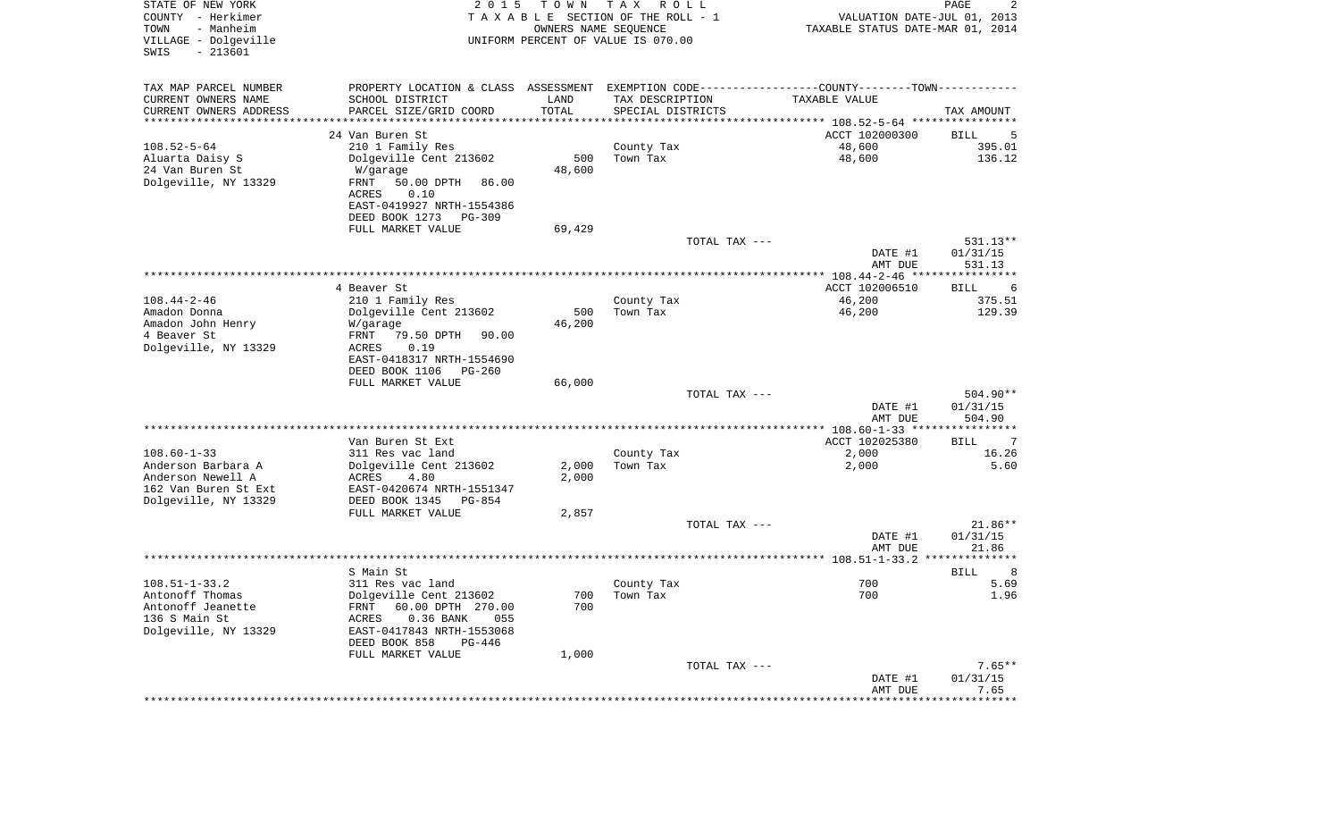STATE OF NEW YORK
COUNTY - Herkimer
TOWN - Manheim
VILLAGE - Dolgeville
SWIS - 213601

2015 TOWN TAX ROLL
TAXABLE SECTION OF THE ROLL - 1
OWNERS NAME SEQUENCE
UNIFORM PERCENT OF VALUE IS 070.00

VALUATION DATE-JUL 01, 2013
TAXABLE STATUS DATE-MAR 01, 2014

| TAX MAP PARCEL NUMBER<br>CURRENT OWNERS NAME<br>CURRENT OWNERS ADDRESS | PROPERTY LOCATION & CLASS<br>SCHOOL DISTRICT<br>PARCEL SIZE/GRID COORD | ASSESSMENT<br>LAND<br>TOTAL | EXEMPTION CODE<br>TAX DESCRIPTION<br>SPECIAL DISTRICTS | COUNTY--------TOWN<br>TAXABLE VALUE | TAX AMOUNT |
|---|---|---|---|---|---|
| | 24 Van Buren St | | | ACCT 102000300 | BILL 5 |
| 108.52-5-64 | 210 1 Family Res | | County Tax | 48,600 | 395.01 |
| Aluarta Daisy S | Dolgeville Cent 213602 | 500 | Town Tax | 48,600 | 136.12 |
| 24 Van Buren St | W/garage | 48,600 | | | |
| Dolgeville, NY 13329 | FRNT 50.00 DPTH 86.00 | | | | |
| | ACRES 0.10 | | | | |
| | EAST-0419927 NRTH-1554386 | | | | |
| | DEED BOOK 1273 PG-309 | | | | |
| | FULL MARKET VALUE | 69,429 | | | |
| | | | TOTAL TAX --- | | 531.13** |
| | | | | DATE #1 | 01/31/15 |
| | | | | AMT DUE | 531.13 |
| | 4 Beaver St | | | ACCT 102006510 | BILL 6 |
| 108.44-2-46 | 210 1 Family Res | | County Tax | 46,200 | 375.51 |
| Amadon Donna | Dolgeville Cent 213602 | 500 | Town Tax | 46,200 | 129.39 |
| Amadon John Henry | W/garage | 46,200 | | | |
| 4 Beaver St | FRNT 79.50 DPTH 90.00 | | | | |
| Dolgeville, NY 13329 | ACRES 0.19 | | | | |
| | EAST-0418317 NRTH-1554690 | | | | |
| | DEED BOOK 1106 PG-260 | | | | |
| | FULL MARKET VALUE | 66,000 | | | |
| | | | TOTAL TAX --- | | 504.90** |
| | | | | DATE #1 | 01/31/15 |
| | | | | AMT DUE | 504.90 |
| | Van Buren St Ext | | | ACCT 102025380 | BILL 7 |
| 108.60-1-33 | 311 Res vac land | | County Tax | 2,000 | 16.26 |
| Anderson Barbara A | Dolgeville Cent 213602 | 2,000 | Town Tax | 2,000 | 5.60 |
| Anderson Newell A | ACRES 4.80 | 2,000 | | | |
| 162 Van Buren St Ext | EAST-0420674 NRTH-1551347 | | | | |
| Dolgeville, NY 13329 | DEED BOOK 1345 PG-854 | | | | |
| | FULL MARKET VALUE | 2,857 | | | |
| | | | TOTAL TAX --- | | 21.86** |
| | | | | DATE #1 | 01/31/15 |
| | | | | AMT DUE | 21.86 |
| | S Main St | | | | BILL 8 |
| 108.51-1-33.2 | 311 Res vac land | | County Tax | 700 | 5.69 |
| Antonoff Thomas | Dolgeville Cent 213602 | 700 | Town Tax | 700 | 1.96 |
| Antonoff Jeanette | FRNT 60.00 DPTH 270.00 | 700 | | | |
| 136 S Main St | ACRES 0.36 BANK 055 | | | | |
| Dolgeville, NY 13329 | EAST-0417843 NRTH-1553068 | | | | |
| | DEED BOOK 858 PG-446 | | | | |
| | FULL MARKET VALUE | 1,000 | | | |
| | | | TOTAL TAX --- | | 7.65** |
| | | | | DATE #1 | 01/31/15 |
| | | | | AMT DUE | 7.65 |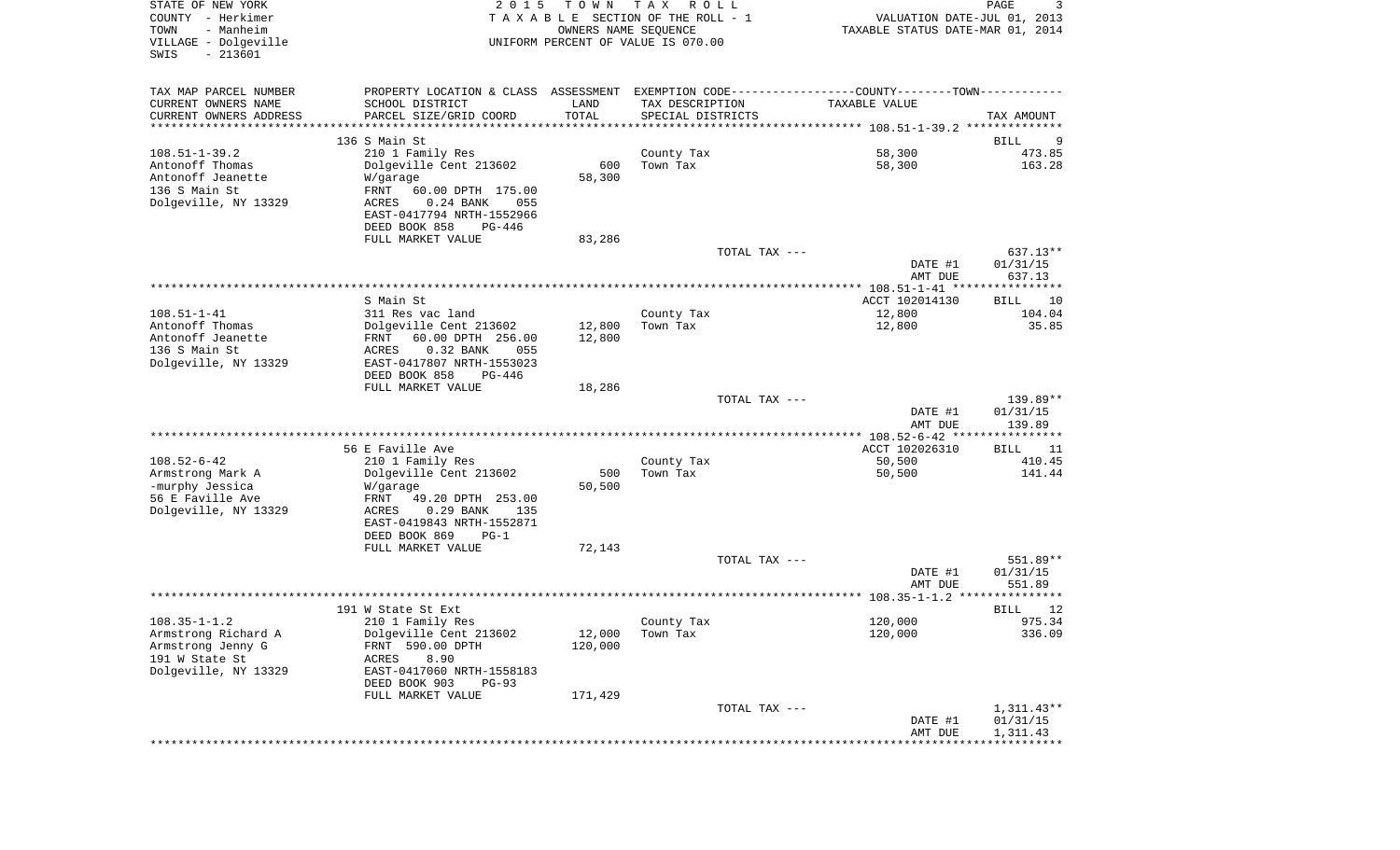STATE OF NEW YORK
COUNTY - Herkimer
TOWN - Manheim
VILLAGE - Dolgeville
SWIS - 213601

2 0 1 5 T O W N T A X R O L L
T A X A B L E SECTION OF THE ROLL - 1
OWNERS NAME SEQUENCE
UNIFORM PERCENT OF VALUE IS 070.00

VALUATION DATE-JUL 01, 2013
TAXABLE STATUS DATE-MAR 01, 2014

| TAX MAP PARCEL NUMBER / CURRENT OWNERS NAME / CURRENT OWNERS ADDRESS | PROPERTY LOCATION & CLASS / SCHOOL DISTRICT / PARCEL SIZE/GRID COORD | ASSESSMENT LAND / TOTAL | EXEMPTION CODE / TAX DESCRIPTION / SPECIAL DISTRICTS | TAXABLE VALUE | TAX AMOUNT |
|---|---|---|---|---|---|
| | 136 S Main St | | | | BILL 9 |
| 108.51-1-39.2 | 210 1 Family Res | | County Tax | 58,300 | 473.85 |
| Antonoff Thomas | Dolgeville Cent 213602 | 600 | Town Tax | 58,300 | 163.28 |
| Antonoff Jeanette | W/garage | 58,300 | | | |
| 136 S Main St | FRNT 60.00 DPTH 175.00 | | | | |
| Dolgeville, NY 13329 | ACRES 0.24 BANK 055 | | | | |
| | EAST-0417794 NRTH-1552966 | | | | |
| | DEED BOOK 858 PG-446 | | | | |
| | FULL MARKET VALUE | 83,286 | | | |
| | | | TOTAL TAX --- | | 637.13** |
| | | | | DATE #1 | 01/31/15 |
| | | | | AMT DUE | 637.13 |
| | S Main St | | | ACCT 102014130 | BILL 10 |
| 108.51-1-41 | 311 Res vac land | | County Tax | 12,800 | 104.04 |
| Antonoff Thomas | Dolgeville Cent 213602 | 12,800 | Town Tax | 12,800 | 35.85 |
| Antonoff Jeanette | FRNT 60.00 DPTH 256.00 | 12,800 | | | |
| 136 S Main St | ACRES 0.32 BANK 055 | | | | |
| Dolgeville, NY 13329 | EAST-0417807 NRTH-1553023 | | | | |
| | DEED BOOK 858 PG-446 | | | | |
| | FULL MARKET VALUE | 18,286 | | | |
| | | | TOTAL TAX --- | | 139.89** |
| | | | | DATE #1 | 01/31/15 |
| | | | | AMT DUE | 139.89 |
| | 56 E Faville Ave | | | ACCT 102026310 | BILL 11 |
| 108.52-6-42 | 210 1 Family Res | | County Tax | 50,500 | 410.45 |
| Armstrong Mark A | Dolgeville Cent 213602 | 500 | Town Tax | 50,500 | 141.44 |
| -murphy Jessica | W/garage | 50,500 | | | |
| 56 E Faville Ave | FRNT 49.20 DPTH 253.00 | | | | |
| Dolgeville, NY 13329 | ACRES 0.29 BANK 135 | | | | |
| | EAST-0419843 NRTH-1552871 | | | | |
| | DEED BOOK 869 PG-1 | | | | |
| | FULL MARKET VALUE | 72,143 | | | |
| | | | TOTAL TAX --- | | 551.89** |
| | | | | DATE #1 | 01/31/15 |
| | | | | AMT DUE | 551.89 |
| | 191 W State St Ext | | | | BILL 12 |
| 108.35-1-1.2 | 210 1 Family Res | | County Tax | 120,000 | 975.34 |
| Armstrong Richard A | Dolgeville Cent 213602 | 12,000 | Town Tax | 120,000 | 336.09 |
| Armstrong Jenny G | FRNT 590.00 DPTH | 120,000 | | | |
| 191 W State St | ACRES 8.90 | | | | |
| Dolgeville, NY 13329 | EAST-0417060 NRTH-1558183 | | | | |
| | DEED BOOK 903 PG-93 | | | | |
| | FULL MARKET VALUE | 171,429 | | | |
| | | | TOTAL TAX --- | | 1,311.43** |
| | | | | DATE #1 | 01/31/15 |
| | | | | AMT DUE | 1,311.43 |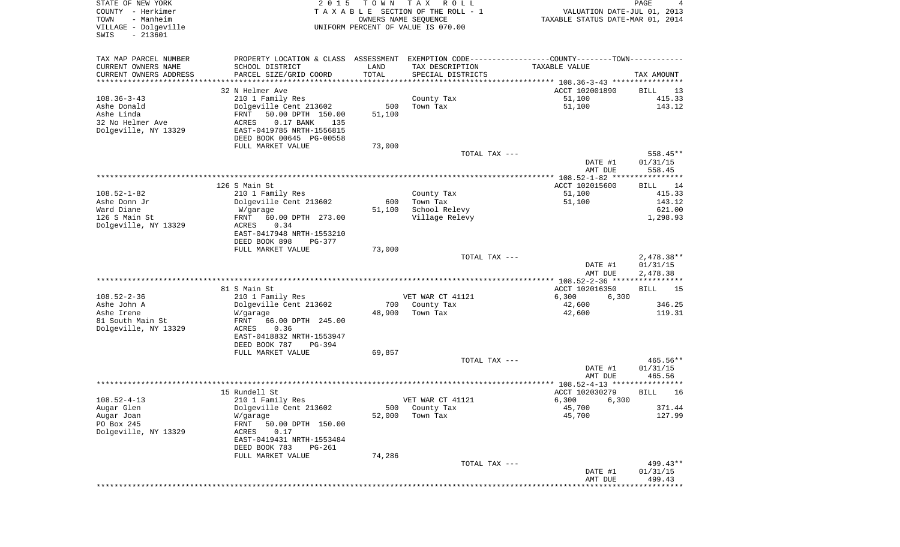STATE OF NEW YORK
COUNTY - Herkimer
TOWN - Manheim
VILLAGE - Dolgeville
SWIS - 213601

2015 TOWN TAX ROLL
TAXABLE SECTION OF THE ROLL - 1
OWNERS NAME SEQUENCE
UNIFORM PERCENT OF VALUE IS 070.00

VALUATION DATE-JUL 01, 2013
TAXABLE STATUS DATE-MAR 01, 2014

| TAX MAP PARCEL NUMBER / CURRENT OWNERS NAME / CURRENT OWNERS ADDRESS | PROPERTY LOCATION & CLASS / SCHOOL DISTRICT / PARCEL SIZE/GRID COORD | ASSESSMENT LAND / TOTAL | EXEMPTION CODE / TAX DESCRIPTION / SPECIAL DISTRICTS | COUNTY / TOWN TAXABLE VALUE | TAX AMOUNT |
|---|---|---|---|---|---|
| | 32 N Helmer Ave | | | ACCT 102001890 | BILL 13 |
| 108.36-3-43 | 210 1 Family Res | | County Tax | 51,100 | 415.33 |
| Ashe Donald | Dolgeville Cent 213602 | 500 | Town Tax | 51,100 | 143.12 |
| Ashe Linda | FRNT 50.00 DPTH 150.00 | 51,100 | | | |
| 32 No Helmer Ave | ACRES 0.17 BANK 135 | | | | |
| Dolgeville, NY 13329 | EAST-0419785 NRTH-1556815 | | | | |
| | DEED BOOK 00645 PG-00558 | | | | |
| | FULL MARKET VALUE | 73,000 | | | |
| | | | TOTAL TAX --- | | 558.45** |
| | | | | DATE #1 | 01/31/15 |
| | | | | AMT DUE | 558.45 |
| | 126 S Main St | | | ACCT 102015600 | BILL 14 |
| 108.52-1-82 | 210 1 Family Res | | County Tax | 51,100 | 415.33 |
| Ashe Donn Jr | Dolgeville Cent 213602 | 600 | Town Tax | 51,100 | 143.12 |
| Ward Diane | W/garage | 51,100 | School Relevy | | 621.00 |
| 126 S Main St | FRNT 60.00 DPTH 273.00 | | Village Relevy | | 1,298.93 |
| Dolgeville, NY 13329 | ACRES 0.34 | | | | |
| | EAST-0417948 NRTH-1553210 | | | | |
| | DEED BOOK 898 PG-377 | | | | |
| | FULL MARKET VALUE | 73,000 | | | |
| | | | TOTAL TAX --- | | 2,478.38** |
| | | | | DATE #1 | 01/31/15 |
| | | | | AMT DUE | 2,478.38 |
| | 81 S Main St | | | ACCT 102016350 | BILL 15 |
| 108.52-2-36 | 210 1 Family Res | | VET WAR CT 41121 | 6,300 6,300 | |
| Ashe John A | Dolgeville Cent 213602 | 700 | County Tax | 42,600 | 346.25 |
| Ashe Irene | W/garage | 48,900 | Town Tax | 42,600 | 119.31 |
| 81 South Main St | FRNT 66.00 DPTH 245.00 | | | | |
| Dolgeville, NY 13329 | ACRES 0.36 | | | | |
| | EAST-0418832 NRTH-1553947 | | | | |
| | DEED BOOK 787 PG-394 | | | | |
| | FULL MARKET VALUE | 69,857 | | | |
| | | | TOTAL TAX --- | | 465.56** |
| | | | | DATE #1 | 01/31/15 |
| | | | | AMT DUE | 465.56 |
| | 15 Rundell St | | | ACCT 102030279 | BILL 16 |
| 108.52-4-13 | 210 1 Family Res | | VET WAR CT 41121 | 6,300 6,300 | |
| Augar Glen | Dolgeville Cent 213602 | 500 | County Tax | 45,700 | 371.44 |
| Augar Joan | W/garage | 52,000 | Town Tax | 45,700 | 127.99 |
| PO Box 245 | FRNT 50.00 DPTH 150.00 | | | | |
| Dolgeville, NY 13329 | ACRES 0.17 | | | | |
| | EAST-0419431 NRTH-1553484 | | | | |
| | DEED BOOK 783 PG-261 | | | | |
| | FULL MARKET VALUE | 74,286 | | | |
| | | | TOTAL TAX --- | | 499.43** |
| | | | | DATE #1 | 01/31/15 |
| | | | | AMT DUE | 499.43 |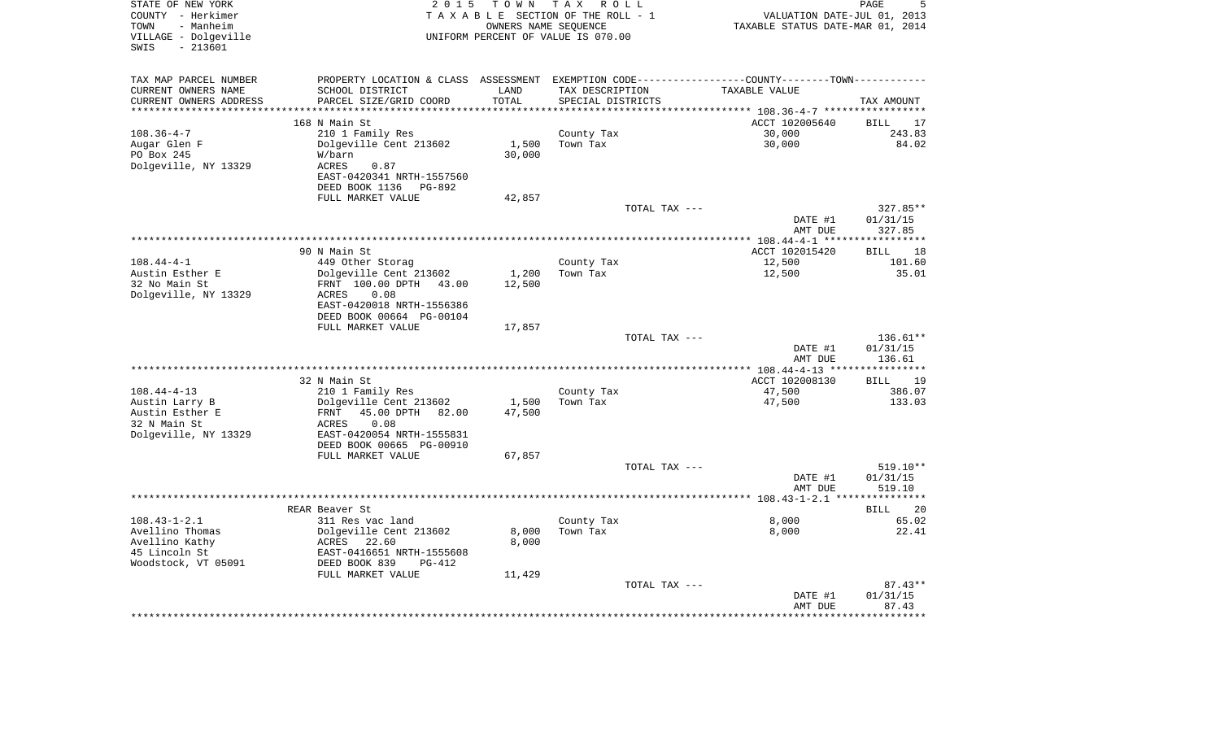STATE OF NEW YORK
COUNTY - Herkimer
TOWN - Manheim
VILLAGE - Dolgeville
SWIS - 213601

2015 TOWN TAX ROLL
TAXABLE SECTION OF THE ROLL - 1
OWNERS NAME SEQUENCE
UNIFORM PERCENT OF VALUE IS 070.00

VALUATION DATE-JUL 01, 2013
TAXABLE STATUS DATE-MAR 01, 2014

| TAX MAP PARCEL NUMBER<br>CURRENT OWNERS NAME<br>CURRENT OWNERS ADDRESS | PROPERTY LOCATION & CLASS<br>SCHOOL DISTRICT<br>PARCEL SIZE/GRID COORD | ASSESSMENT<br>LAND<br>TOTAL | EXEMPTION CODE<br>TAX DESCRIPTION<br>SPECIAL DISTRICTS | COUNTY--------TOWN<br>TAXABLE VALUE | TAX AMOUNT |
|---|---|---|---|---|---|
| | 168 N Main St | | | ACCT 102005640 | BILL 17 |
| 108.36-4-7 | 210 1 Family Res | | County Tax | 30,000 | 243.83 |
| Augar Glen F | Dolgeville Cent 213602 | 1,500 | Town Tax | 30,000 | 84.02 |
| PO Box 245 | W/barn | 30,000 | | | |
| Dolgeville, NY 13329 | ACRES 0.87 | | | | |
| | EAST-0420341 NRTH-1557560 | | | | |
| | DEED BOOK 1136 PG-892 | | | | |
| | FULL MARKET VALUE | 42,857 | | | |
| | | | TOTAL TAX --- | | 327.85** |
| | | | | DATE #1 | 01/31/15 |
| | | | | AMT DUE | 327.85 |
| | 90 N Main St | | | ACCT 102015420 | BILL 18 |
| 108.44-4-1 | 449 Other Storag | | County Tax | 12,500 | 101.60 |
| Austin Esther E | Dolgeville Cent 213602 | 1,200 | Town Tax | 12,500 | 35.01 |
| 32 No Main St | FRNT 100.00 DPTH 43.00 | 12,500 | | | |
| Dolgeville, NY 13329 | ACRES 0.08 | | | | |
| | EAST-0420018 NRTH-1556386 | | | | |
| | DEED BOOK 00664 PG-00104 | | | | |
| | FULL MARKET VALUE | 17,857 | | | |
| | | | TOTAL TAX --- | | 136.61** |
| | | | | DATE #1 | 01/31/15 |
| | | | | AMT DUE | 136.61 |
| | 32 N Main St | | | ACCT 102008130 | BILL 19 |
| 108.44-4-13 | 210 1 Family Res | | County Tax | 47,500 | 386.07 |
| Austin Larry B | Dolgeville Cent 213602 | 1,500 | Town Tax | 47,500 | 133.03 |
| Austin Esther E | FRNT 45.00 DPTH 82.00 | 47,500 | | | |
| 32 N Main St | ACRES 0.08 | | | | |
| Dolgeville, NY 13329 | EAST-0420054 NRTH-1555831 | | | | |
| | DEED BOOK 00665 PG-00910 | | | | |
| | FULL MARKET VALUE | 67,857 | | | |
| | | | TOTAL TAX --- | | 519.10** |
| | | | | DATE #1 | 01/31/15 |
| | | | | AMT DUE | 519.10 |
| | REAR Beaver St | | | | BILL 20 |
| 108.43-1-2.1 | 311 Res vac land | | County Tax | 8,000 | 65.02 |
| Avellino Thomas | Dolgeville Cent 213602 | 8,000 | Town Tax | 8,000 | 22.41 |
| Avellino Kathy | ACRES 22.60 | 8,000 | | | |
| 45 Lincoln St | EAST-0416651 NRTH-1555608 | | | | |
| Woodstock, VT 05091 | DEED BOOK 839 PG-412 | | | | |
| | FULL MARKET VALUE | 11,429 | | | |
| | | | TOTAL TAX --- | | 87.43** |
| | | | | DATE #1 | 01/31/15 |
| | | | | AMT DUE | 87.43 |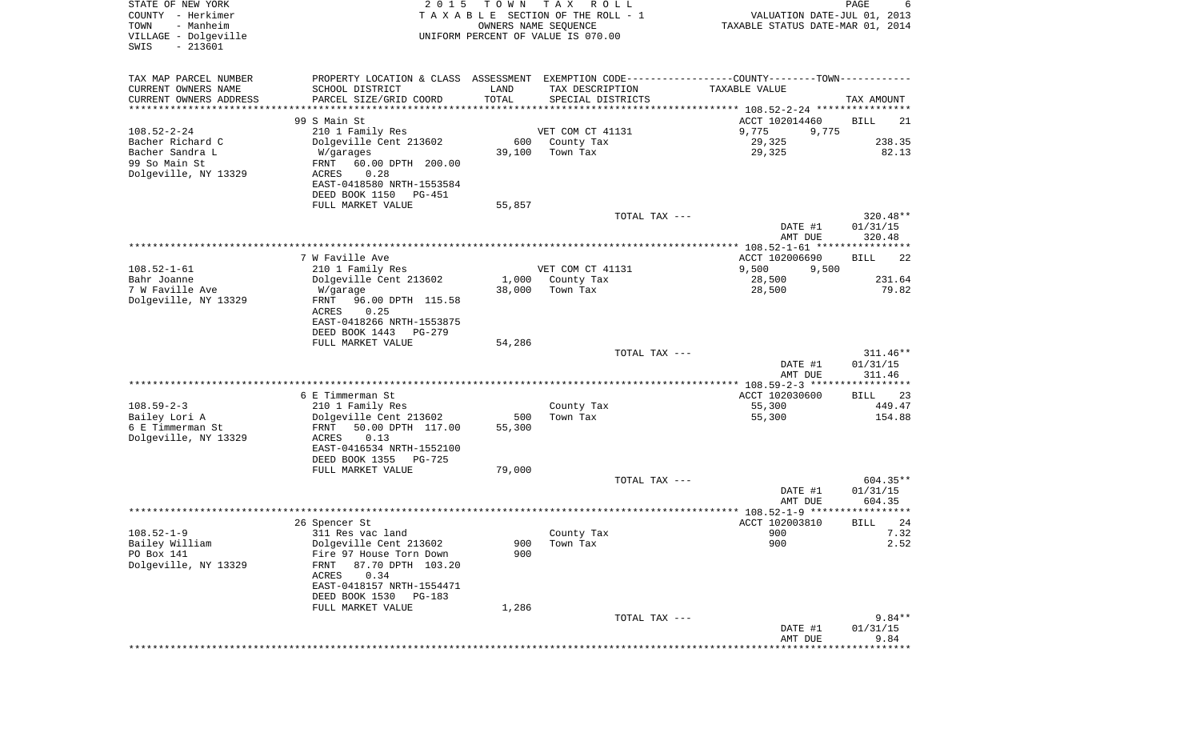STATE OF NEW YORK 2015 TOWN TAX ROLL
COUNTY - Herkimer TAXABLE SECTION OF THE ROLL - 1 VALUATION DATE-JUL 01, 2013
TOWN - Manheim OWNERS NAME SEQUENCE TAXABLE STATUS DATE-MAR 01, 2014
VILLAGE - Dolgeville UNIFORM PERCENT OF VALUE IS 070.00
SWIS - 213601

| TAX MAP PARCEL NUMBER<br>CURRENT OWNERS NAME<br>CURRENT OWNERS ADDRESS | PROPERTY LOCATION & CLASS<br>SCHOOL DISTRICT<br>PARCEL SIZE/GRID COORD | ASSESSMENT<br>LAND<br>TOTAL | EXEMPTION CODE<br>TAX DESCRIPTION<br>SPECIAL DISTRICTS | COUNTY / TOWN<br>TAXABLE VALUE | TAX AMOUNT |
|---|---|---|---|---|---|
| **108.52-2-24** | 99 S Main St | | | ACCT 102014460 | BILL 21 |
| 108.52-2-24 | 210 1 Family Res | | VET COM CT 41131 | 9,775 9,775 | |
| Bacher Richard C | Dolgeville Cent 213602 | 600 | County Tax | 29,325 | 238.35 |
| Bacher Sandra L | W/garages | 39,100 | Town Tax | 29,325 | 82.13 |
| 99 So Main St | FRNT 60.00 DPTH 200.00 | | | | |
| Dolgeville, NY 13329 | ACRES 0.28 | | | | |
| | EAST-0418580 NRTH-1553584 | | | | |
| | DEED BOOK 1150 PG-451 | | | | |
| | FULL MARKET VALUE | 55,857 | | | |
| | | | TOTAL TAX --- | | 320.48** |
| | | | | DATE #1 | 01/31/15 |
| | | | | AMT DUE | 320.48 |
| **108.52-1-61** | 7 W Faville Ave | | | ACCT 102006690 | BILL 22 |
| 108.52-1-61 | 210 1 Family Res | | VET COM CT 41131 | 9,500 9,500 | |
| Bahr Joanne | Dolgeville Cent 213602 | 1,000 | County Tax | 28,500 | 231.64 |
| 7 W Faville Ave | W/garage | 38,000 | Town Tax | 28,500 | 79.82 |
| Dolgeville, NY 13329 | FRNT 96.00 DPTH 115.58 | | | | |
| | ACRES 0.25 | | | | |
| | EAST-0418266 NRTH-1553875 | | | | |
| | DEED BOOK 1443 PG-279 | | | | |
| | FULL MARKET VALUE | 54,286 | | | |
| | | | TOTAL TAX --- | | 311.46** |
| | | | | DATE #1 | 01/31/15 |
| | | | | AMT DUE | 311.46 |
| **108.59-2-3** | 6 E Timmerman St | | | ACCT 102030600 | BILL 23 |
| 108.59-2-3 | 210 1 Family Res | | County Tax | 55,300 | 449.47 |
| Bailey Lori A | Dolgeville Cent 213602 | 500 | Town Tax | 55,300 | 154.88 |
| 6 E Timmerman St | FRNT 50.00 DPTH 117.00 | 55,300 | | | |
| Dolgeville, NY 13329 | ACRES 0.13 | | | | |
| | EAST-0416534 NRTH-1552100 | | | | |
| | DEED BOOK 1355 PG-725 | | | | |
| | FULL MARKET VALUE | 79,000 | | | |
| | | | TOTAL TAX --- | | 604.35** |
| | | | | DATE #1 | 01/31/15 |
| | | | | AMT DUE | 604.35 |
| **108.52-1-9** | 26 Spencer St | | | ACCT 102003810 | BILL 24 |
| 108.52-1-9 | 311 Res vac land | | County Tax | 900 | 7.32 |
| Bailey William | Dolgeville Cent 213602 | 900 | Town Tax | 900 | 2.52 |
| PO Box 141 | Fire 97 House Torn Down | 900 | | | |
| Dolgeville, NY 13329 | FRNT 87.70 DPTH 103.20 | | | | |
| | ACRES 0.34 | | | | |
| | EAST-0418157 NRTH-1554471 | | | | |
| | DEED BOOK 1530 PG-183 | | | | |
| | FULL MARKET VALUE | 1,286 | | | |
| | | | TOTAL TAX --- | | 9.84** |
| | | | | DATE #1 | 01/31/15 |
| | | | | AMT DUE | 9.84 |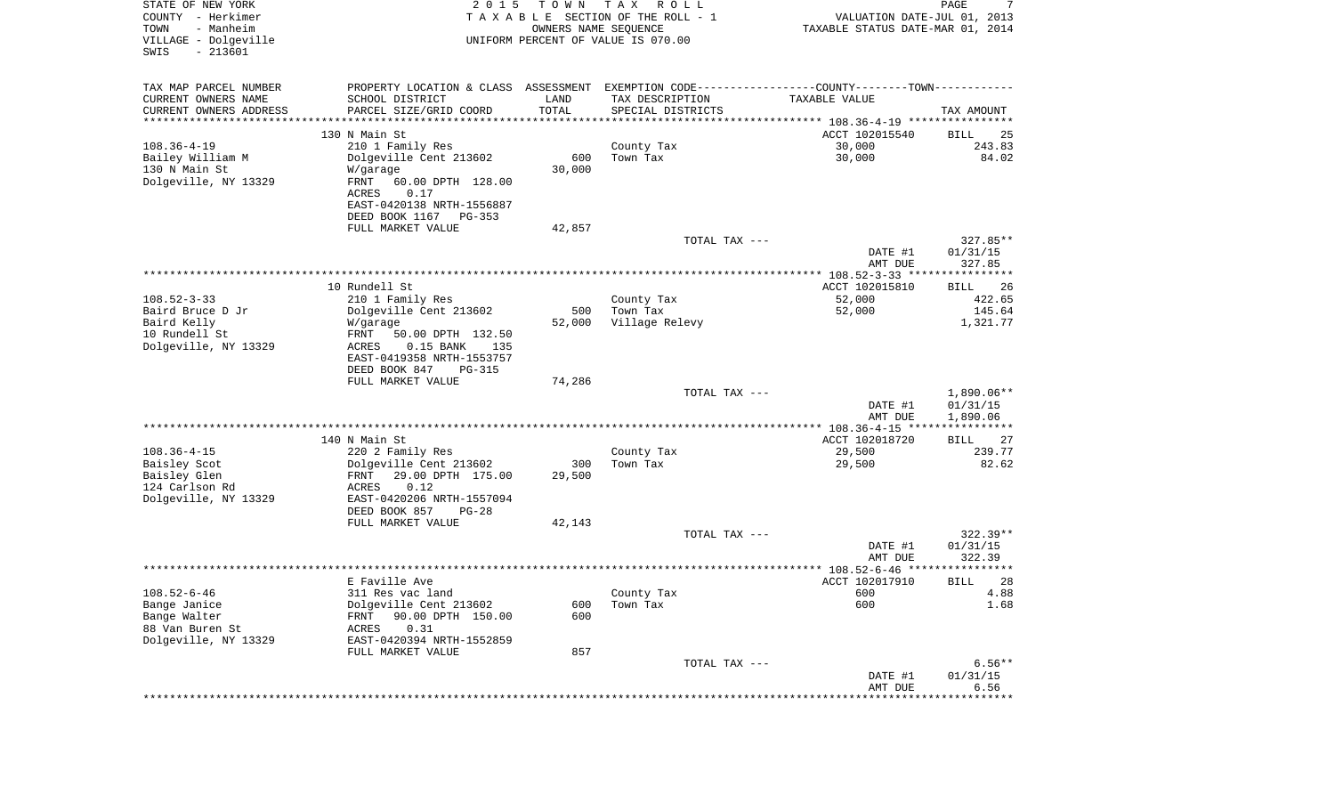STATE OF NEW YORK
COUNTY - Herkimer
TOWN - Manheim
VILLAGE - Dolgeville
SWIS - 213601

2 0 1 5 T O W N T A X R O L L
T A X A B L E SECTION OF THE ROLL - 1
OWNERS NAME SEQUENCE
UNIFORM PERCENT OF VALUE IS 070.00

VALUATION DATE-JUL 01, 2013
TAXABLE STATUS DATE-MAR 01, 2014

| TAX MAP PARCEL NUMBER<br>CURRENT OWNERS NAME<br>CURRENT OWNERS ADDRESS | PROPERTY LOCATION & CLASS<br>SCHOOL DISTRICT<br>PARCEL SIZE/GRID COORD | ASSESSMENT<br>LAND<br>TOTAL | EXEMPTION CODE<br>TAX DESCRIPTION<br>SPECIAL DISTRICTS | COUNTY--------TOWN<br>TAXABLE VALUE | TAX AMOUNT |
|---|---|---|---|---|---|
| | 130 N Main St | | | ACCT 102015540 | BILL 25 |
| 108.36-4-19 | 210 1 Family Res | | County Tax | 30,000 | 243.83 |
| Bailey William M | Dolgeville Cent 213602 | 600 | Town Tax | 30,000 | 84.02 |
| 130 N Main St | W/garage | 30,000 | | | |
| Dolgeville, NY 13329 | FRNT 60.00 DPTH 128.00 | | | | |
| | ACRES 0.17 | | | | |
| | EAST-0420138 NRTH-1556887 | | | | |
| | DEED BOOK 1167 PG-353 | | | | |
| | FULL MARKET VALUE | 42,857 | | | |
| | | | TOTAL TAX --- | | 327.85** |
| | | | | DATE #1 | 01/31/15 |
| | | | | AMT DUE | 327.85 |
| | 10 Rundell St | | | ACCT 102015810 | BILL 26 |
| 108.52-3-33 | 210 1 Family Res | | County Tax | 52,000 | 422.65 |
| Baird Bruce D Jr | Dolgeville Cent 213602 | 500 | Town Tax | 52,000 | 145.64 |
| Baird Kelly | W/garage | 52,000 | Village Relevy | | 1,321.77 |
| 10 Rundell St | FRNT 50.00 DPTH 132.50 | | | | |
| Dolgeville, NY 13329 | ACRES 0.15 BANK 135 | | | | |
| | EAST-0419358 NRTH-1553757 | | | | |
| | DEED BOOK 847 PG-315 | | | | |
| | FULL MARKET VALUE | 74,286 | | | |
| | | | TOTAL TAX --- | | 1,890.06** |
| | | | | DATE #1 | 01/31/15 |
| | | | | AMT DUE | 1,890.06 |
| | 140 N Main St | | | ACCT 102018720 | BILL 27 |
| 108.36-4-15 | 220 2 Family Res | | County Tax | 29,500 | 239.77 |
| Baisley Scot | Dolgeville Cent 213602 | 300 | Town Tax | 29,500 | 82.62 |
| Baisley Glen | FRNT 29.00 DPTH 175.00 | 29,500 | | | |
| 124 Carlson Rd | ACRES 0.12 | | | | |
| Dolgeville, NY 13329 | EAST-0420206 NRTH-1557094 | | | | |
| | DEED BOOK 857 PG-28 | | | | |
| | FULL MARKET VALUE | 42,143 | | | |
| | | | TOTAL TAX --- | | 322.39** |
| | | | | DATE #1 | 01/31/15 |
| | | | | AMT DUE | 322.39 |
| | E Faville Ave | | | ACCT 102017910 | BILL 28 |
| 108.52-6-46 | 311 Res vac land | | County Tax | 600 | 4.88 |
| Bange Janice | Dolgeville Cent 213602 | 600 | Town Tax | 600 | 1.68 |
| Bange Walter | FRNT 90.00 DPTH 150.00 | 600 | | | |
| 88 Van Buren St | ACRES 0.31 | | | | |
| Dolgeville, NY 13329 | EAST-0420394 NRTH-1552859 | | | | |
| | FULL MARKET VALUE | 857 | | | |
| | | | TOTAL TAX --- | | 6.56** |
| | | | | DATE #1 | 01/31/15 |
| | | | | AMT DUE | 6.56 |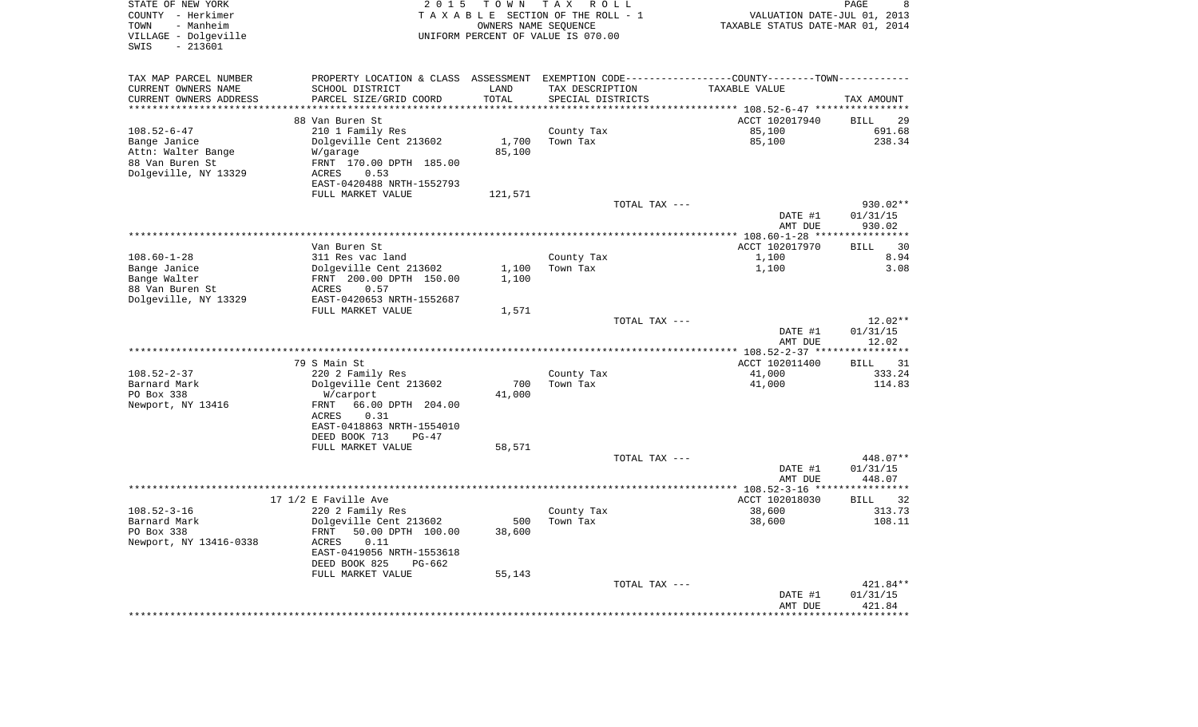STATE OF NEW YORK
COUNTY - Herkimer
TOWN - Manheim
VILLAGE - Dolgeville
SWIS - 213601

2015 TOWN TAX ROLL
TAXABLE SECTION OF THE ROLL - 1
OWNERS NAME SEQUENCE
UNIFORM PERCENT OF VALUE IS 070.00

VALUATION DATE-JUL 01, 2013
TAXABLE STATUS DATE-MAR 01, 2014

| TAX MAP PARCEL NUMBER / CURRENT OWNERS NAME / CURRENT OWNERS ADDRESS | PROPERTY LOCATION & CLASS / SCHOOL DISTRICT / PARCEL SIZE/GRID COORD | ASSESSMENT LAND | TOTAL | EXEMPTION CODE / TAX DESCRIPTION / SPECIAL DISTRICTS | TAXABLE VALUE | TAX AMOUNT |
|---|---|---|---|---|---|---|
| **108.52-6-47** | 88 Van Buren St | | | | ACCT 102017940 | BILL 29 |
| Bange Janice | 210 1 Family Res | | | County Tax | 85,100 | 691.68 |
| Attn: Walter Bange | Dolgeville Cent 213602 | 1,700 | | Town Tax | 85,100 | 238.34 |
| 88 Van Buren St | W/garage | | 85,100 | | | |
| Dolgeville, NY 13329 | FRNT 170.00 DPTH 185.00 | | | | | |
| | ACRES 0.53 | | | | | |
| | EAST-0420488 NRTH-1552793 | | | | | |
| | FULL MARKET VALUE | | 121,571 | | | |
| | | | | TOTAL TAX --- | | 930.02** |
| | | | | | DATE #1 | 01/31/15 |
| | | | | | AMT DUE | 930.02 |
| **108.60-1-28** | Van Buren St | | | | ACCT 102017970 | BILL 30 |
| Bange Janice | 311 Res vac land | | | County Tax | 1,100 | 8.94 |
| Bange Walter | Dolgeville Cent 213602 | 1,100 | | Town Tax | 1,100 | 3.08 |
| 88 Van Buren St | FRNT 200.00 DPTH 150.00 | | 1,100 | | | |
| Dolgeville, NY 13329 | ACRES 0.57 | | | | | |
| | EAST-0420653 NRTH-1552687 | | | | | |
| | FULL MARKET VALUE | | 1,571 | | | |
| | | | | TOTAL TAX --- | | 12.02** |
| | | | | | DATE #1 | 01/31/15 |
| | | | | | AMT DUE | 12.02 |
| **108.52-2-37** | 79 S Main St | | | | ACCT 102011400 | BILL 31 |
| Barnard Mark | 220 2 Family Res | | | County Tax | 41,000 | 333.24 |
| PO Box 338 | Dolgeville Cent 213602 | 700 | | Town Tax | 41,000 | 114.83 |
| Newport, NY 13416 | W/carport | | 41,000 | | | |
| | FRNT 66.00 DPTH 204.00 | | | | | |
| | ACRES 0.31 | | | | | |
| | EAST-0418863 NRTH-1554010 | | | | | |
| | DEED BOOK 713 PG-47 | | | | | |
| | FULL MARKET VALUE | | 58,571 | | | |
| | | | | TOTAL TAX --- | | 448.07** |
| | | | | | DATE #1 | 01/31/15 |
| | | | | | AMT DUE | 448.07 |
| **108.52-3-16** | 17 1/2 E Faville Ave | | | | ACCT 102018030 | BILL 32 |
| Barnard Mark | 220 2 Family Res | | | County Tax | 38,600 | 313.73 |
| PO Box 338 | Dolgeville Cent 213602 | 500 | | Town Tax | 38,600 | 108.11 |
| Newport, NY 13416-0338 | FRNT 50.00 DPTH 100.00 | | 38,600 | | | |
| | ACRES 0.11 | | | | | |
| | EAST-0419056 NRTH-1553618 | | | | | |
| | DEED BOOK 825 PG-662 | | | | | |
| | FULL MARKET VALUE | | 55,143 | | | |
| | | | | TOTAL TAX --- | | 421.84** |
| | | | | | DATE #1 | 01/31/15 |
| | | | | | AMT DUE | 421.84 |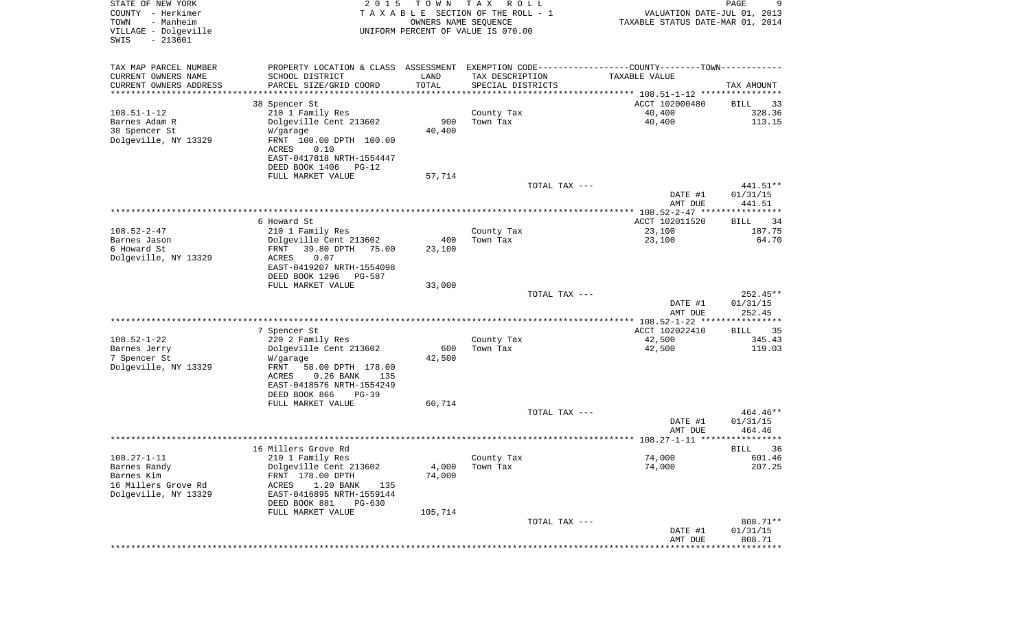STATE OF NEW YORK
COUNTY - Herkimer
TOWN - Manheim
VILLAGE - Dolgeville
SWIS - 213601

2 0 1 5 T O W N T A X R O L L
T A X A B L E SECTION OF THE ROLL - 1
OWNERS NAME SEQUENCE
UNIFORM PERCENT OF VALUE IS 070.00

VALUATION DATE-JUL 01, 2013
TAXABLE STATUS DATE-MAR 01, 2014

| TAX MAP PARCEL NUMBER<br>CURRENT OWNERS NAME<br>CURRENT OWNERS ADDRESS | PROPERTY LOCATION & CLASS<br>SCHOOL DISTRICT<br>PARCEL SIZE/GRID COORD | ASSESSMENT<br>LAND<br>TOTAL | EXEMPTION CODE-----COUNTY-----TOWN<br>TAX DESCRIPTION<br>SPECIAL DISTRICTS | TAXABLE VALUE | TAX AMOUNT |
|---|---|---|---|---|---|
| | 38 Spencer St | | | ACCT 102000480 | BILL 33 |
| 108.51-1-12 | 210 1 Family Res | | County Tax | 40,400 | 328.36 |
| Barnes Adam R | Dolgeville Cent 213602 | 900 | Town Tax | 40,400 | 113.15 |
| 38 Spencer St | W/garage | 40,400 | | | |
| Dolgeville, NY 13329 | FRNT 100.00 DPTH 100.00 | | | | |
| | ACRES 0.10 | | | | |
| | EAST-0417818 NRTH-1554447 | | | | |
| | DEED BOOK 1406 PG-12 | | | | |
| | FULL MARKET VALUE | 57,714 | | | |
| | | | TOTAL TAX --- | | 441.51** |
| | | | | DATE #1 | 01/31/15 |
| | | | | AMT DUE | 441.51 |
| | 6 Howard St | | | ACCT 102011520 | BILL 34 |
| 108.52-2-47 | 210 1 Family Res | | County Tax | 23,100 | 187.75 |
| Barnes Jason | Dolgeville Cent 213602 | 400 | Town Tax | 23,100 | 64.70 |
| 6 Howard St | FRNT 39.80 DPTH 75.00 | 23,100 | | | |
| Dolgeville, NY 13329 | ACRES 0.07 | | | | |
| | EAST-0419207 NRTH-1554098 | | | | |
| | DEED BOOK 1296 PG-587 | | | | |
| | FULL MARKET VALUE | 33,000 | | | |
| | | | TOTAL TAX --- | | 252.45** |
| | | | | DATE #1 | 01/31/15 |
| | | | | AMT DUE | 252.45 |
| | 7 Spencer St | | | ACCT 102022410 | BILL 35 |
| 108.52-1-22 | 220 2 Family Res | | County Tax | 42,500 | 345.43 |
| Barnes Jerry | Dolgeville Cent 213602 | 600 | Town Tax | 42,500 | 119.03 |
| 7 Spencer St | W/garage | 42,500 | | | |
| Dolgeville, NY 13329 | FRNT 58.00 DPTH 178.00 | | | | |
| | ACRES 0.26 BANK 135 | | | | |
| | EAST-0418576 NRTH-1554249 | | | | |
| | DEED BOOK 866 PG-39 | | | | |
| | FULL MARKET VALUE | 60,714 | | | |
| | | | TOTAL TAX --- | | 464.46** |
| | | | | DATE #1 | 01/31/15 |
| | | | | AMT DUE | 464.46 |
| | 16 Millers Grove Rd | | | | BILL 36 |
| 108.27-1-11 | 210 1 Family Res | | County Tax | 74,000 | 601.46 |
| Barnes Randy | Dolgeville Cent 213602 | 4,000 | Town Tax | 74,000 | 207.25 |
| Barnes Kim | FRNT 178.00 DPTH | 74,000 | | | |
| 16 Millers Grove Rd | ACRES 1.20 BANK 135 | | | | |
| Dolgeville, NY 13329 | EAST-0416895 NRTH-1559144 | | | | |
| | DEED BOOK 881 PG-630 | | | | |
| | FULL MARKET VALUE | 105,714 | | | |
| | | | TOTAL TAX --- | | 808.71** |
| | | | | DATE #1 | 01/31/15 |
| | | | | AMT DUE | 808.71 |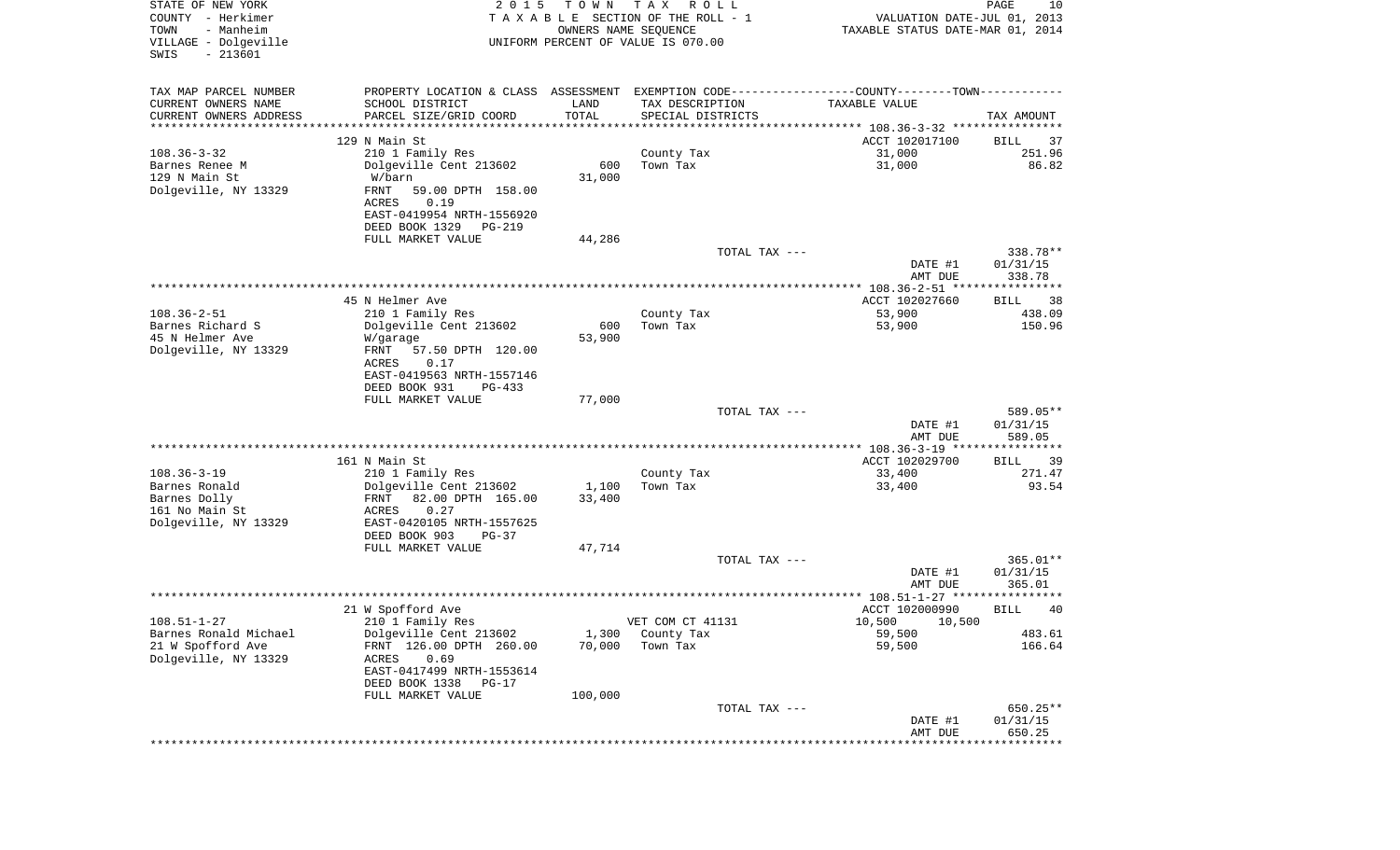STATE OF NEW YORK — 2015 TOWN TAX ROLL
COUNTY - Herkimer — TAXABLE SECTION OF THE ROLL - 1 — VALUATION DATE-JUL 01, 2013
TOWN - Manheim — OWNERS NAME SEQUENCE — TAXABLE STATUS DATE-MAR 01, 2014
VILLAGE - Dolgeville — UNIFORM PERCENT OF VALUE IS 070.00
SWIS - 213601

| TAX MAP PARCEL NUMBER / CURRENT OWNERS NAME / CURRENT OWNERS ADDRESS | PROPERTY LOCATION & CLASS / SCHOOL DISTRICT / PARCEL SIZE/GRID COORD | ASSESSMENT LAND / TOTAL | EXEMPTION CODE / TAX DESCRIPTION / SPECIAL DISTRICTS | TAXABLE VALUE | TAX AMOUNT |
|---|---|---|---|---|---|
| | 129 N Main St | | | ACCT 102017100 | BILL 37 |
| 108.36-3-32 | 210 1 Family Res | | County Tax | 31,000 | 251.96 |
| Barnes Renee M | Dolgeville Cent 213602 | 600 | Town Tax | 31,000 | 86.82 |
| 129 N Main St | W/barn | 31,000 | | | |
| Dolgeville, NY 13329 | FRNT 59.00 DPTH 158.00 | | | | |
| | ACRES 0.19 | | | | |
| | EAST-0419954 NRTH-1556920 | | | | |
| | DEED BOOK 1329 PG-219 | | | | |
| | FULL MARKET VALUE | 44,286 | | | |
| | | | TOTAL TAX --- | | 338.78** |
| | | | | DATE #1 | 01/31/15 |
| | | | | AMT DUE | 338.78 |
| | 45 N Helmer Ave | | | ACCT 102027660 | BILL 38 |
| 108.36-2-51 | 210 1 Family Res | | County Tax | 53,900 | 438.09 |
| Barnes Richard S | Dolgeville Cent 213602 | 600 | Town Tax | 53,900 | 150.96 |
| 45 N Helmer Ave | W/garage | 53,900 | | | |
| Dolgeville, NY 13329 | FRNT 57.50 DPTH 120.00 | | | | |
| | ACRES 0.17 | | | | |
| | EAST-0419563 NRTH-1557146 | | | | |
| | DEED BOOK 931 PG-433 | | | | |
| | FULL MARKET VALUE | 77,000 | | | |
| | | | TOTAL TAX --- | | 589.05** |
| | | | | DATE #1 | 01/31/15 |
| | | | | AMT DUE | 589.05 |
| | 161 N Main St | | | ACCT 102029700 | BILL 39 |
| 108.36-3-19 | 210 1 Family Res | | County Tax | 33,400 | 271.47 |
| Barnes Ronald | Dolgeville Cent 213602 | 1,100 | Town Tax | 33,400 | 93.54 |
| Barnes Dolly | FRNT 82.00 DPTH 165.00 | 33,400 | | | |
| 161 No Main St | ACRES 0.27 | | | | |
| Dolgeville, NY 13329 | EAST-0420105 NRTH-1557625 | | | | |
| | DEED BOOK 903 PG-37 | | | | |
| | FULL MARKET VALUE | 47,714 | | | |
| | | | TOTAL TAX --- | | 365.01** |
| | | | | DATE #1 | 01/31/15 |
| | | | | AMT DUE | 365.01 |
| | 21 W Spofford Ave | | | ACCT 102000990 | BILL 40 |
| 108.51-1-27 | 210 1 Family Res | | VET COM CT 41131 | 10,500 10,500 | |
| Barnes Ronald Michael | Dolgeville Cent 213602 | 1,300 | County Tax | 59,500 | 483.61 |
| 21 W Spofford Ave | FRNT 126.00 DPTH 260.00 | 70,000 | Town Tax | 59,500 | 166.64 |
| Dolgeville, NY 13329 | ACRES 0.69 | | | | |
| | EAST-0417499 NRTH-1553614 | | | | |
| | DEED BOOK 1338 PG-17 | | | | |
| | FULL MARKET VALUE | 100,000 | | | |
| | | | TOTAL TAX --- | | 650.25** |
| | | | | DATE #1 | 01/31/15 |
| | | | | AMT DUE | 650.25 |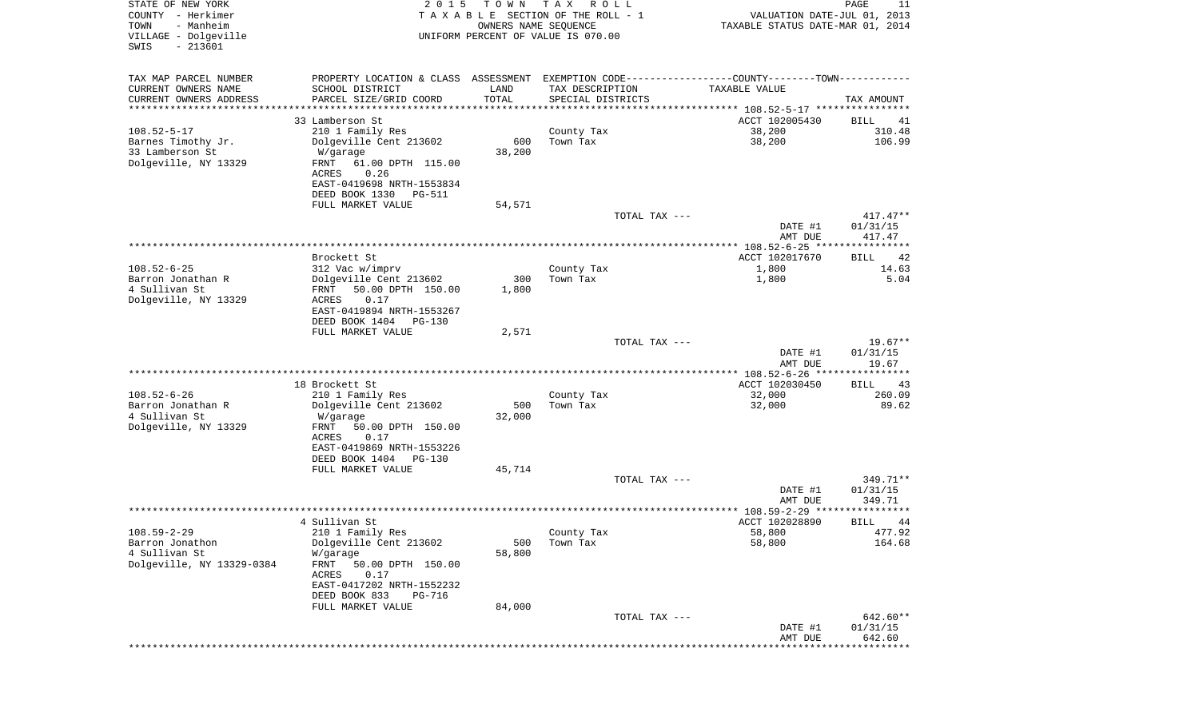STATE OF NEW YORK
COUNTY - Herkimer
TOWN - Manheim
VILLAGE - Dolgeville
SWIS - 213601

2 0 1 5 T O W N T A X R O L L
T A X A B L E SECTION OF THE ROLL - 1
OWNERS NAME SEQUENCE
UNIFORM PERCENT OF VALUE IS 070.00

VALUATION DATE-JUL 01, 2013
TAXABLE STATUS DATE-MAR 01, 2014

| TAX MAP PARCEL NUMBER<br>CURRENT OWNERS NAME<br>CURRENT OWNERS ADDRESS | PROPERTY LOCATION & CLASS<br>SCHOOL DISTRICT<br>PARCEL SIZE/GRID COORD | ASSESSMENT<br>LAND<br>TOTAL | EXEMPTION CODE<br>TAX DESCRIPTION<br>SPECIAL DISTRICTS | COUNTY--------TOWN<br>TAXABLE VALUE | TAX AMOUNT |
|---|---|---|---|---|---|
| | 33 Lamberson St | | | ACCT 102005430 | BILL 41 |
| 108.52-5-17 | 210 1 Family Res | | County Tax | 38,200 | 310.48 |
| Barnes Timothy Jr. | Dolgeville Cent 213602 | 600 | Town Tax | 38,200 | 106.99 |
| 33 Lamberson St | W/garage | 38,200 | | | |
| Dolgeville, NY 13329 | FRNT 61.00 DPTH 115.00 | | | | |
| | ACRES 0.26 | | | | |
| | EAST-0419698 NRTH-1553834 | | | | |
| | DEED BOOK 1330 PG-511 | | | | |
| | FULL MARKET VALUE | 54,571 | | | |
| | | | TOTAL TAX --- | | 417.47** |
| | | | | DATE #1 | 01/31/15 |
| | | | | AMT DUE | 417.47 |
| | Brockett St | | | ACCT 102017670 | BILL 42 |
| 108.52-6-25 | 312 Vac w/imprv | | County Tax | 1,800 | 14.63 |
| Barron Jonathan R | Dolgeville Cent 213602 | 300 | Town Tax | 1,800 | 5.04 |
| 4 Sullivan St | FRNT 50.00 DPTH 150.00 | 1,800 | | | |
| Dolgeville, NY 13329 | ACRES 0.17 | | | | |
| | EAST-0419894 NRTH-1553267 | | | | |
| | DEED BOOK 1404 PG-130 | | | | |
| | FULL MARKET VALUE | 2,571 | | | |
| | | | TOTAL TAX --- | | 19.67** |
| | | | | DATE #1 | 01/31/15 |
| | | | | AMT DUE | 19.67 |
| | 18 Brockett St | | | ACCT 102030450 | BILL 43 |
| 108.52-6-26 | 210 1 Family Res | | County Tax | 32,000 | 260.09 |
| Barron Jonathan R | Dolgeville Cent 213602 | 500 | Town Tax | 32,000 | 89.62 |
| 4 Sullivan St | W/garage | 32,000 | | | |
| Dolgeville, NY 13329 | FRNT 50.00 DPTH 150.00 | | | | |
| | ACRES 0.17 | | | | |
| | EAST-0419869 NRTH-1553226 | | | | |
| | DEED BOOK 1404 PG-130 | | | | |
| | FULL MARKET VALUE | 45,714 | | | |
| | | | TOTAL TAX --- | | 349.71** |
| | | | | DATE #1 | 01/31/15 |
| | | | | AMT DUE | 349.71 |
| | 4 Sullivan St | | | ACCT 102028890 | BILL 44 |
| 108.59-2-29 | 210 1 Family Res | | County Tax | 58,800 | 477.92 |
| Barron Jonathon | Dolgeville Cent 213602 | 500 | Town Tax | 58,800 | 164.68 |
| 4 Sullivan St | W/garage | 58,800 | | | |
| Dolgeville, NY 13329-0384 | FRNT 50.00 DPTH 150.00 | | | | |
| | ACRES 0.17 | | | | |
| | EAST-0417202 NRTH-1552232 | | | | |
| | DEED BOOK 833 PG-716 | | | | |
| | FULL MARKET VALUE | 84,000 | | | |
| | | | TOTAL TAX --- | | 642.60** |
| | | | | DATE #1 | 01/31/15 |
| | | | | AMT DUE | 642.60 |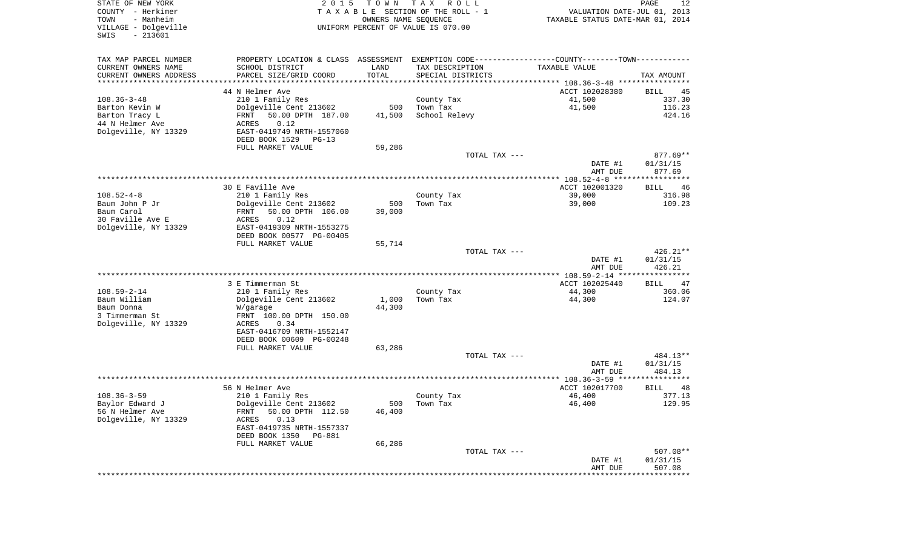STATE OF NEW YORK
COUNTY - Herkimer
TOWN - Manheim
VILLAGE - Dolgeville
SWIS - 213601

2015 TOWN TAX ROLL
TAXABLE SECTION OF THE ROLL - 1
OWNERS NAME SEQUENCE
UNIFORM PERCENT OF VALUE IS 070.00

VALUATION DATE-JUL 01, 2013
TAXABLE STATUS DATE-MAR 01, 2014

| TAX MAP PARCEL NUMBER / CURRENT OWNERS NAME / CURRENT OWNERS ADDRESS | PROPERTY LOCATION & CLASS / SCHOOL DISTRICT / PARCEL SIZE/GRID COORD | ASSESSMENT LAND / TOTAL | EXEMPTION CODE / TAX DESCRIPTION / SPECIAL DISTRICTS | COUNTY--------TOWN / TAXABLE VALUE | TAX AMOUNT |
|---|---|---|---|---|---|
| 108.36-3-48 | 44 N Helmer Ave | | | ACCT 102028380 | BILL 45 |
| Barton Kevin W | 210 1 Family Res | | County Tax | 41,500 | 337.30 |
| Barton Tracy L | Dolgeville Cent 213602 | 500 | Town Tax | 41,500 | 116.23 |
| 44 N Helmer Ave | FRNT 50.00 DPTH 187.00 | 41,500 | School Relevy | | 424.16 |
| Dolgeville, NY 13329 | ACRES 0.12 | | | | |
| | EAST-0419749 NRTH-1557060 | | | | |
| | DEED BOOK 1529 PG-13 | | | | |
| | FULL MARKET VALUE | 59,286 | | | |
| | | | TOTAL TAX --- | | 877.69** |
| | | | | DATE #1 | 01/31/15 |
| | | | | AMT DUE | 877.69 |
| 108.52-4-8 | 30 E Faville Ave | | | ACCT 102001320 | BILL 46 |
| Baum John P Jr | 210 1 Family Res | | County Tax | 39,000 | 316.98 |
| Baum Carol | Dolgeville Cent 213602 | 500 | Town Tax | 39,000 | 109.23 |
| 30 Faville Ave E | FRNT 50.00 DPTH 106.00 | 39,000 | | | |
| Dolgeville, NY 13329 | ACRES 0.12 | | | | |
| | EAST-0419309 NRTH-1553275 | | | | |
| | DEED BOOK 00577 PG-00405 | | | | |
| | FULL MARKET VALUE | 55,714 | | | |
| | | | TOTAL TAX --- | | 426.21** |
| | | | | DATE #1 | 01/31/15 |
| | | | | AMT DUE | 426.21 |
| 108.59-2-14 | 3 E Timmerman St | | | ACCT 102025440 | BILL 47 |
| Baum William | 210 1 Family Res | | County Tax | 44,300 | 360.06 |
| Baum Donna | Dolgeville Cent 213602 | 1,000 | Town Tax | 44,300 | 124.07 |
| 3 Timmerman St | W/garage | 44,300 | | | |
| Dolgeville, NY 13329 | FRNT 100.00 DPTH 150.00 | | | | |
| | ACRES 0.34 | | | | |
| | EAST-0416709 NRTH-1552147 | | | | |
| | DEED BOOK 00609 PG-00248 | | | | |
| | FULL MARKET VALUE | 63,286 | | | |
| | | | TOTAL TAX --- | | 484.13** |
| | | | | DATE #1 | 01/31/15 |
| | | | | AMT DUE | 484.13 |
| 108.36-3-59 | 56 N Helmer Ave | | | ACCT 102017700 | BILL 48 |
| Baylor Edward J | 210 1 Family Res | | County Tax | 46,400 | 377.13 |
| 56 N Helmer Ave | Dolgeville Cent 213602 | 500 | Town Tax | 46,400 | 129.95 |
| Dolgeville, NY 13329 | FRNT 50.00 DPTH 112.50 | 46,400 | | | |
| | ACRES 0.13 | | | | |
| | EAST-0419735 NRTH-1557337 | | | | |
| | DEED BOOK 1350 PG-881 | | | | |
| | FULL MARKET VALUE | 66,286 | | | |
| | | | TOTAL TAX --- | | 507.08** |
| | | | | DATE #1 | 01/31/15 |
| | | | | AMT DUE | 507.08 |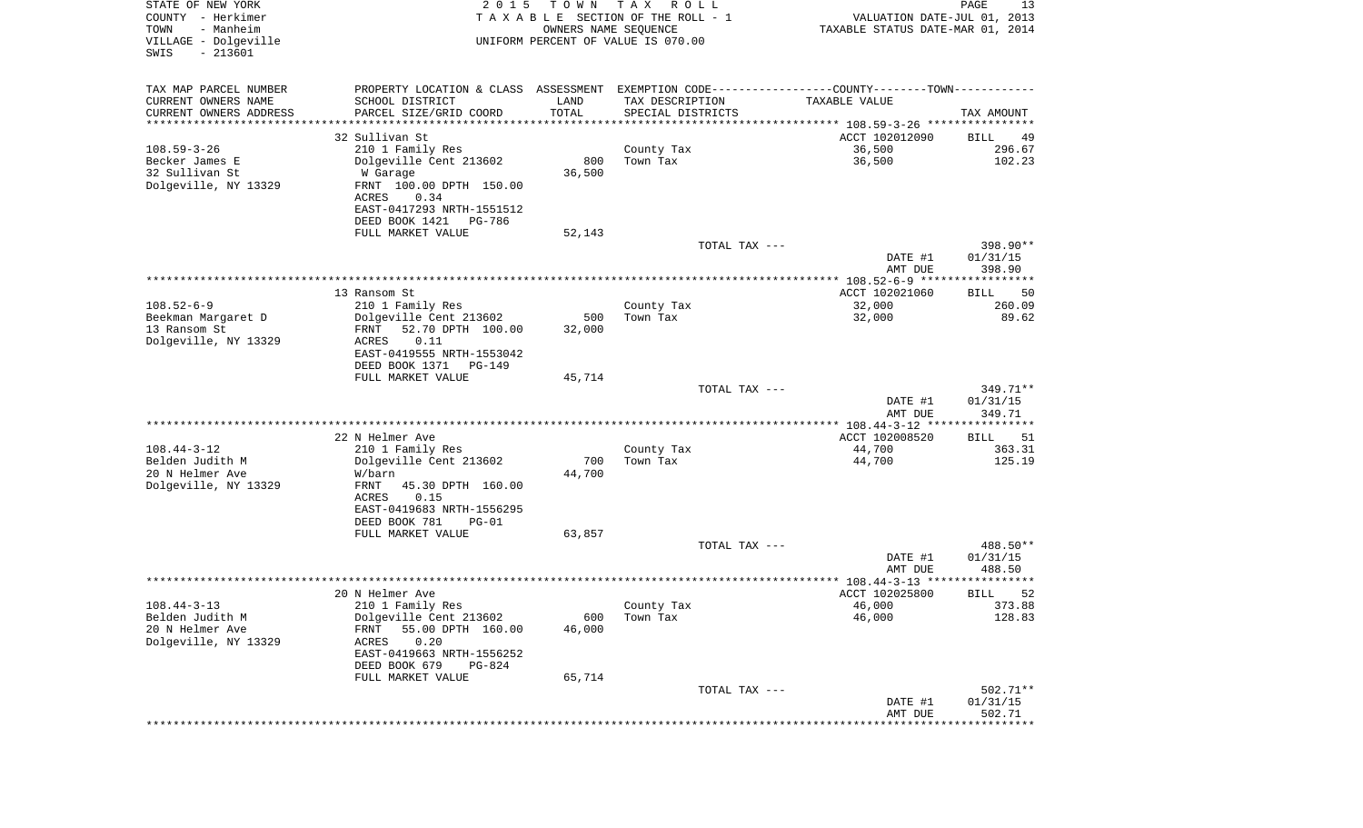STATE OF NEW YORK
COUNTY - Herkimer
TOWN - Manheim
VILLAGE - Dolgeville
SWIS - 213601

2 0 1 5 T O W N T A X R O L L
T A X A B L E SECTION OF THE ROLL - 1
OWNERS NAME SEQUENCE
UNIFORM PERCENT OF VALUE IS 070.00

VALUATION DATE-JUL 01, 2013
TAXABLE STATUS DATE-MAR 01, 2014

| TAX MAP PARCEL NUMBER<br>CURRENT OWNERS NAME<br>CURRENT OWNERS ADDRESS | PROPERTY LOCATION & CLASS<br>SCHOOL DISTRICT<br>PARCEL SIZE/GRID COORD | ASSESSMENT<br>LAND<br>TOTAL | EXEMPTION CODE<br>TAX DESCRIPTION<br>SPECIAL DISTRICTS | COUNTY--------TOWN<br>TAXABLE VALUE | TAX AMOUNT |
|---|---|---|---|---|---|
| | 32 Sullivan St | | | ACCT 102012090 | BILL 49 |
| 108.59-3-26 | 210 1 Family Res | | County Tax | 36,500 | 296.67 |
| Becker James E | Dolgeville Cent 213602 | 800 | Town Tax | 36,500 | 102.23 |
| 32 Sullivan St | W Garage | 36,500 | | | |
| Dolgeville, NY 13329 | FRNT 100.00 DPTH 150.00 | | | | |
| | ACRES 0.34 | | | | |
| | EAST-0417293 NRTH-1551512 | | | | |
| | DEED BOOK 1421 PG-786 | | | | |
| | FULL MARKET VALUE | 52,143 | | | |
| | | | TOTAL TAX --- | | 398.90** |
| | | | | DATE #1 | 01/31/15 |
| | | | | AMT DUE | 398.90 |
| | 13 Ransom St | | | ACCT 102021060 | BILL 50 |
| 108.52-6-9 | 210 1 Family Res | | County Tax | 32,000 | 260.09 |
| Beekman Margaret D | Dolgeville Cent 213602 | 500 | Town Tax | 32,000 | 89.62 |
| 13 Ransom St | FRNT 52.70 DPTH 100.00 | 32,000 | | | |
| Dolgeville, NY 13329 | ACRES 0.11 | | | | |
| | EAST-0419555 NRTH-1553042 | | | | |
| | DEED BOOK 1371 PG-149 | | | | |
| | FULL MARKET VALUE | 45,714 | | | |
| | | | TOTAL TAX --- | | 349.71** |
| | | | | DATE #1 | 01/31/15 |
| | | | | AMT DUE | 349.71 |
| | 22 N Helmer Ave | | | ACCT 102008520 | BILL 51 |
| 108.44-3-12 | 210 1 Family Res | | County Tax | 44,700 | 363.31 |
| Belden Judith M | Dolgeville Cent 213602 | 700 | Town Tax | 44,700 | 125.19 |
| 20 N Helmer Ave | W/barn | 44,700 | | | |
| Dolgeville, NY 13329 | FRNT 45.30 DPTH 160.00 | | | | |
| | ACRES 0.15 | | | | |
| | EAST-0419683 NRTH-1556295 | | | | |
| | DEED BOOK 781 PG-01 | | | | |
| | FULL MARKET VALUE | 63,857 | | | |
| | | | TOTAL TAX --- | | 488.50** |
| | | | | DATE #1 | 01/31/15 |
| | | | | AMT DUE | 488.50 |
| | 20 N Helmer Ave | | | ACCT 102025800 | BILL 52 |
| 108.44-3-13 | 210 1 Family Res | | County Tax | 46,000 | 373.88 |
| Belden Judith M | Dolgeville Cent 213602 | 600 | Town Tax | 46,000 | 128.83 |
| 20 N Helmer Ave | FRNT 55.00 DPTH 160.00 | 46,000 | | | |
| Dolgeville, NY 13329 | ACRES 0.20 | | | | |
| | EAST-0419663 NRTH-1556252 | | | | |
| | DEED BOOK 679 PG-824 | | | | |
| | FULL MARKET VALUE | 65,714 | | | |
| | | | TOTAL TAX --- | | 502.71** |
| | | | | DATE #1 | 01/31/15 |
| | | | | AMT DUE | 502.71 |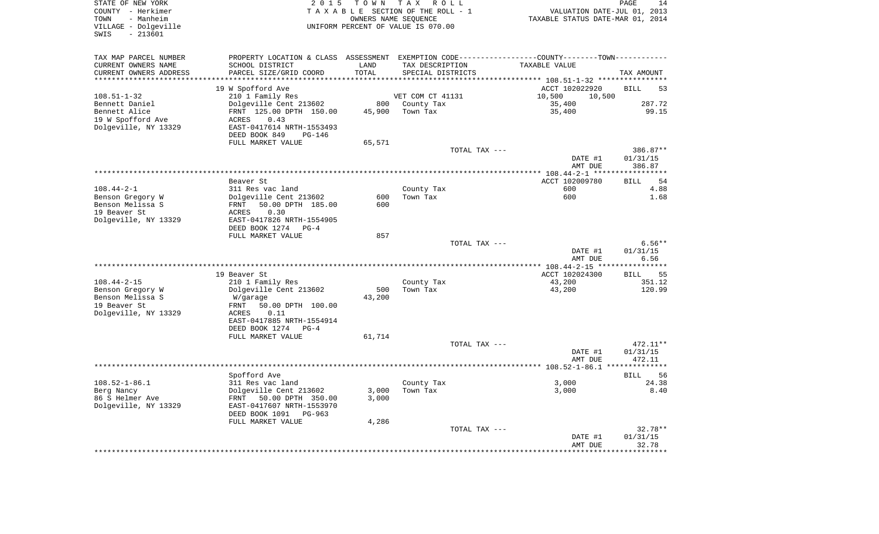STATE OF NEW YORK
COUNTY - Herkimer
TOWN - Manheim
VILLAGE - Dolgeville
SWIS - 213601

2 0 1 5 T O W N T A X R O L L
T A X A B L E SECTION OF THE ROLL - 1
OWNERS NAME SEQUENCE
UNIFORM PERCENT OF VALUE IS 070.00

VALUATION DATE-JUL 01, 2013
TAXABLE STATUS DATE-MAR 01, 2014

| TAX MAP PARCEL NUMBER / CURRENT OWNERS NAME / CURRENT OWNERS ADDRESS | PROPERTY LOCATION & CLASS / SCHOOL DISTRICT / PARCEL SIZE/GRID COORD | ASSESSMENT LAND / TOTAL | EXEMPTION CODE / TAX DESCRIPTION / SPECIAL DISTRICTS | COUNTY / TOWN TAXABLE VALUE | TAX AMOUNT |
|---|---|---|---|---|---|
| **108.51-1-32** | 19 W Spofford Ave | | | ACCT 102022920 | BILL 53 |
| 108.51-1-32 | 210 1 Family Res | | VET COM CT 41131 | 10,500 10,500 | |
| Bennett Daniel | Dolgeville Cent 213602 | 800 | County Tax | 35,400 | 287.72 |
| Bennett Alice | FRNT 125.00 DPTH 150.00 | 45,900 | Town Tax | 35,400 | 99.15 |
| 19 W Spofford Ave | ACRES 0.43 | | | | |
| Dolgeville, NY 13329 | EAST-0417614 NRTH-1553493 | | | | |
| | DEED BOOK 849 PG-146 | | | | |
| | FULL MARKET VALUE | 65,571 | | | |
| | | | TOTAL TAX --- | | 386.87** |
| | | | | DATE #1 | 01/31/15 |
| | | | | AMT DUE | 386.87 |
| **108.44-2-1** | Beaver St | | | ACCT 102009780 | BILL 54 |
| 108.44-2-1 | 311 Res vac land | | County Tax | 600 | 4.88 |
| Benson Gregory W | Dolgeville Cent 213602 | 600 | Town Tax | 600 | 1.68 |
| Benson Melissa S | FRNT 50.00 DPTH 185.00 | 600 | | | |
| 19 Beaver St | ACRES 0.30 | | | | |
| Dolgeville, NY 13329 | EAST-0417826 NRTH-1554905 | | | | |
| | DEED BOOK 1274 PG-4 | | | | |
| | FULL MARKET VALUE | 857 | | | |
| | | | TOTAL TAX --- | | 6.56** |
| | | | | DATE #1 | 01/31/15 |
| | | | | AMT DUE | 6.56 |
| **108.44-2-15** | 19 Beaver St | | | ACCT 102024300 | BILL 55 |
| 108.44-2-15 | 210 1 Family Res | | County Tax | 43,200 | 351.12 |
| Benson Gregory W | Dolgeville Cent 213602 | 500 | Town Tax | 43,200 | 120.99 |
| Benson Melissa S | W/garage | 43,200 | | | |
| 19 Beaver St | FRNT 50.00 DPTH 100.00 | | | | |
| Dolgeville, NY 13329 | ACRES 0.11 | | | | |
| | EAST-0417885 NRTH-1554914 | | | | |
| | DEED BOOK 1274 PG-4 | | | | |
| | FULL MARKET VALUE | 61,714 | | | |
| | | | TOTAL TAX --- | | 472.11** |
| | | | | DATE #1 | 01/31/15 |
| | | | | AMT DUE | 472.11 |
| **108.52-1-86.1** | Spofford Ave | | | | BILL 56 |
| 108.52-1-86.1 | 311 Res vac land | | County Tax | 3,000 | 24.38 |
| Berg Nancy | Dolgeville Cent 213602 | 3,000 | Town Tax | 3,000 | 8.40 |
| 86 S Helmer Ave | FRNT 50.00 DPTH 350.00 | 3,000 | | | |
| Dolgeville, NY 13329 | EAST-0417607 NRTH-1553970 | | | | |
| | DEED BOOK 1091 PG-963 | | | | |
| | FULL MARKET VALUE | 4,286 | | | |
| | | | TOTAL TAX --- | | 32.78** |
| | | | | DATE #1 | 01/31/15 |
| | | | | AMT DUE | 32.78 |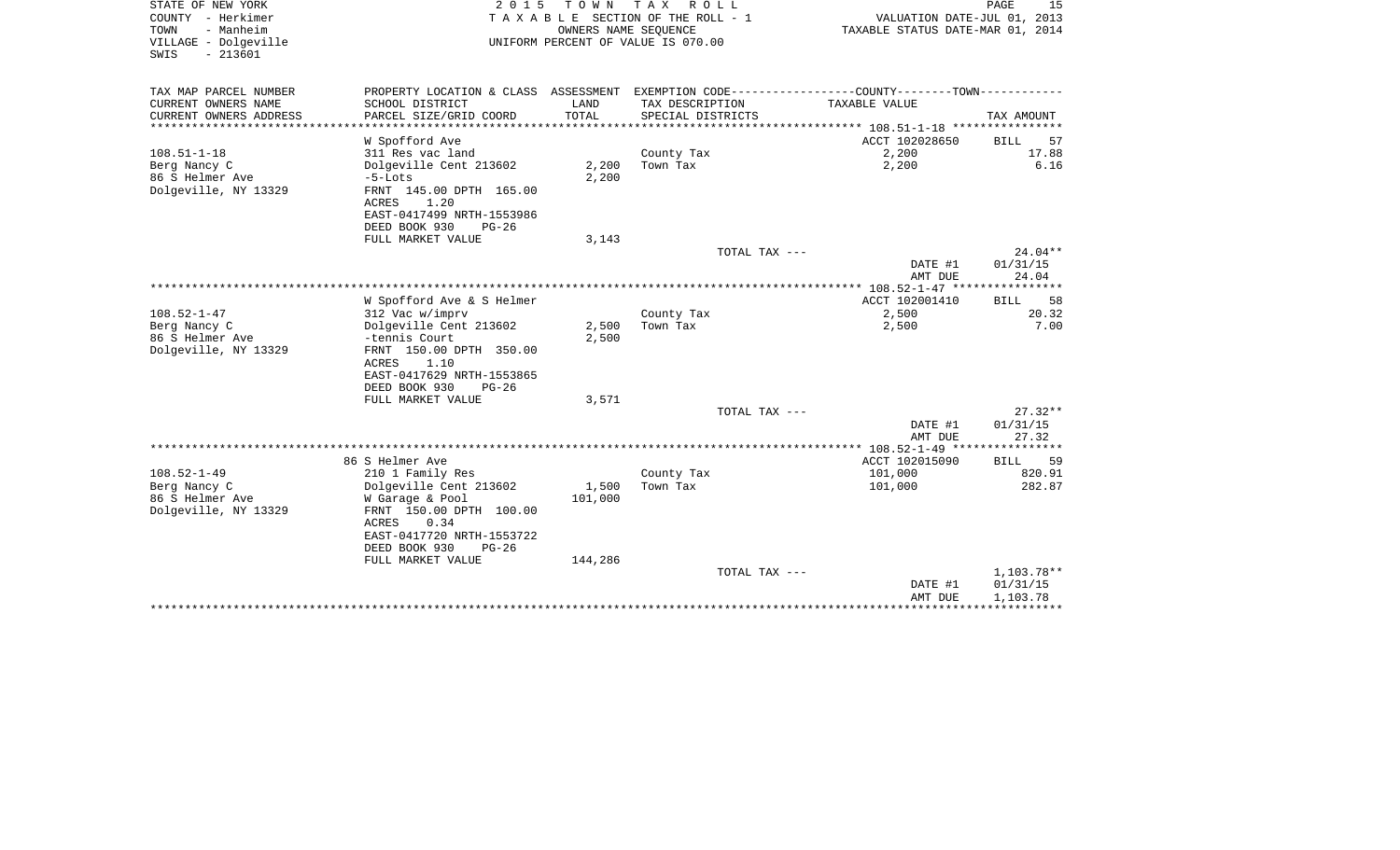STATE OF NEW YORK
COUNTY - Herkimer
TOWN - Manheim
VILLAGE - Dolgeville
SWIS - 213601

2 0 1 5 T O W N T A X R O L L
T A X A B L E SECTION OF THE ROLL - 1
OWNERS NAME SEQUENCE
UNIFORM PERCENT OF VALUE IS 070.00

VALUATION DATE-JUL 01, 2013
TAXABLE STATUS DATE-MAR 01, 2014

| TAX MAP PARCEL NUMBER / CURRENT OWNERS NAME / CURRENT OWNERS ADDRESS | PROPERTY LOCATION & CLASS / SCHOOL DISTRICT / PARCEL SIZE/GRID COORD | ASSESSMENT LAND / TOTAL | EXEMPTION CODE / TAX DESCRIPTION / SPECIAL DISTRICTS | COUNTY--------TOWN / TAXABLE VALUE | TAX AMOUNT |
|---|---|---|---|---|---|
| 108.51-1-18 | W Spofford Ave | | | ACCT 102028650 | BILL 57 |
| | 311 Res vac land | | County Tax | 2,200 | 17.88 |
| Berg Nancy C | Dolgeville Cent 213602 | 2,200 | Town Tax | 2,200 | 6.16 |
| 86 S Helmer Ave | -5-Lots | 2,200 | | | |
| Dolgeville, NY 13329 | FRNT 145.00 DPTH 165.00 | | | | |
| | ACRES 1.20 | | | | |
| | EAST-0417499 NRTH-1553986 | | | | |
| | DEED BOOK 930 PG-26 | | | | |
| | FULL MARKET VALUE | 3,143 | | | |
| | | | TOTAL TAX --- | | 24.04** |
| | | | | DATE #1 | 01/31/15 |
| | | | | AMT DUE | 24.04 |
| 108.52-1-47 | W Spofford Ave & S Helmer | | | ACCT 102001410 | BILL 58 |
| | 312 Vac w/imprv | | County Tax | 2,500 | 20.32 |
| Berg Nancy C | Dolgeville Cent 213602 | 2,500 | Town Tax | 2,500 | 7.00 |
| 86 S Helmer Ave | -tennis Court | 2,500 | | | |
| Dolgeville, NY 13329 | FRNT 150.00 DPTH 350.00 | | | | |
| | ACRES 1.10 | | | | |
| | EAST-0417629 NRTH-1553865 | | | | |
| | DEED BOOK 930 PG-26 | | | | |
| | FULL MARKET VALUE | 3,571 | | | |
| | | | TOTAL TAX --- | | 27.32** |
| | | | | DATE #1 | 01/31/15 |
| | | | | AMT DUE | 27.32 |
| 108.52-1-49 | 86 S Helmer Ave | | | ACCT 102015090 | BILL 59 |
| | 210 1 Family Res | | County Tax | 101,000 | 820.91 |
| Berg Nancy C | Dolgeville Cent 213602 | 1,500 | Town Tax | 101,000 | 282.87 |
| 86 S Helmer Ave | W Garage & Pool | 101,000 | | | |
| Dolgeville, NY 13329 | FRNT 150.00 DPTH 100.00 | | | | |
| | ACRES 0.34 | | | | |
| | EAST-0417720 NRTH-1553722 | | | | |
| | DEED BOOK 930 PG-26 | | | | |
| | FULL MARKET VALUE | 144,286 | | | |
| | | | TOTAL TAX --- | | 1,103.78** |
| | | | | DATE #1 | 01/31/15 |
| | | | | AMT DUE | 1,103.78 |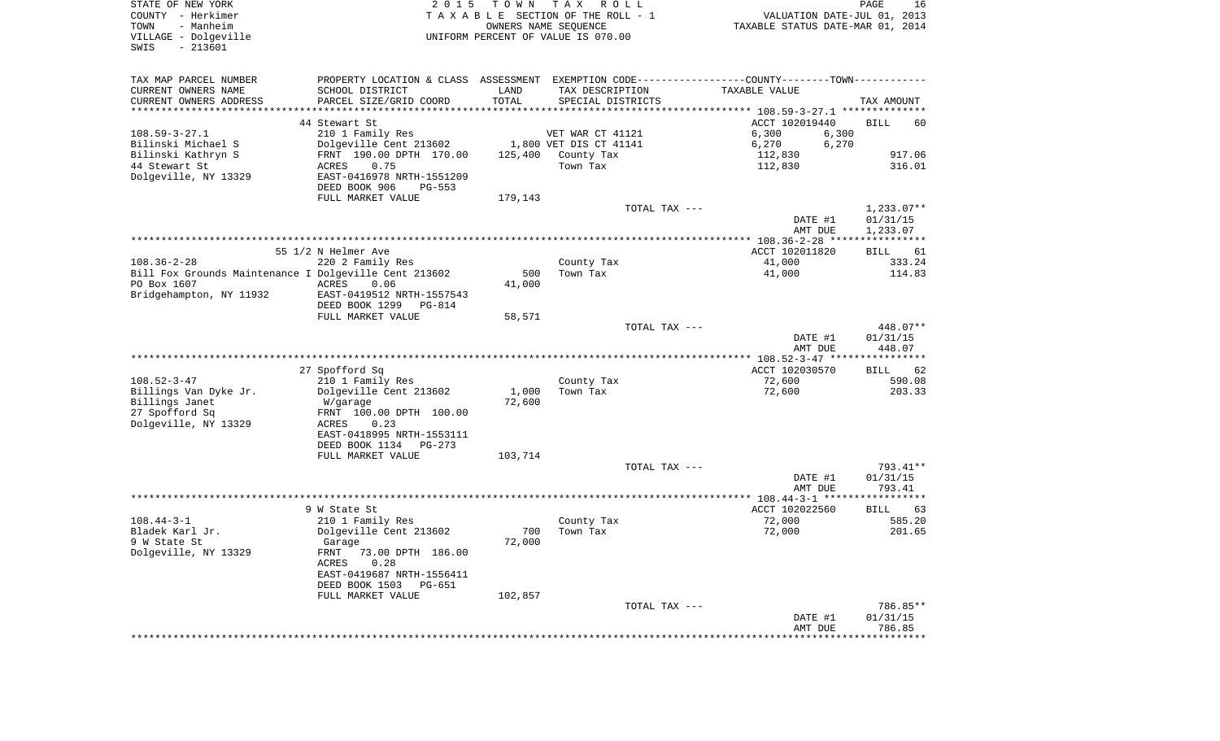STATE OF NEW YORK
COUNTY - Herkimer
TOWN - Manheim
VILLAGE - Dolgeville
SWIS - 213601

2015 TOWN TAX ROLL
TAXABLE SECTION OF THE ROLL - 1
OWNERS NAME SEQUENCE
UNIFORM PERCENT OF VALUE IS 070.00

VALUATION DATE-JUL 01, 2013
TAXABLE STATUS DATE-MAR 01, 2014

| TAX MAP PARCEL NUMBER / CURRENT OWNERS NAME / CURRENT OWNERS ADDRESS | PROPERTY LOCATION & CLASS / SCHOOL DISTRICT / PARCEL SIZE/GRID COORD | ASSESSMENT LAND / TOTAL | EXEMPTION CODE / TAX DESCRIPTION / SPECIAL DISTRICTS | COUNTY / TAXABLE VALUE | TOWN | TAX AMOUNT |
|---|---|---|---|---|---|---|
| | 44 Stewart St | | | ACCT 102019440 | | BILL 60 |
| 108.59-3-27.1 | 210 1 Family Res | | VET WAR CT 41121 | 6,300 | 6,300 | |
| Bilinski Michael S | Dolgeville Cent 213602 | 1,800 | VET DIS CT 41141 | 6,270 | 6,270 | |
| Bilinski Kathryn S | FRNT 190.00 DPTH 170.00 | 125,400 | County Tax | 112,830 | | 917.06 |
| 44 Stewart St | ACRES 0.75 | | Town Tax | 112,830 | | 316.01 |
| Dolgeville, NY 13329 | EAST-0416978 NRTH-1551209 | | | | | |
| | DEED BOOK 906 PG-553 | | | | | |
| | FULL MARKET VALUE | 179,143 | | | | |
| | | | TOTAL TAX --- | | | 1,233.07** |
| | | | | DATE #1 | | 01/31/15 |
| | | | | AMT DUE | | 1,233.07 |
| | 55 1/2 N Helmer Ave | | | ACCT 102011820 | | BILL 61 |
| 108.36-2-28 | 220 2 Family Res | | County Tax | 41,000 | | 333.24 |
| Bill Fox Grounds Maintenance I | Dolgeville Cent 213602 | 500 | Town Tax | 41,000 | | 114.83 |
| PO Box 1607 | ACRES 0.06 | 41,000 | | | | |
| Bridgehampton, NY 11932 | EAST-0419512 NRTH-1557543 | | | | | |
| | DEED BOOK 1299 PG-814 | | | | | |
| | FULL MARKET VALUE | 58,571 | | | | |
| | | | TOTAL TAX --- | | | 448.07** |
| | | | | DATE #1 | | 01/31/15 |
| | | | | AMT DUE | | 448.07 |
| | 27 Spofford Sq | | | ACCT 102030570 | | BILL 62 |
| 108.52-3-47 | 210 1 Family Res | | County Tax | 72,600 | | 590.08 |
| Billings Van Dyke Jr. | Dolgeville Cent 213602 | 1,000 | Town Tax | 72,600 | | 203.33 |
| Billings Janet | W/garage | 72,600 | | | | |
| 27 Spofford Sq | FRNT 100.00 DPTH 100.00 | | | | | |
| Dolgeville, NY 13329 | ACRES 0.23 | | | | | |
| | EAST-0418995 NRTH-1553111 | | | | | |
| | DEED BOOK 1134 PG-273 | | | | | |
| | FULL MARKET VALUE | 103,714 | | | | |
| | | | TOTAL TAX --- | | | 793.41** |
| | | | | DATE #1 | | 01/31/15 |
| | | | | AMT DUE | | 793.41 |
| | 9 W State St | | | ACCT 102022560 | | BILL 63 |
| 108.44-3-1 | 210 1 Family Res | | County Tax | 72,000 | | 585.20 |
| Bladek Karl Jr. | Dolgeville Cent 213602 | 700 | Town Tax | 72,000 | | 201.65 |
| 9 W State St | Garage | 72,000 | | | | |
| Dolgeville, NY 13329 | FRNT 73.00 DPTH 186.00 | | | | | |
| | ACRES 0.28 | | | | | |
| | EAST-0419687 NRTH-1556411 | | | | | |
| | DEED BOOK 1503 PG-651 | | | | | |
| | FULL MARKET VALUE | 102,857 | | | | |
| | | | TOTAL TAX --- | | | 786.85** |
| | | | | DATE #1 | | 01/31/15 |
| | | | | AMT DUE | | 786.85 |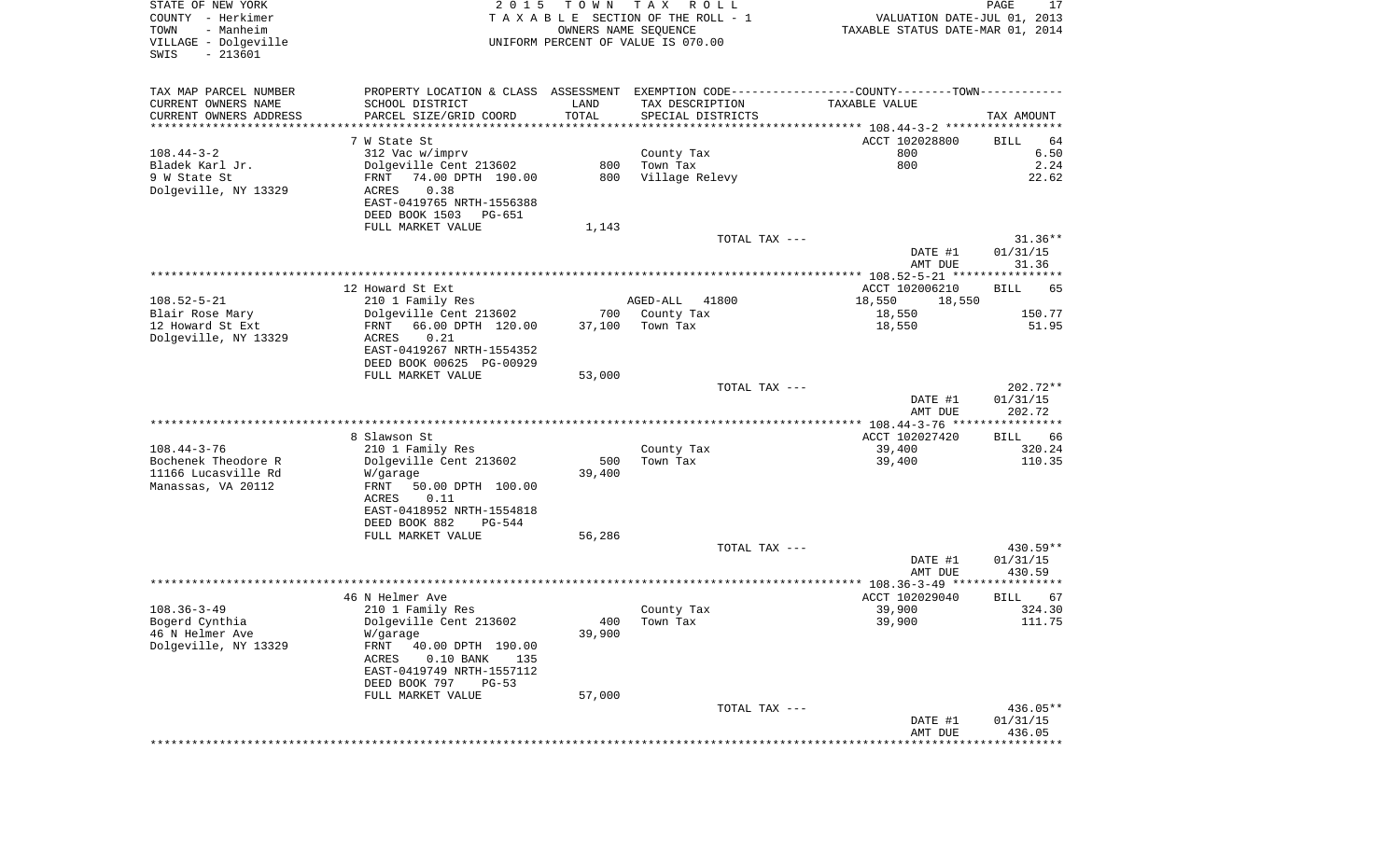STATE OF NEW YORK
COUNTY - Herkimer
TOWN - Manheim
VILLAGE - Dolgeville
SWIS - 213601

2 0 1 5 T O W N T A X R O L L
T A X A B L E SECTION OF THE ROLL - 1
OWNERS NAME SEQUENCE
UNIFORM PERCENT OF VALUE IS 070.00

VALUATION DATE-JUL 01, 2013
TAXABLE STATUS DATE-MAR 01, 2014

| TAX MAP PARCEL NUMBER / CURRENT OWNERS NAME / CURRENT OWNERS ADDRESS | PROPERTY LOCATION & CLASS / SCHOOL DISTRICT / PARCEL SIZE/GRID COORD | ASSESSMENT LAND / TOTAL | EXEMPTION CODE / TAX DESCRIPTION / SPECIAL DISTRICTS | COUNTY--------TOWN / TAXABLE VALUE | TAX AMOUNT |
|---|---|---|---|---|---|
| 108.44-3-2 | 7 W State St | | | ACCT 102028800 | BILL 64 |
| 108.44-3-2 | 312 Vac w/imprv | | County Tax | 800 | 6.50 |
| Bladek Karl Jr. | Dolgeville Cent 213602 | 800 | Town Tax | 800 | 2.24 |
| 9 W State St | FRNT 74.00 DPTH 190.00 | 800 | Village Relevy | | 22.62 |
| Dolgeville, NY 13329 | ACRES 0.38 | | | | |
| | EAST-0419765 NRTH-1556388 | | | | |
| | DEED BOOK 1503 PG-651 | | | | |
| | FULL MARKET VALUE | 1,143 | | | |
| | | | TOTAL TAX --- | | 31.36** |
| | | | | DATE #1 | 01/31/15 |
| | | | | AMT DUE | 31.36 |
| 108.52-5-21 | 12 Howard St Ext | | | ACCT 102006210 | BILL 65 |
| 108.52-5-21 | 210 1 Family Res | | AGED-ALL 41800 | 18,550 18,550 | |
| Blair Rose Mary | Dolgeville Cent 213602 | 700 | County Tax | 18,550 | 150.77 |
| 12 Howard St Ext | FRNT 66.00 DPTH 120.00 | 37,100 | Town Tax | 18,550 | 51.95 |
| Dolgeville, NY 13329 | ACRES 0.21 | | | | |
| | EAST-0419267 NRTH-1554352 | | | | |
| | DEED BOOK 00625 PG-00929 | | | | |
| | FULL MARKET VALUE | 53,000 | | | |
| | | | TOTAL TAX --- | | 202.72** |
| | | | | DATE #1 | 01/31/15 |
| | | | | AMT DUE | 202.72 |
| 108.44-3-76 | 8 Slawson St | | | ACCT 102027420 | BILL 66 |
| 108.44-3-76 | 210 1 Family Res | | County Tax | 39,400 | 320.24 |
| Bochenek Theodore R | Dolgeville Cent 213602 | 500 | Town Tax | 39,400 | 110.35 |
| 11166 Lucasville Rd | W/garage | 39,400 | | | |
| Manassas, VA 20112 | FRNT 50.00 DPTH 100.00 | | | | |
| | ACRES 0.11 | | | | |
| | EAST-0418952 NRTH-1554818 | | | | |
| | DEED BOOK 882 PG-544 | | | | |
| | FULL MARKET VALUE | 56,286 | | | |
| | | | TOTAL TAX --- | | 430.59** |
| | | | | DATE #1 | 01/31/15 |
| | | | | AMT DUE | 430.59 |
| 108.36-3-49 | 46 N Helmer Ave | | | ACCT 102029040 | BILL 67 |
| 108.36-3-49 | 210 1 Family Res | | County Tax | 39,900 | 324.30 |
| Bogerd Cynthia | Dolgeville Cent 213602 | 400 | Town Tax | 39,900 | 111.75 |
| 46 N Helmer Ave | W/garage | 39,900 | | | |
| Dolgeville, NY 13329 | FRNT 40.00 DPTH 190.00 | | | | |
| | ACRES 0.10 BANK 135 | | | | |
| | EAST-0419749 NRTH-1557112 | | | | |
| | DEED BOOK 797 PG-53 | | | | |
| | FULL MARKET VALUE | 57,000 | | | |
| | | | TOTAL TAX --- | | 436.05** |
| | | | | DATE #1 | 01/31/15 |
| | | | | AMT DUE | 436.05 |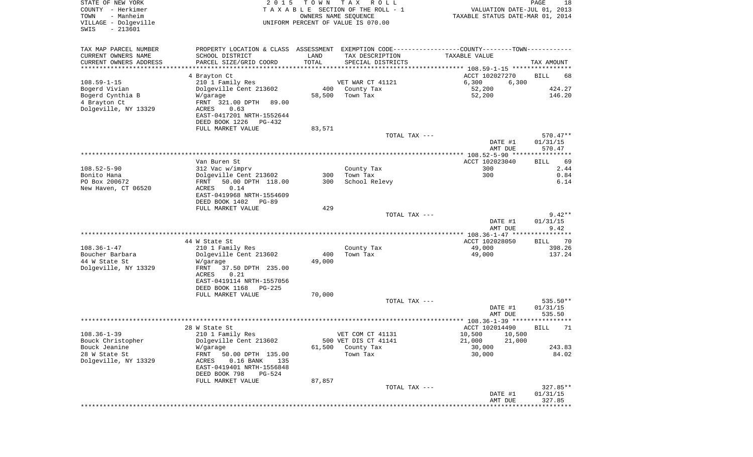STATE OF NEW YORK
COUNTY - Herkimer
TOWN - Manheim
VILLAGE - Dolgeville
SWIS - 213601

2015 TOWN TAX ROLL
TAXABLE SECTION OF THE ROLL - 1
OWNERS NAME SEQUENCE
UNIFORM PERCENT OF VALUE IS 070.00

VALUATION DATE-JUL 01, 2013
TAXABLE STATUS DATE-MAR 01, 2014

| TAX MAP PARCEL NUMBER<br>CURRENT OWNERS NAME<br>CURRENT OWNERS ADDRESS | PROPERTY LOCATION & CLASS<br>SCHOOL DISTRICT<br>PARCEL SIZE/GRID COORD | ASSESSMENT<br>LAND<br>TOTAL | EXEMPTION CODE<br>TAX DESCRIPTION<br>SPECIAL DISTRICTS | COUNTY | TOWN<br>TAXABLE VALUE | TAX AMOUNT |
|---|---|---|---|---|---|---|
| 108.59-1-15 | 4 Brayton Ct | | | ACCT 102027270 | | BILL 68 |
| 108.59-1-15 | 210 1 Family Res | | VET WAR CT 41121 | 6,300 | 6,300 | |
| Bogerd Vivian | Dolgeville Cent 213602 | 400 | County Tax | 52,200 | | 424.27 |
| Bogerd Cynthia B | W/garage | 58,500 | Town Tax | 52,200 | | 146.20 |
| 4 Brayton Ct | FRNT 321.00 DPTH 89.00 | | | | | |
| Dolgeville, NY 13329 | ACRES 0.63 | | | | | |
| | EAST-0417201 NRTH-1552644 | | | | | |
| | DEED BOOK 1226 PG-432 | | | | | |
| | FULL MARKET VALUE | 83,571 | | | | |
| | | | TOTAL TAX --- | | | 570.47** |
| | | | | DATE #1 | | 01/31/15 |
| | | | | AMT DUE | | 570.47 |
| 108.52-5-90 | Van Buren St | | | ACCT 102023040 | | BILL 69 |
| 108.52-5-90 | 312 Vac w/imprv | | County Tax | 300 | | 2.44 |
| Bonito Hana | Dolgeville Cent 213602 | 300 | Town Tax | 300 | | 0.84 |
| PO Box 200672 | FRNT 50.00 DPTH 118.00 | 300 | School Relevy | | | 6.14 |
| New Haven, CT 06520 | ACRES 0.14 | | | | | |
| | EAST-0419968 NRTH-1554609 | | | | | |
| | DEED BOOK 1402 PG-89 | | | | | |
| | FULL MARKET VALUE | 429 | | | | |
| | | | TOTAL TAX --- | | | 9.42** |
| | | | | DATE #1 | | 01/31/15 |
| | | | | AMT DUE | | 9.42 |
| 108.36-1-47 | 44 W State St | | | ACCT 102028050 | | BILL 70 |
| 108.36-1-47 | 210 1 Family Res | | County Tax | 49,000 | | 398.26 |
| Boucher Barbara | Dolgeville Cent 213602 | 400 | Town Tax | 49,000 | | 137.24 |
| 44 W State St | W/garage | 49,000 | | | | |
| Dolgeville, NY 13329 | FRNT 37.50 DPTH 235.00 | | | | | |
| | ACRES 0.21 | | | | | |
| | EAST-0419114 NRTH-1557056 | | | | | |
| | DEED BOOK 1168 PG-225 | | | | | |
| | FULL MARKET VALUE | 70,000 | | | | |
| | | | TOTAL TAX --- | | | 535.50** |
| | | | | DATE #1 | | 01/31/15 |
| | | | | AMT DUE | | 535.50 |
| 108.36-1-39 | 28 W State St | | | ACCT 102014490 | | BILL 71 |
| 108.36-1-39 | 210 1 Family Res | | VET COM CT 41131 | 10,500 | 10,500 | |
| Bouck Christopher | Dolgeville Cent 213602 | 500 | VET DIS CT 41141 | 21,000 | 21,000 | |
| Bouck Jeanine | W/garage | 61,500 | County Tax | 30,000 | | 243.83 |
| 28 W State St | FRNT 50.00 DPTH 135.00 | | Town Tax | 30,000 | | 84.02 |
| Dolgeville, NY 13329 | ACRES 0.16 BANK 135 | | | | | |
| | EAST-0419401 NRTH-1556848 | | | | | |
| | DEED BOOK 798 PG-524 | | | | | |
| | FULL MARKET VALUE | 87,857 | | | | |
| | | | TOTAL TAX --- | | | 327.85** |
| | | | | DATE #1 | | 01/31/15 |
| | | | | AMT DUE | | 327.85 |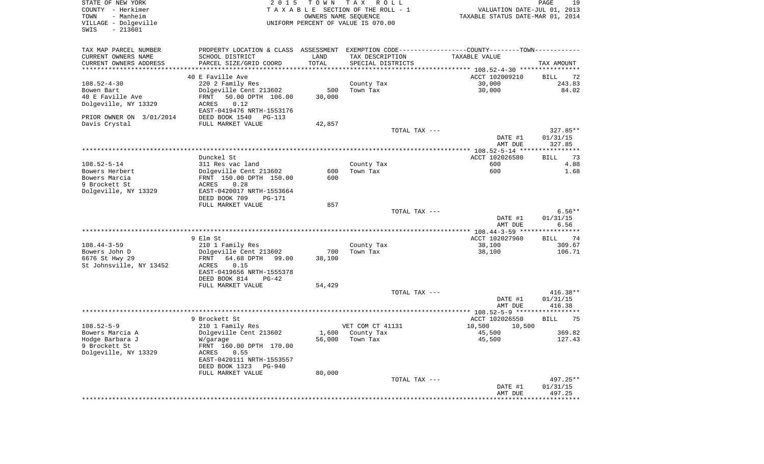STATE OF NEW YORK
COUNTY - Herkimer
TOWN - Manheim
VILLAGE - Dolgeville
SWIS - 213601

2015 TOWN TAX ROLL
TAXABLE SECTION OF THE ROLL - 1
OWNERS NAME SEQUENCE
UNIFORM PERCENT OF VALUE IS 070.00

VALUATION DATE-JUL 01, 2013
TAXABLE STATUS DATE-MAR 01, 2014

| TAX MAP PARCEL NUMBER<br>CURRENT OWNERS NAME<br>CURRENT OWNERS ADDRESS | PROPERTY LOCATION & CLASS<br>SCHOOL DISTRICT<br>PARCEL SIZE/GRID COORD | ASSESSMENT<br>LAND<br>TOTAL | EXEMPTION CODE<br>TAX DESCRIPTION<br>SPECIAL DISTRICTS | COUNTY--------TOWN<br>TAXABLE VALUE | TAX AMOUNT |
|---|---|---|---|---|---|
| 108.52-4-30 | 40 E Faville Ave | | | ACCT 102009210 | BILL 72 |
| Bowen Bart | 220 2 Family Res | | County Tax | 30,000 | 243.83 |
| 40 E Faville Ave | Dolgeville Cent 213602 | 500 | Town Tax | 30,000 | 84.02 |
| Dolgeville, NY 13329 | FRNT 50.00 DPTH 106.00 | 30,000 | | | |
| | ACRES 0.12 | | | | |
| | EAST-0419476 NRTH-1553176 | | | | |
| PRIOR OWNER ON 3/01/2014 | DEED BOOK 1540 PG-113 | | | | |
| Davis Crystal | FULL MARKET VALUE | 42,857 | | | |
| | | | TOTAL TAX --- | | 327.85** |
| | | | | DATE #1 | 01/31/15 |
| | | | | AMT DUE | 327.85 |
| 108.52-5-14 | Dunckel St | | | ACCT 102026580 | BILL 73 |
| Bowers Herbert | 311 Res vac land | | County Tax | 600 | 4.88 |
| Bowers Marcia | Dolgeville Cent 213602 | 600 | Town Tax | 600 | 1.68 |
| 9 Brockett St | FRNT 150.00 DPTH 150.00 | 600 | | | |
| Dolgeville, NY 13329 | ACRES 0.28 | | | | |
| | EAST-0420017 NRTH-1553664 | | | | |
| | DEED BOOK 709 PG-171 | | | | |
| | FULL MARKET VALUE | 857 | | | |
| | | | TOTAL TAX --- | | 6.56** |
| | | | | DATE #1 | 01/31/15 |
| | | | | AMT DUE | 6.56 |
| 108.44-3-59 | 9 Elm St | | | ACCT 102027960 | BILL 74 |
| Bowers John D | 210 1 Family Res | | County Tax | 38,100 | 309.67 |
| 6676 St Hwy 29 | Dolgeville Cent 213602 | 700 | Town Tax | 38,100 | 106.71 |
| St Johnsville, NY 13452 | FRNT 64.68 DPTH 99.00 | 38,100 | | | |
| | ACRES 0.15 | | | | |
| | EAST-0419656 NRTH-1555378 | | | | |
| | DEED BOOK 814 PG-42 | | | | |
| | FULL MARKET VALUE | 54,429 | | | |
| | | | TOTAL TAX --- | | 416.38** |
| | | | | DATE #1 | 01/31/15 |
| | | | | AMT DUE | 416.38 |
| 108.52-5-9 | 9 Brockett St | | | ACCT 102026550 | BILL 75 |
| Bowers Marcia A | 210 1 Family Res | | VET COM CT 41131 | 10,500 10,500 | |
| Hodge Barbara J | Dolgeville Cent 213602 | 1,600 | County Tax | 45,500 | 369.82 |
| 9 Brockett St | W/garage | 56,000 | Town Tax | 45,500 | 127.43 |
| Dolgeville, NY 13329 | FRNT 160.00 DPTH 170.00 | | | | |
| | ACRES 0.55 | | | | |
| | EAST-0420111 NRTH-1553557 | | | | |
| | DEED BOOK 1323 PG-940 | | | | |
| | FULL MARKET VALUE | 80,000 | | | |
| | | | TOTAL TAX --- | | 497.25** |
| | | | | DATE #1 | 01/31/15 |
| | | | | AMT DUE | 497.25 |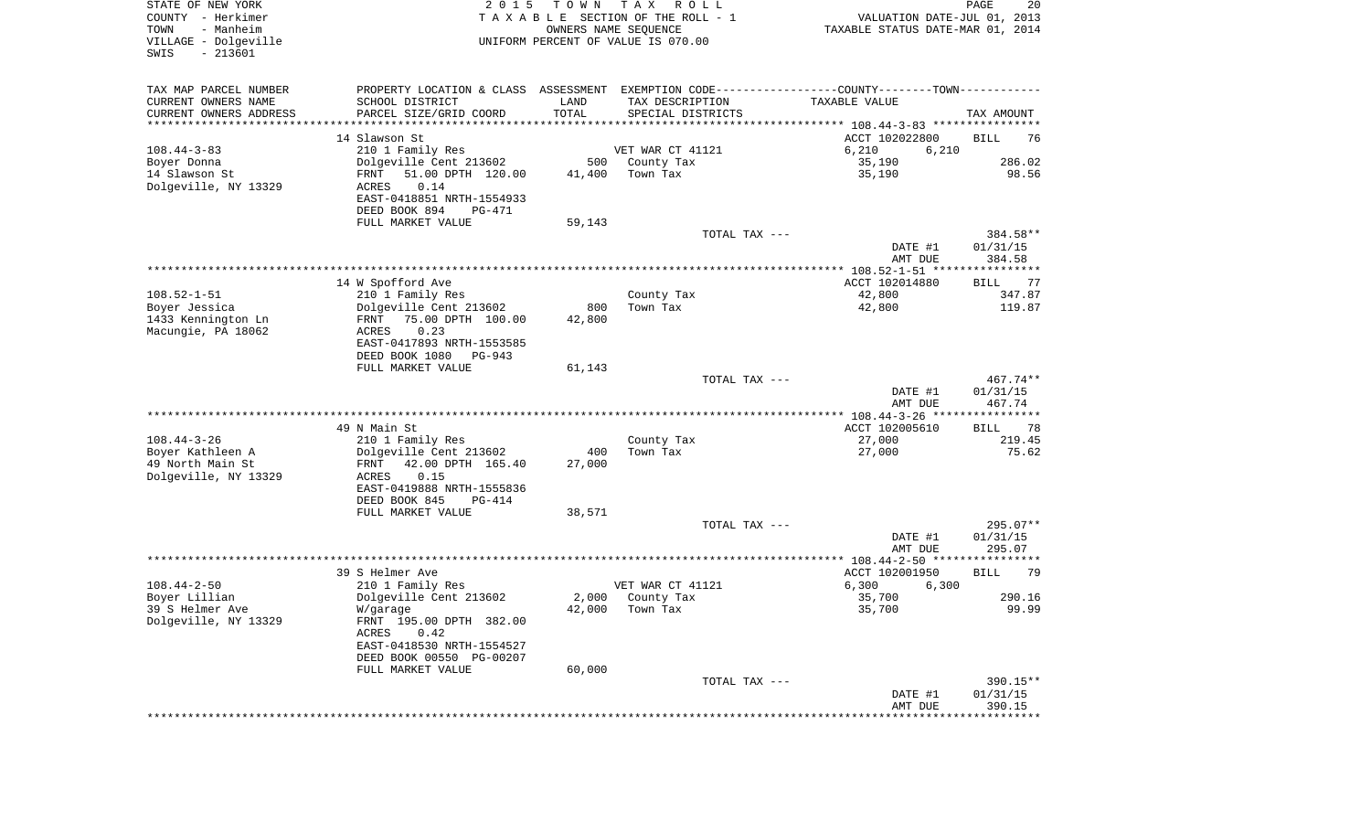STATE OF NEW YORK
COUNTY - Herkimer
TOWN - Manheim
VILLAGE - Dolgeville
SWIS - 213601

2015 TOWN TAX ROLL
TAXABLE SECTION OF THE ROLL - 1
OWNERS NAME SEQUENCE
UNIFORM PERCENT OF VALUE IS 070.00

VALUATION DATE-JUL 01, 2013
TAXABLE STATUS DATE-MAR 01, 2014

| TAX MAP PARCEL NUMBER / CURRENT OWNERS NAME / CURRENT OWNERS ADDRESS | PROPERTY LOCATION & CLASS / SCHOOL DISTRICT / PARCEL SIZE/GRID COORD | ASSESSMENT LAND / TOTAL | EXEMPTION CODE / TAX DESCRIPTION / SPECIAL DISTRICTS | COUNTY / TOWN TAXABLE VALUE | TAX AMOUNT |
|---|---|---|---|---|---|
| 108.44-3-83 | 14 Slawson St | | | ACCT 102022800 | BILL 76 |
| Boyer Donna | 210 1 Family Res | | VET WAR CT 41121 | 6,210 6,210 | |
| 14 Slawson St | Dolgeville Cent 213602 | 500 | County Tax | 35,190 | 286.02 |
| Dolgeville, NY 13329 | FRNT 51.00 DPTH 120.00 | 41,400 | Town Tax | 35,190 | 98.56 |
| | ACRES 0.14 | | | | |
| | EAST-0418851 NRTH-1554933 | | | | |
| | DEED BOOK 894 PG-471 | | | | |
| | FULL MARKET VALUE | 59,143 | | | |
| | | | TOTAL TAX --- | | 384.58** |
| | | | | DATE #1 | 01/31/15 |
| | | | | AMT DUE | 384.58 |
| 108.52-1-51 | 14 W Spofford Ave | | | ACCT 102014880 | BILL 77 |
| Boyer Jessica | 210 1 Family Res | | County Tax | 42,800 | 347.87 |
| 1433 Kennington Ln | Dolgeville Cent 213602 | 800 | Town Tax | 42,800 | 119.87 |
| Macungie, PA 18062 | FRNT 75.00 DPTH 100.00 | 42,800 | | | |
| | ACRES 0.23 | | | | |
| | EAST-0417893 NRTH-1553585 | | | | |
| | DEED BOOK 1080 PG-943 | | | | |
| | FULL MARKET VALUE | 61,143 | | | |
| | | | TOTAL TAX --- | | 467.74** |
| | | | | DATE #1 | 01/31/15 |
| | | | | AMT DUE | 467.74 |
| 108.44-3-26 | 49 N Main St | | | ACCT 102005610 | BILL 78 |
| Boyer Kathleen A | 210 1 Family Res | | County Tax | 27,000 | 219.45 |
| 49 North Main St | Dolgeville Cent 213602 | 400 | Town Tax | 27,000 | 75.62 |
| Dolgeville, NY 13329 | FRNT 42.00 DPTH 165.40 | 27,000 | | | |
| | ACRES 0.15 | | | | |
| | EAST-0419888 NRTH-1555836 | | | | |
| | DEED BOOK 845 PG-414 | | | | |
| | FULL MARKET VALUE | 38,571 | | | |
| | | | TOTAL TAX --- | | 295.07** |
| | | | | DATE #1 | 01/31/15 |
| | | | | AMT DUE | 295.07 |
| 108.44-2-50 | 39 S Helmer Ave | | | ACCT 102001950 | BILL 79 |
| Boyer Lillian | 210 1 Family Res | | VET WAR CT 41121 | 6,300 6,300 | |
| 39 S Helmer Ave | Dolgeville Cent 213602 | 2,000 | County Tax | 35,700 | 290.16 |
| Dolgeville, NY 13329 | W/garage | 42,000 | Town Tax | 35,700 | 99.99 |
| | FRNT 195.00 DPTH 382.00 | | | | |
| | ACRES 0.42 | | | | |
| | EAST-0418530 NRTH-1554527 | | | | |
| | DEED BOOK 00550 PG-00207 | | | | |
| | FULL MARKET VALUE | 60,000 | | | |
| | | | TOTAL TAX --- | | 390.15** |
| | | | | DATE #1 | 01/31/15 |
| | | | | AMT DUE | 390.15 |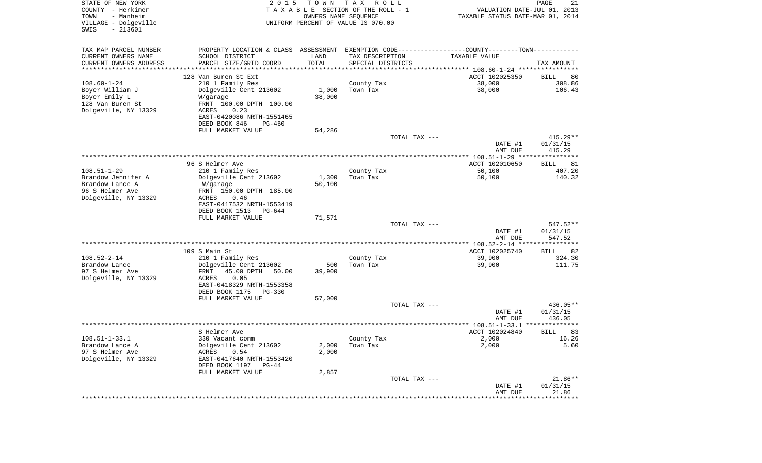STATE OF NEW YORK
COUNTY - Herkimer
TOWN - Manheim
VILLAGE - Dolgeville
SWIS - 213601

2 0 1 5 T O W N T A X R O L L
T A X A B L E SECTION OF THE ROLL - 1
OWNERS NAME SEQUENCE
UNIFORM PERCENT OF VALUE IS 070.00

VALUATION DATE-JUL 01, 2013
TAXABLE STATUS DATE-MAR 01, 2014

| TAX MAP PARCEL NUMBER / CURRENT OWNERS NAME / CURRENT OWNERS ADDRESS | PROPERTY LOCATION & CLASS / SCHOOL DISTRICT / PARCEL SIZE/GRID COORD | ASSESSMENT LAND / TOTAL | EXEMPTION CODE / TAX DESCRIPTION / SPECIAL DISTRICTS | COUNTY--------TOWN TAXABLE VALUE | TAX AMOUNT |
|---|---|---|---|---|---|
| 108.60-1-24 | 128 Van Buren St Ext | | | ACCT 102025350 | BILL 80 |
| Boyer William J | 210 1 Family Res | | County Tax | 38,000 | 308.86 |
| Boyer Emily L | Dolgeville Cent 213602 | 1,000 | Town Tax | 38,000 | 106.43 |
| 128 Van Buren St | W/garage | 38,000 | | | |
| Dolgeville, NY 13329 | FRNT 100.00 DPTH 100.00 | | | | |
| | ACRES 0.23 | | | | |
| | EAST-0420086 NRTH-1551465 | | | | |
| | DEED BOOK 846 PG-460 | | | | |
| | FULL MARKET VALUE | 54,286 | | | |
| | | | TOTAL TAX --- | | 415.29** |
| | | | | DATE #1 | 01/31/15 |
| | | | | AMT DUE | 415.29 |
| 108.51-1-29 | 96 S Helmer Ave | | | ACCT 102010650 | BILL 81 |
| Brandow Jennifer A | 210 1 Family Res | | County Tax | 50,100 | 407.20 |
| Brandow Lance A | Dolgeville Cent 213602 | 1,300 | Town Tax | 50,100 | 140.32 |
| 96 S Helmer Ave | W/garage | 50,100 | | | |
| Dolgeville, NY 13329 | FRNT 150.00 DPTH 185.00 | | | | |
| | ACRES 0.46 | | | | |
| | EAST-0417532 NRTH-1553419 | | | | |
| | DEED BOOK 1513 PG-644 | | | | |
| | FULL MARKET VALUE | 71,571 | | | |
| | | | TOTAL TAX --- | | 547.52** |
| | | | | DATE #1 | 01/31/15 |
| | | | | AMT DUE | 547.52 |
| 108.52-2-14 | 109 S Main St | | | ACCT 102025740 | BILL 82 |
| Brandow Lance | 210 1 Family Res | | County Tax | 39,900 | 324.30 |
| 97 S Helmer Ave | Dolgeville Cent 213602 | 500 | Town Tax | 39,900 | 111.75 |
| Dolgeville, NY 13329 | FRNT 45.00 DPTH 50.00 | 39,900 | | | |
| | ACRES 0.05 | | | | |
| | EAST-0418329 NRTH-1553358 | | | | |
| | DEED BOOK 1175 PG-330 | | | | |
| | FULL MARKET VALUE | 57,000 | | | |
| | | | TOTAL TAX --- | | 436.05** |
| | | | | DATE #1 | 01/31/15 |
| | | | | AMT DUE | 436.05 |
| 108.51-1-33.1 | S Helmer Ave | | | ACCT 102024840 | BILL 83 |
| Brandow Lance A | 330 Vacant comm | | County Tax | 2,000 | 16.26 |
| 97 S Helmer Ave | Dolgeville Cent 213602 | 2,000 | Town Tax | 2,000 | 5.60 |
| Dolgeville, NY 13329 | ACRES 0.54 | 2,000 | | | |
| | EAST-0417640 NRTH-1553420 | | | | |
| | DEED BOOK 1197 PG-44 | | | | |
| | FULL MARKET VALUE | 2,857 | | | |
| | | | TOTAL TAX --- | | 21.86** |
| | | | | DATE #1 | 01/31/15 |
| | | | | AMT DUE | 21.86 |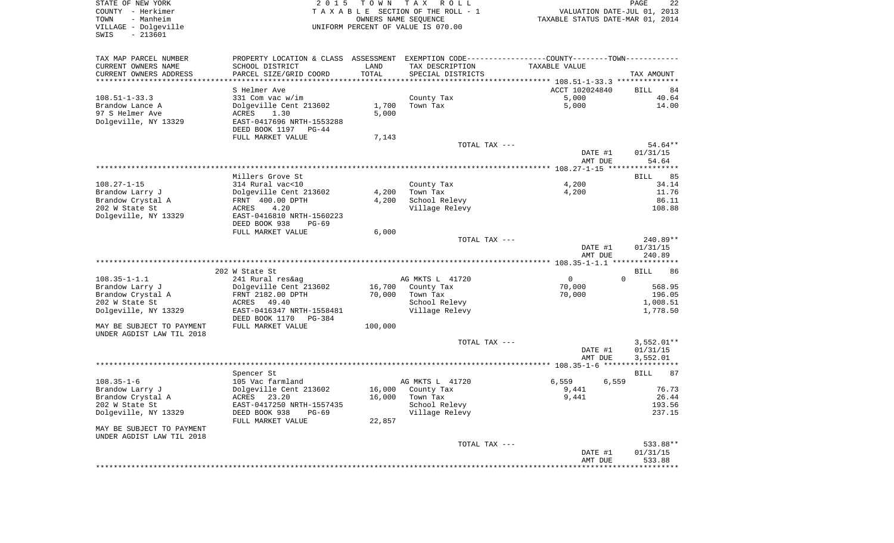STATE OF NEW YORK
COUNTY - Herkimer
TOWN - Manheim
VILLAGE - Dolgeville
SWIS - 213601

2 0 1 5 T O W N T A X R O L L
T A X A B L E SECTION OF THE ROLL - 1
OWNERS NAME SEQUENCE
UNIFORM PERCENT OF VALUE IS 070.00

VALUATION DATE-JUL 01, 2013
TAXABLE STATUS DATE-MAR 01, 2014

| TAX MAP PARCEL NUMBER<br>CURRENT OWNERS NAME<br>CURRENT OWNERS ADDRESS | PROPERTY LOCATION & CLASS<br>SCHOOL DISTRICT<br>PARCEL SIZE/GRID COORD | ASSESSMENT<br>LAND<br>TOTAL | EXEMPTION CODE<br>TAX DESCRIPTION<br>SPECIAL DISTRICTS | COUNTY | TOWN<br>TAXABLE VALUE | TAX AMOUNT |
|---|---|---|---|---|---|---|
| 108.51-1-33.3 | S Helmer Ave | | | ACCT 102024840 | | BILL 84 |
| | 331 Com vac w/im | | County Tax | 5,000 | | 40.64 |
| Brandow Lance A | Dolgeville Cent 213602 | 1,700 | Town Tax | 5,000 | | 14.00 |
| 97 S Helmer Ave | ACRES 1.30 | 5,000 | | | | |
| Dolgeville, NY 13329 | EAST-0417696 NRTH-1553288 | | | | | |
| | DEED BOOK 1197 PG-44 | | | | | |
| | FULL MARKET VALUE | 7,143 | | | | |
| | | | TOTAL TAX --- | | | 54.64** |
| | | | | DATE #1 | | 01/31/15 |
| | | | | AMT DUE | | 54.64 |
| 108.27-1-15 | Millers Grove St | | | | | BILL 85 |
| | 314 Rural vac<10 | | County Tax | 4,200 | | 34.14 |
| Brandow Larry J | Dolgeville Cent 213602 | 4,200 | Town Tax | 4,200 | | 11.76 |
| Brandow Crystal A | FRNT 400.00 DPTH | 4,200 | School Relevy | | | 86.11 |
| 202 W State St | ACRES 4.20 | | Village Relevy | | | 108.88 |
| Dolgeville, NY 13329 | EAST-0416810 NRTH-1560223 | | | | | |
| | DEED BOOK 938 PG-69 | | | | | |
| | FULL MARKET VALUE | 6,000 | | | | |
| | | | TOTAL TAX --- | | | 240.89** |
| | | | | DATE #1 | | 01/31/15 |
| | | | | AMT DUE | | 240.89 |
| 108.35-1-1.1 | 202 W State St | | | | | BILL 86 |
| | 241 Rural res&ag | | AG MKTS L 41720 | 0 | 0 | |
| Brandow Larry J | Dolgeville Cent 213602 | 16,700 | County Tax | 70,000 | | 568.95 |
| Brandow Crystal A | FRNT 2182.00 DPTH | 70,000 | Town Tax | 70,000 | | 196.05 |
| 202 W State St | ACRES 49.40 | | School Relevy | | | 1,008.51 |
| Dolgeville, NY 13329 | EAST-0416347 NRTH-1558481 | | Village Relevy | | | 1,778.50 |
| | DEED BOOK 1170 PG-384 | | | | | |
| MAY BE SUBJECT TO PAYMENT | FULL MARKET VALUE | 100,000 | | | | |
| UNDER AGDIST LAW TIL 2018 | | | | | | |
| | | | TOTAL TAX --- | | | 3,552.01** |
| | | | | DATE #1 | | 01/31/15 |
| | | | | AMT DUE | | 3,552.01 |
| 108.35-1-6 | Spencer St | | | | | BILL 87 |
| | 105 Vac farmland | | AG MKTS L 41720 | 6,559 | 6,559 | |
| Brandow Larry J | Dolgeville Cent 213602 | 16,000 | County Tax | 9,441 | | 76.73 |
| Brandow Crystal A | ACRES 23.20 | 16,000 | Town Tax | 9,441 | | 26.44 |
| 202 W State St | EAST-0417250 NRTH-1557435 | | School Relevy | | | 193.56 |
| Dolgeville, NY 13329 | DEED BOOK 938 PG-69 | | Village Relevy | | | 237.15 |
| | FULL MARKET VALUE | 22,857 | | | | |
| MAY BE SUBJECT TO PAYMENT | | | | | | |
| UNDER AGDIST LAW TIL 2018 | | | | | | |
| | | | TOTAL TAX --- | | | 533.88** |
| | | | | DATE #1 | | 01/31/15 |
| | | | | AMT DUE | | 533.88 |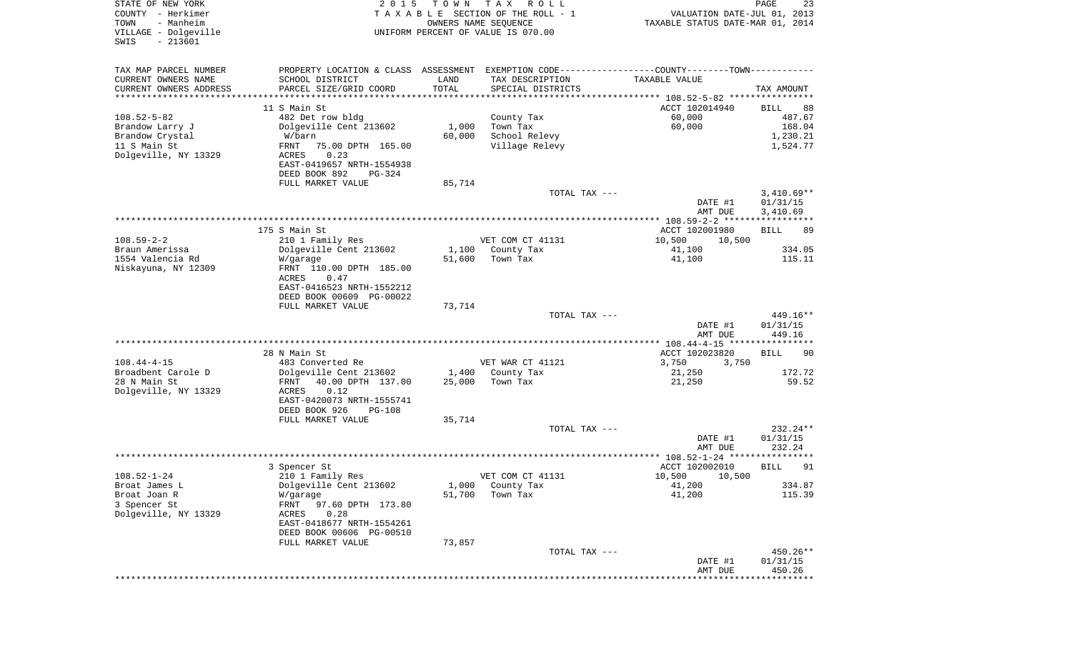STATE OF NEW YORK
COUNTY - Herkimer
TOWN - Manheim
VILLAGE - Dolgeville
SWIS - 213601

2 0 1 5 T O W N T A X R O L L
T A X A B L E SECTION OF THE ROLL - 1
OWNERS NAME SEQUENCE
UNIFORM PERCENT OF VALUE IS 070.00

VALUATION DATE-JUL 01, 2013
TAXABLE STATUS DATE-MAR 01, 2014

| TAX MAP PARCEL NUMBER / CURRENT OWNERS NAME / CURRENT OWNERS ADDRESS | PROPERTY LOCATION & CLASS / SCHOOL DISTRICT / PARCEL SIZE/GRID COORD | ASSESSMENT LAND / TOTAL | EXEMPTION CODE / TAX DESCRIPTION / SPECIAL DISTRICTS | COUNTY / TOWN TAXABLE VALUE | TAX AMOUNT |
|---|---|---|---|---|---|
| 108.52-5-82 | 11 S Main St | | | ACCT 102014940 | BILL 88 |
| 108.52-5-82 | 482 Det row bldg | | County Tax | 60,000 | 487.67 |
| Brandow Larry J | Dolgeville Cent 213602 | 1,000 | Town Tax | 60,000 | 168.04 |
| Brandow Crystal | W/barn | 60,000 | School Relevy | | 1,230.21 |
| 11 S Main St | FRNT 75.00 DPTH 165.00 | | Village Relevy | | 1,524.77 |
| Dolgeville, NY 13329 | ACRES 0.23 | | | | |
| | EAST-0419657 NRTH-1554938 | | | | |
| | DEED BOOK 892 PG-324 | | | | |
| | FULL MARKET VALUE | 85,714 | | | |
| | | | TOTAL TAX --- | | 3,410.69** |
| | | | | DATE #1 | 01/31/15 |
| | | | | AMT DUE | 3,410.69 |
| 108.59-2-2 | 175 S Main St | | | ACCT 102001980 | BILL 89 |
| 108.59-2-2 | 210 1 Family Res | | VET COM CT 41131 | 10,500 10,500 | |
| Braun Amerissa | Dolgeville Cent 213602 | 1,100 | County Tax | 41,100 | 334.05 |
| 1554 Valencia Rd | W/garage | 51,600 | Town Tax | 41,100 | 115.11 |
| Niskayuna, NY 12309 | FRNT 110.00 DPTH 185.00 | | | | |
| | ACRES 0.47 | | | | |
| | EAST-0416523 NRTH-1552212 | | | | |
| | DEED BOOK 00609 PG-00022 | | | | |
| | FULL MARKET VALUE | 73,714 | | | |
| | | | TOTAL TAX --- | | 449.16** |
| | | | | DATE #1 | 01/31/15 |
| | | | | AMT DUE | 449.16 |
| 108.44-4-15 | 28 N Main St | | | ACCT 102023820 | BILL 90 |
| 108.44-4-15 | 483 Converted Re | | VET WAR CT 41121 | 3,750 3,750 | |
| Broadbent Carole D | Dolgeville Cent 213602 | 1,400 | County Tax | 21,250 | 172.72 |
| 28 N Main St | FRNT 40.00 DPTH 137.00 | 25,000 | Town Tax | 21,250 | 59.52 |
| Dolgeville, NY 13329 | ACRES 0.12 | | | | |
| | EAST-0420073 NRTH-1555741 | | | | |
| | DEED BOOK 926 PG-108 | | | | |
| | FULL MARKET VALUE | 35,714 | | | |
| | | | TOTAL TAX --- | | 232.24** |
| | | | | DATE #1 | 01/31/15 |
| | | | | AMT DUE | 232.24 |
| 108.52-1-24 | 3 Spencer St | | | ACCT 102002010 | BILL 91 |
| 108.52-1-24 | 210 1 Family Res | | VET COM CT 41131 | 10,500 10,500 | |
| Broat James L | Dolgeville Cent 213602 | 1,000 | County Tax | 41,200 | 334.87 |
| Broat Joan R | W/garage | 51,700 | Town Tax | 41,200 | 115.39 |
| 3 Spencer St | FRNT 97.60 DPTH 173.80 | | | | |
| Dolgeville, NY 13329 | ACRES 0.28 | | | | |
| | EAST-0418677 NRTH-1554261 | | | | |
| | DEED BOOK 00606 PG-00510 | | | | |
| | FULL MARKET VALUE | 73,857 | | | |
| | | | TOTAL TAX --- | | 450.26** |
| | | | | DATE #1 | 01/31/15 |
| | | | | AMT DUE | 450.26 |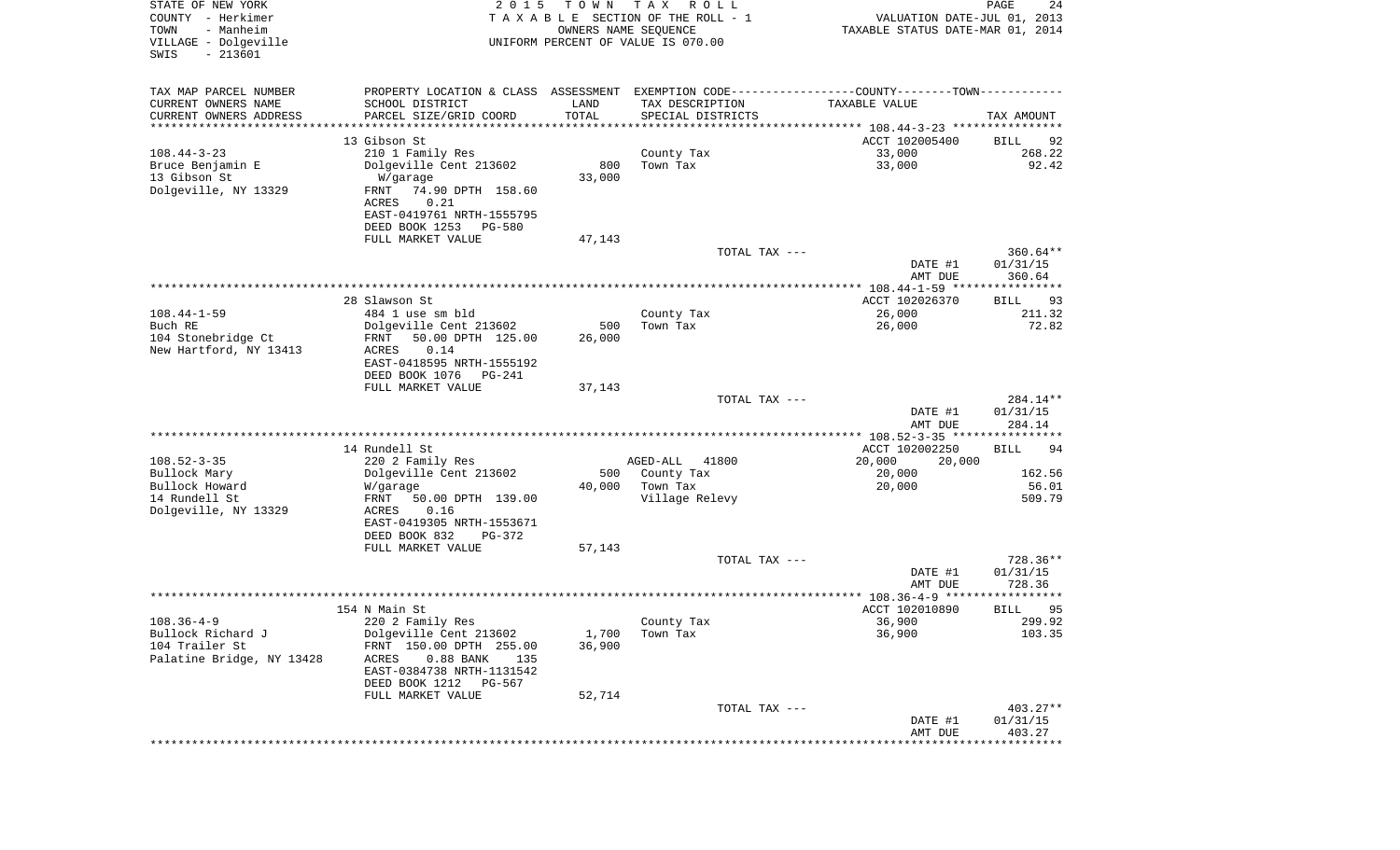STATE OF NEW YORK
COUNTY - Herkimer
TOWN - Manheim
VILLAGE - Dolgeville
SWIS - 213601

2 0 1 5 T O W N T A X R O L L
T A X A B L E SECTION OF THE ROLL - 1
OWNERS NAME SEQUENCE
UNIFORM PERCENT OF VALUE IS 070.00

VALUATION DATE-JUL 01, 2013
TAXABLE STATUS DATE-MAR 01, 2014

| TAX MAP PARCEL NUMBER / CURRENT OWNERS NAME / CURRENT OWNERS ADDRESS | PROPERTY LOCATION & CLASS / SCHOOL DISTRICT / PARCEL SIZE/GRID COORD | ASSESSMENT LAND / TOTAL | EXEMPTION CODE / TAX DESCRIPTION / SPECIAL DISTRICTS | COUNTY--------TOWN / TAXABLE VALUE | TAX AMOUNT |
|---|---|---|---|---|---|
| ******* 108.44-3-23 ******* | 13 Gibson St | | | ACCT 102005400 | BILL 92 |
| 108.44-3-23 | 210 1 Family Res | | County Tax | 33,000 | 268.22 |
| Bruce Benjamin E | Dolgeville Cent 213602 | 800 | Town Tax | 33,000 | 92.42 |
| 13 Gibson St | W/garage | 33,000 | | | |
| Dolgeville, NY 13329 | FRNT 74.90 DPTH 158.60 | | | | |
| | ACRES 0.21 | | | | |
| | EAST-0419761 NRTH-1555795 | | | | |
| | DEED BOOK 1253 PG-580 | | | | |
| | FULL MARKET VALUE | 47,143 | | | |
| | | | TOTAL TAX --- | | 360.64** |
| | | | | DATE #1 | 01/31/15 |
| | | | | AMT DUE | 360.64 |
| ******* 108.44-1-59 ******* | 28 Slawson St | | | ACCT 102026370 | BILL 93 |
| 108.44-1-59 | 484 1 use sm bld | | County Tax | 26,000 | 211.32 |
| Buch RE | Dolgeville Cent 213602 | 500 | Town Tax | 26,000 | 72.82 |
| 104 Stonebridge Ct | FRNT 50.00 DPTH 125.00 | 26,000 | | | |
| New Hartford, NY 13413 | ACRES 0.14 | | | | |
| | EAST-0418595 NRTH-1555192 | | | | |
| | DEED BOOK 1076 PG-241 | | | | |
| | FULL MARKET VALUE | 37,143 | | | |
| | | | TOTAL TAX --- | | 284.14** |
| | | | | DATE #1 | 01/31/15 |
| | | | | AMT DUE | 284.14 |
| ******* 108.52-3-35 ******* | 14 Rundell St | | | ACCT 102002250 | BILL 94 |
| 108.52-3-35 | 220 2 Family Res | | AGED-ALL 41800 | 20,000 20,000 | |
| Bullock Mary | Dolgeville Cent 213602 | 500 | County Tax | 20,000 | 162.56 |
| Bullock Howard | W/garage | 40,000 | Town Tax | 20,000 | 56.01 |
| 14 Rundell St | FRNT 50.00 DPTH 139.00 | | Village Relevy | | 509.79 |
| Dolgeville, NY 13329 | ACRES 0.16 | | | | |
| | EAST-0419305 NRTH-1553671 | | | | |
| | DEED BOOK 832 PG-372 | | | | |
| | FULL MARKET VALUE | 57,143 | | | |
| | | | TOTAL TAX --- | | 728.36** |
| | | | | DATE #1 | 01/31/15 |
| | | | | AMT DUE | 728.36 |
| ******* 108.36-4-9 ******* | 154 N Main St | | | ACCT 102010890 | BILL 95 |
| 108.36-4-9 | 220 2 Family Res | | County Tax | 36,900 | 299.92 |
| Bullock Richard J | Dolgeville Cent 213602 | 1,700 | Town Tax | 36,900 | 103.35 |
| 104 Trailer St | FRNT 150.00 DPTH 255.00 | 36,900 | | | |
| Palatine Bridge, NY 13428 | ACRES 0.88 BANK 135 | | | | |
| | EAST-0384738 NRTH-1131542 | | | | |
| | DEED BOOK 1212 PG-567 | | | | |
| | FULL MARKET VALUE | 52,714 | | | |
| | | | TOTAL TAX --- | | 403.27** |
| | | | | DATE #1 | 01/31/15 |
| | | | | AMT DUE | 403.27 |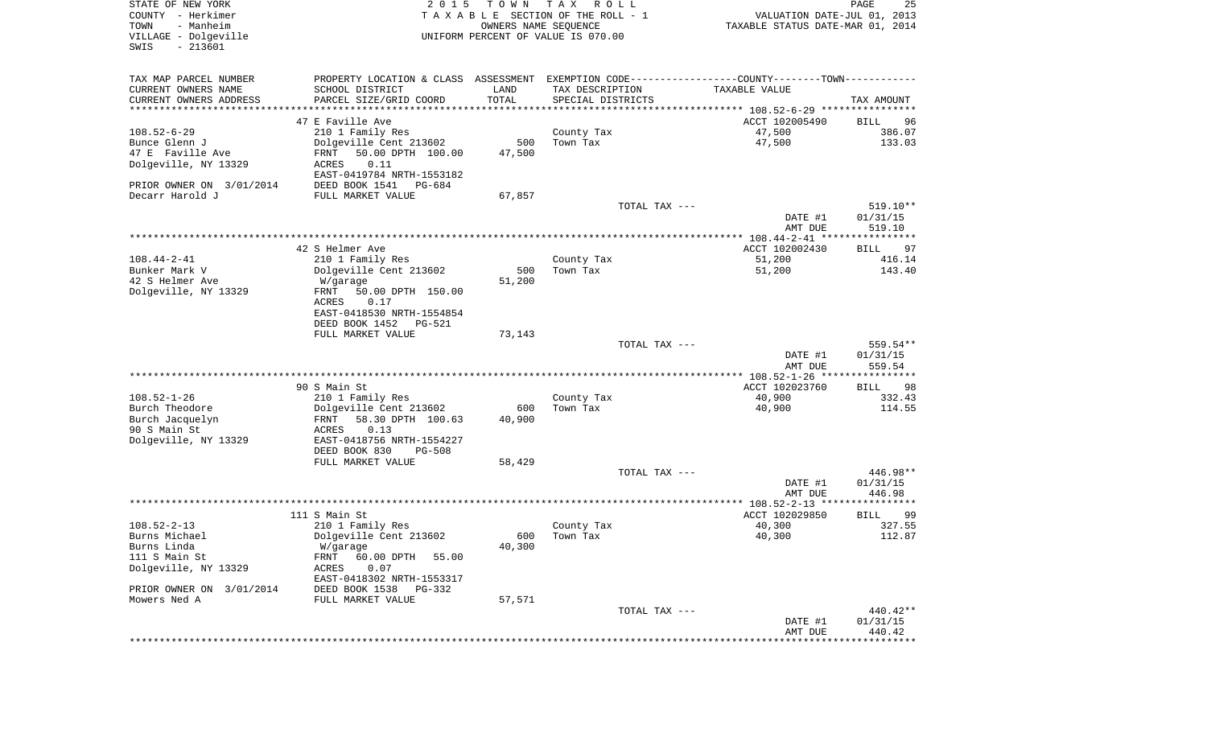STATE OF NEW YORK
COUNTY - Herkimer
TOWN - Manheim
VILLAGE - Dolgeville
SWIS - 213601

2 0 1 5 T O W N T A X R O L L
T A X A B L E SECTION OF THE ROLL - 1
OWNERS NAME SEQUENCE
UNIFORM PERCENT OF VALUE IS 070.00

VALUATION DATE-JUL 01, 2013
TAXABLE STATUS DATE-MAR 01, 2014

| TAX MAP PARCEL NUMBER / CURRENT OWNERS NAME / CURRENT OWNERS ADDRESS | PROPERTY LOCATION & CLASS / SCHOOL DISTRICT / PARCEL SIZE/GRID COORD | ASSESSMENT LAND / TOTAL | EXEMPTION CODE / TAX DESCRIPTION / SPECIAL DISTRICTS | COUNTY--------TOWN / TAXABLE VALUE | TAX AMOUNT |
|---|---|---|---|---|---|
| 108.52-6-29 | 47 E Faville Ave | | | ACCT 102005490 | BILL 96 |
| Bunce Glenn J | 210 1 Family Res | | County Tax | 47,500 | 386.07 |
| 47 E Faville Ave | Dolgeville Cent 213602 | 500 | Town Tax | 47,500 | 133.03 |
| Dolgeville, NY 13329 | FRNT 50.00 DPTH 100.00 | 47,500 | | | |
| | ACRES 0.11 | | | | |
| | EAST-0419784 NRTH-1553182 | | | | |
| PRIOR OWNER ON 3/01/2014 | DEED BOOK 1541 PG-684 | | | | |
| Decarr Harold J | FULL MARKET VALUE | 67,857 | | | |
| | | | TOTAL TAX --- | | 519.10** |
| | | | | DATE #1 | 01/31/15 |
| | | | | AMT DUE | 519.10 |
| 108.44-2-41 | 42 S Helmer Ave | | | ACCT 102002430 | BILL 97 |
| Bunker Mark V | 210 1 Family Res | | County Tax | 51,200 | 416.14 |
| 42 S Helmer Ave | Dolgeville Cent 213602 | 500 | Town Tax | 51,200 | 143.40 |
| Dolgeville, NY 13329 | W/garage | 51,200 | | | |
| | FRNT 50.00 DPTH 150.00 | | | | |
| | ACRES 0.17 | | | | |
| | EAST-0418530 NRTH-1554854 | | | | |
| | DEED BOOK 1452 PG-521 | | | | |
| | FULL MARKET VALUE | 73,143 | | | |
| | | | TOTAL TAX --- | | 559.54** |
| | | | | DATE #1 | 01/31/15 |
| | | | | AMT DUE | 559.54 |
| 108.52-1-26 | 90 S Main St | | | ACCT 102023760 | BILL 98 |
| Burch Theodore | 210 1 Family Res | | County Tax | 40,900 | 332.43 |
| Burch Jacquelyn | Dolgeville Cent 213602 | 600 | Town Tax | 40,900 | 114.55 |
| 90 S Main St | FRNT 58.30 DPTH 100.63 | 40,900 | | | |
| Dolgeville, NY 13329 | ACRES 0.13 | | | | |
| | EAST-0418756 NRTH-1554227 | | | | |
| | DEED BOOK 830 PG-508 | | | | |
| | FULL MARKET VALUE | 58,429 | | | |
| | | | TOTAL TAX --- | | 446.98** |
| | | | | DATE #1 | 01/31/15 |
| | | | | AMT DUE | 446.98 |
| 108.52-2-13 | 111 S Main St | | | ACCT 102029850 | BILL 99 |
| Burns Michael | 210 1 Family Res | | County Tax | 40,300 | 327.55 |
| Burns Linda | Dolgeville Cent 213602 | 600 | Town Tax | 40,300 | 112.87 |
| 111 S Main St | W/garage | 40,300 | | | |
| Dolgeville, NY 13329 | FRNT 60.00 DPTH 55.00 | | | | |
| | ACRES 0.07 | | | | |
| | EAST-0418302 NRTH-1553317 | | | | |
| PRIOR OWNER ON 3/01/2014 | DEED BOOK 1538 PG-332 | | | | |
| Mowers Ned A | FULL MARKET VALUE | 57,571 | | | |
| | | | TOTAL TAX --- | | 440.42** |
| | | | | DATE #1 | 01/31/15 |
| | | | | AMT DUE | 440.42 |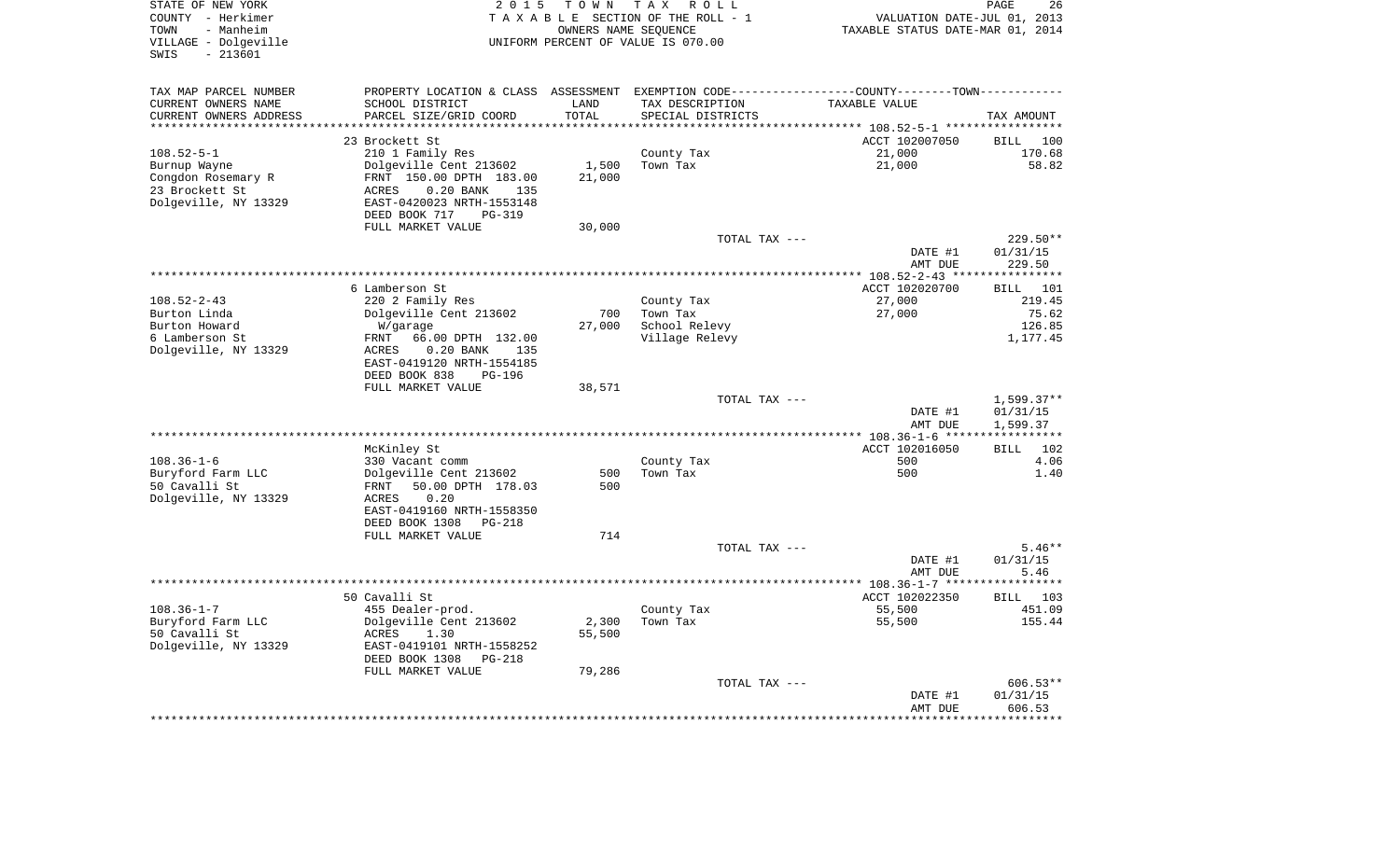STATE OF NEW YORK
COUNTY - Herkimer
TOWN - Manheim
VILLAGE - Dolgeville
SWIS - 213601

2015 TOWN TAX ROLL
TAXABLE SECTION OF THE ROLL - 1
OWNERS NAME SEQUENCE
UNIFORM PERCENT OF VALUE IS 070.00

VALUATION DATE-JUL 01, 2013
TAXABLE STATUS DATE-MAR 01, 2014

| TAX MAP PARCEL NUMBER / CURRENT OWNERS NAME / CURRENT OWNERS ADDRESS | PROPERTY LOCATION & CLASS / SCHOOL DISTRICT / PARCEL SIZE/GRID COORD | ASSESSMENT LAND | TOTAL | EXEMPTION CODE / TAX DESCRIPTION / SPECIAL DISTRICTS | TAXABLE VALUE | TAX AMOUNT |
|---|---|---|---|---|---|---|
| 108.52-5-1 | 23 Brockett St | | | | ACCT 102007050 | BILL 100 |
| Burnup Wayne | 210 1 Family Res | | | County Tax | 21,000 | 170.68 |
| Congdon Rosemary R | Dolgeville Cent 213602 | 1,500 | | Town Tax | 21,000 | 58.82 |
| 23 Brockett St | FRNT 150.00 DPTH 183.00 | | 21,000 | | | |
| Dolgeville, NY 13329 | ACRES 0.20 BANK 135 | | | | | |
| | EAST-0420023 NRTH-1553148 | | | | | |
| | DEED BOOK 717 PG-319 | | | | | |
| | FULL MARKET VALUE | | 30,000 | | | |
| | | | | TOTAL TAX --- | | 229.50** |
| | | | | | DATE #1 | 01/31/15 |
| | | | | | AMT DUE | 229.50 |
| 108.52-2-43 | 6 Lamberson St | | | | ACCT 102020700 | BILL 101 |
| Burton Linda | 220 2 Family Res | | | County Tax | 27,000 | 219.45 |
| Burton Howard | Dolgeville Cent 213602 | 700 | | Town Tax | 27,000 | 75.62 |
| 6 Lamberson St | W/garage | | 27,000 | School Relevy | | 126.85 |
| Dolgeville, NY 13329 | FRNT 66.00 DPTH 132.00 | | | Village Relevy | | 1,177.45 |
| | ACRES 0.20 BANK 135 | | | | | |
| | EAST-0419120 NRTH-1554185 | | | | | |
| | DEED BOOK 838 PG-196 | | | | | |
| | FULL MARKET VALUE | | 38,571 | | | |
| | | | | TOTAL TAX --- | | 1,599.37** |
| | | | | | DATE #1 | 01/31/15 |
| | | | | | AMT DUE | 1,599.37 |
| 108.36-1-6 | McKinley St | | | | ACCT 102016050 | BILL 102 |
| Buryford Farm LLC | 330 Vacant comm | | | County Tax | 500 | 4.06 |
| 50 Cavalli St | Dolgeville Cent 213602 | 500 | | Town Tax | 500 | 1.40 |
| Dolgeville, NY 13329 | FRNT 50.00 DPTH 178.03 | | 500 | | | |
| | ACRES 0.20 | | | | | |
| | EAST-0419160 NRTH-1558350 | | | | | |
| | DEED BOOK 1308 PG-218 | | | | | |
| | FULL MARKET VALUE | | 714 | | | |
| | | | | TOTAL TAX --- | | 5.46** |
| | | | | | DATE #1 | 01/31/15 |
| | | | | | AMT DUE | 5.46 |
| 108.36-1-7 | 50 Cavalli St | | | | ACCT 102022350 | BILL 103 |
| Buryford Farm LLC | 455 Dealer-prod. | | | County Tax | 55,500 | 451.09 |
| 50 Cavalli St | Dolgeville Cent 213602 | 2,300 | | Town Tax | 55,500 | 155.44 |
| Dolgeville, NY 13329 | ACRES 1.30 | | 55,500 | | | |
| | EAST-0419101 NRTH-1558252 | | | | | |
| | DEED BOOK 1308 PG-218 | | | | | |
| | FULL MARKET VALUE | | 79,286 | | | |
| | | | | TOTAL TAX --- | | 606.53** |
| | | | | | DATE #1 | 01/31/15 |
| | | | | | AMT DUE | 606.53 |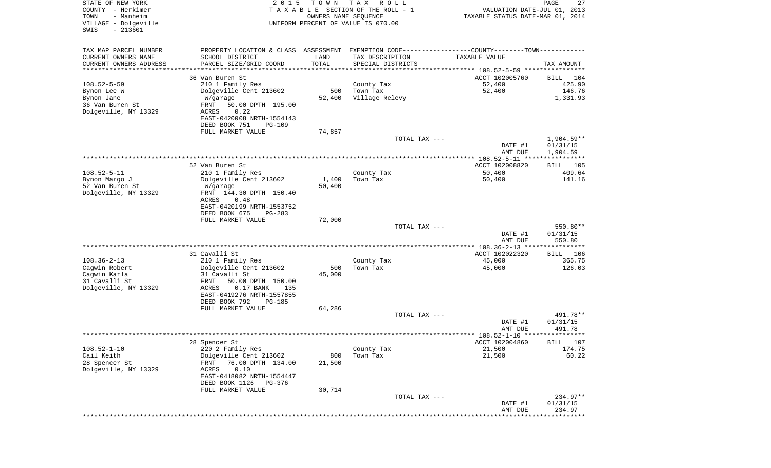STATE OF NEW YORK · COUNTY - Herkimer · TOWN - Manheim · VILLAGE - Dolgeville · SWIS - 213601

2 0 1 5 T O W N T A X R O L L
T A X A B L E SECTION OF THE ROLL - 1
OWNERS NAME SEQUENCE
UNIFORM PERCENT OF VALUE IS 070.00

VALUATION DATE-JUL 01, 2013
TAXABLE STATUS DATE-MAR 01, 2014

| TAX MAP PARCEL NUMBER / CURRENT OWNERS NAME / CURRENT OWNERS ADDRESS | PROPERTY LOCATION & CLASS / SCHOOL DISTRICT / PARCEL SIZE/GRID COORD | ASSESSMENT LAND / TOTAL | EXEMPTION CODE / TAX DESCRIPTION / SPECIAL DISTRICTS | COUNTY--------TOWN / TAXABLE VALUE | TAX AMOUNT |
|---|---|---|---|---|---|
| 108.52-5-59 | 36 Van Buren St | | | ACCT 102005760 | BILL 104 |
| Bynon Lee W | 210 1 Family Res | | County Tax | 52,400 | 425.90 |
| Bynon Jane | Dolgeville Cent 213602 | 500 | Town Tax | 52,400 | 146.76 |
| 36 Van Buren St | W/garage | 52,400 | Village Relevy | | 1,331.93 |
| Dolgeville, NY 13329 | FRNT 50.00 DPTH 195.00 | | | | |
| | ACRES 0.22 | | | | |
| | EAST-0420008 NRTH-1554143 | | | | |
| | DEED BOOK 751 PG-109 | | | | |
| | FULL MARKET VALUE | 74,857 | | | |
| | | | TOTAL TAX --- | | 1,904.59** |
| | | | | DATE #1 | 01/31/15 |
| | | | | AMT DUE | 1,904.59 |
| 108.52-5-11 | 52 Van Buren St | | | ACCT 102008820 | BILL 105 |
| Bynon Margo J | 210 1 Family Res | | County Tax | 50,400 | 409.64 |
| 52 Van Buren St | Dolgeville Cent 213602 | 1,400 | Town Tax | 50,400 | 141.16 |
| Dolgeville, NY 13329 | W/garage | 50,400 | | | |
| | FRNT 144.30 DPTH 150.40 | | | | |
| | ACRES 0.48 | | | | |
| | EAST-0420199 NRTH-1553752 | | | | |
| | DEED BOOK 675 PG-283 | | | | |
| | FULL MARKET VALUE | 72,000 | | | |
| | | | TOTAL TAX --- | | 550.80** |
| | | | | DATE #1 | 01/31/15 |
| | | | | AMT DUE | 550.80 |
| 108.36-2-13 | 31 Cavalli St | | | ACCT 102022320 | BILL 106 |
| Cagwin Robert | 210 1 Family Res | | County Tax | 45,000 | 365.75 |
| Cagwin Karla | Dolgeville Cent 213602 | 500 | Town Tax | 45,000 | 126.03 |
| 31 Cavalli St | 31 Cavalli St | 45,000 | | | |
| Dolgeville, NY 13329 | FRNT 50.00 DPTH 150.00 | | | | |
| | ACRES 0.17 BANK 135 | | | | |
| | EAST-0419276 NRTH-1557855 | | | | |
| | DEED BOOK 792 PG-185 | | | | |
| | FULL MARKET VALUE | 64,286 | | | |
| | | | TOTAL TAX --- | | 491.78** |
| | | | | DATE #1 | 01/31/15 |
| | | | | AMT DUE | 491.78 |
| 108.52-1-10 | 28 Spencer St | | | ACCT 102004860 | BILL 107 |
| Cail Keith | 220 2 Family Res | | County Tax | 21,500 | 174.75 |
| 28 Spencer St | Dolgeville Cent 213602 | 800 | Town Tax | 21,500 | 60.22 |
| Dolgeville, NY 13329 | FRNT 76.00 DPTH 134.00 | 21,500 | | | |
| | ACRES 0.10 | | | | |
| | EAST-0418082 NRTH-1554447 | | | | |
| | DEED BOOK 1126 PG-376 | | | | |
| | FULL MARKET VALUE | 30,714 | | | |
| | | | TOTAL TAX --- | | 234.97** |
| | | | | DATE #1 | 01/31/15 |
| | | | | AMT DUE | 234.97 |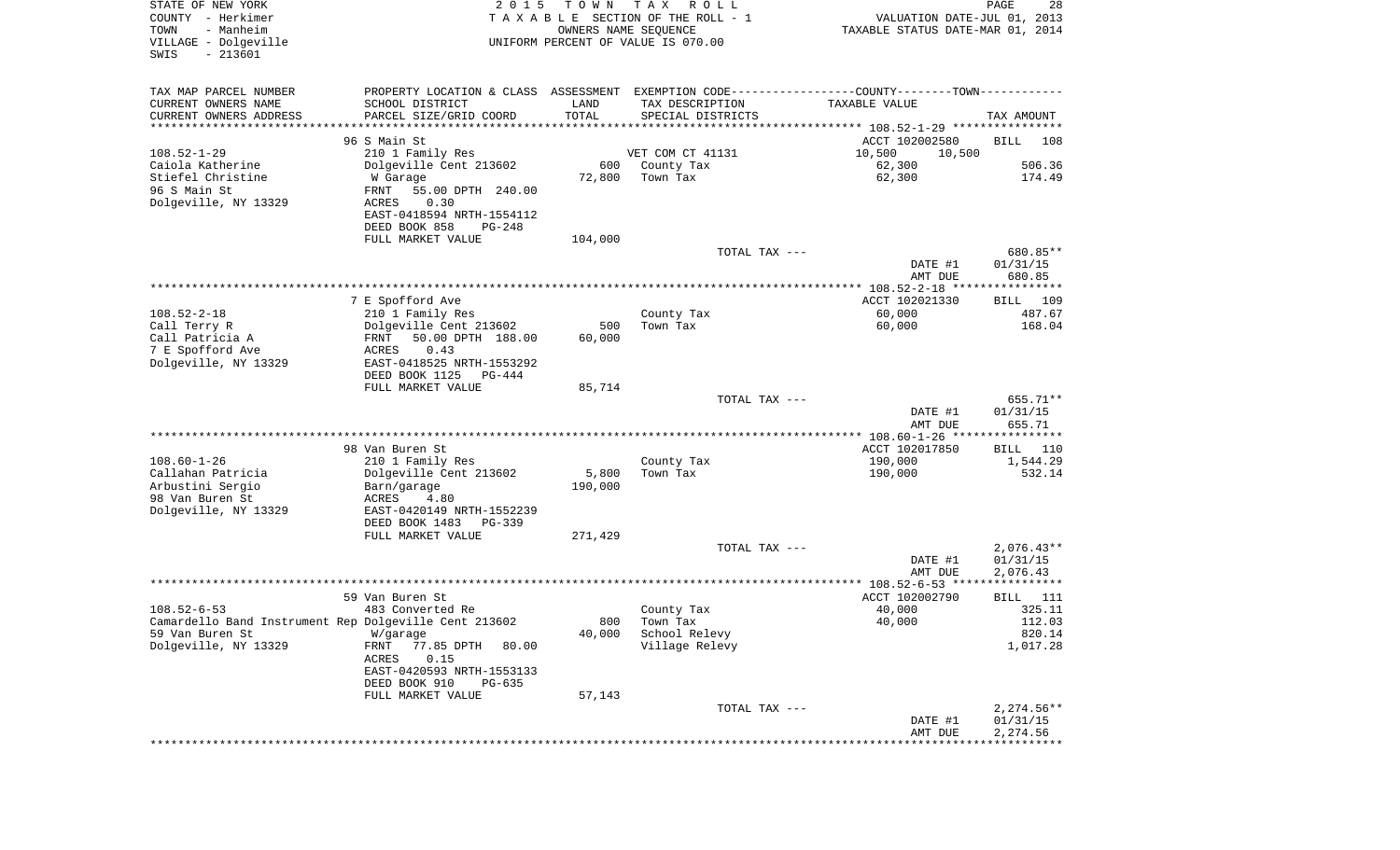STATE OF NEW YORK
COUNTY - Herkimer
TOWN - Manheim
VILLAGE - Dolgeville
SWIS - 213601

2015 TOWN TAX ROLL
TAXABLE SECTION OF THE ROLL - 1
OWNERS NAME SEQUENCE
UNIFORM PERCENT OF VALUE IS 070.00

VALUATION DATE-JUL 01, 2013
TAXABLE STATUS DATE-MAR 01, 2014

| TAX MAP PARCEL NUMBER / CURRENT OWNERS NAME / CURRENT OWNERS ADDRESS | PROPERTY LOCATION & CLASS / SCHOOL DISTRICT / PARCEL SIZE/GRID COORD | ASSESSMENT LAND / TOTAL | EXEMPTION CODE / TAX DESCRIPTION / SPECIAL DISTRICTS | TAXABLE VALUE | TAX AMOUNT |
|---|---|---|---|---|---|
| **108.52-1-29** | 96 S Main St | | | ACCT 102002580 | BILL 108 |
| | 210 1 Family Res | | VET COM CT 41131 | 10,500 10,500 | |
| Caiola Katherine | Dolgeville Cent 213602 | 600 | County Tax | 62,300 | 506.36 |
| Stiefel Christine | W Garage | 72,800 | Town Tax | 62,300 | 174.49 |
| 96 S Main St | FRNT 55.00 DPTH 240.00 | | | | |
| Dolgeville, NY 13329 | ACRES 0.30 | | | | |
| | EAST-0418594 NRTH-1554112 | | | | |
| | DEED BOOK 858 PG-248 | | | | |
| | FULL MARKET VALUE | 104,000 | | | |
| | | | TOTAL TAX --- | | 680.85** |
| | | | | DATE #1 | 01/31/15 |
| | | | | AMT DUE | 680.85 |
| **108.52-2-18** | 7 E Spofford Ave | | | ACCT 102021330 | BILL 109 |
| | 210 1 Family Res | | County Tax | 60,000 | 487.67 |
| Call Terry R | Dolgeville Cent 213602 | 500 | Town Tax | 60,000 | 168.04 |
| Call Patricia A | FRNT 50.00 DPTH 188.00 | 60,000 | | | |
| 7 E Spofford Ave | ACRES 0.43 | | | | |
| Dolgeville, NY 13329 | EAST-0418525 NRTH-1553292 | | | | |
| | DEED BOOK 1125 PG-444 | | | | |
| | FULL MARKET VALUE | 85,714 | | | |
| | | | TOTAL TAX --- | | 655.71** |
| | | | | DATE #1 | 01/31/15 |
| | | | | AMT DUE | 655.71 |
| **108.60-1-26** | 98 Van Buren St | | | ACCT 102017850 | BILL 110 |
| | 210 1 Family Res | | County Tax | 190,000 | 1,544.29 |
| Callahan Patricia | Dolgeville Cent 213602 | 5,800 | Town Tax | 190,000 | 532.14 |
| Arbustini Sergio | Barn/garage | 190,000 | | | |
| 98 Van Buren St | ACRES 4.80 | | | | |
| Dolgeville, NY 13329 | EAST-0420149 NRTH-1552239 | | | | |
| | DEED BOOK 1483 PG-339 | | | | |
| | FULL MARKET VALUE | 271,429 | | | |
| | | | TOTAL TAX --- | | 2,076.43** |
| | | | | DATE #1 | 01/31/15 |
| | | | | AMT DUE | 2,076.43 |
| **108.52-6-53** | 59 Van Buren St | | | ACCT 102002790 | BILL 111 |
| | 483 Converted Re | | County Tax | 40,000 | 325.11 |
| Camardello Band Instrument Rep | Dolgeville Cent 213602 | 800 | Town Tax | 40,000 | 112.03 |
| 59 Van Buren St | W/garage | 40,000 | School Relevy | | 820.14 |
| Dolgeville, NY 13329 | FRNT 77.85 DPTH 80.00 | | Village Relevy | | 1,017.28 |
| | ACRES 0.15 | | | | |
| | EAST-0420593 NRTH-1553133 | | | | |
| | DEED BOOK 910 PG-635 | | | | |
| | FULL MARKET VALUE | 57,143 | | | |
| | | | TOTAL TAX --- | | 2,274.56** |
| | | | | DATE #1 | 01/31/15 |
| | | | | AMT DUE | 2,274.56 |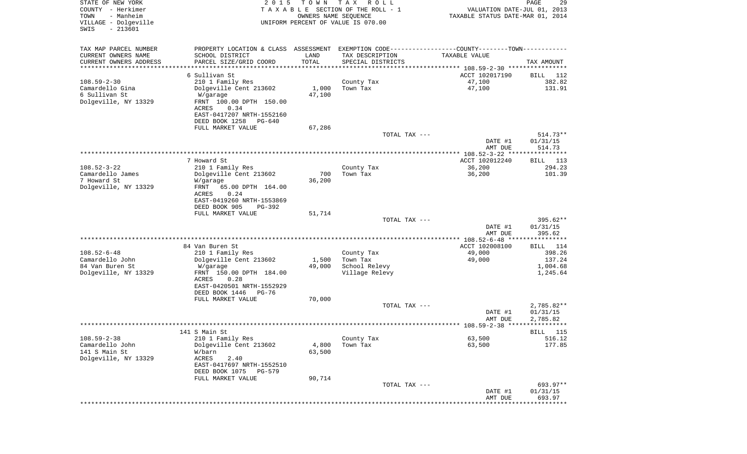STATE OF NEW YORK
COUNTY - Herkimer
TOWN - Manheim
VILLAGE - Dolgeville
SWIS - 213601

2015 TOWN TAX ROLL
TAXABLE SECTION OF THE ROLL - 1
OWNERS NAME SEQUENCE
UNIFORM PERCENT OF VALUE IS 070.00

VALUATION DATE-JUL 01, 2013
TAXABLE STATUS DATE-MAR 01, 2014

| TAX MAP PARCEL NUMBER / CURRENT OWNERS NAME / CURRENT OWNERS ADDRESS | PROPERTY LOCATION & CLASS / SCHOOL DISTRICT / PARCEL SIZE/GRID COORD | ASSESSMENT LAND / TOTAL | EXEMPTION CODE / TAX DESCRIPTION / SPECIAL DISTRICTS | TAXABLE VALUE | TAX AMOUNT |
|---|---|---|---|---|---|
| | 6 Sullivan St | | | ACCT 102017190 | BILL 112 |
| 108.59-2-30 | 210 1 Family Res | | County Tax | 47,100 | 382.82 |
| Camardello Gina | Dolgeville Cent 213602 | 1,000 | Town Tax | 47,100 | 131.91 |
| 6 Sullivan St | W/garage | 47,100 | | | |
| Dolgeville, NY 13329 | FRNT 100.00 DPTH 150.00 | | | | |
| | ACRES 0.34 | | | | |
| | EAST-0417207 NRTH-1552160 | | | | |
| | DEED BOOK 1258 PG-640 | | | | |
| | FULL MARKET VALUE | 67,286 | | | |
| | | | TOTAL TAX --- | | 514.73** |
| | | | | DATE #1 | 01/31/15 |
| | | | | AMT DUE | 514.73 |
| | 7 Howard St | | | ACCT 102012240 | BILL 113 |
| 108.52-3-22 | 210 1 Family Res | | County Tax | 36,200 | 294.23 |
| Camardello James | Dolgeville Cent 213602 | 700 | Town Tax | 36,200 | 101.39 |
| 7 Howard St | W/garage | 36,200 | | | |
| Dolgeville, NY 13329 | FRNT 65.00 DPTH 164.00 | | | | |
| | ACRES 0.24 | | | | |
| | EAST-0419260 NRTH-1553869 | | | | |
| | DEED BOOK 905 PG-392 | | | | |
| | FULL MARKET VALUE | 51,714 | | | |
| | | | TOTAL TAX --- | | 395.62** |
| | | | | DATE #1 | 01/31/15 |
| | | | | AMT DUE | 395.62 |
| | 84 Van Buren St | | | ACCT 102008100 | BILL 114 |
| 108.52-6-48 | 210 1 Family Res | | County Tax | 49,000 | 398.26 |
| Camardello John | Dolgeville Cent 213602 | 1,500 | Town Tax | 49,000 | 137.24 |
| 84 Van Buren St | W/garage | 49,000 | School Relevy | | 1,004.68 |
| Dolgeville, NY 13329 | FRNT 150.00 DPTH 184.00 | | Village Relevy | | 1,245.64 |
| | ACRES 0.28 | | | | |
| | EAST-0420501 NRTH-1552929 | | | | |
| | DEED BOOK 1446 PG-76 | | | | |
| | FULL MARKET VALUE | 70,000 | | | |
| | | | TOTAL TAX --- | | 2,785.82** |
| | | | | DATE #1 | 01/31/15 |
| | | | | AMT DUE | 2,785.82 |
| | 141 S Main St | | | | BILL 115 |
| 108.59-2-38 | 210 1 Family Res | | County Tax | 63,500 | 516.12 |
| Camardello John | Dolgeville Cent 213602 | 4,800 | Town Tax | 63,500 | 177.85 |
| 141 S Main St | W/barn | 63,500 | | | |
| Dolgeville, NY 13329 | ACRES 2.40 | | | | |
| | EAST-0417697 NRTH-1552510 | | | | |
| | DEED BOOK 1075 PG-579 | | | | |
| | FULL MARKET VALUE | 90,714 | | | |
| | | | TOTAL TAX --- | | 693.97** |
| | | | | DATE #1 | 01/31/15 |
| | | | | AMT DUE | 693.97 |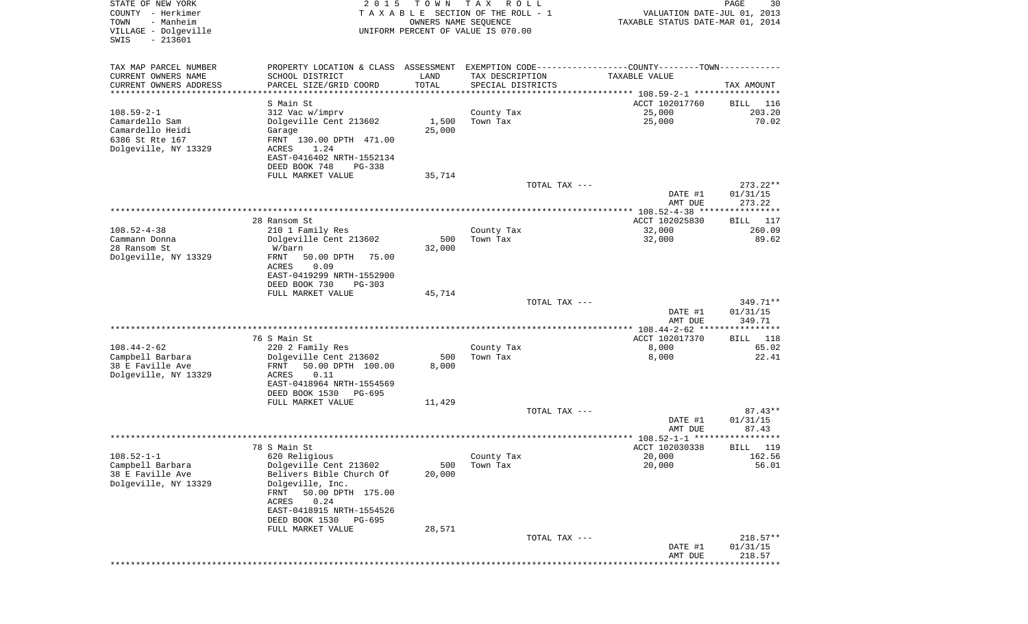STATE OF NEW YORK
COUNTY - Herkimer
TOWN - Manheim
VILLAGE - Dolgeville
SWIS - 213601

2 0 1 5 T O W N T A X R O L L
T A X A B L E SECTION OF THE ROLL - 1
OWNERS NAME SEQUENCE
UNIFORM PERCENT OF VALUE IS 070.00

VALUATION DATE-JUL 01, 2013
TAXABLE STATUS DATE-MAR 01, 2014

| TAX MAP PARCEL NUMBER / CURRENT OWNERS NAME / CURRENT OWNERS ADDRESS | PROPERTY LOCATION & CLASS / SCHOOL DISTRICT / PARCEL SIZE/GRID COORD | ASSESSMENT LAND | TOTAL | EXEMPTION CODE / TAX DESCRIPTION / SPECIAL DISTRICTS | COUNTY--------TOWN TAXABLE VALUE | TAX AMOUNT |
|---|---|---|---|---|---|---|
| 108.59-2-1 | S Main St | | | | ACCT 102017760 | BILL 116 |
| | 312 Vac w/imprv | | | County Tax | 25,000 | 203.20 |
| Camardello Sam | Dolgeville Cent 213602 | 1,500 | | Town Tax | 25,000 | 70.02 |
| Camardello Heidi | Garage | | 25,000 | | | |
| 6386 St Rte 167 | FRNT 130.00 DPTH 471.00 | | | | | |
| Dolgeville, NY 13329 | ACRES 1.24 | | | | | |
| | EAST-0416402 NRTH-1552134 | | | | | |
| | DEED BOOK 748 PG-338 | | | | | |
| | FULL MARKET VALUE | | 35,714 | | | |
| | | | | TOTAL TAX --- | | 273.22** |
| | | | | | DATE #1 | 01/31/15 |
| | | | | | AMT DUE | 273.22 |
| 108.52-4-38 | 28 Ransom St | | | | ACCT 102025830 | BILL 117 |
| | 210 1 Family Res | | | County Tax | 32,000 | 260.09 |
| Cammann Donna | Dolgeville Cent 213602 | 500 | | Town Tax | 32,000 | 89.62 |
| 28 Ransom St | W/barn | | 32,000 | | | |
| Dolgeville, NY 13329 | FRNT 50.00 DPTH 75.00 | | | | | |
| | ACRES 0.09 | | | | | |
| | EAST-0419299 NRTH-1552900 | | | | | |
| | DEED BOOK 730 PG-303 | | | | | |
| | FULL MARKET VALUE | | 45,714 | | | |
| | | | | TOTAL TAX --- | | 349.71** |
| | | | | | DATE #1 | 01/31/15 |
| | | | | | AMT DUE | 349.71 |
| 108.44-2-62 | 76 S Main St | | | | ACCT 102017370 | BILL 118 |
| | 220 2 Family Res | | | County Tax | 8,000 | 65.02 |
| Campbell Barbara | Dolgeville Cent 213602 | 500 | | Town Tax | 8,000 | 22.41 |
| 38 E Faville Ave | FRNT 50.00 DPTH 100.00 | | 8,000 | | | |
| Dolgeville, NY 13329 | ACRES 0.11 | | | | | |
| | EAST-0418964 NRTH-1554569 | | | | | |
| | DEED BOOK 1530 PG-695 | | | | | |
| | FULL MARKET VALUE | | 11,429 | | | |
| | | | | TOTAL TAX --- | | 87.43** |
| | | | | | DATE #1 | 01/31/15 |
| | | | | | AMT DUE | 87.43 |
| 108.52-1-1 | 78 S Main St | | | | ACCT 102030338 | BILL 119 |
| | 620 Religious | | | County Tax | 20,000 | 162.56 |
| Campbell Barbara | Dolgeville Cent 213602 | 500 | | Town Tax | 20,000 | 56.01 |
| 38 E Faville Ave | Belivers Bible Church Of | | 20,000 | | | |
| Dolgeville, NY 13329 | Dolgeville, Inc. | | | | | |
| | FRNT 50.00 DPTH 175.00 | | | | | |
| | ACRES 0.24 | | | | | |
| | EAST-0418915 NRTH-1554526 | | | | | |
| | DEED BOOK 1530 PG-695 | | | | | |
| | FULL MARKET VALUE | | 28,571 | | | |
| | | | | TOTAL TAX --- | | 218.57** |
| | | | | | DATE #1 | 01/31/15 |
| | | | | | AMT DUE | 218.57 |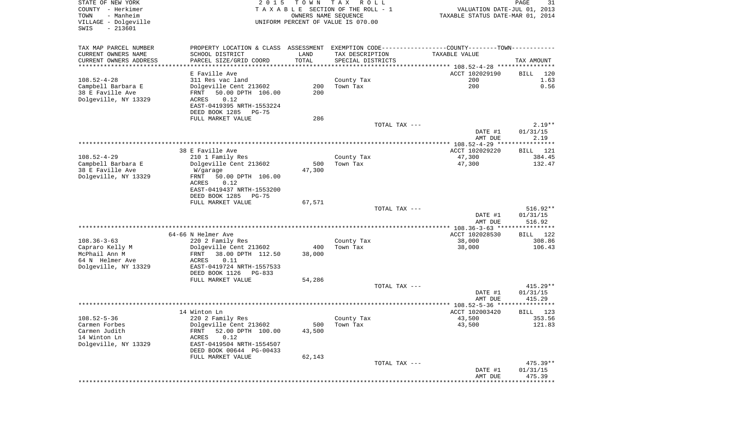STATE OF NEW YORK
COUNTY - Herkimer
TOWN - Manheim
VILLAGE - Dolgeville
SWIS - 213601

2015 TOWN TAX ROLL
TAXABLE SECTION OF THE ROLL - 1
OWNERS NAME SEQUENCE
UNIFORM PERCENT OF VALUE IS 070.00

VALUATION DATE-JUL 01, 2013
TAXABLE STATUS DATE-MAR 01, 2014

| TAX MAP PARCEL NUMBER<br>CURRENT OWNERS NAME<br>CURRENT OWNERS ADDRESS | PROPERTY LOCATION & CLASS<br>SCHOOL DISTRICT<br>PARCEL SIZE/GRID COORD | ASSESSMENT<br>LAND<br>TOTAL | EXEMPTION CODE<br>TAX DESCRIPTION<br>SPECIAL DISTRICTS | COUNTY--------TOWN<br>TAXABLE VALUE | TAX AMOUNT |
|---|---|---|---|---|---|
| | E Faville Ave | | | ACCT 102029190 | BILL 120 |
| 108.52-4-28 | 311 Res vac land | | County Tax | 200 | 1.63 |
| Campbell Barbara E | Dolgeville Cent 213602 | 200 | Town Tax | 200 | 0.56 |
| 38 E Faville Ave | FRNT 50.00 DPTH 106.00 | 200 | | | |
| Dolgeville, NY 13329 | ACRES 0.12 | | | | |
| | EAST-0419395 NRTH-1553224 | | | | |
| | DEED BOOK 1285 PG-75 | | | | |
| | FULL MARKET VALUE | 286 | | | |
| | | | TOTAL TAX --- | | 2.19** |
| | | | | DATE #1 | 01/31/15 |
| | | | | AMT DUE | 2.19 |
| | 38 E Faville Ave | | | ACCT 102029220 | BILL 121 |
| 108.52-4-29 | 210 1 Family Res | | County Tax | 47,300 | 384.45 |
| Campbell Barbara E | Dolgeville Cent 213602 | 500 | Town Tax | 47,300 | 132.47 |
| 38 E Faville Ave | W/garage | 47,300 | | | |
| Dolgeville, NY 13329 | FRNT 50.00 DPTH 106.00 | | | | |
| | ACRES 0.12 | | | | |
| | EAST-0419437 NRTH-1553200 | | | | |
| | DEED BOOK 1285 PG-75 | | | | |
| | FULL MARKET VALUE | 67,571 | | | |
| | | | TOTAL TAX --- | | 516.92** |
| | | | | DATE #1 | 01/31/15 |
| | | | | AMT DUE | 516.92 |
| | 64-66 N Helmer Ave | | | ACCT 102028530 | BILL 122 |
| 108.36-3-63 | 220 2 Family Res | | County Tax | 38,000 | 308.86 |
| Capraro Kelly M | Dolgeville Cent 213602 | 400 | Town Tax | 38,000 | 106.43 |
| McPhail Ann M | FRNT 38.00 DPTH 112.50 | 38,000 | | | |
| 64 N Helmer Ave | ACRES 0.11 | | | | |
| Dolgeville, NY 13329 | EAST-0419724 NRTH-1557533 | | | | |
| | DEED BOOK 1126 PG-833 | | | | |
| | FULL MARKET VALUE | 54,286 | | | |
| | | | TOTAL TAX --- | | 415.29** |
| | | | | DATE #1 | 01/31/15 |
| | | | | AMT DUE | 415.29 |
| | 14 Winton Ln | | | ACCT 102003420 | BILL 123 |
| 108.52-5-36 | 220 2 Family Res | | County Tax | 43,500 | 353.56 |
| Carmen Forbes | Dolgeville Cent 213602 | 500 | Town Tax | 43,500 | 121.83 |
| Carmen Judith | FRNT 52.00 DPTH 100.00 | 43,500 | | | |
| 14 Winton Ln | ACRES 0.12 | | | | |
| Dolgeville, NY 13329 | EAST-0419504 NRTH-1554507 | | | | |
| | DEED BOOK 00644 PG-00433 | | | | |
| | FULL MARKET VALUE | 62,143 | | | |
| | | | TOTAL TAX --- | | 475.39** |
| | | | | DATE #1 | 01/31/15 |
| | | | | AMT DUE | 475.39 |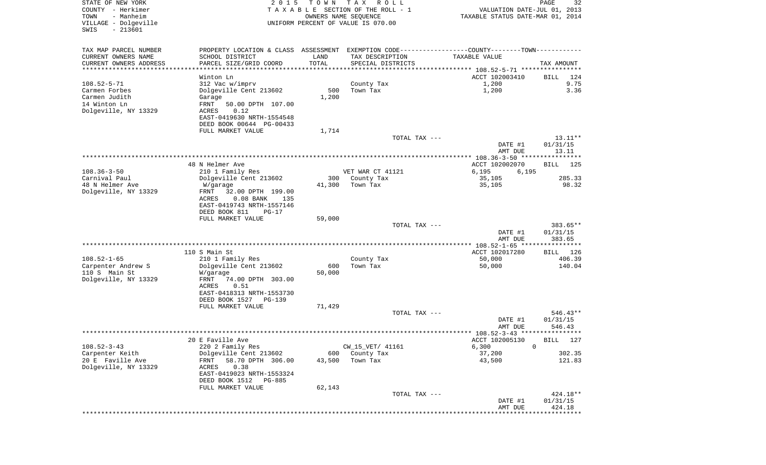STATE OF NEW YORK
COUNTY - Herkimer
TOWN - Manheim
VILLAGE - Dolgeville
SWIS - 213601

2015 TOWN TAX ROLL
TAXABLE SECTION OF THE ROLL - 1
OWNERS NAME SEQUENCE
UNIFORM PERCENT OF VALUE IS 070.00

VALUATION DATE-JUL 01, 2013
TAXABLE STATUS DATE-MAR 01, 2014

| TAX MAP PARCEL NUMBER / CURRENT OWNERS NAME / CURRENT OWNERS ADDRESS | PROPERTY LOCATION & CLASS / SCHOOL DISTRICT / PARCEL SIZE/GRID COORD | ASSESSMENT LAND / TOTAL | EXEMPTION CODE / TAX DESCRIPTION / SPECIAL DISTRICTS | COUNTY / TOWN TAXABLE VALUE | TAX AMOUNT |
|---|---|---|---|---|---|
| **108.52-5-71** | Winton Ln | | | ACCT 102003410 | BILL 124 |
| Carmen Forbes | 312 Vac w/imprv | | County Tax | 1,200 | 9.75 |
| Carmen Judith | Dolgeville Cent 213602 | 500 | Town Tax | 1,200 | 3.36 |
| 14 Winton Ln | Garage | 1,200 | | | |
| Dolgeville, NY 13329 | FRNT 50.00 DPTH 107.00 | | | | |
| | ACRES 0.12 | | | | |
| | EAST-0419630 NRTH-1554548 | | | | |
| | DEED BOOK 00644 PG-00433 | | | | |
| | FULL MARKET VALUE | 1,714 | | | |
| | | | TOTAL TAX --- | | 13.11** |
| | | | | DATE #1 | 01/31/15 |
| | | | | AMT DUE | 13.11 |
| **108.36-3-50** | 48 N Helmer Ave | | | ACCT 102002070 | BILL 125 |
| Carnival Paul | 210 1 Family Res | | VET WAR CT 41121 | 6,195 6,195 | |
| 48 N Helmer Ave | Dolgeville Cent 213602 | 300 | County Tax | 35,105 | 285.33 |
| Dolgeville, NY 13329 | W/garage | 41,300 | Town Tax | 35,105 | 98.32 |
| | FRNT 32.00 DPTH 199.00 | | | | |
| | ACRES 0.08 BANK 135 | | | | |
| | EAST-0419743 NRTH-1557146 | | | | |
| | DEED BOOK 811 PG-17 | | | | |
| | FULL MARKET VALUE | 59,000 | | | |
| | | | TOTAL TAX --- | | 383.65** |
| | | | | DATE #1 | 01/31/15 |
| | | | | AMT DUE | 383.65 |
| **108.52-1-65** | 110 S Main St | | | ACCT 102017280 | BILL 126 |
| Carpenter Andrew S | 210 1 Family Res | | County Tax | 50,000 | 406.39 |
| 110 S Main St | Dolgeville Cent 213602 | 600 | Town Tax | 50,000 | 140.04 |
| Dolgeville, NY 13329 | W/garage | 50,000 | | | |
| | FRNT 74.00 DPTH 303.00 | | | | |
| | ACRES 0.51 | | | | |
| | EAST-0418313 NRTH-1553730 | | | | |
| | DEED BOOK 1527 PG-139 | | | | |
| | FULL MARKET VALUE | 71,429 | | | |
| | | | TOTAL TAX --- | | 546.43** |
| | | | | DATE #1 | 01/31/15 |
| | | | | AMT DUE | 546.43 |
| **108.52-3-43** | 20 E Faville Ave | | | ACCT 102005130 | BILL 127 |
| Carpenter Keith | 220 2 Family Res | | CW_15_VET/ 41161 | 6,300 0 | |
| 20 E Faville Ave | Dolgeville Cent 213602 | 600 | County Tax | 37,200 | 302.35 |
| Dolgeville, NY 13329 | FRNT 58.70 DPTH 306.00 | 43,500 | Town Tax | 43,500 | 121.83 |
| | ACRES 0.38 | | | | |
| | EAST-0419023 NRTH-1553324 | | | | |
| | DEED BOOK 1512 PG-885 | | | | |
| | FULL MARKET VALUE | 62,143 | | | |
| | | | TOTAL TAX --- | | 424.18** |
| | | | | DATE #1 | 01/31/15 |
| | | | | AMT DUE | 424.18 |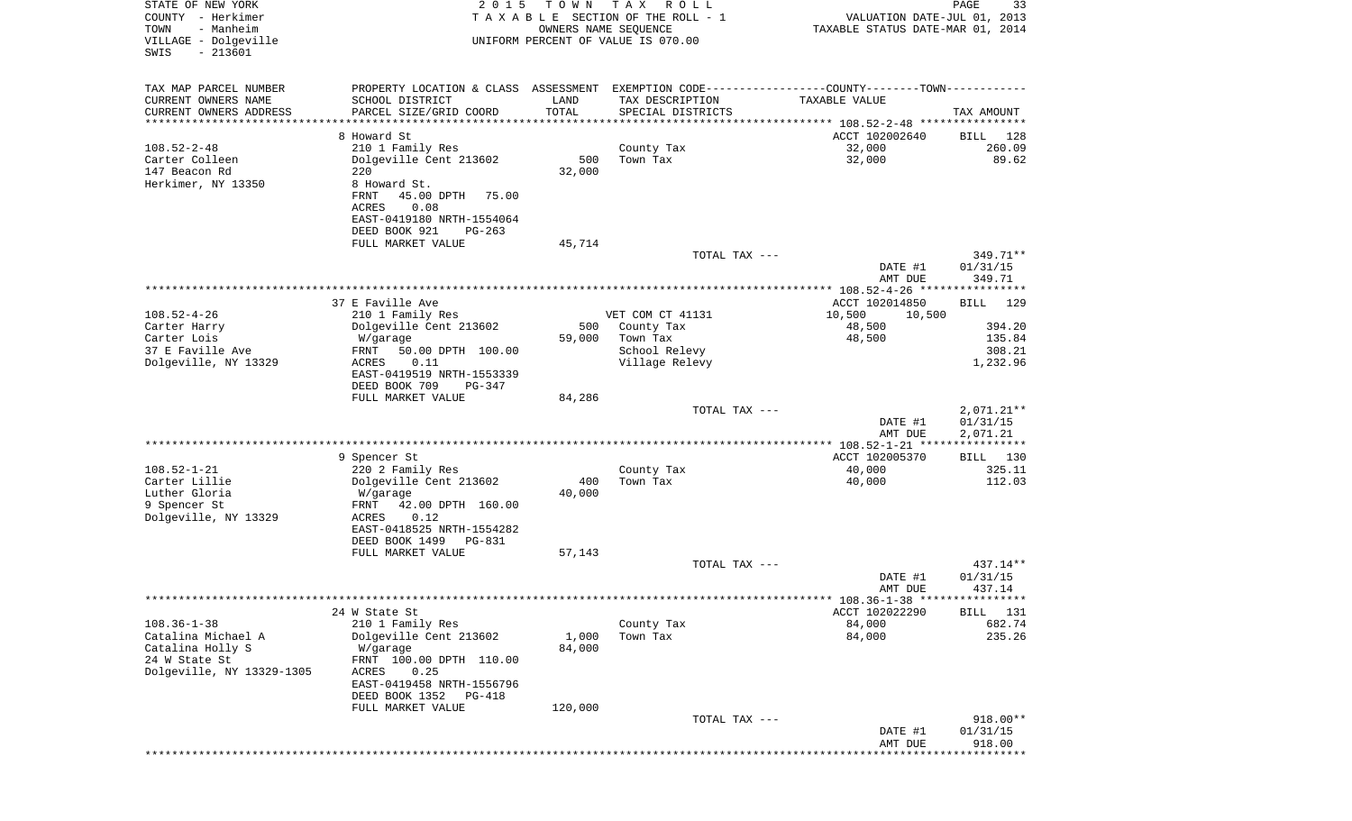STATE OF NEW YORK
COUNTY - Herkimer
TOWN - Manheim
VILLAGE - Dolgeville
SWIS - 213601

2015 TOWN TAX ROLL
TAXABLE SECTION OF THE ROLL - 1
OWNERS NAME SEQUENCE
UNIFORM PERCENT OF VALUE IS 070.00

VALUATION DATE-JUL 01, 2013
TAXABLE STATUS DATE-MAR 01, 2014

| TAX MAP PARCEL NUMBER / CURRENT OWNERS NAME / CURRENT OWNERS ADDRESS | PROPERTY LOCATION & CLASS / SCHOOL DISTRICT / PARCEL SIZE/GRID COORD | ASSESSMENT LAND / TOTAL | EXEMPTION CODE / TAX DESCRIPTION / SPECIAL DISTRICTS | TAXABLE VALUE | TAX AMOUNT |
|---|---|---|---|---|---|
| 108.52-2-48 | 8 Howard St | | | ACCT 102002640 | BILL 128 |
| Carter Colleen | 210 1 Family Res | | County Tax | 32,000 | 260.09 |
| 147 Beacon Rd | Dolgeville Cent 213602 | 500 | Town Tax | 32,000 | 89.62 |
| Herkimer, NY 13350 | 220 | 32,000 | | | |
| | 8 Howard St. | | | | |
| | FRNT 45.00 DPTH 75.00 | | | | |
| | ACRES 0.08 | | | | |
| | EAST-0419180 NRTH-1554064 | | | | |
| | DEED BOOK 921 PG-263 | | | | |
| | FULL MARKET VALUE | 45,714 | | | |
| | | | TOTAL TAX --- | | 349.71** |
| | | | | DATE #1 | 01/31/15 |
| | | | | AMT DUE | 349.71 |
| 108.52-4-26 | 37 E Faville Ave | | | ACCT 102014850 | BILL 129 |
| Carter Harry | 210 1 Family Res | | VET COM CT 41131 | 10,500 10,500 | |
| Carter Lois | Dolgeville Cent 213602 | 500 | County Tax | 48,500 | 394.20 |
| 37 E Faville Ave | W/garage | 59,000 | Town Tax | 48,500 | 135.84 |
| Dolgeville, NY 13329 | FRNT 50.00 DPTH 100.00 | | School Relevy | | 308.21 |
| | ACRES 0.11 | | Village Relevy | | 1,232.96 |
| | EAST-0419519 NRTH-1553339 | | | | |
| | DEED BOOK 709 PG-347 | | | | |
| | FULL MARKET VALUE | 84,286 | | | |
| | | | TOTAL TAX --- | | 2,071.21** |
| | | | | DATE #1 | 01/31/15 |
| | | | | AMT DUE | 2,071.21 |
| 108.52-1-21 | 9 Spencer St | | | ACCT 102005370 | BILL 130 |
| Carter Lillie | 220 2 Family Res | | County Tax | 40,000 | 325.11 |
| Luther Gloria | Dolgeville Cent 213602 | 400 | Town Tax | 40,000 | 112.03 |
| 9 Spencer St | W/garage | 40,000 | | | |
| Dolgeville, NY 13329 | FRNT 42.00 DPTH 160.00 | | | | |
| | ACRES 0.12 | | | | |
| | EAST-0418525 NRTH-1554282 | | | | |
| | DEED BOOK 1499 PG-831 | | | | |
| | FULL MARKET VALUE | 57,143 | | | |
| | | | TOTAL TAX --- | | 437.14** |
| | | | | DATE #1 | 01/31/15 |
| | | | | AMT DUE | 437.14 |
| 108.36-1-38 | 24 W State St | | | ACCT 102022290 | BILL 131 |
| Catalina Michael A | 210 1 Family Res | | County Tax | 84,000 | 682.74 |
| Catalina Holly S | Dolgeville Cent 213602 | 1,000 | Town Tax | 84,000 | 235.26 |
| 24 W State St | W/garage | 84,000 | | | |
| Dolgeville, NY 13329-1305 | FRNT 100.00 DPTH 110.00 | | | | |
| | ACRES 0.25 | | | | |
| | EAST-0419458 NRTH-1556796 | | | | |
| | DEED BOOK 1352 PG-418 | | | | |
| | FULL MARKET VALUE | 120,000 | | | |
| | | | TOTAL TAX --- | | 918.00** |
| | | | | DATE #1 | 01/31/15 |
| | | | | AMT DUE | 918.00 |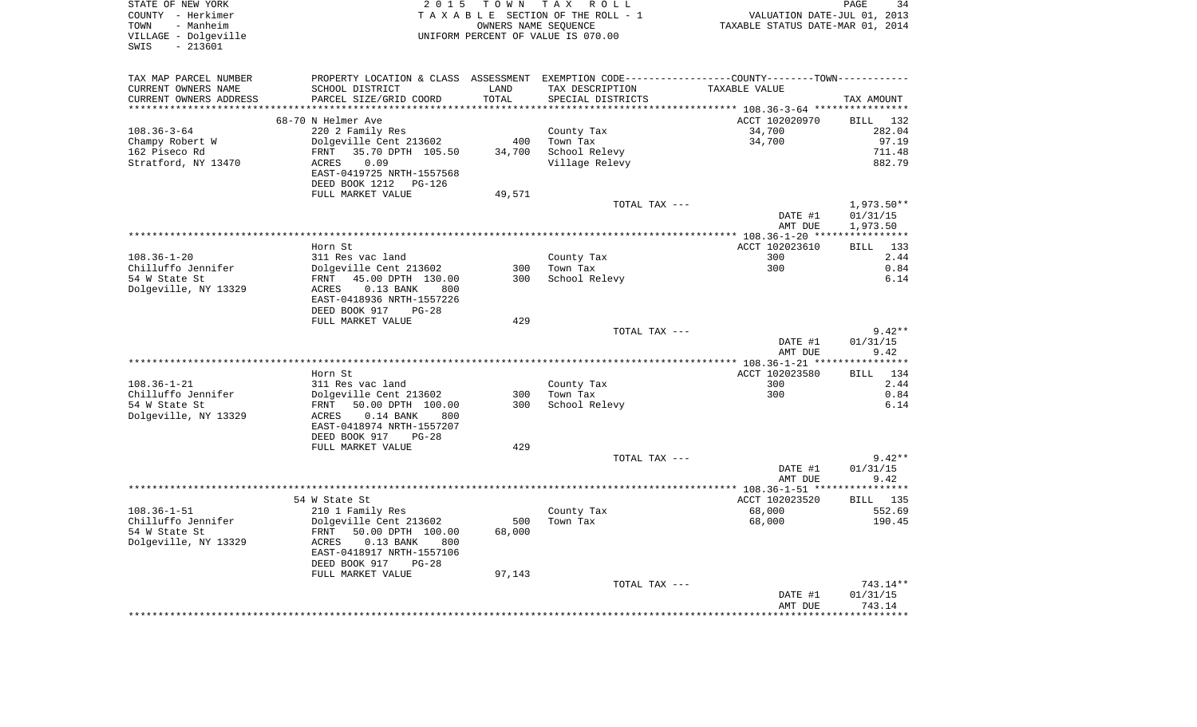STATE OF NEW YORK — 2015 TOWN TAX ROLL
COUNTY - Herkimer — TAXABLE SECTION OF THE ROLL - 1 — VALUATION DATE-JUL 01, 2013
TOWN - Manheim — OWNERS NAME SEQUENCE — TAXABLE STATUS DATE-MAR 01, 2014
VILLAGE - Dolgeville — UNIFORM PERCENT OF VALUE IS 070.00
SWIS - 213601

| TAX MAP PARCEL NUMBER / CURRENT OWNERS NAME / CURRENT OWNERS ADDRESS | PROPERTY LOCATION & CLASS / SCHOOL DISTRICT / PARCEL SIZE/GRID COORD | ASSESSMENT LAND / TOTAL | EXEMPTION CODE / TAX DESCRIPTION / SPECIAL DISTRICTS | COUNTY--------TOWN / TAXABLE VALUE | TAX AMOUNT |
|---|---|---|---|---|---|
| | 68-70 N Helmer Ave | | | ACCT 102020970 | BILL 132 |
| 108.36-3-64 | 220 2 Family Res | | County Tax | 34,700 | 282.04 |
| Champy Robert W | Dolgeville Cent 213602 | 400 | Town Tax | 34,700 | 97.19 |
| 162 Piseco Rd | FRNT 35.70 DPTH 105.50 | 34,700 | School Relevy | | 711.48 |
| Stratford, NY 13470 | ACRES 0.09 | | Village Relevy | | 882.79 |
| | EAST-0419725 NRTH-1557568 | | | | |
| | DEED BOOK 1212 PG-126 | | | | |
| | FULL MARKET VALUE | 49,571 | | | |
| | | | TOTAL TAX --- | | 1,973.50** |
| | | | | DATE #1 | 01/31/15 |
| | | | | AMT DUE | 1,973.50 |
| | Horn St | | | ACCT 102023610 | BILL 133 |
| 108.36-1-20 | 311 Res vac land | | County Tax | 300 | 2.44 |
| Chilluffo Jennifer | Dolgeville Cent 213602 | 300 | Town Tax | 300 | 0.84 |
| 54 W State St | FRNT 45.00 DPTH 130.00 | 300 | School Relevy | | 6.14 |
| Dolgeville, NY 13329 | ACRES 0.13 BANK 800 | | | | |
| | EAST-0418936 NRTH-1557226 | | | | |
| | DEED BOOK 917 PG-28 | | | | |
| | FULL MARKET VALUE | 429 | | | |
| | | | TOTAL TAX --- | | 9.42** |
| | | | | DATE #1 | 01/31/15 |
| | | | | AMT DUE | 9.42 |
| | Horn St | | | ACCT 102023580 | BILL 134 |
| 108.36-1-21 | 311 Res vac land | | County Tax | 300 | 2.44 |
| Chilluffo Jennifer | Dolgeville Cent 213602 | 300 | Town Tax | 300 | 0.84 |
| 54 W State St | FRNT 50.00 DPTH 100.00 | 300 | School Relevy | | 6.14 |
| Dolgeville, NY 13329 | ACRES 0.14 BANK 800 | | | | |
| | EAST-0418974 NRTH-1557207 | | | | |
| | DEED BOOK 917 PG-28 | | | | |
| | FULL MARKET VALUE | 429 | | | |
| | | | TOTAL TAX --- | | 9.42** |
| | | | | DATE #1 | 01/31/15 |
| | | | | AMT DUE | 9.42 |
| | 54 W State St | | | ACCT 102023520 | BILL 135 |
| 108.36-1-51 | 210 1 Family Res | | County Tax | 68,000 | 552.69 |
| Chilluffo Jennifer | Dolgeville Cent 213602 | 500 | Town Tax | 68,000 | 190.45 |
| 54 W State St | FRNT 50.00 DPTH 100.00 | 68,000 | | | |
| Dolgeville, NY 13329 | ACRES 0.13 BANK 800 | | | | |
| | EAST-0418917 NRTH-1557106 | | | | |
| | DEED BOOK 917 PG-28 | | | | |
| | FULL MARKET VALUE | 97,143 | | | |
| | | | TOTAL TAX --- | | 743.14** |
| | | | | DATE #1 | 01/31/15 |
| | | | | AMT DUE | 743.14 |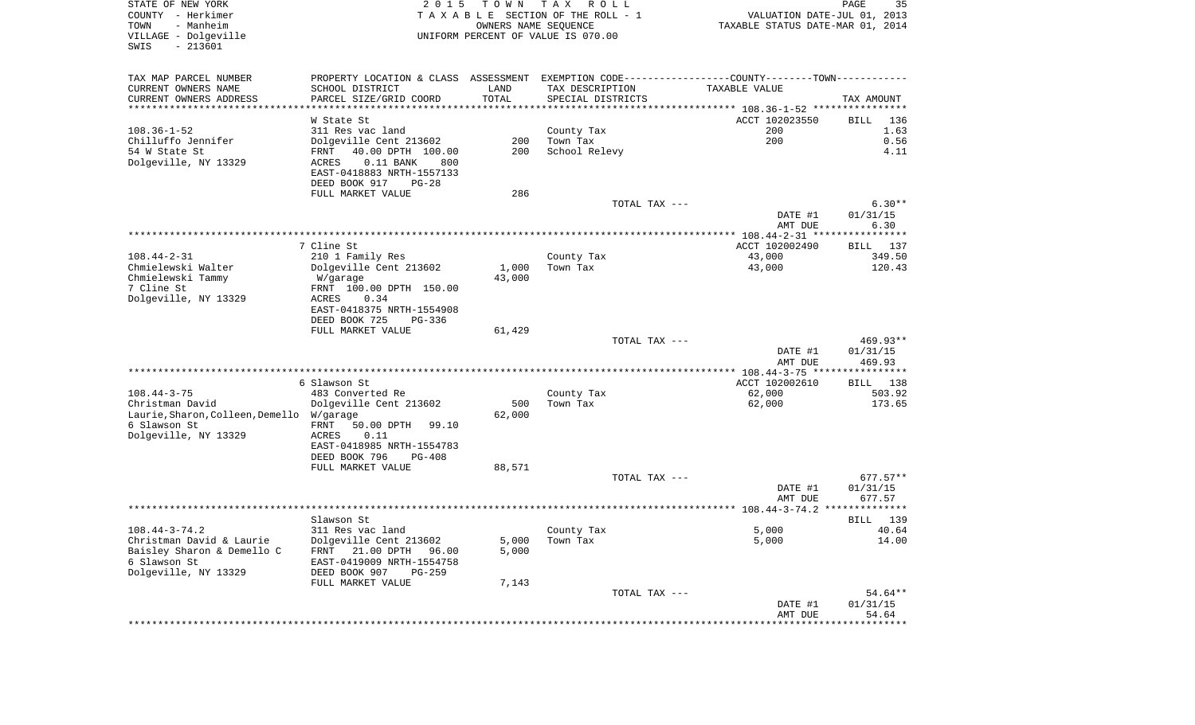STATE OF NEW YORK
COUNTY - Herkimer
TOWN - Manheim
VILLAGE - Dolgeville
SWIS - 213601

2015 TOWN TAX ROLL
TAXABLE SECTION OF THE ROLL - 1
OWNERS NAME SEQUENCE
UNIFORM PERCENT OF VALUE IS 070.00

VALUATION DATE-JUL 01, 2013
TAXABLE STATUS DATE-MAR 01, 2014

| TAX MAP PARCEL NUMBER / CURRENT OWNERS NAME / CURRENT OWNERS ADDRESS | PROPERTY LOCATION & CLASS / SCHOOL DISTRICT / PARCEL SIZE/GRID COORD | ASSESSMENT LAND | TOTAL | EXEMPTION CODE / TAX DESCRIPTION / SPECIAL DISTRICTS | TAXABLE VALUE | TAX AMOUNT |
|---|---|---|---|---|---|---|
| **108.36-1-52** | W State St | | | | ACCT 102023550 | BILL 136 |
| Chilluffo Jennifer | 311 Res vac land | | | County Tax | 200 | 1.63 |
| 54 W State St | Dolgeville Cent 213602 | 200 | | Town Tax | 200 | 0.56 |
| Dolgeville, NY 13329 | FRNT 40.00 DPTH 100.00 | | 200 | School Relevy | | 4.11 |
| | ACRES 0.11 BANK 800 | | | | | |
| | EAST-0418883 NRTH-1557133 | | | | | |
| | DEED BOOK 917 PG-28 | | | | | |
| | FULL MARKET VALUE | | 286 | | | |
| | | | | TOTAL TAX --- | | 6.30** |
| | | | | | DATE #1 | 01/31/15 |
| | | | | | AMT DUE | 6.30 |
| **108.44-2-31** | 7 Cline St | | | | ACCT 102002490 | BILL 137 |
| Chmielewski Walter | 210 1 Family Res | | | County Tax | 43,000 | 349.50 |
| Chmielewski Tammy | Dolgeville Cent 213602 | 1,000 | | Town Tax | 43,000 | 120.43 |
| 7 Cline St | W/garage | | 43,000 | | | |
| Dolgeville, NY 13329 | FRNT 100.00 DPTH 150.00 | | | | | |
| | ACRES 0.34 | | | | | |
| | EAST-0418375 NRTH-1554908 | | | | | |
| | DEED BOOK 725 PG-336 | | | | | |
| | FULL MARKET VALUE | | 61,429 | | | |
| | | | | TOTAL TAX --- | | 469.93** |
| | | | | | DATE #1 | 01/31/15 |
| | | | | | AMT DUE | 469.93 |
| **108.44-3-75** | 6 Slawson St | | | | ACCT 102002610 | BILL 138 |
| Christman David | 483 Converted Re | | | County Tax | 62,000 | 503.92 |
| Laurie,Sharon,Colleen,Demello | Dolgeville Cent 213602 | 500 | | Town Tax | 62,000 | 173.65 |
| 6 Slawson St | W/garage | | 62,000 | | | |
| Dolgeville, NY 13329 | FRNT 50.00 DPTH 99.10 | | | | | |
| | ACRES 0.11 | | | | | |
| | EAST-0418985 NRTH-1554783 | | | | | |
| | DEED BOOK 796 PG-408 | | | | | |
| | FULL MARKET VALUE | | 88,571 | | | |
| | | | | TOTAL TAX --- | | 677.57** |
| | | | | | DATE #1 | 01/31/15 |
| | | | | | AMT DUE | 677.57 |
| **108.44-3-74.2** | Slawson St | | | | | BILL 139 |
| Christman David & Laurie | 311 Res vac land | | | County Tax | 5,000 | 40.64 |
| Baisley Sharon & Demello C | Dolgeville Cent 213602 | 5,000 | | Town Tax | 5,000 | 14.00 |
| 6 Slawson St | FRNT 21.00 DPTH 96.00 | | 5,000 | | | |
| Dolgeville, NY 13329 | EAST-0419009 NRTH-1554758 | | | | | |
| | DEED BOOK 907 PG-259 | | | | | |
| | FULL MARKET VALUE | | 7,143 | | | |
| | | | | TOTAL TAX --- | | 54.64** |
| | | | | | DATE #1 | 01/31/15 |
| | | | | | AMT DUE | 54.64 |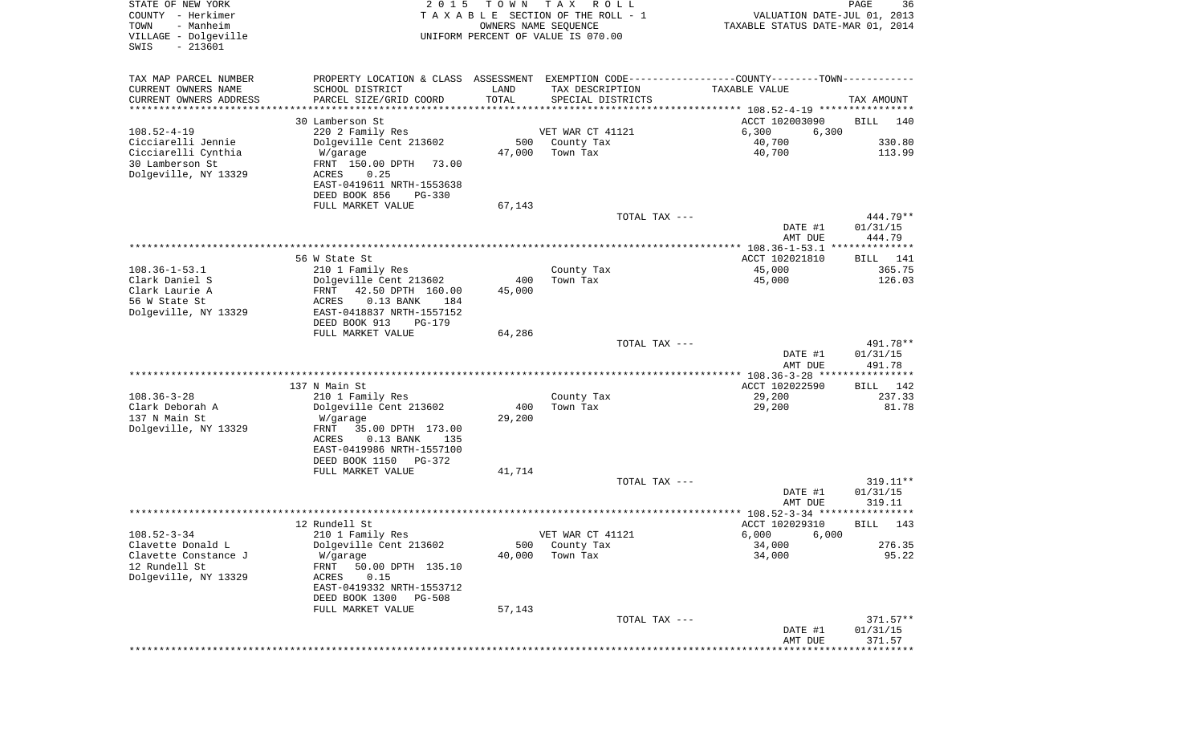STATE OF NEW YORK | COUNTY - Herkimer | TOWN - Manheim | VILLAGE - Dolgeville | SWIS - 213601

2015 TOWN TAX ROLL
TAXABLE SECTION OF THE ROLL - 1
OWNERS NAME SEQUENCE
UNIFORM PERCENT OF VALUE IS 070.00

VALUATION DATE-JUL 01, 2013
TAXABLE STATUS DATE-MAR 01, 2014

| TAX MAP PARCEL NUMBER / CURRENT OWNERS NAME / CURRENT OWNERS ADDRESS | PROPERTY LOCATION & CLASS / SCHOOL DISTRICT / PARCEL SIZE/GRID COORD | ASSESSMENT LAND / TOTAL | EXEMPTION CODE / TAX DESCRIPTION / SPECIAL DISTRICTS | COUNTY / TOWN TAXABLE VALUE | TAX AMOUNT |
|---|---|---|---|---|---|
| | 30 Lamberson St | | | ACCT 102003090 | BILL 140 |
| 108.52-4-19 | 220 2 Family Res | | VET WAR CT 41121 | 6,300 6,300 | |
| Cicciarelli Jennie | Dolgeville Cent 213602 | 500 | County Tax | 40,700 | 330.80 |
| Cicciarelli Cynthia | W/garage | 47,000 | Town Tax | 40,700 | 113.99 |
| 30 Lamberson St | FRNT 150.00 DPTH 73.00 | | | | |
| Dolgeville, NY 13329 | ACRES 0.25 | | | | |
| | EAST-0419611 NRTH-1553638 | | | | |
| | DEED BOOK 856 PG-330 | | | | |
| | FULL MARKET VALUE | 67,143 | | | |
| | | | TOTAL TAX --- | | 444.79** |
| | | | | DATE #1 | 01/31/15 |
| | | | | AMT DUE | 444.79 |
| | 56 W State St | | | ACCT 102021810 | BILL 141 |
| 108.36-1-53.1 | 210 1 Family Res | | County Tax | 45,000 | 365.75 |
| Clark Daniel S | Dolgeville Cent 213602 | 400 | Town Tax | 45,000 | 126.03 |
| Clark Laurie A | FRNT 42.50 DPTH 160.00 | 45,000 | | | |
| 56 W State St | ACRES 0.13 BANK 184 | | | | |
| Dolgeville, NY 13329 | EAST-0418837 NRTH-1557152 | | | | |
| | DEED BOOK 913 PG-179 | | | | |
| | FULL MARKET VALUE | 64,286 | | | |
| | | | TOTAL TAX --- | | 491.78** |
| | | | | DATE #1 | 01/31/15 |
| | | | | AMT DUE | 491.78 |
| | 137 N Main St | | | ACCT 102022590 | BILL 142 |
| 108.36-3-28 | 210 1 Family Res | | County Tax | 29,200 | 237.33 |
| Clark Deborah A | Dolgeville Cent 213602 | 400 | Town Tax | 29,200 | 81.78 |
| 137 N Main St | W/garage | 29,200 | | | |
| Dolgeville, NY 13329 | FRNT 35.00 DPTH 173.00 | | | | |
| | ACRES 0.13 BANK 135 | | | | |
| | EAST-0419986 NRTH-1557100 | | | | |
| | DEED BOOK 1150 PG-372 | | | | |
| | FULL MARKET VALUE | 41,714 | | | |
| | | | TOTAL TAX --- | | 319.11** |
| | | | | DATE #1 | 01/31/15 |
| | | | | AMT DUE | 319.11 |
| | 12 Rundell St | | | ACCT 102029310 | BILL 143 |
| 108.52-3-34 | 210 1 Family Res | | VET WAR CT 41121 | 6,000 6,000 | |
| Clavette Donald L | Dolgeville Cent 213602 | 500 | County Tax | 34,000 | 276.35 |
| Clavette Constance J | W/garage | 40,000 | Town Tax | 34,000 | 95.22 |
| 12 Rundell St | FRNT 50.00 DPTH 135.10 | | | | |
| Dolgeville, NY 13329 | ACRES 0.15 | | | | |
| | EAST-0419332 NRTH-1553712 | | | | |
| | DEED BOOK 1300 PG-508 | | | | |
| | FULL MARKET VALUE | 57,143 | | | |
| | | | TOTAL TAX --- | | 371.57** |
| | | | | DATE #1 | 01/31/15 |
| | | | | AMT DUE | 371.57 |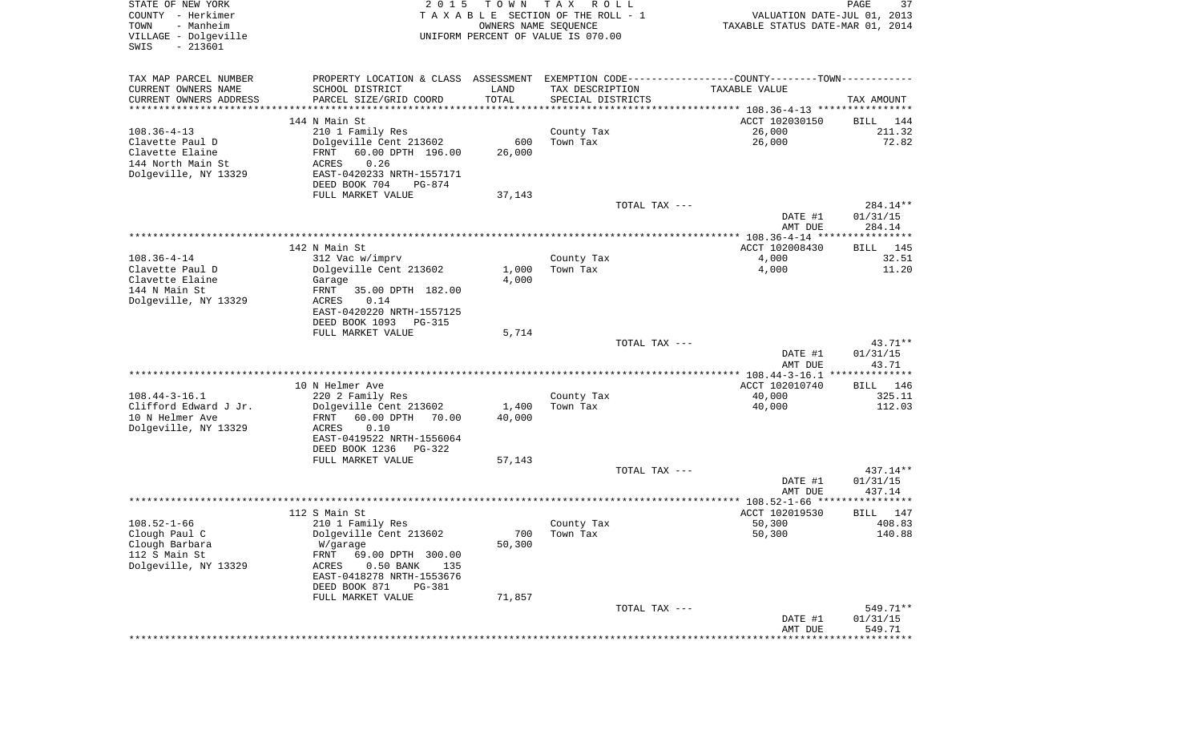STATE OF NEW YORK | 2015 TOWN TAX ROLL | VALUATION DATE-JUL 01, 2013
COUNTY - Herkimer | TAXABLE SECTION OF THE ROLL - 1 | TAXABLE STATUS DATE-MAR 01, 2014
TOWN - Manheim | OWNERS NAME SEQUENCE
VILLAGE - Dolgeville | UNIFORM PERCENT OF VALUE IS 070.00
SWIS - 213601

| TAX MAP PARCEL NUMBER / CURRENT OWNERS NAME / CURRENT OWNERS ADDRESS | PROPERTY LOCATION & CLASS / SCHOOL DISTRICT / PARCEL SIZE/GRID COORD | ASSESSMENT LAND | TOTAL | EXEMPTION CODE / TAX DESCRIPTION / SPECIAL DISTRICTS | TAXABLE VALUE | TAX AMOUNT |
|---|---|---|---|---|---|---|
| 108.36-4-13 | 144 N Main St | | | | ACCT 102030150 | BILL 144 |
| Clavette Paul D | 210 1 Family Res | | | | | |
| Clavette Elaine | Dolgeville Cent 213602 | 600 | | County Tax | 26,000 | 211.32 |
| 144 North Main St | FRNT 60.00 DPTH 196.00 | | 26,000 | Town Tax | 26,000 | 72.82 |
| Dolgeville, NY 13329 | ACRES 0.26 | | | | | |
| | EAST-0420233 NRTH-1557171 | | | | | |
| | DEED BOOK 704 PG-874 | | | | | |
| | FULL MARKET VALUE | | 37,143 | | | |
| | | | | TOTAL TAX --- | | 284.14** |
| | | | | | DATE #1 | 01/31/15 |
| | | | | | AMT DUE | 284.14 |
| 108.36-4-14 | 142 N Main St | | | | ACCT 102008430 | BILL 145 |
| Clavette Paul D | 312 Vac w/imprv | | | | | |
| Clavette Elaine | Dolgeville Cent 213602 | 1,000 | | County Tax | 4,000 | 32.51 |
| 144 N Main St | Garage | | 4,000 | Town Tax | 4,000 | 11.20 |
| Dolgeville, NY 13329 | FRNT 35.00 DPTH 182.00 | | | | | |
| | ACRES 0.14 | | | | | |
| | EAST-0420220 NRTH-1557125 | | | | | |
| | DEED BOOK 1093 PG-315 | | | | | |
| | FULL MARKET VALUE | | 5,714 | | | |
| | | | | TOTAL TAX --- | | 43.71** |
| | | | | | DATE #1 | 01/31/15 |
| | | | | | AMT DUE | 43.71 |
| 108.44-3-16.1 | 10 N Helmer Ave | | | | ACCT 102010740 | BILL 146 |
| Clifford Edward J Jr. | 220 2 Family Res | | | | | |
| 10 N Helmer Ave | Dolgeville Cent 213602 | 1,400 | | County Tax | 40,000 | 325.11 |
| Dolgeville, NY 13329 | FRNT 60.00 DPTH 70.00 | | 40,000 | Town Tax | 40,000 | 112.03 |
| | ACRES 0.10 | | | | | |
| | EAST-0419522 NRTH-1556064 | | | | | |
| | DEED BOOK 1236 PG-322 | | | | | |
| | FULL MARKET VALUE | | 57,143 | | | |
| | | | | TOTAL TAX --- | | 437.14** |
| | | | | | DATE #1 | 01/31/15 |
| | | | | | AMT DUE | 437.14 |
| 108.52-1-66 | 112 S Main St | | | | ACCT 102019530 | BILL 147 |
| Clough Paul C | 210 1 Family Res | | | | | |
| Clough Barbara | Dolgeville Cent 213602 | 700 | | County Tax | 50,300 | 408.83 |
| 112 S Main St | W/garage | | 50,300 | Town Tax | 50,300 | 140.88 |
| Dolgeville, NY 13329 | FRNT 69.00 DPTH 300.00 | | | | | |
| | ACRES 0.50 BANK 135 | | | | | |
| | EAST-0418278 NRTH-1553676 | | | | | |
| | DEED BOOK 871 PG-381 | | | | | |
| | FULL MARKET VALUE | | 71,857 | | | |
| | | | | TOTAL TAX --- | | 549.71** |
| | | | | | DATE #1 | 01/31/15 |
| | | | | | AMT DUE | 549.71 |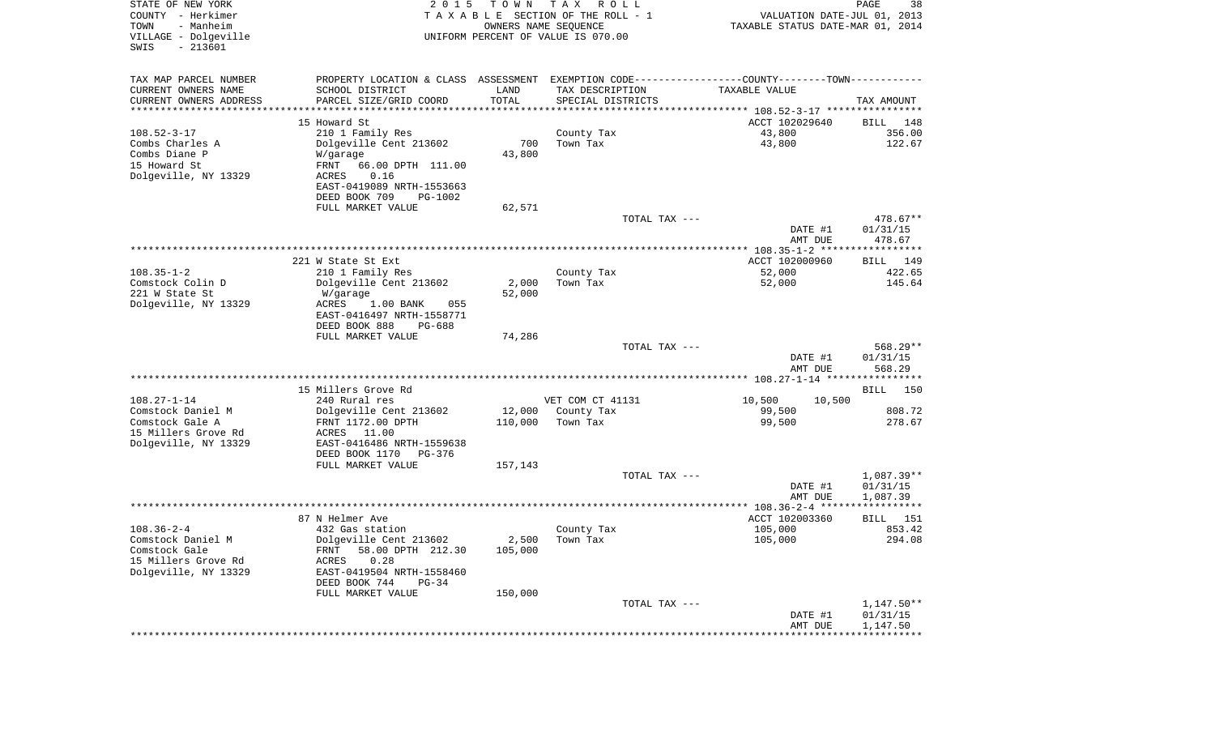STATE OF NEW YORK
COUNTY - Herkimer
TOWN - Manheim
VILLAGE - Dolgeville
SWIS - 213601

2015 TOWN TAX ROLL
TAXABLE SECTION OF THE ROLL - 1
OWNERS NAME SEQUENCE
UNIFORM PERCENT OF VALUE IS 070.00

VALUATION DATE-JUL 01, 2013
TAXABLE STATUS DATE-MAR 01, 2014

| TAX MAP PARCEL NUMBER<br>CURRENT OWNERS NAME<br>CURRENT OWNERS ADDRESS | PROPERTY LOCATION & CLASS<br>SCHOOL DISTRICT<br>PARCEL SIZE/GRID COORD | ASSESSMENT<br>LAND<br>TOTAL | EXEMPTION CODE<br>TAX DESCRIPTION<br>SPECIAL DISTRICTS | COUNTY / TOWN<br>TAXABLE VALUE | TAX AMOUNT |
|---|---|---|---|---|---|
| 108.52-3-17 | 15 Howard St | | | ACCT 102029640 | BILL 148 |
| Combs Charles A | 210 1 Family Res | | County Tax | 43,800 | 356.00 |
| Combs Diane P | Dolgeville Cent 213602 | 700 | Town Tax | 43,800 | 122.67 |
| 15 Howard St | W/garage | 43,800 | | | |
| Dolgeville, NY 13329 | FRNT 66.00 DPTH 111.00 | | | | |
| | ACRES 0.16 | | | | |
| | EAST-0419089 NRTH-1553663 | | | | |
| | DEED BOOK 709 PG-1002 | | | | |
| | FULL MARKET VALUE | 62,571 | | | |
| | | | TOTAL TAX --- | | 478.67** |
| | | | | DATE #1 | 01/31/15 |
| | | | | AMT DUE | 478.67 |
| 108.35-1-2 | 221 W State St Ext | | | ACCT 102000960 | BILL 149 |
| Comstock Colin D | 210 1 Family Res | | County Tax | 52,000 | 422.65 |
| 221 W State St | Dolgeville Cent 213602 | 2,000 | Town Tax | 52,000 | 145.64 |
| Dolgeville, NY 13329 | W/garage | 52,000 | | | |
| | ACRES 1.00 BANK 055 | | | | |
| | EAST-0416497 NRTH-1558771 | | | | |
| | DEED BOOK 888 PG-688 | | | | |
| | FULL MARKET VALUE | 74,286 | | | |
| | | | TOTAL TAX --- | | 568.29** |
| | | | | DATE #1 | 01/31/15 |
| | | | | AMT DUE | 568.29 |
| 108.27-1-14 | 15 Millers Grove Rd | | | | BILL 150 |
| Comstock Daniel M | 240 Rural res | | VET COM CT 41131 | 10,500 10,500 | |
| Comstock Gale A | Dolgeville Cent 213602 | 12,000 | County Tax | 99,500 | 808.72 |
| 15 Millers Grove Rd | FRNT 1172.00 DPTH | 110,000 | Town Tax | 99,500 | 278.67 |
| Dolgeville, NY 13329 | ACRES 11.00 | | | | |
| | EAST-0416486 NRTH-1559638 | | | | |
| | DEED BOOK 1170 PG-376 | | | | |
| | FULL MARKET VALUE | 157,143 | | | |
| | | | TOTAL TAX --- | | 1,087.39** |
| | | | | DATE #1 | 01/31/15 |
| | | | | AMT DUE | 1,087.39 |
| 108.36-2-4 | 87 N Helmer Ave | | | ACCT 102003360 | BILL 151 |
| Comstock Daniel M | 432 Gas station | | County Tax | 105,000 | 853.42 |
| Comstock Gale | Dolgeville Cent 213602 | 2,500 | Town Tax | 105,000 | 294.08 |
| 15 Millers Grove Rd | FRNT 58.00 DPTH 212.30 | 105,000 | | | |
| Dolgeville, NY 13329 | ACRES 0.28 | | | | |
| | EAST-0419504 NRTH-1558460 | | | | |
| | DEED BOOK 744 PG-34 | | | | |
| | FULL MARKET VALUE | 150,000 | | | |
| | | | TOTAL TAX --- | | 1,147.50** |
| | | | | DATE #1 | 01/31/15 |
| | | | | AMT DUE | 1,147.50 |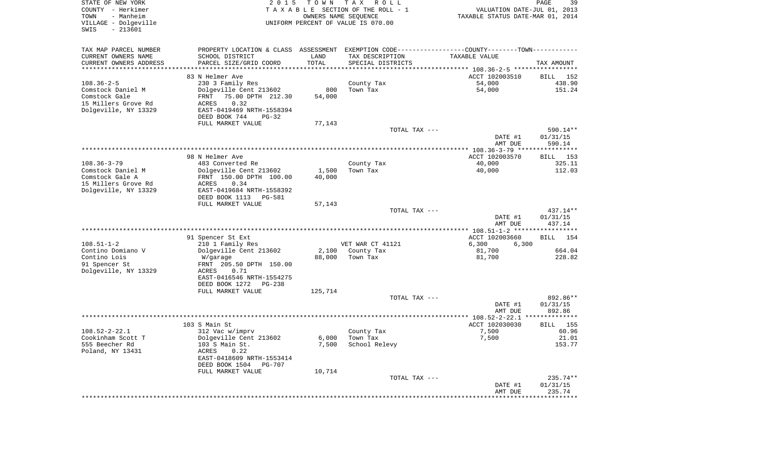STATE OF NEW YORK
COUNTY - Herkimer
TOWN - Manheim
VILLAGE - Dolgeville
SWIS - 213601

2015 TOWN TAX ROLL
TAXABLE SECTION OF THE ROLL - 1
OWNERS NAME SEQUENCE
UNIFORM PERCENT OF VALUE IS 070.00

VALUATION DATE-JUL 01, 2013
TAXABLE STATUS DATE-MAR 01, 2014

| TAX MAP PARCEL NUMBER / CURRENT OWNERS NAME / CURRENT OWNERS ADDRESS | PROPERTY LOCATION & CLASS / SCHOOL DISTRICT / PARCEL SIZE/GRID COORD | ASSESSMENT LAND / TOTAL | EXEMPTION CODE / TAX DESCRIPTION / SPECIAL DISTRICTS | TAXABLE VALUE (COUNTY--------TOWN) | TAX AMOUNT |
|---|---|---|---|---|---|
| | 83 N Helmer Ave | | | ACCT 102003510 | BILL 152 |
| 108.36-2-5 | 230 3 Family Res | | County Tax | 54,000 | 438.90 |
| Comstock Daniel M | Dolgeville Cent 213602 | 800 | Town Tax | 54,000 | 151.24 |
| Comstock Gale | FRNT 75.00 DPTH 212.30 | 54,000 | | | |
| 15 Millers Grove Rd | ACRES 0.32 | | | | |
| Dolgeville, NY 13329 | EAST-0419469 NRTH-1558394 | | | | |
| | DEED BOOK 744 PG-32 | | | | |
| | FULL MARKET VALUE | 77,143 | | | |
| | | | TOTAL TAX --- | | 590.14** |
| | | | | DATE #1 | 01/31/15 |
| | | | | AMT DUE | 590.14 |
| | 98 N Helmer Ave | | | ACCT 102003570 | BILL 153 |
| 108.36-3-79 | 483 Converted Re | | County Tax | 40,000 | 325.11 |
| Comstock Daniel M | Dolgeville Cent 213602 | 1,500 | Town Tax | 40,000 | 112.03 |
| Comstock Gale A | FRNT 150.00 DPTH 100.00 | 40,000 | | | |
| 15 Millers Grove Rd | ACRES 0.34 | | | | |
| Dolgeville, NY 13329 | EAST-0419684 NRTH-1558392 | | | | |
| | DEED BOOK 1113 PG-581 | | | | |
| | FULL MARKET VALUE | 57,143 | | | |
| | | | TOTAL TAX --- | | 437.14** |
| | | | | DATE #1 | 01/31/15 |
| | | | | AMT DUE | 437.14 |
| | 91 Spencer St Ext | | | ACCT 102003660 | BILL 154 |
| 108.51-1-2 | 210 1 Family Res | | VET WAR CT 41121 | 6,300 6,300 | |
| Contino Domiano V | Dolgeville Cent 213602 | 2,100 | County Tax | 81,700 | 664.04 |
| Contino Lois | W/garage | 88,000 | Town Tax | 81,700 | 228.82 |
| 91 Spencer St | FRNT 205.50 DPTH 150.00 | | | | |
| Dolgeville, NY 13329 | ACRES 0.71 | | | | |
| | EAST-0416546 NRTH-1554275 | | | | |
| | DEED BOOK 1272 PG-238 | | | | |
| | FULL MARKET VALUE | 125,714 | | | |
| | | | TOTAL TAX --- | | 892.86** |
| | | | | DATE #1 | 01/31/15 |
| | | | | AMT DUE | 892.86 |
| | 103 S Main St | | | ACCT 102030030 | BILL 155 |
| 108.52-2-22.1 | 312 Vac w/imprv | | County Tax | 7,500 | 60.96 |
| Cookinham Scott T | Dolgeville Cent 213602 | 6,000 | Town Tax | 7,500 | 21.01 |
| 555 Beecher Rd | 103 S Main St. | 7,500 | School Relevy | | 153.77 |
| Poland, NY 13431 | ACRES 0.22 | | | | |
| | EAST-0418609 NRTH-1553414 | | | | |
| | DEED BOOK 1504 PG-707 | | | | |
| | FULL MARKET VALUE | 10,714 | | | |
| | | | TOTAL TAX --- | | 235.74** |
| | | | | DATE #1 | 01/31/15 |
| | | | | AMT DUE | 235.74 |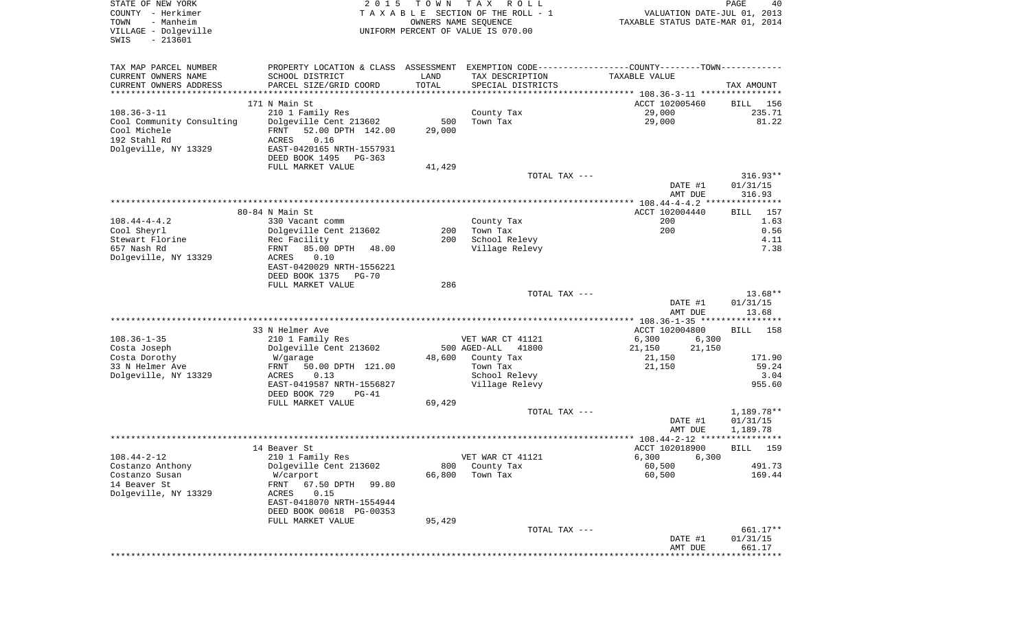STATE OF NEW YORK | COUNTY - Herkimer | TOWN - Manheim | VILLAGE - Dolgeville | SWIS - 213601

2015 TOWN TAX ROLL
TAXABLE SECTION OF THE ROLL - 1
OWNERS NAME SEQUENCE
UNIFORM PERCENT OF VALUE IS 070.00

VALUATION DATE-JUL 01, 2013
TAXABLE STATUS DATE-MAR 01, 2014

| TAX MAP PARCEL NUMBER / CURRENT OWNERS NAME / CURRENT OWNERS ADDRESS | PROPERTY LOCATION & CLASS / SCHOOL DISTRICT / PARCEL SIZE/GRID COORD | ASSESSMENT LAND / TOTAL | EXEMPTION CODE / TAX DESCRIPTION / SPECIAL DISTRICTS | COUNTY / TOWN TAXABLE VALUE | TAX AMOUNT |
|---|---|---|---|---|---|
| 108.36-3-11 | 171 N Main St | | | ACCT 102005460 | BILL 156 |
| Cool Community Consulting | 210 1 Family Res | | County Tax | 29,000 | 235.71 |
| Cool Michele | Dolgeville Cent 213602 | 500 | Town Tax | 29,000 | 81.22 |
| 192 Stahl Rd | FRNT 52.00 DPTH 142.00 | 29,000 | | | |
| Dolgeville, NY 13329 | ACRES 0.16 | | | | |
| | EAST-0420165 NRTH-1557931 | | | | |
| | DEED BOOK 1495 PG-363 | | | | |
| | FULL MARKET VALUE | 41,429 | | | |
| | | | TOTAL TAX --- | | 316.93** |
| | | | | DATE #1 | 01/31/15 |
| | | | | AMT DUE | 316.93 |
| 108.44-4-4.2 | 80-84 N Main St | | | ACCT 102004440 | BILL 157 |
| Cool Sheyrl | 330 Vacant comm | | County Tax | 200 | 1.63 |
| Stewart Florine | Dolgeville Cent 213602 | 200 | Town Tax | 200 | 0.56 |
| 657 Nash Rd | Rec Facility | 200 | School Relevy | | 4.11 |
| Dolgeville, NY 13329 | FRNT 85.00 DPTH 48.00 | | Village Relevy | | 7.38 |
| | ACRES 0.10 | | | | |
| | EAST-0420029 NRTH-1556221 | | | | |
| | DEED BOOK 1375 PG-70 | | | | |
| | FULL MARKET VALUE | 286 | | | |
| | | | TOTAL TAX --- | | 13.68** |
| | | | | DATE #1 | 01/31/15 |
| | | | | AMT DUE | 13.68 |
| 108.36-1-35 | 33 N Helmer Ave | | | ACCT 102004800 | BILL 158 |
| Costa Joseph | 210 1 Family Res | | VET WAR CT 41121 | 6,300 6,300 | |
| Costa Dorothy | Dolgeville Cent 213602 | 500 | AGED-ALL 41800 | 21,150 21,150 | |
| 33 N Helmer Ave | W/garage | 48,600 | County Tax | 21,150 | 171.90 |
| Dolgeville, NY 13329 | FRNT 50.00 DPTH 121.00 | | Town Tax | 21,150 | 59.24 |
| | ACRES 0.13 | | School Relevy | | 3.04 |
| | EAST-0419587 NRTH-1556827 | | Village Relevy | | 955.60 |
| | DEED BOOK 729 PG-41 | | | | |
| | FULL MARKET VALUE | 69,429 | | | |
| | | | TOTAL TAX --- | | 1,189.78** |
| | | | | DATE #1 | 01/31/15 |
| | | | | AMT DUE | 1,189.78 |
| 108.44-2-12 | 14 Beaver St | | | ACCT 102018900 | BILL 159 |
| Costanzo Anthony | 210 1 Family Res | | VET WAR CT 41121 | 6,300 6,300 | |
| Costanzo Susan | Dolgeville Cent 213602 | 800 | County Tax | 60,500 | 491.73 |
| 14 Beaver St | W/carport | 66,800 | Town Tax | 60,500 | 169.44 |
| Dolgeville, NY 13329 | FRNT 67.50 DPTH 99.80 | | | | |
| | ACRES 0.15 | | | | |
| | EAST-0418070 NRTH-1554944 | | | | |
| | DEED BOOK 00618 PG-00353 | | | | |
| | FULL MARKET VALUE | 95,429 | | | |
| | | | TOTAL TAX --- | | 661.17** |
| | | | | DATE #1 | 01/31/15 |
| | | | | AMT DUE | 661.17 |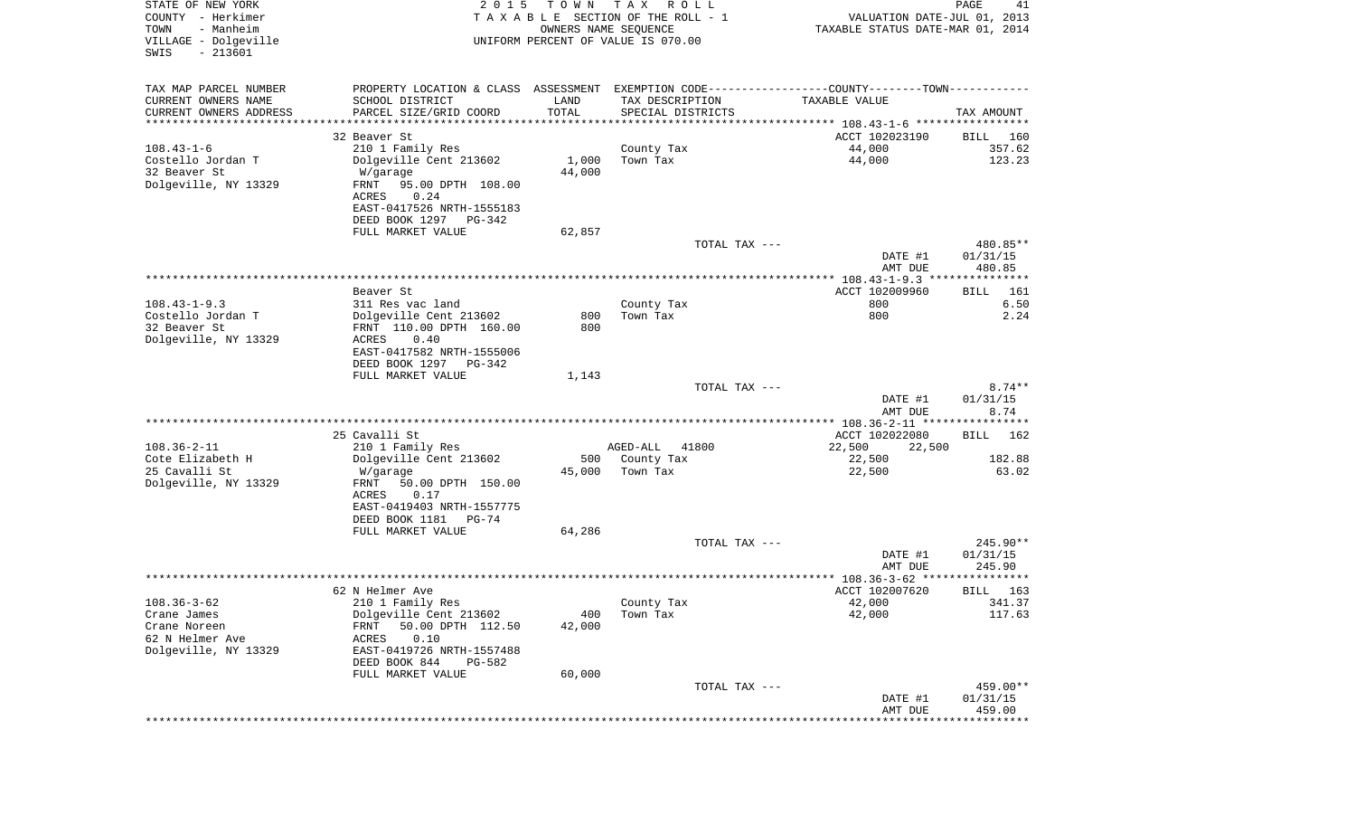STATE OF NEW YORK
COUNTY - Herkimer
TOWN - Manheim
VILLAGE - Dolgeville
SWIS - 213601

2015 TOWN TAX ROLL
TAXABLE SECTION OF THE ROLL - 1
OWNERS NAME SEQUENCE
UNIFORM PERCENT OF VALUE IS 070.00

VALUATION DATE-JUL 01, 2013
TAXABLE STATUS DATE-MAR 01, 2014

| TAX MAP PARCEL NUMBER / CURRENT OWNERS NAME / CURRENT OWNERS ADDRESS | PROPERTY LOCATION & CLASS / SCHOOL DISTRICT / PARCEL SIZE/GRID COORD | ASSESSMENT LAND | TOTAL | EXEMPTION CODE / TAX DESCRIPTION / SPECIAL DISTRICTS | COUNTY TAXABLE VALUE | TOWN TAXABLE VALUE | TAX AMOUNT |
|---|---|---|---|---|---|---|---|
| 108.43-1-6 | 32 Beaver St | | | | ACCT 102023190 | | BILL 160 |
| Costello Jordan T | 210 1 Family Res | | | County Tax | 44,000 | | 357.62 |
| 32 Beaver St | Dolgeville Cent 213602 | 1,000 | 44,000 | Town Tax | 44,000 | | 123.23 |
| Dolgeville, NY 13329 | W/garage | | | | | | |
| | FRNT 95.00 DPTH 108.00 | | | | | | |
| | ACRES 0.24 | | | | | | |
| | EAST-0417526 NRTH-1555183 | | | | | | |
| | DEED BOOK 1297 PG-342 | | | | | | |
| | FULL MARKET VALUE | | 62,857 | | | | |
| | | | | TOTAL TAX --- | | | 480.85** |
| | | | | | DATE #1 | | 01/31/15 |
| | | | | | AMT DUE | | 480.85 |
| 108.43-1-9.3 | Beaver St | | | | ACCT 102009960 | | BILL 161 |
| Costello Jordan T | 311 Res vac land | | | County Tax | 800 | | 6.50 |
| 32 Beaver St | Dolgeville Cent 213602 | 800 | 800 | Town Tax | 800 | | 2.24 |
| Dolgeville, NY 13329 | FRNT 110.00 DPTH 160.00 | | | | | | |
| | ACRES 0.40 | | | | | | |
| | EAST-0417582 NRTH-1555006 | | | | | | |
| | DEED BOOK 1297 PG-342 | | | | | | |
| | FULL MARKET VALUE | | 1,143 | | | | |
| | | | | TOTAL TAX --- | | | 8.74** |
| | | | | | DATE #1 | | 01/31/15 |
| | | | | | AMT DUE | | 8.74 |
| 108.36-2-11 | 25 Cavalli St | | | | ACCT 102022080 | | BILL 162 |
| Cote Elizabeth H | 210 1 Family Res | | | AGED-ALL 41800 | 22,500 | 22,500 | |
| 25 Cavalli St | Dolgeville Cent 213602 | 500 | | County Tax | 22,500 | | 182.88 |
| Dolgeville, NY 13329 | W/garage | | 45,000 | Town Tax | 22,500 | | 63.02 |
| | FRNT 50.00 DPTH 150.00 | | | | | | |
| | ACRES 0.17 | | | | | | |
| | EAST-0419403 NRTH-1557775 | | | | | | |
| | DEED BOOK 1181 PG-74 | | | | | | |
| | FULL MARKET VALUE | | 64,286 | | | | |
| | | | | TOTAL TAX --- | | | 245.90** |
| | | | | | DATE #1 | | 01/31/15 |
| | | | | | AMT DUE | | 245.90 |
| 108.36-3-62 | 62 N Helmer Ave | | | | ACCT 102007620 | | BILL 163 |
| Crane James | 210 1 Family Res | | | County Tax | 42,000 | | 341.37 |
| Crane Noreen | Dolgeville Cent 213602 | 400 | | Town Tax | 42,000 | | 117.63 |
| 62 N Helmer Ave | FRNT 50.00 DPTH 112.50 | | 42,000 | | | | |
| Dolgeville, NY 13329 | ACRES 0.10 | | | | | | |
| | EAST-0419726 NRTH-1557488 | | | | | | |
| | DEED BOOK 844 PG-582 | | | | | | |
| | FULL MARKET VALUE | | 60,000 | | | | |
| | | | | TOTAL TAX --- | | | 459.00** |
| | | | | | DATE #1 | | 01/31/15 |
| | | | | | AMT DUE | | 459.00 |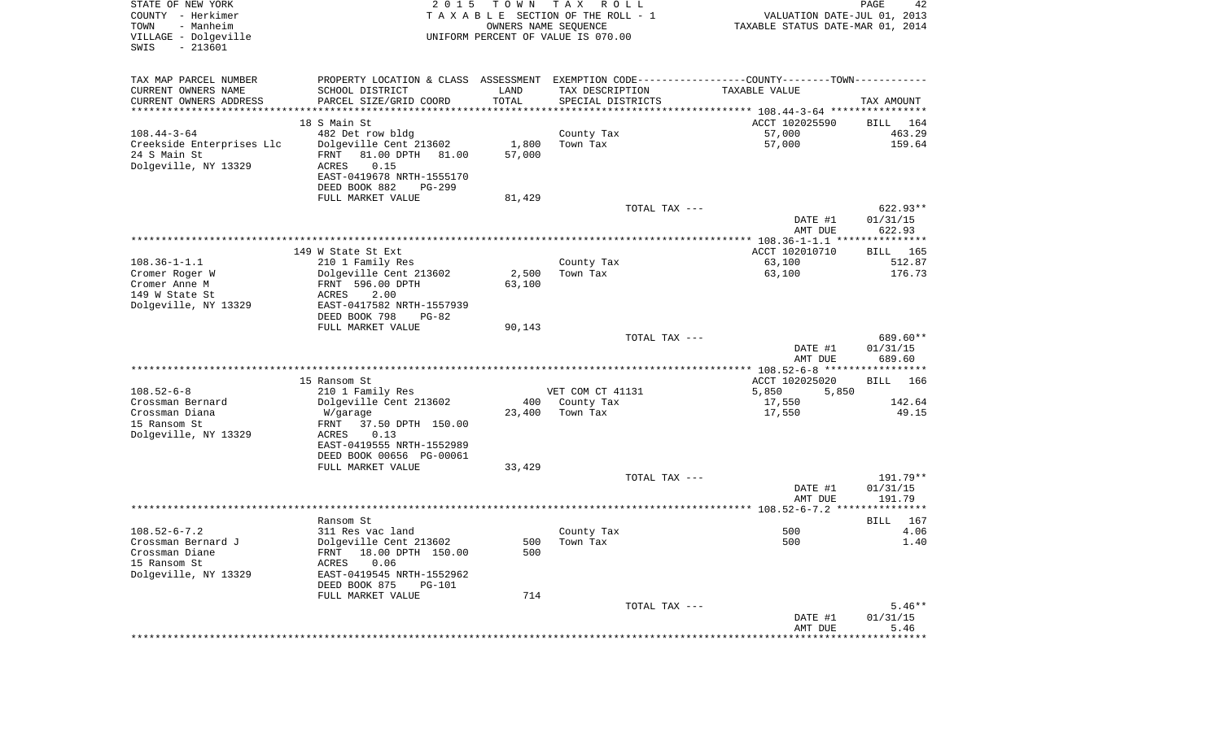STATE OF NEW YORK
COUNTY - Herkimer
TOWN - Manheim
VILLAGE - Dolgeville
SWIS - 213601

2015 TOWN TAX ROLL
TAXABLE SECTION OF THE ROLL - 1
OWNERS NAME SEQUENCE
UNIFORM PERCENT OF VALUE IS 070.00

VALUATION DATE-JUL 01, 2013
TAXABLE STATUS DATE-MAR 01, 2014

| TAX MAP PARCEL NUMBER<br>CURRENT OWNERS NAME<br>CURRENT OWNERS ADDRESS | PROPERTY LOCATION & CLASS<br>SCHOOL DISTRICT<br>PARCEL SIZE/GRID COORD | ASSESSMENT<br>LAND<br>TOTAL | EXEMPTION CODE<br>TAX DESCRIPTION<br>SPECIAL DISTRICTS | COUNTY--------TOWN<br>TAXABLE VALUE | TAX AMOUNT |
|---|---|---|---|---|---|
| | 18 S Main St | | | ACCT 102025590 | BILL 164 |
| 108.44-3-64 | 482 Det row bldg | | County Tax | 57,000 | 463.29 |
| Creekside Enterprises Llc | Dolgeville Cent 213602 | 1,800 | Town Tax | 57,000 | 159.64 |
| 24 S Main St | FRNT 81.00 DPTH 81.00 | 57,000 | | | |
| Dolgeville, NY 13329 | ACRES 0.15 | | | | |
| | EAST-0419678 NRTH-1555170 | | | | |
| | DEED BOOK 882 PG-299 | | | | |
| | FULL MARKET VALUE | 81,429 | | | |
| | | | TOTAL TAX --- | | 622.93** |
| | | | | DATE #1 | 01/31/15 |
| | | | | AMT DUE | 622.93 |
| | 149 W State St Ext | | | ACCT 102010710 | BILL 165 |
| 108.36-1-1.1 | 210 1 Family Res | | County Tax | 63,100 | 512.87 |
| Cromer Roger W | Dolgeville Cent 213602 | 2,500 | Town Tax | 63,100 | 176.73 |
| Cromer Anne M | FRNT 596.00 DPTH | 63,100 | | | |
| 149 W State St | ACRES 2.00 | | | | |
| Dolgeville, NY 13329 | EAST-0417582 NRTH-1557939 | | | | |
| | DEED BOOK 798 PG-82 | | | | |
| | FULL MARKET VALUE | 90,143 | | | |
| | | | TOTAL TAX --- | | 689.60** |
| | | | | DATE #1 | 01/31/15 |
| | | | | AMT DUE | 689.60 |
| | 15 Ransom St | | | ACCT 102025020 | BILL 166 |
| 108.52-6-8 | 210 1 Family Res | | VET COM CT 41131 | 5,850 5,850 | |
| Crossman Bernard | Dolgeville Cent 213602 | 400 | County Tax | 17,550 | 142.64 |
| Crossman Diana | W/garage | 23,400 | Town Tax | 17,550 | 49.15 |
| 15 Ransom St | FRNT 37.50 DPTH 150.00 | | | | |
| Dolgeville, NY 13329 | ACRES 0.13 | | | | |
| | EAST-0419555 NRTH-1552989 | | | | |
| | DEED BOOK 00656 PG-00061 | | | | |
| | FULL MARKET VALUE | 33,429 | | | |
| | | | TOTAL TAX --- | | 191.79** |
| | | | | DATE #1 | 01/31/15 |
| | | | | AMT DUE | 191.79 |
| | Ransom St | | | | BILL 167 |
| 108.52-6-7.2 | 311 Res vac land | | County Tax | 500 | 4.06 |
| Crossman Bernard J | Dolgeville Cent 213602 | 500 | Town Tax | 500 | 1.40 |
| Crossman Diane | FRNT 18.00 DPTH 150.00 | 500 | | | |
| 15 Ransom St | ACRES 0.06 | | | | |
| Dolgeville, NY 13329 | EAST-0419545 NRTH-1552962 | | | | |
| | DEED BOOK 875 PG-101 | | | | |
| | FULL MARKET VALUE | 714 | | | |
| | | | TOTAL TAX --- | | 5.46** |
| | | | | DATE #1 | 01/31/15 |
| | | | | AMT DUE | 5.46 |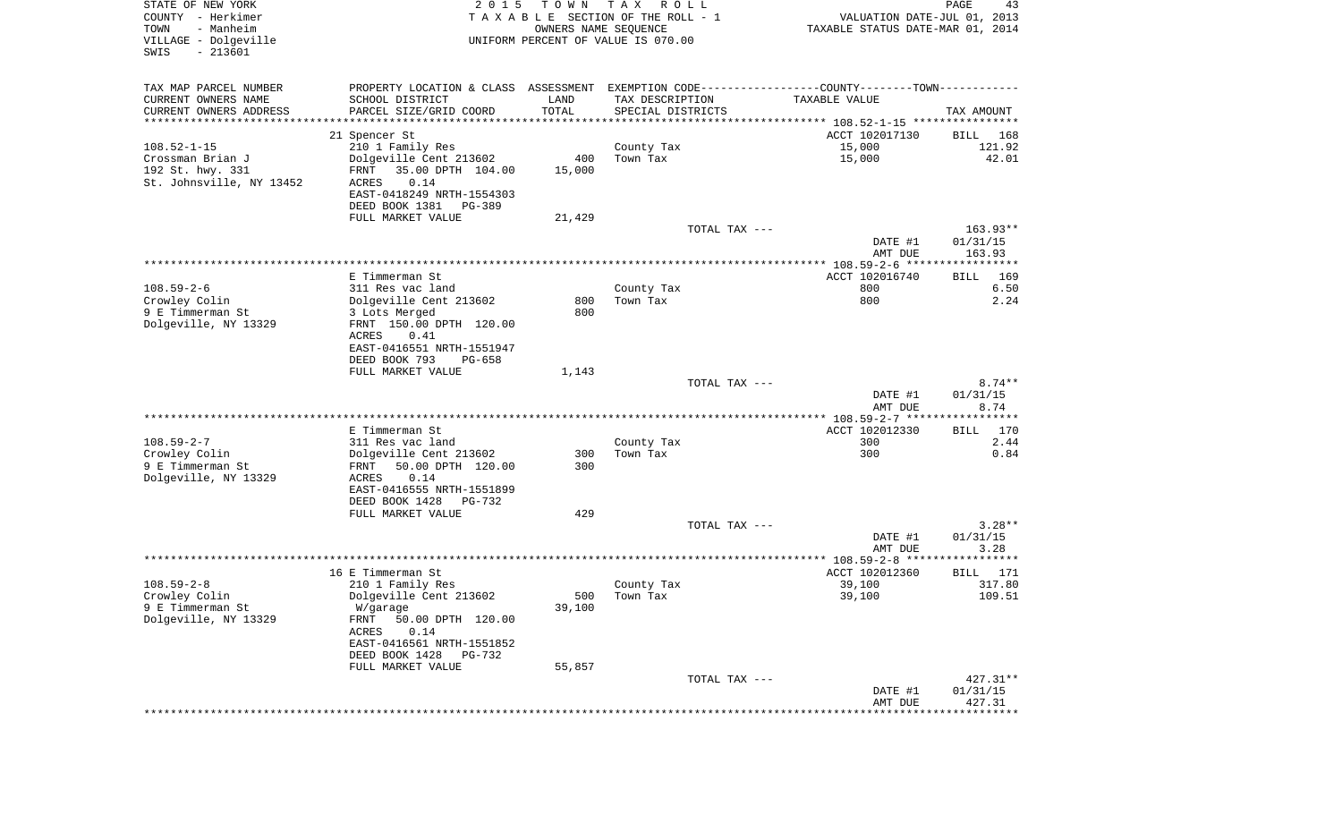STATE OF NEW YORK
COUNTY - Herkimer
TOWN - Manheim
VILLAGE - Dolgeville
SWIS - 213601

2015 TOWN TAX ROLL
TAXABLE SECTION OF THE ROLL - 1
OWNERS NAME SEQUENCE
UNIFORM PERCENT OF VALUE IS 070.00

VALUATION DATE-JUL 01, 2013
TAXABLE STATUS DATE-MAR 01, 2014

| TAX MAP PARCEL NUMBER / CURRENT OWNERS NAME / CURRENT OWNERS ADDRESS | PROPERTY LOCATION & CLASS / SCHOOL DISTRICT / PARCEL SIZE/GRID COORD | ASSESSMENT LAND / TOTAL | EXEMPTION CODE / TAX DESCRIPTION / SPECIAL DISTRICTS | TAXABLE VALUE | TAX AMOUNT |
|---|---|---|---|---|---|
| **108.52-1-15** | 21 Spencer St | | | ACCT 102017130 | BILL 168 |
| 108.52-1-15 | 210 1 Family Res | | County Tax | 15,000 | 121.92 |
| Crossman Brian J | Dolgeville Cent 213602 | 400 | Town Tax | 15,000 | 42.01 |
| 192 St. hwy. 331 | FRNT 35.00 DPTH 104.00 | 15,000 | | | |
| St. Johnsville, NY 13452 | ACRES 0.14 | | | | |
| | EAST-0418249 NRTH-1554303 | | | | |
| | DEED BOOK 1381 PG-389 | | | | |
| | FULL MARKET VALUE | 21,429 | | | |
| | | | TOTAL TAX --- | | 163.93** |
| | | | | DATE #1 | 01/31/15 |
| | | | | AMT DUE | 163.93 |
| **108.59-2-6** | E Timmerman St | | | ACCT 102016740 | BILL 169 |
| 108.59-2-6 | 311 Res vac land | | County Tax | 800 | 6.50 |
| Crowley Colin | Dolgeville Cent 213602 | 800 | Town Tax | 800 | 2.24 |
| 9 E Timmerman St | 3 Lots Merged | 800 | | | |
| Dolgeville, NY 13329 | FRNT 150.00 DPTH 120.00 | | | | |
| | ACRES 0.41 | | | | |
| | EAST-0416551 NRTH-1551947 | | | | |
| | DEED BOOK 793 PG-658 | | | | |
| | FULL MARKET VALUE | 1,143 | | | |
| | | | TOTAL TAX --- | | 8.74** |
| | | | | DATE #1 | 01/31/15 |
| | | | | AMT DUE | 8.74 |
| **108.59-2-7** | E Timmerman St | | | ACCT 102012330 | BILL 170 |
| 108.59-2-7 | 311 Res vac land | | County Tax | 300 | 2.44 |
| Crowley Colin | Dolgeville Cent 213602 | 300 | Town Tax | 300 | 0.84 |
| 9 E Timmerman St | FRNT 50.00 DPTH 120.00 | 300 | | | |
| Dolgeville, NY 13329 | ACRES 0.14 | | | | |
| | EAST-0416555 NRTH-1551899 | | | | |
| | DEED BOOK 1428 PG-732 | | | | |
| | FULL MARKET VALUE | 429 | | | |
| | | | TOTAL TAX --- | | 3.28** |
| | | | | DATE #1 | 01/31/15 |
| | | | | AMT DUE | 3.28 |
| **108.59-2-8** | 16 E Timmerman St | | | ACCT 102012360 | BILL 171 |
| 108.59-2-8 | 210 1 Family Res | | County Tax | 39,100 | 317.80 |
| Crowley Colin | Dolgeville Cent 213602 | 500 | Town Tax | 39,100 | 109.51 |
| 9 E Timmerman St | W/garage | 39,100 | | | |
| Dolgeville, NY 13329 | FRNT 50.00 DPTH 120.00 | | | | |
| | ACRES 0.14 | | | | |
| | EAST-0416561 NRTH-1551852 | | | | |
| | DEED BOOK 1428 PG-732 | | | | |
| | FULL MARKET VALUE | 55,857 | | | |
| | | | TOTAL TAX --- | | 427.31** |
| | | | | DATE #1 | 01/31/15 |
| | | | | AMT DUE | 427.31 |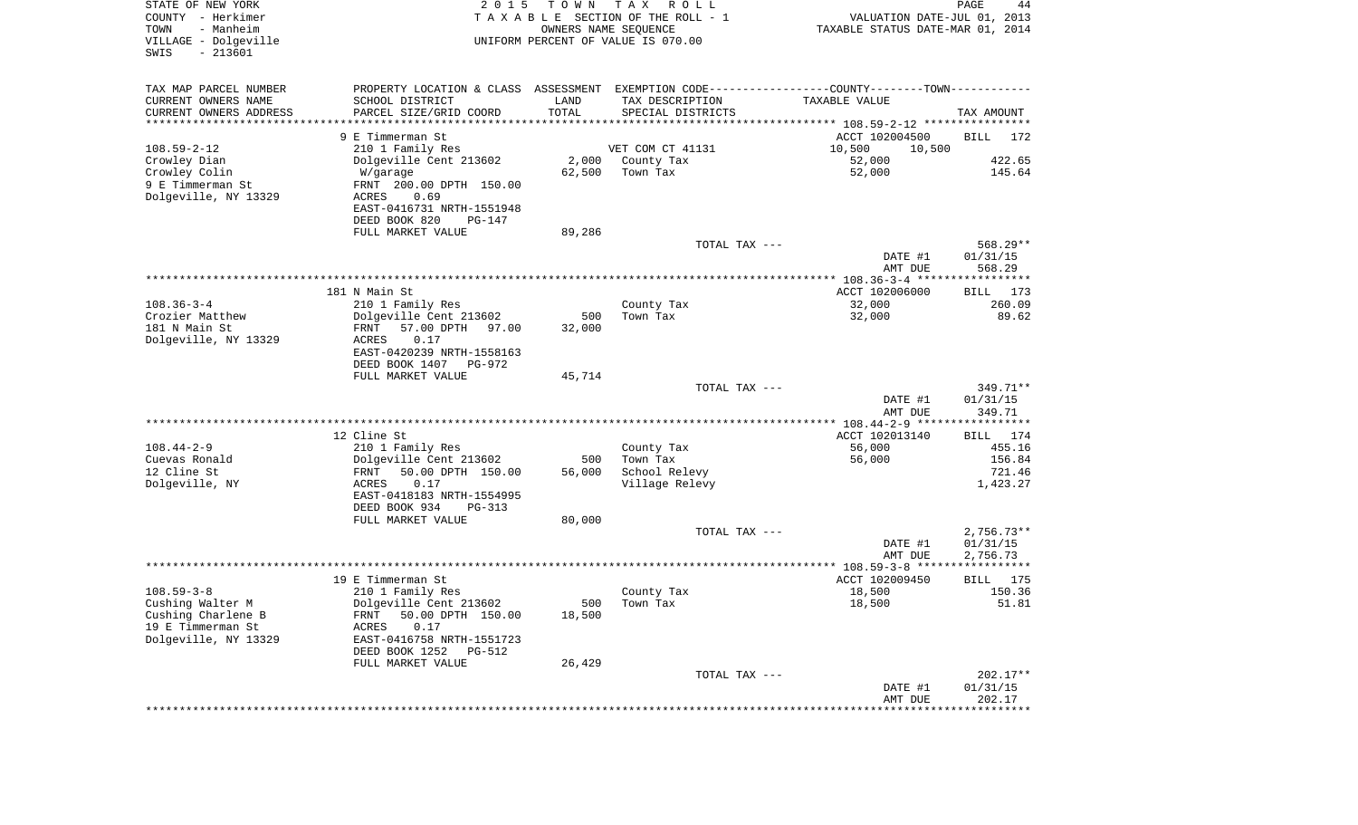STATE OF NEW YORK
COUNTY - Herkimer
TOWN - Manheim
VILLAGE - Dolgeville
SWIS - 213601

2015 TOWN TAX ROLL
TAXABLE SECTION OF THE ROLL - 1
OWNERS NAME SEQUENCE
UNIFORM PERCENT OF VALUE IS 070.00

VALUATION DATE-JUL 01, 2013
TAXABLE STATUS DATE-MAR 01, 2014

| TAX MAP PARCEL NUMBER<br>CURRENT OWNERS NAME<br>CURRENT OWNERS ADDRESS | PROPERTY LOCATION & CLASS<br>SCHOOL DISTRICT<br>PARCEL SIZE/GRID COORD | ASSESSMENT<br>LAND<br>TOTAL | EXEMPTION CODE<br>TAX DESCRIPTION<br>SPECIAL DISTRICTS | COUNTY / TOWN<br>TAXABLE VALUE | TAX AMOUNT |
|---|---|---|---|---|---|
| | 9 E Timmerman St | | | ACCT 102004500 | BILL 172 |
| 108.59-2-12 | 210 1 Family Res | | VET COM CT 41131 | 10,500 10,500 | |
| Crowley Dian | Dolgeville Cent 213602 | 2,000 | County Tax | 52,000 | 422.65 |
| Crowley Colin | W/garage | 62,500 | Town Tax | 52,000 | 145.64 |
| 9 E Timmerman St | FRNT 200.00 DPTH 150.00 | | | | |
| Dolgeville, NY 13329 | ACRES 0.69 | | | | |
| | EAST-0416731 NRTH-1551948 | | | | |
| | DEED BOOK 820 PG-147 | | | | |
| | FULL MARKET VALUE | 89,286 | | | |
| | | | TOTAL TAX --- | | 568.29** |
| | | | | DATE #1 | 01/31/15 |
| | | | | AMT DUE | 568.29 |
| | 181 N Main St | | | ACCT 102006000 | BILL 173 |
| 108.36-3-4 | 210 1 Family Res | | County Tax | 32,000 | 260.09 |
| Crozier Matthew | Dolgeville Cent 213602 | 500 | Town Tax | 32,000 | 89.62 |
| 181 N Main St | FRNT 57.00 DPTH 97.00 | 32,000 | | | |
| Dolgeville, NY 13329 | ACRES 0.17 | | | | |
| | EAST-0420239 NRTH-1558163 | | | | |
| | DEED BOOK 1407 PG-972 | | | | |
| | FULL MARKET VALUE | 45,714 | | | |
| | | | TOTAL TAX --- | | 349.71** |
| | | | | DATE #1 | 01/31/15 |
| | | | | AMT DUE | 349.71 |
| | 12 Cline St | | | ACCT 102013140 | BILL 174 |
| 108.44-2-9 | 210 1 Family Res | | County Tax | 56,000 | 455.16 |
| Cuevas Ronald | Dolgeville Cent 213602 | 500 | Town Tax | 56,000 | 156.84 |
| 12 Cline St | FRNT 50.00 DPTH 150.00 | 56,000 | School Relevy | | 721.46 |
| Dolgeville, NY | ACRES 0.17 | | Village Relevy | | 1,423.27 |
| | EAST-0418183 NRTH-1554995 | | | | |
| | DEED BOOK 934 PG-313 | | | | |
| | FULL MARKET VALUE | 80,000 | | | |
| | | | TOTAL TAX --- | | 2,756.73** |
| | | | | DATE #1 | 01/31/15 |
| | | | | AMT DUE | 2,756.73 |
| | 19 E Timmerman St | | | ACCT 102009450 | BILL 175 |
| 108.59-3-8 | 210 1 Family Res | | County Tax | 18,500 | 150.36 |
| Cushing Walter M | Dolgeville Cent 213602 | 500 | Town Tax | 18,500 | 51.81 |
| Cushing Charlene B | FRNT 50.00 DPTH 150.00 | 18,500 | | | |
| 19 E Timmerman St | ACRES 0.17 | | | | |
| Dolgeville, NY 13329 | EAST-0416758 NRTH-1551723 | | | | |
| | DEED BOOK 1252 PG-512 | | | | |
| | FULL MARKET VALUE | 26,429 | | | |
| | | | TOTAL TAX --- | | 202.17** |
| | | | | DATE #1 | 01/31/15 |
| | | | | AMT DUE | 202.17 |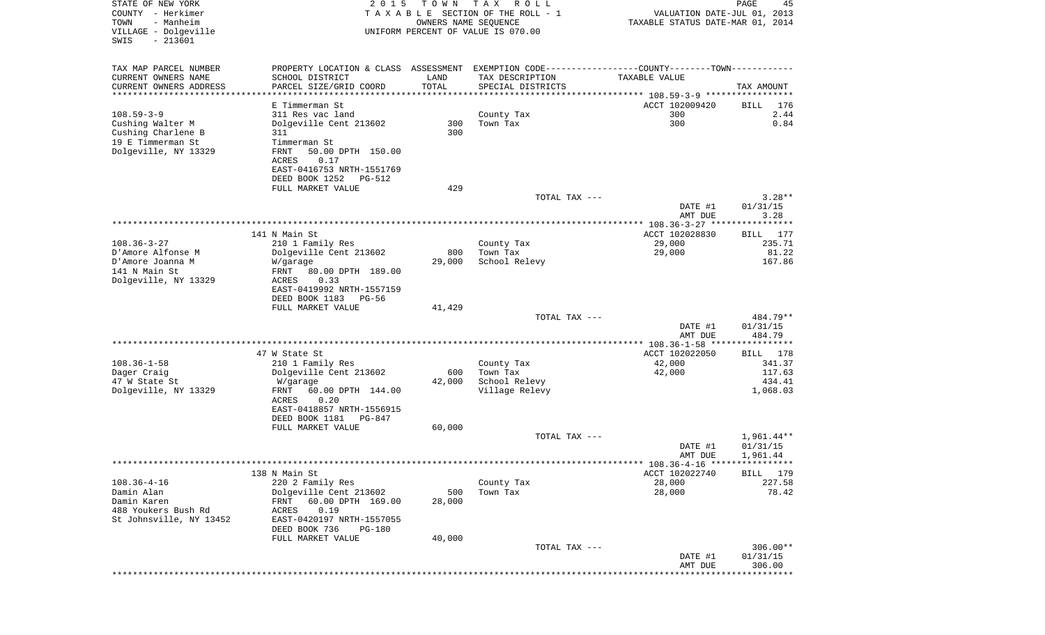STATE OF NEW YORK
COUNTY - Herkimer
TOWN - Manheim
VILLAGE - Dolgeville
SWIS - 213601

2015 TOWN TAX ROLL
TAXABLE SECTION OF THE ROLL - 1
OWNERS NAME SEQUENCE
UNIFORM PERCENT OF VALUE IS 070.00

VALUATION DATE-JUL 01, 2013
TAXABLE STATUS DATE-MAR 01, 2014

| TAX MAP PARCEL NUMBER / CURRENT OWNERS NAME / CURRENT OWNERS ADDRESS | PROPERTY LOCATION & CLASS / SCHOOL DISTRICT / PARCEL SIZE/GRID COORD | ASSESSMENT LAND / TOTAL | EXEMPTION CODE / TAX DESCRIPTION / SPECIAL DISTRICTS | TAXABLE VALUE | TAX AMOUNT |
|---|---|---|---|---|---|
| | E Timmerman St | | | ACCT 102009420 | BILL 176 |
| 108.59-3-9 | 311 Res vac land | | County Tax | 300 | 2.44 |
| Cushing Walter M | Dolgeville Cent 213602 | 300 | Town Tax | 300 | 0.84 |
| Cushing Charlene B | 311 | 300 | | | |
| 19 E Timmerman St | Timmerman St | | | | |
| Dolgeville, NY 13329 | FRNT 50.00 DPTH 150.00 | | | | |
| | ACRES 0.17 | | | | |
| | EAST-0416753 NRTH-1551769 | | | | |
| | DEED BOOK 1252 PG-512 | | | | |
| | FULL MARKET VALUE | 429 | | | |
| | | | TOTAL TAX --- | | 3.28** |
| | | | | DATE #1 | 01/31/15 |
| | | | | AMT DUE | 3.28 |
| | 141 N Main St | | | ACCT 102028830 | BILL 177 |
| 108.36-3-27 | 210 1 Family Res | | County Tax | 29,000 | 235.71 |
| D'Amore Alfonse M | Dolgeville Cent 213602 | 800 | Town Tax | 29,000 | 81.22 |
| D'Amore Joanna M | W/garage | 29,000 | School Relevy | | 167.86 |
| 141 N Main St | FRNT 80.00 DPTH 189.00 | | | | |
| Dolgeville, NY 13329 | ACRES 0.33 | | | | |
| | EAST-0419992 NRTH-1557159 | | | | |
| | DEED BOOK 1183 PG-56 | | | | |
| | FULL MARKET VALUE | 41,429 | | | |
| | | | TOTAL TAX --- | | 484.79** |
| | | | | DATE #1 | 01/31/15 |
| | | | | AMT DUE | 484.79 |
| | 47 W State St | | | ACCT 102022050 | BILL 178 |
| 108.36-1-58 | 210 1 Family Res | | County Tax | 42,000 | 341.37 |
| Dager Craig | Dolgeville Cent 213602 | 600 | Town Tax | 42,000 | 117.63 |
| 47 W State St | W/garage | 42,000 | School Relevy | | 434.41 |
| Dolgeville, NY 13329 | FRNT 60.00 DPTH 144.00 | | Village Relevy | | 1,068.03 |
| | ACRES 0.20 | | | | |
| | EAST-0418857 NRTH-1556915 | | | | |
| | DEED BOOK 1181 PG-847 | | | | |
| | FULL MARKET VALUE | 60,000 | | | |
| | | | TOTAL TAX --- | | 1,961.44** |
| | | | | DATE #1 | 01/31/15 |
| | | | | AMT DUE | 1,961.44 |
| | 138 N Main St | | | ACCT 102022740 | BILL 179 |
| 108.36-4-16 | 220 2 Family Res | | County Tax | 28,000 | 227.58 |
| Damin Alan | Dolgeville Cent 213602 | 500 | Town Tax | 28,000 | 78.42 |
| Damin Karen | FRNT 60.00 DPTH 169.00 | 28,000 | | | |
| 488 Youkers Bush Rd | ACRES 0.19 | | | | |
| St Johnsville, NY 13452 | EAST-0420197 NRTH-1557055 | | | | |
| | DEED BOOK 736 PG-180 | | | | |
| | FULL MARKET VALUE | 40,000 | | | |
| | | | TOTAL TAX --- | | 306.00** |
| | | | | DATE #1 | 01/31/15 |
| | | | | AMT DUE | 306.00 |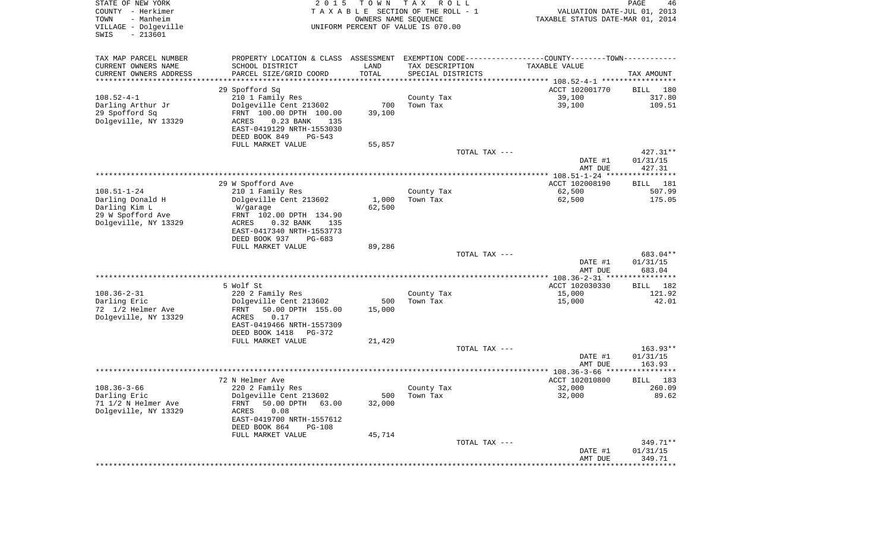STATE OF NEW YORK
COUNTY - Herkimer
TOWN - Manheim
VILLAGE - Dolgeville
SWIS - 213601

2 0 1 5 T O W N T A X R O L L
T A X A B L E SECTION OF THE ROLL - 1
OWNERS NAME SEQUENCE
UNIFORM PERCENT OF VALUE IS 070.00

VALUATION DATE-JUL 01, 2013
TAXABLE STATUS DATE-MAR 01, 2014

| TAX MAP PARCEL NUMBER / CURRENT OWNERS NAME / CURRENT OWNERS ADDRESS | PROPERTY LOCATION & CLASS / SCHOOL DISTRICT / PARCEL SIZE/GRID COORD | ASSESSMENT LAND / TOTAL | EXEMPTION CODE / TAX DESCRIPTION / SPECIAL DISTRICTS | TAXABLE VALUE | TAX AMOUNT |
|---|---|---|---|---|---|
| | 29 Spofford Sq | | | ACCT 102001770 | BILL 180 |
| 108.52-4-1 | 210 1 Family Res | | County Tax | 39,100 | 317.80 |
| Darling Arthur Jr | Dolgeville Cent 213602 | 700 | Town Tax | 39,100 | 109.51 |
| 29 Spofford Sq | FRNT 100.00 DPTH 100.00 | 39,100 | | | |
| Dolgeville, NY 13329 | ACRES 0.23 BANK 135 | | | | |
| | EAST-0419129 NRTH-1553030 | | | | |
| | DEED BOOK 849 PG-543 | | | | |
| | FULL MARKET VALUE | 55,857 | | | |
| | | | TOTAL TAX --- | | 427.31** |
| | | | | DATE #1 | 01/31/15 |
| | | | | AMT DUE | 427.31 |
| | 29 W Spofford Ave | | | ACCT 102008190 | BILL 181 |
| 108.51-1-24 | 210 1 Family Res | | County Tax | 62,500 | 507.99 |
| Darling Donald H | Dolgeville Cent 213602 | 1,000 | Town Tax | 62,500 | 175.05 |
| Darling Kim L | W/garage | 62,500 | | | |
| 29 W Spofford Ave | FRNT 102.00 DPTH 134.90 | | | | |
| Dolgeville, NY 13329 | ACRES 0.32 BANK 135 | | | | |
| | EAST-0417340 NRTH-1553773 | | | | |
| | DEED BOOK 937 PG-683 | | | | |
| | FULL MARKET VALUE | 89,286 | | | |
| | | | TOTAL TAX --- | | 683.04** |
| | | | | DATE #1 | 01/31/15 |
| | | | | AMT DUE | 683.04 |
| | 5 Wolf St | | | ACCT 102030330 | BILL 182 |
| 108.36-2-31 | 220 2 Family Res | | County Tax | 15,000 | 121.92 |
| Darling Eric | Dolgeville Cent 213602 | 500 | Town Tax | 15,000 | 42.01 |
| 72 1/2 Helmer Ave | FRNT 50.00 DPTH 155.00 | 15,000 | | | |
| Dolgeville, NY 13329 | ACRES 0.17 | | | | |
| | EAST-0419466 NRTH-1557309 | | | | |
| | DEED BOOK 1418 PG-372 | | | | |
| | FULL MARKET VALUE | 21,429 | | | |
| | | | TOTAL TAX --- | | 163.93** |
| | | | | DATE #1 | 01/31/15 |
| | | | | AMT DUE | 163.93 |
| | 72 N Helmer Ave | | | ACCT 102010800 | BILL 183 |
| 108.36-3-66 | 220 2 Family Res | | County Tax | 32,000 | 260.09 |
| Darling Eric | Dolgeville Cent 213602 | 500 | Town Tax | 32,000 | 89.62 |
| 71 1/2 N Helmer Ave | FRNT 50.00 DPTH 63.00 | 32,000 | | | |
| Dolgeville, NY 13329 | ACRES 0.08 | | | | |
| | EAST-0419700 NRTH-1557612 | | | | |
| | DEED BOOK 864 PG-108 | | | | |
| | FULL MARKET VALUE | 45,714 | | | |
| | | | TOTAL TAX --- | | 349.71** |
| | | | | DATE #1 | 01/31/15 |
| | | | | AMT DUE | 349.71 |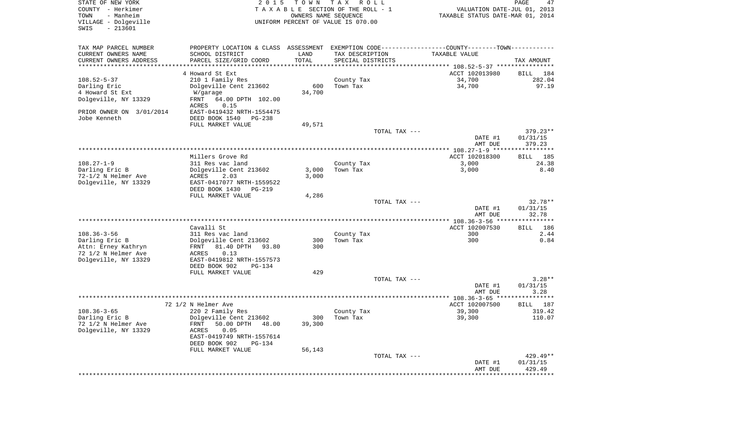STATE OF NEW YORK
COUNTY - Herkimer
TOWN - Manheim
VILLAGE - Dolgeville
SWIS - 213601

2 0 1 5 T O W N T A X R O L L
T A X A B L E SECTION OF THE ROLL - 1
OWNERS NAME SEQUENCE
UNIFORM PERCENT OF VALUE IS 070.00

VALUATION DATE-JUL 01, 2013
TAXABLE STATUS DATE-MAR 01, 2014

| TAX MAP PARCEL NUMBER / CURRENT OWNERS NAME / CURRENT OWNERS ADDRESS | PROPERTY LOCATION & CLASS / SCHOOL DISTRICT / PARCEL SIZE/GRID COORD | ASSESSMENT LAND / TOTAL | EXEMPTION CODE / TAX DESCRIPTION / SPECIAL DISTRICTS | COUNTY--------TOWN / TAXABLE VALUE | TAX AMOUNT |
|---|---|---|---|---|---|
| **108.52-5-37** | 4 Howard St Ext | | | ACCT 102013980 | BILL 184 |
| 108.52-5-37 | 210 1 Family Res | | County Tax | 34,700 | 282.04 |
| Darling Eric | Dolgeville Cent 213602 | 600 | Town Tax | 34,700 | 97.19 |
| 4 Howard St Ext | W/garage | 34,700 | | | |
| Dolgeville, NY 13329 | FRNT 64.00 DPTH 102.00 | | | | |
| | ACRES 0.15 | | | | |
| PRIOR OWNER ON 3/01/2014 | EAST-0419432 NRTH-1554475 | | | | |
| Jobe Kenneth | DEED BOOK 1540 PG-238 | | | | |
| | FULL MARKET VALUE | 49,571 | | | |
| | | | TOTAL TAX --- | | 379.23** |
| | | | | DATE #1 | 01/31/15 |
| | | | | AMT DUE | 379.23 |
| **108.27-1-9** | Millers Grove Rd | | | ACCT 102018300 | BILL 185 |
| 108.27-1-9 | 311 Res vac land | | County Tax | 3,000 | 24.38 |
| Darling Eric B | Dolgeville Cent 213602 | 3,000 | Town Tax | 3,000 | 8.40 |
| 72-1/2 N Helmer Ave | ACRES 2.03 | 3,000 | | | |
| Dolgeville, NY 13329 | EAST-0417077 NRTH-1559522 | | | | |
| | DEED BOOK 1430 PG-219 | | | | |
| | FULL MARKET VALUE | 4,286 | | | |
| | | | TOTAL TAX --- | | 32.78** |
| | | | | DATE #1 | 01/31/15 |
| | | | | AMT DUE | 32.78 |
| **108.36-3-56** | Cavalli St | | | ACCT 102007530 | BILL 186 |
| 108.36-3-56 | 311 Res vac land | | County Tax | 300 | 2.44 |
| Darling Eric B | Dolgeville Cent 213602 | 300 | Town Tax | 300 | 0.84 |
| Attn: Erney Kathryn | FRNT 81.40 DPTH 93.80 | 300 | | | |
| 72 1/2 N Helmer Ave | ACRES 0.13 | | | | |
| Dolgeville, NY 13329 | EAST-0419812 NRTH-1557573 | | | | |
| | DEED BOOK 902 PG-134 | | | | |
| | FULL MARKET VALUE | 429 | | | |
| | | | TOTAL TAX --- | | 3.28** |
| | | | | DATE #1 | 01/31/15 |
| | | | | AMT DUE | 3.28 |
| **108.36-3-65** | 72 1/2 N Helmer Ave | | | ACCT 102007500 | BILL 187 |
| 108.36-3-65 | 220 2 Family Res | | County Tax | 39,300 | 319.42 |
| Darling Eric B | Dolgeville Cent 213602 | 300 | Town Tax | 39,300 | 110.07 |
| 72 1/2 N Helmer Ave | FRNT 50.00 DPTH 48.00 | 39,300 | | | |
| Dolgeville, NY 13329 | ACRES 0.05 | | | | |
| | EAST-0419749 NRTH-1557614 | | | | |
| | DEED BOOK 902 PG-134 | | | | |
| | FULL MARKET VALUE | 56,143 | | | |
| | | | TOTAL TAX --- | | 429.49** |
| | | | | DATE #1 | 01/31/15 |
| | | | | AMT DUE | 429.49 |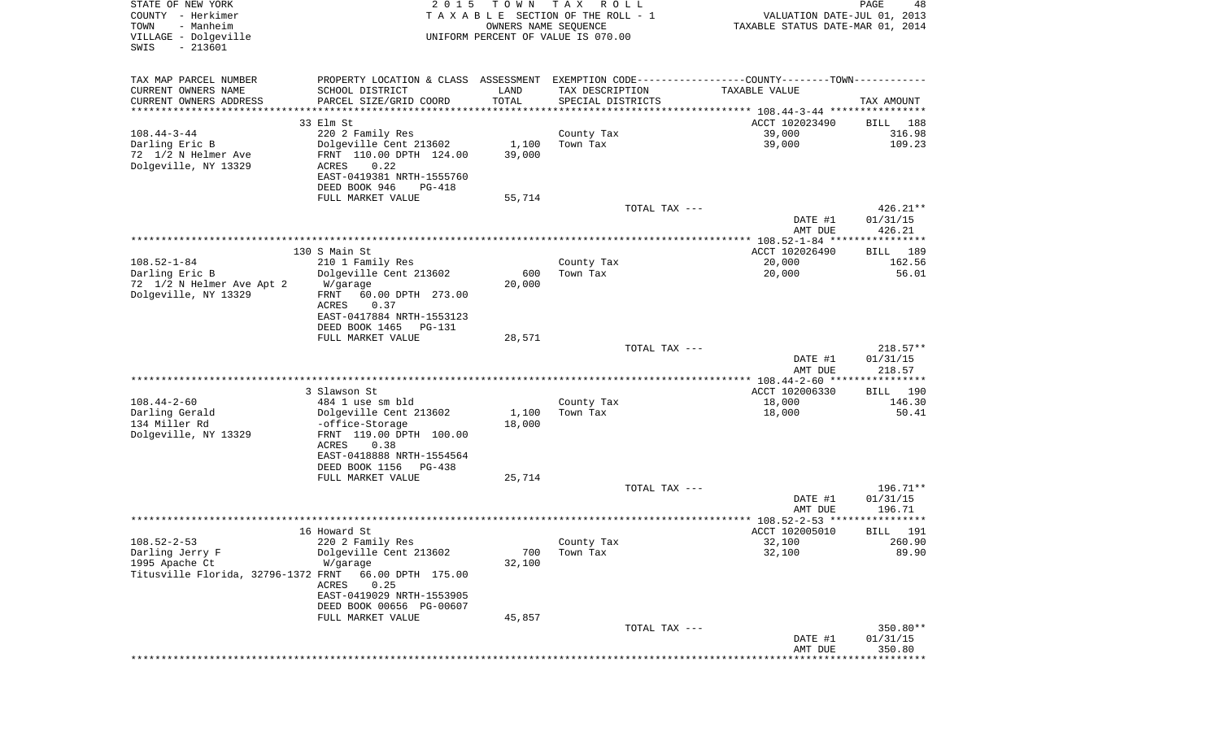STATE OF NEW YORK
COUNTY - Herkimer
TOWN - Manheim
VILLAGE - Dolgeville
SWIS - 213601

2 0 1 5 T O W N T A X R O L L
T A X A B L E SECTION OF THE ROLL - 1
OWNERS NAME SEQUENCE
UNIFORM PERCENT OF VALUE IS 070.00

VALUATION DATE-JUL 01, 2013
TAXABLE STATUS DATE-MAR 01, 2014

| TAX MAP PARCEL NUMBER / CURRENT OWNERS NAME / CURRENT OWNERS ADDRESS | PROPERTY LOCATION & CLASS / SCHOOL DISTRICT / PARCEL SIZE/GRID COORD | ASSESSMENT LAND / TOTAL | EXEMPTION CODE / TAX DESCRIPTION / SPECIAL DISTRICTS | TAXABLE VALUE | TAX AMOUNT |
|---|---|---|---|---|---|
| | 33 Elm St | | | ACCT 102023490 | BILL 188 |
| 108.44-3-44 | 220 2 Family Res | | County Tax | 39,000 | 316.98 |
| Darling Eric B | Dolgeville Cent 213602 | 1,100 | Town Tax | 39,000 | 109.23 |
| 72 1/2 N Helmer Ave | FRNT 110.00 DPTH 124.00 | 39,000 | | | |
| Dolgeville, NY 13329 | ACRES 0.22 | | | | |
| | EAST-0419381 NRTH-1555760 | | | | |
| | DEED BOOK 946 PG-418 | | | | |
| | FULL MARKET VALUE | 55,714 | | | |
| | | | TOTAL TAX --- | | 426.21** |
| | | | | DATE #1 | 01/31/15 |
| | | | | AMT DUE | 426.21 |
| | 130 S Main St | | | ACCT 102026490 | BILL 189 |
| 108.52-1-84 | 210 1 Family Res | | County Tax | 20,000 | 162.56 |
| Darling Eric B | Dolgeville Cent 213602 | 600 | Town Tax | 20,000 | 56.01 |
| 72 1/2 N Helmer Ave Apt 2 | W/garage | 20,000 | | | |
| Dolgeville, NY 13329 | FRNT 60.00 DPTH 273.00 | | | | |
| | ACRES 0.37 | | | | |
| | EAST-0417884 NRTH-1553123 | | | | |
| | DEED BOOK 1465 PG-131 | | | | |
| | FULL MARKET VALUE | 28,571 | | | |
| | | | TOTAL TAX --- | | 218.57** |
| | | | | DATE #1 | 01/31/15 |
| | | | | AMT DUE | 218.57 |
| | 3 Slawson St | | | ACCT 102006330 | BILL 190 |
| 108.44-2-60 | 484 1 use sm bld | | County Tax | 18,000 | 146.30 |
| Darling Gerald | Dolgeville Cent 213602 | 1,100 | Town Tax | 18,000 | 50.41 |
| 134 Miller Rd | -office-Storage | 18,000 | | | |
| Dolgeville, NY 13329 | FRNT 119.00 DPTH 100.00 | | | | |
| | ACRES 0.38 | | | | |
| | EAST-0418888 NRTH-1554564 | | | | |
| | DEED BOOK 1156 PG-438 | | | | |
| | FULL MARKET VALUE | 25,714 | | | |
| | | | TOTAL TAX --- | | 196.71** |
| | | | | DATE #1 | 01/31/15 |
| | | | | AMT DUE | 196.71 |
| | 16 Howard St | | | ACCT 102005010 | BILL 191 |
| 108.52-2-53 | 220 2 Family Res | | County Tax | 32,100 | 260.90 |
| Darling Jerry F | Dolgeville Cent 213602 | 700 | Town Tax | 32,100 | 89.90 |
| 1995 Apache Ct | W/garage | 32,100 | | | |
| Titusville Florida, 32796-1372 | FRNT 66.00 DPTH 175.00 | | | | |
| | ACRES 0.25 | | | | |
| | EAST-0419029 NRTH-1553905 | | | | |
| | DEED BOOK 00656 PG-00607 | | | | |
| | FULL MARKET VALUE | 45,857 | | | |
| | | | TOTAL TAX --- | | 350.80** |
| | | | | DATE #1 | 01/31/15 |
| | | | | AMT DUE | 350.80 |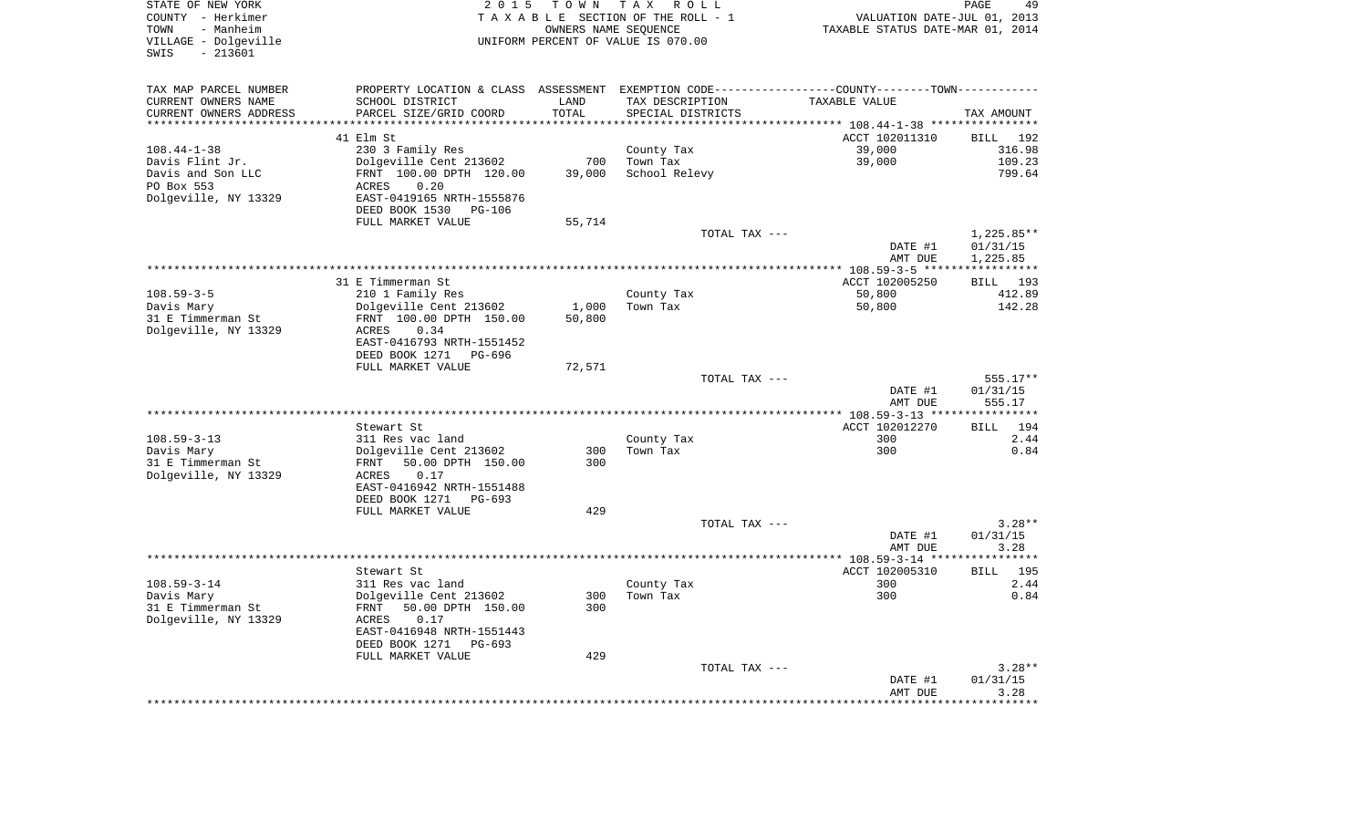STATE OF NEW YORK | COUNTY - Herkimer | TOWN - Manheim | VILLAGE - Dolgeville | SWIS - 213601

**2015 TOWN TAX ROLL**
TAXABLE SECTION OF THE ROLL - 1
OWNERS NAME SEQUENCE
UNIFORM PERCENT OF VALUE IS 070.00

VALUATION DATE-JUL 01, 2013
TAXABLE STATUS DATE-MAR 01, 2014

| TAX MAP PARCEL NUMBER / CURRENT OWNERS NAME / CURRENT OWNERS ADDRESS | PROPERTY LOCATION & CLASS / SCHOOL DISTRICT / PARCEL SIZE/GRID COORD | ASSESSMENT LAND / TOTAL | EXEMPTION CODE / TAX DESCRIPTION / SPECIAL DISTRICTS | TAXABLE VALUE | TAX AMOUNT |
|---|---|---|---|---|---|
| | 41 Elm St | | | ACCT 102011310 | BILL 192 |
| 108.44-1-38 | 230 3 Family Res | | County Tax | 39,000 | 316.98 |
| Davis Flint Jr. | Dolgeville Cent 213602 | 700 | Town Tax | 39,000 | 109.23 |
| Davis and Son LLC | FRNT 100.00 DPTH 120.00 | 39,000 | School Relevy | | 799.64 |
| PO Box 553 | ACRES 0.20 | | | | |
| Dolgeville, NY 13329 | EAST-0419165 NRTH-1555876 | | | | |
| | DEED BOOK 1530 PG-106 | | | | |
| | FULL MARKET VALUE | 55,714 | | | |
| | | | TOTAL TAX --- | | 1,225.85** |
| | | | | DATE #1 | 01/31/15 |
| | | | | AMT DUE | 1,225.85 |
| | 31 E Timmerman St | | | ACCT 102005250 | BILL 193 |
| 108.59-3-5 | 210 1 Family Res | | County Tax | 50,800 | 412.89 |
| Davis Mary | Dolgeville Cent 213602 | 1,000 | Town Tax | 50,800 | 142.28 |
| 31 E Timmerman St | FRNT 100.00 DPTH 150.00 | 50,800 | | | |
| Dolgeville, NY 13329 | ACRES 0.34 | | | | |
| | EAST-0416793 NRTH-1551452 | | | | |
| | DEED BOOK 1271 PG-696 | | | | |
| | FULL MARKET VALUE | 72,571 | | | |
| | | | TOTAL TAX --- | | 555.17** |
| | | | | DATE #1 | 01/31/15 |
| | | | | AMT DUE | 555.17 |
| | Stewart St | | | ACCT 102012270 | BILL 194 |
| 108.59-3-13 | 311 Res vac land | | County Tax | 300 | 2.44 |
| Davis Mary | Dolgeville Cent 213602 | 300 | Town Tax | 300 | 0.84 |
| 31 E Timmerman St | FRNT 50.00 DPTH 150.00 | 300 | | | |
| Dolgeville, NY 13329 | ACRES 0.17 | | | | |
| | EAST-0416942 NRTH-1551488 | | | | |
| | DEED BOOK 1271 PG-693 | | | | |
| | FULL MARKET VALUE | 429 | | | |
| | | | TOTAL TAX --- | | 3.28** |
| | | | | DATE #1 | 01/31/15 |
| | | | | AMT DUE | 3.28 |
| | Stewart St | | | ACCT 102005310 | BILL 195 |
| 108.59-3-14 | 311 Res vac land | | County Tax | 300 | 2.44 |
| Davis Mary | Dolgeville Cent 213602 | 300 | Town Tax | 300 | 0.84 |
| 31 E Timmerman St | FRNT 50.00 DPTH 150.00 | 300 | | | |
| Dolgeville, NY 13329 | ACRES 0.17 | | | | |
| | EAST-0416948 NRTH-1551443 | | | | |
| | DEED BOOK 1271 PG-693 | | | | |
| | FULL MARKET VALUE | 429 | | | |
| | | | TOTAL TAX --- | | 3.28** |
| | | | | DATE #1 | 01/31/15 |
| | | | | AMT DUE | 3.28 |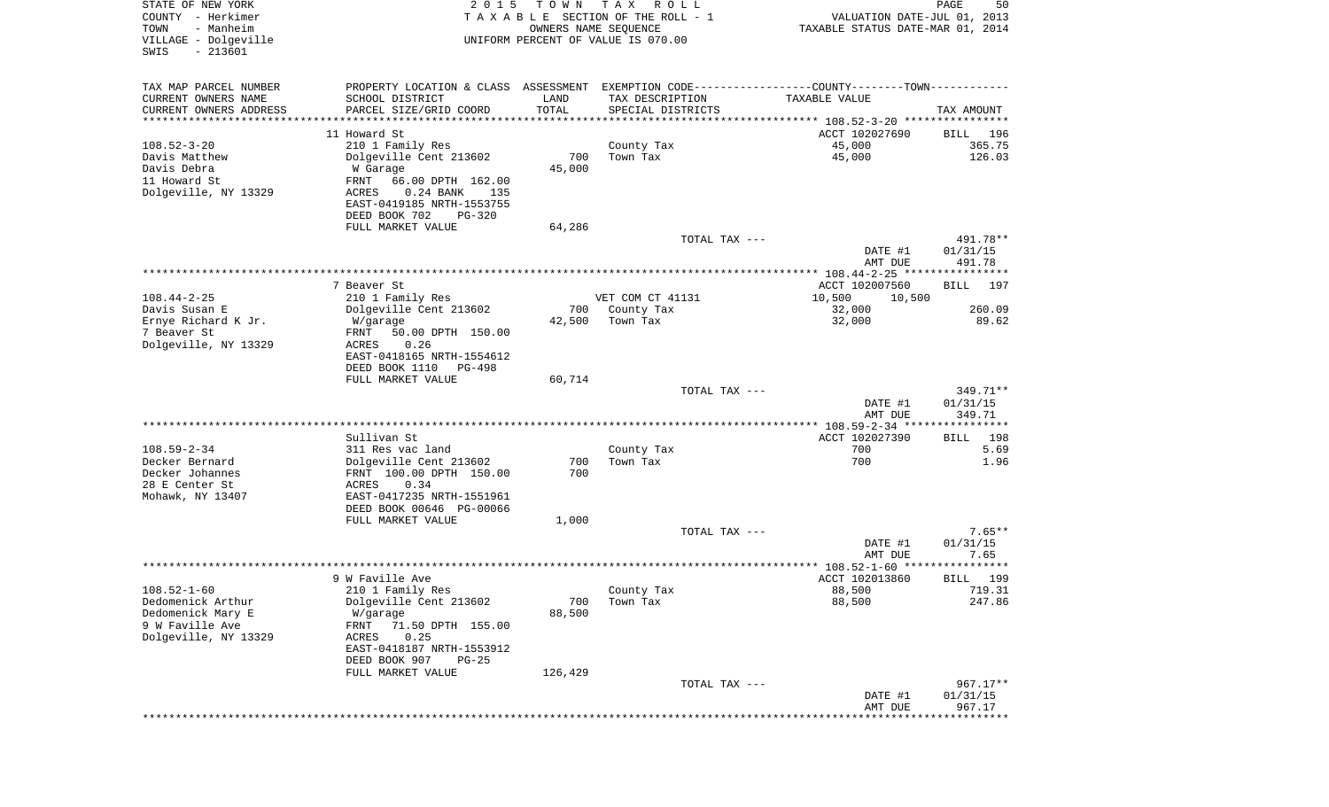STATE OF NEW YORK
COUNTY - Herkimer
TOWN - Manheim
VILLAGE - Dolgeville
SWIS - 213601

2 0 1 5 T O W N T A X R O L L
T A X A B L E SECTION OF THE ROLL - 1
OWNERS NAME SEQUENCE
UNIFORM PERCENT OF VALUE IS 070.00

VALUATION DATE-JUL 01, 2013
TAXABLE STATUS DATE-MAR 01, 2014

| TAX MAP PARCEL NUMBER<br>CURRENT OWNERS NAME<br>CURRENT OWNERS ADDRESS | PROPERTY LOCATION & CLASS<br>SCHOOL DISTRICT<br>PARCEL SIZE/GRID COORD | ASSESSMENT<br>LAND<br>TOTAL | EXEMPTION CODE<br>TAX DESCRIPTION<br>SPECIAL DISTRICTS | COUNTY--------TOWN<br>TAXABLE VALUE | TAX AMOUNT |
|---|---|---|---|---|---|
| | 11 Howard St | | | ACCT 102027690 | BILL 196 |
| 108.52-3-20 | 210 1 Family Res | | County Tax | 45,000 | 365.75 |
| Davis Matthew | Dolgeville Cent 213602 | 700 | Town Tax | 45,000 | 126.03 |
| Davis Debra | W Garage | 45,000 | | | |
| 11 Howard St | FRNT 66.00 DPTH 162.00 | | | | |
| Dolgeville, NY 13329 | ACRES 0.24 BANK 135 | | | | |
| | EAST-0419185 NRTH-1553755 | | | | |
| | DEED BOOK 702 PG-320 | | | | |
| | FULL MARKET VALUE | 64,286 | | | |
| | | | TOTAL TAX --- | | 491.78** |
| | | | | DATE #1 | 01/31/15 |
| | | | | AMT DUE | 491.78 |
| | 7 Beaver St | | | ACCT 102007560 | BILL 197 |
| 108.44-2-25 | 210 1 Family Res | | VET COM CT 41131 | 10,500 10,500 | |
| Davis Susan E | Dolgeville Cent 213602 | 700 | County Tax | 32,000 | 260.09 |
| Ernye Richard K Jr. | W/garage | 42,500 | Town Tax | 32,000 | 89.62 |
| 7 Beaver St | FRNT 50.00 DPTH 150.00 | | | | |
| Dolgeville, NY 13329 | ACRES 0.26 | | | | |
| | EAST-0418165 NRTH-1554612 | | | | |
| | DEED BOOK 1110 PG-498 | | | | |
| | FULL MARKET VALUE | 60,714 | | | |
| | | | TOTAL TAX --- | | 349.71** |
| | | | | DATE #1 | 01/31/15 |
| | | | | AMT DUE | 349.71 |
| | Sullivan St | | | ACCT 102027390 | BILL 198 |
| 108.59-2-34 | 311 Res vac land | | County Tax | 700 | 5.69 |
| Decker Bernard | Dolgeville Cent 213602 | 700 | Town Tax | 700 | 1.96 |
| Decker Johannes | FRNT 100.00 DPTH 150.00 | 700 | | | |
| 28 E Center St | ACRES 0.34 | | | | |
| Mohawk, NY 13407 | EAST-0417235 NRTH-1551961 | | | | |
| | DEED BOOK 00646 PG-00066 | | | | |
| | FULL MARKET VALUE | 1,000 | | | |
| | | | TOTAL TAX --- | | 7.65** |
| | | | | DATE #1 | 01/31/15 |
| | | | | AMT DUE | 7.65 |
| | 9 W Faville Ave | | | ACCT 102013860 | BILL 199 |
| 108.52-1-60 | 210 1 Family Res | | County Tax | 88,500 | 719.31 |
| Dedomenick Arthur | Dolgeville Cent 213602 | 700 | Town Tax | 88,500 | 247.86 |
| Dedomenick Mary E | W/garage | 88,500 | | | |
| 9 W Faville Ave | FRNT 71.50 DPTH 155.00 | | | | |
| Dolgeville, NY 13329 | ACRES 0.25 | | | | |
| | EAST-0418187 NRTH-1553912 | | | | |
| | DEED BOOK 907 PG-25 | | | | |
| | FULL MARKET VALUE | 126,429 | | | |
| | | | TOTAL TAX --- | | 967.17** |
| | | | | DATE #1 | 01/31/15 |
| | | | | AMT DUE | 967.17 |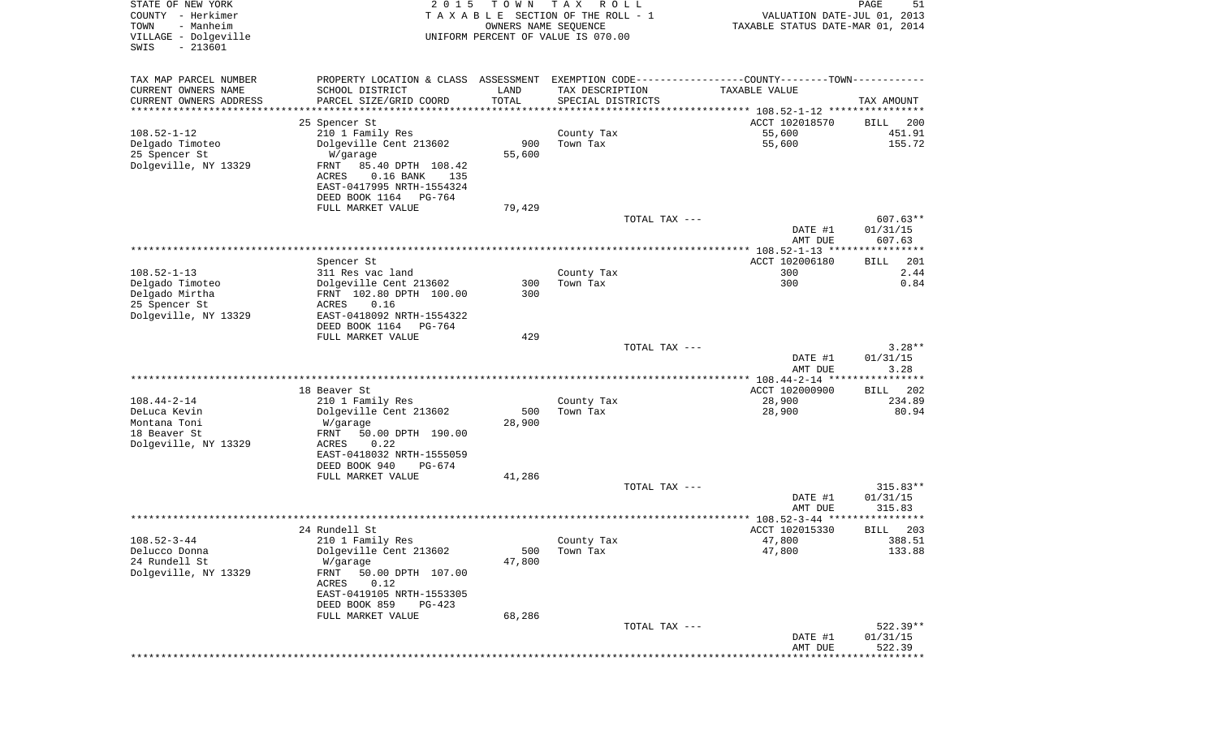STATE OF NEW YORK | COUNTY - Herkimer | TOWN - Manheim | VILLAGE - Dolgeville | SWIS - 213601

2 0 1 5 T O W N T A X R O L L
T A X A B L E SECTION OF THE ROLL - 1
OWNERS NAME SEQUENCE
UNIFORM PERCENT OF VALUE IS 070.00

VALUATION DATE-JUL 01, 2013
TAXABLE STATUS DATE-MAR 01, 2014

| TAX MAP PARCEL NUMBER / CURRENT OWNERS NAME / CURRENT OWNERS ADDRESS | PROPERTY LOCATION & CLASS / SCHOOL DISTRICT / PARCEL SIZE/GRID COORD | ASSESSMENT LAND / TOTAL | EXEMPTION CODE / TAX DESCRIPTION / SPECIAL DISTRICTS | COUNTY--------TOWN / TAXABLE VALUE | TAX AMOUNT |
|---|---|---|---|---|---|
| **108.52-1-12** | 25 Spencer St | | | ACCT 102018570 | BILL 200 |
| Delgado Timoteo | 210 1 Family Res | | County Tax | 55,600 | 451.91 |
| 25 Spencer St | Dolgeville Cent 213602 | 900 | Town Tax | 55,600 | 155.72 |
| Dolgeville, NY 13329 | W/garage | 55,600 | | | |
| | FRNT 85.40 DPTH 108.42 | | | | |
| | ACRES 0.16 BANK 135 | | | | |
| | EAST-0417995 NRTH-1554324 | | | | |
| | DEED BOOK 1164 PG-764 | | | | |
| | FULL MARKET VALUE | 79,429 | | | |
| | | | TOTAL TAX --- | | 607.63** |
| | | | | DATE #1 | 01/31/15 |
| | | | | AMT DUE | 607.63 |
| **108.52-1-13** | Spencer St | | | ACCT 102006180 | BILL 201 |
| Delgado Timoteo | 311 Res vac land | | County Tax | 300 | 2.44 |
| Delgado Mirtha | Dolgeville Cent 213602 | 300 | Town Tax | 300 | 0.84 |
| 25 Spencer St | FRNT 102.80 DPTH 100.00 | 300 | | | |
| Dolgeville, NY 13329 | ACRES 0.16 | | | | |
| | EAST-0418092 NRTH-1554322 | | | | |
| | DEED BOOK 1164 PG-764 | | | | |
| | FULL MARKET VALUE | 429 | | | |
| | | | TOTAL TAX --- | | 3.28** |
| | | | | DATE #1 | 01/31/15 |
| | | | | AMT DUE | 3.28 |
| **108.44-2-14** | 18 Beaver St | | | ACCT 102000900 | BILL 202 |
| DeLuca Kevin | 210 1 Family Res | | County Tax | 28,900 | 234.89 |
| Montana Toni | Dolgeville Cent 213602 | 500 | Town Tax | 28,900 | 80.94 |
| 18 Beaver St | W/garage | 28,900 | | | |
| Dolgeville, NY 13329 | FRNT 50.00 DPTH 190.00 | | | | |
| | ACRES 0.22 | | | | |
| | EAST-0418032 NRTH-1555059 | | | | |
| | DEED BOOK 940 PG-674 | | | | |
| | FULL MARKET VALUE | 41,286 | | | |
| | | | TOTAL TAX --- | | 315.83** |
| | | | | DATE #1 | 01/31/15 |
| | | | | AMT DUE | 315.83 |
| **108.52-3-44** | 24 Rundell St | | | ACCT 102015330 | BILL 203 |
| Delucco Donna | 210 1 Family Res | | County Tax | 47,800 | 388.51 |
| 24 Rundell St | Dolgeville Cent 213602 | 500 | Town Tax | 47,800 | 133.88 |
| Dolgeville, NY 13329 | W/garage | 47,800 | | | |
| | FRNT 50.00 DPTH 107.00 | | | | |
| | ACRES 0.12 | | | | |
| | EAST-0419105 NRTH-1553305 | | | | |
| | DEED BOOK 859 PG-423 | | | | |
| | FULL MARKET VALUE | 68,286 | | | |
| | | | TOTAL TAX --- | | 522.39** |
| | | | | DATE #1 | 01/31/15 |
| | | | | AMT DUE | 522.39 |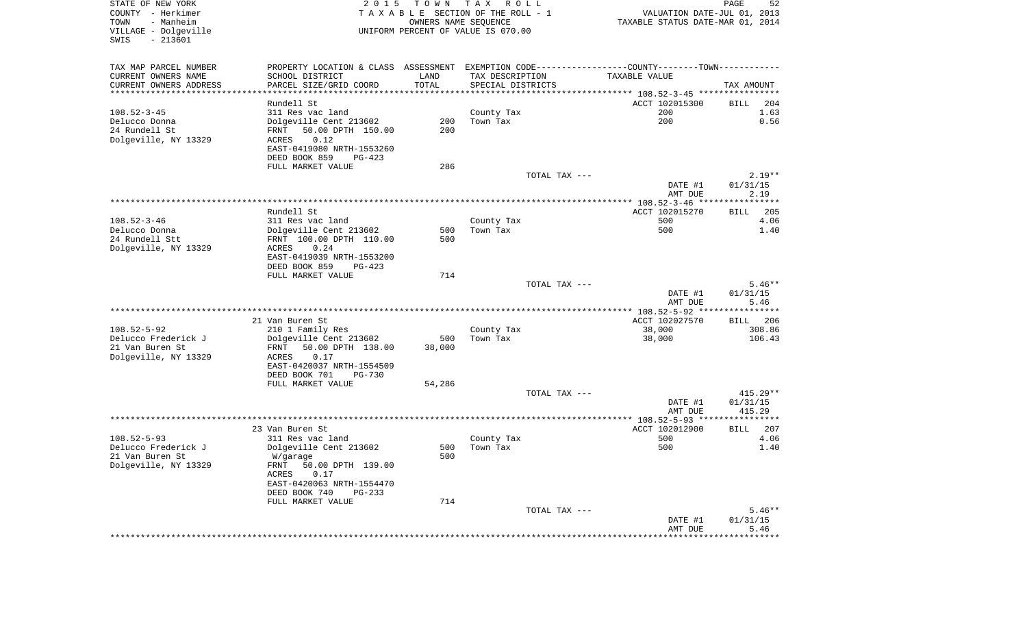STATE OF NEW YORK
COUNTY - Herkimer
TOWN - Manheim
VILLAGE - Dolgeville
SWIS - 213601

2 0 1 5 T O W N T A X R O L L
T A X A B L E SECTION OF THE ROLL - 1
OWNERS NAME SEQUENCE
UNIFORM PERCENT OF VALUE IS 070.00

VALUATION DATE-JUL 01, 2013
TAXABLE STATUS DATE-MAR 01, 2014

| TAX MAP PARCEL NUMBER / CURRENT OWNERS NAME / CURRENT OWNERS ADDRESS | PROPERTY LOCATION & CLASS / SCHOOL DISTRICT / PARCEL SIZE/GRID COORD | ASSESSMENT LAND / TOTAL | EXEMPTION CODE / TAX DESCRIPTION / SPECIAL DISTRICTS | TAXABLE VALUE | TAX AMOUNT |
|---|---|---|---|---|---|
| **108.52-3-45** | Rundell St | | | ACCT 102015300 | BILL 204 |
| | 311 Res vac land | | County Tax | 200 | 1.63 |
| Delucco Donna | Dolgeville Cent 213602 | 200 | Town Tax | 200 | 0.56 |
| 24 Rundell St | FRNT 50.00 DPTH 150.00 | 200 | | | |
| Dolgeville, NY 13329 | ACRES 0.12 | | | | |
| | EAST-0419080 NRTH-1553260 | | | | |
| | DEED BOOK 859 PG-423 | | | | |
| | FULL MARKET VALUE | 286 | | | |
| | | | TOTAL TAX --- | | 2.19** |
| | | | | DATE #1 | 01/31/15 |
| | | | | AMT DUE | 2.19 |
| **108.52-3-46** | Rundell St | | | ACCT 102015270 | BILL 205 |
| | 311 Res vac land | | County Tax | 500 | 4.06 |
| Delucco Donna | Dolgeville Cent 213602 | 500 | Town Tax | 500 | 1.40 |
| 24 Rundell Stt | FRNT 100.00 DPTH 110.00 | 500 | | | |
| Dolgeville, NY 13329 | ACRES 0.24 | | | | |
| | EAST-0419039 NRTH-1553200 | | | | |
| | DEED BOOK 859 PG-423 | | | | |
| | FULL MARKET VALUE | 714 | | | |
| | | | TOTAL TAX --- | | 5.46** |
| | | | | DATE #1 | 01/31/15 |
| | | | | AMT DUE | 5.46 |
| **108.52-5-92** | 21 Van Buren St | | | ACCT 102027570 | BILL 206 |
| | 210 1 Family Res | | County Tax | 38,000 | 308.86 |
| Delucco Frederick J | Dolgeville Cent 213602 | 500 | Town Tax | 38,000 | 106.43 |
| 21 Van Buren St | FRNT 50.00 DPTH 138.00 | 38,000 | | | |
| Dolgeville, NY 13329 | ACRES 0.17 | | | | |
| | EAST-0420037 NRTH-1554509 | | | | |
| | DEED BOOK 701 PG-730 | | | | |
| | FULL MARKET VALUE | 54,286 | | | |
| | | | TOTAL TAX --- | | 415.29** |
| | | | | DATE #1 | 01/31/15 |
| | | | | AMT DUE | 415.29 |
| **108.52-5-93** | 23 Van Buren St | | | ACCT 102012900 | BILL 207 |
| | 311 Res vac land | | County Tax | 500 | 4.06 |
| Delucco Frederick J | Dolgeville Cent 213602 | 500 | Town Tax | 500 | 1.40 |
| 21 Van Buren St | W/garage | 500 | | | |
| Dolgeville, NY 13329 | FRNT 50.00 DPTH 139.00 | | | | |
| | ACRES 0.17 | | | | |
| | EAST-0420063 NRTH-1554470 | | | | |
| | DEED BOOK 740 PG-233 | | | | |
| | FULL MARKET VALUE | 714 | | | |
| | | | TOTAL TAX --- | | 5.46** |
| | | | | DATE #1 | 01/31/15 |
| | | | | AMT DUE | 5.46 |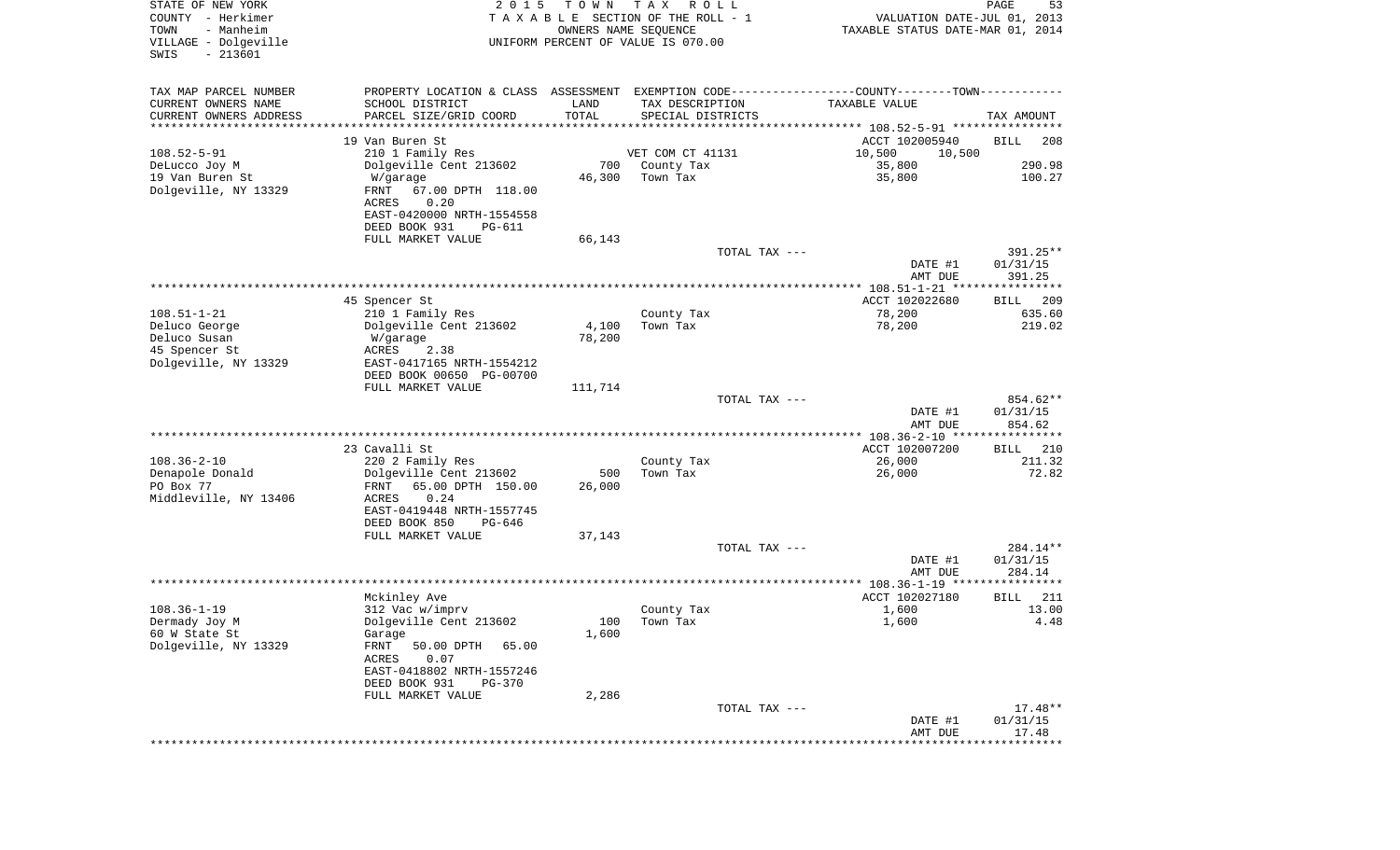STATE OF NEW YORK
COUNTY - Herkimer
TOWN - Manheim
VILLAGE - Dolgeville
SWIS - 213601

2015 TOWN TAX ROLL
TAXABLE SECTION OF THE ROLL - 1
OWNERS NAME SEQUENCE
UNIFORM PERCENT OF VALUE IS 070.00

VALUATION DATE-JUL 01, 2013
TAXABLE STATUS DATE-MAR 01, 2014

| TAX MAP PARCEL NUMBER / CURRENT OWNERS NAME / CURRENT OWNERS ADDRESS | PROPERTY LOCATION & CLASS / SCHOOL DISTRICT / PARCEL SIZE/GRID COORD | ASSESSMENT LAND / TOTAL | EXEMPTION CODE / TAX DESCRIPTION / SPECIAL DISTRICTS | COUNTY--------TOWN TAXABLE VALUE | TAX AMOUNT |
|---|---|---|---|---|---|
| **108.52-5-91** | 19 Van Buren St | | | ACCT 102005940 | BILL 208 |
| DeLucco Joy M | 210 1 Family Res | | VET COM CT 41131 | 10,500 10,500 | |
| 19 Van Buren St | Dolgeville Cent 213602 | 700 | County Tax | 35,800 | 290.98 |
| Dolgeville, NY 13329 | W/garage | 46,300 | Town Tax | 35,800 | 100.27 |
| | FRNT 67.00 DPTH 118.00 | | | | |
| | ACRES 0.20 | | | | |
| | EAST-0420000 NRTH-1554558 | | | | |
| | DEED BOOK 931 PG-611 | | | | |
| | FULL MARKET VALUE | 66,143 | | | |
| | | | TOTAL TAX --- | | 391.25** |
| | | | | DATE #1 | 01/31/15 |
| | | | | AMT DUE | 391.25 |
| **108.51-1-21** | 45 Spencer St | | | ACCT 102022680 | BILL 209 |
| Deluco George | 210 1 Family Res | | County Tax | 78,200 | 635.60 |
| Deluco Susan | Dolgeville Cent 213602 | 4,100 | Town Tax | 78,200 | 219.02 |
| 45 Spencer St | W/garage | 78,200 | | | |
| Dolgeville, NY 13329 | ACRES 2.38 | | | | |
| | EAST-0417165 NRTH-1554212 | | | | |
| | DEED BOOK 00650 PG-00700 | | | | |
| | FULL MARKET VALUE | 111,714 | | | |
| | | | TOTAL TAX --- | | 854.62** |
| | | | | DATE #1 | 01/31/15 |
| | | | | AMT DUE | 854.62 |
| **108.36-2-10** | 23 Cavalli St | | | ACCT 102007200 | BILL 210 |
| Denapole Donald | 220 2 Family Res | | County Tax | 26,000 | 211.32 |
| PO Box 77 | Dolgeville Cent 213602 | 500 | Town Tax | 26,000 | 72.82 |
| Middleville, NY 13406 | FRNT 65.00 DPTH 150.00 | 26,000 | | | |
| | ACRES 0.24 | | | | |
| | EAST-0419448 NRTH-1557745 | | | | |
| | DEED BOOK 850 PG-646 | | | | |
| | FULL MARKET VALUE | 37,143 | | | |
| | | | TOTAL TAX --- | | 284.14** |
| | | | | DATE #1 | 01/31/15 |
| | | | | AMT DUE | 284.14 |
| **108.36-1-19** | Mckinley Ave | | | ACCT 102027180 | BILL 211 |
| Dermady Joy M | 312 Vac w/imprv | | County Tax | 1,600 | 13.00 |
| 60 W State St | Dolgeville Cent 213602 | 100 | Town Tax | 1,600 | 4.48 |
| Dolgeville, NY 13329 | Garage | 1,600 | | | |
| | FRNT 50.00 DPTH 65.00 | | | | |
| | ACRES 0.07 | | | | |
| | EAST-0418802 NRTH-1557246 | | | | |
| | DEED BOOK 931 PG-370 | | | | |
| | FULL MARKET VALUE | 2,286 | | | |
| | | | TOTAL TAX --- | | 17.48** |
| | | | | DATE #1 | 01/31/15 |
| | | | | AMT DUE | 17.48 |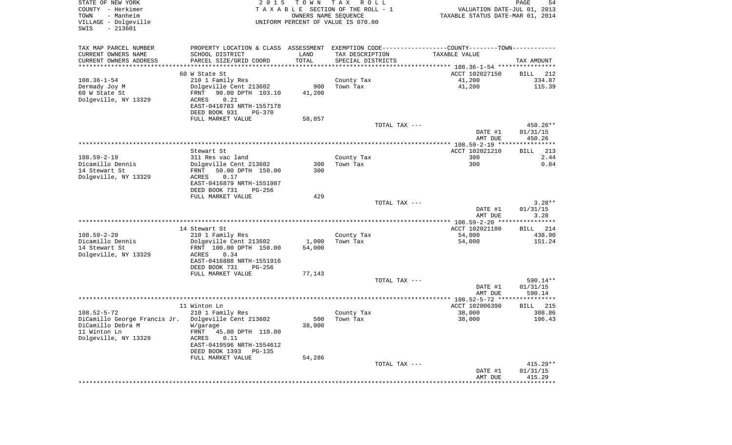STATE OF NEW YORK
COUNTY - Herkimer
TOWN - Manheim
VILLAGE - Dolgeville
SWIS - 213601

2 0 1 5 T O W N T A X R O L L
T A X A B L E SECTION OF THE ROLL - 1
OWNERS NAME SEQUENCE
UNIFORM PERCENT OF VALUE IS 070.00

VALUATION DATE-JUL 01, 2013
TAXABLE STATUS DATE-MAR 01, 2014

| TAX MAP PARCEL NUMBER<br>CURRENT OWNERS NAME<br>CURRENT OWNERS ADDRESS | PROPERTY LOCATION & CLASS<br>SCHOOL DISTRICT<br>PARCEL SIZE/GRID COORD | ASSESSMENT<br>LAND<br>TOTAL | EXEMPTION CODE<br>TAX DESCRIPTION<br>SPECIAL DISTRICTS | COUNTY--------TOWN<br>TAXABLE VALUE | TAX AMOUNT |
|---|---|---|---|---|---|
| | 60 W State St | | | ACCT 102027150 | BILL 212 |
| 108.36-1-54 | 210 1 Family Res | | County Tax | 41,200 | 334.87 |
| Dermady Joy M | Dolgeville Cent 213602 | 900 | Town Tax | 41,200 | 115.39 |
| 60 W State St | FRNT 90.00 DPTH 103.10 | 41,200 | | | |
| Dolgeville, NY 13329 | ACRES 0.21 | | | | |
| | EAST-0418783 NRTH-1557178 | | | | |
| | DEED BOOK 931 PG-370 | | | | |
| | FULL MARKET VALUE | 58,857 | | | |
| | | | TOTAL TAX --- | | 450.26** |
| | | | | DATE #1 | 01/31/15 |
| | | | | AMT DUE | 450.26 |
| | Stewart St | | | ACCT 102021210 | BILL 213 |
| 108.59-2-19 | 311 Res vac land | | County Tax | 300 | 2.44 |
| Dicamillo Dennis | Dolgeville Cent 213602 | 300 | Town Tax | 300 | 0.84 |
| 14 Stewart St | FRNT 50.00 DPTH 150.00 | 300 | | | |
| Dolgeville, NY 13329 | ACRES 0.17 | | | | |
| | EAST-0416879 NRTH-1551987 | | | | |
| | DEED BOOK 731 PG-256 | | | | |
| | FULL MARKET VALUE | 429 | | | |
| | | | TOTAL TAX --- | | 3.28** |
| | | | | DATE #1 | 01/31/15 |
| | | | | AMT DUE | 3.28 |
| | 14 Stewart St | | | ACCT 102021180 | BILL 214 |
| 108.59-2-20 | 210 1 Family Res | | County Tax | 54,000 | 438.90 |
| Dicamillo Dennis | Dolgeville Cent 213602 | 1,000 | Town Tax | 54,000 | 151.24 |
| 14 Stewart St | FRNT 100.00 DPTH 150.00 | 54,000 | | | |
| Dolgeville, NY 13329 | ACRES 0.34 | | | | |
| | EAST-0416888 NRTH-1551916 | | | | |
| | DEED BOOK 731 PG-256 | | | | |
| | FULL MARKET VALUE | 77,143 | | | |
| | | | TOTAL TAX --- | | 590.14** |
| | | | | DATE #1 | 01/31/15 |
| | | | | AMT DUE | 590.14 |
| | 11 Winton Ln | | | ACCT 102006390 | BILL 215 |
| 108.52-5-72 | 210 1 Family Res | | County Tax | 38,000 | 308.86 |
| DiCamillo George Francis Jr. | Dolgeville Cent 213602 | 500 | Town Tax | 38,000 | 106.43 |
| DiCamillo Debra M | W/garage | 38,000 | | | |
| 11 Winton Ln | FRNT 45.00 DPTH 110.00 | | | | |
| Dolgeville, NY 13329 | ACRES 0.11 | | | | |
| | EAST-0419596 NRTH-1554612 | | | | |
| | DEED BOOK 1393 PG-135 | | | | |
| | FULL MARKET VALUE | 54,286 | | | |
| | | | TOTAL TAX --- | | 415.29** |
| | | | | DATE #1 | 01/31/15 |
| | | | | AMT DUE | 415.29 |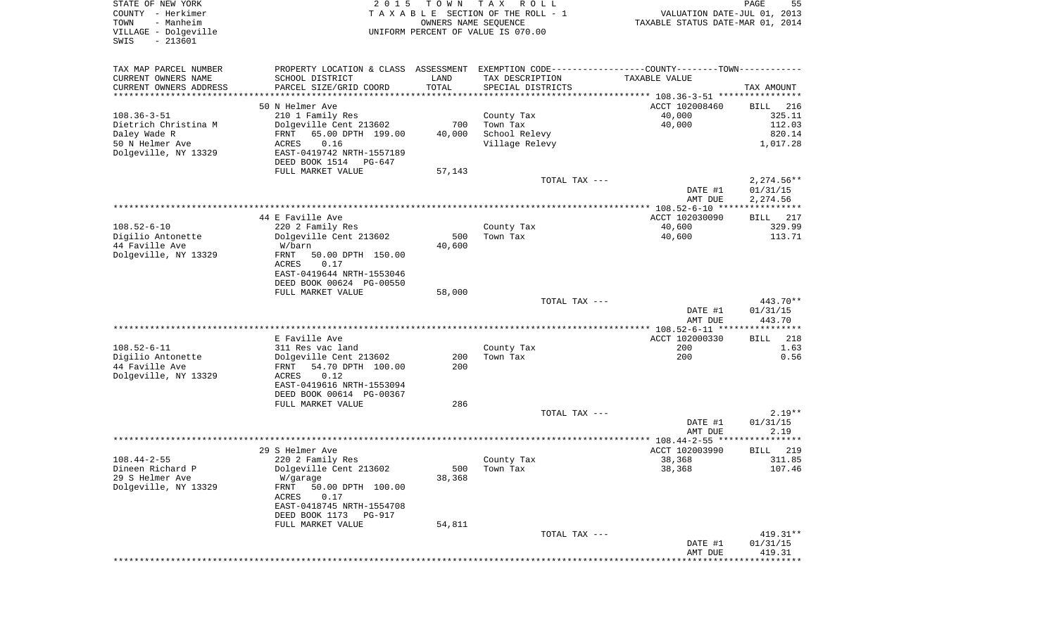STATE OF NEW YORK
COUNTY - Herkimer
TOWN - Manheim
VILLAGE - Dolgeville
SWIS - 213601

2 0 1 5 T O W N T A X R O L L
T A X A B L E SECTION OF THE ROLL - 1
OWNERS NAME SEQUENCE
UNIFORM PERCENT OF VALUE IS 070.00

VALUATION DATE-JUL 01, 2013
TAXABLE STATUS DATE-MAR 01, 2014

| TAX MAP PARCEL NUMBER<br>CURRENT OWNERS NAME<br>CURRENT OWNERS ADDRESS | PROPERTY LOCATION & CLASS<br>SCHOOL DISTRICT<br>PARCEL SIZE/GRID COORD | ASSESSMENT<br>LAND<br>TOTAL | EXEMPTION CODE-----COUNTY-----TOWN------<br>TAX DESCRIPTION<br>SPECIAL DISTRICTS | TAXABLE VALUE | TAX AMOUNT |
|---|---|---|---|---|---|
| **108.36-3-51** | 50 N Helmer Ave | | | ACCT 102008460 | BILL 216 |
| 108.36-3-51 | 210 1 Family Res | | County Tax | 40,000 | 325.11 |
| Dietrich Christina M | Dolgeville Cent 213602 | 700 | Town Tax | 40,000 | 112.03 |
| Daley Wade R | FRNT 65.00 DPTH 199.00 | 40,000 | School Relevy | | 820.14 |
| 50 N Helmer Ave | ACRES 0.16 | | Village Relevy | | 1,017.28 |
| Dolgeville, NY 13329 | EAST-0419742 NRTH-1557189 | | | | |
| | DEED BOOK 1514 PG-647 | | | | |
| | FULL MARKET VALUE | 57,143 | | | |
| | | | TOTAL TAX --- | | 2,274.56** |
| | | | | DATE #1 | 01/31/15 |
| | | | | AMT DUE | 2,274.56 |
| **108.52-6-10** | 44 E Faville Ave | | | ACCT 102030090 | BILL 217 |
| 108.52-6-10 | 220 2 Family Res | | County Tax | 40,600 | 329.99 |
| Digilio Antonette | Dolgeville Cent 213602 | 500 | Town Tax | 40,600 | 113.71 |
| 44 Faville Ave | W/barn | 40,600 | | | |
| Dolgeville, NY 13329 | FRNT 50.00 DPTH 150.00 | | | | |
| | ACRES 0.17 | | | | |
| | EAST-0419644 NRTH-1553046 | | | | |
| | DEED BOOK 00624 PG-00550 | | | | |
| | FULL MARKET VALUE | 58,000 | | | |
| | | | TOTAL TAX --- | | 443.70** |
| | | | | DATE #1 | 01/31/15 |
| | | | | AMT DUE | 443.70 |
| **108.52-6-11** | E Faville Ave | | | ACCT 102000330 | BILL 218 |
| 108.52-6-11 | 311 Res vac land | | County Tax | 200 | 1.63 |
| Digilio Antonette | Dolgeville Cent 213602 | 200 | Town Tax | 200 | 0.56 |
| 44 Faville Ave | FRNT 54.70 DPTH 100.00 | 200 | | | |
| Dolgeville, NY 13329 | ACRES 0.12 | | | | |
| | EAST-0419616 NRTH-1553094 | | | | |
| | DEED BOOK 00614 PG-00367 | | | | |
| | FULL MARKET VALUE | 286 | | | |
| | | | TOTAL TAX --- | | 2.19** |
| | | | | DATE #1 | 01/31/15 |
| | | | | AMT DUE | 2.19 |
| **108.44-2-55** | 29 S Helmer Ave | | | ACCT 102003990 | BILL 219 |
| 108.44-2-55 | 220 2 Family Res | | County Tax | 38,368 | 311.85 |
| Dineen Richard P | Dolgeville Cent 213602 | 500 | Town Tax | 38,368 | 107.46 |
| 29 S Helmer Ave | W/garage | 38,368 | | | |
| Dolgeville, NY 13329 | FRNT 50.00 DPTH 100.00 | | | | |
| | ACRES 0.17 | | | | |
| | EAST-0418745 NRTH-1554708 | | | | |
| | DEED BOOK 1173 PG-917 | | | | |
| | FULL MARKET VALUE | 54,811 | | | |
| | | | TOTAL TAX --- | | 419.31** |
| | | | | DATE #1 | 01/31/15 |
| | | | | AMT DUE | 419.31 |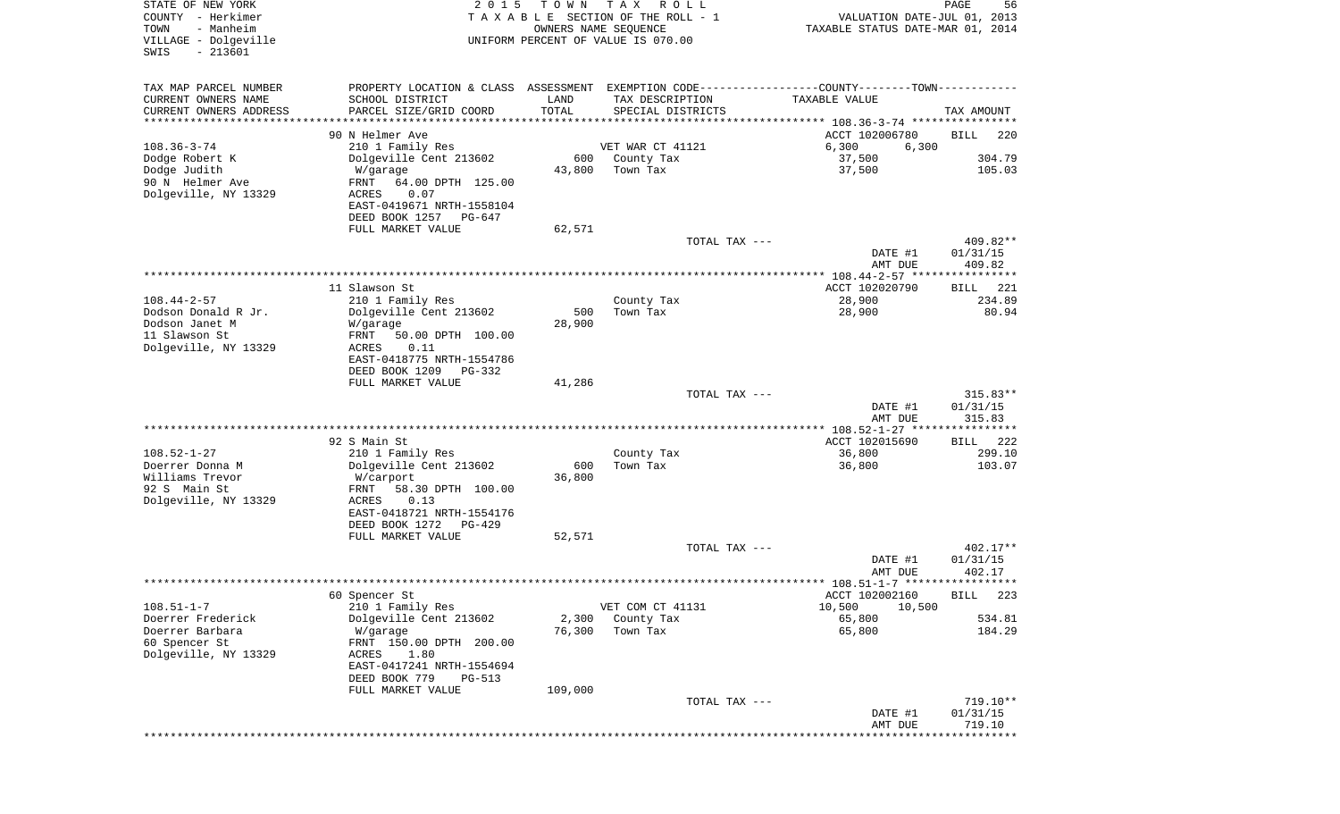STATE OF NEW YORK
COUNTY - Herkimer
TOWN - Manheim
VILLAGE - Dolgeville
SWIS - 213601

2015 TOWN TAX ROLL
TAXABLE SECTION OF THE ROLL - 1
OWNERS NAME SEQUENCE
UNIFORM PERCENT OF VALUE IS 070.00

VALUATION DATE-JUL 01, 2013
TAXABLE STATUS DATE-MAR 01, 2014

| TAX MAP PARCEL NUMBER / CURRENT OWNERS NAME / CURRENT OWNERS ADDRESS | PROPERTY LOCATION & CLASS / SCHOOL DISTRICT / PARCEL SIZE/GRID COORD | ASSESSMENT LAND / TOTAL | EXEMPTION CODE / TAX DESCRIPTION / SPECIAL DISTRICTS | COUNTY / TOWN TAXABLE VALUE | TAX AMOUNT |
|---|---|---|---|---|---|
| | 90 N Helmer Ave | | | ACCT 102006780 | BILL 220 |
| 108.36-3-74 | 210 1 Family Res | | VET WAR CT 41121 | 6,300 6,300 | |
| Dodge Robert K | Dolgeville Cent 213602 | 600 | County Tax | 37,500 | 304.79 |
| Dodge Judith | W/garage | 43,800 | Town Tax | 37,500 | 105.03 |
| 90 N Helmer Ave | FRNT 64.00 DPTH 125.00 | | | | |
| Dolgeville, NY 13329 | ACRES 0.07 | | | | |
| | EAST-0419671 NRTH-1558104 | | | | |
| | DEED BOOK 1257 PG-647 | | | | |
| | FULL MARKET VALUE | 62,571 | | | |
| | | | TOTAL TAX --- | | 409.82** |
| | | | | DATE #1 | 01/31/15 |
| | | | | AMT DUE | 409.82 |
| | 11 Slawson St | | | ACCT 102020790 | BILL 221 |
| 108.44-2-57 | 210 1 Family Res | | County Tax | 28,900 | 234.89 |
| Dodson Donald R Jr. | Dolgeville Cent 213602 | 500 | Town Tax | 28,900 | 80.94 |
| Dodson Janet M | W/garage | 28,900 | | | |
| 11 Slawson St | FRNT 50.00 DPTH 100.00 | | | | |
| Dolgeville, NY 13329 | ACRES 0.11 | | | | |
| | EAST-0418775 NRTH-1554786 | | | | |
| | DEED BOOK 1209 PG-332 | | | | |
| | FULL MARKET VALUE | 41,286 | | | |
| | | | TOTAL TAX --- | | 315.83** |
| | | | | DATE #1 | 01/31/15 |
| | | | | AMT DUE | 315.83 |
| | 92 S Main St | | | ACCT 102015690 | BILL 222 |
| 108.52-1-27 | 210 1 Family Res | | County Tax | 36,800 | 299.10 |
| Doerrer Donna M | Dolgeville Cent 213602 | 600 | Town Tax | 36,800 | 103.07 |
| Williams Trevor | W/carport | 36,800 | | | |
| 92 S Main St | FRNT 58.30 DPTH 100.00 | | | | |
| Dolgeville, NY 13329 | ACRES 0.13 | | | | |
| | EAST-0418721 NRTH-1554176 | | | | |
| | DEED BOOK 1272 PG-429 | | | | |
| | FULL MARKET VALUE | 52,571 | | | |
| | | | TOTAL TAX --- | | 402.17** |
| | | | | DATE #1 | 01/31/15 |
| | | | | AMT DUE | 402.17 |
| | 60 Spencer St | | | ACCT 102002160 | BILL 223 |
| 108.51-1-7 | 210 1 Family Res | | VET COM CT 41131 | 10,500 10,500 | |
| Doerrer Frederick | Dolgeville Cent 213602 | 2,300 | County Tax | 65,800 | 534.81 |
| Doerrer Barbara | W/garage | 76,300 | Town Tax | 65,800 | 184.29 |
| 60 Spencer St | FRNT 150.00 DPTH 200.00 | | | | |
| Dolgeville, NY 13329 | ACRES 1.80 | | | | |
| | EAST-0417241 NRTH-1554694 | | | | |
| | DEED BOOK 779 PG-513 | | | | |
| | FULL MARKET VALUE | 109,000 | | | |
| | | | TOTAL TAX --- | | 719.10** |
| | | | | DATE #1 | 01/31/15 |
| | | | | AMT DUE | 719.10 |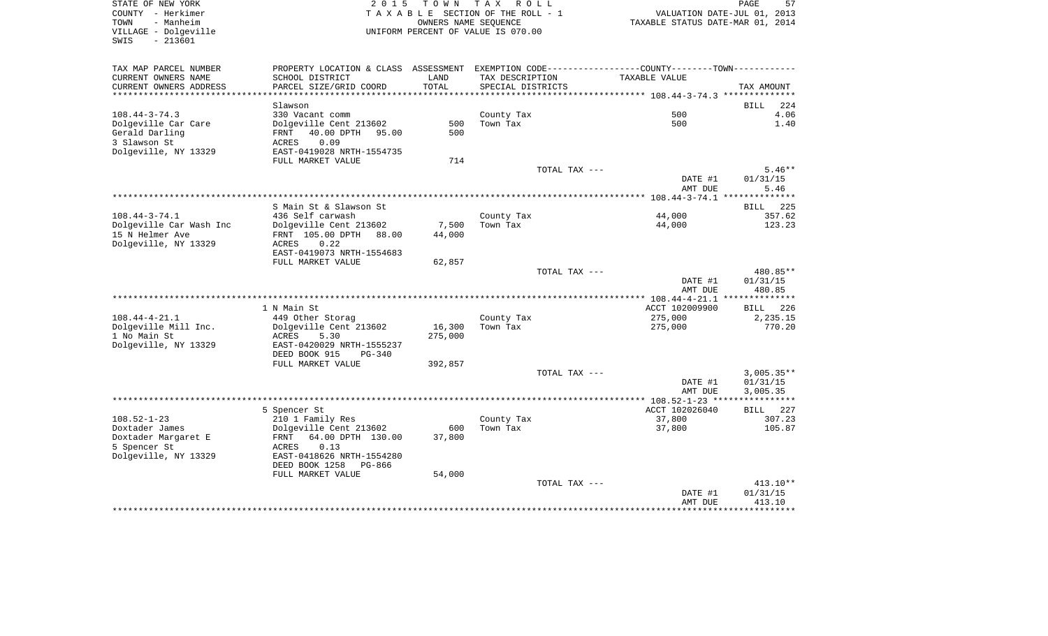STATE OF NEW YORK
COUNTY - Herkimer
TOWN - Manheim
VILLAGE - Dolgeville
SWIS - 213601

2 0 1 5 T O W N T A X R O L L
T A X A B L E SECTION OF THE ROLL - 1
OWNERS NAME SEQUENCE
UNIFORM PERCENT OF VALUE IS 070.00

VALUATION DATE-JUL 01, 2013
TAXABLE STATUS DATE-MAR 01, 2014

| TAX MAP PARCEL NUMBER<br>CURRENT OWNERS NAME<br>CURRENT OWNERS ADDRESS | PROPERTY LOCATION & CLASS<br>SCHOOL DISTRICT<br>PARCEL SIZE/GRID COORD | ASSESSMENT<br>LAND<br>TOTAL | EXEMPTION CODE<br>TAX DESCRIPTION<br>SPECIAL DISTRICTS | COUNTY--------TOWN<br>TAXABLE VALUE | TAX AMOUNT |
|---|---|---|---|---|---|
| | Slawson | | | | BILL 224 |
| 108.44-3-74.3 | 330 Vacant comm | | County Tax | 500 | 4.06 |
| Dolgeville Car Care | Dolgeville Cent 213602 | 500 | Town Tax | 500 | 1.40 |
| Gerald Darling | FRNT 40.00 DPTH 95.00 | 500 | | | |
| 3 Slawson St | ACRES 0.09 | | | | |
| Dolgeville, NY 13329 | EAST-0419028 NRTH-1554735 | | | | |
| | FULL MARKET VALUE | 714 | | | |
| | | | TOTAL TAX --- | | 5.46** |
| | | | | DATE #1 | 01/31/15 |
| | | | | AMT DUE | 5.46 |
| | S Main St & Slawson St | | | | BILL 225 |
| 108.44-3-74.1 | 436 Self carwash | | County Tax | 44,000 | 357.62 |
| Dolgeville Car Wash Inc | Dolgeville Cent 213602 | 7,500 | Town Tax | 44,000 | 123.23 |
| 15 N Helmer Ave | FRNT 105.00 DPTH 88.00 | 44,000 | | | |
| Dolgeville, NY 13329 | ACRES 0.22 | | | | |
| | EAST-0419073 NRTH-1554683 | | | | |
| | FULL MARKET VALUE | 62,857 | | | |
| | | | TOTAL TAX --- | | 480.85** |
| | | | | DATE #1 | 01/31/15 |
| | | | | AMT DUE | 480.85 |
| | 1 N Main St | | | ACCT 102009900 | BILL 226 |
| 108.44-4-21.1 | 449 Other Storag | | County Tax | 275,000 | 2,235.15 |
| Dolgeville Mill Inc. | Dolgeville Cent 213602 | 16,300 | Town Tax | 275,000 | 770.20 |
| 1 No Main St | ACRES 5.30 | 275,000 | | | |
| Dolgeville, NY 13329 | EAST-0420029 NRTH-1555237 | | | | |
| | DEED BOOK 915 PG-340 | | | | |
| | FULL MARKET VALUE | 392,857 | | | |
| | | | TOTAL TAX --- | | 3,005.35** |
| | | | | DATE #1 | 01/31/15 |
| | | | | AMT DUE | 3,005.35 |
| | 5 Spencer St | | | ACCT 102026040 | BILL 227 |
| 108.52-1-23 | 210 1 Family Res | | County Tax | 37,800 | 307.23 |
| Doxtader James | Dolgeville Cent 213602 | 600 | Town Tax | 37,800 | 105.87 |
| Doxtader Margaret E | FRNT 64.00 DPTH 130.00 | 37,800 | | | |
| 5 Spencer St | ACRES 0.13 | | | | |
| Dolgeville, NY 13329 | EAST-0418626 NRTH-1554280 | | | | |
| | DEED BOOK 1258 PG-866 | | | | |
| | FULL MARKET VALUE | 54,000 | | | |
| | | | TOTAL TAX --- | | 413.10** |
| | | | | DATE #1 | 01/31/15 |
| | | | | AMT DUE | 413.10 |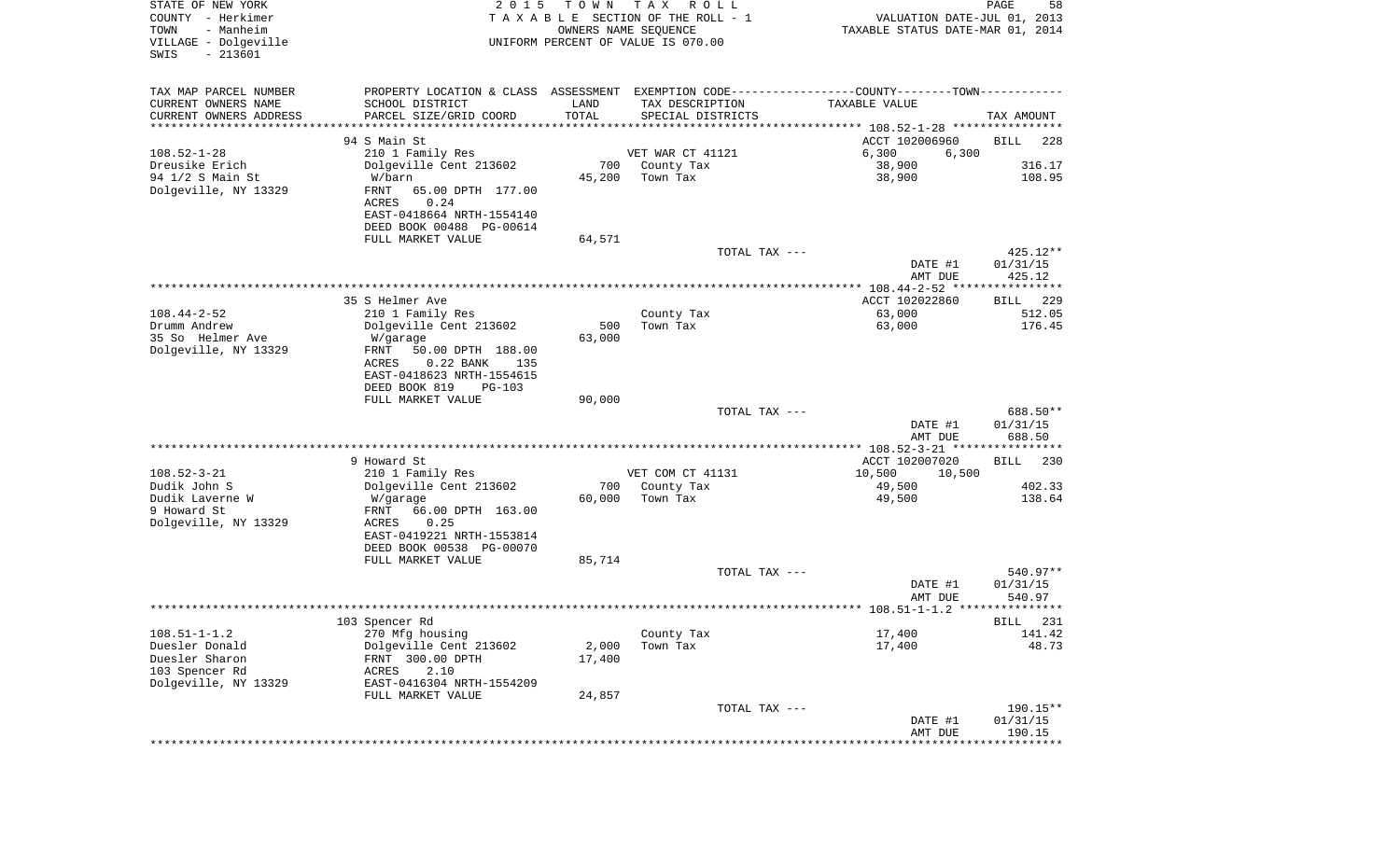STATE OF NEW YORK
COUNTY - Herkimer
TOWN - Manheim
VILLAGE - Dolgeville
SWIS - 213601

2015 TOWN TAX ROLL
TAXABLE SECTION OF THE ROLL - 1
OWNERS NAME SEQUENCE
UNIFORM PERCENT OF VALUE IS 070.00

VALUATION DATE-JUL 01, 2013
TAXABLE STATUS DATE-MAR 01, 2014

| TAX MAP PARCEL NUMBER / CURRENT OWNERS NAME / CURRENT OWNERS ADDRESS | PROPERTY LOCATION & CLASS / SCHOOL DISTRICT / PARCEL SIZE/GRID COORD | ASSESSMENT LAND / TOTAL | EXEMPTION CODE / TAX DESCRIPTION / SPECIAL DISTRICTS | COUNTY / TOWN TAXABLE VALUE | TAX AMOUNT |
|---|---|---|---|---|---|
| 108.52-1-28 | 94 S Main St | | | ACCT 102006960 | BILL 228 |
| Dreusike Erich | 210 1 Family Res | | VET WAR CT 41121 | 6,300 6,300 | |
| 94 1/2 S Main St | Dolgeville Cent 213602 | 700 | County Tax | 38,900 | 316.17 |
| Dolgeville, NY 13329 | W/barn | 45,200 | Town Tax | 38,900 | 108.95 |
| | FRNT 65.00 DPTH 177.00 | | | | |
| | ACRES 0.24 | | | | |
| | EAST-0418664 NRTH-1554140 | | | | |
| | DEED BOOK 00488 PG-00614 | | | | |
| | FULL MARKET VALUE | 64,571 | | | |
| | | | TOTAL TAX --- | | 425.12** |
| | | | | DATE #1 | 01/31/15 |
| | | | | AMT DUE | 425.12 |
| 108.44-2-52 | 35 S Helmer Ave | | | ACCT 102022860 | BILL 229 |
| Drumm Andrew | 210 1 Family Res | | County Tax | 63,000 | 512.05 |
| 35 So Helmer Ave | Dolgeville Cent 213602 | 500 | Town Tax | 63,000 | 176.45 |
| Dolgeville, NY 13329 | W/garage | 63,000 | | | |
| | FRNT 50.00 DPTH 188.00 | | | | |
| | ACRES 0.22 BANK 135 | | | | |
| | EAST-0418623 NRTH-1554615 | | | | |
| | DEED BOOK 819 PG-103 | | | | |
| | FULL MARKET VALUE | 90,000 | | | |
| | | | TOTAL TAX --- | | 688.50** |
| | | | | DATE #1 | 01/31/15 |
| | | | | AMT DUE | 688.50 |
| 108.52-3-21 | 9 Howard St | | | ACCT 102007020 | BILL 230 |
| Dudik John S | 210 1 Family Res | | VET COM CT 41131 | 10,500 10,500 | |
| Dudik Laverne W | Dolgeville Cent 213602 | 700 | County Tax | 49,500 | 402.33 |
| 9 Howard St | W/garage | 60,000 | Town Tax | 49,500 | 138.64 |
| Dolgeville, NY 13329 | FRNT 66.00 DPTH 163.00 | | | | |
| | ACRES 0.25 | | | | |
| | EAST-0419221 NRTH-1553814 | | | | |
| | DEED BOOK 00538 PG-00070 | | | | |
| | FULL MARKET VALUE | 85,714 | | | |
| | | | TOTAL TAX --- | | 540.97** |
| | | | | DATE #1 | 01/31/15 |
| | | | | AMT DUE | 540.97 |
| 108.51-1-1.2 | 103 Spencer Rd | | | | BILL 231 |
| Duesler Donald | 270 Mfg housing | | County Tax | 17,400 | 141.42 |
| Duesler Sharon | Dolgeville Cent 213602 | 2,000 | Town Tax | 17,400 | 48.73 |
| 103 Spencer Rd | FRNT 300.00 DPTH | 17,400 | | | |
| Dolgeville, NY 13329 | ACRES 2.10 | | | | |
| | EAST-0416304 NRTH-1554209 | | | | |
| | FULL MARKET VALUE | 24,857 | | | |
| | | | TOTAL TAX --- | | 190.15** |
| | | | | DATE #1 | 01/31/15 |
| | | | | AMT DUE | 190.15 |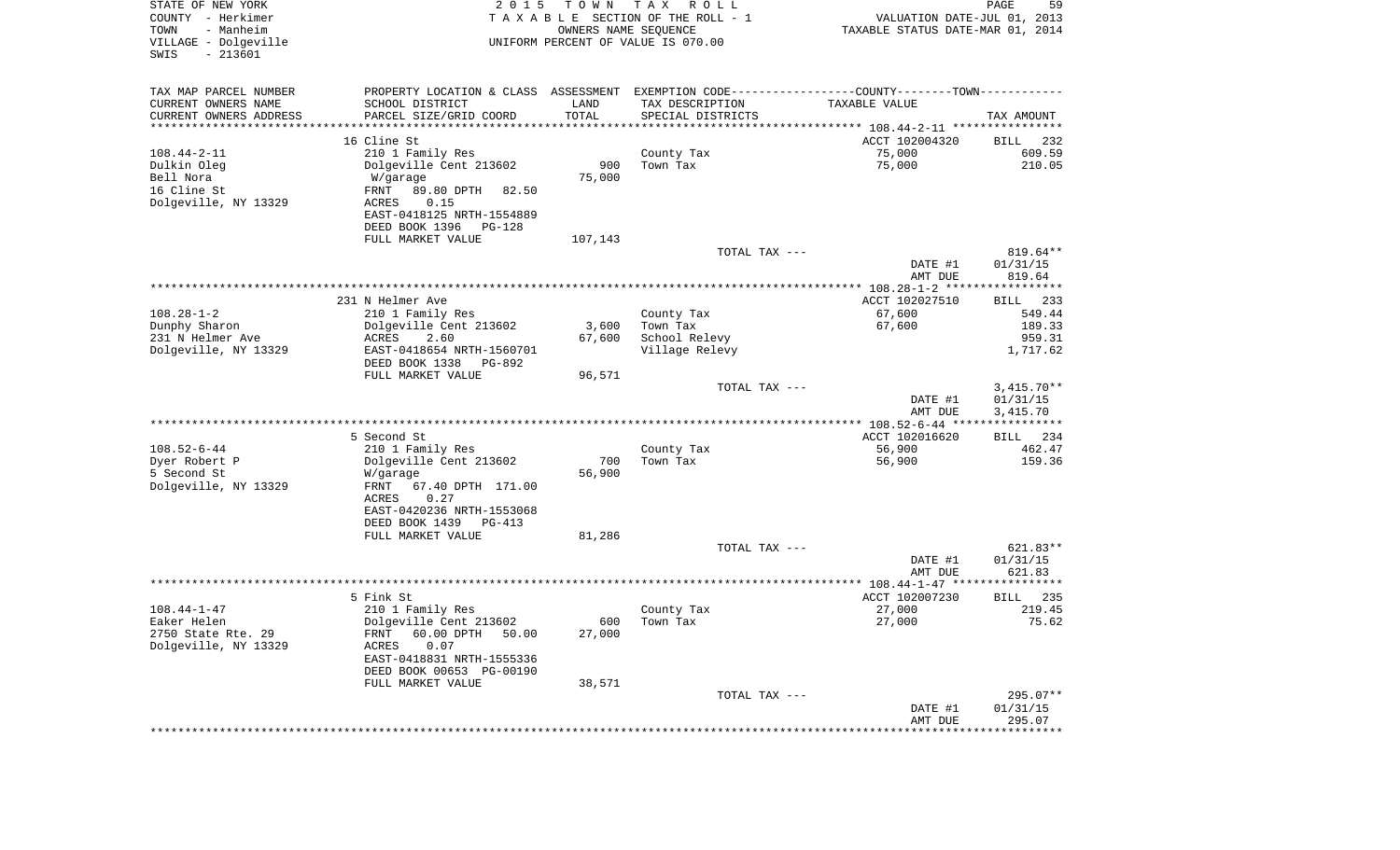STATE OF NEW YORK
COUNTY - Herkimer
TOWN - Manheim
VILLAGE - Dolgeville
SWIS - 213601

2015 TOWN TAX ROLL
TAXABLE SECTION OF THE ROLL - 1
OWNERS NAME SEQUENCE
UNIFORM PERCENT OF VALUE IS 070.00

VALUATION DATE-JUL 01, 2013
TAXABLE STATUS DATE-MAR 01, 2014

| TAX MAP PARCEL NUMBER / CURRENT OWNERS NAME / CURRENT OWNERS ADDRESS | PROPERTY LOCATION & CLASS / SCHOOL DISTRICT / PARCEL SIZE/GRID COORD | ASSESSMENT LAND / TOTAL | EXEMPTION CODE / TAX DESCRIPTION / SPECIAL DISTRICTS | TAXABLE VALUE | TAX AMOUNT |
|---|---|---|---|---|---|
| **108.44-2-11** | 16 Cline St | | | ACCT 102004320 | BILL 232 |
| Dulkin Oleg | 210 1 Family Res | | County Tax | 75,000 | 609.59 |
| Bell Nora | Dolgeville Cent 213602 | 900 | Town Tax | 75,000 | 210.05 |
| 16 Cline St | W/garage | 75,000 | | | |
| Dolgeville, NY 13329 | FRNT 89.80 DPTH 82.50 | | | | |
| | ACRES 0.15 | | | | |
| | EAST-0418125 NRTH-1554889 | | | | |
| | DEED BOOK 1396 PG-128 | | | | |
| | FULL MARKET VALUE | 107,143 | | | |
| | | | TOTAL TAX --- | | 819.64** |
| | | | | DATE #1 | 01/31/15 |
| | | | | AMT DUE | 819.64 |
| **108.28-1-2** | 231 N Helmer Ave | | | ACCT 102027510 | BILL 233 |
| Dunphy Sharon | 210 1 Family Res | | County Tax | 67,600 | 549.44 |
| 231 N Helmer Ave | Dolgeville Cent 213602 | 3,600 | Town Tax | 67,600 | 189.33 |
| Dolgeville, NY 13329 | ACRES 2.60 | 67,600 | School Relevy | | 959.31 |
| | EAST-0418654 NRTH-1560701 | | Village Relevy | | 1,717.62 |
| | DEED BOOK 1338 PG-892 | | | | |
| | FULL MARKET VALUE | 96,571 | | | |
| | | | TOTAL TAX --- | | 3,415.70** |
| | | | | DATE #1 | 01/31/15 |
| | | | | AMT DUE | 3,415.70 |
| **108.52-6-44** | 5 Second St | | | ACCT 102016620 | BILL 234 |
| Dyer Robert P | 210 1 Family Res | | County Tax | 56,900 | 462.47 |
| 5 Second St | Dolgeville Cent 213602 | 700 | Town Tax | 56,900 | 159.36 |
| Dolgeville, NY 13329 | W/garage | 56,900 | | | |
| | FRNT 67.40 DPTH 171.00 | | | | |
| | ACRES 0.27 | | | | |
| | EAST-0420236 NRTH-1553068 | | | | |
| | DEED BOOK 1439 PG-413 | | | | |
| | FULL MARKET VALUE | 81,286 | | | |
| | | | TOTAL TAX --- | | 621.83** |
| | | | | DATE #1 | 01/31/15 |
| | | | | AMT DUE | 621.83 |
| **108.44-1-47** | 5 Fink St | | | ACCT 102007230 | BILL 235 |
| Eaker Helen | 210 1 Family Res | | County Tax | 27,000 | 219.45 |
| 2750 State Rte. 29 | Dolgeville Cent 213602 | 600 | Town Tax | 27,000 | 75.62 |
| Dolgeville, NY 13329 | FRNT 60.00 DPTH 50.00 | 27,000 | | | |
| | ACRES 0.07 | | | | |
| | EAST-0418831 NRTH-1555336 | | | | |
| | DEED BOOK 00653 PG-00190 | | | | |
| | FULL MARKET VALUE | 38,571 | | | |
| | | | TOTAL TAX --- | | 295.07** |
| | | | | DATE #1 | 01/31/15 |
| | | | | AMT DUE | 295.07 |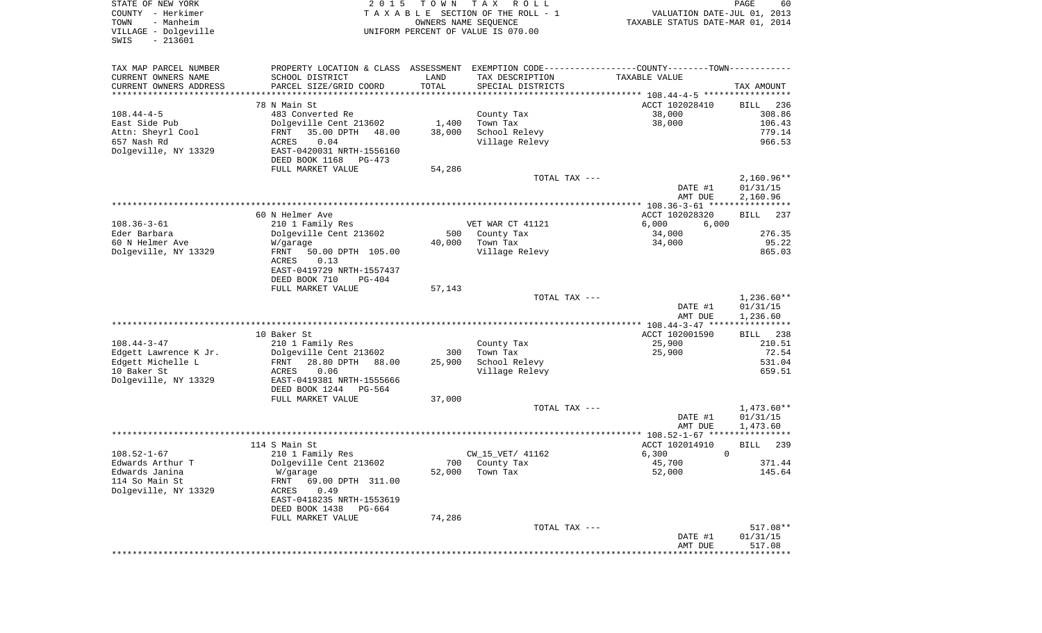STATE OF NEW YORK
COUNTY - Herkimer
TOWN - Manheim
VILLAGE - Dolgeville
SWIS - 213601

2 0 1 5 T O W N T A X R O L L
T A X A B L E SECTION OF THE ROLL - 1
OWNERS NAME SEQUENCE
UNIFORM PERCENT OF VALUE IS 070.00

VALUATION DATE-JUL 01, 2013
TAXABLE STATUS DATE-MAR 01, 2014

| TAX MAP PARCEL NUMBER / CURRENT OWNERS NAME / CURRENT OWNERS ADDRESS | PROPERTY LOCATION & CLASS / SCHOOL DISTRICT / PARCEL SIZE/GRID COORD | ASSESSMENT LAND | TOTAL | EXEMPTION CODE / TAX DESCRIPTION / SPECIAL DISTRICTS | TAXABLE VALUE | TAX AMOUNT |
|---|---|---|---|---|---|---|
| 108.44-4-5 | 78 N Main St | | | | ACCT 102028410 | BILL 236 |
| East Side Pub | 483 Converted Re | | | County Tax | 38,000 | 308.86 |
| Attn: Sheyrl Cool | Dolgeville Cent 213602 | 1,400 | | Town Tax | 38,000 | 106.43 |
| 657 Nash Rd | FRNT 35.00 DPTH 48.00 | | 38,000 | School Relevy | | 779.14 |
| Dolgeville, NY 13329 | ACRES 0.04 | | | Village Relevy | | 966.53 |
| | EAST-0420031 NRTH-1556160 | | | | | |
| | DEED BOOK 1168 PG-473 | | | | | |
| | FULL MARKET VALUE | | 54,286 | | | |
| | | | | TOTAL TAX --- | | 2,160.96** |
| | | | | | DATE #1 | 01/31/15 |
| | | | | | AMT DUE | 2,160.96 |
| 108.36-3-61 | 60 N Helmer Ave | | | | ACCT 102028320 | BILL 237 |
| Eder Barbara | 210 1 Family Res | | | VET WAR CT 41121 | 6,000 6,000 | |
| 60 N Helmer Ave | Dolgeville Cent 213602 | 500 | | County Tax | 34,000 | 276.35 |
| Dolgeville, NY 13329 | W/garage | | 40,000 | Town Tax | 34,000 | 95.22 |
| | FRNT 50.00 DPTH 105.00 | | | Village Relevy | | 865.03 |
| | ACRES 0.13 | | | | | |
| | EAST-0419729 NRTH-1557437 | | | | | |
| | DEED BOOK 710 PG-404 | | | | | |
| | FULL MARKET VALUE | | 57,143 | | | |
| | | | | TOTAL TAX --- | | 1,236.60** |
| | | | | | DATE #1 | 01/31/15 |
| | | | | | AMT DUE | 1,236.60 |
| 108.44-3-47 | 10 Baker St | | | | ACCT 102001590 | BILL 238 |
| Edgett Lawrence K Jr. | 210 1 Family Res | | | County Tax | 25,900 | 210.51 |
| Edgett Michelle L | Dolgeville Cent 213602 | 300 | | Town Tax | 25,900 | 72.54 |
| 10 Baker St | FRNT 28.80 DPTH 88.00 | | 25,900 | School Relevy | | 531.04 |
| Dolgeville, NY 13329 | ACRES 0.06 | | | Village Relevy | | 659.51 |
| | EAST-0419381 NRTH-1555666 | | | | | |
| | DEED BOOK 1244 PG-564 | | | | | |
| | FULL MARKET VALUE | | 37,000 | | | |
| | | | | TOTAL TAX --- | | 1,473.60** |
| | | | | | DATE #1 | 01/31/15 |
| | | | | | AMT DUE | 1,473.60 |
| 108.52-1-67 | 114 S Main St | | | | ACCT 102014910 | BILL 239 |
| Edwards Arthur T | 210 1 Family Res | | | CW_15_VET/ 41162 | 6,300 0 | |
| Edwards Janina | Dolgeville Cent 213602 | 700 | | County Tax | 45,700 | 371.44 |
| 114 So Main St | W/garage | | 52,000 | Town Tax | 52,000 | 145.64 |
| Dolgeville, NY 13329 | FRNT 69.00 DPTH 311.00 | | | | | |
| | ACRES 0.49 | | | | | |
| | EAST-0418235 NRTH-1553619 | | | | | |
| | DEED BOOK 1438 PG-664 | | | | | |
| | FULL MARKET VALUE | | 74,286 | | | |
| | | | | TOTAL TAX --- | | 517.08** |
| | | | | | DATE #1 | 01/31/15 |
| | | | | | AMT DUE | 517.08 |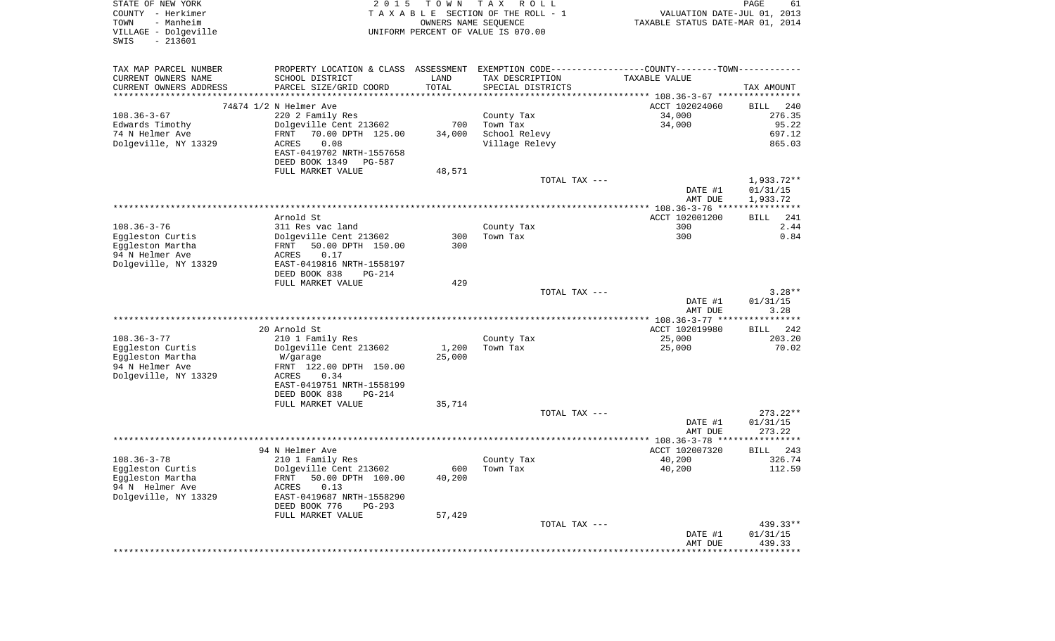STATE OF NEW YORK
COUNTY - Herkimer
TOWN - Manheim
VILLAGE - Dolgeville
SWIS - 213601

2015 TOWN TAX ROLL
TAXABLE SECTION OF THE ROLL - 1
OWNERS NAME SEQUENCE
UNIFORM PERCENT OF VALUE IS 070.00

VALUATION DATE-JUL 01, 2013
TAXABLE STATUS DATE-MAR 01, 2014

| TAX MAP PARCEL NUMBER / CURRENT OWNERS NAME / CURRENT OWNERS ADDRESS | PROPERTY LOCATION & CLASS / SCHOOL DISTRICT / PARCEL SIZE/GRID COORD | ASSESSMENT LAND | TOTAL | TAX DESCRIPTION / SPECIAL DISTRICTS | TAXABLE VALUE | TAX AMOUNT |
|---|---|---|---|---|---|---|
| **108.36-3-67** | 74&74 1/2 N Helmer Ave | | | | ACCT 102024060 | BILL 240 |
| Edwards Timothy | 220 2 Family Res | | | County Tax | 34,000 | 276.35 |
| 74 N Helmer Ave | Dolgeville Cent 213602 | 700 | | Town Tax | 34,000 | 95.22 |
| Dolgeville, NY 13329 | FRNT 70.00 DPTH 125.00 | | 34,000 | School Relevy | | 697.12 |
| | ACRES 0.08 | | | Village Relevy | | 865.03 |
| | EAST-0419702 NRTH-1557658 | | | | | |
| | DEED BOOK 1349 PG-587 | | | | | |
| | FULL MARKET VALUE | | 48,571 | | | |
| | | | | TOTAL TAX --- | | 1,933.72** |
| | | | | | DATE #1 | 01/31/15 |
| | | | | | AMT DUE | 1,933.72 |
| **108.36-3-76** | Arnold St | | | | ACCT 102001200 | BILL 241 |
| Eggleston Curtis | 311 Res vac land | | | County Tax | 300 | 2.44 |
| Eggleston Martha | Dolgeville Cent 213602 | 300 | | Town Tax | 300 | 0.84 |
| 94 N Helmer Ave | FRNT 50.00 DPTH 150.00 | | 300 | | | |
| Dolgeville, NY 13329 | ACRES 0.17 | | | | | |
| | EAST-0419816 NRTH-1558197 | | | | | |
| | DEED BOOK 838 PG-214 | | | | | |
| | FULL MARKET VALUE | | 429 | | | |
| | | | | TOTAL TAX --- | | 3.28** |
| | | | | | DATE #1 | 01/31/15 |
| | | | | | AMT DUE | 3.28 |
| **108.36-3-77** | 20 Arnold St | | | | ACCT 102019980 | BILL 242 |
| Eggleston Curtis | 210 1 Family Res | | | County Tax | 25,000 | 203.20 |
| Eggleston Martha | Dolgeville Cent 213602 | 1,200 | | Town Tax | 25,000 | 70.02 |
| 94 N Helmer Ave | W/garage | | 25,000 | | | |
| Dolgeville, NY 13329 | FRNT 122.00 DPTH 150.00 | | | | | |
| | ACRES 0.34 | | | | | |
| | EAST-0419751 NRTH-1558199 | | | | | |
| | DEED BOOK 838 PG-214 | | | | | |
| | FULL MARKET VALUE | | 35,714 | | | |
| | | | | TOTAL TAX --- | | 273.22** |
| | | | | | DATE #1 | 01/31/15 |
| | | | | | AMT DUE | 273.22 |
| **108.36-3-78** | 94 N Helmer Ave | | | | ACCT 102007320 | BILL 243 |
| Eggleston Curtis | 210 1 Family Res | | | County Tax | 40,200 | 326.74 |
| Eggleston Martha | Dolgeville Cent 213602 | 600 | | Town Tax | 40,200 | 112.59 |
| 94 N Helmer Ave | FRNT 50.00 DPTH 100.00 | | 40,200 | | | |
| Dolgeville, NY 13329 | ACRES 0.13 | | | | | |
| | EAST-0419687 NRTH-1558290 | | | | | |
| | DEED BOOK 776 PG-293 | | | | | |
| | FULL MARKET VALUE | | 57,429 | | | |
| | | | | TOTAL TAX --- | | 439.33** |
| | | | | | DATE #1 | 01/31/15 |
| | | | | | AMT DUE | 439.33 |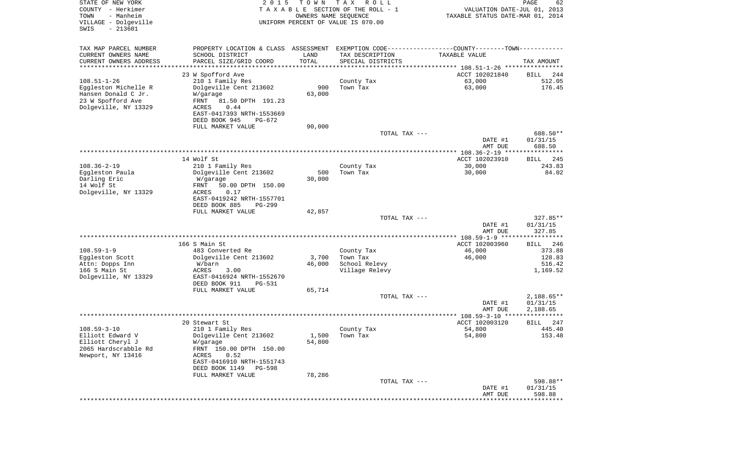STATE OF NEW YORK
COUNTY - Herkimer
TOWN - Manheim
VILLAGE - Dolgeville
SWIS - 213601

2015 TOWN TAX ROLL
TAXABLE SECTION OF THE ROLL - 1
OWNERS NAME SEQUENCE
UNIFORM PERCENT OF VALUE IS 070.00

VALUATION DATE-JUL 01, 2013
TAXABLE STATUS DATE-MAR 01, 2014

| TAX MAP PARCEL NUMBER<br>CURRENT OWNERS NAME<br>CURRENT OWNERS ADDRESS | PROPERTY LOCATION & CLASS<br>SCHOOL DISTRICT<br>PARCEL SIZE/GRID COORD | ASSESSMENT<br>LAND<br>TOTAL | EXEMPTION CODE<br>TAX DESCRIPTION<br>SPECIAL DISTRICTS | COUNTY--------TOWN<br>TAXABLE VALUE | TAX AMOUNT |
|---|---|---|---|---|---|
| | 23 W Spofford Ave | | | ACCT 102021840 | BILL 244 |
| 108.51-1-26 | 210 1 Family Res | | County Tax | 63,000 | 512.05 |
| Eggleston Michelle R | Dolgeville Cent 213602 | 900 | Town Tax | 63,000 | 176.45 |
| Hansen Donald C Jr. | W/garage | 63,000 | | | |
| 23 W Spofford Ave | FRNT 81.50 DPTH 191.23 | | | | |
| Dolgeville, NY 13329 | ACRES 0.44 | | | | |
| | EAST-0417393 NRTH-1553669 | | | | |
| | DEED BOOK 945 PG-672 | | | | |
| | FULL MARKET VALUE | 90,000 | | | |
| | | | TOTAL TAX --- | | 688.50** |
| | | | | DATE #1 | 01/31/15 |
| | | | | AMT DUE | 688.50 |
| | 14 Wolf St | | | ACCT 102023910 | BILL 245 |
| 108.36-2-19 | 210 1 Family Res | | County Tax | 30,000 | 243.83 |
| Eggleston Paula | Dolgeville Cent 213602 | 500 | Town Tax | 30,000 | 84.02 |
| Darling Eric | W/garage | 30,000 | | | |
| 14 Wolf St | FRNT 50.00 DPTH 150.00 | | | | |
| Dolgeville, NY 13329 | ACRES 0.17 | | | | |
| | EAST-0419242 NRTH-1557701 | | | | |
| | DEED BOOK 885 PG-299 | | | | |
| | FULL MARKET VALUE | 42,857 | | | |
| | | | TOTAL TAX --- | | 327.85** |
| | | | | DATE #1 | 01/31/15 |
| | | | | AMT DUE | 327.85 |
| | 166 S Main St | | | ACCT 102003960 | BILL 246 |
| 108.59-1-9 | 483 Converted Re | | County Tax | 46,000 | 373.88 |
| Eggleston Scott | Dolgeville Cent 213602 | 3,700 | Town Tax | 46,000 | 128.83 |
| Attn: Dopps Inn | W/barn | 46,000 | School Relevy | | 516.42 |
| 166 S Main St | ACRES 3.00 | | Village Relevy | | 1,169.52 |
| Dolgeville, NY 13329 | EAST-0416924 NRTH-1552670 | | | | |
| | DEED BOOK 911 PG-531 | | | | |
| | FULL MARKET VALUE | 65,714 | | | |
| | | | TOTAL TAX --- | | 2,188.65** |
| | | | | DATE #1 | 01/31/15 |
| | | | | AMT DUE | 2,188.65 |
| | 20 Stewart St | | | ACCT 102003120 | BILL 247 |
| 108.59-3-10 | 210 1 Family Res | | County Tax | 54,800 | 445.40 |
| Elliott Edward V | Dolgeville Cent 213602 | 1,500 | Town Tax | 54,800 | 153.48 |
| Elliott Cheryl J | W/garage | 54,800 | | | |
| 2065 Hardscrabble Rd | FRNT 150.00 DPTH 150.00 | | | | |
| Newport, NY 13416 | ACRES 0.52 | | | | |
| | EAST-0416910 NRTH-1551743 | | | | |
| | DEED BOOK 1149 PG-598 | | | | |
| | FULL MARKET VALUE | 78,286 | | | |
| | | | TOTAL TAX --- | | 598.88** |
| | | | | DATE #1 | 01/31/15 |
| | | | | AMT DUE | 598.88 |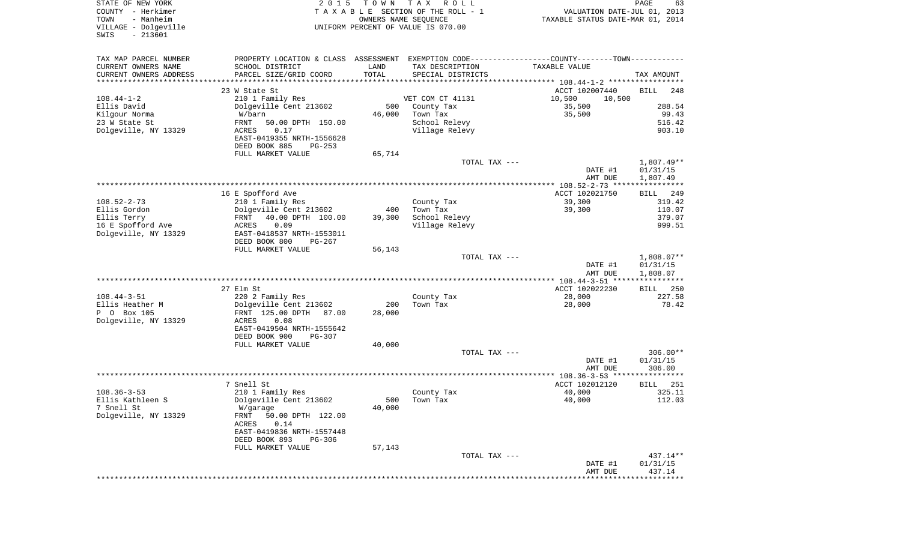STATE OF NEW YORK
COUNTY - Herkimer
TOWN - Manheim
VILLAGE - Dolgeville
SWIS - 213601

2 0 1 5 T O W N T A X R O L L
T A X A B L E SECTION OF THE ROLL - 1
OWNERS NAME SEQUENCE
UNIFORM PERCENT OF VALUE IS 070.00

VALUATION DATE-JUL 01, 2013
TAXABLE STATUS DATE-MAR 01, 2014

| TAX MAP PARCEL NUMBER / CURRENT OWNERS NAME / CURRENT OWNERS ADDRESS | PROPERTY LOCATION & CLASS / SCHOOL DISTRICT / PARCEL SIZE/GRID COORD | ASSESSMENT LAND / TOTAL | EXEMPTION CODE / TAX DESCRIPTION / SPECIAL DISTRICTS | TAXABLE VALUE | TAX AMOUNT |
|---|---|---|---|---|---|
| | 23 W State St | | | ACCT 102007440 | BILL 248 |
| 108.44-1-2 | 210 1 Family Res | | VET COM CT 41131 | 10,500 10,500 | |
| Ellis David | Dolgeville Cent 213602 | 500 | County Tax | 35,500 | 288.54 |
| Kilgour Norma | W/barn | 46,000 | Town Tax | 35,500 | 99.43 |
| 23 W State St | FRNT 50.00 DPTH 150.00 | | School Relevy | | 516.42 |
| Dolgeville, NY 13329 | ACRES 0.17 | | Village Relevy | | 903.10 |
| | EAST-0419355 NRTH-1556628 | | | | |
| | DEED BOOK 885 PG-253 | | | | |
| | FULL MARKET VALUE | 65,714 | | | |
| | | | TOTAL TAX --- | | 1,807.49** |
| | | | | DATE #1 | 01/31/15 |
| | | | | AMT DUE | 1,807.49 |
| | 16 E Spofford Ave | | | ACCT 102021750 | BILL 249 |
| 108.52-2-73 | 210 1 Family Res | | County Tax | 39,300 | 319.42 |
| Ellis Gordon | Dolgeville Cent 213602 | 400 | Town Tax | 39,300 | 110.07 |
| Ellis Terry | FRNT 40.00 DPTH 100.00 | 39,300 | School Relevy | | 379.07 |
| 16 E Spofford Ave | ACRES 0.09 | | Village Relevy | | 999.51 |
| Dolgeville, NY 13329 | EAST-0418537 NRTH-1553011 | | | | |
| | DEED BOOK 800 PG-267 | | | | |
| | FULL MARKET VALUE | 56,143 | | | |
| | | | TOTAL TAX --- | | 1,808.07** |
| | | | | DATE #1 | 01/31/15 |
| | | | | AMT DUE | 1,808.07 |
| | 27 Elm St | | | ACCT 102022230 | BILL 250 |
| 108.44-3-51 | 220 2 Family Res | | County Tax | 28,000 | 227.58 |
| Ellis Heather M | Dolgeville Cent 213602 | 200 | Town Tax | 28,000 | 78.42 |
| P O Box 105 | FRNT 125.00 DPTH 87.00 | 28,000 | | | |
| Dolgeville, NY 13329 | ACRES 0.08 | | | | |
| | EAST-0419504 NRTH-1555642 | | | | |
| | DEED BOOK 900 PG-307 | | | | |
| | FULL MARKET VALUE | 40,000 | | | |
| | | | TOTAL TAX --- | | 306.00** |
| | | | | DATE #1 | 01/31/15 |
| | | | | AMT DUE | 306.00 |
| | 7 Snell St | | | ACCT 102012120 | BILL 251 |
| 108.36-3-53 | 210 1 Family Res | | County Tax | 40,000 | 325.11 |
| Ellis Kathleen S | Dolgeville Cent 213602 | 500 | Town Tax | 40,000 | 112.03 |
| 7 Snell St | W/garage | 40,000 | | | |
| Dolgeville, NY 13329 | FRNT 50.00 DPTH 122.00 | | | | |
| | ACRES 0.14 | | | | |
| | EAST-0419836 NRTH-1557448 | | | | |
| | DEED BOOK 893 PG-306 | | | | |
| | FULL MARKET VALUE | 57,143 | | | |
| | | | TOTAL TAX --- | | 437.14** |
| | | | | DATE #1 | 01/31/15 |
| | | | | AMT DUE | 437.14 |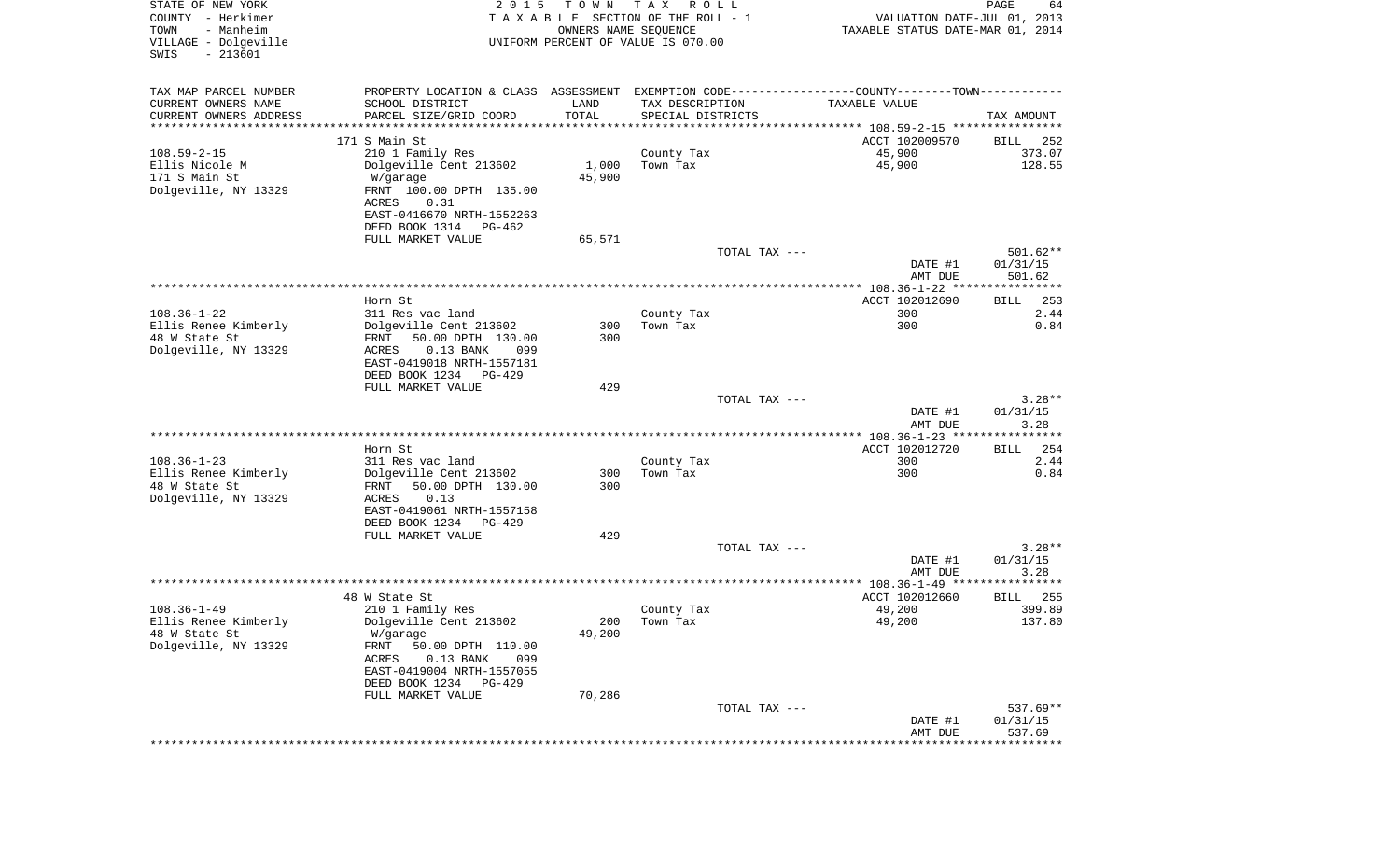STATE OF NEW YORK
COUNTY - Herkimer
TOWN - Manheim
VILLAGE - Dolgeville
SWIS - 213601

2015 TOWN TAX ROLL
TAXABLE SECTION OF THE ROLL - 1
OWNERS NAME SEQUENCE
UNIFORM PERCENT OF VALUE IS 070.00

VALUATION DATE-JUL 01, 2013
TAXABLE STATUS DATE-MAR 01, 2014

| TAX MAP PARCEL NUMBER<br>CURRENT OWNERS NAME<br>CURRENT OWNERS ADDRESS | PROPERTY LOCATION & CLASS<br>SCHOOL DISTRICT<br>PARCEL SIZE/GRID COORD | ASSESSMENT<br>LAND<br>TOTAL | EXEMPTION CODE---COUNTY---TOWN<br>TAX DESCRIPTION<br>SPECIAL DISTRICTS | TAXABLE VALUE | TAX AMOUNT |
|---|---|---|---|---|---|
| 108.59-2-15 | 171 S Main St | | | ACCT 102009570 | BILL 252 |
| 108.59-2-15 | 210 1 Family Res | | County Tax | 45,900 | 373.07 |
| Ellis Nicole M | Dolgeville Cent 213602 | 1,000 | Town Tax | 45,900 | 128.55 |
| 171 S Main St | W/garage | 45,900 | | | |
| Dolgeville, NY 13329 | FRNT 100.00 DPTH 135.00 | | | | |
| | ACRES 0.31 | | | | |
| | EAST-0416670 NRTH-1552263 | | | | |
| | DEED BOOK 1314 PG-462 | | | | |
| | FULL MARKET VALUE | 65,571 | | | |
| | | | TOTAL TAX --- | | 501.62** |
| | | | | DATE #1 | 01/31/15 |
| | | | | AMT DUE | 501.62 |
| 108.36-1-22 | Horn St | | | ACCT 102012690 | BILL 253 |
| 108.36-1-22 | 311 Res vac land | | County Tax | 300 | 2.44 |
| Ellis Renee Kimberly | Dolgeville Cent 213602 | 300 | Town Tax | 300 | 0.84 |
| 48 W State St | FRNT 50.00 DPTH 130.00 | 300 | | | |
| Dolgeville, NY 13329 | ACRES 0.13 BANK 099 | | | | |
| | EAST-0419018 NRTH-1557181 | | | | |
| | DEED BOOK 1234 PG-429 | | | | |
| | FULL MARKET VALUE | 429 | | | |
| | | | TOTAL TAX --- | | 3.28** |
| | | | | DATE #1 | 01/31/15 |
| | | | | AMT DUE | 3.28 |
| 108.36-1-23 | Horn St | | | ACCT 102012720 | BILL 254 |
| 108.36-1-23 | 311 Res vac land | | County Tax | 300 | 2.44 |
| Ellis Renee Kimberly | Dolgeville Cent 213602 | 300 | Town Tax | 300 | 0.84 |
| 48 W State St | FRNT 50.00 DPTH 130.00 | 300 | | | |
| Dolgeville, NY 13329 | ACRES 0.13 | | | | |
| | EAST-0419061 NRTH-1557158 | | | | |
| | DEED BOOK 1234 PG-429 | | | | |
| | FULL MARKET VALUE | 429 | | | |
| | | | TOTAL TAX --- | | 3.28** |
| | | | | DATE #1 | 01/31/15 |
| | | | | AMT DUE | 3.28 |
| 108.36-1-49 | 48 W State St | | | ACCT 102012660 | BILL 255 |
| 108.36-1-49 | 210 1 Family Res | | County Tax | 49,200 | 399.89 |
| Ellis Renee Kimberly | Dolgeville Cent 213602 | 200 | Town Tax | 49,200 | 137.80 |
| 48 W State St | W/garage | 49,200 | | | |
| Dolgeville, NY 13329 | FRNT 50.00 DPTH 110.00 | | | | |
| | ACRES 0.13 BANK 099 | | | | |
| | EAST-0419004 NRTH-1557055 | | | | |
| | DEED BOOK 1234 PG-429 | | | | |
| | FULL MARKET VALUE | 70,286 | | | |
| | | | TOTAL TAX --- | | 537.69** |
| | | | | DATE #1 | 01/31/15 |
| | | | | AMT DUE | 537.69 |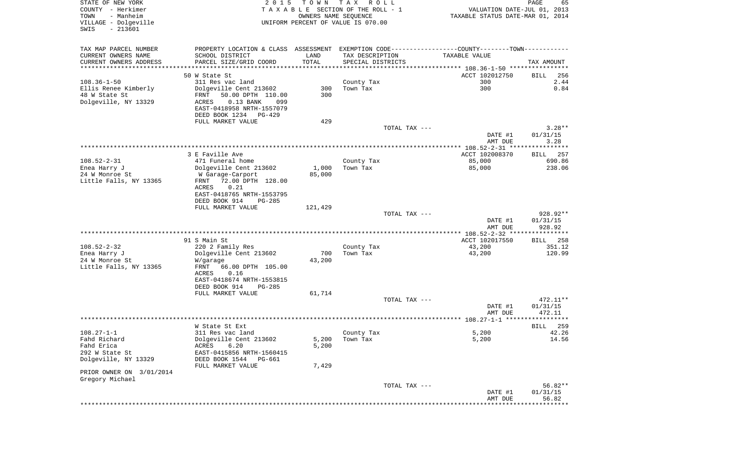STATE OF NEW YORK
COUNTY - Herkimer
TOWN - Manheim
VILLAGE - Dolgeville
SWIS - 213601

2015 TOWN TAX ROLL
TAXABLE SECTION OF THE ROLL - 1
OWNERS NAME SEQUENCE
UNIFORM PERCENT OF VALUE IS 070.00

VALUATION DATE-JUL 01, 2013
TAXABLE STATUS DATE-MAR 01, 2014

| TAX MAP PARCEL NUMBER / CURRENT OWNERS NAME / CURRENT OWNERS ADDRESS | PROPERTY LOCATION & CLASS / SCHOOL DISTRICT / PARCEL SIZE/GRID COORD | ASSESSMENT LAND / TOTAL | EXEMPTION CODE / TAX DESCRIPTION / SPECIAL DISTRICTS | TAXABLE VALUE | TAX AMOUNT |
|---|---|---|---|---|---|
| 108.36-1-50 | 50 W State St | | | ACCT 102012750 | BILL 256 |
| 108.36-1-50 | 311 Res vac land | | County Tax | 300 | 2.44 |
| Ellis Renee Kimberly | Dolgeville Cent 213602 | 300 | Town Tax | 300 | 0.84 |
| 48 W State St | FRNT 50.00 DPTH 110.00 | 300 | | | |
| Dolgeville, NY 13329 | ACRES 0.13 BANK 099 | | | | |
| | EAST-0418958 NRTH-1557079 | | | | |
| | DEED BOOK 1234 PG-429 | | | | |
| | FULL MARKET VALUE | 429 | | | |
| | | | TOTAL TAX --- | | 3.28** |
| | | | | DATE #1 | 01/31/15 |
| | | | | AMT DUE | 3.28 |
| 108.52-2-31 | 3 E Faville Ave | | | ACCT 102008370 | BILL 257 |
| 108.52-2-31 | 471 Funeral home | | County Tax | 85,000 | 690.86 |
| Enea Harry J | Dolgeville Cent 213602 | 1,000 | Town Tax | 85,000 | 238.06 |
| 24 W Monroe St | W Garage-Carport | 85,000 | | | |
| Little Falls, NY 13365 | FRNT 72.00 DPTH 128.00 | | | | |
| | ACRES 0.21 | | | | |
| | EAST-0418765 NRTH-1553795 | | | | |
| | DEED BOOK 914 PG-285 | | | | |
| | FULL MARKET VALUE | 121,429 | | | |
| | | | TOTAL TAX --- | | 928.92** |
| | | | | DATE #1 | 01/31/15 |
| | | | | AMT DUE | 928.92 |
| 108.52-2-32 | 91 S Main St | | | ACCT 102017550 | BILL 258 |
| 108.52-2-32 | 220 2 Family Res | | County Tax | 43,200 | 351.12 |
| Enea Harry J | Dolgeville Cent 213602 | 700 | Town Tax | 43,200 | 120.99 |
| 24 W Monroe St | W/garage | 43,200 | | | |
| Little Falls, NY 13365 | FRNT 66.00 DPTH 105.00 | | | | |
| | ACRES 0.16 | | | | |
| | EAST-0418674 NRTH-1553815 | | | | |
| | DEED BOOK 914 PG-285 | | | | |
| | FULL MARKET VALUE | 61,714 | | | |
| | | | TOTAL TAX --- | | 472.11** |
| | | | | DATE #1 | 01/31/15 |
| | | | | AMT DUE | 472.11 |
| 108.27-1-1 | W State St Ext | | | | BILL 259 |
| 108.27-1-1 | 311 Res vac land | | County Tax | 5,200 | 42.26 |
| Fahd Richard | Dolgeville Cent 213602 | 5,200 | Town Tax | 5,200 | 14.56 |
| Fahd Erica | ACRES 6.20 | 5,200 | | | |
| 292 W State St | EAST-0415856 NRTH-1560415 | | | | |
| Dolgeville, NY 13329 | DEED BOOK 1544 PG-661 | | | | |
| | FULL MARKET VALUE | 7,429 | | | |
| PRIOR OWNER ON 3/01/2014 | | | | | |
| Gregory Michael | | | | | |
| | | | TOTAL TAX --- | | 56.82** |
| | | | | DATE #1 | 01/31/15 |
| | | | | AMT DUE | 56.82 |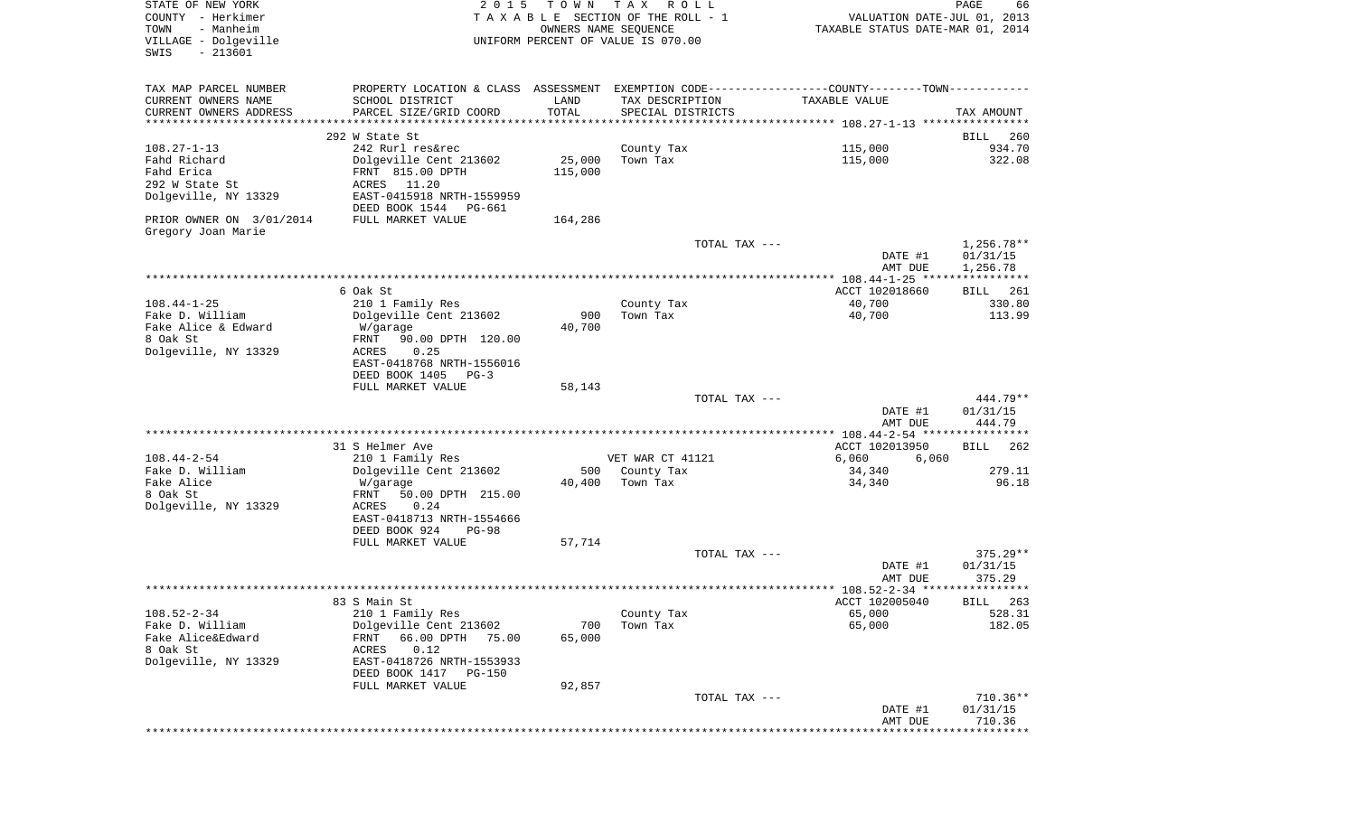STATE OF NEW YORK
COUNTY - Herkimer
TOWN - Manheim
VILLAGE - Dolgeville
SWIS - 213601

2 0 1 5 T O W N T A X R O L L
T A X A B L E SECTION OF THE ROLL - 1
OWNERS NAME SEQUENCE
UNIFORM PERCENT OF VALUE IS 070.00

VALUATION DATE-JUL 01, 2013
TAXABLE STATUS DATE-MAR 01, 2014

| TAX MAP PARCEL NUMBER / CURRENT OWNERS NAME / CURRENT OWNERS ADDRESS | PROPERTY LOCATION & CLASS / SCHOOL DISTRICT / PARCEL SIZE/GRID COORD | ASSESSMENT LAND / TOTAL | EXEMPTION CODE / TAX DESCRIPTION / SPECIAL DISTRICTS | COUNTY--------TOWN TAXABLE VALUE | TAX AMOUNT |
|---|---|---|---|---|---|
| | 292 W State St | | | | BILL 260 |
| 108.27-1-13 | 242 Rurl res&rec | | County Tax | 115,000 | 934.70 |
| Fahd Richard | Dolgeville Cent 213602 | 25,000 | Town Tax | 115,000 | 322.08 |
| Fahd Erica | FRNT 815.00 DPTH | 115,000 | | | |
| 292 W State St | ACRES 11.20 | | | | |
| Dolgeville, NY 13329 | EAST-0415918 NRTH-1559959 | | | | |
| | DEED BOOK 1544 PG-661 | | | | |
| PRIOR OWNER ON 3/01/2014 | FULL MARKET VALUE | 164,286 | | | |
| Gregory Joan Marie | | | | | |
| | | | TOTAL TAX --- | | 1,256.78** |
| | | | | DATE #1 | 01/31/15 |
| | | | | AMT DUE | 1,256.78 |
| | 6 Oak St | | | ACCT 102018660 | BILL 261 |
| 108.44-1-25 | 210 1 Family Res | | County Tax | 40,700 | 330.80 |
| Fake D. William | Dolgeville Cent 213602 | 900 | Town Tax | 40,700 | 113.99 |
| Fake Alice & Edward | W/garage | 40,700 | | | |
| 8 Oak St | FRNT 90.00 DPTH 120.00 | | | | |
| Dolgeville, NY 13329 | ACRES 0.25 | | | | |
| | EAST-0418768 NRTH-1556016 | | | | |
| | DEED BOOK 1405 PG-3 | | | | |
| | FULL MARKET VALUE | 58,143 | | | |
| | | | TOTAL TAX --- | | 444.79** |
| | | | | DATE #1 | 01/31/15 |
| | | | | AMT DUE | 444.79 |
| | 31 S Helmer Ave | | | ACCT 102013950 | BILL 262 |
| 108.44-2-54 | 210 1 Family Res | | VET WAR CT 41121 | 6,060 6,060 | |
| Fake D. William | Dolgeville Cent 213602 | 500 | County Tax | 34,340 | 279.11 |
| Fake Alice | W/garage | 40,400 | Town Tax | 34,340 | 96.18 |
| 8 Oak St | FRNT 50.00 DPTH 215.00 | | | | |
| Dolgeville, NY 13329 | ACRES 0.24 | | | | |
| | EAST-0418713 NRTH-1554666 | | | | |
| | DEED BOOK 924 PG-98 | | | | |
| | FULL MARKET VALUE | 57,714 | | | |
| | | | TOTAL TAX --- | | 375.29** |
| | | | | DATE #1 | 01/31/15 |
| | | | | AMT DUE | 375.29 |
| | 83 S Main St | | | ACCT 102005040 | BILL 263 |
| 108.52-2-34 | 210 1 Family Res | | County Tax | 65,000 | 528.31 |
| Fake D. William | Dolgeville Cent 213602 | 700 | Town Tax | 65,000 | 182.05 |
| Fake Alice&Edward | FRNT 66.00 DPTH 75.00 | 65,000 | | | |
| 8 Oak St | ACRES 0.12 | | | | |
| Dolgeville, NY 13329 | EAST-0418726 NRTH-1553933 | | | | |
| | DEED BOOK 1417 PG-150 | | | | |
| | FULL MARKET VALUE | 92,857 | | | |
| | | | TOTAL TAX --- | | 710.36** |
| | | | | DATE #1 | 01/31/15 |
| | | | | AMT DUE | 710.36 |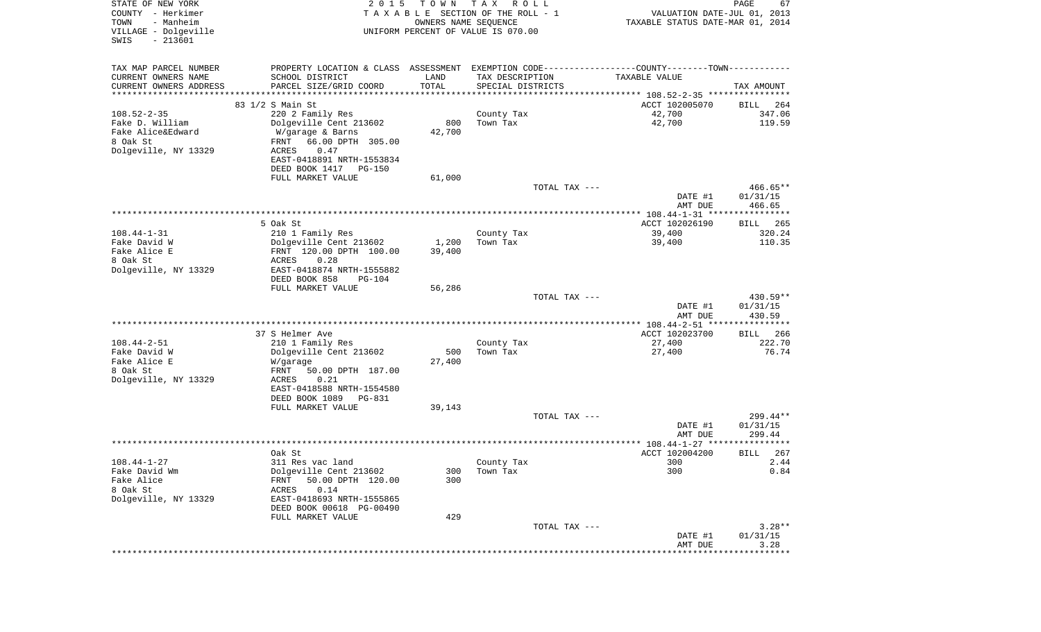STATE OF NEW YORK
COUNTY - Herkimer
TOWN - Manheim
VILLAGE - Dolgeville
SWIS - 213601

2 0 1 5 T O W N T A X R O L L
T A X A B L E SECTION OF THE ROLL - 1
OWNERS NAME SEQUENCE
UNIFORM PERCENT OF VALUE IS 070.00

VALUATION DATE-JUL 01, 2013
TAXABLE STATUS DATE-MAR 01, 2014

| TAX MAP PARCEL NUMBER / CURRENT OWNERS NAME / CURRENT OWNERS ADDRESS | PROPERTY LOCATION & CLASS / SCHOOL DISTRICT / PARCEL SIZE/GRID COORD | ASSESSMENT LAND / TOTAL | EXEMPTION CODE / TAX DESCRIPTION / SPECIAL DISTRICTS | TAXABLE VALUE | TAX AMOUNT |
|---|---|---|---|---|---|
| 108.52-2-35 | 83 1/2 S Main St | | | ACCT 102005070 | BILL 264 |
| 108.52-2-35 | 220 2 Family Res | | County Tax | 42,700 | 347.06 |
| Fake D. William | Dolgeville Cent 213602 | 800 | Town Tax | 42,700 | 119.59 |
| Fake Alice&Edward | W/garage & Barns | 42,700 | | | |
| 8 Oak St | FRNT 66.00 DPTH 305.00 | | | | |
| Dolgeville, NY 13329 | ACRES 0.47 | | | | |
| | EAST-0418891 NRTH-1553834 | | | | |
| | DEED BOOK 1417 PG-150 | | | | |
| | FULL MARKET VALUE | 61,000 | | | |
| | | | TOTAL TAX --- | | 466.65** |
| | | | | DATE #1 | 01/31/15 |
| | | | | AMT DUE | 466.65 |
| 108.44-1-31 | 5 Oak St | | | ACCT 102026190 | BILL 265 |
| 108.44-1-31 | 210 1 Family Res | | County Tax | 39,400 | 320.24 |
| Fake David W | Dolgeville Cent 213602 | 1,200 | Town Tax | 39,400 | 110.35 |
| Fake Alice E | FRNT 120.00 DPTH 100.00 | 39,400 | | | |
| 8 Oak St | ACRES 0.28 | | | | |
| Dolgeville, NY 13329 | EAST-0418874 NRTH-1555882 | | | | |
| | DEED BOOK 858 PG-104 | | | | |
| | FULL MARKET VALUE | 56,286 | | | |
| | | | TOTAL TAX --- | | 430.59** |
| | | | | DATE #1 | 01/31/15 |
| | | | | AMT DUE | 430.59 |
| 108.44-2-51 | 37 S Helmer Ave | | | ACCT 102023700 | BILL 266 |
| 108.44-2-51 | 210 1 Family Res | | County Tax | 27,400 | 222.70 |
| Fake David W | Dolgeville Cent 213602 | 500 | Town Tax | 27,400 | 76.74 |
| Fake Alice E | W/garage | 27,400 | | | |
| 8 Oak St | FRNT 50.00 DPTH 187.00 | | | | |
| Dolgeville, NY 13329 | ACRES 0.21 | | | | |
| | EAST-0418588 NRTH-1554580 | | | | |
| | DEED BOOK 1089 PG-831 | | | | |
| | FULL MARKET VALUE | 39,143 | | | |
| | | | TOTAL TAX --- | | 299.44** |
| | | | | DATE #1 | 01/31/15 |
| | | | | AMT DUE | 299.44 |
| 108.44-1-27 | Oak St | | | ACCT 102004200 | BILL 267 |
| 108.44-1-27 | 311 Res vac land | | County Tax | 300 | 2.44 |
| Fake David Wm | Dolgeville Cent 213602 | 300 | Town Tax | 300 | 0.84 |
| Fake Alice | FRNT 50.00 DPTH 120.00 | 300 | | | |
| 8 Oak St | ACRES 0.14 | | | | |
| Dolgeville, NY 13329 | EAST-0418693 NRTH-1555865 | | | | |
| | DEED BOOK 00618 PG-00490 | | | | |
| | FULL MARKET VALUE | 429 | | | |
| | | | TOTAL TAX --- | | 3.28** |
| | | | | DATE #1 | 01/31/15 |
| | | | | AMT DUE | 3.28 |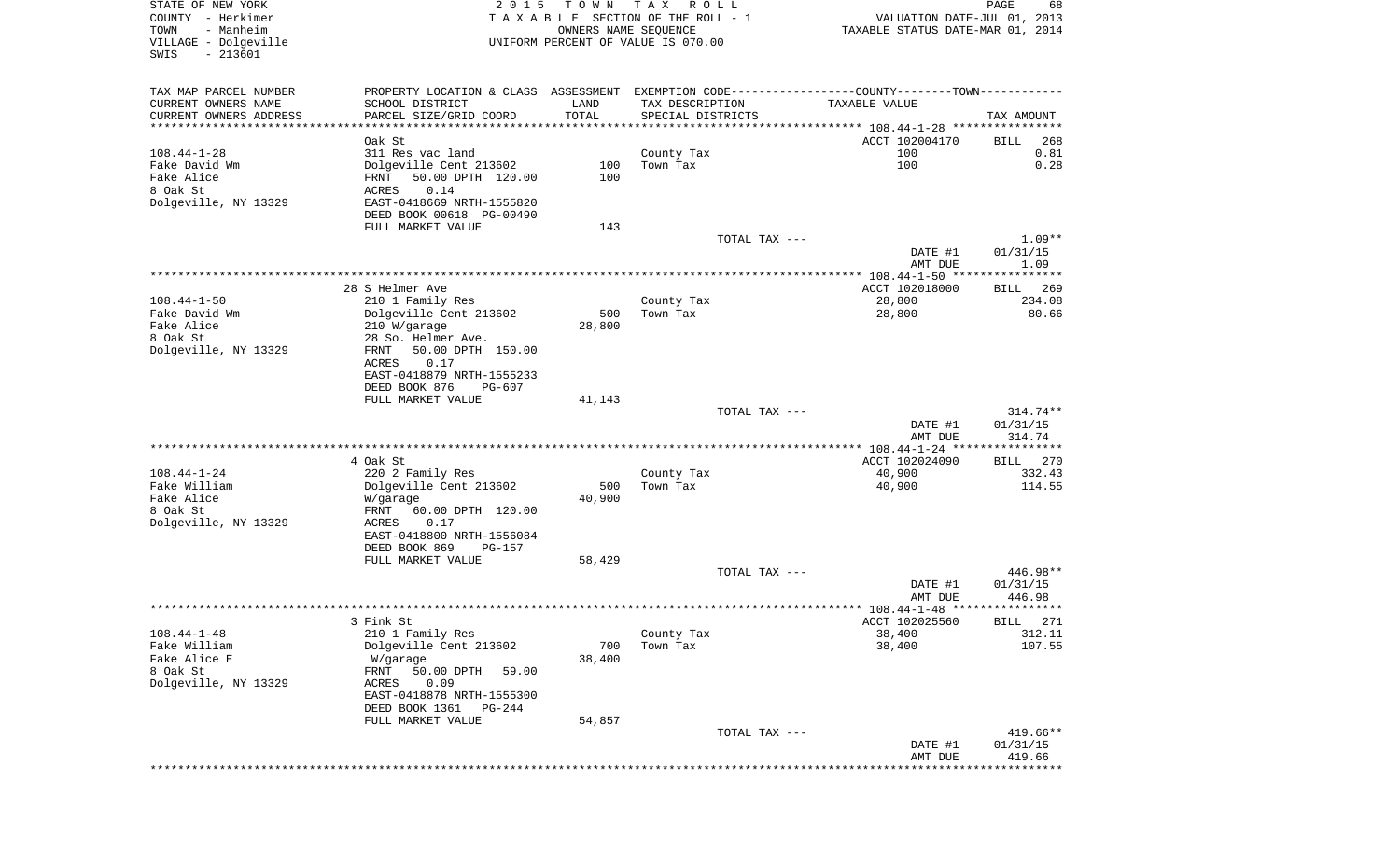STATE OF NEW YORK — COUNTY - Herkimer — TOWN - Manheim — VILLAGE - Dolgeville — SWIS - 213601

2015 TOWN TAX ROLL
TAXABLE SECTION OF THE ROLL - 1
OWNERS NAME SEQUENCE
UNIFORM PERCENT OF VALUE IS 070.00

VALUATION DATE-JUL 01, 2013
TAXABLE STATUS DATE-MAR 01, 2014

| TAX MAP PARCEL NUMBER / CURRENT OWNERS NAME / CURRENT OWNERS ADDRESS | PROPERTY LOCATION & CLASS / SCHOOL DISTRICT / PARCEL SIZE/GRID COORD | ASSESSMENT LAND / TOTAL | EXEMPTION CODE / TAX DESCRIPTION / SPECIAL DISTRICTS | COUNTY--TOWN TAXABLE VALUE | TAX AMOUNT |
|---|---|---|---|---|---|
| | Oak St | | | ACCT 102004170 | BILL 268 |
| 108.44-1-28 | 311 Res vac land | | County Tax | 100 | 0.81 |
| Fake David Wm | Dolgeville Cent 213602 | 100 | Town Tax | 100 | 0.28 |
| Fake Alice | FRNT 50.00 DPTH 120.00 | 100 | | | |
| 8 Oak St | ACRES 0.14 | | | | |
| Dolgeville, NY 13329 | EAST-0418669 NRTH-1555820 | | | | |
| | DEED BOOK 00618 PG-00490 | | | | |
| | FULL MARKET VALUE | 143 | | | |
| | | | TOTAL TAX --- | | 1.09** |
| | | | | DATE #1 | 01/31/15 |
| | | | | AMT DUE | 1.09 |
| | 28 S Helmer Ave | | | ACCT 102018000 | BILL 269 |
| 108.44-1-50 | 210 1 Family Res | | County Tax | 28,800 | 234.08 |
| Fake David Wm | Dolgeville Cent 213602 | 500 | Town Tax | 28,800 | 80.66 |
| Fake Alice | 210 W/garage | 28,800 | | | |
| 8 Oak St | 28 So. Helmer Ave. | | | | |
| Dolgeville, NY 13329 | FRNT 50.00 DPTH 150.00 | | | | |
| | ACRES 0.17 | | | | |
| | EAST-0418879 NRTH-1555233 | | | | |
| | DEED BOOK 876 PG-607 | | | | |
| | FULL MARKET VALUE | 41,143 | | | |
| | | | TOTAL TAX --- | | 314.74** |
| | | | | DATE #1 | 01/31/15 |
| | | | | AMT DUE | 314.74 |
| | 4 Oak St | | | ACCT 102024090 | BILL 270 |
| 108.44-1-24 | 220 2 Family Res | | County Tax | 40,900 | 332.43 |
| Fake William | Dolgeville Cent 213602 | 500 | Town Tax | 40,900 | 114.55 |
| Fake Alice | W/garage | 40,900 | | | |
| 8 Oak St | FRNT 60.00 DPTH 120.00 | | | | |
| Dolgeville, NY 13329 | ACRES 0.17 | | | | |
| | EAST-0418800 NRTH-1556084 | | | | |
| | DEED BOOK 869 PG-157 | | | | |
| | FULL MARKET VALUE | 58,429 | | | |
| | | | TOTAL TAX --- | | 446.98** |
| | | | | DATE #1 | 01/31/15 |
| | | | | AMT DUE | 446.98 |
| | 3 Fink St | | | ACCT 102025560 | BILL 271 |
| 108.44-1-48 | 210 1 Family Res | | County Tax | 38,400 | 312.11 |
| Fake William | Dolgeville Cent 213602 | 700 | Town Tax | 38,400 | 107.55 |
| Fake Alice E | W/garage | 38,400 | | | |
| 8 Oak St | FRNT 50.00 DPTH 59.00 | | | | |
| Dolgeville, NY 13329 | ACRES 0.09 | | | | |
| | EAST-0418878 NRTH-1555300 | | | | |
| | DEED BOOK 1361 PG-244 | | | | |
| | FULL MARKET VALUE | 54,857 | | | |
| | | | TOTAL TAX --- | | 419.66** |
| | | | | DATE #1 | 01/31/15 |
| | | | | AMT DUE | 419.66 |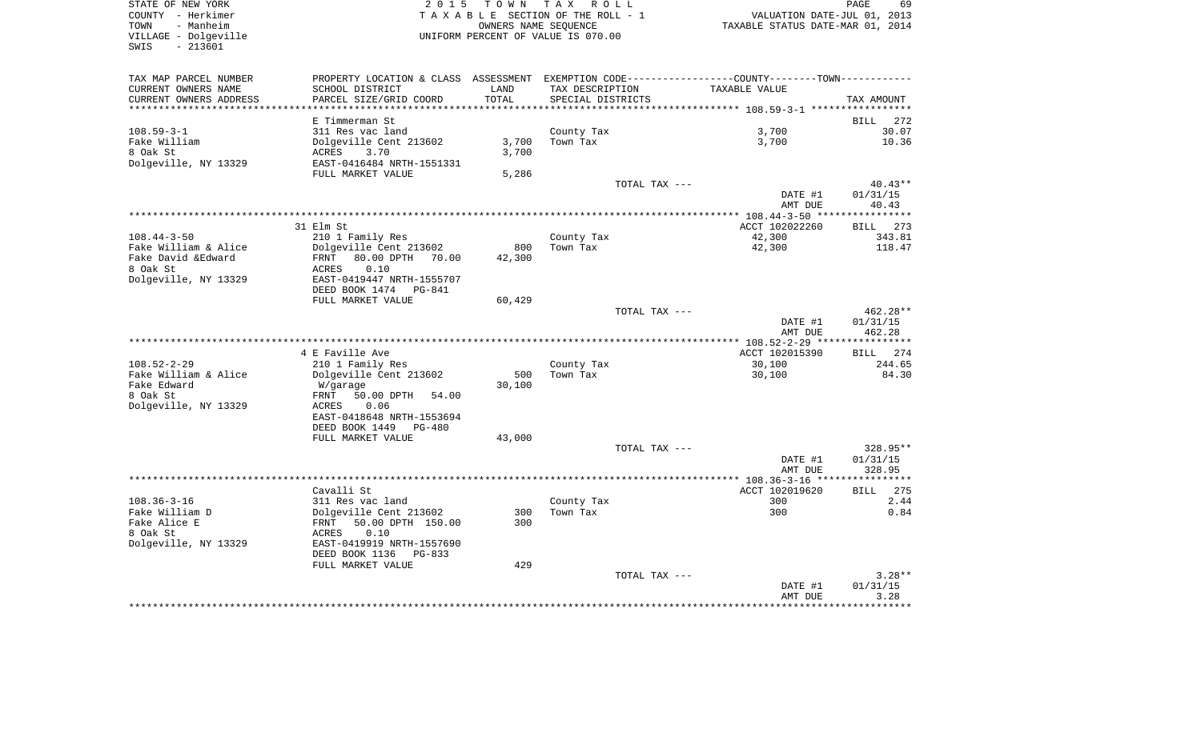STATE OF NEW YORK
COUNTY - Herkimer
TOWN - Manheim
VILLAGE - Dolgeville
SWIS - 213601

2015 TOWN TAX ROLL
TAXABLE SECTION OF THE ROLL - 1
OWNERS NAME SEQUENCE
UNIFORM PERCENT OF VALUE IS 070.00

VALUATION DATE-JUL 01, 2013
TAXABLE STATUS DATE-MAR 01, 2014

| TAX MAP PARCEL NUMBER<br>CURRENT OWNERS NAME<br>CURRENT OWNERS ADDRESS | PROPERTY LOCATION & CLASS<br>SCHOOL DISTRICT<br>PARCEL SIZE/GRID COORD | ASSESSMENT<br>LAND<br>TOTAL | EXEMPTION CODE<br>TAX DESCRIPTION<br>SPECIAL DISTRICTS | COUNTY--------TOWN<br>TAXABLE VALUE | TAX AMOUNT |
|---|---|---|---|---|---|
| | E Timmerman St | | | | BILL 272 |
| 108.59-3-1 | 311 Res vac land | | County Tax | 3,700 | 30.07 |
| Fake William | Dolgeville Cent 213602 | 3,700 | Town Tax | 3,700 | 10.36 |
| 8 Oak St | ACRES 3.70 | 3,700 | | | |
| Dolgeville, NY 13329 | EAST-0416484 NRTH-1551331 | | | | |
| | FULL MARKET VALUE | 5,286 | | | |
| | | | TOTAL TAX --- | | 40.43** |
| | | | | DATE #1 | 01/31/15 |
| | | | | AMT DUE | 40.43 |
| | 31 Elm St | | | ACCT 102022260 | BILL 273 |
| 108.44-3-50 | 210 1 Family Res | | County Tax | 42,300 | 343.81 |
| Fake William & Alice | Dolgeville Cent 213602 | 800 | Town Tax | 42,300 | 118.47 |
| Fake David &Edward | FRNT 80.00 DPTH 70.00 | 42,300 | | | |
| 8 Oak St | ACRES 0.10 | | | | |
| Dolgeville, NY 13329 | EAST-0419447 NRTH-1555707 | | | | |
| | DEED BOOK 1474 PG-841 | | | | |
| | FULL MARKET VALUE | 60,429 | | | |
| | | | TOTAL TAX --- | | 462.28** |
| | | | | DATE #1 | 01/31/15 |
| | | | | AMT DUE | 462.28 |
| | 4 E Faville Ave | | | ACCT 102015390 | BILL 274 |
| 108.52-2-29 | 210 1 Family Res | | County Tax | 30,100 | 244.65 |
| Fake William & Alice | Dolgeville Cent 213602 | 500 | Town Tax | 30,100 | 84.30 |
| Fake Edward | W/garage | 30,100 | | | |
| 8 Oak St | FRNT 50.00 DPTH 54.00 | | | | |
| Dolgeville, NY 13329 | ACRES 0.06 | | | | |
| | EAST-0418648 NRTH-1553694 | | | | |
| | DEED BOOK 1449 PG-480 | | | | |
| | FULL MARKET VALUE | 43,000 | | | |
| | | | TOTAL TAX --- | | 328.95** |
| | | | | DATE #1 | 01/31/15 |
| | | | | AMT DUE | 328.95 |
| | Cavalli St | | | ACCT 102019620 | BILL 275 |
| 108.36-3-16 | 311 Res vac land | | County Tax | 300 | 2.44 |
| Fake William D | Dolgeville Cent 213602 | 300 | Town Tax | 300 | 0.84 |
| Fake Alice E | FRNT 50.00 DPTH 150.00 | 300 | | | |
| 8 Oak St | ACRES 0.10 | | | | |
| Dolgeville, NY 13329 | EAST-0419919 NRTH-1557690 | | | | |
| | DEED BOOK 1136 PG-833 | | | | |
| | FULL MARKET VALUE | 429 | | | |
| | | | TOTAL TAX --- | | 3.28** |
| | | | | DATE #1 | 01/31/15 |
| | | | | AMT DUE | 3.28 |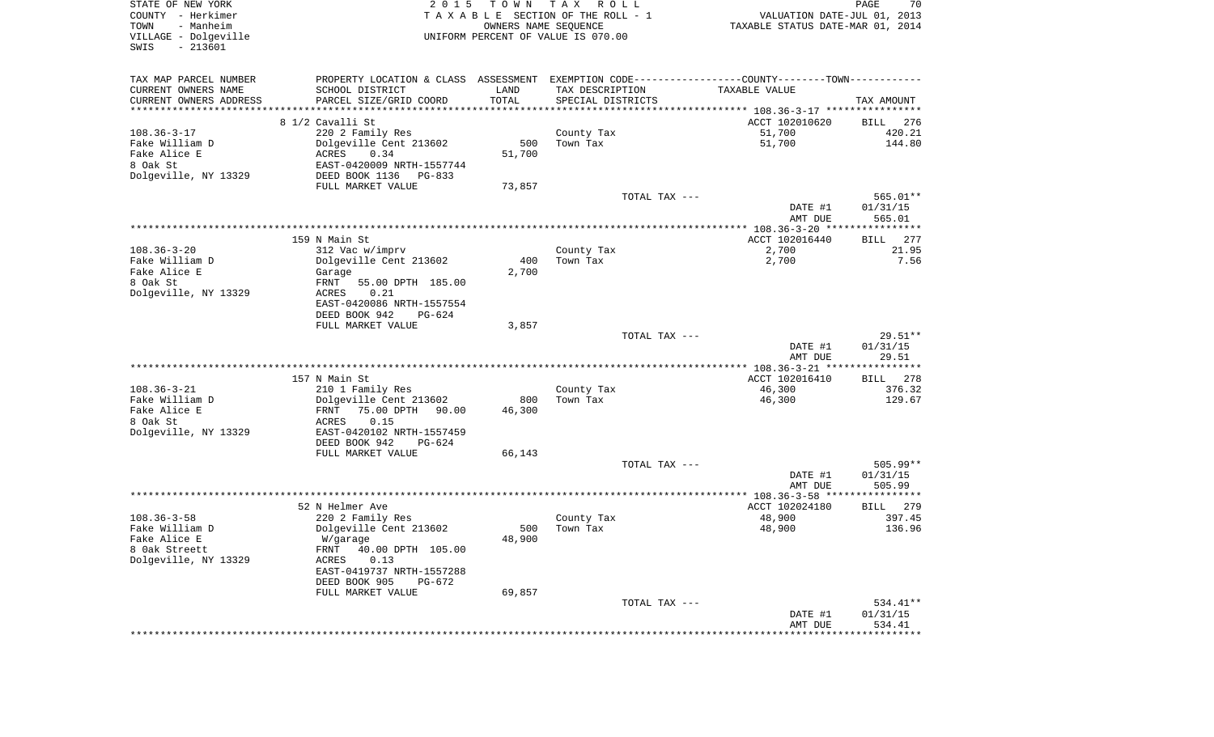STATE OF NEW YORK | COUNTY - Herkimer | TOWN - Manheim | VILLAGE - Dolgeville | SWIS - 213601

2015 TOWN TAX ROLL
TAXABLE SECTION OF THE ROLL - 1
OWNERS NAME SEQUENCE
UNIFORM PERCENT OF VALUE IS 070.00

VALUATION DATE-JUL 01, 2013
TAXABLE STATUS DATE-MAR 01, 2014

| TAX MAP PARCEL NUMBER / CURRENT OWNERS NAME / CURRENT OWNERS ADDRESS | PROPERTY LOCATION & CLASS / SCHOOL DISTRICT / PARCEL SIZE/GRID COORD | ASSESSMENT LAND / TOTAL | EXEMPTION CODE / TAX DESCRIPTION / SPECIAL DISTRICTS | TAXABLE VALUE | TAX AMOUNT |
|---|---|---|---|---|---|
| | 8 1/2 Cavalli St | | | ACCT 102010620 | BILL 276 |
| 108.36-3-17 | 220 2 Family Res | | County Tax | 51,700 | 420.21 |
| Fake William D | Dolgeville Cent 213602 | 500 | Town Tax | 51,700 | 144.80 |
| Fake Alice E | ACRES 0.34 | 51,700 | | | |
| 8 Oak St | EAST-0420009 NRTH-1557744 | | | | |
| Dolgeville, NY 13329 | DEED BOOK 1136 PG-833 | | | | |
| | FULL MARKET VALUE | 73,857 | | | |
| | | | TOTAL TAX --- | | 565.01** |
| | | | | DATE #1 | 01/31/15 |
| | | | | AMT DUE | 565.01 |
| | 159 N Main St | | | ACCT 102016440 | BILL 277 |
| 108.36-3-20 | 312 Vac w/imprv | | County Tax | 2,700 | 21.95 |
| Fake William D | Dolgeville Cent 213602 | 400 | Town Tax | 2,700 | 7.56 |
| Fake Alice E | Garage | 2,700 | | | |
| 8 Oak St | FRNT 55.00 DPTH 185.00 | | | | |
| Dolgeville, NY 13329 | ACRES 0.21 | | | | |
| | EAST-0420086 NRTH-1557554 | | | | |
| | DEED BOOK 942 PG-624 | | | | |
| | FULL MARKET VALUE | 3,857 | | | |
| | | | TOTAL TAX --- | | 29.51** |
| | | | | DATE #1 | 01/31/15 |
| | | | | AMT DUE | 29.51 |
| | 157 N Main St | | | ACCT 102016410 | BILL 278 |
| 108.36-3-21 | 210 1 Family Res | | County Tax | 46,300 | 376.32 |
| Fake William D | Dolgeville Cent 213602 | 800 | Town Tax | 46,300 | 129.67 |
| Fake Alice E | FRNT 75.00 DPTH 90.00 | 46,300 | | | |
| 8 Oak St | ACRES 0.15 | | | | |
| Dolgeville, NY 13329 | EAST-0420102 NRTH-1557459 | | | | |
| | DEED BOOK 942 PG-624 | | | | |
| | FULL MARKET VALUE | 66,143 | | | |
| | | | TOTAL TAX --- | | 505.99** |
| | | | | DATE #1 | 01/31/15 |
| | | | | AMT DUE | 505.99 |
| | 52 N Helmer Ave | | | ACCT 102024180 | BILL 279 |
| 108.36-3-58 | 220 2 Family Res | | County Tax | 48,900 | 397.45 |
| Fake William D | Dolgeville Cent 213602 | 500 | Town Tax | 48,900 | 136.96 |
| Fake Alice E | W/garage | 48,900 | | | |
| 8 Oak Streett | FRNT 40.00 DPTH 105.00 | | | | |
| Dolgeville, NY 13329 | ACRES 0.13 | | | | |
| | EAST-0419737 NRTH-1557288 | | | | |
| | DEED BOOK 905 PG-672 | | | | |
| | FULL MARKET VALUE | 69,857 | | | |
| | | | TOTAL TAX --- | | 534.41** |
| | | | | DATE #1 | 01/31/15 |
| | | | | AMT DUE | 534.41 |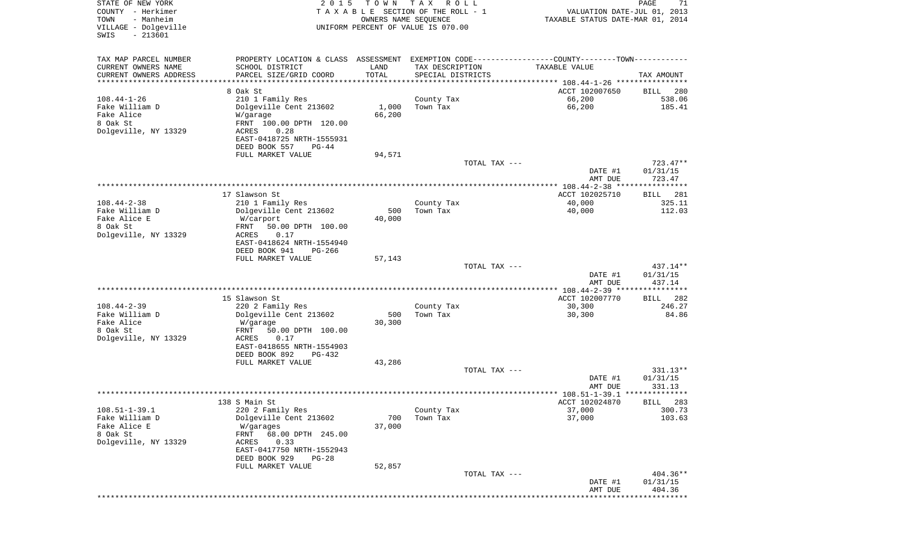STATE OF NEW YORK
COUNTY - Herkimer
TOWN - Manheim
VILLAGE - Dolgeville
SWIS - 213601

2 0 1 5 T O W N T A X R O L L
T A X A B L E SECTION OF THE ROLL - 1
OWNERS NAME SEQUENCE
UNIFORM PERCENT OF VALUE IS 070.00

VALUATION DATE-JUL 01, 2013
TAXABLE STATUS DATE-MAR 01, 2014

| TAX MAP PARCEL NUMBER / CURRENT OWNERS NAME / CURRENT OWNERS ADDRESS | PROPERTY LOCATION & CLASS / SCHOOL DISTRICT / PARCEL SIZE/GRID COORD | ASSESSMENT LAND / TOTAL | EXEMPTION CODE / TAX DESCRIPTION / SPECIAL DISTRICTS | TAXABLE VALUE | TAX AMOUNT |
|---|---|---|---|---|---|
| | 8 Oak St | | | ACCT 102007650 | BILL 280 |
| 108.44-1-26 | 210 1 Family Res | | County Tax | 66,200 | 538.06 |
| Fake William D | Dolgeville Cent 213602 | 1,000 | Town Tax | 66,200 | 185.41 |
| Fake Alice | W/garage | 66,200 | | | |
| 8 Oak St | FRNT 100.00 DPTH 120.00 | | | | |
| Dolgeville, NY 13329 | ACRES 0.28 | | | | |
| | EAST-0418725 NRTH-1555931 | | | | |
| | DEED BOOK 557 PG-44 | | | | |
| | FULL MARKET VALUE | 94,571 | | | |
| | | | TOTAL TAX --- | | 723.47** |
| | | | | DATE #1 | 01/31/15 |
| | | | | AMT DUE | 723.47 |
| | 17 Slawson St | | | ACCT 102025710 | BILL 281 |
| 108.44-2-38 | 210 1 Family Res | | County Tax | 40,000 | 325.11 |
| Fake William D | Dolgeville Cent 213602 | 500 | Town Tax | 40,000 | 112.03 |
| Fake Alice E | W/carport | 40,000 | | | |
| 8 Oak St | FRNT 50.00 DPTH 100.00 | | | | |
| Dolgeville, NY 13329 | ACRES 0.17 | | | | |
| | EAST-0418624 NRTH-1554940 | | | | |
| | DEED BOOK 941 PG-266 | | | | |
| | FULL MARKET VALUE | 57,143 | | | |
| | | | TOTAL TAX --- | | 437.14** |
| | | | | DATE #1 | 01/31/15 |
| | | | | AMT DUE | 437.14 |
| | 15 Slawson St | | | ACCT 102007770 | BILL 282 |
| 108.44-2-39 | 220 2 Family Res | | County Tax | 30,300 | 246.27 |
| Fake William D | Dolgeville Cent 213602 | 500 | Town Tax | 30,300 | 84.86 |
| Fake Alice | W/garage | 30,300 | | | |
| 8 Oak St | FRNT 50.00 DPTH 100.00 | | | | |
| Dolgeville, NY 13329 | ACRES 0.17 | | | | |
| | EAST-0418655 NRTH-1554903 | | | | |
| | DEED BOOK 892 PG-432 | | | | |
| | FULL MARKET VALUE | 43,286 | | | |
| | | | TOTAL TAX --- | | 331.13** |
| | | | | DATE #1 | 01/31/15 |
| | | | | AMT DUE | 331.13 |
| | 138 S Main St | | | ACCT 102024870 | BILL 283 |
| 108.51-1-39.1 | 220 2 Family Res | | County Tax | 37,000 | 300.73 |
| Fake William D | Dolgeville Cent 213602 | 700 | Town Tax | 37,000 | 103.63 |
| Fake Alice E | W/garages | 37,000 | | | |
| 8 Oak St | FRNT 68.00 DPTH 245.00 | | | | |
| Dolgeville, NY 13329 | ACRES 0.33 | | | | |
| | EAST-0417750 NRTH-1552943 | | | | |
| | DEED BOOK 929 PG-28 | | | | |
| | FULL MARKET VALUE | 52,857 | | | |
| | | | TOTAL TAX --- | | 404.36** |
| | | | | DATE #1 | 01/31/15 |
| | | | | AMT DUE | 404.36 |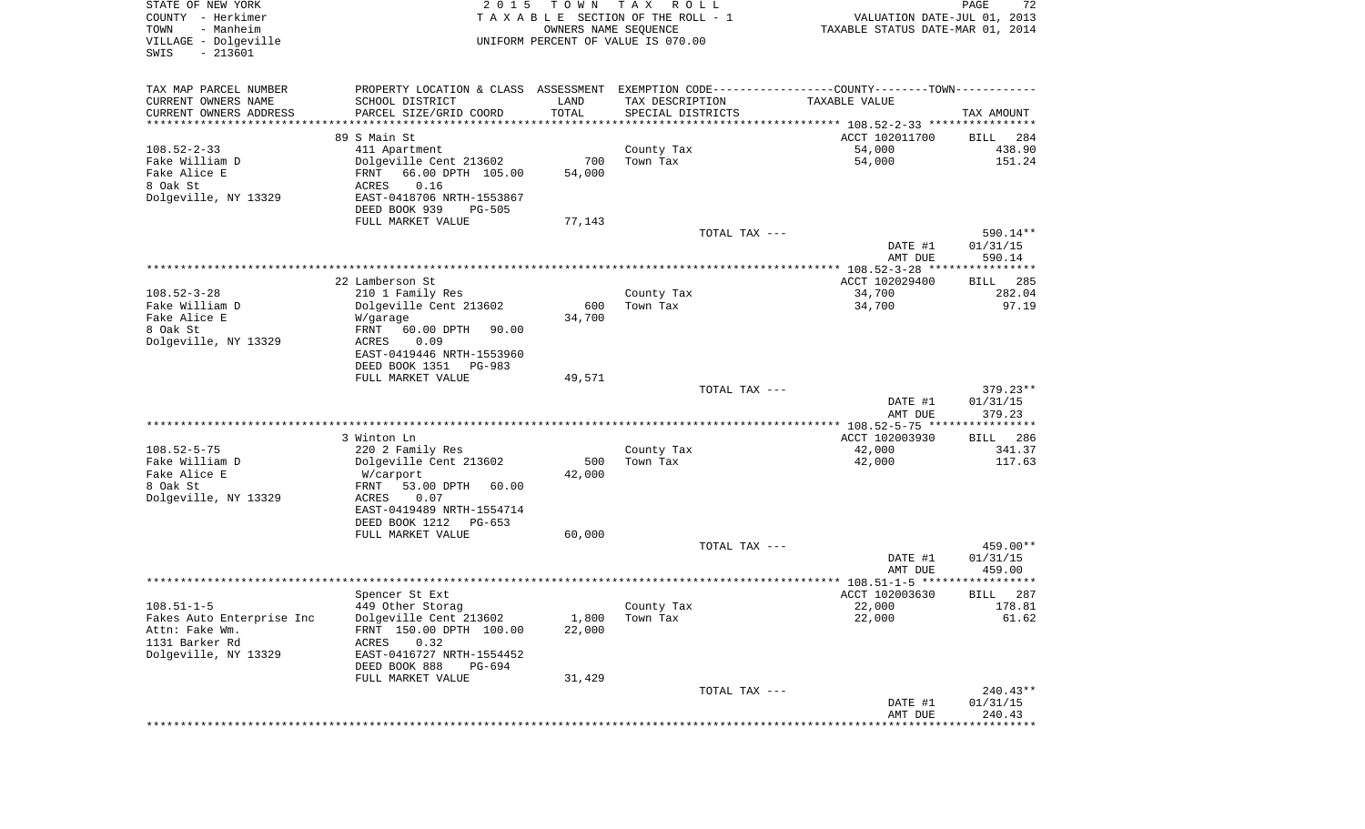STATE OF NEW YORK
COUNTY - Herkimer
TOWN - Manheim
VILLAGE - Dolgeville
SWIS - 213601

2015 TOWN TAX ROLL
TAXABLE SECTION OF THE ROLL - 1
OWNERS NAME SEQUENCE
UNIFORM PERCENT OF VALUE IS 070.00

VALUATION DATE-JUL 01, 2013
TAXABLE STATUS DATE-MAR 01, 2014

| TAX MAP PARCEL NUMBER / CURRENT OWNERS NAME / CURRENT OWNERS ADDRESS | PROPERTY LOCATION & CLASS / SCHOOL DISTRICT / PARCEL SIZE/GRID COORD | ASSESSMENT LAND / TOTAL | EXEMPTION CODE / TAX DESCRIPTION / SPECIAL DISTRICTS | COUNTY / TOWN TAXABLE VALUE | TAX AMOUNT |
|---|---|---|---|---|---|
| 108.52-2-33 | 89 S Main St | | | ACCT 102011700 | BILL 284 |
| Fake William D | 411 Apartment | | County Tax | 54,000 | 438.90 |
| Fake Alice E | Dolgeville Cent 213602 | 700 | Town Tax | 54,000 | 151.24 |
| 8 Oak St | FRNT 66.00 DPTH 105.00 | 54,000 | | | |
| Dolgeville, NY 13329 | ACRES 0.16 | | | | |
| | EAST-0418706 NRTH-1553867 | | | | |
| | DEED BOOK 939 PG-505 | | | | |
| | FULL MARKET VALUE | 77,143 | | | |
| | | | TOTAL TAX --- | | 590.14** |
| | | | | DATE #1 | 01/31/15 |
| | | | | AMT DUE | 590.14 |
| 108.52-3-28 | 22 Lamberson St | | | ACCT 102029400 | BILL 285 |
| Fake William D | 210 1 Family Res | | County Tax | 34,700 | 282.04 |
| Fake Alice E | Dolgeville Cent 213602 | 600 | Town Tax | 34,700 | 97.19 |
| 8 Oak St | W/garage | 34,700 | | | |
| Dolgeville, NY 13329 | FRNT 60.00 DPTH 90.00 | | | | |
| | ACRES 0.09 | | | | |
| | EAST-0419446 NRTH-1553960 | | | | |
| | DEED BOOK 1351 PG-983 | | | | |
| | FULL MARKET VALUE | 49,571 | | | |
| | | | TOTAL TAX --- | | 379.23** |
| | | | | DATE #1 | 01/31/15 |
| | | | | AMT DUE | 379.23 |
| 108.52-5-75 | 3 Winton Ln | | | ACCT 102003930 | BILL 286 |
| Fake William D | 220 2 Family Res | | County Tax | 42,000 | 341.37 |
| Fake Alice E | Dolgeville Cent 213602 | 500 | Town Tax | 42,000 | 117.63 |
| 8 Oak St | W/carport | 42,000 | | | |
| Dolgeville, NY 13329 | FRNT 53.00 DPTH 60.00 | | | | |
| | ACRES 0.07 | | | | |
| | EAST-0419489 NRTH-1554714 | | | | |
| | DEED BOOK 1212 PG-653 | | | | |
| | FULL MARKET VALUE | 60,000 | | | |
| | | | TOTAL TAX --- | | 459.00** |
| | | | | DATE #1 | 01/31/15 |
| | | | | AMT DUE | 459.00 |
| 108.51-1-5 | Spencer St Ext | | | ACCT 102003630 | BILL 287 |
| Fakes Auto Enterprise Inc | 449 Other Storag | | County Tax | 22,000 | 178.81 |
| Attn: Fake Wm. | Dolgeville Cent 213602 | 1,800 | Town Tax | 22,000 | 61.62 |
| 1131 Barker Rd | FRNT 150.00 DPTH 100.00 | 22,000 | | | |
| Dolgeville, NY 13329 | ACRES 0.32 | | | | |
| | EAST-0416727 NRTH-1554452 | | | | |
| | DEED BOOK 888 PG-694 | | | | |
| | FULL MARKET VALUE | 31,429 | | | |
| | | | TOTAL TAX --- | | 240.43** |
| | | | | DATE #1 | 01/31/15 |
| | | | | AMT DUE | 240.43 |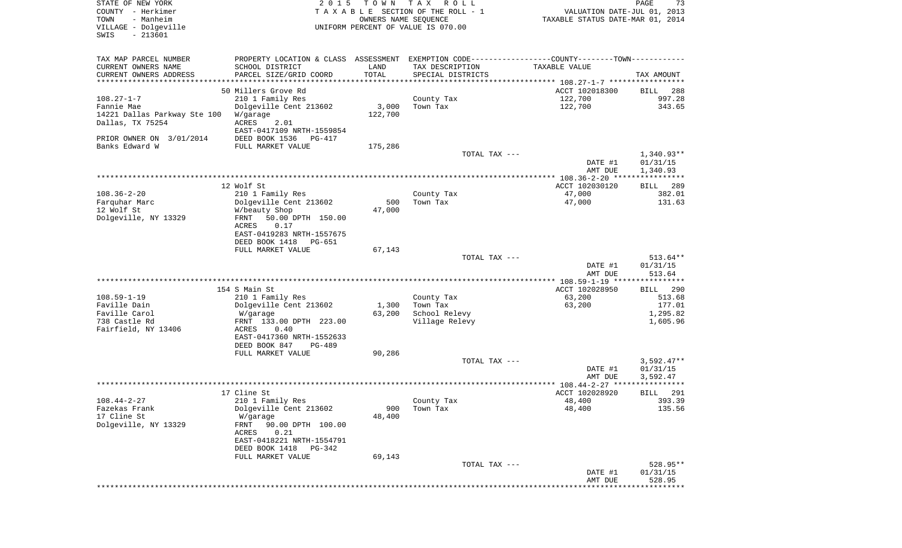STATE OF NEW YORK
COUNTY - Herkimer
TOWN - Manheim
VILLAGE - Dolgeville
SWIS - 213601

2 0 1 5 T O W N T A X R O L L
T A X A B L E SECTION OF THE ROLL - 1
OWNERS NAME SEQUENCE
UNIFORM PERCENT OF VALUE IS 070.00

VALUATION DATE-JUL 01, 2013
TAXABLE STATUS DATE-MAR 01, 2014

| TAX MAP PARCEL NUMBER / CURRENT OWNERS NAME / CURRENT OWNERS ADDRESS | PROPERTY LOCATION & CLASS / SCHOOL DISTRICT / PARCEL SIZE/GRID COORD | ASSESSMENT LAND / TOTAL | EXEMPTION CODE / TAX DESCRIPTION / SPECIAL DISTRICTS | COUNTY--------TOWN TAXABLE VALUE | TAX AMOUNT |
|---|---|---|---|---|---|
| | 50 Millers Grove Rd | | | ACCT 102018300 | BILL 288 |
| 108.27-1-7 | 210 1 Family Res | | County Tax | 122,700 | 997.28 |
| Fannie Mae | Dolgeville Cent 213602 | 3,000 | Town Tax | 122,700 | 343.65 |
| 14221 Dallas Parkway Ste 100 | W/garage | 122,700 | | | |
| Dallas, TX 75254 | ACRES 2.01 | | | | |
| | EAST-0417109 NRTH-1559854 | | | | |
| PRIOR OWNER ON 3/01/2014 | DEED BOOK 1536 PG-417 | | | | |
| Banks Edward W | FULL MARKET VALUE | 175,286 | | | |
| | | | TOTAL TAX --- | | 1,340.93** |
| | | | | DATE #1 | 01/31/15 |
| | | | | AMT DUE | 1,340.93 |
| | 12 Wolf St | | | ACCT 102030120 | BILL 289 |
| 108.36-2-20 | 210 1 Family Res | | County Tax | 47,000 | 382.01 |
| Farquhar Marc | Dolgeville Cent 213602 | 500 | Town Tax | 47,000 | 131.63 |
| 12 Wolf St | W/beauty Shop | 47,000 | | | |
| Dolgeville, NY 13329 | FRNT 50.00 DPTH 150.00 | | | | |
| | ACRES 0.17 | | | | |
| | EAST-0419283 NRTH-1557675 | | | | |
| | DEED BOOK 1418 PG-651 | | | | |
| | FULL MARKET VALUE | 67,143 | | | |
| | | | TOTAL TAX --- | | 513.64** |
| | | | | DATE #1 | 01/31/15 |
| | | | | AMT DUE | 513.64 |
| | 154 S Main St | | | ACCT 102028950 | BILL 290 |
| 108.59-1-19 | 210 1 Family Res | | County Tax | 63,200 | 513.68 |
| Faville Dain | Dolgeville Cent 213602 | 1,300 | Town Tax | 63,200 | 177.01 |
| Faville Carol | W/garage | 63,200 | School Relevy | | 1,295.82 |
| 738 Castle Rd | FRNT 133.00 DPTH 223.00 | | Village Relevy | | 1,605.96 |
| Fairfield, NY 13406 | ACRES 0.40 | | | | |
| | EAST-0417360 NRTH-1552633 | | | | |
| | DEED BOOK 847 PG-489 | | | | |
| | FULL MARKET VALUE | 90,286 | | | |
| | | | TOTAL TAX --- | | 3,592.47** |
| | | | | DATE #1 | 01/31/15 |
| | | | | AMT DUE | 3,592.47 |
| | 17 Cline St | | | ACCT 102028920 | BILL 291 |
| 108.44-2-27 | 210 1 Family Res | | County Tax | 48,400 | 393.39 |
| Fazekas Frank | Dolgeville Cent 213602 | 900 | Town Tax | 48,400 | 135.56 |
| 17 Cline St | W/garage | 48,400 | | | |
| Dolgeville, NY 13329 | FRNT 90.00 DPTH 100.00 | | | | |
| | ACRES 0.21 | | | | |
| | EAST-0418221 NRTH-1554791 | | | | |
| | DEED BOOK 1418 PG-342 | | | | |
| | FULL MARKET VALUE | 69,143 | | | |
| | | | TOTAL TAX --- | | 528.95** |
| | | | | DATE #1 | 01/31/15 |
| | | | | AMT DUE | 528.95 |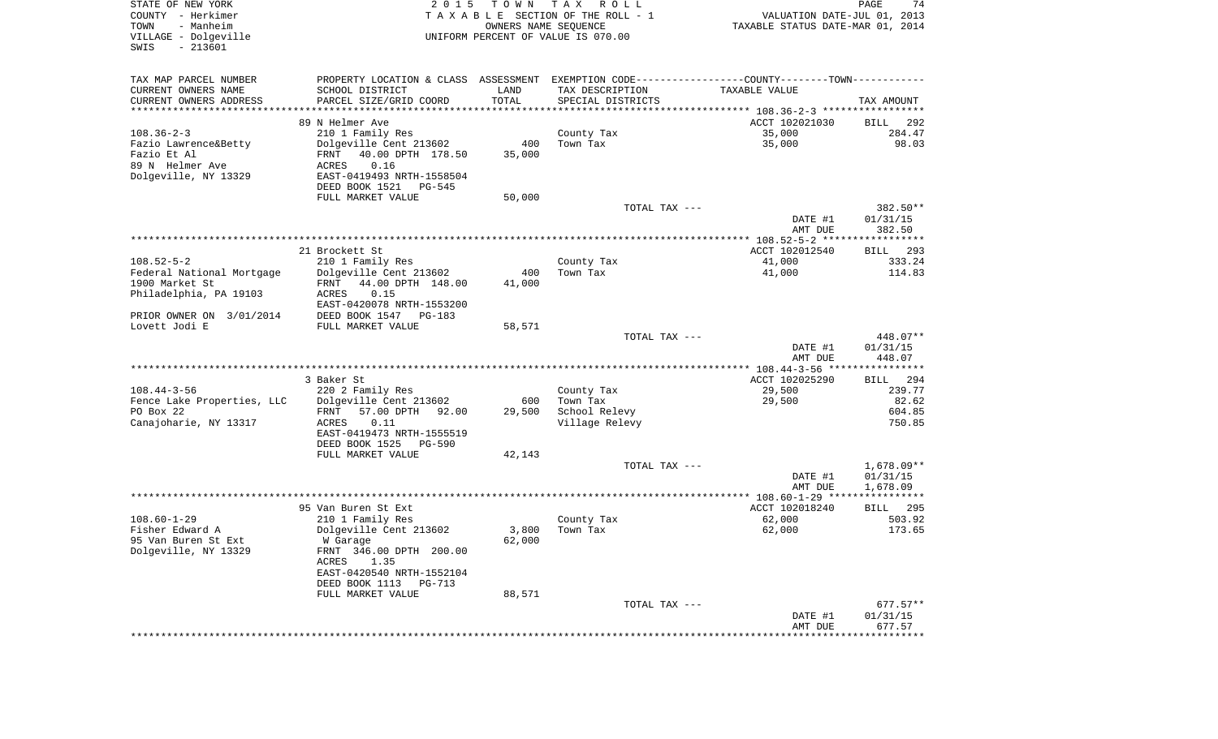STATE OF NEW YORK
COUNTY - Herkimer
TOWN - Manheim
VILLAGE - Dolgeville
SWIS - 213601

2015 TOWN TAX ROLL
TAXABLE SECTION OF THE ROLL - 1
OWNERS NAME SEQUENCE
UNIFORM PERCENT OF VALUE IS 070.00

VALUATION DATE-JUL 01, 2013
TAXABLE STATUS DATE-MAR 01, 2014

| TAX MAP PARCEL NUMBER / CURRENT OWNERS NAME / CURRENT OWNERS ADDRESS | PROPERTY LOCATION & CLASS / SCHOOL DISTRICT / PARCEL SIZE/GRID COORD | ASSESSMENT LAND / TOTAL | EXEMPTION CODE / TAX DESCRIPTION / SPECIAL DISTRICTS | COUNTY--------TOWN / TAXABLE VALUE | TAX AMOUNT |
|---|---|---|---|---|---|
| | 89 N Helmer Ave | | | ACCT 102021030 | BILL 292 |
| 108.36-2-3 | 210 1 Family Res | | County Tax | 35,000 | 284.47 |
| Fazio Lawrence&Betty | Dolgeville Cent 213602 | 400 | Town Tax | 35,000 | 98.03 |
| Fazio Et Al | FRNT 40.00 DPTH 178.50 | 35,000 | | | |
| 89 N Helmer Ave | ACRES 0.16 | | | | |
| Dolgeville, NY 13329 | EAST-0419493 NRTH-1558504 | | | | |
| | DEED BOOK 1521 PG-545 | | | | |
| | FULL MARKET VALUE | 50,000 | | | |
| | | | TOTAL TAX --- | | 382.50** |
| | | | | DATE #1 | 01/31/15 |
| | | | | AMT DUE | 382.50 |
| | 21 Brockett St | | | ACCT 102012540 | BILL 293 |
| 108.52-5-2 | 210 1 Family Res | | County Tax | 41,000 | 333.24 |
| Federal National Mortgage | Dolgeville Cent 213602 | 400 | Town Tax | 41,000 | 114.83 |
| 1900 Market St | FRNT 44.00 DPTH 148.00 | 41,000 | | | |
| Philadelphia, PA 19103 | ACRES 0.15 | | | | |
| | EAST-0420078 NRTH-1553200 | | | | |
| PRIOR OWNER ON 3/01/2014 | DEED BOOK 1547 PG-183 | | | | |
| Lovett Jodi E | FULL MARKET VALUE | 58,571 | | | |
| | | | TOTAL TAX --- | | 448.07** |
| | | | | DATE #1 | 01/31/15 |
| | | | | AMT DUE | 448.07 |
| | 3 Baker St | | | ACCT 102025290 | BILL 294 |
| 108.44-3-56 | 220 2 Family Res | | County Tax | 29,500 | 239.77 |
| Fence Lake Properties, LLC | Dolgeville Cent 213602 | 600 | Town Tax | 29,500 | 82.62 |
| PO Box 22 | FRNT 57.00 DPTH 92.00 | 29,500 | School Relevy | | 604.85 |
| Canajoharie, NY 13317 | ACRES 0.11 | | Village Relevy | | 750.85 |
| | EAST-0419473 NRTH-1555519 | | | | |
| | DEED BOOK 1525 PG-590 | | | | |
| | FULL MARKET VALUE | 42,143 | | | |
| | | | TOTAL TAX --- | | 1,678.09** |
| | | | | DATE #1 | 01/31/15 |
| | | | | AMT DUE | 1,678.09 |
| | 95 Van Buren St Ext | | | ACCT 102018240 | BILL 295 |
| 108.60-1-29 | 210 1 Family Res | | County Tax | 62,000 | 503.92 |
| Fisher Edward A | Dolgeville Cent 213602 | 3,800 | Town Tax | 62,000 | 173.65 |
| 95 Van Buren St Ext | W Garage | 62,000 | | | |
| Dolgeville, NY 13329 | FRNT 346.00 DPTH 200.00 | | | | |
| | ACRES 1.35 | | | | |
| | EAST-0420540 NRTH-1552104 | | | | |
| | DEED BOOK 1113 PG-713 | | | | |
| | FULL MARKET VALUE | 88,571 | | | |
| | | | TOTAL TAX --- | | 677.57** |
| | | | | DATE #1 | 01/31/15 |
| | | | | AMT DUE | 677.57 |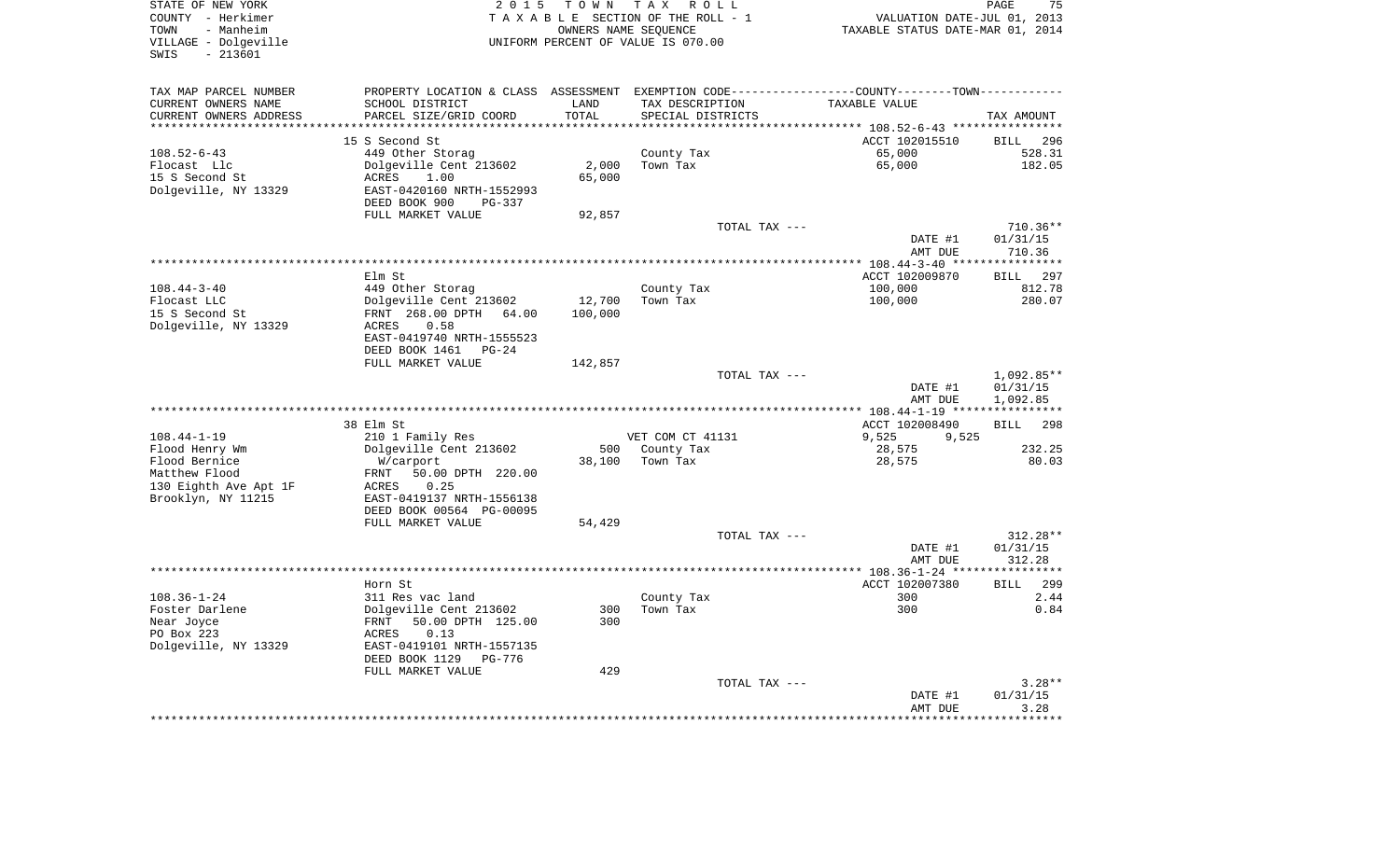STATE OF NEW YORK
COUNTY - Herkimer
TOWN - Manheim
VILLAGE - Dolgeville
SWIS - 213601

2015 TOWN TAX ROLL
TAXABLE SECTION OF THE ROLL - 1
OWNERS NAME SEQUENCE
UNIFORM PERCENT OF VALUE IS 070.00

VALUATION DATE-JUL 01, 2013
TAXABLE STATUS DATE-MAR 01, 2014

| TAX MAP PARCEL NUMBER / CURRENT OWNERS NAME / CURRENT OWNERS ADDRESS | PROPERTY LOCATION & CLASS / SCHOOL DISTRICT / PARCEL SIZE/GRID COORD | ASSESSMENT LAND / TOTAL | EXEMPTION CODE / TAX DESCRIPTION / SPECIAL DISTRICTS | TAXABLE VALUE | TAX AMOUNT |
|---|---|---|---|---|---|
| | 15 S Second St | | | ACCT 102015510 | BILL 296 |
| 108.52-6-43 | 449 Other Storag | | County Tax | 65,000 | 528.31 |
| Flocast Llc | Dolgeville Cent 213602 | 2,000 | Town Tax | 65,000 | 182.05 |
| 15 S Second St | ACRES 1.00 | 65,000 | | | |
| Dolgeville, NY 13329 | EAST-0420160 NRTH-1552993 | | | | |
| | DEED BOOK 900 PG-337 | | | | |
| | FULL MARKET VALUE | 92,857 | | | |
| | | | TOTAL TAX --- | | 710.36** |
| | | | | DATE #1 | 01/31/15 |
| | | | | AMT DUE | 710.36 |
| | Elm St | | | ACCT 102009870 | BILL 297 |
| 108.44-3-40 | 449 Other Storag | | County Tax | 100,000 | 812.78 |
| Flocast LLC | Dolgeville Cent 213602 | 12,700 | Town Tax | 100,000 | 280.07 |
| 15 S Second St | FRNT 268.00 DPTH 64.00 | 100,000 | | | |
| Dolgeville, NY 13329 | ACRES 0.58 | | | | |
| | EAST-0419740 NRTH-1555523 | | | | |
| | DEED BOOK 1461 PG-24 | | | | |
| | FULL MARKET VALUE | 142,857 | | | |
| | | | TOTAL TAX --- | | 1,092.85** |
| | | | | DATE #1 | 01/31/15 |
| | | | | AMT DUE | 1,092.85 |
| | 38 Elm St | | | ACCT 102008490 | BILL 298 |
| 108.44-1-19 | 210 1 Family Res | | VET COM CT 41131 | 9,525 9,525 | |
| Flood Henry Wm | Dolgeville Cent 213602 | 500 | County Tax | 28,575 | 232.25 |
| Flood Bernice | W/carport | 38,100 | Town Tax | 28,575 | 80.03 |
| Matthew Flood | FRNT 50.00 DPTH 220.00 | | | | |
| 130 Eighth Ave Apt 1F | ACRES 0.25 | | | | |
| Brooklyn, NY 11215 | EAST-0419137 NRTH-1556138 | | | | |
| | DEED BOOK 00564 PG-00095 | | | | |
| | FULL MARKET VALUE | 54,429 | | | |
| | | | TOTAL TAX --- | | 312.28** |
| | | | | DATE #1 | 01/31/15 |
| | | | | AMT DUE | 312.28 |
| | Horn St | | | ACCT 102007380 | BILL 299 |
| 108.36-1-24 | 311 Res vac land | | County Tax | 300 | 2.44 |
| Foster Darlene | Dolgeville Cent 213602 | 300 | Town Tax | 300 | 0.84 |
| Near Joyce | FRNT 50.00 DPTH 125.00 | 300 | | | |
| PO Box 223 | ACRES 0.13 | | | | |
| Dolgeville, NY 13329 | EAST-0419101 NRTH-1557135 | | | | |
| | DEED BOOK 1129 PG-776 | | | | |
| | FULL MARKET VALUE | 429 | | | |
| | | | TOTAL TAX --- | | 3.28** |
| | | | | DATE #1 | 01/31/15 |
| | | | | AMT DUE | 3.28 |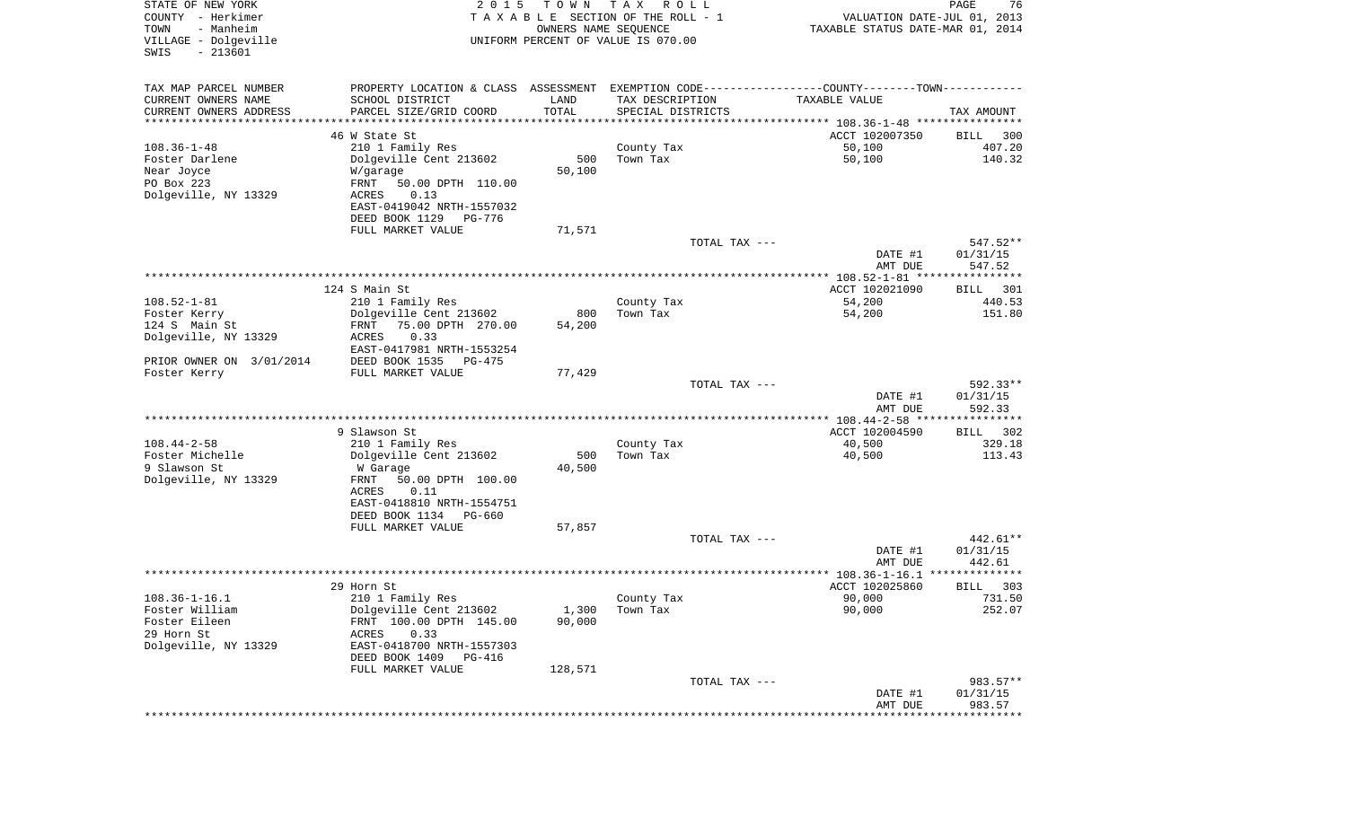STATE OF NEW YORK
COUNTY - Herkimer
TOWN - Manheim
VILLAGE - Dolgeville
SWIS - 213601

2 0 1 5 T O W N T A X R O L L
T A X A B L E SECTION OF THE ROLL - 1
OWNERS NAME SEQUENCE
UNIFORM PERCENT OF VALUE IS 070.00

VALUATION DATE-JUL 01, 2013
TAXABLE STATUS DATE-MAR 01, 2014

| TAX MAP PARCEL NUMBER / CURRENT OWNERS NAME / CURRENT OWNERS ADDRESS | PROPERTY LOCATION & CLASS / SCHOOL DISTRICT / PARCEL SIZE/GRID COORD | ASSESSMENT LAND / TOTAL | EXEMPTION CODE / TAX DESCRIPTION / SPECIAL DISTRICTS | TAXABLE VALUE | TAX AMOUNT |
|---|---|---|---|---|---|
| 108.36-1-48 | 46 W State St | | | ACCT 102007350 | BILL 300 |
| 108.36-1-48 | 210 1 Family Res | | County Tax | 50,100 | 407.20 |
| Foster Darlene | Dolgeville Cent 213602 | 500 | Town Tax | 50,100 | 140.32 |
| Near Joyce | W/garage | 50,100 | | | |
| PO Box 223 | FRNT 50.00 DPTH 110.00 | | | | |
| Dolgeville, NY 13329 | ACRES 0.13 | | | | |
| | EAST-0419042 NRTH-1557032 | | | | |
| | DEED BOOK 1129 PG-776 | | | | |
| | FULL MARKET VALUE | 71,571 | | | |
| | | | TOTAL TAX --- | | 547.52** |
| | | | | DATE #1 | 01/31/15 |
| | | | | AMT DUE | 547.52 |
| 108.52-1-81 | 124 S Main St | | | ACCT 102021090 | BILL 301 |
| 108.52-1-81 | 210 1 Family Res | | County Tax | 54,200 | 440.53 |
| Foster Kerry | Dolgeville Cent 213602 | 800 | Town Tax | 54,200 | 151.80 |
| 124 S Main St | FRNT 75.00 DPTH 270.00 | 54,200 | | | |
| Dolgeville, NY 13329 | ACRES 0.33 | | | | |
| | EAST-0417981 NRTH-1553254 | | | | |
| PRIOR OWNER ON 3/01/2014 | DEED BOOK 1535 PG-475 | | | | |
| Foster Kerry | FULL MARKET VALUE | 77,429 | | | |
| | | | TOTAL TAX --- | | 592.33** |
| | | | | DATE #1 | 01/31/15 |
| | | | | AMT DUE | 592.33 |
| 108.44-2-58 | 9 Slawson St | | | ACCT 102004590 | BILL 302 |
| 108.44-2-58 | 210 1 Family Res | | County Tax | 40,500 | 329.18 |
| Foster Michelle | Dolgeville Cent 213602 | 500 | Town Tax | 40,500 | 113.43 |
| 9 Slawson St | W Garage | 40,500 | | | |
| Dolgeville, NY 13329 | FRNT 50.00 DPTH 100.00 | | | | |
| | ACRES 0.11 | | | | |
| | EAST-0418810 NRTH-1554751 | | | | |
| | DEED BOOK 1134 PG-660 | | | | |
| | FULL MARKET VALUE | 57,857 | | | |
| | | | TOTAL TAX --- | | 442.61** |
| | | | | DATE #1 | 01/31/15 |
| | | | | AMT DUE | 442.61 |
| 108.36-1-16.1 | 29 Horn St | | | ACCT 102025860 | BILL 303 |
| 108.36-1-16.1 | 210 1 Family Res | | County Tax | 90,000 | 731.50 |
| Foster William | Dolgeville Cent 213602 | 1,300 | Town Tax | 90,000 | 252.07 |
| Foster Eileen | FRNT 100.00 DPTH 145.00 | 90,000 | | | |
| 29 Horn St | ACRES 0.33 | | | | |
| Dolgeville, NY 13329 | EAST-0418700 NRTH-1557303 | | | | |
| | DEED BOOK 1409 PG-416 | | | | |
| | FULL MARKET VALUE | 128,571 | | | |
| | | | TOTAL TAX --- | | 983.57** |
| | | | | DATE #1 | 01/31/15 |
| | | | | AMT DUE | 983.57 |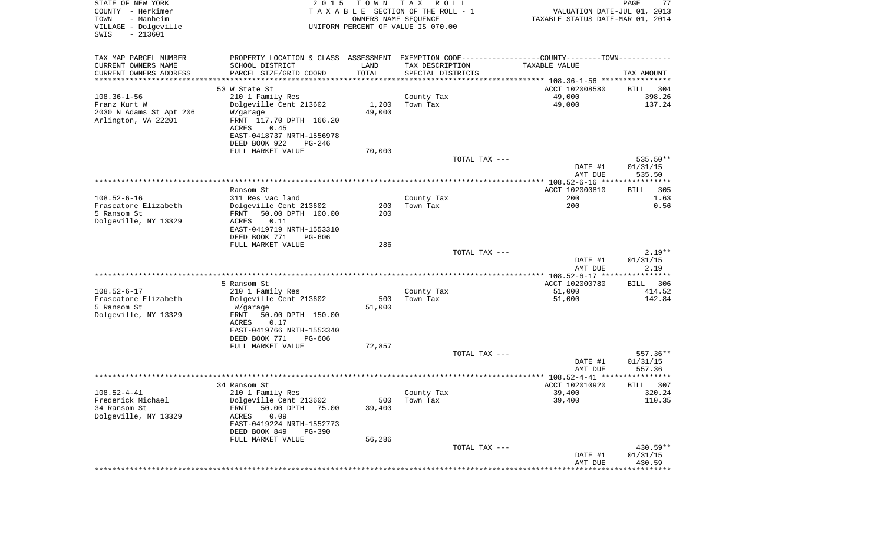STATE OF NEW YORK — 2015 TOWN TAX ROLL
COUNTY - Herkimer — TAXABLE SECTION OF THE ROLL - 1 — VALUATION DATE-JUL 01, 2013
TOWN - Manheim — OWNERS NAME SEQUENCE — TAXABLE STATUS DATE-MAR 01, 2014
VILLAGE - Dolgeville — UNIFORM PERCENT OF VALUE IS 070.00
SWIS - 213601

| TAX MAP PARCEL NUMBER / CURRENT OWNERS NAME / CURRENT OWNERS ADDRESS | PROPERTY LOCATION & CLASS / SCHOOL DISTRICT / PARCEL SIZE/GRID COORD | ASSESSMENT LAND / TOTAL | EXEMPTION CODE / TAX DESCRIPTION / SPECIAL DISTRICTS | COUNTY--TOWN TAXABLE VALUE | TAX AMOUNT |
|---|---|---|---|---|---|
| | 53 W State St | | | ACCT 102008580 | BILL 304 |
| 108.36-1-56 | 210 1 Family Res | | County Tax | 49,000 | 398.26 |
| Franz Kurt W | Dolgeville Cent 213602 | 1,200 | Town Tax | 49,000 | 137.24 |
| 2030 N Adams St Apt 206 | W/garage | 49,000 | | | |
| Arlington, VA 22201 | FRNT 117.70 DPTH 166.20 | | | | |
| | ACRES 0.45 | | | | |
| | EAST-0418737 NRTH-1556978 | | | | |
| | DEED BOOK 922 PG-246 | | | | |
| | FULL MARKET VALUE | 70,000 | | | |
| | | | TOTAL TAX --- | | 535.50** |
| | | | | DATE #1 | 01/31/15 |
| | | | | AMT DUE | 535.50 |
| | Ransom St | | | ACCT 102000810 | BILL 305 |
| 108.52-6-16 | 311 Res vac land | | County Tax | 200 | 1.63 |
| Frascatore Elizabeth | Dolgeville Cent 213602 | 200 | Town Tax | 200 | 0.56 |
| 5 Ransom St | FRNT 50.00 DPTH 100.00 | 200 | | | |
| Dolgeville, NY 13329 | ACRES 0.11 | | | | |
| | EAST-0419719 NRTH-1553310 | | | | |
| | DEED BOOK 771 PG-606 | | | | |
| | FULL MARKET VALUE | 286 | | | |
| | | | TOTAL TAX --- | | 2.19** |
| | | | | DATE #1 | 01/31/15 |
| | | | | AMT DUE | 2.19 |
| | 5 Ransom St | | | ACCT 102000780 | BILL 306 |
| 108.52-6-17 | 210 1 Family Res | | County Tax | 51,000 | 414.52 |
| Frascatore Elizabeth | Dolgeville Cent 213602 | 500 | Town Tax | 51,000 | 142.84 |
| 5 Ransom St | W/garage | 51,000 | | | |
| Dolgeville, NY 13329 | FRNT 50.00 DPTH 150.00 | | | | |
| | ACRES 0.17 | | | | |
| | EAST-0419766 NRTH-1553340 | | | | |
| | DEED BOOK 771 PG-606 | | | | |
| | FULL MARKET VALUE | 72,857 | | | |
| | | | TOTAL TAX --- | | 557.36** |
| | | | | DATE #1 | 01/31/15 |
| | | | | AMT DUE | 557.36 |
| | 34 Ransom St | | | ACCT 102010920 | BILL 307 |
| 108.52-4-41 | 210 1 Family Res | | County Tax | 39,400 | 320.24 |
| Frederick Michael | Dolgeville Cent 213602 | 500 | Town Tax | 39,400 | 110.35 |
| 34 Ransom St | FRNT 50.00 DPTH 75.00 | 39,400 | | | |
| Dolgeville, NY 13329 | ACRES 0.09 | | | | |
| | EAST-0419224 NRTH-1552773 | | | | |
| | DEED BOOK 849 PG-390 | | | | |
| | FULL MARKET VALUE | 56,286 | | | |
| | | | TOTAL TAX --- | | 430.59** |
| | | | | DATE #1 | 01/31/15 |
| | | | | AMT DUE | 430.59 |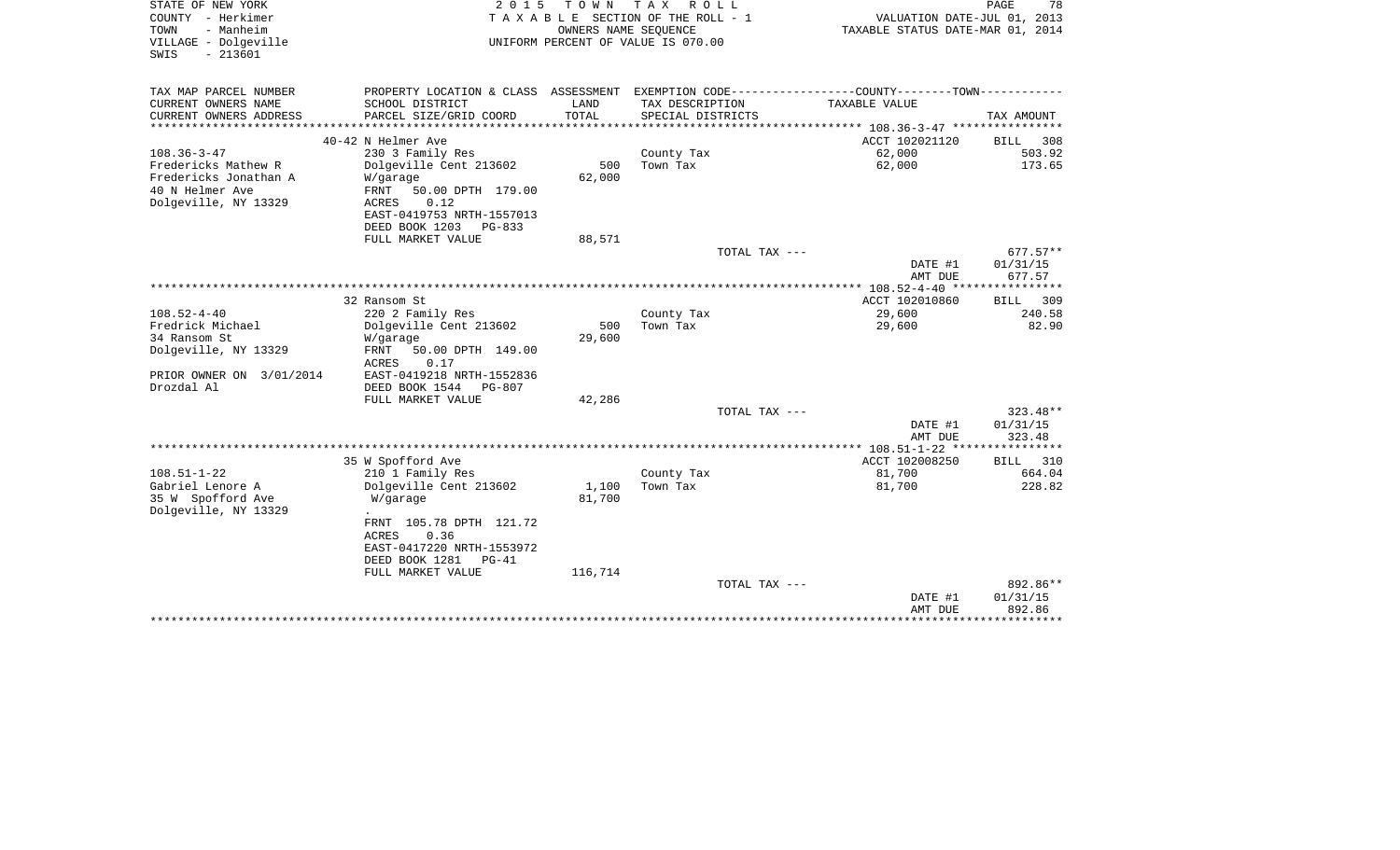STATE OF NEW YORK
COUNTY - Herkimer
TOWN - Manheim
VILLAGE - Dolgeville
SWIS - 213601

2 0 1 5 T O W N T A X R O L L
T A X A B L E SECTION OF THE ROLL - 1
OWNERS NAME SEQUENCE
UNIFORM PERCENT OF VALUE IS 070.00

VALUATION DATE-JUL 01, 2013
TAXABLE STATUS DATE-MAR 01, 2014

| TAX MAP PARCEL NUMBER / CURRENT OWNERS NAME / CURRENT OWNERS ADDRESS | PROPERTY LOCATION & CLASS / SCHOOL DISTRICT / PARCEL SIZE/GRID COORD | ASSESSMENT LAND | TOTAL | EXEMPTION CODE / TAX DESCRIPTION / SPECIAL DISTRICTS | TAXABLE VALUE | TAX AMOUNT |
|---|---|---|---|---|---|---|
| | 40-42 N Helmer Ave | | | | ACCT 102021120 | BILL 308 |
| 108.36-3-47 | 230 3 Family Res | | | County Tax | 62,000 | 503.92 |
| Fredericks Mathew R | Dolgeville Cent 213602 | 500 | | Town Tax | 62,000 | 173.65 |
| Fredericks Jonathan A | W/garage | | 62,000 | | | |
| 40 N Helmer Ave | FRNT 50.00 DPTH 179.00 | | | | | |
| Dolgeville, NY 13329 | ACRES 0.12 | | | | | |
| | EAST-0419753 NRTH-1557013 | | | | | |
| | DEED BOOK 1203 PG-833 | | | | | |
| | FULL MARKET VALUE | | 88,571 | | | |
| | | | | TOTAL TAX --- | | 677.57** |
| | | | | | DATE #1 | 01/31/15 |
| | | | | | AMT DUE | 677.57 |
| | 32 Ransom St | | | | ACCT 102010860 | BILL 309 |
| 108.52-4-40 | 220 2 Family Res | | | County Tax | 29,600 | 240.58 |
| Fredrick Michael | Dolgeville Cent 213602 | 500 | | Town Tax | 29,600 | 82.90 |
| 34 Ransom St | W/garage | | 29,600 | | | |
| Dolgeville, NY 13329 | FRNT 50.00 DPTH 149.00 | | | | | |
| | ACRES 0.17 | | | | | |
| PRIOR OWNER ON 3/01/2014 | EAST-0419218 NRTH-1552836 | | | | | |
| Drozdal Al | DEED BOOK 1544 PG-807 | | | | | |
| | FULL MARKET VALUE | | 42,286 | | | |
| | | | | TOTAL TAX --- | | 323.48** |
| | | | | | DATE #1 | 01/31/15 |
| | | | | | AMT DUE | 323.48 |
| | 35 W Spofford Ave | | | | ACCT 102008250 | BILL 310 |
| 108.51-1-22 | 210 1 Family Res | | | County Tax | 81,700 | 664.04 |
| Gabriel Lenore A | Dolgeville Cent 213602 | 1,100 | | Town Tax | 81,700 | 228.82 |
| 35 W Spofford Ave | W/garage | | 81,700 | | | |
| Dolgeville, NY 13329 | . | | | | | |
| | FRNT 105.78 DPTH 121.72 | | | | | |
| | ACRES 0.36 | | | | | |
| | EAST-0417220 NRTH-1553972 | | | | | |
| | DEED BOOK 1281 PG-41 | | | | | |
| | FULL MARKET VALUE | | 116,714 | | | |
| | | | | TOTAL TAX --- | | 892.86** |
| | | | | | DATE #1 | 01/31/15 |
| | | | | | AMT DUE | 892.86 |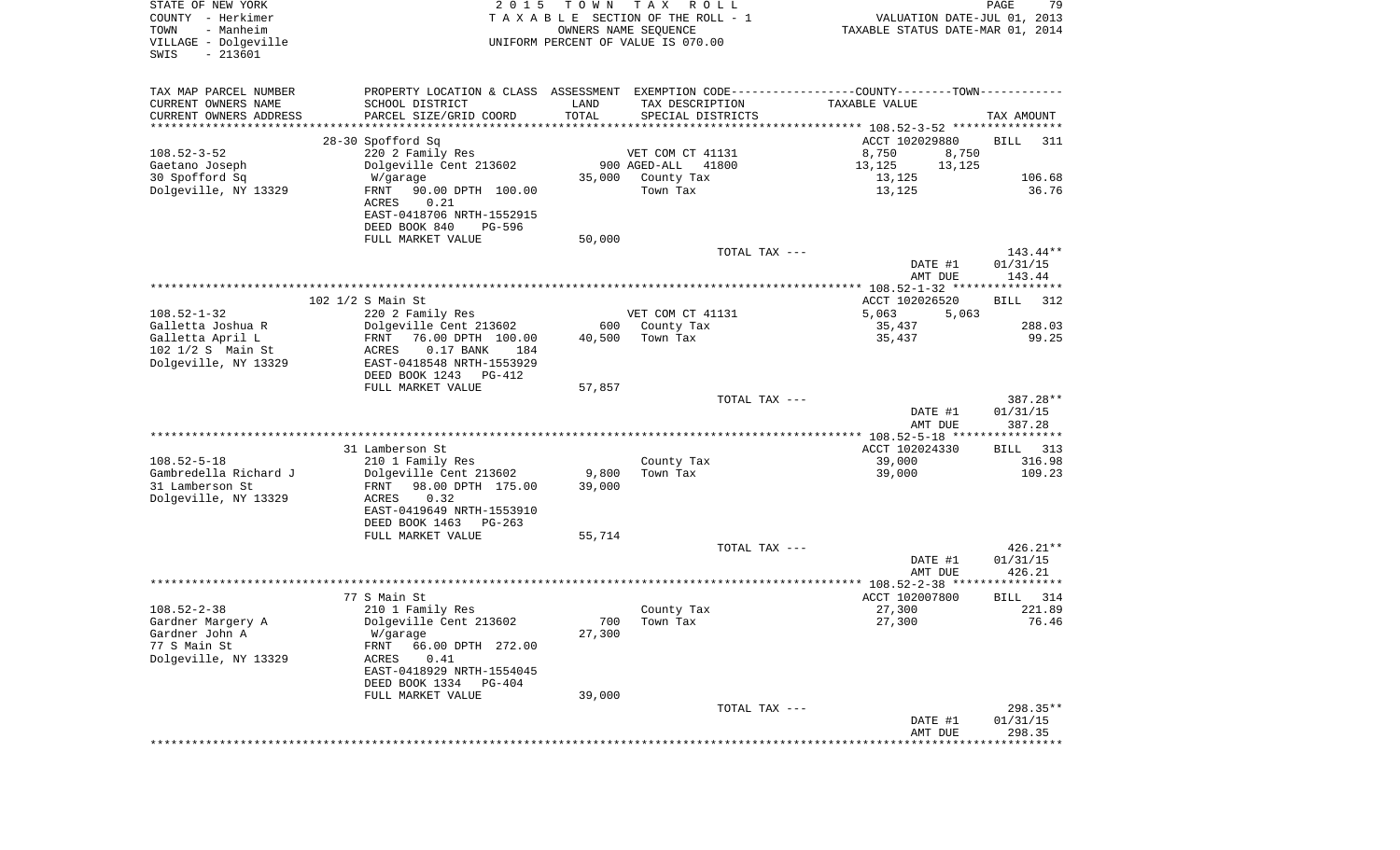STATE OF NEW YORK | 2015 TOWN TAX ROLL | VALUATION DATE-JUL 01, 2013
COUNTY - Herkimer | TAXABLE SECTION OF THE ROLL - 1 | TAXABLE STATUS DATE-MAR 01, 2014
TOWN - Manheim | OWNERS NAME SEQUENCE
VILLAGE - Dolgeville | UNIFORM PERCENT OF VALUE IS 070.00
SWIS - 213601

| TAX MAP PARCEL NUMBER / CURRENT OWNERS NAME / CURRENT OWNERS ADDRESS | PROPERTY LOCATION & CLASS / SCHOOL DISTRICT / PARCEL SIZE/GRID COORD | ASSESSMENT LAND / TOTAL | EXEMPTION CODE / TAX DESCRIPTION / SPECIAL DISTRICTS | COUNTY / TOWN TAXABLE VALUE | TAX AMOUNT |
|---|---|---|---|---|---|
| 108.52-3-52 | 28-30 Spofford Sq | | | ACCT 102029880 | BILL 311 |
| 108.52-3-52 | 220 2 Family Res | | VET COM CT 41131 | 8,750 8,750 | |
| Gaetano Joseph | Dolgeville Cent 213602 | 900 | AGED-ALL 41800 | 13,125 13,125 | |
| 30 Spofford Sq | W/garage | 35,000 | County Tax | 13,125 | 106.68 |
| Dolgeville, NY 13329 | FRNT 90.00 DPTH 100.00 | | Town Tax | 13,125 | 36.76 |
| | ACRES 0.21 | | | | |
| | EAST-0418706 NRTH-1552915 | | | | |
| | DEED BOOK 840 PG-596 | | | | |
| | FULL MARKET VALUE | 50,000 | | | |
| | | | TOTAL TAX --- | | 143.44** |
| | | | | DATE #1 | 01/31/15 |
| | | | | AMT DUE | 143.44 |
| 108.52-1-32 | 102 1/2 S Main St | | | ACCT 102026520 | BILL 312 |
| 108.52-1-32 | 220 2 Family Res | | VET COM CT 41131 | 5,063 5,063 | |
| Galletta Joshua R | Dolgeville Cent 213602 | 600 | County Tax | 35,437 | 288.03 |
| Galletta April L | FRNT 76.00 DPTH 100.00 | 40,500 | Town Tax | 35,437 | 99.25 |
| 102 1/2 S Main St | ACRES 0.17 BANK 184 | | | | |
| Dolgeville, NY 13329 | EAST-0418548 NRTH-1553929 | | | | |
| | DEED BOOK 1243 PG-412 | | | | |
| | FULL MARKET VALUE | 57,857 | | | |
| | | | TOTAL TAX --- | | 387.28** |
| | | | | DATE #1 | 01/31/15 |
| | | | | AMT DUE | 387.28 |
| 108.52-5-18 | 31 Lamberson St | | | ACCT 102024330 | BILL 313 |
| 108.52-5-18 | 210 1 Family Res | | County Tax | 39,000 | 316.98 |
| Gambredella Richard J | Dolgeville Cent 213602 | 9,800 | Town Tax | 39,000 | 109.23 |
| 31 Lamberson St | FRNT 98.00 DPTH 175.00 | 39,000 | | | |
| Dolgeville, NY 13329 | ACRES 0.32 | | | | |
| | EAST-0419649 NRTH-1553910 | | | | |
| | DEED BOOK 1463 PG-263 | | | | |
| | FULL MARKET VALUE | 55,714 | | | |
| | | | TOTAL TAX --- | | 426.21** |
| | | | | DATE #1 | 01/31/15 |
| | | | | AMT DUE | 426.21 |
| 108.52-2-38 | 77 S Main St | | | ACCT 102007800 | BILL 314 |
| 108.52-2-38 | 210 1 Family Res | | County Tax | 27,300 | 221.89 |
| Gardner Margery A | Dolgeville Cent 213602 | 700 | Town Tax | 27,300 | 76.46 |
| Gardner John A | W/garage | 27,300 | | | |
| 77 S Main St | FRNT 66.00 DPTH 272.00 | | | | |
| Dolgeville, NY 13329 | ACRES 0.41 | | | | |
| | EAST-0418929 NRTH-1554045 | | | | |
| | DEED BOOK 1334 PG-404 | | | | |
| | FULL MARKET VALUE | 39,000 | | | |
| | | | TOTAL TAX --- | | 298.35** |
| | | | | DATE #1 | 01/31/15 |
| | | | | AMT DUE | 298.35 |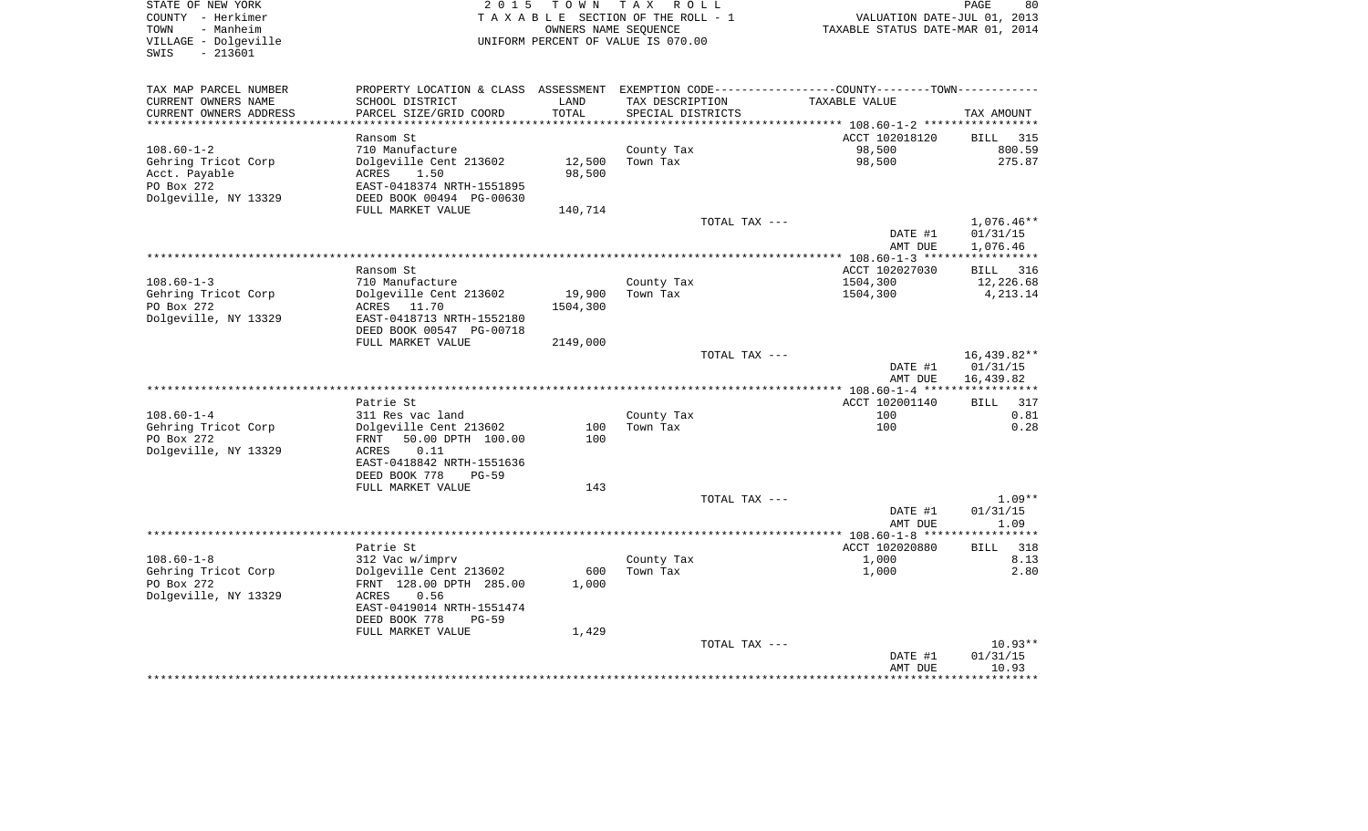STATE OF NEW YORK
COUNTY - Herkimer
TOWN - Manheim
VILLAGE - Dolgeville
SWIS - 213601

2 0 1 5 T O W N T A X R O L L
T A X A B L E SECTION OF THE ROLL - 1
OWNERS NAME SEQUENCE
UNIFORM PERCENT OF VALUE IS 070.00

VALUATION DATE-JUL 01, 2013
TAXABLE STATUS DATE-MAR 01, 2014

| TAX MAP PARCEL NUMBER / CURRENT OWNERS NAME / CURRENT OWNERS ADDRESS | PROPERTY LOCATION & CLASS / SCHOOL DISTRICT / PARCEL SIZE/GRID COORD | ASSESSMENT LAND / TOTAL | EXEMPTION CODE / TAX DESCRIPTION / SPECIAL DISTRICTS | COUNTY--------TOWN / TAXABLE VALUE | TAX AMOUNT |
|---|---|---|---|---|---|
| **108.60-1-2** | Ransom St | | | ACCT 102018120 | BILL 315 |
| 108.60-1-2 | 710 Manufacture | | County Tax | 98,500 | 800.59 |
| Gehring Tricot Corp | Dolgeville Cent 213602 | 12,500 | Town Tax | 98,500 | 275.87 |
| Acct. Payable | ACRES 1.50 | 98,500 | | | |
| PO Box 272 | EAST-0418374 NRTH-1551895 | | | | |
| Dolgeville, NY 13329 | DEED BOOK 00494 PG-00630 | | | | |
| | FULL MARKET VALUE | 140,714 | | | |
| | | | TOTAL TAX --- | | 1,076.46** |
| | | | | DATE #1 | 01/31/15 |
| | | | | AMT DUE | 1,076.46 |
| **108.60-1-3** | Ransom St | | | ACCT 102027030 | BILL 316 |
| 108.60-1-3 | 710 Manufacture | | County Tax | 1504,300 | 12,226.68 |
| Gehring Tricot Corp | Dolgeville Cent 213602 | 19,900 | Town Tax | 1504,300 | 4,213.14 |
| PO Box 272 | ACRES 11.70 | 1504,300 | | | |
| Dolgeville, NY 13329 | EAST-0418713 NRTH-1552180 | | | | |
| | DEED BOOK 00547 PG-00718 | | | | |
| | FULL MARKET VALUE | 2149,000 | | | |
| | | | TOTAL TAX --- | | 16,439.82** |
| | | | | DATE #1 | 01/31/15 |
| | | | | AMT DUE | 16,439.82 |
| **108.60-1-4** | Patrie St | | | ACCT 102001140 | BILL 317 |
| 108.60-1-4 | 311 Res vac land | | County Tax | 100 | 0.81 |
| Gehring Tricot Corp | Dolgeville Cent 213602 | 100 | Town Tax | 100 | 0.28 |
| PO Box 272 | FRNT 50.00 DPTH 100.00 | 100 | | | |
| Dolgeville, NY 13329 | ACRES 0.11 | | | | |
| | EAST-0418842 NRTH-1551636 | | | | |
| | DEED BOOK 778 PG-59 | | | | |
| | FULL MARKET VALUE | 143 | | | |
| | | | TOTAL TAX --- | | 1.09** |
| | | | | DATE #1 | 01/31/15 |
| | | | | AMT DUE | 1.09 |
| **108.60-1-8** | Patrie St | | | ACCT 102020880 | BILL 318 |
| 108.60-1-8 | 312 Vac w/imprv | | County Tax | 1,000 | 8.13 |
| Gehring Tricot Corp | Dolgeville Cent 213602 | 600 | Town Tax | 1,000 | 2.80 |
| PO Box 272 | FRNT 128.00 DPTH 285.00 | 1,000 | | | |
| Dolgeville, NY 13329 | ACRES 0.56 | | | | |
| | EAST-0419014 NRTH-1551474 | | | | |
| | DEED BOOK 778 PG-59 | | | | |
| | FULL MARKET VALUE | 1,429 | | | |
| | | | TOTAL TAX --- | | 10.93** |
| | | | | DATE #1 | 01/31/15 |
| | | | | AMT DUE | 10.93 |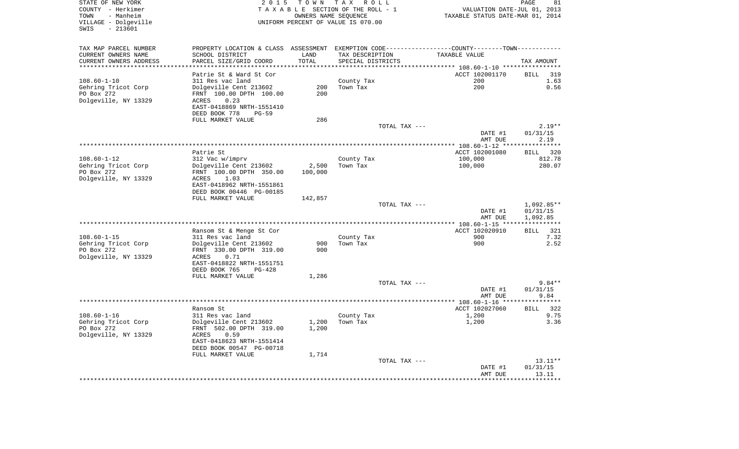STATE OF NEW YORK
COUNTY - Herkimer
TOWN - Manheim
VILLAGE - Dolgeville
SWIS - 213601

2015 TOWN TAX ROLL
TAXABLE SECTION OF THE ROLL - 1
OWNERS NAME SEQUENCE
UNIFORM PERCENT OF VALUE IS 070.00

VALUATION DATE-JUL 01, 2013
TAXABLE STATUS DATE-MAR 01, 2014

| TAX MAP PARCEL NUMBER / CURRENT OWNERS NAME / CURRENT OWNERS ADDRESS | PROPERTY LOCATION & CLASS / SCHOOL DISTRICT / PARCEL SIZE/GRID COORD | ASSESSMENT LAND / TOTAL | EXEMPTION CODE / TAX DESCRIPTION / SPECIAL DISTRICTS | TAXABLE VALUE | TAX AMOUNT |
|---|---|---|---|---|---|
| 108.60-1-10 | Patrie St & Ward St Cor | | | ACCT 102001170 | BILL 319 |
| Gehring Tricot Corp | 311 Res vac land | | County Tax | 200 | 1.63 |
| PO Box 272 | Dolgeville Cent 213602 | 200 | Town Tax | 200 | 0.56 |
| Dolgeville, NY 13329 | FRNT 100.00 DPTH 100.00 | 200 | | | |
| | ACRES 0.23 | | | | |
| | EAST-0418869 NRTH-1551410 | | | | |
| | DEED BOOK 778 PG-59 | | | | |
| | FULL MARKET VALUE | 286 | | | |
| | | | TOTAL TAX --- | | 2.19** |
| | | | | DATE #1 | 01/31/15 |
| | | | | AMT DUE | 2.19 |
| 108.60-1-12 | Patrie St | | | ACCT 102001080 | BILL 320 |
| Gehring Tricot Corp | 312 Vac w/imprv | | County Tax | 100,000 | 812.78 |
| PO Box 272 | Dolgeville Cent 213602 | 2,500 | Town Tax | 100,000 | 280.07 |
| Dolgeville, NY 13329 | FRNT 100.00 DPTH 350.00 | 100,000 | | | |
| | ACRES 1.03 | | | | |
| | EAST-0418962 NRTH-1551861 | | | | |
| | DEED BOOK 00446 PG-00185 | | | | |
| | FULL MARKET VALUE | 142,857 | | | |
| | | | TOTAL TAX --- | | 1,092.85** |
| | | | | DATE #1 | 01/31/15 |
| | | | | AMT DUE | 1,092.85 |
| 108.60-1-15 | Ransom St & Menge St Cor | | | ACCT 102020910 | BILL 321 |
| Gehring Tricot Corp | 311 Res vac land | | County Tax | 900 | 7.32 |
| PO Box 272 | Dolgeville Cent 213602 | 900 | Town Tax | 900 | 2.52 |
| Dolgeville, NY 13329 | FRNT 330.00 DPTH 319.00 | 900 | | | |
| | ACRES 0.71 | | | | |
| | EAST-0418822 NRTH-1551751 | | | | |
| | DEED BOOK 765 PG-428 | | | | |
| | FULL MARKET VALUE | 1,286 | | | |
| | | | TOTAL TAX --- | | 9.84** |
| | | | | DATE #1 | 01/31/15 |
| | | | | AMT DUE | 9.84 |
| 108.60-1-16 | Ransom St | | | ACCT 102027060 | BILL 322 |
| Gehring Tricot Corp | 311 Res vac land | | County Tax | 1,200 | 9.75 |
| PO Box 272 | Dolgeville Cent 213602 | 1,200 | Town Tax | 1,200 | 3.36 |
| Dolgeville, NY 13329 | FRNT 502.00 DPTH 319.00 | 1,200 | | | |
| | ACRES 0.59 | | | | |
| | EAST-0418623 NRTH-1551414 | | | | |
| | DEED BOOK 00547 PG-00718 | | | | |
| | FULL MARKET VALUE | 1,714 | | | |
| | | | TOTAL TAX --- | | 13.11** |
| | | | | DATE #1 | 01/31/15 |
| | | | | AMT DUE | 13.11 |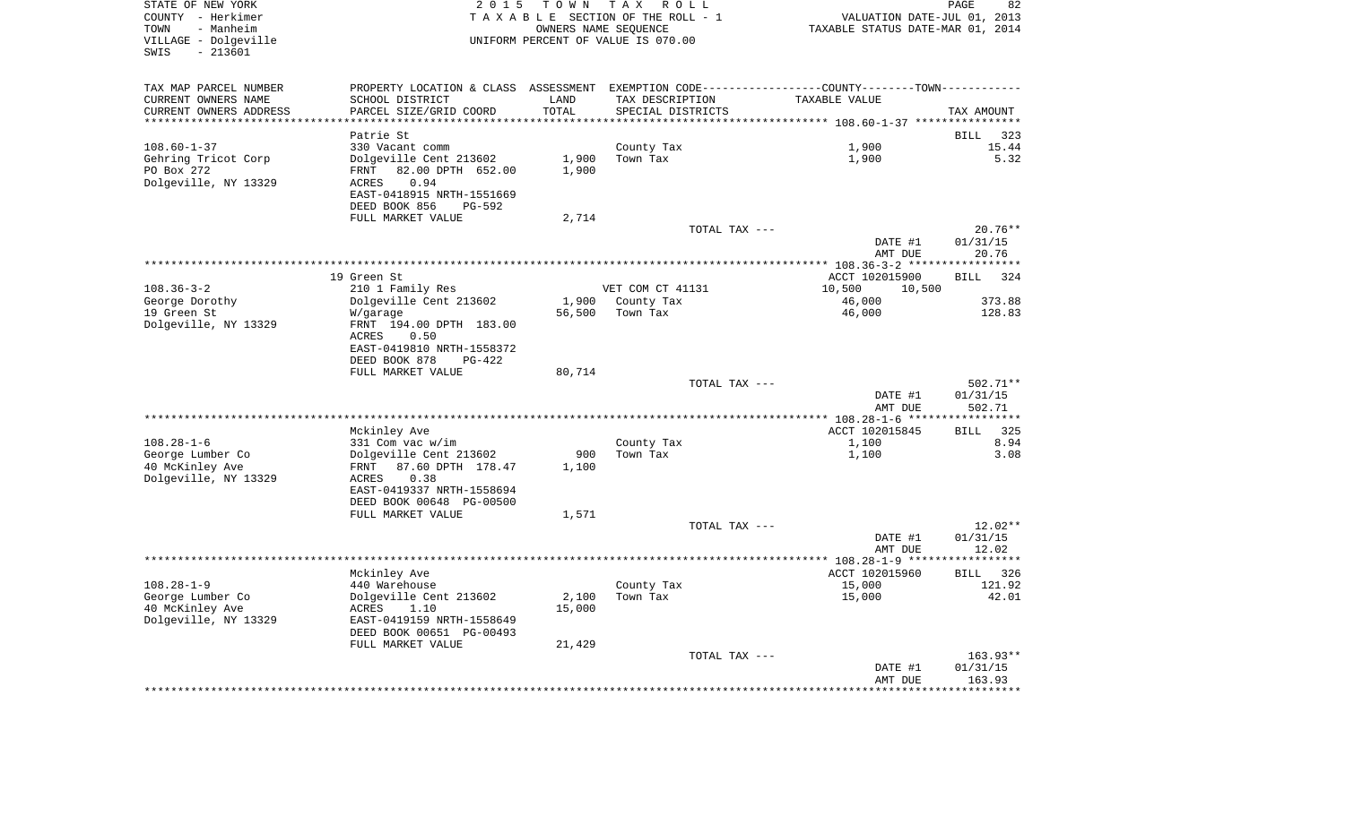STATE OF NEW YORK
COUNTY - Herkimer
TOWN - Manheim
VILLAGE - Dolgeville
SWIS - 213601

2015 TOWN TAX ROLL
TAXABLE SECTION OF THE ROLL - 1
OWNERS NAME SEQUENCE
UNIFORM PERCENT OF VALUE IS 070.00

VALUATION DATE-JUL 01, 2013
TAXABLE STATUS DATE-MAR 01, 2014

| TAX MAP PARCEL NUMBER / CURRENT OWNERS NAME / CURRENT OWNERS ADDRESS | PROPERTY LOCATION & CLASS / SCHOOL DISTRICT / PARCEL SIZE/GRID COORD | ASSESSMENT LAND | TOTAL | EXEMPTION CODE / TAX DESCRIPTION / SPECIAL DISTRICTS | TAXABLE VALUE | TAX AMOUNT |
|---|---|---|---|---|---|---|
| **108.60-1-37** | Patrie St | | | | | BILL 323 |
| 108.60-1-37 | 330 Vacant comm | | | County Tax | 1,900 | 15.44 |
| Gehring Tricot Corp | Dolgeville Cent 213602 | 1,900 | | Town Tax | 1,900 | 5.32 |
| PO Box 272 | FRNT 82.00 DPTH 652.00 | | 1,900 | | | |
| Dolgeville, NY 13329 | ACRES 0.94 | | | | | |
| | EAST-0418915 NRTH-1551669 | | | | | |
| | DEED BOOK 856 PG-592 | | | | | |
| | FULL MARKET VALUE | | 2,714 | | | |
| | | | | TOTAL TAX --- | | 20.76** |
| | | | | | DATE #1 | 01/31/15 |
| | | | | | AMT DUE | 20.76 |
| **108.36-3-2** | 19 Green St | | | | ACCT 102015900 | BILL 324 |
| 108.36-3-2 | 210 1 Family Res | | | VET COM CT 41131 | 10,500 10,500 | |
| George Dorothy | Dolgeville Cent 213602 | 1,900 | | County Tax | 46,000 | 373.88 |
| 19 Green St | W/garage | | 56,500 | Town Tax | 46,000 | 128.83 |
| Dolgeville, NY 13329 | FRNT 194.00 DPTH 183.00 | | | | | |
| | ACRES 0.50 | | | | | |
| | EAST-0419810 NRTH-1558372 | | | | | |
| | DEED BOOK 878 PG-422 | | | | | |
| | FULL MARKET VALUE | | 80,714 | | | |
| | | | | TOTAL TAX --- | | 502.71** |
| | | | | | DATE #1 | 01/31/15 |
| | | | | | AMT DUE | 502.71 |
| **108.28-1-6** | Mckinley Ave | | | | ACCT 102015845 | BILL 325 |
| 108.28-1-6 | 331 Com vac w/im | | | County Tax | 1,100 | 8.94 |
| George Lumber Co | Dolgeville Cent 213602 | 900 | | Town Tax | 1,100 | 3.08 |
| 40 McKinley Ave | FRNT 87.60 DPTH 178.47 | | 1,100 | | | |
| Dolgeville, NY 13329 | ACRES 0.38 | | | | | |
| | EAST-0419337 NRTH-1558694 | | | | | |
| | DEED BOOK 00648 PG-00500 | | | | | |
| | FULL MARKET VALUE | | 1,571 | | | |
| | | | | TOTAL TAX --- | | 12.02** |
| | | | | | DATE #1 | 01/31/15 |
| | | | | | AMT DUE | 12.02 |
| **108.28-1-9** | Mckinley Ave | | | | ACCT 102015960 | BILL 326 |
| 108.28-1-9 | 440 Warehouse | | | County Tax | 15,000 | 121.92 |
| George Lumber Co | Dolgeville Cent 213602 | 2,100 | | Town Tax | 15,000 | 42.01 |
| 40 McKinley Ave | ACRES 1.10 | | 15,000 | | | |
| Dolgeville, NY 13329 | EAST-0419159 NRTH-1558649 | | | | | |
| | DEED BOOK 00651 PG-00493 | | | | | |
| | FULL MARKET VALUE | | 21,429 | | | |
| | | | | TOTAL TAX --- | | 163.93** |
| | | | | | DATE #1 | 01/31/15 |
| | | | | | AMT DUE | 163.93 |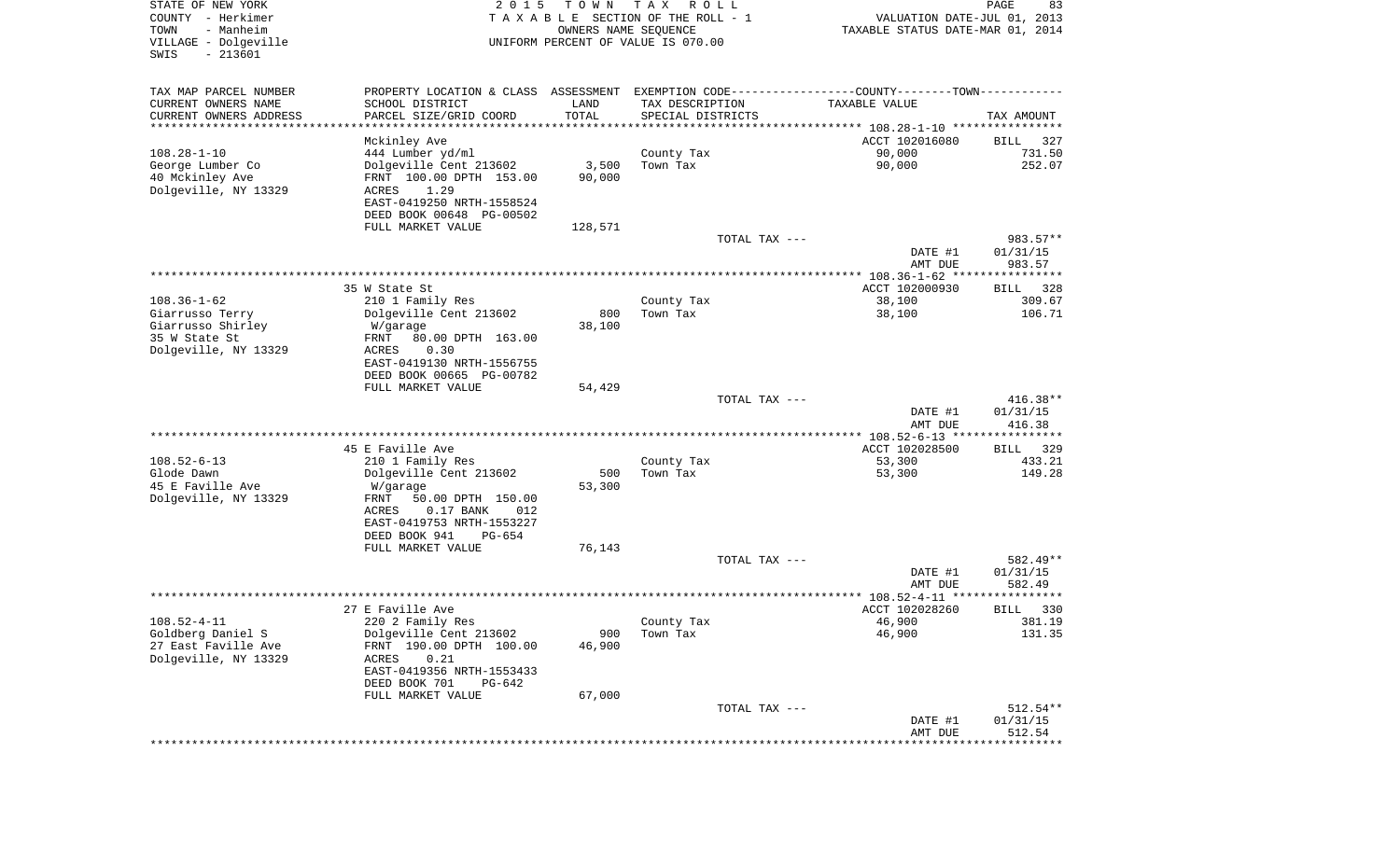STATE OF NEW YORK
COUNTY - Herkimer
TOWN - Manheim
VILLAGE - Dolgeville
SWIS - 213601

2 0 1 5 T O W N T A X R O L L
T A X A B L E SECTION OF THE ROLL - 1
OWNERS NAME SEQUENCE
UNIFORM PERCENT OF VALUE IS 070.00

VALUATION DATE-JUL 01, 2013
TAXABLE STATUS DATE-MAR 01, 2014

| TAX MAP PARCEL NUMBER<br>CURRENT OWNERS NAME<br>CURRENT OWNERS ADDRESS | PROPERTY LOCATION & CLASS<br>SCHOOL DISTRICT<br>PARCEL SIZE/GRID COORD | ASSESSMENT<br>LAND<br>TOTAL | EXEMPTION CODE<br>TAX DESCRIPTION<br>SPECIAL DISTRICTS | COUNTY--------TOWN<br>TAXABLE VALUE | TAX AMOUNT |
|---|---|---|---|---|---|
| | Mckinley Ave | | | ACCT 102016080 | BILL 327 |
| 108.28-1-10 | 444 Lumber yd/ml | | County Tax | 90,000 | 731.50 |
| George Lumber Co | Dolgeville Cent 213602 | 3,500 | Town Tax | 90,000 | 252.07 |
| 40 Mckinley Ave | FRNT 100.00 DPTH 153.00 | 90,000 | | | |
| Dolgeville, NY 13329 | ACRES 1.29 | | | | |
| | EAST-0419250 NRTH-1558524 | | | | |
| | DEED BOOK 00648 PG-00502 | | | | |
| | FULL MARKET VALUE | 128,571 | | | |
| | | | TOTAL TAX --- | | 983.57** |
| | | | | DATE #1 | 01/31/15 |
| | | | | AMT DUE | 983.57 |
| | 35 W State St | | | ACCT 102000930 | BILL 328 |
| 108.36-1-62 | 210 1 Family Res | | County Tax | 38,100 | 309.67 |
| Giarrusso Terry | Dolgeville Cent 213602 | 800 | Town Tax | 38,100 | 106.71 |
| Giarrusso Shirley | W/garage | 38,100 | | | |
| 35 W State St | FRNT 80.00 DPTH 163.00 | | | | |
| Dolgeville, NY 13329 | ACRES 0.30 | | | | |
| | EAST-0419130 NRTH-1556755 | | | | |
| | DEED BOOK 00665 PG-00782 | | | | |
| | FULL MARKET VALUE | 54,429 | | | |
| | | | TOTAL TAX --- | | 416.38** |
| | | | | DATE #1 | 01/31/15 |
| | | | | AMT DUE | 416.38 |
| | 45 E Faville Ave | | | ACCT 102028500 | BILL 329 |
| 108.52-6-13 | 210 1 Family Res | | County Tax | 53,300 | 433.21 |
| Glode Dawn | Dolgeville Cent 213602 | 500 | Town Tax | 53,300 | 149.28 |
| 45 E Faville Ave | W/garage | 53,300 | | | |
| Dolgeville, NY 13329 | FRNT 50.00 DPTH 150.00 | | | | |
| | ACRES 0.17 BANK 012 | | | | |
| | EAST-0419753 NRTH-1553227 | | | | |
| | DEED BOOK 941 PG-654 | | | | |
| | FULL MARKET VALUE | 76,143 | | | |
| | | | TOTAL TAX --- | | 582.49** |
| | | | | DATE #1 | 01/31/15 |
| | | | | AMT DUE | 582.49 |
| | 27 E Faville Ave | | | ACCT 102028260 | BILL 330 |
| 108.52-4-11 | 220 2 Family Res | | County Tax | 46,900 | 381.19 |
| Goldberg Daniel S | Dolgeville Cent 213602 | 900 | Town Tax | 46,900 | 131.35 |
| 27 East Faville Ave | FRNT 190.00 DPTH 100.00 | 46,900 | | | |
| Dolgeville, NY 13329 | ACRES 0.21 | | | | |
| | EAST-0419356 NRTH-1553433 | | | | |
| | DEED BOOK 701 PG-642 | | | | |
| | FULL MARKET VALUE | 67,000 | | | |
| | | | TOTAL TAX --- | | 512.54** |
| | | | | DATE #1 | 01/31/15 |
| | | | | AMT DUE | 512.54 |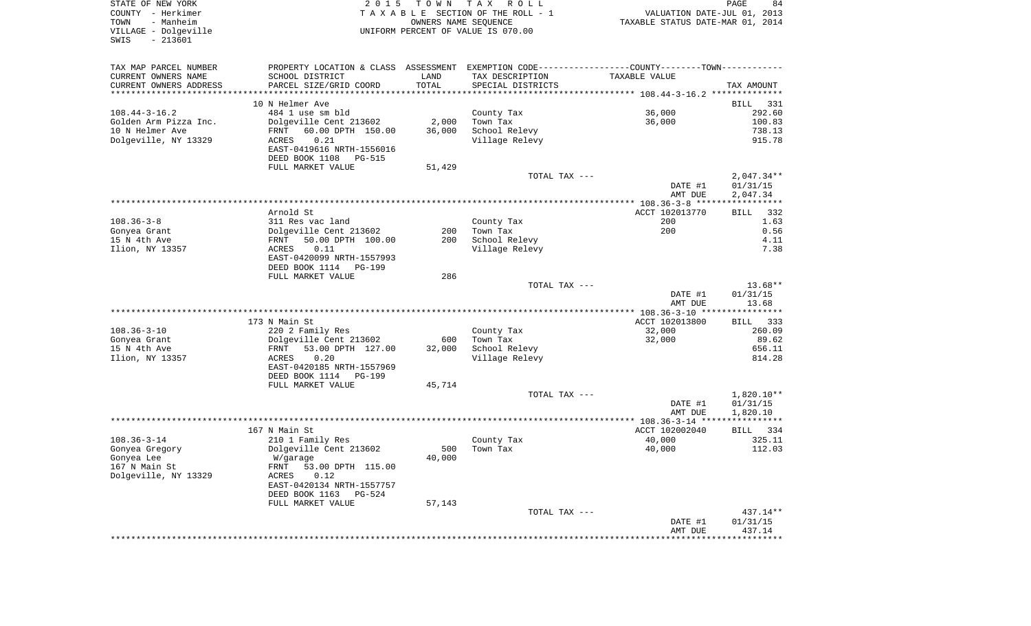STATE OF NEW YORK
COUNTY - Herkimer
TOWN - Manheim
VILLAGE - Dolgeville
SWIS - 213601

2015 TOWN TAX ROLL
TAXABLE SECTION OF THE ROLL - 1
OWNERS NAME SEQUENCE
UNIFORM PERCENT OF VALUE IS 070.00

VALUATION DATE-JUL 01, 2013
TAXABLE STATUS DATE-MAR 01, 2014

| TAX MAP PARCEL NUMBER / CURRENT OWNERS NAME / CURRENT OWNERS ADDRESS | PROPERTY LOCATION & CLASS / SCHOOL DISTRICT / PARCEL SIZE/GRID COORD | ASSESSMENT LAND | TOTAL | EXEMPTION CODE / TAX DESCRIPTION / SPECIAL DISTRICTS | TAXABLE VALUE | TAX AMOUNT |
|---|---|---|---|---|---|---|
| **108.44-3-16.2** | 10 N Helmer Ave | | | | | BILL 331 |
| Golden Arm Pizza Inc. | 484 1 use sm bld | | | County Tax | 36,000 | 292.60 |
| 10 N Helmer Ave | Dolgeville Cent 213602 | 2,000 | | Town Tax | 36,000 | 100.83 |
| Dolgeville, NY 13329 | FRNT 60.00 DPTH 150.00 | | 36,000 | School Relevy | | 738.13 |
| | ACRES 0.21 | | | Village Relevy | | 915.78 |
| | EAST-0419616 NRTH-1556016 | | | | | |
| | DEED BOOK 1108 PG-515 | | | | | |
| | FULL MARKET VALUE | 51,429 | | | | |
| | | | | TOTAL TAX --- | | 2,047.34** |
| | | | | | DATE #1 | 01/31/15 |
| | | | | | AMT DUE | 2,047.34 |
| **108.36-3-8** | Arnold St | | | | ACCT 102013770 | BILL 332 |
| Gonyea Grant | 311 Res vac land | | | County Tax | 200 | 1.63 |
| 15 N 4th Ave | Dolgeville Cent 213602 | 200 | | Town Tax | 200 | 0.56 |
| Ilion, NY 13357 | FRNT 50.00 DPTH 100.00 | | 200 | School Relevy | | 4.11 |
| | ACRES 0.11 | | | Village Relevy | | 7.38 |
| | EAST-0420099 NRTH-1557993 | | | | | |
| | DEED BOOK 1114 PG-199 | | | | | |
| | FULL MARKET VALUE | 286 | | | | |
| | | | | TOTAL TAX --- | | 13.68** |
| | | | | | DATE #1 | 01/31/15 |
| | | | | | AMT DUE | 13.68 |
| **108.36-3-10** | 173 N Main St | | | | ACCT 102013800 | BILL 333 |
| Gonyea Grant | 220 2 Family Res | | | County Tax | 32,000 | 260.09 |
| 15 N 4th Ave | Dolgeville Cent 213602 | 600 | | Town Tax | 32,000 | 89.62 |
| Ilion, NY 13357 | FRNT 53.00 DPTH 127.00 | | 32,000 | School Relevy | | 656.11 |
| | ACRES 0.20 | | | Village Relevy | | 814.28 |
| | EAST-0420185 NRTH-1557969 | | | | | |
| | DEED BOOK 1114 PG-199 | | | | | |
| | FULL MARKET VALUE | 45,714 | | | | |
| | | | | TOTAL TAX --- | | 1,820.10** |
| | | | | | DATE #1 | 01/31/15 |
| | | | | | AMT DUE | 1,820.10 |
| **108.36-3-14** | 167 N Main St | | | | ACCT 102002040 | BILL 334 |
| Gonyea Gregory | 210 1 Family Res | | | County Tax | 40,000 | 325.11 |
| Gonyea Lee | Dolgeville Cent 213602 | 500 | | Town Tax | 40,000 | 112.03 |
| 167 N Main St | W/garage | | 40,000 | | | |
| Dolgeville, NY 13329 | FRNT 53.00 DPTH 115.00 | | | | | |
| | ACRES 0.12 | | | | | |
| | EAST-0420134 NRTH-1557757 | | | | | |
| | DEED BOOK 1163 PG-524 | | | | | |
| | FULL MARKET VALUE | 57,143 | | | | |
| | | | | TOTAL TAX --- | | 437.14** |
| | | | | | DATE #1 | 01/31/15 |
| | | | | | AMT DUE | 437.14 |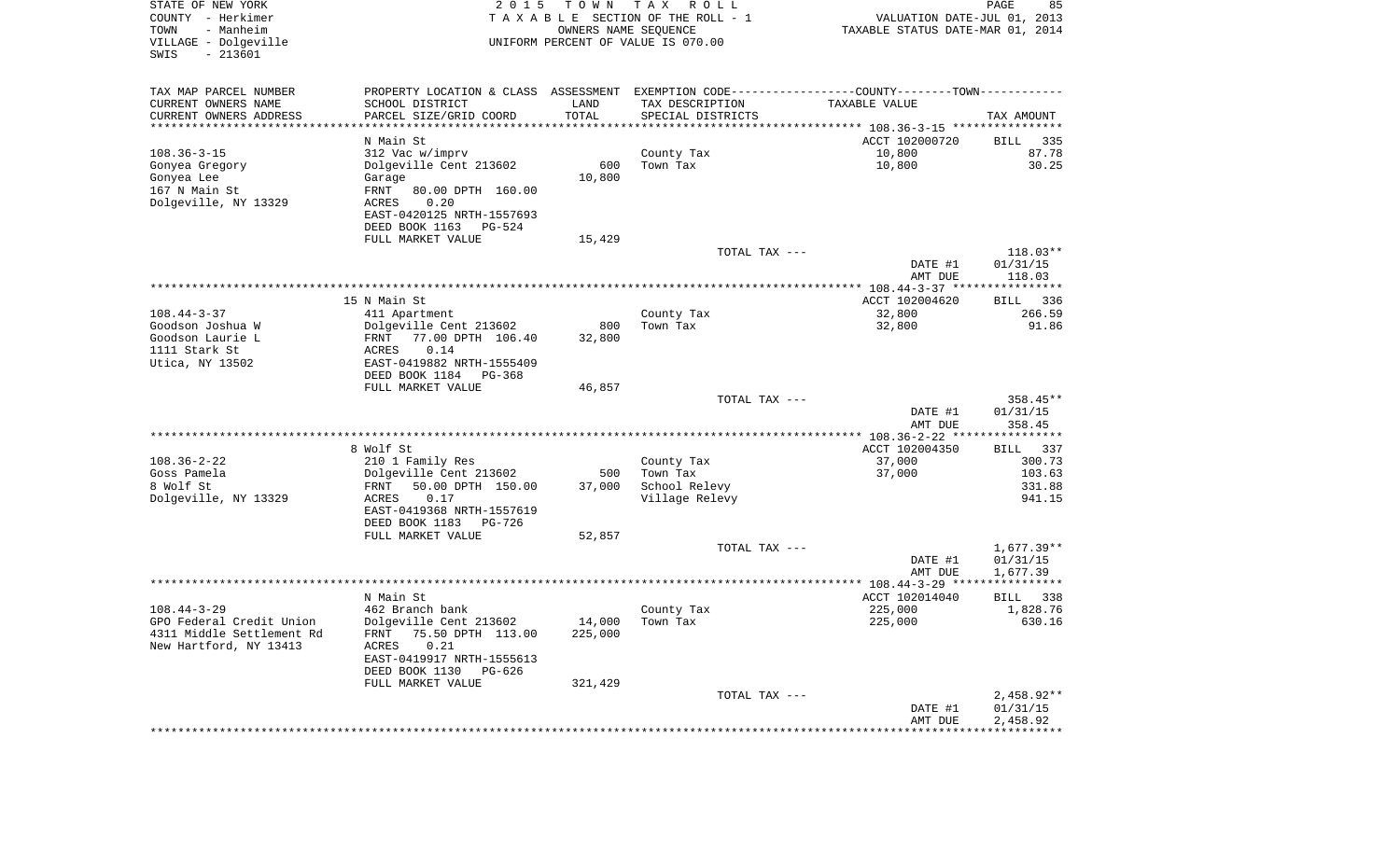STATE OF NEW YORK
COUNTY - Herkimer
TOWN - Manheim
VILLAGE - Dolgeville
SWIS - 213601

2 0 1 5 T O W N T A X R O L L
T A X A B L E SECTION OF THE ROLL - 1
OWNERS NAME SEQUENCE
UNIFORM PERCENT OF VALUE IS 070.00

VALUATION DATE-JUL 01, 2013
TAXABLE STATUS DATE-MAR 01, 2014

| TAX MAP PARCEL NUMBER<br>CURRENT OWNERS NAME<br>CURRENT OWNERS ADDRESS | PROPERTY LOCATION & CLASS<br>SCHOOL DISTRICT<br>PARCEL SIZE/GRID COORD | ASSESSMENT<br>LAND<br>TOTAL | EXEMPTION CODE<br>TAX DESCRIPTION<br>SPECIAL DISTRICTS | COUNTY--------TOWN<br>TAXABLE VALUE | TAX AMOUNT |
|---|---|---|---|---|---|
| | N Main St | | | ACCT 102000720 | BILL 335 |
| 108.36-3-15 | 312 Vac w/imprv | | County Tax | 10,800 | 87.78 |
| Gonyea Gregory | Dolgeville Cent 213602 | 600 | Town Tax | 10,800 | 30.25 |
| Gonyea Lee | Garage | 10,800 | | | |
| 167 N Main St | FRNT 80.00 DPTH 160.00 | | | | |
| Dolgeville, NY 13329 | ACRES 0.20 | | | | |
| | EAST-0420125 NRTH-1557693 | | | | |
| | DEED BOOK 1163 PG-524 | | | | |
| | FULL MARKET VALUE | 15,429 | | | |
| | | | TOTAL TAX --- | | 118.03** |
| | | | | DATE #1 | 01/31/15 |
| | | | | AMT DUE | 118.03 |
| | 15 N Main St | | | ACCT 102004620 | BILL 336 |
| 108.44-3-37 | 411 Apartment | | County Tax | 32,800 | 266.59 |
| Goodson Joshua W | Dolgeville Cent 213602 | 800 | Town Tax | 32,800 | 91.86 |
| Goodson Laurie L | FRNT 77.00 DPTH 106.40 | 32,800 | | | |
| 1111 Stark St | ACRES 0.14 | | | | |
| Utica, NY 13502 | EAST-0419882 NRTH-1555409 | | | | |
| | DEED BOOK 1184 PG-368 | | | | |
| | FULL MARKET VALUE | 46,857 | | | |
| | | | TOTAL TAX --- | | 358.45** |
| | | | | DATE #1 | 01/31/15 |
| | | | | AMT DUE | 358.45 |
| | 8 Wolf St | | | ACCT 102004350 | BILL 337 |
| 108.36-2-22 | 210 1 Family Res | | County Tax | 37,000 | 300.73 |
| Goss Pamela | Dolgeville Cent 213602 | 500 | Town Tax | 37,000 | 103.63 |
| 8 Wolf St | FRNT 50.00 DPTH 150.00 | 37,000 | School Relevy | | 331.88 |
| Dolgeville, NY 13329 | ACRES 0.17 | | Village Relevy | | 941.15 |
| | EAST-0419368 NRTH-1557619 | | | | |
| | DEED BOOK 1183 PG-726 | | | | |
| | FULL MARKET VALUE | 52,857 | | | |
| | | | TOTAL TAX --- | | 1,677.39** |
| | | | | DATE #1 | 01/31/15 |
| | | | | AMT DUE | 1,677.39 |
| | N Main St | | | ACCT 102014040 | BILL 338 |
| 108.44-3-29 | 462 Branch bank | | County Tax | 225,000 | 1,828.76 |
| GPO Federal Credit Union | Dolgeville Cent 213602 | 14,000 | Town Tax | 225,000 | 630.16 |
| 4311 Middle Settlement Rd | FRNT 75.50 DPTH 113.00 | 225,000 | | | |
| New Hartford, NY 13413 | ACRES 0.21 | | | | |
| | EAST-0419917 NRTH-1555613 | | | | |
| | DEED BOOK 1130 PG-626 | | | | |
| | FULL MARKET VALUE | 321,429 | | | |
| | | | TOTAL TAX --- | | 2,458.92** |
| | | | | DATE #1 | 01/31/15 |
| | | | | AMT DUE | 2,458.92 |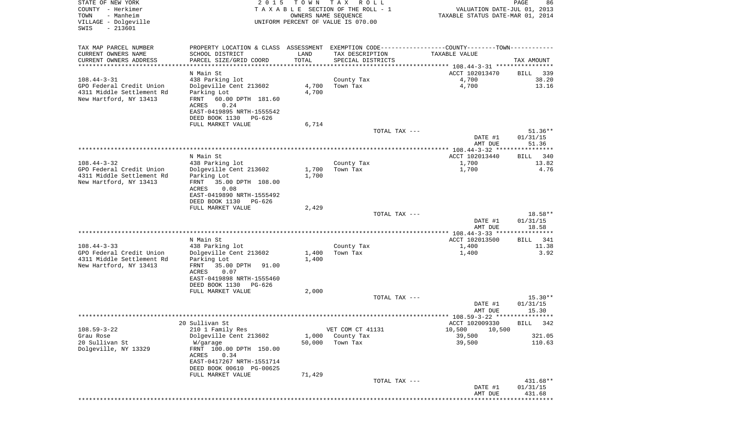STATE OF NEW YORK
COUNTY - Herkimer
TOWN - Manheim
VILLAGE - Dolgeville
SWIS - 213601

2 0 1 5 T O W N T A X R O L L
T A X A B L E SECTION OF THE ROLL - 1
OWNERS NAME SEQUENCE
UNIFORM PERCENT OF VALUE IS 070.00

VALUATION DATE-JUL 01, 2013
TAXABLE STATUS DATE-MAR 01, 2014

| TAX MAP PARCEL NUMBER / CURRENT OWNERS NAME / CURRENT OWNERS ADDRESS | PROPERTY LOCATION & CLASS / SCHOOL DISTRICT / PARCEL SIZE/GRID COORD | ASSESSMENT LAND / TOTAL | EXEMPTION CODE / TAX DESCRIPTION / SPECIAL DISTRICTS | COUNTY--------TOWN / TAXABLE VALUE | TAX AMOUNT |
|---|---|---|---|---|---|
| 108.44-3-31 | N Main St | | | ACCT 102013470 | BILL 339 |
| | 438 Parking lot | | County Tax | 4,700 | 38.20 |
| GPO Federal Credit Union | Dolgeville Cent 213602 | 4,700 | Town Tax | 4,700 | 13.16 |
| 4311 Middle Settlement Rd | Parking Lot | 4,700 | | | |
| New Hartford, NY 13413 | FRNT 60.00 DPTH 181.60 | | | | |
| | ACRES 0.24 | | | | |
| | EAST-0419895 NRTH-1555542 | | | | |
| | DEED BOOK 1130 PG-626 | | | | |
| | FULL MARKET VALUE | 6,714 | | | |
| | | | TOTAL TAX --- | | 51.36** |
| | | | | DATE #1 | 01/31/15 |
| | | | | AMT DUE | 51.36 |
| 108.44-3-32 | N Main St | | | ACCT 102013440 | BILL 340 |
| | 438 Parking lot | | County Tax | 1,700 | 13.82 |
| GPO Federal Credit Union | Dolgeville Cent 213602 | 1,700 | Town Tax | 1,700 | 4.76 |
| 4311 Middle Settlement Rd | Parking Lot | 1,700 | | | |
| New Hartford, NY 13413 | FRNT 35.00 DPTH 108.00 | | | | |
| | ACRES 0.08 | | | | |
| | EAST-0419890 NRTH-1555492 | | | | |
| | DEED BOOK 1130 PG-626 | | | | |
| | FULL MARKET VALUE | 2,429 | | | |
| | | | TOTAL TAX --- | | 18.58** |
| | | | | DATE #1 | 01/31/15 |
| | | | | AMT DUE | 18.58 |
| 108.44-3-33 | N Main St | | | ACCT 102013500 | BILL 341 |
| | 438 Parking lot | | County Tax | 1,400 | 11.38 |
| GPO Federal Credit Union | Dolgeville Cent 213602 | 1,400 | Town Tax | 1,400 | 3.92 |
| 4311 Middle Settlement Rd | Parking Lot | 1,400 | | | |
| New Hartford, NY 13413 | FRNT 35.00 DPTH 91.00 | | | | |
| | ACRES 0.07 | | | | |
| | EAST-0419898 NRTH-1555460 | | | | |
| | DEED BOOK 1130 PG-626 | | | | |
| | FULL MARKET VALUE | 2,000 | | | |
| | | | TOTAL TAX --- | | 15.30** |
| | | | | DATE #1 | 01/31/15 |
| | | | | AMT DUE | 15.30 |
| 108.59-3-22 | 20 Sullivan St | | | ACCT 102009330 | BILL 342 |
| | 210 1 Family Res | | VET COM CT 41131 | 10,500 10,500 | |
| Grau Rose | Dolgeville Cent 213602 | 1,000 | County Tax | 39,500 | 321.05 |
| 20 Sullivan St | W/garage | 50,000 | Town Tax | 39,500 | 110.63 |
| Dolgeville, NY 13329 | FRNT 100.00 DPTH 150.00 | | | | |
| | ACRES 0.34 | | | | |
| | EAST-0417267 NRTH-1551714 | | | | |
| | DEED BOOK 00610 PG-00625 | | | | |
| | FULL MARKET VALUE | 71,429 | | | |
| | | | TOTAL TAX --- | | 431.68** |
| | | | | DATE #1 | 01/31/15 |
| | | | | AMT DUE | 431.68 |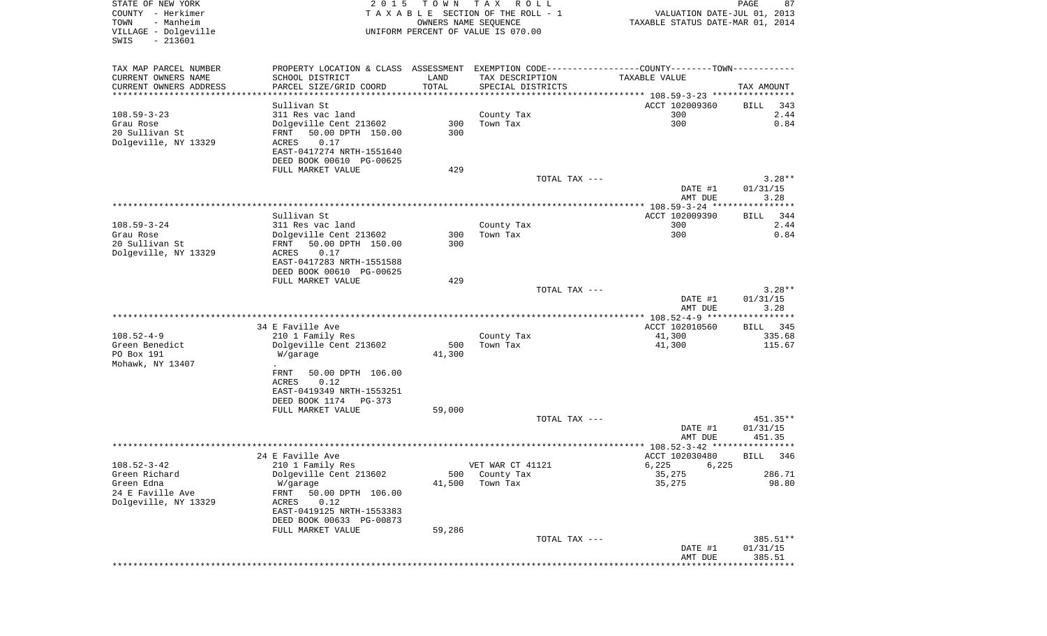STATE OF NEW YORK
COUNTY - Herkimer
TOWN - Manheim
VILLAGE - Dolgeville
SWIS - 213601

2 0 1 5 T O W N T A X R O L L
T A X A B L E SECTION OF THE ROLL - 1
OWNERS NAME SEQUENCE
UNIFORM PERCENT OF VALUE IS 070.00

VALUATION DATE-JUL 01, 2013
TAXABLE STATUS DATE-MAR 01, 2014

| TAX MAP PARCEL NUMBER / CURRENT OWNERS NAME / CURRENT OWNERS ADDRESS | PROPERTY LOCATION & CLASS / SCHOOL DISTRICT / PARCEL SIZE/GRID COORD | ASSESSMENT LAND / TOTAL | EXEMPTION CODE / TAX DESCRIPTION / SPECIAL DISTRICTS | COUNTY--------TOWN / TAXABLE VALUE | TAX AMOUNT |
|---|---|---|---|---|---|
| **108.59-3-23** | Sullivan St | | | ACCT 102009360 | BILL 343 |
| 108.59-3-23 | 311 Res vac land | | County Tax | 300 | 2.44 |
| Grau Rose | Dolgeville Cent 213602 | 300 | Town Tax | 300 | 0.84 |
| 20 Sullivan St | FRNT 50.00 DPTH 150.00 | 300 | | | |
| Dolgeville, NY 13329 | ACRES 0.17 | | | | |
| | EAST-0417274 NRTH-1551640 | | | | |
| | DEED BOOK 00610 PG-00625 | | | | |
| | FULL MARKET VALUE | 429 | | | |
| | | | TOTAL TAX --- | | 3.28** |
| | | | | DATE #1 | 01/31/15 |
| | | | | AMT DUE | 3.28 |
| **108.59-3-24** | Sullivan St | | | ACCT 102009390 | BILL 344 |
| 108.59-3-24 | 311 Res vac land | | County Tax | 300 | 2.44 |
| Grau Rose | Dolgeville Cent 213602 | 300 | Town Tax | 300 | 0.84 |
| 20 Sullivan St | FRNT 50.00 DPTH 150.00 | 300 | | | |
| Dolgeville, NY 13329 | ACRES 0.17 | | | | |
| | EAST-0417283 NRTH-1551588 | | | | |
| | DEED BOOK 00610 PG-00625 | | | | |
| | FULL MARKET VALUE | 429 | | | |
| | | | TOTAL TAX --- | | 3.28** |
| | | | | DATE #1 | 01/31/15 |
| | | | | AMT DUE | 3.28 |
| **108.52-4-9** | 34 E Faville Ave | | | ACCT 102010560 | BILL 345 |
| 108.52-4-9 | 210 1 Family Res | | County Tax | 41,300 | 335.68 |
| Green Benedict | Dolgeville Cent 213602 | 500 | Town Tax | 41,300 | 115.67 |
| PO Box 191 | W/garage | 41,300 | | | |
| Mohawk, NY 13407 | . | | | | |
| | FRNT 50.00 DPTH 106.00 | | | | |
| | ACRES 0.12 | | | | |
| | EAST-0419349 NRTH-1553251 | | | | |
| | DEED BOOK 1174 PG-373 | | | | |
| | FULL MARKET VALUE | 59,000 | | | |
| | | | TOTAL TAX --- | | 451.35** |
| | | | | DATE #1 | 01/31/15 |
| | | | | AMT DUE | 451.35 |
| **108.52-3-42** | 24 E Faville Ave | | | ACCT 102030480 | BILL 346 |
| 108.52-3-42 | 210 1 Family Res | | VET WAR CT 41121 | 6,225 6,225 | |
| Green Richard | Dolgeville Cent 213602 | 500 | County Tax | 35,275 | 286.71 |
| Green Edna | W/garage | 41,500 | Town Tax | 35,275 | 98.80 |
| 24 E Faville Ave | FRNT 50.00 DPTH 106.00 | | | | |
| Dolgeville, NY 13329 | ACRES 0.12 | | | | |
| | EAST-0419125 NRTH-1553383 | | | | |
| | DEED BOOK 00633 PG-00873 | | | | |
| | FULL MARKET VALUE | 59,286 | | | |
| | | | TOTAL TAX --- | | 385.51** |
| | | | | DATE #1 | 01/31/15 |
| | | | | AMT DUE | 385.51 |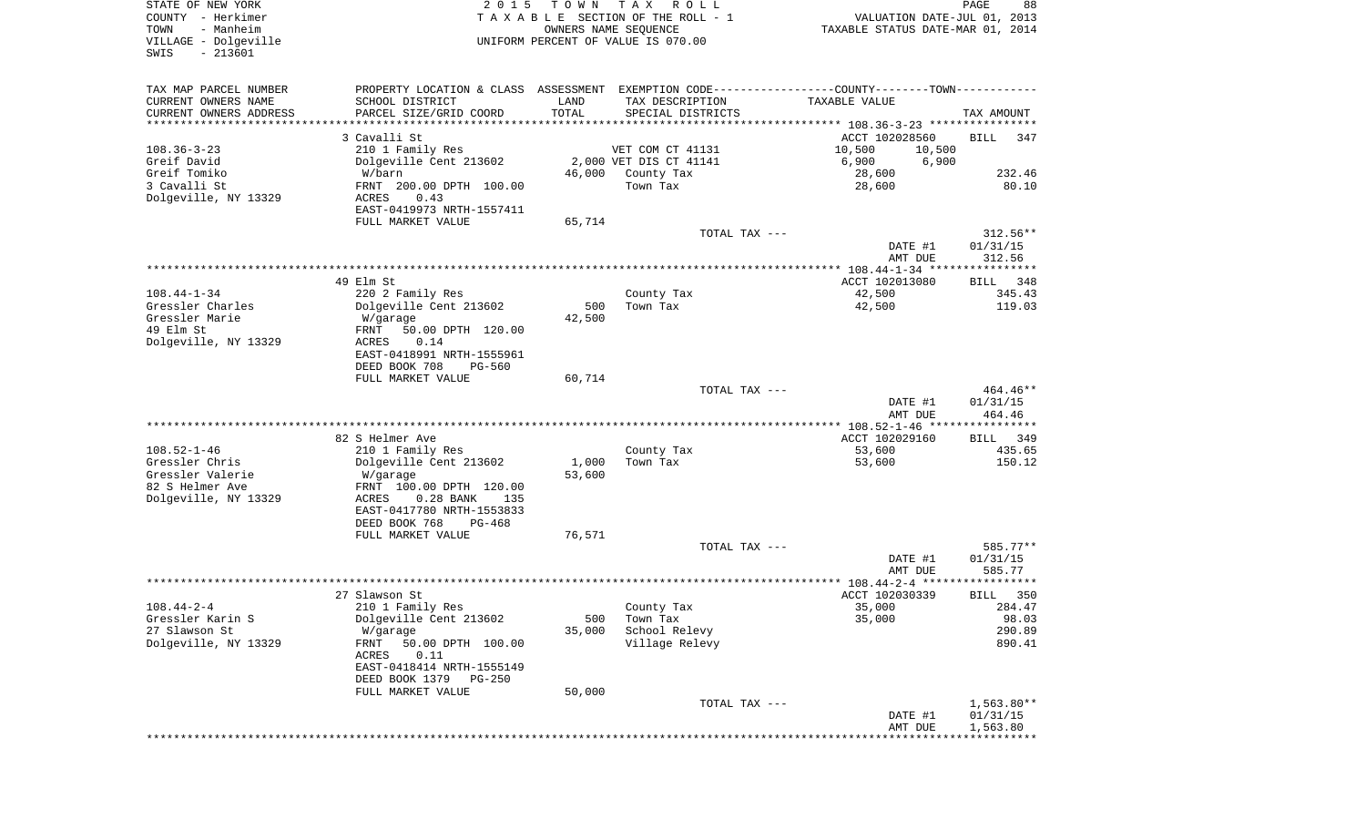STATE OF NEW YORK | 2015 TOWN TAX ROLL | PAGE 88
COUNTY - Herkimer | TAXABLE SECTION OF THE ROLL - 1 | VALUATION DATE-JUL 01, 2013
TOWN - Manheim | OWNERS NAME SEQUENCE | TAXABLE STATUS DATE-MAR 01, 2014
VILLAGE - Dolgeville | UNIFORM PERCENT OF VALUE IS 070.00
SWIS - 213601

| TAX MAP PARCEL NUMBER / CURRENT OWNERS NAME / CURRENT OWNERS ADDRESS | PROPERTY LOCATION & CLASS / SCHOOL DISTRICT / PARCEL SIZE/GRID COORD | ASSESSMENT LAND / TOTAL | EXEMPTION CODE / TAX DESCRIPTION / SPECIAL DISTRICTS | COUNTY / TOWN TAXABLE VALUE | TAX AMOUNT |
|---|---|---|---|---|---|
| **108.36-3-23** | 3 Cavalli St | | | ACCT 102028560 | BILL 347 |
| Greif David | 210 1 Family Res | | VET COM CT 41131 | 10,500 10,500 | |
| Greif Tomiko | Dolgeville Cent 213602 | 2,000 | VET DIS CT 41141 | 6,900 6,900 | |
| 3 Cavalli St | W/barn | 46,000 | County Tax | 28,600 | 232.46 |
| Dolgeville, NY 13329 | FRNT 200.00 DPTH 100.00 | | Town Tax | 28,600 | 80.10 |
| | ACRES 0.43 | | | | |
| | EAST-0419973 NRTH-1557411 | | | | |
| | FULL MARKET VALUE | 65,714 | | | |
| | | | TOTAL TAX --- | | 312.56** |
| | | | | DATE #1 | 01/31/15 |
| | | | | AMT DUE | 312.56 |
| **108.44-1-34** | 49 Elm St | | | ACCT 102013080 | BILL 348 |
| Gressler Charles | 220 2 Family Res | | County Tax | 42,500 | 345.43 |
| Gressler Marie | Dolgeville Cent 213602 | 500 | Town Tax | 42,500 | 119.03 |
| 49 Elm St | W/garage | 42,500 | | | |
| Dolgeville, NY 13329 | FRNT 50.00 DPTH 120.00 | | | | |
| | ACRES 0.14 | | | | |
| | EAST-0418991 NRTH-1555961 | | | | |
| | DEED BOOK 708 PG-560 | | | | |
| | FULL MARKET VALUE | 60,714 | | | |
| | | | TOTAL TAX --- | | 464.46** |
| | | | | DATE #1 | 01/31/15 |
| | | | | AMT DUE | 464.46 |
| **108.52-1-46** | 82 S Helmer Ave | | | ACCT 102029160 | BILL 349 |
| Gressler Chris | 210 1 Family Res | | County Tax | 53,600 | 435.65 |
| Gressler Valerie | Dolgeville Cent 213602 | 1,000 | Town Tax | 53,600 | 150.12 |
| 82 S Helmer Ave | W/garage | 53,600 | | | |
| Dolgeville, NY 13329 | FRNT 100.00 DPTH 120.00 | | | | |
| | ACRES 0.28 BANK 135 | | | | |
| | EAST-0417780 NRTH-1553833 | | | | |
| | DEED BOOK 768 PG-468 | | | | |
| | FULL MARKET VALUE | 76,571 | | | |
| | | | TOTAL TAX --- | | 585.77** |
| | | | | DATE #1 | 01/31/15 |
| | | | | AMT DUE | 585.77 |
| **108.44-2-4** | 27 Slawson St | | | ACCT 102030339 | BILL 350 |
| Gressler Karin S | 210 1 Family Res | | County Tax | 35,000 | 284.47 |
| 27 Slawson St | Dolgeville Cent 213602 | 500 | Town Tax | 35,000 | 98.03 |
| Dolgeville, NY 13329 | W/garage | 35,000 | School Relevy | | 290.89 |
| | FRNT 50.00 DPTH 100.00 | | Village Relevy | | 890.41 |
| | ACRES 0.11 | | | | |
| | EAST-0418414 NRTH-1555149 | | | | |
| | DEED BOOK 1379 PG-250 | | | | |
| | FULL MARKET VALUE | 50,000 | | | |
| | | | TOTAL TAX --- | | 1,563.80** |
| | | | | DATE #1 | 01/31/15 |
| | | | | AMT DUE | 1,563.80 |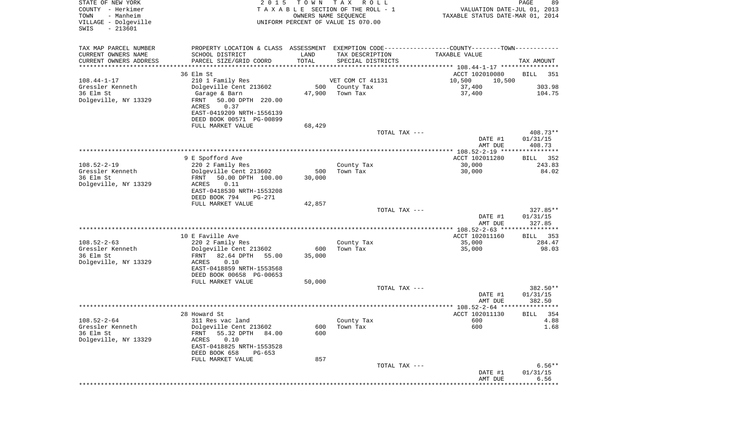STATE OF NEW YORK
COUNTY - Herkimer
TOWN - Manheim
VILLAGE - Dolgeville
SWIS - 213601

2 0 1 5 T O W N T A X R O L L
T A X A B L E SECTION OF THE ROLL - 1
OWNERS NAME SEQUENCE
UNIFORM PERCENT OF VALUE IS 070.00

VALUATION DATE-JUL 01, 2013
TAXABLE STATUS DATE-MAR 01, 2014

| TAX MAP PARCEL NUMBER / CURRENT OWNERS NAME / CURRENT OWNERS ADDRESS | PROPERTY LOCATION & CLASS / SCHOOL DISTRICT / PARCEL SIZE/GRID COORD | ASSESSMENT LAND / TOTAL | EXEMPTION CODE / TAX DESCRIPTION / SPECIAL DISTRICTS | COUNTY--------TOWN / TAXABLE VALUE | TAX AMOUNT |
|---|---|---|---|---|---|
| | 36 Elm St | | | ACCT 102010080 | BILL 351 |
| 108.44-1-17 | 210 1 Family Res | | VET COM CT 41131 | 10,500 10,500 | |
| Gressler Kenneth | Dolgeville Cent 213602 | 500 | County Tax | 37,400 | 303.98 |
| 36 Elm St | Garage & Barn | 47,900 | Town Tax | 37,400 | 104.75 |
| Dolgeville, NY 13329 | FRNT 50.00 DPTH 220.00 | | | | |
| | ACRES 0.37 | | | | |
| | EAST-0419209 NRTH-1556139 | | | | |
| | DEED BOOK 00571 PG-00899 | | | | |
| | FULL MARKET VALUE | 68,429 | | | |
| | | | TOTAL TAX --- | | 408.73** |
| | | | | DATE #1 | 01/31/15 |
| | | | | AMT DUE | 408.73 |
| | 9 E Spofford Ave | | | ACCT 102011280 | BILL 352 |
| 108.52-2-19 | 220 2 Family Res | | County Tax | 30,000 | 243.83 |
| Gressler Kenneth | Dolgeville Cent 213602 | 500 | Town Tax | 30,000 | 84.02 |
| 36 Elm St | FRNT 50.00 DPTH 100.00 | 30,000 | | | |
| Dolgeville, NY 13329 | ACRES 0.11 | | | | |
| | EAST-0418530 NRTH-1553208 | | | | |
| | DEED BOOK 794 PG-271 | | | | |
| | FULL MARKET VALUE | 42,857 | | | |
| | | | TOTAL TAX --- | | 327.85** |
| | | | | DATE #1 | 01/31/15 |
| | | | | AMT DUE | 327.85 |
| | 10 E Faville Ave | | | ACCT 102011160 | BILL 353 |
| 108.52-2-63 | 220 2 Family Res | | County Tax | 35,000 | 284.47 |
| Gressler Kenneth | Dolgeville Cent 213602 | 600 | Town Tax | 35,000 | 98.03 |
| 36 Elm St | FRNT 82.64 DPTH 55.00 | 35,000 | | | |
| Dolgeville, NY 13329 | ACRES 0.10 | | | | |
| | EAST-0418859 NRTH-1553568 | | | | |
| | DEED BOOK 00658 PG-00653 | | | | |
| | FULL MARKET VALUE | 50,000 | | | |
| | | | TOTAL TAX --- | | 382.50** |
| | | | | DATE #1 | 01/31/15 |
| | | | | AMT DUE | 382.50 |
| | 28 Howard St | | | ACCT 102011130 | BILL 354 |
| 108.52-2-64 | 311 Res vac land | | County Tax | 600 | 4.88 |
| Gressler Kenneth | Dolgeville Cent 213602 | 600 | Town Tax | 600 | 1.68 |
| 36 Elm St | FRNT 55.32 DPTH 84.00 | 600 | | | |
| Dolgeville, NY 13329 | ACRES 0.10 | | | | |
| | EAST-0418825 NRTH-1553528 | | | | |
| | DEED BOOK 658 PG-653 | | | | |
| | FULL MARKET VALUE | 857 | | | |
| | | | TOTAL TAX --- | | 6.56** |
| | | | | DATE #1 | 01/31/15 |
| | | | | AMT DUE | 6.56 |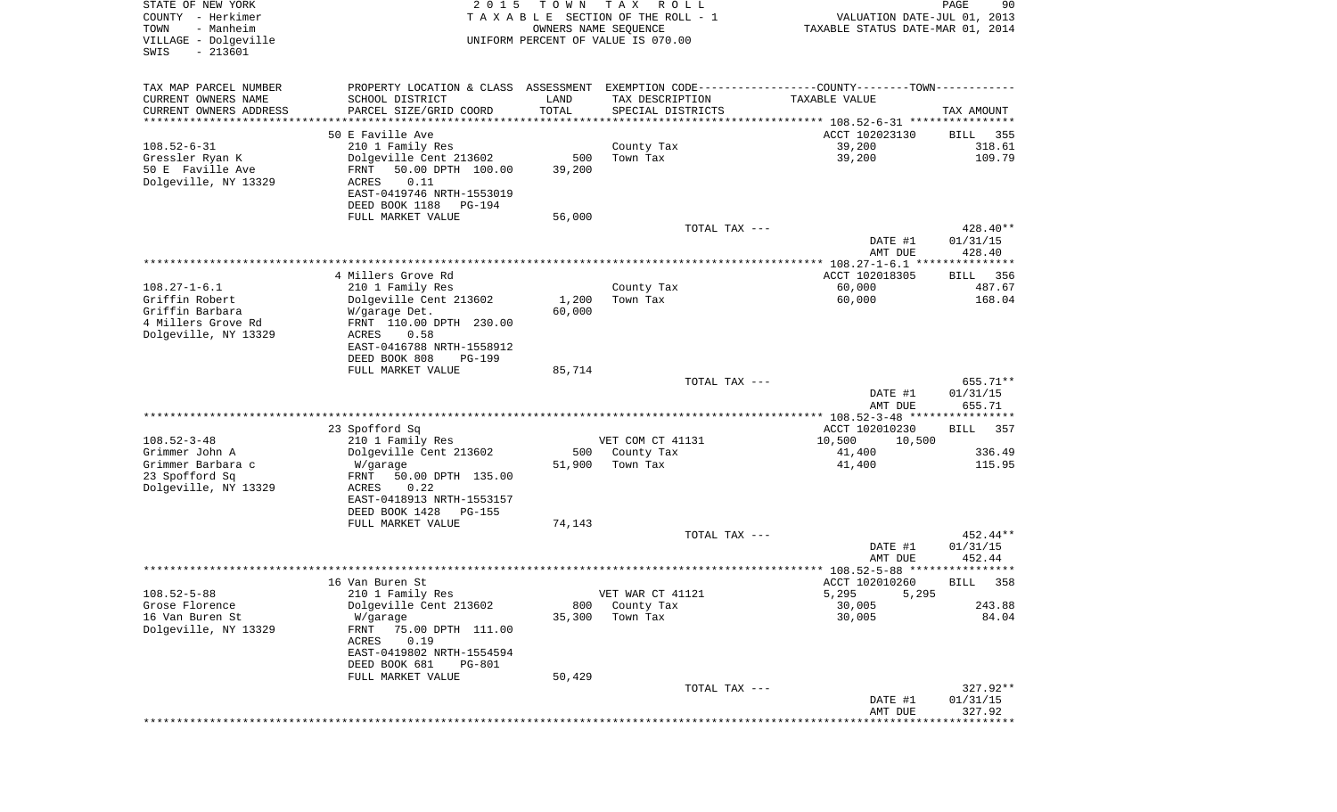STATE OF NEW YORK
COUNTY - Herkimer
TOWN - Manheim
VILLAGE - Dolgeville
SWIS - 213601

2 0 1 5 T O W N T A X R O L L
T A X A B L E SECTION OF THE ROLL - 1
OWNERS NAME SEQUENCE
UNIFORM PERCENT OF VALUE IS 070.00

VALUATION DATE-JUL 01, 2013
TAXABLE STATUS DATE-MAR 01, 2014

| TAX MAP PARCEL NUMBER / CURRENT OWNERS NAME / CURRENT OWNERS ADDRESS | PROPERTY LOCATION & CLASS / SCHOOL DISTRICT / PARCEL SIZE/GRID COORD | ASSESSMENT LAND / TOTAL | EXEMPTION CODE / TAX DESCRIPTION / SPECIAL DISTRICTS | TAXABLE VALUE (COUNTY--------TOWN) | TAX AMOUNT |
|---|---|---|---|---|---|
| | 50 E Faville Ave | | | ACCT 102023130 | BILL 355 |
| 108.52-6-31 | 210 1 Family Res | | County Tax | 39,200 | 318.61 |
| Gressler Ryan K | Dolgeville Cent 213602 | 500 | Town Tax | 39,200 | 109.79 |
| 50 E Faville Ave | FRNT 50.00 DPTH 100.00 | 39,200 | | | |
| Dolgeville, NY 13329 | ACRES 0.11 | | | | |
| | EAST-0419746 NRTH-1553019 | | | | |
| | DEED BOOK 1188 PG-194 | | | | |
| | FULL MARKET VALUE | 56,000 | | | |
| | | | TOTAL TAX --- | | 428.40** |
| | | | | DATE #1 | 01/31/15 |
| | | | | AMT DUE | 428.40 |
| | 4 Millers Grove Rd | | | ACCT 102018305 | BILL 356 |
| 108.27-1-6.1 | 210 1 Family Res | | County Tax | 60,000 | 487.67 |
| Griffin Robert | Dolgeville Cent 213602 | 1,200 | Town Tax | 60,000 | 168.04 |
| Griffin Barbara | W/garage Det. | 60,000 | | | |
| 4 Millers Grove Rd | FRNT 110.00 DPTH 230.00 | | | | |
| Dolgeville, NY 13329 | ACRES 0.58 | | | | |
| | EAST-0416788 NRTH-1558912 | | | | |
| | DEED BOOK 808 PG-199 | | | | |
| | FULL MARKET VALUE | 85,714 | | | |
| | | | TOTAL TAX --- | | 655.71** |
| | | | | DATE #1 | 01/31/15 |
| | | | | AMT DUE | 655.71 |
| | 23 Spofford Sq | | | ACCT 102010230 | BILL 357 |
| 108.52-3-48 | 210 1 Family Res | | VET COM CT 41131 | 10,500 10,500 | |
| Grimmer John A | Dolgeville Cent 213602 | 500 | County Tax | 41,400 | 336.49 |
| Grimmer Barbara c | W/garage | 51,900 | Town Tax | 41,400 | 115.95 |
| 23 Spofford Sq | FRNT 50.00 DPTH 135.00 | | | | |
| Dolgeville, NY 13329 | ACRES 0.22 | | | | |
| | EAST-0418913 NRTH-1553157 | | | | |
| | DEED BOOK 1428 PG-155 | | | | |
| | FULL MARKET VALUE | 74,143 | | | |
| | | | TOTAL TAX --- | | 452.44** |
| | | | | DATE #1 | 01/31/15 |
| | | | | AMT DUE | 452.44 |
| | 16 Van Buren St | | | ACCT 102010260 | BILL 358 |
| 108.52-5-88 | 210 1 Family Res | | VET WAR CT 41121 | 5,295 5,295 | |
| Grose Florence | Dolgeville Cent 213602 | 800 | County Tax | 30,005 | 243.88 |
| 16 Van Buren St | W/garage | 35,300 | Town Tax | 30,005 | 84.04 |
| Dolgeville, NY 13329 | FRNT 75.00 DPTH 111.00 | | | | |
| | ACRES 0.19 | | | | |
| | EAST-0419802 NRTH-1554594 | | | | |
| | DEED BOOK 681 PG-801 | | | | |
| | FULL MARKET VALUE | 50,429 | | | |
| | | | TOTAL TAX --- | | 327.92** |
| | | | | DATE #1 | 01/31/15 |
| | | | | AMT DUE | 327.92 |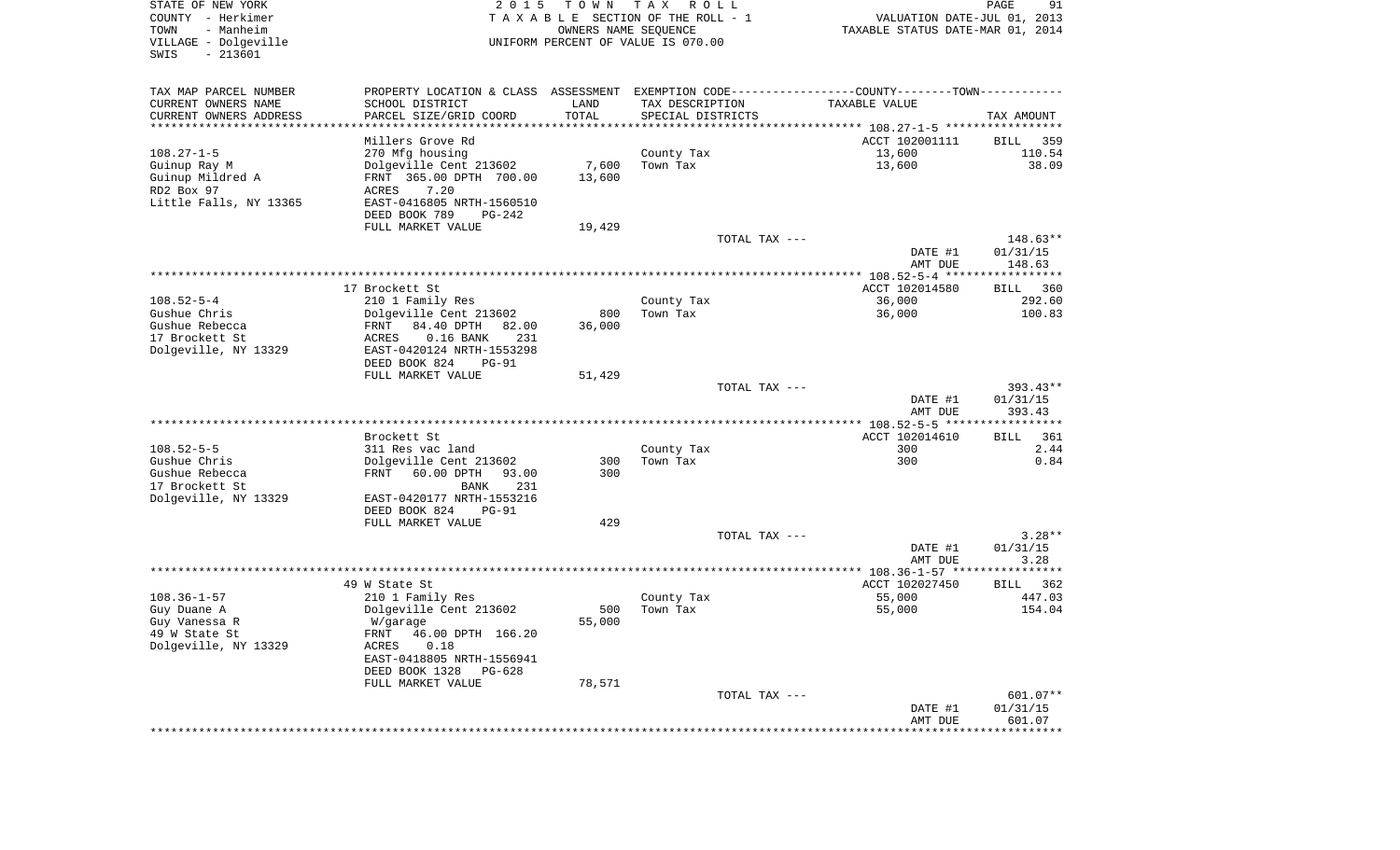STATE OF NEW YORK
COUNTY - Herkimer
TOWN - Manheim
VILLAGE - Dolgeville
SWIS - 213601

2015 TOWN TAX ROLL
TAXABLE SECTION OF THE ROLL - 1
OWNERS NAME SEQUENCE
UNIFORM PERCENT OF VALUE IS 070.00

VALUATION DATE-JUL 01, 2013
TAXABLE STATUS DATE-MAR 01, 2014

| TAX MAP PARCEL NUMBER<br>CURRENT OWNERS NAME<br>CURRENT OWNERS ADDRESS | PROPERTY LOCATION & CLASS<br>SCHOOL DISTRICT<br>PARCEL SIZE/GRID COORD | ASSESSMENT<br>LAND<br>TOTAL | EXEMPTION CODE<br>TAX DESCRIPTION<br>SPECIAL DISTRICTS | COUNTY--------TOWN<br>TAXABLE VALUE | TAX AMOUNT |
|---|---|---|---|---|---|
| | Millers Grove Rd | | | ACCT 102001111 | BILL 359 |
| 108.27-1-5 | 270 Mfg housing | | County Tax | 13,600 | 110.54 |
| Guinup Ray M | Dolgeville Cent 213602 | 7,600 | Town Tax | 13,600 | 38.09 |
| Guinup Mildred A | FRNT 365.00 DPTH 700.00 | 13,600 | | | |
| RD2 Box 97 | ACRES 7.20 | | | | |
| Little Falls, NY 13365 | EAST-0416805 NRTH-1560510 | | | | |
| | DEED BOOK 789 PG-242 | | | | |
| | FULL MARKET VALUE | 19,429 | | | |
| | | | TOTAL TAX --- | | 148.63** |
| | | | | DATE #1 | 01/31/15 |
| | | | | AMT DUE | 148.63 |
| | 17 Brockett St | | | ACCT 102014580 | BILL 360 |
| 108.52-5-4 | 210 1 Family Res | | County Tax | 36,000 | 292.60 |
| Gushue Chris | Dolgeville Cent 213602 | 800 | Town Tax | 36,000 | 100.83 |
| Gushue Rebecca | FRNT 84.40 DPTH 82.00 | 36,000 | | | |
| 17 Brockett St | ACRES 0.16 BANK 231 | | | | |
| Dolgeville, NY 13329 | EAST-0420124 NRTH-1553298 | | | | |
| | DEED BOOK 824 PG-91 | | | | |
| | FULL MARKET VALUE | 51,429 | | | |
| | | | TOTAL TAX --- | | 393.43** |
| | | | | DATE #1 | 01/31/15 |
| | | | | AMT DUE | 393.43 |
| | Brockett St | | | ACCT 102014610 | BILL 361 |
| 108.52-5-5 | 311 Res vac land | | County Tax | 300 | 2.44 |
| Gushue Chris | Dolgeville Cent 213602 | 300 | Town Tax | 300 | 0.84 |
| Gushue Rebecca | FRNT 60.00 DPTH 93.00 | 300 | | | |
| 17 Brockett St | BANK 231 | | | | |
| Dolgeville, NY 13329 | EAST-0420177 NRTH-1553216 | | | | |
| | DEED BOOK 824 PG-91 | | | | |
| | FULL MARKET VALUE | 429 | | | |
| | | | TOTAL TAX --- | | 3.28** |
| | | | | DATE #1 | 01/31/15 |
| | | | | AMT DUE | 3.28 |
| | 49 W State St | | | ACCT 102027450 | BILL 362 |
| 108.36-1-57 | 210 1 Family Res | | County Tax | 55,000 | 447.03 |
| Guy Duane A | Dolgeville Cent 213602 | 500 | Town Tax | 55,000 | 154.04 |
| Guy Vanessa R | W/garage | 55,000 | | | |
| 49 W State St | FRNT 46.00 DPTH 166.20 | | | | |
| Dolgeville, NY 13329 | ACRES 0.18 | | | | |
| | EAST-0418805 NRTH-1556941 | | | | |
| | DEED BOOK 1328 PG-628 | | | | |
| | FULL MARKET VALUE | 78,571 | | | |
| | | | TOTAL TAX --- | | 601.07** |
| | | | | DATE #1 | 01/31/15 |
| | | | | AMT DUE | 601.07 |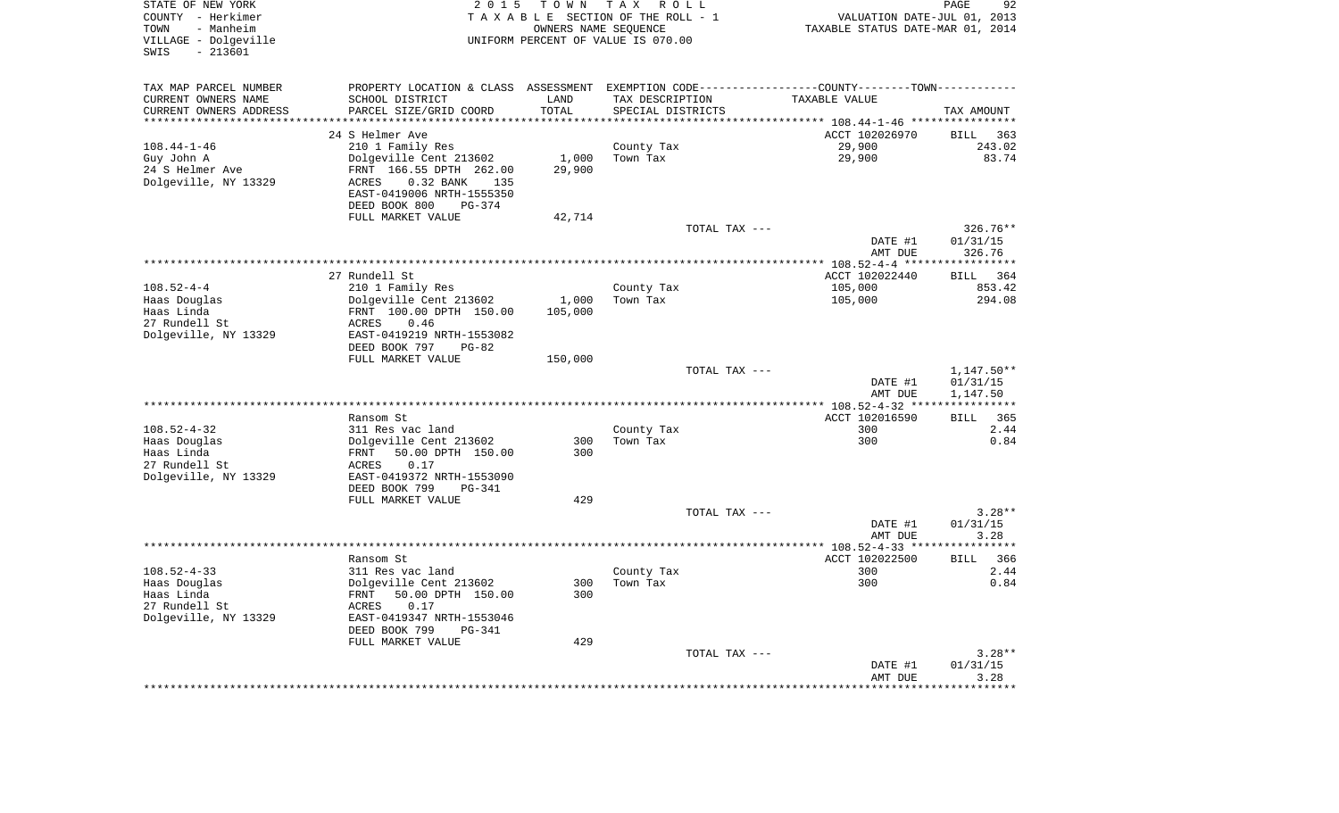STATE OF NEW YORK
COUNTY - Herkimer
TOWN - Manheim
VILLAGE - Dolgeville
SWIS - 213601

2015 TOWN TAX ROLL
TAXABLE SECTION OF THE ROLL - 1
OWNERS NAME SEQUENCE
UNIFORM PERCENT OF VALUE IS 070.00

VALUATION DATE-JUL 01, 2013
TAXABLE STATUS DATE-MAR 01, 2014

| TAX MAP PARCEL NUMBER<br>CURRENT OWNERS NAME<br>CURRENT OWNERS ADDRESS | PROPERTY LOCATION & CLASS<br>SCHOOL DISTRICT<br>PARCEL SIZE/GRID COORD | ASSESSMENT<br>LAND<br>TOTAL | EXEMPTION CODE<br>TAX DESCRIPTION<br>SPECIAL DISTRICTS | COUNTY--------TOWN<br>TAXABLE VALUE | TAX AMOUNT |
|---|---|---|---|---|---|
| | 24 S Helmer Ave | | | ACCT 102026970 | BILL 363 |
| 108.44-1-46 | 210 1 Family Res | | County Tax | 29,900 | 243.02 |
| Guy John A | Dolgeville Cent 213602 | 1,000 | Town Tax | 29,900 | 83.74 |
| 24 S Helmer Ave | FRNT 166.55 DPTH 262.00 | 29,900 | | | |
| Dolgeville, NY 13329 | ACRES 0.32 BANK 135 | | | | |
| | EAST-0419006 NRTH-1555350 | | | | |
| | DEED BOOK 800 PG-374 | | | | |
| | FULL MARKET VALUE | 42,714 | | | |
| | | | TOTAL TAX --- | | 326.76** |
| | | | | DATE #1 | 01/31/15 |
| | | | | AMT DUE | 326.76 |
| | 27 Rundell St | | | ACCT 102022440 | BILL 364 |
| 108.52-4-4 | 210 1 Family Res | | County Tax | 105,000 | 853.42 |
| Haas Douglas | Dolgeville Cent 213602 | 1,000 | Town Tax | 105,000 | 294.08 |
| Haas Linda | FRNT 100.00 DPTH 150.00 | 105,000 | | | |
| 27 Rundell St | ACRES 0.46 | | | | |
| Dolgeville, NY 13329 | EAST-0419219 NRTH-1553082 | | | | |
| | DEED BOOK 797 PG-82 | | | | |
| | FULL MARKET VALUE | 150,000 | | | |
| | | | TOTAL TAX --- | | 1,147.50** |
| | | | | DATE #1 | 01/31/15 |
| | | | | AMT DUE | 1,147.50 |
| | Ransom St | | | ACCT 102016590 | BILL 365 |
| 108.52-4-32 | 311 Res vac land | | County Tax | 300 | 2.44 |
| Haas Douglas | Dolgeville Cent 213602 | 300 | Town Tax | 300 | 0.84 |
| Haas Linda | FRNT 50.00 DPTH 150.00 | 300 | | | |
| 27 Rundell St | ACRES 0.17 | | | | |
| Dolgeville, NY 13329 | EAST-0419372 NRTH-1553090 | | | | |
| | DEED BOOK 799 PG-341 | | | | |
| | FULL MARKET VALUE | 429 | | | |
| | | | TOTAL TAX --- | | 3.28** |
| | | | | DATE #1 | 01/31/15 |
| | | | | AMT DUE | 3.28 |
| | Ransom St | | | ACCT 102022500 | BILL 366 |
| 108.52-4-33 | 311 Res vac land | | County Tax | 300 | 2.44 |
| Haas Douglas | Dolgeville Cent 213602 | 300 | Town Tax | 300 | 0.84 |
| Haas Linda | FRNT 50.00 DPTH 150.00 | 300 | | | |
| 27 Rundell St | ACRES 0.17 | | | | |
| Dolgeville, NY 13329 | EAST-0419347 NRTH-1553046 | | | | |
| | DEED BOOK 799 PG-341 | | | | |
| | FULL MARKET VALUE | 429 | | | |
| | | | TOTAL TAX --- | | 3.28** |
| | | | | DATE #1 | 01/31/15 |
| | | | | AMT DUE | 3.28 |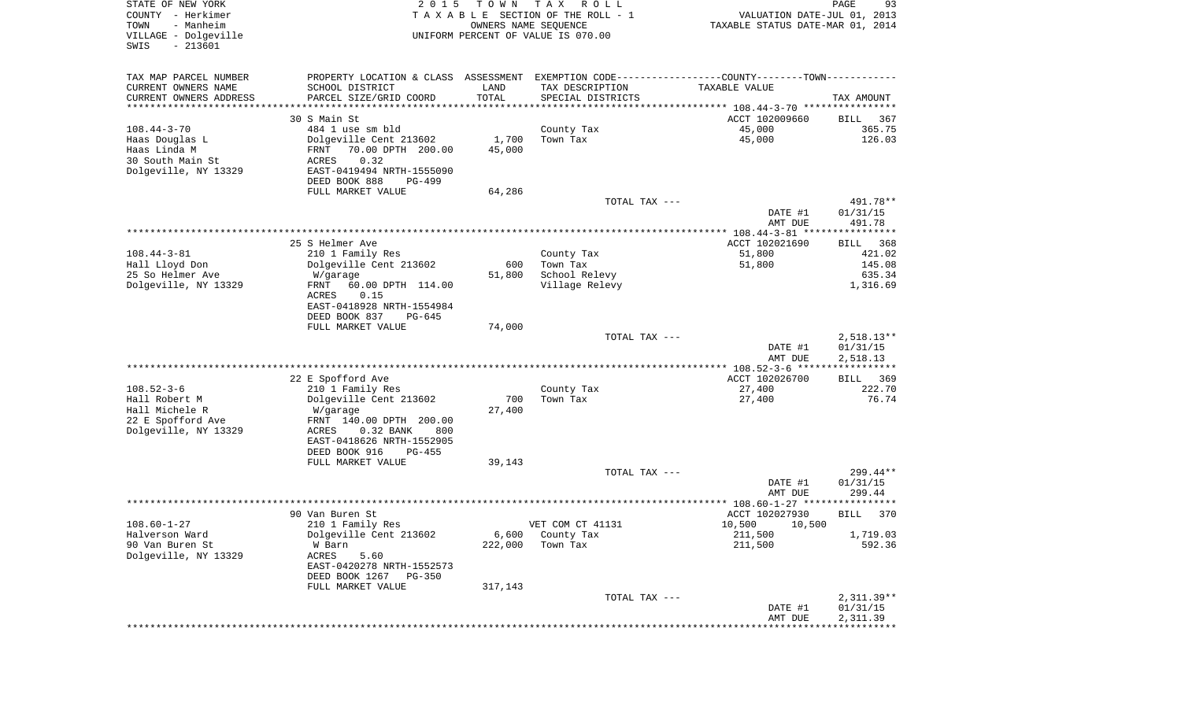STATE OF NEW YORK
COUNTY - Herkimer
TOWN - Manheim
VILLAGE - Dolgeville
SWIS - 213601

2015 TOWN TAX ROLL
TAXABLE SECTION OF THE ROLL - 1
OWNERS NAME SEQUENCE
UNIFORM PERCENT OF VALUE IS 070.00

VALUATION DATE-JUL 01, 2013
TAXABLE STATUS DATE-MAR 01, 2014

| TAX MAP PARCEL NUMBER / CURRENT OWNERS NAME / CURRENT OWNERS ADDRESS | PROPERTY LOCATION & CLASS / SCHOOL DISTRICT / PARCEL SIZE/GRID COORD | ASSESSMENT LAND / TOTAL | EXEMPTION CODE / TAX DESCRIPTION / SPECIAL DISTRICTS | COUNTY--------TOWN TAXABLE VALUE | TAX AMOUNT |
|---|---|---|---|---|---|
| 108.44-3-70 | 30 S Main St | | | ACCT 102009660 | BILL 367 |
| Haas Douglas L | 484 1 use sm bld | | County Tax | 45,000 | 365.75 |
| Haas Linda M | Dolgeville Cent 213602 | 1,700 | Town Tax | 45,000 | 126.03 |
| 30 South Main St | FRNT 70.00 DPTH 200.00 | 45,000 | | | |
| Dolgeville, NY 13329 | ACRES 0.32 | | | | |
| | EAST-0419494 NRTH-1555090 | | | | |
| | DEED BOOK 888 PG-499 | | | | |
| | FULL MARKET VALUE | 64,286 | | | |
| | | | TOTAL TAX --- | | 491.78** |
| | | | | DATE #1 | 01/31/15 |
| | | | | AMT DUE | 491.78 |
| 108.44-3-81 | 25 S Helmer Ave | | | ACCT 102021690 | BILL 368 |
| Hall Lloyd Don | 210 1 Family Res | | County Tax | 51,800 | 421.02 |
| 25 So Helmer Ave | Dolgeville Cent 213602 | 600 | Town Tax | 51,800 | 145.08 |
| Dolgeville, NY 13329 | W/garage | 51,800 | School Relevy | | 635.34 |
| | FRNT 60.00 DPTH 114.00 | | Village Relevy | | 1,316.69 |
| | ACRES 0.15 | | | | |
| | EAST-0418928 NRTH-1554984 | | | | |
| | DEED BOOK 837 PG-645 | | | | |
| | FULL MARKET VALUE | 74,000 | | | |
| | | | TOTAL TAX --- | | 2,518.13** |
| | | | | DATE #1 | 01/31/15 |
| | | | | AMT DUE | 2,518.13 |
| 108.52-3-6 | 22 E Spofford Ave | | | ACCT 102026700 | BILL 369 |
| Hall Robert M | 210 1 Family Res | | County Tax | 27,400 | 222.70 |
| Hall Michele R | Dolgeville Cent 213602 | 700 | Town Tax | 27,400 | 76.74 |
| 22 E Spofford Ave | W/garage | 27,400 | | | |
| Dolgeville, NY 13329 | FRNT 140.00 DPTH 200.00 | | | | |
| | ACRES 0.32 BANK 800 | | | | |
| | EAST-0418626 NRTH-1552905 | | | | |
| | DEED BOOK 916 PG-455 | | | | |
| | FULL MARKET VALUE | 39,143 | | | |
| | | | TOTAL TAX --- | | 299.44** |
| | | | | DATE #1 | 01/31/15 |
| | | | | AMT DUE | 299.44 |
| 108.60-1-27 | 90 Van Buren St | | | ACCT 102027930 | BILL 370 |
| Halverson Ward | 210 1 Family Res | | VET COM CT 41131 | 10,500 10,500 | |
| 90 Van Buren St | Dolgeville Cent 213602 | 6,600 | County Tax | 211,500 | 1,719.03 |
| Dolgeville, NY 13329 | W Barn | 222,000 | Town Tax | 211,500 | 592.36 |
| | ACRES 5.60 | | | | |
| | EAST-0420278 NRTH-1552573 | | | | |
| | DEED BOOK 1267 PG-350 | | | | |
| | FULL MARKET VALUE | 317,143 | | | |
| | | | TOTAL TAX --- | | 2,311.39** |
| | | | | DATE #1 | 01/31/15 |
| | | | | AMT DUE | 2,311.39 |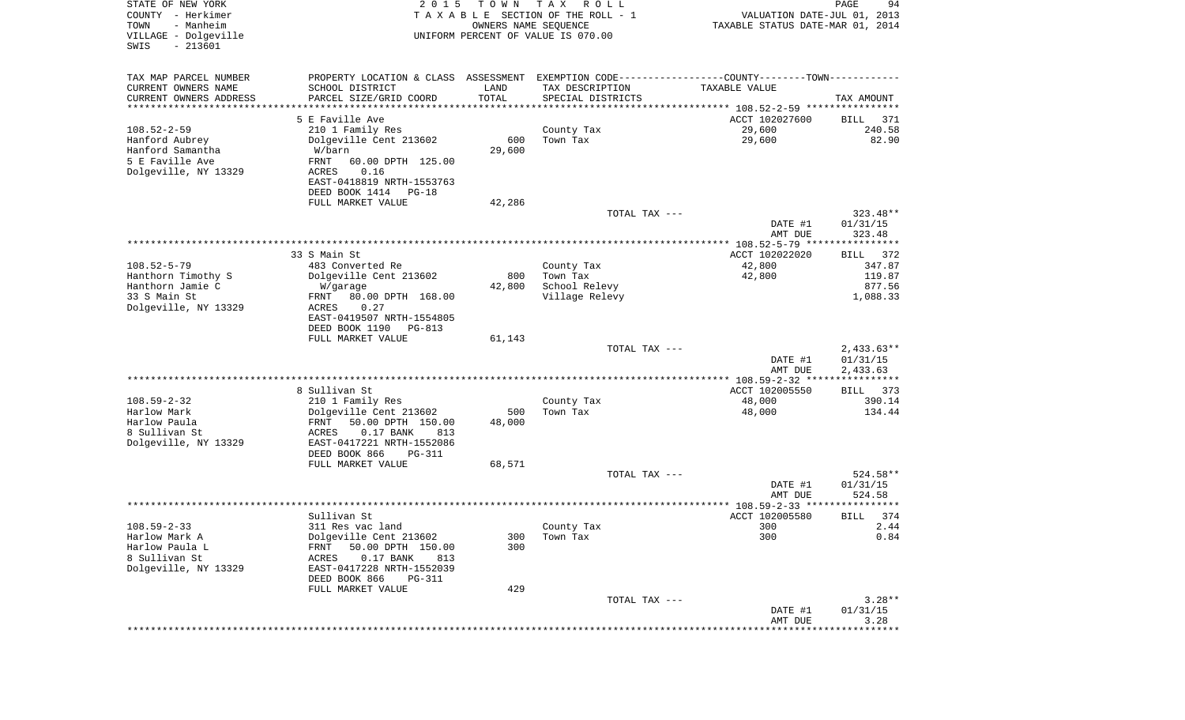STATE OF NEW YORK
COUNTY - Herkimer
TOWN - Manheim
VILLAGE - Dolgeville
SWIS - 213601

2 0 1 5 T O W N T A X R O L L
T A X A B L E SECTION OF THE ROLL - 1
OWNERS NAME SEQUENCE
UNIFORM PERCENT OF VALUE IS 070.00

VALUATION DATE-JUL 01, 2013
TAXABLE STATUS DATE-MAR 01, 2014

| TAX MAP PARCEL NUMBER / CURRENT OWNERS NAME / CURRENT OWNERS ADDRESS | PROPERTY LOCATION & CLASS / SCHOOL DISTRICT / PARCEL SIZE/GRID COORD | ASSESSMENT LAND / TOTAL | EXEMPTION CODE / TAX DESCRIPTION / SPECIAL DISTRICTS | TAXABLE VALUE | TAX AMOUNT |
|---|---|---|---|---|---|
| 108.52-2-59 | 5 E Faville Ave | | | ACCT 102027600 | BILL 371 |
| Hanford Aubrey | 210 1 Family Res | | County Tax | 29,600 | 240.58 |
| Hanford Samantha | Dolgeville Cent 213602 | 600 | Town Tax | 29,600 | 82.90 |
| 5 E Faville Ave | W/barn | 29,600 | | | |
| Dolgeville, NY 13329 | FRNT 60.00 DPTH 125.00 | | | | |
| | ACRES 0.16 | | | | |
| | EAST-0418819 NRTH-1553763 | | | | |
| | DEED BOOK 1414 PG-18 | | | | |
| | FULL MARKET VALUE | 42,286 | | | |
| | | | TOTAL TAX --- | | 323.48** |
| | | | | DATE #1 | 01/31/15 |
| | | | | AMT DUE | 323.48 |
| 108.52-5-79 | 33 S Main St | | | ACCT 102022020 | BILL 372 |
| Hanthorn Timothy S | 483 Converted Re | | County Tax | 42,800 | 347.87 |
| Hanthorn Jamie C | Dolgeville Cent 213602 | 800 | Town Tax | 42,800 | 119.87 |
| 33 S Main St | W/garage | 42,800 | School Relevy | | 877.56 |
| Dolgeville, NY 13329 | FRNT 80.00 DPTH 168.00 | | Village Relevy | | 1,088.33 |
| | ACRES 0.27 | | | | |
| | EAST-0419507 NRTH-1554805 | | | | |
| | DEED BOOK 1190 PG-813 | | | | |
| | FULL MARKET VALUE | 61,143 | | | |
| | | | TOTAL TAX --- | | 2,433.63** |
| | | | | DATE #1 | 01/31/15 |
| | | | | AMT DUE | 2,433.63 |
| 108.59-2-32 | 8 Sullivan St | | | ACCT 102005550 | BILL 373 |
| Harlow Mark | 210 1 Family Res | | County Tax | 48,000 | 390.14 |
| Harlow Paula | Dolgeville Cent 213602 | 500 | Town Tax | 48,000 | 134.44 |
| 8 Sullivan St | FRNT 50.00 DPTH 150.00 | 48,000 | | | |
| Dolgeville, NY 13329 | ACRES 0.17 BANK 813 | | | | |
| | EAST-0417221 NRTH-1552086 | | | | |
| | DEED BOOK 866 PG-311 | | | | |
| | FULL MARKET VALUE | 68,571 | | | |
| | | | TOTAL TAX --- | | 524.58** |
| | | | | DATE #1 | 01/31/15 |
| | | | | AMT DUE | 524.58 |
| 108.59-2-33 | Sullivan St | | | ACCT 102005580 | BILL 374 |
| Harlow Mark A | 311 Res vac land | | County Tax | 300 | 2.44 |
| Harlow Paula L | Dolgeville Cent 213602 | 300 | Town Tax | 300 | 0.84 |
| 8 Sullivan St | FRNT 50.00 DPTH 150.00 | 300 | | | |
| Dolgeville, NY 13329 | ACRES 0.17 BANK 813 | | | | |
| | EAST-0417228 NRTH-1552039 | | | | |
| | DEED BOOK 866 PG-311 | | | | |
| | FULL MARKET VALUE | 429 | | | |
| | | | TOTAL TAX --- | | 3.28** |
| | | | | DATE #1 | 01/31/15 |
| | | | | AMT DUE | 3.28 |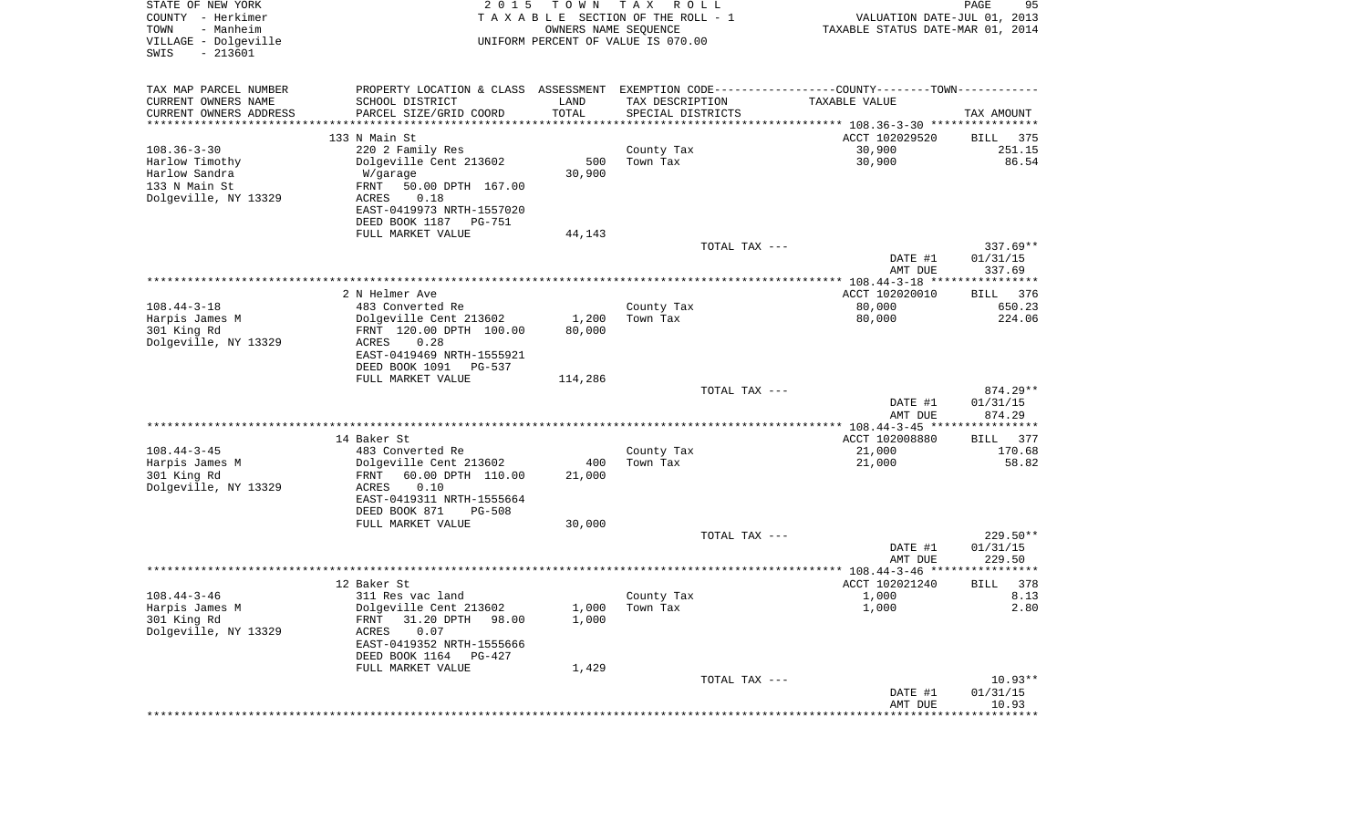STATE OF NEW YORK  
COUNTY - Herkimer  
TOWN - Manheim  
VILLAGE - Dolgeville  
SWIS - 213601

2 0 1 5 T O W N T A X R O L L  
T A X A B L E SECTION OF THE ROLL - 1  
OWNERS NAME SEQUENCE  
UNIFORM PERCENT OF VALUE IS 070.00

VALUATION DATE-JUL 01, 2013  
TAXABLE STATUS DATE-MAR 01, 2014

| TAX MAP PARCEL NUMBER / CURRENT OWNERS NAME / CURRENT OWNERS ADDRESS | PROPERTY LOCATION & CLASS / SCHOOL DISTRICT / PARCEL SIZE/GRID COORD | ASSESSMENT LAND / TOTAL | EXEMPTION CODE / TAX DESCRIPTION / SPECIAL DISTRICTS | COUNTY--------TOWN / TAXABLE VALUE | TAX AMOUNT |
|---|---|---|---|---|---|
| 108.36-3-30 | 133 N Main St | | | ACCT 102029520 | BILL 375 |
| | 220 2 Family Res | | County Tax | 30,900 | 251.15 |
| Harlow Timothy | Dolgeville Cent 213602 | 500 | Town Tax | 30,900 | 86.54 |
| Harlow Sandra | W/garage | 30,900 | | | |
| 133 N Main St | FRNT 50.00 DPTH 167.00 | | | | |
| Dolgeville, NY 13329 | ACRES 0.18 | | | | |
| | EAST-0419973 NRTH-1557020 | | | | |
| | DEED BOOK 1187 PG-751 | | | | |
| | FULL MARKET VALUE | 44,143 | | | |
| | | | TOTAL TAX --- | | 337.69** |
| | | | | DATE #1 | 01/31/15 |
| | | | | AMT DUE | 337.69 |
| 108.44-3-18 | 2 N Helmer Ave | | | ACCT 102020010 | BILL 376 |
| | 483 Converted Re | | County Tax | 80,000 | 650.23 |
| Harpis James M | Dolgeville Cent 213602 | 1,200 | Town Tax | 80,000 | 224.06 |
| 301 King Rd | FRNT 120.00 DPTH 100.00 | 80,000 | | | |
| Dolgeville, NY 13329 | ACRES 0.28 | | | | |
| | EAST-0419469 NRTH-1555921 | | | | |
| | DEED BOOK 1091 PG-537 | | | | |
| | FULL MARKET VALUE | 114,286 | | | |
| | | | TOTAL TAX --- | | 874.29** |
| | | | | DATE #1 | 01/31/15 |
| | | | | AMT DUE | 874.29 |
| 108.44-3-45 | 14 Baker St | | | ACCT 102008880 | BILL 377 |
| | 483 Converted Re | | County Tax | 21,000 | 170.68 |
| Harpis James M | Dolgeville Cent 213602 | 400 | Town Tax | 21,000 | 58.82 |
| 301 King Rd | FRNT 60.00 DPTH 110.00 | 21,000 | | | |
| Dolgeville, NY 13329 | ACRES 0.10 | | | | |
| | EAST-0419311 NRTH-1555664 | | | | |
| | DEED BOOK 871 PG-508 | | | | |
| | FULL MARKET VALUE | 30,000 | | | |
| | | | TOTAL TAX --- | | 229.50** |
| | | | | DATE #1 | 01/31/15 |
| | | | | AMT DUE | 229.50 |
| 108.44-3-46 | 12 Baker St | | | ACCT 102021240 | BILL 378 |
| | 311 Res vac land | | County Tax | 1,000 | 8.13 |
| Harpis James M | Dolgeville Cent 213602 | 1,000 | Town Tax | 1,000 | 2.80 |
| 301 King Rd | FRNT 31.20 DPTH 98.00 | 1,000 | | | |
| Dolgeville, NY 13329 | ACRES 0.07 | | | | |
| | EAST-0419352 NRTH-1555666 | | | | |
| | DEED BOOK 1164 PG-427 | | | | |
| | FULL MARKET VALUE | 1,429 | | | |
| | | | TOTAL TAX --- | | 10.93** |
| | | | | DATE #1 | 01/31/15 |
| | | | | AMT DUE | 10.93 |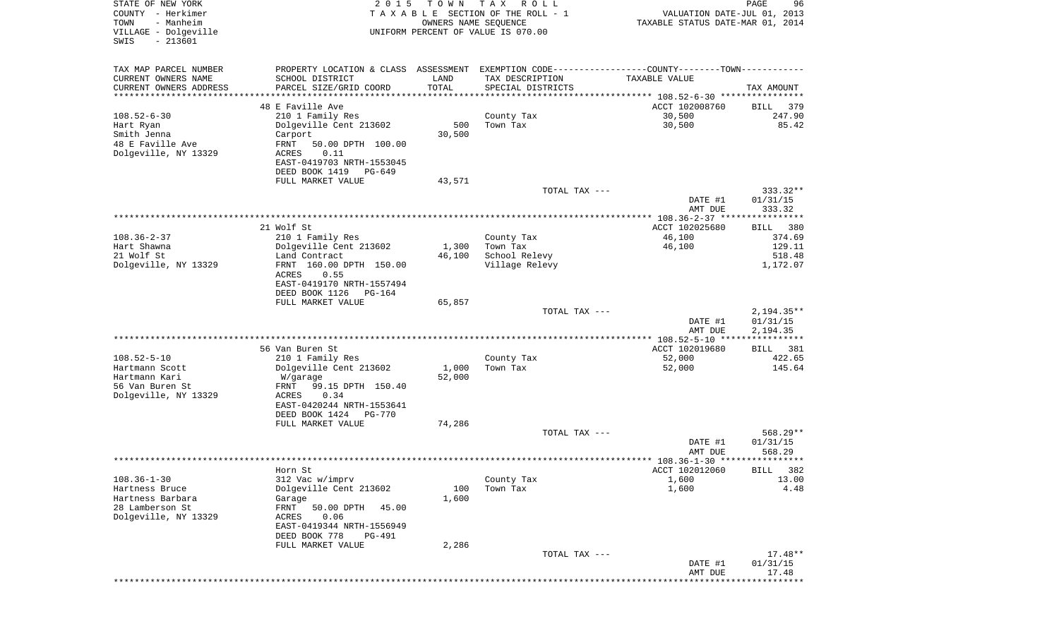STATE OF NEW YORK
COUNTY - Herkimer
TOWN - Manheim
VILLAGE - Dolgeville
SWIS - 213601

2 0 1 5 T O W N T A X R O L L
T A X A B L E SECTION OF THE ROLL - 1
OWNERS NAME SEQUENCE
UNIFORM PERCENT OF VALUE IS 070.00

VALUATION DATE-JUL 01, 2013
TAXABLE STATUS DATE-MAR 01, 2014

| TAX MAP PARCEL NUMBER / CURRENT OWNERS NAME / CURRENT OWNERS ADDRESS | PROPERTY LOCATION & CLASS / SCHOOL DISTRICT / PARCEL SIZE/GRID COORD | ASSESSMENT LAND / TOTAL | EXEMPTION CODE / TAX DESCRIPTION / SPECIAL DISTRICTS | TAXABLE VALUE | TAX AMOUNT |
|---|---|---|---|---|---|
| 108.52-6-30 | 48 E Faville Ave | | | ACCT 102008760 | BILL 379 |
| | 210 1 Family Res | | County Tax | 30,500 | 247.90 |
| Hart Ryan | Dolgeville Cent 213602 | 500 | Town Tax | 30,500 | 85.42 |
| Smith Jenna | Carport | 30,500 | | | |
| 48 E Faville Ave | FRNT 50.00 DPTH 100.00 | | | | |
| Dolgeville, NY 13329 | ACRES 0.11 | | | | |
| | EAST-0419703 NRTH-1553045 | | | | |
| | DEED BOOK 1419 PG-649 | | | | |
| | FULL MARKET VALUE | 43,571 | | | |
| | | | TOTAL TAX --- | | 333.32** |
| | | | | DATE #1 | 01/31/15 |
| | | | | AMT DUE | 333.32 |
| 108.36-2-37 | 21 Wolf St | | | ACCT 102025680 | BILL 380 |
| | 210 1 Family Res | | County Tax | 46,100 | 374.69 |
| Hart Shawna | Dolgeville Cent 213602 | 1,300 | Town Tax | 46,100 | 129.11 |
| 21 Wolf St | Land Contract | 46,100 | School Relevy | | 518.48 |
| Dolgeville, NY 13329 | FRNT 160.00 DPTH 150.00 | | Village Relevy | | 1,172.07 |
| | ACRES 0.55 | | | | |
| | EAST-0419170 NRTH-1557494 | | | | |
| | DEED BOOK 1126 PG-164 | | | | |
| | FULL MARKET VALUE | 65,857 | | | |
| | | | TOTAL TAX --- | | 2,194.35** |
| | | | | DATE #1 | 01/31/15 |
| | | | | AMT DUE | 2,194.35 |
| 108.52-5-10 | 56 Van Buren St | | | ACCT 102019680 | BILL 381 |
| | 210 1 Family Res | | County Tax | 52,000 | 422.65 |
| Hartmann Scott | Dolgeville Cent 213602 | 1,000 | Town Tax | 52,000 | 145.64 |
| Hartmann Kari | W/garage | 52,000 | | | |
| 56 Van Buren St | FRNT 99.15 DPTH 150.40 | | | | |
| Dolgeville, NY 13329 | ACRES 0.34 | | | | |
| | EAST-0420244 NRTH-1553641 | | | | |
| | DEED BOOK 1424 PG-770 | | | | |
| | FULL MARKET VALUE | 74,286 | | | |
| | | | TOTAL TAX --- | | 568.29** |
| | | | | DATE #1 | 01/31/15 |
| | | | | AMT DUE | 568.29 |
| 108.36-1-30 | Horn St | | | ACCT 102012060 | BILL 382 |
| | 312 Vac w/imprv | | County Tax | 1,600 | 13.00 |
| Hartness Bruce | Dolgeville Cent 213602 | 100 | Town Tax | 1,600 | 4.48 |
| Hartness Barbara | Garage | 1,600 | | | |
| 28 Lamberson St | FRNT 50.00 DPTH 45.00 | | | | |
| Dolgeville, NY 13329 | ACRES 0.06 | | | | |
| | EAST-0419344 NRTH-1556949 | | | | |
| | DEED BOOK 778 PG-491 | | | | |
| | FULL MARKET VALUE | 2,286 | | | |
| | | | TOTAL TAX --- | | 17.48** |
| | | | | DATE #1 | 01/31/15 |
| | | | | AMT DUE | 17.48 |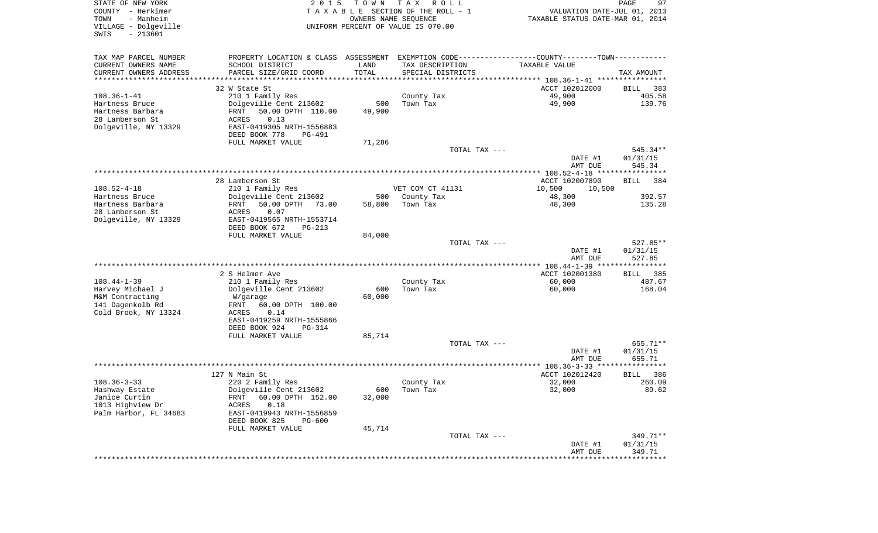STATE OF NEW YORK
COUNTY - Herkimer
TOWN - Manheim
VILLAGE - Dolgeville
SWIS - 213601

2015 TOWN TAX ROLL
TAXABLE SECTION OF THE ROLL - 1
OWNERS NAME SEQUENCE
UNIFORM PERCENT OF VALUE IS 070.00

VALUATION DATE-JUL 01, 2013
TAXABLE STATUS DATE-MAR 01, 2014

| TAX MAP PARCEL NUMBER / CURRENT OWNERS NAME / CURRENT OWNERS ADDRESS | PROPERTY LOCATION & CLASS / SCHOOL DISTRICT / PARCEL SIZE/GRID COORD | ASSESSMENT LAND / TOTAL | EXEMPTION CODE / TAX DESCRIPTION / SPECIAL DISTRICTS | COUNTY / TOWN TAXABLE VALUE | TAX AMOUNT |
|---|---|---|---|---|---|
| 108.36-1-41 | 32 W State St | | | ACCT 102012000 | BILL 383 |
| Hartness Bruce | 210 1 Family Res | | County Tax | 49,900 | 405.58 |
| Hartness Barbara | Dolgeville Cent 213602 | 500 | Town Tax | 49,900 | 139.76 |
| 28 Lamberson St | FRNT 50.00 DPTH 110.00 | 49,900 | | | |
| Dolgeville, NY 13329 | ACRES 0.13 | | | | |
| | EAST-0419305 NRTH-1556883 | | | | |
| | DEED BOOK 778 PG-491 | | | | |
| | FULL MARKET VALUE | 71,286 | | | |
| | | | TOTAL TAX --- | | 545.34** |
| | | | | DATE #1 | 01/31/15 |
| | | | | AMT DUE | 545.34 |
| 108.52-4-18 | 28 Lamberson St | | | ACCT 102007890 | BILL 384 |
| Hartness Bruce | 210 1 Family Res | | VET COM CT 41131 | 10,500 10,500 | |
| Hartness Barbara | Dolgeville Cent 213602 | 500 | County Tax | 48,300 | 392.57 |
| 28 Lamberson St | FRNT 50.00 DPTH 73.00 | 58,800 | Town Tax | 48,300 | 135.28 |
| Dolgeville, NY 13329 | ACRES 0.07 | | | | |
| | EAST-0419565 NRTH-1553714 | | | | |
| | DEED BOOK 672 PG-213 | | | | |
| | FULL MARKET VALUE | 84,000 | | | |
| | | | TOTAL TAX --- | | 527.85** |
| | | | | DATE #1 | 01/31/15 |
| | | | | AMT DUE | 527.85 |
| 108.44-1-39 | 2 S Helmer Ave | | | ACCT 102001380 | BILL 385 |
| Harvey Michael J | 210 1 Family Res | | County Tax | 60,000 | 487.67 |
| M&M Contracting | Dolgeville Cent 213602 | 600 | Town Tax | 60,000 | 168.04 |
| 141 Dagenkolb Rd | W/garage | 60,000 | | | |
| Cold Brook, NY 13324 | FRNT 60.00 DPTH 100.00 | | | | |
| | ACRES 0.14 | | | | |
| | EAST-0419259 NRTH-1555866 | | | | |
| | DEED BOOK 924 PG-314 | | | | |
| | FULL MARKET VALUE | 85,714 | | | |
| | | | TOTAL TAX --- | | 655.71** |
| | | | | DATE #1 | 01/31/15 |
| | | | | AMT DUE | 655.71 |
| 108.36-3-33 | 127 N Main St | | | ACCT 102012420 | BILL 386 |
| Hashway Estate | 220 2 Family Res | | County Tax | 32,000 | 260.09 |
| Janice Curtin | Dolgeville Cent 213602 | 600 | Town Tax | 32,000 | 89.62 |
| 1013 Highview Dr | FRNT 60.00 DPTH 152.00 | 32,000 | | | |
| Palm Harbor, FL 34683 | ACRES 0.18 | | | | |
| | EAST-0419943 NRTH-1556859 | | | | |
| | DEED BOOK 825 PG-600 | | | | |
| | FULL MARKET VALUE | 45,714 | | | |
| | | | TOTAL TAX --- | | 349.71** |
| | | | | DATE #1 | 01/31/15 |
| | | | | AMT DUE | 349.71 |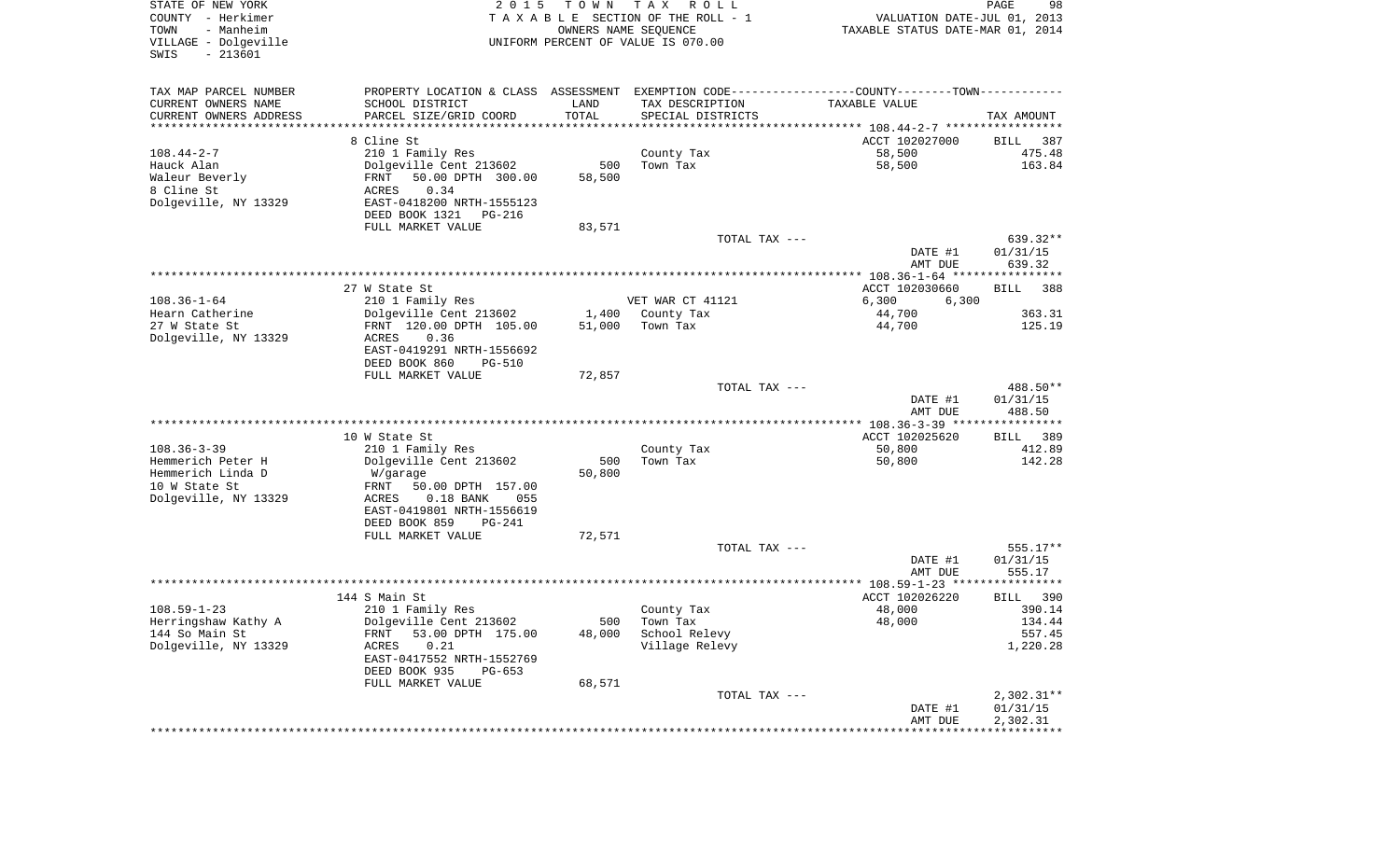STATE OF NEW YORK
COUNTY - Herkimer
TOWN - Manheim
VILLAGE - Dolgeville
SWIS - 213601

2015 TOWN TAX ROLL
TAXABLE SECTION OF THE ROLL - 1
OWNERS NAME SEQUENCE
UNIFORM PERCENT OF VALUE IS 070.00

VALUATION DATE-JUL 01, 2013
TAXABLE STATUS DATE-MAR 01, 2014

| TAX MAP PARCEL NUMBER<br>CURRENT OWNERS NAME<br>CURRENT OWNERS ADDRESS | PROPERTY LOCATION & CLASS<br>SCHOOL DISTRICT<br>PARCEL SIZE/GRID COORD | ASSESSMENT<br>LAND<br>TOTAL | EXEMPTION CODE<br>TAX DESCRIPTION<br>SPECIAL DISTRICTS | COUNTY--------TOWN<br>TAXABLE VALUE | TAX AMOUNT |
|---|---|---|---|---|---|
| | 8 Cline St | | | ACCT 102027000 | BILL 387 |
| 108.44-2-7 | 210 1 Family Res | | County Tax | 58,500 | 475.48 |
| Hauck Alan | Dolgeville Cent 213602 | 500 | Town Tax | 58,500 | 163.84 |
| Waleur Beverly | FRNT 50.00 DPTH 300.00 | 58,500 | | | |
| 8 Cline St | ACRES 0.34 | | | | |
| Dolgeville, NY 13329 | EAST-0418200 NRTH-1555123 | | | | |
| | DEED BOOK 1321 PG-216 | | | | |
| | FULL MARKET VALUE | 83,571 | | | |
| | | | TOTAL TAX --- | | 639.32** |
| | | | | DATE #1 | 01/31/15 |
| | | | | AMT DUE | 639.32 |
| | 27 W State St | | | ACCT 102030660 | BILL 388 |
| 108.36-1-64 | 210 1 Family Res | | VET WAR CT 41121 | 6,300 6,300 | |
| Hearn Catherine | Dolgeville Cent 213602 | 1,400 | County Tax | 44,700 | 363.31 |
| 27 W State St | FRNT 120.00 DPTH 105.00 | 51,000 | Town Tax | 44,700 | 125.19 |
| Dolgeville, NY 13329 | ACRES 0.36 | | | | |
| | EAST-0419291 NRTH-1556692 | | | | |
| | DEED BOOK 860 PG-510 | | | | |
| | FULL MARKET VALUE | 72,857 | | | |
| | | | TOTAL TAX --- | | 488.50** |
| | | | | DATE #1 | 01/31/15 |
| | | | | AMT DUE | 488.50 |
| | 10 W State St | | | ACCT 102025620 | BILL 389 |
| 108.36-3-39 | 210 1 Family Res | | County Tax | 50,800 | 412.89 |
| Hemmerich Peter H | Dolgeville Cent 213602 | 500 | Town Tax | 50,800 | 142.28 |
| Hemmerich Linda D | W/garage | 50,800 | | | |
| 10 W State St | FRNT 50.00 DPTH 157.00 | | | | |
| Dolgeville, NY 13329 | ACRES 0.18 BANK 055 | | | | |
| | EAST-0419801 NRTH-1556619 | | | | |
| | DEED BOOK 859 PG-241 | | | | |
| | FULL MARKET VALUE | 72,571 | | | |
| | | | TOTAL TAX --- | | 555.17** |
| | | | | DATE #1 | 01/31/15 |
| | | | | AMT DUE | 555.17 |
| | 144 S Main St | | | ACCT 102026220 | BILL 390 |
| 108.59-1-23 | 210 1 Family Res | | County Tax | 48,000 | 390.14 |
| Herringshaw Kathy A | Dolgeville Cent 213602 | 500 | Town Tax | 48,000 | 134.44 |
| 144 So Main St | FRNT 53.00 DPTH 175.00 | 48,000 | School Relevy | | 557.45 |
| Dolgeville, NY 13329 | ACRES 0.21 | | Village Relevy | | 1,220.28 |
| | EAST-0417552 NRTH-1552769 | | | | |
| | DEED BOOK 935 PG-653 | | | | |
| | FULL MARKET VALUE | 68,571 | | | |
| | | | TOTAL TAX --- | | 2,302.31** |
| | | | | DATE #1 | 01/31/15 |
| | | | | AMT DUE | 2,302.31 |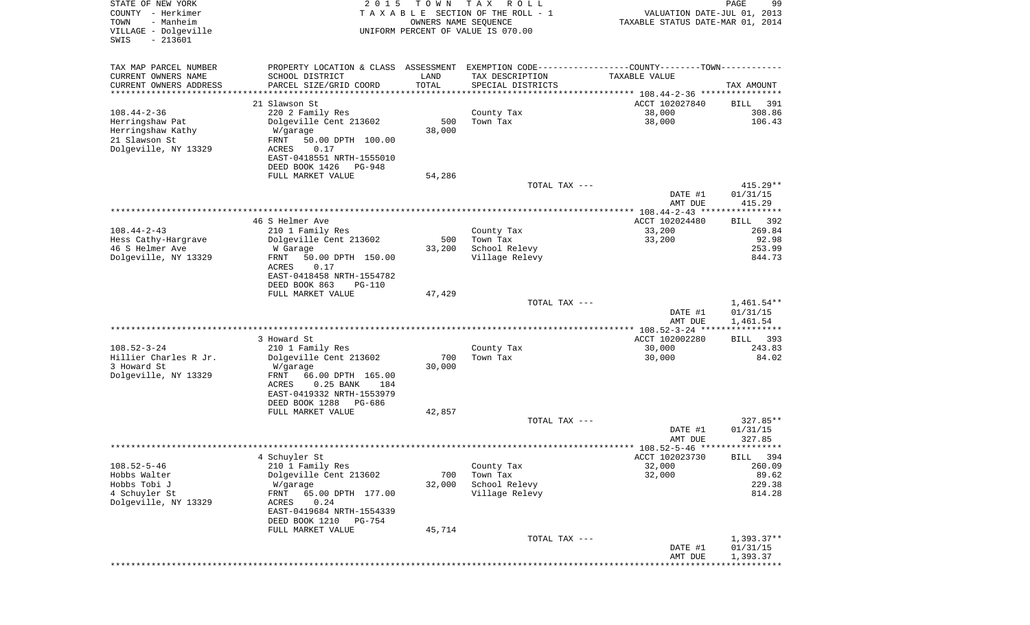STATE OF NEW YORK
COUNTY - Herkimer
TOWN - Manheim
VILLAGE - Dolgeville
SWIS - 213601

2015 TOWN TAX ROLL
TAXABLE SECTION OF THE ROLL - 1
OWNERS NAME SEQUENCE
UNIFORM PERCENT OF VALUE IS 070.00

VALUATION DATE-JUL 01, 2013
TAXABLE STATUS DATE-MAR 01, 2014

| TAX MAP PARCEL NUMBER<br>CURRENT OWNERS NAME<br>CURRENT OWNERS ADDRESS | PROPERTY LOCATION & CLASS<br>SCHOOL DISTRICT<br>PARCEL SIZE/GRID COORD | ASSESSMENT<br>LAND<br>TOTAL | EXEMPTION CODE<br>TAX DESCRIPTION<br>SPECIAL DISTRICTS | COUNTY--------TOWN<br>TAXABLE VALUE | TAX AMOUNT |
|---|---|---|---|---|---|
| | 21 Slawson St | | | ACCT 102027840 | BILL 391 |
| 108.44-2-36 | 220 2 Family Res | | County Tax | 38,000 | 308.86 |
| Herringshaw Pat | Dolgeville Cent 213602 | 500 | Town Tax | 38,000 | 106.43 |
| Herringshaw Kathy | W/garage | 38,000 | | | |
| 21 Slawson St | FRNT 50.00 DPTH 100.00 | | | | |
| Dolgeville, NY 13329 | ACRES 0.17 | | | | |
| | EAST-0418551 NRTH-1555010 | | | | |
| | DEED BOOK 1426 PG-948 | | | | |
| | FULL MARKET VALUE | 54,286 | | | |
| | | | TOTAL TAX --- | | 415.29** |
| | | | | DATE #1 | 01/31/15 |
| | | | | AMT DUE | 415.29 |
| | 46 S Helmer Ave | | | ACCT 102024480 | BILL 392 |
| 108.44-2-43 | 210 1 Family Res | | County Tax | 33,200 | 269.84 |
| Hess Cathy-Hargrave | Dolgeville Cent 213602 | 500 | Town Tax | 33,200 | 92.98 |
| 46 S Helmer Ave | W Garage | 33,200 | School Relevy | | 253.99 |
| Dolgeville, NY 13329 | FRNT 50.00 DPTH 150.00 | | Village Relevy | | 844.73 |
| | ACRES 0.17 | | | | |
| | EAST-0418458 NRTH-1554782 | | | | |
| | DEED BOOK 863 PG-110 | | | | |
| | FULL MARKET VALUE | 47,429 | | | |
| | | | TOTAL TAX --- | | 1,461.54** |
| | | | | DATE #1 | 01/31/15 |
| | | | | AMT DUE | 1,461.54 |
| | 3 Howard St | | | ACCT 102002280 | BILL 393 |
| 108.52-3-24 | 210 1 Family Res | | County Tax | 30,000 | 243.83 |
| Hillier Charles R Jr. | Dolgeville Cent 213602 | 700 | Town Tax | 30,000 | 84.02 |
| 3 Howard St | W/garage | 30,000 | | | |
| Dolgeville, NY 13329 | FRNT 66.00 DPTH 165.00 | | | | |
| | ACRES 0.25 BANK 184 | | | | |
| | EAST-0419332 NRTH-1553979 | | | | |
| | DEED BOOK 1288 PG-686 | | | | |
| | FULL MARKET VALUE | 42,857 | | | |
| | | | TOTAL TAX --- | | 327.85** |
| | | | | DATE #1 | 01/31/15 |
| | | | | AMT DUE | 327.85 |
| | 4 Schuyler St | | | ACCT 102023730 | BILL 394 |
| 108.52-5-46 | 210 1 Family Res | | County Tax | 32,000 | 260.09 |
| Hobbs Walter | Dolgeville Cent 213602 | 700 | Town Tax | 32,000 | 89.62 |
| Hobbs Tobi J | W/garage | 32,000 | School Relevy | | 229.38 |
| 4 Schuyler St | FRNT 65.00 DPTH 177.00 | | Village Relevy | | 814.28 |
| Dolgeville, NY 13329 | ACRES 0.24 | | | | |
| | EAST-0419684 NRTH-1554339 | | | | |
| | DEED BOOK 1210 PG-754 | | | | |
| | FULL MARKET VALUE | 45,714 | | | |
| | | | TOTAL TAX --- | | 1,393.37** |
| | | | | DATE #1 | 01/31/15 |
| | | | | AMT DUE | 1,393.37 |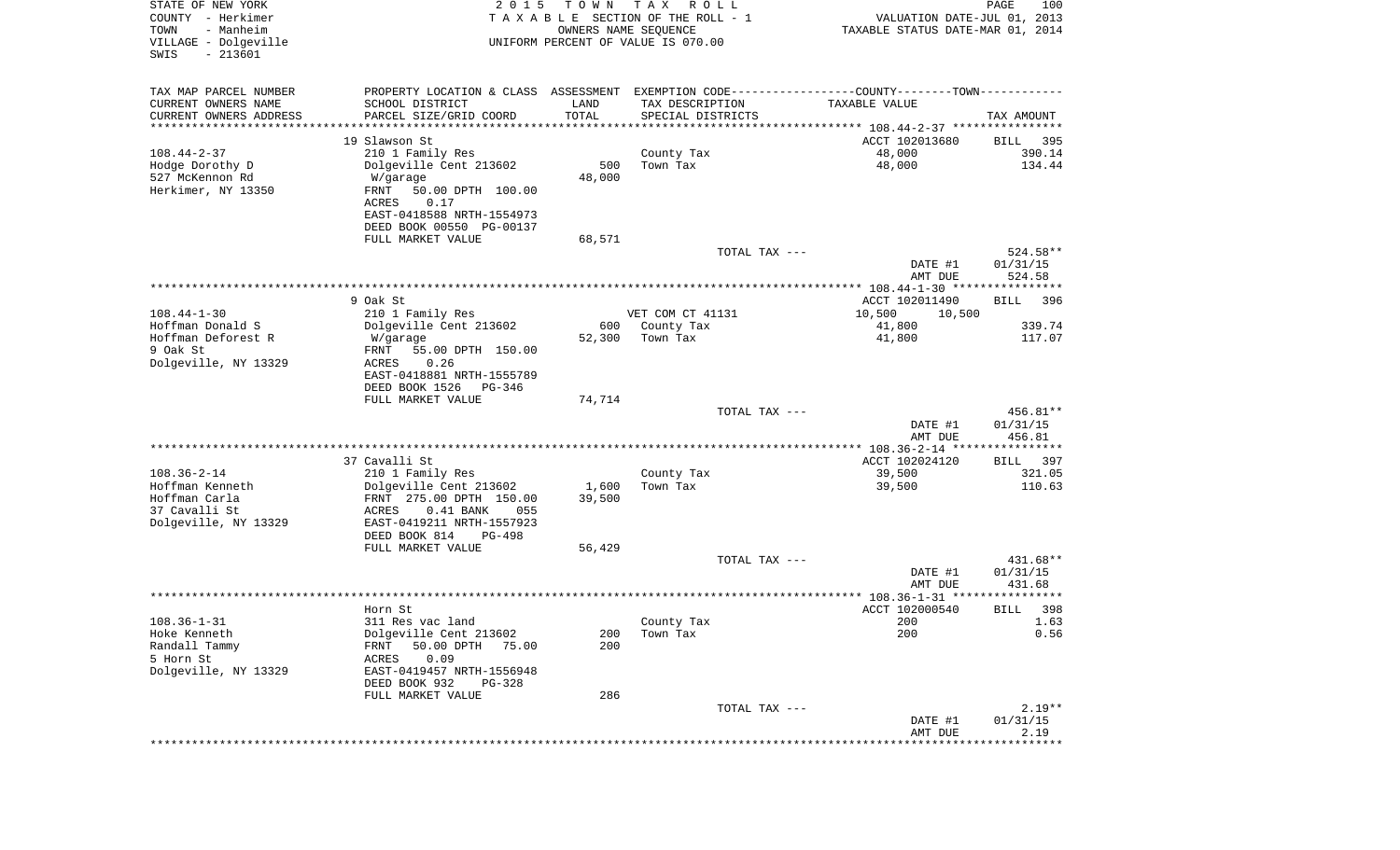STATE OF NEW YORK
COUNTY - Herkimer
TOWN - Manheim
VILLAGE - Dolgeville
SWIS - 213601

2015 TOWN TAX ROLL
TAXABLE SECTION OF THE ROLL - 1
OWNERS NAME SEQUENCE
UNIFORM PERCENT OF VALUE IS 070.00

VALUATION DATE-JUL 01, 2013
TAXABLE STATUS DATE-MAR 01, 2014

| TAX MAP PARCEL NUMBER / CURRENT OWNERS NAME / CURRENT OWNERS ADDRESS | PROPERTY LOCATION & CLASS / SCHOOL DISTRICT / PARCEL SIZE/GRID COORD | ASSESSMENT LAND / TOTAL | EXEMPTION CODE / TAX DESCRIPTION / SPECIAL DISTRICTS | COUNTY--------TOWN / TAXABLE VALUE | TAX AMOUNT |
|---|---|---|---|---|---|
| | 19 Slawson St | | | ACCT 102013680 | BILL 395 |
| 108.44-2-37 | 210 1 Family Res | | County Tax | 48,000 | 390.14 |
| Hodge Dorothy D | Dolgeville Cent 213602 | 500 | Town Tax | 48,000 | 134.44 |
| 527 McKennon Rd | W/garage | 48,000 | | | |
| Herkimer, NY 13350 | FRNT 50.00 DPTH 100.00 | | | | |
| | ACRES 0.17 | | | | |
| | EAST-0418588 NRTH-1554973 | | | | |
| | DEED BOOK 00550 PG-00137 | | | | |
| | FULL MARKET VALUE | 68,571 | | | |
| | | | TOTAL TAX --- | | 524.58** |
| | | | | DATE #1 | 01/31/15 |
| | | | | AMT DUE | 524.58 |
| | 9 Oak St | | | ACCT 102011490 | BILL 396 |
| 108.44-1-30 | 210 1 Family Res | | VET COM CT 41131 | 10,500 10,500 | |
| Hoffman Donald S | Dolgeville Cent 213602 | 600 | County Tax | 41,800 | 339.74 |
| Hoffman Deforest R | W/garage | 52,300 | Town Tax | 41,800 | 117.07 |
| 9 Oak St | FRNT 55.00 DPTH 150.00 | | | | |
| Dolgeville, NY 13329 | ACRES 0.26 | | | | |
| | EAST-0418881 NRTH-1555789 | | | | |
| | DEED BOOK 1526 PG-346 | | | | |
| | FULL MARKET VALUE | 74,714 | | | |
| | | | TOTAL TAX --- | | 456.81** |
| | | | | DATE #1 | 01/31/15 |
| | | | | AMT DUE | 456.81 |
| | 37 Cavalli St | | | ACCT 102024120 | BILL 397 |
| 108.36-2-14 | 210 1 Family Res | | County Tax | 39,500 | 321.05 |
| Hoffman Kenneth | Dolgeville Cent 213602 | 1,600 | Town Tax | 39,500 | 110.63 |
| Hoffman Carla | FRNT 275.00 DPTH 150.00 | 39,500 | | | |
| 37 Cavalli St | ACRES 0.41 BANK 055 | | | | |
| Dolgeville, NY 13329 | EAST-0419211 NRTH-1557923 | | | | |
| | DEED BOOK 814 PG-498 | | | | |
| | FULL MARKET VALUE | 56,429 | | | |
| | | | TOTAL TAX --- | | 431.68** |
| | | | | DATE #1 | 01/31/15 |
| | | | | AMT DUE | 431.68 |
| | Horn St | | | ACCT 102000540 | BILL 398 |
| 108.36-1-31 | 311 Res vac land | | County Tax | 200 | 1.63 |
| Hoke Kenneth | Dolgeville Cent 213602 | 200 | Town Tax | 200 | 0.56 |
| Randall Tammy | FRNT 50.00 DPTH 75.00 | 200 | | | |
| 5 Horn St | ACRES 0.09 | | | | |
| Dolgeville, NY 13329 | EAST-0419457 NRTH-1556948 | | | | |
| | DEED BOOK 932 PG-328 | | | | |
| | FULL MARKET VALUE | 286 | | | |
| | | | TOTAL TAX --- | | 2.19** |
| | | | | DATE #1 | 01/31/15 |
| | | | | AMT DUE | 2.19 |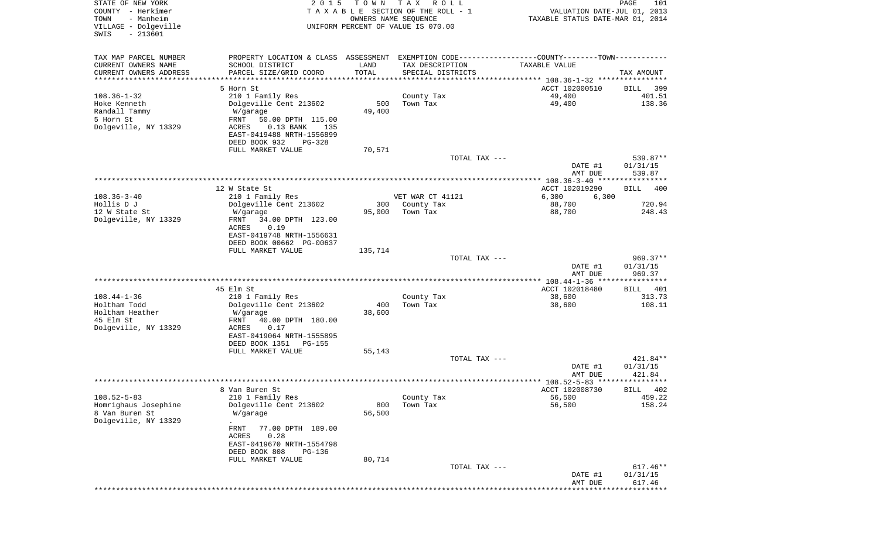STATE OF NEW YORK
COUNTY - Herkimer
TOWN - Manheim
VILLAGE - Dolgeville
SWIS - 213601

2015 TOWN TAX ROLL
TAXABLE SECTION OF THE ROLL - 1
OWNERS NAME SEQUENCE
UNIFORM PERCENT OF VALUE IS 070.00

VALUATION DATE-JUL 01, 2013
TAXABLE STATUS DATE-MAR 01, 2014

| TAX MAP PARCEL NUMBER / CURRENT OWNERS NAME / CURRENT OWNERS ADDRESS | PROPERTY LOCATION & CLASS / SCHOOL DISTRICT / PARCEL SIZE/GRID COORD | ASSESSMENT LAND / TOTAL | EXEMPTION CODE / TAX DESCRIPTION / SPECIAL DISTRICTS | COUNTY / TOWN TAXABLE VALUE | TAX AMOUNT |
|---|---|---|---|---|---|
| 108.36-1-32 | 5 Horn St | | | ACCT 102000510 | BILL 399 |
| Hoke Kenneth | 210 1 Family Res | | County Tax | 49,400 | 401.51 |
| Randall Tammy | Dolgeville Cent 213602 | 500 | Town Tax | 49,400 | 138.36 |
| 5 Horn St | W/garage | 49,400 | | | |
| Dolgeville, NY 13329 | FRNT 50.00 DPTH 115.00 | | | | |
| | ACRES 0.13 BANK 135 | | | | |
| | EAST-0419488 NRTH-1556899 | | | | |
| | DEED BOOK 932 PG-328 | | | | |
| | FULL MARKET VALUE | 70,571 | | | |
| | | | TOTAL TAX --- | | 539.87** |
| | | | | DATE #1 | 01/31/15 |
| | | | | AMT DUE | 539.87 |
| 108.36-3-40 | 12 W State St | | | ACCT 102019290 | BILL 400 |
| Hollis D J | 210 1 Family Res | | VET WAR CT 41121 | 6,300 6,300 | |
| 12 W State St | Dolgeville Cent 213602 | 300 | County Tax | 88,700 | 720.94 |
| Dolgeville, NY 13329 | W/garage | 95,000 | Town Tax | 88,700 | 248.43 |
| | FRNT 34.00 DPTH 123.00 | | | | |
| | ACRES 0.19 | | | | |
| | EAST-0419748 NRTH-1556631 | | | | |
| | DEED BOOK 00662 PG-00637 | | | | |
| | FULL MARKET VALUE | 135,714 | | | |
| | | | TOTAL TAX --- | | 969.37** |
| | | | | DATE #1 | 01/31/15 |
| | | | | AMT DUE | 969.37 |
| 108.44-1-36 | 45 Elm St | | | ACCT 102018480 | BILL 401 |
| Holtham Todd | 210 1 Family Res | | County Tax | 38,600 | 313.73 |
| Holtham Heather | Dolgeville Cent 213602 | 400 | Town Tax | 38,600 | 108.11 |
| 45 Elm St | W/garage | 38,600 | | | |
| Dolgeville, NY 13329 | FRNT 40.00 DPTH 180.00 | | | | |
| | ACRES 0.17 | | | | |
| | EAST-0419064 NRTH-1555895 | | | | |
| | DEED BOOK 1351 PG-155 | | | | |
| | FULL MARKET VALUE | 55,143 | | | |
| | | | TOTAL TAX --- | | 421.84** |
| | | | | DATE #1 | 01/31/15 |
| | | | | AMT DUE | 421.84 |
| 108.52-5-83 | 8 Van Buren St | | | ACCT 102008730 | BILL 402 |
| Homrighaus Josephine | 210 1 Family Res | | County Tax | 56,500 | 459.22 |
| 8 Van Buren St | Dolgeville Cent 213602 | 800 | Town Tax | 56,500 | 158.24 |
| Dolgeville, NY 13329 | W/garage | 56,500 | | | |
| | . | | | | |
| | FRNT 77.00 DPTH 189.00 | | | | |
| | ACRES 0.28 | | | | |
| | EAST-0419670 NRTH-1554798 | | | | |
| | DEED BOOK 808 PG-136 | | | | |
| | FULL MARKET VALUE | 80,714 | | | |
| | | | TOTAL TAX --- | | 617.46** |
| | | | | DATE #1 | 01/31/15 |
| | | | | AMT DUE | 617.46 |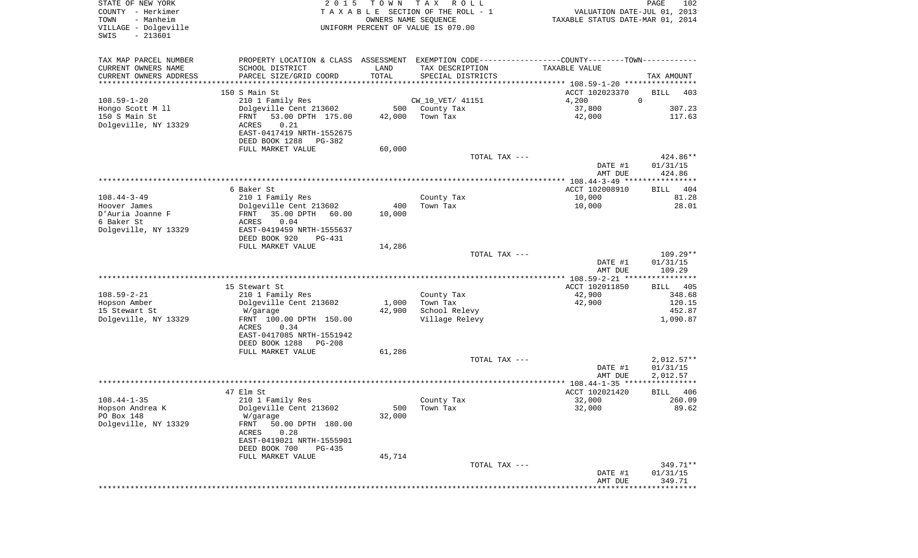STATE OF NEW YORK
COUNTY - Herkimer
TOWN - Manheim
VILLAGE - Dolgeville
SWIS - 213601

2015 TOWN TAX ROLL
TAXABLE SECTION OF THE ROLL - 1
OWNERS NAME SEQUENCE
UNIFORM PERCENT OF VALUE IS 070.00

VALUATION DATE-JUL 01, 2013
TAXABLE STATUS DATE-MAR 01, 2014

| TAX MAP PARCEL NUMBER / CURRENT OWNERS NAME / CURRENT OWNERS ADDRESS | PROPERTY LOCATION & CLASS / SCHOOL DISTRICT / PARCEL SIZE/GRID COORD | ASSESSMENT LAND / TOTAL | EXEMPTION CODE / TAX DESCRIPTION / SPECIAL DISTRICTS | COUNTY--------TOWN / TAXABLE VALUE | TAX AMOUNT |
|---|---|---|---|---|---|
| 108.59-1-20 | 150 S Main St | | | ACCT 102023370 | BILL 403 |
| | 210 1 Family Res | | CW_10_VET/ 41151 | 4,200 0 | |
| Hongo Scott M ll | Dolgeville Cent 213602 | 500 | County Tax | 37,800 | 307.23 |
| 150 S Main St | FRNT 53.00 DPTH 175.00 | 42,000 | Town Tax | 42,000 | 117.63 |
| Dolgeville, NY 13329 | ACRES 0.21 | | | | |
| | EAST-0417419 NRTH-1552675 | | | | |
| | DEED BOOK 1288 PG-382 | | | | |
| | FULL MARKET VALUE | 60,000 | | | |
| | | | TOTAL TAX --- | | 424.86** |
| | | | | DATE #1 | 01/31/15 |
| | | | | AMT DUE | 424.86 |
| 108.44-3-49 | 6 Baker St | | | ACCT 102008910 | BILL 404 |
| Hoover James | 210 1 Family Res | | County Tax | 10,000 | 81.28 |
| D'Auria Joanne F | Dolgeville Cent 213602 | 400 | Town Tax | 10,000 | 28.01 |
| 6 Baker St | FRNT 35.00 DPTH 60.00 | 10,000 | | | |
| Dolgeville, NY 13329 | ACRES 0.04 | | | | |
| | EAST-0419459 NRTH-1555637 | | | | |
| | DEED BOOK 920 PG-431 | | | | |
| | FULL MARKET VALUE | 14,286 | | | |
| | | | TOTAL TAX --- | | 109.29** |
| | | | | DATE #1 | 01/31/15 |
| | | | | AMT DUE | 109.29 |
| 108.59-2-21 | 15 Stewart St | | | ACCT 102011850 | BILL 405 |
| Hopson Amber | 210 1 Family Res | | County Tax | 42,900 | 348.68 |
| 15 Stewart St | Dolgeville Cent 213602 | 1,000 | Town Tax | 42,900 | 120.15 |
| Dolgeville, NY 13329 | W/garage | 42,900 | School Relevy | | 452.87 |
| | FRNT 100.00 DPTH 150.00 | | Village Relevy | | 1,090.87 |
| | ACRES 0.34 | | | | |
| | EAST-0417085 NRTH-1551942 | | | | |
| | DEED BOOK 1288 PG-208 | | | | |
| | FULL MARKET VALUE | 61,286 | | | |
| | | | TOTAL TAX --- | | 2,012.57** |
| | | | | DATE #1 | 01/31/15 |
| | | | | AMT DUE | 2,012.57 |
| 108.44-1-35 | 47 Elm St | | | ACCT 102021420 | BILL 406 |
| Hopson Andrea K | 210 1 Family Res | | County Tax | 32,000 | 260.09 |
| PO Box 148 | Dolgeville Cent 213602 | 500 | Town Tax | 32,000 | 89.62 |
| Dolgeville, NY 13329 | W/garage | 32,000 | | | |
| | FRNT 50.00 DPTH 180.00 | | | | |
| | ACRES 0.28 | | | | |
| | EAST-0419021 NRTH-1555901 | | | | |
| | DEED BOOK 700 PG-435 | | | | |
| | FULL MARKET VALUE | 45,714 | | | |
| | | | TOTAL TAX --- | | 349.71** |
| | | | | DATE #1 | 01/31/15 |
| | | | | AMT DUE | 349.71 |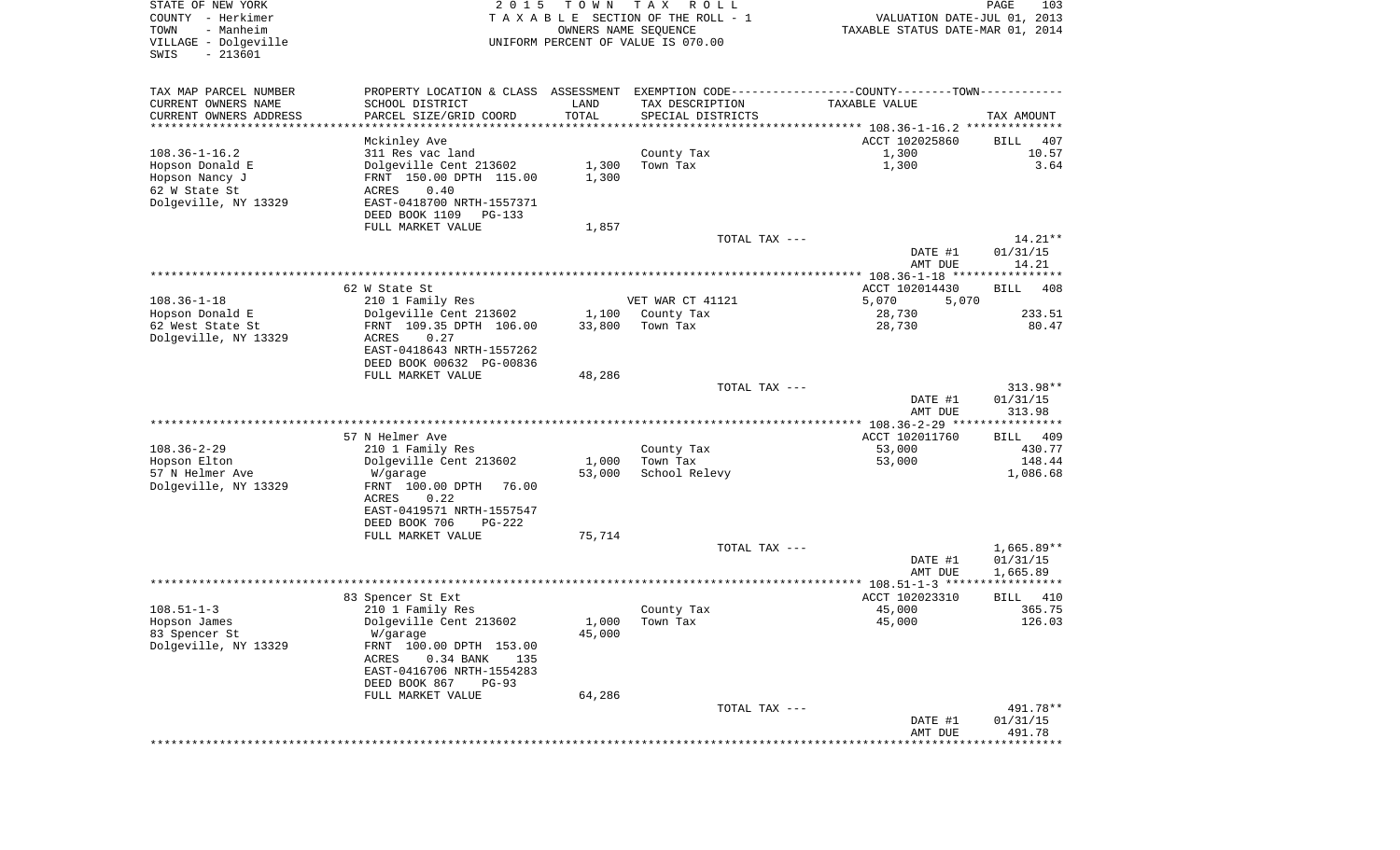STATE OF NEW YORK — 2015 TOWN TAX ROLL — PAGE 103
COUNTY - Herkimer — TAXABLE SECTION OF THE ROLL - 1 — VALUATION DATE-JUL 01, 2013
TOWN - Manheim — OWNERS NAME SEQUENCE — TAXABLE STATUS DATE-MAR 01, 2014
VILLAGE - Dolgeville — UNIFORM PERCENT OF VALUE IS 070.00
SWIS - 213601

| TAX MAP PARCEL NUMBER / CURRENT OWNERS NAME / CURRENT OWNERS ADDRESS | PROPERTY LOCATION & CLASS / SCHOOL DISTRICT / PARCEL SIZE/GRID COORD | ASSESSMENT LAND / TOTAL | EXEMPTION CODE / TAX DESCRIPTION / SPECIAL DISTRICTS | COUNTY--------TOWN / TAXABLE VALUE | TAX AMOUNT |
|---|---|---|---|---|---|
| | Mckinley Ave | | | ACCT 102025860 | BILL 407 |
| 108.36-1-16.2 | 311 Res vac land | | County Tax | 1,300 | 10.57 |
| Hopson Donald E | Dolgeville Cent 213602 | 1,300 | Town Tax | 1,300 | 3.64 |
| Hopson Nancy J | FRNT 150.00 DPTH 115.00 | 1,300 | | | |
| 62 W State St | ACRES 0.40 | | | | |
| Dolgeville, NY 13329 | EAST-0418700 NRTH-1557371 | | | | |
| | DEED BOOK 1109 PG-133 | | | | |
| | FULL MARKET VALUE | 1,857 | | | |
| | | | TOTAL TAX --- | | 14.21** |
| | | | | DATE #1 | 01/31/15 |
| | | | | AMT DUE | 14.21 |
| | 62 W State St | | | ACCT 102014430 | BILL 408 |
| 108.36-1-18 | 210 1 Family Res | | VET WAR CT 41121 | 5,070 5,070 | |
| Hopson Donald E | Dolgeville Cent 213602 | 1,100 | County Tax | 28,730 | 233.51 |
| 62 West State St | FRNT 109.35 DPTH 106.00 | 33,800 | Town Tax | 28,730 | 80.47 |
| Dolgeville, NY 13329 | ACRES 0.27 | | | | |
| | EAST-0418643 NRTH-1557262 | | | | |
| | DEED BOOK 00632 PG-00836 | | | | |
| | FULL MARKET VALUE | 48,286 | | | |
| | | | TOTAL TAX --- | | 313.98** |
| | | | | DATE #1 | 01/31/15 |
| | | | | AMT DUE | 313.98 |
| | 57 N Helmer Ave | | | ACCT 102011760 | BILL 409 |
| 108.36-2-29 | 210 1 Family Res | | County Tax | 53,000 | 430.77 |
| Hopson Elton | Dolgeville Cent 213602 | 1,000 | Town Tax | 53,000 | 148.44 |
| 57 N Helmer Ave | W/garage | 53,000 | School Relevy | | 1,086.68 |
| Dolgeville, NY 13329 | FRNT 100.00 DPTH 76.00 | | | | |
| | ACRES 0.22 | | | | |
| | EAST-0419571 NRTH-1557547 | | | | |
| | DEED BOOK 706 PG-222 | | | | |
| | FULL MARKET VALUE | 75,714 | | | |
| | | | TOTAL TAX --- | | 1,665.89** |
| | | | | DATE #1 | 01/31/15 |
| | | | | AMT DUE | 1,665.89 |
| | 83 Spencer St Ext | | | ACCT 102023310 | BILL 410 |
| 108.51-1-3 | 210 1 Family Res | | County Tax | 45,000 | 365.75 |
| Hopson James | Dolgeville Cent 213602 | 1,000 | Town Tax | 45,000 | 126.03 |
| 83 Spencer St | W/garage | 45,000 | | | |
| Dolgeville, NY 13329 | FRNT 100.00 DPTH 153.00 | | | | |
| | ACRES 0.34 BANK 135 | | | | |
| | EAST-0416706 NRTH-1554283 | | | | |
| | DEED BOOK 867 PG-93 | | | | |
| | FULL MARKET VALUE | 64,286 | | | |
| | | | TOTAL TAX --- | | 491.78** |
| | | | | DATE #1 | 01/31/15 |
| | | | | AMT DUE | 491.78 |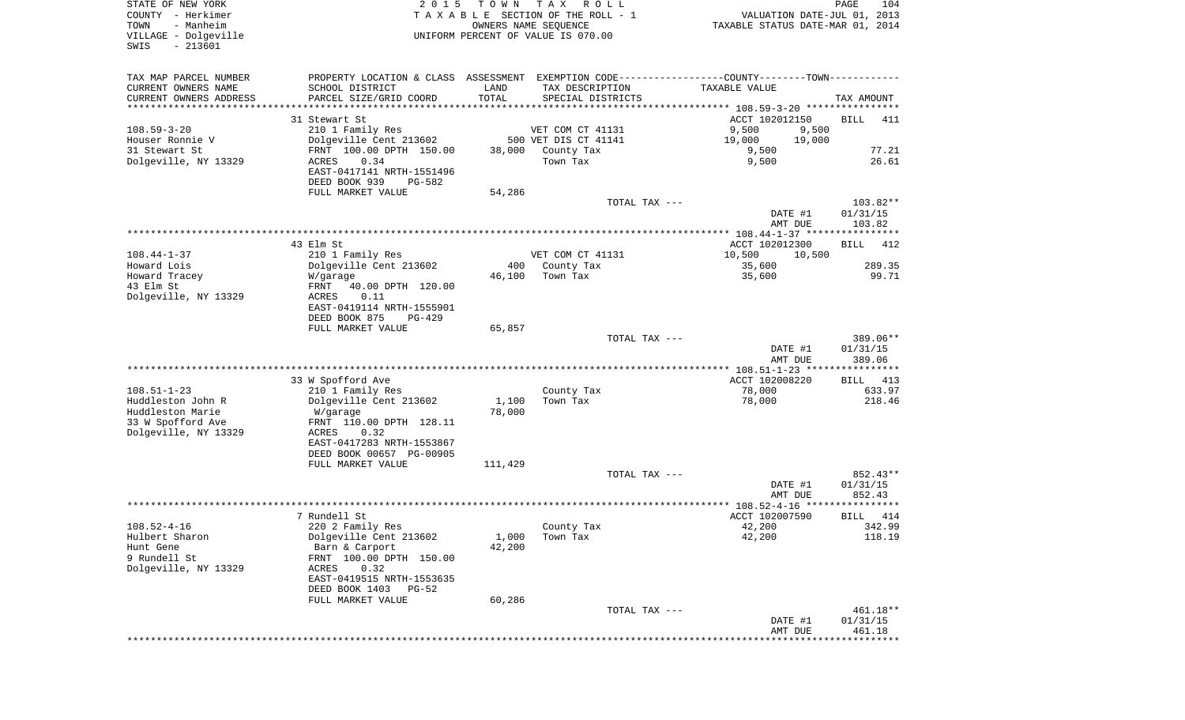STATE OF NEW YORK
COUNTY - Herkimer
TOWN - Manheim
VILLAGE - Dolgeville
SWIS - 213601

2 0 1 5 T O W N T A X R O L L
T A X A B L E SECTION OF THE ROLL - 1
OWNERS NAME SEQUENCE
UNIFORM PERCENT OF VALUE IS 070.00

VALUATION DATE-JUL 01, 2013
TAXABLE STATUS DATE-MAR 01, 2014

| TAX MAP PARCEL NUMBER / CURRENT OWNERS NAME / CURRENT OWNERS ADDRESS | PROPERTY LOCATION & CLASS / SCHOOL DISTRICT / PARCEL SIZE/GRID COORD | ASSESSMENT LAND / TOTAL | EXEMPTION CODE / TAX DESCRIPTION / SPECIAL DISTRICTS | COUNTY TAXABLE VALUE | TOWN TAXABLE VALUE | TAX AMOUNT |
|---|---|---|---|---|---|---|
| **108.59-3-20** | 31 Stewart St | | | ACCT 102012150 | | BILL 411 |
| Houser Ronnie V | 210 1 Family Res | | VET COM CT 41131 | 9,500 | 9,500 | |
| 31 Stewart St | Dolgeville Cent 213602 | 500 | VET DIS CT 41141 | 19,000 | 19,000 | |
| Dolgeville, NY 13329 | FRNT 100.00 DPTH 150.00 | 38,000 | County Tax | 9,500 | | 77.21 |
| | ACRES 0.34 | | Town Tax | 9,500 | | 26.61 |
| | EAST-0417141 NRTH-1551496 | | | | | |
| | DEED BOOK 939 PG-582 | | | | | |
| | FULL MARKET VALUE | 54,286 | | | | |
| | | | TOTAL TAX --- | | | 103.82** |
| | | | | DATE #1 | | 01/31/15 |
| | | | | AMT DUE | | 103.82 |
| **108.44-1-37** | 43 Elm St | | | ACCT 102012300 | | BILL 412 |
| Howard Lois | 210 1 Family Res | | VET COM CT 41131 | 10,500 | 10,500 | |
| Howard Tracey | Dolgeville Cent 213602 | 400 | County Tax | 35,600 | | 289.35 |
| 43 Elm St | W/garage | 46,100 | Town Tax | 35,600 | | 99.71 |
| Dolgeville, NY 13329 | FRNT 40.00 DPTH 120.00 | | | | | |
| | ACRES 0.11 | | | | | |
| | EAST-0419114 NRTH-1555901 | | | | | |
| | DEED BOOK 875 PG-429 | | | | | |
| | FULL MARKET VALUE | 65,857 | | | | |
| | | | TOTAL TAX --- | | | 389.06** |
| | | | | DATE #1 | | 01/31/15 |
| | | | | AMT DUE | | 389.06 |
| **108.51-1-23** | 33 W Spofford Ave | | | ACCT 102008220 | | BILL 413 |
| Huddleston John R | 210 1 Family Res | | County Tax | 78,000 | | 633.97 |
| Huddleston Marie | Dolgeville Cent 213602 | 1,100 | Town Tax | 78,000 | | 218.46 |
| 33 W Spofford Ave | W/garage | 78,000 | | | | |
| Dolgeville, NY 13329 | FRNT 110.00 DPTH 128.11 | | | | | |
| | ACRES 0.32 | | | | | |
| | EAST-0417283 NRTH-1553867 | | | | | |
| | DEED BOOK 00657 PG-00905 | | | | | |
| | FULL MARKET VALUE | 111,429 | | | | |
| | | | TOTAL TAX --- | | | 852.43** |
| | | | | DATE #1 | | 01/31/15 |
| | | | | AMT DUE | | 852.43 |
| **108.52-4-16** | 7 Rundell St | | | ACCT 102007590 | | BILL 414 |
| Hulbert Sharon | 220 2 Family Res | | County Tax | 42,200 | | 342.99 |
| Hunt Gene | Dolgeville Cent 213602 | 1,000 | Town Tax | 42,200 | | 118.19 |
| 9 Rundell St | Barn & Carport | 42,200 | | | | |
| Dolgeville, NY 13329 | FRNT 100.00 DPTH 150.00 | | | | | |
| | ACRES 0.32 | | | | | |
| | EAST-0419515 NRTH-1553635 | | | | | |
| | DEED BOOK 1403 PG-52 | | | | | |
| | FULL MARKET VALUE | 60,286 | | | | |
| | | | TOTAL TAX --- | | | 461.18** |
| | | | | DATE #1 | | 01/31/15 |
| | | | | AMT DUE | | 461.18 |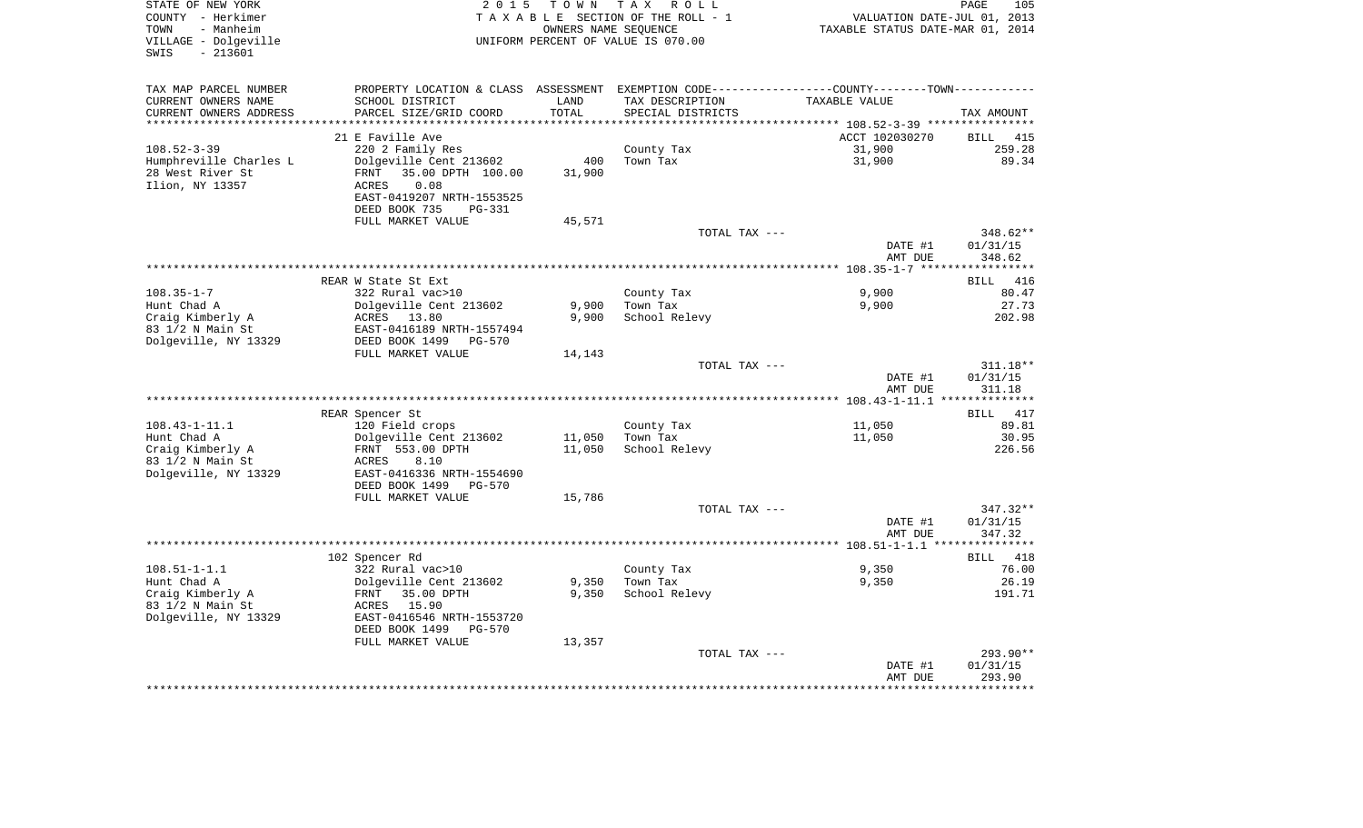STATE OF NEW YORK
COUNTY - Herkimer
TOWN - Manheim
VILLAGE - Dolgeville
SWIS - 213601

2 0 1 5 T O W N T A X R O L L
T A X A B L E SECTION OF THE ROLL - 1
OWNERS NAME SEQUENCE
UNIFORM PERCENT OF VALUE IS 070.00

VALUATION DATE-JUL 01, 2013
TAXABLE STATUS DATE-MAR 01, 2014

| TAX MAP PARCEL NUMBER / CURRENT OWNERS NAME / CURRENT OWNERS ADDRESS | PROPERTY LOCATION & CLASS / SCHOOL DISTRICT / PARCEL SIZE/GRID COORD | ASSESSMENT LAND / TOTAL | EXEMPTION CODE / TAX DESCRIPTION / SPECIAL DISTRICTS | COUNTY--------TOWN TAXABLE VALUE | TAX AMOUNT |
|---|---|---|---|---|---|
| | 21 E Faville Ave | | | ACCT 102030270 | BILL 415 |
| 108.52-3-39 | 220 2 Family Res | | County Tax | 31,900 | 259.28 |
| Humphreville Charles L | Dolgeville Cent 213602 | 400 | Town Tax | 31,900 | 89.34 |
| 28 West River St | FRNT 35.00 DPTH 100.00 | 31,900 | | | |
| Ilion, NY 13357 | ACRES 0.08 | | | | |
| | EAST-0419207 NRTH-1553525 | | | | |
| | DEED BOOK 735 PG-331 | | | | |
| | FULL MARKET VALUE | 45,571 | | | |
| | | | TOTAL TAX --- | | 348.62** |
| | | | | DATE #1 | 01/31/15 |
| | | | | AMT DUE | 348.62 |
| | REAR W State St Ext | | | | BILL 416 |
| 108.35-1-7 | 322 Rural vac>10 | | County Tax | 9,900 | 80.47 |
| Hunt Chad A | Dolgeville Cent 213602 | 9,900 | Town Tax | 9,900 | 27.73 |
| Craig Kimberly A | ACRES 13.80 | 9,900 | School Relevy | | 202.98 |
| 83 1/2 N Main St | EAST-0416189 NRTH-1557494 | | | | |
| Dolgeville, NY 13329 | DEED BOOK 1499 PG-570 | | | | |
| | FULL MARKET VALUE | 14,143 | | | |
| | | | TOTAL TAX --- | | 311.18** |
| | | | | DATE #1 | 01/31/15 |
| | | | | AMT DUE | 311.18 |
| | REAR Spencer St | | | | BILL 417 |
| 108.43-1-11.1 | 120 Field crops | | County Tax | 11,050 | 89.81 |
| Hunt Chad A | Dolgeville Cent 213602 | 11,050 | Town Tax | 11,050 | 30.95 |
| Craig Kimberly A | FRNT 553.00 DPTH | 11,050 | School Relevy | | 226.56 |
| 83 1/2 N Main St | ACRES 8.10 | | | | |
| Dolgeville, NY 13329 | EAST-0416336 NRTH-1554690 | | | | |
| | DEED BOOK 1499 PG-570 | | | | |
| | FULL MARKET VALUE | 15,786 | | | |
| | | | TOTAL TAX --- | | 347.32** |
| | | | | DATE #1 | 01/31/15 |
| | | | | AMT DUE | 347.32 |
| | 102 Spencer Rd | | | | BILL 418 |
| 108.51-1-1.1 | 322 Rural vac>10 | | County Tax | 9,350 | 76.00 |
| Hunt Chad A | Dolgeville Cent 213602 | 9,350 | Town Tax | 9,350 | 26.19 |
| Craig Kimberly A | FRNT 35.00 DPTH | 9,350 | School Relevy | | 191.71 |
| 83 1/2 N Main St | ACRES 15.90 | | | | |
| Dolgeville, NY 13329 | EAST-0416546 NRTH-1553720 | | | | |
| | DEED BOOK 1499 PG-570 | | | | |
| | FULL MARKET VALUE | 13,357 | | | |
| | | | TOTAL TAX --- | | 293.90** |
| | | | | DATE #1 | 01/31/15 |
| | | | | AMT DUE | 293.90 |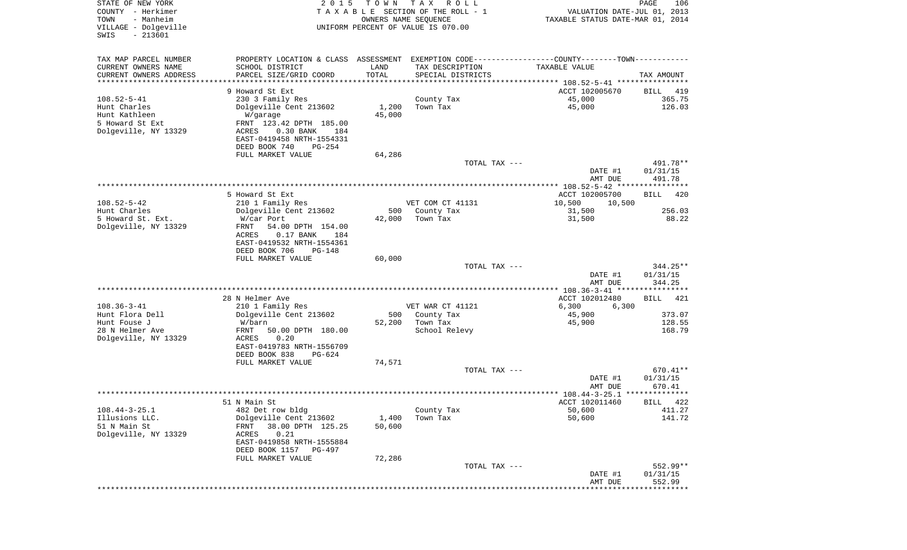STATE OF NEW YORK
COUNTY - Herkimer
TOWN - Manheim
VILLAGE - Dolgeville
SWIS - 213601

2015 TOWN TAX ROLL
TAXABLE SECTION OF THE ROLL - 1
OWNERS NAME SEQUENCE
UNIFORM PERCENT OF VALUE IS 070.00

VALUATION DATE-JUL 01, 2013
TAXABLE STATUS DATE-MAR 01, 2014

| TAX MAP PARCEL NUMBER / CURRENT OWNERS NAME / CURRENT OWNERS ADDRESS | PROPERTY LOCATION & CLASS / SCHOOL DISTRICT / PARCEL SIZE/GRID COORD | ASSESSMENT LAND | ASSESSMENT TOTAL | EXEMPTION CODE / TAX DESCRIPTION / SPECIAL DISTRICTS | COUNTY--------TOWN TAXABLE VALUE | TAX AMOUNT |
|---|---|---|---|---|---|---|
| | 9 Howard St Ext | | | | ACCT 102005670 | BILL 419 |
| 108.52-5-41 | 230 3 Family Res | | | County Tax | 45,000 | 365.75 |
| Hunt Charles | Dolgeville Cent 213602 | 1,200 | | Town Tax | 45,000 | 126.03 |
| Hunt Kathleen | W/garage | | 45,000 | | | |
| 5 Howard St Ext | FRNT 123.42 DPTH 185.00 | | | | | |
| Dolgeville, NY 13329 | ACRES 0.30 BANK 184 | | | | | |
| | EAST-0419458 NRTH-1554331 | | | | | |
| | DEED BOOK 740 PG-254 | | | | | |
| | FULL MARKET VALUE | | 64,286 | | | |
| | | | | TOTAL TAX --- | | 491.78** |
| | | | | | DATE #1 | 01/31/15 |
| | | | | | AMT DUE | 491.78 |
| | 5 Howard St Ext | | | | ACCT 102005700 | BILL 420 |
| 108.52-5-42 | 210 1 Family Res | | | VET COM CT 41131 | 10,500 10,500 | |
| Hunt Charles | Dolgeville Cent 213602 | 500 | | County Tax | 31,500 | 256.03 |
| 5 Howard St. Ext. | W/car Port | | 42,000 | Town Tax | 31,500 | 88.22 |
| Dolgeville, NY 13329 | FRNT 54.00 DPTH 154.00 | | | | | |
| | ACRES 0.17 BANK 184 | | | | | |
| | EAST-0419532 NRTH-1554361 | | | | | |
| | DEED BOOK 706 PG-148 | | | | | |
| | FULL MARKET VALUE | | 60,000 | | | |
| | | | | TOTAL TAX --- | | 344.25** |
| | | | | | DATE #1 | 01/31/15 |
| | | | | | AMT DUE | 344.25 |
| | 28 N Helmer Ave | | | | ACCT 102012480 | BILL 421 |
| 108.36-3-41 | 210 1 Family Res | | | VET WAR CT 41121 | 6,300 6,300 | |
| Hunt Flora Dell | Dolgeville Cent 213602 | 500 | | County Tax | 45,900 | 373.07 |
| Hunt Fouse J | W/barn | | 52,200 | Town Tax | 45,900 | 128.55 |
| 28 N Helmer Ave | FRNT 50.00 DPTH 180.00 | | | School Relevy | | 168.79 |
| Dolgeville, NY 13329 | ACRES 0.20 | | | | | |
| | EAST-0419783 NRTH-1556709 | | | | | |
| | DEED BOOK 838 PG-624 | | | | | |
| | FULL MARKET VALUE | | 74,571 | | | |
| | | | | TOTAL TAX --- | | 670.41** |
| | | | | | DATE #1 | 01/31/15 |
| | | | | | AMT DUE | 670.41 |
| | 51 N Main St | | | | ACCT 102011460 | BILL 422 |
| 108.44-3-25.1 | 482 Det row bldg | | | County Tax | 50,600 | 411.27 |
| Illusions LLC. | Dolgeville Cent 213602 | 1,400 | | Town Tax | 50,600 | 141.72 |
| 51 N Main St | FRNT 38.00 DPTH 125.25 | | 50,600 | | | |
| Dolgeville, NY 13329 | ACRES 0.21 | | | | | |
| | EAST-0419858 NRTH-1555884 | | | | | |
| | DEED BOOK 1157 PG-497 | | | | | |
| | FULL MARKET VALUE | | 72,286 | | | |
| | | | | TOTAL TAX --- | | 552.99** |
| | | | | | DATE #1 | 01/31/15 |
| | | | | | AMT DUE | 552.99 |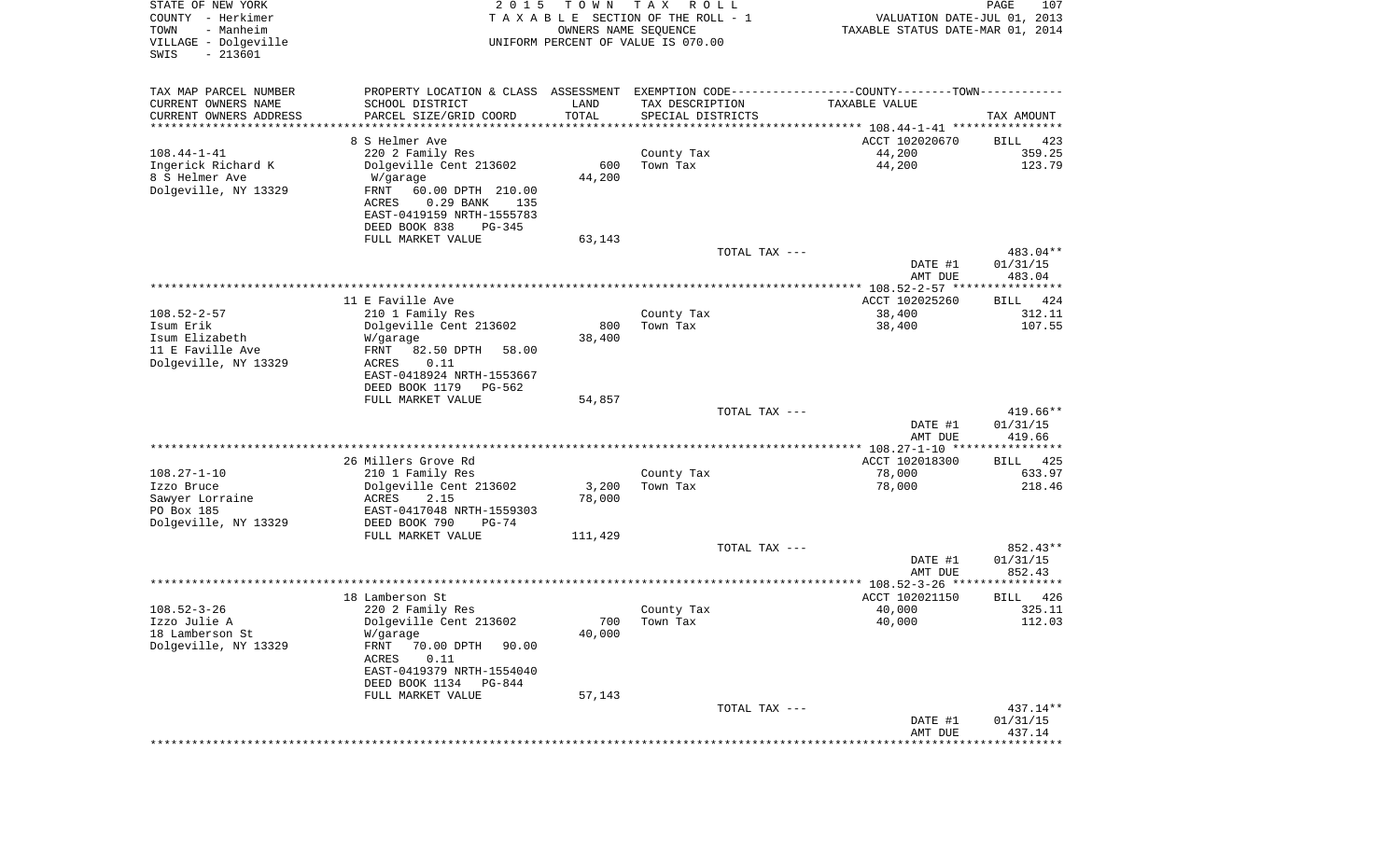STATE OF NEW YORK
COUNTY - Herkimer
TOWN - Manheim
VILLAGE - Dolgeville
SWIS - 213601

2 0 1 5 T O W N T A X R O L L
T A X A B L E SECTION OF THE ROLL - 1
OWNERS NAME SEQUENCE
UNIFORM PERCENT OF VALUE IS 070.00

VALUATION DATE-JUL 01, 2013
TAXABLE STATUS DATE-MAR 01, 2014

| TAX MAP PARCEL NUMBER / CURRENT OWNERS NAME / CURRENT OWNERS ADDRESS | PROPERTY LOCATION & CLASS / SCHOOL DISTRICT / PARCEL SIZE/GRID COORD | ASSESSMENT LAND / TOTAL | EXEMPTION CODE / TAX DESCRIPTION / SPECIAL DISTRICTS | COUNTY--------TOWN / TAXABLE VALUE | TAX AMOUNT |
|---|---|---|---|---|---|
| 108.44-1-41 | 8 S Helmer Ave | | | ACCT 102020670 | BILL 423 |
| Ingerick Richard K | 220 2 Family Res | | County Tax | 44,200 | 359.25 |
| 8 S Helmer Ave | Dolgeville Cent 213602 | 600 | Town Tax | 44,200 | 123.79 |
| Dolgeville, NY 13329 | W/garage | 44,200 | | | |
| | FRNT 60.00 DPTH 210.00 | | | | |
| | ACRES 0.29 BANK 135 | | | | |
| | EAST-0419159 NRTH-1555783 | | | | |
| | DEED BOOK 838 PG-345 | | | | |
| | FULL MARKET VALUE | 63,143 | | | |
| | | | TOTAL TAX --- | | 483.04** |
| | | | | DATE #1 | 01/31/15 |
| | | | | AMT DUE | 483.04 |
| 108.52-2-57 | 11 E Faville Ave | | | ACCT 102025260 | BILL 424 |
| Isum Erik | 210 1 Family Res | | County Tax | 38,400 | 312.11 |
| Isum Elizabeth | Dolgeville Cent 213602 | 800 | Town Tax | 38,400 | 107.55 |
| 11 E Faville Ave | W/garage | 38,400 | | | |
| Dolgeville, NY 13329 | FRNT 82.50 DPTH 58.00 | | | | |
| | ACRES 0.11 | | | | |
| | EAST-0418924 NRTH-1553667 | | | | |
| | DEED BOOK 1179 PG-562 | | | | |
| | FULL MARKET VALUE | 54,857 | | | |
| | | | TOTAL TAX --- | | 419.66** |
| | | | | DATE #1 | 01/31/15 |
| | | | | AMT DUE | 419.66 |
| 108.27-1-10 | 26 Millers Grove Rd | | | ACCT 102018300 | BILL 425 |
| Izzo Bruce | 210 1 Family Res | | County Tax | 78,000 | 633.97 |
| Sawyer Lorraine | Dolgeville Cent 213602 | 3,200 | Town Tax | 78,000 | 218.46 |
| PO Box 185 | ACRES 2.15 | 78,000 | | | |
| Dolgeville, NY 13329 | EAST-0417048 NRTH-1559303 | | | | |
| | DEED BOOK 790 PG-74 | | | | |
| | FULL MARKET VALUE | 111,429 | | | |
| | | | TOTAL TAX --- | | 852.43** |
| | | | | DATE #1 | 01/31/15 |
| | | | | AMT DUE | 852.43 |
| 108.52-3-26 | 18 Lamberson St | | | ACCT 102021150 | BILL 426 |
| Izzo Julie A | 220 2 Family Res | | County Tax | 40,000 | 325.11 |
| 18 Lamberson St | Dolgeville Cent 213602 | 700 | Town Tax | 40,000 | 112.03 |
| Dolgeville, NY 13329 | W/garage | 40,000 | | | |
| | FRNT 70.00 DPTH 90.00 | | | | |
| | ACRES 0.11 | | | | |
| | EAST-0419379 NRTH-1554040 | | | | |
| | DEED BOOK 1134 PG-844 | | | | |
| | FULL MARKET VALUE | 57,143 | | | |
| | | | TOTAL TAX --- | | 437.14** |
| | | | | DATE #1 | 01/31/15 |
| | | | | AMT DUE | 437.14 |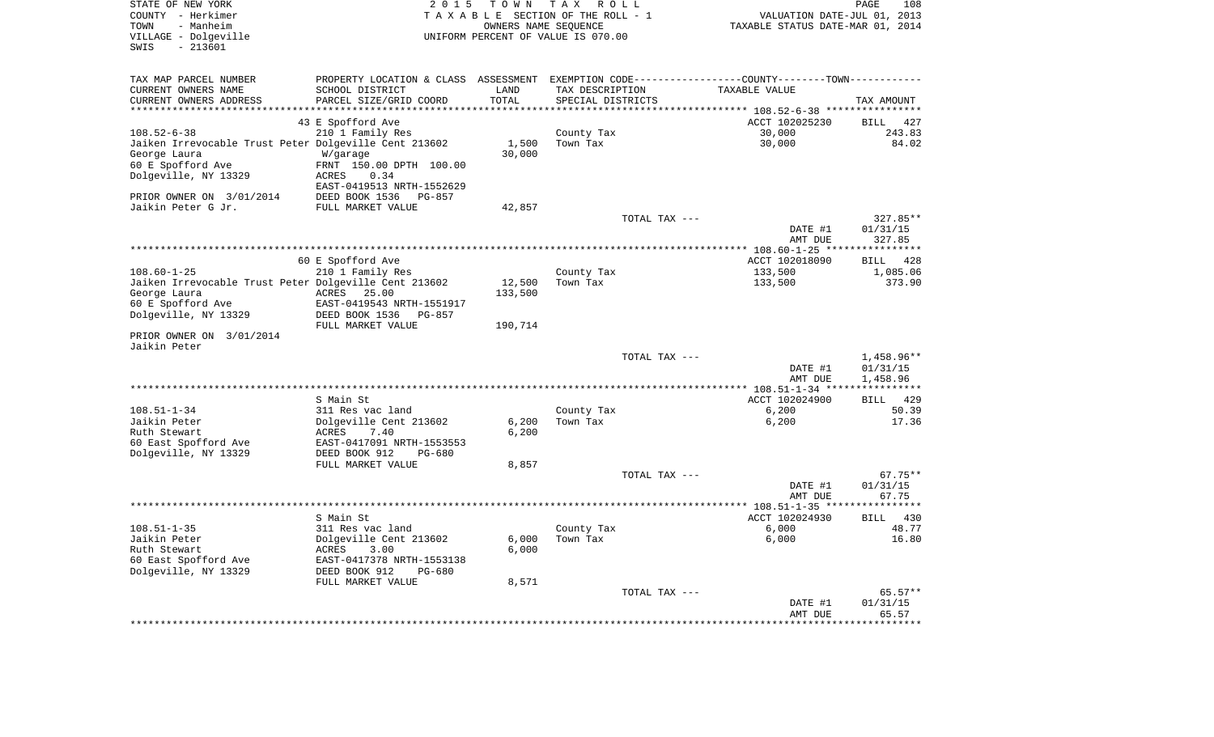STATE OF NEW YORK
COUNTY - Herkimer
TOWN - Manheim
VILLAGE - Dolgeville
SWIS - 213601

2015 TOWN TAX ROLL
TAXABLE SECTION OF THE ROLL - 1
OWNERS NAME SEQUENCE
UNIFORM PERCENT OF VALUE IS 070.00

VALUATION DATE-JUL 01, 2013
TAXABLE STATUS DATE-MAR 01, 2014

| TAX MAP PARCEL NUMBER<br>CURRENT OWNERS NAME<br>CURRENT OWNERS ADDRESS | PROPERTY LOCATION & CLASS<br>SCHOOL DISTRICT<br>PARCEL SIZE/GRID COORD | ASSESSMENT<br>LAND<br>TOTAL | EXEMPTION CODE-----COUNTY-----TOWN-----<br>TAX DESCRIPTION<br>SPECIAL DISTRICTS | TAXABLE VALUE | TAX AMOUNT |
|---|---|---|---|---|---|
| **108.52-6-38** | 43 E Spofford Ave | | | ACCT 102025230 | BILL 427 |
| 108.52-6-38 | 210 1 Family Res | | County Tax | 30,000 | 243.83 |
| Jaiken Irrevocable Trust Peter | Dolgeville Cent 213602 | 1,500 | Town Tax | 30,000 | 84.02 |
| George Laura | W/garage | 30,000 | | | |
| 60 E Spofford Ave | FRNT 150.00 DPTH 100.00 | | | | |
| Dolgeville, NY 13329 | ACRES 0.34 | | | | |
| | EAST-0419513 NRTH-1552629 | | | | |
| PRIOR OWNER ON 3/01/2014 | DEED BOOK 1536 PG-857 | | | | |
| Jaikin Peter G Jr. | FULL MARKET VALUE | 42,857 | | | |
| | | | TOTAL TAX --- | | 327.85** |
| | | | | DATE #1 | 01/31/15 |
| | | | | AMT DUE | 327.85 |
| **108.60-1-25** | 60 E Spofford Ave | | | ACCT 102018090 | BILL 428 |
| 108.60-1-25 | 210 1 Family Res | | County Tax | 133,500 | 1,085.06 |
| Jaiken Irrevocable Trust Peter | Dolgeville Cent 213602 | 12,500 | Town Tax | 133,500 | 373.90 |
| George Laura | ACRES 25.00 | 133,500 | | | |
| 60 E Spofford Ave | EAST-0419543 NRTH-1551917 | | | | |
| Dolgeville, NY 13329 | DEED BOOK 1536 PG-857 | | | | |
| | FULL MARKET VALUE | 190,714 | | | |
| PRIOR OWNER ON 3/01/2014 | | | | | |
| Jaikin Peter | | | | | |
| | | | TOTAL TAX --- | | 1,458.96** |
| | | | | DATE #1 | 01/31/15 |
| | | | | AMT DUE | 1,458.96 |
| **108.51-1-34** | S Main St | | | ACCT 102024900 | BILL 429 |
| 108.51-1-34 | 311 Res vac land | | County Tax | 6,200 | 50.39 |
| Jaikin Peter | Dolgeville Cent 213602 | 6,200 | Town Tax | 6,200 | 17.36 |
| Ruth Stewart | ACRES 7.40 | 6,200 | | | |
| 60 East Spofford Ave | EAST-0417091 NRTH-1553553 | | | | |
| Dolgeville, NY 13329 | DEED BOOK 912 PG-680 | | | | |
| | FULL MARKET VALUE | 8,857 | | | |
| | | | TOTAL TAX --- | | 67.75** |
| | | | | DATE #1 | 01/31/15 |
| | | | | AMT DUE | 67.75 |
| **108.51-1-35** | S Main St | | | ACCT 102024930 | BILL 430 |
| 108.51-1-35 | 311 Res vac land | | County Tax | 6,000 | 48.77 |
| Jaikin Peter | Dolgeville Cent 213602 | 6,000 | Town Tax | 6,000 | 16.80 |
| Ruth Stewart | ACRES 3.00 | 6,000 | | | |
| 60 East Spofford Ave | EAST-0417378 NRTH-1553138 | | | | |
| Dolgeville, NY 13329 | DEED BOOK 912 PG-680 | | | | |
| | FULL MARKET VALUE | 8,571 | | | |
| | | | TOTAL TAX --- | | 65.57** |
| | | | | DATE #1 | 01/31/15 |
| | | | | AMT DUE | 65.57 |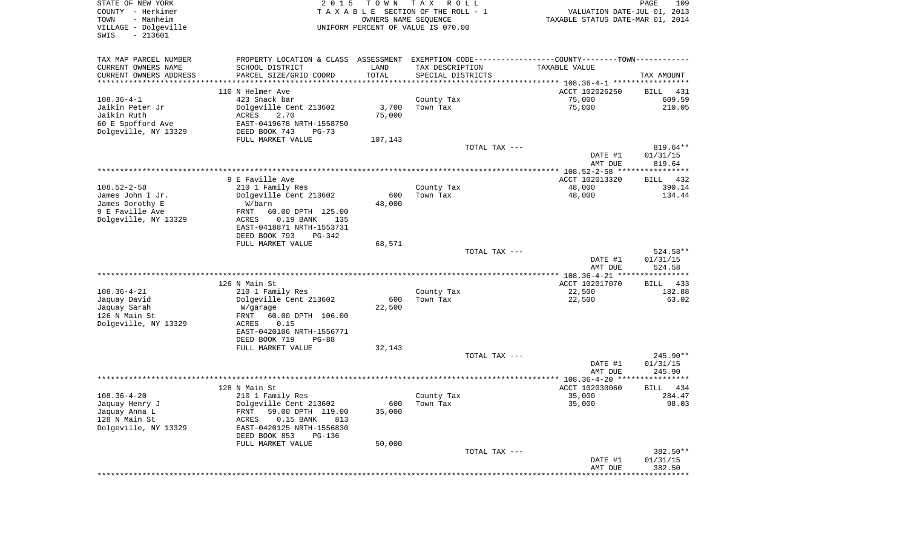STATE OF NEW YORK
COUNTY - Herkimer
TOWN - Manheim
VILLAGE - Dolgeville
SWIS - 213601

2 0 1 5 T O W N T A X R O L L
T A X A B L E SECTION OF THE ROLL - 1
OWNERS NAME SEQUENCE
UNIFORM PERCENT OF VALUE IS 070.00

VALUATION DATE-JUL 01, 2013
TAXABLE STATUS DATE-MAR 01, 2014

| TAX MAP PARCEL NUMBER<br>CURRENT OWNERS NAME<br>CURRENT OWNERS ADDRESS | PROPERTY LOCATION & CLASS<br>SCHOOL DISTRICT<br>PARCEL SIZE/GRID COORD | ASSESSMENT<br>LAND<br>TOTAL | EXEMPTION CODE<br>TAX DESCRIPTION<br>SPECIAL DISTRICTS | COUNTY--------TOWN<br>TAXABLE VALUE | TAX AMOUNT |
|---|---|---|---|---|---|
| | 110 N Helmer Ave | | | ACCT 102026250 | BILL 431 |
| 108.36-4-1 | 423 Snack bar | | County Tax | 75,000 | 609.59 |
| Jaikin Peter Jr | Dolgeville Cent 213602 | 3,700 | Town Tax | 75,000 | 210.05 |
| Jaikin Ruth | ACRES 2.70 | 75,000 | | | |
| 60 E Spofford Ave | EAST-0419678 NRTH-1558750 | | | | |
| Dolgeville, NY 13329 | DEED BOOK 743 PG-73 | | | | |
| | FULL MARKET VALUE | 107,143 | | | |
| | | | TOTAL TAX --- | | 819.64** |
| | | | | DATE #1 | 01/31/15 |
| | | | | AMT DUE | 819.64 |
| | 9 E Faville Ave | | | ACCT 102013320 | BILL 432 |
| 108.52-2-58 | 210 1 Family Res | | County Tax | 48,000 | 390.14 |
| James John I Jr. | Dolgeville Cent 213602 | 600 | Town Tax | 48,000 | 134.44 |
| James Dorothy E | W/barn | 48,000 | | | |
| 9 E Faville Ave | FRNT 60.00 DPTH 125.00 | | | | |
| Dolgeville, NY 13329 | ACRES 0.19 BANK 135 | | | | |
| | EAST-0418871 NRTH-1553731 | | | | |
| | DEED BOOK 793 PG-342 | | | | |
| | FULL MARKET VALUE | 68,571 | | | |
| | | | TOTAL TAX --- | | 524.58** |
| | | | | DATE #1 | 01/31/15 |
| | | | | AMT DUE | 524.58 |
| | 126 N Main St | | | ACCT 102017070 | BILL 433 |
| 108.36-4-21 | 210 1 Family Res | | County Tax | 22,500 | 182.88 |
| Jaquay David | Dolgeville Cent 213602 | 600 | Town Tax | 22,500 | 63.02 |
| Jaquay Sarah | W/garage | 22,500 | | | |
| 126 N Main St | FRNT 60.00 DPTH 106.00 | | | | |
| Dolgeville, NY 13329 | ACRES 0.15 | | | | |
| | EAST-0420106 NRTH-1556771 | | | | |
| | DEED BOOK 719 PG-88 | | | | |
| | FULL MARKET VALUE | 32,143 | | | |
| | | | TOTAL TAX --- | | 245.90** |
| | | | | DATE #1 | 01/31/15 |
| | | | | AMT DUE | 245.90 |
| | 128 N Main St | | | ACCT 102030060 | BILL 434 |
| 108.36-4-20 | 210 1 Family Res | | County Tax | 35,000 | 284.47 |
| Jaquay Henry J | Dolgeville Cent 213602 | 600 | Town Tax | 35,000 | 98.03 |
| Jaquay Anna L | FRNT 59.00 DPTH 119.00 | 35,000 | | | |
| 128 N Main St | ACRES 0.15 BANK 813 | | | | |
| Dolgeville, NY 13329 | EAST-0420125 NRTH-1556830 | | | | |
| | DEED BOOK 853 PG-136 | | | | |
| | FULL MARKET VALUE | 50,000 | | | |
| | | | TOTAL TAX --- | | 382.50** |
| | | | | DATE #1 | 01/31/15 |
| | | | | AMT DUE | 382.50 |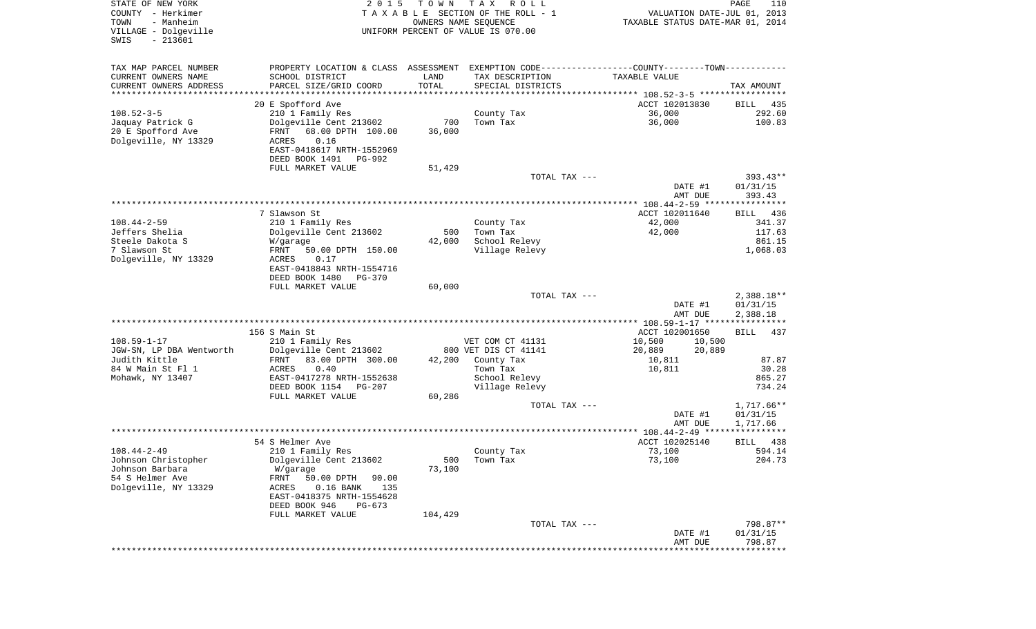STATE OF NEW YORK
COUNTY - Herkimer
TOWN - Manheim
VILLAGE - Dolgeville
SWIS - 213601

2015 TOWN TAX ROLL
TAXABLE SECTION OF THE ROLL - 1
OWNERS NAME SEQUENCE
UNIFORM PERCENT OF VALUE IS 070.00

VALUATION DATE-JUL 01, 2013
TAXABLE STATUS DATE-MAR 01, 2014

| TAX MAP PARCEL NUMBER / CURRENT OWNERS NAME / CURRENT OWNERS ADDRESS | PROPERTY LOCATION & CLASS / SCHOOL DISTRICT / PARCEL SIZE/GRID COORD | ASSESSMENT LAND / TOTAL | EXEMPTION CODE / TAX DESCRIPTION / SPECIAL DISTRICTS | COUNTY / TAXABLE VALUE | TOWN | TAX AMOUNT |
|---|---|---|---|---|---|---|
| **108.52-3-5** | 20 E Spofford Ave | | | ACCT 102013830 | | BILL 435 |
| Jaquay Patrick G | 210 1 Family Res | | County Tax | 36,000 | | 292.60 |
| 20 E Spofford Ave | Dolgeville Cent 213602 | 700 | Town Tax | 36,000 | | 100.83 |
| Dolgeville, NY 13329 | FRNT 68.00 DPTH 100.00 | 36,000 | | | | |
| | ACRES 0.16 | | | | | |
| | EAST-0418617 NRTH-1552969 | | | | | |
| | DEED BOOK 1491 PG-992 | | | | | |
| | FULL MARKET VALUE | 51,429 | | | | |
| | | | TOTAL TAX --- | | | 393.43** |
| | | | | DATE #1 | | 01/31/15 |
| | | | | AMT DUE | | 393.43 |
| **108.44-2-59** | 7 Slawson St | | | ACCT 102011640 | | BILL 436 |
| Jeffers Shelia | 210 1 Family Res | | County Tax | 42,000 | | 341.37 |
| Steele Dakota S | Dolgeville Cent 213602 | 500 | Town Tax | 42,000 | | 117.63 |
| 7 Slawson St | W/garage | 42,000 | School Relevy | | | 861.15 |
| Dolgeville, NY 13329 | FRNT 50.00 DPTH 150.00 | | Village Relevy | | | 1,068.03 |
| | ACRES 0.17 | | | | | |
| | EAST-0418843 NRTH-1554716 | | | | | |
| | DEED BOOK 1480 PG-370 | | | | | |
| | FULL MARKET VALUE | 60,000 | | | | |
| | | | TOTAL TAX --- | | | 2,388.18** |
| | | | | DATE #1 | | 01/31/15 |
| | | | | AMT DUE | | 2,388.18 |
| **108.59-1-17** | 156 S Main St | | | ACCT 102001650 | | BILL 437 |
| JGW-SN, LP DBA Wentworth | 210 1 Family Res | | VET COM CT 41131 | 10,500 | 10,500 | |
| Judith Kittle | Dolgeville Cent 213602 | 800 | VET DIS CT 41141 | 20,889 | 20,889 | |
| 84 W Main St Fl 1 | FRNT 83.00 DPTH 300.00 | 42,200 | County Tax | 10,811 | | 87.87 |
| Mohawk, NY 13407 | ACRES 0.40 | | Town Tax | 10,811 | | 30.28 |
| | EAST-0417278 NRTH-1552638 | | School Relevy | | | 865.27 |
| | DEED BOOK 1154 PG-207 | | Village Relevy | | | 734.24 |
| | FULL MARKET VALUE | 60,286 | | | | |
| | | | TOTAL TAX --- | | | 1,717.66** |
| | | | | DATE #1 | | 01/31/15 |
| | | | | AMT DUE | | 1,717.66 |
| **108.44-2-49** | 54 S Helmer Ave | | | ACCT 102025140 | | BILL 438 |
| Johnson Christopher | 210 1 Family Res | | County Tax | 73,100 | | 594.14 |
| Johnson Barbara | Dolgeville Cent 213602 | 500 | Town Tax | 73,100 | | 204.73 |
| 54 S Helmer Ave | W/garage | 73,100 | | | | |
| Dolgeville, NY 13329 | FRNT 50.00 DPTH 90.00 | | | | | |
| | ACRES 0.16 BANK 135 | | | | | |
| | EAST-0418375 NRTH-1554628 | | | | | |
| | DEED BOOK 946 PG-673 | | | | | |
| | FULL MARKET VALUE | 104,429 | | | | |
| | | | TOTAL TAX --- | | | 798.87** |
| | | | | DATE #1 | | 01/31/15 |
| | | | | AMT DUE | | 798.87 |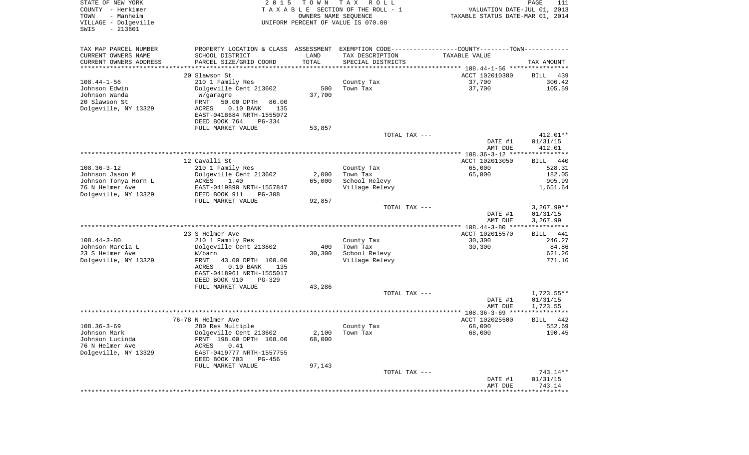STATE OF NEW YORK
COUNTY - Herkimer
TOWN - Manheim
VILLAGE - Dolgeville
SWIS - 213601

2 0 1 5 T O W N T A X R O L L
T A X A B L E SECTION OF THE ROLL - 1
OWNERS NAME SEQUENCE
UNIFORM PERCENT OF VALUE IS 070.00

VALUATION DATE-JUL 01, 2013
TAXABLE STATUS DATE-MAR 01, 2014

| TAX MAP PARCEL NUMBER / CURRENT OWNERS NAME / CURRENT OWNERS ADDRESS | PROPERTY LOCATION & CLASS / SCHOOL DISTRICT / PARCEL SIZE/GRID COORD | ASSESSMENT LAND / TOTAL | EXEMPTION CODE / TAX DESCRIPTION / SPECIAL DISTRICTS | TAXABLE VALUE | TAX AMOUNT |
|---|---|---|---|---|---|
| 108.44-1-56 | 20 Slawson St | | | ACCT 102010380 | BILL 439 |
| Johnson Edwin | 210 1 Family Res | | County Tax | 37,700 | 306.42 |
| Johnson Wanda | Dolgeville Cent 213602 | 500 | Town Tax | 37,700 | 105.59 |
| 20 Slawson St | W/garagre | 37,700 | | | |
| Dolgeville, NY 13329 | FRNT 50.00 DPTH 86.00 | | | | |
| | ACRES 0.10 BANK 135 | | | | |
| | EAST-0418684 NRTH-1555072 | | | | |
| | DEED BOOK 764 PG-334 | | | | |
| | FULL MARKET VALUE | 53,857 | | | |
| | | | TOTAL TAX --- | | 412.01** |
| | | | | DATE #1 | 01/31/15 |
| | | | | AMT DUE | 412.01 |
| 108.36-3-12 | 12 Cavalli St | | | ACCT 102013050 | BILL 440 |
| Johnson Jason M | 210 1 Family Res | | County Tax | 65,000 | 528.31 |
| Johnson Tonya Horn L | Dolgeville Cent 213602 | 2,000 | Town Tax | 65,000 | 182.05 |
| 76 N Helmer Ave | ACRES 1.40 | 65,000 | School Relevy | | 905.99 |
| Dolgeville, NY 13329 | EAST-0419890 NRTH-1557847 | | Village Relevy | | 1,651.64 |
| | DEED BOOK 911 PG-308 | | | | |
| | FULL MARKET VALUE | 92,857 | | | |
| | | | TOTAL TAX --- | | 3,267.99** |
| | | | | DATE #1 | 01/31/15 |
| | | | | AMT DUE | 3,267.99 |
| 108.44-3-80 | 23 S Helmer Ave | | | ACCT 102015570 | BILL 441 |
| Johnson Marcia L | 210 1 Family Res | | County Tax | 30,300 | 246.27 |
| 23 S Helmer Ave | Dolgeville Cent 213602 | 400 | Town Tax | 30,300 | 84.86 |
| Dolgeville, NY 13329 | W/barn | 30,300 | School Relevy | | 621.26 |
| | FRNT 43.00 DPTH 100.00 | | Village Relevy | | 771.16 |
| | ACRES 0.10 BANK 135 | | | | |
| | EAST-0418961 NRTH-1555017 | | | | |
| | DEED BOOK 910 PG-329 | | | | |
| | FULL MARKET VALUE | 43,286 | | | |
| | | | TOTAL TAX --- | | 1,723.55** |
| | | | | DATE #1 | 01/31/15 |
| | | | | AMT DUE | 1,723.55 |
| 108.36-3-69 | 76-78 N Helmer Ave | | | ACCT 102025500 | BILL 442 |
| Johnson Mark | 280 Res Multiple | | County Tax | 68,000 | 552.69 |
| Johnson Lucinda | Dolgeville Cent 213602 | 2,100 | Town Tax | 68,000 | 190.45 |
| 76 N Helmer Ave | FRNT 198.00 DPTH 108.00 | 68,000 | | | |
| Dolgeville, NY 13329 | ACRES 0.41 | | | | |
| | EAST-0419777 NRTH-1557755 | | | | |
| | DEED BOOK 703 PG-456 | | | | |
| | FULL MARKET VALUE | 97,143 | | | |
| | | | TOTAL TAX --- | | 743.14** |
| | | | | DATE #1 | 01/31/15 |
| | | | | AMT DUE | 743.14 |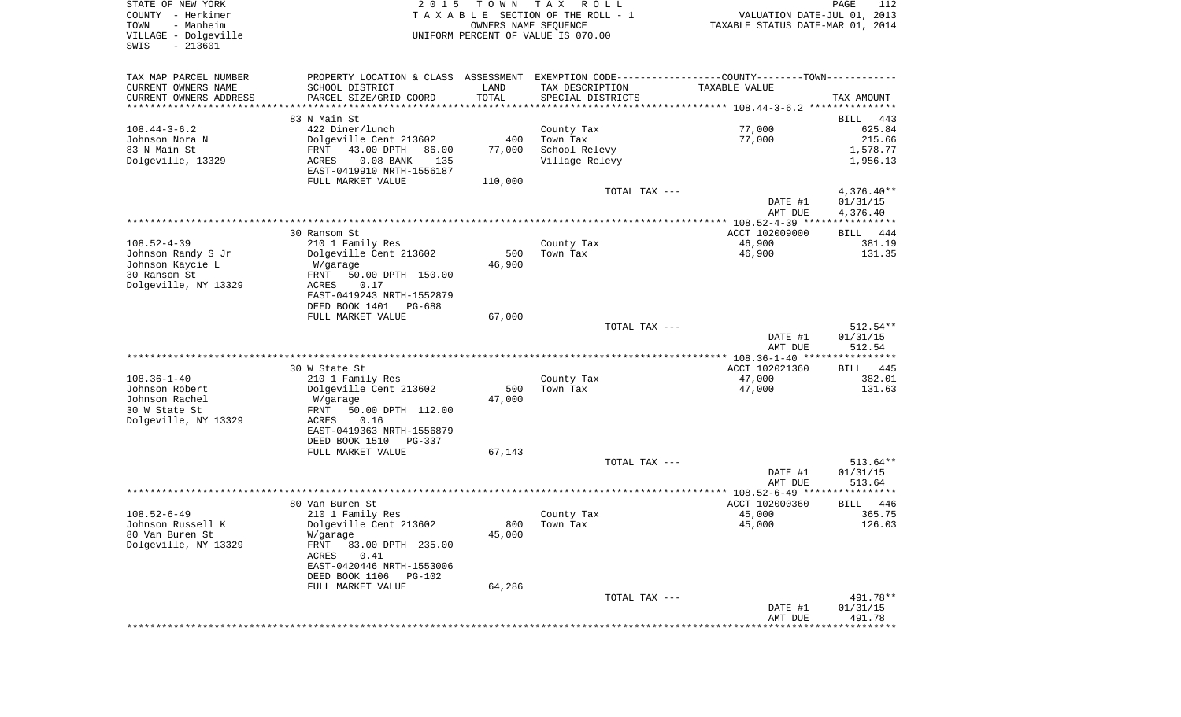STATE OF NEW YORK
COUNTY - Herkimer
TOWN - Manheim
VILLAGE - Dolgeville
SWIS - 213601

2 0 1 5 T O W N T A X R O L L
T A X A B L E SECTION OF THE ROLL - 1
OWNERS NAME SEQUENCE
UNIFORM PERCENT OF VALUE IS 070.00

VALUATION DATE-JUL 01, 2013
TAXABLE STATUS DATE-MAR 01, 2014

| TAX MAP PARCEL NUMBER / CURRENT OWNERS NAME / CURRENT OWNERS ADDRESS | PROPERTY LOCATION & CLASS / SCHOOL DISTRICT / PARCEL SIZE/GRID COORD | ASSESSMENT LAND / TOTAL | EXEMPTION CODE / TAX DESCRIPTION / SPECIAL DISTRICTS | COUNTY--------TOWN / TAXABLE VALUE | TAX AMOUNT |
|---|---|---|---|---|---|
| 108.44-3-6.2 | 83 N Main St | | | | BILL 443 |
| Johnson Nora N | 422 Diner/lunch | | County Tax | 77,000 | 625.84 |
| 83 N Main St | Dolgeville Cent 213602 | 400 | Town Tax | 77,000 | 215.66 |
| Dolgeville, 13329 | FRNT 43.00 DPTH 86.00 | 77,000 | School Relevy | | 1,578.77 |
| | ACRES 0.08 BANK 135 | | Village Relevy | | 1,956.13 |
| | EAST-0419910 NRTH-1556187 | | | | |
| | FULL MARKET VALUE | 110,000 | | | |
| | | | TOTAL TAX --- | | 4,376.40** |
| | | | | DATE #1 | 01/31/15 |
| | | | | AMT DUE | 4,376.40 |
| 108.52-4-39 | 30 Ransom St | | | ACCT 102009000 | BILL 444 |
| Johnson Randy S Jr | 210 1 Family Res | | County Tax | 46,900 | 381.19 |
| Johnson Kaycie L | Dolgeville Cent 213602 | 500 | Town Tax | 46,900 | 131.35 |
| 30 Ransom St | W/garage | 46,900 | | | |
| Dolgeville, NY 13329 | FRNT 50.00 DPTH 150.00 | | | | |
| | ACRES 0.17 | | | | |
| | EAST-0419243 NRTH-1552879 | | | | |
| | DEED BOOK 1401 PG-688 | | | | |
| | FULL MARKET VALUE | 67,000 | | | |
| | | | TOTAL TAX --- | | 512.54** |
| | | | | DATE #1 | 01/31/15 |
| | | | | AMT DUE | 512.54 |
| 108.36-1-40 | 30 W State St | | | ACCT 102021360 | BILL 445 |
| Johnson Robert | 210 1 Family Res | | County Tax | 47,000 | 382.01 |
| Johnson Rachel | Dolgeville Cent 213602 | 500 | Town Tax | 47,000 | 131.63 |
| 30 W State St | W/garage | 47,000 | | | |
| Dolgeville, NY 13329 | FRNT 50.00 DPTH 112.00 | | | | |
| | ACRES 0.16 | | | | |
| | EAST-0419363 NRTH-1556879 | | | | |
| | DEED BOOK 1510 PG-337 | | | | |
| | FULL MARKET VALUE | 67,143 | | | |
| | | | TOTAL TAX --- | | 513.64** |
| | | | | DATE #1 | 01/31/15 |
| | | | | AMT DUE | 513.64 |
| 108.52-6-49 | 80 Van Buren St | | | ACCT 102000360 | BILL 446 |
| Johnson Russell K | 210 1 Family Res | | County Tax | 45,000 | 365.75 |
| 80 Van Buren St | Dolgeville Cent 213602 | 800 | Town Tax | 45,000 | 126.03 |
| Dolgeville, NY 13329 | W/garage | 45,000 | | | |
| | FRNT 83.00 DPTH 235.00 | | | | |
| | ACRES 0.41 | | | | |
| | EAST-0420446 NRTH-1553006 | | | | |
| | DEED BOOK 1106 PG-102 | | | | |
| | FULL MARKET VALUE | 64,286 | | | |
| | | | TOTAL TAX --- | | 491.78** |
| | | | | DATE #1 | 01/31/15 |
| | | | | AMT DUE | 491.78 |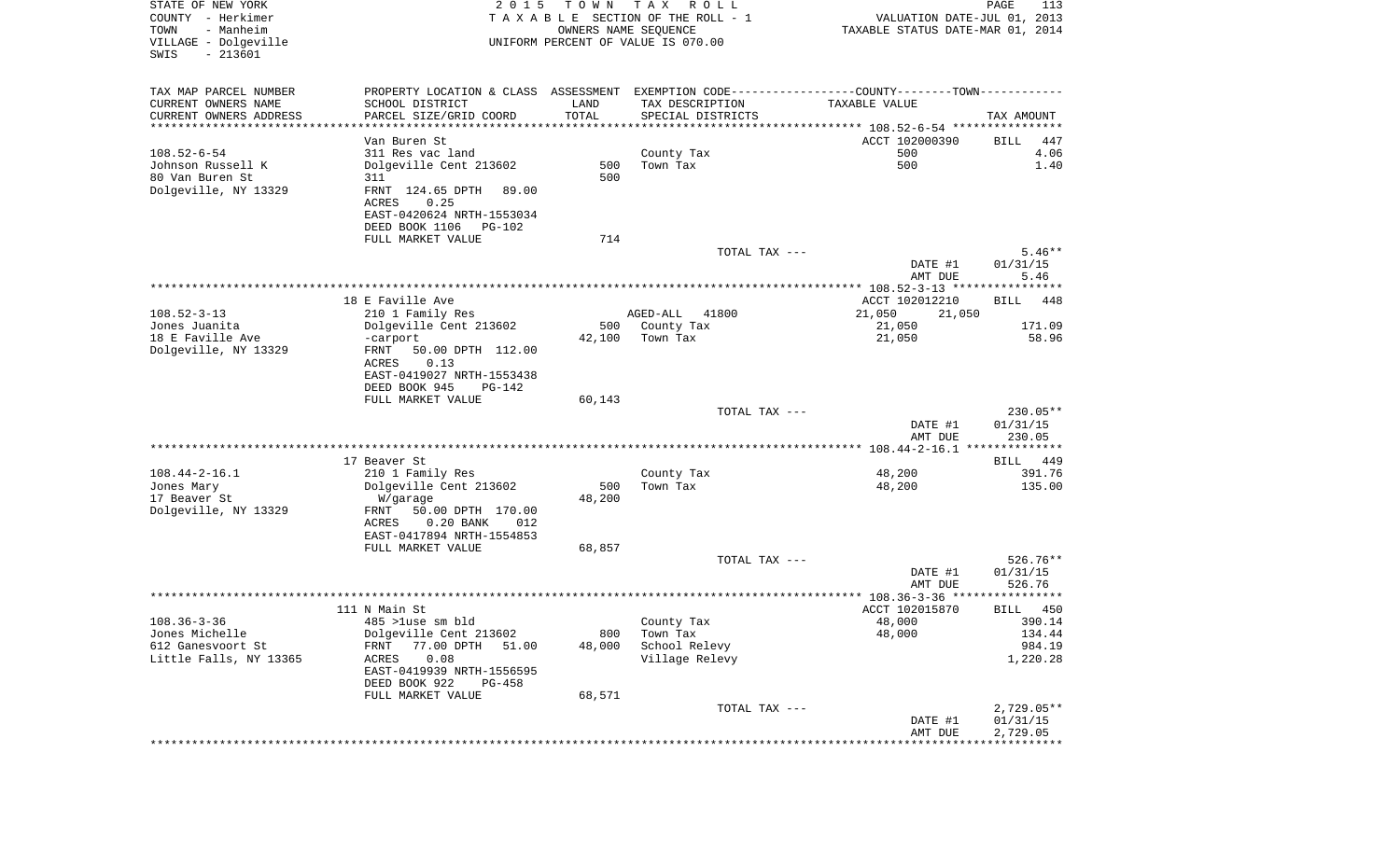STATE OF NEW YORK
COUNTY - Herkimer
TOWN - Manheim
VILLAGE - Dolgeville
SWIS - 213601

2 0 1 5 T O W N T A X R O L L
T A X A B L E SECTION OF THE ROLL - 1
OWNERS NAME SEQUENCE
UNIFORM PERCENT OF VALUE IS 070.00

VALUATION DATE-JUL 01, 2013
TAXABLE STATUS DATE-MAR 01, 2014

| TAX MAP PARCEL NUMBER / CURRENT OWNERS NAME / CURRENT OWNERS ADDRESS | PROPERTY LOCATION & CLASS / SCHOOL DISTRICT / PARCEL SIZE/GRID COORD | ASSESSMENT LAND / TOTAL | EXEMPTION CODE / TAX DESCRIPTION / SPECIAL DISTRICTS | COUNTY--------TOWN / TAXABLE VALUE | TAX AMOUNT |
|---|---|---|---|---|---|
| **108.52-6-54** | Van Buren St | | | ACCT 102000390 | BILL 447 |
| 108.52-6-54 | 311 Res vac land | | County Tax | 500 | 4.06 |
| Johnson Russell K | Dolgeville Cent 213602 | 500 | Town Tax | 500 | 1.40 |
| 80 Van Buren St | 311 | 500 | | | |
| Dolgeville, NY 13329 | FRNT 124.65 DPTH 89.00 | | | | |
| | ACRES 0.25 | | | | |
| | EAST-0420624 NRTH-1553034 | | | | |
| | DEED BOOK 1106 PG-102 | | | | |
| | FULL MARKET VALUE | 714 | | | |
| | | | TOTAL TAX --- | | 5.46** |
| | | | | DATE #1 | 01/31/15 |
| | | | | AMT DUE | 5.46 |
| **108.52-3-13** | 18 E Faville Ave | | | ACCT 102012210 | BILL 448 |
| 108.52-3-13 | 210 1 Family Res | | AGED-ALL 41800 | 21,050 21,050 | |
| Jones Juanita | Dolgeville Cent 213602 | 500 | County Tax | 21,050 | 171.09 |
| 18 E Faville Ave | -carport | 42,100 | Town Tax | 21,050 | 58.96 |
| Dolgeville, NY 13329 | FRNT 50.00 DPTH 112.00 | | | | |
| | ACRES 0.13 | | | | |
| | EAST-0419027 NRTH-1553438 | | | | |
| | DEED BOOK 945 PG-142 | | | | |
| | FULL MARKET VALUE | 60,143 | | | |
| | | | TOTAL TAX --- | | 230.05** |
| | | | | DATE #1 | 01/31/15 |
| | | | | AMT DUE | 230.05 |
| **108.44-2-16.1** | 17 Beaver St | | | | BILL 449 |
| 108.44-2-16.1 | 210 1 Family Res | | County Tax | 48,200 | 391.76 |
| Jones Mary | Dolgeville Cent 213602 | 500 | Town Tax | 48,200 | 135.00 |
| 17 Beaver St | W/garage | 48,200 | | | |
| Dolgeville, NY 13329 | FRNT 50.00 DPTH 170.00 | | | | |
| | ACRES 0.20 BANK 012 | | | | |
| | EAST-0417894 NRTH-1554853 | | | | |
| | FULL MARKET VALUE | 68,857 | | | |
| | | | TOTAL TAX --- | | 526.76** |
| | | | | DATE #1 | 01/31/15 |
| | | | | AMT DUE | 526.76 |
| **108.36-3-36** | 111 N Main St | | | ACCT 102015870 | BILL 450 |
| 108.36-3-36 | 485 >1use sm bld | | County Tax | 48,000 | 390.14 |
| Jones Michelle | Dolgeville Cent 213602 | 800 | Town Tax | 48,000 | 134.44 |
| 612 Ganesvoort St | FRNT 77.00 DPTH 51.00 | 48,000 | School Relevy | | 984.19 |
| Little Falls, NY 13365 | ACRES 0.08 | | Village Relevy | | 1,220.28 |
| | EAST-0419939 NRTH-1556595 | | | | |
| | DEED BOOK 922 PG-458 | | | | |
| | FULL MARKET VALUE | 68,571 | | | |
| | | | TOTAL TAX --- | | 2,729.05** |
| | | | | DATE #1 | 01/31/15 |
| | | | | AMT DUE | 2,729.05 |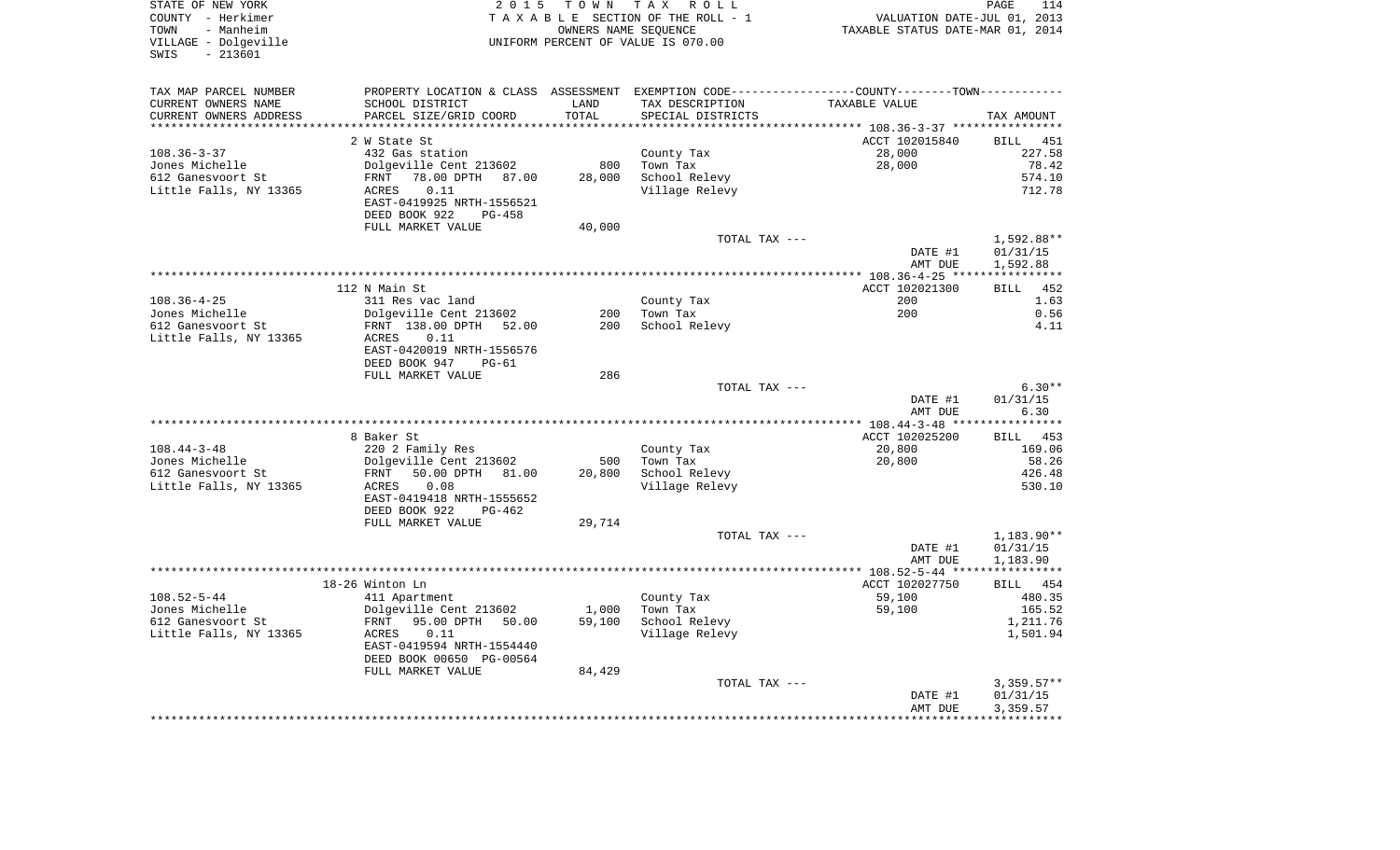STATE OF NEW YORK — 2015 TOWN TAX ROLL — PAGE 114
COUNTY - Herkimer — TAXABLE SECTION OF THE ROLL - 1 — VALUATION DATE-JUL 01, 2013
TOWN - Manheim — OWNERS NAME SEQUENCE — TAXABLE STATUS DATE-MAR 01, 2014
VILLAGE - Dolgeville — UNIFORM PERCENT OF VALUE IS 070.00
SWIS - 213601

| TAX MAP PARCEL NUMBER / CURRENT OWNERS NAME / CURRENT OWNERS ADDRESS | PROPERTY LOCATION & CLASS / SCHOOL DISTRICT / PARCEL SIZE/GRID COORD | ASSESSMENT LAND | TOTAL | EXEMPTION CODE / TAX DESCRIPTION / SPECIAL DISTRICTS | TAXABLE VALUE | TAX AMOUNT |
|---|---|---|---|---|---|---|
| | 2 W State St | | | | ACCT 102015840 | BILL 451 |
| 108.36-3-37 | 432 Gas station | | | County Tax | 28,000 | 227.58 |
| Jones Michelle | Dolgeville Cent 213602 | 800 | | Town Tax | 28,000 | 78.42 |
| 612 Ganesvoort St | FRNT 78.00 DPTH 87.00 | | 28,000 | School Relevy | | 574.10 |
| Little Falls, NY 13365 | ACRES 0.11 | | | Village Relevy | | 712.78 |
| | EAST-0419925 NRTH-1556521 | | | | | |
| | DEED BOOK 922 PG-458 | | | | | |
| | FULL MARKET VALUE | | 40,000 | | | |
| | | | | TOTAL TAX --- | | 1,592.88** |
| | | | | | DATE #1 | 01/31/15 |
| | | | | | AMT DUE | 1,592.88 |
| | 112 N Main St | | | | ACCT 102021300 | BILL 452 |
| 108.36-4-25 | 311 Res vac land | | | County Tax | 200 | 1.63 |
| Jones Michelle | Dolgeville Cent 213602 | 200 | | Town Tax | 200 | 0.56 |
| 612 Ganesvoort St | FRNT 138.00 DPTH 52.00 | | 200 | School Relevy | | 4.11 |
| Little Falls, NY 13365 | ACRES 0.11 | | | | | |
| | EAST-0420019 NRTH-1556576 | | | | | |
| | DEED BOOK 947 PG-61 | | | | | |
| | FULL MARKET VALUE | | 286 | | | |
| | | | | TOTAL TAX --- | | 6.30** |
| | | | | | DATE #1 | 01/31/15 |
| | | | | | AMT DUE | 6.30 |
| | 8 Baker St | | | | ACCT 102025200 | BILL 453 |
| 108.44-3-48 | 220 2 Family Res | | | County Tax | 20,800 | 169.06 |
| Jones Michelle | Dolgeville Cent 213602 | 500 | | Town Tax | 20,800 | 58.26 |
| 612 Ganesvoort St | FRNT 50.00 DPTH 81.00 | | 20,800 | School Relevy | | 426.48 |
| Little Falls, NY 13365 | ACRES 0.08 | | | Village Relevy | | 530.10 |
| | EAST-0419418 NRTH-1555652 | | | | | |
| | DEED BOOK 922 PG-462 | | | | | |
| | FULL MARKET VALUE | | 29,714 | | | |
| | | | | TOTAL TAX --- | | 1,183.90** |
| | | | | | DATE #1 | 01/31/15 |
| | | | | | AMT DUE | 1,183.90 |
| | 18-26 Winton Ln | | | | ACCT 102027750 | BILL 454 |
| 108.52-5-44 | 411 Apartment | | | County Tax | 59,100 | 480.35 |
| Jones Michelle | Dolgeville Cent 213602 | 1,000 | | Town Tax | 59,100 | 165.52 |
| 612 Ganesvoort St | FRNT 95.00 DPTH 50.00 | | 59,100 | School Relevy | | 1,211.76 |
| Little Falls, NY 13365 | ACRES 0.11 | | | Village Relevy | | 1,501.94 |
| | EAST-0419594 NRTH-1554440 | | | | | |
| | DEED BOOK 00650 PG-00564 | | | | | |
| | FULL MARKET VALUE | | 84,429 | | | |
| | | | | TOTAL TAX --- | | 3,359.57** |
| | | | | | DATE #1 | 01/31/15 |
| | | | | | AMT DUE | 3,359.57 |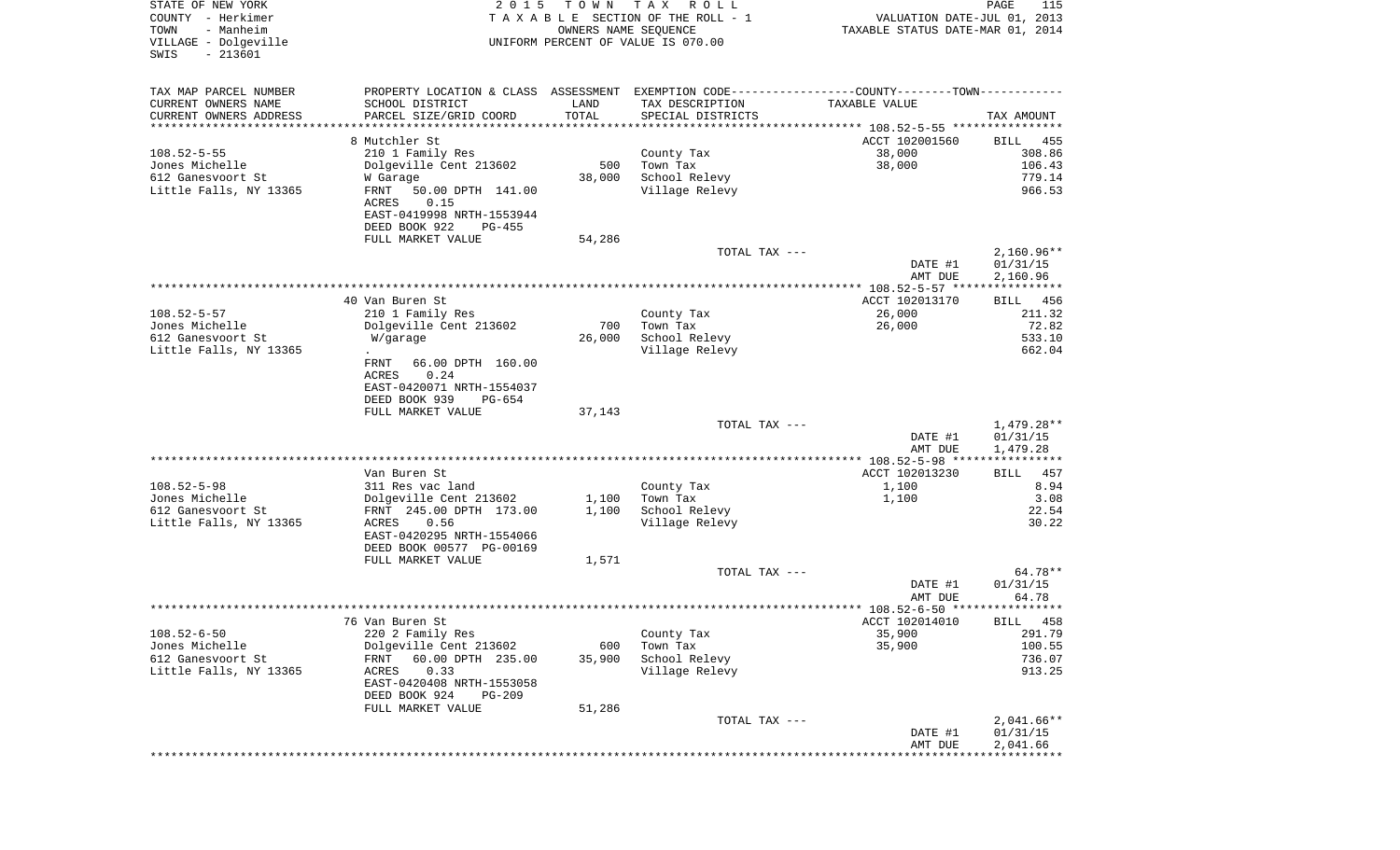STATE OF NEW YORK
COUNTY - Herkimer
TOWN - Manheim
VILLAGE - Dolgeville
SWIS - 213601

2015 TOWN TAX ROLL
TAXABLE SECTION OF THE ROLL - 1
OWNERS NAME SEQUENCE
UNIFORM PERCENT OF VALUE IS 070.00

VALUATION DATE-JUL 01, 2013
TAXABLE STATUS DATE-MAR 01, 2014

| TAX MAP PARCEL NUMBER / CURRENT OWNERS NAME / CURRENT OWNERS ADDRESS | PROPERTY LOCATION & CLASS / SCHOOL DISTRICT / PARCEL SIZE/GRID COORD | ASSESSMENT LAND / TOTAL | EXEMPTION CODE / TAX DESCRIPTION / SPECIAL DISTRICTS | TAXABLE VALUE | TAX AMOUNT |
|---|---|---|---|---|---|
| 108.52-5-55 | 8 Mutchler St | | | ACCT 102001560 | BILL 455 |
| Jones Michelle | 210 1 Family Res | | County Tax | 38,000 | 308.86 |
| 612 Ganesvoort St | Dolgeville Cent 213602 | 500 | Town Tax | 38,000 | 106.43 |
| Little Falls, NY 13365 | W Garage | 38,000 | School Relevy | | 779.14 |
| | FRNT 50.00 DPTH 141.00 | | Village Relevy | | 966.53 |
| | ACRES 0.15 | | | | |
| | EAST-0419998 NRTH-1553944 | | | | |
| | DEED BOOK 922 PG-455 | | | | |
| | FULL MARKET VALUE | 54,286 | | | |
| | | | TOTAL TAX --- | | 2,160.96** |
| | | | | DATE #1 | 01/31/15 |
| | | | | AMT DUE | 2,160.96 |
| 108.52-5-57 | 40 Van Buren St | | | ACCT 102013170 | BILL 456 |
| Jones Michelle | 210 1 Family Res | | County Tax | 26,000 | 211.32 |
| 612 Ganesvoort St | Dolgeville Cent 213602 | 700 | Town Tax | 26,000 | 72.82 |
| Little Falls, NY 13365 | W/garage | 26,000 | School Relevy | | 533.10 |
| | . | | Village Relevy | | 662.04 |
| | FRNT 66.00 DPTH 160.00 | | | | |
| | ACRES 0.24 | | | | |
| | EAST-0420071 NRTH-1554037 | | | | |
| | DEED BOOK 939 PG-654 | | | | |
| | FULL MARKET VALUE | 37,143 | | | |
| | | | TOTAL TAX --- | | 1,479.28** |
| | | | | DATE #1 | 01/31/15 |
| | | | | AMT DUE | 1,479.28 |
| 108.52-5-98 | Van Buren St | | | ACCT 102013230 | BILL 457 |
| Jones Michelle | 311 Res vac land | | County Tax | 1,100 | 8.94 |
| 612 Ganesvoort St | Dolgeville Cent 213602 | 1,100 | Town Tax | 1,100 | 3.08 |
| Little Falls, NY 13365 | FRNT 245.00 DPTH 173.00 | 1,100 | School Relevy | | 22.54 |
| | ACRES 0.56 | | Village Relevy | | 30.22 |
| | EAST-0420295 NRTH-1554066 | | | | |
| | DEED BOOK 00577 PG-00169 | | | | |
| | FULL MARKET VALUE | 1,571 | | | |
| | | | TOTAL TAX --- | | 64.78** |
| | | | | DATE #1 | 01/31/15 |
| | | | | AMT DUE | 64.78 |
| 108.52-6-50 | 76 Van Buren St | | | ACCT 102014010 | BILL 458 |
| Jones Michelle | 220 2 Family Res | | County Tax | 35,900 | 291.79 |
| 612 Ganesvoort St | Dolgeville Cent 213602 | 600 | Town Tax | 35,900 | 100.55 |
| Little Falls, NY 13365 | FRNT 60.00 DPTH 235.00 | 35,900 | School Relevy | | 736.07 |
| | ACRES 0.33 | | Village Relevy | | 913.25 |
| | EAST-0420408 NRTH-1553058 | | | | |
| | DEED BOOK 924 PG-209 | | | | |
| | FULL MARKET VALUE | 51,286 | | | |
| | | | TOTAL TAX --- | | 2,041.66** |
| | | | | DATE #1 | 01/31/15 |
| | | | | AMT DUE | 2,041.66 |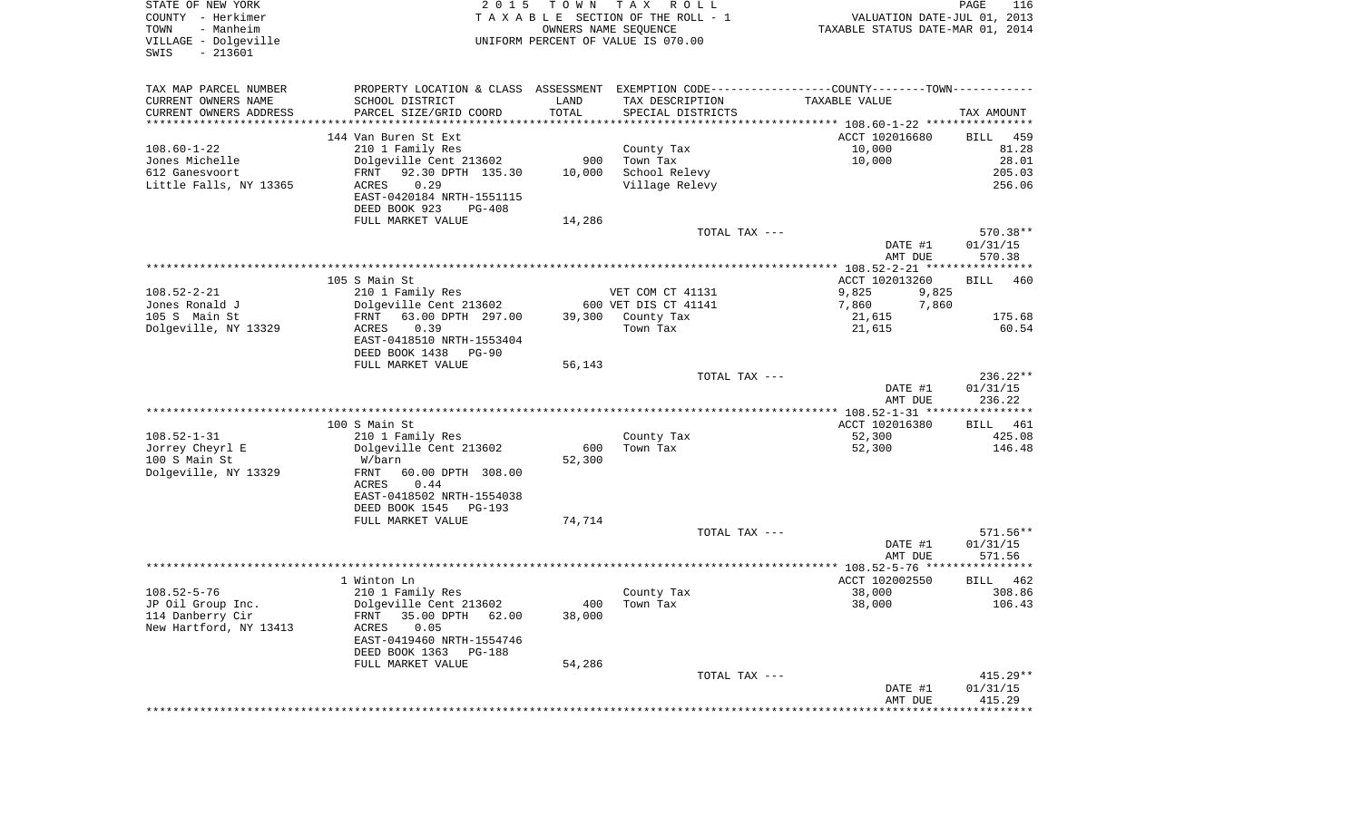STATE OF NEW YORK
COUNTY - Herkimer
TOWN - Manheim
VILLAGE - Dolgeville
SWIS - 213601

2015 TOWN TAX ROLL
TAXABLE SECTION OF THE ROLL - 1
OWNERS NAME SEQUENCE
UNIFORM PERCENT OF VALUE IS 070.00

VALUATION DATE-JUL 01, 2013
TAXABLE STATUS DATE-MAR 01, 2014

| TAX MAP PARCEL NUMBER / CURRENT OWNERS NAME / CURRENT OWNERS ADDRESS | PROPERTY LOCATION & CLASS / SCHOOL DISTRICT / PARCEL SIZE/GRID COORD | ASSESSMENT LAND / TOTAL | EXEMPTION CODE / TAX DESCRIPTION / SPECIAL DISTRICTS | COUNTY / TOWN TAXABLE VALUE | TAX AMOUNT |
|---|---|---|---|---|---|
| **108.60-1-22** | 144 Van Buren St Ext | | | ACCT 102016680 | BILL 459 |
| Jones Michelle | 210 1 Family Res | | County Tax | 10,000 | 81.28 |
| 612 Ganesvoort | Dolgeville Cent 213602 | 900 | Town Tax | 10,000 | 28.01 |
| Little Falls, NY 13365 | FRNT 92.30 DPTH 135.30 | 10,000 | School Relevy | | 205.03 |
| | ACRES 0.29 | | Village Relevy | | 256.06 |
| | EAST-0420184 NRTH-1551115 | | | | |
| | DEED BOOK 923 PG-408 | | | | |
| | FULL MARKET VALUE | 14,286 | | | |
| | | | TOTAL TAX --- | | 570.38** |
| | | | | DATE #1 | 01/31/15 |
| | | | | AMT DUE | 570.38 |
| **108.52-2-21** | 105 S Main St | | | ACCT 102013260 | BILL 460 |
| Jones Ronald J | 210 1 Family Res | | VET COM CT 41131 | 9,825 9,825 | |
| 105 S Main St | Dolgeville Cent 213602 | 600 | VET DIS CT 41141 | 7,860 7,860 | |
| Dolgeville, NY 13329 | FRNT 63.00 DPTH 297.00 | 39,300 | County Tax | 21,615 | 175.68 |
| | ACRES 0.39 | | Town Tax | 21,615 | 60.54 |
| | EAST-0418510 NRTH-1553404 | | | | |
| | DEED BOOK 1438 PG-90 | | | | |
| | FULL MARKET VALUE | 56,143 | | | |
| | | | TOTAL TAX --- | | 236.22** |
| | | | | DATE #1 | 01/31/15 |
| | | | | AMT DUE | 236.22 |
| **108.52-1-31** | 100 S Main St | | | ACCT 102016380 | BILL 461 |
| Jorrey Cheyrl E | 210 1 Family Res | | County Tax | 52,300 | 425.08 |
| 100 S Main St | Dolgeville Cent 213602 | 600 | Town Tax | 52,300 | 146.48 |
| Dolgeville, NY 13329 | W/barn | 52,300 | | | |
| | FRNT 60.00 DPTH 308.00 | | | | |
| | ACRES 0.44 | | | | |
| | EAST-0418502 NRTH-1554038 | | | | |
| | DEED BOOK 1545 PG-193 | | | | |
| | FULL MARKET VALUE | 74,714 | | | |
| | | | TOTAL TAX --- | | 571.56** |
| | | | | DATE #1 | 01/31/15 |
| | | | | AMT DUE | 571.56 |
| **108.52-5-76** | 1 Winton Ln | | | ACCT 102002550 | BILL 462 |
| JP Oil Group Inc. | 210 1 Family Res | | County Tax | 38,000 | 308.86 |
| 114 Danberry Cir | Dolgeville Cent 213602 | 400 | Town Tax | 38,000 | 106.43 |
| New Hartford, NY 13413 | FRNT 35.00 DPTH 62.00 | 38,000 | | | |
| | ACRES 0.05 | | | | |
| | EAST-0419460 NRTH-1554746 | | | | |
| | DEED BOOK 1363 PG-188 | | | | |
| | FULL MARKET VALUE | 54,286 | | | |
| | | | TOTAL TAX --- | | 415.29** |
| | | | | DATE #1 | 01/31/15 |
| | | | | AMT DUE | 415.29 |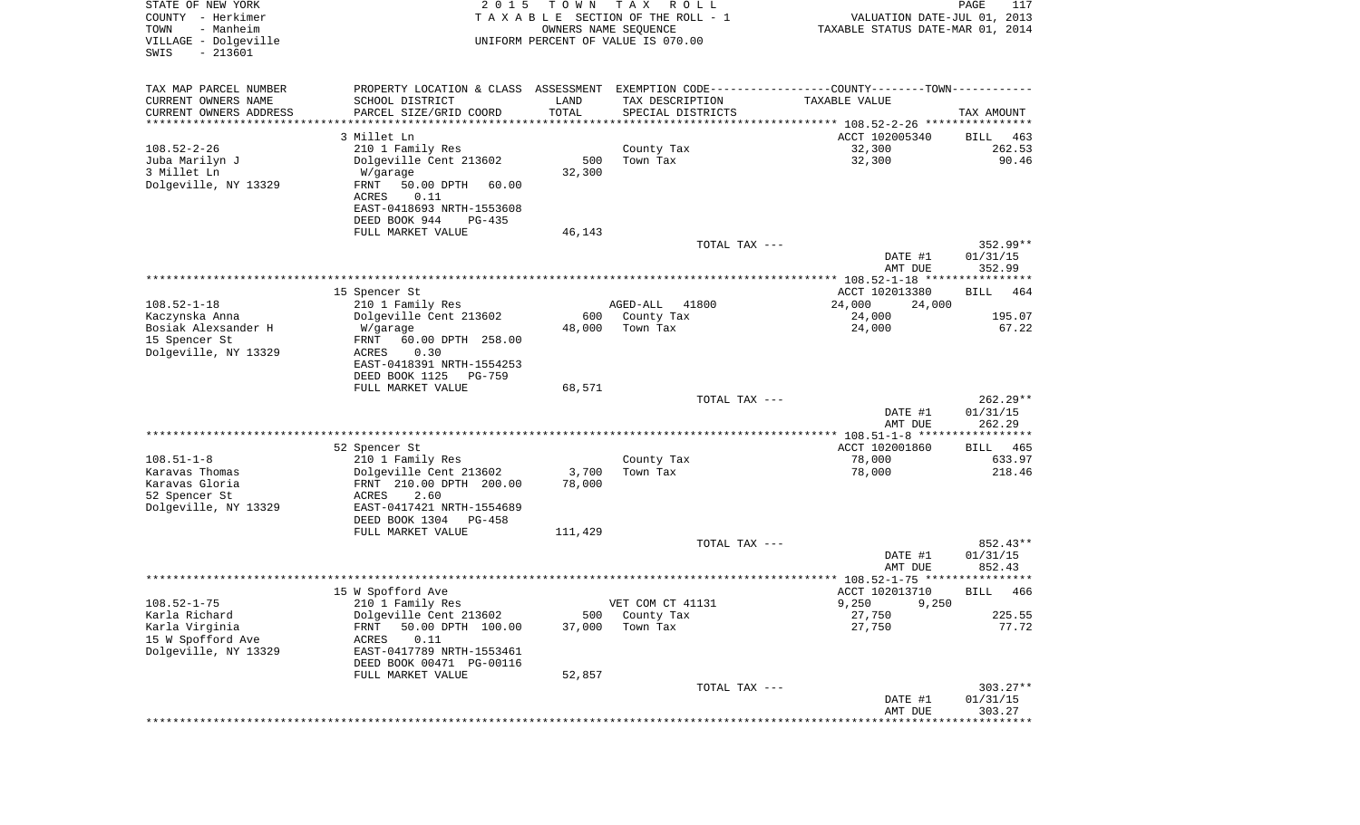STATE OF NEW YORK
COUNTY - Herkimer
TOWN - Manheim
VILLAGE - Dolgeville
SWIS - 213601

2015 TOWN TAX ROLL
TAXABLE SECTION OF THE ROLL - 1
OWNERS NAME SEQUENCE
UNIFORM PERCENT OF VALUE IS 070.00

VALUATION DATE-JUL 01, 2013
TAXABLE STATUS DATE-MAR 01, 2014

| TAX MAP PARCEL NUMBER<br>CURRENT OWNERS NAME<br>CURRENT OWNERS ADDRESS | PROPERTY LOCATION & CLASS<br>SCHOOL DISTRICT<br>PARCEL SIZE/GRID COORD | ASSESSMENT<br>LAND<br>TOTAL | EXEMPTION CODE<br>TAX DESCRIPTION<br>SPECIAL DISTRICTS | COUNTY / TOWN<br>TAXABLE VALUE | TAX AMOUNT |
|---|---|---|---|---|---|
| 108.52-2-26 | 3 Millet Ln |  |  | ACCT 102005340 | BILL 463 |
| Juba Marilyn J | 210 1 Family Res |  | County Tax | 32,300 | 262.53 |
| 3 Millet Ln | Dolgeville Cent 213602 | 500 | Town Tax | 32,300 | 90.46 |
| Dolgeville, NY 13329 | W/garage | 32,300 |  |  |  |
|  | FRNT 50.00 DPTH 60.00 |  |  |  |  |
|  | ACRES 0.11 |  |  |  |  |
|  | EAST-0418693 NRTH-1553608 |  |  |  |  |
|  | DEED BOOK 944 PG-435 |  |  |  |  |
|  | FULL MARKET VALUE | 46,143 |  |  |  |
|  |  |  | TOTAL TAX --- |  | 352.99** |
|  |  |  |  | DATE #1 | 01/31/15 |
|  |  |  |  | AMT DUE | 352.99 |
| 108.52-1-18 | 15 Spencer St |  |  | ACCT 102013380 | BILL 464 |
| Kaczynska Anna | 210 1 Family Res |  | AGED-ALL 41800 | 24,000 24,000 |  |
| Bosiak Alexsander H | Dolgeville Cent 213602 | 600 | County Tax | 24,000 | 195.07 |
| 15 Spencer St | W/garage | 48,000 | Town Tax | 24,000 | 67.22 |
| Dolgeville, NY 13329 | FRNT 60.00 DPTH 258.00 |  |  |  |  |
|  | ACRES 0.30 |  |  |  |  |
|  | EAST-0418391 NRTH-1554253 |  |  |  |  |
|  | DEED BOOK 1125 PG-759 |  |  |  |  |
|  | FULL MARKET VALUE | 68,571 |  |  |  |
|  |  |  | TOTAL TAX --- |  | 262.29** |
|  |  |  |  | DATE #1 | 01/31/15 |
|  |  |  |  | AMT DUE | 262.29 |
| 108.51-1-8 | 52 Spencer St |  |  | ACCT 102001860 | BILL 465 |
| Karavas Thomas | 210 1 Family Res |  | County Tax | 78,000 | 633.97 |
| Karavas Gloria | Dolgeville Cent 213602 | 3,700 | Town Tax | 78,000 | 218.46 |
| 52 Spencer St | FRNT 210.00 DPTH 200.00 | 78,000 |  |  |  |
| Dolgeville, NY 13329 | ACRES 2.60 |  |  |  |  |
|  | EAST-0417421 NRTH-1554689 |  |  |  |  |
|  | DEED BOOK 1304 PG-458 |  |  |  |  |
|  | FULL MARKET VALUE | 111,429 |  |  |  |
|  |  |  | TOTAL TAX --- |  | 852.43** |
|  |  |  |  | DATE #1 | 01/31/15 |
|  |  |  |  | AMT DUE | 852.43 |
| 108.52-1-75 | 15 W Spofford Ave |  |  | ACCT 102013710 | BILL 466 |
| Karla Richard | 210 1 Family Res |  | VET COM CT 41131 | 9,250 9,250 |  |
| Karla Virginia | Dolgeville Cent 213602 | 500 | County Tax | 27,750 | 225.55 |
| 15 W Spofford Ave | FRNT 50.00 DPTH 100.00 | 37,000 | Town Tax | 27,750 | 77.72 |
| Dolgeville, NY 13329 | ACRES 0.11 |  |  |  |  |
|  | EAST-0417789 NRTH-1553461 |  |  |  |  |
|  | DEED BOOK 00471 PG-00116 |  |  |  |  |
|  | FULL MARKET VALUE | 52,857 |  |  |  |
|  |  |  | TOTAL TAX --- |  | 303.27** |
|  |  |  |  | DATE #1 | 01/31/15 |
|  |  |  |  | AMT DUE | 303.27 |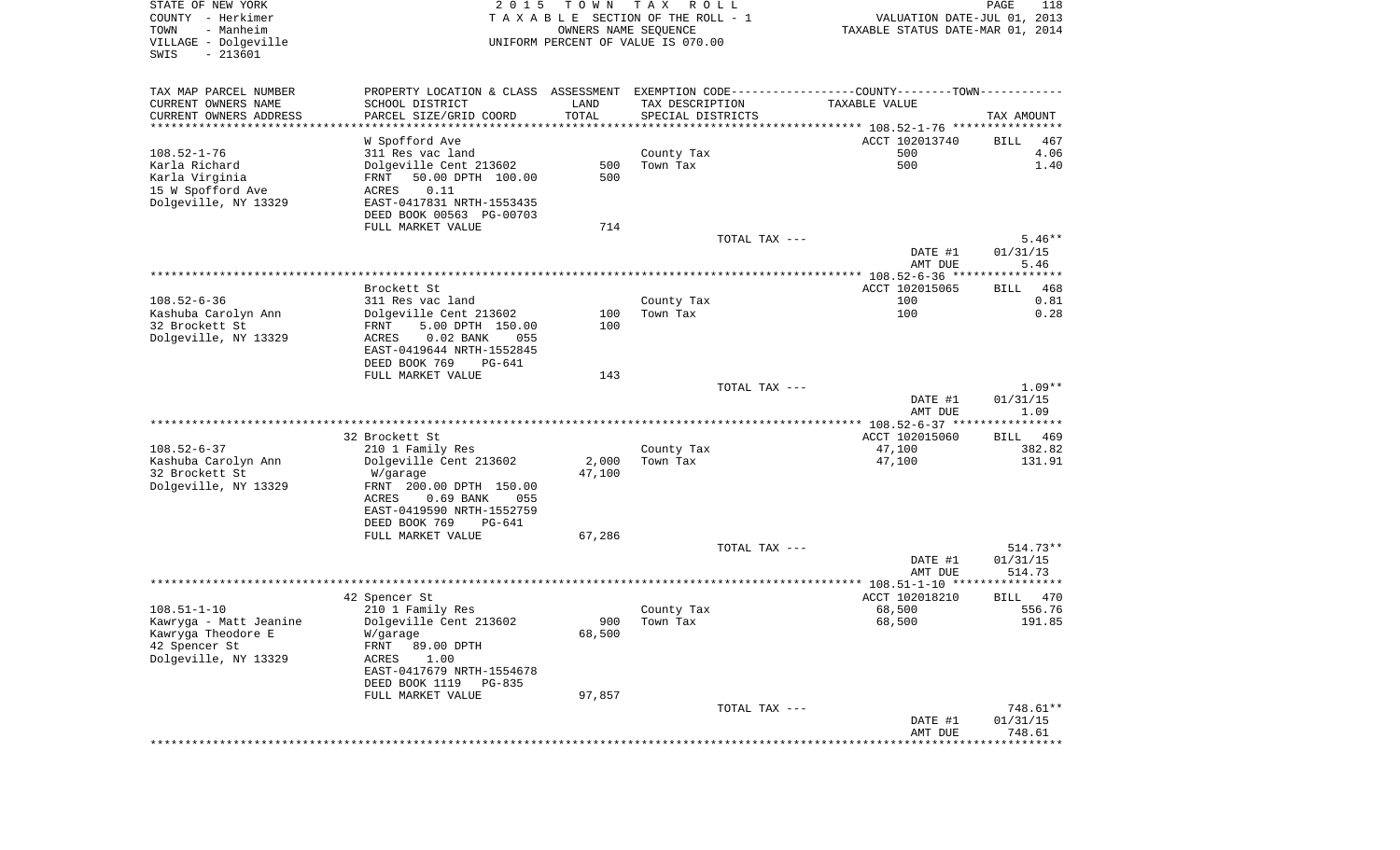STATE OF NEW YORK
COUNTY - Herkimer
TOWN - Manheim
VILLAGE - Dolgeville
SWIS - 213601

2 0 1 5 T O W N T A X R O L L
T A X A B L E SECTION OF THE ROLL - 1
OWNERS NAME SEQUENCE
UNIFORM PERCENT OF VALUE IS 070.00

VALUATION DATE-JUL 01, 2013
TAXABLE STATUS DATE-MAR 01, 2014

| TAX MAP PARCEL NUMBER<br>CURRENT OWNERS NAME<br>CURRENT OWNERS ADDRESS | PROPERTY LOCATION & CLASS<br>SCHOOL DISTRICT<br>PARCEL SIZE/GRID COORD | ASSESSMENT<br>LAND<br>TOTAL | EXEMPTION CODE<br>TAX DESCRIPTION<br>SPECIAL DISTRICTS | COUNTY--------TOWN<br>TAXABLE VALUE | TAX AMOUNT |
|---|---|---|---|---|---|
| | W Spofford Ave | | | ACCT 102013740 | BILL 467 |
| 108.52-1-76 | 311 Res vac land | | County Tax | 500 | 4.06 |
| Karla Richard | Dolgeville Cent 213602 | 500 | Town Tax | 500 | 1.40 |
| Karla Virginia | FRNT 50.00 DPTH 100.00 | 500 | | | |
| 15 W Spofford Ave | ACRES 0.11 | | | | |
| Dolgeville, NY 13329 | EAST-0417831 NRTH-1553435 | | | | |
| | DEED BOOK 00563 PG-00703 | | | | |
| | FULL MARKET VALUE | 714 | | | |
| | | | TOTAL TAX --- | | 5.46** |
| | | | | DATE #1 | 01/31/15 |
| | | | | AMT DUE | 5.46 |
| | Brockett St | | | ACCT 102015065 | BILL 468 |
| 108.52-6-36 | 311 Res vac land | | County Tax | 100 | 0.81 |
| Kashuba Carolyn Ann | Dolgeville Cent 213602 | 100 | Town Tax | 100 | 0.28 |
| 32 Brockett St | FRNT 5.00 DPTH 150.00 | 100 | | | |
| Dolgeville, NY 13329 | ACRES 0.02 BANK 055 | | | | |
| | EAST-0419644 NRTH-1552845 | | | | |
| | DEED BOOK 769 PG-641 | | | | |
| | FULL MARKET VALUE | 143 | | | |
| | | | TOTAL TAX --- | | 1.09** |
| | | | | DATE #1 | 01/31/15 |
| | | | | AMT DUE | 1.09 |
| | 32 Brockett St | | | ACCT 102015060 | BILL 469 |
| 108.52-6-37 | 210 1 Family Res | | County Tax | 47,100 | 382.82 |
| Kashuba Carolyn Ann | Dolgeville Cent 213602 | 2,000 | Town Tax | 47,100 | 131.91 |
| 32 Brockett St | W/garage | 47,100 | | | |
| Dolgeville, NY 13329 | FRNT 200.00 DPTH 150.00 | | | | |
| | ACRES 0.69 BANK 055 | | | | |
| | EAST-0419590 NRTH-1552759 | | | | |
| | DEED BOOK 769 PG-641 | | | | |
| | FULL MARKET VALUE | 67,286 | | | |
| | | | TOTAL TAX --- | | 514.73** |
| | | | | DATE #1 | 01/31/15 |
| | | | | AMT DUE | 514.73 |
| | 42 Spencer St | | | ACCT 102018210 | BILL 470 |
| 108.51-1-10 | 210 1 Family Res | | County Tax | 68,500 | 556.76 |
| Kawryga - Matt Jeanine | Dolgeville Cent 213602 | 900 | Town Tax | 68,500 | 191.85 |
| Kawryga Theodore E | W/garage | 68,500 | | | |
| 42 Spencer St | FRNT 89.00 DPTH | | | | |
| Dolgeville, NY 13329 | ACRES 1.00 | | | | |
| | EAST-0417679 NRTH-1554678 | | | | |
| | DEED BOOK 1119 PG-835 | | | | |
| | FULL MARKET VALUE | 97,857 | | | |
| | | | TOTAL TAX --- | | 748.61** |
| | | | | DATE #1 | 01/31/15 |
| | | | | AMT DUE | 748.61 |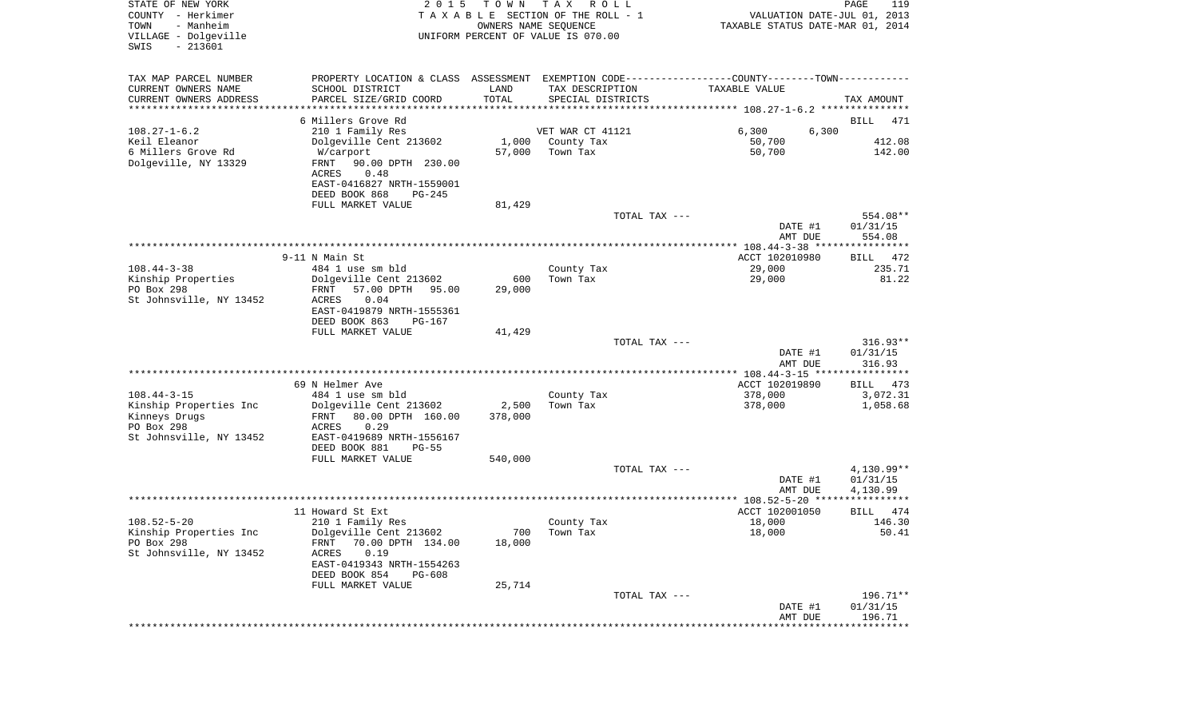STATE OF NEW YORK
COUNTY - Herkimer
TOWN - Manheim
VILLAGE - Dolgeville
SWIS - 213601

2 0 1 5 T O W N T A X R O L L
T A X A B L E SECTION OF THE ROLL - 1
OWNERS NAME SEQUENCE
UNIFORM PERCENT OF VALUE IS 070.00

VALUATION DATE-JUL 01, 2013
TAXABLE STATUS DATE-MAR 01, 2014

| TAX MAP PARCEL NUMBER / CURRENT OWNERS NAME / CURRENT OWNERS ADDRESS | PROPERTY LOCATION & CLASS / SCHOOL DISTRICT / PARCEL SIZE/GRID COORD | ASSESSMENT LAND / TOTAL | EXEMPTION CODE / TAX DESCRIPTION / SPECIAL DISTRICTS | COUNTY / TOWN TAXABLE VALUE | TAX AMOUNT |
|---|---|---|---|---|---|
| 108.27-1-6.2 | 6 Millers Grove Rd | | | | BILL 471 |
| Keil Eleanor | 210 1 Family Res | | VET WAR CT 41121 | 6,300 6,300 | |
| 6 Millers Grove Rd | Dolgeville Cent 213602 | 1,000 | County Tax | 50,700 | 412.08 |
| Dolgeville, NY 13329 | W/carport | 57,000 | Town Tax | 50,700 | 142.00 |
| | FRNT 90.00 DPTH 230.00 | | | | |
| | ACRES 0.48 | | | | |
| | EAST-0416827 NRTH-1559001 | | | | |
| | DEED BOOK 868 PG-245 | | | | |
| | FULL MARKET VALUE | 81,429 | | | |
| | | | TOTAL TAX --- | | 554.08** |
| | | | | DATE #1 | 01/31/15 |
| | | | | AMT DUE | 554.08 |
| 108.44-3-38 | 9-11 N Main St | | | ACCT 102010980 | BILL 472 |
| Kinship Properties | 484 1 use sm bld | | County Tax | 29,000 | 235.71 |
| PO Box 298 | Dolgeville Cent 213602 | 600 | Town Tax | 29,000 | 81.22 |
| St Johnsville, NY 13452 | FRNT 57.00 DPTH 95.00 | 29,000 | | | |
| | ACRES 0.04 | | | | |
| | EAST-0419879 NRTH-1555361 | | | | |
| | DEED BOOK 863 PG-167 | | | | |
| | FULL MARKET VALUE | 41,429 | | | |
| | | | TOTAL TAX --- | | 316.93** |
| | | | | DATE #1 | 01/31/15 |
| | | | | AMT DUE | 316.93 |
| 108.44-3-15 | 69 N Helmer Ave | | | ACCT 102019890 | BILL 473 |
| Kinship Properties Inc | 484 1 use sm bld | | County Tax | 378,000 | 3,072.31 |
| Kinneys Drugs | Dolgeville Cent 213602 | 2,500 | Town Tax | 378,000 | 1,058.68 |
| PO Box 298 | FRNT 80.00 DPTH 160.00 | 378,000 | | | |
| St Johnsville, NY 13452 | ACRES 0.29 | | | | |
| | EAST-0419689 NRTH-1556167 | | | | |
| | DEED BOOK 881 PG-55 | | | | |
| | FULL MARKET VALUE | 540,000 | | | |
| | | | TOTAL TAX --- | | 4,130.99** |
| | | | | DATE #1 | 01/31/15 |
| | | | | AMT DUE | 4,130.99 |
| 108.52-5-20 | 11 Howard St Ext | | | ACCT 102001050 | BILL 474 |
| Kinship Properties Inc | 210 1 Family Res | | County Tax | 18,000 | 146.30 |
| PO Box 298 | Dolgeville Cent 213602 | 700 | Town Tax | 18,000 | 50.41 |
| St Johnsville, NY 13452 | FRNT 70.00 DPTH 134.00 | 18,000 | | | |
| | ACRES 0.19 | | | | |
| | EAST-0419343 NRTH-1554263 | | | | |
| | DEED BOOK 854 PG-608 | | | | |
| | FULL MARKET VALUE | 25,714 | | | |
| | | | TOTAL TAX --- | | 196.71** |
| | | | | DATE #1 | 01/31/15 |
| | | | | AMT DUE | 196.71 |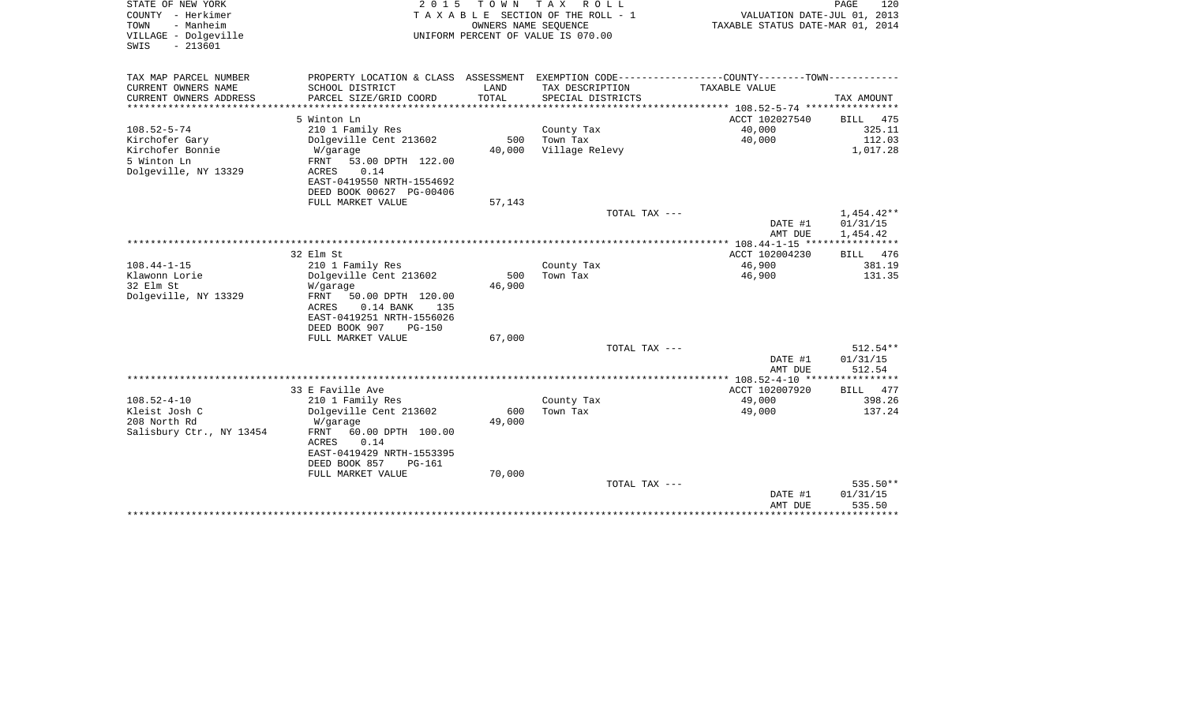STATE OF NEW YORK
COUNTY - Herkimer
TOWN - Manheim
VILLAGE - Dolgeville
SWIS - 213601

2015 TOWN TAX ROLL
TAXABLE SECTION OF THE ROLL - 1
OWNERS NAME SEQUENCE
UNIFORM PERCENT OF VALUE IS 070.00

VALUATION DATE-JUL 01, 2013
TAXABLE STATUS DATE-MAR 01, 2014

| TAX MAP PARCEL NUMBER<br>CURRENT OWNERS NAME<br>CURRENT OWNERS ADDRESS | PROPERTY LOCATION & CLASS<br>SCHOOL DISTRICT<br>PARCEL SIZE/GRID COORD | ASSESSMENT<br>LAND<br>TOTAL | EXEMPTION CODE-----COUNTY-----TOWN------<br>TAX DESCRIPTION<br>SPECIAL DISTRICTS | TAXABLE VALUE | TAX AMOUNT |
|---|---|---|---|---|---|
| 108.52-5-74 | 5 Winton Ln | | | ACCT 102027540 | BILL 475 |
| 108.52-5-74 | 210 1 Family Res | | County Tax | 40,000 | 325.11 |
| Kirchofer Gary | Dolgeville Cent 213602 | 500 | Town Tax | 40,000 | 112.03 |
| Kirchofer Bonnie | W/garage | 40,000 | Village Relevy | | 1,017.28 |
| 5 Winton Ln | FRNT 53.00 DPTH 122.00 | | | | |
| Dolgeville, NY 13329 | ACRES 0.14 | | | | |
| | EAST-0419550 NRTH-1554692 | | | | |
| | DEED BOOK 00627 PG-00406 | | | | |
| | FULL MARKET VALUE | 57,143 | | | |
| | | | TOTAL TAX --- | | 1,454.42** |
| | | | | DATE #1 | 01/31/15 |
| | | | | AMT DUE | 1,454.42 |
| 108.44-1-15 | 32 Elm St | | | ACCT 102004230 | BILL 476 |
| 108.44-1-15 | 210 1 Family Res | | County Tax | 46,900 | 381.19 |
| Klawonn Lorie | Dolgeville Cent 213602 | 500 | Town Tax | 46,900 | 131.35 |
| 32 Elm St | W/garage | 46,900 | | | |
| Dolgeville, NY 13329 | FRNT 50.00 DPTH 120.00 | | | | |
| | ACRES 0.14 BANK 135 | | | | |
| | EAST-0419251 NRTH-1556026 | | | | |
| | DEED BOOK 907 PG-150 | | | | |
| | FULL MARKET VALUE | 67,000 | | | |
| | | | TOTAL TAX --- | | 512.54** |
| | | | | DATE #1 | 01/31/15 |
| | | | | AMT DUE | 512.54 |
| 108.52-4-10 | 33 E Faville Ave | | | ACCT 102007920 | BILL 477 |
| 108.52-4-10 | 210 1 Family Res | | County Tax | 49,000 | 398.26 |
| Kleist Josh C | Dolgeville Cent 213602 | 600 | Town Tax | 49,000 | 137.24 |
| 208 North Rd | W/garage | 49,000 | | | |
| Salisbury Ctr., NY 13454 | FRNT 60.00 DPTH 100.00 | | | | |
| | ACRES 0.14 | | | | |
| | EAST-0419429 NRTH-1553395 | | | | |
| | DEED BOOK 857 PG-161 | | | | |
| | FULL MARKET VALUE | 70,000 | | | |
| | | | TOTAL TAX --- | | 535.50** |
| | | | | DATE #1 | 01/31/15 |
| | | | | AMT DUE | 535.50 |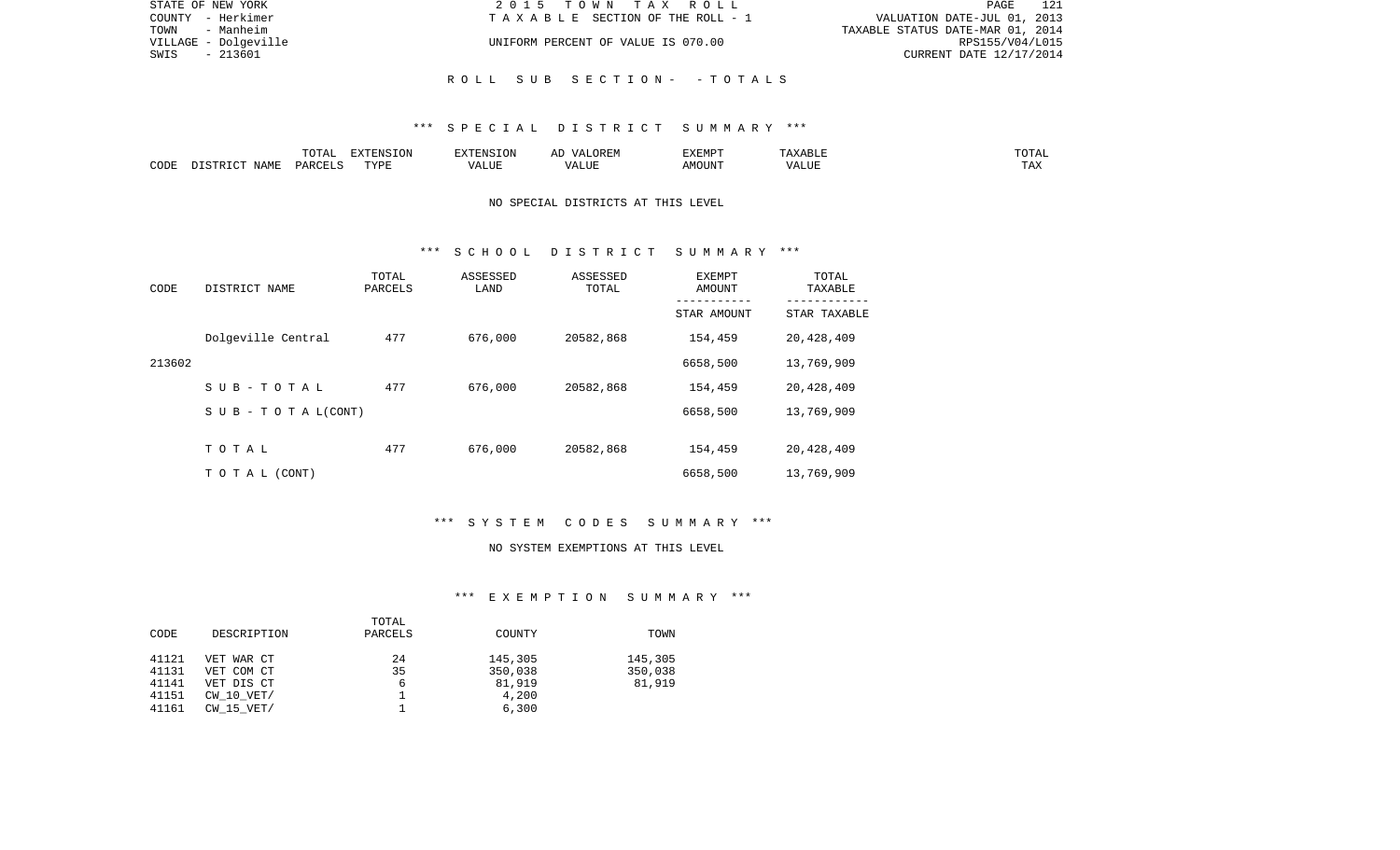ROLL SUB SECTION- - TOTALS

*** SPECIAL DISTRICT SUMMARY ***

| CODE | DISTRICT NAME | TOTAL PARCELS | EXTENSION TYPE | EXTENSION VALUE | AD VALOREM VALUE | EXEMPT AMOUNT | TAXABLE VALUE | TOTAL TAX |
|---|---|---|---|---|---|---|---|---|

NO SPECIAL DISTRICTS AT THIS LEVEL

*** SCHOOL DISTRICT SUMMARY ***

| CODE | DISTRICT NAME | TOTAL PARCELS | ASSESSED LAND | ASSESSED TOTAL | EXEMPT AMOUNT / STAR AMOUNT | TOTAL TAXABLE / STAR TAXABLE |
|---|---|---|---|---|---|---|
| | Dolgeville Central | 477 | 676,000 | 20582,868 | 154,459 | 20,428,409 |
| 213602 | | | | | 6658,500 | 13,769,909 |
| | SUB-TOTAL | 477 | 676,000 | 20582,868 | 154,459 | 20,428,409 |
| | SUB - TOTAL(CONT) | | | | 6658,500 | 13,769,909 |
| | TOTAL | 477 | 676,000 | 20582,868 | 154,459 | 20,428,409 |
| | TOTAL (CONT) | | | | 6658,500 | 13,769,909 |

*** SYSTEM CODES SUMMARY ***

NO SYSTEM EXEMPTIONS AT THIS LEVEL

*** EXEMPTION SUMMARY ***

| CODE | DESCRIPTION | TOTAL PARCELS | COUNTY | TOWN |
|---|---|---|---|---|
| 41121 | VET WAR CT | 24 | 145,305 | 145,305 |
| 41131 | VET COM CT | 35 | 350,038 | 350,038 |
| 41141 | VET DIS CT | 6 | 81,919 | 81,919 |
| 41151 | CW_10_VET/ | 1 | 4,200 | |
| 41161 | CW_15_VET/ | 1 | 6,300 | |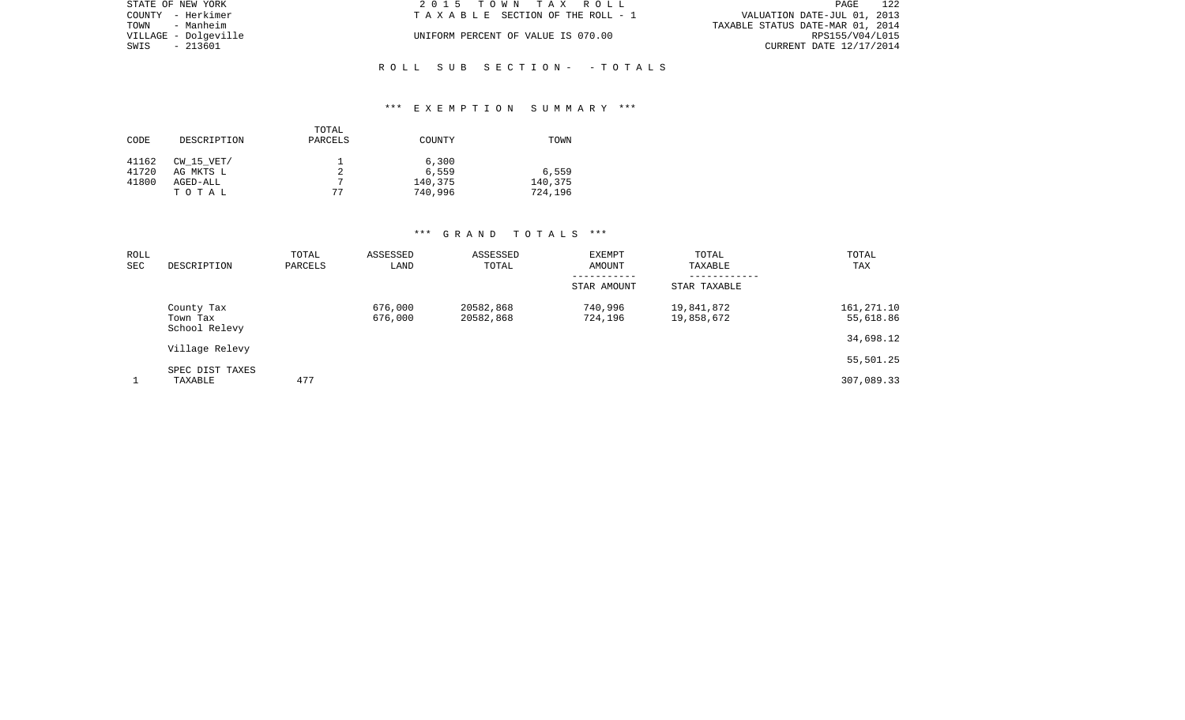## R O L L   S U B   S E C T I O N -   - T O T A L S

### \*\*\* E X E M P T I O N   S U M M A R Y \*\*\*

| CODE | DESCRIPTION | TOTAL PARCELS | COUNTY | TOWN |
|---|---|---|---|---|
| 41162 | CW_15_VET/ | 1 | 6,300 | |
| 41720 | AG MKTS L | 2 | 6,559 | 6,559 |
| 41800 | AGED-ALL | 7 | 140,375 | 140,375 |
| | T O T A L | 77 | 740,996 | 724,196 |

### \*\*\* G R A N D   T O T A L S \*\*\*

| ROLL SEC | DESCRIPTION | TOTAL PARCELS | ASSESSED LAND | ASSESSED TOTAL | EXEMPT AMOUNT / STAR AMOUNT | TOTAL TAXABLE / STAR TAXABLE | TOTAL TAX |
|---|---|---|---|---|---|---|---|
| | County Tax | | 676,000 | 20582,868 | 740,996 | 19,841,872 | 161,271.10 |
| | Town Tax | | 676,000 | 20582,868 | 724,196 | 19,858,672 | 55,618.86 |
| | School Relevy | | | | | | 34,698.12 |
| | Village Relevy | | | | | | 55,501.25 |
| | SPEC DIST TAXES | | | | | | |
| 1 | TAXABLE | 477 | | | | | 307,089.33 |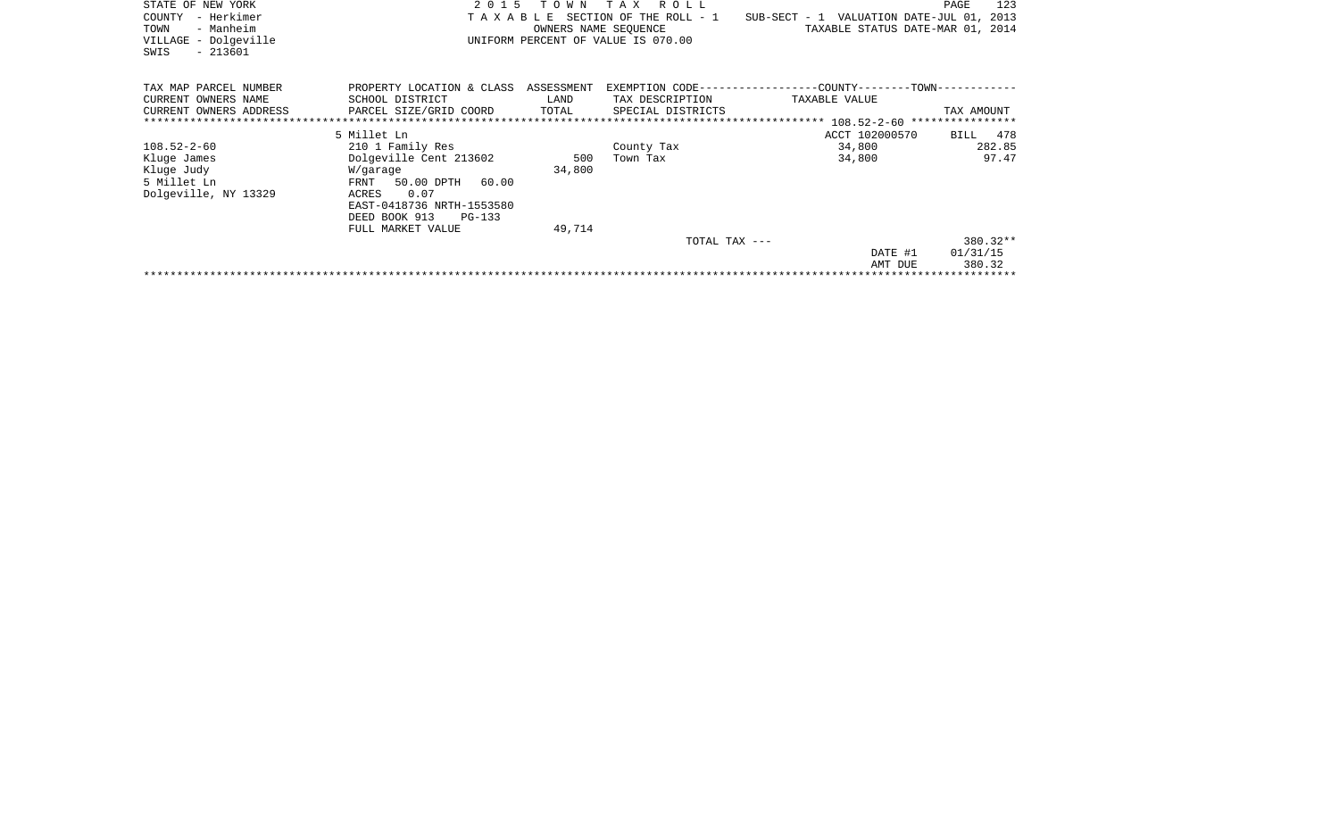STATE OF NEW YORK
COUNTY - Herkimer
TOWN - Manheim
VILLAGE - Dolgeville
SWIS - 213601

2015 TOWN TAX ROLL
TAXABLE SECTION OF THE ROLL - 1
OWNERS NAME SEQUENCE
UNIFORM PERCENT OF VALUE IS 070.00

SUB-SECT - 1 VALUATION DATE-JUL 01, 2013
TAXABLE STATUS DATE-MAR 01, 2014

| TAX MAP PARCEL NUMBER / CURRENT OWNERS NAME / CURRENT OWNERS ADDRESS | PROPERTY LOCATION & CLASS / SCHOOL DISTRICT / PARCEL SIZE/GRID COORD | ASSESSMENT LAND / TOTAL | EXEMPTION CODE / TAX DESCRIPTION / SPECIAL DISTRICTS | TAXABLE VALUE | TAX AMOUNT |
|---|---|---|---|---|---|
| | 5 Millet Ln | | | ACCT 102000570 | BILL 478 |
| 108.52-2-60 | 210 1 Family Res | | County Tax | 34,800 | 282.85 |
| Kluge James | Dolgeville Cent 213602 | 500 | Town Tax | 34,800 | 97.47 |
| Kluge Judy | W/garage | 34,800 | | | |
| 5 Millet Ln | FRNT 50.00 DPTH 60.00 | | | | |
| Dolgeville, NY 13329 | ACRES 0.07 | | | | |
| | EAST-0418736 NRTH-1553580 | | | | |
| | DEED BOOK 913 PG-133 | | | | |
| | FULL MARKET VALUE | 49,714 | | | |
| | | | TOTAL TAX --- | | 380.32** |
| | | | | DATE #1 | 01/31/15 |
| | | | | AMT DUE | 380.32 |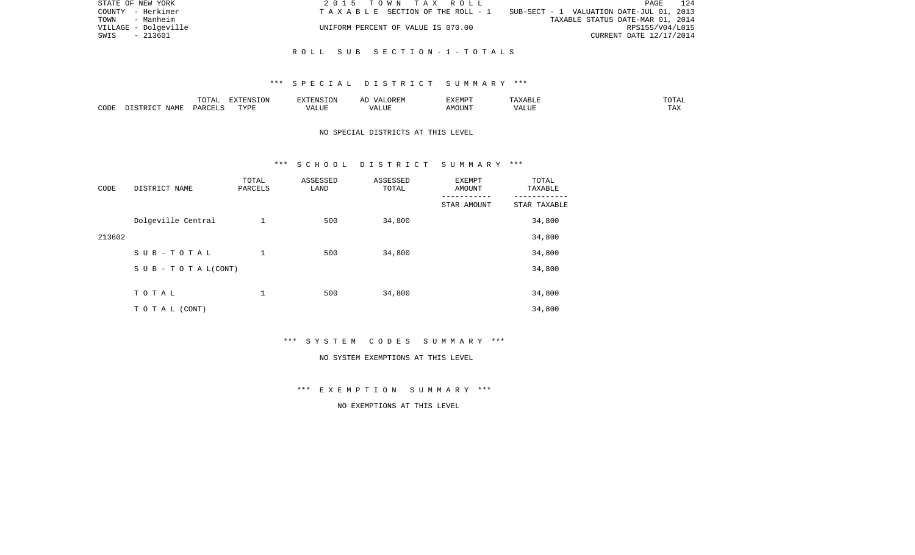STATE OF NEW YORK
COUNTY - Herkimer
TOWN - Manheim
VILLAGE - Dolgeville
SWIS - 213601

2 0 1 5 T O W N T A X R O L L
T A X A B L E SECTION OF THE ROLL - 1
UNIFORM PERCENT OF VALUE IS 070.00

SUB-SECT - 1 VALUATION DATE-JUL 01, 2013
TAXABLE STATUS DATE-MAR 01, 2014
RPS155/V04/L015
CURRENT DATE 12/17/2014

## R O L L S U B S E C T I O N - 1 - T O T A L S

### *** S P E C I A L D I S T R I C T S U M M A R Y ***

| CODE | DISTRICT NAME | TOTAL PARCELS | EXTENSION TYPE | EXTENSION VALUE | AD VALOREM VALUE | EXEMPT AMOUNT | TAXABLE VALUE | TOTAL TAX |
|---|---|---|---|---|---|---|---|---|

NO SPECIAL DISTRICTS AT THIS LEVEL

### *** S C H O O L D I S T R I C T S U M M A R Y ***

| CODE | DISTRICT NAME | TOTAL PARCELS | ASSESSED LAND | ASSESSED TOTAL | EXEMPT AMOUNT / STAR AMOUNT | TOTAL TAXABLE / STAR TAXABLE |
|---|---|---|---|---|---|---|
| | Dolgeville Central | 1 | 500 | 34,800 | | 34,800 |
| 213602 | | | | | | 34,800 |
| | S U B - T O T A L | 1 | 500 | 34,800 | | 34,800 |
| | S U B - T O T A L(CONT) | | | | | 34,800 |
| | T O T A L | 1 | 500 | 34,800 | | 34,800 |
| | T O T A L (CONT) | | | | | 34,800 |

### *** S Y S T E M C O D E S S U M M A R Y ***

NO SYSTEM EXEMPTIONS AT THIS LEVEL

### *** E X E M P T I O N S U M M A R Y ***

NO EXEMPTIONS AT THIS LEVEL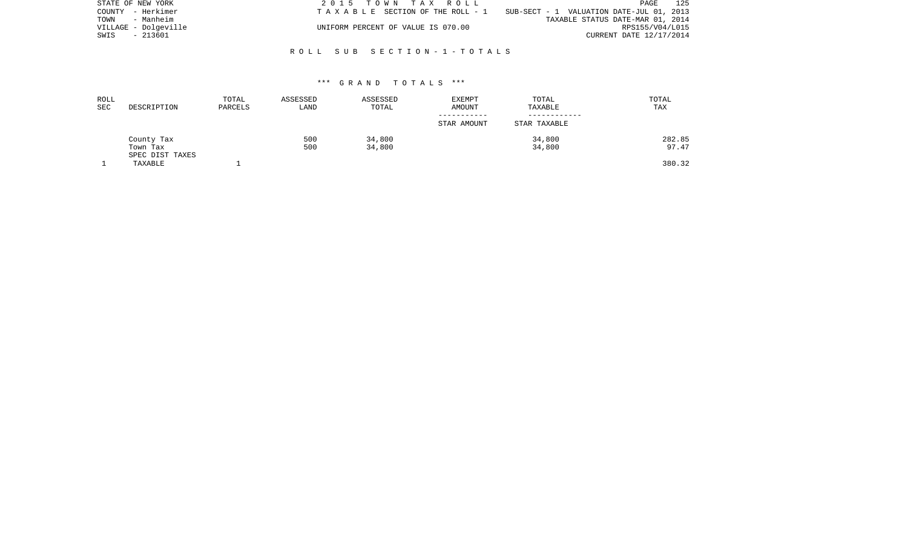STATE OF NEW YORK
COUNTY - Herkimer
TOWN - Manheim
VILLAGE - Dolgeville
SWIS - 213601

2015 TOWN TAX ROLL
TAXABLE SECTION OF THE ROLL - 1
UNIFORM PERCENT OF VALUE IS 070.00

SUB-SECT - 1 VALUATION DATE-JUL 01, 2013
TAXABLE STATUS DATE-MAR 01, 2014
RPS155/V04/L015
CURRENT DATE 12/17/2014

## ROLL SUB SECTION - 1 - TOTALS

### *** GRAND TOTALS ***

| ROLL SEC | DESCRIPTION | TOTAL PARCELS | ASSESSED LAND | ASSESSED TOTAL | EXEMPT AMOUNT / STAR AMOUNT | TOTAL TAXABLE / STAR TAXABLE | TOTAL TAX |
|---|---|---|---|---|---|---|---|
| | County Tax | | 500 | 34,800 | | 34,800 | 282.85 |
| | Town Tax | | 500 | 34,800 | | 34,800 | 97.47 |
| | SPEC DIST TAXES | | | | | | |
| 1 | TAXABLE | 1 | | | | | 380.32 |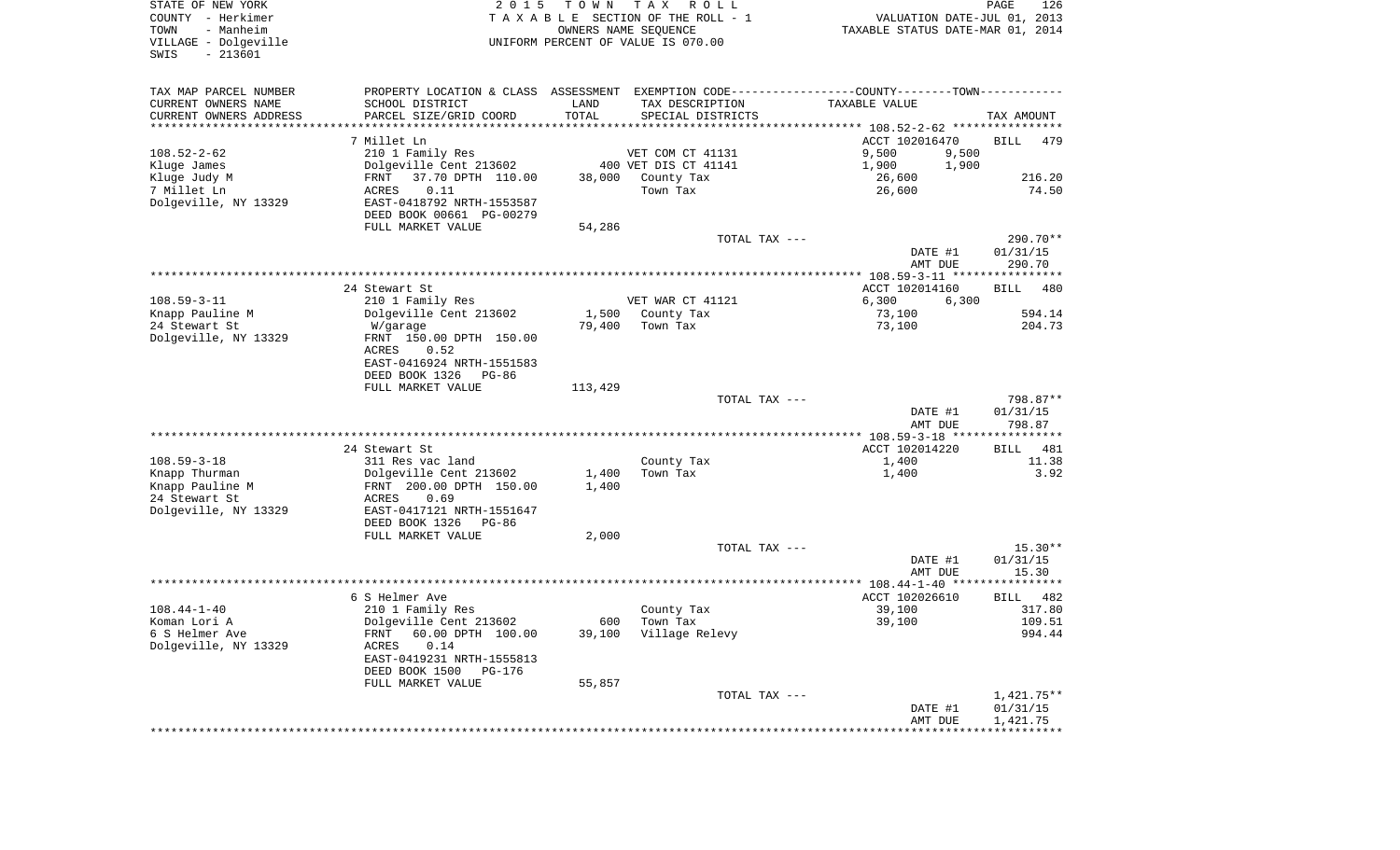STATE OF NEW YORK
COUNTY - Herkimer
TOWN - Manheim
VILLAGE - Dolgeville
SWIS - 213601

2015 TOWN TAX ROLL
TAXABLE SECTION OF THE ROLL - 1
OWNERS NAME SEQUENCE
UNIFORM PERCENT OF VALUE IS 070.00

VALUATION DATE-JUL 01, 2013
TAXABLE STATUS DATE-MAR 01, 2014

| TAX MAP PARCEL NUMBER / CURRENT OWNERS NAME / CURRENT OWNERS ADDRESS | PROPERTY LOCATION & CLASS / SCHOOL DISTRICT / PARCEL SIZE/GRID COORD | ASSESSMENT LAND / TOTAL | EXEMPTION CODE / TAX DESCRIPTION / SPECIAL DISTRICTS | COUNTY TAXABLE VALUE | TOWN TAXABLE VALUE | TAX AMOUNT |
|---|---|---|---|---|---|---|
| **108.52-2-62** | 7 Millet Ln | | | ACCT 102016470 | | BILL 479 |
| 108.52-2-62 | 210 1 Family Res | | VET COM CT 41131 | 9,500 | 9,500 | |
| Kluge James | Dolgeville Cent 213602 | | 400 VET DIS CT 41141 | 1,900 | 1,900 | |
| Kluge Judy M | FRNT 37.70 DPTH 110.00 | 38,000 | County Tax | 26,600 | | 216.20 |
| 7 Millet Ln | ACRES 0.11 | | Town Tax | 26,600 | | 74.50 |
| Dolgeville, NY 13329 | EAST-0418792 NRTH-1553587 | | | | | |
| | DEED BOOK 00661 PG-00279 | | | | | |
| | FULL MARKET VALUE | 54,286 | | | | |
| | | | TOTAL TAX --- | | | 290.70** |
| | | | | DATE #1 | | 01/31/15 |
| | | | | AMT DUE | | 290.70 |
| **108.59-3-11** | 24 Stewart St | | | ACCT 102014160 | | BILL 480 |
| 108.59-3-11 | 210 1 Family Res | | VET WAR CT 41121 | 6,300 | 6,300 | |
| Knapp Pauline M | Dolgeville Cent 213602 | 1,500 | County Tax | 73,100 | | 594.14 |
| 24 Stewart St | W/garage | 79,400 | Town Tax | 73,100 | | 204.73 |
| Dolgeville, NY 13329 | FRNT 150.00 DPTH 150.00 | | | | | |
| | ACRES 0.52 | | | | | |
| | EAST-0416924 NRTH-1551583 | | | | | |
| | DEED BOOK 1326 PG-86 | | | | | |
| | FULL MARKET VALUE | 113,429 | | | | |
| | | | TOTAL TAX --- | | | 798.87** |
| | | | | DATE #1 | | 01/31/15 |
| | | | | AMT DUE | | 798.87 |
| **108.59-3-18** | 24 Stewart St | | | ACCT 102014220 | | BILL 481 |
| 108.59-3-18 | 311 Res vac land | | County Tax | 1,400 | | 11.38 |
| Knapp Thurman | Dolgeville Cent 213602 | 1,400 | Town Tax | 1,400 | | 3.92 |
| Knapp Pauline M | FRNT 200.00 DPTH 150.00 | 1,400 | | | | |
| 24 Stewart St | ACRES 0.69 | | | | | |
| Dolgeville, NY 13329 | EAST-0417121 NRTH-1551647 | | | | | |
| | DEED BOOK 1326 PG-86 | | | | | |
| | FULL MARKET VALUE | 2,000 | | | | |
| | | | TOTAL TAX --- | | | 15.30** |
| | | | | DATE #1 | | 01/31/15 |
| | | | | AMT DUE | | 15.30 |
| **108.44-1-40** | 6 S Helmer Ave | | | ACCT 102026610 | | BILL 482 |
| 108.44-1-40 | 210 1 Family Res | | County Tax | 39,100 | | 317.80 |
| Koman Lori A | Dolgeville Cent 213602 | 600 | Town Tax | 39,100 | | 109.51 |
| 6 S Helmer Ave | FRNT 60.00 DPTH 100.00 | 39,100 | Village Relevy | | | 994.44 |
| Dolgeville, NY 13329 | ACRES 0.14 | | | | | |
| | EAST-0419231 NRTH-1555813 | | | | | |
| | DEED BOOK 1500 PG-176 | | | | | |
| | FULL MARKET VALUE | 55,857 | | | | |
| | | | TOTAL TAX --- | | | 1,421.75** |
| | | | | DATE #1 | | 01/31/15 |
| | | | | AMT DUE | | 1,421.75 |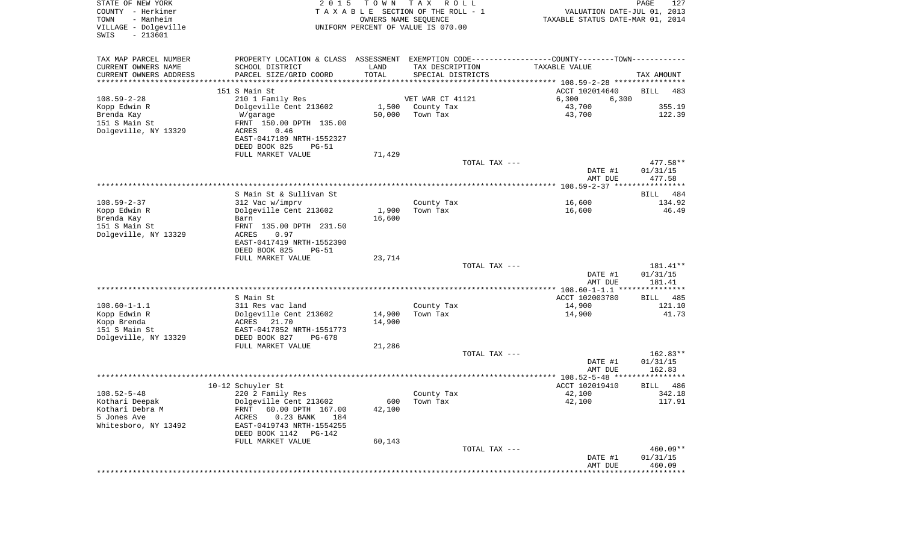STATE OF NEW YORK
COUNTY - Herkimer
TOWN - Manheim
VILLAGE - Dolgeville
SWIS - 213601

2015 TOWN TAX ROLL
TAXABLE SECTION OF THE ROLL - 1
OWNERS NAME SEQUENCE
UNIFORM PERCENT OF VALUE IS 070.00

VALUATION DATE-JUL 01, 2013
TAXABLE STATUS DATE-MAR 01, 2014

| TAX MAP PARCEL NUMBER / CURRENT OWNERS NAME / CURRENT OWNERS ADDRESS | PROPERTY LOCATION & CLASS / SCHOOL DISTRICT / PARCEL SIZE/GRID COORD | ASSESSMENT LAND / TOTAL | EXEMPTION CODE / TAX DESCRIPTION / SPECIAL DISTRICTS | COUNTY / TOWN TAXABLE VALUE | TAX AMOUNT |
|---|---|---|---|---|---|
| **108.59-2-28** | 151 S Main St | | | ACCT 102014640 | BILL 483 |
| Kopp Edwin R | 210 1 Family Res | | VET WAR CT 41121 | 6,300 6,300 | |
| Brenda Kay | Dolgeville Cent 213602 | 1,500 | County Tax | 43,700 | 355.19 |
| 151 S Main St | W/garage | 50,000 | Town Tax | 43,700 | 122.39 |
| Dolgeville, NY 13329 | FRNT 150.00 DPTH 135.00 | | | | |
| | ACRES 0.46 | | | | |
| | EAST-0417189 NRTH-1552327 | | | | |
| | DEED BOOK 825 PG-51 | | | | |
| | FULL MARKET VALUE | 71,429 | | | |
| | | | TOTAL TAX --- | | 477.58** |
| | | | | DATE #1 | 01/31/15 |
| | | | | AMT DUE | 477.58 |
| **108.59-2-37** | S Main St & Sullivan St | | | | BILL 484 |
| Kopp Edwin R | 312 Vac w/imprv | | County Tax | 16,600 | 134.92 |
| Brenda Kay | Dolgeville Cent 213602 | 1,900 | Town Tax | 16,600 | 46.49 |
| 151 S Main St | Barn | 16,600 | | | |
| Dolgeville, NY 13329 | FRNT 135.00 DPTH 231.50 | | | | |
| | ACRES 0.97 | | | | |
| | EAST-0417419 NRTH-1552390 | | | | |
| | DEED BOOK 825 PG-51 | | | | |
| | FULL MARKET VALUE | 23,714 | | | |
| | | | TOTAL TAX --- | | 181.41** |
| | | | | DATE #1 | 01/31/15 |
| | | | | AMT DUE | 181.41 |
| **108.60-1-1.1** | S Main St | | | ACCT 102003780 | BILL 485 |
| Kopp Edwin R | 311 Res vac land | | County Tax | 14,900 | 121.10 |
| Kopp Brenda | Dolgeville Cent 213602 | 14,900 | Town Tax | 14,900 | 41.73 |
| 151 S Main St | ACRES 21.70 | 14,900 | | | |
| Dolgeville, NY 13329 | EAST-0417852 NRTH-1551773 | | | | |
| | DEED BOOK 827 PG-678 | | | | |
| | FULL MARKET VALUE | 21,286 | | | |
| | | | TOTAL TAX --- | | 162.83** |
| | | | | DATE #1 | 01/31/15 |
| | | | | AMT DUE | 162.83 |
| **108.52-5-48** | 10-12 Schuyler St | | | ACCT 102019410 | BILL 486 |
| Kothari Deepak | 220 2 Family Res | | County Tax | 42,100 | 342.18 |
| Kothari Debra M | Dolgeville Cent 213602 | 600 | Town Tax | 42,100 | 117.91 |
| 5 Jones Ave | FRNT 60.00 DPTH 167.00 | 42,100 | | | |
| Whitesboro, NY 13492 | ACRES 0.23 BANK 184 | | | | |
| | EAST-0419743 NRTH-1554255 | | | | |
| | DEED BOOK 1142 PG-142 | | | | |
| | FULL MARKET VALUE | 60,143 | | | |
| | | | TOTAL TAX --- | | 460.09** |
| | | | | DATE #1 | 01/31/15 |
| | | | | AMT DUE | 460.09 |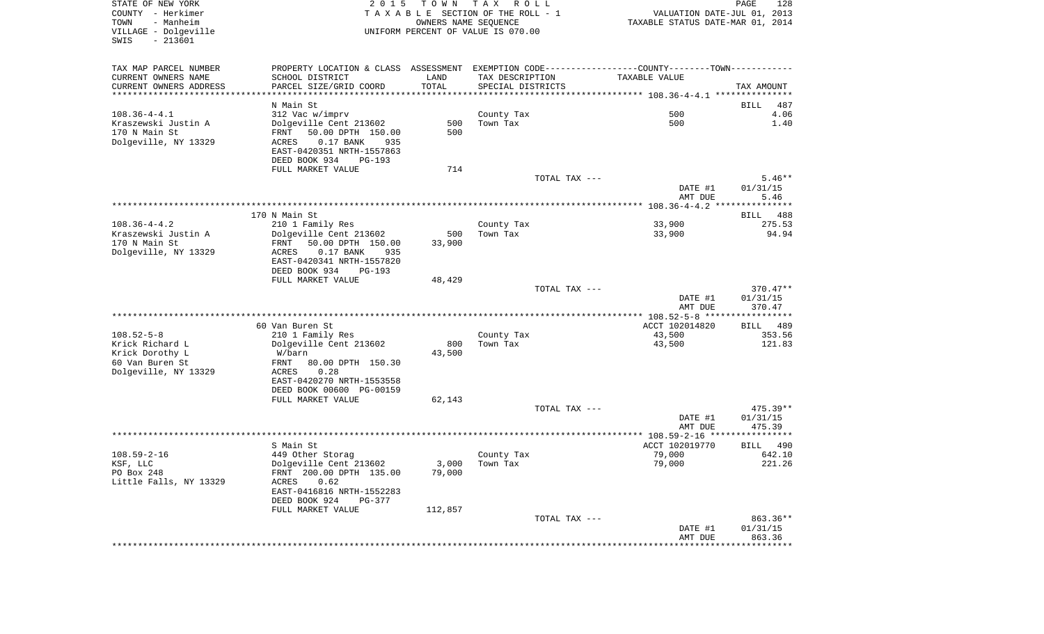STATE OF NEW YORK
COUNTY - Herkimer
TOWN - Manheim
VILLAGE - Dolgeville
SWIS - 213601

2015 TOWN TAX ROLL
TAXABLE SECTION OF THE ROLL - 1
OWNERS NAME SEQUENCE
UNIFORM PERCENT OF VALUE IS 070.00

VALUATION DATE-JUL 01, 2013
TAXABLE STATUS DATE-MAR 01, 2014

| TAX MAP PARCEL NUMBER / CURRENT OWNERS NAME / CURRENT OWNERS ADDRESS | PROPERTY LOCATION & CLASS / SCHOOL DISTRICT / PARCEL SIZE/GRID COORD | ASSESSMENT LAND / TOTAL | EXEMPTION CODE / TAX DESCRIPTION / SPECIAL DISTRICTS | TAXABLE VALUE | TAX AMOUNT |
|---|---|---|---|---|---|
| | N Main St | | | | BILL 487 |
| 108.36-4-4.1 | 312 Vac w/imprv | | County Tax | 500 | 4.06 |
| Kraszewski Justin A | Dolgeville Cent 213602 | 500 | Town Tax | 500 | 1.40 |
| 170 N Main St | FRNT 50.00 DPTH 150.00 | 500 | | | |
| Dolgeville, NY 13329 | ACRES 0.17 BANK 935 | | | | |
| | EAST-0420351 NRTH-1557863 | | | | |
| | DEED BOOK 934 PG-193 | | | | |
| | FULL MARKET VALUE | 714 | | | |
| | | | TOTAL TAX --- | | 5.46** |
| | | | | DATE #1 | 01/31/15 |
| | | | | AMT DUE | 5.46 |
| | 170 N Main St | | | | BILL 488 |
| 108.36-4-4.2 | 210 1 Family Res | | County Tax | 33,900 | 275.53 |
| Kraszewski Justin A | Dolgeville Cent 213602 | 500 | Town Tax | 33,900 | 94.94 |
| 170 N Main St | FRNT 50.00 DPTH 150.00 | 33,900 | | | |
| Dolgeville, NY 13329 | ACRES 0.17 BANK 935 | | | | |
| | EAST-0420341 NRTH-1557820 | | | | |
| | DEED BOOK 934 PG-193 | | | | |
| | FULL MARKET VALUE | 48,429 | | | |
| | | | TOTAL TAX --- | | 370.47** |
| | | | | DATE #1 | 01/31/15 |
| | | | | AMT DUE | 370.47 |
| | 60 Van Buren St | | | ACCT 102014820 | BILL 489 |
| 108.52-5-8 | 210 1 Family Res | | County Tax | 43,500 | 353.56 |
| Krick Richard L | Dolgeville Cent 213602 | 800 | Town Tax | 43,500 | 121.83 |
| Krick Dorothy L | W/barn | 43,500 | | | |
| 60 Van Buren St | FRNT 80.00 DPTH 150.30 | | | | |
| Dolgeville, NY 13329 | ACRES 0.28 | | | | |
| | EAST-0420270 NRTH-1553558 | | | | |
| | DEED BOOK 00600 PG-00159 | | | | |
| | FULL MARKET VALUE | 62,143 | | | |
| | | | TOTAL TAX --- | | 475.39** |
| | | | | DATE #1 | 01/31/15 |
| | | | | AMT DUE | 475.39 |
| | S Main St | | | ACCT 102019770 | BILL 490 |
| 108.59-2-16 | 449 Other Storag | | County Tax | 79,000 | 642.10 |
| KSF, LLC | Dolgeville Cent 213602 | 3,000 | Town Tax | 79,000 | 221.26 |
| PO Box 248 | FRNT 200.00 DPTH 135.00 | 79,000 | | | |
| Little Falls, NY 13329 | ACRES 0.62 | | | | |
| | EAST-0416816 NRTH-1552283 | | | | |
| | DEED BOOK 924 PG-377 | | | | |
| | FULL MARKET VALUE | 112,857 | | | |
| | | | TOTAL TAX --- | | 863.36** |
| | | | | DATE #1 | 01/31/15 |
| | | | | AMT DUE | 863.36 |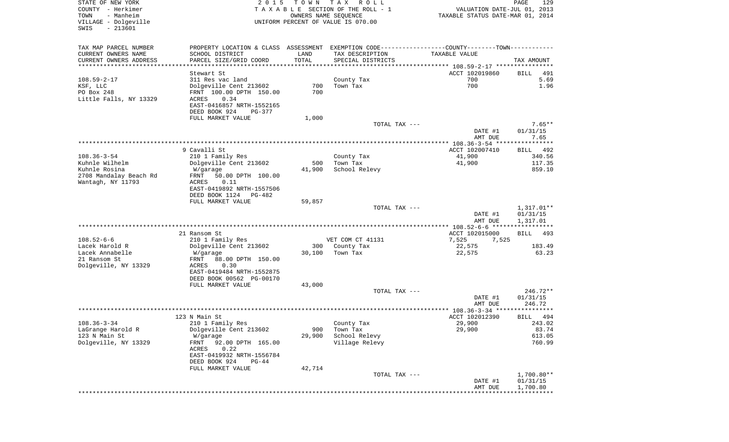STATE OF NEW YORK
COUNTY - Herkimer
TOWN - Manheim
VILLAGE - Dolgeville
SWIS - 213601

2015 TOWN TAX ROLL
TAXABLE SECTION OF THE ROLL - 1
OWNERS NAME SEQUENCE
UNIFORM PERCENT OF VALUE IS 070.00

VALUATION DATE-JUL 01, 2013
TAXABLE STATUS DATE-MAR 01, 2014

| TAX MAP PARCEL NUMBER / CURRENT OWNERS NAME / CURRENT OWNERS ADDRESS | PROPERTY LOCATION & CLASS / SCHOOL DISTRICT / PARCEL SIZE/GRID COORD | ASSESSMENT LAND / TOTAL | EXEMPTION CODE / TAX DESCRIPTION / SPECIAL DISTRICTS | COUNTY / TOWN TAXABLE VALUE | TAX AMOUNT |
|---|---|---|---|---|---|
| **108.59-2-17** | Stewart St | | | ACCT 102019860 | BILL 491 |
| 108.59-2-17 | 311 Res vac land | | County Tax | 700 | 5.69 |
| KSF, LLC | Dolgeville Cent 213602 | 700 | Town Tax | 700 | 1.96 |
| PO Box 248 | FRNT 100.00 DPTH 150.00 | 700 | | | |
| Little Falls, NY 13329 | ACRES 0.34 | | | | |
| | EAST-0416857 NRTH-1552165 | | | | |
| | DEED BOOK 924 PG-377 | | | | |
| | FULL MARKET VALUE | 1,000 | | | |
| | | | TOTAL TAX --- | | 7.65** |
| | | | | DATE #1 | 01/31/15 |
| | | | | AMT DUE | 7.65 |
| **108.36-3-54** | 9 Cavalli St | | | ACCT 102007410 | BILL 492 |
| 108.36-3-54 | 210 1 Family Res | | County Tax | 41,900 | 340.56 |
| Kuhnle Wilhelm | Dolgeville Cent 213602 | 500 | Town Tax | 41,900 | 117.35 |
| Kuhnle Rosina | W/garage | 41,900 | School Relevy | | 859.10 |
| 2708 Mandalay Beach Rd | FRNT 50.00 DPTH 100.00 | | | | |
| Wantagh, NY 11793 | ACRES 0.11 | | | | |
| | EAST-0419892 NRTH-1557506 | | | | |
| | DEED BOOK 1124 PG-482 | | | | |
| | FULL MARKET VALUE | 59,857 | | | |
| | | | TOTAL TAX --- | | 1,317.01** |
| | | | | DATE #1 | 01/31/15 |
| | | | | AMT DUE | 1,317.01 |
| **108.52-6-6** | 21 Ransom St | | | ACCT 102015000 | BILL 493 |
| 108.52-6-6 | 210 1 Family Res | | VET COM CT 41131 | 7,525 7,525 | |
| Lacek Harold R | Dolgeville Cent 213602 | 300 | County Tax | 22,575 | 183.49 |
| Lacek Annabelle | W/garage | 30,100 | Town Tax | 22,575 | 63.23 |
| 21 Ransom St | FRNT 88.00 DPTH 150.00 | | | | |
| Dolgeville, NY 13329 | ACRES 0.30 | | | | |
| | EAST-0419484 NRTH-1552875 | | | | |
| | DEED BOOK 00562 PG-00170 | | | | |
| | FULL MARKET VALUE | 43,000 | | | |
| | | | TOTAL TAX --- | | 246.72** |
| | | | | DATE #1 | 01/31/15 |
| | | | | AMT DUE | 246.72 |
| **108.36-3-34** | 123 N Main St | | | ACCT 102012390 | BILL 494 |
| 108.36-3-34 | 210 1 Family Res | | County Tax | 29,900 | 243.02 |
| LaGrange Harold R | Dolgeville Cent 213602 | 900 | Town Tax | 29,900 | 83.74 |
| 123 N Main St | W/garage | 29,900 | School Relevy | | 613.05 |
| Dolgeville, NY 13329 | FRNT 92.00 DPTH 165.00 | | Village Relevy | | 760.99 |
| | ACRES 0.22 | | | | |
| | EAST-0419932 NRTH-1556784 | | | | |
| | DEED BOOK 924 PG-44 | | | | |
| | FULL MARKET VALUE | 42,714 | | | |
| | | | TOTAL TAX --- | | 1,700.80** |
| | | | | DATE #1 | 01/31/15 |
| | | | | AMT DUE | 1,700.80 |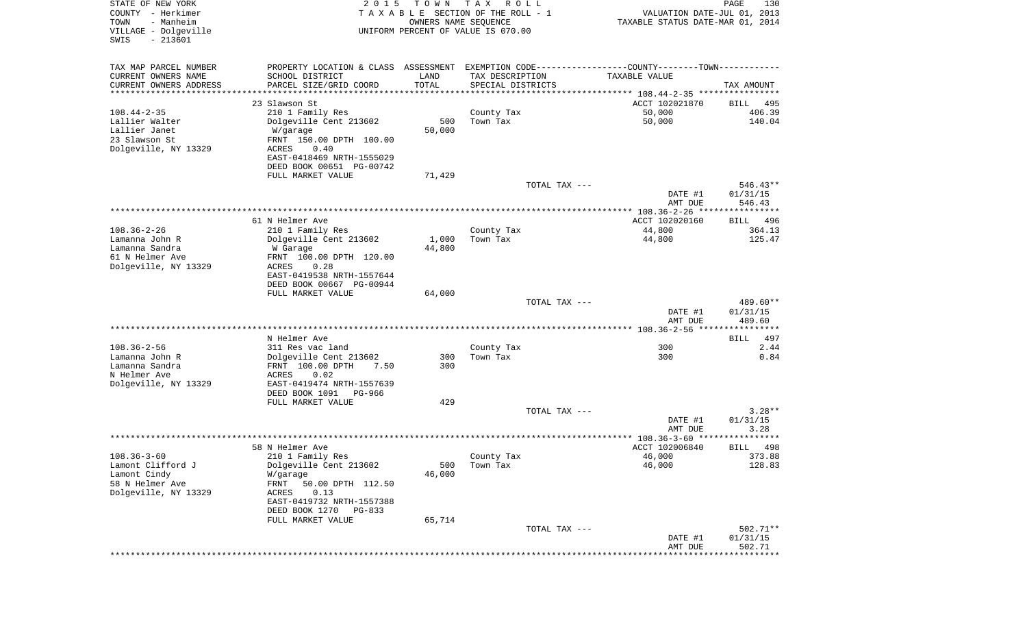STATE OF NEW YORK
COUNTY - Herkimer
TOWN - Manheim
VILLAGE - Dolgeville
SWIS - 213601

2 0 1 5 T O W N T A X R O L L
T A X A B L E SECTION OF THE ROLL - 1
OWNERS NAME SEQUENCE
UNIFORM PERCENT OF VALUE IS 070.00

VALUATION DATE-JUL 01, 2013
TAXABLE STATUS DATE-MAR 01, 2014

| TAX MAP PARCEL NUMBER / CURRENT OWNERS NAME / CURRENT OWNERS ADDRESS | PROPERTY LOCATION & CLASS / SCHOOL DISTRICT / PARCEL SIZE/GRID COORD | ASSESSMENT LAND / TOTAL | EXEMPTION CODE / TAX DESCRIPTION / SPECIAL DISTRICTS | TAXABLE VALUE | TAX AMOUNT |
|---|---|---|---|---|---|
| | 23 Slawson St | | | ACCT 102021870 | BILL 495 |
| 108.44-2-35 | 210 1 Family Res | | County Tax | 50,000 | 406.39 |
| Lallier Walter | Dolgeville Cent 213602 | 500 | Town Tax | 50,000 | 140.04 |
| Lallier Janet | W/garage | 50,000 | | | |
| 23 Slawson St | FRNT 150.00 DPTH 100.00 | | | | |
| Dolgeville, NY 13329 | ACRES 0.40 | | | | |
| | EAST-0418469 NRTH-1555029 | | | | |
| | DEED BOOK 00651 PG-00742 | | | | |
| | FULL MARKET VALUE | 71,429 | | | |
| | | | TOTAL TAX --- | | 546.43** |
| | | | | DATE #1 | 01/31/15 |
| | | | | AMT DUE | 546.43 |
| | 61 N Helmer Ave | | | ACCT 102020160 | BILL 496 |
| 108.36-2-26 | 210 1 Family Res | | County Tax | 44,800 | 364.13 |
| Lamanna John R | Dolgeville Cent 213602 | 1,000 | Town Tax | 44,800 | 125.47 |
| Lamanna Sandra | W Garage | 44,800 | | | |
| 61 N Helmer Ave | FRNT 100.00 DPTH 120.00 | | | | |
| Dolgeville, NY 13329 | ACRES 0.28 | | | | |
| | EAST-0419538 NRTH-1557644 | | | | |
| | DEED BOOK 00667 PG-00944 | | | | |
| | FULL MARKET VALUE | 64,000 | | | |
| | | | TOTAL TAX --- | | 489.60** |
| | | | | DATE #1 | 01/31/15 |
| | | | | AMT DUE | 489.60 |
| | N Helmer Ave | | | | BILL 497 |
| 108.36-2-56 | 311 Res vac land | | County Tax | 300 | 2.44 |
| Lamanna John R | Dolgeville Cent 213602 | 300 | Town Tax | 300 | 0.84 |
| Lamanna Sandra | FRNT 100.00 DPTH 7.50 | 300 | | | |
| N Helmer Ave | ACRES 0.02 | | | | |
| Dolgeville, NY 13329 | EAST-0419474 NRTH-1557639 | | | | |
| | DEED BOOK 1091 PG-966 | | | | |
| | FULL MARKET VALUE | 429 | | | |
| | | | TOTAL TAX --- | | 3.28** |
| | | | | DATE #1 | 01/31/15 |
| | | | | AMT DUE | 3.28 |
| | 58 N Helmer Ave | | | ACCT 102006840 | BILL 498 |
| 108.36-3-60 | 210 1 Family Res | | County Tax | 46,000 | 373.88 |
| Lamont Clifford J | Dolgeville Cent 213602 | 500 | Town Tax | 46,000 | 128.83 |
| Lamont Cindy | W/garage | 46,000 | | | |
| 58 N Helmer Ave | FRNT 50.00 DPTH 112.50 | | | | |
| Dolgeville, NY 13329 | ACRES 0.13 | | | | |
| | EAST-0419732 NRTH-1557388 | | | | |
| | DEED BOOK 1270 PG-833 | | | | |
| | FULL MARKET VALUE | 65,714 | | | |
| | | | TOTAL TAX --- | | 502.71** |
| | | | | DATE #1 | 01/31/15 |
| | | | | AMT DUE | 502.71 |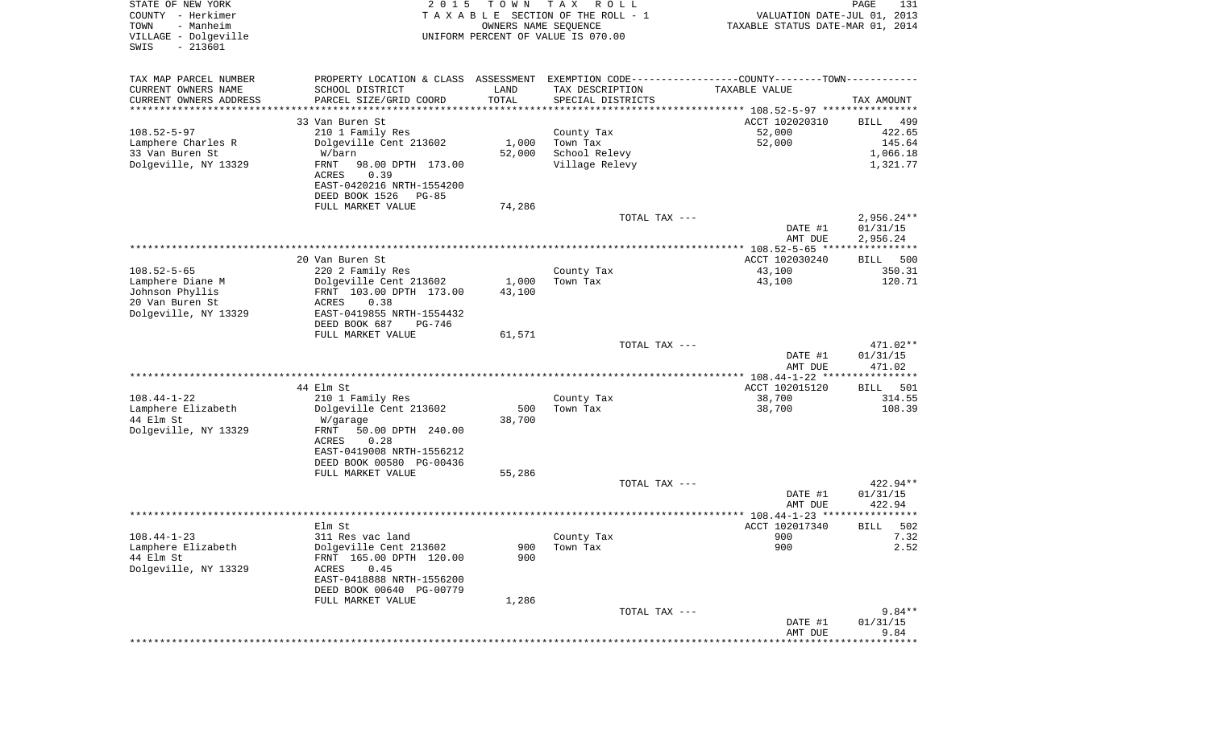STATE OF NEW YORK
COUNTY - Herkimer
TOWN - Manheim
VILLAGE - Dolgeville
SWIS - 213601

2015 TOWN TAX ROLL
TAXABLE SECTION OF THE ROLL - 1
OWNERS NAME SEQUENCE
UNIFORM PERCENT OF VALUE IS 070.00

VALUATION DATE-JUL 01, 2013
TAXABLE STATUS DATE-MAR 01, 2014

| TAX MAP PARCEL NUMBER / CURRENT OWNERS NAME / CURRENT OWNERS ADDRESS | PROPERTY LOCATION & CLASS / SCHOOL DISTRICT / PARCEL SIZE/GRID COORD | ASSESSMENT LAND / TOTAL | EXEMPTION CODE / TAX DESCRIPTION / SPECIAL DISTRICTS | COUNTY--------TOWN / TAXABLE VALUE | TAX AMOUNT |
|---|---|---|---|---|---|
| 108.52-5-97 | 33 Van Buren St | | | ACCT 102020310 | BILL 499 |
| Lamphere Charles R | 210 1 Family Res | | County Tax | 52,000 | 422.65 |
| 33 Van Buren St | Dolgeville Cent 213602 | 1,000 | Town Tax | 52,000 | 145.64 |
| Dolgeville, NY 13329 | W/barn | 52,000 | School Relevy | | 1,066.18 |
| | FRNT 98.00 DPTH 173.00 | | Village Relevy | | 1,321.77 |
| | ACRES 0.39 | | | | |
| | EAST-0420216 NRTH-1554200 | | | | |
| | DEED BOOK 1526 PG-85 | | | | |
| | FULL MARKET VALUE | 74,286 | | | |
| | | | TOTAL TAX --- | | 2,956.24** |
| | | | | DATE #1 | 01/31/15 |
| | | | | AMT DUE | 2,956.24 |
| 108.52-5-65 | 20 Van Buren St | | | ACCT 102030240 | BILL 500 |
| Lamphere Diane M | 220 2 Family Res | | County Tax | 43,100 | 350.31 |
| Johnson Phyllis | Dolgeville Cent 213602 | 1,000 | Town Tax | 43,100 | 120.71 |
| 20 Van Buren St | FRNT 103.00 DPTH 173.00 | 43,100 | | | |
| Dolgeville, NY 13329 | ACRES 0.38 | | | | |
| | EAST-0419855 NRTH-1554432 | | | | |
| | DEED BOOK 687 PG-746 | | | | |
| | FULL MARKET VALUE | 61,571 | | | |
| | | | TOTAL TAX --- | | 471.02** |
| | | | | DATE #1 | 01/31/15 |
| | | | | AMT DUE | 471.02 |
| 108.44-1-22 | 44 Elm St | | | ACCT 102015120 | BILL 501 |
| Lamphere Elizabeth | 210 1 Family Res | | County Tax | 38,700 | 314.55 |
| 44 Elm St | Dolgeville Cent 213602 | 500 | Town Tax | 38,700 | 108.39 |
| Dolgeville, NY 13329 | W/garage | 38,700 | | | |
| | FRNT 50.00 DPTH 240.00 | | | | |
| | ACRES 0.28 | | | | |
| | EAST-0419008 NRTH-1556212 | | | | |
| | DEED BOOK 00580 PG-00436 | | | | |
| | FULL MARKET VALUE | 55,286 | | | |
| | | | TOTAL TAX --- | | 422.94** |
| | | | | DATE #1 | 01/31/15 |
| | | | | AMT DUE | 422.94 |
| 108.44-1-23 | Elm St | | | ACCT 102017340 | BILL 502 |
| Lamphere Elizabeth | 311 Res vac land | | County Tax | 900 | 7.32 |
| 44 Elm St | Dolgeville Cent 213602 | 900 | Town Tax | 900 | 2.52 |
| Dolgeville, NY 13329 | FRNT 165.00 DPTH 120.00 | 900 | | | |
| | ACRES 0.45 | | | | |
| | EAST-0418888 NRTH-1556200 | | | | |
| | DEED BOOK 00640 PG-00779 | | | | |
| | FULL MARKET VALUE | 1,286 | | | |
| | | | TOTAL TAX --- | | 9.84** |
| | | | | DATE #1 | 01/31/15 |
| | | | | AMT DUE | 9.84 |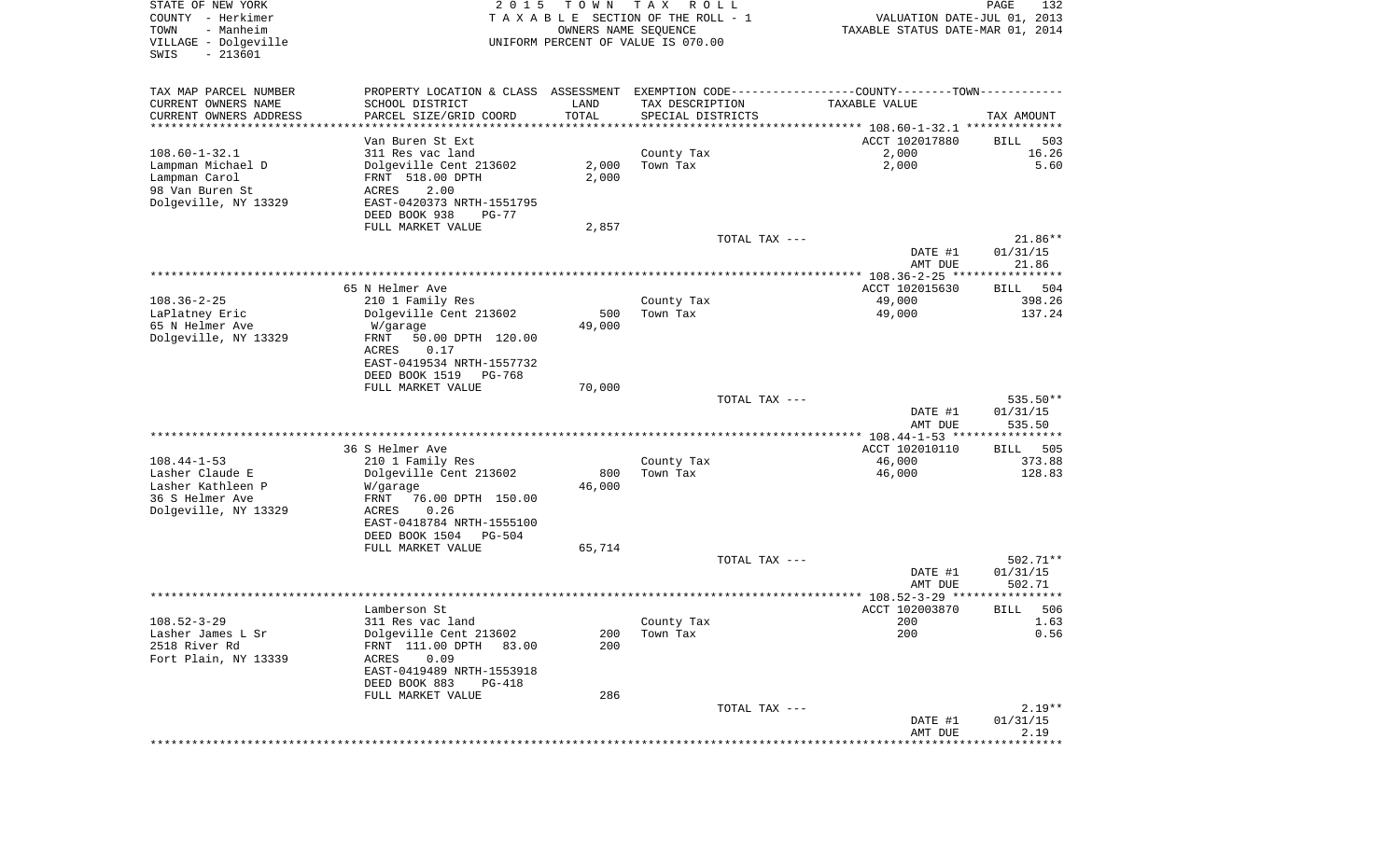STATE OF NEW YORK
COUNTY - Herkimer
TOWN - Manheim
VILLAGE - Dolgeville
SWIS - 213601

2 0 1 5 T O W N T A X R O L L
T A X A B L E SECTION OF THE ROLL - 1
OWNERS NAME SEQUENCE
UNIFORM PERCENT OF VALUE IS 070.00

VALUATION DATE-JUL 01, 2013
TAXABLE STATUS DATE-MAR 01, 2014

| TAX MAP PARCEL NUMBER / CURRENT OWNERS NAME / CURRENT OWNERS ADDRESS | PROPERTY LOCATION & CLASS / SCHOOL DISTRICT / PARCEL SIZE/GRID COORD | ASSESSMENT LAND / TOTAL | EXEMPTION CODE / TAX DESCRIPTION / SPECIAL DISTRICTS | COUNTY--------TOWN TAXABLE VALUE | TAX AMOUNT |
|---|---|---|---|---|---|
| 108.60-1-32.1 | Van Buren St Ext | | | ACCT 102017880 | BILL 503 |
| Lampman Michael D | 311 Res vac land | | County Tax | 2,000 | 16.26 |
| Lampman Carol | Dolgeville Cent 213602 | 2,000 | Town Tax | 2,000 | 5.60 |
| 98 Van Buren St | FRNT 518.00 DPTH | 2,000 | | | |
| Dolgeville, NY 13329 | ACRES 2.00 | | | | |
| | EAST-0420373 NRTH-1551795 | | | | |
| | DEED BOOK 938 PG-77 | | | | |
| | FULL MARKET VALUE | 2,857 | | | |
| | | | TOTAL TAX --- | | 21.86** |
| | | | | DATE #1 | 01/31/15 |
| | | | | AMT DUE | 21.86 |
| 108.36-2-25 | 65 N Helmer Ave | | | ACCT 102015630 | BILL 504 |
| LaPlatney Eric | 210 1 Family Res | | County Tax | 49,000 | 398.26 |
| 65 N Helmer Ave | Dolgeville Cent 213602 | 500 | Town Tax | 49,000 | 137.24 |
| Dolgeville, NY 13329 | W/garage | 49,000 | | | |
| | FRNT 50.00 DPTH 120.00 | | | | |
| | ACRES 0.17 | | | | |
| | EAST-0419534 NRTH-1557732 | | | | |
| | DEED BOOK 1519 PG-768 | | | | |
| | FULL MARKET VALUE | 70,000 | | | |
| | | | TOTAL TAX --- | | 535.50** |
| | | | | DATE #1 | 01/31/15 |
| | | | | AMT DUE | 535.50 |
| 108.44-1-53 | 36 S Helmer Ave | | | ACCT 102010110 | BILL 505 |
| Lasher Claude E | 210 1 Family Res | | County Tax | 46,000 | 373.88 |
| Lasher Kathleen P | Dolgeville Cent 213602 | 800 | Town Tax | 46,000 | 128.83 |
| 36 S Helmer Ave | W/garage | 46,000 | | | |
| Dolgeville, NY 13329 | FRNT 76.00 DPTH 150.00 | | | | |
| | ACRES 0.26 | | | | |
| | EAST-0418784 NRTH-1555100 | | | | |
| | DEED BOOK 1504 PG-504 | | | | |
| | FULL MARKET VALUE | 65,714 | | | |
| | | | TOTAL TAX --- | | 502.71** |
| | | | | DATE #1 | 01/31/15 |
| | | | | AMT DUE | 502.71 |
| 108.52-3-29 | Lamberson St | | | ACCT 102003870 | BILL 506 |
| Lasher James L Sr | 311 Res vac land | | County Tax | 200 | 1.63 |
| 2518 River Rd | Dolgeville Cent 213602 | 200 | Town Tax | 200 | 0.56 |
| Fort Plain, NY 13339 | FRNT 111.00 DPTH 83.00 | 200 | | | |
| | ACRES 0.09 | | | | |
| | EAST-0419489 NRTH-1553918 | | | | |
| | DEED BOOK 883 PG-418 | | | | |
| | FULL MARKET VALUE | 286 | | | |
| | | | TOTAL TAX --- | | 2.19** |
| | | | | DATE #1 | 01/31/15 |
| | | | | AMT DUE | 2.19 |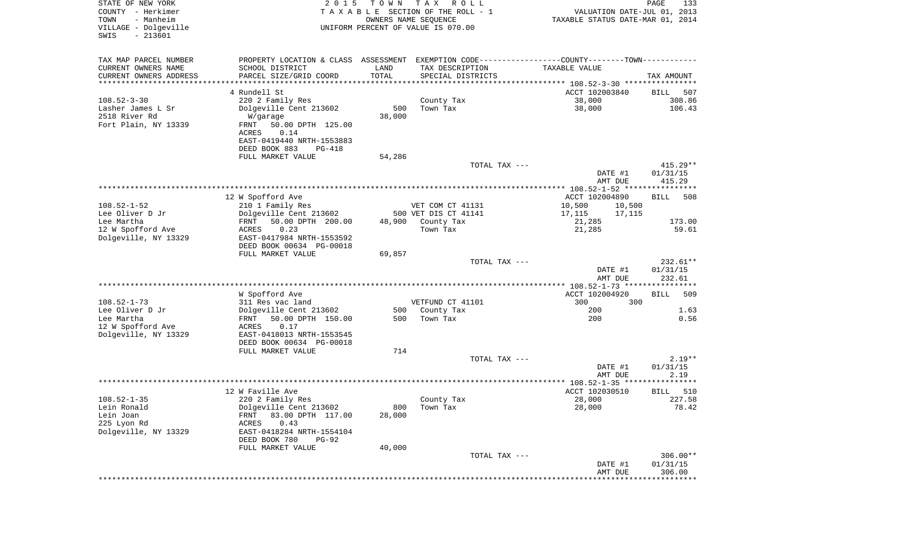STATE OF NEW YORK — 2015 TOWN TAX ROLL
COUNTY - Herkimer — TAXABLE SECTION OF THE ROLL - 1 — VALUATION DATE-JUL 01, 2013
TOWN - Manheim — OWNERS NAME SEQUENCE — TAXABLE STATUS DATE-MAR 01, 2014
VILLAGE - Dolgeville — UNIFORM PERCENT OF VALUE IS 070.00
SWIS - 213601

| TAX MAP PARCEL NUMBER / CURRENT OWNERS NAME / CURRENT OWNERS ADDRESS | PROPERTY LOCATION & CLASS / SCHOOL DISTRICT / PARCEL SIZE/GRID COORD | ASSESSMENT LAND / TOTAL | EXEMPTION CODE / TAX DESCRIPTION / SPECIAL DISTRICTS | COUNTY / TOWN TAXABLE VALUE | TAX AMOUNT |
|---|---|---|---|---|---|
| 108.52-3-30 | 4 Rundell St | | | ACCT 102003840 | BILL 507 |
| Lasher James L Sr | 220 2 Family Res | | County Tax | 38,000 | 308.86 |
| 2518 River Rd | Dolgeville Cent 213602 | 500 | Town Tax | 38,000 | 106.43 |
| Fort Plain, NY 13339 | W/garage | 38,000 | | | |
| | FRNT 50.00 DPTH 125.00 | | | | |
| | ACRES 0.14 | | | | |
| | EAST-0419440 NRTH-1553883 | | | | |
| | DEED BOOK 883 PG-418 | | | | |
| | FULL MARKET VALUE | 54,286 | | | |
| | | | TOTAL TAX --- | | 415.29** |
| | | | | DATE #1 | 01/31/15 |
| | | | | AMT DUE | 415.29 |
| 108.52-1-52 | 12 W Spofford Ave | | | ACCT 102004890 | BILL 508 |
| Lee Oliver D Jr | 210 1 Family Res | | VET COM CT 41131 | 10,500 10,500 | |
| Lee Martha | Dolgeville Cent 213602 | 500 | VET DIS CT 41141 | 17,115 17,115 | |
| 12 W Spofford Ave | FRNT 50.00 DPTH 200.00 | 48,900 | County Tax | 21,285 | 173.00 |
| Dolgeville, NY 13329 | ACRES 0.23 | | Town Tax | 21,285 | 59.61 |
| | EAST-0417984 NRTH-1553592 | | | | |
| | DEED BOOK 00634 PG-00018 | | | | |
| | FULL MARKET VALUE | 69,857 | | | |
| | | | TOTAL TAX --- | | 232.61** |
| | | | | DATE #1 | 01/31/15 |
| | | | | AMT DUE | 232.61 |
| 108.52-1-73 | W Spofford Ave | | | ACCT 102004920 | BILL 509 |
| Lee Oliver D Jr | 311 Res vac land | | VETFUND CT 41101 | 300 300 | |
| Lee Martha | Dolgeville Cent 213602 | 500 | County Tax | 200 | 1.63 |
| 12 W Spofford Ave | FRNT 50.00 DPTH 150.00 | 500 | Town Tax | 200 | 0.56 |
| Dolgeville, NY 13329 | ACRES 0.17 | | | | |
| | EAST-0418013 NRTH-1553545 | | | | |
| | DEED BOOK 00634 PG-00018 | | | | |
| | FULL MARKET VALUE | 714 | | | |
| | | | TOTAL TAX --- | | 2.19** |
| | | | | DATE #1 | 01/31/15 |
| | | | | AMT DUE | 2.19 |
| 108.52-1-35 | 12 W Faville Ave | | | ACCT 102030510 | BILL 510 |
| Lein Ronald | 220 2 Family Res | | County Tax | 28,000 | 227.58 |
| Lein Joan | Dolgeville Cent 213602 | 800 | Town Tax | 28,000 | 78.42 |
| 225 Lyon Rd | FRNT 83.00 DPTH 117.00 | 28,000 | | | |
| Dolgeville, NY 13329 | ACRES 0.43 | | | | |
| | EAST-0418284 NRTH-1554104 | | | | |
| | DEED BOOK 780 PG-92 | | | | |
| | FULL MARKET VALUE | 40,000 | | | |
| | | | TOTAL TAX --- | | 306.00** |
| | | | | DATE #1 | 01/31/15 |
| | | | | AMT DUE | 306.00 |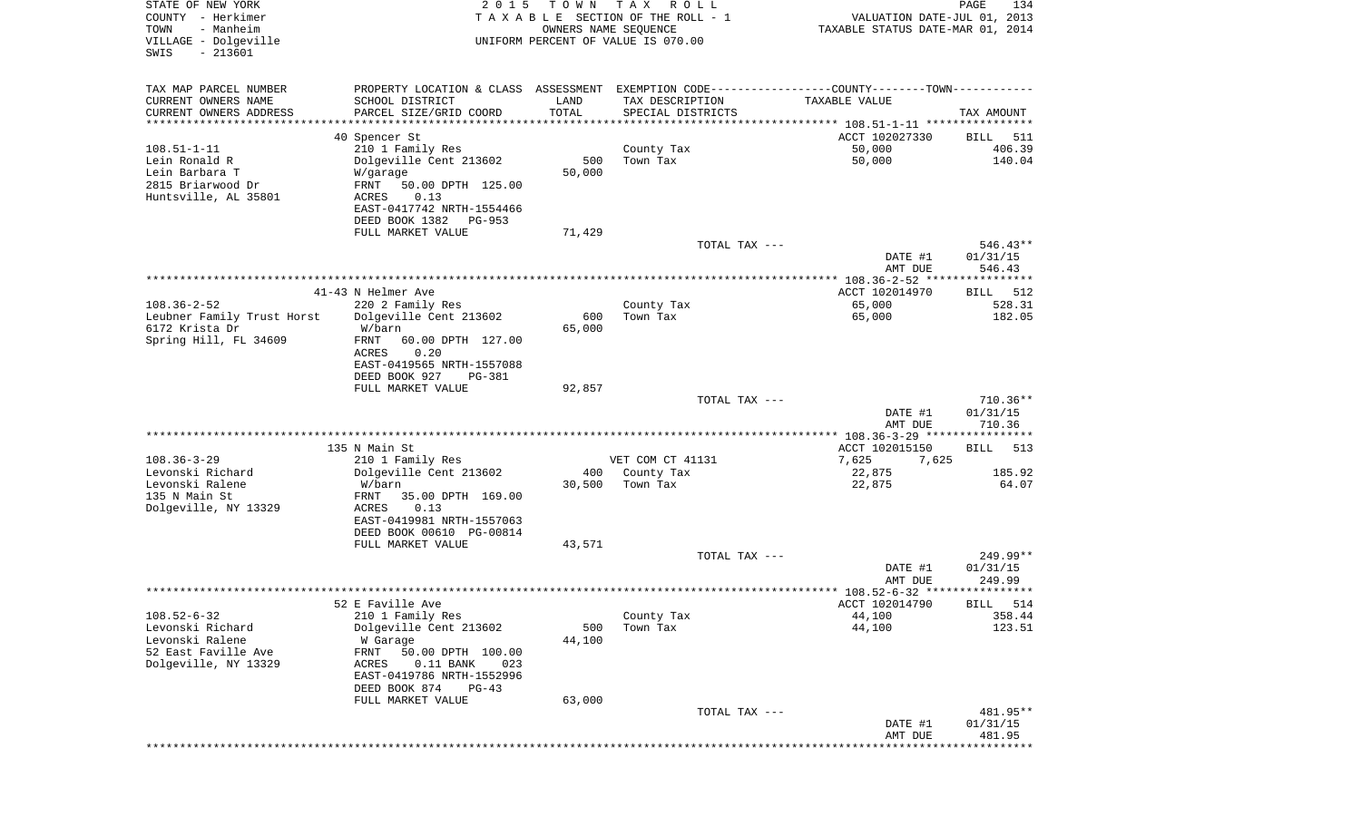STATE OF NEW YORK
COUNTY - Herkimer
TOWN - Manheim
VILLAGE - Dolgeville
SWIS - 213601

2 0 1 5 T O W N T A X R O L L
T A X A B L E SECTION OF THE ROLL - 1
OWNERS NAME SEQUENCE
UNIFORM PERCENT OF VALUE IS 070.00

VALUATION DATE-JUL 01, 2013
TAXABLE STATUS DATE-MAR 01, 2014

| TAX MAP PARCEL NUMBER / CURRENT OWNERS NAME / CURRENT OWNERS ADDRESS | PROPERTY LOCATION & CLASS / SCHOOL DISTRICT / PARCEL SIZE/GRID COORD | ASSESSMENT LAND / TOTAL | EXEMPTION CODE / TAX DESCRIPTION / SPECIAL DISTRICTS | COUNTY / TOWN TAXABLE VALUE | TAX AMOUNT |
|---|---|---|---|---|---|
| 108.51-1-11 | 40 Spencer St | | | ACCT 102027330 | BILL 511 |
| Lein Ronald R | 210 1 Family Res | | County Tax | 50,000 | 406.39 |
| Lein Barbara T | Dolgeville Cent 213602 | 500 | Town Tax | 50,000 | 140.04 |
| 2815 Briarwood Dr | W/garage | 50,000 | | | |
| Huntsville, AL 35801 | FRNT 50.00 DPTH 125.00 | | | | |
| | ACRES 0.13 | | | | |
| | EAST-0417742 NRTH-1554466 | | | | |
| | DEED BOOK 1382 PG-953 | | | | |
| | FULL MARKET VALUE | 71,429 | | | |
| | | | TOTAL TAX --- | | 546.43** |
| | | | | DATE #1 | 01/31/15 |
| | | | | AMT DUE | 546.43 |
| 108.36-2-52 | 41-43 N Helmer Ave | | | ACCT 102014970 | BILL 512 |
| Leubner Family Trust Horst | 220 2 Family Res | | County Tax | 65,000 | 528.31 |
| 6172 Krista Dr | Dolgeville Cent 213602 | 600 | Town Tax | 65,000 | 182.05 |
| Spring Hill, FL 34609 | W/barn | 65,000 | | | |
| | FRNT 60.00 DPTH 127.00 | | | | |
| | ACRES 0.20 | | | | |
| | EAST-0419565 NRTH-1557088 | | | | |
| | DEED BOOK 927 PG-381 | | | | |
| | FULL MARKET VALUE | 92,857 | | | |
| | | | TOTAL TAX --- | | 710.36** |
| | | | | DATE #1 | 01/31/15 |
| | | | | AMT DUE | 710.36 |
| 108.36-3-29 | 135 N Main St | | | ACCT 102015150 | BILL 513 |
| Levonski Richard | 210 1 Family Res | | VET COM CT 41131 | 7,625 7,625 | |
| Levonski Ralene | Dolgeville Cent 213602 | 400 | County Tax | 22,875 | 185.92 |
| 135 N Main St | W/barn | 30,500 | Town Tax | 22,875 | 64.07 |
| Dolgeville, NY 13329 | FRNT 35.00 DPTH 169.00 | | | | |
| | ACRES 0.13 | | | | |
| | EAST-0419981 NRTH-1557063 | | | | |
| | DEED BOOK 00610 PG-00814 | | | | |
| | FULL MARKET VALUE | 43,571 | | | |
| | | | TOTAL TAX --- | | 249.99** |
| | | | | DATE #1 | 01/31/15 |
| | | | | AMT DUE | 249.99 |
| 108.52-6-32 | 52 E Faville Ave | | | ACCT 102014790 | BILL 514 |
| Levonski Richard | 210 1 Family Res | | County Tax | 44,100 | 358.44 |
| Levonski Ralene | Dolgeville Cent 213602 | 500 | Town Tax | 44,100 | 123.51 |
| 52 East Faville Ave | W Garage | 44,100 | | | |
| Dolgeville, NY 13329 | FRNT 50.00 DPTH 100.00 | | | | |
| | ACRES 0.11 BANK 023 | | | | |
| | EAST-0419786 NRTH-1552996 | | | | |
| | DEED BOOK 874 PG-43 | | | | |
| | FULL MARKET VALUE | 63,000 | | | |
| | | | TOTAL TAX --- | | 481.95** |
| | | | | DATE #1 | 01/31/15 |
| | | | | AMT DUE | 481.95 |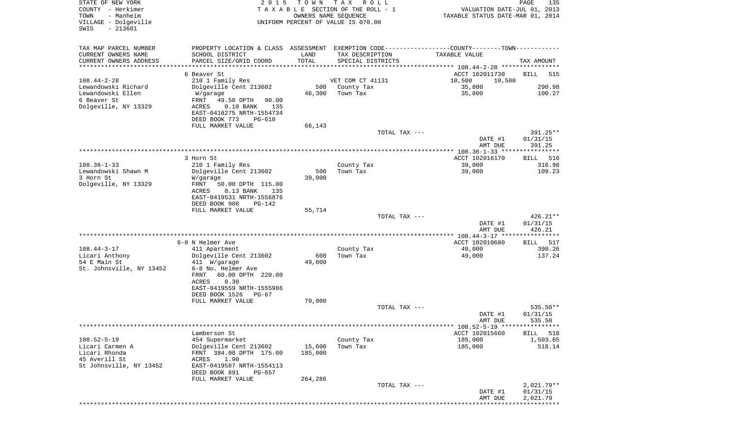STATE OF NEW YORK
COUNTY - Herkimer
TOWN - Manheim
VILLAGE - Dolgeville
SWIS - 213601

2 0 1 5 T O W N T A X R O L L
T A X A B L E SECTION OF THE ROLL - 1
OWNERS NAME SEQUENCE
UNIFORM PERCENT OF VALUE IS 070.00

VALUATION DATE-JUL 01, 2013
TAXABLE STATUS DATE-MAR 01, 2014

| TAX MAP PARCEL NUMBER<br>CURRENT OWNERS NAME<br>CURRENT OWNERS ADDRESS | PROPERTY LOCATION & CLASS<br>SCHOOL DISTRICT<br>PARCEL SIZE/GRID COORD | ASSESSMENT<br>LAND<br>TOTAL | EXEMPTION CODE<br>TAX DESCRIPTION<br>SPECIAL DISTRICTS | COUNTY--------TOWN<br>TAXABLE VALUE | TAX AMOUNT |
|---|---|---|---|---|---|
| | 6 Beaver St | | | ACCT 102011730 | BILL 515 |
| 108.44-2-28 | 210 1 Family Res | | VET COM CT 41131 | 10,500 10,500 | |
| Lewandowski Richard | Dolgeville Cent 213602 | 500 | County Tax | 35,800 | 290.98 |
| Lewandowski Ellen | W/garage | 46,300 | Town Tax | 35,800 | 100.27 |
| 6 Beaver St | FRNT 49.50 DPTH 90.00 | | | | |
| Dolgeville, NY 13329 | ACRES 0.10 BANK 135 | | | | |
| | EAST-0418275 NRTH-1554734 | | | | |
| | DEED BOOK 773 PG-610 | | | | |
| | FULL MARKET VALUE | 66,143 | | | |
| | | | TOTAL TAX --- | | 391.25** |
| | | | | DATE #1 | 01/31/15 |
| | | | | AMT DUE | 391.25 |
| | 3 Horn St | | | ACCT 102016170 | BILL 516 |
| 108.36-1-33 | 210 1 Family Res | | County Tax | 39,000 | 316.98 |
| Lewandowski Shawn M | Dolgeville Cent 213602 | 500 | Town Tax | 39,000 | 109.23 |
| 3 Horn St | W/garage | 39,000 | | | |
| Dolgeville, NY 13329 | FRNT 50.00 DPTH 115.00 | | | | |
| | ACRES 0.13 BANK 135 | | | | |
| | EAST-0419531 NRTH-1556876 | | | | |
| | DEED BOOK 906 PG-142 | | | | |
| | FULL MARKET VALUE | 55,714 | | | |
| | | | TOTAL TAX --- | | 426.21** |
| | | | | DATE #1 | 01/31/15 |
| | | | | AMT DUE | 426.21 |
| | 6-8 N Helmer Ave | | | ACCT 102010680 | BILL 517 |
| 108.44-3-17 | 411 Apartment | | County Tax | 49,000 | 398.26 |
| Licari Anthony | Dolgeville Cent 213602 | 600 | Town Tax | 49,000 | 137.24 |
| 54 E Main St | 411 W/garage | 49,000 | | | |
| St. Johnsville, NY 13452 | 6-8 No. Helmer Ave | | | | |
| | FRNT 60.00 DPTH 220.00 | | | | |
| | ACRES 0.30 | | | | |
| | EAST-0419559 NRTH-1555986 | | | | |
| | DEED BOOK 1526 PG-67 | | | | |
| | FULL MARKET VALUE | 70,000 | | | |
| | | | TOTAL TAX --- | | 535.50** |
| | | | | DATE #1 | 01/31/15 |
| | | | | AMT DUE | 535.50 |
| | Lamberson St | | | ACCT 102015660 | BILL 518 |
| 108.52-5-19 | 454 Supermarket | | County Tax | 185,000 | 1,503.65 |
| Licari Carmen A | Dolgeville Cent 213602 | 15,600 | Town Tax | 185,000 | 518.14 |
| Licari Rhonda | FRNT 384.00 DPTH 175.00 | 185,000 | | | |
| 45 Averill St | ACRES 1.90 | | | | |
| St Johnsville, NY 13452 | EAST-0419587 NRTH-1554113 | | | | |
| | DEED BOOK 891 PG-657 | | | | |
| | FULL MARKET VALUE | 264,286 | | | |
| | | | TOTAL TAX --- | | 2,021.79** |
| | | | | DATE #1 | 01/31/15 |
| | | | | AMT DUE | 2,021.79 |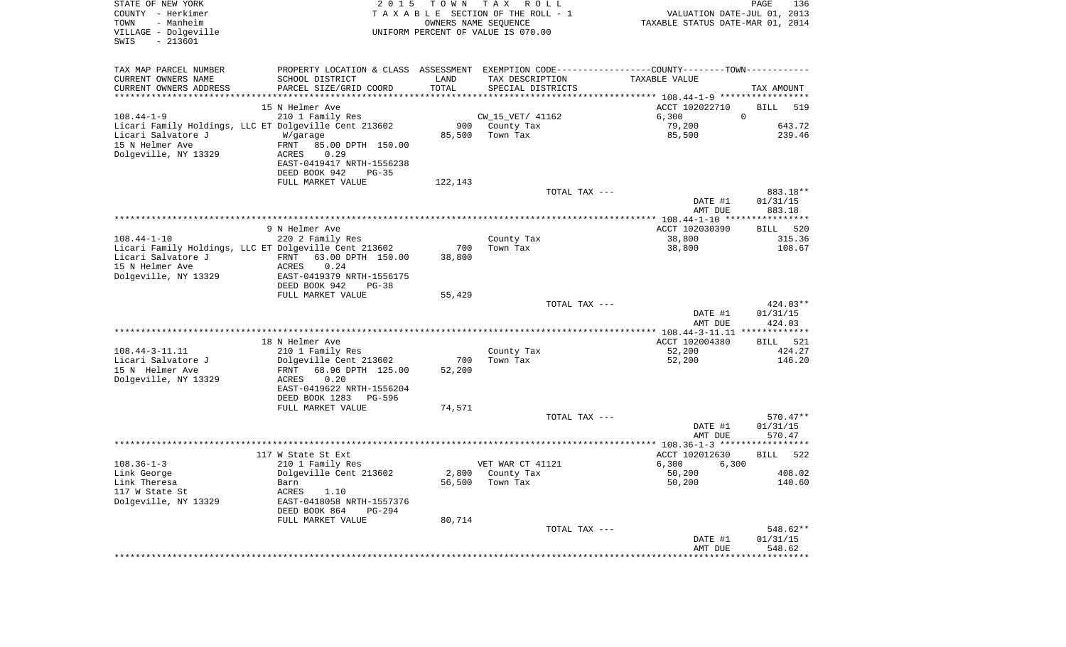STATE OF NEW YORK — COUNTY - Herkimer — TOWN - Manheim — VILLAGE - Dolgeville — SWIS - 213601

2015 TOWN TAX ROLL
TAXABLE SECTION OF THE ROLL - 1
OWNERS NAME SEQUENCE
UNIFORM PERCENT OF VALUE IS 070.00

VALUATION DATE-JUL 01, 2013
TAXABLE STATUS DATE-MAR 01, 2014

| TAX MAP PARCEL NUMBER / CURRENT OWNERS NAME / CURRENT OWNERS ADDRESS | PROPERTY LOCATION & CLASS / SCHOOL DISTRICT / PARCEL SIZE/GRID COORD | ASSESSMENT LAND / TOTAL | EXEMPTION CODE / TAX DESCRIPTION / SPECIAL DISTRICTS | COUNTY / TOWN TAXABLE VALUE | TAX AMOUNT |
|---|---|---|---|---|---|
| 108.44-1-9 | 15 N Helmer Ave | | | ACCT 102022710 | BILL 519 |
| 108.44-1-9 | 210 1 Family Res | | CW_15_VET/ 41162 | 6,300 0 | |
| Licari Family Holdings, LLC ET | Dolgeville Cent 213602 | 900 | County Tax | 79,200 | 643.72 |
| Licari Salvatore J | W/garage | 85,500 | Town Tax | 85,500 | 239.46 |
| 15 N Helmer Ave | FRNT 85.00 DPTH 150.00 | | | | |
| Dolgeville, NY 13329 | ACRES 0.29 | | | | |
| | EAST-0419417 NRTH-1556238 | | | | |
| | DEED BOOK 942 PG-35 | | | | |
| | FULL MARKET VALUE | 122,143 | | | |
| | | | TOTAL TAX --- | | 883.18** |
| | | | | DATE #1 | 01/31/15 |
| | | | | AMT DUE | 883.18 |
| 108.44-1-10 | 9 N Helmer Ave | | | ACCT 102030390 | BILL 520 |
| 108.44-1-10 | 220 2 Family Res | | County Tax | 38,800 | 315.36 |
| Licari Family Holdings, LLC ET | Dolgeville Cent 213602 | 700 | Town Tax | 38,800 | 108.67 |
| Licari Salvatore J | FRNT 63.00 DPTH 150.00 | 38,800 | | | |
| 15 N Helmer Ave | ACRES 0.24 | | | | |
| Dolgeville, NY 13329 | EAST-0419379 NRTH-1556175 | | | | |
| | DEED BOOK 942 PG-38 | | | | |
| | FULL MARKET VALUE | 55,429 | | | |
| | | | TOTAL TAX --- | | 424.03** |
| | | | | DATE #1 | 01/31/15 |
| | | | | AMT DUE | 424.03 |
| 108.44-3-11.11 | 18 N Helmer Ave | | | ACCT 102004380 | BILL 521 |
| 108.44-3-11.11 | 210 1 Family Res | | County Tax | 52,200 | 424.27 |
| Licari Salvatore J | Dolgeville Cent 213602 | 700 | Town Tax | 52,200 | 146.20 |
| 15 N Helmer Ave | FRNT 68.96 DPTH 125.00 | 52,200 | | | |
| Dolgeville, NY 13329 | ACRES 0.20 | | | | |
| | EAST-0419622 NRTH-1556204 | | | | |
| | DEED BOOK 1283 PG-596 | | | | |
| | FULL MARKET VALUE | 74,571 | | | |
| | | | TOTAL TAX --- | | 570.47** |
| | | | | DATE #1 | 01/31/15 |
| | | | | AMT DUE | 570.47 |
| 108.36-1-3 | 117 W State St Ext | | | ACCT 102012630 | BILL 522 |
| 108.36-1-3 | 210 1 Family Res | | VET WAR CT 41121 | 6,300 6,300 | |
| Link George | Dolgeville Cent 213602 | 2,800 | County Tax | 50,200 | 408.02 |
| Link Theresa | Barn | 56,500 | Town Tax | 50,200 | 140.60 |
| 117 W State St | ACRES 1.10 | | | | |
| Dolgeville, NY 13329 | EAST-0418058 NRTH-1557376 | | | | |
| | DEED BOOK 864 PG-294 | | | | |
| | FULL MARKET VALUE | 80,714 | | | |
| | | | TOTAL TAX --- | | 548.62** |
| | | | | DATE #1 | 01/31/15 |
| | | | | AMT DUE | 548.62 |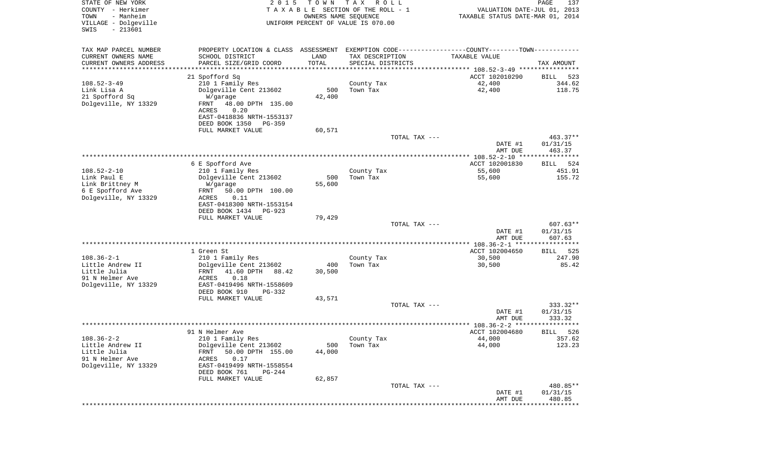STATE OF NEW YORK
COUNTY - Herkimer
TOWN - Manheim
VILLAGE - Dolgeville
SWIS - 213601

2 0 1 5 T O W N T A X R O L L
T A X A B L E SECTION OF THE ROLL - 1
OWNERS NAME SEQUENCE
UNIFORM PERCENT OF VALUE IS 070.00

VALUATION DATE-JUL 01, 2013
TAXABLE STATUS DATE-MAR 01, 2014

| TAX MAP PARCEL NUMBER<br>CURRENT OWNERS NAME<br>CURRENT OWNERS ADDRESS | PROPERTY LOCATION & CLASS<br>SCHOOL DISTRICT<br>PARCEL SIZE/GRID COORD | ASSESSMENT<br>LAND<br>TOTAL | EXEMPTION CODE-----COUNTY--------TOWN------<br>TAX DESCRIPTION<br>SPECIAL DISTRICTS | TAXABLE VALUE | TAX AMOUNT |
|---|---|---|---|---|---|
| | 21 Spofford Sq | | | ACCT 102010290 | BILL 523 |
| 108.52-3-49 | 210 1 Family Res | | County Tax | 42,400 | 344.62 |
| Link Lisa A | Dolgeville Cent 213602 | 500 | Town Tax | 42,400 | 118.75 |
| 21 Spofford Sq | W/garage | 42,400 | | | |
| Dolgeville, NY 13329 | FRNT 48.00 DPTH 135.00 | | | | |
| | ACRES 0.20 | | | | |
| | EAST-0418836 NRTH-1553137 | | | | |
| | DEED BOOK 1350 PG-359 | | | | |
| | FULL MARKET VALUE | 60,571 | | | |
| | | | TOTAL TAX --- | | 463.37** |
| | | | | DATE #1 | 01/31/15 |
| | | | | AMT DUE | 463.37 |
| | 6 E Spofford Ave | | | ACCT 102001830 | BILL 524 |
| 108.52-2-10 | 210 1 Family Res | | County Tax | 55,600 | 451.91 |
| Link Paul E | Dolgeville Cent 213602 | 500 | Town Tax | 55,600 | 155.72 |
| Link Brittney M | W/garage | 55,600 | | | |
| 6 E Spofford Ave | FRNT 50.00 DPTH 100.00 | | | | |
| Dolgeville, NY 13329 | ACRES 0.11 | | | | |
| | EAST-0418300 NRTH-1553154 | | | | |
| | DEED BOOK 1434 PG-923 | | | | |
| | FULL MARKET VALUE | 79,429 | | | |
| | | | TOTAL TAX --- | | 607.63** |
| | | | | DATE #1 | 01/31/15 |
| | | | | AMT DUE | 607.63 |
| | 1 Green St | | | ACCT 102004650 | BILL 525 |
| 108.36-2-1 | 210 1 Family Res | | County Tax | 30,500 | 247.90 |
| Little Andrew II | Dolgeville Cent 213602 | 400 | Town Tax | 30,500 | 85.42 |
| Little Julia | FRNT 41.60 DPTH 88.42 | 30,500 | | | |
| 91 N Helmer Ave | ACRES 0.18 | | | | |
| Dolgeville, NY 13329 | EAST-0419496 NRTH-1558609 | | | | |
| | DEED BOOK 910 PG-332 | | | | |
| | FULL MARKET VALUE | 43,571 | | | |
| | | | TOTAL TAX --- | | 333.32** |
| | | | | DATE #1 | 01/31/15 |
| | | | | AMT DUE | 333.32 |
| | 91 N Helmer Ave | | | ACCT 102004680 | BILL 526 |
| 108.36-2-2 | 210 1 Family Res | | County Tax | 44,000 | 357.62 |
| Little Andrew II | Dolgeville Cent 213602 | 500 | Town Tax | 44,000 | 123.23 |
| Little Julia | FRNT 50.00 DPTH 155.00 | 44,000 | | | |
| 91 N Helmer Ave | ACRES 0.17 | | | | |
| Dolgeville, NY 13329 | EAST-0419499 NRTH-1558554 | | | | |
| | DEED BOOK 761 PG-244 | | | | |
| | FULL MARKET VALUE | 62,857 | | | |
| | | | TOTAL TAX --- | | 480.85** |
| | | | | DATE #1 | 01/31/15 |
| | | | | AMT DUE | 480.85 |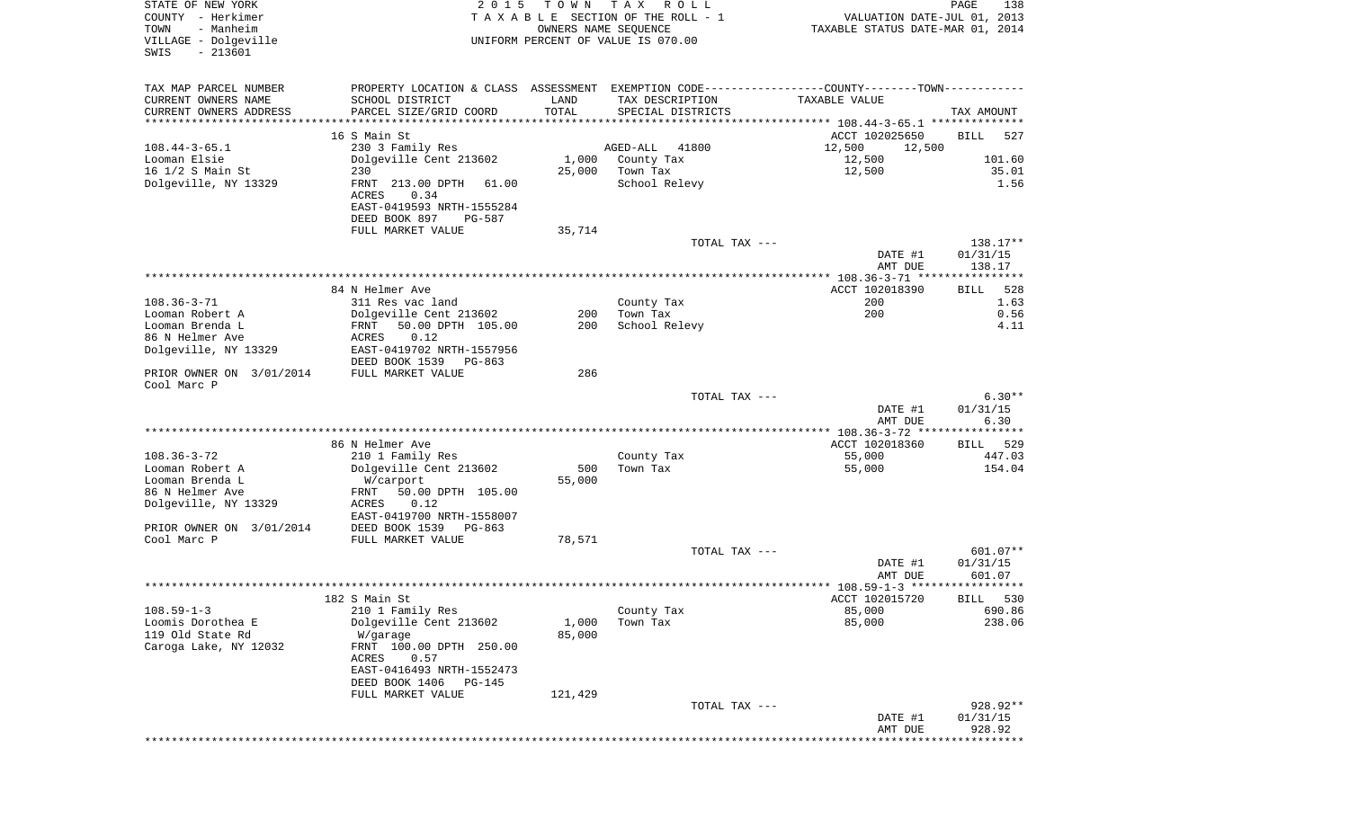STATE OF NEW YORK
COUNTY - Herkimer
TOWN - Manheim
VILLAGE - Dolgeville
SWIS - 213601

2 0 1 5 T O W N T A X R O L L
T A X A B L E SECTION OF THE ROLL - 1
OWNERS NAME SEQUENCE
UNIFORM PERCENT OF VALUE IS 070.00

VALUATION DATE-JUL 01, 2013
TAXABLE STATUS DATE-MAR 01, 2014

| TAX MAP PARCEL NUMBER / CURRENT OWNERS NAME / CURRENT OWNERS ADDRESS | PROPERTY LOCATION & CLASS / SCHOOL DISTRICT / PARCEL SIZE/GRID COORD | ASSESSMENT LAND / TOTAL | EXEMPTION CODE / TAX DESCRIPTION / SPECIAL DISTRICTS | COUNTY--------TOWN / TAXABLE VALUE | TAX AMOUNT |
|---|---|---|---|---|---|
| **108.44-3-65.1** | 16 S Main St | | | ACCT 102025650 | BILL 527 |
| 108.44-3-65.1 | 230 3 Family Res | | AGED-ALL 41800 | 12,500 12,500 | |
| Looman Elsie | Dolgeville Cent 213602 | 1,000 | County Tax | 12,500 | 101.60 |
| 16 1/2 S Main St | 230 | 25,000 | Town Tax | 12,500 | 35.01 |
| Dolgeville, NY 13329 | FRNT 213.00 DPTH 61.00 | | School Relevy | | 1.56 |
| | ACRES 0.34 | | | | |
| | EAST-0419593 NRTH-1555284 | | | | |
| | DEED BOOK 897 PG-587 | | | | |
| | FULL MARKET VALUE | 35,714 | | | |
| | | | TOTAL TAX --- | | 138.17** |
| | | | | DATE #1 | 01/31/15 |
| | | | | AMT DUE | 138.17 |
| **108.36-3-71** | 84 N Helmer Ave | | | ACCT 102018390 | BILL 528 |
| 108.36-3-71 | 311 Res vac land | | County Tax | 200 | 1.63 |
| Looman Robert A | Dolgeville Cent 213602 | 200 | Town Tax | 200 | 0.56 |
| Looman Brenda L | FRNT 50.00 DPTH 105.00 | 200 | School Relevy | | 4.11 |
| 86 N Helmer Ave | ACRES 0.12 | | | | |
| Dolgeville, NY 13329 | EAST-0419702 NRTH-1557956 | | | | |
| | DEED BOOK 1539 PG-863 | | | | |
| PRIOR OWNER ON 3/01/2014 | FULL MARKET VALUE | 286 | | | |
| Cool Marc P | | | | | |
| | | | TOTAL TAX --- | | 6.30** |
| | | | | DATE #1 | 01/31/15 |
| | | | | AMT DUE | 6.30 |
| **108.36-3-72** | 86 N Helmer Ave | | | ACCT 102018360 | BILL 529 |
| 108.36-3-72 | 210 1 Family Res | | County Tax | 55,000 | 447.03 |
| Looman Robert A | Dolgeville Cent 213602 | 500 | Town Tax | 55,000 | 154.04 |
| Looman Brenda L | W/carport | 55,000 | | | |
| 86 N Helmer Ave | FRNT 50.00 DPTH 105.00 | | | | |
| Dolgeville, NY 13329 | ACRES 0.12 | | | | |
| | EAST-0419700 NRTH-1558007 | | | | |
| PRIOR OWNER ON 3/01/2014 | DEED BOOK 1539 PG-863 | | | | |
| Cool Marc P | FULL MARKET VALUE | 78,571 | | | |
| | | | TOTAL TAX --- | | 601.07** |
| | | | | DATE #1 | 01/31/15 |
| | | | | AMT DUE | 601.07 |
| **108.59-1-3** | 182 S Main St | | | ACCT 102015720 | BILL 530 |
| 108.59-1-3 | 210 1 Family Res | | County Tax | 85,000 | 690.86 |
| Loomis Dorothea E | Dolgeville Cent 213602 | 1,000 | Town Tax | 85,000 | 238.06 |
| 119 Old State Rd | W/garage | 85,000 | | | |
| Caroga Lake, NY 12032 | FRNT 100.00 DPTH 250.00 | | | | |
| | ACRES 0.57 | | | | |
| | EAST-0416493 NRTH-1552473 | | | | |
| | DEED BOOK 1406 PG-145 | | | | |
| | FULL MARKET VALUE | 121,429 | | | |
| | | | TOTAL TAX --- | | 928.92** |
| | | | | DATE #1 | 01/31/15 |
| | | | | AMT DUE | 928.92 |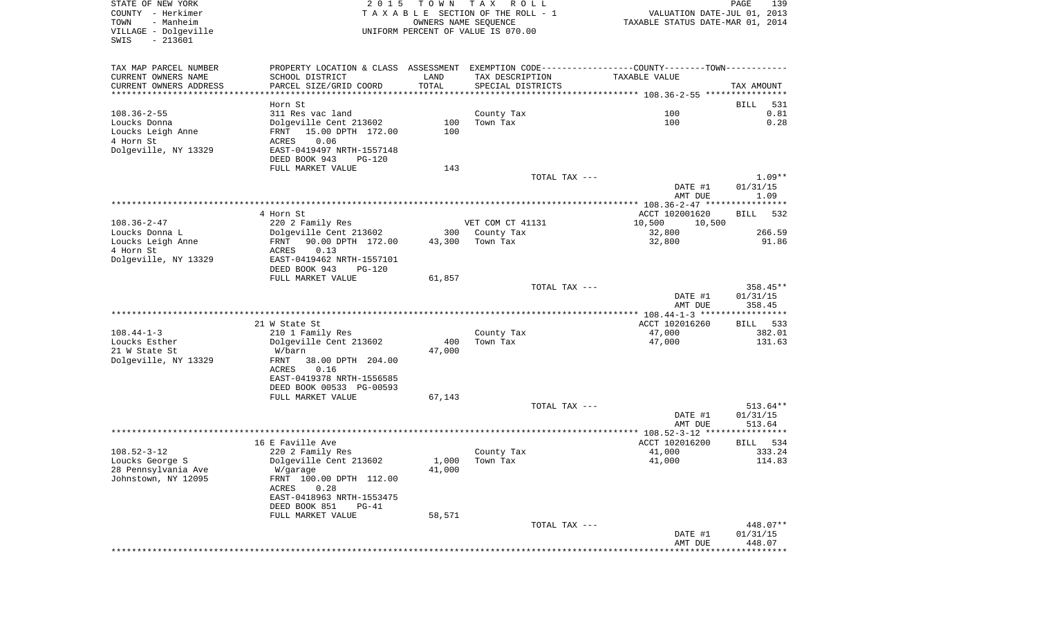STATE OF NEW YORK
COUNTY - Herkimer
TOWN - Manheim
VILLAGE - Dolgeville
SWIS - 213601

2015 TOWN TAX ROLL
TAXABLE SECTION OF THE ROLL - 1
OWNERS NAME SEQUENCE
UNIFORM PERCENT OF VALUE IS 070.00

VALUATION DATE-JUL 01, 2013
TAXABLE STATUS DATE-MAR 01, 2014

| TAX MAP PARCEL NUMBER / CURRENT OWNERS NAME / CURRENT OWNERS ADDRESS | PROPERTY LOCATION & CLASS / SCHOOL DISTRICT / PARCEL SIZE/GRID COORD | ASSESSMENT LAND / TOTAL | EXEMPTION CODE / TAX DESCRIPTION / SPECIAL DISTRICTS | COUNTY--------TOWN / TAXABLE VALUE | TAX AMOUNT |
|---|---|---|---|---|---|
| **108.36-2-55** | Horn St | | | | BILL 531 |
| 108.36-2-55 | 311 Res vac land | | County Tax | 100 | 0.81 |
| Loucks Donna | Dolgeville Cent 213602 | 100 | Town Tax | 100 | 0.28 |
| Loucks Leigh Anne | FRNT 15.00 DPTH 172.00 | 100 | | | |
| 4 Horn St | ACRES 0.06 | | | | |
| Dolgeville, NY 13329 | EAST-0419497 NRTH-1557148 | | | | |
| | DEED BOOK 943 PG-120 | | | | |
| | FULL MARKET VALUE | 143 | | | |
| | | | TOTAL TAX --- | | 1.09** |
| | | | | DATE #1 | 01/31/15 |
| | | | | AMT DUE | 1.09 |
| **108.36-2-47** | 4 Horn St | | | ACCT 102001620 | BILL 532 |
| 108.36-2-47 | 220 2 Family Res | | VET COM CT 41131 | 10,500 10,500 | |
| Loucks Donna L | Dolgeville Cent 213602 | 300 | County Tax | 32,800 | 266.59 |
| Loucks Leigh Anne | FRNT 90.00 DPTH 172.00 | 43,300 | Town Tax | 32,800 | 91.86 |
| 4 Horn St | ACRES 0.13 | | | | |
| Dolgeville, NY 13329 | EAST-0419462 NRTH-1557101 | | | | |
| | DEED BOOK 943 PG-120 | | | | |
| | FULL MARKET VALUE | 61,857 | | | |
| | | | TOTAL TAX --- | | 358.45** |
| | | | | DATE #1 | 01/31/15 |
| | | | | AMT DUE | 358.45 |
| **108.44-1-3** | 21 W State St | | | ACCT 102016260 | BILL 533 |
| 108.44-1-3 | 210 1 Family Res | | County Tax | 47,000 | 382.01 |
| Loucks Esther | Dolgeville Cent 213602 | 400 | Town Tax | 47,000 | 131.63 |
| 21 W State St | W/barn | 47,000 | | | |
| Dolgeville, NY 13329 | FRNT 38.00 DPTH 204.00 | | | | |
| | ACRES 0.16 | | | | |
| | EAST-0419378 NRTH-1556585 | | | | |
| | DEED BOOK 00533 PG-00593 | | | | |
| | FULL MARKET VALUE | 67,143 | | | |
| | | | TOTAL TAX --- | | 513.64** |
| | | | | DATE #1 | 01/31/15 |
| | | | | AMT DUE | 513.64 |
| **108.52-3-12** | 16 E Faville Ave | | | ACCT 102016200 | BILL 534 |
| 108.52-3-12 | 220 2 Family Res | | County Tax | 41,000 | 333.24 |
| Loucks George S | Dolgeville Cent 213602 | 1,000 | Town Tax | 41,000 | 114.83 |
| 28 Pennsylvania Ave | W/garage | 41,000 | | | |
| Johnstown, NY 12095 | FRNT 100.00 DPTH 112.00 | | | | |
| | ACRES 0.28 | | | | |
| | EAST-0418963 NRTH-1553475 | | | | |
| | DEED BOOK 851 PG-41 | | | | |
| | FULL MARKET VALUE | 58,571 | | | |
| | | | TOTAL TAX --- | | 448.07** |
| | | | | DATE #1 | 01/31/15 |
| | | | | AMT DUE | 448.07 |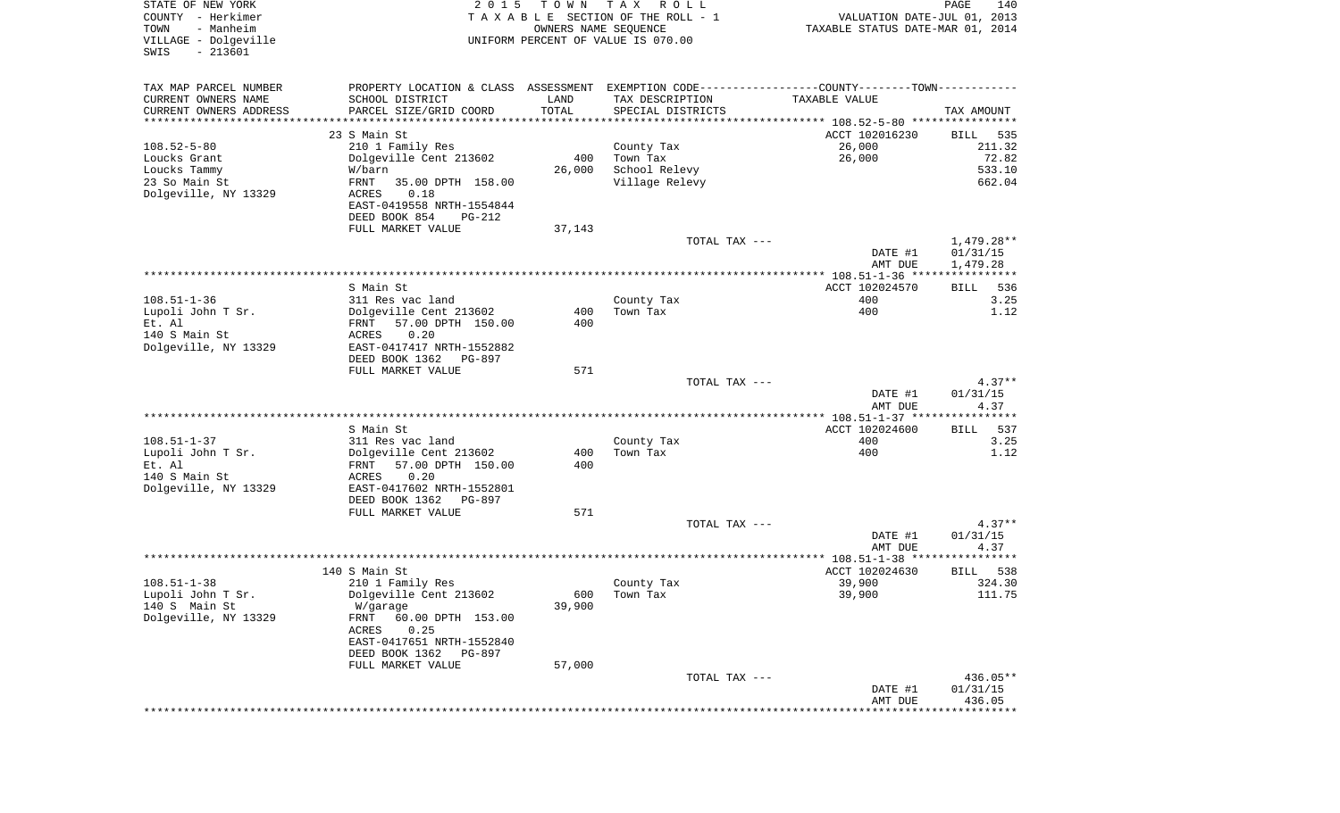STATE OF NEW YORK
COUNTY - Herkimer
TOWN - Manheim
VILLAGE - Dolgeville
SWIS - 213601

2 0 1 5 T O W N T A X R O L L
T A X A B L E SECTION OF THE ROLL - 1
OWNERS NAME SEQUENCE
UNIFORM PERCENT OF VALUE IS 070.00

VALUATION DATE-JUL 01, 2013
TAXABLE STATUS DATE-MAR 01, 2014

| TAX MAP PARCEL NUMBER<br>CURRENT OWNERS NAME<br>CURRENT OWNERS ADDRESS | PROPERTY LOCATION & CLASS<br>SCHOOL DISTRICT<br>PARCEL SIZE/GRID COORD | ASSESSMENT<br>LAND<br>TOTAL | EXEMPTION CODE<br>TAX DESCRIPTION<br>SPECIAL DISTRICTS | COUNTY--------TOWN<br>TAXABLE VALUE | TAX AMOUNT |
|---|---|---|---|---|---|
| | 23 S Main St | | | ACCT 102016230 | BILL 535 |
| 108.52-5-80 | 210 1 Family Res | | County Tax | 26,000 | 211.32 |
| Loucks Grant | Dolgeville Cent 213602 | 400 | Town Tax | 26,000 | 72.82 |
| Loucks Tammy | W/barn | 26,000 | School Relevy | | 533.10 |
| 23 So Main St | FRNT 35.00 DPTH 158.00 | | Village Relevy | | 662.04 |
| Dolgeville, NY 13329 | ACRES 0.18 | | | | |
| | EAST-0419558 NRTH-1554844 | | | | |
| | DEED BOOK 854 PG-212 | | | | |
| | FULL MARKET VALUE | 37,143 | | | |
| | | | TOTAL TAX --- | | 1,479.28** |
| | | | | DATE #1 | 01/31/15 |
| | | | | AMT DUE | 1,479.28 |
| | S Main St | | | ACCT 102024570 | BILL 536 |
| 108.51-1-36 | 311 Res vac land | | County Tax | 400 | 3.25 |
| Lupoli John T Sr. | Dolgeville Cent 213602 | 400 | Town Tax | 400 | 1.12 |
| Et. Al | FRNT 57.00 DPTH 150.00 | 400 | | | |
| 140 S Main St | ACRES 0.20 | | | | |
| Dolgeville, NY 13329 | EAST-0417417 NRTH-1552882 | | | | |
| | DEED BOOK 1362 PG-897 | | | | |
| | FULL MARKET VALUE | 571 | | | |
| | | | TOTAL TAX --- | | 4.37** |
| | | | | DATE #1 | 01/31/15 |
| | | | | AMT DUE | 4.37 |
| | S Main St | | | ACCT 102024600 | BILL 537 |
| 108.51-1-37 | 311 Res vac land | | County Tax | 400 | 3.25 |
| Lupoli John T Sr. | Dolgeville Cent 213602 | 400 | Town Tax | 400 | 1.12 |
| Et. Al | FRNT 57.00 DPTH 150.00 | 400 | | | |
| 140 S Main St | ACRES 0.20 | | | | |
| Dolgeville, NY 13329 | EAST-0417602 NRTH-1552801 | | | | |
| | DEED BOOK 1362 PG-897 | | | | |
| | FULL MARKET VALUE | 571 | | | |
| | | | TOTAL TAX --- | | 4.37** |
| | | | | DATE #1 | 01/31/15 |
| | | | | AMT DUE | 4.37 |
| | 140 S Main St | | | ACCT 102024630 | BILL 538 |
| 108.51-1-38 | 210 1 Family Res | | County Tax | 39,900 | 324.30 |
| Lupoli John T Sr. | Dolgeville Cent 213602 | 600 | Town Tax | 39,900 | 111.75 |
| 140 S Main St | W/garage | 39,900 | | | |
| Dolgeville, NY 13329 | FRNT 60.00 DPTH 153.00 | | | | |
| | ACRES 0.25 | | | | |
| | EAST-0417651 NRTH-1552840 | | | | |
| | DEED BOOK 1362 PG-897 | | | | |
| | FULL MARKET VALUE | 57,000 | | | |
| | | | TOTAL TAX --- | | 436.05** |
| | | | | DATE #1 | 01/31/15 |
| | | | | AMT DUE | 436.05 |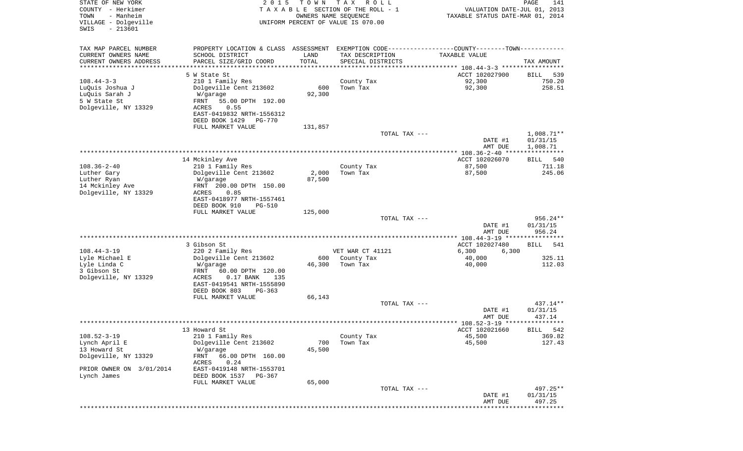STATE OF NEW YORK
COUNTY - Herkimer
TOWN - Manheim
VILLAGE - Dolgeville
SWIS - 213601

2015 TOWN TAX ROLL
TAXABLE SECTION OF THE ROLL - 1
OWNERS NAME SEQUENCE
UNIFORM PERCENT OF VALUE IS 070.00

VALUATION DATE-JUL 01, 2013
TAXABLE STATUS DATE-MAR 01, 2014

| TAX MAP PARCEL NUMBER<br>CURRENT OWNERS NAME<br>CURRENT OWNERS ADDRESS | PROPERTY LOCATION & CLASS<br>SCHOOL DISTRICT<br>PARCEL SIZE/GRID COORD | ASSESSMENT<br>LAND<br>TOTAL | EXEMPTION CODE<br>TAX DESCRIPTION<br>SPECIAL DISTRICTS | COUNTY--------TOWN<br>TAXABLE VALUE | TAX AMOUNT |
|---|---|---|---|---|---|
| 108.44-3-3 | 5 W State St | | | ACCT 102027900 | BILL 539 |
| | 210 1 Family Res | | County Tax | 92,300 | 750.20 |
| LuQuis Joshua J | Dolgeville Cent 213602 | 600 | Town Tax | 92,300 | 258.51 |
| LuQuis Sarah J | W/garage | 92,300 | | | |
| 5 W State St | FRNT 55.00 DPTH 192.00 | | | | |
| Dolgeville, NY 13329 | ACRES 0.55 | | | | |
| | EAST-0419832 NRTH-1556312 | | | | |
| | DEED BOOK 1429 PG-770 | | | | |
| | FULL MARKET VALUE | 131,857 | | | |
| | | | TOTAL TAX --- | | 1,008.71** |
| | | | | DATE #1 | 01/31/15 |
| | | | | AMT DUE | 1,008.71 |
| 108.36-2-40 | 14 Mckinley Ave | | | ACCT 102026070 | BILL 540 |
| | 210 1 Family Res | | County Tax | 87,500 | 711.18 |
| Luther Gary | Dolgeville Cent 213602 | 2,000 | Town Tax | 87,500 | 245.06 |
| Luther Ryan | W/garage | 87,500 | | | |
| 14 Mckinley Ave | FRNT 200.00 DPTH 150.00 | | | | |
| Dolgeville, NY 13329 | ACRES 0.85 | | | | |
| | EAST-0418977 NRTH-1557461 | | | | |
| | DEED BOOK 910 PG-510 | | | | |
| | FULL MARKET VALUE | 125,000 | | | |
| | | | TOTAL TAX --- | | 956.24** |
| | | | | DATE #1 | 01/31/15 |
| | | | | AMT DUE | 956.24 |
| 108.44-3-19 | 3 Gibson St | | | ACCT 102027480 | BILL 541 |
| | 220 2 Family Res | | VET WAR CT 41121 | 6,300 6,300 | |
| Lyle Michael E | Dolgeville Cent 213602 | 600 | County Tax | 40,000 | 325.11 |
| Lyle Linda C | W/garage | 46,300 | Town Tax | 40,000 | 112.03 |
| 3 Gibson St | FRNT 60.00 DPTH 120.00 | | | | |
| Dolgeville, NY 13329 | ACRES 0.17 BANK 135 | | | | |
| | EAST-0419541 NRTH-1555890 | | | | |
| | DEED BOOK 803 PG-363 | | | | |
| | FULL MARKET VALUE | 66,143 | | | |
| | | | TOTAL TAX --- | | 437.14** |
| | | | | DATE #1 | 01/31/15 |
| | | | | AMT DUE | 437.14 |
| 108.52-3-19 | 13 Howard St | | | ACCT 102021660 | BILL 542 |
| | 210 1 Family Res | | County Tax | 45,500 | 369.82 |
| Lynch April E | Dolgeville Cent 213602 | 700 | Town Tax | 45,500 | 127.43 |
| 13 Howard St | W/garage | 45,500 | | | |
| Dolgeville, NY 13329 | FRNT 66.00 DPTH 160.00 | | | | |
| | ACRES 0.24 | | | | |
| PRIOR OWNER ON 3/01/2014 | EAST-0419148 NRTH-1553701 | | | | |
| Lynch James | DEED BOOK 1537 PG-367 | | | | |
| | FULL MARKET VALUE | 65,000 | | | |
| | | | TOTAL TAX --- | | 497.25** |
| | | | | DATE #1 | 01/31/15 |
| | | | | AMT DUE | 497.25 |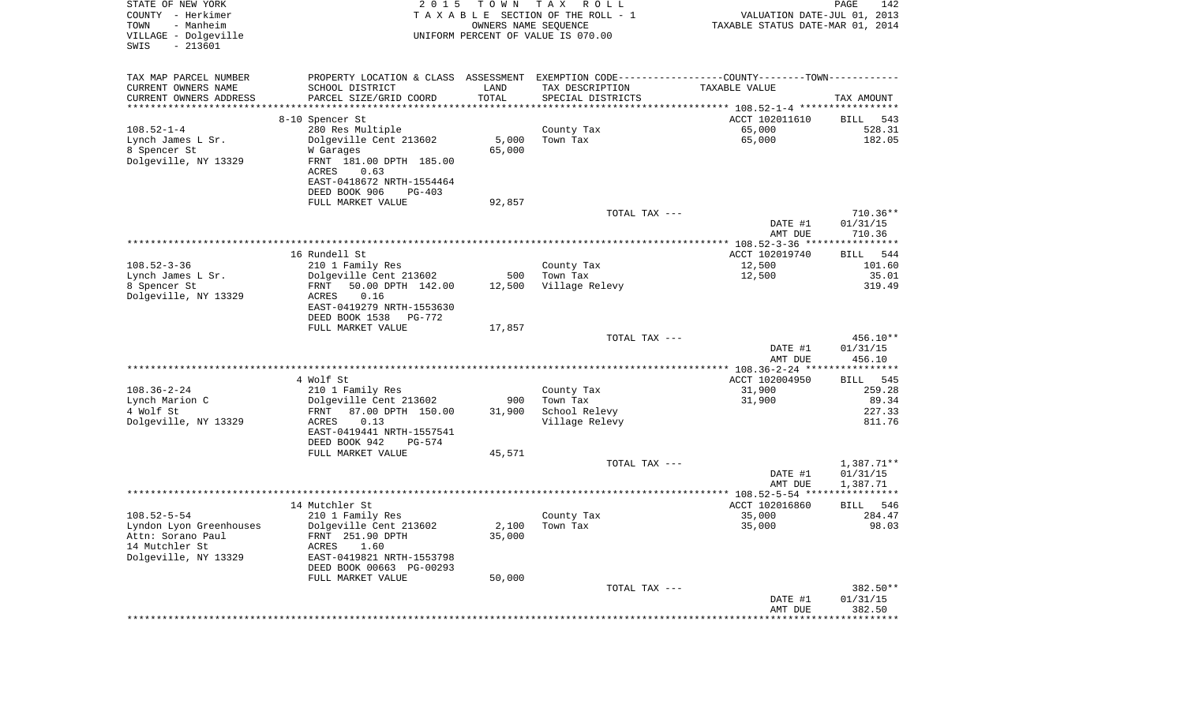STATE OF NEW YORK
COUNTY - Herkimer
TOWN - Manheim
VILLAGE - Dolgeville
SWIS - 213601

2015 TOWN TAX ROLL
TAXABLE SECTION OF THE ROLL - 1
OWNERS NAME SEQUENCE
UNIFORM PERCENT OF VALUE IS 070.00

VALUATION DATE-JUL 01, 2013
TAXABLE STATUS DATE-MAR 01, 2014

| TAX MAP PARCEL NUMBER / CURRENT OWNERS NAME / CURRENT OWNERS ADDRESS | PROPERTY LOCATION & CLASS / SCHOOL DISTRICT / PARCEL SIZE/GRID COORD | ASSESSMENT LAND | TOTAL | TAX DESCRIPTION / SPECIAL DISTRICTS | TAXABLE VALUE | TAX AMOUNT |
|---|---|---|---|---|---|---|
| | 8-10 Spencer St | | | | ACCT 102011610 | BILL 543 |
| 108.52-1-4 | 280 Res Multiple | | | County Tax | 65,000 | 528.31 |
| Lynch James L Sr. | Dolgeville Cent 213602 | 5,000 | | Town Tax | 65,000 | 182.05 |
| 8 Spencer St | W Garages | | 65,000 | | | |
| Dolgeville, NY 13329 | FRNT 181.00 DPTH 185.00 | | | | | |
| | ACRES 0.63 | | | | | |
| | EAST-0418672 NRTH-1554464 | | | | | |
| | DEED BOOK 906 PG-403 | | | | | |
| | FULL MARKET VALUE | | 92,857 | | | |
| | | | | TOTAL TAX --- | | 710.36** |
| | | | | | DATE #1 | 01/31/15 |
| | | | | | AMT DUE | 710.36 |
| | 16 Rundell St | | | | ACCT 102019740 | BILL 544 |
| 108.52-3-36 | 210 1 Family Res | | | County Tax | 12,500 | 101.60 |
| Lynch James L Sr. | Dolgeville Cent 213602 | 500 | | Town Tax | 12,500 | 35.01 |
| 8 Spencer St | FRNT 50.00 DPTH 142.00 | | 12,500 | Village Relevy | | 319.49 |
| Dolgeville, NY 13329 | ACRES 0.16 | | | | | |
| | EAST-0419279 NRTH-1553630 | | | | | |
| | DEED BOOK 1538 PG-772 | | | | | |
| | FULL MARKET VALUE | | 17,857 | | | |
| | | | | TOTAL TAX --- | | 456.10** |
| | | | | | DATE #1 | 01/31/15 |
| | | | | | AMT DUE | 456.10 |
| | 4 Wolf St | | | | ACCT 102004950 | BILL 545 |
| 108.36-2-24 | 210 1 Family Res | | | County Tax | 31,900 | 259.28 |
| Lynch Marion C | Dolgeville Cent 213602 | 900 | | Town Tax | 31,900 | 89.34 |
| 4 Wolf St | FRNT 87.00 DPTH 150.00 | | 31,900 | School Relevy | | 227.33 |
| Dolgeville, NY 13329 | ACRES 0.13 | | | Village Relevy | | 811.76 |
| | EAST-0419441 NRTH-1557541 | | | | | |
| | DEED BOOK 942 PG-574 | | | | | |
| | FULL MARKET VALUE | | 45,571 | | | |
| | | | | TOTAL TAX --- | | 1,387.71** |
| | | | | | DATE #1 | 01/31/15 |
| | | | | | AMT DUE | 1,387.71 |
| | 14 Mutchler St | | | | ACCT 102016860 | BILL 546 |
| 108.52-5-54 | 210 1 Family Res | | | County Tax | 35,000 | 284.47 |
| Lyndon Lyon Greenhouses | Dolgeville Cent 213602 | 2,100 | | Town Tax | 35,000 | 98.03 |
| Attn: Sorano Paul | FRNT 251.90 DPTH | | 35,000 | | | |
| 14 Mutchler St | ACRES 1.60 | | | | | |
| Dolgeville, NY 13329 | EAST-0419821 NRTH-1553798 | | | | | |
| | DEED BOOK 00663 PG-00293 | | | | | |
| | FULL MARKET VALUE | | 50,000 | | | |
| | | | | TOTAL TAX --- | | 382.50** |
| | | | | | DATE #1 | 01/31/15 |
| | | | | | AMT DUE | 382.50 |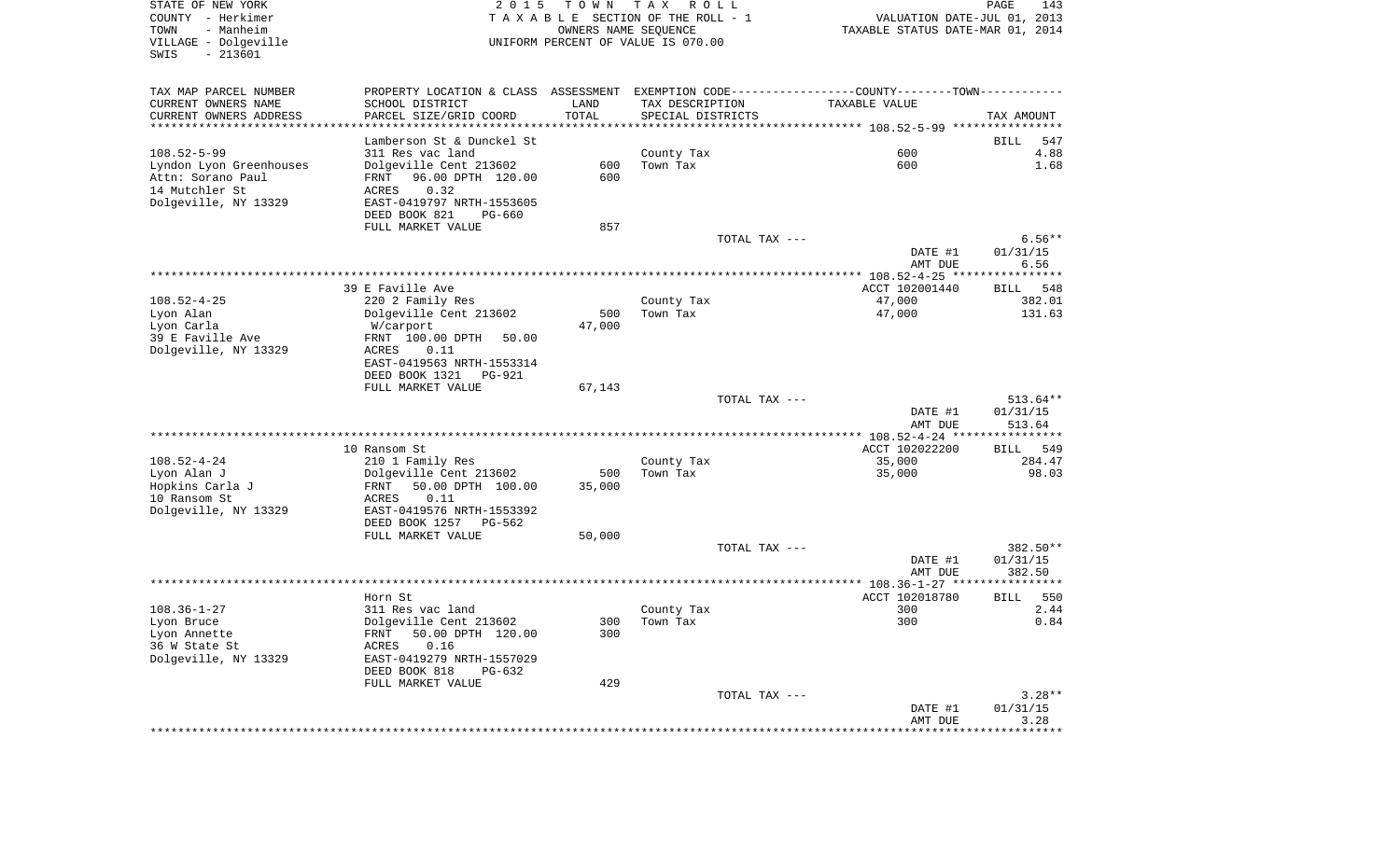STATE OF NEW YORK
COUNTY - Herkimer
TOWN - Manheim
VILLAGE - Dolgeville
SWIS - 213601

2 0 1 5 T O W N T A X R O L L
T A X A B L E SECTION OF THE ROLL - 1
OWNERS NAME SEQUENCE
UNIFORM PERCENT OF VALUE IS 070.00

VALUATION DATE-JUL 01, 2013
TAXABLE STATUS DATE-MAR 01, 2014

| TAX MAP PARCEL NUMBER / CURRENT OWNERS NAME / CURRENT OWNERS ADDRESS | PROPERTY LOCATION & CLASS / SCHOOL DISTRICT / PARCEL SIZE/GRID COORD | ASSESSMENT LAND / TOTAL | EXEMPTION CODE / TAX DESCRIPTION / SPECIAL DISTRICTS | COUNTY--------TOWN / TAXABLE VALUE | TAX AMOUNT |
|---|---|---|---|---|---|
| 108.52-5-99 | Lamberson St & Dunckel St | | | | BILL 547 |
| Lyndon Lyon Greenhouses | 311 Res vac land | | County Tax | 600 | 4.88 |
| Attn: Sorano Paul | Dolgeville Cent 213602 | 600 | Town Tax | 600 | 1.68 |
| 14 Mutchler St | FRNT 96.00 DPTH 120.00 | 600 | | | |
| Dolgeville, NY 13329 | ACRES 0.32 | | | | |
| | EAST-0419797 NRTH-1553605 | | | | |
| | DEED BOOK 821 PG-660 | | | | |
| | FULL MARKET VALUE | 857 | | | |
| | | | TOTAL TAX --- | | 6.56** |
| | | | | DATE #1 | 01/31/15 |
| | | | | AMT DUE | 6.56 |
| 108.52-4-25 | 39 E Faville Ave | | | ACCT 102001440 | BILL 548 |
| Lyon Alan | 220 2 Family Res | | County Tax | 47,000 | 382.01 |
| Lyon Carla | Dolgeville Cent 213602 | 500 | Town Tax | 47,000 | 131.63 |
| 39 E Faville Ave | W/carport | 47,000 | | | |
| Dolgeville, NY 13329 | FRNT 100.00 DPTH 50.00 | | | | |
| | ACRES 0.11 | | | | |
| | EAST-0419563 NRTH-1553314 | | | | |
| | DEED BOOK 1321 PG-921 | | | | |
| | FULL MARKET VALUE | 67,143 | | | |
| | | | TOTAL TAX --- | | 513.64** |
| | | | | DATE #1 | 01/31/15 |
| | | | | AMT DUE | 513.64 |
| 108.52-4-24 | 10 Ransom St | | | ACCT 102022200 | BILL 549 |
| Lyon Alan J | 210 1 Family Res | | County Tax | 35,000 | 284.47 |
| Hopkins Carla J | Dolgeville Cent 213602 | 500 | Town Tax | 35,000 | 98.03 |
| 10 Ransom St | FRNT 50.00 DPTH 100.00 | 35,000 | | | |
| Dolgeville, NY 13329 | ACRES 0.11 | | | | |
| | EAST-0419576 NRTH-1553392 | | | | |
| | DEED BOOK 1257 PG-562 | | | | |
| | FULL MARKET VALUE | 50,000 | | | |
| | | | TOTAL TAX --- | | 382.50** |
| | | | | DATE #1 | 01/31/15 |
| | | | | AMT DUE | 382.50 |
| 108.36-1-27 | Horn St | | | ACCT 102018780 | BILL 550 |
| Lyon Bruce | 311 Res vac land | | County Tax | 300 | 2.44 |
| Lyon Annette | Dolgeville Cent 213602 | 300 | Town Tax | 300 | 0.84 |
| 36 W State St | FRNT 50.00 DPTH 120.00 | 300 | | | |
| Dolgeville, NY 13329 | ACRES 0.16 | | | | |
| | EAST-0419279 NRTH-1557029 | | | | |
| | DEED BOOK 818 PG-632 | | | | |
| | FULL MARKET VALUE | 429 | | | |
| | | | TOTAL TAX --- | | 3.28** |
| | | | | DATE #1 | 01/31/15 |
| | | | | AMT DUE | 3.28 |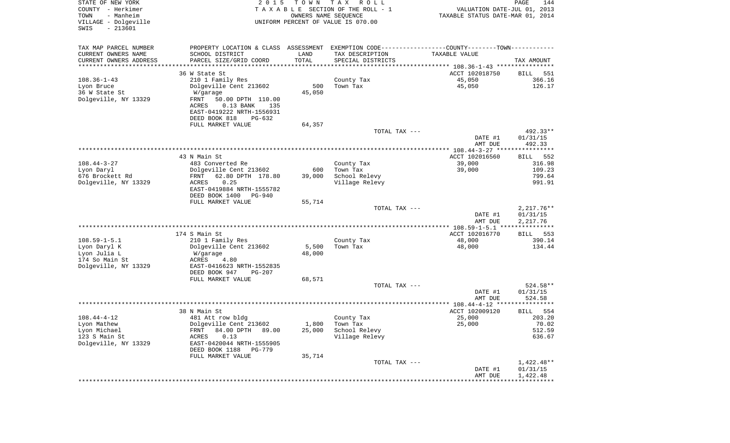STATE OF NEW YORK
COUNTY - Herkimer
TOWN - Manheim
VILLAGE - Dolgeville
SWIS - 213601

2 0 1 5 T O W N T A X R O L L
T A X A B L E SECTION OF THE ROLL - 1
OWNERS NAME SEQUENCE
UNIFORM PERCENT OF VALUE IS 070.00

VALUATION DATE-JUL 01, 2013
TAXABLE STATUS DATE-MAR 01, 2014

| TAX MAP PARCEL NUMBER / CURRENT OWNERS NAME / CURRENT OWNERS ADDRESS | PROPERTY LOCATION & CLASS / SCHOOL DISTRICT / PARCEL SIZE/GRID COORD | ASSESSMENT LAND / TOTAL | EXEMPTION CODE / TAX DESCRIPTION / SPECIAL DISTRICTS | COUNTY--------TOWN / TAXABLE VALUE | TAX AMOUNT |
|---|---|---|---|---|---|
| **108.36-1-43** | 36 W State St | | | ACCT 102018750 | BILL 551 |
| 108.36-1-43 | 210 1 Family Res | | County Tax | 45,050 | 366.16 |
| Lyon Bruce | Dolgeville Cent 213602 | 500 | Town Tax | 45,050 | 126.17 |
| 36 W State St | W/garage | 45,050 | | | |
| Dolgeville, NY 13329 | FRNT 50.00 DPTH 110.00 | | | | |
| | ACRES 0.13 BANK 135 | | | | |
| | EAST-0419222 NRTH-1556931 | | | | |
| | DEED BOOK 818 PG-632 | | | | |
| | FULL MARKET VALUE | 64,357 | | | |
| | | | TOTAL TAX --- | | 492.33** |
| | | | | DATE #1 | 01/31/15 |
| | | | | AMT DUE | 492.33 |
| **108.44-3-27** | 43 N Main St | | | ACCT 102016560 | BILL 552 |
| 108.44-3-27 | 483 Converted Re | | County Tax | 39,000 | 316.98 |
| Lyon Daryl | Dolgeville Cent 213602 | 600 | Town Tax | 39,000 | 109.23 |
| 676 Brockett Rd | FRNT 62.80 DPTH 178.80 | 39,000 | School Relevy | | 799.64 |
| Dolgeville, NY 13329 | ACRES 0.25 | | Village Relevy | | 991.91 |
| | EAST-0419884 NRTH-1555782 | | | | |
| | DEED BOOK 1400 PG-940 | | | | |
| | FULL MARKET VALUE | 55,714 | | | |
| | | | TOTAL TAX --- | | 2,217.76** |
| | | | | DATE #1 | 01/31/15 |
| | | | | AMT DUE | 2,217.76 |
| **108.59-1-5.1** | 174 S Main St | | | ACCT 102016770 | BILL 553 |
| 108.59-1-5.1 | 210 1 Family Res | | County Tax | 48,000 | 390.14 |
| Lyon Daryl K | Dolgeville Cent 213602 | 5,500 | Town Tax | 48,000 | 134.44 |
| Lyon Julia L | W/garage | 48,000 | | | |
| 174 So Main St | ACRES 4.80 | | | | |
| Dolgeville, NY 13329 | EAST-0416623 NRTH-1552835 | | | | |
| | DEED BOOK 947 PG-207 | | | | |
| | FULL MARKET VALUE | 68,571 | | | |
| | | | TOTAL TAX --- | | 524.58** |
| | | | | DATE #1 | 01/31/15 |
| | | | | AMT DUE | 524.58 |
| **108.44-4-12** | 38 N Main St | | | ACCT 102009120 | BILL 554 |
| 108.44-4-12 | 481 Att row bldg | | County Tax | 25,000 | 203.20 |
| Lyon Mathew | Dolgeville Cent 213602 | 1,800 | Town Tax | 25,000 | 70.02 |
| Lyon Michael | FRNT 84.00 DPTH 89.00 | 25,000 | School Relevy | | 512.59 |
| 123 S Main St | ACRES 0.13 | | Village Relevy | | 636.67 |
| Dolgeville, NY 13329 | EAST-0420044 NRTH-1555905 | | | | |
| | DEED BOOK 1188 PG-779 | | | | |
| | FULL MARKET VALUE | 35,714 | | | |
| | | | TOTAL TAX --- | | 1,422.48** |
| | | | | DATE #1 | 01/31/15 |
| | | | | AMT DUE | 1,422.48 |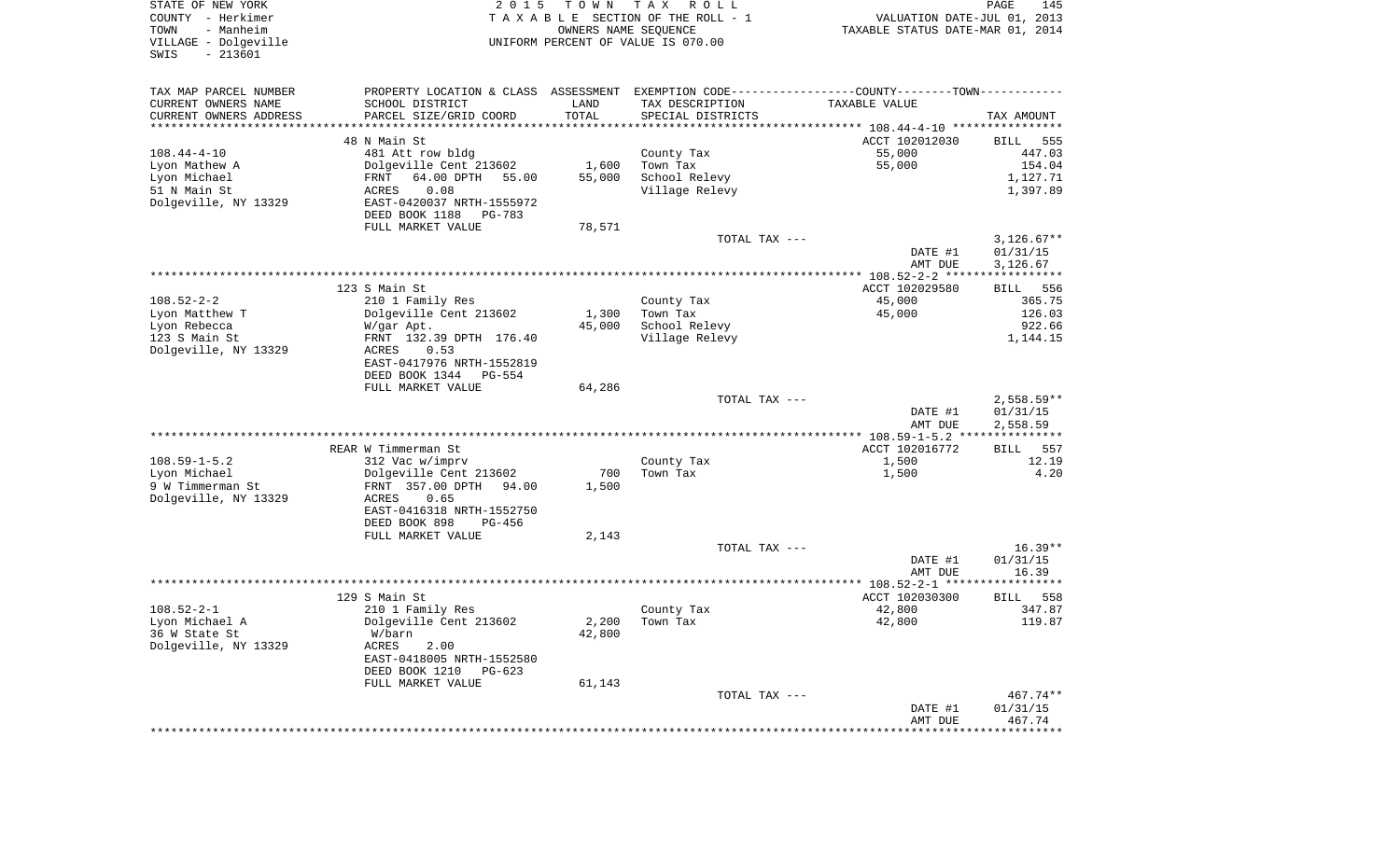STATE OF NEW YORK
COUNTY - Herkimer
TOWN - Manheim
VILLAGE - Dolgeville
SWIS - 213601

2015 TOWN TAX ROLL
TAXABLE SECTION OF THE ROLL - 1
OWNERS NAME SEQUENCE
UNIFORM PERCENT OF VALUE IS 070.00

VALUATION DATE-JUL 01, 2013
TAXABLE STATUS DATE-MAR 01, 2014

| TAX MAP PARCEL NUMBER / CURRENT OWNERS NAME / CURRENT OWNERS ADDRESS | PROPERTY LOCATION & CLASS / SCHOOL DISTRICT / PARCEL SIZE/GRID COORD | ASSESSMENT LAND / TOTAL | EXEMPTION CODE / TAX DESCRIPTION / SPECIAL DISTRICTS | TAXABLE VALUE | TAX AMOUNT |
|---|---|---|---|---|---|
| | 48 N Main St | | | ACCT 102012030 | BILL 555 |
| 108.44-4-10 | 481 Att row bldg | | County Tax | 55,000 | 447.03 |
| Lyon Mathew A | Dolgeville Cent 213602 | 1,600 | Town Tax | 55,000 | 154.04 |
| Lyon Michael | FRNT 64.00 DPTH 55.00 | 55,000 | School Relevy | | 1,127.71 |
| 51 N Main St | ACRES 0.08 | | Village Relevy | | 1,397.89 |
| Dolgeville, NY 13329 | EAST-0420037 NRTH-1555972 | | | | |
| | DEED BOOK 1188 PG-783 | | | | |
| | FULL MARKET VALUE | 78,571 | | | |
| | | | TOTAL TAX --- | | 3,126.67** |
| | | | | DATE #1 | 01/31/15 |
| | | | | AMT DUE | 3,126.67 |
| | 123 S Main St | | | ACCT 102029580 | BILL 556 |
| 108.52-2-2 | 210 1 Family Res | | County Tax | 45,000 | 365.75 |
| Lyon Matthew T | Dolgeville Cent 213602 | 1,300 | Town Tax | 45,000 | 126.03 |
| Lyon Rebecca | W/gar Apt. | 45,000 | School Relevy | | 922.66 |
| 123 S Main St | FRNT 132.39 DPTH 176.40 | | Village Relevy | | 1,144.15 |
| Dolgeville, NY 13329 | ACRES 0.53 | | | | |
| | EAST-0417976 NRTH-1552819 | | | | |
| | DEED BOOK 1344 PG-554 | | | | |
| | FULL MARKET VALUE | 64,286 | | | |
| | | | TOTAL TAX --- | | 2,558.59** |
| | | | | DATE #1 | 01/31/15 |
| | | | | AMT DUE | 2,558.59 |
| | REAR W Timmerman St | | | ACCT 102016772 | BILL 557 |
| 108.59-1-5.2 | 312 Vac w/imprv | | County Tax | 1,500 | 12.19 |
| Lyon Michael | Dolgeville Cent 213602 | 700 | Town Tax | 1,500 | 4.20 |
| 9 W Timmerman St | FRNT 357.00 DPTH 94.00 | 1,500 | | | |
| Dolgeville, NY 13329 | ACRES 0.65 | | | | |
| | EAST-0416318 NRTH-1552750 | | | | |
| | DEED BOOK 898 PG-456 | | | | |
| | FULL MARKET VALUE | 2,143 | | | |
| | | | TOTAL TAX --- | | 16.39** |
| | | | | DATE #1 | 01/31/15 |
| | | | | AMT DUE | 16.39 |
| | 129 S Main St | | | ACCT 102030300 | BILL 558 |
| 108.52-2-1 | 210 1 Family Res | | County Tax | 42,800 | 347.87 |
| Lyon Michael A | Dolgeville Cent 213602 | 2,200 | Town Tax | 42,800 | 119.87 |
| 36 W State St | W/barn | 42,800 | | | |
| Dolgeville, NY 13329 | ACRES 2.00 | | | | |
| | EAST-0418005 NRTH-1552580 | | | | |
| | DEED BOOK 1210 PG-623 | | | | |
| | FULL MARKET VALUE | 61,143 | | | |
| | | | TOTAL TAX --- | | 467.74** |
| | | | | DATE #1 | 01/31/15 |
| | | | | AMT DUE | 467.74 |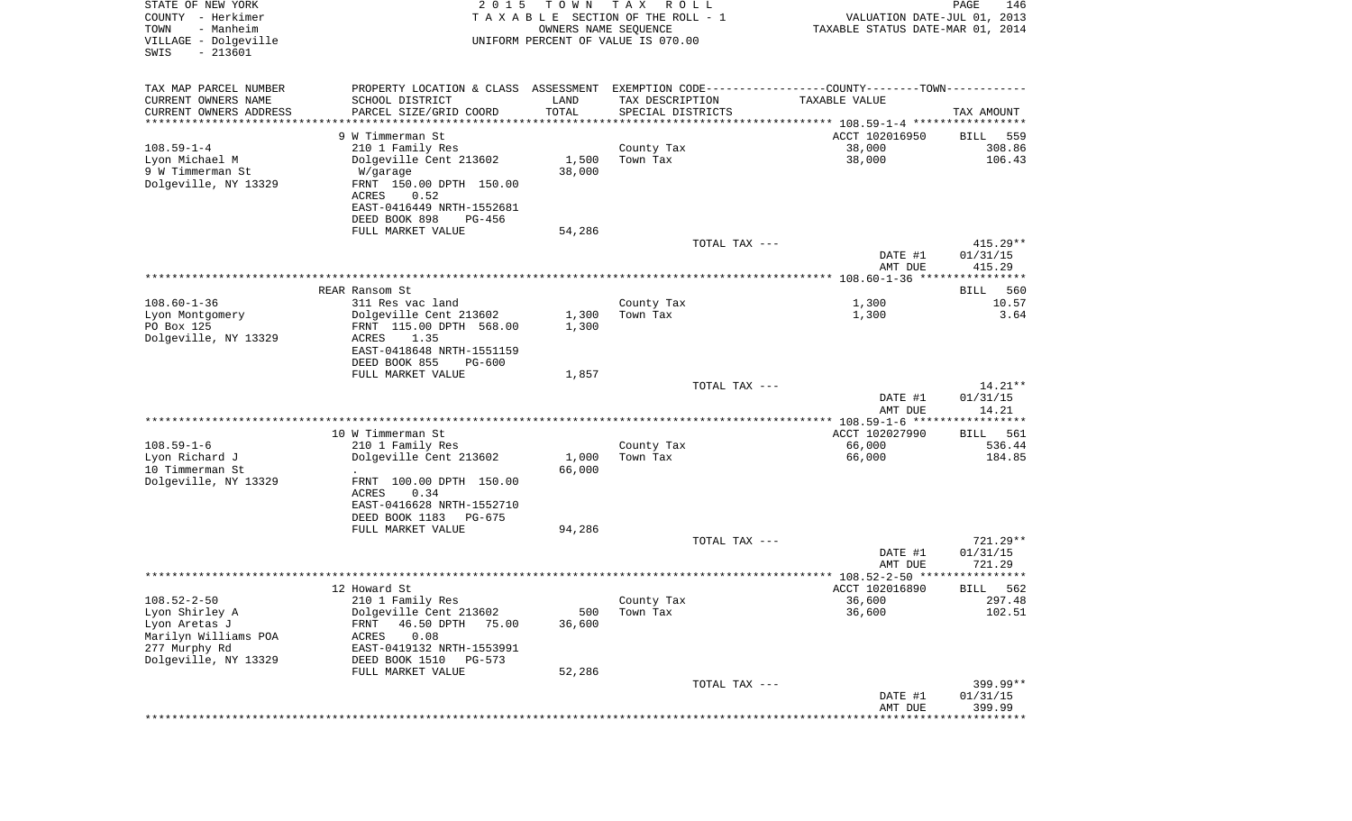STATE OF NEW YORK | 2015 TOWN TAX ROLL
COUNTY - Herkimer | TAXABLE SECTION OF THE ROLL - 1 | VALUATION DATE-JUL 01, 2013
TOWN - Manheim | OWNERS NAME SEQUENCE | TAXABLE STATUS DATE-MAR 01, 2014
VILLAGE - Dolgeville | UNIFORM PERCENT OF VALUE IS 070.00
SWIS - 213601

| TAX MAP PARCEL NUMBER / CURRENT OWNERS NAME / CURRENT OWNERS ADDRESS | PROPERTY LOCATION & CLASS / SCHOOL DISTRICT / PARCEL SIZE/GRID COORD | ASSESSMENT LAND / TOTAL | EXEMPTION CODE / TAX DESCRIPTION / SPECIAL DISTRICTS | COUNTY--------TOWN / TAXABLE VALUE | TAX AMOUNT |
|---|---|---|---|---|---|
| **108.59-1-4** | 9 W Timmerman St | | | ACCT 102016950 | BILL 559 |
| Lyon Michael M | 210 1 Family Res | | County Tax | 38,000 | 308.86 |
| 9 W Timmerman St | Dolgeville Cent 213602 | 1,500 | Town Tax | 38,000 | 106.43 |
| Dolgeville, NY 13329 | W/garage | 38,000 | | | |
| | FRNT 150.00 DPTH 150.00 | | | | |
| | ACRES 0.52 | | | | |
| | EAST-0416449 NRTH-1552681 | | | | |
| | DEED BOOK 898 PG-456 | | | | |
| | FULL MARKET VALUE | 54,286 | | | |
| | | | TOTAL TAX --- | | 415.29** |
| | | | | DATE #1 | 01/31/15 |
| | | | | AMT DUE | 415.29 |
| **108.60-1-36** | REAR Ransom St | | | | BILL 560 |
| Lyon Montgomery | 311 Res vac land | | County Tax | 1,300 | 10.57 |
| PO Box 125 | Dolgeville Cent 213602 | 1,300 | Town Tax | 1,300 | 3.64 |
| Dolgeville, NY 13329 | FRNT 115.00 DPTH 568.00 | 1,300 | | | |
| | ACRES 1.35 | | | | |
| | EAST-0418648 NRTH-1551159 | | | | |
| | DEED BOOK 855 PG-600 | | | | |
| | FULL MARKET VALUE | 1,857 | | | |
| | | | TOTAL TAX --- | | 14.21** |
| | | | | DATE #1 | 01/31/15 |
| | | | | AMT DUE | 14.21 |
| **108.59-1-6** | 10 W Timmerman St | | | ACCT 102027990 | BILL 561 |
| Lyon Richard J | 210 1 Family Res | | County Tax | 66,000 | 536.44 |
| 10 Timmerman St | Dolgeville Cent 213602 | 1,000 | Town Tax | 66,000 | 184.85 |
| Dolgeville, NY 13329 | . | 66,000 | | | |
| | FRNT 100.00 DPTH 150.00 | | | | |
| | ACRES 0.34 | | | | |
| | EAST-0416628 NRTH-1552710 | | | | |
| | DEED BOOK 1183 PG-675 | | | | |
| | FULL MARKET VALUE | 94,286 | | | |
| | | | TOTAL TAX --- | | 721.29** |
| | | | | DATE #1 | 01/31/15 |
| | | | | AMT DUE | 721.29 |
| **108.52-2-50** | 12 Howard St | | | ACCT 102016890 | BILL 562 |
| Lyon Shirley A | 210 1 Family Res | | County Tax | 36,600 | 297.48 |
| Lyon Aretas J | Dolgeville Cent 213602 | 500 | Town Tax | 36,600 | 102.51 |
| Marilyn Williams POA | FRNT 46.50 DPTH 75.00 | 36,600 | | | |
| 277 Murphy Rd | ACRES 0.08 | | | | |
| Dolgeville, NY 13329 | EAST-0419132 NRTH-1553991 | | | | |
| | DEED BOOK 1510 PG-573 | | | | |
| | FULL MARKET VALUE | 52,286 | | | |
| | | | TOTAL TAX --- | | 399.99** |
| | | | | DATE #1 | 01/31/15 |
| | | | | AMT DUE | 399.99 |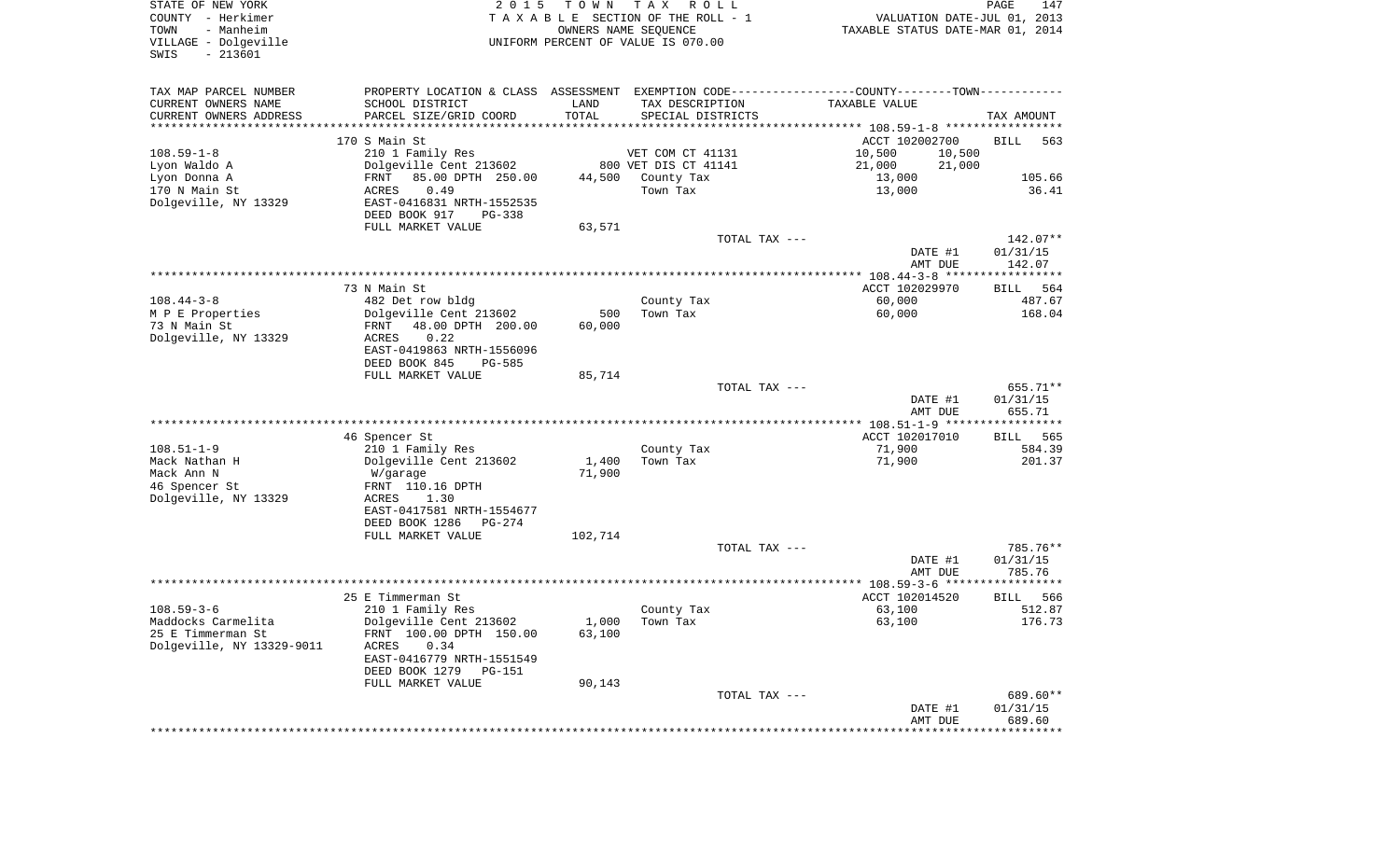STATE OF NEW YORK | 2 0 1 5 T O W N T A X R O L L | PAGE 147
COUNTY - Herkimer | T A X A B L E SECTION OF THE ROLL - 1 | VALUATION DATE-JUL 01, 2013
TOWN - Manheim | OWNERS NAME SEQUENCE | TAXABLE STATUS DATE-MAR 01, 2014
VILLAGE - Dolgeville | UNIFORM PERCENT OF VALUE IS 070.00
SWIS - 213601

| TAX MAP PARCEL NUMBER<br>CURRENT OWNERS NAME<br>CURRENT OWNERS ADDRESS | PROPERTY LOCATION & CLASS<br>SCHOOL DISTRICT<br>PARCEL SIZE/GRID COORD | ASSESSMENT<br>LAND<br>TOTAL | EXEMPTION CODE-----COUNTY-----TOWN<br>TAX DESCRIPTION<br>SPECIAL DISTRICTS | TAXABLE VALUE | TAX AMOUNT |
|---|---|---|---|---|---|
| **108.59-1-8** | 170 S Main St | | | ACCT 102002700 | BILL 563 |
| 108.59-1-8 | 210 1 Family Res | | VET COM CT 41131 | 10,500 10,500 | |
| Lyon Waldo A | Dolgeville Cent 213602 | | 800 VET DIS CT 41141 | 21,000 21,000 | |
| Lyon Donna A | FRNT 85.00 DPTH 250.00 | 44,500 | County Tax | 13,000 | 105.66 |
| 170 N Main St | ACRES 0.49 | | Town Tax | 13,000 | 36.41 |
| Dolgeville, NY 13329 | EAST-0416831 NRTH-1552535 | | | | |
| | DEED BOOK 917 PG-338 | | | | |
| | FULL MARKET VALUE | 63,571 | | | |
| | | | TOTAL TAX --- | | 142.07** |
| | | | | DATE #1 | 01/31/15 |
| | | | | AMT DUE | 142.07 |
| **108.44-3-8** | 73 N Main St | | | ACCT 102029970 | BILL 564 |
| 108.44-3-8 | 482 Det row bldg | | County Tax | 60,000 | 487.67 |
| M P E Properties | Dolgeville Cent 213602 | 500 | Town Tax | 60,000 | 168.04 |
| 73 N Main St | FRNT 48.00 DPTH 200.00 | 60,000 | | | |
| Dolgeville, NY 13329 | ACRES 0.22 | | | | |
| | EAST-0419863 NRTH-1556096 | | | | |
| | DEED BOOK 845 PG-585 | | | | |
| | FULL MARKET VALUE | 85,714 | | | |
| | | | TOTAL TAX --- | | 655.71** |
| | | | | DATE #1 | 01/31/15 |
| | | | | AMT DUE | 655.71 |
| **108.51-1-9** | 46 Spencer St | | | ACCT 102017010 | BILL 565 |
| 108.51-1-9 | 210 1 Family Res | | County Tax | 71,900 | 584.39 |
| Mack Nathan H | Dolgeville Cent 213602 | 1,400 | Town Tax | 71,900 | 201.37 |
| Mack Ann N | W/garage | 71,900 | | | |
| 46 Spencer St | FRNT 110.16 DPTH | | | | |
| Dolgeville, NY 13329 | ACRES 1.30 | | | | |
| | EAST-0417581 NRTH-1554677 | | | | |
| | DEED BOOK 1286 PG-274 | | | | |
| | FULL MARKET VALUE | 102,714 | | | |
| | | | TOTAL TAX --- | | 785.76** |
| | | | | DATE #1 | 01/31/15 |
| | | | | AMT DUE | 785.76 |
| **108.59-3-6** | 25 E Timmerman St | | | ACCT 102014520 | BILL 566 |
| 108.59-3-6 | 210 1 Family Res | | County Tax | 63,100 | 512.87 |
| Maddocks Carmelita | Dolgeville Cent 213602 | 1,000 | Town Tax | 63,100 | 176.73 |
| 25 E Timmerman St | FRNT 100.00 DPTH 150.00 | 63,100 | | | |
| Dolgeville, NY 13329-9011 | ACRES 0.34 | | | | |
| | EAST-0416779 NRTH-1551549 | | | | |
| | DEED BOOK 1279 PG-151 | | | | |
| | FULL MARKET VALUE | 90,143 | | | |
| | | | TOTAL TAX --- | | 689.60** |
| | | | | DATE #1 | 01/31/15 |
| | | | | AMT DUE | 689.60 |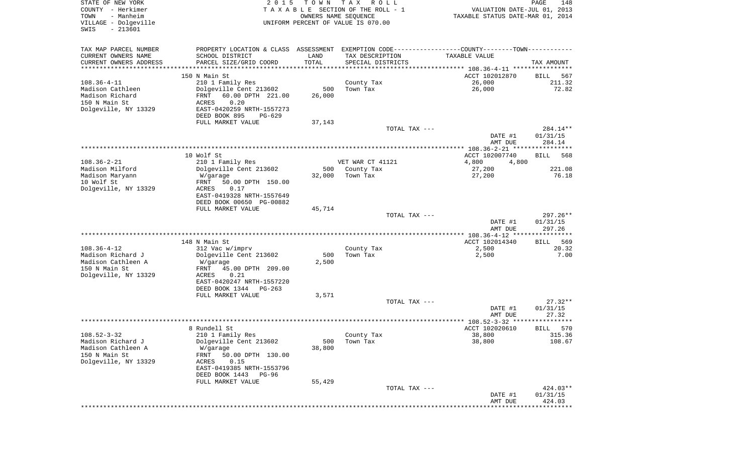STATE OF NEW YORK — 2015 TOWN TAX ROLL
COUNTY - Herkimer — TAXABLE SECTION OF THE ROLL - 1 — VALUATION DATE-JUL 01, 2013
TOWN - Manheim — OWNERS NAME SEQUENCE — TAXABLE STATUS DATE-MAR 01, 2014
VILLAGE - Dolgeville — UNIFORM PERCENT OF VALUE IS 070.00
SWIS - 213601

| TAX MAP PARCEL NUMBER / CURRENT OWNERS NAME / CURRENT OWNERS ADDRESS | PROPERTY LOCATION & CLASS / SCHOOL DISTRICT / PARCEL SIZE/GRID COORD | ASSESSMENT LAND / TOTAL | EXEMPTION CODE / TAX DESCRIPTION / SPECIAL DISTRICTS | COUNTY--TOWN TAXABLE VALUE | TAX AMOUNT |
|---|---|---|---|---|---|
| | 150 N Main St | | | ACCT 102012870 | BILL 567 |
| 108.36-4-11 | 210 1 Family Res | | County Tax | 26,000 | 211.32 |
| Madison Cathleen | Dolgeville Cent 213602 | 500 | Town Tax | 26,000 | 72.82 |
| Madison Richard | FRNT 60.00 DPTH 221.00 | 26,000 | | | |
| 150 N Main St | ACRES 0.20 | | | | |
| Dolgeville, NY 13329 | EAST-0420259 NRTH-1557273 | | | | |
| | DEED BOOK 895 PG-629 | | | | |
| | FULL MARKET VALUE | 37,143 | | | |
| | | | TOTAL TAX --- | | 284.14** |
| | | | | DATE #1 | 01/31/15 |
| | | | | AMT DUE | 284.14 |
| | 10 Wolf St | | | ACCT 102007740 | BILL 568 |
| 108.36-2-21 | 210 1 Family Res | | VET WAR CT 41121 | 4,800 4,800 | |
| Madison Milford | Dolgeville Cent 213602 | 500 | County Tax | 27,200 | 221.08 |
| Madison Maryann | W/garage | 32,000 | Town Tax | 27,200 | 76.18 |
| 10 Wolf St | FRNT 50.00 DPTH 150.00 | | | | |
| Dolgeville, NY 13329 | ACRES 0.17 | | | | |
| | EAST-0419328 NRTH-1557649 | | | | |
| | DEED BOOK 00650 PG-00882 | | | | |
| | FULL MARKET VALUE | 45,714 | | | |
| | | | TOTAL TAX --- | | 297.26** |
| | | | | DATE #1 | 01/31/15 |
| | | | | AMT DUE | 297.26 |
| | 148 N Main St | | | ACCT 102014340 | BILL 569 |
| 108.36-4-12 | 312 Vac w/imprv | | County Tax | 2,500 | 20.32 |
| Madison Richard J | Dolgeville Cent 213602 | 500 | Town Tax | 2,500 | 7.00 |
| Madison Cathleen A | W/garage | 2,500 | | | |
| 150 N Main St | FRNT 45.00 DPTH 209.00 | | | | |
| Dolgeville, NY 13329 | ACRES 0.21 | | | | |
| | EAST-0420247 NRTH-1557220 | | | | |
| | DEED BOOK 1344 PG-263 | | | | |
| | FULL MARKET VALUE | 3,571 | | | |
| | | | TOTAL TAX --- | | 27.32** |
| | | | | DATE #1 | 01/31/15 |
| | | | | AMT DUE | 27.32 |
| | 8 Rundell St | | | ACCT 102020610 | BILL 570 |
| 108.52-3-32 | 210 1 Family Res | | County Tax | 38,800 | 315.36 |
| Madison Richard J | Dolgeville Cent 213602 | 500 | Town Tax | 38,800 | 108.67 |
| Madison Cathleen A | W/garage | 38,800 | | | |
| 150 N Main St | FRNT 50.00 DPTH 130.00 | | | | |
| Dolgeville, NY 13329 | ACRES 0.15 | | | | |
| | EAST-0419385 NRTH-1553796 | | | | |
| | DEED BOOK 1443 PG-96 | | | | |
| | FULL MARKET VALUE | 55,429 | | | |
| | | | TOTAL TAX --- | | 424.03** |
| | | | | DATE #1 | 01/31/15 |
| | | | | AMT DUE | 424.03 |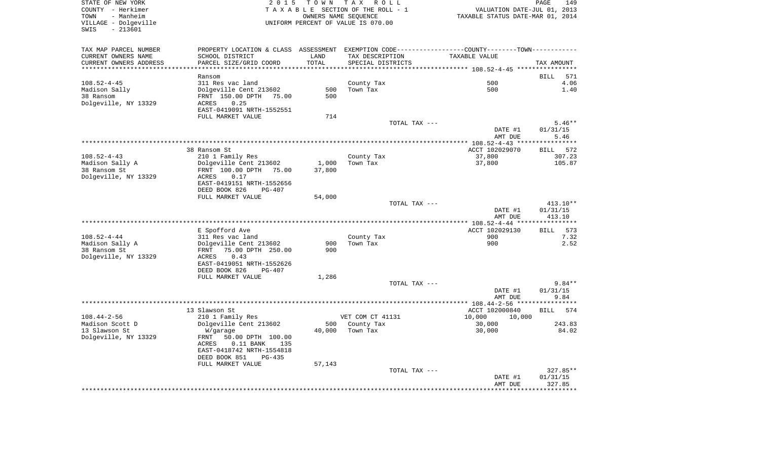STATE OF NEW YORK
COUNTY - Herkimer
TOWN - Manheim
VILLAGE - Dolgeville
SWIS - 213601

2015 TOWN TAX ROLL
TAXABLE SECTION OF THE ROLL - 1
OWNERS NAME SEQUENCE
UNIFORM PERCENT OF VALUE IS 070.00

VALUATION DATE-JUL 01, 2013
TAXABLE STATUS DATE-MAR 01, 2014

| TAX MAP PARCEL NUMBER / CURRENT OWNERS NAME / CURRENT OWNERS ADDRESS | PROPERTY LOCATION & CLASS / SCHOOL DISTRICT / PARCEL SIZE/GRID COORD | ASSESSMENT LAND / TOTAL | EXEMPTION CODE / TAX DESCRIPTION / SPECIAL DISTRICTS | COUNTY / TOWN TAXABLE VALUE | TAX AMOUNT |
|---|---|---|---|---|---|
| 108.52-4-45 | Ransom | | | | BILL 571 |
| | 311 Res vac land | | County Tax | 500 | 4.06 |
| Madison Sally | Dolgeville Cent 213602 | 500 | Town Tax | 500 | 1.40 |
| 38 Ransom | FRNT 150.00 DPTH 75.00 | 500 | | | |
| Dolgeville, NY 13329 | ACRES 0.25 | | | | |
| | EAST-0419091 NRTH-1552551 | | | | |
| | FULL MARKET VALUE | 714 | | | |
| | | | TOTAL TAX --- | | 5.46** |
| | | | | DATE #1 | 01/31/15 |
| | | | | AMT DUE | 5.46 |
| 108.52-4-43 | 38 Ransom St | | | ACCT 102029070 | BILL 572 |
| | 210 1 Family Res | | County Tax | 37,800 | 307.23 |
| Madison Sally A | Dolgeville Cent 213602 | 1,000 | Town Tax | 37,800 | 105.87 |
| 38 Ransom St | FRNT 100.00 DPTH 75.00 | 37,800 | | | |
| Dolgeville, NY 13329 | ACRES 0.17 | | | | |
| | EAST-0419151 NRTH-1552656 | | | | |
| | DEED BOOK 826 PG-407 | | | | |
| | FULL MARKET VALUE | 54,000 | | | |
| | | | TOTAL TAX --- | | 413.10** |
| | | | | DATE #1 | 01/31/15 |
| | | | | AMT DUE | 413.10 |
| 108.52-4-44 | E Spofford Ave | | | ACCT 102029130 | BILL 573 |
| | 311 Res vac land | | County Tax | 900 | 7.32 |
| Madison Sally A | Dolgeville Cent 213602 | 900 | Town Tax | 900 | 2.52 |
| 38 Ransom St | FRNT 75.00 DPTH 250.00 | 900 | | | |
| Dolgeville, NY 13329 | ACRES 0.43 | | | | |
| | EAST-0419051 NRTH-1552626 | | | | |
| | DEED BOOK 826 PG-407 | | | | |
| | FULL MARKET VALUE | 1,286 | | | |
| | | | TOTAL TAX --- | | 9.84** |
| | | | | DATE #1 | 01/31/15 |
| | | | | AMT DUE | 9.84 |
| 108.44-2-56 | 13 Slawson St | | | ACCT 102000840 | BILL 574 |
| | 210 1 Family Res | | VET COM CT 41131 | 10,000 10,000 | |
| Madison Scott D | Dolgeville Cent 213602 | 500 | County Tax | 30,000 | 243.83 |
| 13 Slawson St | W/garage | 40,000 | Town Tax | 30,000 | 84.02 |
| Dolgeville, NY 13329 | FRNT 50.00 DPTH 100.00 | | | | |
| | ACRES 0.11 BANK 135 | | | | |
| | EAST-0418742 NRTH-1554818 | | | | |
| | DEED BOOK 851 PG-435 | | | | |
| | FULL MARKET VALUE | 57,143 | | | |
| | | | TOTAL TAX --- | | 327.85** |
| | | | | DATE #1 | 01/31/15 |
| | | | | AMT DUE | 327.85 |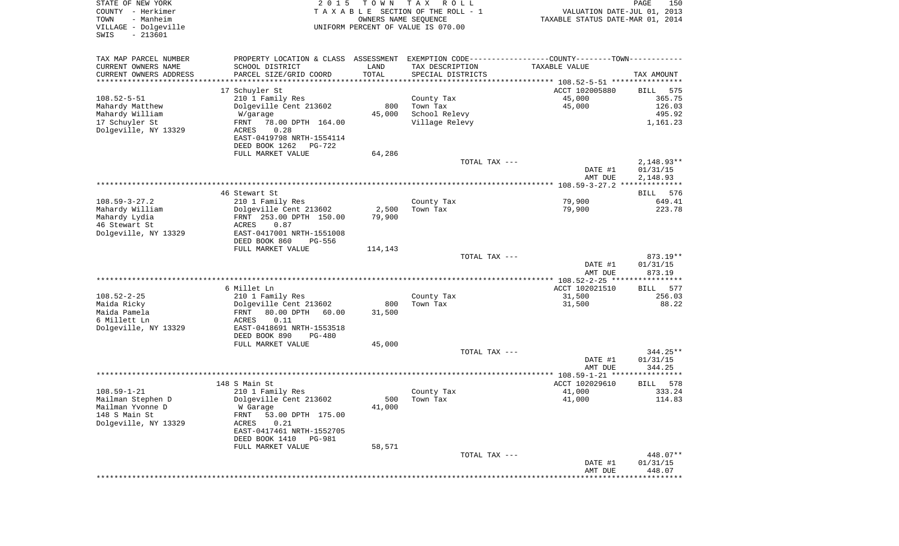STATE OF NEW YORK
COUNTY - Herkimer
TOWN - Manheim
VILLAGE - Dolgeville
SWIS - 213601

2 0 1 5 T O W N T A X R O L L
T A X A B L E SECTION OF THE ROLL - 1
OWNERS NAME SEQUENCE
UNIFORM PERCENT OF VALUE IS 070.00

VALUATION DATE-JUL 01, 2013
TAXABLE STATUS DATE-MAR 01, 2014

| TAX MAP PARCEL NUMBER / CURRENT OWNERS NAME / CURRENT OWNERS ADDRESS | PROPERTY LOCATION & CLASS / SCHOOL DISTRICT / PARCEL SIZE/GRID COORD | ASSESSMENT LAND / TOTAL | EXEMPTION CODE / TAX DESCRIPTION / SPECIAL DISTRICTS | TAXABLE VALUE | TAX AMOUNT |
|---|---|---|---|---|---|
| | 17 Schuyler St | | | ACCT 102005880 | BILL 575 |
| 108.52-5-51 | 210 1 Family Res | | County Tax | 45,000 | 365.75 |
| Mahardy Matthew | Dolgeville Cent 213602 | 800 | Town Tax | 45,000 | 126.03 |
| Mahardy William | W/garage | 45,000 | School Relevy | | 495.92 |
| 17 Schuyler St | FRNT 78.00 DPTH 164.00 | | Village Relevy | | 1,161.23 |
| Dolgeville, NY 13329 | ACRES 0.28 | | | | |
| | EAST-0419798 NRTH-1554114 | | | | |
| | DEED BOOK 1262 PG-722 | | | | |
| | FULL MARKET VALUE | 64,286 | | | |
| | | | TOTAL TAX --- | | 2,148.93** |
| | | | | DATE #1 | 01/31/15 |
| | | | | AMT DUE | 2,148.93 |
| | 46 Stewart St | | | | BILL 576 |
| 108.59-3-27.2 | 210 1 Family Res | | County Tax | 79,900 | 649.41 |
| Mahardy William | Dolgeville Cent 213602 | 2,500 | Town Tax | 79,900 | 223.78 |
| Mahardy Lydia | FRNT 253.00 DPTH 150.00 | 79,900 | | | |
| 46 Stewart St | ACRES 0.87 | | | | |
| Dolgeville, NY 13329 | EAST-0417001 NRTH-1551008 | | | | |
| | DEED BOOK 860 PG-556 | | | | |
| | FULL MARKET VALUE | 114,143 | | | |
| | | | TOTAL TAX --- | | 873.19** |
| | | | | DATE #1 | 01/31/15 |
| | | | | AMT DUE | 873.19 |
| | 6 Millet Ln | | | ACCT 102021510 | BILL 577 |
| 108.52-2-25 | 210 1 Family Res | | County Tax | 31,500 | 256.03 |
| Maida Ricky | Dolgeville Cent 213602 | 800 | Town Tax | 31,500 | 88.22 |
| Maida Pamela | FRNT 80.00 DPTH 60.00 | 31,500 | | | |
| 6 Millett Ln | ACRES 0.11 | | | | |
| Dolgeville, NY 13329 | EAST-0418691 NRTH-1553518 | | | | |
| | DEED BOOK 890 PG-480 | | | | |
| | FULL MARKET VALUE | 45,000 | | | |
| | | | TOTAL TAX --- | | 344.25** |
| | | | | DATE #1 | 01/31/15 |
| | | | | AMT DUE | 344.25 |
| | 148 S Main St | | | ACCT 102029610 | BILL 578 |
| 108.59-1-21 | 210 1 Family Res | | County Tax | 41,000 | 333.24 |
| Mailman Stephen D | Dolgeville Cent 213602 | 500 | Town Tax | 41,000 | 114.83 |
| Mailman Yvonne D | W Garage | 41,000 | | | |
| 148 S Main St | FRNT 53.00 DPTH 175.00 | | | | |
| Dolgeville, NY 13329 | ACRES 0.21 | | | | |
| | EAST-0417461 NRTH-1552705 | | | | |
| | DEED BOOK 1410 PG-981 | | | | |
| | FULL MARKET VALUE | 58,571 | | | |
| | | | TOTAL TAX --- | | 448.07** |
| | | | | DATE #1 | 01/31/15 |
| | | | | AMT DUE | 448.07 |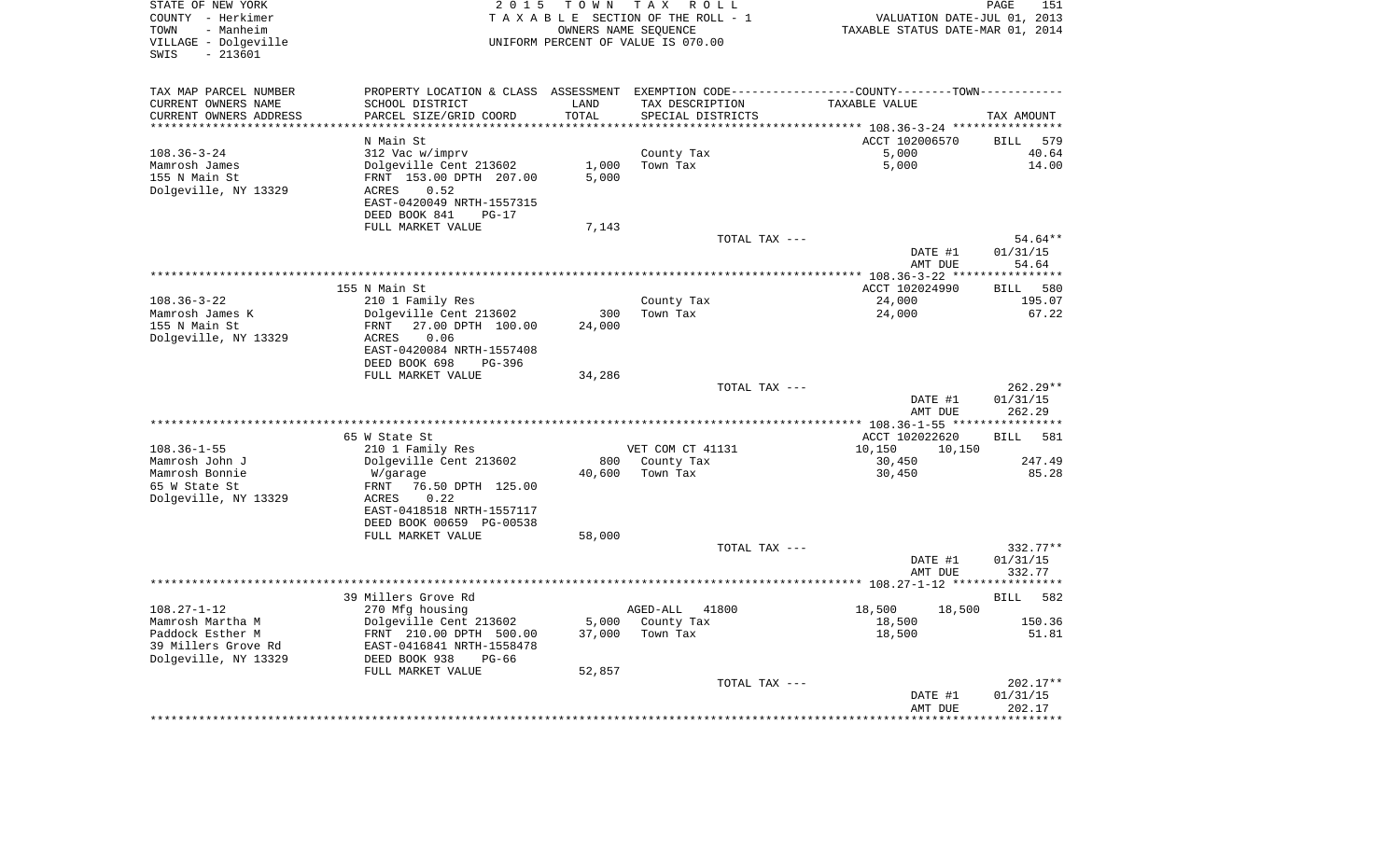STATE OF NEW YORK
COUNTY - Herkimer
TOWN - Manheim
VILLAGE - Dolgeville
SWIS - 213601

2015 TOWN TAX ROLL
TAXABLE SECTION OF THE ROLL - 1
OWNERS NAME SEQUENCE
UNIFORM PERCENT OF VALUE IS 070.00

VALUATION DATE-JUL 01, 2013
TAXABLE STATUS DATE-MAR 01, 2014

| TAX MAP PARCEL NUMBER / CURRENT OWNERS NAME / CURRENT OWNERS ADDRESS | PROPERTY LOCATION & CLASS / SCHOOL DISTRICT / PARCEL SIZE/GRID COORD | ASSESSMENT LAND | TOTAL | EXEMPTION CODE / TAX DESCRIPTION / SPECIAL DISTRICTS | COUNTY TAXABLE VALUE | TOWN TAXABLE VALUE | TAX AMOUNT |
|---|---|---|---|---|---|---|---|
| | N Main St | | | | ACCT 102006570 | | BILL 579 |
| 108.36-3-24 | 312 Vac w/imprv | | | County Tax | 5,000 | | 40.64 |
| Mamrosh James | Dolgeville Cent 213602 | 1,000 | | Town Tax | 5,000 | | 14.00 |
| 155 N Main St | FRNT 153.00 DPTH 207.00 | | 5,000 | | | | |
| Dolgeville, NY 13329 | ACRES 0.52 | | | | | | |
| | EAST-0420049 NRTH-1557315 | | | | | | |
| | DEED BOOK 841 PG-17 | | | | | | |
| | FULL MARKET VALUE | | 7,143 | | | | |
| | | | | TOTAL TAX --- | | | 54.64** |
| | | | | | DATE #1 | | 01/31/15 |
| | | | | | AMT DUE | | 54.64 |
| | 155 N Main St | | | | ACCT 102024990 | | BILL 580 |
| 108.36-3-22 | 210 1 Family Res | | | County Tax | 24,000 | | 195.07 |
| Mamrosh James K | Dolgeville Cent 213602 | 300 | | Town Tax | 24,000 | | 67.22 |
| 155 N Main St | FRNT 27.00 DPTH 100.00 | | 24,000 | | | | |
| Dolgeville, NY 13329 | ACRES 0.06 | | | | | | |
| | EAST-0420084 NRTH-1557408 | | | | | | |
| | DEED BOOK 698 PG-396 | | | | | | |
| | FULL MARKET VALUE | | 34,286 | | | | |
| | | | | TOTAL TAX --- | | | 262.29** |
| | | | | | DATE #1 | | 01/31/15 |
| | | | | | AMT DUE | | 262.29 |
| | 65 W State St | | | | ACCT 102022620 | | BILL 581 |
| 108.36-1-55 | 210 1 Family Res | | | VET COM CT 41131 | 10,150 | 10,150 | |
| Mamrosh John J | Dolgeville Cent 213602 | 800 | | County Tax | 30,450 | | 247.49 |
| Mamrosh Bonnie | W/garage | | 40,600 | Town Tax | 30,450 | | 85.28 |
| 65 W State St | FRNT 76.50 DPTH 125.00 | | | | | | |
| Dolgeville, NY 13329 | ACRES 0.22 | | | | | | |
| | EAST-0418518 NRTH-1557117 | | | | | | |
| | DEED BOOK 00659 PG-00538 | | | | | | |
| | FULL MARKET VALUE | | 58,000 | | | | |
| | | | | TOTAL TAX --- | | | 332.77** |
| | | | | | DATE #1 | | 01/31/15 |
| | | | | | AMT DUE | | 332.77 |
| | 39 Millers Grove Rd | | | | | | BILL 582 |
| 108.27-1-12 | 270 Mfg housing | | | AGED-ALL 41800 | 18,500 | 18,500 | |
| Mamrosh Martha M | Dolgeville Cent 213602 | 5,000 | | County Tax | 18,500 | | 150.36 |
| Paddock Esther M | FRNT 210.00 DPTH 500.00 | | 37,000 | Town Tax | 18,500 | | 51.81 |
| 39 Millers Grove Rd | EAST-0416841 NRTH-1558478 | | | | | | |
| Dolgeville, NY 13329 | DEED BOOK 938 PG-66 | | | | | | |
| | FULL MARKET VALUE | | 52,857 | | | | |
| | | | | TOTAL TAX --- | | | 202.17** |
| | | | | | DATE #1 | | 01/31/15 |
| | | | | | AMT DUE | | 202.17 |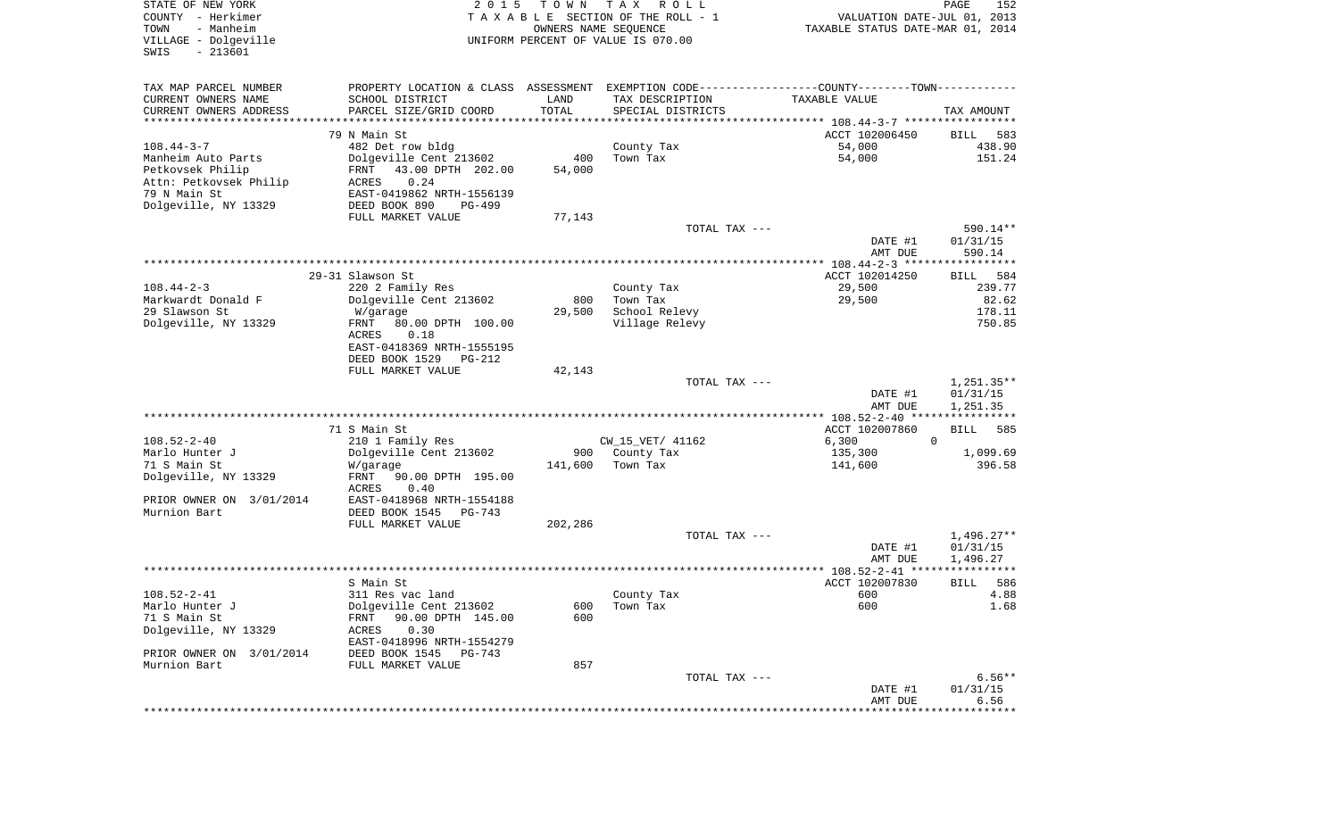STATE OF NEW YORK
COUNTY - Herkimer
TOWN - Manheim
VILLAGE - Dolgeville
SWIS - 213601

2015 TOWN TAX ROLL
TAXABLE SECTION OF THE ROLL - 1
OWNERS NAME SEQUENCE
UNIFORM PERCENT OF VALUE IS 070.00

VALUATION DATE-JUL 01, 2013
TAXABLE STATUS DATE-MAR 01, 2014

| TAX MAP PARCEL NUMBER / CURRENT OWNERS NAME / CURRENT OWNERS ADDRESS | PROPERTY LOCATION & CLASS / SCHOOL DISTRICT / PARCEL SIZE/GRID COORD | ASSESSMENT LAND / TOTAL | EXEMPTION CODE / TAX DESCRIPTION / SPECIAL DISTRICTS | TAXABLE VALUE | TAX AMOUNT |
|---|---|---|---|---|---|
| 108.44-3-7 | 79 N Main St | | | ACCT 102006450 | BILL 583 |
| Manheim Auto Parts | 482 Det row bldg | | County Tax | 54,000 | 438.90 |
| Petkovsek Philip | Dolgeville Cent 213602 | 400 | Town Tax | 54,000 | 151.24 |
| Attn: Petkovsek Philip | FRNT 43.00 DPTH 202.00 | 54,000 | | | |
| 79 N Main St | ACRES 0.24 | | | | |
| Dolgeville, NY 13329 | EAST-0419862 NRTH-1556139 | | | | |
| | DEED BOOK 890 PG-499 | | | | |
| | FULL MARKET VALUE | 77,143 | | | |
| | | | TOTAL TAX --- | | 590.14** |
| | | | | DATE #1 | 01/31/15 |
| | | | | AMT DUE | 590.14 |
| 108.44-2-3 | 29-31 Slawson St | | | ACCT 102014250 | BILL 584 |
| Markwardt Donald F | 220 2 Family Res | | County Tax | 29,500 | 239.77 |
| 29 Slawson St | Dolgeville Cent 213602 | 800 | Town Tax | 29,500 | 82.62 |
| Dolgeville, NY 13329 | W/garage | 29,500 | School Relevy | | 178.11 |
| | FRNT 80.00 DPTH 100.00 | | Village Relevy | | 750.85 |
| | ACRES 0.18 | | | | |
| | EAST-0418369 NRTH-1555195 | | | | |
| | DEED BOOK 1529 PG-212 | | | | |
| | FULL MARKET VALUE | 42,143 | | | |
| | | | TOTAL TAX --- | | 1,251.35** |
| | | | | DATE #1 | 01/31/15 |
| | | | | AMT DUE | 1,251.35 |
| 108.52-2-40 | 71 S Main St | | | ACCT 102007860 | BILL 585 |
| Marlo Hunter J | 210 1 Family Res | | CW_15_VET/ 41162 | 6,300 | 0 |
| 71 S Main St | Dolgeville Cent 213602 | 900 | County Tax | 135,300 | 1,099.69 |
| Dolgeville, NY 13329 | W/garage | 141,600 | Town Tax | 141,600 | 396.58 |
| | FRNT 90.00 DPTH 195.00 | | | | |
| PRIOR OWNER ON 3/01/2014 | ACRES 0.40 | | | | |
| Murnion Bart | EAST-0418968 NRTH-1554188 | | | | |
| | DEED BOOK 1545 PG-743 | | | | |
| | FULL MARKET VALUE | 202,286 | | | |
| | | | TOTAL TAX --- | | 1,496.27** |
| | | | | DATE #1 | 01/31/15 |
| | | | | AMT DUE | 1,496.27 |
| 108.52-2-41 | S Main St | | | ACCT 102007830 | BILL 586 |
| Marlo Hunter J | 311 Res vac land | | County Tax | 600 | 4.88 |
| 71 S Main St | Dolgeville Cent 213602 | 600 | Town Tax | 600 | 1.68 |
| Dolgeville, NY 13329 | FRNT 90.00 DPTH 145.00 | 600 | | | |
| | ACRES 0.30 | | | | |
| | EAST-0418996 NRTH-1554279 | | | | |
| PRIOR OWNER ON 3/01/2014 | DEED BOOK 1545 PG-743 | | | | |
| Murnion Bart | FULL MARKET VALUE | 857 | | | |
| | | | TOTAL TAX --- | | 6.56** |
| | | | | DATE #1 | 01/31/15 |
| | | | | AMT DUE | 6.56 |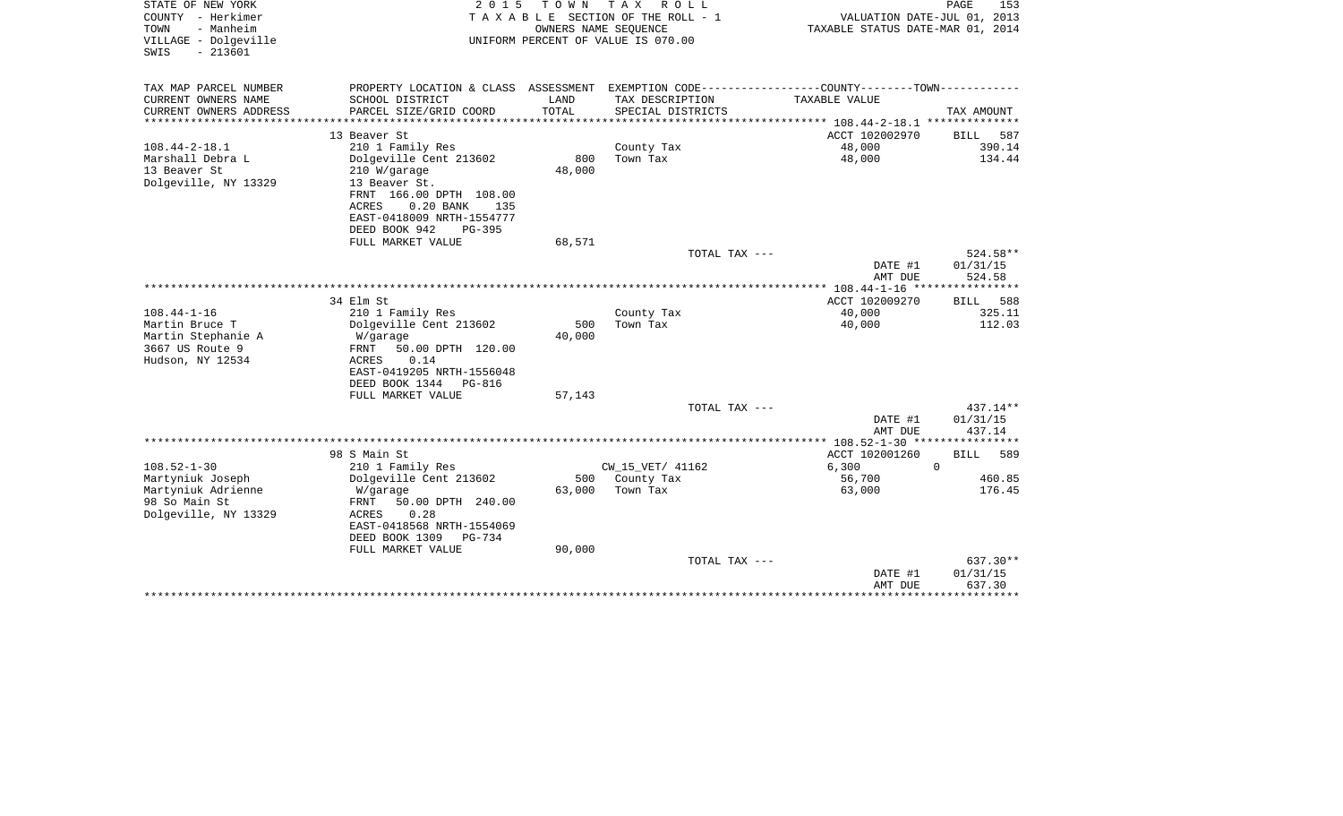STATE OF NEW YORK
COUNTY - Herkimer
TOWN - Manheim
VILLAGE - Dolgeville
SWIS - 213601

2 0 1 5 T O W N T A X R O L L
T A X A B L E SECTION OF THE ROLL - 1
OWNERS NAME SEQUENCE
UNIFORM PERCENT OF VALUE IS 070.00

VALUATION DATE-JUL 01, 2013
TAXABLE STATUS DATE-MAR 01, 2014

| TAX MAP PARCEL NUMBER<br>CURRENT OWNERS NAME<br>CURRENT OWNERS ADDRESS | PROPERTY LOCATION & CLASS<br>SCHOOL DISTRICT<br>PARCEL SIZE/GRID COORD | ASSESSMENT<br>LAND<br>TOTAL | EXEMPTION CODE-----COUNTY--------TOWN<br>TAX DESCRIPTION<br>SPECIAL DISTRICTS | TAXABLE VALUE | TAX AMOUNT |
|---|---|---|---|---|---|
| | 13 Beaver St | | | ACCT 102002970 | BILL 587 |
| 108.44-2-18.1 | 210 1 Family Res | | County Tax | 48,000 | 390.14 |
| Marshall Debra L | Dolgeville Cent 213602 | 800 | Town Tax | 48,000 | 134.44 |
| 13 Beaver St | 210 W/garage | 48,000 | | | |
| Dolgeville, NY 13329 | 13 Beaver St. | | | | |
| | FRNT 166.00 DPTH 108.00 | | | | |
| | ACRES 0.20 BANK 135 | | | | |
| | EAST-0418009 NRTH-1554777 | | | | |
| | DEED BOOK 942 PG-395 | | | | |
| | FULL MARKET VALUE | 68,571 | | | |
| | | | TOTAL TAX --- | | 524.58** |
| | | | | DATE #1 | 01/31/15 |
| | | | | AMT DUE | 524.58 |
| | 34 Elm St | | | ACCT 102009270 | BILL 588 |
| 108.44-1-16 | 210 1 Family Res | | County Tax | 40,000 | 325.11 |
| Martin Bruce T | Dolgeville Cent 213602 | 500 | Town Tax | 40,000 | 112.03 |
| Martin Stephanie A | W/garage | 40,000 | | | |
| 3667 US Route 9 | FRNT 50.00 DPTH 120.00 | | | | |
| Hudson, NY 12534 | ACRES 0.14 | | | | |
| | EAST-0419205 NRTH-1556048 | | | | |
| | DEED BOOK 1344 PG-816 | | | | |
| | FULL MARKET VALUE | 57,143 | | | |
| | | | TOTAL TAX --- | | 437.14** |
| | | | | DATE #1 | 01/31/15 |
| | | | | AMT DUE | 437.14 |
| | 98 S Main St | | | ACCT 102001260 | BILL 589 |
| 108.52-1-30 | 210 1 Family Res | | CW_15_VET/ 41162 | 6,300 0 | |
| Martyniuk Joseph | Dolgeville Cent 213602 | 500 | County Tax | 56,700 | 460.85 |
| Martyniuk Adrienne | W/garage | 63,000 | Town Tax | 63,000 | 176.45 |
| 98 So Main St | FRNT 50.00 DPTH 240.00 | | | | |
| Dolgeville, NY 13329 | ACRES 0.28 | | | | |
| | EAST-0418568 NRTH-1554069 | | | | |
| | DEED BOOK 1309 PG-734 | | | | |
| | FULL MARKET VALUE | 90,000 | | | |
| | | | TOTAL TAX --- | | 637.30** |
| | | | | DATE #1 | 01/31/15 |
| | | | | AMT DUE | 637.30 |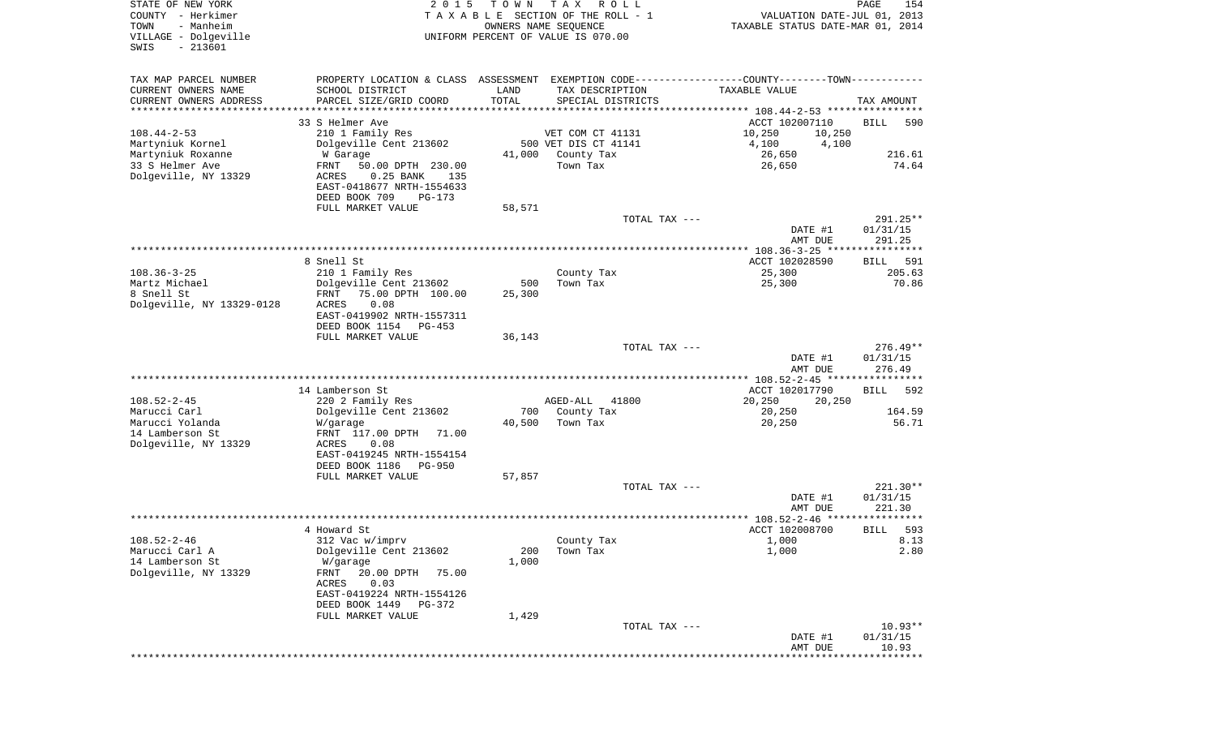STATE OF NEW YORK
COUNTY - Herkimer
TOWN - Manheim
VILLAGE - Dolgeville
SWIS - 213601

2 0 1 5 T O W N T A X R O L L
T A X A B L E SECTION OF THE ROLL - 1
OWNERS NAME SEQUENCE
UNIFORM PERCENT OF VALUE IS 070.00

VALUATION DATE-JUL 01, 2013
TAXABLE STATUS DATE-MAR 01, 2014

| TAX MAP PARCEL NUMBER<br>CURRENT OWNERS NAME<br>CURRENT OWNERS ADDRESS | PROPERTY LOCATION & CLASS<br>SCHOOL DISTRICT<br>PARCEL SIZE/GRID COORD | ASSESSMENT<br>LAND<br>TOTAL | EXEMPTION CODE<br>TAX DESCRIPTION<br>SPECIAL DISTRICTS | COUNTY<br>TAXABLE VALUE | TOWN | TAX AMOUNT |
|---|---|---|---|---|---|---|
| | 33 S Helmer Ave | | | ACCT 102007110 | | BILL 590 |
| 108.44-2-53 | 210 1 Family Res | | VET COM CT 41131 | 10,250 | 10,250 | |
| Martyniuk Kornel | Dolgeville Cent 213602 | 500 | VET DIS CT 41141 | 4,100 | 4,100 | |
| Martyniuk Roxanne | W Garage | 41,000 | County Tax | 26,650 | | 216.61 |
| 33 S Helmer Ave | FRNT 50.00 DPTH 230.00 | | Town Tax | 26,650 | | 74.64 |
| Dolgeville, NY 13329 | ACRES 0.25 BANK 135 | | | | | |
| | EAST-0418677 NRTH-1554633 | | | | | |
| | DEED BOOK 709 PG-173 | | | | | |
| | FULL MARKET VALUE | 58,571 | | | | |
| | | | TOTAL TAX --- | | | 291.25** |
| | | | | DATE #1 | | 01/31/15 |
| | | | | AMT DUE | | 291.25 |
| | 8 Snell St | | | ACCT 102028590 | | BILL 591 |
| 108.36-3-25 | 210 1 Family Res | | County Tax | 25,300 | | 205.63 |
| Martz Michael | Dolgeville Cent 213602 | 500 | Town Tax | 25,300 | | 70.86 |
| 8 Snell St | FRNT 75.00 DPTH 100.00 | 25,300 | | | | |
| Dolgeville, NY 13329-0128 | ACRES 0.08 | | | | | |
| | EAST-0419902 NRTH-1557311 | | | | | |
| | DEED BOOK 1154 PG-453 | | | | | |
| | FULL MARKET VALUE | 36,143 | | | | |
| | | | TOTAL TAX --- | | | 276.49** |
| | | | | DATE #1 | | 01/31/15 |
| | | | | AMT DUE | | 276.49 |
| | 14 Lamberson St | | | ACCT 102017790 | | BILL 592 |
| 108.52-2-45 | 220 2 Family Res | | AGED-ALL 41800 | 20,250 | 20,250 | |
| Marucci Carl | Dolgeville Cent 213602 | 700 | County Tax | 20,250 | | 164.59 |
| Marucci Yolanda | W/garage | 40,500 | Town Tax | 20,250 | | 56.71 |
| 14 Lamberson St | FRNT 117.00 DPTH 71.00 | | | | | |
| Dolgeville, NY 13329 | ACRES 0.08 | | | | | |
| | EAST-0419245 NRTH-1554154 | | | | | |
| | DEED BOOK 1186 PG-950 | | | | | |
| | FULL MARKET VALUE | 57,857 | | | | |
| | | | TOTAL TAX --- | | | 221.30** |
| | | | | DATE #1 | | 01/31/15 |
| | | | | AMT DUE | | 221.30 |
| | 4 Howard St | | | ACCT 102008700 | | BILL 593 |
| 108.52-2-46 | 312 Vac w/imprv | | County Tax | 1,000 | | 8.13 |
| Marucci Carl A | Dolgeville Cent 213602 | 200 | Town Tax | 1,000 | | 2.80 |
| 14 Lamberson St | W/garage | 1,000 | | | | |
| Dolgeville, NY 13329 | FRNT 20.00 DPTH 75.00 | | | | | |
| | ACRES 0.03 | | | | | |
| | EAST-0419224 NRTH-1554126 | | | | | |
| | DEED BOOK 1449 PG-372 | | | | | |
| | FULL MARKET VALUE | 1,429 | | | | |
| | | | TOTAL TAX --- | | | 10.93** |
| | | | | DATE #1 | | 01/31/15 |
| | | | | AMT DUE | | 10.93 |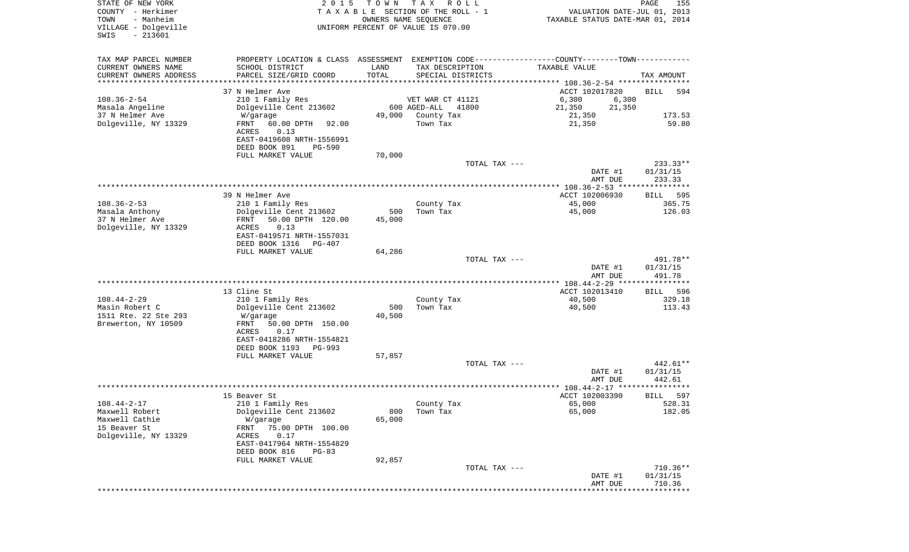STATE OF NEW YORK
COUNTY - Herkimer
TOWN - Manheim
VILLAGE - Dolgeville
SWIS - 213601

2 0 1 5 T O W N T A X R O L L
T A X A B L E SECTION OF THE ROLL - 1
OWNERS NAME SEQUENCE
UNIFORM PERCENT OF VALUE IS 070.00

VALUATION DATE-JUL 01, 2013
TAXABLE STATUS DATE-MAR 01, 2014

| TAX MAP PARCEL NUMBER<br>CURRENT OWNERS NAME<br>CURRENT OWNERS ADDRESS | PROPERTY LOCATION & CLASS<br>SCHOOL DISTRICT<br>PARCEL SIZE/GRID COORD | ASSESSMENT<br>LAND<br>TOTAL | EXEMPTION CODE-----COUNTY--------TOWN------<br>TAX DESCRIPTION<br>SPECIAL DISTRICTS | TAXABLE VALUE | TAX AMOUNT |
|---|---|---|---|---|---|
| 108.36-2-54 | 37 N Helmer Ave | | | ACCT 102017820 | BILL 594 |
| | 210 1 Family Res | | VET WAR CT 41121 | 6,300 6,300 | |
| Masala Angeline | Dolgeville Cent 213602 | 600 | AGED-ALL 41800 | 21,350 21,350 | |
| 37 N Helmer Ave | W/garage | 49,000 | County Tax | 21,350 | 173.53 |
| Dolgeville, NY 13329 | FRNT 60.00 DPTH 92.00 | | Town Tax | 21,350 | 59.80 |
| | ACRES 0.13 | | | | |
| | EAST-0419608 NRTH-1556991 | | | | |
| | DEED BOOK 891 PG-590 | | | | |
| | FULL MARKET VALUE | 70,000 | | | |
| | | | TOTAL TAX --- | | 233.33** |
| | | | | DATE #1 | 01/31/15 |
| | | | | AMT DUE | 233.33 |
| 108.36-2-53 | 39 N Helmer Ave | | | ACCT 102006930 | BILL 595 |
| | 210 1 Family Res | | County Tax | 45,000 | 365.75 |
| Masala Anthony | Dolgeville Cent 213602 | 500 | Town Tax | 45,000 | 126.03 |
| 37 N Helmer Ave | FRNT 50.00 DPTH 120.00 | 45,000 | | | |
| Dolgeville, NY 13329 | ACRES 0.13 | | | | |
| | EAST-0419571 NRTH-1557031 | | | | |
| | DEED BOOK 1316 PG-407 | | | | |
| | FULL MARKET VALUE | 64,286 | | | |
| | | | TOTAL TAX --- | | 491.78** |
| | | | | DATE #1 | 01/31/15 |
| | | | | AMT DUE | 491.78 |
| 108.44-2-29 | 13 Cline St | | | ACCT 102013410 | BILL 596 |
| | 210 1 Family Res | | County Tax | 40,500 | 329.18 |
| Masin Robert C | Dolgeville Cent 213602 | 500 | Town Tax | 40,500 | 113.43 |
| 1511 Rte. 22 Ste 293 | W/garage | 40,500 | | | |
| Brewerton, NY 10509 | FRNT 50.00 DPTH 150.00 | | | | |
| | ACRES 0.17 | | | | |
| | EAST-0418286 NRTH-1554821 | | | | |
| | DEED BOOK 1193 PG-993 | | | | |
| | FULL MARKET VALUE | 57,857 | | | |
| | | | TOTAL TAX --- | | 442.61** |
| | | | | DATE #1 | 01/31/15 |
| | | | | AMT DUE | 442.61 |
| 108.44-2-17 | 15 Beaver St | | | ACCT 102003390 | BILL 597 |
| | 210 1 Family Res | | County Tax | 65,000 | 528.31 |
| Maxwell Robert | Dolgeville Cent 213602 | 800 | Town Tax | 65,000 | 182.05 |
| Maxwell Cathie | W/garage | 65,000 | | | |
| 15 Beaver St | FRNT 75.00 DPTH 100.00 | | | | |
| Dolgeville, NY 13329 | ACRES 0.17 | | | | |
| | EAST-0417964 NRTH-1554829 | | | | |
| | DEED BOOK 816 PG-83 | | | | |
| | FULL MARKET VALUE | 92,857 | | | |
| | | | TOTAL TAX --- | | 710.36** |
| | | | | DATE #1 | 01/31/15 |
| | | | | AMT DUE | 710.36 |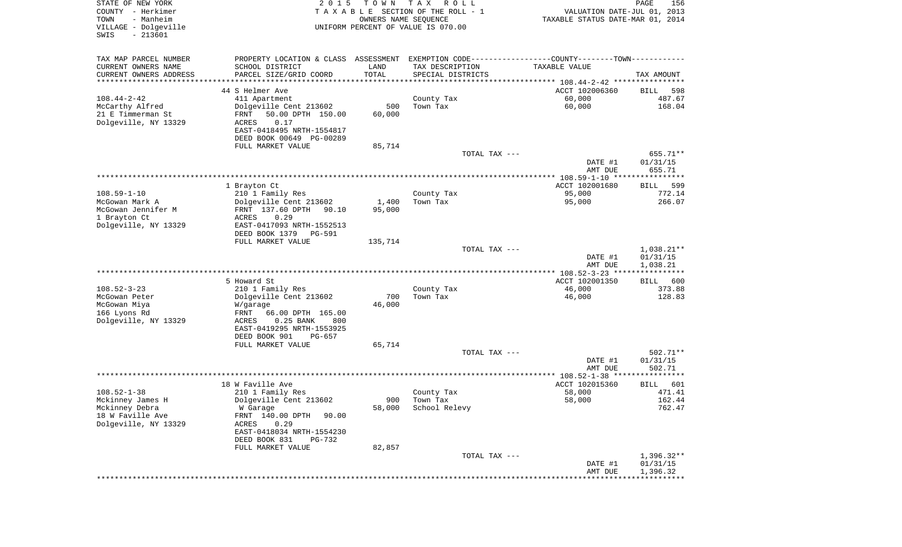STATE OF NEW YORK
COUNTY - Herkimer
TOWN - Manheim
VILLAGE - Dolgeville
SWIS - 213601

2015 TOWN TAX ROLL
TAXABLE SECTION OF THE ROLL - 1
OWNERS NAME SEQUENCE
UNIFORM PERCENT OF VALUE IS 070.00

VALUATION DATE-JUL 01, 2013
TAXABLE STATUS DATE-MAR 01, 2014

| TAX MAP PARCEL NUMBER / CURRENT OWNERS NAME / CURRENT OWNERS ADDRESS | PROPERTY LOCATION & CLASS / SCHOOL DISTRICT / PARCEL SIZE/GRID COORD | ASSESSMENT LAND / TOTAL | EXEMPTION CODE / TAX DESCRIPTION / SPECIAL DISTRICTS | TAXABLE VALUE | TAX AMOUNT |
|---|---|---|---|---|---|
| 108.44-2-42 | 44 S Helmer Ave | | | ACCT 102006360 | BILL 598 |
| McCarthy Alfred | 411 Apartment | | County Tax | 60,000 | 487.67 |
| 21 E Timmerman St | Dolgeville Cent 213602 | 500 | Town Tax | 60,000 | 168.04 |
| Dolgeville, NY 13329 | FRNT 50.00 DPTH 150.00 | 60,000 | | | |
| | ACRES 0.17 | | | | |
| | EAST-0418495 NRTH-1554817 | | | | |
| | DEED BOOK 00649 PG-00289 | | | | |
| | FULL MARKET VALUE | 85,714 | | | |
| | | | TOTAL TAX --- | | 655.71** |
| | | | | DATE #1 | 01/31/15 |
| | | | | AMT DUE | 655.71 |
| 108.59-1-10 | 1 Brayton Ct | | | ACCT 102001680 | BILL 599 |
| McGowan Mark A | 210 1 Family Res | | County Tax | 95,000 | 772.14 |
| McGowan Jennifer M | Dolgeville Cent 213602 | 1,400 | Town Tax | 95,000 | 266.07 |
| 1 Brayton Ct | FRNT 137.60 DPTH 90.10 | 95,000 | | | |
| Dolgeville, NY 13329 | ACRES 0.29 | | | | |
| | EAST-0417093 NRTH-1552513 | | | | |
| | DEED BOOK 1379 PG-591 | | | | |
| | FULL MARKET VALUE | 135,714 | | | |
| | | | TOTAL TAX --- | | 1,038.21** |
| | | | | DATE #1 | 01/31/15 |
| | | | | AMT DUE | 1,038.21 |
| 108.52-3-23 | 5 Howard St | | | ACCT 102001350 | BILL 600 |
| McGowan Peter | 210 1 Family Res | | County Tax | 46,000 | 373.88 |
| McGowan Miya | Dolgeville Cent 213602 | 700 | Town Tax | 46,000 | 128.83 |
| 166 Lyons Rd | W/garage | 46,000 | | | |
| Dolgeville, NY 13329 | FRNT 66.00 DPTH 165.00 | | | | |
| | ACRES 0.25 BANK 800 | | | | |
| | EAST-0419295 NRTH-1553925 | | | | |
| | DEED BOOK 901 PG-657 | | | | |
| | FULL MARKET VALUE | 65,714 | | | |
| | | | TOTAL TAX --- | | 502.71** |
| | | | | DATE #1 | 01/31/15 |
| | | | | AMT DUE | 502.71 |
| 108.52-1-38 | 18 W Faville Ave | | | ACCT 102015360 | BILL 601 |
| Mckinney James H | 210 1 Family Res | | County Tax | 58,000 | 471.41 |
| Mckinney Debra | Dolgeville Cent 213602 | 900 | Town Tax | 58,000 | 162.44 |
| 18 W Faville Ave | W Garage | 58,000 | School Relevy | | 762.47 |
| Dolgeville, NY 13329 | FRNT 140.00 DPTH 90.00 | | | | |
| | ACRES 0.29 | | | | |
| | EAST-0418034 NRTH-1554230 | | | | |
| | DEED BOOK 831 PG-732 | | | | |
| | FULL MARKET VALUE | 82,857 | | | |
| | | | TOTAL TAX --- | | 1,396.32** |
| | | | | DATE #1 | 01/31/15 |
| | | | | AMT DUE | 1,396.32 |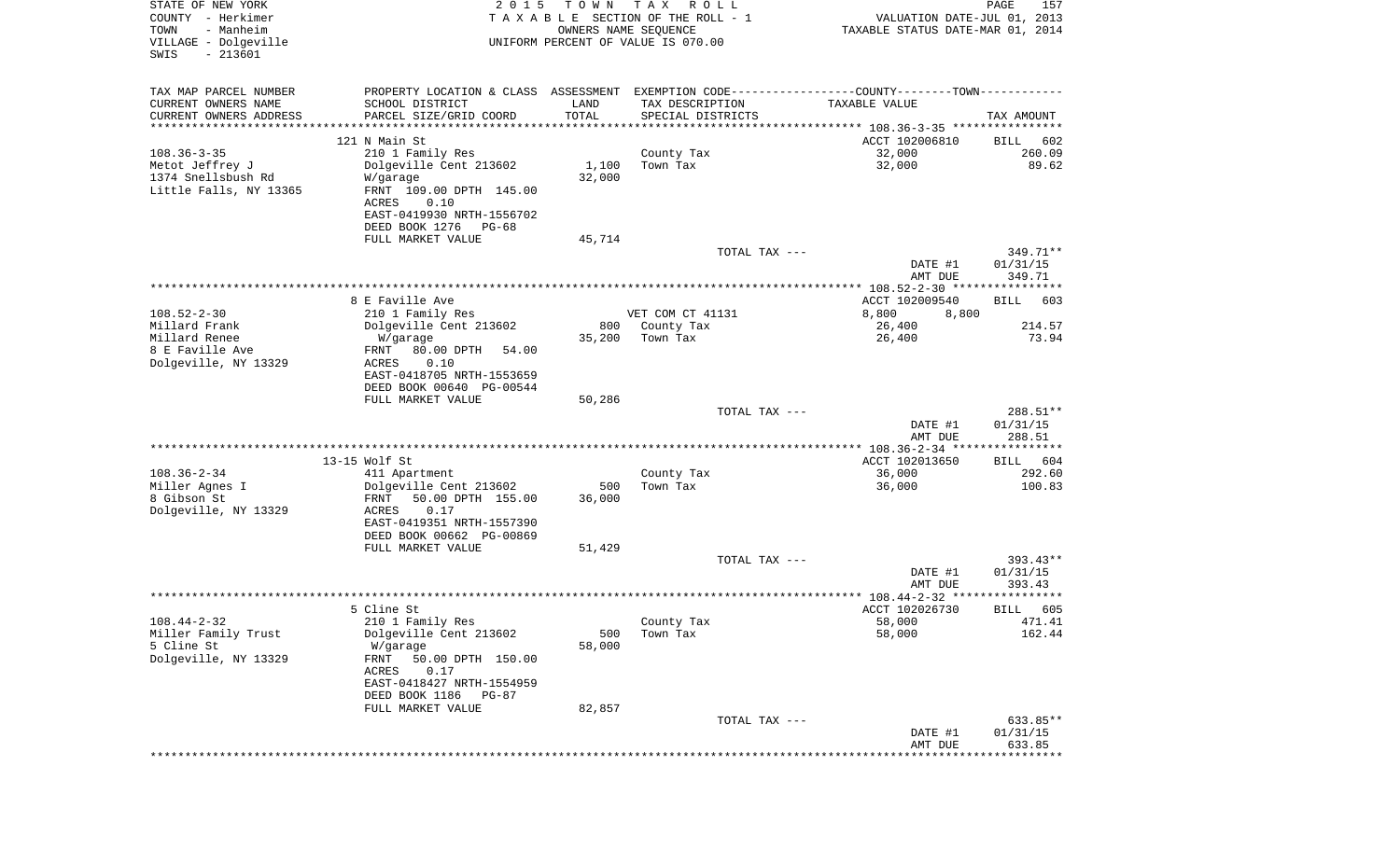STATE OF NEW YORK
COUNTY - Herkimer
TOWN - Manheim
VILLAGE - Dolgeville
SWIS - 213601

2 0 1 5 T O W N T A X R O L L
T A X A B L E SECTION OF THE ROLL - 1
OWNERS NAME SEQUENCE
UNIFORM PERCENT OF VALUE IS 070.00

VALUATION DATE-JUL 01, 2013
TAXABLE STATUS DATE-MAR 01, 2014

| TAX MAP PARCEL NUMBER / CURRENT OWNERS NAME / CURRENT OWNERS ADDRESS | PROPERTY LOCATION & CLASS / SCHOOL DISTRICT / PARCEL SIZE/GRID COORD | ASSESSMENT LAND | TOTAL | EXEMPTION CODE / TAX DESCRIPTION / SPECIAL DISTRICTS | COUNTY / TOWN TAXABLE VALUE | TAX AMOUNT |
|---|---|---|---|---|---|---|
| 108.36-3-35 | 121 N Main St | | | | ACCT 102006810 | BILL 602 |
| Metot Jeffrey J | 210 1 Family Res | | | County Tax | 32,000 | 260.09 |
| 1374 Snellsbush Rd | Dolgeville Cent 213602 | 1,100 | | Town Tax | 32,000 | 89.62 |
| Little Falls, NY 13365 | W/garage | | 32,000 | | | |
| | FRNT 109.00 DPTH 145.00 | | | | | |
| | ACRES 0.10 | | | | | |
| | EAST-0419930 NRTH-1556702 | | | | | |
| | DEED BOOK 1276 PG-68 | | | | | |
| | FULL MARKET VALUE | | 45,714 | | | |
| | | | | TOTAL TAX --- | | 349.71** |
| | | | | | DATE #1 | 01/31/15 |
| | | | | | AMT DUE | 349.71 |
| 108.52-2-30 | 8 E Faville Ave | | | | ACCT 102009540 | BILL 603 |
| Millard Frank | 210 1 Family Res | | | VET COM CT 41131 | 8,800 8,800 | |
| Millard Renee | Dolgeville Cent 213602 | 800 | | County Tax | 26,400 | 214.57 |
| 8 E Faville Ave | W/garage | | 35,200 | Town Tax | 26,400 | 73.94 |
| Dolgeville, NY 13329 | FRNT 80.00 DPTH 54.00 | | | | | |
| | ACRES 0.10 | | | | | |
| | EAST-0418705 NRTH-1553659 | | | | | |
| | DEED BOOK 00640 PG-00544 | | | | | |
| | FULL MARKET VALUE | | 50,286 | | | |
| | | | | TOTAL TAX --- | | 288.51** |
| | | | | | DATE #1 | 01/31/15 |
| | | | | | AMT DUE | 288.51 |
| 108.36-2-34 | 13-15 Wolf St | | | | ACCT 102013650 | BILL 604 |
| Miller Agnes I | 411 Apartment | | | County Tax | 36,000 | 292.60 |
| 8 Gibson St | Dolgeville Cent 213602 | 500 | | Town Tax | 36,000 | 100.83 |
| Dolgeville, NY 13329 | FRNT 50.00 DPTH 155.00 | | 36,000 | | | |
| | ACRES 0.17 | | | | | |
| | EAST-0419351 NRTH-1557390 | | | | | |
| | DEED BOOK 00662 PG-00869 | | | | | |
| | FULL MARKET VALUE | | 51,429 | | | |
| | | | | TOTAL TAX --- | | 393.43** |
| | | | | | DATE #1 | 01/31/15 |
| | | | | | AMT DUE | 393.43 |
| 108.44-2-32 | 5 Cline St | | | | ACCT 102026730 | BILL 605 |
| Miller Family Trust | 210 1 Family Res | | | County Tax | 58,000 | 471.41 |
| 5 Cline St | Dolgeville Cent 213602 | 500 | | Town Tax | 58,000 | 162.44 |
| Dolgeville, NY 13329 | W/garage | | 58,000 | | | |
| | FRNT 50.00 DPTH 150.00 | | | | | |
| | ACRES 0.17 | | | | | |
| | EAST-0418427 NRTH-1554959 | | | | | |
| | DEED BOOK 1186 PG-87 | | | | | |
| | FULL MARKET VALUE | | 82,857 | | | |
| | | | | TOTAL TAX --- | | 633.85** |
| | | | | | DATE #1 | 01/31/15 |
| | | | | | AMT DUE | 633.85 |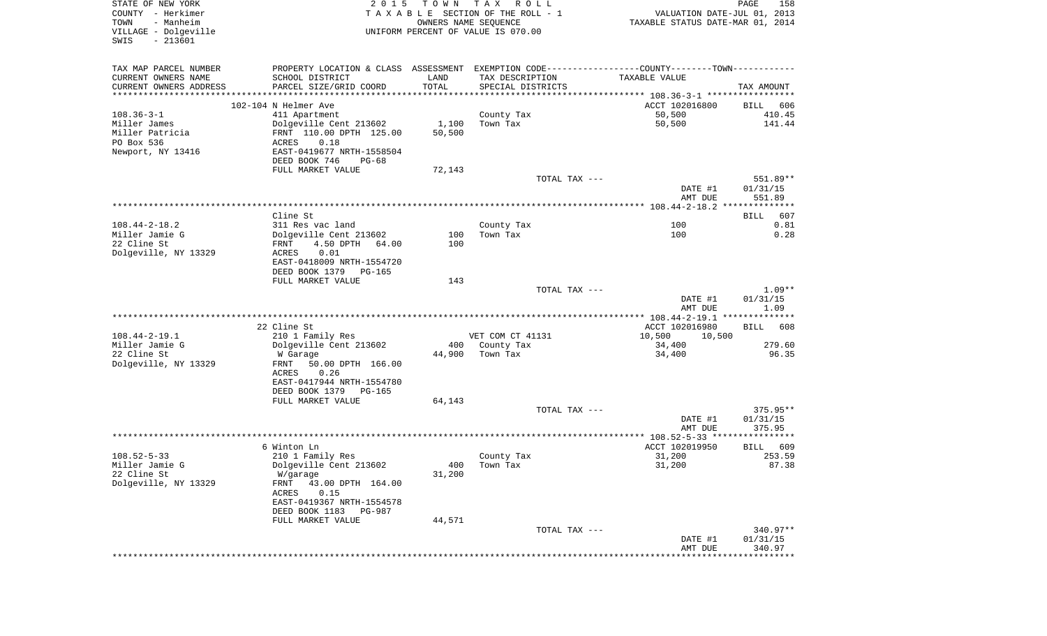STATE OF NEW YORK
COUNTY - Herkimer
TOWN - Manheim
VILLAGE - Dolgeville
SWIS - 213601

2 0 1 5 T O W N T A X R O L L
T A X A B L E SECTION OF THE ROLL - 1
OWNERS NAME SEQUENCE
UNIFORM PERCENT OF VALUE IS 070.00

VALUATION DATE-JUL 01, 2013
TAXABLE STATUS DATE-MAR 01, 2014

| TAX MAP PARCEL NUMBER / CURRENT OWNERS NAME / CURRENT OWNERS ADDRESS | PROPERTY LOCATION & CLASS / SCHOOL DISTRICT / PARCEL SIZE/GRID COORD | ASSESSMENT LAND | TOTAL | EXEMPTION CODE / TAX DESCRIPTION / SPECIAL DISTRICTS | COUNTY / TOWN TAXABLE VALUE | TAX AMOUNT |
|---|---|---|---|---|---|---|
| 108.36-3-1 | 102-104 N Helmer Ave | | | | ACCT 102016800 | BILL 606 |
| Miller James | 411 Apartment | | | County Tax | 50,500 | 410.45 |
| Miller Patricia | Dolgeville Cent 213602 | 1,100 | | Town Tax | 50,500 | 141.44 |
| PO Box 536 | FRNT 110.00 DPTH 125.00 | | 50,500 | | | |
| Newport, NY 13416 | ACRES 0.18 | | | | | |
| | EAST-0419677 NRTH-1558504 | | | | | |
| | DEED BOOK 746 PG-68 | | | | | |
| | FULL MARKET VALUE | | 72,143 | | | |
| | | | | TOTAL TAX --- | | 551.89** |
| | | | | | DATE #1 | 01/31/15 |
| | | | | | AMT DUE | 551.89 |
| 108.44-2-18.2 | Cline St | | | | | BILL 607 |
| Miller Jamie G | 311 Res vac land | | | County Tax | 100 | 0.81 |
| 22 Cline St | Dolgeville Cent 213602 | 100 | | Town Tax | 100 | 0.28 |
| Dolgeville, NY 13329 | FRNT 4.50 DPTH 64.00 | | 100 | | | |
| | ACRES 0.01 | | | | | |
| | EAST-0418009 NRTH-1554720 | | | | | |
| | DEED BOOK 1379 PG-165 | | | | | |
| | FULL MARKET VALUE | | 143 | | | |
| | | | | TOTAL TAX --- | | 1.09** |
| | | | | | DATE #1 | 01/31/15 |
| | | | | | AMT DUE | 1.09 |
| 108.44-2-19.1 | 22 Cline St | | | | ACCT 102016980 | BILL 608 |
| Miller Jamie G | 210 1 Family Res | | | VET COM CT 41131 | 10,500 10,500 | |
| 22 Cline St | Dolgeville Cent 213602 | 400 | | County Tax | 34,400 | 279.60 |
| Dolgeville, NY 13329 | W Garage | | 44,900 | Town Tax | 34,400 | 96.35 |
| | FRNT 50.00 DPTH 166.00 | | | | | |
| | ACRES 0.26 | | | | | |
| | EAST-0417944 NRTH-1554780 | | | | | |
| | DEED BOOK 1379 PG-165 | | | | | |
| | FULL MARKET VALUE | | 64,143 | | | |
| | | | | TOTAL TAX --- | | 375.95** |
| | | | | | DATE #1 | 01/31/15 |
| | | | | | AMT DUE | 375.95 |
| 108.52-5-33 | 6 Winton Ln | | | | ACCT 102019950 | BILL 609 |
| Miller Jamie G | 210 1 Family Res | | | County Tax | 31,200 | 253.59 |
| 22 Cline St | Dolgeville Cent 213602 | 400 | | Town Tax | 31,200 | 87.38 |
| Dolgeville, NY 13329 | W/garage | | 31,200 | | | |
| | FRNT 43.00 DPTH 164.00 | | | | | |
| | ACRES 0.15 | | | | | |
| | EAST-0419367 NRTH-1554578 | | | | | |
| | DEED BOOK 1183 PG-987 | | | | | |
| | FULL MARKET VALUE | | 44,571 | | | |
| | | | | TOTAL TAX --- | | 340.97** |
| | | | | | DATE #1 | 01/31/15 |
| | | | | | AMT DUE | 340.97 |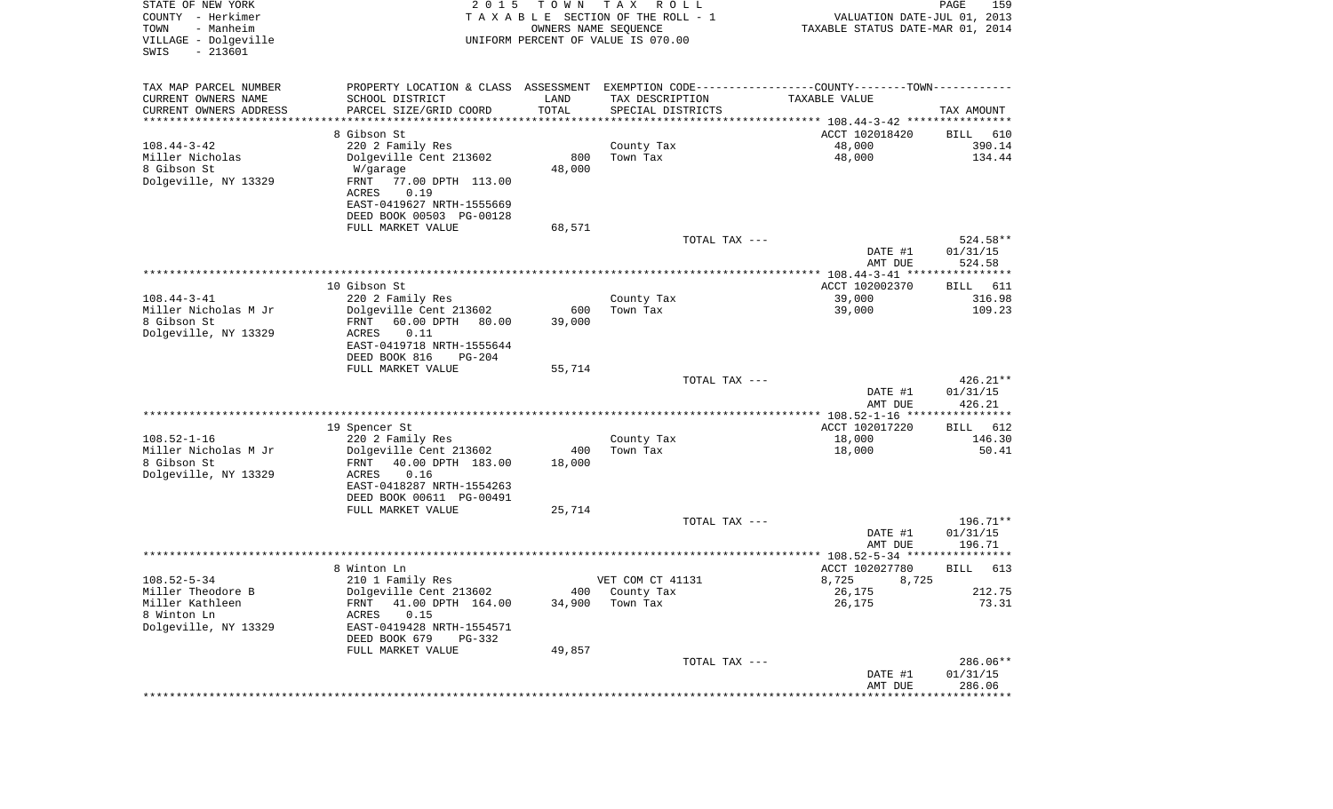STATE OF NEW YORK
COUNTY - Herkimer
TOWN - Manheim
VILLAGE - Dolgeville
SWIS - 213601

2015 TOWN TAX ROLL
TAXABLE SECTION OF THE ROLL - 1
OWNERS NAME SEQUENCE
UNIFORM PERCENT OF VALUE IS 070.00

VALUATION DATE-JUL 01, 2013
TAXABLE STATUS DATE-MAR 01, 2014

| TAX MAP PARCEL NUMBER<br>CURRENT OWNERS NAME<br>CURRENT OWNERS ADDRESS | PROPERTY LOCATION & CLASS<br>SCHOOL DISTRICT<br>PARCEL SIZE/GRID COORD | ASSESSMENT<br>LAND<br>TOTAL | EXEMPTION CODE<br>TAX DESCRIPTION<br>SPECIAL DISTRICTS | COUNTY--------TOWN<br>TAXABLE VALUE | TAX AMOUNT |
|---|---|---|---|---|---|
| **108.44-3-42** | 8 Gibson St | | | ACCT 102018420 | BILL 610 |
| 108.44-3-42 | 220 2 Family Res | | County Tax | 48,000 | 390.14 |
| Miller Nicholas | Dolgeville Cent 213602 | 800 | Town Tax | 48,000 | 134.44 |
| 8 Gibson St | W/garage | 48,000 | | | |
| Dolgeville, NY 13329 | FRNT 77.00 DPTH 113.00 | | | | |
| | ACRES 0.19 | | | | |
| | EAST-0419627 NRTH-1555669 | | | | |
| | DEED BOOK 00503 PG-00128 | | | | |
| | FULL MARKET VALUE | 68,571 | | | |
| | | | TOTAL TAX --- | | 524.58** |
| | | | | DATE #1 | 01/31/15 |
| | | | | AMT DUE | 524.58 |
| **108.44-3-41** | 10 Gibson St | | | ACCT 102002370 | BILL 611 |
| 108.44-3-41 | 220 2 Family Res | | County Tax | 39,000 | 316.98 |
| Miller Nicholas M Jr | Dolgeville Cent 213602 | 600 | Town Tax | 39,000 | 109.23 |
| 8 Gibson St | FRNT 60.00 DPTH 80.00 | 39,000 | | | |
| Dolgeville, NY 13329 | ACRES 0.11 | | | | |
| | EAST-0419718 NRTH-1555644 | | | | |
| | DEED BOOK 816 PG-204 | | | | |
| | FULL MARKET VALUE | 55,714 | | | |
| | | | TOTAL TAX --- | | 426.21** |
| | | | | DATE #1 | 01/31/15 |
| | | | | AMT DUE | 426.21 |
| **108.52-1-16** | 19 Spencer St | | | ACCT 102017220 | BILL 612 |
| 108.52-1-16 | 220 2 Family Res | | County Tax | 18,000 | 146.30 |
| Miller Nicholas M Jr | Dolgeville Cent 213602 | 400 | Town Tax | 18,000 | 50.41 |
| 8 Gibson St | FRNT 40.00 DPTH 183.00 | 18,000 | | | |
| Dolgeville, NY 13329 | ACRES 0.16 | | | | |
| | EAST-0418287 NRTH-1554263 | | | | |
| | DEED BOOK 00611 PG-00491 | | | | |
| | FULL MARKET VALUE | 25,714 | | | |
| | | | TOTAL TAX --- | | 196.71** |
| | | | | DATE #1 | 01/31/15 |
| | | | | AMT DUE | 196.71 |
| **108.52-5-34** | 8 Winton Ln | | | ACCT 102027780 | BILL 613 |
| 108.52-5-34 | 210 1 Family Res | | VET COM CT 41131 | 8,725 8,725 | |
| Miller Theodore B | Dolgeville Cent 213602 | 400 | County Tax | 26,175 | 212.75 |
| Miller Kathleen | FRNT 41.00 DPTH 164.00 | 34,900 | Town Tax | 26,175 | 73.31 |
| 8 Winton Ln | ACRES 0.15 | | | | |
| Dolgeville, NY 13329 | EAST-0419428 NRTH-1554571 | | | | |
| | DEED BOOK 679 PG-332 | | | | |
| | FULL MARKET VALUE | 49,857 | | | |
| | | | TOTAL TAX --- | | 286.06** |
| | | | | DATE #1 | 01/31/15 |
| | | | | AMT DUE | 286.06 |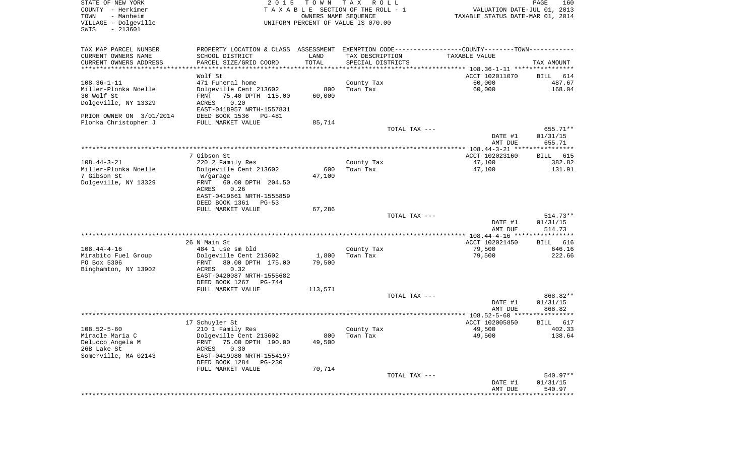STATE OF NEW YORK
COUNTY - Herkimer
TOWN - Manheim
VILLAGE - Dolgeville
SWIS - 213601

2 0 1 5 T O W N T A X R O L L
T A X A B L E SECTION OF THE ROLL - 1
OWNERS NAME SEQUENCE
UNIFORM PERCENT OF VALUE IS 070.00

VALUATION DATE-JUL 01, 2013
TAXABLE STATUS DATE-MAR 01, 2014

| TAX MAP PARCEL NUMBER<br>CURRENT OWNERS NAME<br>CURRENT OWNERS ADDRESS | PROPERTY LOCATION & CLASS<br>SCHOOL DISTRICT<br>PARCEL SIZE/GRID COORD | ASSESSMENT<br>LAND<br>TOTAL | EXEMPTION CODE<br>TAX DESCRIPTION<br>SPECIAL DISTRICTS | COUNTY--------TOWN<br>TAXABLE VALUE | TAX AMOUNT |
|---|---|---|---|---|---|
| | Wolf St | | | ACCT 102011070 | BILL 614 |
| 108.36-1-11 | 471 Funeral home | | County Tax | 60,000 | 487.67 |
| Miller-Plonka Noelle | Dolgeville Cent 213602 | 800 | Town Tax | 60,000 | 168.04 |
| 30 Wolf St | FRNT 75.40 DPTH 115.00 | 60,000 | | | |
| Dolgeville, NY 13329 | ACRES 0.20 | | | | |
| | EAST-0418957 NRTH-1557831 | | | | |
| PRIOR OWNER ON 3/01/2014 | DEED BOOK 1536 PG-481 | | | | |
| Plonka Christopher J | FULL MARKET VALUE | 85,714 | | | |
| | | | TOTAL TAX --- | | 655.71** |
| | | | | DATE #1 | 01/31/15 |
| | | | | AMT DUE | 655.71 |
| | 7 Gibson St | | | ACCT 102023160 | BILL 615 |
| 108.44-3-21 | 220 2 Family Res | | County Tax | 47,100 | 382.82 |
| Miller-Plonka Noelle | Dolgeville Cent 213602 | 600 | Town Tax | 47,100 | 131.91 |
| 7 Gibson St | W/garage | 47,100 | | | |
| Dolgeville, NY 13329 | FRNT 60.00 DPTH 204.50 | | | | |
| | ACRES 0.26 | | | | |
| | EAST-0419661 NRTH-1555859 | | | | |
| | DEED BOOK 1361 PG-53 | | | | |
| | FULL MARKET VALUE | 67,286 | | | |
| | | | TOTAL TAX --- | | 514.73** |
| | | | | DATE #1 | 01/31/15 |
| | | | | AMT DUE | 514.73 |
| | 26 N Main St | | | ACCT 102021450 | BILL 616 |
| 108.44-4-16 | 484 1 use sm bld | | County Tax | 79,500 | 646.16 |
| Mirabito Fuel Group | Dolgeville Cent 213602 | 1,800 | Town Tax | 79,500 | 222.66 |
| PO Box 5306 | FRNT 80.00 DPTH 175.00 | 79,500 | | | |
| Binghamton, NY 13902 | ACRES 0.32 | | | | |
| | EAST-0420087 NRTH-1555682 | | | | |
| | DEED BOOK 1267 PG-744 | | | | |
| | FULL MARKET VALUE | 113,571 | | | |
| | | | TOTAL TAX --- | | 868.82** |
| | | | | DATE #1 | 01/31/15 |
| | | | | AMT DUE | 868.82 |
| | 17 Schuyler St | | | ACCT 102005850 | BILL 617 |
| 108.52-5-60 | 210 1 Family Res | | County Tax | 49,500 | 402.33 |
| Miracle Maria C | Dolgeville Cent 213602 | 800 | Town Tax | 49,500 | 138.64 |
| Delucco Angela M | FRNT 75.00 DPTH 190.00 | 49,500 | | | |
| 26B Lake St | ACRES 0.30 | | | | |
| Somerville, MA 02143 | EAST-0419980 NRTH-1554197 | | | | |
| | DEED BOOK 1284 PG-230 | | | | |
| | FULL MARKET VALUE | 70,714 | | | |
| | | | TOTAL TAX --- | | 540.97** |
| | | | | DATE #1 | 01/31/15 |
| | | | | AMT DUE | 540.97 |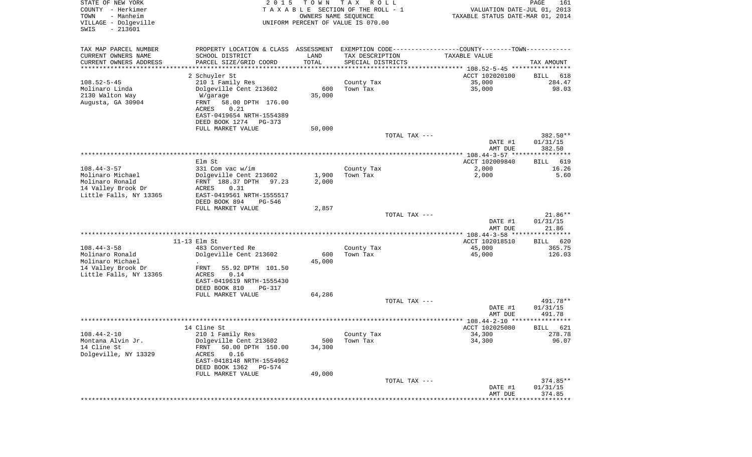STATE OF NEW YORK
COUNTY - Herkimer
TOWN - Manheim
VILLAGE - Dolgeville
SWIS - 213601

2 0 1 5 T O W N T A X R O L L
T A X A B L E SECTION OF THE ROLL - 1
OWNERS NAME SEQUENCE
UNIFORM PERCENT OF VALUE IS 070.00

VALUATION DATE-JUL 01, 2013
TAXABLE STATUS DATE-MAR 01, 2014

| TAX MAP PARCEL NUMBER<br>CURRENT OWNERS NAME<br>CURRENT OWNERS ADDRESS | PROPERTY LOCATION & CLASS<br>SCHOOL DISTRICT<br>PARCEL SIZE/GRID COORD | ASSESSMENT<br>LAND<br>TOTAL | EXEMPTION CODE-----COUNTY-----TOWN<br>TAX DESCRIPTION<br>SPECIAL DISTRICTS | TAXABLE VALUE | TAX AMOUNT |
|---|---|---|---|---|---|
| | 2 Schuyler St | | | ACCT 102020100 | BILL 618 |
| 108.52-5-45 | 210 1 Family Res | | County Tax | 35,000 | 284.47 |
| Molinaro Linda | Dolgeville Cent 213602 | 600 | Town Tax | 35,000 | 98.03 |
| 2130 Walton Way | W/garage | 35,000 | | | |
| Augusta, GA 30904 | FRNT 58.00 DPTH 176.00 | | | | |
| | ACRES 0.21 | | | | |
| | EAST-0419654 NRTH-1554389 | | | | |
| | DEED BOOK 1274 PG-373 | | | | |
| | FULL MARKET VALUE | 50,000 | | | |
| | | | TOTAL TAX --- | | 382.50** |
| | | | | DATE #1 | 01/31/15 |
| | | | | AMT DUE | 382.50 |
| | Elm St | | | ACCT 102009840 | BILL 619 |
| 108.44-3-57 | 331 Com vac w/im | | County Tax | 2,000 | 16.26 |
| Molinaro Michael | Dolgeville Cent 213602 | 1,900 | Town Tax | 2,000 | 5.60 |
| Molinaro Ronald | FRNT 188.37 DPTH 97.23 | 2,000 | | | |
| 14 Valley Brook Dr | ACRES 0.31 | | | | |
| Little Falls, NY 13365 | EAST-0419561 NRTH-1555517 | | | | |
| | DEED BOOK 894 PG-546 | | | | |
| | FULL MARKET VALUE | 2,857 | | | |
| | | | TOTAL TAX --- | | 21.86** |
| | | | | DATE #1 | 01/31/15 |
| | | | | AMT DUE | 21.86 |
| | 11-13 Elm St | | | ACCT 102018510 | BILL 620 |
| 108.44-3-58 | 483 Converted Re | | County Tax | 45,000 | 365.75 |
| Molinaro Ronald | Dolgeville Cent 213602 | 600 | Town Tax | 45,000 | 126.03 |
| Molinaro Michael | . | 45,000 | | | |
| 14 Valley Brook Dr | FRNT 55.92 DPTH 101.50 | | | | |
| Little Falls, NY 13365 | ACRES 0.14 | | | | |
| | EAST-0419619 NRTH-1555430 | | | | |
| | DEED BOOK 810 PG-317 | | | | |
| | FULL MARKET VALUE | 64,286 | | | |
| | | | TOTAL TAX --- | | 491.78** |
| | | | | DATE #1 | 01/31/15 |
| | | | | AMT DUE | 491.78 |
| | 14 Cline St | | | ACCT 102025080 | BILL 621 |
| 108.44-2-10 | 210 1 Family Res | | County Tax | 34,300 | 278.78 |
| Montana Alvin Jr. | Dolgeville Cent 213602 | 500 | Town Tax | 34,300 | 96.07 |
| 14 Cline St | FRNT 50.00 DPTH 150.00 | 34,300 | | | |
| Dolgeville, NY 13329 | ACRES 0.16 | | | | |
| | EAST-0418148 NRTH-1554962 | | | | |
| | DEED BOOK 1362 PG-574 | | | | |
| | FULL MARKET VALUE | 49,000 | | | |
| | | | TOTAL TAX --- | | 374.85** |
| | | | | DATE #1 | 01/31/15 |
| | | | | AMT DUE | 374.85 |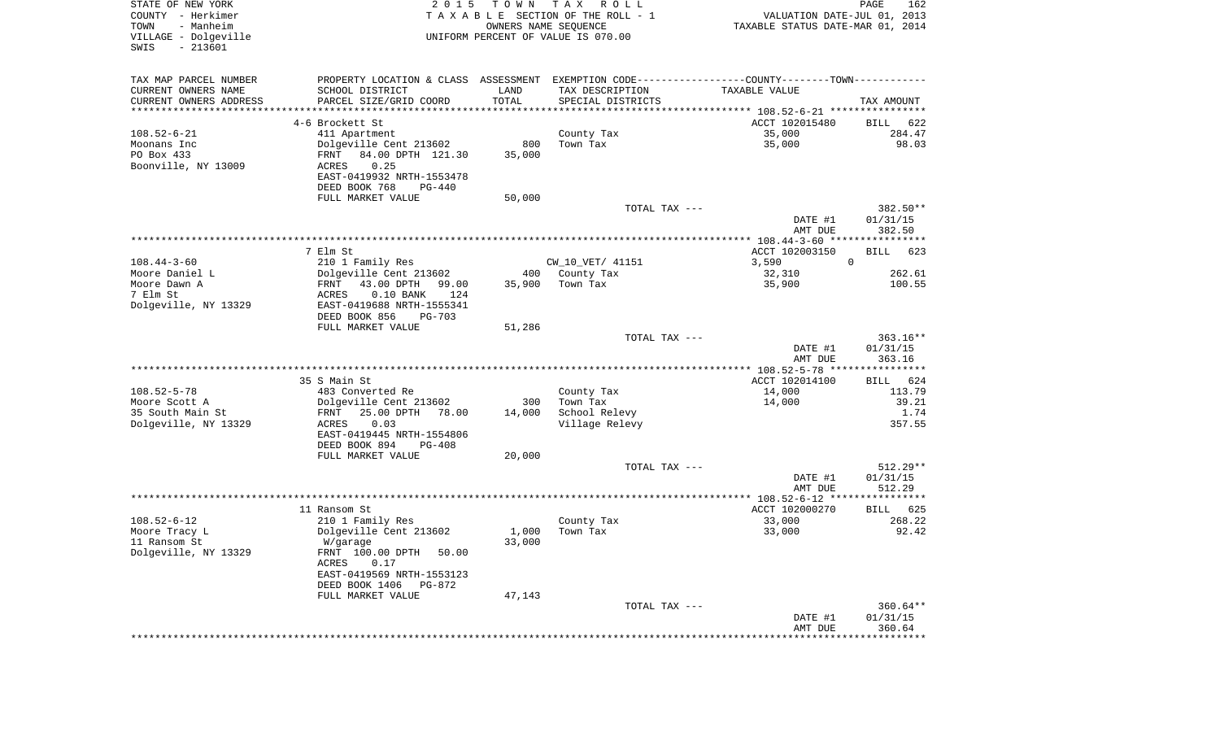STATE OF NEW YORK — 2015 TOWN TAX ROLL
COUNTY - Herkimer — TAXABLE SECTION OF THE ROLL - 1 — VALUATION DATE-JUL 01, 2013
TOWN - Manheim — OWNERS NAME SEQUENCE — TAXABLE STATUS DATE-MAR 01, 2014
VILLAGE - Dolgeville — UNIFORM PERCENT OF VALUE IS 070.00
SWIS - 213601

| TAX MAP PARCEL NUMBER / CURRENT OWNERS NAME / CURRENT OWNERS ADDRESS | PROPERTY LOCATION & CLASS / SCHOOL DISTRICT / PARCEL SIZE/GRID COORD | ASSESSMENT LAND / TOTAL | EXEMPTION CODE / TAX DESCRIPTION / SPECIAL DISTRICTS | COUNTY--TOWN TAXABLE VALUE | TAX AMOUNT |
|---|---|---|---|---|---|
| | 4-6 Brockett St | | | ACCT 102015480 | BILL 622 |
| 108.52-6-21 | 411 Apartment | | County Tax | 35,000 | 284.47 |
| Moonans Inc | Dolgeville Cent 213602 | 800 | Town Tax | 35,000 | 98.03 |
| PO Box 433 | FRNT 84.00 DPTH 121.30 | 35,000 | | | |
| Boonville, NY 13009 | ACRES 0.25 | | | | |
| | EAST-0419932 NRTH-1553478 | | | | |
| | DEED BOOK 768 PG-440 | | | | |
| | FULL MARKET VALUE | 50,000 | | | |
| | | | TOTAL TAX --- | | 382.50** |
| | | | | DATE #1 | 01/31/15 |
| | | | | AMT DUE | 382.50 |
| | 7 Elm St | | | ACCT 102003150 | BILL 623 |
| 108.44-3-60 | 210 1 Family Res | | CW_10_VET/ 41151 | 3,590 0 | |
| Moore Daniel L | Dolgeville Cent 213602 | 400 | County Tax | 32,310 | 262.61 |
| Moore Dawn A | FRNT 43.00 DPTH 99.00 | 35,900 | Town Tax | 35,900 | 100.55 |
| 7 Elm St | ACRES 0.10 BANK 124 | | | | |
| Dolgeville, NY 13329 | EAST-0419688 NRTH-1555341 | | | | |
| | DEED BOOK 856 PG-703 | | | | |
| | FULL MARKET VALUE | 51,286 | | | |
| | | | TOTAL TAX --- | | 363.16** |
| | | | | DATE #1 | 01/31/15 |
| | | | | AMT DUE | 363.16 |
| | 35 S Main St | | | ACCT 102014100 | BILL 624 |
| 108.52-5-78 | 483 Converted Re | | County Tax | 14,000 | 113.79 |
| Moore Scott A | Dolgeville Cent 213602 | 300 | Town Tax | 14,000 | 39.21 |
| 35 South Main St | FRNT 25.00 DPTH 78.00 | 14,000 | School Relevy | | 1.74 |
| Dolgeville, NY 13329 | ACRES 0.03 | | Village Relevy | | 357.55 |
| | EAST-0419445 NRTH-1554806 | | | | |
| | DEED BOOK 894 PG-408 | | | | |
| | FULL MARKET VALUE | 20,000 | | | |
| | | | TOTAL TAX --- | | 512.29** |
| | | | | DATE #1 | 01/31/15 |
| | | | | AMT DUE | 512.29 |
| | 11 Ransom St | | | ACCT 102000270 | BILL 625 |
| 108.52-6-12 | 210 1 Family Res | | County Tax | 33,000 | 268.22 |
| Moore Tracy L | Dolgeville Cent 213602 | 1,000 | Town Tax | 33,000 | 92.42 |
| 11 Ransom St | W/garage | 33,000 | | | |
| Dolgeville, NY 13329 | FRNT 100.00 DPTH 50.00 | | | | |
| | ACRES 0.17 | | | | |
| | EAST-0419569 NRTH-1553123 | | | | |
| | DEED BOOK 1406 PG-872 | | | | |
| | FULL MARKET VALUE | 47,143 | | | |
| | | | TOTAL TAX --- | | 360.64** |
| | | | | DATE #1 | 01/31/15 |
| | | | | AMT DUE | 360.64 |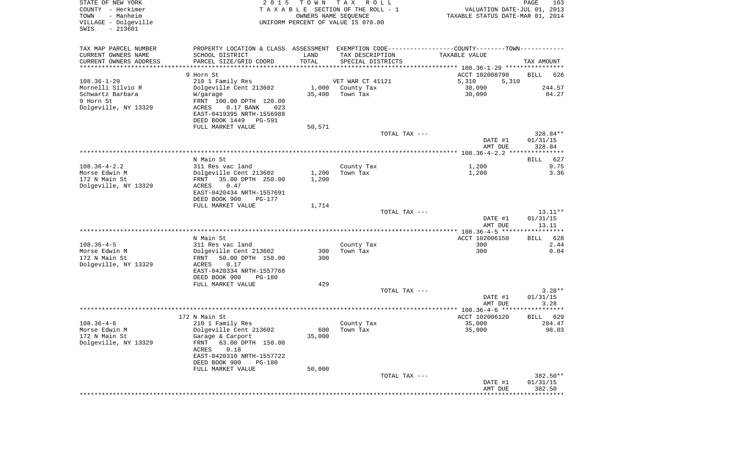STATE OF NEW YORK
COUNTY - Herkimer
TOWN - Manheim
VILLAGE - Dolgeville
SWIS - 213601

2015 TOWN TAX ROLL
TAXABLE SECTION OF THE ROLL - 1
OWNERS NAME SEQUENCE
UNIFORM PERCENT OF VALUE IS 070.00

VALUATION DATE-JUL 01, 2013
TAXABLE STATUS DATE-MAR 01, 2014

| TAX MAP PARCEL NUMBER<br>CURRENT OWNERS NAME<br>CURRENT OWNERS ADDRESS | PROPERTY LOCATION & CLASS<br>SCHOOL DISTRICT<br>PARCEL SIZE/GRID COORD | ASSESSMENT<br>LAND<br>TOTAL | EXEMPTION CODE<br>TAX DESCRIPTION<br>SPECIAL DISTRICTS | COUNTY--------TOWN<br>TAXABLE VALUE | TAX AMOUNT |
|---|---|---|---|---|---|
| 108.36-1-29 | 9 Horn St |  |  | ACCT 102008790 | BILL 626 |
|  | 210 1 Family Res |  | VET WAR CT 41121 | 5,310 5,310 |  |
| Mornelli Silvio R | Dolgeville Cent 213602 | 1,000 | County Tax | 30,090 | 244.57 |
| Schwartz Barbara | W/garage | 35,400 | Town Tax | 30,090 | 84.27 |
| 9 Horn St | FRNT 100.00 DPTH 120.00 |  |  |  |  |
| Dolgeville, NY 13329 | ACRES 0.17 BANK 023 |  |  |  |  |
|  | EAST-0419395 NRTH-1556988 |  |  |  |  |
|  | DEED BOOK 1449 PG-591 |  |  |  |  |
|  | FULL MARKET VALUE | 50,571 |  |  |  |
|  |  |  | TOTAL TAX --- |  | 328.84** |
|  |  |  |  | DATE #1 | 01/31/15 |
|  |  |  |  | AMT DUE | 328.84 |
| 108.36-4-2.2 | N Main St |  |  |  | BILL 627 |
|  | 311 Res vac land |  | County Tax | 1,200 | 9.75 |
| Morse Edwin M | Dolgeville Cent 213602 | 1,200 | Town Tax | 1,200 | 3.36 |
| 172 N Main St | FRNT 35.00 DPTH 250.00 | 1,200 |  |  |  |
| Dolgeville, NY 13329 | ACRES 0.47 |  |  |  |  |
|  | EAST-0420434 NRTH-1557691 |  |  |  |  |
|  | DEED BOOK 900 PG-177 |  |  |  |  |
|  | FULL MARKET VALUE | 1,714 |  |  |  |
|  |  |  | TOTAL TAX --- |  | 13.11** |
|  |  |  |  | DATE #1 | 01/31/15 |
|  |  |  |  | AMT DUE | 13.11 |
| 108.36-4-5 | N Main St |  |  | ACCT 102006150 | BILL 628 |
|  | 311 Res vac land |  | County Tax | 300 | 2.44 |
| Morse Edwin M | Dolgeville Cent 213602 | 300 | Town Tax | 300 | 0.84 |
| 172 N Main St | FRNT 50.00 DPTH 150.00 | 300 |  |  |  |
| Dolgeville, NY 13329 | ACRES 0.17 |  |  |  |  |
|  | EAST-0420334 NRTH-1557768 |  |  |  |  |
|  | DEED BOOK 900 PG-180 |  |  |  |  |
|  | FULL MARKET VALUE | 429 |  |  |  |
|  |  |  | TOTAL TAX --- |  | 3.28** |
|  |  |  |  | DATE #1 | 01/31/15 |
|  |  |  |  | AMT DUE | 3.28 |
| 108.36-4-6 | 172 N Main St |  |  | ACCT 102006120 | BILL 629 |
|  | 210 1 Family Res |  | County Tax | 35,000 | 284.47 |
| Morse Edwin M | Dolgeville Cent 213602 | 600 | Town Tax | 35,000 | 98.03 |
| 172 N Main St | Garage & Carport | 35,000 |  |  |  |
| Dolgeville, NY 13329 | FRNT 63.00 DPTH 150.00 |  |  |  |  |
|  | ACRES 0.18 |  |  |  |  |
|  | EAST-0420310 NRTH-1557722 |  |  |  |  |
|  | DEED BOOK 900 PG-180 |  |  |  |  |
|  | FULL MARKET VALUE | 50,000 |  |  |  |
|  |  |  | TOTAL TAX --- |  | 382.50** |
|  |  |  |  | DATE #1 | 01/31/15 |
|  |  |  |  | AMT DUE | 382.50 |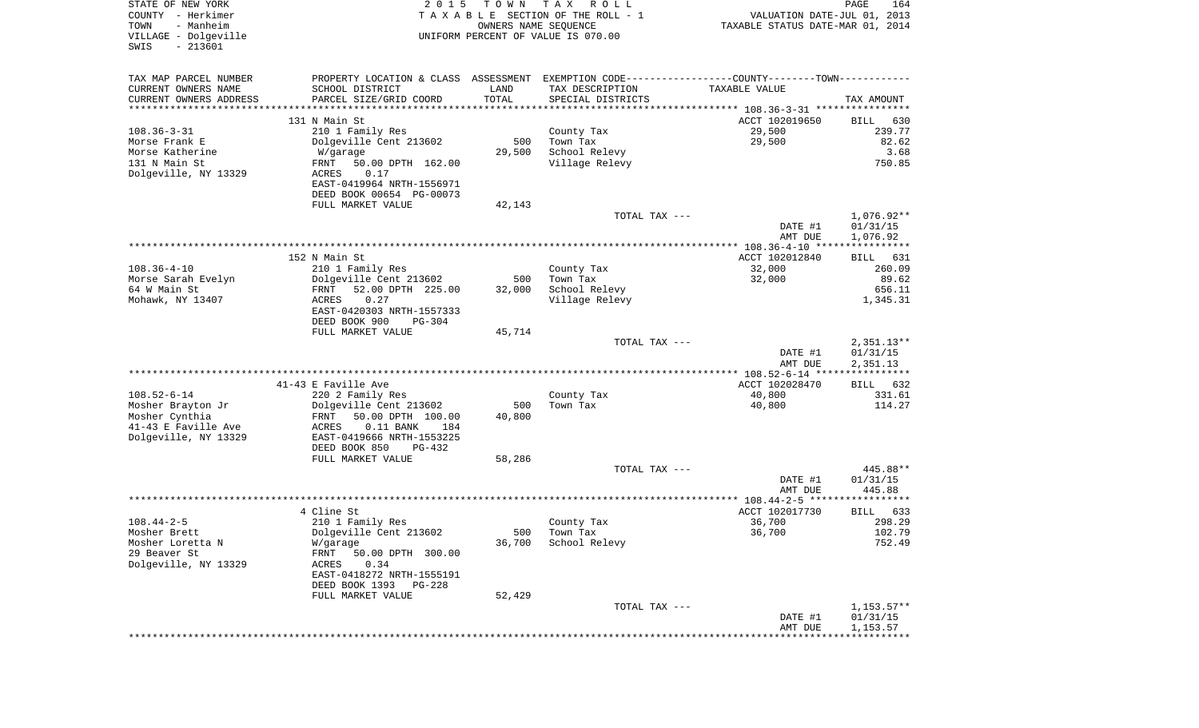STATE OF NEW YORK
COUNTY - Herkimer
TOWN - Manheim
VILLAGE - Dolgeville
SWIS - 213601

2 0 1 5 T O W N T A X R O L L
T A X A B L E SECTION OF THE ROLL - 1
OWNERS NAME SEQUENCE
UNIFORM PERCENT OF VALUE IS 070.00

VALUATION DATE-JUL 01, 2013
TAXABLE STATUS DATE-MAR 01, 2014

| TAX MAP PARCEL NUMBER / CURRENT OWNERS NAME / CURRENT OWNERS ADDRESS | PROPERTY LOCATION & CLASS / SCHOOL DISTRICT / PARCEL SIZE/GRID COORD | ASSESSMENT LAND / TOTAL | EXEMPTION CODE / TAX DESCRIPTION / SPECIAL DISTRICTS | COUNTY--------TOWN TAXABLE VALUE | TAX AMOUNT |
|---|---|---|---|---|---|
| | 131 N Main St | | | ACCT 102019650 | BILL 630 |
| 108.36-3-31 | 210 1 Family Res | | County Tax | 29,500 | 239.77 |
| Morse Frank E | Dolgeville Cent 213602 | 500 | Town Tax | 29,500 | 82.62 |
| Morse Katherine | W/garage | 29,500 | School Relevy | | 3.68 |
| 131 N Main St | FRNT 50.00 DPTH 162.00 | | Village Relevy | | 750.85 |
| Dolgeville, NY 13329 | ACRES 0.17 | | | | |
| | EAST-0419964 NRTH-1556971 | | | | |
| | DEED BOOK 00654 PG-00073 | | | | |
| | FULL MARKET VALUE | 42,143 | | | |
| | | | TOTAL TAX --- | | 1,076.92** |
| | | | | DATE #1 | 01/31/15 |
| | | | | AMT DUE | 1,076.92 |
| | 152 N Main St | | | ACCT 102012840 | BILL 631 |
| 108.36-4-10 | 210 1 Family Res | | County Tax | 32,000 | 260.09 |
| Morse Sarah Evelyn | Dolgeville Cent 213602 | 500 | Town Tax | 32,000 | 89.62 |
| 64 W Main St | FRNT 52.00 DPTH 225.00 | 32,000 | School Relevy | | 656.11 |
| Mohawk, NY 13407 | ACRES 0.27 | | Village Relevy | | 1,345.31 |
| | EAST-0420303 NRTH-1557333 | | | | |
| | DEED BOOK 900 PG-304 | | | | |
| | FULL MARKET VALUE | 45,714 | | | |
| | | | TOTAL TAX --- | | 2,351.13** |
| | | | | DATE #1 | 01/31/15 |
| | | | | AMT DUE | 2,351.13 |
| | 41-43 E Faville Ave | | | ACCT 102028470 | BILL 632 |
| 108.52-6-14 | 220 2 Family Res | | County Tax | 40,800 | 331.61 |
| Mosher Brayton Jr | Dolgeville Cent 213602 | 500 | Town Tax | 40,800 | 114.27 |
| Mosher Cynthia | FRNT 50.00 DPTH 100.00 | 40,800 | | | |
| 41-43 E Faville Ave | ACRES 0.11 BANK 184 | | | | |
| Dolgeville, NY 13329 | EAST-0419666 NRTH-1553225 | | | | |
| | DEED BOOK 850 PG-432 | | | | |
| | FULL MARKET VALUE | 58,286 | | | |
| | | | TOTAL TAX --- | | 445.88** |
| | | | | DATE #1 | 01/31/15 |
| | | | | AMT DUE | 445.88 |
| | 4 Cline St | | | ACCT 102017730 | BILL 633 |
| 108.44-2-5 | 210 1 Family Res | | County Tax | 36,700 | 298.29 |
| Mosher Brett | Dolgeville Cent 213602 | 500 | Town Tax | 36,700 | 102.79 |
| Mosher Loretta N | W/garage | 36,700 | School Relevy | | 752.49 |
| 29 Beaver St | FRNT 50.00 DPTH 300.00 | | | | |
| Dolgeville, NY 13329 | ACRES 0.34 | | | | |
| | EAST-0418272 NRTH-1555191 | | | | |
| | DEED BOOK 1393 PG-228 | | | | |
| | FULL MARKET VALUE | 52,429 | | | |
| | | | TOTAL TAX --- | | 1,153.57** |
| | | | | DATE #1 | 01/31/15 |
| | | | | AMT DUE | 1,153.57 |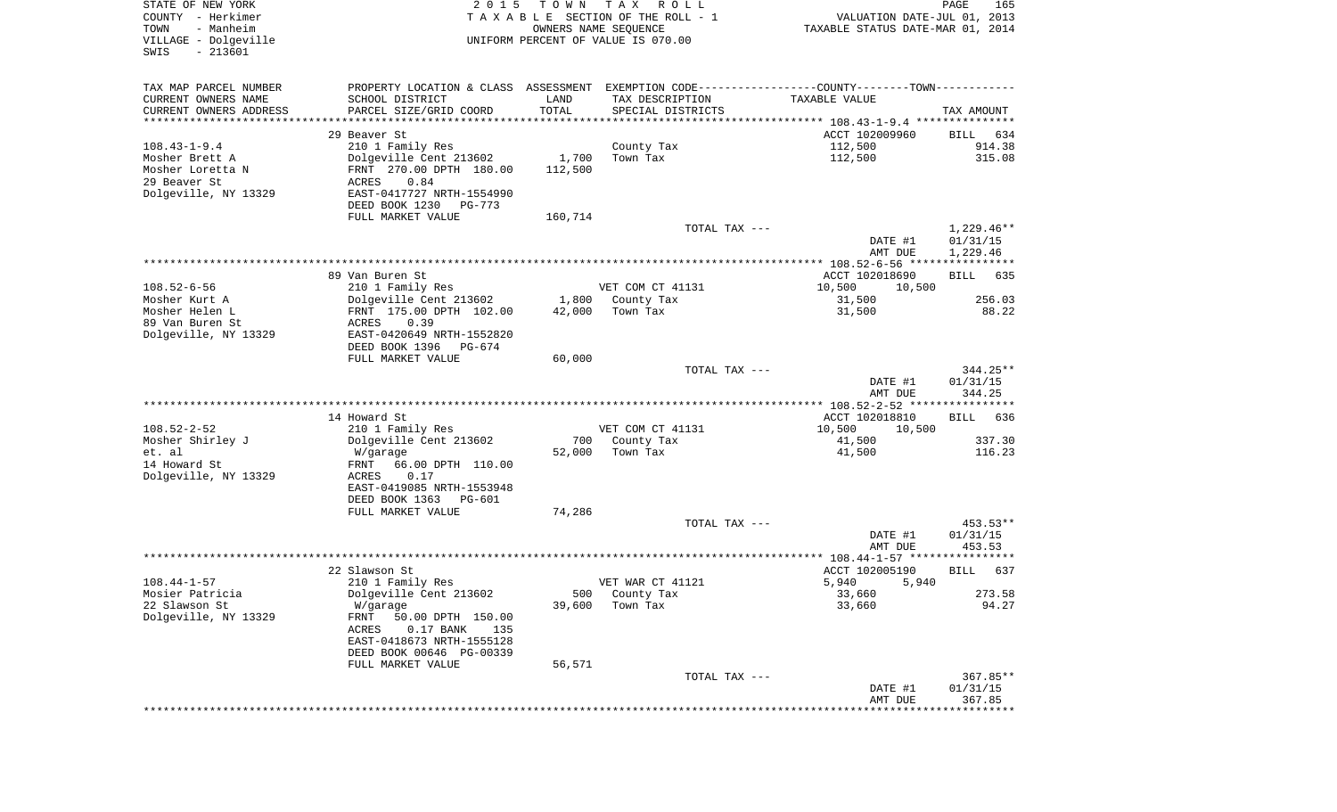STATE OF NEW YORK
COUNTY - Herkimer
TOWN - Manheim
VILLAGE - Dolgeville
SWIS - 213601

2015 TOWN TAX ROLL
TAXABLE SECTION OF THE ROLL - 1
OWNERS NAME SEQUENCE
UNIFORM PERCENT OF VALUE IS 070.00

VALUATION DATE-JUL 01, 2013
TAXABLE STATUS DATE-MAR 01, 2014

| TAX MAP PARCEL NUMBER<br>CURRENT OWNERS NAME<br>CURRENT OWNERS ADDRESS | PROPERTY LOCATION & CLASS<br>SCHOOL DISTRICT<br>PARCEL SIZE/GRID COORD | ASSESSMENT<br>LAND<br>TOTAL | EXEMPTION CODE<br>TAX DESCRIPTION<br>SPECIAL DISTRICTS | COUNTY--------TOWN<br>TAXABLE VALUE | TAX AMOUNT |
|---|---|---|---|---|---|
| 108.43-1-9.4 | 29 Beaver St | | | ACCT 102009960 | BILL 634 |
| Mosher Brett A | 210 1 Family Res | | County Tax | 112,500 | 914.38 |
| Mosher Loretta N | Dolgeville Cent 213602 | 1,700 | Town Tax | 112,500 | 315.08 |
| 29 Beaver St | FRNT 270.00 DPTH 180.00 | 112,500 | | | |
| Dolgeville, NY 13329 | ACRES 0.84 | | | | |
| | EAST-0417727 NRTH-1554990 | | | | |
| | DEED BOOK 1230 PG-773 | | | | |
| | FULL MARKET VALUE | 160,714 | | | |
| | | | TOTAL TAX --- | | 1,229.46** |
| | | | | DATE #1 | 01/31/15 |
| | | | | AMT DUE | 1,229.46 |
| 108.52-6-56 | 89 Van Buren St | | | ACCT 102018690 | BILL 635 |
| Mosher Kurt A | 210 1 Family Res | | VET COM CT 41131 | 10,500 10,500 | |
| Mosher Helen L | Dolgeville Cent 213602 | 1,800 | County Tax | 31,500 | 256.03 |
| 89 Van Buren St | FRNT 175.00 DPTH 102.00 | 42,000 | Town Tax | 31,500 | 88.22 |
| Dolgeville, NY 13329 | ACRES 0.39 | | | | |
| | EAST-0420649 NRTH-1552820 | | | | |
| | DEED BOOK 1396 PG-674 | | | | |
| | FULL MARKET VALUE | 60,000 | | | |
| | | | TOTAL TAX --- | | 344.25** |
| | | | | DATE #1 | 01/31/15 |
| | | | | AMT DUE | 344.25 |
| 108.52-2-52 | 14 Howard St | | | ACCT 102018810 | BILL 636 |
| Mosher Shirley J | 210 1 Family Res | | VET COM CT 41131 | 10,500 10,500 | |
| et. al | Dolgeville Cent 213602 | 700 | County Tax | 41,500 | 337.30 |
| 14 Howard St | W/garage | 52,000 | Town Tax | 41,500 | 116.23 |
| Dolgeville, NY 13329 | FRNT 66.00 DPTH 110.00 | | | | |
| | ACRES 0.17 | | | | |
| | EAST-0419085 NRTH-1553948 | | | | |
| | DEED BOOK 1363 PG-601 | | | | |
| | FULL MARKET VALUE | 74,286 | | | |
| | | | TOTAL TAX --- | | 453.53** |
| | | | | DATE #1 | 01/31/15 |
| | | | | AMT DUE | 453.53 |
| 108.44-1-57 | 22 Slawson St | | | ACCT 102005190 | BILL 637 |
| Mosier Patricia | 210 1 Family Res | | VET WAR CT 41121 | 5,940 5,940 | |
| 22 Slawson St | Dolgeville Cent 213602 | 500 | County Tax | 33,660 | 273.58 |
| Dolgeville, NY 13329 | W/garage | 39,600 | Town Tax | 33,660 | 94.27 |
| | FRNT 50.00 DPTH 150.00 | | | | |
| | ACRES 0.17 BANK 135 | | | | |
| | EAST-0418673 NRTH-1555128 | | | | |
| | DEED BOOK 00646 PG-00339 | | | | |
| | FULL MARKET VALUE | 56,571 | | | |
| | | | TOTAL TAX --- | | 367.85** |
| | | | | DATE #1 | 01/31/15 |
| | | | | AMT DUE | 367.85 |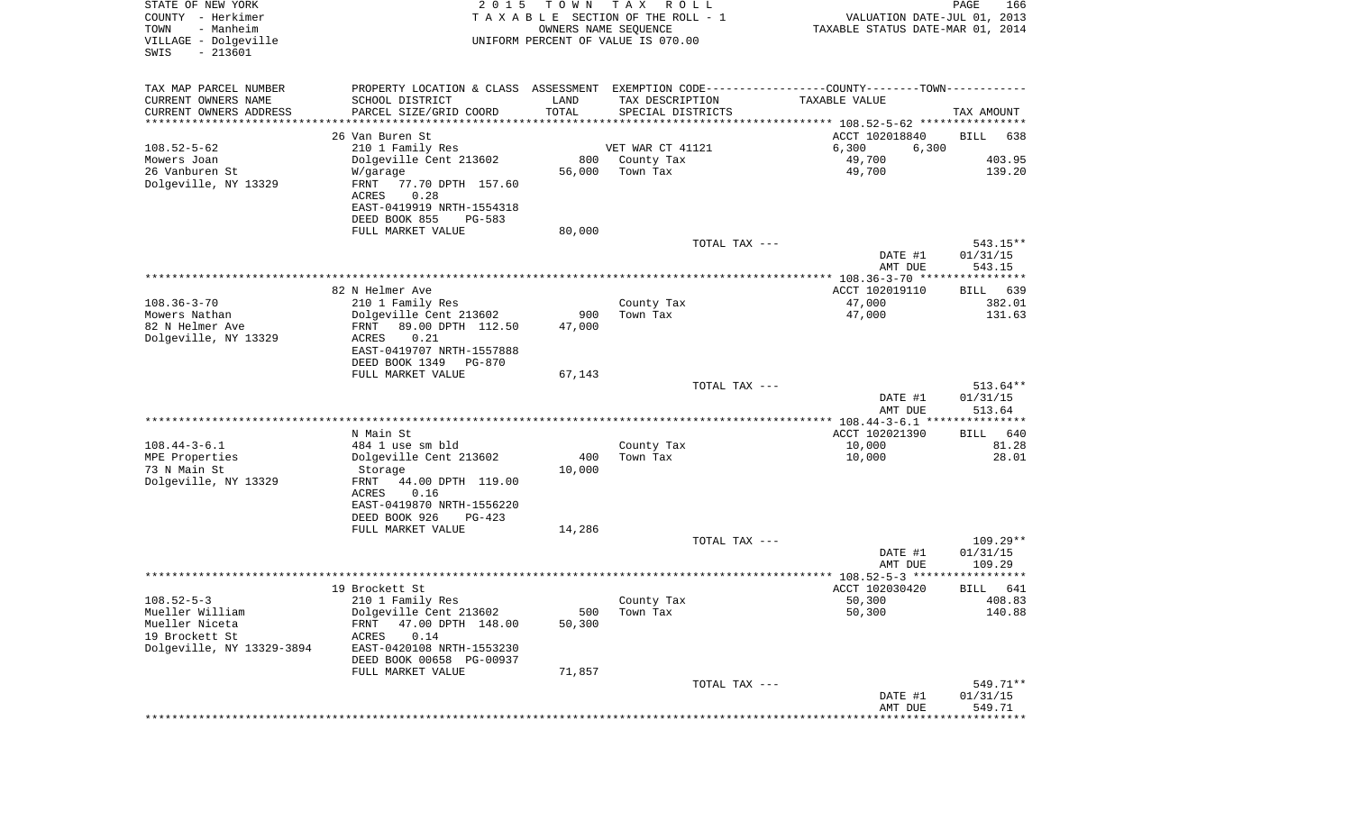STATE OF NEW YORK
COUNTY - Herkimer
TOWN - Manheim
VILLAGE - Dolgeville
SWIS - 213601

2015 TOWN TAX ROLL
TAXABLE SECTION OF THE ROLL - 1
OWNERS NAME SEQUENCE
UNIFORM PERCENT OF VALUE IS 070.00

VALUATION DATE-JUL 01, 2013
TAXABLE STATUS DATE-MAR 01, 2014

| TAX MAP PARCEL NUMBER / CURRENT OWNERS NAME / CURRENT OWNERS ADDRESS | PROPERTY LOCATION & CLASS / SCHOOL DISTRICT / PARCEL SIZE/GRID COORD | ASSESSMENT LAND / TOTAL | EXEMPTION CODE / TAX DESCRIPTION / SPECIAL DISTRICTS | COUNTY / TOWN TAXABLE VALUE | TAX AMOUNT |
|---|---|---|---|---|---|
| 108.52-5-62 | 26 Van Buren St | | | ACCT 102018840 | BILL 638 |
| Mowers Joan | 210 1 Family Res | | VET WAR CT 41121 | 6,300 6,300 | |
| 26 Vanburen St | Dolgeville Cent 213602 | 800 | County Tax | 49,700 | 403.95 |
| Dolgeville, NY 13329 | W/garage | 56,000 | Town Tax | 49,700 | 139.20 |
| | FRNT 77.70 DPTH 157.60 | | | | |
| | ACRES 0.28 | | | | |
| | EAST-0419919 NRTH-1554318 | | | | |
| | DEED BOOK 855 PG-583 | | | | |
| | FULL MARKET VALUE | 80,000 | | | |
| | | | TOTAL TAX --- | | 543.15** |
| | | | | DATE #1 | 01/31/15 |
| | | | | AMT DUE | 543.15 |
| 108.36-3-70 | 82 N Helmer Ave | | | ACCT 102019110 | BILL 639 |
| Mowers Nathan | 210 1 Family Res | | County Tax | 47,000 | 382.01 |
| 82 N Helmer Ave | Dolgeville Cent 213602 | 900 | Town Tax | 47,000 | 131.63 |
| Dolgeville, NY 13329 | FRNT 89.00 DPTH 112.50 | 47,000 | | | |
| | ACRES 0.21 | | | | |
| | EAST-0419707 NRTH-1557888 | | | | |
| | DEED BOOK 1349 PG-870 | | | | |
| | FULL MARKET VALUE | 67,143 | | | |
| | | | TOTAL TAX --- | | 513.64** |
| | | | | DATE #1 | 01/31/15 |
| | | | | AMT DUE | 513.64 |
| 108.44-3-6.1 | N Main St | | | ACCT 102021390 | BILL 640 |
| MPE Properties | 484 1 use sm bld | | County Tax | 10,000 | 81.28 |
| 73 N Main St | Dolgeville Cent 213602 | 400 | Town Tax | 10,000 | 28.01 |
| Dolgeville, NY 13329 | Storage | 10,000 | | | |
| | FRNT 44.00 DPTH 119.00 | | | | |
| | ACRES 0.16 | | | | |
| | EAST-0419870 NRTH-1556220 | | | | |
| | DEED BOOK 926 PG-423 | | | | |
| | FULL MARKET VALUE | 14,286 | | | |
| | | | TOTAL TAX --- | | 109.29** |
| | | | | DATE #1 | 01/31/15 |
| | | | | AMT DUE | 109.29 |
| 108.52-5-3 | 19 Brockett St | | | ACCT 102030420 | BILL 641 |
| Mueller William | 210 1 Family Res | | County Tax | 50,300 | 408.83 |
| Mueller Niceta | Dolgeville Cent 213602 | 500 | Town Tax | 50,300 | 140.88 |
| 19 Brockett St | FRNT 47.00 DPTH 148.00 | 50,300 | | | |
| Dolgeville, NY 13329-3894 | ACRES 0.14 | | | | |
| | EAST-0420108 NRTH-1553230 | | | | |
| | DEED BOOK 00658 PG-00937 | | | | |
| | FULL MARKET VALUE | 71,857 | | | |
| | | | TOTAL TAX --- | | 549.71** |
| | | | | DATE #1 | 01/31/15 |
| | | | | AMT DUE | 549.71 |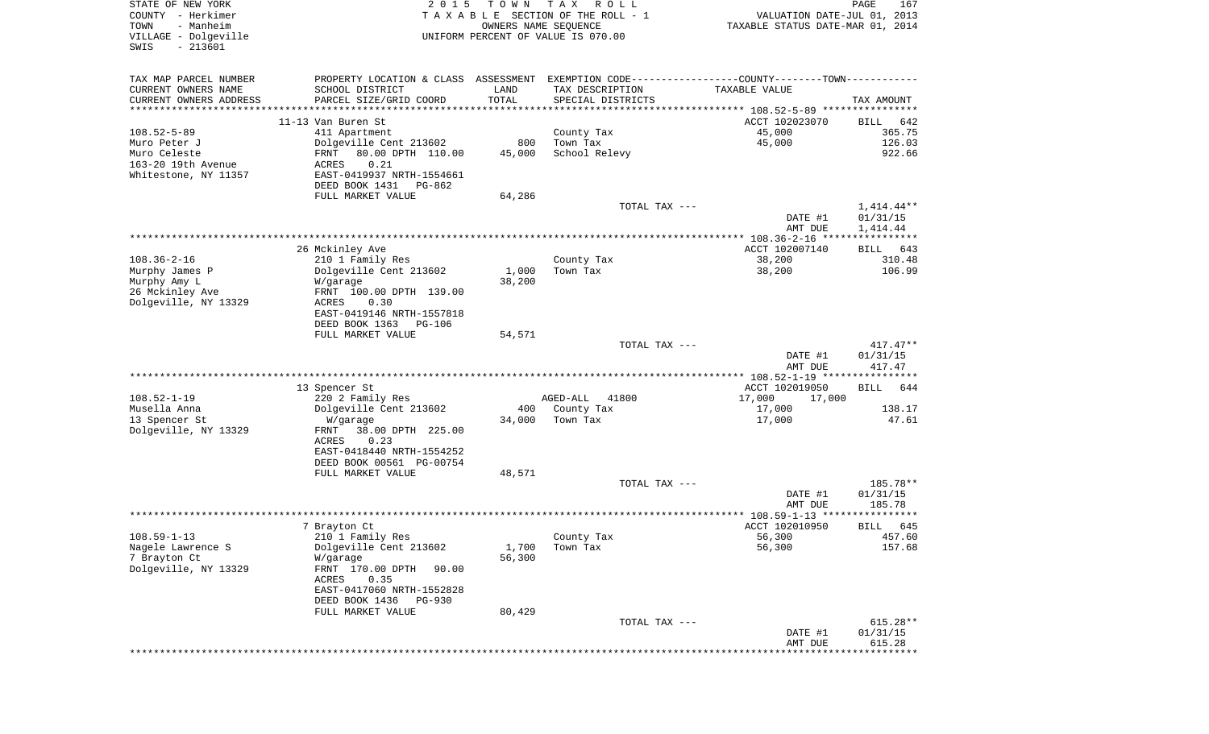STATE OF NEW YORK
COUNTY - Herkimer
TOWN - Manheim
VILLAGE - Dolgeville
SWIS - 213601

2015 TOWN TAX ROLL
TAXABLE SECTION OF THE ROLL - 1
OWNERS NAME SEQUENCE
UNIFORM PERCENT OF VALUE IS 070.00

VALUATION DATE-JUL 01, 2013
TAXABLE STATUS DATE-MAR 01, 2014

| TAX MAP PARCEL NUMBER / CURRENT OWNERS NAME / CURRENT OWNERS ADDRESS | PROPERTY LOCATION & CLASS / SCHOOL DISTRICT / PARCEL SIZE/GRID COORD | ASSESSMENT LAND / TOTAL | EXEMPTION CODE / TAX DESCRIPTION / SPECIAL DISTRICTS | COUNTY--------TOWN / TAXABLE VALUE | TAX AMOUNT |
|---|---|---|---|---|---|
| 108.52-5-89 | 11-13 Van Buren St | | | ACCT 102023070 | BILL 642 |
| | 411 Apartment | | County Tax | 45,000 | 365.75 |
| Muro Peter J | Dolgeville Cent 213602 | 800 | Town Tax | 45,000 | 126.03 |
| Muro Celeste | FRNT 80.00 DPTH 110.00 | 45,000 | School Relevy | | 922.66 |
| 163-20 19th Avenue | ACRES 0.21 | | | | |
| Whitestone, NY 11357 | EAST-0419937 NRTH-1554661 | | | | |
| | DEED BOOK 1431 PG-862 | | | | |
| | FULL MARKET VALUE | 64,286 | | | |
| | | | TOTAL TAX --- | | 1,414.44** |
| | | | | DATE #1 | 01/31/15 |
| | | | | AMT DUE | 1,414.44 |
| 108.36-2-16 | 26 Mckinley Ave | | | ACCT 102007140 | BILL 643 |
| | 210 1 Family Res | | County Tax | 38,200 | 310.48 |
| Murphy James P | Dolgeville Cent 213602 | 1,000 | Town Tax | 38,200 | 106.99 |
| Murphy Amy L | W/garage | 38,200 | | | |
| 26 Mckinley Ave | FRNT 100.00 DPTH 139.00 | | | | |
| Dolgeville, NY 13329 | ACRES 0.30 | | | | |
| | EAST-0419146 NRTH-1557818 | | | | |
| | DEED BOOK 1363 PG-106 | | | | |
| | FULL MARKET VALUE | 54,571 | | | |
| | | | TOTAL TAX --- | | 417.47** |
| | | | | DATE #1 | 01/31/15 |
| | | | | AMT DUE | 417.47 |
| 108.52-1-19 | 13 Spencer St | | | ACCT 102019050 | BILL 644 |
| | 220 2 Family Res | | AGED-ALL 41800 | 17,000 17,000 | |
| Musella Anna | Dolgeville Cent 213602 | 400 | County Tax | 17,000 | 138.17 |
| 13 Spencer St | W/garage | 34,000 | Town Tax | 17,000 | 47.61 |
| Dolgeville, NY 13329 | FRNT 38.00 DPTH 225.00 | | | | |
| | ACRES 0.23 | | | | |
| | EAST-0418440 NRTH-1554252 | | | | |
| | DEED BOOK 00561 PG-00754 | | | | |
| | FULL MARKET VALUE | 48,571 | | | |
| | | | TOTAL TAX --- | | 185.78** |
| | | | | DATE #1 | 01/31/15 |
| | | | | AMT DUE | 185.78 |
| 108.59-1-13 | 7 Brayton Ct | | | ACCT 102010950 | BILL 645 |
| | 210 1 Family Res | | County Tax | 56,300 | 457.60 |
| Nagele Lawrence S | Dolgeville Cent 213602 | 1,700 | Town Tax | 56,300 | 157.68 |
| 7 Brayton Ct | W/garage | 56,300 | | | |
| Dolgeville, NY 13329 | FRNT 170.00 DPTH 90.00 | | | | |
| | ACRES 0.35 | | | | |
| | EAST-0417060 NRTH-1552828 | | | | |
| | DEED BOOK 1436 PG-930 | | | | |
| | FULL MARKET VALUE | 80,429 | | | |
| | | | TOTAL TAX --- | | 615.28** |
| | | | | DATE #1 | 01/31/15 |
| | | | | AMT DUE | 615.28 |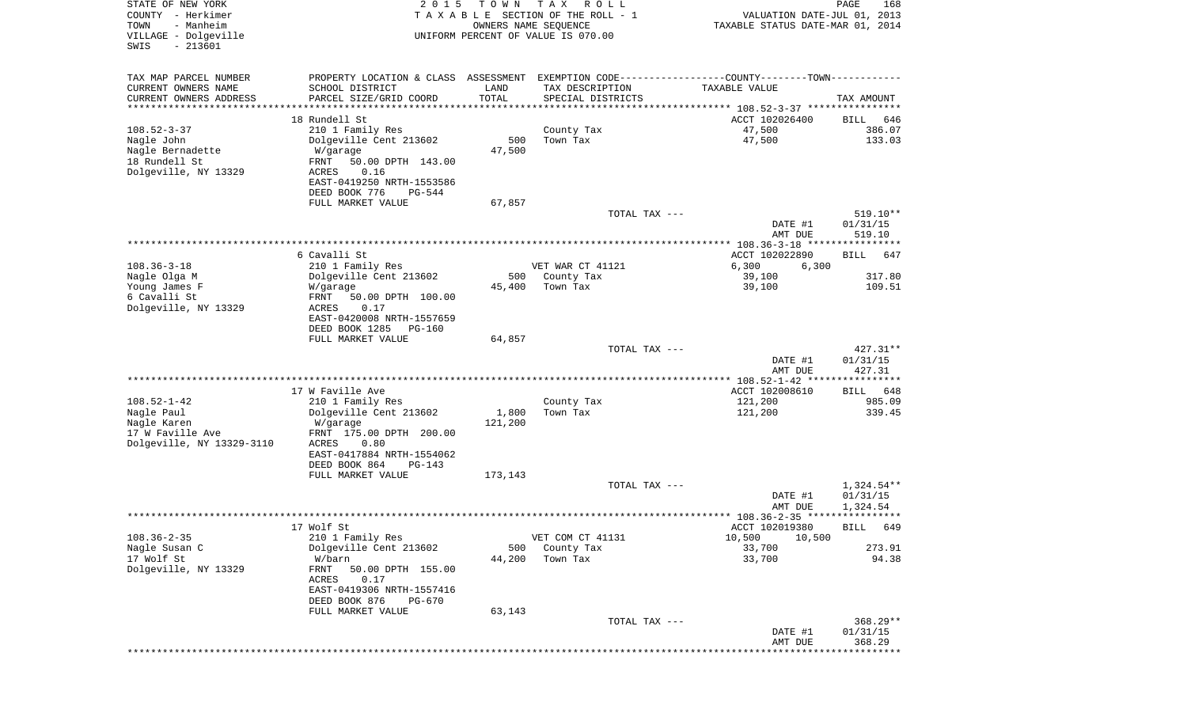STATE OF NEW YORK
COUNTY - Herkimer
TOWN - Manheim
VILLAGE - Dolgeville
SWIS - 213601

2 0 1 5 T O W N T A X R O L L
T A X A B L E SECTION OF THE ROLL - 1
OWNERS NAME SEQUENCE
UNIFORM PERCENT OF VALUE IS 070.00

VALUATION DATE-JUL 01, 2013
TAXABLE STATUS DATE-MAR 01, 2014

| TAX MAP PARCEL NUMBER / CURRENT OWNERS NAME / CURRENT OWNERS ADDRESS | PROPERTY LOCATION & CLASS / SCHOOL DISTRICT / PARCEL SIZE/GRID COORD | ASSESSMENT LAND / TOTAL | EXEMPTION CODE / TAX DESCRIPTION / SPECIAL DISTRICTS | COUNTY / TOWN TAXABLE VALUE | TAX AMOUNT |
|---|---|---|---|---|---|
| 108.52-3-37 | 18 Rundell St | | | ACCT 102026400 | BILL 646 |
| Nagle John | 210 1 Family Res | | County Tax | 47,500 | 386.07 |
| Nagle Bernadette | Dolgeville Cent 213602 | 500 | Town Tax | 47,500 | 133.03 |
| 18 Rundell St | W/garage | 47,500 | | | |
| Dolgeville, NY 13329 | FRNT 50.00 DPTH 143.00 | | | | |
| | ACRES 0.16 | | | | |
| | EAST-0419250 NRTH-1553586 | | | | |
| | DEED BOOK 776 PG-544 | | | | |
| | FULL MARKET VALUE | 67,857 | | | |
| | | | TOTAL TAX --- | | 519.10** |
| | | | | DATE #1 | 01/31/15 |
| | | | | AMT DUE | 519.10 |
| 108.36-3-18 | 6 Cavalli St | | | ACCT 102022890 | BILL 647 |
| Nagle Olga M | 210 1 Family Res | | VET WAR CT 41121 | 6,300 6,300 | |
| Young James F | Dolgeville Cent 213602 | 500 | County Tax | 39,100 | 317.80 |
| 6 Cavalli St | W/garage | 45,400 | Town Tax | 39,100 | 109.51 |
| Dolgeville, NY 13329 | FRNT 50.00 DPTH 100.00 | | | | |
| | ACRES 0.17 | | | | |
| | EAST-0420008 NRTH-1557659 | | | | |
| | DEED BOOK 1285 PG-160 | | | | |
| | FULL MARKET VALUE | 64,857 | | | |
| | | | TOTAL TAX --- | | 427.31** |
| | | | | DATE #1 | 01/31/15 |
| | | | | AMT DUE | 427.31 |
| 108.52-1-42 | 17 W Faville Ave | | | ACCT 102008610 | BILL 648 |
| Nagle Paul | 210 1 Family Res | | County Tax | 121,200 | 985.09 |
| Nagle Karen | Dolgeville Cent 213602 | 1,800 | Town Tax | 121,200 | 339.45 |
| 17 W Faville Ave | W/garage | 121,200 | | | |
| Dolgeville, NY 13329-3110 | FRNT 175.00 DPTH 200.00 | | | | |
| | ACRES 0.80 | | | | |
| | EAST-0417884 NRTH-1554062 | | | | |
| | DEED BOOK 864 PG-143 | | | | |
| | FULL MARKET VALUE | 173,143 | | | |
| | | | TOTAL TAX --- | | 1,324.54** |
| | | | | DATE #1 | 01/31/15 |
| | | | | AMT DUE | 1,324.54 |
| 108.36-2-35 | 17 Wolf St | | | ACCT 102019380 | BILL 649 |
| Nagle Susan C | 210 1 Family Res | | VET COM CT 41131 | 10,500 10,500 | |
| 17 Wolf St | Dolgeville Cent 213602 | 500 | County Tax | 33,700 | 273.91 |
| Dolgeville, NY 13329 | W/barn | 44,200 | Town Tax | 33,700 | 94.38 |
| | FRNT 50.00 DPTH 155.00 | | | | |
| | ACRES 0.17 | | | | |
| | EAST-0419306 NRTH-1557416 | | | | |
| | DEED BOOK 876 PG-670 | | | | |
| | FULL MARKET VALUE | 63,143 | | | |
| | | | TOTAL TAX --- | | 368.29** |
| | | | | DATE #1 | 01/31/15 |
| | | | | AMT DUE | 368.29 |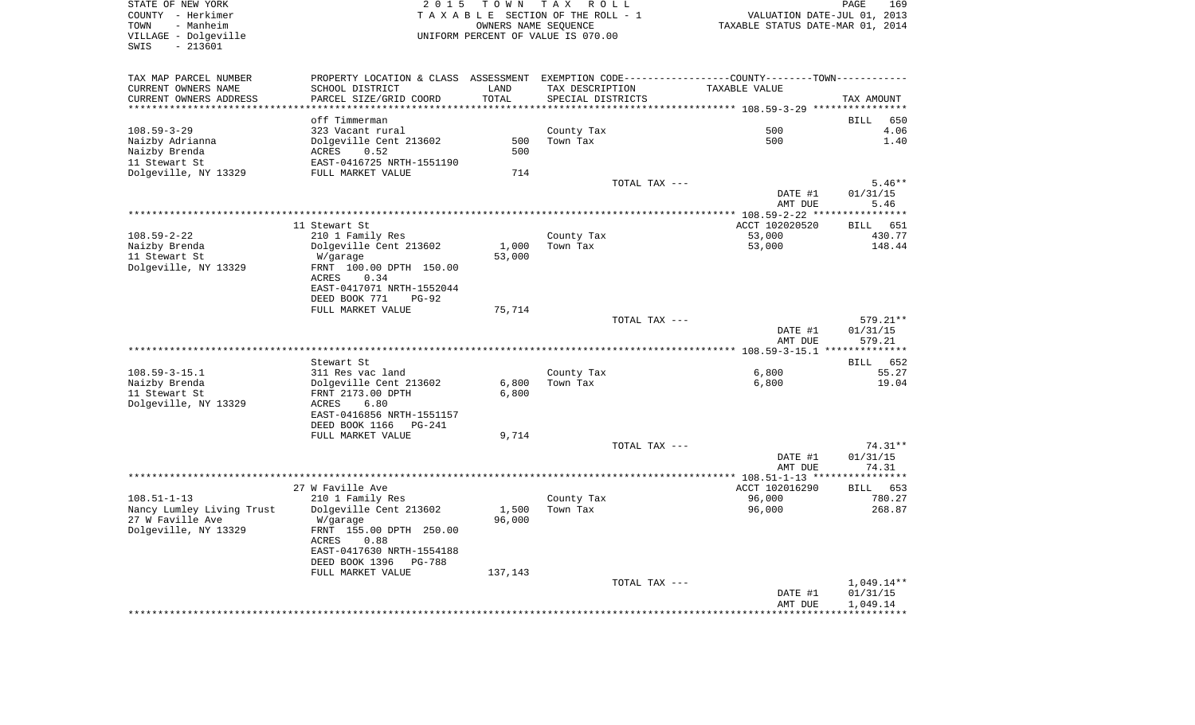STATE OF NEW YORK | 2015 TOWN TAX ROLL | PAGE 169
COUNTY - Herkimer | TAXABLE SECTION OF THE ROLL - 1 | VALUATION DATE-JUL 01, 2013
TOWN - Manheim | OWNERS NAME SEQUENCE | TAXABLE STATUS DATE-MAR 01, 2014
VILLAGE - Dolgeville | UNIFORM PERCENT OF VALUE IS 070.00
SWIS - 213601

| TAX MAP PARCEL NUMBER / CURRENT OWNERS NAME / CURRENT OWNERS ADDRESS | PROPERTY LOCATION & CLASS / SCHOOL DISTRICT / PARCEL SIZE/GRID COORD | ASSESSMENT LAND / TOTAL | EXEMPTION CODE / TAX DESCRIPTION / SPECIAL DISTRICTS | COUNTY--------TOWN TAXABLE VALUE | TAX AMOUNT |
|---|---|---|---|---|---|
| **108.59-3-29** | off Timmerman | | | | BILL 650 |
| 108.59-3-29 | 323 Vacant rural | | County Tax | 500 | 4.06 |
| Naizby Adrianna | Dolgeville Cent 213602 | 500 | Town Tax | 500 | 1.40 |
| Naizby Brenda | ACRES 0.52 | 500 | | | |
| 11 Stewart St | EAST-0416725 NRTH-1551190 | | | | |
| Dolgeville, NY 13329 | FULL MARKET VALUE | 714 | | | |
| | | | TOTAL TAX --- | | 5.46** |
| | | | | DATE #1 | 01/31/15 |
| | | | | AMT DUE | 5.46 |
| **108.59-2-22** | 11 Stewart St | | | ACCT 102020520 | BILL 651 |
| 108.59-2-22 | 210 1 Family Res | | County Tax | 53,000 | 430.77 |
| Naizby Brenda | Dolgeville Cent 213602 | 1,000 | Town Tax | 53,000 | 148.44 |
| 11 Stewart St | W/garage | 53,000 | | | |
| Dolgeville, NY 13329 | FRNT 100.00 DPTH 150.00 | | | | |
| | ACRES 0.34 | | | | |
| | EAST-0417071 NRTH-1552044 | | | | |
| | DEED BOOK 771 PG-92 | | | | |
| | FULL MARKET VALUE | 75,714 | | | |
| | | | TOTAL TAX --- | | 579.21** |
| | | | | DATE #1 | 01/31/15 |
| | | | | AMT DUE | 579.21 |
| **108.59-3-15.1** | Stewart St | | | | BILL 652 |
| 108.59-3-15.1 | 311 Res vac land | | County Tax | 6,800 | 55.27 |
| Naizby Brenda | Dolgeville Cent 213602 | 6,800 | Town Tax | 6,800 | 19.04 |
| 11 Stewart St | FRNT 2173.00 DPTH | 6,800 | | | |
| Dolgeville, NY 13329 | ACRES 6.80 | | | | |
| | EAST-0416856 NRTH-1551157 | | | | |
| | DEED BOOK 1166 PG-241 | | | | |
| | FULL MARKET VALUE | 9,714 | | | |
| | | | TOTAL TAX --- | | 74.31** |
| | | | | DATE #1 | 01/31/15 |
| | | | | AMT DUE | 74.31 |
| **108.51-1-13** | 27 W Faville Ave | | | ACCT 102016290 | BILL 653 |
| 108.51-1-13 | 210 1 Family Res | | County Tax | 96,000 | 780.27 |
| Nancy Lumley Living Trust | Dolgeville Cent 213602 | 1,500 | Town Tax | 96,000 | 268.87 |
| 27 W Faville Ave | W/garage | 96,000 | | | |
| Dolgeville, NY 13329 | FRNT 155.00 DPTH 250.00 | | | | |
| | ACRES 0.88 | | | | |
| | EAST-0417630 NRTH-1554188 | | | | |
| | DEED BOOK 1396 PG-788 | | | | |
| | FULL MARKET VALUE | 137,143 | | | |
| | | | TOTAL TAX --- | | 1,049.14** |
| | | | | DATE #1 | 01/31/15 |
| | | | | AMT DUE | 1,049.14 |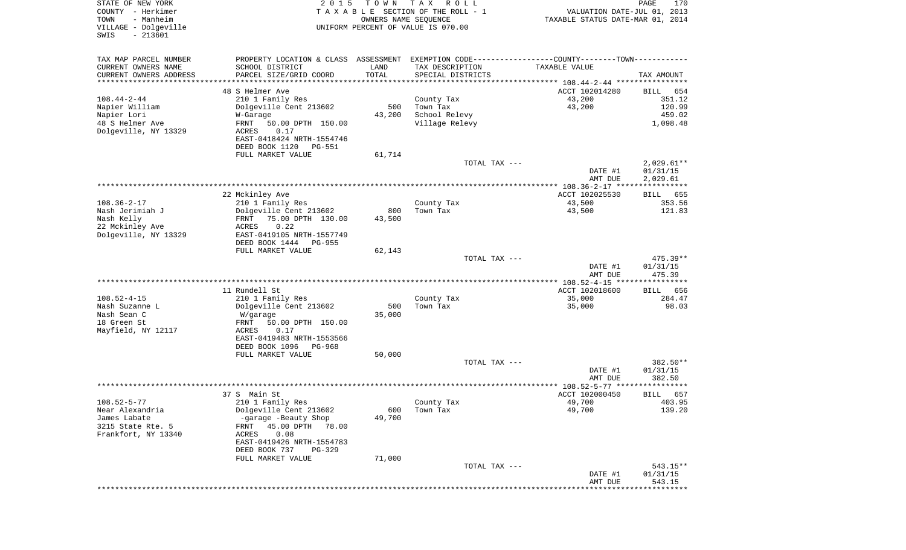STATE OF NEW YORK
COUNTY - Herkimer
TOWN - Manheim
VILLAGE - Dolgeville
SWIS - 213601

2015 TOWN TAX ROLL
TAXABLE SECTION OF THE ROLL - 1
OWNERS NAME SEQUENCE
UNIFORM PERCENT OF VALUE IS 070.00

VALUATION DATE-JUL 01, 2013
TAXABLE STATUS DATE-MAR 01, 2014

| TAX MAP PARCEL NUMBER / CURRENT OWNERS NAME / CURRENT OWNERS ADDRESS | PROPERTY LOCATION & CLASS / SCHOOL DISTRICT / PARCEL SIZE/GRID COORD | ASSESSMENT LAND / TOTAL | EXEMPTION CODE / TAX DESCRIPTION / SPECIAL DISTRICTS | COUNTY--------TOWN / TAXABLE VALUE | TAX AMOUNT |
|---|---|---|---|---|---|
| 108.44-2-44 | 48 S Helmer Ave | | | ACCT 102014280 | BILL 654 |
| Napier William | 210 1 Family Res | | County Tax | 43,200 | 351.12 |
| Napier Lori | Dolgeville Cent 213602 | 500 | Town Tax | 43,200 | 120.99 |
| 48 S Helmer Ave | W-Garage | 43,200 | School Relevy | | 459.02 |
| Dolgeville, NY 13329 | FRNT 50.00 DPTH 150.00 | | Village Relevy | | 1,098.48 |
| | ACRES 0.17 | | | | |
| | EAST-0418424 NRTH-1554746 | | | | |
| | DEED BOOK 1120 PG-551 | | | | |
| | FULL MARKET VALUE | 61,714 | | | |
| | | | TOTAL TAX --- | | 2,029.61** |
| | | | | DATE #1 | 01/31/15 |
| | | | | AMT DUE | 2,029.61 |
| 108.36-2-17 | 22 Mckinley Ave | | | ACCT 102025530 | BILL 655 |
| Nash Jerimiah J | 210 1 Family Res | | County Tax | 43,500 | 353.56 |
| Nash Kelly | Dolgeville Cent 213602 | 800 | Town Tax | 43,500 | 121.83 |
| 22 Mckinley Ave | FRNT 75.00 DPTH 130.00 | 43,500 | | | |
| Dolgeville, NY 13329 | ACRES 0.22 | | | | |
| | EAST-0419105 NRTH-1557749 | | | | |
| | DEED BOOK 1444 PG-955 | | | | |
| | FULL MARKET VALUE | 62,143 | | | |
| | | | TOTAL TAX --- | | 475.39** |
| | | | | DATE #1 | 01/31/15 |
| | | | | AMT DUE | 475.39 |
| 108.52-4-15 | 11 Rundell St | | | ACCT 102018600 | BILL 656 |
| Nash Suzanne L | 210 1 Family Res | | County Tax | 35,000 | 284.47 |
| Nash Sean C | Dolgeville Cent 213602 | 500 | Town Tax | 35,000 | 98.03 |
| 18 Green St | W/garage | 35,000 | | | |
| Mayfield, NY 12117 | FRNT 50.00 DPTH 150.00 | | | | |
| | ACRES 0.17 | | | | |
| | EAST-0419483 NRTH-1553566 | | | | |
| | DEED BOOK 1096 PG-968 | | | | |
| | FULL MARKET VALUE | 50,000 | | | |
| | | | TOTAL TAX --- | | 382.50** |
| | | | | DATE #1 | 01/31/15 |
| | | | | AMT DUE | 382.50 |
| 108.52-5-77 | 37 S Main St | | | ACCT 102000450 | BILL 657 |
| Near Alexandria | 210 1 Family Res | | County Tax | 49,700 | 403.95 |
| James Labate | Dolgeville Cent 213602 | 600 | Town Tax | 49,700 | 139.20 |
| 3215 State Rte. 5 | -garage -Beauty Shop | 49,700 | | | |
| Frankfort, NY 13340 | FRNT 45.00 DPTH 78.00 | | | | |
| | ACRES 0.08 | | | | |
| | EAST-0419426 NRTH-1554783 | | | | |
| | DEED BOOK 737 PG-329 | | | | |
| | FULL MARKET VALUE | 71,000 | | | |
| | | | TOTAL TAX --- | | 543.15** |
| | | | | DATE #1 | 01/31/15 |
| | | | | AMT DUE | 543.15 |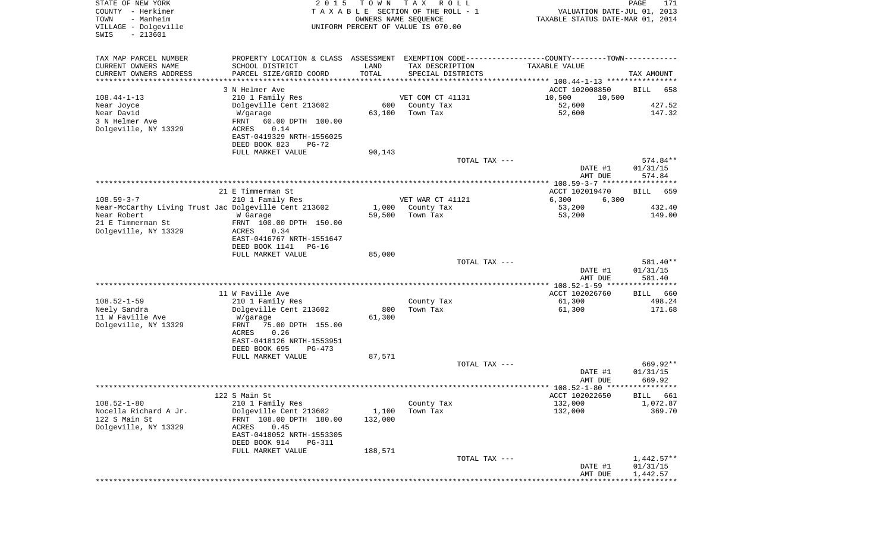STATE OF NEW YORK
COUNTY - Herkimer
TOWN - Manheim
VILLAGE - Dolgeville
SWIS - 213601

2 0 1 5 T O W N T A X R O L L
T A X A B L E SECTION OF THE ROLL - 1
OWNERS NAME SEQUENCE
UNIFORM PERCENT OF VALUE IS 070.00

VALUATION DATE-JUL 01, 2013
TAXABLE STATUS DATE-MAR 01, 2014

| TAX MAP PARCEL NUMBER / CURRENT OWNERS NAME / CURRENT OWNERS ADDRESS | PROPERTY LOCATION & CLASS / SCHOOL DISTRICT / PARCEL SIZE/GRID COORD | ASSESSMENT LAND / TOTAL | EXEMPTION CODE / TAX DESCRIPTION / SPECIAL DISTRICTS | COUNTY / TOWN TAXABLE VALUE | TAX AMOUNT |
|---|---|---|---|---|---|
| 108.44-1-13 | 3 N Helmer Ave | | | ACCT 102008850 | BILL 658 |
| | 210 1 Family Res | | VET COM CT 41131 | 10,500 10,500 | |
| Near Joyce | Dolgeville Cent 213602 | 600 | County Tax | 52,600 | 427.52 |
| Near David | W/garage | 63,100 | Town Tax | 52,600 | 147.32 |
| 3 N Helmer Ave | FRNT 60.00 DPTH 100.00 | | | | |
| Dolgeville, NY 13329 | ACRES 0.14 | | | | |
| | EAST-0419329 NRTH-1556025 | | | | |
| | DEED BOOK 823 PG-72 | | | | |
| | FULL MARKET VALUE | 90,143 | | | |
| | | | TOTAL TAX --- | | 574.84** |
| | | | | DATE #1 | 01/31/15 |
| | | | | AMT DUE | 574.84 |
| 108.59-3-7 | 21 E Timmerman St | | | ACCT 102019470 | BILL 659 |
| | 210 1 Family Res | | VET WAR CT 41121 | 6,300 6,300 | |
| Near-McCarthy Living Trust Jac | Dolgeville Cent 213602 | 1,000 | County Tax | 53,200 | 432.40 |
| Near Robert | W Garage | 59,500 | Town Tax | 53,200 | 149.00 |
| 21 E Timmerman St | FRNT 100.00 DPTH 150.00 | | | | |
| Dolgeville, NY 13329 | ACRES 0.34 | | | | |
| | EAST-0416767 NRTH-1551647 | | | | |
| | DEED BOOK 1141 PG-16 | | | | |
| | FULL MARKET VALUE | 85,000 | | | |
| | | | TOTAL TAX --- | | 581.40** |
| | | | | DATE #1 | 01/31/15 |
| | | | | AMT DUE | 581.40 |
| 108.52-1-59 | 11 W Faville Ave | | | ACCT 102026760 | BILL 660 |
| | 210 1 Family Res | | County Tax | 61,300 | 498.24 |
| Neely Sandra | Dolgeville Cent 213602 | 800 | Town Tax | 61,300 | 171.68 |
| 11 W Faville Ave | W/garage | 61,300 | | | |
| Dolgeville, NY 13329 | FRNT 75.00 DPTH 155.00 | | | | |
| | ACRES 0.26 | | | | |
| | EAST-0418126 NRTH-1553951 | | | | |
| | DEED BOOK 695 PG-473 | | | | |
| | FULL MARKET VALUE | 87,571 | | | |
| | | | TOTAL TAX --- | | 669.92** |
| | | | | DATE #1 | 01/31/15 |
| | | | | AMT DUE | 669.92 |
| 108.52-1-80 | 122 S Main St | | | ACCT 102022650 | BILL 661 |
| | 210 1 Family Res | | County Tax | 132,000 | 1,072.87 |
| Nocella Richard A Jr. | Dolgeville Cent 213602 | 1,100 | Town Tax | 132,000 | 369.70 |
| 122 S Main St | FRNT 108.00 DPTH 180.00 | 132,000 | | | |
| Dolgeville, NY 13329 | ACRES 0.45 | | | | |
| | EAST-0418052 NRTH-1553305 | | | | |
| | DEED BOOK 914 PG-311 | | | | |
| | FULL MARKET VALUE | 188,571 | | | |
| | | | TOTAL TAX --- | | 1,442.57** |
| | | | | DATE #1 | 01/31/15 |
| | | | | AMT DUE | 1,442.57 |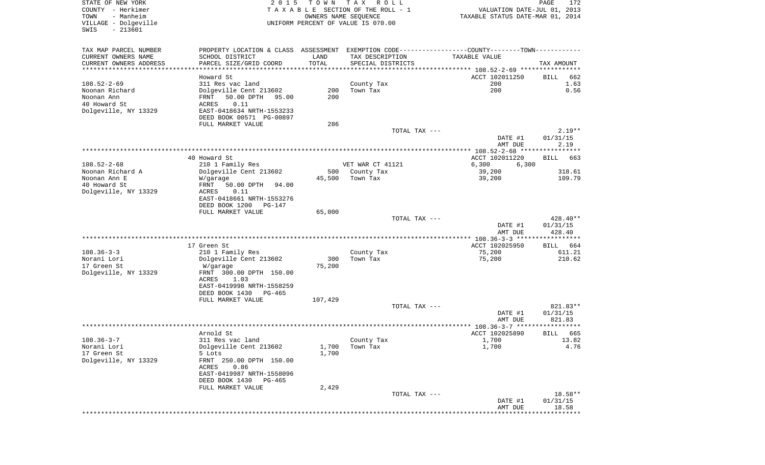STATE OF NEW YORK | 2 0 1 5 T O W N T A X R O L L | PAGE 172
COUNTY - Herkimer | T A X A B L E SECTION OF THE ROLL - 1 | VALUATION DATE-JUL 01, 2013
TOWN - Manheim | OWNERS NAME SEQUENCE | TAXABLE STATUS DATE-MAR 01, 2014
VILLAGE - Dolgeville | UNIFORM PERCENT OF VALUE IS 070.00
SWIS - 213601

| TAX MAP PARCEL NUMBER / CURRENT OWNERS NAME / CURRENT OWNERS ADDRESS | PROPERTY LOCATION & CLASS / SCHOOL DISTRICT / PARCEL SIZE/GRID COORD | ASSESSMENT LAND / TOTAL | EXEMPTION CODE / TAX DESCRIPTION / SPECIAL DISTRICTS | COUNTY / TOWN TAXABLE VALUE | TAX AMOUNT |
|---|---|---|---|---|---|
| **108.52-2-69** | Howard St | | | ACCT 102011250 | BILL 662 |
| Noonan Richard | 311 Res vac land | | County Tax | 200 | 1.63 |
| Noonan Ann | Dolgeville Cent 213602 | 200 | Town Tax | 200 | 0.56 |
| 40 Howard St | FRNT 50.00 DPTH 95.00 | 200 | | | |
| Dolgeville, NY 13329 | ACRES 0.11 | | | | |
| | EAST-0418634 NRTH-1553233 | | | | |
| | DEED BOOK 00571 PG-00897 | | | | |
| | FULL MARKET VALUE | 286 | | | |
| | | | TOTAL TAX --- | | 2.19** |
| | | | | DATE #1 | 01/31/15 |
| | | | | AMT DUE | 2.19 |
| **108.52-2-68** | 40 Howard St | | | ACCT 102011220 | BILL 663 |
| Noonan Richard A | 210 1 Family Res | | VET WAR CT 41121 | 6,300 6,300 | |
| Noonan Ann E | Dolgeville Cent 213602 | 500 | County Tax | 39,200 | 318.61 |
| 40 Howard St | W/garage | 45,500 | Town Tax | 39,200 | 109.79 |
| Dolgeville, NY 13329 | FRNT 50.00 DPTH 94.00 | | | | |
| | ACRES 0.11 | | | | |
| | EAST-0418661 NRTH-1553276 | | | | |
| | DEED BOOK 1200 PG-147 | | | | |
| | FULL MARKET VALUE | 65,000 | | | |
| | | | TOTAL TAX --- | | 428.40** |
| | | | | DATE #1 | 01/31/15 |
| | | | | AMT DUE | 428.40 |
| **108.36-3-3** | 17 Green St | | | ACCT 102025950 | BILL 664 |
| Norani Lori | 210 1 Family Res | | County Tax | 75,200 | 611.21 |
| 17 Green St | Dolgeville Cent 213602 | 300 | Town Tax | 75,200 | 210.62 |
| Dolgeville, NY 13329 | W/garage | 75,200 | | | |
| | FRNT 300.00 DPTH 150.00 | | | | |
| | ACRES 1.03 | | | | |
| | EAST-0419998 NRTH-1558259 | | | | |
| | DEED BOOK 1430 PG-465 | | | | |
| | FULL MARKET VALUE | 107,429 | | | |
| | | | TOTAL TAX --- | | 821.83** |
| | | | | DATE #1 | 01/31/15 |
| | | | | AMT DUE | 821.83 |
| **108.36-3-7** | Arnold St | | | ACCT 102025890 | BILL 665 |
| Norani Lori | 311 Res vac land | | County Tax | 1,700 | 13.82 |
| 17 Green St | Dolgeville Cent 213602 | 1,700 | Town Tax | 1,700 | 4.76 |
| Dolgeville, NY 13329 | 5 Lots | 1,700 | | | |
| | FRNT 250.00 DPTH 150.00 | | | | |
| | ACRES 0.86 | | | | |
| | EAST-0419987 NRTH-1558096 | | | | |
| | DEED BOOK 1430 PG-465 | | | | |
| | FULL MARKET VALUE | 2,429 | | | |
| | | | TOTAL TAX --- | | 18.58** |
| | | | | DATE #1 | 01/31/15 |
| | | | | AMT DUE | 18.58 |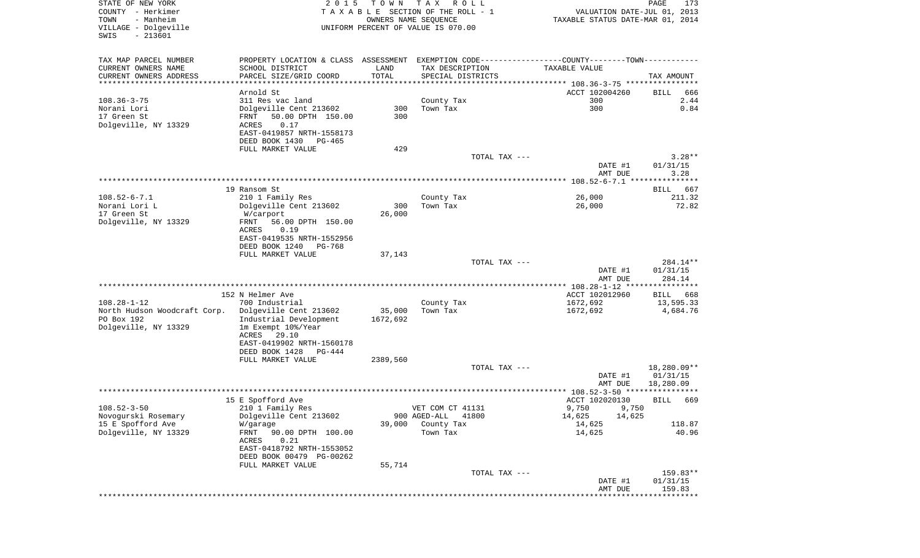STATE OF NEW YORK — 2015 TOWN TAX ROLL — PAGE 173
COUNTY - Herkimer — TAXABLE SECTION OF THE ROLL - 1 — VALUATION DATE-JUL 01, 2013
TOWN - Manheim — OWNERS NAME SEQUENCE — TAXABLE STATUS DATE-MAR 01, 2014
VILLAGE - Dolgeville — UNIFORM PERCENT OF VALUE IS 070.00
SWIS - 213601

| TAX MAP PARCEL NUMBER / CURRENT OWNERS NAME / CURRENT OWNERS ADDRESS | PROPERTY LOCATION & CLASS / SCHOOL DISTRICT / PARCEL SIZE/GRID COORD | ASSESSMENT LAND / TOTAL | EXEMPTION CODE / TAX DESCRIPTION / SPECIAL DISTRICTS | COUNTY--------TOWN / TAXABLE VALUE | TAX AMOUNT |
|---|---|---|---|---|---|
| | Arnold St | | | ACCT 102004260 | BILL 666 |
| 108.36-3-75 | 311 Res vac land | | County Tax | 300 | 2.44 |
| Norani Lori | Dolgeville Cent 213602 | 300 | Town Tax | 300 | 0.84 |
| 17 Green St | FRNT 50.00 DPTH 150.00 | 300 | | | |
| Dolgeville, NY 13329 | ACRES 0.17 | | | | |
| | EAST-0419857 NRTH-1558173 | | | | |
| | DEED BOOK 1430 PG-465 | | | | |
| | FULL MARKET VALUE | 429 | | | |
| | | | TOTAL TAX --- | | 3.28** |
| | | | | DATE #1 | 01/31/15 |
| | | | | AMT DUE | 3.28 |
| | 19 Ransom St | | | | BILL 667 |
| 108.52-6-7.1 | 210 1 Family Res | | County Tax | 26,000 | 211.32 |
| Norani Lori L | Dolgeville Cent 213602 | 300 | Town Tax | 26,000 | 72.82 |
| 17 Green St | W/carport | 26,000 | | | |
| Dolgeville, NY 13329 | FRNT 56.00 DPTH 150.00 | | | | |
| | ACRES 0.19 | | | | |
| | EAST-0419535 NRTH-1552956 | | | | |
| | DEED BOOK 1240 PG-768 | | | | |
| | FULL MARKET VALUE | 37,143 | | | |
| | | | TOTAL TAX --- | | 284.14** |
| | | | | DATE #1 | 01/31/15 |
| | | | | AMT DUE | 284.14 |
| | 152 N Helmer Ave | | | ACCT 102012960 | BILL 668 |
| 108.28-1-12 | 700 Industrial | | County Tax | 1672,692 | 13,595.33 |
| North Hudson Woodcraft Corp. | Dolgeville Cent 213602 | 35,000 | Town Tax | 1672,692 | 4,684.76 |
| PO Box 192 | Industrial Development | 1672,692 | | | |
| Dolgeville, NY 13329 | 1m Exempt 10%/Year | | | | |
| | ACRES 29.10 | | | | |
| | EAST-0419902 NRTH-1560178 | | | | |
| | DEED BOOK 1428 PG-444 | | | | |
| | FULL MARKET VALUE | 2389,560 | | | |
| | | | TOTAL TAX --- | | 18,280.09** |
| | | | | DATE #1 | 01/31/15 |
| | | | | AMT DUE | 18,280.09 |
| | 15 E Spofford Ave | | | ACCT 102020130 | BILL 669 |
| 108.52-3-50 | 210 1 Family Res | | VET COM CT 41131 | 9,750 9,750 | |
| Novogurski Rosemary | Dolgeville Cent 213602 | 900 | AGED-ALL 41800 | 14,625 14,625 | |
| 15 E Spofford Ave | W/garage | 39,000 | County Tax | 14,625 | 118.87 |
| Dolgeville, NY 13329 | FRNT 90.00 DPTH 100.00 | | Town Tax | 14,625 | 40.96 |
| | ACRES 0.21 | | | | |
| | EAST-0418792 NRTH-1553052 | | | | |
| | DEED BOOK 00479 PG-00262 | | | | |
| | FULL MARKET VALUE | 55,714 | | | |
| | | | TOTAL TAX --- | | 159.83** |
| | | | | DATE #1 | 01/31/15 |
| | | | | AMT DUE | 159.83 |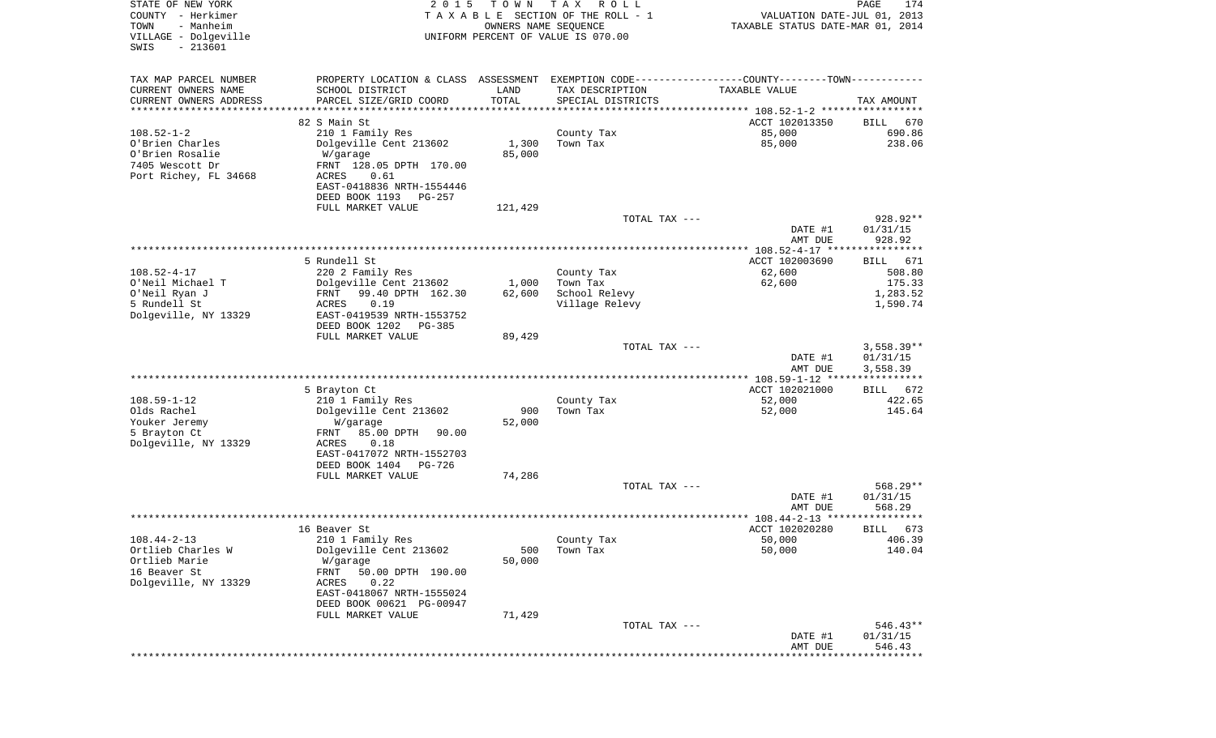STATE OF NEW YORK
COUNTY - Herkimer
TOWN - Manheim
VILLAGE - Dolgeville
SWIS - 213601

2 0 1 5 T O W N T A X R O L L
T A X A B L E SECTION OF THE ROLL - 1
OWNERS NAME SEQUENCE
UNIFORM PERCENT OF VALUE IS 070.00

VALUATION DATE-JUL 01, 2013
TAXABLE STATUS DATE-MAR 01, 2014

| TAX MAP PARCEL NUMBER / CURRENT OWNERS NAME / CURRENT OWNERS ADDRESS | PROPERTY LOCATION & CLASS / SCHOOL DISTRICT / PARCEL SIZE/GRID COORD | ASSESSMENT LAND / TOTAL | EXEMPTION CODE / TAX DESCRIPTION / SPECIAL DISTRICTS | COUNTY--------TOWN / TAXABLE VALUE | TAX AMOUNT |
|---|---|---|---|---|---|
| 108.52-1-2 | 82 S Main St | | | ACCT 102013350 | BILL 670 |
| O'Brien Charles | 210 1 Family Res | | County Tax | 85,000 | 690.86 |
| O'Brien Rosalie | Dolgeville Cent 213602 | 1,300 | Town Tax | 85,000 | 238.06 |
| 7405 Wescott Dr | W/garage | 85,000 | | | |
| Port Richey, FL 34668 | FRNT 128.05 DPTH 170.00 | | | | |
| | ACRES 0.61 | | | | |
| | EAST-0418836 NRTH-1554446 | | | | |
| | DEED BOOK 1193 PG-257 | | | | |
| | FULL MARKET VALUE | 121,429 | | | |
| | | | TOTAL TAX --- | | 928.92** |
| | | | | DATE #1 | 01/31/15 |
| | | | | AMT DUE | 928.92 |
| 108.52-4-17 | 5 Rundell St | | | ACCT 102003690 | BILL 671 |
| O'Neil Michael T | 220 2 Family Res | | County Tax | 62,600 | 508.80 |
| O'Neil Ryan J | Dolgeville Cent 213602 | 1,000 | Town Tax | 62,600 | 175.33 |
| 5 Rundell St | FRNT 99.40 DPTH 162.30 | 62,600 | School Relevy | | 1,283.52 |
| Dolgeville, NY 13329 | ACRES 0.19 | | Village Relevy | | 1,590.74 |
| | EAST-0419539 NRTH-1553752 | | | | |
| | DEED BOOK 1202 PG-385 | | | | |
| | FULL MARKET VALUE | 89,429 | | | |
| | | | TOTAL TAX --- | | 3,558.39** |
| | | | | DATE #1 | 01/31/15 |
| | | | | AMT DUE | 3,558.39 |
| 108.59-1-12 | 5 Brayton Ct | | | ACCT 102021000 | BILL 672 |
| Olds Rachel | 210 1 Family Res | | County Tax | 52,000 | 422.65 |
| Youker Jeremy | Dolgeville Cent 213602 | 900 | Town Tax | 52,000 | 145.64 |
| 5 Brayton Ct | W/garage | 52,000 | | | |
| Dolgeville, NY 13329 | FRNT 85.00 DPTH 90.00 | | | | |
| | ACRES 0.18 | | | | |
| | EAST-0417072 NRTH-1552703 | | | | |
| | DEED BOOK 1404 PG-726 | | | | |
| | FULL MARKET VALUE | 74,286 | | | |
| | | | TOTAL TAX --- | | 568.29** |
| | | | | DATE #1 | 01/31/15 |
| | | | | AMT DUE | 568.29 |
| 108.44-2-13 | 16 Beaver St | | | ACCT 102020280 | BILL 673 |
| Ortlieb Charles W | 210 1 Family Res | | County Tax | 50,000 | 406.39 |
| Ortlieb Marie | Dolgeville Cent 213602 | 500 | Town Tax | 50,000 | 140.04 |
| 16 Beaver St | W/garage | 50,000 | | | |
| Dolgeville, NY 13329 | FRNT 50.00 DPTH 190.00 | | | | |
| | ACRES 0.22 | | | | |
| | EAST-0418067 NRTH-1555024 | | | | |
| | DEED BOOK 00621 PG-00947 | | | | |
| | FULL MARKET VALUE | 71,429 | | | |
| | | | TOTAL TAX --- | | 546.43** |
| | | | | DATE #1 | 01/31/15 |
| | | | | AMT DUE | 546.43 |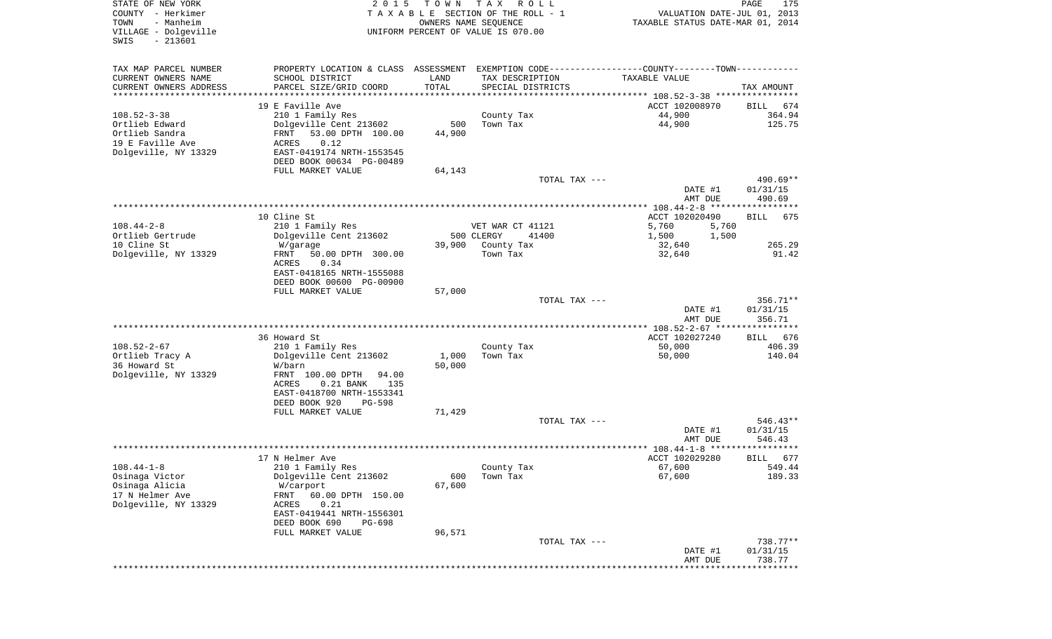STATE OF NEW YORK  
COUNTY - Herkimer  
TOWN - Manheim  
VILLAGE - Dolgeville  
SWIS - 213601

2 0 1 5 T O W N T A X R O L L  
T A X A B L E SECTION OF THE ROLL - 1  
OWNERS NAME SEQUENCE  
UNIFORM PERCENT OF VALUE IS 070.00

VALUATION DATE-JUL 01, 2013  
TAXABLE STATUS DATE-MAR 01, 2014

| TAX MAP PARCEL NUMBER / CURRENT OWNERS NAME / CURRENT OWNERS ADDRESS | PROPERTY LOCATION & CLASS / SCHOOL DISTRICT / PARCEL SIZE/GRID COORD | ASSESSMENT LAND / TOTAL | EXEMPTION CODE / TAX DESCRIPTION / SPECIAL DISTRICTS | COUNTY--------TOWN / TAXABLE VALUE | TAX AMOUNT |
|---|---|---|---|---|---|
| | 19 E Faville Ave | | | ACCT 102008970 | BILL 674 |
| 108.52-3-38 | 210 1 Family Res | | County Tax | 44,900 | 364.94 |
| Ortlieb Edward | Dolgeville Cent 213602 | 500 | Town Tax | 44,900 | 125.75 |
| Ortlieb Sandra | FRNT 53.00 DPTH 100.00 | 44,900 | | | |
| 19 E Faville Ave | ACRES 0.12 | | | | |
| Dolgeville, NY 13329 | EAST-0419174 NRTH-1553545 | | | | |
| | DEED BOOK 00634 PG-00489 | | | | |
| | FULL MARKET VALUE | 64,143 | | | |
| | | | TOTAL TAX --- | | 490.69** |
| | | | | DATE #1 | 01/31/15 |
| | | | | AMT DUE | 490.69 |
| | 10 Cline St | | | ACCT 102020490 | BILL 675 |
| 108.44-2-8 | 210 1 Family Res | | VET WAR CT 41121 | 5,760 5,760 | |
| Ortlieb Gertrude | Dolgeville Cent 213602 | 500 | CLERGY 41400 | 1,500 1,500 | |
| 10 Cline St | W/garage | 39,900 | County Tax | 32,640 | 265.29 |
| Dolgeville, NY 13329 | FRNT 50.00 DPTH 300.00 | | Town Tax | 32,640 | 91.42 |
| | ACRES 0.34 | | | | |
| | EAST-0418165 NRTH-1555088 | | | | |
| | DEED BOOK 00600 PG-00900 | | | | |
| | FULL MARKET VALUE | 57,000 | | | |
| | | | TOTAL TAX --- | | 356.71** |
| | | | | DATE #1 | 01/31/15 |
| | | | | AMT DUE | 356.71 |
| | 36 Howard St | | | ACCT 102027240 | BILL 676 |
| 108.52-2-67 | 210 1 Family Res | | County Tax | 50,000 | 406.39 |
| Ortlieb Tracy A | Dolgeville Cent 213602 | 1,000 | Town Tax | 50,000 | 140.04 |
| 36 Howard St | W/barn | 50,000 | | | |
| Dolgeville, NY 13329 | FRNT 100.00 DPTH 94.00 | | | | |
| | ACRES 0.21 BANK 135 | | | | |
| | EAST-0418700 NRTH-1553341 | | | | |
| | DEED BOOK 920 PG-598 | | | | |
| | FULL MARKET VALUE | 71,429 | | | |
| | | | TOTAL TAX --- | | 546.43** |
| | | | | DATE #1 | 01/31/15 |
| | | | | AMT DUE | 546.43 |
| | 17 N Helmer Ave | | | ACCT 102029280 | BILL 677 |
| 108.44-1-8 | 210 1 Family Res | | County Tax | 67,600 | 549.44 |
| Osinaga Victor | Dolgeville Cent 213602 | 600 | Town Tax | 67,600 | 189.33 |
| Osinaga Alicia | W/carport | 67,600 | | | |
| 17 N Helmer Ave | FRNT 60.00 DPTH 150.00 | | | | |
| Dolgeville, NY 13329 | ACRES 0.21 | | | | |
| | EAST-0419441 NRTH-1556301 | | | | |
| | DEED BOOK 690 PG-698 | | | | |
| | FULL MARKET VALUE | 96,571 | | | |
| | | | TOTAL TAX --- | | 738.77** |
| | | | | DATE #1 | 01/31/15 |
| | | | | AMT DUE | 738.77 |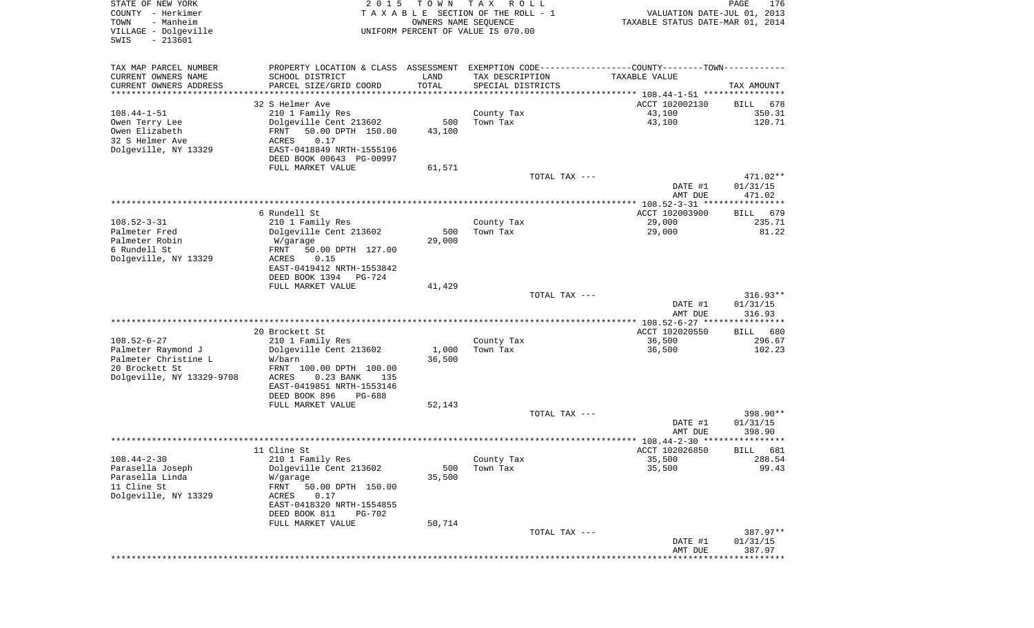STATE OF NEW YORK
COUNTY - Herkimer
TOWN - Manheim
VILLAGE - Dolgeville
SWIS - 213601

2015 TOWN TAX ROLL
TAXABLE SECTION OF THE ROLL - 1
OWNERS NAME SEQUENCE
UNIFORM PERCENT OF VALUE IS 070.00

VALUATION DATE-JUL 01, 2013
TAXABLE STATUS DATE-MAR 01, 2014

| TAX MAP PARCEL NUMBER / CURRENT OWNERS NAME / CURRENT OWNERS ADDRESS | PROPERTY LOCATION & CLASS / SCHOOL DISTRICT / PARCEL SIZE/GRID COORD | ASSESSMENT LAND / TOTAL | EXEMPTION CODE / TAX DESCRIPTION / SPECIAL DISTRICTS | COUNTY--------TOWN TAXABLE VALUE | TAX AMOUNT |
|---|---|---|---|---|---|
| | 32 S Helmer Ave | | | ACCT 102002130 | BILL 678 |
| 108.44-1-51 | 210 1 Family Res | | County Tax | 43,100 | 350.31 |
| Owen Terry Lee | Dolgeville Cent 213602 | 500 | Town Tax | 43,100 | 120.71 |
| Owen Elizabeth | FRNT 50.00 DPTH 150.00 | 43,100 | | | |
| 32 S Helmer Ave | ACRES 0.17 | | | | |
| Dolgeville, NY 13329 | EAST-0418849 NRTH-1555196 | | | | |
| | DEED BOOK 00643 PG-00997 | | | | |
| | FULL MARKET VALUE | 61,571 | | | |
| | | | TOTAL TAX --- | | 471.02** |
| | | | | DATE #1 | 01/31/15 |
| | | | | AMT DUE | 471.02 |
| | 6 Rundell St | | | ACCT 102003900 | BILL 679 |
| 108.52-3-31 | 210 1 Family Res | | County Tax | 29,000 | 235.71 |
| Palmeter Fred | Dolgeville Cent 213602 | 500 | Town Tax | 29,000 | 81.22 |
| Palmeter Robin | W/garage | 29,000 | | | |
| 6 Rundell St | FRNT 50.00 DPTH 127.00 | | | | |
| Dolgeville, NY 13329 | ACRES 0.15 | | | | |
| | EAST-0419412 NRTH-1553842 | | | | |
| | DEED BOOK 1394 PG-724 | | | | |
| | FULL MARKET VALUE | 41,429 | | | |
| | | | TOTAL TAX --- | | 316.93** |
| | | | | DATE #1 | 01/31/15 |
| | | | | AMT DUE | 316.93 |
| | 20 Brockett St | | | ACCT 102020550 | BILL 680 |
| 108.52-6-27 | 210 1 Family Res | | County Tax | 36,500 | 296.67 |
| Palmeter Raymond J | Dolgeville Cent 213602 | 1,000 | Town Tax | 36,500 | 102.23 |
| Palmeter Christine L | W/barn | 36,500 | | | |
| 20 Brockett St | FRNT 100.00 DPTH 100.00 | | | | |
| Dolgeville, NY 13329-9708 | ACRES 0.23 BANK 135 | | | | |
| | EAST-0419851 NRTH-1553146 | | | | |
| | DEED BOOK 896 PG-688 | | | | |
| | FULL MARKET VALUE | 52,143 | | | |
| | | | TOTAL TAX --- | | 398.90** |
| | | | | DATE #1 | 01/31/15 |
| | | | | AMT DUE | 398.90 |
| | 11 Cline St | | | ACCT 102026850 | BILL 681 |
| 108.44-2-30 | 210 1 Family Res | | County Tax | 35,500 | 288.54 |
| Parasella Joseph | Dolgeville Cent 213602 | 500 | Town Tax | 35,500 | 99.43 |
| Parasella Linda | W/garage | 35,500 | | | |
| 11 Cline St | FRNT 50.00 DPTH 150.00 | | | | |
| Dolgeville, NY 13329 | ACRES 0.17 | | | | |
| | EAST-0418320 NRTH-1554855 | | | | |
| | DEED BOOK 811 PG-702 | | | | |
| | FULL MARKET VALUE | 50,714 | | | |
| | | | TOTAL TAX --- | | 387.97** |
| | | | | DATE #1 | 01/31/15 |
| | | | | AMT DUE | 387.97 |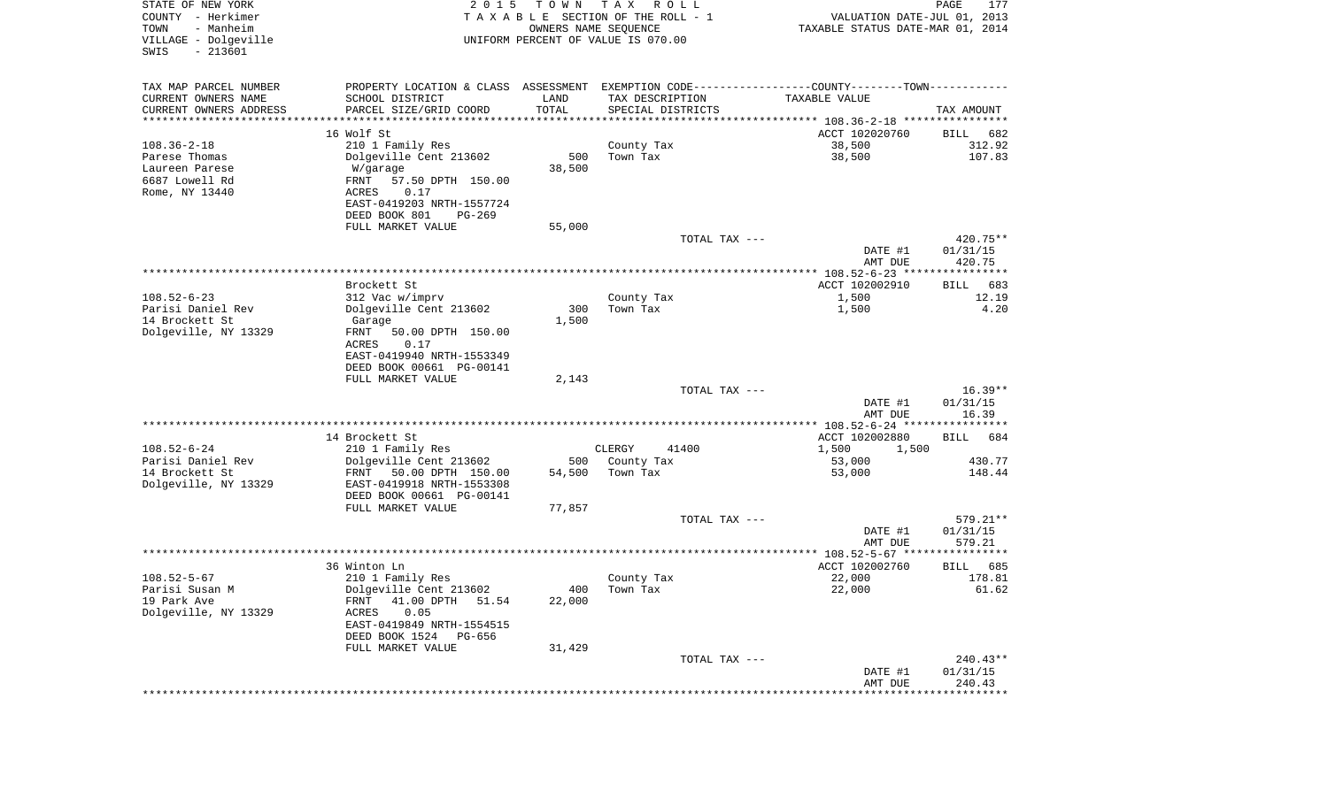STATE OF NEW YORK
COUNTY - Herkimer
TOWN - Manheim
VILLAGE - Dolgeville
SWIS - 213601

2 0 1 5 T O W N T A X R O L L
T A X A B L E SECTION OF THE ROLL - 1
OWNERS NAME SEQUENCE
UNIFORM PERCENT OF VALUE IS 070.00

VALUATION DATE-JUL 01, 2013
TAXABLE STATUS DATE-MAR 01, 2014

| TAX MAP PARCEL NUMBER / CURRENT OWNERS NAME / CURRENT OWNERS ADDRESS | PROPERTY LOCATION & CLASS / SCHOOL DISTRICT / PARCEL SIZE/GRID COORD | ASSESSMENT LAND / TOTAL | EXEMPTION CODE / TAX DESCRIPTION / SPECIAL DISTRICTS | COUNTY--------TOWN TAXABLE VALUE | TAX AMOUNT |
|---|---|---|---|---|---|
| 108.36-2-18 | 16 Wolf St | | | ACCT 102020760 | BILL 682 |
| Parese Thomas | 210 1 Family Res | | County Tax | 38,500 | 312.92 |
| Laureen Parese | Dolgeville Cent 213602 | 500 | Town Tax | 38,500 | 107.83 |
| 6687 Lowell Rd | W/garage | 38,500 | | | |
| Rome, NY 13440 | FRNT 57.50 DPTH 150.00 | | | | |
| | ACRES 0.17 | | | | |
| | EAST-0419203 NRTH-1557724 | | | | |
| | DEED BOOK 801 PG-269 | | | | |
| | FULL MARKET VALUE | 55,000 | | | |
| | | | TOTAL TAX --- | | 420.75** |
| | | | | DATE #1 | 01/31/15 |
| | | | | AMT DUE | 420.75 |
| 108.52-6-23 | Brockett St | | | ACCT 102002910 | BILL 683 |
| Parisi Daniel Rev | 312 Vac w/imprv | | County Tax | 1,500 | 12.19 |
| 14 Brockett St | Dolgeville Cent 213602 | 300 | Town Tax | 1,500 | 4.20 |
| Dolgeville, NY 13329 | Garage | 1,500 | | | |
| | FRNT 50.00 DPTH 150.00 | | | | |
| | ACRES 0.17 | | | | |
| | EAST-0419940 NRTH-1553349 | | | | |
| | DEED BOOK 00661 PG-00141 | | | | |
| | FULL MARKET VALUE | 2,143 | | | |
| | | | TOTAL TAX --- | | 16.39** |
| | | | | DATE #1 | 01/31/15 |
| | | | | AMT DUE | 16.39 |
| 108.52-6-24 | 14 Brockett St | | | ACCT 102002880 | BILL 684 |
| Parisi Daniel Rev | 210 1 Family Res | | CLERGY 41400 | 1,500 1,500 | |
| 14 Brockett St | Dolgeville Cent 213602 | 500 | County Tax | 53,000 | 430.77 |
| Dolgeville, NY 13329 | FRNT 50.00 DPTH 150.00 | 54,500 | Town Tax | 53,000 | 148.44 |
| | EAST-0419918 NRTH-1553308 | | | | |
| | DEED BOOK 00661 PG-00141 | | | | |
| | FULL MARKET VALUE | 77,857 | | | |
| | | | TOTAL TAX --- | | 579.21** |
| | | | | DATE #1 | 01/31/15 |
| | | | | AMT DUE | 579.21 |
| 108.52-5-67 | 36 Winton Ln | | | ACCT 102002760 | BILL 685 |
| Parisi Susan M | 210 1 Family Res | | County Tax | 22,000 | 178.81 |
| 19 Park Ave | Dolgeville Cent 213602 | 400 | Town Tax | 22,000 | 61.62 |
| Dolgeville, NY 13329 | FRNT 41.00 DPTH 51.54 | 22,000 | | | |
| | ACRES 0.05 | | | | |
| | EAST-0419849 NRTH-1554515 | | | | |
| | DEED BOOK 1524 PG-656 | | | | |
| | FULL MARKET VALUE | 31,429 | | | |
| | | | TOTAL TAX --- | | 240.43** |
| | | | | DATE #1 | 01/31/15 |
| | | | | AMT DUE | 240.43 |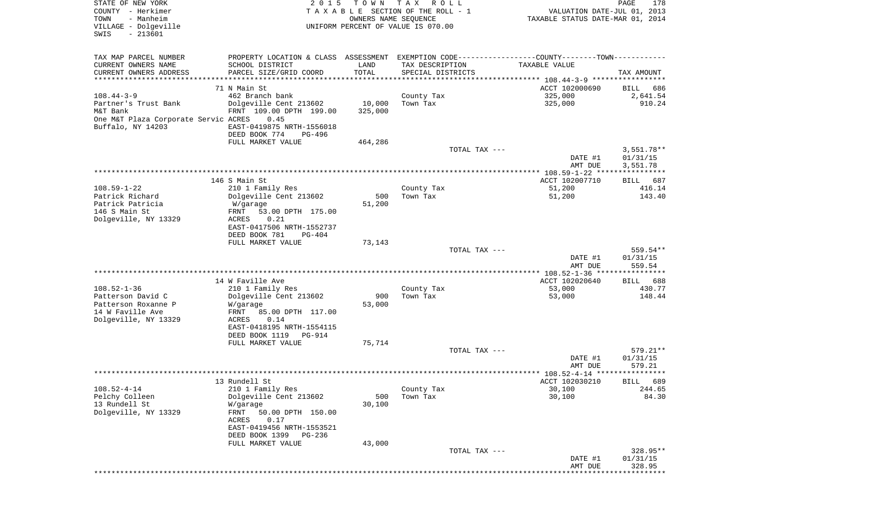STATE OF NEW YORK
COUNTY - Herkimer
TOWN - Manheim
VILLAGE - Dolgeville
SWIS - 213601

2015 TOWN TAX ROLL
TAXABLE SECTION OF THE ROLL - 1
OWNERS NAME SEQUENCE
UNIFORM PERCENT OF VALUE IS 070.00

VALUATION DATE-JUL 01, 2013
TAXABLE STATUS DATE-MAR 01, 2014

| TAX MAP PARCEL NUMBER / CURRENT OWNERS NAME / CURRENT OWNERS ADDRESS | PROPERTY LOCATION & CLASS / SCHOOL DISTRICT / PARCEL SIZE/GRID COORD | ASSESSMENT LAND / TOTAL | EXEMPTION CODE / TAX DESCRIPTION / SPECIAL DISTRICTS | COUNTY--TOWN TAXABLE VALUE | TAX AMOUNT |
|---|---|---|---|---|---|
| **108.44-3-9** | 71 N Main St | | | ACCT 102000690 | BILL 686 |
| Partner's Trust Bank | 462 Branch bank | | County Tax | 325,000 | 2,641.54 |
| M&T Bank | Dolgeville Cent 213602 | 10,000 | Town Tax | 325,000 | 910.24 |
| One M&T Plaza Corporate Servic | FRNT 109.00 DPTH 199.00 | 325,000 | | | |
| Buffalo, NY 14203 | ACRES 0.45 | | | | |
| | EAST-0419875 NRTH-1556018 | | | | |
| | DEED BOOK 774 PG-496 | | | | |
| | FULL MARKET VALUE | 464,286 | | | |
| | | | TOTAL TAX --- | | 3,551.78** |
| | | | | DATE #1 | 01/31/15 |
| | | | | AMT DUE | 3,551.78 |
| **108.59-1-22** | 146 S Main St | | | ACCT 102007710 | BILL 687 |
| Patrick Richard | 210 1 Family Res | | County Tax | 51,200 | 416.14 |
| Patrick Patricia | Dolgeville Cent 213602 | 500 | Town Tax | 51,200 | 143.40 |
| 146 S Main St | W/garage | 51,200 | | | |
| Dolgeville, NY 13329 | FRNT 53.00 DPTH 175.00 | | | | |
| | ACRES 0.21 | | | | |
| | EAST-0417506 NRTH-1552737 | | | | |
| | DEED BOOK 781 PG-404 | | | | |
| | FULL MARKET VALUE | 73,143 | | | |
| | | | TOTAL TAX --- | | 559.54** |
| | | | | DATE #1 | 01/31/15 |
| | | | | AMT DUE | 559.54 |
| **108.52-1-36** | 14 W Faville Ave | | | ACCT 102020640 | BILL 688 |
| Patterson David C | 210 1 Family Res | | County Tax | 53,000 | 430.77 |
| Patterson Roxanne P | Dolgeville Cent 213602 | 900 | Town Tax | 53,000 | 148.44 |
| 14 W Faville Ave | W/garage | 53,000 | | | |
| Dolgeville, NY 13329 | FRNT 85.00 DPTH 117.00 | | | | |
| | ACRES 0.14 | | | | |
| | EAST-0418195 NRTH-1554115 | | | | |
| | DEED BOOK 1119 PG-914 | | | | |
| | FULL MARKET VALUE | 75,714 | | | |
| | | | TOTAL TAX --- | | 579.21** |
| | | | | DATE #1 | 01/31/15 |
| | | | | AMT DUE | 579.21 |
| **108.52-4-14** | 13 Rundell St | | | ACCT 102030210 | BILL 689 |
| Pelchy Colleen | 210 1 Family Res | | County Tax | 30,100 | 244.65 |
| 13 Rundell St | Dolgeville Cent 213602 | 500 | Town Tax | 30,100 | 84.30 |
| Dolgeville, NY 13329 | W/garage | 30,100 | | | |
| | FRNT 50.00 DPTH 150.00 | | | | |
| | ACRES 0.17 | | | | |
| | EAST-0419456 NRTH-1553521 | | | | |
| | DEED BOOK 1399 PG-236 | | | | |
| | FULL MARKET VALUE | 43,000 | | | |
| | | | TOTAL TAX --- | | 328.95** |
| | | | | DATE #1 | 01/31/15 |
| | | | | AMT DUE | 328.95 |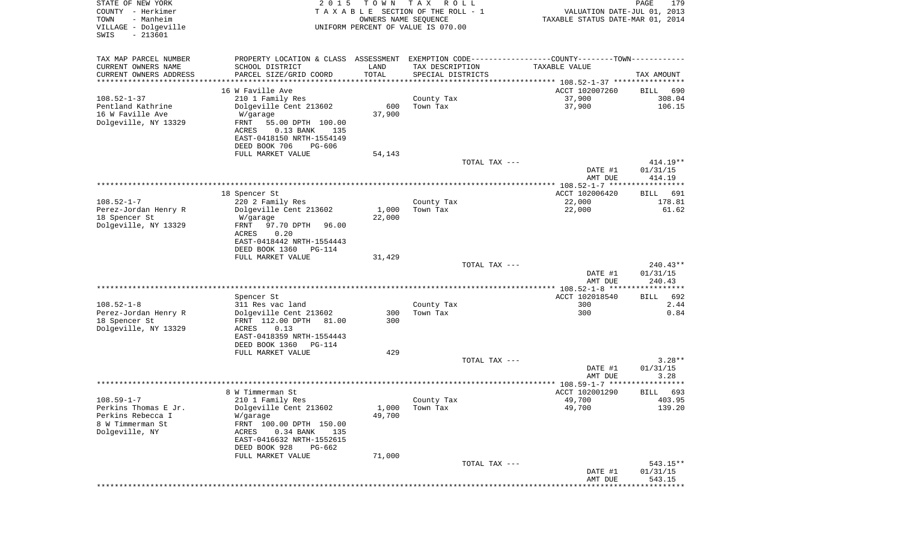STATE OF NEW YORK | 2 0 1 5 T O W N T A X R O L L
COUNTY - Herkimer | T A X A B L E SECTION OF THE ROLL - 1 | VALUATION DATE-JUL 01, 2013
TOWN - Manheim | OWNERS NAME SEQUENCE | TAXABLE STATUS DATE-MAR 01, 2014
VILLAGE - Dolgeville | UNIFORM PERCENT OF VALUE IS 070.00
SWIS - 213601

| TAX MAP PARCEL NUMBER / CURRENT OWNERS NAME / CURRENT OWNERS ADDRESS | PROPERTY LOCATION & CLASS / SCHOOL DISTRICT / PARCEL SIZE/GRID COORD | ASSESSMENT LAND / TOTAL | EXEMPTION CODE / TAX DESCRIPTION / SPECIAL DISTRICTS | COUNTY--------TOWN TAXABLE VALUE | TAX AMOUNT |
|---|---|---|---|---|---|
| 108.52-1-37 | 16 W Faville Ave | | | ACCT 102007260 | BILL 690 |
| Pentland Kathrine | 210 1 Family Res | | County Tax | 37,900 | 308.04 |
| 16 W Faville Ave | Dolgeville Cent 213602 | 600 | Town Tax | 37,900 | 106.15 |
| Dolgeville, NY 13329 | W/garage | 37,900 | | | |
| | FRNT 55.00 DPTH 100.00 | | | | |
| | ACRES 0.13 BANK 135 | | | | |
| | EAST-0418150 NRTH-1554149 | | | | |
| | DEED BOOK 706 PG-606 | | | | |
| | FULL MARKET VALUE | 54,143 | | | |
| | | | TOTAL TAX --- | | 414.19** |
| | | | | DATE #1 | 01/31/15 |
| | | | | AMT DUE | 414.19 |
| 108.52-1-7 | 18 Spencer St | | | ACCT 102006420 | BILL 691 |
| Perez-Jordan Henry R | 220 2 Family Res | | County Tax | 22,000 | 178.81 |
| 18 Spencer St | Dolgeville Cent 213602 | 1,000 | Town Tax | 22,000 | 61.62 |
| Dolgeville, NY 13329 | W/garage | 22,000 | | | |
| | FRNT 97.70 DPTH 96.00 | | | | |
| | ACRES 0.20 | | | | |
| | EAST-0418442 NRTH-1554443 | | | | |
| | DEED BOOK 1360 PG-114 | | | | |
| | FULL MARKET VALUE | 31,429 | | | |
| | | | TOTAL TAX --- | | 240.43** |
| | | | | DATE #1 | 01/31/15 |
| | | | | AMT DUE | 240.43 |
| 108.52-1-8 | Spencer St | | | ACCT 102018540 | BILL 692 |
| Perez-Jordan Henry R | 311 Res vac land | | County Tax | 300 | 2.44 |
| 18 Spencer St | Dolgeville Cent 213602 | 300 | Town Tax | 300 | 0.84 |
| Dolgeville, NY 13329 | FRNT 112.00 DPTH 81.00 | 300 | | | |
| | ACRES 0.13 | | | | |
| | EAST-0418359 NRTH-1554443 | | | | |
| | DEED BOOK 1360 PG-114 | | | | |
| | FULL MARKET VALUE | 429 | | | |
| | | | TOTAL TAX --- | | 3.28** |
| | | | | DATE #1 | 01/31/15 |
| | | | | AMT DUE | 3.28 |
| 108.59-1-7 | 8 W Timmerman St | | | ACCT 102001290 | BILL 693 |
| Perkins Thomas E Jr. | 210 1 Family Res | | County Tax | 49,700 | 403.95 |
| Perkins Rebecca I | Dolgeville Cent 213602 | 1,000 | Town Tax | 49,700 | 139.20 |
| 8 W Timmerman St | W/garage | 49,700 | | | |
| Dolgeville, NY | FRNT 100.00 DPTH 150.00 | | | | |
| | ACRES 0.34 BANK 135 | | | | |
| | EAST-0416632 NRTH-1552615 | | | | |
| | DEED BOOK 928 PG-662 | | | | |
| | FULL MARKET VALUE | 71,000 | | | |
| | | | TOTAL TAX --- | | 543.15** |
| | | | | DATE #1 | 01/31/15 |
| | | | | AMT DUE | 543.15 |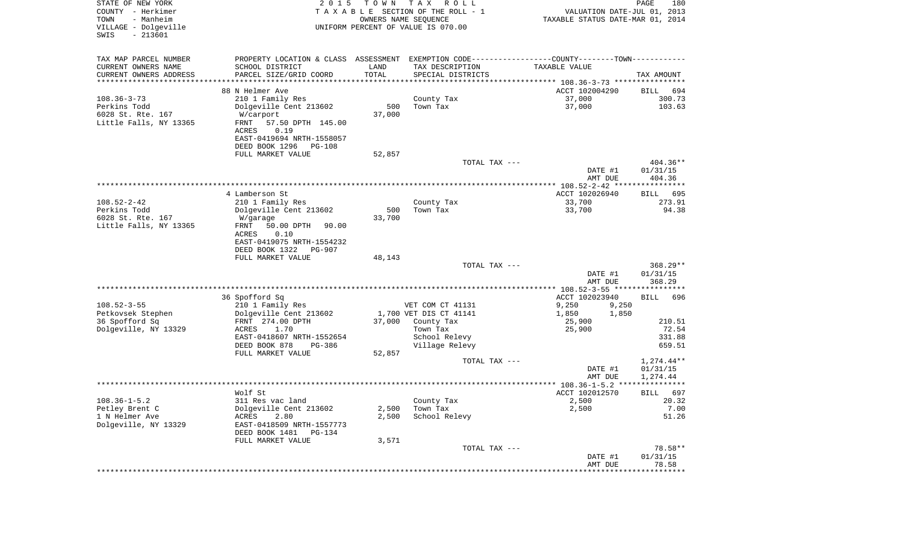STATE OF NEW YORK
COUNTY - Herkimer
TOWN - Manheim
VILLAGE - Dolgeville
SWIS - 213601

2015 TOWN TAX ROLL
TAXABLE SECTION OF THE ROLL - 1
OWNERS NAME SEQUENCE
UNIFORM PERCENT OF VALUE IS 070.00

VALUATION DATE-JUL 01, 2013
TAXABLE STATUS DATE-MAR 01, 2014

| TAX MAP PARCEL NUMBER / CURRENT OWNERS NAME / CURRENT OWNERS ADDRESS | PROPERTY LOCATION & CLASS / SCHOOL DISTRICT / PARCEL SIZE/GRID COORD | ASSESSMENT LAND / TOTAL | EXEMPTION CODE / TAX DESCRIPTION / SPECIAL DISTRICTS | COUNTY / TOWN TAXABLE VALUE | TAX AMOUNT |
|---|---|---|---|---|---|
| 108.36-3-73 | 88 N Helmer Ave | | | ACCT 102004290 | BILL 694 |
| Perkins Todd | 210 1 Family Res | | County Tax | 37,000 | 300.73 |
| 6028 St. Rte. 167 | Dolgeville Cent 213602 | 500 | Town Tax | 37,000 | 103.63 |
| Little Falls, NY 13365 | W/carport | 37,000 | | | |
| | FRNT 57.50 DPTH 145.00 | | | | |
| | ACRES 0.19 | | | | |
| | EAST-0419694 NRTH-1558057 | | | | |
| | DEED BOOK 1296 PG-108 | | | | |
| | FULL MARKET VALUE | 52,857 | | | |
| | | | TOTAL TAX --- | | 404.36** |
| | | | | DATE #1 | 01/31/15 |
| | | | | AMT DUE | 404.36 |
| 108.52-2-42 | 4 Lamberson St | | | ACCT 102026940 | BILL 695 |
| Perkins Todd | 210 1 Family Res | | County Tax | 33,700 | 273.91 |
| 6028 St. Rte. 167 | Dolgeville Cent 213602 | 500 | Town Tax | 33,700 | 94.38 |
| Little Falls, NY 13365 | W/garage | 33,700 | | | |
| | FRNT 50.00 DPTH 90.00 | | | | |
| | ACRES 0.10 | | | | |
| | EAST-0419075 NRTH-1554232 | | | | |
| | DEED BOOK 1322 PG-907 | | | | |
| | FULL MARKET VALUE | 48,143 | | | |
| | | | TOTAL TAX --- | | 368.29** |
| | | | | DATE #1 | 01/31/15 |
| | | | | AMT DUE | 368.29 |
| 108.52-3-55 | 36 Spofford Sq | | | ACCT 102023940 | BILL 696 |
| Petkovsek Stephen | 210 1 Family Res | | VET COM CT 41131 | 9,250 9,250 | |
| 36 Spofford Sq | Dolgeville Cent 213602 | 1,700 | VET DIS CT 41141 | 1,850 1,850 | |
| Dolgeville, NY 13329 | FRNT 274.00 DPTH | 37,000 | County Tax | 25,900 | 210.51 |
| | ACRES 1.70 | | Town Tax | 25,900 | 72.54 |
| | EAST-0418607 NRTH-1552654 | | School Relevy | | 331.88 |
| | DEED BOOK 878 PG-386 | | Village Relevy | | 659.51 |
| | FULL MARKET VALUE | 52,857 | | | |
| | | | TOTAL TAX --- | | 1,274.44** |
| | | | | DATE #1 | 01/31/15 |
| | | | | AMT DUE | 1,274.44 |
| 108.36-1-5.2 | Wolf St | | | ACCT 102012570 | BILL 697 |
| Petley Brent C | 311 Res vac land | | County Tax | 2,500 | 20.32 |
| 1 N Helmer Ave | Dolgeville Cent 213602 | 2,500 | Town Tax | 2,500 | 7.00 |
| Dolgeville, NY 13329 | ACRES 2.80 | 2,500 | School Relevy | | 51.26 |
| | EAST-0418509 NRTH-1557773 | | | | |
| | DEED BOOK 1481 PG-134 | | | | |
| | FULL MARKET VALUE | 3,571 | | | |
| | | | TOTAL TAX --- | | 78.58** |
| | | | | DATE #1 | 01/31/15 |
| | | | | AMT DUE | 78.58 |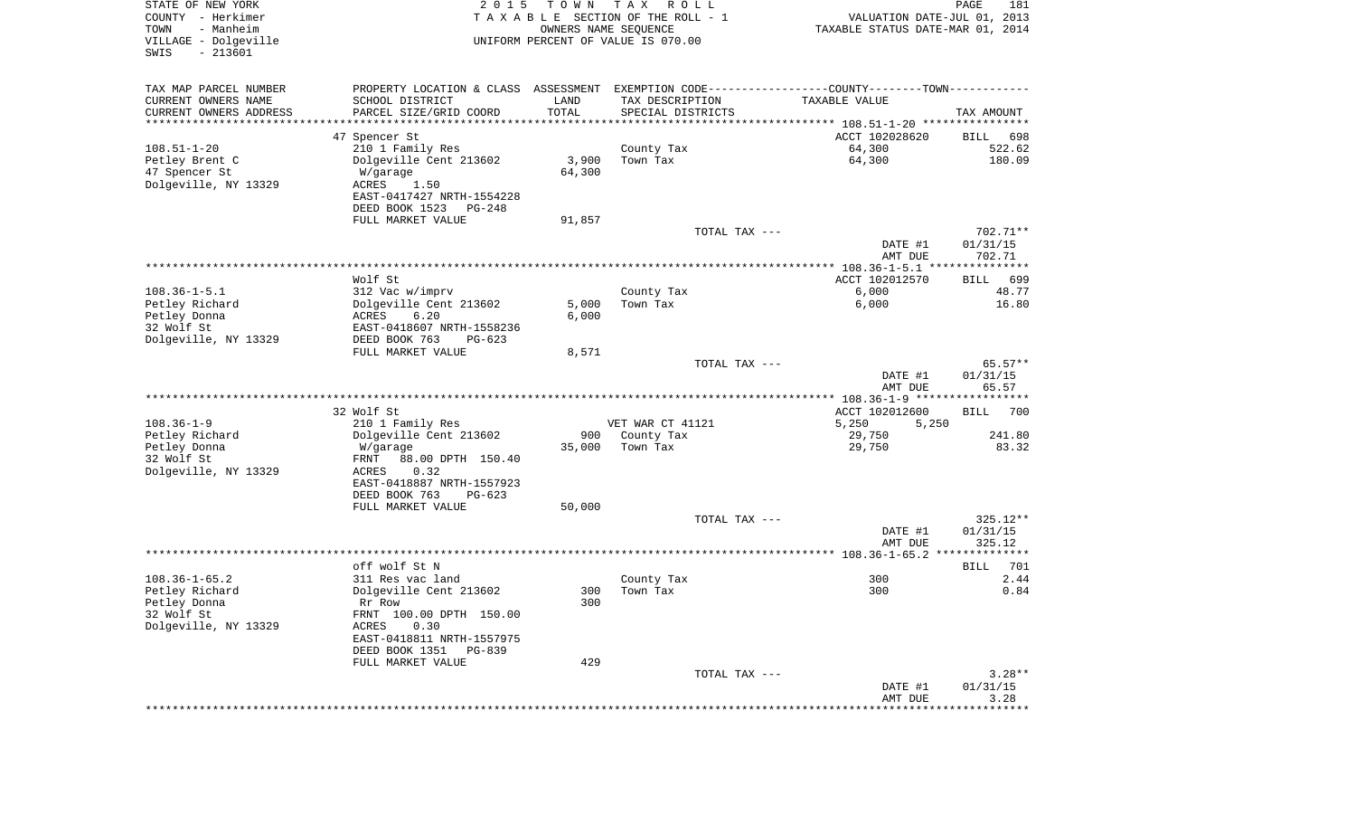STATE OF NEW YORK
COUNTY - Herkimer
TOWN - Manheim
VILLAGE - Dolgeville
SWIS - 213601

2015 TOWN TAX ROLL
TAXABLE SECTION OF THE ROLL - 1
OWNERS NAME SEQUENCE
UNIFORM PERCENT OF VALUE IS 070.00

VALUATION DATE-JUL 01, 2013
TAXABLE STATUS DATE-MAR 01, 2014

| TAX MAP PARCEL NUMBER<br>CURRENT OWNERS NAME<br>CURRENT OWNERS ADDRESS | PROPERTY LOCATION & CLASS<br>SCHOOL DISTRICT<br>PARCEL SIZE/GRID COORD | ASSESSMENT<br>LAND<br>TOTAL | EXEMPTION CODE<br>TAX DESCRIPTION<br>SPECIAL DISTRICTS | COUNTY--------TOWN<br>TAXABLE VALUE | TAX AMOUNT |
|---|---|---|---|---|---|
| | 47 Spencer St | | | ACCT 102028620 | BILL 698 |
| 108.51-1-20 | 210 1 Family Res | | County Tax | 64,300 | 522.62 |
| Petley Brent C | Dolgeville Cent 213602 | 3,900 | Town Tax | 64,300 | 180.09 |
| 47 Spencer St | W/garage | 64,300 | | | |
| Dolgeville, NY 13329 | ACRES 1.50 | | | | |
| | EAST-0417427 NRTH-1554228 | | | | |
| | DEED BOOK 1523 PG-248 | | | | |
| | FULL MARKET VALUE | 91,857 | | | |
| | | | TOTAL TAX --- | | 702.71** |
| | | | | DATE #1 | 01/31/15 |
| | | | | AMT DUE | 702.71 |
| | Wolf St | | | ACCT 102012570 | BILL 699 |
| 108.36-1-5.1 | 312 Vac w/imprv | | County Tax | 6,000 | 48.77 |
| Petley Richard | Dolgeville Cent 213602 | 5,000 | Town Tax | 6,000 | 16.80 |
| Petley Donna | ACRES 6.20 | 6,000 | | | |
| 32 Wolf St | EAST-0418607 NRTH-1558236 | | | | |
| Dolgeville, NY 13329 | DEED BOOK 763 PG-623 | | | | |
| | FULL MARKET VALUE | 8,571 | | | |
| | | | TOTAL TAX --- | | 65.57** |
| | | | | DATE #1 | 01/31/15 |
| | | | | AMT DUE | 65.57 |
| | 32 Wolf St | | | ACCT 102012600 | BILL 700 |
| 108.36-1-9 | 210 1 Family Res | | VET WAR CT 41121 | 5,250 5,250 | |
| Petley Richard | Dolgeville Cent 213602 | 900 | County Tax | 29,750 | 241.80 |
| Petley Donna | W/garage | 35,000 | Town Tax | 29,750 | 83.32 |
| 32 Wolf St | FRNT 88.00 DPTH 150.40 | | | | |
| Dolgeville, NY 13329 | ACRES 0.32 | | | | |
| | EAST-0418887 NRTH-1557923 | | | | |
| | DEED BOOK 763 PG-623 | | | | |
| | FULL MARKET VALUE | 50,000 | | | |
| | | | TOTAL TAX --- | | 325.12** |
| | | | | DATE #1 | 01/31/15 |
| | | | | AMT DUE | 325.12 |
| | off wolf St N | | | | BILL 701 |
| 108.36-1-65.2 | 311 Res vac land | | County Tax | 300 | 2.44 |
| Petley Richard | Dolgeville Cent 213602 | 300 | Town Tax | 300 | 0.84 |
| Petley Donna | Rr Row | 300 | | | |
| 32 Wolf St | FRNT 100.00 DPTH 150.00 | | | | |
| Dolgeville, NY 13329 | ACRES 0.30 | | | | |
| | EAST-0418811 NRTH-1557975 | | | | |
| | DEED BOOK 1351 PG-839 | | | | |
| | FULL MARKET VALUE | 429 | | | |
| | | | TOTAL TAX --- | | 3.28** |
| | | | | DATE #1 | 01/31/15 |
| | | | | AMT DUE | 3.28 |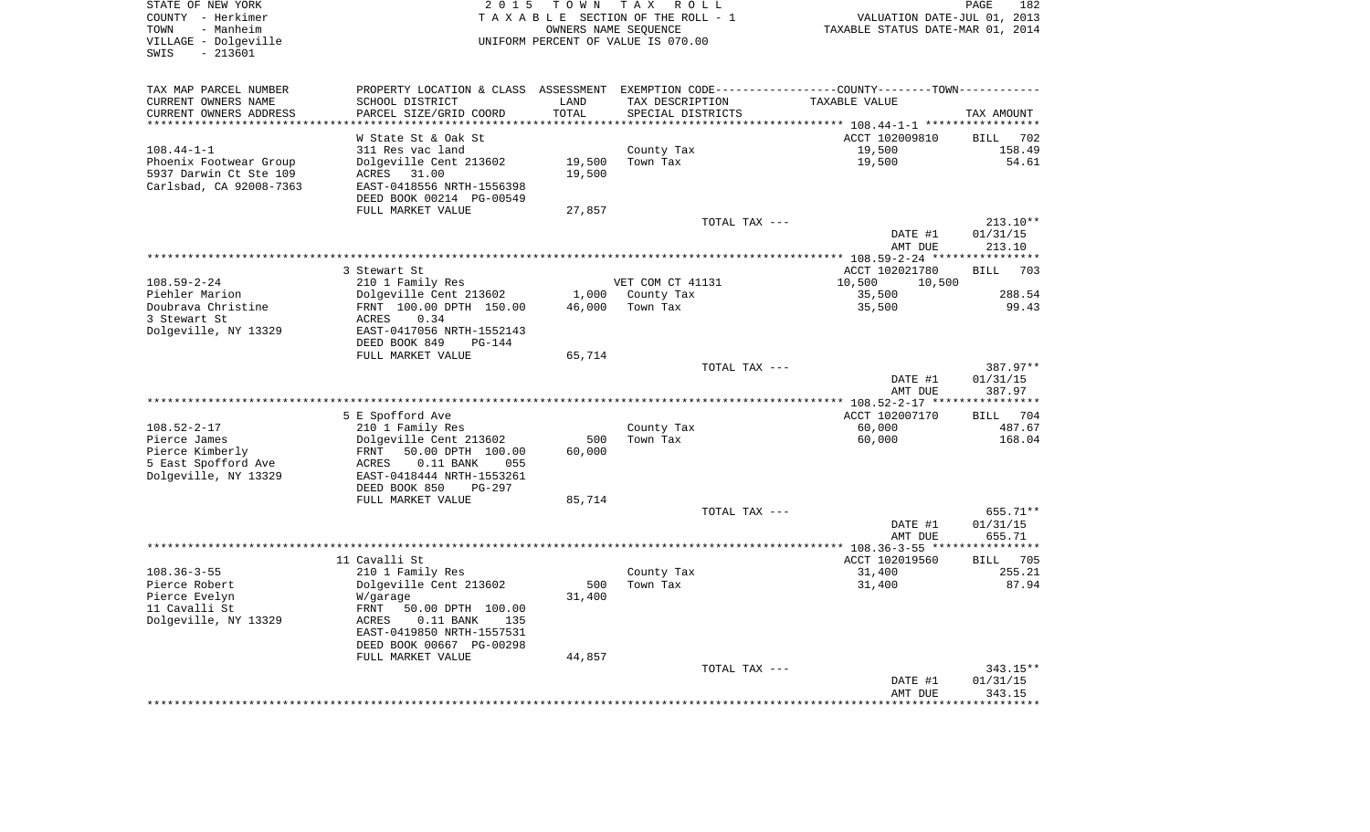STATE OF NEW YORK
COUNTY - Herkimer
TOWN - Manheim
VILLAGE - Dolgeville
SWIS - 213601

2015 TOWN TAX ROLL
TAXABLE SECTION OF THE ROLL - 1
OWNERS NAME SEQUENCE
UNIFORM PERCENT OF VALUE IS 070.00

VALUATION DATE-JUL 01, 2013
TAXABLE STATUS DATE-MAR 01, 2014

| TAX MAP PARCEL NUMBER / CURRENT OWNERS NAME / CURRENT OWNERS ADDRESS | PROPERTY LOCATION & CLASS / SCHOOL DISTRICT / PARCEL SIZE/GRID COORD | ASSESSMENT LAND / TOTAL | EXEMPTION CODE / TAX DESCRIPTION / SPECIAL DISTRICTS | COUNTY/TOWN TAXABLE VALUE | TAX AMOUNT |
|---|---|---|---|---|---|
| **108.44-1-1** | W State St & Oak St | | | ACCT 102009810 | BILL 702 |
| Phoenix Footwear Group | 311 Res vac land | | County Tax | 19,500 | 158.49 |
| 5937 Darwin Ct Ste 109 | Dolgeville Cent 213602 | 19,500 | Town Tax | 19,500 | 54.61 |
| Carlsbad, CA 92008-7363 | ACRES 31.00 | 19,500 | | | |
| | EAST-0418556 NRTH-1556398 | | | | |
| | DEED BOOK 00214 PG-00549 | | | | |
| | FULL MARKET VALUE | 27,857 | | | |
| | | | TOTAL TAX --- | | 213.10** |
| | | | | DATE #1 | 01/31/15 |
| | | | | AMT DUE | 213.10 |
| **108.59-2-24** | 3 Stewart St | | | ACCT 102021780 | BILL 703 |
| Piehler Marion | 210 1 Family Res | | VET COM CT 41131 | 10,500 10,500 | |
| Doubrava Christine | Dolgeville Cent 213602 | 1,000 | County Tax | 35,500 | 288.54 |
| 3 Stewart St | FRNT 100.00 DPTH 150.00 | 46,000 | Town Tax | 35,500 | 99.43 |
| Dolgeville, NY 13329 | ACRES 0.34 | | | | |
| | EAST-0417056 NRTH-1552143 | | | | |
| | DEED BOOK 849 PG-144 | | | | |
| | FULL MARKET VALUE | 65,714 | | | |
| | | | TOTAL TAX --- | | 387.97** |
| | | | | DATE #1 | 01/31/15 |
| | | | | AMT DUE | 387.97 |
| **108.52-2-17** | 5 E Spofford Ave | | | ACCT 102007170 | BILL 704 |
| Pierce James | 210 1 Family Res | | County Tax | 60,000 | 487.67 |
| Pierce Kimberly | Dolgeville Cent 213602 | 500 | Town Tax | 60,000 | 168.04 |
| 5 East Spofford Ave | FRNT 50.00 DPTH 100.00 | 60,000 | | | |
| Dolgeville, NY 13329 | ACRES 0.11 BANK 055 | | | | |
| | EAST-0418444 NRTH-1553261 | | | | |
| | DEED BOOK 850 PG-297 | | | | |
| | FULL MARKET VALUE | 85,714 | | | |
| | | | TOTAL TAX --- | | 655.71** |
| | | | | DATE #1 | 01/31/15 |
| | | | | AMT DUE | 655.71 |
| **108.36-3-55** | 11 Cavalli St | | | ACCT 102019560 | BILL 705 |
| Pierce Robert | 210 1 Family Res | | County Tax | 31,400 | 255.21 |
| Pierce Evelyn | Dolgeville Cent 213602 | 500 | Town Tax | 31,400 | 87.94 |
| 11 Cavalli St | W/garage | 31,400 | | | |
| Dolgeville, NY 13329 | FRNT 50.00 DPTH 100.00 | | | | |
| | ACRES 0.11 BANK 135 | | | | |
| | EAST-0419850 NRTH-1557531 | | | | |
| | DEED BOOK 00667 PG-00298 | | | | |
| | FULL MARKET VALUE | 44,857 | | | |
| | | | TOTAL TAX --- | | 343.15** |
| | | | | DATE #1 | 01/31/15 |
| | | | | AMT DUE | 343.15 |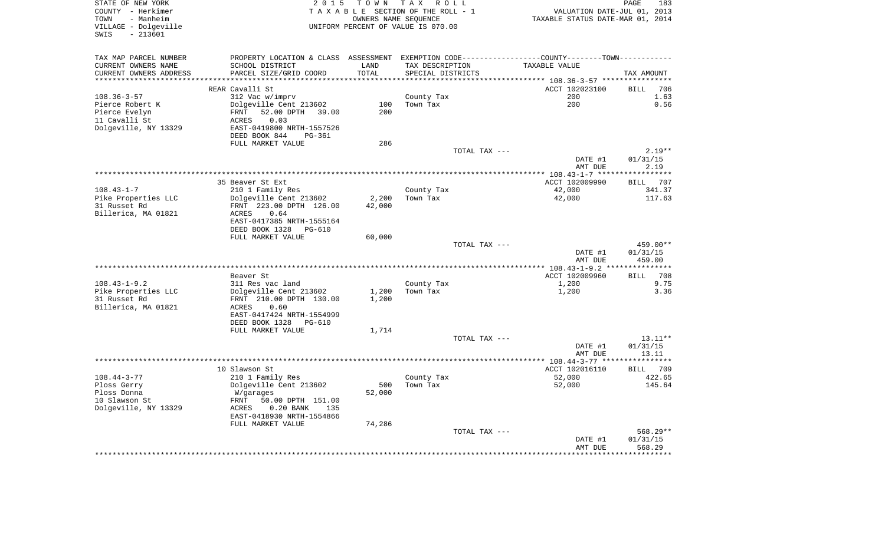STATE OF NEW YORK
COUNTY - Herkimer
TOWN - Manheim
VILLAGE - Dolgeville
SWIS - 213601

2015 TOWN TAX ROLL
TAXABLE SECTION OF THE ROLL - 1
OWNERS NAME SEQUENCE
UNIFORM PERCENT OF VALUE IS 070.00

VALUATION DATE-JUL 01, 2013
TAXABLE STATUS DATE-MAR 01, 2014

| TAX MAP PARCEL NUMBER / CURRENT OWNERS NAME / CURRENT OWNERS ADDRESS | PROPERTY LOCATION & CLASS / SCHOOL DISTRICT / PARCEL SIZE/GRID COORD | ASSESSMENT LAND | ASSESSMENT TOTAL | EXEMPTION CODE / TAX DESCRIPTION / SPECIAL DISTRICTS | TAXABLE VALUE | TAX AMOUNT |
|---|---|---|---|---|---|---|
| 108.36-3-57 | REAR Cavalli St | | | | ACCT 102023100 | BILL 706 |
| Pierce Robert K | 312 Vac w/imprv | | | County Tax | 200 | 1.63 |
| Pierce Evelyn | Dolgeville Cent 213602 | 100 | | Town Tax | 200 | 0.56 |
| 11 Cavalli St | FRNT 52.00 DPTH 39.00 | | 200 | | | |
| Dolgeville, NY 13329 | ACRES 0.03 | | | | | |
| | EAST-0419800 NRTH-1557526 | | | | | |
| | DEED BOOK 844 PG-361 | | | | | |
| | FULL MARKET VALUE | 286 | | | | |
| | | | | TOTAL TAX --- | | 2.19** |
| | | | | | DATE #1 | 01/31/15 |
| | | | | | AMT DUE | 2.19 |
| 108.43-1-7 | 35 Beaver St Ext | | | | ACCT 102009990 | BILL 707 |
| Pike Properties LLC | 210 1 Family Res | | | County Tax | 42,000 | 341.37 |
| 31 Russet Rd | Dolgeville Cent 213602 | 2,200 | | Town Tax | 42,000 | 117.63 |
| Billerica, MA 01821 | FRNT 223.00 DPTH 126.00 | | 42,000 | | | |
| | ACRES 0.64 | | | | | |
| | EAST-0417385 NRTH-1555164 | | | | | |
| | DEED BOOK 1328 PG-610 | | | | | |
| | FULL MARKET VALUE | 60,000 | | | | |
| | | | | TOTAL TAX --- | | 459.00** |
| | | | | | DATE #1 | 01/31/15 |
| | | | | | AMT DUE | 459.00 |
| 108.43-1-9.2 | Beaver St | | | | ACCT 102009960 | BILL 708 |
| Pike Properties LLC | 311 Res vac land | | | County Tax | 1,200 | 9.75 |
| 31 Russet Rd | Dolgeville Cent 213602 | 1,200 | | Town Tax | 1,200 | 3.36 |
| Billerica, MA 01821 | FRNT 210.00 DPTH 130.00 | | 1,200 | | | |
| | ACRES 0.60 | | | | | |
| | EAST-0417424 NRTH-1554999 | | | | | |
| | DEED BOOK 1328 PG-610 | | | | | |
| | FULL MARKET VALUE | 1,714 | | | | |
| | | | | TOTAL TAX --- | | 13.11** |
| | | | | | DATE #1 | 01/31/15 |
| | | | | | AMT DUE | 13.11 |
| 108.44-3-77 | 10 Slawson St | | | | ACCT 102016110 | BILL 709 |
| Ploss Gerry | 210 1 Family Res | | | County Tax | 52,000 | 422.65 |
| Ploss Donna | Dolgeville Cent 213602 | 500 | | Town Tax | 52,000 | 145.64 |
| 10 Slawson St | W/garages | | 52,000 | | | |
| Dolgeville, NY 13329 | FRNT 50.00 DPTH 151.00 | | | | | |
| | ACRES 0.20 BANK 135 | | | | | |
| | EAST-0418930 NRTH-1554866 | | | | | |
| | FULL MARKET VALUE | 74,286 | | | | |
| | | | | TOTAL TAX --- | | 568.29** |
| | | | | | DATE #1 | 01/31/15 |
| | | | | | AMT DUE | 568.29 |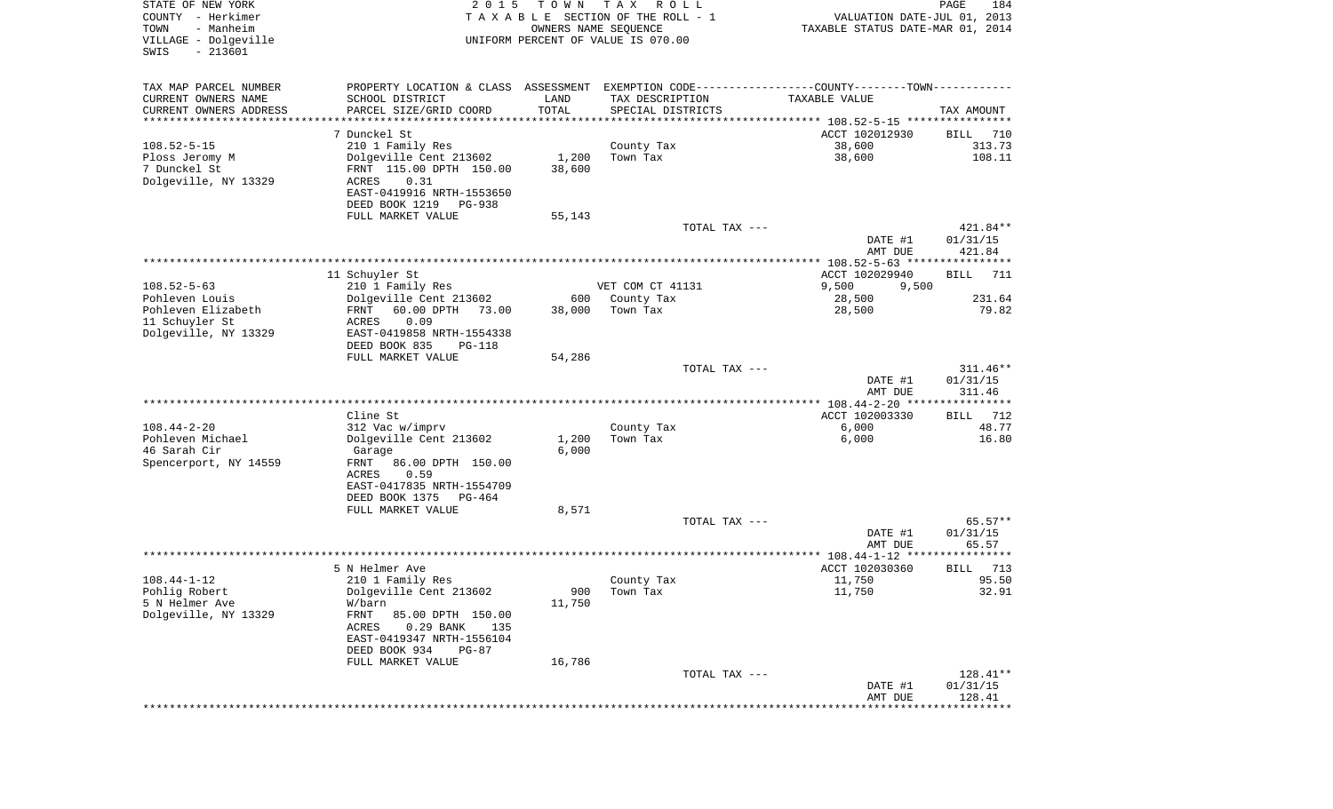STATE OF NEW YORK | COUNTY - Herkimer | TOWN - Manheim | VILLAGE - Dolgeville | SWIS - 213601

**2015 TOWN TAX ROLL**
TAXABLE SECTION OF THE ROLL - 1
OWNERS NAME SEQUENCE
UNIFORM PERCENT OF VALUE IS 070.00

VALUATION DATE-JUL 01, 2013
TAXABLE STATUS DATE-MAR 01, 2014

| TAX MAP PARCEL NUMBER / CURRENT OWNERS NAME / CURRENT OWNERS ADDRESS | PROPERTY LOCATION & CLASS / SCHOOL DISTRICT / PARCEL SIZE/GRID COORD | ASSESSMENT LAND | TOTAL | EXEMPTION CODE / TAX DESCRIPTION / SPECIAL DISTRICTS | COUNTY / TOWN TAXABLE VALUE | TAX AMOUNT |
|---|---|---|---|---|---|---|
| 108.52-5-15 | 7 Dunckel St | | | | ACCT 102012930 | BILL 710 |
| Ploss Jeromy M | 210 1 Family Res | | | County Tax | 38,600 | 313.73 |
| 7 Dunckel St | Dolgeville Cent 213602 | 1,200 | 38,600 | Town Tax | 38,600 | 108.11 |
| Dolgeville, NY 13329 | FRNT 115.00 DPTH 150.00 | | | | | |
| | ACRES 0.31 | | | | | |
| | EAST-0419916 NRTH-1553650 | | | | | |
| | DEED BOOK 1219 PG-938 | | | | | |
| | FULL MARKET VALUE | 55,143 | | | | |
| | | | | TOTAL TAX --- | | 421.84** |
| | | | | | DATE #1 | 01/31/15 |
| | | | | | AMT DUE | 421.84 |
| 108.52-5-63 | 11 Schuyler St | | | | ACCT 102029940 | BILL 711 |
| Pohleven Louis | 210 1 Family Res | | | VET COM CT 41131 | 9,500 9,500 | |
| Pohleven Elizabeth | Dolgeville Cent 213602 | 600 | | County Tax | 28,500 | 231.64 |
| 11 Schuyler St | FRNT 60.00 DPTH 73.00 | | 38,000 | Town Tax | 28,500 | 79.82 |
| Dolgeville, NY 13329 | ACRES 0.09 | | | | | |
| | EAST-0419858 NRTH-1554338 | | | | | |
| | DEED BOOK 835 PG-118 | | | | | |
| | FULL MARKET VALUE | 54,286 | | | | |
| | | | | TOTAL TAX --- | | 311.46** |
| | | | | | DATE #1 | 01/31/15 |
| | | | | | AMT DUE | 311.46 |
| 108.44-2-20 | Cline St | | | | ACCT 102003330 | BILL 712 |
| Pohleven Michael | 312 Vac w/imprv | | | County Tax | 6,000 | 48.77 |
| 46 Sarah Cir | Dolgeville Cent 213602 | 1,200 | 6,000 | Town Tax | 6,000 | 16.80 |
| Spencerport, NY 14559 | Garage | | | | | |
| | FRNT 86.00 DPTH 150.00 | | | | | |
| | ACRES 0.59 | | | | | |
| | EAST-0417835 NRTH-1554709 | | | | | |
| | DEED BOOK 1375 PG-464 | | | | | |
| | FULL MARKET VALUE | 8,571 | | | | |
| | | | | TOTAL TAX --- | | 65.57** |
| | | | | | DATE #1 | 01/31/15 |
| | | | | | AMT DUE | 65.57 |
| 108.44-1-12 | 5 N Helmer Ave | | | | ACCT 102030360 | BILL 713 |
| Pohlig Robert | 210 1 Family Res | | | County Tax | 11,750 | 95.50 |
| 5 N Helmer Ave | Dolgeville Cent 213602 | 900 | 11,750 | Town Tax | 11,750 | 32.91 |
| Dolgeville, NY 13329 | W/barn | | | | | |
| | FRNT 85.00 DPTH 150.00 | | | | | |
| | ACRES 0.29 BANK 135 | | | | | |
| | EAST-0419347 NRTH-1556104 | | | | | |
| | DEED BOOK 934 PG-87 | | | | | |
| | FULL MARKET VALUE | 16,786 | | | | |
| | | | | TOTAL TAX --- | | 128.41** |
| | | | | | DATE #1 | 01/31/15 |
| | | | | | AMT DUE | 128.41 |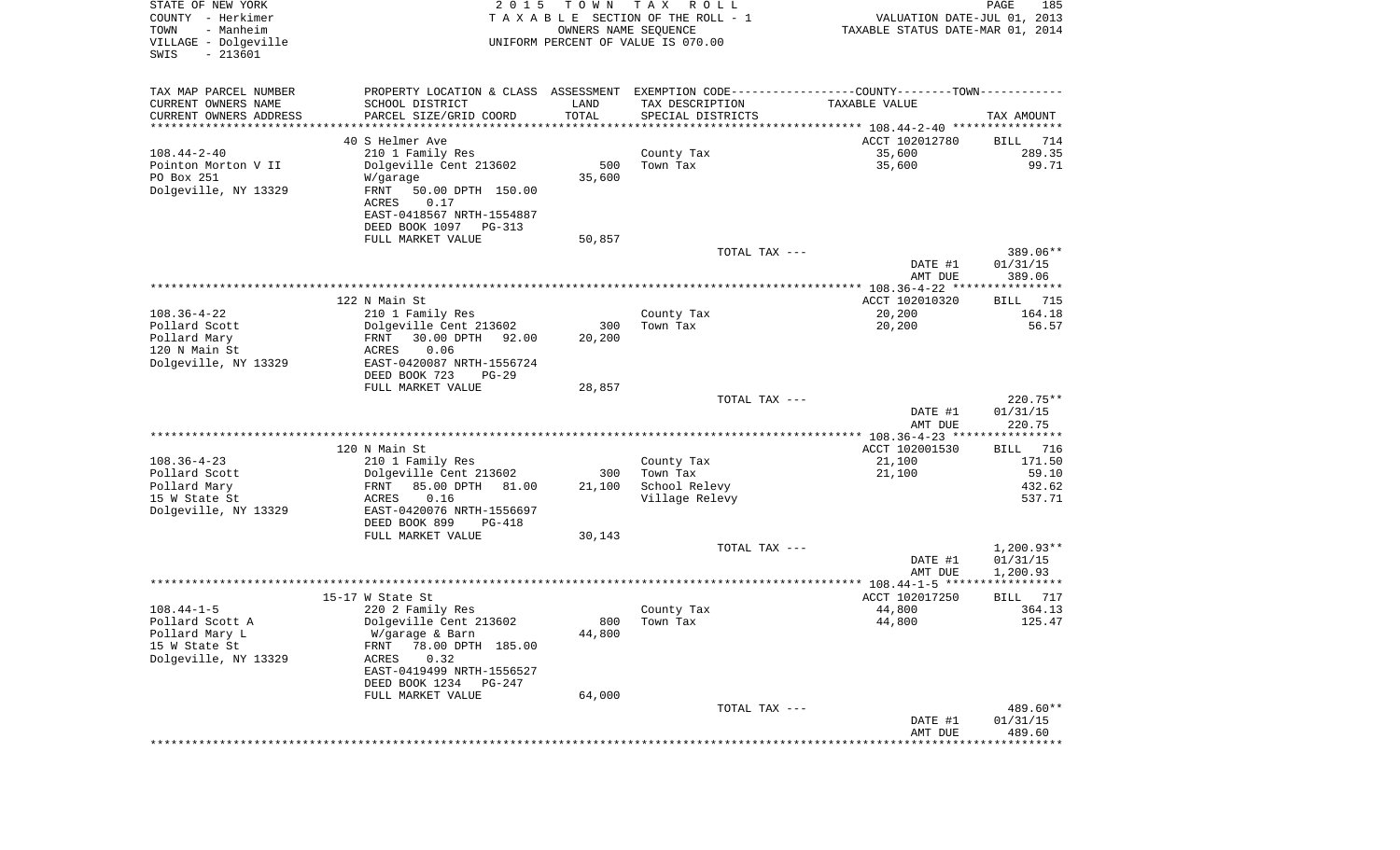STATE OF NEW YORK
COUNTY - Herkimer
TOWN - Manheim
VILLAGE - Dolgeville
SWIS - 213601

2 0 1 5 T O W N T A X R O L L
T A X A B L E SECTION OF THE ROLL - 1
OWNERS NAME SEQUENCE
UNIFORM PERCENT OF VALUE IS 070.00

VALUATION DATE-JUL 01, 2013
TAXABLE STATUS DATE-MAR 01, 2014

| TAX MAP PARCEL NUMBER<br>CURRENT OWNERS NAME<br>CURRENT OWNERS ADDRESS | PROPERTY LOCATION & CLASS<br>SCHOOL DISTRICT<br>PARCEL SIZE/GRID COORD | ASSESSMENT<br>LAND<br>TOTAL | EXEMPTION CODE<br>TAX DESCRIPTION<br>SPECIAL DISTRICTS | COUNTY--------TOWN<br>TAXABLE VALUE | TAX AMOUNT |
|---|---|---|---|---|---|
| | 40 S Helmer Ave | | | ACCT 102012780 | BILL 714 |
| 108.44-2-40 | 210 1 Family Res | | County Tax | 35,600 | 289.35 |
| Pointon Morton V II | Dolgeville Cent 213602 | 500 | Town Tax | 35,600 | 99.71 |
| PO Box 251 | W/garage | 35,600 | | | |
| Dolgeville, NY 13329 | FRNT 50.00 DPTH 150.00 | | | | |
| | ACRES 0.17 | | | | |
| | EAST-0418567 NRTH-1554887 | | | | |
| | DEED BOOK 1097 PG-313 | | | | |
| | FULL MARKET VALUE | 50,857 | | | |
| | | | TOTAL TAX --- | | 389.06** |
| | | | | DATE #1 | 01/31/15 |
| | | | | AMT DUE | 389.06 |
| | 122 N Main St | | | ACCT 102010320 | BILL 715 |
| 108.36-4-22 | 210 1 Family Res | | County Tax | 20,200 | 164.18 |
| Pollard Scott | Dolgeville Cent 213602 | 300 | Town Tax | 20,200 | 56.57 |
| Pollard Mary | FRNT 30.00 DPTH 92.00 | 20,200 | | | |
| 120 N Main St | ACRES 0.06 | | | | |
| Dolgeville, NY 13329 | EAST-0420087 NRTH-1556724 | | | | |
| | DEED BOOK 723 PG-29 | | | | |
| | FULL MARKET VALUE | 28,857 | | | |
| | | | TOTAL TAX --- | | 220.75** |
| | | | | DATE #1 | 01/31/15 |
| | | | | AMT DUE | 220.75 |
| | 120 N Main St | | | ACCT 102001530 | BILL 716 |
| 108.36-4-23 | 210 1 Family Res | | County Tax | 21,100 | 171.50 |
| Pollard Scott | Dolgeville Cent 213602 | 300 | Town Tax | 21,100 | 59.10 |
| Pollard Mary | FRNT 85.00 DPTH 81.00 | 21,100 | School Relevy | | 432.62 |
| 15 W State St | ACRES 0.16 | | Village Relevy | | 537.71 |
| Dolgeville, NY 13329 | EAST-0420076 NRTH-1556697 | | | | |
| | DEED BOOK 899 PG-418 | | | | |
| | FULL MARKET VALUE | 30,143 | | | |
| | | | TOTAL TAX --- | | 1,200.93** |
| | | | | DATE #1 | 01/31/15 |
| | | | | AMT DUE | 1,200.93 |
| | 15-17 W State St | | | ACCT 102017250 | BILL 717 |
| 108.44-1-5 | 220 2 Family Res | | County Tax | 44,800 | 364.13 |
| Pollard Scott A | Dolgeville Cent 213602 | 800 | Town Tax | 44,800 | 125.47 |
| Pollard Mary L | W/garage & Barn | 44,800 | | | |
| 15 W State St | FRNT 78.00 DPTH 185.00 | | | | |
| Dolgeville, NY 13329 | ACRES 0.32 | | | | |
| | EAST-0419499 NRTH-1556527 | | | | |
| | DEED BOOK 1234 PG-247 | | | | |
| | FULL MARKET VALUE | 64,000 | | | |
| | | | TOTAL TAX --- | | 489.60** |
| | | | | DATE #1 | 01/31/15 |
| | | | | AMT DUE | 489.60 |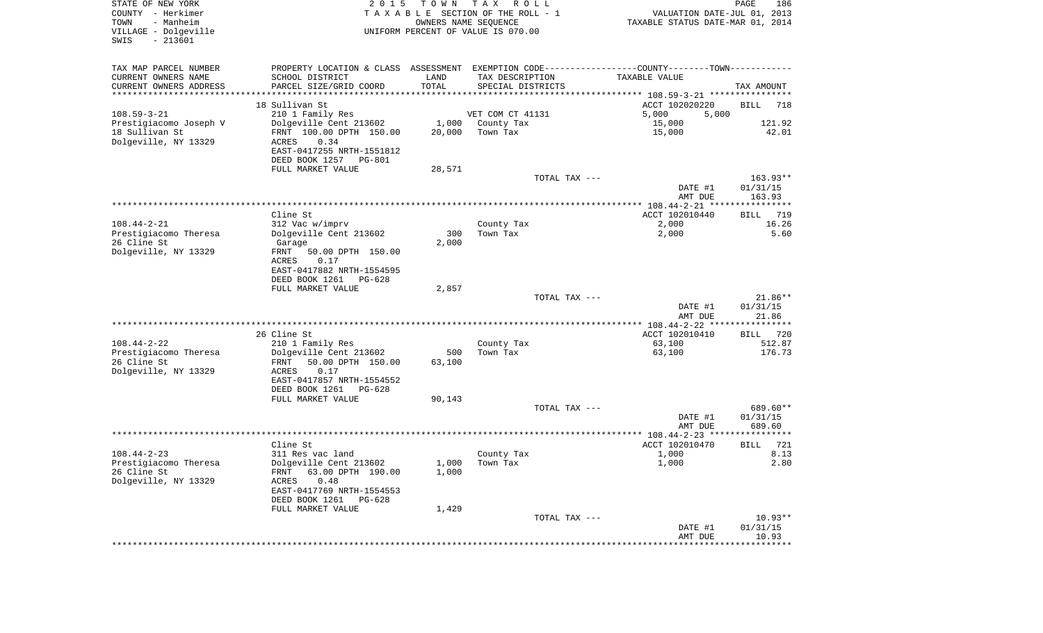STATE OF NEW YORK — 2015 TOWN TAX ROLL
COUNTY - Herkimer — TAXABLE SECTION OF THE ROLL - 1 — VALUATION DATE-JUL 01, 2013
TOWN - Manheim — OWNERS NAME SEQUENCE — TAXABLE STATUS DATE-MAR 01, 2014
VILLAGE - Dolgeville — UNIFORM PERCENT OF VALUE IS 070.00
SWIS - 213601

| TAX MAP PARCEL NUMBER / CURRENT OWNERS NAME / CURRENT OWNERS ADDRESS | PROPERTY LOCATION & CLASS / SCHOOL DISTRICT / PARCEL SIZE/GRID COORD | ASSESSMENT LAND / TOTAL | EXEMPTION CODE / TAX DESCRIPTION / SPECIAL DISTRICTS | COUNTY / TOWN TAXABLE VALUE | TAX AMOUNT |
|---|---|---|---|---|---|
| **108.59-3-21** | 18 Sullivan St | | | ACCT 102020220 | BILL 718 |
| 108.59-3-21 | 210 1 Family Res | | VET COM CT 41131 | 5,000 5,000 | |
| Prestigiacomo Joseph V | Dolgeville Cent 213602 | 1,000 | County Tax | 15,000 | 121.92 |
| 18 Sullivan St | FRNT 100.00 DPTH 150.00 | 20,000 | Town Tax | 15,000 | 42.01 |
| Dolgeville, NY 13329 | ACRES 0.34 | | | | |
| | EAST-0417255 NRTH-1551812 | | | | |
| | DEED BOOK 1257 PG-801 | | | | |
| | FULL MARKET VALUE | 28,571 | | | |
| | | | TOTAL TAX --- | | 163.93** |
| | | | | DATE #1 | 01/31/15 |
| | | | | AMT DUE | 163.93 |
| **108.44-2-21** | Cline St | | | ACCT 102010440 | BILL 719 |
| 108.44-2-21 | 312 Vac w/imprv | | County Tax | 2,000 | 16.26 |
| Prestigiacomo Theresa | Dolgeville Cent 213602 | 300 | Town Tax | 2,000 | 5.60 |
| 26 Cline St | Garage | 2,000 | | | |
| Dolgeville, NY 13329 | FRNT 50.00 DPTH 150.00 | | | | |
| | ACRES 0.17 | | | | |
| | EAST-0417882 NRTH-1554595 | | | | |
| | DEED BOOK 1261 PG-628 | | | | |
| | FULL MARKET VALUE | 2,857 | | | |
| | | | TOTAL TAX --- | | 21.86** |
| | | | | DATE #1 | 01/31/15 |
| | | | | AMT DUE | 21.86 |
| **108.44-2-22** | 26 Cline St | | | ACCT 102010410 | BILL 720 |
| 108.44-2-22 | 210 1 Family Res | | County Tax | 63,100 | 512.87 |
| Prestigiacomo Theresa | Dolgeville Cent 213602 | 500 | Town Tax | 63,100 | 176.73 |
| 26 Cline St | FRNT 50.00 DPTH 150.00 | 63,100 | | | |
| Dolgeville, NY 13329 | ACRES 0.17 | | | | |
| | EAST-0417857 NRTH-1554552 | | | | |
| | DEED BOOK 1261 PG-628 | | | | |
| | FULL MARKET VALUE | 90,143 | | | |
| | | | TOTAL TAX --- | | 689.60** |
| | | | | DATE #1 | 01/31/15 |
| | | | | AMT DUE | 689.60 |
| **108.44-2-23** | Cline St | | | ACCT 102010470 | BILL 721 |
| 108.44-2-23 | 311 Res vac land | | County Tax | 1,000 | 8.13 |
| Prestigiacomo Theresa | Dolgeville Cent 213602 | 1,000 | Town Tax | 1,000 | 2.80 |
| 26 Cline St | FRNT 63.00 DPTH 190.00 | 1,000 | | | |
| Dolgeville, NY 13329 | ACRES 0.48 | | | | |
| | EAST-0417769 NRTH-1554553 | | | | |
| | DEED BOOK 1261 PG-628 | | | | |
| | FULL MARKET VALUE | 1,429 | | | |
| | | | TOTAL TAX --- | | 10.93** |
| | | | | DATE #1 | 01/31/15 |
| | | | | AMT DUE | 10.93 |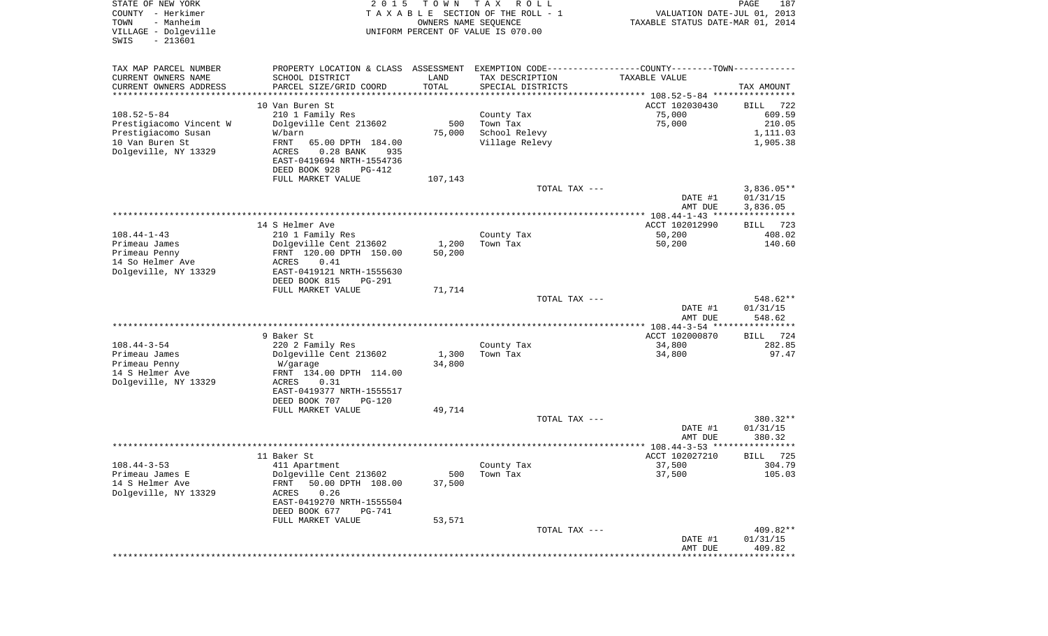STATE OF NEW YORK
COUNTY - Herkimer
TOWN - Manheim
VILLAGE - Dolgeville
SWIS - 213601

2 0 1 5 T O W N T A X R O L L
T A X A B L E SECTION OF THE ROLL - 1
OWNERS NAME SEQUENCE
UNIFORM PERCENT OF VALUE IS 070.00

VALUATION DATE-JUL 01, 2013
TAXABLE STATUS DATE-MAR 01, 2014

| TAX MAP PARCEL NUMBER / CURRENT OWNERS NAME / CURRENT OWNERS ADDRESS | PROPERTY LOCATION & CLASS / SCHOOL DISTRICT / PARCEL SIZE/GRID COORD | ASSESSMENT LAND / TOTAL | EXEMPTION CODE / TAX DESCRIPTION / SPECIAL DISTRICTS | TAXABLE VALUE | TAX AMOUNT |
|---|---|---|---|---|---|
| | 10 Van Buren St | | | ACCT 102030430 | BILL 722 |
| 108.52-5-84 | 210 1 Family Res | | County Tax | 75,000 | 609.59 |
| Prestigiacomo Vincent W | Dolgeville Cent 213602 | 500 | Town Tax | 75,000 | 210.05 |
| Prestigiacomo Susan | W/barn | 75,000 | School Relevy | | 1,111.03 |
| 10 Van Buren St | FRNT 65.00 DPTH 184.00 | | Village Relevy | | 1,905.38 |
| Dolgeville, NY 13329 | ACRES 0.28 BANK 935 | | | | |
| | EAST-0419694 NRTH-1554736 | | | | |
| | DEED BOOK 928 PG-412 | | | | |
| | FULL MARKET VALUE | 107,143 | | | |
| | | | TOTAL TAX --- | | 3,836.05** |
| | | | | DATE #1 | 01/31/15 |
| | | | | AMT DUE | 3,836.05 |
| | 14 S Helmer Ave | | | ACCT 102012990 | BILL 723 |
| 108.44-1-43 | 210 1 Family Res | | County Tax | 50,200 | 408.02 |
| Primeau James | Dolgeville Cent 213602 | 1,200 | Town Tax | 50,200 | 140.60 |
| Primeau Penny | FRNT 120.00 DPTH 150.00 | 50,200 | | | |
| 14 So Helmer Ave | ACRES 0.41 | | | | |
| Dolgeville, NY 13329 | EAST-0419121 NRTH-1555630 | | | | |
| | DEED BOOK 815 PG-291 | | | | |
| | FULL MARKET VALUE | 71,714 | | | |
| | | | TOTAL TAX --- | | 548.62** |
| | | | | DATE #1 | 01/31/15 |
| | | | | AMT DUE | 548.62 |
| | 9 Baker St | | | ACCT 102000870 | BILL 724 |
| 108.44-3-54 | 220 2 Family Res | | County Tax | 34,800 | 282.85 |
| Primeau James | Dolgeville Cent 213602 | 1,300 | Town Tax | 34,800 | 97.47 |
| Primeau Penny | W/garage | 34,800 | | | |
| 14 S Helmer Ave | FRNT 134.00 DPTH 114.00 | | | | |
| Dolgeville, NY 13329 | ACRES 0.31 | | | | |
| | EAST-0419377 NRTH-1555517 | | | | |
| | DEED BOOK 707 PG-120 | | | | |
| | FULL MARKET VALUE | 49,714 | | | |
| | | | TOTAL TAX --- | | 380.32** |
| | | | | DATE #1 | 01/31/15 |
| | | | | AMT DUE | 380.32 |
| | 11 Baker St | | | ACCT 102027210 | BILL 725 |
| 108.44-3-53 | 411 Apartment | | County Tax | 37,500 | 304.79 |
| Primeau James E | Dolgeville Cent 213602 | 500 | Town Tax | 37,500 | 105.03 |
| 14 S Helmer Ave | FRNT 50.00 DPTH 108.00 | 37,500 | | | |
| Dolgeville, NY 13329 | ACRES 0.26 | | | | |
| | EAST-0419270 NRTH-1555504 | | | | |
| | DEED BOOK 677 PG-741 | | | | |
| | FULL MARKET VALUE | 53,571 | | | |
| | | | TOTAL TAX --- | | 409.82** |
| | | | | DATE #1 | 01/31/15 |
| | | | | AMT DUE | 409.82 |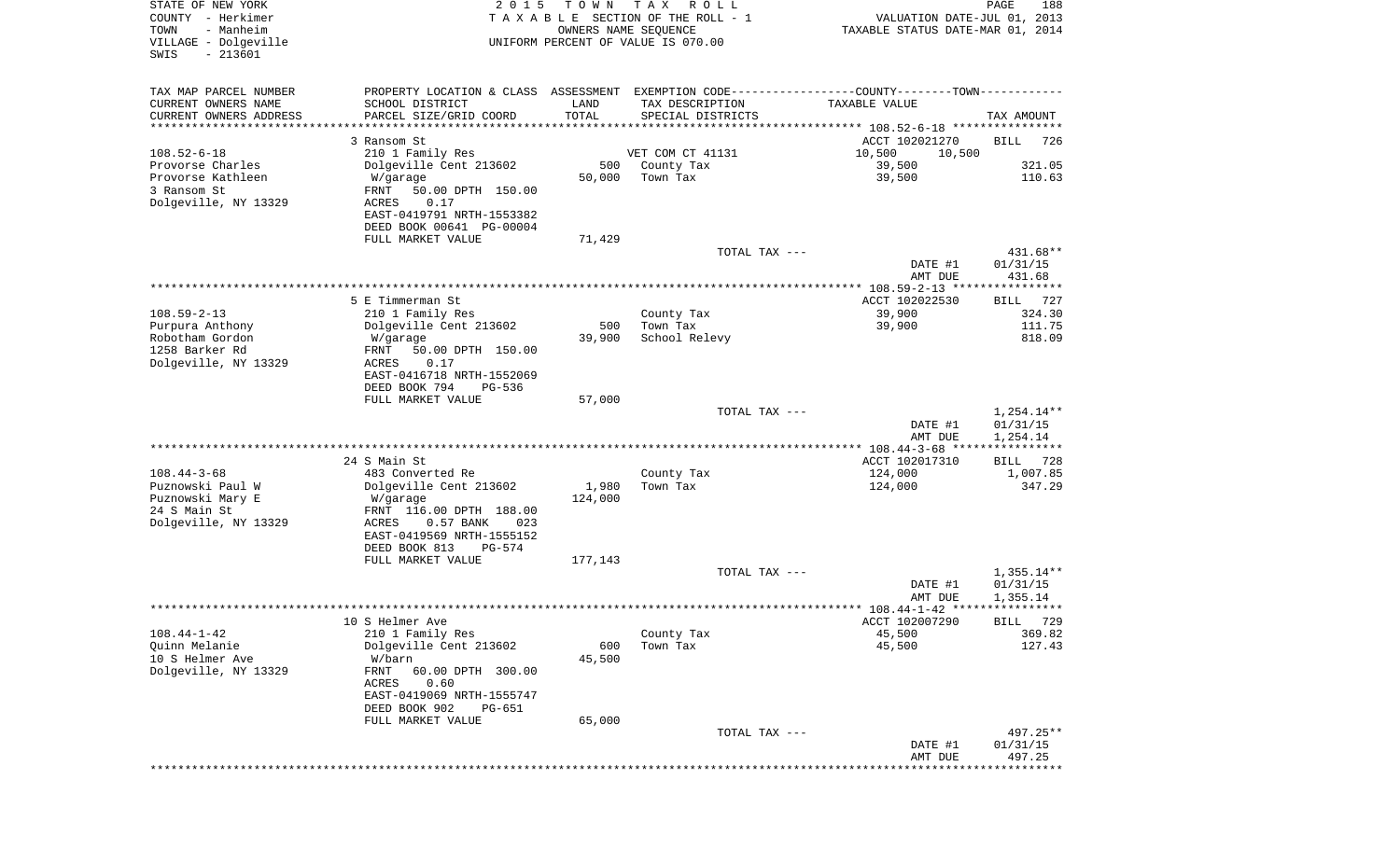STATE OF NEW YORK
COUNTY - Herkimer
TOWN - Manheim
VILLAGE - Dolgeville
SWIS - 213601

2015 TOWN TAX ROLL
TAXABLE SECTION OF THE ROLL - 1
OWNERS NAME SEQUENCE
UNIFORM PERCENT OF VALUE IS 070.00

VALUATION DATE-JUL 01, 2013
TAXABLE STATUS DATE-MAR 01, 2014

| TAX MAP PARCEL NUMBER / CURRENT OWNERS NAME / CURRENT OWNERS ADDRESS | PROPERTY LOCATION & CLASS / SCHOOL DISTRICT / PARCEL SIZE/GRID COORD | ASSESSMENT LAND | TOTAL | EXEMPTION CODE / TAX DESCRIPTION / SPECIAL DISTRICTS | COUNTY TAXABLE VALUE | TOWN TAXABLE VALUE | TAX AMOUNT |
|---|---|---|---|---|---|---|---|
| **108.52-6-18** | 3 Ransom St | | | | ACCT 102021270 | | BILL 726 |
| 108.52-6-18 | 210 1 Family Res | | | VET COM CT 41131 | 10,500 | 10,500 | |
| Provorse Charles | Dolgeville Cent 213602 | 500 | | County Tax | 39,500 | | 321.05 |
| Provorse Kathleen | W/garage | | 50,000 | Town Tax | 39,500 | | 110.63 |
| 3 Ransom St | FRNT 50.00 DPTH 150.00 | | | | | | |
| Dolgeville, NY 13329 | ACRES 0.17 | | | | | | |
| | EAST-0419791 NRTH-1553382 | | | | | | |
| | DEED BOOK 00641 PG-00004 | | | | | | |
| | FULL MARKET VALUE | 71,429 | | | | | |
| | | | | TOTAL TAX --- | | | 431.68** |
| | | | | | DATE #1 | | 01/31/15 |
| | | | | | AMT DUE | | 431.68 |
| **108.59-2-13** | 5 E Timmerman St | | | | ACCT 102022530 | | BILL 727 |
| 108.59-2-13 | 210 1 Family Res | | | County Tax | 39,900 | | 324.30 |
| Purpura Anthony | Dolgeville Cent 213602 | 500 | | Town Tax | 39,900 | | 111.75 |
| Robotham Gordon | W/garage | | 39,900 | School Relevy | | | 818.09 |
| 1258 Barker Rd | FRNT 50.00 DPTH 150.00 | | | | | | |
| Dolgeville, NY 13329 | ACRES 0.17 | | | | | | |
| | EAST-0416718 NRTH-1552069 | | | | | | |
| | DEED BOOK 794 PG-536 | | | | | | |
| | FULL MARKET VALUE | 57,000 | | | | | |
| | | | | TOTAL TAX --- | | | 1,254.14** |
| | | | | | DATE #1 | | 01/31/15 |
| | | | | | AMT DUE | | 1,254.14 |
| **108.44-3-68** | 24 S Main St | | | | ACCT 102017310 | | BILL 728 |
| 108.44-3-68 | 483 Converted Re | | | County Tax | 124,000 | | 1,007.85 |
| Puznowski Paul W | Dolgeville Cent 213602 | 1,980 | | Town Tax | 124,000 | | 347.29 |
| Puznowski Mary E | W/garage | | 124,000 | | | | |
| 24 S Main St | FRNT 116.00 DPTH 188.00 | | | | | | |
| Dolgeville, NY 13329 | ACRES 0.57 BANK 023 | | | | | | |
| | EAST-0419569 NRTH-1555152 | | | | | | |
| | DEED BOOK 813 PG-574 | | | | | | |
| | FULL MARKET VALUE | 177,143 | | | | | |
| | | | | TOTAL TAX --- | | | 1,355.14** |
| | | | | | DATE #1 | | 01/31/15 |
| | | | | | AMT DUE | | 1,355.14 |
| **108.44-1-42** | 10 S Helmer Ave | | | | ACCT 102007290 | | BILL 729 |
| 108.44-1-42 | 210 1 Family Res | | | County Tax | 45,500 | | 369.82 |
| Quinn Melanie | Dolgeville Cent 213602 | 600 | | Town Tax | 45,500 | | 127.43 |
| 10 S Helmer Ave | W/barn | | 45,500 | | | | |
| Dolgeville, NY 13329 | FRNT 60.00 DPTH 300.00 | | | | | | |
| | ACRES 0.60 | | | | | | |
| | EAST-0419069 NRTH-1555747 | | | | | | |
| | DEED BOOK 902 PG-651 | | | | | | |
| | FULL MARKET VALUE | 65,000 | | | | | |
| | | | | TOTAL TAX --- | | | 497.25** |
| | | | | | DATE #1 | | 01/31/15 |
| | | | | | AMT DUE | | 497.25 |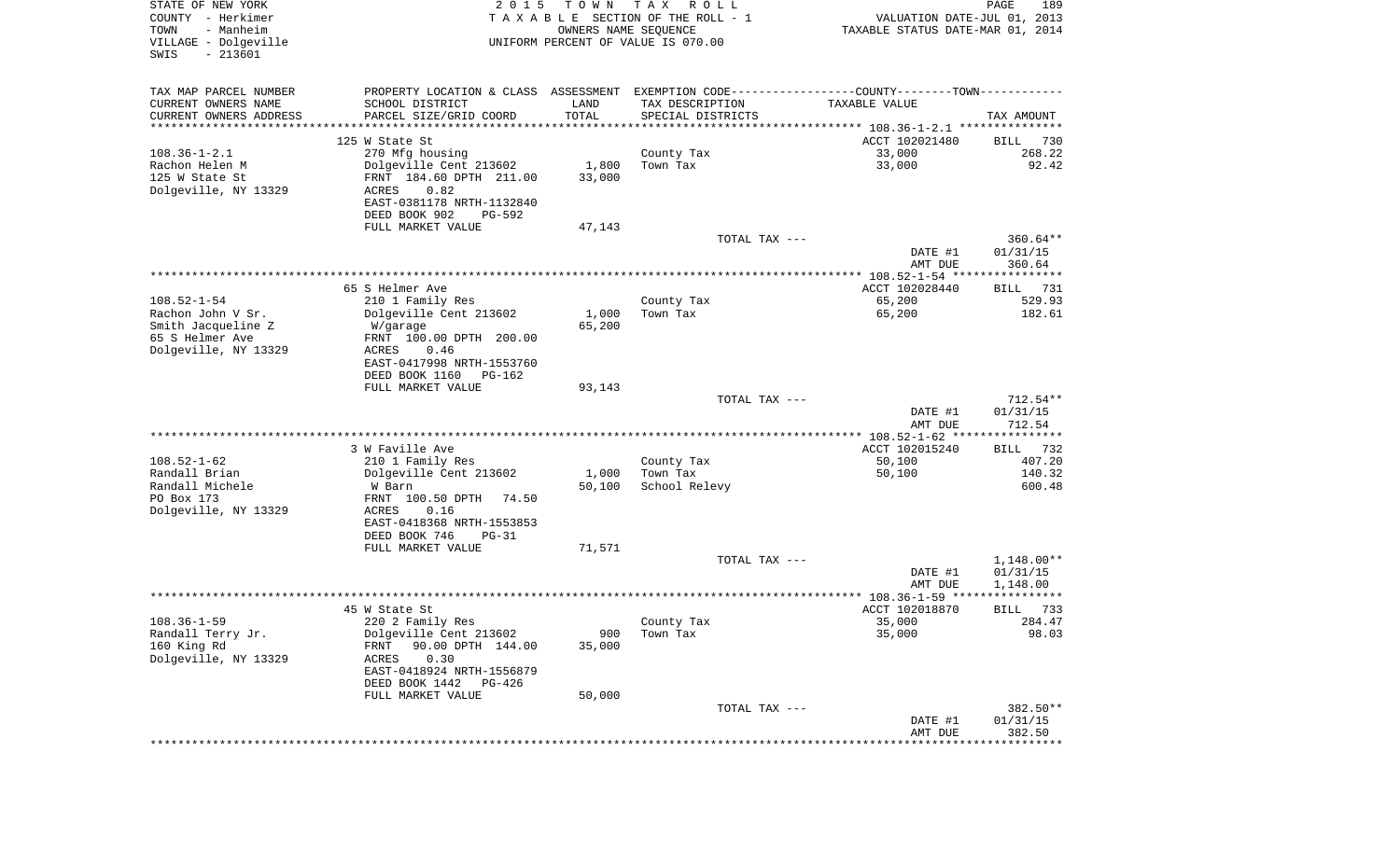STATE OF NEW YORK
COUNTY - Herkimer
TOWN - Manheim
VILLAGE - Dolgeville
SWIS - 213601

2 0 1 5 T O W N T A X R O L L
T A X A B L E SECTION OF THE ROLL - 1
OWNERS NAME SEQUENCE
UNIFORM PERCENT OF VALUE IS 070.00

VALUATION DATE-JUL 01, 2013
TAXABLE STATUS DATE-MAR 01, 2014

| TAX MAP PARCEL NUMBER / CURRENT OWNERS NAME / CURRENT OWNERS ADDRESS | PROPERTY LOCATION & CLASS / SCHOOL DISTRICT / PARCEL SIZE/GRID COORD | ASSESSMENT LAND / TOTAL | EXEMPTION CODE / TAX DESCRIPTION / SPECIAL DISTRICTS | COUNTY--------TOWN TAXABLE VALUE | TAX AMOUNT |
|---|---|---|---|---|---|
| 108.36-1-2.1 | 125 W State St | | | ACCT 102021480 | BILL 730 |
| Rachon Helen M | 270 Mfg housing | | County Tax | 33,000 | 268.22 |
| 125 W State St | Dolgeville Cent 213602 | 1,800 | Town Tax | 33,000 | 92.42 |
| Dolgeville, NY 13329 | FRNT 184.60 DPTH 211.00 | 33,000 | | | |
| | ACRES 0.82 | | | | |
| | EAST-0381178 NRTH-1132840 | | | | |
| | DEED BOOK 902 PG-592 | | | | |
| | FULL MARKET VALUE | 47,143 | | | |
| | | | TOTAL TAX --- | | 360.64** |
| | | | | DATE #1 | 01/31/15 |
| | | | | AMT DUE | 360.64 |
| 108.52-1-54 | 65 S Helmer Ave | | | ACCT 102028440 | BILL 731 |
| Rachon John V Sr. | 210 1 Family Res | | County Tax | 65,200 | 529.93 |
| Smith Jacqueline Z | Dolgeville Cent 213602 | 1,000 | Town Tax | 65,200 | 182.61 |
| 65 S Helmer Ave | W/garage | 65,200 | | | |
| Dolgeville, NY 13329 | FRNT 100.00 DPTH 200.00 | | | | |
| | ACRES 0.46 | | | | |
| | EAST-0417998 NRTH-1553760 | | | | |
| | DEED BOOK 1160 PG-162 | | | | |
| | FULL MARKET VALUE | 93,143 | | | |
| | | | TOTAL TAX --- | | 712.54** |
| | | | | DATE #1 | 01/31/15 |
| | | | | AMT DUE | 712.54 |
| 108.52-1-62 | 3 W Faville Ave | | | ACCT 102015240 | BILL 732 |
| Randall Brian | 210 1 Family Res | | County Tax | 50,100 | 407.20 |
| Randall Michele | Dolgeville Cent 213602 | 1,000 | Town Tax | 50,100 | 140.32 |
| PO Box 173 | W Barn | 50,100 | School Relevy | | 600.48 |
| Dolgeville, NY 13329 | FRNT 100.50 DPTH 74.50 | | | | |
| | ACRES 0.16 | | | | |
| | EAST-0418368 NRTH-1553853 | | | | |
| | DEED BOOK 746 PG-31 | | | | |
| | FULL MARKET VALUE | 71,571 | | | |
| | | | TOTAL TAX --- | | 1,148.00** |
| | | | | DATE #1 | 01/31/15 |
| | | | | AMT DUE | 1,148.00 |
| 108.36-1-59 | 45 W State St | | | ACCT 102018870 | BILL 733 |
| Randall Terry Jr. | 220 2 Family Res | | County Tax | 35,000 | 284.47 |
| 160 King Rd | Dolgeville Cent 213602 | 900 | Town Tax | 35,000 | 98.03 |
| Dolgeville, NY 13329 | FRNT 90.00 DPTH 144.00 | 35,000 | | | |
| | ACRES 0.30 | | | | |
| | EAST-0418924 NRTH-1556879 | | | | |
| | DEED BOOK 1442 PG-426 | | | | |
| | FULL MARKET VALUE | 50,000 | | | |
| | | | TOTAL TAX --- | | 382.50** |
| | | | | DATE #1 | 01/31/15 |
| | | | | AMT DUE | 382.50 |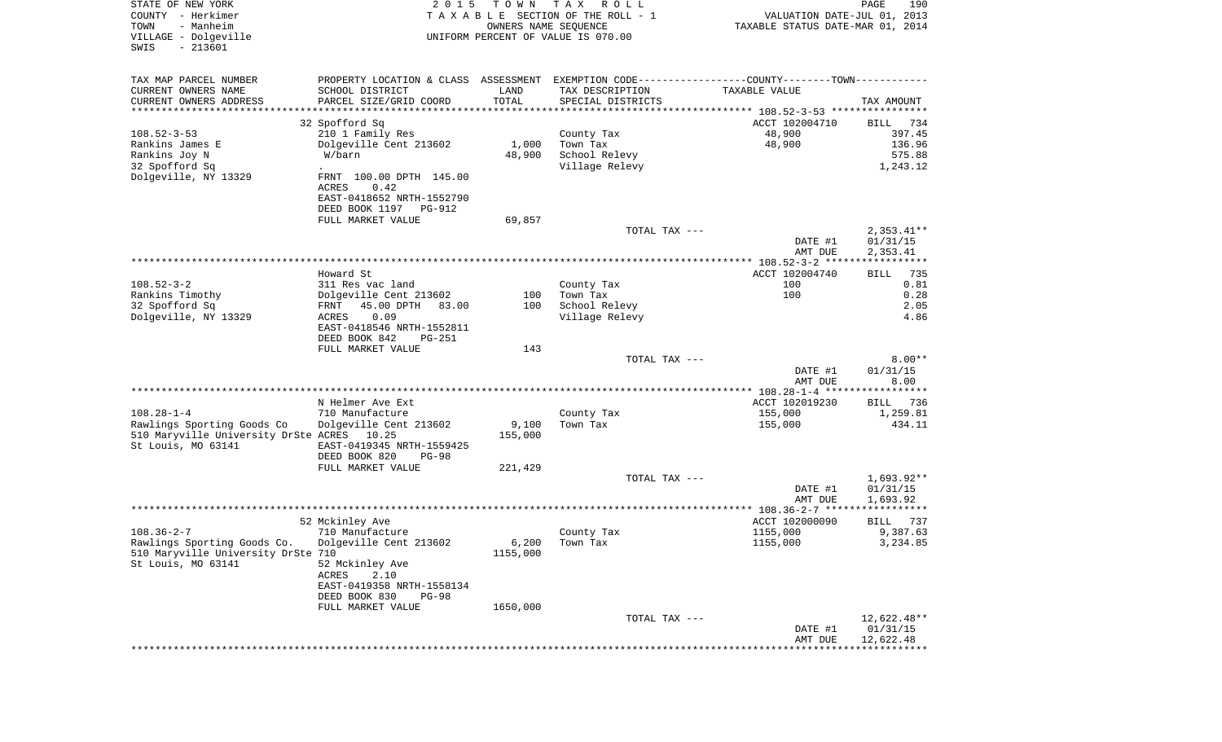STATE OF NEW YORK
COUNTY - Herkimer
TOWN - Manheim
VILLAGE - Dolgeville
SWIS - 213601

2015 TOWN TAX ROLL
TAXABLE SECTION OF THE ROLL - 1
OWNERS NAME SEQUENCE
UNIFORM PERCENT OF VALUE IS 070.00

VALUATION DATE-JUL 01, 2013
TAXABLE STATUS DATE-MAR 01, 2014

| TAX MAP PARCEL NUMBER / CURRENT OWNERS NAME / CURRENT OWNERS ADDRESS | PROPERTY LOCATION & CLASS / SCHOOL DISTRICT / PARCEL SIZE/GRID COORD | ASSESSMENT LAND / TOTAL | EXEMPTION CODE / TAX DESCRIPTION / SPECIAL DISTRICTS | COUNTY--------TOWN / TAXABLE VALUE | TAX AMOUNT |
|---|---|---|---|---|---|
| **108.52-3-53** | 32 Spofford Sq | | | ACCT 102004710 | BILL 734 |
| 108.52-3-53 | 210 1 Family Res | | County Tax | 48,900 | 397.45 |
| Rankins James E | Dolgeville Cent 213602 | 1,000 | Town Tax | 48,900 | 136.96 |
| Rankins Joy N | W/barn | 48,900 | School Relevy | | 575.88 |
| 32 Spofford Sq | . | | Village Relevy | | 1,243.12 |
| Dolgeville, NY 13329 | FRNT 100.00 DPTH 145.00 | | | | |
| | ACRES 0.42 | | | | |
| | EAST-0418652 NRTH-1552790 | | | | |
| | DEED BOOK 1197 PG-912 | | | | |
| | FULL MARKET VALUE | 69,857 | | | |
| | | | TOTAL TAX --- | | 2,353.41** |
| | | | | DATE #1 | 01/31/15 |
| | | | | AMT DUE | 2,353.41 |
| **108.52-3-2** | Howard St | | | ACCT 102004740 | BILL 735 |
| 108.52-3-2 | 311 Res vac land | | County Tax | 100 | 0.81 |
| Rankins Timothy | Dolgeville Cent 213602 | 100 | Town Tax | 100 | 0.28 |
| 32 Spofford Sq | FRNT 45.00 DPTH 83.00 | 100 | School Relevy | | 2.05 |
| Dolgeville, NY 13329 | ACRES 0.09 | | Village Relevy | | 4.86 |
| | EAST-0418546 NRTH-1552811 | | | | |
| | DEED BOOK 842 PG-251 | | | | |
| | FULL MARKET VALUE | 143 | | | |
| | | | TOTAL TAX --- | | 8.00** |
| | | | | DATE #1 | 01/31/15 |
| | | | | AMT DUE | 8.00 |
| **108.28-1-4** | N Helmer Ave Ext | | | ACCT 102019230 | BILL 736 |
| 108.28-1-4 | 710 Manufacture | | County Tax | 155,000 | 1,259.81 |
| Rawlings Sporting Goods Co | Dolgeville Cent 213602 | 9,100 | Town Tax | 155,000 | 434.11 |
| 510 Maryville University DrSte | ACRES 10.25 | 155,000 | | | |
| St Louis, MO 63141 | EAST-0419345 NRTH-1559425 | | | | |
| | DEED BOOK 820 PG-98 | | | | |
| | FULL MARKET VALUE | 221,429 | | | |
| | | | TOTAL TAX --- | | 1,693.92** |
| | | | | DATE #1 | 01/31/15 |
| | | | | AMT DUE | 1,693.92 |
| **108.36-2-7** | 52 Mckinley Ave | | | ACCT 102000090 | BILL 737 |
| 108.36-2-7 | 710 Manufacture | | County Tax | 1155,000 | 9,387.63 |
| Rawlings Sporting Goods Co. | Dolgeville Cent 213602 | 6,200 | Town Tax | 1155,000 | 3,234.85 |
| 510 Maryville University DrSte 710 | | 1155,000 | | | |
| St Louis, MO 63141 | 52 Mckinley Ave | | | | |
| | ACRES 2.10 | | | | |
| | EAST-0419358 NRTH-1558134 | | | | |
| | DEED BOOK 830 PG-98 | | | | |
| | FULL MARKET VALUE | 1650,000 | | | |
| | | | TOTAL TAX --- | | 12,622.48** |
| | | | | DATE #1 | 01/31/15 |
| | | | | AMT DUE | 12,622.48 |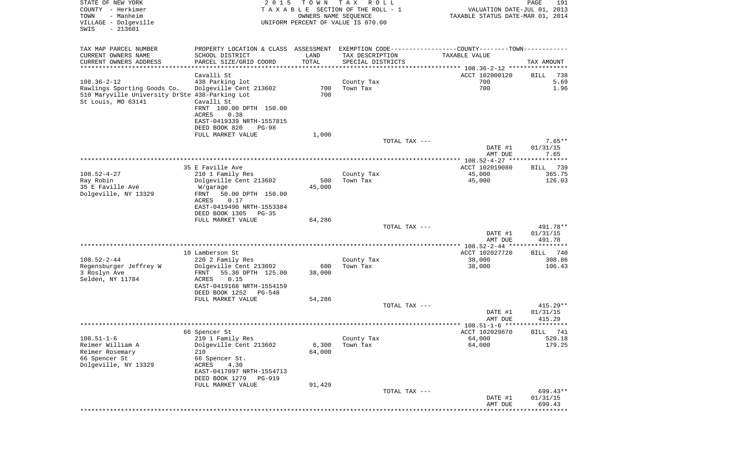STATE OF NEW YORK
COUNTY - Herkimer
TOWN - Manheim
VILLAGE - Dolgeville
SWIS - 213601

2 0 1 5 T O W N T A X R O L L
T A X A B L E SECTION OF THE ROLL - 1
OWNERS NAME SEQUENCE
UNIFORM PERCENT OF VALUE IS 070.00

VALUATION DATE-JUL 01, 2013
TAXABLE STATUS DATE-MAR 01, 2014

| TAX MAP PARCEL NUMBER / CURRENT OWNERS NAME / CURRENT OWNERS ADDRESS | PROPERTY LOCATION & CLASS / SCHOOL DISTRICT / PARCEL SIZE/GRID COORD | ASSESSMENT LAND / TOTAL | EXEMPTION CODE / TAX DESCRIPTION / SPECIAL DISTRICTS | COUNTY--------TOWN / TAXABLE VALUE | TAX AMOUNT |
|---|---|---|---|---|---|
| 108.36-2-12 | Cavalli St | | | ACCT 102000120 | BILL 738 |
| Rawlings Sporting Goods Co. | 438 Parking lot | | County Tax | 700 | 5.69 |
| 510 Maryville University DrSte 438-Parking Lot | Dolgeville Cent 213602 | 700 | Town Tax | 700 | 1.96 |
| St Louis, MO 63141 | Cavalli St | 700 | | | |
| | FRNT 100.00 DPTH 150.00 | | | | |
| | ACRES 0.38 | | | | |
| | EAST-0419339 NRTH-1557815 | | | | |
| | DEED BOOK 820 PG-98 | | | | |
| | FULL MARKET VALUE | 1,000 | | | |
| | | | TOTAL TAX --- | | 7.65** |
| | | | | DATE #1 | 01/31/15 |
| | | | | AMT DUE | 7.65 |
| 108.52-4-27 | 35 E Faville Ave | | | ACCT 102019080 | BILL 739 |
| Ray Robin | 210 1 Family Res | | County Tax | 45,000 | 365.75 |
| 35 E Faville Ave | Dolgeville Cent 213602 | 500 | Town Tax | 45,000 | 126.03 |
| Dolgeville, NY 13329 | W/garage | 45,000 | | | |
| | FRNT 50.00 DPTH 150.00 | | | | |
| | ACRES 0.17 | | | | |
| | EAST-0419490 NRTH-1553384 | | | | |
| | DEED BOOK 1305 PG-35 | | | | |
| | FULL MARKET VALUE | 64,286 | | | |
| | | | TOTAL TAX --- | | 491.78** |
| | | | | DATE #1 | 01/31/15 |
| | | | | AMT DUE | 491.78 |
| 108.52-2-44 | 10 Lamberson St | | | ACCT 102027720 | BILL 740 |
| Regensburger Jeffrey W | 220 2 Family Res | | County Tax | 38,000 | 308.86 |
| 3 Roslyn Ave | Dolgeville Cent 213602 | 600 | Town Tax | 38,000 | 106.43 |
| Selden, NY 11784 | FRNT 55.30 DPTH 125.00 | 38,000 | | | |
| | ACRES 0.15 | | | | |
| | EAST-0419168 NRTH-1554159 | | | | |
| | DEED BOOK 1252 PG-548 | | | | |
| | FULL MARKET VALUE | 54,286 | | | |
| | | | TOTAL TAX --- | | 415.29** |
| | | | | DATE #1 | 01/31/15 |
| | | | | AMT DUE | 415.29 |
| 108.51-1-6 | 66 Spencer St | | | ACCT 102029670 | BILL 741 |
| Reimer William A | 210 1 Family Res | | County Tax | 64,000 | 520.18 |
| Reimer Rosemary | Dolgeville Cent 213602 | 6,300 | Town Tax | 64,000 | 179.25 |
| 66 Spencer St | 210 | 64,000 | | | |
| Dolgeville, NY 13329 | 66 Spencer St. | | | | |
| | ACRES 4.30 | | | | |
| | EAST-0417097 NRTH-1554713 | | | | |
| | DEED BOOK 1279 PG-919 | | | | |
| | FULL MARKET VALUE | 91,429 | | | |
| | | | TOTAL TAX --- | | 699.43** |
| | | | | DATE #1 | 01/31/15 |
| | | | | AMT DUE | 699.43 |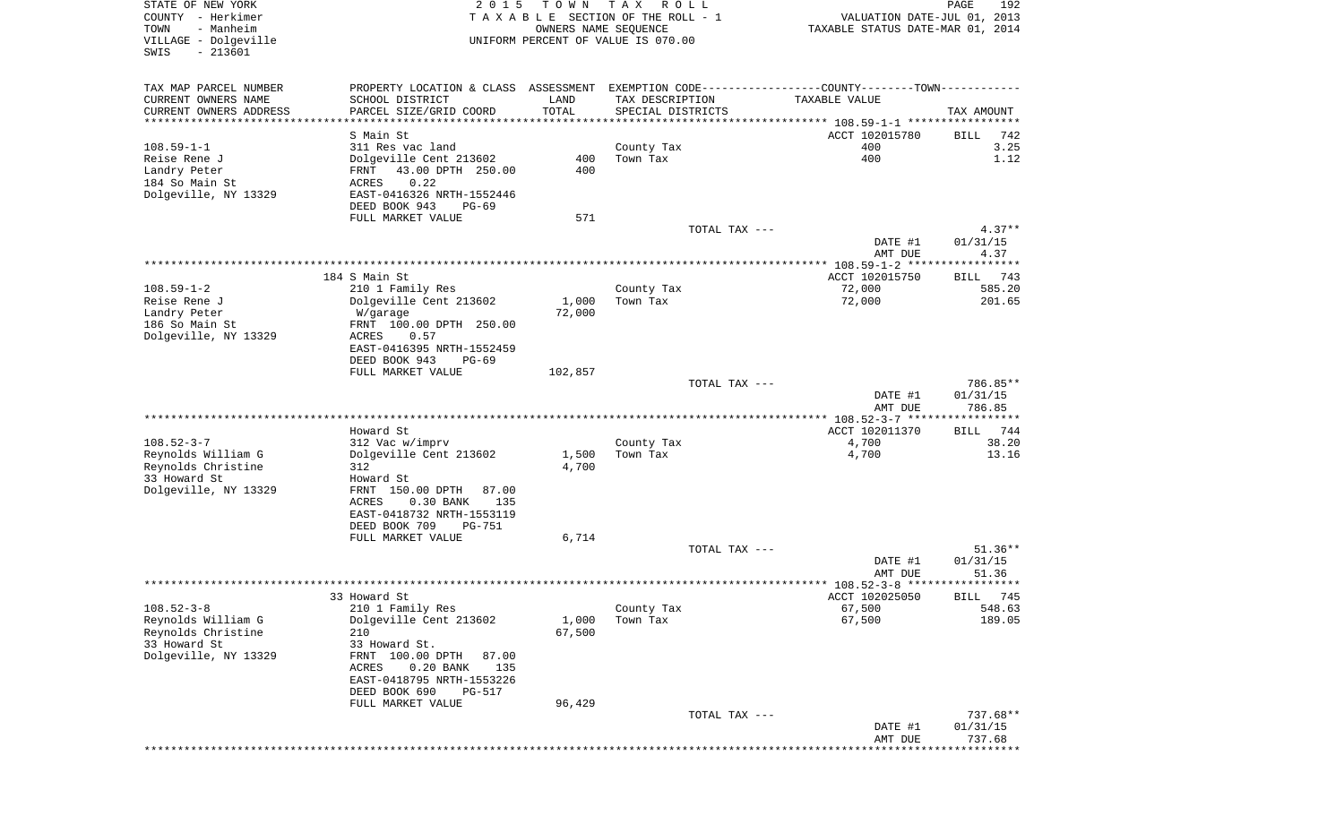STATE OF NEW YORK | COUNTY - Herkimer | TOWN - Manheim | VILLAGE - Dolgeville | SWIS - 213601

**2015 TOWN TAX ROLL**
TAXABLE SECTION OF THE ROLL - 1
OWNERS NAME SEQUENCE
UNIFORM PERCENT OF VALUE IS 070.00

VALUATION DATE-JUL 01, 2013
TAXABLE STATUS DATE-MAR 01, 2014

| TAX MAP PARCEL NUMBER / CURRENT OWNERS NAME / CURRENT OWNERS ADDRESS | PROPERTY LOCATION & CLASS / SCHOOL DISTRICT / PARCEL SIZE/GRID COORD | ASSESSMENT LAND | TOTAL | EXEMPTION CODE / TAX DESCRIPTION / SPECIAL DISTRICTS | TAXABLE VALUE | TAX AMOUNT |
|---|---|---|---|---|---|---|
| **108.59-1-1** | S Main St | | | | ACCT 102015780 | BILL 742 |
| Reise Rene J | 311 Res vac land | | | | | |
| Landry Peter | Dolgeville Cent 213602 | 400 | | County Tax | 400 | 3.25 |
| 184 So Main St | FRNT 43.00 DPTH 250.00 | | 400 | Town Tax | 400 | 1.12 |
| Dolgeville, NY 13329 | ACRES 0.22 | | | | | |
| | EAST-0416326 NRTH-1552446 | | | | | |
| | DEED BOOK 943 PG-69 | | | | | |
| | FULL MARKET VALUE | | 571 | | | |
| | | | | TOTAL TAX --- | | 4.37** |
| | | | | | DATE #1 | 01/31/15 |
| | | | | | AMT DUE | 4.37 |
| **108.59-1-2** | 184 S Main St | | | | ACCT 102015750 | BILL 743 |
| Reise Rene J | 210 1 Family Res | | | | | |
| Landry Peter | Dolgeville Cent 213602 | 1,000 | | County Tax | 72,000 | 585.20 |
| 186 So Main St | W/garage | | 72,000 | Town Tax | 72,000 | 201.65 |
| Dolgeville, NY 13329 | FRNT 100.00 DPTH 250.00 | | | | | |
| | ACRES 0.57 | | | | | |
| | EAST-0416395 NRTH-1552459 | | | | | |
| | DEED BOOK 943 PG-69 | | | | | |
| | FULL MARKET VALUE | | 102,857 | | | |
| | | | | TOTAL TAX --- | | 786.85** |
| | | | | | DATE #1 | 01/31/15 |
| | | | | | AMT DUE | 786.85 |
| **108.52-3-7** | Howard St | | | | ACCT 102011370 | BILL 744 |
| Reynolds William G | 312 Vac w/imprv | | | | | |
| Reynolds Christine | Dolgeville Cent 213602 | 1,500 | | County Tax | 4,700 | 38.20 |
| 33 Howard St | 312 | | 4,700 | Town Tax | 4,700 | 13.16 |
| Dolgeville, NY 13329 | Howard St | | | | | |
| | FRNT 150.00 DPTH 87.00 | | | | | |
| | ACRES 0.30 BANK 135 | | | | | |
| | EAST-0418732 NRTH-1553119 | | | | | |
| | DEED BOOK 709 PG-751 | | | | | |
| | FULL MARKET VALUE | | 6,714 | | | |
| | | | | TOTAL TAX --- | | 51.36** |
| | | | | | DATE #1 | 01/31/15 |
| | | | | | AMT DUE | 51.36 |
| **108.52-3-8** | 33 Howard St | | | | ACCT 102025050 | BILL 745 |
| Reynolds William G | 210 1 Family Res | | | | | |
| Reynolds Christine | Dolgeville Cent 213602 | 1,000 | | County Tax | 67,500 | 548.63 |
| 33 Howard St | 210 | | 67,500 | Town Tax | 67,500 | 189.05 |
| Dolgeville, NY 13329 | 33 Howard St. | | | | | |
| | FRNT 100.00 DPTH 87.00 | | | | | |
| | ACRES 0.20 BANK 135 | | | | | |
| | EAST-0418795 NRTH-1553226 | | | | | |
| | DEED BOOK 690 PG-517 | | | | | |
| | FULL MARKET VALUE | | 96,429 | | | |
| | | | | TOTAL TAX --- | | 737.68** |
| | | | | | DATE #1 | 01/31/15 |
| | | | | | AMT DUE | 737.68 |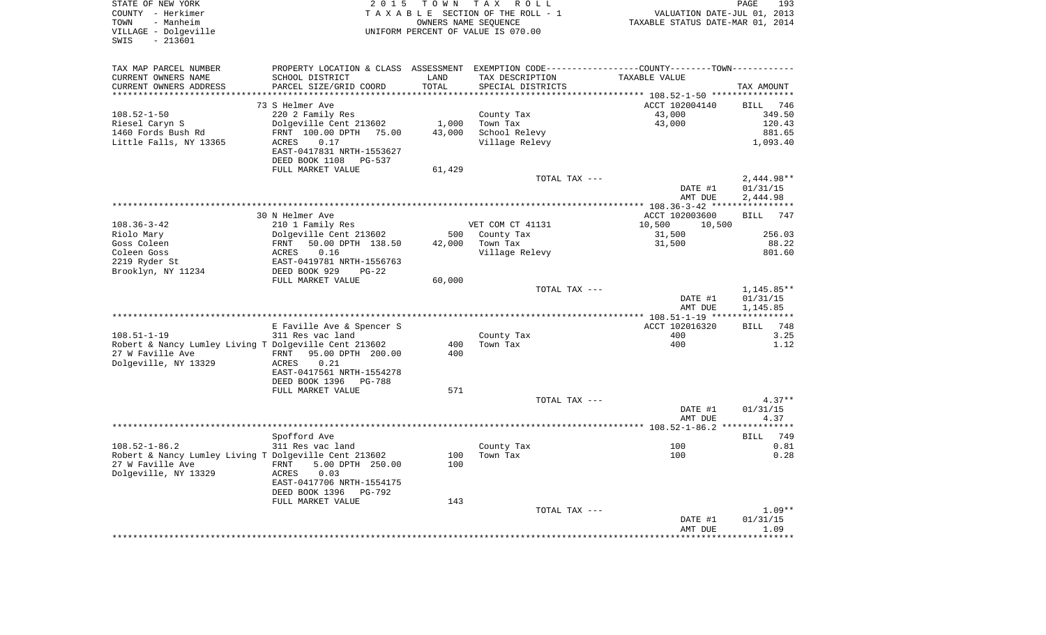STATE OF NEW YORK
COUNTY - Herkimer
TOWN - Manheim
VILLAGE - Dolgeville
SWIS - 213601

2 0 1 5 T O W N T A X R O L L
T A X A B L E SECTION OF THE ROLL - 1
OWNERS NAME SEQUENCE
UNIFORM PERCENT OF VALUE IS 070.00

VALUATION DATE-JUL 01, 2013
TAXABLE STATUS DATE-MAR 01, 2014

| TAX MAP PARCEL NUMBER / CURRENT OWNERS NAME / CURRENT OWNERS ADDRESS | PROPERTY LOCATION & CLASS / SCHOOL DISTRICT / PARCEL SIZE/GRID COORD | ASSESSMENT LAND | TOTAL | EXEMPTION CODE / TAX DESCRIPTION / SPECIAL DISTRICTS | TAXABLE VALUE (COUNTY--------TOWN) | | TAX AMOUNT |
|---|---|---|---|---|---|---|---|
| | 73 S Helmer Ave | | | | ACCT 102004140 | | BILL 746 |
| 108.52-1-50 | 220 2 Family Res | | | County Tax | 43,000 | | 349.50 |
| Riesel Caryn S | Dolgeville Cent 213602 | 1,000 | | Town Tax | 43,000 | | 120.43 |
| 1460 Fords Bush Rd | FRNT 100.00 DPTH 75.00 | | 43,000 | School Relevy | | | 881.65 |
| Little Falls, NY 13365 | ACRES 0.17 | | | Village Relevy | | | 1,093.40 |
| | EAST-0417831 NRTH-1553627 | | | | | | |
| | DEED BOOK 1108 PG-537 | | | | | | |
| | FULL MARKET VALUE | | 61,429 | | | | |
| | | | | TOTAL TAX --- | | | 2,444.98** |
| | | | | | DATE #1 | | 01/31/15 |
| | | | | | AMT DUE | | 2,444.98 |
| | 30 N Helmer Ave | | | | ACCT 102003600 | | BILL 747 |
| 108.36-3-42 | 210 1 Family Res | | | VET COM CT 41131 | 10,500 | 10,500 | |
| Riolo Mary | Dolgeville Cent 213602 | 500 | | County Tax | 31,500 | | 256.03 |
| Goss Coleen | FRNT 50.00 DPTH 138.50 | | 42,000 | Town Tax | 31,500 | | 88.22 |
| Coleen Goss | ACRES 0.16 | | | Village Relevy | | | 801.60 |
| 2219 Ryder St | EAST-0419781 NRTH-1556763 | | | | | | |
| Brooklyn, NY 11234 | DEED BOOK 929 PG-22 | | | | | | |
| | FULL MARKET VALUE | | 60,000 | | | | |
| | | | | TOTAL TAX --- | | | 1,145.85** |
| | | | | | DATE #1 | | 01/31/15 |
| | | | | | AMT DUE | | 1,145.85 |
| | E Faville Ave & Spencer S | | | | ACCT 102016320 | | BILL 748 |
| 108.51-1-19 | 311 Res vac land | | | County Tax | 400 | | 3.25 |
| Robert & Nancy Lumley Living T | Dolgeville Cent 213602 | 400 | | Town Tax | 400 | | 1.12 |
| 27 W Faville Ave | FRNT 95.00 DPTH 200.00 | | 400 | | | | |
| Dolgeville, NY 13329 | ACRES 0.21 | | | | | | |
| | EAST-0417561 NRTH-1554278 | | | | | | |
| | DEED BOOK 1396 PG-788 | | | | | | |
| | FULL MARKET VALUE | | 571 | | | | |
| | | | | TOTAL TAX --- | | | 4.37** |
| | | | | | DATE #1 | | 01/31/15 |
| | | | | | AMT DUE | | 4.37 |
| | Spofford Ave | | | | | | BILL 749 |
| 108.52-1-86.2 | 311 Res vac land | | | County Tax | 100 | | 0.81 |
| Robert & Nancy Lumley Living T | Dolgeville Cent 213602 | 100 | | Town Tax | 100 | | 0.28 |
| 27 W Faville Ave | FRNT 5.00 DPTH 250.00 | | 100 | | | | |
| Dolgeville, NY 13329 | ACRES 0.03 | | | | | | |
| | EAST-0417706 NRTH-1554175 | | | | | | |
| | DEED BOOK 1396 PG-792 | | | | | | |
| | FULL MARKET VALUE | | 143 | | | | |
| | | | | TOTAL TAX --- | | | 1.09** |
| | | | | | DATE #1 | | 01/31/15 |
| | | | | | AMT DUE | | 1.09 |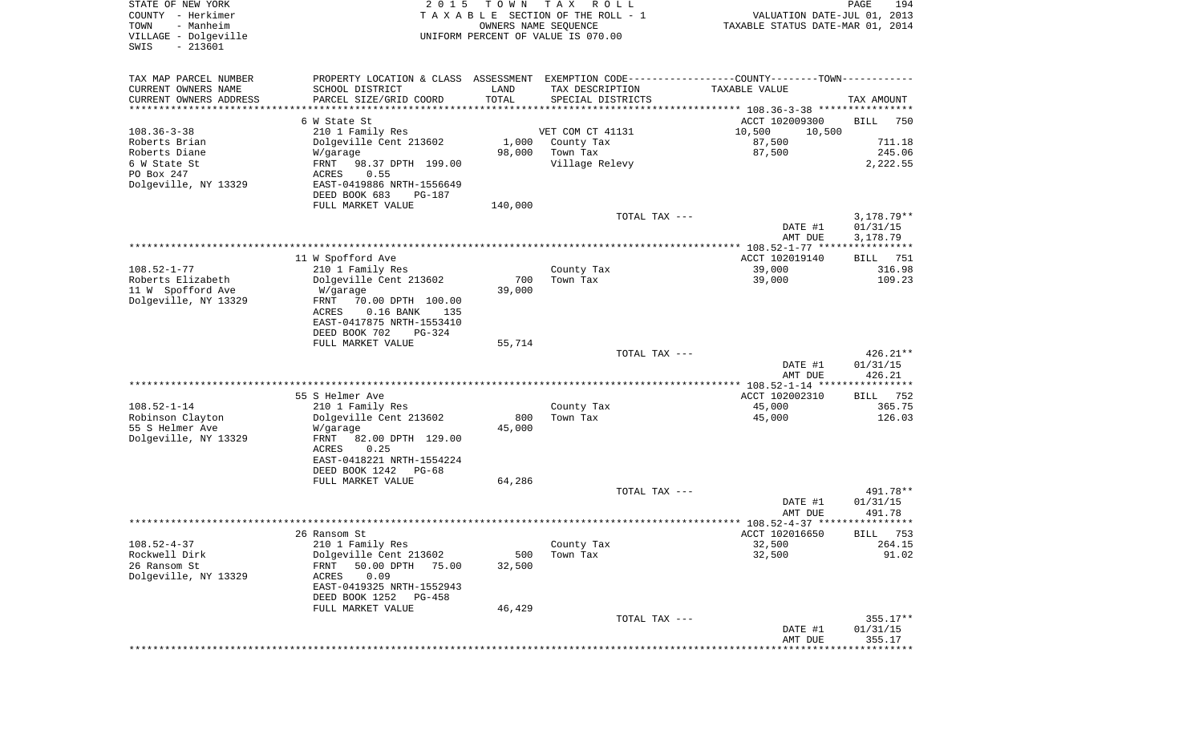STATE OF NEW YORK
COUNTY - Herkimer
TOWN - Manheim
VILLAGE - Dolgeville
SWIS - 213601

2 0 1 5 T O W N T A X R O L L
T A X A B L E SECTION OF THE ROLL - 1
OWNERS NAME SEQUENCE
UNIFORM PERCENT OF VALUE IS 070.00

VALUATION DATE-JUL 01, 2013
TAXABLE STATUS DATE-MAR 01, 2014

| TAX MAP PARCEL NUMBER / CURRENT OWNERS NAME / CURRENT OWNERS ADDRESS | PROPERTY LOCATION & CLASS / SCHOOL DISTRICT / PARCEL SIZE/GRID COORD | ASSESSMENT LAND / TOTAL | EXEMPTION CODE / TAX DESCRIPTION / SPECIAL DISTRICTS | COUNTY--------TOWN TAXABLE VALUE | TAX AMOUNT |
|---|---|---|---|---|---|
| **108.36-3-38** | 6 W State St | | | ACCT 102009300 | BILL 750 |
| 108.36-3-38 | 210 1 Family Res | | VET COM CT 41131 | 10,500 10,500 | |
| Roberts Brian | Dolgeville Cent 213602 | 1,000 | County Tax | 87,500 | 711.18 |
| Roberts Diane | W/garage | 98,000 | Town Tax | 87,500 | 245.06 |
| 6 W State St | FRNT 98.37 DPTH 199.00 | | Village Relevy | | 2,222.55 |
| PO Box 247 | ACRES 0.55 | | | | |
| Dolgeville, NY 13329 | EAST-0419886 NRTH-1556649 | | | | |
| | DEED BOOK 683 PG-187 | | | | |
| | FULL MARKET VALUE | 140,000 | | | |
| | | | TOTAL TAX --- | | 3,178.79** |
| | | | | DATE #1 | 01/31/15 |
| | | | | AMT DUE | 3,178.79 |
| **108.52-1-77** | 11 W Spofford Ave | | | ACCT 102019140 | BILL 751 |
| 108.52-1-77 | 210 1 Family Res | | County Tax | 39,000 | 316.98 |
| Roberts Elizabeth | Dolgeville Cent 213602 | 700 | Town Tax | 39,000 | 109.23 |
| 11 W Spofford Ave | W/garage | 39,000 | | | |
| Dolgeville, NY 13329 | FRNT 70.00 DPTH 100.00 | | | | |
| | ACRES 0.16 BANK 135 | | | | |
| | EAST-0417875 NRTH-1553410 | | | | |
| | DEED BOOK 702 PG-324 | | | | |
| | FULL MARKET VALUE | 55,714 | | | |
| | | | TOTAL TAX --- | | 426.21** |
| | | | | DATE #1 | 01/31/15 |
| | | | | AMT DUE | 426.21 |
| **108.52-1-14** | 55 S Helmer Ave | | | ACCT 102002310 | BILL 752 |
| 108.52-1-14 | 210 1 Family Res | | County Tax | 45,000 | 365.75 |
| Robinson Clayton | Dolgeville Cent 213602 | 800 | Town Tax | 45,000 | 126.03 |
| 55 S Helmer Ave | W/garage | 45,000 | | | |
| Dolgeville, NY 13329 | FRNT 82.00 DPTH 129.00 | | | | |
| | ACRES 0.25 | | | | |
| | EAST-0418221 NRTH-1554224 | | | | |
| | DEED BOOK 1242 PG-68 | | | | |
| | FULL MARKET VALUE | 64,286 | | | |
| | | | TOTAL TAX --- | | 491.78** |
| | | | | DATE #1 | 01/31/15 |
| | | | | AMT DUE | 491.78 |
| **108.52-4-37** | 26 Ransom St | | | ACCT 102016650 | BILL 753 |
| 108.52-4-37 | 210 1 Family Res | | County Tax | 32,500 | 264.15 |
| Rockwell Dirk | Dolgeville Cent 213602 | 500 | Town Tax | 32,500 | 91.02 |
| 26 Ransom St | FRNT 50.00 DPTH 75.00 | 32,500 | | | |
| Dolgeville, NY 13329 | ACRES 0.09 | | | | |
| | EAST-0419325 NRTH-1552943 | | | | |
| | DEED BOOK 1252 PG-458 | | | | |
| | FULL MARKET VALUE | 46,429 | | | |
| | | | TOTAL TAX --- | | 355.17** |
| | | | | DATE #1 | 01/31/15 |
| | | | | AMT DUE | 355.17 |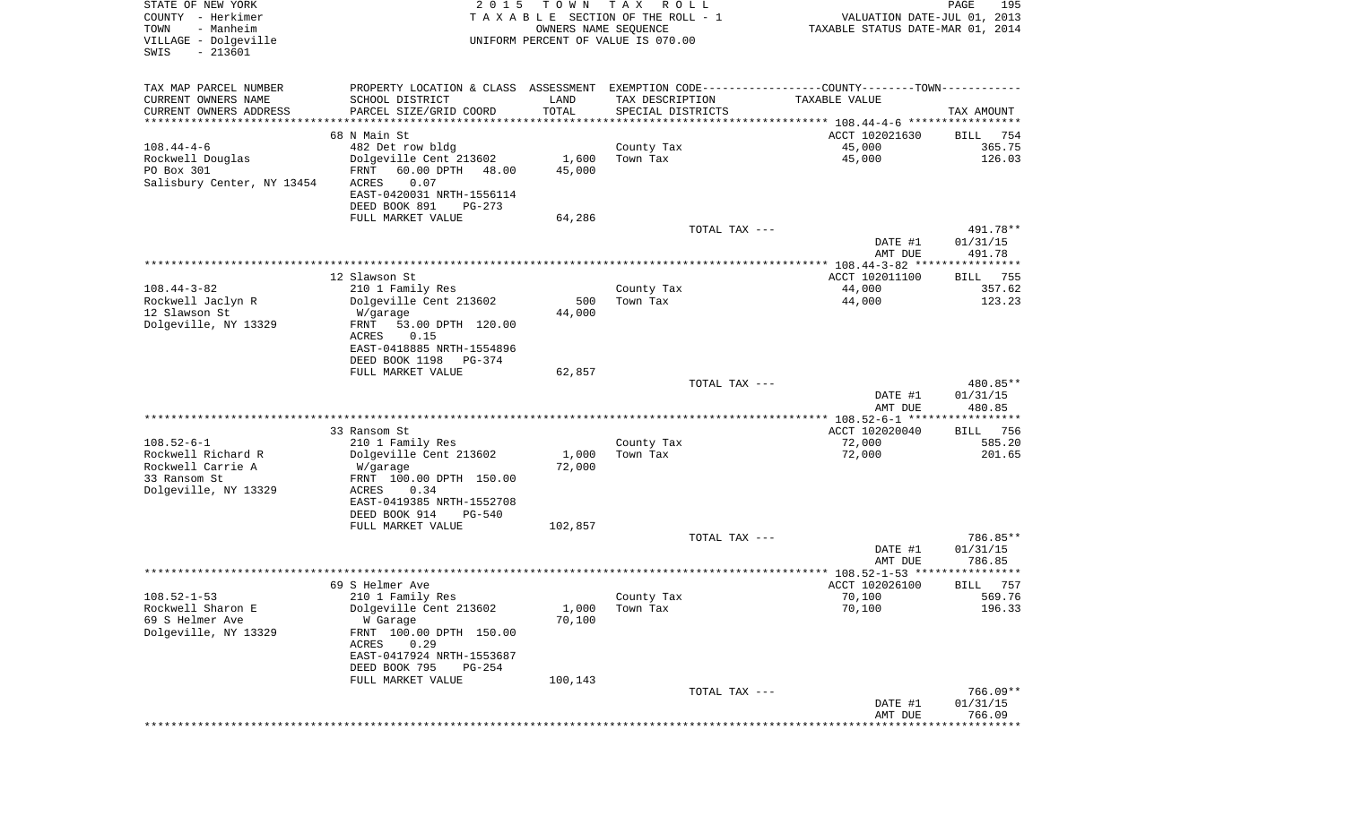STATE OF NEW YORK
COUNTY - Herkimer
TOWN - Manheim
VILLAGE - Dolgeville
SWIS - 213601

2 0 1 5 T O W N T A X R O L L
T A X A B L E SECTION OF THE ROLL - 1
OWNERS NAME SEQUENCE
UNIFORM PERCENT OF VALUE IS 070.00

VALUATION DATE-JUL 01, 2013
TAXABLE STATUS DATE-MAR 01, 2014

| TAX MAP PARCEL NUMBER / CURRENT OWNERS NAME / CURRENT OWNERS ADDRESS | PROPERTY LOCATION & CLASS / SCHOOL DISTRICT / PARCEL SIZE/GRID COORD | ASSESSMENT LAND / TOTAL | EXEMPTION CODE / TAX DESCRIPTION / SPECIAL DISTRICTS | COUNTY--------TOWN TAXABLE VALUE | TAX AMOUNT |
|---|---|---|---|---|---|
| | 68 N Main St | | | ACCT 102021630 | BILL 754 |
| 108.44-4-6 | 482 Det row bldg | | County Tax | 45,000 | 365.75 |
| Rockwell Douglas | Dolgeville Cent 213602 | 1,600 | Town Tax | 45,000 | 126.03 |
| PO Box 301 | FRNT 60.00 DPTH 48.00 | 45,000 | | | |
| Salisbury Center, NY 13454 | ACRES 0.07 | | | | |
| | EAST-0420031 NRTH-1556114 | | | | |
| | DEED BOOK 891 PG-273 | | | | |
| | FULL MARKET VALUE | 64,286 | | | |
| | | | TOTAL TAX --- | | 491.78** |
| | | | | DATE #1 | 01/31/15 |
| | | | | AMT DUE | 491.78 |
| | 12 Slawson St | | | ACCT 102011100 | BILL 755 |
| 108.44-3-82 | 210 1 Family Res | | County Tax | 44,000 | 357.62 |
| Rockwell Jaclyn R | Dolgeville Cent 213602 | 500 | Town Tax | 44,000 | 123.23 |
| 12 Slawson St | W/garage | 44,000 | | | |
| Dolgeville, NY 13329 | FRNT 53.00 DPTH 120.00 | | | | |
| | ACRES 0.15 | | | | |
| | EAST-0418885 NRTH-1554896 | | | | |
| | DEED BOOK 1198 PG-374 | | | | |
| | FULL MARKET VALUE | 62,857 | | | |
| | | | TOTAL TAX --- | | 480.85** |
| | | | | DATE #1 | 01/31/15 |
| | | | | AMT DUE | 480.85 |
| | 33 Ransom St | | | ACCT 102020040 | BILL 756 |
| 108.52-6-1 | 210 1 Family Res | | County Tax | 72,000 | 585.20 |
| Rockwell Richard R | Dolgeville Cent 213602 | 1,000 | Town Tax | 72,000 | 201.65 |
| Rockwell Carrie A | W/garage | 72,000 | | | |
| 33 Ransom St | FRNT 100.00 DPTH 150.00 | | | | |
| Dolgeville, NY 13329 | ACRES 0.34 | | | | |
| | EAST-0419385 NRTH-1552708 | | | | |
| | DEED BOOK 914 PG-540 | | | | |
| | FULL MARKET VALUE | 102,857 | | | |
| | | | TOTAL TAX --- | | 786.85** |
| | | | | DATE #1 | 01/31/15 |
| | | | | AMT DUE | 786.85 |
| | 69 S Helmer Ave | | | ACCT 102026100 | BILL 757 |
| 108.52-1-53 | 210 1 Family Res | | County Tax | 70,100 | 569.76 |
| Rockwell Sharon E | Dolgeville Cent 213602 | 1,000 | Town Tax | 70,100 | 196.33 |
| 69 S Helmer Ave | W Garage | 70,100 | | | |
| Dolgeville, NY 13329 | FRNT 100.00 DPTH 150.00 | | | | |
| | ACRES 0.29 | | | | |
| | EAST-0417924 NRTH-1553687 | | | | |
| | DEED BOOK 795 PG-254 | | | | |
| | FULL MARKET VALUE | 100,143 | | | |
| | | | TOTAL TAX --- | | 766.09** |
| | | | | DATE #1 | 01/31/15 |
| | | | | AMT DUE | 766.09 |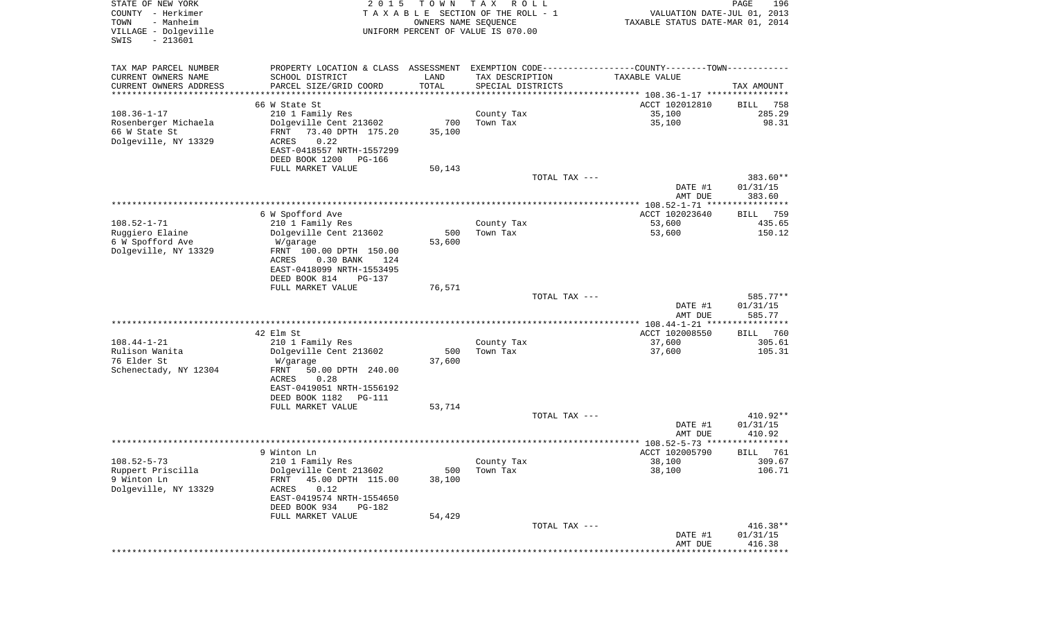STATE OF NEW YORK
COUNTY - Herkimer
TOWN - Manheim
VILLAGE - Dolgeville
SWIS - 213601

2015 TOWN TAX ROLL
TAXABLE SECTION OF THE ROLL - 1
OWNERS NAME SEQUENCE
UNIFORM PERCENT OF VALUE IS 070.00

VALUATION DATE-JUL 01, 2013
TAXABLE STATUS DATE-MAR 01, 2014

| TAX MAP PARCEL NUMBER / CURRENT OWNERS NAME / CURRENT OWNERS ADDRESS | PROPERTY LOCATION & CLASS / SCHOOL DISTRICT / PARCEL SIZE/GRID COORD | ASSESSMENT LAND / TOTAL | EXEMPTION CODE / TAX DESCRIPTION / SPECIAL DISTRICTS | COUNTY--------TOWN / TAXABLE VALUE | TAX AMOUNT |
|---|---|---|---|---|---|
| 108.36-1-17 | 66 W State St | | | ACCT 102012810 | BILL 758 |
| Rosenberger Michaela | 210 1 Family Res | | County Tax | 35,100 | 285.29 |
| 66 W State St | Dolgeville Cent 213602 | 700 | Town Tax | 35,100 | 98.31 |
| Dolgeville, NY 13329 | FRNT 73.40 DPTH 175.20 | 35,100 | | | |
| | ACRES 0.22 | | | | |
| | EAST-0418557 NRTH-1557299 | | | | |
| | DEED BOOK 1200 PG-166 | | | | |
| | FULL MARKET VALUE | 50,143 | | | |
| | | | TOTAL TAX --- | | 383.60** |
| | | | | DATE #1 | 01/31/15 |
| | | | | AMT DUE | 383.60 |
| 108.52-1-71 | 6 W Spofford Ave | | | ACCT 102023640 | BILL 759 |
| Ruggiero Elaine | 210 1 Family Res | | County Tax | 53,600 | 435.65 |
| 6 W Spofford Ave | Dolgeville Cent 213602 | 500 | Town Tax | 53,600 | 150.12 |
| Dolgeville, NY 13329 | W/garage | 53,600 | | | |
| | FRNT 100.00 DPTH 150.00 | | | | |
| | ACRES 0.30 BANK 124 | | | | |
| | EAST-0418099 NRTH-1553495 | | | | |
| | DEED BOOK 814 PG-137 | | | | |
| | FULL MARKET VALUE | 76,571 | | | |
| | | | TOTAL TAX --- | | 585.77** |
| | | | | DATE #1 | 01/31/15 |
| | | | | AMT DUE | 585.77 |
| 108.44-1-21 | 42 Elm St | | | ACCT 102008550 | BILL 760 |
| Rulison Wanita | 210 1 Family Res | | County Tax | 37,600 | 305.61 |
| 76 Elder St | Dolgeville Cent 213602 | 500 | Town Tax | 37,600 | 105.31 |
| Schenectady, NY 12304 | W/garage | 37,600 | | | |
| | FRNT 50.00 DPTH 240.00 | | | | |
| | ACRES 0.28 | | | | |
| | EAST-0419051 NRTH-1556192 | | | | |
| | DEED BOOK 1182 PG-111 | | | | |
| | FULL MARKET VALUE | 53,714 | | | |
| | | | TOTAL TAX --- | | 410.92** |
| | | | | DATE #1 | 01/31/15 |
| | | | | AMT DUE | 410.92 |
| 108.52-5-73 | 9 Winton Ln | | | ACCT 102005790 | BILL 761 |
| Ruppert Priscilla | 210 1 Family Res | | County Tax | 38,100 | 309.67 |
| 9 Winton Ln | Dolgeville Cent 213602 | 500 | Town Tax | 38,100 | 106.71 |
| Dolgeville, NY 13329 | FRNT 45.00 DPTH 115.00 | 38,100 | | | |
| | ACRES 0.12 | | | | |
| | EAST-0419574 NRTH-1554650 | | | | |
| | DEED BOOK 934 PG-182 | | | | |
| | FULL MARKET VALUE | 54,429 | | | |
| | | | TOTAL TAX --- | | 416.38** |
| | | | | DATE #1 | 01/31/15 |
| | | | | AMT DUE | 416.38 |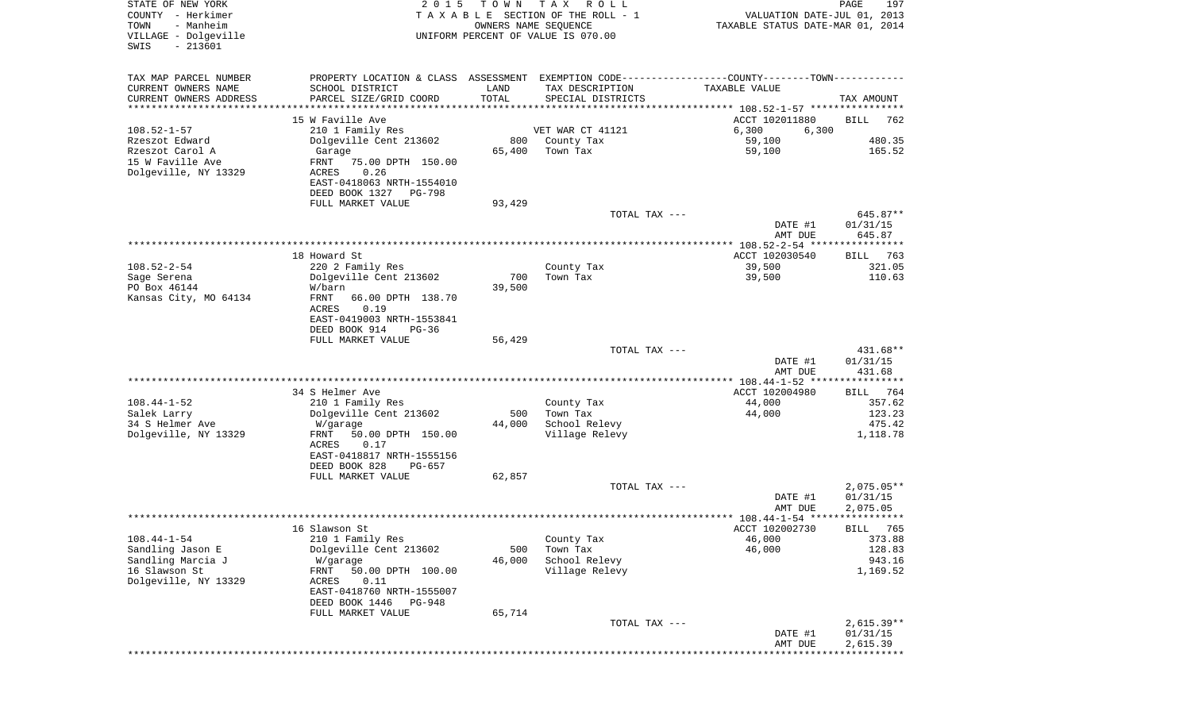STATE OF NEW YORK 2 0 1 5 T O W N T A X R O L L
COUNTY - Herkimer T A X A B L E SECTION OF THE ROLL - 1 VALUATION DATE-JUL 01, 2013
TOWN - Manheim OWNERS NAME SEQUENCE TAXABLE STATUS DATE-MAR 01, 2014
VILLAGE - Dolgeville UNIFORM PERCENT OF VALUE IS 070.00
SWIS - 213601

| TAX MAP PARCEL NUMBER / CURRENT OWNERS NAME / CURRENT OWNERS ADDRESS | PROPERTY LOCATION & CLASS / SCHOOL DISTRICT / PARCEL SIZE/GRID COORD | ASSESSMENT LAND / TOTAL | EXEMPTION CODE / TAX DESCRIPTION / SPECIAL DISTRICTS | COUNTY / TOWN TAXABLE VALUE | TAX AMOUNT |
|---|---|---|---|---|---|
| 108.52-1-57 | 15 W Faville Ave | | | ACCT 102011880 | BILL 762 |
| Rzeszot Edward | 210 1 Family Res | | VET WAR CT 41121 | 6,300 6,300 | |
| Rzeszot Carol A | Dolgeville Cent 213602 | 800 | County Tax | 59,100 | 480.35 |
| 15 W Faville Ave | Garage | 65,400 | Town Tax | 59,100 | 165.52 |
| Dolgeville, NY 13329 | FRNT 75.00 DPTH 150.00 | | | | |
| | ACRES 0.26 | | | | |
| | EAST-0418063 NRTH-1554010 | | | | |
| | DEED BOOK 1327 PG-798 | | | | |
| | FULL MARKET VALUE | 93,429 | | | |
| | | | TOTAL TAX --- | | 645.87** |
| | | | | DATE #1 | 01/31/15 |
| | | | | AMT DUE | 645.87 |
| 108.52-2-54 | 18 Howard St | | | ACCT 102030540 | BILL 763 |
| Sage Serena | 220 2 Family Res | | County Tax | 39,500 | 321.05 |
| PO Box 46144 | Dolgeville Cent 213602 | 700 | Town Tax | 39,500 | 110.63 |
| Kansas City, MO 64134 | W/barn | 39,500 | | | |
| | FRNT 66.00 DPTH 138.70 | | | | |
| | ACRES 0.19 | | | | |
| | EAST-0419003 NRTH-1553841 | | | | |
| | DEED BOOK 914 PG-36 | | | | |
| | FULL MARKET VALUE | 56,429 | | | |
| | | | TOTAL TAX --- | | 431.68** |
| | | | | DATE #1 | 01/31/15 |
| | | | | AMT DUE | 431.68 |
| 108.44-1-52 | 34 S Helmer Ave | | | ACCT 102004980 | BILL 764 |
| Salek Larry | 210 1 Family Res | | County Tax | 44,000 | 357.62 |
| 34 S Helmer Ave | Dolgeville Cent 213602 | 500 | Town Tax | 44,000 | 123.23 |
| Dolgeville, NY 13329 | W/garage | 44,000 | School Relevy | | 475.42 |
| | FRNT 50.00 DPTH 150.00 | | Village Relevy | | 1,118.78 |
| | ACRES 0.17 | | | | |
| | EAST-0418817 NRTH-1555156 | | | | |
| | DEED BOOK 828 PG-657 | | | | |
| | FULL MARKET VALUE | 62,857 | | | |
| | | | TOTAL TAX --- | | 2,075.05** |
| | | | | DATE #1 | 01/31/15 |
| | | | | AMT DUE | 2,075.05 |
| 108.44-1-54 | 16 Slawson St | | | ACCT 102002730 | BILL 765 |
| Sandling Jason E | 210 1 Family Res | | County Tax | 46,000 | 373.88 |
| Sandling Marcia J | Dolgeville Cent 213602 | 500 | Town Tax | 46,000 | 128.83 |
| 16 Slawson St | W/garage | 46,000 | School Relevy | | 943.16 |
| Dolgeville, NY 13329 | FRNT 50.00 DPTH 100.00 | | Village Relevy | | 1,169.52 |
| | ACRES 0.11 | | | | |
| | EAST-0418760 NRTH-1555007 | | | | |
| | DEED BOOK 1446 PG-948 | | | | |
| | FULL MARKET VALUE | 65,714 | | | |
| | | | TOTAL TAX --- | | 2,615.39** |
| | | | | DATE #1 | 01/31/15 |
| | | | | AMT DUE | 2,615.39 |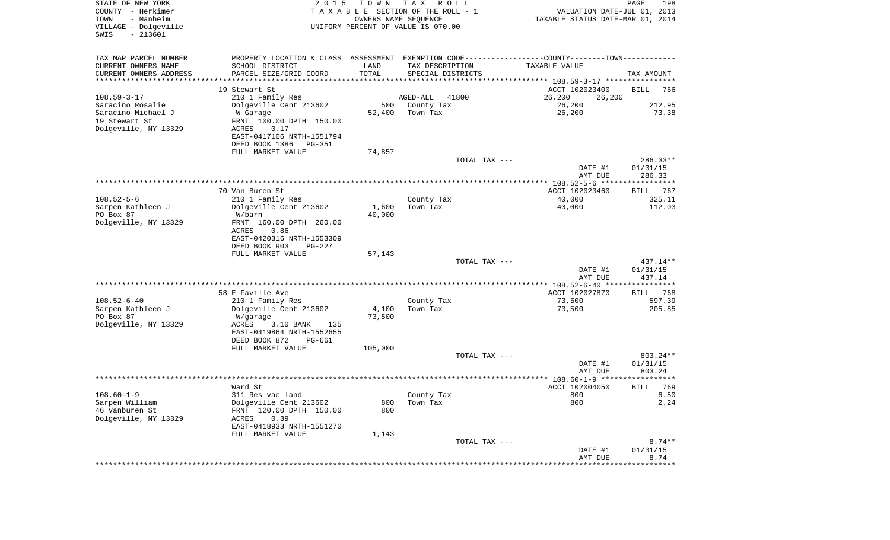STATE OF NEW YORK
COUNTY - Herkimer
TOWN - Manheim
VILLAGE - Dolgeville
SWIS - 213601

2 0 1 5 T O W N T A X R O L L
T A X A B L E SECTION OF THE ROLL - 1
OWNERS NAME SEQUENCE
UNIFORM PERCENT OF VALUE IS 070.00

VALUATION DATE-JUL 01, 2013
TAXABLE STATUS DATE-MAR 01, 2014

| TAX MAP PARCEL NUMBER / CURRENT OWNERS NAME / CURRENT OWNERS ADDRESS | PROPERTY LOCATION & CLASS / SCHOOL DISTRICT / PARCEL SIZE/GRID COORD | ASSESSMENT LAND / TOTAL | EXEMPTION CODE / TAX DESCRIPTION / SPECIAL DISTRICTS | COUNTY / TOWN TAXABLE VALUE | TAX AMOUNT |
|---|---|---|---|---|---|
| **108.59-3-17** | 19 Stewart St | | | ACCT 102023400 | BILL 766 |
| | 210 1 Family Res | | AGED-ALL 41800 | 26,200 26,200 | |
| Saracino Rosalie | Dolgeville Cent 213602 | 500 | County Tax | 26,200 | 212.95 |
| Saracino Michael J | W Garage | 52,400 | Town Tax | 26,200 | 73.38 |
| 19 Stewart St | FRNT 100.00 DPTH 150.00 | | | | |
| Dolgeville, NY 13329 | ACRES 0.17 | | | | |
| | EAST-0417106 NRTH-1551794 | | | | |
| | DEED BOOK 1386 PG-351 | | | | |
| | FULL MARKET VALUE | 74,857 | | | |
| | | | TOTAL TAX --- | | 286.33** |
| | | | | DATE #1 | 01/31/15 |
| | | | | AMT DUE | 286.33 |
| **108.52-5-6** | 70 Van Buren St | | | ACCT 102023460 | BILL 767 |
| | 210 1 Family Res | | County Tax | 40,000 | 325.11 |
| Sarpen Kathleen J | Dolgeville Cent 213602 | 1,600 | Town Tax | 40,000 | 112.03 |
| PO Box 87 | W/barn | 40,000 | | | |
| Dolgeville, NY 13329 | FRNT 160.00 DPTH 260.00 | | | | |
| | ACRES 0.86 | | | | |
| | EAST-0420316 NRTH-1553309 | | | | |
| | DEED BOOK 903 PG-227 | | | | |
| | FULL MARKET VALUE | 57,143 | | | |
| | | | TOTAL TAX --- | | 437.14** |
| | | | | DATE #1 | 01/31/15 |
| | | | | AMT DUE | 437.14 |
| **108.52-6-40** | 58 E Faville Ave | | | ACCT 102027870 | BILL 768 |
| | 210 1 Family Res | | County Tax | 73,500 | 597.39 |
| Sarpen Kathleen J | Dolgeville Cent 213602 | 4,100 | Town Tax | 73,500 | 205.85 |
| PO Box 87 | W/garage | 73,500 | | | |
| Dolgeville, NY 13329 | ACRES 3.10 BANK 135 | | | | |
| | EAST-0419864 NRTH-1552655 | | | | |
| | DEED BOOK 872 PG-661 | | | | |
| | FULL MARKET VALUE | 105,000 | | | |
| | | | TOTAL TAX --- | | 803.24** |
| | | | | DATE #1 | 01/31/15 |
| | | | | AMT DUE | 803.24 |
| **108.60-1-9** | Ward St | | | ACCT 102004050 | BILL 769 |
| | 311 Res vac land | | County Tax | 800 | 6.50 |
| Sarpen William | Dolgeville Cent 213602 | 800 | Town Tax | 800 | 2.24 |
| 46 Vanburen St | FRNT 120.00 DPTH 150.00 | 800 | | | |
| Dolgeville, NY 13329 | ACRES 0.39 | | | | |
| | EAST-0418933 NRTH-1551270 | | | | |
| | FULL MARKET VALUE | 1,143 | | | |
| | | | TOTAL TAX --- | | 8.74** |
| | | | | DATE #1 | 01/31/15 |
| | | | | AMT DUE | 8.74 |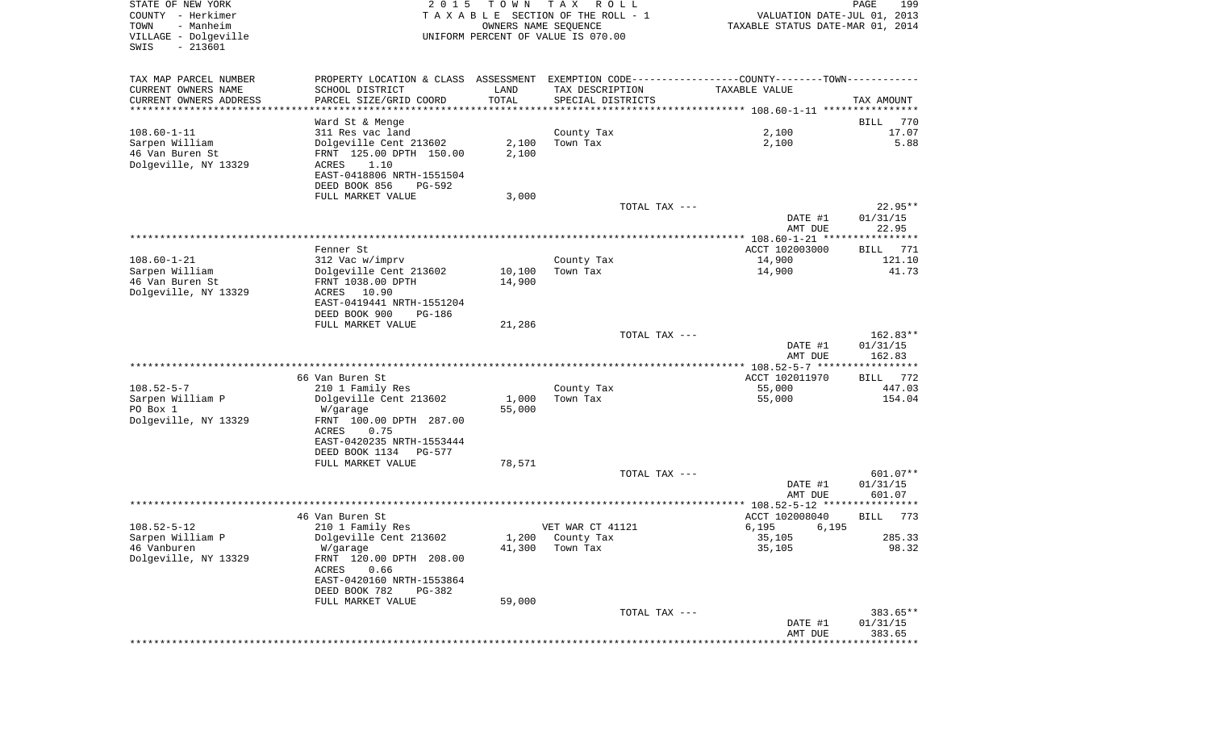STATE OF NEW YORK
COUNTY - Herkimer
TOWN - Manheim
VILLAGE - Dolgeville
SWIS - 213601

2015 TOWN TAX ROLL
TAXABLE SECTION OF THE ROLL - 1
OWNERS NAME SEQUENCE
UNIFORM PERCENT OF VALUE IS 070.00

VALUATION DATE-JUL 01, 2013
TAXABLE STATUS DATE-MAR 01, 2014

| TAX MAP PARCEL NUMBER / CURRENT OWNERS NAME / CURRENT OWNERS ADDRESS | PROPERTY LOCATION & CLASS / SCHOOL DISTRICT / PARCEL SIZE/GRID COORD | ASSESSMENT LAND / TOTAL | EXEMPTION CODE / TAX DESCRIPTION / SPECIAL DISTRICTS | COUNTY--------TOWN / TAXABLE VALUE | TAX AMOUNT |
|---|---|---|---|---|---|
| 108.60-1-11 | Ward St & Menge | | | | BILL 770 |
| | 311 Res vac land | | County Tax | 2,100 | 17.07 |
| Sarpen William | Dolgeville Cent 213602 | 2,100 | Town Tax | 2,100 | 5.88 |
| 46 Van Buren St | FRNT 125.00 DPTH 150.00 | 2,100 | | | |
| Dolgeville, NY 13329 | ACRES 1.10 | | | | |
| | EAST-0418806 NRTH-1551504 | | | | |
| | DEED BOOK 856 PG-592 | | | | |
| | FULL MARKET VALUE | 3,000 | | | |
| | | | TOTAL TAX --- | | 22.95** |
| | | | | DATE #1 | 01/31/15 |
| | | | | AMT DUE | 22.95 |
| 108.60-1-21 | Fenner St | | | ACCT 102003000 | BILL 771 |
| | 312 Vac w/imprv | | County Tax | 14,900 | 121.10 |
| Sarpen William | Dolgeville Cent 213602 | 10,100 | Town Tax | 14,900 | 41.73 |
| 46 Van Buren St | FRNT 1038.00 DPTH | 14,900 | | | |
| Dolgeville, NY 13329 | ACRES 10.90 | | | | |
| | EAST-0419441 NRTH-1551204 | | | | |
| | DEED BOOK 900 PG-186 | | | | |
| | FULL MARKET VALUE | 21,286 | | | |
| | | | TOTAL TAX --- | | 162.83** |
| | | | | DATE #1 | 01/31/15 |
| | | | | AMT DUE | 162.83 |
| 108.52-5-7 | 66 Van Buren St | | | ACCT 102011970 | BILL 772 |
| | 210 1 Family Res | | County Tax | 55,000 | 447.03 |
| Sarpen William P | Dolgeville Cent 213602 | 1,000 | Town Tax | 55,000 | 154.04 |
| PO Box 1 | W/garage | 55,000 | | | |
| Dolgeville, NY 13329 | FRNT 100.00 DPTH 287.00 | | | | |
| | ACRES 0.75 | | | | |
| | EAST-0420235 NRTH-1553444 | | | | |
| | DEED BOOK 1134 PG-577 | | | | |
| | FULL MARKET VALUE | 78,571 | | | |
| | | | TOTAL TAX --- | | 601.07** |
| | | | | DATE #1 | 01/31/15 |
| | | | | AMT DUE | 601.07 |
| 108.52-5-12 | 46 Van Buren St | | | ACCT 102008040 | BILL 773 |
| | 210 1 Family Res | | VET WAR CT 41121 | 6,195 6,195 | |
| Sarpen William P | Dolgeville Cent 213602 | 1,200 | County Tax | 35,105 | 285.33 |
| 46 Vanburen | W/garage | 41,300 | Town Tax | 35,105 | 98.32 |
| Dolgeville, NY 13329 | FRNT 120.00 DPTH 208.00 | | | | |
| | ACRES 0.66 | | | | |
| | EAST-0420160 NRTH-1553864 | | | | |
| | DEED BOOK 782 PG-382 | | | | |
| | FULL MARKET VALUE | 59,000 | | | |
| | | | TOTAL TAX --- | | 383.65** |
| | | | | DATE #1 | 01/31/15 |
| | | | | AMT DUE | 383.65 |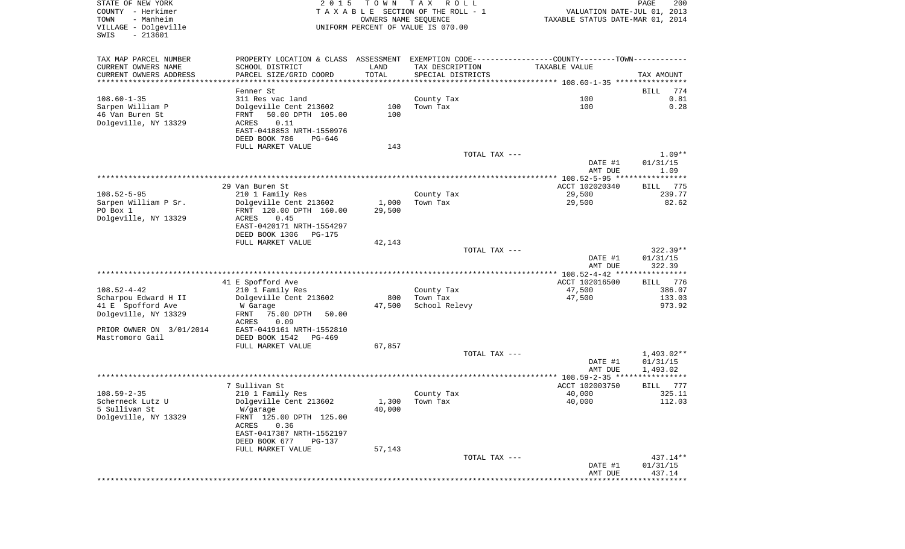STATE OF NEW YORK
COUNTY - Herkimer
TOWN - Manheim
VILLAGE - Dolgeville
SWIS - 213601

2015 TOWN TAX ROLL
TAXABLE SECTION OF THE ROLL - 1
OWNERS NAME SEQUENCE
UNIFORM PERCENT OF VALUE IS 070.00

VALUATION DATE-JUL 01, 2013
TAXABLE STATUS DATE-MAR 01, 2014

| TAX MAP PARCEL NUMBER<br>CURRENT OWNERS NAME<br>CURRENT OWNERS ADDRESS | PROPERTY LOCATION & CLASS<br>SCHOOL DISTRICT<br>PARCEL SIZE/GRID COORD | ASSESSMENT<br>LAND<br>TOTAL | EXEMPTION CODE<br>TAX DESCRIPTION<br>SPECIAL DISTRICTS | COUNTY--------TOWN<br>TAXABLE VALUE | TAX AMOUNT |
|---|---|---|---|---|---|
| | Fenner St | | | | BILL 774 |
| 108.60-1-35 | 311 Res vac land | | County Tax | 100 | 0.81 |
| Sarpen William P | Dolgeville Cent 213602 | 100 | Town Tax | 100 | 0.28 |
| 46 Van Buren St | FRNT 50.00 DPTH 105.00 | 100 | | | |
| Dolgeville, NY 13329 | ACRES 0.11 | | | | |
| | EAST-0418853 NRTH-1550976 | | | | |
| | DEED BOOK 786 PG-646 | | | | |
| | FULL MARKET VALUE | 143 | | | |
| | | | TOTAL TAX --- | | 1.09** |
| | | | | DATE #1 | 01/31/15 |
| | | | | AMT DUE | 1.09 |
| | 29 Van Buren St | | | ACCT 102020340 | BILL 775 |
| 108.52-5-95 | 210 1 Family Res | | County Tax | 29,500 | 239.77 |
| Sarpen William P Sr. | Dolgeville Cent 213602 | 1,000 | Town Tax | 29,500 | 82.62 |
| PO Box 1 | FRNT 120.00 DPTH 160.00 | 29,500 | | | |
| Dolgeville, NY 13329 | ACRES 0.45 | | | | |
| | EAST-0420171 NRTH-1554297 | | | | |
| | DEED BOOK 1306 PG-175 | | | | |
| | FULL MARKET VALUE | 42,143 | | | |
| | | | TOTAL TAX --- | | 322.39** |
| | | | | DATE #1 | 01/31/15 |
| | | | | AMT DUE | 322.39 |
| | 41 E Spofford Ave | | | ACCT 102016500 | BILL 776 |
| 108.52-4-42 | 210 1 Family Res | | County Tax | 47,500 | 386.07 |
| Scharpou Edward H II | Dolgeville Cent 213602 | 800 | Town Tax | 47,500 | 133.03 |
| 41 E Spofford Ave | W Garage | 47,500 | School Relevy | | 973.92 |
| Dolgeville, NY 13329 | FRNT 75.00 DPTH 50.00 | | | | |
| | ACRES 0.09 | | | | |
| PRIOR OWNER ON 3/01/2014 | EAST-0419161 NRTH-1552810 | | | | |
| Mastromoro Gail | DEED BOOK 1542 PG-469 | | | | |
| | FULL MARKET VALUE | 67,857 | | | |
| | | | TOTAL TAX --- | | 1,493.02** |
| | | | | DATE #1 | 01/31/15 |
| | | | | AMT DUE | 1,493.02 |
| | 7 Sullivan St | | | ACCT 102003750 | BILL 777 |
| 108.59-2-35 | 210 1 Family Res | | County Tax | 40,000 | 325.11 |
| Scherneck Lutz U | Dolgeville Cent 213602 | 1,300 | Town Tax | 40,000 | 112.03 |
| 5 Sullivan St | W/garage | 40,000 | | | |
| Dolgeville, NY 13329 | FRNT 125.00 DPTH 125.00 | | | | |
| | ACRES 0.36 | | | | |
| | EAST-0417387 NRTH-1552197 | | | | |
| | DEED BOOK 677 PG-137 | | | | |
| | FULL MARKET VALUE | 57,143 | | | |
| | | | TOTAL TAX --- | | 437.14** |
| | | | | DATE #1 | 01/31/15 |
| | | | | AMT DUE | 437.14 |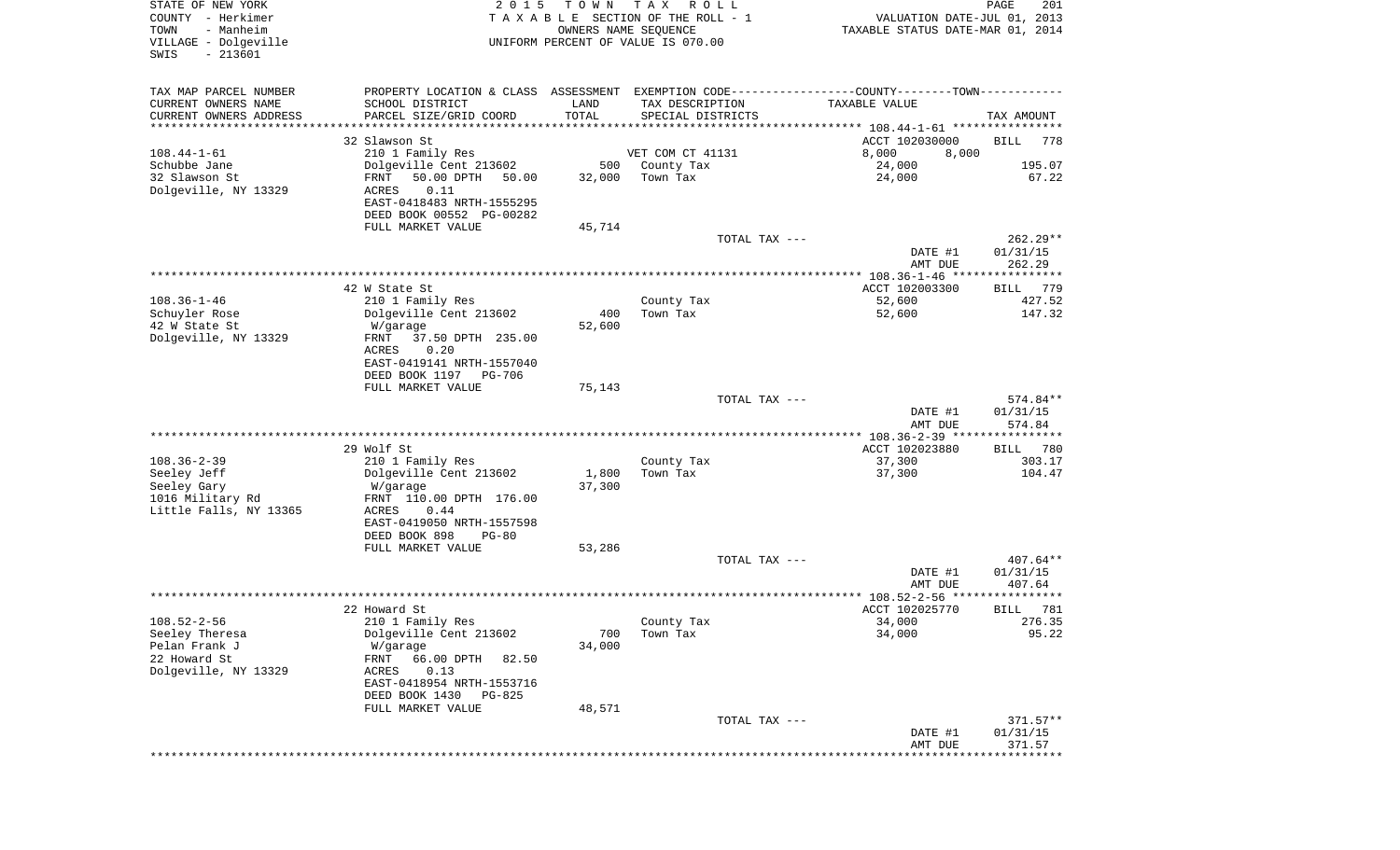STATE OF NEW YORK
COUNTY - Herkimer
TOWN - Manheim
VILLAGE - Dolgeville
SWIS - 213601

2015 TOWN TAX ROLL
TAXABLE SECTION OF THE ROLL - 1
OWNERS NAME SEQUENCE
UNIFORM PERCENT OF VALUE IS 070.00

VALUATION DATE-JUL 01, 2013
TAXABLE STATUS DATE-MAR 01, 2014

| TAX MAP PARCEL NUMBER / CURRENT OWNERS NAME / CURRENT OWNERS ADDRESS | PROPERTY LOCATION & CLASS / SCHOOL DISTRICT / PARCEL SIZE/GRID COORD | ASSESSMENT LAND / TOTAL | EXEMPTION CODE / TAX DESCRIPTION / SPECIAL DISTRICTS | COUNTY TAXABLE VALUE | TOWN TAXABLE VALUE | TAX AMOUNT |
|---|---|---|---|---|---|---|
| | 32 Slawson St | | | ACCT 102030000 | | BILL 778 |
| 108.44-1-61 | 210 1 Family Res | | VET COM CT 41131 | 8,000 | 8,000 | |
| Schubbe Jane | Dolgeville Cent 213602 | 500 | County Tax | 24,000 | | 195.07 |
| 32 Slawson St | FRNT 50.00 DPTH 50.00 | 32,000 | Town Tax | 24,000 | | 67.22 |
| Dolgeville, NY 13329 | ACRES 0.11 | | | | | |
| | EAST-0418483 NRTH-1555295 | | | | | |
| | DEED BOOK 00552 PG-00282 | | | | | |
| | FULL MARKET VALUE | 45,714 | | | | |
| | | | TOTAL TAX --- | | | 262.29** |
| | | | | DATE #1 | | 01/31/15 |
| | | | | AMT DUE | | 262.29 |
| | 42 W State St | | | ACCT 102003300 | | BILL 779 |
| 108.36-1-46 | 210 1 Family Res | | County Tax | 52,600 | | 427.52 |
| Schuyler Rose | Dolgeville Cent 213602 | 400 | Town Tax | 52,600 | | 147.32 |
| 42 W State St | W/garage | 52,600 | | | | |
| Dolgeville, NY 13329 | FRNT 37.50 DPTH 235.00 | | | | | |
| | ACRES 0.20 | | | | | |
| | EAST-0419141 NRTH-1557040 | | | | | |
| | DEED BOOK 1197 PG-706 | | | | | |
| | FULL MARKET VALUE | 75,143 | | | | |
| | | | TOTAL TAX --- | | | 574.84** |
| | | | | DATE #1 | | 01/31/15 |
| | | | | AMT DUE | | 574.84 |
| | 29 Wolf St | | | ACCT 102023880 | | BILL 780 |
| 108.36-2-39 | 210 1 Family Res | | County Tax | 37,300 | | 303.17 |
| Seeley Jeff | Dolgeville Cent 213602 | 1,800 | Town Tax | 37,300 | | 104.47 |
| Seeley Gary | W/garage | 37,300 | | | | |
| 1016 Military Rd | FRNT 110.00 DPTH 176.00 | | | | | |
| Little Falls, NY 13365 | ACRES 0.44 | | | | | |
| | EAST-0419050 NRTH-1557598 | | | | | |
| | DEED BOOK 898 PG-80 | | | | | |
| | FULL MARKET VALUE | 53,286 | | | | |
| | | | TOTAL TAX --- | | | 407.64** |
| | | | | DATE #1 | | 01/31/15 |
| | | | | AMT DUE | | 407.64 |
| | 22 Howard St | | | ACCT 102025770 | | BILL 781 |
| 108.52-2-56 | 210 1 Family Res | | County Tax | 34,000 | | 276.35 |
| Seeley Theresa | Dolgeville Cent 213602 | 700 | Town Tax | 34,000 | | 95.22 |
| Pelan Frank J | W/garage | 34,000 | | | | |
| 22 Howard St | FRNT 66.00 DPTH 82.50 | | | | | |
| Dolgeville, NY 13329 | ACRES 0.13 | | | | | |
| | EAST-0418954 NRTH-1553716 | | | | | |
| | DEED BOOK 1430 PG-825 | | | | | |
| | FULL MARKET VALUE | 48,571 | | | | |
| | | | TOTAL TAX --- | | | 371.57** |
| | | | | DATE #1 | | 01/31/15 |
| | | | | AMT DUE | | 371.57 |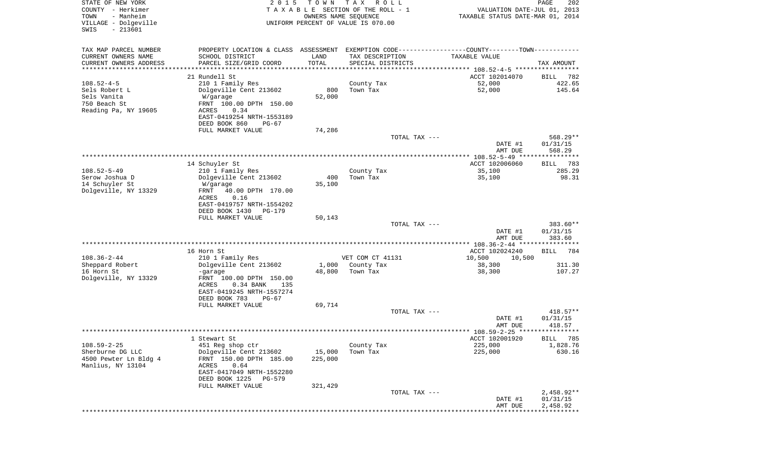STATE OF NEW YORK
COUNTY - Herkimer
TOWN - Manheim
VILLAGE - Dolgeville
SWIS - 213601

2 0 1 5 T O W N T A X R O L L
T A X A B L E SECTION OF THE ROLL - 1
OWNERS NAME SEQUENCE
UNIFORM PERCENT OF VALUE IS 070.00

VALUATION DATE-JUL 01, 2013
TAXABLE STATUS DATE-MAR 01, 2014

| TAX MAP PARCEL NUMBER<br>CURRENT OWNERS NAME<br>CURRENT OWNERS ADDRESS | PROPERTY LOCATION & CLASS<br>SCHOOL DISTRICT<br>PARCEL SIZE/GRID COORD | ASSESSMENT<br>LAND<br>TOTAL | EXEMPTION CODE<br>TAX DESCRIPTION<br>SPECIAL DISTRICTS | COUNTY / TOWN<br>TAXABLE VALUE | TAX AMOUNT |
|---|---|---|---|---|---|
| | 21 Rundell St | | | ACCT 102014070 | BILL 782 |
| 108.52-4-5 | 210 1 Family Res | | County Tax | 52,000 | 422.65 |
| Sels Robert L | Dolgeville Cent 213602 | 800 | Town Tax | 52,000 | 145.64 |
| Sels Vanita | W/garage | 52,000 | | | |
| 750 Beach St | FRNT 100.00 DPTH 150.00 | | | | |
| Reading Pa, NY 19605 | ACRES 0.34 | | | | |
| | EAST-0419254 NRTH-1553189 | | | | |
| | DEED BOOK 860 PG-67 | | | | |
| | FULL MARKET VALUE | 74,286 | | | |
| | | | TOTAL TAX --- | | 568.29** |
| | | | | DATE #1 | 01/31/15 |
| | | | | AMT DUE | 568.29 |
| | 14 Schuyler St | | | ACCT 102006060 | BILL 783 |
| 108.52-5-49 | 210 1 Family Res | | County Tax | 35,100 | 285.29 |
| Serow Joshua D | Dolgeville Cent 213602 | 400 | Town Tax | 35,100 | 98.31 |
| 14 Schuyler St | W/garage | 35,100 | | | |
| Dolgeville, NY 13329 | FRNT 40.00 DPTH 170.00 | | | | |
| | ACRES 0.16 | | | | |
| | EAST-0419757 NRTH-1554202 | | | | |
| | DEED BOOK 1430 PG-179 | | | | |
| | FULL MARKET VALUE | 50,143 | | | |
| | | | TOTAL TAX --- | | 383.60** |
| | | | | DATE #1 | 01/31/15 |
| | | | | AMT DUE | 383.60 |
| | 16 Horn St | | | ACCT 102024240 | BILL 784 |
| 108.36-2-44 | 210 1 Family Res | | VET COM CT 41131 | 10,500 10,500 | |
| Sheppard Robert | Dolgeville Cent 213602 | 1,000 | County Tax | 38,300 | 311.30 |
| 16 Horn St | -garage | 48,800 | Town Tax | 38,300 | 107.27 |
| Dolgeville, NY 13329 | FRNT 100.00 DPTH 150.00 | | | | |
| | ACRES 0.34 BANK 135 | | | | |
| | EAST-0419245 NRTH-1557274 | | | | |
| | DEED BOOK 783 PG-67 | | | | |
| | FULL MARKET VALUE | 69,714 | | | |
| | | | TOTAL TAX --- | | 418.57** |
| | | | | DATE #1 | 01/31/15 |
| | | | | AMT DUE | 418.57 |
| | 1 Stewart St | | | ACCT 102001920 | BILL 785 |
| 108.59-2-25 | 451 Reg shop ctr | | County Tax | 225,000 | 1,828.76 |
| Sherburne DG LLC | Dolgeville Cent 213602 | 15,000 | Town Tax | 225,000 | 630.16 |
| 4500 Pewter Ln Bldg 4 | FRNT 150.00 DPTH 185.00 | 225,000 | | | |
| Manlius, NY 13104 | ACRES 0.64 | | | | |
| | EAST-0417049 NRTH-1552280 | | | | |
| | DEED BOOK 1225 PG-579 | | | | |
| | FULL MARKET VALUE | 321,429 | | | |
| | | | TOTAL TAX --- | | 2,458.92** |
| | | | | DATE #1 | 01/31/15 |
| | | | | AMT DUE | 2,458.92 |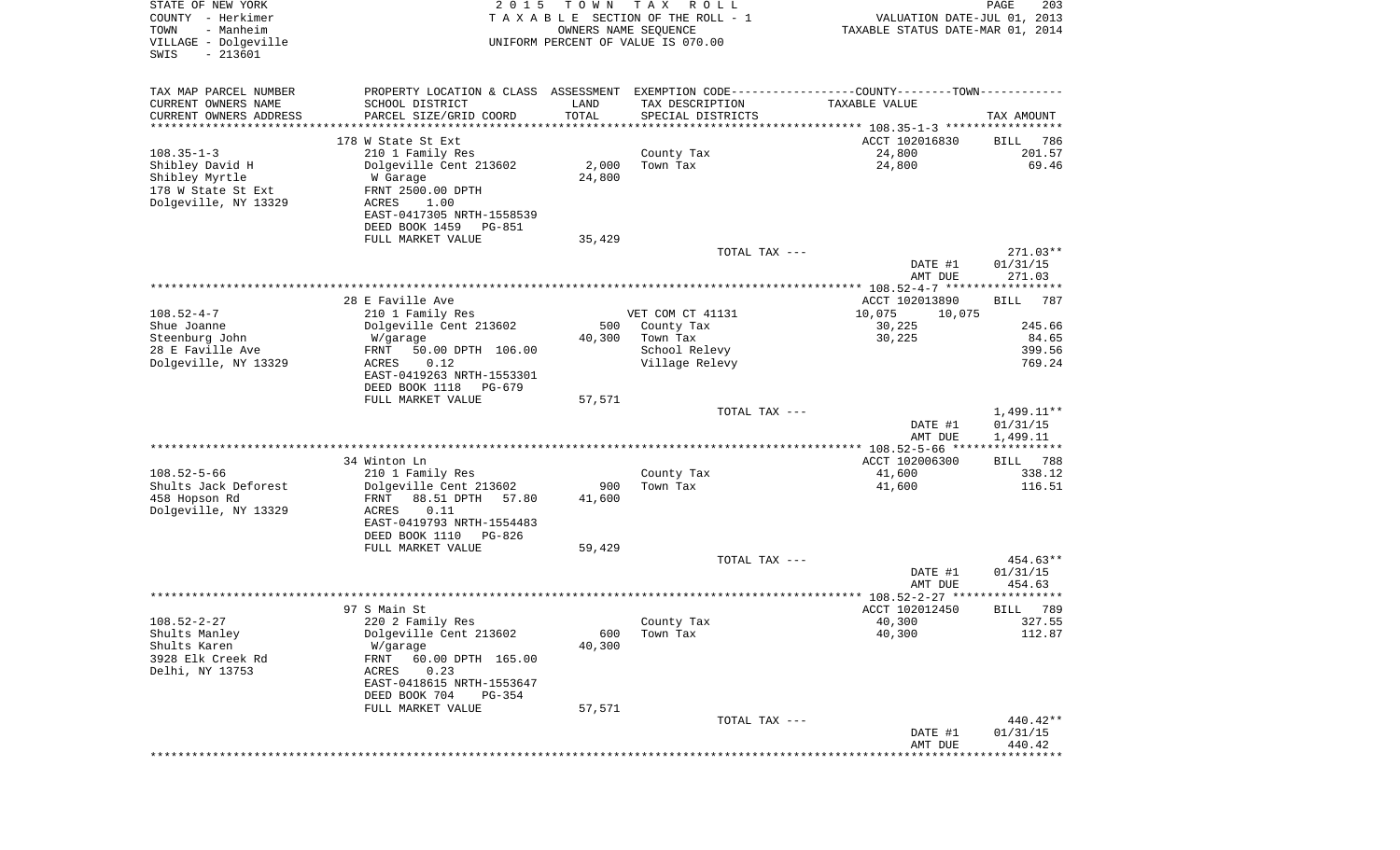STATE OF NEW YORK
COUNTY - Herkimer
TOWN - Manheim
VILLAGE - Dolgeville
SWIS - 213601

2015 TOWN TAX ROLL
TAXABLE SECTION OF THE ROLL - 1
OWNERS NAME SEQUENCE
UNIFORM PERCENT OF VALUE IS 070.00

VALUATION DATE-JUL 01, 2013
TAXABLE STATUS DATE-MAR 01, 2014

| TAX MAP PARCEL NUMBER / CURRENT OWNERS NAME / CURRENT OWNERS ADDRESS | PROPERTY LOCATION & CLASS / SCHOOL DISTRICT / PARCEL SIZE/GRID COORD | ASSESSMENT LAND / TOTAL | EXEMPTION CODE / TAX DESCRIPTION / SPECIAL DISTRICTS | COUNTY / TOWN TAXABLE VALUE | TAX AMOUNT |
|---|---|---|---|---|---|
| | 178 W State St Ext | | | ACCT 102016830 | BILL 786 |
| 108.35-1-3 | 210 1 Family Res | | County Tax | 24,800 | 201.57 |
| Shibley David H | Dolgeville Cent 213602 | 2,000 | Town Tax | 24,800 | 69.46 |
| Shibley Myrtle | W Garage | 24,800 | | | |
| 178 W State St Ext | FRNT 2500.00 DPTH | | | | |
| Dolgeville, NY 13329 | ACRES 1.00 | | | | |
| | EAST-0417305 NRTH-1558539 | | | | |
| | DEED BOOK 1459 PG-851 | | | | |
| | FULL MARKET VALUE | 35,429 | | | |
| | | | TOTAL TAX --- | | 271.03** |
| | | | | DATE #1 | 01/31/15 |
| | | | | AMT DUE | 271.03 |
| | 28 E Faville Ave | | | ACCT 102013890 | BILL 787 |
| 108.52-4-7 | 210 1 Family Res | | VET COM CT 41131 | 10,075 10,075 | |
| Shue Joanne | Dolgeville Cent 213602 | 500 | County Tax | 30,225 | 245.66 |
| Steenburg John | W/garage | 40,300 | Town Tax | 30,225 | 84.65 |
| 28 E Faville Ave | FRNT 50.00 DPTH 106.00 | | School Relevy | | 399.56 |
| Dolgeville, NY 13329 | ACRES 0.12 | | Village Relevy | | 769.24 |
| | EAST-0419263 NRTH-1553301 | | | | |
| | DEED BOOK 1118 PG-679 | | | | |
| | FULL MARKET VALUE | 57,571 | | | |
| | | | TOTAL TAX --- | | 1,499.11** |
| | | | | DATE #1 | 01/31/15 |
| | | | | AMT DUE | 1,499.11 |
| | 34 Winton Ln | | | ACCT 102006300 | BILL 788 |
| 108.52-5-66 | 210 1 Family Res | | County Tax | 41,600 | 338.12 |
| Shults Jack Deforest | Dolgeville Cent 213602 | 900 | Town Tax | 41,600 | 116.51 |
| 458 Hopson Rd | FRNT 88.51 DPTH 57.80 | 41,600 | | | |
| Dolgeville, NY 13329 | ACRES 0.11 | | | | |
| | EAST-0419793 NRTH-1554483 | | | | |
| | DEED BOOK 1110 PG-826 | | | | |
| | FULL MARKET VALUE | 59,429 | | | |
| | | | TOTAL TAX --- | | 454.63** |
| | | | | DATE #1 | 01/31/15 |
| | | | | AMT DUE | 454.63 |
| | 97 S Main St | | | ACCT 102012450 | BILL 789 |
| 108.52-2-27 | 220 2 Family Res | | County Tax | 40,300 | 327.55 |
| Shults Manley | Dolgeville Cent 213602 | 600 | Town Tax | 40,300 | 112.87 |
| Shults Karen | W/garage | 40,300 | | | |
| 3928 Elk Creek Rd | FRNT 60.00 DPTH 165.00 | | | | |
| Delhi, NY 13753 | ACRES 0.23 | | | | |
| | EAST-0418615 NRTH-1553647 | | | | |
| | DEED BOOK 704 PG-354 | | | | |
| | FULL MARKET VALUE | 57,571 | | | |
| | | | TOTAL TAX --- | | 440.42** |
| | | | | DATE #1 | 01/31/15 |
| | | | | AMT DUE | 440.42 |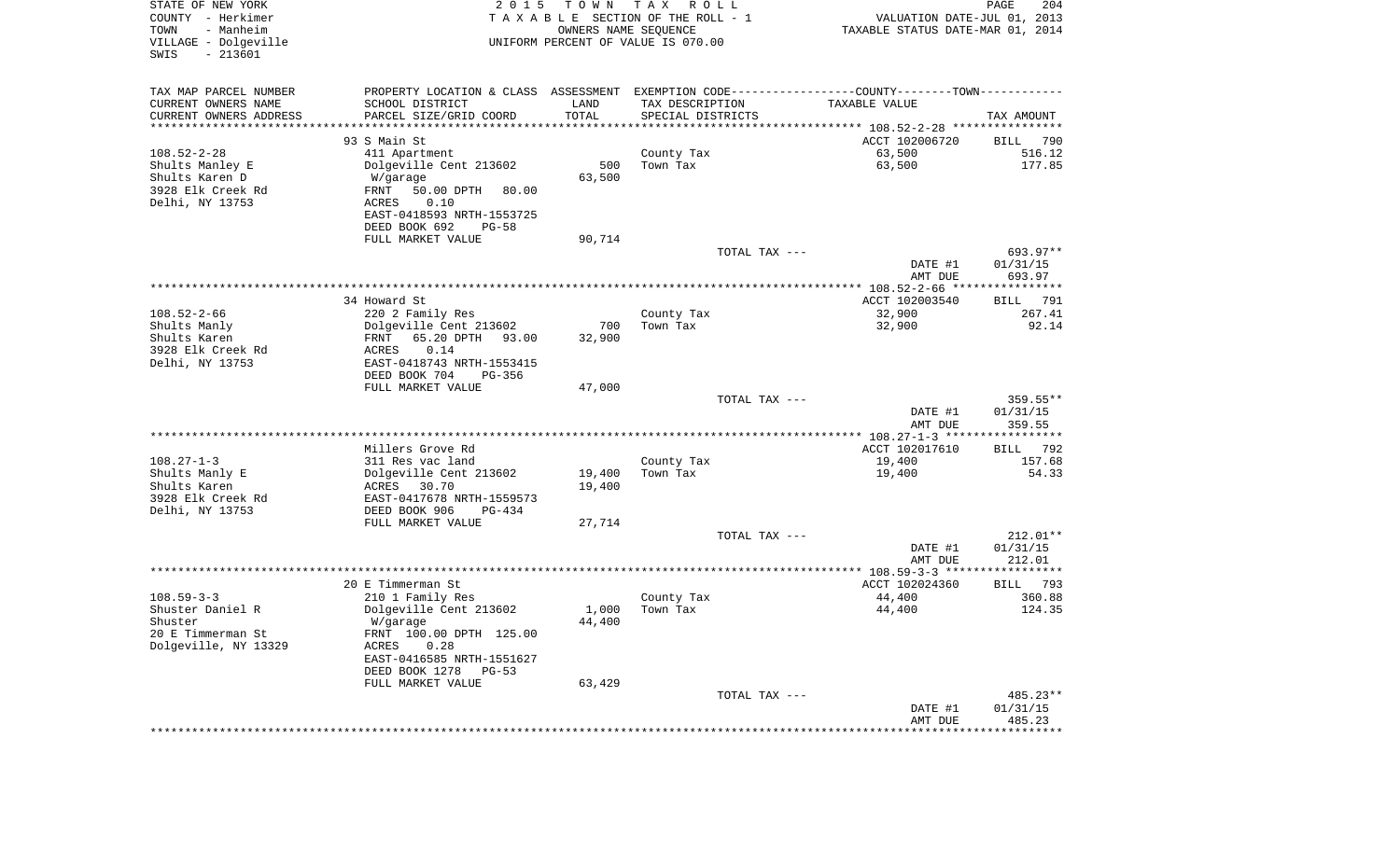STATE OF NEW YORK
COUNTY - Herkimer
TOWN - Manheim
VILLAGE - Dolgeville
SWIS - 213601

2 0 1 5 T O W N T A X R O L L
T A X A B L E SECTION OF THE ROLL - 1
OWNERS NAME SEQUENCE
UNIFORM PERCENT OF VALUE IS 070.00

VALUATION DATE-JUL 01, 2013
TAXABLE STATUS DATE-MAR 01, 2014

| TAX MAP PARCEL NUMBER / CURRENT OWNERS NAME / CURRENT OWNERS ADDRESS | PROPERTY LOCATION & CLASS / SCHOOL DISTRICT / PARCEL SIZE/GRID COORD | ASSESSMENT LAND / TOTAL | EXEMPTION CODE / TAX DESCRIPTION / SPECIAL DISTRICTS | COUNTY--------TOWN TAXABLE VALUE | TAX AMOUNT |
|---|---|---|---|---|---|
| 108.52-2-28 | 93 S Main St | | | ACCT 102006720 | BILL 790 |
| Shults Manley E | 411 Apartment | 500 | County Tax | 63,500 | 516.12 |
| Shults Karen D | Dolgeville Cent 213602 | 63,500 | Town Tax | 63,500 | 177.85 |
| 3928 Elk Creek Rd | W/garage | | | | |
| Delhi, NY 13753 | FRNT 50.00 DPTH 80.00 | | | | |
| | ACRES 0.10 | | | | |
| | EAST-0418593 NRTH-1553725 | | | | |
| | DEED BOOK 692 PG-58 | | | | |
| | FULL MARKET VALUE | 90,714 | | | |
| | | | TOTAL TAX --- | | 693.97** |
| | | | | DATE #1 | 01/31/15 |
| | | | | AMT DUE | 693.97 |
| 108.52-2-66 | 34 Howard St | | | ACCT 102003540 | BILL 791 |
| Shults Manly | 220 2 Family Res | | County Tax | 32,900 | 267.41 |
| Shults Karen | Dolgeville Cent 213602 | 700 | Town Tax | 32,900 | 92.14 |
| 3928 Elk Creek Rd | FRNT 65.20 DPTH 93.00 | 32,900 | | | |
| Delhi, NY 13753 | ACRES 0.14 | | | | |
| | EAST-0418743 NRTH-1553415 | | | | |
| | DEED BOOK 704 PG-356 | | | | |
| | FULL MARKET VALUE | 47,000 | | | |
| | | | TOTAL TAX --- | | 359.55** |
| | | | | DATE #1 | 01/31/15 |
| | | | | AMT DUE | 359.55 |
| 108.27-1-3 | Millers Grove Rd | | | ACCT 102017610 | BILL 792 |
| Shults Manly E | 311 Res vac land | | County Tax | 19,400 | 157.68 |
| Shults Karen | Dolgeville Cent 213602 | 19,400 | Town Tax | 19,400 | 54.33 |
| 3928 Elk Creek Rd | ACRES 30.70 | 19,400 | | | |
| Delhi, NY 13753 | EAST-0417678 NRTH-1559573 | | | | |
| | DEED BOOK 906 PG-434 | | | | |
| | FULL MARKET VALUE | 27,714 | | | |
| | | | TOTAL TAX --- | | 212.01** |
| | | | | DATE #1 | 01/31/15 |
| | | | | AMT DUE | 212.01 |
| 108.59-3-3 | 20 E Timmerman St | | | ACCT 102024360 | BILL 793 |
| Shuster Daniel R | 210 1 Family Res | | County Tax | 44,400 | 360.88 |
| Shuster | Dolgeville Cent 213602 | 1,000 | Town Tax | 44,400 | 124.35 |
| 20 E Timmerman St | W/garage | 44,400 | | | |
| Dolgeville, NY 13329 | FRNT 100.00 DPTH 125.00 | | | | |
| | ACRES 0.28 | | | | |
| | EAST-0416585 NRTH-1551627 | | | | |
| | DEED BOOK 1278 PG-53 | | | | |
| | FULL MARKET VALUE | 63,429 | | | |
| | | | TOTAL TAX --- | | 485.23** |
| | | | | DATE #1 | 01/31/15 |
| | | | | AMT DUE | 485.23 |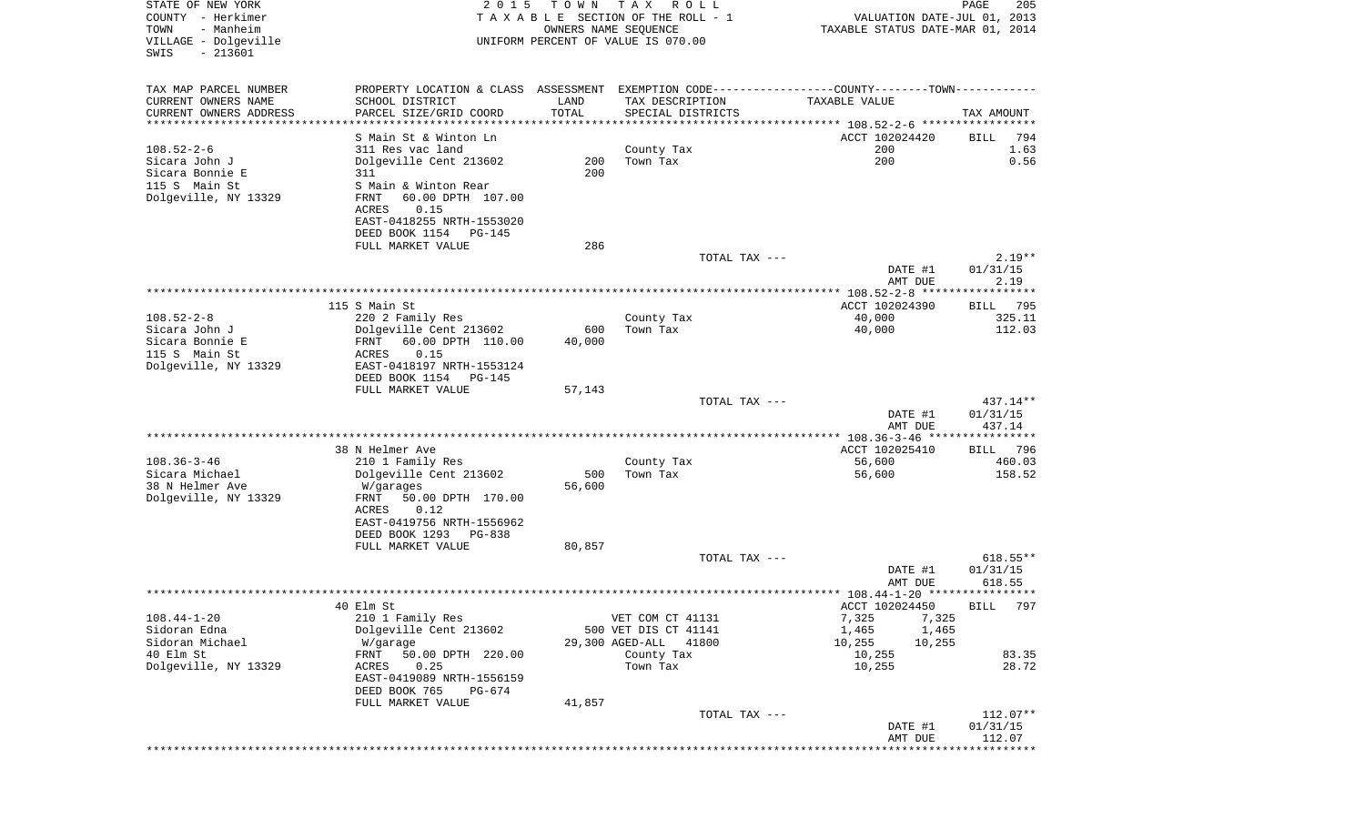STATE OF NEW YORK
COUNTY - Herkimer
TOWN - Manheim
VILLAGE - Dolgeville
SWIS - 213601

2015 TOWN TAX ROLL
TAXABLE SECTION OF THE ROLL - 1
OWNERS NAME SEQUENCE
UNIFORM PERCENT OF VALUE IS 070.00

VALUATION DATE-JUL 01, 2013
TAXABLE STATUS DATE-MAR 01, 2014

| TAX MAP PARCEL NUMBER / CURRENT OWNERS NAME / CURRENT OWNERS ADDRESS | PROPERTY LOCATION & CLASS / SCHOOL DISTRICT / PARCEL SIZE/GRID COORD | ASSESSMENT LAND | ASSESSMENT TOTAL | EXEMPTION CODE / TAX DESCRIPTION / SPECIAL DISTRICTS | COUNTY TAXABLE VALUE | TOWN TAXABLE VALUE | TAX AMOUNT |
|---|---|---|---|---|---|---|---|
| 108.52-2-6 | S Main St & Winton Ln | | | | ACCT 102024420 | | BILL 794 |
| Sicara John J | 311 Res vac land | | | County Tax | 200 | | 1.63 |
| Sicara Bonnie E | Dolgeville Cent 213602 | 200 | | Town Tax | 200 | | 0.56 |
| 115 S Main St | 311 | | 200 | | | | |
| Dolgeville, NY 13329 | S Main & Winton Rear | | | | | | |
| | FRNT 60.00 DPTH 107.00 | | | | | | |
| | ACRES 0.15 | | | | | | |
| | EAST-0418255 NRTH-1553020 | | | | | | |
| | DEED BOOK 1154 PG-145 | | | | | | |
| | FULL MARKET VALUE | | 286 | | | | |
| | | | | TOTAL TAX --- | | | 2.19** |
| | | | | | | DATE #1 | 01/31/15 |
| | | | | | | AMT DUE | 2.19 |
| 108.52-2-8 | 115 S Main St | | | | ACCT 102024390 | | BILL 795 |
| Sicara John J | 220 2 Family Res | | | County Tax | 40,000 | | 325.11 |
| Sicara Bonnie E | Dolgeville Cent 213602 | 600 | | Town Tax | 40,000 | | 112.03 |
| 115 S Main St | FRNT 60.00 DPTH 110.00 | | 40,000 | | | | |
| Dolgeville, NY 13329 | ACRES 0.15 | | | | | | |
| | EAST-0418197 NRTH-1553124 | | | | | | |
| | DEED BOOK 1154 PG-145 | | | | | | |
| | FULL MARKET VALUE | | 57,143 | | | | |
| | | | | TOTAL TAX --- | | | 437.14** |
| | | | | | | DATE #1 | 01/31/15 |
| | | | | | | AMT DUE | 437.14 |
| 108.36-3-46 | 38 N Helmer Ave | | | | ACCT 102025410 | | BILL 796 |
| Sicara Michael | 210 1 Family Res | | | County Tax | 56,600 | | 460.03 |
| 38 N Helmer Ave | Dolgeville Cent 213602 | 500 | | Town Tax | 56,600 | | 158.52 |
| Dolgeville, NY 13329 | W/garages | | 56,600 | | | | |
| | FRNT 50.00 DPTH 170.00 | | | | | | |
| | ACRES 0.12 | | | | | | |
| | EAST-0419756 NRTH-1556962 | | | | | | |
| | DEED BOOK 1293 PG-838 | | | | | | |
| | FULL MARKET VALUE | | 80,857 | | | | |
| | | | | TOTAL TAX --- | | | 618.55** |
| | | | | | | DATE #1 | 01/31/15 |
| | | | | | | AMT DUE | 618.55 |
| 108.44-1-20 | 40 Elm St | | | | ACCT 102024450 | | BILL 797 |
| Sidoran Edna | 210 1 Family Res | | | VET COM CT 41131 | 7,325 | 7,325 | |
| Sidoran Michael | Dolgeville Cent 213602 | 500 | | VET DIS CT 41141 | 1,465 | 1,465 | |
| 40 Elm St | W/garage | | 29,300 | AGED-ALL 41800 | 10,255 | 10,255 | |
| Dolgeville, NY 13329 | FRNT 50.00 DPTH 220.00 | | | County Tax | 10,255 | | 83.35 |
| | ACRES 0.25 | | | Town Tax | 10,255 | | 28.72 |
| | EAST-0419089 NRTH-1556159 | | | | | | |
| | DEED BOOK 765 PG-674 | | | | | | |
| | FULL MARKET VALUE | | 41,857 | | | | |
| | | | | TOTAL TAX --- | | | 112.07** |
| | | | | | | DATE #1 | 01/31/15 |
| | | | | | | AMT DUE | 112.07 |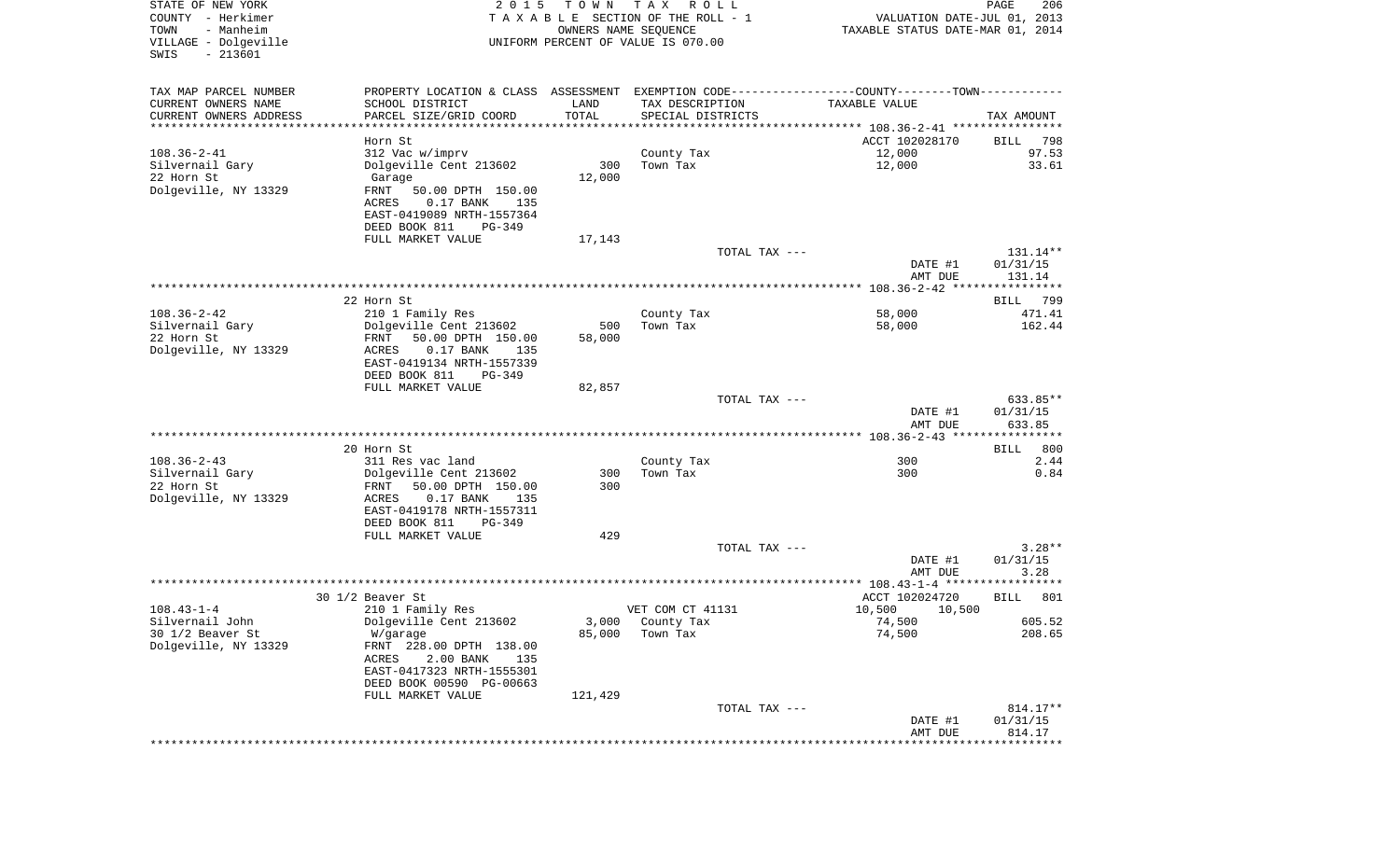STATE OF NEW YORK
COUNTY - Herkimer
TOWN - Manheim
VILLAGE - Dolgeville
SWIS - 213601

2015 TOWN TAX ROLL
TAXABLE SECTION OF THE ROLL - 1
OWNERS NAME SEQUENCE
UNIFORM PERCENT OF VALUE IS 070.00

VALUATION DATE-JUL 01, 2013
TAXABLE STATUS DATE-MAR 01, 2014

| TAX MAP PARCEL NUMBER / CURRENT OWNERS NAME / CURRENT OWNERS ADDRESS | PROPERTY LOCATION & CLASS / SCHOOL DISTRICT / PARCEL SIZE/GRID COORD | ASSESSMENT LAND / TOTAL | EXEMPTION CODE / TAX DESCRIPTION / SPECIAL DISTRICTS | TAXABLE VALUE | TAX AMOUNT |
|---|---|---|---|---|---|
| **108.36-2-41** | Horn St | | | ACCT 102028170 | BILL 798 |
| Silvernail Gary | 312 Vac w/imprv | | County Tax | 12,000 | 97.53 |
| 22 Horn St | Dolgeville Cent 213602 | 300 | Town Tax | 12,000 | 33.61 |
| Dolgeville, NY 13329 | Garage | 12,000 | | | |
| | FRNT 50.00 DPTH 150.00 | | | | |
| | ACRES 0.17 BANK 135 | | | | |
| | EAST-0419089 NRTH-1557364 | | | | |
| | DEED BOOK 811 PG-349 | | | | |
| | FULL MARKET VALUE | 17,143 | | | |
| | | | TOTAL TAX --- | | 131.14** |
| | | | | DATE #1 | 01/31/15 |
| | | | | AMT DUE | 131.14 |
| **108.36-2-42** | 22 Horn St | | | | BILL 799 |
| Silvernail Gary | 210 1 Family Res | | County Tax | 58,000 | 471.41 |
| 22 Horn St | Dolgeville Cent 213602 | 500 | Town Tax | 58,000 | 162.44 |
| Dolgeville, NY 13329 | FRNT 50.00 DPTH 150.00 | 58,000 | | | |
| | ACRES 0.17 BANK 135 | | | | |
| | EAST-0419134 NRTH-1557339 | | | | |
| | DEED BOOK 811 PG-349 | | | | |
| | FULL MARKET VALUE | 82,857 | | | |
| | | | TOTAL TAX --- | | 633.85** |
| | | | | DATE #1 | 01/31/15 |
| | | | | AMT DUE | 633.85 |
| **108.36-2-43** | 20 Horn St | | | | BILL 800 |
| Silvernail Gary | 311 Res vac land | | County Tax | 300 | 2.44 |
| 22 Horn St | Dolgeville Cent 213602 | 300 | Town Tax | 300 | 0.84 |
| Dolgeville, NY 13329 | FRNT 50.00 DPTH 150.00 | 300 | | | |
| | ACRES 0.17 BANK 135 | | | | |
| | EAST-0419178 NRTH-1557311 | | | | |
| | DEED BOOK 811 PG-349 | | | | |
| | FULL MARKET VALUE | 429 | | | |
| | | | TOTAL TAX --- | | 3.28** |
| | | | | DATE #1 | 01/31/15 |
| | | | | AMT DUE | 3.28 |
| **108.43-1-4** | 30 1/2 Beaver St | | | ACCT 102024720 | BILL 801 |
| Silvernail John | 210 1 Family Res | | VET COM CT 41131 | 10,500 10,500 | |
| 30 1/2 Beaver St | Dolgeville Cent 213602 | 3,000 | County Tax | 74,500 | 605.52 |
| Dolgeville, NY 13329 | W/garage | 85,000 | Town Tax | 74,500 | 208.65 |
| | FRNT 228.00 DPTH 138.00 | | | | |
| | ACRES 2.00 BANK 135 | | | | |
| | EAST-0417323 NRTH-1555301 | | | | |
| | DEED BOOK 00590 PG-00663 | | | | |
| | FULL MARKET VALUE | 121,429 | | | |
| | | | TOTAL TAX --- | | 814.17** |
| | | | | DATE #1 | 01/31/15 |
| | | | | AMT DUE | 814.17 |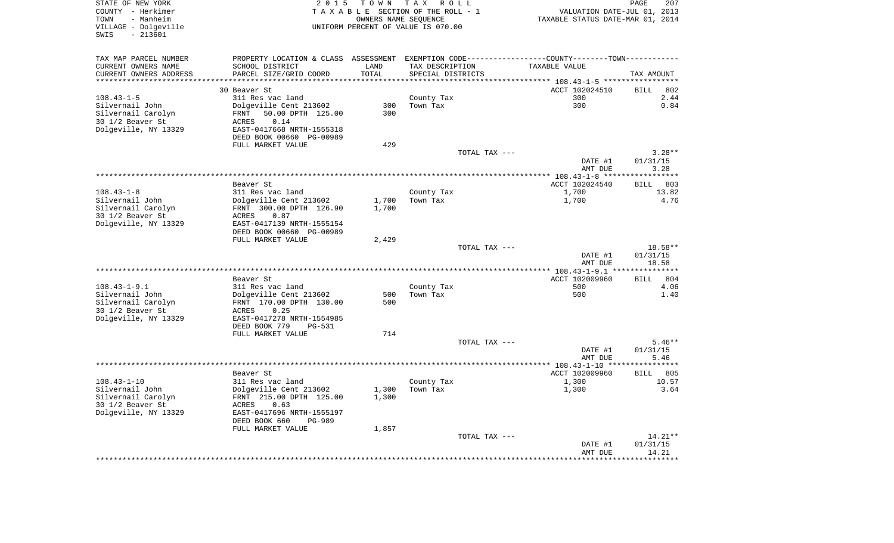STATE OF NEW YORK
COUNTY - Herkimer
TOWN - Manheim
VILLAGE - Dolgeville
SWIS - 213601

2 0 1 5 T O W N T A X R O L L
T A X A B L E SECTION OF THE ROLL - 1
OWNERS NAME SEQUENCE
UNIFORM PERCENT OF VALUE IS 070.00

VALUATION DATE-JUL 01, 2013
TAXABLE STATUS DATE-MAR 01, 2014

| TAX MAP PARCEL NUMBER / CURRENT OWNERS NAME / CURRENT OWNERS ADDRESS | PROPERTY LOCATION & CLASS / SCHOOL DISTRICT / PARCEL SIZE/GRID COORD | ASSESSMENT LAND | TOTAL | EXEMPTION CODE / TAX DESCRIPTION / SPECIAL DISTRICTS | TAXABLE VALUE | TAX AMOUNT |
|---|---|---|---|---|---|---|
| 108.43-1-5 | 30 Beaver St | | | | ACCT 102024510 | BILL 802 |
| Silvernail John | 311 Res vac land | | | County Tax | 300 | 2.44 |
| Silvernail Carolyn | Dolgeville Cent 213602 | 300 | | Town Tax | 300 | 0.84 |
| 30 1/2 Beaver St | FRNT 50.00 DPTH 125.00 | | 300 | | | |
| Dolgeville, NY 13329 | ACRES 0.14 | | | | | |
| | EAST-0417668 NRTH-1555318 | | | | | |
| | DEED BOOK 00660 PG-00989 | | | | | |
| | FULL MARKET VALUE | | 429 | | | |
| | | | | TOTAL TAX --- | | 3.28** |
| | | | | | DATE #1 | 01/31/15 |
| | | | | | AMT DUE | 3.28 |
| 108.43-1-8 | Beaver St | | | | ACCT 102024540 | BILL 803 |
| Silvernail John | 311 Res vac land | | | County Tax | 1,700 | 13.82 |
| Silvernail Carolyn | Dolgeville Cent 213602 | 1,700 | | Town Tax | 1,700 | 4.76 |
| 30 1/2 Beaver St | FRNT 300.00 DPTH 126.90 | | 1,700 | | | |
| Dolgeville, NY 13329 | ACRES 0.87 | | | | | |
| | EAST-0417139 NRTH-1555154 | | | | | |
| | DEED BOOK 00660 PG-00989 | | | | | |
| | FULL MARKET VALUE | | 2,429 | | | |
| | | | | TOTAL TAX --- | | 18.58** |
| | | | | | DATE #1 | 01/31/15 |
| | | | | | AMT DUE | 18.58 |
| 108.43-1-9.1 | Beaver St | | | | ACCT 102009960 | BILL 804 |
| Silvernail John | 311 Res vac land | | | County Tax | 500 | 4.06 |
| Silvernail Carolyn | Dolgeville Cent 213602 | 500 | | Town Tax | 500 | 1.40 |
| 30 1/2 Beaver St | FRNT 170.00 DPTH 130.00 | | 500 | | | |
| Dolgeville, NY 13329 | ACRES 0.25 | | | | | |
| | EAST-0417278 NRTH-1554985 | | | | | |
| | DEED BOOK 779 PG-531 | | | | | |
| | FULL MARKET VALUE | | 714 | | | |
| | | | | TOTAL TAX --- | | 5.46** |
| | | | | | DATE #1 | 01/31/15 |
| | | | | | AMT DUE | 5.46 |
| 108.43-1-10 | Beaver St | | | | ACCT 102009960 | BILL 805 |
| Silvernail John | 311 Res vac land | | | County Tax | 1,300 | 10.57 |
| Silvernail Carolyn | Dolgeville Cent 213602 | 1,300 | | Town Tax | 1,300 | 3.64 |
| 30 1/2 Beaver St | FRNT 215.00 DPTH 125.00 | | 1,300 | | | |
| Dolgeville, NY 13329 | ACRES 0.63 | | | | | |
| | EAST-0417696 NRTH-1555197 | | | | | |
| | DEED BOOK 660 PG-989 | | | | | |
| | FULL MARKET VALUE | | 1,857 | | | |
| | | | | TOTAL TAX --- | | 14.21** |
| | | | | | DATE #1 | 01/31/15 |
| | | | | | AMT DUE | 14.21 |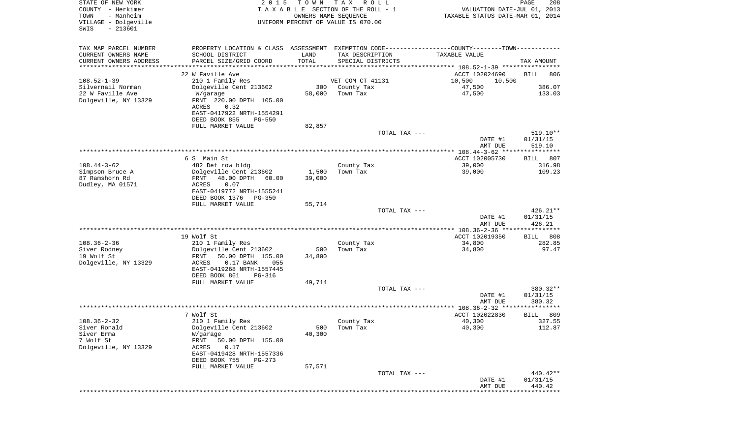STATE OF NEW YORK
COUNTY - Herkimer
TOWN - Manheim
VILLAGE - Dolgeville
SWIS - 213601

2015 TOWN TAX ROLL
TAXABLE SECTION OF THE ROLL - 1
OWNERS NAME SEQUENCE
UNIFORM PERCENT OF VALUE IS 070.00

VALUATION DATE-JUL 01, 2013
TAXABLE STATUS DATE-MAR 01, 2014

| TAX MAP PARCEL NUMBER / CURRENT OWNERS NAME / CURRENT OWNERS ADDRESS | PROPERTY LOCATION & CLASS / SCHOOL DISTRICT / PARCEL SIZE/GRID COORD | ASSESSMENT LAND / TOTAL | EXEMPTION CODE / TAX DESCRIPTION / SPECIAL DISTRICTS | COUNTY / TOWN TAXABLE VALUE | TAX AMOUNT |
|---|---|---|---|---|---|
| | 22 W Faville Ave | | | ACCT 102024690 | BILL 806 |
| 108.52-1-39 | 210 1 Family Res | | VET COM CT 41131 | 10,500 10,500 | |
| Silvernail Norman | Dolgeville Cent 213602 | 300 | County Tax | 47,500 | 386.07 |
| 22 W Faville Ave | W/garage | 58,000 | Town Tax | 47,500 | 133.03 |
| Dolgeville, NY 13329 | FRNT 220.00 DPTH 105.00 | | | | |
| | ACRES 0.32 | | | | |
| | EAST-0417922 NRTH-1554291 | | | | |
| | DEED BOOK 855 PG-550 | | | | |
| | FULL MARKET VALUE | 82,857 | | | |
| | | | TOTAL TAX --- | | 519.10** |
| | | | | DATE #1 | 01/31/15 |
| | | | | AMT DUE | 519.10 |
| | 6 S Main St | | | ACCT 102005730 | BILL 807 |
| 108.44-3-62 | 482 Det row bldg | | County Tax | 39,000 | 316.98 |
| Simpson Bruce A | Dolgeville Cent 213602 | 1,500 | Town Tax | 39,000 | 109.23 |
| 87 Ramshorn Rd | FRNT 48.00 DPTH 60.00 | 39,000 | | | |
| Dudley, MA 01571 | ACRES 0.07 | | | | |
| | EAST-0419772 NRTH-1555241 | | | | |
| | DEED BOOK 1376 PG-350 | | | | |
| | FULL MARKET VALUE | 55,714 | | | |
| | | | TOTAL TAX --- | | 426.21** |
| | | | | DATE #1 | 01/31/15 |
| | | | | AMT DUE | 426.21 |
| | 19 Wolf St | | | ACCT 102019350 | BILL 808 |
| 108.36-2-36 | 210 1 Family Res | | County Tax | 34,800 | 282.85 |
| Siver Rodney | Dolgeville Cent 213602 | 500 | Town Tax | 34,800 | 97.47 |
| 19 Wolf St | FRNT 50.00 DPTH 155.00 | 34,800 | | | |
| Dolgeville, NY 13329 | ACRES 0.17 BANK 055 | | | | |
| | EAST-0419268 NRTH-1557445 | | | | |
| | DEED BOOK 861 PG-316 | | | | |
| | FULL MARKET VALUE | 49,714 | | | |
| | | | TOTAL TAX --- | | 380.32** |
| | | | | DATE #1 | 01/31/15 |
| | | | | AMT DUE | 380.32 |
| | 7 Wolf St | | | ACCT 102022830 | BILL 809 |
| 108.36-2-32 | 210 1 Family Res | | County Tax | 40,300 | 327.55 |
| Siver Ronald | Dolgeville Cent 213602 | 500 | Town Tax | 40,300 | 112.87 |
| Siver Erma | W/garage | 40,300 | | | |
| 7 Wolf St | FRNT 50.00 DPTH 155.00 | | | | |
| Dolgeville, NY 13329 | ACRES 0.17 | | | | |
| | EAST-0419428 NRTH-1557336 | | | | |
| | DEED BOOK 755 PG-273 | | | | |
| | FULL MARKET VALUE | 57,571 | | | |
| | | | TOTAL TAX --- | | 440.42** |
| | | | | DATE #1 | 01/31/15 |
| | | | | AMT DUE | 440.42 |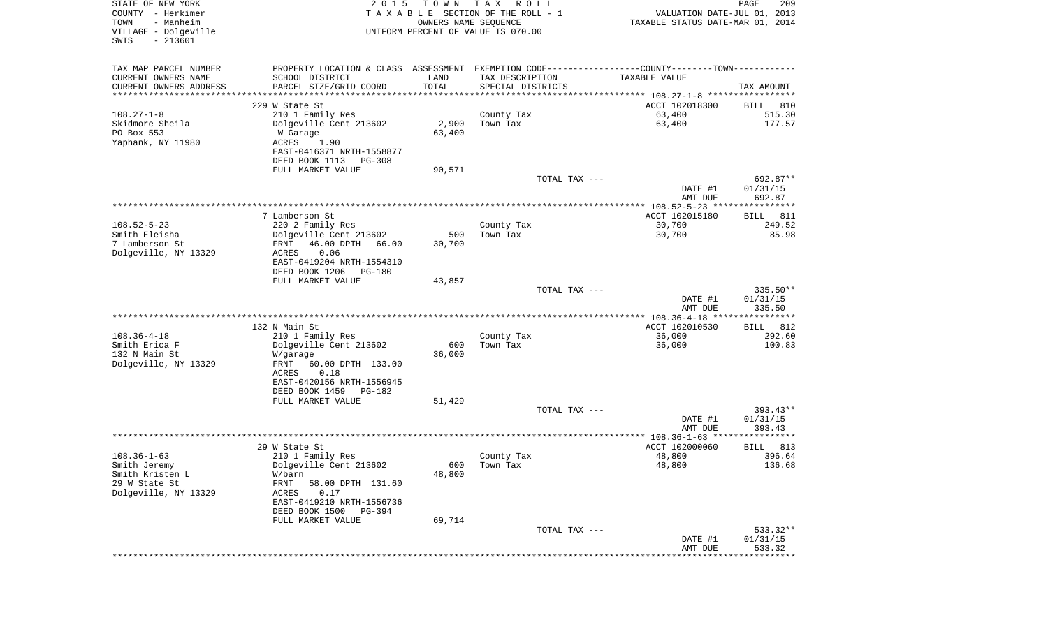STATE OF NEW YORK
COUNTY - Herkimer
TOWN - Manheim
VILLAGE - Dolgeville
SWIS - 213601

2 0 1 5 T O W N T A X R O L L
T A X A B L E SECTION OF THE ROLL - 1
OWNERS NAME SEQUENCE
UNIFORM PERCENT OF VALUE IS 070.00

VALUATION DATE-JUL 01, 2013
TAXABLE STATUS DATE-MAR 01, 2014

| TAX MAP PARCEL NUMBER / CURRENT OWNERS NAME / CURRENT OWNERS ADDRESS | PROPERTY LOCATION & CLASS / SCHOOL DISTRICT / PARCEL SIZE/GRID COORD | ASSESSMENT LAND / TOTAL | EXEMPTION CODE / TAX DESCRIPTION / SPECIAL DISTRICTS | TAXABLE VALUE | TAX AMOUNT |
|---|---|---|---|---|---|
| | 229 W State St | | | ACCT 102018300 | BILL 810 |
| 108.27-1-8 | 210 1 Family Res | | County Tax | 63,400 | 515.30 |
| Skidmore Sheila | Dolgeville Cent 213602 | 2,900 | Town Tax | 63,400 | 177.57 |
| PO Box 553 | W Garage | 63,400 | | | |
| Yaphank, NY 11980 | ACRES 1.90 | | | | |
| | EAST-0416371 NRTH-1558877 | | | | |
| | DEED BOOK 1113 PG-308 | | | | |
| | FULL MARKET VALUE | 90,571 | | | |
| | | | TOTAL TAX --- | | 692.87** |
| | | | | DATE #1 | 01/31/15 |
| | | | | AMT DUE | 692.87 |
| | 7 Lamberson St | | | ACCT 102015180 | BILL 811 |
| 108.52-5-23 | 220 2 Family Res | | County Tax | 30,700 | 249.52 |
| Smith Eleisha | Dolgeville Cent 213602 | 500 | Town Tax | 30,700 | 85.98 |
| 7 Lamberson St | FRNT 46.00 DPTH 66.00 | 30,700 | | | |
| Dolgeville, NY 13329 | ACRES 0.06 | | | | |
| | EAST-0419204 NRTH-1554310 | | | | |
| | DEED BOOK 1206 PG-180 | | | | |
| | FULL MARKET VALUE | 43,857 | | | |
| | | | TOTAL TAX --- | | 335.50** |
| | | | | DATE #1 | 01/31/15 |
| | | | | AMT DUE | 335.50 |
| | 132 N Main St | | | ACCT 102010530 | BILL 812 |
| 108.36-4-18 | 210 1 Family Res | | County Tax | 36,000 | 292.60 |
| Smith Erica F | Dolgeville Cent 213602 | 600 | Town Tax | 36,000 | 100.83 |
| 132 N Main St | W/garage | 36,000 | | | |
| Dolgeville, NY 13329 | FRNT 60.00 DPTH 133.00 | | | | |
| | ACRES 0.18 | | | | |
| | EAST-0420156 NRTH-1556945 | | | | |
| | DEED BOOK 1459 PG-182 | | | | |
| | FULL MARKET VALUE | 51,429 | | | |
| | | | TOTAL TAX --- | | 393.43** |
| | | | | DATE #1 | 01/31/15 |
| | | | | AMT DUE | 393.43 |
| | 29 W State St | | | ACCT 102000060 | BILL 813 |
| 108.36-1-63 | 210 1 Family Res | | County Tax | 48,800 | 396.64 |
| Smith Jeremy | Dolgeville Cent 213602 | 600 | Town Tax | 48,800 | 136.68 |
| Smith Kristen L | W/barn | 48,800 | | | |
| 29 W State St | FRNT 58.00 DPTH 131.60 | | | | |
| Dolgeville, NY 13329 | ACRES 0.17 | | | | |
| | EAST-0419210 NRTH-1556736 | | | | |
| | DEED BOOK 1500 PG-394 | | | | |
| | FULL MARKET VALUE | 69,714 | | | |
| | | | TOTAL TAX --- | | 533.32** |
| | | | | DATE #1 | 01/31/15 |
| | | | | AMT DUE | 533.32 |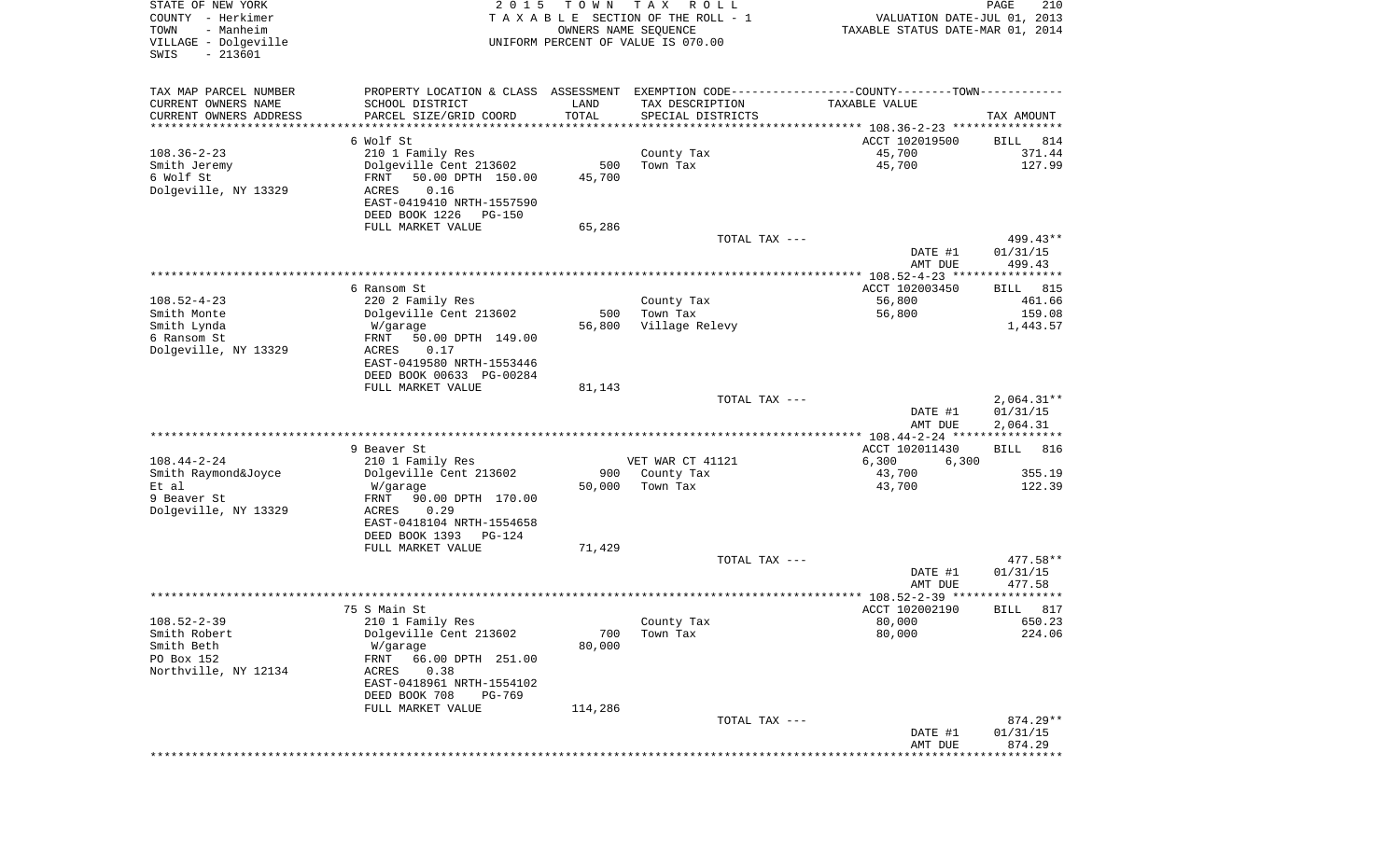STATE OF NEW YORK
COUNTY - Herkimer
TOWN - Manheim
VILLAGE - Dolgeville
SWIS - 213601

2 0 1 5 T O W N T A X R O L L
T A X A B L E SECTION OF THE ROLL - 1
OWNERS NAME SEQUENCE
UNIFORM PERCENT OF VALUE IS 070.00

VALUATION DATE-JUL 01, 2013
TAXABLE STATUS DATE-MAR 01, 2014

| TAX MAP PARCEL NUMBER<br>CURRENT OWNERS NAME<br>CURRENT OWNERS ADDRESS | PROPERTY LOCATION & CLASS<br>SCHOOL DISTRICT<br>PARCEL SIZE/GRID COORD | ASSESSMENT<br>LAND<br>TOTAL | EXEMPTION CODE<br>TAX DESCRIPTION<br>SPECIAL DISTRICTS | COUNTY--------TOWN<br>TAXABLE VALUE | TAX AMOUNT |
|---|---|---|---|---|---|
| 108.36-2-23 | 6 Wolf St | | | ACCT 102019500 | BILL 814 |
| Smith Jeremy | 210 1 Family Res | | County Tax | 45,700 | 371.44 |
| 6 Wolf St | Dolgeville Cent 213602 | 500 | Town Tax | 45,700 | 127.99 |
| Dolgeville, NY 13329 | FRNT 50.00 DPTH 150.00 | 45,700 | | | |
| | ACRES 0.16 | | | | |
| | EAST-0419410 NRTH-1557590 | | | | |
| | DEED BOOK 1226 PG-150 | | | | |
| | FULL MARKET VALUE | 65,286 | | | |
| | | | TOTAL TAX --- | | 499.43** |
| | | | | DATE #1 | 01/31/15 |
| | | | | AMT DUE | 499.43 |
| 108.52-4-23 | 6 Ransom St | | | ACCT 102003450 | BILL 815 |
| Smith Monte | 220 2 Family Res | | County Tax | 56,800 | 461.66 |
| Smith Lynda | Dolgeville Cent 213602 | 500 | Town Tax | 56,800 | 159.08 |
| 6 Ransom St | W/garage | 56,800 | Village Relevy | | 1,443.57 |
| Dolgeville, NY 13329 | FRNT 50.00 DPTH 149.00 | | | | |
| | ACRES 0.17 | | | | |
| | EAST-0419580 NRTH-1553446 | | | | |
| | DEED BOOK 00633 PG-00284 | | | | |
| | FULL MARKET VALUE | 81,143 | | | |
| | | | TOTAL TAX --- | | 2,064.31** |
| | | | | DATE #1 | 01/31/15 |
| | | | | AMT DUE | 2,064.31 |
| 108.44-2-24 | 9 Beaver St | | | ACCT 102011430 | BILL 816 |
| Smith Raymond&Joyce | 210 1 Family Res | | VET WAR CT 41121 | 6,300 6,300 | |
| Et al | Dolgeville Cent 213602 | 900 | County Tax | 43,700 | 355.19 |
| 9 Beaver St | W/garage | 50,000 | Town Tax | 43,700 | 122.39 |
| Dolgeville, NY 13329 | FRNT 90.00 DPTH 170.00 | | | | |
| | ACRES 0.29 | | | | |
| | EAST-0418104 NRTH-1554658 | | | | |
| | DEED BOOK 1393 PG-124 | | | | |
| | FULL MARKET VALUE | 71,429 | | | |
| | | | TOTAL TAX --- | | 477.58** |
| | | | | DATE #1 | 01/31/15 |
| | | | | AMT DUE | 477.58 |
| 108.52-2-39 | 75 S Main St | | | ACCT 102002190 | BILL 817 |
| Smith Robert | 210 1 Family Res | | County Tax | 80,000 | 650.23 |
| Smith Beth | Dolgeville Cent 213602 | 700 | Town Tax | 80,000 | 224.06 |
| PO Box 152 | W/garage | 80,000 | | | |
| Northville, NY 12134 | FRNT 66.00 DPTH 251.00 | | | | |
| | ACRES 0.38 | | | | |
| | EAST-0418961 NRTH-1554102 | | | | |
| | DEED BOOK 708 PG-769 | | | | |
| | FULL MARKET VALUE | 114,286 | | | |
| | | | TOTAL TAX --- | | 874.29** |
| | | | | DATE #1 | 01/31/15 |
| | | | | AMT DUE | 874.29 |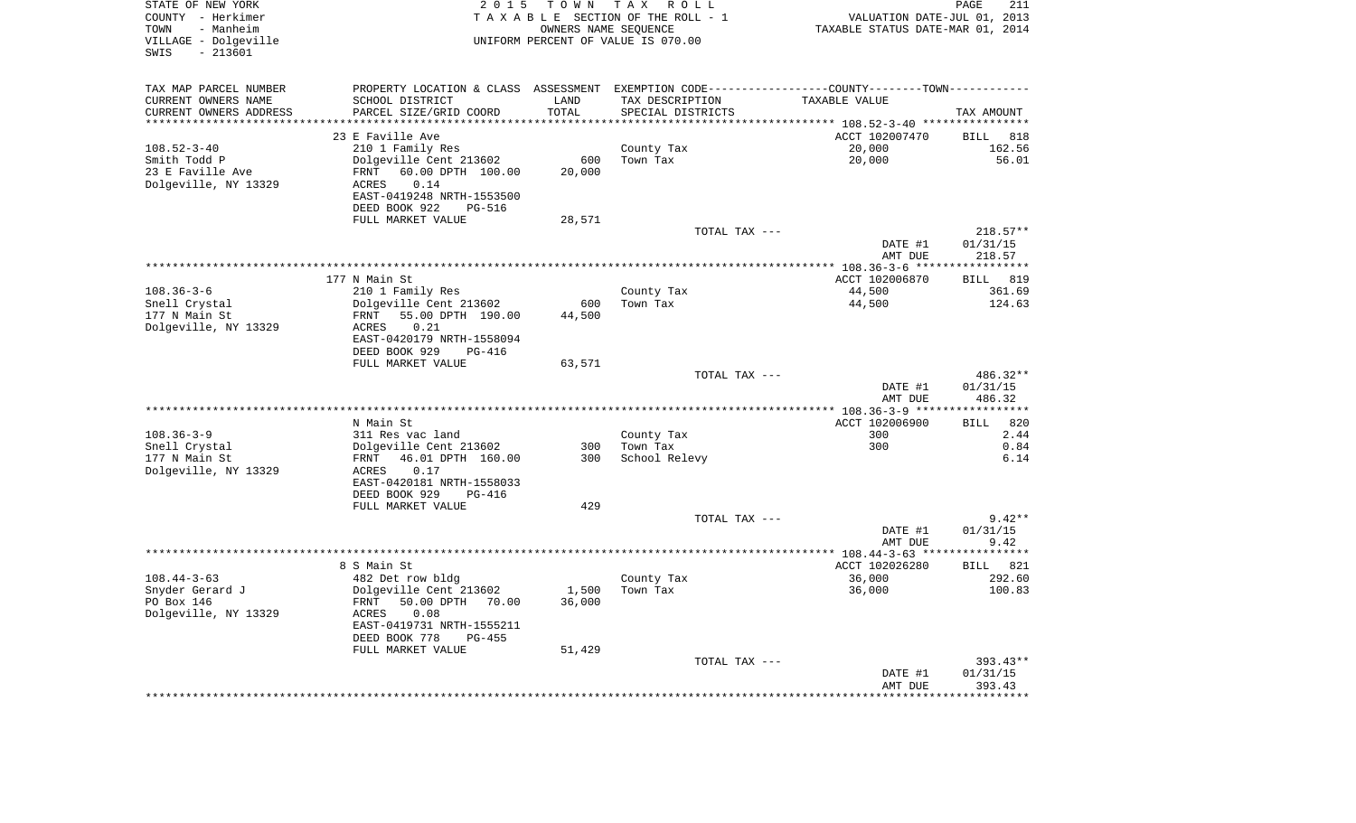STATE OF NEW YORK
COUNTY - Herkimer
TOWN - Manheim
VILLAGE - Dolgeville
SWIS - 213601

2015 TOWN TAX ROLL
TAXABLE SECTION OF THE ROLL - 1
OWNERS NAME SEQUENCE
UNIFORM PERCENT OF VALUE IS 070.00

VALUATION DATE-JUL 01, 2013
TAXABLE STATUS DATE-MAR 01, 2014

| TAX MAP PARCEL NUMBER / CURRENT OWNERS NAME / CURRENT OWNERS ADDRESS | PROPERTY LOCATION & CLASS / SCHOOL DISTRICT / PARCEL SIZE/GRID COORD | ASSESSMENT LAND / TOTAL | EXEMPTION CODE / TAX DESCRIPTION / SPECIAL DISTRICTS | TAXABLE VALUE | TAX AMOUNT |
|---|---|---|---|---|---|
| | 23 E Faville Ave | | | ACCT 102007470 | BILL 818 |
| 108.52-3-40 | 210 1 Family Res | | County Tax | 20,000 | 162.56 |
| Smith Todd P | Dolgeville Cent 213602 | 600 | Town Tax | 20,000 | 56.01 |
| 23 E Faville Ave | FRNT 60.00 DPTH 100.00 | 20,000 | | | |
| Dolgeville, NY 13329 | ACRES 0.14 | | | | |
| | EAST-0419248 NRTH-1553500 | | | | |
| | DEED BOOK 922 PG-516 | | | | |
| | FULL MARKET VALUE | 28,571 | | | |
| | | | TOTAL TAX --- | | 218.57** |
| | | | | DATE #1 | 01/31/15 |
| | | | | AMT DUE | 218.57 |
| | 177 N Main St | | | ACCT 102006870 | BILL 819 |
| 108.36-3-6 | 210 1 Family Res | | County Tax | 44,500 | 361.69 |
| Snell Crystal | Dolgeville Cent 213602 | 600 | Town Tax | 44,500 | 124.63 |
| 177 N Main St | FRNT 55.00 DPTH 190.00 | 44,500 | | | |
| Dolgeville, NY 13329 | ACRES 0.21 | | | | |
| | EAST-0420179 NRTH-1558094 | | | | |
| | DEED BOOK 929 PG-416 | | | | |
| | FULL MARKET VALUE | 63,571 | | | |
| | | | TOTAL TAX --- | | 486.32** |
| | | | | DATE #1 | 01/31/15 |
| | | | | AMT DUE | 486.32 |
| | N Main St | | | ACCT 102006900 | BILL 820 |
| 108.36-3-9 | 311 Res vac land | | County Tax | 300 | 2.44 |
| Snell Crystal | Dolgeville Cent 213602 | 300 | Town Tax | 300 | 0.84 |
| 177 N Main St | FRNT 46.01 DPTH 160.00 | 300 | School Relevy | | 6.14 |
| Dolgeville, NY 13329 | ACRES 0.17 | | | | |
| | EAST-0420181 NRTH-1558033 | | | | |
| | DEED BOOK 929 PG-416 | | | | |
| | FULL MARKET VALUE | 429 | | | |
| | | | TOTAL TAX --- | | 9.42** |
| | | | | DATE #1 | 01/31/15 |
| | | | | AMT DUE | 9.42 |
| | 8 S Main St | | | ACCT 102026280 | BILL 821 |
| 108.44-3-63 | 482 Det row bldg | | County Tax | 36,000 | 292.60 |
| Snyder Gerard J | Dolgeville Cent 213602 | 1,500 | Town Tax | 36,000 | 100.83 |
| PO Box 146 | FRNT 50.00 DPTH 70.00 | 36,000 | | | |
| Dolgeville, NY 13329 | ACRES 0.08 | | | | |
| | EAST-0419731 NRTH-1555211 | | | | |
| | DEED BOOK 778 PG-455 | | | | |
| | FULL MARKET VALUE | 51,429 | | | |
| | | | TOTAL TAX --- | | 393.43** |
| | | | | DATE #1 | 01/31/15 |
| | | | | AMT DUE | 393.43 |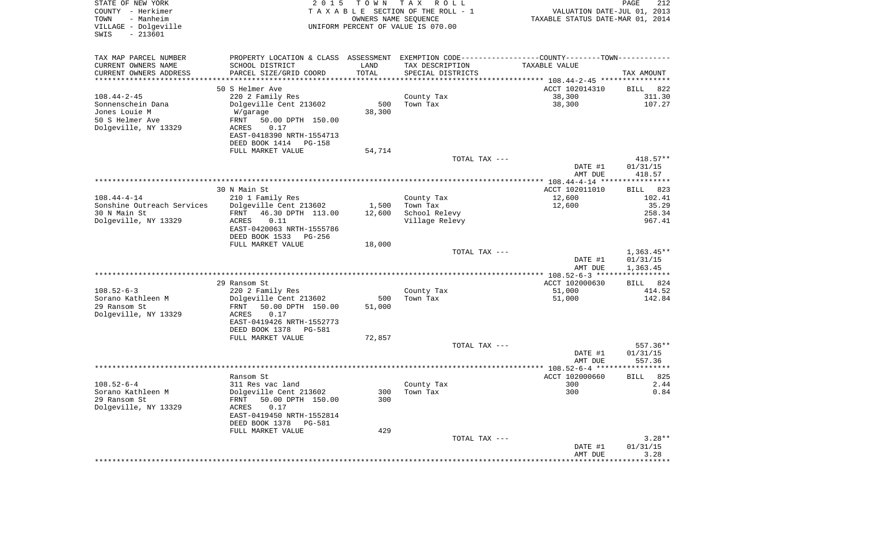STATE OF NEW YORK — 2015 TOWN TAX ROLL
COUNTY - Herkimer — TAXABLE SECTION OF THE ROLL - 1 — VALUATION DATE-JUL 01, 2013
TOWN - Manheim — OWNERS NAME SEQUENCE — TAXABLE STATUS DATE-MAR 01, 2014
VILLAGE - Dolgeville — UNIFORM PERCENT OF VALUE IS 070.00
SWIS - 213601

| TAX MAP PARCEL NUMBER / CURRENT OWNERS NAME / CURRENT OWNERS ADDRESS | PROPERTY LOCATION & CLASS / SCHOOL DISTRICT / PARCEL SIZE/GRID COORD | ASSESSMENT LAND / TOTAL | EXEMPTION CODE / TAX DESCRIPTION / SPECIAL DISTRICTS | COUNTY--------TOWN / TAXABLE VALUE | TAX AMOUNT |
|---|---|---|---|---|---|
| | 50 S Helmer Ave | | | ACCT 102014310 | BILL 822 |
| 108.44-2-45 | 220 2 Family Res | | County Tax | 38,300 | 311.30 |
| Sonnenschein Dana | Dolgeville Cent 213602 | 500 | Town Tax | 38,300 | 107.27 |
| Jones Louie M | W/garage | 38,300 | | | |
| 50 S Helmer Ave | FRNT 50.00 DPTH 150.00 | | | | |
| Dolgeville, NY 13329 | ACRES 0.17 | | | | |
| | EAST-0418390 NRTH-1554713 | | | | |
| | DEED BOOK 1414 PG-158 | | | | |
| | FULL MARKET VALUE | 54,714 | | | |
| | | | TOTAL TAX --- | | 418.57** |
| | | | | DATE #1 | 01/31/15 |
| | | | | AMT DUE | 418.57 |
| | 30 N Main St | | | ACCT 102011010 | BILL 823 |
| 108.44-4-14 | 210 1 Family Res | | County Tax | 12,600 | 102.41 |
| Sonshine Outreach Services | Dolgeville Cent 213602 | 1,500 | Town Tax | 12,600 | 35.29 |
| 30 N Main St | FRNT 46.30 DPTH 113.00 | 12,600 | School Relevy | | 258.34 |
| Dolgeville, NY 13329 | ACRES 0.11 | | Village Relevy | | 967.41 |
| | EAST-0420063 NRTH-1555786 | | | | |
| | DEED BOOK 1533 PG-256 | | | | |
| | FULL MARKET VALUE | 18,000 | | | |
| | | | TOTAL TAX --- | | 1,363.45** |
| | | | | DATE #1 | 01/31/15 |
| | | | | AMT DUE | 1,363.45 |
| | 29 Ransom St | | | ACCT 102000630 | BILL 824 |
| 108.52-6-3 | 220 2 Family Res | | County Tax | 51,000 | 414.52 |
| Sorano Kathleen M | Dolgeville Cent 213602 | 500 | Town Tax | 51,000 | 142.84 |
| 29 Ransom St | FRNT 50.00 DPTH 150.00 | 51,000 | | | |
| Dolgeville, NY 13329 | ACRES 0.17 | | | | |
| | EAST-0419426 NRTH-1552773 | | | | |
| | DEED BOOK 1378 PG-581 | | | | |
| | FULL MARKET VALUE | 72,857 | | | |
| | | | TOTAL TAX --- | | 557.36** |
| | | | | DATE #1 | 01/31/15 |
| | | | | AMT DUE | 557.36 |
| | Ransom St | | | ACCT 102000660 | BILL 825 |
| 108.52-6-4 | 311 Res vac land | | County Tax | 300 | 2.44 |
| Sorano Kathleen M | Dolgeville Cent 213602 | 300 | Town Tax | 300 | 0.84 |
| 29 Ransom St | FRNT 50.00 DPTH 150.00 | 300 | | | |
| Dolgeville, NY 13329 | ACRES 0.17 | | | | |
| | EAST-0419450 NRTH-1552814 | | | | |
| | DEED BOOK 1378 PG-581 | | | | |
| | FULL MARKET VALUE | 429 | | | |
| | | | TOTAL TAX --- | | 3.28** |
| | | | | DATE #1 | 01/31/15 |
| | | | | AMT DUE | 3.28 |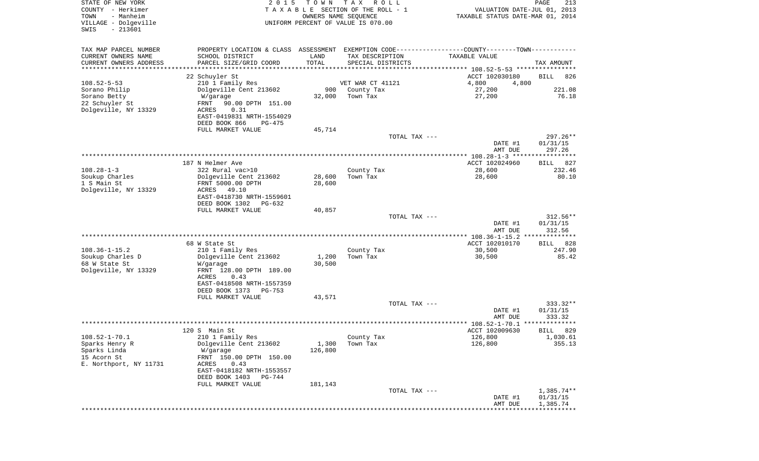STATE OF NEW YORK
COUNTY - Herkimer
TOWN - Manheim
VILLAGE - Dolgeville
SWIS - 213601

2015 TOWN TAX ROLL
TAXABLE SECTION OF THE ROLL - 1
OWNERS NAME SEQUENCE
UNIFORM PERCENT OF VALUE IS 070.00

VALUATION DATE-JUL 01, 2013
TAXABLE STATUS DATE-MAR 01, 2014

| TAX MAP PARCEL NUMBER / CURRENT OWNERS NAME / CURRENT OWNERS ADDRESS | PROPERTY LOCATION & CLASS / SCHOOL DISTRICT / PARCEL SIZE/GRID COORD | ASSESSMENT LAND / TOTAL | EXEMPTION CODE / TAX DESCRIPTION / SPECIAL DISTRICTS | COUNTY / TOWN TAXABLE VALUE | TAX AMOUNT |
|---|---|---|---|---|---|
| 108.52-5-53 | 22 Schuyler St | | | ACCT 102030180 | BILL 826 |
| | 210 1 Family Res | | VET WAR CT 41121 | 4,800 4,800 | |
| Sorano Philip | Dolgeville Cent 213602 | 900 | County Tax | 27,200 | 221.08 |
| Sorano Betty | W/garage | 32,000 | Town Tax | 27,200 | 76.18 |
| 22 Schuyler St | FRNT 90.00 DPTH 151.00 | | | | |
| Dolgeville, NY 13329 | ACRES 0.31 | | | | |
| | EAST-0419831 NRTH-1554029 | | | | |
| | DEED BOOK 866 PG-475 | | | | |
| | FULL MARKET VALUE | 45,714 | | | |
| | | | TOTAL TAX --- | | 297.26** |
| | | | | DATE #1 | 01/31/15 |
| | | | | AMT DUE | 297.26 |
| 108.28-1-3 | 187 N Helmer Ave | | | ACCT 102024960 | BILL 827 |
| | 322 Rural vac>10 | | County Tax | 28,600 | 232.46 |
| Soukup Charles | Dolgeville Cent 213602 | 28,600 | Town Tax | 28,600 | 80.10 |
| 1 S Main St | FRNT 5000.00 DPTH | 28,600 | | | |
| Dolgeville, NY 13329 | ACRES 49.10 | | | | |
| | EAST-0418730 NRTH-1559601 | | | | |
| | DEED BOOK 1302 PG-632 | | | | |
| | FULL MARKET VALUE | 40,857 | | | |
| | | | TOTAL TAX --- | | 312.56** |
| | | | | DATE #1 | 01/31/15 |
| | | | | AMT DUE | 312.56 |
| 108.36-1-15.2 | 68 W State St | | | ACCT 102010170 | BILL 828 |
| | 210 1 Family Res | | County Tax | 30,500 | 247.90 |
| Soukup Charles D | Dolgeville Cent 213602 | 1,200 | Town Tax | 30,500 | 85.42 |
| 68 W State St | W/garage | 30,500 | | | |
| Dolgeville, NY 13329 | FRNT 128.00 DPTH 189.00 | | | | |
| | ACRES 0.43 | | | | |
| | EAST-0418508 NRTH-1557359 | | | | |
| | DEED BOOK 1373 PG-753 | | | | |
| | FULL MARKET VALUE | 43,571 | | | |
| | | | TOTAL TAX --- | | 333.32** |
| | | | | DATE #1 | 01/31/15 |
| | | | | AMT DUE | 333.32 |
| 108.52-1-70.1 | 120 S Main St | | | ACCT 102009630 | BILL 829 |
| | 210 1 Family Res | | County Tax | 126,800 | 1,030.61 |
| Sparks Henry R | Dolgeville Cent 213602 | 1,300 | Town Tax | 126,800 | 355.13 |
| Sparks Linda | W/garage | 126,800 | | | |
| 15 Acorn St | FRNT 150.00 DPTH 150.00 | | | | |
| E. Northport, NY 11731 | ACRES 0.43 | | | | |
| | EAST-0418182 NRTH-1553557 | | | | |
| | DEED BOOK 1403 PG-744 | | | | |
| | FULL MARKET VALUE | 181,143 | | | |
| | | | TOTAL TAX --- | | 1,385.74** |
| | | | | DATE #1 | 01/31/15 |
| | | | | AMT DUE | 1,385.74 |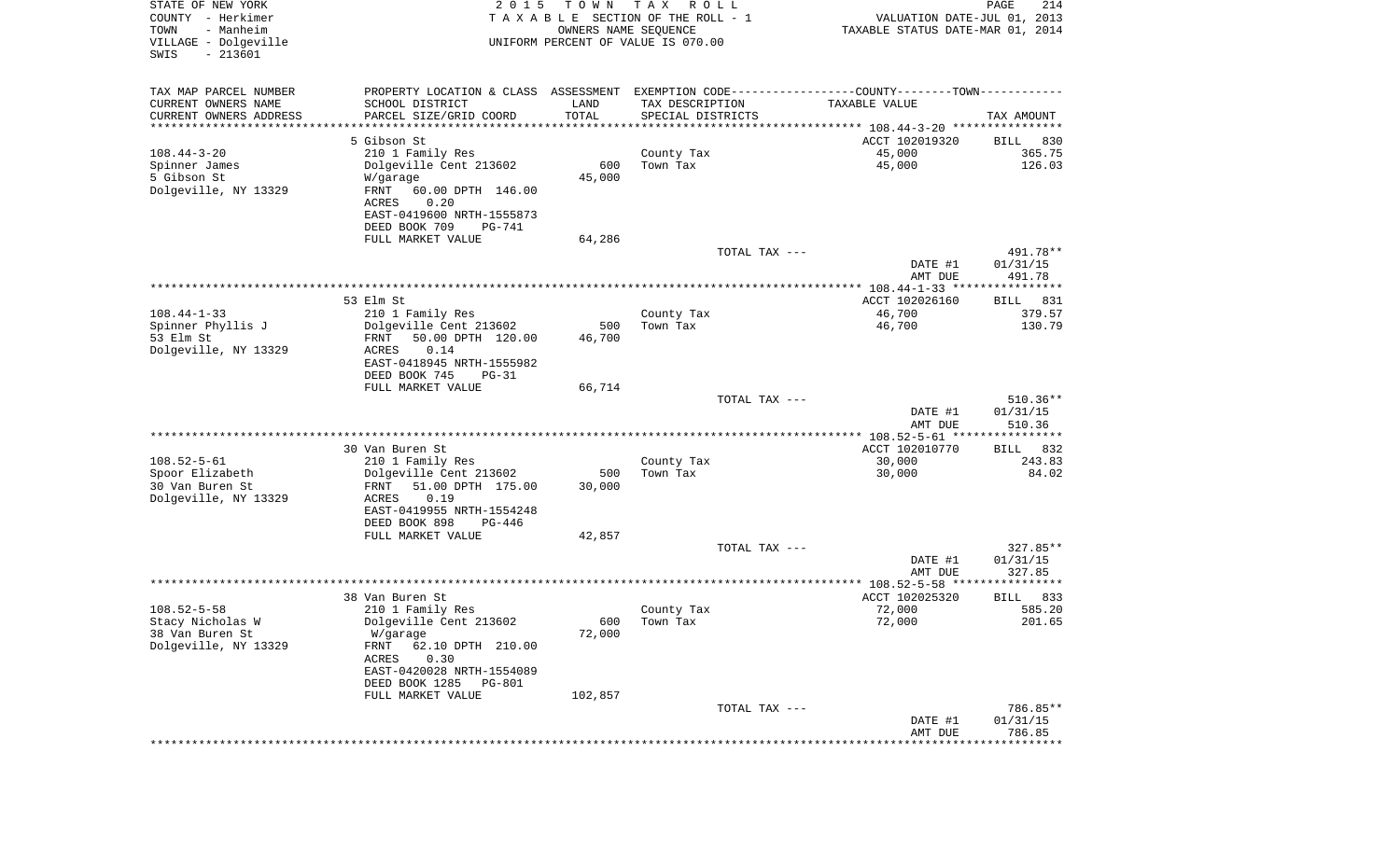STATE OF NEW YORK
COUNTY - Herkimer
TOWN - Manheim
VILLAGE - Dolgeville
SWIS - 213601

2 0 1 5 T O W N T A X R O L L
T A X A B L E SECTION OF THE ROLL - 1
OWNERS NAME SEQUENCE
UNIFORM PERCENT OF VALUE IS 070.00

VALUATION DATE-JUL 01, 2013
TAXABLE STATUS DATE-MAR 01, 2014

| TAX MAP PARCEL NUMBER<br>CURRENT OWNERS NAME<br>CURRENT OWNERS ADDRESS | PROPERTY LOCATION & CLASS<br>SCHOOL DISTRICT<br>PARCEL SIZE/GRID COORD | ASSESSMENT<br>LAND<br>TOTAL | EXEMPTION CODE<br>TAX DESCRIPTION<br>SPECIAL DISTRICTS | COUNTY--------TOWN<br>TAXABLE VALUE | TAX AMOUNT |
|---|---|---|---|---|---|
| | 5 Gibson St | | | ACCT 102019320 | BILL 830 |
| 108.44-3-20 | 210 1 Family Res | | County Tax | 45,000 | 365.75 |
| Spinner James | Dolgeville Cent 213602 | 600 | Town Tax | 45,000 | 126.03 |
| 5 Gibson St | W/garage | 45,000 | | | |
| Dolgeville, NY 13329 | FRNT 60.00 DPTH 146.00 | | | | |
| | ACRES 0.20 | | | | |
| | EAST-0419600 NRTH-1555873 | | | | |
| | DEED BOOK 709 PG-741 | | | | |
| | FULL MARKET VALUE | 64,286 | | | |
| | | | TOTAL TAX --- | | 491.78** |
| | | | | DATE #1 | 01/31/15 |
| | | | | AMT DUE | 491.78 |
| | 53 Elm St | | | ACCT 102026160 | BILL 831 |
| 108.44-1-33 | 210 1 Family Res | | County Tax | 46,700 | 379.57 |
| Spinner Phyllis J | Dolgeville Cent 213602 | 500 | Town Tax | 46,700 | 130.79 |
| 53 Elm St | FRNT 50.00 DPTH 120.00 | 46,700 | | | |
| Dolgeville, NY 13329 | ACRES 0.14 | | | | |
| | EAST-0418945 NRTH-1555982 | | | | |
| | DEED BOOK 745 PG-31 | | | | |
| | FULL MARKET VALUE | 66,714 | | | |
| | | | TOTAL TAX --- | | 510.36** |
| | | | | DATE #1 | 01/31/15 |
| | | | | AMT DUE | 510.36 |
| | 30 Van Buren St | | | ACCT 102010770 | BILL 832 |
| 108.52-5-61 | 210 1 Family Res | | County Tax | 30,000 | 243.83 |
| Spoor Elizabeth | Dolgeville Cent 213602 | 500 | Town Tax | 30,000 | 84.02 |
| 30 Van Buren St | FRNT 51.00 DPTH 175.00 | 30,000 | | | |
| Dolgeville, NY 13329 | ACRES 0.19 | | | | |
| | EAST-0419955 NRTH-1554248 | | | | |
| | DEED BOOK 898 PG-446 | | | | |
| | FULL MARKET VALUE | 42,857 | | | |
| | | | TOTAL TAX --- | | 327.85** |
| | | | | DATE #1 | 01/31/15 |
| | | | | AMT DUE | 327.85 |
| | 38 Van Buren St | | | ACCT 102025320 | BILL 833 |
| 108.52-5-58 | 210 1 Family Res | | County Tax | 72,000 | 585.20 |
| Stacy Nicholas W | Dolgeville Cent 213602 | 600 | Town Tax | 72,000 | 201.65 |
| 38 Van Buren St | W/garage | 72,000 | | | |
| Dolgeville, NY 13329 | FRNT 62.10 DPTH 210.00 | | | | |
| | ACRES 0.30 | | | | |
| | EAST-0420028 NRTH-1554089 | | | | |
| | DEED BOOK 1285 PG-801 | | | | |
| | FULL MARKET VALUE | 102,857 | | | |
| | | | TOTAL TAX --- | | 786.85** |
| | | | | DATE #1 | 01/31/15 |
| | | | | AMT DUE | 786.85 |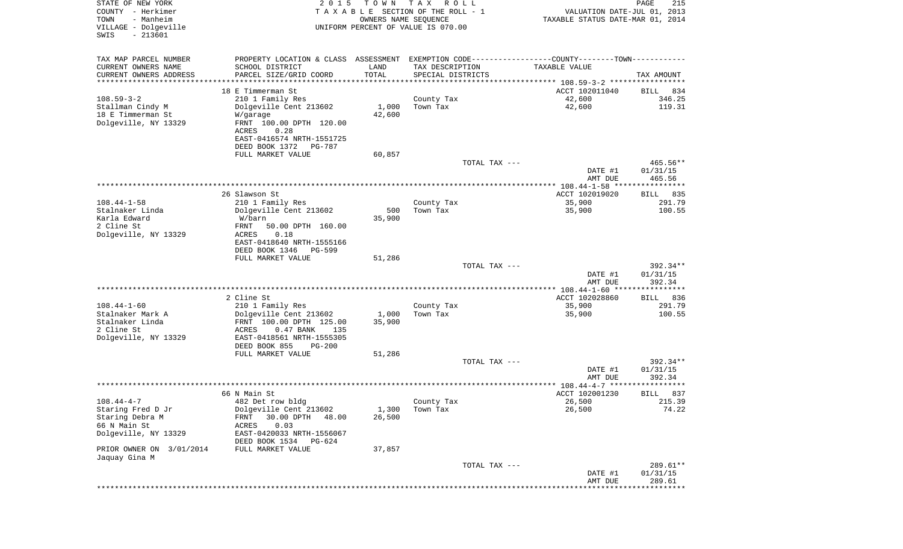STATE OF NEW YORK | COUNTY - Herkimer | TOWN - Manheim | VILLAGE - Dolgeville | SWIS - 213601

2015 TOWN TAX ROLL
TAXABLE SECTION OF THE ROLL - 1
OWNERS NAME SEQUENCE
UNIFORM PERCENT OF VALUE IS 070.00

VALUATION DATE-JUL 01, 2013
TAXABLE STATUS DATE-MAR 01, 2014

| TAX MAP PARCEL NUMBER / CURRENT OWNERS NAME / CURRENT OWNERS ADDRESS | PROPERTY LOCATION & CLASS / SCHOOL DISTRICT / PARCEL SIZE/GRID COORD | ASSESSMENT LAND | TOTAL | TAX DESCRIPTION / SPECIAL DISTRICTS | TAXABLE VALUE | TAX AMOUNT |
|---|---|---|---|---|---|---|
| 108.59-3-2 | 18 E Timmerman St | | | | ACCT 102011040 | BILL 834 |
| Stallman Cindy M | 210 1 Family Res | | | County Tax | 42,600 | 346.25 |
| 18 E Timmerman St | Dolgeville Cent 213602 | 1,000 | | Town Tax | 42,600 | 119.31 |
| Dolgeville, NY 13329 | W/garage | | 42,600 | | | |
| | FRNT 100.00 DPTH 120.00 | | | | | |
| | ACRES 0.28 | | | | | |
| | EAST-0416574 NRTH-1551725 | | | | | |
| | DEED BOOK 1372 PG-787 | | | | | |
| | FULL MARKET VALUE | | 60,857 | | | |
| | | | | TOTAL TAX --- | | 465.56** |
| | | | | | DATE #1 | 01/31/15 |
| | | | | | AMT DUE | 465.56 |
| 108.44-1-58 | 26 Slawson St | | | | ACCT 102019020 | BILL 835 |
| Stalnaker Linda | 210 1 Family Res | | | County Tax | 35,900 | 291.79 |
| Karla Edward | Dolgeville Cent 213602 | 500 | | Town Tax | 35,900 | 100.55 |
| 2 Cline St | W/barn | | 35,900 | | | |
| Dolgeville, NY 13329 | FRNT 50.00 DPTH 160.00 | | | | | |
| | ACRES 0.18 | | | | | |
| | EAST-0418640 NRTH-1555166 | | | | | |
| | DEED BOOK 1346 PG-599 | | | | | |
| | FULL MARKET VALUE | | 51,286 | | | |
| | | | | TOTAL TAX --- | | 392.34** |
| | | | | | DATE #1 | 01/31/15 |
| | | | | | AMT DUE | 392.34 |
| 108.44-1-60 | 2 Cline St | | | | ACCT 102028860 | BILL 836 |
| Stalnaker Mark A | 210 1 Family Res | | | County Tax | 35,900 | 291.79 |
| Stalnaker Linda | Dolgeville Cent 213602 | 1,000 | | Town Tax | 35,900 | 100.55 |
| 2 Cline St | FRNT 100.00 DPTH 125.00 | | 35,900 | | | |
| Dolgeville, NY 13329 | ACRES 0.47 BANK 135 | | | | | |
| | EAST-0418561 NRTH-1555305 | | | | | |
| | DEED BOOK 855 PG-200 | | | | | |
| | FULL MARKET VALUE | | 51,286 | | | |
| | | | | TOTAL TAX --- | | 392.34** |
| | | | | | DATE #1 | 01/31/15 |
| | | | | | AMT DUE | 392.34 |
| 108.44-4-7 | 66 N Main St | | | | ACCT 102001230 | BILL 837 |
| Staring Fred D Jr | 482 Det row bldg | | | County Tax | 26,500 | 215.39 |
| Staring Debra M | Dolgeville Cent 213602 | 1,300 | | Town Tax | 26,500 | 74.22 |
| 66 N Main St | FRNT 30.00 DPTH 48.00 | | 26,500 | | | |
| Dolgeville, NY 13329 | ACRES 0.03 | | | | | |
| | EAST-0420033 NRTH-1556067 | | | | | |
| | DEED BOOK 1534 PG-624 | | | | | |
| PRIOR OWNER ON 3/01/2014 | FULL MARKET VALUE | | 37,857 | | | |
| Jaquay Gina M | | | | | | |
| | | | | TOTAL TAX --- | | 289.61** |
| | | | | | DATE #1 | 01/31/15 |
| | | | | | AMT DUE | 289.61 |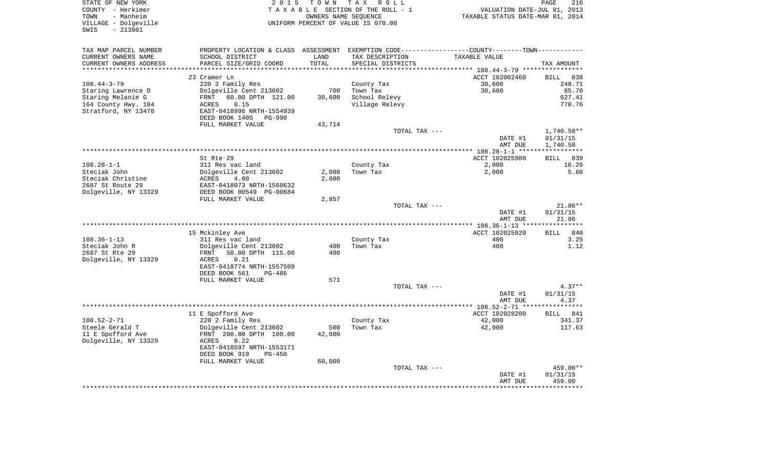STATE OF NEW YORK
COUNTY - Herkimer
TOWN - Manheim
VILLAGE - Dolgeville
SWIS - 213601

2 0 1 5 T O W N T A X R O L L
T A X A B L E SECTION OF THE ROLL - 1
OWNERS NAME SEQUENCE
UNIFORM PERCENT OF VALUE IS 070.00

VALUATION DATE-JUL 01, 2013
TAXABLE STATUS DATE-MAR 01, 2014

| TAX MAP PARCEL NUMBER<br>CURRENT OWNERS NAME<br>CURRENT OWNERS ADDRESS | PROPERTY LOCATION & CLASS<br>SCHOOL DISTRICT<br>PARCEL SIZE/GRID COORD | ASSESSMENT<br>LAND<br>TOTAL | EXEMPTION CODE<br>TAX DESCRIPTION<br>SPECIAL DISTRICTS | COUNTY--------TOWN<br>TAXABLE VALUE | TAX AMOUNT |
|---|---|---|---|---|---|
| | 23 Cramer Ln | | | ACCT 102002460 | BILL 838 |
| 108.44-3-79 | 220 2 Family Res | | County Tax | 30,600 | 248.71 |
| Staring Lawrence D | Dolgeville Cent 213602 | 700 | Town Tax | 30,600 | 85.70 |
| Staring Melanie G | FRNT 60.00 DPTH 121.00 | 30,600 | School Relevy | | 627.41 |
| 164 County Hwy. 104 | ACRES 0.15 | | Village Relevy | | 778.76 |
| Stratford, NY 13470 | EAST-0418996 NRTH-1554939 | | | | |
| | DEED BOOK 1405 PG-990 | | | | |
| | FULL MARKET VALUE | 43,714 | | | |
| | | | TOTAL TAX --- | | 1,740.58** |
| | | | | DATE #1 | 01/31/15 |
| | | | | AMT DUE | 1,740.58 |
| | St Rte 29 | | | ACCT 102025980 | BILL 839 |
| 108.28-1-1 | 311 Res vac land | | County Tax | 2,000 | 16.26 |
| Steciak John | Dolgeville Cent 213602 | 2,000 | Town Tax | 2,000 | 5.60 |
| Steciak Christine | ACRES 4.00 | 2,000 | | | |
| 2687 St Route 29 | EAST-0418073 NRTH-1560632 | | | | |
| Dolgeville, NY 13329 | DEED BOOK 00549 PG-00684 | | | | |
| | FULL MARKET VALUE | 2,857 | | | |
| | | | TOTAL TAX --- | | 21.86** |
| | | | | DATE #1 | 01/31/15 |
| | | | | AMT DUE | 21.86 |
| | 15 Mckinley Ave | | | ACCT 102025920 | BILL 840 |
| 108.36-1-13 | 311 Res vac land | | County Tax | 400 | 3.25 |
| Steciak John R | Dolgeville Cent 213602 | 400 | Town Tax | 400 | 1.12 |
| 2687 St Rte 29 | FRNT 50.00 DPTH 115.00 | 400 | | | |
| Dolgeville, NY 13329 | ACRES 0.21 | | | | |
| | EAST-0418774 NRTH-1557509 | | | | |
| | DEED BOOK 561 PG-486 | | | | |
| | FULL MARKET VALUE | 571 | | | |
| | | | TOTAL TAX --- | | 4.37** |
| | | | | DATE #1 | 01/31/15 |
| | | | | AMT DUE | 4.37 |
| | 11 E Spofford Ave | | | ACCT 102028200 | BILL 841 |
| 108.52-2-71 | 220 2 Family Res | | County Tax | 42,000 | 341.37 |
| Steele Gerald T | Dolgeville Cent 213602 | 500 | Town Tax | 42,000 | 117.63 |
| 11 E Spofford Ave | FRNT 200.00 DPTH 100.00 | 42,000 | | | |
| Dolgeville, NY 13329 | ACRES 0.22 | | | | |
| | EAST-0418597 NRTH-1553171 | | | | |
| | DEED BOOK 919 PG-450 | | | | |
| | FULL MARKET VALUE | 60,000 | | | |
| | | | TOTAL TAX --- | | 459.00** |
| | | | | DATE #1 | 01/31/15 |
| | | | | AMT DUE | 459.00 |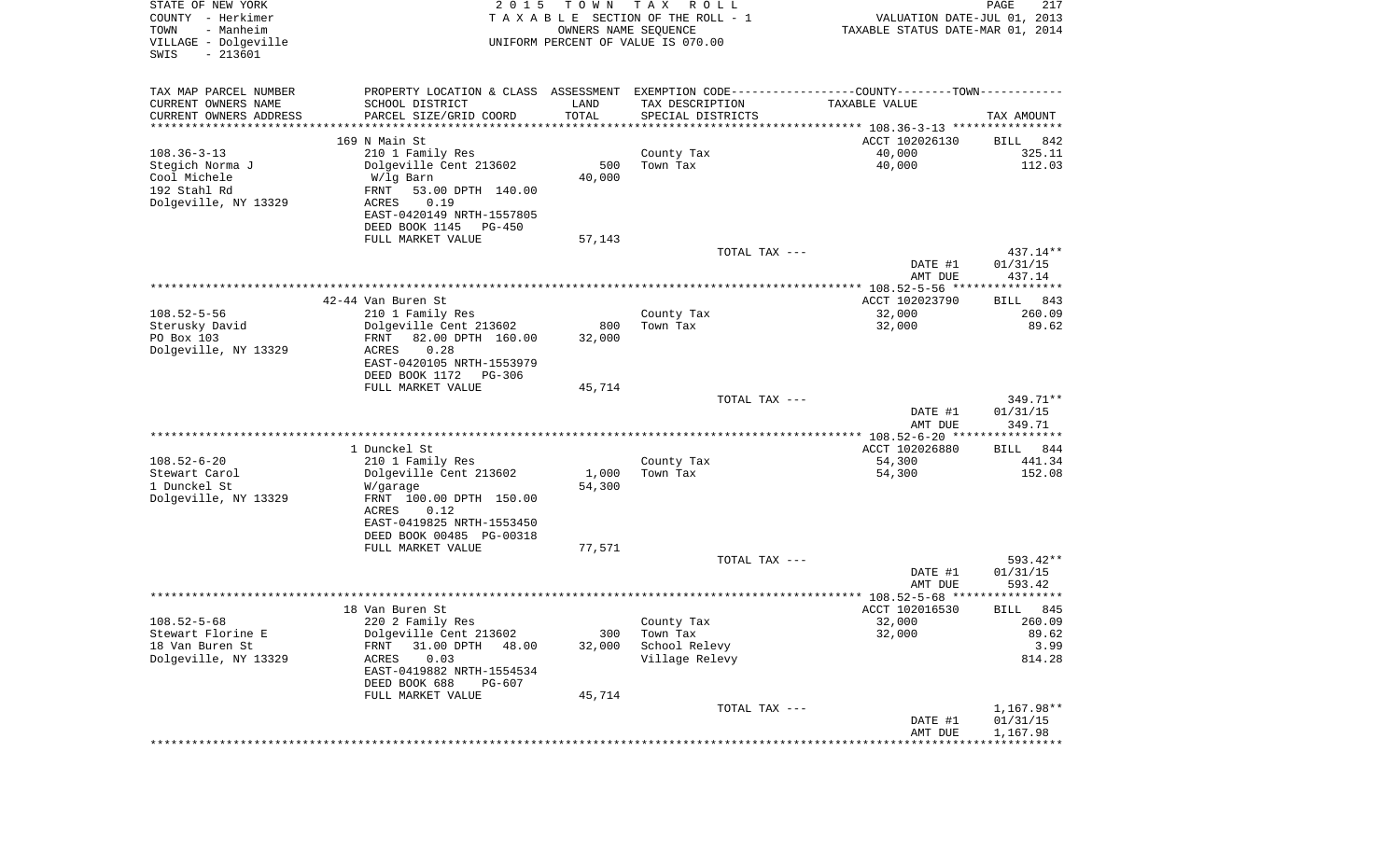STATE OF NEW YORK
COUNTY - Herkimer
TOWN - Manheim
VILLAGE - Dolgeville
SWIS - 213601

2 0 1 5 T O W N T A X R O L L
T A X A B L E SECTION OF THE ROLL - 1
OWNERS NAME SEQUENCE
UNIFORM PERCENT OF VALUE IS 070.00

VALUATION DATE-JUL 01, 2013
TAXABLE STATUS DATE-MAR 01, 2014

| TAX MAP PARCEL NUMBER / CURRENT OWNERS NAME / CURRENT OWNERS ADDRESS | PROPERTY LOCATION & CLASS / SCHOOL DISTRICT / PARCEL SIZE/GRID COORD | ASSESSMENT LAND / TOTAL | EXEMPTION CODE / TAX DESCRIPTION / SPECIAL DISTRICTS | COUNTY--------TOWN TAXABLE VALUE | TAX AMOUNT |
|---|---|---|---|---|---|
| | 169 N Main St | | | ACCT 102026130 | BILL 842 |
| 108.36-3-13 | 210 1 Family Res | | County Tax | 40,000 | 325.11 |
| Stegich Norma J | Dolgeville Cent 213602 | 500 | Town Tax | 40,000 | 112.03 |
| Cool Michele | W/lg Barn | 40,000 | | | |
| 192 Stahl Rd | FRNT 53.00 DPTH 140.00 | | | | |
| Dolgeville, NY 13329 | ACRES 0.19 | | | | |
| | EAST-0420149 NRTH-1557805 | | | | |
| | DEED BOOK 1145 PG-450 | | | | |
| | FULL MARKET VALUE | 57,143 | | | |
| | | | TOTAL TAX --- | | 437.14** |
| | | | | DATE #1 | 01/31/15 |
| | | | | AMT DUE | 437.14 |
| | 42-44 Van Buren St | | | ACCT 102023790 | BILL 843 |
| 108.52-5-56 | 210 1 Family Res | | County Tax | 32,000 | 260.09 |
| Sterusky David | Dolgeville Cent 213602 | 800 | Town Tax | 32,000 | 89.62 |
| PO Box 103 | FRNT 82.00 DPTH 160.00 | 32,000 | | | |
| Dolgeville, NY 13329 | ACRES 0.28 | | | | |
| | EAST-0420105 NRTH-1553979 | | | | |
| | DEED BOOK 1172 PG-306 | | | | |
| | FULL MARKET VALUE | 45,714 | | | |
| | | | TOTAL TAX --- | | 349.71** |
| | | | | DATE #1 | 01/31/15 |
| | | | | AMT DUE | 349.71 |
| | 1 Dunckel St | | | ACCT 102026880 | BILL 844 |
| 108.52-6-20 | 210 1 Family Res | | County Tax | 54,300 | 441.34 |
| Stewart Carol | Dolgeville Cent 213602 | 1,000 | Town Tax | 54,300 | 152.08 |
| 1 Dunckel St | W/garage | 54,300 | | | |
| Dolgeville, NY 13329 | FRNT 100.00 DPTH 150.00 | | | | |
| | ACRES 0.12 | | | | |
| | EAST-0419825 NRTH-1553450 | | | | |
| | DEED BOOK 00485 PG-00318 | | | | |
| | FULL MARKET VALUE | 77,571 | | | |
| | | | TOTAL TAX --- | | 593.42** |
| | | | | DATE #1 | 01/31/15 |
| | | | | AMT DUE | 593.42 |
| | 18 Van Buren St | | | ACCT 102016530 | BILL 845 |
| 108.52-5-68 | 220 2 Family Res | | County Tax | 32,000 | 260.09 |
| Stewart Florine E | Dolgeville Cent 213602 | 300 | Town Tax | 32,000 | 89.62 |
| 18 Van Buren St | FRNT 31.00 DPTH 48.00 | 32,000 | School Relevy | | 3.99 |
| Dolgeville, NY 13329 | ACRES 0.03 | | Village Relevy | | 814.28 |
| | EAST-0419882 NRTH-1554534 | | | | |
| | DEED BOOK 688 PG-607 | | | | |
| | FULL MARKET VALUE | 45,714 | | | |
| | | | TOTAL TAX --- | | 1,167.98** |
| | | | | DATE #1 | 01/31/15 |
| | | | | AMT DUE | 1,167.98 |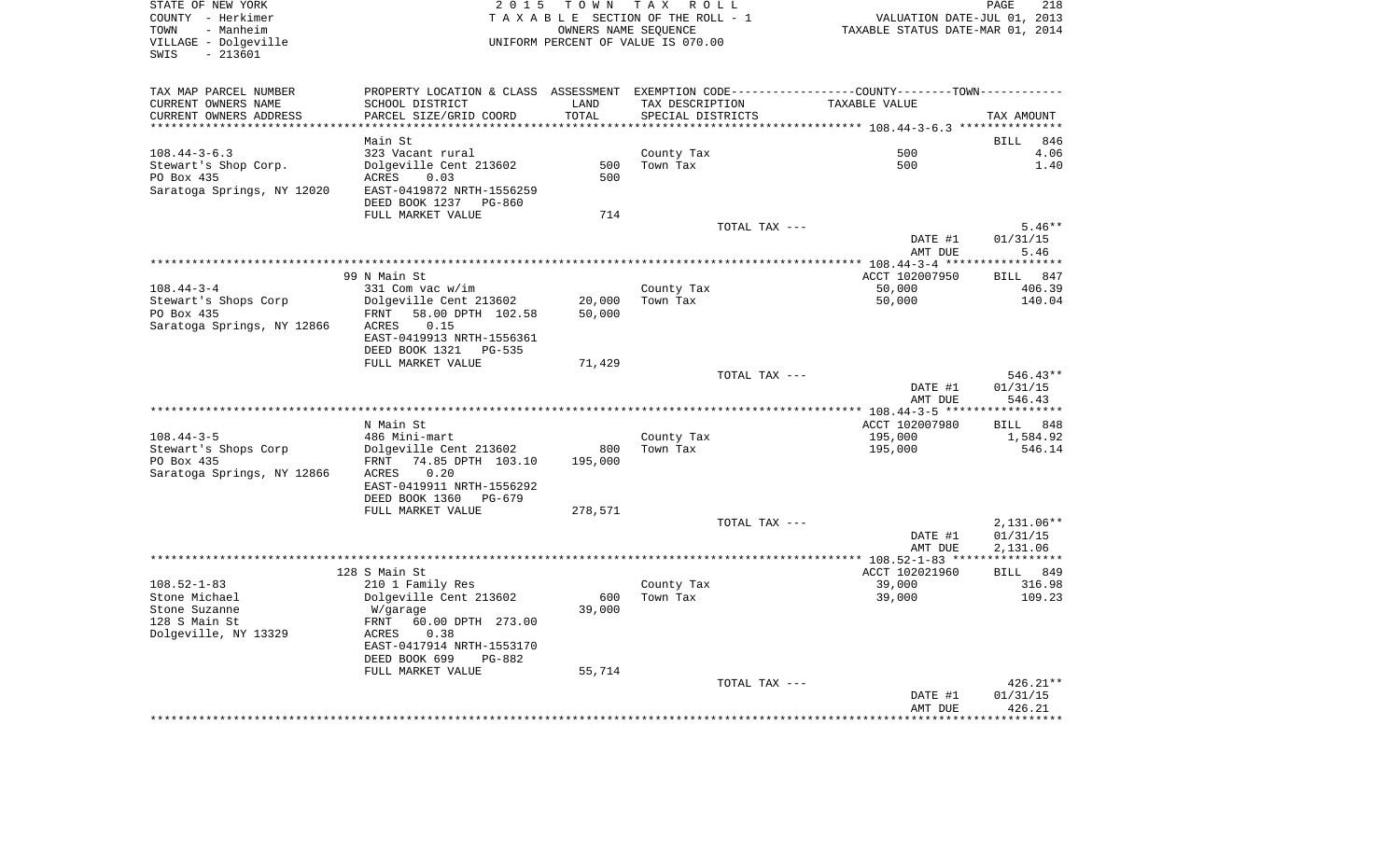STATE OF NEW YORK
COUNTY - Herkimer
TOWN - Manheim
VILLAGE - Dolgeville
SWIS - 213601

2015 TOWN TAX ROLL
TAXABLE SECTION OF THE ROLL - 1
OWNERS NAME SEQUENCE
UNIFORM PERCENT OF VALUE IS 070.00

VALUATION DATE-JUL 01, 2013
TAXABLE STATUS DATE-MAR 01, 2014

| TAX MAP PARCEL NUMBER / CURRENT OWNERS NAME / CURRENT OWNERS ADDRESS | PROPERTY LOCATION & CLASS / SCHOOL DISTRICT / PARCEL SIZE/GRID COORD | ASSESSMENT LAND / TOTAL | EXEMPTION CODE / TAX DESCRIPTION / SPECIAL DISTRICTS | TAXABLE VALUE | TAX AMOUNT |
|---|---|---|---|---|---|
| 108.44-3-6.3 | Main St | | | | BILL 846 |
| 108.44-3-6.3 | 323 Vacant rural | | County Tax | 500 | 4.06 |
| Stewart's Shop Corp. | Dolgeville Cent 213602 | 500 | Town Tax | 500 | 1.40 |
| PO Box 435 | ACRES 0.03 | 500 | | | |
| Saratoga Springs, NY 12020 | EAST-0419872 NRTH-1556259 | | | | |
| | DEED BOOK 1237 PG-860 | | | | |
| | FULL MARKET VALUE | 714 | | | |
| | | | TOTAL TAX --- | | 5.46** |
| | | | | DATE #1 | 01/31/15 |
| | | | | AMT DUE | 5.46 |
| 108.44-3-4 | 99 N Main St | | | ACCT 102007950 | BILL 847 |
| 108.44-3-4 | 331 Com vac w/im | | County Tax | 50,000 | 406.39 |
| Stewart's Shops Corp | Dolgeville Cent 213602 | 20,000 | Town Tax | 50,000 | 140.04 |
| PO Box 435 | FRNT 58.00 DPTH 102.58 | 50,000 | | | |
| Saratoga Springs, NY 12866 | ACRES 0.15 | | | | |
| | EAST-0419913 NRTH-1556361 | | | | |
| | DEED BOOK 1321 PG-535 | | | | |
| | FULL MARKET VALUE | 71,429 | | | |
| | | | TOTAL TAX --- | | 546.43** |
| | | | | DATE #1 | 01/31/15 |
| | | | | AMT DUE | 546.43 |
| 108.44-3-5 | N Main St | | | ACCT 102007980 | BILL 848 |
| 108.44-3-5 | 486 Mini-mart | | County Tax | 195,000 | 1,584.92 |
| Stewart's Shops Corp | Dolgeville Cent 213602 | 800 | Town Tax | 195,000 | 546.14 |
| PO Box 435 | FRNT 74.85 DPTH 103.10 | 195,000 | | | |
| Saratoga Springs, NY 12866 | ACRES 0.20 | | | | |
| | EAST-0419911 NRTH-1556292 | | | | |
| | DEED BOOK 1360 PG-679 | | | | |
| | FULL MARKET VALUE | 278,571 | | | |
| | | | TOTAL TAX --- | | 2,131.06** |
| | | | | DATE #1 | 01/31/15 |
| | | | | AMT DUE | 2,131.06 |
| 108.52-1-83 | 128 S Main St | | | ACCT 102021960 | BILL 849 |
| 108.52-1-83 | 210 1 Family Res | | County Tax | 39,000 | 316.98 |
| Stone Michael | Dolgeville Cent 213602 | 600 | Town Tax | 39,000 | 109.23 |
| Stone Suzanne | W/garage | 39,000 | | | |
| 128 S Main St | FRNT 60.00 DPTH 273.00 | | | | |
| Dolgeville, NY 13329 | ACRES 0.38 | | | | |
| | EAST-0417914 NRTH-1553170 | | | | |
| | DEED BOOK 699 PG-882 | | | | |
| | FULL MARKET VALUE | 55,714 | | | |
| | | | TOTAL TAX --- | | 426.21** |
| | | | | DATE #1 | 01/31/15 |
| | | | | AMT DUE | 426.21 |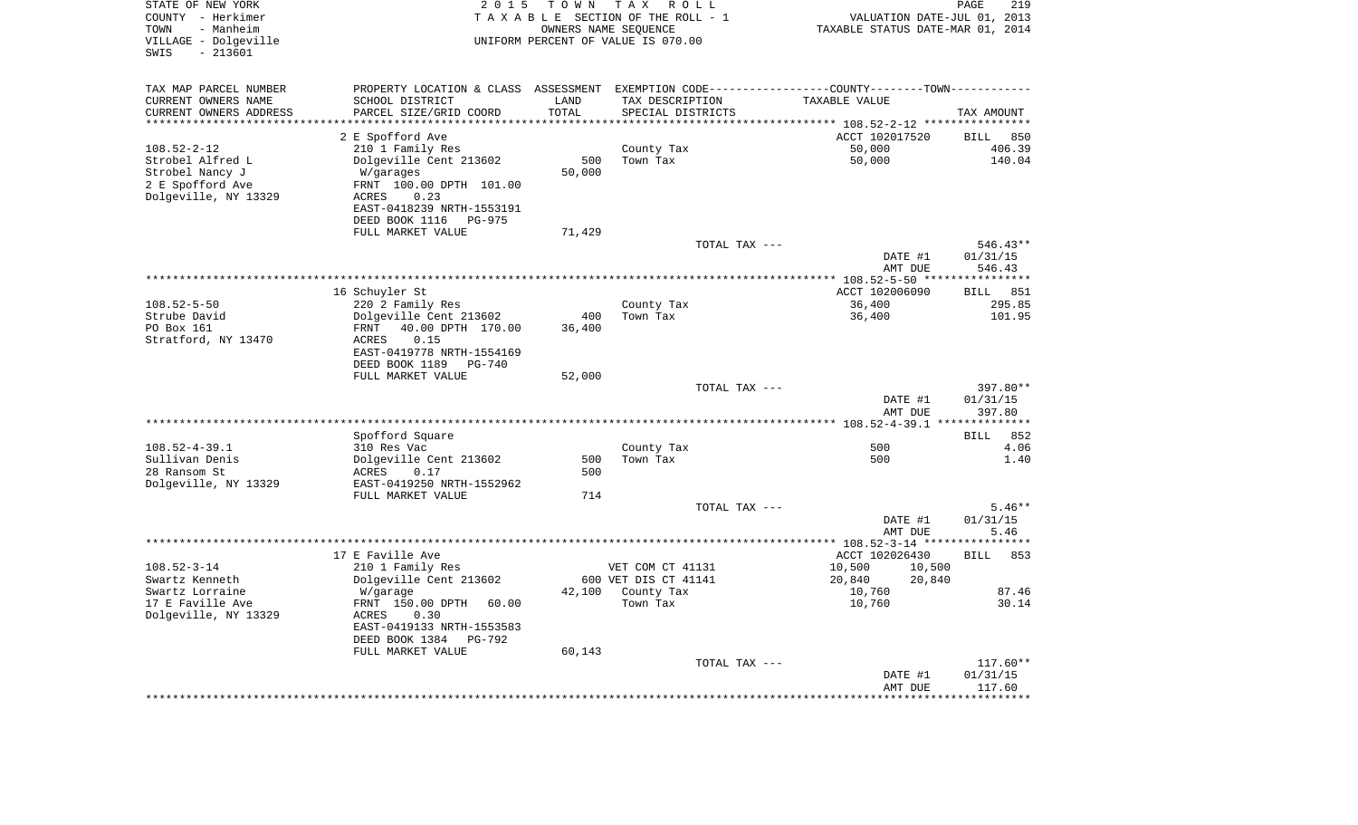STATE OF NEW YORK
COUNTY - Herkimer
TOWN - Manheim
VILLAGE - Dolgeville
SWIS - 213601

2015 TOWN TAX ROLL
TAXABLE SECTION OF THE ROLL - 1
OWNERS NAME SEQUENCE
UNIFORM PERCENT OF VALUE IS 070.00

VALUATION DATE-JUL 01, 2013
TAXABLE STATUS DATE-MAR 01, 2014

| TAX MAP PARCEL NUMBER<br>CURRENT OWNERS NAME<br>CURRENT OWNERS ADDRESS | PROPERTY LOCATION & CLASS<br>SCHOOL DISTRICT<br>PARCEL SIZE/GRID COORD | ASSESSMENT<br>LAND<br>TOTAL | EXEMPTION CODE<br>TAX DESCRIPTION<br>SPECIAL DISTRICTS | COUNTY / TOWN<br>TAXABLE VALUE | TAX AMOUNT |
|---|---|---|---|---|---|
| | 2 E Spofford Ave | | | ACCT 102017520 | BILL 850 |
| 108.52-2-12 | 210 1 Family Res | | County Tax | 50,000 | 406.39 |
| Strobel Alfred L | Dolgeville Cent 213602 | 500 | Town Tax | 50,000 | 140.04 |
| Strobel Nancy J | W/garages | 50,000 | | | |
| 2 E Spofford Ave | FRNT 100.00 DPTH 101.00 | | | | |
| Dolgeville, NY 13329 | ACRES 0.23 | | | | |
| | EAST-0418239 NRTH-1553191 | | | | |
| | DEED BOOK 1116 PG-975 | | | | |
| | FULL MARKET VALUE | 71,429 | | | |
| | | | TOTAL TAX --- | | 546.43** |
| | | | | DATE #1 | 01/31/15 |
| | | | | AMT DUE | 546.43 |
| | 16 Schuyler St | | | ACCT 102006090 | BILL 851 |
| 108.52-5-50 | 220 2 Family Res | | County Tax | 36,400 | 295.85 |
| Strube David | Dolgeville Cent 213602 | 400 | Town Tax | 36,400 | 101.95 |
| PO Box 161 | FRNT 40.00 DPTH 170.00 | 36,400 | | | |
| Stratford, NY 13470 | ACRES 0.15 | | | | |
| | EAST-0419778 NRTH-1554169 | | | | |
| | DEED BOOK 1189 PG-740 | | | | |
| | FULL MARKET VALUE | 52,000 | | | |
| | | | TOTAL TAX --- | | 397.80** |
| | | | | DATE #1 | 01/31/15 |
| | | | | AMT DUE | 397.80 |
| | Spofford Square | | | | BILL 852 |
| 108.52-4-39.1 | 310 Res Vac | | County Tax | 500 | 4.06 |
| Sullivan Denis | Dolgeville Cent 213602 | 500 | Town Tax | 500 | 1.40 |
| 28 Ransom St | ACRES 0.17 | 500 | | | |
| Dolgeville, NY 13329 | EAST-0419250 NRTH-1552962 | | | | |
| | FULL MARKET VALUE | 714 | | | |
| | | | TOTAL TAX --- | | 5.46** |
| | | | | DATE #1 | 01/31/15 |
| | | | | AMT DUE | 5.46 |
| | 17 E Faville Ave | | | ACCT 102026430 | BILL 853 |
| 108.52-3-14 | 210 1 Family Res | | VET COM CT 41131 | 10,500 10,500 | |
| Swartz Kenneth | Dolgeville Cent 213602 | 600 | VET DIS CT 41141 | 20,840 20,840 | |
| Swartz Lorraine | W/garage | 42,100 | County Tax | 10,760 | 87.46 |
| 17 E Faville Ave | FRNT 150.00 DPTH 60.00 | | Town Tax | 10,760 | 30.14 |
| Dolgeville, NY 13329 | ACRES 0.30 | | | | |
| | EAST-0419133 NRTH-1553583 | | | | |
| | DEED BOOK 1384 PG-792 | | | | |
| | FULL MARKET VALUE | 60,143 | | | |
| | | | TOTAL TAX --- | | 117.60** |
| | | | | DATE #1 | 01/31/15 |
| | | | | AMT DUE | 117.60 |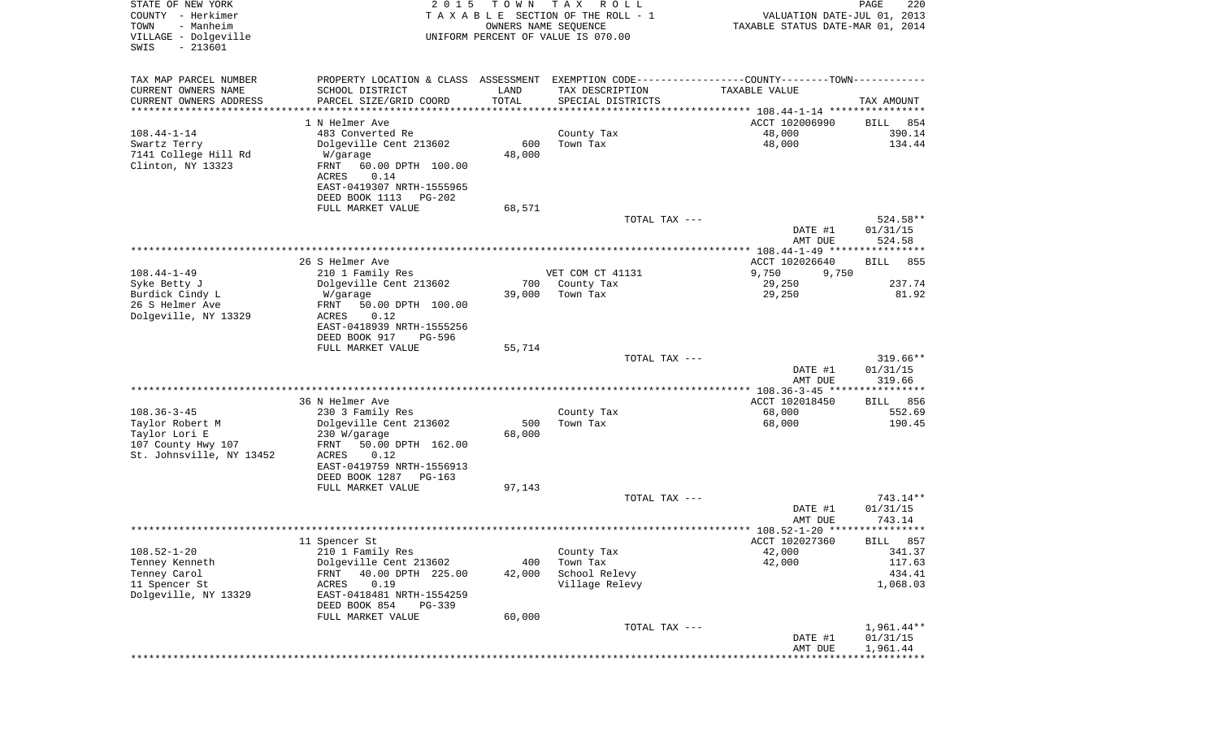STATE OF NEW YORK
COUNTY - Herkimer
TOWN - Manheim
VILLAGE - Dolgeville
SWIS - 213601

2015 TOWN TAX ROLL
TAXABLE SECTION OF THE ROLL - 1
OWNERS NAME SEQUENCE
UNIFORM PERCENT OF VALUE IS 070.00

VALUATION DATE-JUL 01, 2013
TAXABLE STATUS DATE-MAR 01, 2014

| TAX MAP PARCEL NUMBER / CURRENT OWNERS NAME / CURRENT OWNERS ADDRESS | PROPERTY LOCATION & CLASS / SCHOOL DISTRICT / PARCEL SIZE/GRID COORD | ASSESSMENT LAND | TOTAL | EXEMPTION CODE / TAX DESCRIPTION / SPECIAL DISTRICTS | COUNTY TAXABLE VALUE | TOWN TAXABLE VALUE | TAX AMOUNT |
|---|---|---|---|---|---|---|---|
| | 1 N Helmer Ave | | | | ACCT 102006990 | | BILL 854 |
| 108.44-1-14 | 483 Converted Re | | | County Tax | 48,000 | | 390.14 |
| Swartz Terry | Dolgeville Cent 213602 | 600 | | Town Tax | 48,000 | | 134.44 |
| 7141 College Hill Rd | W/garage | | 48,000 | | | | |
| Clinton, NY 13323 | FRNT 60.00 DPTH 100.00 | | | | | | |
| | ACRES 0.14 | | | | | | |
| | EAST-0419307 NRTH-1555965 | | | | | | |
| | DEED BOOK 1113 PG-202 | | | | | | |
| | FULL MARKET VALUE | | 68,571 | | | | |
| | | | | TOTAL TAX --- | | | 524.58** |
| | | | | | DATE #1 | | 01/31/15 |
| | | | | | AMT DUE | | 524.58 |
| | 26 S Helmer Ave | | | | ACCT 102026640 | | BILL 855 |
| 108.44-1-49 | 210 1 Family Res | | | VET COM CT 41131 | 9,750 | 9,750 | |
| Syke Betty J | Dolgeville Cent 213602 | 700 | | County Tax | 29,250 | | 237.74 |
| Burdick Cindy L | W/garage | | 39,000 | Town Tax | 29,250 | | 81.92 |
| 26 S Helmer Ave | FRNT 50.00 DPTH 100.00 | | | | | | |
| Dolgeville, NY 13329 | ACRES 0.12 | | | | | | |
| | EAST-0418939 NRTH-1555256 | | | | | | |
| | DEED BOOK 917 PG-596 | | | | | | |
| | FULL MARKET VALUE | | 55,714 | | | | |
| | | | | TOTAL TAX --- | | | 319.66** |
| | | | | | DATE #1 | | 01/31/15 |
| | | | | | AMT DUE | | 319.66 |
| | 36 N Helmer Ave | | | | ACCT 102018450 | | BILL 856 |
| 108.36-3-45 | 230 3 Family Res | | | County Tax | 68,000 | | 552.69 |
| Taylor Robert M | Dolgeville Cent 213602 | 500 | | Town Tax | 68,000 | | 190.45 |
| Taylor Lori E | 230 W/garage | | 68,000 | | | | |
| 107 County Hwy 107 | FRNT 50.00 DPTH 162.00 | | | | | | |
| St. Johnsville, NY 13452 | ACRES 0.12 | | | | | | |
| | EAST-0419759 NRTH-1556913 | | | | | | |
| | DEED BOOK 1287 PG-163 | | | | | | |
| | FULL MARKET VALUE | | 97,143 | | | | |
| | | | | TOTAL TAX --- | | | 743.14** |
| | | | | | DATE #1 | | 01/31/15 |
| | | | | | AMT DUE | | 743.14 |
| | 11 Spencer St | | | | ACCT 102027360 | | BILL 857 |
| 108.52-1-20 | 210 1 Family Res | | | County Tax | 42,000 | | 341.37 |
| Tenney Kenneth | Dolgeville Cent 213602 | 400 | | Town Tax | 42,000 | | 117.63 |
| Tenney Carol | FRNT 40.00 DPTH 225.00 | | 42,000 | School Relevy | | | 434.41 |
| 11 Spencer St | ACRES 0.19 | | | Village Relevy | | | 1,068.03 |
| Dolgeville, NY 13329 | EAST-0418481 NRTH-1554259 | | | | | | |
| | DEED BOOK 854 PG-339 | | | | | | |
| | FULL MARKET VALUE | | 60,000 | | | | |
| | | | | TOTAL TAX --- | | | 1,961.44** |
| | | | | | DATE #1 | | 01/31/15 |
| | | | | | AMT DUE | | 1,961.44 |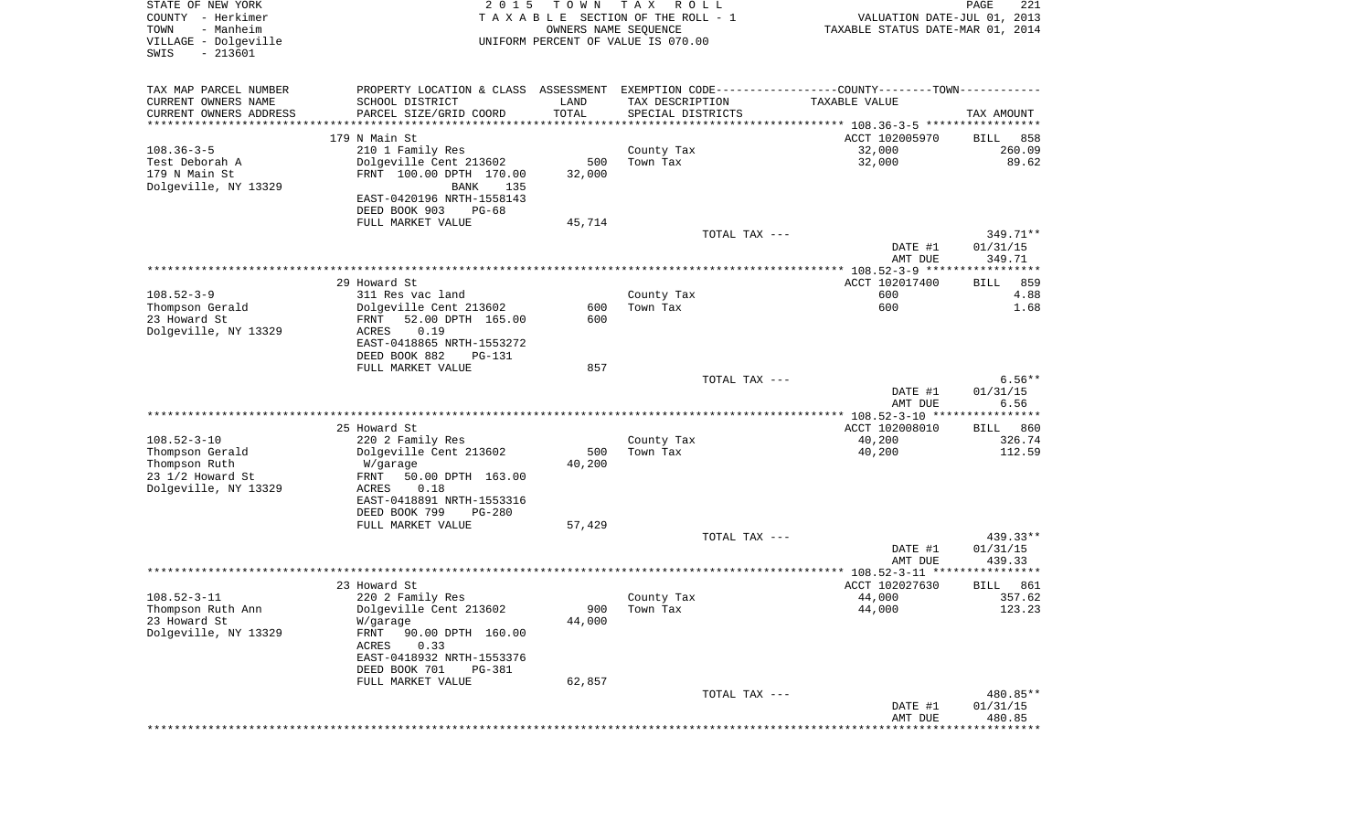STATE OF NEW YORK
COUNTY - Herkimer
TOWN - Manheim
VILLAGE - Dolgeville
SWIS - 213601

2015 TOWN TAX ROLL
TAXABLE SECTION OF THE ROLL - 1
OWNERS NAME SEQUENCE
UNIFORM PERCENT OF VALUE IS 070.00

VALUATION DATE-JUL 01, 2013
TAXABLE STATUS DATE-MAR 01, 2014

| TAX MAP PARCEL NUMBER / CURRENT OWNERS NAME / CURRENT OWNERS ADDRESS | PROPERTY LOCATION & CLASS / SCHOOL DISTRICT / PARCEL SIZE/GRID COORD | ASSESSMENT LAND / TOTAL | EXEMPTION CODE / TAX DESCRIPTION / SPECIAL DISTRICTS | TAXABLE VALUE | TAX AMOUNT |
|---|---|---|---|---|---|
| | 179 N Main St | | | ACCT 102005970 | BILL 858 |
| 108.36-3-5 | 210 1 Family Res | | County Tax | 32,000 | 260.09 |
| Test Deborah A | Dolgeville Cent 213602 | 500 | Town Tax | 32,000 | 89.62 |
| 179 N Main St | FRNT 100.00 DPTH 170.00 | 32,000 | | | |
| Dolgeville, NY 13329 | BANK 135 | | | | |
| | EAST-0420196 NRTH-1558143 | | | | |
| | DEED BOOK 903 PG-68 | | | | |
| | FULL MARKET VALUE | 45,714 | | | |
| | | | TOTAL TAX --- | | 349.71** |
| | | | | DATE #1 | 01/31/15 |
| | | | | AMT DUE | 349.71 |
| | 29 Howard St | | | ACCT 102017400 | BILL 859 |
| 108.52-3-9 | 311 Res vac land | | County Tax | 600 | 4.88 |
| Thompson Gerald | Dolgeville Cent 213602 | 600 | Town Tax | 600 | 1.68 |
| 23 Howard St | FRNT 52.00 DPTH 165.00 | 600 | | | |
| Dolgeville, NY 13329 | ACRES 0.19 | | | | |
| | EAST-0418865 NRTH-1553272 | | | | |
| | DEED BOOK 882 PG-131 | | | | |
| | FULL MARKET VALUE | 857 | | | |
| | | | TOTAL TAX --- | | 6.56** |
| | | | | DATE #1 | 01/31/15 |
| | | | | AMT DUE | 6.56 |
| | 25 Howard St | | | ACCT 102008010 | BILL 860 |
| 108.52-3-10 | 220 2 Family Res | | County Tax | 40,200 | 326.74 |
| Thompson Gerald | Dolgeville Cent 213602 | 500 | Town Tax | 40,200 | 112.59 |
| Thompson Ruth | W/garage | 40,200 | | | |
| 23 1/2 Howard St | FRNT 50.00 DPTH 163.00 | | | | |
| Dolgeville, NY 13329 | ACRES 0.18 | | | | |
| | EAST-0418891 NRTH-1553316 | | | | |
| | DEED BOOK 799 PG-280 | | | | |
| | FULL MARKET VALUE | 57,429 | | | |
| | | | TOTAL TAX --- | | 439.33** |
| | | | | DATE #1 | 01/31/15 |
| | | | | AMT DUE | 439.33 |
| | 23 Howard St | | | ACCT 102027630 | BILL 861 |
| 108.52-3-11 | 220 2 Family Res | | County Tax | 44,000 | 357.62 |
| Thompson Ruth Ann | Dolgeville Cent 213602 | 900 | Town Tax | 44,000 | 123.23 |
| 23 Howard St | W/garage | 44,000 | | | |
| Dolgeville, NY 13329 | FRNT 90.00 DPTH 160.00 | | | | |
| | ACRES 0.33 | | | | |
| | EAST-0418932 NRTH-1553376 | | | | |
| | DEED BOOK 701 PG-381 | | | | |
| | FULL MARKET VALUE | 62,857 | | | |
| | | | TOTAL TAX --- | | 480.85** |
| | | | | DATE #1 | 01/31/15 |
| | | | | AMT DUE | 480.85 |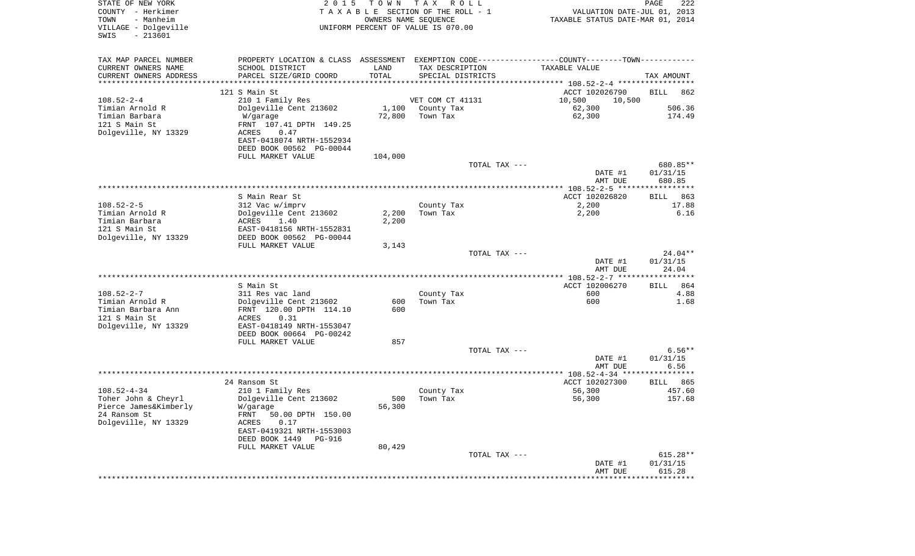STATE OF NEW YORK
COUNTY - Herkimer
TOWN - Manheim
VILLAGE - Dolgeville
SWIS - 213601

2 0 1 5 T O W N T A X R O L L
T A X A B L E SECTION OF THE ROLL - 1
OWNERS NAME SEQUENCE
UNIFORM PERCENT OF VALUE IS 070.00

VALUATION DATE-JUL 01, 2013
TAXABLE STATUS DATE-MAR 01, 2014

| TAX MAP PARCEL NUMBER / CURRENT OWNERS NAME / CURRENT OWNERS ADDRESS | PROPERTY LOCATION & CLASS / SCHOOL DISTRICT / PARCEL SIZE/GRID COORD | ASSESSMENT LAND / TOTAL | EXEMPTION CODE / TAX DESCRIPTION / SPECIAL DISTRICTS | TAXABLE VALUE | TAX AMOUNT |
|---|---|---|---|---|---|
| **108.52-2-4** | 121 S Main St | | | ACCT 102026790 | BILL 862 |
| 108.52-2-4 | 210 1 Family Res | | VET COM CT 41131 | 10,500 10,500 | |
| Timian Arnold R | Dolgeville Cent 213602 | 1,100 | County Tax | 62,300 | 506.36 |
| Timian Barbara | W/garage | 72,800 | Town Tax | 62,300 | 174.49 |
| 121 S Main St | FRNT 107.41 DPTH 149.25 | | | | |
| Dolgeville, NY 13329 | ACRES 0.47 | | | | |
| | EAST-0418074 NRTH-1552934 | | | | |
| | DEED BOOK 00562 PG-00044 | | | | |
| | FULL MARKET VALUE | 104,000 | | | |
| | | | TOTAL TAX --- | | 680.85** |
| | | | | DATE #1 | 01/31/15 |
| | | | | AMT DUE | 680.85 |
| **108.52-2-5** | S Main Rear St | | | ACCT 102026820 | BILL 863 |
| 108.52-2-5 | 312 Vac w/imprv | | County Tax | 2,200 | 17.88 |
| Timian Arnold R | Dolgeville Cent 213602 | 2,200 | Town Tax | 2,200 | 6.16 |
| Timian Barbara | ACRES 1.40 | 2,200 | | | |
| 121 S Main St | EAST-0418156 NRTH-1552831 | | | | |
| Dolgeville, NY 13329 | DEED BOOK 00562 PG-00044 | | | | |
| | FULL MARKET VALUE | 3,143 | | | |
| | | | TOTAL TAX --- | | 24.04** |
| | | | | DATE #1 | 01/31/15 |
| | | | | AMT DUE | 24.04 |
| **108.52-2-7** | S Main St | | | ACCT 102006270 | BILL 864 |
| 108.52-2-7 | 311 Res vac land | | County Tax | 600 | 4.88 |
| Timian Arnold R | Dolgeville Cent 213602 | 600 | Town Tax | 600 | 1.68 |
| Timian Barbara Ann | FRNT 120.00 DPTH 114.10 | 600 | | | |
| 121 S Main St | ACRES 0.31 | | | | |
| Dolgeville, NY 13329 | EAST-0418149 NRTH-1553047 | | | | |
| | DEED BOOK 00664 PG-00242 | | | | |
| | FULL MARKET VALUE | 857 | | | |
| | | | TOTAL TAX --- | | 6.56** |
| | | | | DATE #1 | 01/31/15 |
| | | | | AMT DUE | 6.56 |
| **108.52-4-34** | 24 Ransom St | | | ACCT 102027300 | BILL 865 |
| 108.52-4-34 | 210 1 Family Res | | County Tax | 56,300 | 457.60 |
| Toher John & Cheyrl | Dolgeville Cent 213602 | 500 | Town Tax | 56,300 | 157.68 |
| Pierce James&Kimberly | W/garage | 56,300 | | | |
| 24 Ransom St | FRNT 50.00 DPTH 150.00 | | | | |
| Dolgeville, NY 13329 | ACRES 0.17 | | | | |
| | EAST-0419321 NRTH-1553003 | | | | |
| | DEED BOOK 1449 PG-916 | | | | |
| | FULL MARKET VALUE | 80,429 | | | |
| | | | TOTAL TAX --- | | 615.28** |
| | | | | DATE #1 | 01/31/15 |
| | | | | AMT DUE | 615.28 |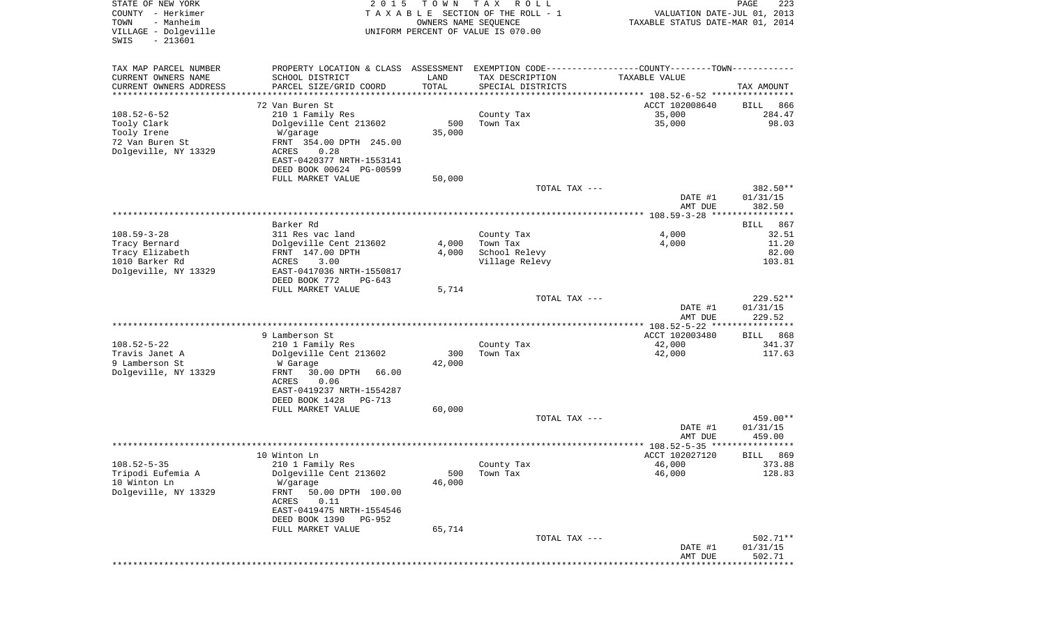STATE OF NEW YORK | COUNTY - Herkimer | TOWN - Manheim | VILLAGE - Dolgeville | SWIS - 213601

2 0 1 5 T O W N T A X R O L L
T A X A B L E SECTION OF THE ROLL - 1
OWNERS NAME SEQUENCE
UNIFORM PERCENT OF VALUE IS 070.00

VALUATION DATE-JUL 01, 2013
TAXABLE STATUS DATE-MAR 01, 2014

| TAX MAP PARCEL NUMBER / CURRENT OWNERS NAME / CURRENT OWNERS ADDRESS | PROPERTY LOCATION & CLASS / SCHOOL DISTRICT / PARCEL SIZE/GRID COORD | ASSESSMENT LAND / TOTAL | EXEMPTION CODE / TAX DESCRIPTION / SPECIAL DISTRICTS | COUNTY--------TOWN / TAXABLE VALUE | TAX AMOUNT |
|---|---|---|---|---|---|
| 108.52-6-52 | 72 Van Buren St | | | ACCT 102008640 | BILL 866 |
| Tooly Clark | 210 1 Family Res | | County Tax | 35,000 | 284.47 |
| Tooly Irene | Dolgeville Cent 213602 | 500 | Town Tax | 35,000 | 98.03 |
| 72 Van Buren St | W/garage | 35,000 | | | |
| Dolgeville, NY 13329 | FRNT 354.00 DPTH 245.00 | | | | |
| | ACRES 0.28 | | | | |
| | EAST-0420377 NRTH-1553141 | | | | |
| | DEED BOOK 00624 PG-00599 | | | | |
| | FULL MARKET VALUE | 50,000 | | | |
| | | | TOTAL TAX --- | | 382.50** |
| | | | | DATE #1 | 01/31/15 |
| | | | | AMT DUE | 382.50 |
| 108.59-3-28 | Barker Rd | | | | BILL 867 |
| Tracy Bernard | 311 Res vac land | | County Tax | 4,000 | 32.51 |
| Tracy Elizabeth | Dolgeville Cent 213602 | 4,000 | Town Tax | 4,000 | 11.20 |
| 1010 Barker Rd | FRNT 147.00 DPTH | 4,000 | School Relevy | | 82.00 |
| Dolgeville, NY 13329 | ACRES 3.00 | | Village Relevy | | 103.81 |
| | EAST-0417036 NRTH-1550817 | | | | |
| | DEED BOOK 772 PG-643 | | | | |
| | FULL MARKET VALUE | 5,714 | | | |
| | | | TOTAL TAX --- | | 229.52** |
| | | | | DATE #1 | 01/31/15 |
| | | | | AMT DUE | 229.52 |
| 108.52-5-22 | 9 Lamberson St | | | ACCT 102003480 | BILL 868 |
| Travis Janet A | 210 1 Family Res | | County Tax | 42,000 | 341.37 |
| 9 Lamberson St | Dolgeville Cent 213602 | 300 | Town Tax | 42,000 | 117.63 |
| Dolgeville, NY 13329 | W Garage | 42,000 | | | |
| | FRNT 30.00 DPTH 66.00 | | | | |
| | ACRES 0.06 | | | | |
| | EAST-0419237 NRTH-1554287 | | | | |
| | DEED BOOK 1428 PG-713 | | | | |
| | FULL MARKET VALUE | 60,000 | | | |
| | | | TOTAL TAX --- | | 459.00** |
| | | | | DATE #1 | 01/31/15 |
| | | | | AMT DUE | 459.00 |
| 108.52-5-35 | 10 Winton Ln | | | ACCT 102027120 | BILL 869 |
| Tripodi Eufemia A | 210 1 Family Res | | County Tax | 46,000 | 373.88 |
| 10 Winton Ln | Dolgeville Cent 213602 | 500 | Town Tax | 46,000 | 128.83 |
| Dolgeville, NY 13329 | W/garage | 46,000 | | | |
| | FRNT 50.00 DPTH 100.00 | | | | |
| | ACRES 0.11 | | | | |
| | EAST-0419475 NRTH-1554546 | | | | |
| | DEED BOOK 1390 PG-952 | | | | |
| | FULL MARKET VALUE | 65,714 | | | |
| | | | TOTAL TAX --- | | 502.71** |
| | | | | DATE #1 | 01/31/15 |
| | | | | AMT DUE | 502.71 |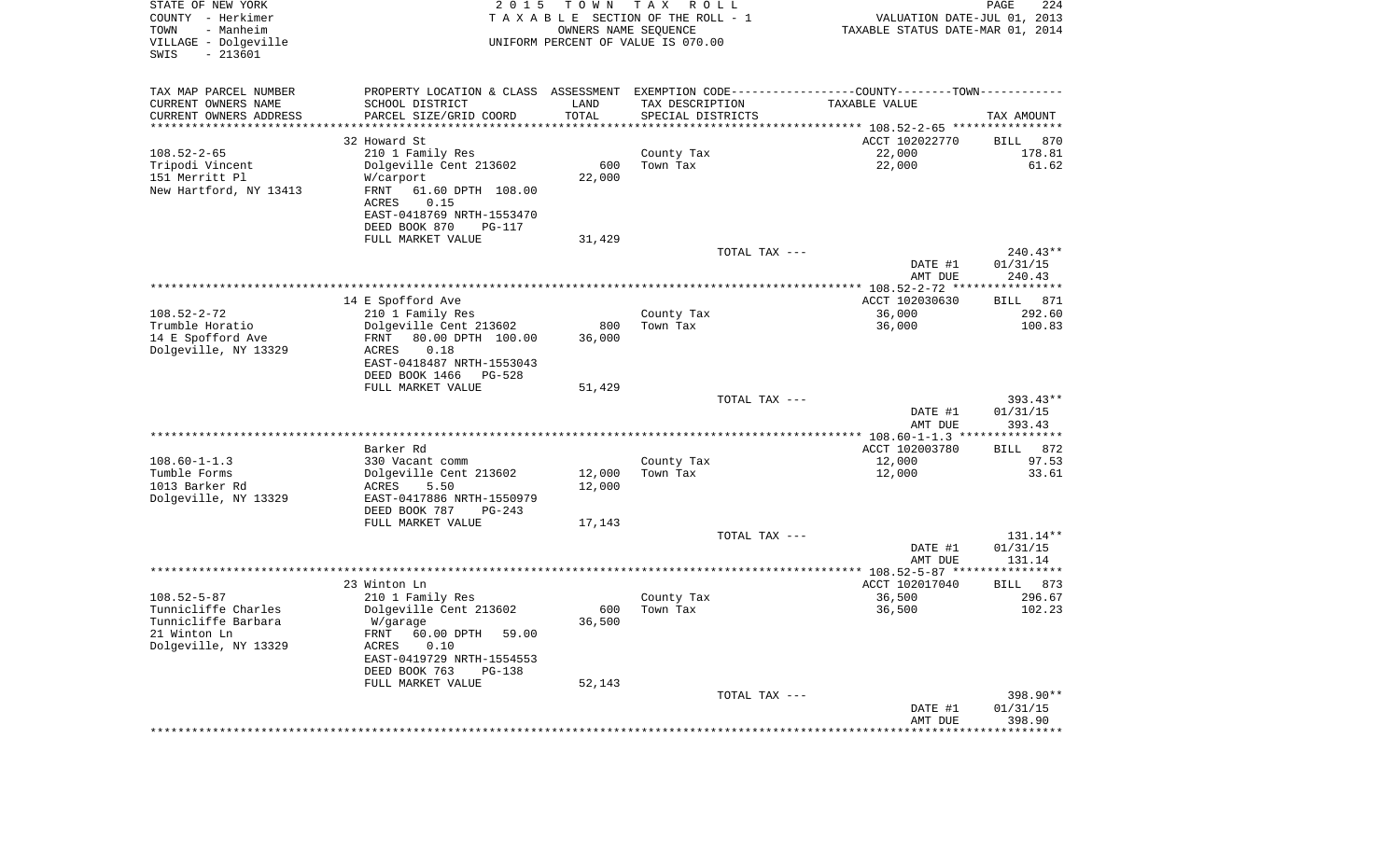STATE OF NEW YORK
COUNTY - Herkimer
TOWN - Manheim
VILLAGE - Dolgeville
SWIS - 213601

2 0 1 5 T O W N T A X R O L L
T A X A B L E SECTION OF THE ROLL - 1
OWNERS NAME SEQUENCE
UNIFORM PERCENT OF VALUE IS 070.00

VALUATION DATE-JUL 01, 2013
TAXABLE STATUS DATE-MAR 01, 2014

| TAX MAP PARCEL NUMBER / CURRENT OWNERS NAME / CURRENT OWNERS ADDRESS | PROPERTY LOCATION & CLASS / SCHOOL DISTRICT / PARCEL SIZE/GRID COORD | ASSESSMENT LAND / TOTAL | EXEMPTION CODE / TAX DESCRIPTION / SPECIAL DISTRICTS | COUNTY--------TOWN / TAXABLE VALUE | TAX AMOUNT |
|---|---|---|---|---|---|
| | 32 Howard St | | | ACCT 102022770 | BILL 870 |
| 108.52-2-65 | 210 1 Family Res | | County Tax | 22,000 | 178.81 |
| Tripodi Vincent | Dolgeville Cent 213602 | 600 | Town Tax | 22,000 | 61.62 |
| 151 Merritt Pl | W/carport | 22,000 | | | |
| New Hartford, NY 13413 | FRNT 61.60 DPTH 108.00 | | | | |
| | ACRES 0.15 | | | | |
| | EAST-0418769 NRTH-1553470 | | | | |
| | DEED BOOK 870 PG-117 | | | | |
| | FULL MARKET VALUE | 31,429 | | | |
| | | | TOTAL TAX --- | | 240.43** |
| | | | | DATE #1 | 01/31/15 |
| | | | | AMT DUE | 240.43 |
| | 14 E Spofford Ave | | | ACCT 102030630 | BILL 871 |
| 108.52-2-72 | 210 1 Family Res | | County Tax | 36,000 | 292.60 |
| Trumble Horatio | Dolgeville Cent 213602 | 800 | Town Tax | 36,000 | 100.83 |
| 14 E Spofford Ave | FRNT 80.00 DPTH 100.00 | 36,000 | | | |
| Dolgeville, NY 13329 | ACRES 0.18 | | | | |
| | EAST-0418487 NRTH-1553043 | | | | |
| | DEED BOOK 1466 PG-528 | | | | |
| | FULL MARKET VALUE | 51,429 | | | |
| | | | TOTAL TAX --- | | 393.43** |
| | | | | DATE #1 | 01/31/15 |
| | | | | AMT DUE | 393.43 |
| | Barker Rd | | | ACCT 102003780 | BILL 872 |
| 108.60-1-1.3 | 330 Vacant comm | | County Tax | 12,000 | 97.53 |
| Tumble Forms | Dolgeville Cent 213602 | 12,000 | Town Tax | 12,000 | 33.61 |
| 1013 Barker Rd | ACRES 5.50 | 12,000 | | | |
| Dolgeville, NY 13329 | EAST-0417886 NRTH-1550979 | | | | |
| | DEED BOOK 787 PG-243 | | | | |
| | FULL MARKET VALUE | 17,143 | | | |
| | | | TOTAL TAX --- | | 131.14** |
| | | | | DATE #1 | 01/31/15 |
| | | | | AMT DUE | 131.14 |
| | 23 Winton Ln | | | ACCT 102017040 | BILL 873 |
| 108.52-5-87 | 210 1 Family Res | | County Tax | 36,500 | 296.67 |
| Tunnicliffe Charles | Dolgeville Cent 213602 | 600 | Town Tax | 36,500 | 102.23 |
| Tunnicliffe Barbara | W/garage | 36,500 | | | |
| 21 Winton Ln | FRNT 60.00 DPTH 59.00 | | | | |
| Dolgeville, NY 13329 | ACRES 0.10 | | | | |
| | EAST-0419729 NRTH-1554553 | | | | |
| | DEED BOOK 763 PG-138 | | | | |
| | FULL MARKET VALUE | 52,143 | | | |
| | | | TOTAL TAX --- | | 398.90** |
| | | | | DATE #1 | 01/31/15 |
| | | | | AMT DUE | 398.90 |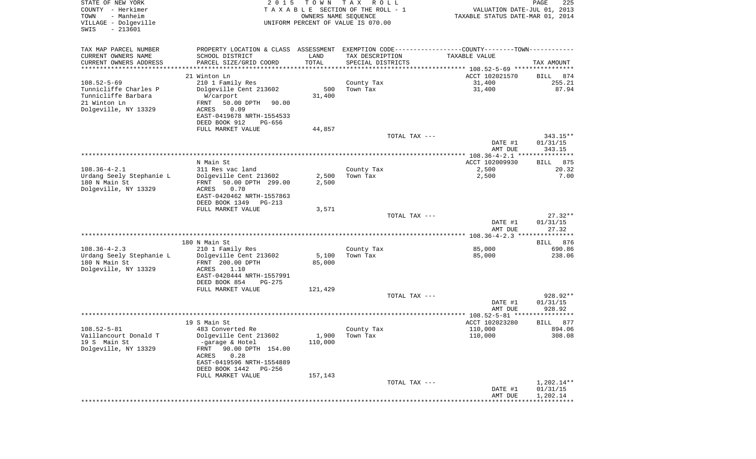STATE OF NEW YORK
COUNTY - Herkimer
TOWN - Manheim
VILLAGE - Dolgeville
SWIS - 213601

2 0 1 5 T O W N T A X R O L L
T A X A B L E SECTION OF THE ROLL - 1
OWNERS NAME SEQUENCE
UNIFORM PERCENT OF VALUE IS 070.00

VALUATION DATE-JUL 01, 2013
TAXABLE STATUS DATE-MAR 01, 2014

| TAX MAP PARCEL NUMBER<br>CURRENT OWNERS NAME<br>CURRENT OWNERS ADDRESS | PROPERTY LOCATION & CLASS<br>SCHOOL DISTRICT<br>PARCEL SIZE/GRID COORD | ASSESSMENT<br>LAND<br>TOTAL | EXEMPTION CODE<br>TAX DESCRIPTION<br>SPECIAL DISTRICTS | COUNTY--------TOWN<br>TAXABLE VALUE | <br><br>TAX AMOUNT |
|---|---|---|---|---|---|
| 108.52-5-69 | 21 Winton Ln | | | ACCT 102021570 | BILL 874 |
| 108.52-5-69 | 210 1 Family Res | | County Tax | 31,400 | 255.21 |
| Tunnicliffe Charles P | Dolgeville Cent 213602 | 500 | Town Tax | 31,400 | 87.94 |
| Tunnicliffe Barbara | W/carport | 31,400 | | | |
| 21 Winton Ln | FRNT 50.00 DPTH 90.00 | | | | |
| Dolgeville, NY 13329 | ACRES 0.09 | | | | |
| | EAST-0419678 NRTH-1554533 | | | | |
| | DEED BOOK 912 PG-656 | | | | |
| | FULL MARKET VALUE | 44,857 | | | |
| | | | TOTAL TAX --- | | 343.15** |
| | | | | DATE #1 | 01/31/15 |
| | | | | AMT DUE | 343.15 |
| 108.36-4-2.1 | N Main St | | | ACCT 102009930 | BILL 875 |
| 108.36-4-2.1 | 311 Res vac land | | County Tax | 2,500 | 20.32 |
| Urdang Seely Stephanie L | Dolgeville Cent 213602 | 2,500 | Town Tax | 2,500 | 7.00 |
| 180 N Main St | FRNT 50.00 DPTH 299.00 | 2,500 | | | |
| Dolgeville, NY 13329 | ACRES 0.70 | | | | |
| | EAST-0420462 NRTH-1557863 | | | | |
| | DEED BOOK 1349 PG-213 | | | | |
| | FULL MARKET VALUE | 3,571 | | | |
| | | | TOTAL TAX --- | | 27.32** |
| | | | | DATE #1 | 01/31/15 |
| | | | | AMT DUE | 27.32 |
| 108.36-4-2.3 | 180 N Main St | | | | BILL 876 |
| 108.36-4-2.3 | 210 1 Family Res | | County Tax | 85,000 | 690.86 |
| Urdang Seely Stephanie L | Dolgeville Cent 213602 | 5,100 | Town Tax | 85,000 | 238.06 |
| 180 N Main St | FRNT 200.00 DPTH | 85,000 | | | |
| Dolgeville, NY 13329 | ACRES 1.10 | | | | |
| | EAST-0420444 NRTH-1557991 | | | | |
| | DEED BOOK 854 PG-275 | | | | |
| | FULL MARKET VALUE | 121,429 | | | |
| | | | TOTAL TAX --- | | 928.92** |
| | | | | DATE #1 | 01/31/15 |
| | | | | AMT DUE | 928.92 |
| 108.52-5-81 | 19 S Main St | | | ACCT 102023280 | BILL 877 |
| 108.52-5-81 | 483 Converted Re | | County Tax | 110,000 | 894.06 |
| Vaillancourt Donald T | Dolgeville Cent 213602 | 1,900 | Town Tax | 110,000 | 308.08 |
| 19 S Main St | -garage & Hotel | 110,000 | | | |
| Dolgeville, NY 13329 | FRNT 90.00 DPTH 154.00 | | | | |
| | ACRES 0.28 | | | | |
| | EAST-0419596 NRTH-1554889 | | | | |
| | DEED BOOK 1442 PG-256 | | | | |
| | FULL MARKET VALUE | 157,143 | | | |
| | | | TOTAL TAX --- | | 1,202.14** |
| | | | | DATE #1 | 01/31/15 |
| | | | | AMT DUE | 1,202.14 |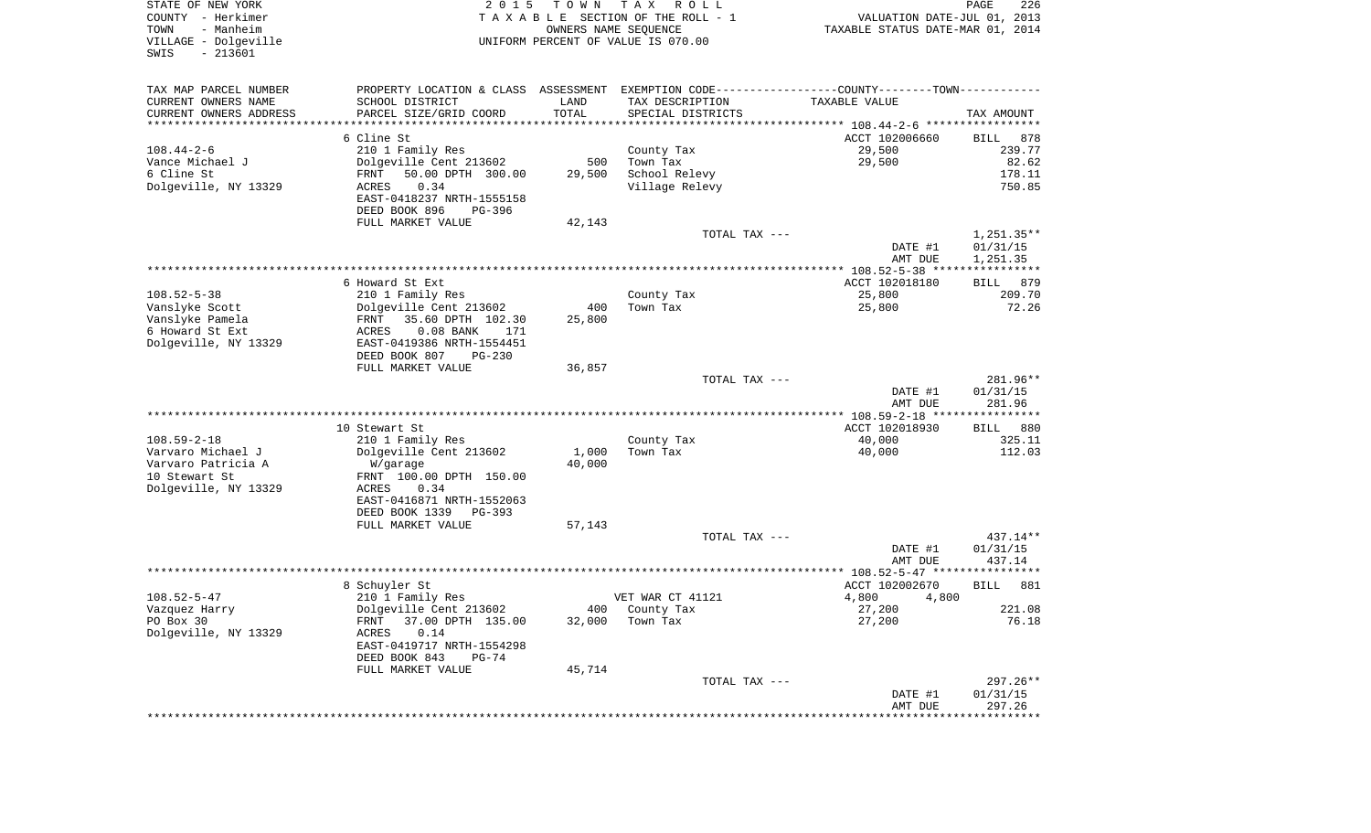STATE OF NEW YORK
COUNTY - Herkimer
TOWN - Manheim
VILLAGE - Dolgeville
SWIS - 213601

2 0 1 5 T O W N T A X R O L L
T A X A B L E SECTION OF THE ROLL - 1
OWNERS NAME SEQUENCE
UNIFORM PERCENT OF VALUE IS 070.00

VALUATION DATE-JUL 01, 2013
TAXABLE STATUS DATE-MAR 01, 2014

| TAX MAP PARCEL NUMBER<br>CURRENT OWNERS NAME<br>CURRENT OWNERS ADDRESS | PROPERTY LOCATION & CLASS<br>SCHOOL DISTRICT<br>PARCEL SIZE/GRID COORD | ASSESSMENT<br>LAND<br>TOTAL | EXEMPTION CODE-----COUNTY--------TOWN------<br>TAX DESCRIPTION<br>SPECIAL DISTRICTS | TAXABLE VALUE | TAX AMOUNT |
|---|---|---|---|---|---|
| **108.44-2-6** | 6 Cline St | | | ACCT 102006660 | BILL 878 |
| 108.44-2-6 | 210 1 Family Res | | County Tax | 29,500 | 239.77 |
| Vance Michael J | Dolgeville Cent 213602 | 500 | Town Tax | 29,500 | 82.62 |
| 6 Cline St | FRNT 50.00 DPTH 300.00 | 29,500 | School Relevy | | 178.11 |
| Dolgeville, NY 13329 | ACRES 0.34 | | Village Relevy | | 750.85 |
| | EAST-0418237 NRTH-1555158 | | | | |
| | DEED BOOK 896 PG-396 | | | | |
| | FULL MARKET VALUE | 42,143 | | | |
| | | | TOTAL TAX --- | | 1,251.35** |
| | | | | DATE #1 | 01/31/15 |
| | | | | AMT DUE | 1,251.35 |
| **108.52-5-38** | 6 Howard St Ext | | | ACCT 102018180 | BILL 879 |
| 108.52-5-38 | 210 1 Family Res | | County Tax | 25,800 | 209.70 |
| Vanslyke Scott | Dolgeville Cent 213602 | 400 | Town Tax | 25,800 | 72.26 |
| Vanslyke Pamela | FRNT 35.60 DPTH 102.30 | 25,800 | | | |
| 6 Howard St Ext | ACRES 0.08 BANK 171 | | | | |
| Dolgeville, NY 13329 | EAST-0419386 NRTH-1554451 | | | | |
| | DEED BOOK 807 PG-230 | | | | |
| | FULL MARKET VALUE | 36,857 | | | |
| | | | TOTAL TAX --- | | 281.96** |
| | | | | DATE #1 | 01/31/15 |
| | | | | AMT DUE | 281.96 |
| **108.59-2-18** | 10 Stewart St | | | ACCT 102018930 | BILL 880 |
| 108.59-2-18 | 210 1 Family Res | | County Tax | 40,000 | 325.11 |
| Varvaro Michael J | Dolgeville Cent 213602 | 1,000 | Town Tax | 40,000 | 112.03 |
| Varvaro Patricia A | W/garage | 40,000 | | | |
| 10 Stewart St | FRNT 100.00 DPTH 150.00 | | | | |
| Dolgeville, NY 13329 | ACRES 0.34 | | | | |
| | EAST-0416871 NRTH-1552063 | | | | |
| | DEED BOOK 1339 PG-393 | | | | |
| | FULL MARKET VALUE | 57,143 | | | |
| | | | TOTAL TAX --- | | 437.14** |
| | | | | DATE #1 | 01/31/15 |
| | | | | AMT DUE | 437.14 |
| **108.52-5-47** | 8 Schuyler St | | | ACCT 102002670 | BILL 881 |
| 108.52-5-47 | 210 1 Family Res | | VET WAR CT 41121 | 4,800 4,800 | |
| Vazquez Harry | Dolgeville Cent 213602 | 400 | County Tax | 27,200 | 221.08 |
| PO Box 30 | FRNT 37.00 DPTH 135.00 | 32,000 | Town Tax | 27,200 | 76.18 |
| Dolgeville, NY 13329 | ACRES 0.14 | | | | |
| | EAST-0419717 NRTH-1554298 | | | | |
| | DEED BOOK 843 PG-74 | | | | |
| | FULL MARKET VALUE | 45,714 | | | |
| | | | TOTAL TAX --- | | 297.26** |
| | | | | DATE #1 | 01/31/15 |
| | | | | AMT DUE | 297.26 |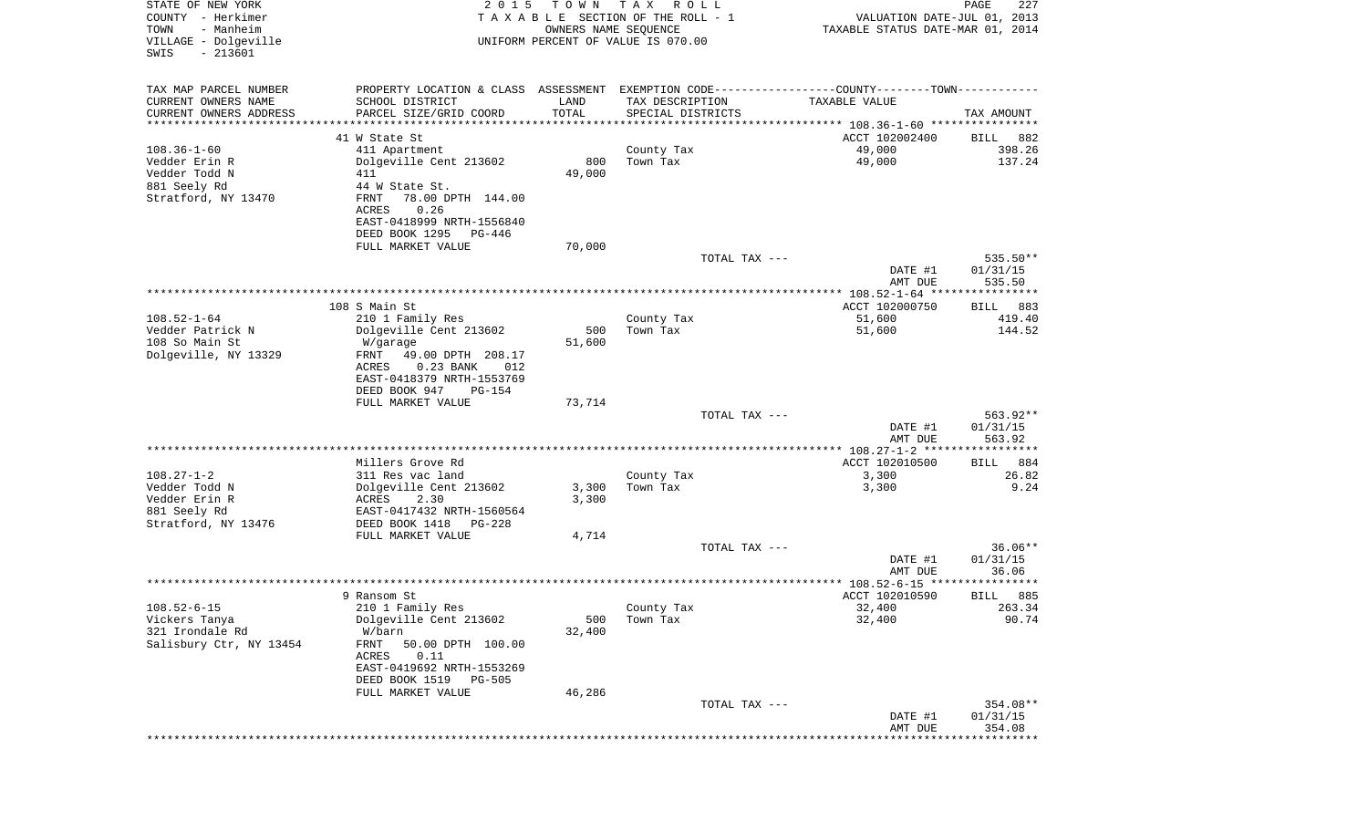STATE OF NEW YORK
COUNTY - Herkimer
TOWN - Manheim
VILLAGE - Dolgeville
SWIS - 213601

2015 TOWN TAX ROLL
TAXABLE SECTION OF THE ROLL - 1
OWNERS NAME SEQUENCE
UNIFORM PERCENT OF VALUE IS 070.00

VALUATION DATE-JUL 01, 2013
TAXABLE STATUS DATE-MAR 01, 2014

| TAX MAP PARCEL NUMBER / CURRENT OWNERS NAME / CURRENT OWNERS ADDRESS | PROPERTY LOCATION & CLASS / SCHOOL DISTRICT / PARCEL SIZE/GRID COORD | ASSESSMENT LAND / TOTAL | EXEMPTION CODE / TAX DESCRIPTION / SPECIAL DISTRICTS | TAXABLE VALUE | TAX AMOUNT |
|---|---|---|---|---|---|
| | 41 W State St | | | ACCT 102002400 | BILL 882 |
| 108.36-1-60 | 411 Apartment | | County Tax | 49,000 | 398.26 |
| Vedder Erin R | Dolgeville Cent 213602 | 800 | Town Tax | 49,000 | 137.24 |
| Vedder Todd N | 411 | 49,000 | | | |
| 881 Seely Rd | 44 W State St. | | | | |
| Stratford, NY 13470 | FRNT 78.00 DPTH 144.00 | | | | |
| | ACRES 0.26 | | | | |
| | EAST-0418999 NRTH-1556840 | | | | |
| | DEED BOOK 1295 PG-446 | | | | |
| | FULL MARKET VALUE | 70,000 | | | |
| | | | TOTAL TAX --- | | 535.50** |
| | | | | DATE #1 | 01/31/15 |
| | | | | AMT DUE | 535.50 |
| | 108 S Main St | | | ACCT 102000750 | BILL 883 |
| 108.52-1-64 | 210 1 Family Res | | County Tax | 51,600 | 419.40 |
| Vedder Patrick N | Dolgeville Cent 213602 | 500 | Town Tax | 51,600 | 144.52 |
| 108 So Main St | W/garage | 51,600 | | | |
| Dolgeville, NY 13329 | FRNT 49.00 DPTH 208.17 | | | | |
| | ACRES 0.23 BANK 012 | | | | |
| | EAST-0418379 NRTH-1553769 | | | | |
| | DEED BOOK 947 PG-154 | | | | |
| | FULL MARKET VALUE | 73,714 | | | |
| | | | TOTAL TAX --- | | 563.92** |
| | | | | DATE #1 | 01/31/15 |
| | | | | AMT DUE | 563.92 |
| | Millers Grove Rd | | | ACCT 102010500 | BILL 884 |
| 108.27-1-2 | 311 Res vac land | | County Tax | 3,300 | 26.82 |
| Vedder Todd N | Dolgeville Cent 213602 | 3,300 | Town Tax | 3,300 | 9.24 |
| Vedder Erin R | ACRES 2.30 | 3,300 | | | |
| 881 Seely Rd | EAST-0417432 NRTH-1560564 | | | | |
| Stratford, NY 13476 | DEED BOOK 1418 PG-228 | | | | |
| | FULL MARKET VALUE | 4,714 | | | |
| | | | TOTAL TAX --- | | 36.06** |
| | | | | DATE #1 | 01/31/15 |
| | | | | AMT DUE | 36.06 |
| | 9 Ransom St | | | ACCT 102010590 | BILL 885 |
| 108.52-6-15 | 210 1 Family Res | | County Tax | 32,400 | 263.34 |
| Vickers Tanya | Dolgeville Cent 213602 | 500 | Town Tax | 32,400 | 90.74 |
| 321 Irondale Rd | W/barn | 32,400 | | | |
| Salisbury Ctr, NY 13454 | FRNT 50.00 DPTH 100.00 | | | | |
| | ACRES 0.11 | | | | |
| | EAST-0419692 NRTH-1553269 | | | | |
| | DEED BOOK 1519 PG-505 | | | | |
| | FULL MARKET VALUE | 46,286 | | | |
| | | | TOTAL TAX --- | | 354.08** |
| | | | | DATE #1 | 01/31/15 |
| | | | | AMT DUE | 354.08 |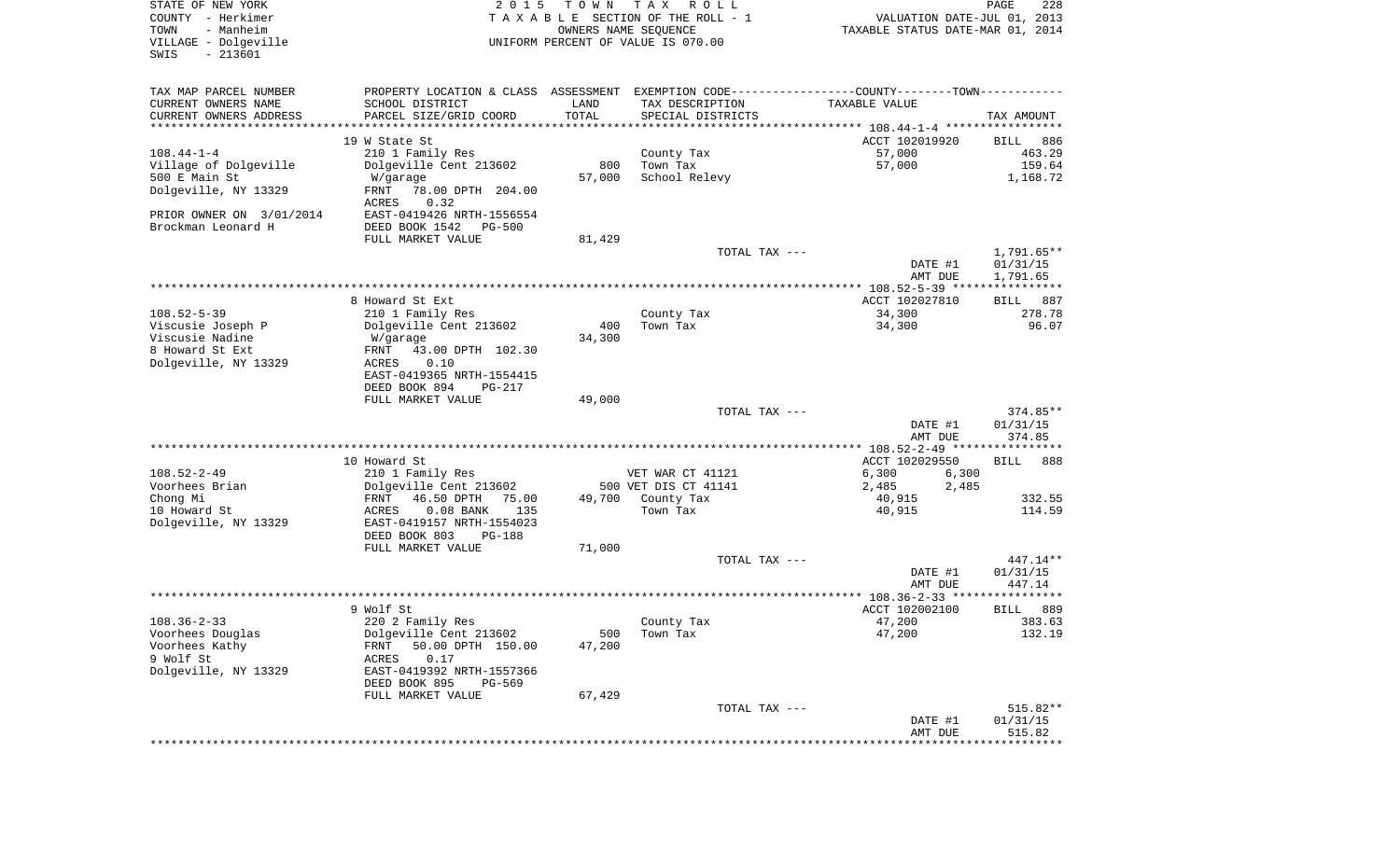STATE OF NEW YORK
COUNTY - Herkimer
TOWN - Manheim
VILLAGE - Dolgeville
SWIS - 213601

2015 TOWN TAX ROLL
TAXABLE SECTION OF THE ROLL - 1
OWNERS NAME SEQUENCE
UNIFORM PERCENT OF VALUE IS 070.00

VALUATION DATE-JUL 01, 2013
TAXABLE STATUS DATE-MAR 01, 2014

| TAX MAP PARCEL NUMBER / CURRENT OWNERS NAME / CURRENT OWNERS ADDRESS | PROPERTY LOCATION & CLASS / SCHOOL DISTRICT / PARCEL SIZE/GRID COORD | ASSESSMENT LAND / TOTAL | EXEMPTION CODE / TAX DESCRIPTION / SPECIAL DISTRICTS | COUNTY / TOWN TAXABLE VALUE | TAX AMOUNT |
|---|---|---|---|---|---|
| | 19 W State St | | | ACCT 102019920 | BILL 886 |
| 108.44-1-4 | 210 1 Family Res | | County Tax | 57,000 | 463.29 |
| Village of Dolgeville | Dolgeville Cent 213602 | 800 | Town Tax | 57,000 | 159.64 |
| 500 E Main St | W/garage | 57,000 | School Relevy | | 1,168.72 |
| Dolgeville, NY 13329 | FRNT 78.00 DPTH 204.00 | | | | |
| | ACRES 0.32 | | | | |
| PRIOR OWNER ON 3/01/2014 | EAST-0419426 NRTH-1556554 | | | | |
| Brockman Leonard H | DEED BOOK 1542 PG-500 | | | | |
| | FULL MARKET VALUE | 81,429 | | | |
| | | | TOTAL TAX --- | | 1,791.65** |
| | | | | DATE #1 | 01/31/15 |
| | | | | AMT DUE | 1,791.65 |
| | 8 Howard St Ext | | | ACCT 102027810 | BILL 887 |
| 108.52-5-39 | 210 1 Family Res | | County Tax | 34,300 | 278.78 |
| Viscusie Joseph P | Dolgeville Cent 213602 | 400 | Town Tax | 34,300 | 96.07 |
| Viscusie Nadine | W/garage | 34,300 | | | |
| 8 Howard St Ext | FRNT 43.00 DPTH 102.30 | | | | |
| Dolgeville, NY 13329 | ACRES 0.10 | | | | |
| | EAST-0419365 NRTH-1554415 | | | | |
| | DEED BOOK 894 PG-217 | | | | |
| | FULL MARKET VALUE | 49,000 | | | |
| | | | TOTAL TAX --- | | 374.85** |
| | | | | DATE #1 | 01/31/15 |
| | | | | AMT DUE | 374.85 |
| | 10 Howard St | | | ACCT 102029550 | BILL 888 |
| 108.52-2-49 | 210 1 Family Res | | VET WAR CT 41121 | 6,300 6,300 | |
| Voorhees Brian | Dolgeville Cent 213602 | 500 | VET DIS CT 41141 | 2,485 2,485 | |
| Chong Mi | FRNT 46.50 DPTH 75.00 | 49,700 | County Tax | 40,915 | 332.55 |
| 10 Howard St | ACRES 0.08 BANK 135 | | Town Tax | 40,915 | 114.59 |
| Dolgeville, NY 13329 | EAST-0419157 NRTH-1554023 | | | | |
| | DEED BOOK 803 PG-188 | | | | |
| | FULL MARKET VALUE | 71,000 | | | |
| | | | TOTAL TAX --- | | 447.14** |
| | | | | DATE #1 | 01/31/15 |
| | | | | AMT DUE | 447.14 |
| | 9 Wolf St | | | ACCT 102002100 | BILL 889 |
| 108.36-2-33 | 220 2 Family Res | | County Tax | 47,200 | 383.63 |
| Voorhees Douglas | Dolgeville Cent 213602 | 500 | Town Tax | 47,200 | 132.19 |
| Voorhees Kathy | FRNT 50.00 DPTH 150.00 | 47,200 | | | |
| 9 Wolf St | ACRES 0.17 | | | | |
| Dolgeville, NY 13329 | EAST-0419392 NRTH-1557366 | | | | |
| | DEED BOOK 895 PG-569 | | | | |
| | FULL MARKET VALUE | 67,429 | | | |
| | | | TOTAL TAX --- | | 515.82** |
| | | | | DATE #1 | 01/31/15 |
| | | | | AMT DUE | 515.82 |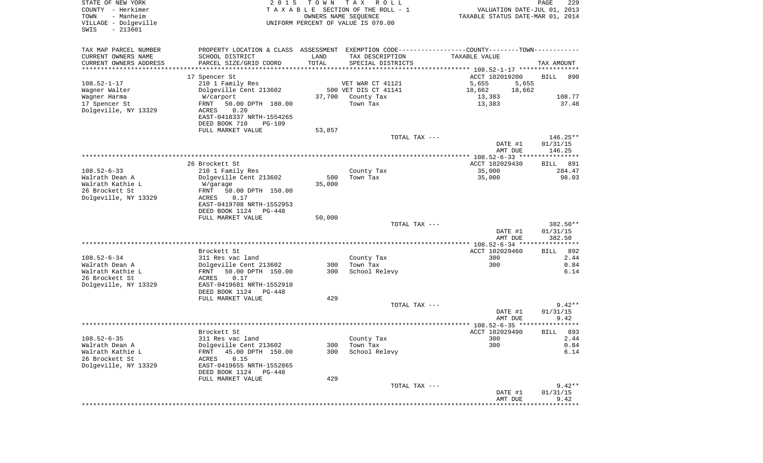STATE OF NEW YORK
COUNTY - Herkimer
TOWN - Manheim
VILLAGE - Dolgeville
SWIS - 213601

2015 TOWN TAX ROLL
TAXABLE SECTION OF THE ROLL - 1
OWNERS NAME SEQUENCE
UNIFORM PERCENT OF VALUE IS 070.00

VALUATION DATE-JUL 01, 2013
TAXABLE STATUS DATE-MAR 01, 2014

| TAX MAP PARCEL NUMBER / CURRENT OWNERS NAME / CURRENT OWNERS ADDRESS | PROPERTY LOCATION & CLASS / SCHOOL DISTRICT / PARCEL SIZE/GRID COORD | ASSESSMENT LAND / TOTAL | EXEMPTION CODE / TAX DESCRIPTION / SPECIAL DISTRICTS | COUNTY / TOWN TAXABLE VALUE | TAX AMOUNT |
|---|---|---|---|---|---|
| | 17 Spencer St | | | ACCT 102019200 | BILL 890 |
| 108.52-1-17 | 210 1 Family Res | | VET WAR CT 41121 | 5,655 5,655 | |
| Wagner Walter | Dolgeville Cent 213602 | 500 | VET DIS CT 41141 | 18,662 18,662 | |
| Wagner Harma | W/carport | 37,700 | County Tax | 13,383 | 108.77 |
| 17 Spencer St | FRNT 50.00 DPTH 180.00 | | Town Tax | 13,383 | 37.48 |
| Dolgeville, NY 13329 | ACRES 0.20 | | | | |
| | EAST-0418337 NRTH-1554265 | | | | |
| | DEED BOOK 710 PG-109 | | | | |
| | FULL MARKET VALUE | 53,857 | | | |
| | | | TOTAL TAX --- | | 146.25** |
| | | | | DATE #1 | 01/31/15 |
| | | | | AMT DUE | 146.25 |
| | 26 Brockett St | | | ACCT 102029430 | BILL 891 |
| 108.52-6-33 | 210 1 Family Res | | County Tax | 35,000 | 284.47 |
| Walrath Dean A | Dolgeville Cent 213602 | 500 | Town Tax | 35,000 | 98.03 |
| Walrath Kathie L | W/garage | 35,000 | | | |
| 26 Brockett St | FRNT 50.00 DPTH 150.00 | | | | |
| Dolgeville, NY 13329 | ACRES 0.17 | | | | |
| | EAST-0419708 NRTH-1552953 | | | | |
| | DEED BOOK 1124 PG-448 | | | | |
| | FULL MARKET VALUE | 50,000 | | | |
| | | | TOTAL TAX --- | | 382.50** |
| | | | | DATE #1 | 01/31/15 |
| | | | | AMT DUE | 382.50 |
| | Brockett St | | | ACCT 102029460 | BILL 892 |
| 108.52-6-34 | 311 Res vac land | | County Tax | 300 | 2.44 |
| Walrath Dean A | Dolgeville Cent 213602 | 300 | Town Tax | 300 | 0.84 |
| Walrath Kathie L | FRNT 50.00 DPTH 150.00 | 300 | School Relevy | | 6.14 |
| 26 Brockett St | ACRES 0.17 | | | | |
| Dolgeville, NY 13329 | EAST-0419681 NRTH-1552910 | | | | |
| | DEED BOOK 1124 PG-448 | | | | |
| | FULL MARKET VALUE | 429 | | | |
| | | | TOTAL TAX --- | | 9.42** |
| | | | | DATE #1 | 01/31/15 |
| | | | | AMT DUE | 9.42 |
| | Brockett St | | | ACCT 102029490 | BILL 893 |
| 108.52-6-35 | 311 Res vac land | | County Tax | 300 | 2.44 |
| Walrath Dean A | Dolgeville Cent 213602 | 300 | Town Tax | 300 | 0.84 |
| Walrath Kathie L | FRNT 45.00 DPTH 150.00 | 300 | School Relevy | | 6.14 |
| 26 Brockett St | ACRES 0.15 | | | | |
| Dolgeville, NY 13329 | EAST-0419655 NRTH-1552865 | | | | |
| | DEED BOOK 1124 PG-448 | | | | |
| | FULL MARKET VALUE | 429 | | | |
| | | | TOTAL TAX --- | | 9.42** |
| | | | | DATE #1 | 01/31/15 |
| | | | | AMT DUE | 9.42 |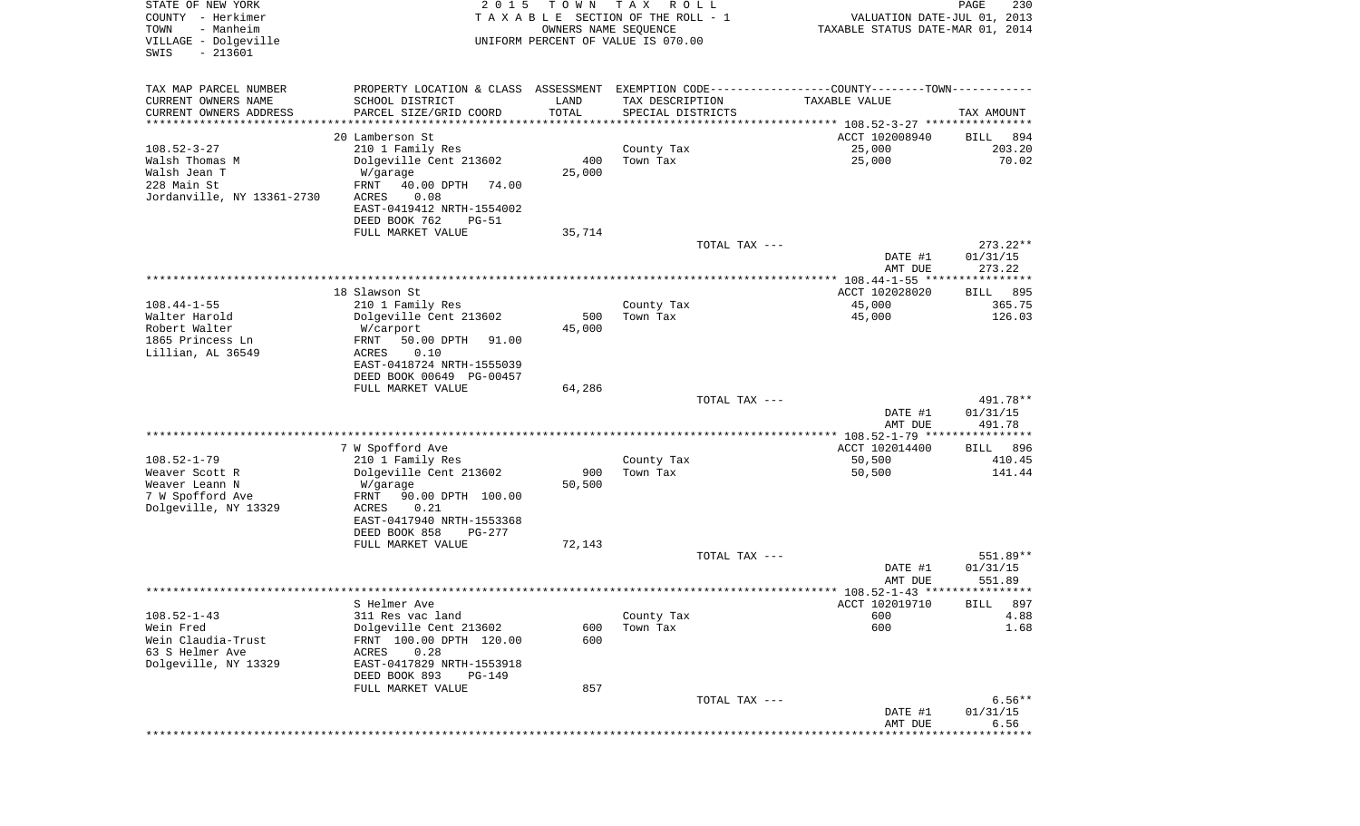STATE OF NEW YORK — 2015 TOWN TAX ROLL
COUNTY - Herkimer — TAXABLE SECTION OF THE ROLL - 1 — VALUATION DATE-JUL 01, 2013
TOWN - Manheim — OWNERS NAME SEQUENCE — TAXABLE STATUS DATE-MAR 01, 2014
VILLAGE - Dolgeville — UNIFORM PERCENT OF VALUE IS 070.00
SWIS - 213601

| TAX MAP PARCEL NUMBER / CURRENT OWNERS NAME / CURRENT OWNERS ADDRESS | PROPERTY LOCATION & CLASS / SCHOOL DISTRICT / PARCEL SIZE/GRID COORD | ASSESSMENT LAND / TOTAL | EXEMPTION CODE / TAX DESCRIPTION / SPECIAL DISTRICTS | COUNTY--------TOWN / TAXABLE VALUE | TAX AMOUNT |
|---|---|---|---|---|---|
| 108.52-3-27 | 20 Lamberson St | | | ACCT 102008940 | BILL 894 |
| Walsh Thomas M | 210 1 Family Res | | County Tax | 25,000 | 203.20 |
| Walsh Jean T | Dolgeville Cent 213602 | 400 | Town Tax | 25,000 | 70.02 |
| 228 Main St | W/garage | 25,000 | | | |
| Jordanville, NY 13361-2730 | FRNT 40.00 DPTH 74.00 | | | | |
| | ACRES 0.08 | | | | |
| | EAST-0419412 NRTH-1554002 | | | | |
| | DEED BOOK 762 PG-51 | | | | |
| | FULL MARKET VALUE | 35,714 | | | |
| | | | TOTAL TAX --- | | 273.22** |
| | | | | DATE #1 | 01/31/15 |
| | | | | AMT DUE | 273.22 |
| 108.44-1-55 | 18 Slawson St | | | ACCT 102028020 | BILL 895 |
| Walter Harold | 210 1 Family Res | | County Tax | 45,000 | 365.75 |
| Robert Walter | Dolgeville Cent 213602 | 500 | Town Tax | 45,000 | 126.03 |
| 1865 Princess Ln | W/carport | 45,000 | | | |
| Lillian, AL 36549 | FRNT 50.00 DPTH 91.00 | | | | |
| | ACRES 0.10 | | | | |
| | EAST-0418724 NRTH-1555039 | | | | |
| | DEED BOOK 00649 PG-00457 | | | | |
| | FULL MARKET VALUE | 64,286 | | | |
| | | | TOTAL TAX --- | | 491.78** |
| | | | | DATE #1 | 01/31/15 |
| | | | | AMT DUE | 491.78 |
| 108.52-1-79 | 7 W Spofford Ave | | | ACCT 102014400 | BILL 896 |
| Weaver Scott R | 210 1 Family Res | | County Tax | 50,500 | 410.45 |
| Weaver Leann N | Dolgeville Cent 213602 | 900 | Town Tax | 50,500 | 141.44 |
| 7 W Spofford Ave | W/garage | 50,500 | | | |
| Dolgeville, NY 13329 | FRNT 90.00 DPTH 100.00 | | | | |
| | ACRES 0.21 | | | | |
| | EAST-0417940 NRTH-1553368 | | | | |
| | DEED BOOK 858 PG-277 | | | | |
| | FULL MARKET VALUE | 72,143 | | | |
| | | | TOTAL TAX --- | | 551.89** |
| | | | | DATE #1 | 01/31/15 |
| | | | | AMT DUE | 551.89 |
| 108.52-1-43 | S Helmer Ave | | | ACCT 102019710 | BILL 897 |
| Wein Fred | 311 Res vac land | | County Tax | 600 | 4.88 |
| Wein Claudia-Trust | Dolgeville Cent 213602 | 600 | Town Tax | 600 | 1.68 |
| 63 S Helmer Ave | FRNT 100.00 DPTH 120.00 | 600 | | | |
| Dolgeville, NY 13329 | ACRES 0.28 | | | | |
| | EAST-0417829 NRTH-1553918 | | | | |
| | DEED BOOK 893 PG-149 | | | | |
| | FULL MARKET VALUE | 857 | | | |
| | | | TOTAL TAX --- | | 6.56** |
| | | | | DATE #1 | 01/31/15 |
| | | | | AMT DUE | 6.56 |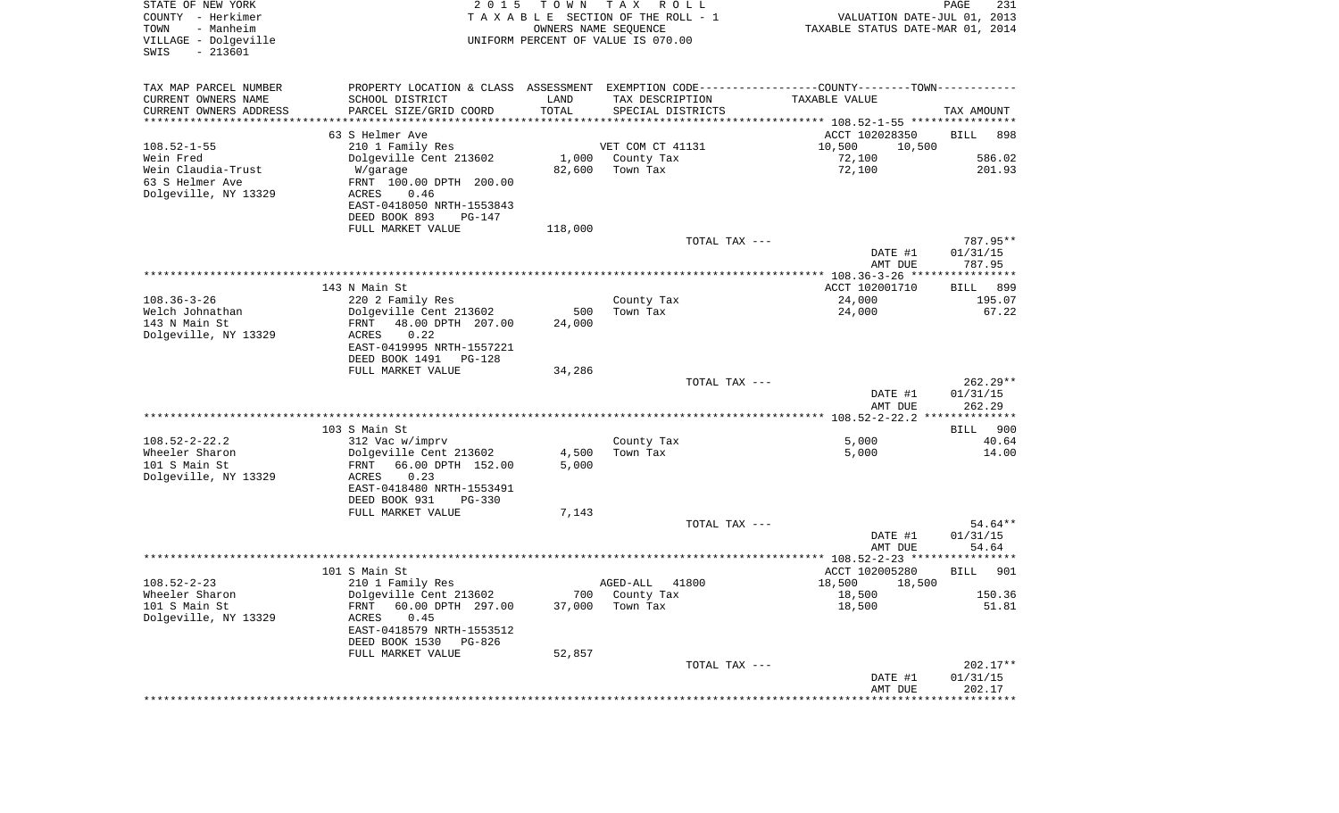STATE OF NEW YORK
COUNTY - Herkimer
TOWN - Manheim
VILLAGE - Dolgeville
SWIS - 213601

2015 TOWN TAX ROLL
TAXABLE SECTION OF THE ROLL - 1
OWNERS NAME SEQUENCE
UNIFORM PERCENT OF VALUE IS 070.00

VALUATION DATE-JUL 01, 2013
TAXABLE STATUS DATE-MAR 01, 2014

| TAX MAP PARCEL NUMBER / CURRENT OWNERS NAME / CURRENT OWNERS ADDRESS | PROPERTY LOCATION & CLASS / SCHOOL DISTRICT / PARCEL SIZE/GRID COORD | ASSESSMENT LAND / TOTAL | EXEMPTION CODE / TAX DESCRIPTION / SPECIAL DISTRICTS | COUNTY / TOWN TAXABLE VALUE | TAX AMOUNT |
|---|---|---|---|---|---|
| 108.52-1-55 | 63 S Helmer Ave | | | ACCT 102028350 | BILL 898 |
| Wein Fred | 210 1 Family Res | | VET COM CT 41131 | 10,500 10,500 | |
| Wein Claudia-Trust | Dolgeville Cent 213602 | 1,000 | County Tax | 72,100 | 586.02 |
| 63 S Helmer Ave | W/garage | 82,600 | Town Tax | 72,100 | 201.93 |
| Dolgeville, NY 13329 | FRNT 100.00 DPTH 200.00 | | | | |
| | ACRES 0.46 | | | | |
| | EAST-0418050 NRTH-1553843 | | | | |
| | DEED BOOK 893 PG-147 | | | | |
| | FULL MARKET VALUE | 118,000 | | | |
| | | | TOTAL TAX --- | | 787.95** |
| | | | | DATE #1 | 01/31/15 |
| | | | | AMT DUE | 787.95 |
| 108.36-3-26 | 143 N Main St | | | ACCT 102001710 | BILL 899 |
| Welch Johnathan | 220 2 Family Res | | County Tax | 24,000 | 195.07 |
| 143 N Main St | Dolgeville Cent 213602 | 500 | Town Tax | 24,000 | 67.22 |
| Dolgeville, NY 13329 | FRNT 48.00 DPTH 207.00 | 24,000 | | | |
| | ACRES 0.22 | | | | |
| | EAST-0419995 NRTH-1557221 | | | | |
| | DEED BOOK 1491 PG-128 | | | | |
| | FULL MARKET VALUE | 34,286 | | | |
| | | | TOTAL TAX --- | | 262.29** |
| | | | | DATE #1 | 01/31/15 |
| | | | | AMT DUE | 262.29 |
| 108.52-2-22.2 | 103 S Main St | | | | BILL 900 |
| Wheeler Sharon | 312 Vac w/imprv | | County Tax | 5,000 | 40.64 |
| 101 S Main St | Dolgeville Cent 213602 | 4,500 | Town Tax | 5,000 | 14.00 |
| Dolgeville, NY 13329 | FRNT 66.00 DPTH 152.00 | 5,000 | | | |
| | ACRES 0.23 | | | | |
| | EAST-0418480 NRTH-1553491 | | | | |
| | DEED BOOK 931 PG-330 | | | | |
| | FULL MARKET VALUE | 7,143 | | | |
| | | | TOTAL TAX --- | | 54.64** |
| | | | | DATE #1 | 01/31/15 |
| | | | | AMT DUE | 54.64 |
| 108.52-2-23 | 101 S Main St | | | ACCT 102005280 | BILL 901 |
| Wheeler Sharon | 210 1 Family Res | | AGED-ALL 41800 | 18,500 18,500 | |
| 101 S Main St | Dolgeville Cent 213602 | 700 | County Tax | 18,500 | 150.36 |
| Dolgeville, NY 13329 | FRNT 60.00 DPTH 297.00 | 37,000 | Town Tax | 18,500 | 51.81 |
| | ACRES 0.45 | | | | |
| | EAST-0418579 NRTH-1553512 | | | | |
| | DEED BOOK 1530 PG-826 | | | | |
| | FULL MARKET VALUE | 52,857 | | | |
| | | | TOTAL TAX --- | | 202.17** |
| | | | | DATE #1 | 01/31/15 |
| | | | | AMT DUE | 202.17 |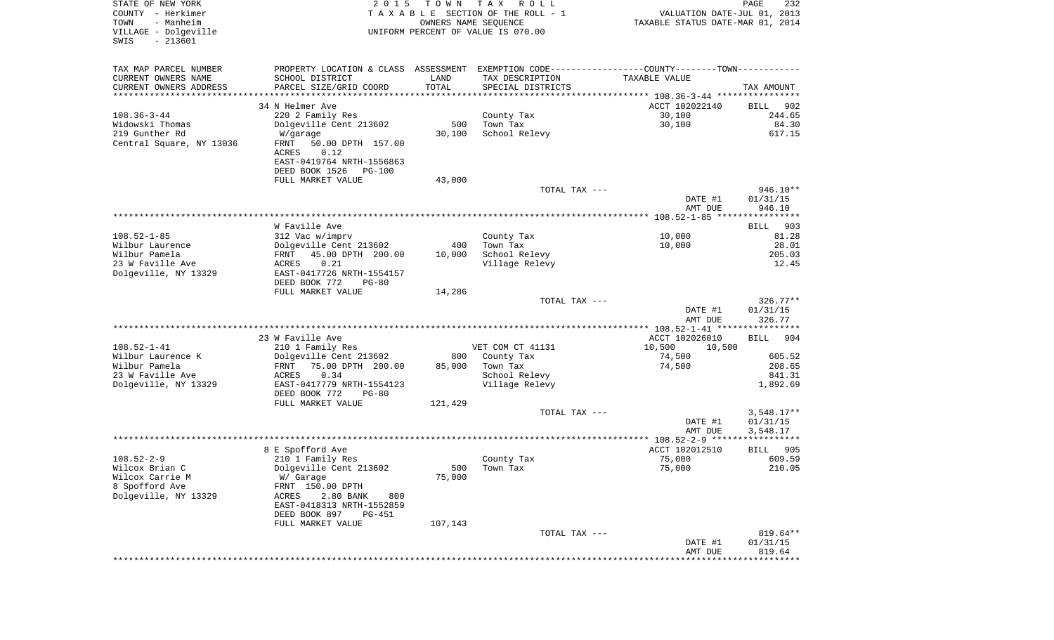STATE OF NEW YORK
COUNTY - Herkimer
TOWN - Manheim
VILLAGE - Dolgeville
SWIS - 213601

2015 TOWN TAX ROLL
TAXABLE SECTION OF THE ROLL - 1
OWNERS NAME SEQUENCE
UNIFORM PERCENT OF VALUE IS 070.00

VALUATION DATE-JUL 01, 2013
TAXABLE STATUS DATE-MAR 01, 2014

| TAX MAP PARCEL NUMBER / CURRENT OWNERS NAME / CURRENT OWNERS ADDRESS | PROPERTY LOCATION & CLASS / SCHOOL DISTRICT / PARCEL SIZE/GRID COORD | ASSESSMENT LAND / TOTAL | EXEMPTION CODE / TAX DESCRIPTION / SPECIAL DISTRICTS | COUNTY / TOWN TAXABLE VALUE | TAX AMOUNT |
|---|---|---|---|---|---|
| **108.36-3-44** | 34 N Helmer Ave | | | ACCT 102022140 | BILL 902 |
| Widowski Thomas | 220 2 Family Res | | County Tax | 30,100 | 244.65 |
| 219 Gunther Rd | Dolgeville Cent 213602 | 500 | Town Tax | 30,100 | 84.30 |
| Central Square, NY 13036 | W/garage | 30,100 | School Relevy | | 617.15 |
| | FRNT 50.00 DPTH 157.00 | | | | |
| | ACRES 0.12 | | | | |
| | EAST-0419764 NRTH-1556863 | | | | |
| | DEED BOOK 1526 PG-100 | | | | |
| | FULL MARKET VALUE | 43,000 | | | |
| | | | TOTAL TAX --- | | 946.10** |
| | | | | DATE #1 | 01/31/15 |
| | | | | AMT DUE | 946.10 |
| **108.52-1-85** | W Faville Ave | | | | BILL 903 |
| Wilbur Laurence | 312 Vac w/imprv | | County Tax | 10,000 | 81.28 |
| Wilbur Pamela | Dolgeville Cent 213602 | 400 | Town Tax | 10,000 | 28.01 |
| 23 W Faville Ave | FRNT 45.00 DPTH 200.00 | 10,000 | School Relevy | | 205.03 |
| Dolgeville, NY 13329 | ACRES 0.21 | | Village Relevy | | 12.45 |
| | EAST-0417726 NRTH-1554157 | | | | |
| | DEED BOOK 772 PG-80 | | | | |
| | FULL MARKET VALUE | 14,286 | | | |
| | | | TOTAL TAX --- | | 326.77** |
| | | | | DATE #1 | 01/31/15 |
| | | | | AMT DUE | 326.77 |
| **108.52-1-41** | 23 W Faville Ave | | | ACCT 102026010 | BILL 904 |
| Wilbur Laurence K | 210 1 Family Res | | VET COM CT 41131 | 10,500 10,500 | |
| Wilbur Pamela | Dolgeville Cent 213602 | 800 | County Tax | 74,500 | 605.52 |
| 23 W Faville Ave | FRNT 75.00 DPTH 200.00 | 85,000 | Town Tax | 74,500 | 208.65 |
| Dolgeville, NY 13329 | ACRES 0.34 | | School Relevy | | 841.31 |
| | EAST-0417779 NRTH-1554123 | | Village Relevy | | 1,892.69 |
| | DEED BOOK 772 PG-80 | | | | |
| | FULL MARKET VALUE | 121,429 | | | |
| | | | TOTAL TAX --- | | 3,548.17** |
| | | | | DATE #1 | 01/31/15 |
| | | | | AMT DUE | 3,548.17 |
| **108.52-2-9** | 8 E Spofford Ave | | | ACCT 102012510 | BILL 905 |
| Wilcox Brian C | 210 1 Family Res | | County Tax | 75,000 | 609.59 |
| Wilcox Carrie M | Dolgeville Cent 213602 | 500 | Town Tax | 75,000 | 210.05 |
| 8 Spofford Ave | W/ Garage | 75,000 | | | |
| Dolgeville, NY 13329 | FRNT 150.00 DPTH | | | | |
| | ACRES 2.80 BANK 800 | | | | |
| | EAST-0418313 NRTH-1552859 | | | | |
| | DEED BOOK 897 PG-451 | | | | |
| | FULL MARKET VALUE | 107,143 | | | |
| | | | TOTAL TAX --- | | 819.64** |
| | | | | DATE #1 | 01/31/15 |
| | | | | AMT DUE | 819.64 |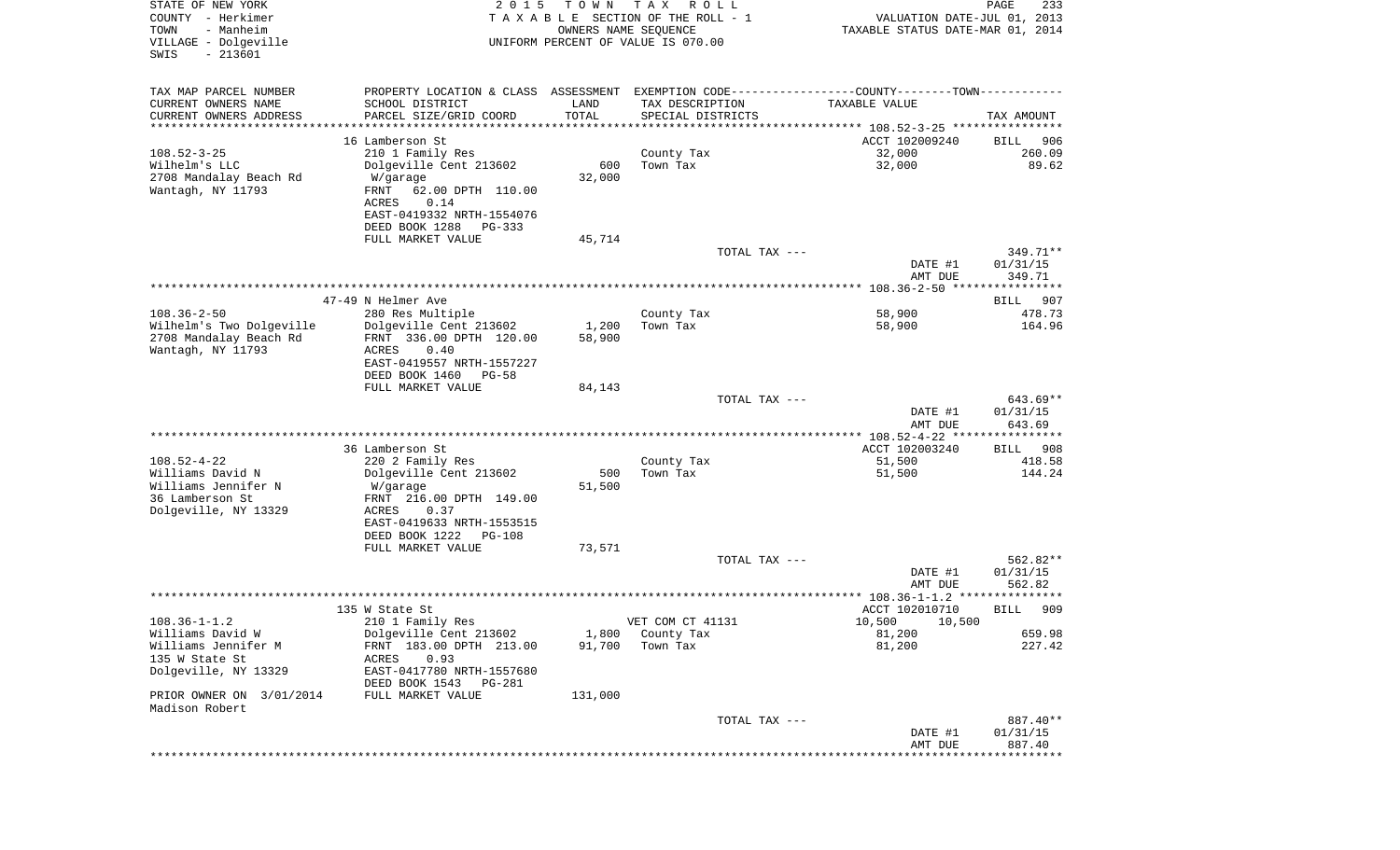STATE OF NEW YORK
COUNTY - Herkimer
TOWN - Manheim
VILLAGE - Dolgeville
SWIS - 213601

2015 TOWN TAX ROLL
TAXABLE SECTION OF THE ROLL - 1
OWNERS NAME SEQUENCE
UNIFORM PERCENT OF VALUE IS 070.00

VALUATION DATE-JUL 01, 2013
TAXABLE STATUS DATE-MAR 01, 2014

| TAX MAP PARCEL NUMBER / CURRENT OWNERS NAME / CURRENT OWNERS ADDRESS | PROPERTY LOCATION & CLASS / SCHOOL DISTRICT / PARCEL SIZE/GRID COORD | ASSESSMENT LAND / TOTAL | EXEMPTION CODE / TAX DESCRIPTION / SPECIAL DISTRICTS | COUNTY--------TOWN / TAXABLE VALUE | TAX AMOUNT |
|---|---|---|---|---|---|
| 108.52-3-25 | 16 Lamberson St | | | ACCT 102009240 | BILL 906 |
| Wilhelm's LLC | 210 1 Family Res | | County Tax | 32,000 | 260.09 |
| 2708 Mandalay Beach Rd | Dolgeville Cent 213602 | 600 | Town Tax | 32,000 | 89.62 |
| Wantagh, NY 11793 | W/garage | 32,000 | | | |
| | FRNT 62.00 DPTH 110.00 | | | | |
| | ACRES 0.14 | | | | |
| | EAST-0419332 NRTH-1554076 | | | | |
| | DEED BOOK 1288 PG-333 | | | | |
| | FULL MARKET VALUE | 45,714 | | | |
| | | | TOTAL TAX --- | | 349.71** |
| | | | | DATE #1 | 01/31/15 |
| | | | | AMT DUE | 349.71 |
| 108.36-2-50 | 47-49 N Helmer Ave | | | | BILL 907 |
| Wilhelm's Two Dolgeville | 280 Res Multiple | | County Tax | 58,900 | 478.73 |
| 2708 Mandalay Beach Rd | Dolgeville Cent 213602 | 1,200 | Town Tax | 58,900 | 164.96 |
| Wantagh, NY 11793 | FRNT 336.00 DPTH 120.00 | 58,900 | | | |
| | ACRES 0.40 | | | | |
| | EAST-0419557 NRTH-1557227 | | | | |
| | DEED BOOK 1460 PG-58 | | | | |
| | FULL MARKET VALUE | 84,143 | | | |
| | | | TOTAL TAX --- | | 643.69** |
| | | | | DATE #1 | 01/31/15 |
| | | | | AMT DUE | 643.69 |
| 108.52-4-22 | 36 Lamberson St | | | ACCT 102003240 | BILL 908 |
| Williams David N | 220 2 Family Res | | County Tax | 51,500 | 418.58 |
| Williams Jennifer N | Dolgeville Cent 213602 | 500 | Town Tax | 51,500 | 144.24 |
| 36 Lamberson St | W/garage | 51,500 | | | |
| Dolgeville, NY 13329 | FRNT 216.00 DPTH 149.00 | | | | |
| | ACRES 0.37 | | | | |
| | EAST-0419633 NRTH-1553515 | | | | |
| | DEED BOOK 1222 PG-108 | | | | |
| | FULL MARKET VALUE | 73,571 | | | |
| | | | TOTAL TAX --- | | 562.82** |
| | | | | DATE #1 | 01/31/15 |
| | | | | AMT DUE | 562.82 |
| 108.36-1-1.2 | 135 W State St | | | ACCT 102010710 | BILL 909 |
| Williams David W | 210 1 Family Res | | VET COM CT 41131 | 10,500 10,500 | |
| Williams Jennifer M | Dolgeville Cent 213602 | 1,800 | County Tax | 81,200 | 659.98 |
| 135 W State St | FRNT 183.00 DPTH 213.00 | 91,700 | Town Tax | 81,200 | 227.42 |
| Dolgeville, NY 13329 | ACRES 0.93 | | | | |
| | EAST-0417780 NRTH-1557680 | | | | |
| | DEED BOOK 1543 PG-281 | | | | |
| PRIOR OWNER ON 3/01/2014 | FULL MARKET VALUE | 131,000 | | | |
| Madison Robert | | | | | |
| | | | TOTAL TAX --- | | 887.40** |
| | | | | DATE #1 | 01/31/15 |
| | | | | AMT DUE | 887.40 |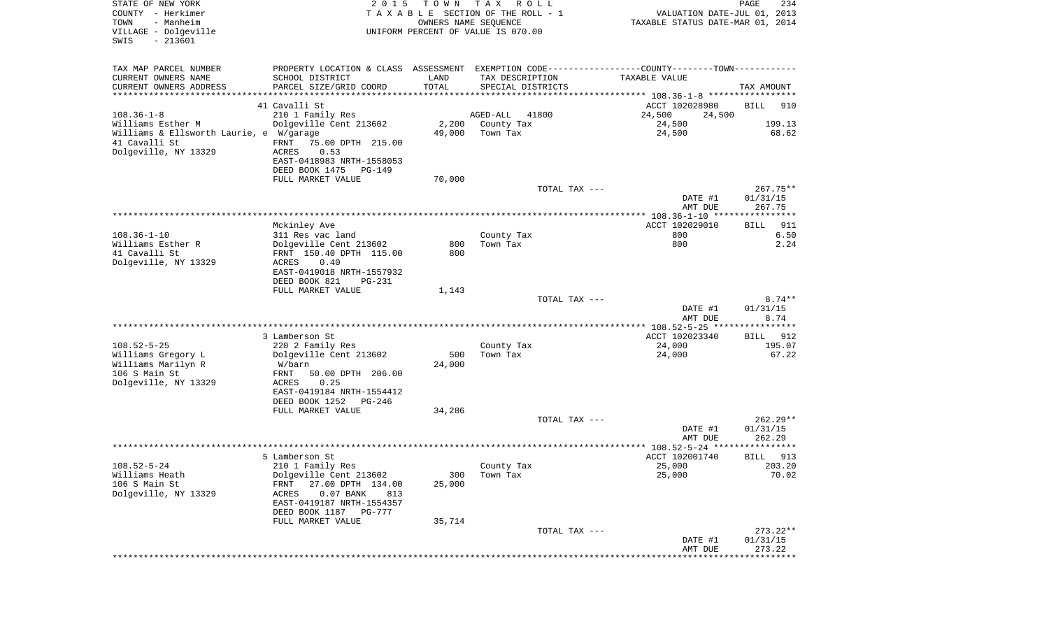STATE OF NEW YORK | 2 0 1 5 T O W N T A X R O L L | PAGE 234
COUNTY - Herkimer | T A X A B L E SECTION OF THE ROLL - 1 | VALUATION DATE-JUL 01, 2013
TOWN - Manheim | OWNERS NAME SEQUENCE | TAXABLE STATUS DATE-MAR 01, 2014
VILLAGE - Dolgeville | UNIFORM PERCENT OF VALUE IS 070.00
SWIS - 213601

| TAX MAP PARCEL NUMBER / CURRENT OWNERS NAME / CURRENT OWNERS ADDRESS | PROPERTY LOCATION & CLASS / SCHOOL DISTRICT / PARCEL SIZE/GRID COORD | ASSESSMENT LAND / TOTAL | EXEMPTION CODE / TAX DESCRIPTION / SPECIAL DISTRICTS | COUNTY / TOWN TAXABLE VALUE | TAX AMOUNT |
|---|---|---|---|---|---|
| 108.36-1-8 | 41 Cavalli St | | | ACCT 102028980 | BILL 910 |
| | 210 1 Family Res | | AGED-ALL 41800 | 24,500 24,500 | |
| Williams Esther M | Dolgeville Cent 213602 | 2,200 | County Tax | 24,500 | 199.13 |
| Williams & Ellsworth Laurie, e | W/garage | 49,000 | Town Tax | 24,500 | 68.62 |
| 41 Cavalli St | FRNT 75.00 DPTH 215.00 | | | | |
| Dolgeville, NY 13329 | ACRES 0.53 | | | | |
| | EAST-0418983 NRTH-1558053 | | | | |
| | DEED BOOK 1475 PG-149 | | | | |
| | FULL MARKET VALUE | 70,000 | | | |
| | | | TOTAL TAX --- | | 267.75** |
| | | | | DATE #1 | 01/31/15 |
| | | | | AMT DUE | 267.75 |
| 108.36-1-10 | Mckinley Ave | | | ACCT 102029010 | BILL 911 |
| | 311 Res vac land | | County Tax | 800 | 6.50 |
| Williams Esther R | Dolgeville Cent 213602 | 800 | Town Tax | 800 | 2.24 |
| 41 Cavalli St | FRNT 150.40 DPTH 115.00 | 800 | | | |
| Dolgeville, NY 13329 | ACRES 0.40 | | | | |
| | EAST-0419018 NRTH-1557932 | | | | |
| | DEED BOOK 821 PG-231 | | | | |
| | FULL MARKET VALUE | 1,143 | | | |
| | | | TOTAL TAX --- | | 8.74** |
| | | | | DATE #1 | 01/31/15 |
| | | | | AMT DUE | 8.74 |
| 108.52-5-25 | 3 Lamberson St | | | ACCT 102023340 | BILL 912 |
| | 220 2 Family Res | | County Tax | 24,000 | 195.07 |
| Williams Gregory L | Dolgeville Cent 213602 | 500 | Town Tax | 24,000 | 67.22 |
| Williams Marilyn R | W/barn | 24,000 | | | |
| 106 S Main St | FRNT 50.00 DPTH 206.00 | | | | |
| Dolgeville, NY 13329 | ACRES 0.25 | | | | |
| | EAST-0419184 NRTH-1554412 | | | | |
| | DEED BOOK 1252 PG-246 | | | | |
| | FULL MARKET VALUE | 34,286 | | | |
| | | | TOTAL TAX --- | | 262.29** |
| | | | | DATE #1 | 01/31/15 |
| | | | | AMT DUE | 262.29 |
| 108.52-5-24 | 5 Lamberson St | | | ACCT 102001740 | BILL 913 |
| | 210 1 Family Res | | County Tax | 25,000 | 203.20 |
| Williams Heath | Dolgeville Cent 213602 | 300 | Town Tax | 25,000 | 70.02 |
| 106 S Main St | FRNT 27.00 DPTH 134.00 | 25,000 | | | |
| Dolgeville, NY 13329 | ACRES 0.07 BANK 813 | | | | |
| | EAST-0419187 NRTH-1554357 | | | | |
| | DEED BOOK 1187 PG-777 | | | | |
| | FULL MARKET VALUE | 35,714 | | | |
| | | | TOTAL TAX --- | | 273.22** |
| | | | | DATE #1 | 01/31/15 |
| | | | | AMT DUE | 273.22 |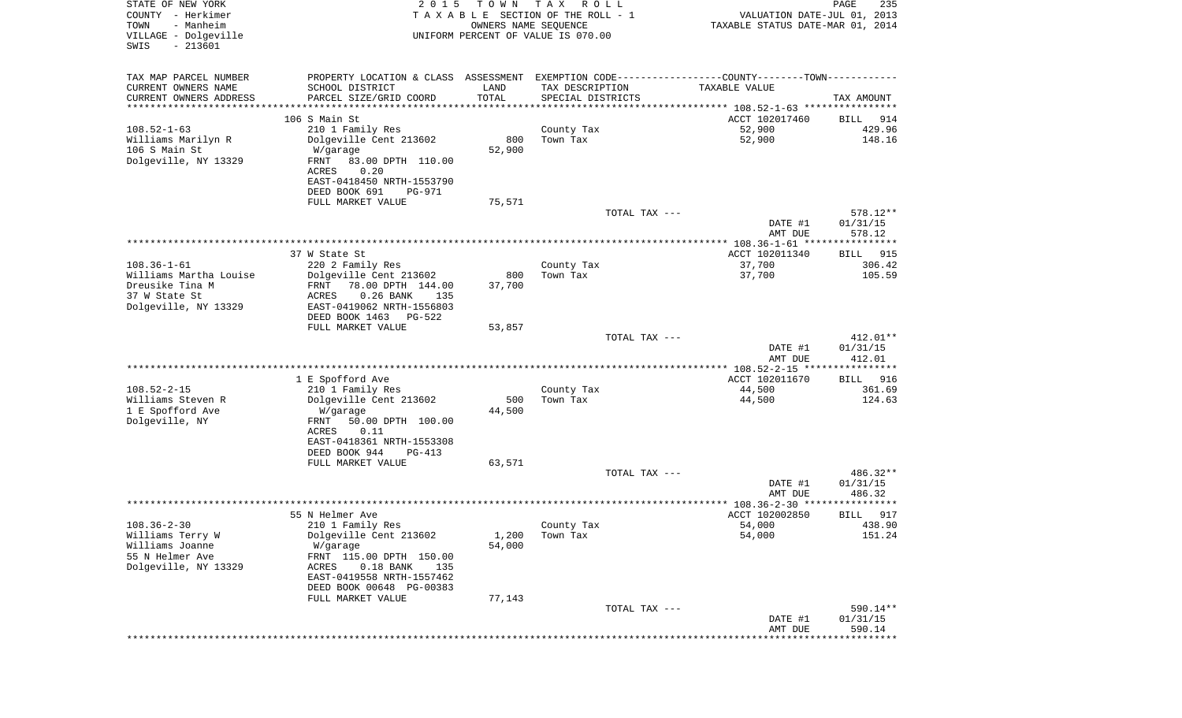STATE OF NEW YORK
COUNTY - Herkimer
TOWN - Manheim
VILLAGE - Dolgeville
SWIS - 213601

2015 TOWN TAX ROLL
TAXABLE SECTION OF THE ROLL - 1
OWNERS NAME SEQUENCE
UNIFORM PERCENT OF VALUE IS 070.00

VALUATION DATE-JUL 01, 2013
TAXABLE STATUS DATE-MAR 01, 2014

| TAX MAP PARCEL NUMBER / CURRENT OWNERS NAME / CURRENT OWNERS ADDRESS | PROPERTY LOCATION & CLASS / SCHOOL DISTRICT / PARCEL SIZE/GRID COORD | ASSESSMENT LAND / TOTAL | EXEMPTION CODE / TAX DESCRIPTION / SPECIAL DISTRICTS | COUNTY--------TOWN TAXABLE VALUE | TAX AMOUNT |
|---|---|---|---|---|---|
| 108.52-1-63 | 106 S Main St | | | ACCT 102017460 | BILL 914 |
| Williams Marilyn R | 210 1 Family Res | | County Tax | 52,900 | 429.96 |
| 106 S Main St | Dolgeville Cent 213602 | 800 | Town Tax | 52,900 | 148.16 |
| Dolgeville, NY 13329 | W/garage | 52,900 | | | |
| | FRNT 83.00 DPTH 110.00 | | | | |
| | ACRES 0.20 | | | | |
| | EAST-0418450 NRTH-1553790 | | | | |
| | DEED BOOK 691 PG-971 | | | | |
| | FULL MARKET VALUE | 75,571 | | | |
| | | | TOTAL TAX --- | | 578.12** |
| | | | | DATE #1 | 01/31/15 |
| | | | | AMT DUE | 578.12 |
| 108.36-1-61 | 37 W State St | | | ACCT 102011340 | BILL 915 |
| Williams Martha Louise | 220 2 Family Res | | County Tax | 37,700 | 306.42 |
| Dreusike Tina M | Dolgeville Cent 213602 | 800 | Town Tax | 37,700 | 105.59 |
| 37 W State St | FRNT 78.00 DPTH 144.00 | 37,700 | | | |
| Dolgeville, NY 13329 | ACRES 0.26 BANK 135 | | | | |
| | EAST-0419062 NRTH-1556803 | | | | |
| | DEED BOOK 1463 PG-522 | | | | |
| | FULL MARKET VALUE | 53,857 | | | |
| | | | TOTAL TAX --- | | 412.01** |
| | | | | DATE #1 | 01/31/15 |
| | | | | AMT DUE | 412.01 |
| 108.52-2-15 | 1 E Spofford Ave | | | ACCT 102011670 | BILL 916 |
| Williams Steven R | 210 1 Family Res | | County Tax | 44,500 | 361.69 |
| 1 E Spofford Ave | Dolgeville Cent 213602 | 500 | Town Tax | 44,500 | 124.63 |
| Dolgeville, NY | W/garage | 44,500 | | | |
| | FRNT 50.00 DPTH 100.00 | | | | |
| | ACRES 0.11 | | | | |
| | EAST-0418361 NRTH-1553308 | | | | |
| | DEED BOOK 944 PG-413 | | | | |
| | FULL MARKET VALUE | 63,571 | | | |
| | | | TOTAL TAX --- | | 486.32** |
| | | | | DATE #1 | 01/31/15 |
| | | | | AMT DUE | 486.32 |
| 108.36-2-30 | 55 N Helmer Ave | | | ACCT 102002850 | BILL 917 |
| Williams Terry W | 210 1 Family Res | | County Tax | 54,000 | 438.90 |
| Williams Joanne | Dolgeville Cent 213602 | 1,200 | Town Tax | 54,000 | 151.24 |
| 55 N Helmer Ave | W/garage | 54,000 | | | |
| Dolgeville, NY 13329 | FRNT 115.00 DPTH 150.00 | | | | |
| | ACRES 0.18 BANK 135 | | | | |
| | EAST-0419558 NRTH-1557462 | | | | |
| | DEED BOOK 00648 PG-00383 | | | | |
| | FULL MARKET VALUE | 77,143 | | | |
| | | | TOTAL TAX --- | | 590.14** |
| | | | | DATE #1 | 01/31/15 |
| | | | | AMT DUE | 590.14 |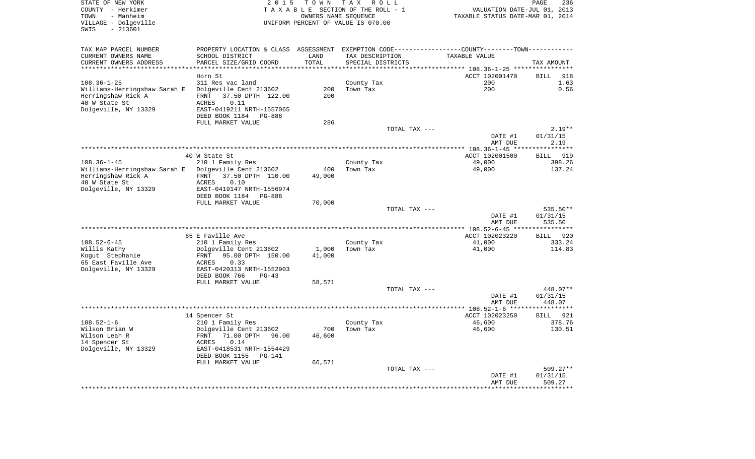STATE OF NEW YORK
COUNTY - Herkimer
TOWN - Manheim
VILLAGE - Dolgeville
SWIS - 213601

2015 TOWN TAX ROLL
TAXABLE SECTION OF THE ROLL - 1
OWNERS NAME SEQUENCE
UNIFORM PERCENT OF VALUE IS 070.00

VALUATION DATE-JUL 01, 2013
TAXABLE STATUS DATE-MAR 01, 2014

| TAX MAP PARCEL NUMBER / CURRENT OWNERS NAME / CURRENT OWNERS ADDRESS | PROPERTY LOCATION & CLASS / SCHOOL DISTRICT / PARCEL SIZE/GRID COORD | ASSESSMENT LAND / TOTAL | EXEMPTION CODE / TAX DESCRIPTION / SPECIAL DISTRICTS | COUNTY--------TOWN / TAXABLE VALUE | TAX AMOUNT |
|---|---|---|---|---|---|
| **108.36-1-25** | Horn St | | | ACCT 102001470 | BILL 918 |
| 108.36-1-25 | 311 Res vac land | | County Tax | 200 | 1.63 |
| Williams-Herringshaw Sarah E | Dolgeville Cent 213602 | 200 | Town Tax | 200 | 0.56 |
| Herringshaw Rick A | FRNT 37.50 DPTH 122.00 | 200 | | | |
| 40 W State St | ACRES 0.11 | | | | |
| Dolgeville, NY 13329 | EAST-0419211 NRTH-1557065 | | | | |
| | DEED BOOK 1184 PG-886 | | | | |
| | FULL MARKET VALUE | 286 | | | |
| | | | TOTAL TAX --- | | 2.19** |
| | | | | DATE #1 | 01/31/15 |
| | | | | AMT DUE | 2.19 |
| **108.36-1-45** | 40 W State St | | | ACCT 102001500 | BILL 919 |
| 108.36-1-45 | 210 1 Family Res | | County Tax | 49,000 | 398.26 |
| Williams-Herringshaw Sarah E | Dolgeville Cent 213602 | 400 | Town Tax | 49,000 | 137.24 |
| Herringshaw Rick A | FRNT 37.50 DPTH 110.00 | 49,000 | | | |
| 40 W State St | ACRES 0.10 | | | | |
| Dolgeville, NY 13329 | EAST-0419147 NRTH-1556974 | | | | |
| | DEED BOOK 1184 PG-886 | | | | |
| | FULL MARKET VALUE | 70,000 | | | |
| | | | TOTAL TAX --- | | 535.50** |
| | | | | DATE #1 | 01/31/15 |
| | | | | AMT DUE | 535.50 |
| **108.52-6-45** | 65 E Faville Ave | | | ACCT 102023220 | BILL 920 |
| 108.52-6-45 | 210 1 Family Res | | County Tax | 41,000 | 333.24 |
| Willis Kathy | Dolgeville Cent 213602 | 1,000 | Town Tax | 41,000 | 114.83 |
| Kogut Stephanie | FRNT 95.00 DPTH 150.00 | 41,000 | | | |
| 65 East Faville Ave | ACRES 0.33 | | | | |
| Dolgeville, NY 13329 | EAST-0420313 NRTH-1552903 | | | | |
| | DEED BOOK 766 PG-43 | | | | |
| | FULL MARKET VALUE | 58,571 | | | |
| | | | TOTAL TAX --- | | 448.07** |
| | | | | DATE #1 | 01/31/15 |
| | | | | AMT DUE | 448.07 |
| **108.52-1-6** | 14 Spencer St | | | ACCT 102023250 | BILL 921 |
| 108.52-1-6 | 210 1 Family Res | | County Tax | 46,600 | 378.76 |
| Wilson Brian W | Dolgeville Cent 213602 | 700 | Town Tax | 46,600 | 130.51 |
| Wilson Leah R | FRNT 71.00 DPTH 96.00 | 46,600 | | | |
| 14 Spencer St | ACRES 0.14 | | | | |
| Dolgeville, NY 13329 | EAST-0418531 NRTH-1554429 | | | | |
| | DEED BOOK 1155 PG-141 | | | | |
| | FULL MARKET VALUE | 66,571 | | | |
| | | | TOTAL TAX --- | | 509.27** |
| | | | | DATE #1 | 01/31/15 |
| | | | | AMT DUE | 509.27 |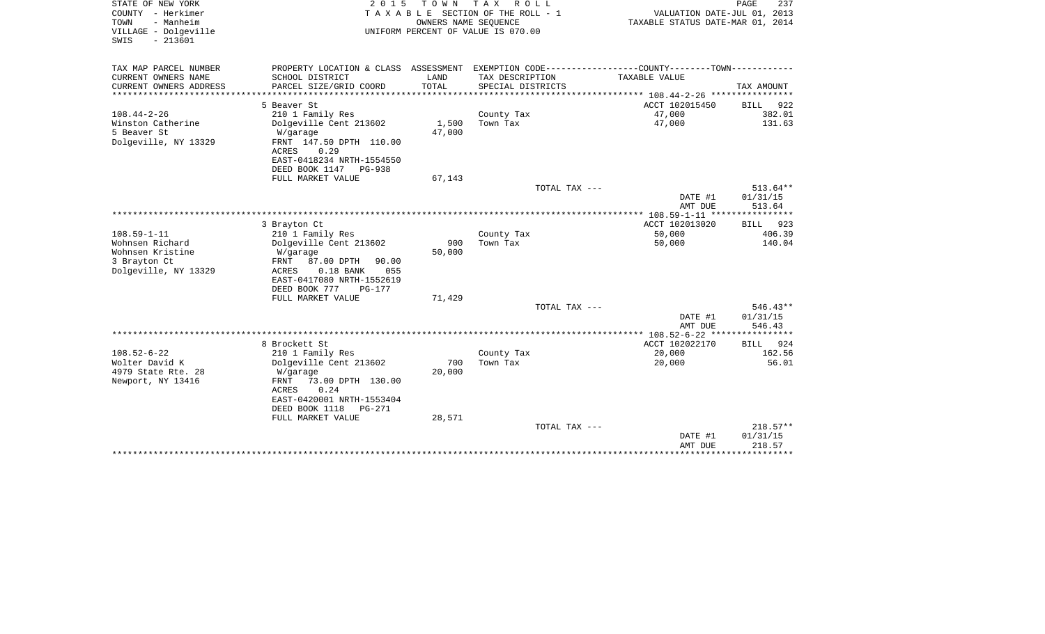STATE OF NEW YORK
COUNTY - Herkimer
TOWN - Manheim
VILLAGE - Dolgeville
SWIS - 213601

2 0 1 5 T O W N T A X R O L L
T A X A B L E SECTION OF THE ROLL - 1
OWNERS NAME SEQUENCE
UNIFORM PERCENT OF VALUE IS 070.00

VALUATION DATE-JUL 01, 2013
TAXABLE STATUS DATE-MAR 01, 2014

| TAX MAP PARCEL NUMBER / CURRENT OWNERS NAME / CURRENT OWNERS ADDRESS | PROPERTY LOCATION & CLASS / SCHOOL DISTRICT / PARCEL SIZE/GRID COORD | ASSESSMENT LAND / TOTAL | EXEMPTION CODE / TAX DESCRIPTION / SPECIAL DISTRICTS | COUNTY--------TOWN TAXABLE VALUE | TAX AMOUNT |
|---|---|---|---|---|---|
| 108.44-2-26 | 5 Beaver St | | | ACCT 102015450 | BILL 922 |
| Winston Catherine | 210 1 Family Res | | County Tax | 47,000 | 382.01 |
| 5 Beaver St | Dolgeville Cent 213602 | 1,500 | Town Tax | 47,000 | 131.63 |
| Dolgeville, NY 13329 | W/garage | 47,000 | | | |
| | FRNT 147.50 DPTH 110.00 | | | | |
| | ACRES 0.29 | | | | |
| | EAST-0418234 NRTH-1554550 | | | | |
| | DEED BOOK 1147 PG-938 | | | | |
| | FULL MARKET VALUE | 67,143 | | | |
| | | | TOTAL TAX --- | | 513.64** |
| | | | | DATE #1 | 01/31/15 |
| | | | | AMT DUE | 513.64 |
| 108.59-1-11 | 3 Brayton Ct | | | ACCT 102013020 | BILL 923 |
| Wohnsen Richard | 210 1 Family Res | | County Tax | 50,000 | 406.39 |
| Wohnsen Kristine | Dolgeville Cent 213602 | 900 | Town Tax | 50,000 | 140.04 |
| 3 Brayton Ct | W/garage | 50,000 | | | |
| Dolgeville, NY 13329 | FRNT 87.00 DPTH 90.00 | | | | |
| | ACRES 0.18 BANK 055 | | | | |
| | EAST-0417080 NRTH-1552619 | | | | |
| | DEED BOOK 777 PG-177 | | | | |
| | FULL MARKET VALUE | 71,429 | | | |
| | | | TOTAL TAX --- | | 546.43** |
| | | | | DATE #1 | 01/31/15 |
| | | | | AMT DUE | 546.43 |
| 108.52-6-22 | 8 Brockett St | | | ACCT 102022170 | BILL 924 |
| Wolter David K | 210 1 Family Res | | County Tax | 20,000 | 162.56 |
| 4979 State Rte. 28 | Dolgeville Cent 213602 | 700 | Town Tax | 20,000 | 56.01 |
| Newport, NY 13416 | W/garage | 20,000 | | | |
| | FRNT 73.00 DPTH 130.00 | | | | |
| | ACRES 0.24 | | | | |
| | EAST-0420001 NRTH-1553404 | | | | |
| | DEED BOOK 1118 PG-271 | | | | |
| | FULL MARKET VALUE | 28,571 | | | |
| | | | TOTAL TAX --- | | 218.57** |
| | | | | DATE #1 | 01/31/15 |
| | | | | AMT DUE | 218.57 |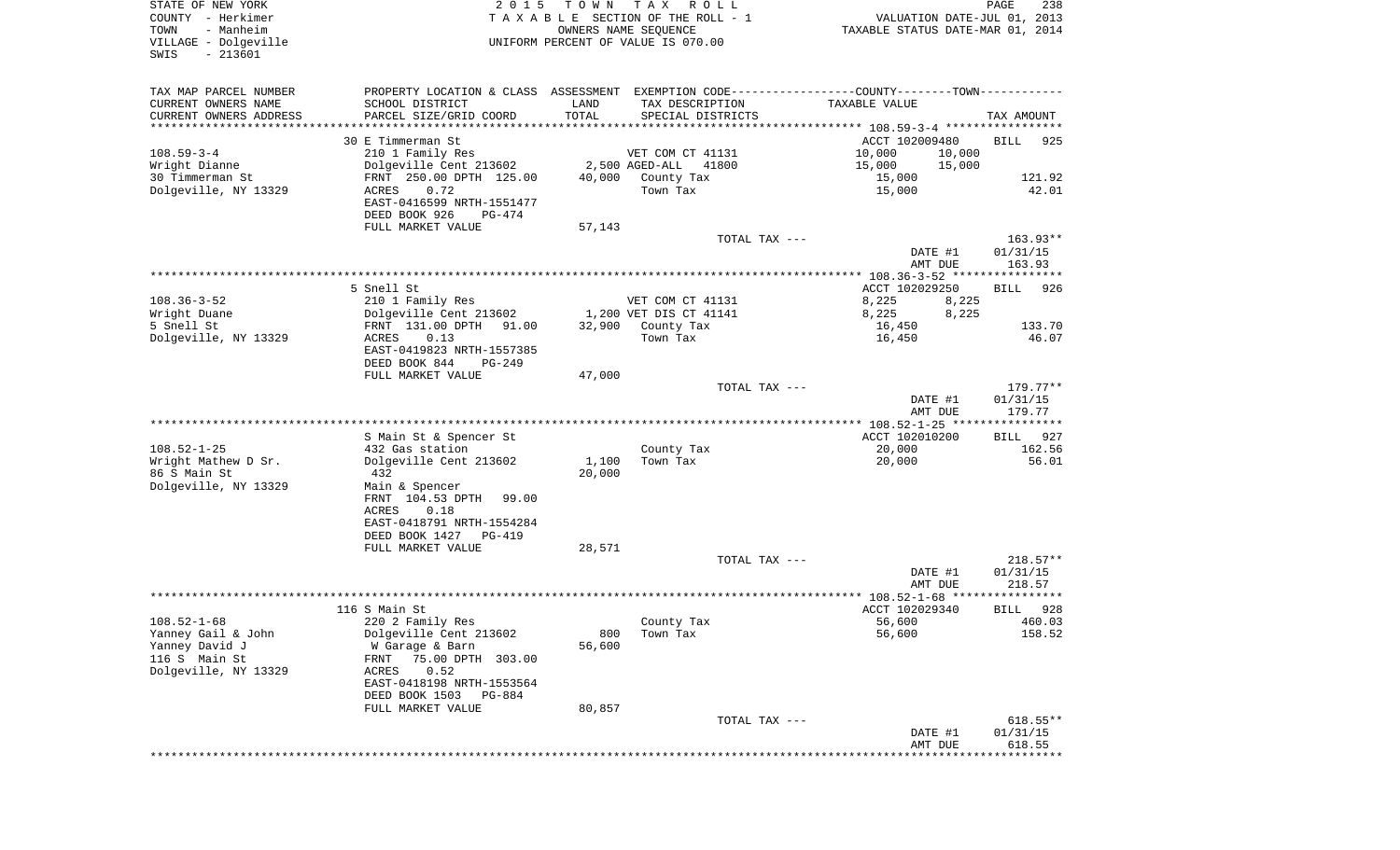STATE OF NEW YORK
COUNTY - Herkimer
TOWN - Manheim
VILLAGE - Dolgeville
SWIS - 213601

2015 TOWN TAX ROLL
TAXABLE SECTION OF THE ROLL - 1
OWNERS NAME SEQUENCE
UNIFORM PERCENT OF VALUE IS 070.00

VALUATION DATE-JUL 01, 2013
TAXABLE STATUS DATE-MAR 01, 2014

| TAX MAP PARCEL NUMBER / CURRENT OWNERS NAME / CURRENT OWNERS ADDRESS | PROPERTY LOCATION & CLASS / SCHOOL DISTRICT / PARCEL SIZE/GRID COORD | ASSESSMENT LAND / TOTAL | EXEMPTION CODE / TAX DESCRIPTION / SPECIAL DISTRICTS | COUNTY / TAXABLE VALUE | TOWN | TAX AMOUNT |
|---|---|---|---|---|---|---|
| 108.59-3-4 | 30 E Timmerman St | | | ACCT 102009480 | | BILL 925 |
| Wright Dianne | 210 1 Family Res | | VET COM CT 41131 | 10,000 | 10,000 | |
| 30 Timmerman St | Dolgeville Cent 213602 | 2,500 | AGED-ALL 41800 | 15,000 | 15,000 | |
| Dolgeville, NY 13329 | FRNT 250.00 DPTH 125.00 | 40,000 | County Tax | 15,000 | | 121.92 |
| | ACRES 0.72 | | Town Tax | 15,000 | | 42.01 |
| | EAST-0416599 NRTH-1551477 | | | | | |
| | DEED BOOK 926 PG-474 | | | | | |
| | FULL MARKET VALUE | 57,143 | | | | |
| | | | TOTAL TAX --- | | | 163.93** |
| | | | | DATE #1 | | 01/31/15 |
| | | | | AMT DUE | | 163.93 |
| 108.36-3-52 | 5 Snell St | | | ACCT 102029250 | | BILL 926 |
| Wright Duane | 210 1 Family Res | | VET COM CT 41131 | 8,225 | 8,225 | |
| 5 Snell St | Dolgeville Cent 213602 | 1,200 | VET DIS CT 41141 | 8,225 | 8,225 | |
| Dolgeville, NY 13329 | FRNT 131.00 DPTH 91.00 | 32,900 | County Tax | 16,450 | | 133.70 |
| | ACRES 0.13 | | Town Tax | 16,450 | | 46.07 |
| | EAST-0419823 NRTH-1557385 | | | | | |
| | DEED BOOK 844 PG-249 | | | | | |
| | FULL MARKET VALUE | 47,000 | | | | |
| | | | TOTAL TAX --- | | | 179.77** |
| | | | | DATE #1 | | 01/31/15 |
| | | | | AMT DUE | | 179.77 |
| 108.52-1-25 | S Main St & Spencer St | | | ACCT 102010200 | | BILL 927 |
| Wright Mathew D Sr. | 432 Gas station | | County Tax | 20,000 | | 162.56 |
| 86 S Main St | Dolgeville Cent 213602 | 1,100 | Town Tax | 20,000 | | 56.01 |
| Dolgeville, NY 13329 | 432 | 20,000 | | | | |
| | Main & Spencer | | | | | |
| | FRNT 104.53 DPTH 99.00 | | | | | |
| | ACRES 0.18 | | | | | |
| | EAST-0418791 NRTH-1554284 | | | | | |
| | DEED BOOK 1427 PG-419 | | | | | |
| | FULL MARKET VALUE | 28,571 | | | | |
| | | | TOTAL TAX --- | | | 218.57** |
| | | | | DATE #1 | | 01/31/15 |
| | | | | AMT DUE | | 218.57 |
| 108.52-1-68 | 116 S Main St | | | ACCT 102029340 | | BILL 928 |
| Yanney Gail & John | 220 2 Family Res | | County Tax | 56,600 | | 460.03 |
| Yanney David J | Dolgeville Cent 213602 | 800 | Town Tax | 56,600 | | 158.52 |
| 116 S Main St | W Garage & Barn | 56,600 | | | | |
| Dolgeville, NY 13329 | FRNT 75.00 DPTH 303.00 | | | | | |
| | ACRES 0.52 | | | | | |
| | EAST-0418198 NRTH-1553564 | | | | | |
| | DEED BOOK 1503 PG-884 | | | | | |
| | FULL MARKET VALUE | 80,857 | | | | |
| | | | TOTAL TAX --- | | | 618.55** |
| | | | | DATE #1 | | 01/31/15 |
| | | | | AMT DUE | | 618.55 |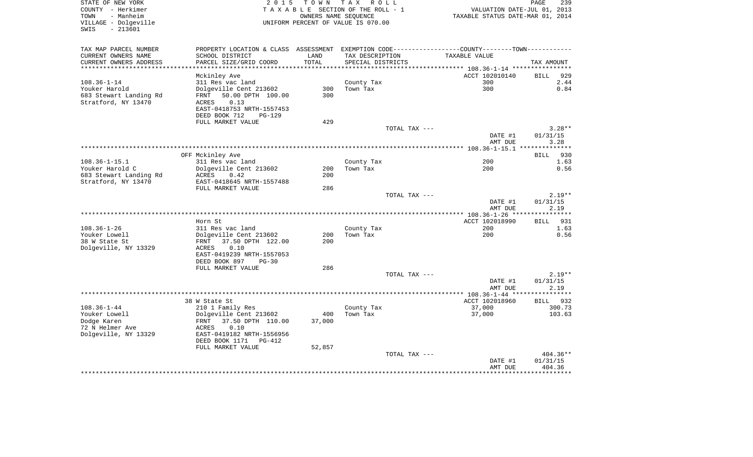STATE OF NEW YORK
COUNTY - Herkimer
TOWN - Manheim
VILLAGE - Dolgeville
SWIS - 213601

2015 TOWN TAX ROLL
TAXABLE SECTION OF THE ROLL - 1
OWNERS NAME SEQUENCE
UNIFORM PERCENT OF VALUE IS 070.00

VALUATION DATE-JUL 01, 2013
TAXABLE STATUS DATE-MAR 01, 2014

| TAX MAP PARCEL NUMBER / CURRENT OWNERS NAME / CURRENT OWNERS ADDRESS | PROPERTY LOCATION & CLASS / SCHOOL DISTRICT / PARCEL SIZE/GRID COORD | ASSESSMENT LAND / TOTAL | EXEMPTION CODE / TAX DESCRIPTION / SPECIAL DISTRICTS | COUNTY / TOWN TAXABLE VALUE | TAX AMOUNT |
|---|---|---|---|---|---|
| | Mckinley Ave | | | ACCT 102010140 | BILL 929 |
| 108.36-1-14 | 311 Res vac land | | County Tax | 300 | 2.44 |
| Youker Harold | Dolgeville Cent 213602 | 300 | Town Tax | 300 | 0.84 |
| 683 Stewart Landing Rd | FRNT 50.00 DPTH 100.00 | 300 | | | |
| Stratford, NY 13470 | ACRES 0.13 | | | | |
| | EAST-0418753 NRTH-1557453 | | | | |
| | DEED BOOK 712 PG-129 | | | | |
| | FULL MARKET VALUE | 429 | | | |
| | | | TOTAL TAX --- | | 3.28** |
| | | | | DATE #1 | 01/31/15 |
| | | | | AMT DUE | 3.28 |
| | OFF Mckinley Ave | | | | BILL 930 |
| 108.36-1-15.1 | 311 Res vac land | | County Tax | 200 | 1.63 |
| Youker Harold C | Dolgeville Cent 213602 | 200 | Town Tax | 200 | 0.56 |
| 683 Stewart Landing Rd | ACRES 0.42 | 200 | | | |
| Stratford, NY 13470 | EAST-0418645 NRTH-1557488 | | | | |
| | FULL MARKET VALUE | 286 | | | |
| | | | TOTAL TAX --- | | 2.19** |
| | | | | DATE #1 | 01/31/15 |
| | | | | AMT DUE | 2.19 |
| | Horn St | | | ACCT 102018990 | BILL 931 |
| 108.36-1-26 | 311 Res vac land | | County Tax | 200 | 1.63 |
| Youker Lowell | Dolgeville Cent 213602 | 200 | Town Tax | 200 | 0.56 |
| 38 W State St | FRNT 37.50 DPTH 122.00 | 200 | | | |
| Dolgeville, NY 13329 | ACRES 0.10 | | | | |
| | EAST-0419239 NRTH-1557053 | | | | |
| | DEED BOOK 897 PG-30 | | | | |
| | FULL MARKET VALUE | 286 | | | |
| | | | TOTAL TAX --- | | 2.19** |
| | | | | DATE #1 | 01/31/15 |
| | | | | AMT DUE | 2.19 |
| | 38 W State St | | | ACCT 102018960 | BILL 932 |
| 108.36-1-44 | 210 1 Family Res | | County Tax | 37,000 | 300.73 |
| Youker Lowell | Dolgeville Cent 213602 | 400 | Town Tax | 37,000 | 103.63 |
| Dodge Karen | FRNT 37.50 DPTH 110.00 | 37,000 | | | |
| 72 N Helmer Ave | ACRES 0.10 | | | | |
| Dolgeville, NY 13329 | EAST-0419182 NRTH-1556956 | | | | |
| | DEED BOOK 1171 PG-412 | | | | |
| | FULL MARKET VALUE | 52,857 | | | |
| | | | TOTAL TAX --- | | 404.36** |
| | | | | DATE #1 | 01/31/15 |
| | | | | AMT DUE | 404.36 |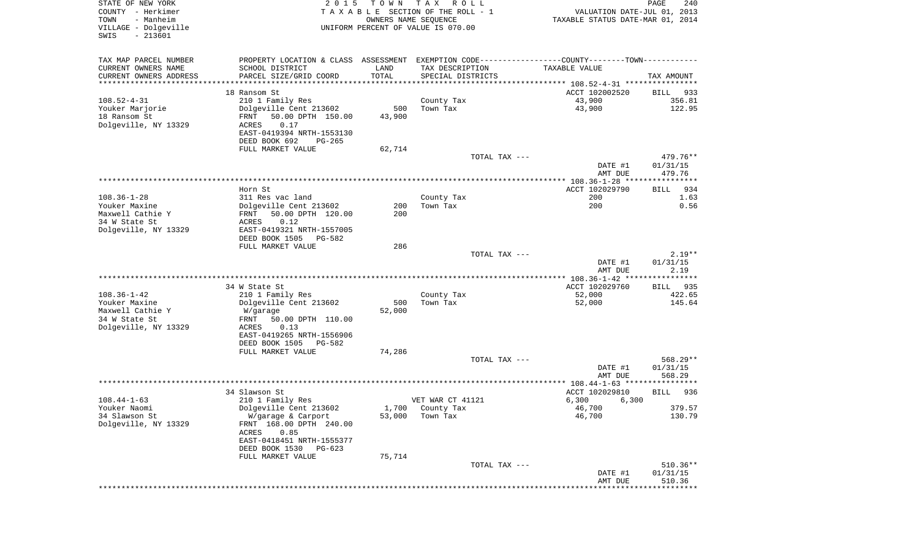STATE OF NEW YORK
COUNTY - Herkimer
TOWN - Manheim
VILLAGE - Dolgeville
SWIS - 213601

2 0 1 5 T O W N T A X R O L L
T A X A B L E SECTION OF THE ROLL - 1
OWNERS NAME SEQUENCE
UNIFORM PERCENT OF VALUE IS 070.00

VALUATION DATE-JUL 01, 2013
TAXABLE STATUS DATE-MAR 01, 2014

| TAX MAP PARCEL NUMBER / CURRENT OWNERS NAME / CURRENT OWNERS ADDRESS | PROPERTY LOCATION & CLASS / SCHOOL DISTRICT / PARCEL SIZE/GRID COORD | ASSESSMENT LAND | TOTAL | EXEMPTION CODE / TAX DESCRIPTION / SPECIAL DISTRICTS | COUNTY--------TOWN TAXABLE VALUE | TAX AMOUNT |
|---|---|---|---|---|---|---|
| **108.52-4-31** | 18 Ransom St | | | | ACCT 102002520 | BILL 933 |
| Youker Marjorie | 210 1 Family Res | | | County Tax | 43,900 | 356.81 |
| 18 Ransom St | Dolgeville Cent 213602 | 500 | | Town Tax | 43,900 | 122.95 |
| Dolgeville, NY 13329 | FRNT 50.00 DPTH 150.00 | | 43,900 | | | |
| | ACRES 0.17 | | | | | |
| | EAST-0419394 NRTH-1553130 | | | | | |
| | DEED BOOK 692 PG-265 | | | | | |
| | FULL MARKET VALUE | | 62,714 | | | |
| | | | | TOTAL TAX --- | | 479.76** |
| | | | | | DATE #1 | 01/31/15 |
| | | | | | AMT DUE | 479.76 |
| **108.36-1-28** | Horn St | | | | ACCT 102029790 | BILL 934 |
| Youker Maxine | 311 Res vac land | | | County Tax | 200 | 1.63 |
| Maxwell Cathie Y | Dolgeville Cent 213602 | 200 | | Town Tax | 200 | 0.56 |
| 34 W State St | FRNT 50.00 DPTH 120.00 | | 200 | | | |
| Dolgeville, NY 13329 | ACRES 0.12 | | | | | |
| | EAST-0419321 NRTH-1557005 | | | | | |
| | DEED BOOK 1505 PG-582 | | | | | |
| | FULL MARKET VALUE | | 286 | | | |
| | | | | TOTAL TAX --- | | 2.19** |
| | | | | | DATE #1 | 01/31/15 |
| | | | | | AMT DUE | 2.19 |
| **108.36-1-42** | 34 W State St | | | | ACCT 102029760 | BILL 935 |
| Youker Maxine | 210 1 Family Res | | | County Tax | 52,000 | 422.65 |
| Maxwell Cathie Y | Dolgeville Cent 213602 | 500 | | Town Tax | 52,000 | 145.64 |
| 34 W State St | W/garage | | 52,000 | | | |
| Dolgeville, NY 13329 | FRNT 50.00 DPTH 110.00 | | | | | |
| | ACRES 0.13 | | | | | |
| | EAST-0419265 NRTH-1556906 | | | | | |
| | DEED BOOK 1505 PG-582 | | | | | |
| | FULL MARKET VALUE | | 74,286 | | | |
| | | | | TOTAL TAX --- | | 568.29** |
| | | | | | DATE #1 | 01/31/15 |
| | | | | | AMT DUE | 568.29 |
| **108.44-1-63** | 34 Slawson St | | | | ACCT 102029810 | BILL 936 |
| Youker Naomi | 210 1 Family Res | | | VET WAR CT 41121 | 6,300 6,300 | |
| 34 Slawson St | Dolgeville Cent 213602 | 1,700 | | County Tax | 46,700 | 379.57 |
| Dolgeville, NY 13329 | W/garage & Carport | | 53,000 | Town Tax | 46,700 | 130.79 |
| | FRNT 168.00 DPTH 240.00 | | | | | |
| | ACRES 0.85 | | | | | |
| | EAST-0418451 NRTH-1555377 | | | | | |
| | DEED BOOK 1530 PG-623 | | | | | |
| | FULL MARKET VALUE | | 75,714 | | | |
| | | | | TOTAL TAX --- | | 510.36** |
| | | | | | DATE #1 | 01/31/15 |
| | | | | | AMT DUE | 510.36 |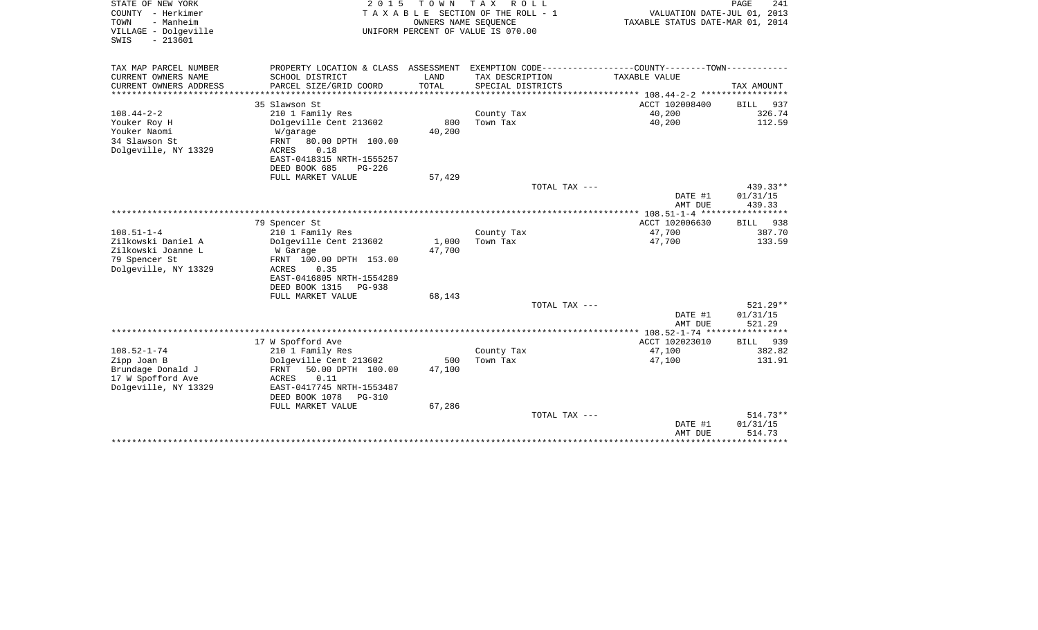STATE OF NEW YORK
COUNTY - Herkimer
TOWN - Manheim
VILLAGE - Dolgeville
SWIS - 213601

2 0 1 5 T O W N T A X R O L L
T A X A B L E SECTION OF THE ROLL - 1
OWNERS NAME SEQUENCE
UNIFORM PERCENT OF VALUE IS 070.00

VALUATION DATE-JUL 01, 2013
TAXABLE STATUS DATE-MAR 01, 2014

| TAX MAP PARCEL NUMBER<br>CURRENT OWNERS NAME<br>CURRENT OWNERS ADDRESS | PROPERTY LOCATION & CLASS<br>SCHOOL DISTRICT<br>PARCEL SIZE/GRID COORD | ASSESSMENT<br>LAND<br>TOTAL | EXEMPTION CODE<br>TAX DESCRIPTION<br>SPECIAL DISTRICTS | COUNTY--------TOWN<br>TAXABLE VALUE | TAX AMOUNT |
|---|---|---|---|---|---|
| | 35 Slawson St | | | ACCT 102008400 | BILL 937 |
| 108.44-2-2 | 210 1 Family Res | | County Tax | 40,200 | 326.74 |
| Youker Roy H | Dolgeville Cent 213602 | 800 | Town Tax | 40,200 | 112.59 |
| Youker Naomi | W/garage | 40,200 | | | |
| 34 Slawson St | FRNT 80.00 DPTH 100.00 | | | | |
| Dolgeville, NY 13329 | ACRES 0.18 | | | | |
| | EAST-0418315 NRTH-1555257 | | | | |
| | DEED BOOK 685 PG-226 | | | | |
| | FULL MARKET VALUE | 57,429 | | | |
| | | | TOTAL TAX --- | | 439.33** |
| | | | | DATE #1 | 01/31/15 |
| | | | | AMT DUE | 439.33 |
| | 79 Spencer St | | | ACCT 102006630 | BILL 938 |
| 108.51-1-4 | 210 1 Family Res | | County Tax | 47,700 | 387.70 |
| Zilkowski Daniel A | Dolgeville Cent 213602 | 1,000 | Town Tax | 47,700 | 133.59 |
| Zilkowski Joanne L | W Garage | 47,700 | | | |
| 79 Spencer St | FRNT 100.00 DPTH 153.00 | | | | |
| Dolgeville, NY 13329 | ACRES 0.35 | | | | |
| | EAST-0416805 NRTH-1554289 | | | | |
| | DEED BOOK 1315 PG-938 | | | | |
| | FULL MARKET VALUE | 68,143 | | | |
| | | | TOTAL TAX --- | | 521.29** |
| | | | | DATE #1 | 01/31/15 |
| | | | | AMT DUE | 521.29 |
| | 17 W Spofford Ave | | | ACCT 102023010 | BILL 939 |
| 108.52-1-74 | 210 1 Family Res | | County Tax | 47,100 | 382.82 |
| Zipp Joan B | Dolgeville Cent 213602 | 500 | Town Tax | 47,100 | 131.91 |
| Brundage Donald J | FRNT 50.00 DPTH 100.00 | 47,100 | | | |
| 17 W Spofford Ave | ACRES 0.11 | | | | |
| Dolgeville, NY 13329 | EAST-0417745 NRTH-1553487 | | | | |
| | DEED BOOK 1078 PG-310 | | | | |
| | FULL MARKET VALUE | 67,286 | | | |
| | | | TOTAL TAX --- | | 514.73** |
| | | | | DATE #1 | 01/31/15 |
| | | | | AMT DUE | 514.73 |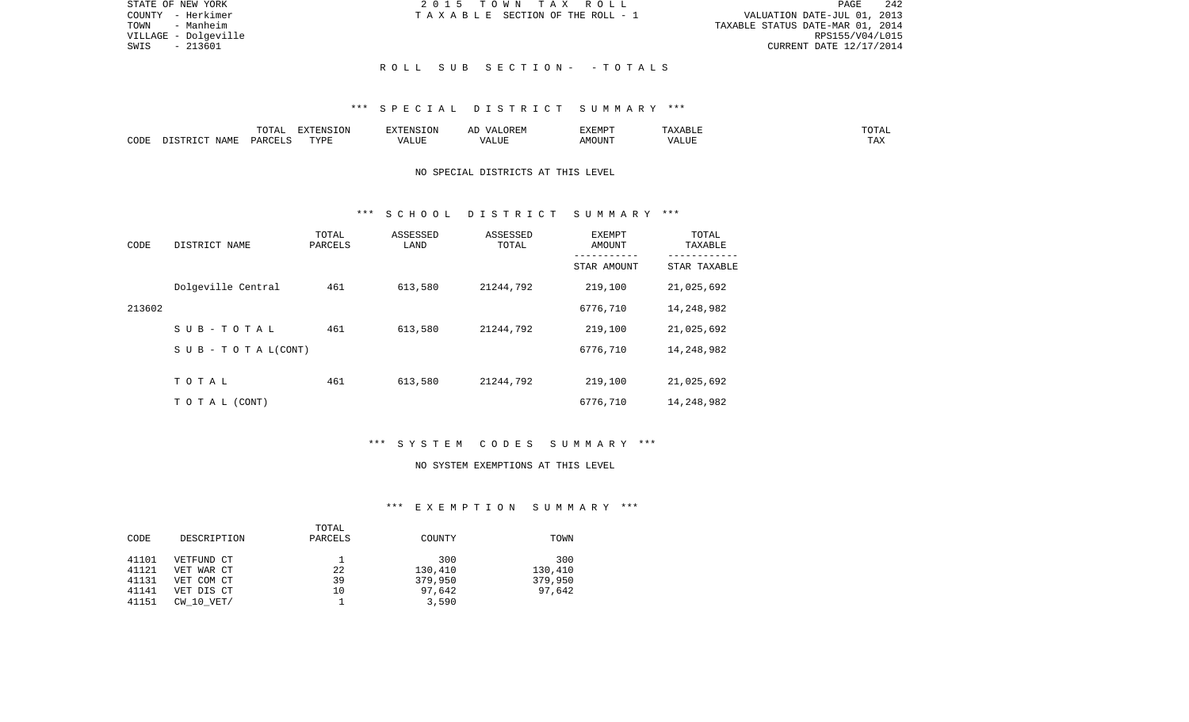## R O L L   S U B   S E C T I O N -   - T O T A L S

### *** S P E C I A L   D I S T R I C T   S U M M A R Y ***

| CODE | DISTRICT NAME | TOTAL PARCELS | EXTENSION TYPE | EXTENSION VALUE | AD VALOREM VALUE | EXEMPT AMOUNT | TAXABLE VALUE | TOTAL TAX |
|---|---|---|---|---|---|---|---|---|

NO SPECIAL DISTRICTS AT THIS LEVEL

### *** S C H O O L   D I S T R I C T   S U M M A R Y ***

| CODE | DISTRICT NAME | TOTAL PARCELS | ASSESSED LAND | ASSESSED TOTAL | EXEMPT AMOUNT / STAR AMOUNT | TOTAL TAXABLE / STAR TAXABLE |
|---|---|---|---|---|---|---|
| | Dolgeville Central | 461 | 613,580 | 21244,792 | 219,100 | 21,025,692 |
| 213602 | | | | | 6776,710 | 14,248,982 |
| | S U B - T O T A L | 461 | 613,580 | 21244,792 | 219,100 | 21,025,692 |
| | S U B - T O T A L(CONT) | | | | 6776,710 | 14,248,982 |
| | T O T A L | 461 | 613,580 | 21244,792 | 219,100 | 21,025,692 |
| | T O T A L (CONT) | | | | 6776,710 | 14,248,982 |

### *** S Y S T E M   C O D E S   S U M M A R Y ***

NO SYSTEM EXEMPTIONS AT THIS LEVEL

### *** E X E M P T I O N   S U M M A R Y ***

| CODE | DESCRIPTION | TOTAL PARCELS | COUNTY | TOWN |
|---|---|---|---|---|
| 41101 | VETFUND CT | 1 | 300 | 300 |
| 41121 | VET WAR CT | 22 | 130,410 | 130,410 |
| 41131 | VET COM CT | 39 | 379,950 | 379,950 |
| 41141 | VET DIS CT | 10 | 97,642 | 97,642 |
| 41151 | CW_10_VET/ | 1 | 3,590 | |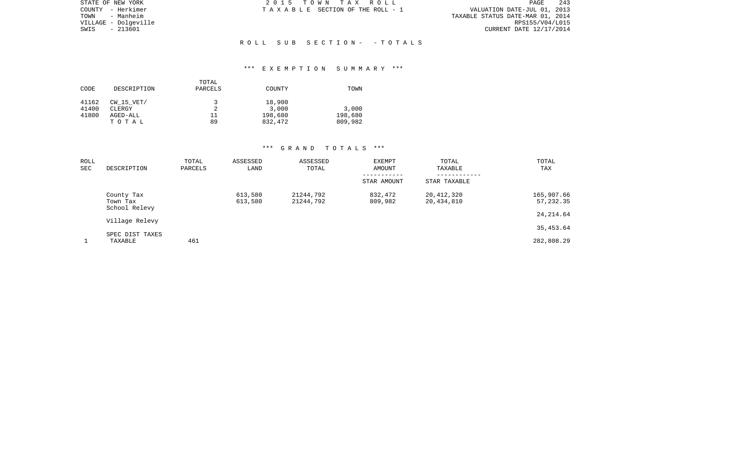STATE OF NEW YORK
COUNTY - Herkimer
TOWN - Manheim
VILLAGE - Dolgeville
SWIS - 213601

2 0 1 5 T O W N T A X R O L L
T A X A B L E SECTION OF THE ROLL - 1

VALUATION DATE-JUL 01, 2013
TAXABLE STATUS DATE-MAR 01, 2014
RPS155/V04/L015
CURRENT DATE 12/17/2014

## R O L L S U B S E C T I O N - - T O T A L S

### \*\*\* E X E M P T I O N S U M M A R Y \*\*\*

| CODE | DESCRIPTION | TOTAL PARCELS | COUNTY | TOWN |
|---|---|---|---|---|
| 41162 | CW_15_VET/ | 3 | 18,900 | |
| 41400 | CLERGY | 2 | 3,000 | 3,000 |
| 41800 | AGED-ALL | 11 | 198,680 | 198,680 |
| | T O T A L | 89 | 832,472 | 809,982 |

### \*\*\* G R A N D T O T A L S \*\*\*

| ROLL SEC | DESCRIPTION | TOTAL PARCELS | ASSESSED LAND | ASSESSED TOTAL | EXEMPT AMOUNT / STAR AMOUNT | TOTAL TAXABLE / STAR TAXABLE | TOTAL TAX |
|---|---|---|---|---|---|---|---|
| | County Tax | | 613,580 | 21244,792 | 832,472 | 20,412,320 | 165,907.66 |
| | Town Tax | | 613,580 | 21244,792 | 809,982 | 20,434,810 | 57,232.35 |
| | School Relevy | | | | | | 24,214.64 |
| | Village Relevy | | | | | | 35,453.64 |
| | SPEC DIST TAXES | | | | | | |
| 1 | TAXABLE | 461 | | | | | 282,808.29 |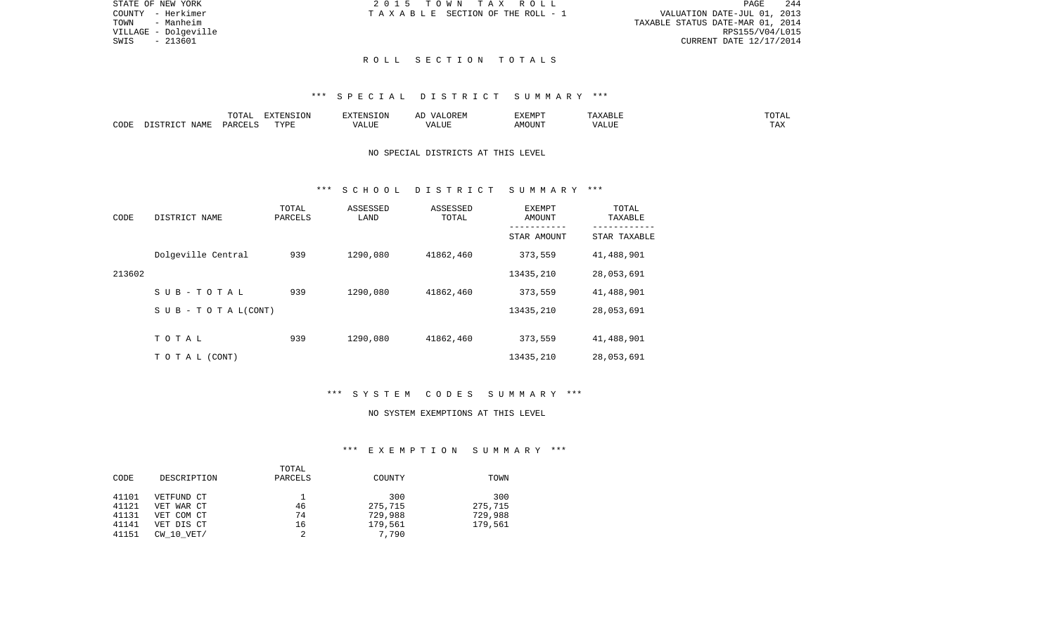STATE OF NEW YORK
COUNTY - Herkimer
TOWN - Manheim
VILLAGE - Dolgeville
SWIS - 213601

2 0 1 5 T O W N T A X R O L L
T A X A B L E SECTION OF THE ROLL - 1

VALUATION DATE-JUL 01, 2013
TAXABLE STATUS DATE-MAR 01, 2014
RPS155/V04/L015
CURRENT DATE 12/17/2014

# R O L L S E C T I O N T O T A L S

## *** S P E C I A L D I S T R I C T S U M M A R Y ***

| CODE | DISTRICT NAME | TOTAL PARCELS | EXTENSION TYPE | EXTENSION VALUE | AD VALOREM VALUE | EXEMPT AMOUNT | TAXABLE VALUE | TOTAL TAX |
|---|---|---|---|---|---|---|---|---|

NO SPECIAL DISTRICTS AT THIS LEVEL

## *** S C H O O L D I S T R I C T S U M M A R Y ***

| CODE | DISTRICT NAME | TOTAL PARCELS | ASSESSED LAND | ASSESSED TOTAL | EXEMPT AMOUNT / STAR AMOUNT | TOTAL TAXABLE / STAR TAXABLE |
|---|---|---|---|---|---|---|
| | Dolgeville Central | 939 | 1290,080 | 41862,460 | 373,559 | 41,488,901 |
| 213602 | | | | | 13435,210 | 28,053,691 |
| | S U B - T O T A L | 939 | 1290,080 | 41862,460 | 373,559 | 41,488,901 |
| | S U B - T O T A L(CONT) | | | | 13435,210 | 28,053,691 |
| | T O T A L | 939 | 1290,080 | 41862,460 | 373,559 | 41,488,901 |
| | T O T A L (CONT) | | | | 13435,210 | 28,053,691 |

## *** S Y S T E M C O D E S S U M M A R Y ***

NO SYSTEM EXEMPTIONS AT THIS LEVEL

## *** E X E M P T I O N S U M M A R Y ***

| CODE | DESCRIPTION | TOTAL PARCELS | COUNTY | TOWN |
|---|---|---|---|---|
| 41101 | VETFUND CT | 1 | 300 | 300 |
| 41121 | VET WAR CT | 46 | 275,715 | 275,715 |
| 41131 | VET COM CT | 74 | 729,988 | 729,988 |
| 41141 | VET DIS CT | 16 | 179,561 | 179,561 |
| 41151 | CW_10_VET/ | 2 | 7,790 | |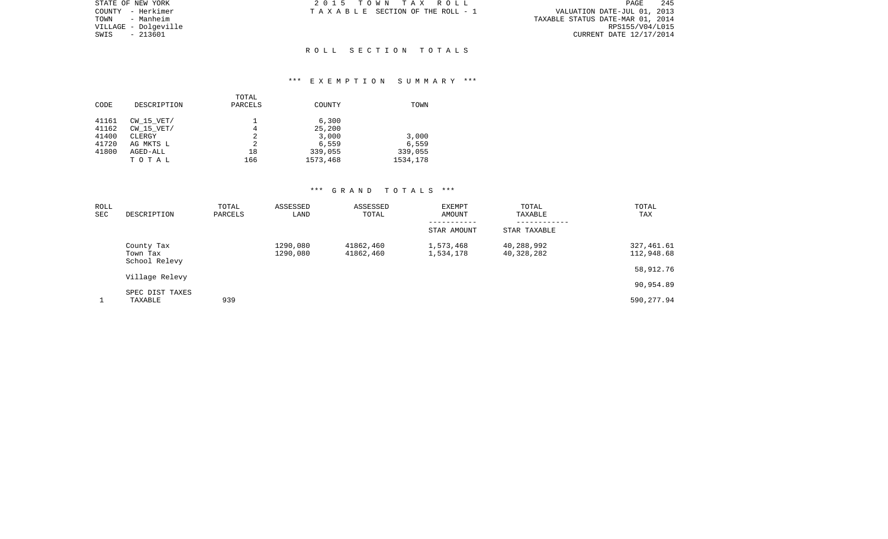STATE OF NEW YORK
COUNTY - Herkimer
TOWN - Manheim
VILLAGE - Dolgeville
SWIS - 213601

2 0 1 5 T O W N T A X R O L L
T A X A B L E SECTION OF THE ROLL - 1

VALUATION DATE-JUL 01, 2013
TAXABLE STATUS DATE-MAR 01, 2014
RPS155/V04/L015
CURRENT DATE 12/17/2014

## R O L L S E C T I O N T O T A L S

### *** E X E M P T I O N S U M M A R Y ***

| CODE | DESCRIPTION | TOTAL PARCELS | COUNTY | TOWN |
|---|---|---|---|---|
| 41161 | CW_15_VET/ | 1 | 6,300 | |
| 41162 | CW_15_VET/ | 4 | 25,200 | |
| 41400 | CLERGY | 2 | 3,000 | 3,000 |
| 41720 | AG MKTS L | 2 | 6,559 | 6,559 |
| 41800 | AGED-ALL | 18 | 339,055 | 339,055 |
| | T O T A L | 166 | 1573,468 | 1534,178 |

### *** G R A N D T O T A L S ***

| ROLL SEC | DESCRIPTION | TOTAL PARCELS | ASSESSED LAND | ASSESSED TOTAL | EXEMPT AMOUNT / STAR AMOUNT | TOTAL TAXABLE / STAR TAXABLE | TOTAL TAX |
|---|---|---|---|---|---|---|---|
| | County Tax | | 1290,080 | 41862,460 | 1,573,468 | 40,288,992 | 327,461.61 |
| | Town Tax | | 1290,080 | 41862,460 | 1,534,178 | 40,328,282 | 112,948.68 |
| | School Relevy | | | | | | 58,912.76 |
| | Village Relevy | | | | | | 90,954.89 |
| | SPEC DIST TAXES | | | | | | |
| 1 | TAXABLE | 939 | | | | | 590,277.94 |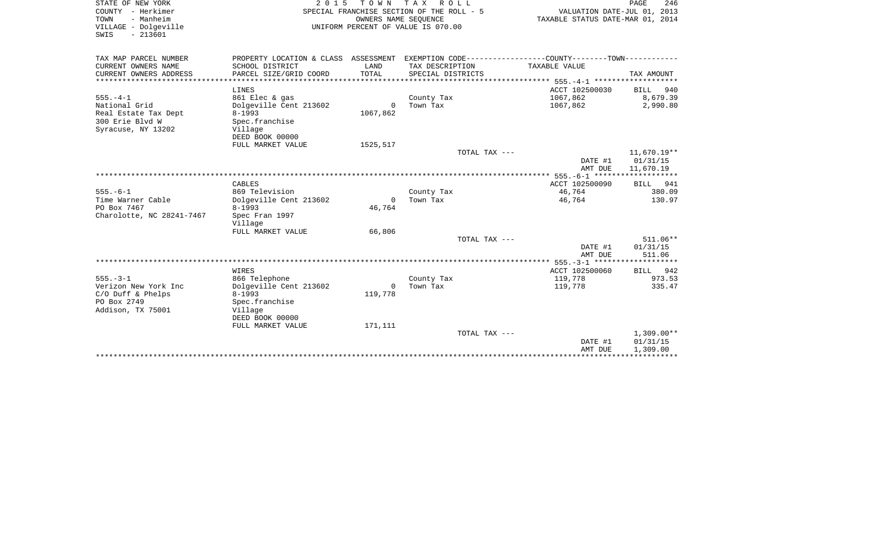STATE OF NEW YORK
COUNTY - Herkimer
TOWN - Manheim
VILLAGE - Dolgeville
SWIS - 213601

2 0 1 5 T O W N T A X R O L L
SPECIAL FRANCHISE SECTION OF THE ROLL - 5
OWNERS NAME SEQUENCE
UNIFORM PERCENT OF VALUE IS 070.00

VALUATION DATE-JUL 01, 2013
TAXABLE STATUS DATE-MAR 01, 2014

| TAX MAP PARCEL NUMBER<br>CURRENT OWNERS NAME<br>CURRENT OWNERS ADDRESS | PROPERTY LOCATION & CLASS<br>SCHOOL DISTRICT<br>PARCEL SIZE/GRID COORD | ASSESSMENT<br>LAND<br>TOTAL | EXEMPTION CODE<br>TAX DESCRIPTION<br>SPECIAL DISTRICTS | COUNTY--------TOWN<br>TAXABLE VALUE | TAX AMOUNT |
|---|---|---|---|---|---|
| ******** 555.-4-1 ******** | | | | | |
| | LINES | | | ACCT 102500030 | BILL 940 |
| 555.-4-1 | 861 Elec & gas | | County Tax | 1067,862 | 8,679.39 |
| National Grid | Dolgeville Cent 213602 | 0 | Town Tax | 1067,862 | 2,990.80 |
| Real Estate Tax Dept | 8-1993 | 1067,862 | | | |
| 300 Erie Blvd W | Spec.franchise | | | | |
| Syracuse, NY 13202 | Village | | | | |
| | DEED BOOK 00000 | | | | |
| | FULL MARKET VALUE | 1525,517 | | | |
| | | | TOTAL TAX --- | | 11,670.19** |
| | | | | DATE #1 | 01/31/15 |
| | | | | AMT DUE | 11,670.19 |
| ******** 555.-6-1 ******** | | | | | |
| | CABLES | | | ACCT 102500090 | BILL 941 |
| 555.-6-1 | 869 Television | | County Tax | 46,764 | 380.09 |
| Time Warner Cable | Dolgeville Cent 213602 | 0 | Town Tax | 46,764 | 130.97 |
| PO Box 7467 | 8-1993 | 46,764 | | | |
| Charolotte, NC 28241-7467 | Spec Fran 1997 | | | | |
| | Village | | | | |
| | FULL MARKET VALUE | 66,806 | | | |
| | | | TOTAL TAX --- | | 511.06** |
| | | | | DATE #1 | 01/31/15 |
| | | | | AMT DUE | 511.06 |
| ******** 555.-3-1 ******** | | | | | |
| | WIRES | | | ACCT 102500060 | BILL 942 |
| 555.-3-1 | 866 Telephone | | County Tax | 119,778 | 973.53 |
| Verizon New York Inc | Dolgeville Cent 213602 | 0 | Town Tax | 119,778 | 335.47 |
| C/O Duff & Phelps | 8-1993 | 119,778 | | | |
| PO Box 2749 | Spec.franchise | | | | |
| Addison, TX 75001 | Village | | | | |
| | DEED BOOK 00000 | | | | |
| | FULL MARKET VALUE | 171,111 | | | |
| | | | TOTAL TAX --- | | 1,309.00** |
| | | | | DATE #1 | 01/31/15 |
| | | | | AMT DUE | 1,309.00 |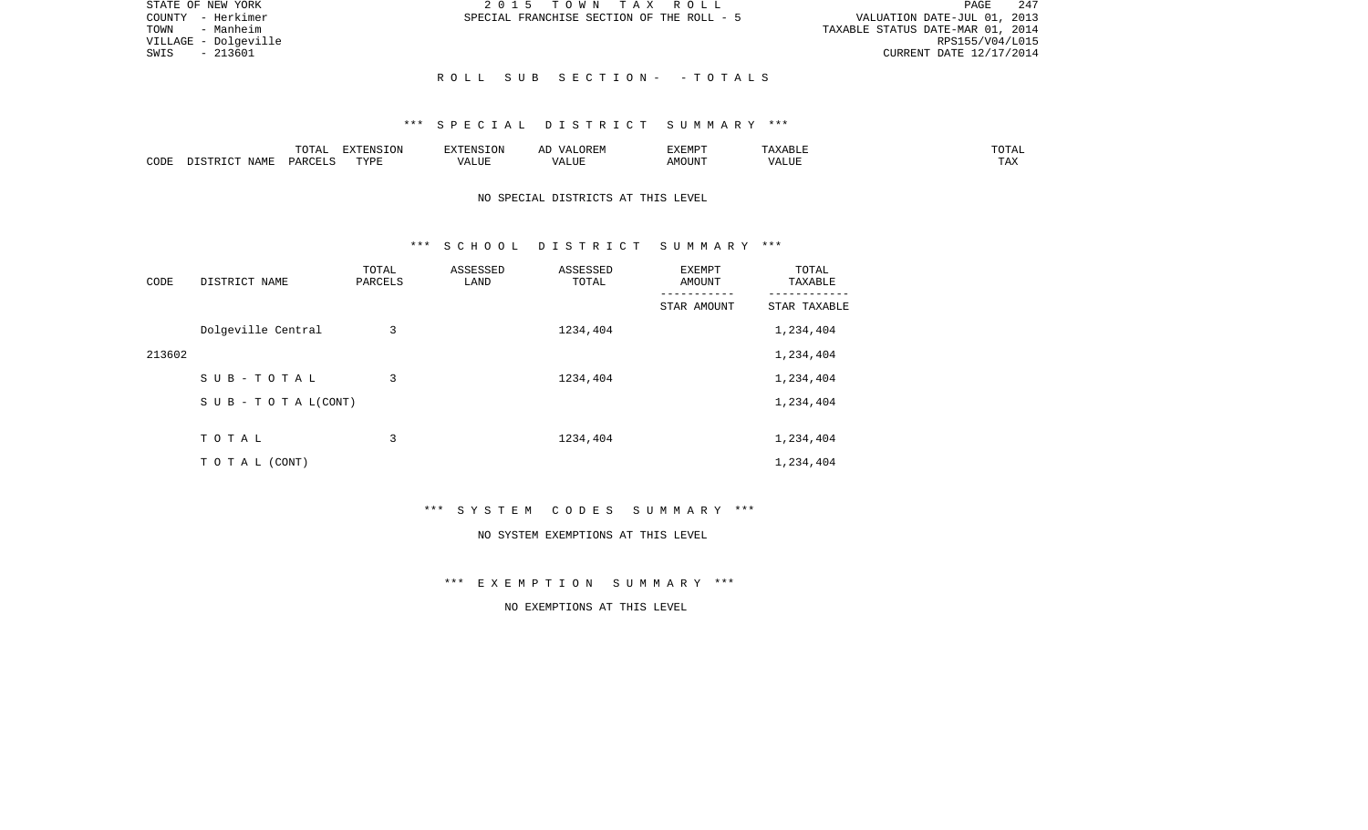## ROLL SUB SECTION- - TOTALS

### *** SPECIAL DISTRICT SUMMARY ***

| CODE | DISTRICT NAME | TOTAL PARCELS | EXTENSION TYPE | EXTENSION VALUE | AD VALOREM VALUE | EXEMPT AMOUNT | TAXABLE VALUE | TOTAL TAX |
|---|---|---|---|---|---|---|---|---|

NO SPECIAL DISTRICTS AT THIS LEVEL

### *** SCHOOL DISTRICT SUMMARY ***

| CODE | DISTRICT NAME | TOTAL PARCELS | ASSESSED LAND | ASSESSED TOTAL | EXEMPT AMOUNT / STAR AMOUNT | TOTAL TAXABLE / STAR TAXABLE |
|---|---|---|---|---|---|---|
| | Dolgeville Central | 3 | | 1234,404 | | 1,234,404 |
| 213602 | | | | | | 1,234,404 |
| | S U B - T O T A L | 3 | | 1234,404 | | 1,234,404 |
| | S U B - T O T A L(CONT) | | | | | 1,234,404 |
| | T O T A L | 3 | | 1234,404 | | 1,234,404 |
| | T O T A L (CONT) | | | | | 1,234,404 |

### *** SYSTEM CODES SUMMARY ***

NO SYSTEM EXEMPTIONS AT THIS LEVEL

### *** EXEMPTION SUMMARY ***

NO EXEMPTIONS AT THIS LEVEL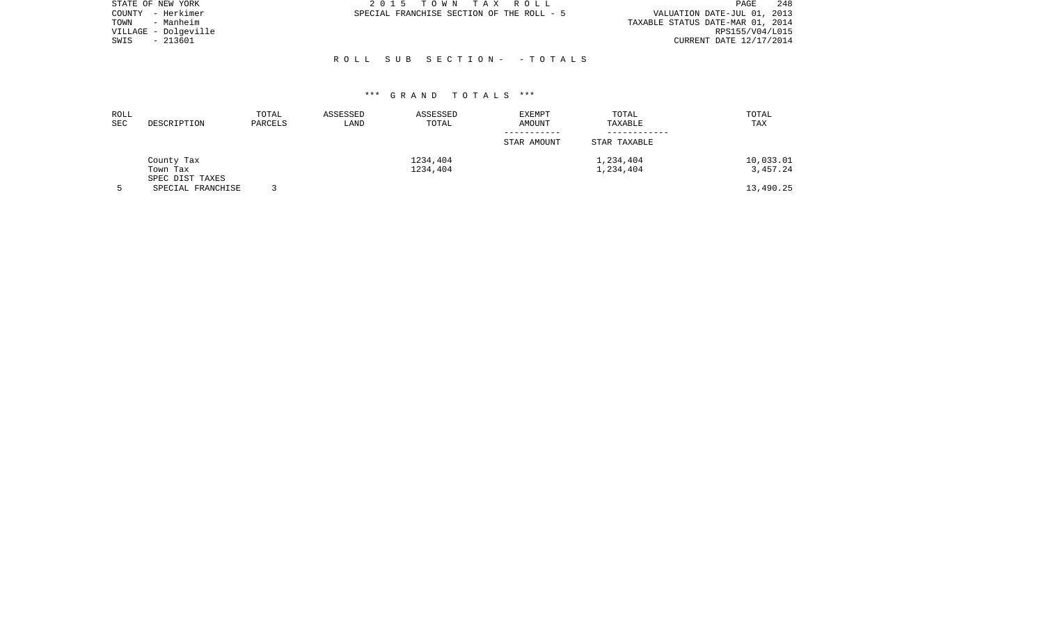STATE OF NEW YORK
COUNTY - Herkimer
TOWN - Manheim
VILLAGE - Dolgeville
SWIS - 213601

2 0 1 5 T O W N T A X R O L L
SPECIAL FRANCHISE SECTION OF THE ROLL - 5

VALUATION DATE-JUL 01, 2013
TAXABLE STATUS DATE-MAR 01, 2014
RPS155/V04/L015
CURRENT DATE 12/17/2014

R O L L S U B S E C T I O N - - T O T A L S

*** G R A N D T O T A L S ***

| ROLL SEC | DESCRIPTION | TOTAL PARCELS | ASSESSED LAND | ASSESSED TOTAL | EXEMPT AMOUNT / STAR AMOUNT | TOTAL TAXABLE / STAR TAXABLE | TOTAL TAX |
|---|---|---|---|---|---|---|---|
| | County Tax | | | 1234,404 | | 1,234,404 | 10,033.01 |
| | Town Tax | | | 1234,404 | | 1,234,404 | 3,457.24 |
| | SPEC DIST TAXES | | | | | | |
| 5 | SPECIAL FRANCHISE | 3 | | | | | 13,490.25 |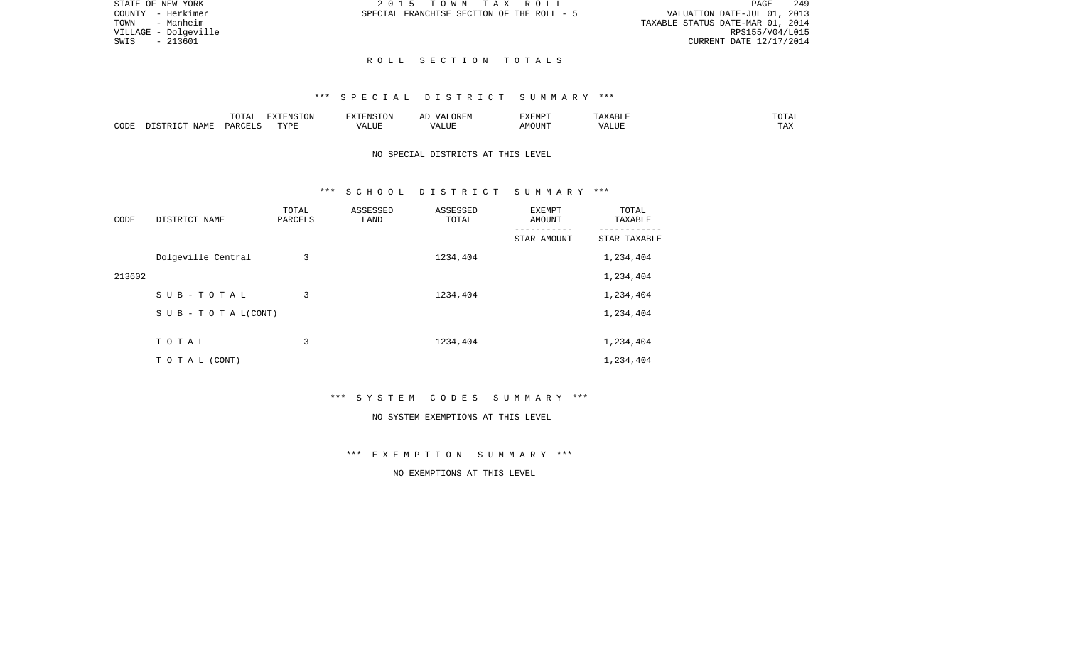# R O L L   S E C T I O N   T O T A L S

## *** S P E C I A L   D I S T R I C T   S U M M A R Y ***

| CODE | DISTRICT NAME | TOTAL PARCELS | EXTENSION TYPE | EXTENSION VALUE | AD VALOREM VALUE | EXEMPT AMOUNT | TAXABLE VALUE | TOTAL TAX |
|---|---|---|---|---|---|---|---|---|

NO SPECIAL DISTRICTS AT THIS LEVEL

## *** S C H O O L   D I S T R I C T   S U M M A R Y ***

| CODE | DISTRICT NAME | TOTAL PARCELS | ASSESSED LAND | ASSESSED TOTAL | EXEMPT AMOUNT<br>-----------<br>STAR AMOUNT | TOTAL TAXABLE<br>------------<br>STAR TAXABLE |
|---|---|---|---|---|---|---|
| | Dolgeville Central | 3 | | 1234,404 | | 1,234,404 |
| 213602 | | | | | | 1,234,404 |
| | S U B - T O T A L | 3 | | 1234,404 | | 1,234,404 |
| | S U B - T O T A L(CONT) | | | | | 1,234,404 |
| | T O T A L | 3 | | 1234,404 | | 1,234,404 |
| | T O T A L (CONT) | | | | | 1,234,404 |

## *** S Y S T E M   C O D E S   S U M M A R Y ***

NO SYSTEM EXEMPTIONS AT THIS LEVEL

## *** E X E M P T I O N   S U M M A R Y ***

NO EXEMPTIONS AT THIS LEVEL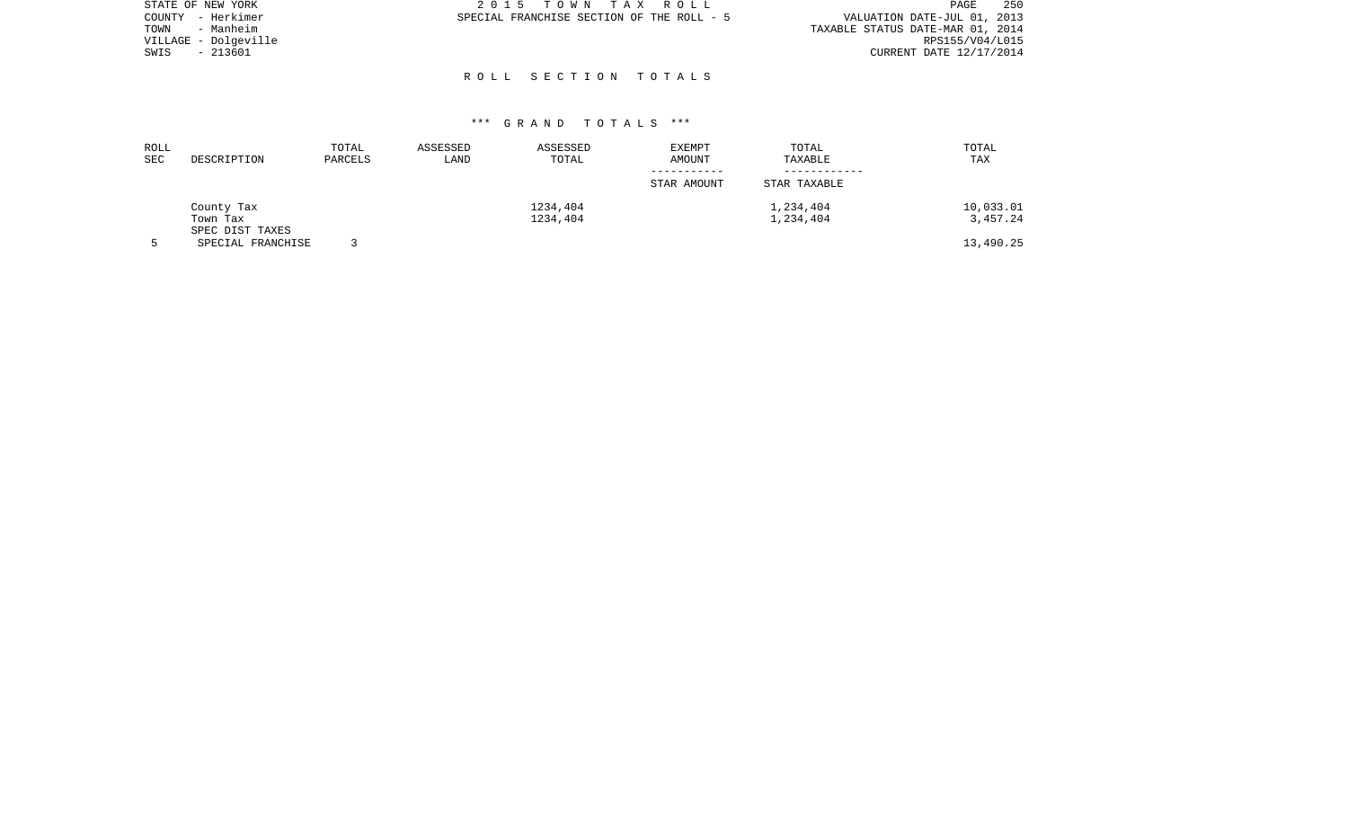STATE OF NEW YORK
COUNTY - Herkimer
TOWN - Manheim
VILLAGE - Dolgeville
SWIS - 213601

2 0 1 5 T O W N T A X R O L L
SPECIAL FRANCHISE SECTION OF THE ROLL - 5

VALUATION DATE-JUL 01, 2013
TAXABLE STATUS DATE-MAR 01, 2014
RPS155/V04/L015
CURRENT DATE 12/17/2014

## R O L L S E C T I O N T O T A L S

### *** G R A N D T O T A L S ***

| ROLL SEC | DESCRIPTION | TOTAL PARCELS | ASSESSED LAND | ASSESSED TOTAL | EXEMPT AMOUNT<br>-----------<br>STAR AMOUNT | TOTAL TAXABLE<br>------------<br>STAR TAXABLE | TOTAL TAX |
|---|---|---|---|---|---|---|---|
| | County Tax | | | 1234,404 | | 1,234,404 | 10,033.01 |
| | Town Tax | | | 1234,404 | | 1,234,404 | 3,457.24 |
| | SPEC DIST TAXES | | | | | | |
| 5 | SPECIAL FRANCHISE | 3 | | | | | 13,490.25 |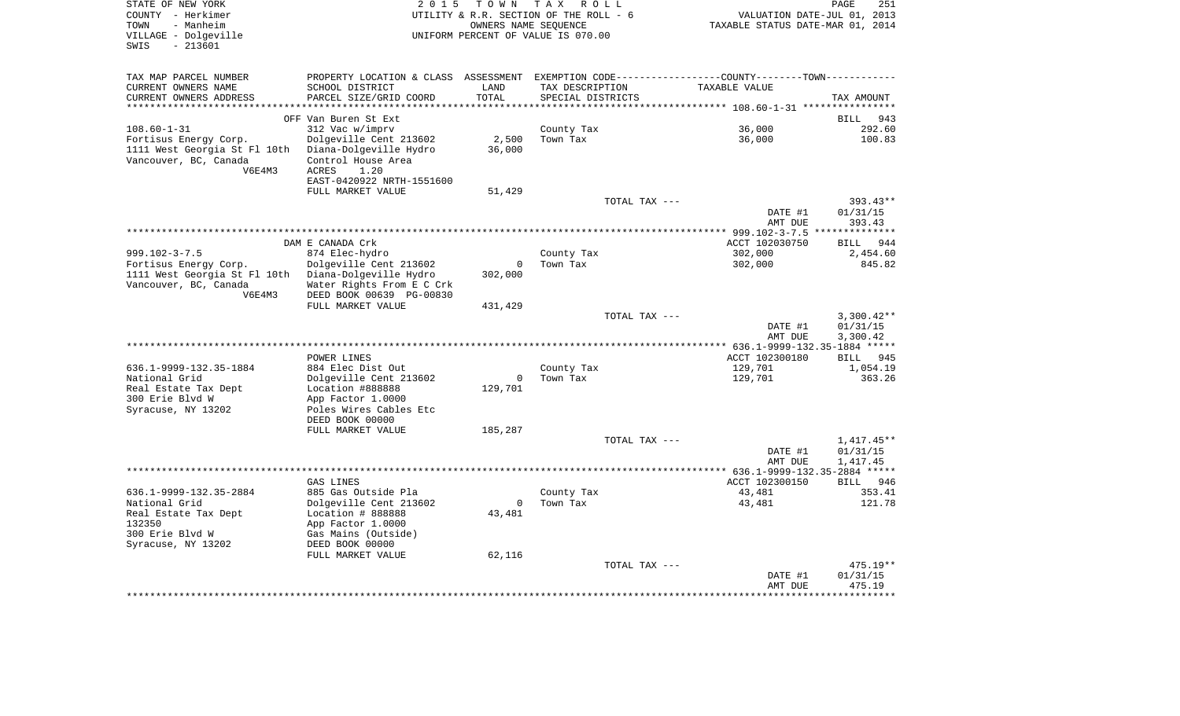STATE OF NEW YORK
COUNTY - Herkimer
TOWN - Manheim
VILLAGE - Dolgeville
SWIS - 213601

2 0 1 5 T O W N T A X R O L L
UTILITY & R.R. SECTION OF THE ROLL - 6
OWNERS NAME SEQUENCE
UNIFORM PERCENT OF VALUE IS 070.00

VALUATION DATE-JUL 01, 2013
TAXABLE STATUS DATE-MAR 01, 2014

| TAX MAP PARCEL NUMBER / CURRENT OWNERS NAME / CURRENT OWNERS ADDRESS | PROPERTY LOCATION & CLASS / SCHOOL DISTRICT / PARCEL SIZE/GRID COORD | ASSESSMENT LAND / TOTAL | EXEMPTION CODE / TAX DESCRIPTION / SPECIAL DISTRICTS | COUNTY--------TOWN / TAXABLE VALUE | TAX AMOUNT |
|---|---|---|---|---|---|
| **108.60-1-31** | OFF Van Buren St Ext | | | | BILL 943 |
| 108.60-1-31 | 312 Vac w/imprv | | County Tax | 36,000 | 292.60 |
| Fortisus Energy Corp. | Dolgeville Cent 213602 | 2,500 | Town Tax | 36,000 | 100.83 |
| 1111 West Georgia St Fl 10th | Diana-Dolgeville Hydro | 36,000 | | | |
| Vancouver, BC, Canada V6E4M3 | Control House Area | | | | |
| | ACRES 1.20 | | | | |
| | EAST-0420922 NRTH-1551600 | | | | |
| | FULL MARKET VALUE | 51,429 | | | |
| | | | TOTAL TAX --- | | 393.43** |
| | | | | DATE #1 | 01/31/15 |
| | | | | AMT DUE | 393.43 |
| **999.102-3-7.5** | DAM E CANADA Crk | | | ACCT 102030750 | BILL 944 |
| 999.102-3-7.5 | 874 Elec-hydro | | County Tax | 302,000 | 2,454.60 |
| Fortisus Energy Corp. | Dolgeville Cent 213602 | 0 | Town Tax | 302,000 | 845.82 |
| 1111 West Georgia St Fl 10th | Diana-Dolgeville Hydro | 302,000 | | | |
| Vancouver, BC, Canada V6E4M3 | Water Rights From E C Crk | | | | |
| | DEED BOOK 00639 PG-00830 | | | | |
| | FULL MARKET VALUE | 431,429 | | | |
| | | | TOTAL TAX --- | | 3,300.42** |
| | | | | DATE #1 | 01/31/15 |
| | | | | AMT DUE | 3,300.42 |
| **636.1-9999-132.35-1884** | POWER LINES | | | ACCT 102300180 | BILL 945 |
| 636.1-9999-132.35-1884 | 884 Elec Dist Out | | County Tax | 129,701 | 1,054.19 |
| National Grid | Dolgeville Cent 213602 | 0 | Town Tax | 129,701 | 363.26 |
| Real Estate Tax Dept | Location #888888 | 129,701 | | | |
| 300 Erie Blvd W | App Factor 1.0000 | | | | |
| Syracuse, NY 13202 | Poles Wires Cables Etc | | | | |
| | DEED BOOK 00000 | | | | |
| | FULL MARKET VALUE | 185,287 | | | |
| | | | TOTAL TAX --- | | 1,417.45** |
| | | | | DATE #1 | 01/31/15 |
| | | | | AMT DUE | 1,417.45 |
| **636.1-9999-132.35-2884** | GAS LINES | | | ACCT 102300150 | BILL 946 |
| 636.1-9999-132.35-2884 | 885 Gas Outside Pla | | County Tax | 43,481 | 353.41 |
| National Grid | Dolgeville Cent 213602 | 0 | Town Tax | 43,481 | 121.78 |
| Real Estate Tax Dept | Location # 888888 | 43,481 | | | |
| 132350 | App Factor 1.0000 | | | | |
| 300 Erie Blvd W | Gas Mains (Outside) | | | | |
| Syracuse, NY 13202 | DEED BOOK 00000 | | | | |
| | FULL MARKET VALUE | 62,116 | | | |
| | | | TOTAL TAX --- | | 475.19** |
| | | | | DATE #1 | 01/31/15 |
| | | | | AMT DUE | 475.19 |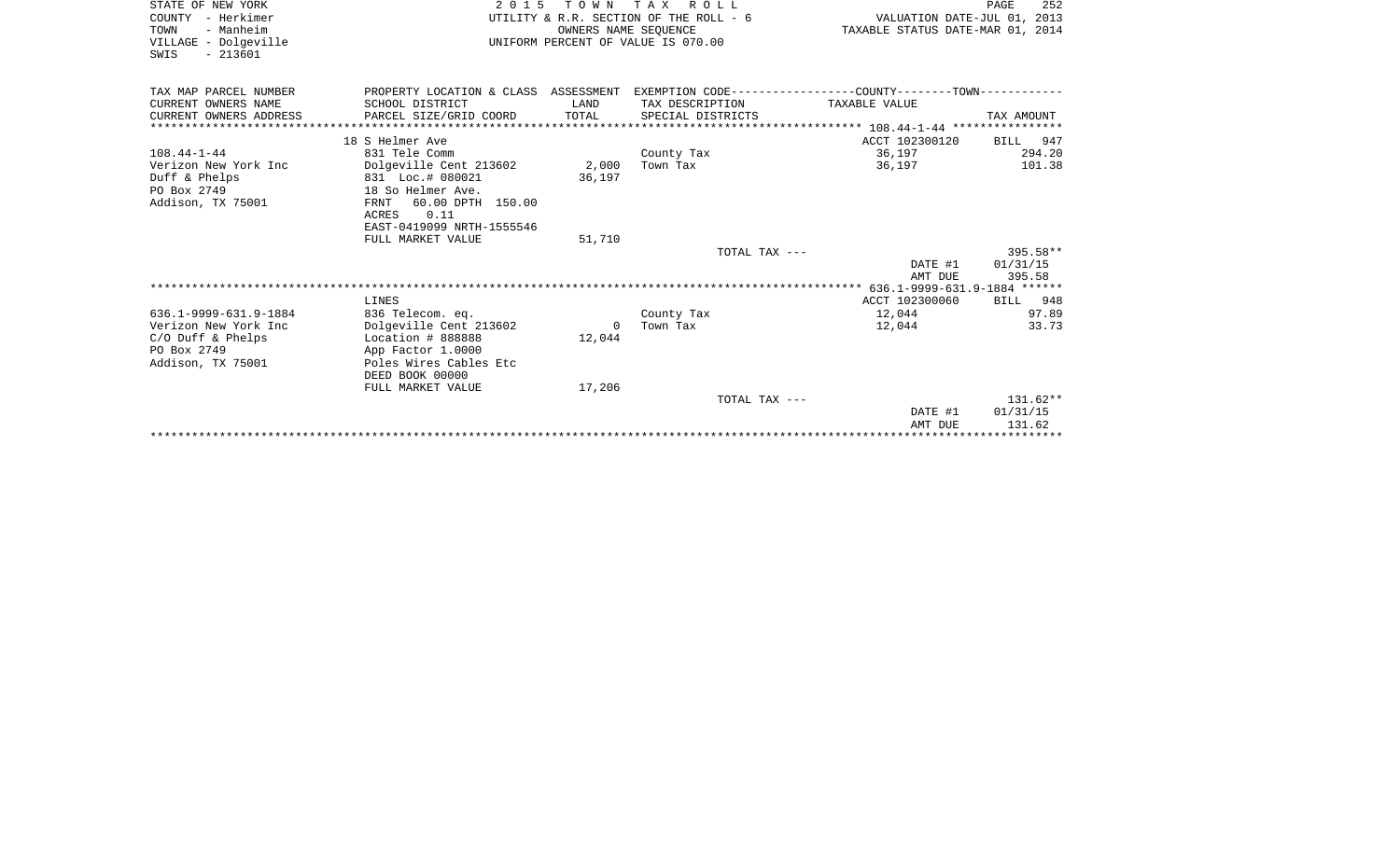STATE OF NEW YORK
COUNTY - Herkimer
TOWN - Manheim
VILLAGE - Dolgeville
SWIS - 213601

2 0 1 5 T O W N T A X R O L L
UTILITY & R.R. SECTION OF THE ROLL - 6
OWNERS NAME SEQUENCE
UNIFORM PERCENT OF VALUE IS 070.00

VALUATION DATE-JUL 01, 2013
TAXABLE STATUS DATE-MAR 01, 2014

| TAX MAP PARCEL NUMBER<br>CURRENT OWNERS NAME<br>CURRENT OWNERS ADDRESS | PROPERTY LOCATION & CLASS<br>SCHOOL DISTRICT<br>PARCEL SIZE/GRID COORD | ASSESSMENT<br>LAND<br>TOTAL | EXEMPTION CODE<br>TAX DESCRIPTION<br>SPECIAL DISTRICTS | COUNTY--------TOWN<br>TAXABLE VALUE | TAX AMOUNT |
|---|---|---|---|---|---|
| | 18 S Helmer Ave | | | ACCT 102300120 | BILL 947 |
| 108.44-1-44 | 831 Tele Comm | | County Tax | 36,197 | 294.20 |
| Verizon New York Inc | Dolgeville Cent 213602 | 2,000 | Town Tax | 36,197 | 101.38 |
| Duff & Phelps | 831 Loc.# 080021 | 36,197 | | | |
| PO Box 2749 | 18 So Helmer Ave. | | | | |
| Addison, TX 75001 | FRNT 60.00 DPTH 150.00 | | | | |
| | ACRES 0.11 | | | | |
| | EAST-0419099 NRTH-1555546 | | | | |
| | FULL MARKET VALUE | 51,710 | | | |
| | | | TOTAL TAX --- | | 395.58** |
| | | | | DATE #1 | 01/31/15 |
| | | | | AMT DUE | 395.58 |
| | LINES | | | ACCT 102300060 | BILL 948 |
| 636.1-9999-631.9-1884 | 836 Telecom. eq. | | County Tax | 12,044 | 97.89 |
| Verizon New York Inc | Dolgeville Cent 213602 | 0 | Town Tax | 12,044 | 33.73 |
| C/O Duff & Phelps | Location # 888888 | 12,044 | | | |
| PO Box 2749 | App Factor 1.0000 | | | | |
| Addison, TX 75001 | Poles Wires Cables Etc | | | | |
| | DEED BOOK 00000 | | | | |
| | FULL MARKET VALUE | 17,206 | | | |
| | | | TOTAL TAX --- | | 131.62** |
| | | | | DATE #1 | 01/31/15 |
| | | | | AMT DUE | 131.62 |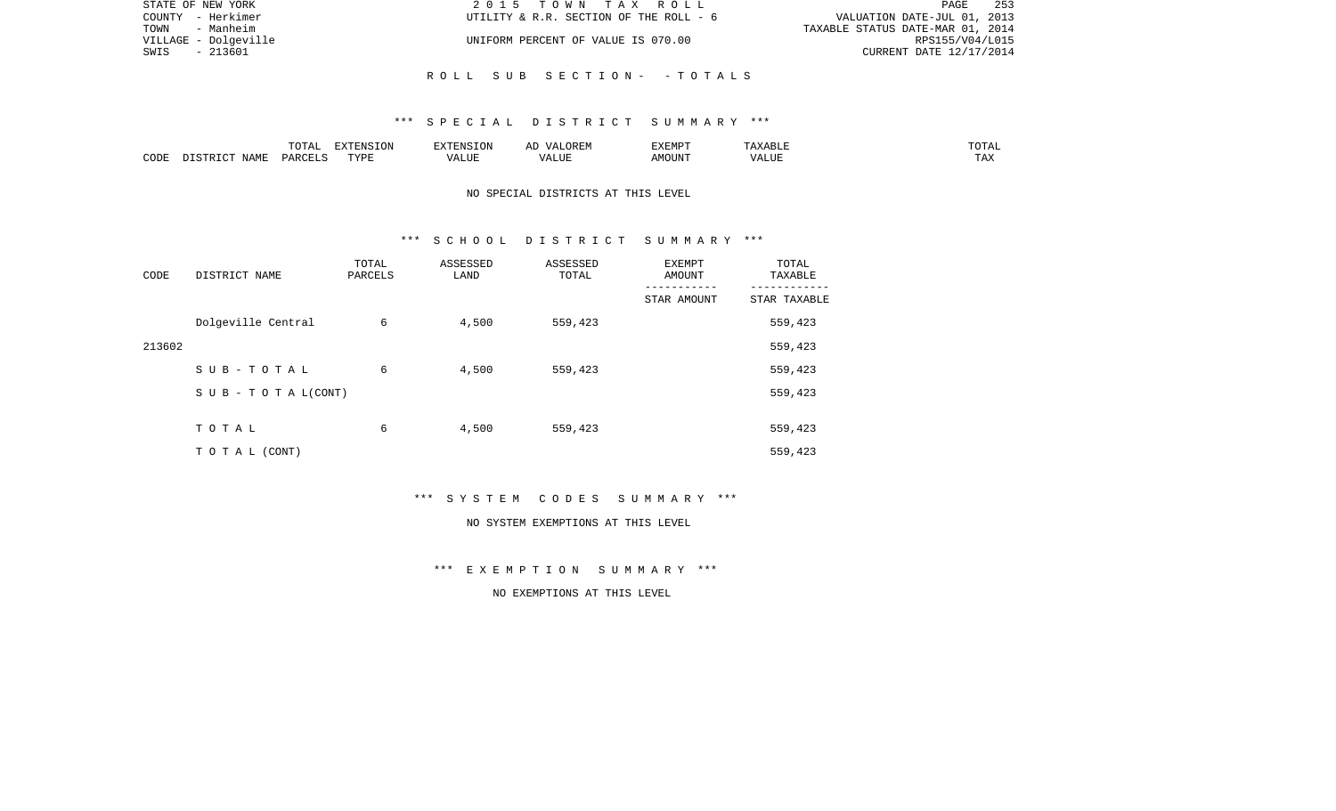STATE OF NEW YORK
COUNTY - Herkimer
TOWN - Manheim
VILLAGE - Dolgeville
SWIS - 213601

2 0 1 5 T O W N T A X R O L L
UTILITY & R.R. SECTION OF THE ROLL - 6
UNIFORM PERCENT OF VALUE IS 070.00

VALUATION DATE-JUL 01, 2013
TAXABLE STATUS DATE-MAR 01, 2014
RPS155/V04/L015
CURRENT DATE 12/17/2014

R O L L S U B S E C T I O N - - T O T A L S

\*\*\* S P E C I A L D I S T R I C T S U M M A R Y \*\*\*

| CODE | DISTRICT NAME | TOTAL PARCELS | EXTENSION TYPE | EXTENSION VALUE | AD VALOREM VALUE | EXEMPT AMOUNT | TAXABLE VALUE | TOTAL TAX |
|---|---|---|---|---|---|---|---|---|

NO SPECIAL DISTRICTS AT THIS LEVEL

\*\*\* S C H O O L D I S T R I C T S U M M A R Y \*\*\*

| CODE | DISTRICT NAME | TOTAL PARCELS | ASSESSED LAND | ASSESSED TOTAL | EXEMPT AMOUNT<br>-----------<br>STAR AMOUNT | TOTAL TAXABLE<br>------------<br>STAR TAXABLE |
|---|---|---|---|---|---|---|
| | Dolgeville Central | 6 | 4,500 | 559,423 | | 559,423 |
| 213602 | | | | | | 559,423 |
| | S U B - T O T A L | 6 | 4,500 | 559,423 | | 559,423 |
| | S U B - T O T A L(CONT) | | | | | 559,423 |
| | T O T A L | 6 | 4,500 | 559,423 | | 559,423 |
| | T O T A L (CONT) | | | | | 559,423 |

\*\*\* S Y S T E M C O D E S S U M M A R Y \*\*\*

NO SYSTEM EXEMPTIONS AT THIS LEVEL

\*\*\* E X E M P T I O N S U M M A R Y \*\*\*

NO EXEMPTIONS AT THIS LEVEL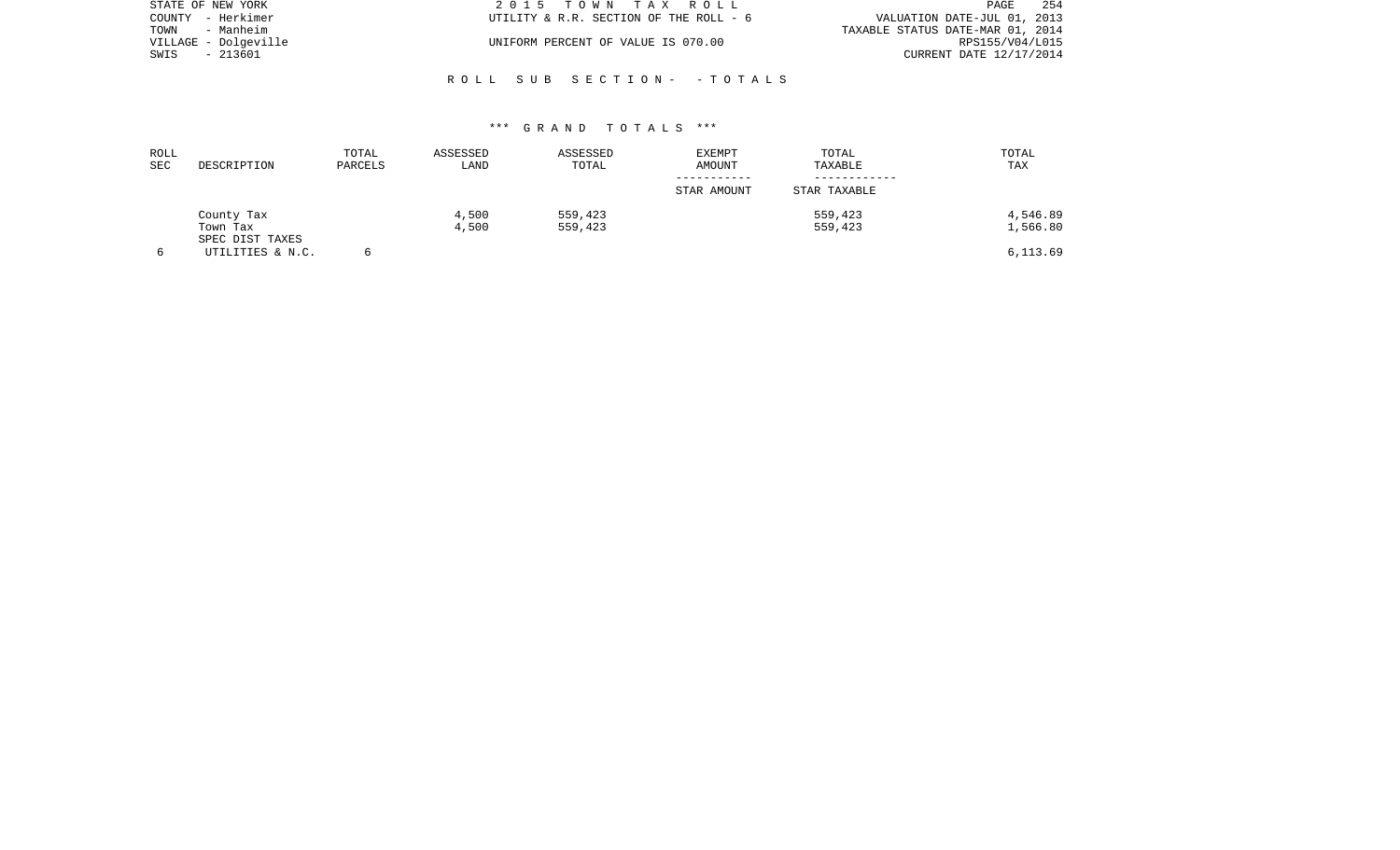STATE OF NEW YORK | 2 0 1 5 T O W N T A X R O L L
COUNTY - Herkimer | UTILITY & R.R. SECTION OF THE ROLL - 6 | VALUATION DATE-JUL 01, 2013
TOWN - Manheim | TAXABLE STATUS DATE-MAR 01, 2014
VILLAGE - Dolgeville | UNIFORM PERCENT OF VALUE IS 070.00 | RPS155/V04/L015
SWIS - 213601 | CURRENT DATE 12/17/2014

## R O L L S U B S E C T I O N - - T O T A L S

### *** G R A N D T O T A L S ***

| ROLL SEC | DESCRIPTION | TOTAL PARCELS | ASSESSED LAND | ASSESSED TOTAL | EXEMPT AMOUNT / STAR AMOUNT | TOTAL TAXABLE / STAR TAXABLE | TOTAL TAX |
|---|---|---|---|---|---|---|---|
| | County Tax | | 4,500 | 559,423 | | 559,423 | 4,546.89 |
| | Town Tax | | 4,500 | 559,423 | | 559,423 | 1,566.80 |
| | SPEC DIST TAXES | | | | | | |
| 6 | UTILITIES & N.C. | 6 | | | | | 6,113.69 |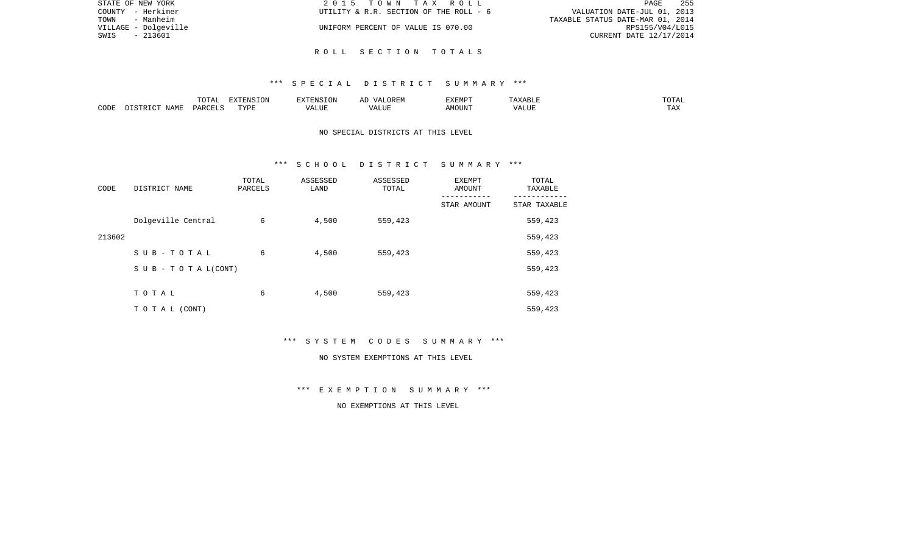R O L L   S E C T I O N   T O T A L S

*** S P E C I A L   D I S T R I C T   S U M M A R Y ***

| CODE | DISTRICT NAME | TOTAL PARCELS | EXTENSION TYPE | EXTENSION VALUE | AD VALOREM VALUE | EXEMPT AMOUNT | TAXABLE VALUE | TOTAL TAX |
|---|---|---|---|---|---|---|---|---|

NO SPECIAL DISTRICTS AT THIS LEVEL

*** S C H O O L   D I S T R I C T   S U M M A R Y ***

| CODE | DISTRICT NAME | TOTAL PARCELS | ASSESSED LAND | ASSESSED TOTAL | EXEMPT AMOUNT<br>-----------<br>STAR AMOUNT | TOTAL TAXABLE<br>------------<br>STAR TAXABLE |
|---|---|---|---|---|---|---|
| 213602 | Dolgeville Central | 6 | 4,500 | 559,423 | | 559,423 |
| | | | | | | 559,423 |
| | S U B - T O T A L | 6 | 4,500 | 559,423 | | 559,423 |
| | S U B - T O T A L(CONT) | | | | | 559,423 |
| | T O T A L | 6 | 4,500 | 559,423 | | 559,423 |
| | T O T A L (CONT) | | | | | 559,423 |

*** S Y S T E M   C O D E S   S U M M A R Y ***

NO SYSTEM EXEMPTIONS AT THIS LEVEL

*** E X E M P T I O N   S U M M A R Y ***

NO EXEMPTIONS AT THIS LEVEL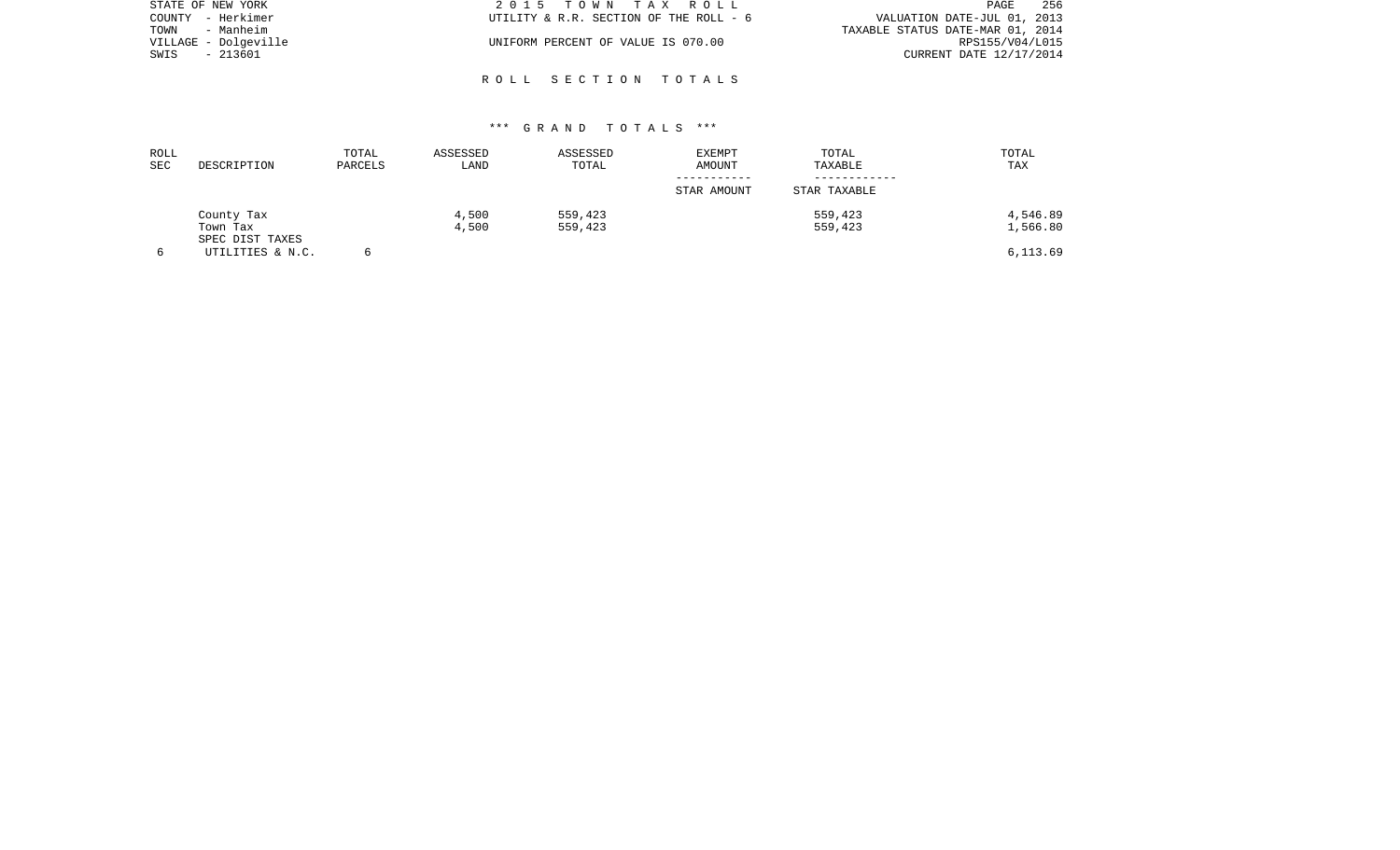STATE OF NEW YORK
COUNTY - Herkimer
TOWN - Manheim
VILLAGE - Dolgeville
SWIS - 213601

2 0 1 5 T O W N T A X R O L L
UTILITY & R.R. SECTION OF THE ROLL - 6
UNIFORM PERCENT OF VALUE IS 070.00

VALUATION DATE-JUL 01, 2013
TAXABLE STATUS DATE-MAR 01, 2014
RPS155/V04/L015
CURRENT DATE 12/17/2014

## R O L L S E C T I O N T O T A L S

### *** G R A N D T O T A L S ***

| ROLL SEC | DESCRIPTION | TOTAL PARCELS | ASSESSED LAND | ASSESSED TOTAL | EXEMPT AMOUNT / STAR AMOUNT | TOTAL TAXABLE / STAR TAXABLE | TOTAL TAX |
|---|---|---|---|---|---|---|---|
| | County Tax | | 4,500 | 559,423 | | 559,423 | 4,546.89 |
| | Town Tax | | 4,500 | 559,423 | | 559,423 | 1,566.80 |
| | SPEC DIST TAXES | | | | | | |
| 6 | UTILITIES & N.C. | 6 | | | | | 6,113.69 |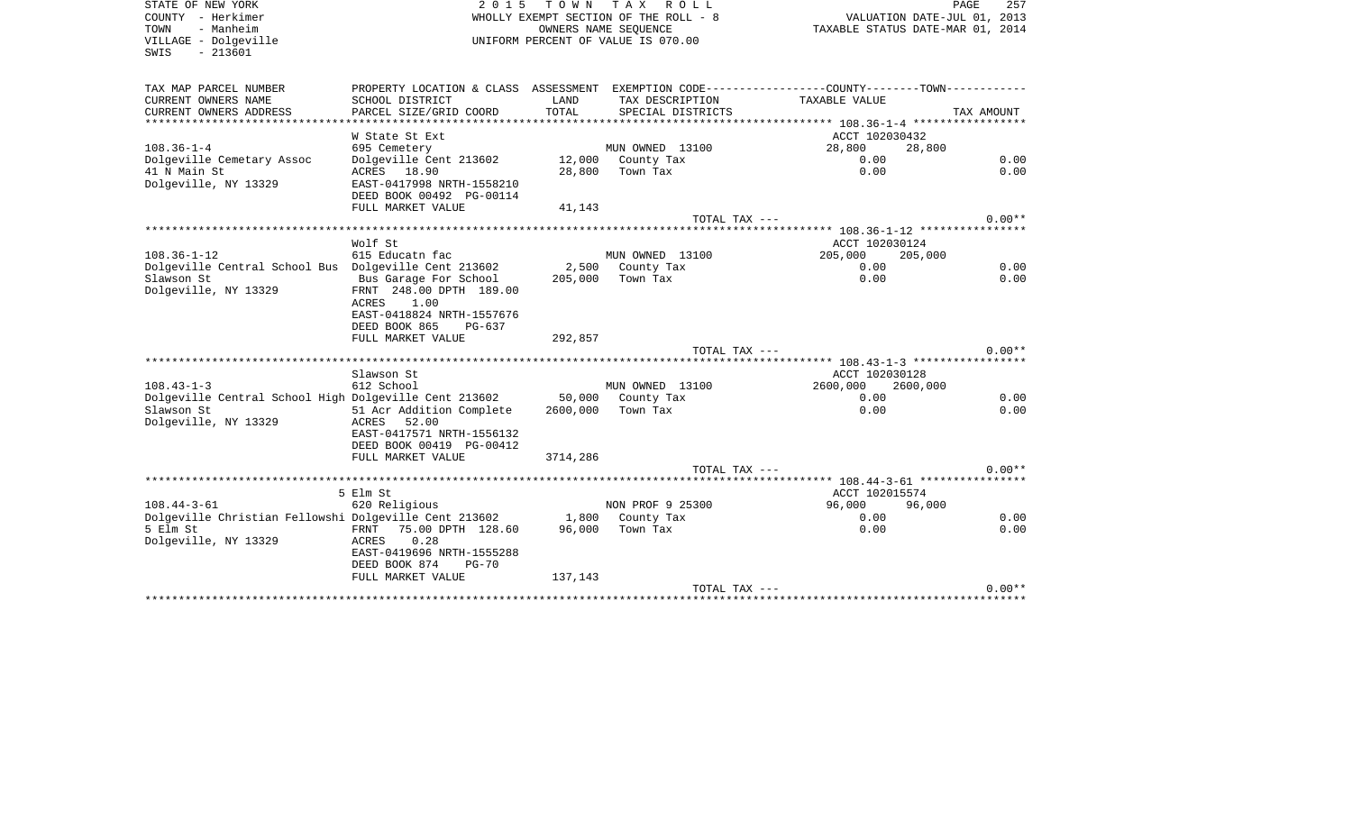STATE OF NEW YORK
COUNTY - Herkimer
TOWN - Manheim
VILLAGE - Dolgeville
SWIS - 213601

2 0 1 5 T O W N T A X R O L L
WHOLLY EXEMPT SECTION OF THE ROLL - 8
OWNERS NAME SEQUENCE
UNIFORM PERCENT OF VALUE IS 070.00

VALUATION DATE-JUL 01, 2013
TAXABLE STATUS DATE-MAR 01, 2014

| TAX MAP PARCEL NUMBER / CURRENT OWNERS NAME / CURRENT OWNERS ADDRESS | PROPERTY LOCATION & CLASS / SCHOOL DISTRICT / PARCEL SIZE/GRID COORD | ASSESSMENT LAND / TOTAL | EXEMPTION CODE / TAX DESCRIPTION / SPECIAL DISTRICTS | COUNTY TAXABLE VALUE | TOWN | TAX AMOUNT |
|---|---|---|---|---|---|---|
| | W State St Ext | | | ACCT 102030432 | | |
| 108.36-1-4 | 695 Cemetery | | MUN OWNED 13100 | 28,800 | 28,800 | |
| Dolgeville Cemetary Assoc | Dolgeville Cent 213602 | 12,000 | County Tax | 0.00 | | 0.00 |
| 41 N Main St | ACRES 18.90 | 28,800 | Town Tax | 0.00 | | 0.00 |
| Dolgeville, NY 13329 | EAST-0417998 NRTH-1558210 | | | | | |
| | DEED BOOK 00492 PG-00114 | | | | | |
| | FULL MARKET VALUE | 41,143 | | | | |
| | | | TOTAL TAX --- | | | 0.00** |
| | Wolf St | | | ACCT 102030124 | | |
| 108.36-1-12 | 615 Educatn fac | | MUN OWNED 13100 | 205,000 | 205,000 | |
| Dolgeville Central School Bus | Dolgeville Cent 213602 | 2,500 | County Tax | 0.00 | | 0.00 |
| Slawson St | Bus Garage For School | 205,000 | Town Tax | 0.00 | | 0.00 |
| Dolgeville, NY 13329 | FRNT 248.00 DPTH 189.00 | | | | | |
| | ACRES 1.00 | | | | | |
| | EAST-0418824 NRTH-1557676 | | | | | |
| | DEED BOOK 865 PG-637 | | | | | |
| | FULL MARKET VALUE | 292,857 | | | | |
| | | | TOTAL TAX --- | | | 0.00** |
| | Slawson St | | | ACCT 102030128 | | |
| 108.43-1-3 | 612 School | | MUN OWNED 13100 | 2600,000 | 2600,000 | |
| Dolgeville Central School High | Dolgeville Cent 213602 | 50,000 | County Tax | 0.00 | | 0.00 |
| Slawson St | 51 Acr Addition Complete | 2600,000 | Town Tax | 0.00 | | 0.00 |
| Dolgeville, NY 13329 | ACRES 52.00 | | | | | |
| | EAST-0417571 NRTH-1556132 | | | | | |
| | DEED BOOK 00419 PG-00412 | | | | | |
| | FULL MARKET VALUE | 3714,286 | | | | |
| | | | TOTAL TAX --- | | | 0.00** |
| | 5 Elm St | | | ACCT 102015574 | | |
| 108.44-3-61 | 620 Religious | | NON PROF 9 25300 | 96,000 | 96,000 | |
| Dolgeville Christian Fellowshi | Dolgeville Cent 213602 | 1,800 | County Tax | 0.00 | | 0.00 |
| 5 Elm St | FRNT 75.00 DPTH 128.60 | 96,000 | Town Tax | 0.00 | | 0.00 |
| Dolgeville, NY 13329 | ACRES 0.28 | | | | | |
| | EAST-0419696 NRTH-1555288 | | | | | |
| | DEED BOOK 874 PG-70 | | | | | |
| | FULL MARKET VALUE | 137,143 | | | | |
| | | | TOTAL TAX --- | | | 0.00** |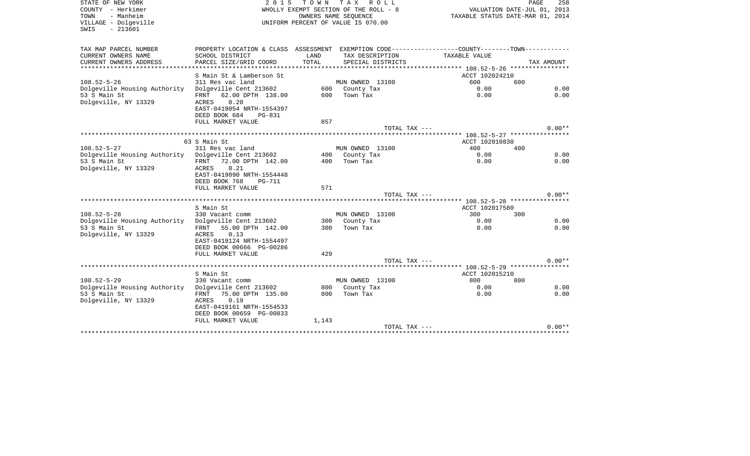STATE OF NEW YORK
COUNTY - Herkimer
TOWN - Manheim
VILLAGE - Dolgeville
SWIS - 213601

2 0 1 5 T O W N T A X R O L L
WHOLLY EXEMPT SECTION OF THE ROLL - 8
OWNERS NAME SEQUENCE
UNIFORM PERCENT OF VALUE IS 070.00

VALUATION DATE-JUL 01, 2013
TAXABLE STATUS DATE-MAR 01, 2014

| TAX MAP PARCEL NUMBER / CURRENT OWNERS NAME / CURRENT OWNERS ADDRESS | PROPERTY LOCATION & CLASS / SCHOOL DISTRICT / PARCEL SIZE/GRID COORD | ASSESSMENT LAND / TOTAL | EXEMPTION CODE / TAX DESCRIPTION / SPECIAL DISTRICTS | COUNTY TAXABLE VALUE | TOWN | TAX AMOUNT |
|---|---|---|---|---|---|---|
| **108.52-5-26** | S Main St & Lamberson St | | | ACCT 102024210 | | |
| 108.52-5-26 | 311 Res vac land | | MUN OWNED 13100 | 600 | 600 | |
| Dolgeville Housing Authority | Dolgeville Cent 213602 | 600 | County Tax | 0.00 | | 0.00 |
| 53 S Main St | FRNT 62.00 DPTH 138.00 | 600 | Town Tax | 0.00 | | 0.00 |
| Dolgeville, NY 13329 | ACRES 0.20 | | | | | |
| | EAST-0419054 NRTH-1554397 | | | | | |
| | DEED BOOK 684 PG-831 | | | | | |
| | FULL MARKET VALUE | 857 | | | | |
| | | | TOTAL TAX --- | | | 0.00** |
| **108.52-5-27** | 63 S Main St | | | ACCT 102010830 | | |
| 108.52-5-27 | 311 Res vac land | | MUN OWNED 13100 | 400 | 400 | |
| Dolgeville Housing Authority | Dolgeville Cent 213602 | 400 | County Tax | 0.00 | | 0.00 |
| 53 S Main St | FRNT 72.00 DPTH 142.00 | 400 | Town Tax | 0.00 | | 0.00 |
| Dolgeville, NY 13329 | ACRES 0.21 | | | | | |
| | EAST-0419090 NRTH-1554448 | | | | | |
| | DEED BOOK 768 PG-711 | | | | | |
| | FULL MARKET VALUE | 571 | | | | |
| | | | TOTAL TAX --- | | | 0.00** |
| **108.52-5-28** | S Main St | | | ACCT 102017580 | | |
| 108.52-5-28 | 330 Vacant comm | | MUN OWNED 13100 | 300 | 300 | |
| Dolgeville Housing Authority | Dolgeville Cent 213602 | 300 | County Tax | 0.00 | | 0.00 |
| 53 S Main St | FRNT 55.00 DPTH 142.00 | 300 | Town Tax | 0.00 | | 0.00 |
| Dolgeville, NY 13329 | ACRES 0.13 | | | | | |
| | EAST-0419124 NRTH-1554497 | | | | | |
| | DEED BOOK 00666 PG-00286 | | | | | |
| | FULL MARKET VALUE | 429 | | | | |
| | | | TOTAL TAX --- | | | 0.00** |
| **108.52-5-29** | S Main St | | | ACCT 102015210 | | |
| 108.52-5-29 | 330 Vacant comm | | MUN OWNED 13100 | 800 | 800 | |
| Dolgeville Housing Authority | Dolgeville Cent 213602 | 800 | County Tax | 0.00 | | 0.00 |
| 53 S Main St | FRNT 75.00 DPTH 135.00 | 800 | Town Tax | 0.00 | | 0.00 |
| Dolgeville, NY 13329 | ACRES 0.19 | | | | | |
| | EAST-0419161 NRTH-1554533 | | | | | |
| | DEED BOOK 00659 PG-00833 | | | | | |
| | FULL MARKET VALUE | 1,143 | | | | |
| | | | TOTAL TAX --- | | | 0.00** |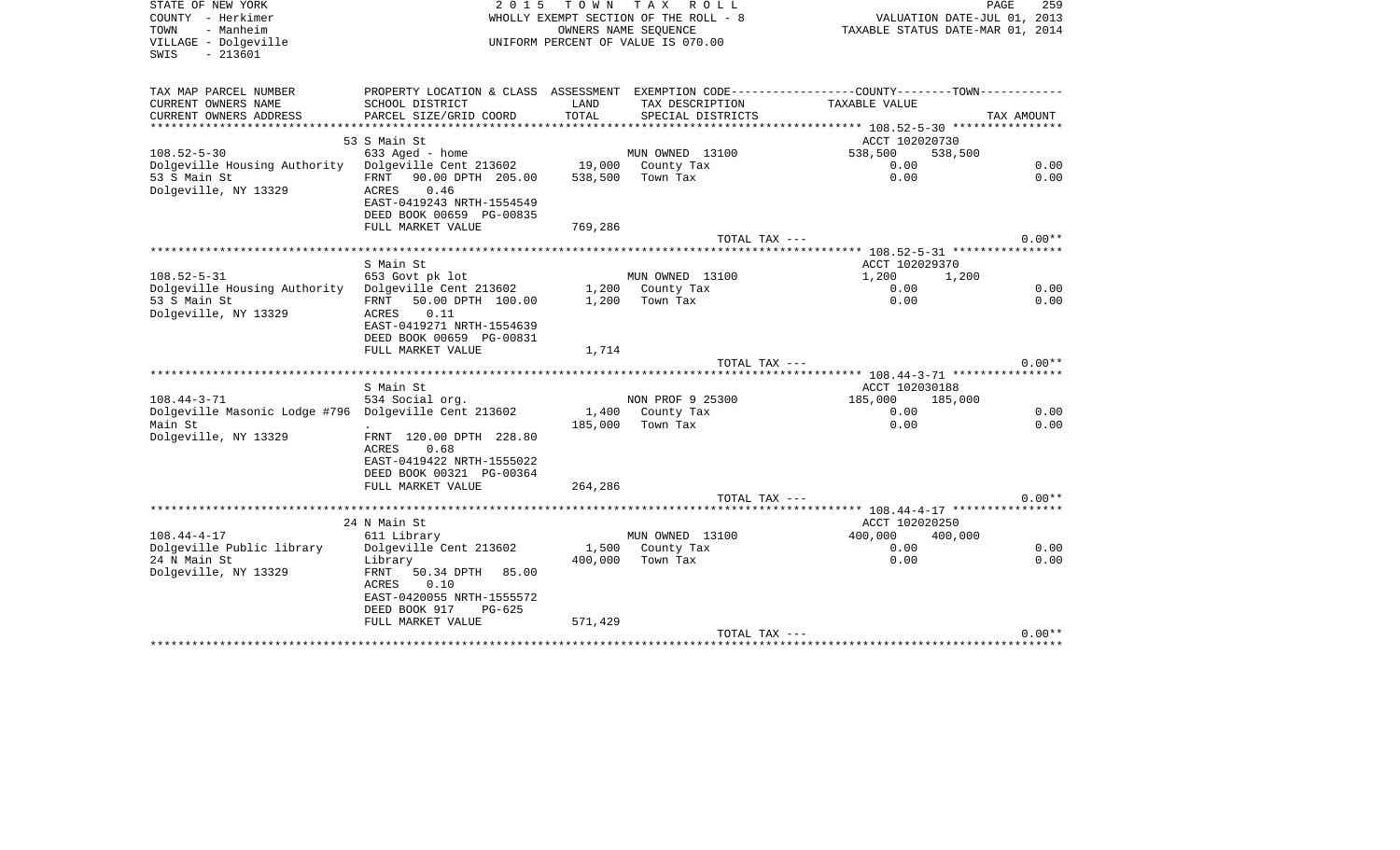STATE OF NEW YORK
COUNTY - Herkimer
TOWN - Manheim
VILLAGE - Dolgeville
SWIS - 213601

2015 TOWN TAX ROLL
WHOLLY EXEMPT SECTION OF THE ROLL - 8
OWNERS NAME SEQUENCE
UNIFORM PERCENT OF VALUE IS 070.00

VALUATION DATE-JUL 01, 2013
TAXABLE STATUS DATE-MAR 01, 2014

| TAX MAP PARCEL NUMBER / CURRENT OWNERS NAME / CURRENT OWNERS ADDRESS | PROPERTY LOCATION & CLASS / SCHOOL DISTRICT / PARCEL SIZE/GRID COORD | ASSESSMENT LAND | TOTAL | EXEMPTION CODE / TAX DESCRIPTION / SPECIAL DISTRICTS | COUNTY TAXABLE VALUE | TOWN | TAX AMOUNT |
|---|---|---|---|---|---|---|---|
| **108.52-5-30** | 53 S Main St | | | | ACCT 102020730 | | |
| 108.52-5-30 | 633 Aged - home | | | MUN OWNED 13100 | 538,500 | 538,500 | |
| Dolgeville Housing Authority | Dolgeville Cent 213602 | 19,000 | | County Tax | 0.00 | | 0.00 |
| 53 S Main St | FRNT 90.00 DPTH 205.00 | | 538,500 | Town Tax | 0.00 | | 0.00 |
| Dolgeville, NY 13329 | ACRES 0.46 | | | | | | |
| | EAST-0419243 NRTH-1554549 | | | | | | |
| | DEED BOOK 00659 PG-00835 | | | | | | |
| | FULL MARKET VALUE | | 769,286 | | | | |
| | | | | TOTAL TAX --- | | | 0.00** |
| **108.52-5-31** | S Main St | | | | ACCT 102029370 | | |
| 108.52-5-31 | 653 Govt pk lot | | | MUN OWNED 13100 | 1,200 | 1,200 | |
| Dolgeville Housing Authority | Dolgeville Cent 213602 | 1,200 | | County Tax | 0.00 | | 0.00 |
| 53 S Main St | FRNT 50.00 DPTH 100.00 | | 1,200 | Town Tax | 0.00 | | 0.00 |
| Dolgeville, NY 13329 | ACRES 0.11 | | | | | | |
| | EAST-0419271 NRTH-1554639 | | | | | | |
| | DEED BOOK 00659 PG-00831 | | | | | | |
| | FULL MARKET VALUE | | 1,714 | | | | |
| | | | | TOTAL TAX --- | | | 0.00** |
| **108.44-3-71** | S Main St | | | | ACCT 102030188 | | |
| 108.44-3-71 | 534 Social org. | | | NON PROF 9 25300 | 185,000 | 185,000 | |
| Dolgeville Masonic Lodge #796 | Dolgeville Cent 213602 | 1,400 | | County Tax | 0.00 | | 0.00 |
| Main St | . | | 185,000 | Town Tax | 0.00 | | 0.00 |
| Dolgeville, NY 13329 | FRNT 120.00 DPTH 228.80 | | | | | | |
| | ACRES 0.68 | | | | | | |
| | EAST-0419422 NRTH-1555022 | | | | | | |
| | DEED BOOK 00321 PG-00364 | | | | | | |
| | FULL MARKET VALUE | | 264,286 | | | | |
| | | | | TOTAL TAX --- | | | 0.00** |
| **108.44-4-17** | 24 N Main St | | | | ACCT 102020250 | | |
| 108.44-4-17 | 611 Library | | | MUN OWNED 13100 | 400,000 | 400,000 | |
| Dolgeville Public library | Dolgeville Cent 213602 | 1,500 | | County Tax | 0.00 | | 0.00 |
| 24 N Main St | Library | | 400,000 | Town Tax | 0.00 | | 0.00 |
| Dolgeville, NY 13329 | FRNT 50.34 DPTH 85.00 | | | | | | |
| | ACRES 0.10 | | | | | | |
| | EAST-0420055 NRTH-1555572 | | | | | | |
| | DEED BOOK 917 PG-625 | | | | | | |
| | FULL MARKET VALUE | | 571,429 | | | | |
| | | | | TOTAL TAX --- | | | 0.00** |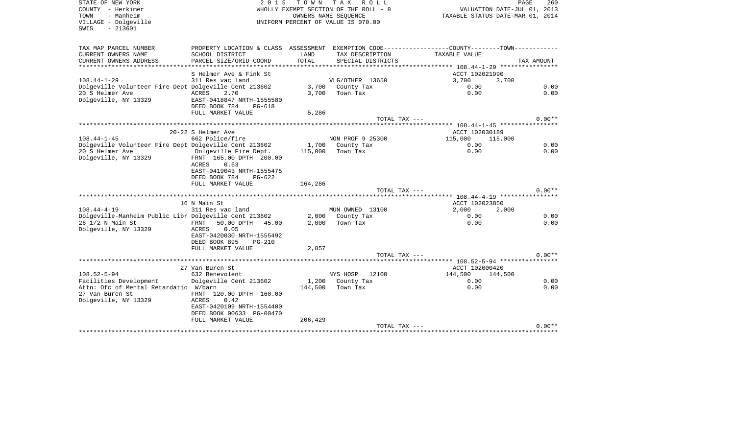STATE OF NEW YORK
COUNTY - Herkimer
TOWN - Manheim
VILLAGE - Dolgeville
SWIS - 213601

2 0 1 5 T O W N T A X R O L L
WHOLLY EXEMPT SECTION OF THE ROLL - 8
OWNERS NAME SEQUENCE
UNIFORM PERCENT OF VALUE IS 070.00

VALUATION DATE-JUL 01, 2013
TAXABLE STATUS DATE-MAR 01, 2014

| TAX MAP PARCEL NUMBER / CURRENT OWNERS NAME / CURRENT OWNERS ADDRESS | PROPERTY LOCATION & CLASS / SCHOOL DISTRICT / PARCEL SIZE/GRID COORD | ASSESSMENT LAND / TOTAL | EXEMPTION CODE / TAX DESCRIPTION / SPECIAL DISTRICTS | COUNTY TAXABLE VALUE | TOWN | TAX AMOUNT |
|---|---|---|---|---|---|---|
| | S Helmer Ave & Fink St | | | ACCT 102021990 | | |
| 108.44-1-29 | 311 Res vac land | | VLG/OTHER 13650 | 3,700 | 3,700 | |
| Dolgeville Volunteer Fire Dept | Dolgeville Cent 213602 | 3,700 | County Tax | 0.00 | | 0.00 |
| 20 S Helmer Ave | ACRES 2.70 | 3,700 | Town Tax | 0.00 | | 0.00 |
| Dolgeville, NY 13329 | EAST-0418847 NRTH-1555580 | | | | | |
| | DEED BOOK 784 PG-618 | | | | | |
| | FULL MARKET VALUE | 5,286 | | | | |
| | | | TOTAL TAX --- | | | 0.00** |
| | 20-22 S Helmer Ave | | | ACCT 102030189 | | |
| 108.44-1-45 | 662 Police/fire | | NON PROF 9 25300 | 115,000 | 115,000 | |
| Dolgeville Volunteer Fire Dept | Dolgeville Cent 213602 | 1,700 | County Tax | 0.00 | | 0.00 |
| 20 S Helmer Ave | Dolgeville Fire Dept. | 115,000 | Town Tax | 0.00 | | 0.00 |
| Dolgeville, NY 13329 | FRNT 165.00 DPTH 200.00 | | | | | |
| | ACRES 0.63 | | | | | |
| | EAST-0419043 NRTH-1555475 | | | | | |
| | DEED BOOK 784 PG-622 | | | | | |
| | FULL MARKET VALUE | 164,286 | | | | |
| | | | TOTAL TAX --- | | | 0.00** |
| | 16 N Main St | | | ACCT 102023850 | | |
| 108.44-4-19 | 311 Res vac land | | MUN OWNED 13100 | 2,000 | 2,000 | |
| Dolgeville-Manheim Public Libr | Dolgeville Cent 213602 | 2,000 | County Tax | 0.00 | | 0.00 |
| 26 1/2 N Main St | FRNT 50.00 DPTH 45.00 | 2,000 | Town Tax | 0.00 | | 0.00 |
| Dolgeville, NY 13329 | ACRES 0.05 | | | | | |
| | EAST-0420030 NRTH-1555492 | | | | | |
| | DEED BOOK 895 PG-210 | | | | | |
| | FULL MARKET VALUE | 2,857 | | | | |
| | | | TOTAL TAX --- | | | 0.00** |
| | 27 Van Buren St | | | ACCT 102000420 | | |
| 108.52-5-94 | 632 Benevolent | | NYS HOSP 12100 | 144,500 | 144,500 | |
| Facilities Development | Dolgeville Cent 213602 | 1,200 | County Tax | 0.00 | | 0.00 |
| Attn: Ofc of Mental Retardatio | W/barn | 144,500 | Town Tax | 0.00 | | 0.00 |
| 27 Van Buren St | FRNT 120.00 DPTH 160.00 | | | | | |
| Dolgeville, NY 13329 | ACRES 0.42 | | | | | |
| | EAST-0420109 NRTH-1554400 | | | | | |
| | DEED BOOK 00633 PG-00470 | | | | | |
| | FULL MARKET VALUE | 206,429 | | | | |
| | | | TOTAL TAX --- | | | 0.00** |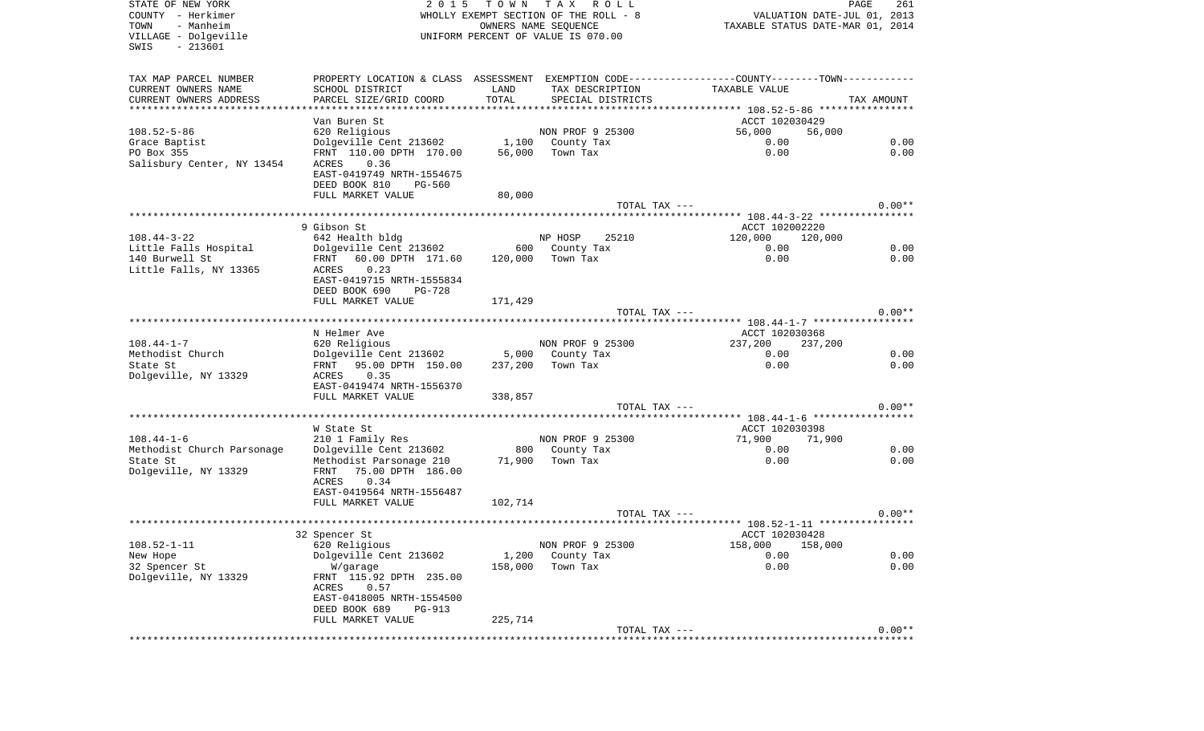STATE OF NEW YORK
COUNTY - Herkimer
TOWN - Manheim
VILLAGE - Dolgeville
SWIS - 213601

2 0 1 5 T O W N T A X R O L L
WHOLLY EXEMPT SECTION OF THE ROLL - 8
OWNERS NAME SEQUENCE
UNIFORM PERCENT OF VALUE IS 070.00

VALUATION DATE-JUL 01, 2013
TAXABLE STATUS DATE-MAR 01, 2014

| TAX MAP PARCEL NUMBER / CURRENT OWNERS NAME / CURRENT OWNERS ADDRESS | PROPERTY LOCATION & CLASS / SCHOOL DISTRICT / PARCEL SIZE/GRID COORD | ASSESSMENT LAND / TOTAL | EXEMPTION CODE / TAX DESCRIPTION / SPECIAL DISTRICTS | COUNTY / TOWN TAXABLE VALUE | TAX AMOUNT |
|---|---|---|---|---|---|
| **108.52-5-86** | Van Buren St | | | ACCT 102030429 | |
| 108.52-5-86 | 620 Religious | | NON PROF 9 25300 | 56,000 56,000 | |
| Grace Baptist | Dolgeville Cent 213602 | 1,100 | County Tax | 0.00 | 0.00 |
| PO Box 355 | FRNT 110.00 DPTH 170.00 | 56,000 | Town Tax | 0.00 | 0.00 |
| Salisbury Center, NY 13454 | ACRES 0.36 | | | | |
| | EAST-0419749 NRTH-1554675 | | | | |
| | DEED BOOK 810 PG-560 | | | | |
| | FULL MARKET VALUE | 80,000 | | | |
| | | | TOTAL TAX --- | | 0.00** |
| **108.44-3-22** | 9 Gibson St | | | ACCT 102002220 | |
| 108.44-3-22 | 642 Health bldg | | NP HOSP 25210 | 120,000 120,000 | |
| Little Falls Hospital | Dolgeville Cent 213602 | 600 | County Tax | 0.00 | 0.00 |
| 140 Burwell St | FRNT 60.00 DPTH 171.60 | 120,000 | Town Tax | 0.00 | 0.00 |
| Little Falls, NY 13365 | ACRES 0.23 | | | | |
| | EAST-0419715 NRTH-1555834 | | | | |
| | DEED BOOK 690 PG-728 | | | | |
| | FULL MARKET VALUE | 171,429 | | | |
| | | | TOTAL TAX --- | | 0.00** |
| **108.44-1-7** | N Helmer Ave | | | ACCT 102030368 | |
| 108.44-1-7 | 620 Religious | | NON PROF 9 25300 | 237,200 237,200 | |
| Methodist Church | Dolgeville Cent 213602 | 5,000 | County Tax | 0.00 | 0.00 |
| State St | FRNT 95.00 DPTH 150.00 | 237,200 | Town Tax | 0.00 | 0.00 |
| Dolgeville, NY 13329 | ACRES 0.35 | | | | |
| | EAST-0419474 NRTH-1556370 | | | | |
| | FULL MARKET VALUE | 338,857 | | | |
| | | | TOTAL TAX --- | | 0.00** |
| **108.44-1-6** | W State St | | | ACCT 102030398 | |
| 108.44-1-6 | 210 1 Family Res | | NON PROF 9 25300 | 71,900 71,900 | |
| Methodist Church Parsonage | Dolgeville Cent 213602 | 800 | County Tax | 0.00 | 0.00 |
| State St | Methodist Parsonage 210 | 71,900 | Town Tax | 0.00 | 0.00 |
| Dolgeville, NY 13329 | FRNT 75.00 DPTH 186.00 | | | | |
| | ACRES 0.34 | | | | |
| | EAST-0419564 NRTH-1556487 | | | | |
| | FULL MARKET VALUE | 102,714 | | | |
| | | | TOTAL TAX --- | | 0.00** |
| **108.52-1-11** | 32 Spencer St | | | ACCT 102030428 | |
| 108.52-1-11 | 620 Religious | | NON PROF 9 25300 | 158,000 158,000 | |
| New Hope | Dolgeville Cent 213602 | 1,200 | County Tax | 0.00 | 0.00 |
| 32 Spencer St | W/garage | 158,000 | Town Tax | 0.00 | 0.00 |
| Dolgeville, NY 13329 | FRNT 115.92 DPTH 235.00 | | | | |
| | ACRES 0.57 | | | | |
| | EAST-0418005 NRTH-1554500 | | | | |
| | DEED BOOK 689 PG-913 | | | | |
| | FULL MARKET VALUE | 225,714 | | | |
| | | | TOTAL TAX --- | | 0.00** |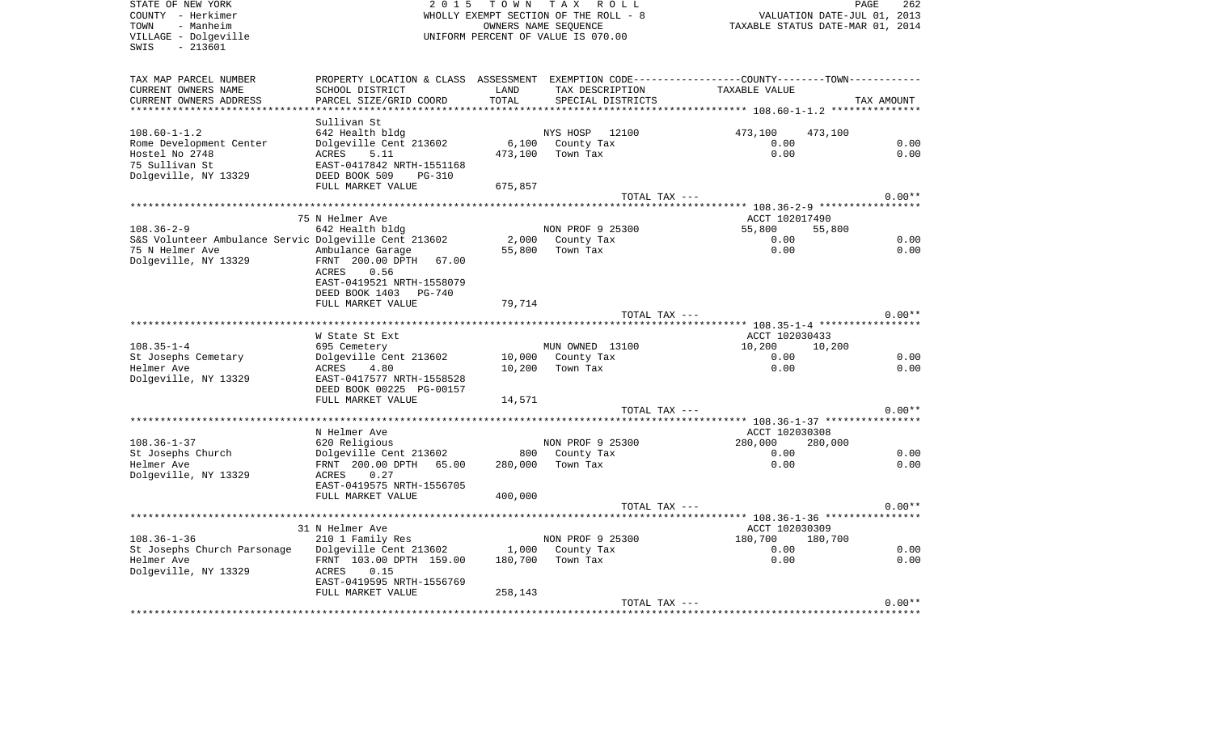STATE OF NEW YORK | COUNTY - Herkimer | TOWN - Manheim | VILLAGE - Dolgeville | SWIS - 213601

2015 TOWN TAX ROLL
WHOLLY EXEMPT SECTION OF THE ROLL - 8
OWNERS NAME SEQUENCE
UNIFORM PERCENT OF VALUE IS 070.00

VALUATION DATE-JUL 01, 2013
TAXABLE STATUS DATE-MAR 01, 2014

| TAX MAP PARCEL NUMBER / CURRENT OWNERS NAME / CURRENT OWNERS ADDRESS | PROPERTY LOCATION & CLASS / SCHOOL DISTRICT / PARCEL SIZE/GRID COORD | ASSESSMENT LAND / TOTAL | EXEMPTION CODE / TAX DESCRIPTION / SPECIAL DISTRICTS | COUNTY TAXABLE VALUE | TOWN TAXABLE VALUE | TAX AMOUNT |
|---|---|---|---|---|---|---|
| 108.60-1-1.2 | Sullivan St | | | | | |
| | 642 Health bldg | | NYS HOSP 12100 | 473,100 | 473,100 | |
| Rome Development Center | Dolgeville Cent 213602 | 6,100 | County Tax | 0.00 | | 0.00 |
| Hostel No 2748 | ACRES 5.11 | 473,100 | Town Tax | 0.00 | | 0.00 |
| 75 Sullivan St | EAST-0417842 NRTH-1551168 | | | | | |
| Dolgeville, NY 13329 | DEED BOOK 509 PG-310 | | | | | |
| | FULL MARKET VALUE | 675,857 | | | | |
| | | | TOTAL TAX --- | | | 0.00** |
| 108.36-2-9 | 75 N Helmer Ave | | | ACCT 102017490 | | |
| | 642 Health bldg | | NON PROF 9 25300 | 55,800 | 55,800 | |
| S&S Volunteer Ambulance Servic | Dolgeville Cent 213602 | 2,000 | County Tax | 0.00 | | 0.00 |
| 75 N Helmer Ave | Ambulance Garage | 55,800 | Town Tax | 0.00 | | 0.00 |
| Dolgeville, NY 13329 | FRNT 200.00 DPTH 67.00 | | | | | |
| | ACRES 0.56 | | | | | |
| | EAST-0419521 NRTH-1558079 | | | | | |
| | DEED BOOK 1403 PG-740 | | | | | |
| | FULL MARKET VALUE | 79,714 | | | | |
| | | | TOTAL TAX --- | | | 0.00** |
| 108.35-1-4 | W State St Ext | | | ACCT 102030433 | | |
| | 695 Cemetery | | MUN OWNED 13100 | 10,200 | 10,200 | |
| St Josephs Cemetary | Dolgeville Cent 213602 | 10,000 | County Tax | 0.00 | | 0.00 |
| Helmer Ave | ACRES 4.80 | 10,200 | Town Tax | 0.00 | | 0.00 |
| Dolgeville, NY 13329 | EAST-0417577 NRTH-1558528 | | | | | |
| | DEED BOOK 00225 PG-00157 | | | | | |
| | FULL MARKET VALUE | 14,571 | | | | |
| | | | TOTAL TAX --- | | | 0.00** |
| 108.36-1-37 | N Helmer Ave | | | ACCT 102030308 | | |
| | 620 Religious | | NON PROF 9 25300 | 280,000 | 280,000 | |
| St Josephs Church | Dolgeville Cent 213602 | 800 | County Tax | 0.00 | | 0.00 |
| Helmer Ave | FRNT 200.00 DPTH 65.00 | 280,000 | Town Tax | 0.00 | | 0.00 |
| Dolgeville, NY 13329 | ACRES 0.27 | | | | | |
| | EAST-0419575 NRTH-1556705 | | | | | |
| | FULL MARKET VALUE | 400,000 | | | | |
| | | | TOTAL TAX --- | | | 0.00** |
| 108.36-1-36 | 31 N Helmer Ave | | | ACCT 102030309 | | |
| | 210 1 Family Res | | NON PROF 9 25300 | 180,700 | 180,700 | |
| St Josephs Church Parsonage | Dolgeville Cent 213602 | 1,000 | County Tax | 0.00 | | 0.00 |
| Helmer Ave | FRNT 103.00 DPTH 159.00 | 180,700 | Town Tax | 0.00 | | 0.00 |
| Dolgeville, NY 13329 | ACRES 0.15 | | | | | |
| | EAST-0419595 NRTH-1556769 | | | | | |
| | FULL MARKET VALUE | 258,143 | | | | |
| | | | TOTAL TAX --- | | | 0.00** |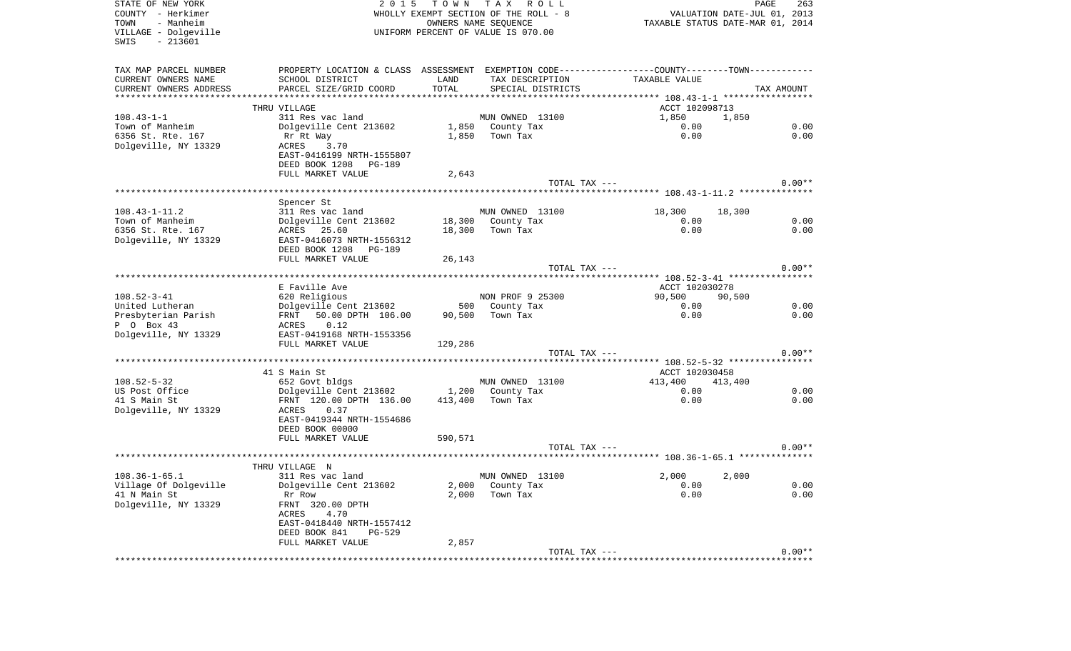STATE OF NEW YORK
COUNTY - Herkimer
TOWN - Manheim
VILLAGE - Dolgeville
SWIS - 213601

2 0 1 5 T O W N T A X R O L L
WHOLLY EXEMPT SECTION OF THE ROLL - 8
OWNERS NAME SEQUENCE
UNIFORM PERCENT OF VALUE IS 070.00

VALUATION DATE-JUL 01, 2013
TAXABLE STATUS DATE-MAR 01, 2014

| TAX MAP PARCEL NUMBER / CURRENT OWNERS NAME / CURRENT OWNERS ADDRESS | PROPERTY LOCATION & CLASS / SCHOOL DISTRICT / PARCEL SIZE/GRID COORD | ASSESSMENT LAND / TOTAL | EXEMPTION CODE / TAX DESCRIPTION / SPECIAL DISTRICTS | COUNTY / TOWN TAXABLE VALUE | TAX AMOUNT |
|---|---|---|---|---|---|
| | THRU VILLAGE | | | ACCT 102098713 | |
| 108.43-1-1 | 311 Res vac land | | MUN OWNED 13100 | 1,850 1,850 | |
| Town of Manheim | Dolgeville Cent 213602 | 1,850 | County Tax | 0.00 | 0.00 |
| 6356 St. Rte. 167 | Rr Rt Way | 1,850 | Town Tax | 0.00 | 0.00 |
| Dolgeville, NY 13329 | ACRES 3.70 | | | | |
| | EAST-0416199 NRTH-1555807 | | | | |
| | DEED BOOK 1208 PG-189 | | | | |
| | FULL MARKET VALUE | 2,643 | | | |
| | | | TOTAL TAX --- | | 0.00** |
| | Spencer St | | | | |
| 108.43-1-11.2 | 311 Res vac land | | MUN OWNED 13100 | 18,300 18,300 | |
| Town of Manheim | Dolgeville Cent 213602 | 18,300 | County Tax | 0.00 | 0.00 |
| 6356 St. Rte. 167 | ACRES 25.60 | 18,300 | Town Tax | 0.00 | 0.00 |
| Dolgeville, NY 13329 | EAST-0416073 NRTH-1556312 | | | | |
| | DEED BOOK 1208 PG-189 | | | | |
| | FULL MARKET VALUE | 26,143 | | | |
| | | | TOTAL TAX --- | | 0.00** |
| | E Faville Ave | | | ACCT 102030278 | |
| 108.52-3-41 | 620 Religious | | NON PROF 9 25300 | 90,500 90,500 | |
| United Lutheran | Dolgeville Cent 213602 | 500 | County Tax | 0.00 | 0.00 |
| Presbyterian Parish | FRNT 50.00 DPTH 106.00 | 90,500 | Town Tax | 0.00 | 0.00 |
| P O Box 43 | ACRES 0.12 | | | | |
| Dolgeville, NY 13329 | EAST-0419168 NRTH-1553356 | | | | |
| | FULL MARKET VALUE | 129,286 | | | |
| | | | TOTAL TAX --- | | 0.00** |
| | 41 S Main St | | | ACCT 102030458 | |
| 108.52-5-32 | 652 Govt bldgs | | MUN OWNED 13100 | 413,400 413,400 | |
| US Post Office | Dolgeville Cent 213602 | 1,200 | County Tax | 0.00 | 0.00 |
| 41 S Main St | FRNT 120.00 DPTH 136.00 | 413,400 | Town Tax | 0.00 | 0.00 |
| Dolgeville, NY 13329 | ACRES 0.37 | | | | |
| | EAST-0419344 NRTH-1554686 | | | | |
| | DEED BOOK 00000 | | | | |
| | FULL MARKET VALUE | 590,571 | | | |
| | | | TOTAL TAX --- | | 0.00** |
| | THRU VILLAGE N | | | | |
| 108.36-1-65.1 | 311 Res vac land | | MUN OWNED 13100 | 2,000 2,000 | |
| Village Of Dolgeville | Dolgeville Cent 213602 | 2,000 | County Tax | 0.00 | 0.00 |
| 41 N Main St | Rr Row | 2,000 | Town Tax | 0.00 | 0.00 |
| Dolgeville, NY 13329 | FRNT 320.00 DPTH | | | | |
| | ACRES 4.70 | | | | |
| | EAST-0418440 NRTH-1557412 | | | | |
| | DEED BOOK 841 PG-529 | | | | |
| | FULL MARKET VALUE | 2,857 | | | |
| | | | TOTAL TAX --- | | 0.00** |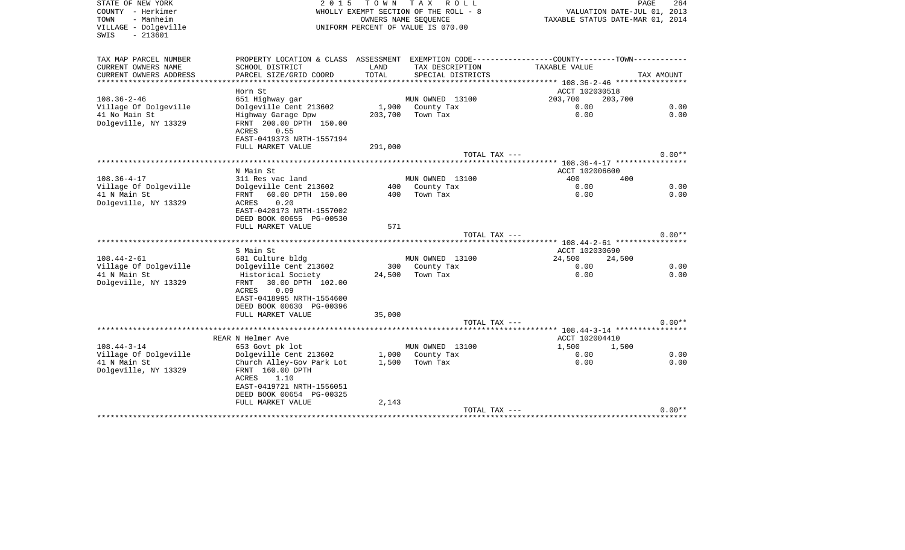STATE OF NEW YORK
COUNTY - Herkimer
TOWN - Manheim
VILLAGE - Dolgeville
SWIS - 213601

2 0 1 5 T O W N T A X R O L L
WHOLLY EXEMPT SECTION OF THE ROLL - 8
OWNERS NAME SEQUENCE
UNIFORM PERCENT OF VALUE IS 070.00

VALUATION DATE-JUL 01, 2013
TAXABLE STATUS DATE-MAR 01, 2014

| TAX MAP PARCEL NUMBER / CURRENT OWNERS NAME / CURRENT OWNERS ADDRESS | PROPERTY LOCATION & CLASS / SCHOOL DISTRICT / PARCEL SIZE/GRID COORD | ASSESSMENT LAND | ASSESSMENT TOTAL | EXEMPTION CODE / TAX DESCRIPTION / SPECIAL DISTRICTS | COUNTY TAXABLE VALUE | TOWN TAXABLE VALUE | TAX AMOUNT |
|---|---|---|---|---|---|---|---|
| **108.36-2-46** | Horn St | | | | ACCT 102030518 | | |
| 108.36-2-46 | 651 Highway gar | | | MUN OWNED 13100 | 203,700 | 203,700 | |
| Village Of Dolgeville | Dolgeville Cent 213602 | 1,900 | | County Tax | 0.00 | | 0.00 |
| 41 No Main St | Highway Garage Dpw | | 203,700 | Town Tax | 0.00 | | 0.00 |
| Dolgeville, NY 13329 | FRNT 200.00 DPTH 150.00 | | | | | | |
| | ACRES 0.55 | | | | | | |
| | EAST-0419373 NRTH-1557194 | | | | | | |
| | FULL MARKET VALUE | | 291,000 | | | | |
| | | | | TOTAL TAX --- | | | 0.00** |
| **108.36-4-17** | N Main St | | | | ACCT 102006600 | | |
| 108.36-4-17 | 311 Res vac land | | | MUN OWNED 13100 | 400 | 400 | |
| Village Of Dolgeville | Dolgeville Cent 213602 | 400 | | County Tax | 0.00 | | 0.00 |
| 41 N Main St | FRNT 60.00 DPTH 150.00 | | 400 | Town Tax | 0.00 | | 0.00 |
| Dolgeville, NY 13329 | ACRES 0.20 | | | | | | |
| | EAST-0420173 NRTH-1557002 | | | | | | |
| | DEED BOOK 00655 PG-00530 | | | | | | |
| | FULL MARKET VALUE | | 571 | | | | |
| | | | | TOTAL TAX --- | | | 0.00** |
| **108.44-2-61** | S Main St | | | | ACCT 102030690 | | |
| 108.44-2-61 | 681 Culture bldg | | | MUN OWNED 13100 | 24,500 | 24,500 | |
| Village Of Dolgeville | Dolgeville Cent 213602 | 300 | | County Tax | 0.00 | | 0.00 |
| 41 N Main St | Historical Society | | 24,500 | Town Tax | 0.00 | | 0.00 |
| Dolgeville, NY 13329 | FRNT 30.00 DPTH 102.00 | | | | | | |
| | ACRES 0.09 | | | | | | |
| | EAST-0418995 NRTH-1554600 | | | | | | |
| | DEED BOOK 00630 PG-00396 | | | | | | |
| | FULL MARKET VALUE | | 35,000 | | | | |
| | | | | TOTAL TAX --- | | | 0.00** |
| **108.44-3-14** | REAR N Helmer Ave | | | | ACCT 102004410 | | |
| 108.44-3-14 | 653 Govt pk lot | | | MUN OWNED 13100 | 1,500 | 1,500 | |
| Village Of Dolgeville | Dolgeville Cent 213602 | 1,000 | | County Tax | 0.00 | | 0.00 |
| 41 N Main St | Church Alley-Gov Park Lot | | 1,500 | Town Tax | 0.00 | | 0.00 |
| Dolgeville, NY 13329 | FRNT 160.00 DPTH | | | | | | |
| | ACRES 1.10 | | | | | | |
| | EAST-0419721 NRTH-1556051 | | | | | | |
| | DEED BOOK 00654 PG-00325 | | | | | | |
| | FULL MARKET VALUE | | 2,143 | | | | |
| | | | | TOTAL TAX --- | | | 0.00** |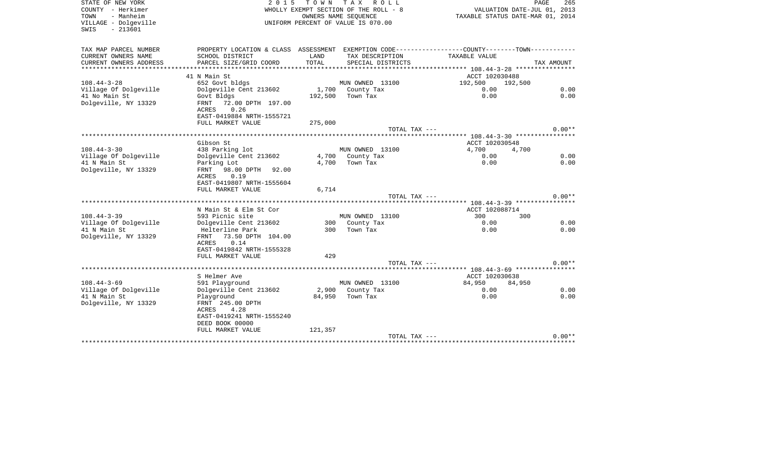STATE OF NEW YORK
COUNTY - Herkimer
TOWN - Manheim
VILLAGE - Dolgeville
SWIS - 213601

2 0 1 5 T O W N T A X R O L L
WHOLLY EXEMPT SECTION OF THE ROLL - 8
OWNERS NAME SEQUENCE
UNIFORM PERCENT OF VALUE IS 070.00

VALUATION DATE-JUL 01, 2013
TAXABLE STATUS DATE-MAR 01, 2014

| TAX MAP PARCEL NUMBER / CURRENT OWNERS NAME / CURRENT OWNERS ADDRESS | PROPERTY LOCATION & CLASS / SCHOOL DISTRICT / PARCEL SIZE/GRID COORD | ASSESSMENT LAND / TOTAL | EXEMPTION CODE / TAX DESCRIPTION / SPECIAL DISTRICTS | COUNTY / TAXABLE VALUE | TOWN | TAX AMOUNT |
|---|---|---|---|---|---|---|
| | 41 N Main St | | | ACCT 102030488 | | |
| 108.44-3-28 | 652 Govt bldgs | | MUN OWNED 13100 | 192,500 | 192,500 | |
| Village Of Dolgeville | Dolgeville Cent 213602 | 1,700 | County Tax | 0.00 | | 0.00 |
| 41 No Main St | Govt Bldgs | 192,500 | Town Tax | 0.00 | | 0.00 |
| Dolgeville, NY 13329 | FRNT 72.00 DPTH 197.00 | | | | | |
| | ACRES 0.26 | | | | | |
| | EAST-0419884 NRTH-1555721 | | | | | |
| | FULL MARKET VALUE | 275,000 | | | | |
| | | | TOTAL TAX --- | | | 0.00** |
| | Gibson St | | | ACCT 102030548 | | |
| 108.44-3-30 | 438 Parking lot | | MUN OWNED 13100 | 4,700 | 4,700 | |
| Village Of Dolgeville | Dolgeville Cent 213602 | 4,700 | County Tax | 0.00 | | 0.00 |
| 41 N Main St | Parking Lot | 4,700 | Town Tax | 0.00 | | 0.00 |
| Dolgeville, NY 13329 | FRNT 98.00 DPTH 92.00 | | | | | |
| | ACRES 0.19 | | | | | |
| | EAST-0419807 NRTH-1555604 | | | | | |
| | FULL MARKET VALUE | 6,714 | | | | |
| | | | TOTAL TAX --- | | | 0.00** |
| | N Main St & Elm St Cor | | | ACCT 102088714 | | |
| 108.44-3-39 | 593 Picnic site | | MUN OWNED 13100 | 300 | 300 | |
| Village Of Dolgeville | Dolgeville Cent 213602 | 300 | County Tax | 0.00 | | 0.00 |
| 41 N Main St | Helterline Park | 300 | Town Tax | 0.00 | | 0.00 |
| Dolgeville, NY 13329 | FRNT 73.50 DPTH 104.00 | | | | | |
| | ACRES 0.14 | | | | | |
| | EAST-0419842 NRTH-1555328 | | | | | |
| | FULL MARKET VALUE | 429 | | | | |
| | | | TOTAL TAX --- | | | 0.00** |
| | S Helmer Ave | | | ACCT 102030638 | | |
| 108.44-3-69 | 591 Playground | | MUN OWNED 13100 | 84,950 | 84,950 | |
| Village Of Dolgeville | Dolgeville Cent 213602 | 2,900 | County Tax | 0.00 | | 0.00 |
| 41 N Main St | Playground | 84,950 | Town Tax | 0.00 | | 0.00 |
| Dolgeville, NY 13329 | FRNT 245.00 DPTH | | | | | |
| | ACRES 4.28 | | | | | |
| | EAST-0419241 NRTH-1555240 | | | | | |
| | DEED BOOK 00000 | | | | | |
| | FULL MARKET VALUE | 121,357 | | | | |
| | | | TOTAL TAX --- | | | 0.00** |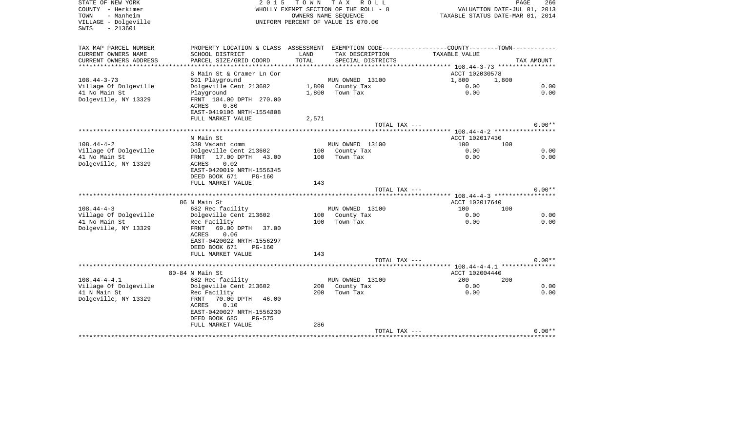STATE OF NEW YORK
COUNTY - Herkimer
TOWN - Manheim
VILLAGE - Dolgeville
SWIS - 213601

2 0 1 5 T O W N T A X R O L L
WHOLLY EXEMPT SECTION OF THE ROLL - 8
OWNERS NAME SEQUENCE
UNIFORM PERCENT OF VALUE IS 070.00

VALUATION DATE-JUL 01, 2013
TAXABLE STATUS DATE-MAR 01, 2014

| TAX MAP PARCEL NUMBER / CURRENT OWNERS NAME / CURRENT OWNERS ADDRESS | PROPERTY LOCATION & CLASS / SCHOOL DISTRICT / PARCEL SIZE/GRID COORD | ASSESSMENT LAND / TOTAL | EXEMPTION CODE / TAX DESCRIPTION / SPECIAL DISTRICTS | COUNTY TAXABLE VALUE | TOWN | TAX AMOUNT |
|---|---|---|---|---|---|---|
| **108.44-3-73** | S Main St & Cramer Ln Cor | | | ACCT 102030578 | | |
| 108.44-3-73 | 591 Playground | | MUN OWNED 13100 | 1,800 | 1,800 | |
| Village Of Dolgeville | Dolgeville Cent 213602 | 1,800 | County Tax | 0.00 | | 0.00 |
| 41 No Main St | Playground | 1,800 | Town Tax | 0.00 | | 0.00 |
| Dolgeville, NY 13329 | FRNT 184.00 DPTH 270.00 | | | | | |
| | ACRES 0.80 | | | | | |
| | EAST-0419106 NRTH-1554808 | | | | | |
| | FULL MARKET VALUE | 2,571 | | | | |
| | | | TOTAL TAX --- | | | 0.00** |
| **108.44-4-2** | N Main St | | | ACCT 102017430 | | |
| 108.44-4-2 | 330 Vacant comm | | MUN OWNED 13100 | 100 | 100 | |
| Village Of Dolgeville | Dolgeville Cent 213602 | 100 | County Tax | 0.00 | | 0.00 |
| 41 No Main St | FRNT 17.00 DPTH 43.00 | 100 | Town Tax | 0.00 | | 0.00 |
| Dolgeville, NY 13329 | ACRES 0.02 | | | | | |
| | EAST-0420019 NRTH-1556345 | | | | | |
| | DEED BOOK 671 PG-160 | | | | | |
| | FULL MARKET VALUE | 143 | | | | |
| | | | TOTAL TAX --- | | | 0.00** |
| **108.44-4-3** | 86 N Main St | | | ACCT 102017640 | | |
| 108.44-4-3 | 682 Rec facility | | MUN OWNED 13100 | 100 | 100 | |
| Village Of Dolgeville | Dolgeville Cent 213602 | 100 | County Tax | 0.00 | | 0.00 |
| 41 No Main St | Rec Facility | 100 | Town Tax | 0.00 | | 0.00 |
| Dolgeville, NY 13329 | FRNT 69.00 DPTH 37.00 | | | | | |
| | ACRES 0.06 | | | | | |
| | EAST-0420022 NRTH-1556297 | | | | | |
| | DEED BOOK 671 PG-160 | | | | | |
| | FULL MARKET VALUE | 143 | | | | |
| | | | TOTAL TAX --- | | | 0.00** |
| **108.44-4-4.1** | 80-84 N Main St | | | ACCT 102004440 | | |
| 108.44-4-4.1 | 682 Rec facility | | MUN OWNED 13100 | 200 | 200 | |
| Village Of Dolgeville | Dolgeville Cent 213602 | 200 | County Tax | 0.00 | | 0.00 |
| 41 N Main St | Rec Facility | 200 | Town Tax | 0.00 | | 0.00 |
| Dolgeville, NY 13329 | FRNT 70.00 DPTH 46.00 | | | | | |
| | ACRES 0.10 | | | | | |
| | EAST-0420027 NRTH-1556230 | | | | | |
| | DEED BOOK 685 PG-575 | | | | | |
| | FULL MARKET VALUE | 286 | | | | |
| | | | TOTAL TAX --- | | | 0.00** |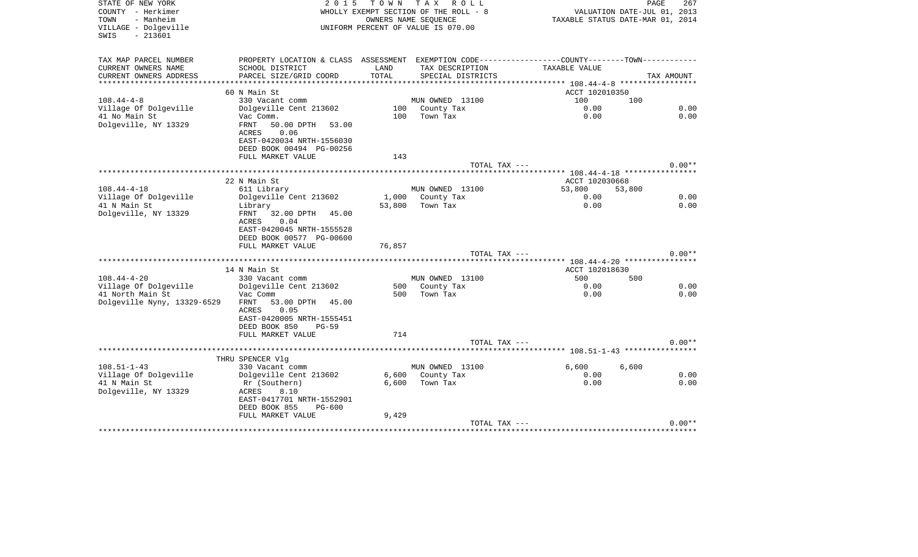STATE OF NEW YORK
COUNTY - Herkimer
TOWN - Manheim
VILLAGE - Dolgeville
SWIS - 213601

2015 TOWN TAX ROLL
WHOLLY EXEMPT SECTION OF THE ROLL - 8
OWNERS NAME SEQUENCE
UNIFORM PERCENT OF VALUE IS 070.00

VALUATION DATE-JUL 01, 2013
TAXABLE STATUS DATE-MAR 01, 2014

| TAX MAP PARCEL NUMBER<br>CURRENT OWNERS NAME<br>CURRENT OWNERS ADDRESS | PROPERTY LOCATION & CLASS<br>SCHOOL DISTRICT<br>PARCEL SIZE/GRID COORD | ASSESSMENT<br>LAND<br>TOTAL | EXEMPTION CODE<br>TAX DESCRIPTION<br>SPECIAL DISTRICTS | COUNTY<br>TAXABLE VALUE | TOWN | TAX AMOUNT |
|---|---|---|---|---|---|---|
| | 60 N Main St | | | ACCT 102010350 | | |
| 108.44-4-8 | 330 Vacant comm | | MUN OWNED 13100 | 100 | 100 | |
| Village Of Dolgeville | Dolgeville Cent 213602 | 100 | County Tax | 0.00 | | 0.00 |
| 41 No Main St | Vac Comm. | 100 | Town Tax | 0.00 | | 0.00 |
| Dolgeville, NY 13329 | FRNT 50.00 DPTH 53.00 | | | | | |
| | ACRES 0.06 | | | | | |
| | EAST-0420034 NRTH-1556030 | | | | | |
| | DEED BOOK 00494 PG-00256 | | | | | |
| | FULL MARKET VALUE | 143 | | | | |
| | | | TOTAL TAX --- | | | 0.00** |
| | 22 N Main St | | | ACCT 102030668 | | |
| 108.44-4-18 | 611 Library | | MUN OWNED 13100 | 53,800 | 53,800 | |
| Village Of Dolgeville | Dolgeville Cent 213602 | 1,000 | County Tax | 0.00 | | 0.00 |
| 41 N Main St | Library | 53,800 | Town Tax | 0.00 | | 0.00 |
| Dolgeville, NY 13329 | FRNT 32.00 DPTH 45.00 | | | | | |
| | ACRES 0.04 | | | | | |
| | EAST-0420045 NRTH-1555528 | | | | | |
| | DEED BOOK 00577 PG-00600 | | | | | |
| | FULL MARKET VALUE | 76,857 | | | | |
| | | | TOTAL TAX --- | | | 0.00** |
| | 14 N Main St | | | ACCT 102018630 | | |
| 108.44-4-20 | 330 Vacant comm | | MUN OWNED 13100 | 500 | 500 | |
| Village Of Dolgeville | Dolgeville Cent 213602 | 500 | County Tax | 0.00 | | 0.00 |
| 41 North Main St | Vac Comm | 500 | Town Tax | 0.00 | | 0.00 |
| Dolgeville Nyny, 13329-6529 | FRNT 53.00 DPTH 45.00 | | | | | |
| | ACRES 0.05 | | | | | |
| | EAST-0420005 NRTH-1555451 | | | | | |
| | DEED BOOK 850 PG-59 | | | | | |
| | FULL MARKET VALUE | 714 | | | | |
| | | | TOTAL TAX --- | | | 0.00** |
| | THRU SPENCER Vlg | | | | | |
| 108.51-1-43 | 330 Vacant comm | | MUN OWNED 13100 | 6,600 | 6,600 | |
| Village Of Dolgeville | Dolgeville Cent 213602 | 6,600 | County Tax | 0.00 | | 0.00 |
| 41 N Main St | Rr (Southern) | 6,600 | Town Tax | 0.00 | | 0.00 |
| Dolgeville, NY 13329 | ACRES 8.10 | | | | | |
| | EAST-0417701 NRTH-1552901 | | | | | |
| | DEED BOOK 855 PG-600 | | | | | |
| | FULL MARKET VALUE | 9,429 | | | | |
| | | | TOTAL TAX --- | | | 0.00** |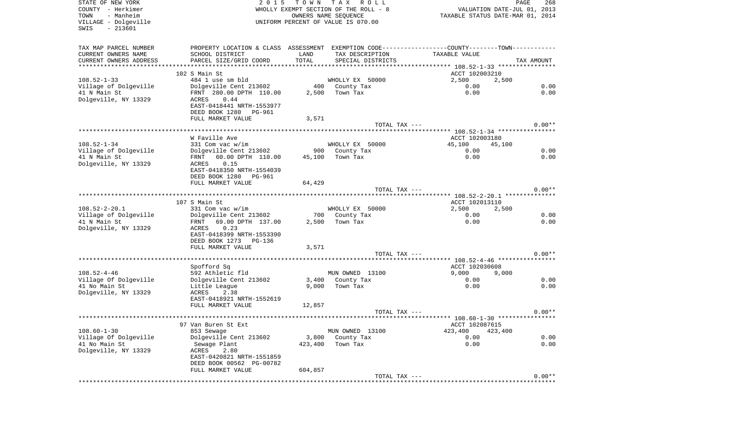STATE OF NEW YORK
COUNTY - Herkimer
TOWN - Manheim
VILLAGE - Dolgeville
SWIS - 213601

2 0 1 5 T O W N T A X R O L L
WHOLLY EXEMPT SECTION OF THE ROLL - 8
OWNERS NAME SEQUENCE
UNIFORM PERCENT OF VALUE IS 070.00

VALUATION DATE-JUL 01, 2013
TAXABLE STATUS DATE-MAR 01, 2014

| TAX MAP PARCEL NUMBER / CURRENT OWNERS NAME / CURRENT OWNERS ADDRESS | PROPERTY LOCATION & CLASS / SCHOOL DISTRICT / PARCEL SIZE/GRID COORD | ASSESSMENT LAND / TOTAL | EXEMPTION CODE / TAX DESCRIPTION / SPECIAL DISTRICTS | COUNTY / TOWN TAXABLE VALUE | TAX AMOUNT |
|---|---|---|---|---|---|
| 108.52-1-33 | 102 S Main St | | | ACCT 102003210 | |
| Village of Dolgeville | 484 1 use sm bld | | WHOLLY EX 50000 | 2,500 2,500 | |
| 41 N Main St | Dolgeville Cent 213602 | 400 | County Tax | 0.00 | 0.00 |
| Dolgeville, NY 13329 | FRNT 280.00 DPTH 110.00 | 2,500 | Town Tax | 0.00 | 0.00 |
| | ACRES 0.44 | | | | |
| | EAST-0418441 NRTH-1553977 | | | | |
| | DEED BOOK 1280 PG-961 | | | | |
| | FULL MARKET VALUE | 3,571 | | | |
| | | | TOTAL TAX --- | | 0.00** |
| 108.52-1-34 | W Faville Ave | | | ACCT 102003180 | |
| Village of Dolgeville | 331 Com vac w/im | | WHOLLY EX 50000 | 45,100 45,100 | |
| 41 N Main St | Dolgeville Cent 213602 | 900 | County Tax | 0.00 | 0.00 |
| Dolgeville, NY 13329 | FRNT 60.00 DPTH 110.00 | 45,100 | Town Tax | 0.00 | 0.00 |
| | ACRES 0.15 | | | | |
| | EAST-0418350 NRTH-1554039 | | | | |
| | DEED BOOK 1280 PG-961 | | | | |
| | FULL MARKET VALUE | 64,429 | | | |
| | | | TOTAL TAX --- | | 0.00** |
| 108.52-2-20.1 | 107 S Main St | | | ACCT 102013110 | |
| Village of Dolgeville | 331 Com vac w/im | | WHOLLY EX 50000 | 2,500 2,500 | |
| 41 N Main St | Dolgeville Cent 213602 | 700 | County Tax | 0.00 | 0.00 |
| Dolgeville, NY 13329 | FRNT 69.00 DPTH 137.00 | 2,500 | Town Tax | 0.00 | 0.00 |
| | ACRES 0.23 | | | | |
| | EAST-0418399 NRTH-1553390 | | | | |
| | DEED BOOK 1273 PG-136 | | | | |
| | FULL MARKET VALUE | 3,571 | | | |
| | | | TOTAL TAX --- | | 0.00** |
| 108.52-4-46 | Spofford Sq | | | ACCT 102030608 | |
| Village Of Dolgeville | 592 Athletic fld | | MUN OWNED 13100 | 9,000 9,000 | |
| 41 No Main St | Dolgeville Cent 213602 | 3,400 | County Tax | 0.00 | 0.00 |
| Dolgeville, NY 13329 | Little League | 9,000 | Town Tax | 0.00 | 0.00 |
| | ACRES 2.38 | | | | |
| | EAST-0418921 NRTH-1552619 | | | | |
| | FULL MARKET VALUE | 12,857 | | | |
| | | | TOTAL TAX --- | | 0.00** |
| 108.60-1-30 | 97 Van Buren St Ext | | | ACCT 102087615 | |
| Village Of Dolgeville | 853 Sewage | | MUN OWNED 13100 | 423,400 423,400 | |
| 41 No Main St | Dolgeville Cent 213602 | 3,800 | County Tax | 0.00 | 0.00 |
| Dolgeville, NY 13329 | Sewage Plant | 423,400 | Town Tax | 0.00 | 0.00 |
| | ACRES 2.80 | | | | |
| | EAST-0420821 NRTH-1551859 | | | | |
| | DEED BOOK 00562 PG-00782 | | | | |
| | FULL MARKET VALUE | 604,857 | | | |
| | | | TOTAL TAX --- | | 0.00** |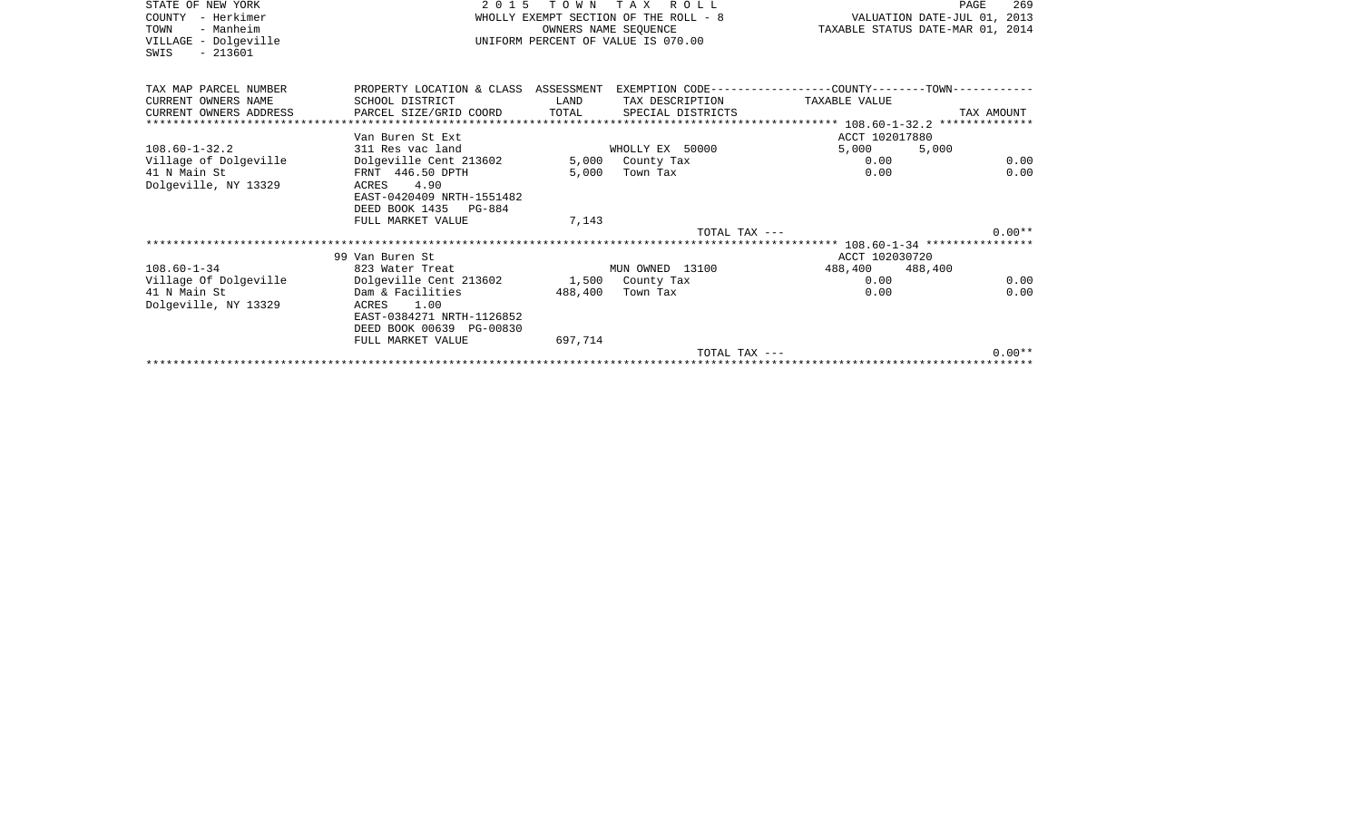STATE OF NEW YORK
COUNTY - Herkimer
TOWN - Manheim
VILLAGE - Dolgeville
SWIS - 213601

2015 TOWN TAX ROLL
WHOLLY EXEMPT SECTION OF THE ROLL - 8
OWNERS NAME SEQUENCE
UNIFORM PERCENT OF VALUE IS 070.00

VALUATION DATE-JUL 01, 2013
TAXABLE STATUS DATE-MAR 01, 2014

| TAX MAP PARCEL NUMBER / CURRENT OWNERS NAME / CURRENT OWNERS ADDRESS | PROPERTY LOCATION & CLASS / SCHOOL DISTRICT / PARCEL SIZE/GRID COORD | ASSESSMENT LAND / TOTAL | EXEMPTION CODE / TAX DESCRIPTION / SPECIAL DISTRICTS | COUNTY TAXABLE VALUE | TOWN TAXABLE VALUE | TAX AMOUNT |
|---|---|---|---|---|---|---|
| 108.60-1-32.2 | Van Buren St Ext | | | ACCT 102017880 | | |
| | 311 Res vac land | | WHOLLY EX 50000 | 5,000 | 5,000 | |
| Village of Dolgeville | Dolgeville Cent 213602 | 5,000 | County Tax | 0.00 | | 0.00 |
| 41 N Main St | FRNT 446.50 DPTH | 5,000 | Town Tax | 0.00 | | 0.00 |
| Dolgeville, NY 13329 | ACRES 4.90 | | | | | |
| | EAST-0420409 NRTH-1551482 | | | | | |
| | DEED BOOK 1435 PG-884 | | | | | |
| | FULL MARKET VALUE | 7,143 | | | | |
| | | | TOTAL TAX --- | | | 0.00** |
| 108.60-1-34 | 99 Van Buren St | | | ACCT 102030720 | | |
| | 823 Water Treat | | MUN OWNED 13100 | 488,400 | 488,400 | |
| Village Of Dolgeville | Dolgeville Cent 213602 | 1,500 | County Tax | 0.00 | | 0.00 |
| 41 N Main St | Dam & Facilities | 488,400 | Town Tax | 0.00 | | 0.00 |
| Dolgeville, NY 13329 | ACRES 1.00 | | | | | |
| | EAST-0384271 NRTH-1126852 | | | | | |
| | DEED BOOK 00639 PG-00830 | | | | | |
| | FULL MARKET VALUE | 697,714 | | | | |
| | | | TOTAL TAX --- | | | 0.00** |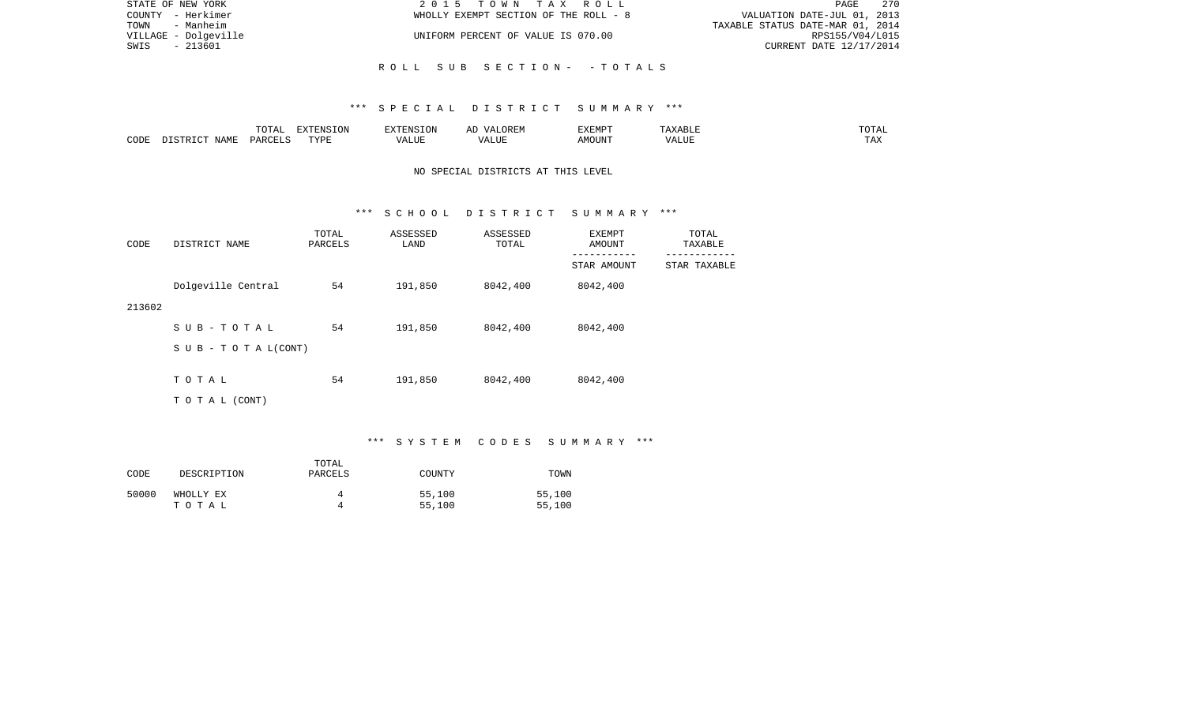ROLL SUB SECTION - - TOTALS

*** SPECIAL DISTRICT SUMMARY ***

| CODE | DISTRICT NAME | TOTAL PARCELS | EXTENSION TYPE | EXTENSION VALUE | AD VALOREM VALUE | EXEMPT AMOUNT | TAXABLE VALUE | TOTAL TAX |
|---|---|---|---|---|---|---|---|---|

NO SPECIAL DISTRICTS AT THIS LEVEL

*** SCHOOL DISTRICT SUMMARY ***

| CODE | DISTRICT NAME | TOTAL PARCELS | ASSESSED LAND | ASSESSED TOTAL | EXEMPT AMOUNT / STAR AMOUNT | TOTAL TAXABLE / STAR TAXABLE |
|---|---|---|---|---|---|---|
| 213602 | Dolgeville Central | 54 | 191,850 | 8042,400 | 8042,400 | |
| | SUB-TOTAL | 54 | 191,850 | 8042,400 | 8042,400 | |
| | SUB - TOTAL(CONT) | | | | | |
| | TOTAL | 54 | 191,850 | 8042,400 | 8042,400 | |
| | TOTAL (CONT) | | | | | |

*** SYSTEM CODES SUMMARY ***

| CODE | DESCRIPTION | TOTAL PARCELS | COUNTY | TOWN |
|---|---|---|---|---|
| 50000 | WHOLLY EX | 4 | 55,100 | 55,100 |
| | TOTAL | 4 | 55,100 | 55,100 |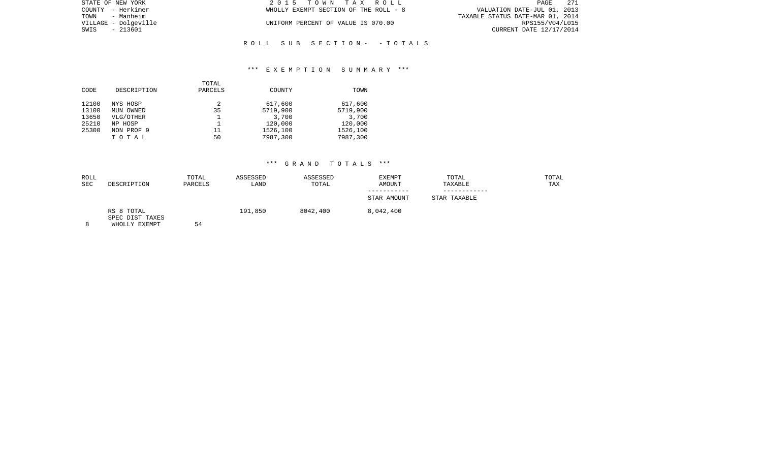STATE OF NEW YORK
COUNTY - Herkimer
TOWN - Manheim
VILLAGE - Dolgeville
SWIS - 213601

2 0 1 5 T O W N T A X R O L L
WHOLLY EXEMPT SECTION OF THE ROLL - 8
UNIFORM PERCENT OF VALUE IS 070.00

VALUATION DATE-JUL 01, 2013
TAXABLE STATUS DATE-MAR 01, 2014
RPS155/V04/L015
CURRENT DATE 12/17/2014

R O L L S U B S E C T I O N - - T O T A L S

*** E X E M P T I O N S U M M A R Y ***

| CODE | DESCRIPTION | TOTAL PARCELS | COUNTY | TOWN |
|---|---|---|---|---|
| 12100 | NYS HOSP | 2 | 617,600 | 617,600 |
| 13100 | MUN OWNED | 35 | 5719,900 | 5719,900 |
| 13650 | VLG/OTHER | 1 | 3,700 | 3,700 |
| 25210 | NP HOSP | 1 | 120,000 | 120,000 |
| 25300 | NON PROF 9 | 11 | 1526,100 | 1526,100 |
| | T O T A L | 50 | 7987,300 | 7987,300 |

*** G R A N D T O T A L S ***

| ROLL SEC | DESCRIPTION | TOTAL PARCELS | ASSESSED LAND | ASSESSED TOTAL | EXEMPT AMOUNT / STAR AMOUNT | TOTAL TAXABLE / STAR TAXABLE | TOTAL TAX |
|---|---|---|---|---|---|---|---|
| 8 | RS 8 TOTAL SPEC DIST TAXES WHOLLY EXEMPT | 54 | 191,850 | 8042,400 | 8,042,400 | | |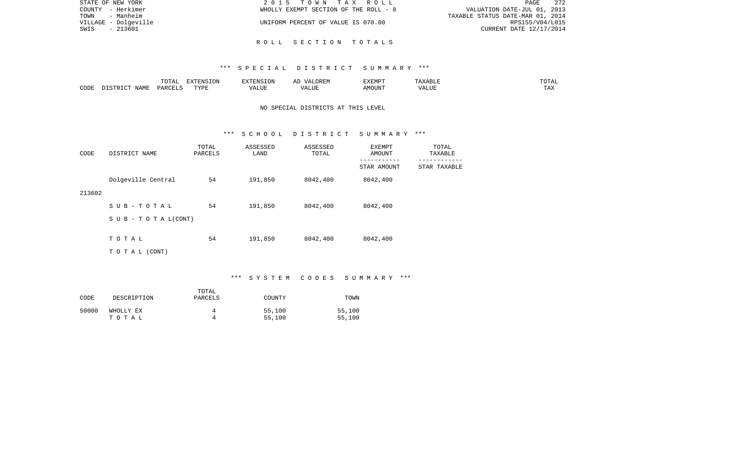STATE OF NEW YORK — 2 0 1 5 T O W N T A X R O L L
COUNTY - Herkimer — WHOLLY EXEMPT SECTION OF THE ROLL - 8 — VALUATION DATE-JUL 01, 2013
TOWN - Manheim — TAXABLE STATUS DATE-MAR 01, 2014
VILLAGE - Dolgeville — UNIFORM PERCENT OF VALUE IS 070.00 — RPS155/V04/L015
SWIS - 213601 — CURRENT DATE 12/17/2014

## R O L L S E C T I O N T O T A L S

### *** S P E C I A L D I S T R I C T S U M M A R Y ***

| CODE | DISTRICT NAME | TOTAL PARCELS | EXTENSION TYPE | EXTENSION VALUE | AD VALOREM VALUE | EXEMPT AMOUNT | TAXABLE VALUE | TOTAL TAX |
|---|---|---|---|---|---|---|---|---|

NO SPECIAL DISTRICTS AT THIS LEVEL

### *** S C H O O L D I S T R I C T S U M M A R Y ***

| CODE | DISTRICT NAME | TOTAL PARCELS | ASSESSED LAND | ASSESSED TOTAL | EXEMPT AMOUNT / STAR AMOUNT | TOTAL TAXABLE / STAR TAXABLE |
|---|---|---|---|---|---|---|
| 213602 | Dolgeville Central | 54 | 191,850 | 8042,400 | 8042,400 | |
| | S U B - T O T A L | 54 | 191,850 | 8042,400 | 8042,400 | |
| | S U B - T O T A L (CONT) | | | | | |
| | T O T A L | 54 | 191,850 | 8042,400 | 8042,400 | |
| | T O T A L (CONT) | | | | | |

### *** S Y S T E M C O D E S S U M M A R Y ***

| CODE | DESCRIPTION | TOTAL PARCELS | COUNTY | TOWN |
|---|---|---|---|---|
| 50000 | WHOLLY EX | 4 | 55,100 | 55,100 |
| | T O T A L | 4 | 55,100 | 55,100 |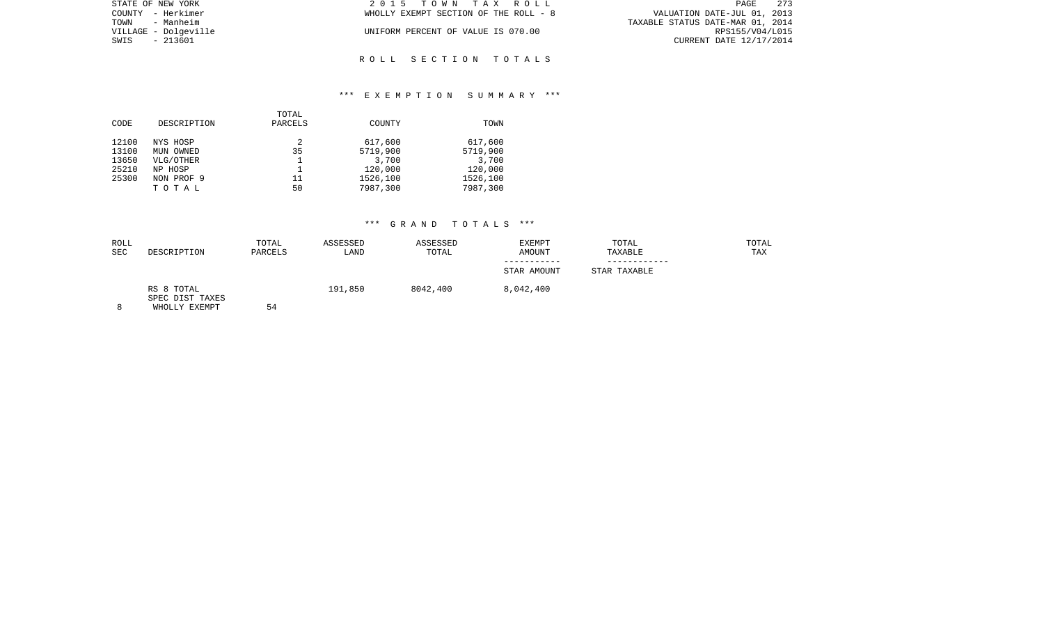STATE OF NEW YORK
COUNTY - Herkimer
TOWN - Manheim
VILLAGE - Dolgeville
SWIS - 213601

2015 TOWN TAX ROLL
WHOLLY EXEMPT SECTION OF THE ROLL - 8

UNIFORM PERCENT OF VALUE IS 070.00

VALUATION DATE-JUL 01, 2013
TAXABLE STATUS DATE-MAR 01, 2014
RPS155/V04/L015
CURRENT DATE 12/17/2014

## ROLL SECTION TOTALS

### *** EXEMPTION SUMMARY ***

| CODE | DESCRIPTION | TOTAL PARCELS | COUNTY | TOWN |
|---|---|---|---|---|
| 12100 | NYS HOSP | 2 | 617,600 | 617,600 |
| 13100 | MUN OWNED | 35 | 5719,900 | 5719,900 |
| 13650 | VLG/OTHER | 1 | 3,700 | 3,700 |
| 25210 | NP HOSP | 1 | 120,000 | 120,000 |
| 25300 | NON PROF 9 | 11 | 1526,100 | 1526,100 |
| | TOTAL | 50 | 7987,300 | 7987,300 |

### *** GRAND TOTALS ***

| ROLL SEC | DESCRIPTION | TOTAL PARCELS | ASSESSED LAND | ASSESSED TOTAL | EXEMPT AMOUNT / STAR AMOUNT | TOTAL TAXABLE / STAR TAXABLE | TOTAL TAX |
|---|---|---|---|---|---|---|---|
| | RS 8 TOTAL | | 191,850 | 8042,400 | 8,042,400 | | |
| | SPEC DIST TAXES | | | | | | |
| 8 | WHOLLY EXEMPT | 54 | | | | | |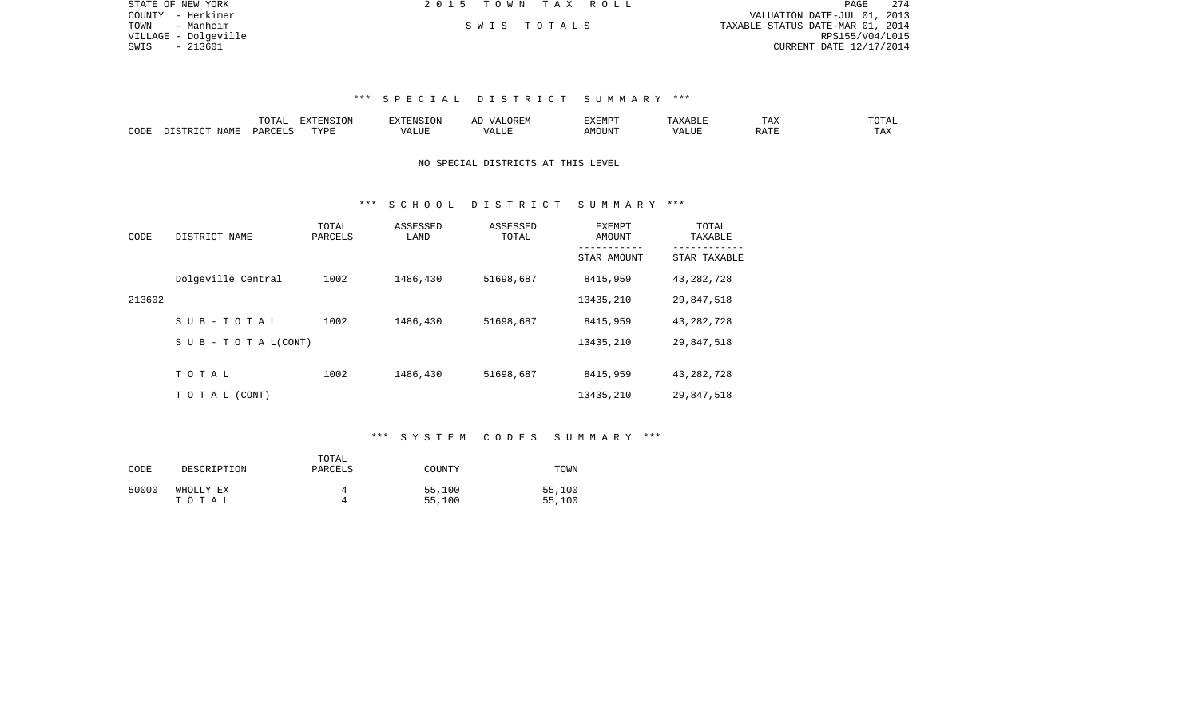STATE OF NEW YORK
COUNTY - Herkimer
TOWN - Manheim
VILLAGE - Dolgeville
SWIS - 213601

2 0 1 5 T O W N T A X R O L L

S W I S T O T A L S

VALUATION DATE-JUL 01, 2013
TAXABLE STATUS DATE-MAR 01, 2014
RPS155/V04/L015
CURRENT DATE 12/17/2014

### *** S P E C I A L D I S T R I C T S U M M A R Y ***

| CODE | DISTRICT NAME | TOTAL PARCELS | EXTENSION TYPE | EXTENSION VALUE | AD VALOREM VALUE | EXEMPT AMOUNT | TAXABLE VALUE | TAX RATE | TOTAL TAX |
|---|---|---|---|---|---|---|---|---|---|

NO SPECIAL DISTRICTS AT THIS LEVEL

### *** S C H O O L D I S T R I C T S U M M A R Y ***

| CODE | DISTRICT NAME | TOTAL PARCELS | ASSESSED LAND | ASSESSED TOTAL | EXEMPT AMOUNT / STAR AMOUNT | TOTAL TAXABLE / STAR TAXABLE |
|---|---|---|---|---|---|---|
| | Dolgeville Central | 1002 | 1486,430 | 51698,687 | 8415,959 | 43,282,728 |
| 213602 | | | | | 13435,210 | 29,847,518 |
| | S U B - T O T A L | 1002 | 1486,430 | 51698,687 | 8415,959 | 43,282,728 |
| | S U B - T O T A L(CONT) | | | | 13435,210 | 29,847,518 |
| | T O T A L | 1002 | 1486,430 | 51698,687 | 8415,959 | 43,282,728 |
| | T O T A L (CONT) | | | | 13435,210 | 29,847,518 |

### *** S Y S T E M C O D E S S U M M A R Y ***

| CODE | DESCRIPTION | TOTAL PARCELS | COUNTY | TOWN |
|---|---|---|---|---|
| 50000 | WHOLLY EX | 4 | 55,100 | 55,100 |
| | T O T A L | 4 | 55,100 | 55,100 |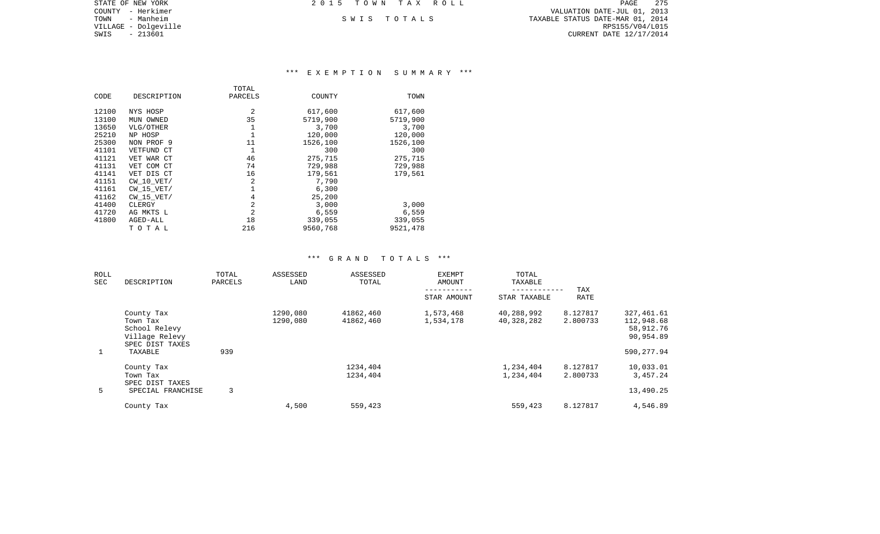STATE OF NEW YORK
COUNTY - Herkimer
TOWN - Manheim
VILLAGE - Dolgeville
SWIS - 213601

2 0 1 5 T O W N T A X R O L L

S W I S T O T A L S

VALUATION DATE-JUL 01, 2013
TAXABLE STATUS DATE-MAR 01, 2014
RPS155/V04/L015
CURRENT DATE 12/17/2014

## *** E X E M P T I O N S U M M A R Y ***

| CODE | DESCRIPTION | TOTAL PARCELS | COUNTY | TOWN |
|---|---|---|---|---|
| 12100 | NYS HOSP | 2 | 617,600 | 617,600 |
| 13100 | MUN OWNED | 35 | 5719,900 | 5719,900 |
| 13650 | VLG/OTHER | 1 | 3,700 | 3,700 |
| 25210 | NP HOSP | 1 | 120,000 | 120,000 |
| 25300 | NON PROF 9 | 11 | 1526,100 | 1526,100 |
| 41101 | VETFUND CT | 1 | 300 | 300 |
| 41121 | VET WAR CT | 46 | 275,715 | 275,715 |
| 41131 | VET COM CT | 74 | 729,988 | 729,988 |
| 41141 | VET DIS CT | 16 | 179,561 | 179,561 |
| 41151 | CW_10_VET/ | 2 | 7,790 | |
| 41161 | CW_15_VET/ | 1 | 6,300 | |
| 41162 | CW_15_VET/ | 4 | 25,200 | |
| 41400 | CLERGY | 2 | 3,000 | 3,000 |
| 41720 | AG MKTS L | 2 | 6,559 | 6,559 |
| 41800 | AGED-ALL | 18 | 339,055 | 339,055 |
| | T O T A L | 216 | 9560,768 | 9521,478 |

## *** G R A N D T O T A L S ***

| ROLL SEC | DESCRIPTION | TOTAL PARCELS | ASSESSED LAND | ASSESSED TOTAL | EXEMPT AMOUNT<br>-----------<br>STAR AMOUNT | TOTAL TAXABLE<br>------------<br>STAR TAXABLE | TAX RATE | |
|---|---|---|---|---|---|---|---|---|
| | County Tax | | 1290,080 | 41862,460 | 1,573,468 | 40,288,992 | 8.127817 | 327,461.61 |
| | Town Tax | | 1290,080 | 41862,460 | 1,534,178 | 40,328,282 | 2.800733 | 112,948.68 |
| | School Relevy | | | | | | | 58,912.76 |
| | Village Relevy | | | | | | | 90,954.89 |
| | SPEC DIST TAXES | | | | | | | |
| 1 | TAXABLE | 939 | | | | | | 590,277.94 |
| | County Tax | | | 1234,404 | | 1,234,404 | 8.127817 | 10,033.01 |
| | Town Tax | | | 1234,404 | | 1,234,404 | 2.800733 | 3,457.24 |
| | SPEC DIST TAXES | | | | | | | |
| 5 | SPECIAL FRANCHISE | 3 | | | | | | 13,490.25 |
| | County Tax | | 4,500 | 559,423 | | 559,423 | 8.127817 | 4,546.89 |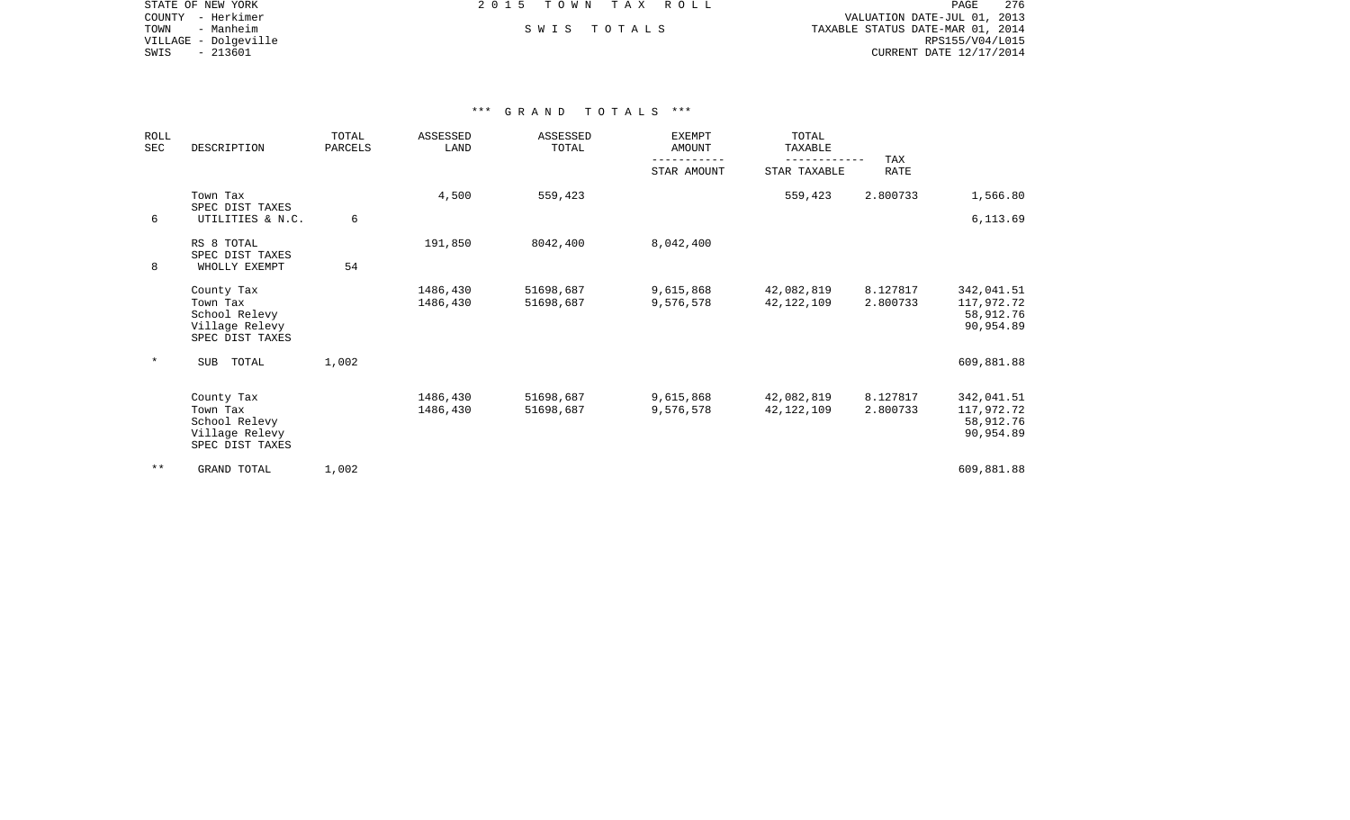STATE OF NEW YORK
COUNTY - Herkimer
TOWN - Manheim
VILLAGE - Dolgeville
SWIS - 213601

2 0 1 5 T O W N T A X R O L L

S W I S T O T A L S

VALUATION DATE-JUL 01, 2013
TAXABLE STATUS DATE-MAR 01, 2014
RPS155/V04/L015
CURRENT DATE 12/17/2014

*** G R A N D T O T A L S ***

| ROLL SEC | DESCRIPTION | TOTAL PARCELS | ASSESSED LAND | ASSESSED TOTAL | EXEMPT AMOUNT / STAR AMOUNT | TOTAL TAXABLE / STAR TAXABLE | TAX RATE | |
|---|---|---|---|---|---|---|---|---|
| | Town Tax | | 4,500 | 559,423 | | 559,423 | 2.800733 | 1,566.80 |
| | SPEC DIST TAXES | | | | | | | |
| 6 | UTILITIES & N.C. | 6 | | | | | | 6,113.69 |
| | RS 8 TOTAL | | 191,850 | 8042,400 | 8,042,400 | | | |
| | SPEC DIST TAXES | | | | | | | |
| 8 | WHOLLY EXEMPT | 54 | | | | | | |
| | County Tax | | 1486,430 | 51698,687 | 9,615,868 | 42,082,819 | 8.127817 | 342,041.51 |
| | Town Tax | | 1486,430 | 51698,687 | 9,576,578 | 42,122,109 | 2.800733 | 117,972.72 |
| | School Relevy | | | | | | | 58,912.76 |
| | Village Relevy | | | | | | | 90,954.89 |
| | SPEC DIST TAXES | | | | | | | |
| * | SUB TOTAL | 1,002 | | | | | | 609,881.88 |
| | County Tax | | 1486,430 | 51698,687 | 9,615,868 | 42,082,819 | 8.127817 | 342,041.51 |
| | Town Tax | | 1486,430 | 51698,687 | 9,576,578 | 42,122,109 | 2.800733 | 117,972.72 |
| | School Relevy | | | | | | | 58,912.76 |
| | Village Relevy | | | | | | | 90,954.89 |
| | SPEC DIST TAXES | | | | | | | |
| ** | GRAND TOTAL | 1,002 | | | | | | 609,881.88 |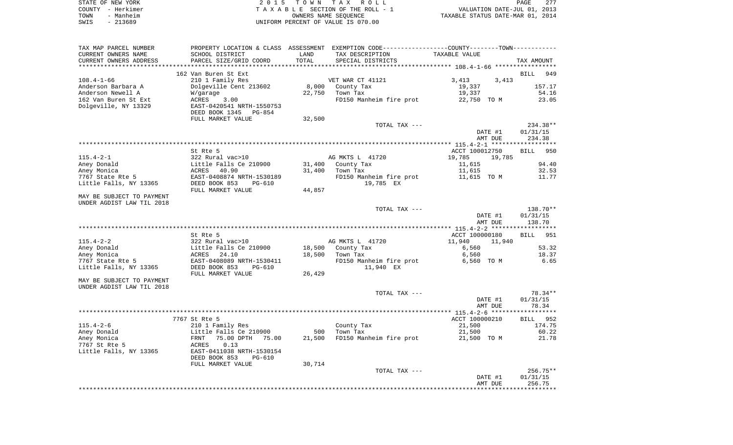STATE OF NEW YORK | 2 0 1 5 T O W N T A X R O L L | PAGE 277
COUNTY - Herkimer | T A X A B L E SECTION OF THE ROLL - 1 | VALUATION DATE-JUL 01, 2013
TOWN - Manheim | OWNERS NAME SEQUENCE | TAXABLE STATUS DATE-MAR 01, 2014
SWIS - 213689 | UNIFORM PERCENT OF VALUE IS 070.00

| TAX MAP PARCEL NUMBER / CURRENT OWNERS NAME / CURRENT OWNERS ADDRESS | PROPERTY LOCATION & CLASS / SCHOOL DISTRICT / PARCEL SIZE/GRID COORD | ASSESSMENT LAND / TOTAL | EXEMPTION CODE / TAX DESCRIPTION / SPECIAL DISTRICTS | COUNTY / TOWN TAXABLE VALUE | TAX AMOUNT |
|---|---|---|---|---|---|
| **108.4-1-66** | 162 Van Buren St Ext | | | | BILL 949 |
| | 210 1 Family Res | | VET WAR CT 41121 | 3,413 3,413 | |
| Anderson Barbara A | Dolgeville Cent 213602 | 8,000 | County Tax | 19,337 | 157.17 |
| Anderson Newell A | W/garage | 22,750 | Town Tax | 19,337 | 54.16 |
| 162 Van Buren St Ext | ACRES 3.00 | | FD150 Manheim fire prot | 22,750 TO M | 23.05 |
| Dolgeville, NY 13329 | EAST-0420541 NRTH-1550753 | | | | |
| | DEED BOOK 1345 PG-854 | | | | |
| | FULL MARKET VALUE | 32,500 | | | |
| | | | TOTAL TAX --- | | 234.38** |
| | | | | DATE #1 | 01/31/15 |
| | | | | AMT DUE | 234.38 |
| **115.4-2-1** | St Rte 5 | | | ACCT 100012750 | BILL 950 |
| | 322 Rural vac>10 | | AG MKTS L 41720 | 19,785 19,785 | |
| Aney Donald | Little Falls Ce 210900 | 31,400 | County Tax | 11,615 | 94.40 |
| Aney Monica | ACRES 40.90 | 31,400 | Town Tax | 11,615 | 32.53 |
| 7767 State Rte 5 | EAST-0408874 NRTH-1530189 | | FD150 Manheim fire prot | 11,615 TO M | 11.77 |
| Little Falls, NY 13365 | DEED BOOK 853 PG-610 | | 19,785 EX | | |
| | FULL MARKET VALUE | 44,857 | | | |
| MAY BE SUBJECT TO PAYMENT UNDER AGDIST LAW TIL 2018 | | | | | |
| | | | TOTAL TAX --- | | 138.70** |
| | | | | DATE #1 | 01/31/15 |
| | | | | AMT DUE | 138.70 |
| **115.4-2-2** | St Rte 5 | | | ACCT 100000180 | BILL 951 |
| | 322 Rural vac>10 | | AG MKTS L 41720 | 11,940 11,940 | |
| Aney Donald | Little Falls Ce 210900 | 18,500 | County Tax | 6,560 | 53.32 |
| Aney Monica | ACRES 24.10 | 18,500 | Town Tax | 6,560 | 18.37 |
| 7767 State Rte 5 | EAST-0408089 NRTH-1530411 | | FD150 Manheim fire prot | 6,560 TO M | 6.65 |
| Little Falls, NY 13365 | DEED BOOK 853 PG-610 | | 11,940 EX | | |
| | FULL MARKET VALUE | 26,429 | | | |
| MAY BE SUBJECT TO PAYMENT UNDER AGDIST LAW TIL 2018 | | | | | |
| | | | TOTAL TAX --- | | 78.34** |
| | | | | DATE #1 | 01/31/15 |
| | | | | AMT DUE | 78.34 |
| **115.4-2-6** | 7767 St Rte 5 | | | ACCT 100000210 | BILL 952 |
| | 210 1 Family Res | | County Tax | 21,500 | 174.75 |
| Aney Donald | Little Falls Ce 210900 | 500 | Town Tax | 21,500 | 60.22 |
| Aney Monica | FRNT 75.00 DPTH 75.00 | 21,500 | FD150 Manheim fire prot | 21,500 TO M | 21.78 |
| 7767 St Rte 5 | ACRES 0.13 | | | | |
| Little Falls, NY 13365 | EAST-0411038 NRTH-1530154 | | | | |
| | DEED BOOK 853 PG-610 | | | | |
| | FULL MARKET VALUE | 30,714 | | | |
| | | | TOTAL TAX --- | | 256.75** |
| | | | | DATE #1 | 01/31/15 |
| | | | | AMT DUE | 256.75 |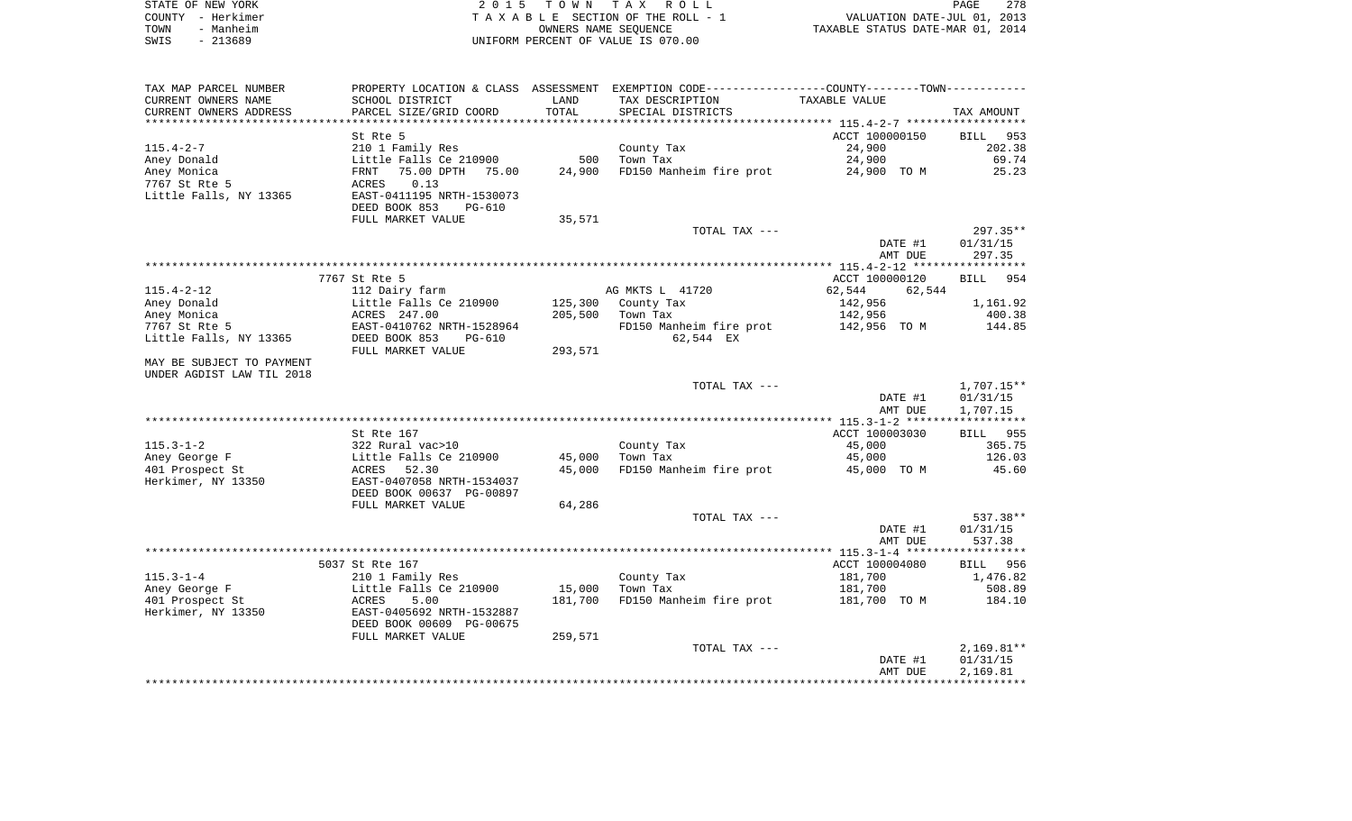STATE OF NEW YORK
COUNTY - Herkimer
TOWN - Manheim
SWIS - 213689

2 0 1 5 T O W N T A X R O L L
T A X A B L E SECTION OF THE ROLL - 1
OWNERS NAME SEQUENCE
UNIFORM PERCENT OF VALUE IS 070.00

VALUATION DATE-JUL 01, 2013
TAXABLE STATUS DATE-MAR 01, 2014

| TAX MAP PARCEL NUMBER / CURRENT OWNERS NAME / CURRENT OWNERS ADDRESS | PROPERTY LOCATION & CLASS / SCHOOL DISTRICT / PARCEL SIZE/GRID COORD | ASSESSMENT LAND | TOTAL | EXEMPTION CODE / TAX DESCRIPTION / SPECIAL DISTRICTS | COUNTY--------TOWN TAXABLE VALUE | TAX AMOUNT |
|---|---|---|---|---|---|---|
| **115.4-2-7** | St Rte 5 | | | | ACCT 100000150 | BILL 953 |
| Aney Donald | 210 1 Family Res | | | County Tax | 24,900 | 202.38 |
| Aney Monica | Little Falls Ce 210900 | 500 | | Town Tax | 24,900 | 69.74 |
| 7767 St Rte 5 | FRNT 75.00 DPTH 75.00 | | 24,900 | FD150 Manheim fire prot | 24,900 TO M | 25.23 |
| Little Falls, NY 13365 | ACRES 0.13 | | | | | |
| | EAST-0411195 NRTH-1530073 | | | | | |
| | DEED BOOK 853 PG-610 | | | | | |
| | FULL MARKET VALUE | | 35,571 | | | |
| | | | | TOTAL TAX --- | | 297.35** |
| | | | | | DATE #1 | 01/31/15 |
| | | | | | AMT DUE | 297.35 |
| **115.4-2-12** | 7767 St Rte 5 | | | | ACCT 100000120 | BILL 954 |
| Aney Donald | 112 Dairy farm | | | AG MKTS L 41720 | 62,544 62,544 | |
| Aney Monica | Little Falls Ce 210900 | 125,300 | | County Tax | 142,956 | 1,161.92 |
| 7767 St Rte 5 | ACRES 247.00 | | 205,500 | Town Tax | 142,956 | 400.38 |
| Little Falls, NY 13365 | EAST-0410762 NRTH-1528964 | | | FD150 Manheim fire prot | 142,956 TO M | 144.85 |
| | DEED BOOK 853 PG-610 | | | 62,544 EX | | |
| | FULL MARKET VALUE | | 293,571 | | | |
| MAY BE SUBJECT TO PAYMENT | | | | | | |
| UNDER AGDIST LAW TIL 2018 | | | | | | |
| | | | | TOTAL TAX --- | | 1,707.15** |
| | | | | | DATE #1 | 01/31/15 |
| | | | | | AMT DUE | 1,707.15 |
| **115.3-1-2** | St Rte 167 | | | | ACCT 100003030 | BILL 955 |
| Aney George F | 322 Rural vac>10 | | | County Tax | 45,000 | 365.75 |
| 401 Prospect St | Little Falls Ce 210900 | 45,000 | | Town Tax | 45,000 | 126.03 |
| Herkimer, NY 13350 | ACRES 52.30 | | 45,000 | FD150 Manheim fire prot | 45,000 TO M | 45.60 |
| | EAST-0407058 NRTH-1534037 | | | | | |
| | DEED BOOK 00637 PG-00897 | | | | | |
| | FULL MARKET VALUE | | 64,286 | | | |
| | | | | TOTAL TAX --- | | 537.38** |
| | | | | | DATE #1 | 01/31/15 |
| | | | | | AMT DUE | 537.38 |
| **115.3-1-4** | 5037 St Rte 167 | | | | ACCT 100004080 | BILL 956 |
| Aney George F | 210 1 Family Res | | | County Tax | 181,700 | 1,476.82 |
| 401 Prospect St | Little Falls Ce 210900 | 15,000 | | Town Tax | 181,700 | 508.89 |
| Herkimer, NY 13350 | ACRES 5.00 | | 181,700 | FD150 Manheim fire prot | 181,700 TO M | 184.10 |
| | EAST-0405692 NRTH-1532887 | | | | | |
| | DEED BOOK 00609 PG-00675 | | | | | |
| | FULL MARKET VALUE | | 259,571 | | | |
| | | | | TOTAL TAX --- | | 2,169.81** |
| | | | | | DATE #1 | 01/31/15 |
| | | | | | AMT DUE | 2,169.81 |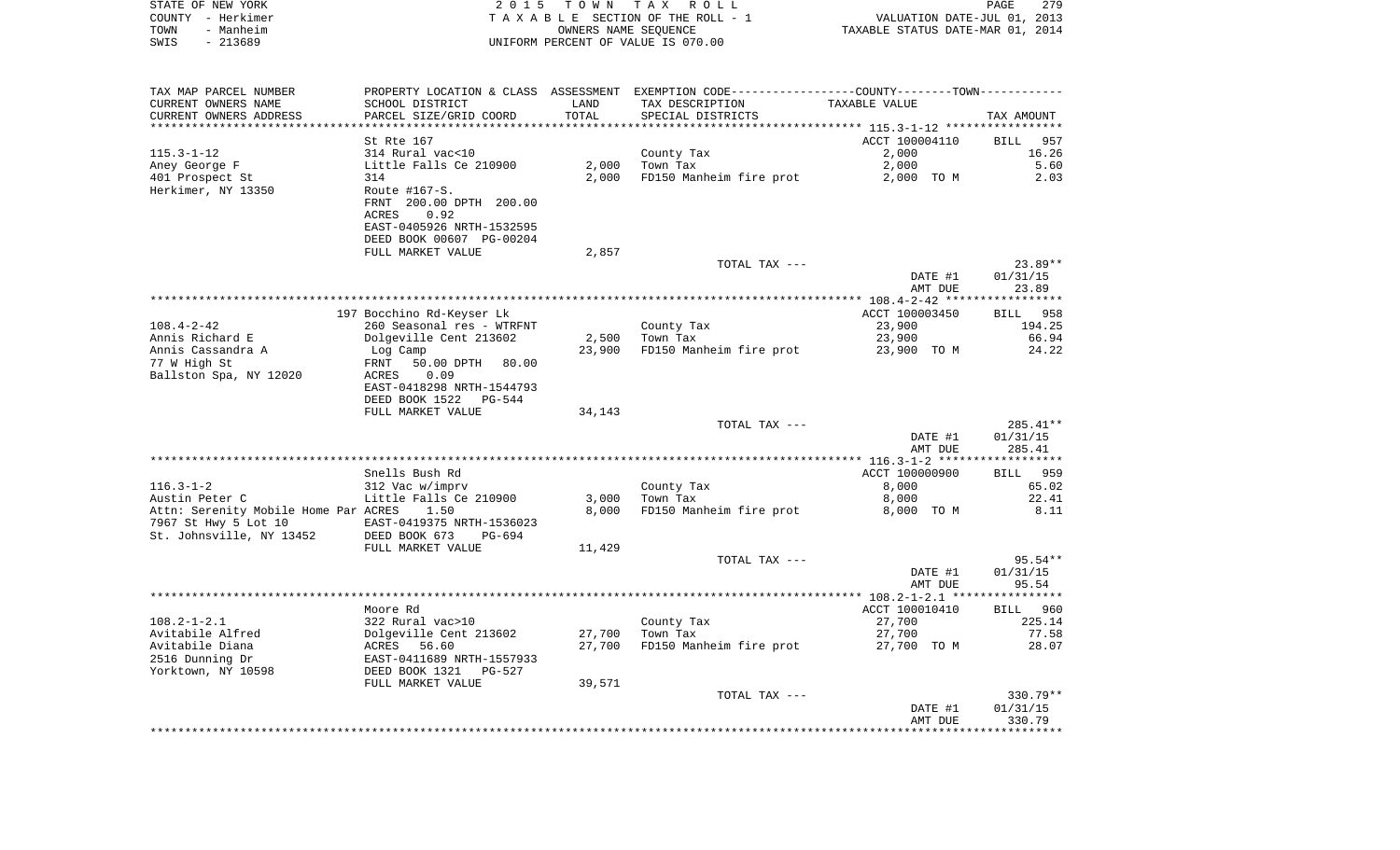STATE OF NEW YORK  
COUNTY - Herkimer  
TOWN - Manheim  
SWIS - 213689

2015 TOWN TAX ROLL  
TAXABLE SECTION OF THE ROLL - 1  
OWNERS NAME SEQUENCE  
UNIFORM PERCENT OF VALUE IS 070.00

VALUATION DATE-JUL 01, 2013  
TAXABLE STATUS DATE-MAR 01, 2014

| TAX MAP PARCEL NUMBER<br>CURRENT OWNERS NAME<br>CURRENT OWNERS ADDRESS | PROPERTY LOCATION & CLASS<br>SCHOOL DISTRICT<br>PARCEL SIZE/GRID COORD | ASSESSMENT<br>LAND<br>TOTAL | EXEMPTION CODE-----COUNTY-----TOWN<br>TAX DESCRIPTION<br>SPECIAL DISTRICTS | TAXABLE VALUE | TAX AMOUNT |
|---|---|---|---|---|---|
| | St Rte 167 | | | ACCT 100004110 | BILL 957 |
| 115.3-1-12 | 314 Rural vac<10 | | County Tax | 2,000 | 16.26 |
| Aney George F | Little Falls Ce 210900 | 2,000 | Town Tax | 2,000 | 5.60 |
| 401 Prospect St | 314 | 2,000 | FD150 Manheim fire prot | 2,000 TO M | 2.03 |
| Herkimer, NY 13350 | Route #167-S. | | | | |
| | FRNT 200.00 DPTH 200.00 | | | | |
| | ACRES 0.92 | | | | |
| | EAST-0405926 NRTH-1532595 | | | | |
| | DEED BOOK 00607 PG-00204 | | | | |
| | FULL MARKET VALUE | 2,857 | | | |
| | | | TOTAL TAX --- | | 23.89** |
| | | | | DATE #1 | 01/31/15 |
| | | | | AMT DUE | 23.89 |
| | 197 Bocchino Rd-Keyser Lk | | | ACCT 100003450 | BILL 958 |
| 108.4-2-42 | 260 Seasonal res - WTRFNT | | County Tax | 23,900 | 194.25 |
| Annis Richard E | Dolgeville Cent 213602 | 2,500 | Town Tax | 23,900 | 66.94 |
| Annis Cassandra A | Log Camp | 23,900 | FD150 Manheim fire prot | 23,900 TO M | 24.22 |
| 77 W High St | FRNT 50.00 DPTH 80.00 | | | | |
| Ballston Spa, NY 12020 | ACRES 0.09 | | | | |
| | EAST-0418298 NRTH-1544793 | | | | |
| | DEED BOOK 1522 PG-544 | | | | |
| | FULL MARKET VALUE | 34,143 | | | |
| | | | TOTAL TAX --- | | 285.41** |
| | | | | DATE #1 | 01/31/15 |
| | | | | AMT DUE | 285.41 |
| | Snells Bush Rd | | | ACCT 100000900 | BILL 959 |
| 116.3-1-2 | 312 Vac w/imprv | | County Tax | 8,000 | 65.02 |
| Austin Peter C | Little Falls Ce 210900 | 3,000 | Town Tax | 8,000 | 22.41 |
| Attn: Serenity Mobile Home Par | ACRES 1.50 | 8,000 | FD150 Manheim fire prot | 8,000 TO M | 8.11 |
| 7967 St Hwy 5 Lot 10 | EAST-0419375 NRTH-1536023 | | | | |
| St. Johnsville, NY 13452 | DEED BOOK 673 PG-694 | | | | |
| | FULL MARKET VALUE | 11,429 | | | |
| | | | TOTAL TAX --- | | 95.54** |
| | | | | DATE #1 | 01/31/15 |
| | | | | AMT DUE | 95.54 |
| | Moore Rd | | | ACCT 100010410 | BILL 960 |
| 108.2-1-2.1 | 322 Rural vac>10 | | County Tax | 27,700 | 225.14 |
| Avitabile Alfred | Dolgeville Cent 213602 | 27,700 | Town Tax | 27,700 | 77.58 |
| Avitabile Diana | ACRES 56.60 | 27,700 | FD150 Manheim fire prot | 27,700 TO M | 28.07 |
| 2516 Dunning Dr | EAST-0411689 NRTH-1557933 | | | | |
| Yorktown, NY 10598 | DEED BOOK 1321 PG-527 | | | | |
| | FULL MARKET VALUE | 39,571 | | | |
| | | | TOTAL TAX --- | | 330.79** |
| | | | | DATE #1 | 01/31/15 |
| | | | | AMT DUE | 330.79 |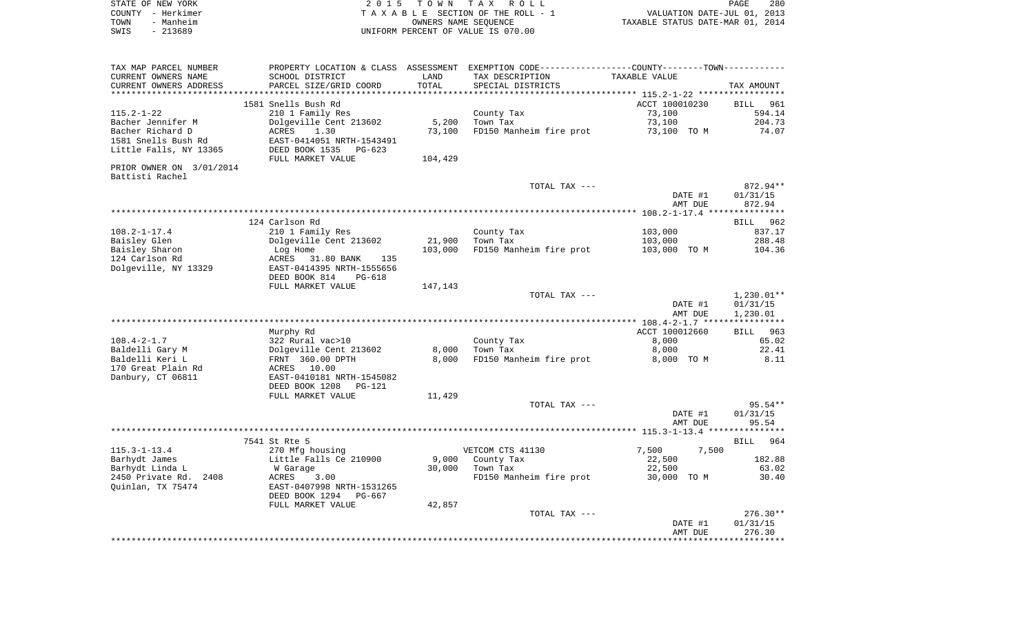STATE OF NEW YORK | COUNTY - Herkimer | TOWN - Manheim | SWIS - 213689

2015 TOWN TAX ROLL
TAXABLE SECTION OF THE ROLL - 1
OWNERS NAME SEQUENCE
UNIFORM PERCENT OF VALUE IS 070.00

VALUATION DATE-JUL 01, 2013
TAXABLE STATUS DATE-MAR 01, 2014

| TAX MAP PARCEL NUMBER / CURRENT OWNERS NAME / CURRENT OWNERS ADDRESS | PROPERTY LOCATION & CLASS / SCHOOL DISTRICT / PARCEL SIZE/GRID COORD | ASSESSMENT LAND | TOTAL | EXEMPTION CODE / TAX DESCRIPTION / SPECIAL DISTRICTS | COUNTY/TOWN TAXABLE VALUE | TAX AMOUNT |
|---|---|---|---|---|---|---|
| 115.2-1-22 | 1581 Snells Bush Rd | | | | ACCT 100010230 | BILL 961 |
| | 210 1 Family Res | | | County Tax | 73,100 | 594.14 |
| Bacher Jennifer M | Dolgeville Cent 213602 | 5,200 | | Town Tax | 73,100 | 204.73 |
| Bacher Richard D | ACRES 1.30 | | 73,100 | FD150 Manheim fire prot | 73,100 TO M | 74.07 |
| 1581 Snells Bush Rd | EAST-0414051 NRTH-1543491 | | | | | |
| Little Falls, NY 13365 | DEED BOOK 1535 PG-623 | | | | | |
| | FULL MARKET VALUE | | 104,429 | | | |
| PRIOR OWNER ON 3/01/2014 Battisti Rachel | | | | | | |
| | | | | TOTAL TAX --- | | 872.94** |
| | | | | | DATE #1 | 01/31/15 |
| | | | | | AMT DUE | 872.94 |
| 108.2-1-17.4 | 124 Carlson Rd | | | | | BILL 962 |
| | 210 1 Family Res | | | County Tax | 103,000 | 837.17 |
| Baisley Glen | Dolgeville Cent 213602 | 21,900 | | Town Tax | 103,000 | 288.48 |
| Baisley Sharon | Log Home | | 103,000 | FD150 Manheim fire prot | 103,000 TO M | 104.36 |
| 124 Carlson Rd | ACRES 31.80 BANK 135 | | | | | |
| Dolgeville, NY 13329 | EAST-0414395 NRTH-1555656 | | | | | |
| | DEED BOOK 814 PG-618 | | | | | |
| | FULL MARKET VALUE | | 147,143 | | | |
| | | | | TOTAL TAX --- | | 1,230.01** |
| | | | | | DATE #1 | 01/31/15 |
| | | | | | AMT DUE | 1,230.01 |
| 108.4-2-1.7 | Murphy Rd | | | | ACCT 100012660 | BILL 963 |
| | 322 Rural vac>10 | | | County Tax | 8,000 | 65.02 |
| Baldelli Gary M | Dolgeville Cent 213602 | 8,000 | | Town Tax | 8,000 | 22.41 |
| Baldelli Keri L | FRNT 360.00 DPTH | | 8,000 | FD150 Manheim fire prot | 8,000 TO M | 8.11 |
| 170 Great Plain Rd | ACRES 10.00 | | | | | |
| Danbury, CT 06811 | EAST-0410181 NRTH-1545082 | | | | | |
| | DEED BOOK 1208 PG-121 | | | | | |
| | FULL MARKET VALUE | | 11,429 | | | |
| | | | | TOTAL TAX --- | | 95.54** |
| | | | | | DATE #1 | 01/31/15 |
| | | | | | AMT DUE | 95.54 |
| 115.3-1-13.4 | 7541 St Rte 5 | | | | | BILL 964 |
| | 270 Mfg housing | | | VETCOM CTS 41130 | 7,500 7,500 | |
| Barhydt James | Little Falls Ce 210900 | 9,000 | | County Tax | 22,500 | 182.88 |
| Barhydt Linda L | W Garage | | 30,000 | Town Tax | 22,500 | 63.02 |
| 2450 Private Rd. 2408 | ACRES 3.00 | | | FD150 Manheim fire prot | 30,000 TO M | 30.40 |
| Quinlan, TX 75474 | EAST-0407998 NRTH-1531265 | | | | | |
| | DEED BOOK 1294 PG-667 | | | | | |
| | FULL MARKET VALUE | | 42,857 | | | |
| | | | | TOTAL TAX --- | | 276.30** |
| | | | | | DATE #1 | 01/31/15 |
| | | | | | AMT DUE | 276.30 |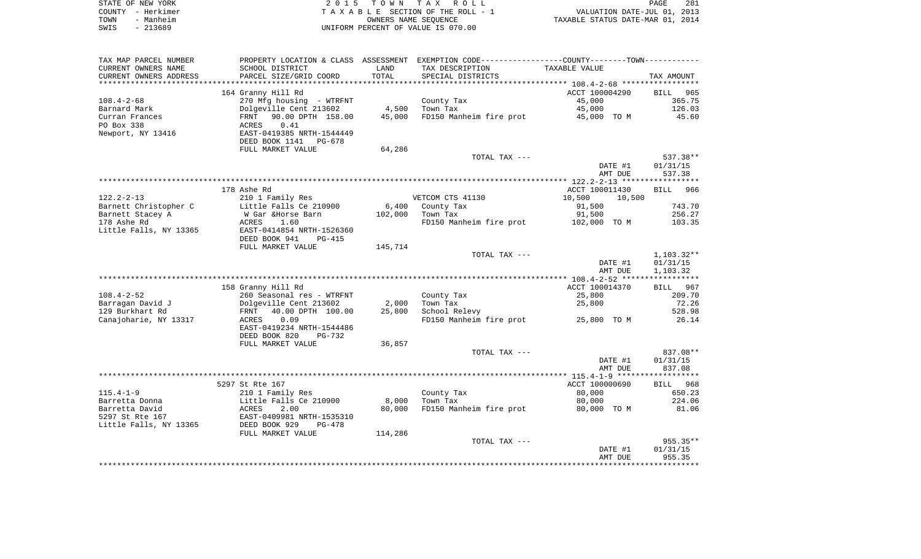STATE OF NEW YORK | COUNTY - Herkimer | TOWN - Manheim | SWIS - 213689

2015 TOWN TAX ROLL
TAXABLE SECTION OF THE ROLL - 1
OWNERS NAME SEQUENCE
UNIFORM PERCENT OF VALUE IS 070.00

VALUATION DATE-JUL 01, 2013
TAXABLE STATUS DATE-MAR 01, 2014

| TAX MAP PARCEL NUMBER / CURRENT OWNERS NAME / CURRENT OWNERS ADDRESS | PROPERTY LOCATION & CLASS / SCHOOL DISTRICT / PARCEL SIZE/GRID COORD | ASSESSMENT LAND / TOTAL | EXEMPTION CODE / TAX DESCRIPTION / SPECIAL DISTRICTS | COUNTY / TOWN TAXABLE VALUE | TAX AMOUNT |
|---|---|---|---|---|---|
| **108.4-2-68** | 164 Granny Hill Rd | | | ACCT 100004290 | BILL 965 |
| Barnard Mark | 270 Mfg housing - WTRFNT | | County Tax | 45,000 | 365.75 |
| Curran Frances | Dolgeville Cent 213602 | 4,500 | Town Tax | 45,000 | 126.03 |
| PO Box 338 | FRNT 90.00 DPTH 158.00 | 45,000 | FD150 Manheim fire prot | 45,000 TO M | 45.60 |
| Newport, NY 13416 | ACRES 0.41 | | | | |
| | EAST-0419385 NRTH-1544449 | | | | |
| | DEED BOOK 1141 PG-678 | | | | |
| | FULL MARKET VALUE | 64,286 | | | |
| | | | TOTAL TAX --- | | 537.38** |
| | | | | DATE #1 | 01/31/15 |
| | | | | AMT DUE | 537.38 |
| **122.2-2-13** | 178 Ashe Rd | | | ACCT 100011430 | BILL 966 |
| Barnett Christopher C | 210 1 Family Res | | VETCOM CTS 41130 | 10,500 10,500 | |
| Barnett Stacey A | Little Falls Ce 210900 | 6,400 | County Tax | 91,500 | 743.70 |
| 178 Ashe Rd | W Gar &Horse Barn | 102,000 | Town Tax | 91,500 | 256.27 |
| Little Falls, NY 13365 | ACRES 1.60 | | FD150 Manheim fire prot | 102,000 TO M | 103.35 |
| | EAST-0414854 NRTH-1526360 | | | | |
| | DEED BOOK 941 PG-415 | | | | |
| | FULL MARKET VALUE | 145,714 | | | |
| | | | TOTAL TAX --- | | 1,103.32** |
| | | | | DATE #1 | 01/31/15 |
| | | | | AMT DUE | 1,103.32 |
| **108.4-2-52** | 158 Granny Hill Rd | | | ACCT 100014370 | BILL 967 |
| Barragan David J | 260 Seasonal res - WTRFNT | | County Tax | 25,800 | 209.70 |
| 129 Burkhart Rd | Dolgeville Cent 213602 | 2,000 | Town Tax | 25,800 | 72.26 |
| Canajoharie, NY 13317 | FRNT 40.00 DPTH 100.00 | 25,800 | School Relevy | | 528.98 |
| | ACRES 0.09 | | FD150 Manheim fire prot | 25,800 TO M | 26.14 |
| | EAST-0419234 NRTH-1544486 | | | | |
| | DEED BOOK 820 PG-732 | | | | |
| | FULL MARKET VALUE | 36,857 | | | |
| | | | TOTAL TAX --- | | 837.08** |
| | | | | DATE #1 | 01/31/15 |
| | | | | AMT DUE | 837.08 |
| **115.4-1-9** | 5297 St Rte 167 | | | ACCT 100000690 | BILL 968 |
| Barretta Donna | 210 1 Family Res | | County Tax | 80,000 | 650.23 |
| Barretta David | Little Falls Ce 210900 | 8,000 | Town Tax | 80,000 | 224.06 |
| 5297 St Rte 167 | ACRES 2.00 | 80,000 | FD150 Manheim fire prot | 80,000 TO M | 81.06 |
| Little Falls, NY 13365 | EAST-0409981 NRTH-1535310 | | | | |
| | DEED BOOK 929 PG-478 | | | | |
| | FULL MARKET VALUE | 114,286 | | | |
| | | | TOTAL TAX --- | | 955.35** |
| | | | | DATE #1 | 01/31/15 |
| | | | | AMT DUE | 955.35 |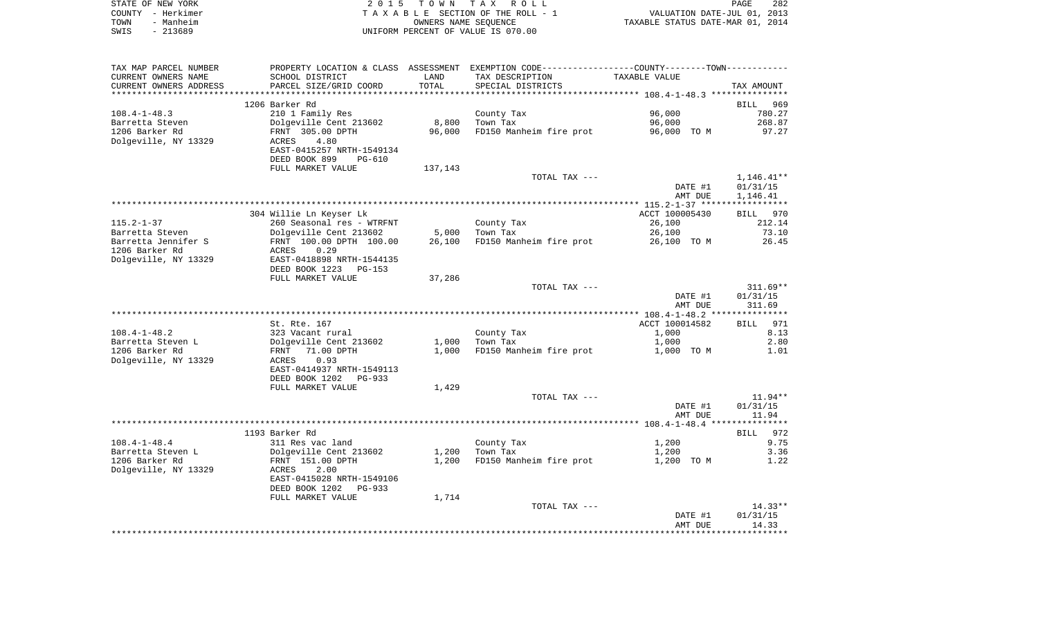STATE OF NEW YORK | COUNTY - Herkimer | TOWN - Manheim | SWIS - 213689

2 0 1 5 T O W N T A X R O L L
T A X A B L E SECTION OF THE ROLL - 1
OWNERS NAME SEQUENCE
UNIFORM PERCENT OF VALUE IS 070.00

VALUATION DATE-JUL 01, 2013
TAXABLE STATUS DATE-MAR 01, 2014

| TAX MAP PARCEL NUMBER / CURRENT OWNERS NAME / CURRENT OWNERS ADDRESS | PROPERTY LOCATION & CLASS / SCHOOL DISTRICT / PARCEL SIZE/GRID COORD | ASSESSMENT LAND / TOTAL | EXEMPTION CODE / TAX DESCRIPTION / SPECIAL DISTRICTS | TAXABLE VALUE | TAX AMOUNT |
|---|---|---|---|---|---|
| **108.4-1-48.3** | 1206 Barker Rd | | | | BILL 969 |
| Barretta Steven | 210 1 Family Res | | County Tax | 96,000 | 780.27 |
| 1206 Barker Rd | Dolgeville Cent 213602 | 8,800 | Town Tax | 96,000 | 268.87 |
| Dolgeville, NY 13329 | FRNT 305.00 DPTH | 96,000 | FD150 Manheim fire prot | 96,000 TO M | 97.27 |
| | ACRES 4.80 | | | | |
| | EAST-0415257 NRTH-1549134 | | | | |
| | DEED BOOK 899 PG-610 | | | | |
| | FULL MARKET VALUE | 137,143 | | | |
| | | | TOTAL TAX --- | | 1,146.41** |
| | | | | DATE #1 | 01/31/15 |
| | | | | AMT DUE | 1,146.41 |
| **115.2-1-37** | 304 Willie Ln Keyser Lk | | | ACCT 100005430 | BILL 970 |
| Barretta Steven | 260 Seasonal res - WTRFNT | | County Tax | 26,100 | 212.14 |
| Barretta Jennifer S | Dolgeville Cent 213602 | 5,000 | Town Tax | 26,100 | 73.10 |
| 1206 Barker Rd | FRNT 100.00 DPTH 100.00 | 26,100 | FD150 Manheim fire prot | 26,100 TO M | 26.45 |
| Dolgeville, NY 13329 | ACRES 0.29 | | | | |
| | EAST-0418898 NRTH-1544135 | | | | |
| | DEED BOOK 1223 PG-153 | | | | |
| | FULL MARKET VALUE | 37,286 | | | |
| | | | TOTAL TAX --- | | 311.69** |
| | | | | DATE #1 | 01/31/15 |
| | | | | AMT DUE | 311.69 |
| **108.4-1-48.2** | St. Rte. 167 | | | ACCT 100014582 | BILL 971 |
| Barretta Steven L | 323 Vacant rural | | County Tax | 1,000 | 8.13 |
| 1206 Barker Rd | Dolgeville Cent 213602 | 1,000 | Town Tax | 1,000 | 2.80 |
| Dolgeville, NY 13329 | FRNT 71.00 DPTH | 1,000 | FD150 Manheim fire prot | 1,000 TO M | 1.01 |
| | ACRES 0.93 | | | | |
| | EAST-0414937 NRTH-1549113 | | | | |
| | DEED BOOK 1202 PG-933 | | | | |
| | FULL MARKET VALUE | 1,429 | | | |
| | | | TOTAL TAX --- | | 11.94** |
| | | | | DATE #1 | 01/31/15 |
| | | | | AMT DUE | 11.94 |
| **108.4-1-48.4** | 1193 Barker Rd | | | | BILL 972 |
| Barretta Steven L | 311 Res vac land | | County Tax | 1,200 | 9.75 |
| 1206 Barker Rd | Dolgeville Cent 213602 | 1,200 | Town Tax | 1,200 | 3.36 |
| Dolgeville, NY 13329 | FRNT 151.00 DPTH | 1,200 | FD150 Manheim fire prot | 1,200 TO M | 1.22 |
| | ACRES 2.00 | | | | |
| | EAST-0415028 NRTH-1549106 | | | | |
| | DEED BOOK 1202 PG-933 | | | | |
| | FULL MARKET VALUE | 1,714 | | | |
| | | | TOTAL TAX --- | | 14.33** |
| | | | | DATE #1 | 01/31/15 |
| | | | | AMT DUE | 14.33 |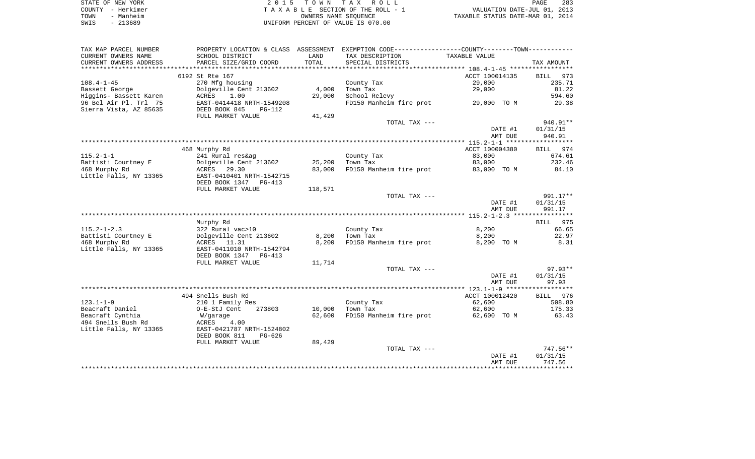STATE OF NEW YORK — 2015 TOWN TAX ROLL
COUNTY - Herkimer — TAXABLE SECTION OF THE ROLL - 1 — VALUATION DATE-JUL 01, 2013
TOWN - Manheim — OWNERS NAME SEQUENCE — TAXABLE STATUS DATE-MAR 01, 2014
SWIS - 213689 — UNIFORM PERCENT OF VALUE IS 070.00

| TAX MAP PARCEL NUMBER / CURRENT OWNERS NAME / CURRENT OWNERS ADDRESS | PROPERTY LOCATION & CLASS / SCHOOL DISTRICT / PARCEL SIZE/GRID COORD | ASSESSMENT LAND / TOTAL | EXEMPTION CODE / TAX DESCRIPTION / SPECIAL DISTRICTS | TAXABLE VALUE | TAX AMOUNT |
|---|---|---|---|---|---|
| | 6192 St Rte 167 | | | ACCT 100014135 | BILL 973 |
| 108.4-1-45 | 270 Mfg housing | | County Tax | 29,000 | 235.71 |
| Bassett George | Dolgeville Cent 213602 | 4,000 | Town Tax | 29,000 | 81.22 |
| Higgins- Bassett Karen | ACRES 1.00 | 29,000 | School Relevy | | 594.60 |
| 96 Bel Air Pl. Trl 75 | EAST-0414418 NRTH-1549208 | | FD150 Manheim fire prot | 29,000 TO M | 29.38 |
| Sierra Vista, AZ 85635 | DEED BOOK 845 PG-112 | | | | |
| | FULL MARKET VALUE | 41,429 | | | |
| | | | TOTAL TAX --- | | 940.91** |
| | | | | DATE #1 | 01/31/15 |
| | | | | AMT DUE | 940.91 |
| | 468 Murphy Rd | | | ACCT 100004380 | BILL 974 |
| 115.2-1-1 | 241 Rural res&ag | | County Tax | 83,000 | 674.61 |
| Battisti Courtney E | Dolgeville Cent 213602 | 25,200 | Town Tax | 83,000 | 232.46 |
| 468 Murphy Rd | ACRES 29.30 | 83,000 | FD150 Manheim fire prot | 83,000 TO M | 84.10 |
| Little Falls, NY 13365 | EAST-0410401 NRTH-1542715 | | | | |
| | DEED BOOK 1347 PG-413 | | | | |
| | FULL MARKET VALUE | 118,571 | | | |
| | | | TOTAL TAX --- | | 991.17** |
| | | | | DATE #1 | 01/31/15 |
| | | | | AMT DUE | 991.17 |
| | Murphy Rd | | | | BILL 975 |
| 115.2-1-2.3 | 322 Rural vac>10 | | County Tax | 8,200 | 66.65 |
| Battisti Courtney E | Dolgeville Cent 213602 | 8,200 | Town Tax | 8,200 | 22.97 |
| 468 Murphy Rd | ACRES 11.31 | 8,200 | FD150 Manheim fire prot | 8,200 TO M | 8.31 |
| Little Falls, NY 13365 | EAST-0411010 NRTH-1542794 | | | | |
| | DEED BOOK 1347 PG-413 | | | | |
| | FULL MARKET VALUE | 11,714 | | | |
| | | | TOTAL TAX --- | | 97.93** |
| | | | | DATE #1 | 01/31/15 |
| | | | | AMT DUE | 97.93 |
| | 494 Snells Bush Rd | | | ACCT 100012420 | BILL 976 |
| 123.1-1-9 | 210 1 Family Res | | County Tax | 62,600 | 508.80 |
| Beacraft Daniel | O-E-StJ Cent 273803 | 10,000 | Town Tax | 62,600 | 175.33 |
| Beacraft Cynthia | W/garage | 62,600 | FD150 Manheim fire prot | 62,600 TO M | 63.43 |
| 494 Snells Bush Rd | ACRES 4.00 | | | | |
| Little Falls, NY 13365 | EAST-0421787 NRTH-1524802 | | | | |
| | DEED BOOK 811 PG-626 | | | | |
| | FULL MARKET VALUE | 89,429 | | | |
| | | | TOTAL TAX --- | | 747.56** |
| | | | | DATE #1 | 01/31/15 |
| | | | | AMT DUE | 747.56 |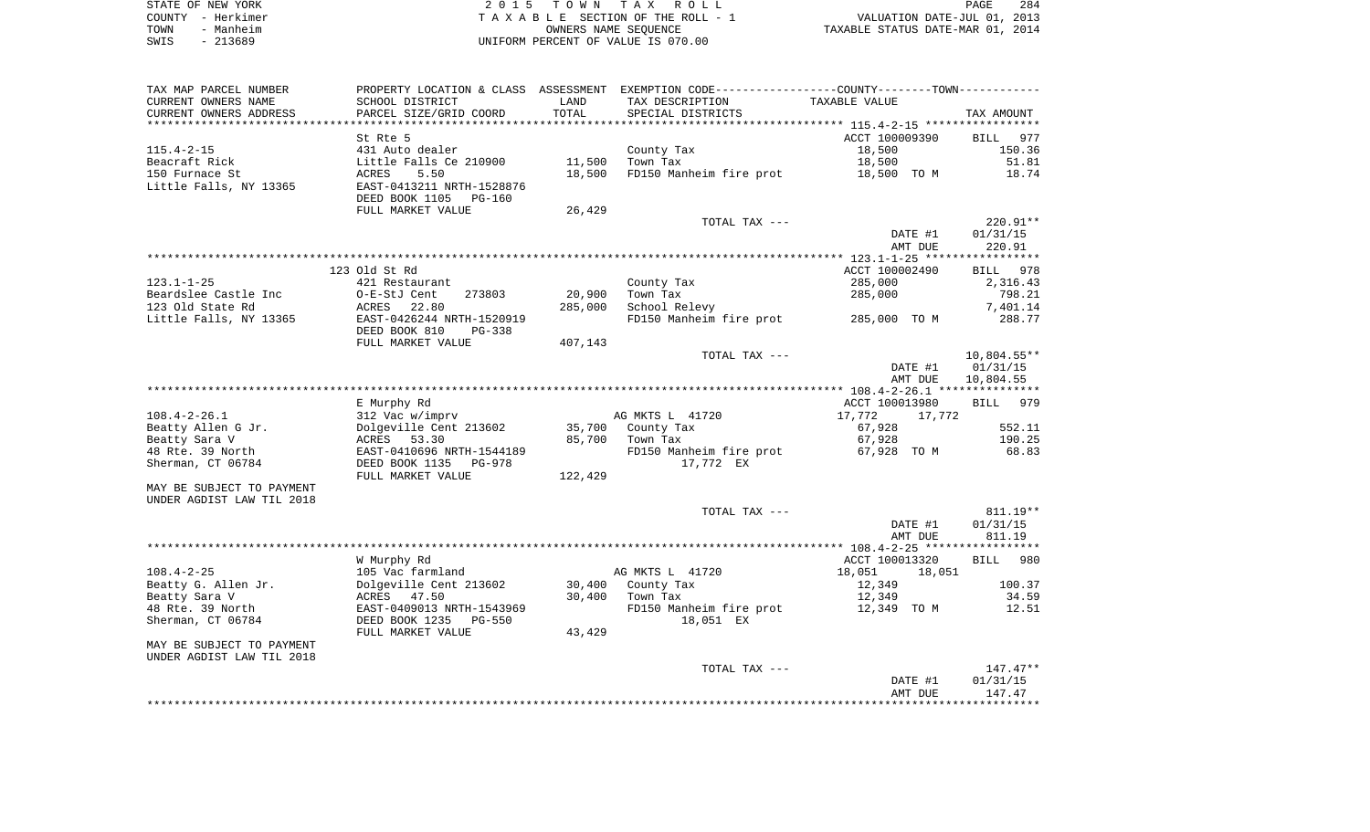STATE OF NEW YORK
COUNTY - Herkimer
TOWN - Manheim
SWIS - 213689

2015 TOWN TAX ROLL
TAXABLE SECTION OF THE ROLL - 1
OWNERS NAME SEQUENCE
UNIFORM PERCENT OF VALUE IS 070.00

VALUATION DATE-JUL 01, 2013
TAXABLE STATUS DATE-MAR 01, 2014

| TAX MAP PARCEL NUMBER / CURRENT OWNERS NAME / CURRENT OWNERS ADDRESS | PROPERTY LOCATION & CLASS / SCHOOL DISTRICT / PARCEL SIZE/GRID COORD | ASSESSMENT LAND / TOTAL | EXEMPTION CODE / TAX DESCRIPTION / SPECIAL DISTRICTS | COUNTY / TOWN TAXABLE VALUE | TAX AMOUNT |
|---|---|---|---|---|---|
| | St Rte 5 | | | ACCT 100009390 | BILL 977 |
| 115.4-2-15 | 431 Auto dealer | | County Tax | 18,500 | 150.36 |
| Beacraft Rick | Little Falls Ce 210900 | 11,500 | Town Tax | 18,500 | 51.81 |
| 150 Furnace St | ACRES 5.50 | 18,500 | FD150 Manheim fire prot | 18,500 TO M | 18.74 |
| Little Falls, NY 13365 | EAST-0413211 NRTH-1528876 | | | | |
| | DEED BOOK 1105 PG-160 | | | | |
| | FULL MARKET VALUE | 26,429 | | | |
| | | | TOTAL TAX --- | | 220.91** |
| | | | | DATE #1 | 01/31/15 |
| | | | | AMT DUE | 220.91 |
| | 123 Old St Rd | | | ACCT 100002490 | BILL 978 |
| 123.1-1-25 | 421 Restaurant | | County Tax | 285,000 | 2,316.43 |
| Beardslee Castle Inc | O-E-StJ Cent 273803 | 20,900 | Town Tax | 285,000 | 798.21 |
| 123 Old State Rd | ACRES 22.80 | 285,000 | School Relevy | | 7,401.14 |
| Little Falls, NY 13365 | EAST-0426244 NRTH-1520919 | | FD150 Manheim fire prot | 285,000 TO M | 288.77 |
| | DEED BOOK 810 PG-338 | | | | |
| | FULL MARKET VALUE | 407,143 | | | |
| | | | TOTAL TAX --- | | 10,804.55** |
| | | | | DATE #1 | 01/31/15 |
| | | | | AMT DUE | 10,804.55 |
| | E Murphy Rd | | | ACCT 100013980 | BILL 979 |
| 108.4-2-26.1 | 312 Vac w/imprv | | AG MKTS L 41720 | 17,772 17,772 | |
| Beatty Allen G Jr. | Dolgeville Cent 213602 | 35,700 | County Tax | 67,928 | 552.11 |
| Beatty Sara V | ACRES 53.30 | 85,700 | Town Tax | 67,928 | 190.25 |
| 48 Rte. 39 North | EAST-0410696 NRTH-1544189 | | FD150 Manheim fire prot | 67,928 TO M | 68.83 |
| Sherman, CT 06784 | DEED BOOK 1135 PG-978 | | 17,772 EX | | |
| | FULL MARKET VALUE | 122,429 | | | |
| MAY BE SUBJECT TO PAYMENT | | | | | |
| UNDER AGDIST LAW TIL 2018 | | | | | |
| | | | TOTAL TAX --- | | 811.19** |
| | | | | DATE #1 | 01/31/15 |
| | | | | AMT DUE | 811.19 |
| | W Murphy Rd | | | ACCT 100013320 | BILL 980 |
| 108.4-2-25 | 105 Vac farmland | | AG MKTS L 41720 | 18,051 18,051 | |
| Beatty G. Allen Jr. | Dolgeville Cent 213602 | 30,400 | County Tax | 12,349 | 100.37 |
| Beatty Sara V | ACRES 47.50 | 30,400 | Town Tax | 12,349 | 34.59 |
| 48 Rte. 39 North | EAST-0409013 NRTH-1543969 | | FD150 Manheim fire prot | 12,349 TO M | 12.51 |
| Sherman, CT 06784 | DEED BOOK 1235 PG-550 | | 18,051 EX | | |
| | FULL MARKET VALUE | 43,429 | | | |
| MAY BE SUBJECT TO PAYMENT | | | | | |
| UNDER AGDIST LAW TIL 2018 | | | | | |
| | | | TOTAL TAX --- | | 147.47** |
| | | | | DATE #1 | 01/31/15 |
| | | | | AMT DUE | 147.47 |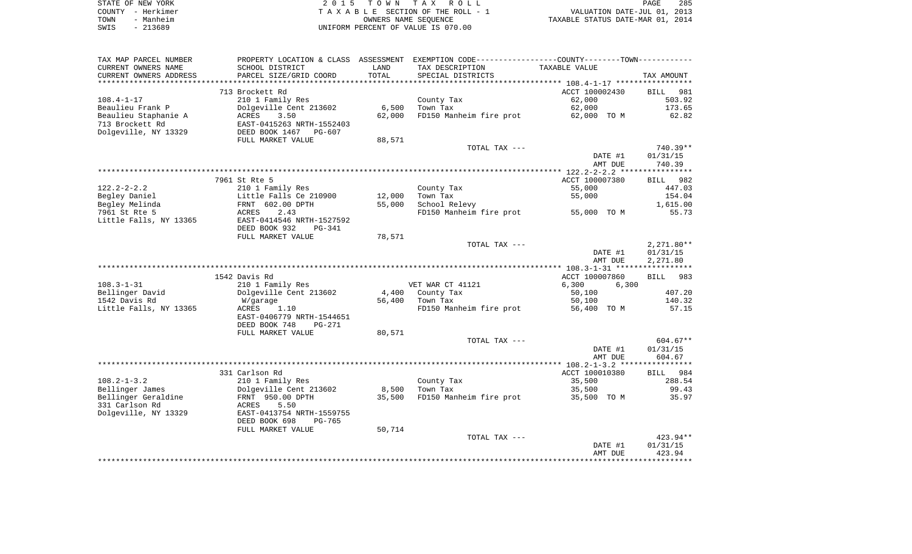STATE OF NEW YORK
COUNTY - Herkimer
TOWN - Manheim
SWIS - 213689

2 0 1 5 T O W N T A X R O L L
T A X A B L E SECTION OF THE ROLL - 1
OWNERS NAME SEQUENCE
UNIFORM PERCENT OF VALUE IS 070.00

VALUATION DATE-JUL 01, 2013
TAXABLE STATUS DATE-MAR 01, 2014

| TAX MAP PARCEL NUMBER<br>CURRENT OWNERS NAME<br>CURRENT OWNERS ADDRESS | PROPERTY LOCATION & CLASS<br>SCHOOL DISTRICT<br>PARCEL SIZE/GRID COORD | ASSESSMENT<br>LAND<br>TOTAL | EXEMPTION CODE<br>TAX DESCRIPTION<br>SPECIAL DISTRICTS | COUNTY / TOWN<br>TAXABLE VALUE | TAX AMOUNT |
|---|---|---|---|---|---|
| 108.4-1-17 | 713 Brockett Rd | | | ACCT 100002430 | BILL 981 |
| Beaulieu Frank P | 210 1 Family Res | | County Tax | 62,000 | 503.92 |
| Beaulieu Staphanie A | Dolgeville Cent 213602 | 6,500 | Town Tax | 62,000 | 173.65 |
| 713 Brockett Rd | ACRES 3.50 | 62,000 | FD150 Manheim fire prot | 62,000 TO M | 62.82 |
| Dolgeville, NY 13329 | EAST-0415263 NRTH-1552403 | | | | |
| | DEED BOOK 1467 PG-607 | | | | |
| | FULL MARKET VALUE | 88,571 | | | |
| | | | TOTAL TAX --- | | 740.39** |
| | | | | DATE #1 | 01/31/15 |
| | | | | AMT DUE | 740.39 |
| 122.2-2-2.2 | 7961 St Rte 5 | | | ACCT 100007380 | BILL 982 |
| Begley Daniel | 210 1 Family Res | | County Tax | 55,000 | 447.03 |
| Begley Melinda | Little Falls Ce 210900 | 12,000 | Town Tax | 55,000 | 154.04 |
| 7961 St Rte 5 | FRNT 602.00 DPTH | 55,000 | School Relevy | | 1,615.00 |
| Little Falls, NY 13365 | ACRES 2.43 | | FD150 Manheim fire prot | 55,000 TO M | 55.73 |
| | EAST-0414546 NRTH-1527592 | | | | |
| | DEED BOOK 932 PG-341 | | | | |
| | FULL MARKET VALUE | 78,571 | | | |
| | | | TOTAL TAX --- | | 2,271.80** |
| | | | | DATE #1 | 01/31/15 |
| | | | | AMT DUE | 2,271.80 |
| 108.3-1-31 | 1542 Davis Rd | | | ACCT 100007860 | BILL 983 |
| Bellinger David | 210 1 Family Res | | VET WAR CT 41121 | 6,300 6,300 | |
| 1542 Davis Rd | Dolgeville Cent 213602 | 4,400 | County Tax | 50,100 | 407.20 |
| Little Falls, NY 13365 | W/garage | 56,400 | Town Tax | 50,100 | 140.32 |
| | ACRES 1.10 | | FD150 Manheim fire prot | 56,400 TO M | 57.15 |
| | EAST-0406779 NRTH-1544651 | | | | |
| | DEED BOOK 748 PG-271 | | | | |
| | FULL MARKET VALUE | 80,571 | | | |
| | | | TOTAL TAX --- | | 604.67** |
| | | | | DATE #1 | 01/31/15 |
| | | | | AMT DUE | 604.67 |
| 108.2-1-3.2 | 331 Carlson Rd | | | ACCT 100010380 | BILL 984 |
| Bellinger James | 210 1 Family Res | | County Tax | 35,500 | 288.54 |
| Bellinger Geraldine | Dolgeville Cent 213602 | 8,500 | Town Tax | 35,500 | 99.43 |
| 331 Carlson Rd | FRNT 950.00 DPTH | 35,500 | FD150 Manheim fire prot | 35,500 TO M | 35.97 |
| Dolgeville, NY 13329 | ACRES 5.50 | | | | |
| | EAST-0413754 NRTH-1559755 | | | | |
| | DEED BOOK 698 PG-765 | | | | |
| | FULL MARKET VALUE | 50,714 | | | |
| | | | TOTAL TAX --- | | 423.94** |
| | | | | DATE #1 | 01/31/15 |
| | | | | AMT DUE | 423.94 |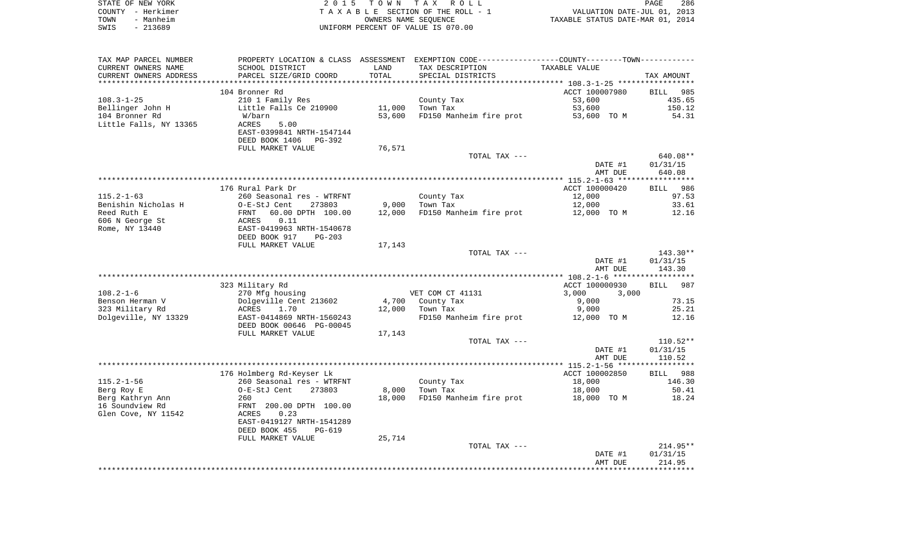STATE OF NEW YORK
COUNTY - Herkimer
TOWN - Manheim
SWIS - 213689

2 0 1 5 T O W N T A X R O L L
T A X A B L E SECTION OF THE ROLL - 1
OWNERS NAME SEQUENCE
UNIFORM PERCENT OF VALUE IS 070.00

VALUATION DATE-JUL 01, 2013
TAXABLE STATUS DATE-MAR 01, 2014

| TAX MAP PARCEL NUMBER / CURRENT OWNERS NAME / CURRENT OWNERS ADDRESS | PROPERTY LOCATION & CLASS / SCHOOL DISTRICT / PARCEL SIZE/GRID COORD | ASSESSMENT LAND / TOTAL | EXEMPTION CODE / TAX DESCRIPTION / SPECIAL DISTRICTS | COUNTY--------TOWN / TAXABLE VALUE | TAX AMOUNT |
|---|---|---|---|---|---|
| | 104 Bronner Rd | | | ACCT 100007980 | BILL 985 |
| 108.3-1-25 | 210 1 Family Res | | County Tax | 53,600 | 435.65 |
| Bellinger John H | Little Falls Ce 210900 | 11,000 | Town Tax | 53,600 | 150.12 |
| 104 Bronner Rd | W/barn | 53,600 | FD150 Manheim fire prot | 53,600 TO M | 54.31 |
| Little Falls, NY 13365 | ACRES 5.00 | | | | |
| | EAST-0399841 NRTH-1547144 | | | | |
| | DEED BOOK 1406 PG-392 | | | | |
| | FULL MARKET VALUE | 76,571 | | | |
| | | | TOTAL TAX --- | | 640.08** |
| | | | | DATE #1 | 01/31/15 |
| | | | | AMT DUE | 640.08 |
| | 176 Rural Park Dr | | | ACCT 100000420 | BILL 986 |
| 115.2-1-63 | 260 Seasonal res - WTRFNT | | County Tax | 12,000 | 97.53 |
| Benishin Nicholas H | O-E-StJ Cent 273803 | 9,000 | Town Tax | 12,000 | 33.61 |
| Reed Ruth E | FRNT 60.00 DPTH 100.00 | 12,000 | FD150 Manheim fire prot | 12,000 TO M | 12.16 |
| 606 N George St | ACRES 0.11 | | | | |
| Rome, NY 13440 | EAST-0419963 NRTH-1540678 | | | | |
| | DEED BOOK 917 PG-203 | | | | |
| | FULL MARKET VALUE | 17,143 | | | |
| | | | TOTAL TAX --- | | 143.30** |
| | | | | DATE #1 | 01/31/15 |
| | | | | AMT DUE | 143.30 |
| | 323 Military Rd | | | ACCT 100000930 | BILL 987 |
| 108.2-1-6 | 270 Mfg housing | | VET COM CT 41131 | 3,000 3,000 | |
| Benson Herman V | Dolgeville Cent 213602 | 4,700 | County Tax | 9,000 | 73.15 |
| 323 Military Rd | ACRES 1.70 | 12,000 | Town Tax | 9,000 | 25.21 |
| Dolgeville, NY 13329 | EAST-0414869 NRTH-1560243 | | FD150 Manheim fire prot | 12,000 TO M | 12.16 |
| | DEED BOOK 00646 PG-00045 | | | | |
| | FULL MARKET VALUE | 17,143 | | | |
| | | | TOTAL TAX --- | | 110.52** |
| | | | | DATE #1 | 01/31/15 |
| | | | | AMT DUE | 110.52 |
| | 176 Holmberg Rd-Keyser Lk | | | ACCT 100002850 | BILL 988 |
| 115.2-1-56 | 260 Seasonal res - WTRFNT | | County Tax | 18,000 | 146.30 |
| Berg Roy E | O-E-StJ Cent 273803 | 8,000 | Town Tax | 18,000 | 50.41 |
| Berg Kathryn Ann | 260 | 18,000 | FD150 Manheim fire prot | 18,000 TO M | 18.24 |
| 16 Soundview Rd | FRNT 200.00 DPTH 100.00 | | | | |
| Glen Cove, NY 11542 | ACRES 0.23 | | | | |
| | EAST-0419127 NRTH-1541289 | | | | |
| | DEED BOOK 455 PG-619 | | | | |
| | FULL MARKET VALUE | 25,714 | | | |
| | | | TOTAL TAX --- | | 214.95** |
| | | | | DATE #1 | 01/31/15 |
| | | | | AMT DUE | 214.95 |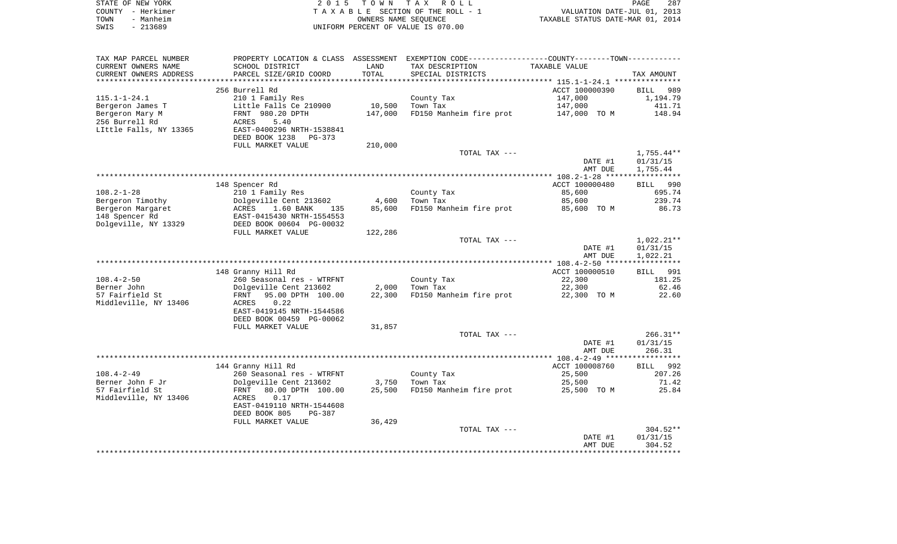STATE OF NEW YORK
COUNTY - Herkimer
TOWN - Manheim
SWIS - 213689

2015 TOWN TAX ROLL
TAXABLE SECTION OF THE ROLL - 1
OWNERS NAME SEQUENCE
UNIFORM PERCENT OF VALUE IS 070.00

VALUATION DATE-JUL 01, 2013
TAXABLE STATUS DATE-MAR 01, 2014

| TAX MAP PARCEL NUMBER / CURRENT OWNERS NAME / CURRENT OWNERS ADDRESS | PROPERTY LOCATION & CLASS / SCHOOL DISTRICT / PARCEL SIZE/GRID COORD | ASSESSMENT LAND | TOTAL | EXEMPTION CODE / TAX DESCRIPTION / SPECIAL DISTRICTS | TAXABLE VALUE | TAX AMOUNT |
|---|---|---|---|---|---|---|
| 115.1-1-24.1 | 256 Burrell Rd | | | | ACCT 100000390 | BILL 989 |
| Bergeron James T | 210 1 Family Res | | | County Tax | 147,000 | 1,194.79 |
| Bergeron Mary M | Little Falls Ce 210900 | 10,500 | | Town Tax | 147,000 | 411.71 |
| 256 Burrell Rd | FRNT 980.20 DPTH | | 147,000 | FD150 Manheim fire prot | 147,000 TO M | 148.94 |
| LIttle Falls, NY 13365 | ACRES 5.40 | | | | | |
| | EAST-0400296 NRTH-1538841 | | | | | |
| | DEED BOOK 1238 PG-373 | | | | | |
| | FULL MARKET VALUE | 210,000 | | | | |
| | | | | TOTAL TAX --- | | 1,755.44** |
| | | | | | DATE #1 | 01/31/15 |
| | | | | | AMT DUE | 1,755.44 |
| 108.2-1-28 | 148 Spencer Rd | | | | ACCT 100000480 | BILL 990 |
| Bergeron Timothy | 210 1 Family Res | | | County Tax | 85,600 | 695.74 |
| Bergeron Margaret | Dolgeville Cent 213602 | 4,600 | | Town Tax | 85,600 | 239.74 |
| 148 Spencer Rd | ACRES 1.60 BANK 135 | | 85,600 | FD150 Manheim fire prot | 85,600 TO M | 86.73 |
| Dolgeville, NY 13329 | EAST-0415430 NRTH-1554553 | | | | | |
| | DEED BOOK 00604 PG-00032 | | | | | |
| | FULL MARKET VALUE | 122,286 | | | | |
| | | | | TOTAL TAX --- | | 1,022.21** |
| | | | | | DATE #1 | 01/31/15 |
| | | | | | AMT DUE | 1,022.21 |
| 108.4-2-50 | 148 Granny Hill Rd | | | | ACCT 100000510 | BILL 991 |
| Berner John | 260 Seasonal res - WTRFNT | | | County Tax | 22,300 | 181.25 |
| 57 Fairfield St | Dolgeville Cent 213602 | 2,000 | | Town Tax | 22,300 | 62.46 |
| Middleville, NY 13406 | FRNT 95.00 DPTH 100.00 | | 22,300 | FD150 Manheim fire prot | 22,300 TO M | 22.60 |
| | ACRES 0.22 | | | | | |
| | EAST-0419145 NRTH-1544586 | | | | | |
| | DEED BOOK 00459 PG-00062 | | | | | |
| | FULL MARKET VALUE | 31,857 | | | | |
| | | | | TOTAL TAX --- | | 266.31** |
| | | | | | DATE #1 | 01/31/15 |
| | | | | | AMT DUE | 266.31 |
| 108.4-2-49 | 144 Granny Hill Rd | | | | ACCT 100008760 | BILL 992 |
| Berner John F Jr | 260 Seasonal res - WTRFNT | | | County Tax | 25,500 | 207.26 |
| 57 Fairfield St | Dolgeville Cent 213602 | 3,750 | | Town Tax | 25,500 | 71.42 |
| Middleville, NY 13406 | FRNT 80.00 DPTH 100.00 | | 25,500 | FD150 Manheim fire prot | 25,500 TO M | 25.84 |
| | ACRES 0.17 | | | | | |
| | EAST-0419110 NRTH-1544608 | | | | | |
| | DEED BOOK 805 PG-387 | | | | | |
| | FULL MARKET VALUE | 36,429 | | | | |
| | | | | TOTAL TAX --- | | 304.52** |
| | | | | | DATE #1 | 01/31/15 |
| | | | | | AMT DUE | 304.52 |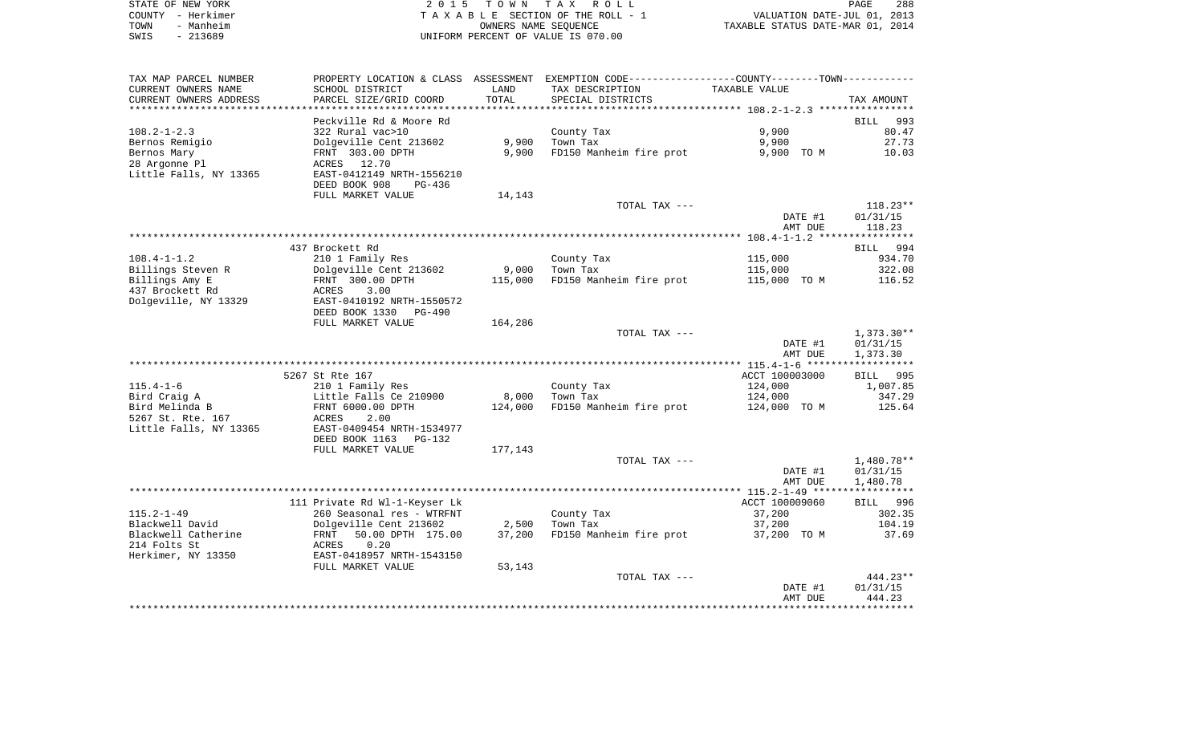STATE OF NEW YORK
COUNTY - Herkimer
TOWN - Manheim
SWIS - 213689

2 0 1 5 T O W N T A X R O L L
T A X A B L E SECTION OF THE ROLL - 1
OWNERS NAME SEQUENCE
UNIFORM PERCENT OF VALUE IS 070.00

VALUATION DATE-JUL 01, 2013
TAXABLE STATUS DATE-MAR 01, 2014

| TAX MAP PARCEL NUMBER<br>CURRENT OWNERS NAME<br>CURRENT OWNERS ADDRESS | PROPERTY LOCATION & CLASS<br>SCHOOL DISTRICT<br>PARCEL SIZE/GRID COORD | ASSESSMENT<br>LAND<br>TOTAL | EXEMPTION CODE----COUNTY----TOWN----<br>TAX DESCRIPTION<br>SPECIAL DISTRICTS | TAXABLE VALUE | TAX AMOUNT |
|---|---|---|---|---|---|
| | Peckville Rd & Moore Rd | | | | BILL 993 |
| 108.2-1-2.3 | 322 Rural vac>10 | | County Tax | 9,900 | 80.47 |
| Bernos Remigio | Dolgeville Cent 213602 | 9,900 | Town Tax | 9,900 | 27.73 |
| Bernos Mary | FRNT 303.00 DPTH | 9,900 | FD150 Manheim fire prot | 9,900 TO M | 10.03 |
| 28 Argonne Pl | ACRES 12.70 | | | | |
| Little Falls, NY 13365 | EAST-0412149 NRTH-1556210 | | | | |
| | DEED BOOK 908 PG-436 | | | | |
| | FULL MARKET VALUE | 14,143 | | | |
| | | | TOTAL TAX --- | | 118.23** |
| | | | | DATE #1 | 01/31/15 |
| | | | | AMT DUE | 118.23 |
| | 437 Brockett Rd | | | | BILL 994 |
| 108.4-1-1.2 | 210 1 Family Res | | County Tax | 115,000 | 934.70 |
| Billings Steven R | Dolgeville Cent 213602 | 9,000 | Town Tax | 115,000 | 322.08 |
| Billings Amy E | FRNT 300.00 DPTH | 115,000 | FD150 Manheim fire prot | 115,000 TO M | 116.52 |
| 437 Brockett Rd | ACRES 3.00 | | | | |
| Dolgeville, NY 13329 | EAST-0410192 NRTH-1550572 | | | | |
| | DEED BOOK 1330 PG-490 | | | | |
| | FULL MARKET VALUE | 164,286 | | | |
| | | | TOTAL TAX --- | | 1,373.30** |
| | | | | DATE #1 | 01/31/15 |
| | | | | AMT DUE | 1,373.30 |
| | 5267 St Rte 167 | | | ACCT 100003000 | BILL 995 |
| 115.4-1-6 | 210 1 Family Res | | County Tax | 124,000 | 1,007.85 |
| Bird Craig A | Little Falls Ce 210900 | 8,000 | Town Tax | 124,000 | 347.29 |
| Bird Melinda B | FRNT 6000.00 DPTH | 124,000 | FD150 Manheim fire prot | 124,000 TO M | 125.64 |
| 5267 St. Rte. 167 | ACRES 2.00 | | | | |
| Little Falls, NY 13365 | EAST-0409454 NRTH-1534977 | | | | |
| | DEED BOOK 1163 PG-132 | | | | |
| | FULL MARKET VALUE | 177,143 | | | |
| | | | TOTAL TAX --- | | 1,480.78** |
| | | | | DATE #1 | 01/31/15 |
| | | | | AMT DUE | 1,480.78 |
| | 111 Private Rd Wl-1-Keyser Lk | | | ACCT 100009060 | BILL 996 |
| 115.2-1-49 | 260 Seasonal res - WTRFNT | | County Tax | 37,200 | 302.35 |
| Blackwell David | Dolgeville Cent 213602 | 2,500 | Town Tax | 37,200 | 104.19 |
| Blackwell Catherine | FRNT 50.00 DPTH 175.00 | 37,200 | FD150 Manheim fire prot | 37,200 TO M | 37.69 |
| 214 Folts St | ACRES 0.20 | | | | |
| Herkimer, NY 13350 | EAST-0418957 NRTH-1543150 | | | | |
| | FULL MARKET VALUE | 53,143 | | | |
| | | | TOTAL TAX --- | | 444.23** |
| | | | | DATE #1 | 01/31/15 |
| | | | | AMT DUE | 444.23 |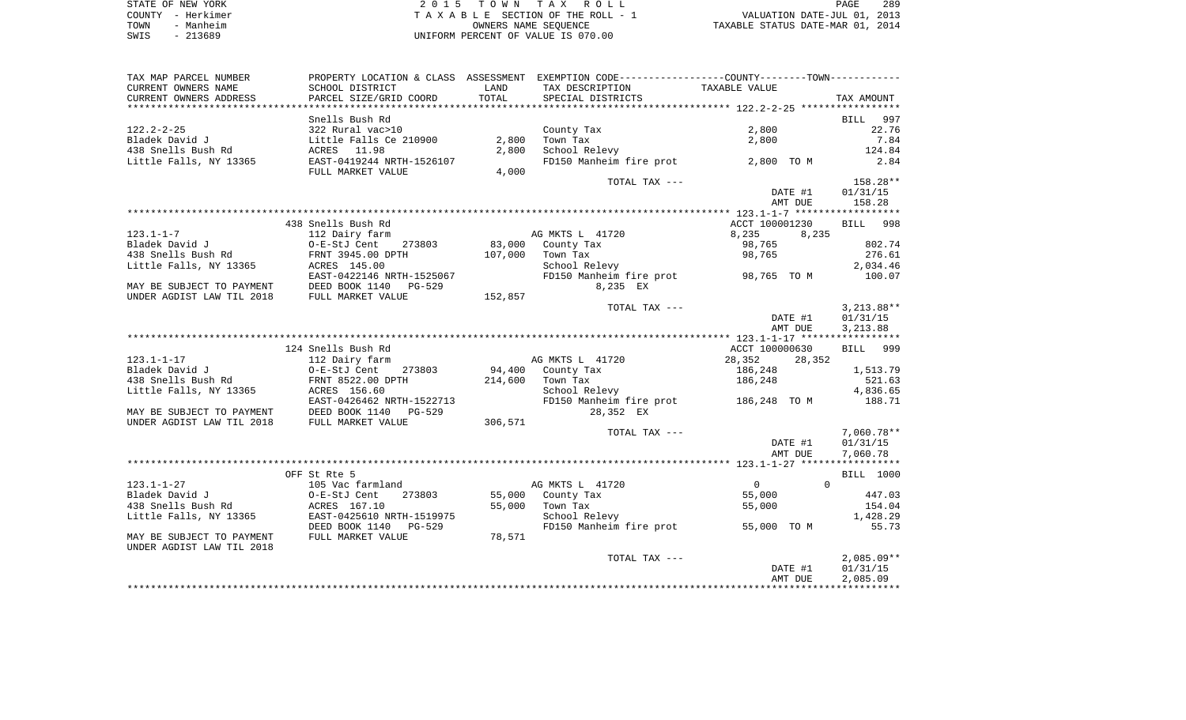STATE OF NEW YORK
COUNTY - Herkimer
TOWN - Manheim
SWIS - 213689

2 0 1 5 T O W N T A X R O L L
T A X A B L E SECTION OF THE ROLL - 1
OWNERS NAME SEQUENCE
UNIFORM PERCENT OF VALUE IS 070.00

VALUATION DATE-JUL 01, 2013
TAXABLE STATUS DATE-MAR 01, 2014

| TAX MAP PARCEL NUMBER<br>CURRENT OWNERS NAME<br>CURRENT OWNERS ADDRESS | PROPERTY LOCATION & CLASS<br>SCHOOL DISTRICT<br>PARCEL SIZE/GRID COORD | ASSESSMENT<br>LAND<br>TOTAL | EXEMPTION CODE-----COUNTY-----TOWN-----<br>TAX DESCRIPTION<br>SPECIAL DISTRICTS | TAXABLE VALUE | TAX AMOUNT |
|---|---|---|---|---|---|
| | Snells Bush Rd | | | | BILL 997 |
| 122.2-2-25 | 322 Rural vac>10 | | County Tax | 2,800 | 22.76 |
| Bladek David J | Little Falls Ce 210900 | 2,800 | Town Tax | 2,800 | 7.84 |
| 438 Snells Bush Rd | ACRES 11.98 | 2,800 | School Relevy | | 124.84 |
| Little Falls, NY 13365 | EAST-0419244 NRTH-1526107 | | FD150 Manheim fire prot | 2,800 TO M | 2.84 |
| | FULL MARKET VALUE | 4,000 | | | |
| | | | TOTAL TAX --- | | 158.28** |
| | | | | DATE #1 | 01/31/15 |
| | | | | AMT DUE | 158.28 |
| | 438 Snells Bush Rd | | | ACCT 100001230 | BILL 998 |
| 123.1-1-7 | 112 Dairy farm | | AG MKTS L 41720 | 8,235 8,235 | |
| Bladek David J | O-E-StJ Cent 273803 | 83,000 | County Tax | 98,765 | 802.74 |
| 438 Snells Bush Rd | FRNT 3945.00 DPTH | 107,000 | Town Tax | 98,765 | 276.61 |
| Little Falls, NY 13365 | ACRES 145.00 | | School Relevy | | 2,034.46 |
| | EAST-0422146 NRTH-1525067 | | FD150 Manheim fire prot | 98,765 TO M | 100.07 |
| MAY BE SUBJECT TO PAYMENT | DEED BOOK 1140 PG-529 | | 8,235 EX | | |
| UNDER AGDIST LAW TIL 2018 | FULL MARKET VALUE | 152,857 | | | |
| | | | TOTAL TAX --- | | 3,213.88** |
| | | | | DATE #1 | 01/31/15 |
| | | | | AMT DUE | 3,213.88 |
| | 124 Snells Bush Rd | | | ACCT 100000630 | BILL 999 |
| 123.1-1-17 | 112 Dairy farm | | AG MKTS L 41720 | 28,352 28,352 | |
| Bladek David J | O-E-StJ Cent 273803 | 94,400 | County Tax | 186,248 | 1,513.79 |
| 438 Snells Bush Rd | FRNT 8522.00 DPTH | 214,600 | Town Tax | 186,248 | 521.63 |
| Little Falls, NY 13365 | ACRES 156.60 | | School Relevy | | 4,836.65 |
| | EAST-0426462 NRTH-1522713 | | FD150 Manheim fire prot | 186,248 TO M | 188.71 |
| MAY BE SUBJECT TO PAYMENT | DEED BOOK 1140 PG-529 | | 28,352 EX | | |
| UNDER AGDIST LAW TIL 2018 | FULL MARKET VALUE | 306,571 | | | |
| | | | TOTAL TAX --- | | 7,060.78** |
| | | | | DATE #1 | 01/31/15 |
| | | | | AMT DUE | 7,060.78 |
| | OFF St Rte 5 | | | | BILL 1000 |
| 123.1-1-27 | 105 Vac farmland | | AG MKTS L 41720 | 0 0 | |
| Bladek David J | O-E-StJ Cent 273803 | 55,000 | County Tax | 55,000 | 447.03 |
| 438 Snells Bush Rd | ACRES 167.10 | 55,000 | Town Tax | 55,000 | 154.04 |
| Little Falls, NY 13365 | EAST-0425610 NRTH-1519975 | | School Relevy | | 1,428.29 |
| | DEED BOOK 1140 PG-529 | | FD150 Manheim fire prot | 55,000 TO M | 55.73 |
| MAY BE SUBJECT TO PAYMENT | FULL MARKET VALUE | 78,571 | | | |
| UNDER AGDIST LAW TIL 2018 | | | | | |
| | | | TOTAL TAX --- | | 2,085.09** |
| | | | | DATE #1 | 01/31/15 |
| | | | | AMT DUE | 2,085.09 |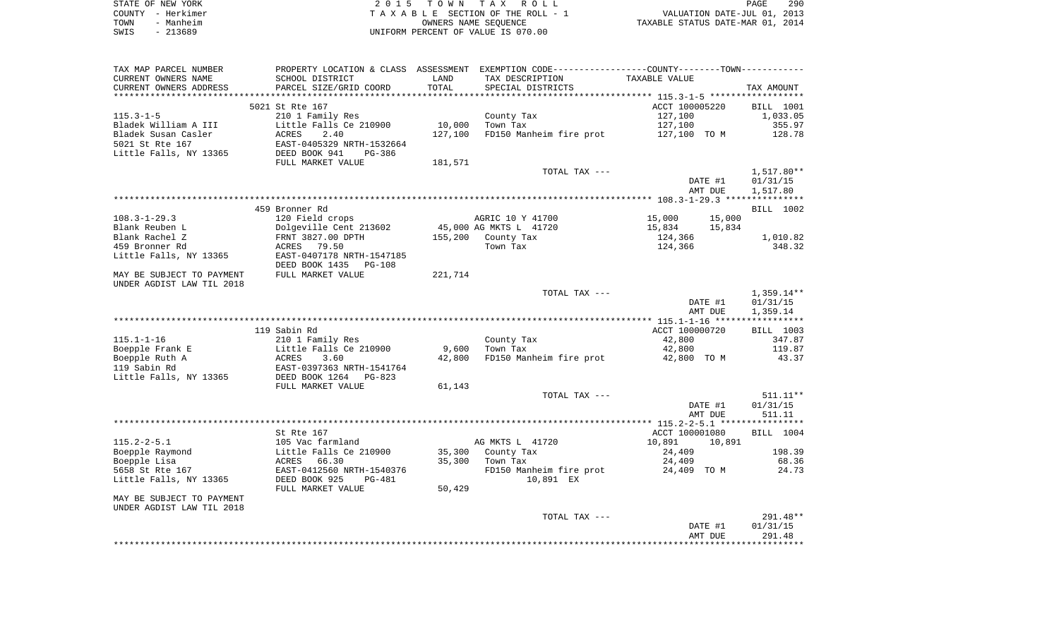STATE OF NEW YORK — 2015 TOWN TAX ROLL
COUNTY - Herkimer — TAXABLE SECTION OF THE ROLL - 1 — VALUATION DATE-JUL 01, 2013
TOWN - Manheim — OWNERS NAME SEQUENCE — TAXABLE STATUS DATE-MAR 01, 2014
SWIS - 213689 — UNIFORM PERCENT OF VALUE IS 070.00

| TAX MAP PARCEL NUMBER / CURRENT OWNERS NAME / CURRENT OWNERS ADDRESS | PROPERTY LOCATION & CLASS / SCHOOL DISTRICT / PARCEL SIZE/GRID COORD | ASSESSMENT LAND / TOTAL | EXEMPTION CODE / TAX DESCRIPTION / SPECIAL DISTRICTS | COUNTY / TOWN TAXABLE VALUE | TAX AMOUNT |
|---|---|---|---|---|---|
| **115.3-1-5** | 5021 St Rte 167 | | | ACCT 100005220 | BILL 1001 |
| 115.3-1-5 | 210 1 Family Res | | County Tax | 127,100 | 1,033.05 |
| Bladek William A III | Little Falls Ce 210900 | 10,000 | Town Tax | 127,100 | 355.97 |
| Bladek Susan Casler | ACRES 2.40 | 127,100 | FD150 Manheim fire prot | 127,100 TO M | 128.78 |
| 5021 St Rte 167 | EAST-0405329 NRTH-1532664 | | | | |
| Little Falls, NY 13365 | DEED BOOK 941 PG-386 | | | | |
| | FULL MARKET VALUE | 181,571 | | | |
| | | | TOTAL TAX --- | | 1,517.80** |
| | | | | DATE #1 | 01/31/15 |
| | | | | AMT DUE | 1,517.80 |
| **108.3-1-29.3** | 459 Bronner Rd | | | | BILL 1002 |
| 108.3-1-29.3 | 120 Field crops | | AGRIC 10 Y 41700 | 15,000 15,000 | |
| Blank Reuben L | Dolgeville Cent 213602 | 45,000 | AG MKTS L 41720 | 15,834 15,834 | |
| Blank Rachel Z | FRNT 3827.00 DPTH | 155,200 | County Tax | 124,366 | 1,010.82 |
| 459 Bronner Rd | ACRES 79.50 | | Town Tax | 124,366 | 348.32 |
| Little Falls, NY 13365 | EAST-0407178 NRTH-1547185 | | | | |
| | DEED BOOK 1435 PG-108 | | | | |
| MAY BE SUBJECT TO PAYMENT | FULL MARKET VALUE | 221,714 | | | |
| UNDER AGDIST LAW TIL 2018 | | | | | |
| | | | TOTAL TAX --- | | 1,359.14** |
| | | | | DATE #1 | 01/31/15 |
| | | | | AMT DUE | 1,359.14 |
| **115.1-1-16** | 119 Sabin Rd | | | ACCT 100000720 | BILL 1003 |
| 115.1-1-16 | 210 1 Family Res | | County Tax | 42,800 | 347.87 |
| Boepple Frank E | Little Falls Ce 210900 | 9,600 | Town Tax | 42,800 | 119.87 |
| Boepple Ruth A | ACRES 3.60 | 42,800 | FD150 Manheim fire prot | 42,800 TO M | 43.37 |
| 119 Sabin Rd | EAST-0397363 NRTH-1541764 | | | | |
| Little Falls, NY 13365 | DEED BOOK 1264 PG-823 | | | | |
| | FULL MARKET VALUE | 61,143 | | | |
| | | | TOTAL TAX --- | | 511.11** |
| | | | | DATE #1 | 01/31/15 |
| | | | | AMT DUE | 511.11 |
| **115.2-2-5.1** | St Rte 167 | | | ACCT 100001080 | BILL 1004 |
| 115.2-2-5.1 | 105 Vac farmland | | AG MKTS L 41720 | 10,891 10,891 | |
| Boepple Raymond | Little Falls Ce 210900 | 35,300 | County Tax | 24,409 | 198.39 |
| Boepple Lisa | ACRES 66.30 | 35,300 | Town Tax | 24,409 | 68.36 |
| 5658 St Rte 167 | EAST-0412560 NRTH-1540376 | | FD150 Manheim fire prot | 24,409 TO M | 24.73 |
| Little Falls, NY 13365 | DEED BOOK 925 PG-481 | | 10,891 EX | | |
| | FULL MARKET VALUE | 50,429 | | | |
| MAY BE SUBJECT TO PAYMENT | | | | | |
| UNDER AGDIST LAW TIL 2018 | | | | | |
| | | | TOTAL TAX --- | | 291.48** |
| | | | | DATE #1 | 01/31/15 |
| | | | | AMT DUE | 291.48 |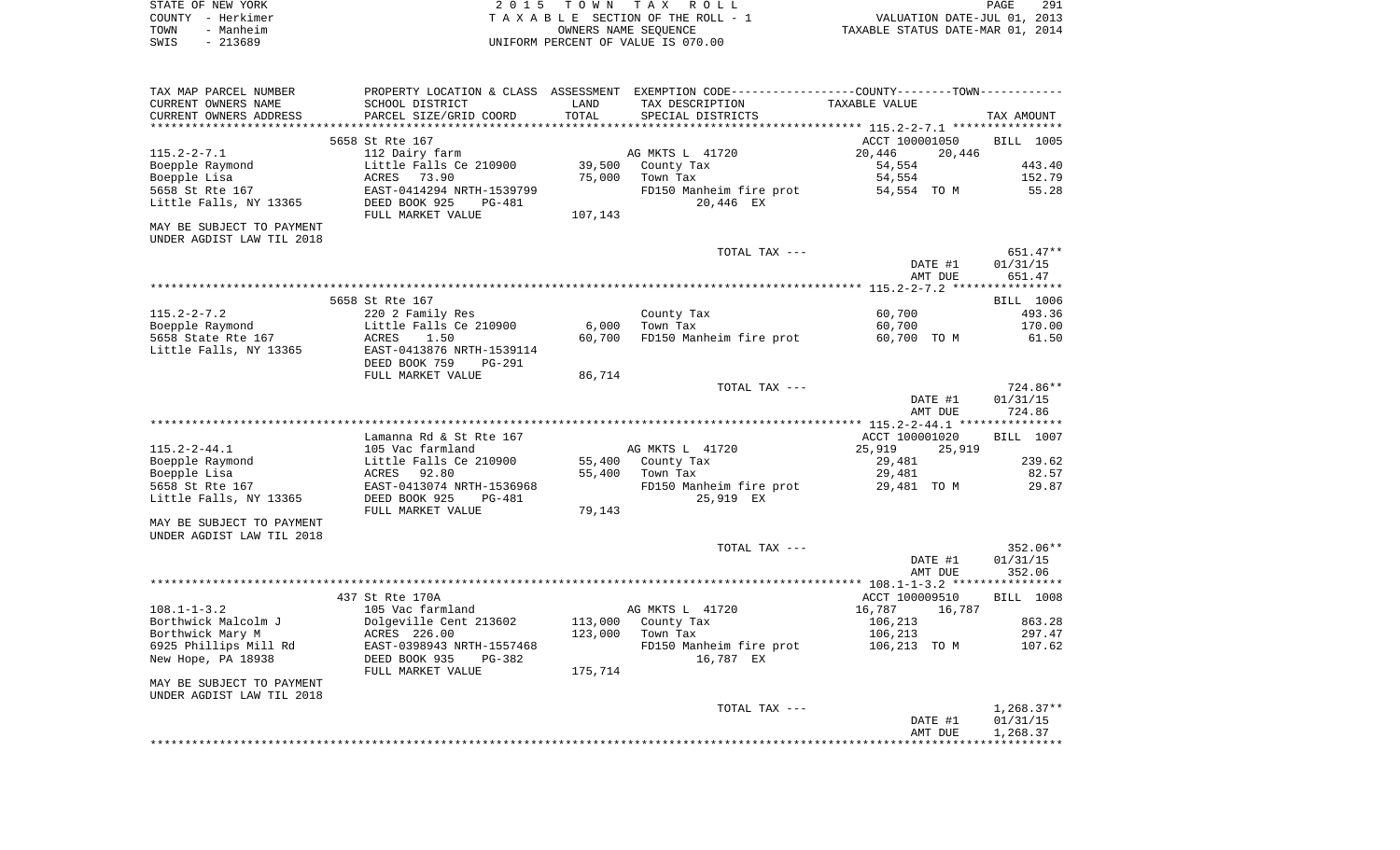STATE OF NEW YORK  
COUNTY - Herkimer  
TOWN - Manheim  
SWIS - 213689

2 0 1 5 T O W N T A X R O L L  
T A X A B L E SECTION OF THE ROLL - 1  
OWNERS NAME SEQUENCE  
UNIFORM PERCENT OF VALUE IS 070.00

VALUATION DATE-JUL 01, 2013  
TAXABLE STATUS DATE-MAR 01, 2014

| TAX MAP PARCEL NUMBER / CURRENT OWNERS NAME / CURRENT OWNERS ADDRESS | PROPERTY LOCATION & CLASS / SCHOOL DISTRICT / PARCEL SIZE/GRID COORD | ASSESSMENT LAND / TOTAL | EXEMPTION CODE / TAX DESCRIPTION / SPECIAL DISTRICTS | COUNTY/TOWN TAXABLE VALUE | TAX AMOUNT |
|---|---|---|---|---|---|
| | 5658 St Rte 167 | | | ACCT 100001050 | BILL 1005 |
| 115.2-2-7.1 | 112 Dairy farm | | AG MKTS L 41720 | 20,446 20,446 | |
| Boepple Raymond | Little Falls Ce 210900 | 39,500 | County Tax | 54,554 | 443.40 |
| Boepple Lisa | ACRES 73.90 | 75,000 | Town Tax | 54,554 | 152.79 |
| 5658 St Rte 167 | EAST-0414294 NRTH-1539799 | | FD150 Manheim fire prot | 54,554 TO M | 55.28 |
| Little Falls, NY 13365 | DEED BOOK 925 PG-481 | | 20,446 EX | | |
| | FULL MARKET VALUE | 107,143 | | | |
| MAY BE SUBJECT TO PAYMENT UNDER AGDIST LAW TIL 2018 | | | | | |
| | | | TOTAL TAX --- | | 651.47** |
| | | | | DATE #1 | 01/31/15 |
| | | | | AMT DUE | 651.47 |
| | 5658 St Rte 167 | | | | BILL 1006 |
| 115.2-2-7.2 | 220 2 Family Res | | County Tax | 60,700 | 493.36 |
| Boepple Raymond | Little Falls Ce 210900 | 6,000 | Town Tax | 60,700 | 170.00 |
| 5658 State Rte 167 | ACRES 1.50 | 60,700 | FD150 Manheim fire prot | 60,700 TO M | 61.50 |
| Little Falls, NY 13365 | EAST-0413876 NRTH-1539114 | | | | |
| | DEED BOOK 759 PG-291 | | | | |
| | FULL MARKET VALUE | 86,714 | | | |
| | | | TOTAL TAX --- | | 724.86** |
| | | | | DATE #1 | 01/31/15 |
| | | | | AMT DUE | 724.86 |
| | Lamanna Rd & St Rte 167 | | | ACCT 100001020 | BILL 1007 |
| 115.2-2-44.1 | 105 Vac farmland | | AG MKTS L 41720 | 25,919 25,919 | |
| Boepple Raymond | Little Falls Ce 210900 | 55,400 | County Tax | 29,481 | 239.62 |
| Boepple Lisa | ACRES 92.80 | 55,400 | Town Tax | 29,481 | 82.57 |
| 5658 St Rte 167 | EAST-0413074 NRTH-1536968 | | FD150 Manheim fire prot | 29,481 TO M | 29.87 |
| Little Falls, NY 13365 | DEED BOOK 925 PG-481 | | 25,919 EX | | |
| | FULL MARKET VALUE | 79,143 | | | |
| MAY BE SUBJECT TO PAYMENT UNDER AGDIST LAW TIL 2018 | | | | | |
| | | | TOTAL TAX --- | | 352.06** |
| | | | | DATE #1 | 01/31/15 |
| | | | | AMT DUE | 352.06 |
| | 437 St Rte 170A | | | ACCT 100009510 | BILL 1008 |
| 108.1-1-3.2 | 105 Vac farmland | | AG MKTS L 41720 | 16,787 16,787 | |
| Borthwick Malcolm J | Dolgeville Cent 213602 | 113,000 | County Tax | 106,213 | 863.28 |
| Borthwick Mary M | ACRES 226.00 | 123,000 | Town Tax | 106,213 | 297.47 |
| 6925 Phillips Mill Rd | EAST-0398943 NRTH-1557468 | | FD150 Manheim fire prot | 106,213 TO M | 107.62 |
| New Hope, PA 18938 | DEED BOOK 935 PG-382 | | 16,787 EX | | |
| | FULL MARKET VALUE | 175,714 | | | |
| MAY BE SUBJECT TO PAYMENT UNDER AGDIST LAW TIL 2018 | | | | | |
| | | | TOTAL TAX --- | | 1,268.37** |
| | | | | DATE #1 | 01/31/15 |
| | | | | AMT DUE | 1,268.37 |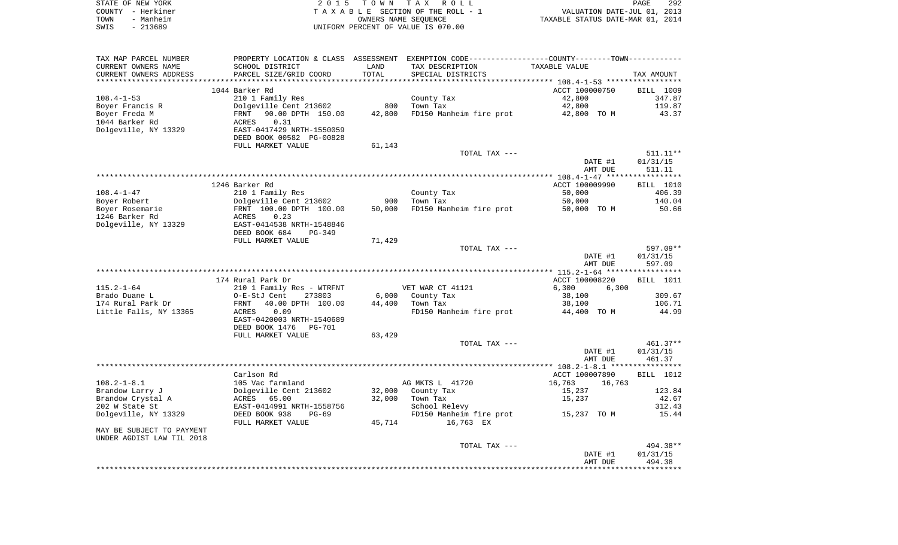STATE OF NEW YORK
COUNTY - Herkimer
TOWN - Manheim
SWIS - 213689

2015 TOWN TAX ROLL
TAXABLE SECTION OF THE ROLL - 1
OWNERS NAME SEQUENCE
UNIFORM PERCENT OF VALUE IS 070.00

VALUATION DATE-JUL 01, 2013
TAXABLE STATUS DATE-MAR 01, 2014

| TAX MAP PARCEL NUMBER / CURRENT OWNERS NAME / CURRENT OWNERS ADDRESS | PROPERTY LOCATION & CLASS / SCHOOL DISTRICT / PARCEL SIZE/GRID COORD | ASSESSMENT LAND / TOTAL | EXEMPTION CODE / TAX DESCRIPTION / SPECIAL DISTRICTS | COUNTY / TOWN TAXABLE VALUE | TAX AMOUNT |
|---|---|---|---|---|---|
| | 1044 Barker Rd | | | ACCT 100000750 | BILL 1009 |
| 108.4-1-53 | 210 1 Family Res | | County Tax | 42,800 | 347.87 |
| Boyer Francis R | Dolgeville Cent 213602 | 800 | Town Tax | 42,800 | 119.87 |
| Boyer Freda M | FRNT 90.00 DPTH 150.00 | 42,800 | FD150 Manheim fire prot | 42,800 TO M | 43.37 |
| 1044 Barker Rd | ACRES 0.31 | | | | |
| Dolgeville, NY 13329 | EAST-0417429 NRTH-1550059 | | | | |
| | DEED BOOK 00582 PG-00828 | | | | |
| | FULL MARKET VALUE | 61,143 | | | |
| | | | TOTAL TAX --- | | 511.11** |
| | | | | DATE #1 | 01/31/15 |
| | | | | AMT DUE | 511.11 |
| | 1246 Barker Rd | | | ACCT 100009990 | BILL 1010 |
| 108.4-1-47 | 210 1 Family Res | | County Tax | 50,000 | 406.39 |
| Boyer Robert | Dolgeville Cent 213602 | 900 | Town Tax | 50,000 | 140.04 |
| Boyer Rosemarie | FRNT 100.00 DPTH 100.00 | 50,000 | FD150 Manheim fire prot | 50,000 TO M | 50.66 |
| 1246 Barker Rd | ACRES 0.23 | | | | |
| Dolgeville, NY 13329 | EAST-0414538 NRTH-1548846 | | | | |
| | DEED BOOK 684 PG-349 | | | | |
| | FULL MARKET VALUE | 71,429 | | | |
| | | | TOTAL TAX --- | | 597.09** |
| | | | | DATE #1 | 01/31/15 |
| | | | | AMT DUE | 597.09 |
| | 174 Rural Park Dr | | | ACCT 100008220 | BILL 1011 |
| 115.2-1-64 | 210 1 Family Res - WTRFNT | | VET WAR CT 41121 | 6,300 6,300 | |
| Brado Duane L | O-E-StJ Cent 273803 | 6,000 | County Tax | 38,100 | 309.67 |
| 174 Rural Park Dr | FRNT 40.00 DPTH 100.00 | 44,400 | Town Tax | 38,100 | 106.71 |
| Little Falls, NY 13365 | ACRES 0.09 | | FD150 Manheim fire prot | 44,400 TO M | 44.99 |
| | EAST-0420003 NRTH-1540689 | | | | |
| | DEED BOOK 1476 PG-701 | | | | |
| | FULL MARKET VALUE | 63,429 | | | |
| | | | TOTAL TAX --- | | 461.37** |
| | | | | DATE #1 | 01/31/15 |
| | | | | AMT DUE | 461.37 |
| | Carlson Rd | | | ACCT 100007890 | BILL 1012 |
| 108.2-1-8.1 | 105 Vac farmland | | AG MKTS L 41720 | 16,763 16,763 | |
| Brandow Larry J | Dolgeville Cent 213602 | 32,000 | County Tax | 15,237 | 123.84 |
| Brandow Crystal A | ACRES 65.00 | 32,000 | Town Tax | 15,237 | 42.67 |
| 202 W State St | EAST-0414991 NRTH-1558756 | | School Relevy | | 312.43 |
| Dolgeville, NY 13329 | DEED BOOK 938 PG-69 | | FD150 Manheim fire prot | 15,237 TO M | 15.44 |
| | FULL MARKET VALUE | 45,714 | 16,763 EX | | |
| MAY BE SUBJECT TO PAYMENT | | | | | |
| UNDER AGDIST LAW TIL 2018 | | | | | |
| | | | TOTAL TAX --- | | 494.38** |
| | | | | DATE #1 | 01/31/15 |
| | | | | AMT DUE | 494.38 |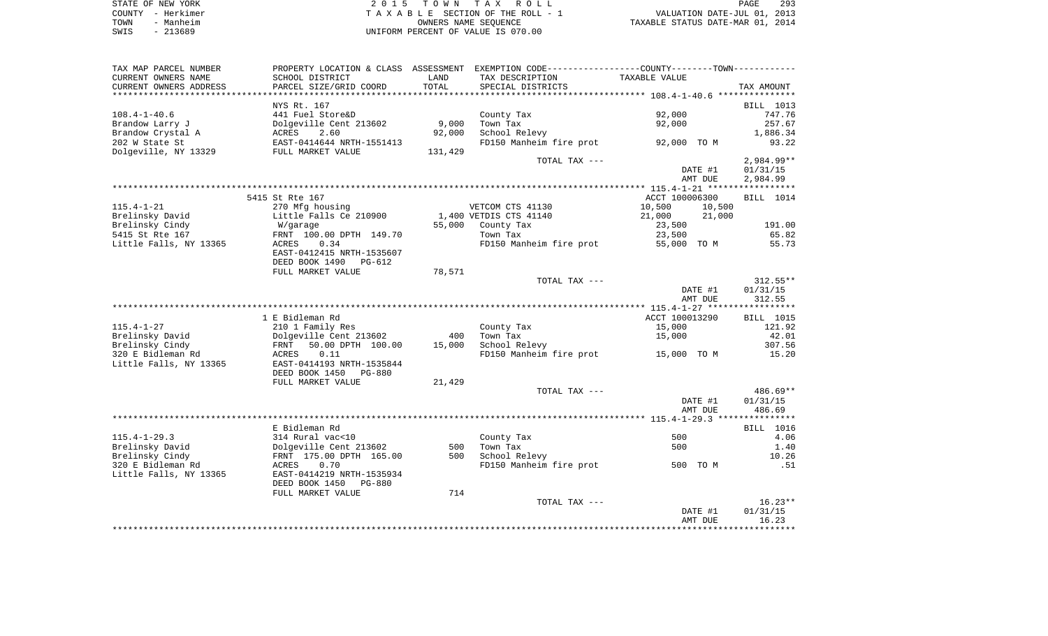STATE OF NEW YORK — 2015 TOWN TAX ROLL
COUNTY - Herkimer — TAXABLE SECTION OF THE ROLL - 1 — VALUATION DATE-JUL 01, 2013
TOWN - Manheim — OWNERS NAME SEQUENCE — TAXABLE STATUS DATE-MAR 01, 2014
SWIS - 213689 — UNIFORM PERCENT OF VALUE IS 070.00

| TAX MAP PARCEL NUMBER / CURRENT OWNERS NAME / CURRENT OWNERS ADDRESS | PROPERTY LOCATION & CLASS / SCHOOL DISTRICT / PARCEL SIZE/GRID COORD | ASSESSMENT LAND / TOTAL | EXEMPTION CODE / TAX DESCRIPTION / SPECIAL DISTRICTS | COUNTY / TOWN TAXABLE VALUE | TAX AMOUNT |
|---|---|---|---|---|---|
| **108.4-1-40.6** | NYS Rt. 167 | | | | BILL 1013 |
| 108.4-1-40.6 | 441 Fuel Store&D | | County Tax | 92,000 | 747.76 |
| Brandow Larry J | Dolgeville Cent 213602 | 9,000 | Town Tax | 92,000 | 257.67 |
| Brandow Crystal A | ACRES 2.60 | 92,000 | School Relevy | | 1,886.34 |
| 202 W State St | EAST-0414644 NRTH-1551413 | | FD150 Manheim fire prot | 92,000 TO M | 93.22 |
| Dolgeville, NY 13329 | FULL MARKET VALUE | 131,429 | | | |
| | | | TOTAL TAX --- | | 2,984.99** |
| | | | | DATE #1 | 01/31/15 |
| | | | | AMT DUE | 2,984.99 |
| **115.4-1-21** | 5415 St Rte 167 | | | ACCT 100006300 | BILL 1014 |
| 115.4-1-21 | 270 Mfg housing | | VETCOM CTS 41130 | 10,500 10,500 | |
| Brelinsky David | Little Falls Ce 210900 | 1,400 | VETDIS CTS 41140 | 21,000 21,000 | |
| Brelinsky Cindy | W/garage | 55,000 | County Tax | 23,500 | 191.00 |
| 5415 St Rte 167 | FRNT 100.00 DPTH 149.70 | | Town Tax | 23,500 | 65.82 |
| Little Falls, NY 13365 | ACRES 0.34 | | FD150 Manheim fire prot | 55,000 TO M | 55.73 |
| | EAST-0412415 NRTH-1535607 | | | | |
| | DEED BOOK 1490 PG-612 | | | | |
| | FULL MARKET VALUE | 78,571 | | | |
| | | | TOTAL TAX --- | | 312.55** |
| | | | | DATE #1 | 01/31/15 |
| | | | | AMT DUE | 312.55 |
| **115.4-1-27** | 1 E Bidleman Rd | | | ACCT 100013290 | BILL 1015 |
| 115.4-1-27 | 210 1 Family Res | | County Tax | 15,000 | 121.92 |
| Brelinsky David | Dolgeville Cent 213602 | 400 | Town Tax | 15,000 | 42.01 |
| Brelinsky Cindy | FRNT 50.00 DPTH 100.00 | 15,000 | School Relevy | | 307.56 |
| 320 E Bidleman Rd | ACRES 0.11 | | FD150 Manheim fire prot | 15,000 TO M | 15.20 |
| Little Falls, NY 13365 | EAST-0414193 NRTH-1535844 | | | | |
| | DEED BOOK 1450 PG-880 | | | | |
| | FULL MARKET VALUE | 21,429 | | | |
| | | | TOTAL TAX --- | | 486.69** |
| | | | | DATE #1 | 01/31/15 |
| | | | | AMT DUE | 486.69 |
| **115.4-1-29.3** | E Bidleman Rd | | | | BILL 1016 |
| 115.4-1-29.3 | 314 Rural vac<10 | | County Tax | 500 | 4.06 |
| Brelinsky David | Dolgeville Cent 213602 | 500 | Town Tax | 500 | 1.40 |
| Brelinsky Cindy | FRNT 175.00 DPTH 165.00 | 500 | School Relevy | | 10.26 |
| 320 E Bidleman Rd | ACRES 0.70 | | FD150 Manheim fire prot | 500 TO M | .51 |
| Little Falls, NY 13365 | EAST-0414219 NRTH-1535934 | | | | |
| | DEED BOOK 1450 PG-880 | | | | |
| | FULL MARKET VALUE | 714 | | | |
| | | | TOTAL TAX --- | | 16.23** |
| | | | | DATE #1 | 01/31/15 |
| | | | | AMT DUE | 16.23 |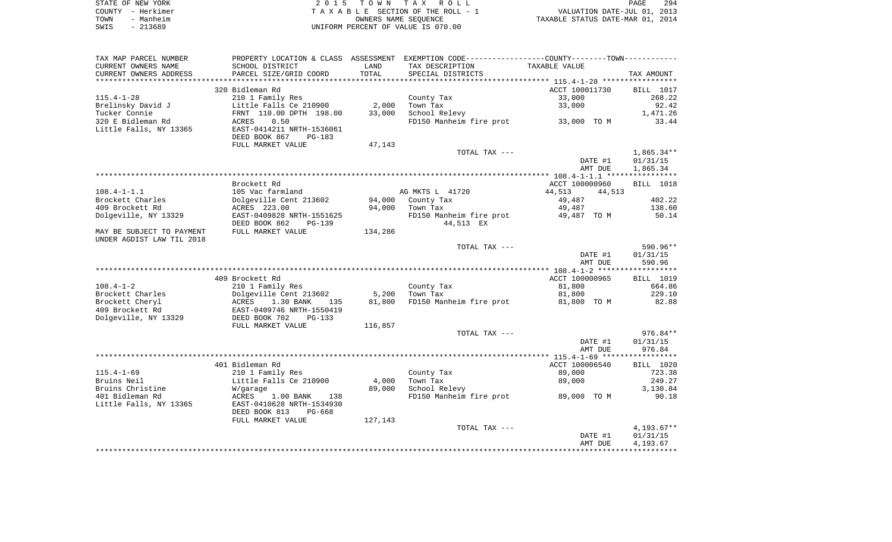| TAX MAP PARCEL NUMBER | PROPERTY LOCATION & CLASS | ASSESSMENT | EXEMPTION CODE-----------------COUNTY--------TOWN----------- | | |
|---|---|---|---|---|---|
| CURRENT OWNERS NAME | SCHOOL DISTRICT | LAND | TAX DESCRIPTION | TAXABLE VALUE | |
| CURRENT OWNERS ADDRESS | PARCEL SIZE/GRID COORD | TOTAL | SPECIAL DISTRICTS | | TAX AMOUNT |
| ******** 115.4-1-28 ******** | | | | | |
| | 320 Bidleman Rd | | | ACCT 100011730 | BILL 1017 |
| 115.4-1-28 | 210 1 Family Res | | County Tax | 33,000 | 268.22 |
| Brelinsky David J | Little Falls Ce 210900 | 2,000 | Town Tax | 33,000 | 92.42 |
| Tucker Connie | FRNT 110.00 DPTH 198.00 | 33,000 | School Relevy | | 1,471.26 |
| 320 E Bidleman Rd | ACRES 0.50 | | FD150 Manheim fire prot | 33,000 TO M | 33.44 |
| Little Falls, NY 13365 | EAST-0414211 NRTH-1536061 | | | | |
| | DEED BOOK 867 PG-183 | | | | |
| | FULL MARKET VALUE | 47,143 | | | |
| | | | TOTAL TAX --- | | 1,865.34** |
| | | | | DATE #1 | 01/31/15 |
| | | | | AMT DUE | 1,865.34 |
| ******** 108.4-1-1.1 ******** | | | | | |
| | Brockett Rd | | | ACCT 100000960 | BILL 1018 |
| 108.4-1-1.1 | 105 Vac farmland | | AG MKTS L 41720 | 44,513 44,513 | |
| Brockett Charles | Dolgeville Cent 213602 | 94,000 | County Tax | 49,487 | 402.22 |
| 409 Brockett Rd | ACRES 223.00 | 94,000 | Town Tax | 49,487 | 138.60 |
| Dolgeville, NY 13329 | EAST-0409828 NRTH-1551625 | | FD150 Manheim fire prot | 49,487 TO M | 50.14 |
| | DEED BOOK 862 PG-139 | | 44,513 EX | | |
| MAY BE SUBJECT TO PAYMENT | FULL MARKET VALUE | 134,286 | | | |
| UNDER AGDIST LAW TIL 2018 | | | | | |
| | | | TOTAL TAX --- | | 590.96** |
| | | | | DATE #1 | 01/31/15 |
| | | | | AMT DUE | 590.96 |
| ******** 108.4-1-2 ******** | | | | | |
| | 409 Brockett Rd | | | ACCT 100000965 | BILL 1019 |
| 108.4-1-2 | 210 1 Family Res | | County Tax | 81,800 | 664.86 |
| Brockett Charles | Dolgeville Cent 213602 | 5,200 | Town Tax | 81,800 | 229.10 |
| Brockett Cheryl | ACRES 1.30 BANK 135 | 81,800 | FD150 Manheim fire prot | 81,800 TO M | 82.88 |
| 409 Brockett Rd | EAST-0409746 NRTH-1550419 | | | | |
| Dolgeville, NY 13329 | DEED BOOK 702 PG-133 | | | | |
| | FULL MARKET VALUE | 116,857 | | | |
| | | | TOTAL TAX --- | | 976.84** |
| | | | | DATE #1 | 01/31/15 |
| | | | | AMT DUE | 976.84 |
| ******** 115.4-1-69 ******** | | | | | |
| | 401 Bidleman Rd | | | ACCT 100006540 | BILL 1020 |
| 115.4-1-69 | 210 1 Family Res | | County Tax | 89,000 | 723.38 |
| Bruins Neil | Little Falls Ce 210900 | 4,000 | Town Tax | 89,000 | 249.27 |
| Bruins Christine | W/garage | 89,000 | School Relevy | | 3,130.84 |
| 401 Bidleman Rd | ACRES 1.00 BANK 138 | | FD150 Manheim fire prot | 89,000 TO M | 90.18 |
| Little Falls, NY 13365 | EAST-0410628 NRTH-1534930 | | | | |
| | DEED BOOK 813 PG-668 | | | | |
| | FULL MARKET VALUE | 127,143 | | | |
| | | | TOTAL TAX --- | | 4,193.67** |
| | | | | DATE #1 | 01/31/15 |
| | | | | AMT DUE | 4,193.67 |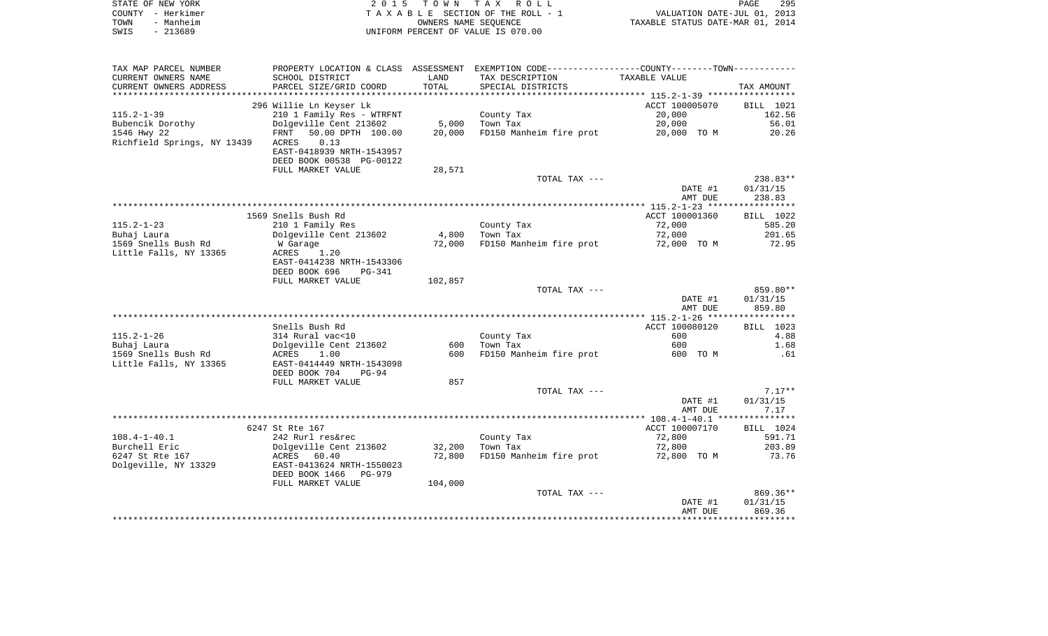STATE OF NEW YORK — COUNTY - Herkimer — TOWN - Manheim — SWIS - 213689

2015 TOWN TAX ROLL
TAXABLE SECTION OF THE ROLL - 1
OWNERS NAME SEQUENCE
UNIFORM PERCENT OF VALUE IS 070.00

VALUATION DATE-JUL 01, 2013
TAXABLE STATUS DATE-MAR 01, 2014

| TAX MAP PARCEL NUMBER / CURRENT OWNERS NAME / CURRENT OWNERS ADDRESS | PROPERTY LOCATION & CLASS / SCHOOL DISTRICT / PARCEL SIZE/GRID COORD | ASSESSMENT LAND | TOTAL | EXEMPTION CODE / TAX DESCRIPTION / SPECIAL DISTRICTS | TAXABLE VALUE | TAX AMOUNT |
|---|---|---|---|---|---|---|
| **115.2-1-39** | 296 Willie Ln Keyser Lk | | | | ACCT 100005070 | BILL 1021 |
| 115.2-1-39 | 210 1 Family Res - WTRFNT | | | County Tax | 20,000 | 162.56 |
| Bubencik Dorothy | Dolgeville Cent 213602 | 5,000 | | Town Tax | 20,000 | 56.01 |
| 1546 Hwy 22 | FRNT 50.00 DPTH 100.00 | | 20,000 | FD150 Manheim fire prot | 20,000 TO M | 20.26 |
| Richfield Springs, NY 13439 | ACRES 0.13 | | | | | |
| | EAST-0418939 NRTH-1543957 | | | | | |
| | DEED BOOK 00538 PG-00122 | | | | | |
| | FULL MARKET VALUE | 28,571 | | | | |
| | | | | TOTAL TAX --- | | 238.83** |
| | | | | | DATE #1 | 01/31/15 |
| | | | | | AMT DUE | 238.83 |
| **115.2-1-23** | 1569 Snells Bush Rd | | | | ACCT 100001360 | BILL 1022 |
| 115.2-1-23 | 210 1 Family Res | | | County Tax | 72,000 | 585.20 |
| Buhaj Laura | Dolgeville Cent 213602 | 4,800 | | Town Tax | 72,000 | 201.65 |
| 1569 Snells Bush Rd | W Garage | | 72,000 | FD150 Manheim fire prot | 72,000 TO M | 72.95 |
| Little Falls, NY 13365 | ACRES 1.20 | | | | | |
| | EAST-0414238 NRTH-1543306 | | | | | |
| | DEED BOOK 696 PG-341 | | | | | |
| | FULL MARKET VALUE | 102,857 | | | | |
| | | | | TOTAL TAX --- | | 859.80** |
| | | | | | DATE #1 | 01/31/15 |
| | | | | | AMT DUE | 859.80 |
| **115.2-1-26** | Snells Bush Rd | | | | ACCT 100080120 | BILL 1023 |
| 115.2-1-26 | 314 Rural vac<10 | | | County Tax | 600 | 4.88 |
| Buhaj Laura | Dolgeville Cent 213602 | 600 | | Town Tax | 600 | 1.68 |
| 1569 Snells Bush Rd | ACRES 1.00 | | 600 | FD150 Manheim fire prot | 600 TO M | .61 |
| Little Falls, NY 13365 | EAST-0414449 NRTH-1543098 | | | | | |
| | DEED BOOK 704 PG-94 | | | | | |
| | FULL MARKET VALUE | 857 | | | | |
| | | | | TOTAL TAX --- | | 7.17** |
| | | | | | DATE #1 | 01/31/15 |
| | | | | | AMT DUE | 7.17 |
| **108.4-1-40.1** | 6247 St Rte 167 | | | | ACCT 100007170 | BILL 1024 |
| 108.4-1-40.1 | 242 Rurl res&rec | | | County Tax | 72,800 | 591.71 |
| Burchell Eric | Dolgeville Cent 213602 | 32,200 | | Town Tax | 72,800 | 203.89 |
| 6247 St Rte 167 | ACRES 60.40 | | 72,800 | FD150 Manheim fire prot | 72,800 TO M | 73.76 |
| Dolgeville, NY 13329 | EAST-0413624 NRTH-1550023 | | | | | |
| | DEED BOOK 1466 PG-979 | | | | | |
| | FULL MARKET VALUE | 104,000 | | | | |
| | | | | TOTAL TAX --- | | 869.36** |
| | | | | | DATE #1 | 01/31/15 |
| | | | | | AMT DUE | 869.36 |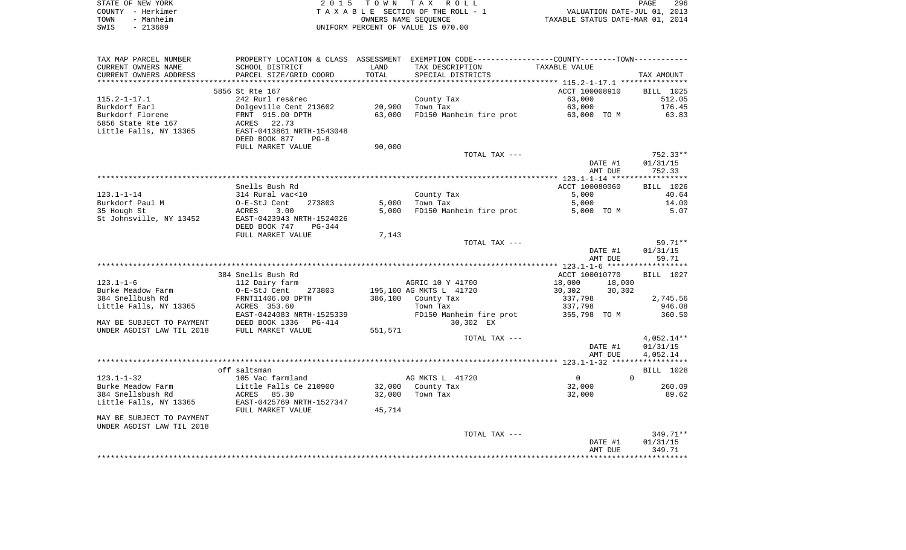STATE OF NEW YORK | 2 0 1 5 T O W N T A X R O L L
COUNTY - Herkimer | T A X A B L E SECTION OF THE ROLL - 1 | VALUATION DATE-JUL 01, 2013
TOWN - Manheim | OWNERS NAME SEQUENCE | TAXABLE STATUS DATE-MAR 01, 2014
SWIS - 213689 | UNIFORM PERCENT OF VALUE IS 070.00

| TAX MAP PARCEL NUMBER / CURRENT OWNERS NAME / CURRENT OWNERS ADDRESS | PROPERTY LOCATION & CLASS / SCHOOL DISTRICT / PARCEL SIZE/GRID COORD | ASSESSMENT LAND / TOTAL | EXEMPTION CODE / TAX DESCRIPTION / SPECIAL DISTRICTS | COUNTY / TOWN TAXABLE VALUE | TAX AMOUNT |
|---|---|---|---|---|---|
| **115.2-1-17.1** | 5856 St Rte 167 | | | ACCT 100008910 | BILL 1025 |
| Burkdorf Earl | 242 Rurl res&rec | | County Tax | 63,000 | 512.05 |
| Burkdorf Florene | Dolgeville Cent 213602 | 20,900 | Town Tax | 63,000 | 176.45 |
| 5856 State Rte 167 | FRNT 915.00 DPTH | 63,000 | FD150 Manheim fire prot | 63,000 TO M | 63.83 |
| Little Falls, NY 13365 | ACRES 22.73 | | | | |
| | EAST-0413861 NRTH-1543048 | | | | |
| | DEED BOOK 877 PG-8 | | | | |
| | FULL MARKET VALUE | 90,000 | | | |
| | | | TOTAL TAX --- | | 752.33** |
| | | | | DATE #1 | 01/31/15 |
| | | | | AMT DUE | 752.33 |
| **123.1-1-14** | Snells Bush Rd | | | ACCT 100080060 | BILL 1026 |
| Burkdorf Paul M | 314 Rural vac<10 | | County Tax | 5,000 | 40.64 |
| 35 Hough St | O-E-StJ Cent 273803 | 5,000 | Town Tax | 5,000 | 14.00 |
| St Johnsville, NY 13452 | ACRES 3.00 | 5,000 | FD150 Manheim fire prot | 5,000 TO M | 5.07 |
| | EAST-0423943 NRTH-1524026 | | | | |
| | DEED BOOK 747 PG-344 | | | | |
| | FULL MARKET VALUE | 7,143 | | | |
| | | | TOTAL TAX --- | | 59.71** |
| | | | | DATE #1 | 01/31/15 |
| | | | | AMT DUE | 59.71 |
| **123.1-1-6** | 384 Snells Bush Rd | | | ACCT 100010770 | BILL 1027 |
| Burke Meadow Farm | 112 Dairy farm | | AGRIC 10 Y 41700 | 18,000 18,000 | |
| 384 Snellbush Rd | O-E-StJ Cent 273803 | 195,100 | AG MKTS L 41720 | 30,302 30,302 | |
| Little Falls, NY 13365 | FRNT11406.00 DPTH | 386,100 | County Tax | 337,798 | 2,745.56 |
| | ACRES 353.60 | | Town Tax | 337,798 | 946.08 |
| | EAST-0424083 NRTH-1525339 | | FD150 Manheim fire prot | 355,798 TO M | 360.50 |
| MAY BE SUBJECT TO PAYMENT | DEED BOOK 1336 PG-414 | | 30,302 EX | | |
| UNDER AGDIST LAW TIL 2018 | FULL MARKET VALUE | 551,571 | | | |
| | | | TOTAL TAX --- | | 4,052.14** |
| | | | | DATE #1 | 01/31/15 |
| | | | | AMT DUE | 4,052.14 |
| **123.1-1-32** | off saltsman | | | | BILL 1028 |
| Burke Meadow Farm | 105 Vac farmland | | AG MKTS L 41720 | 0 0 | |
| 384 Snellsbush Rd | Little Falls Ce 210900 | 32,000 | County Tax | 32,000 | 260.09 |
| Little Falls, NY 13365 | ACRES 85.30 | 32,000 | Town Tax | 32,000 | 89.62 |
| | EAST-0425769 NRTH-1527347 | | | | |
| | FULL MARKET VALUE | 45,714 | | | |
| MAY BE SUBJECT TO PAYMENT | | | | | |
| UNDER AGDIST LAW TIL 2018 | | | | | |
| | | | TOTAL TAX --- | | 349.71** |
| | | | | DATE #1 | 01/31/15 |
| | | | | AMT DUE | 349.71 |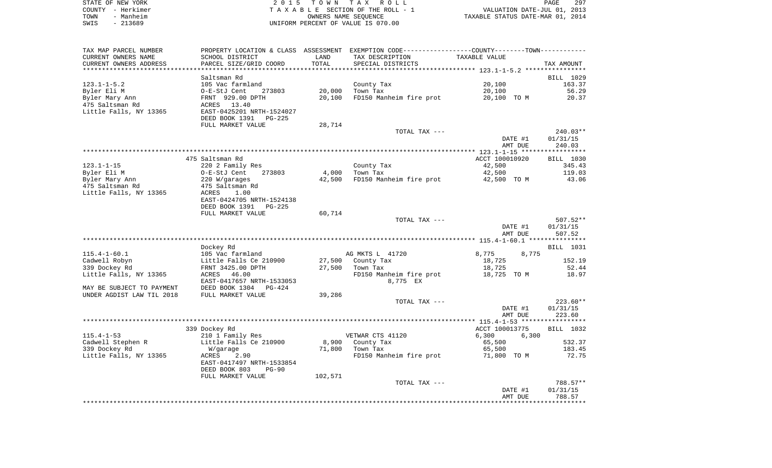STATE OF NEW YORK
COUNTY - Herkimer
TOWN - Manheim
SWIS - 213689

2 0 1 5 T O W N T A X R O L L
T A X A B L E SECTION OF THE ROLL - 1
OWNERS NAME SEQUENCE
UNIFORM PERCENT OF VALUE IS 070.00

VALUATION DATE-JUL 01, 2013
TAXABLE STATUS DATE-MAR 01, 2014

```
TAX MAP PARCEL NUMBER     PROPERTY LOCATION & CLASS  ASSESSMENT  EXEMPTION CODE-----------------COUNTY--------TOWN-----------
CURRENT OWNERS NAME       SCHOOL DISTRICT              LAND      TAX DESCRIPTION              TAXABLE VALUE
CURRENT OWNERS ADDRESS    PARCEL SIZE/GRID COORD      TOTAL      SPECIAL DISTRICTS                                    TAX AMOUNT
*********************************************************************************************** 123.1-1-5.2 ****************
                          Saltsman Rd                                                                               BILL  1029
123.1-1-5.2               105 Vac farmland                       County Tax                   20,100                   163.37
Byler Eli M               O-E-StJ Cent    273803      20,000     Town Tax                     20,100                    56.29
Byler Mary Ann            FRNT  929.00 DPTH           20,100     FD150 Manheim fire prot      20,100 TO M               20.37
475 Saltsman Rd           ACRES   13.40
Little Falls, NY 13365    EAST-0425201 NRTH-1524027
                          DEED BOOK 1391   PG-225
                          FULL MARKET VALUE           28,714
                                                                 TOTAL TAX ---                                        240.03**
                                                                                              DATE #1               01/31/15
                                                                                              AMT DUE                 240.03
*********************************************************************************************** 123.1-1-15 *****************
                          475 Saltsman Rd                                                     ACCT 100010920        BILL  1030
123.1-1-15                220 2 Family Res                       County Tax                   42,500                   345.43
Byler Eli M               O-E-StJ Cent    273803       4,000     Town Tax                     42,500                   119.03
Byler Mary Ann            220 W/garages               42,500     FD150 Manheim fire prot      42,500 TO M               43.06
475 Saltsman Rd           475 Saltsman Rd
Little Falls, NY 13365    ACRES    1.00
                          EAST-0424705 NRTH-1524138
                          DEED BOOK 1391   PG-225
                          FULL MARKET VALUE           60,714
                                                                 TOTAL TAX ---                                        507.52**
                                                                                              DATE #1               01/31/15
                                                                                              AMT DUE                 507.52
*********************************************************************************************** 115.4-1-60.1 ***************
                          Dockey Rd                                                                                 BILL  1031
115.4-1-60.1              105 Vac farmland                       AG MKTS L  41720             8,775       8,775
Cadwell Robyn             Little Falls Ce 210900      27,500     County Tax                   18,725                   152.19
339 Dockey Rd             FRNT 3425.00 DPTH           27,500     Town Tax                     18,725                    52.44
Little Falls, NY 13365    ACRES   46.00                          FD150 Manheim fire prot      18,725 TO M               18.97
                          EAST-0417657 NRTH-1533053                   8,775 EX
MAY BE SUBJECT TO PAYMENT DEED BOOK 1304   PG-424
UNDER AGDIST LAW TIL 2018 FULL MARKET VALUE           39,286
                                                                 TOTAL TAX ---                                        223.60**
                                                                                              DATE #1               01/31/15
                                                                                              AMT DUE                 223.60
*********************************************************************************************** 115.4-1-53 *****************
                          339 Dockey Rd                                                       ACCT 100013775        BILL  1032
115.4-1-53                210 1 Family Res                       VETWAR CTS 41120             6,300       6,300
Cadwell Stephen R         Little Falls Ce 210900       8,900     County Tax                   65,500                   532.37
339 Dockey Rd               W/garage                  71,800     Town Tax                     65,500                   183.45
Little Falls, NY 13365    ACRES    2.90                          FD150 Manheim fire prot      71,800 TO M               72.75
                          EAST-0417497 NRTH-1533854
                          DEED BOOK 803    PG-90
                          FULL MARKET VALUE          102,571
                                                                 TOTAL TAX ---                                        788.57**
                                                                                              DATE #1               01/31/15
                                                                                              AMT DUE                 788.57
****************************************************************************************************************************
```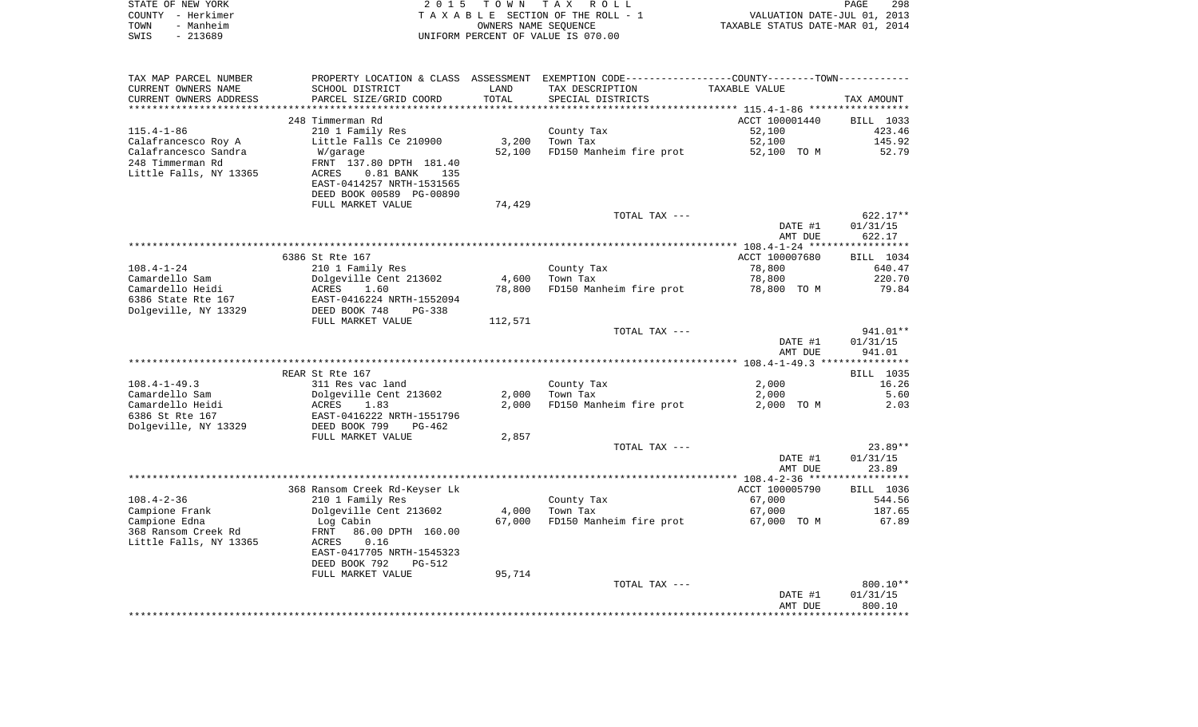STATE OF NEW YORK — COUNTY - Herkimer — TOWN - Manheim — SWIS - 213689

2015 TOWN TAX ROLL
TAXABLE SECTION OF THE ROLL - 1
OWNERS NAME SEQUENCE
UNIFORM PERCENT OF VALUE IS 070.00

VALUATION DATE-JUL 01, 2013
TAXABLE STATUS DATE-MAR 01, 2014

| TAX MAP PARCEL NUMBER / CURRENT OWNERS NAME / CURRENT OWNERS ADDRESS | PROPERTY LOCATION & CLASS / SCHOOL DISTRICT / PARCEL SIZE/GRID COORD | ASSESSMENT LAND | TOTAL | EXEMPTION CODE / TAX DESCRIPTION / SPECIAL DISTRICTS | TAXABLE VALUE | TAX AMOUNT |
|---|---|---|---|---|---|---|
| **115.4-1-86** | 248 Timmerman Rd | | | | ACCT 100001440 | BILL 1033 |
| 115.4-1-86 | 210 1 Family Res | | | County Tax | 52,100 | 423.46 |
| Calafrancesco Roy A | Little Falls Ce 210900 | 3,200 | | Town Tax | 52,100 | 145.92 |
| Calafrancesco Sandra | W/garage | | 52,100 | FD150 Manheim fire prot | 52,100 TO M | 52.79 |
| 248 Timmerman Rd | FRNT 137.80 DPTH 181.40 | | | | | |
| Little Falls, NY 13365 | ACRES 0.81 BANK 135 | | | | | |
| | EAST-0414257 NRTH-1531565 | | | | | |
| | DEED BOOK 00589 PG-00890 | | | | | |
| | FULL MARKET VALUE | 74,429 | | | | |
| | | | | TOTAL TAX --- | | 622.17** |
| | | | | | DATE #1 | 01/31/15 |
| | | | | | AMT DUE | 622.17 |
| **108.4-1-24** | 6386 St Rte 167 | | | | ACCT 100007680 | BILL 1034 |
| 108.4-1-24 | 210 1 Family Res | | | County Tax | 78,800 | 640.47 |
| Camardello Sam | Dolgeville Cent 213602 | 4,600 | | Town Tax | 78,800 | 220.70 |
| Camardello Heidi | ACRES 1.60 | | 78,800 | FD150 Manheim fire prot | 78,800 TO M | 79.84 |
| 6386 State Rte 167 | EAST-0416224 NRTH-1552094 | | | | | |
| Dolgeville, NY 13329 | DEED BOOK 748 PG-338 | | | | | |
| | FULL MARKET VALUE | 112,571 | | | | |
| | | | | TOTAL TAX --- | | 941.01** |
| | | | | | DATE #1 | 01/31/15 |
| | | | | | AMT DUE | 941.01 |
| **108.4-1-49.3** | REAR St Rte 167 | | | | | BILL 1035 |
| 108.4-1-49.3 | 311 Res vac land | | | County Tax | 2,000 | 16.26 |
| Camardello Sam | Dolgeville Cent 213602 | 2,000 | | Town Tax | 2,000 | 5.60 |
| Camardello Heidi | ACRES 1.83 | | 2,000 | FD150 Manheim fire prot | 2,000 TO M | 2.03 |
| 6386 St Rte 167 | EAST-0416222 NRTH-1551796 | | | | | |
| Dolgeville, NY 13329 | DEED BOOK 799 PG-462 | | | | | |
| | FULL MARKET VALUE | 2,857 | | | | |
| | | | | TOTAL TAX --- | | 23.89** |
| | | | | | DATE #1 | 01/31/15 |
| | | | | | AMT DUE | 23.89 |
| **108.4-2-36** | 368 Ransom Creek Rd-Keyser Lk | | | | ACCT 100005790 | BILL 1036 |
| 108.4-2-36 | 210 1 Family Res | | | County Tax | 67,000 | 544.56 |
| Campione Frank | Dolgeville Cent 213602 | 4,000 | | Town Tax | 67,000 | 187.65 |
| Campione Edna | Log Cabin | | 67,000 | FD150 Manheim fire prot | 67,000 TO M | 67.89 |
| 368 Ransom Creek Rd | FRNT 86.00 DPTH 160.00 | | | | | |
| Little Falls, NY 13365 | ACRES 0.16 | | | | | |
| | EAST-0417705 NRTH-1545323 | | | | | |
| | DEED BOOK 792 PG-512 | | | | | |
| | FULL MARKET VALUE | 95,714 | | | | |
| | | | | TOTAL TAX --- | | 800.10** |
| | | | | | DATE #1 | 01/31/15 |
| | | | | | AMT DUE | 800.10 |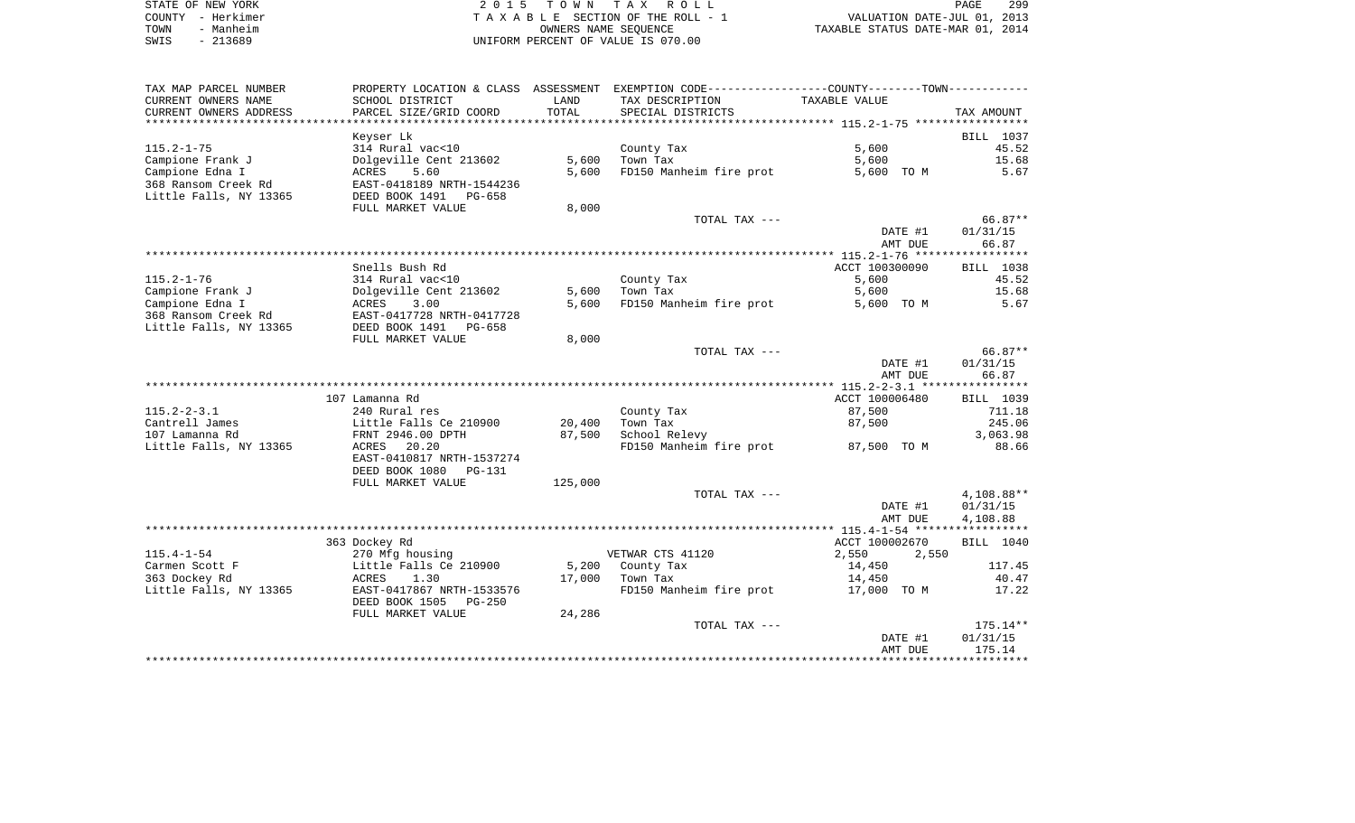STATE OF NEW YORK — 2 0 1 5 T O W N T A X R O L L

COUNTY - Herkimer — T A X A B L E SECTION OF THE ROLL - 1 — VALUATION DATE-JUL 01, 2013

TOWN - Manheim — OWNERS NAME SEQUENCE — TAXABLE STATUS DATE-MAR 01, 2014

SWIS - 213689 — UNIFORM PERCENT OF VALUE IS 070.00

| TAX MAP PARCEL NUMBER<br>CURRENT OWNERS NAME<br>CURRENT OWNERS ADDRESS | PROPERTY LOCATION & CLASS<br>SCHOOL DISTRICT<br>PARCEL SIZE/GRID COORD | ASSESSMENT<br>LAND<br>TOTAL | EXEMPTION CODE-----COUNTY-----TOWN-----<br>TAX DESCRIPTION<br>SPECIAL DISTRICTS | TAXABLE VALUE | TAX AMOUNT |
|---|---|---|---|---|---|
| | Keyser Lk | | | | BILL 1037 |
| 115.2-1-75 | 314 Rural vac<10 | | County Tax | 5,600 | 45.52 |
| Campione Frank J | Dolgeville Cent 213602 | 5,600 | Town Tax | 5,600 | 15.68 |
| Campione Edna I | ACRES 5.60 | 5,600 | FD150 Manheim fire prot | 5,600 TO M | 5.67 |
| 368 Ransom Creek Rd | EAST-0418189 NRTH-1544236 | | | | |
| Little Falls, NY 13365 | DEED BOOK 1491 PG-658 | | | | |
| | FULL MARKET VALUE | 8,000 | | | |
| | | | TOTAL TAX --- | | 66.87** |
| | | | | DATE #1 | 01/31/15 |
| | | | | AMT DUE | 66.87 |
| | Snells Bush Rd | | | ACCT 100300090 | BILL 1038 |
| 115.2-1-76 | 314 Rural vac<10 | | County Tax | 5,600 | 45.52 |
| Campione Frank J | Dolgeville Cent 213602 | 5,600 | Town Tax | 5,600 | 15.68 |
| Campione Edna I | ACRES 3.00 | 5,600 | FD150 Manheim fire prot | 5,600 TO M | 5.67 |
| 368 Ransom Creek Rd | EAST-0417728 NRTH-0417728 | | | | |
| Little Falls, NY 13365 | DEED BOOK 1491 PG-658 | | | | |
| | FULL MARKET VALUE | 8,000 | | | |
| | | | TOTAL TAX --- | | 66.87** |
| | | | | DATE #1 | 01/31/15 |
| | | | | AMT DUE | 66.87 |
| | 107 Lamanna Rd | | | ACCT 100006480 | BILL 1039 |
| 115.2-2-3.1 | 240 Rural res | | County Tax | 87,500 | 711.18 |
| Cantrell James | Little Falls Ce 210900 | 20,400 | Town Tax | 87,500 | 245.06 |
| 107 Lamanna Rd | FRNT 2946.00 DPTH | 87,500 | School Relevy | | 3,063.98 |
| Little Falls, NY 13365 | ACRES 20.20 | | FD150 Manheim fire prot | 87,500 TO M | 88.66 |
| | EAST-0410817 NRTH-1537274 | | | | |
| | DEED BOOK 1080 PG-131 | | | | |
| | FULL MARKET VALUE | 125,000 | | | |
| | | | TOTAL TAX --- | | 4,108.88** |
| | | | | DATE #1 | 01/31/15 |
| | | | | AMT DUE | 4,108.88 |
| | 363 Dockey Rd | | | ACCT 100002670 | BILL 1040 |
| 115.4-1-54 | 270 Mfg housing | | VETWAR CTS 41120 | 2,550 2,550 | |
| Carmen Scott F | Little Falls Ce 210900 | 5,200 | County Tax | 14,450 | 117.45 |
| 363 Dockey Rd | ACRES 1.30 | 17,000 | Town Tax | 14,450 | 40.47 |
| Little Falls, NY 13365 | EAST-0417867 NRTH-1533576 | | FD150 Manheim fire prot | 17,000 TO M | 17.22 |
| | DEED BOOK 1505 PG-250 | | | | |
| | FULL MARKET VALUE | 24,286 | | | |
| | | | TOTAL TAX --- | | 175.14** |
| | | | | DATE #1 | 01/31/15 |
| | | | | AMT DUE | 175.14 |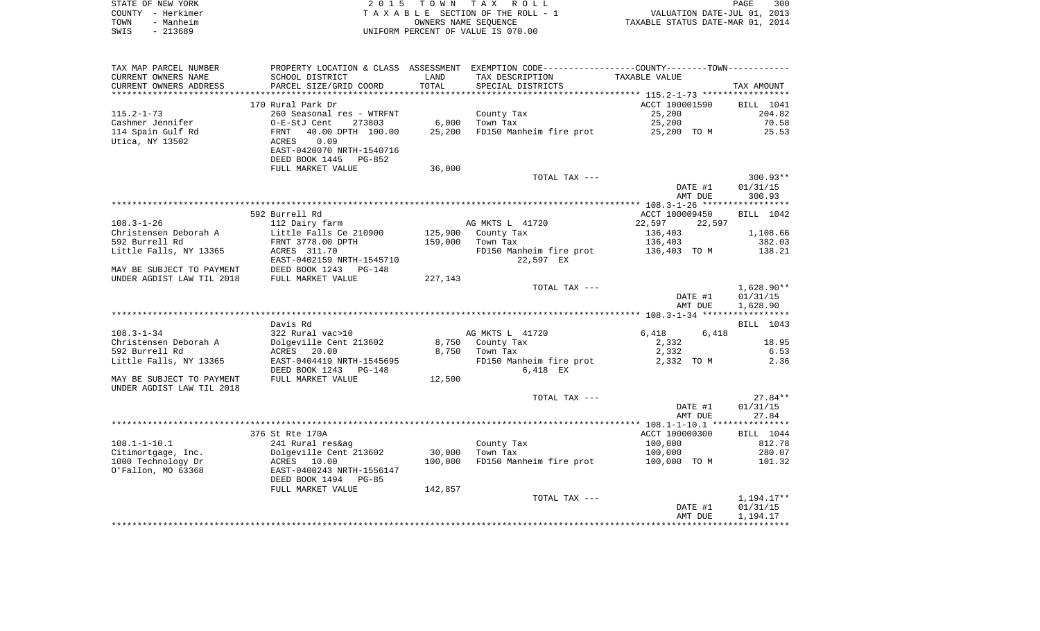STATE OF NEW YORK
COUNTY - Herkimer
TOWN - Manheim
SWIS - 213689

2015 TOWN TAX ROLL
TAXABLE SECTION OF THE ROLL - 1
OWNERS NAME SEQUENCE
UNIFORM PERCENT OF VALUE IS 070.00

VALUATION DATE-JUL 01, 2013
TAXABLE STATUS DATE-MAR 01, 2014

| TAX MAP PARCEL NUMBER / CURRENT OWNERS NAME / CURRENT OWNERS ADDRESS | PROPERTY LOCATION & CLASS / SCHOOL DISTRICT / PARCEL SIZE/GRID COORD | ASSESSMENT LAND | TOTAL | EXEMPTION CODE / TAX DESCRIPTION / SPECIAL DISTRICTS | COUNTY / TOWN TAXABLE VALUE | TAX AMOUNT |
|---|---|---|---|---|---|---|
| | 170 Rural Park Dr | | | | ACCT 100001590 | BILL 1041 |
| 115.2-1-73 | 260 Seasonal res - WTRFNT | | | County Tax | 25,200 | 204.82 |
| Cashmer Jennifer | O-E-StJ Cent 273803 | 6,000 | | Town Tax | 25,200 | 70.58 |
| 114 Spain Gulf Rd | FRNT 40.00 DPTH 100.00 | | 25,200 | FD150 Manheim fire prot | 25,200 TO M | 25.53 |
| Utica, NY 13502 | ACRES 0.09 | | | | | |
| | EAST-0420070 NRTH-1540716 | | | | | |
| | DEED BOOK 1445 PG-852 | | | | | |
| | FULL MARKET VALUE | | 36,000 | | | |
| | | | | TOTAL TAX --- | | 300.93** |
| | | | | | DATE #1 | 01/31/15 |
| | | | | | AMT DUE | 300.93 |
| | 592 Burrell Rd | | | | ACCT 100009450 | BILL 1042 |
| 108.3-1-26 | 112 Dairy farm | | | AG MKTS L 41720 | 22,597 22,597 | |
| Christensen Deborah A | Little Falls Ce 210900 | 125,900 | | County Tax | 136,403 | 1,108.66 |
| 592 Burrell Rd | FRNT 3778.00 DPTH | | 159,000 | Town Tax | 136,403 | 382.03 |
| Little Falls, NY 13365 | ACRES 311.70 | | | FD150 Manheim fire prot | 136,403 TO M | 138.21 |
| | EAST-0402159 NRTH-1545710 | | | 22,597 EX | | |
| MAY BE SUBJECT TO PAYMENT | DEED BOOK 1243 PG-148 | | | | | |
| UNDER AGDIST LAW TIL 2018 | FULL MARKET VALUE | | 227,143 | | | |
| | | | | TOTAL TAX --- | | 1,628.90** |
| | | | | | DATE #1 | 01/31/15 |
| | | | | | AMT DUE | 1,628.90 |
| | Davis Rd | | | | | BILL 1043 |
| 108.3-1-34 | 322 Rural vac>10 | | | AG MKTS L 41720 | 6,418 6,418 | |
| Christensen Deborah A | Dolgeville Cent 213602 | 8,750 | | County Tax | 2,332 | 18.95 |
| 592 Burrell Rd | ACRES 20.00 | | 8,750 | Town Tax | 2,332 | 6.53 |
| Little Falls, NY 13365 | EAST-0404419 NRTH-1545695 | | | FD150 Manheim fire prot | 2,332 TO M | 2.36 |
| | DEED BOOK 1243 PG-148 | | | 6,418 EX | | |
| MAY BE SUBJECT TO PAYMENT | FULL MARKET VALUE | | 12,500 | | | |
| UNDER AGDIST LAW TIL 2018 | | | | | | |
| | | | | TOTAL TAX --- | | 27.84** |
| | | | | | DATE #1 | 01/31/15 |
| | | | | | AMT DUE | 27.84 |
| | 376 St Rte 170A | | | | ACCT 100000300 | BILL 1044 |
| 108.1-1-10.1 | 241 Rural res&ag | | | County Tax | 100,000 | 812.78 |
| Citimortgage, Inc. | Dolgeville Cent 213602 | 30,000 | | Town Tax | 100,000 | 280.07 |
| 1000 Technology Dr | ACRES 10.00 | | 100,000 | FD150 Manheim fire prot | 100,000 TO M | 101.32 |
| O'Fallon, MO 63368 | EAST-0400243 NRTH-1556147 | | | | | |
| | DEED BOOK 1494 PG-85 | | | | | |
| | FULL MARKET VALUE | | 142,857 | | | |
| | | | | TOTAL TAX --- | | 1,194.17** |
| | | | | | DATE #1 | 01/31/15 |
| | | | | | AMT DUE | 1,194.17 |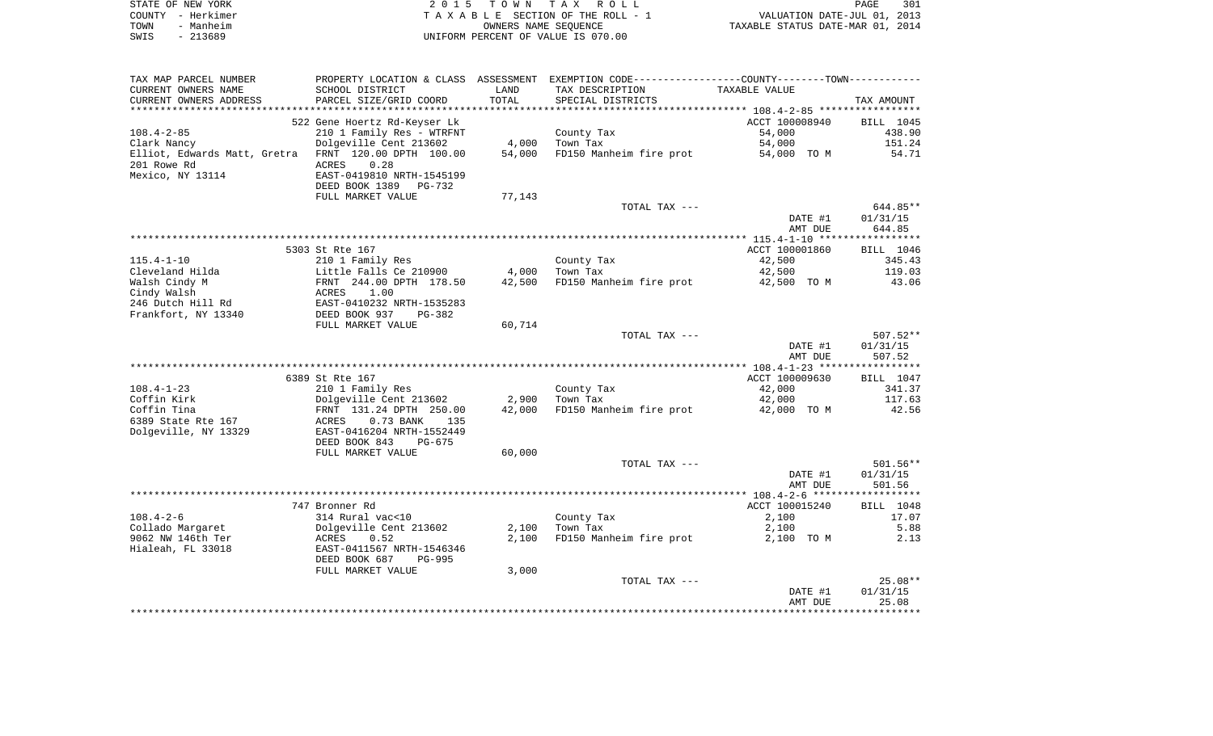STATE OF NEW YORK
COUNTY - Herkimer
TOWN - Manheim
SWIS - 213689

2015 TOWN TAX ROLL
TAXABLE SECTION OF THE ROLL - 1
OWNERS NAME SEQUENCE
UNIFORM PERCENT OF VALUE IS 070.00

VALUATION DATE-JUL 01, 2013
TAXABLE STATUS DATE-MAR 01, 2014

| TAX MAP PARCEL NUMBER / CURRENT OWNERS NAME / CURRENT OWNERS ADDRESS | PROPERTY LOCATION & CLASS / SCHOOL DISTRICT / PARCEL SIZE/GRID COORD | ASSESSMENT LAND | TOTAL | EXEMPTION CODE / TAX DESCRIPTION / SPECIAL DISTRICTS | TAXABLE VALUE | TAX AMOUNT |
|---|---|---|---|---|---|---|
| **108.4-2-85** | 522 Gene Hoertz Rd-Keyser Lk | | | | ACCT 100008940 | BILL 1045 |
| Clark Nancy | 210 1 Family Res - WTRFNT | | | County Tax | 54,000 | 438.90 |
| Elliot, Edwards Matt, Gretra | Dolgeville Cent 213602 | 4,000 | | Town Tax | 54,000 | 151.24 |
| 201 Rowe Rd | FRNT 120.00 DPTH 100.00 | | 54,000 | FD150 Manheim fire prot | 54,000 TO M | 54.71 |
| Mexico, NY 13114 | ACRES 0.28 | | | | | |
| | EAST-0419810 NRTH-1545199 | | | | | |
| | DEED BOOK 1389 PG-732 | | | | | |
| | FULL MARKET VALUE | 77,143 | | | | |
| | | | | TOTAL TAX --- | | 644.85** |
| | | | | | DATE #1 | 01/31/15 |
| | | | | | AMT DUE | 644.85 |
| **115.4-1-10** | 5303 St Rte 167 | | | | ACCT 100001860 | BILL 1046 |
| Cleveland Hilda | 210 1 Family Res | | | County Tax | 42,500 | 345.43 |
| Walsh Cindy M | Little Falls Ce 210900 | 4,000 | | Town Tax | 42,500 | 119.03 |
| Cindy Walsh | FRNT 244.00 DPTH 178.50 | | 42,500 | FD150 Manheim fire prot | 42,500 TO M | 43.06 |
| 246 Dutch Hill Rd | ACRES 1.00 | | | | | |
| Frankfort, NY 13340 | EAST-0410232 NRTH-1535283 | | | | | |
| | DEED BOOK 937 PG-382 | | | | | |
| | FULL MARKET VALUE | 60,714 | | | | |
| | | | | TOTAL TAX --- | | 507.52** |
| | | | | | DATE #1 | 01/31/15 |
| | | | | | AMT DUE | 507.52 |
| **108.4-1-23** | 6389 St Rte 167 | | | | ACCT 100009630 | BILL 1047 |
| Coffin Kirk | 210 1 Family Res | | | County Tax | 42,000 | 341.37 |
| Coffin Tina | Dolgeville Cent 213602 | 2,900 | | Town Tax | 42,000 | 117.63 |
| 6389 State Rte 167 | FRNT 131.24 DPTH 250.00 | | 42,000 | FD150 Manheim fire prot | 42,000 TO M | 42.56 |
| Dolgeville, NY 13329 | ACRES 0.73 BANK 135 | | | | | |
| | EAST-0416204 NRTH-1552449 | | | | | |
| | DEED BOOK 843 PG-675 | | | | | |
| | FULL MARKET VALUE | 60,000 | | | | |
| | | | | TOTAL TAX --- | | 501.56** |
| | | | | | DATE #1 | 01/31/15 |
| | | | | | AMT DUE | 501.56 |
| **108.4-2-6** | 747 Bronner Rd | | | | ACCT 100015240 | BILL 1048 |
| Collado Margaret | 314 Rural vac<10 | | | County Tax | 2,100 | 17.07 |
| 9062 NW 146th Ter | Dolgeville Cent 213602 | 2,100 | | Town Tax | 2,100 | 5.88 |
| Hialeah, FL 33018 | ACRES 0.52 | | 2,100 | FD150 Manheim fire prot | 2,100 TO M | 2.13 |
| | EAST-0411567 NRTH-1546346 | | | | | |
| | DEED BOOK 687 PG-995 | | | | | |
| | FULL MARKET VALUE | 3,000 | | | | |
| | | | | TOTAL TAX --- | | 25.08** |
| | | | | | DATE #1 | 01/31/15 |
| | | | | | AMT DUE | 25.08 |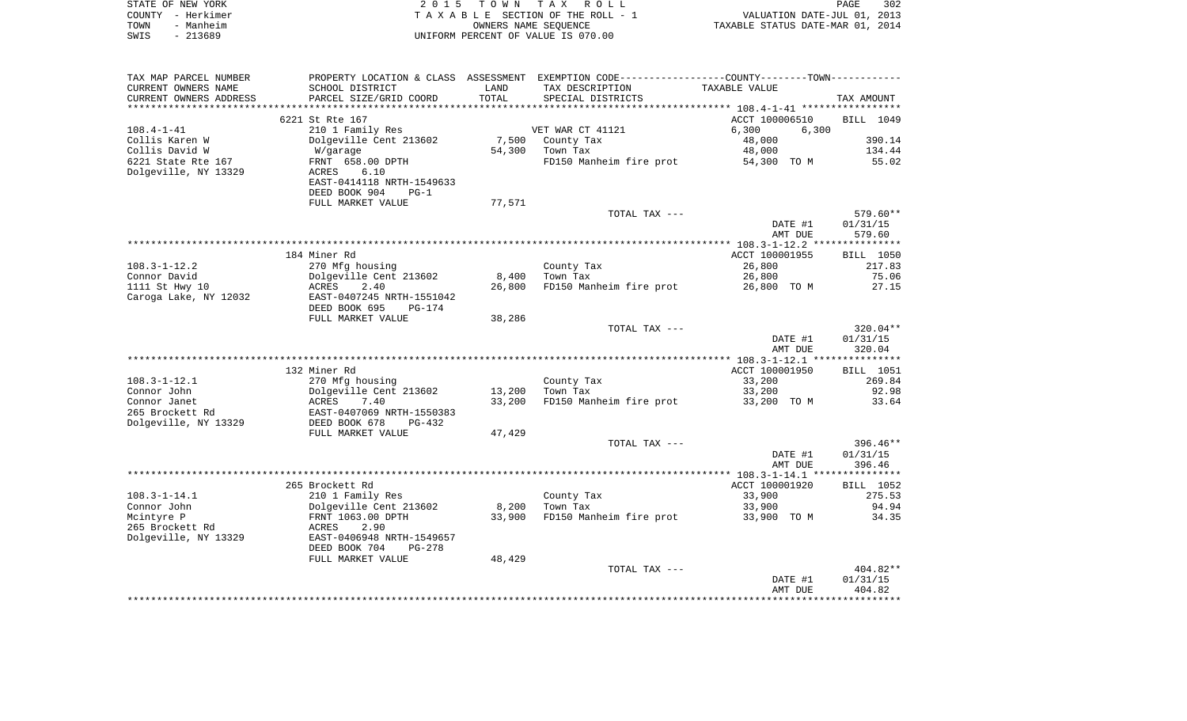STATE OF NEW YORK — 2015 TOWN TAX ROLL
COUNTY - Herkimer — TAXABLE SECTION OF THE ROLL - 1 — VALUATION DATE-JUL 01, 2013
TOWN - Manheim — OWNERS NAME SEQUENCE — TAXABLE STATUS DATE-MAR 01, 2014
SWIS - 213689 — UNIFORM PERCENT OF VALUE IS 070.00

| TAX MAP PARCEL NUMBER / CURRENT OWNERS NAME / CURRENT OWNERS ADDRESS | PROPERTY LOCATION & CLASS / SCHOOL DISTRICT / PARCEL SIZE/GRID COORD | ASSESSMENT LAND | TOTAL | EXEMPTION CODE / TAX DESCRIPTION / SPECIAL DISTRICTS | TAXABLE VALUE (COUNTY / TOWN) | TAX AMOUNT |
|---|---|---|---|---|---|---|
| 108.4-1-41 | 6221 St Rte 167 | | | | ACCT 100006510 | BILL 1049 |
| Collis Karen W | 210 1 Family Res | | | VET WAR CT 41121 | 6,300 6,300 | |
| Collis David W | Dolgeville Cent 213602 | 7,500 | | County Tax | 48,000 | 390.14 |
| 6221 State Rte 167 | W/garage | | 54,300 | Town Tax | 48,000 | 134.44 |
| Dolgeville, NY 13329 | FRNT 658.00 DPTH | | | FD150 Manheim fire prot | 54,300 TO M | 55.02 |
| | ACRES 6.10 | | | | | |
| | EAST-0414118 NRTH-1549633 | | | | | |
| | DEED BOOK 904 PG-1 | | | | | |
| | FULL MARKET VALUE | | 77,571 | | | |
| | | | | TOTAL TAX --- | | 579.60** |
| | | | | | DATE #1 | 01/31/15 |
| | | | | | AMT DUE | 579.60 |
| 108.3-1-12.2 | 184 Miner Rd | | | | ACCT 100001955 | BILL 1050 |
| Connor David | 270 Mfg housing | | | County Tax | 26,800 | 217.83 |
| 1111 St Hwy 10 | Dolgeville Cent 213602 | 8,400 | | Town Tax | 26,800 | 75.06 |
| Caroga Lake, NY 12032 | ACRES 2.40 | | 26,800 | FD150 Manheim fire prot | 26,800 TO M | 27.15 |
| | EAST-0407245 NRTH-1551042 | | | | | |
| | DEED BOOK 695 PG-174 | | | | | |
| | FULL MARKET VALUE | | 38,286 | | | |
| | | | | TOTAL TAX --- | | 320.04** |
| | | | | | DATE #1 | 01/31/15 |
| | | | | | AMT DUE | 320.04 |
| 108.3-1-12.1 | 132 Miner Rd | | | | ACCT 100001950 | BILL 1051 |
| Connor John | 270 Mfg housing | | | County Tax | 33,200 | 269.84 |
| Connor Janet | Dolgeville Cent 213602 | 13,200 | | Town Tax | 33,200 | 92.98 |
| 265 Brockett Rd | ACRES 7.40 | | 33,200 | FD150 Manheim fire prot | 33,200 TO M | 33.64 |
| Dolgeville, NY 13329 | EAST-0407069 NRTH-1550383 | | | | | |
| | DEED BOOK 678 PG-432 | | | | | |
| | FULL MARKET VALUE | | 47,429 | | | |
| | | | | TOTAL TAX --- | | 396.46** |
| | | | | | DATE #1 | 01/31/15 |
| | | | | | AMT DUE | 396.46 |
| 108.3-1-14.1 | 265 Brockett Rd | | | | ACCT 100001920 | BILL 1052 |
| Connor John | 210 1 Family Res | | | County Tax | 33,900 | 275.53 |
| Mcintyre P | Dolgeville Cent 213602 | 8,200 | | Town Tax | 33,900 | 94.94 |
| 265 Brockett Rd | FRNT 1063.00 DPTH | | 33,900 | FD150 Manheim fire prot | 33,900 TO M | 34.35 |
| Dolgeville, NY 13329 | ACRES 2.90 | | | | | |
| | EAST-0406948 NRTH-1549657 | | | | | |
| | DEED BOOK 704 PG-278 | | | | | |
| | FULL MARKET VALUE | | 48,429 | | | |
| | | | | TOTAL TAX --- | | 404.82** |
| | | | | | DATE #1 | 01/31/15 |
| | | | | | AMT DUE | 404.82 |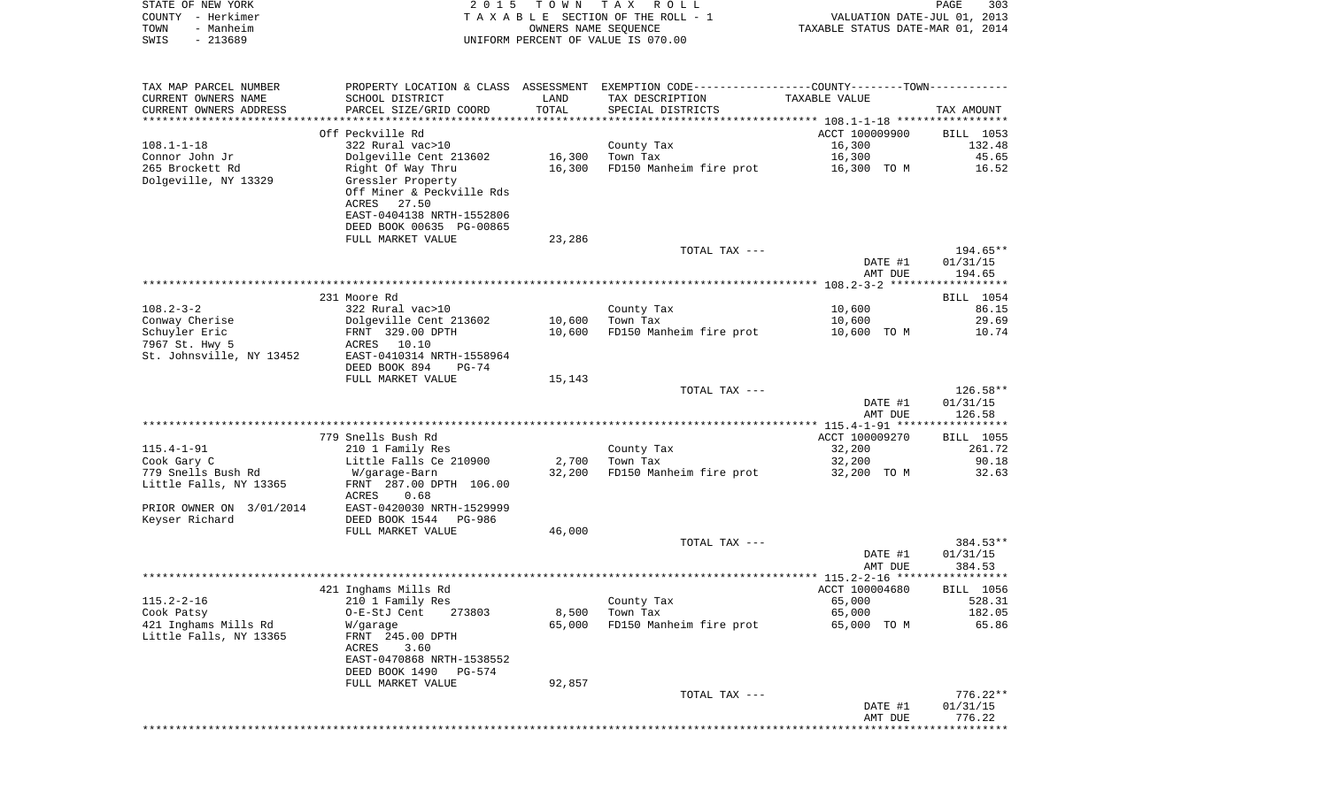STATE OF NEW YORK &nbsp;&nbsp;&nbsp;&nbsp; 2 0 1 5 &nbsp; T O W N &nbsp; T A X &nbsp; R O L L
COUNTY - Herkimer &nbsp;&nbsp;&nbsp;&nbsp; T A X A B L E SECTION OF THE ROLL - 1 &nbsp;&nbsp;&nbsp;&nbsp; VALUATION DATE-JUL 01, 2013
TOWN - Manheim &nbsp;&nbsp;&nbsp;&nbsp; OWNERS NAME SEQUENCE &nbsp;&nbsp;&nbsp;&nbsp; TAXABLE STATUS DATE-MAR 01, 2014
SWIS - 213689 &nbsp;&nbsp;&nbsp;&nbsp; UNIFORM PERCENT OF VALUE IS 070.00

| TAX MAP PARCEL NUMBER<br>CURRENT OWNERS NAME<br>CURRENT OWNERS ADDRESS | PROPERTY LOCATION & CLASS<br>SCHOOL DISTRICT<br>PARCEL SIZE/GRID COORD | ASSESSMENT<br>LAND<br>TOTAL | EXEMPTION CODE-----COUNTY-----TOWN-----<br>TAX DESCRIPTION<br>SPECIAL DISTRICTS | TAXABLE VALUE | TAX AMOUNT |
|---|---|---|---|---|---|
| | Off Peckville Rd | | | ACCT 100009900 | BILL 1053 |
| 108.1-1-18 | 322 Rural vac>10 | | County Tax | 16,300 | 132.48 |
| Connor John Jr | Dolgeville Cent 213602 | 16,300 | Town Tax | 16,300 | 45.65 |
| 265 Brockett Rd | Right Of Way Thru | 16,300 | FD150 Manheim fire prot | 16,300 TO M | 16.52 |
| Dolgeville, NY 13329 | Gressler Property | | | | |
| | Off Miner & Peckville Rds | | | | |
| | ACRES 27.50 | | | | |
| | EAST-0404138 NRTH-1552806 | | | | |
| | DEED BOOK 00635 PG-00865 | | | | |
| | FULL MARKET VALUE | 23,286 | | | |
| | | | TOTAL TAX --- | | 194.65** |
| | | | | DATE #1 | 01/31/15 |
| | | | | AMT DUE | 194.65 |
| | 231 Moore Rd | | | | BILL 1054 |
| 108.2-3-2 | 322 Rural vac>10 | | County Tax | 10,600 | 86.15 |
| Conway Cherise | Dolgeville Cent 213602 | 10,600 | Town Tax | 10,600 | 29.69 |
| Schuyler Eric | FRNT 329.00 DPTH | 10,600 | FD150 Manheim fire prot | 10,600 TO M | 10.74 |
| 7967 St. Hwy 5 | ACRES 10.10 | | | | |
| St. Johnsville, NY 13452 | EAST-0410314 NRTH-1558964 | | | | |
| | DEED BOOK 894 PG-74 | | | | |
| | FULL MARKET VALUE | 15,143 | | | |
| | | | TOTAL TAX --- | | 126.58** |
| | | | | DATE #1 | 01/31/15 |
| | | | | AMT DUE | 126.58 |
| | 779 Snells Bush Rd | | | ACCT 100009270 | BILL 1055 |
| 115.4-1-91 | 210 1 Family Res | | County Tax | 32,200 | 261.72 |
| Cook Gary C | Little Falls Ce 210900 | 2,700 | Town Tax | 32,200 | 90.18 |
| 779 Snells Bush Rd | W/garage-Barn | 32,200 | FD150 Manheim fire prot | 32,200 TO M | 32.63 |
| Little Falls, NY 13365 | FRNT 287.00 DPTH 106.00 | | | | |
| | ACRES 0.68 | | | | |
| PRIOR OWNER ON 3/01/2014 | EAST-0420030 NRTH-1529999 | | | | |
| Keyser Richard | DEED BOOK 1544 PG-986 | | | | |
| | FULL MARKET VALUE | 46,000 | | | |
| | | | TOTAL TAX --- | | 384.53** |
| | | | | DATE #1 | 01/31/15 |
| | | | | AMT DUE | 384.53 |
| | 421 Inghams Mills Rd | | | ACCT 100004680 | BILL 1056 |
| 115.2-2-16 | 210 1 Family Res | | County Tax | 65,000 | 528.31 |
| Cook Patsy | O-E-StJ Cent 273803 | 8,500 | Town Tax | 65,000 | 182.05 |
| 421 Inghams Mills Rd | W/garage | 65,000 | FD150 Manheim fire prot | 65,000 TO M | 65.86 |
| Little Falls, NY 13365 | FRNT 245.00 DPTH | | | | |
| | ACRES 3.60 | | | | |
| | EAST-0470868 NRTH-1538552 | | | | |
| | DEED BOOK 1490 PG-574 | | | | |
| | FULL MARKET VALUE | 92,857 | | | |
| | | | TOTAL TAX --- | | 776.22** |
| | | | | DATE #1 | 01/31/15 |
| | | | | AMT DUE | 776.22 |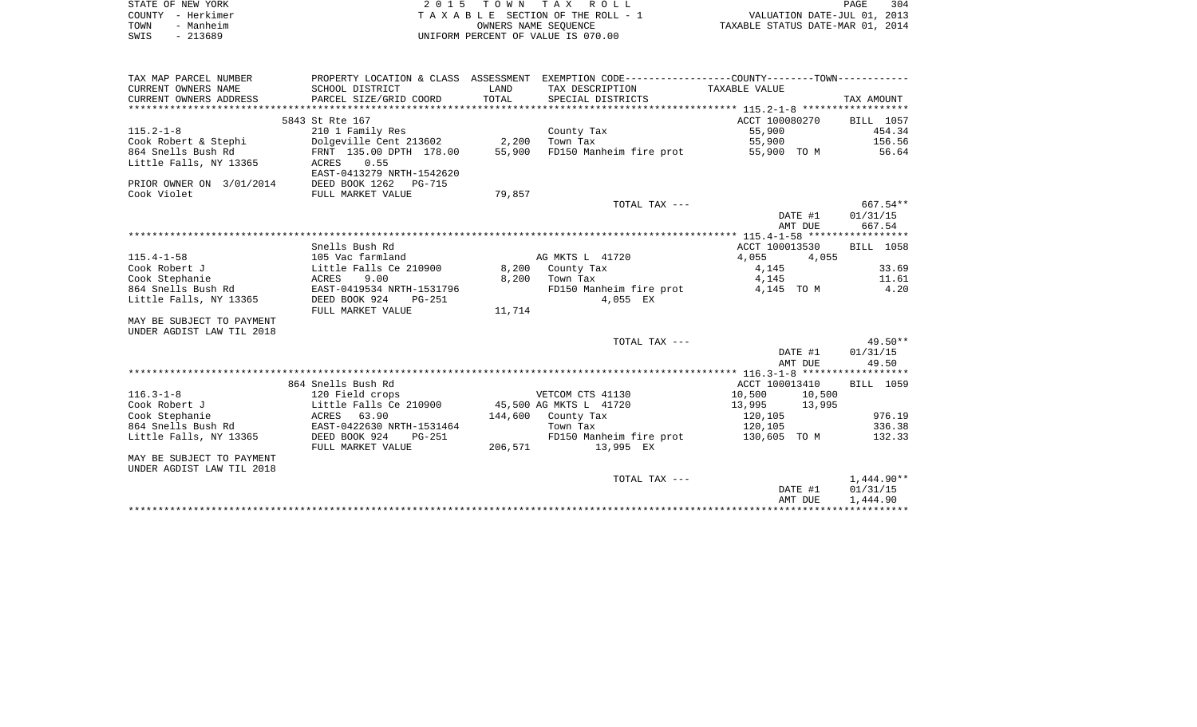STATE OF NEW YORK
COUNTY - Herkimer
TOWN - Manheim
SWIS - 213689

2 0 1 5 T O W N T A X R O L L
T A X A B L E SECTION OF THE ROLL - 1
OWNERS NAME SEQUENCE
UNIFORM PERCENT OF VALUE IS 070.00

VALUATION DATE-JUL 01, 2013
TAXABLE STATUS DATE-MAR 01, 2014

| TAX MAP PARCEL NUMBER / CURRENT OWNERS NAME / CURRENT OWNERS ADDRESS | PROPERTY LOCATION & CLASS / SCHOOL DISTRICT / PARCEL SIZE/GRID COORD | ASSESSMENT LAND | TOTAL | EXEMPTION CODE / TAX DESCRIPTION / SPECIAL DISTRICTS | COUNTY / TOWN TAXABLE VALUE | TAX AMOUNT |
|---|---|---|---|---|---|---|
| **115.2-1-8** | 5843 St Rte 167 | | | | ACCT 100080270 | BILL 1057 |
| | 210 1 Family Res | | | County Tax | 55,900 | 454.34 |
| Cook Robert & Stephi | Dolgeville Cent 213602 | 2,200 | | Town Tax | 55,900 | 156.56 |
| 864 Snells Bush Rd | FRNT 135.00 DPTH 178.00 | | 55,900 | FD150 Manheim fire prot | 55,900 TO M | 56.64 |
| Little Falls, NY 13365 | ACRES 0.55 | | | | | |
| | EAST-0413279 NRTH-1542620 | | | | | |
| PRIOR OWNER ON 3/01/2014 | DEED BOOK 1262 PG-715 | | | | | |
| Cook Violet | FULL MARKET VALUE | | 79,857 | | | |
| | | | | TOTAL TAX --- | | 667.54** |
| | | | | | DATE #1 | 01/31/15 |
| | | | | | AMT DUE | 667.54 |
| **115.4-1-58** | Snells Bush Rd | | | | ACCT 100013530 | BILL 1058 |
| | 105 Vac farmland | | | AG MKTS L 41720 | 4,055 4,055 | |
| Cook Robert J | Little Falls Ce 210900 | 8,200 | | County Tax | 4,145 | 33.69 |
| Cook Stephanie | ACRES 9.00 | | 8,200 | Town Tax | 4,145 | 11.61 |
| 864 Snells Bush Rd | EAST-0419534 NRTH-1531796 | | | FD150 Manheim fire prot | 4,145 TO M | 4.20 |
| Little Falls, NY 13365 | DEED BOOK 924 PG-251 | | | 4,055 EX | | |
| | FULL MARKET VALUE | | 11,714 | | | |
| MAY BE SUBJECT TO PAYMENT UNDER AGDIST LAW TIL 2018 | | | | | | |
| | | | | TOTAL TAX --- | | 49.50** |
| | | | | | DATE #1 | 01/31/15 |
| | | | | | AMT DUE | 49.50 |
| **116.3-1-8** | 864 Snells Bush Rd | | | | ACCT 100013410 | BILL 1059 |
| | 120 Field crops | | | VETCOM CTS 41130 | 10,500 10,500 | |
| Cook Robert J | Little Falls Ce 210900 | 45,500 | | AG MKTS L 41720 | 13,995 13,995 | |
| Cook Stephanie | ACRES 63.90 | | 144,600 | County Tax | 120,105 | 976.19 |
| 864 Snells Bush Rd | EAST-0422630 NRTH-1531464 | | | Town Tax | 120,105 | 336.38 |
| Little Falls, NY 13365 | DEED BOOK 924 PG-251 | | | FD150 Manheim fire prot | 130,605 TO M | 132.33 |
| | FULL MARKET VALUE | | 206,571 | 13,995 EX | | |
| MAY BE SUBJECT TO PAYMENT UNDER AGDIST LAW TIL 2018 | | | | | | |
| | | | | TOTAL TAX --- | | 1,444.90** |
| | | | | | DATE #1 | 01/31/15 |
| | | | | | AMT DUE | 1,444.90 |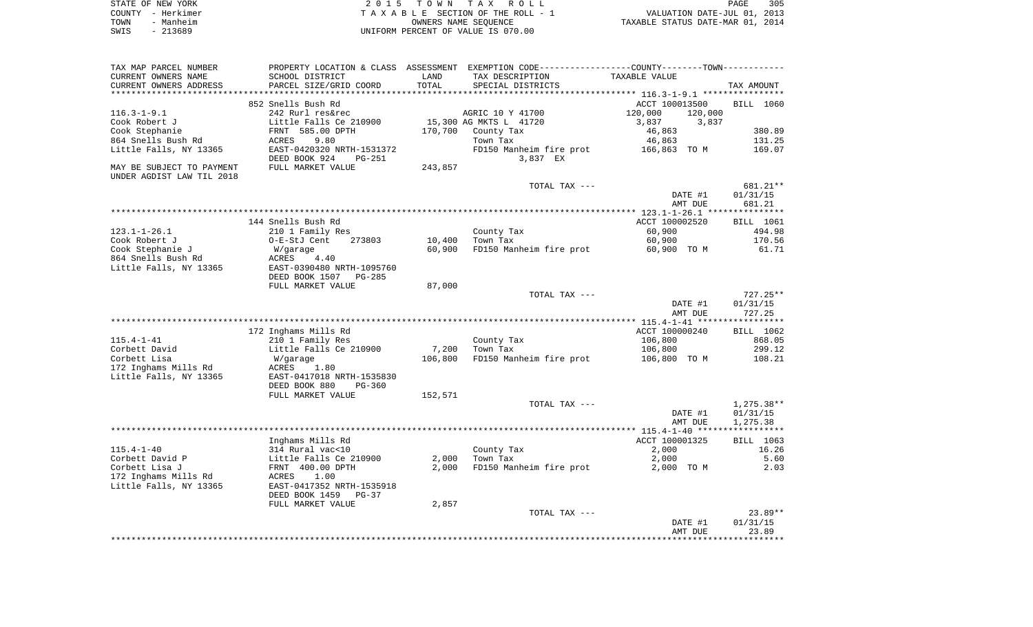STATE OF NEW YORK
COUNTY - Herkimer
TOWN - Manheim
SWIS - 213689

2 0 1 5 T O W N T A X R O L L
T A X A B L E SECTION OF THE ROLL - 1
OWNERS NAME SEQUENCE
UNIFORM PERCENT OF VALUE IS 070.00

VALUATION DATE-JUL 01, 2013
TAXABLE STATUS DATE-MAR 01, 2014

| TAX MAP PARCEL NUMBER / CURRENT OWNERS NAME / CURRENT OWNERS ADDRESS | PROPERTY LOCATION & CLASS / SCHOOL DISTRICT / PARCEL SIZE/GRID COORD | ASSESSMENT LAND / TOTAL | EXEMPTION CODE / TAX DESCRIPTION / SPECIAL DISTRICTS | COUNTY / TOWN TAXABLE VALUE | TAX AMOUNT |
|---|---|---|---|---|---|
| **116.3-1-9.1** | 852 Snells Bush Rd | | | ACCT 100013500 | BILL 1060 |
| 116.3-1-9.1 | 242 Rurl res&rec | | AGRIC 10 Y 41700 | 120,000 120,000 | |
| Cook Robert J | Little Falls Ce 210900 | 15,300 | AG MKTS L 41720 | 3,837 3,837 | |
| Cook Stephanie | FRNT 585.00 DPTH | 170,700 | County Tax | 46,863 | 380.89 |
| 864 Snells Bush Rd | ACRES 9.80 | | Town Tax | 46,863 | 131.25 |
| Little Falls, NY 13365 | EAST-0420320 NRTH-1531372 | | FD150 Manheim fire prot | 166,863 TO M | 169.07 |
| | DEED BOOK 924 PG-251 | | 3,837 EX | | |
| MAY BE SUBJECT TO PAYMENT UNDER AGDIST LAW TIL 2018 | FULL MARKET VALUE | 243,857 | | | |
| | | | TOTAL TAX --- | | 681.21** |
| | | | | DATE #1 | 01/31/15 |
| | | | | AMT DUE | 681.21 |
| **123.1-1-26.1** | 144 Snells Bush Rd | | | ACCT 100002520 | BILL 1061 |
| 123.1-1-26.1 | 210 1 Family Res | | County Tax | 60,900 | 494.98 |
| Cook Robert J | O-E-StJ Cent 273803 | 10,400 | Town Tax | 60,900 | 170.56 |
| Cook Stephanie J | W/garage | 60,900 | FD150 Manheim fire prot | 60,900 TO M | 61.71 |
| 864 Snells Bush Rd | ACRES 4.40 | | | | |
| Little Falls, NY 13365 | EAST-0390480 NRTH-1095760 | | | | |
| | DEED BOOK 1507 PG-285 | | | | |
| | FULL MARKET VALUE | 87,000 | | | |
| | | | TOTAL TAX --- | | 727.25** |
| | | | | DATE #1 | 01/31/15 |
| | | | | AMT DUE | 727.25 |
| **115.4-1-41** | 172 Inghams Mills Rd | | | ACCT 100000240 | BILL 1062 |
| 115.4-1-41 | 210 1 Family Res | | County Tax | 106,800 | 868.05 |
| Corbett David | Little Falls Ce 210900 | 7,200 | Town Tax | 106,800 | 299.12 |
| Corbett Lisa | W/garage | 106,800 | FD150 Manheim fire prot | 106,800 TO M | 108.21 |
| 172 Inghams Mills Rd | ACRES 1.80 | | | | |
| Little Falls, NY 13365 | EAST-0417018 NRTH-1535830 | | | | |
| | DEED BOOK 880 PG-360 | | | | |
| | FULL MARKET VALUE | 152,571 | | | |
| | | | TOTAL TAX --- | | 1,275.38** |
| | | | | DATE #1 | 01/31/15 |
| | | | | AMT DUE | 1,275.38 |
| **115.4-1-40** | Inghams Mills Rd | | | ACCT 100001325 | BILL 1063 |
| 115.4-1-40 | 314 Rural vac<10 | | County Tax | 2,000 | 16.26 |
| Corbett David P | Little Falls Ce 210900 | 2,000 | Town Tax | 2,000 | 5.60 |
| Corbett Lisa J | FRNT 400.00 DPTH | 2,000 | FD150 Manheim fire prot | 2,000 TO M | 2.03 |
| 172 Inghams Mills Rd | ACRES 1.00 | | | | |
| Little Falls, NY 13365 | EAST-0417352 NRTH-1535918 | | | | |
| | DEED BOOK 1459 PG-37 | | | | |
| | FULL MARKET VALUE | 2,857 | | | |
| | | | TOTAL TAX --- | | 23.89** |
| | | | | DATE #1 | 01/31/15 |
| | | | | AMT DUE | 23.89 |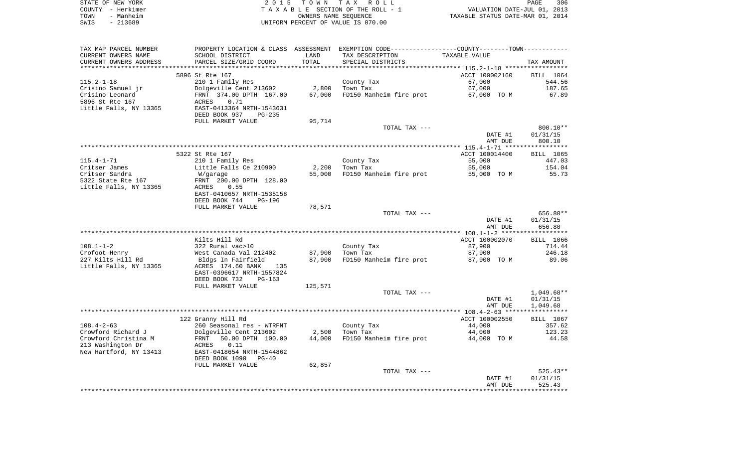STATE OF NEW YORK — 2015 TOWN TAX ROLL
COUNTY - Herkimer — TAXABLE SECTION OF THE ROLL - 1 — VALUATION DATE-JUL 01, 2013
TOWN - Manheim — OWNERS NAME SEQUENCE — TAXABLE STATUS DATE-MAR 01, 2014
SWIS - 213689 — UNIFORM PERCENT OF VALUE IS 070.00

| TAX MAP PARCEL NUMBER / CURRENT OWNERS NAME / CURRENT OWNERS ADDRESS | PROPERTY LOCATION & CLASS / SCHOOL DISTRICT / PARCEL SIZE/GRID COORD | ASSESSMENT LAND | TOTAL | EXEMPTION CODE / TAX DESCRIPTION / SPECIAL DISTRICTS | COUNTY/TOWN TAXABLE VALUE | TAX AMOUNT |
|---|---|---|---|---|---|---|
| | 5896 St Rte 167 | | | | ACCT 100002160 | BILL 1064 |
| 115.2-1-18 | 210 1 Family Res | | | County Tax | 67,000 | 544.56 |
| Crisino Samuel jr | Dolgeville Cent 213602 | 2,800 | | Town Tax | 67,000 | 187.65 |
| Crisino Leonard | FRNT 374.00 DPTH 167.00 | | 67,000 | FD150 Manheim fire prot | 67,000 TO M | 67.89 |
| 5896 St Rte 167 | ACRES 0.71 | | | | | |
| Little Falls, NY 13365 | EAST-0413364 NRTH-1543631 | | | | | |
| | DEED BOOK 937 PG-235 | | | | | |
| | FULL MARKET VALUE | 95,714 | | | | |
| | | | | TOTAL TAX --- | | 800.10** |
| | | | | | DATE #1 | 01/31/15 |
| | | | | | AMT DUE | 800.10 |
| | 5322 St Rte 167 | | | | ACCT 100014400 | BILL 1065 |
| 115.4-1-71 | 210 1 Family Res | | | County Tax | 55,000 | 447.03 |
| Critser James | Little Falls Ce 210900 | 2,200 | | Town Tax | 55,000 | 154.04 |
| Critser Sandra | W/garage | | 55,000 | FD150 Manheim fire prot | 55,000 TO M | 55.73 |
| 5322 State Rte 167 | FRNT 200.00 DPTH 128.00 | | | | | |
| Little Falls, NY 13365 | ACRES 0.55 | | | | | |
| | EAST-0410657 NRTH-1535158 | | | | | |
| | DEED BOOK 744 PG-196 | | | | | |
| | FULL MARKET VALUE | 78,571 | | | | |
| | | | | TOTAL TAX --- | | 656.80** |
| | | | | | DATE #1 | 01/31/15 |
| | | | | | AMT DUE | 656.80 |
| | Kilts Hill Rd | | | | ACCT 100002070 | BILL 1066 |
| 108.1-1-2 | 322 Rural vac>10 | | | County Tax | 87,900 | 714.44 |
| Crofoot Henry | West Canada Val 212402 | 87,900 | | Town Tax | 87,900 | 246.18 |
| 227 Kilts Hill Rd | Bldgs In Fairfield | | 87,900 | FD150 Manheim fire prot | 87,900 TO M | 89.06 |
| Little Falls, NY 13365 | ACRES 174.60 BANK 135 | | | | | |
| | EAST-0396617 NRTH-1557824 | | | | | |
| | DEED BOOK 732 PG-163 | | | | | |
| | FULL MARKET VALUE | 125,571 | | | | |
| | | | | TOTAL TAX --- | | 1,049.68** |
| | | | | | DATE #1 | 01/31/15 |
| | | | | | AMT DUE | 1,049.68 |
| | 122 Granny Hill Rd | | | | ACCT 100002550 | BILL 1067 |
| 108.4-2-63 | 260 Seasonal res - WTRFNT | | | County Tax | 44,000 | 357.62 |
| Crowford Richard J | Dolgeville Cent 213602 | 2,500 | | Town Tax | 44,000 | 123.23 |
| Crowford Christina M | FRNT 50.00 DPTH 100.00 | | 44,000 | FD150 Manheim fire prot | 44,000 TO M | 44.58 |
| 213 Washington Dr | ACRES 0.11 | | | | | |
| New Hartford, NY 13413 | EAST-0418654 NRTH-1544862 | | | | | |
| | DEED BOOK 1090 PG-40 | | | | | |
| | FULL MARKET VALUE | 62,857 | | | | |
| | | | | TOTAL TAX --- | | 525.43** |
| | | | | | DATE #1 | 01/31/15 |
| | | | | | AMT DUE | 525.43 |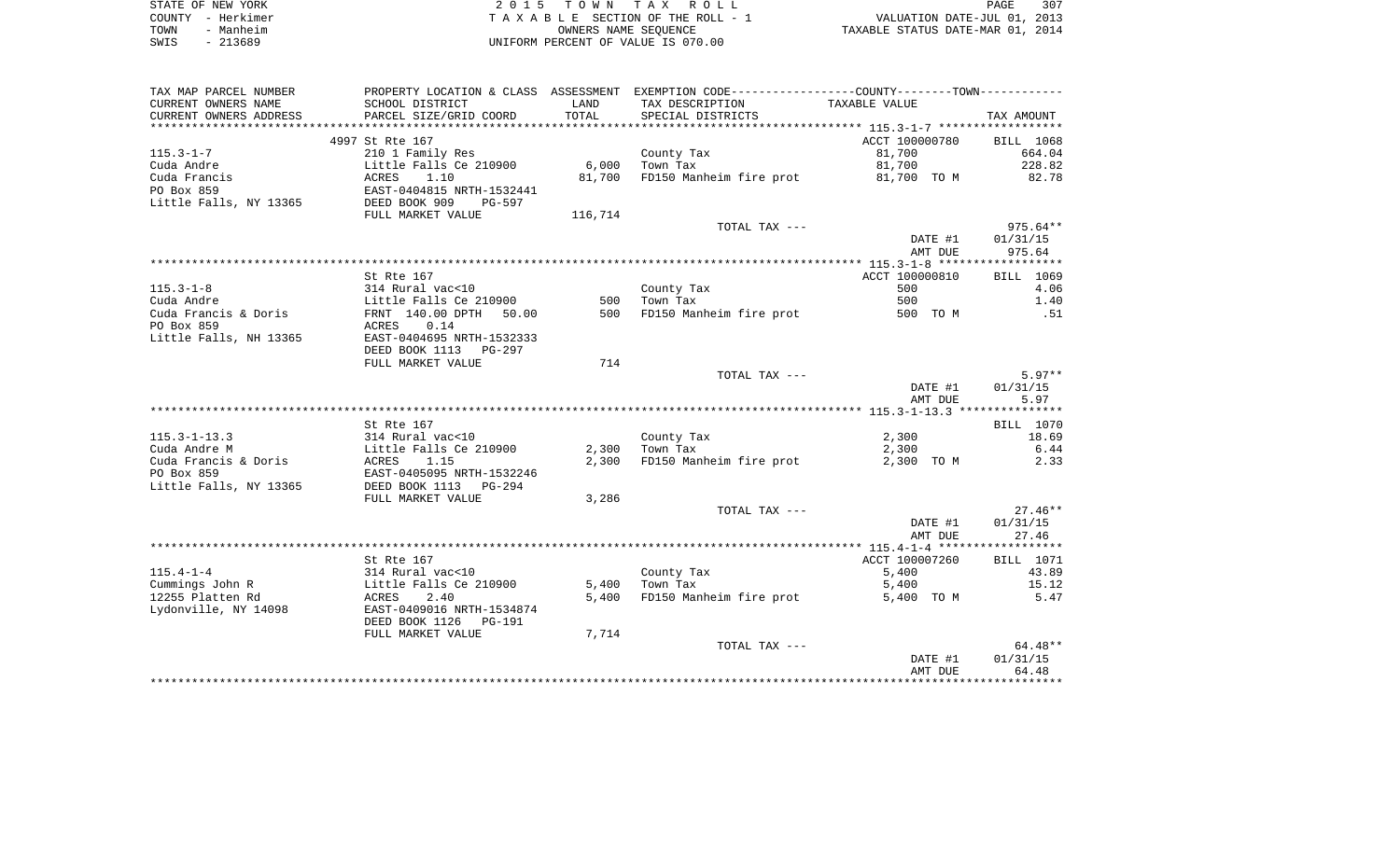STATE OF NEW YORK | COUNTY - Herkimer | TOWN - Manheim | SWIS - 213689

**2015 TOWN TAX ROLL**
TAXABLE SECTION OF THE ROLL - 1
OWNERS NAME SEQUENCE
UNIFORM PERCENT OF VALUE IS 070.00

VALUATION DATE-JUL 01, 2013
TAXABLE STATUS DATE-MAR 01, 2014

| TAX MAP PARCEL NUMBER / CURRENT OWNERS NAME / CURRENT OWNERS ADDRESS | PROPERTY LOCATION & CLASS / SCHOOL DISTRICT / PARCEL SIZE/GRID COORD | ASSESSMENT LAND / TOTAL | EXEMPTION CODE / TAX DESCRIPTION / SPECIAL DISTRICTS | TAXABLE VALUE | TAX AMOUNT |
|---|---|---|---|---|---|
| | 4997 St Rte 167 | | | ACCT 100000780 | BILL 1068 |
| 115.3-1-7 | 210 1 Family Res | | County Tax | 81,700 | 664.04 |
| Cuda Andre | Little Falls Ce 210900 | 6,000 | Town Tax | 81,700 | 228.82 |
| Cuda Francis | ACRES 1.10 | 81,700 | FD150 Manheim fire prot | 81,700 TO M | 82.78 |
| PO Box 859 | EAST-0404815 NRTH-1532441 | | | | |
| Little Falls, NY 13365 | DEED BOOK 909 PG-597 | | | | |
| | FULL MARKET VALUE | 116,714 | | | |
| | | | TOTAL TAX --- | | 975.64** |
| | | | | DATE #1 | 01/31/15 |
| | | | | AMT DUE | 975.64 |
| | St Rte 167 | | | ACCT 100000810 | BILL 1069 |
| 115.3-1-8 | 314 Rural vac<10 | | County Tax | 500 | 4.06 |
| Cuda Andre | Little Falls Ce 210900 | 500 | Town Tax | 500 | 1.40 |
| Cuda Francis & Doris | FRNT 140.00 DPTH 50.00 | 500 | FD150 Manheim fire prot | 500 TO M | .51 |
| PO Box 859 | ACRES 0.14 | | | | |
| Little Falls, NH 13365 | EAST-0404695 NRTH-1532333 | | | | |
| | DEED BOOK 1113 PG-297 | | | | |
| | FULL MARKET VALUE | 714 | | | |
| | | | TOTAL TAX --- | | 5.97** |
| | | | | DATE #1 | 01/31/15 |
| | | | | AMT DUE | 5.97 |
| | St Rte 167 | | | | BILL 1070 |
| 115.3-1-13.3 | 314 Rural vac<10 | | County Tax | 2,300 | 18.69 |
| Cuda Andre M | Little Falls Ce 210900 | 2,300 | Town Tax | 2,300 | 6.44 |
| Cuda Francis & Doris | ACRES 1.15 | 2,300 | FD150 Manheim fire prot | 2,300 TO M | 2.33 |
| PO Box 859 | EAST-0405095 NRTH-1532246 | | | | |
| Little Falls, NY 13365 | DEED BOOK 1113 PG-294 | | | | |
| | FULL MARKET VALUE | 3,286 | | | |
| | | | TOTAL TAX --- | | 27.46** |
| | | | | DATE #1 | 01/31/15 |
| | | | | AMT DUE | 27.46 |
| | St Rte 167 | | | ACCT 100007260 | BILL 1071 |
| 115.4-1-4 | 314 Rural vac<10 | | County Tax | 5,400 | 43.89 |
| Cummings John R | Little Falls Ce 210900 | 5,400 | Town Tax | 5,400 | 15.12 |
| 12255 Platten Rd | ACRES 2.40 | 5,400 | FD150 Manheim fire prot | 5,400 TO M | 5.47 |
| Lydonville, NY 14098 | EAST-0409016 NRTH-1534874 | | | | |
| | DEED BOOK 1126 PG-191 | | | | |
| | FULL MARKET VALUE | 7,714 | | | |
| | | | TOTAL TAX --- | | 64.48** |
| | | | | DATE #1 | 01/31/15 |
| | | | | AMT DUE | 64.48 |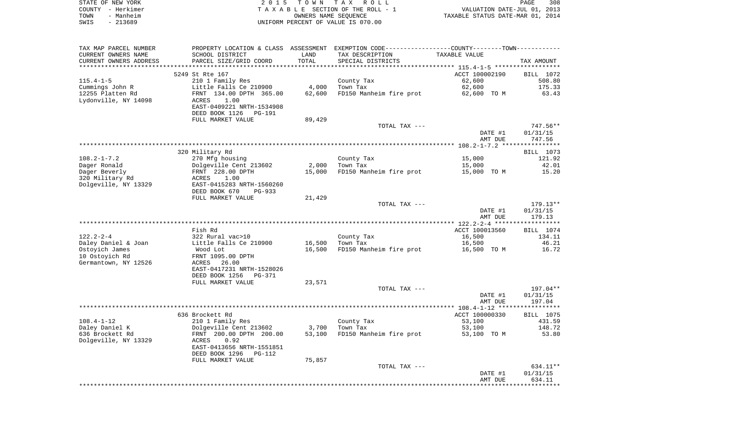STATE OF NEW YORK | 2015 TOWN TAX ROLL | | PAGE 308
COUNTY - Herkimer | TAXABLE SECTION OF THE ROLL - 1 | | VALUATION DATE-JUL 01, 2013
TOWN - Manheim | OWNERS NAME SEQUENCE | | TAXABLE STATUS DATE-MAR 01, 2014
SWIS - 213689 | UNIFORM PERCENT OF VALUE IS 070.00

| TAX MAP PARCEL NUMBER / CURRENT OWNERS NAME / CURRENT OWNERS ADDRESS | PROPERTY LOCATION & CLASS / SCHOOL DISTRICT / PARCEL SIZE/GRID COORD | ASSESSMENT LAND / TOTAL | EXEMPTION CODE / TAX DESCRIPTION / SPECIAL DISTRICTS | COUNTY--------TOWN / TAXABLE VALUE | TAX AMOUNT |
|---|---|---|---|---|---|
| | 5249 St Rte 167 | | | ACCT 100002190 | BILL 1072 |
| 115.4-1-5 | 210 1 Family Res | | County Tax | 62,600 | 508.80 |
| Cummings John R | Little Falls Ce 210900 | 4,000 | Town Tax | 62,600 | 175.33 |
| 12255 Platten Rd | FRNT 134.00 DPTH 365.00 | 62,600 | FD150 Manheim fire prot | 62,600 TO M | 63.43 |
| Lydonville, NY 14098 | ACRES 1.00 | | | | |
| | EAST-0409221 NRTH-1534908 | | | | |
| | DEED BOOK 1126 PG-191 | | | | |
| | FULL MARKET VALUE | 89,429 | | | |
| | | | TOTAL TAX --- | | 747.56** |
| | | | | DATE #1 | 01/31/15 |
| | | | | AMT DUE | 747.56 |
| | 320 Military Rd | | | | BILL 1073 |
| 108.2-1-7.2 | 270 Mfg housing | | County Tax | 15,000 | 121.92 |
| Dager Ronald | Dolgeville Cent 213602 | 2,000 | Town Tax | 15,000 | 42.01 |
| Dager Beverly | FRNT 228.00 DPTH | 15,000 | FD150 Manheim fire prot | 15,000 TO M | 15.20 |
| 320 Military Rd | ACRES 1.00 | | | | |
| Dolgeville, NY 13329 | EAST-0415283 NRTH-1560260 | | | | |
| | DEED BOOK 670 PG-933 | | | | |
| | FULL MARKET VALUE | 21,429 | | | |
| | | | TOTAL TAX --- | | 179.13** |
| | | | | DATE #1 | 01/31/15 |
| | | | | AMT DUE | 179.13 |
| | Fish Rd | | | ACCT 100013560 | BILL 1074 |
| 122.2-2-4 | 322 Rural vac>10 | | County Tax | 16,500 | 134.11 |
| Daley Daniel & Joan | Little Falls Ce 210900 | 16,500 | Town Tax | 16,500 | 46.21 |
| Ostoyich James | Wood Lot | 16,500 | FD150 Manheim fire prot | 16,500 TO M | 16.72 |
| 10 Ostoyich Rd | FRNT 1095.00 DPTH | | | | |
| Germantown, NY 12526 | ACRES 26.00 | | | | |
| | EAST-0417231 NRTH-1528026 | | | | |
| | DEED BOOK 1256 PG-371 | | | | |
| | FULL MARKET VALUE | 23,571 | | | |
| | | | TOTAL TAX --- | | 197.04** |
| | | | | DATE #1 | 01/31/15 |
| | | | | AMT DUE | 197.04 |
| | 636 Brockett Rd | | | ACCT 100000330 | BILL 1075 |
| 108.4-1-12 | 210 1 Family Res | | County Tax | 53,100 | 431.59 |
| Daley Daniel K | Dolgeville Cent 213602 | 3,700 | Town Tax | 53,100 | 148.72 |
| 636 Brockett Rd | FRNT 200.00 DPTH 200.00 | 53,100 | FD150 Manheim fire prot | 53,100 TO M | 53.80 |
| Dolgeville, NY 13329 | ACRES 0.92 | | | | |
| | EAST-0413656 NRTH-1551851 | | | | |
| | DEED BOOK 1296 PG-112 | | | | |
| | FULL MARKET VALUE | 75,857 | | | |
| | | | TOTAL TAX --- | | 634.11** |
| | | | | DATE #1 | 01/31/15 |
| | | | | AMT DUE | 634.11 |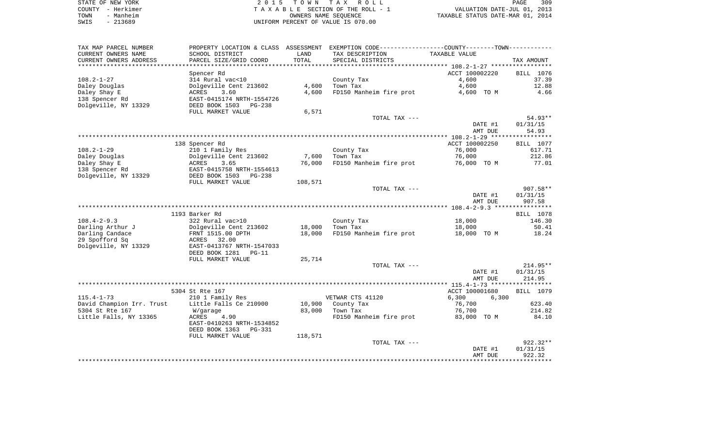STATE OF NEW YORK
COUNTY - Herkimer
TOWN - Manheim
SWIS - 213689

2 0 1 5 T O W N T A X R O L L
T A X A B L E SECTION OF THE ROLL - 1
OWNERS NAME SEQUENCE
UNIFORM PERCENT OF VALUE IS 070.00

VALUATION DATE-JUL 01, 2013
TAXABLE STATUS DATE-MAR 01, 2014

| TAX MAP PARCEL NUMBER<br>CURRENT OWNERS NAME<br>CURRENT OWNERS ADDRESS | PROPERTY LOCATION & CLASS<br>SCHOOL DISTRICT<br>PARCEL SIZE/GRID COORD | ASSESSMENT<br>LAND<br>TOTAL | EXEMPTION CODE-----COUNTY-----TOWN------<br>TAX DESCRIPTION<br>SPECIAL DISTRICTS | TAXABLE VALUE | TAX AMOUNT |
|---|---|---|---|---|---|
| **108.2-1-27** | Spencer Rd | | | ACCT 100002220 | BILL 1076 |
| 108.2-1-27 | 314 Rural vac<10 | | County Tax | 4,600 | 37.39 |
| Daley Douglas | Dolgeville Cent 213602 | 4,600 | Town Tax | 4,600 | 12.88 |
| Daley Shay E | ACRES 3.60 | 4,600 | FD150 Manheim fire prot | 4,600 TO M | 4.66 |
| 138 Spencer Rd | EAST-0415174 NRTH-1554726 | | | | |
| Dolgeville, NY 13329 | DEED BOOK 1503 PG-238 | | | | |
| | FULL MARKET VALUE | 6,571 | | | |
| | | | TOTAL TAX --- | | 54.93** |
| | | | | DATE #1 | 01/31/15 |
| | | | | AMT DUE | 54.93 |
| **108.2-1-29** | 138 Spencer Rd | | | ACCT 100002250 | BILL 1077 |
| 108.2-1-29 | 210 1 Family Res | | County Tax | 76,000 | 617.71 |
| Daley Douglas | Dolgeville Cent 213602 | 7,600 | Town Tax | 76,000 | 212.86 |
| Daley Shay E | ACRES 3.65 | 76,000 | FD150 Manheim fire prot | 76,000 TO M | 77.01 |
| 138 Spencer Rd | EAST-0415758 NRTH-1554613 | | | | |
| Dolgeville, NY 13329 | DEED BOOK 1503 PG-238 | | | | |
| | FULL MARKET VALUE | 108,571 | | | |
| | | | TOTAL TAX --- | | 907.58** |
| | | | | DATE #1 | 01/31/15 |
| | | | | AMT DUE | 907.58 |
| **108.4-2-9.3** | 1193 Barker Rd | | | | BILL 1078 |
| 108.4-2-9.3 | 322 Rural vac>10 | | County Tax | 18,000 | 146.30 |
| Darling Arthur J | Dolgeville Cent 213602 | 18,000 | Town Tax | 18,000 | 50.41 |
| Darling Candace | FRNT 1515.00 DPTH | 18,000 | FD150 Manheim fire prot | 18,000 TO M | 18.24 |
| 29 Spofford Sq | ACRES 32.00 | | | | |
| Dolgeville, NY 13329 | EAST-0413767 NRTH-1547033 | | | | |
| | DEED BOOK 1281 PG-11 | | | | |
| | FULL MARKET VALUE | 25,714 | | | |
| | | | TOTAL TAX --- | | 214.95** |
| | | | | DATE #1 | 01/31/15 |
| | | | | AMT DUE | 214.95 |
| **115.4-1-73** | 5304 St Rte 167 | | | ACCT 100001680 | BILL 1079 |
| 115.4-1-73 | 210 1 Family Res | | VETWAR CTS 41120 | 6,300 6,300 | |
| David Champion Irr. Trust | Little Falls Ce 210900 | 10,900 | County Tax | 76,700 | 623.40 |
| 5304 St Rte 167 | W/garage | 83,000 | Town Tax | 76,700 | 214.82 |
| Little Falls, NY 13365 | ACRES 4.90 | | FD150 Manheim fire prot | 83,000 TO M | 84.10 |
| | EAST-0410263 NRTH-1534852 | | | | |
| | DEED BOOK 1363 PG-331 | | | | |
| | FULL MARKET VALUE | 118,571 | | | |
| | | | TOTAL TAX --- | | 922.32** |
| | | | | DATE #1 | 01/31/15 |
| | | | | AMT DUE | 922.32 |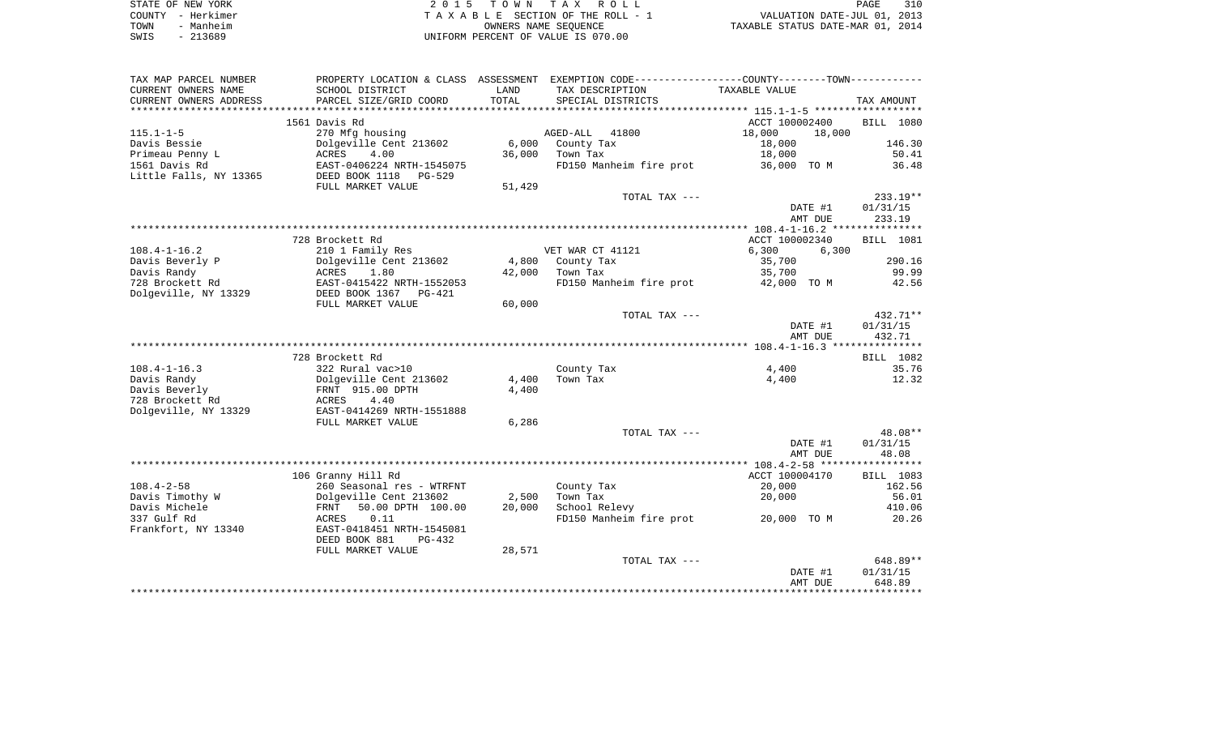STATE OF NEW YORK
COUNTY - Herkimer
TOWN - Manheim
SWIS - 213689

2 0 1 5 T O W N T A X R O L L
T A X A B L E SECTION OF THE ROLL - 1
OWNERS NAME SEQUENCE
UNIFORM PERCENT OF VALUE IS 070.00

VALUATION DATE-JUL 01, 2013
TAXABLE STATUS DATE-MAR 01, 2014

| TAX MAP PARCEL NUMBER / CURRENT OWNERS NAME / CURRENT OWNERS ADDRESS | PROPERTY LOCATION & CLASS / SCHOOL DISTRICT / PARCEL SIZE/GRID COORD | ASSESSMENT LAND | TOTAL | EXEMPTION CODE / TAX DESCRIPTION / SPECIAL DISTRICTS | COUNTY / TAXABLE VALUE | TOWN | TAX AMOUNT |
|---|---|---|---|---|---|---|---|
| **115.1-1-5** | 1561 Davis Rd | | | | ACCT 100002400 | | BILL 1080 |
| | 270 Mfg housing | | | AGED-ALL 41800 | 18,000 | 18,000 | |
| Davis Bessie | Dolgeville Cent 213602 | 6,000 | | County Tax | 18,000 | | 146.30 |
| Primeau Penny L | ACRES 4.00 | | 36,000 | Town Tax | 18,000 | | 50.41 |
| 1561 Davis Rd | EAST-0406224 NRTH-1545075 | | | FD150 Manheim fire prot | 36,000 TO M | | 36.48 |
| Little Falls, NY 13365 | DEED BOOK 1118 PG-529 | | | | | | |
| | FULL MARKET VALUE | | 51,429 | | | | |
| | | | | TOTAL TAX --- | | | 233.19** |
| | | | | | | DATE #1 | 01/31/15 |
| | | | | | | AMT DUE | 233.19 |
| **108.4-1-16.2** | 728 Brockett Rd | | | | ACCT 100002340 | | BILL 1081 |
| | 210 1 Family Res | | | VET WAR CT 41121 | 6,300 | 6,300 | |
| Davis Beverly P | Dolgeville Cent 213602 | 4,800 | | County Tax | 35,700 | | 290.16 |
| Davis Randy | ACRES 1.80 | | 42,000 | Town Tax | 35,700 | | 99.99 |
| 728 Brockett Rd | EAST-0415422 NRTH-1552053 | | | FD150 Manheim fire prot | 42,000 TO M | | 42.56 |
| Dolgeville, NY 13329 | DEED BOOK 1367 PG-421 | | | | | | |
| | FULL MARKET VALUE | | 60,000 | | | | |
| | | | | TOTAL TAX --- | | | 432.71** |
| | | | | | | DATE #1 | 01/31/15 |
| | | | | | | AMT DUE | 432.71 |
| **108.4-1-16.3** | 728 Brockett Rd | | | | | | BILL 1082 |
| | 322 Rural vac>10 | | | County Tax | 4,400 | | 35.76 |
| Davis Randy | Dolgeville Cent 213602 | 4,400 | | Town Tax | 4,400 | | 12.32 |
| Davis Beverly | FRNT 915.00 DPTH | | 4,400 | | | | |
| 728 Brockett Rd | ACRES 4.40 | | | | | | |
| Dolgeville, NY 13329 | EAST-0414269 NRTH-1551888 | | | | | | |
| | FULL MARKET VALUE | | 6,286 | | | | |
| | | | | TOTAL TAX --- | | | 48.08** |
| | | | | | | DATE #1 | 01/31/15 |
| | | | | | | AMT DUE | 48.08 |
| **108.4-2-58** | 106 Granny Hill Rd | | | | ACCT 100004170 | | BILL 1083 |
| | 260 Seasonal res - WTRFNT | | | County Tax | 20,000 | | 162.56 |
| Davis Timothy W | Dolgeville Cent 213602 | 2,500 | | Town Tax | 20,000 | | 56.01 |
| Davis Michele | FRNT 50.00 DPTH 100.00 | | 20,000 | School Relevy | | | 410.06 |
| 337 Gulf Rd | ACRES 0.11 | | | FD150 Manheim fire prot | 20,000 TO M | | 20.26 |
| Frankfort, NY 13340 | EAST-0418451 NRTH-1545081 | | | | | | |
| | DEED BOOK 881 PG-432 | | | | | | |
| | FULL MARKET VALUE | | 28,571 | | | | |
| | | | | TOTAL TAX --- | | | 648.89** |
| | | | | | | DATE #1 | 01/31/15 |
| | | | | | | AMT DUE | 648.89 |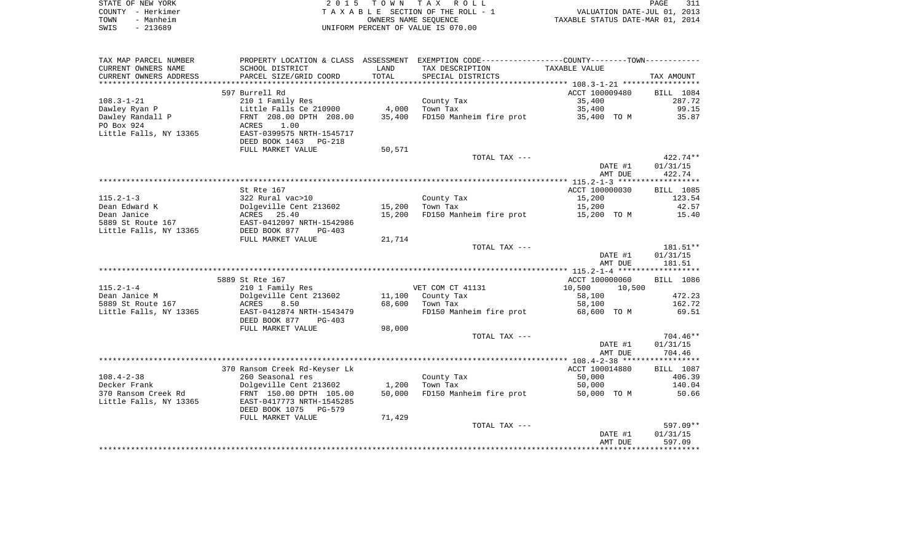STATE OF NEW YORK
COUNTY - Herkimer
TOWN - Manheim
SWIS - 213689

2 0 1 5 T O W N T A X R O L L
T A X A B L E SECTION OF THE ROLL - 1
OWNERS NAME SEQUENCE
UNIFORM PERCENT OF VALUE IS 070.00

VALUATION DATE-JUL 01, 2013
TAXABLE STATUS DATE-MAR 01, 2014

| TAX MAP PARCEL NUMBER<br>CURRENT OWNERS NAME<br>CURRENT OWNERS ADDRESS | PROPERTY LOCATION & CLASS<br>SCHOOL DISTRICT<br>PARCEL SIZE/GRID COORD | ASSESSMENT<br>LAND<br>TOTAL | EXEMPTION CODE-----COUNTY-----TOWN------<br>TAX DESCRIPTION<br>SPECIAL DISTRICTS | TAXABLE VALUE | TAX AMOUNT |
|---|---|---|---|---|---|
| **108.3-1-21** | 597 Burrell Rd | | | ACCT 100009480 | BILL 1084 |
| 108.3-1-21 | 210 1 Family Res | | County Tax | 35,400 | 287.72 |
| Dawley Ryan P | Little Falls Ce 210900 | 4,000 | Town Tax | 35,400 | 99.15 |
| Dawley Randall P | FRNT 208.00 DPTH 208.00 | 35,400 | FD150 Manheim fire prot | 35,400 TO M | 35.87 |
| PO Box 924 | ACRES 1.00 | | | | |
| Little Falls, NY 13365 | EAST-0399575 NRTH-1545717 | | | | |
| | DEED BOOK 1463 PG-218 | | | | |
| | FULL MARKET VALUE | 50,571 | | | |
| | | | TOTAL TAX --- | | 422.74** |
| | | | | DATE #1 | 01/31/15 |
| | | | | AMT DUE | 422.74 |
| **115.2-1-3** | St Rte 167 | | | ACCT 100000030 | BILL 1085 |
| 115.2-1-3 | 322 Rural vac>10 | | County Tax | 15,200 | 123.54 |
| Dean Edward K | Dolgeville Cent 213602 | 15,200 | Town Tax | 15,200 | 42.57 |
| Dean Janice | ACRES 25.40 | 15,200 | FD150 Manheim fire prot | 15,200 TO M | 15.40 |
| 5889 St Route 167 | EAST-0412097 NRTH-1542986 | | | | |
| Little Falls, NY 13365 | DEED BOOK 877 PG-403 | | | | |
| | FULL MARKET VALUE | 21,714 | | | |
| | | | TOTAL TAX --- | | 181.51** |
| | | | | DATE #1 | 01/31/15 |
| | | | | AMT DUE | 181.51 |
| **115.2-1-4** | 5889 St Rte 167 | | | ACCT 100000060 | BILL 1086 |
| 115.2-1-4 | 210 1 Family Res | | VET COM CT 41131 | 10,500 10,500 | |
| Dean Janice M | Dolgeville Cent 213602 | 11,100 | County Tax | 58,100 | 472.23 |
| 5889 St Route 167 | ACRES 8.50 | 68,600 | Town Tax | 58,100 | 162.72 |
| Little Falls, NY 13365 | EAST-0412874 NRTH-1543479 | | FD150 Manheim fire prot | 68,600 TO M | 69.51 |
| | DEED BOOK 877 PG-403 | | | | |
| | FULL MARKET VALUE | 98,000 | | | |
| | | | TOTAL TAX --- | | 704.46** |
| | | | | DATE #1 | 01/31/15 |
| | | | | AMT DUE | 704.46 |
| **108.4-2-38** | 370 Ransom Creek Rd-Keyser Lk | | | ACCT 100014880 | BILL 1087 |
| 108.4-2-38 | 260 Seasonal res | | County Tax | 50,000 | 406.39 |
| Decker Frank | Dolgeville Cent 213602 | 1,200 | Town Tax | 50,000 | 140.04 |
| 370 Ransom Creek Rd | FRNT 150.00 DPTH 105.00 | 50,000 | FD150 Manheim fire prot | 50,000 TO M | 50.66 |
| Little Falls, NY 13365 | EAST-0417773 NRTH-1545285 | | | | |
| | DEED BOOK 1075 PG-579 | | | | |
| | FULL MARKET VALUE | 71,429 | | | |
| | | | TOTAL TAX --- | | 597.09** |
| | | | | DATE #1 | 01/31/15 |
| | | | | AMT DUE | 597.09 |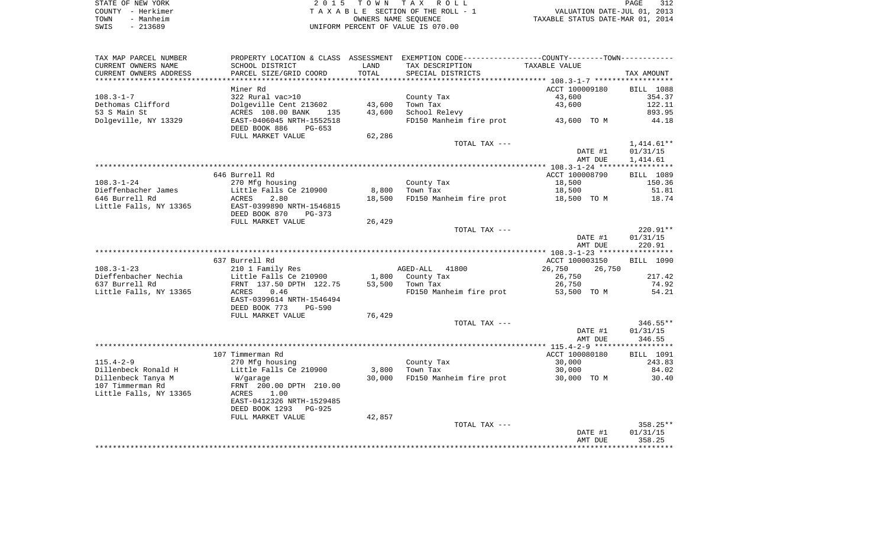STATE OF NEW YORK — 2 0 1 5 T O W N T A X R O L L — PAGE 312
COUNTY - Herkimer — T A X A B L E SECTION OF THE ROLL - 1 — VALUATION DATE-JUL 01, 2013
TOWN - Manheim — OWNERS NAME SEQUENCE — TAXABLE STATUS DATE-MAR 01, 2014
SWIS - 213689 — UNIFORM PERCENT OF VALUE IS 070.00

| TAX MAP PARCEL NUMBER / CURRENT OWNERS NAME / CURRENT OWNERS ADDRESS | PROPERTY LOCATION & CLASS / SCHOOL DISTRICT / PARCEL SIZE/GRID COORD | ASSESSMENT LAND / TOTAL | EXEMPTION CODE / TAX DESCRIPTION / SPECIAL DISTRICTS | COUNTY / TOWN TAXABLE VALUE | TAX AMOUNT |
|---|---|---|---|---|---|
| **108.3-1-7** | Miner Rd | | | ACCT 100009180 | BILL 1088 |
| 108.3-1-7 | 322 Rural vac>10 | | County Tax | 43,600 | 354.37 |
| Dethomas Clifford | Dolgeville Cent 213602 | 43,600 | Town Tax | 43,600 | 122.11 |
| 53 S Main St | ACRES 108.00 BANK 135 | 43,600 | School Relevy | | 893.95 |
| Dolgeville, NY 13329 | EAST-0406045 NRTH-1552518 | | FD150 Manheim fire prot | 43,600 TO M | 44.18 |
| | DEED BOOK 886 PG-653 | | | | |
| | FULL MARKET VALUE | 62,286 | | | |
| | | | TOTAL TAX --- | | 1,414.61** |
| | | | | DATE #1 | 01/31/15 |
| | | | | AMT DUE | 1,414.61 |
| **108.3-1-24** | 646 Burrell Rd | | | ACCT 100008790 | BILL 1089 |
| 108.3-1-24 | 270 Mfg housing | | County Tax | 18,500 | 150.36 |
| Dieffenbacher James | Little Falls Ce 210900 | 8,800 | Town Tax | 18,500 | 51.81 |
| 646 Burrell Rd | ACRES 2.80 | 18,500 | FD150 Manheim fire prot | 18,500 TO M | 18.74 |
| Little Falls, NY 13365 | EAST-0399890 NRTH-1546815 | | | | |
| | DEED BOOK 870 PG-373 | | | | |
| | FULL MARKET VALUE | 26,429 | | | |
| | | | TOTAL TAX --- | | 220.91** |
| | | | | DATE #1 | 01/31/15 |
| | | | | AMT DUE | 220.91 |
| **108.3-1-23** | 637 Burrell Rd | | | ACCT 100003150 | BILL 1090 |
| 108.3-1-23 | 210 1 Family Res | | AGED-ALL 41800 | 26,750 26,750 | |
| Dieffenbacher Nechia | Little Falls Ce 210900 | 1,800 | County Tax | 26,750 | 217.42 |
| 637 Burrell Rd | FRNT 137.50 DPTH 122.75 | 53,500 | Town Tax | 26,750 | 74.92 |
| Little Falls, NY 13365 | ACRES 0.46 | | FD150 Manheim fire prot | 53,500 TO M | 54.21 |
| | EAST-0399614 NRTH-1546494 | | | | |
| | DEED BOOK 773 PG-590 | | | | |
| | FULL MARKET VALUE | 76,429 | | | |
| | | | TOTAL TAX --- | | 346.55** |
| | | | | DATE #1 | 01/31/15 |
| | | | | AMT DUE | 346.55 |
| **115.4-2-9** | 107 Timmerman Rd | | | ACCT 100080180 | BILL 1091 |
| 115.4-2-9 | 270 Mfg housing | | County Tax | 30,000 | 243.83 |
| Dillenbeck Ronald H | Little Falls Ce 210900 | 3,800 | Town Tax | 30,000 | 84.02 |
| Dillenbeck Tanya M | W/garage | 30,000 | FD150 Manheim fire prot | 30,000 TO M | 30.40 |
| 107 Timmerman Rd | FRNT 200.00 DPTH 210.00 | | | | |
| Little Falls, NY 13365 | ACRES 1.00 | | | | |
| | EAST-0412326 NRTH-1529485 | | | | |
| | DEED BOOK 1293 PG-925 | | | | |
| | FULL MARKET VALUE | 42,857 | | | |
| | | | TOTAL TAX --- | | 358.25** |
| | | | | DATE #1 | 01/31/15 |
| | | | | AMT DUE | 358.25 |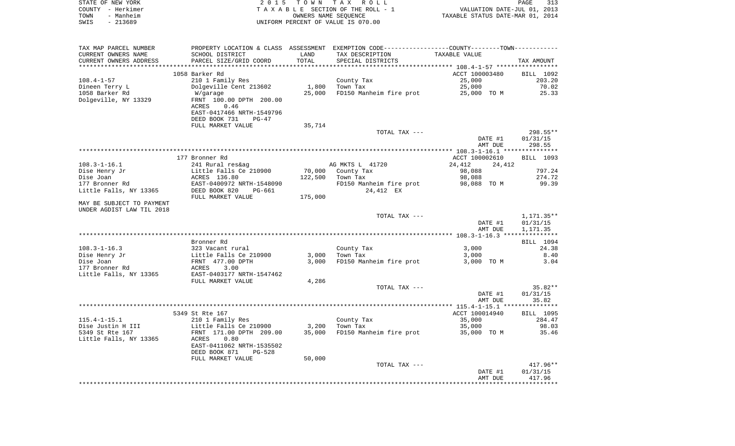STATE OF NEW YORK | 2015 TOWN TAX ROLL | PAGE 313
COUNTY - Herkimer | TAXABLE SECTION OF THE ROLL - 1 | VALUATION DATE-JUL 01, 2013
TOWN - Manheim | OWNERS NAME SEQUENCE | TAXABLE STATUS DATE-MAR 01, 2014
SWIS - 213689 | UNIFORM PERCENT OF VALUE IS 070.00

| TAX MAP PARCEL NUMBER / CURRENT OWNERS NAME / CURRENT OWNERS ADDRESS | PROPERTY LOCATION & CLASS / SCHOOL DISTRICT / PARCEL SIZE/GRID COORD | ASSESSMENT LAND / TOTAL | EXEMPTION CODE / TAX DESCRIPTION / SPECIAL DISTRICTS | COUNTY--------TOWN / TAXABLE VALUE | TAX AMOUNT |
|---|---|---|---|---|---|
| 108.4-1-57 | 1058 Barker Rd | | | ACCT 100003480 | BILL 1092 |
| | 210 1 Family Res | | County Tax | 25,000 | 203.20 |
| Dineen Terry L | Dolgeville Cent 213602 | 1,800 | Town Tax | 25,000 | 70.02 |
| 1058 Barker Rd | W/garage | 25,000 | FD150 Manheim fire prot | 25,000 TO M | 25.33 |
| Dolgeville, NY 13329 | FRNT 100.00 DPTH 200.00 | | | | |
| | ACRES 0.46 | | | | |
| | EAST-0417466 NRTH-1549796 | | | | |
| | DEED BOOK 731 PG-47 | | | | |
| | FULL MARKET VALUE | 35,714 | | | |
| | | | TOTAL TAX --- | | 298.55** |
| | | | | DATE #1 | 01/31/15 |
| | | | | AMT DUE | 298.55 |
| 108.3-1-16.1 | 177 Bronner Rd | | | ACCT 100002610 | BILL 1093 |
| | 241 Rural res&ag | | AG MKTS L 41720 | 24,412 24,412 | |
| Dise Henry Jr | Little Falls Ce 210900 | 70,000 | County Tax | 98,088 | 797.24 |
| Dise Joan | ACRES 136.80 | 122,500 | Town Tax | 98,088 | 274.72 |
| 177 Bronner Rd | EAST-0400972 NRTH-1548090 | | FD150 Manheim fire prot | 98,088 TO M | 99.39 |
| Little Falls, NY 13365 | DEED BOOK 820 PG-661 | | 24,412 EX | | |
| | FULL MARKET VALUE | 175,000 | | | |
| MAY BE SUBJECT TO PAYMENT UNDER AGDIST LAW TIL 2018 | | | | | |
| | | | TOTAL TAX --- | | 1,171.35** |
| | | | | DATE #1 | 01/31/15 |
| | | | | AMT DUE | 1,171.35 |
| 108.3-1-16.3 | Bronner Rd | | | | BILL 1094 |
| | 323 Vacant rural | | County Tax | 3,000 | 24.38 |
| Dise Henry Jr | Little Falls Ce 210900 | 3,000 | Town Tax | 3,000 | 8.40 |
| Dise Joan | FRNT 477.00 DPTH | 3,000 | FD150 Manheim fire prot | 3,000 TO M | 3.04 |
| 177 Bronner Rd | ACRES 3.00 | | | | |
| Little Falls, NY 13365 | EAST-0403177 NRTH-1547462 | | | | |
| | FULL MARKET VALUE | 4,286 | | | |
| | | | TOTAL TAX --- | | 35.82** |
| | | | | DATE #1 | 01/31/15 |
| | | | | AMT DUE | 35.82 |
| 115.4-1-15.1 | 5349 St Rte 167 | | | ACCT 100014940 | BILL 1095 |
| | 210 1 Family Res | | County Tax | 35,000 | 284.47 |
| Dise Justin H III | Little Falls Ce 210900 | 3,200 | Town Tax | 35,000 | 98.03 |
| 5349 St Rte 167 | FRNT 171.00 DPTH 209.00 | 35,000 | FD150 Manheim fire prot | 35,000 TO M | 35.46 |
| Little Falls, NY 13365 | ACRES 0.80 | | | | |
| | EAST-0411062 NRTH-1535502 | | | | |
| | DEED BOOK 871 PG-528 | | | | |
| | FULL MARKET VALUE | 50,000 | | | |
| | | | TOTAL TAX --- | | 417.96** |
| | | | | DATE #1 | 01/31/15 |
| | | | | AMT DUE | 417.96 |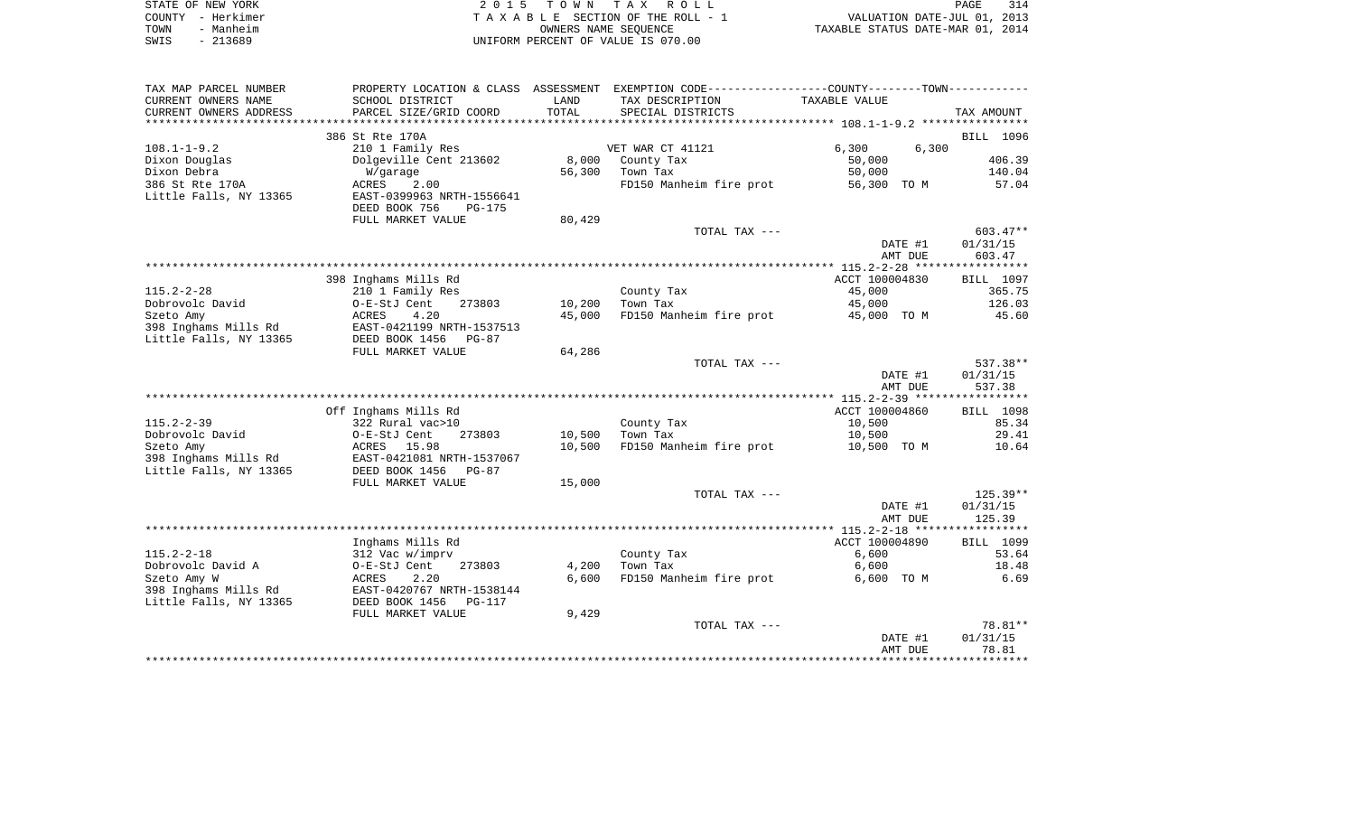STATE OF NEW YORK — COUNTY - Herkimer — TOWN - Manheim — SWIS - 213689

2 0 1 5 T O W N T A X R O L L
T A X A B L E SECTION OF THE ROLL - 1
OWNERS NAME SEQUENCE
UNIFORM PERCENT OF VALUE IS 070.00

VALUATION DATE-JUL 01, 2013
TAXABLE STATUS DATE-MAR 01, 2014

| TAX MAP PARCEL NUMBER / CURRENT OWNERS NAME / CURRENT OWNERS ADDRESS | PROPERTY LOCATION & CLASS / SCHOOL DISTRICT / PARCEL SIZE/GRID COORD | ASSESSMENT LAND / TOTAL | EXEMPTION CODE / TAX DESCRIPTION / SPECIAL DISTRICTS | COUNTY / TOWN TAXABLE VALUE | TAX AMOUNT |
|---|---|---|---|---|---|
| **108.1-1-9.2** | 386 St Rte 170A | | | | BILL 1096 |
| 108.1-1-9.2 | 210 1 Family Res | | VET WAR CT 41121 | 6,300 6,300 | |
| Dixon Douglas | Dolgeville Cent 213602 | 8,000 | County Tax | 50,000 | 406.39 |
| Dixon Debra | W/garage | 56,300 | Town Tax | 50,000 | 140.04 |
| 386 St Rte 170A | ACRES 2.00 | | FD150 Manheim fire prot | 56,300 TO M | 57.04 |
| Little Falls, NY 13365 | EAST-0399963 NRTH-1556641 | | | | |
| | DEED BOOK 756 PG-175 | | | | |
| | FULL MARKET VALUE | 80,429 | | | |
| | | | TOTAL TAX --- | | 603.47** |
| | | | | DATE #1 | 01/31/15 |
| | | | | AMT DUE | 603.47 |
| **115.2-2-28** | 398 Inghams Mills Rd | | | ACCT 100004830 | BILL 1097 |
| 115.2-2-28 | 210 1 Family Res | | County Tax | 45,000 | 365.75 |
| Dobrovolc David | O-E-StJ Cent 273803 | 10,200 | Town Tax | 45,000 | 126.03 |
| Szeto Amy | ACRES 4.20 | 45,000 | FD150 Manheim fire prot | 45,000 TO M | 45.60 |
| 398 Inghams Mills Rd | EAST-0421199 NRTH-1537513 | | | | |
| Little Falls, NY 13365 | DEED BOOK 1456 PG-87 | | | | |
| | FULL MARKET VALUE | 64,286 | | | |
| | | | TOTAL TAX --- | | 537.38** |
| | | | | DATE #1 | 01/31/15 |
| | | | | AMT DUE | 537.38 |
| **115.2-2-39** | Off Inghams Mills Rd | | | ACCT 100004860 | BILL 1098 |
| 115.2-2-39 | 322 Rural vac>10 | | County Tax | 10,500 | 85.34 |
| Dobrovolc David | O-E-StJ Cent 273803 | 10,500 | Town Tax | 10,500 | 29.41 |
| Szeto Amy | ACRES 15.98 | 10,500 | FD150 Manheim fire prot | 10,500 TO M | 10.64 |
| 398 Inghams Mills Rd | EAST-0421081 NRTH-1537067 | | | | |
| Little Falls, NY 13365 | DEED BOOK 1456 PG-87 | | | | |
| | FULL MARKET VALUE | 15,000 | | | |
| | | | TOTAL TAX --- | | 125.39** |
| | | | | DATE #1 | 01/31/15 |
| | | | | AMT DUE | 125.39 |
| **115.2-2-18** | Inghams Mills Rd | | | ACCT 100004890 | BILL 1099 |
| 115.2-2-18 | 312 Vac w/imprv | | County Tax | 6,600 | 53.64 |
| Dobrovolc David A | O-E-StJ Cent 273803 | 4,200 | Town Tax | 6,600 | 18.48 |
| Szeto Amy W | ACRES 2.20 | 6,600 | FD150 Manheim fire prot | 6,600 TO M | 6.69 |
| 398 Inghams Mills Rd | EAST-0420767 NRTH-1538144 | | | | |
| Little Falls, NY 13365 | DEED BOOK 1456 PG-117 | | | | |
| | FULL MARKET VALUE | 9,429 | | | |
| | | | TOTAL TAX --- | | 78.81** |
| | | | | DATE #1 | 01/31/15 |
| | | | | AMT DUE | 78.81 |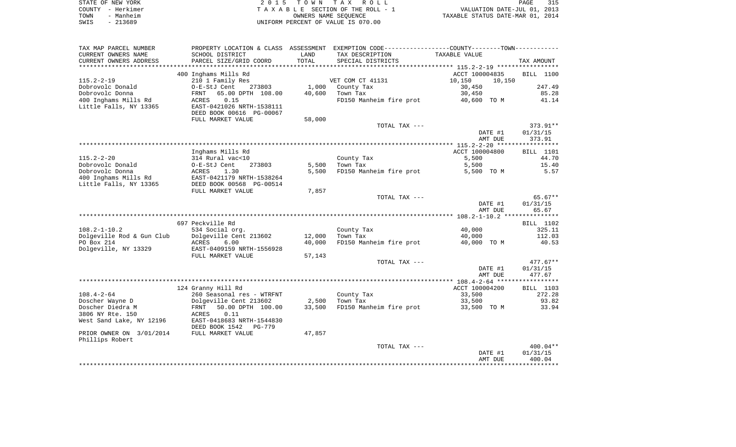STATE OF NEW YORK — COUNTY - Herkimer — TOWN - Manheim — SWIS - 213689

2015 TOWN TAX ROLL
TAXABLE SECTION OF THE ROLL - 1
OWNERS NAME SEQUENCE
UNIFORM PERCENT OF VALUE IS 070.00

VALUATION DATE-JUL 01, 2013
TAXABLE STATUS DATE-MAR 01, 2014

| TAX MAP PARCEL NUMBER / CURRENT OWNERS NAME / CURRENT OWNERS ADDRESS | PROPERTY LOCATION & CLASS / SCHOOL DISTRICT / PARCEL SIZE/GRID COORD | ASSESSMENT LAND / TOTAL | EXEMPTION CODE / TAX DESCRIPTION / SPECIAL DISTRICTS | COUNTY / TAXABLE VALUE | TOWN | TAX AMOUNT |
|---|---|---|---|---|---|---|
| 115.2-2-19 | 400 Inghams Mills Rd | | | ACCT 100004835 | | BILL 1100 |
| | 210 1 Family Res | | VET COM CT 41131 | 10,150 | 10,150 | |
| Dobrovolc Donald | O-E-StJ Cent 273803 | 1,000 | County Tax | 30,450 | | 247.49 |
| Dobrovolc Donna | FRNT 65.00 DPTH 108.00 | 40,600 | Town Tax | 30,450 | | 85.28 |
| 400 Inghams Mills Rd | ACRES 0.15 | | FD150 Manheim fire prot | 40,600 TO M | | 41.14 |
| Little Falls, NY 13365 | EAST-0421026 NRTH-1538111 | | | | | |
| | DEED BOOK 00616 PG-00067 | | | | | |
| | FULL MARKET VALUE | 58,000 | | | | |
| | | | TOTAL TAX --- | | | 373.91** |
| | | | | DATE #1 | | 01/31/15 |
| | | | | AMT DUE | | 373.91 |
| 115.2-2-20 | Inghams Mills Rd | | | ACCT 100004800 | | BILL 1101 |
| | 314 Rural vac<10 | | County Tax | 5,500 | | 44.70 |
| Dobrovolc Donald | O-E-StJ Cent 273803 | 5,500 | Town Tax | 5,500 | | 15.40 |
| Dobrovolc Donna | ACRES 1.30 | 5,500 | FD150 Manheim fire prot | 5,500 TO M | | 5.57 |
| 400 Inghams Mills Rd | EAST-0421179 NRTH-1538264 | | | | | |
| Little Falls, NY 13365 | DEED BOOK 00568 PG-00514 | | | | | |
| | FULL MARKET VALUE | 7,857 | | | | |
| | | | TOTAL TAX --- | | | 65.67** |
| | | | | DATE #1 | | 01/31/15 |
| | | | | AMT DUE | | 65.67 |
| 108.2-1-10.2 | 697 Peckville Rd | | | | | BILL 1102 |
| | 534 Social org. | | County Tax | 40,000 | | 325.11 |
| Dolgeville Rod & Gun Club | Dolgeville Cent 213602 | 12,000 | Town Tax | 40,000 | | 112.03 |
| PO Box 214 | ACRES 6.00 | 40,000 | FD150 Manheim fire prot | 40,000 TO M | | 40.53 |
| Dolgeville, NY 13329 | EAST-0409159 NRTH-1556928 | | | | | |
| | FULL MARKET VALUE | 57,143 | | | | |
| | | | TOTAL TAX --- | | | 477.67** |
| | | | | DATE #1 | | 01/31/15 |
| | | | | AMT DUE | | 477.67 |
| 108.4-2-64 | 124 Granny Hill Rd | | | ACCT 100004200 | | BILL 1103 |
| | 260 Seasonal res - WTRFNT | | County Tax | 33,500 | | 272.28 |
| Doscher Wayne D | Dolgeville Cent 213602 | 2,500 | Town Tax | 33,500 | | 93.82 |
| Doscher Diedra M | FRNT 50.00 DPTH 100.00 | 33,500 | FD150 Manheim fire prot | 33,500 TO M | | 33.94 |
| 3806 NY Rte. 150 | ACRES 0.11 | | | | | |
| West Sand Lake, NY 12196 | EAST-0418683 NRTH-1544830 | | | | | |
| | DEED BOOK 1542 PG-779 | | | | | |
| PRIOR OWNER ON 3/01/2014 | FULL MARKET VALUE | 47,857 | | | | |
| Phillips Robert | | | | | | |
| | | | TOTAL TAX --- | | | 400.04** |
| | | | | DATE #1 | | 01/31/15 |
| | | | | AMT DUE | | 400.04 |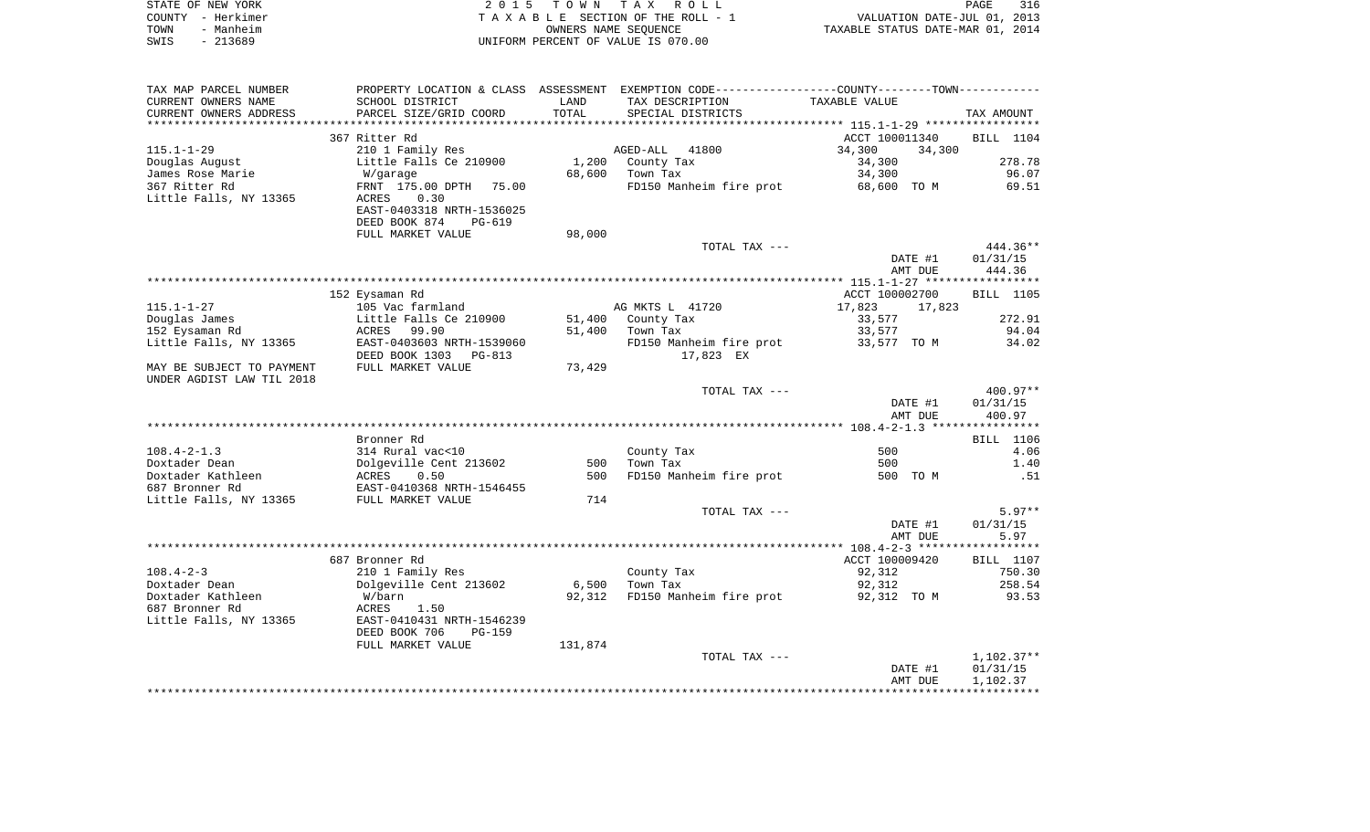```
STATE OF NEW YORK                    2 0 1 5   T O W N   T A X   R O L L                                 PAGE    316
COUNTY  - Herkimer                   T A X A B L E  SECTION OF THE ROLL - 1                  VALUATION DATE-JUL 01, 2013
TOWN    - Manheim                            OWNERS NAME SEQUENCE                        TAXABLE STATUS DATE-MAR 01, 2014
SWIS    - 213689                     UNIFORM PERCENT OF VALUE IS 070.00

TAX MAP PARCEL NUMBER      PROPERTY LOCATION & CLASS  ASSESSMENT  EXEMPTION CODE------------------COUNTY--------TOWN-----------
CURRENT OWNERS NAME        SCHOOL DISTRICT              LAND      TAX DESCRIPTION               TAXABLE VALUE
CURRENT OWNERS ADDRESS     PARCEL SIZE/GRID COORD       TOTAL     SPECIAL DISTRICTS                                   TAX AMOUNT
*********************************************************************************************** 115.1-1-29 *****************
                           367 Ritter Rd                                                     ACCT 100011340      BILL  1104
115.1-1-29                 210 1 Family Res                  AGED-ALL   41800                34,300      34,300
Douglas August             Little Falls Ce 210900     1,200    County Tax                      34,300                278.78
James Rose Marie             W/garage                 68,600    Town Tax                        34,300                 96.07
367 Ritter Rd              FRNT 175.00 DPTH  75.00             FD150 Manheim fire prot         68,600 TO M            69.51
Little Falls, NY 13365     ACRES     0.30
                           EAST-0403318 NRTH-1536025
                           DEED BOOK 874    PG-619
                           FULL MARKET VALUE          98,000
                                                                   TOTAL TAX ---                                   444.36**
                                                                                                  DATE #1       01/31/15
                                                                                                  AMT DUE         444.36
*********************************************************************************************** 115.1-1-27 *****************
                           152 Eysaman Rd                                                    ACCT 100002700      BILL  1105
115.1-1-27                 105 Vac farmland                  AG MKTS L  41720                17,823      17,823
Douglas James              Little Falls Ce 210900    51,400    County Tax                      33,577                272.91
152 Eysaman Rd             ACRES    99.90            51,400    Town Tax                        33,577                 94.04
Little Falls, NY 13365     EAST-0403603 NRTH-1539060           FD150 Manheim fire prot         33,577 TO M            34.02
                           DEED BOOK 1303   PG-813                    17,823 EX
MAY BE SUBJECT TO PAYMENT  FULL MARKET VALUE          73,429
UNDER AGDIST LAW TIL 2018
                                                                   TOTAL TAX ---                                   400.97**
                                                                                                  DATE #1       01/31/15
                                                                                                  AMT DUE         400.97
*********************************************************************************************** 108.4-2-1.3 ****************
                           Bronner Rd                                                                            BILL  1106
108.4-2-1.3                314 Rural vac<10                    County Tax                         500                  4.06
Doxtader Dean              Dolgeville Cent 213602       500    Town Tax                           500                  1.40
Doxtader Kathleen          ACRES     0.50                500    FD150 Manheim fire prot            500 TO M               .51
687 Bronner Rd             EAST-0410368 NRTH-1546455
Little Falls, NY 13365     FULL MARKET VALUE             714
                                                                   TOTAL TAX ---                                     5.97**
                                                                                                  DATE #1       01/31/15
                                                                                                  AMT DUE           5.97
*********************************************************************************************** 108.4-2-3 ******************
                           687 Bronner Rd                                                    ACCT 100009420      BILL  1107
108.4-2-3                  210 1 Family Res                    County Tax                      92,312                750.30
Doxtader Dean              Dolgeville Cent 213602     6,500    Town Tax                        92,312                258.54
Doxtader Kathleen            W/barn                   92,312    FD150 Manheim fire prot         92,312 TO M            93.53
687 Bronner Rd             ACRES     1.50
Little Falls, NY 13365     EAST-0410431 NRTH-1546239
                           DEED BOOK 706    PG-159
                           FULL MARKET VALUE         131,874
                                                                   TOTAL TAX ---                                 1,102.37**
                                                                                                  DATE #1       01/31/15
                                                                                                  AMT DUE       1,102.37
****************************************************************************************************************************
```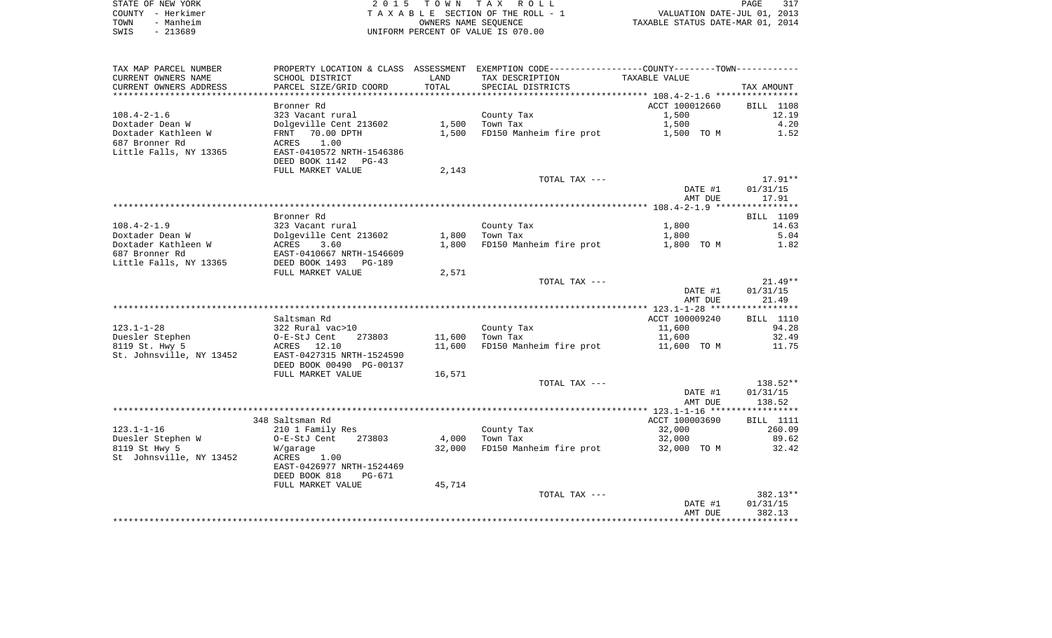STATE OF NEW YORK | COUNTY - Herkimer | TOWN - Manheim | SWIS - 213689

**2015 TOWN TAX ROLL**
TAXABLE SECTION OF THE ROLL - 1
OWNERS NAME SEQUENCE
UNIFORM PERCENT OF VALUE IS 070.00

VALUATION DATE-JUL 01, 2013
TAXABLE STATUS DATE-MAR 01, 2014

| TAX MAP PARCEL NUMBER / CURRENT OWNERS NAME / CURRENT OWNERS ADDRESS | PROPERTY LOCATION & CLASS / SCHOOL DISTRICT / PARCEL SIZE/GRID COORD | ASSESSMENT LAND | TOTAL | EXEMPTION CODE / TAX DESCRIPTION / SPECIAL DISTRICTS | TAXABLE VALUE | TAX AMOUNT |
|---|---|---|---|---|---|---|
| 108.4-2-1.6 | Bronner Rd | | | | ACCT 100012660 | BILL 1108 |
| | 323 Vacant rural | | | County Tax | 1,500 | 12.19 |
| Doxtader Dean W | Dolgeville Cent 213602 | 1,500 | | Town Tax | 1,500 | 4.20 |
| Doxtader Kathleen W | FRNT 70.00 DPTH | | 1,500 | FD150 Manheim fire prot | 1,500 TO M | 1.52 |
| 687 Bronner Rd | ACRES 1.00 | | | | | |
| Little Falls, NY 13365 | EAST-0410572 NRTH-1546386 | | | | | |
| | DEED BOOK 1142 PG-43 | | | | | |
| | FULL MARKET VALUE | 2,143 | | | | |
| | | | | TOTAL TAX --- | | 17.91** |
| | | | | | DATE #1 | 01/31/15 |
| | | | | | AMT DUE | 17.91 |
| 108.4-2-1.9 | Bronner Rd | | | | | BILL 1109 |
| | 323 Vacant rural | | | County Tax | 1,800 | 14.63 |
| Doxtader Dean W | Dolgeville Cent 213602 | 1,800 | | Town Tax | 1,800 | 5.04 |
| Doxtader Kathleen W | ACRES 3.60 | | 1,800 | FD150 Manheim fire prot | 1,800 TO M | 1.82 |
| 687 Bronner Rd | EAST-0410667 NRTH-1546609 | | | | | |
| Little Falls, NY 13365 | DEED BOOK 1493 PG-189 | | | | | |
| | FULL MARKET VALUE | 2,571 | | | | |
| | | | | TOTAL TAX --- | | 21.49** |
| | | | | | DATE #1 | 01/31/15 |
| | | | | | AMT DUE | 21.49 |
| 123.1-1-28 | Saltsman Rd | | | | ACCT 100009240 | BILL 1110 |
| | 322 Rural vac>10 | | | County Tax | 11,600 | 94.28 |
| Duesler Stephen | O-E-StJ Cent 273803 | 11,600 | | Town Tax | 11,600 | 32.49 |
| 8119 St. Hwy 5 | ACRES 12.10 | | 11,600 | FD150 Manheim fire prot | 11,600 TO M | 11.75 |
| St. Johnsville, NY 13452 | EAST-0427315 NRTH-1524590 | | | | | |
| | DEED BOOK 00490 PG-00137 | | | | | |
| | FULL MARKET VALUE | 16,571 | | | | |
| | | | | TOTAL TAX --- | | 138.52** |
| | | | | | DATE #1 | 01/31/15 |
| | | | | | AMT DUE | 138.52 |
| 123.1-1-16 | 348 Saltsman Rd | | | | ACCT 100003690 | BILL 1111 |
| | 210 1 Family Res | | | County Tax | 32,000 | 260.09 |
| Duesler Stephen W | O-E-StJ Cent 273803 | 4,000 | | Town Tax | 32,000 | 89.62 |
| 8119 St Hwy 5 | W/garage | | 32,000 | FD150 Manheim fire prot | 32,000 TO M | 32.42 |
| St Johnsville, NY 13452 | ACRES 1.00 | | | | | |
| | EAST-0426977 NRTH-1524469 | | | | | |
| | DEED BOOK 818 PG-671 | | | | | |
| | FULL MARKET VALUE | 45,714 | | | | |
| | | | | TOTAL TAX --- | | 382.13** |
| | | | | | DATE #1 | 01/31/15 |
| | | | | | AMT DUE | 382.13 |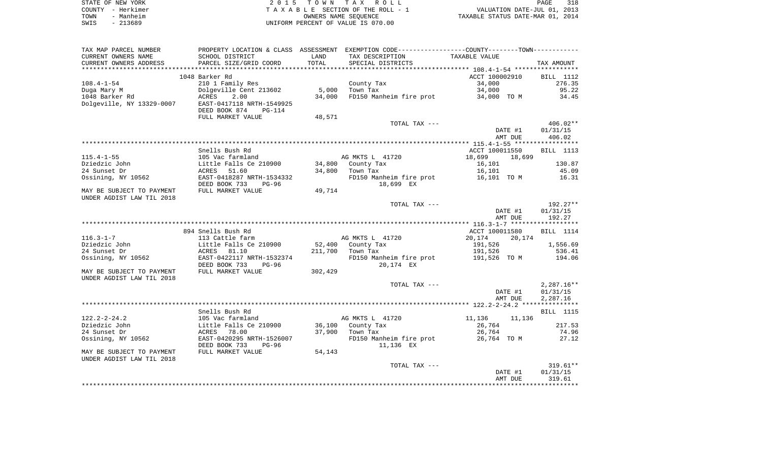STATE OF NEW YORK
COUNTY - Herkimer
TOWN - Manheim
SWIS - 213689

2 0 1 5 T O W N T A X R O L L
T A X A B L E SECTION OF THE ROLL - 1
OWNERS NAME SEQUENCE
UNIFORM PERCENT OF VALUE IS 070.00

VALUATION DATE-JUL 01, 2013
TAXABLE STATUS DATE-MAR 01, 2014

| TAX MAP PARCEL NUMBER / CURRENT OWNERS NAME / CURRENT OWNERS ADDRESS | PROPERTY LOCATION & CLASS / SCHOOL DISTRICT / PARCEL SIZE/GRID COORD | ASSESSMENT LAND / TOTAL | EXEMPTION CODE / TAX DESCRIPTION / SPECIAL DISTRICTS | TAXABLE VALUE | TAX AMOUNT |
|---|---|---|---|---|---|
| | 1048 Barker Rd | | | ACCT 100002910 | BILL 1112 |
| 108.4-1-54 | 210 1 Family Res | | County Tax | 34,000 | 276.35 |
| Duga Mary M | Dolgeville Cent 213602 | 5,000 | Town Tax | 34,000 | 95.22 |
| 1048 Barker Rd | ACRES 2.00 | 34,000 | FD150 Manheim fire prot | 34,000 TO M | 34.45 |
| Dolgeville, NY 13329-0007 | EAST-0417118 NRTH-1549925 | | | | |
| | DEED BOOK 874 PG-114 | | | | |
| | FULL MARKET VALUE | 48,571 | | | |
| | | | TOTAL TAX --- | | 406.02** |
| | | | | DATE #1 | 01/31/15 |
| | | | | AMT DUE | 406.02 |
| | Snells Bush Rd | | | ACCT 100011550 | BILL 1113 |
| 115.4-1-55 | 105 Vac farmland | | AG MKTS L 41720 | 18,699 18,699 | |
| Dziedzic John | Little Falls Ce 210900 | 34,800 | County Tax | 16,101 | 130.87 |
| 24 Sunset Dr | ACRES 51.60 | 34,800 | Town Tax | 16,101 | 45.09 |
| Ossining, NY 10562 | EAST-0418287 NRTH-1534332 | | FD150 Manheim fire prot | 16,101 TO M | 16.31 |
| | DEED BOOK 733 PG-96 | | 18,699 EX | | |
| MAY BE SUBJECT TO PAYMENT | FULL MARKET VALUE | 49,714 | | | |
| UNDER AGDIST LAW TIL 2018 | | | | | |
| | | | TOTAL TAX --- | | 192.27** |
| | | | | DATE #1 | 01/31/15 |
| | | | | AMT DUE | 192.27 |
| | 894 Snells Bush Rd | | | ACCT 100011580 | BILL 1114 |
| 116.3-1-7 | 113 Cattle farm | | AG MKTS L 41720 | 20,174 20,174 | |
| Dziedzic John | Little Falls Ce 210900 | 52,400 | County Tax | 191,526 | 1,556.69 |
| 24 Sunset Dr | ACRES 81.10 | 211,700 | Town Tax | 191,526 | 536.41 |
| Ossining, NY 10562 | EAST-0422117 NRTH-1532374 | | FD150 Manheim fire prot | 191,526 TO M | 194.06 |
| | DEED BOOK 733 PG-96 | | 20,174 EX | | |
| MAY BE SUBJECT TO PAYMENT | FULL MARKET VALUE | 302,429 | | | |
| UNDER AGDIST LAW TIL 2018 | | | | | |
| | | | TOTAL TAX --- | | 2,287.16** |
| | | | | DATE #1 | 01/31/15 |
| | | | | AMT DUE | 2,287.16 |
| | Snells Bush Rd | | | | BILL 1115 |
| 122.2-2-24.2 | 105 Vac farmland | | AG MKTS L 41720 | 11,136 11,136 | |
| Dziedzic John | Little Falls Ce 210900 | 36,100 | County Tax | 26,764 | 217.53 |
| 24 Sunset Dr | ACRES 78.00 | 37,900 | Town Tax | 26,764 | 74.96 |
| Ossining, NY 10562 | EAST-0420295 NRTH-1526007 | | FD150 Manheim fire prot | 26,764 TO M | 27.12 |
| | DEED BOOK 733 PG-96 | | 11,136 EX | | |
| MAY BE SUBJECT TO PAYMENT | FULL MARKET VALUE | 54,143 | | | |
| UNDER AGDIST LAW TIL 2018 | | | | | |
| | | | TOTAL TAX --- | | 319.61** |
| | | | | DATE #1 | 01/31/15 |
| | | | | AMT DUE | 319.61 |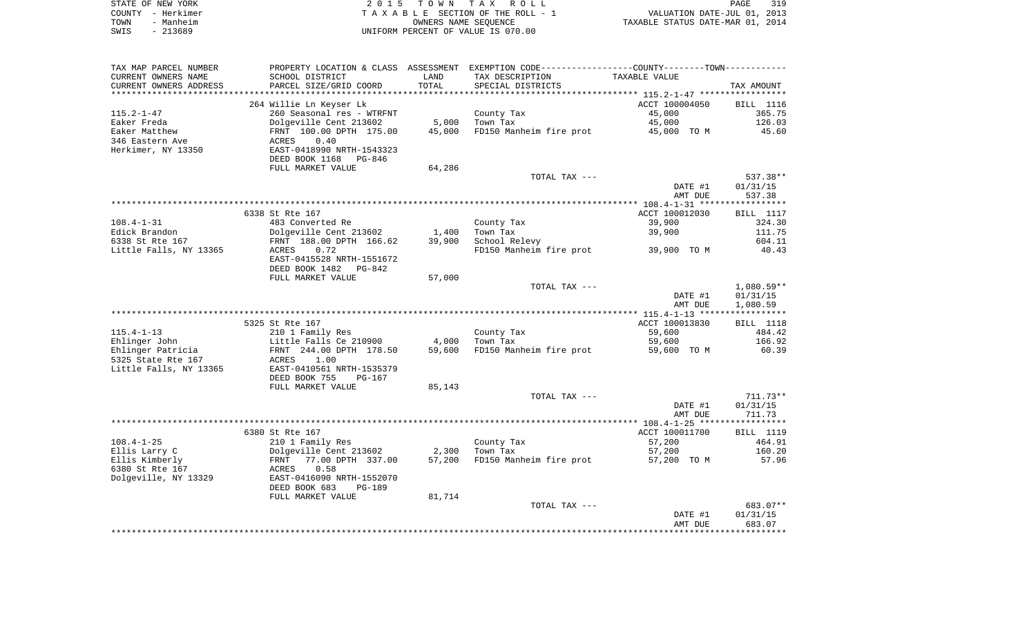STATE OF NEW YORK — COUNTY - Herkimer — TOWN - Manheim — SWIS - 213689

2 0 1 5 T O W N T A X R O L L
T A X A B L E SECTION OF THE ROLL - 1
OWNERS NAME SEQUENCE
UNIFORM PERCENT OF VALUE IS 070.00

VALUATION DATE-JUL 01, 2013
TAXABLE STATUS DATE-MAR 01, 2014

| TAX MAP PARCEL NUMBER / CURRENT OWNERS NAME / CURRENT OWNERS ADDRESS | PROPERTY LOCATION & CLASS / SCHOOL DISTRICT / PARCEL SIZE/GRID COORD | ASSESSMENT LAND / TOTAL | EXEMPTION CODE / TAX DESCRIPTION / SPECIAL DISTRICTS | TAXABLE VALUE (COUNTY--TOWN) | TAX AMOUNT |
|---|---|---|---|---|---|
| | 264 Willie Ln Keyser Lk | | | ACCT 100004050 | BILL 1116 |
| 115.2-1-47 | 260 Seasonal res - WTRFNT | | County Tax | 45,000 | 365.75 |
| Eaker Freda | Dolgeville Cent 213602 | 5,000 | Town Tax | 45,000 | 126.03 |
| Eaker Matthew | FRNT 100.00 DPTH 175.00 | 45,000 | FD150 Manheim fire prot | 45,000 TO M | 45.60 |
| 346 Eastern Ave | ACRES 0.40 | | | | |
| Herkimer, NY 13350 | EAST-0418990 NRTH-1543323 | | | | |
| | DEED BOOK 1168 PG-846 | | | | |
| | FULL MARKET VALUE | 64,286 | | | |
| | | | TOTAL TAX --- | | 537.38** |
| | | | | DATE #1 | 01/31/15 |
| | | | | AMT DUE | 537.38 |
| | 6338 St Rte 167 | | | ACCT 100012030 | BILL 1117 |
| 108.4-1-31 | 483 Converted Re | | County Tax | 39,900 | 324.30 |
| Edick Brandon | Dolgeville Cent 213602 | 1,400 | Town Tax | 39,900 | 111.75 |
| 6338 St Rte 167 | FRNT 188.00 DPTH 166.62 | 39,900 | School Relevy | | 604.11 |
| Little Falls, NY 13365 | ACRES 0.72 | | FD150 Manheim fire prot | 39,900 TO M | 40.43 |
| | EAST-0415528 NRTH-1551672 | | | | |
| | DEED BOOK 1482 PG-842 | | | | |
| | FULL MARKET VALUE | 57,000 | | | |
| | | | TOTAL TAX --- | | 1,080.59** |
| | | | | DATE #1 | 01/31/15 |
| | | | | AMT DUE | 1,080.59 |
| | 5325 St Rte 167 | | | ACCT 100013830 | BILL 1118 |
| 115.4-1-13 | 210 1 Family Res | | County Tax | 59,600 | 484.42 |
| Ehlinger John | Little Falls Ce 210900 | 4,000 | Town Tax | 59,600 | 166.92 |
| Ehlinger Patricia | FRNT 244.00 DPTH 178.50 | 59,600 | FD150 Manheim fire prot | 59,600 TO M | 60.39 |
| 5325 State Rte 167 | ACRES 1.00 | | | | |
| Little Falls, NY 13365 | EAST-0410561 NRTH-1535379 | | | | |
| | DEED BOOK 755 PG-167 | | | | |
| | FULL MARKET VALUE | 85,143 | | | |
| | | | TOTAL TAX --- | | 711.73** |
| | | | | DATE #1 | 01/31/15 |
| | | | | AMT DUE | 711.73 |
| | 6380 St Rte 167 | | | ACCT 100011700 | BILL 1119 |
| 108.4-1-25 | 210 1 Family Res | | County Tax | 57,200 | 464.91 |
| Ellis Larry C | Dolgeville Cent 213602 | 2,300 | Town Tax | 57,200 | 160.20 |
| Ellis Kimberly | FRNT 77.00 DPTH 337.00 | 57,200 | FD150 Manheim fire prot | 57,200 TO M | 57.96 |
| 6380 St Rte 167 | ACRES 0.58 | | | | |
| Dolgeville, NY 13329 | EAST-0416090 NRTH-1552070 | | | | |
| | DEED BOOK 683 PG-189 | | | | |
| | FULL MARKET VALUE | 81,714 | | | |
| | | | TOTAL TAX --- | | 683.07** |
| | | | | DATE #1 | 01/31/15 |
| | | | | AMT DUE | 683.07 |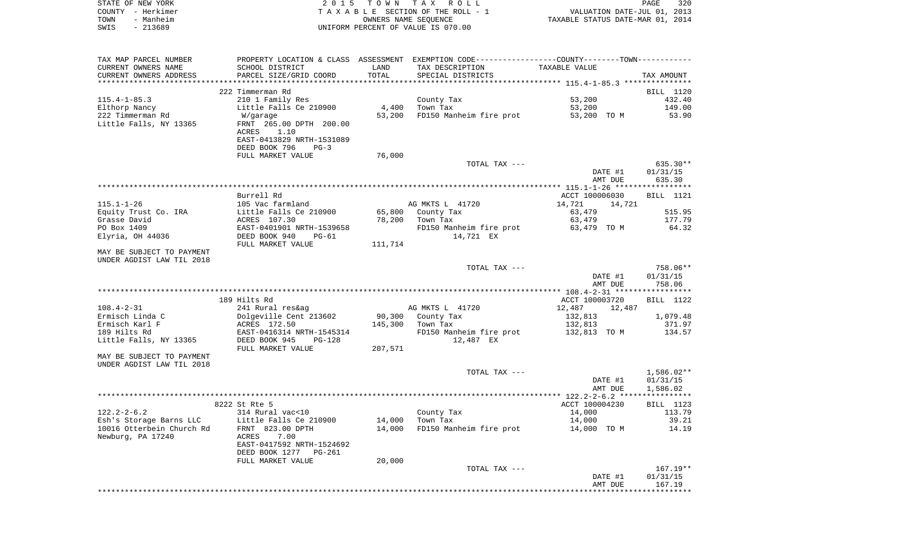STATE OF NEW YORK
COUNTY - Herkimer
TOWN - Manheim
SWIS - 213689

2 0 1 5 T O W N T A X R O L L
T A X A B L E SECTION OF THE ROLL - 1
OWNERS NAME SEQUENCE
UNIFORM PERCENT OF VALUE IS 070.00

VALUATION DATE-JUL 01, 2013
TAXABLE STATUS DATE-MAR 01, 2014

| TAX MAP PARCEL NUMBER / CURRENT OWNERS NAME / CURRENT OWNERS ADDRESS | PROPERTY LOCATION & CLASS / SCHOOL DISTRICT / PARCEL SIZE/GRID COORD | ASSESSMENT LAND / TOTAL | EXEMPTION CODE / TAX DESCRIPTION / SPECIAL DISTRICTS | COUNTY / TOWN TAXABLE VALUE | TAX AMOUNT |
|---|---|---|---|---|---|
| | 222 Timmerman Rd | | | | BILL 1120 |
| 115.4-1-85.3 | 210 1 Family Res | | County Tax | 53,200 | 432.40 |
| Elthorp Nancy | Little Falls Ce 210900 | 4,400 | Town Tax | 53,200 | 149.00 |
| 222 Timmerman Rd | W/garage | 53,200 | FD150 Manheim fire prot | 53,200 TO M | 53.90 |
| Little Falls, NY 13365 | FRNT 265.00 DPTH 200.00 | | | | |
| | ACRES 1.10 | | | | |
| | EAST-0413829 NRTH-1531089 | | | | |
| | DEED BOOK 796 PG-3 | | | | |
| | FULL MARKET VALUE | 76,000 | | | |
| | | | TOTAL TAX --- | | 635.30** |
| | | | | DATE #1 | 01/31/15 |
| | | | | AMT DUE | 635.30 |
| | Burrell Rd | | | ACCT 100006030 | BILL 1121 |
| 115.1-1-26 | 105 Vac farmland | | AG MKTS L 41720 | 14,721 14,721 | |
| Equity Trust Co. IRA | Little Falls Ce 210900 | 65,800 | County Tax | 63,479 | 515.95 |
| Grasse David | ACRES 107.30 | 78,200 | Town Tax | 63,479 | 177.79 |
| PO Box 1409 | EAST-0401901 NRTH-1539658 | | FD150 Manheim fire prot | 63,479 TO M | 64.32 |
| Elyria, OH 44036 | DEED BOOK 940 PG-61 | | 14,721 EX | | |
| | FULL MARKET VALUE | 111,714 | | | |
| MAY BE SUBJECT TO PAYMENT UNDER AGDIST LAW TIL 2018 | | | | | |
| | | | TOTAL TAX --- | | 758.06** |
| | | | | DATE #1 | 01/31/15 |
| | | | | AMT DUE | 758.06 |
| | 189 Hilts Rd | | | ACCT 100003720 | BILL 1122 |
| 108.4-2-31 | 241 Rural res&ag | | AG MKTS L 41720 | 12,487 12,487 | |
| Ermisch Linda C | Dolgeville Cent 213602 | 90,300 | County Tax | 132,813 | 1,079.48 |
| Ermisch Karl F | ACRES 172.50 | 145,300 | Town Tax | 132,813 | 371.97 |
| 189 Hilts Rd | EAST-0416314 NRTH-1545314 | | FD150 Manheim fire prot | 132,813 TO M | 134.57 |
| Little Falls, NY 13365 | DEED BOOK 945 PG-128 | | 12,487 EX | | |
| | FULL MARKET VALUE | 207,571 | | | |
| MAY BE SUBJECT TO PAYMENT UNDER AGDIST LAW TIL 2018 | | | | | |
| | | | TOTAL TAX --- | | 1,586.02** |
| | | | | DATE #1 | 01/31/15 |
| | | | | AMT DUE | 1,586.02 |
| | 8222 St Rte 5 | | | ACCT 100004230 | BILL 1123 |
| 122.2-2-6.2 | 314 Rural vac<10 | | County Tax | 14,000 | 113.79 |
| Esh's Storage Barns LLC | Little Falls Ce 210900 | 14,000 | Town Tax | 14,000 | 39.21 |
| 10016 Otterbein Church Rd | FRNT 823.00 DPTH | 14,000 | FD150 Manheim fire prot | 14,000 TO M | 14.19 |
| Newburg, PA 17240 | ACRES 7.00 | | | | |
| | EAST-0417592 NRTH-1524692 | | | | |
| | DEED BOOK 1277 PG-261 | | | | |
| | FULL MARKET VALUE | 20,000 | | | |
| | | | TOTAL TAX --- | | 167.19** |
| | | | | DATE #1 | 01/31/15 |
| | | | | AMT DUE | 167.19 |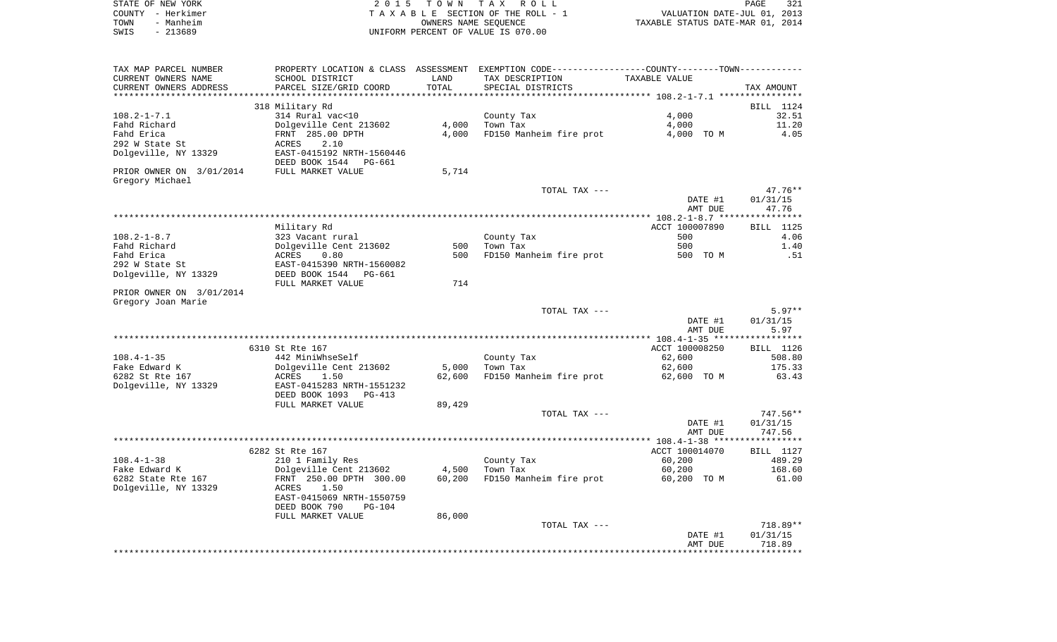STATE OF NEW YORK
COUNTY - Herkimer
TOWN - Manheim
SWIS - 213689

2 0 1 5 T O W N T A X R O L L
T A X A B L E SECTION OF THE ROLL - 1
OWNERS NAME SEQUENCE
UNIFORM PERCENT OF VALUE IS 070.00

VALUATION DATE-JUL 01, 2013
TAXABLE STATUS DATE-MAR 01, 2014

| TAX MAP PARCEL NUMBER<br>CURRENT OWNERS NAME<br>CURRENT OWNERS ADDRESS | PROPERTY LOCATION & CLASS<br>SCHOOL DISTRICT<br>PARCEL SIZE/GRID COORD | ASSESSMENT<br>LAND<br>TOTAL | EXEMPTION CODE-----COUNTY-----TOWN-----<br>TAX DESCRIPTION<br>SPECIAL DISTRICTS | TAXABLE VALUE | TAX AMOUNT |
|---|---|---|---|---|---|
| | 318 Military Rd | | | | BILL 1124 |
| 108.2-1-7.1 | 314 Rural vac<10 | | County Tax | 4,000 | 32.51 |
| Fahd Richard | Dolgeville Cent 213602 | 4,000 | Town Tax | 4,000 | 11.20 |
| Fahd Erica | FRNT 285.00 DPTH | 4,000 | FD150 Manheim fire prot | 4,000 TO M | 4.05 |
| 292 W State St | ACRES 2.10 | | | | |
| Dolgeville, NY 13329 | EAST-0415192 NRTH-1560446 | | | | |
| | DEED BOOK 1544 PG-661 | | | | |
| PRIOR OWNER ON 3/01/2014 | FULL MARKET VALUE | 5,714 | | | |
| Gregory Michael | | | | | |
| | | | TOTAL TAX --- | | 47.76** |
| | | | | DATE #1 | 01/31/15 |
| | | | | AMT DUE | 47.76 |
| | Military Rd | | | ACCT 100007890 | BILL 1125 |
| 108.2-1-8.7 | 323 Vacant rural | | County Tax | 500 | 4.06 |
| Fahd Richard | Dolgeville Cent 213602 | 500 | Town Tax | 500 | 1.40 |
| Fahd Erica | ACRES 0.80 | 500 | FD150 Manheim fire prot | 500 TO M | .51 |
| 292 W State St | EAST-0415390 NRTH-1560082 | | | | |
| Dolgeville, NY 13329 | DEED BOOK 1544 PG-661 | | | | |
| | FULL MARKET VALUE | 714 | | | |
| PRIOR OWNER ON 3/01/2014 | | | | | |
| Gregory Joan Marie | | | | | |
| | | | TOTAL TAX --- | | 5.97** |
| | | | | DATE #1 | 01/31/15 |
| | | | | AMT DUE | 5.97 |
| | 6310 St Rte 167 | | | ACCT 100008250 | BILL 1126 |
| 108.4-1-35 | 442 MiniWhseSelf | | County Tax | 62,600 | 508.80 |
| Fake Edward K | Dolgeville Cent 213602 | 5,000 | Town Tax | 62,600 | 175.33 |
| 6282 St Rte 167 | ACRES 1.50 | 62,600 | FD150 Manheim fire prot | 62,600 TO M | 63.43 |
| Dolgeville, NY 13329 | EAST-0415283 NRTH-1551232 | | | | |
| | DEED BOOK 1093 PG-413 | | | | |
| | FULL MARKET VALUE | 89,429 | | | |
| | | | TOTAL TAX --- | | 747.56** |
| | | | | DATE #1 | 01/31/15 |
| | | | | AMT DUE | 747.56 |
| | 6282 St Rte 167 | | | ACCT 100014070 | BILL 1127 |
| 108.4-1-38 | 210 1 Family Res | | County Tax | 60,200 | 489.29 |
| Fake Edward K | Dolgeville Cent 213602 | 4,500 | Town Tax | 60,200 | 168.60 |
| 6282 State Rte 167 | FRNT 250.00 DPTH 300.00 | 60,200 | FD150 Manheim fire prot | 60,200 TO M | 61.00 |
| Dolgeville, NY 13329 | ACRES 1.50 | | | | |
| | EAST-0415069 NRTH-1550759 | | | | |
| | DEED BOOK 790 PG-104 | | | | |
| | FULL MARKET VALUE | 86,000 | | | |
| | | | TOTAL TAX --- | | 718.89** |
| | | | | DATE #1 | 01/31/15 |
| | | | | AMT DUE | 718.89 |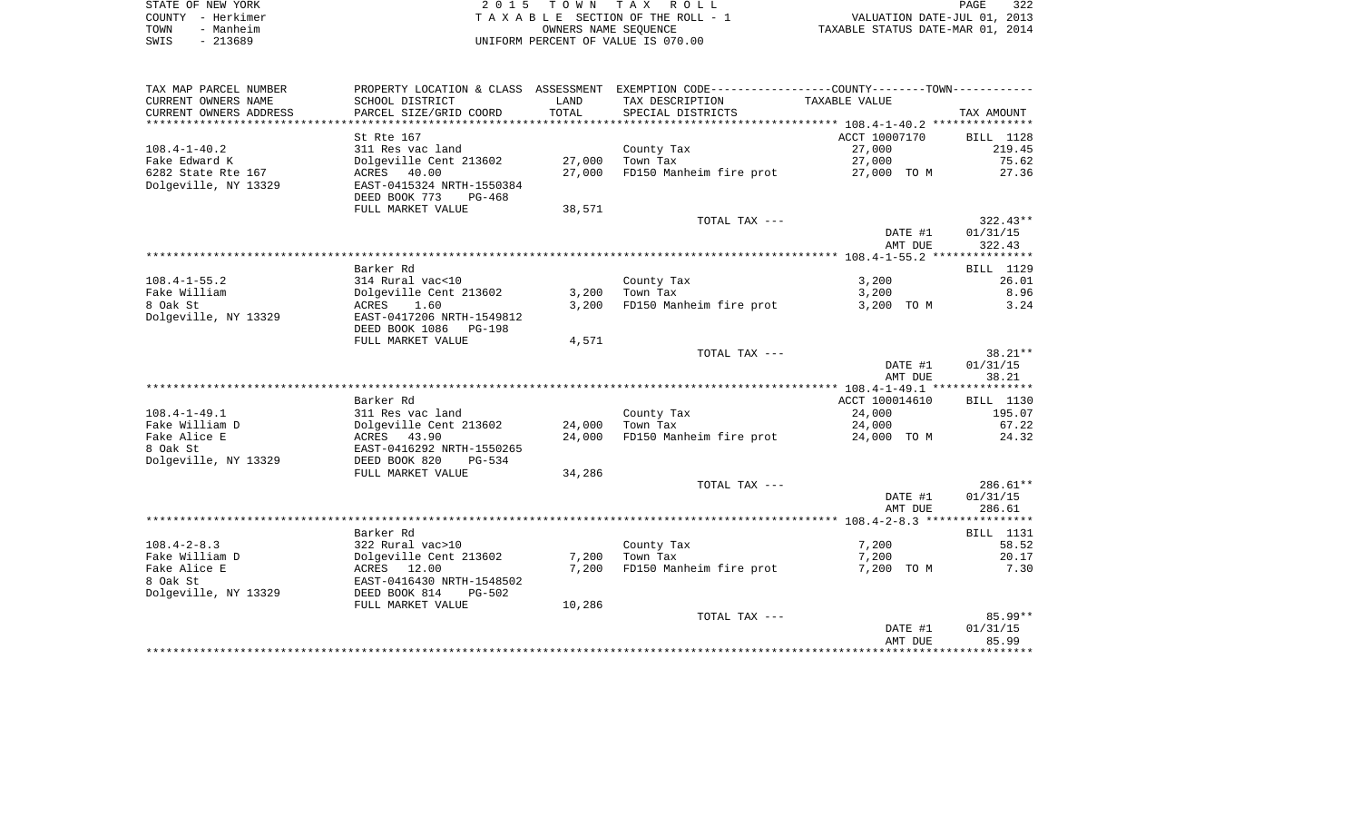STATE OF NEW YORK
COUNTY - Herkimer
TOWN - Manheim
SWIS - 213689

2 0 1 5 T O W N T A X R O L L
T A X A B L E SECTION OF THE ROLL - 1
OWNERS NAME SEQUENCE
UNIFORM PERCENT OF VALUE IS 070.00

VALUATION DATE-JUL 01, 2013
TAXABLE STATUS DATE-MAR 01, 2014

| TAX MAP PARCEL NUMBER<br>CURRENT OWNERS NAME<br>CURRENT OWNERS ADDRESS | PROPERTY LOCATION & CLASS<br>SCHOOL DISTRICT<br>PARCEL SIZE/GRID COORD | ASSESSMENT<br>LAND<br>TOTAL | EXEMPTION CODE<br>TAX DESCRIPTION<br>SPECIAL DISTRICTS | COUNTY--------TOWN<br>TAXABLE VALUE | TAX AMOUNT |
|---|---|---|---|---|---|
| **108.4-1-40.2** | St Rte 167 | | | ACCT 10007170 | BILL 1128 |
| 108.4-1-40.2 | 311 Res vac land | | County Tax | 27,000 | 219.45 |
| Fake Edward K | Dolgeville Cent 213602 | 27,000 | Town Tax | 27,000 | 75.62 |
| 6282 State Rte 167 | ACRES 40.00 | 27,000 | FD150 Manheim fire prot | 27,000 TO M | 27.36 |
| Dolgeville, NY 13329 | EAST-0415324 NRTH-1550384 | | | | |
| | DEED BOOK 773 PG-468 | | | | |
| | FULL MARKET VALUE | 38,571 | | | |
| | | | TOTAL TAX --- | | 322.43** |
| | | | | DATE #1 | 01/31/15 |
| | | | | AMT DUE | 322.43 |
| **108.4-1-55.2** | Barker Rd | | | | BILL 1129 |
| 108.4-1-55.2 | 314 Rural vac<10 | | County Tax | 3,200 | 26.01 |
| Fake William | Dolgeville Cent 213602 | 3,200 | Town Tax | 3,200 | 8.96 |
| 8 Oak St | ACRES 1.60 | 3,200 | FD150 Manheim fire prot | 3,200 TO M | 3.24 |
| Dolgeville, NY 13329 | EAST-0417206 NRTH-1549812 | | | | |
| | DEED BOOK 1086 PG-198 | | | | |
| | FULL MARKET VALUE | 4,571 | | | |
| | | | TOTAL TAX --- | | 38.21** |
| | | | | DATE #1 | 01/31/15 |
| | | | | AMT DUE | 38.21 |
| **108.4-1-49.1** | Barker Rd | | | ACCT 100014610 | BILL 1130 |
| 108.4-1-49.1 | 311 Res vac land | | County Tax | 24,000 | 195.07 |
| Fake William D | Dolgeville Cent 213602 | 24,000 | Town Tax | 24,000 | 67.22 |
| Fake Alice E | ACRES 43.90 | 24,000 | FD150 Manheim fire prot | 24,000 TO M | 24.32 |
| 8 Oak St | EAST-0416292 NRTH-1550265 | | | | |
| Dolgeville, NY 13329 | DEED BOOK 820 PG-534 | | | | |
| | FULL MARKET VALUE | 34,286 | | | |
| | | | TOTAL TAX --- | | 286.61** |
| | | | | DATE #1 | 01/31/15 |
| | | | | AMT DUE | 286.61 |
| **108.4-2-8.3** | Barker Rd | | | | BILL 1131 |
| 108.4-2-8.3 | 322 Rural vac>10 | | County Tax | 7,200 | 58.52 |
| Fake William D | Dolgeville Cent 213602 | 7,200 | Town Tax | 7,200 | 20.17 |
| Fake Alice E | ACRES 12.00 | 7,200 | FD150 Manheim fire prot | 7,200 TO M | 7.30 |
| 8 Oak St | EAST-0416430 NRTH-1548502 | | | | |
| Dolgeville, NY 13329 | DEED BOOK 814 PG-502 | | | | |
| | FULL MARKET VALUE | 10,286 | | | |
| | | | TOTAL TAX --- | | 85.99** |
| | | | | DATE #1 | 01/31/15 |
| | | | | AMT DUE | 85.99 |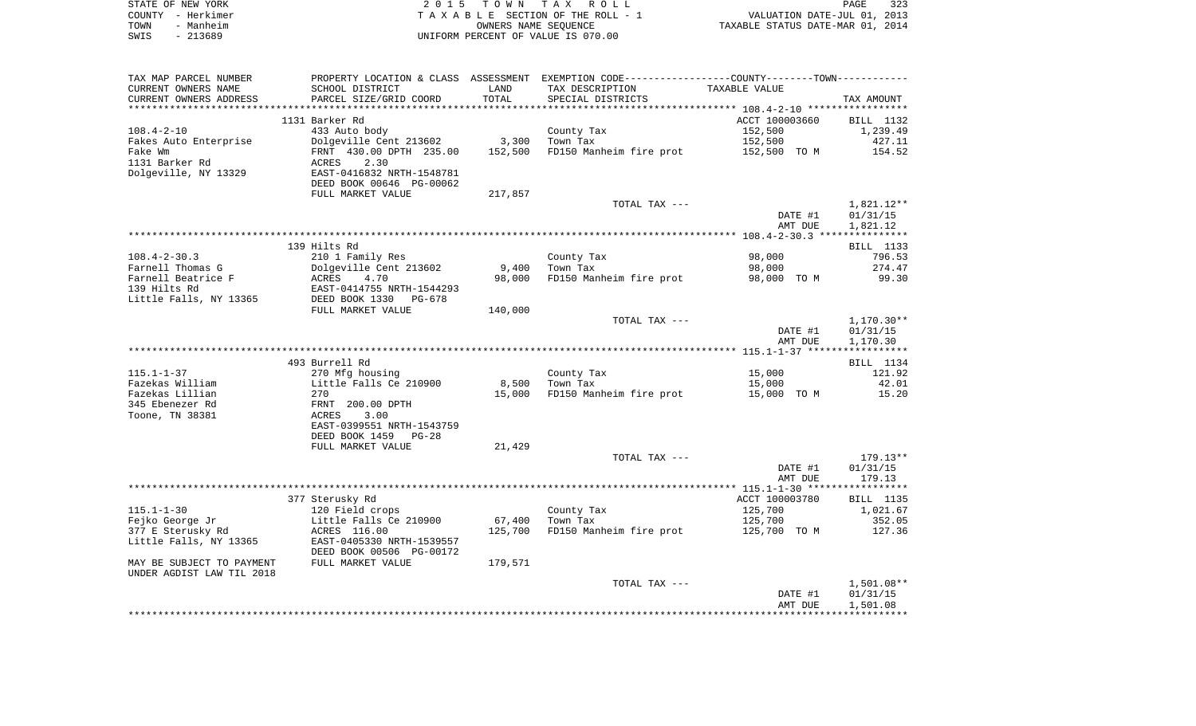STATE OF NEW YORK
COUNTY - Herkimer
TOWN - Manheim
SWIS - 213689

2 0 1 5 T O W N T A X R O L L
T A X A B L E SECTION OF THE ROLL - 1
OWNERS NAME SEQUENCE
UNIFORM PERCENT OF VALUE IS 070.00

VALUATION DATE-JUL 01, 2013
TAXABLE STATUS DATE-MAR 01, 2014

| TAX MAP PARCEL NUMBER<br>CURRENT OWNERS NAME<br>CURRENT OWNERS ADDRESS | PROPERTY LOCATION & CLASS<br>SCHOOL DISTRICT<br>PARCEL SIZE/GRID COORD | ASSESSMENT<br>LAND<br>TOTAL | EXEMPTION CODE-----COUNTY-----TOWN-----<br>TAX DESCRIPTION<br>SPECIAL DISTRICTS | TAXABLE VALUE | TAX AMOUNT |
|---|---|---|---|---|---|
| | 1131 Barker Rd | | | ACCT 100003660 | BILL 1132 |
| 108.4-2-10 | 433 Auto body | | County Tax | 152,500 | 1,239.49 |
| Fakes Auto Enterprise | Dolgeville Cent 213602 | 3,300 | Town Tax | 152,500 | 427.11 |
| Fake Wm | FRNT 430.00 DPTH 235.00 | 152,500 | FD150 Manheim fire prot | 152,500 TO M | 154.52 |
| 1131 Barker Rd | ACRES 2.30 | | | | |
| Dolgeville, NY 13329 | EAST-0416832 NRTH-1548781 | | | | |
| | DEED BOOK 00646 PG-00062 | | | | |
| | FULL MARKET VALUE | 217,857 | | | |
| | | | TOTAL TAX --- | | 1,821.12** |
| | | | | DATE #1 | 01/31/15 |
| | | | | AMT DUE | 1,821.12 |
| | 139 Hilts Rd | | | | BILL 1133 |
| 108.4-2-30.3 | 210 1 Family Res | | County Tax | 98,000 | 796.53 |
| Farnell Thomas G | Dolgeville Cent 213602 | 9,400 | Town Tax | 98,000 | 274.47 |
| Farnell Beatrice F | ACRES 4.70 | 98,000 | FD150 Manheim fire prot | 98,000 TO M | 99.30 |
| 139 Hilts Rd | EAST-0414755 NRTH-1544293 | | | | |
| Little Falls, NY 13365 | DEED BOOK 1330 PG-678 | | | | |
| | FULL MARKET VALUE | 140,000 | | | |
| | | | TOTAL TAX --- | | 1,170.30** |
| | | | | DATE #1 | 01/31/15 |
| | | | | AMT DUE | 1,170.30 |
| | 493 Burrell Rd | | | | BILL 1134 |
| 115.1-1-37 | 270 Mfg housing | | County Tax | 15,000 | 121.92 |
| Fazekas William | Little Falls Ce 210900 | 8,500 | Town Tax | 15,000 | 42.01 |
| Fazekas Lillian | 270 | 15,000 | FD150 Manheim fire prot | 15,000 TO M | 15.20 |
| 345 Ebenezer Rd | FRNT 200.00 DPTH | | | | |
| Toone, TN 38381 | ACRES 3.00 | | | | |
| | EAST-0399551 NRTH-1543759 | | | | |
| | DEED BOOK 1459 PG-28 | | | | |
| | FULL MARKET VALUE | 21,429 | | | |
| | | | TOTAL TAX --- | | 179.13** |
| | | | | DATE #1 | 01/31/15 |
| | | | | AMT DUE | 179.13 |
| | 377 Sterusky Rd | | | ACCT 100003780 | BILL 1135 |
| 115.1-1-30 | 120 Field crops | | County Tax | 125,700 | 1,021.67 |
| Fejko George Jr | Little Falls Ce 210900 | 67,400 | Town Tax | 125,700 | 352.05 |
| 377 E Sterusky Rd | ACRES 116.00 | 125,700 | FD150 Manheim fire prot | 125,700 TO M | 127.36 |
| Little Falls, NY 13365 | EAST-0405330 NRTH-1539557 | | | | |
| | DEED BOOK 00506 PG-00172 | | | | |
| MAY BE SUBJECT TO PAYMENT | FULL MARKET VALUE | 179,571 | | | |
| UNDER AGDIST LAW TIL 2018 | | | | | |
| | | | TOTAL TAX --- | | 1,501.08** |
| | | | | DATE #1 | 01/31/15 |
| | | | | AMT DUE | 1,501.08 |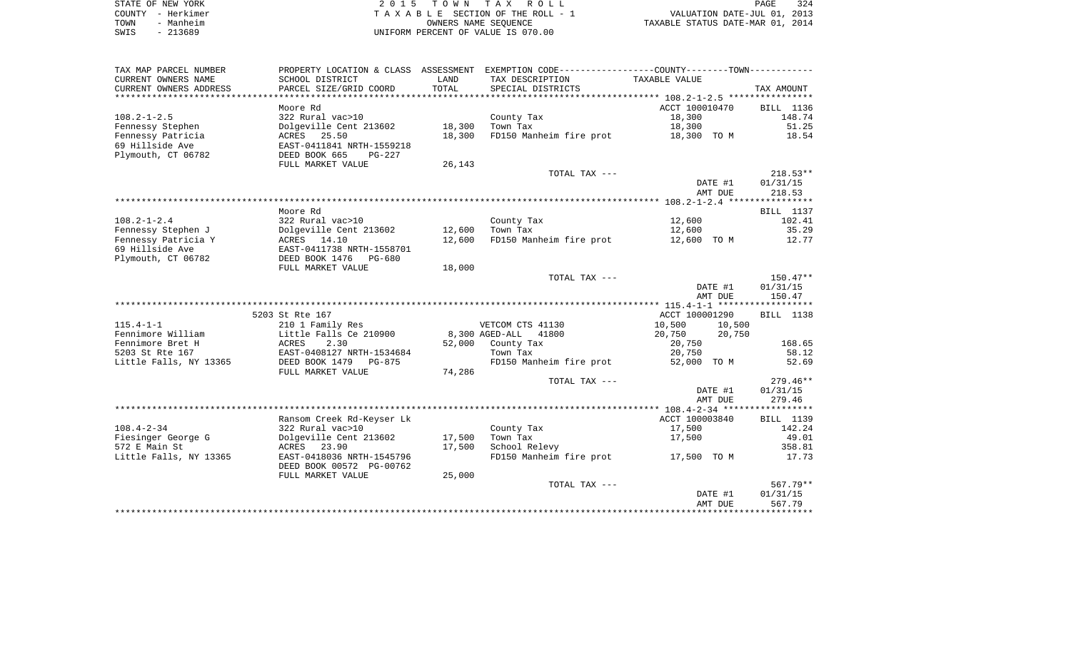STATE OF NEW YORK
COUNTY - Herkimer
TOWN - Manheim
SWIS - 213689

2 0 1 5 T O W N T A X R O L L
T A X A B L E SECTION OF THE ROLL - 1
OWNERS NAME SEQUENCE
UNIFORM PERCENT OF VALUE IS 070.00

VALUATION DATE-JUL 01, 2013
TAXABLE STATUS DATE-MAR 01, 2014

| TAX MAP PARCEL NUMBER / CURRENT OWNERS NAME / CURRENT OWNERS ADDRESS | PROPERTY LOCATION & CLASS / SCHOOL DISTRICT / PARCEL SIZE/GRID COORD | ASSESSMENT LAND / TOTAL | EXEMPTION CODE / TAX DESCRIPTION / SPECIAL DISTRICTS | COUNTY / TOWN TAXABLE VALUE | TAX AMOUNT |
|---|---|---|---|---|---|
| | Moore Rd | | | ACCT 100010470 | BILL 1136 |
| 108.2-1-2.5 | 322 Rural vac>10 | | County Tax | 18,300 | 148.74 |
| Fennessy Stephen | Dolgeville Cent 213602 | 18,300 | Town Tax | 18,300 | 51.25 |
| Fennessy Patricia | ACRES 25.50 | 18,300 | FD150 Manheim fire prot | 18,300 TO M | 18.54 |
| 69 Hillside Ave | EAST-0411841 NRTH-1559218 | | | | |
| Plymouth, CT 06782 | DEED BOOK 665 PG-227 | | | | |
| | FULL MARKET VALUE | 26,143 | | | |
| | | | TOTAL TAX --- | | 218.53** |
| | | | | DATE #1 | 01/31/15 |
| | | | | AMT DUE | 218.53 |
| | Moore Rd | | | | BILL 1137 |
| 108.2-1-2.4 | 322 Rural vac>10 | | County Tax | 12,600 | 102.41 |
| Fennessy Stephen J | Dolgeville Cent 213602 | 12,600 | Town Tax | 12,600 | 35.29 |
| Fennessy Patricia Y | ACRES 14.10 | 12,600 | FD150 Manheim fire prot | 12,600 TO M | 12.77 |
| 69 Hillside Ave | EAST-0411738 NRTH-1558701 | | | | |
| Plymouth, CT 06782 | DEED BOOK 1476 PG-680 | | | | |
| | FULL MARKET VALUE | 18,000 | | | |
| | | | TOTAL TAX --- | | 150.47** |
| | | | | DATE #1 | 01/31/15 |
| | | | | AMT DUE | 150.47 |
| | 5203 St Rte 167 | | | ACCT 100001290 | BILL 1138 |
| 115.4-1-1 | 210 1 Family Res | | VETCOM CTS 41130 | 10,500 10,500 | |
| Fennimore William | Little Falls Ce 210900 | 8,300 | AGED-ALL 41800 | 20,750 20,750 | |
| Fennimore Bret H | ACRES 2.30 | 52,000 | County Tax | 20,750 | 168.65 |
| 5203 St Rte 167 | EAST-0408127 NRTH-1534684 | | Town Tax | 20,750 | 58.12 |
| Little Falls, NY 13365 | DEED BOOK 1479 PG-875 | | FD150 Manheim fire prot | 52,000 TO M | 52.69 |
| | FULL MARKET VALUE | 74,286 | | | |
| | | | TOTAL TAX --- | | 279.46** |
| | | | | DATE #1 | 01/31/15 |
| | | | | AMT DUE | 279.46 |
| | Ransom Creek Rd-Keyser Lk | | | ACCT 100003840 | BILL 1139 |
| 108.4-2-34 | 322 Rural vac>10 | | County Tax | 17,500 | 142.24 |
| Fiesinger George G | Dolgeville Cent 213602 | 17,500 | Town Tax | 17,500 | 49.01 |
| 572 E Main St | ACRES 23.90 | 17,500 | School Relevy | | 358.81 |
| Little Falls, NY 13365 | EAST-0418036 NRTH-1545796 | | FD150 Manheim fire prot | 17,500 TO M | 17.73 |
| | DEED BOOK 00572 PG-00762 | | | | |
| | FULL MARKET VALUE | 25,000 | | | |
| | | | TOTAL TAX --- | | 567.79** |
| | | | | DATE #1 | 01/31/15 |
| | | | | AMT DUE | 567.79 |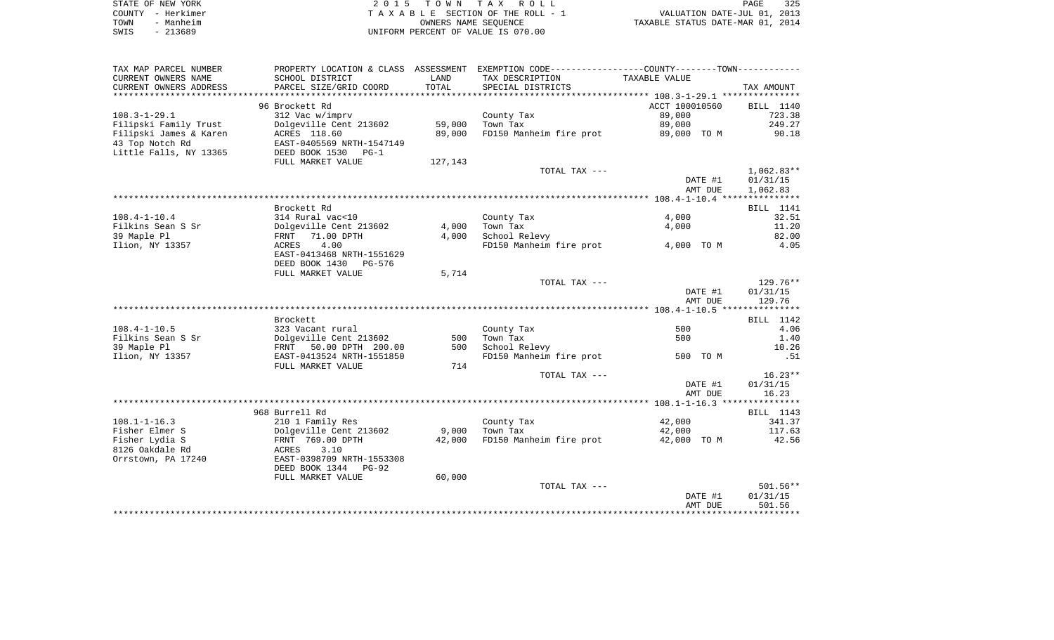STATE OF NEW YORK
COUNTY - Herkimer
TOWN - Manheim
SWIS - 213689

2 0 1 5 T O W N T A X R O L L
T A X A B L E SECTION OF THE ROLL - 1
OWNERS NAME SEQUENCE
UNIFORM PERCENT OF VALUE IS 070.00

VALUATION DATE-JUL 01, 2013
TAXABLE STATUS DATE-MAR 01, 2014

| TAX MAP PARCEL NUMBER<br>CURRENT OWNERS NAME<br>CURRENT OWNERS ADDRESS | PROPERTY LOCATION & CLASS<br>SCHOOL DISTRICT<br>PARCEL SIZE/GRID COORD | ASSESSMENT<br>LAND<br>TOTAL | EXEMPTION CODE-----COUNTY-----TOWN-----<br>TAX DESCRIPTION<br>SPECIAL DISTRICTS | TAXABLE VALUE | TAX AMOUNT |
|---|---|---|---|---|---|
| | 96 Brockett Rd | | | ACCT 100010560 | BILL 1140 |
| 108.3-1-29.1 | 312 Vac w/imprv | | County Tax | 89,000 | 723.38 |
| Filipski Family Trust | Dolgeville Cent 213602 | 59,000 | Town Tax | 89,000 | 249.27 |
| Filipski James & Karen | ACRES 118.60 | 89,000 | FD150 Manheim fire prot | 89,000 TO M | 90.18 |
| 43 Top Notch Rd | EAST-0405569 NRTH-1547149 | | | | |
| Little Falls, NY 13365 | DEED BOOK 1530 PG-1 | | | | |
| | FULL MARKET VALUE | 127,143 | | | |
| | | | TOTAL TAX --- | | 1,062.83** |
| | | | | DATE #1 | 01/31/15 |
| | | | | AMT DUE | 1,062.83 |
| | Brockett Rd | | | | BILL 1141 |
| 108.4-1-10.4 | 314 Rural vac<10 | | County Tax | 4,000 | 32.51 |
| Filkins Sean S Sr | Dolgeville Cent 213602 | 4,000 | Town Tax | 4,000 | 11.20 |
| 39 Maple Pl | FRNT 71.00 DPTH | 4,000 | School Relevy | | 82.00 |
| Ilion, NY 13357 | ACRES 4.00 | | FD150 Manheim fire prot | 4,000 TO M | 4.05 |
| | EAST-0413468 NRTH-1551629 | | | | |
| | DEED BOOK 1430 PG-576 | | | | |
| | FULL MARKET VALUE | 5,714 | | | |
| | | | TOTAL TAX --- | | 129.76** |
| | | | | DATE #1 | 01/31/15 |
| | | | | AMT DUE | 129.76 |
| | Brockett | | | | BILL 1142 |
| 108.4-1-10.5 | 323 Vacant rural | | County Tax | 500 | 4.06 |
| Filkins Sean S Sr | Dolgeville Cent 213602 | 500 | Town Tax | 500 | 1.40 |
| 39 Maple Pl | FRNT 50.00 DPTH 200.00 | 500 | School Relevy | | 10.26 |
| Ilion, NY 13357 | EAST-0413524 NRTH-1551850 | | FD150 Manheim fire prot | 500 TO M | .51 |
| | FULL MARKET VALUE | 714 | | | |
| | | | TOTAL TAX --- | | 16.23** |
| | | | | DATE #1 | 01/31/15 |
| | | | | AMT DUE | 16.23 |
| | 968 Burrell Rd | | | | BILL 1143 |
| 108.1-1-16.3 | 210 1 Family Res | | County Tax | 42,000 | 341.37 |
| Fisher Elmer S | Dolgeville Cent 213602 | 9,000 | Town Tax | 42,000 | 117.63 |
| Fisher Lydia S | FRNT 769.00 DPTH | 42,000 | FD150 Manheim fire prot | 42,000 TO M | 42.56 |
| 8126 Oakdale Rd | ACRES 3.10 | | | | |
| Orrstown, PA 17240 | EAST-0398709 NRTH-1553308 | | | | |
| | DEED BOOK 1344 PG-92 | | | | |
| | FULL MARKET VALUE | 60,000 | | | |
| | | | TOTAL TAX --- | | 501.56** |
| | | | | DATE #1 | 01/31/15 |
| | | | | AMT DUE | 501.56 |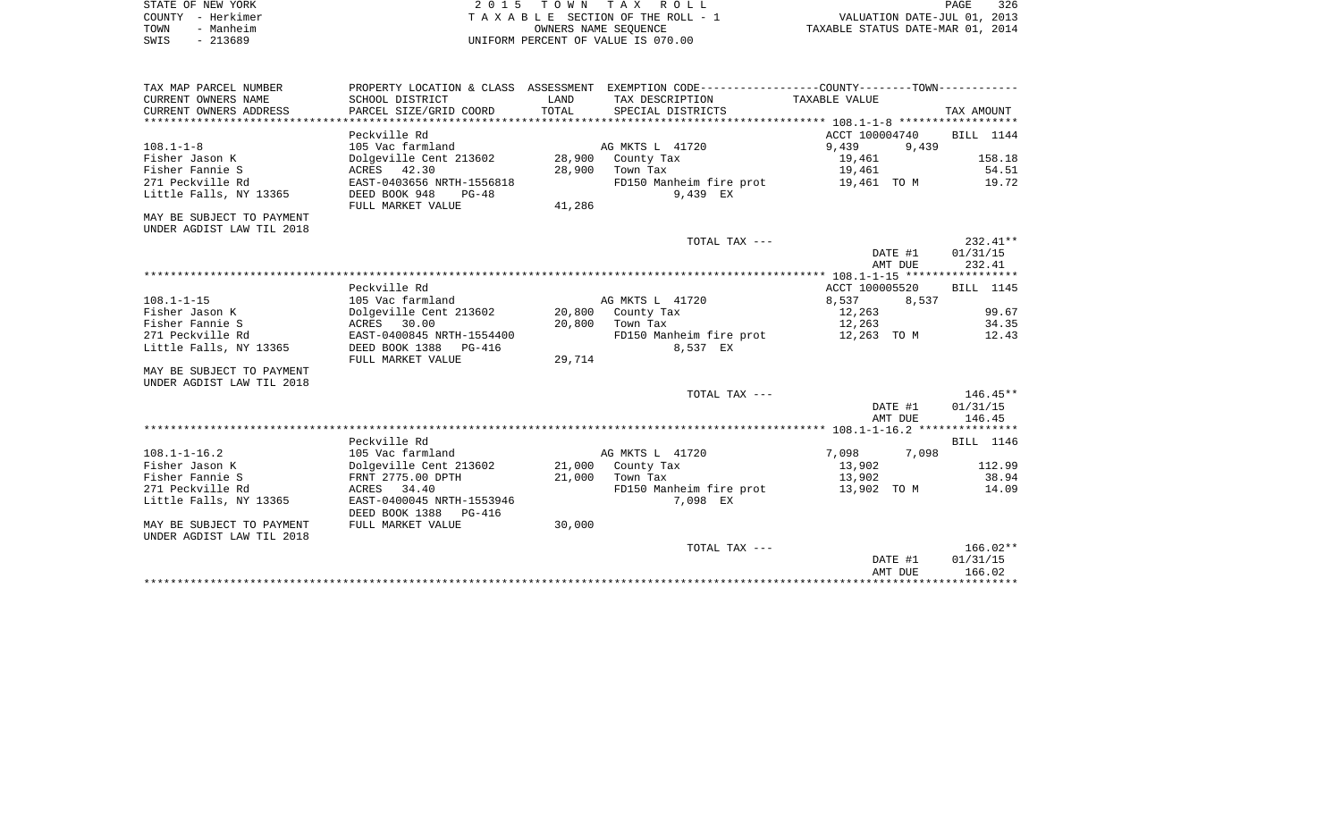STATE OF NEW YORK
COUNTY - Herkimer
TOWN - Manheim
SWIS - 213689

2 0 1 5 T O W N T A X R O L L
T A X A B L E SECTION OF THE ROLL - 1
OWNERS NAME SEQUENCE
UNIFORM PERCENT OF VALUE IS 070.00

VALUATION DATE-JUL 01, 2013
TAXABLE STATUS DATE-MAR 01, 2014

| TAX MAP PARCEL NUMBER / CURRENT OWNERS NAME / CURRENT OWNERS ADDRESS | PROPERTY LOCATION & CLASS / SCHOOL DISTRICT / PARCEL SIZE/GRID COORD | ASSESSMENT LAND / TOTAL | EXEMPTION CODE / TAX DESCRIPTION / SPECIAL DISTRICTS | COUNTY / TAXABLE VALUE | TOWN | TAX AMOUNT |
|---|---|---|---|---|---|---|
| **108.1-1-8** | Peckville Rd | | | ACCT 100004740 | | BILL 1144 |
| 108.1-1-8 | 105 Vac farmland | | AG MKTS L 41720 | 9,439 | 9,439 | |
| Fisher Jason K | Dolgeville Cent 213602 | 28,900 | County Tax | 19,461 | | 158.18 |
| Fisher Fannie S | ACRES 42.30 | 28,900 | Town Tax | 19,461 | | 54.51 |
| 271 Peckville Rd | EAST-0403656 NRTH-1556818 | | FD150 Manheim fire prot | 19,461 TO M | | 19.72 |
| Little Falls, NY 13365 | DEED BOOK 948 PG-48 | | 9,439 EX | | | |
| | FULL MARKET VALUE | 41,286 | | | | |
| MAY BE SUBJECT TO PAYMENT UNDER AGDIST LAW TIL 2018 | | | | | | |
| | | | TOTAL TAX --- | | | 232.41** |
| | | | | | DATE #1 | 01/31/15 |
| | | | | | AMT DUE | 232.41 |
| **108.1-1-15** | Peckville Rd | | | ACCT 100005520 | | BILL 1145 |
| 108.1-1-15 | 105 Vac farmland | | AG MKTS L 41720 | 8,537 | 8,537 | |
| Fisher Jason K | Dolgeville Cent 213602 | 20,800 | County Tax | 12,263 | | 99.67 |
| Fisher Fannie S | ACRES 30.00 | 20,800 | Town Tax | 12,263 | | 34.35 |
| 271 Peckville Rd | EAST-0400845 NRTH-1554400 | | FD150 Manheim fire prot | 12,263 TO M | | 12.43 |
| Little Falls, NY 13365 | DEED BOOK 1388 PG-416 | | 8,537 EX | | | |
| | FULL MARKET VALUE | 29,714 | | | | |
| MAY BE SUBJECT TO PAYMENT UNDER AGDIST LAW TIL 2018 | | | | | | |
| | | | TOTAL TAX --- | | | 146.45** |
| | | | | | DATE #1 | 01/31/15 |
| | | | | | AMT DUE | 146.45 |
| **108.1-1-16.2** | Peckville Rd | | | | | BILL 1146 |
| 108.1-1-16.2 | 105 Vac farmland | | AG MKTS L 41720 | 7,098 | 7,098 | |
| Fisher Jason K | Dolgeville Cent 213602 | 21,000 | County Tax | 13,902 | | 112.99 |
| Fisher Fannie S | FRNT 2775.00 DPTH | 21,000 | Town Tax | 13,902 | | 38.94 |
| 271 Peckville Rd | ACRES 34.40 | | FD150 Manheim fire prot | 13,902 TO M | | 14.09 |
| Little Falls, NY 13365 | EAST-0400045 NRTH-1553946 | | 7,098 EX | | | |
| | DEED BOOK 1388 PG-416 | | | | | |
| MAY BE SUBJECT TO PAYMENT UNDER AGDIST LAW TIL 2018 | FULL MARKET VALUE | 30,000 | | | | |
| | | | TOTAL TAX --- | | | 166.02** |
| | | | | | DATE #1 | 01/31/15 |
| | | | | | AMT DUE | 166.02 |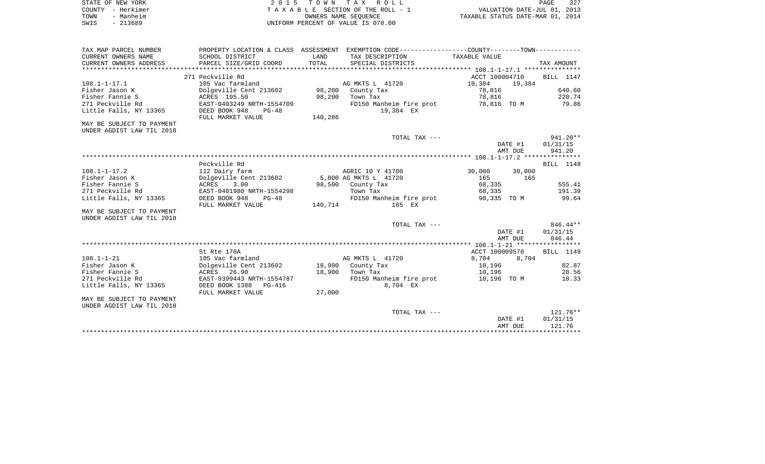STATE OF NEW YORK
COUNTY - Herkimer
TOWN - Manheim
SWIS - 213689

2 0 1 5 T O W N T A X R O L L
T A X A B L E SECTION OF THE ROLL - 1
OWNERS NAME SEQUENCE
UNIFORM PERCENT OF VALUE IS 070.00

VALUATION DATE-JUL 01, 2013
TAXABLE STATUS DATE-MAR 01, 2014

```
TAX MAP PARCEL NUMBER      PROPERTY LOCATION & CLASS  ASSESSMENT  EXEMPTION CODE-----------------COUNTY--------TOWN-----------
CURRENT OWNERS NAME        SCHOOL DISTRICT            LAND        TAX DESCRIPTION              TAXABLE VALUE
CURRENT OWNERS ADDRESS     PARCEL SIZE/GRID COORD     TOTAL       SPECIAL DISTRICTS                                         TAX AMOUNT
****************************************************************************************************** 108.1-1-17.1 ***************
                           271 Peckville Rd                                                       ACCT 100004710     BILL  1147
108.1-1-17.1               105 Vac farmland                        AG MKTS L  41720                19,384     19,384
Fisher Jason K             Dolgeville Cent 213602      98,200      County Tax                       78,816                640.60
Fisher Fannie S            ACRES  195.50               98,200      Town Tax                         78,816                220.74
271 Peckville Rd           EAST-0403249 NRTH-1554709               FD150 Manheim fire prot          78,816 TO M            79.86
Little Falls, NY 13365     DEED BOOK 948     PG-48                      19,384 EX
                           FULL MARKET VALUE          140,286
MAY BE SUBJECT TO PAYMENT
UNDER AGDIST LAW TIL 2018
                                                                   TOTAL TAX ---                                          941.20**
                                                                                                   DATE #1             01/31/15
                                                                                                   AMT DUE               941.20
****************************************************************************************************** 108.1-1-17.2 ***************
                           Peckville Rd                                                                              BILL  1148
108.1-1-17.2               112 Dairy farm                          AGRIC 10 Y 41700                30,000     30,000
Fisher Jason K             Dolgeville Cent 213602       5,000 AG MKTS L  41720                      165        165
Fisher Fannie S            ACRES    3.00               98,500      County Tax                       68,335                555.41
271 Peckville Rd           EAST-0401980 NRTH-1554298               Town Tax                         68,335                191.39
Little Falls, NY 13365     DEED BOOK 948     PG-48                 FD150 Manheim fire prot          98,335 TO M            99.64
                           FULL MARKET VALUE          140,714             165 EX
MAY BE SUBJECT TO PAYMENT
UNDER AGDIST LAW TIL 2018
                                                                   TOTAL TAX ---                                          846.44**
                                                                                                   DATE #1             01/31/15
                                                                                                   AMT DUE               846.44
****************************************************************************************************** 108.1-1-21 *****************
                           St Rte 170A                                                            ACCT 100009570     BILL  1149
108.1-1-21                 105 Vac farmland                        AG MKTS L  41720                 8,704      8,704
Fisher Jason K             Dolgeville Cent 213602      18,900      County Tax                       10,196                 82.87
Fisher Fannie S            ACRES   26.90               18,900      Town Tax                         10,196                 28.56
271 Peckville Rd           EAST-0399443 NRTH-1554787               FD150 Manheim fire prot          10,196 TO M            10.33
Little Falls, NY 13365     DEED BOOK 1388   PG-416                       8,704 EX
                           FULL MARKET VALUE           27,000
MAY BE SUBJECT TO PAYMENT
UNDER AGDIST LAW TIL 2018
                                                                   TOTAL TAX ---                                          121.76**
                                                                                                   DATE #1             01/31/15
                                                                                                   AMT DUE               121.76
************************************************************************************************************************************
```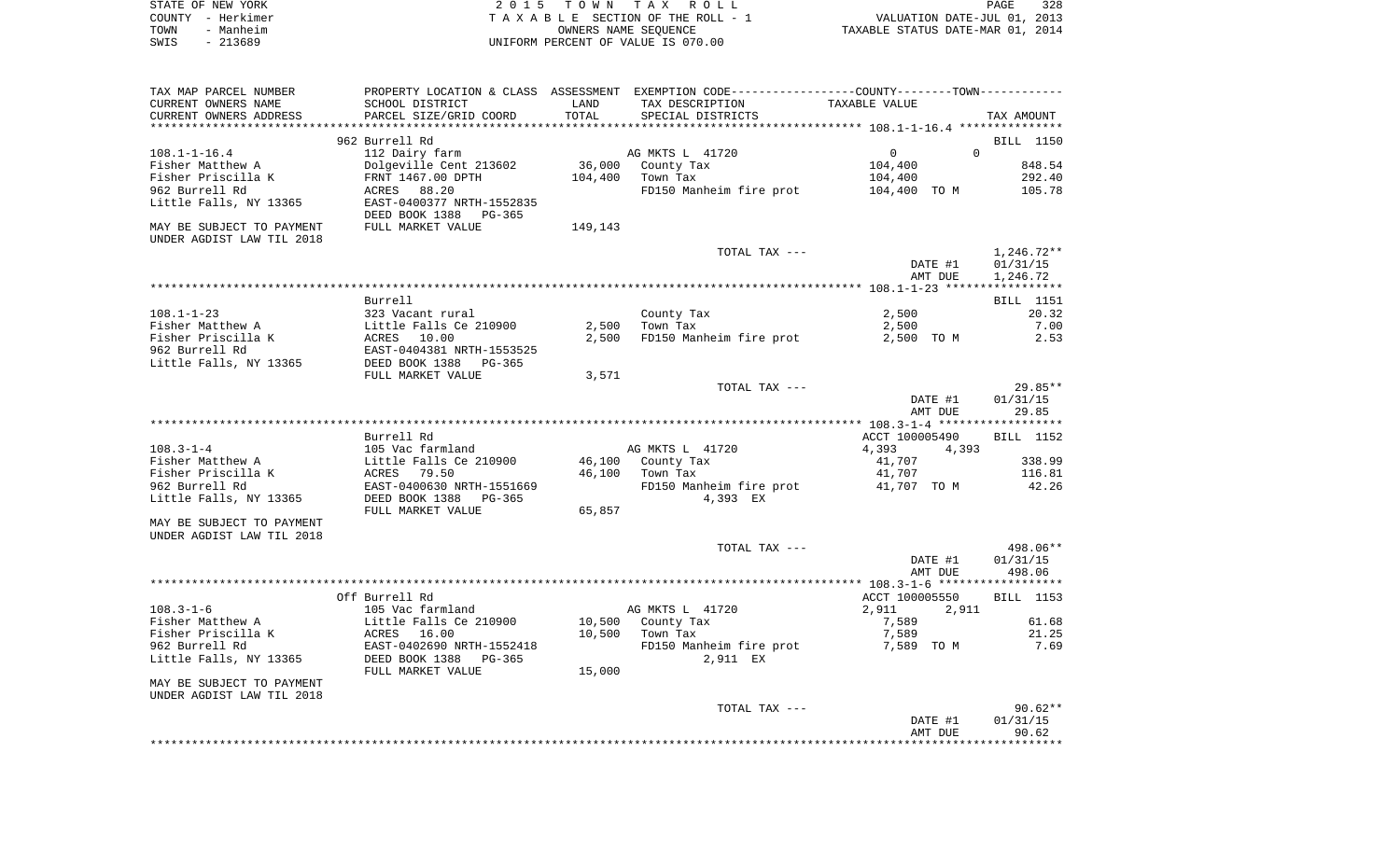STATE OF NEW YORK
COUNTY - Herkimer
TOWN - Manheim
SWIS - 213689

2015 TOWN TAX ROLL
TAXABLE SECTION OF THE ROLL - 1
OWNERS NAME SEQUENCE
UNIFORM PERCENT OF VALUE IS 070.00

VALUATION DATE-JUL 01, 2013
TAXABLE STATUS DATE-MAR 01, 2014

| TAX MAP PARCEL NUMBER<br>CURRENT OWNERS NAME<br>CURRENT OWNERS ADDRESS | PROPERTY LOCATION & CLASS<br>SCHOOL DISTRICT<br>PARCEL SIZE/GRID COORD | ASSESSMENT<br>LAND<br>TOTAL | EXEMPTION CODE<br>TAX DESCRIPTION<br>SPECIAL DISTRICTS | COUNTY--------TOWN<br>TAXABLE VALUE | TAX AMOUNT |
|---|---|---|---|---|---|

**108.1-1-16.4** — 962 Burrell Rd — BILL 1150

| | | | | | |
|---|---|---|---|---|---|
| 108.1-1-16.4 | 112 Dairy farm | | AG MKTS L 41720 | 0 0 | |
| Fisher Matthew A | Dolgeville Cent 213602 | 36,000 | County Tax | 104,400 | 848.54 |
| Fisher Priscilla K | FRNT 1467.00 DPTH | 104,400 | Town Tax | 104,400 | 292.40 |
| 962 Burrell Rd | ACRES 88.20 | | FD150 Manheim fire prot | 104,400 TO M | 105.78 |
| Little Falls, NY 13365 | EAST-0400377 NRTH-1552835 | | | | |
| | DEED BOOK 1388 PG-365 | | | | |
| MAY BE SUBJECT TO PAYMENT | FULL MARKET VALUE | 149,143 | | | |
| UNDER AGDIST LAW TIL 2018 | | | | | |
| | | | TOTAL TAX --- | | 1,246.72** |
| | | | | DATE #1 | 01/31/15 |
| | | | | AMT DUE | 1,246.72 |

**108.1-1-23** — Burrell — BILL 1151

| | | | | | |
|---|---|---|---|---|---|
| 108.1-1-23 | 323 Vacant rural | | County Tax | 2,500 | 20.32 |
| Fisher Matthew A | Little Falls Ce 210900 | 2,500 | Town Tax | 2,500 | 7.00 |
| Fisher Priscilla K | ACRES 10.00 | 2,500 | FD150 Manheim fire prot | 2,500 TO M | 2.53 |
| 962 Burrell Rd | EAST-0404381 NRTH-1553525 | | | | |
| Little Falls, NY 13365 | DEED BOOK 1388 PG-365 | | | | |
| | FULL MARKET VALUE | 3,571 | | | |
| | | | TOTAL TAX --- | | 29.85** |
| | | | | DATE #1 | 01/31/15 |
| | | | | AMT DUE | 29.85 |

**108.3-1-4** — Burrell Rd — ACCT 100005490 — BILL 1152

| | | | | | |
|---|---|---|---|---|---|
| 108.3-1-4 | 105 Vac farmland | | AG MKTS L 41720 | 4,393 4,393 | |
| Fisher Matthew A | Little Falls Ce 210900 | 46,100 | County Tax | 41,707 | 338.99 |
| Fisher Priscilla K | ACRES 79.50 | 46,100 | Town Tax | 41,707 | 116.81 |
| 962 Burrell Rd | EAST-0400630 NRTH-1551669 | | FD150 Manheim fire prot | 41,707 TO M | 42.26 |
| Little Falls, NY 13365 | DEED BOOK 1388 PG-365 | | 4,393 EX | | |
| | FULL MARKET VALUE | 65,857 | | | |
| MAY BE SUBJECT TO PAYMENT | | | | | |
| UNDER AGDIST LAW TIL 2018 | | | | | |
| | | | TOTAL TAX --- | | 498.06** |
| | | | | DATE #1 | 01/31/15 |
| | | | | AMT DUE | 498.06 |

**108.3-1-6** — Off Burrell Rd — ACCT 100005550 — BILL 1153

| | | | | | |
|---|---|---|---|---|---|
| 108.3-1-6 | 105 Vac farmland | | AG MKTS L 41720 | 2,911 2,911 | |
| Fisher Matthew A | Little Falls Ce 210900 | 10,500 | County Tax | 7,589 | 61.68 |
| Fisher Priscilla K | ACRES 16.00 | 10,500 | Town Tax | 7,589 | 21.25 |
| 962 Burrell Rd | EAST-0402690 NRTH-1552418 | | FD150 Manheim fire prot | 7,589 TO M | 7.69 |
| Little Falls, NY 13365 | DEED BOOK 1388 PG-365 | | 2,911 EX | | |
| | FULL MARKET VALUE | 15,000 | | | |
| MAY BE SUBJECT TO PAYMENT | | | | | |
| UNDER AGDIST LAW TIL 2018 | | | | | |
| | | | TOTAL TAX --- | | 90.62** |
| | | | | DATE #1 | 01/31/15 |
| | | | | AMT DUE | 90.62 |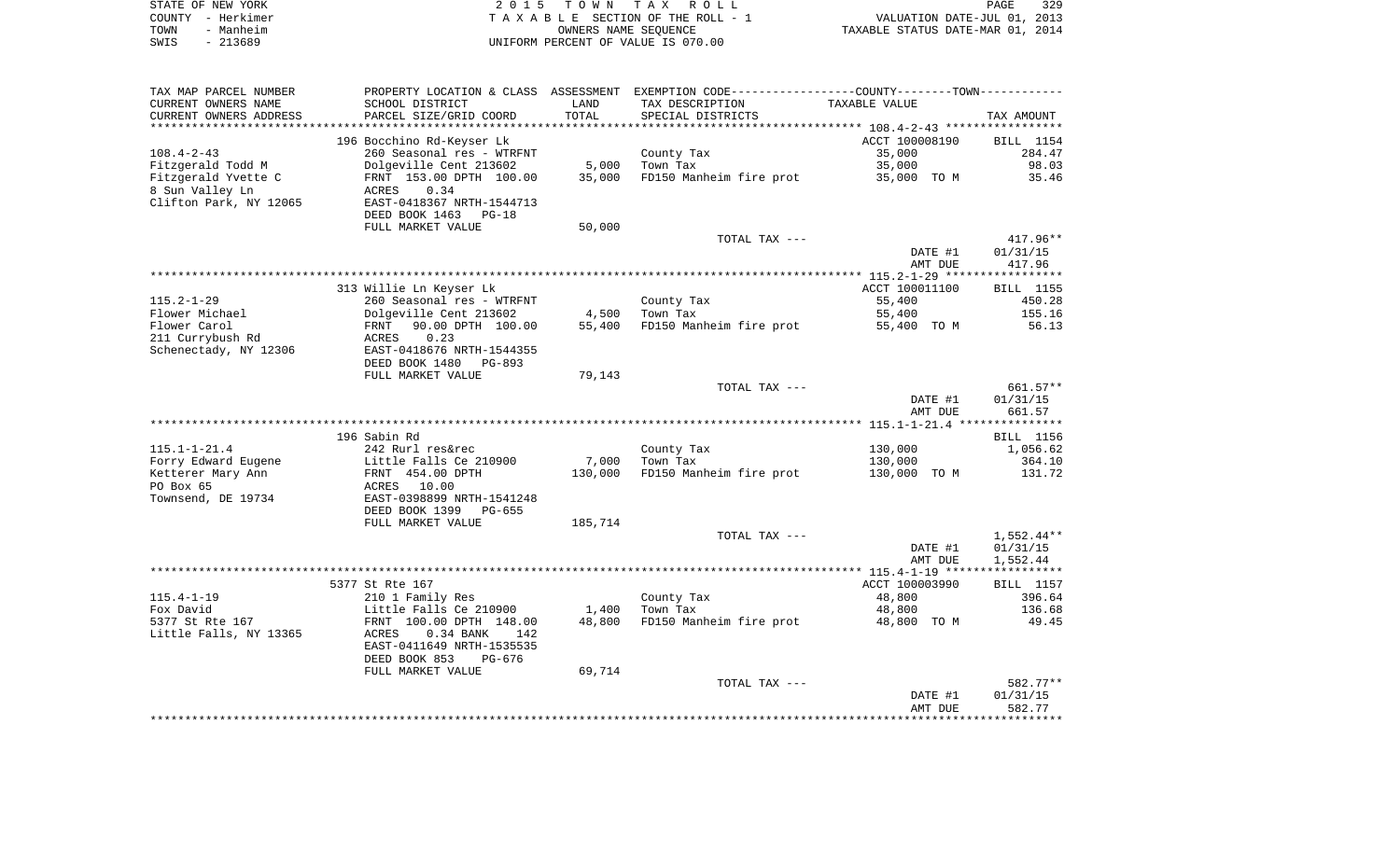STATE OF NEW YORK — COUNTY - Herkimer — TOWN - Manheim — SWIS - 213689

2015 TOWN TAX ROLL
TAXABLE SECTION OF THE ROLL - 1
OWNERS NAME SEQUENCE
UNIFORM PERCENT OF VALUE IS 070.00

VALUATION DATE-JUL 01, 2013
TAXABLE STATUS DATE-MAR 01, 2014

| TAX MAP PARCEL NUMBER / CURRENT OWNERS NAME / CURRENT OWNERS ADDRESS | PROPERTY LOCATION & CLASS / SCHOOL DISTRICT / PARCEL SIZE/GRID COORD | ASSESSMENT LAND / TOTAL | EXEMPTION CODE / TAX DESCRIPTION / SPECIAL DISTRICTS | COUNTY/TOWN TAXABLE VALUE | TAX AMOUNT |
|---|---|---|---|---|---|
| 108.4-2-43 | 196 Bocchino Rd-Keyser Lk | | | ACCT 100008190 | BILL 1154 |
| Fitzgerald Todd M | 260 Seasonal res - WTRFNT | | County Tax | 35,000 | 284.47 |
| Fitzgerald Yvette C | Dolgeville Cent 213602 | 5,000 | Town Tax | 35,000 | 98.03 |
| 8 Sun Valley Ln | FRNT 153.00 DPTH 100.00 | 35,000 | FD150 Manheim fire prot | 35,000 TO M | 35.46 |
| Clifton Park, NY 12065 | ACRES 0.34 | | | | |
| | EAST-0418367 NRTH-1544713 | | | | |
| | DEED BOOK 1463 PG-18 | | | | |
| | FULL MARKET VALUE | 50,000 | | | |
| | | | TOTAL TAX --- | | 417.96** |
| | | | | DATE #1 | 01/31/15 |
| | | | | AMT DUE | 417.96 |
| 115.2-1-29 | 313 Willie Ln Keyser Lk | | | ACCT 100011100 | BILL 1155 |
| Flower Michael | 260 Seasonal res - WTRFNT | | County Tax | 55,400 | 450.28 |
| Flower Carol | Dolgeville Cent 213602 | 4,500 | Town Tax | 55,400 | 155.16 |
| 211 Currybush Rd | FRNT 90.00 DPTH 100.00 | 55,400 | FD150 Manheim fire prot | 55,400 TO M | 56.13 |
| Schenectady, NY 12306 | ACRES 0.23 | | | | |
| | EAST-0418676 NRTH-1544355 | | | | |
| | DEED BOOK 1480 PG-893 | | | | |
| | FULL MARKET VALUE | 79,143 | | | |
| | | | TOTAL TAX --- | | 661.57** |
| | | | | DATE #1 | 01/31/15 |
| | | | | AMT DUE | 661.57 |
| 115.1-1-21.4 | 196 Sabin Rd | | | | BILL 1156 |
| Forry Edward Eugene | 242 Rurl res&rec | | County Tax | 130,000 | 1,056.62 |
| Ketterer Mary Ann | Little Falls Ce 210900 | 7,000 | Town Tax | 130,000 | 364.10 |
| PO Box 65 | FRNT 454.00 DPTH | 130,000 | FD150 Manheim fire prot | 130,000 TO M | 131.72 |
| Townsend, DE 19734 | ACRES 10.00 | | | | |
| | EAST-0398899 NRTH-1541248 | | | | |
| | DEED BOOK 1399 PG-655 | | | | |
| | FULL MARKET VALUE | 185,714 | | | |
| | | | TOTAL TAX --- | | 1,552.44** |
| | | | | DATE #1 | 01/31/15 |
| | | | | AMT DUE | 1,552.44 |
| 115.4-1-19 | 5377 St Rte 167 | | | ACCT 100003990 | BILL 1157 |
| Fox David | 210 1 Family Res | | County Tax | 48,800 | 396.64 |
| 5377 St Rte 167 | Little Falls Ce 210900 | 1,400 | Town Tax | 48,800 | 136.68 |
| Little Falls, NY 13365 | FRNT 100.00 DPTH 148.00 | 48,800 | FD150 Manheim fire prot | 48,800 TO M | 49.45 |
| | ACRES 0.34 BANK 142 | | | | |
| | EAST-0411649 NRTH-1535535 | | | | |
| | DEED BOOK 853 PG-676 | | | | |
| | FULL MARKET VALUE | 69,714 | | | |
| | | | TOTAL TAX --- | | 582.77** |
| | | | | DATE #1 | 01/31/15 |
| | | | | AMT DUE | 582.77 |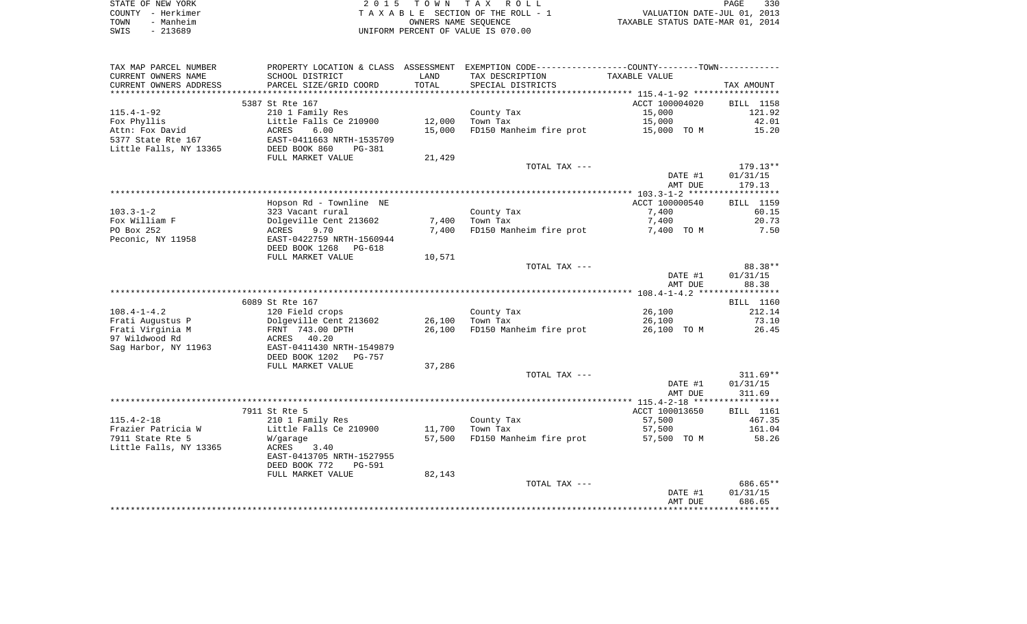STATE OF NEW YORK — COUNTY - Herkimer — TOWN - Manheim — SWIS - 213689

**2 0 1 5 T O W N T A X R O L L**
T A X A B L E SECTION OF THE ROLL - 1
OWNERS NAME SEQUENCE
UNIFORM PERCENT OF VALUE IS 070.00

VALUATION DATE-JUL 01, 2013
TAXABLE STATUS DATE-MAR 01, 2014

| TAX MAP PARCEL NUMBER / CURRENT OWNERS NAME / CURRENT OWNERS ADDRESS | PROPERTY LOCATION & CLASS / SCHOOL DISTRICT / PARCEL SIZE/GRID COORD | ASSESSMENT LAND / TOTAL | EXEMPTION CODE / TAX DESCRIPTION / SPECIAL DISTRICTS | TAXABLE VALUE (COUNTY / TOWN) | TAX AMOUNT |
|---|---|---|---|---|---|
| **115.4-1-92** | 5387 St Rte 167 | | | ACCT 100004020 | BILL 1158 |
| 115.4-1-92 | 210 1 Family Res | | County Tax | 15,000 | 121.92 |
| Fox Phyllis | Little Falls Ce 210900 | 12,000 | Town Tax | 15,000 | 42.01 |
| Attn: Fox David | ACRES 6.00 | 15,000 | FD150 Manheim fire prot | 15,000 TO M | 15.20 |
| 5377 State Rte 167 | EAST-0411663 NRTH-1535709 | | | | |
| Little Falls, NY 13365 | DEED BOOK 860 PG-381 | | | | |
| | FULL MARKET VALUE | 21,429 | | | |
| | | | TOTAL TAX --- | | 179.13** |
| | | | | DATE #1 | 01/31/15 |
| | | | | AMT DUE | 179.13 |
| **103.3-1-2** | Hopson Rd - Townline NE | | | ACCT 100000540 | BILL 1159 |
| 103.3-1-2 | 323 Vacant rural | | County Tax | 7,400 | 60.15 |
| Fox William F | Dolgeville Cent 213602 | 7,400 | Town Tax | 7,400 | 20.73 |
| PO Box 252 | ACRES 9.70 | 7,400 | FD150 Manheim fire prot | 7,400 TO M | 7.50 |
| Peconic, NY 11958 | EAST-0422759 NRTH-1560944 | | | | |
| | DEED BOOK 1268 PG-618 | | | | |
| | FULL MARKET VALUE | 10,571 | | | |
| | | | TOTAL TAX --- | | 88.38** |
| | | | | DATE #1 | 01/31/15 |
| | | | | AMT DUE | 88.38 |
| **108.4-1-4.2** | 6089 St Rte 167 | | | | BILL 1160 |
| 108.4-1-4.2 | 120 Field crops | | County Tax | 26,100 | 212.14 |
| Frati Augustus P | Dolgeville Cent 213602 | 26,100 | Town Tax | 26,100 | 73.10 |
| Frati Virginia M | FRNT 743.00 DPTH | 26,100 | FD150 Manheim fire prot | 26,100 TO M | 26.45 |
| 97 Wildwood Rd | ACRES 40.20 | | | | |
| Sag Harbor, NY 11963 | EAST-0411430 NRTH-1549879 | | | | |
| | DEED BOOK 1202 PG-757 | | | | |
| | FULL MARKET VALUE | 37,286 | | | |
| | | | TOTAL TAX --- | | 311.69** |
| | | | | DATE #1 | 01/31/15 |
| | | | | AMT DUE | 311.69 |
| **115.4-2-18** | 7911 St Rte 5 | | | ACCT 100013650 | BILL 1161 |
| 115.4-2-18 | 210 1 Family Res | | County Tax | 57,500 | 467.35 |
| Frazier Patricia W | Little Falls Ce 210900 | 11,700 | Town Tax | 57,500 | 161.04 |
| 7911 State Rte 5 | W/garage | 57,500 | FD150 Manheim fire prot | 57,500 TO M | 58.26 |
| Little Falls, NY 13365 | ACRES 3.40 | | | | |
| | EAST-0413705 NRTH-1527955 | | | | |
| | DEED BOOK 772 PG-591 | | | | |
| | FULL MARKET VALUE | 82,143 | | | |
| | | | TOTAL TAX --- | | 686.65** |
| | | | | DATE #1 | 01/31/15 |
| | | | | AMT DUE | 686.65 |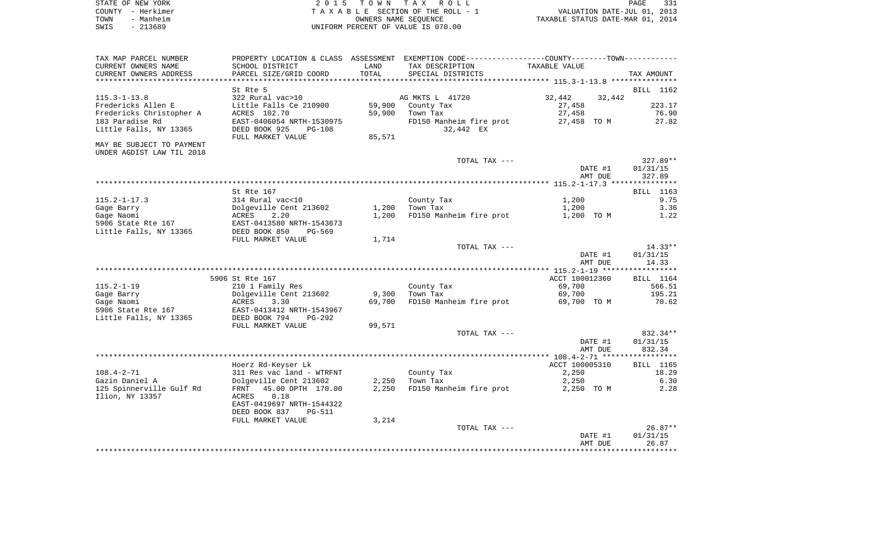STATE OF NEW YORK | 2015 TOWN TAX ROLL
COUNTY - Herkimer | TAXABLE SECTION OF THE ROLL - 1 | VALUATION DATE-JUL 01, 2013
TOWN - Manheim | OWNERS NAME SEQUENCE | TAXABLE STATUS DATE-MAR 01, 2014
SWIS - 213689 | UNIFORM PERCENT OF VALUE IS 070.00

| TAX MAP PARCEL NUMBER / CURRENT OWNERS NAME / CURRENT OWNERS ADDRESS | PROPERTY LOCATION & CLASS / SCHOOL DISTRICT / PARCEL SIZE/GRID COORD | ASSESSMENT LAND / TOTAL | EXEMPTION CODE / TAX DESCRIPTION / SPECIAL DISTRICTS | COUNTY TAXABLE VALUE | TOWN TAXABLE VALUE | TAX AMOUNT |
|---|---|---|---|---|---|---|
| **115.3-1-13.8** | St Rte 5 | | | | | BILL 1162 |
| 115.3-1-13.8 | 322 Rural vac>10 | | AG MKTS L 41720 | 32,442 | 32,442 | |
| Fredericks Allen E | Little Falls Ce 210900 | 59,900 | County Tax | 27,458 | | 223.17 |
| Fredericks Christopher A | ACRES 102.70 | 59,900 | Town Tax | 27,458 | | 76.90 |
| 183 Paradise Rd | EAST-0406054 NRTH-1530975 | | FD150 Manheim fire prot | 27,458 TO M | | 27.82 |
| Little Falls, NY 13365 | DEED BOOK 925 PG-108 | | 32,442 EX | | | |
| | FULL MARKET VALUE | 85,571 | | | | |
| MAY BE SUBJECT TO PAYMENT UNDER AGDIST LAW TIL 2018 | | | | | | |
| | | | TOTAL TAX --- | | | 327.89** |
| | | | | DATE #1 | | 01/31/15 |
| | | | | AMT DUE | | 327.89 |
| **115.2-1-17.3** | St Rte 167 | | | | | BILL 1163 |
| 115.2-1-17.3 | 314 Rural vac<10 | | County Tax | 1,200 | | 9.75 |
| Gage Barry | Dolgeville Cent 213602 | 1,200 | Town Tax | 1,200 | | 3.36 |
| Gage Naomi | ACRES 2.20 | 1,200 | FD150 Manheim fire prot | 1,200 TO M | | 1.22 |
| 5906 State Rte 167 | EAST-0413580 NRTH-1543673 | | | | | |
| Little Falls, NY 13365 | DEED BOOK 850 PG-569 | | | | | |
| | FULL MARKET VALUE | 1,714 | | | | |
| | | | TOTAL TAX --- | | | 14.33** |
| | | | | DATE #1 | | 01/31/15 |
| | | | | AMT DUE | | 14.33 |
| **115.2-1-19** | 5906 St Rte 167 | | | ACCT 100012360 | | BILL 1164 |
| 115.2-1-19 | 210 1 Family Res | | County Tax | 69,700 | | 566.51 |
| Gage Barry | Dolgeville Cent 213602 | 9,300 | Town Tax | 69,700 | | 195.21 |
| Gage Naomi | ACRES 3.30 | 69,700 | FD150 Manheim fire prot | 69,700 TO M | | 70.62 |
| 5906 State Rte 167 | EAST-0413412 NRTH-1543967 | | | | | |
| Little Falls, NY 13365 | DEED BOOK 794 PG-292 | | | | | |
| | FULL MARKET VALUE | 99,571 | | | | |
| | | | TOTAL TAX --- | | | 832.34** |
| | | | | DATE #1 | | 01/31/15 |
| | | | | AMT DUE | | 832.34 |
| **108.4-2-71** | Hoerz Rd-Keyser Lk | | | ACCT 100005310 | | BILL 1165 |
| 108.4-2-71 | 311 Res vac land - WTRFNT | | County Tax | 2,250 | | 18.29 |
| Gazin Daniel A | Dolgeville Cent 213602 | 2,250 | Town Tax | 2,250 | | 6.30 |
| 125 Spinnerville Gulf Rd | FRNT 45.00 DPTH 170.00 | 2,250 | FD150 Manheim fire prot | 2,250 TO M | | 2.28 |
| Ilion, NY 13357 | ACRES 0.18 | | | | | |
| | EAST-0419697 NRTH-1544322 | | | | | |
| | DEED BOOK 837 PG-511 | | | | | |
| | FULL MARKET VALUE | 3,214 | | | | |
| | | | TOTAL TAX --- | | | 26.87** |
| | | | | DATE #1 | | 01/31/15 |
| | | | | AMT DUE | | 26.87 |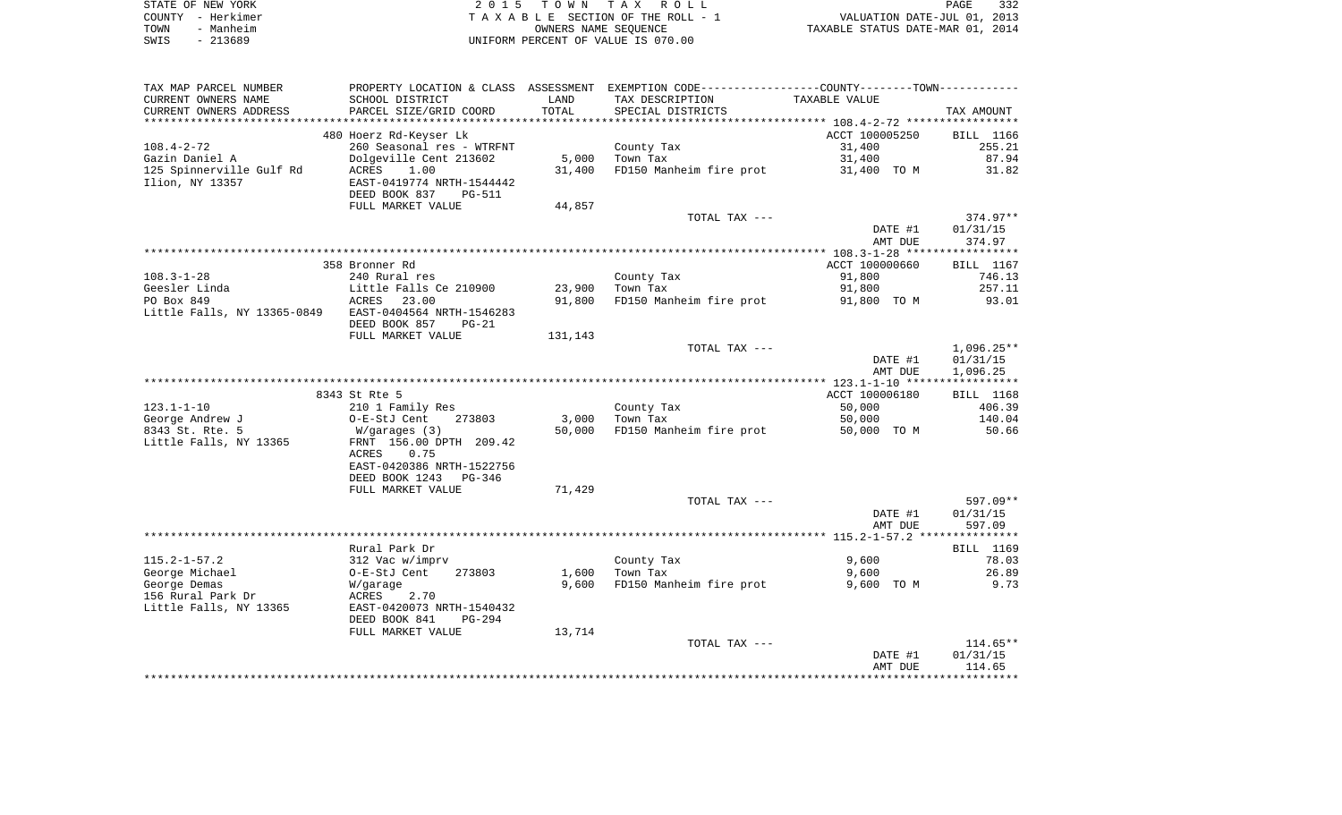STATE OF NEW YORK
COUNTY - Herkimer
TOWN - Manheim
SWIS - 213689

2 0 1 5 T O W N T A X R O L L
T A X A B L E SECTION OF THE ROLL - 1
OWNERS NAME SEQUENCE
UNIFORM PERCENT OF VALUE IS 070.00

VALUATION DATE-JUL 01, 2013
TAXABLE STATUS DATE-MAR 01, 2014

| TAX MAP PARCEL NUMBER / CURRENT OWNERS NAME / CURRENT OWNERS ADDRESS | PROPERTY LOCATION & CLASS / SCHOOL DISTRICT / PARCEL SIZE/GRID COORD | ASSESSMENT LAND / TOTAL | EXEMPTION CODE / TAX DESCRIPTION / SPECIAL DISTRICTS | COUNTY--------TOWN TAXABLE VALUE | TAX AMOUNT |
|---|---|---|---|---|---|
| **108.4-2-72** | 480 Hoerz Rd-Keyser Lk | | | ACCT 100005250 | BILL 1166 |
| 108.4-2-72 | 260 Seasonal res - WTRFNT | | County Tax | 31,400 | 255.21 |
| Gazin Daniel A | Dolgeville Cent 213602 | 5,000 | Town Tax | 31,400 | 87.94 |
| 125 Spinnerville Gulf Rd | ACRES 1.00 | 31,400 | FD150 Manheim fire prot | 31,400 TO M | 31.82 |
| Ilion, NY 13357 | EAST-0419774 NRTH-1544442 | | | | |
| | DEED BOOK 837 PG-511 | | | | |
| | FULL MARKET VALUE | 44,857 | | | |
| | | | TOTAL TAX --- | | 374.97** |
| | | | | DATE #1 | 01/31/15 |
| | | | | AMT DUE | 374.97 |
| **108.3-1-28** | 358 Bronner Rd | | | ACCT 100000660 | BILL 1167 |
| 108.3-1-28 | 240 Rural res | | County Tax | 91,800 | 746.13 |
| Geesler Linda | Little Falls Ce 210900 | 23,900 | Town Tax | 91,800 | 257.11 |
| PO Box 849 | ACRES 23.00 | 91,800 | FD150 Manheim fire prot | 91,800 TO M | 93.01 |
| Little Falls, NY 13365-0849 | EAST-0404564 NRTH-1546283 | | | | |
| | DEED BOOK 857 PG-21 | | | | |
| | FULL MARKET VALUE | 131,143 | | | |
| | | | TOTAL TAX --- | | 1,096.25** |
| | | | | DATE #1 | 01/31/15 |
| | | | | AMT DUE | 1,096.25 |
| **123.1-1-10** | 8343 St Rte 5 | | | ACCT 100006180 | BILL 1168 |
| 123.1-1-10 | 210 1 Family Res | | County Tax | 50,000 | 406.39 |
| George Andrew J | O-E-StJ Cent 273803 | 3,000 | Town Tax | 50,000 | 140.04 |
| 8343 St. Rte. 5 | W/garages (3) | 50,000 | FD150 Manheim fire prot | 50,000 TO M | 50.66 |
| Little Falls, NY 13365 | FRNT 156.00 DPTH 209.42 | | | | |
| | ACRES 0.75 | | | | |
| | EAST-0420386 NRTH-1522756 | | | | |
| | DEED BOOK 1243 PG-346 | | | | |
| | FULL MARKET VALUE | 71,429 | | | |
| | | | TOTAL TAX --- | | 597.09** |
| | | | | DATE #1 | 01/31/15 |
| | | | | AMT DUE | 597.09 |
| **115.2-1-57.2** | Rural Park Dr | | | | BILL 1169 |
| 115.2-1-57.2 | 312 Vac w/imprv | | County Tax | 9,600 | 78.03 |
| George Michael | O-E-StJ Cent 273803 | 1,600 | Town Tax | 9,600 | 26.89 |
| George Demas | W/garage | 9,600 | FD150 Manheim fire prot | 9,600 TO M | 9.73 |
| 156 Rural Park Dr | ACRES 2.70 | | | | |
| Little Falls, NY 13365 | EAST-0420073 NRTH-1540432 | | | | |
| | DEED BOOK 841 PG-294 | | | | |
| | FULL MARKET VALUE | 13,714 | | | |
| | | | TOTAL TAX --- | | 114.65** |
| | | | | DATE #1 | 01/31/15 |
| | | | | AMT DUE | 114.65 |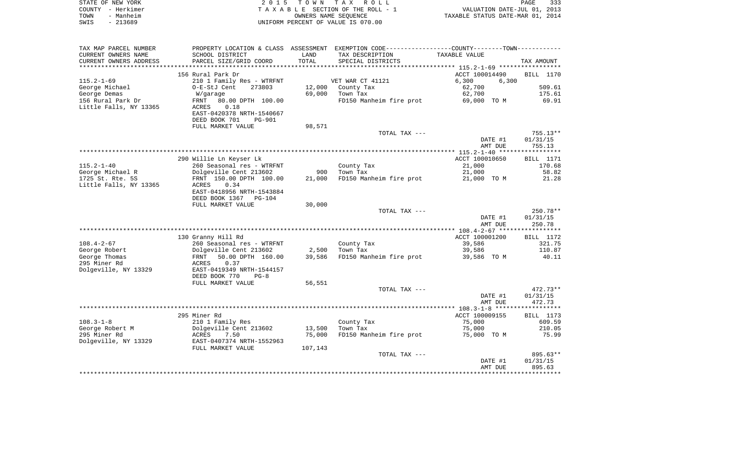STATE OF NEW YORK — 2 0 1 5 TOWN TAX ROLL — PAGE 333
COUNTY - Herkimer — TAXABLE SECTION OF THE ROLL - 1 — VALUATION DATE-JUL 01, 2013
TOWN - Manheim — OWNERS NAME SEQUENCE — TAXABLE STATUS DATE-MAR 01, 2014
SWIS - 213689 — UNIFORM PERCENT OF VALUE IS 070.00

| TAX MAP PARCEL NUMBER / CURRENT OWNERS NAME / CURRENT OWNERS ADDRESS | PROPERTY LOCATION & CLASS / SCHOOL DISTRICT / PARCEL SIZE/GRID COORD | ASSESSMENT LAND / TOTAL | EXEMPTION CODE / TAX DESCRIPTION / SPECIAL DISTRICTS | COUNTY / TOWN TAXABLE VALUE | TAX AMOUNT |
|---|---|---|---|---|---|
| 115.2-1-69 | 156 Rural Park Dr | | | ACCT 100014490 | BILL 1170 |
| George Michael | 210 1 Family Res - WTRFNT | | VET WAR CT 41121 | 6,300 6,300 | |
| George Demas | O-E-StJ Cent 273803 | 12,000 | County Tax | 62,700 | 509.61 |
| 156 Rural Park Dr | W/garage | 69,000 | Town Tax | 62,700 | 175.61 |
| Little Falls, NY 13365 | FRNT 80.00 DPTH 100.00 | | FD150 Manheim fire prot | 69,000 TO M | 69.91 |
| | ACRES 0.18 | | | | |
| | EAST-0420378 NRTH-1540667 | | | | |
| | DEED BOOK 701 PG-901 | | | | |
| | FULL MARKET VALUE | 98,571 | | | |
| | | | TOTAL TAX --- | | 755.13** |
| | | | | DATE #1 | 01/31/15 |
| | | | | AMT DUE | 755.13 |
| 115.2-1-40 | 290 Willie Ln Keyser Lk | | | ACCT 100010650 | BILL 1171 |
| George Michael R | 260 Seasonal res - WTRFNT | | County Tax | 21,000 | 170.68 |
| 1725 St. Rte. 5S | Dolgeville Cent 213602 | 900 | Town Tax | 21,000 | 58.82 |
| Little Falls, NY 13365 | FRNT 150.00 DPTH 100.00 | 21,000 | FD150 Manheim fire prot | 21,000 TO M | 21.28 |
| | ACRES 0.34 | | | | |
| | EAST-0418956 NRTH-1543884 | | | | |
| | DEED BOOK 1367 PG-104 | | | | |
| | FULL MARKET VALUE | 30,000 | | | |
| | | | TOTAL TAX --- | | 250.78** |
| | | | | DATE #1 | 01/31/15 |
| | | | | AMT DUE | 250.78 |
| 108.4-2-67 | 130 Granny Hill Rd | | | ACCT 100001200 | BILL 1172 |
| George Robert | 260 Seasonal res - WTRFNT | | County Tax | 39,586 | 321.75 |
| George Thomas | Dolgeville Cent 213602 | 2,500 | Town Tax | 39,586 | 110.87 |
| 295 Miner Rd | FRNT 50.00 DPTH 160.00 | 39,586 | FD150 Manheim fire prot | 39,586 TO M | 40.11 |
| Dolgeville, NY 13329 | ACRES 0.37 | | | | |
| | EAST-0419349 NRTH-1544157 | | | | |
| | DEED BOOK 770 PG-8 | | | | |
| | FULL MARKET VALUE | 56,551 | | | |
| | | | TOTAL TAX --- | | 472.73** |
| | | | | DATE #1 | 01/31/15 |
| | | | | AMT DUE | 472.73 |
| 108.3-1-8 | 295 Miner Rd | | | ACCT 100009155 | BILL 1173 |
| George Robert M | 210 1 Family Res | | County Tax | 75,000 | 609.59 |
| 295 Miner Rd | Dolgeville Cent 213602 | 13,500 | Town Tax | 75,000 | 210.05 |
| Dolgeville, NY 13329 | ACRES 7.50 | 75,000 | FD150 Manheim fire prot | 75,000 TO M | 75.99 |
| | EAST-0407374 NRTH-1552963 | | | | |
| | FULL MARKET VALUE | 107,143 | | | |
| | | | TOTAL TAX --- | | 895.63** |
| | | | | DATE #1 | 01/31/15 |
| | | | | AMT DUE | 895.63 |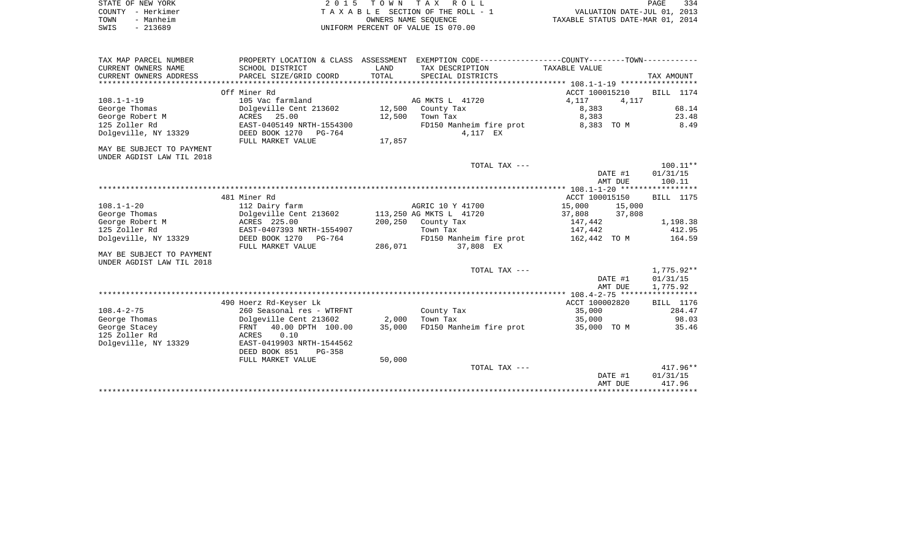STATE OF NEW YORK
COUNTY - Herkimer
TOWN - Manheim
SWIS - 213689

2 0 1 5 T O W N T A X R O L L
T A X A B L E SECTION OF THE ROLL - 1
OWNERS NAME SEQUENCE
UNIFORM PERCENT OF VALUE IS 070.00

VALUATION DATE-JUL 01, 2013
TAXABLE STATUS DATE-MAR 01, 2014

| TAX MAP PARCEL NUMBER / CURRENT OWNERS NAME / CURRENT OWNERS ADDRESS | PROPERTY LOCATION & CLASS / SCHOOL DISTRICT / PARCEL SIZE/GRID COORD | ASSESSMENT LAND / TOTAL | EXEMPTION CODE / TAX DESCRIPTION / SPECIAL DISTRICTS | COUNTY TAXABLE VALUE | TOWN | TAX AMOUNT |
|---|---|---|---|---|---|---|
| | Off Miner Rd | | | ACCT 100015210 | | BILL 1174 |
| 108.1-1-19 | 105 Vac farmland | | AG MKTS L 41720 | 4,117 | 4,117 | |
| George Thomas | Dolgeville Cent 213602 | 12,500 | County Tax | 8,383 | | 68.14 |
| George Robert M | ACRES 25.00 | 12,500 | Town Tax | 8,383 | | 23.48 |
| 125 Zoller Rd | EAST-0405149 NRTH-1554300 | | FD150 Manheim fire prot | 8,383 TO M | | 8.49 |
| Dolgeville, NY 13329 | DEED BOOK 1270 PG-764 | | 4,117 EX | | | |
| | FULL MARKET VALUE | 17,857 | | | | |
| MAY BE SUBJECT TO PAYMENT UNDER AGDIST LAW TIL 2018 | | | | | | |
| | | | TOTAL TAX --- | | | 100.11** |
| | | | | | DATE #1 | 01/31/15 |
| | | | | | AMT DUE | 100.11 |
| | 481 Miner Rd | | | ACCT 100015150 | | BILL 1175 |
| 108.1-1-20 | 112 Dairy farm | | AGRIC 10 Y 41700 | 15,000 | 15,000 | |
| George Thomas | Dolgeville Cent 213602 | 113,250 | AG MKTS L 41720 | 37,808 | 37,808 | |
| George Robert M | ACRES 225.00 | 200,250 | County Tax | 147,442 | | 1,198.38 |
| 125 Zoller Rd | EAST-0407393 NRTH-1554907 | | Town Tax | 147,442 | | 412.95 |
| Dolgeville, NY 13329 | DEED BOOK 1270 PG-764 | | FD150 Manheim fire prot | 162,442 TO M | | 164.59 |
| | FULL MARKET VALUE | 286,071 | 37,808 EX | | | |
| MAY BE SUBJECT TO PAYMENT UNDER AGDIST LAW TIL 2018 | | | | | | |
| | | | TOTAL TAX --- | | | 1,775.92** |
| | | | | | DATE #1 | 01/31/15 |
| | | | | | AMT DUE | 1,775.92 |
| | 490 Hoerz Rd-Keyser Lk | | | ACCT 100002820 | | BILL 1176 |
| 108.4-2-75 | 260 Seasonal res - WTRFNT | | County Tax | 35,000 | | 284.47 |
| George Thomas | Dolgeville Cent 213602 | 2,000 | Town Tax | 35,000 | | 98.03 |
| George Stacey | FRNT 40.00 DPTH 100.00 | 35,000 | FD150 Manheim fire prot | 35,000 TO M | | 35.46 |
| 125 Zoller Rd | ACRES 0.10 | | | | | |
| Dolgeville, NY 13329 | EAST-0419903 NRTH-1544562 | | | | | |
| | DEED BOOK 851 PG-358 | | | | | |
| | FULL MARKET VALUE | 50,000 | | | | |
| | | | TOTAL TAX --- | | | 417.96** |
| | | | | | DATE #1 | 01/31/15 |
| | | | | | AMT DUE | 417.96 |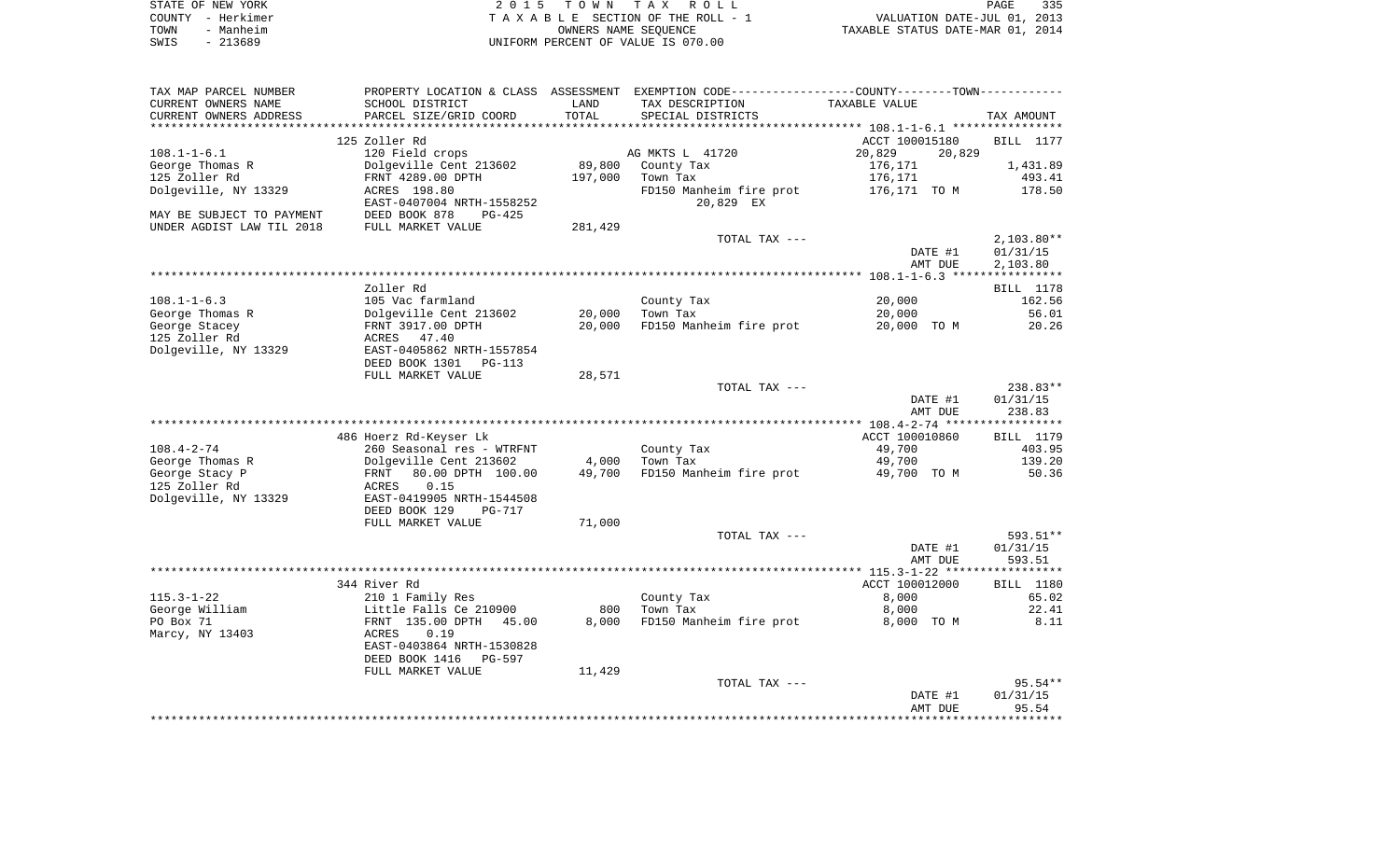STATE OF NEW YORK  
COUNTY - Herkimer  
TOWN - Manheim  
SWIS - 213689

2 0 1 5   T O W N   T A X   R O L L  
T A X A B L E  SECTION OF THE ROLL - 1  
OWNERS NAME SEQUENCE  
UNIFORM PERCENT OF VALUE IS 070.00

VALUATION DATE-JUL 01, 2013  
TAXABLE STATUS DATE-MAR 01, 2014

| TAX MAP PARCEL NUMBER / CURRENT OWNERS NAME / CURRENT OWNERS ADDRESS | PROPERTY LOCATION & CLASS / SCHOOL DISTRICT / PARCEL SIZE/GRID COORD | ASSESSMENT LAND / TOTAL | EXEMPTION CODE / TAX DESCRIPTION / SPECIAL DISTRICTS | COUNTY / TOWN TAXABLE VALUE | TAX AMOUNT |
|---|---|---|---|---|---|
| **108.1-1-6.1** | 125 Zoller Rd | | | ACCT 100015180 | BILL 1177 |
| 108.1-1-6.1 | 120 Field crops | | AG MKTS L 41720 | 20,829   20,829 | |
| George Thomas R | Dolgeville Cent 213602 | 89,800 | County Tax | 176,171 | 1,431.89 |
| 125 Zoller Rd | FRNT 4289.00 DPTH | 197,000 | Town Tax | 176,171 | 493.41 |
| Dolgeville, NY 13329 | ACRES 198.80 | | FD150 Manheim fire prot | 176,171 TO M | 178.50 |
| | EAST-0407004 NRTH-1558252 | | 20,829 EX | | |
| MAY BE SUBJECT TO PAYMENT | DEED BOOK 878 PG-425 | | | | |
| UNDER AGDIST LAW TIL 2018 | FULL MARKET VALUE | 281,429 | | | |
| | | | TOTAL TAX --- | | 2,103.80** |
| | | | | DATE #1 | 01/31/15 |
| | | | | AMT DUE | 2,103.80 |
| **108.1-1-6.3** | Zoller Rd | | | | BILL 1178 |
| 108.1-1-6.3 | 105 Vac farmland | | County Tax | 20,000 | 162.56 |
| George Thomas R | Dolgeville Cent 213602 | 20,000 | Town Tax | 20,000 | 56.01 |
| George Stacey | FRNT 3917.00 DPTH | 20,000 | FD150 Manheim fire prot | 20,000 TO M | 20.26 |
| 125 Zoller Rd | ACRES 47.40 | | | | |
| Dolgeville, NY 13329 | EAST-0405862 NRTH-1557854 | | | | |
| | DEED BOOK 1301 PG-113 | | | | |
| | FULL MARKET VALUE | 28,571 | | | |
| | | | TOTAL TAX --- | | 238.83** |
| | | | | DATE #1 | 01/31/15 |
| | | | | AMT DUE | 238.83 |
| **108.4-2-74** | 486 Hoerz Rd-Keyser Lk | | | ACCT 100010860 | BILL 1179 |
| 108.4-2-74 | 260 Seasonal res - WTRFNT | | County Tax | 49,700 | 403.95 |
| George Thomas R | Dolgeville Cent 213602 | 4,000 | Town Tax | 49,700 | 139.20 |
| George Stacy P | FRNT 80.00 DPTH 100.00 | 49,700 | FD150 Manheim fire prot | 49,700 TO M | 50.36 |
| 125 Zoller Rd | ACRES 0.15 | | | | |
| Dolgeville, NY 13329 | EAST-0419905 NRTH-1544508 | | | | |
| | DEED BOOK 129 PG-717 | | | | |
| | FULL MARKET VALUE | 71,000 | | | |
| | | | TOTAL TAX --- | | 593.51** |
| | | | | DATE #1 | 01/31/15 |
| | | | | AMT DUE | 593.51 |
| **115.3-1-22** | 344 River Rd | | | ACCT 100012000 | BILL 1180 |
| 115.3-1-22 | 210 1 Family Res | | County Tax | 8,000 | 65.02 |
| George William | Little Falls Ce 210900 | 800 | Town Tax | 8,000 | 22.41 |
| PO Box 71 | FRNT 135.00 DPTH 45.00 | 8,000 | FD150 Manheim fire prot | 8,000 TO M | 8.11 |
| Marcy, NY 13403 | ACRES 0.19 | | | | |
| | EAST-0403864 NRTH-1530828 | | | | |
| | DEED BOOK 1416 PG-597 | | | | |
| | FULL MARKET VALUE | 11,429 | | | |
| | | | TOTAL TAX --- | | 95.54** |
| | | | | DATE #1 | 01/31/15 |
| | | | | AMT DUE | 95.54 |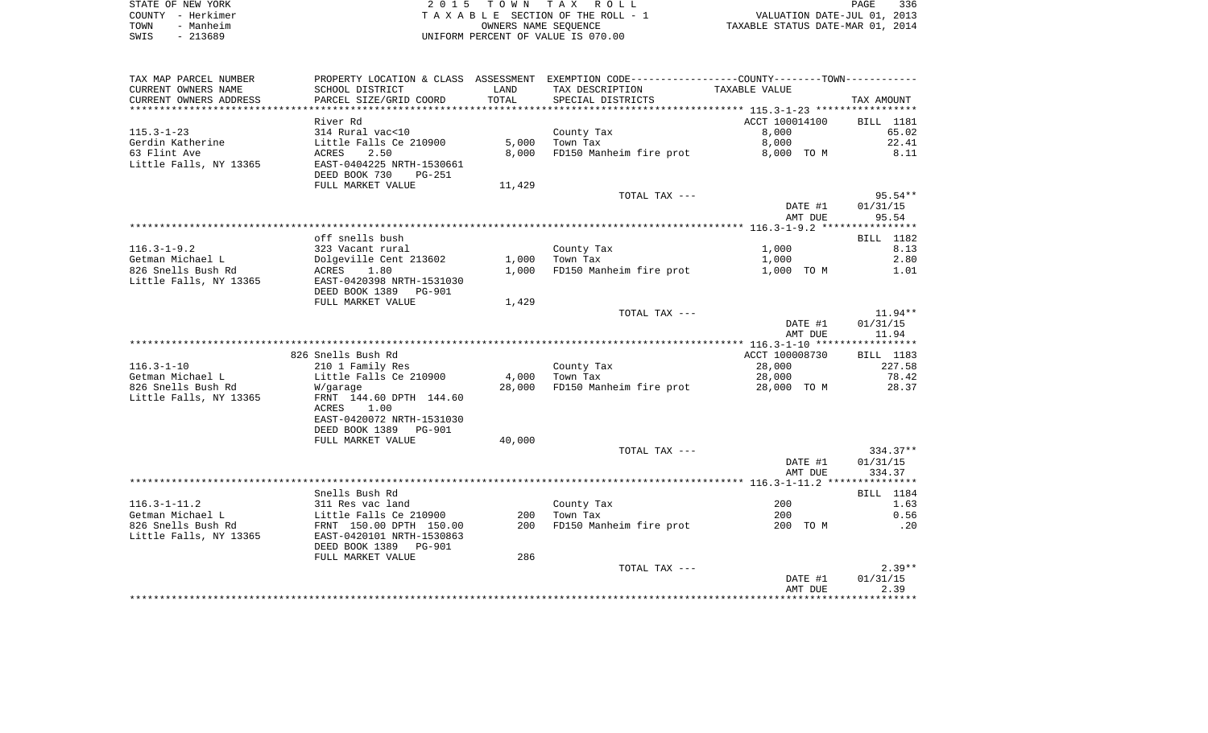STATE OF NEW YORK — 2015 TOWN TAX ROLL
COUNTY - Herkimer — TAXABLE SECTION OF THE ROLL - 1 — VALUATION DATE-JUL 01, 2013
TOWN - Manheim — OWNERS NAME SEQUENCE — TAXABLE STATUS DATE-MAR 01, 2014
SWIS - 213689 — UNIFORM PERCENT OF VALUE IS 070.00

| TAX MAP PARCEL NUMBER / CURRENT OWNERS NAME / CURRENT OWNERS ADDRESS | PROPERTY LOCATION & CLASS / SCHOOL DISTRICT / PARCEL SIZE/GRID COORD | ASSESSMENT LAND / TOTAL | EXEMPTION CODE / TAX DESCRIPTION / SPECIAL DISTRICTS | TAXABLE VALUE | TAX AMOUNT |
|---|---|---|---|---|---|
| 115.3-1-23 | River Rd | | | ACCT 100014100 | BILL 1181 |
| 115.3-1-23 | 314 Rural vac<10 | | County Tax | 8,000 | 65.02 |
| Gerdin Katherine | Little Falls Ce 210900 | 5,000 | Town Tax | 8,000 | 22.41 |
| 63 Flint Ave | ACRES 2.50 | 8,000 | FD150 Manheim fire prot | 8,000 TO M | 8.11 |
| Little Falls, NY 13365 | EAST-0404225 NRTH-1530661 | | | | |
| | DEED BOOK 730 PG-251 | | | | |
| | FULL MARKET VALUE | 11,429 | | | |
| | | | TOTAL TAX --- | | 95.54** |
| | | | | DATE #1 | 01/31/15 |
| | | | | AMT DUE | 95.54 |
| 116.3-1-9.2 | off snells bush | | | | BILL 1182 |
| 116.3-1-9.2 | 323 Vacant rural | | County Tax | 1,000 | 8.13 |
| Getman Michael L | Dolgeville Cent 213602 | 1,000 | Town Tax | 1,000 | 2.80 |
| 826 Snells Bush Rd | ACRES 1.80 | 1,000 | FD150 Manheim fire prot | 1,000 TO M | 1.01 |
| Little Falls, NY 13365 | EAST-0420398 NRTH-1531030 | | | | |
| | DEED BOOK 1389 PG-901 | | | | |
| | FULL MARKET VALUE | 1,429 | | | |
| | | | TOTAL TAX --- | | 11.94** |
| | | | | DATE #1 | 01/31/15 |
| | | | | AMT DUE | 11.94 |
| 116.3-1-10 | 826 Snells Bush Rd | | | ACCT 100008730 | BILL 1183 |
| 116.3-1-10 | 210 1 Family Res | | County Tax | 28,000 | 227.58 |
| Getman Michael L | Little Falls Ce 210900 | 4,000 | Town Tax | 28,000 | 78.42 |
| 826 Snells Bush Rd | W/garage | 28,000 | FD150 Manheim fire prot | 28,000 TO M | 28.37 |
| Little Falls, NY 13365 | FRNT 144.60 DPTH 144.60 | | | | |
| | ACRES 1.00 | | | | |
| | EAST-0420072 NRTH-1531030 | | | | |
| | DEED BOOK 1389 PG-901 | | | | |
| | FULL MARKET VALUE | 40,000 | | | |
| | | | TOTAL TAX --- | | 334.37** |
| | | | | DATE #1 | 01/31/15 |
| | | | | AMT DUE | 334.37 |
| 116.3-1-11.2 | Snells Bush Rd | | | | BILL 1184 |
| 116.3-1-11.2 | 311 Res vac land | | County Tax | 200 | 1.63 |
| Getman Michael L | Little Falls Ce 210900 | 200 | Town Tax | 200 | 0.56 |
| 826 Snells Bush Rd | FRNT 150.00 DPTH 150.00 | 200 | FD150 Manheim fire prot | 200 TO M | .20 |
| Little Falls, NY 13365 | EAST-0420101 NRTH-1530863 | | | | |
| | DEED BOOK 1389 PG-901 | | | | |
| | FULL MARKET VALUE | 286 | | | |
| | | | TOTAL TAX --- | | 2.39** |
| | | | | DATE #1 | 01/31/15 |
| | | | | AMT DUE | 2.39 |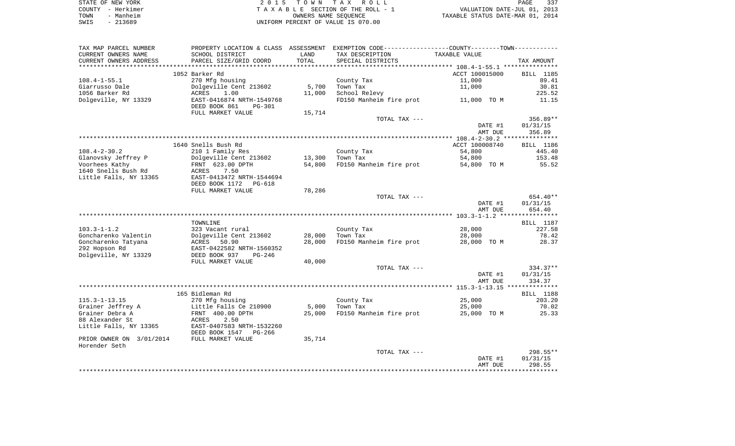STATE OF NEW YORK | 2 0 1 5 T O W N T A X R O L L
COUNTY - Herkimer | T A X A B L E SECTION OF THE ROLL - 1 | VALUATION DATE-JUL 01, 2013
TOWN - Manheim | OWNERS NAME SEQUENCE | TAXABLE STATUS DATE-MAR 01, 2014
SWIS - 213689 | UNIFORM PERCENT OF VALUE IS 070.00

| TAX MAP PARCEL NUMBER / CURRENT OWNERS NAME / CURRENT OWNERS ADDRESS | PROPERTY LOCATION & CLASS / SCHOOL DISTRICT / PARCEL SIZE/GRID COORD | ASSESSMENT LAND / TOTAL | EXEMPTION CODE / TAX DESCRIPTION / SPECIAL DISTRICTS | COUNTY / TOWN TAXABLE VALUE | TAX AMOUNT |
|---|---|---|---|---|---|
| | 1052 Barker Rd | | | ACCT 100015000 | BILL 1185 |
| 108.4-1-55.1 | 270 Mfg housing | | County Tax | 11,000 | 89.41 |
| Giarrusso Dale | Dolgeville Cent 213602 | 5,700 | Town Tax | 11,000 | 30.81 |
| 1056 Barker Rd | ACRES 1.00 | 11,000 | School Relevy | | 225.52 |
| Dolgeville, NY 13329 | EAST-0416874 NRTH-1549768 | | FD150 Manheim fire prot | 11,000 TO M | 11.15 |
| | DEED BOOK 861 PG-301 | | | | |
| | FULL MARKET VALUE | 15,714 | | | |
| | | | TOTAL TAX --- | | 356.89** |
| | | | | DATE #1 | 01/31/15 |
| | | | | AMT DUE | 356.89 |
| | 1640 Snells Bush Rd | | | ACCT 100008740 | BILL 1186 |
| 108.4-2-30.2 | 210 1 Family Res | | County Tax | 54,800 | 445.40 |
| Glanovsky Jeffrey P | Dolgeville Cent 213602 | 13,300 | Town Tax | 54,800 | 153.48 |
| Voorhees Kathy | FRNT 623.00 DPTH | 54,800 | FD150 Manheim fire prot | 54,800 TO M | 55.52 |
| 1640 Snells Bush Rd | ACRES 7.50 | | | | |
| Little Falls, NY 13365 | EAST-0413472 NRTH-1544694 | | | | |
| | DEED BOOK 1172 PG-618 | | | | |
| | FULL MARKET VALUE | 78,286 | | | |
| | | | TOTAL TAX --- | | 654.40** |
| | | | | DATE #1 | 01/31/15 |
| | | | | AMT DUE | 654.40 |
| | TOWNLINE | | | | BILL 1187 |
| 103.3-1-1.2 | 323 Vacant rural | | County Tax | 28,000 | 227.58 |
| Goncharenko Valentin | Dolgeville Cent 213602 | 28,000 | Town Tax | 28,000 | 78.42 |
| Goncharenko Tatyana | ACRES 50.90 | 28,000 | FD150 Manheim fire prot | 28,000 TO M | 28.37 |
| 292 Hopson Rd | EAST-0422582 NRTH-1560352 | | | | |
| Dolgeville, NY 13329 | DEED BOOK 937 PG-246 | | | | |
| | FULL MARKET VALUE | 40,000 | | | |
| | | | TOTAL TAX --- | | 334.37** |
| | | | | DATE #1 | 01/31/15 |
| | | | | AMT DUE | 334.37 |
| | 165 Bidleman Rd | | | | BILL 1188 |
| 115.3-1-13.15 | 270 Mfg housing | | County Tax | 25,000 | 203.20 |
| Grainer Jeffrey A | Little Falls Ce 210900 | 5,000 | Town Tax | 25,000 | 70.02 |
| Grainer Debra A | FRNT 400.00 DPTH | 25,000 | FD150 Manheim fire prot | 25,000 TO M | 25.33 |
| 88 Alexander St | ACRES 2.50 | | | | |
| Little Falls, NY 13365 | EAST-0407583 NRTH-1532260 | | | | |
| | DEED BOOK 1547 PG-266 | | | | |
| PRIOR OWNER ON 3/01/2014 | FULL MARKET VALUE | 35,714 | | | |
| Horender Seth | | | | | |
| | | | TOTAL TAX --- | | 298.55** |
| | | | | DATE #1 | 01/31/15 |
| | | | | AMT DUE | 298.55 |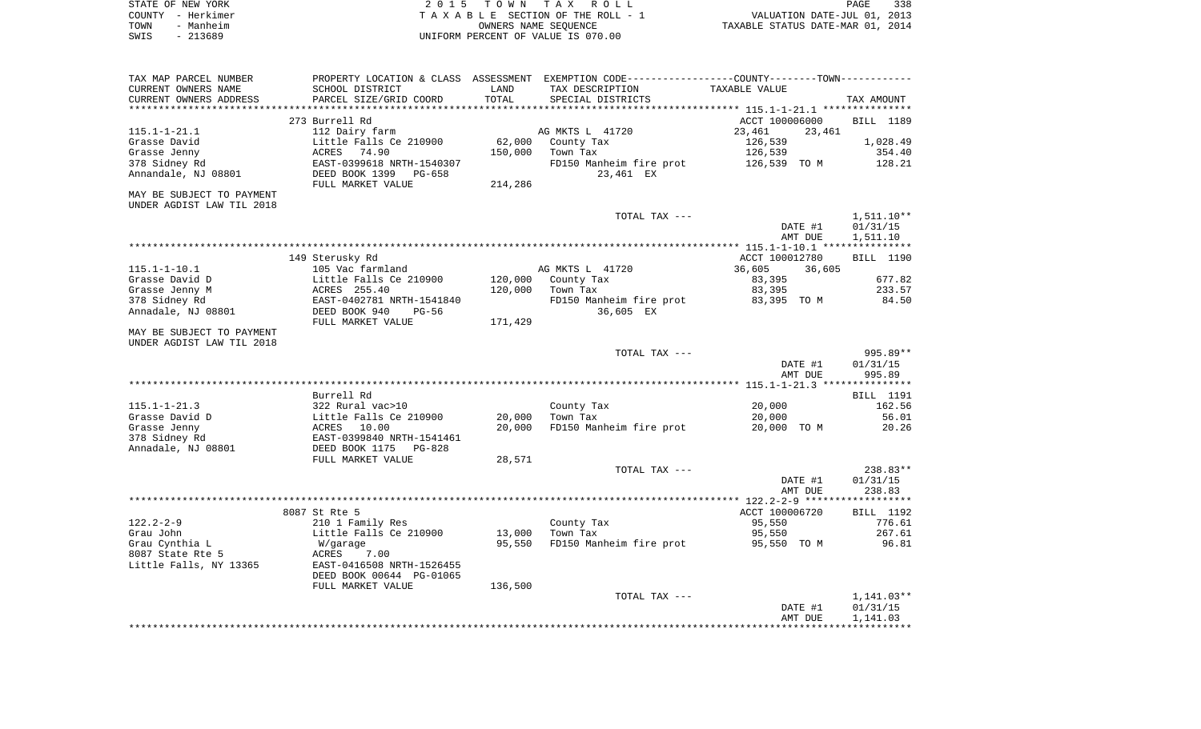| TAX MAP PARCEL NUMBER | PROPERTY LOCATION & CLASS | ASSESSMENT | EXEMPTION CODE-----COUNTY-----TOWN----- | | |
|---|---|---|---|---|---|
| CURRENT OWNERS NAME | SCHOOL DISTRICT | LAND | TAX DESCRIPTION | TAXABLE VALUE | |
| CURRENT OWNERS ADDRESS | PARCEL SIZE/GRID COORD | TOTAL | SPECIAL DISTRICTS | | TAX AMOUNT |
| | 273 Burrell Rd | | | ACCT 100006000 | BILL 1189 |
| 115.1-1-21.1 | 112 Dairy farm | | AG MKTS L 41720 | 23,461 23,461 | |
| Grasse David | Little Falls Ce 210900 | 62,000 | County Tax | 126,539 | 1,028.49 |
| Grasse Jenny | ACRES 74.90 | 150,000 | Town Tax | 126,539 | 354.40 |
| 378 Sidney Rd | EAST-0399618 NRTH-1540307 | | FD150 Manheim fire prot | 126,539 TO M | 128.21 |
| Annandale, NJ 08801 | DEED BOOK 1399 PG-658 | | 23,461 EX | | |
| | FULL MARKET VALUE | 214,286 | | | |
| MAY BE SUBJECT TO PAYMENT UNDER AGDIST LAW TIL 2018 | | | | | |
| | | | TOTAL TAX --- | | 1,511.10** |
| | | | | DATE #1 | 01/31/15 |
| | | | | AMT DUE | 1,511.10 |
| | 149 Sterusky Rd | | | ACCT 100012780 | BILL 1190 |
| 115.1-1-10.1 | 105 Vac farmland | | AG MKTS L 41720 | 36,605 36,605 | |
| Grasse David D | Little Falls Ce 210900 | 120,000 | County Tax | 83,395 | 677.82 |
| Grasse Jenny M | ACRES 255.40 | 120,000 | Town Tax | 83,395 | 233.57 |
| 378 Sidney Rd | EAST-0402781 NRTH-1541840 | | FD150 Manheim fire prot | 83,395 TO M | 84.50 |
| Annadale, NJ 08801 | DEED BOOK 940 PG-56 | | 36,605 EX | | |
| | FULL MARKET VALUE | 171,429 | | | |
| MAY BE SUBJECT TO PAYMENT UNDER AGDIST LAW TIL 2018 | | | | | |
| | | | TOTAL TAX --- | | 995.89** |
| | | | | DATE #1 | 01/31/15 |
| | | | | AMT DUE | 995.89 |
| | Burrell Rd | | | | BILL 1191 |
| 115.1-1-21.3 | 322 Rural vac>10 | | County Tax | 20,000 | 162.56 |
| Grasse David D | Little Falls Ce 210900 | 20,000 | Town Tax | 20,000 | 56.01 |
| Grasse Jenny | ACRES 10.00 | 20,000 | FD150 Manheim fire prot | 20,000 TO M | 20.26 |
| 378 Sidney Rd | EAST-0399840 NRTH-1541461 | | | | |
| Annadale, NJ 08801 | DEED BOOK 1175 PG-828 | | | | |
| | FULL MARKET VALUE | 28,571 | | | |
| | | | TOTAL TAX --- | | 238.83** |
| | | | | DATE #1 | 01/31/15 |
| | | | | AMT DUE | 238.83 |
| | 8087 St Rte 5 | | | ACCT 100006720 | BILL 1192 |
| 122.2-2-9 | 210 1 Family Res | | County Tax | 95,550 | 776.61 |
| Grau John | Little Falls Ce 210900 | 13,000 | Town Tax | 95,550 | 267.61 |
| Grau Cynthia L | W/garage | 95,550 | FD150 Manheim fire prot | 95,550 TO M | 96.81 |
| 8087 State Rte 5 | ACRES 7.00 | | | | |
| Little Falls, NY 13365 | EAST-0416508 NRTH-1526455 | | | | |
| | DEED BOOK 00644 PG-01065 | | | | |
| | FULL MARKET VALUE | 136,500 | | | |
| | | | TOTAL TAX --- | | 1,141.03** |
| | | | | DATE #1 | 01/31/15 |
| | | | | AMT DUE | 1,141.03 |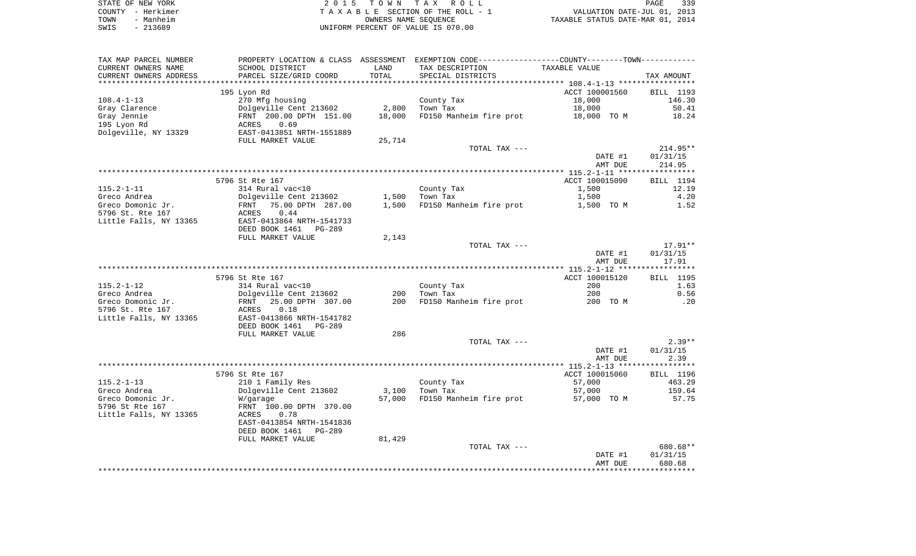STATE OF NEW YORK                                    2 0 1 5   T O W N   T A X   R O L L
COUNTY - Herkimer                                    T A X A B L E  SECTION OF THE ROLL - 1          VALUATION DATE-JUL 01, 2013
TOWN - Manheim                                       OWNERS NAME SEQUENCE                            TAXABLE STATUS DATE-MAR 01, 2014
SWIS - 213689                                        UNIFORM PERCENT OF VALUE IS 070.00

| TAX MAP PARCEL NUMBER / CURRENT OWNERS NAME / CURRENT OWNERS ADDRESS | PROPERTY LOCATION & CLASS / SCHOOL DISTRICT / PARCEL SIZE/GRID COORD | ASSESSMENT LAND / TOTAL | EXEMPTION CODE / TAX DESCRIPTION / SPECIAL DISTRICTS | COUNTY--------TOWN TAXABLE VALUE | TAX AMOUNT |
|---|---|---|---|---|---|
| | 195 Lyon Rd | | | ACCT 100001560 | BILL 1193 |
| 108.4-1-13 | 270 Mfg housing | | County Tax | 18,000 | 146.30 |
| Gray Clarence | Dolgeville Cent 213602 | 2,800 | Town Tax | 18,000 | 50.41 |
| Gray Jennie | FRNT 200.00 DPTH 151.00 | 18,000 | FD150 Manheim fire prot | 18,000 TO M | 18.24 |
| 195 Lyon Rd | ACRES 0.69 | | | | |
| Dolgeville, NY 13329 | EAST-0413851 NRTH-1551889 | | | | |
| | FULL MARKET VALUE | 25,714 | | | |
| | | | TOTAL TAX --- | | 214.95** |
| | | | | DATE #1 | 01/31/15 |
| | | | | AMT DUE | 214.95 |
| | 5796 St Rte 167 | | | ACCT 100015090 | BILL 1194 |
| 115.2-1-11 | 314 Rural vac<10 | | County Tax | 1,500 | 12.19 |
| Greco Andrea | Dolgeville Cent 213602 | 1,500 | Town Tax | 1,500 | 4.20 |
| Greco Domonic Jr. | FRNT 75.00 DPTH 287.00 | 1,500 | FD150 Manheim fire prot | 1,500 TO M | 1.52 |
| 5796 St. Rte 167 | ACRES 0.44 | | | | |
| Little Falls, NY 13365 | EAST-0413864 NRTH-1541733 | | | | |
| | DEED BOOK 1461 PG-289 | | | | |
| | FULL MARKET VALUE | 2,143 | | | |
| | | | TOTAL TAX --- | | 17.91** |
| | | | | DATE #1 | 01/31/15 |
| | | | | AMT DUE | 17.91 |
| | 5796 St Rte 167 | | | ACCT 100015120 | BILL 1195 |
| 115.2-1-12 | 314 Rural vac<10 | | County Tax | 200 | 1.63 |
| Greco Andrea | Dolgeville Cent 213602 | 200 | Town Tax | 200 | 0.56 |
| Greco Domonic Jr. | FRNT 25.00 DPTH 307.00 | 200 | FD150 Manheim fire prot | 200 TO M | .20 |
| 5796 St. Rte 167 | ACRES 0.18 | | | | |
| Little Falls, NY 13365 | EAST-0413866 NRTH-1541782 | | | | |
| | DEED BOOK 1461 PG-289 | | | | |
| | FULL MARKET VALUE | 286 | | | |
| | | | TOTAL TAX --- | | 2.39** |
| | | | | DATE #1 | 01/31/15 |
| | | | | AMT DUE | 2.39 |
| | 5796 St Rte 167 | | | ACCT 100015060 | BILL 1196 |
| 115.2-1-13 | 210 1 Family Res | | County Tax | 57,000 | 463.29 |
| Greco Andrea | Dolgeville Cent 213602 | 3,100 | Town Tax | 57,000 | 159.64 |
| Greco Domonic Jr. | W/garage | 57,000 | FD150 Manheim fire prot | 57,000 TO M | 57.75 |
| 5796 St Rte 167 | FRNT 100.00 DPTH 370.00 | | | | |
| Little Falls, NY 13365 | ACRES 0.78 | | | | |
| | EAST-0413854 NRTH-1541836 | | | | |
| | DEED BOOK 1461 PG-289 | | | | |
| | FULL MARKET VALUE | 81,429 | | | |
| | | | TOTAL TAX --- | | 680.68** |
| | | | | DATE #1 | 01/31/15 |
| | | | | AMT DUE | 680.68 |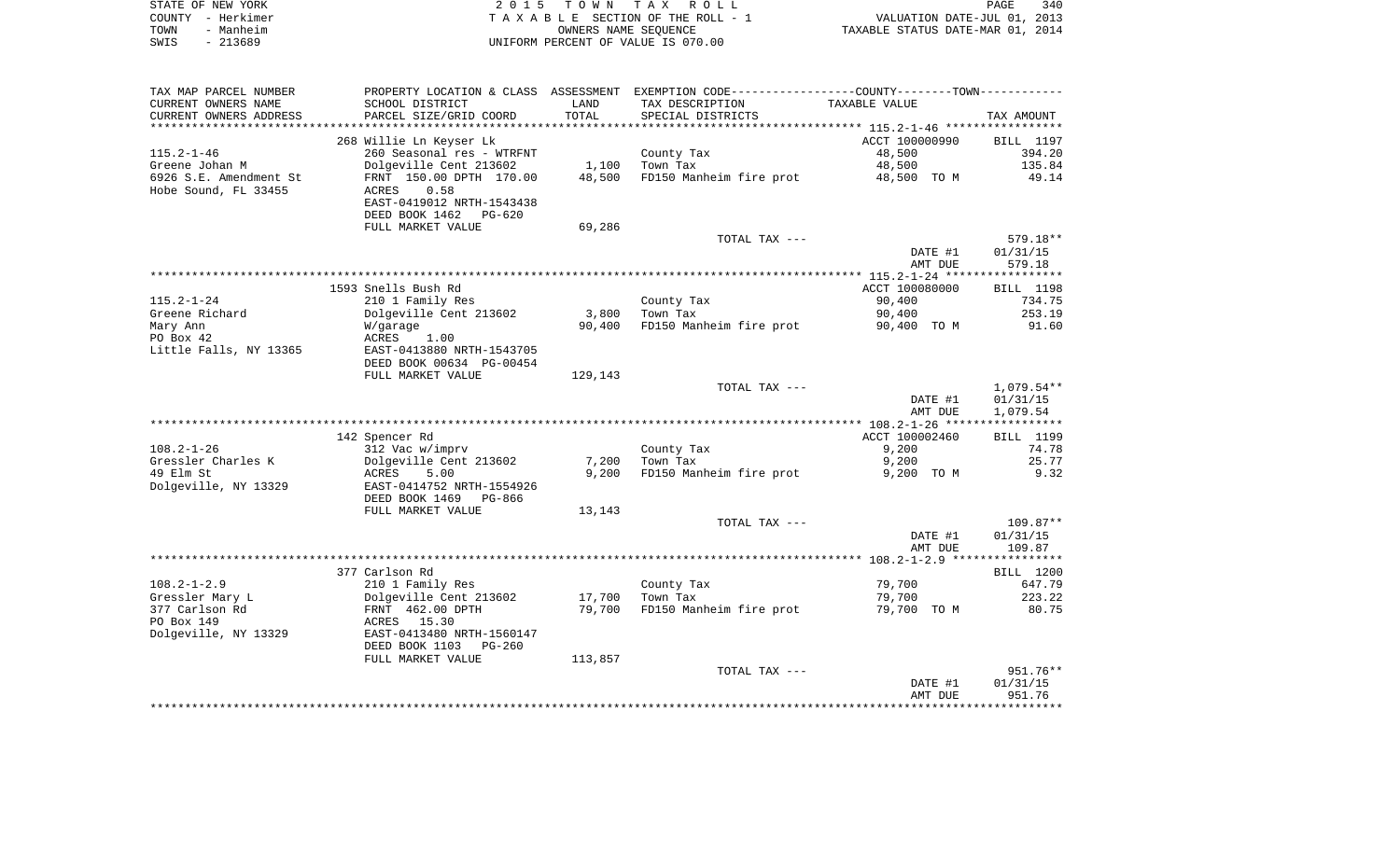STATE OF NEW YORK
COUNTY - Herkimer
TOWN - Manheim
SWIS - 213689

2015 TOWN TAX ROLL
TAXABLE SECTION OF THE ROLL - 1
OWNERS NAME SEQUENCE
UNIFORM PERCENT OF VALUE IS 070.00

VALUATION DATE-JUL 01, 2013
TAXABLE STATUS DATE-MAR 01, 2014

| TAX MAP PARCEL NUMBER / CURRENT OWNERS NAME / CURRENT OWNERS ADDRESS | PROPERTY LOCATION & CLASS / SCHOOL DISTRICT / PARCEL SIZE/GRID COORD | ASSESSMENT LAND / TOTAL | EXEMPTION CODE / TAX DESCRIPTION / SPECIAL DISTRICTS | TAXABLE VALUE | TAX AMOUNT |
|---|---|---|---|---|---|
| | 268 Willie Ln Keyser Lk | | | ACCT 100000990 | BILL 1197 |
| 115.2-1-46 | 260 Seasonal res - WTRFNT | | County Tax | 48,500 | 394.20 |
| Greene Johan M | Dolgeville Cent 213602 | 1,100 | Town Tax | 48,500 | 135.84 |
| 6926 S.E. Amendment St | FRNT 150.00 DPTH 170.00 | 48,500 | FD150 Manheim fire prot | 48,500 TO M | 49.14 |
| Hobe Sound, FL 33455 | ACRES 0.58 | | | | |
| | EAST-0419012 NRTH-1543438 | | | | |
| | DEED BOOK 1462 PG-620 | | | | |
| | FULL MARKET VALUE | 69,286 | | | |
| | | | TOTAL TAX --- | | 579.18** |
| | | | | DATE #1 | 01/31/15 |
| | | | | AMT DUE | 579.18 |
| | 1593 Snells Bush Rd | | | ACCT 100080000 | BILL 1198 |
| 115.2-1-24 | 210 1 Family Res | | County Tax | 90,400 | 734.75 |
| Greene Richard | Dolgeville Cent 213602 | 3,800 | Town Tax | 90,400 | 253.19 |
| Mary Ann | W/garage | 90,400 | FD150 Manheim fire prot | 90,400 TO M | 91.60 |
| PO Box 42 | ACRES 1.00 | | | | |
| Little Falls, NY 13365 | EAST-0413880 NRTH-1543705 | | | | |
| | DEED BOOK 00634 PG-00454 | | | | |
| | FULL MARKET VALUE | 129,143 | | | |
| | | | TOTAL TAX --- | | 1,079.54** |
| | | | | DATE #1 | 01/31/15 |
| | | | | AMT DUE | 1,079.54 |
| | 142 Spencer Rd | | | ACCT 100002460 | BILL 1199 |
| 108.2-1-26 | 312 Vac w/imprv | | County Tax | 9,200 | 74.78 |
| Gressler Charles K | Dolgeville Cent 213602 | 7,200 | Town Tax | 9,200 | 25.77 |
| 49 Elm St | ACRES 5.00 | 9,200 | FD150 Manheim fire prot | 9,200 TO M | 9.32 |
| Dolgeville, NY 13329 | EAST-0414752 NRTH-1554926 | | | | |
| | DEED BOOK 1469 PG-866 | | | | |
| | FULL MARKET VALUE | 13,143 | | | |
| | | | TOTAL TAX --- | | 109.87** |
| | | | | DATE #1 | 01/31/15 |
| | | | | AMT DUE | 109.87 |
| | 377 Carlson Rd | | | | BILL 1200 |
| 108.2-1-2.9 | 210 1 Family Res | | County Tax | 79,700 | 647.79 |
| Gressler Mary L | Dolgeville Cent 213602 | 17,700 | Town Tax | 79,700 | 223.22 |
| 377 Carlson Rd | FRNT 462.00 DPTH | 79,700 | FD150 Manheim fire prot | 79,700 TO M | 80.75 |
| PO Box 149 | ACRES 15.30 | | | | |
| Dolgeville, NY 13329 | EAST-0413480 NRTH-1560147 | | | | |
| | DEED BOOK 1103 PG-260 | | | | |
| | FULL MARKET VALUE | 113,857 | | | |
| | | | TOTAL TAX --- | | 951.76** |
| | | | | DATE #1 | 01/31/15 |
| | | | | AMT DUE | 951.76 |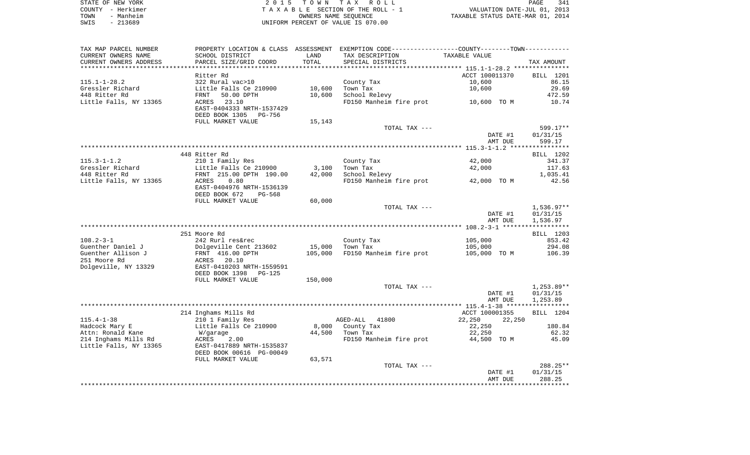STATE OF NEW YORK — 2015 TOWN TAX ROLL
COUNTY - Herkimer — TAXABLE SECTION OF THE ROLL - 1 — VALUATION DATE-JUL 01, 2013
TOWN - Manheim — OWNERS NAME SEQUENCE — TAXABLE STATUS DATE-MAR 01, 2014
SWIS - 213689 — UNIFORM PERCENT OF VALUE IS 070.00

| TAX MAP PARCEL NUMBER / CURRENT OWNERS NAME / CURRENT OWNERS ADDRESS | PROPERTY LOCATION & CLASS / SCHOOL DISTRICT / PARCEL SIZE/GRID COORD | ASSESSMENT LAND / TOTAL | EXEMPTION CODE / TAX DESCRIPTION / SPECIAL DISTRICTS | COUNTY--------TOWN / TAXABLE VALUE | TAX AMOUNT |
|---|---|---|---|---|---|
| 115.1-1-28.2 | Ritter Rd | | | ACCT 100011370 | BILL 1201 |
| | 322 Rural vac>10 | | County Tax | 10,600 | 86.15 |
| Gressler Richard | Little Falls Ce 210900 | 10,600 | Town Tax | 10,600 | 29.69 |
| 448 Ritter Rd | FRNT 50.00 DPTH | 10,600 | School Relevy | | 472.59 |
| Little Falls, NY 13365 | ACRES 23.10 | | FD150 Manheim fire prot | 10,600 TO M | 10.74 |
| | EAST-0404333 NRTH-1537429 | | | | |
| | DEED BOOK 1305 PG-756 | | | | |
| | FULL MARKET VALUE | 15,143 | | | |
| | | | TOTAL TAX --- | | 599.17** |
| | | | | DATE #1 | 01/31/15 |
| | | | | AMT DUE | 599.17 |
| 115.3-1-1.2 | 448 Ritter Rd | | | | BILL 1202 |
| | 210 1 Family Res | | County Tax | 42,000 | 341.37 |
| Gressler Richard | Little Falls Ce 210900 | 3,100 | Town Tax | 42,000 | 117.63 |
| 448 Ritter Rd | FRNT 215.00 DPTH 190.00 | 42,000 | School Relevy | | 1,035.41 |
| Little Falls, NY 13365 | ACRES 0.80 | | FD150 Manheim fire prot | 42,000 TO M | 42.56 |
| | EAST-0404976 NRTH-1536139 | | | | |
| | DEED BOOK 672 PG-568 | | | | |
| | FULL MARKET VALUE | 60,000 | | | |
| | | | TOTAL TAX --- | | 1,536.97** |
| | | | | DATE #1 | 01/31/15 |
| | | | | AMT DUE | 1,536.97 |
| 108.2-3-1 | 251 Moore Rd | | | | BILL 1203 |
| | 242 Rurl res&rec | | County Tax | 105,000 | 853.42 |
| Guenther Daniel J | Dolgeville Cent 213602 | 15,000 | Town Tax | 105,000 | 294.08 |
| Guenther Allison J | FRNT 416.00 DPTH | 105,000 | FD150 Manheim fire prot | 105,000 TO M | 106.39 |
| 251 Moore Rd | ACRES 20.10 | | | | |
| Dolgeville, NY 13329 | EAST-0410203 NRTH-1559591 | | | | |
| | DEED BOOK 1398 PG-125 | | | | |
| | FULL MARKET VALUE | 150,000 | | | |
| | | | TOTAL TAX --- | | 1,253.89** |
| | | | | DATE #1 | 01/31/15 |
| | | | | AMT DUE | 1,253.89 |
| 115.4-1-38 | 214 Inghams Mills Rd | | | ACCT 100001355 | BILL 1204 |
| | 210 1 Family Res | | AGED-ALL 41800 | 22,250 22,250 | |
| Hadcock Mary E | Little Falls Ce 210900 | 8,000 | County Tax | 22,250 | 180.84 |
| Attn: Ronald Kane | W/garage | 44,500 | Town Tax | 22,250 | 62.32 |
| 214 Inghams Mills Rd | ACRES 2.00 | | FD150 Manheim fire prot | 44,500 TO M | 45.09 |
| Little Falls, NY 13365 | EAST-0417889 NRTH-1535837 | | | | |
| | DEED BOOK 00616 PG-00049 | | | | |
| | FULL MARKET VALUE | 63,571 | | | |
| | | | TOTAL TAX --- | | 288.25** |
| | | | | DATE #1 | 01/31/15 |
| | | | | AMT DUE | 288.25 |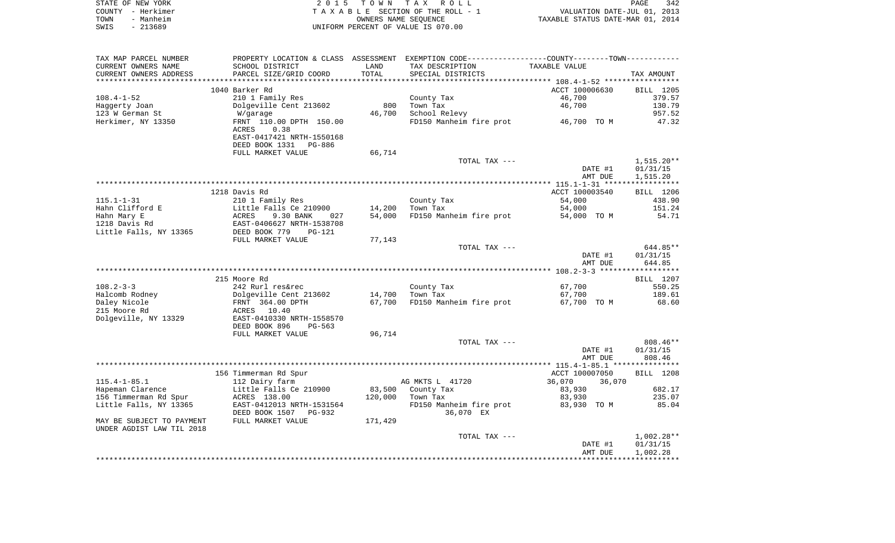STATE OF NEW YORK — 2015 TOWN TAX ROLL
COUNTY - Herkimer — TAXABLE SECTION OF THE ROLL - 1 — VALUATION DATE-JUL 01, 2013
TOWN - Manheim — OWNERS NAME SEQUENCE — TAXABLE STATUS DATE-MAR 01, 2014
SWIS - 213689 — UNIFORM PERCENT OF VALUE IS 070.00

| TAX MAP PARCEL NUMBER / CURRENT OWNERS NAME / CURRENT OWNERS ADDRESS | PROPERTY LOCATION & CLASS / SCHOOL DISTRICT / PARCEL SIZE/GRID COORD | ASSESSMENT LAND / TOTAL | EXEMPTION CODE / TAX DESCRIPTION / SPECIAL DISTRICTS | COUNTY--------TOWN / TAXABLE VALUE | TAX AMOUNT |
|---|---|---|---|---|---|
| **108.4-1-52** | 1040 Barker Rd | | | ACCT 100006630 | BILL 1205 |
| 108.4-1-52 | 210 1 Family Res | | County Tax | 46,700 | 379.57 |
| Haggerty Joan | Dolgeville Cent 213602 | 800 | Town Tax | 46,700 | 130.79 |
| 123 W German St | W/garage | 46,700 | School Relevy | | 957.52 |
| Herkimer, NY 13350 | FRNT 110.00 DPTH 150.00 | | FD150 Manheim fire prot | 46,700 TO M | 47.32 |
| | ACRES 0.38 | | | | |
| | EAST-0417421 NRTH-1550168 | | | | |
| | DEED BOOK 1331 PG-886 | | | | |
| | FULL MARKET VALUE | 66,714 | | | |
| | | | TOTAL TAX --- | | 1,515.20** |
| | | | | DATE #1 | 01/31/15 |
| | | | | AMT DUE | 1,515.20 |
| **115.1-1-31** | 1218 Davis Rd | | | ACCT 100003540 | BILL 1206 |
| 115.1-1-31 | 210 1 Family Res | | County Tax | 54,000 | 438.90 |
| Hahn Clifford E | Little Falls Ce 210900 | 14,200 | Town Tax | 54,000 | 151.24 |
| Hahn Mary E | ACRES 9.30 BANK 027 | 54,000 | FD150 Manheim fire prot | 54,000 TO M | 54.71 |
| 1218 Davis Rd | EAST-0406627 NRTH-1538708 | | | | |
| Little Falls, NY 13365 | DEED BOOK 779 PG-121 | | | | |
| | FULL MARKET VALUE | 77,143 | | | |
| | | | TOTAL TAX --- | | 644.85** |
| | | | | DATE #1 | 01/31/15 |
| | | | | AMT DUE | 644.85 |
| **108.2-3-3** | 215 Moore Rd | | | | BILL 1207 |
| 108.2-3-3 | 242 Rurl res&rec | | County Tax | 67,700 | 550.25 |
| Halcomb Rodney | Dolgeville Cent 213602 | 14,700 | Town Tax | 67,700 | 189.61 |
| Daley Nicole | FRNT 364.00 DPTH | 67,700 | FD150 Manheim fire prot | 67,700 TO M | 68.60 |
| 215 Moore Rd | ACRES 10.40 | | | | |
| Dolgeville, NY 13329 | EAST-0410330 NRTH-1558570 | | | | |
| | DEED BOOK 896 PG-563 | | | | |
| | FULL MARKET VALUE | 96,714 | | | |
| | | | TOTAL TAX --- | | 808.46** |
| | | | | DATE #1 | 01/31/15 |
| | | | | AMT DUE | 808.46 |
| **115.4-1-85.1** | 156 Timmerman Rd Spur | | | ACCT 100007050 | BILL 1208 |
| 115.4-1-85.1 | 112 Dairy farm | | AG MKTS L 41720 | 36,070 36,070 | |
| Hapeman Clarence | Little Falls Ce 210900 | 83,500 | County Tax | 83,930 | 682.17 |
| 156 Timmerman Rd Spur | ACRES 138.00 | 120,000 | Town Tax | 83,930 | 235.07 |
| Little Falls, NY 13365 | EAST-0412013 NRTH-1531564 | | FD150 Manheim fire prot | 83,930 TO M | 85.04 |
| | DEED BOOK 1507 PG-932 | | 36,070 EX | | |
| MAY BE SUBJECT TO PAYMENT | FULL MARKET VALUE | 171,429 | | | |
| UNDER AGDIST LAW TIL 2018 | | | | | |
| | | | TOTAL TAX --- | | 1,002.28** |
| | | | | DATE #1 | 01/31/15 |
| | | | | AMT DUE | 1,002.28 |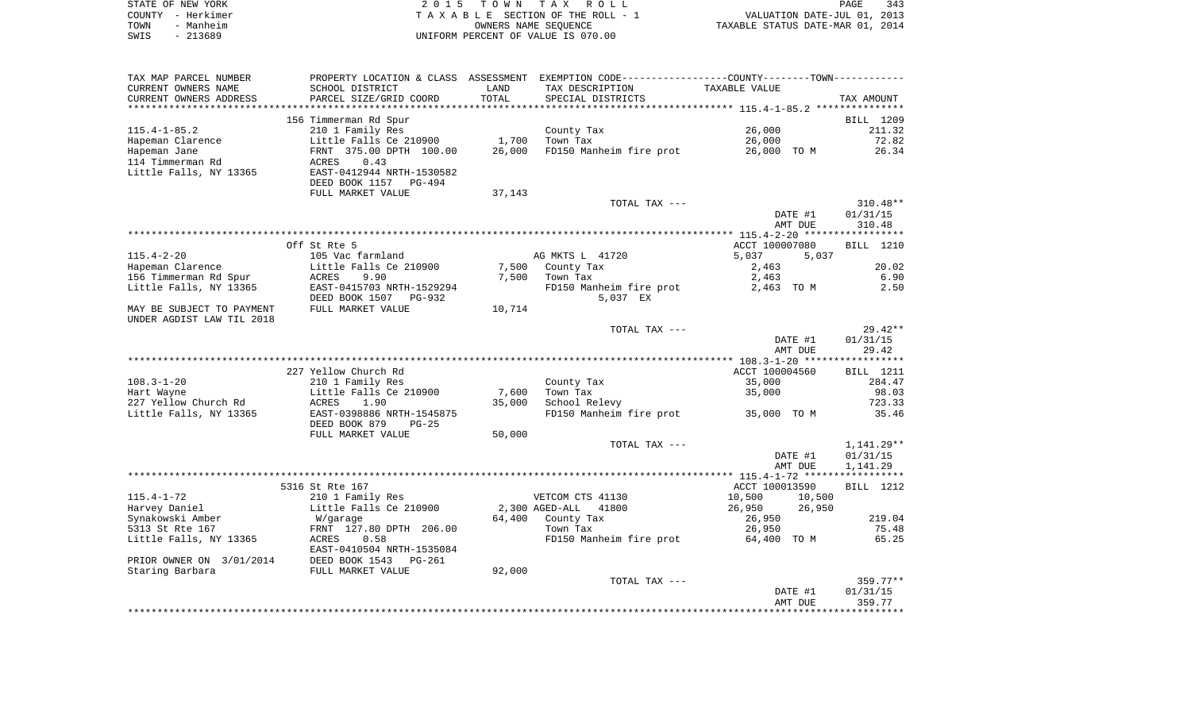STATE OF NEW YORK  
COUNTY - Herkimer  
TOWN - Manheim  
SWIS - 213689

2 0 1 5 T O W N T A X R O L L  
T A X A B L E SECTION OF THE ROLL - 1  
OWNERS NAME SEQUENCE  
UNIFORM PERCENT OF VALUE IS 070.00

VALUATION DATE-JUL 01, 2013  
TAXABLE STATUS DATE-MAR 01, 2014

| TAX MAP PARCEL NUMBER / CURRENT OWNERS NAME / CURRENT OWNERS ADDRESS | PROPERTY LOCATION & CLASS / SCHOOL DISTRICT / PARCEL SIZE/GRID COORD | ASSESSMENT LAND | TOTAL | EXEMPTION CODE / TAX DESCRIPTION / SPECIAL DISTRICTS | COUNTY--------TOWN / TAXABLE VALUE | TAX AMOUNT |
|---|---|---|---|---|---|---|
| | 156 Timmerman Rd Spur | | | | | BILL 1209 |
| 115.4-1-85.2 | 210 1 Family Res | | | County Tax | 26,000 | 211.32 |
| Hapeman Clarence | Little Falls Ce 210900 | 1,700 | | Town Tax | 26,000 | 72.82 |
| Hapeman Jane | FRNT 375.00 DPTH 100.00 | | 26,000 | FD150 Manheim fire prot | 26,000 TO M | 26.34 |
| 114 Timmerman Rd | ACRES 0.43 | | | | | |
| Little Falls, NY 13365 | EAST-0412944 NRTH-1530582 | | | | | |
| | DEED BOOK 1157 PG-494 | | | | | |
| | FULL MARKET VALUE | | 37,143 | | | |
| | | | | TOTAL TAX --- | | 310.48** |
| | | | | | DATE #1 | 01/31/15 |
| | | | | | AMT DUE | 310.48 |
| | Off St Rte 5 | | | | ACCT 100007080 | BILL 1210 |
| 115.4-2-20 | 105 Vac farmland | | | AG MKTS L 41720 | 5,037 5,037 | |
| Hapeman Clarence | Little Falls Ce 210900 | 7,500 | | County Tax | 2,463 | 20.02 |
| 156 Timmerman Rd Spur | ACRES 9.90 | | 7,500 | Town Tax | 2,463 | 6.90 |
| Little Falls, NY 13365 | EAST-0415703 NRTH-1529294 | | | FD150 Manheim fire prot | 2,463 TO M | 2.50 |
| | DEED BOOK 1507 PG-932 | | | 5,037 EX | | |
| MAY BE SUBJECT TO PAYMENT | FULL MARKET VALUE | | 10,714 | | | |
| UNDER AGDIST LAW TIL 2018 | | | | | | |
| | | | | TOTAL TAX --- | | 29.42** |
| | | | | | DATE #1 | 01/31/15 |
| | | | | | AMT DUE | 29.42 |
| | 227 Yellow Church Rd | | | | ACCT 100004560 | BILL 1211 |
| 108.3-1-20 | 210 1 Family Res | | | County Tax | 35,000 | 284.47 |
| Hart Wayne | Little Falls Ce 210900 | 7,600 | | Town Tax | 35,000 | 98.03 |
| 227 Yellow Church Rd | ACRES 1.90 | | 35,000 | School Relevy | | 723.33 |
| Little Falls, NY 13365 | EAST-0398886 NRTH-1545875 | | | FD150 Manheim fire prot | 35,000 TO M | 35.46 |
| | DEED BOOK 879 PG-25 | | | | | |
| | FULL MARKET VALUE | | 50,000 | | | |
| | | | | TOTAL TAX --- | | 1,141.29** |
| | | | | | DATE #1 | 01/31/15 |
| | | | | | AMT DUE | 1,141.29 |
| | 5316 St Rte 167 | | | | ACCT 100013590 | BILL 1212 |
| 115.4-1-72 | 210 1 Family Res | | | VETCOM CTS 41130 | 10,500 10,500 | |
| Harvey Daniel | Little Falls Ce 210900 | 2,300 | | AGED-ALL 41800 | 26,950 26,950 | |
| Synakowski Amber | W/garage | | 64,400 | County Tax | 26,950 | 219.04 |
| 5313 St Rte 167 | FRNT 127.80 DPTH 206.00 | | | Town Tax | 26,950 | 75.48 |
| Little Falls, NY 13365 | ACRES 0.58 | | | FD150 Manheim fire prot | 64,400 TO M | 65.25 |
| | EAST-0410504 NRTH-1535084 | | | | | |
| PRIOR OWNER ON 3/01/2014 | DEED BOOK 1543 PG-261 | | | | | |
| Staring Barbara | FULL MARKET VALUE | | 92,000 | | | |
| | | | | TOTAL TAX --- | | 359.77** |
| | | | | | DATE #1 | 01/31/15 |
| | | | | | AMT DUE | 359.77 |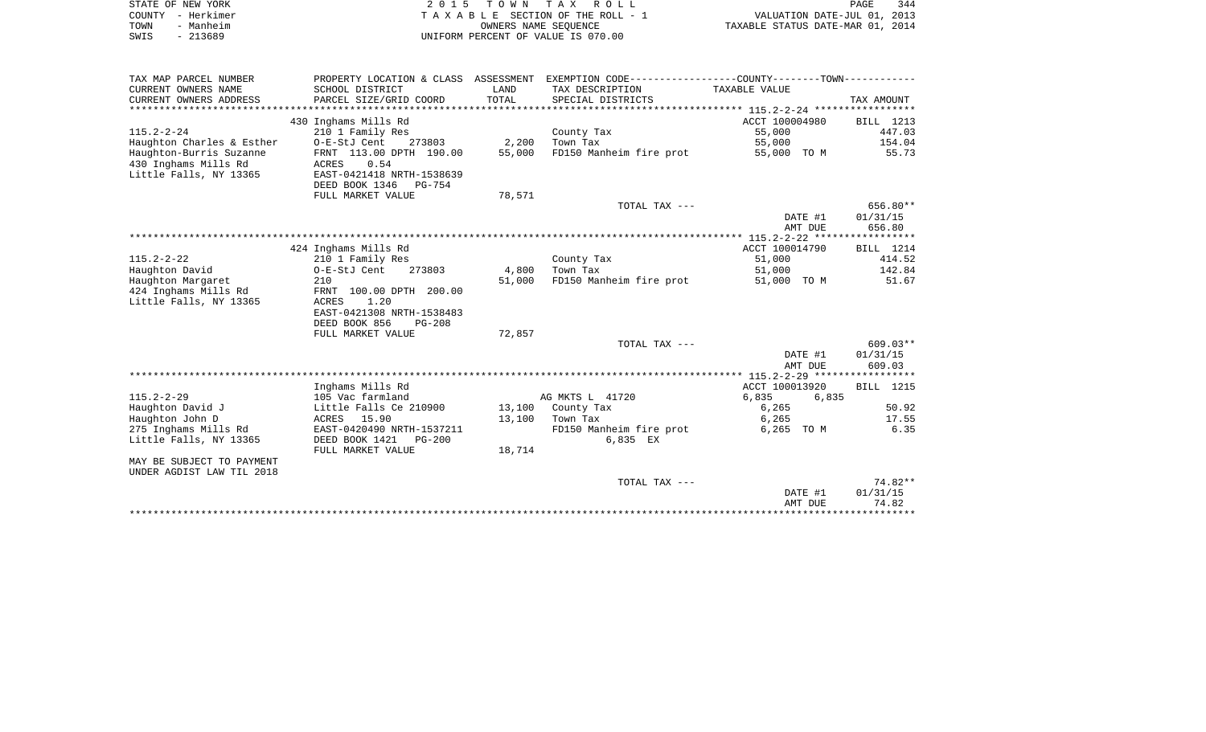STATE OF NEW YORK
COUNTY - Herkimer
TOWN - Manheim
SWIS - 213689

2 0 1 5 T O W N T A X R O L L
T A X A B L E SECTION OF THE ROLL - 1
OWNERS NAME SEQUENCE
UNIFORM PERCENT OF VALUE IS 070.00

VALUATION DATE-JUL 01, 2013
TAXABLE STATUS DATE-MAR 01, 2014

| TAX MAP PARCEL NUMBER / CURRENT OWNERS NAME / CURRENT OWNERS ADDRESS | PROPERTY LOCATION & CLASS / SCHOOL DISTRICT / PARCEL SIZE/GRID COORD | ASSESSMENT LAND / TOTAL | EXEMPTION CODE / TAX DESCRIPTION / SPECIAL DISTRICTS | COUNTY--------TOWN / TAXABLE VALUE | TAX AMOUNT |
|---|---|---|---|---|---|
| | 430 Inghams Mills Rd | | | ACCT 100004980 | BILL 1213 |
| 115.2-2-24 | 210 1 Family Res | | County Tax | 55,000 | 447.03 |
| Haughton Charles & Esther | O-E-StJ Cent 273803 | 2,200 | Town Tax | 55,000 | 154.04 |
| Haughton-Burris Suzanne | FRNT 113.00 DPTH 190.00 | 55,000 | FD150 Manheim fire prot | 55,000 TO M | 55.73 |
| 430 Inghams Mills Rd | ACRES 0.54 | | | | |
| Little Falls, NY 13365 | EAST-0421418 NRTH-1538639 | | | | |
| | DEED BOOK 1346 PG-754 | | | | |
| | FULL MARKET VALUE | 78,571 | | | |
| | | | TOTAL TAX --- | | 656.80** |
| | | | | DATE #1 | 01/31/15 |
| | | | | AMT DUE | 656.80 |
| | 424 Inghams Mills Rd | | | ACCT 100014790 | BILL 1214 |
| 115.2-2-22 | 210 1 Family Res | | County Tax | 51,000 | 414.52 |
| Haughton David | O-E-StJ Cent 273803 | 4,800 | Town Tax | 51,000 | 142.84 |
| Haughton Margaret | 210 | 51,000 | FD150 Manheim fire prot | 51,000 TO M | 51.67 |
| 424 Inghams Mills Rd | FRNT 100.00 DPTH 200.00 | | | | |
| Little Falls, NY 13365 | ACRES 1.20 | | | | |
| | EAST-0421308 NRTH-1538483 | | | | |
| | DEED BOOK 856 PG-208 | | | | |
| | FULL MARKET VALUE | 72,857 | | | |
| | | | TOTAL TAX --- | | 609.03** |
| | | | | DATE #1 | 01/31/15 |
| | | | | AMT DUE | 609.03 |
| | Inghams Mills Rd | | | ACCT 100013920 | BILL 1215 |
| 115.2-2-29 | 105 Vac farmland | | AG MKTS L 41720 | 6,835 6,835 | |
| Haughton David J | Little Falls Ce 210900 | 13,100 | County Tax | 6,265 | 50.92 |
| Haughton John D | ACRES 15.90 | 13,100 | Town Tax | 6,265 | 17.55 |
| 275 Inghams Mills Rd | EAST-0420490 NRTH-1537211 | | FD150 Manheim fire prot | 6,265 TO M | 6.35 |
| Little Falls, NY 13365 | DEED BOOK 1421 PG-200 | | 6,835 EX | | |
| | FULL MARKET VALUE | 18,714 | | | |
| MAY BE SUBJECT TO PAYMENT | | | | | |
| UNDER AGDIST LAW TIL 2018 | | | | | |
| | | | TOTAL TAX --- | | 74.82** |
| | | | | DATE #1 | 01/31/15 |
| | | | | AMT DUE | 74.82 |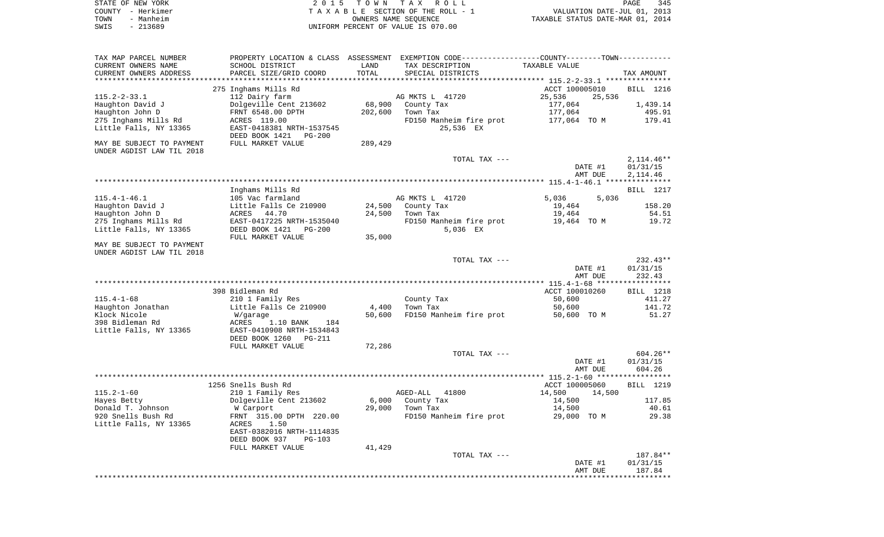STATE OF NEW YORK | COUNTY - Herkimer | TOWN - Manheim | SWIS - 213689

2 0 1 5 T O W N T A X R O L L
T A X A B L E SECTION OF THE ROLL - 1
OWNERS NAME SEQUENCE
UNIFORM PERCENT OF VALUE IS 070.00

VALUATION DATE-JUL 01, 2013
TAXABLE STATUS DATE-MAR 01, 2014

| TAX MAP PARCEL NUMBER / CURRENT OWNERS NAME / CURRENT OWNERS ADDRESS | PROPERTY LOCATION & CLASS / SCHOOL DISTRICT / PARCEL SIZE/GRID COORD | ASSESSMENT LAND / TOTAL | EXEMPTION CODE / TAX DESCRIPTION / SPECIAL DISTRICTS | COUNTY / TOWN TAXABLE VALUE | TAX AMOUNT |
|---|---|---|---|---|---|
| 115.2-2-33.1 | 275 Inghams Mills Rd | | | ACCT 100005010 | BILL 1216 |
| | 112 Dairy farm | | AG MKTS L 41720 | 25,536 25,536 | |
| Haughton David J | Dolgeville Cent 213602 | 68,900 | County Tax | 177,064 | 1,439.14 |
| Haughton John D | FRNT 6548.00 DPTH | 202,600 | Town Tax | 177,064 | 495.91 |
| 275 Inghams Mills Rd | ACRES 119.00 | | FD150 Manheim fire prot | 177,064 TO M | 179.41 |
| Little Falls, NY 13365 | EAST-0418381 NRTH-1537545 | | 25,536 EX | | |
| | DEED BOOK 1421 PG-200 | | | | |
| MAY BE SUBJECT TO PAYMENT UNDER AGDIST LAW TIL 2018 | FULL MARKET VALUE | 289,429 | | | |
| | | | TOTAL TAX --- | | 2,114.46** |
| | | | | DATE #1 | 01/31/15 |
| | | | | AMT DUE | 2,114.46 |
| 115.4-1-46.1 | Inghams Mills Rd | | | | BILL 1217 |
| | 105 Vac farmland | | AG MKTS L 41720 | 5,036 5,036 | |
| Haughton David J | Little Falls Ce 210900 | 24,500 | County Tax | 19,464 | 158.20 |
| Haughton John D | ACRES 44.70 | 24,500 | Town Tax | 19,464 | 54.51 |
| 275 Inghams Mills Rd | EAST-0417225 NRTH-1535040 | | FD150 Manheim fire prot | 19,464 TO M | 19.72 |
| Little Falls, NY 13365 | DEED BOOK 1421 PG-200 | | 5,036 EX | | |
| | FULL MARKET VALUE | 35,000 | | | |
| MAY BE SUBJECT TO PAYMENT UNDER AGDIST LAW TIL 2018 | | | | | |
| | | | TOTAL TAX --- | | 232.43** |
| | | | | DATE #1 | 01/31/15 |
| | | | | AMT DUE | 232.43 |
| 115.4-1-68 | 398 Bidleman Rd | | | ACCT 100010260 | BILL 1218 |
| | 210 1 Family Res | | County Tax | 50,600 | 411.27 |
| Haughton Jonathan | Little Falls Ce 210900 | 4,400 | Town Tax | 50,600 | 141.72 |
| Klock Nicole | W/garage | 50,600 | FD150 Manheim fire prot | 50,600 TO M | 51.27 |
| 398 Bidleman Rd | ACRES 1.10 BANK 184 | | | | |
| Little Falls, NY 13365 | EAST-0410908 NRTH-1534843 | | | | |
| | DEED BOOK 1260 PG-211 | | | | |
| | FULL MARKET VALUE | 72,286 | | | |
| | | | TOTAL TAX --- | | 604.26** |
| | | | | DATE #1 | 01/31/15 |
| | | | | AMT DUE | 604.26 |
| 115.2-1-60 | 1256 Snells Bush Rd | | | ACCT 100005060 | BILL 1219 |
| | 210 1 Family Res | | AGED-ALL 41800 | 14,500 14,500 | |
| Hayes Betty | Dolgeville Cent 213602 | 6,000 | County Tax | 14,500 | 117.85 |
| Donald T. Johnson | W Carport | 29,000 | Town Tax | 14,500 | 40.61 |
| 920 Snells Bush Rd | FRNT 315.00 DPTH 220.00 | | FD150 Manheim fire prot | 29,000 TO M | 29.38 |
| Little Falls, NY 13365 | ACRES 1.50 | | | | |
| | EAST-0382016 NRTH-1114835 | | | | |
| | DEED BOOK 937 PG-103 | | | | |
| | FULL MARKET VALUE | 41,429 | | | |
| | | | TOTAL TAX --- | | 187.84** |
| | | | | DATE #1 | 01/31/15 |
| | | | | AMT DUE | 187.84 |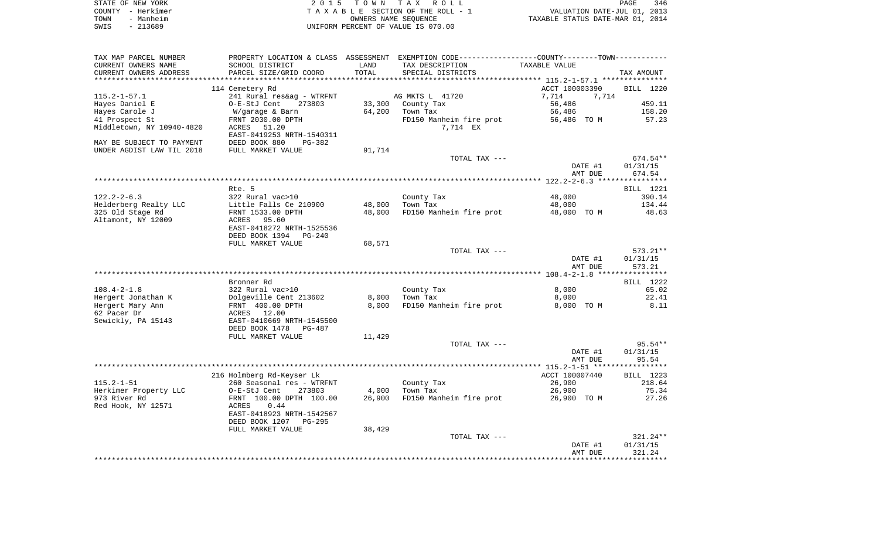STATE OF NEW YORK — 2015 TOWN TAX ROLL
COUNTY - Herkimer — TAXABLE SECTION OF THE ROLL - 1 — VALUATION DATE-JUL 01, 2013
TOWN - Manheim — OWNERS NAME SEQUENCE — TAXABLE STATUS DATE-MAR 01, 2014
SWIS - 213689 — UNIFORM PERCENT OF VALUE IS 070.00

| TAX MAP PARCEL NUMBER / CURRENT OWNERS NAME / CURRENT OWNERS ADDRESS | PROPERTY LOCATION & CLASS / SCHOOL DISTRICT / PARCEL SIZE/GRID COORD | ASSESSMENT LAND / TOTAL | EXEMPTION CODE / TAX DESCRIPTION / SPECIAL DISTRICTS | COUNTY--------TOWN / TAXABLE VALUE | TAX AMOUNT |
|---|---|---|---|---|---|
| 115.2-1-57.1 | 114 Cemetery Rd | | | ACCT 100003390 | BILL 1220 |
| | 241 Rural res&ag - WTRFNT | | AG MKTS L 41720 | 7,714 7,714 | |
| Hayes Daniel E | O-E-StJ Cent 273803 | 33,300 | County Tax | 56,486 | 459.11 |
| Hayes Carole J | W/garage & Barn | 64,200 | Town Tax | 56,486 | 158.20 |
| 41 Prospect St | FRNT 2030.00 DPTH | | FD150 Manheim fire prot | 56,486 TO M | 57.23 |
| Middletown, NY 10940-4820 | ACRES 51.20 | | 7,714 EX | | |
| | EAST-0419253 NRTH-1540311 | | | | |
| MAY BE SUBJECT TO PAYMENT | DEED BOOK 880 PG-382 | | | | |
| UNDER AGDIST LAW TIL 2018 | FULL MARKET VALUE | 91,714 | | | |
| | | | TOTAL TAX --- | | 674.54** |
| | | | | DATE #1 | 01/31/15 |
| | | | | AMT DUE | 674.54 |
| 122.2-2-6.3 | Rte. 5 | | | | BILL 1221 |
| | 322 Rural vac>10 | | County Tax | 48,000 | 390.14 |
| Helderberg Realty LLC | Little Falls Ce 210900 | 48,000 | Town Tax | 48,000 | 134.44 |
| 325 Old Stage Rd | FRNT 1533.00 DPTH | 48,000 | FD150 Manheim fire prot | 48,000 TO M | 48.63 |
| Altamont, NY 12009 | ACRES 95.60 | | | | |
| | EAST-0418272 NRTH-1525536 | | | | |
| | DEED BOOK 1394 PG-240 | | | | |
| | FULL MARKET VALUE | 68,571 | | | |
| | | | TOTAL TAX --- | | 573.21** |
| | | | | DATE #1 | 01/31/15 |
| | | | | AMT DUE | 573.21 |
| 108.4-2-1.8 | Bronner Rd | | | | BILL 1222 |
| | 322 Rural vac>10 | | County Tax | 8,000 | 65.02 |
| Hergert Jonathan K | Dolgeville Cent 213602 | 8,000 | Town Tax | 8,000 | 22.41 |
| Hergert Mary Ann | FRNT 400.00 DPTH | 8,000 | FD150 Manheim fire prot | 8,000 TO M | 8.11 |
| 62 Pacer Dr | ACRES 12.00 | | | | |
| Sewickly, PA 15143 | EAST-0410669 NRTH-1545500 | | | | |
| | DEED BOOK 1478 PG-487 | | | | |
| | FULL MARKET VALUE | 11,429 | | | |
| | | | TOTAL TAX --- | | 95.54** |
| | | | | DATE #1 | 01/31/15 |
| | | | | AMT DUE | 95.54 |
| 115.2-1-51 | 216 Holmberg Rd-Keyser Lk | | | ACCT 100007440 | BILL 1223 |
| | 260 Seasonal res - WTRFNT | | County Tax | 26,900 | 218.64 |
| Herkimer Property LLC | O-E-StJ Cent 273803 | 4,000 | Town Tax | 26,900 | 75.34 |
| 973 River Rd | FRNT 100.00 DPTH 100.00 | 26,900 | FD150 Manheim fire prot | 26,900 TO M | 27.26 |
| Red Hook, NY 12571 | ACRES 0.44 | | | | |
| | EAST-0418923 NRTH-1542567 | | | | |
| | DEED BOOK 1207 PG-295 | | | | |
| | FULL MARKET VALUE | 38,429 | | | |
| | | | TOTAL TAX --- | | 321.24** |
| | | | | DATE #1 | 01/31/15 |
| | | | | AMT DUE | 321.24 |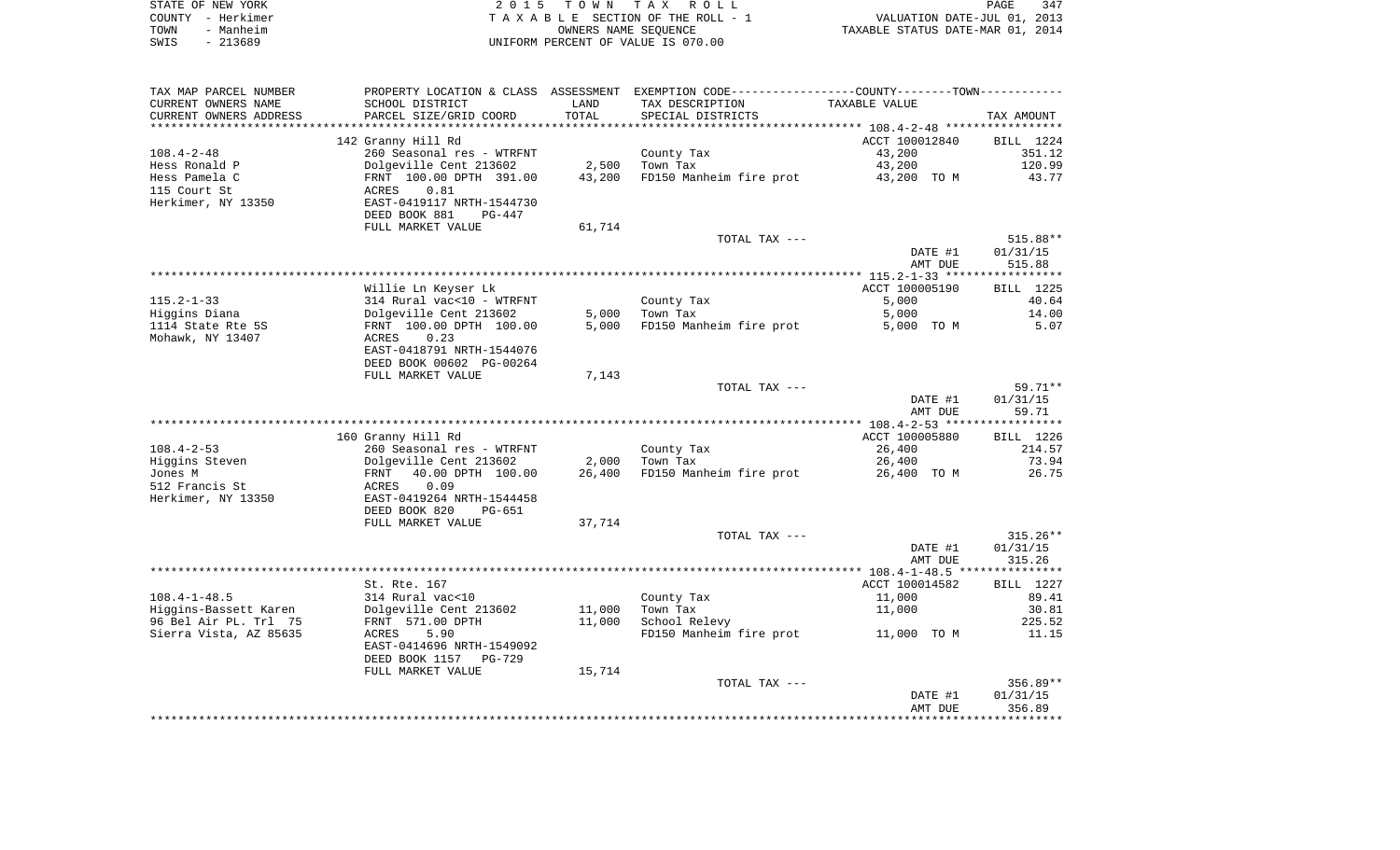STATE OF NEW YORK — 2 0 1 5 T O W N T A X R O L L
COUNTY - Herkimer — T A X A B L E SECTION OF THE ROLL - 1 — VALUATION DATE-JUL 01, 2013
TOWN - Manheim — OWNERS NAME SEQUENCE — TAXABLE STATUS DATE-MAR 01, 2014
SWIS - 213689 — UNIFORM PERCENT OF VALUE IS 070.00

| TAX MAP PARCEL NUMBER / CURRENT OWNERS NAME / CURRENT OWNERS ADDRESS | PROPERTY LOCATION & CLASS / SCHOOL DISTRICT / PARCEL SIZE/GRID COORD | ASSESSMENT LAND / TOTAL | EXEMPTION CODE / TAX DESCRIPTION / SPECIAL DISTRICTS | TAXABLE VALUE | TAX AMOUNT |
|---|---|---|---|---|---|
| | 142 Granny Hill Rd | | | ACCT 100012840 | BILL 1224 |
| 108.4-2-48 | 260 Seasonal res - WTRFNT | | County Tax | 43,200 | 351.12 |
| Hess Ronald P | Dolgeville Cent 213602 | 2,500 | Town Tax | 43,200 | 120.99 |
| Hess Pamela C | FRNT 100.00 DPTH 391.00 | 43,200 | FD150 Manheim fire prot | 43,200 TO M | 43.77 |
| 115 Court St | ACRES 0.81 | | | | |
| Herkimer, NY 13350 | EAST-0419117 NRTH-1544730 | | | | |
| | DEED BOOK 881 PG-447 | | | | |
| | FULL MARKET VALUE | 61,714 | | | |
| | | | TOTAL TAX --- | | 515.88** |
| | | | | DATE #1 | 01/31/15 |
| | | | | AMT DUE | 515.88 |
| | Willie Ln Keyser Lk | | | ACCT 100005190 | BILL 1225 |
| 115.2-1-33 | 314 Rural vac<10 - WTRFNT | | County Tax | 5,000 | 40.64 |
| Higgins Diana | Dolgeville Cent 213602 | 5,000 | Town Tax | 5,000 | 14.00 |
| 1114 State Rte 5S | FRNT 100.00 DPTH 100.00 | 5,000 | FD150 Manheim fire prot | 5,000 TO M | 5.07 |
| Mohawk, NY 13407 | ACRES 0.23 | | | | |
| | EAST-0418791 NRTH-1544076 | | | | |
| | DEED BOOK 00602 PG-00264 | | | | |
| | FULL MARKET VALUE | 7,143 | | | |
| | | | TOTAL TAX --- | | 59.71** |
| | | | | DATE #1 | 01/31/15 |
| | | | | AMT DUE | 59.71 |
| | 160 Granny Hill Rd | | | ACCT 100005880 | BILL 1226 |
| 108.4-2-53 | 260 Seasonal res - WTRFNT | | County Tax | 26,400 | 214.57 |
| Higgins Steven | Dolgeville Cent 213602 | 2,000 | Town Tax | 26,400 | 73.94 |
| Jones M | FRNT 40.00 DPTH 100.00 | 26,400 | FD150 Manheim fire prot | 26,400 TO M | 26.75 |
| 512 Francis St | ACRES 0.09 | | | | |
| Herkimer, NY 13350 | EAST-0419264 NRTH-1544458 | | | | |
| | DEED BOOK 820 PG-651 | | | | |
| | FULL MARKET VALUE | 37,714 | | | |
| | | | TOTAL TAX --- | | 315.26** |
| | | | | DATE #1 | 01/31/15 |
| | | | | AMT DUE | 315.26 |
| | St. Rte. 167 | | | ACCT 100014582 | BILL 1227 |
| 108.4-1-48.5 | 314 Rural vac<10 | | County Tax | 11,000 | 89.41 |
| Higgins-Bassett Karen | Dolgeville Cent 213602 | 11,000 | Town Tax | 11,000 | 30.81 |
| 96 Bel Air PL. Trl 75 | FRNT 571.00 DPTH | 11,000 | School Relevy | | 225.52 |
| Sierra Vista, AZ 85635 | ACRES 5.90 | | FD150 Manheim fire prot | 11,000 TO M | 11.15 |
| | EAST-0414696 NRTH-1549092 | | | | |
| | DEED BOOK 1157 PG-729 | | | | |
| | FULL MARKET VALUE | 15,714 | | | |
| | | | TOTAL TAX --- | | 356.89** |
| | | | | DATE #1 | 01/31/15 |
| | | | | AMT DUE | 356.89 |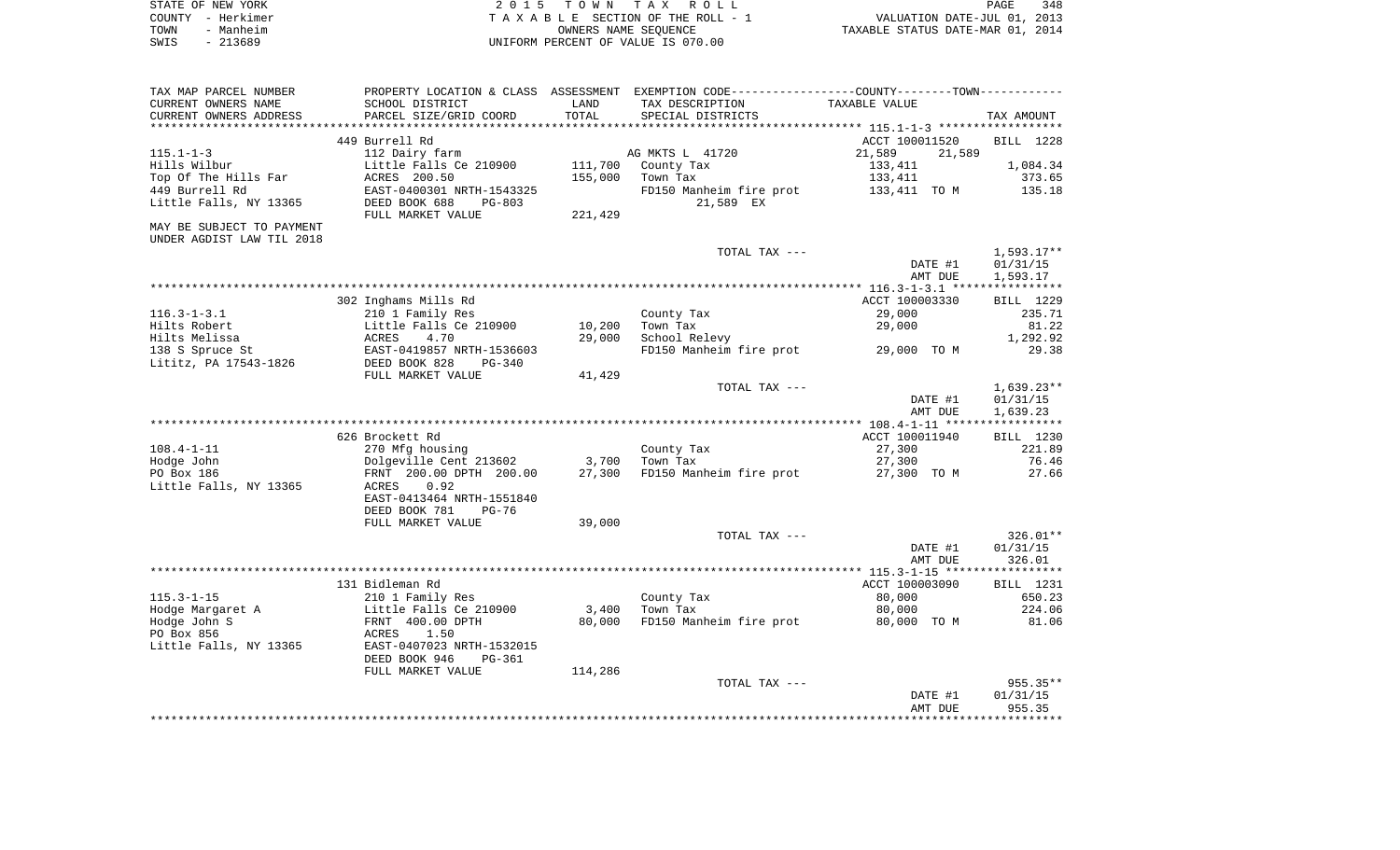STATE OF NEW YORK — 2015 TOWN TAX ROLL
COUNTY - Herkimer — TAXABLE SECTION OF THE ROLL - 1 — VALUATION DATE-JUL 01, 2013
TOWN - Manheim — OWNERS NAME SEQUENCE — TAXABLE STATUS DATE-MAR 01, 2014
SWIS - 213689 — UNIFORM PERCENT OF VALUE IS 070.00

| TAX MAP PARCEL NUMBER / CURRENT OWNERS NAME / CURRENT OWNERS ADDRESS | PROPERTY LOCATION & CLASS / SCHOOL DISTRICT / PARCEL SIZE/GRID COORD | ASSESSMENT LAND / TOTAL | EXEMPTION CODE / TAX DESCRIPTION / SPECIAL DISTRICTS | COUNTY / TOWN TAXABLE VALUE | TAX AMOUNT |
|---|---|---|---|---|---|
| | 449 Burrell Rd | | | ACCT 100011520 | BILL 1228 |
| 115.1-1-3 | 112 Dairy farm | | AG MKTS L 41720 | 21,589 21,589 | |
| Hills Wilbur | Little Falls Ce 210900 | 111,700 | County Tax | 133,411 | 1,084.34 |
| Top Of The Hills Far | ACRES 200.50 | 155,000 | Town Tax | 133,411 | 373.65 |
| 449 Burrell Rd | EAST-0400301 NRTH-1543325 | | FD150 Manheim fire prot | 133,411 TO M | 135.18 |
| Little Falls, NY 13365 | DEED BOOK 688 PG-803 | | 21,589 EX | | |
| | FULL MARKET VALUE | 221,429 | | | |
| MAY BE SUBJECT TO PAYMENT UNDER AGDIST LAW TIL 2018 | | | | | |
| | | | TOTAL TAX --- | | 1,593.17** |
| | | | | DATE #1 | 01/31/15 |
| | | | | AMT DUE | 1,593.17 |
| | 302 Inghams Mills Rd | | | ACCT 100003330 | BILL 1229 |
| 116.3-1-3.1 | 210 1 Family Res | | County Tax | 29,000 | 235.71 |
| Hilts Robert | Little Falls Ce 210900 | 10,200 | Town Tax | 29,000 | 81.22 |
| Hilts Melissa | ACRES 4.70 | 29,000 | School Relevy | | 1,292.92 |
| 138 S Spruce St | EAST-0419857 NRTH-1536603 | | FD150 Manheim fire prot | 29,000 TO M | 29.38 |
| Lititz, PA 17543-1826 | DEED BOOK 828 PG-340 | | | | |
| | FULL MARKET VALUE | 41,429 | | | |
| | | | TOTAL TAX --- | | 1,639.23** |
| | | | | DATE #1 | 01/31/15 |
| | | | | AMT DUE | 1,639.23 |
| | 626 Brockett Rd | | | ACCT 100011940 | BILL 1230 |
| 108.4-1-11 | 270 Mfg housing | | County Tax | 27,300 | 221.89 |
| Hodge John | Dolgeville Cent 213602 | 3,700 | Town Tax | 27,300 | 76.46 |
| PO Box 186 | FRNT 200.00 DPTH 200.00 | 27,300 | FD150 Manheim fire prot | 27,300 TO M | 27.66 |
| Little Falls, NY 13365 | ACRES 0.92 | | | | |
| | EAST-0413464 NRTH-1551840 | | | | |
| | DEED BOOK 781 PG-76 | | | | |
| | FULL MARKET VALUE | 39,000 | | | |
| | | | TOTAL TAX --- | | 326.01** |
| | | | | DATE #1 | 01/31/15 |
| | | | | AMT DUE | 326.01 |
| | 131 Bidleman Rd | | | ACCT 100003090 | BILL 1231 |
| 115.3-1-15 | 210 1 Family Res | | County Tax | 80,000 | 650.23 |
| Hodge Margaret A | Little Falls Ce 210900 | 3,400 | Town Tax | 80,000 | 224.06 |
| Hodge John S | FRNT 400.00 DPTH | 80,000 | FD150 Manheim fire prot | 80,000 TO M | 81.06 |
| PO Box 856 | ACRES 1.50 | | | | |
| Little Falls, NY 13365 | EAST-0407023 NRTH-1532015 | | | | |
| | DEED BOOK 946 PG-361 | | | | |
| | FULL MARKET VALUE | 114,286 | | | |
| | | | TOTAL TAX --- | | 955.35** |
| | | | | DATE #1 | 01/31/15 |
| | | | | AMT DUE | 955.35 |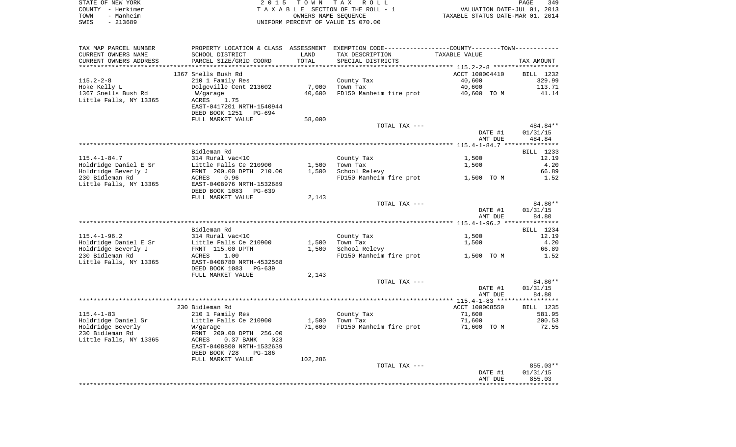STATE OF NEW YORK
COUNTY - Herkimer
TOWN - Manheim
SWIS - 213689

2 0 1 5 T O W N T A X R O L L
T A X A B L E SECTION OF THE ROLL - 1
OWNERS NAME SEQUENCE
UNIFORM PERCENT OF VALUE IS 070.00

VALUATION DATE-JUL 01, 2013
TAXABLE STATUS DATE-MAR 01, 2014

| TAX MAP PARCEL NUMBER / CURRENT OWNERS NAME / CURRENT OWNERS ADDRESS | PROPERTY LOCATION & CLASS / SCHOOL DISTRICT / PARCEL SIZE/GRID COORD | ASSESSMENT LAND / TOTAL | EXEMPTION CODE / TAX DESCRIPTION / SPECIAL DISTRICTS | COUNTY--------TOWN / TAXABLE VALUE | TAX AMOUNT |
|---|---|---|---|---|---|
| **115.2-2-8** | 1367 Snells Bush Rd | | | ACCT 100004410 | BILL 1232 |
| 115.2-2-8 | 210 1 Family Res | | County Tax | 40,600 | 329.99 |
| Hoke Kelly L | Dolgeville Cent 213602 | 7,000 | Town Tax | 40,600 | 113.71 |
| 1367 Snells Bush Rd | W/garage | 40,600 | FD150 Manheim fire prot | 40,600 TO M | 41.14 |
| Little Falls, NY 13365 | ACRES 1.75 | | | | |
| | EAST-0417201 NRTH-1540944 | | | | |
| | DEED BOOK 1251 PG-694 | | | | |
| | FULL MARKET VALUE | 58,000 | | | |
| | | | TOTAL TAX --- | | 484.84** |
| | | | | DATE #1 | 01/31/15 |
| | | | | AMT DUE | 484.84 |
| **115.4-1-84.7** | Bidleman Rd | | | | BILL 1233 |
| 115.4-1-84.7 | 314 Rural vac<10 | | County Tax | 1,500 | 12.19 |
| Holdridge Daniel E Sr | Little Falls Ce 210900 | 1,500 | Town Tax | 1,500 | 4.20 |
| Holdridge Beverly J | FRNT 200.00 DPTH 210.00 | 1,500 | School Relevy | | 66.89 |
| 230 Bidleman Rd | ACRES 0.96 | | FD150 Manheim fire prot | 1,500 TO M | 1.52 |
| Little Falls, NY 13365 | EAST-0408976 NRTH-1532689 | | | | |
| | DEED BOOK 1083 PG-639 | | | | |
| | FULL MARKET VALUE | 2,143 | | | |
| | | | TOTAL TAX --- | | 84.80** |
| | | | | DATE #1 | 01/31/15 |
| | | | | AMT DUE | 84.80 |
| **115.4-1-96.2** | Bidleman Rd | | | | BILL 1234 |
| 115.4-1-96.2 | 314 Rural vac<10 | | County Tax | 1,500 | 12.19 |
| Holdridge Daniel E Sr | Little Falls Ce 210900 | 1,500 | Town Tax | 1,500 | 4.20 |
| Holdridge Beverly J | FRNT 115.00 DPTH | 1,500 | School Relevy | | 66.89 |
| 230 Bidleman Rd | ACRES 1.00 | | FD150 Manheim fire prot | 1,500 TO M | 1.52 |
| Little Falls, NY 13365 | EAST-0408780 NRTH-4532568 | | | | |
| | DEED BOOK 1083 PG-639 | | | | |
| | FULL MARKET VALUE | 2,143 | | | |
| | | | TOTAL TAX --- | | 84.80** |
| | | | | DATE #1 | 01/31/15 |
| | | | | AMT DUE | 84.80 |
| **115.4-1-83** | 230 Bidleman Rd | | | ACCT 100008550 | BILL 1235 |
| 115.4-1-83 | 210 1 Family Res | | County Tax | 71,600 | 581.95 |
| Holdridge Daniel Sr | Little Falls Ce 210900 | 1,500 | Town Tax | 71,600 | 200.53 |
| Holdridge Beverly | W/garage | 71,600 | FD150 Manheim fire prot | 71,600 TO M | 72.55 |
| 230 Bidleman Rd | FRNT 200.00 DPTH 256.00 | | | | |
| Little Falls, NY 13365 | ACRES 0.37 BANK 023 | | | | |
| | EAST-0408800 NRTH-1532639 | | | | |
| | DEED BOOK 728 PG-186 | | | | |
| | FULL MARKET VALUE | 102,286 | | | |
| | | | TOTAL TAX --- | | 855.03** |
| | | | | DATE #1 | 01/31/15 |
| | | | | AMT DUE | 855.03 |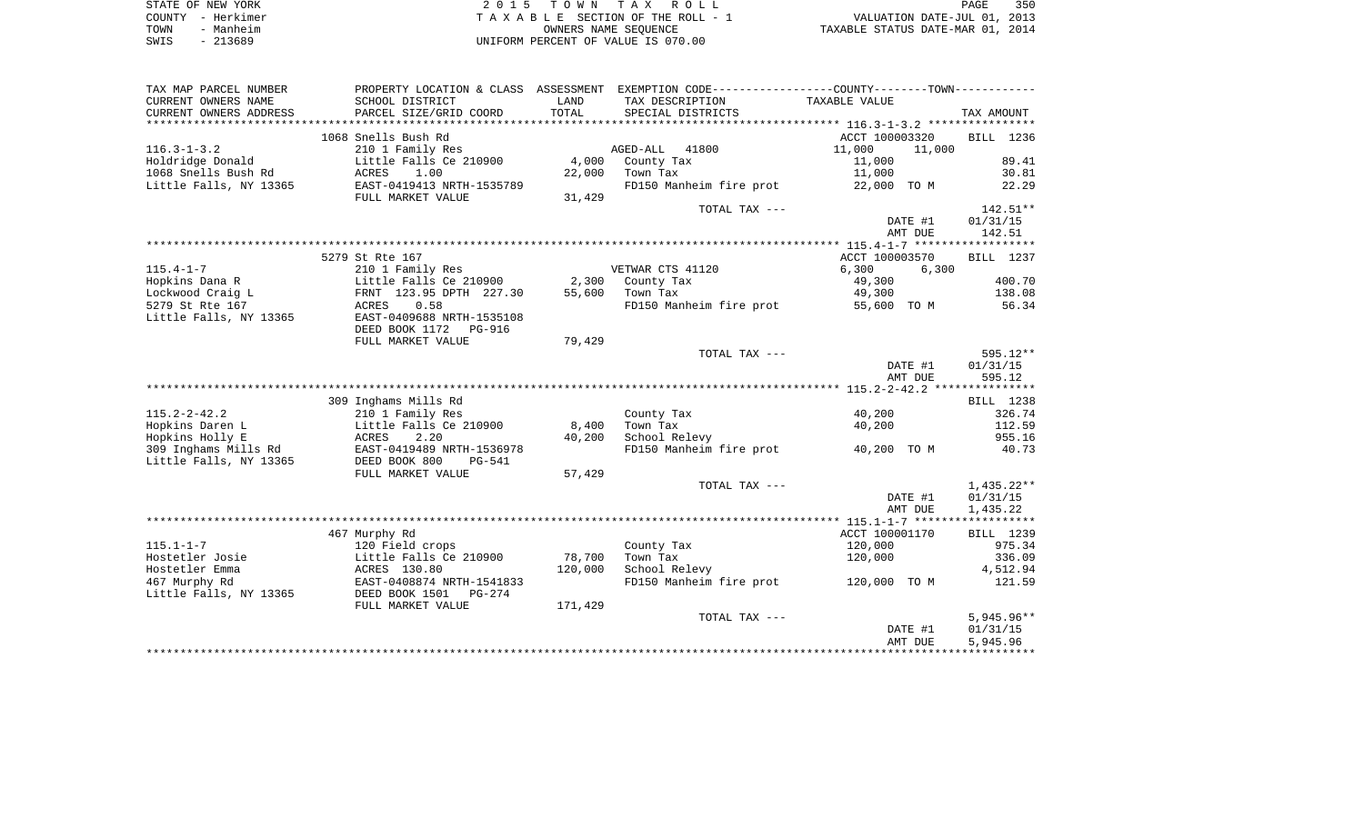STATE OF NEW YORK
COUNTY - Herkimer
TOWN - Manheim
SWIS - 213689

2 0 1 5 T O W N T A X R O L L
T A X A B L E SECTION OF THE ROLL - 1
OWNERS NAME SEQUENCE
UNIFORM PERCENT OF VALUE IS 070.00

VALUATION DATE-JUL 01, 2013
TAXABLE STATUS DATE-MAR 01, 2014

| TAX MAP PARCEL NUMBER / CURRENT OWNERS NAME / CURRENT OWNERS ADDRESS | PROPERTY LOCATION & CLASS / SCHOOL DISTRICT / PARCEL SIZE/GRID COORD | ASSESSMENT LAND / TOTAL | EXEMPTION CODE / TAX DESCRIPTION / SPECIAL DISTRICTS | COUNTY / TOWN TAXABLE VALUE | TAX AMOUNT |
|---|---|---|---|---|---|
| **116.3-1-3.2** | 1068 Snells Bush Rd | | | ACCT 100003320 | BILL 1236 |
| 116.3-1-3.2 | 210 1 Family Res | | AGED-ALL 41800 | 11,000 11,000 | |
| Holdridge Donald | Little Falls Ce 210900 | 4,000 | County Tax | 11,000 | 89.41 |
| 1068 Snells Bush Rd | ACRES 1.00 | 22,000 | Town Tax | 11,000 | 30.81 |
| Little Falls, NY 13365 | EAST-0419413 NRTH-1535789 | | FD150 Manheim fire prot | 22,000 TO M | 22.29 |
| | FULL MARKET VALUE | 31,429 | | | |
| | | | TOTAL TAX --- | | 142.51** |
| | | | | DATE #1 | 01/31/15 |
| | | | | AMT DUE | 142.51 |
| **115.4-1-7** | 5279 St Rte 167 | | | ACCT 100003570 | BILL 1237 |
| 115.4-1-7 | 210 1 Family Res | | VETWAR CTS 41120 | 6,300 6,300 | |
| Hopkins Dana R | Little Falls Ce 210900 | 2,300 | County Tax | 49,300 | 400.70 |
| Lockwood Craig L | FRNT 123.95 DPTH 227.30 | 55,600 | Town Tax | 49,300 | 138.08 |
| 5279 St Rte 167 | ACRES 0.58 | | FD150 Manheim fire prot | 55,600 TO M | 56.34 |
| Little Falls, NY 13365 | EAST-0409688 NRTH-1535108 | | | | |
| | DEED BOOK 1172 PG-916 | | | | |
| | FULL MARKET VALUE | 79,429 | | | |
| | | | TOTAL TAX --- | | 595.12** |
| | | | | DATE #1 | 01/31/15 |
| | | | | AMT DUE | 595.12 |
| **115.2-2-42.2** | 309 Inghams Mills Rd | | | | BILL 1238 |
| 115.2-2-42.2 | 210 1 Family Res | | County Tax | 40,200 | 326.74 |
| Hopkins Daren L | Little Falls Ce 210900 | 8,400 | Town Tax | 40,200 | 112.59 |
| Hopkins Holly E | ACRES 2.20 | 40,200 | School Relevy | | 955.16 |
| 309 Inghams Mills Rd | EAST-0419489 NRTH-1536978 | | FD150 Manheim fire prot | 40,200 TO M | 40.73 |
| Little Falls, NY 13365 | DEED BOOK 800 PG-541 | | | | |
| | FULL MARKET VALUE | 57,429 | | | |
| | | | TOTAL TAX --- | | 1,435.22** |
| | | | | DATE #1 | 01/31/15 |
| | | | | AMT DUE | 1,435.22 |
| **115.1-1-7** | 467 Murphy Rd | | | ACCT 100001170 | BILL 1239 |
| 115.1-1-7 | 120 Field crops | | County Tax | 120,000 | 975.34 |
| Hostetler Josie | Little Falls Ce 210900 | 78,700 | Town Tax | 120,000 | 336.09 |
| Hostetler Emma | ACRES 130.80 | 120,000 | School Relevy | | 4,512.94 |
| 467 Murphy Rd | EAST-0408874 NRTH-1541833 | | FD150 Manheim fire prot | 120,000 TO M | 121.59 |
| Little Falls, NY 13365 | DEED BOOK 1501 PG-274 | | | | |
| | FULL MARKET VALUE | 171,429 | | | |
| | | | TOTAL TAX --- | | 5,945.96** |
| | | | | DATE #1 | 01/31/15 |
| | | | | AMT DUE | 5,945.96 |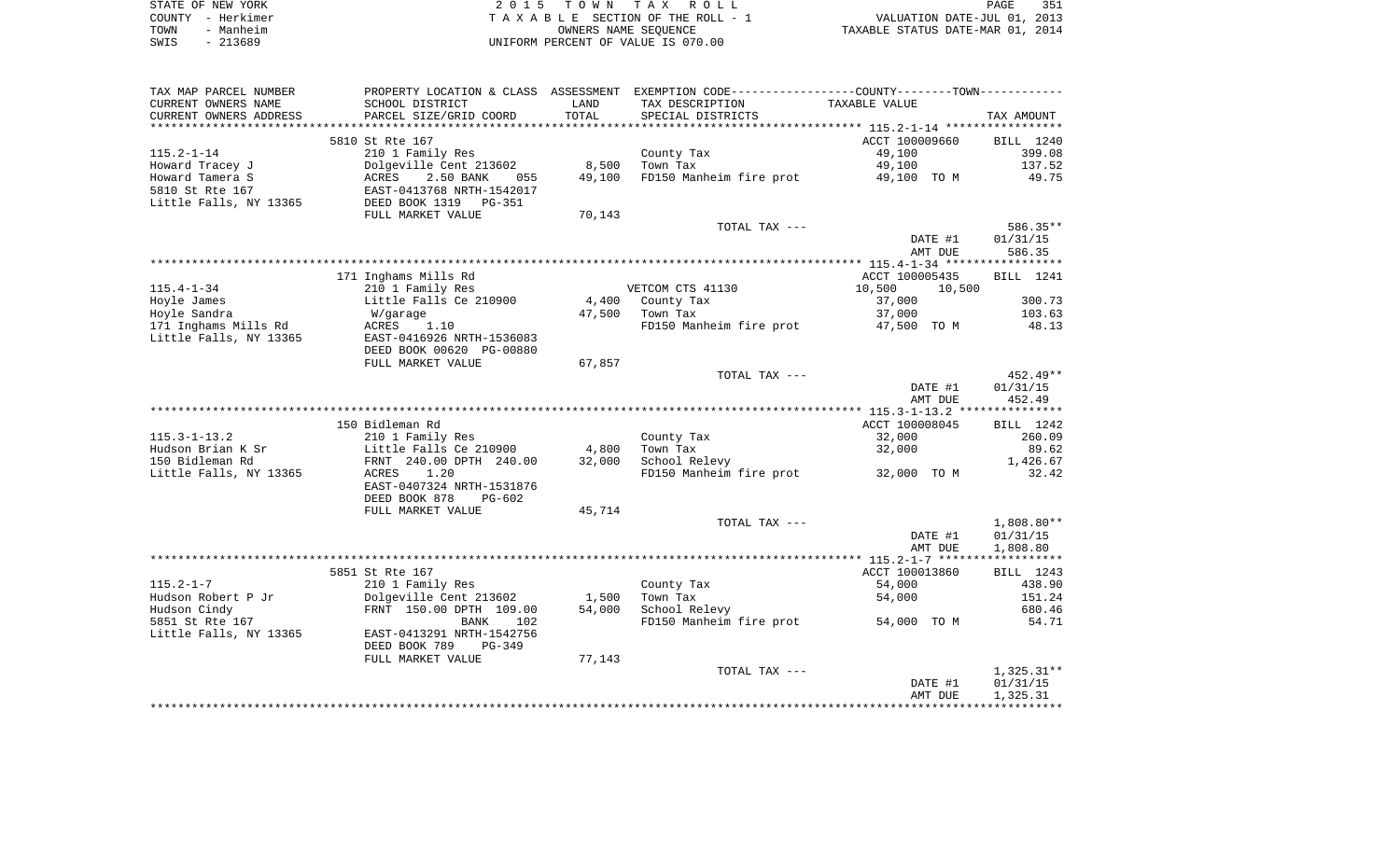STATE OF NEW YORK 2 0 1 5 T O W N T A X R O L L
COUNTY - Herkimer T A X A B L E SECTION OF THE ROLL - 1 VALUATION DATE-JUL 01, 2013
TOWN - Manheim OWNERS NAME SEQUENCE TAXABLE STATUS DATE-MAR 01, 2014
SWIS - 213689 UNIFORM PERCENT OF VALUE IS 070.00

| TAX MAP PARCEL NUMBER / CURRENT OWNERS NAME / CURRENT OWNERS ADDRESS | PROPERTY LOCATION & CLASS / SCHOOL DISTRICT / PARCEL SIZE/GRID COORD | ASSESSMENT LAND | TOTAL | EXEMPTION CODE / TAX DESCRIPTION / SPECIAL DISTRICTS | TAXABLE VALUE | TAX AMOUNT |
|---|---|---|---|---|---|---|
| | 5810 St Rte 167 | | | | ACCT 100009660 | BILL 1240 |
| 115.2-1-14 | 210 1 Family Res | | | County Tax | 49,100 | 399.08 |
| Howard Tracey J | Dolgeville Cent 213602 | 8,500 | | Town Tax | 49,100 | 137.52 |
| Howard Tamera S | ACRES 2.50 BANK 055 | | 49,100 | FD150 Manheim fire prot | 49,100 TO M | 49.75 |
| 5810 St Rte 167 | EAST-0413768 NRTH-1542017 | | | | | |
| Little Falls, NY 13365 | DEED BOOK 1319 PG-351 | | | | | |
| | FULL MARKET VALUE | 70,143 | | | | |
| | | | | TOTAL TAX --- | | 586.35** |
| | | | | | DATE #1 | 01/31/15 |
| | | | | | AMT DUE | 586.35 |
| | 171 Inghams Mills Rd | | | | ACCT 100005435 | BILL 1241 |
| 115.4-1-34 | 210 1 Family Res | | | VETCOM CTS 41130 | 10,500 10,500 | |
| Hoyle James | Little Falls Ce 210900 | 4,400 | | County Tax | 37,000 | 300.73 |
| Hoyle Sandra | W/garage | | 47,500 | Town Tax | 37,000 | 103.63 |
| 171 Inghams Mills Rd | ACRES 1.10 | | | FD150 Manheim fire prot | 47,500 TO M | 48.13 |
| Little Falls, NY 13365 | EAST-0416926 NRTH-1536083 | | | | | |
| | DEED BOOK 00620 PG-00880 | | | | | |
| | FULL MARKET VALUE | 67,857 | | | | |
| | | | | TOTAL TAX --- | | 452.49** |
| | | | | | DATE #1 | 01/31/15 |
| | | | | | AMT DUE | 452.49 |
| | 150 Bidleman Rd | | | | ACCT 100008045 | BILL 1242 |
| 115.3-1-13.2 | 210 1 Family Res | | | County Tax | 32,000 | 260.09 |
| Hudson Brian K Sr | Little Falls Ce 210900 | 4,800 | | Town Tax | 32,000 | 89.62 |
| 150 Bidleman Rd | FRNT 240.00 DPTH 240.00 | | 32,000 | School Relevy | | 1,426.67 |
| Little Falls, NY 13365 | ACRES 1.20 | | | FD150 Manheim fire prot | 32,000 TO M | 32.42 |
| | EAST-0407324 NRTH-1531876 | | | | | |
| | DEED BOOK 878 PG-602 | | | | | |
| | FULL MARKET VALUE | 45,714 | | | | |
| | | | | TOTAL TAX --- | | 1,808.80** |
| | | | | | DATE #1 | 01/31/15 |
| | | | | | AMT DUE | 1,808.80 |
| | 5851 St Rte 167 | | | | ACCT 100013860 | BILL 1243 |
| 115.2-1-7 | 210 1 Family Res | | | County Tax | 54,000 | 438.90 |
| Hudson Robert P Jr | Dolgeville Cent 213602 | 1,500 | | Town Tax | 54,000 | 151.24 |
| Hudson Cindy | FRNT 150.00 DPTH 109.00 | | 54,000 | School Relevy | | 680.46 |
| 5851 St Rte 167 | BANK 102 | | | FD150 Manheim fire prot | 54,000 TO M | 54.71 |
| Little Falls, NY 13365 | EAST-0413291 NRTH-1542756 | | | | | |
| | DEED BOOK 789 PG-349 | | | | | |
| | FULL MARKET VALUE | 77,143 | | | | |
| | | | | TOTAL TAX --- | | 1,325.31** |
| | | | | | DATE #1 | 01/31/15 |
| | | | | | AMT DUE | 1,325.31 |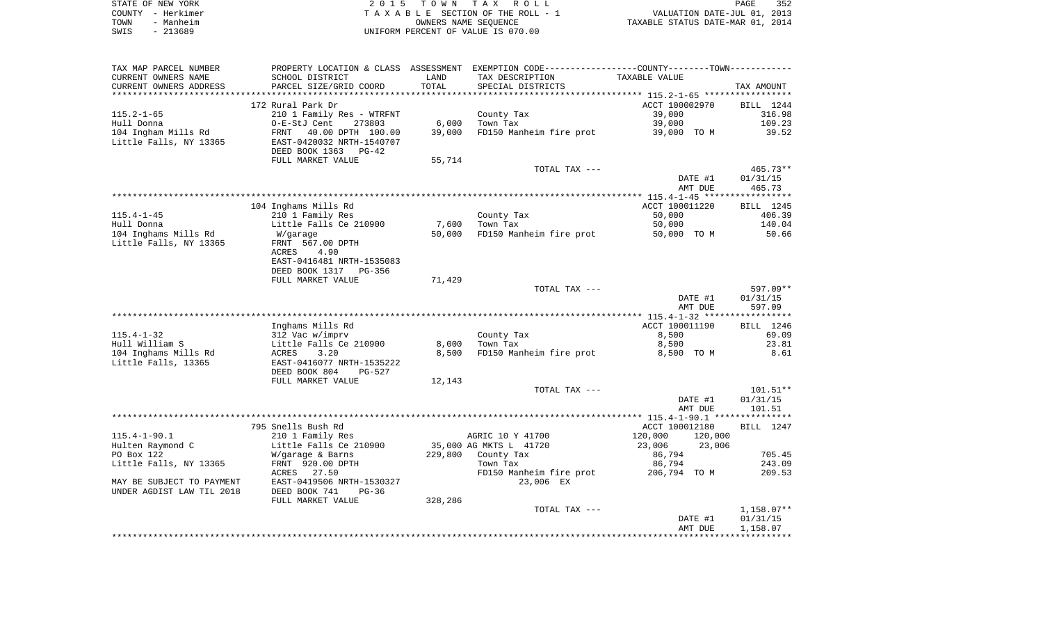STATE OF NEW YORK
COUNTY - Herkimer
TOWN - Manheim
SWIS - 213689

2 0 1 5 T O W N T A X R O L L
T A X A B L E SECTION OF THE ROLL - 1
OWNERS NAME SEQUENCE
UNIFORM PERCENT OF VALUE IS 070.00

VALUATION DATE-JUL 01, 2013
TAXABLE STATUS DATE-MAR 01, 2014

| TAX MAP PARCEL NUMBER / CURRENT OWNERS NAME / CURRENT OWNERS ADDRESS | PROPERTY LOCATION & CLASS / SCHOOL DISTRICT / PARCEL SIZE/GRID COORD | ASSESSMENT LAND / TOTAL | EXEMPTION CODE / TAX DESCRIPTION / SPECIAL DISTRICTS | COUNTY / TOWN TAXABLE VALUE | TAX AMOUNT |
|---|---|---|---|---|---|
| 115.2-1-65 | 172 Rural Park Dr | | | ACCT 100002970 | BILL 1244 |
| | 210 1 Family Res - WTRFNT | | County Tax | 39,000 | 316.98 |
| Hull Donna | O-E-StJ Cent 273803 | 6,000 | Town Tax | 39,000 | 109.23 |
| 104 Ingham Mills Rd | FRNT 40.00 DPTH 100.00 | 39,000 | FD150 Manheim fire prot | 39,000 TO M | 39.52 |
| Little Falls, NY 13365 | EAST-0420032 NRTH-1540707 | | | | |
| | DEED BOOK 1363 PG-42 | | | | |
| | FULL MARKET VALUE | 55,714 | | | |
| | | | TOTAL TAX --- | | 465.73** |
| | | | | DATE #1 | 01/31/15 |
| | | | | AMT DUE | 465.73 |
| 115.4-1-45 | 104 Inghams Mills Rd | | | ACCT 100011220 | BILL 1245 |
| | 210 1 Family Res | | County Tax | 50,000 | 406.39 |
| Hull Donna | Little Falls Ce 210900 | 7,600 | Town Tax | 50,000 | 140.04 |
| 104 Inghams Mills Rd | W/garage | 50,000 | FD150 Manheim fire prot | 50,000 TO M | 50.66 |
| Little Falls, NY 13365 | FRNT 567.00 DPTH | | | | |
| | ACRES 4.90 | | | | |
| | EAST-0416481 NRTH-1535083 | | | | |
| | DEED BOOK 1317 PG-356 | | | | |
| | FULL MARKET VALUE | 71,429 | | | |
| | | | TOTAL TAX --- | | 597.09** |
| | | | | DATE #1 | 01/31/15 |
| | | | | AMT DUE | 597.09 |
| 115.4-1-32 | Inghams Mills Rd | | | ACCT 100011190 | BILL 1246 |
| | 312 Vac w/imprv | | County Tax | 8,500 | 69.09 |
| Hull William S | Little Falls Ce 210900 | 8,000 | Town Tax | 8,500 | 23.81 |
| 104 Inghams Mills Rd | ACRES 3.20 | 8,500 | FD150 Manheim fire prot | 8,500 TO M | 8.61 |
| Little Falls, 13365 | EAST-0416077 NRTH-1535222 | | | | |
| | DEED BOOK 804 PG-527 | | | | |
| | FULL MARKET VALUE | 12,143 | | | |
| | | | TOTAL TAX --- | | 101.51** |
| | | | | DATE #1 | 01/31/15 |
| | | | | AMT DUE | 101.51 |
| 115.4-1-90.1 | 795 Snells Bush Rd | | | ACCT 100012180 | BILL 1247 |
| | 210 1 Family Res | | AGRIC 10 Y 41700 | 120,000 120,000 | |
| Hulten Raymond C | Little Falls Ce 210900 | 35,000 | AG MKTS L 41720 | 23,006 23,006 | |
| PO Box 122 | W/garage & Barns | 229,800 | County Tax | 86,794 | 705.45 |
| Little Falls, NY 13365 | FRNT 920.00 DPTH | | Town Tax | 86,794 | 243.09 |
| | ACRES 27.50 | | FD150 Manheim fire prot | 206,794 TO M | 209.53 |
| MAY BE SUBJECT TO PAYMENT | EAST-0419506 NRTH-1530327 | | 23,006 EX | | |
| UNDER AGDIST LAW TIL 2018 | DEED BOOK 741 PG-36 | | | | |
| | FULL MARKET VALUE | 328,286 | | | |
| | | | TOTAL TAX --- | | 1,158.07** |
| | | | | DATE #1 | 01/31/15 |
| | | | | AMT DUE | 1,158.07 |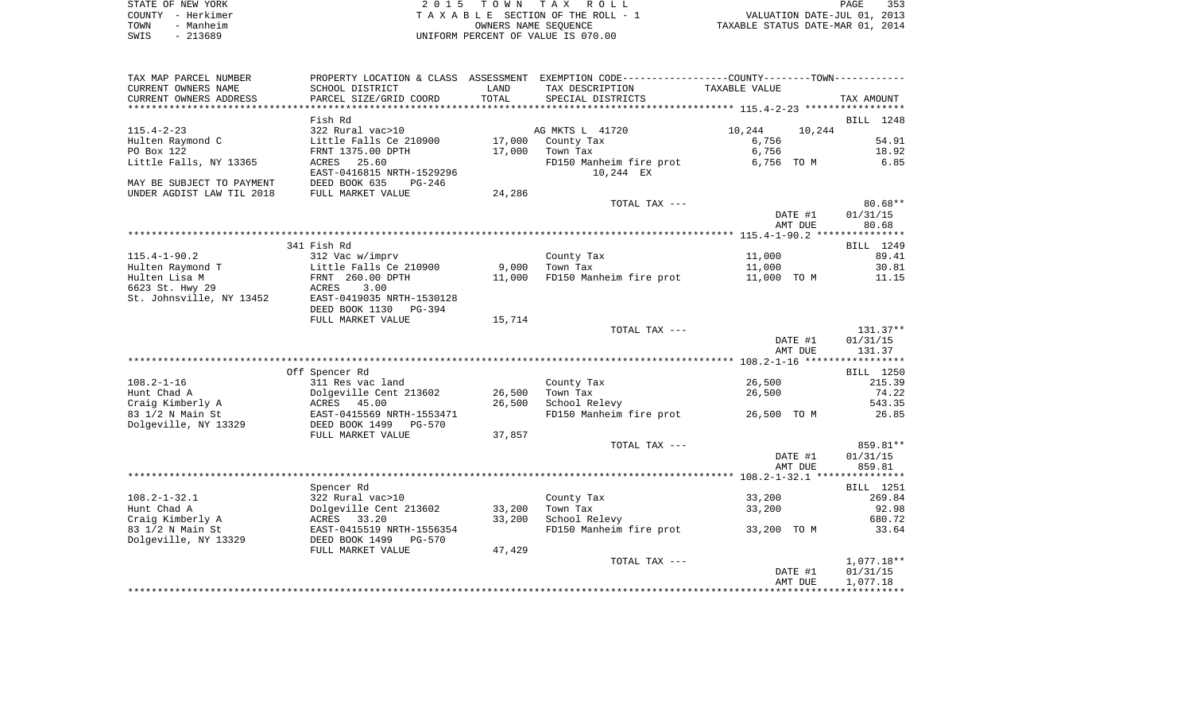STATE OF NEW YORK — 2015 TOWN TAX ROLL
COUNTY - Herkimer — TAXABLE SECTION OF THE ROLL - 1 — VALUATION DATE-JUL 01, 2013
TOWN - Manheim — OWNERS NAME SEQUENCE — TAXABLE STATUS DATE-MAR 01, 2014
SWIS - 213689 — UNIFORM PERCENT OF VALUE IS 070.00

| TAX MAP PARCEL NUMBER / CURRENT OWNERS NAME / CURRENT OWNERS ADDRESS | PROPERTY LOCATION & CLASS / SCHOOL DISTRICT / PARCEL SIZE/GRID COORD | ASSESSMENT LAND / TOTAL | EXEMPTION CODE / TAX DESCRIPTION / SPECIAL DISTRICTS | COUNTY / TOWN TAXABLE VALUE | TAX AMOUNT |
|---|---|---|---|---|---|
| 115.4-2-23 | Fish Rd | | | | BILL 1248 |
| | 322 Rural vac>10 | | AG MKTS L 41720 | 10,244 10,244 | |
| Hulten Raymond C | Little Falls Ce 210900 | 17,000 | County Tax | 6,756 | 54.91 |
| PO Box 122 | FRNT 1375.00 DPTH | 17,000 | Town Tax | 6,756 | 18.92 |
| Little Falls, NY 13365 | ACRES 25.60 | | FD150 Manheim fire prot | 6,756 TO M | 6.85 |
| | EAST-0416815 NRTH-1529296 | | 10,244 EX | | |
| MAY BE SUBJECT TO PAYMENT | DEED BOOK 635 PG-246 | | | | |
| UNDER AGDIST LAW TIL 2018 | FULL MARKET VALUE | 24,286 | | | |
| | | | TOTAL TAX --- | | 80.68** |
| | | | | DATE #1 | 01/31/15 |
| | | | | AMT DUE | 80.68 |
| 115.4-1-90.2 | 341 Fish Rd | | | | BILL 1249 |
| | 312 Vac w/imprv | | County Tax | 11,000 | 89.41 |
| Hulten Raymond T | Little Falls Ce 210900 | 9,000 | Town Tax | 11,000 | 30.81 |
| Hulten Lisa M | FRNT 260.00 DPTH | 11,000 | FD150 Manheim fire prot | 11,000 TO M | 11.15 |
| 6623 St. Hwy 29 | ACRES 3.00 | | | | |
| St. Johnsville, NY 13452 | EAST-0419035 NRTH-1530128 | | | | |
| | DEED BOOK 1130 PG-394 | | | | |
| | FULL MARKET VALUE | 15,714 | | | |
| | | | TOTAL TAX --- | | 131.37** |
| | | | | DATE #1 | 01/31/15 |
| | | | | AMT DUE | 131.37 |
| 108.2-1-16 | Off Spencer Rd | | | | BILL 1250 |
| | 311 Res vac land | | County Tax | 26,500 | 215.39 |
| Hunt Chad A | Dolgeville Cent 213602 | 26,500 | Town Tax | 26,500 | 74.22 |
| Craig Kimberly A | ACRES 45.00 | 26,500 | School Relevy | | 543.35 |
| 83 1/2 N Main St | EAST-0415569 NRTH-1553471 | | FD150 Manheim fire prot | 26,500 TO M | 26.85 |
| Dolgeville, NY 13329 | DEED BOOK 1499 PG-570 | | | | |
| | FULL MARKET VALUE | 37,857 | | | |
| | | | TOTAL TAX --- | | 859.81** |
| | | | | DATE #1 | 01/31/15 |
| | | | | AMT DUE | 859.81 |
| 108.2-1-32.1 | Spencer Rd | | | | BILL 1251 |
| | 322 Rural vac>10 | | County Tax | 33,200 | 269.84 |
| Hunt Chad A | Dolgeville Cent 213602 | 33,200 | Town Tax | 33,200 | 92.98 |
| Craig Kimberly A | ACRES 33.20 | 33,200 | School Relevy | | 680.72 |
| 83 1/2 N Main St | EAST-0415519 NRTH-1556354 | | FD150 Manheim fire prot | 33,200 TO M | 33.64 |
| Dolgeville, NY 13329 | DEED BOOK 1499 PG-570 | | | | |
| | FULL MARKET VALUE | 47,429 | | | |
| | | | TOTAL TAX --- | | 1,077.18** |
| | | | | DATE #1 | 01/31/15 |
| | | | | AMT DUE | 1,077.18 |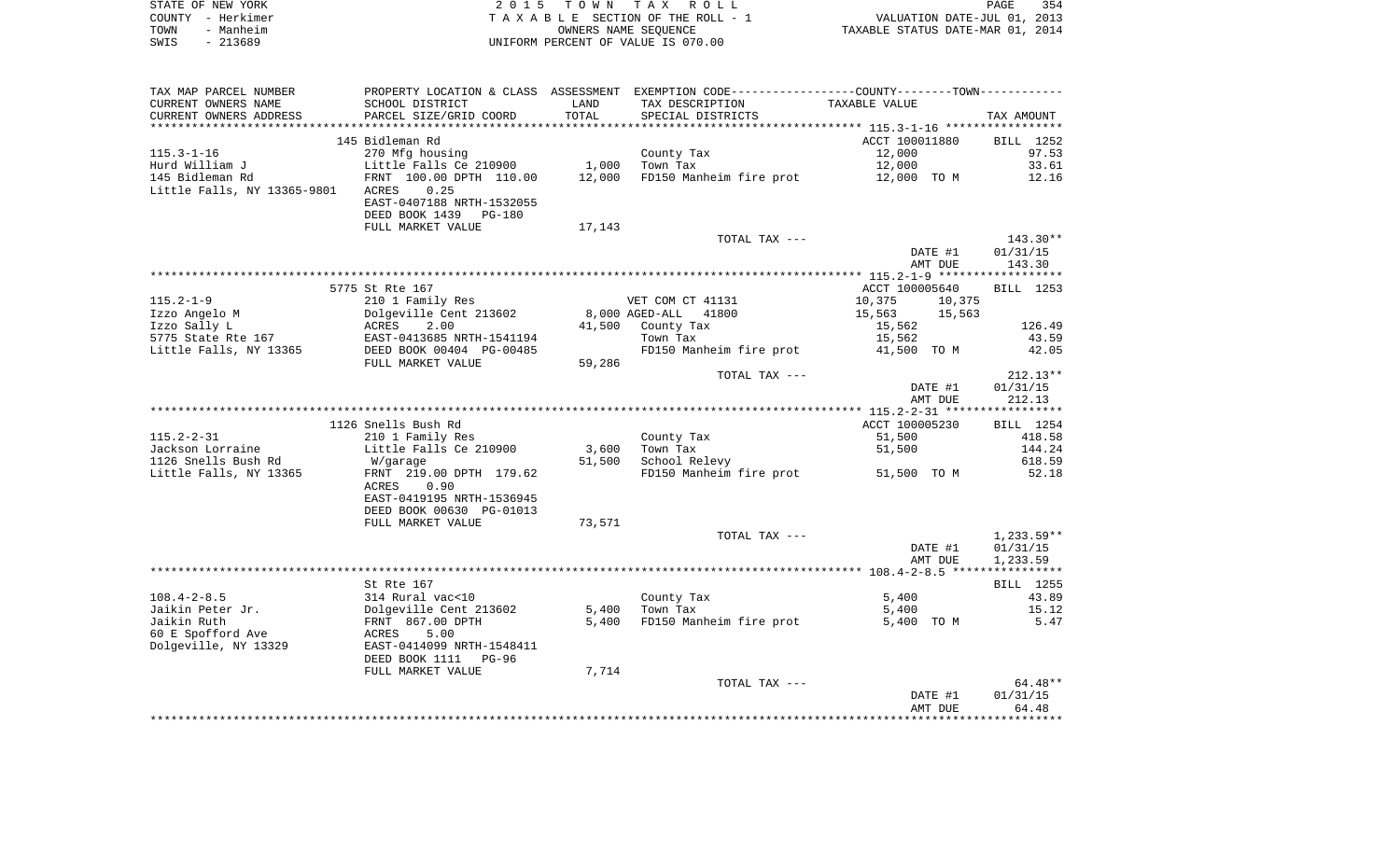STATE OF NEW YORK
COUNTY - Herkimer
TOWN - Manheim
SWIS - 213689

2015 TOWN TAX ROLL
TAXABLE SECTION OF THE ROLL - 1
OWNERS NAME SEQUENCE
UNIFORM PERCENT OF VALUE IS 070.00

VALUATION DATE-JUL 01, 2013
TAXABLE STATUS DATE-MAR 01, 2014

| TAX MAP PARCEL NUMBER<br>CURRENT OWNERS NAME<br>CURRENT OWNERS ADDRESS | PROPERTY LOCATION & CLASS<br>SCHOOL DISTRICT<br>PARCEL SIZE/GRID COORD | ASSESSMENT<br>LAND<br>TOTAL | EXEMPTION CODE<br>TAX DESCRIPTION<br>SPECIAL DISTRICTS | COUNTY / TOWN<br>TAXABLE VALUE | TAX AMOUNT |
|---|---|---|---|---|---|
| | 145 Bidleman Rd | | | ACCT 100011880 | BILL 1252 |
| 115.3-1-16 | 270 Mfg housing | | County Tax | 12,000 | 97.53 |
| Hurd William J | Little Falls Ce 210900 | 1,000 | Town Tax | 12,000 | 33.61 |
| 145 Bidleman Rd | FRNT 100.00 DPTH 110.00 | 12,000 | FD150 Manheim fire prot | 12,000 TO M | 12.16 |
| Little Falls, NY 13365-9801 | ACRES 0.25 | | | | |
| | EAST-0407188 NRTH-1532055 | | | | |
| | DEED BOOK 1439 PG-180 | | | | |
| | FULL MARKET VALUE | 17,143 | | | |
| | | | TOTAL TAX --- | | 143.30** |
| | | | | DATE #1 | 01/31/15 |
| | | | | AMT DUE | 143.30 |
| | 5775 St Rte 167 | | | ACCT 100005640 | BILL 1253 |
| 115.2-1-9 | 210 1 Family Res | | VET COM CT 41131 | 10,375 10,375 | |
| Izzo Angelo M | Dolgeville Cent 213602 | 8,000 | AGED-ALL 41800 | 15,563 15,563 | |
| Izzo Sally L | ACRES 2.00 | 41,500 | County Tax | 15,562 | 126.49 |
| 5775 State Rte 167 | EAST-0413685 NRTH-1541194 | | Town Tax | 15,562 | 43.59 |
| Little Falls, NY 13365 | DEED BOOK 00404 PG-00485 | | FD150 Manheim fire prot | 41,500 TO M | 42.05 |
| | FULL MARKET VALUE | 59,286 | | | |
| | | | TOTAL TAX --- | | 212.13** |
| | | | | DATE #1 | 01/31/15 |
| | | | | AMT DUE | 212.13 |
| | 1126 Snells Bush Rd | | | ACCT 100005230 | BILL 1254 |
| 115.2-2-31 | 210 1 Family Res | | County Tax | 51,500 | 418.58 |
| Jackson Lorraine | Little Falls Ce 210900 | 3,600 | Town Tax | 51,500 | 144.24 |
| 1126 Snells Bush Rd | W/garage | 51,500 | School Relevy | | 618.59 |
| Little Falls, NY 13365 | FRNT 219.00 DPTH 179.62 | | FD150 Manheim fire prot | 51,500 TO M | 52.18 |
| | ACRES 0.90 | | | | |
| | EAST-0419195 NRTH-1536945 | | | | |
| | DEED BOOK 00630 PG-01013 | | | | |
| | FULL MARKET VALUE | 73,571 | | | |
| | | | TOTAL TAX --- | | 1,233.59** |
| | | | | DATE #1 | 01/31/15 |
| | | | | AMT DUE | 1,233.59 |
| | St Rte 167 | | | | BILL 1255 |
| 108.4-2-8.5 | 314 Rural vac<10 | | County Tax | 5,400 | 43.89 |
| Jaikin Peter Jr. | Dolgeville Cent 213602 | 5,400 | Town Tax | 5,400 | 15.12 |
| Jaikin Ruth | FRNT 867.00 DPTH | 5,400 | FD150 Manheim fire prot | 5,400 TO M | 5.47 |
| 60 E Spofford Ave | ACRES 5.00 | | | | |
| Dolgeville, NY 13329 | EAST-0414099 NRTH-1548411 | | | | |
| | DEED BOOK 1111 PG-96 | | | | |
| | FULL MARKET VALUE | 7,714 | | | |
| | | | TOTAL TAX --- | | 64.48** |
| | | | | DATE #1 | 01/31/15 |
| | | | | AMT DUE | 64.48 |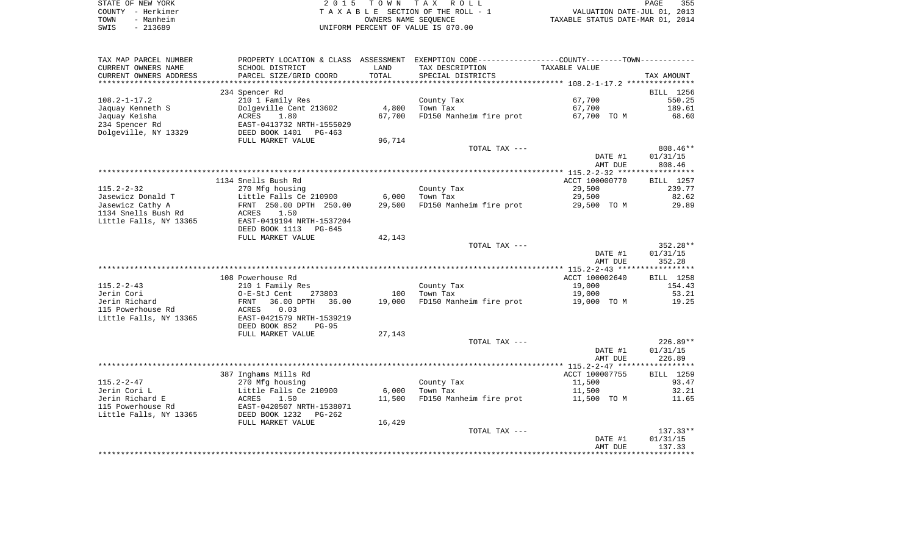STATE OF NEW YORK | COUNTY - Herkimer | TOWN - Manheim | SWIS - 213689

**2 0 1 5 T O W N T A X R O L L**
T A X A B L E SECTION OF THE ROLL - 1
OWNERS NAME SEQUENCE
UNIFORM PERCENT OF VALUE IS 070.00

VALUATION DATE-JUL 01, 2013
TAXABLE STATUS DATE-MAR 01, 2014

| TAX MAP PARCEL NUMBER / CURRENT OWNERS NAME / CURRENT OWNERS ADDRESS | PROPERTY LOCATION & CLASS / SCHOOL DISTRICT / PARCEL SIZE/GRID COORD | ASSESSMENT LAND / TOTAL | EXEMPTION CODE / TAX DESCRIPTION / SPECIAL DISTRICTS | TAXABLE VALUE | TAX AMOUNT |
|---|---|---|---|---|---|
| 108.2-1-17.2 | 234 Spencer Rd | | | | BILL 1256 |
| | 210 1 Family Res | | County Tax | 67,700 | 550.25 |
| Jaquay Kenneth S | Dolgeville Cent 213602 | 4,800 | Town Tax | 67,700 | 189.61 |
| Jaquay Keisha | ACRES 1.80 | 67,700 | FD150 Manheim fire prot | 67,700 TO M | 68.60 |
| 234 Spencer Rd | EAST-0413732 NRTH-1555029 | | | | |
| Dolgeville, NY 13329 | DEED BOOK 1401 PG-463 | | | | |
| | FULL MARKET VALUE | 96,714 | | | |
| | | | TOTAL TAX --- | | 808.46** |
| | | | | DATE #1 | 01/31/15 |
| | | | | AMT DUE | 808.46 |
| 115.2-2-32 | 1134 Snells Bush Rd | | | ACCT 100000770 | BILL 1257 |
| | 270 Mfg housing | | County Tax | 29,500 | 239.77 |
| Jasewicz Donald T | Little Falls Ce 210900 | 6,000 | Town Tax | 29,500 | 82.62 |
| Jasewicz Cathy A | FRNT 250.00 DPTH 250.00 | 29,500 | FD150 Manheim fire prot | 29,500 TO M | 29.89 |
| 1134 Snells Bush Rd | ACRES 1.50 | | | | |
| Little Falls, NY 13365 | EAST-0419194 NRTH-1537204 | | | | |
| | DEED BOOK 1113 PG-645 | | | | |
| | FULL MARKET VALUE | 42,143 | | | |
| | | | TOTAL TAX --- | | 352.28** |
| | | | | DATE #1 | 01/31/15 |
| | | | | AMT DUE | 352.28 |
| 115.2-2-43 | 108 Powerhouse Rd | | | ACCT 100002640 | BILL 1258 |
| | 210 1 Family Res | | County Tax | 19,000 | 154.43 |
| Jerin Cori | O-E-StJ Cent 273803 | 100 | Town Tax | 19,000 | 53.21 |
| Jerin Richard | FRNT 36.00 DPTH 36.00 | 19,000 | FD150 Manheim fire prot | 19,000 TO M | 19.25 |
| 115 Powerhouse Rd | ACRES 0.03 | | | | |
| Little Falls, NY 13365 | EAST-0421579 NRTH-1539219 | | | | |
| | DEED BOOK 852 PG-95 | | | | |
| | FULL MARKET VALUE | 27,143 | | | |
| | | | TOTAL TAX --- | | 226.89** |
| | | | | DATE #1 | 01/31/15 |
| | | | | AMT DUE | 226.89 |
| 115.2-2-47 | 387 Inghams Mills Rd | | | ACCT 100007755 | BILL 1259 |
| | 270 Mfg housing | | County Tax | 11,500 | 93.47 |
| Jerin Cori L | Little Falls Ce 210900 | 6,000 | Town Tax | 11,500 | 32.21 |
| Jerin Richard E | ACRES 1.50 | 11,500 | FD150 Manheim fire prot | 11,500 TO M | 11.65 |
| 115 Powerhouse Rd | EAST-0420507 NRTH-1538071 | | | | |
| Little Falls, NY 13365 | DEED BOOK 1232 PG-262 | | | | |
| | FULL MARKET VALUE | 16,429 | | | |
| | | | TOTAL TAX --- | | 137.33** |
| | | | | DATE #1 | 01/31/15 |
| | | | | AMT DUE | 137.33 |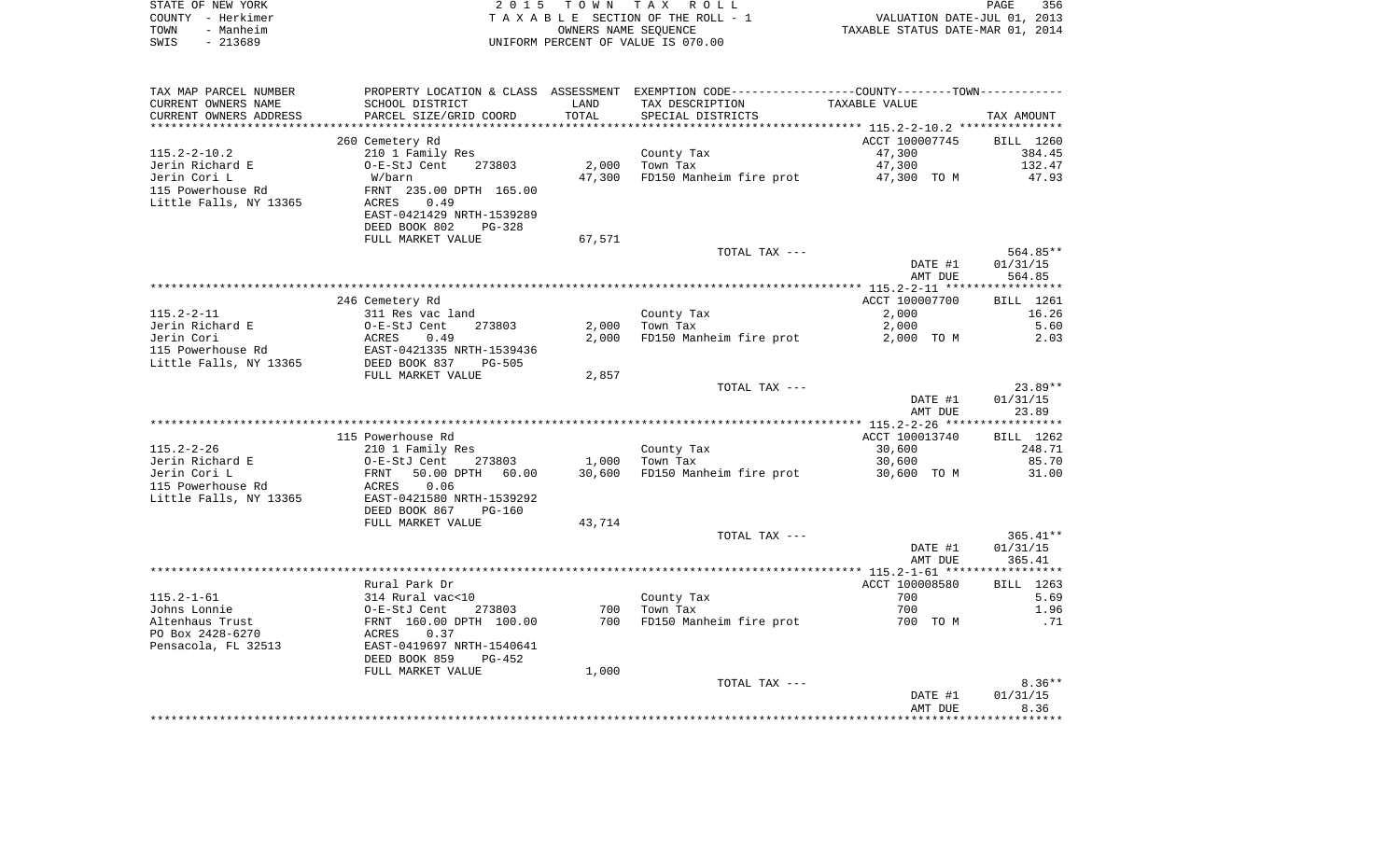STATE OF NEW YORK
COUNTY - Herkimer
TOWN - Manheim
SWIS - 213689

2 0 1 5 T O W N T A X R O L L
T A X A B L E SECTION OF THE ROLL - 1
OWNERS NAME SEQUENCE
UNIFORM PERCENT OF VALUE IS 070.00

VALUATION DATE-JUL 01, 2013
TAXABLE STATUS DATE-MAR 01, 2014

| TAX MAP PARCEL NUMBER<br>CURRENT OWNERS NAME<br>CURRENT OWNERS ADDRESS | PROPERTY LOCATION & CLASS<br>SCHOOL DISTRICT<br>PARCEL SIZE/GRID COORD | ASSESSMENT<br>LAND<br>TOTAL | EXEMPTION CODE<br>TAX DESCRIPTION<br>SPECIAL DISTRICTS | COUNTY--------TOWN<br>TAXABLE VALUE | TAX AMOUNT |
|---|---|---|---|---|---|
| **115.2-2-10.2** | 260 Cemetery Rd | | | ACCT 100007745 | BILL 1260 |
| 115.2-2-10.2 | 210 1 Family Res | | County Tax | 47,300 | 384.45 |
| Jerin Richard E | O-E-StJ Cent 273803 | 2,000 | Town Tax | 47,300 | 132.47 |
| Jerin Cori L | W/barn | 47,300 | FD150 Manheim fire prot | 47,300 TO M | 47.93 |
| 115 Powerhouse Rd | FRNT 235.00 DPTH 165.00 | | | | |
| Little Falls, NY 13365 | ACRES 0.49 | | | | |
| | EAST-0421429 NRTH-1539289 | | | | |
| | DEED BOOK 802 PG-328 | | | | |
| | FULL MARKET VALUE | 67,571 | | | |
| | | | TOTAL TAX --- | | 564.85** |
| | | | | DATE #1 | 01/31/15 |
| | | | | AMT DUE | 564.85 |
| **115.2-2-11** | 246 Cemetery Rd | | | ACCT 100007700 | BILL 1261 |
| 115.2-2-11 | 311 Res vac land | | County Tax | 2,000 | 16.26 |
| Jerin Richard E | O-E-StJ Cent 273803 | 2,000 | Town Tax | 2,000 | 5.60 |
| Jerin Cori | ACRES 0.49 | 2,000 | FD150 Manheim fire prot | 2,000 TO M | 2.03 |
| 115 Powerhouse Rd | EAST-0421335 NRTH-1539436 | | | | |
| Little Falls, NY 13365 | DEED BOOK 837 PG-505 | | | | |
| | FULL MARKET VALUE | 2,857 | | | |
| | | | TOTAL TAX --- | | 23.89** |
| | | | | DATE #1 | 01/31/15 |
| | | | | AMT DUE | 23.89 |
| **115.2-2-26** | 115 Powerhouse Rd | | | ACCT 100013740 | BILL 1262 |
| 115.2-2-26 | 210 1 Family Res | | County Tax | 30,600 | 248.71 |
| Jerin Richard E | O-E-StJ Cent 273803 | 1,000 | Town Tax | 30,600 | 85.70 |
| Jerin Cori L | FRNT 50.00 DPTH 60.00 | 30,600 | FD150 Manheim fire prot | 30,600 TO M | 31.00 |
| 115 Powerhouse Rd | ACRES 0.06 | | | | |
| Little Falls, NY 13365 | EAST-0421580 NRTH-1539292 | | | | |
| | DEED BOOK 867 PG-160 | | | | |
| | FULL MARKET VALUE | 43,714 | | | |
| | | | TOTAL TAX --- | | 365.41** |
| | | | | DATE #1 | 01/31/15 |
| | | | | AMT DUE | 365.41 |
| **115.2-1-61** | Rural Park Dr | | | ACCT 100008580 | BILL 1263 |
| 115.2-1-61 | 314 Rural vac<10 | | County Tax | 700 | 5.69 |
| Johns Lonnie | O-E-StJ Cent 273803 | 700 | Town Tax | 700 | 1.96 |
| Altenhaus Trust | FRNT 160.00 DPTH 100.00 | 700 | FD150 Manheim fire prot | 700 TO M | .71 |
| PO Box 2428-6270 | ACRES 0.37 | | | | |
| Pensacola, FL 32513 | EAST-0419697 NRTH-1540641 | | | | |
| | DEED BOOK 859 PG-452 | | | | |
| | FULL MARKET VALUE | 1,000 | | | |
| | | | TOTAL TAX --- | | 8.36** |
| | | | | DATE #1 | 01/31/15 |
| | | | | AMT DUE | 8.36 |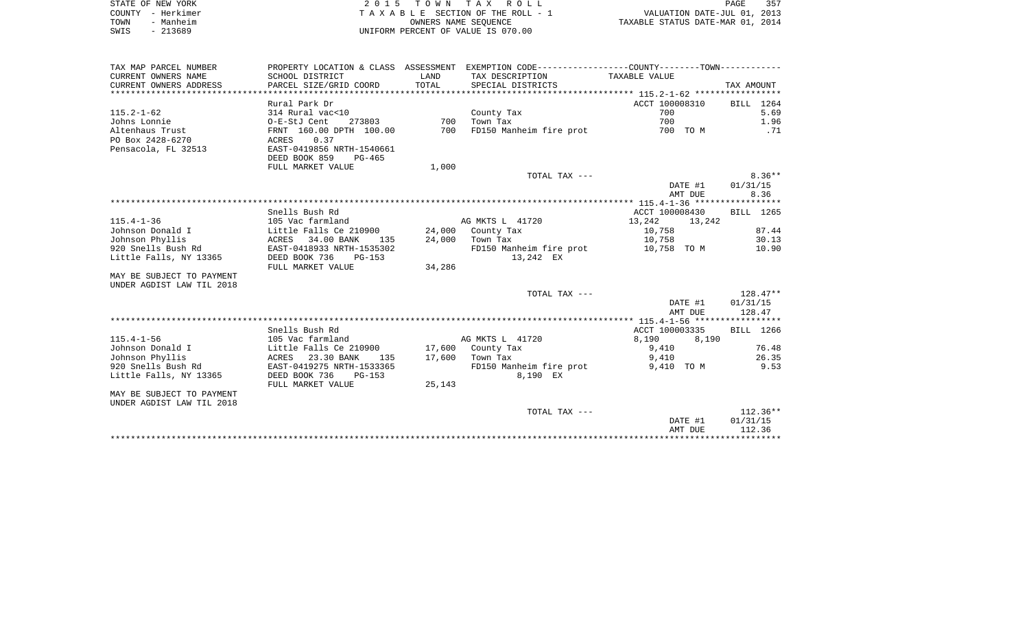STATE OF NEW YORK | 2015 TOWN TAX ROLL | VALUATION DATE-JUL 01, 2013
COUNTY - Herkimer | TAXABLE SECTION OF THE ROLL - 1 | TAXABLE STATUS DATE-MAR 01, 2014
TOWN - Manheim | OWNERS NAME SEQUENCE
SWIS - 213689 | UNIFORM PERCENT OF VALUE IS 070.00

| TAX MAP PARCEL NUMBER<br>CURRENT OWNERS NAME<br>CURRENT OWNERS ADDRESS | PROPERTY LOCATION & CLASS<br>SCHOOL DISTRICT<br>PARCEL SIZE/GRID COORD | ASSESSMENT<br>LAND<br>TOTAL | EXEMPTION CODE-----COUNTY-----TOWN-----<br>TAX DESCRIPTION<br>SPECIAL DISTRICTS | TAXABLE VALUE | TAX AMOUNT |
|---|---|---|---|---|---|
| **115.2-1-62** | Rural Park Dr | | | ACCT 100008310 | BILL 1264 |
| 115.2-1-62 | 314 Rural vac<10 | | County Tax | 700 | 5.69 |
| Johns Lonnie | O-E-StJ Cent 273803 | 700 | Town Tax | 700 | 1.96 |
| Altenhaus Trust | FRNT 160.00 DPTH 100.00 | 700 | FD150 Manheim fire prot | 700 TO M | .71 |
| PO Box 2428-6270 | ACRES 0.37 | | | | |
| Pensacola, FL 32513 | EAST-0419856 NRTH-1540661 | | | | |
| | DEED BOOK 859 PG-465 | | | | |
| | FULL MARKET VALUE | 1,000 | | | |
| | | | TOTAL TAX --- | | 8.36** |
| | | | | DATE #1 | 01/31/15 |
| | | | | AMT DUE | 8.36 |
| **115.4-1-36** | Snells Bush Rd | | | ACCT 100008430 | BILL 1265 |
| 115.4-1-36 | 105 Vac farmland | | AG MKTS L 41720 | 13,242 13,242 | |
| Johnson Donald I | Little Falls Ce 210900 | 24,000 | County Tax | 10,758 | 87.44 |
| Johnson Phyllis | ACRES 34.00 BANK 135 | 24,000 | Town Tax | 10,758 | 30.13 |
| 920 Snells Bush Rd | EAST-0418933 NRTH-1535302 | | FD150 Manheim fire prot | 10,758 TO M | 10.90 |
| Little Falls, NY 13365 | DEED BOOK 736 PG-153 | | 13,242 EX | | |
| | FULL MARKET VALUE | 34,286 | | | |
| MAY BE SUBJECT TO PAYMENT<br>UNDER AGDIST LAW TIL 2018 | | | | | |
| | | | TOTAL TAX --- | | 128.47** |
| | | | | DATE #1 | 01/31/15 |
| | | | | AMT DUE | 128.47 |
| **115.4-1-56** | Snells Bush Rd | | | ACCT 100003335 | BILL 1266 |
| 115.4-1-56 | 105 Vac farmland | | AG MKTS L 41720 | 8,190 8,190 | |
| Johnson Donald I | Little Falls Ce 210900 | 17,600 | County Tax | 9,410 | 76.48 |
| Johnson Phyllis | ACRES 23.30 BANK 135 | 17,600 | Town Tax | 9,410 | 26.35 |
| 920 Snells Bush Rd | EAST-0419275 NRTH-1533365 | | FD150 Manheim fire prot | 9,410 TO M | 9.53 |
| Little Falls, NY 13365 | DEED BOOK 736 PG-153 | | 8,190 EX | | |
| | FULL MARKET VALUE | 25,143 | | | |
| MAY BE SUBJECT TO PAYMENT<br>UNDER AGDIST LAW TIL 2018 | | | | | |
| | | | TOTAL TAX --- | | 112.36** |
| | | | | DATE #1 | 01/31/15 |
| | | | | AMT DUE | 112.36 |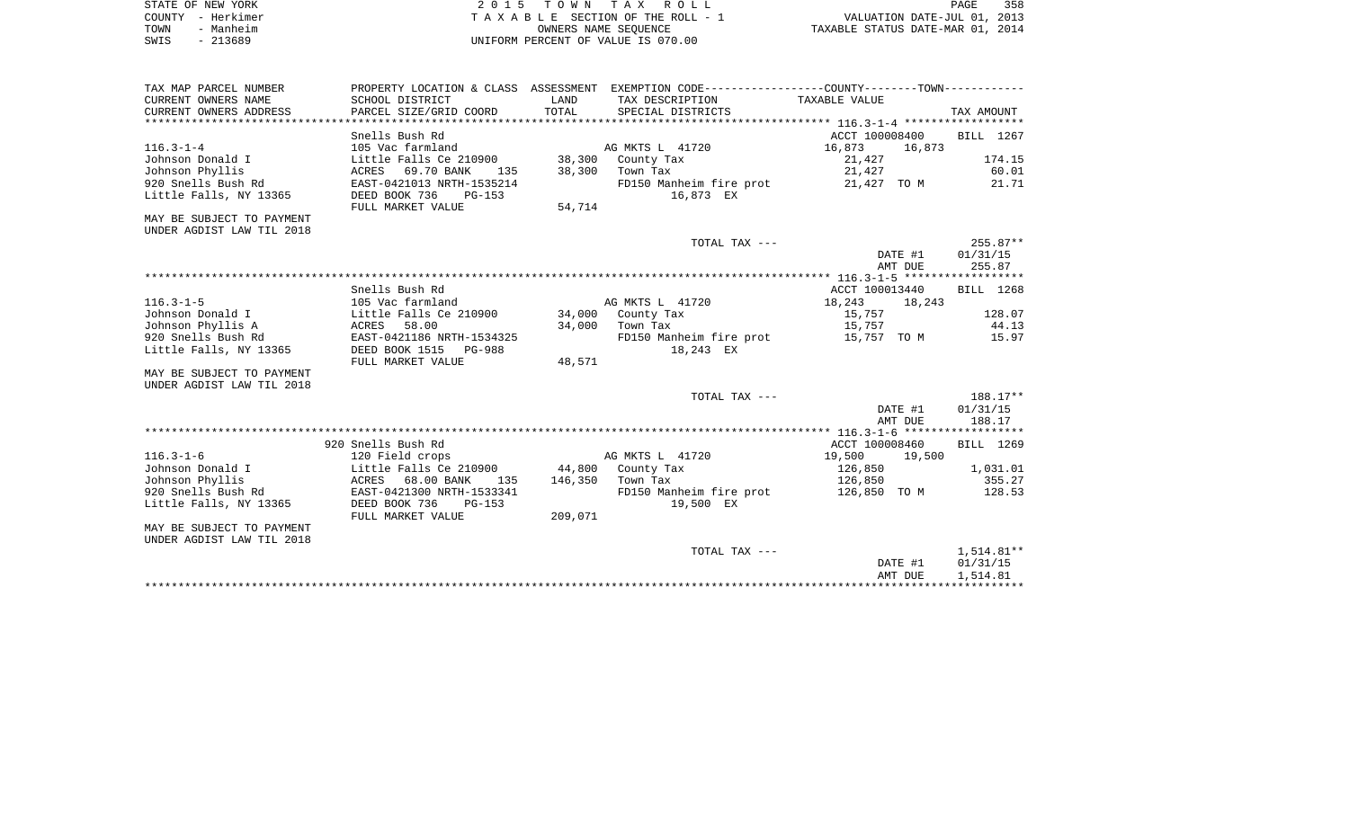STATE OF NEW YORK 2015 TOWN TAX ROLL
COUNTY - Herkimer TAXABLE SECTION OF THE ROLL - 1 VALUATION DATE-JUL 01, 2013
TOWN - Manheim OWNERS NAME SEQUENCE TAXABLE STATUS DATE-MAR 01, 2014
SWIS - 213689 UNIFORM PERCENT OF VALUE IS 070.00

```
TAX MAP PARCEL NUMBER      PROPERTY LOCATION & CLASS  ASSESSMENT  EXEMPTION CODE------------------COUNTY--------TOWN-----------
CURRENT OWNERS NAME        SCHOOL DISTRICT              LAND      TAX DESCRIPTION              TAXABLE VALUE
CURRENT OWNERS ADDRESS     PARCEL SIZE/GRID COORD       TOTAL     SPECIAL DISTRICTS                                       TAX AMOUNT
*********************************************************************************************** 116.3-1-4 ******************
                           Snells Bush Rd                                                      ACCT 100008400      BILL  1267
116.3-1-4                  105 Vac farmland                       AG MKTS L  41720             16,873      16,873
Johnson Donald I           Little Falls Ce 210900      38,300     County Tax                   21,427                    174.15
Johnson Phyllis            ACRES   69.70 BANK     135  38,300     Town Tax                     21,427                     60.01
920 Snells Bush Rd         EAST-0421013 NRTH-1535214               FD150 Manheim fire prot      21,427  TO M               21.71
Little Falls, NY 13365     DEED BOOK 736     PG-153                         16,873 EX
                           FULL MARKET VALUE           54,714
MAY BE SUBJECT TO PAYMENT
UNDER AGDIST LAW TIL 2018
                                                                  TOTAL TAX ---                                          255.87**
                                                                                                     DATE #1          01/31/15
                                                                                                     AMT DUE            255.87
*********************************************************************************************** 116.3-1-5 ******************
                           Snells Bush Rd                                                      ACCT 100013440      BILL  1268
116.3-1-5                  105 Vac farmland                       AG MKTS L  41720             18,243      18,243
Johnson Donald I           Little Falls Ce 210900      34,000     County Tax                   15,757                    128.07
Johnson Phyllis A          ACRES   58.00                34,000    Town Tax                     15,757                     44.13
920 Snells Bush Rd         EAST-0421186 NRTH-1534325               FD150 Manheim fire prot      15,757  TO M               15.97
Little Falls, NY 13365     DEED BOOK 1515    PG-988                         18,243 EX
                           FULL MARKET VALUE           48,571
MAY BE SUBJECT TO PAYMENT
UNDER AGDIST LAW TIL 2018
                                                                  TOTAL TAX ---                                          188.17**
                                                                                                     DATE #1          01/31/15
                                                                                                     AMT DUE            188.17
*********************************************************************************************** 116.3-1-6 ******************
                           920 Snells Bush Rd                                                  ACCT 100008460      BILL  1269
116.3-1-6                  120 Field crops                        AG MKTS L  41720             19,500      19,500
Johnson Donald I           Little Falls Ce 210900      44,800     County Tax                  126,850                  1,031.01
Johnson Phyllis            ACRES   68.00 BANK     135  146,350    Town Tax                    126,850                    355.27
920 Snells Bush Rd         EAST-0421300 NRTH-1533341               FD150 Manheim fire prot     126,850  TO M              128.53
Little Falls, NY 13365     DEED BOOK 736     PG-153                         19,500 EX
                           FULL MARKET VALUE          209,071
MAY BE SUBJECT TO PAYMENT
UNDER AGDIST LAW TIL 2018
                                                                  TOTAL TAX ---                                        1,514.81**
                                                                                                     DATE #1          01/31/15
                                                                                                     AMT DUE          1,514.81
****************************************************************************************************************************
```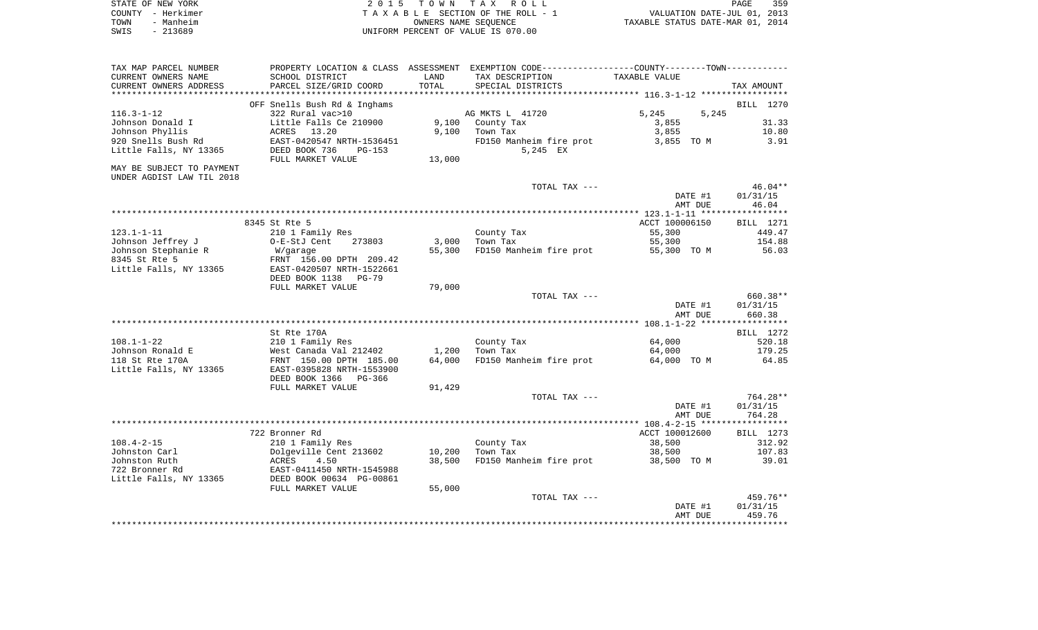STATE OF NEW YORK | 2015 TOWN TAX ROLL | VALUATION DATE-JUL 01, 2013
COUNTY - Herkimer | TAXABLE SECTION OF THE ROLL - 1 | TAXABLE STATUS DATE-MAR 01, 2014
TOWN - Manheim | OWNERS NAME SEQUENCE
SWIS - 213689 | UNIFORM PERCENT OF VALUE IS 070.00

| TAX MAP PARCEL NUMBER / CURRENT OWNERS NAME / CURRENT OWNERS ADDRESS | PROPERTY LOCATION & CLASS / SCHOOL DISTRICT / PARCEL SIZE/GRID COORD | ASSESSMENT LAND / TOTAL | EXEMPTION CODE / TAX DESCRIPTION / SPECIAL DISTRICTS | COUNTY TAXABLE VALUE | TOWN TAXABLE VALUE | TAX AMOUNT |
|---|---|---|---|---|---|---|
| **116.3-1-12** | OFF Snells Bush Rd & Inghams | | | | | BILL 1270 |
| 116.3-1-12 | 322 Rural vac>10 | | AG MKTS L 41720 | 5,245 | 5,245 | |
| Johnson Donald I | Little Falls Ce 210900 | 9,100 | County Tax | 3,855 | | 31.33 |
| Johnson Phyllis | ACRES 13.20 | 9,100 | Town Tax | 3,855 | | 10.80 |
| 920 Snells Bush Rd | EAST-0420547 NRTH-1536451 | | FD150 Manheim fire prot | 3,855 TO M | | 3.91 |
| Little Falls, NY 13365 | DEED BOOK 736 PG-153 | | 5,245 EX | | | |
| | FULL MARKET VALUE | 13,000 | | | | |
| MAY BE SUBJECT TO PAYMENT UNDER AGDIST LAW TIL 2018 | | | | | | |
| | | | TOTAL TAX --- | | | 46.04** |
| | | | | | DATE #1 | 01/31/15 |
| | | | | | AMT DUE | 46.04 |
| **123.1-1-11** | 8345 St Rte 5 | | | ACCT 100006150 | | BILL 1271 |
| 123.1-1-11 | 210 1 Family Res | | County Tax | 55,300 | | 449.47 |
| Johnson Jeffrey J | O-E-StJ Cent 273803 | 3,000 | Town Tax | 55,300 | | 154.88 |
| Johnson Stephanie R | W/garage | 55,300 | FD150 Manheim fire prot | 55,300 TO M | | 56.03 |
| 8345 St Rte 5 | FRNT 156.00 DPTH 209.42 | | | | | |
| Little Falls, NY 13365 | EAST-0420507 NRTH-1522661 | | | | | |
| | DEED BOOK 1138 PG-79 | | | | | |
| | FULL MARKET VALUE | 79,000 | | | | |
| | | | TOTAL TAX --- | | | 660.38** |
| | | | | | DATE #1 | 01/31/15 |
| | | | | | AMT DUE | 660.38 |
| **108.1-1-22** | St Rte 170A | | | | | BILL 1272 |
| 108.1-1-22 | 210 1 Family Res | | County Tax | 64,000 | | 520.18 |
| Johnson Ronald E | West Canada Val 212402 | 1,200 | Town Tax | 64,000 | | 179.25 |
| 118 St Rte 170A | FRNT 150.00 DPTH 185.00 | 64,000 | FD150 Manheim fire prot | 64,000 TO M | | 64.85 |
| Little Falls, NY 13365 | EAST-0395828 NRTH-1553900 | | | | | |
| | DEED BOOK 1366 PG-366 | | | | | |
| | FULL MARKET VALUE | 91,429 | | | | |
| | | | TOTAL TAX --- | | | 764.28** |
| | | | | | DATE #1 | 01/31/15 |
| | | | | | AMT DUE | 764.28 |
| **108.4-2-15** | 722 Bronner Rd | | | ACCT 100012600 | | BILL 1273 |
| 108.4-2-15 | 210 1 Family Res | | County Tax | 38,500 | | 312.92 |
| Johnston Carl | Dolgeville Cent 213602 | 10,200 | Town Tax | 38,500 | | 107.83 |
| Johnston Ruth | ACRES 4.50 | 38,500 | FD150 Manheim fire prot | 38,500 TO M | | 39.01 |
| 722 Bronner Rd | EAST-0411450 NRTH-1545988 | | | | | |
| Little Falls, NY 13365 | DEED BOOK 00634 PG-00861 | | | | | |
| | FULL MARKET VALUE | 55,000 | | | | |
| | | | TOTAL TAX --- | | | 459.76** |
| | | | | | DATE #1 | 01/31/15 |
| | | | | | AMT DUE | 459.76 |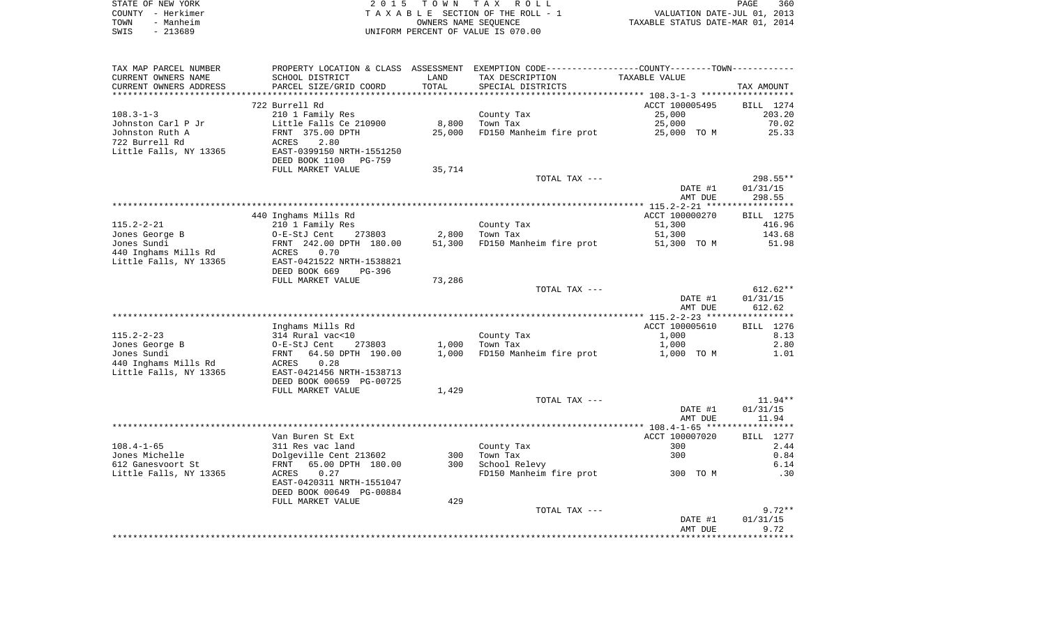STATE OF NEW YORK | COUNTY - Herkimer | TOWN - Manheim | SWIS - 213689

**2015 TOWN TAX ROLL**
TAXABLE SECTION OF THE ROLL - 1
OWNERS NAME SEQUENCE
UNIFORM PERCENT OF VALUE IS 070.00

VALUATION DATE-JUL 01, 2013
TAXABLE STATUS DATE-MAR 01, 2014

| TAX MAP PARCEL NUMBER / CURRENT OWNERS NAME / CURRENT OWNERS ADDRESS | PROPERTY LOCATION & CLASS / SCHOOL DISTRICT / PARCEL SIZE/GRID COORD | ASSESSMENT LAND | ASSESSMENT TOTAL | EXEMPTION CODE / TAX DESCRIPTION / SPECIAL DISTRICTS | TAXABLE VALUE (COUNTY / TOWN) | TAX AMOUNT |
|---|---|---|---|---|---|---|
| 108.3-1-3 | 722 Burrell Rd | | | | ACCT 100005495 | BILL 1274 |
| Johnston Carl P Jr | 210 1 Family Res | | | County Tax | 25,000 | 203.20 |
| Johnston Ruth A | Little Falls Ce 210900 | 8,800 | | Town Tax | 25,000 | 70.02 |
| 722 Burrell Rd | FRNT 375.00 DPTH | | 25,000 | FD150 Manheim fire prot | 25,000 TO M | 25.33 |
| Little Falls, NY 13365 | ACRES 2.80 | | | | | |
| | EAST-0399150 NRTH-1551250 | | | | | |
| | DEED BOOK 1100 PG-759 | | | | | |
| | FULL MARKET VALUE | 35,714 | | | | |
| | | | | TOTAL TAX --- | | 298.55** |
| | | | | | DATE #1 | 01/31/15 |
| | | | | | AMT DUE | 298.55 |
| 115.2-2-21 | 440 Inghams Mills Rd | | | | ACCT 100000270 | BILL 1275 |
| Jones George B | 210 1 Family Res | | | County Tax | 51,300 | 416.96 |
| Jones Sundi | O-E-StJ Cent 273803 | 2,800 | | Town Tax | 51,300 | 143.68 |
| 440 Inghams Mills Rd | FRNT 242.00 DPTH 180.00 | | 51,300 | FD150 Manheim fire prot | 51,300 TO M | 51.98 |
| Little Falls, NY 13365 | ACRES 0.70 | | | | | |
| | EAST-0421522 NRTH-1538821 | | | | | |
| | DEED BOOK 669 PG-396 | | | | | |
| | FULL MARKET VALUE | 73,286 | | | | |
| | | | | TOTAL TAX --- | | 612.62** |
| | | | | | DATE #1 | 01/31/15 |
| | | | | | AMT DUE | 612.62 |
| 115.2-2-23 | Inghams Mills Rd | | | | ACCT 100005610 | BILL 1276 |
| Jones George B | 314 Rural vac<10 | | | County Tax | 1,000 | 8.13 |
| Jones Sundi | O-E-StJ Cent 273803 | 1,000 | | Town Tax | 1,000 | 2.80 |
| 440 Inghams Mills Rd | FRNT 64.50 DPTH 190.00 | | 1,000 | FD150 Manheim fire prot | 1,000 TO M | 1.01 |
| Little Falls, NY 13365 | ACRES 0.28 | | | | | |
| | EAST-0421456 NRTH-1538713 | | | | | |
| | DEED BOOK 00659 PG-00725 | | | | | |
| | FULL MARKET VALUE | 1,429 | | | | |
| | | | | TOTAL TAX --- | | 11.94** |
| | | | | | DATE #1 | 01/31/15 |
| | | | | | AMT DUE | 11.94 |
| 108.4-1-65 | Van Buren St Ext | | | | ACCT 100007020 | BILL 1277 |
| Jones Michelle | 311 Res vac land | | | County Tax | 300 | 2.44 |
| 612 Ganesvoort St | Dolgeville Cent 213602 | 300 | | Town Tax | 300 | 0.84 |
| Little Falls, NY 13365 | FRNT 65.00 DPTH 180.00 | | 300 | School Relevy | | 6.14 |
| | ACRES 0.27 | | | FD150 Manheim fire prot | 300 TO M | .30 |
| | EAST-0420311 NRTH-1551047 | | | | | |
| | DEED BOOK 00649 PG-00884 | | | | | |
| | FULL MARKET VALUE | 429 | | | | |
| | | | | TOTAL TAX --- | | 9.72** |
| | | | | | DATE #1 | 01/31/15 |
| | | | | | AMT DUE | 9.72 |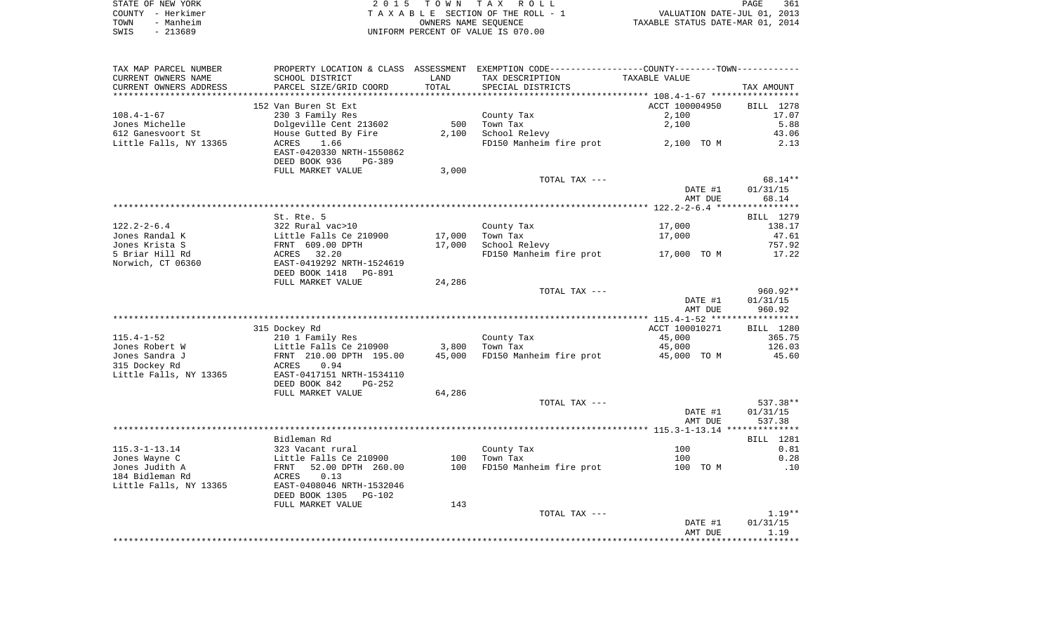STATE OF NEW YORK | COUNTY - Herkimer | TOWN - Manheim | SWIS - 213689

**2015 TOWN TAX ROLL**
TAXABLE SECTION OF THE ROLL - 1
OWNERS NAME SEQUENCE
UNIFORM PERCENT OF VALUE IS 070.00

VALUATION DATE-JUL 01, 2013
TAXABLE STATUS DATE-MAR 01, 2014

| TAX MAP PARCEL NUMBER / CURRENT OWNERS NAME / CURRENT OWNERS ADDRESS | PROPERTY LOCATION & CLASS / SCHOOL DISTRICT / PARCEL SIZE/GRID COORD | ASSESSMENT LAND | ASSESSMENT TOTAL | EXEMPTION CODE / TAX DESCRIPTION / SPECIAL DISTRICTS | TAXABLE VALUE | TAX AMOUNT |
|---|---|---|---|---|---|---|
| | 152 Van Buren St Ext | | | | ACCT 100004950 | BILL 1278 |
| 108.4-1-67 | 230 3 Family Res | | | County Tax | 2,100 | 17.07 |
| Jones Michelle | Dolgeville Cent 213602 | 500 | | Town Tax | 2,100 | 5.88 |
| 612 Ganesvoort St | House Gutted By Fire | | 2,100 | School Relevy | | 43.06 |
| Little Falls, NY 13365 | ACRES 1.66 | | | FD150 Manheim fire prot | 2,100 TO M | 2.13 |
| | EAST-0420330 NRTH-1550862 | | | | | |
| | DEED BOOK 936 PG-389 | | | | | |
| | FULL MARKET VALUE | 3,000 | | | | |
| | | | | TOTAL TAX --- | | 68.14** |
| | | | | | DATE #1 | 01/31/15 |
| | | | | | AMT DUE | 68.14 |
| | St. Rte. 5 | | | | | BILL 1279 |
| 122.2-2-6.4 | 322 Rural vac>10 | | | County Tax | 17,000 | 138.17 |
| Jones Randal K | Little Falls Ce 210900 | 17,000 | | Town Tax | 17,000 | 47.61 |
| Jones Krista S | FRNT 609.00 DPTH | | 17,000 | School Relevy | | 757.92 |
| 5 Briar Hill Rd | ACRES 32.20 | | | FD150 Manheim fire prot | 17,000 TO M | 17.22 |
| Norwich, CT 06360 | EAST-0419292 NRTH-1524619 | | | | | |
| | DEED BOOK 1418 PG-891 | | | | | |
| | FULL MARKET VALUE | 24,286 | | | | |
| | | | | TOTAL TAX --- | | 960.92** |
| | | | | | DATE #1 | 01/31/15 |
| | | | | | AMT DUE | 960.92 |
| | 315 Dockey Rd | | | | ACCT 100010271 | BILL 1280 |
| 115.4-1-52 | 210 1 Family Res | | | County Tax | 45,000 | 365.75 |
| Jones Robert W | Little Falls Ce 210900 | 3,800 | | Town Tax | 45,000 | 126.03 |
| Jones Sandra J | FRNT 210.00 DPTH 195.00 | | 45,000 | FD150 Manheim fire prot | 45,000 TO M | 45.60 |
| 315 Dockey Rd | ACRES 0.94 | | | | | |
| Little Falls, NY 13365 | EAST-0417151 NRTH-1534110 | | | | | |
| | DEED BOOK 842 PG-252 | | | | | |
| | FULL MARKET VALUE | 64,286 | | | | |
| | | | | TOTAL TAX --- | | 537.38** |
| | | | | | DATE #1 | 01/31/15 |
| | | | | | AMT DUE | 537.38 |
| | Bidleman Rd | | | | | BILL 1281 |
| 115.3-1-13.14 | 323 Vacant rural | | | County Tax | 100 | 0.81 |
| Jones Wayne C | Little Falls Ce 210900 | 100 | | Town Tax | 100 | 0.28 |
| Jones Judith A | FRNT 52.00 DPTH 260.00 | | 100 | FD150 Manheim fire prot | 100 TO M | .10 |
| 184 Bidleman Rd | ACRES 0.13 | | | | | |
| Little Falls, NY 13365 | EAST-0408046 NRTH-1532046 | | | | | |
| | DEED BOOK 1305 PG-102 | | | | | |
| | FULL MARKET VALUE | 143 | | | | |
| | | | | TOTAL TAX --- | | 1.19** |
| | | | | | DATE #1 | 01/31/15 |
| | | | | | AMT DUE | 1.19 |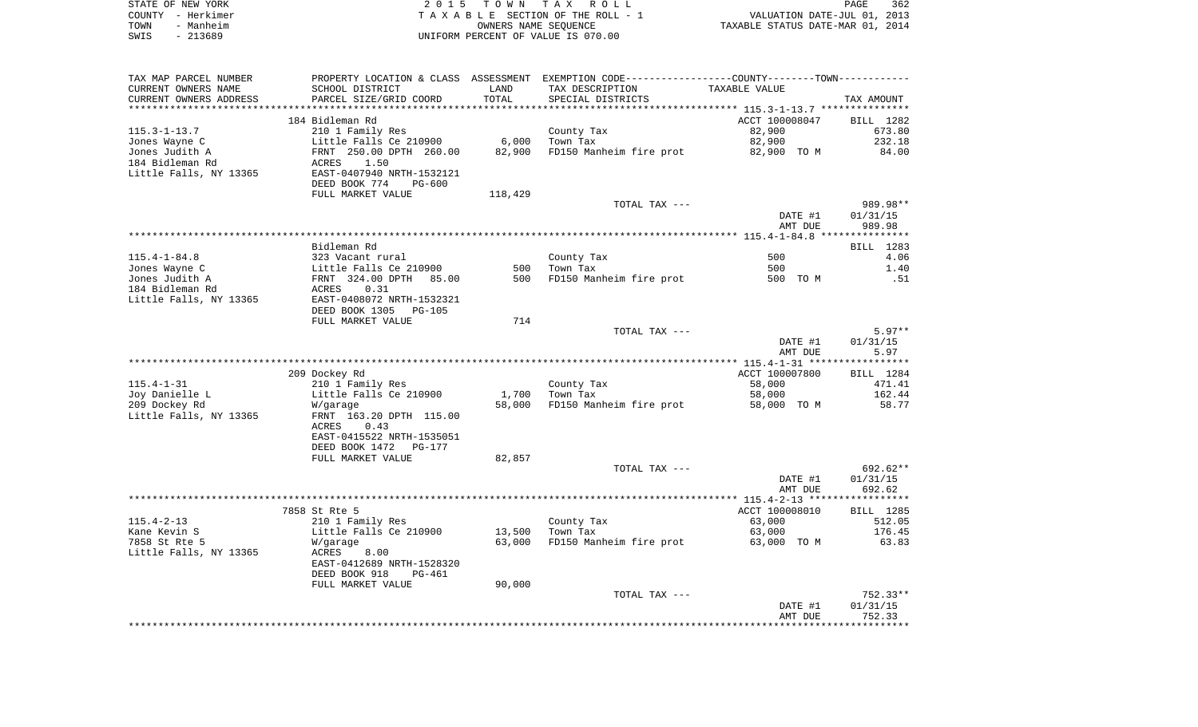STATE OF NEW YORK — 2015 TOWN TAX ROLL
COUNTY - Herkimer — TAXABLE SECTION OF THE ROLL - 1 — VALUATION DATE-JUL 01, 2013
TOWN - Manheim — OWNERS NAME SEQUENCE — TAXABLE STATUS DATE-MAR 01, 2014
SWIS - 213689 — UNIFORM PERCENT OF VALUE IS 070.00

| TAX MAP PARCEL NUMBER / CURRENT OWNERS NAME / CURRENT OWNERS ADDRESS | PROPERTY LOCATION & CLASS / SCHOOL DISTRICT / PARCEL SIZE/GRID COORD | ASSESSMENT LAND | TOTAL | EXEMPTION CODE / TAX DESCRIPTION / SPECIAL DISTRICTS | TAXABLE VALUE (COUNTY--TOWN) | TAX AMOUNT |
|---|---|---|---|---|---|---|
| 115.3-1-13.7 | 184 Bidleman Rd | | | | ACCT 100008047 | BILL 1282 |
| Jones Wayne C | 210 1 Family Res | | | County Tax | 82,900 | 673.80 |
| Jones Judith A | Little Falls Ce 210900 | 6,000 | | Town Tax | 82,900 | 232.18 |
| 184 Bidleman Rd | FRNT 250.00 DPTH 260.00 | | 82,900 | FD150 Manheim fire prot | 82,900 TO M | 84.00 |
| Little Falls, NY 13365 | ACRES 1.50 | | | | | |
| | EAST-0407940 NRTH-1532121 | | | | | |
| | DEED BOOK 774 PG-600 | | | | | |
| | FULL MARKET VALUE | 118,429 | | | | |
| | | | | TOTAL TAX --- | | 989.98** |
| | | | | | DATE #1 | 01/31/15 |
| | | | | | AMT DUE | 989.98 |
| 115.4-1-84.8 | Bidleman Rd | | | | | BILL 1283 |
| Jones Wayne C | 323 Vacant rural | | | County Tax | 500 | 4.06 |
| Jones Judith A | Little Falls Ce 210900 | 500 | | Town Tax | 500 | 1.40 |
| 184 Bidleman Rd | FRNT 324.00 DPTH 85.00 | | 500 | FD150 Manheim fire prot | 500 TO M | .51 |
| Little Falls, NY 13365 | ACRES 0.31 | | | | | |
| | EAST-0408072 NRTH-1532321 | | | | | |
| | DEED BOOK 1305 PG-105 | | | | | |
| | FULL MARKET VALUE | 714 | | | | |
| | | | | TOTAL TAX --- | | 5.97** |
| | | | | | DATE #1 | 01/31/15 |
| | | | | | AMT DUE | 5.97 |
| 115.4-1-31 | 209 Dockey Rd | | | | ACCT 100007800 | BILL 1284 |
| Joy Danielle L | 210 1 Family Res | | | County Tax | 58,000 | 471.41 |
| 209 Dockey Rd | Little Falls Ce 210900 | 1,700 | | Town Tax | 58,000 | 162.44 |
| Little Falls, NY 13365 | W/garage | | 58,000 | FD150 Manheim fire prot | 58,000 TO M | 58.77 |
| | FRNT 163.20 DPTH 115.00 | | | | | |
| | ACRES 0.43 | | | | | |
| | EAST-0415522 NRTH-1535051 | | | | | |
| | DEED BOOK 1472 PG-177 | | | | | |
| | FULL MARKET VALUE | 82,857 | | | | |
| | | | | TOTAL TAX --- | | 692.62** |
| | | | | | DATE #1 | 01/31/15 |
| | | | | | AMT DUE | 692.62 |
| 115.4-2-13 | 7858 St Rte 5 | | | | ACCT 100008010 | BILL 1285 |
| Kane Kevin S | 210 1 Family Res | | | County Tax | 63,000 | 512.05 |
| 7858 St Rte 5 | Little Falls Ce 210900 | 13,500 | | Town Tax | 63,000 | 176.45 |
| Little Falls, NY 13365 | W/garage | | 63,000 | FD150 Manheim fire prot | 63,000 TO M | 63.83 |
| | ACRES 8.00 | | | | | |
| | EAST-0412689 NRTH-1528320 | | | | | |
| | DEED BOOK 918 PG-461 | | | | | |
| | FULL MARKET VALUE | 90,000 | | | | |
| | | | | TOTAL TAX --- | | 752.33** |
| | | | | | DATE #1 | 01/31/15 |
| | | | | | AMT DUE | 752.33 |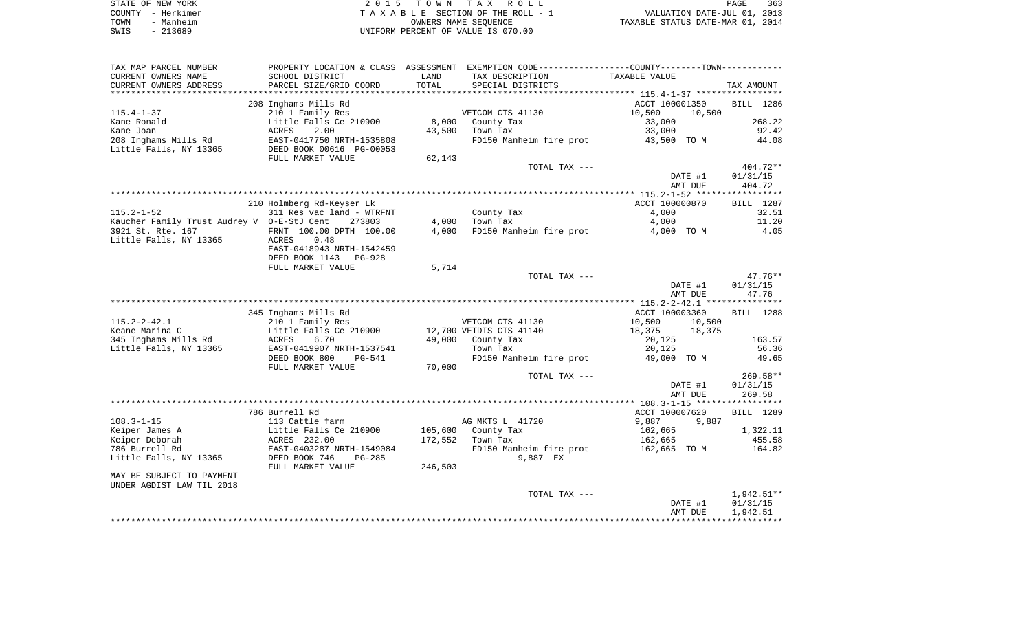STATE OF NEW YORK                                    2 0 1 5   T O W N   T A X   R O L L
COUNTY - Herkimer                                    T A X A B L E SECTION OF THE ROLL - 1                    VALUATION DATE-JUL 01, 2013
TOWN   - Manheim                                     OWNERS NAME SEQUENCE                                     TAXABLE STATUS DATE-MAR 01, 2014
SWIS   - 213689                                      UNIFORM PERCENT OF VALUE IS 070.00

| TAX MAP PARCEL NUMBER<br>CURRENT OWNERS NAME<br>CURRENT OWNERS ADDRESS | PROPERTY LOCATION & CLASS<br>SCHOOL DISTRICT<br>PARCEL SIZE/GRID COORD | ASSESSMENT<br>LAND<br>TOTAL | EXEMPTION CODE-----COUNTY-----TOWN-----<br>TAX DESCRIPTION<br>SPECIAL DISTRICTS | TAXABLE VALUE | | TAX AMOUNT |
|---|---|---|---|---|---|---|
| ***** 115.4-1-37 ***** | | | | | | |
| | 208 Inghams Mills Rd | | | ACCT 100001350 | | BILL 1286 |
| 115.4-1-37 | 210 1 Family Res | | VETCOM CTS 41130 | 10,500 | 10,500 | |
| Kane Ronald | Little Falls Ce 210900 | 8,000 | County Tax | 33,000 | | 268.22 |
| Kane Joan | ACRES 2.00 | 43,500 | Town Tax | 33,000 | | 92.42 |
| 208 Inghams Mills Rd | EAST-0417750 NRTH-1535808 | | FD150 Manheim fire prot | 43,500 TO M | | 44.08 |
| Little Falls, NY 13365 | DEED BOOK 00616 PG-00053 | | | | | |
| | FULL MARKET VALUE | 62,143 | | | | |
| | | | TOTAL TAX --- | | | 404.72** |
| | | | | | DATE #1 | 01/31/15 |
| | | | | | AMT DUE | 404.72 |
| ***** 115.2-1-52 ***** | | | | | | |
| | 210 Holmberg Rd-Keyser Lk | | | ACCT 100000870 | | BILL 1287 |
| 115.2-1-52 | 311 Res vac land - WTRFNT | | County Tax | 4,000 | | 32.51 |
| Kaucher Family Trust Audrey V | O-E-StJ Cent 273803 | 4,000 | Town Tax | 4,000 | | 11.20 |
| 3921 St. Rte. 167 | FRNT 100.00 DPTH 100.00 | 4,000 | FD150 Manheim fire prot | 4,000 TO M | | 4.05 |
| Little Falls, NY 13365 | ACRES 0.48 | | | | | |
| | EAST-0418943 NRTH-1542459 | | | | | |
| | DEED BOOK 1143 PG-928 | | | | | |
| | FULL MARKET VALUE | 5,714 | | | | |
| | | | TOTAL TAX --- | | | 47.76** |
| | | | | | DATE #1 | 01/31/15 |
| | | | | | AMT DUE | 47.76 |
| ***** 115.2-2-42.1 ***** | | | | | | |
| | 345 Inghams Mills Rd | | | ACCT 100003360 | | BILL 1288 |
| 115.2-2-42.1 | 210 1 Family Res | | VETCOM CTS 41130 | 10,500 | 10,500 | |
| Keane Marina C | Little Falls Ce 210900 | 12,700 | VETDIS CTS 41140 | 18,375 | 18,375 | |
| 345 Inghams Mills Rd | ACRES 6.70 | 49,000 | County Tax | 20,125 | | 163.57 |
| Little Falls, NY 13365 | EAST-0419907 NRTH-1537541 | | Town Tax | 20,125 | | 56.36 |
| | DEED BOOK 800 PG-541 | | FD150 Manheim fire prot | 49,000 TO M | | 49.65 |
| | FULL MARKET VALUE | 70,000 | | | | |
| | | | TOTAL TAX --- | | | 269.58** |
| | | | | | DATE #1 | 01/31/15 |
| | | | | | AMT DUE | 269.58 |
| ***** 108.3-1-15 ***** | | | | | | |
| | 786 Burrell Rd | | | ACCT 100007620 | | BILL 1289 |
| 108.3-1-15 | 113 Cattle farm | | AG MKTS L 41720 | 9,887 | 9,887 | |
| Keiper James A | Little Falls Ce 210900 | 105,600 | County Tax | 162,665 | | 1,322.11 |
| Keiper Deborah | ACRES 232.00 | 172,552 | Town Tax | 162,665 | | 455.58 |
| 786 Burrell Rd | EAST-0403287 NRTH-1549084 | | FD150 Manheim fire prot | 162,665 TO M | | 164.82 |
| Little Falls, NY 13365 | DEED BOOK 746 PG-285 | | 9,887 EX | | | |
| | FULL MARKET VALUE | 246,503 | | | | |
| MAY BE SUBJECT TO PAYMENT | | | | | | |
| UNDER AGDIST LAW TIL 2018 | | | | | | |
| | | | TOTAL TAX --- | | | 1,942.51** |
| | | | | | DATE #1 | 01/31/15 |
| | | | | | AMT DUE | 1,942.51 |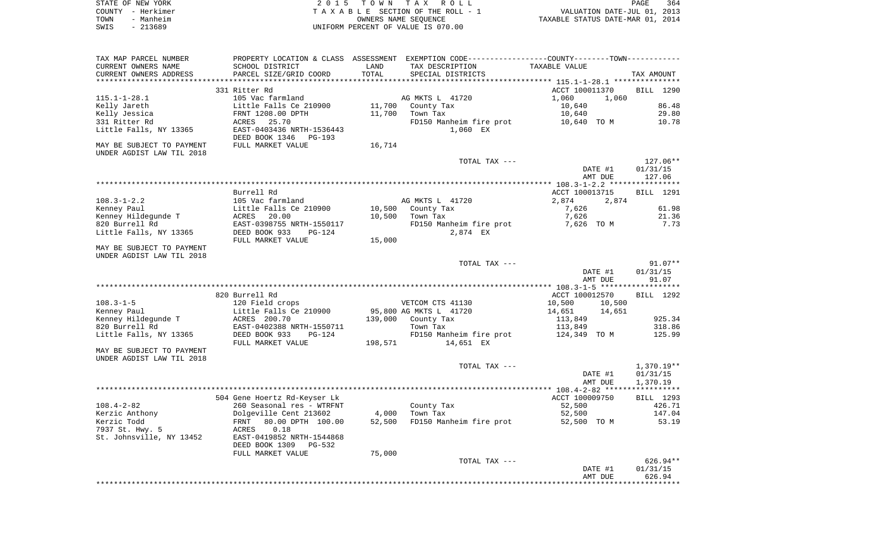STATE OF NEW YORK
COUNTY - Herkimer
TOWN - Manheim
SWIS - 213689

2 0 1 5 T O W N T A X R O L L
T A X A B L E SECTION OF THE ROLL - 1
OWNERS NAME SEQUENCE
UNIFORM PERCENT OF VALUE IS 070.00

VALUATION DATE-JUL 01, 2013
TAXABLE STATUS DATE-MAR 01, 2014

| TAX MAP PARCEL NUMBER<br>CURRENT OWNERS NAME<br>CURRENT OWNERS ADDRESS | PROPERTY LOCATION & CLASS<br>SCHOOL DISTRICT<br>PARCEL SIZE/GRID COORD | ASSESSMENT<br>LAND<br>TOTAL | EXEMPTION CODE-----COUNTY-----TOWN-----<br>TAX DESCRIPTION<br>SPECIAL DISTRICTS | TAXABLE VALUE | TAX AMOUNT |
|---|---|---|---|---|---|
| | 331 Ritter Rd | | | ACCT 100011370 | BILL 1290 |
| 115.1-1-28.1 | 105 Vac farmland | | AG MKTS L 41720 | 1,060 1,060 | |
| Kelly Jareth | Little Falls Ce 210900 | 11,700 | County Tax | 10,640 | 86.48 |
| Kelly Jessica | FRNT 1208.00 DPTH | 11,700 | Town Tax | 10,640 | 29.80 |
| 331 Ritter Rd | ACRES 25.70 | | FD150 Manheim fire prot | 10,640 TO M | 10.78 |
| Little Falls, NY 13365 | EAST-0403436 NRTH-1536443 | | 1,060 EX | | |
| | DEED BOOK 1346 PG-193 | | | | |
| MAY BE SUBJECT TO PAYMENT | FULL MARKET VALUE | 16,714 | | | |
| UNDER AGDIST LAW TIL 2018 | | | | | |
| | | | TOTAL TAX --- | | 127.06** |
| | | | | DATE #1 | 01/31/15 |
| | | | | AMT DUE | 127.06 |
| | Burrell Rd | | | ACCT 100013715 | BILL 1291 |
| 108.3-1-2.2 | 105 Vac farmland | | AG MKTS L 41720 | 2,874 2,874 | |
| Kenney Paul | Little Falls Ce 210900 | 10,500 | County Tax | 7,626 | 61.98 |
| Kenney Hildegunde T | ACRES 20.00 | 10,500 | Town Tax | 7,626 | 21.36 |
| 820 Burrell Rd | EAST-0398755 NRTH-1550117 | | FD150 Manheim fire prot | 7,626 TO M | 7.73 |
| Little Falls, NY 13365 | DEED BOOK 933 PG-124 | | 2,874 EX | | |
| | FULL MARKET VALUE | 15,000 | | | |
| MAY BE SUBJECT TO PAYMENT | | | | | |
| UNDER AGDIST LAW TIL 2018 | | | | | |
| | | | TOTAL TAX --- | | 91.07** |
| | | | | DATE #1 | 01/31/15 |
| | | | | AMT DUE | 91.07 |
| | 820 Burrell Rd | | | ACCT 100012570 | BILL 1292 |
| 108.3-1-5 | 120 Field crops | | VETCOM CTS 41130 | 10,500 10,500 | |
| Kenney Paul | Little Falls Ce 210900 | 95,800 | AG MKTS L 41720 | 14,651 14,651 | |
| Kenney Hildegunde T | ACRES 200.70 | 139,000 | County Tax | 113,849 | 925.34 |
| 820 Burrell Rd | EAST-0402388 NRTH-1550711 | | Town Tax | 113,849 | 318.86 |
| Little Falls, NY 13365 | DEED BOOK 933 PG-124 | | FD150 Manheim fire prot | 124,349 TO M | 125.99 |
| | FULL MARKET VALUE | 198,571 | 14,651 EX | | |
| MAY BE SUBJECT TO PAYMENT | | | | | |
| UNDER AGDIST LAW TIL 2018 | | | | | |
| | | | TOTAL TAX --- | | 1,370.19** |
| | | | | DATE #1 | 01/31/15 |
| | | | | AMT DUE | 1,370.19 |
| | 504 Gene Hoertz Rd-Keyser Lk | | | ACCT 100009750 | BILL 1293 |
| 108.4-2-82 | 260 Seasonal res - WTRFNT | | County Tax | 52,500 | 426.71 |
| Kerzic Anthony | Dolgeville Cent 213602 | 4,000 | Town Tax | 52,500 | 147.04 |
| Kerzic Todd | FRNT 80.00 DPTH 100.00 | 52,500 | FD150 Manheim fire prot | 52,500 TO M | 53.19 |
| 7937 St. Hwy. 5 | ACRES 0.18 | | | | |
| St. Johnsville, NY 13452 | EAST-0419852 NRTH-1544868 | | | | |
| | DEED BOOK 1309 PG-532 | | | | |
| | FULL MARKET VALUE | 75,000 | | | |
| | | | TOTAL TAX --- | | 626.94** |
| | | | | DATE #1 | 01/31/15 |
| | | | | AMT DUE | 626.94 |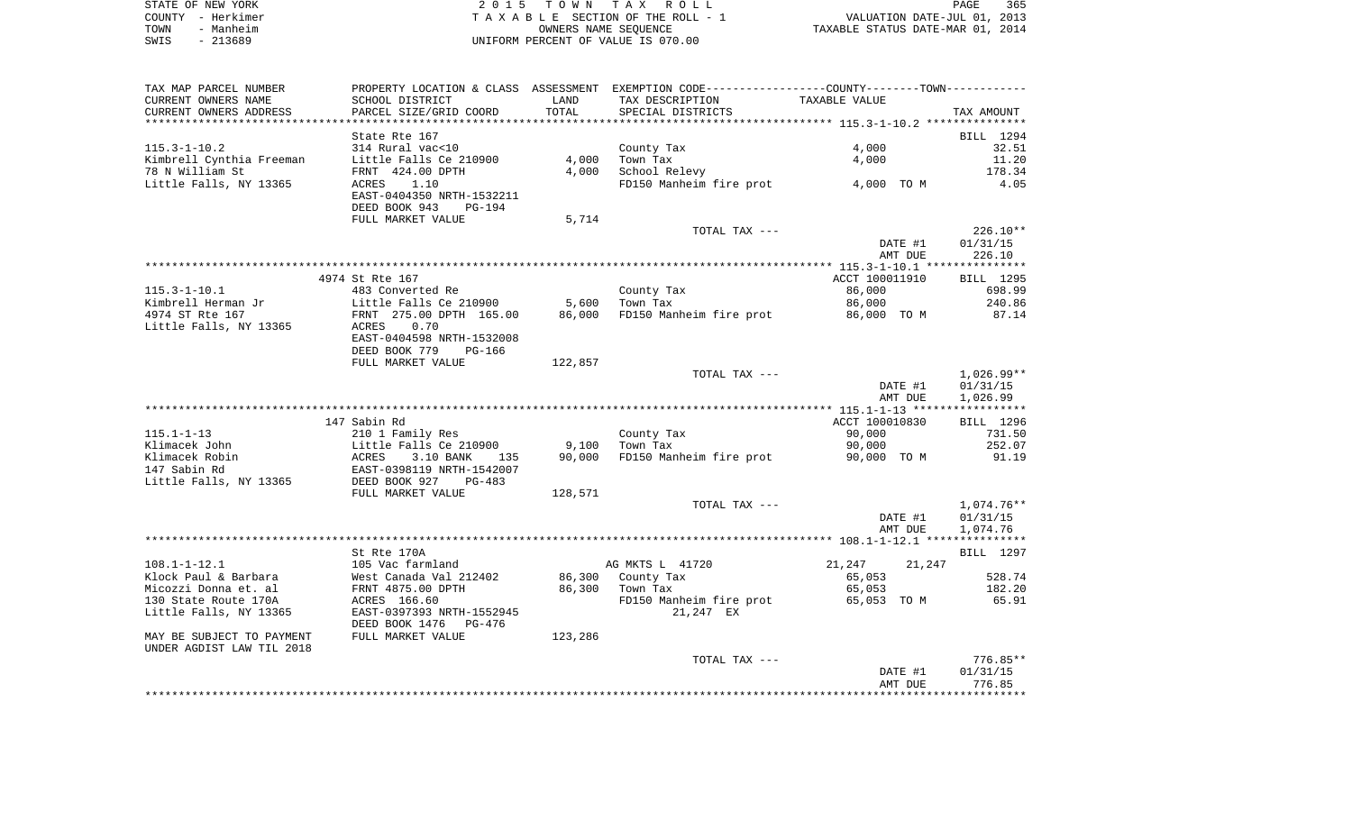STATE OF NEW YORK — COUNTY - Herkimer — TOWN - Manheim — SWIS - 213689

2015 TOWN TAX ROLL — TAXABLE SECTION OF THE ROLL - 1 — OWNERS NAME SEQUENCE — UNIFORM PERCENT OF VALUE IS 070.00

VALUATION DATE-JUL 01, 2013 — TAXABLE STATUS DATE-MAR 01, 2014

| TAX MAP PARCEL NUMBER / CURRENT OWNERS NAME / CURRENT OWNERS ADDRESS | PROPERTY LOCATION & CLASS / SCHOOL DISTRICT / PARCEL SIZE/GRID COORD | ASSESSMENT LAND / TOTAL | EXEMPTION CODE / TAX DESCRIPTION / SPECIAL DISTRICTS | COUNTY / TOWN TAXABLE VALUE | TAX AMOUNT |
|---|---|---|---|---|---|
| 115.3-1-10.2 | State Rte 167 | | | | BILL 1294 |
| | 314 Rural vac<10 | | County Tax | 4,000 | 32.51 |
| Kimbrell Cynthia Freeman | Little Falls Ce 210900 | 4,000 | Town Tax | 4,000 | 11.20 |
| 78 N William St | FRNT 424.00 DPTH | 4,000 | School Relevy | | 178.34 |
| Little Falls, NY 13365 | ACRES 1.10 | | FD150 Manheim fire prot | 4,000 TO M | 4.05 |
| | EAST-0404350 NRTH-1532211 | | | | |
| | DEED BOOK 943 PG-194 | | | | |
| | FULL MARKET VALUE | 5,714 | | | |
| | | | TOTAL TAX --- | | 226.10** |
| | | | | DATE #1 | 01/31/15 |
| | | | | AMT DUE | 226.10 |
| 115.3-1-10.1 | 4974 St Rte 167 | | | ACCT 100011910 | BILL 1295 |
| | 483 Converted Re | | County Tax | 86,000 | 698.99 |
| Kimbrell Herman Jr | Little Falls Ce 210900 | 5,600 | Town Tax | 86,000 | 240.86 |
| 4974 ST Rte 167 | FRNT 275.00 DPTH 165.00 | 86,000 | FD150 Manheim fire prot | 86,000 TO M | 87.14 |
| Little Falls, NY 13365 | ACRES 0.70 | | | | |
| | EAST-0404598 NRTH-1532008 | | | | |
| | DEED BOOK 779 PG-166 | | | | |
| | FULL MARKET VALUE | 122,857 | | | |
| | | | TOTAL TAX --- | | 1,026.99** |
| | | | | DATE #1 | 01/31/15 |
| | | | | AMT DUE | 1,026.99 |
| 115.1-1-13 | 147 Sabin Rd | | | ACCT 100010830 | BILL 1296 |
| | 210 1 Family Res | | County Tax | 90,000 | 731.50 |
| Klimacek John | Little Falls Ce 210900 | 9,100 | Town Tax | 90,000 | 252.07 |
| Klimacek Robin | ACRES 3.10 BANK 135 | 90,000 | FD150 Manheim fire prot | 90,000 TO M | 91.19 |
| 147 Sabin Rd | EAST-0398119 NRTH-1542007 | | | | |
| Little Falls, NY 13365 | DEED BOOK 927 PG-483 | | | | |
| | FULL MARKET VALUE | 128,571 | | | |
| | | | TOTAL TAX --- | | 1,074.76** |
| | | | | DATE #1 | 01/31/15 |
| | | | | AMT DUE | 1,074.76 |
| 108.1-1-12.1 | St Rte 170A | | | | BILL 1297 |
| | 105 Vac farmland | | AG MKTS L 41720 | 21,247 21,247 | |
| Klock Paul & Barbara | West Canada Val 212402 | 86,300 | County Tax | 65,053 | 528.74 |
| Micozzi Donna et. al | FRNT 4875.00 DPTH | 86,300 | Town Tax | 65,053 | 182.20 |
| 130 State Route 170A | ACRES 166.60 | | FD150 Manheim fire prot | 65,053 TO M | 65.91 |
| Little Falls, NY 13365 | EAST-0397393 NRTH-1552945 | | 21,247 EX | | |
| | DEED BOOK 1476 PG-476 | | | | |
| MAY BE SUBJECT TO PAYMENT UNDER AGDIST LAW TIL 2018 | FULL MARKET VALUE | 123,286 | | | |
| | | | TOTAL TAX --- | | 776.85** |
| | | | | DATE #1 | 01/31/15 |
| | | | | AMT DUE | 776.85 |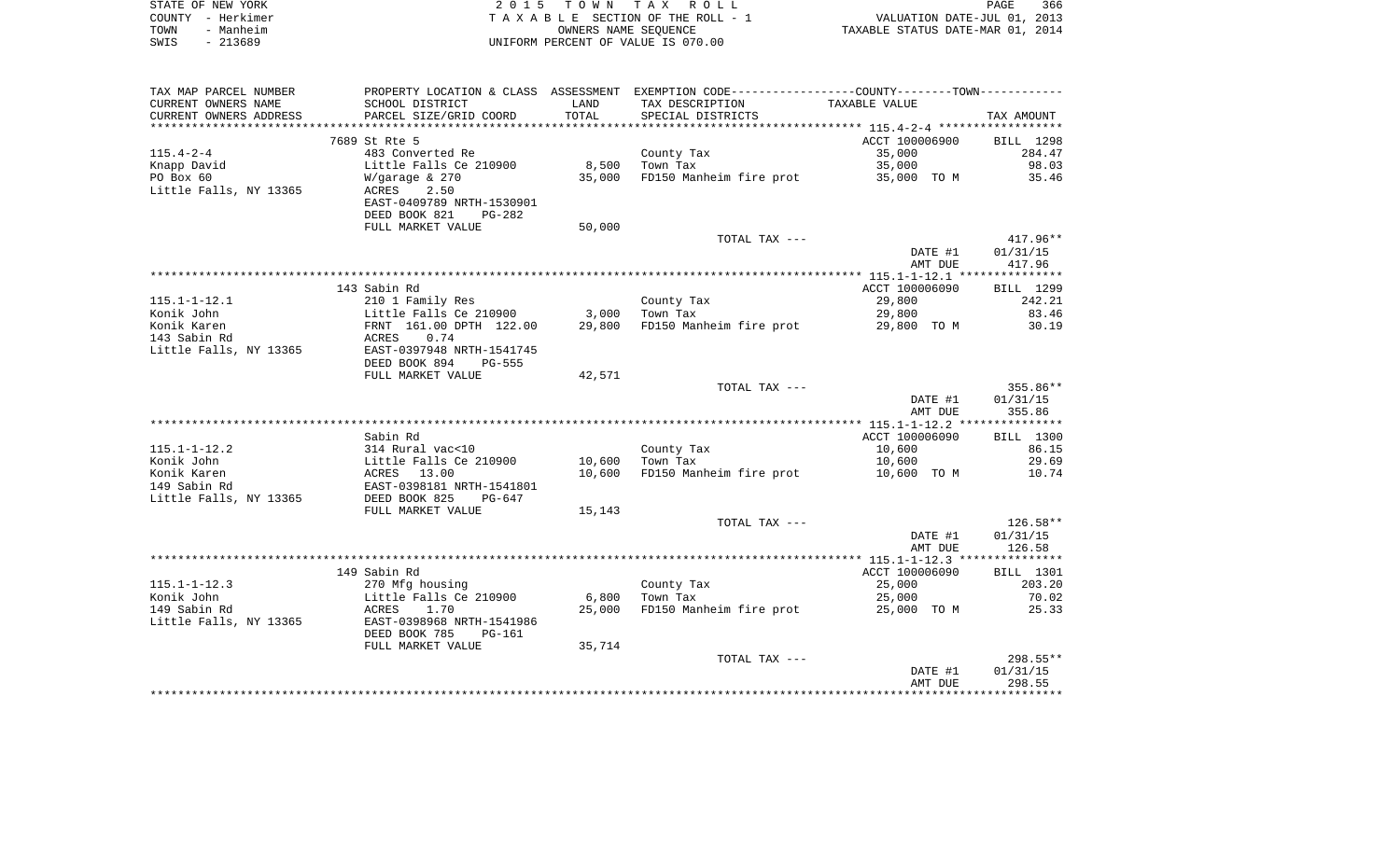STATE OF NEW YORK | COUNTY - Herkimer | TOWN - Manheim | SWIS - 213689

**2015 TOWN TAX ROLL**
TAXABLE SECTION OF THE ROLL - 1
OWNERS NAME SEQUENCE
UNIFORM PERCENT OF VALUE IS 070.00

VALUATION DATE-JUL 01, 2013
TAXABLE STATUS DATE-MAR 01, 2014

| TAX MAP PARCEL NUMBER / CURRENT OWNERS NAME / CURRENT OWNERS ADDRESS | PROPERTY LOCATION & CLASS / SCHOOL DISTRICT / PARCEL SIZE/GRID COORD | ASSESSMENT LAND / TOTAL | EXEMPTION CODE / TAX DESCRIPTION / SPECIAL DISTRICTS | TAXABLE VALUE | TAX AMOUNT |
|---|---|---|---|---|---|
| | 7689 St Rte 5 | | | ACCT 100006900 | BILL 1298 |
| 115.4-2-4 | 483 Converted Re | | County Tax | 35,000 | 284.47 |
| Knapp David | Little Falls Ce 210900 | 8,500 | Town Tax | 35,000 | 98.03 |
| PO Box 60 | W/garage & 270 | 35,000 | FD150 Manheim fire prot | 35,000 TO M | 35.46 |
| Little Falls, NY 13365 | ACRES 2.50 | | | | |
| | EAST-0409789 NRTH-1530901 | | | | |
| | DEED BOOK 821 PG-282 | | | | |
| | FULL MARKET VALUE | 50,000 | | | |
| | | | TOTAL TAX --- | | 417.96** |
| | | | | DATE #1 | 01/31/15 |
| | | | | AMT DUE | 417.96 |
| | 143 Sabin Rd | | | ACCT 100006090 | BILL 1299 |
| 115.1-1-12.1 | 210 1 Family Res | | County Tax | 29,800 | 242.21 |
| Konik John | Little Falls Ce 210900 | 3,000 | Town Tax | 29,800 | 83.46 |
| Konik Karen | FRNT 161.00 DPTH 122.00 | 29,800 | FD150 Manheim fire prot | 29,800 TO M | 30.19 |
| 143 Sabin Rd | ACRES 0.74 | | | | |
| Little Falls, NY 13365 | EAST-0397948 NRTH-1541745 | | | | |
| | DEED BOOK 894 PG-555 | | | | |
| | FULL MARKET VALUE | 42,571 | | | |
| | | | TOTAL TAX --- | | 355.86** |
| | | | | DATE #1 | 01/31/15 |
| | | | | AMT DUE | 355.86 |
| | Sabin Rd | | | ACCT 100006090 | BILL 1300 |
| 115.1-1-12.2 | 314 Rural vac<10 | | County Tax | 10,600 | 86.15 |
| Konik John | Little Falls Ce 210900 | 10,600 | Town Tax | 10,600 | 29.69 |
| Konik Karen | ACRES 13.00 | 10,600 | FD150 Manheim fire prot | 10,600 TO M | 10.74 |
| 149 Sabin Rd | EAST-0398181 NRTH-1541801 | | | | |
| Little Falls, NY 13365 | DEED BOOK 825 PG-647 | | | | |
| | FULL MARKET VALUE | 15,143 | | | |
| | | | TOTAL TAX --- | | 126.58** |
| | | | | DATE #1 | 01/31/15 |
| | | | | AMT DUE | 126.58 |
| | 149 Sabin Rd | | | ACCT 100006090 | BILL 1301 |
| 115.1-1-12.3 | 270 Mfg housing | | County Tax | 25,000 | 203.20 |
| Konik John | Little Falls Ce 210900 | 6,800 | Town Tax | 25,000 | 70.02 |
| 149 Sabin Rd | ACRES 1.70 | 25,000 | FD150 Manheim fire prot | 25,000 TO M | 25.33 |
| Little Falls, NY 13365 | EAST-0398968 NRTH-1541986 | | | | |
| | DEED BOOK 785 PG-161 | | | | |
| | FULL MARKET VALUE | 35,714 | | | |
| | | | TOTAL TAX --- | | 298.55** |
| | | | | DATE #1 | 01/31/15 |
| | | | | AMT DUE | 298.55 |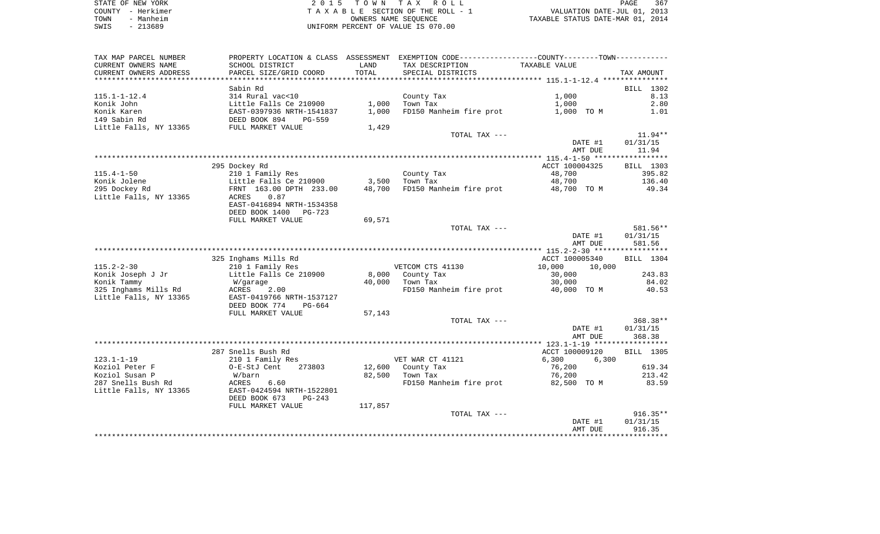STATE OF NEW YORK | 2 0 1 5 T O W N T A X R O L L
COUNTY - Herkimer | T A X A B L E SECTION OF THE ROLL - 1 | VALUATION DATE-JUL 01, 2013
TOWN - Manheim | OWNERS NAME SEQUENCE | TAXABLE STATUS DATE-MAR 01, 2014
SWIS - 213689 | UNIFORM PERCENT OF VALUE IS 070.00

| TAX MAP PARCEL NUMBER / CURRENT OWNERS NAME / CURRENT OWNERS ADDRESS | PROPERTY LOCATION & CLASS / SCHOOL DISTRICT / PARCEL SIZE/GRID COORD | ASSESSMENT LAND | ASSESSMENT TOTAL | EXEMPTION CODE / TAX DESCRIPTION / SPECIAL DISTRICTS | COUNTY TAXABLE VALUE | TOWN TAXABLE VALUE | TAX AMOUNT |
|---|---|---|---|---|---|---|---|
| **115.1-1-12.4** | Sabin Rd | | | | | | BILL 1302 |
| 115.1-1-12.4 | 314 Rural vac<10 | | | County Tax | 1,000 | | 8.13 |
| Konik John | Little Falls Ce 210900 | 1,000 | | Town Tax | 1,000 | | 2.80 |
| Konik Karen | EAST-0397936 NRTH-1541837 | | 1,000 | FD150 Manheim fire prot | 1,000 TO M | | 1.01 |
| 149 Sabin Rd | DEED BOOK 894 PG-559 | | | | | | |
| Little Falls, NY 13365 | FULL MARKET VALUE | | 1,429 | | | | |
| | | | | TOTAL TAX --- | | | 11.94** |
| | | | | | DATE #1 | | 01/31/15 |
| | | | | | AMT DUE | | 11.94 |
| **115.4-1-50** | 295 Dockey Rd | | | | ACCT 100004325 | | BILL 1303 |
| 115.4-1-50 | 210 1 Family Res | | | County Tax | 48,700 | | 395.82 |
| Konik Jolene | Little Falls Ce 210900 | 3,500 | | Town Tax | 48,700 | | 136.40 |
| 295 Dockey Rd | FRNT 163.00 DPTH 233.00 | | 48,700 | FD150 Manheim fire prot | 48,700 TO M | | 49.34 |
| Little Falls, NY 13365 | ACRES 0.87 | | | | | | |
| | EAST-0416894 NRTH-1534358 | | | | | | |
| | DEED BOOK 1400 PG-723 | | | | | | |
| | FULL MARKET VALUE | | 69,571 | | | | |
| | | | | TOTAL TAX --- | | | 581.56** |
| | | | | | DATE #1 | | 01/31/15 |
| | | | | | AMT DUE | | 581.56 |
| **115.2-2-30** | 325 Inghams Mills Rd | | | | ACCT 100005340 | | BILL 1304 |
| 115.2-2-30 | 210 1 Family Res | | | VETCOM CTS 41130 | 10,000 | 10,000 | |
| Konik Joseph J Jr | Little Falls Ce 210900 | 8,000 | | County Tax | 30,000 | | 243.83 |
| Konik Tammy | W/garage | | 40,000 | Town Tax | 30,000 | | 84.02 |
| 325 Inghams Mills Rd | ACRES 2.00 | | | FD150 Manheim fire prot | 40,000 TO M | | 40.53 |
| Little Falls, NY 13365 | EAST-0419766 NRTH-1537127 | | | | | | |
| | DEED BOOK 774 PG-664 | | | | | | |
| | FULL MARKET VALUE | | 57,143 | | | | |
| | | | | TOTAL TAX --- | | | 368.38** |
| | | | | | DATE #1 | | 01/31/15 |
| | | | | | AMT DUE | | 368.38 |
| **123.1-1-19** | 287 Snells Bush Rd | | | | ACCT 100009120 | | BILL 1305 |
| 123.1-1-19 | 210 1 Family Res | | | VET WAR CT 41121 | 6,300 | 6,300 | |
| Koziol Peter F | O-E-StJ Cent 273803 | 12,600 | | County Tax | 76,200 | | 619.34 |
| Koziol Susan P | W/barn | | 82,500 | Town Tax | 76,200 | | 213.42 |
| 287 Snells Bush Rd | ACRES 6.60 | | | FD150 Manheim fire prot | 82,500 TO M | | 83.59 |
| Little Falls, NY 13365 | EAST-0424594 NRTH-1522801 | | | | | | |
| | DEED BOOK 673 PG-243 | | | | | | |
| | FULL MARKET VALUE | | 117,857 | | | | |
| | | | | TOTAL TAX --- | | | 916.35** |
| | | | | | DATE #1 | | 01/31/15 |
| | | | | | AMT DUE | | 916.35 |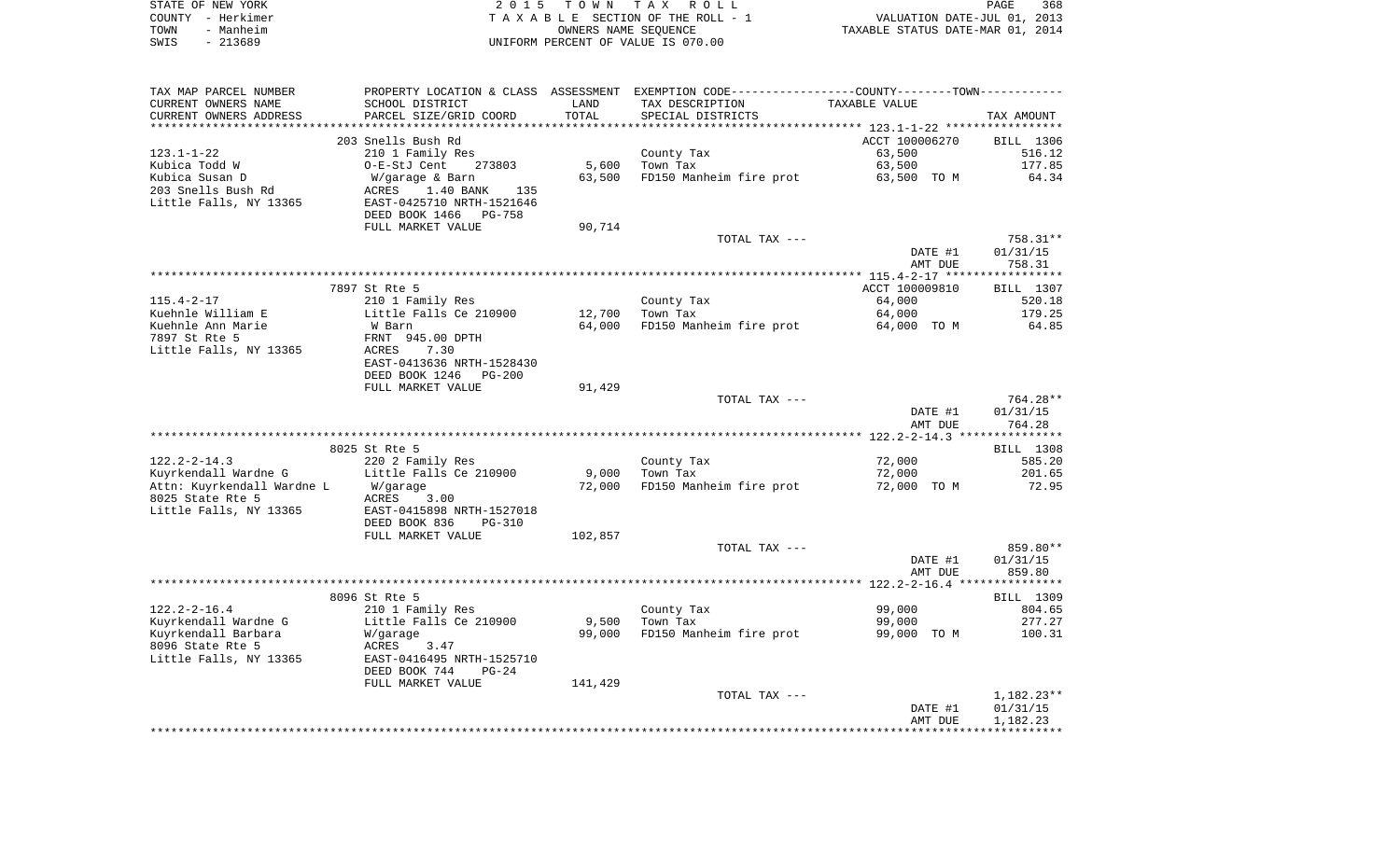STATE OF NEW YORK — 2015 TOWN TAX ROLL — PAGE 368
COUNTY - Herkimer — TAXABLE SECTION OF THE ROLL - 1 — VALUATION DATE-JUL 01, 2013
TOWN - Manheim — OWNERS NAME SEQUENCE — TAXABLE STATUS DATE-MAR 01, 2014
SWIS - 213689 — UNIFORM PERCENT OF VALUE IS 070.00

| TAX MAP PARCEL NUMBER / CURRENT OWNERS NAME / CURRENT OWNERS ADDRESS | PROPERTY LOCATION & CLASS / SCHOOL DISTRICT / PARCEL SIZE/GRID COORD | ASSESSMENT LAND | TOTAL | EXEMPTION CODE / TAX DESCRIPTION / SPECIAL DISTRICTS | TAXABLE VALUE | TAX AMOUNT |
|---|---|---|---|---|---|---|
| 123.1-1-22 | 203 Snells Bush Rd | | | | ACCT 100006270 | BILL 1306 |
| Kubica Todd W | 210 1 Family Res | | | County Tax | 63,500 | 516.12 |
| Kubica Susan D | O-E-StJ Cent 273803 | 5,600 | | Town Tax | 63,500 | 177.85 |
| 203 Snells Bush Rd | W/garage & Barn | | 63,500 | FD150 Manheim fire prot | 63,500 TO M | 64.34 |
| Little Falls, NY 13365 | ACRES 1.40 BANK 135 | | | | | |
| | EAST-0425710 NRTH-1521646 | | | | | |
| | DEED BOOK 1466 PG-758 | | | | | |
| | FULL MARKET VALUE | 90,714 | | | | |
| | | | | TOTAL TAX --- | | 758.31** |
| | | | | | DATE #1 | 01/31/15 |
| | | | | | AMT DUE | 758.31 |
| 115.4-2-17 | 7897 St Rte 5 | | | | ACCT 100009810 | BILL 1307 |
| Kuehnle William E | 210 1 Family Res | | | County Tax | 64,000 | 520.18 |
| Kuehnle Ann Marie | Little Falls Ce 210900 | 12,700 | | Town Tax | 64,000 | 179.25 |
| 7897 St Rte 5 | W Barn | | 64,000 | FD150 Manheim fire prot | 64,000 TO M | 64.85 |
| Little Falls, NY 13365 | FRNT 945.00 DPTH | | | | | |
| | ACRES 7.30 | | | | | |
| | EAST-0413636 NRTH-1528430 | | | | | |
| | DEED BOOK 1246 PG-200 | | | | | |
| | FULL MARKET VALUE | 91,429 | | | | |
| | | | | TOTAL TAX --- | | 764.28** |
| | | | | | DATE #1 | 01/31/15 |
| | | | | | AMT DUE | 764.28 |
| 122.2-2-14.3 | 8025 St Rte 5 | | | | | BILL 1308 |
| Kuyrkendall Wardne G | 220 2 Family Res | | | County Tax | 72,000 | 585.20 |
| Attn: Kuyrkendall Wardne L | Little Falls Ce 210900 | 9,000 | | Town Tax | 72,000 | 201.65 |
| 8025 State Rte 5 | W/garage | | 72,000 | FD150 Manheim fire prot | 72,000 TO M | 72.95 |
| Little Falls, NY 13365 | ACRES 3.00 | | | | | |
| | EAST-0415898 NRTH-1527018 | | | | | |
| | DEED BOOK 836 PG-310 | | | | | |
| | FULL MARKET VALUE | 102,857 | | | | |
| | | | | TOTAL TAX --- | | 859.80** |
| | | | | | DATE #1 | 01/31/15 |
| | | | | | AMT DUE | 859.80 |
| 122.2-2-16.4 | 8096 St Rte 5 | | | | | BILL 1309 |
| Kuyrkendall Wardne G | 210 1 Family Res | | | County Tax | 99,000 | 804.65 |
| Kuyrkendall Barbara | Little Falls Ce 210900 | 9,500 | | Town Tax | 99,000 | 277.27 |
| 8096 State Rte 5 | W/garage | | 99,000 | FD150 Manheim fire prot | 99,000 TO M | 100.31 |
| Little Falls, NY 13365 | ACRES 3.47 | | | | | |
| | EAST-0416495 NRTH-1525710 | | | | | |
| | DEED BOOK 744 PG-24 | | | | | |
| | FULL MARKET VALUE | 141,429 | | | | |
| | | | | TOTAL TAX --- | | 1,182.23** |
| | | | | | DATE #1 | 01/31/15 |
| | | | | | AMT DUE | 1,182.23 |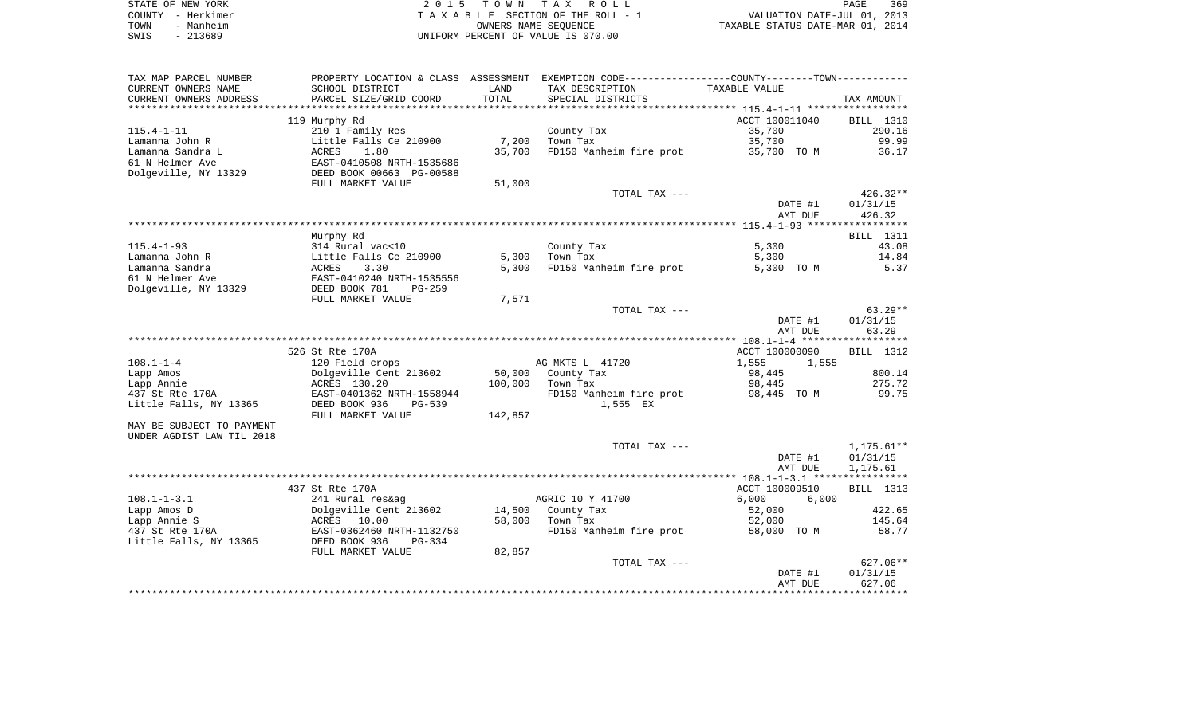STATE OF NEW YORK | 2015 TOWN TAX ROLL
COUNTY - Herkimer | TAXABLE SECTION OF THE ROLL - 1 | VALUATION DATE-JUL 01, 2013
TOWN - Manheim | OWNERS NAME SEQUENCE | TAXABLE STATUS DATE-MAR 01, 2014
SWIS - 213689 | UNIFORM PERCENT OF VALUE IS 070.00

| TAX MAP PARCEL NUMBER / CURRENT OWNERS NAME / CURRENT OWNERS ADDRESS | PROPERTY LOCATION & CLASS / SCHOOL DISTRICT / PARCEL SIZE/GRID COORD | ASSESSMENT LAND / TOTAL | EXEMPTION CODE / TAX DESCRIPTION / SPECIAL DISTRICTS | TAXABLE VALUE | TAX AMOUNT |
|---|---|---|---|---|---|
| **115.4-1-11** | 119 Murphy Rd | | | ACCT 100011040 | BILL 1310 |
| 115.4-1-11 | 210 1 Family Res | | County Tax | 35,700 | 290.16 |
| Lamanna John R | Little Falls Ce 210900 | 7,200 | Town Tax | 35,700 | 99.99 |
| Lamanna Sandra L | ACRES 1.80 | 35,700 | FD150 Manheim fire prot | 35,700 TO M | 36.17 |
| 61 N Helmer Ave | EAST-0410508 NRTH-1535686 | | | | |
| Dolgeville, NY 13329 | DEED BOOK 00663 PG-00588 | | | | |
| | FULL MARKET VALUE | 51,000 | | | |
| | | | TOTAL TAX --- | | 426.32** |
| | | | | DATE #1 | 01/31/15 |
| | | | | AMT DUE | 426.32 |
| **115.4-1-93** | Murphy Rd | | | | BILL 1311 |
| 115.4-1-93 | 314 Rural vac<10 | | County Tax | 5,300 | 43.08 |
| Lamanna John R | Little Falls Ce 210900 | 5,300 | Town Tax | 5,300 | 14.84 |
| Lamanna Sandra | ACRES 3.30 | 5,300 | FD150 Manheim fire prot | 5,300 TO M | 5.37 |
| 61 N Helmer Ave | EAST-0410240 NRTH-1535556 | | | | |
| Dolgeville, NY 13329 | DEED BOOK 781 PG-259 | | | | |
| | FULL MARKET VALUE | 7,571 | | | |
| | | | TOTAL TAX --- | | 63.29** |
| | | | | DATE #1 | 01/31/15 |
| | | | | AMT DUE | 63.29 |
| **108.1-1-4** | 526 St Rte 170A | | | ACCT 100000090 | BILL 1312 |
| 108.1-1-4 | 120 Field crops | | AG MKTS L 41720 | 1,555 1,555 | |
| Lapp Amos | Dolgeville Cent 213602 | 50,000 | County Tax | 98,445 | 800.14 |
| Lapp Annie | ACRES 130.20 | 100,000 | Town Tax | 98,445 | 275.72 |
| 437 St Rte 170A | EAST-0401362 NRTH-1558944 | | FD150 Manheim fire prot | 98,445 TO M | 99.75 |
| Little Falls, NY 13365 | DEED BOOK 936 PG-539 | | 1,555 EX | | |
| | FULL MARKET VALUE | 142,857 | | | |
| MAY BE SUBJECT TO PAYMENT | | | | | |
| UNDER AGDIST LAW TIL 2018 | | | | | |
| | | | TOTAL TAX --- | | 1,175.61** |
| | | | | DATE #1 | 01/31/15 |
| | | | | AMT DUE | 1,175.61 |
| **108.1-1-3.1** | 437 St Rte 170A | | | ACCT 100009510 | BILL 1313 |
| 108.1-1-3.1 | 241 Rural res&ag | | AGRIC 10 Y 41700 | 6,000 6,000 | |
| Lapp Amos D | Dolgeville Cent 213602 | 14,500 | County Tax | 52,000 | 422.65 |
| Lapp Annie S | ACRES 10.00 | 58,000 | Town Tax | 52,000 | 145.64 |
| 437 St Rte 170A | EAST-0362460 NRTH-1132750 | | FD150 Manheim fire prot | 58,000 TO M | 58.77 |
| Little Falls, NY 13365 | DEED BOOK 936 PG-334 | | | | |
| | FULL MARKET VALUE | 82,857 | | | |
| | | | TOTAL TAX --- | | 627.06** |
| | | | | DATE #1 | 01/31/15 |
| | | | | AMT DUE | 627.06 |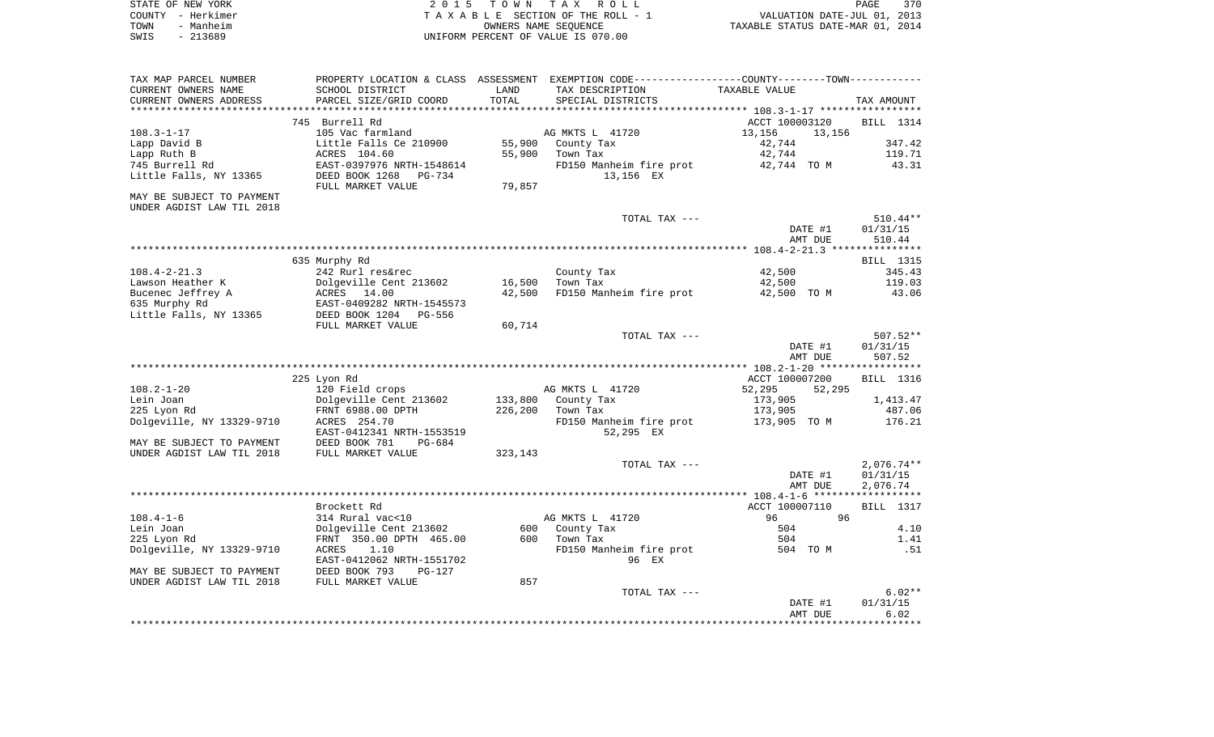STATE OF NEW YORK
COUNTY - Herkimer
TOWN - Manheim
SWIS - 213689

2 0 1 5 T O W N T A X R O L L
T A X A B L E SECTION OF THE ROLL - 1
OWNERS NAME SEQUENCE
UNIFORM PERCENT OF VALUE IS 070.00

VALUATION DATE-JUL 01, 2013
TAXABLE STATUS DATE-MAR 01, 2014

| TAX MAP PARCEL NUMBER<br>CURRENT OWNERS NAME<br>CURRENT OWNERS ADDRESS | PROPERTY LOCATION & CLASS<br>SCHOOL DISTRICT<br>PARCEL SIZE/GRID COORD | ASSESSMENT<br>LAND<br>TOTAL | EXEMPTION CODE-----COUNTY-----TOWN-----<br>TAX DESCRIPTION<br>SPECIAL DISTRICTS | TAXABLE VALUE | TAX AMOUNT |
|---|---|---|---|---|---|
| | 745 Burrell Rd | | | ACCT 100003120 | BILL 1314 |
| 108.3-1-17 | 105 Vac farmland | | AG MKTS L 41720 | 13,156 13,156 | |
| Lapp David B | Little Falls Ce 210900 | 55,900 | County Tax | 42,744 | 347.42 |
| Lapp Ruth B | ACRES 104.60 | 55,900 | Town Tax | 42,744 | 119.71 |
| 745 Burrell Rd | EAST-0397976 NRTH-1548614 | | FD150 Manheim fire prot | 42,744 TO M | 43.31 |
| Little Falls, NY 13365 | DEED BOOK 1268 PG-734 | | 13,156 EX | | |
| | FULL MARKET VALUE | 79,857 | | | |
| MAY BE SUBJECT TO PAYMENT<br>UNDER AGDIST LAW TIL 2018 | | | | | |
| | | | TOTAL TAX --- | | 510.44** |
| | | | | DATE #1 | 01/31/15 |
| | | | | AMT DUE | 510.44 |
| | 635 Murphy Rd | | | | BILL 1315 |
| 108.4-2-21.3 | 242 Rurl res&rec | | County Tax | 42,500 | 345.43 |
| Lawson Heather K | Dolgeville Cent 213602 | 16,500 | Town Tax | 42,500 | 119.03 |
| Bucenec Jeffrey A | ACRES 14.00 | 42,500 | FD150 Manheim fire prot | 42,500 TO M | 43.06 |
| 635 Murphy Rd | EAST-0409282 NRTH-1545573 | | | | |
| Little Falls, NY 13365 | DEED BOOK 1204 PG-556 | | | | |
| | FULL MARKET VALUE | 60,714 | | | |
| | | | TOTAL TAX --- | | 507.52** |
| | | | | DATE #1 | 01/31/15 |
| | | | | AMT DUE | 507.52 |
| | 225 Lyon Rd | | | ACCT 100007200 | BILL 1316 |
| 108.2-1-20 | 120 Field crops | | AG MKTS L 41720 | 52,295 52,295 | |
| Lein Joan | Dolgeville Cent 213602 | 133,800 | County Tax | 173,905 | 1,413.47 |
| 225 Lyon Rd | FRNT 6988.00 DPTH | 226,200 | Town Tax | 173,905 | 487.06 |
| Dolgeville, NY 13329-9710 | ACRES 254.70 | | FD150 Manheim fire prot | 173,905 TO M | 176.21 |
| | EAST-0412341 NRTH-1553519 | | 52,295 EX | | |
| MAY BE SUBJECT TO PAYMENT | DEED BOOK 781 PG-684 | | | | |
| UNDER AGDIST LAW TIL 2018 | FULL MARKET VALUE | 323,143 | | | |
| | | | TOTAL TAX --- | | 2,076.74** |
| | | | | DATE #1 | 01/31/15 |
| | | | | AMT DUE | 2,076.74 |
| | Brockett Rd | | | ACCT 100007110 | BILL 1317 |
| 108.4-1-6 | 314 Rural vac<10 | | AG MKTS L 41720 | 96 96 | |
| Lein Joan | Dolgeville Cent 213602 | 600 | County Tax | 504 | 4.10 |
| 225 Lyon Rd | FRNT 350.00 DPTH 465.00 | 600 | Town Tax | 504 | 1.41 |
| Dolgeville, NY 13329-9710 | ACRES 1.10 | | FD150 Manheim fire prot | 504 TO M | .51 |
| | EAST-0412062 NRTH-1551702 | | 96 EX | | |
| MAY BE SUBJECT TO PAYMENT | DEED BOOK 793 PG-127 | | | | |
| UNDER AGDIST LAW TIL 2018 | FULL MARKET VALUE | 857 | | | |
| | | | TOTAL TAX --- | | 6.02** |
| | | | | DATE #1 | 01/31/15 |
| | | | | AMT DUE | 6.02 |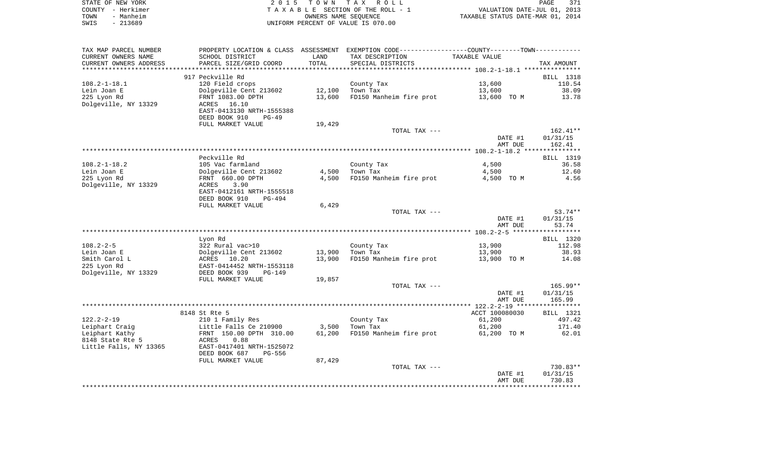STATE OF NEW YORK | COUNTY - Herkimer | TOWN - Manheim | SWIS - 213689

**2015 TOWN TAX ROLL**
TAXABLE SECTION OF THE ROLL - 1
OWNERS NAME SEQUENCE
UNIFORM PERCENT OF VALUE IS 070.00

VALUATION DATE-JUL 01, 2013
TAXABLE STATUS DATE-MAR 01, 2014

| TAX MAP PARCEL NUMBER / CURRENT OWNERS NAME / CURRENT OWNERS ADDRESS | PROPERTY LOCATION & CLASS / SCHOOL DISTRICT / PARCEL SIZE/GRID COORD | ASSESSMENT LAND / TOTAL | EXEMPTION CODE / TAX DESCRIPTION / SPECIAL DISTRICTS | TAXABLE VALUE | TAX AMOUNT |
|---|---|---|---|---|---|
| 108.2-1-18.1 | 917 Peckville Rd | | | | BILL 1318 |
| Lein Joan E | 120 Field crops | | County Tax | 13,600 | 110.54 |
| 225 Lyon Rd | Dolgeville Cent 213602 | 12,100 | Town Tax | 13,600 | 38.09 |
| Dolgeville, NY 13329 | FRNT 1083.00 DPTH | 13,600 | FD150 Manheim fire prot | 13,600 TO M | 13.78 |
| | ACRES 16.10 | | | | |
| | EAST-0413130 NRTH-1555388 | | | | |
| | DEED BOOK 910 PG-49 | | | | |
| | FULL MARKET VALUE | 19,429 | | | |
| | | | TOTAL TAX --- | | 162.41** |
| | | | | DATE #1 | 01/31/15 |
| | | | | AMT DUE | 162.41 |
| 108.2-1-18.2 | Peckville Rd | | | | BILL 1319 |
| Lein Joan E | 105 Vac farmland | | County Tax | 4,500 | 36.58 |
| 225 Lyon Rd | Dolgeville Cent 213602 | 4,500 | Town Tax | 4,500 | 12.60 |
| Dolgeville, NY 13329 | FRNT 660.00 DPTH | 4,500 | FD150 Manheim fire prot | 4,500 TO M | 4.56 |
| | ACRES 3.90 | | | | |
| | EAST-0412161 NRTH-1555518 | | | | |
| | DEED BOOK 910 PG-494 | | | | |
| | FULL MARKET VALUE | 6,429 | | | |
| | | | TOTAL TAX --- | | 53.74** |
| | | | | DATE #1 | 01/31/15 |
| | | | | AMT DUE | 53.74 |
| 108.2-2-5 | Lyon Rd | | | | BILL 1320 |
| Lein Joan E | 322 Rural vac>10 | | County Tax | 13,900 | 112.98 |
| Smith Carol L | Dolgeville Cent 213602 | 13,900 | Town Tax | 13,900 | 38.93 |
| 225 Lyon Rd | ACRES 10.20 | 13,900 | FD150 Manheim fire prot | 13,900 TO M | 14.08 |
| Dolgeville, NY 13329 | EAST-0414452 NRTH-1553118 | | | | |
| | DEED BOOK 939 PG-149 | | | | |
| | FULL MARKET VALUE | 19,857 | | | |
| | | | TOTAL TAX --- | | 165.99** |
| | | | | DATE #1 | 01/31/15 |
| | | | | AMT DUE | 165.99 |
| 122.2-2-19 | 8148 St Rte 5 | | | ACCT 100080030 | BILL 1321 |
| Leiphart Craig | 210 1 Family Res | | County Tax | 61,200 | 497.42 |
| Leiphart Kathy | Little Falls Ce 210900 | 3,500 | Town Tax | 61,200 | 171.40 |
| 8148 State Rte 5 | FRNT 150.00 DPTH 310.00 | 61,200 | FD150 Manheim fire prot | 61,200 TO M | 62.01 |
| Little Falls, NY 13365 | ACRES 0.88 | | | | |
| | EAST-0417401 NRTH-1525072 | | | | |
| | DEED BOOK 687 PG-556 | | | | |
| | FULL MARKET VALUE | 87,429 | | | |
| | | | TOTAL TAX --- | | 730.83** |
| | | | | DATE #1 | 01/31/15 |
| | | | | AMT DUE | 730.83 |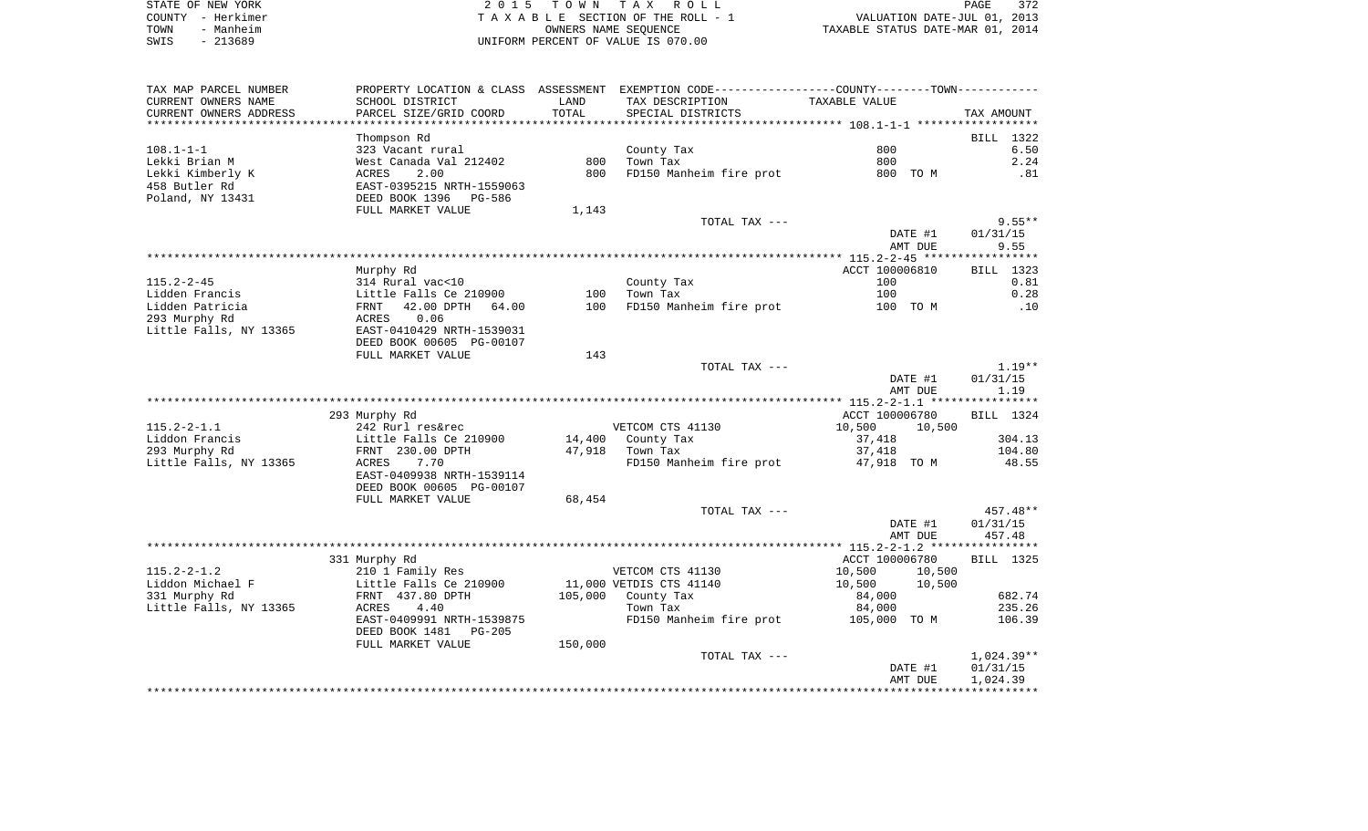STATE OF NEW YORK | 2015 TOWN TAX ROLL | VALUATION DATE-JUL 01, 2013
COUNTY - Herkimer | TAXABLE SECTION OF THE ROLL - 1 | TAXABLE STATUS DATE-MAR 01, 2014
TOWN - Manheim | OWNERS NAME SEQUENCE
SWIS - 213689 | UNIFORM PERCENT OF VALUE IS 070.00

| TAX MAP PARCEL NUMBER / CURRENT OWNERS NAME / CURRENT OWNERS ADDRESS | PROPERTY LOCATION & CLASS / SCHOOL DISTRICT / PARCEL SIZE/GRID COORD | ASSESSMENT LAND / TOTAL | EXEMPTION CODE / TAX DESCRIPTION / SPECIAL DISTRICTS | TAXABLE VALUE (COUNTY / TOWN) | TAX AMOUNT |
|---|---|---|---|---|---|
| | Thompson Rd | | | | BILL 1322 |
| 108.1-1-1 | 323 Vacant rural | | County Tax | 800 | 6.50 |
| Lekki Brian M | West Canada Val 212402 | 800 | Town Tax | 800 | 2.24 |
| Lekki Kimberly K | ACRES 2.00 | 800 | FD150 Manheim fire prot | 800 TO M | .81 |
| 458 Butler Rd | EAST-0395215 NRTH-1559063 | | | | |
| Poland, NY 13431 | DEED BOOK 1396 PG-586 | | | | |
| | FULL MARKET VALUE | 1,143 | | | |
| | | | TOTAL TAX --- | | 9.55** |
| | | | | DATE #1 | 01/31/15 |
| | | | | AMT DUE | 9.55 |
| | Murphy Rd | | | ACCT 100006810 | BILL 1323 |
| 115.2-2-45 | 314 Rural vac<10 | | County Tax | 100 | 0.81 |
| Lidden Francis | Little Falls Ce 210900 | 100 | Town Tax | 100 | 0.28 |
| Lidden Patricia | FRNT 42.00 DPTH 64.00 | 100 | FD150 Manheim fire prot | 100 TO M | .10 |
| 293 Murphy Rd | ACRES 0.06 | | | | |
| Little Falls, NY 13365 | EAST-0410429 NRTH-1539031 | | | | |
| | DEED BOOK 00605 PG-00107 | | | | |
| | FULL MARKET VALUE | 143 | | | |
| | | | TOTAL TAX --- | | 1.19** |
| | | | | DATE #1 | 01/31/15 |
| | | | | AMT DUE | 1.19 |
| | 293 Murphy Rd | | | ACCT 100006780 | BILL 1324 |
| 115.2-2-1.1 | 242 Rurl res&rec | | VETCOM CTS 41130 | 10,500 10,500 | |
| Liddon Francis | Little Falls Ce 210900 | 14,400 | County Tax | 37,418 | 304.13 |
| 293 Murphy Rd | FRNT 230.00 DPTH | 47,918 | Town Tax | 37,418 | 104.80 |
| Little Falls, NY 13365 | ACRES 7.70 | | FD150 Manheim fire prot | 47,918 TO M | 48.55 |
| | EAST-0409938 NRTH-1539114 | | | | |
| | DEED BOOK 00605 PG-00107 | | | | |
| | FULL MARKET VALUE | 68,454 | | | |
| | | | TOTAL TAX --- | | 457.48** |
| | | | | DATE #1 | 01/31/15 |
| | | | | AMT DUE | 457.48 |
| | 331 Murphy Rd | | | ACCT 100006780 | BILL 1325 |
| 115.2-2-1.2 | 210 1 Family Res | | VETCOM CTS 41130 | 10,500 10,500 | |
| Liddon Michael F | Little Falls Ce 210900 | 11,000 | VETDIS CTS 41140 | 10,500 10,500 | |
| 331 Murphy Rd | FRNT 437.80 DPTH | 105,000 | County Tax | 84,000 | 682.74 |
| Little Falls, NY 13365 | ACRES 4.40 | | Town Tax | 84,000 | 235.26 |
| | EAST-0409991 NRTH-1539875 | | FD150 Manheim fire prot | 105,000 TO M | 106.39 |
| | DEED BOOK 1481 PG-205 | | | | |
| | FULL MARKET VALUE | 150,000 | | | |
| | | | TOTAL TAX --- | | 1,024.39** |
| | | | | DATE #1 | 01/31/15 |
| | | | | AMT DUE | 1,024.39 |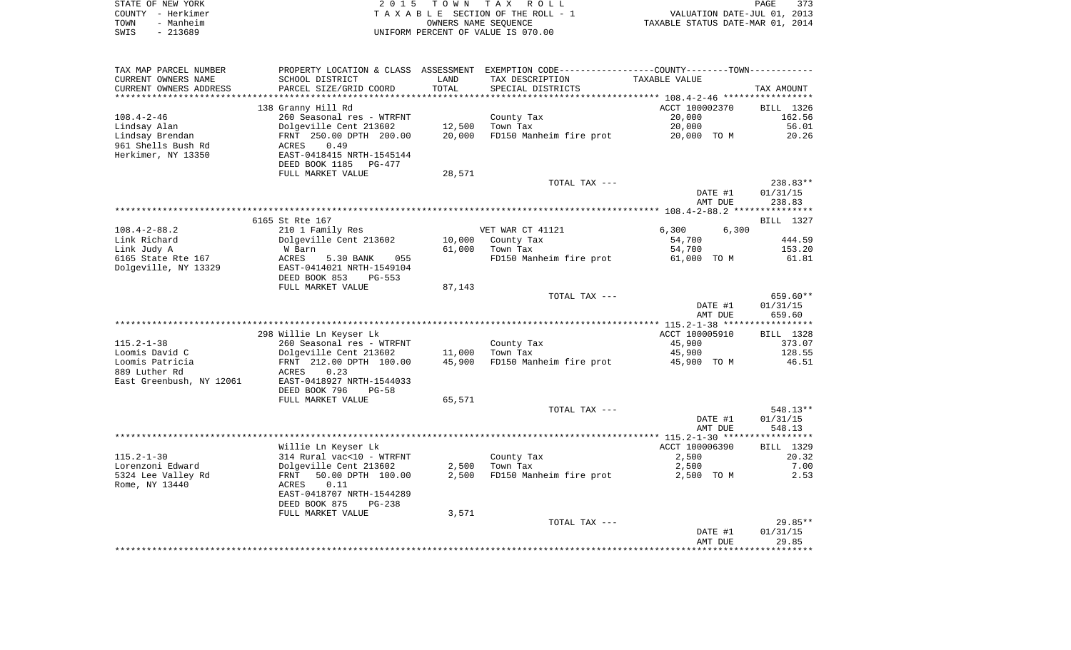STATE OF NEW YORK 2 0 1 5 T O W N T A X R O L L
COUNTY - Herkimer T A X A B L E SECTION OF THE ROLL - 1 VALUATION DATE-JUL 01, 2013
TOWN - Manheim OWNERS NAME SEQUENCE TAXABLE STATUS DATE-MAR 01, 2014
SWIS - 213689 UNIFORM PERCENT OF VALUE IS 070.00

| TAX MAP PARCEL NUMBER / CURRENT OWNERS NAME / CURRENT OWNERS ADDRESS | PROPERTY LOCATION & CLASS / SCHOOL DISTRICT / PARCEL SIZE/GRID COORD | ASSESSMENT LAND | TOTAL | EXEMPTION CODE / TAX DESCRIPTION / SPECIAL DISTRICTS | COUNTY / TOWN TAXABLE VALUE | TAX AMOUNT |
|---|---|---|---|---|---|---|
| | 138 Granny Hill Rd | | | | ACCT 100002370 | BILL 1326 |
| 108.4-2-46 | 260 Seasonal res - WTRFNT | | | County Tax | 20,000 | 162.56 |
| Lindsay Alan | Dolgeville Cent 213602 | 12,500 | | Town Tax | 20,000 | 56.01 |
| Lindsay Brendan | FRNT 250.00 DPTH 200.00 | | 20,000 | FD150 Manheim fire prot | 20,000 TO M | 20.26 |
| 961 Shells Bush Rd | ACRES 0.49 | | | | | |
| Herkimer, NY 13350 | EAST-0418415 NRTH-1545144 | | | | | |
| | DEED BOOK 1185 PG-477 | | | | | |
| | FULL MARKET VALUE | | 28,571 | | | |
| | | | | TOTAL TAX --- | | 238.83** |
| | | | | | DATE #1 | 01/31/15 |
| | | | | | AMT DUE | 238.83 |
| | 6165 St Rte 167 | | | | | BILL 1327 |
| 108.4-2-88.2 | 210 1 Family Res | | | VET WAR CT 41121 | 6,300 6,300 | |
| Link Richard | Dolgeville Cent 213602 | 10,000 | | County Tax | 54,700 | 444.59 |
| Link Judy A | W Barn | | 61,000 | Town Tax | 54,700 | 153.20 |
| 6165 State Rte 167 | ACRES 5.30 BANK 055 | | | FD150 Manheim fire prot | 61,000 TO M | 61.81 |
| Dolgeville, NY 13329 | EAST-0414021 NRTH-1549104 | | | | | |
| | DEED BOOK 853 PG-553 | | | | | |
| | FULL MARKET VALUE | | 87,143 | | | |
| | | | | TOTAL TAX --- | | 659.60** |
| | | | | | DATE #1 | 01/31/15 |
| | | | | | AMT DUE | 659.60 |
| | 298 Willie Ln Keyser Lk | | | | ACCT 100005910 | BILL 1328 |
| 115.2-1-38 | 260 Seasonal res - WTRFNT | | | County Tax | 45,900 | 373.07 |
| Loomis David C | Dolgeville Cent 213602 | 11,000 | | Town Tax | 45,900 | 128.55 |
| Loomis Patricia | FRNT 212.00 DPTH 100.00 | | 45,900 | FD150 Manheim fire prot | 45,900 TO M | 46.51 |
| 889 Luther Rd | ACRES 0.23 | | | | | |
| East Greenbush, NY 12061 | EAST-0418927 NRTH-1544033 | | | | | |
| | DEED BOOK 796 PG-58 | | | | | |
| | FULL MARKET VALUE | | 65,571 | | | |
| | | | | TOTAL TAX --- | | 548.13** |
| | | | | | DATE #1 | 01/31/15 |
| | | | | | AMT DUE | 548.13 |
| | Willie Ln Keyser Lk | | | | ACCT 100006390 | BILL 1329 |
| 115.2-1-30 | 314 Rural vac<10 - WTRFNT | | | County Tax | 2,500 | 20.32 |
| Lorenzoni Edward | Dolgeville Cent 213602 | 2,500 | | Town Tax | 2,500 | 7.00 |
| 5324 Lee Valley Rd | FRNT 50.00 DPTH 100.00 | | 2,500 | FD150 Manheim fire prot | 2,500 TO M | 2.53 |
| Rome, NY 13440 | ACRES 0.11 | | | | | |
| | EAST-0418707 NRTH-1544289 | | | | | |
| | DEED BOOK 875 PG-238 | | | | | |
| | FULL MARKET VALUE | | 3,571 | | | |
| | | | | TOTAL TAX --- | | 29.85** |
| | | | | | DATE #1 | 01/31/15 |
| | | | | | AMT DUE | 29.85 |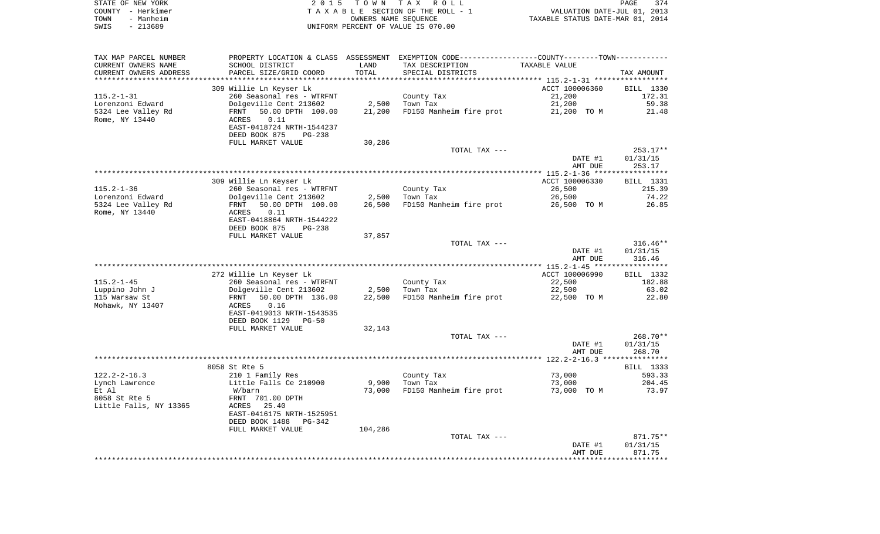STATE OF NEW YORK
COUNTY - Herkimer
TOWN - Manheim
SWIS - 213689

2 0 1 5 T O W N T A X R O L L
T A X A B L E SECTION OF THE ROLL - 1
OWNERS NAME SEQUENCE
UNIFORM PERCENT OF VALUE IS 070.00

VALUATION DATE-JUL 01, 2013
TAXABLE STATUS DATE-MAR 01, 2014

| TAX MAP PARCEL NUMBER / CURRENT OWNERS NAME / CURRENT OWNERS ADDRESS | PROPERTY LOCATION & CLASS / SCHOOL DISTRICT / PARCEL SIZE/GRID COORD | ASSESSMENT LAND / TOTAL | EXEMPTION CODE / TAX DESCRIPTION / SPECIAL DISTRICTS | TAXABLE VALUE | TAX AMOUNT |
|---|---|---|---|---|---|
| | 309 Willie Ln Keyser Lk | | | ACCT 100006360 | BILL 1330 |
| 115.2-1-31 | 260 Seasonal res - WTRFNT | | County Tax | 21,200 | 172.31 |
| Lorenzoni Edward | Dolgeville Cent 213602 | 2,500 | Town Tax | 21,200 | 59.38 |
| 5324 Lee Valley Rd | FRNT 50.00 DPTH 100.00 | 21,200 | FD150 Manheim fire prot | 21,200 TO M | 21.48 |
| Rome, NY 13440 | ACRES 0.11 | | | | |
| | EAST-0418724 NRTH-1544237 | | | | |
| | DEED BOOK 875 PG-238 | | | | |
| | FULL MARKET VALUE | 30,286 | | | |
| | | | TOTAL TAX --- | | 253.17** |
| | | | | DATE #1 | 01/31/15 |
| | | | | AMT DUE | 253.17 |
| | 309 Willie Ln Keyser Lk | | | ACCT 100006330 | BILL 1331 |
| 115.2-1-36 | 260 Seasonal res - WTRFNT | | County Tax | 26,500 | 215.39 |
| Lorenzoni Edward | Dolgeville Cent 213602 | 2,500 | Town Tax | 26,500 | 74.22 |
| 5324 Lee Valley Rd | FRNT 50.00 DPTH 100.00 | 26,500 | FD150 Manheim fire prot | 26,500 TO M | 26.85 |
| Rome, NY 13440 | ACRES 0.11 | | | | |
| | EAST-0418864 NRTH-1544222 | | | | |
| | DEED BOOK 875 PG-238 | | | | |
| | FULL MARKET VALUE | 37,857 | | | |
| | | | TOTAL TAX --- | | 316.46** |
| | | | | DATE #1 | 01/31/15 |
| | | | | AMT DUE | 316.46 |
| | 272 Willie Ln Keyser Lk | | | ACCT 100006990 | BILL 1332 |
| 115.2-1-45 | 260 Seasonal res - WTRFNT | | County Tax | 22,500 | 182.88 |
| Luppino John J | Dolgeville Cent 213602 | 2,500 | Town Tax | 22,500 | 63.02 |
| 115 Warsaw St | FRNT 50.00 DPTH 136.00 | 22,500 | FD150 Manheim fire prot | 22,500 TO M | 22.80 |
| Mohawk, NY 13407 | ACRES 0.16 | | | | |
| | EAST-0419013 NRTH-1543535 | | | | |
| | DEED BOOK 1129 PG-50 | | | | |
| | FULL MARKET VALUE | 32,143 | | | |
| | | | TOTAL TAX --- | | 268.70** |
| | | | | DATE #1 | 01/31/15 |
| | | | | AMT DUE | 268.70 |
| | 8058 St Rte 5 | | | | BILL 1333 |
| 122.2-2-16.3 | 210 1 Family Res | | County Tax | 73,000 | 593.33 |
| Lynch Lawrence | Little Falls Ce 210900 | 9,900 | Town Tax | 73,000 | 204.45 |
| Et Al | W/barn | 73,000 | FD150 Manheim fire prot | 73,000 TO M | 73.97 |
| 8058 St Rte 5 | FRNT 701.00 DPTH | | | | |
| Little Falls, NY 13365 | ACRES 25.40 | | | | |
| | EAST-0416175 NRTH-1525951 | | | | |
| | DEED BOOK 1488 PG-342 | | | | |
| | FULL MARKET VALUE | 104,286 | | | |
| | | | TOTAL TAX --- | | 871.75** |
| | | | | DATE #1 | 01/31/15 |
| | | | | AMT DUE | 871.75 |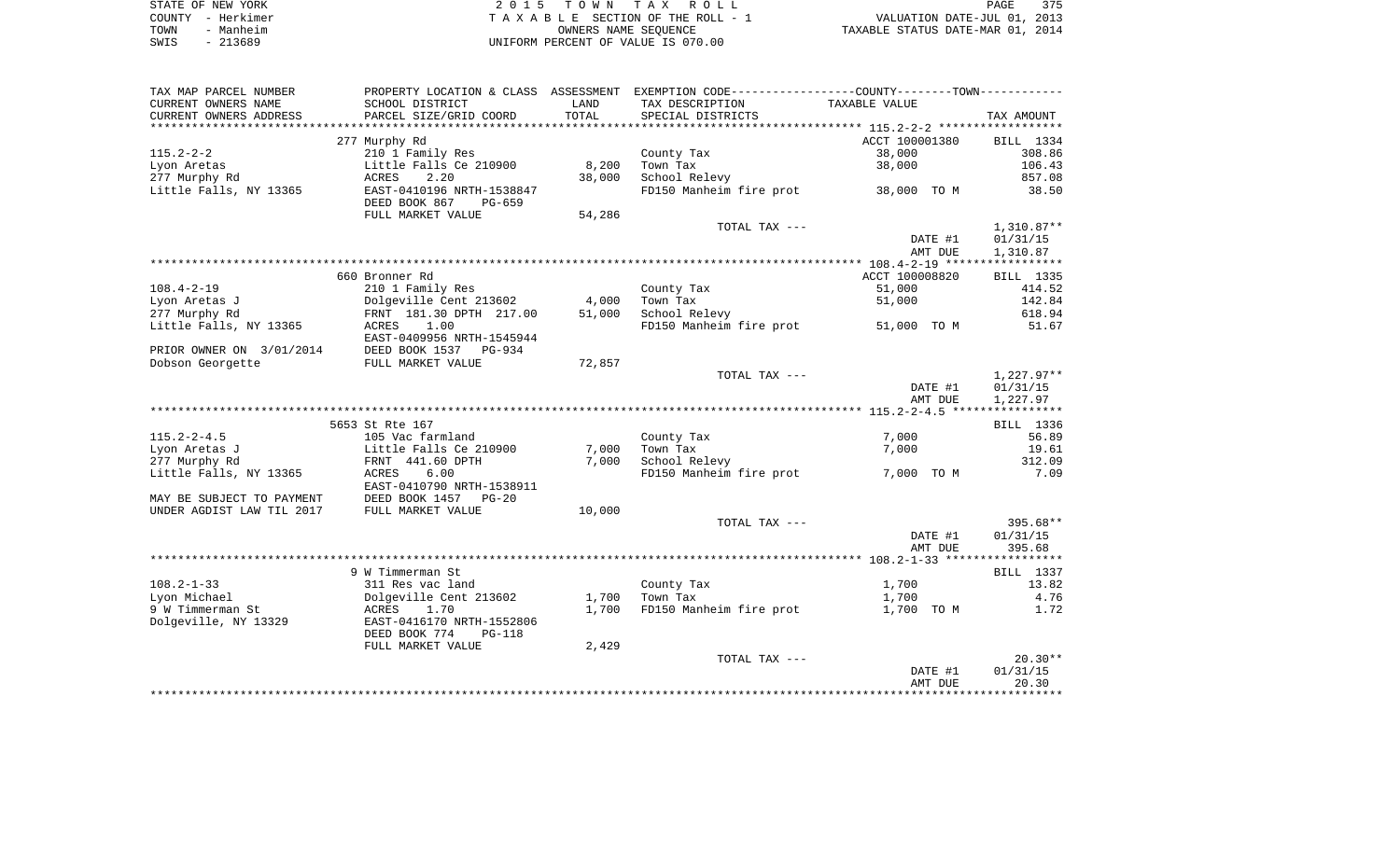STATE OF NEW YORK
COUNTY - Herkimer
TOWN - Manheim
SWIS - 213689

# 2015 TOWN TAX ROLL

TAXABLE SECTION OF THE ROLL - 1
OWNERS NAME SEQUENCE
UNIFORM PERCENT OF VALUE IS 070.00

VALUATION DATE-JUL 01, 2013
TAXABLE STATUS DATE-MAR 01, 2014

| TAX MAP PARCEL NUMBER / CURRENT OWNERS NAME / CURRENT OWNERS ADDRESS | PROPERTY LOCATION & CLASS / SCHOOL DISTRICT / PARCEL SIZE/GRID COORD | ASSESSMENT LAND | TOTAL | EXEMPTION CODE / TAX DESCRIPTION / SPECIAL DISTRICTS | TAXABLE VALUE | TAX AMOUNT |
|---|---|---|---|---|---|---|
| **115.2-2-2** | 277 Murphy Rd | | | | ACCT 100001380 | BILL 1334 |
| 115.2-2-2 | 210 1 Family Res | | | County Tax | 38,000 | 308.86 |
| Lyon Aretas | Little Falls Ce 210900 | 8,200 | | Town Tax | 38,000 | 106.43 |
| 277 Murphy Rd | ACRES 2.20 | | 38,000 | School Relevy | | 857.08 |
| Little Falls, NY 13365 | EAST-0410196 NRTH-1538847 | | | FD150 Manheim fire prot | 38,000 TO M | 38.50 |
| | DEED BOOK 867 PG-659 | | | | | |
| | FULL MARKET VALUE | 54,286 | | | | |
| | | | | TOTAL TAX --- | | 1,310.87** |
| | | | | | DATE #1 | 01/31/15 |
| | | | | | AMT DUE | 1,310.87 |
| **108.4-2-19** | 660 Bronner Rd | | | | ACCT 100008820 | BILL 1335 |
| 108.4-2-19 | 210 1 Family Res | | | County Tax | 51,000 | 414.52 |
| Lyon Aretas J | Dolgeville Cent 213602 | 4,000 | | Town Tax | 51,000 | 142.84 |
| 277 Murphy Rd | FRNT 181.30 DPTH 217.00 | | 51,000 | School Relevy | | 618.94 |
| Little Falls, NY 13365 | ACRES 1.00 | | | FD150 Manheim fire prot | 51,000 TO M | 51.67 |
| | EAST-0409956 NRTH-1545944 | | | | | |
| PRIOR OWNER ON 3/01/2014 | DEED BOOK 1537 PG-934 | | | | | |
| Dobson Georgette | FULL MARKET VALUE | 72,857 | | | | |
| | | | | TOTAL TAX --- | | 1,227.97** |
| | | | | | DATE #1 | 01/31/15 |
| | | | | | AMT DUE | 1,227.97 |
| **115.2-2-4.5** | 5653 St Rte 167 | | | | | BILL 1336 |
| 115.2-2-4.5 | 105 Vac farmland | | | County Tax | 7,000 | 56.89 |
| Lyon Aretas J | Little Falls Ce 210900 | 7,000 | | Town Tax | 7,000 | 19.61 |
| 277 Murphy Rd | FRNT 441.60 DPTH | | 7,000 | School Relevy | | 312.09 |
| Little Falls, NY 13365 | ACRES 6.00 | | | FD150 Manheim fire prot | 7,000 TO M | 7.09 |
| | EAST-0410790 NRTH-1538911 | | | | | |
| MAY BE SUBJECT TO PAYMENT | DEED BOOK 1457 PG-20 | | | | | |
| UNDER AGDIST LAW TIL 2017 | FULL MARKET VALUE | 10,000 | | | | |
| | | | | TOTAL TAX --- | | 395.68** |
| | | | | | DATE #1 | 01/31/15 |
| | | | | | AMT DUE | 395.68 |
| **108.2-1-33** | 9 W Timmerman St | | | | | BILL 1337 |
| 108.2-1-33 | 311 Res vac land | | | County Tax | 1,700 | 13.82 |
| Lyon Michael | Dolgeville Cent 213602 | 1,700 | | Town Tax | 1,700 | 4.76 |
| 9 W Timmerman St | ACRES 1.70 | | 1,700 | FD150 Manheim fire prot | 1,700 TO M | 1.72 |
| Dolgeville, NY 13329 | EAST-0416170 NRTH-1552806 | | | | | |
| | DEED BOOK 774 PG-118 | | | | | |
| | FULL MARKET VALUE | 2,429 | | | | |
| | | | | TOTAL TAX --- | | 20.30** |
| | | | | | DATE #1 | 01/31/15 |
| | | | | | AMT DUE | 20.30 |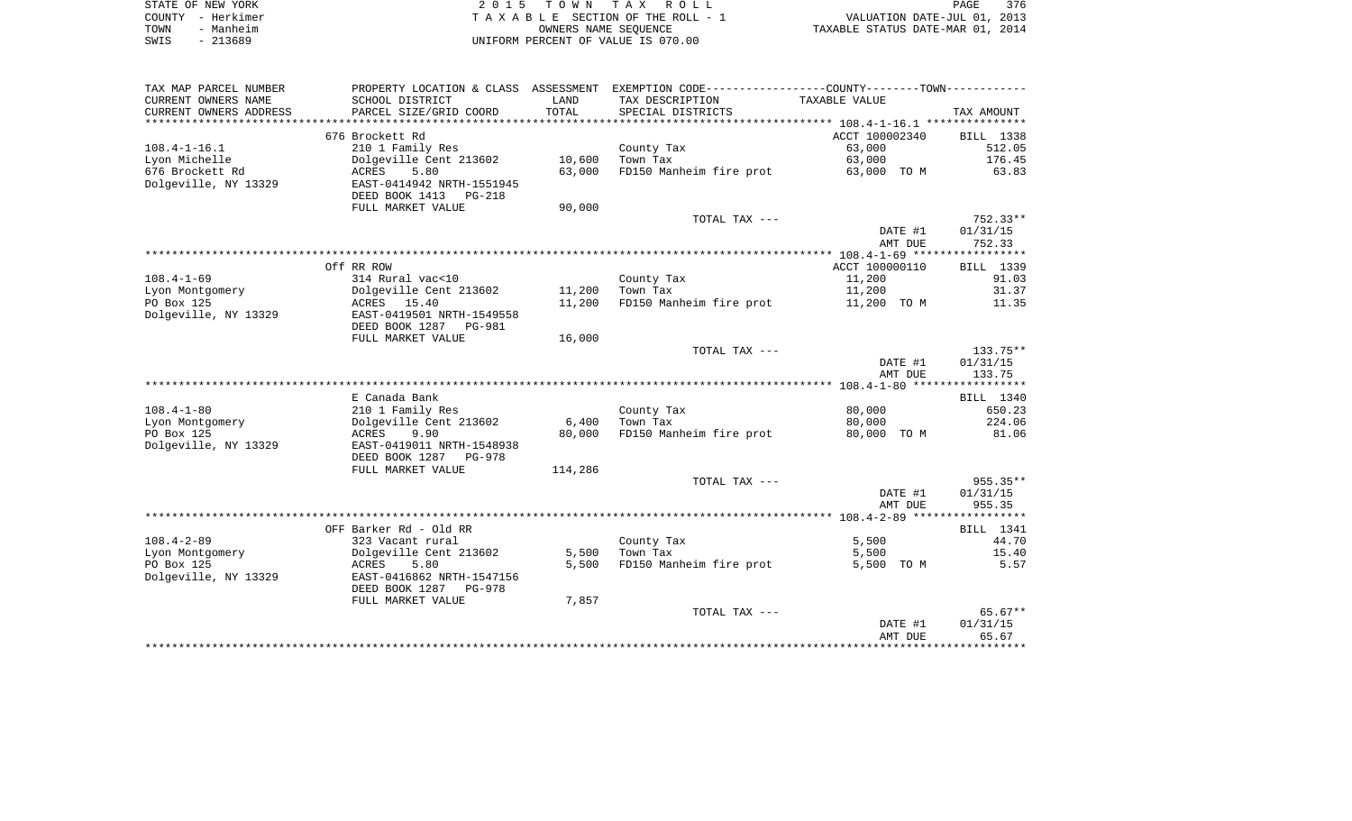STATE OF NEW YORK — 2 0 1 5 T O W N T A X R O L L
COUNTY - Herkimer — T A X A B L E SECTION OF THE ROLL - 1 — VALUATION DATE-JUL 01, 2013
TOWN - Manheim — OWNERS NAME SEQUENCE — TAXABLE STATUS DATE-MAR 01, 2014
SWIS - 213689 — UNIFORM PERCENT OF VALUE IS 070.00

| TAX MAP PARCEL NUMBER<br>CURRENT OWNERS NAME<br>CURRENT OWNERS ADDRESS | PROPERTY LOCATION & CLASS<br>SCHOOL DISTRICT<br>PARCEL SIZE/GRID COORD | ASSESSMENT<br>LAND<br>TOTAL | EXEMPTION CODE------COUNTY-----TOWN------<br>TAX DESCRIPTION<br>SPECIAL DISTRICTS | TAXABLE VALUE | TAX AMOUNT |
|---|---|---|---|---|---|
| **108.4-1-16.1** | 676 Brockett Rd | | | ACCT 100002340 | BILL 1338 |
| 108.4-1-16.1 | 210 1 Family Res | | County Tax | 63,000 | 512.05 |
| Lyon Michelle | Dolgeville Cent 213602 | 10,600 | Town Tax | 63,000 | 176.45 |
| 676 Brockett Rd | ACRES 5.80 | 63,000 | FD150 Manheim fire prot | 63,000 TO M | 63.83 |
| Dolgeville, NY 13329 | EAST-0414942 NRTH-1551945 | | | | |
| | DEED BOOK 1413 PG-218 | | | | |
| | FULL MARKET VALUE | 90,000 | | | |
| | | | TOTAL TAX --- | | 752.33** |
| | | | | DATE #1 | 01/31/15 |
| | | | | AMT DUE | 752.33 |
| **108.4-1-69** | Off RR ROW | | | ACCT 100000110 | BILL 1339 |
| 108.4-1-69 | 314 Rural vac<10 | | County Tax | 11,200 | 91.03 |
| Lyon Montgomery | Dolgeville Cent 213602 | 11,200 | Town Tax | 11,200 | 31.37 |
| PO Box 125 | ACRES 15.40 | 11,200 | FD150 Manheim fire prot | 11,200 TO M | 11.35 |
| Dolgeville, NY 13329 | EAST-0419501 NRTH-1549558 | | | | |
| | DEED BOOK 1287 PG-981 | | | | |
| | FULL MARKET VALUE | 16,000 | | | |
| | | | TOTAL TAX --- | | 133.75** |
| | | | | DATE #1 | 01/31/15 |
| | | | | AMT DUE | 133.75 |
| **108.4-1-80** | E Canada Bank | | | | BILL 1340 |
| 108.4-1-80 | 210 1 Family Res | | County Tax | 80,000 | 650.23 |
| Lyon Montgomery | Dolgeville Cent 213602 | 6,400 | Town Tax | 80,000 | 224.06 |
| PO Box 125 | ACRES 9.90 | 80,000 | FD150 Manheim fire prot | 80,000 TO M | 81.06 |
| Dolgeville, NY 13329 | EAST-0419011 NRTH-1548938 | | | | |
| | DEED BOOK 1287 PG-978 | | | | |
| | FULL MARKET VALUE | 114,286 | | | |
| | | | TOTAL TAX --- | | 955.35** |
| | | | | DATE #1 | 01/31/15 |
| | | | | AMT DUE | 955.35 |
| **108.4-2-89** | OFF Barker Rd - Old RR | | | | BILL 1341 |
| 108.4-2-89 | 323 Vacant rural | | County Tax | 5,500 | 44.70 |
| Lyon Montgomery | Dolgeville Cent 213602 | 5,500 | Town Tax | 5,500 | 15.40 |
| PO Box 125 | ACRES 5.80 | 5,500 | FD150 Manheim fire prot | 5,500 TO M | 5.57 |
| Dolgeville, NY 13329 | EAST-0416862 NRTH-1547156 | | | | |
| | DEED BOOK 1287 PG-978 | | | | |
| | FULL MARKET VALUE | 7,857 | | | |
| | | | TOTAL TAX --- | | 65.67** |
| | | | | DATE #1 | 01/31/15 |
| | | | | AMT DUE | 65.67 |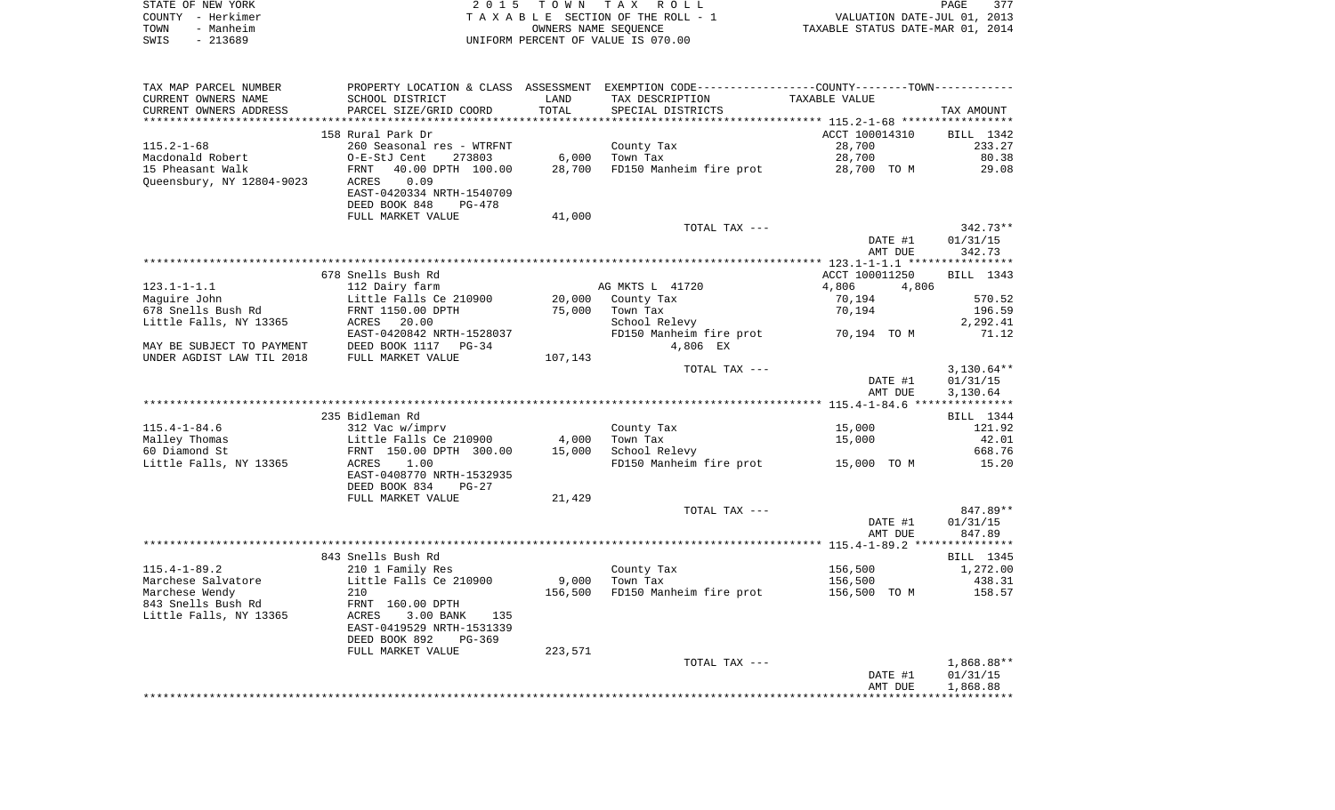STATE OF NEW YORK
COUNTY - Herkimer
TOWN - Manheim
SWIS - 213689

2015 TOWN TAX ROLL
TAXABLE SECTION OF THE ROLL - 1
OWNERS NAME SEQUENCE
UNIFORM PERCENT OF VALUE IS 070.00

VALUATION DATE-JUL 01, 2013
TAXABLE STATUS DATE-MAR 01, 2014

| TAX MAP PARCEL NUMBER / CURRENT OWNERS NAME / CURRENT OWNERS ADDRESS | PROPERTY LOCATION & CLASS / SCHOOL DISTRICT / PARCEL SIZE/GRID COORD | ASSESSMENT LAND | TOTAL | EXEMPTION CODE / TAX DESCRIPTION / SPECIAL DISTRICTS | TAXABLE VALUE | TAX AMOUNT |
|---|---|---|---|---|---|---|
| | 158 Rural Park Dr | | | | ACCT 100014310 | BILL 1342 |
| 115.2-1-68 | 260 Seasonal res - WTRFNT | | | County Tax | 28,700 | 233.27 |
| Macdonald Robert | O-E-StJ Cent 273803 | 6,000 | | Town Tax | 28,700 | 80.38 |
| 15 Pheasant Walk | FRNT 40.00 DPTH 100.00 | | 28,700 | FD150 Manheim fire prot | 28,700 TO M | 29.08 |
| Queensbury, NY 12804-9023 | ACRES 0.09 | | | | | |
| | EAST-0420334 NRTH-1540709 | | | | | |
| | DEED BOOK 848 PG-478 | | | | | |
| | FULL MARKET VALUE | 41,000 | | | | |
| | | | | TOTAL TAX --- | | 342.73** |
| | | | | | DATE #1 | 01/31/15 |
| | | | | | AMT DUE | 342.73 |
| | 678 Snells Bush Rd | | | | ACCT 100011250 | BILL 1343 |
| 123.1-1-1.1 | 112 Dairy farm | | | AG MKTS L 41720 | 4,806 4,806 | |
| Maguire John | Little Falls Ce 210900 | 20,000 | | County Tax | 70,194 | 570.52 |
| 678 Snells Bush Rd | FRNT 1150.00 DPTH | | 75,000 | Town Tax | 70,194 | 196.59 |
| Little Falls, NY 13365 | ACRES 20.00 | | | School Relevy | | 2,292.41 |
| | EAST-0420842 NRTH-1528037 | | | FD150 Manheim fire prot | 70,194 TO M | 71.12 |
| MAY BE SUBJECT TO PAYMENT | DEED BOOK 1117 PG-34 | | | 4,806 EX | | |
| UNDER AGDIST LAW TIL 2018 | FULL MARKET VALUE | 107,143 | | | | |
| | | | | TOTAL TAX --- | | 3,130.64** |
| | | | | | DATE #1 | 01/31/15 |
| | | | | | AMT DUE | 3,130.64 |
| | 235 Bidleman Rd | | | | | BILL 1344 |
| 115.4-1-84.6 | 312 Vac w/imprv | | | County Tax | 15,000 | 121.92 |
| Malley Thomas | Little Falls Ce 210900 | 4,000 | | Town Tax | 15,000 | 42.01 |
| 60 Diamond St | FRNT 150.00 DPTH 300.00 | | 15,000 | School Relevy | | 668.76 |
| Little Falls, NY 13365 | ACRES 1.00 | | | FD150 Manheim fire prot | 15,000 TO M | 15.20 |
| | EAST-0408770 NRTH-1532935 | | | | | |
| | DEED BOOK 834 PG-27 | | | | | |
| | FULL MARKET VALUE | 21,429 | | | | |
| | | | | TOTAL TAX --- | | 847.89** |
| | | | | | DATE #1 | 01/31/15 |
| | | | | | AMT DUE | 847.89 |
| | 843 Snells Bush Rd | | | | | BILL 1345 |
| 115.4-1-89.2 | 210 1 Family Res | | | County Tax | 156,500 | 1,272.00 |
| Marchese Salvatore | Little Falls Ce 210900 | 9,000 | | Town Tax | 156,500 | 438.31 |
| Marchese Wendy | 210 | | 156,500 | FD150 Manheim fire prot | 156,500 TO M | 158.57 |
| 843 Snells Bush Rd | FRNT 160.00 DPTH | | | | | |
| Little Falls, NY 13365 | ACRES 3.00 BANK 135 | | | | | |
| | EAST-0419529 NRTH-1531339 | | | | | |
| | DEED BOOK 892 PG-369 | | | | | |
| | FULL MARKET VALUE | 223,571 | | | | |
| | | | | TOTAL TAX --- | | 1,868.88** |
| | | | | | DATE #1 | 01/31/15 |
| | | | | | AMT DUE | 1,868.88 |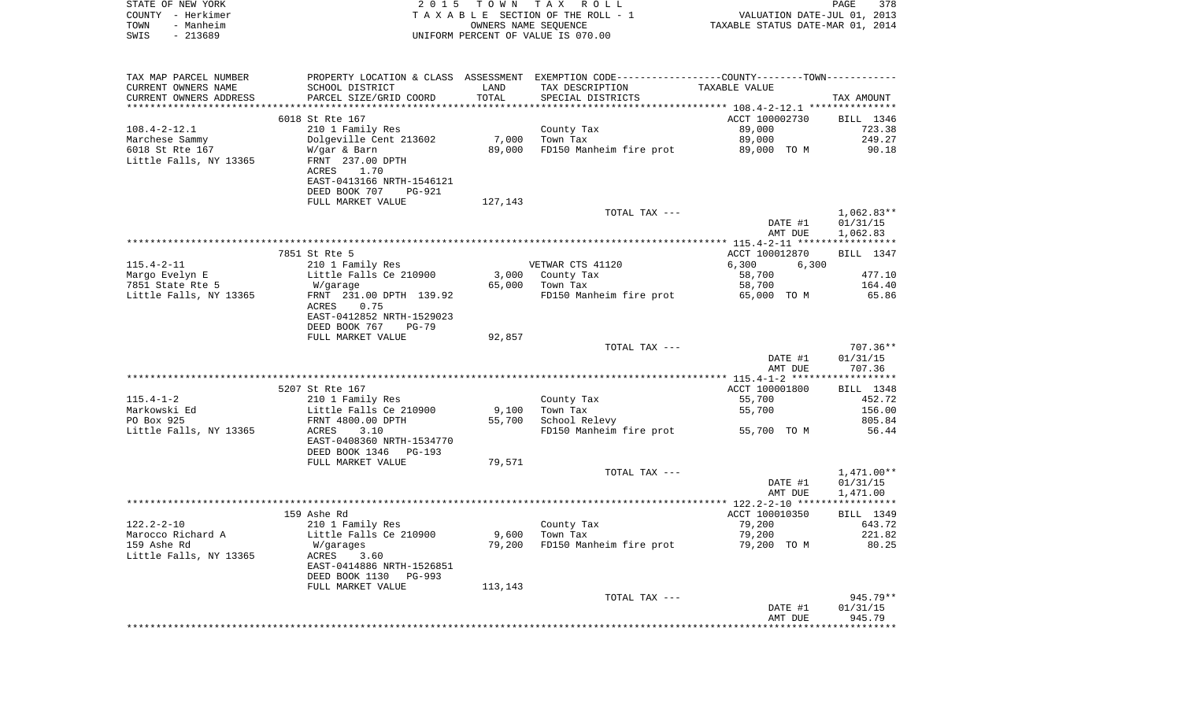STATE OF NEW YORK | 2015 TOWN TAX ROLL
COUNTY - Herkimer | TAXABLE SECTION OF THE ROLL - 1 | VALUATION DATE-JUL 01, 2013
TOWN - Manheim | OWNERS NAME SEQUENCE | TAXABLE STATUS DATE-MAR 01, 2014
SWIS - 213689 | UNIFORM PERCENT OF VALUE IS 070.00

| TAX MAP PARCEL NUMBER / CURRENT OWNERS NAME / CURRENT OWNERS ADDRESS | PROPERTY LOCATION & CLASS / SCHOOL DISTRICT / PARCEL SIZE/GRID COORD | ASSESSMENT LAND / TOTAL | EXEMPTION CODE / TAX DESCRIPTION / SPECIAL DISTRICTS | COUNTY / TOWN TAXABLE VALUE | TAX AMOUNT |
|---|---|---|---|---|---|
| | 6018 St Rte 167 | | | ACCT 100002730 | BILL 1346 |
| 108.4-2-12.1 | 210 1 Family Res | | County Tax | 89,000 | 723.38 |
| Marchese Sammy | Dolgeville Cent 213602 | 7,000 | Town Tax | 89,000 | 249.27 |
| 6018 St Rte 167 | W/gar & Barn | 89,000 | FD150 Manheim fire prot | 89,000 TO M | 90.18 |
| Little Falls, NY 13365 | FRNT 237.00 DPTH | | | | |
| | ACRES 1.70 | | | | |
| | EAST-0413166 NRTH-1546121 | | | | |
| | DEED BOOK 707 PG-921 | | | | |
| | FULL MARKET VALUE | 127,143 | | | |
| | | | TOTAL TAX --- | | 1,062.83** |
| | | | | DATE #1 | 01/31/15 |
| | | | | AMT DUE | 1,062.83 |
| | 7851 St Rte 5 | | | ACCT 100012870 | BILL 1347 |
| 115.4-2-11 | 210 1 Family Res | | VETWAR CTS 41120 | 6,300 6,300 | |
| Margo Evelyn E | Little Falls Ce 210900 | 3,000 | County Tax | 58,700 | 477.10 |
| 7851 State Rte 5 | W/garage | 65,000 | Town Tax | 58,700 | 164.40 |
| Little Falls, NY 13365 | FRNT 231.00 DPTH 139.92 | | FD150 Manheim fire prot | 65,000 TO M | 65.86 |
| | ACRES 0.75 | | | | |
| | EAST-0412852 NRTH-1529023 | | | | |
| | DEED BOOK 767 PG-79 | | | | |
| | FULL MARKET VALUE | 92,857 | | | |
| | | | TOTAL TAX --- | | 707.36** |
| | | | | DATE #1 | 01/31/15 |
| | | | | AMT DUE | 707.36 |
| | 5207 St Rte 167 | | | ACCT 100001800 | BILL 1348 |
| 115.4-1-2 | 210 1 Family Res | | County Tax | 55,700 | 452.72 |
| Markowski Ed | Little Falls Ce 210900 | 9,100 | Town Tax | 55,700 | 156.00 |
| PO Box 925 | FRNT 4800.00 DPTH | 55,700 | School Relevy | | 805.84 |
| Little Falls, NY 13365 | ACRES 3.10 | | FD150 Manheim fire prot | 55,700 TO M | 56.44 |
| | EAST-0408360 NRTH-1534770 | | | | |
| | DEED BOOK 1346 PG-193 | | | | |
| | FULL MARKET VALUE | 79,571 | | | |
| | | | TOTAL TAX --- | | 1,471.00** |
| | | | | DATE #1 | 01/31/15 |
| | | | | AMT DUE | 1,471.00 |
| | 159 Ashe Rd | | | ACCT 100010350 | BILL 1349 |
| 122.2-2-10 | 210 1 Family Res | | County Tax | 79,200 | 643.72 |
| Marocco Richard A | Little Falls Ce 210900 | 9,600 | Town Tax | 79,200 | 221.82 |
| 159 Ashe Rd | W/garages | 79,200 | FD150 Manheim fire prot | 79,200 TO M | 80.25 |
| Little Falls, NY 13365 | ACRES 3.60 | | | | |
| | EAST-0414886 NRTH-1526851 | | | | |
| | DEED BOOK 1130 PG-993 | | | | |
| | FULL MARKET VALUE | 113,143 | | | |
| | | | TOTAL TAX --- | | 945.79** |
| | | | | DATE #1 | 01/31/15 |
| | | | | AMT DUE | 945.79 |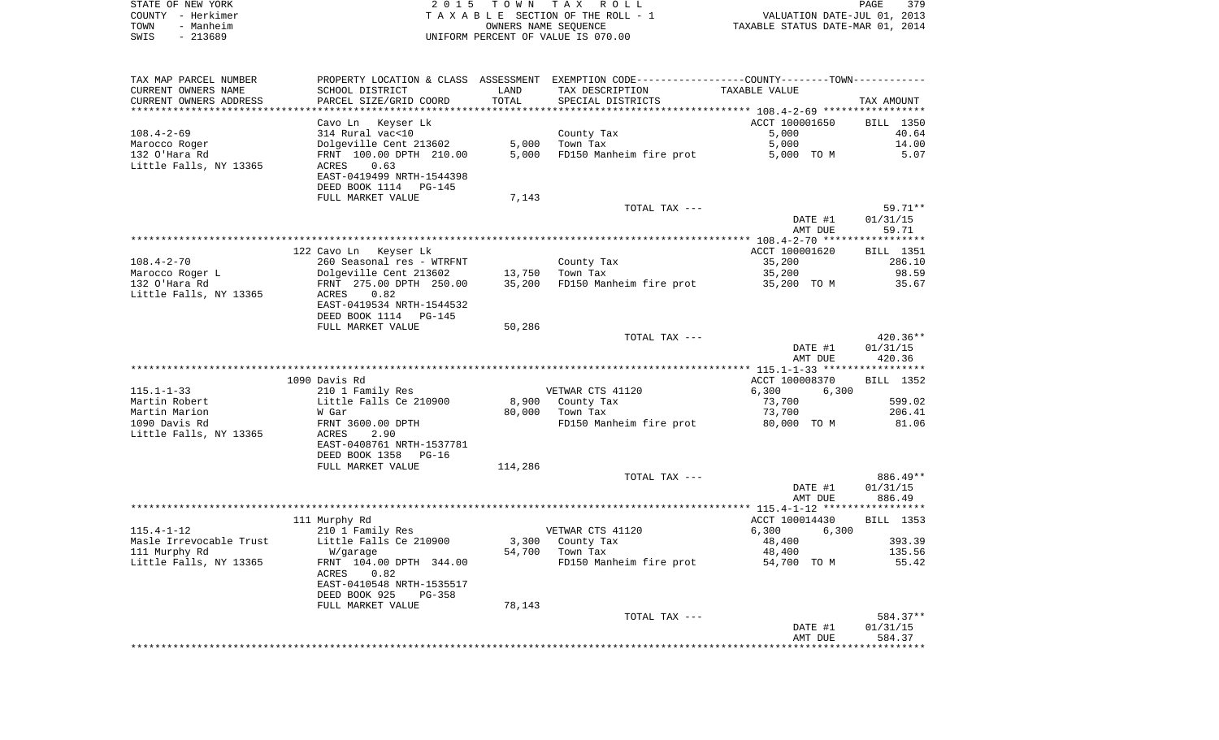STATE OF NEW YORK
COUNTY - Herkimer
TOWN - Manheim
SWIS - 213689

2015 TOWN TAX ROLL
TAXABLE SECTION OF THE ROLL - 1
OWNERS NAME SEQUENCE
UNIFORM PERCENT OF VALUE IS 070.00

VALUATION DATE-JUL 01, 2013
TAXABLE STATUS DATE-MAR 01, 2014

| TAX MAP PARCEL NUMBER / CURRENT OWNERS NAME / CURRENT OWNERS ADDRESS | PROPERTY LOCATION & CLASS / SCHOOL DISTRICT / PARCEL SIZE/GRID COORD | ASSESSMENT LAND / TOTAL | EXEMPTION CODE / TAX DESCRIPTION / SPECIAL DISTRICTS | TAXABLE VALUE | TAX AMOUNT |
|---|---|---|---|---|---|
| 108.4-2-69 | Cavo Ln Keyser Lk | | | ACCT 100001650 | BILL 1350 |
| | 314 Rural vac<10 | | County Tax | 5,000 | 40.64 |
| Marocco Roger | Dolgeville Cent 213602 | 5,000 | Town Tax | 5,000 | 14.00 |
| 132 O'Hara Rd | FRNT 100.00 DPTH 210.00 | 5,000 | FD150 Manheim fire prot | 5,000 TO M | 5.07 |
| Little Falls, NY 13365 | ACRES 0.63 | | | | |
| | EAST-0419499 NRTH-1544398 | | | | |
| | DEED BOOK 1114 PG-145 | | | | |
| | FULL MARKET VALUE | 7,143 | | | |
| | | | TOTAL TAX --- | | 59.71** |
| | | | | DATE #1 | 01/31/15 |
| | | | | AMT DUE | 59.71 |
| 108.4-2-70 | 122 Cavo Ln Keyser Lk | | | ACCT 100001620 | BILL 1351 |
| | 260 Seasonal res - WTRFNT | | County Tax | 35,200 | 286.10 |
| Marocco Roger L | Dolgeville Cent 213602 | 13,750 | Town Tax | 35,200 | 98.59 |
| 132 O'Hara Rd | FRNT 275.00 DPTH 250.00 | 35,200 | FD150 Manheim fire prot | 35,200 TO M | 35.67 |
| Little Falls, NY 13365 | ACRES 0.82 | | | | |
| | EAST-0419534 NRTH-1544532 | | | | |
| | DEED BOOK 1114 PG-145 | | | | |
| | FULL MARKET VALUE | 50,286 | | | |
| | | | TOTAL TAX --- | | 420.36** |
| | | | | DATE #1 | 01/31/15 |
| | | | | AMT DUE | 420.36 |
| 115.1-1-33 | 1090 Davis Rd | | | ACCT 100008370 | BILL 1352 |
| | 210 1 Family Res | | VETWAR CTS 41120 | 6,300 6,300 | |
| Martin Robert | Little Falls Ce 210900 | 8,900 | County Tax | 73,700 | 599.02 |
| Martin Marion | W Gar | 80,000 | Town Tax | 73,700 | 206.41 |
| 1090 Davis Rd | FRNT 3600.00 DPTH | | FD150 Manheim fire prot | 80,000 TO M | 81.06 |
| Little Falls, NY 13365 | ACRES 2.90 | | | | |
| | EAST-0408761 NRTH-1537781 | | | | |
| | DEED BOOK 1358 PG-16 | | | | |
| | FULL MARKET VALUE | 114,286 | | | |
| | | | TOTAL TAX --- | | 886.49** |
| | | | | DATE #1 | 01/31/15 |
| | | | | AMT DUE | 886.49 |
| 115.4-1-12 | 111 Murphy Rd | | | ACCT 100014430 | BILL 1353 |
| | 210 1 Family Res | | VETWAR CTS 41120 | 6,300 6,300 | |
| Masle Irrevocable Trust | Little Falls Ce 210900 | 3,300 | County Tax | 48,400 | 393.39 |
| 111 Murphy Rd | W/garage | 54,700 | Town Tax | 48,400 | 135.56 |
| Little Falls, NY 13365 | FRNT 104.00 DPTH 344.00 | | FD150 Manheim fire prot | 54,700 TO M | 55.42 |
| | ACRES 0.82 | | | | |
| | EAST-0410548 NRTH-1535517 | | | | |
| | DEED BOOK 925 PG-358 | | | | |
| | FULL MARKET VALUE | 78,143 | | | |
| | | | TOTAL TAX --- | | 584.37** |
| | | | | DATE #1 | 01/31/15 |
| | | | | AMT DUE | 584.37 |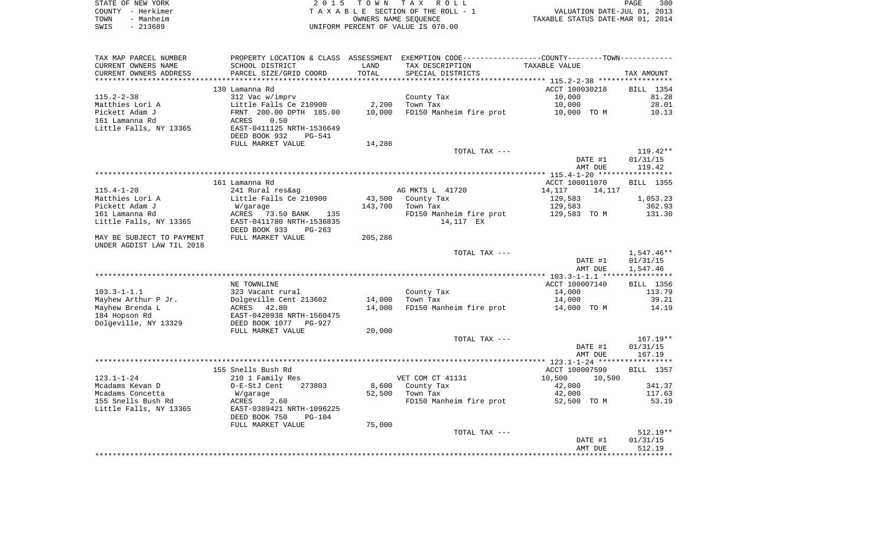STATE OF NEW YORK
COUNTY - Herkimer
TOWN - Manheim
SWIS - 213689

2 0 1 5 T O W N T A X R O L L
T A X A B L E SECTION OF THE ROLL - 1
OWNERS NAME SEQUENCE
UNIFORM PERCENT OF VALUE IS 070.00

VALUATION DATE-JUL 01, 2013
TAXABLE STATUS DATE-MAR 01, 2014

| TAX MAP PARCEL NUMBER<br>CURRENT OWNERS NAME<br>CURRENT OWNERS ADDRESS | PROPERTY LOCATION & CLASS<br>SCHOOL DISTRICT<br>PARCEL SIZE/GRID COORD | ASSESSMENT<br>LAND<br>TOTAL | EXEMPTION CODE-----COUNTY-----TOWN-----<br>TAX DESCRIPTION<br>SPECIAL DISTRICTS | TAXABLE VALUE | TAX AMOUNT |
|---|---|---|---|---|---|
| | 130 Lamanna Rd | | | ACCT 100030218 | BILL 1354 |
| 115.2-2-38 | 312 Vac w/imprv | | County Tax | 10,000 | 81.28 |
| Matthies Lori A | Little Falls Ce 210900 | 2,200 | Town Tax | 10,000 | 28.01 |
| Pickett Adam J | FRNT 200.00 DPTH 185.00 | 10,000 | FD150 Manheim fire prot | 10,000 TO M | 10.13 |
| 161 Lamanna Rd | ACRES 0.50 | | | | |
| Little Falls, NY 13365 | EAST-0411125 NRTH-1536649 | | | | |
| | DEED BOOK 932 PG-541 | | | | |
| | FULL MARKET VALUE | 14,286 | | | |
| | | | TOTAL TAX --- | | 119.42** |
| | | | | DATE #1 | 01/31/15 |
| | | | | AMT DUE | 119.42 |
| | 161 Lamanna Rd | | | ACCT 100011070 | BILL 1355 |
| 115.4-1-20 | 241 Rural res&ag | | AG MKTS L 41720 | 14,117 14,117 | |
| Matthies Lori A | Little Falls Ce 210900 | 43,500 | County Tax | 129,583 | 1,053.23 |
| Pickett Adam J | W/garage | 143,700 | Town Tax | 129,583 | 362.93 |
| 161 Lamanna Rd | ACRES 73.50 BANK 135 | | FD150 Manheim fire prot | 129,583 TO M | 131.30 |
| Little Falls, NY 13365 | EAST-0411780 NRTH-1536835 | | 14,117 EX | | |
| | DEED BOOK 933 PG-263 | | | | |
| MAY BE SUBJECT TO PAYMENT | FULL MARKET VALUE | 205,286 | | | |
| UNDER AGDIST LAW TIL 2018 | | | | | |
| | | | TOTAL TAX --- | | 1,547.46** |
| | | | | DATE #1 | 01/31/15 |
| | | | | AMT DUE | 1,547.46 |
| | NE TOWNLINE | | | ACCT 100007140 | BILL 1356 |
| 103.3-1-1.1 | 323 Vacant rural | | County Tax | 14,000 | 113.79 |
| Mayhew Arthur P Jr. | Dolgeville Cent 213602 | 14,000 | Town Tax | 14,000 | 39.21 |
| Mayhew Brenda L | ACRES 42.80 | 14,000 | FD150 Manheim fire prot | 14,000 TO M | 14.19 |
| 184 Hopson Rd | EAST-0420938 NRTH-1560475 | | | | |
| Dolgeville, NY 13329 | DEED BOOK 1077 PG-927 | | | | |
| | FULL MARKET VALUE | 20,000 | | | |
| | | | TOTAL TAX --- | | 167.19** |
| | | | | DATE #1 | 01/31/15 |
| | | | | AMT DUE | 167.19 |
| | 155 Snells Bush Rd | | | ACCT 100007590 | BILL 1357 |
| 123.1-1-24 | 210 1 Family Res | | VET COM CT 41131 | 10,500 10,500 | |
| Mcadams Kevan D | O-E-StJ Cent 273803 | 8,600 | County Tax | 42,000 | 341.37 |
| Mcadams Concetta | W/garage | 52,500 | Town Tax | 42,000 | 117.63 |
| 155 Snells Bush Rd | ACRES 2.60 | | FD150 Manheim fire prot | 52,500 TO M | 53.19 |
| Little Falls, NY 13365 | EAST-0389421 NRTH-1096225 | | | | |
| | DEED BOOK 750 PG-104 | | | | |
| | FULL MARKET VALUE | 75,000 | | | |
| | | | TOTAL TAX --- | | 512.19** |
| | | | | DATE #1 | 01/31/15 |
| | | | | AMT DUE | 512.19 |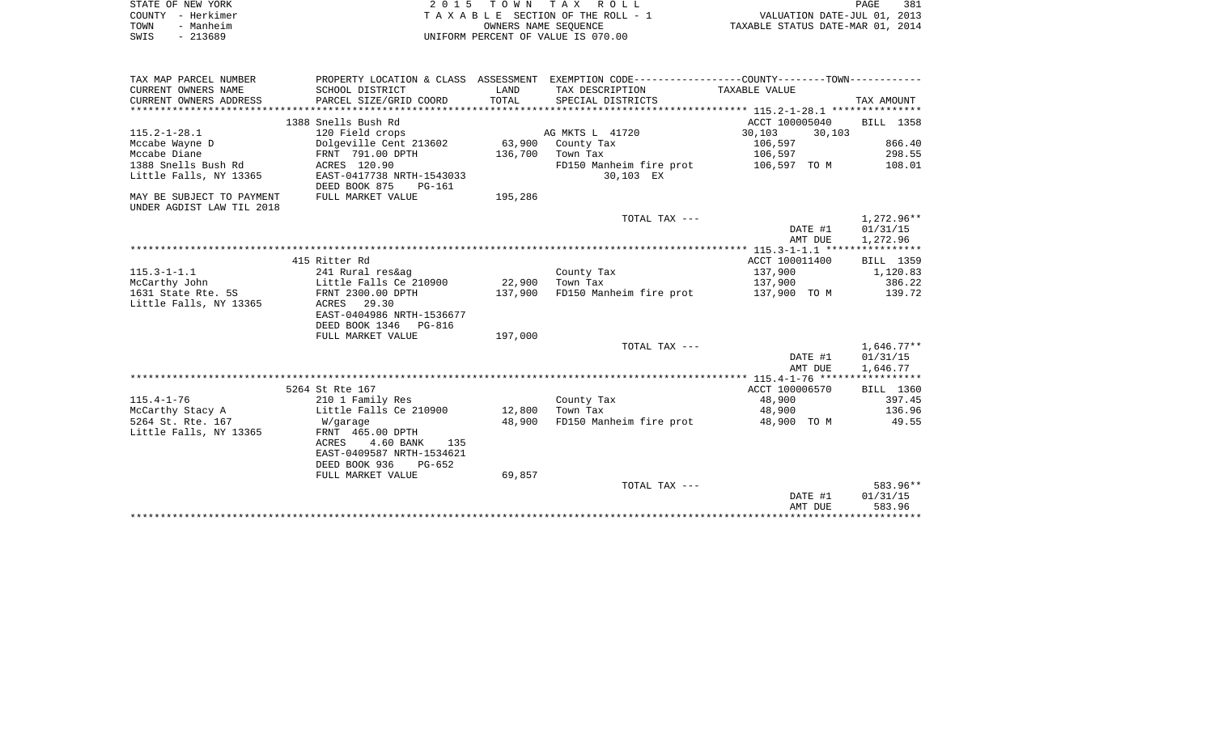STATE OF NEW YORK — 2 0 1 5 T O W N T A X R O L L
COUNTY - Herkimer — T A X A B L E SECTION OF THE ROLL - 1 — VALUATION DATE-JUL 01, 2013
TOWN - Manheim — OWNERS NAME SEQUENCE — TAXABLE STATUS DATE-MAR 01, 2014
SWIS - 213689 — UNIFORM PERCENT OF VALUE IS 070.00

| TAX MAP PARCEL NUMBER<br>CURRENT OWNERS NAME<br>CURRENT OWNERS ADDRESS | PROPERTY LOCATION & CLASS<br>SCHOOL DISTRICT<br>PARCEL SIZE/GRID COORD | ASSESSMENT<br>LAND<br>TOTAL | EXEMPTION CODE<br>TAX DESCRIPTION<br>SPECIAL DISTRICTS | COUNTY / TOWN<br>TAXABLE VALUE | TAX AMOUNT |
|---|---|---|---|---|---|
| | 1388 Snells Bush Rd | | | ACCT 100005040 | BILL 1358 |
| 115.2-1-28.1 | 120 Field crops | | AG MKTS L 41720 | 30,103 30,103 | |
| Mccabe Wayne D | Dolgeville Cent 213602 | 63,900 | County Tax | 106,597 | 866.40 |
| Mccabe Diane | FRNT 791.00 DPTH | 136,700 | Town Tax | 106,597 | 298.55 |
| 1388 Snells Bush Rd | ACRES 120.90 | | FD150 Manheim fire prot | 106,597 TO M | 108.01 |
| Little Falls, NY 13365 | EAST-0417738 NRTH-1543033 | | 30,103 EX | | |
| | DEED BOOK 875 PG-161 | | | | |
| MAY BE SUBJECT TO PAYMENT UNDER AGDIST LAW TIL 2018 | FULL MARKET VALUE | 195,286 | | | |
| | | | TOTAL TAX --- | | 1,272.96** |
| | | | | DATE #1 | 01/31/15 |
| | | | | AMT DUE | 1,272.96 |
| | 415 Ritter Rd | | | ACCT 100011400 | BILL 1359 |
| 115.3-1-1.1 | 241 Rural res&ag | | County Tax | 137,900 | 1,120.83 |
| McCarthy John | Little Falls Ce 210900 | 22,900 | Town Tax | 137,900 | 386.22 |
| 1631 State Rte. 5S | FRNT 2300.00 DPTH | 137,900 | FD150 Manheim fire prot | 137,900 TO M | 139.72 |
| Little Falls, NY 13365 | ACRES 29.30 | | | | |
| | EAST-0404986 NRTH-1536677 | | | | |
| | DEED BOOK 1346 PG-816 | | | | |
| | FULL MARKET VALUE | 197,000 | | | |
| | | | TOTAL TAX --- | | 1,646.77** |
| | | | | DATE #1 | 01/31/15 |
| | | | | AMT DUE | 1,646.77 |
| | 5264 St Rte 167 | | | ACCT 100006570 | BILL 1360 |
| 115.4-1-76 | 210 1 Family Res | | County Tax | 48,900 | 397.45 |
| McCarthy Stacy A | Little Falls Ce 210900 | 12,800 | Town Tax | 48,900 | 136.96 |
| 5264 St. Rte. 167 | W/garage | 48,900 | FD150 Manheim fire prot | 48,900 TO M | 49.55 |
| Little Falls, NY 13365 | FRNT 465.00 DPTH | | | | |
| | ACRES 4.60 BANK 135 | | | | |
| | EAST-0409587 NRTH-1534621 | | | | |
| | DEED BOOK 936 PG-652 | | | | |
| | FULL MARKET VALUE | 69,857 | | | |
| | | | TOTAL TAX --- | | 583.96** |
| | | | | DATE #1 | 01/31/15 |
| | | | | AMT DUE | 583.96 |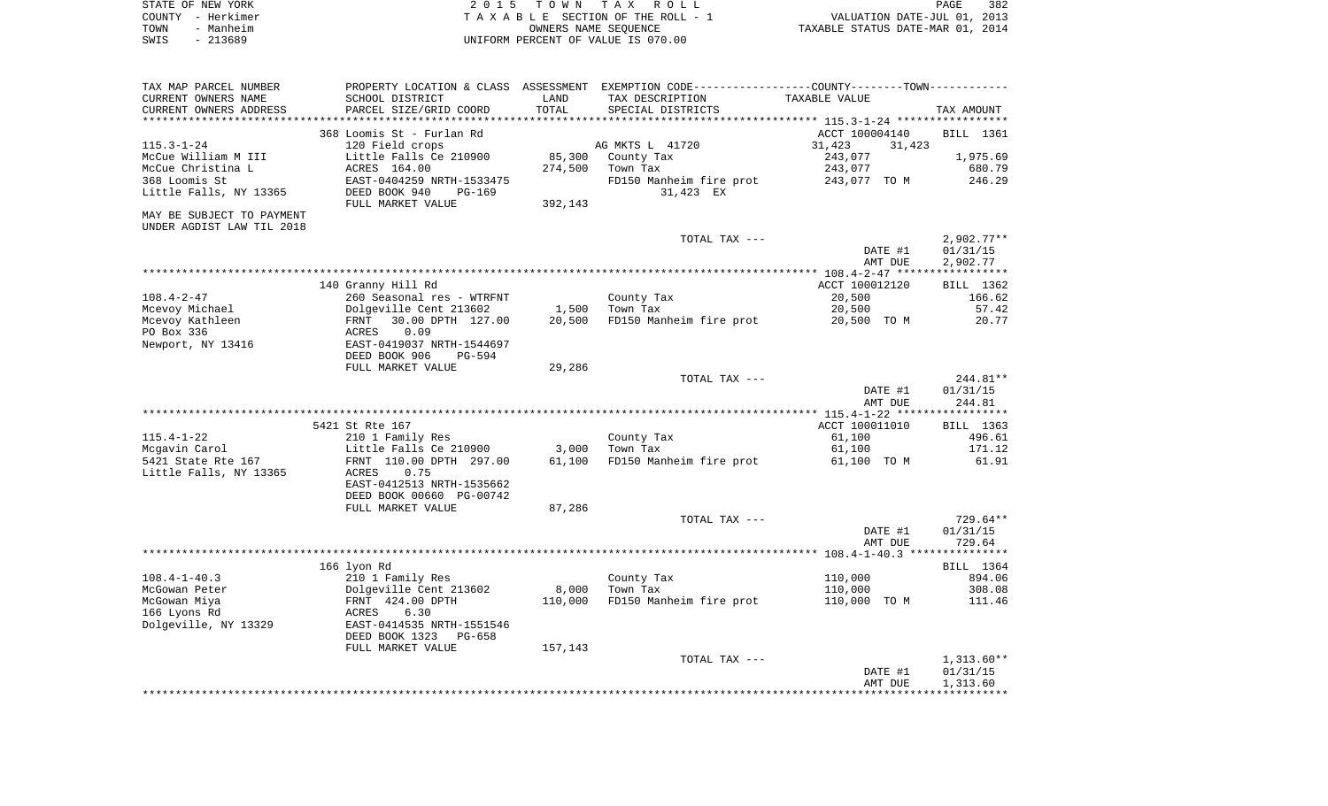STATE OF NEW YORK
COUNTY - Herkimer
TOWN - Manheim
SWIS - 213689

# 2015 TOWN TAX ROLL

TAXABLE SECTION OF THE ROLL - 1
OWNERS NAME SEQUENCE
UNIFORM PERCENT OF VALUE IS 070.00

VALUATION DATE-JUL 01, 2013
TAXABLE STATUS DATE-MAR 01, 2014

| TAX MAP PARCEL NUMBER / CURRENT OWNERS NAME / CURRENT OWNERS ADDRESS | PROPERTY LOCATION & CLASS / SCHOOL DISTRICT / PARCEL SIZE/GRID COORD | ASSESSMENT LAND / TOTAL | EXEMPTION CODE / TAX DESCRIPTION / SPECIAL DISTRICTS | COUNTY / TOWN TAXABLE VALUE | TAX AMOUNT |
|---|---|---|---|---|---|
| **115.3-1-24** | 368 Loomis St - Furlan Rd | | | ACCT 100004140 | BILL 1361 |
| | 120 Field crops | | AG MKTS L 41720 | 31,423 31,423 | |
| McCue William M III | Little Falls Ce 210900 | 85,300 | County Tax | 243,077 | 1,975.69 |
| McCue Christina L | ACRES 164.00 | 274,500 | Town Tax | 243,077 | 680.79 |
| 368 Loomis St | EAST-0404259 NRTH-1533475 | | FD150 Manheim fire prot | 243,077 TO M | 246.29 |
| Little Falls, NY 13365 | DEED BOOK 940 PG-169 | | 31,423 EX | | |
| | FULL MARKET VALUE | 392,143 | | | |
| MAY BE SUBJECT TO PAYMENT UNDER AGDIST LAW TIL 2018 | | | | | |
| | | | TOTAL TAX --- | | 2,902.77** |
| | | | | DATE #1 | 01/31/15 |
| | | | | AMT DUE | 2,902.77 |
| **108.4-2-47** | 140 Granny Hill Rd | | | ACCT 100012120 | BILL 1362 |
| | 260 Seasonal res - WTRFNT | | County Tax | 20,500 | 166.62 |
| Mcevoy Michael | Dolgeville Cent 213602 | 1,500 | Town Tax | 20,500 | 57.42 |
| Mcevoy Kathleen | FRNT 30.00 DPTH 127.00 | 20,500 | FD150 Manheim fire prot | 20,500 TO M | 20.77 |
| PO Box 336 | ACRES 0.09 | | | | |
| Newport, NY 13416 | EAST-0419037 NRTH-1544697 | | | | |
| | DEED BOOK 906 PG-594 | | | | |
| | FULL MARKET VALUE | 29,286 | | | |
| | | | TOTAL TAX --- | | 244.81** |
| | | | | DATE #1 | 01/31/15 |
| | | | | AMT DUE | 244.81 |
| **115.4-1-22** | 5421 St Rte 167 | | | ACCT 100011010 | BILL 1363 |
| | 210 1 Family Res | | County Tax | 61,100 | 496.61 |
| Mcgavin Carol | Little Falls Ce 210900 | 3,000 | Town Tax | 61,100 | 171.12 |
| 5421 State Rte 167 | FRNT 110.00 DPTH 297.00 | 61,100 | FD150 Manheim fire prot | 61,100 TO M | 61.91 |
| Little Falls, NY 13365 | ACRES 0.75 | | | | |
| | EAST-0412513 NRTH-1535662 | | | | |
| | DEED BOOK 00660 PG-00742 | | | | |
| | FULL MARKET VALUE | 87,286 | | | |
| | | | TOTAL TAX --- | | 729.64** |
| | | | | DATE #1 | 01/31/15 |
| | | | | AMT DUE | 729.64 |
| **108.4-1-40.3** | 166 lyon Rd | | | | BILL 1364 |
| | 210 1 Family Res | | County Tax | 110,000 | 894.06 |
| McGowan Peter | Dolgeville Cent 213602 | 8,000 | Town Tax | 110,000 | 308.08 |
| McGowan Miya | FRNT 424.00 DPTH | 110,000 | FD150 Manheim fire prot | 110,000 TO M | 111.46 |
| 166 Lyons Rd | ACRES 6.30 | | | | |
| Dolgeville, NY 13329 | EAST-0414535 NRTH-1551546 | | | | |
| | DEED BOOK 1323 PG-658 | | | | |
| | FULL MARKET VALUE | 157,143 | | | |
| | | | TOTAL TAX --- | | 1,313.60** |
| | | | | DATE #1 | 01/31/15 |
| | | | | AMT DUE | 1,313.60 |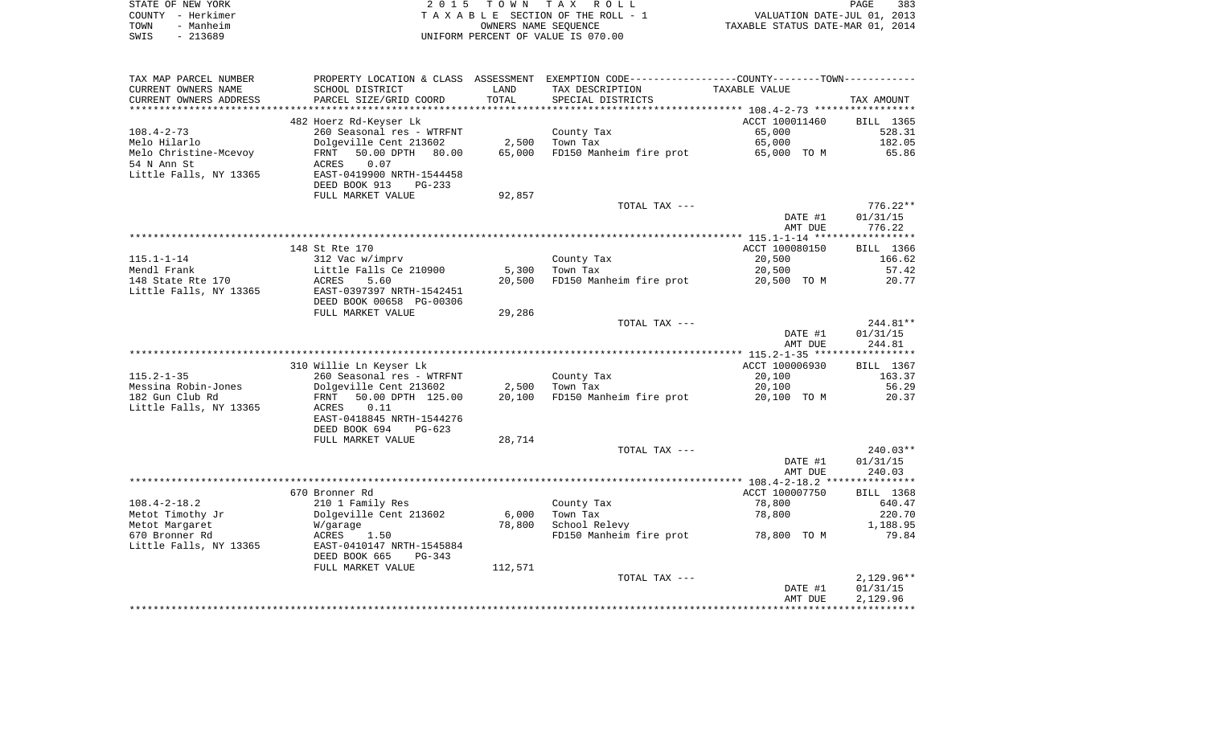STATE OF NEW YORK | COUNTY - Herkimer | TOWN - Manheim | SWIS - 213689

2 0 1 5 T O W N T A X R O L L
T A X A B L E SECTION OF THE ROLL - 1
OWNERS NAME SEQUENCE
UNIFORM PERCENT OF VALUE IS 070.00

VALUATION DATE-JUL 01, 2013
TAXABLE STATUS DATE-MAR 01, 2014

| TAX MAP PARCEL NUMBER / CURRENT OWNERS NAME / CURRENT OWNERS ADDRESS | PROPERTY LOCATION & CLASS / SCHOOL DISTRICT / PARCEL SIZE/GRID COORD | ASSESSMENT LAND | TOTAL | EXEMPTION CODE / TAX DESCRIPTION / SPECIAL DISTRICTS | COUNTY-TOWN TAXABLE VALUE | TAX AMOUNT |
|---|---|---|---|---|---|---|
| 108.4-2-73 | 482 Hoerz Rd-Keyser Lk | | | | ACCT 100011460 | BILL 1365 |
| Melo Hilarlo | 260 Seasonal res - WTRFNT | | | County Tax | 65,000 | 528.31 |
| Melo Christine-Mcevoy | Dolgeville Cent 213602 | 2,500 | | Town Tax | 65,000 | 182.05 |
| 54 N Ann St | FRNT 50.00 DPTH 80.00 | | 65,000 | FD150 Manheim fire prot | 65,000 TO M | 65.86 |
| Little Falls, NY 13365 | ACRES 0.07 | | | | | |
| | EAST-0419900 NRTH-1544458 | | | | | |
| | DEED BOOK 913 PG-233 | | | | | |
| | FULL MARKET VALUE | | 92,857 | | | |
| | | | | TOTAL TAX --- | | 776.22** |
| | | | | | DATE #1 | 01/31/15 |
| | | | | | AMT DUE | 776.22 |
| 115.1-1-14 | 148 St Rte 170 | | | | ACCT 100080150 | BILL 1366 |
| Mendl Frank | 312 Vac w/imprv | | | County Tax | 20,500 | 166.62 |
| 148 State Rte 170 | Little Falls Ce 210900 | 5,300 | | Town Tax | 20,500 | 57.42 |
| Little Falls, NY 13365 | ACRES 5.60 | | 20,500 | FD150 Manheim fire prot | 20,500 TO M | 20.77 |
| | EAST-0397397 NRTH-1542451 | | | | | |
| | DEED BOOK 00658 PG-00306 | | | | | |
| | FULL MARKET VALUE | | 29,286 | | | |
| | | | | TOTAL TAX --- | | 244.81** |
| | | | | | DATE #1 | 01/31/15 |
| | | | | | AMT DUE | 244.81 |
| 115.2-1-35 | 310 Willie Ln Keyser Lk | | | | ACCT 100006930 | BILL 1367 |
| Messina Robin-Jones | 260 Seasonal res - WTRFNT | | | County Tax | 20,100 | 163.37 |
| 182 Gun Club Rd | Dolgeville Cent 213602 | 2,500 | | Town Tax | 20,100 | 56.29 |
| Little Falls, NY 13365 | FRNT 50.00 DPTH 125.00 | | 20,100 | FD150 Manheim fire prot | 20,100 TO M | 20.37 |
| | ACRES 0.11 | | | | | |
| | EAST-0418845 NRTH-1544276 | | | | | |
| | DEED BOOK 694 PG-623 | | | | | |
| | FULL MARKET VALUE | | 28,714 | | | |
| | | | | TOTAL TAX --- | | 240.03** |
| | | | | | DATE #1 | 01/31/15 |
| | | | | | AMT DUE | 240.03 |
| 108.4-2-18.2 | 670 Bronner Rd | | | | ACCT 100007750 | BILL 1368 |
| Metot Timothy Jr | 210 1 Family Res | | | County Tax | 78,800 | 640.47 |
| Metot Margaret | Dolgeville Cent 213602 | 6,000 | | Town Tax | 78,800 | 220.70 |
| 670 Bronner Rd | W/garage | | 78,800 | School Relevy | | 1,188.95 |
| Little Falls, NY 13365 | ACRES 1.50 | | | FD150 Manheim fire prot | 78,800 TO M | 79.84 |
| | EAST-0410147 NRTH-1545884 | | | | | |
| | DEED BOOK 665 PG-343 | | | | | |
| | FULL MARKET VALUE | | 112,571 | | | |
| | | | | TOTAL TAX --- | | 2,129.96** |
| | | | | | DATE #1 | 01/31/15 |
| | | | | | AMT DUE | 2,129.96 |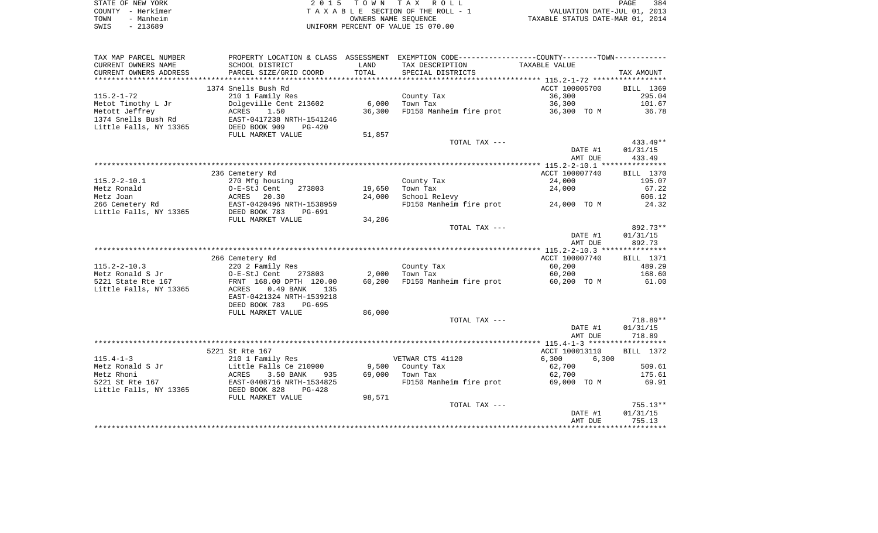STATE OF NEW YORK
COUNTY - Herkimer
TOWN - Manheim
SWIS - 213689

2 0 1 5 T O W N T A X R O L L
T A X A B L E SECTION OF THE ROLL - 1
OWNERS NAME SEQUENCE
UNIFORM PERCENT OF VALUE IS 070.00

VALUATION DATE-JUL 01, 2013
TAXABLE STATUS DATE-MAR 01, 2014

| TAX MAP PARCEL NUMBER / CURRENT OWNERS NAME / CURRENT OWNERS ADDRESS | PROPERTY LOCATION & CLASS / SCHOOL DISTRICT / PARCEL SIZE/GRID COORD | ASSESSMENT LAND / TOTAL | EXEMPTION CODE / TAX DESCRIPTION / SPECIAL DISTRICTS | COUNTY--------TOWN TAXABLE VALUE | TAX AMOUNT |
|---|---|---|---|---|---|
| 115.2-1-72 | 1374 Snells Bush Rd | | | ACCT 100005700 | BILL 1369 |
| 115.2-1-72 | 210 1 Family Res | | County Tax | 36,300 | 295.04 |
| Metot Timothy L Jr | Dolgeville Cent 213602 | 6,000 | Town Tax | 36,300 | 101.67 |
| Metott Jeffrey | ACRES 1.50 | 36,300 | FD150 Manheim fire prot | 36,300 TO M | 36.78 |
| 1374 Snells Bush Rd | EAST-0417238 NRTH-1541246 | | | | |
| Little Falls, NY 13365 | DEED BOOK 909 PG-420 | | | | |
| | FULL MARKET VALUE | 51,857 | | | |
| | | | TOTAL TAX --- | | 433.49** |
| | | | | DATE #1 | 01/31/15 |
| | | | | AMT DUE | 433.49 |
| 115.2-2-10.1 | 236 Cemetery Rd | | | ACCT 100007740 | BILL 1370 |
| 115.2-2-10.1 | 270 Mfg housing | | County Tax | 24,000 | 195.07 |
| Metz Ronald | O-E-StJ Cent 273803 | 19,650 | Town Tax | 24,000 | 67.22 |
| Metz Joan | ACRES 20.30 | 24,000 | School Relevy | | 606.12 |
| 266 Cemetery Rd | EAST-0420496 NRTH-1538959 | | FD150 Manheim fire prot | 24,000 TO M | 24.32 |
| Little Falls, NY 13365 | DEED BOOK 783 PG-691 | | | | |
| | FULL MARKET VALUE | 34,286 | | | |
| | | | TOTAL TAX --- | | 892.73** |
| | | | | DATE #1 | 01/31/15 |
| | | | | AMT DUE | 892.73 |
| 115.2-2-10.3 | 266 Cemetery Rd | | | ACCT 100007740 | BILL 1371 |
| 115.2-2-10.3 | 220 2 Family Res | | County Tax | 60,200 | 489.29 |
| Metz Ronald S Jr | O-E-StJ Cent 273803 | 2,000 | Town Tax | 60,200 | 168.60 |
| 5221 State Rte 167 | FRNT 168.00 DPTH 120.00 | 60,200 | FD150 Manheim fire prot | 60,200 TO M | 61.00 |
| Little Falls, NY 13365 | ACRES 0.49 BANK 135 | | | | |
| | EAST-0421324 NRTH-1539218 | | | | |
| | DEED BOOK 783 PG-695 | | | | |
| | FULL MARKET VALUE | 86,000 | | | |
| | | | TOTAL TAX --- | | 718.89** |
| | | | | DATE #1 | 01/31/15 |
| | | | | AMT DUE | 718.89 |
| 115.4-1-3 | 5221 St Rte 167 | | | ACCT 100013110 | BILL 1372 |
| 115.4-1-3 | 210 1 Family Res | | VETWAR CTS 41120 | 6,300 6,300 | |
| Metz Ronald S Jr | Little Falls Ce 210900 | 9,500 | County Tax | 62,700 | 509.61 |
| Metz Rhoni | ACRES 3.50 BANK 935 | 69,000 | Town Tax | 62,700 | 175.61 |
| 5221 St Rte 167 | EAST-0408716 NRTH-1534825 | | FD150 Manheim fire prot | 69,000 TO M | 69.91 |
| Little Falls, NY 13365 | DEED BOOK 828 PG-428 | | | | |
| | FULL MARKET VALUE | 98,571 | | | |
| | | | TOTAL TAX --- | | 755.13** |
| | | | | DATE #1 | 01/31/15 |
| | | | | AMT DUE | 755.13 |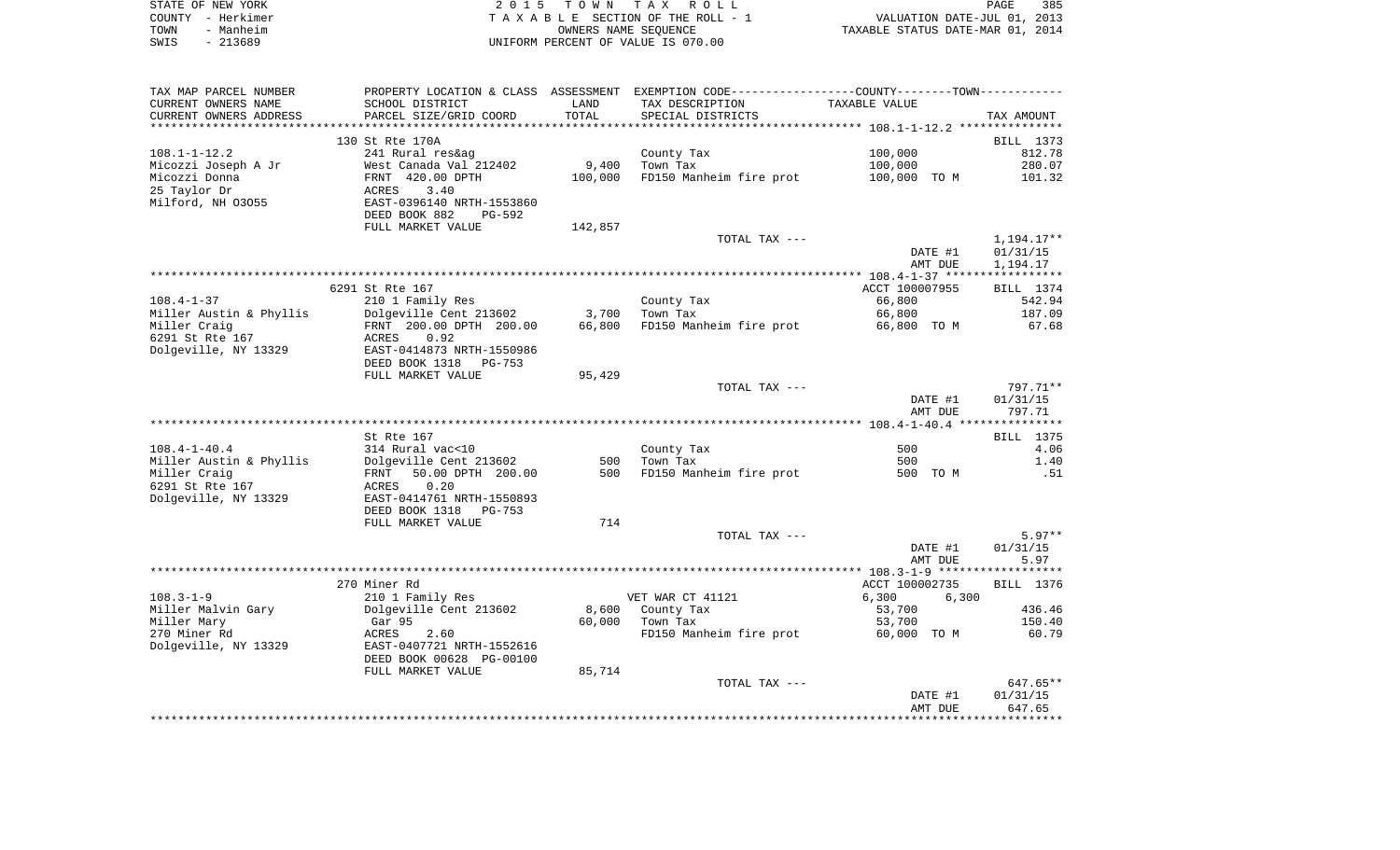STATE OF NEW YORK | 2015 TOWN TAX ROLL | PAGE 385
COUNTY - Herkimer | TAXABLE SECTION OF THE ROLL - 1 | VALUATION DATE-JUL 01, 2013
TOWN - Manheim | OWNERS NAME SEQUENCE | TAXABLE STATUS DATE-MAR 01, 2014
SWIS - 213689 | UNIFORM PERCENT OF VALUE IS 070.00

| TAX MAP PARCEL NUMBER / CURRENT OWNERS NAME / CURRENT OWNERS ADDRESS | PROPERTY LOCATION & CLASS / SCHOOL DISTRICT / PARCEL SIZE/GRID COORD | ASSESSMENT LAND / TOTAL | EXEMPTION CODE / TAX DESCRIPTION / SPECIAL DISTRICTS | TAXABLE VALUE | TAX AMOUNT |
|---|---|---|---|---|---|
| **108.1-1-12.2** | 130 St Rte 170A | | | | BILL 1373 |
| Micozzi Joseph A Jr | 241 Rural res&ag | | County Tax | 100,000 | 812.78 |
| Micozzi Donna | West Canada Val 212402 | 9,400 | Town Tax | 100,000 | 280.07 |
| 25 Taylor Dr | FRNT 420.00 DPTH | 100,000 | FD150 Manheim fire prot | 100,000 TO M | 101.32 |
| Milford, NH 03055 | ACRES 3.40 | | | | |
| | EAST-0396140 NRTH-1553860 | | | | |
| | DEED BOOK 882 PG-592 | | | | |
| | FULL MARKET VALUE | 142,857 | | | |
| | | | TOTAL TAX --- | | 1,194.17** |
| | | | | DATE #1 | 01/31/15 |
| | | | | AMT DUE | 1,194.17 |
| **108.4-1-37** | 6291 St Rte 167 | | | ACCT 100007955 | BILL 1374 |
| Miller Austin & Phyllis | 210 1 Family Res | | County Tax | 66,800 | 542.94 |
| Miller Craig | Dolgeville Cent 213602 | 3,700 | Town Tax | 66,800 | 187.09 |
| 6291 St Rte 167 | FRNT 200.00 DPTH 200.00 | 66,800 | FD150 Manheim fire prot | 66,800 TO M | 67.68 |
| Dolgeville, NY 13329 | ACRES 0.92 | | | | |
| | EAST-0414873 NRTH-1550986 | | | | |
| | DEED BOOK 1318 PG-753 | | | | |
| | FULL MARKET VALUE | 95,429 | | | |
| | | | TOTAL TAX --- | | 797.71** |
| | | | | DATE #1 | 01/31/15 |
| | | | | AMT DUE | 797.71 |
| **108.4-1-40.4** | St Rte 167 | | | | BILL 1375 |
| Miller Austin & Phyllis | 314 Rural vac<10 | | County Tax | 500 | 4.06 |
| Miller Craig | Dolgeville Cent 213602 | 500 | Town Tax | 500 | 1.40 |
| 6291 St Rte 167 | FRNT 50.00 DPTH 200.00 | 500 | FD150 Manheim fire prot | 500 TO M | .51 |
| Dolgeville, NY 13329 | ACRES 0.20 | | | | |
| | EAST-0414761 NRTH-1550893 | | | | |
| | DEED BOOK 1318 PG-753 | | | | |
| | FULL MARKET VALUE | 714 | | | |
| | | | TOTAL TAX --- | | 5.97** |
| | | | | DATE #1 | 01/31/15 |
| | | | | AMT DUE | 5.97 |
| **108.3-1-9** | 270 Miner Rd | | | ACCT 100002735 | BILL 1376 |
| Miller Malvin Gary | 210 1 Family Res | | VET WAR CT 41121 | 6,300 6,300 | |
| Miller Mary | Dolgeville Cent 213602 | 8,600 | County Tax | 53,700 | 436.46 |
| 270 Miner Rd | Gar 95 | 60,000 | Town Tax | 53,700 | 150.40 |
| Dolgeville, NY 13329 | ACRES 2.60 | | FD150 Manheim fire prot | 60,000 TO M | 60.79 |
| | EAST-0407721 NRTH-1552616 | | | | |
| | DEED BOOK 00628 PG-00100 | | | | |
| | FULL MARKET VALUE | 85,714 | | | |
| | | | TOTAL TAX --- | | 647.65** |
| | | | | DATE #1 | 01/31/15 |
| | | | | AMT DUE | 647.65 |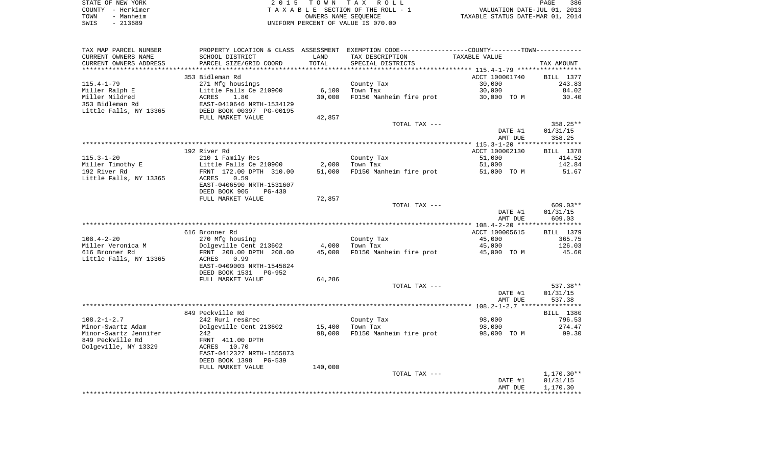STATE OF NEW YORK | COUNTY - Herkimer | TOWN - Manheim | SWIS - 213689

2 0 1 5 T O W N T A X R O L L
T A X A B L E SECTION OF THE ROLL - 1
OWNERS NAME SEQUENCE
UNIFORM PERCENT OF VALUE IS 070.00

VALUATION DATE-JUL 01, 2013
TAXABLE STATUS DATE-MAR 01, 2014

| TAX MAP PARCEL NUMBER / CURRENT OWNERS NAME / CURRENT OWNERS ADDRESS | PROPERTY LOCATION & CLASS / SCHOOL DISTRICT / PARCEL SIZE/GRID COORD | ASSESSMENT LAND / TOTAL | EXEMPTION CODE / TAX DESCRIPTION / SPECIAL DISTRICTS | TAXABLE VALUE | TAX AMOUNT |
|---|---|---|---|---|---|
| | 353 Bidleman Rd | | | ACCT 100001740 | BILL 1377 |
| 115.4-1-79 | 271 Mfg housings | | County Tax | 30,000 | 243.83 |
| Miller Ralph E | Little Falls Ce 210900 | 6,100 | Town Tax | 30,000 | 84.02 |
| Miller Mildred | ACRES 1.80 | 30,000 | FD150 Manheim fire prot | 30,000 TO M | 30.40 |
| 353 Bidleman Rd | EAST-0410646 NRTH-1534129 | | | | |
| Little Falls, NY 13365 | DEED BOOK 00397 PG-00195 | | | | |
| | FULL MARKET VALUE | 42,857 | | | |
| | | | TOTAL TAX --- | | 358.25** |
| | | | | DATE #1 | 01/31/15 |
| | | | | AMT DUE | 358.25 |
| | 192 River Rd | | | ACCT 100002130 | BILL 1378 |
| 115.3-1-20 | 210 1 Family Res | | County Tax | 51,000 | 414.52 |
| Miller Timothy E | Little Falls Ce 210900 | 2,000 | Town Tax | 51,000 | 142.84 |
| 192 River Rd | FRNT 172.00 DPTH 310.00 | 51,000 | FD150 Manheim fire prot | 51,000 TO M | 51.67 |
| Little Falls, NY 13365 | ACRES 0.59 | | | | |
| | EAST-0406590 NRTH-1531607 | | | | |
| | DEED BOOK 905 PG-430 | | | | |
| | FULL MARKET VALUE | 72,857 | | | |
| | | | TOTAL TAX --- | | 609.03** |
| | | | | DATE #1 | 01/31/15 |
| | | | | AMT DUE | 609.03 |
| | 616 Bronner Rd | | | ACCT 100005615 | BILL 1379 |
| 108.4-2-20 | 270 Mfg housing | | County Tax | 45,000 | 365.75 |
| Miller Veronica M | Dolgeville Cent 213602 | 4,000 | Town Tax | 45,000 | 126.03 |
| 616 Bronner Rd | FRNT 208.00 DPTH 208.00 | 45,000 | FD150 Manheim fire prot | 45,000 TO M | 45.60 |
| Little Falls, NY 13365 | ACRES 0.99 | | | | |
| | EAST-0409003 NRTH-1545824 | | | | |
| | DEED BOOK 1531 PG-952 | | | | |
| | FULL MARKET VALUE | 64,286 | | | |
| | | | TOTAL TAX --- | | 537.38** |
| | | | | DATE #1 | 01/31/15 |
| | | | | AMT DUE | 537.38 |
| | 849 Peckville Rd | | | | BILL 1380 |
| 108.2-1-2.7 | 242 Rurl res&rec | | County Tax | 98,000 | 796.53 |
| Minor-Swartz Adam | Dolgeville Cent 213602 | 15,400 | Town Tax | 98,000 | 274.47 |
| Minor-Swartz Jennifer | 242 | 98,000 | FD150 Manheim fire prot | 98,000 TO M | 99.30 |
| 849 Peckville Rd | FRNT 411.00 DPTH | | | | |
| Dolgeville, NY 13329 | ACRES 10.70 | | | | |
| | EAST-0412327 NRTH-1555873 | | | | |
| | DEED BOOK 1398 PG-539 | | | | |
| | FULL MARKET VALUE | 140,000 | | | |
| | | | TOTAL TAX --- | | 1,170.30** |
| | | | | DATE #1 | 01/31/15 |
| | | | | AMT DUE | 1,170.30 |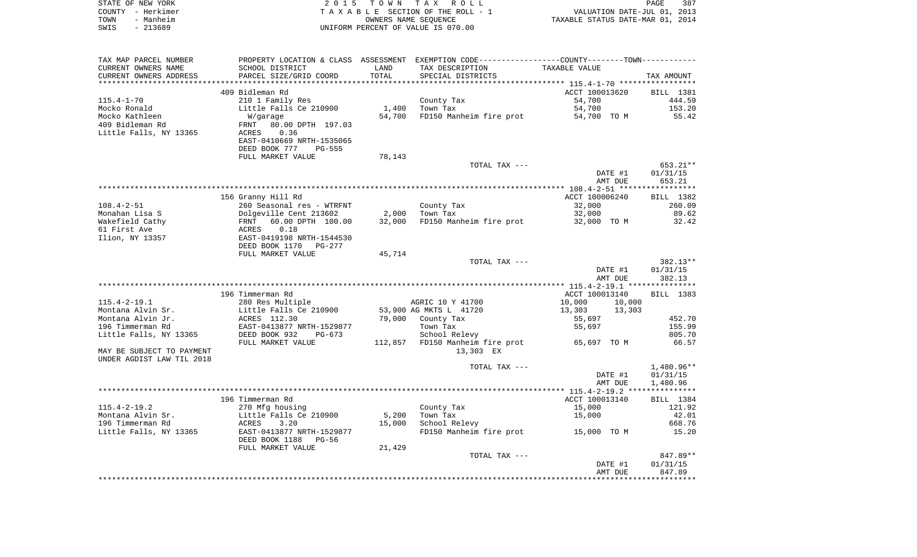STATE OF NEW YORK
COUNTY - Herkimer
TOWN - Manheim
SWIS - 213689

2 0 1 5 T O W N T A X R O L L
T A X A B L E SECTION OF THE ROLL - 1
OWNERS NAME SEQUENCE
UNIFORM PERCENT OF VALUE IS 070.00

VALUATION DATE-JUL 01, 2013
TAXABLE STATUS DATE-MAR 01, 2014

| TAX MAP PARCEL NUMBER / CURRENT OWNERS NAME / CURRENT OWNERS ADDRESS | PROPERTY LOCATION & CLASS / SCHOOL DISTRICT / PARCEL SIZE/GRID COORD | ASSESSMENT LAND / TOTAL | EXEMPTION CODE / TAX DESCRIPTION / SPECIAL DISTRICTS | COUNTY--------TOWN TAXABLE VALUE | TAX AMOUNT |
|---|---|---|---|---|---|
| 115.4-1-70 | 409 Bidleman Rd | | | ACCT 100013620 | BILL 1381 |
| | 210 1 Family Res | | County Tax | 54,700 | 444.59 |
| Mocko Ronald | Little Falls Ce 210900 | 1,400 | Town Tax | 54,700 | 153.20 |
| Mocko Kathleen | W/garage | 54,700 | FD150 Manheim fire prot | 54,700 TO M | 55.42 |
| 409 Bidleman Rd | FRNT 80.00 DPTH 197.03 | | | | |
| Little Falls, NY 13365 | ACRES 0.36 | | | | |
| | EAST-0410669 NRTH-1535065 | | | | |
| | DEED BOOK 777 PG-555 | | | | |
| | FULL MARKET VALUE | 78,143 | | | |
| | | | TOTAL TAX --- | | 653.21** |
| | | | | DATE #1 | 01/31/15 |
| | | | | AMT DUE | 653.21 |
| 108.4-2-51 | 156 Granny Hill Rd | | | ACCT 100006240 | BILL 1382 |
| | 260 Seasonal res - WTRFNT | | County Tax | 32,000 | 260.09 |
| Monahan Lisa S | Dolgeville Cent 213602 | 2,000 | Town Tax | 32,000 | 89.62 |
| Wakefield Cathy | FRNT 60.00 DPTH 100.00 | 32,000 | FD150 Manheim fire prot | 32,000 TO M | 32.42 |
| 61 First Ave | ACRES 0.18 | | | | |
| Ilion, NY 13357 | EAST-0419198 NRTH-1544530 | | | | |
| | DEED BOOK 1170 PG-277 | | | | |
| | FULL MARKET VALUE | 45,714 | | | |
| | | | TOTAL TAX --- | | 382.13** |
| | | | | DATE #1 | 01/31/15 |
| | | | | AMT DUE | 382.13 |
| 115.4-2-19.1 | 196 Timmerman Rd | | | ACCT 100013140 | BILL 1383 |
| | 280 Res Multiple | | AGRIC 10 Y 41700 | 10,000 10,000 | |
| Montana Alvin Sr. | Little Falls Ce 210900 | 53,900 | AG MKTS L 41720 | 13,303 13,303 | |
| Montana Alvin Jr. | ACRES 112.30 | 79,000 | County Tax | 55,697 | 452.70 |
| 196 Timmerman Rd | EAST-0413877 NRTH-1529877 | | Town Tax | 55,697 | 155.99 |
| Little Falls, NY 13365 | DEED BOOK 932 PG-673 | | School Relevy | | 805.70 |
| | FULL MARKET VALUE | 112,857 | FD150 Manheim fire prot | 65,697 TO M | 66.57 |
| MAY BE SUBJECT TO PAYMENT | | | 13,303 EX | | |
| UNDER AGDIST LAW TIL 2018 | | | | | |
| | | | TOTAL TAX --- | | 1,480.96** |
| | | | | DATE #1 | 01/31/15 |
| | | | | AMT DUE | 1,480.96 |
| 115.4-2-19.2 | 196 Timmerman Rd | | | ACCT 100013140 | BILL 1384 |
| | 270 Mfg housing | | County Tax | 15,000 | 121.92 |
| Montana Alvin Sr. | Little Falls Ce 210900 | 5,200 | Town Tax | 15,000 | 42.01 |
| 196 Timmerman Rd | ACRES 3.20 | 15,000 | School Relevy | | 668.76 |
| Little Falls, NY 13365 | EAST-0413877 NRTH-1529877 | | FD150 Manheim fire prot | 15,000 TO M | 15.20 |
| | DEED BOOK 1188 PG-56 | | | | |
| | FULL MARKET VALUE | 21,429 | | | |
| | | | TOTAL TAX --- | | 847.89** |
| | | | | DATE #1 | 01/31/15 |
| | | | | AMT DUE | 847.89 |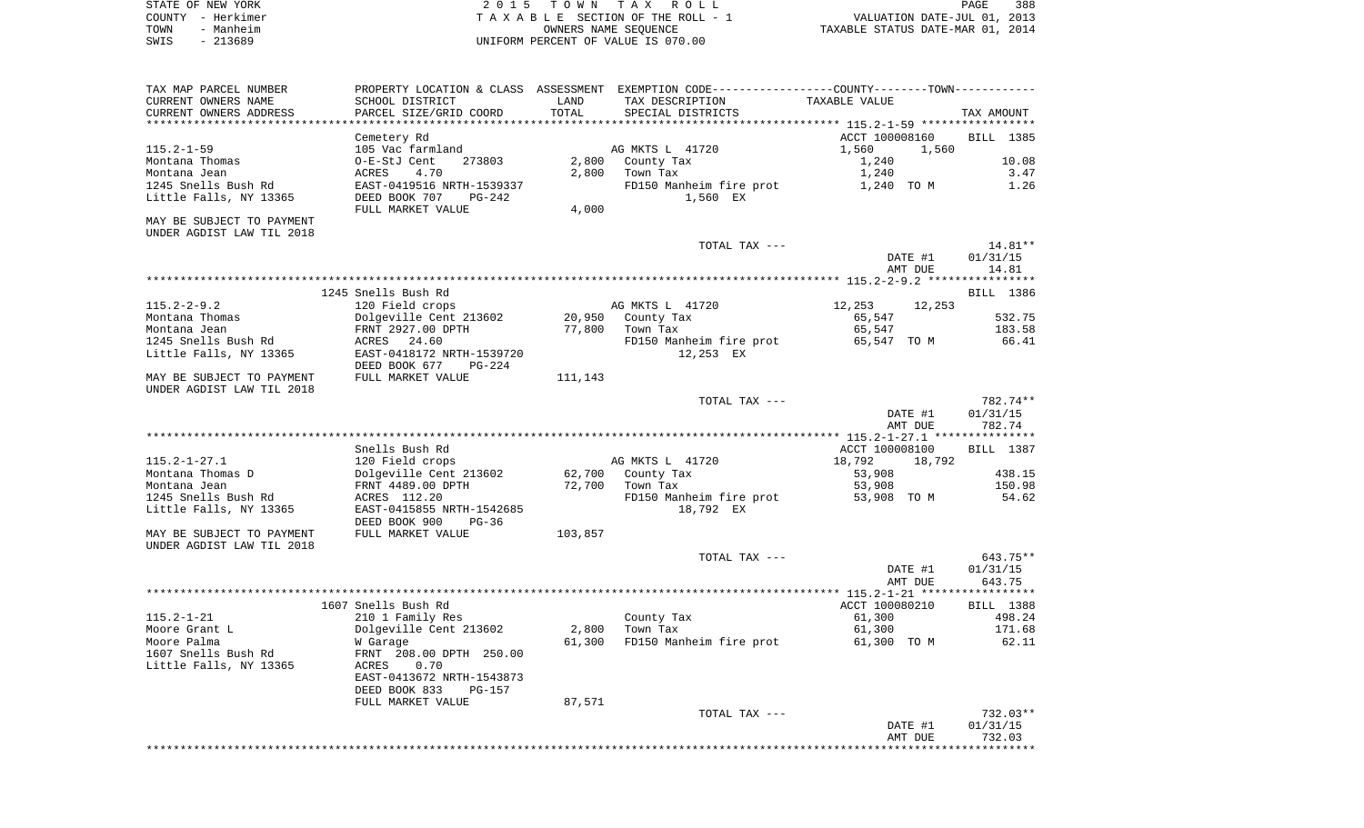STATE OF NEW YORK
COUNTY - Herkimer
TOWN - Manheim
SWIS - 213689

2 0 1 5 T O W N T A X R O L L
T A X A B L E SECTION OF THE ROLL - 1
OWNERS NAME SEQUENCE
UNIFORM PERCENT OF VALUE IS 070.00

VALUATION DATE-JUL 01, 2013
TAXABLE STATUS DATE-MAR 01, 2014

| TAX MAP PARCEL NUMBER<br>CURRENT OWNERS NAME<br>CURRENT OWNERS ADDRESS | PROPERTY LOCATION & CLASS<br>SCHOOL DISTRICT<br>PARCEL SIZE/GRID COORD | ASSESSMENT<br>LAND<br>TOTAL | EXEMPTION CODE<br>TAX DESCRIPTION<br>SPECIAL DISTRICTS | COUNTY--------TOWN<br>TAXABLE VALUE | TAX AMOUNT |
|---|---|---|---|---|---|
| | Cemetery Rd | | | ACCT 100008160 | BILL 1385 |
| 115.2-1-59 | 105 Vac farmland | | AG MKTS L 41720 | 1,560 1,560 | |
| Montana Thomas | O-E-StJ Cent 273803 | 2,800 | County Tax | 1,240 | 10.08 |
| Montana Jean | ACRES 4.70 | 2,800 | Town Tax | 1,240 | 3.47 |
| 1245 Snells Bush Rd | EAST-0419516 NRTH-1539337 | | FD150 Manheim fire prot | 1,240 TO M | 1.26 |
| Little Falls, NY 13365 | DEED BOOK 707 PG-242 | | 1,560 EX | | |
| | FULL MARKET VALUE | 4,000 | | | |
| MAY BE SUBJECT TO PAYMENT UNDER AGDIST LAW TIL 2018 | | | | | |
| | | | TOTAL TAX --- | | 14.81** |
| | | | | DATE #1 | 01/31/15 |
| | | | | AMT DUE | 14.81 |
| | 1245 Snells Bush Rd | | | | BILL 1386 |
| 115.2-2-9.2 | 120 Field crops | | AG MKTS L 41720 | 12,253 12,253 | |
| Montana Thomas | Dolgeville Cent 213602 | 20,950 | County Tax | 65,547 | 532.75 |
| Montana Jean | FRNT 2927.00 DPTH | 77,800 | Town Tax | 65,547 | 183.58 |
| 1245 Snells Bush Rd | ACRES 24.60 | | FD150 Manheim fire prot | 65,547 TO M | 66.41 |
| Little Falls, NY 13365 | EAST-0418172 NRTH-1539720 | | 12,253 EX | | |
| | DEED BOOK 677 PG-224 | | | | |
| MAY BE SUBJECT TO PAYMENT UNDER AGDIST LAW TIL 2018 | FULL MARKET VALUE | 111,143 | | | |
| | | | TOTAL TAX --- | | 782.74** |
| | | | | DATE #1 | 01/31/15 |
| | | | | AMT DUE | 782.74 |
| | Snells Bush Rd | | | ACCT 100008100 | BILL 1387 |
| 115.2-1-27.1 | 120 Field crops | | AG MKTS L 41720 | 18,792 18,792 | |
| Montana Thomas D | Dolgeville Cent 213602 | 62,700 | County Tax | 53,908 | 438.15 |
| Montana Jean | FRNT 4489.00 DPTH | 72,700 | Town Tax | 53,908 | 150.98 |
| 1245 Snells Bush Rd | ACRES 112.20 | | FD150 Manheim fire prot | 53,908 TO M | 54.62 |
| Little Falls, NY 13365 | EAST-0415855 NRTH-1542685 | | 18,792 EX | | |
| | DEED BOOK 900 PG-36 | | | | |
| MAY BE SUBJECT TO PAYMENT UNDER AGDIST LAW TIL 2018 | FULL MARKET VALUE | 103,857 | | | |
| | | | TOTAL TAX --- | | 643.75** |
| | | | | DATE #1 | 01/31/15 |
| | | | | AMT DUE | 643.75 |
| | 1607 Snells Bush Rd | | | ACCT 100080210 | BILL 1388 |
| 115.2-1-21 | 210 1 Family Res | | County Tax | 61,300 | 498.24 |
| Moore Grant L | Dolgeville Cent 213602 | 2,800 | Town Tax | 61,300 | 171.68 |
| Moore Palma | W Garage | 61,300 | FD150 Manheim fire prot | 61,300 TO M | 62.11 |
| 1607 Snells Bush Rd | FRNT 208.00 DPTH 250.00 | | | | |
| Little Falls, NY 13365 | ACRES 0.70 | | | | |
| | EAST-0413672 NRTH-1543873 | | | | |
| | DEED BOOK 833 PG-157 | | | | |
| | FULL MARKET VALUE | 87,571 | | | |
| | | | TOTAL TAX --- | | 732.03** |
| | | | | DATE #1 | 01/31/15 |
| | | | | AMT DUE | 732.03 |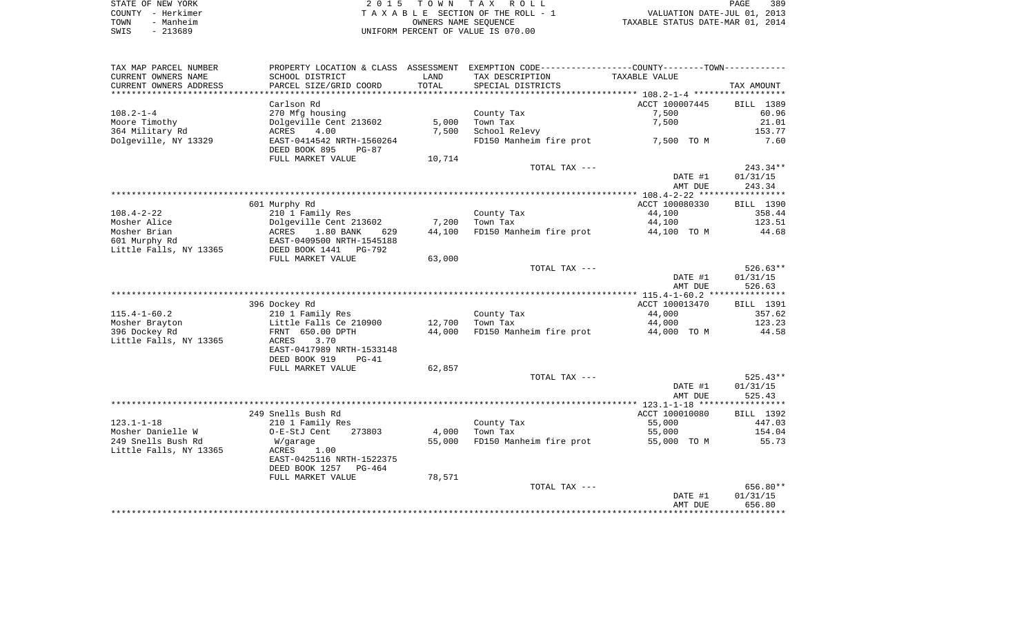STATE OF NEW YORK
COUNTY - Herkimer
TOWN - Manheim
SWIS - 213689

2 0 1 5 T O W N T A X R O L L
T A X A B L E SECTION OF THE ROLL - 1
OWNERS NAME SEQUENCE
UNIFORM PERCENT OF VALUE IS 070.00

VALUATION DATE-JUL 01, 2013
TAXABLE STATUS DATE-MAR 01, 2014

| TAX MAP PARCEL NUMBER / CURRENT OWNERS NAME / CURRENT OWNERS ADDRESS | PROPERTY LOCATION & CLASS / SCHOOL DISTRICT / PARCEL SIZE/GRID COORD | ASSESSMENT LAND / TOTAL | EXEMPTION CODE / TAX DESCRIPTION / SPECIAL DISTRICTS | TAXABLE VALUE | TAX AMOUNT |
|---|---|---|---|---|---|
| **108.2-1-4** | Carlson Rd | | | ACCT 100007445 | BILL 1389 |
| 108.2-1-4 | 270 Mfg housing | | County Tax | 7,500 | 60.96 |
| Moore Timothy | Dolgeville Cent 213602 | 5,000 | Town Tax | 7,500 | 21.01 |
| 364 Military Rd | ACRES 4.00 | 7,500 | School Relevy | | 153.77 |
| Dolgeville, NY 13329 | EAST-0414542 NRTH-1560264 | | FD150 Manheim fire prot | 7,500 TO M | 7.60 |
| | DEED BOOK 895 PG-87 | | | | |
| | FULL MARKET VALUE | 10,714 | | | |
| | | | TOTAL TAX --- | | 243.34** |
| | | | | DATE #1 | 01/31/15 |
| | | | | AMT DUE | 243.34 |
| **108.4-2-22** | 601 Murphy Rd | | | ACCT 100080330 | BILL 1390 |
| 108.4-2-22 | 210 1 Family Res | | County Tax | 44,100 | 358.44 |
| Mosher Alice | Dolgeville Cent 213602 | 7,200 | Town Tax | 44,100 | 123.51 |
| Mosher Brian | ACRES 1.80 BANK 629 | 44,100 | FD150 Manheim fire prot | 44,100 TO M | 44.68 |
| 601 Murphy Rd | EAST-0409500 NRTH-1545188 | | | | |
| Little Falls, NY 13365 | DEED BOOK 1441 PG-792 | | | | |
| | FULL MARKET VALUE | 63,000 | | | |
| | | | TOTAL TAX --- | | 526.63** |
| | | | | DATE #1 | 01/31/15 |
| | | | | AMT DUE | 526.63 |
| **115.4-1-60.2** | 396 Dockey Rd | | | ACCT 100013470 | BILL 1391 |
| 115.4-1-60.2 | 210 1 Family Res | | County Tax | 44,000 | 357.62 |
| Mosher Brayton | Little Falls Ce 210900 | 12,700 | Town Tax | 44,000 | 123.23 |
| 396 Dockey Rd | FRNT 650.00 DPTH | 44,000 | FD150 Manheim fire prot | 44,000 TO M | 44.58 |
| Little Falls, NY 13365 | ACRES 3.70 | | | | |
| | EAST-0417989 NRTH-1533148 | | | | |
| | DEED BOOK 919 PG-41 | | | | |
| | FULL MARKET VALUE | 62,857 | | | |
| | | | TOTAL TAX --- | | 525.43** |
| | | | | DATE #1 | 01/31/15 |
| | | | | AMT DUE | 525.43 |
| **123.1-1-18** | 249 Snells Bush Rd | | | ACCT 100010080 | BILL 1392 |
| 123.1-1-18 | 210 1 Family Res | | County Tax | 55,000 | 447.03 |
| Mosher Danielle W | O-E-StJ Cent 273803 | 4,000 | Town Tax | 55,000 | 154.04 |
| 249 Snells Bush Rd | W/garage | 55,000 | FD150 Manheim fire prot | 55,000 TO M | 55.73 |
| Little Falls, NY 13365 | ACRES 1.00 | | | | |
| | EAST-0425116 NRTH-1522375 | | | | |
| | DEED BOOK 1257 PG-464 | | | | |
| | FULL MARKET VALUE | 78,571 | | | |
| | | | TOTAL TAX --- | | 656.80** |
| | | | | DATE #1 | 01/31/15 |
| | | | | AMT DUE | 656.80 |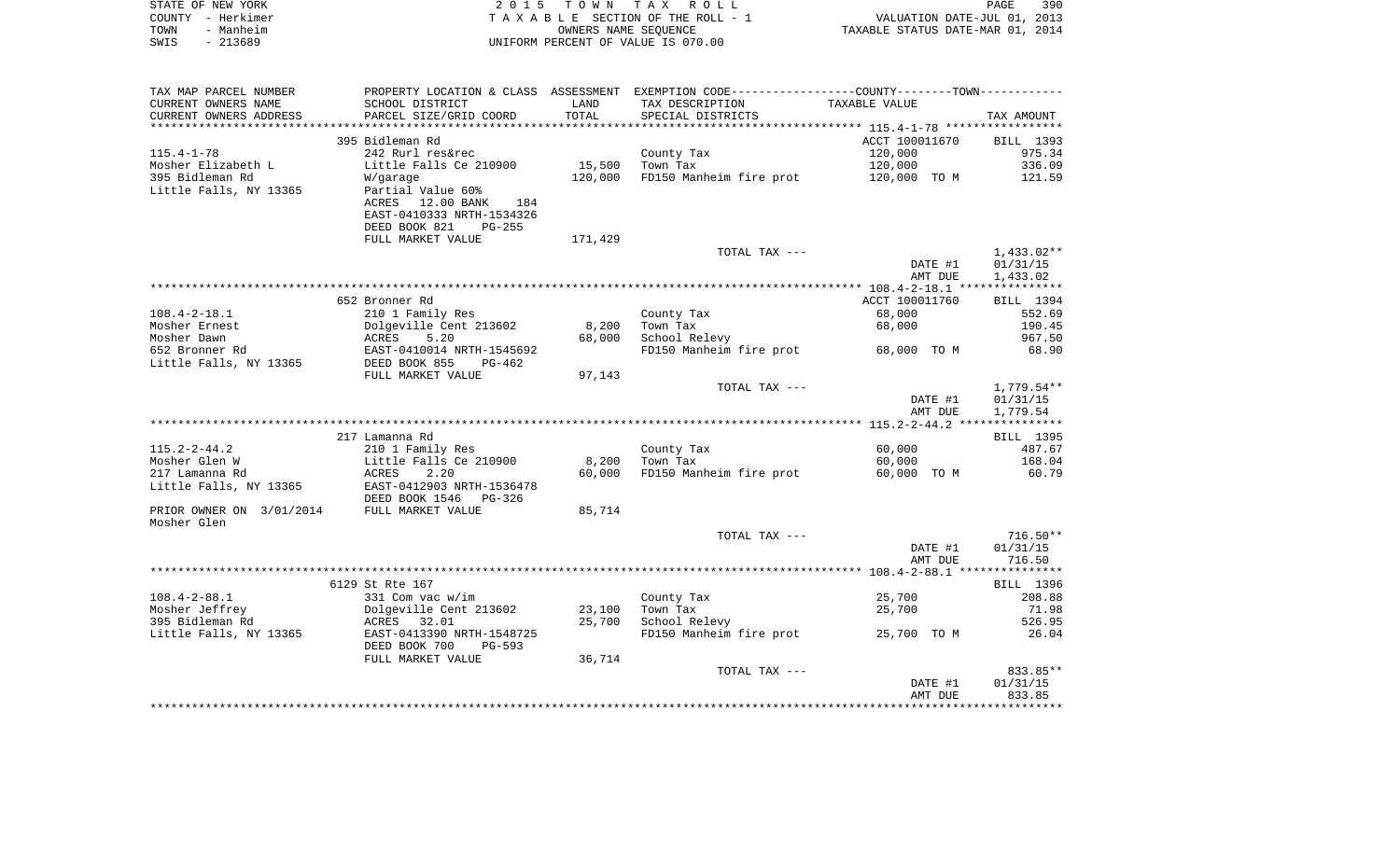STATE OF NEW YORK — 2015 TOWN TAX ROLL
COUNTY - Herkimer — TAXABLE SECTION OF THE ROLL - 1 — VALUATION DATE-JUL 01, 2013
TOWN - Manheim — OWNERS NAME SEQUENCE — TAXABLE STATUS DATE-MAR 01, 2014
SWIS - 213689 — UNIFORM PERCENT OF VALUE IS 070.00

| TAX MAP PARCEL NUMBER / CURRENT OWNERS NAME / CURRENT OWNERS ADDRESS | PROPERTY LOCATION & CLASS / SCHOOL DISTRICT / PARCEL SIZE/GRID COORD | ASSESSMENT LAND | TOTAL | TAX DESCRIPTION / SPECIAL DISTRICTS | TAXABLE VALUE | TAX AMOUNT |
|---|---|---|---|---|---|---|
| **115.4-1-78** | 395 Bidleman Rd | | | | ACCT 100011670 | BILL 1393 |
| Mosher Elizabeth L | 242 Rurl res&rec | | | County Tax | 120,000 | 975.34 |
| 395 Bidleman Rd | Little Falls Ce 210900 | 15,500 | | Town Tax | 120,000 | 336.09 |
| Little Falls, NY 13365 | W/garage | | 120,000 | FD150 Manheim fire prot | 120,000 TO M | 121.59 |
| | Partial Value 60% | | | | | |
| | ACRES 12.00 BANK 184 | | | | | |
| | EAST-0410333 NRTH-1534326 | | | | | |
| | DEED BOOK 821 PG-255 | | | | | |
| | FULL MARKET VALUE | | 171,429 | | | |
| | | | | TOTAL TAX --- | | 1,433.02** |
| | | | | | DATE #1 | 01/31/15 |
| | | | | | AMT DUE | 1,433.02 |
| **108.4-2-18.1** | 652 Bronner Rd | | | | ACCT 100011760 | BILL 1394 |
| Mosher Ernest | 210 1 Family Res | | | County Tax | 68,000 | 552.69 |
| Mosher Dawn | Dolgeville Cent 213602 | 8,200 | | Town Tax | 68,000 | 190.45 |
| 652 Bronner Rd | ACRES 5.20 | | 68,000 | School Relevy | | 967.50 |
| Little Falls, NY 13365 | EAST-0410014 NRTH-1545692 | | | FD150 Manheim fire prot | 68,000 TO M | 68.90 |
| | DEED BOOK 855 PG-462 | | | | | |
| | FULL MARKET VALUE | | 97,143 | | | |
| | | | | TOTAL TAX --- | | 1,779.54** |
| | | | | | DATE #1 | 01/31/15 |
| | | | | | AMT DUE | 1,779.54 |
| **115.2-2-44.2** | 217 Lamanna Rd | | | | | BILL 1395 |
| Mosher Glen W | 210 1 Family Res | | | County Tax | 60,000 | 487.67 |
| 217 Lamanna Rd | Little Falls Ce 210900 | 8,200 | | Town Tax | 60,000 | 168.04 |
| Little Falls, NY 13365 | ACRES 2.20 | | 60,000 | FD150 Manheim fire prot | 60,000 TO M | 60.79 |
| | EAST-0412903 NRTH-1536478 | | | | | |
| | DEED BOOK 1546 PG-326 | | | | | |
| PRIOR OWNER ON 3/01/2014 | FULL MARKET VALUE | | 85,714 | | | |
| Mosher Glen | | | | | | |
| | | | | TOTAL TAX --- | | 716.50** |
| | | | | | DATE #1 | 01/31/15 |
| | | | | | AMT DUE | 716.50 |
| **108.4-2-88.1** | 6129 St Rte 167 | | | | | BILL 1396 |
| Mosher Jeffrey | 331 Com vac w/im | | | County Tax | 25,700 | 208.88 |
| 395 Bidleman Rd | Dolgeville Cent 213602 | 23,100 | | Town Tax | 25,700 | 71.98 |
| Little Falls, NY 13365 | ACRES 32.01 | | 25,700 | School Relevy | | 526.95 |
| | EAST-0413390 NRTH-1548725 | | | FD150 Manheim fire prot | 25,700 TO M | 26.04 |
| | DEED BOOK 700 PG-593 | | | | | |
| | FULL MARKET VALUE | | 36,714 | | | |
| | | | | TOTAL TAX --- | | 833.85** |
| | | | | | DATE #1 | 01/31/15 |
| | | | | | AMT DUE | 833.85 |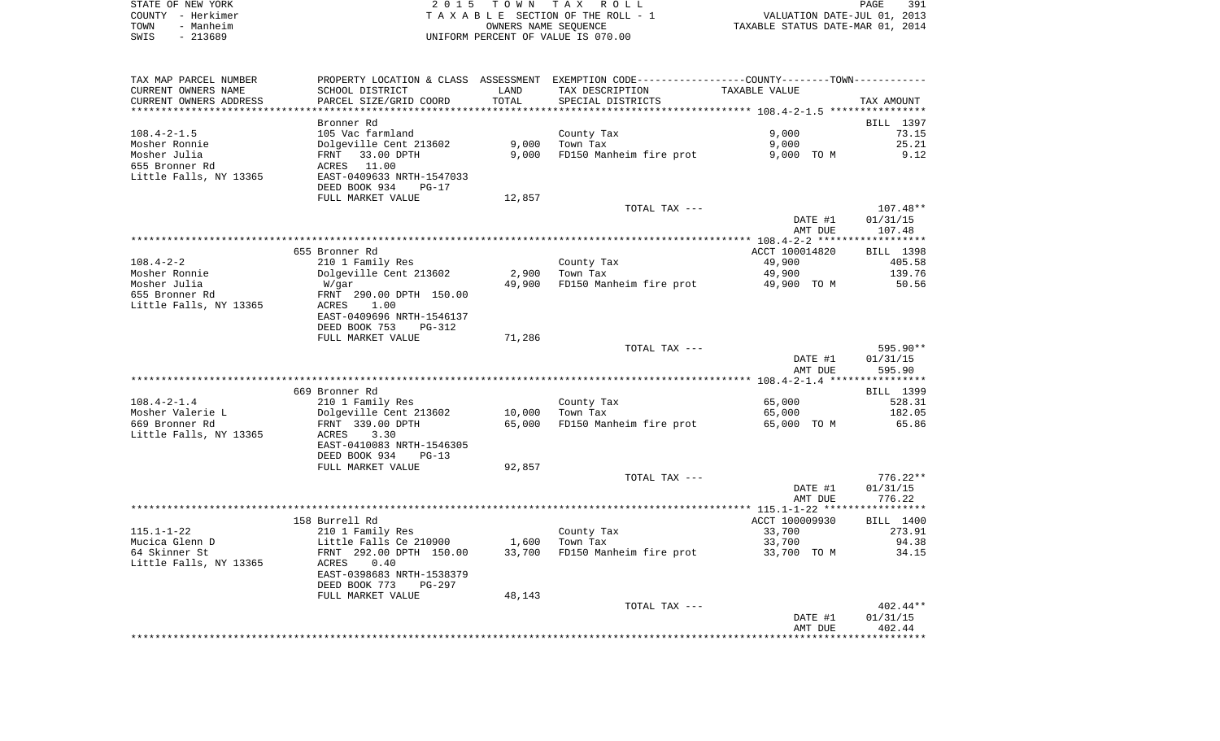STATE OF NEW YORK | COUNTY - Herkimer | TOWN - Manheim | SWIS - 213689

2015 TOWN TAX ROLL
TAXABLE SECTION OF THE ROLL - 1
OWNERS NAME SEQUENCE
UNIFORM PERCENT OF VALUE IS 070.00

VALUATION DATE-JUL 01, 2013
TAXABLE STATUS DATE-MAR 01, 2014

| TAX MAP PARCEL NUMBER / CURRENT OWNERS NAME / CURRENT OWNERS ADDRESS | PROPERTY LOCATION & CLASS / SCHOOL DISTRICT / PARCEL SIZE/GRID COORD | ASSESSMENT LAND / TOTAL | EXEMPTION CODE / TAX DESCRIPTION / SPECIAL DISTRICTS | COUNTY/TOWN TAXABLE VALUE | TAX AMOUNT |
|---|---|---|---|---|---|
| 108.4-2-1.5 | Bronner Rd | | | | BILL 1397 |
| | 105 Vac farmland | | County Tax | 9,000 | 73.15 |
| Mosher Ronnie | Dolgeville Cent 213602 | 9,000 | Town Tax | 9,000 | 25.21 |
| Mosher Julia | FRNT 33.00 DPTH | 9,000 | FD150 Manheim fire prot | 9,000 TO M | 9.12 |
| 655 Bronner Rd | ACRES 11.00 | | | | |
| Little Falls, NY 13365 | EAST-0409633 NRTH-1547033 | | | | |
| | DEED BOOK 934 PG-17 | | | | |
| | FULL MARKET VALUE | 12,857 | | | |
| | | | TOTAL TAX --- | | 107.48** |
| | | | | DATE #1 | 01/31/15 |
| | | | | AMT DUE | 107.48 |
| 108.4-2-2 | 655 Bronner Rd | | | ACCT 100014820 | BILL 1398 |
| | 210 1 Family Res | | County Tax | 49,900 | 405.58 |
| Mosher Ronnie | Dolgeville Cent 213602 | 2,900 | Town Tax | 49,900 | 139.76 |
| Mosher Julia | W/gar | 49,900 | FD150 Manheim fire prot | 49,900 TO M | 50.56 |
| 655 Bronner Rd | FRNT 290.00 DPTH 150.00 | | | | |
| Little Falls, NY 13365 | ACRES 1.00 | | | | |
| | EAST-0409696 NRTH-1546137 | | | | |
| | DEED BOOK 753 PG-312 | | | | |
| | FULL MARKET VALUE | 71,286 | | | |
| | | | TOTAL TAX --- | | 595.90** |
| | | | | DATE #1 | 01/31/15 |
| | | | | AMT DUE | 595.90 |
| 108.4-2-1.4 | 669 Bronner Rd | | | | BILL 1399 |
| | 210 1 Family Res | | County Tax | 65,000 | 528.31 |
| Mosher Valerie L | Dolgeville Cent 213602 | 10,000 | Town Tax | 65,000 | 182.05 |
| 669 Bronner Rd | FRNT 339.00 DPTH | 65,000 | FD150 Manheim fire prot | 65,000 TO M | 65.86 |
| Little Falls, NY 13365 | ACRES 3.30 | | | | |
| | EAST-0410083 NRTH-1546305 | | | | |
| | DEED BOOK 934 PG-13 | | | | |
| | FULL MARKET VALUE | 92,857 | | | |
| | | | TOTAL TAX --- | | 776.22** |
| | | | | DATE #1 | 01/31/15 |
| | | | | AMT DUE | 776.22 |
| 115.1-1-22 | 158 Burrell Rd | | | ACCT 100009930 | BILL 1400 |
| | 210 1 Family Res | | County Tax | 33,700 | 273.91 |
| Mucica Glenn D | Little Falls Ce 210900 | 1,600 | Town Tax | 33,700 | 94.38 |
| 64 Skinner St | FRNT 292.00 DPTH 150.00 | 33,700 | FD150 Manheim fire prot | 33,700 TO M | 34.15 |
| Little Falls, NY 13365 | ACRES 0.40 | | | | |
| | EAST-0398683 NRTH-1538379 | | | | |
| | DEED BOOK 773 PG-297 | | | | |
| | FULL MARKET VALUE | 48,143 | | | |
| | | | TOTAL TAX --- | | 402.44** |
| | | | | DATE #1 | 01/31/15 |
| | | | | AMT DUE | 402.44 |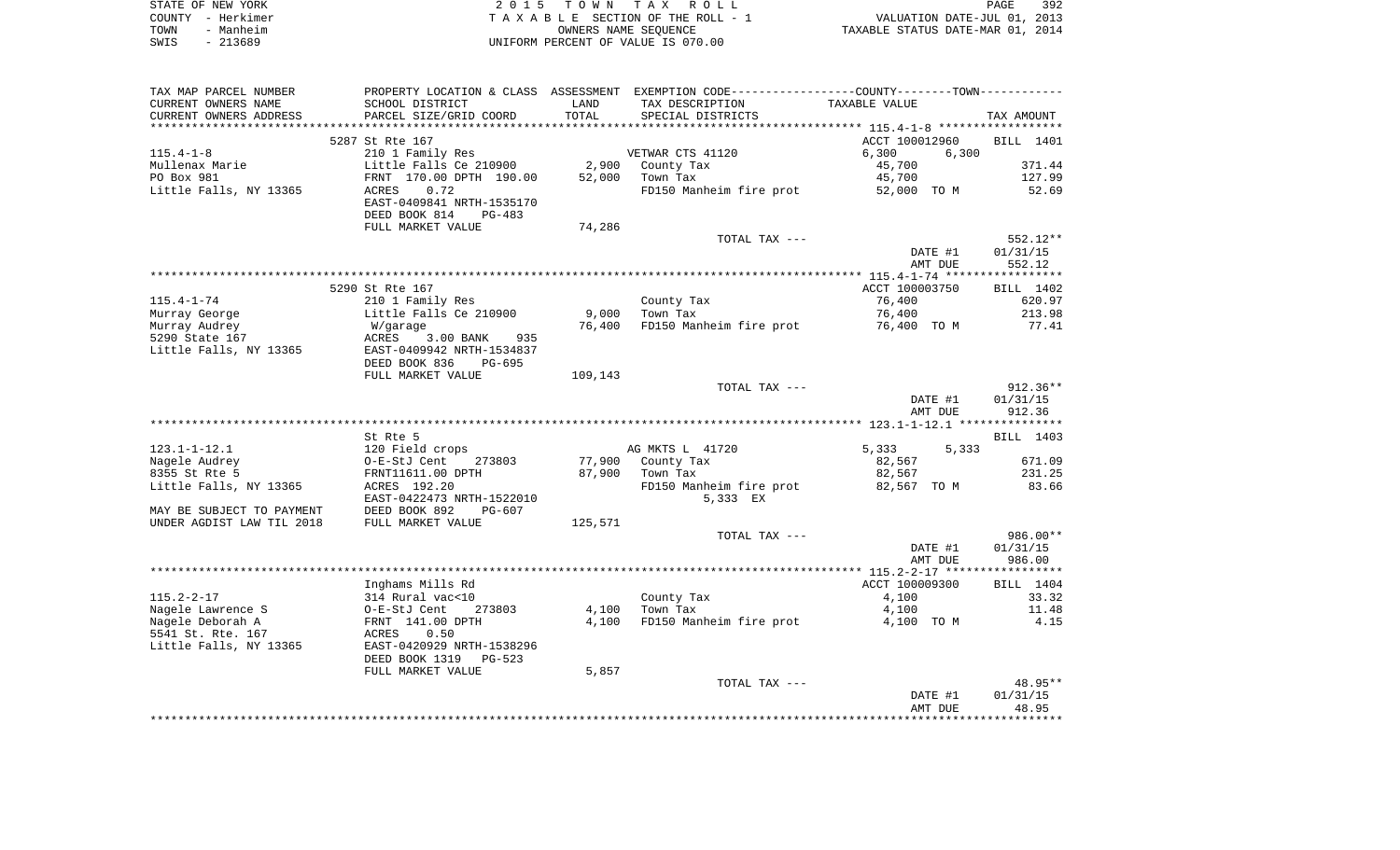STATE OF NEW YORK
COUNTY - Herkimer
TOWN - Manheim
SWIS - 213689

2 0 1 5 T O W N T A X R O L L
T A X A B L E SECTION OF THE ROLL - 1
OWNERS NAME SEQUENCE
UNIFORM PERCENT OF VALUE IS 070.00

VALUATION DATE-JUL 01, 2013
TAXABLE STATUS DATE-MAR 01, 2014

| TAX MAP PARCEL NUMBER / CURRENT OWNERS NAME / CURRENT OWNERS ADDRESS | PROPERTY LOCATION & CLASS / SCHOOL DISTRICT / PARCEL SIZE/GRID COORD | ASSESSMENT LAND / TOTAL | EXEMPTION CODE / TAX DESCRIPTION / SPECIAL DISTRICTS | COUNTY / TOWN TAXABLE VALUE | TAX AMOUNT |
|---|---|---|---|---|---|
| | 5287 St Rte 167 | | | ACCT 100012960 | BILL 1401 |
| 115.4-1-8 | 210 1 Family Res | | VETWAR CTS 41120 | 6,300 6,300 | |
| Mullenax Marie | Little Falls Ce 210900 | 2,900 | County Tax | 45,700 | 371.44 |
| PO Box 981 | FRNT 170.00 DPTH 190.00 | 52,000 | Town Tax | 45,700 | 127.99 |
| Little Falls, NY 13365 | ACRES 0.72 | | FD150 Manheim fire prot | 52,000 TO M | 52.69 |
| | EAST-0409841 NRTH-1535170 | | | | |
| | DEED BOOK 814 PG-483 | | | | |
| | FULL MARKET VALUE | 74,286 | | | |
| | | | TOTAL TAX --- | | 552.12** |
| | | | | DATE #1 | 01/31/15 |
| | | | | AMT DUE | 552.12 |
| | 5290 St Rte 167 | | | ACCT 100003750 | BILL 1402 |
| 115.4-1-74 | 210 1 Family Res | | County Tax | 76,400 | 620.97 |
| Murray George | Little Falls Ce 210900 | 9,000 | Town Tax | 76,400 | 213.98 |
| Murray Audrey | W/garage | 76,400 | FD150 Manheim fire prot | 76,400 TO M | 77.41 |
| 5290 State 167 | ACRES 3.00 BANK 935 | | | | |
| Little Falls, NY 13365 | EAST-0409942 NRTH-1534837 | | | | |
| | DEED BOOK 836 PG-695 | | | | |
| | FULL MARKET VALUE | 109,143 | | | |
| | | | TOTAL TAX --- | | 912.36** |
| | | | | DATE #1 | 01/31/15 |
| | | | | AMT DUE | 912.36 |
| | St Rte 5 | | | | BILL 1403 |
| 123.1-1-12.1 | 120 Field crops | | AG MKTS L 41720 | 5,333 5,333 | |
| Nagele Audrey | O-E-StJ Cent 273803 | 77,900 | County Tax | 82,567 | 671.09 |
| 8355 St Rte 5 | FRNT11611.00 DPTH | 87,900 | Town Tax | 82,567 | 231.25 |
| Little Falls, NY 13365 | ACRES 192.20 | | FD150 Manheim fire prot | 82,567 TO M | 83.66 |
| | EAST-0422473 NRTH-1522010 | | 5,333 EX | | |
| MAY BE SUBJECT TO PAYMENT | DEED BOOK 892 PG-607 | | | | |
| UNDER AGDIST LAW TIL 2018 | FULL MARKET VALUE | 125,571 | | | |
| | | | TOTAL TAX --- | | 986.00** |
| | | | | DATE #1 | 01/31/15 |
| | | | | AMT DUE | 986.00 |
| | Inghams Mills Rd | | | ACCT 100009300 | BILL 1404 |
| 115.2-2-17 | 314 Rural vac<10 | | County Tax | 4,100 | 33.32 |
| Nagele Lawrence S | O-E-StJ Cent 273803 | 4,100 | Town Tax | 4,100 | 11.48 |
| Nagele Deborah A | FRNT 141.00 DPTH | 4,100 | FD150 Manheim fire prot | 4,100 TO M | 4.15 |
| 5541 St. Rte. 167 | ACRES 0.50 | | | | |
| Little Falls, NY 13365 | EAST-0420929 NRTH-1538296 | | | | |
| | DEED BOOK 1319 PG-523 | | | | |
| | FULL MARKET VALUE | 5,857 | | | |
| | | | TOTAL TAX --- | | 48.95** |
| | | | | DATE #1 | 01/31/15 |
| | | | | AMT DUE | 48.95 |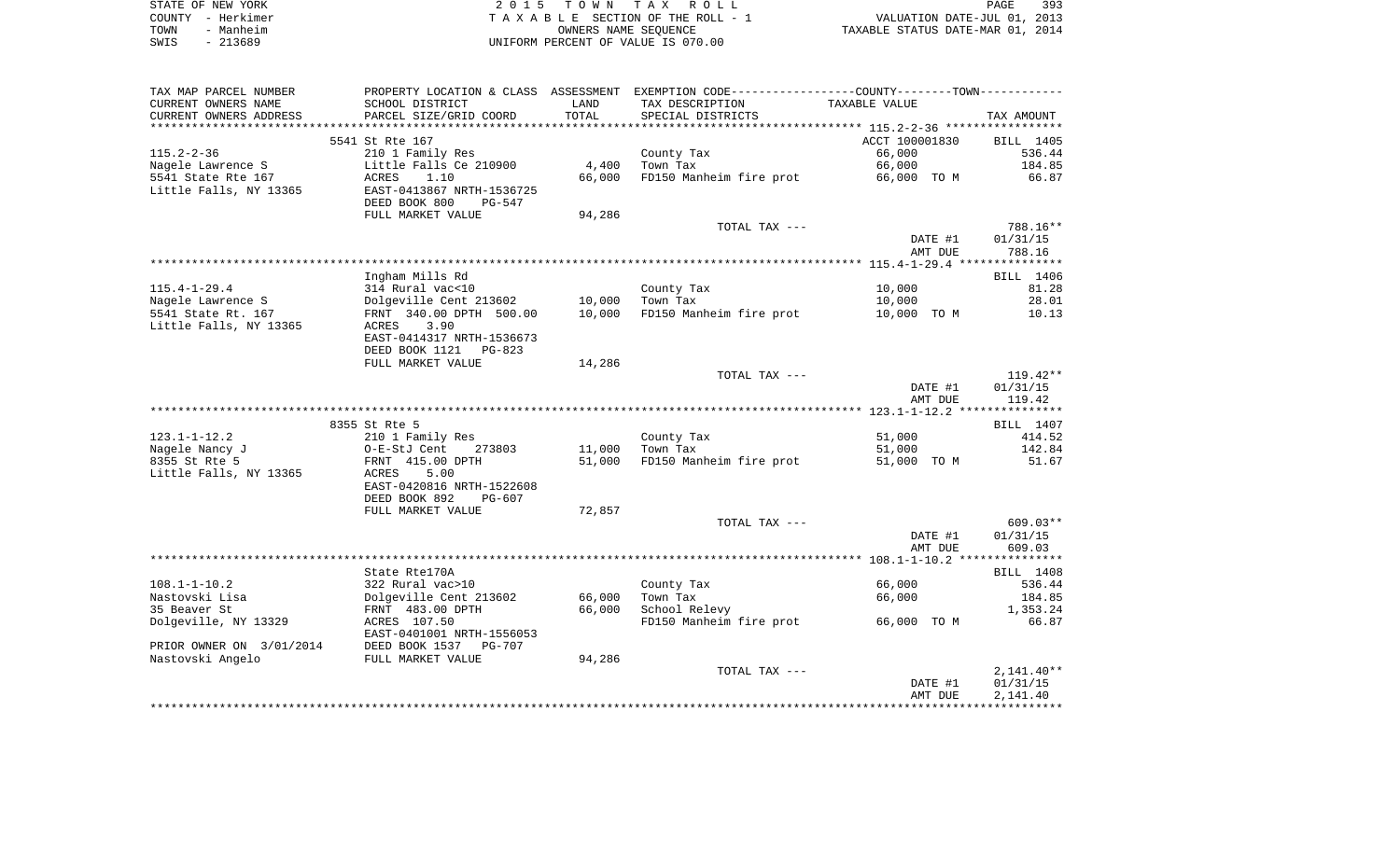STATE OF NEW YORK
COUNTY - Herkimer
TOWN - Manheim
SWIS - 213689

2015 TOWN TAX ROLL
TAXABLE SECTION OF THE ROLL - 1
OWNERS NAME SEQUENCE
UNIFORM PERCENT OF VALUE IS 070.00

VALUATION DATE-JUL 01, 2013
TAXABLE STATUS DATE-MAR 01, 2014

| TAX MAP PARCEL NUMBER<br>CURRENT OWNERS NAME<br>CURRENT OWNERS ADDRESS | PROPERTY LOCATION & CLASS<br>SCHOOL DISTRICT<br>PARCEL SIZE/GRID COORD | ASSESSMENT<br>LAND<br>TOTAL | EXEMPTION CODE-----COUNTY--------TOWN<br>TAX DESCRIPTION<br>SPECIAL DISTRICTS | TAXABLE VALUE | TAX AMOUNT |
|---|---|---|---|---|---|
| | 5541 St Rte 167 | | | ACCT 100001830 | BILL 1405 |
| 115.2-2-36 | 210 1 Family Res | | County Tax | 66,000 | 536.44 |
| Nagele Lawrence S | Little Falls Ce 210900 | 4,400 | Town Tax | 66,000 | 184.85 |
| 5541 State Rte 167 | ACRES 1.10 | 66,000 | FD150 Manheim fire prot | 66,000 TO M | 66.87 |
| Little Falls, NY 13365 | EAST-0413867 NRTH-1536725 | | | | |
| | DEED BOOK 800 PG-547 | | | | |
| | FULL MARKET VALUE | 94,286 | | | |
| | | | TOTAL TAX --- | | 788.16** |
| | | | | DATE #1 | 01/31/15 |
| | | | | AMT DUE | 788.16 |
| | Ingham Mills Rd | | | | BILL 1406 |
| 115.4-1-29.4 | 314 Rural vac<10 | | County Tax | 10,000 | 81.28 |
| Nagele Lawrence S | Dolgeville Cent 213602 | 10,000 | Town Tax | 10,000 | 28.01 |
| 5541 State Rt. 167 | FRNT 340.00 DPTH 500.00 | 10,000 | FD150 Manheim fire prot | 10,000 TO M | 10.13 |
| Little Falls, NY 13365 | ACRES 3.90 | | | | |
| | EAST-0414317 NRTH-1536673 | | | | |
| | DEED BOOK 1121 PG-823 | | | | |
| | FULL MARKET VALUE | 14,286 | | | |
| | | | TOTAL TAX --- | | 119.42** |
| | | | | DATE #1 | 01/31/15 |
| | | | | AMT DUE | 119.42 |
| | 8355 St Rte 5 | | | | BILL 1407 |
| 123.1-1-12.2 | 210 1 Family Res | | County Tax | 51,000 | 414.52 |
| Nagele Nancy J | O-E-StJ Cent 273803 | 11,000 | Town Tax | 51,000 | 142.84 |
| 8355 St Rte 5 | FRNT 415.00 DPTH | 51,000 | FD150 Manheim fire prot | 51,000 TO M | 51.67 |
| Little Falls, NY 13365 | ACRES 5.00 | | | | |
| | EAST-0420816 NRTH-1522608 | | | | |
| | DEED BOOK 892 PG-607 | | | | |
| | FULL MARKET VALUE | 72,857 | | | |
| | | | TOTAL TAX --- | | 609.03** |
| | | | | DATE #1 | 01/31/15 |
| | | | | AMT DUE | 609.03 |
| | State Rte170A | | | | BILL 1408 |
| 108.1-1-10.2 | 322 Rural vac>10 | | County Tax | 66,000 | 536.44 |
| Nastovski Lisa | Dolgeville Cent 213602 | 66,000 | Town Tax | 66,000 | 184.85 |
| 35 Beaver St | FRNT 483.00 DPTH | 66,000 | School Relevy | | 1,353.24 |
| Dolgeville, NY 13329 | ACRES 107.50 | | FD150 Manheim fire prot | 66,000 TO M | 66.87 |
| | EAST-0401001 NRTH-1556053 | | | | |
| PRIOR OWNER ON 3/01/2014 | DEED BOOK 1537 PG-707 | | | | |
| Nastovski Angelo | FULL MARKET VALUE | 94,286 | | | |
| | | | TOTAL TAX --- | | 2,141.40** |
| | | | | DATE #1 | 01/31/15 |
| | | | | AMT DUE | 2,141.40 |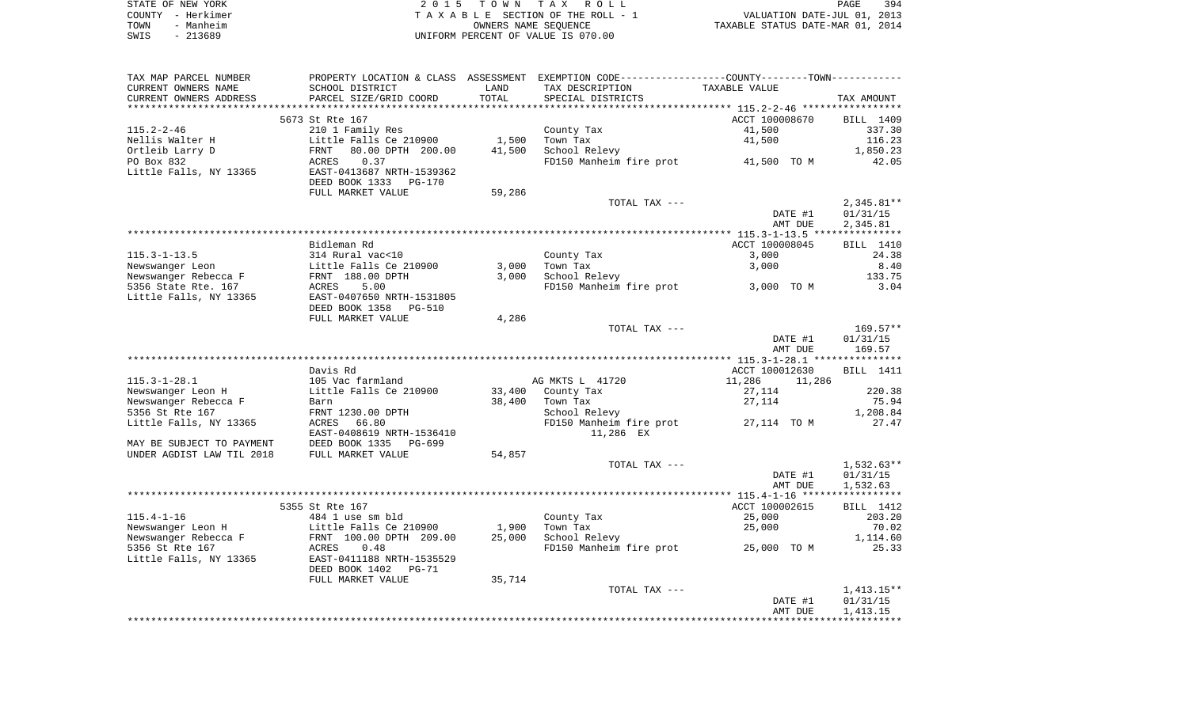STATE OF NEW YORK
COUNTY - Herkimer
TOWN - Manheim
SWIS - 213689

2 0 1 5 T O W N T A X R O L L
T A X A B L E SECTION OF THE ROLL - 1
OWNERS NAME SEQUENCE
UNIFORM PERCENT OF VALUE IS 070.00

VALUATION DATE-JUL 01, 2013
TAXABLE STATUS DATE-MAR 01, 2014

| TAX MAP PARCEL NUMBER<br>CURRENT OWNERS NAME<br>CURRENT OWNERS ADDRESS | PROPERTY LOCATION & CLASS<br>SCHOOL DISTRICT<br>PARCEL SIZE/GRID COORD | ASSESSMENT<br>LAND<br>TOTAL | EXEMPTION CODE<br>TAX DESCRIPTION<br>SPECIAL DISTRICTS | COUNTY--------TOWN<br>TAXABLE VALUE | TAX AMOUNT |
|---|---|---|---|---|---|
| | 5673 St Rte 167 | | | ACCT 100008670 | BILL 1409 |
| 115.2-2-46 | 210 1 Family Res | | County Tax | 41,500 | 337.30 |
| Nellis Walter H | Little Falls Ce 210900 | 1,500 | Town Tax | 41,500 | 116.23 |
| Ortleib Larry D | FRNT 80.00 DPTH 200.00 | 41,500 | School Relevy | | 1,850.23 |
| PO Box 832 | ACRES 0.37 | | FD150 Manheim fire prot | 41,500 TO M | 42.05 |
| Little Falls, NY 13365 | EAST-0413687 NRTH-1539362 | | | | |
| | DEED BOOK 1333 PG-170 | | | | |
| | FULL MARKET VALUE | 59,286 | | | |
| | | | TOTAL TAX --- | | 2,345.81** |
| | | | | DATE #1 | 01/31/15 |
| | | | | AMT DUE | 2,345.81 |
| | Bidleman Rd | | | ACCT 100008045 | BILL 1410 |
| 115.3-1-13.5 | 314 Rural vac<10 | | County Tax | 3,000 | 24.38 |
| Newswanger Leon | Little Falls Ce 210900 | 3,000 | Town Tax | 3,000 | 8.40 |
| Newswanger Rebecca F | FRNT 188.00 DPTH | 3,000 | School Relevy | | 133.75 |
| 5356 State Rte. 167 | ACRES 5.00 | | FD150 Manheim fire prot | 3,000 TO M | 3.04 |
| Little Falls, NY 13365 | EAST-0407650 NRTH-1531805 | | | | |
| | DEED BOOK 1358 PG-510 | | | | |
| | FULL MARKET VALUE | 4,286 | | | |
| | | | TOTAL TAX --- | | 169.57** |
| | | | | DATE #1 | 01/31/15 |
| | | | | AMT DUE | 169.57 |
| | Davis Rd | | | ACCT 100012630 | BILL 1411 |
| 115.3-1-28.1 | 105 Vac farmland | | AG MKTS L 41720 | 11,286 11,286 | |
| Newswanger Leon H | Little Falls Ce 210900 | 33,400 | County Tax | 27,114 | 220.38 |
| Newswanger Rebecca F | Barn | 38,400 | Town Tax | 27,114 | 75.94 |
| 5356 St Rte 167 | FRNT 1230.00 DPTH | | School Relevy | | 1,208.84 |
| Little Falls, NY 13365 | ACRES 66.80 | | FD150 Manheim fire prot | 27,114 TO M | 27.47 |
| | EAST-0408619 NRTH-1536410 | | 11,286 EX | | |
| MAY BE SUBJECT TO PAYMENT | DEED BOOK 1335 PG-699 | | | | |
| UNDER AGDIST LAW TIL 2018 | FULL MARKET VALUE | 54,857 | | | |
| | | | TOTAL TAX --- | | 1,532.63** |
| | | | | DATE #1 | 01/31/15 |
| | | | | AMT DUE | 1,532.63 |
| | 5355 St Rte 167 | | | ACCT 100002615 | BILL 1412 |
| 115.4-1-16 | 484 1 use sm bld | | County Tax | 25,000 | 203.20 |
| Newswanger Leon H | Little Falls Ce 210900 | 1,900 | Town Tax | 25,000 | 70.02 |
| Newswanger Rebecca F | FRNT 100.00 DPTH 209.00 | 25,000 | School Relevy | | 1,114.60 |
| 5356 St Rte 167 | ACRES 0.48 | | FD150 Manheim fire prot | 25,000 TO M | 25.33 |
| Little Falls, NY 13365 | EAST-0411188 NRTH-1535529 | | | | |
| | DEED BOOK 1402 PG-71 | | | | |
| | FULL MARKET VALUE | 35,714 | | | |
| | | | TOTAL TAX --- | | 1,413.15** |
| | | | | DATE #1 | 01/31/15 |
| | | | | AMT DUE | 1,413.15 |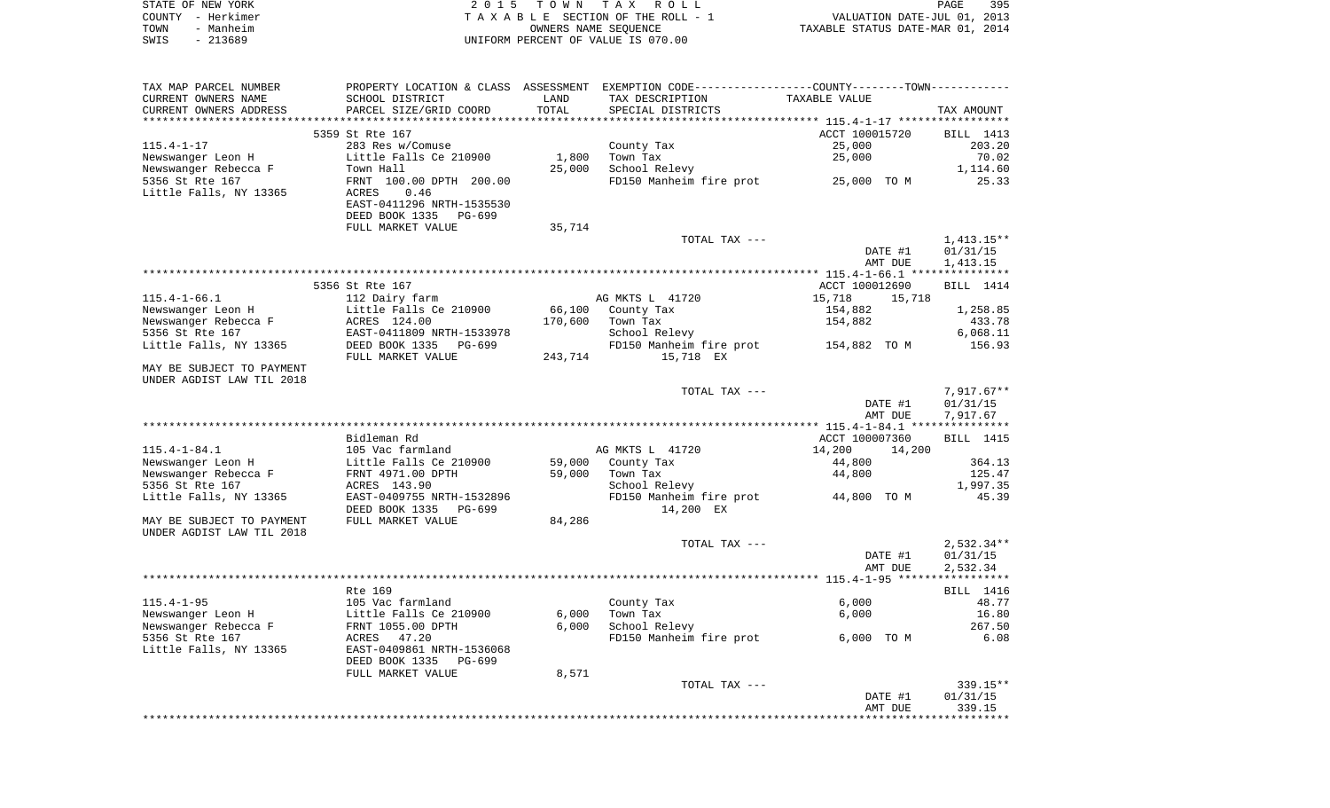STATE OF NEW YORK
COUNTY - Herkimer
TOWN - Manheim
SWIS - 213689

2 0 1 5 T O W N T A X R O L L
T A X A B L E SECTION OF THE ROLL - 1
OWNERS NAME SEQUENCE
UNIFORM PERCENT OF VALUE IS 070.00

VALUATION DATE-JUL 01, 2013
TAXABLE STATUS DATE-MAR 01, 2014

| TAX MAP PARCEL NUMBER / CURRENT OWNERS NAME / CURRENT OWNERS ADDRESS | PROPERTY LOCATION & CLASS / SCHOOL DISTRICT / PARCEL SIZE/GRID COORD | ASSESSMENT LAND | TOTAL | EXEMPTION CODE / TAX DESCRIPTION / SPECIAL DISTRICTS | COUNTY TAXABLE VALUE | TOWN | TAX AMOUNT |
|---|---|---|---|---|---|---|---|
| **115.4-1-17** | 5359 St Rte 167 | | | | ACCT 100015720 | | BILL 1413 |
| Newswanger Leon H | 283 Res w/Comuse | | | County Tax | 25,000 | | 203.20 |
| Newswanger Rebecca F | Little Falls Ce 210900 | 1,800 | | Town Tax | 25,000 | | 70.02 |
| 5356 St Rte 167 | Town Hall | | 25,000 | School Relevy | | | 1,114.60 |
| Little Falls, NY 13365 | FRNT 100.00 DPTH 200.00 | | | FD150 Manheim fire prot | 25,000 TO M | | 25.33 |
| | ACRES 0.46 | | | | | | |
| | EAST-0411296 NRTH-1535530 | | | | | | |
| | DEED BOOK 1335 PG-699 | | | | | | |
| | FULL MARKET VALUE | 35,714 | | | | | |
| | | | | TOTAL TAX --- | | | 1,413.15** |
| | | | | | DATE #1 | | 01/31/15 |
| | | | | | AMT DUE | | 1,413.15 |
| **115.4-1-66.1** | 5356 St Rte 167 | | | | ACCT 100012690 | | BILL 1414 |
| Newswanger Leon H | 112 Dairy farm | | | AG MKTS L 41720 | 15,718 | 15,718 | |
| Newswanger Rebecca F | Little Falls Ce 210900 | 66,100 | | County Tax | 154,882 | | 1,258.85 |
| 5356 St Rte 167 | ACRES 124.00 | | 170,600 | Town Tax | 154,882 | | 433.78 |
| Little Falls, NY 13365 | EAST-0411809 NRTH-1533978 | | | School Relevy | | | 6,068.11 |
| | DEED BOOK 1335 PG-699 | | | FD150 Manheim fire prot | 154,882 TO M | | 156.93 |
| | FULL MARKET VALUE | 243,714 | | 15,718 EX | | | |
| MAY BE SUBJECT TO PAYMENT UNDER AGDIST LAW TIL 2018 | | | | | | | |
| | | | | TOTAL TAX --- | | | 7,917.67** |
| | | | | | DATE #1 | | 01/31/15 |
| | | | | | AMT DUE | | 7,917.67 |
| **115.4-1-84.1** | Bidleman Rd | | | | ACCT 100007360 | | BILL 1415 |
| Newswanger Leon H | 105 Vac farmland | | | AG MKTS L 41720 | 14,200 | 14,200 | |
| Newswanger Rebecca F | Little Falls Ce 210900 | 59,000 | | County Tax | 44,800 | | 364.13 |
| 5356 St Rte 167 | FRNT 4971.00 DPTH | | 59,000 | Town Tax | 44,800 | | 125.47 |
| Little Falls, NY 13365 | ACRES 143.90 | | | School Relevy | | | 1,997.35 |
| | EAST-0409755 NRTH-1532896 | | | FD150 Manheim fire prot | 44,800 TO M | | 45.39 |
| | DEED BOOK 1335 PG-699 | | | 14,200 EX | | | |
| MAY BE SUBJECT TO PAYMENT UNDER AGDIST LAW TIL 2018 | FULL MARKET VALUE | 84,286 | | | | | |
| | | | | TOTAL TAX --- | | | 2,532.34** |
| | | | | | DATE #1 | | 01/31/15 |
| | | | | | AMT DUE | | 2,532.34 |
| **115.4-1-95** | Rte 169 | | | | | | BILL 1416 |
| Newswanger Leon H | 105 Vac farmland | | | County Tax | 6,000 | | 48.77 |
| Newswanger Rebecca F | Little Falls Ce 210900 | 6,000 | | Town Tax | 6,000 | | 16.80 |
| 5356 St Rte 167 | FRNT 1055.00 DPTH | | 6,000 | School Relevy | | | 267.50 |
| Little Falls, NY 13365 | ACRES 47.20 | | | FD150 Manheim fire prot | 6,000 TO M | | 6.08 |
| | EAST-0409861 NRTH-1536068 | | | | | | |
| | DEED BOOK 1335 PG-699 | | | | | | |
| | FULL MARKET VALUE | 8,571 | | | | | |
| | | | | TOTAL TAX --- | | | 339.15** |
| | | | | | DATE #1 | | 01/31/15 |
| | | | | | AMT DUE | | 339.15 |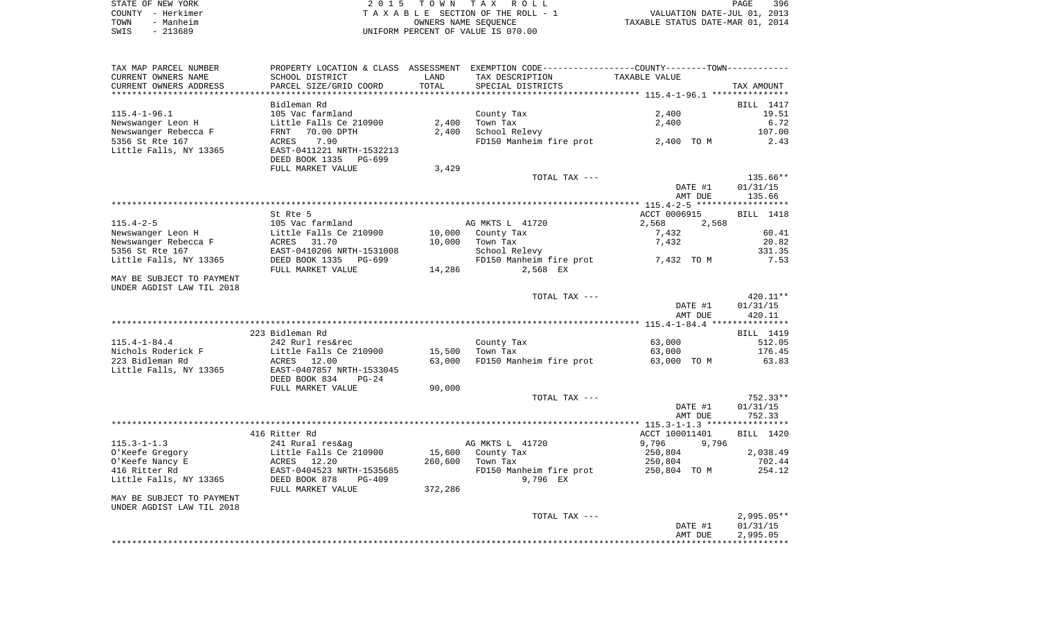STATE OF NEW YORK
COUNTY - Herkimer
TOWN - Manheim
SWIS - 213689

2 0 1 5 T O W N T A X R O L L
T A X A B L E SECTION OF THE ROLL - 1
OWNERS NAME SEQUENCE
UNIFORM PERCENT OF VALUE IS 070.00

VALUATION DATE-JUL 01, 2013
TAXABLE STATUS DATE-MAR 01, 2014

| TAX MAP PARCEL NUMBER / CURRENT OWNERS NAME / CURRENT OWNERS ADDRESS | PROPERTY LOCATION & CLASS / SCHOOL DISTRICT / PARCEL SIZE/GRID COORD | ASSESSMENT LAND / TOTAL | EXEMPTION CODE / TAX DESCRIPTION / SPECIAL DISTRICTS | COUNTY--------TOWN TAXABLE VALUE | TAX AMOUNT |
|---|---|---|---|---|---|
| 115.4-1-96.1 | Bidleman Rd | | | | BILL 1417 |
| | 105 Vac farmland | | County Tax | 2,400 | 19.51 |
| Newswanger Leon H | Little Falls Ce 210900 | 2,400 | Town Tax | 2,400 | 6.72 |
| Newswanger Rebecca F | FRNT 70.00 DPTH | 2,400 | School Relevy | | 107.00 |
| 5356 St Rte 167 | ACRES 7.90 | | FD150 Manheim fire prot | 2,400 TO M | 2.43 |
| Little Falls, NY 13365 | EAST-0411221 NRTH-1532213 | | | | |
| | DEED BOOK 1335 PG-699 | | | | |
| | FULL MARKET VALUE | 3,429 | | | |
| | | | TOTAL TAX --- | | 135.66** |
| | | | | DATE #1 | 01/31/15 |
| | | | | AMT DUE | 135.66 |
| 115.4-2-5 | St Rte 5 | | | ACCT 0006915 | BILL 1418 |
| | 105 Vac farmland | | AG MKTS L 41720 | 2,568 2,568 | |
| Newswanger Leon H | Little Falls Ce 210900 | 10,000 | County Tax | 7,432 | 60.41 |
| Newswanger Rebecca F | ACRES 31.70 | 10,000 | Town Tax | 7,432 | 20.82 |
| 5356 St Rte 167 | EAST-0410206 NRTH-1531008 | | School Relevy | | 331.35 |
| Little Falls, NY 13365 | DEED BOOK 1335 PG-699 | | FD150 Manheim fire prot | 7,432 TO M | 7.53 |
| | FULL MARKET VALUE | 14,286 | 2,568 EX | | |
| MAY BE SUBJECT TO PAYMENT UNDER AGDIST LAW TIL 2018 | | | | | |
| | | | TOTAL TAX --- | | 420.11** |
| | | | | DATE #1 | 01/31/15 |
| | | | | AMT DUE | 420.11 |
| 115.4-1-84.4 | 223 Bidleman Rd | | | | BILL 1419 |
| | 242 Rurl res&rec | | County Tax | 63,000 | 512.05 |
| Nichols Roderick F | Little Falls Ce 210900 | 15,500 | Town Tax | 63,000 | 176.45 |
| 223 Bidleman Rd | ACRES 12.00 | 63,000 | FD150 Manheim fire prot | 63,000 TO M | 63.83 |
| Little Falls, NY 13365 | EAST-0407857 NRTH-1533045 | | | | |
| | DEED BOOK 834 PG-24 | | | | |
| | FULL MARKET VALUE | 90,000 | | | |
| | | | TOTAL TAX --- | | 752.33** |
| | | | | DATE #1 | 01/31/15 |
| | | | | AMT DUE | 752.33 |
| 115.3-1-1.3 | 416 Ritter Rd | | | ACCT 100011401 | BILL 1420 |
| | 241 Rural res&ag | | AG MKTS L 41720 | 9,796 9,796 | |
| O'Keefe Gregory | Little Falls Ce 210900 | 15,600 | County Tax | 250,804 | 2,038.49 |
| O'Keefe Nancy E | ACRES 12.20 | 260,600 | Town Tax | 250,804 | 702.44 |
| 416 Ritter Rd | EAST-0404523 NRTH-1535685 | | FD150 Manheim fire prot | 250,804 TO M | 254.12 |
| Little Falls, NY 13365 | DEED BOOK 878 PG-409 | | 9,796 EX | | |
| | FULL MARKET VALUE | 372,286 | | | |
| MAY BE SUBJECT TO PAYMENT UNDER AGDIST LAW TIL 2018 | | | | | |
| | | | TOTAL TAX --- | | 2,995.05** |
| | | | | DATE #1 | 01/31/15 |
| | | | | AMT DUE | 2,995.05 |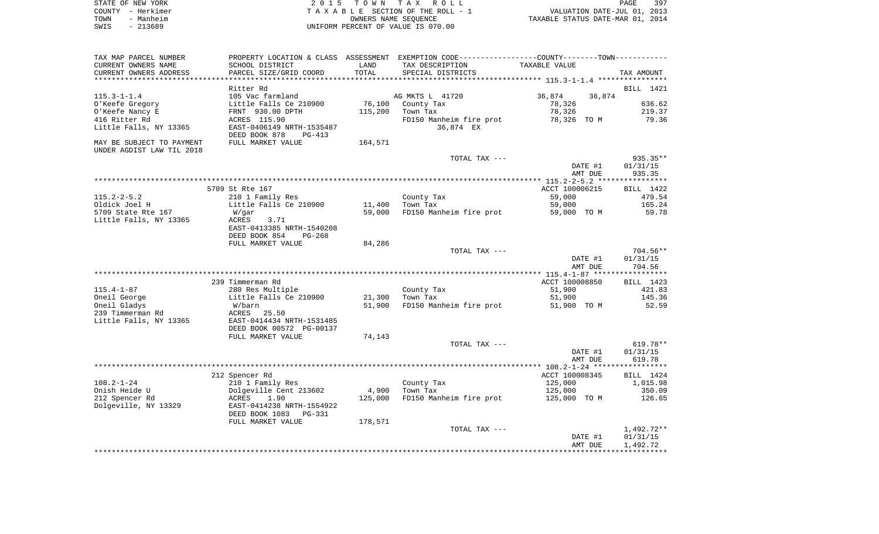STATE OF NEW YORK
COUNTY - Herkimer
TOWN - Manheim
SWIS - 213689

2 0 1 5 T O W N T A X R O L L
T A X A B L E SECTION OF THE ROLL - 1
OWNERS NAME SEQUENCE
UNIFORM PERCENT OF VALUE IS 070.00

VALUATION DATE-JUL 01, 2013
TAXABLE STATUS DATE-MAR 01, 2014

| TAX MAP PARCEL NUMBER<br>CURRENT OWNERS NAME<br>CURRENT OWNERS ADDRESS | PROPERTY LOCATION & CLASS<br>SCHOOL DISTRICT<br>PARCEL SIZE/GRID COORD | ASSESSMENT<br>LAND<br>TOTAL | EXEMPTION CODE<br>TAX DESCRIPTION<br>SPECIAL DISTRICTS | COUNTY--------TOWN<br>TAXABLE VALUE | TAX AMOUNT |
|---|---|---|---|---|---|
| | Ritter Rd | | | | BILL 1421 |
| 115.3-1-1.4 | 105 Vac farmland | | AG MKTS L 41720 | 36,874 36,874 | |
| O'Keefe Gregory | Little Falls Ce 210900 | 76,100 | County Tax | 78,326 | 636.62 |
| O'Keefe Nancy E | FRNT 930.00 DPTH | 115,200 | Town Tax | 78,326 | 219.37 |
| 416 Ritter Rd | ACRES 115.90 | | FD150 Manheim fire prot | 78,326 TO M | 79.36 |
| Little Falls, NY 13365 | EAST-0406149 NRTH-1535487 | | 36,874 EX | | |
| | DEED BOOK 878 PG-413 | | | | |
| MAY BE SUBJECT TO PAYMENT | FULL MARKET VALUE | 164,571 | | | |
| UNDER AGDIST LAW TIL 2018 | | | | | |
| | | | TOTAL TAX --- | | 935.35** |
| | | | | DATE #1 | 01/31/15 |
| | | | | AMT DUE | 935.35 |
| | 5709 St Rte 167 | | | ACCT 100006215 | BILL 1422 |
| 115.2-2-5.2 | 210 1 Family Res | | County Tax | 59,000 | 479.54 |
| Oldick Joel H | Little Falls Ce 210900 | 11,400 | Town Tax | 59,000 | 165.24 |
| 5709 State Rte 167 | W/gar | 59,000 | FD150 Manheim fire prot | 59,000 TO M | 59.78 |
| Little Falls, NY 13365 | ACRES 3.71 | | | | |
| | EAST-0413385 NRTH-1540208 | | | | |
| | DEED BOOK 854 PG-268 | | | | |
| | FULL MARKET VALUE | 84,286 | | | |
| | | | TOTAL TAX --- | | 704.56** |
| | | | | DATE #1 | 01/31/15 |
| | | | | AMT DUE | 704.56 |
| | 239 Timmerman Rd | | | ACCT 100008850 | BILL 1423 |
| 115.4-1-87 | 280 Res Multiple | | County Tax | 51,900 | 421.83 |
| Oneil George | Little Falls Ce 210900 | 21,300 | Town Tax | 51,900 | 145.36 |
| Oneil Gladys | W/barn | 51,900 | FD150 Manheim fire prot | 51,900 TO M | 52.59 |
| 239 Timmerman Rd | ACRES 25.50 | | | | |
| Little Falls, NY 13365 | EAST-0414434 NRTH-1531485 | | | | |
| | DEED BOOK 00572 PG-00137 | | | | |
| | FULL MARKET VALUE | 74,143 | | | |
| | | | TOTAL TAX --- | | 619.78** |
| | | | | DATE #1 | 01/31/15 |
| | | | | AMT DUE | 619.78 |
| | 212 Spencer Rd | | | ACCT 100008345 | BILL 1424 |
| 108.2-1-24 | 210 1 Family Res | | County Tax | 125,000 | 1,015.98 |
| Onish Heide U | Dolgeville Cent 213602 | 4,900 | Town Tax | 125,000 | 350.09 |
| 212 Spencer Rd | ACRES 1.90 | 125,000 | FD150 Manheim fire prot | 125,000 TO M | 126.65 |
| Dolgeville, NY 13329 | EAST-0414238 NRTH-1554922 | | | | |
| | DEED BOOK 1083 PG-331 | | | | |
| | FULL MARKET VALUE | 178,571 | | | |
| | | | TOTAL TAX --- | | 1,492.72** |
| | | | | DATE #1 | 01/31/15 |
| | | | | AMT DUE | 1,492.72 |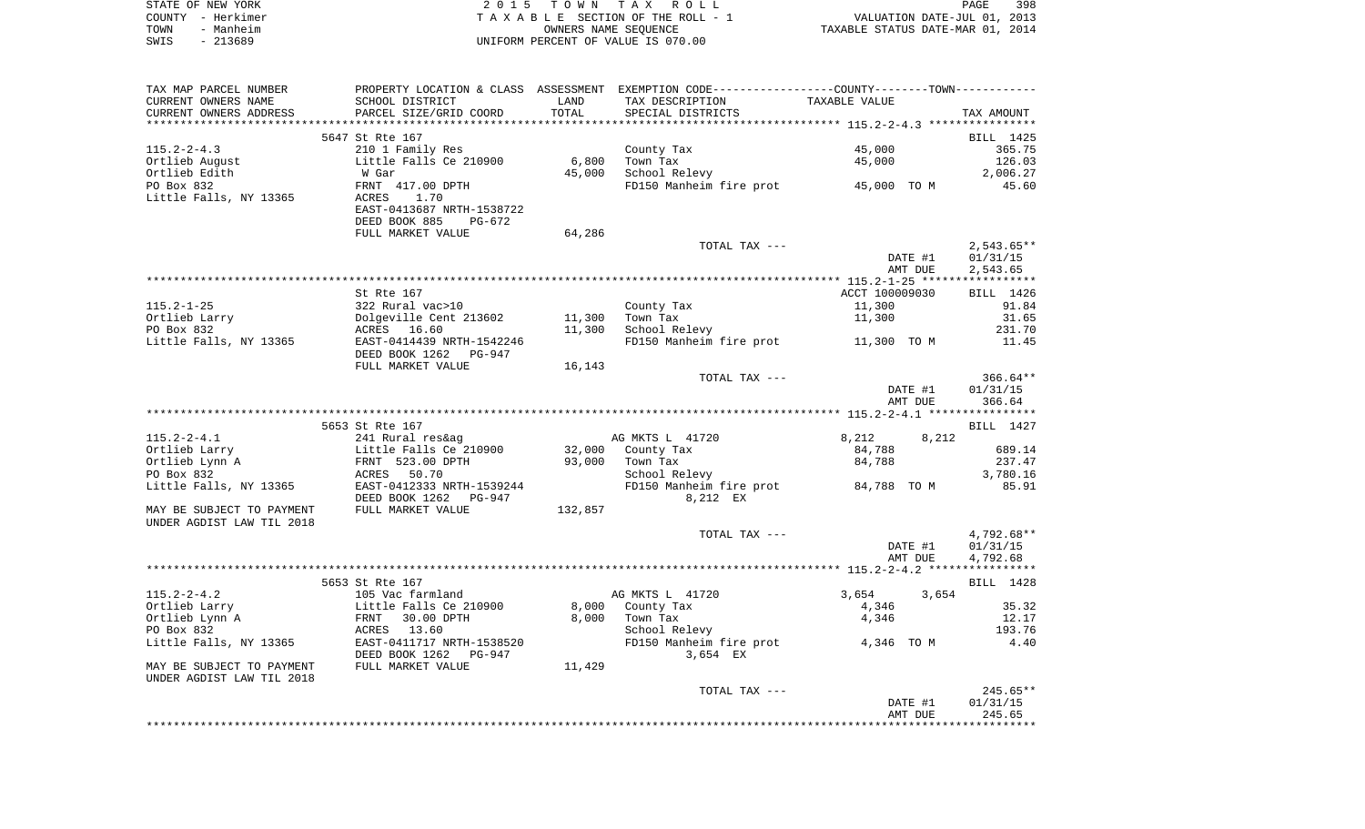STATE OF NEW YORK — COUNTY - Herkimer — TOWN - Manheim — SWIS - 213689

# 2015 TOWN TAX ROLL
TAXABLE SECTION OF THE ROLL - 1
OWNERS NAME SEQUENCE
UNIFORM PERCENT OF VALUE IS 070.00

VALUATION DATE-JUL 01, 2013
TAXABLE STATUS DATE-MAR 01, 2014

| TAX MAP PARCEL NUMBER / CURRENT OWNERS NAME / CURRENT OWNERS ADDRESS | PROPERTY LOCATION & CLASS / SCHOOL DISTRICT / PARCEL SIZE/GRID COORD | ASSESSMENT LAND | TOTAL | EXEMPTION CODE / TAX DESCRIPTION / SPECIAL DISTRICTS | COUNTY--------TOWN TAXABLE VALUE | TAX AMOUNT |
|---|---|---|---|---|---|---|
| **115.2-2-4.3** | 5647 St Rte 167 | | | | | BILL 1425 |
| 115.2-2-4.3 | 210 1 Family Res | | | County Tax | 45,000 | 365.75 |
| Ortlieb August | Little Falls Ce 210900 | 6,800 | | Town Tax | 45,000 | 126.03 |
| Ortlieb Edith | W Gar | | 45,000 | School Relevy | | 2,006.27 |
| PO Box 832 | FRNT 417.00 DPTH | | | FD150 Manheim fire prot | 45,000 TO M | 45.60 |
| Little Falls, NY 13365 | ACRES 1.70 | | | | | |
| | EAST-0413687 NRTH-1538722 | | | | | |
| | DEED BOOK 885 PG-672 | | | | | |
| | FULL MARKET VALUE | | 64,286 | | | |
| | | | | TOTAL TAX --- | | 2,543.65** |
| | | | | | DATE #1 | 01/31/15 |
| | | | | | AMT DUE | 2,543.65 |
| **115.2-1-25** | St Rte 167 | | | | ACCT 100009030 | BILL 1426 |
| 115.2-1-25 | 322 Rural vac>10 | | | County Tax | 11,300 | 91.84 |
| Ortlieb Larry | Dolgeville Cent 213602 | 11,300 | | Town Tax | 11,300 | 31.65 |
| PO Box 832 | ACRES 16.60 | | 11,300 | School Relevy | | 231.70 |
| Little Falls, NY 13365 | EAST-0414439 NRTH-1542246 | | | FD150 Manheim fire prot | 11,300 TO M | 11.45 |
| | DEED BOOK 1262 PG-947 | | | | | |
| | FULL MARKET VALUE | | 16,143 | | | |
| | | | | TOTAL TAX --- | | 366.64** |
| | | | | | DATE #1 | 01/31/15 |
| | | | | | AMT DUE | 366.64 |
| **115.2-2-4.1** | 5653 St Rte 167 | | | | | BILL 1427 |
| 115.2-2-4.1 | 241 Rural res&ag | | | AG MKTS L 41720 | 8,212 8,212 | |
| Ortlieb Larry | Little Falls Ce 210900 | 32,000 | | County Tax | 84,788 | 689.14 |
| Ortlieb Lynn A | FRNT 523.00 DPTH | | 93,000 | Town Tax | 84,788 | 237.47 |
| PO Box 832 | ACRES 50.70 | | | School Relevy | | 3,780.16 |
| Little Falls, NY 13365 | EAST-0412333 NRTH-1539244 | | | FD150 Manheim fire prot | 84,788 TO M | 85.91 |
| | DEED BOOK 1262 PG-947 | | | 8,212 EX | | |
| MAY BE SUBJECT TO PAYMENT | FULL MARKET VALUE | | 132,857 | | | |
| UNDER AGDIST LAW TIL 2018 | | | | | | |
| | | | | TOTAL TAX --- | | 4,792.68** |
| | | | | | DATE #1 | 01/31/15 |
| | | | | | AMT DUE | 4,792.68 |
| **115.2-2-4.2** | 5653 St Rte 167 | | | | | BILL 1428 |
| 115.2-2-4.2 | 105 Vac farmland | | | AG MKTS L 41720 | 3,654 3,654 | |
| Ortlieb Larry | Little Falls Ce 210900 | 8,000 | | County Tax | 4,346 | 35.32 |
| Ortlieb Lynn A | FRNT 30.00 DPTH | | 8,000 | Town Tax | 4,346 | 12.17 |
| PO Box 832 | ACRES 13.60 | | | School Relevy | | 193.76 |
| Little Falls, NY 13365 | EAST-0411717 NRTH-1538520 | | | FD150 Manheim fire prot | 4,346 TO M | 4.40 |
| | DEED BOOK 1262 PG-947 | | | 3,654 EX | | |
| MAY BE SUBJECT TO PAYMENT | FULL MARKET VALUE | | 11,429 | | | |
| UNDER AGDIST LAW TIL 2018 | | | | | | |
| | | | | TOTAL TAX --- | | 245.65** |
| | | | | | DATE #1 | 01/31/15 |
| | | | | | AMT DUE | 245.65 |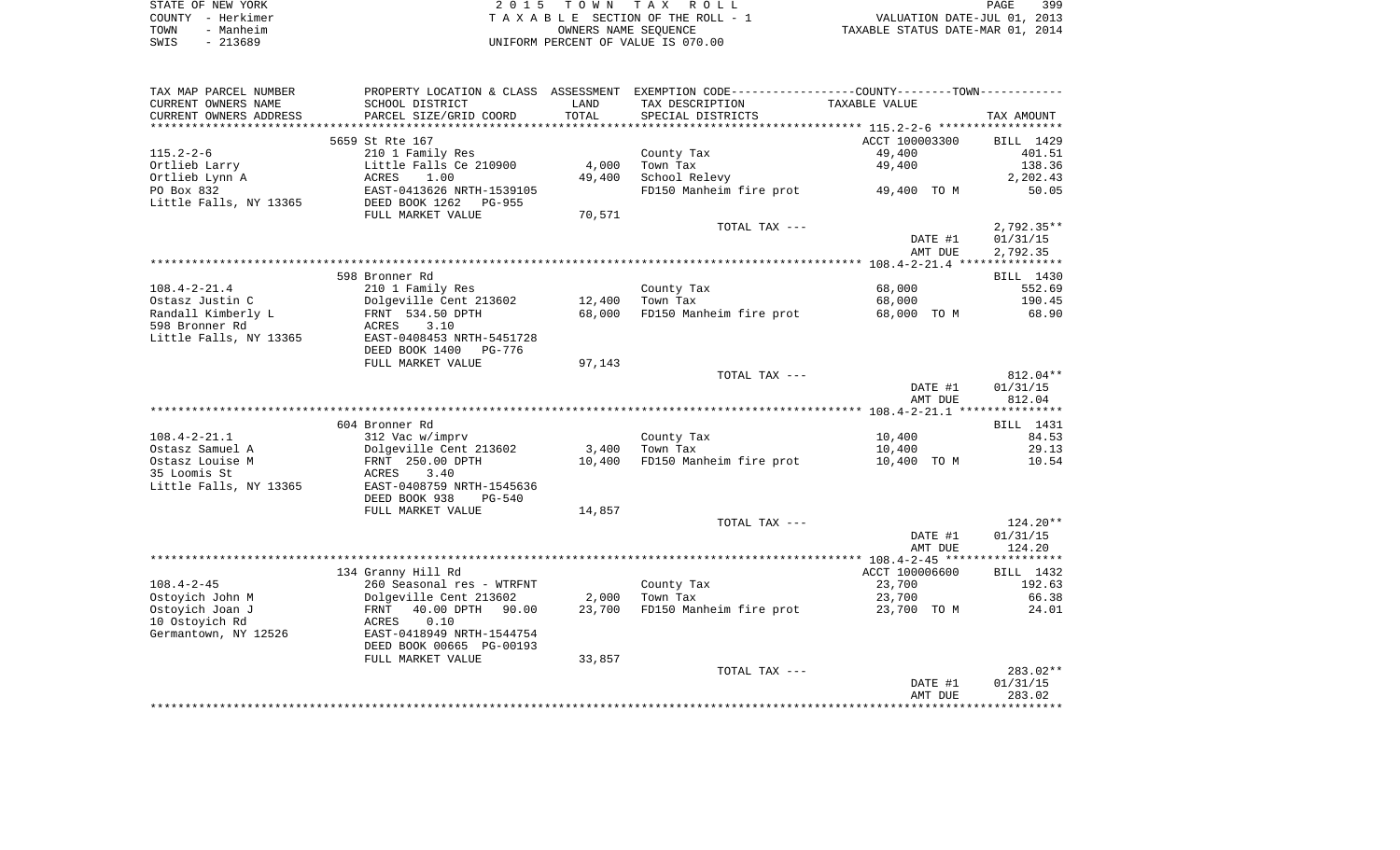STATE OF NEW YORK · COUNTY - Herkimer · TOWN - Manheim · SWIS - 213689

**2015 TOWN TAX ROLL**
TAXABLE SECTION OF THE ROLL - 1
OWNERS NAME SEQUENCE
UNIFORM PERCENT OF VALUE IS 070.00

VALUATION DATE-JUL 01, 2013
TAXABLE STATUS DATE-MAR 01, 2014

| TAX MAP PARCEL NUMBER / CURRENT OWNERS NAME / CURRENT OWNERS ADDRESS | PROPERTY LOCATION & CLASS / SCHOOL DISTRICT / PARCEL SIZE/GRID COORD | ASSESSMENT LAND | TOTAL | EXEMPTION CODE / TAX DESCRIPTION / SPECIAL DISTRICTS | TAXABLE VALUE | TAX AMOUNT |
|---|---|---|---|---|---|---|
| | 5659 St Rte 167 | | | | ACCT 100003300 | BILL 1429 |
| 115.2-2-6 | 210 1 Family Res | | | County Tax | 49,400 | 401.51 |
| Ortlieb Larry | Little Falls Ce 210900 | 4,000 | | Town Tax | 49,400 | 138.36 |
| Ortlieb Lynn A | ACRES 1.00 | | 49,400 | School Relevy | | 2,202.43 |
| PO Box 832 | EAST-0413626 NRTH-1539105 | | | FD150 Manheim fire prot | 49,400 TO M | 50.05 |
| Little Falls, NY 13365 | DEED BOOK 1262 PG-955 | | | | | |
| | FULL MARKET VALUE | 70,571 | | | | |
| | | | | TOTAL TAX --- | | 2,792.35** |
| | | | | | DATE #1 | 01/31/15 |
| | | | | | AMT DUE | 2,792.35 |
| | 598 Bronner Rd | | | | | BILL 1430 |
| 108.4-2-21.4 | 210 1 Family Res | | | County Tax | 68,000 | 552.69 |
| Ostasz Justin C | Dolgeville Cent 213602 | 12,400 | | Town Tax | 68,000 | 190.45 |
| Randall Kimberly L | FRNT 534.50 DPTH | | 68,000 | FD150 Manheim fire prot | 68,000 TO M | 68.90 |
| 598 Bronner Rd | ACRES 3.10 | | | | | |
| Little Falls, NY 13365 | EAST-0408453 NRTH-5451728 | | | | | |
| | DEED BOOK 1400 PG-776 | | | | | |
| | FULL MARKET VALUE | 97,143 | | | | |
| | | | | TOTAL TAX --- | | 812.04** |
| | | | | | DATE #1 | 01/31/15 |
| | | | | | AMT DUE | 812.04 |
| | 604 Bronner Rd | | | | | BILL 1431 |
| 108.4-2-21.1 | 312 Vac w/imprv | | | County Tax | 10,400 | 84.53 |
| Ostasz Samuel A | Dolgeville Cent 213602 | 3,400 | | Town Tax | 10,400 | 29.13 |
| Ostasz Louise M | FRNT 250.00 DPTH | | 10,400 | FD150 Manheim fire prot | 10,400 TO M | 10.54 |
| 35 Loomis St | ACRES 3.40 | | | | | |
| Little Falls, NY 13365 | EAST-0408759 NRTH-1545636 | | | | | |
| | DEED BOOK 938 PG-540 | | | | | |
| | FULL MARKET VALUE | 14,857 | | | | |
| | | | | TOTAL TAX --- | | 124.20** |
| | | | | | DATE #1 | 01/31/15 |
| | | | | | AMT DUE | 124.20 |
| | 134 Granny Hill Rd | | | | ACCT 100006600 | BILL 1432 |
| 108.4-2-45 | 260 Seasonal res - WTRFNT | | | County Tax | 23,700 | 192.63 |
| Ostoyich John M | Dolgeville Cent 213602 | 2,000 | | Town Tax | 23,700 | 66.38 |
| Ostoyich Joan J | FRNT 40.00 DPTH 90.00 | | 23,700 | FD150 Manheim fire prot | 23,700 TO M | 24.01 |
| 10 Ostoyich Rd | ACRES 0.10 | | | | | |
| Germantown, NY 12526 | EAST-0418949 NRTH-1544754 | | | | | |
| | DEED BOOK 00665 PG-00193 | | | | | |
| | FULL MARKET VALUE | 33,857 | | | | |
| | | | | TOTAL TAX --- | | 283.02** |
| | | | | | DATE #1 | 01/31/15 |
| | | | | | AMT DUE | 283.02 |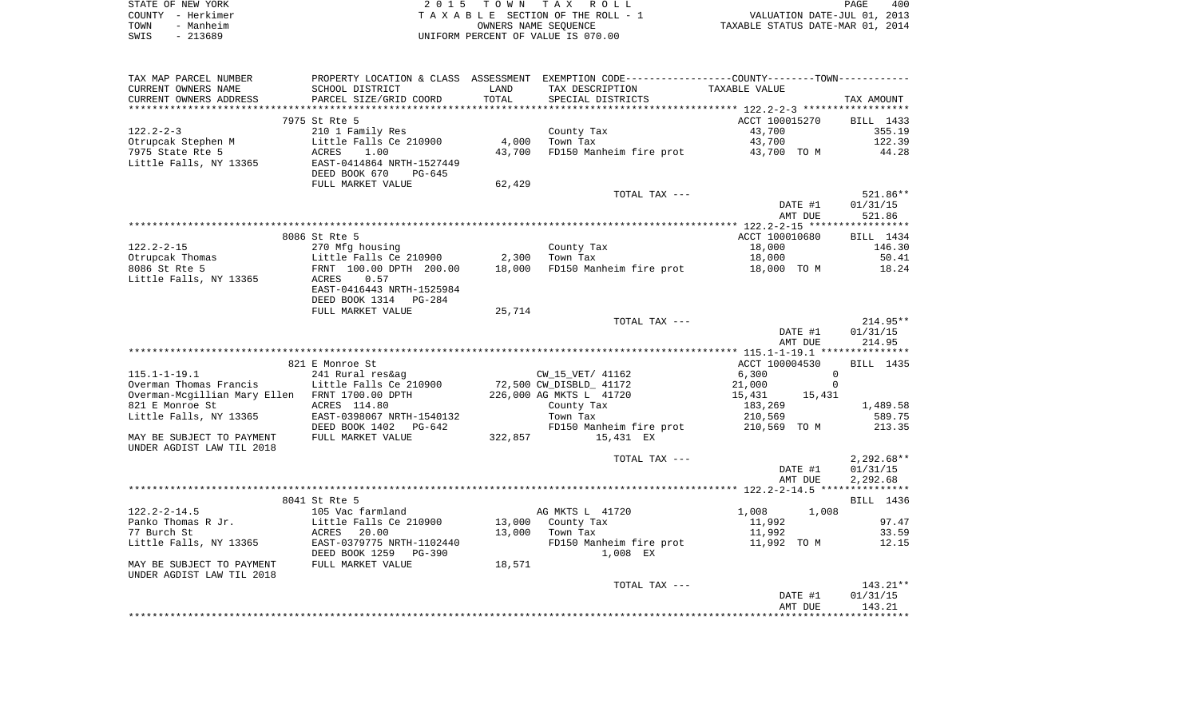STATE OF NEW YORK
COUNTY - Herkimer
TOWN - Manheim
SWIS - 213689

# 2015 TOWN TAX ROLL

TAXABLE SECTION OF THE ROLL - 1
OWNERS NAME SEQUENCE
UNIFORM PERCENT OF VALUE IS 070.00

VALUATION DATE-JUL 01, 2013
TAXABLE STATUS DATE-MAR 01, 2014

| TAX MAP PARCEL NUMBER<br>CURRENT OWNERS NAME<br>CURRENT OWNERS ADDRESS | PROPERTY LOCATION & CLASS<br>SCHOOL DISTRICT<br>PARCEL SIZE/GRID COORD | ASSESSMENT<br>LAND<br>TOTAL | EXEMPTION CODE-----COUNTY-----TOWN-----<br>TAX DESCRIPTION<br>SPECIAL DISTRICTS | TAXABLE VALUE | TAX AMOUNT |
|---|---|---|---|---|---|
| **122.2-2-3** | 7975 St Rte 5 | | | ACCT 100015270 | BILL 1433 |
| 122.2-2-3 | 210 1 Family Res | | County Tax | 43,700 | 355.19 |
| Otrupcak Stephen M | Little Falls Ce 210900 | 4,000 | Town Tax | 43,700 | 122.39 |
| 7975 State Rte 5 | ACRES 1.00 | 43,700 | FD150 Manheim fire prot | 43,700 TO M | 44.28 |
| Little Falls, NY 13365 | EAST-0414864 NRTH-1527449 | | | | |
| | DEED BOOK 670 PG-645 | | | | |
| | FULL MARKET VALUE | 62,429 | | | |
| | | | TOTAL TAX --- | | 521.86** |
| | | | | DATE #1 | 01/31/15 |
| | | | | AMT DUE | 521.86 |
| **122.2-2-15** | 8086 St Rte 5 | | | ACCT 100010680 | BILL 1434 |
| 122.2-2-15 | 270 Mfg housing | | County Tax | 18,000 | 146.30 |
| Otrupcak Thomas | Little Falls Ce 210900 | 2,300 | Town Tax | 18,000 | 50.41 |
| 8086 St Rte 5 | FRNT 100.00 DPTH 200.00 | 18,000 | FD150 Manheim fire prot | 18,000 TO M | 18.24 |
| Little Falls, NY 13365 | ACRES 0.57 | | | | |
| | EAST-0416443 NRTH-1525984 | | | | |
| | DEED BOOK 1314 PG-284 | | | | |
| | FULL MARKET VALUE | 25,714 | | | |
| | | | TOTAL TAX --- | | 214.95** |
| | | | | DATE #1 | 01/31/15 |
| | | | | AMT DUE | 214.95 |
| **115.1-1-19.1** | 821 E Monroe St | | | ACCT 100004530 | BILL 1435 |
| 115.1-1-19.1 | 241 Rural res&ag | | CW_15_VET/ 41162 | 6,300 0 | |
| Overman Thomas Francis | Little Falls Ce 210900 | 72,500 | CW_DISBLD_ 41172 | 21,000 0 | |
| Overman-Mcgillian Mary Ellen | FRNT 1700.00 DPTH | 226,000 | AG MKTS L 41720 | 15,431 15,431 | |
| 821 E Monroe St | ACRES 114.80 | | County Tax | 183,269 | 1,489.58 |
| Little Falls, NY 13365 | EAST-0398067 NRTH-1540132 | | Town Tax | 210,569 | 589.75 |
| | DEED BOOK 1402 PG-642 | | FD150 Manheim fire prot | 210,569 TO M | 213.35 |
| MAY BE SUBJECT TO PAYMENT | FULL MARKET VALUE | 322,857 | 15,431 EX | | |
| UNDER AGDIST LAW TIL 2018 | | | | | |
| | | | TOTAL TAX --- | | 2,292.68** |
| | | | | DATE #1 | 01/31/15 |
| | | | | AMT DUE | 2,292.68 |
| **122.2-2-14.5** | 8041 St Rte 5 | | | | BILL 1436 |
| 122.2-2-14.5 | 105 Vac farmland | | AG MKTS L 41720 | 1,008 1,008 | |
| Panko Thomas R Jr. | Little Falls Ce 210900 | 13,000 | County Tax | 11,992 | 97.47 |
| 77 Burch St | ACRES 20.00 | 13,000 | Town Tax | 11,992 | 33.59 |
| Little Falls, NY 13365 | EAST-0379775 NRTH-1102440 | | FD150 Manheim fire prot | 11,992 TO M | 12.15 |
| | DEED BOOK 1259 PG-390 | | 1,008 EX | | |
| MAY BE SUBJECT TO PAYMENT | FULL MARKET VALUE | 18,571 | | | |
| UNDER AGDIST LAW TIL 2018 | | | | | |
| | | | TOTAL TAX --- | | 143.21** |
| | | | | DATE #1 | 01/31/15 |
| | | | | AMT DUE | 143.21 |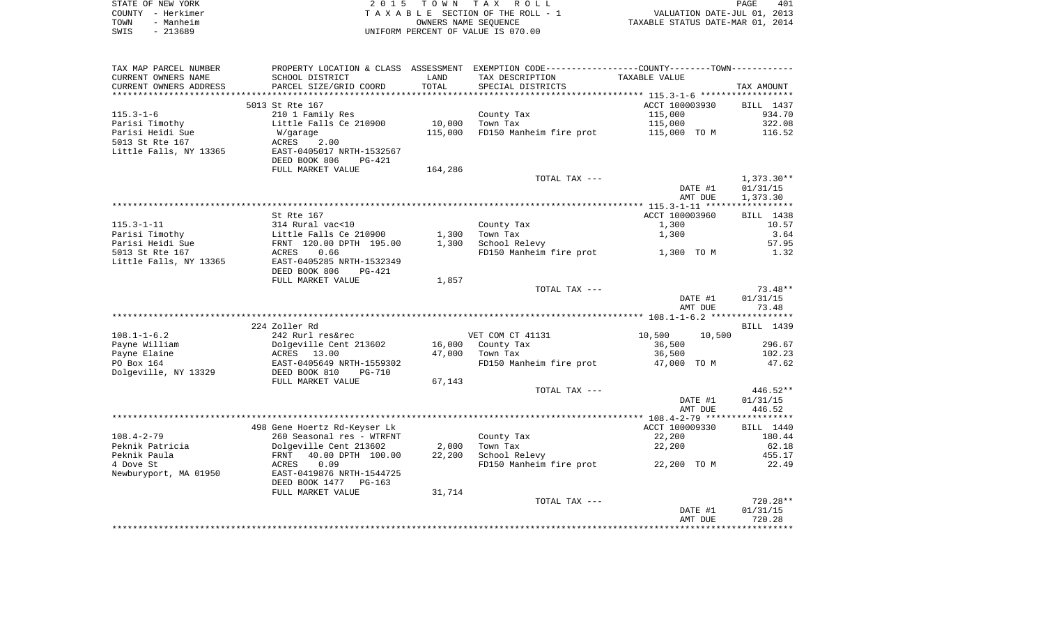STATE OF NEW YORK
COUNTY - Herkimer
TOWN - Manheim
SWIS - 213689

# 2015 TOWN TAX ROLL

TAXABLE SECTION OF THE ROLL - 1
OWNERS NAME SEQUENCE
UNIFORM PERCENT OF VALUE IS 070.00

VALUATION DATE-JUL 01, 2013
TAXABLE STATUS DATE-MAR 01, 2014

| TAX MAP PARCEL NUMBER / CURRENT OWNERS NAME / CURRENT OWNERS ADDRESS | PROPERTY LOCATION & CLASS / SCHOOL DISTRICT / PARCEL SIZE/GRID COORD | ASSESSMENT LAND / TOTAL | EXEMPTION CODE / TAX DESCRIPTION / SPECIAL DISTRICTS | COUNTY / TOWN TAXABLE VALUE | TAX AMOUNT |
|---|---|---|---|---|---|
| 115.3-1-6 | 5013 St Rte 167 | | | ACCT 100003930 | BILL 1437 |
| | 210 1 Family Res | | County Tax | 115,000 | 934.70 |
| Parisi Timothy | Little Falls Ce 210900 | 10,000 | Town Tax | 115,000 | 322.08 |
| Parisi Heidi Sue | W/garage | 115,000 | FD150 Manheim fire prot | 115,000 TO M | 116.52 |
| 5013 St Rte 167 | ACRES 2.00 | | | | |
| Little Falls, NY 13365 | EAST-0405017 NRTH-1532567 | | | | |
| | DEED BOOK 806 PG-421 | | | | |
| | FULL MARKET VALUE | 164,286 | | | |
| | | | TOTAL TAX --- | | 1,373.30** |
| | | | | DATE #1 | 01/31/15 |
| | | | | AMT DUE | 1,373.30 |
| 115.3-1-11 | St Rte 167 | | | ACCT 100003960 | BILL 1438 |
| | 314 Rural vac<10 | | County Tax | 1,300 | 10.57 |
| Parisi Timothy | Little Falls Ce 210900 | 1,300 | Town Tax | 1,300 | 3.64 |
| Parisi Heidi Sue | FRNT 120.00 DPTH 195.00 | 1,300 | School Relevy | | 57.95 |
| 5013 St Rte 167 | ACRES 0.66 | | FD150 Manheim fire prot | 1,300 TO M | 1.32 |
| Little Falls, NY 13365 | EAST-0405285 NRTH-1532349 | | | | |
| | DEED BOOK 806 PG-421 | | | | |
| | FULL MARKET VALUE | 1,857 | | | |
| | | | TOTAL TAX --- | | 73.48** |
| | | | | DATE #1 | 01/31/15 |
| | | | | AMT DUE | 73.48 |
| 108.1-1-6.2 | 224 Zoller Rd | | | | BILL 1439 |
| | 242 Rurl res&rec | | VET COM CT 41131 | 10,500 10,500 | |
| Payne William | Dolgeville Cent 213602 | 16,000 | County Tax | 36,500 | 296.67 |
| Payne Elaine | ACRES 13.00 | 47,000 | Town Tax | 36,500 | 102.23 |
| PO Box 164 | EAST-0405649 NRTH-1559302 | | FD150 Manheim fire prot | 47,000 TO M | 47.62 |
| Dolgeville, NY 13329 | DEED BOOK 810 PG-710 | | | | |
| | FULL MARKET VALUE | 67,143 | | | |
| | | | TOTAL TAX --- | | 446.52** |
| | | | | DATE #1 | 01/31/15 |
| | | | | AMT DUE | 446.52 |
| 108.4-2-79 | 498 Gene Hoertz Rd-Keyser Lk | | | ACCT 100009330 | BILL 1440 |
| | 260 Seasonal res - WTRFNT | | County Tax | 22,200 | 180.44 |
| Peknik Patricia | Dolgeville Cent 213602 | 2,000 | Town Tax | 22,200 | 62.18 |
| Peknik Paula | FRNT 40.00 DPTH 100.00 | 22,200 | School Relevy | | 455.17 |
| 4 Dove St | ACRES 0.09 | | FD150 Manheim fire prot | 22,200 TO M | 22.49 |
| Newburyport, MA 01950 | EAST-0419876 NRTH-1544725 | | | | |
| | DEED BOOK 1477 PG-163 | | | | |
| | FULL MARKET VALUE | 31,714 | | | |
| | | | TOTAL TAX --- | | 720.28** |
| | | | | DATE #1 | 01/31/15 |
| | | | | AMT DUE | 720.28 |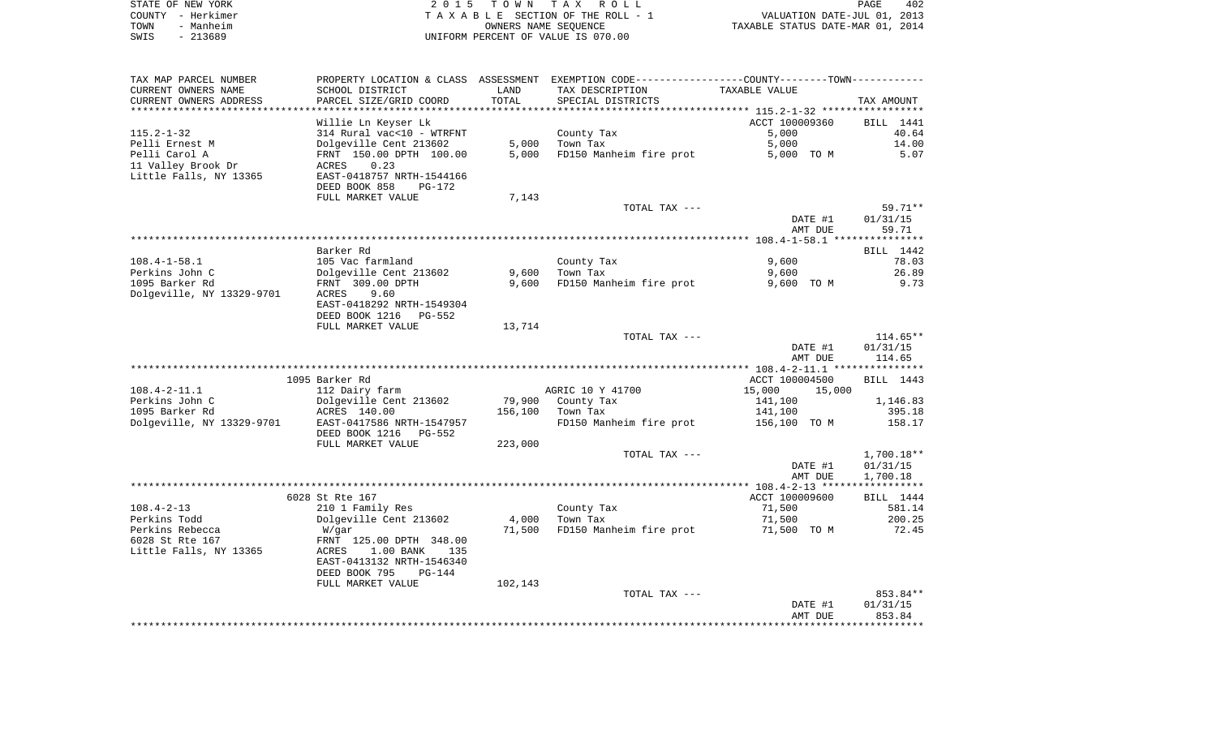STATE OF NEW YORK — 2 0 1 5 T O W N T A X R O L L — PAGE 402
COUNTY - Herkimer — T A X A B L E SECTION OF THE ROLL - 1 — VALUATION DATE-JUL 01, 2013
TOWN - Manheim — OWNERS NAME SEQUENCE — TAXABLE STATUS DATE-MAR 01, 2014
SWIS - 213689 — UNIFORM PERCENT OF VALUE IS 070.00

| TAX MAP PARCEL NUMBER / CURRENT OWNERS NAME / CURRENT OWNERS ADDRESS | PROPERTY LOCATION & CLASS / SCHOOL DISTRICT / PARCEL SIZE/GRID COORD | ASSESSMENT LAND | TOTAL | EXEMPTION CODE / TAX DESCRIPTION / SPECIAL DISTRICTS | TAXABLE VALUE (COUNTY--------TOWN) | TAX AMOUNT |
|---|---|---|---|---|---|---|
| | Willie Ln Keyser Lk | | | | ACCT 100009360 | BILL 1441 |
| 115.2-1-32 | 314 Rural vac<10 - WTRFNT | | | County Tax | 5,000 | 40.64 |
| Pelli Ernest M | Dolgeville Cent 213602 | 5,000 | | Town Tax | 5,000 | 14.00 |
| Pelli Carol A | FRNT 150.00 DPTH 100.00 | | 5,000 | FD150 Manheim fire prot | 5,000 TO M | 5.07 |
| 11 Valley Brook Dr | ACRES 0.23 | | | | | |
| Little Falls, NY 13365 | EAST-0418757 NRTH-1544166 | | | | | |
| | DEED BOOK 858 PG-172 | | | | | |
| | FULL MARKET VALUE | 7,143 | | | | |
| | | | | TOTAL TAX --- | | 59.71** |
| | | | | | DATE #1 | 01/31/15 |
| | | | | | AMT DUE | 59.71 |
| | Barker Rd | | | | | BILL 1442 |
| 108.4-1-58.1 | 105 Vac farmland | | | County Tax | 9,600 | 78.03 |
| Perkins John C | Dolgeville Cent 213602 | 9,600 | | Town Tax | 9,600 | 26.89 |
| 1095 Barker Rd | FRNT 309.00 DPTH | | 9,600 | FD150 Manheim fire prot | 9,600 TO M | 9.73 |
| Dolgeville, NY 13329-9701 | ACRES 9.60 | | | | | |
| | EAST-0418292 NRTH-1549304 | | | | | |
| | DEED BOOK 1216 PG-552 | | | | | |
| | FULL MARKET VALUE | 13,714 | | | | |
| | | | | TOTAL TAX --- | | 114.65** |
| | | | | | DATE #1 | 01/31/15 |
| | | | | | AMT DUE | 114.65 |
| | 1095 Barker Rd | | | | ACCT 100004500 | BILL 1443 |
| 108.4-2-11.1 | 112 Dairy farm | | | AGRIC 10 Y 41700 | 15,000 15,000 | |
| Perkins John C | Dolgeville Cent 213602 | 79,900 | | County Tax | 141,100 | 1,146.83 |
| 1095 Barker Rd | ACRES 140.00 | | 156,100 | Town Tax | 141,100 | 395.18 |
| Dolgeville, NY 13329-9701 | EAST-0417586 NRTH-1547957 | | | FD150 Manheim fire prot | 156,100 TO M | 158.17 |
| | DEED BOOK 1216 PG-552 | | | | | |
| | FULL MARKET VALUE | 223,000 | | | | |
| | | | | TOTAL TAX --- | | 1,700.18** |
| | | | | | DATE #1 | 01/31/15 |
| | | | | | AMT DUE | 1,700.18 |
| | 6028 St Rte 167 | | | | ACCT 100009600 | BILL 1444 |
| 108.4-2-13 | 210 1 Family Res | | | County Tax | 71,500 | 581.14 |
| Perkins Todd | Dolgeville Cent 213602 | 4,000 | | Town Tax | 71,500 | 200.25 |
| Perkins Rebecca | W/gar | | 71,500 | FD150 Manheim fire prot | 71,500 TO M | 72.45 |
| 6028 St Rte 167 | FRNT 125.00 DPTH 348.00 | | | | | |
| Little Falls, NY 13365 | ACRES 1.00 BANK 135 | | | | | |
| | EAST-0413132 NRTH-1546340 | | | | | |
| | DEED BOOK 795 PG-144 | | | | | |
| | FULL MARKET VALUE | 102,143 | | | | |
| | | | | TOTAL TAX --- | | 853.84** |
| | | | | | DATE #1 | 01/31/15 |
| | | | | | AMT DUE | 853.84 |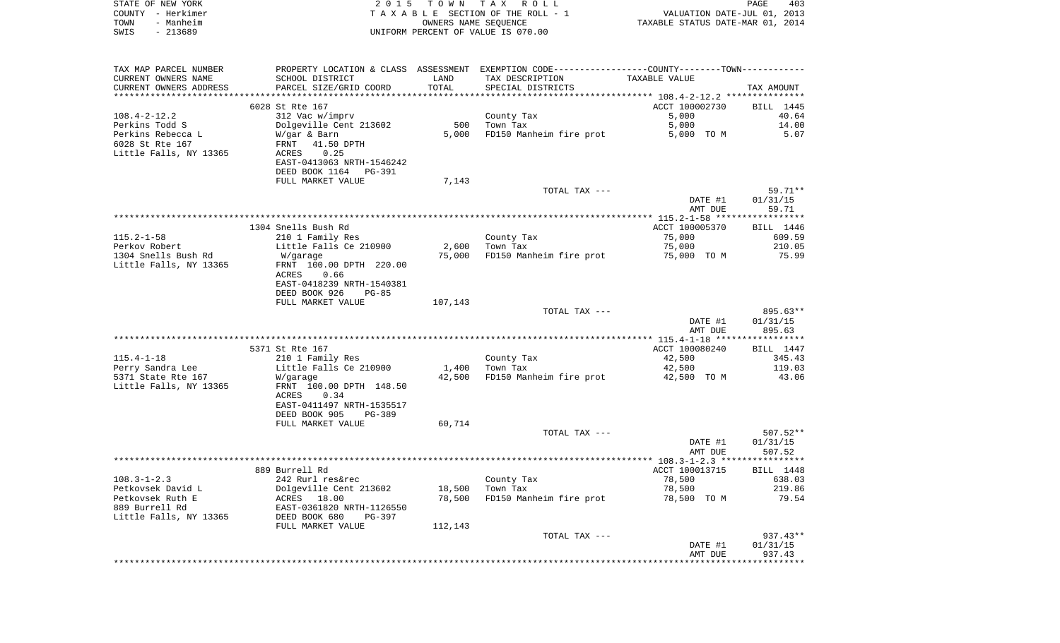STATE OF NEW YORK
COUNTY - Herkimer
TOWN - Manheim
SWIS - 213689

2 0 1 5 T O W N T A X R O L L
T A X A B L E SECTION OF THE ROLL - 1
OWNERS NAME SEQUENCE
UNIFORM PERCENT OF VALUE IS 070.00

VALUATION DATE-JUL 01, 2013
TAXABLE STATUS DATE-MAR 01, 2014

| TAX MAP PARCEL NUMBER / CURRENT OWNERS NAME / CURRENT OWNERS ADDRESS | PROPERTY LOCATION & CLASS / SCHOOL DISTRICT / PARCEL SIZE/GRID COORD | ASSESSMENT LAND / TOTAL | EXEMPTION CODE / TAX DESCRIPTION / SPECIAL DISTRICTS | COUNTY--------TOWN TAXABLE VALUE | TAX AMOUNT |
|---|---|---|---|---|---|
| 108.4-2-12.2 | 6028 St Rte 167 | | | ACCT 100002730 | BILL 1445 |
| Perkins Todd S | 312 Vac w/imprv | | County Tax | 5,000 | 40.64 |
| Perkins Rebecca L | Dolgeville Cent 213602 | 500 | Town Tax | 5,000 | 14.00 |
| 6028 St Rte 167 | W/gar & Barn | 5,000 | FD150 Manheim fire prot | 5,000 TO M | 5.07 |
| Little Falls, NY 13365 | FRNT 41.50 DPTH | | | | |
| | ACRES 0.25 | | | | |
| | EAST-0413063 NRTH-1546242 | | | | |
| | DEED BOOK 1164 PG-391 | | | | |
| | FULL MARKET VALUE | 7,143 | | | |
| | | | TOTAL TAX --- | | 59.71** |
| | | | | DATE #1 | 01/31/15 |
| | | | | AMT DUE | 59.71 |
| 115.2-1-58 | 1304 Snells Bush Rd | | | ACCT 100005370 | BILL 1446 |
| Perkov Robert | 210 1 Family Res | | County Tax | 75,000 | 609.59 |
| 1304 Snells Bush Rd | Little Falls Ce 210900 | 2,600 | Town Tax | 75,000 | 210.05 |
| Little Falls, NY 13365 | W/garage | 75,000 | FD150 Manheim fire prot | 75,000 TO M | 75.99 |
| | FRNT 100.00 DPTH 220.00 | | | | |
| | ACRES 0.66 | | | | |
| | EAST-0418239 NRTH-1540381 | | | | |
| | DEED BOOK 926 PG-85 | | | | |
| | FULL MARKET VALUE | 107,143 | | | |
| | | | TOTAL TAX --- | | 895.63** |
| | | | | DATE #1 | 01/31/15 |
| | | | | AMT DUE | 895.63 |
| 115.4-1-18 | 5371 St Rte 167 | | | ACCT 100080240 | BILL 1447 |
| Perry Sandra Lee | 210 1 Family Res | | County Tax | 42,500 | 345.43 |
| 5371 State Rte 167 | Little Falls Ce 210900 | 1,400 | Town Tax | 42,500 | 119.03 |
| Little Falls, NY 13365 | W/garage | 42,500 | FD150 Manheim fire prot | 42,500 TO M | 43.06 |
| | FRNT 100.00 DPTH 148.50 | | | | |
| | ACRES 0.34 | | | | |
| | EAST-0411497 NRTH-1535517 | | | | |
| | DEED BOOK 905 PG-389 | | | | |
| | FULL MARKET VALUE | 60,714 | | | |
| | | | TOTAL TAX --- | | 507.52** |
| | | | | DATE #1 | 01/31/15 |
| | | | | AMT DUE | 507.52 |
| 108.3-1-2.3 | 889 Burrell Rd | | | ACCT 100013715 | BILL 1448 |
| Petkovsek David L | 242 Rurl res&rec | | County Tax | 78,500 | 638.03 |
| Petkovsek Ruth E | Dolgeville Cent 213602 | 18,500 | Town Tax | 78,500 | 219.86 |
| 889 Burrell Rd | ACRES 18.00 | 78,500 | FD150 Manheim fire prot | 78,500 TO M | 79.54 |
| Little Falls, NY 13365 | EAST-0361820 NRTH-1126550 | | | | |
| | DEED BOOK 680 PG-397 | | | | |
| | FULL MARKET VALUE | 112,143 | | | |
| | | | TOTAL TAX --- | | 937.43** |
| | | | | DATE #1 | 01/31/15 |
| | | | | AMT DUE | 937.43 |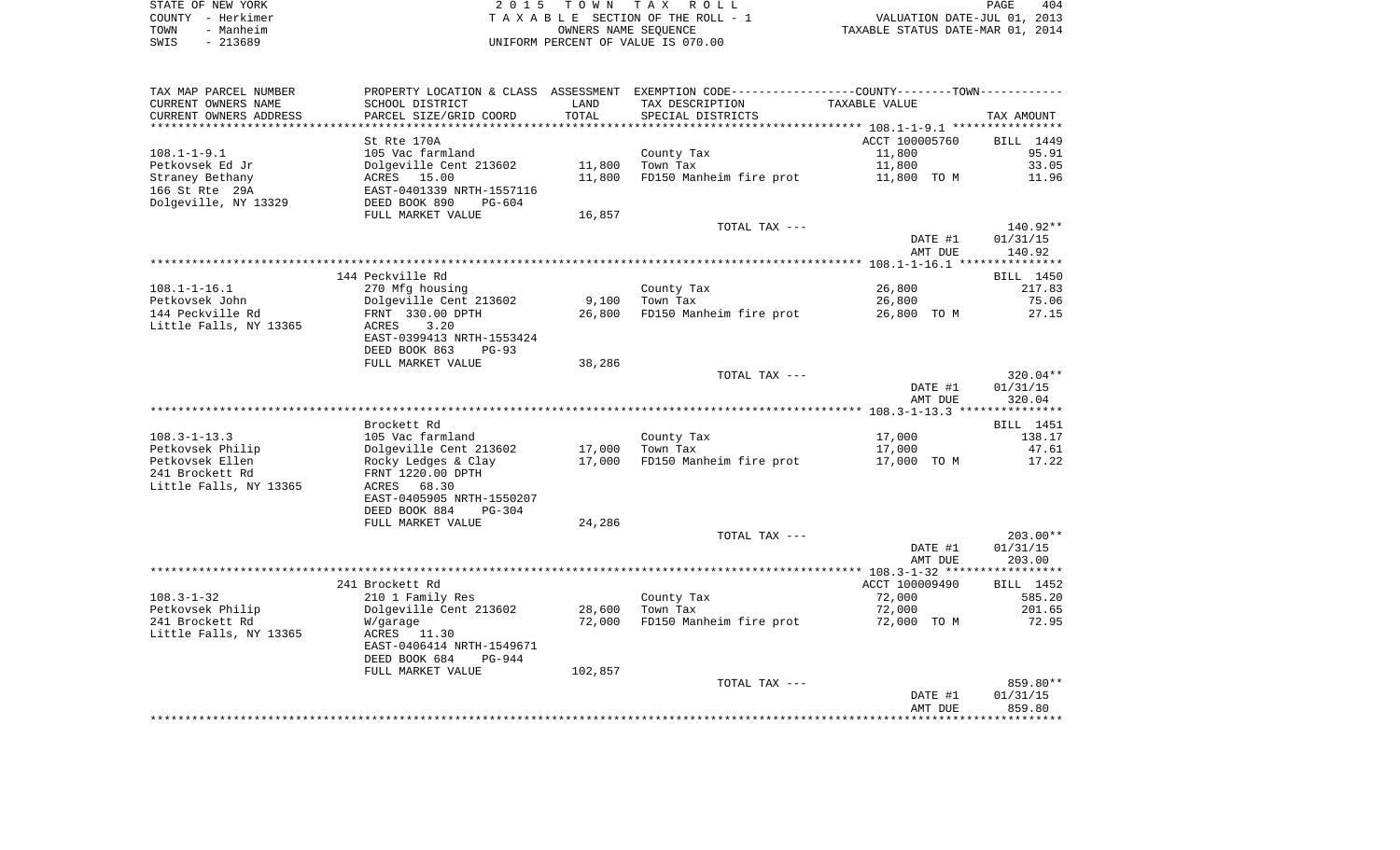STATE OF NEW YORK  
COUNTY - Herkimer  
TOWN - Manheim  
SWIS - 213689

2 0 1 5 T O W N T A X R O L L  
T A X A B L E SECTION OF THE ROLL - 1  
OWNERS NAME SEQUENCE  
UNIFORM PERCENT OF VALUE IS 070.00

VALUATION DATE-JUL 01, 2013  
TAXABLE STATUS DATE-MAR 01, 2014

| TAX MAP PARCEL NUMBER / CURRENT OWNERS NAME / CURRENT OWNERS ADDRESS | PROPERTY LOCATION & CLASS / SCHOOL DISTRICT / PARCEL SIZE/GRID COORD | ASSESSMENT LAND / TOTAL | EXEMPTION CODE / TAX DESCRIPTION / SPECIAL DISTRICTS | TAXABLE VALUE | TAX AMOUNT |
|---|---|---|---|---|---|
| **108.1-1-9.1** | St Rte 170A | | | ACCT 100005760 | BILL 1449 |
| 108.1-1-9.1 | 105 Vac farmland | | County Tax | 11,800 | 95.91 |
| Petkovsek Ed Jr | Dolgeville Cent 213602 | 11,800 | Town Tax | 11,800 | 33.05 |
| Straney Bethany | ACRES 15.00 | 11,800 | FD150 Manheim fire prot | 11,800 TO M | 11.96 |
| 166 St Rte 29A | EAST-0401339 NRTH-1557116 | | | | |
| Dolgeville, NY 13329 | DEED BOOK 890 PG-604 | | | | |
| | FULL MARKET VALUE | 16,857 | | | |
| | | | TOTAL TAX --- | | 140.92** |
| | | | | DATE #1 | 01/31/15 |
| | | | | AMT DUE | 140.92 |
| **108.1-1-16.1** | 144 Peckville Rd | | | | BILL 1450 |
| 108.1-1-16.1 | 270 Mfg housing | | County Tax | 26,800 | 217.83 |
| Petkovsek John | Dolgeville Cent 213602 | 9,100 | Town Tax | 26,800 | 75.06 |
| 144 Peckville Rd | FRNT 330.00 DPTH | 26,800 | FD150 Manheim fire prot | 26,800 TO M | 27.15 |
| Little Falls, NY 13365 | ACRES 3.20 | | | | |
| | EAST-0399413 NRTH-1553424 | | | | |
| | DEED BOOK 863 PG-93 | | | | |
| | FULL MARKET VALUE | 38,286 | | | |
| | | | TOTAL TAX --- | | 320.04** |
| | | | | DATE #1 | 01/31/15 |
| | | | | AMT DUE | 320.04 |
| **108.3-1-13.3** | Brockett Rd | | | | BILL 1451 |
| 108.3-1-13.3 | 105 Vac farmland | | County Tax | 17,000 | 138.17 |
| Petkovsek Philip | Dolgeville Cent 213602 | 17,000 | Town Tax | 17,000 | 47.61 |
| Petkovsek Ellen | Rocky Ledges & Clay | 17,000 | FD150 Manheim fire prot | 17,000 TO M | 17.22 |
| 241 Brockett Rd | FRNT 1220.00 DPTH | | | | |
| Little Falls, NY 13365 | ACRES 68.30 | | | | |
| | EAST-0405905 NRTH-1550207 | | | | |
| | DEED BOOK 884 PG-304 | | | | |
| | FULL MARKET VALUE | 24,286 | | | |
| | | | TOTAL TAX --- | | 203.00** |
| | | | | DATE #1 | 01/31/15 |
| | | | | AMT DUE | 203.00 |
| **108.3-1-32** | 241 Brockett Rd | | | ACCT 100009490 | BILL 1452 |
| 108.3-1-32 | 210 1 Family Res | | County Tax | 72,000 | 585.20 |
| Petkovsek Philip | Dolgeville Cent 213602 | 28,600 | Town Tax | 72,000 | 201.65 |
| 241 Brockett Rd | W/garage | 72,000 | FD150 Manheim fire prot | 72,000 TO M | 72.95 |
| Little Falls, NY 13365 | ACRES 11.30 | | | | |
| | EAST-0406414 NRTH-1549671 | | | | |
| | DEED BOOK 684 PG-944 | | | | |
| | FULL MARKET VALUE | 102,857 | | | |
| | | | TOTAL TAX --- | | 859.80** |
| | | | | DATE #1 | 01/31/15 |
| | | | | AMT DUE | 859.80 |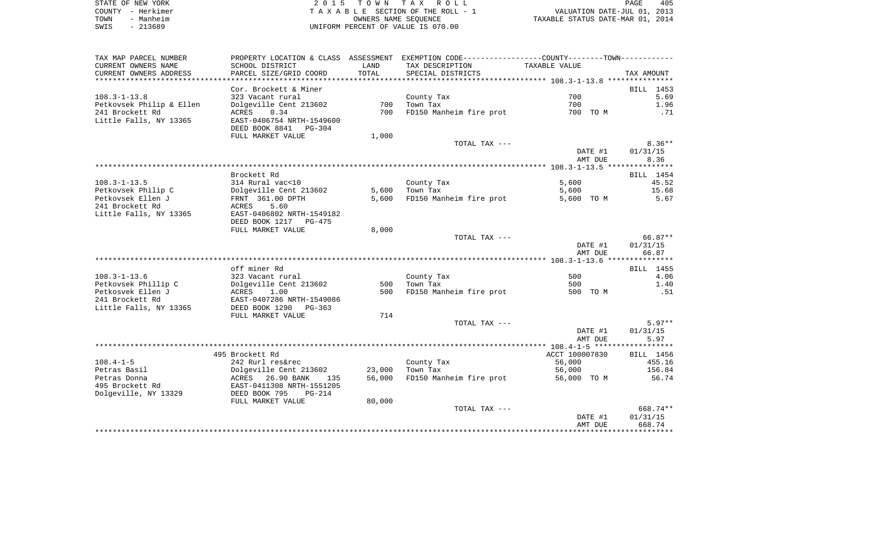STATE OF NEW YORK | COUNTY - Herkimer | TOWN - Manheim | SWIS - 213689

**2015 TOWN TAX ROLL**
TAXABLE SECTION OF THE ROLL - 1
OWNERS NAME SEQUENCE
UNIFORM PERCENT OF VALUE IS 070.00

VALUATION DATE-JUL 01, 2013
TAXABLE STATUS DATE-MAR 01, 2014

| TAX MAP PARCEL NUMBER / CURRENT OWNERS NAME / CURRENT OWNERS ADDRESS | PROPERTY LOCATION & CLASS / SCHOOL DISTRICT / PARCEL SIZE/GRID COORD | ASSESSMENT LAND | TOTAL | EXEMPTION CODE / TAX DESCRIPTION / SPECIAL DISTRICTS | TAXABLE VALUE (COUNTY--TOWN) | TAX AMOUNT |
|---|---|---|---|---|---|---|
| **108.3-1-13.8** | Cor. Brockett & Miner | | | | | BILL 1453 |
| 108.3-1-13.8 | 323 Vacant rural | | | County Tax | 700 | 5.69 |
| Petkovsek Philip & Ellen | Dolgeville Cent 213602 | 700 | | Town Tax | 700 | 1.96 |
| 241 Brockett Rd | ACRES 0.34 | | 700 | FD150 Manheim fire prot | 700 TO M | .71 |
| Little Falls, NY 13365 | EAST-0406754 NRTH-1549600 | | | | | |
| | DEED BOOK 8841 PG-304 | | | | | |
| | FULL MARKET VALUE | 1,000 | | | | |
| | | | | TOTAL TAX --- | | 8.36** |
| | | | | | DATE #1 | 01/31/15 |
| | | | | | AMT DUE | 8.36 |
| **108.3-1-13.5** | Brockett Rd | | | | | BILL 1454 |
| 108.3-1-13.5 | 314 Rural vac<10 | | | County Tax | 5,600 | 45.52 |
| Petkovsek Philip C | Dolgeville Cent 213602 | 5,600 | | Town Tax | 5,600 | 15.68 |
| Petkovsek Ellen J | FRNT 361.00 DPTH | | 5,600 | FD150 Manheim fire prot | 5,600 TO M | 5.67 |
| 241 Brockett Rd | ACRES 5.60 | | | | | |
| Little Falls, NY 13365 | EAST-0406802 NRTH-1549182 | | | | | |
| | DEED BOOK 1217 PG-475 | | | | | |
| | FULL MARKET VALUE | 8,000 | | | | |
| | | | | TOTAL TAX --- | | 66.87** |
| | | | | | DATE #1 | 01/31/15 |
| | | | | | AMT DUE | 66.87 |
| **108.3-1-13.6** | off miner Rd | | | | | BILL 1455 |
| 108.3-1-13.6 | 323 Vacant rural | | | County Tax | 500 | 4.06 |
| Petkovsek Phillip C | Dolgeville Cent 213602 | 500 | | Town Tax | 500 | 1.40 |
| Petkosvek Ellen J | ACRES 1.00 | | 500 | FD150 Manheim fire prot | 500 TO M | .51 |
| 241 Brockett Rd | EAST-0407286 NRTH-1549086 | | | | | |
| Little Falls, NY 13365 | DEED BOOK 1290 PG-363 | | | | | |
| | FULL MARKET VALUE | 714 | | | | |
| | | | | TOTAL TAX --- | | 5.97** |
| | | | | | DATE #1 | 01/31/15 |
| | | | | | AMT DUE | 5.97 |
| **108.4-1-5** | 495 Brockett Rd | | | | ACCT 100007830 | BILL 1456 |
| 108.4-1-5 | 242 Rurl res&rec | | | County Tax | 56,000 | 455.16 |
| Petras Basil | Dolgeville Cent 213602 | 23,000 | | Town Tax | 56,000 | 156.84 |
| Petras Donna | ACRES 26.90 BANK 135 | | 56,000 | FD150 Manheim fire prot | 56,000 TO M | 56.74 |
| 495 Brockett Rd | EAST-0411308 NRTH-1551205 | | | | | |
| Dolgeville, NY 13329 | DEED BOOK 795 PG-214 | | | | | |
| | FULL MARKET VALUE | 80,000 | | | | |
| | | | | TOTAL TAX --- | | 668.74** |
| | | | | | DATE #1 | 01/31/15 |
| | | | | | AMT DUE | 668.74 |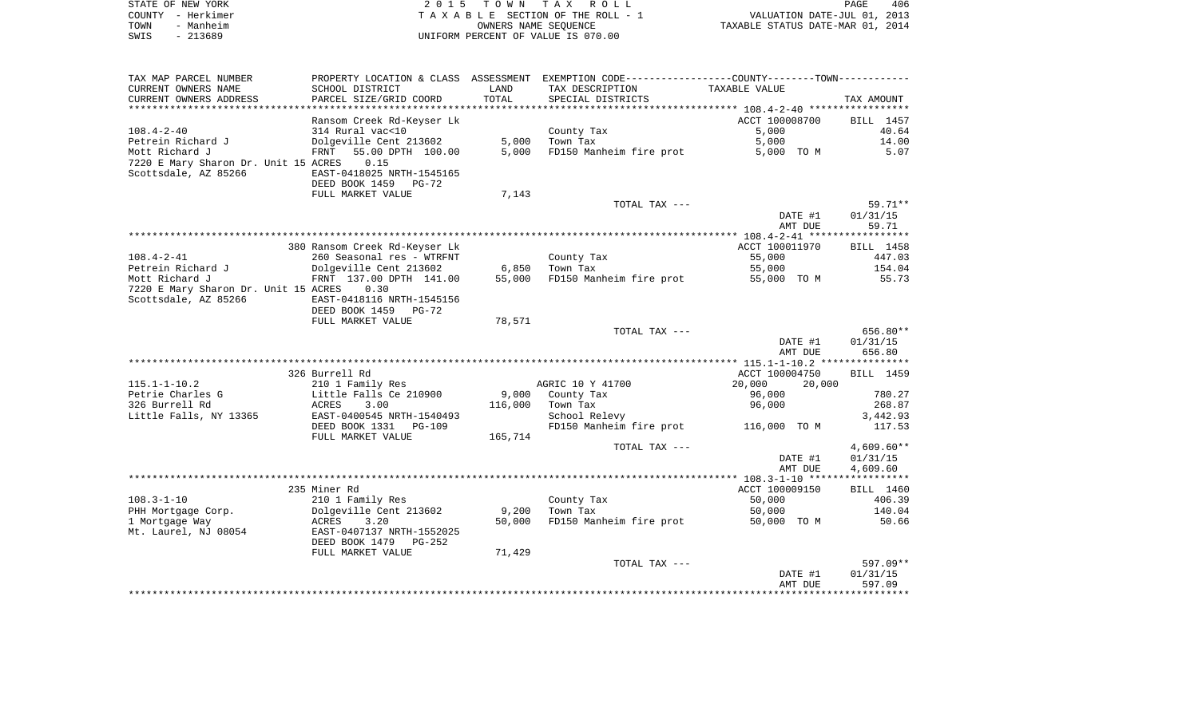STATE OF NEW YORK
COUNTY - Herkimer
TOWN - Manheim
SWIS - 213689

2 0 1 5 T O W N T A X R O L L
T A X A B L E SECTION OF THE ROLL - 1
OWNERS NAME SEQUENCE
UNIFORM PERCENT OF VALUE IS 070.00

VALUATION DATE-JUL 01, 2013
TAXABLE STATUS DATE-MAR 01, 2014

```
TAX MAP PARCEL NUMBER    PROPERTY LOCATION & CLASS  ASSESSMENT  EXEMPTION CODE-----------------COUNTY--------TOWN-----------
CURRENT OWNERS NAME      SCHOOL DISTRICT              LAND      TAX DESCRIPTION             TAXABLE VALUE
CURRENT OWNERS ADDRESS   PARCEL SIZE/GRID COORD      TOTAL      SPECIAL DISTRICTS                                    TAX AMOUNT
*********************************************************************************************** 108.4-2-40 *****************
                         Ransom Creek Rd-Keyser Lk                                          ACCT 100008700       BILL 1457
108.4-2-40               314 Rural vac<10                       County Tax                       5,000                40.64
Petrein Richard J        Dolgeville Cent 213602      5,000      Town Tax                         5,000                14.00
Mott Richard J           FRNT   55.00 DPTH  100.00   5,000      FD150 Manheim fire prot          5,000 TO M            5.07
7220 E Mary Sharon Dr. Unit 15 ACRES    0.15
Scottsdale, AZ 85266     EAST-0418025 NRTH-1545165
                         DEED BOOK 1459   PG-72
                         FULL MARKET VALUE           7,143
                                                                TOTAL TAX ---                                        59.71**
                                                                                                 DATE #1          01/31/15
                                                                                                 AMT DUE             59.71
*********************************************************************************************** 108.4-2-41 *****************
                         380 Ransom Creek Rd-Keyser Lk                                      ACCT 100011970       BILL 1458
108.4-2-41               260 Seasonal res - WTRFNT              County Tax                      55,000               447.03
Petrein Richard J        Dolgeville Cent 213602      6,850      Town Tax                        55,000               154.04
Mott Richard J           FRNT  137.00 DPTH  141.00  55,000      FD150 Manheim fire prot         55,000 TO M           55.73
7220 E Mary Sharon Dr. Unit 15 ACRES    0.30
Scottsdale, AZ 85266     EAST-0418116 NRTH-1545156
                         DEED BOOK 1459   PG-72
                         FULL MARKET VALUE          78,571
                                                                TOTAL TAX ---                                       656.80**
                                                                                                 DATE #1          01/31/15
                                                                                                 AMT DUE            656.80
*********************************************************************************************** 115.1-1-10.2 ***************
                         326 Burrell Rd                                                     ACCT 100004750       BILL 1459
115.1-1-10.2             210 1 Family Res                       AGRIC 10 Y 41700            20,000       20,000
Petrie Charles G         Little Falls Ce 210900      9,000      County Tax                      96,000               780.27
326 Burrell Rd           ACRES    3.00             116,000      Town Tax                        96,000               268.87
Little Falls, NY 13365   EAST-0400545 NRTH-1540493              School Relevy                                      3,442.93
                         DEED BOOK 1331   PG-109                FD150 Manheim fire prot        116,000 TO M          117.53
                         FULL MARKET VALUE         165,714
                                                                TOTAL TAX ---                                     4,609.60**
                                                                                                 DATE #1          01/31/15
                                                                                                 AMT DUE          4,609.60
*********************************************************************************************** 108.3-1-10 *****************
                         235 Miner Rd                                                       ACCT 100009150       BILL 1460
108.3-1-10               210 1 Family Res                       County Tax                      50,000               406.39
PHH Mortgage Corp.       Dolgeville Cent 213602      9,200      Town Tax                        50,000               140.04
1 Mortgage Way           ACRES    3.20              50,000      FD150 Manheim fire prot         50,000 TO M           50.66
Mt. Laurel, NJ 08054     EAST-0407137 NRTH-1552025
                         DEED BOOK 1479   PG-252
                         FULL MARKET VALUE          71,429
                                                                TOTAL TAX ---                                       597.09**
                                                                                                 DATE #1          01/31/15
                                                                                                 AMT DUE            597.09
****************************************************************************************************************************
```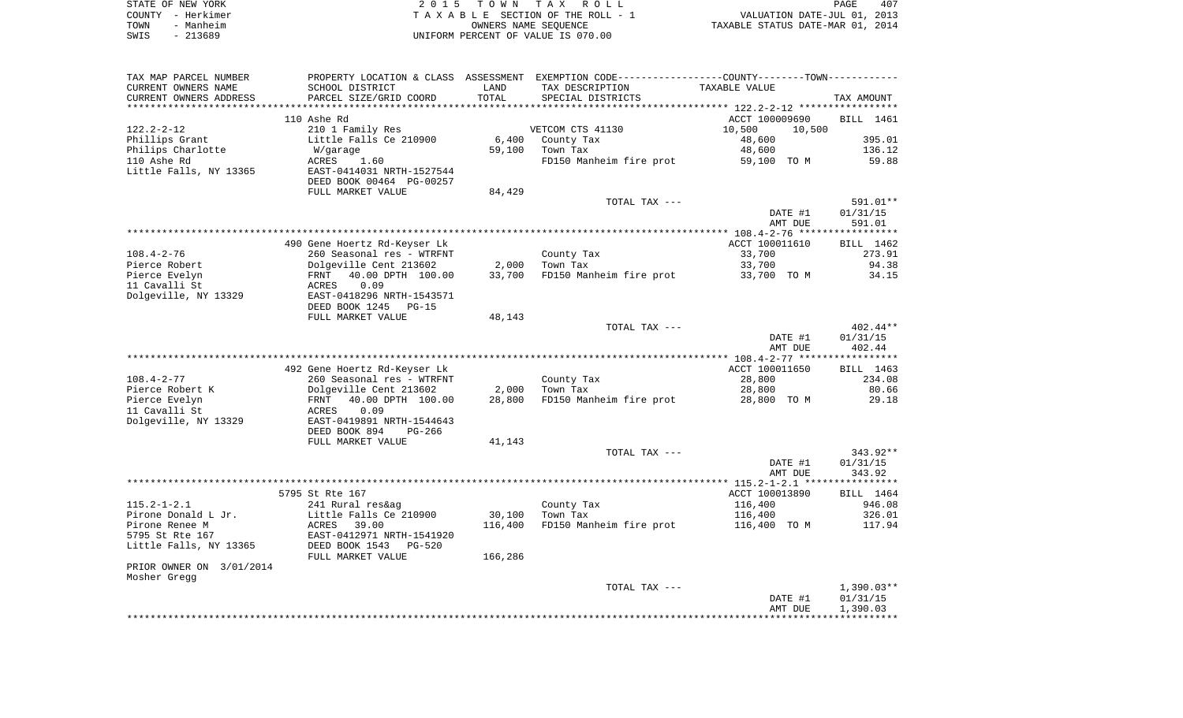STATE OF NEW YORK | COUNTY - Herkimer | TOWN - Manheim | SWIS - 213689

**2015 TOWN TAX ROLL**
TAXABLE SECTION OF THE ROLL - 1
OWNERS NAME SEQUENCE
UNIFORM PERCENT OF VALUE IS 070.00

VALUATION DATE-JUL 01, 2013
TAXABLE STATUS DATE-MAR 01, 2014

| TAX MAP PARCEL NUMBER / CURRENT OWNERS NAME / CURRENT OWNERS ADDRESS | PROPERTY LOCATION & CLASS / SCHOOL DISTRICT / PARCEL SIZE/GRID COORD | ASSESSMENT LAND / TOTAL | EXEMPTION CODE / TAX DESCRIPTION / SPECIAL DISTRICTS | COUNTY / TOWN TAXABLE VALUE | TAX AMOUNT |
|---|---|---|---|---|---|
| **122.2-2-12** | 110 Ashe Rd | | | ACCT 100009690 | BILL 1461 |
| Phillips Grant | 210 1 Family Res | | VETCOM CTS 41130 | 10,500 10,500 | |
| Philips Charlotte | Little Falls Ce 210900 | 6,400 | County Tax | 48,600 | 395.01 |
| 110 Ashe Rd | W/garage | 59,100 | Town Tax | 48,600 | 136.12 |
| Little Falls, NY 13365 | ACRES 1.60 | | FD150 Manheim fire prot | 59,100 TO M | 59.88 |
| | EAST-0414031 NRTH-1527544 | | | | |
| | DEED BOOK 00464 PG-00257 | | | | |
| | FULL MARKET VALUE | 84,429 | | | |
| | | | TOTAL TAX --- | | 591.01** |
| | | | | DATE #1 | 01/31/15 |
| | | | | AMT DUE | 591.01 |
| **108.4-2-76** | 490 Gene Hoertz Rd-Keyser Lk | | | ACCT 100011610 | BILL 1462 |
| Pierce Robert | 260 Seasonal res - WTRFNT | | County Tax | 33,700 | 273.91 |
| Pierce Evelyn | Dolgeville Cent 213602 | 2,000 | Town Tax | 33,700 | 94.38 |
| 11 Cavalli St | FRNT 40.00 DPTH 100.00 | 33,700 | FD150 Manheim fire prot | 33,700 TO M | 34.15 |
| Dolgeville, NY 13329 | ACRES 0.09 | | | | |
| | EAST-0418296 NRTH-1543571 | | | | |
| | DEED BOOK 1245 PG-15 | | | | |
| | FULL MARKET VALUE | 48,143 | | | |
| | | | TOTAL TAX --- | | 402.44** |
| | | | | DATE #1 | 01/31/15 |
| | | | | AMT DUE | 402.44 |
| **108.4-2-77** | 492 Gene Hoertz Rd-Keyser Lk | | | ACCT 100011650 | BILL 1463 |
| Pierce Robert K | 260 Seasonal res - WTRFNT | | County Tax | 28,800 | 234.08 |
| Pierce Evelyn | Dolgeville Cent 213602 | 2,000 | Town Tax | 28,800 | 80.66 |
| 11 Cavalli St | FRNT 40.00 DPTH 100.00 | 28,800 | FD150 Manheim fire prot | 28,800 TO M | 29.18 |
| Dolgeville, NY 13329 | ACRES 0.09 | | | | |
| | EAST-0419891 NRTH-1544643 | | | | |
| | DEED BOOK 894 PG-266 | | | | |
| | FULL MARKET VALUE | 41,143 | | | |
| | | | TOTAL TAX --- | | 343.92** |
| | | | | DATE #1 | 01/31/15 |
| | | | | AMT DUE | 343.92 |
| **115.2-1-2.1** | 5795 St Rte 167 | | | ACCT 100013890 | BILL 1464 |
| Pirone Donald L Jr. | 241 Rural res&ag | | County Tax | 116,400 | 946.08 |
| Pirone Renee M | Little Falls Ce 210900 | 30,100 | Town Tax | 116,400 | 326.01 |
| 5795 St Rte 167 | ACRES 39.00 | 116,400 | FD150 Manheim fire prot | 116,400 TO M | 117.94 |
| Little Falls, NY 13365 | EAST-0412971 NRTH-1541920 | | | | |
| | DEED BOOK 1543 PG-520 | | | | |
| | FULL MARKET VALUE | 166,286 | | | |
| PRIOR OWNER ON 3/01/2014 | | | | | |
| Mosher Gregg | | | | | |
| | | | TOTAL TAX --- | | 1,390.03** |
| | | | | DATE #1 | 01/31/15 |
| | | | | AMT DUE | 1,390.03 |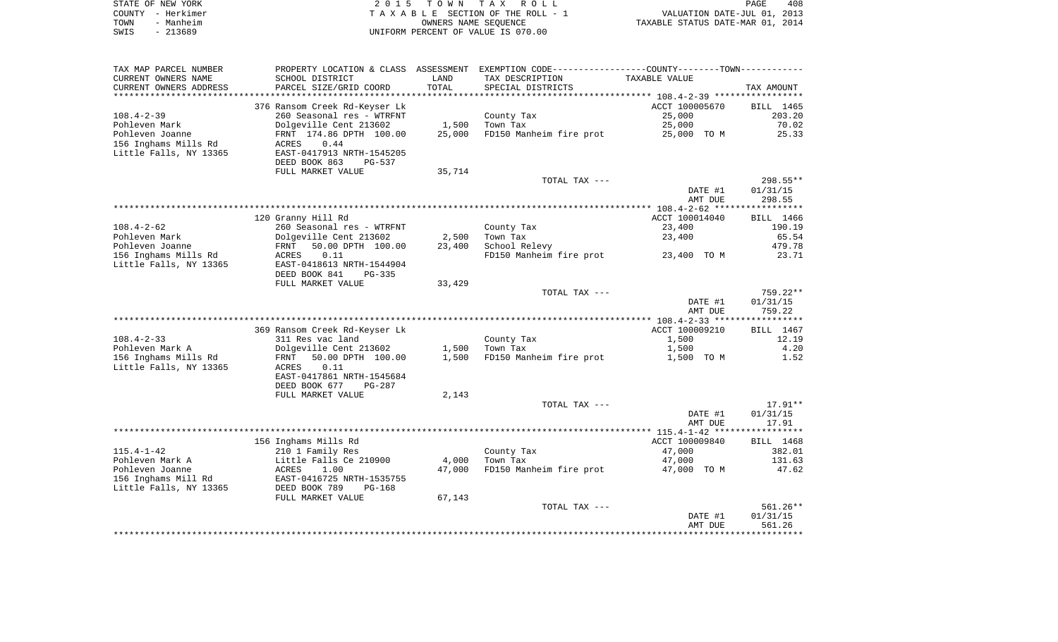STATE OF NEW YORK — 2015 TOWN TAX ROLL
COUNTY - Herkimer — TAXABLE SECTION OF THE ROLL - 1 — VALUATION DATE-JUL 01, 2013
TOWN - Manheim — OWNERS NAME SEQUENCE — TAXABLE STATUS DATE-MAR 01, 2014
SWIS - 213689 — UNIFORM PERCENT OF VALUE IS 070.00

| TAX MAP PARCEL NUMBER / CURRENT OWNERS NAME / CURRENT OWNERS ADDRESS | PROPERTY LOCATION & CLASS / SCHOOL DISTRICT / PARCEL SIZE/GRID COORD | ASSESSMENT LAND / TOTAL | EXEMPTION CODE / TAX DESCRIPTION / SPECIAL DISTRICTS | TAXABLE VALUE (COUNTY--TOWN) | TAX AMOUNT |
|---|---|---|---|---|---|
| **108.4-2-39** | 376 Ransom Creek Rd-Keyser Lk | | | ACCT 100005670 | BILL 1465 |
| 108.4-2-39 | 260 Seasonal res - WTRFNT | | County Tax | 25,000 | 203.20 |
| Pohleven Mark | Dolgeville Cent 213602 | 1,500 | Town Tax | 25,000 | 70.02 |
| Pohleven Joanne | FRNT 174.86 DPTH 100.00 | 25,000 | FD150 Manheim fire prot | 25,000 TO M | 25.33 |
| 156 Inghams Mills Rd | ACRES 0.44 | | | | |
| Little Falls, NY 13365 | EAST-0417913 NRTH-1545205 | | | | |
| | DEED BOOK 863 PG-537 | | | | |
| | FULL MARKET VALUE | 35,714 | | | |
| | | | TOTAL TAX --- | | 298.55** |
| | | | | DATE #1 | 01/31/15 |
| | | | | AMT DUE | 298.55 |
| **108.4-2-62** | 120 Granny Hill Rd | | | ACCT 100014040 | BILL 1466 |
| 108.4-2-62 | 260 Seasonal res - WTRFNT | | County Tax | 23,400 | 190.19 |
| Pohleven Mark | Dolgeville Cent 213602 | 2,500 | Town Tax | 23,400 | 65.54 |
| Pohleven Joanne | FRNT 50.00 DPTH 100.00 | 23,400 | School Relevy | | 479.78 |
| 156 Inghams Mills Rd | ACRES 0.11 | | FD150 Manheim fire prot | 23,400 TO M | 23.71 |
| Little Falls, NY 13365 | EAST-0418613 NRTH-1544904 | | | | |
| | DEED BOOK 841 PG-335 | | | | |
| | FULL MARKET VALUE | 33,429 | | | |
| | | | TOTAL TAX --- | | 759.22** |
| | | | | DATE #1 | 01/31/15 |
| | | | | AMT DUE | 759.22 |
| **108.4-2-33** | 369 Ransom Creek Rd-Keyser Lk | | | ACCT 100009210 | BILL 1467 |
| 108.4-2-33 | 311 Res vac land | | County Tax | 1,500 | 12.19 |
| Pohleven Mark A | Dolgeville Cent 213602 | 1,500 | Town Tax | 1,500 | 4.20 |
| 156 Inghams Mills Rd | FRNT 50.00 DPTH 100.00 | 1,500 | FD150 Manheim fire prot | 1,500 TO M | 1.52 |
| Little Falls, NY 13365 | ACRES 0.11 | | | | |
| | EAST-0417861 NRTH-1545684 | | | | |
| | DEED BOOK 677 PG-287 | | | | |
| | FULL MARKET VALUE | 2,143 | | | |
| | | | TOTAL TAX --- | | 17.91** |
| | | | | DATE #1 | 01/31/15 |
| | | | | AMT DUE | 17.91 |
| **115.4-1-42** | 156 Inghams Mills Rd | | | ACCT 100009840 | BILL 1468 |
| 115.4-1-42 | 210 1 Family Res | | County Tax | 47,000 | 382.01 |
| Pohleven Mark A | Little Falls Ce 210900 | 4,000 | Town Tax | 47,000 | 131.63 |
| Pohleven Joanne | ACRES 1.00 | 47,000 | FD150 Manheim fire prot | 47,000 TO M | 47.62 |
| 156 Inghams Mill Rd | EAST-0416725 NRTH-1535755 | | | | |
| Little Falls, NY 13365 | DEED BOOK 789 PG-168 | | | | |
| | FULL MARKET VALUE | 67,143 | | | |
| | | | TOTAL TAX --- | | 561.26** |
| | | | | DATE #1 | 01/31/15 |
| | | | | AMT DUE | 561.26 |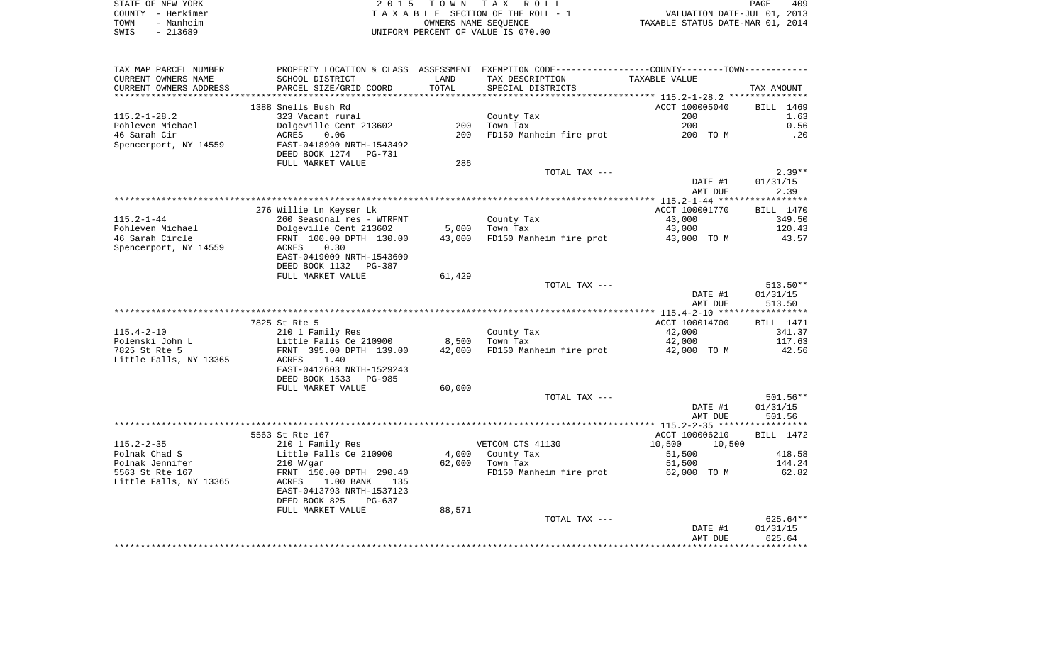STATE OF NEW YORK
COUNTY - Herkimer
TOWN - Manheim
SWIS - 213689

2015 TOWN TAX ROLL
TAXABLE SECTION OF THE ROLL - 1
OWNERS NAME SEQUENCE
UNIFORM PERCENT OF VALUE IS 070.00

VALUATION DATE-JUL 01, 2013
TAXABLE STATUS DATE-MAR 01, 2014

| TAX MAP PARCEL NUMBER / CURRENT OWNERS NAME / CURRENT OWNERS ADDRESS | PROPERTY LOCATION & CLASS / SCHOOL DISTRICT / PARCEL SIZE/GRID COORD | ASSESSMENT LAND | TOTAL | EXEMPTION CODE / TAX DESCRIPTION / SPECIAL DISTRICTS | TAXABLE VALUE | TAX AMOUNT |
|---|---|---|---|---|---|---|
| 115.2-1-28.2 | 1388 Snells Bush Rd | | | | ACCT 100005040 | BILL 1469 |
| Pohleven Michael | 323 Vacant rural | | | County Tax | 200 | 1.63 |
| 46 Sarah Cir | Dolgeville Cent 213602 | 200 | | Town Tax | 200 | 0.56 |
| Spencerport, NY 14559 | ACRES 0.06 | | 200 | FD150 Manheim fire prot | 200 TO M | .20 |
| | EAST-0418990 NRTH-1543492 | | | | | |
| | DEED BOOK 1274 PG-731 | | | | | |
| | FULL MARKET VALUE | 286 | | | | |
| | | | | TOTAL TAX --- | | 2.39** |
| | | | | | DATE #1 | 01/31/15 |
| | | | | | AMT DUE | 2.39 |
| 115.2-1-44 | 276 Willie Ln Keyser Lk | | | | ACCT 100001770 | BILL 1470 |
| Pohleven Michael | 260 Seasonal res - WTRFNT | | | County Tax | 43,000 | 349.50 |
| 46 Sarah Circle | Dolgeville Cent 213602 | 5,000 | | Town Tax | 43,000 | 120.43 |
| Spencerport, NY 14559 | FRNT 100.00 DPTH 130.00 | | 43,000 | FD150 Manheim fire prot | 43,000 TO M | 43.57 |
| | ACRES 0.30 | | | | | |
| | EAST-0419009 NRTH-1543609 | | | | | |
| | DEED BOOK 1132 PG-387 | | | | | |
| | FULL MARKET VALUE | 61,429 | | | | |
| | | | | TOTAL TAX --- | | 513.50** |
| | | | | | DATE #1 | 01/31/15 |
| | | | | | AMT DUE | 513.50 |
| 115.4-2-10 | 7825 St Rte 5 | | | | ACCT 100014700 | BILL 1471 |
| Polenski John L | 210 1 Family Res | | | County Tax | 42,000 | 341.37 |
| 7825 St Rte 5 | Little Falls Ce 210900 | 8,500 | | Town Tax | 42,000 | 117.63 |
| Little Falls, NY 13365 | FRNT 395.00 DPTH 139.00 | | 42,000 | FD150 Manheim fire prot | 42,000 TO M | 42.56 |
| | ACRES 1.40 | | | | | |
| | EAST-0412603 NRTH-1529243 | | | | | |
| | DEED BOOK 1533 PG-985 | | | | | |
| | FULL MARKET VALUE | 60,000 | | | | |
| | | | | TOTAL TAX --- | | 501.56** |
| | | | | | DATE #1 | 01/31/15 |
| | | | | | AMT DUE | 501.56 |
| 115.2-2-35 | 5563 St Rte 167 | | | | ACCT 100006210 | BILL 1472 |
| Polnak Chad S | 210 1 Family Res | | | VETCOM CTS 41130 | 10,500 10,500 | |
| Polnak Jennifer | Little Falls Ce 210900 | 4,000 | | County Tax | 51,500 | 418.58 |
| 5563 St Rte 167 | 210 W/gar | | 62,000 | Town Tax | 51,500 | 144.24 |
| Little Falls, NY 13365 | FRNT 150.00 DPTH 290.40 | | | FD150 Manheim fire prot | 62,000 TO M | 62.82 |
| | ACRES 1.00 BANK 135 | | | | | |
| | EAST-0413793 NRTH-1537123 | | | | | |
| | DEED BOOK 825 PG-637 | | | | | |
| | FULL MARKET VALUE | 88,571 | | | | |
| | | | | TOTAL TAX --- | | 625.64** |
| | | | | | DATE #1 | 01/31/15 |
| | | | | | AMT DUE | 625.64 |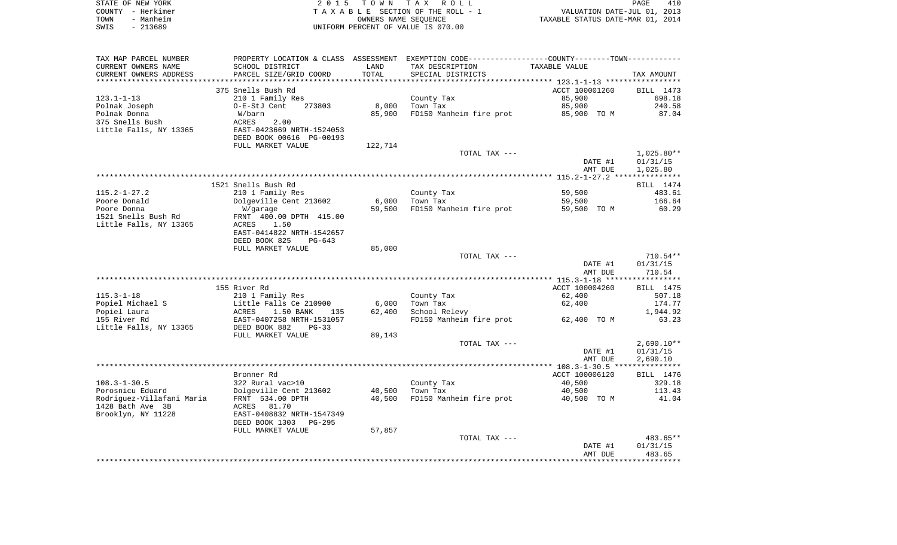STATE OF NEW YORK | 2015 TOWN TAX ROLL | PAGE 410
COUNTY - Herkimer | TAXABLE SECTION OF THE ROLL - 1 | VALUATION DATE-JUL 01, 2013
TOWN - Manheim | OWNERS NAME SEQUENCE | TAXABLE STATUS DATE-MAR 01, 2014
SWIS - 213689 | UNIFORM PERCENT OF VALUE IS 070.00

| TAX MAP PARCEL NUMBER / CURRENT OWNERS NAME / CURRENT OWNERS ADDRESS | PROPERTY LOCATION & CLASS / SCHOOL DISTRICT / PARCEL SIZE/GRID COORD | ASSESSMENT LAND / TOTAL | EXEMPTION CODE / TAX DESCRIPTION / SPECIAL DISTRICTS | COUNTY--------TOWN TAXABLE VALUE | TAX AMOUNT |
|---|---|---|---|---|---|
| | 375 Snells Bush Rd | | | ACCT 100001260 | BILL 1473 |
| 123.1-1-13 | 210 1 Family Res | | County Tax | 85,900 | 698.18 |
| Polnak Joseph | O-E-StJ Cent 273803 | 8,000 | Town Tax | 85,900 | 240.58 |
| Polnak Donna | W/barn | 85,900 | FD150 Manheim fire prot | 85,900 TO M | 87.04 |
| 375 Snells Bush | ACRES 2.00 | | | | |
| Little Falls, NY 13365 | EAST-0423669 NRTH-1524053 | | | | |
| | DEED BOOK 00616 PG-00193 | | | | |
| | FULL MARKET VALUE | 122,714 | | | |
| | | | TOTAL TAX --- | | 1,025.80** |
| | | | | DATE #1 | 01/31/15 |
| | | | | AMT DUE | 1,025.80 |
| | 1521 Snells Bush Rd | | | | BILL 1474 |
| 115.2-1-27.2 | 210 1 Family Res | | County Tax | 59,500 | 483.61 |
| Poore Donald | Dolgeville Cent 213602 | 6,000 | Town Tax | 59,500 | 166.64 |
| Poore Donna | W/garage | 59,500 | FD150 Manheim fire prot | 59,500 TO M | 60.29 |
| 1521 Snells Bush Rd | FRNT 400.00 DPTH 415.00 | | | | |
| Little Falls, NY 13365 | ACRES 1.50 | | | | |
| | EAST-0414822 NRTH-1542657 | | | | |
| | DEED BOOK 825 PG-643 | | | | |
| | FULL MARKET VALUE | 85,000 | | | |
| | | | TOTAL TAX --- | | 710.54** |
| | | | | DATE #1 | 01/31/15 |
| | | | | AMT DUE | 710.54 |
| | 155 River Rd | | | ACCT 100004260 | BILL 1475 |
| 115.3-1-18 | 210 1 Family Res | | County Tax | 62,400 | 507.18 |
| Popiel Michael S | Little Falls Ce 210900 | 6,000 | Town Tax | 62,400 | 174.77 |
| Popiel Laura | ACRES 1.50 BANK 135 | 62,400 | School Relevy | | 1,944.92 |
| 155 River Rd | EAST-0407258 NRTH-1531057 | | FD150 Manheim fire prot | 62,400 TO M | 63.23 |
| Little Falls, NY 13365 | DEED BOOK 882 PG-33 | | | | |
| | FULL MARKET VALUE | 89,143 | | | |
| | | | TOTAL TAX --- | | 2,690.10** |
| | | | | DATE #1 | 01/31/15 |
| | | | | AMT DUE | 2,690.10 |
| | Bronner Rd | | | ACCT 100006120 | BILL 1476 |
| 108.3-1-30.5 | 322 Rural vac>10 | | County Tax | 40,500 | 329.18 |
| Porosnicu Eduard | Dolgeville Cent 213602 | 40,500 | Town Tax | 40,500 | 113.43 |
| Rodriguez-Villafani Maria | FRNT 534.00 DPTH | 40,500 | FD150 Manheim fire prot | 40,500 TO M | 41.04 |
| 1428 Bath Ave 3B | ACRES 81.70 | | | | |
| Brooklyn, NY 11228 | EAST-0408832 NRTH-1547349 | | | | |
| | DEED BOOK 1303 PG-295 | | | | |
| | FULL MARKET VALUE | 57,857 | | | |
| | | | TOTAL TAX --- | | 483.65** |
| | | | | DATE #1 | 01/31/15 |
| | | | | AMT DUE | 483.65 |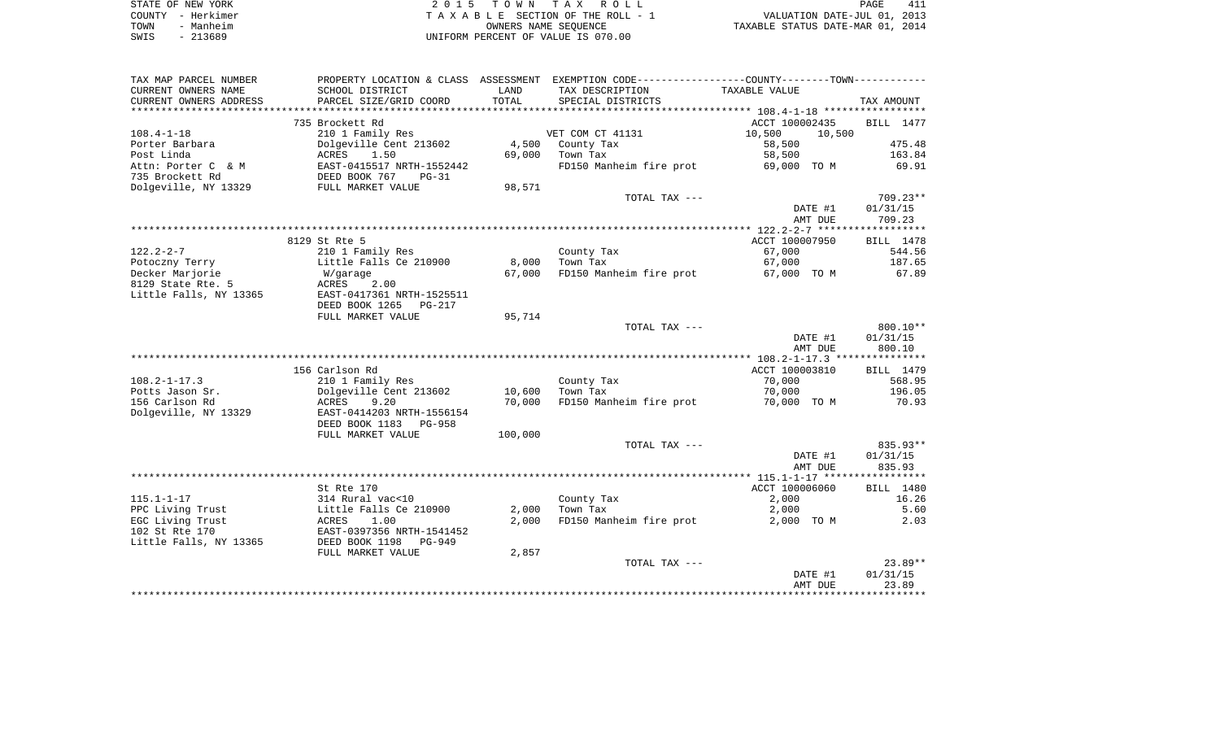STATE OF NEW YORK
COUNTY - Herkimer
TOWN - Manheim
SWIS - 213689

2 0 1 5 T O W N T A X R O L L
T A X A B L E SECTION OF THE ROLL - 1
OWNERS NAME SEQUENCE
UNIFORM PERCENT OF VALUE IS 070.00

VALUATION DATE-JUL 01, 2013
TAXABLE STATUS DATE-MAR 01, 2014

| TAX MAP PARCEL NUMBER<br>CURRENT OWNERS NAME<br>CURRENT OWNERS ADDRESS | PROPERTY LOCATION & CLASS<br>SCHOOL DISTRICT<br>PARCEL SIZE/GRID COORD | ASSESSMENT<br>LAND<br>TOTAL | EXEMPTION CODE<br>TAX DESCRIPTION<br>SPECIAL DISTRICTS | COUNTY / TOWN<br>TAXABLE VALUE | TAX AMOUNT |
|---|---|---|---|---|---|
| **108.4-1-18** | 735 Brockett Rd | | | ACCT 100002435 | BILL 1477 |
| 108.4-1-18 | 210 1 Family Res | | VET COM CT 41131 | 10,500 10,500 | |
| Porter Barbara | Dolgeville Cent 213602 | 4,500 | County Tax | 58,500 | 475.48 |
| Post Linda | ACRES 1.50 | 69,000 | Town Tax | 58,500 | 163.84 |
| Attn: Porter C & M | EAST-0415517 NRTH-1552442 | | FD150 Manheim fire prot | 69,000 TO M | 69.91 |
| 735 Brockett Rd | DEED BOOK 767 PG-31 | | | | |
| Dolgeville, NY 13329 | FULL MARKET VALUE | 98,571 | | | |
| | | | TOTAL TAX --- | | 709.23** |
| | | | | DATE #1 | 01/31/15 |
| | | | | AMT DUE | 709.23 |
| **122.2-2-7** | 8129 St Rte 5 | | | ACCT 100007950 | BILL 1478 |
| 122.2-2-7 | 210 1 Family Res | | County Tax | 67,000 | 544.56 |
| Potoczny Terry | Little Falls Ce 210900 | 8,000 | Town Tax | 67,000 | 187.65 |
| Decker Marjorie | W/garage | 67,000 | FD150 Manheim fire prot | 67,000 TO M | 67.89 |
| 8129 State Rte. 5 | ACRES 2.00 | | | | |
| Little Falls, NY 13365 | EAST-0417361 NRTH-1525511 | | | | |
| | DEED BOOK 1265 PG-217 | | | | |
| | FULL MARKET VALUE | 95,714 | | | |
| | | | TOTAL TAX --- | | 800.10** |
| | | | | DATE #1 | 01/31/15 |
| | | | | AMT DUE | 800.10 |
| **108.2-1-17.3** | 156 Carlson Rd | | | ACCT 100003810 | BILL 1479 |
| 108.2-1-17.3 | 210 1 Family Res | | County Tax | 70,000 | 568.95 |
| Potts Jason Sr. | Dolgeville Cent 213602 | 10,600 | Town Tax | 70,000 | 196.05 |
| 156 Carlson Rd | ACRES 9.20 | 70,000 | FD150 Manheim fire prot | 70,000 TO M | 70.93 |
| Dolgeville, NY 13329 | EAST-0414203 NRTH-1556154 | | | | |
| | DEED BOOK 1183 PG-958 | | | | |
| | FULL MARKET VALUE | 100,000 | | | |
| | | | TOTAL TAX --- | | 835.93** |
| | | | | DATE #1 | 01/31/15 |
| | | | | AMT DUE | 835.93 |
| **115.1-1-17** | St Rte 170 | | | ACCT 100006060 | BILL 1480 |
| 115.1-1-17 | 314 Rural vac<10 | | County Tax | 2,000 | 16.26 |
| PPC Living Trust | Little Falls Ce 210900 | 2,000 | Town Tax | 2,000 | 5.60 |
| EGC Living Trust | ACRES 1.00 | 2,000 | FD150 Manheim fire prot | 2,000 TO M | 2.03 |
| 102 St Rte 170 | EAST-0397356 NRTH-1541452 | | | | |
| Little Falls, NY 13365 | DEED BOOK 1198 PG-949 | | | | |
| | FULL MARKET VALUE | 2,857 | | | |
| | | | TOTAL TAX --- | | 23.89** |
| | | | | DATE #1 | 01/31/15 |
| | | | | AMT DUE | 23.89 |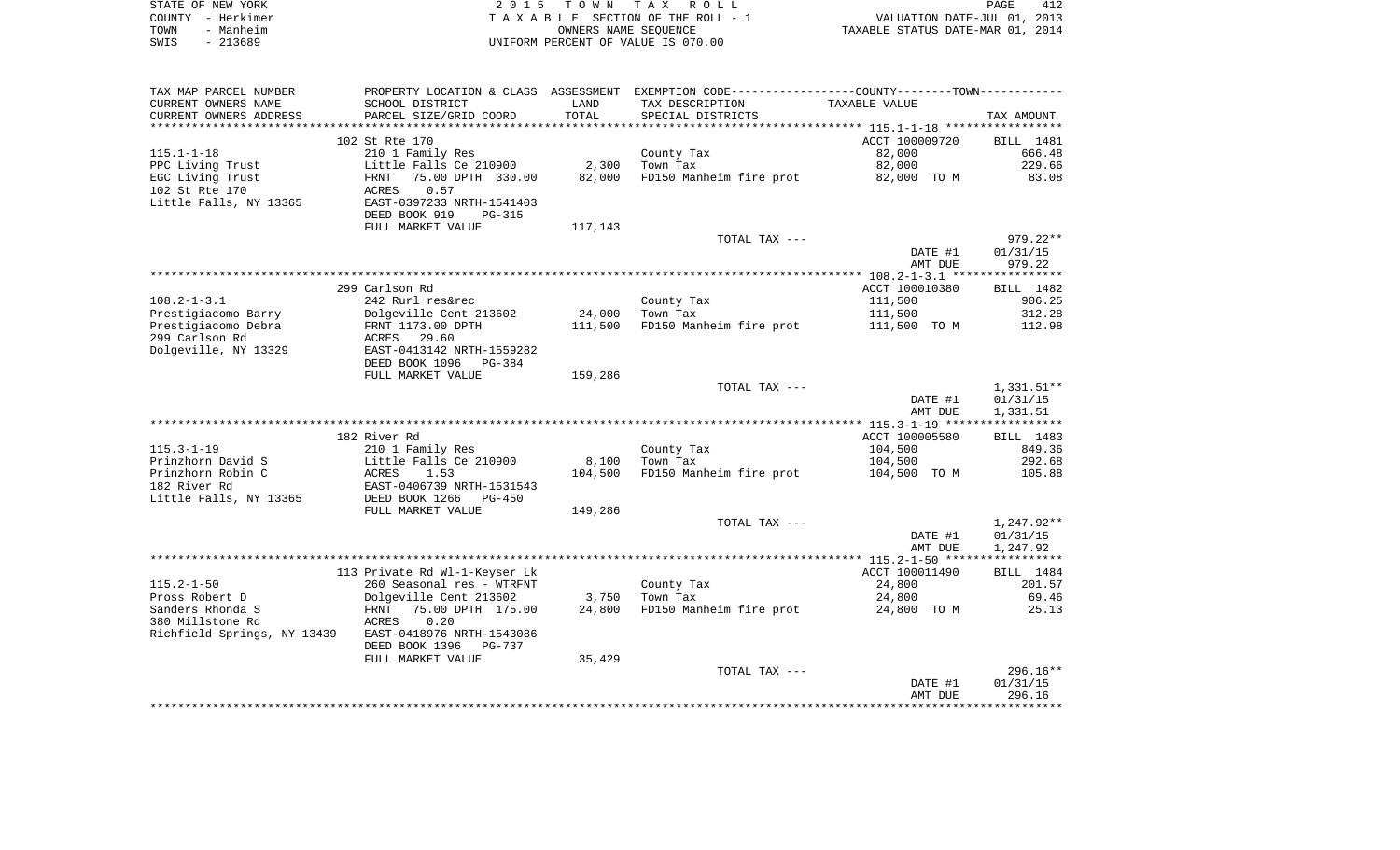STATE OF NEW YORK
COUNTY - Herkimer
TOWN - Manheim
SWIS - 213689

2 0 1 5 T O W N T A X R O L L
T A X A B L E SECTION OF THE ROLL - 1
OWNERS NAME SEQUENCE
UNIFORM PERCENT OF VALUE IS 070.00

VALUATION DATE-JUL 01, 2013
TAXABLE STATUS DATE-MAR 01, 2014

| TAX MAP PARCEL NUMBER / CURRENT OWNERS NAME / CURRENT OWNERS ADDRESS | PROPERTY LOCATION & CLASS / SCHOOL DISTRICT / PARCEL SIZE/GRID COORD | ASSESSMENT LAND / TOTAL | EXEMPTION CODE / TAX DESCRIPTION / SPECIAL DISTRICTS | COUNTY--------TOWN / TAXABLE VALUE | TAX AMOUNT |
|---|---|---|---|---|---|
| **115.1-1-18** | 102 St Rte 170 | | | ACCT 100009720 | BILL 1481 |
| 115.1-1-18 | 210 1 Family Res | | County Tax | 82,000 | 666.48 |
| PPC Living Trust | Little Falls Ce 210900 | 2,300 | Town Tax | 82,000 | 229.66 |
| EGC Living Trust | FRNT 75.00 DPTH 330.00 | 82,000 | FD150 Manheim fire prot | 82,000 TO M | 83.08 |
| 102 St Rte 170 | ACRES 0.57 | | | | |
| Little Falls, NY 13365 | EAST-0397233 NRTH-1541403 | | | | |
| | DEED BOOK 919 PG-315 | | | | |
| | FULL MARKET VALUE | 117,143 | | | |
| | | | TOTAL TAX --- | | 979.22** |
| | | | | DATE #1 | 01/31/15 |
| | | | | AMT DUE | 979.22 |
| **108.2-1-3.1** | 299 Carlson Rd | | | ACCT 100010380 | BILL 1482 |
| 108.2-1-3.1 | 242 Rurl res&rec | | County Tax | 111,500 | 906.25 |
| Prestigiacomo Barry | Dolgeville Cent 213602 | 24,000 | Town Tax | 111,500 | 312.28 |
| Prestigiacomo Debra | FRNT 1173.00 DPTH | 111,500 | FD150 Manheim fire prot | 111,500 TO M | 112.98 |
| 299 Carlson Rd | ACRES 29.60 | | | | |
| Dolgeville, NY 13329 | EAST-0413142 NRTH-1559282 | | | | |
| | DEED BOOK 1096 PG-384 | | | | |
| | FULL MARKET VALUE | 159,286 | | | |
| | | | TOTAL TAX --- | | 1,331.51** |
| | | | | DATE #1 | 01/31/15 |
| | | | | AMT DUE | 1,331.51 |
| **115.3-1-19** | 182 River Rd | | | ACCT 100005580 | BILL 1483 |
| 115.3-1-19 | 210 1 Family Res | | County Tax | 104,500 | 849.36 |
| Prinzhorn David S | Little Falls Ce 210900 | 8,100 | Town Tax | 104,500 | 292.68 |
| Prinzhorn Robin C | ACRES 1.53 | 104,500 | FD150 Manheim fire prot | 104,500 TO M | 105.88 |
| 182 River Rd | EAST-0406739 NRTH-1531543 | | | | |
| Little Falls, NY 13365 | DEED BOOK 1266 PG-450 | | | | |
| | FULL MARKET VALUE | 149,286 | | | |
| | | | TOTAL TAX --- | | 1,247.92** |
| | | | | DATE #1 | 01/31/15 |
| | | | | AMT DUE | 1,247.92 |
| **115.2-1-50** | 113 Private Rd Wl-1-Keyser Lk | | | ACCT 100011490 | BILL 1484 |
| 115.2-1-50 | 260 Seasonal res - WTRFNT | | County Tax | 24,800 | 201.57 |
| Pross Robert D | Dolgeville Cent 213602 | 3,750 | Town Tax | 24,800 | 69.46 |
| Sanders Rhonda S | FRNT 75.00 DPTH 175.00 | 24,800 | FD150 Manheim fire prot | 24,800 TO M | 25.13 |
| 380 Millstone Rd | ACRES 0.20 | | | | |
| Richfield Springs, NY 13439 | EAST-0418976 NRTH-1543086 | | | | |
| | DEED BOOK 1396 PG-737 | | | | |
| | FULL MARKET VALUE | 35,429 | | | |
| | | | TOTAL TAX --- | | 296.16** |
| | | | | DATE #1 | 01/31/15 |
| | | | | AMT DUE | 296.16 |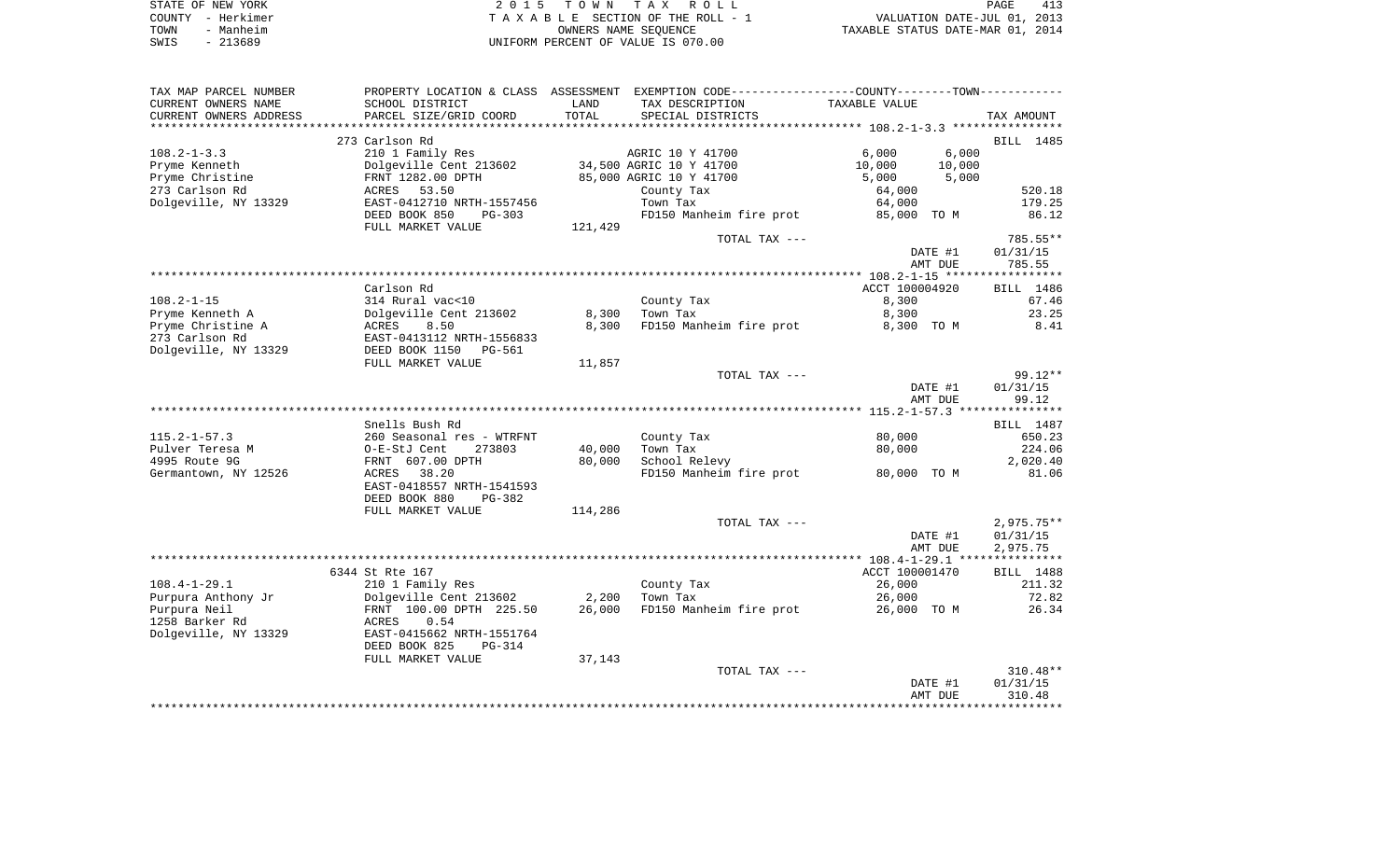STATE OF NEW YORK
COUNTY - Herkimer
TOWN - Manheim
SWIS - 213689

2 0 1 5 T O W N T A X R O L L
T A X A B L E SECTION OF THE ROLL - 1
OWNERS NAME SEQUENCE
UNIFORM PERCENT OF VALUE IS 070.00

VALUATION DATE-JUL 01, 2013
TAXABLE STATUS DATE-MAR 01, 2014

| TAX MAP PARCEL NUMBER / CURRENT OWNERS NAME / CURRENT OWNERS ADDRESS | PROPERTY LOCATION & CLASS / SCHOOL DISTRICT / PARCEL SIZE/GRID COORD | ASSESSMENT LAND / TOTAL | EXEMPTION CODE / TAX DESCRIPTION / SPECIAL DISTRICTS | COUNTY / TAXABLE VALUE | TOWN | TAX AMOUNT |
|---|---|---|---|---|---|---|
| **108.2-1-3.3** | 273 Carlson Rd | | | | | BILL 1485 |
| 108.2-1-3.3 | 210 1 Family Res | | AGRIC 10 Y 41700 | 6,000 | 6,000 | |
| Pryme Kenneth | Dolgeville Cent 213602 | 34,500 | AGRIC 10 Y 41700 | 10,000 | 10,000 | |
| Pryme Christine | FRNT 1282.00 DPTH | 85,000 | AGRIC 10 Y 41700 | 5,000 | 5,000 | |
| 273 Carlson Rd | ACRES 53.50 | | County Tax | 64,000 | | 520.18 |
| Dolgeville, NY 13329 | EAST-0412710 NRTH-1557456 | | Town Tax | 64,000 | | 179.25 |
| | DEED BOOK 850 PG-303 | | FD150 Manheim fire prot | 85,000 TO M | | 86.12 |
| | FULL MARKET VALUE | 121,429 | | | | |
| | | | TOTAL TAX --- | | | 785.55** |
| | | | | | DATE #1 | 01/31/15 |
| | | | | | AMT DUE | 785.55 |
| **108.2-1-15** | Carlson Rd | | | ACCT 100004920 | | BILL 1486 |
| 108.2-1-15 | 314 Rural vac<10 | | County Tax | 8,300 | | 67.46 |
| Pryme Kenneth A | Dolgeville Cent 213602 | 8,300 | Town Tax | 8,300 | | 23.25 |
| Pryme Christine A | ACRES 8.50 | 8,300 | FD150 Manheim fire prot | 8,300 TO M | | 8.41 |
| 273 Carlson Rd | EAST-0413112 NRTH-1556833 | | | | | |
| Dolgeville, NY 13329 | DEED BOOK 1150 PG-561 | | | | | |
| | FULL MARKET VALUE | 11,857 | | | | |
| | | | TOTAL TAX --- | | | 99.12** |
| | | | | | DATE #1 | 01/31/15 |
| | | | | | AMT DUE | 99.12 |
| **115.2-1-57.3** | Snells Bush Rd | | | | | BILL 1487 |
| 115.2-1-57.3 | 260 Seasonal res - WTRFNT | | County Tax | 80,000 | | 650.23 |
| Pulver Teresa M | O-E-StJ Cent 273803 | 40,000 | Town Tax | 80,000 | | 224.06 |
| 4995 Route 9G | FRNT 607.00 DPTH | 80,000 | School Relevy | | | 2,020.40 |
| Germantown, NY 12526 | ACRES 38.20 | | FD150 Manheim fire prot | 80,000 TO M | | 81.06 |
| | EAST-0418557 NRTH-1541593 | | | | | |
| | DEED BOOK 880 PG-382 | | | | | |
| | FULL MARKET VALUE | 114,286 | | | | |
| | | | TOTAL TAX --- | | | 2,975.75** |
| | | | | | DATE #1 | 01/31/15 |
| | | | | | AMT DUE | 2,975.75 |
| **108.4-1-29.1** | 6344 St Rte 167 | | | ACCT 100001470 | | BILL 1488 |
| 108.4-1-29.1 | 210 1 Family Res | | County Tax | 26,000 | | 211.32 |
| Purpura Anthony Jr | Dolgeville Cent 213602 | 2,200 | Town Tax | 26,000 | | 72.82 |
| Purpura Neil | FRNT 100.00 DPTH 225.50 | 26,000 | FD150 Manheim fire prot | 26,000 TO M | | 26.34 |
| 1258 Barker Rd | ACRES 0.54 | | | | | |
| Dolgeville, NY 13329 | EAST-0415662 NRTH-1551764 | | | | | |
| | DEED BOOK 825 PG-314 | | | | | |
| | FULL MARKET VALUE | 37,143 | | | | |
| | | | TOTAL TAX --- | | | 310.48** |
| | | | | | DATE #1 | 01/31/15 |
| | | | | | AMT DUE | 310.48 |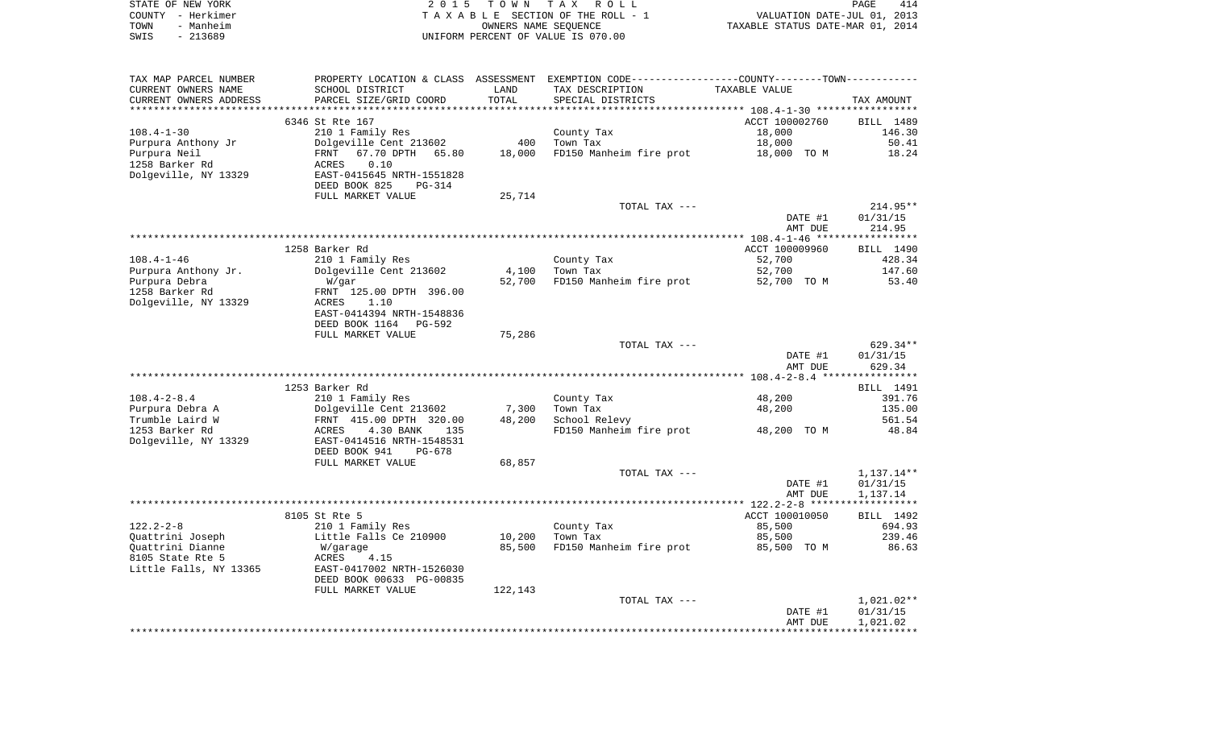STATE OF NEW YORK — 2015 TOWN TAX ROLL
COUNTY - Herkimer — TAXABLE SECTION OF THE ROLL - 1 — VALUATION DATE-JUL 01, 2013
TOWN - Manheim — OWNERS NAME SEQUENCE — TAXABLE STATUS DATE-MAR 01, 2014
SWIS - 213689 — UNIFORM PERCENT OF VALUE IS 070.00

| TAX MAP PARCEL NUMBER / CURRENT OWNERS NAME / CURRENT OWNERS ADDRESS | PROPERTY LOCATION & CLASS / SCHOOL DISTRICT / PARCEL SIZE/GRID COORD | ASSESSMENT LAND | TOTAL | EXEMPTION CODE / TAX DESCRIPTION / SPECIAL DISTRICTS | TAXABLE VALUE | TAX AMOUNT |
|---|---|---|---|---|---|---|
| | 6346 St Rte 167 | | | | ACCT 100002760 | BILL 1489 |
| 108.4-1-30 | 210 1 Family Res | | | County Tax | 18,000 | 146.30 |
| Purpura Anthony Jr | Dolgeville Cent 213602 | 400 | | Town Tax | 18,000 | 50.41 |
| Purpura Neil | FRNT 67.70 DPTH 65.80 | | 18,000 | FD150 Manheim fire prot | 18,000 TO M | 18.24 |
| 1258 Barker Rd | ACRES 0.10 | | | | | |
| Dolgeville, NY 13329 | EAST-0415645 NRTH-1551828 | | | | | |
| | DEED BOOK 825 PG-314 | | | | | |
| | FULL MARKET VALUE | | 25,714 | | | |
| | | | | TOTAL TAX --- | | 214.95** |
| | | | | | DATE #1 | 01/31/15 |
| | | | | | AMT DUE | 214.95 |
| | 1258 Barker Rd | | | | ACCT 100009960 | BILL 1490 |
| 108.4-1-46 | 210 1 Family Res | | | County Tax | 52,700 | 428.34 |
| Purpura Anthony Jr. | Dolgeville Cent 213602 | 4,100 | | Town Tax | 52,700 | 147.60 |
| Purpura Debra | W/gar | | 52,700 | FD150 Manheim fire prot | 52,700 TO M | 53.40 |
| 1258 Barker Rd | FRNT 125.00 DPTH 396.00 | | | | | |
| Dolgeville, NY 13329 | ACRES 1.10 | | | | | |
| | EAST-0414394 NRTH-1548836 | | | | | |
| | DEED BOOK 1164 PG-592 | | | | | |
| | FULL MARKET VALUE | | 75,286 | | | |
| | | | | TOTAL TAX --- | | 629.34** |
| | | | | | DATE #1 | 01/31/15 |
| | | | | | AMT DUE | 629.34 |
| | 1253 Barker Rd | | | | | BILL 1491 |
| 108.4-2-8.4 | 210 1 Family Res | | | County Tax | 48,200 | 391.76 |
| Purpura Debra A | Dolgeville Cent 213602 | 7,300 | | Town Tax | 48,200 | 135.00 |
| Trumble Laird W | FRNT 415.00 DPTH 320.00 | | 48,200 | School Relevy | | 561.54 |
| 1253 Barker Rd | ACRES 4.30 BANK 135 | | | FD150 Manheim fire prot | 48,200 TO M | 48.84 |
| Dolgeville, NY 13329 | EAST-0414516 NRTH-1548531 | | | | | |
| | DEED BOOK 941 PG-678 | | | | | |
| | FULL MARKET VALUE | | 68,857 | | | |
| | | | | TOTAL TAX --- | | 1,137.14** |
| | | | | | DATE #1 | 01/31/15 |
| | | | | | AMT DUE | 1,137.14 |
| | 8105 St Rte 5 | | | | ACCT 100010050 | BILL 1492 |
| 122.2-2-8 | 210 1 Family Res | | | County Tax | 85,500 | 694.93 |
| Quattrini Joseph | Little Falls Ce 210900 | 10,200 | | Town Tax | 85,500 | 239.46 |
| Quattrini Dianne | W/garage | | 85,500 | FD150 Manheim fire prot | 85,500 TO M | 86.63 |
| 8105 State Rte 5 | ACRES 4.15 | | | | | |
| Little Falls, NY 13365 | EAST-0417002 NRTH-1526030 | | | | | |
| | DEED BOOK 00633 PG-00835 | | | | | |
| | FULL MARKET VALUE | | 122,143 | | | |
| | | | | TOTAL TAX --- | | 1,021.02** |
| | | | | | DATE #1 | 01/31/15 |
| | | | | | AMT DUE | 1,021.02 |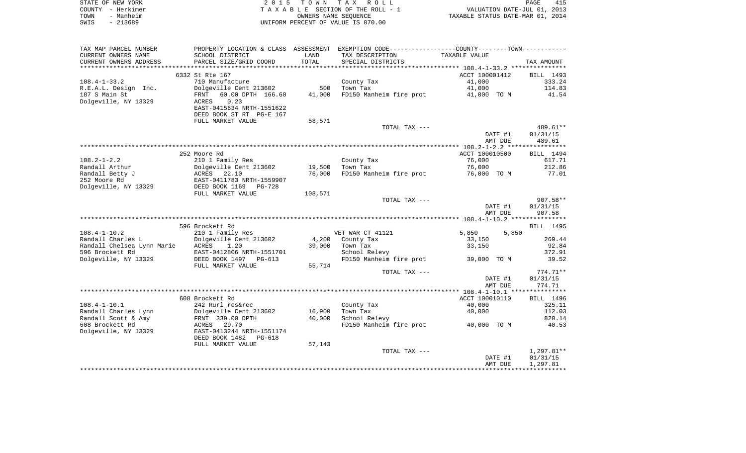STATE OF NEW YORK | COUNTY - Herkimer | TOWN - Manheim | SWIS - 213689

2015 TOWN TAX ROLL
TAXABLE SECTION OF THE ROLL - 1
OWNERS NAME SEQUENCE
UNIFORM PERCENT OF VALUE IS 070.00

VALUATION DATE-JUL 01, 2013
TAXABLE STATUS DATE-MAR 01, 2014

| TAX MAP PARCEL NUMBER / CURRENT OWNERS NAME / CURRENT OWNERS ADDRESS | PROPERTY LOCATION & CLASS / SCHOOL DISTRICT / PARCEL SIZE/GRID COORD | ASSESSMENT LAND | TOTAL | EXEMPTION CODE / TAX DESCRIPTION / SPECIAL DISTRICTS | TAXABLE VALUE | TAX AMOUNT |
|---|---|---|---|---|---|---|
| | 6332 St Rte 167 | | | | ACCT 100001412 | BILL 1493 |
| 108.4-1-33.2 | 710 Manufacture | | | County Tax | 41,000 | 333.24 |
| R.E.A.L. Design Inc. | Dolgeville Cent 213602 | 500 | | Town Tax | 41,000 | 114.83 |
| 187 S Main St | FRNT 60.00 DPTH 166.60 | | 41,000 | FD150 Manheim fire prot | 41,000 TO M | 41.54 |
| Dolgeville, NY 13329 | ACRES 0.23 | | | | | |
| | EAST-0415634 NRTH-1551622 | | | | | |
| | DEED BOOK ST RT PG-E 167 | | | | | |
| | FULL MARKET VALUE | | 58,571 | | | |
| | | | | TOTAL TAX --- | | 489.61** |
| | | | | | DATE #1 | 01/31/15 |
| | | | | | AMT DUE | 489.61 |
| | 252 Moore Rd | | | | ACCT 100010500 | BILL 1494 |
| 108.2-1-2.2 | 210 1 Family Res | | | County Tax | 76,000 | 617.71 |
| Randall Arthur | Dolgeville Cent 213602 | 19,500 | | Town Tax | 76,000 | 212.86 |
| Randall Betty J | ACRES 22.10 | | 76,000 | FD150 Manheim fire prot | 76,000 TO M | 77.01 |
| 252 Moore Rd | EAST-0411783 NRTH-1559907 | | | | | |
| Dolgeville, NY 13329 | DEED BOOK 1169 PG-728 | | | | | |
| | FULL MARKET VALUE | | 108,571 | | | |
| | | | | TOTAL TAX --- | | 907.58** |
| | | | | | DATE #1 | 01/31/15 |
| | | | | | AMT DUE | 907.58 |
| | 596 Brockett Rd | | | | | BILL 1495 |
| 108.4-1-10.2 | 210 1 Family Res | | | VET WAR CT 41121 | 5,850 5,850 | |
| Randall Charles L | Dolgeville Cent 213602 | 4,200 | | County Tax | 33,150 | 269.44 |
| Randall Chelsea Lynn Marie | ACRES 1.20 | | 39,000 | Town Tax | 33,150 | 92.84 |
| 596 Brockett Rd | EAST-0412806 NRTH-1551701 | | | School Relevy | | 372.91 |
| Dolgeville, NY 13329 | DEED BOOK 1497 PG-613 | | | FD150 Manheim fire prot | 39,000 TO M | 39.52 |
| | FULL MARKET VALUE | | 55,714 | | | |
| | | | | TOTAL TAX --- | | 774.71** |
| | | | | | DATE #1 | 01/31/15 |
| | | | | | AMT DUE | 774.71 |
| | 608 Brockett Rd | | | | ACCT 100010110 | BILL 1496 |
| 108.4-1-10.1 | 242 Rurl res&rec | | | County Tax | 40,000 | 325.11 |
| Randall Charles Lynn | Dolgeville Cent 213602 | 16,900 | | Town Tax | 40,000 | 112.03 |
| Randall Scott & Amy | FRNT 339.00 DPTH | | 40,000 | School Relevy | | 820.14 |
| 608 Brockett Rd | ACRES 29.70 | | | FD150 Manheim fire prot | 40,000 TO M | 40.53 |
| Dolgeville, NY 13329 | EAST-0413244 NRTH-1551174 | | | | | |
| | DEED BOOK 1482 PG-618 | | | | | |
| | FULL MARKET VALUE | | 57,143 | | | |
| | | | | TOTAL TAX --- | | 1,297.81** |
| | | | | | DATE #1 | 01/31/15 |
| | | | | | AMT DUE | 1,297.81 |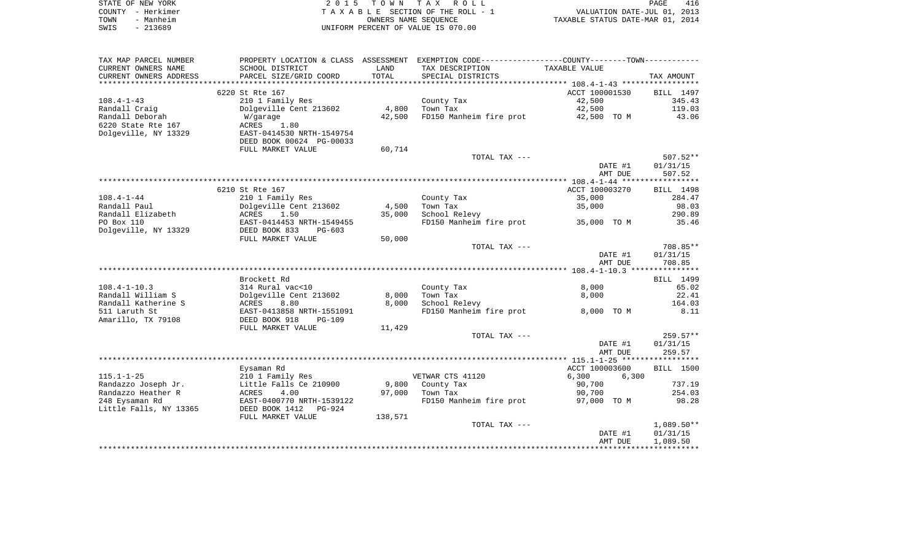STATE OF NEW YORK — 2015 TOWN TAX ROLL
COUNTY - Herkimer — TAXABLE SECTION OF THE ROLL - 1 — VALUATION DATE-JUL 01, 2013
TOWN - Manheim — OWNERS NAME SEQUENCE — TAXABLE STATUS DATE-MAR 01, 2014
SWIS - 213689 — UNIFORM PERCENT OF VALUE IS 070.00

| TAX MAP PARCEL NUMBER / CURRENT OWNERS NAME / CURRENT OWNERS ADDRESS | PROPERTY LOCATION & CLASS / SCHOOL DISTRICT / PARCEL SIZE/GRID COORD | ASSESSMENT LAND / TOTAL | EXEMPTION CODE / TAX DESCRIPTION / SPECIAL DISTRICTS | COUNTY / TOWN TAXABLE VALUE | TAX AMOUNT |
|---|---|---|---|---|---|
| | 6220 St Rte 167 | | | ACCT 100001530 | BILL 1497 |
| 108.4-1-43 | 210 1 Family Res | | County Tax | 42,500 | 345.43 |
| Randall Craig | Dolgeville Cent 213602 | 4,800 | Town Tax | 42,500 | 119.03 |
| Randall Deborah | W/garage | 42,500 | FD150 Manheim fire prot | 42,500 TO M | 43.06 |
| 6220 State Rte 167 | ACRES 1.80 | | | | |
| Dolgeville, NY 13329 | EAST-0414530 NRTH-1549754 | | | | |
| | DEED BOOK 00624 PG-00033 | | | | |
| | FULL MARKET VALUE | 60,714 | | | |
| | | | TOTAL TAX --- | | 507.52** |
| | | | | DATE #1 | 01/31/15 |
| | | | | AMT DUE | 507.52 |
| | 6210 St Rte 167 | | | ACCT 100003270 | BILL 1498 |
| 108.4-1-44 | 210 1 Family Res | | County Tax | 35,000 | 284.47 |
| Randall Paul | Dolgeville Cent 213602 | 4,500 | Town Tax | 35,000 | 98.03 |
| Randall Elizabeth | ACRES 1.50 | 35,000 | School Relevy | | 290.89 |
| PO Box 110 | EAST-0414453 NRTH-1549455 | | FD150 Manheim fire prot | 35,000 TO M | 35.46 |
| Dolgeville, NY 13329 | DEED BOOK 833 PG-603 | | | | |
| | FULL MARKET VALUE | 50,000 | | | |
| | | | TOTAL TAX --- | | 708.85** |
| | | | | DATE #1 | 01/31/15 |
| | | | | AMT DUE | 708.85 |
| | Brockett Rd | | | | BILL 1499 |
| 108.4-1-10.3 | 314 Rural vac<10 | | County Tax | 8,000 | 65.02 |
| Randall William S | Dolgeville Cent 213602 | 8,000 | Town Tax | 8,000 | 22.41 |
| Randall Katherine S | ACRES 8.80 | 8,000 | School Relevy | | 164.03 |
| 511 Laruth St | EAST-0413858 NRTH-1551091 | | FD150 Manheim fire prot | 8,000 TO M | 8.11 |
| Amarillo, TX 79108 | DEED BOOK 918 PG-109 | | | | |
| | FULL MARKET VALUE | 11,429 | | | |
| | | | TOTAL TAX --- | | 259.57** |
| | | | | DATE #1 | 01/31/15 |
| | | | | AMT DUE | 259.57 |
| | Eysaman Rd | | | ACCT 100003600 | BILL 1500 |
| 115.1-1-25 | 210 1 Family Res | | VETWAR CTS 41120 | 6,300 6,300 | |
| Randazzo Joseph Jr. | Little Falls Ce 210900 | 9,800 | County Tax | 90,700 | 737.19 |
| Randazzo Heather R | ACRES 4.00 | 97,000 | Town Tax | 90,700 | 254.03 |
| 248 Eysaman Rd | EAST-0400770 NRTH-1539122 | | FD150 Manheim fire prot | 97,000 TO M | 98.28 |
| Little Falls, NY 13365 | DEED BOOK 1412 PG-924 | | | | |
| | FULL MARKET VALUE | 138,571 | | | |
| | | | TOTAL TAX --- | | 1,089.50** |
| | | | | DATE #1 | 01/31/15 |
| | | | | AMT DUE | 1,089.50 |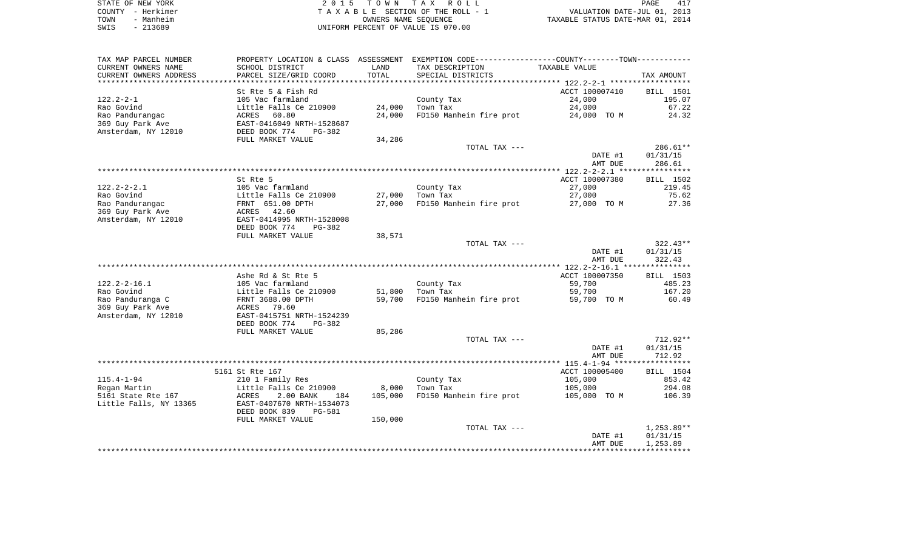STATE OF NEW YORK
COUNTY - Herkimer
TOWN - Manheim
SWIS - 213689

2 0 1 5 T O W N T A X R O L L
T A X A B L E SECTION OF THE ROLL - 1
OWNERS NAME SEQUENCE
UNIFORM PERCENT OF VALUE IS 070.00

VALUATION DATE-JUL 01, 2013
TAXABLE STATUS DATE-MAR 01, 2014

| TAX MAP PARCEL NUMBER / CURRENT OWNERS NAME / CURRENT OWNERS ADDRESS | PROPERTY LOCATION & CLASS / SCHOOL DISTRICT / PARCEL SIZE/GRID COORD | ASSESSMENT LAND / TOTAL | EXEMPTION CODE / TAX DESCRIPTION / SPECIAL DISTRICTS | TAXABLE VALUE | TAX AMOUNT |
|---|---|---|---|---|---|
| **122.2-2-1** | St Rte 5 & Fish Rd | | | ACCT 100007410 | BILL 1501 |
| 122.2-2-1 | 105 Vac farmland | | County Tax | 24,000 | 195.07 |
| Rao Govind | Little Falls Ce 210900 | 24,000 | Town Tax | 24,000 | 67.22 |
| Rao Pandurangac | ACRES 60.80 | 24,000 | FD150 Manheim fire prot | 24,000 TO M | 24.32 |
| 369 Guy Park Ave | EAST-0416049 NRTH-1528687 | | | | |
| Amsterdam, NY 12010 | DEED BOOK 774 PG-382 | | | | |
| | FULL MARKET VALUE | 34,286 | | | |
| | | | TOTAL TAX --- | | 286.61** |
| | | | | DATE #1 | 01/31/15 |
| | | | | AMT DUE | 286.61 |
| **122.2-2-2.1** | St Rte 5 | | | ACCT 100007380 | BILL 1502 |
| 122.2-2-2.1 | 105 Vac farmland | | County Tax | 27,000 | 219.45 |
| Rao Govind | Little Falls Ce 210900 | 27,000 | Town Tax | 27,000 | 75.62 |
| Rao Pandurangac | FRNT 651.00 DPTH | 27,000 | FD150 Manheim fire prot | 27,000 TO M | 27.36 |
| 369 Guy Park Ave | ACRES 42.60 | | | | |
| Amsterdam, NY 12010 | EAST-0414995 NRTH-1528008 | | | | |
| | DEED BOOK 774 PG-382 | | | | |
| | FULL MARKET VALUE | 38,571 | | | |
| | | | TOTAL TAX --- | | 322.43** |
| | | | | DATE #1 | 01/31/15 |
| | | | | AMT DUE | 322.43 |
| **122.2-2-16.1** | Ashe Rd & St Rte 5 | | | ACCT 100007350 | BILL 1503 |
| 122.2-2-16.1 | 105 Vac farmland | | County Tax | 59,700 | 485.23 |
| Rao Govind | Little Falls Ce 210900 | 51,800 | Town Tax | 59,700 | 167.20 |
| Rao Panduranga C | FRNT 3688.00 DPTH | 59,700 | FD150 Manheim fire prot | 59,700 TO M | 60.49 |
| 369 Guy Park Ave | ACRES 79.60 | | | | |
| Amsterdam, NY 12010 | EAST-0415751 NRTH-1524239 | | | | |
| | DEED BOOK 774 PG-382 | | | | |
| | FULL MARKET VALUE | 85,286 | | | |
| | | | TOTAL TAX --- | | 712.92** |
| | | | | DATE #1 | 01/31/15 |
| | | | | AMT DUE | 712.92 |
| **115.4-1-94** | 5161 St Rte 167 | | | ACCT 100005400 | BILL 1504 |
| 115.4-1-94 | 210 1 Family Res | | County Tax | 105,000 | 853.42 |
| Regan Martin | Little Falls Ce 210900 | 8,000 | Town Tax | 105,000 | 294.08 |
| 5161 State Rte 167 | ACRES 2.00 BANK 184 | 105,000 | FD150 Manheim fire prot | 105,000 TO M | 106.39 |
| Little Falls, NY 13365 | EAST-0407670 NRTH-1534073 | | | | |
| | DEED BOOK 839 PG-581 | | | | |
| | FULL MARKET VALUE | 150,000 | | | |
| | | | TOTAL TAX --- | | 1,253.89** |
| | | | | DATE #1 | 01/31/15 |
| | | | | AMT DUE | 1,253.89 |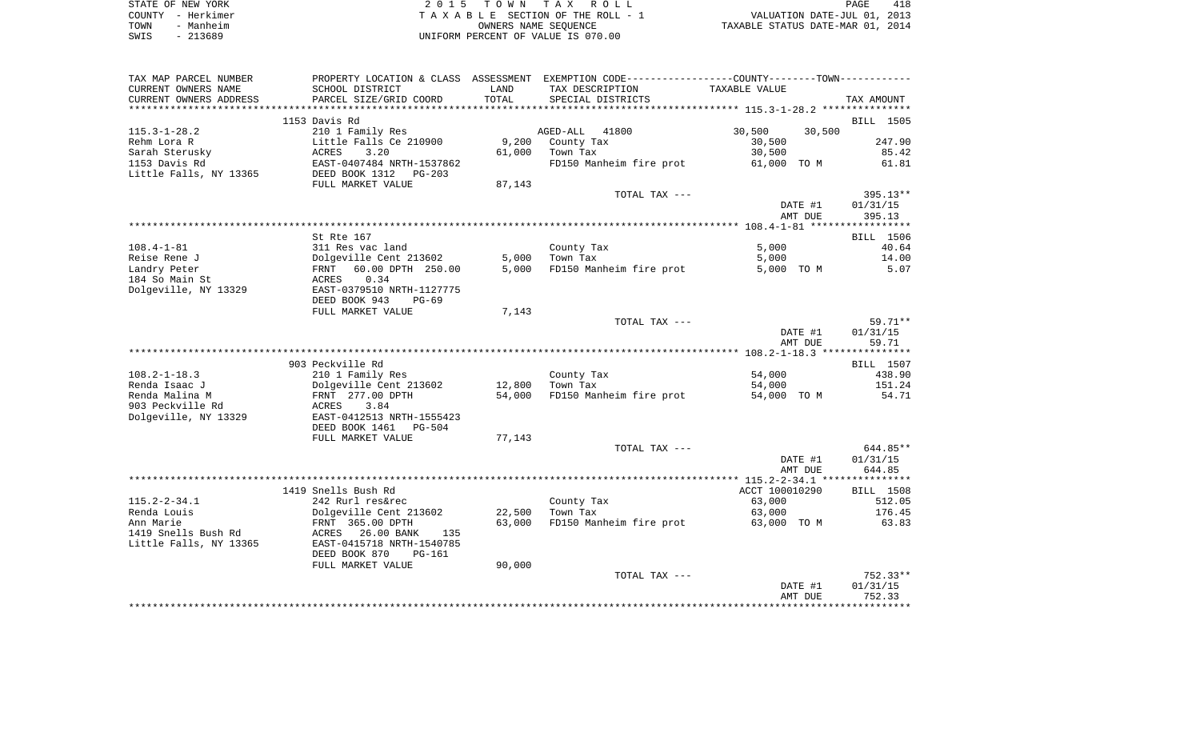STATE OF NEW YORK — 2 0 1 5 T O W N T A X R O L L
COUNTY - Herkimer — T A X A B L E SECTION OF THE ROLL - 1 — VALUATION DATE-JUL 01, 2013
TOWN - Manheim — OWNERS NAME SEQUENCE — TAXABLE STATUS DATE-MAR 01, 2014
SWIS - 213689 — UNIFORM PERCENT OF VALUE IS 070.00

| TAX MAP PARCEL NUMBER / CURRENT OWNERS NAME / CURRENT OWNERS ADDRESS | PROPERTY LOCATION & CLASS / SCHOOL DISTRICT / PARCEL SIZE/GRID COORD | ASSESSMENT LAND | ASSESSMENT TOTAL | EXEMPTION CODE / TAX DESCRIPTION / SPECIAL DISTRICTS | COUNTY TAXABLE VALUE | TOWN TAXABLE VALUE | TAX AMOUNT |
|---|---|---|---|---|---|---|---|
| | 1153 Davis Rd | | | | | | BILL 1505 |
| 115.3-1-28.2 | 210 1 Family Res | | | AGED-ALL 41800 | 30,500 | 30,500 | |
| Rehm Lora R | Little Falls Ce 210900 | 9,200 | | County Tax | 30,500 | | 247.90 |
| Sarah Sterusky | ACRES 3.20 | | 61,000 | Town Tax | 30,500 | | 85.42 |
| 1153 Davis Rd | EAST-0407484 NRTH-1537862 | | | FD150 Manheim fire prot | 61,000 TO M | | 61.81 |
| Little Falls, NY 13365 | DEED BOOK 1312 PG-203 | | | | | | |
| | FULL MARKET VALUE | 87,143 | | | | | |
| | | | | TOTAL TAX --- | | | 395.13** |
| | | | | | | DATE #1 | 01/31/15 |
| | | | | | | AMT DUE | 395.13 |
| | St Rte 167 | | | | | | BILL 1506 |
| 108.4-1-81 | 311 Res vac land | | | County Tax | 5,000 | | 40.64 |
| Reise Rene J | Dolgeville Cent 213602 | 5,000 | | Town Tax | 5,000 | | 14.00 |
| Landry Peter | FRNT 60.00 DPTH 250.00 | | 5,000 | FD150 Manheim fire prot | 5,000 TO M | | 5.07 |
| 184 So Main St | ACRES 0.34 | | | | | | |
| Dolgeville, NY 13329 | EAST-0379510 NRTH-1127775 | | | | | | |
| | DEED BOOK 943 PG-69 | | | | | | |
| | FULL MARKET VALUE | 7,143 | | | | | |
| | | | | TOTAL TAX --- | | | 59.71** |
| | | | | | | DATE #1 | 01/31/15 |
| | | | | | | AMT DUE | 59.71 |
| | 903 Peckville Rd | | | | | | BILL 1507 |
| 108.2-1-18.3 | 210 1 Family Res | | | County Tax | 54,000 | | 438.90 |
| Renda Isaac J | Dolgeville Cent 213602 | 12,800 | | Town Tax | 54,000 | | 151.24 |
| Renda Malina M | FRNT 277.00 DPTH | | 54,000 | FD150 Manheim fire prot | 54,000 TO M | | 54.71 |
| 903 Peckville Rd | ACRES 3.84 | | | | | | |
| Dolgeville, NY 13329 | EAST-0412513 NRTH-1555423 | | | | | | |
| | DEED BOOK 1461 PG-504 | | | | | | |
| | FULL MARKET VALUE | 77,143 | | | | | |
| | | | | TOTAL TAX --- | | | 644.85** |
| | | | | | | DATE #1 | 01/31/15 |
| | | | | | | AMT DUE | 644.85 |
| | 1419 Snells Bush Rd | | | | ACCT 100010290 | | BILL 1508 |
| 115.2-2-34.1 | 242 Rurl res&rec | | | County Tax | 63,000 | | 512.05 |
| Renda Louis | Dolgeville Cent 213602 | 22,500 | | Town Tax | 63,000 | | 176.45 |
| Ann Marie | FRNT 365.00 DPTH | | 63,000 | FD150 Manheim fire prot | 63,000 TO M | | 63.83 |
| 1419 Snells Bush Rd | ACRES 26.00 BANK 135 | | | | | | |
| Little Falls, NY 13365 | EAST-0415718 NRTH-1540785 | | | | | | |
| | DEED BOOK 870 PG-161 | | | | | | |
| | FULL MARKET VALUE | 90,000 | | | | | |
| | | | | TOTAL TAX --- | | | 752.33** |
| | | | | | | DATE #1 | 01/31/15 |
| | | | | | | AMT DUE | 752.33 |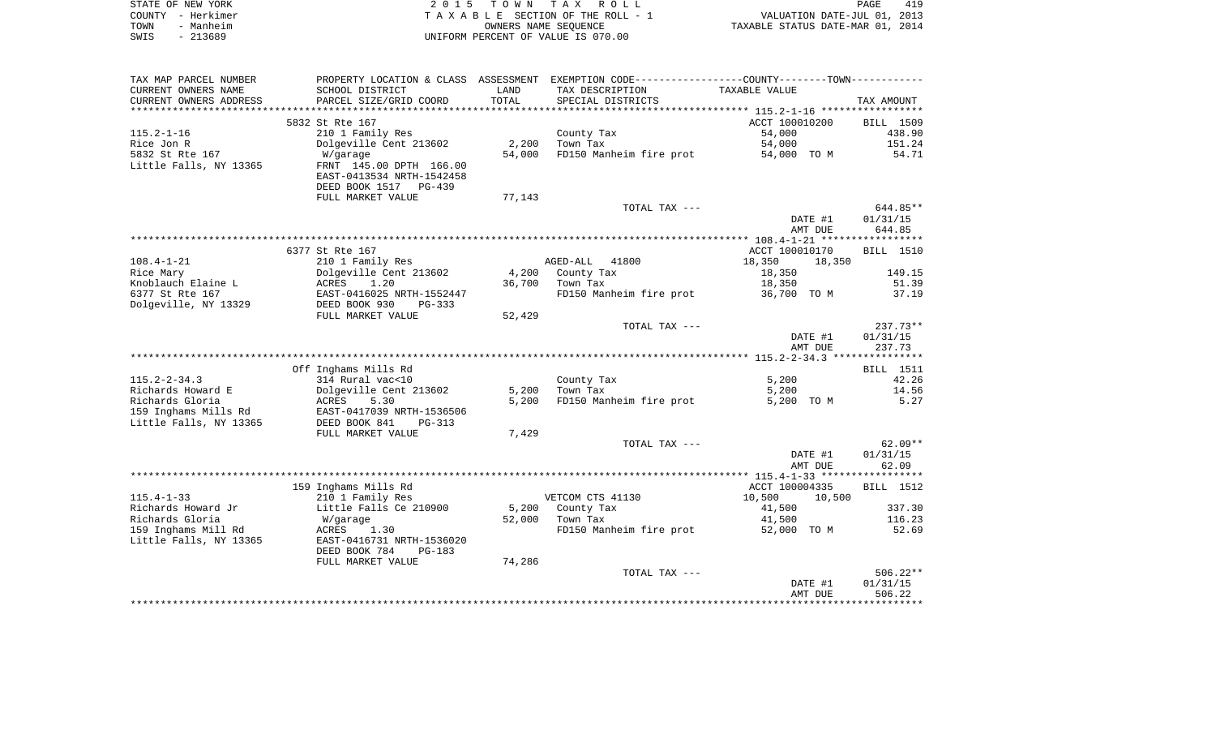| TAX MAP PARCEL NUMBER | PROPERTY LOCATION & CLASS | ASSESSMENT | EXEMPTION CODE-----COUNTY--------TOWN------ | | |
|---|---|---|---|---|---|
| CURRENT OWNERS NAME | SCHOOL DISTRICT | LAND | TAX DESCRIPTION | TAXABLE VALUE | |
| CURRENT OWNERS ADDRESS | PARCEL SIZE/GRID COORD | TOTAL | SPECIAL DISTRICTS | | TAX AMOUNT |
| | | | | **115.2-1-16** | |
| | 5832 St Rte 167 | | | ACCT 100010200 | BILL 1509 |
| 115.2-1-16 | 210 1 Family Res | | County Tax | 54,000 | 438.90 |
| Rice Jon R | Dolgeville Cent 213602 | 2,200 | Town Tax | 54,000 | 151.24 |
| 5832 St Rte 167 | W/garage | 54,000 | FD150 Manheim fire prot | 54,000 TO M | 54.71 |
| Little Falls, NY 13365 | FRNT 145.00 DPTH 166.00 | | | | |
| | EAST-0413534 NRTH-1542458 | | | | |
| | DEED BOOK 1517 PG-439 | | | | |
| | FULL MARKET VALUE | 77,143 | | | |
| | | | TOTAL TAX --- | | 644.85** |
| | | | | DATE #1 | 01/31/15 |
| | | | | AMT DUE | 644.85 |
| | | | | **108.4-1-21** | |
| | 6377 St Rte 167 | | | ACCT 100010170 | BILL 1510 |
| 108.4-1-21 | 210 1 Family Res | | AGED-ALL 41800 | 18,350 18,350 | |
| Rice Mary | Dolgeville Cent 213602 | 4,200 | County Tax | 18,350 | 149.15 |
| Knoblauch Elaine L | ACRES 1.20 | 36,700 | Town Tax | 18,350 | 51.39 |
| 6377 St Rte 167 | EAST-0416025 NRTH-1552447 | | FD150 Manheim fire prot | 36,700 TO M | 37.19 |
| Dolgeville, NY 13329 | DEED BOOK 930 PG-333 | | | | |
| | FULL MARKET VALUE | 52,429 | | | |
| | | | TOTAL TAX --- | | 237.73** |
| | | | | DATE #1 | 01/31/15 |
| | | | | AMT DUE | 237.73 |
| | | | | **115.2-2-34.3** | |
| | Off Inghams Mills Rd | | | | BILL 1511 |
| 115.2-2-34.3 | 314 Rural vac<10 | | County Tax | 5,200 | 42.26 |
| Richards Howard E | Dolgeville Cent 213602 | 5,200 | Town Tax | 5,200 | 14.56 |
| Richards Gloria | ACRES 5.30 | 5,200 | FD150 Manheim fire prot | 5,200 TO M | 5.27 |
| 159 Inghams Mills Rd | EAST-0417039 NRTH-1536506 | | | | |
| Little Falls, NY 13365 | DEED BOOK 841 PG-313 | | | | |
| | FULL MARKET VALUE | 7,429 | | | |
| | | | TOTAL TAX --- | | 62.09** |
| | | | | DATE #1 | 01/31/15 |
| | | | | AMT DUE | 62.09 |
| | | | | **115.4-1-33** | |
| | 159 Inghams Mills Rd | | | ACCT 100004335 | BILL 1512 |
| 115.4-1-33 | 210 1 Family Res | | VETCOM CTS 41130 | 10,500 10,500 | |
| Richards Howard Jr | Little Falls Ce 210900 | 5,200 | County Tax | 41,500 | 337.30 |
| Richards Gloria | W/garage | 52,000 | Town Tax | 41,500 | 116.23 |
| 159 Inghams Mill Rd | ACRES 1.30 | | FD150 Manheim fire prot | 52,000 TO M | 52.69 |
| Little Falls, NY 13365 | EAST-0416731 NRTH-1536020 | | | | |
| | DEED BOOK 784 PG-183 | | | | |
| | FULL MARKET VALUE | 74,286 | | | |
| | | | TOTAL TAX --- | | 506.22** |
| | | | | DATE #1 | 01/31/15 |
| | | | | AMT DUE | 506.22 |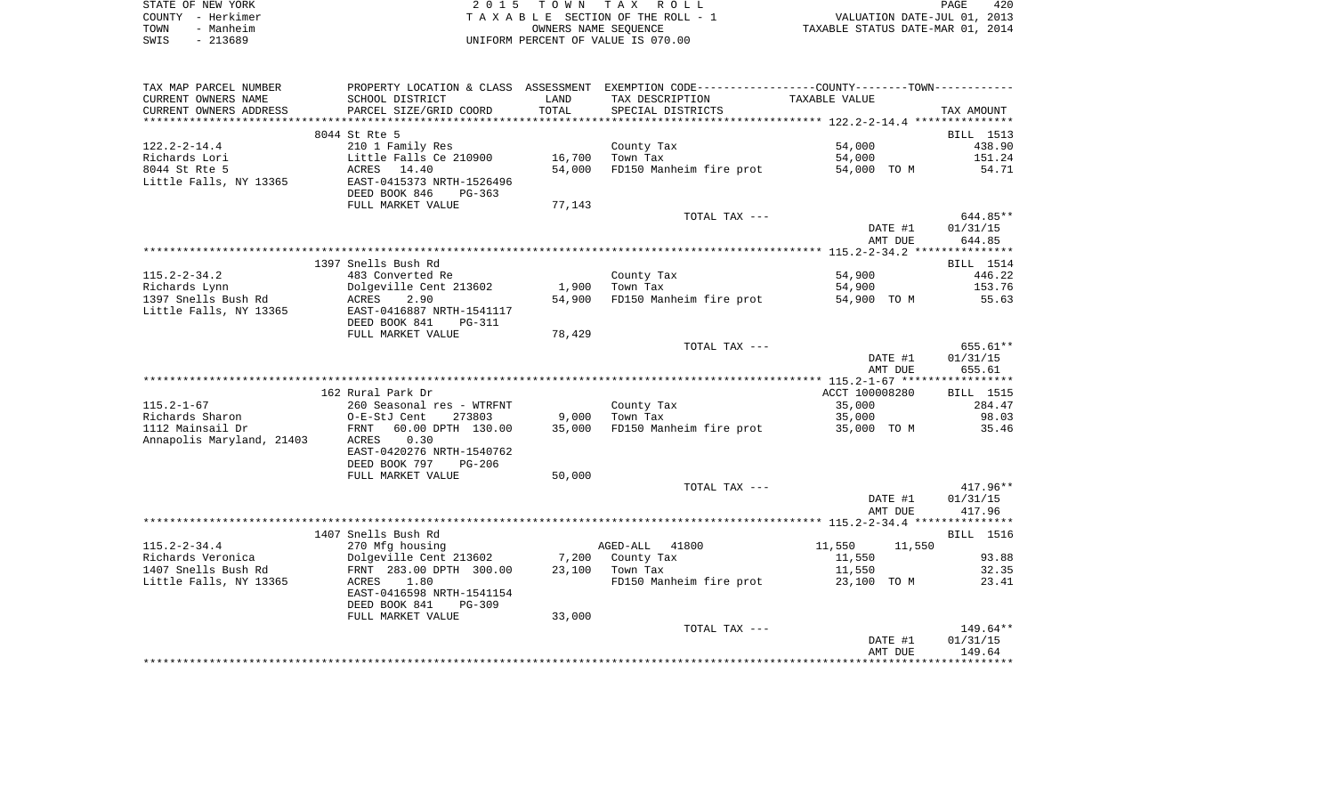STATE OF NEW YORK
COUNTY - Herkimer
TOWN - Manheim
SWIS - 213689

2 0 1 5 T O W N T A X R O L L
T A X A B L E SECTION OF THE ROLL - 1
OWNERS NAME SEQUENCE
UNIFORM PERCENT OF VALUE IS 070.00

VALUATION DATE-JUL 01, 2013
TAXABLE STATUS DATE-MAR 01, 2014

| TAX MAP PARCEL NUMBER<br>CURRENT OWNERS NAME<br>CURRENT OWNERS ADDRESS | PROPERTY LOCATION & CLASS<br>SCHOOL DISTRICT<br>PARCEL SIZE/GRID COORD | ASSESSMENT<br>LAND<br>TOTAL | EXEMPTION CODE<br>TAX DESCRIPTION<br>SPECIAL DISTRICTS | COUNTY--------TOWN<br>TAXABLE VALUE | TAX AMOUNT |
|---|---|---|---|---|---|
| | 8044 St Rte 5 | | | | BILL 1513 |
| 122.2-2-14.4 | 210 1 Family Res | | County Tax | 54,000 | 438.90 |
| Richards Lori | Little Falls Ce 210900 | 16,700 | Town Tax | 54,000 | 151.24 |
| 8044 St Rte 5 | ACRES 14.40 | 54,000 | FD150 Manheim fire prot | 54,000 TO M | 54.71 |
| Little Falls, NY 13365 | EAST-0415373 NRTH-1526496 | | | | |
| | DEED BOOK 846 PG-363 | | | | |
| | FULL MARKET VALUE | 77,143 | | | |
| | | | TOTAL TAX --- | | 644.85** |
| | | | | DATE #1 | 01/31/15 |
| | | | | AMT DUE | 644.85 |
| | 1397 Snells Bush Rd | | | | BILL 1514 |
| 115.2-2-34.2 | 483 Converted Re | | County Tax | 54,900 | 446.22 |
| Richards Lynn | Dolgeville Cent 213602 | 1,900 | Town Tax | 54,900 | 153.76 |
| 1397 Snells Bush Rd | ACRES 2.90 | 54,900 | FD150 Manheim fire prot | 54,900 TO M | 55.63 |
| Little Falls, NY 13365 | EAST-0416887 NRTH-1541117 | | | | |
| | DEED BOOK 841 PG-311 | | | | |
| | FULL MARKET VALUE | 78,429 | | | |
| | | | TOTAL TAX --- | | 655.61** |
| | | | | DATE #1 | 01/31/15 |
| | | | | AMT DUE | 655.61 |
| | 162 Rural Park Dr | | | ACCT 100008280 | BILL 1515 |
| 115.2-1-67 | 260 Seasonal res - WTRFNT | | County Tax | 35,000 | 284.47 |
| Richards Sharon | O-E-StJ Cent 273803 | 9,000 | Town Tax | 35,000 | 98.03 |
| 1112 Mainsail Dr | FRNT 60.00 DPTH 130.00 | 35,000 | FD150 Manheim fire prot | 35,000 TO M | 35.46 |
| Annapolis Maryland, 21403 | ACRES 0.30 | | | | |
| | EAST-0420276 NRTH-1540762 | | | | |
| | DEED BOOK 797 PG-206 | | | | |
| | FULL MARKET VALUE | 50,000 | | | |
| | | | TOTAL TAX --- | | 417.96** |
| | | | | DATE #1 | 01/31/15 |
| | | | | AMT DUE | 417.96 |
| | 1407 Snells Bush Rd | | | | BILL 1516 |
| 115.2-2-34.4 | 270 Mfg housing | | AGED-ALL 41800 | 11,550 11,550 | |
| Richards Veronica | Dolgeville Cent 213602 | 7,200 | County Tax | 11,550 | 93.88 |
| 1407 Snells Bush Rd | FRNT 283.00 DPTH 300.00 | 23,100 | Town Tax | 11,550 | 32.35 |
| Little Falls, NY 13365 | ACRES 1.80 | | FD150 Manheim fire prot | 23,100 TO M | 23.41 |
| | EAST-0416598 NRTH-1541154 | | | | |
| | DEED BOOK 841 PG-309 | | | | |
| | FULL MARKET VALUE | 33,000 | | | |
| | | | TOTAL TAX --- | | 149.64** |
| | | | | DATE #1 | 01/31/15 |
| | | | | AMT DUE | 149.64 |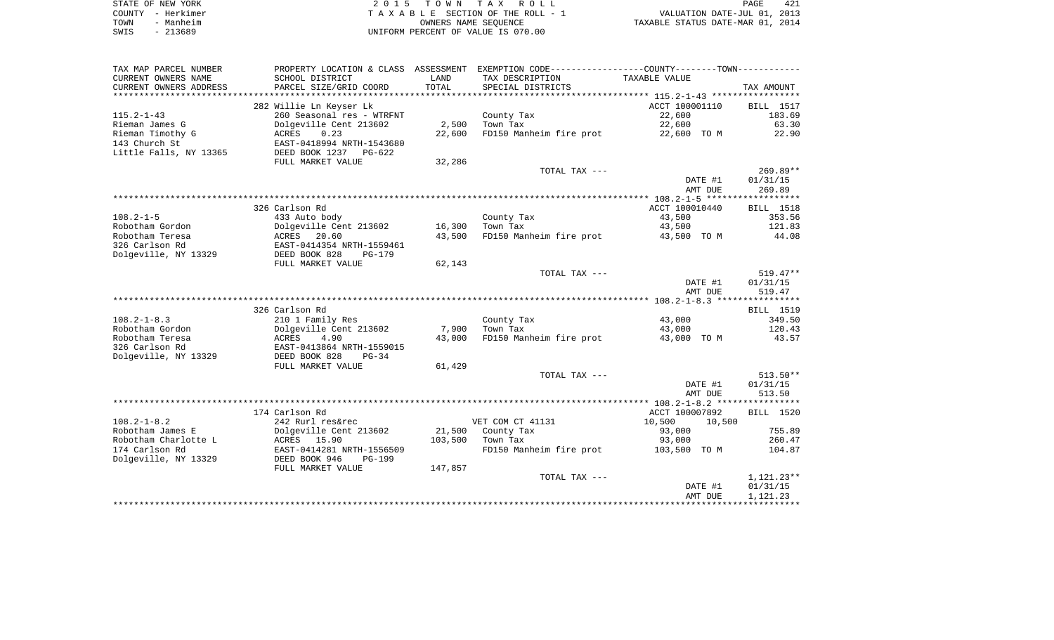STATE OF NEW YORK
COUNTY - Herkimer
TOWN - Manheim
SWIS - 213689

2 0 1 5 T O W N T A X R O L L
T A X A B L E SECTION OF THE ROLL - 1
OWNERS NAME SEQUENCE
UNIFORM PERCENT OF VALUE IS 070.00

VALUATION DATE-JUL 01, 2013
TAXABLE STATUS DATE-MAR 01, 2014

| TAX MAP PARCEL NUMBER / CURRENT OWNERS NAME / CURRENT OWNERS ADDRESS | PROPERTY LOCATION & CLASS / SCHOOL DISTRICT / PARCEL SIZE/GRID COORD | ASSESSMENT LAND / TOTAL | EXEMPTION CODE / TAX DESCRIPTION / SPECIAL DISTRICTS | COUNTY / TOWN TAXABLE VALUE | TAX AMOUNT |
|---|---|---|---|---|---|
| | 282 Willie Ln Keyser Lk | | | ACCT 100001110 | BILL 1517 |
| 115.2-1-43 | 260 Seasonal res - WTRFNT | | County Tax | 22,600 | 183.69 |
| Rieman James G | Dolgeville Cent 213602 | 2,500 | Town Tax | 22,600 | 63.30 |
| Rieman Timothy G | ACRES 0.23 | 22,600 | FD150 Manheim fire prot | 22,600 TO M | 22.90 |
| 143 Church St | EAST-0418994 NRTH-1543680 | | | | |
| Little Falls, NY 13365 | DEED BOOK 1237 PG-622 | | | | |
| | FULL MARKET VALUE | 32,286 | | | |
| | | | TOTAL TAX --- | | 269.89** |
| | | | | DATE #1 | 01/31/15 |
| | | | | AMT DUE | 269.89 |
| | 326 Carlson Rd | | | ACCT 100010440 | BILL 1518 |
| 108.2-1-5 | 433 Auto body | | County Tax | 43,500 | 353.56 |
| Robotham Gordon | Dolgeville Cent 213602 | 16,300 | Town Tax | 43,500 | 121.83 |
| Robotham Teresa | ACRES 20.60 | 43,500 | FD150 Manheim fire prot | 43,500 TO M | 44.08 |
| 326 Carlson Rd | EAST-0414354 NRTH-1559461 | | | | |
| Dolgeville, NY 13329 | DEED BOOK 828 PG-179 | | | | |
| | FULL MARKET VALUE | 62,143 | | | |
| | | | TOTAL TAX --- | | 519.47** |
| | | | | DATE #1 | 01/31/15 |
| | | | | AMT DUE | 519.47 |
| | 326 Carlson Rd | | | | BILL 1519 |
| 108.2-1-8.3 | 210 1 Family Res | | County Tax | 43,000 | 349.50 |
| Robotham Gordon | Dolgeville Cent 213602 | 7,900 | Town Tax | 43,000 | 120.43 |
| Robotham Teresa | ACRES 4.90 | 43,000 | FD150 Manheim fire prot | 43,000 TO M | 43.57 |
| 326 Carlson Rd | EAST-0413864 NRTH-1559015 | | | | |
| Dolgeville, NY 13329 | DEED BOOK 828 PG-34 | | | | |
| | FULL MARKET VALUE | 61,429 | | | |
| | | | TOTAL TAX --- | | 513.50** |
| | | | | DATE #1 | 01/31/15 |
| | | | | AMT DUE | 513.50 |
| | 174 Carlson Rd | | | ACCT 100007892 | BILL 1520 |
| 108.2-1-8.2 | 242 Rurl res&rec | | VET COM CT 41131 | 10,500 10,500 | |
| Robotham James E | Dolgeville Cent 213602 | 21,500 | County Tax | 93,000 | 755.89 |
| Robotham Charlotte L | ACRES 15.90 | 103,500 | Town Tax | 93,000 | 260.47 |
| 174 Carlson Rd | EAST-0414281 NRTH-1556509 | | FD150 Manheim fire prot | 103,500 TO M | 104.87 |
| Dolgeville, NY 13329 | DEED BOOK 946 PG-199 | | | | |
| | FULL MARKET VALUE | 147,857 | | | |
| | | | TOTAL TAX --- | | 1,121.23** |
| | | | | DATE #1 | 01/31/15 |
| | | | | AMT DUE | 1,121.23 |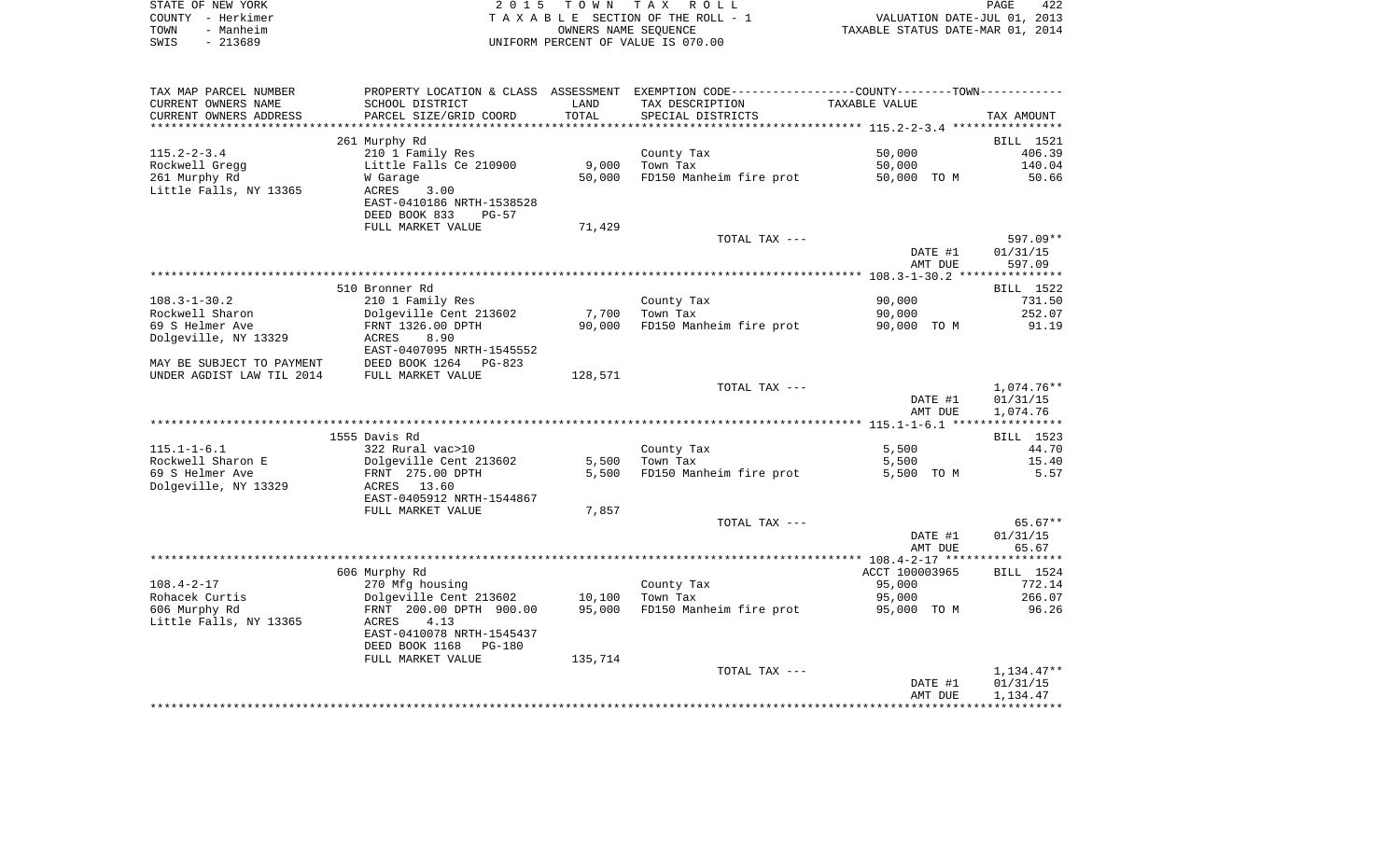| TAX MAP PARCEL NUMBER<br>CURRENT OWNERS NAME<br>CURRENT OWNERS ADDRESS | PROPERTY LOCATION & CLASS<br>SCHOOL DISTRICT<br>PARCEL SIZE/GRID COORD | ASSESSMENT<br>LAND<br>TOTAL | EXEMPTION CODE<br>TAX DESCRIPTION<br>SPECIAL DISTRICTS | COUNTY--------TOWN<br>TAXABLE VALUE | TAX AMOUNT |
|---|---|---|---|---|---|
| | 261 Murphy Rd | | | | BILL 1521 |
| 115.2-2-3.4 | 210 1 Family Res | | County Tax | 50,000 | 406.39 |
| Rockwell Gregg | Little Falls Ce 210900 | 9,000 | Town Tax | 50,000 | 140.04 |
| 261 Murphy Rd | W Garage | 50,000 | FD150 Manheim fire prot | 50,000 TO M | 50.66 |
| Little Falls, NY 13365 | ACRES 3.00 | | | | |
| | EAST-0410186 NRTH-1538528 | | | | |
| | DEED BOOK 833 PG-57 | | | | |
| | FULL MARKET VALUE | 71,429 | | | |
| | | | TOTAL TAX --- | | 597.09** |
| | | | | DATE #1 | 01/31/15 |
| | | | | AMT DUE | 597.09 |
| | 510 Bronner Rd | | | | BILL 1522 |
| 108.3-1-30.2 | 210 1 Family Res | | County Tax | 90,000 | 731.50 |
| Rockwell Sharon | Dolgeville Cent 213602 | 7,700 | Town Tax | 90,000 | 252.07 |
| 69 S Helmer Ave | FRNT 1326.00 DPTH | 90,000 | FD150 Manheim fire prot | 90,000 TO M | 91.19 |
| Dolgeville, NY 13329 | ACRES 8.90 | | | | |
| | EAST-0407095 NRTH-1545552 | | | | |
| MAY BE SUBJECT TO PAYMENT | DEED BOOK 1264 PG-823 | | | | |
| UNDER AGDIST LAW TIL 2014 | FULL MARKET VALUE | 128,571 | | | |
| | | | TOTAL TAX --- | | 1,074.76** |
| | | | | DATE #1 | 01/31/15 |
| | | | | AMT DUE | 1,074.76 |
| | 1555 Davis Rd | | | | BILL 1523 |
| 115.1-1-6.1 | 322 Rural vac>10 | | County Tax | 5,500 | 44.70 |
| Rockwell Sharon E | Dolgeville Cent 213602 | 5,500 | Town Tax | 5,500 | 15.40 |
| 69 S Helmer Ave | FRNT 275.00 DPTH | 5,500 | FD150 Manheim fire prot | 5,500 TO M | 5.57 |
| Dolgeville, NY 13329 | ACRES 13.60 | | | | |
| | EAST-0405912 NRTH-1544867 | | | | |
| | FULL MARKET VALUE | 7,857 | | | |
| | | | TOTAL TAX --- | | 65.67** |
| | | | | DATE #1 | 01/31/15 |
| | | | | AMT DUE | 65.67 |
| | 606 Murphy Rd | | | ACCT 100003965 | BILL 1524 |
| 108.4-2-17 | 270 Mfg housing | | County Tax | 95,000 | 772.14 |
| Rohacek Curtis | Dolgeville Cent 213602 | 10,100 | Town Tax | 95,000 | 266.07 |
| 606 Murphy Rd | FRNT 200.00 DPTH 900.00 | 95,000 | FD150 Manheim fire prot | 95,000 TO M | 96.26 |
| Little Falls, NY 13365 | ACRES 4.13 | | | | |
| | EAST-0410078 NRTH-1545437 | | | | |
| | DEED BOOK 1168 PG-180 | | | | |
| | FULL MARKET VALUE | 135,714 | | | |
| | | | TOTAL TAX --- | | 1,134.47** |
| | | | | DATE #1 | 01/31/15 |
| | | | | AMT DUE | 1,134.47 |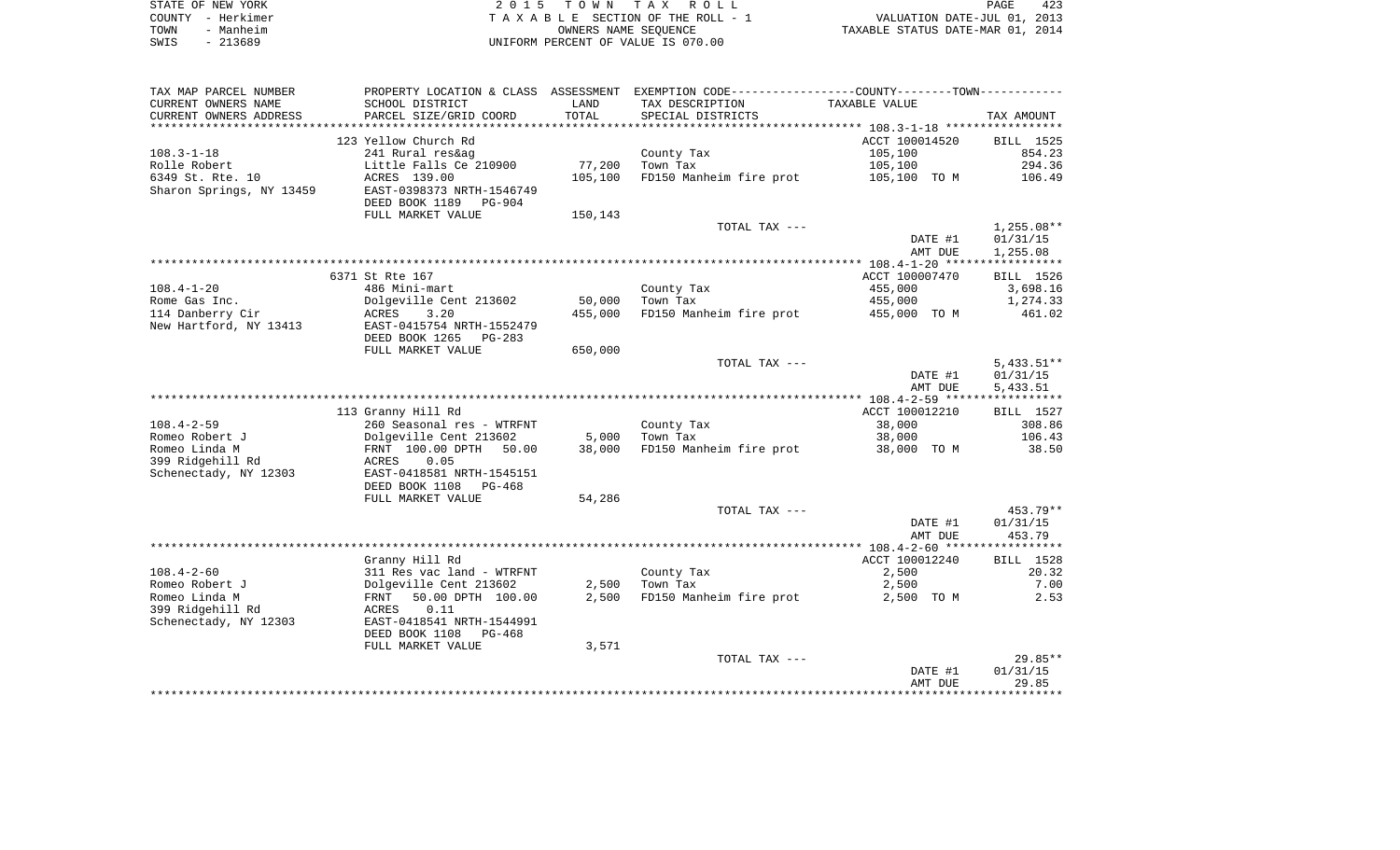STATE OF NEW YORK
COUNTY - Herkimer
TOWN - Manheim
SWIS - 213689

2 0 1 5 T O W N T A X R O L L
T A X A B L E SECTION OF THE ROLL - 1
OWNERS NAME SEQUENCE
UNIFORM PERCENT OF VALUE IS 070.00

VALUATION DATE-JUL 01, 2013
TAXABLE STATUS DATE-MAR 01, 2014

| TAX MAP PARCEL NUMBER / CURRENT OWNERS NAME / CURRENT OWNERS ADDRESS | PROPERTY LOCATION & CLASS / SCHOOL DISTRICT / PARCEL SIZE/GRID COORD | ASSESSMENT LAND | TOTAL | EXEMPTION CODE / TAX DESCRIPTION / SPECIAL DISTRICTS | TAXABLE VALUE | TAX AMOUNT |
|---|---|---|---|---|---|---|
| **108.3-1-18** | 123 Yellow Church Rd | | | | ACCT 100014520 | BILL 1525 |
| Rolle Robert | 241 Rural res&ag | | | County Tax | 105,100 | 854.23 |
| 6349 St. Rte. 10 | Little Falls Ce 210900 | 77,200 | | Town Tax | 105,100 | 294.36 |
| Sharon Springs, NY 13459 | ACRES 139.00 | | 105,100 | FD150 Manheim fire prot | 105,100 TO M | 106.49 |
| | EAST-0398373 NRTH-1546749 | | | | | |
| | DEED BOOK 1189 PG-904 | | | | | |
| | FULL MARKET VALUE | | 150,143 | | | |
| | | | | TOTAL TAX --- | | 1,255.08** |
| | | | | | DATE #1 | 01/31/15 |
| | | | | | AMT DUE | 1,255.08 |
| **108.4-1-20** | 6371 St Rte 167 | | | | ACCT 100007470 | BILL 1526 |
| Rome Gas Inc. | 486 Mini-mart | | | County Tax | 455,000 | 3,698.16 |
| 114 Danberry Cir | Dolgeville Cent 213602 | 50,000 | | Town Tax | 455,000 | 1,274.33 |
| New Hartford, NY 13413 | ACRES 3.20 | | 455,000 | FD150 Manheim fire prot | 455,000 TO M | 461.02 |
| | EAST-0415754 NRTH-1552479 | | | | | |
| | DEED BOOK 1265 PG-283 | | | | | |
| | FULL MARKET VALUE | | 650,000 | | | |
| | | | | TOTAL TAX --- | | 5,433.51** |
| | | | | | DATE #1 | 01/31/15 |
| | | | | | AMT DUE | 5,433.51 |
| **108.4-2-59** | 113 Granny Hill Rd | | | | ACCT 100012210 | BILL 1527 |
| Romeo Robert J | 260 Seasonal res - WTRFNT | | | County Tax | 38,000 | 308.86 |
| Romeo Linda M | Dolgeville Cent 213602 | 5,000 | | Town Tax | 38,000 | 106.43 |
| 399 Ridgehill Rd | FRNT 100.00 DPTH 50.00 | | 38,000 | FD150 Manheim fire prot | 38,000 TO M | 38.50 |
| Schenectady, NY 12303 | ACRES 0.05 | | | | | |
| | EAST-0418581 NRTH-1545151 | | | | | |
| | DEED BOOK 1108 PG-468 | | | | | |
| | FULL MARKET VALUE | | 54,286 | | | |
| | | | | TOTAL TAX --- | | 453.79** |
| | | | | | DATE #1 | 01/31/15 |
| | | | | | AMT DUE | 453.79 |
| **108.4-2-60** | Granny Hill Rd | | | | ACCT 100012240 | BILL 1528 |
| Romeo Robert J | 311 Res vac land - WTRFNT | | | County Tax | 2,500 | 20.32 |
| Romeo Linda M | Dolgeville Cent 213602 | 2,500 | | Town Tax | 2,500 | 7.00 |
| 399 Ridgehill Rd | FRNT 50.00 DPTH 100.00 | | 2,500 | FD150 Manheim fire prot | 2,500 TO M | 2.53 |
| Schenectady, NY 12303 | ACRES 0.11 | | | | | |
| | EAST-0418541 NRTH-1544991 | | | | | |
| | DEED BOOK 1108 PG-468 | | | | | |
| | FULL MARKET VALUE | | 3,571 | | | |
| | | | | TOTAL TAX --- | | 29.85** |
| | | | | | DATE #1 | 01/31/15 |
| | | | | | AMT DUE | 29.85 |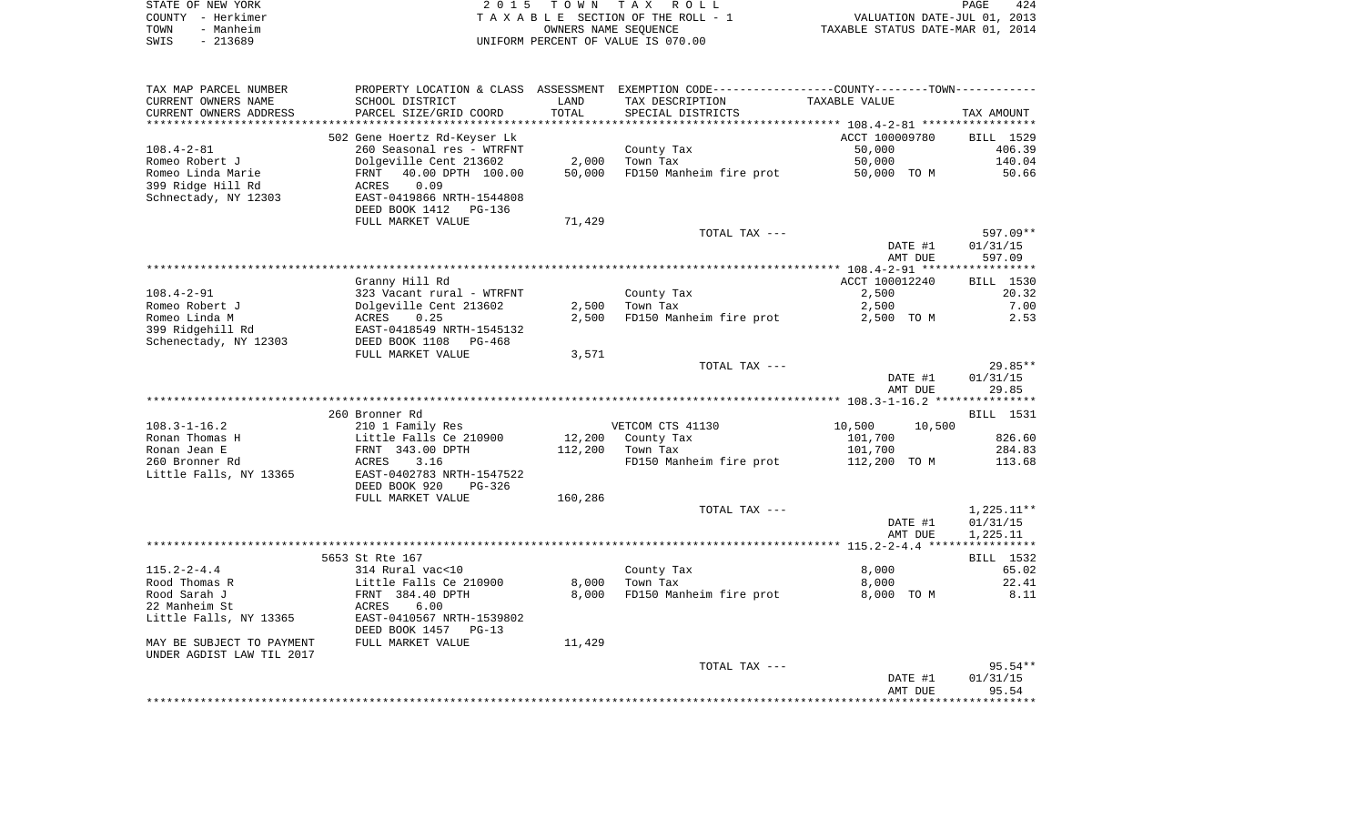STATE OF NEW YORK
COUNTY - Herkimer
TOWN - Manheim
SWIS - 213689

2 0 1 5 T O W N T A X R O L L
T A X A B L E SECTION OF THE ROLL - 1
OWNERS NAME SEQUENCE
UNIFORM PERCENT OF VALUE IS 070.00

VALUATION DATE-JUL 01, 2013
TAXABLE STATUS DATE-MAR 01, 2014

| TAX MAP PARCEL NUMBER<br>CURRENT OWNERS NAME<br>CURRENT OWNERS ADDRESS | PROPERTY LOCATION & CLASS<br>SCHOOL DISTRICT<br>PARCEL SIZE/GRID COORD | ASSESSMENT<br>LAND<br>TOTAL | EXEMPTION CODE-----COUNTY-----TOWN-----<br>TAX DESCRIPTION<br>SPECIAL DISTRICTS | TAXABLE VALUE | TAX AMOUNT |
|---|---|---|---|---|---|
| 108.4-2-81 | 502 Gene Hoertz Rd-Keyser Lk | | | ACCT 100009780 | BILL 1529 |
| Romeo Robert J | 260 Seasonal res - WTRFNT | | County Tax | 50,000 | 406.39 |
| Romeo Linda Marie | Dolgeville Cent 213602 | 2,000 | Town Tax | 50,000 | 140.04 |
| 399 Ridge Hill Rd | FRNT 40.00 DPTH 100.00 | 50,000 | FD150 Manheim fire prot | 50,000 TO M | 50.66 |
| Schnectady, NY 12303 | ACRES 0.09 | | | | |
| | EAST-0419866 NRTH-1544808 | | | | |
| | DEED BOOK 1412 PG-136 | | | | |
| | FULL MARKET VALUE | 71,429 | | | |
| | | | TOTAL TAX --- | | 597.09** |
| | | | | DATE #1 | 01/31/15 |
| | | | | AMT DUE | 597.09 |
| 108.4-2-91 | Granny Hill Rd | | | ACCT 100012240 | BILL 1530 |
| Romeo Robert J | 323 Vacant rural - WTRFNT | | County Tax | 2,500 | 20.32 |
| Romeo Linda M | Dolgeville Cent 213602 | 2,500 | Town Tax | 2,500 | 7.00 |
| 399 Ridgehill Rd | ACRES 0.25 | 2,500 | FD150 Manheim fire prot | 2,500 TO M | 2.53 |
| Schenectady, NY 12303 | EAST-0418549 NRTH-1545132 | | | | |
| | DEED BOOK 1108 PG-468 | | | | |
| | FULL MARKET VALUE | 3,571 | | | |
| | | | TOTAL TAX --- | | 29.85** |
| | | | | DATE #1 | 01/31/15 |
| | | | | AMT DUE | 29.85 |
| 108.3-1-16.2 | 260 Bronner Rd | | | | BILL 1531 |
| Ronan Thomas H | 210 1 Family Res | | VETCOM CTS 41130 | 10,500 10,500 | |
| Ronan Jean E | Little Falls Ce 210900 | 12,200 | County Tax | 101,700 | 826.60 |
| 260 Bronner Rd | FRNT 343.00 DPTH | 112,200 | Town Tax | 101,700 | 284.83 |
| Little Falls, NY 13365 | ACRES 3.16 | | FD150 Manheim fire prot | 112,200 TO M | 113.68 |
| | EAST-0402783 NRTH-1547522 | | | | |
| | DEED BOOK 920 PG-326 | | | | |
| | FULL MARKET VALUE | 160,286 | | | |
| | | | TOTAL TAX --- | | 1,225.11** |
| | | | | DATE #1 | 01/31/15 |
| | | | | AMT DUE | 1,225.11 |
| 115.2-2-4.4 | 5653 St Rte 167 | | | | BILL 1532 |
| Rood Thomas R | 314 Rural vac<10 | | County Tax | 8,000 | 65.02 |
| Rood Sarah J | Little Falls Ce 210900 | 8,000 | Town Tax | 8,000 | 22.41 |
| 22 Manheim St | FRNT 384.40 DPTH | 8,000 | FD150 Manheim fire prot | 8,000 TO M | 8.11 |
| Little Falls, NY 13365 | ACRES 6.00 | | | | |
| | EAST-0410567 NRTH-1539802 | | | | |
| | DEED BOOK 1457 PG-13 | | | | |
| MAY BE SUBJECT TO PAYMENT | FULL MARKET VALUE | 11,429 | | | |
| UNDER AGDIST LAW TIL 2017 | | | | | |
| | | | TOTAL TAX --- | | 95.54** |
| | | | | DATE #1 | 01/31/15 |
| | | | | AMT DUE | 95.54 |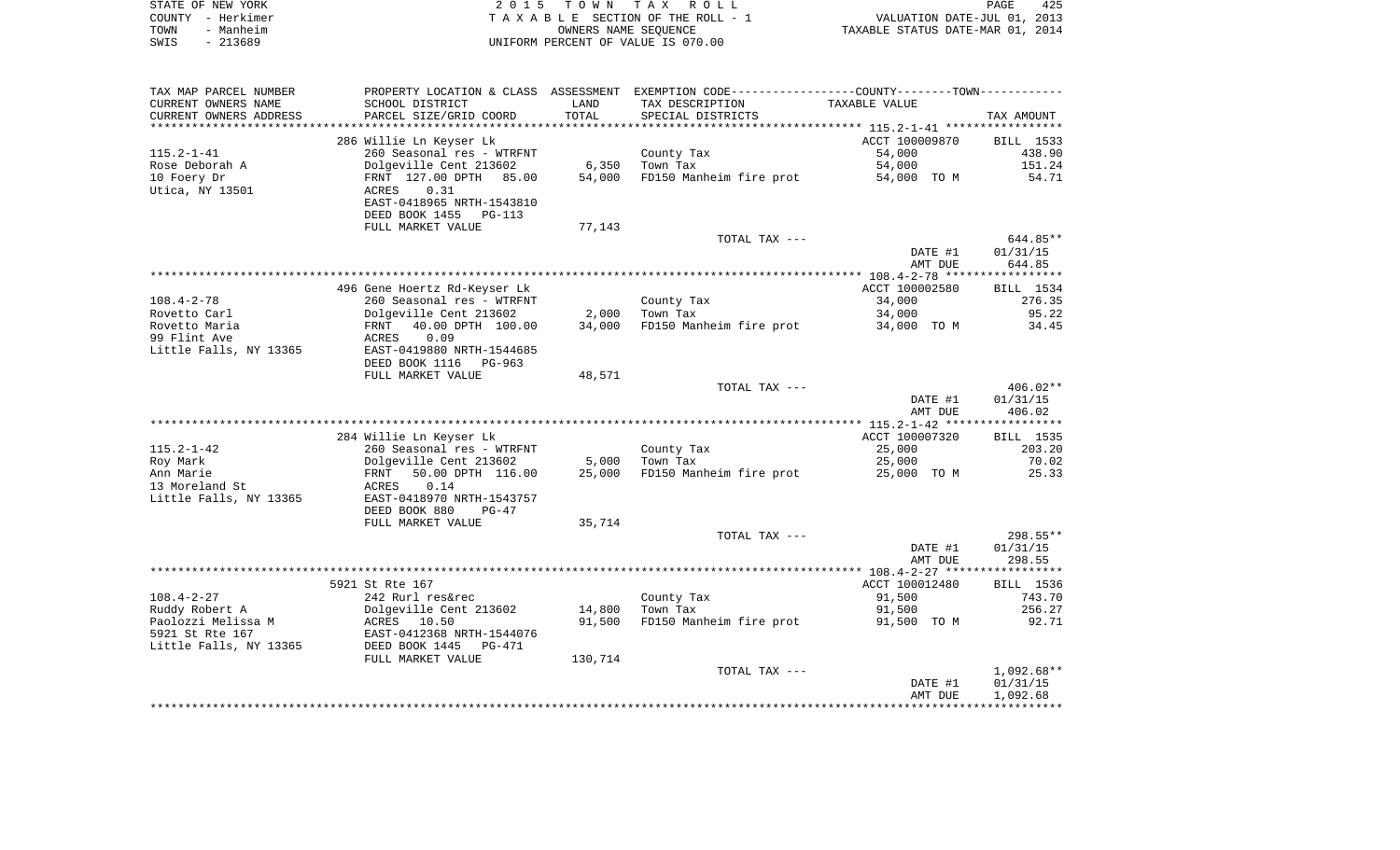| TAX MAP PARCEL NUMBER<br>CURRENT OWNERS NAME<br>CURRENT OWNERS ADDRESS | PROPERTY LOCATION & CLASS<br>SCHOOL DISTRICT<br>PARCEL SIZE/GRID COORD | ASSESSMENT<br>LAND<br>TOTAL | EXEMPTION CODE-----COUNTY--------TOWN------<br>TAX DESCRIPTION<br>SPECIAL DISTRICTS | TAXABLE VALUE | TAX AMOUNT |
|---|---|---|---|---|---|
| | 286 Willie Ln Keyser Lk | | | ACCT 100009870 | BILL 1533 |
| 115.2-1-41 | 260 Seasonal res - WTRFNT | | County Tax | 54,000 | 438.90 |
| Rose Deborah A | Dolgeville Cent 213602 | 6,350 | Town Tax | 54,000 | 151.24 |
| 10 Foery Dr | FRNT 127.00 DPTH 85.00 | 54,000 | FD150 Manheim fire prot | 54,000 TO M | 54.71 |
| Utica, NY 13501 | ACRES 0.31 | | | | |
| | EAST-0418965 NRTH-1543810 | | | | |
| | DEED BOOK 1455 PG-113 | | | | |
| | FULL MARKET VALUE | 77,143 | | | |
| | | | TOTAL TAX --- | | 644.85** |
| | | | | DATE #1 | 01/31/15 |
| | | | | AMT DUE | 644.85 |
| | 496 Gene Hoertz Rd-Keyser Lk | | | ACCT 100002580 | BILL 1534 |
| 108.4-2-78 | 260 Seasonal res - WTRFNT | | County Tax | 34,000 | 276.35 |
| Rovetto Carl | Dolgeville Cent 213602 | 2,000 | Town Tax | 34,000 | 95.22 |
| Rovetto Maria | FRNT 40.00 DPTH 100.00 | 34,000 | FD150 Manheim fire prot | 34,000 TO M | 34.45 |
| 99 Flint Ave | ACRES 0.09 | | | | |
| Little Falls, NY 13365 | EAST-0419880 NRTH-1544685 | | | | |
| | DEED BOOK 1116 PG-963 | | | | |
| | FULL MARKET VALUE | 48,571 | | | |
| | | | TOTAL TAX --- | | 406.02** |
| | | | | DATE #1 | 01/31/15 |
| | | | | AMT DUE | 406.02 |
| | 284 Willie Ln Keyser Lk | | | ACCT 100007320 | BILL 1535 |
| 115.2-1-42 | 260 Seasonal res - WTRFNT | | County Tax | 25,000 | 203.20 |
| Roy Mark | Dolgeville Cent 213602 | 5,000 | Town Tax | 25,000 | 70.02 |
| Ann Marie | FRNT 50.00 DPTH 116.00 | 25,000 | FD150 Manheim fire prot | 25,000 TO M | 25.33 |
| 13 Moreland St | ACRES 0.14 | | | | |
| Little Falls, NY 13365 | EAST-0418970 NRTH-1543757 | | | | |
| | DEED BOOK 880 PG-47 | | | | |
| | FULL MARKET VALUE | 35,714 | | | |
| | | | TOTAL TAX --- | | 298.55** |
| | | | | DATE #1 | 01/31/15 |
| | | | | AMT DUE | 298.55 |
| | 5921 St Rte 167 | | | ACCT 100012480 | BILL 1536 |
| 108.4-2-27 | 242 Rurl res&rec | | County Tax | 91,500 | 743.70 |
| Ruddy Robert A | Dolgeville Cent 213602 | 14,800 | Town Tax | 91,500 | 256.27 |
| Paolozzi Melissa M | ACRES 10.50 | 91,500 | FD150 Manheim fire prot | 91,500 TO M | 92.71 |
| 5921 St Rte 167 | EAST-0412368 NRTH-1544076 | | | | |
| Little Falls, NY 13365 | DEED BOOK 1445 PG-471 | | | | |
| | FULL MARKET VALUE | 130,714 | | | |
| | | | TOTAL TAX --- | | 1,092.68** |
| | | | | DATE #1 | 01/31/15 |
| | | | | AMT DUE | 1,092.68 |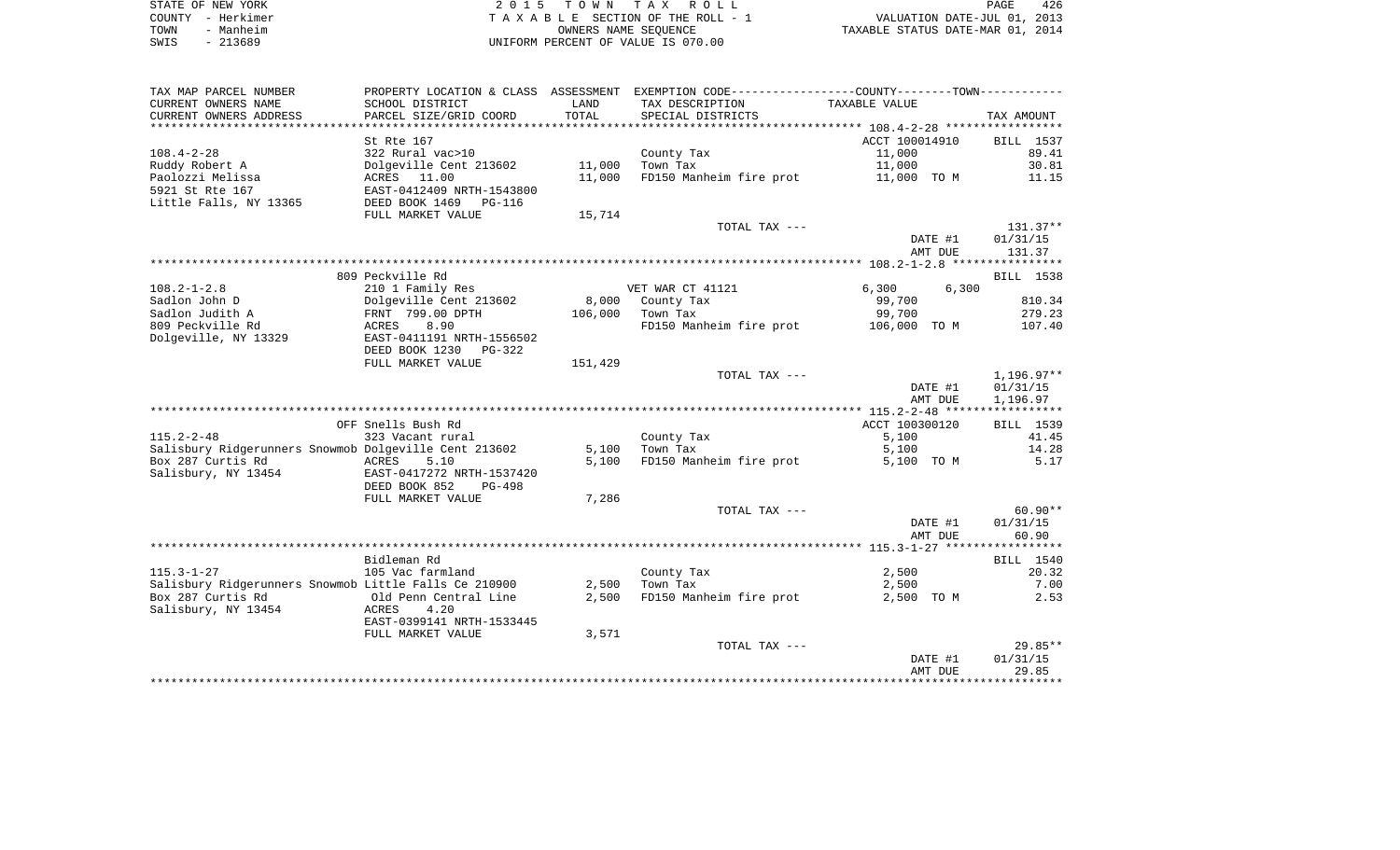STATE OF NEW YORK
COUNTY - Herkimer
TOWN - Manheim
SWIS - 213689

2 0 1 5 T O W N T A X R O L L
T A X A B L E SECTION OF THE ROLL - 1
OWNERS NAME SEQUENCE
UNIFORM PERCENT OF VALUE IS 070.00

VALUATION DATE-JUL 01, 2013
TAXABLE STATUS DATE-MAR 01, 2014

| TAX MAP PARCEL NUMBER<br>CURRENT OWNERS NAME<br>CURRENT OWNERS ADDRESS | PROPERTY LOCATION & CLASS<br>SCHOOL DISTRICT<br>PARCEL SIZE/GRID COORD | ASSESSMENT<br>LAND<br>TOTAL | EXEMPTION CODE-----COUNTY-----TOWN-----<br>TAX DESCRIPTION<br>SPECIAL DISTRICTS | TAXABLE VALUE | TAX AMOUNT |
|---|---|---|---|---|---|
| 108.4-2-28 | St Rte 167 | | | ACCT 100014910 | BILL 1537 |
| 108.4-2-28 | 322 Rural vac>10 | | County Tax | 11,000 | 89.41 |
| Ruddy Robert A | Dolgeville Cent 213602 | 11,000 | Town Tax | 11,000 | 30.81 |
| Paolozzi Melissa | ACRES 11.00 | 11,000 | FD150 Manheim fire prot | 11,000 TO M | 11.15 |
| 5921 St Rte 167 | EAST-0412409 NRTH-1543800 | | | | |
| Little Falls, NY 13365 | DEED BOOK 1469 PG-116 | | | | |
| | FULL MARKET VALUE | 15,714 | | | |
| | | | TOTAL TAX --- | | 131.37** |
| | | | | DATE #1 | 01/31/15 |
| | | | | AMT DUE | 131.37 |
| 108.2-1-2.8 | 809 Peckville Rd | | | | BILL 1538 |
| 108.2-1-2.8 | 210 1 Family Res | | VET WAR CT 41121 | 6,300 6,300 | |
| Sadlon John D | Dolgeville Cent 213602 | 8,000 | County Tax | 99,700 | 810.34 |
| Sadlon Judith A | FRNT 799.00 DPTH | 106,000 | Town Tax | 99,700 | 279.23 |
| 809 Peckville Rd | ACRES 8.90 | | FD150 Manheim fire prot | 106,000 TO M | 107.40 |
| Dolgeville, NY 13329 | EAST-0411191 NRTH-1556502 | | | | |
| | DEED BOOK 1230 PG-322 | | | | |
| | FULL MARKET VALUE | 151,429 | | | |
| | | | TOTAL TAX --- | | 1,196.97** |
| | | | | DATE #1 | 01/31/15 |
| | | | | AMT DUE | 1,196.97 |
| 115.2-2-48 | OFF Snells Bush Rd | | | ACCT 100300120 | BILL 1539 |
| 115.2-2-48 | 323 Vacant rural | | County Tax | 5,100 | 41.45 |
| Salisbury Ridgerunners Snowmob | Dolgeville Cent 213602 | 5,100 | Town Tax | 5,100 | 14.28 |
| Box 287 Curtis Rd | ACRES 5.10 | 5,100 | FD150 Manheim fire prot | 5,100 TO M | 5.17 |
| Salisbury, NY 13454 | EAST-0417272 NRTH-1537420 | | | | |
| | DEED BOOK 852 PG-498 | | | | |
| | FULL MARKET VALUE | 7,286 | | | |
| | | | TOTAL TAX --- | | 60.90** |
| | | | | DATE #1 | 01/31/15 |
| | | | | AMT DUE | 60.90 |
| 115.3-1-27 | Bidleman Rd | | | | BILL 1540 |
| 115.3-1-27 | 105 Vac farmland | | County Tax | 2,500 | 20.32 |
| Salisbury Ridgerunners Snowmob | Little Falls Ce 210900 | 2,500 | Town Tax | 2,500 | 7.00 |
| Box 287 Curtis Rd | Old Penn Central Line | 2,500 | FD150 Manheim fire prot | 2,500 TO M | 2.53 |
| Salisbury, NY 13454 | ACRES 4.20 | | | | |
| | EAST-0399141 NRTH-1533445 | | | | |
| | FULL MARKET VALUE | 3,571 | | | |
| | | | TOTAL TAX --- | | 29.85** |
| | | | | DATE #1 | 01/31/15 |
| | | | | AMT DUE | 29.85 |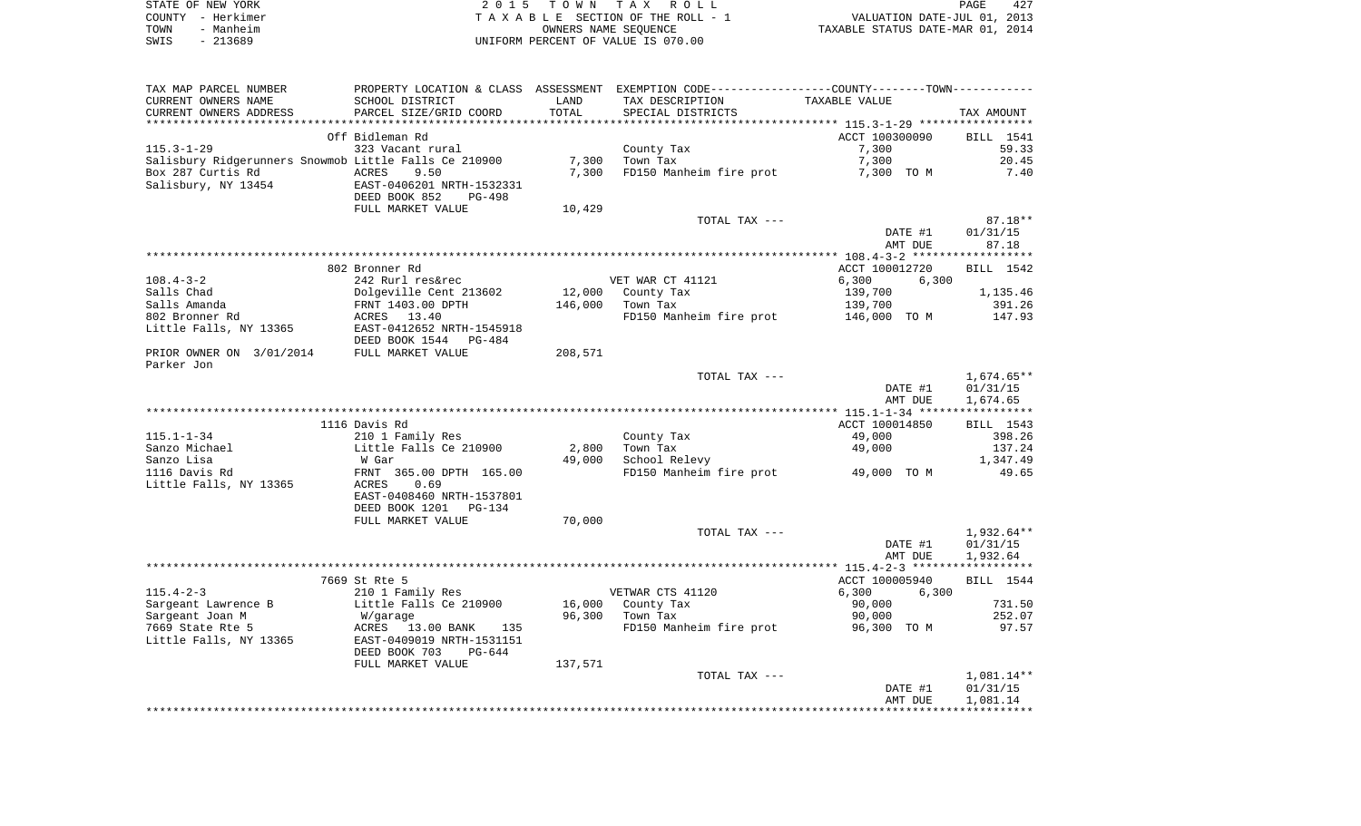STATE OF NEW YORK
COUNTY - Herkimer
TOWN - Manheim
SWIS - 213689

2 0 1 5 T O W N T A X R O L L
T A X A B L E SECTION OF THE ROLL - 1
OWNERS NAME SEQUENCE
UNIFORM PERCENT OF VALUE IS 070.00

VALUATION DATE-JUL 01, 2013
TAXABLE STATUS DATE-MAR 01, 2014

| TAX MAP PARCEL NUMBER<br>CURRENT OWNERS NAME<br>CURRENT OWNERS ADDRESS | PROPERTY LOCATION & CLASS<br>SCHOOL DISTRICT<br>PARCEL SIZE/GRID COORD | ASSESSMENT<br>LAND<br>TOTAL | EXEMPTION CODE-----COUNTY-----TOWN<br>TAX DESCRIPTION<br>SPECIAL DISTRICTS | TAXABLE VALUE | TAX AMOUNT |
|---|---|---|---|---|---|
| | Off Bidleman Rd | | | ACCT 100300090 | BILL 1541 |
| 115.3-1-29 | 323 Vacant rural | | County Tax | 7,300 | 59.33 |
| Salisbury Ridgerunners Snowmob | Little Falls Ce 210900 | 7,300 | Town Tax | 7,300 | 20.45 |
| Box 287 Curtis Rd | ACRES 9.50 | 7,300 | FD150 Manheim fire prot | 7,300 TO M | 7.40 |
| Salisbury, NY 13454 | EAST-0406201 NRTH-1532331 | | | | |
| | DEED BOOK 852 PG-498 | | | | |
| | FULL MARKET VALUE | 10,429 | | | |
| | | | TOTAL TAX --- | | 87.18** |
| | | | | DATE #1 | 01/31/15 |
| | | | | AMT DUE | 87.18 |
| | 802 Bronner Rd | | | ACCT 100012720 | BILL 1542 |
| 108.4-3-2 | 242 Rurl res&rec | | VET WAR CT 41121 | 6,300 6,300 | |
| Salls Chad | Dolgeville Cent 213602 | 12,000 | County Tax | 139,700 | 1,135.46 |
| Salls Amanda | FRNT 1403.00 DPTH | 146,000 | Town Tax | 139,700 | 391.26 |
| 802 Bronner Rd | ACRES 13.40 | | FD150 Manheim fire prot | 146,000 TO M | 147.93 |
| Little Falls, NY 13365 | EAST-0412652 NRTH-1545918 | | | | |
| | DEED BOOK 1544 PG-484 | | | | |
| PRIOR OWNER ON 3/01/2014 | FULL MARKET VALUE | 208,571 | | | |
| Parker Jon | | | | | |
| | | | TOTAL TAX --- | | 1,674.65** |
| | | | | DATE #1 | 01/31/15 |
| | | | | AMT DUE | 1,674.65 |
| | 1116 Davis Rd | | | ACCT 100014850 | BILL 1543 |
| 115.1-1-34 | 210 1 Family Res | | County Tax | 49,000 | 398.26 |
| Sanzo Michael | Little Falls Ce 210900 | 2,800 | Town Tax | 49,000 | 137.24 |
| Sanzo Lisa | W Gar | 49,000 | School Relevy | | 1,347.49 |
| 1116 Davis Rd | FRNT 365.00 DPTH 165.00 | | FD150 Manheim fire prot | 49,000 TO M | 49.65 |
| Little Falls, NY 13365 | ACRES 0.69 | | | | |
| | EAST-0408460 NRTH-1537801 | | | | |
| | DEED BOOK 1201 PG-134 | | | | |
| | FULL MARKET VALUE | 70,000 | | | |
| | | | TOTAL TAX --- | | 1,932.64** |
| | | | | DATE #1 | 01/31/15 |
| | | | | AMT DUE | 1,932.64 |
| | 7669 St Rte 5 | | | ACCT 100005940 | BILL 1544 |
| 115.4-2-3 | 210 1 Family Res | | VETWAR CTS 41120 | 6,300 6,300 | |
| Sargeant Lawrence B | Little Falls Ce 210900 | 16,000 | County Tax | 90,000 | 731.50 |
| Sargeant Joan M | W/garage | 96,300 | Town Tax | 90,000 | 252.07 |
| 7669 State Rte 5 | ACRES 13.00 BANK 135 | | FD150 Manheim fire prot | 96,300 TO M | 97.57 |
| Little Falls, NY 13365 | EAST-0409019 NRTH-1531151 | | | | |
| | DEED BOOK 703 PG-644 | | | | |
| | FULL MARKET VALUE | 137,571 | | | |
| | | | TOTAL TAX --- | | 1,081.14** |
| | | | | DATE #1 | 01/31/15 |
| | | | | AMT DUE | 1,081.14 |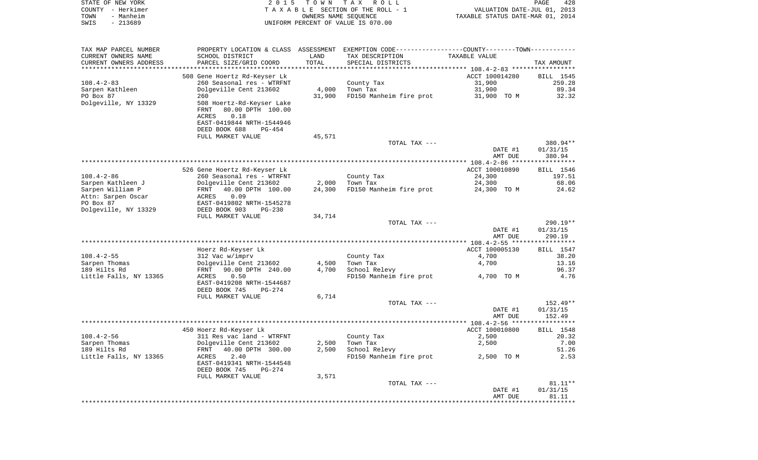STATE OF NEW YORK — COUNTY - Herkimer — TOWN - Manheim — SWIS - 213689

2015 TOWN TAX ROLL
TAXABLE SECTION OF THE ROLL - 1
OWNERS NAME SEQUENCE
UNIFORM PERCENT OF VALUE IS 070.00

VALUATION DATE-JUL 01, 2013
TAXABLE STATUS DATE-MAR 01, 2014

| TAX MAP PARCEL NUMBER / CURRENT OWNERS NAME / CURRENT OWNERS ADDRESS | PROPERTY LOCATION & CLASS / SCHOOL DISTRICT / PARCEL SIZE/GRID COORD | ASSESSMENT LAND | TOTAL | EXEMPTION CODE / TAX DESCRIPTION / SPECIAL DISTRICTS | TAXABLE VALUE | TAX AMOUNT |
|---|---|---|---|---|---|---|
| **108.4-2-83** | 508 Gene Hoertz Rd-Keyser Lk | | | | ACCT 100014280 | BILL 1545 |
| 108.4-2-83 | 260 Seasonal res - WTRFNT | | | County Tax | 31,900 | 259.28 |
| Sarpen Kathleen | Dolgeville Cent 213602 | 4,000 | | Town Tax | 31,900 | 89.34 |
| PO Box 87 | 260 | | 31,900 | FD150 Manheim fire prot | 31,900 TO M | 32.32 |
| Dolgeville, NY 13329 | 508 Hoertz-Rd-Keyser Lake | | | | | |
| | FRNT 80.00 DPTH 100.00 | | | | | |
| | ACRES 0.18 | | | | | |
| | EAST-0419844 NRTH-1544946 | | | | | |
| | DEED BOOK 688 PG-454 | | | | | |
| | FULL MARKET VALUE | | 45,571 | | | |
| | | | | TOTAL TAX --- | | 380.94** |
| | | | | | DATE #1 | 01/31/15 |
| | | | | | AMT DUE | 380.94 |
| **108.4-2-86** | 526 Gene Hoertz Rd-Keyser Lk | | | | ACCT 100010890 | BILL 1546 |
| 108.4-2-86 | 260 Seasonal res - WTRFNT | | | County Tax | 24,300 | 197.51 |
| Sarpen Kathleen J | Dolgeville Cent 213602 | 2,000 | | Town Tax | 24,300 | 68.06 |
| Sarpen William P | FRNT 40.00 DPTH 100.00 | | 24,300 | FD150 Manheim fire prot | 24,300 TO M | 24.62 |
| Attn: Sarpen Oscar | ACRES 0.09 | | | | | |
| PO Box 87 | EAST-0419802 NRTH-1545278 | | | | | |
| Dolgeville, NY 13329 | DEED BOOK 903 PG-230 | | | | | |
| | FULL MARKET VALUE | | 34,714 | | | |
| | | | | TOTAL TAX --- | | 290.19** |
| | | | | | DATE #1 | 01/31/15 |
| | | | | | AMT DUE | 290.19 |
| **108.4-2-55** | Hoerz Rd-Keyser Lk | | | | ACCT 100005130 | BILL 1547 |
| 108.4-2-55 | 312 Vac w/imprv | | | County Tax | 4,700 | 38.20 |
| Sarpen Thomas | Dolgeville Cent 213602 | 4,500 | | Town Tax | 4,700 | 13.16 |
| 189 Hilts Rd | FRNT 90.00 DPTH 240.00 | | 4,700 | School Relevy | | 96.37 |
| Little Falls, NY 13365 | ACRES 0.50 | | | FD150 Manheim fire prot | 4,700 TO M | 4.76 |
| | EAST-0419208 NRTH-1544687 | | | | | |
| | DEED BOOK 745 PG-274 | | | | | |
| | FULL MARKET VALUE | | 6,714 | | | |
| | | | | TOTAL TAX --- | | 152.49** |
| | | | | | DATE #1 | 01/31/15 |
| | | | | | AMT DUE | 152.49 |
| **108.4-2-56** | 450 Hoerz Rd-Keyser Lk | | | | ACCT 100010800 | BILL 1548 |
| 108.4-2-56 | 311 Res vac land - WTRFNT | | | County Tax | 2,500 | 20.32 |
| Sarpen Thomas | Dolgeville Cent 213602 | 2,500 | | Town Tax | 2,500 | 7.00 |
| 189 Hilts Rd | FRNT 40.00 DPTH 300.00 | | 2,500 | School Relevy | | 51.26 |
| Little Falls, NY 13365 | ACRES 2.40 | | | FD150 Manheim fire prot | 2,500 TO M | 2.53 |
| | EAST-0419341 NRTH-1544548 | | | | | |
| | DEED BOOK 745 PG-274 | | | | | |
| | FULL MARKET VALUE | | 3,571 | | | |
| | | | | TOTAL TAX --- | | 81.11** |
| | | | | | DATE #1 | 01/31/15 |
| | | | | | AMT DUE | 81.11 |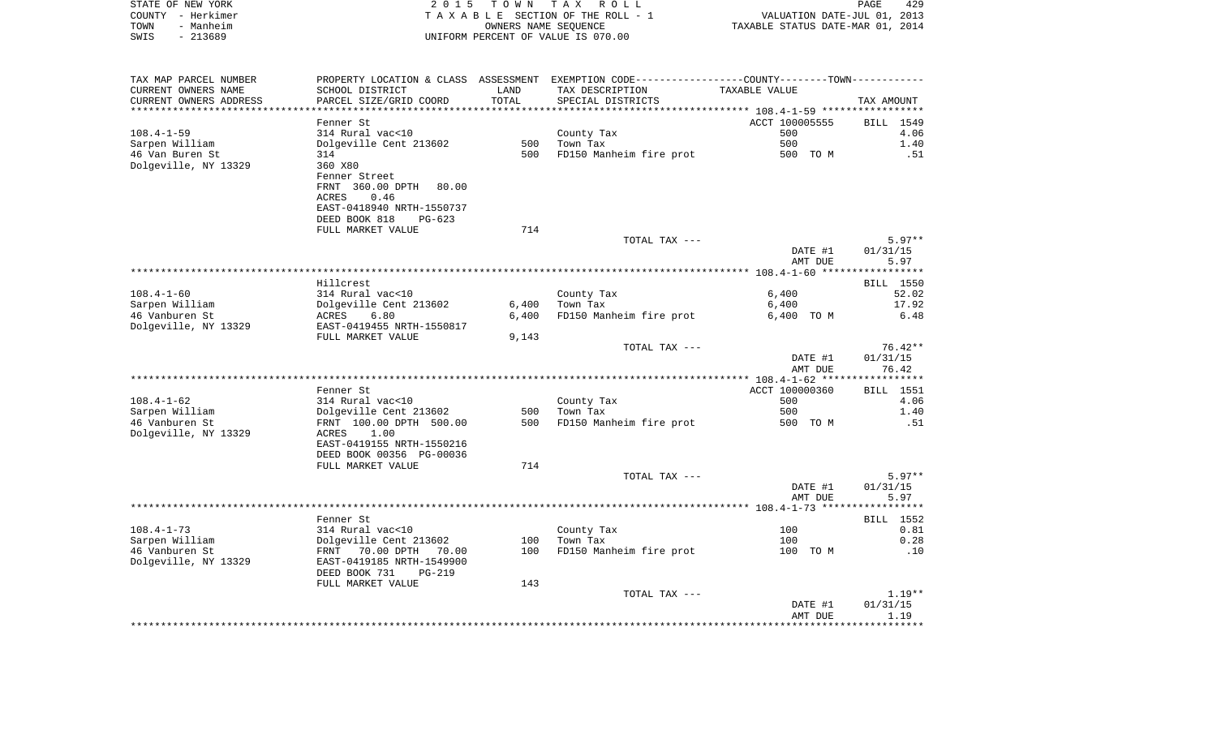STATE OF NEW YORK
COUNTY - Herkimer
TOWN - Manheim
SWIS - 213689

2 0 1 5 T O W N T A X R O L L
T A X A B L E SECTION OF THE ROLL - 1
OWNERS NAME SEQUENCE
UNIFORM PERCENT OF VALUE IS 070.00

VALUATION DATE-JUL 01, 2013
TAXABLE STATUS DATE-MAR 01, 2014

| TAX MAP PARCEL NUMBER / CURRENT OWNERS NAME / CURRENT OWNERS ADDRESS | PROPERTY LOCATION & CLASS / SCHOOL DISTRICT / PARCEL SIZE/GRID COORD | ASSESSMENT LAND / TOTAL | EXEMPTION CODE / TAX DESCRIPTION / SPECIAL DISTRICTS | COUNTY--------TOWN TAXABLE VALUE | TAX AMOUNT |
|---|---|---|---|---|---|
| **108.4-1-59** | Fenner St | | | ACCT 100005555 | BILL 1549 |
| 108.4-1-59 | 314 Rural vac<10 | | County Tax | 500 | 4.06 |
| Sarpen William | Dolgeville Cent 213602 | 500 | Town Tax | 500 | 1.40 |
| 46 Van Buren St | 314 | 500 | FD150 Manheim fire prot | 500 TO M | .51 |
| Dolgeville, NY 13329 | 360 X80 | | | | |
| | Fenner Street | | | | |
| | FRNT 360.00 DPTH 80.00 | | | | |
| | ACRES 0.46 | | | | |
| | EAST-0418940 NRTH-1550737 | | | | |
| | DEED BOOK 818 PG-623 | | | | |
| | FULL MARKET VALUE | 714 | | | |
| | | | TOTAL TAX --- | | 5.97** |
| | | | | DATE #1 | 01/31/15 |
| | | | | AMT DUE | 5.97 |
| **108.4-1-60** | Hillcrest | | | | BILL 1550 |
| 108.4-1-60 | 314 Rural vac<10 | | County Tax | 6,400 | 52.02 |
| Sarpen William | Dolgeville Cent 213602 | 6,400 | Town Tax | 6,400 | 17.92 |
| 46 Vanburen St | ACRES 6.80 | 6,400 | FD150 Manheim fire prot | 6,400 TO M | 6.48 |
| Dolgeville, NY 13329 | EAST-0419455 NRTH-1550817 | | | | |
| | FULL MARKET VALUE | 9,143 | | | |
| | | | TOTAL TAX --- | | 76.42** |
| | | | | DATE #1 | 01/31/15 |
| | | | | AMT DUE | 76.42 |
| **108.4-1-62** | Fenner St | | | ACCT 100000360 | BILL 1551 |
| 108.4-1-62 | 314 Rural vac<10 | | County Tax | 500 | 4.06 |
| Sarpen William | Dolgeville Cent 213602 | 500 | Town Tax | 500 | 1.40 |
| 46 Vanburen St | FRNT 100.00 DPTH 500.00 | 500 | FD150 Manheim fire prot | 500 TO M | .51 |
| Dolgeville, NY 13329 | ACRES 1.00 | | | | |
| | EAST-0419155 NRTH-1550216 | | | | |
| | DEED BOOK 00356 PG-00036 | | | | |
| | FULL MARKET VALUE | 714 | | | |
| | | | TOTAL TAX --- | | 5.97** |
| | | | | DATE #1 | 01/31/15 |
| | | | | AMT DUE | 5.97 |
| **108.4-1-73** | Fenner St | | | | BILL 1552 |
| 108.4-1-73 | 314 Rural vac<10 | | County Tax | 100 | 0.81 |
| Sarpen William | Dolgeville Cent 213602 | 100 | Town Tax | 100 | 0.28 |
| 46 Vanburen St | FRNT 70.00 DPTH 70.00 | 100 | FD150 Manheim fire prot | 100 TO M | .10 |
| Dolgeville, NY 13329 | EAST-0419185 NRTH-1549900 | | | | |
| | DEED BOOK 731 PG-219 | | | | |
| | FULL MARKET VALUE | 143 | | | |
| | | | TOTAL TAX --- | | 1.19** |
| | | | | DATE #1 | 01/31/15 |
| | | | | AMT DUE | 1.19 |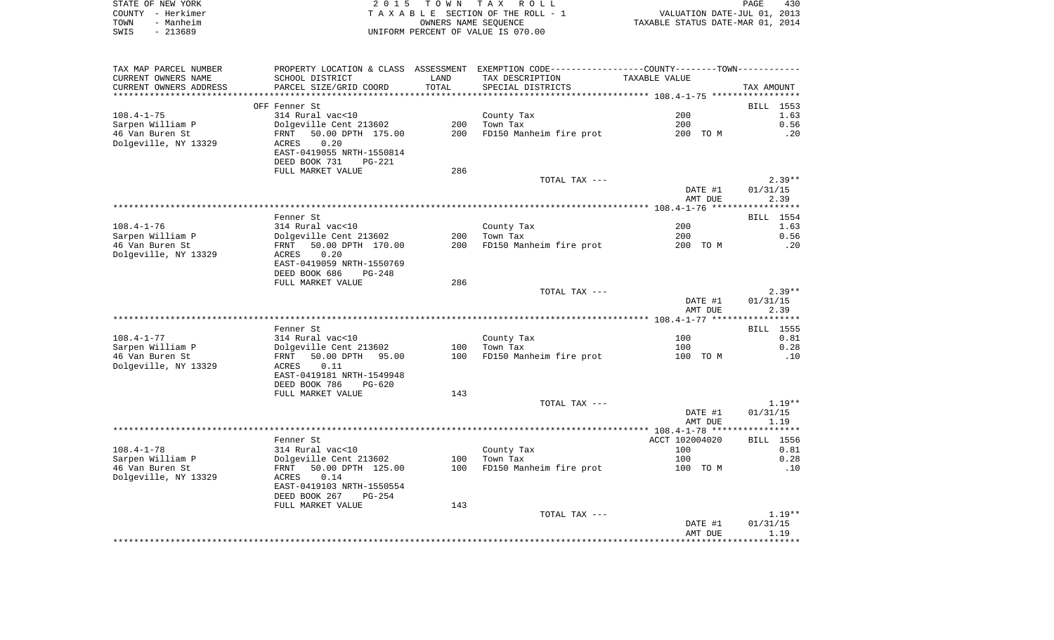STATE OF NEW YORK
COUNTY - Herkimer
TOWN - Manheim
SWIS - 213689

2 0 1 5 T O W N T A X R O L L
T A X A B L E SECTION OF THE ROLL - 1
OWNERS NAME SEQUENCE
UNIFORM PERCENT OF VALUE IS 070.00

VALUATION DATE-JUL 01, 2013
TAXABLE STATUS DATE-MAR 01, 2014

| TAX MAP PARCEL NUMBER / CURRENT OWNERS NAME / CURRENT OWNERS ADDRESS | PROPERTY LOCATION & CLASS / SCHOOL DISTRICT / PARCEL SIZE/GRID COORD | ASSESSMENT LAND | TOTAL | EXEMPTION CODE / TAX DESCRIPTION / SPECIAL DISTRICTS | TAXABLE VALUE | TAX AMOUNT |
|---|---|---|---|---|---|---|
| **108.4-1-75** | OFF Fenner St | | | | | BILL 1553 |
| 108.4-1-75 | 314 Rural vac<10 | | | County Tax | 200 | 1.63 |
| Sarpen William P | Dolgeville Cent 213602 | 200 | | Town Tax | 200 | 0.56 |
| 46 Van Buren St | FRNT 50.00 DPTH 175.00 | | 200 | FD150 Manheim fire prot | 200 TO M | .20 |
| Dolgeville, NY 13329 | ACRES 0.20 | | | | | |
| | EAST-0419055 NRTH-1550814 | | | | | |
| | DEED BOOK 731 PG-221 | | | | | |
| | FULL MARKET VALUE | 286 | | | | |
| | | | | TOTAL TAX --- | | 2.39** |
| | | | | | DATE #1 | 01/31/15 |
| | | | | | AMT DUE | 2.39 |
| **108.4-1-76** | Fenner St | | | | | BILL 1554 |
| 108.4-1-76 | 314 Rural vac<10 | | | County Tax | 200 | 1.63 |
| Sarpen William P | Dolgeville Cent 213602 | 200 | | Town Tax | 200 | 0.56 |
| 46 Van Buren St | FRNT 50.00 DPTH 170.00 | | 200 | FD150 Manheim fire prot | 200 TO M | .20 |
| Dolgeville, NY 13329 | ACRES 0.20 | | | | | |
| | EAST-0419059 NRTH-1550769 | | | | | |
| | DEED BOOK 686 PG-248 | | | | | |
| | FULL MARKET VALUE | 286 | | | | |
| | | | | TOTAL TAX --- | | 2.39** |
| | | | | | DATE #1 | 01/31/15 |
| | | | | | AMT DUE | 2.39 |
| **108.4-1-77** | Fenner St | | | | | BILL 1555 |
| 108.4-1-77 | 314 Rural vac<10 | | | County Tax | 100 | 0.81 |
| Sarpen William P | Dolgeville Cent 213602 | 100 | | Town Tax | 100 | 0.28 |
| 46 Van Buren St | FRNT 50.00 DPTH 95.00 | | 100 | FD150 Manheim fire prot | 100 TO M | .10 |
| Dolgeville, NY 13329 | ACRES 0.11 | | | | | |
| | EAST-0419181 NRTH-1549948 | | | | | |
| | DEED BOOK 786 PG-620 | | | | | |
| | FULL MARKET VALUE | 143 | | | | |
| | | | | TOTAL TAX --- | | 1.19** |
| | | | | | DATE #1 | 01/31/15 |
| | | | | | AMT DUE | 1.19 |
| **108.4-1-78** | Fenner St | | | | ACCT 102004020 | BILL 1556 |
| 108.4-1-78 | 314 Rural vac<10 | | | County Tax | 100 | 0.81 |
| Sarpen William P | Dolgeville Cent 213602 | 100 | | Town Tax | 100 | 0.28 |
| 46 Van Buren St | FRNT 50.00 DPTH 125.00 | | 100 | FD150 Manheim fire prot | 100 TO M | .10 |
| Dolgeville, NY 13329 | ACRES 0.14 | | | | | |
| | EAST-0419103 NRTH-1550554 | | | | | |
| | DEED BOOK 267 PG-254 | | | | | |
| | FULL MARKET VALUE | 143 | | | | |
| | | | | TOTAL TAX --- | | 1.19** |
| | | | | | DATE #1 | 01/31/15 |
| | | | | | AMT DUE | 1.19 |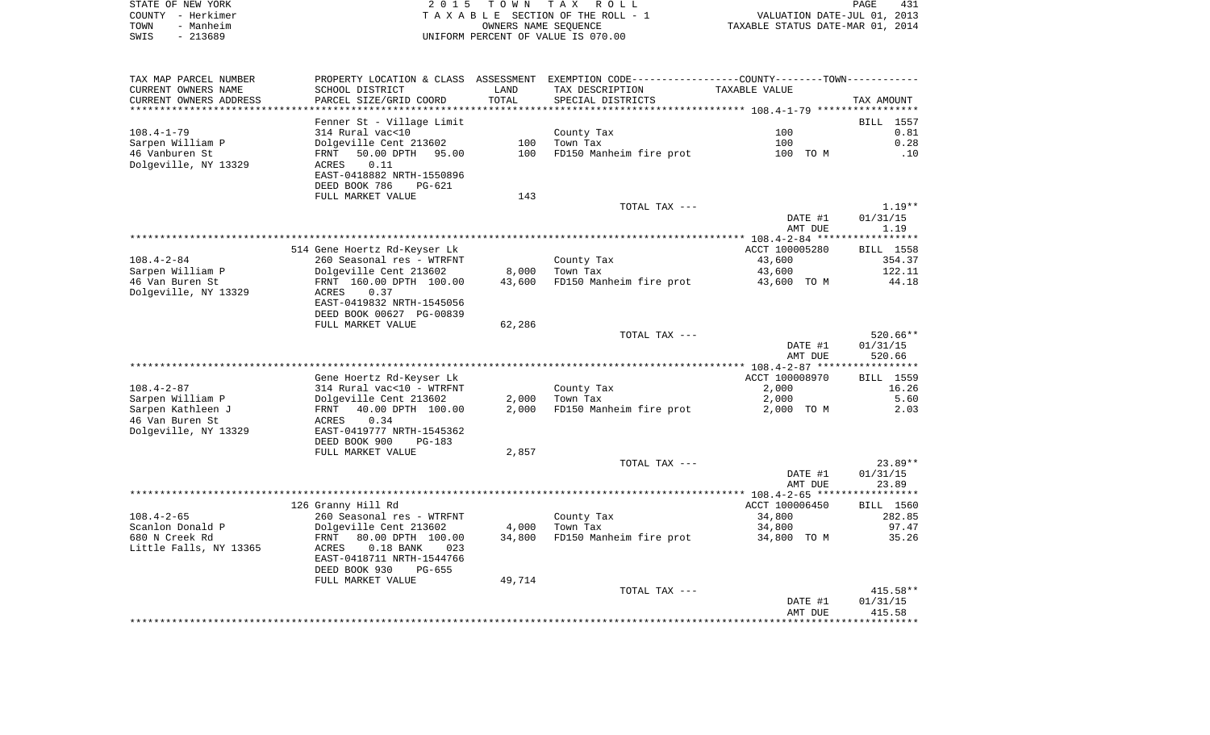STATE OF NEW YORK | COUNTY - Herkimer | TOWN - Manheim | SWIS - 213689

2 0 1 5 T O W N T A X R O L L
T A X A B L E SECTION OF THE ROLL - 1
OWNERS NAME SEQUENCE
UNIFORM PERCENT OF VALUE IS 070.00

VALUATION DATE-JUL 01, 2013
TAXABLE STATUS DATE-MAR 01, 2014

| TAX MAP PARCEL NUMBER / CURRENT OWNERS NAME / CURRENT OWNERS ADDRESS | PROPERTY LOCATION & CLASS / SCHOOL DISTRICT / PARCEL SIZE/GRID COORD | ASSESSMENT LAND / TOTAL | EXEMPTION CODE / TAX DESCRIPTION / SPECIAL DISTRICTS | TAXABLE VALUE | TAX AMOUNT |
|---|---|---|---|---|---|
| **108.4-1-79** | Fenner St - Village Limit | | | | BILL 1557 |
| 108.4-1-79 | 314 Rural vac<10 | | County Tax | 100 | 0.81 |
| Sarpen William P | Dolgeville Cent 213602 | 100 | Town Tax | 100 | 0.28 |
| 46 Vanburen St | FRNT 50.00 DPTH 95.00 | 100 | FD150 Manheim fire prot | 100 TO M | .10 |
| Dolgeville, NY 13329 | ACRES 0.11 | | | | |
| | EAST-0418882 NRTH-1550896 | | | | |
| | DEED BOOK 786 PG-621 | | | | |
| | FULL MARKET VALUE | 143 | | | |
| | | | TOTAL TAX --- | | 1.19** |
| | | | | DATE #1 | 01/31/15 |
| | | | | AMT DUE | 1.19 |
| **108.4-2-84** | 514 Gene Hoertz Rd-Keyser Lk | | | ACCT 100005280 | BILL 1558 |
| 108.4-2-84 | 260 Seasonal res - WTRFNT | | County Tax | 43,600 | 354.37 |
| Sarpen William P | Dolgeville Cent 213602 | 8,000 | Town Tax | 43,600 | 122.11 |
| 46 Van Buren St | FRNT 160.00 DPTH 100.00 | 43,600 | FD150 Manheim fire prot | 43,600 TO M | 44.18 |
| Dolgeville, NY 13329 | ACRES 0.37 | | | | |
| | EAST-0419832 NRTH-1545056 | | | | |
| | DEED BOOK 00627 PG-00839 | | | | |
| | FULL MARKET VALUE | 62,286 | | | |
| | | | TOTAL TAX --- | | 520.66** |
| | | | | DATE #1 | 01/31/15 |
| | | | | AMT DUE | 520.66 |
| **108.4-2-87** | Gene Hoertz Rd-Keyser Lk | | | ACCT 100008970 | BILL 1559 |
| 108.4-2-87 | 314 Rural vac<10 - WTRFNT | | County Tax | 2,000 | 16.26 |
| Sarpen William P | Dolgeville Cent 213602 | 2,000 | Town Tax | 2,000 | 5.60 |
| Sarpen Kathleen J | FRNT 40.00 DPTH 100.00 | 2,000 | FD150 Manheim fire prot | 2,000 TO M | 2.03 |
| 46 Van Buren St | ACRES 0.34 | | | | |
| Dolgeville, NY 13329 | EAST-0419777 NRTH-1545362 | | | | |
| | DEED BOOK 900 PG-183 | | | | |
| | FULL MARKET VALUE | 2,857 | | | |
| | | | TOTAL TAX --- | | 23.89** |
| | | | | DATE #1 | 01/31/15 |
| | | | | AMT DUE | 23.89 |
| **108.4-2-65** | 126 Granny Hill Rd | | | ACCT 100006450 | BILL 1560 |
| 108.4-2-65 | 260 Seasonal res - WTRFNT | | County Tax | 34,800 | 282.85 |
| Scanlon Donald P | Dolgeville Cent 213602 | 4,000 | Town Tax | 34,800 | 97.47 |
| 680 N Creek Rd | FRNT 80.00 DPTH 100.00 | 34,800 | FD150 Manheim fire prot | 34,800 TO M | 35.26 |
| Little Falls, NY 13365 | ACRES 0.18 BANK 023 | | | | |
| | EAST-0418711 NRTH-1544766 | | | | |
| | DEED BOOK 930 PG-655 | | | | |
| | FULL MARKET VALUE | 49,714 | | | |
| | | | TOTAL TAX --- | | 415.58** |
| | | | | DATE #1 | 01/31/15 |
| | | | | AMT DUE | 415.58 |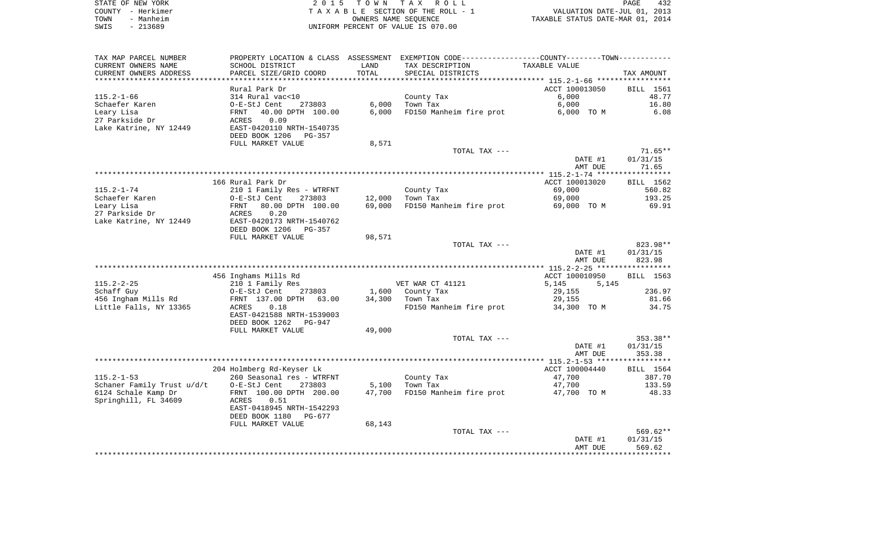STATE OF NEW YORK
COUNTY - Herkimer
TOWN - Manheim
SWIS - 213689

2015 TOWN TAX ROLL
TAXABLE SECTION OF THE ROLL - 1
OWNERS NAME SEQUENCE
UNIFORM PERCENT OF VALUE IS 070.00

VALUATION DATE-JUL 01, 2013
TAXABLE STATUS DATE-MAR 01, 2014

| TAX MAP PARCEL NUMBER / CURRENT OWNERS NAME / CURRENT OWNERS ADDRESS | PROPERTY LOCATION & CLASS / SCHOOL DISTRICT / PARCEL SIZE/GRID COORD | ASSESSMENT LAND / TOTAL | EXEMPTION CODE / TAX DESCRIPTION / SPECIAL DISTRICTS | COUNTY--------TOWN / TAXABLE VALUE | TAX AMOUNT |
|---|---|---|---|---|---|
| | Rural Park Dr | | | ACCT 100013050 | BILL 1561 |
| 115.2-1-66 | 314 Rural vac<10 | | County Tax | 6,000 | 48.77 |
| Schaefer Karen | O-E-StJ Cent 273803 | 6,000 | Town Tax | 6,000 | 16.80 |
| Leary Lisa | FRNT 40.00 DPTH 100.00 | 6,000 | FD150 Manheim fire prot | 6,000 TO M | 6.08 |
| 27 Parkside Dr | ACRES 0.09 | | | | |
| Lake Katrine, NY 12449 | EAST-0420110 NRTH-1540735 | | | | |
| | DEED BOOK 1206 PG-357 | | | | |
| | FULL MARKET VALUE | 8,571 | | | |
| | | | TOTAL TAX --- | | 71.65** |
| | | | | DATE #1 | 01/31/15 |
| | | | | AMT DUE | 71.65 |
| | 166 Rural Park Dr | | | ACCT 100013020 | BILL 1562 |
| 115.2-1-74 | 210 1 Family Res - WTRFNT | | County Tax | 69,000 | 560.82 |
| Schaefer Karen | O-E-StJ Cent 273803 | 12,000 | Town Tax | 69,000 | 193.25 |
| Leary Lisa | FRNT 80.00 DPTH 100.00 | 69,000 | FD150 Manheim fire prot | 69,000 TO M | 69.91 |
| 27 Parkside Dr | ACRES 0.20 | | | | |
| Lake Katrine, NY 12449 | EAST-0420173 NRTH-1540762 | | | | |
| | DEED BOOK 1206 PG-357 | | | | |
| | FULL MARKET VALUE | 98,571 | | | |
| | | | TOTAL TAX --- | | 823.98** |
| | | | | DATE #1 | 01/31/15 |
| | | | | AMT DUE | 823.98 |
| | 456 Inghams Mills Rd | | | ACCT 100010950 | BILL 1563 |
| 115.2-2-25 | 210 1 Family Res | | VET WAR CT 41121 | 5,145 5,145 | |
| Schaff Guy | O-E-StJ Cent 273803 | 1,600 | County Tax | 29,155 | 236.97 |
| 456 Ingham Mills Rd | FRNT 137.00 DPTH 63.00 | 34,300 | Town Tax | 29,155 | 81.66 |
| Little Falls, NY 13365 | ACRES 0.18 | | FD150 Manheim fire prot | 34,300 TO M | 34.75 |
| | EAST-0421588 NRTH-1539003 | | | | |
| | DEED BOOK 1262 PG-947 | | | | |
| | FULL MARKET VALUE | 49,000 | | | |
| | | | TOTAL TAX --- | | 353.38** |
| | | | | DATE #1 | 01/31/15 |
| | | | | AMT DUE | 353.38 |
| | 204 Holmberg Rd-Keyser Lk | | | ACCT 100004440 | BILL 1564 |
| 115.2-1-53 | 260 Seasonal res - WTRFNT | | County Tax | 47,700 | 387.70 |
| Schaner Family Trust u/d/t | O-E-StJ Cent 273803 | 5,100 | Town Tax | 47,700 | 133.59 |
| 6124 Schale Kamp Dr | FRNT 100.00 DPTH 200.00 | 47,700 | FD150 Manheim fire prot | 47,700 TO M | 48.33 |
| Springhill, FL 34609 | ACRES 0.51 | | | | |
| | EAST-0418945 NRTH-1542293 | | | | |
| | DEED BOOK 1180 PG-677 | | | | |
| | FULL MARKET VALUE | 68,143 | | | |
| | | | TOTAL TAX --- | | 569.62** |
| | | | | DATE #1 | 01/31/15 |
| | | | | AMT DUE | 569.62 |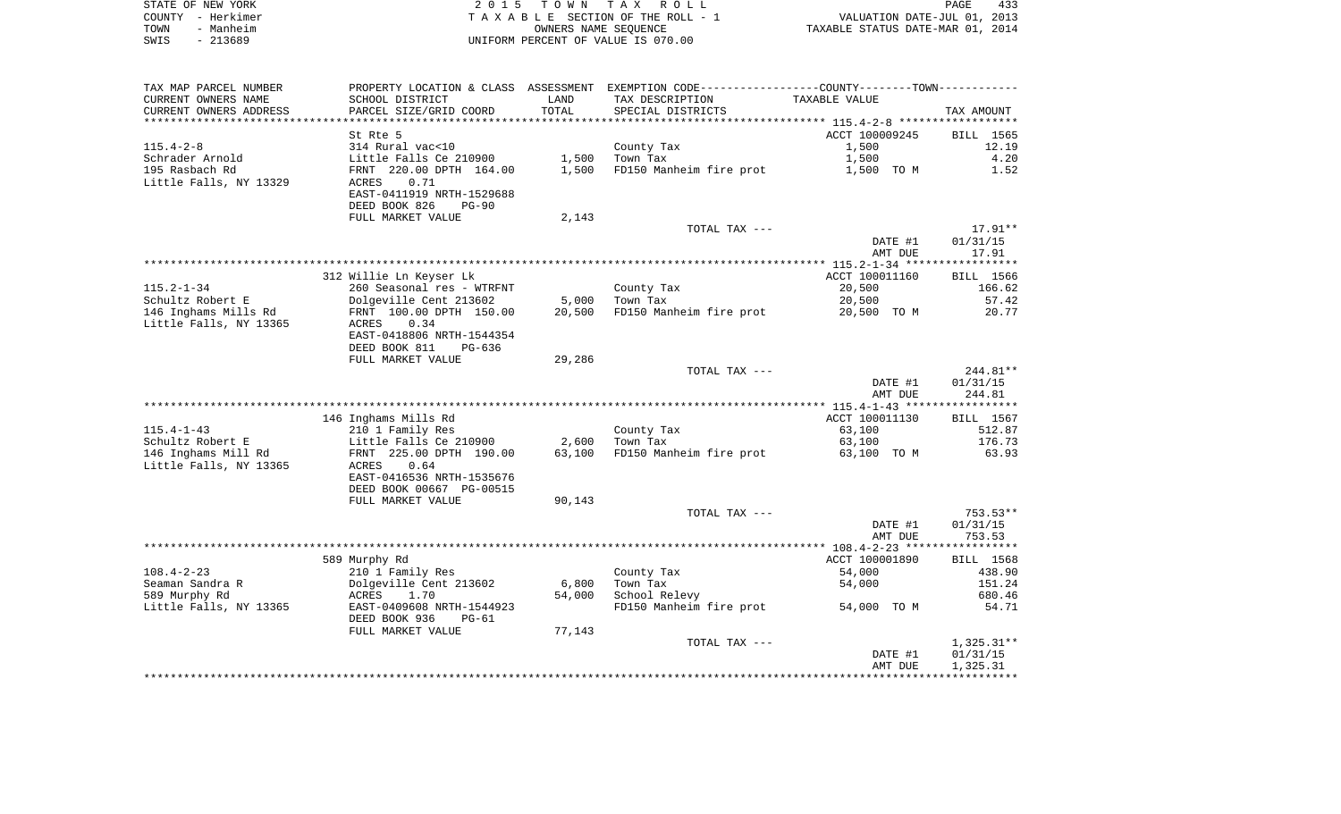STATE OF NEW YORK
COUNTY - Herkimer
TOWN - Manheim
SWIS - 213689

2 0 1 5 T O W N T A X R O L L
T A X A B L E SECTION OF THE ROLL - 1
OWNERS NAME SEQUENCE
UNIFORM PERCENT OF VALUE IS 070.00

VALUATION DATE-JUL 01, 2013
TAXABLE STATUS DATE-MAR 01, 2014

| TAX MAP PARCEL NUMBER<br>CURRENT OWNERS NAME<br>CURRENT OWNERS ADDRESS | PROPERTY LOCATION & CLASS<br>SCHOOL DISTRICT<br>PARCEL SIZE/GRID COORD | ASSESSMENT<br>LAND<br>TOTAL | EXEMPTION CODE------COUNTY-----TOWN------<br>TAX DESCRIPTION<br>SPECIAL DISTRICTS | TAXABLE VALUE | TAX AMOUNT |
|---|---|---|---|---|---|
| 115.4-2-8 | St Rte 5 | | | ACCT 100009245 | BILL 1565 |
| 115.4-2-8 | 314 Rural vac<10 | | County Tax | 1,500 | 12.19 |
| Schrader Arnold | Little Falls Ce 210900 | 1,500 | Town Tax | 1,500 | 4.20 |
| 195 Rasbach Rd | FRNT 220.00 DPTH 164.00 | 1,500 | FD150 Manheim fire prot | 1,500 TO M | 1.52 |
| Little Falls, NY 13329 | ACRES 0.71 | | | | |
| | EAST-0411919 NRTH-1529688 | | | | |
| | DEED BOOK 826 PG-90 | | | | |
| | FULL MARKET VALUE | 2,143 | | | |
| | | | TOTAL TAX --- | | 17.91** |
| | | | | DATE #1 | 01/31/15 |
| | | | | AMT DUE | 17.91 |
| 115.2-1-34 | 312 Willie Ln Keyser Lk | | | ACCT 100011160 | BILL 1566 |
| 115.2-1-34 | 260 Seasonal res - WTRFNT | | County Tax | 20,500 | 166.62 |
| Schultz Robert E | Dolgeville Cent 213602 | 5,000 | Town Tax | 20,500 | 57.42 |
| 146 Inghams Mills Rd | FRNT 100.00 DPTH 150.00 | 20,500 | FD150 Manheim fire prot | 20,500 TO M | 20.77 |
| Little Falls, NY 13365 | ACRES 0.34 | | | | |
| | EAST-0418806 NRTH-1544354 | | | | |
| | DEED BOOK 811 PG-636 | | | | |
| | FULL MARKET VALUE | 29,286 | | | |
| | | | TOTAL TAX --- | | 244.81** |
| | | | | DATE #1 | 01/31/15 |
| | | | | AMT DUE | 244.81 |
| 115.4-1-43 | 146 Inghams Mills Rd | | | ACCT 100011130 | BILL 1567 |
| 115.4-1-43 | 210 1 Family Res | | County Tax | 63,100 | 512.87 |
| Schultz Robert E | Little Falls Ce 210900 | 2,600 | Town Tax | 63,100 | 176.73 |
| 146 Inghams Mill Rd | FRNT 225.00 DPTH 190.00 | 63,100 | FD150 Manheim fire prot | 63,100 TO M | 63.93 |
| Little Falls, NY 13365 | ACRES 0.64 | | | | |
| | EAST-0416536 NRTH-1535676 | | | | |
| | DEED BOOK 00667 PG-00515 | | | | |
| | FULL MARKET VALUE | 90,143 | | | |
| | | | TOTAL TAX --- | | 753.53** |
| | | | | DATE #1 | 01/31/15 |
| | | | | AMT DUE | 753.53 |
| 108.4-2-23 | 589 Murphy Rd | | | ACCT 100001890 | BILL 1568 |
| 108.4-2-23 | 210 1 Family Res | | County Tax | 54,000 | 438.90 |
| Seaman Sandra R | Dolgeville Cent 213602 | 6,800 | Town Tax | 54,000 | 151.24 |
| 589 Murphy Rd | ACRES 1.70 | 54,000 | School Relevy | | 680.46 |
| Little Falls, NY 13365 | EAST-0409608 NRTH-1544923 | | FD150 Manheim fire prot | 54,000 TO M | 54.71 |
| | DEED BOOK 936 PG-61 | | | | |
| | FULL MARKET VALUE | 77,143 | | | |
| | | | TOTAL TAX --- | | 1,325.31** |
| | | | | DATE #1 | 01/31/15 |
| | | | | AMT DUE | 1,325.31 |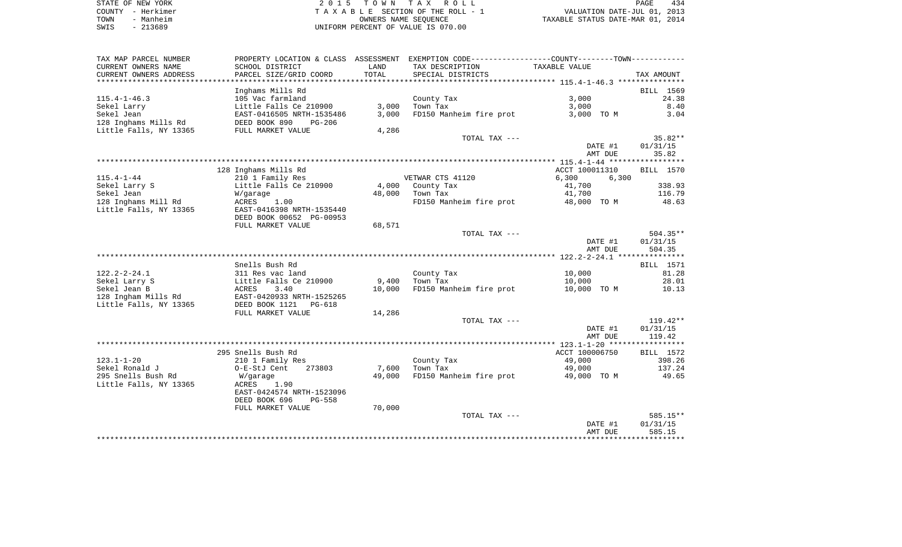STATE OF NEW YORK
COUNTY - Herkimer
TOWN - Manheim
SWIS - 213689

2 0 1 5 T O W N T A X R O L L
T A X A B L E SECTION OF THE ROLL - 1
OWNERS NAME SEQUENCE
UNIFORM PERCENT OF VALUE IS 070.00

VALUATION DATE-JUL 01, 2013
TAXABLE STATUS DATE-MAR 01, 2014

| TAX MAP PARCEL NUMBER / CURRENT OWNERS NAME / CURRENT OWNERS ADDRESS | PROPERTY LOCATION & CLASS / SCHOOL DISTRICT / PARCEL SIZE/GRID COORD | ASSESSMENT LAND / TOTAL | EXEMPTION CODE / TAX DESCRIPTION / SPECIAL DISTRICTS | COUNTY--------TOWN TAXABLE VALUE | TAX AMOUNT |
|---|---|---|---|---|---|
| **115.4-1-46.3** | Inghams Mills Rd | | | | BILL 1569 |
| Sekel Larry | 105 Vac farmland | | County Tax | 3,000 | 24.38 |
| Sekel Jean | Little Falls Ce 210900 | 3,000 | Town Tax | 3,000 | 8.40 |
| 128 Inghams Mills Rd | EAST-0416505 NRTH-1535486 | 3,000 | FD150 Manheim fire prot | 3,000 TO M | 3.04 |
| Little Falls, NY 13365 | DEED BOOK 890 PG-206 | | | | |
| | FULL MARKET VALUE | 4,286 | | | |
| | | | TOTAL TAX --- | | 35.82** |
| | | | | DATE #1 | 01/31/15 |
| | | | | AMT DUE | 35.82 |
| **115.4-1-44** | 128 Inghams Mills Rd | | | ACCT 100011310 | BILL 1570 |
| Sekel Larry S | 210 1 Family Res | | VETWAR CTS 41120 | 6,300 6,300 | |
| Sekel Jean | Little Falls Ce 210900 | 4,000 | County Tax | 41,700 | 338.93 |
| 128 Inghams Mill Rd | W/garage | 48,000 | Town Tax | 41,700 | 116.79 |
| Little Falls, NY 13365 | ACRES 1.00 | | FD150 Manheim fire prot | 48,000 TO M | 48.63 |
| | EAST-0416398 NRTH-1535440 | | | | |
| | DEED BOOK 00652 PG-00953 | | | | |
| | FULL MARKET VALUE | 68,571 | | | |
| | | | TOTAL TAX --- | | 504.35** |
| | | | | DATE #1 | 01/31/15 |
| | | | | AMT DUE | 504.35 |
| **122.2-2-24.1** | Snells Bush Rd | | | | BILL 1571 |
| Sekel Larry S | 311 Res vac land | | County Tax | 10,000 | 81.28 |
| Sekel Jean B | Little Falls Ce 210900 | 9,400 | Town Tax | 10,000 | 28.01 |
| 128 Ingham Mills Rd | ACRES 3.40 | 10,000 | FD150 Manheim fire prot | 10,000 TO M | 10.13 |
| Little Falls, NY 13365 | EAST-0420933 NRTH-1525265 | | | | |
| | DEED BOOK 1121 PG-618 | | | | |
| | FULL MARKET VALUE | 14,286 | | | |
| | | | TOTAL TAX --- | | 119.42** |
| | | | | DATE #1 | 01/31/15 |
| | | | | AMT DUE | 119.42 |
| **123.1-1-20** | 295 Snells Bush Rd | | | ACCT 100006750 | BILL 1572 |
| Sekel Ronald J | 210 1 Family Res | | County Tax | 49,000 | 398.26 |
| 295 Snells Bush Rd | O-E-StJ Cent 273803 | 7,600 | Town Tax | 49,000 | 137.24 |
| Little Falls, NY 13365 | W/garage | 49,000 | FD150 Manheim fire prot | 49,000 TO M | 49.65 |
| | ACRES 1.90 | | | | |
| | EAST-0424574 NRTH-1523096 | | | | |
| | DEED BOOK 696 PG-558 | | | | |
| | FULL MARKET VALUE | 70,000 | | | |
| | | | TOTAL TAX --- | | 585.15** |
| | | | | DATE #1 | 01/31/15 |
| | | | | AMT DUE | 585.15 |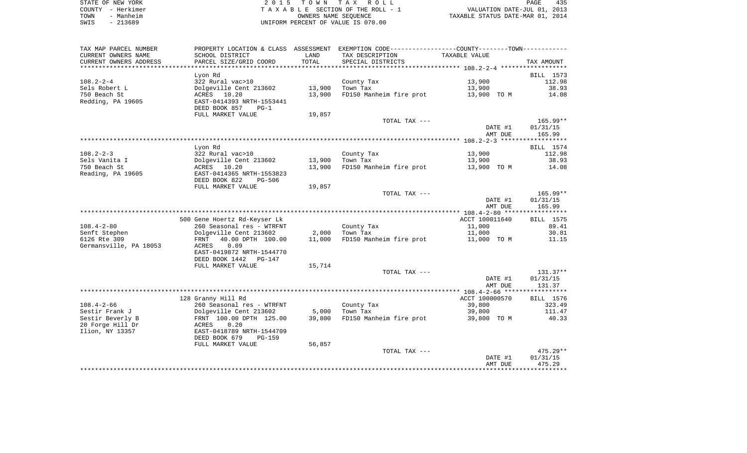STATE OF NEW YORK — COUNTY - Herkimer — TOWN - Manheim — SWIS - 213689

2 0 1 5 T O W N T A X R O L L
T A X A B L E SECTION OF THE ROLL - 1
OWNERS NAME SEQUENCE
UNIFORM PERCENT OF VALUE IS 070.00

VALUATION DATE-JUL 01, 2013
TAXABLE STATUS DATE-MAR 01, 2014

| TAX MAP PARCEL NUMBER / CURRENT OWNERS NAME / CURRENT OWNERS ADDRESS | PROPERTY LOCATION & CLASS / SCHOOL DISTRICT / PARCEL SIZE/GRID COORD | ASSESSMENT LAND / TOTAL | EXEMPTION CODE / TAX DESCRIPTION / SPECIAL DISTRICTS | COUNTY--------TOWN / TAXABLE VALUE | TAX AMOUNT |
|---|---|---|---|---|---|
| **108.2-2-4** | Lyon Rd | | | | BILL 1573 |
| 108.2-2-4 | 322 Rural vac>10 | | County Tax | 13,900 | 112.98 |
| Sels Robert L | Dolgeville Cent 213602 | 13,900 | Town Tax | 13,900 | 38.93 |
| 750 Beach St | ACRES 10.20 | 13,900 | FD150 Manheim fire prot | 13,900 TO M | 14.08 |
| Redding, PA 19605 | EAST-0414393 NRTH-1553441 | | | | |
| | DEED BOOK 857 PG-1 | | | | |
| | FULL MARKET VALUE | 19,857 | | | |
| | | | TOTAL TAX --- | | 165.99** |
| | | | | DATE #1 | 01/31/15 |
| | | | | AMT DUE | 165.99 |
| **108.2-2-3** | Lyon Rd | | | | BILL 1574 |
| 108.2-2-3 | 322 Rural vac>10 | | County Tax | 13,900 | 112.98 |
| Sels Vanita I | Dolgeville Cent 213602 | 13,900 | Town Tax | 13,900 | 38.93 |
| 750 Beach St | ACRES 10.20 | 13,900 | FD150 Manheim fire prot | 13,900 TO M | 14.08 |
| Reading, PA 19605 | EAST-0414365 NRTH-1553823 | | | | |
| | DEED BOOK 822 PG-506 | | | | |
| | FULL MARKET VALUE | 19,857 | | | |
| | | | TOTAL TAX --- | | 165.99** |
| | | | | DATE #1 | 01/31/15 |
| | | | | AMT DUE | 165.99 |
| **108.4-2-80** | 500 Gene Hoertz Rd-Keyser Lk | | | ACCT 100011640 | BILL 1575 |
| 108.4-2-80 | 260 Seasonal res - WTRFNT | | County Tax | 11,000 | 89.41 |
| Senft Stephen | Dolgeville Cent 213602 | 2,000 | Town Tax | 11,000 | 30.81 |
| 6126 Rte 309 | FRNT 40.00 DPTH 100.00 | 11,000 | FD150 Manheim fire prot | 11,000 TO M | 11.15 |
| Germansville, PA 18053 | ACRES 0.09 | | | | |
| | EAST-0419872 NRTH-1544770 | | | | |
| | DEED BOOK 1442 PG-147 | | | | |
| | FULL MARKET VALUE | 15,714 | | | |
| | | | TOTAL TAX --- | | 131.37** |
| | | | | DATE #1 | 01/31/15 |
| | | | | AMT DUE | 131.37 |
| **108.4-2-66** | 128 Granny Hill Rd | | | ACCT 100000570 | BILL 1576 |
| 108.4-2-66 | 260 Seasonal res - WTRFNT | | County Tax | 39,800 | 323.49 |
| Sestir Frank J | Dolgeville Cent 213602 | 5,000 | Town Tax | 39,800 | 111.47 |
| Sestir Beverly B | FRNT 100.00 DPTH 125.00 | 39,800 | FD150 Manheim fire prot | 39,800 TO M | 40.33 |
| 20 Forge Hill Dr | ACRES 0.20 | | | | |
| Ilion, NY 13357 | EAST-0418789 NRTH-1544709 | | | | |
| | DEED BOOK 679 PG-159 | | | | |
| | FULL MARKET VALUE | 56,857 | | | |
| | | | TOTAL TAX --- | | 475.29** |
| | | | | DATE #1 | 01/31/15 |
| | | | | AMT DUE | 475.29 |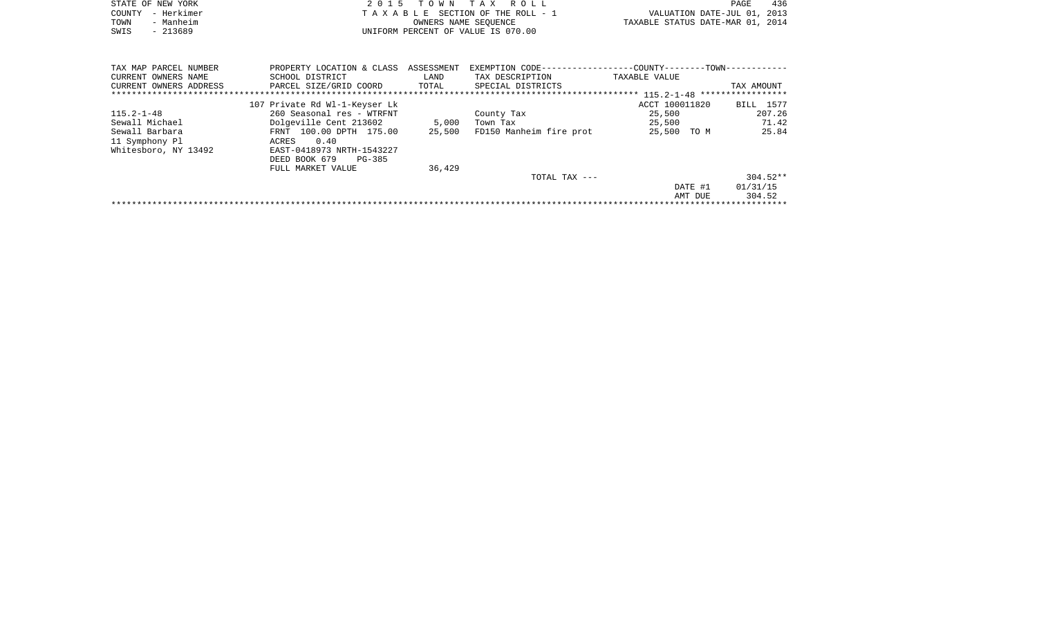STATE OF NEW YORK
COUNTY - Herkimer
TOWN - Manheim
SWIS - 213689

2 0 1 5 T O W N T A X R O L L
T A X A B L E SECTION OF THE ROLL - 1
OWNERS NAME SEQUENCE
UNIFORM PERCENT OF VALUE IS 070.00

VALUATION DATE-JUL 01, 2013
TAXABLE STATUS DATE-MAR 01, 2014

| TAX MAP PARCEL NUMBER<br>CURRENT OWNERS NAME<br>CURRENT OWNERS ADDRESS | PROPERTY LOCATION & CLASS<br>SCHOOL DISTRICT<br>PARCEL SIZE/GRID COORD | ASSESSMENT<br>LAND<br>TOTAL | EXEMPTION CODE------------------COUNTY--------TOWN------------<br>TAX DESCRIPTION<br>SPECIAL DISTRICTS | TAXABLE VALUE | TAX AMOUNT |
|---|---|---|---|---|---|
| | | | | 115.2-1-48 | |
| | 107 Private Rd Wl-1-Keyser Lk | | | ACCT 100011820 | BILL 1577 |
| 115.2-1-48 | 260 Seasonal res - WTRFNT | | County Tax | 25,500 | 207.26 |
| Sewall Michael | Dolgeville Cent 213602 | 5,000 | Town Tax | 25,500 | 71.42 |
| Sewall Barbara | FRNT 100.00 DPTH 175.00 | 25,500 | FD150 Manheim fire prot | 25,500 TO M | 25.84 |
| 11 Symphony Pl | ACRES 0.40 | | | | |
| Whitesboro, NY 13492 | EAST-0418973 NRTH-1543227 | | | | |
| | DEED BOOK 679 PG-385 | | | | |
| | FULL MARKET VALUE | 36,429 | | | |
| | | | TOTAL TAX --- | | 304.52** |
| | | | | DATE #1 | 01/31/15 |
| | | | | AMT DUE | 304.52 |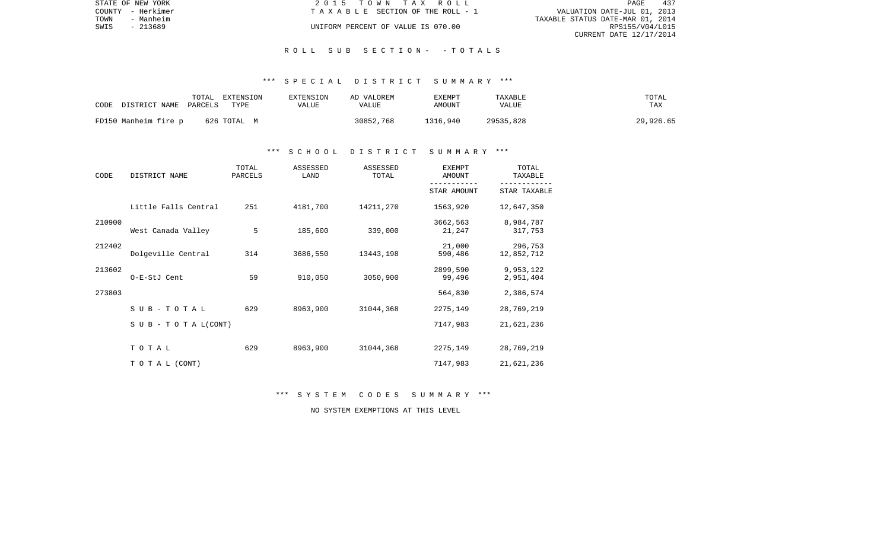STATE OF NEW YORK | 2 0 1 5 T O W N T A X R O L L
COUNTY - Herkimer | T A X A B L E SECTION OF THE ROLL - 1 | VALUATION DATE-JUL 01, 2013
TOWN - Manheim | | TAXABLE STATUS DATE-MAR 01, 2014
SWIS - 213689 | UNIFORM PERCENT OF VALUE IS 070.00 | RPS155/V04/L015
CURRENT DATE 12/17/2014

## R O L L S U B S E C T I O N - - T O T A L S

### *** S P E C I A L D I S T R I C T S U M M A R Y ***

| CODE DISTRICT NAME | TOTAL PARCELS | EXTENSION TYPE | EXTENSION VALUE | AD VALOREM VALUE | EXEMPT AMOUNT | TAXABLE VALUE | TOTAL TAX |
|---|---|---|---|---|---|---|---|
| FD150 Manheim fire p | 626 | TOTAL M | | 30852,768 | 1316,940 | 29535,828 | 29,926.65 |

### *** S C H O O L D I S T R I C T S U M M A R Y ***

| CODE | DISTRICT NAME | TOTAL PARCELS | ASSESSED LAND | ASSESSED TOTAL | EXEMPT AMOUNT / STAR AMOUNT | TOTAL TAXABLE / STAR TAXABLE |
|---|---|---|---|---|---|---|
| 210900 | Little Falls Central | 251 | 4181,700 | 14211,270 | 1563,920 | 12,647,350 |
| | | | | | 3662,563 | 8,984,787 |
| 212402 | West Canada Valley | 5 | 185,600 | 339,000 | 21,247 | 317,753 |
| | | | | | 21,000 | 296,753 |
| 213602 | Dolgeville Central | 314 | 3686,550 | 13443,198 | 590,486 | 12,852,712 |
| | | | | | 2899,590 | 9,953,122 |
| 273803 | O-E-StJ Cent | 59 | 910,050 | 3050,900 | 99,496 | 2,951,404 |
| | | | | | 564,830 | 2,386,574 |
| | S U B - T O T A L | 629 | 8963,900 | 31044,368 | 2275,149 | 28,769,219 |
| | S U B - T O T A L (CONT) | | | | 7147,983 | 21,621,236 |
| | T O T A L | 629 | 8963,900 | 31044,368 | 2275,149 | 28,769,219 |
| | T O T A L (CONT) | | | | 7147,983 | 21,621,236 |

### *** S Y S T E M C O D E S S U M M A R Y ***

NO SYSTEM EXEMPTIONS AT THIS LEVEL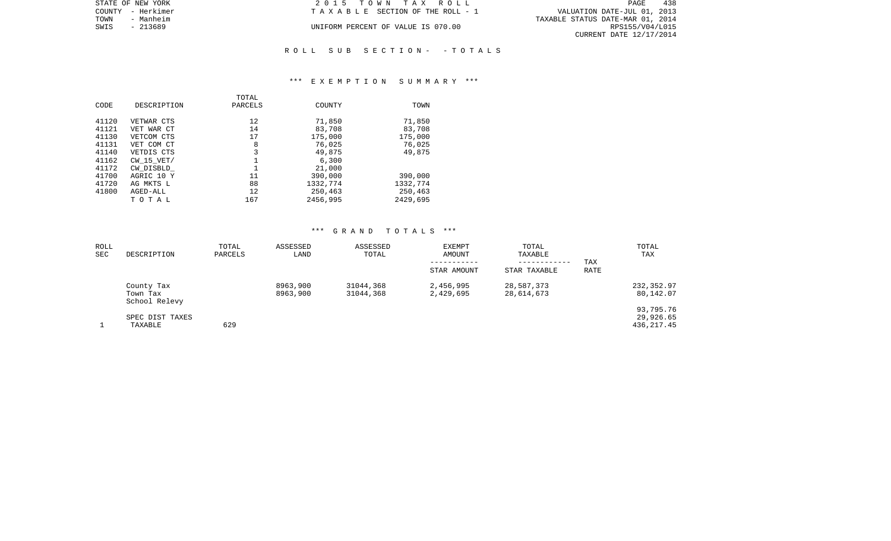STATE OF NEW YORK
COUNTY - Herkimer
TOWN - Manheim
SWIS - 213689

2015 TOWN TAX ROLL
TAXABLE SECTION OF THE ROLL - 1
UNIFORM PERCENT OF VALUE IS 070.00

VALUATION DATE-JUL 01, 2013
TAXABLE STATUS DATE-MAR 01, 2014
RPS155/V04/L015
CURRENT DATE 12/17/2014

## ROLL SUB SECTION - - TOTALS

### *** EXEMPTION SUMMARY ***

| CODE | DESCRIPTION | TOTAL PARCELS | COUNTY | TOWN |
|---|---|---|---|---|
| 41120 | VETWAR CTS | 12 | 71,850 | 71,850 |
| 41121 | VET WAR CT | 14 | 83,708 | 83,708 |
| 41130 | VETCOM CTS | 17 | 175,000 | 175,000 |
| 41131 | VET COM CT | 8 | 76,025 | 76,025 |
| 41140 | VETDIS CTS | 3 | 49,875 | 49,875 |
| 41162 | CW_15_VET/ | 1 | 6,300 | |
| 41172 | CW_DISBLD_ | 1 | 21,000 | |
| 41700 | AGRIC 10 Y | 11 | 390,000 | 390,000 |
| 41720 | AG MKTS L | 88 | 1332,774 | 1332,774 |
| 41800 | AGED-ALL | 12 | 250,463 | 250,463 |
| | TOTAL | 167 | 2456,995 | 2429,695 |

### *** GRAND TOTALS ***

| ROLL SEC | DESCRIPTION | TOTAL PARCELS | ASSESSED LAND | ASSESSED TOTAL | EXEMPT AMOUNT / STAR AMOUNT | TOTAL TAXABLE / STAR TAXABLE | TAX RATE | TOTAL TAX |
|---|---|---|---|---|---|---|---|---|
| | County Tax | | 8963,900 | 31044,368 | 2,456,995 | 28,587,373 | | 232,352.97 |
| | Town Tax | | 8963,900 | 31044,368 | 2,429,695 | 28,614,673 | | 80,142.07 |
| | School Relevy | | | | | | | 93,795.76 |
| | SPEC DIST TAXES | | | | | | | 29,926.65 |
| 1 | TAXABLE | 629 | | | | | | 436,217.45 |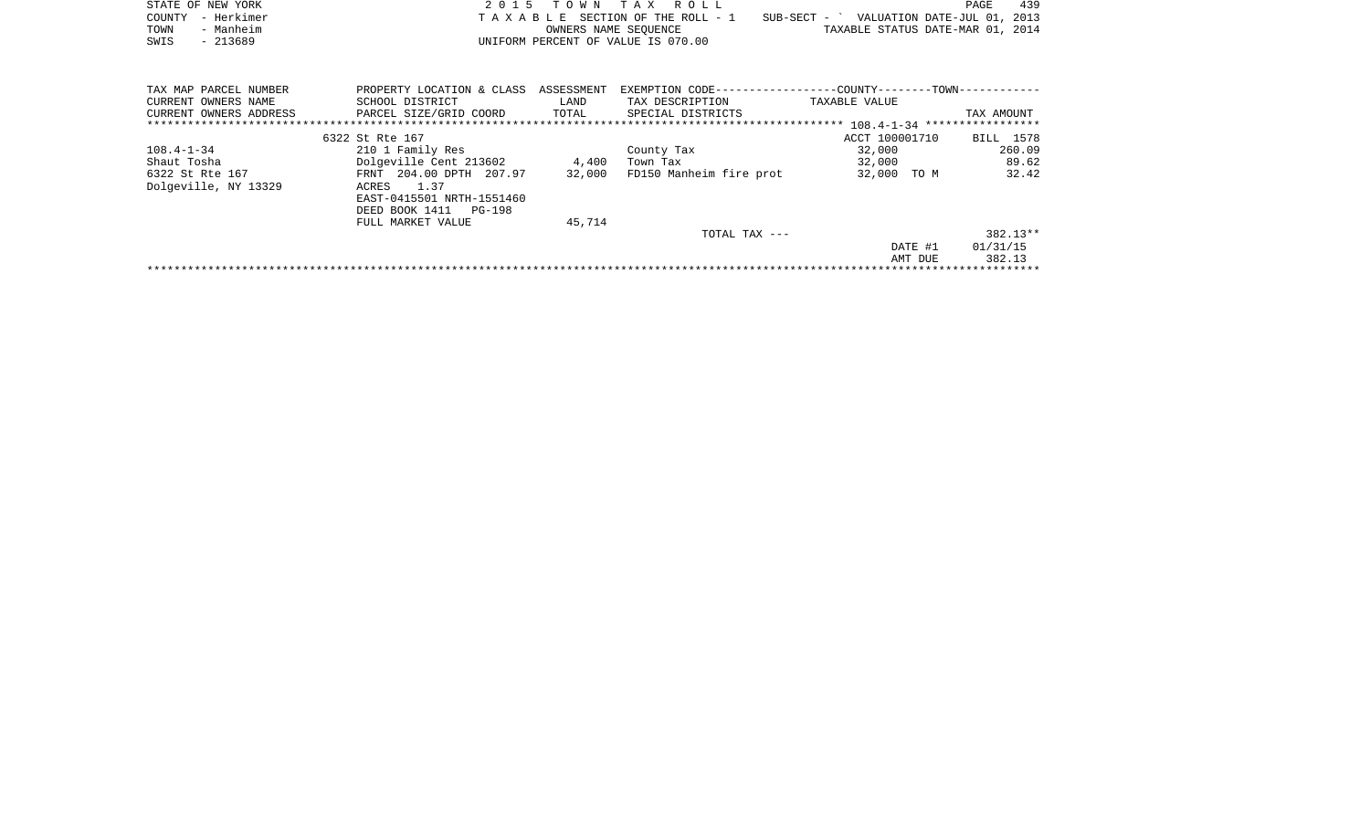STATE OF NEW YORK
COUNTY - Herkimer
TOWN - Manheim
SWIS - 213689

2 0 1 5 T O W N T A X R O L L
T A X A B L E SECTION OF THE ROLL - 1 SUB-SECT - ` VALUATION DATE-JUL 01, 2013
OWNERS NAME SEQUENCE TAXABLE STATUS DATE-MAR 01, 2014
UNIFORM PERCENT OF VALUE IS 070.00

| TAX MAP PARCEL NUMBER<br>CURRENT OWNERS NAME<br>CURRENT OWNERS ADDRESS | PROPERTY LOCATION & CLASS<br>SCHOOL DISTRICT<br>PARCEL SIZE/GRID COORD | ASSESSMENT<br>LAND<br>TOTAL | EXEMPTION CODE------------------COUNTY--------TOWN-----------<br>TAX DESCRIPTION<br>SPECIAL DISTRICTS | TAXABLE VALUE | TAX AMOUNT |
|---|---|---|---|---|---|
| | 6322 St Rte 167 | | | ACCT 100001710 | BILL 1578 |
| 108.4-1-34 | 210 1 Family Res | | County Tax | 32,000 | 260.09 |
| Shaut Tosha | Dolgeville Cent 213602 | 4,400 | Town Tax | 32,000 | 89.62 |
| 6322 St Rte 167 | FRNT 204.00 DPTH 207.97 | 32,000 | FD150 Manheim fire prot | 32,000 TO M | 32.42 |
| Dolgeville, NY 13329 | ACRES 1.37 | | | | |
| | EAST-0415501 NRTH-1551460 | | | | |
| | DEED BOOK 1411 PG-198 | | | | |
| | FULL MARKET VALUE | 45,714 | | | |
| | | | TOTAL TAX --- | | 382.13** |
| | | | | DATE #1 | 01/31/15 |
| | | | | AMT DUE | 382.13 |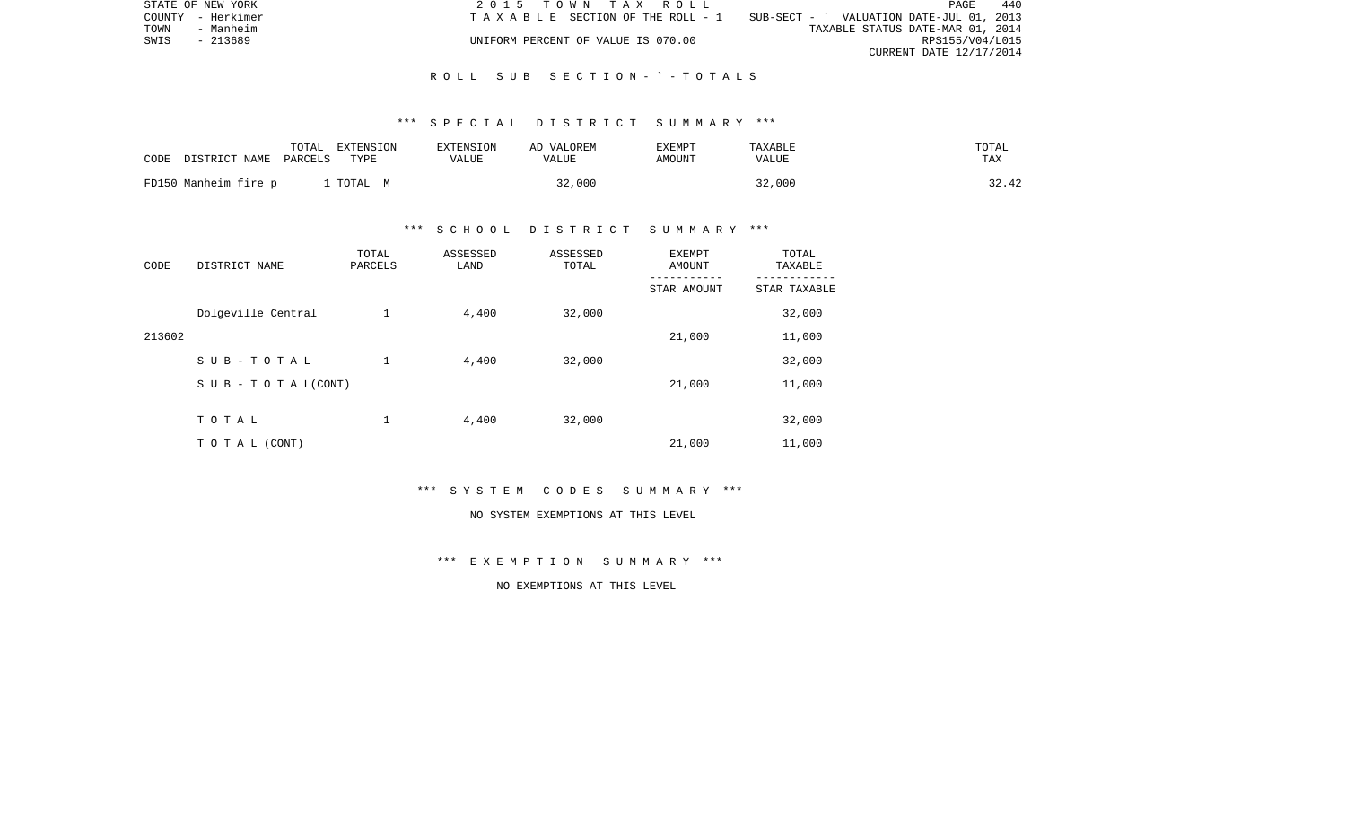# ROLL SUB SECTION- ` - TOTALS

## *** SPECIAL DISTRICT SUMMARY ***

| CODE DISTRICT NAME | TOTAL PARCELS | EXTENSION TYPE | EXTENSION VALUE | AD VALOREM VALUE | EXEMPT AMOUNT | TAXABLE VALUE | TOTAL TAX |
|---|---|---|---|---|---|---|---|
| FD150 Manheim fire p | 1 | TOTAL M | | 32,000 | | 32,000 | 32.42 |

## *** SCHOOL DISTRICT SUMMARY ***

| CODE | DISTRICT NAME | TOTAL PARCELS | ASSESSED LAND | ASSESSED TOTAL | EXEMPT AMOUNT / STAR AMOUNT | TOTAL TAXABLE / STAR TAXABLE |
|---|---|---|---|---|---|---|
| | Dolgeville Central | 1 | 4,400 | 32,000 | | 32,000 |
| 213602 | | | | | 21,000 | 11,000 |
| | SUB-TOTAL | 1 | 4,400 | 32,000 | | 32,000 |
| | SUB-TOTAL(CONT) | | | | 21,000 | 11,000 |
| | TOTAL | 1 | 4,400 | 32,000 | | 32,000 |
| | TOTAL (CONT) | | | | 21,000 | 11,000 |

## *** SYSTEM CODES SUMMARY ***

NO SYSTEM EXEMPTIONS AT THIS LEVEL

## *** EXEMPTION SUMMARY ***

NO EXEMPTIONS AT THIS LEVEL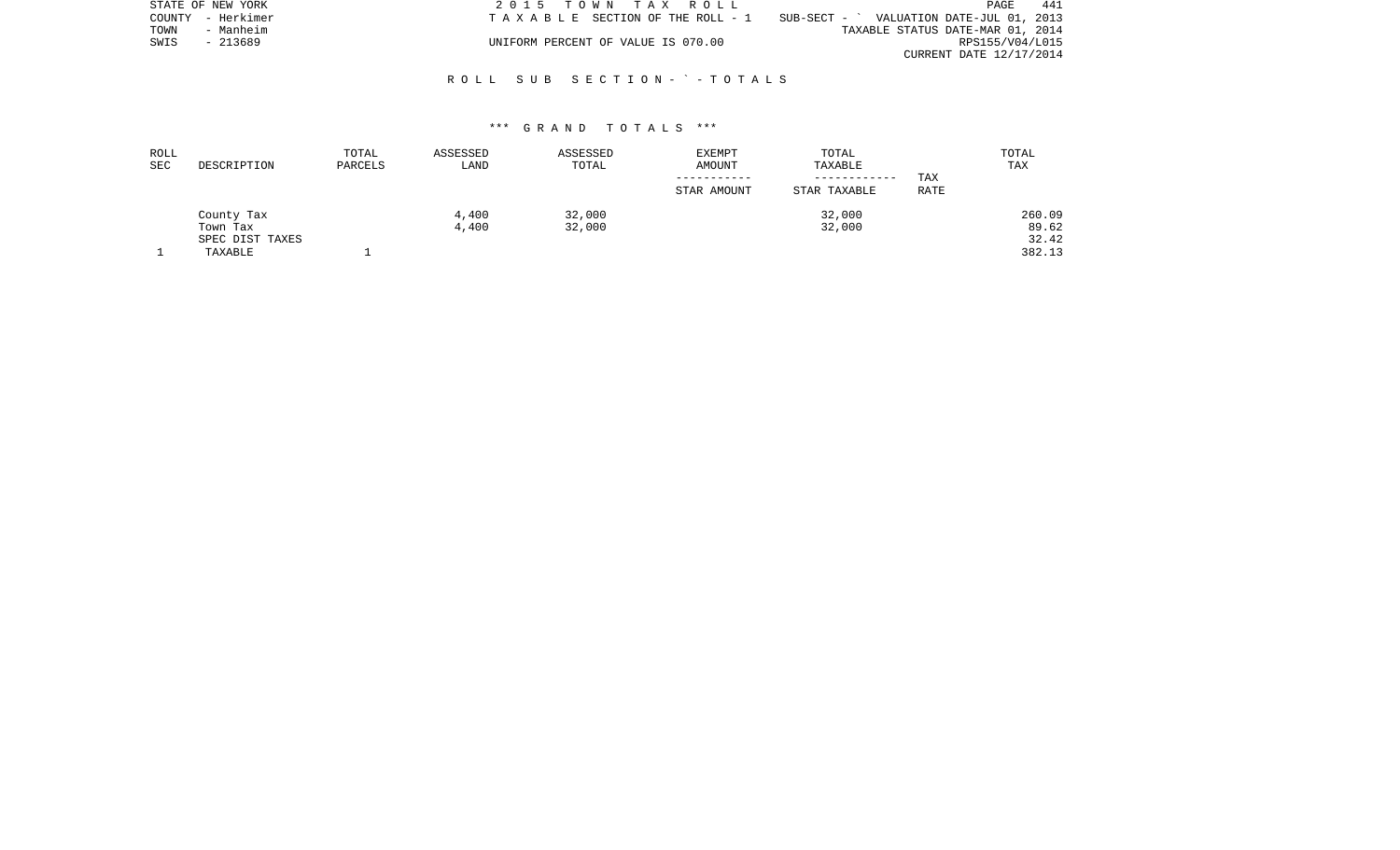STATE OF NEW YORK
COUNTY - Herkimer
TOWN - Manheim
SWIS - 213689

2 0 1 5  T O W N  T A X  R O L L
T A X A B L E  SECTION OF THE ROLL - 1
UNIFORM PERCENT OF VALUE IS 070.00

SUB-SECT - ` VALUATION DATE-JUL 01, 2013
TAXABLE STATUS DATE-MAR 01, 2014
RPS155/V04/L015
CURRENT DATE 12/17/2014

R O L L  S U B  S E C T I O N - ` - T O T A L S

\*\*\* G R A N D  T O T A L S \*\*\*

| ROLL SEC | DESCRIPTION | TOTAL PARCELS | ASSESSED LAND | ASSESSED TOTAL | EXEMPT AMOUNT ----------- STAR AMOUNT | TOTAL TAXABLE ------------ STAR TAXABLE | TAX RATE | TOTAL TAX |
|---|---|---|---|---|---|---|---|---|
| | County Tax | | 4,400 | 32,000 | | 32,000 | | 260.09 |
| | Town Tax | | 4,400 | 32,000 | | 32,000 | | 89.62 |
| | SPEC DIST TAXES | | | | | | | 32.42 |
| 1 | TAXABLE | 1 | | | | | | 382.13 |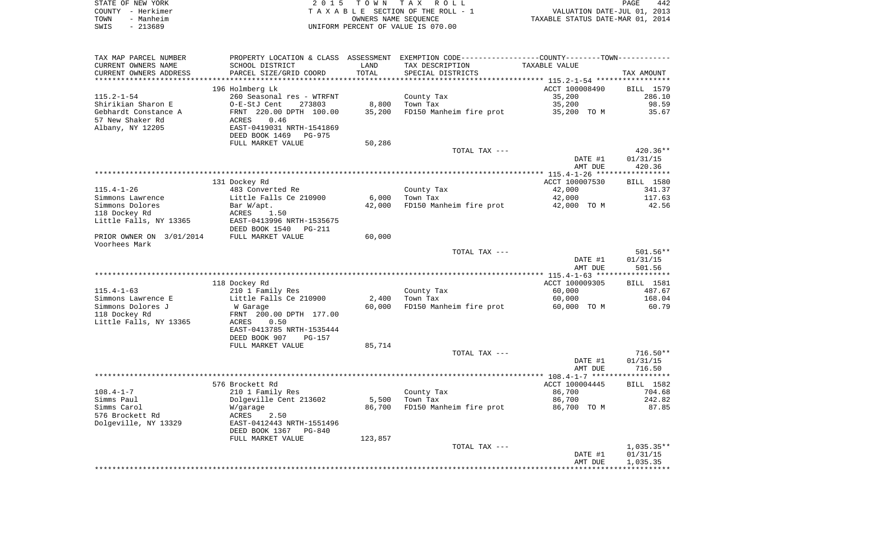STATE OF NEW YORK
COUNTY - Herkimer
TOWN - Manheim
SWIS - 213689

2015 TOWN TAX ROLL
TAXABLE SECTION OF THE ROLL - 1
OWNERS NAME SEQUENCE
UNIFORM PERCENT OF VALUE IS 070.00

VALUATION DATE-JUL 01, 2013
TAXABLE STATUS DATE-MAR 01, 2014

| TAX MAP PARCEL NUMBER / CURRENT OWNERS NAME / CURRENT OWNERS ADDRESS | PROPERTY LOCATION & CLASS / SCHOOL DISTRICT / PARCEL SIZE/GRID COORD | ASSESSMENT LAND / TOTAL | EXEMPTION CODE / TAX DESCRIPTION / SPECIAL DISTRICTS | TAXABLE VALUE | TAX AMOUNT |
|---|---|---|---|---|---|
| 115.2-1-54 | 196 Holmberg Lk | | | ACCT 100008490 | BILL 1579 |
| 115.2-1-54 | 260 Seasonal res - WTRFNT | | County Tax | 35,200 | 286.10 |
| Shirikian Sharon E | O-E-StJ Cent 273803 | 8,800 | Town Tax | 35,200 | 98.59 |
| Gebhardt Constance A | FRNT 220.00 DPTH 100.00 | 35,200 | FD150 Manheim fire prot | 35,200 TO M | 35.67 |
| 57 New Shaker Rd | ACRES 0.46 | | | | |
| Albany, NY 12205 | EAST-0419031 NRTH-1541869 | | | | |
| | DEED BOOK 1469 PG-975 | | | | |
| | FULL MARKET VALUE | 50,286 | | | |
| | | | TOTAL TAX --- | | 420.36** |
| | | | | DATE #1 | 01/31/15 |
| | | | | AMT DUE | 420.36 |
| 115.4-1-26 | 131 Dockey Rd | | | ACCT 100007530 | BILL 1580 |
| 115.4-1-26 | 483 Converted Re | | County Tax | 42,000 | 341.37 |
| Simmons Lawrence | Little Falls Ce 210900 | 6,000 | Town Tax | 42,000 | 117.63 |
| Simmons Dolores | Bar W/apt. | 42,000 | FD150 Manheim fire prot | 42,000 TO M | 42.56 |
| 118 Dockey Rd | ACRES 1.50 | | | | |
| Little Falls, NY 13365 | EAST-0413996 NRTH-1535675 | | | | |
| | DEED BOOK 1540 PG-211 | | | | |
| PRIOR OWNER ON 3/01/2014 | FULL MARKET VALUE | 60,000 | | | |
| Voorhees Mark | | | | | |
| | | | TOTAL TAX --- | | 501.56** |
| | | | | DATE #1 | 01/31/15 |
| | | | | AMT DUE | 501.56 |
| 115.4-1-63 | 118 Dockey Rd | | | ACCT 100009305 | BILL 1581 |
| 115.4-1-63 | 210 1 Family Res | | County Tax | 60,000 | 487.67 |
| Simmons Lawrence E | Little Falls Ce 210900 | 2,400 | Town Tax | 60,000 | 168.04 |
| Simmons Dolores J | W Garage | 60,000 | FD150 Manheim fire prot | 60,000 TO M | 60.79 |
| 118 Dockey Rd | FRNT 200.00 DPTH 177.00 | | | | |
| Little Falls, NY 13365 | ACRES 0.50 | | | | |
| | EAST-0413785 NRTH-1535444 | | | | |
| | DEED BOOK 907 PG-157 | | | | |
| | FULL MARKET VALUE | 85,714 | | | |
| | | | TOTAL TAX --- | | 716.50** |
| | | | | DATE #1 | 01/31/15 |
| | | | | AMT DUE | 716.50 |
| 108.4-1-7 | 576 Brockett Rd | | | ACCT 100004445 | BILL 1582 |
| 108.4-1-7 | 210 1 Family Res | | County Tax | 86,700 | 704.68 |
| Simms Paul | Dolgeville Cent 213602 | 5,500 | Town Tax | 86,700 | 242.82 |
| Simms Carol | W/garage | 86,700 | FD150 Manheim fire prot | 86,700 TO M | 87.85 |
| 576 Brockett Rd | ACRES 2.50 | | | | |
| Dolgeville, NY 13329 | EAST-0412443 NRTH-1551496 | | | | |
| | DEED BOOK 1367 PG-840 | | | | |
| | FULL MARKET VALUE | 123,857 | | | |
| | | | TOTAL TAX --- | | 1,035.35** |
| | | | | DATE #1 | 01/31/15 |
| | | | | AMT DUE | 1,035.35 |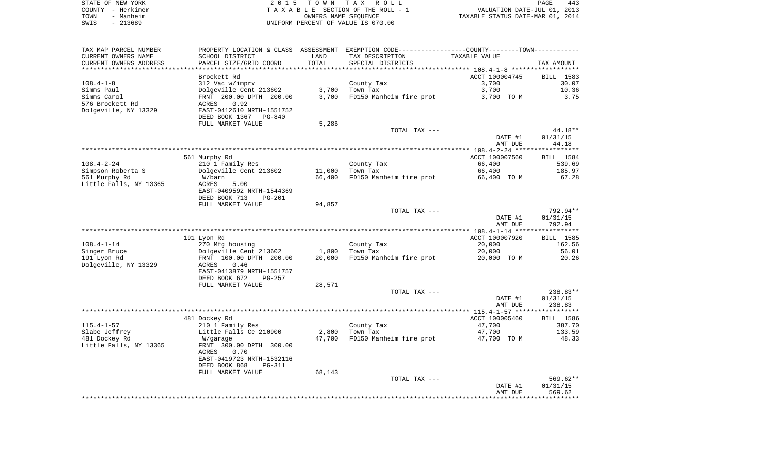STATE OF NEW YORK — 2015 TOWN TAX ROLL
COUNTY - Herkimer — TAXABLE SECTION OF THE ROLL - 1 — VALUATION DATE-JUL 01, 2013
TOWN - Manheim — OWNERS NAME SEQUENCE — TAXABLE STATUS DATE-MAR 01, 2014
SWIS - 213689 — UNIFORM PERCENT OF VALUE IS 070.00

| TAX MAP PARCEL NUMBER / CURRENT OWNERS NAME / CURRENT OWNERS ADDRESS | PROPERTY LOCATION & CLASS / SCHOOL DISTRICT / PARCEL SIZE/GRID COORD | ASSESSMENT LAND | TOTAL | EXEMPTION CODE / TAX DESCRIPTION / SPECIAL DISTRICTS | TAXABLE VALUE | TAX AMOUNT |
|---|---|---|---|---|---|---|
| **108.4-1-8** | Brockett Rd | | | | ACCT 100004745 | BILL 1583 |
| 108.4-1-8 | 312 Vac w/imprv | | | County Tax | 3,700 | 30.07 |
| Simms Paul | Dolgeville Cent 213602 | 3,700 | | Town Tax | 3,700 | 10.36 |
| Simms Carol | FRNT 200.00 DPTH 200.00 | | 3,700 | FD150 Manheim fire prot | 3,700 TO M | 3.75 |
| 576 Brockett Rd | ACRES 0.92 | | | | | |
| Dolgeville, NY 13329 | EAST-0412610 NRTH-1551752 | | | | | |
| | DEED BOOK 1367 PG-840 | | | | | |
| | FULL MARKET VALUE | | 5,286 | | | |
| | | | | TOTAL TAX --- | | 44.18** |
| | | | | | DATE #1 | 01/31/15 |
| | | | | | AMT DUE | 44.18 |
| **108.4-2-24** | 561 Murphy Rd | | | | ACCT 100007560 | BILL 1584 |
| 108.4-2-24 | 210 1 Family Res | | | County Tax | 66,400 | 539.69 |
| Simpson Roberta S | Dolgeville Cent 213602 | 11,000 | | Town Tax | 66,400 | 185.97 |
| 561 Murphy Rd | W/barn | | 66,400 | FD150 Manheim fire prot | 66,400 TO M | 67.28 |
| Little Falls, NY 13365 | ACRES 5.00 | | | | | |
| | EAST-0409592 NRTH-1544369 | | | | | |
| | DEED BOOK 713 PG-201 | | | | | |
| | FULL MARKET VALUE | | 94,857 | | | |
| | | | | TOTAL TAX --- | | 792.94** |
| | | | | | DATE #1 | 01/31/15 |
| | | | | | AMT DUE | 792.94 |
| **108.4-1-14** | 191 Lyon Rd | | | | ACCT 100007920 | BILL 1585 |
| 108.4-1-14 | 270 Mfg housing | | | County Tax | 20,000 | 162.56 |
| Singer Bruce | Dolgeville Cent 213602 | 1,800 | | Town Tax | 20,000 | 56.01 |
| 191 Lyon Rd | FRNT 100.00 DPTH 200.00 | | 20,000 | FD150 Manheim fire prot | 20,000 TO M | 20.26 |
| Dolgeville, NY 13329 | ACRES 0.46 | | | | | |
| | EAST-0413879 NRTH-1551757 | | | | | |
| | DEED BOOK 672 PG-257 | | | | | |
| | FULL MARKET VALUE | | 28,571 | | | |
| | | | | TOTAL TAX --- | | 238.83** |
| | | | | | DATE #1 | 01/31/15 |
| | | | | | AMT DUE | 238.83 |
| **115.4-1-57** | 481 Dockey Rd | | | | ACCT 100005460 | BILL 1586 |
| 115.4-1-57 | 210 1 Family Res | | | County Tax | 47,700 | 387.70 |
| Slabe Jeffrey | Little Falls Ce 210900 | 2,800 | | Town Tax | 47,700 | 133.59 |
| 481 Dockey Rd | W/garage | | 47,700 | FD150 Manheim fire prot | 47,700 TO M | 48.33 |
| Little Falls, NY 13365 | FRNT 300.00 DPTH 300.00 | | | | | |
| | ACRES 0.70 | | | | | |
| | EAST-0419723 NRTH-1532116 | | | | | |
| | DEED BOOK 868 PG-311 | | | | | |
| | FULL MARKET VALUE | | 68,143 | | | |
| | | | | TOTAL TAX --- | | 569.62** |
| | | | | | DATE #1 | 01/31/15 |
| | | | | | AMT DUE | 569.62 |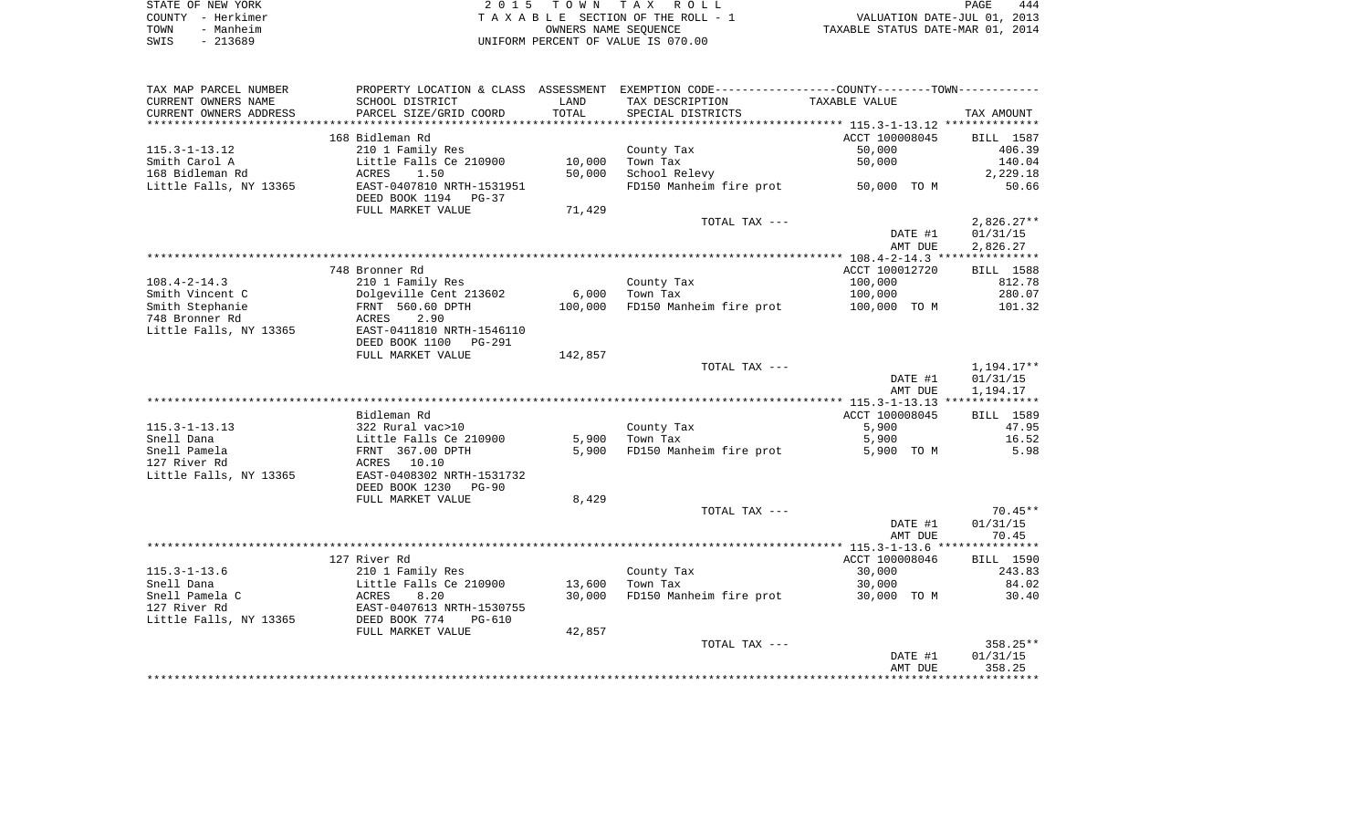STATE OF NEW YORK
COUNTY - Herkimer
TOWN - Manheim
SWIS - 213689

2 0 1 5 T O W N T A X R O L L
T A X A B L E SECTION OF THE ROLL - 1
OWNERS NAME SEQUENCE
UNIFORM PERCENT OF VALUE IS 070.00

VALUATION DATE-JUL 01, 2013
TAXABLE STATUS DATE-MAR 01, 2014

| TAX MAP PARCEL NUMBER / CURRENT OWNERS NAME / CURRENT OWNERS ADDRESS | PROPERTY LOCATION & CLASS / SCHOOL DISTRICT / PARCEL SIZE/GRID COORD | ASSESSMENT LAND | TOTAL | EXEMPTION CODE / TAX DESCRIPTION / SPECIAL DISTRICTS | COUNTY-TOWN TAXABLE VALUE | TAX AMOUNT |
|---|---|---|---|---|---|---|
| **115.3-1-13.12** | 168 Bidleman Rd | | | | ACCT 100008045 | BILL 1587 |
| 115.3-1-13.12 | 210 1 Family Res | | | County Tax | 50,000 | 406.39 |
| Smith Carol A | Little Falls Ce 210900 | 10,000 | | Town Tax | 50,000 | 140.04 |
| 168 Bidleman Rd | ACRES 1.50 | | 50,000 | School Relevy | | 2,229.18 |
| Little Falls, NY 13365 | EAST-0407810 NRTH-1531951 | | | FD150 Manheim fire prot | 50,000 TO M | 50.66 |
| | DEED BOOK 1194 PG-37 | | | | | |
| | FULL MARKET VALUE | | 71,429 | | | |
| | | | | TOTAL TAX --- | | 2,826.27** |
| | | | | | DATE #1 | 01/31/15 |
| | | | | | AMT DUE | 2,826.27 |
| **108.4-2-14.3** | 748 Bronner Rd | | | | ACCT 100012720 | BILL 1588 |
| 108.4-2-14.3 | 210 1 Family Res | | | County Tax | 100,000 | 812.78 |
| Smith Vincent C | Dolgeville Cent 213602 | 6,000 | | Town Tax | 100,000 | 280.07 |
| Smith Stephanie | FRNT 560.60 DPTH | | 100,000 | FD150 Manheim fire prot | 100,000 TO M | 101.32 |
| 748 Bronner Rd | ACRES 2.90 | | | | | |
| Little Falls, NY 13365 | EAST-0411810 NRTH-1546110 | | | | | |
| | DEED BOOK 1100 PG-291 | | | | | |
| | FULL MARKET VALUE | | 142,857 | | | |
| | | | | TOTAL TAX --- | | 1,194.17** |
| | | | | | DATE #1 | 01/31/15 |
| | | | | | AMT DUE | 1,194.17 |
| **115.3-1-13.13** | Bidleman Rd | | | | ACCT 100008045 | BILL 1589 |
| 115.3-1-13.13 | 322 Rural vac>10 | | | County Tax | 5,900 | 47.95 |
| Snell Dana | Little Falls Ce 210900 | 5,900 | | Town Tax | 5,900 | 16.52 |
| Snell Pamela | FRNT 367.00 DPTH | | 5,900 | FD150 Manheim fire prot | 5,900 TO M | 5.98 |
| 127 River Rd | ACRES 10.10 | | | | | |
| Little Falls, NY 13365 | EAST-0408302 NRTH-1531732 | | | | | |
| | DEED BOOK 1230 PG-90 | | | | | |
| | FULL MARKET VALUE | | 8,429 | | | |
| | | | | TOTAL TAX --- | | 70.45** |
| | | | | | DATE #1 | 01/31/15 |
| | | | | | AMT DUE | 70.45 |
| **115.3-1-13.6** | 127 River Rd | | | | ACCT 100008046 | BILL 1590 |
| 115.3-1-13.6 | 210 1 Family Res | | | County Tax | 30,000 | 243.83 |
| Snell Dana | Little Falls Ce 210900 | 13,600 | | Town Tax | 30,000 | 84.02 |
| Snell Pamela C | ACRES 8.20 | | 30,000 | FD150 Manheim fire prot | 30,000 TO M | 30.40 |
| 127 River Rd | EAST-0407613 NRTH-1530755 | | | | | |
| Little Falls, NY 13365 | DEED BOOK 774 PG-610 | | | | | |
| | FULL MARKET VALUE | | 42,857 | | | |
| | | | | TOTAL TAX --- | | 358.25** |
| | | | | | DATE #1 | 01/31/15 |
| | | | | | AMT DUE | 358.25 |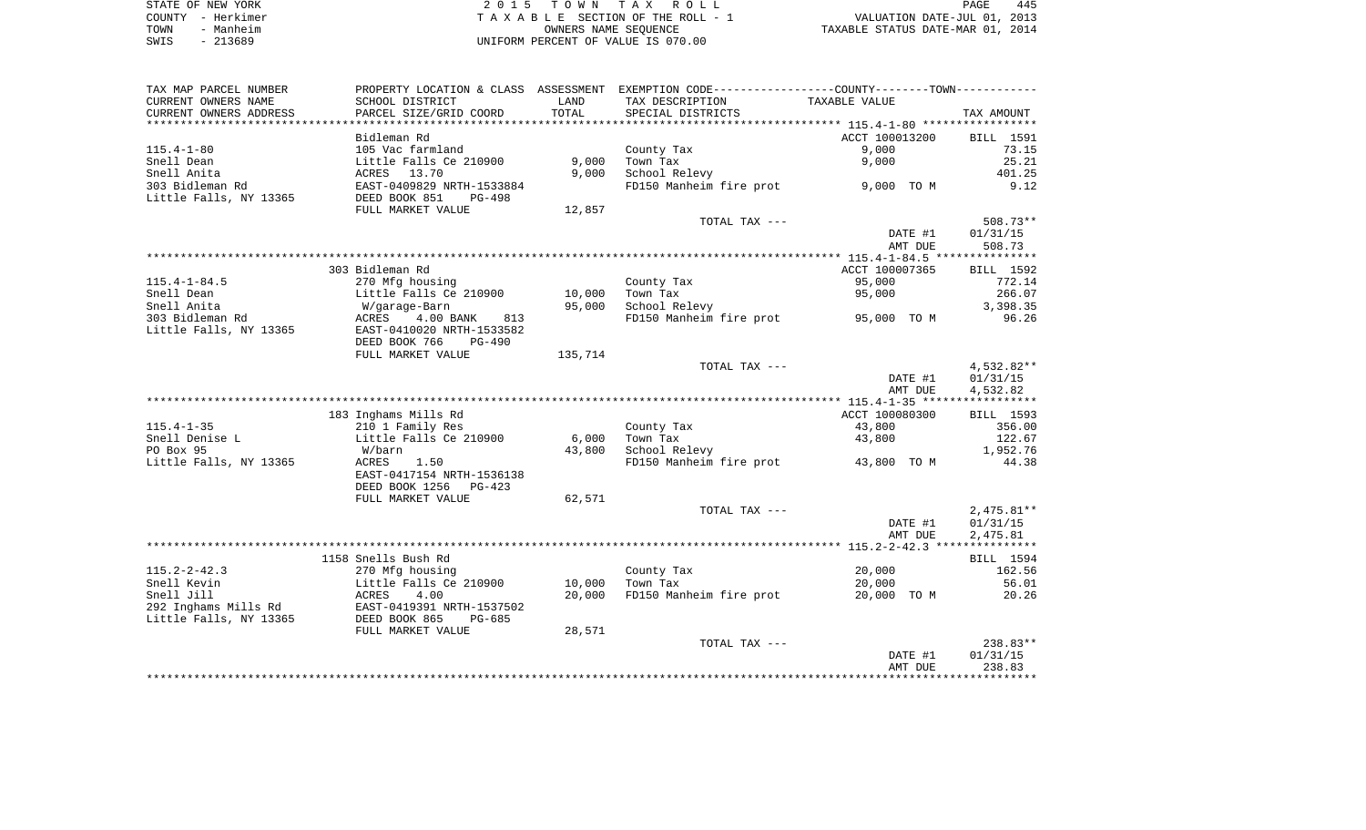STATE OF NEW YORK
COUNTY - Herkimer
TOWN - Manheim
SWIS - 213689

2 0 1 5 T O W N T A X R O L L
T A X A B L E SECTION OF THE ROLL - 1
OWNERS NAME SEQUENCE
UNIFORM PERCENT OF VALUE IS 070.00

VALUATION DATE-JUL 01, 2013
TAXABLE STATUS DATE-MAR 01, 2014

| TAX MAP PARCEL NUMBER<br>CURRENT OWNERS NAME<br>CURRENT OWNERS ADDRESS | PROPERTY LOCATION & CLASS<br>SCHOOL DISTRICT<br>PARCEL SIZE/GRID COORD | ASSESSMENT<br>LAND<br>TOTAL | EXEMPTION CODE-----COUNTY-----TOWN-----<br>TAX DESCRIPTION<br>SPECIAL DISTRICTS | TAXABLE VALUE | TAX AMOUNT |
|---|---|---|---|---|---|
| 115.4-1-80 | Bidleman Rd | | | ACCT 100013200 | BILL 1591 |
| 115.4-1-80 | 105 Vac farmland | | County Tax | 9,000 | 73.15 |
| Snell Dean | Little Falls Ce 210900 | 9,000 | Town Tax | 9,000 | 25.21 |
| Snell Anita | ACRES 13.70 | 9,000 | School Relevy | | 401.25 |
| 303 Bidleman Rd | EAST-0409829 NRTH-1533884 | | FD150 Manheim fire prot | 9,000 TO M | 9.12 |
| Little Falls, NY 13365 | DEED BOOK 851 PG-498 | | | | |
| | FULL MARKET VALUE | 12,857 | | | |
| | | | TOTAL TAX --- | | 508.73** |
| | | | | DATE #1 | 01/31/15 |
| | | | | AMT DUE | 508.73 |
| 115.4-1-84.5 | 303 Bidleman Rd | | | ACCT 100007365 | BILL 1592 |
| 115.4-1-84.5 | 270 Mfg housing | | County Tax | 95,000 | 772.14 |
| Snell Dean | Little Falls Ce 210900 | 10,000 | Town Tax | 95,000 | 266.07 |
| Snell Anita | W/garage-Barn | 95,000 | School Relevy | | 3,398.35 |
| 303 Bidleman Rd | ACRES 4.00 BANK 813 | | FD150 Manheim fire prot | 95,000 TO M | 96.26 |
| Little Falls, NY 13365 | EAST-0410020 NRTH-1533582 | | | | |
| | DEED BOOK 766 PG-490 | | | | |
| | FULL MARKET VALUE | 135,714 | | | |
| | | | TOTAL TAX --- | | 4,532.82** |
| | | | | DATE #1 | 01/31/15 |
| | | | | AMT DUE | 4,532.82 |
| 115.4-1-35 | 183 Inghams Mills Rd | | | ACCT 100080300 | BILL 1593 |
| 115.4-1-35 | 210 1 Family Res | | County Tax | 43,800 | 356.00 |
| Snell Denise L | Little Falls Ce 210900 | 6,000 | Town Tax | 43,800 | 122.67 |
| PO Box 95 | W/barn | 43,800 | School Relevy | | 1,952.76 |
| Little Falls, NY 13365 | ACRES 1.50 | | FD150 Manheim fire prot | 43,800 TO M | 44.38 |
| | EAST-0417154 NRTH-1536138 | | | | |
| | DEED BOOK 1256 PG-423 | | | | |
| | FULL MARKET VALUE | 62,571 | | | |
| | | | TOTAL TAX --- | | 2,475.81** |
| | | | | DATE #1 | 01/31/15 |
| | | | | AMT DUE | 2,475.81 |
| 115.2-2-42.3 | 1158 Snells Bush Rd | | | | BILL 1594 |
| 115.2-2-42.3 | 270 Mfg housing | | County Tax | 20,000 | 162.56 |
| Snell Kevin | Little Falls Ce 210900 | 10,000 | Town Tax | 20,000 | 56.01 |
| Snell Jill | ACRES 4.00 | 20,000 | FD150 Manheim fire prot | 20,000 TO M | 20.26 |
| 292 Inghams Mills Rd | EAST-0419391 NRTH-1537502 | | | | |
| Little Falls, NY 13365 | DEED BOOK 865 PG-685 | | | | |
| | FULL MARKET VALUE | 28,571 | | | |
| | | | TOTAL TAX --- | | 238.83** |
| | | | | DATE #1 | 01/31/15 |
| | | | | AMT DUE | 238.83 |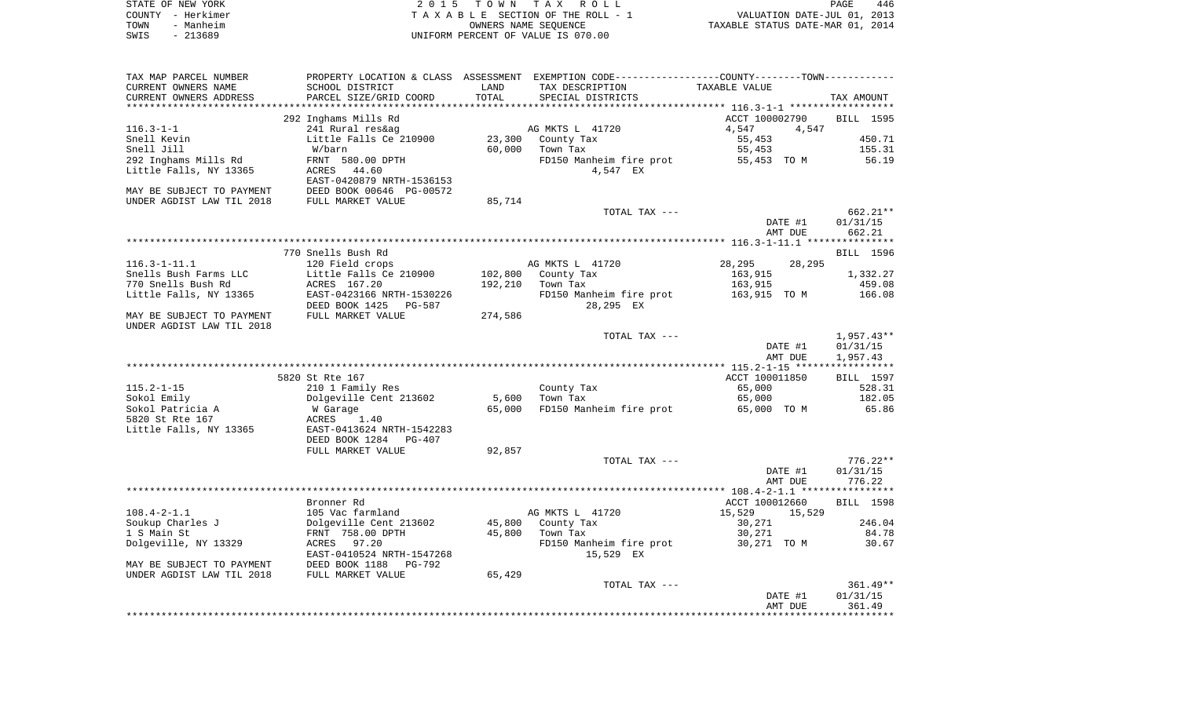STATE OF NEW YORK · COUNTY - Herkimer · TOWN - Manheim · SWIS - 213689

2015 TOWN TAX ROLL
TAXABLE SECTION OF THE ROLL - 1
OWNERS NAME SEQUENCE
UNIFORM PERCENT OF VALUE IS 070.00

VALUATION DATE-JUL 01, 2013
TAXABLE STATUS DATE-MAR 01, 2014

| TAX MAP PARCEL NUMBER / CURRENT OWNERS NAME / CURRENT OWNERS ADDRESS | PROPERTY LOCATION & CLASS / SCHOOL DISTRICT / PARCEL SIZE/GRID COORD | ASSESSMENT LAND / TOTAL | EXEMPTION CODE / TAX DESCRIPTION / SPECIAL DISTRICTS | COUNTY / TOWN TAXABLE VALUE | TAX AMOUNT |
|---|---|---|---|---|---|
| | 292 Inghams Mills Rd | | | ACCT 100002790 | BILL 1595 |
| 116.3-1-1 | 241 Rural res&ag | | AG MKTS L 41720 | 4,547 4,547 | |
| Snell Kevin | Little Falls Ce 210900 | 23,300 | County Tax | 55,453 | 450.71 |
| Snell Jill | W/barn | 60,000 | Town Tax | 55,453 | 155.31 |
| 292 Inghams Mills Rd | FRNT 580.00 DPTH | | FD150 Manheim fire prot | 55,453 TO M | 56.19 |
| Little Falls, NY 13365 | ACRES 44.60 | | 4,547 EX | | |
| | EAST-0420879 NRTH-1536153 | | | | |
| MAY BE SUBJECT TO PAYMENT | DEED BOOK 00646 PG-00572 | | | | |
| UNDER AGDIST LAW TIL 2018 | FULL MARKET VALUE | 85,714 | | | |
| | | | TOTAL TAX --- | | 662.21** |
| | | | | DATE #1 | 01/31/15 |
| | | | | AMT DUE | 662.21 |
| | 770 Snells Bush Rd | | | | BILL 1596 |
| 116.3-1-11.1 | 120 Field crops | | AG MKTS L 41720 | 28,295 28,295 | |
| Snells Bush Farms LLC | Little Falls Ce 210900 | 102,800 | County Tax | 163,915 | 1,332.27 |
| 770 Snells Bush Rd | ACRES 167.20 | 192,210 | Town Tax | 163,915 | 459.08 |
| Little Falls, NY 13365 | EAST-0423166 NRTH-1530226 | | FD150 Manheim fire prot | 163,915 TO M | 166.08 |
| | DEED BOOK 1425 PG-587 | | 28,295 EX | | |
| MAY BE SUBJECT TO PAYMENT | FULL MARKET VALUE | 274,586 | | | |
| UNDER AGDIST LAW TIL 2018 | | | | | |
| | | | TOTAL TAX --- | | 1,957.43** |
| | | | | DATE #1 | 01/31/15 |
| | | | | AMT DUE | 1,957.43 |
| | 5820 St Rte 167 | | | ACCT 100011850 | BILL 1597 |
| 115.2-1-15 | 210 1 Family Res | | County Tax | 65,000 | 528.31 |
| Sokol Emily | Dolgeville Cent 213602 | 5,600 | Town Tax | 65,000 | 182.05 |
| Sokol Patricia A | W Garage | 65,000 | FD150 Manheim fire prot | 65,000 TO M | 65.86 |
| 5820 St Rte 167 | ACRES 1.40 | | | | |
| Little Falls, NY 13365 | EAST-0413624 NRTH-1542283 | | | | |
| | DEED BOOK 1284 PG-407 | | | | |
| | FULL MARKET VALUE | 92,857 | | | |
| | | | TOTAL TAX --- | | 776.22** |
| | | | | DATE #1 | 01/31/15 |
| | | | | AMT DUE | 776.22 |
| | Bronner Rd | | | ACCT 100012660 | BILL 1598 |
| 108.4-2-1.1 | 105 Vac farmland | | AG MKTS L 41720 | 15,529 15,529 | |
| Soukup Charles J | Dolgeville Cent 213602 | 45,800 | County Tax | 30,271 | 246.04 |
| 1 S Main St | FRNT 758.00 DPTH | 45,800 | Town Tax | 30,271 | 84.78 |
| Dolgeville, NY 13329 | ACRES 97.20 | | FD150 Manheim fire prot | 30,271 TO M | 30.67 |
| | EAST-0410524 NRTH-1547268 | | 15,529 EX | | |
| MAY BE SUBJECT TO PAYMENT | DEED BOOK 1188 PG-792 | | | | |
| UNDER AGDIST LAW TIL 2018 | FULL MARKET VALUE | 65,429 | | | |
| | | | TOTAL TAX --- | | 361.49** |
| | | | | DATE #1 | 01/31/15 |
| | | | | AMT DUE | 361.49 |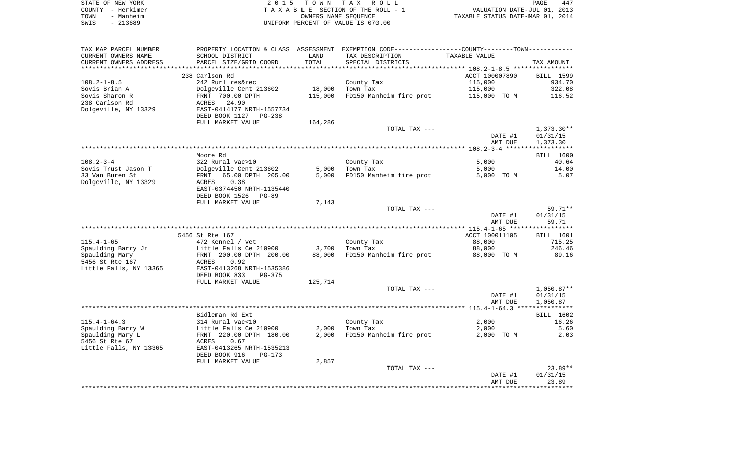| TAX MAP PARCEL NUMBER<br>CURRENT OWNERS NAME<br>CURRENT OWNERS ADDRESS | PROPERTY LOCATION & CLASS<br>SCHOOL DISTRICT<br>PARCEL SIZE/GRID COORD | ASSESSMENT<br>LAND<br>TOTAL | EXEMPTION CODE-----COUNTY-----TOWN-----<br>TAX DESCRIPTION<br>SPECIAL DISTRICTS | TAXABLE VALUE | TAX AMOUNT |
|---|---|---|---|---|---|
| **108.2-1-8.5** | 238 Carlson Rd | | | ACCT 100007890 | BILL 1599 |
| 108.2-1-8.5 | 242 Rurl res&rec | | County Tax | 115,000 | 934.70 |
| Sovis Brian A | Dolgeville Cent 213602 | 18,000 | Town Tax | 115,000 | 322.08 |
| Sovis Sharon R | FRNT 700.00 DPTH | 115,000 | FD150 Manheim fire prot | 115,000 TO M | 116.52 |
| 238 Carlson Rd | ACRES 24.90 | | | | |
| Dolgeville, NY 13329 | EAST-0414177 NRTH-1557734 | | | | |
| | DEED BOOK 1127 PG-238 | | | | |
| | FULL MARKET VALUE | 164,286 | | | |
| | | | TOTAL TAX --- | | 1,373.30** |
| | | | | DATE #1 | 01/31/15 |
| | | | | AMT DUE | 1,373.30 |
| **108.2-3-4** | Moore Rd | | | | BILL 1600 |
| 108.2-3-4 | 322 Rural vac>10 | | County Tax | 5,000 | 40.64 |
| Sovis Trust Jason T | Dolgeville Cent 213602 | 5,000 | Town Tax | 5,000 | 14.00 |
| 33 Van Buren St | FRNT 65.00 DPTH 205.00 | 5,000 | FD150 Manheim fire prot | 5,000 TO M | 5.07 |
| Dolgeville, NY 13329 | ACRES 0.38 | | | | |
| | EAST-0374450 NRTH-1135440 | | | | |
| | DEED BOOK 1526 PG-89 | | | | |
| | FULL MARKET VALUE | 7,143 | | | |
| | | | TOTAL TAX --- | | 59.71** |
| | | | | DATE #1 | 01/31/15 |
| | | | | AMT DUE | 59.71 |
| **115.4-1-65** | 5456 St Rte 167 | | | ACCT 100011105 | BILL 1601 |
| 115.4-1-65 | 472 Kennel / vet | | County Tax | 88,000 | 715.25 |
| Spaulding Barry Jr | Little Falls Ce 210900 | 3,700 | Town Tax | 88,000 | 246.46 |
| Spaulding Mary | FRNT 200.00 DPTH 200.00 | 88,000 | FD150 Manheim fire prot | 88,000 TO M | 89.16 |
| 5456 St Rte 167 | ACRES 0.92 | | | | |
| Little Falls, NY 13365 | EAST-0413268 NRTH-1535386 | | | | |
| | DEED BOOK 833 PG-375 | | | | |
| | FULL MARKET VALUE | 125,714 | | | |
| | | | TOTAL TAX --- | | 1,050.87** |
| | | | | DATE #1 | 01/31/15 |
| | | | | AMT DUE | 1,050.87 |
| **115.4-1-64.3** | Bidleman Rd Ext | | | | BILL 1602 |
| 115.4-1-64.3 | 314 Rural vac<10 | | County Tax | 2,000 | 16.26 |
| Spaulding Barry W | Little Falls Ce 210900 | 2,000 | Town Tax | 2,000 | 5.60 |
| Spaulding Mary L | FRNT 220.00 DPTH 180.00 | 2,000 | FD150 Manheim fire prot | 2,000 TO M | 2.03 |
| 5456 St Rte 67 | ACRES 0.67 | | | | |
| Little Falls, NY 13365 | EAST-0413265 NRTH-1535213 | | | | |
| | DEED BOOK 916 PG-173 | | | | |
| | FULL MARKET VALUE | 2,857 | | | |
| | | | TOTAL TAX --- | | 23.89** |
| | | | | DATE #1 | 01/31/15 |
| | | | | AMT DUE | 23.89 |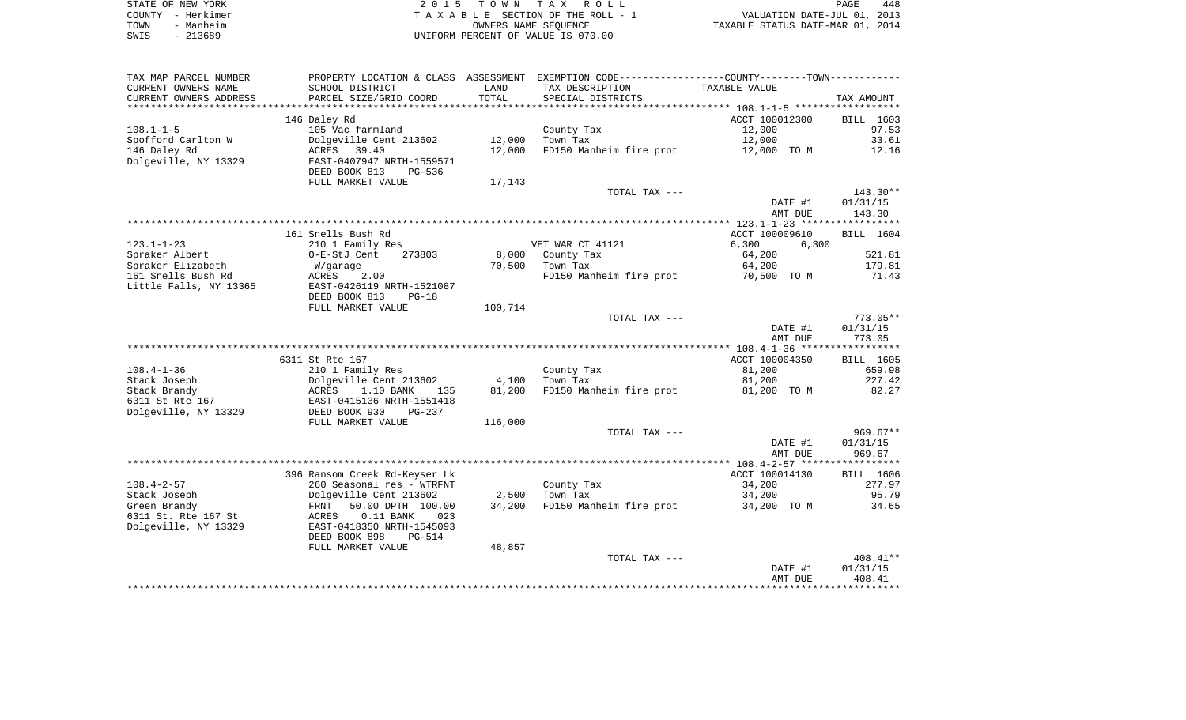STATE OF NEW YORK
COUNTY - Herkimer
TOWN - Manheim
SWIS - 213689

2 0 1 5 T O W N T A X R O L L
T A X A B L E SECTION OF THE ROLL - 1
OWNERS NAME SEQUENCE
UNIFORM PERCENT OF VALUE IS 070.00

VALUATION DATE-JUL 01, 2013
TAXABLE STATUS DATE-MAR 01, 2014

| TAX MAP PARCEL NUMBER / CURRENT OWNERS NAME / CURRENT OWNERS ADDRESS | PROPERTY LOCATION & CLASS / SCHOOL DISTRICT / PARCEL SIZE/GRID COORD | ASSESSMENT LAND | TOTAL | EXEMPTION CODE / TAX DESCRIPTION / SPECIAL DISTRICTS | TAXABLE VALUE | TAX AMOUNT |
|---|---|---|---|---|---|---|
| **108.1-1-5** | 146 Daley Rd | | | | ACCT 100012300 | BILL 1603 |
| | 105 Vac farmland | | | County Tax | 12,000 | 97.53 |
| Spofford Carlton W | Dolgeville Cent 213602 | 12,000 | | Town Tax | 12,000 | 33.61 |
| 146 Daley Rd | ACRES 39.40 | | 12,000 | FD150 Manheim fire prot | 12,000 TO M | 12.16 |
| Dolgeville, NY 13329 | EAST-0407947 NRTH-1559571 | | | | | |
| | DEED BOOK 813 PG-536 | | | | | |
| | FULL MARKET VALUE | 17,143 | | | | |
| | | | | TOTAL TAX --- | | 143.30** |
| | | | | | DATE #1 | 01/31/15 |
| | | | | | AMT DUE | 143.30 |
| **123.1-1-23** | 161 Snells Bush Rd | | | | ACCT 100009610 | BILL 1604 |
| | 210 1 Family Res | | | VET WAR CT 41121 | 6,300 6,300 | |
| Spraker Albert | O-E-StJ Cent 273803 | 8,000 | | County Tax | 64,200 | 521.81 |
| Spraker Elizabeth | W/garage | | 70,500 | Town Tax | 64,200 | 179.81 |
| 161 Snells Bush Rd | ACRES 2.00 | | | FD150 Manheim fire prot | 70,500 TO M | 71.43 |
| Little Falls, NY 13365 | EAST-0426119 NRTH-1521087 | | | | | |
| | DEED BOOK 813 PG-18 | | | | | |
| | FULL MARKET VALUE | 100,714 | | | | |
| | | | | TOTAL TAX --- | | 773.05** |
| | | | | | DATE #1 | 01/31/15 |
| | | | | | AMT DUE | 773.05 |
| **108.4-1-36** | 6311 St Rte 167 | | | | ACCT 100004350 | BILL 1605 |
| | 210 1 Family Res | | | County Tax | 81,200 | 659.98 |
| Stack Joseph | Dolgeville Cent 213602 | 4,100 | | Town Tax | 81,200 | 227.42 |
| Stack Brandy | ACRES 1.10 BANK 135 | | 81,200 | FD150 Manheim fire prot | 81,200 TO M | 82.27 |
| 6311 St Rte 167 | EAST-0415136 NRTH-1551418 | | | | | |
| Dolgeville, NY 13329 | DEED BOOK 930 PG-237 | | | | | |
| | FULL MARKET VALUE | 116,000 | | | | |
| | | | | TOTAL TAX --- | | 969.67** |
| | | | | | DATE #1 | 01/31/15 |
| | | | | | AMT DUE | 969.67 |
| **108.4-2-57** | 396 Ransom Creek Rd-Keyser Lk | | | | ACCT 100014130 | BILL 1606 |
| | 260 Seasonal res - WTRFNT | | | County Tax | 34,200 | 277.97 |
| Stack Joseph | Dolgeville Cent 213602 | 2,500 | | Town Tax | 34,200 | 95.79 |
| Green Brandy | FRNT 50.00 DPTH 100.00 | | 34,200 | FD150 Manheim fire prot | 34,200 TO M | 34.65 |
| 6311 St. Rte 167 St | ACRES 0.11 BANK 023 | | | | | |
| Dolgeville, NY 13329 | EAST-0418350 NRTH-1545093 | | | | | |
| | DEED BOOK 898 PG-514 | | | | | |
| | FULL MARKET VALUE | 48,857 | | | | |
| | | | | TOTAL TAX --- | | 408.41** |
| | | | | | DATE #1 | 01/31/15 |
| | | | | | AMT DUE | 408.41 |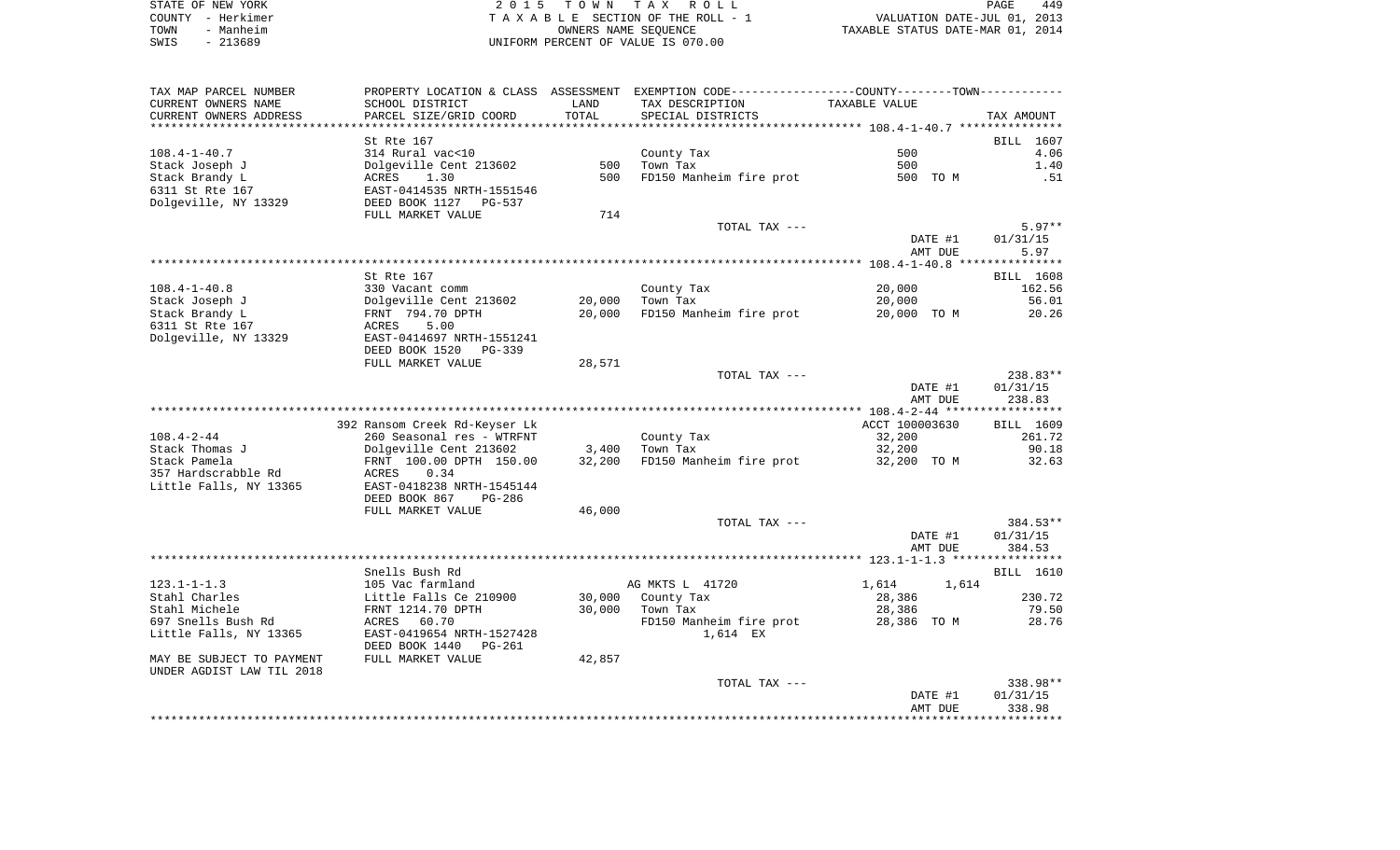STATE OF NEW YORK — COUNTY - Herkimer — TOWN - Manheim — SWIS - 213689

2015 TOWN TAX ROLL
TAXABLE SECTION OF THE ROLL - 1
OWNERS NAME SEQUENCE
UNIFORM PERCENT OF VALUE IS 070.00

VALUATION DATE-JUL 01, 2013
TAXABLE STATUS DATE-MAR 01, 2014

| TAX MAP PARCEL NUMBER / CURRENT OWNERS NAME / CURRENT OWNERS ADDRESS | PROPERTY LOCATION & CLASS / SCHOOL DISTRICT / PARCEL SIZE/GRID COORD | ASSESSMENT LAND | TOTAL | EXEMPTION CODE / TAX DESCRIPTION / SPECIAL DISTRICTS | TAXABLE VALUE | TAX AMOUNT |
|---|---|---|---|---|---|---|
| **108.4-1-40.7** | St Rte 167 | | | | | BILL 1607 |
| Stack Joseph J | 314 Rural vac<10 | | | County Tax | 500 | 4.06 |
| Stack Brandy L | Dolgeville Cent 213602 | 500 | | Town Tax | 500 | 1.40 |
| 6311 St Rte 167 | ACRES 1.30 | | 500 | FD150 Manheim fire prot | 500 TO M | .51 |
| Dolgeville, NY 13329 | EAST-0414535 NRTH-1551546 | | | | | |
| | DEED BOOK 1127 PG-537 | | | | | |
| | FULL MARKET VALUE | 714 | | | | |
| | | | | TOTAL TAX --- | | 5.97** |
| | | | | | DATE #1 | 01/31/15 |
| | | | | | AMT DUE | 5.97 |
| **108.4-1-40.8** | St Rte 167 | | | | | BILL 1608 |
| Stack Joseph J | 330 Vacant comm | | | County Tax | 20,000 | 162.56 |
| Stack Brandy L | Dolgeville Cent 213602 | 20,000 | | Town Tax | 20,000 | 56.01 |
| 6311 St Rte 167 | FRNT 794.70 DPTH | | 20,000 | FD150 Manheim fire prot | 20,000 TO M | 20.26 |
| Dolgeville, NY 13329 | ACRES 5.00 | | | | | |
| | EAST-0414697 NRTH-1551241 | | | | | |
| | DEED BOOK 1520 PG-339 | | | | | |
| | FULL MARKET VALUE | 28,571 | | | | |
| | | | | TOTAL TAX --- | | 238.83** |
| | | | | | DATE #1 | 01/31/15 |
| | | | | | AMT DUE | 238.83 |
| **108.4-2-44** | 392 Ransom Creek Rd-Keyser Lk | | | | ACCT 100003630 | BILL 1609 |
| Stack Thomas J | 260 Seasonal res - WTRFNT | | | County Tax | 32,200 | 261.72 |
| Stack Pamela | Dolgeville Cent 213602 | 3,400 | | Town Tax | 32,200 | 90.18 |
| 357 Hardscrabble Rd | FRNT 100.00 DPTH 150.00 | | 32,200 | FD150 Manheim fire prot | 32,200 TO M | 32.63 |
| Little Falls, NY 13365 | ACRES 0.34 | | | | | |
| | EAST-0418238 NRTH-1545144 | | | | | |
| | DEED BOOK 867 PG-286 | | | | | |
| | FULL MARKET VALUE | 46,000 | | | | |
| | | | | TOTAL TAX --- | | 384.53** |
| | | | | | DATE #1 | 01/31/15 |
| | | | | | AMT DUE | 384.53 |
| **123.1-1-1.3** | Snells Bush Rd | | | | | BILL 1610 |
| Stahl Charles | 105 Vac farmland | | | AG MKTS L 41720 | 1,614 1,614 | |
| Stahl Michele | Little Falls Ce 210900 | 30,000 | | County Tax | 28,386 | 230.72 |
| 697 Snells Bush Rd | FRNT 1214.70 DPTH | | 30,000 | Town Tax | 28,386 | 79.50 |
| Little Falls, NY 13365 | ACRES 60.70 | | | FD150 Manheim fire prot | 28,386 TO M | 28.76 |
| | EAST-0419654 NRTH-1527428 | | | 1,614 EX | | |
| | DEED BOOK 1440 PG-261 | | | | | |
| MAY BE SUBJECT TO PAYMENT UNDER AGDIST LAW TIL 2018 | FULL MARKET VALUE | 42,857 | | | | |
| | | | | TOTAL TAX --- | | 338.98** |
| | | | | | DATE #1 | 01/31/15 |
| | | | | | AMT DUE | 338.98 |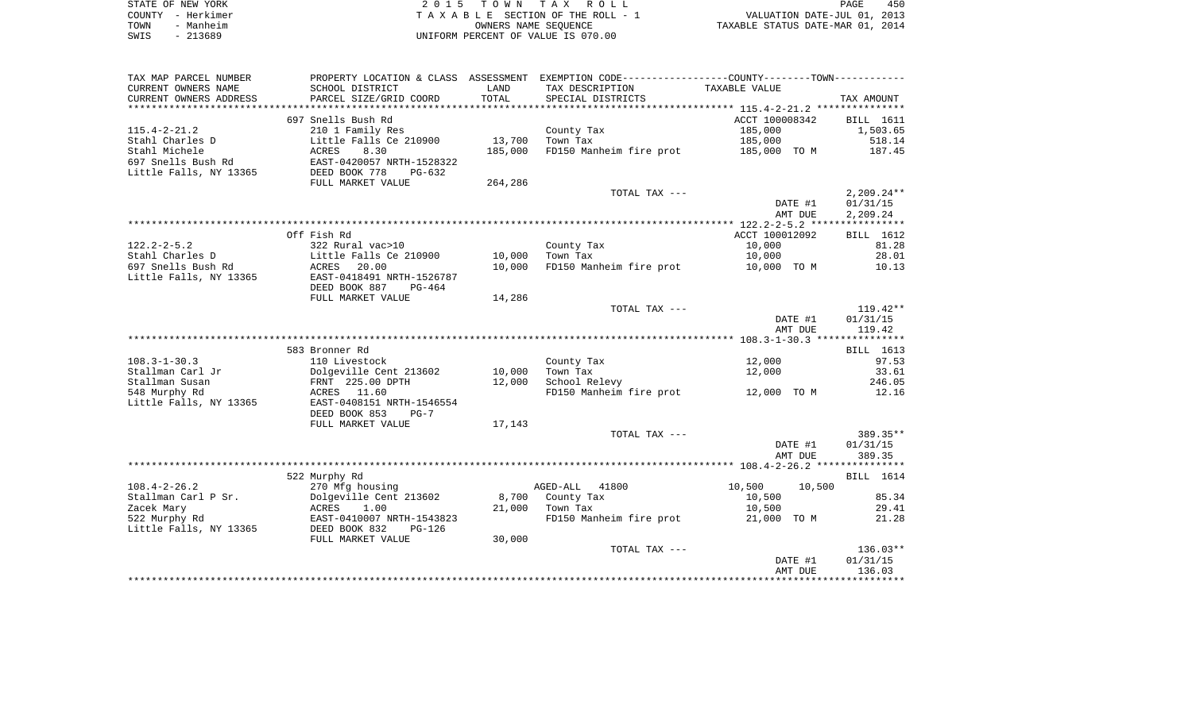STATE OF NEW YORK — COUNTY - Herkimer — TOWN - Manheim — SWIS - 213689

2015 TOWN TAX ROLL
TAXABLE SECTION OF THE ROLL - 1
OWNERS NAME SEQUENCE
UNIFORM PERCENT OF VALUE IS 070.00

VALUATION DATE-JUL 01, 2013
TAXABLE STATUS DATE-MAR 01, 2014

| TAX MAP PARCEL NUMBER / CURRENT OWNERS NAME / CURRENT OWNERS ADDRESS | PROPERTY LOCATION & CLASS / SCHOOL DISTRICT / PARCEL SIZE/GRID COORD | ASSESSMENT LAND | TOTAL | EXEMPTION CODE / TAX DESCRIPTION / SPECIAL DISTRICTS | TAXABLE VALUE | TAX AMOUNT |
|---|---|---|---|---|---|---|
| **115.4-2-21.2** | 697 Snells Bush Rd | | | | ACCT 100008342 | BILL 1611 |
| Stahl Charles D | 210 1 Family Res | | | County Tax | 185,000 | 1,503.65 |
| Stahl Michele | Little Falls Ce 210900 | 13,700 | | Town Tax | 185,000 | 518.14 |
| 697 Snells Bush Rd | ACRES 8.30 | | 185,000 | FD150 Manheim fire prot | 185,000 TO M | 187.45 |
| Little Falls, NY 13365 | EAST-0420057 NRTH-1528322 | | | | | |
| | DEED BOOK 778 PG-632 | | | | | |
| | FULL MARKET VALUE | | 264,286 | | | |
| | | | | TOTAL TAX --- | | 2,209.24** |
| | | | | | DATE #1 | 01/31/15 |
| | | | | | AMT DUE | 2,209.24 |
| **122.2-2-5.2** | Off Fish Rd | | | | ACCT 100012092 | BILL 1612 |
| Stahl Charles D | 322 Rural vac>10 | | | County Tax | 10,000 | 81.28 |
| 697 Snells Bush Rd | Little Falls Ce 210900 | 10,000 | | Town Tax | 10,000 | 28.01 |
| Little Falls, NY 13365 | ACRES 20.00 | | 10,000 | FD150 Manheim fire prot | 10,000 TO M | 10.13 |
| | EAST-0418491 NRTH-1526787 | | | | | |
| | DEED BOOK 887 PG-464 | | | | | |
| | FULL MARKET VALUE | | 14,286 | | | |
| | | | | TOTAL TAX --- | | 119.42** |
| | | | | | DATE #1 | 01/31/15 |
| | | | | | AMT DUE | 119.42 |
| **108.3-1-30.3** | 583 Bronner Rd | | | | | BILL 1613 |
| Stallman Carl Jr | 110 Livestock | | | County Tax | 12,000 | 97.53 |
| Stallman Susan | Dolgeville Cent 213602 | 10,000 | | Town Tax | 12,000 | 33.61 |
| 548 Murphy Rd | FRNT 225.00 DPTH | | 12,000 | School Relevy | | 246.05 |
| Little Falls, NY 13365 | ACRES 11.60 | | | FD150 Manheim fire prot | 12,000 TO M | 12.16 |
| | EAST-0408151 NRTH-1546554 | | | | | |
| | DEED BOOK 853 PG-7 | | | | | |
| | FULL MARKET VALUE | | 17,143 | | | |
| | | | | TOTAL TAX --- | | 389.35** |
| | | | | | DATE #1 | 01/31/15 |
| | | | | | AMT DUE | 389.35 |
| **108.4-2-26.2** | 522 Murphy Rd | | | | | BILL 1614 |
| Stallman Carl P Sr. | 270 Mfg housing | | | AGED-ALL 41800 | 10,500 10,500 | |
| Zacek Mary | Dolgeville Cent 213602 | 8,700 | | County Tax | 10,500 | 85.34 |
| 522 Murphy Rd | ACRES 1.00 | | 21,000 | Town Tax | 10,500 | 29.41 |
| Little Falls, NY 13365 | EAST-0410007 NRTH-1543823 | | | FD150 Manheim fire prot | 21,000 TO M | 21.28 |
| | DEED BOOK 832 PG-126 | | | | | |
| | FULL MARKET VALUE | | 30,000 | | | |
| | | | | TOTAL TAX --- | | 136.03** |
| | | | | | DATE #1 | 01/31/15 |
| | | | | | AMT DUE | 136.03 |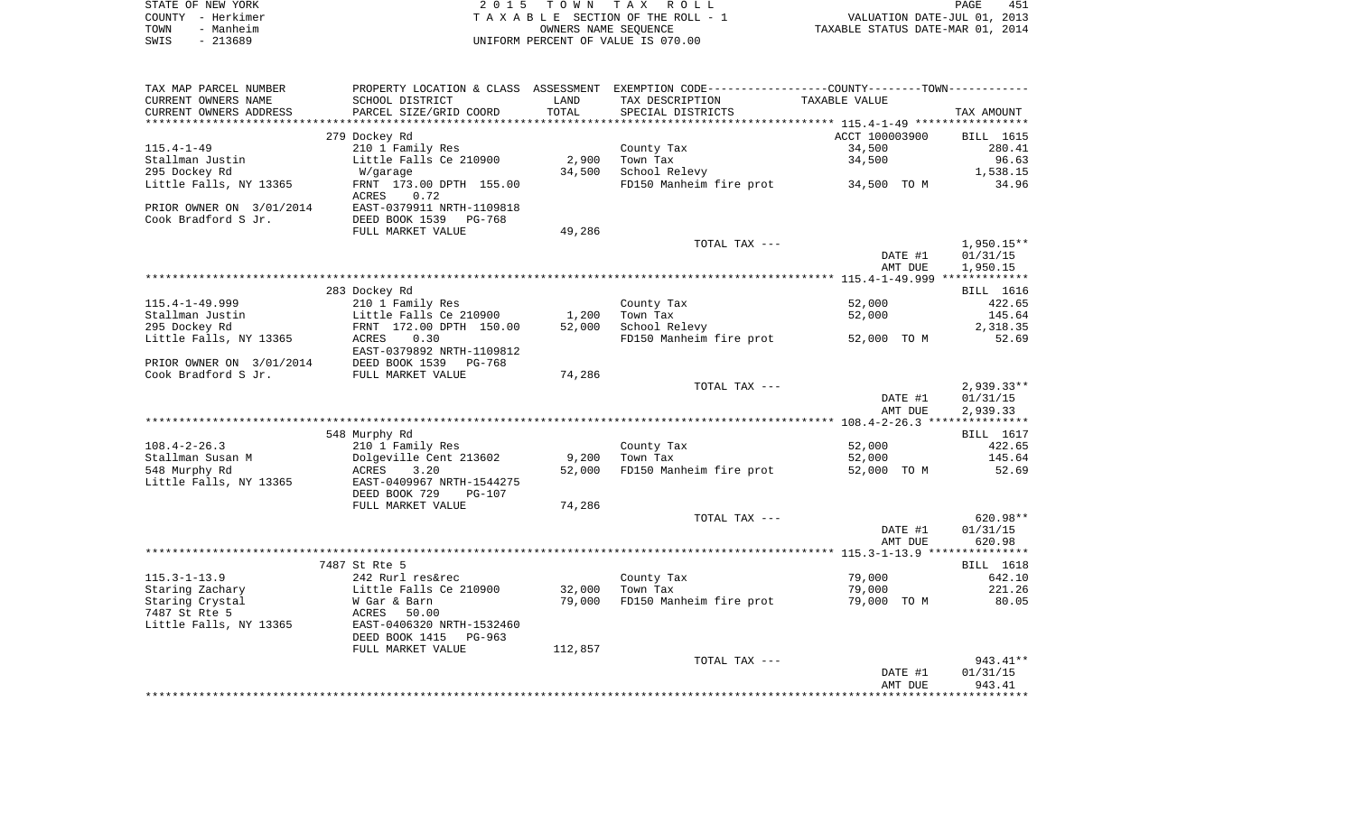STATE OF NEW YORK
COUNTY - Herkimer
TOWN - Manheim
SWIS - 213689

2 0 1 5 T O W N T A X R O L L
T A X A B L E SECTION OF THE ROLL - 1
OWNERS NAME SEQUENCE
UNIFORM PERCENT OF VALUE IS 070.00

VALUATION DATE-JUL 01, 2013
TAXABLE STATUS DATE-MAR 01, 2014

| TAX MAP PARCEL NUMBER<br>CURRENT OWNERS NAME<br>CURRENT OWNERS ADDRESS | PROPERTY LOCATION & CLASS<br>SCHOOL DISTRICT<br>PARCEL SIZE/GRID COORD | ASSESSMENT<br>LAND<br>TOTAL | EXEMPTION CODE-----COUNTY-----TOWN-----<br>TAX DESCRIPTION<br>SPECIAL DISTRICTS | TAXABLE VALUE | TAX AMOUNT |
|---|---|---|---|---|---|
| | 279 Dockey Rd | | | ACCT 100003900 | BILL 1615 |
| 115.4-1-49 | 210 1 Family Res | | County Tax | 34,500 | 280.41 |
| Stallman Justin | Little Falls Ce 210900 | 2,900 | Town Tax | 34,500 | 96.63 |
| 295 Dockey Rd | W/garage | 34,500 | School Relevy | | 1,538.15 |
| Little Falls, NY 13365 | FRNT 173.00 DPTH 155.00 | | FD150 Manheim fire prot | 34,500 TO M | 34.96 |
| | ACRES 0.72 | | | | |
| PRIOR OWNER ON 3/01/2014 | EAST-0379911 NRTH-1109818 | | | | |
| Cook Bradford S Jr. | DEED BOOK 1539 PG-768 | | | | |
| | FULL MARKET VALUE | 49,286 | | | |
| | | | TOTAL TAX --- | | 1,950.15** |
| | | | | DATE #1 | 01/31/15 |
| | | | | AMT DUE | 1,950.15 |
| | 283 Dockey Rd | | | | BILL 1616 |
| 115.4-1-49.999 | 210 1 Family Res | | County Tax | 52,000 | 422.65 |
| Stallman Justin | Little Falls Ce 210900 | 1,200 | Town Tax | 52,000 | 145.64 |
| 295 Dockey Rd | FRNT 172.00 DPTH 150.00 | 52,000 | School Relevy | | 2,318.35 |
| Little Falls, NY 13365 | ACRES 0.30 | | FD150 Manheim fire prot | 52,000 TO M | 52.69 |
| | EAST-0379892 NRTH-1109812 | | | | |
| PRIOR OWNER ON 3/01/2014 | DEED BOOK 1539 PG-768 | | | | |
| Cook Bradford S Jr. | FULL MARKET VALUE | 74,286 | | | |
| | | | TOTAL TAX --- | | 2,939.33** |
| | | | | DATE #1 | 01/31/15 |
| | | | | AMT DUE | 2,939.33 |
| | 548 Murphy Rd | | | | BILL 1617 |
| 108.4-2-26.3 | 210 1 Family Res | | County Tax | 52,000 | 422.65 |
| Stallman Susan M | Dolgeville Cent 213602 | 9,200 | Town Tax | 52,000 | 145.64 |
| 548 Murphy Rd | ACRES 3.20 | 52,000 | FD150 Manheim fire prot | 52,000 TO M | 52.69 |
| Little Falls, NY 13365 | EAST-0409967 NRTH-1544275 | | | | |
| | DEED BOOK 729 PG-107 | | | | |
| | FULL MARKET VALUE | 74,286 | | | |
| | | | TOTAL TAX --- | | 620.98** |
| | | | | DATE #1 | 01/31/15 |
| | | | | AMT DUE | 620.98 |
| | 7487 St Rte 5 | | | | BILL 1618 |
| 115.3-1-13.9 | 242 Rurl res&rec | | County Tax | 79,000 | 642.10 |
| Staring Zachary | Little Falls Ce 210900 | 32,000 | Town Tax | 79,000 | 221.26 |
| Staring Crystal | W Gar & Barn | 79,000 | FD150 Manheim fire prot | 79,000 TO M | 80.05 |
| 7487 St Rte 5 | ACRES 50.00 | | | | |
| Little Falls, NY 13365 | EAST-0406320 NRTH-1532460 | | | | |
| | DEED BOOK 1415 PG-963 | | | | |
| | FULL MARKET VALUE | 112,857 | | | |
| | | | TOTAL TAX --- | | 943.41** |
| | | | | DATE #1 | 01/31/15 |
| | | | | AMT DUE | 943.41 |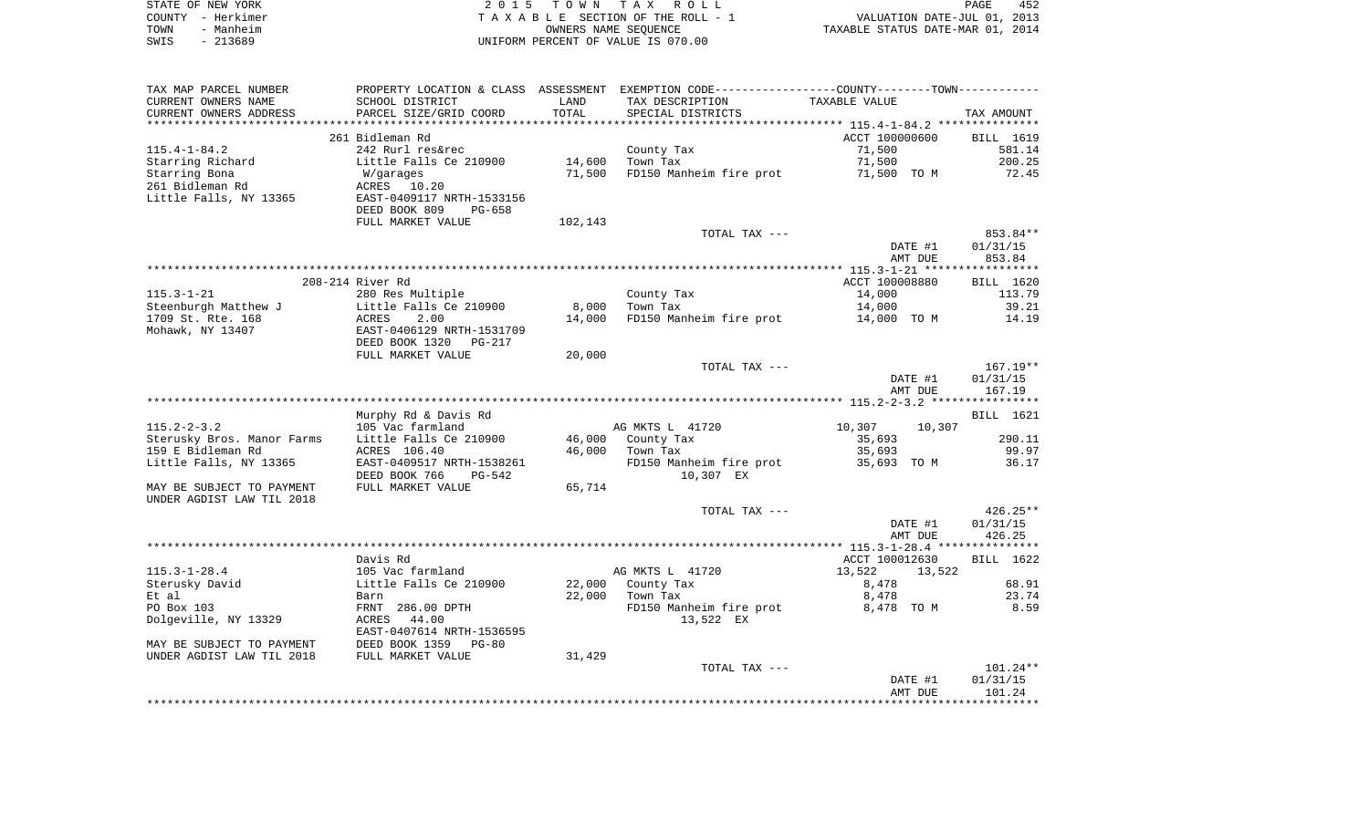STATE OF NEW YORK | 2015 TOWN TAX ROLL
COUNTY - Herkimer | TAXABLE SECTION OF THE ROLL - 1 | VALUATION DATE-JUL 01, 2013
TOWN - Manheim | OWNERS NAME SEQUENCE | TAXABLE STATUS DATE-MAR 01, 2014
SWIS - 213689 | UNIFORM PERCENT OF VALUE IS 070.00

| TAX MAP PARCEL NUMBER / CURRENT OWNERS NAME / CURRENT OWNERS ADDRESS | PROPERTY LOCATION & CLASS / SCHOOL DISTRICT / PARCEL SIZE/GRID COORD | ASSESSMENT LAND / TOTAL | EXEMPTION CODE / TAX DESCRIPTION / SPECIAL DISTRICTS | TAXABLE VALUE (COUNTY / TOWN) | TAX AMOUNT |
|---|---|---|---|---|---|
| | 261 Bidleman Rd | | | ACCT 100000600 | BILL 1619 |
| 115.4-1-84.2 | 242 Rurl res&rec | | County Tax | 71,500 | 581.14 |
| Starring Richard | Little Falls Ce 210900 | 14,600 | Town Tax | 71,500 | 200.25 |
| Starring Bona | W/garages | 71,500 | FD150 Manheim fire prot | 71,500 TO M | 72.45 |
| 261 Bidleman Rd | ACRES 10.20 | | | | |
| Little Falls, NY 13365 | EAST-0409117 NRTH-1533156 | | | | |
| | DEED BOOK 809 PG-658 | | | | |
| | FULL MARKET VALUE | 102,143 | | | |
| | | | TOTAL TAX --- | | 853.84** |
| | | | | DATE #1 | 01/31/15 |
| | | | | AMT DUE | 853.84 |
| | 208-214 River Rd | | | ACCT 100008880 | BILL 1620 |
| 115.3-1-21 | 280 Res Multiple | | County Tax | 14,000 | 113.79 |
| Steenburgh Matthew J | Little Falls Ce 210900 | 8,000 | Town Tax | 14,000 | 39.21 |
| 1709 St. Rte. 168 | ACRES 2.00 | 14,000 | FD150 Manheim fire prot | 14,000 TO M | 14.19 |
| Mohawk, NY 13407 | EAST-0406129 NRTH-1531709 | | | | |
| | DEED BOOK 1320 PG-217 | | | | |
| | FULL MARKET VALUE | 20,000 | | | |
| | | | TOTAL TAX --- | | 167.19** |
| | | | | DATE #1 | 01/31/15 |
| | | | | AMT DUE | 167.19 |
| | Murphy Rd & Davis Rd | | | | BILL 1621 |
| 115.2-2-3.2 | 105 Vac farmland | | AG MKTS L 41720 | 10,307 10,307 | |
| Sterusky Bros. Manor Farms | Little Falls Ce 210900 | 46,000 | County Tax | 35,693 | 290.11 |
| 159 E Bidleman Rd | ACRES 106.40 | 46,000 | Town Tax | 35,693 | 99.97 |
| Little Falls, NY 13365 | EAST-0409517 NRTH-1538261 | | FD150 Manheim fire prot | 35,693 TO M | 36.17 |
| | DEED BOOK 766 PG-542 | | 10,307 EX | | |
| MAY BE SUBJECT TO PAYMENT | FULL MARKET VALUE | 65,714 | | | |
| UNDER AGDIST LAW TIL 2018 | | | | | |
| | | | TOTAL TAX --- | | 426.25** |
| | | | | DATE #1 | 01/31/15 |
| | | | | AMT DUE | 426.25 |
| | Davis Rd | | | ACCT 100012630 | BILL 1622 |
| 115.3-1-28.4 | 105 Vac farmland | | AG MKTS L 41720 | 13,522 13,522 | |
| Sterusky David | Little Falls Ce 210900 | 22,000 | County Tax | 8,478 | 68.91 |
| Et al | Barn | 22,000 | Town Tax | 8,478 | 23.74 |
| PO Box 103 | FRNT 286.00 DPTH | | FD150 Manheim fire prot | 8,478 TO M | 8.59 |
| Dolgeville, NY 13329 | ACRES 44.00 | | 13,522 EX | | |
| | EAST-0407614 NRTH-1536595 | | | | |
| MAY BE SUBJECT TO PAYMENT | DEED BOOK 1359 PG-80 | | | | |
| UNDER AGDIST LAW TIL 2018 | FULL MARKET VALUE | 31,429 | | | |
| | | | TOTAL TAX --- | | 101.24** |
| | | | | DATE #1 | 01/31/15 |
| | | | | AMT DUE | 101.24 |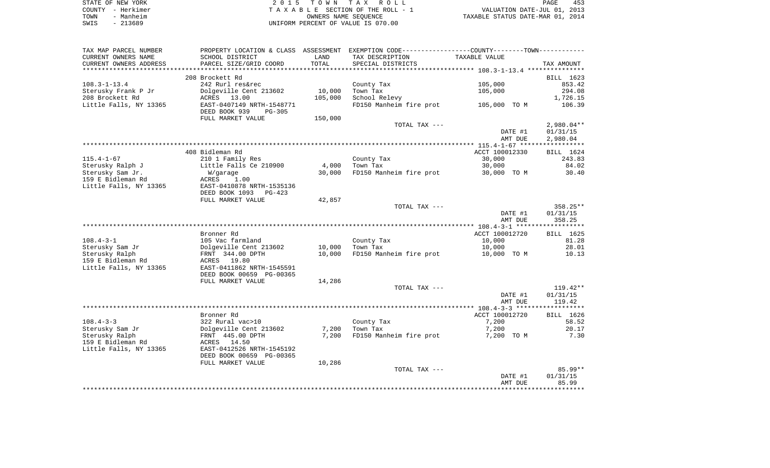STATE OF NEW YORK | COUNTY - Herkimer | TOWN - Manheim | SWIS - 213689

**2015 TOWN TAX ROLL**
TAXABLE SECTION OF THE ROLL - 1
OWNERS NAME SEQUENCE
UNIFORM PERCENT OF VALUE IS 070.00

VALUATION DATE-JUL 01, 2013
TAXABLE STATUS DATE-MAR 01, 2014

| TAX MAP PARCEL NUMBER / CURRENT OWNERS NAME / CURRENT OWNERS ADDRESS | PROPERTY LOCATION & CLASS / SCHOOL DISTRICT / PARCEL SIZE/GRID COORD | ASSESSMENT LAND | TOTAL | EXEMPTION CODE / TAX DESCRIPTION / SPECIAL DISTRICTS | TAXABLE VALUE | TAX AMOUNT |
|---|---|---|---|---|---|---|
| **108.3-1-13.4** | 208 Brockett Rd | | | | | BILL 1623 |
| Sterusky Frank P Jr | 242 Rurl res&rec | | | County Tax | 105,000 | 853.42 |
| 208 Brockett Rd | Dolgeville Cent 213602 | 10,000 | | Town Tax | 105,000 | 294.08 |
| Little Falls, NY 13365 | ACRES 13.00 | | 105,000 | School Relevy | | 1,726.15 |
| | EAST-0407149 NRTH-1548771 | | | FD150 Manheim fire prot | 105,000 TO M | 106.39 |
| | DEED BOOK 939 PG-305 | | | | | |
| | FULL MARKET VALUE | | 150,000 | | | |
| | | | | TOTAL TAX --- | | 2,980.04** |
| | | | | | DATE #1 | 01/31/15 |
| | | | | | AMT DUE | 2,980.04 |
| **115.4-1-67** | 408 Bidleman Rd | | | | ACCT 100012330 | BILL 1624 |
| Sterusky Ralph J | 210 1 Family Res | | | County Tax | 30,000 | 243.83 |
| Sterusky Sam Jr. | Little Falls Ce 210900 | 4,000 | | Town Tax | 30,000 | 84.02 |
| 159 E Bidleman Rd | W/garage | | 30,000 | FD150 Manheim fire prot | 30,000 TO M | 30.40 |
| Little Falls, NY 13365 | ACRES 1.00 | | | | | |
| | EAST-0410878 NRTH-1535136 | | | | | |
| | DEED BOOK 1093 PG-423 | | | | | |
| | FULL MARKET VALUE | | 42,857 | | | |
| | | | | TOTAL TAX --- | | 358.25** |
| | | | | | DATE #1 | 01/31/15 |
| | | | | | AMT DUE | 358.25 |
| **108.4-3-1** | Bronner Rd | | | | ACCT 100012720 | BILL 1625 |
| Sterusky Sam Jr | 105 Vac farmland | | | County Tax | 10,000 | 81.28 |
| Sterusky Ralph | Dolgeville Cent 213602 | 10,000 | | Town Tax | 10,000 | 28.01 |
| 159 E Bidleman Rd | FRNT 344.00 DPTH | | 10,000 | FD150 Manheim fire prot | 10,000 TO M | 10.13 |
| Little Falls, NY 13365 | ACRES 19.80 | | | | | |
| | EAST-0411862 NRTH-1545591 | | | | | |
| | DEED BOOK 00659 PG-00365 | | | | | |
| | FULL MARKET VALUE | | 14,286 | | | |
| | | | | TOTAL TAX --- | | 119.42** |
| | | | | | DATE #1 | 01/31/15 |
| | | | | | AMT DUE | 119.42 |
| **108.4-3-3** | Bronner Rd | | | | ACCT 100012720 | BILL 1626 |
| Sterusky Sam Jr | 322 Rural vac>10 | | | County Tax | 7,200 | 58.52 |
| Sterusky Ralph | Dolgeville Cent 213602 | 7,200 | | Town Tax | 7,200 | 20.17 |
| 159 E Bidleman Rd | FRNT 445.00 DPTH | | 7,200 | FD150 Manheim fire prot | 7,200 TO M | 7.30 |
| Little Falls, NY 13365 | ACRES 14.50 | | | | | |
| | EAST-0412526 NRTH-1545192 | | | | | |
| | DEED BOOK 00659 PG-00365 | | | | | |
| | FULL MARKET VALUE | | 10,286 | | | |
| | | | | TOTAL TAX --- | | 85.99** |
| | | | | | DATE #1 | 01/31/15 |
| | | | | | AMT DUE | 85.99 |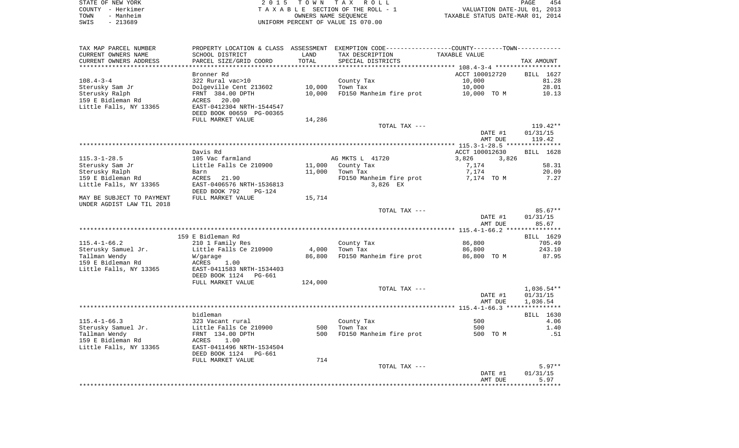STATE OF NEW YORK
COUNTY - Herkimer
TOWN - Manheim
SWIS - 213689

2 0 1 5 T O W N T A X R O L L
T A X A B L E SECTION OF THE ROLL - 1
OWNERS NAME SEQUENCE
UNIFORM PERCENT OF VALUE IS 070.00

VALUATION DATE-JUL 01, 2013
TAXABLE STATUS DATE-MAR 01, 2014

| TAX MAP PARCEL NUMBER / CURRENT OWNERS NAME / CURRENT OWNERS ADDRESS | PROPERTY LOCATION & CLASS / SCHOOL DISTRICT / PARCEL SIZE/GRID COORD | ASSESSMENT LAND / TOTAL | EXEMPTION CODE / TAX DESCRIPTION / SPECIAL DISTRICTS | COUNTY / TOWN TAXABLE VALUE | TAX AMOUNT |
|---|---|---|---|---|---|
| 108.4-3-4 | Bronner Rd | | | ACCT 100012720 | BILL 1627 |
| | 322 Rural vac>10 | | County Tax | 10,000 | 81.28 |
| Sterusky Sam Jr | Dolgeville Cent 213602 | 10,000 | Town Tax | 10,000 | 28.01 |
| Sterusky Ralph | FRNT 384.00 DPTH | 10,000 | FD150 Manheim fire prot | 10,000 TO M | 10.13 |
| 159 E Bidleman Rd | ACRES 20.00 | | | | |
| Little Falls, NY 13365 | EAST-0412304 NRTH-1544547 | | | | |
| | DEED BOOK 00659 PG-00365 | | | | |
| | FULL MARKET VALUE | 14,286 | | | |
| | | | TOTAL TAX --- | | 119.42** |
| | | | | DATE #1 | 01/31/15 |
| | | | | AMT DUE | 119.42 |
| 115.3-1-28.5 | Davis Rd | | | ACCT 100012630 | BILL 1628 |
| | 105 Vac farmland | | AG MKTS L 41720 | 3,826 3,826 | |
| Sterusky Sam Jr | Little Falls Ce 210900 | 11,000 | County Tax | 7,174 | 58.31 |
| Sterusky Ralph | Barn | 11,000 | Town Tax | 7,174 | 20.09 |
| 159 E Bidleman Rd | ACRES 21.90 | | FD150 Manheim fire prot | 7,174 TO M | 7.27 |
| Little Falls, NY 13365 | EAST-0406576 NRTH-1536813 | | 3,826 EX | | |
| | DEED BOOK 792 PG-124 | | | | |
| MAY BE SUBJECT TO PAYMENT UNDER AGDIST LAW TIL 2018 | FULL MARKET VALUE | 15,714 | | | |
| | | | TOTAL TAX --- | | 85.67** |
| | | | | DATE #1 | 01/31/15 |
| | | | | AMT DUE | 85.67 |
| 115.4-1-66.2 | 159 E Bidleman Rd | | | | BILL 1629 |
| | 210 1 Family Res | | County Tax | 86,800 | 705.49 |
| Sterusky Samuel Jr. | Little Falls Ce 210900 | 4,000 | Town Tax | 86,800 | 243.10 |
| Tallman Wendy | W/garage | 86,800 | FD150 Manheim fire prot | 86,800 TO M | 87.95 |
| 159 E Bidleman Rd | ACRES 1.00 | | | | |
| Little Falls, NY 13365 | EAST-0411583 NRTH-1534403 | | | | |
| | DEED BOOK 1124 PG-661 | | | | |
| | FULL MARKET VALUE | 124,000 | | | |
| | | | TOTAL TAX --- | | 1,036.54** |
| | | | | DATE #1 | 01/31/15 |
| | | | | AMT DUE | 1,036.54 |
| 115.4-1-66.3 | bidleman | | | | BILL 1630 |
| | 323 Vacant rural | | County Tax | 500 | 4.06 |
| Sterusky Samuel Jr. | Little Falls Ce 210900 | 500 | Town Tax | 500 | 1.40 |
| Tallman Wendy | FRNT 134.00 DPTH | 500 | FD150 Manheim fire prot | 500 TO M | .51 |
| 159 E Bidleman Rd | ACRES 1.00 | | | | |
| Little Falls, NY 13365 | EAST-0411496 NRTH-1534504 | | | | |
| | DEED BOOK 1124 PG-661 | | | | |
| | FULL MARKET VALUE | 714 | | | |
| | | | TOTAL TAX --- | | 5.97** |
| | | | | DATE #1 | 01/31/15 |
| | | | | AMT DUE | 5.97 |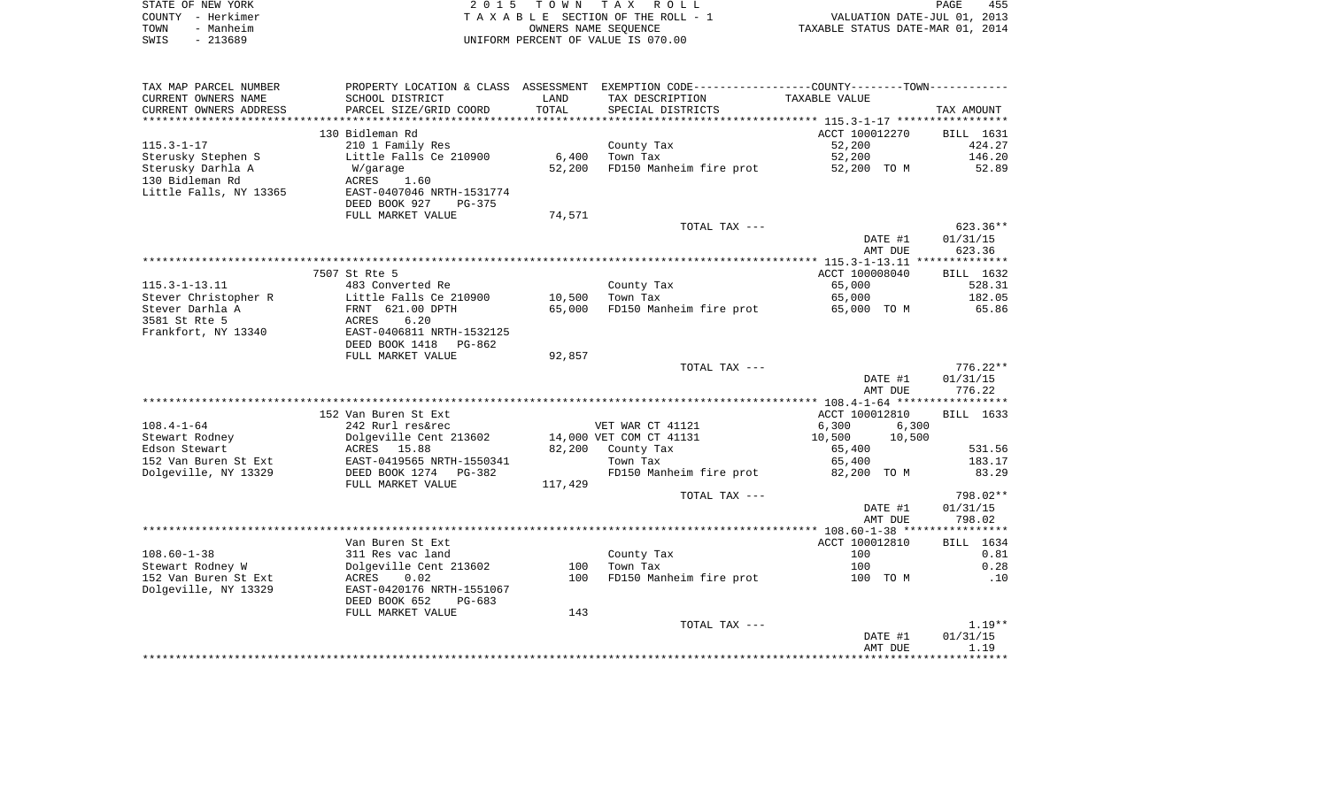STATE OF NEW YORK — 2 0 1 5 T O W N T A X R O L L
COUNTY - Herkimer — T A X A B L E SECTION OF THE ROLL - 1 — VALUATION DATE-JUL 01, 2013
TOWN - Manheim — OWNERS NAME SEQUENCE — TAXABLE STATUS DATE-MAR 01, 2014
SWIS - 213689 — UNIFORM PERCENT OF VALUE IS 070.00

| TAX MAP PARCEL NUMBER / CURRENT OWNERS NAME / CURRENT OWNERS ADDRESS | PROPERTY LOCATION & CLASS / SCHOOL DISTRICT / PARCEL SIZE/GRID COORD | ASSESSMENT LAND / TOTAL | EXEMPTION CODE / TAX DESCRIPTION / SPECIAL DISTRICTS | COUNTY / TOWN TAXABLE VALUE | TAX AMOUNT |
|---|---|---|---|---|---|
| | 130 Bidleman Rd | | | ACCT 100012270 | BILL 1631 |
| 115.3-1-17 | 210 1 Family Res | | County Tax | 52,200 | 424.27 |
| Sterusky Stephen S | Little Falls Ce 210900 | 6,400 | Town Tax | 52,200 | 146.20 |
| Sterusky Darhla A | W/garage | 52,200 | FD150 Manheim fire prot | 52,200 TO M | 52.89 |
| 130 Bidleman Rd | ACRES 1.60 | | | | |
| Little Falls, NY 13365 | EAST-0407046 NRTH-1531774 | | | | |
| | DEED BOOK 927 PG-375 | | | | |
| | FULL MARKET VALUE | 74,571 | | | |
| | | | TOTAL TAX --- | | 623.36** |
| | | | | DATE #1 | 01/31/15 |
| | | | | AMT DUE | 623.36 |
| | 7507 St Rte 5 | | | ACCT 100008040 | BILL 1632 |
| 115.3-1-13.11 | 483 Converted Re | | County Tax | 65,000 | 528.31 |
| Stever Christopher R | Little Falls Ce 210900 | 10,500 | Town Tax | 65,000 | 182.05 |
| Stever Darhla A | FRNT 621.00 DPTH | 65,000 | FD150 Manheim fire prot | 65,000 TO M | 65.86 |
| 3581 St Rte 5 | ACRES 6.20 | | | | |
| Frankfort, NY 13340 | EAST-0406811 NRTH-1532125 | | | | |
| | DEED BOOK 1418 PG-862 | | | | |
| | FULL MARKET VALUE | 92,857 | | | |
| | | | TOTAL TAX --- | | 776.22** |
| | | | | DATE #1 | 01/31/15 |
| | | | | AMT DUE | 776.22 |
| | 152 Van Buren St Ext | | | ACCT 100012810 | BILL 1633 |
| 108.4-1-64 | 242 Rurl res&rec | | VET WAR CT 41121 | 6,300 6,300 | |
| Stewart Rodney | Dolgeville Cent 213602 | 14,000 | VET COM CT 41131 | 10,500 10,500 | |
| Edson Stewart | ACRES 15.88 | 82,200 | County Tax | 65,400 | 531.56 |
| 152 Van Buren St Ext | EAST-0419565 NRTH-1550341 | | Town Tax | 65,400 | 183.17 |
| Dolgeville, NY 13329 | DEED BOOK 1274 PG-382 | | FD150 Manheim fire prot | 82,200 TO M | 83.29 |
| | FULL MARKET VALUE | 117,429 | | | |
| | | | TOTAL TAX --- | | 798.02** |
| | | | | DATE #1 | 01/31/15 |
| | | | | AMT DUE | 798.02 |
| | Van Buren St Ext | | | ACCT 100012810 | BILL 1634 |
| 108.60-1-38 | 311 Res vac land | | County Tax | 100 | 0.81 |
| Stewart Rodney W | Dolgeville Cent 213602 | 100 | Town Tax | 100 | 0.28 |
| 152 Van Buren St Ext | ACRES 0.02 | 100 | FD150 Manheim fire prot | 100 TO M | .10 |
| Dolgeville, NY 13329 | EAST-0420176 NRTH-1551067 | | | | |
| | DEED BOOK 652 PG-683 | | | | |
| | FULL MARKET VALUE | 143 | | | |
| | | | TOTAL TAX --- | | 1.19** |
| | | | | DATE #1 | 01/31/15 |
| | | | | AMT DUE | 1.19 |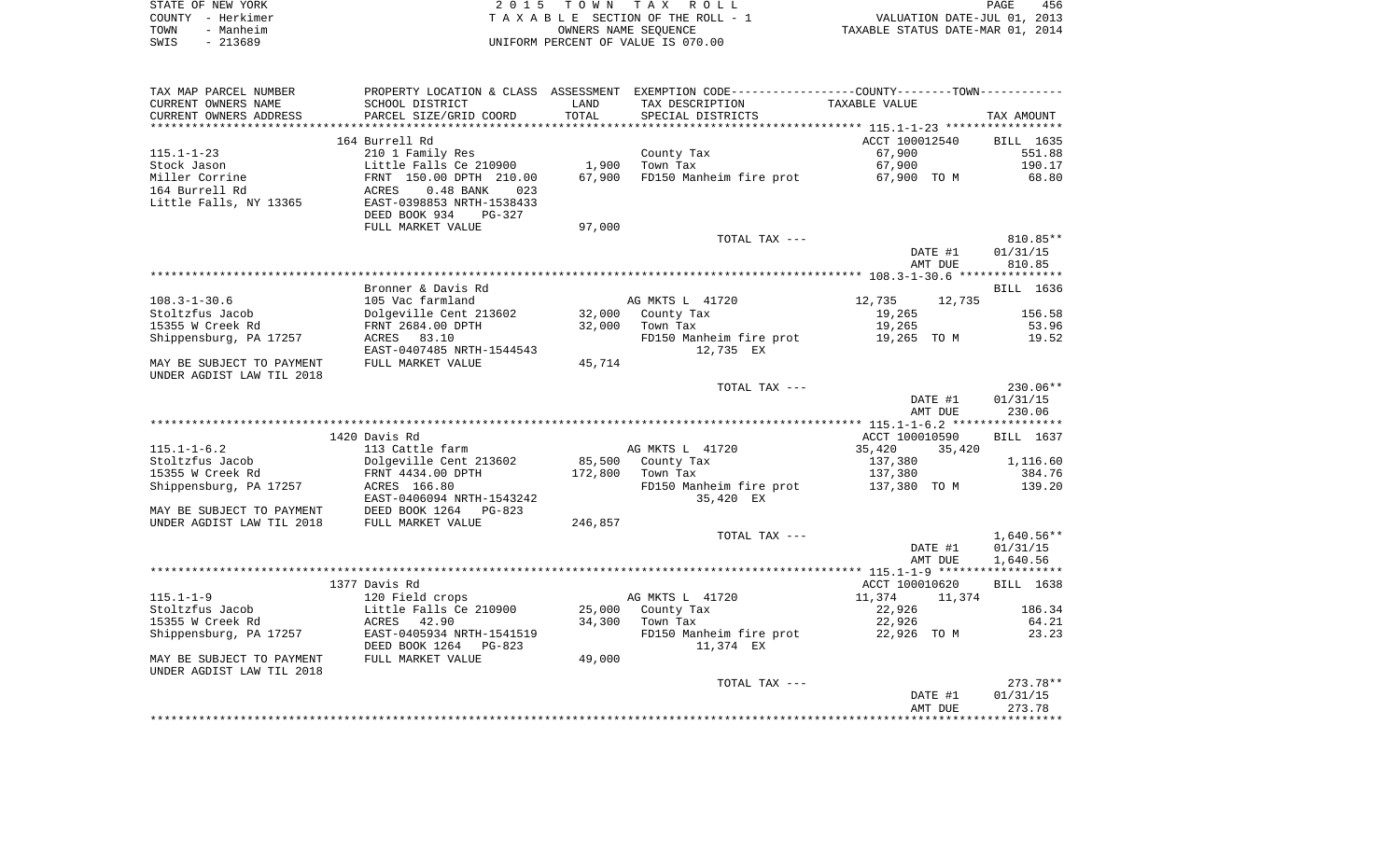STATE OF NEW YORK | COUNTY - Herkimer | TOWN - Manheim | SWIS - 213689

2015 TOWN TAX ROLL
TAXABLE SECTION OF THE ROLL - 1
OWNERS NAME SEQUENCE
UNIFORM PERCENT OF VALUE IS 070.00

VALUATION DATE-JUL 01, 2013
TAXABLE STATUS DATE-MAR 01, 2014

| TAX MAP PARCEL NUMBER / CURRENT OWNERS NAME / CURRENT OWNERS ADDRESS | PROPERTY LOCATION & CLASS / SCHOOL DISTRICT / PARCEL SIZE/GRID COORD | ASSESSMENT LAND / TOTAL | EXEMPTION CODE / TAX DESCRIPTION / SPECIAL DISTRICTS | TAXABLE VALUE | TAX AMOUNT |
|---|---|---|---|---|---|
| **115.1-1-23** | 164 Burrell Rd | | | ACCT 100012540 | BILL 1635 |
| Stock Jason | 210 1 Family Res | | County Tax | 67,900 | 551.88 |
| Miller Corrine | Little Falls Ce 210900 | 1,900 | Town Tax | 67,900 | 190.17 |
| 164 Burrell Rd | FRNT 150.00 DPTH 210.00 | 67,900 | FD150 Manheim fire prot | 67,900 TO M | 68.80 |
| Little Falls, NY 13365 | ACRES 0.48 BANK 023 | | | | |
| | EAST-0398853 NRTH-1538433 | | | | |
| | DEED BOOK 934 PG-327 | | | | |
| | FULL MARKET VALUE | 97,000 | | | |
| | | | TOTAL TAX --- | | 810.85** |
| | | | | DATE #1 | 01/31/15 |
| | | | | AMT DUE | 810.85 |
| **108.3-1-30.6** | Bronner & Davis Rd | | | | BILL 1636 |
| Stoltzfus Jacob | 105 Vac farmland | | AG MKTS L 41720 | 12,735 12,735 | |
| 15355 W Creek Rd | Dolgeville Cent 213602 | 32,000 | County Tax | 19,265 | 156.58 |
| Shippensburg, PA 17257 | FRNT 2684.00 DPTH | 32,000 | Town Tax | 19,265 | 53.96 |
| | ACRES 83.10 | | FD150 Manheim fire prot | 19,265 TO M | 19.52 |
| | EAST-0407485 NRTH-1544543 | | 12,735 EX | | |
| MAY BE SUBJECT TO PAYMENT UNDER AGDIST LAW TIL 2018 | FULL MARKET VALUE | 45,714 | | | |
| | | | TOTAL TAX --- | | 230.06** |
| | | | | DATE #1 | 01/31/15 |
| | | | | AMT DUE | 230.06 |
| **115.1-1-6.2** | 1420 Davis Rd | | | ACCT 100010590 | BILL 1637 |
| Stoltzfus Jacob | 113 Cattle farm | | AG MKTS L 41720 | 35,420 35,420 | |
| 15355 W Creek Rd | Dolgeville Cent 213602 | 85,500 | County Tax | 137,380 | 1,116.60 |
| Shippensburg, PA 17257 | FRNT 4434.00 DPTH | 172,800 | Town Tax | 137,380 | 384.76 |
| | ACRES 166.80 | | FD150 Manheim fire prot | 137,380 TO M | 139.20 |
| | EAST-0406094 NRTH-1543242 | | 35,420 EX | | |
| MAY BE SUBJECT TO PAYMENT | DEED BOOK 1264 PG-823 | | | | |
| UNDER AGDIST LAW TIL 2018 | FULL MARKET VALUE | 246,857 | | | |
| | | | TOTAL TAX --- | | 1,640.56** |
| | | | | DATE #1 | 01/31/15 |
| | | | | AMT DUE | 1,640.56 |
| **115.1-1-9** | 1377 Davis Rd | | | ACCT 100010620 | BILL 1638 |
| Stoltzfus Jacob | 120 Field crops | | AG MKTS L 41720 | 11,374 11,374 | |
| 15355 W Creek Rd | Little Falls Ce 210900 | 25,000 | County Tax | 22,926 | 186.34 |
| Shippensburg, PA 17257 | ACRES 42.90 | 34,300 | Town Tax | 22,926 | 64.21 |
| | EAST-0405934 NRTH-1541519 | | FD150 Manheim fire prot | 22,926 TO M | 23.23 |
| | DEED BOOK 1264 PG-823 | | 11,374 EX | | |
| MAY BE SUBJECT TO PAYMENT UNDER AGDIST LAW TIL 2018 | FULL MARKET VALUE | 49,000 | | | |
| | | | TOTAL TAX --- | | 273.78** |
| | | | | DATE #1 | 01/31/15 |
| | | | | AMT DUE | 273.78 |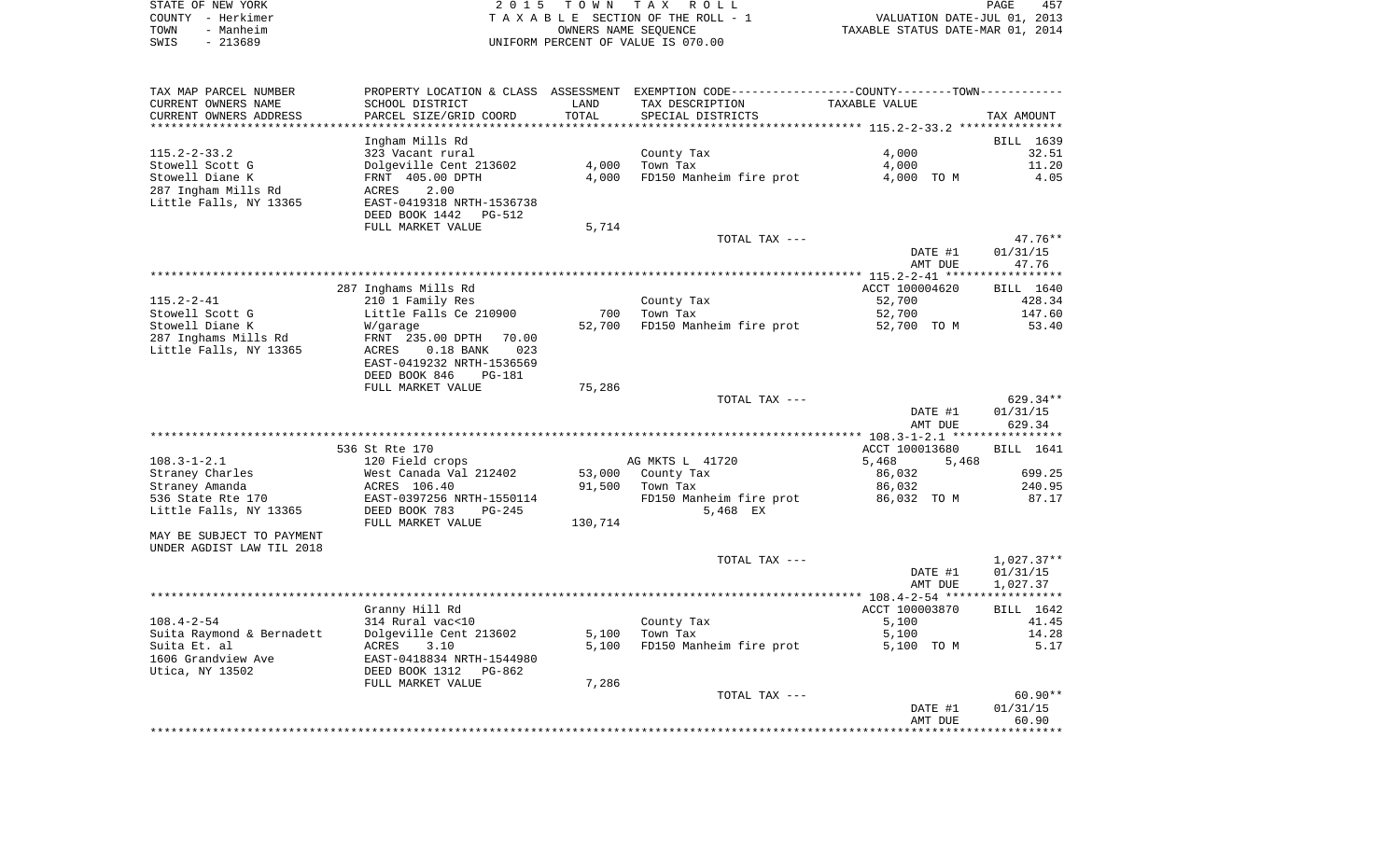STATE OF NEW YORK — 2015 TOWN TAX ROLL
COUNTY - Herkimer — TAXABLE SECTION OF THE ROLL - 1 — VALUATION DATE-JUL 01, 2013
TOWN - Manheim — OWNERS NAME SEQUENCE — TAXABLE STATUS DATE-MAR 01, 2014
SWIS - 213689 — UNIFORM PERCENT OF VALUE IS 070.00

| TAX MAP PARCEL NUMBER / CURRENT OWNERS NAME / CURRENT OWNERS ADDRESS | PROPERTY LOCATION & CLASS / SCHOOL DISTRICT / PARCEL SIZE/GRID COORD | ASSESSMENT LAND / TOTAL | EXEMPTION CODE / TAX DESCRIPTION / SPECIAL DISTRICTS | COUNTY--------TOWN / TAXABLE VALUE | TAX AMOUNT |
|---|---|---|---|---|---|
| 115.2-2-33.2 | Ingham Mills Rd | | | | BILL 1639 |
| | 323 Vacant rural | | County Tax | 4,000 | 32.51 |
| Stowell Scott G | Dolgeville Cent 213602 | 4,000 | Town Tax | 4,000 | 11.20 |
| Stowell Diane K | FRNT 405.00 DPTH | 4,000 | FD150 Manheim fire prot | 4,000 TO M | 4.05 |
| 287 Ingham Mills Rd | ACRES 2.00 | | | | |
| Little Falls, NY 13365 | EAST-0419318 NRTH-1536738 | | | | |
| | DEED BOOK 1442 PG-512 | | | | |
| | FULL MARKET VALUE | 5,714 | | | |
| | | | TOTAL TAX --- | | 47.76** |
| | | | | DATE #1 | 01/31/15 |
| | | | | AMT DUE | 47.76 |
| 115.2-2-41 | 287 Inghams Mills Rd | | | ACCT 100004620 | BILL 1640 |
| | 210 1 Family Res | | County Tax | 52,700 | 428.34 |
| Stowell Scott G | Little Falls Ce 210900 | 700 | Town Tax | 52,700 | 147.60 |
| Stowell Diane K | W/garage | 52,700 | FD150 Manheim fire prot | 52,700 TO M | 53.40 |
| 287 Inghams Mills Rd | FRNT 235.00 DPTH 70.00 | | | | |
| Little Falls, NY 13365 | ACRES 0.18 BANK 023 | | | | |
| | EAST-0419232 NRTH-1536569 | | | | |
| | DEED BOOK 846 PG-181 | | | | |
| | FULL MARKET VALUE | 75,286 | | | |
| | | | TOTAL TAX --- | | 629.34** |
| | | | | DATE #1 | 01/31/15 |
| | | | | AMT DUE | 629.34 |
| 108.3-1-2.1 | 536 St Rte 170 | | | ACCT 100013680 | BILL 1641 |
| | 120 Field crops | | AG MKTS L 41720 | 5,468 5,468 | |
| Straney Charles | West Canada Val 212402 | 53,000 | County Tax | 86,032 | 699.25 |
| Straney Amanda | ACRES 106.40 | 91,500 | Town Tax | 86,032 | 240.95 |
| 536 State Rte 170 | EAST-0397256 NRTH-1550114 | | FD150 Manheim fire prot | 86,032 TO M | 87.17 |
| Little Falls, NY 13365 | DEED BOOK 783 PG-245 | | 5,468 EX | | |
| | FULL MARKET VALUE | 130,714 | | | |
| MAY BE SUBJECT TO PAYMENT UNDER AGDIST LAW TIL 2018 | | | | | |
| | | | TOTAL TAX --- | | 1,027.37** |
| | | | | DATE #1 | 01/31/15 |
| | | | | AMT DUE | 1,027.37 |
| 108.4-2-54 | Granny Hill Rd | | | ACCT 100003870 | BILL 1642 |
| | 314 Rural vac<10 | | County Tax | 5,100 | 41.45 |
| Suita Raymond & Bernadett | Dolgeville Cent 213602 | 5,100 | Town Tax | 5,100 | 14.28 |
| Suita Et. al | ACRES 3.10 | 5,100 | FD150 Manheim fire prot | 5,100 TO M | 5.17 |
| 1606 Grandview Ave | EAST-0418834 NRTH-1544980 | | | | |
| Utica, NY 13502 | DEED BOOK 1312 PG-862 | | | | |
| | FULL MARKET VALUE | 7,286 | | | |
| | | | TOTAL TAX --- | | 60.90** |
| | | | | DATE #1 | 01/31/15 |
| | | | | AMT DUE | 60.90 |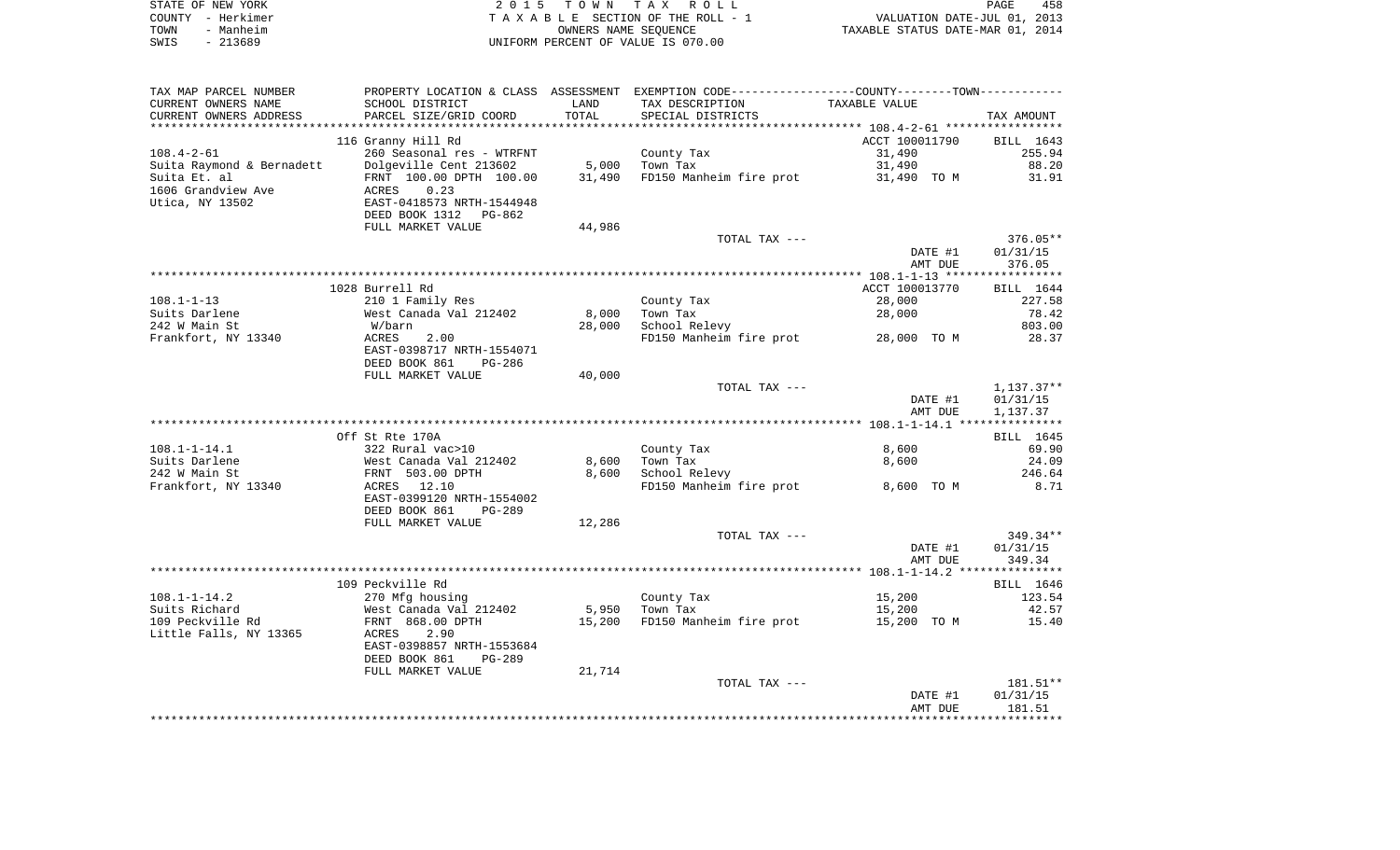STATE OF NEW YORK
COUNTY - Herkimer
TOWN - Manheim
SWIS - 213689

2 0 1 5 T O W N T A X R O L L
T A X A B L E SECTION OF THE ROLL - 1
OWNERS NAME SEQUENCE
UNIFORM PERCENT OF VALUE IS 070.00

VALUATION DATE-JUL 01, 2013
TAXABLE STATUS DATE-MAR 01, 2014

| TAX MAP PARCEL NUMBER<br>CURRENT OWNERS NAME<br>CURRENT OWNERS ADDRESS | PROPERTY LOCATION & CLASS<br>SCHOOL DISTRICT<br>PARCEL SIZE/GRID COORD | ASSESSMENT<br>LAND<br>TOTAL | EXEMPTION CODE-----COUNTY-----TOWN-----<br>TAX DESCRIPTION<br>SPECIAL DISTRICTS | TAXABLE VALUE | TAX AMOUNT |
|---|---|---|---|---|---|
| | 116 Granny Hill Rd | | | ACCT 100011790 | BILL 1643 |
| 108.4-2-61 | 260 Seasonal res - WTRFNT | | County Tax | 31,490 | 255.94 |
| Suita Raymond & Bernadett | Dolgeville Cent 213602 | 5,000 | Town Tax | 31,490 | 88.20 |
| Suita Et. al | FRNT 100.00 DPTH 100.00 | 31,490 | FD150 Manheim fire prot | 31,490 TO M | 31.91 |
| 1606 Grandview Ave | ACRES 0.23 | | | | |
| Utica, NY 13502 | EAST-0418573 NRTH-1544948 | | | | |
| | DEED BOOK 1312 PG-862 | | | | |
| | FULL MARKET VALUE | 44,986 | | | |
| | | | TOTAL TAX --- | | 376.05** |
| | | | | DATE #1 | 01/31/15 |
| | | | | AMT DUE | 376.05 |
| | 1028 Burrell Rd | | | ACCT 100013770 | BILL 1644 |
| 108.1-1-13 | 210 1 Family Res | | County Tax | 28,000 | 227.58 |
| Suits Darlene | West Canada Val 212402 | 8,000 | Town Tax | 28,000 | 78.42 |
| 242 W Main St | W/barn | 28,000 | School Relevy | | 803.00 |
| Frankfort, NY 13340 | ACRES 2.00 | | FD150 Manheim fire prot | 28,000 TO M | 28.37 |
| | EAST-0398717 NRTH-1554071 | | | | |
| | DEED BOOK 861 PG-286 | | | | |
| | FULL MARKET VALUE | 40,000 | | | |
| | | | TOTAL TAX --- | | 1,137.37** |
| | | | | DATE #1 | 01/31/15 |
| | | | | AMT DUE | 1,137.37 |
| | Off St Rte 170A | | | | BILL 1645 |
| 108.1-1-14.1 | 322 Rural vac>10 | | County Tax | 8,600 | 69.90 |
| Suits Darlene | West Canada Val 212402 | 8,600 | Town Tax | 8,600 | 24.09 |
| 242 W Main St | FRNT 503.00 DPTH | 8,600 | School Relevy | | 246.64 |
| Frankfort, NY 13340 | ACRES 12.10 | | FD150 Manheim fire prot | 8,600 TO M | 8.71 |
| | EAST-0399120 NRTH-1554002 | | | | |
| | DEED BOOK 861 PG-289 | | | | |
| | FULL MARKET VALUE | 12,286 | | | |
| | | | TOTAL TAX --- | | 349.34** |
| | | | | DATE #1 | 01/31/15 |
| | | | | AMT DUE | 349.34 |
| | 109 Peckville Rd | | | | BILL 1646 |
| 108.1-1-14.2 | 270 Mfg housing | | County Tax | 15,200 | 123.54 |
| Suits Richard | West Canada Val 212402 | 5,950 | Town Tax | 15,200 | 42.57 |
| 109 Peckville Rd | FRNT 868.00 DPTH | 15,200 | FD150 Manheim fire prot | 15,200 TO M | 15.40 |
| Little Falls, NY 13365 | ACRES 2.90 | | | | |
| | EAST-0398857 NRTH-1553684 | | | | |
| | DEED BOOK 861 PG-289 | | | | |
| | FULL MARKET VALUE | 21,714 | | | |
| | | | TOTAL TAX --- | | 181.51** |
| | | | | DATE #1 | 01/31/15 |
| | | | | AMT DUE | 181.51 |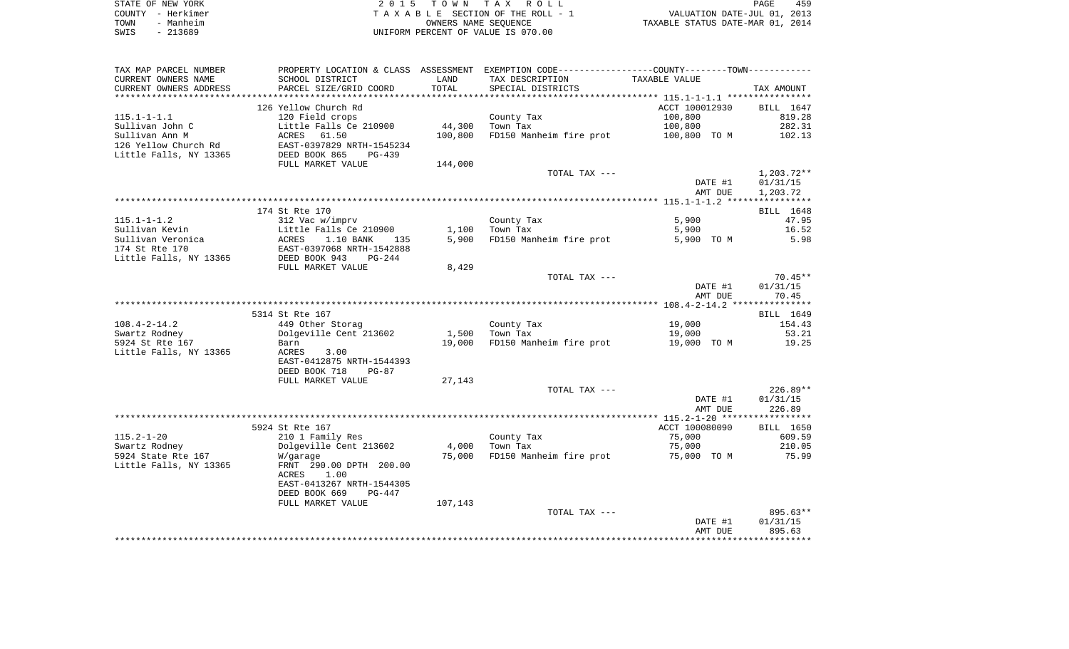STATE OF NEW YORK
COUNTY - Herkimer
TOWN - Manheim
SWIS - 213689

2 0 1 5 T O W N T A X R O L L
T A X A B L E SECTION OF THE ROLL - 1
OWNERS NAME SEQUENCE
UNIFORM PERCENT OF VALUE IS 070.00

VALUATION DATE-JUL 01, 2013
TAXABLE STATUS DATE-MAR 01, 2014

| TAX MAP PARCEL NUMBER<br>CURRENT OWNERS NAME<br>CURRENT OWNERS ADDRESS | PROPERTY LOCATION & CLASS<br>SCHOOL DISTRICT<br>PARCEL SIZE/GRID COORD | ASSESSMENT<br>LAND<br>TOTAL | EXEMPTION CODE-----COUNTY-----TOWN------<br>TAX DESCRIPTION<br>SPECIAL DISTRICTS | TAXABLE VALUE | TAX AMOUNT |
|---|---|---|---|---|---|
| 115.1-1-1.1 | 126 Yellow Church Rd | | | ACCT 100012930 | BILL 1647 |
| 115.1-1-1.1 | 120 Field crops | | County Tax | 100,800 | 819.28 |
| Sullivan John C | Little Falls Ce 210900 | 44,300 | Town Tax | 100,800 | 282.31 |
| Sullivan Ann M | ACRES 61.50 | 100,800 | FD150 Manheim fire prot | 100,800 TO M | 102.13 |
| 126 Yellow Church Rd | EAST-0397829 NRTH-1545234 | | | | |
| Little Falls, NY 13365 | DEED BOOK 865 PG-439 | | | | |
| | FULL MARKET VALUE | 144,000 | | | |
| | | | TOTAL TAX --- | | 1,203.72** |
| | | | | DATE #1 | 01/31/15 |
| | | | | AMT DUE | 1,203.72 |
| 115.1-1-1.2 | 174 St Rte 170 | | | | BILL 1648 |
| 115.1-1-1.2 | 312 Vac w/imprv | | County Tax | 5,900 | 47.95 |
| Sullivan Kevin | Little Falls Ce 210900 | 1,100 | Town Tax | 5,900 | 16.52 |
| Sullivan Veronica | ACRES 1.10 BANK 135 | 5,900 | FD150 Manheim fire prot | 5,900 TO M | 5.98 |
| 174 St Rte 170 | EAST-0397068 NRTH-1542888 | | | | |
| Little Falls, NY 13365 | DEED BOOK 943 PG-244 | | | | |
| | FULL MARKET VALUE | 8,429 | | | |
| | | | TOTAL TAX --- | | 70.45** |
| | | | | DATE #1 | 01/31/15 |
| | | | | AMT DUE | 70.45 |
| 108.4-2-14.2 | 5314 St Rte 167 | | | | BILL 1649 |
| 108.4-2-14.2 | 449 Other Storag | | County Tax | 19,000 | 154.43 |
| Swartz Rodney | Dolgeville Cent 213602 | 1,500 | Town Tax | 19,000 | 53.21 |
| 5924 St Rte 167 | Barn | 19,000 | FD150 Manheim fire prot | 19,000 TO M | 19.25 |
| Little Falls, NY 13365 | ACRES 3.00 | | | | |
| | EAST-0412875 NRTH-1544393 | | | | |
| | DEED BOOK 718 PG-87 | | | | |
| | FULL MARKET VALUE | 27,143 | | | |
| | | | TOTAL TAX --- | | 226.89** |
| | | | | DATE #1 | 01/31/15 |
| | | | | AMT DUE | 226.89 |
| 115.2-1-20 | 5924 St Rte 167 | | | ACCT 100080090 | BILL 1650 |
| 115.2-1-20 | 210 1 Family Res | | County Tax | 75,000 | 609.59 |
| Swartz Rodney | Dolgeville Cent 213602 | 4,000 | Town Tax | 75,000 | 210.05 |
| 5924 State Rte 167 | W/garage | 75,000 | FD150 Manheim fire prot | 75,000 TO M | 75.99 |
| Little Falls, NY 13365 | FRNT 290.00 DPTH 200.00 | | | | |
| | ACRES 1.00 | | | | |
| | EAST-0413267 NRTH-1544305 | | | | |
| | DEED BOOK 669 PG-447 | | | | |
| | FULL MARKET VALUE | 107,143 | | | |
| | | | TOTAL TAX --- | | 895.63** |
| | | | | DATE #1 | 01/31/15 |
| | | | | AMT DUE | 895.63 |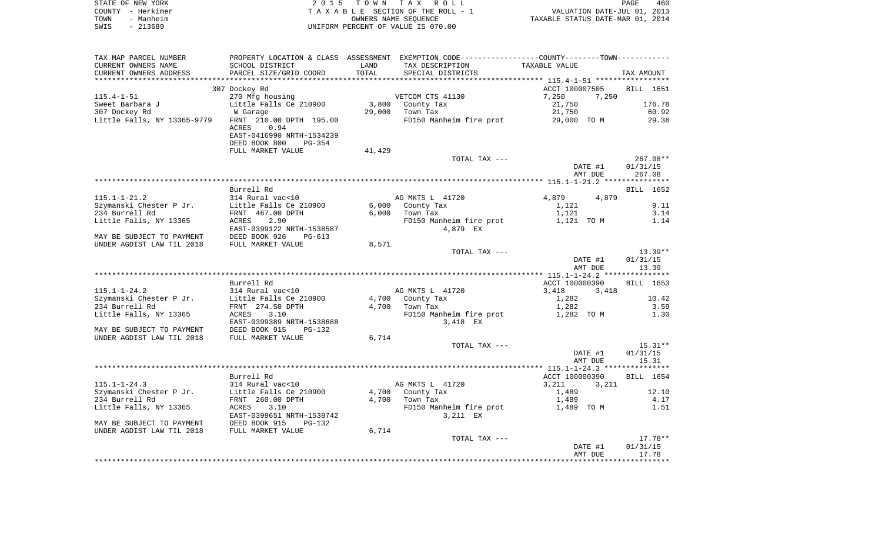STATE OF NEW YORK — 2015 TOWN TAX ROLL — PAGE 460
COUNTY - Herkimer — TAXABLE SECTION OF THE ROLL - 1 — VALUATION DATE-JUL 01, 2013
TOWN - Manheim — OWNERS NAME SEQUENCE — TAXABLE STATUS DATE-MAR 01, 2014
SWIS - 213689 — UNIFORM PERCENT OF VALUE IS 070.00

| TAX MAP PARCEL NUMBER / CURRENT OWNERS NAME / CURRENT OWNERS ADDRESS | PROPERTY LOCATION & CLASS / SCHOOL DISTRICT / PARCEL SIZE/GRID COORD | ASSESSMENT LAND / TOTAL | EXEMPTION CODE / TAX DESCRIPTION / SPECIAL DISTRICTS | COUNTY / TOWN TAXABLE VALUE | TAX AMOUNT |
|---|---|---|---|---|---|
| **115.4-1-51** | 307 Dockey Rd | | | ACCT 100007505 | BILL 1651 |
| | 270 Mfg housing | | VETCOM CTS 41130 | 7,250 7,250 | |
| Sweet Barbara J | Little Falls Ce 210900 | 3,800 | County Tax | 21,750 | 176.78 |
| 307 Dockey Rd | W Garage | 29,000 | Town Tax | 21,750 | 60.92 |
| Little Falls, NY 13365-9779 | FRNT 210.00 DPTH 195.00 | | FD150 Manheim fire prot | 29,000 TO M | 29.38 |
| | ACRES 0.94 | | | | |
| | EAST-0416990 NRTH-1534239 | | | | |
| | DEED BOOK 800 PG-354 | | | | |
| | FULL MARKET VALUE | 41,429 | | | |
| | | | TOTAL TAX --- | | 267.08** |
| | | | | DATE #1 | 01/31/15 |
| | | | | AMT DUE | 267.08 |
| **115.1-1-21.2** | Burrell Rd | | | | BILL 1652 |
| | 314 Rural vac<10 | | AG MKTS L 41720 | 4,879 4,879 | |
| Szymanski Chester P Jr. | Little Falls Ce 210900 | 6,000 | County Tax | 1,121 | 9.11 |
| 234 Burrell Rd | FRNT 467.00 DPTH | 6,000 | Town Tax | 1,121 | 3.14 |
| Little Falls, NY 13365 | ACRES 2.90 | | FD150 Manheim fire prot | 1,121 TO M | 1.14 |
| | EAST-0399122 NRTH-1538587 | | 4,879 EX | | |
| MAY BE SUBJECT TO PAYMENT | DEED BOOK 926 PG-613 | | | | |
| UNDER AGDIST LAW TIL 2018 | FULL MARKET VALUE | 8,571 | | | |
| | | | TOTAL TAX --- | | 13.39** |
| | | | | DATE #1 | 01/31/15 |
| | | | | AMT DUE | 13.39 |
| **115.1-1-24.2** | Burrell Rd | | | ACCT 100000390 | BILL 1653 |
| | 314 Rural vac<10 | | AG MKTS L 41720 | 3,418 3,418 | |
| Szymanski Chester P Jr. | Little Falls Ce 210900 | 4,700 | County Tax | 1,282 | 10.42 |
| 234 Burrell Rd | FRNT 274.50 DPTH | 4,700 | Town Tax | 1,282 | 3.59 |
| Little Falls, NY 13365 | ACRES 3.10 | | FD150 Manheim fire prot | 1,282 TO M | 1.30 |
| | EAST-0399389 NRTH-1538688 | | 3,418 EX | | |
| MAY BE SUBJECT TO PAYMENT | DEED BOOK 915 PG-132 | | | | |
| UNDER AGDIST LAW TIL 2018 | FULL MARKET VALUE | 6,714 | | | |
| | | | TOTAL TAX --- | | 15.31** |
| | | | | DATE #1 | 01/31/15 |
| | | | | AMT DUE | 15.31 |
| **115.1-1-24.3** | Burrell Rd | | | ACCT 100000390 | BILL 1654 |
| | 314 Rural vac<10 | | AG MKTS L 41720 | 3,211 3,211 | |
| Szymanski Chester P Jr. | Little Falls Ce 210900 | 4,700 | County Tax | 1,489 | 12.10 |
| 234 Burrell Rd | FRNT 260.00 DPTH | 4,700 | Town Tax | 1,489 | 4.17 |
| Little Falls, NY 13365 | ACRES 3.10 | | FD150 Manheim fire prot | 1,489 TO M | 1.51 |
| | EAST-0399651 NRTH-1538742 | | 3,211 EX | | |
| MAY BE SUBJECT TO PAYMENT | DEED BOOK 915 PG-132 | | | | |
| UNDER AGDIST LAW TIL 2018 | FULL MARKET VALUE | 6,714 | | | |
| | | | TOTAL TAX --- | | 17.78** |
| | | | | DATE #1 | 01/31/15 |
| | | | | AMT DUE | 17.78 |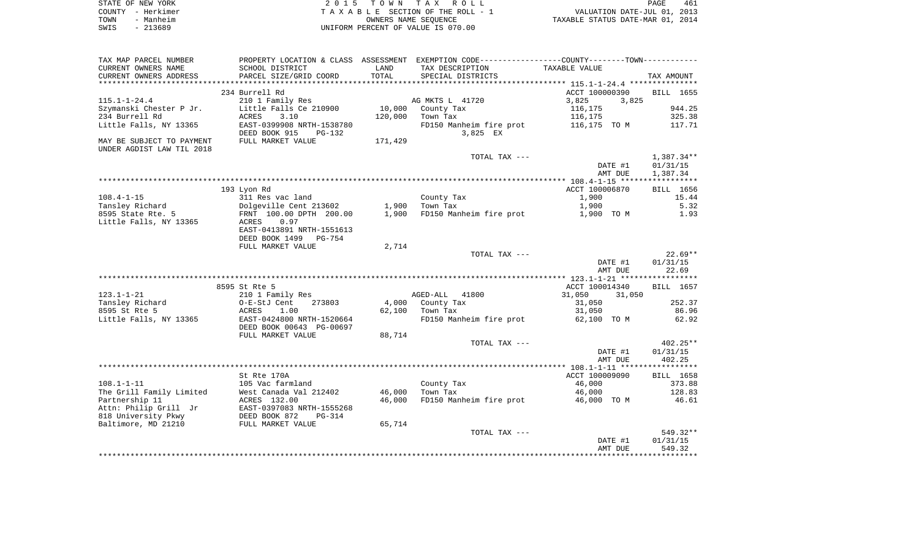STATE OF NEW YORK
COUNTY - Herkimer
TOWN - Manheim
SWIS - 213689

2015 TOWN TAX ROLL
TAXABLE SECTION OF THE ROLL - 1
OWNERS NAME SEQUENCE
UNIFORM PERCENT OF VALUE IS 070.00

VALUATION DATE-JUL 01, 2013
TAXABLE STATUS DATE-MAR 01, 2014

| TAX MAP PARCEL NUMBER / CURRENT OWNERS NAME / CURRENT OWNERS ADDRESS | PROPERTY LOCATION & CLASS / SCHOOL DISTRICT / PARCEL SIZE/GRID COORD | ASSESSMENT LAND / TOTAL | EXEMPTION CODE / TAX DESCRIPTION / SPECIAL DISTRICTS | COUNTY / TOWN TAXABLE VALUE | TAX AMOUNT |
|---|---|---|---|---|---|
| | 234 Burrell Rd | | | ACCT 100000390 | BILL 1655 |
| 115.1-1-24.4 | 210 1 Family Res | | AG MKTS L 41720 | 3,825 3,825 | |
| Szymanski Chester P Jr. | Little Falls Ce 210900 | 10,000 | County Tax | 116,175 | 944.25 |
| 234 Burrell Rd | ACRES 3.10 | 120,000 | Town Tax | 116,175 | 325.38 |
| Little Falls, NY 13365 | EAST-0399908 NRTH-1538780 | | FD150 Manheim fire prot | 116,175 TO M | 117.71 |
| | DEED BOOK 915 PG-132 | | 3,825 EX | | |
| MAY BE SUBJECT TO PAYMENT UNDER AGDIST LAW TIL 2018 | FULL MARKET VALUE | 171,429 | | | |
| | | | TOTAL TAX --- | | 1,387.34** |
| | | | | DATE #1 | 01/31/15 |
| | | | | AMT DUE | 1,387.34 |
| | 193 Lyon Rd | | | ACCT 100006870 | BILL 1656 |
| 108.4-1-15 | 311 Res vac land | | County Tax | 1,900 | 15.44 |
| Tansley Richard | Dolgeville Cent 213602 | 1,900 | Town Tax | 1,900 | 5.32 |
| 8595 State Rte. 5 | FRNT 100.00 DPTH 200.00 | 1,900 | FD150 Manheim fire prot | 1,900 TO M | 1.93 |
| Little Falls, NY 13365 | ACRES 0.97 | | | | |
| | EAST-0413891 NRTH-1551613 | | | | |
| | DEED BOOK 1499 PG-754 | | | | |
| | FULL MARKET VALUE | 2,714 | | | |
| | | | TOTAL TAX --- | | 22.69** |
| | | | | DATE #1 | 01/31/15 |
| | | | | AMT DUE | 22.69 |
| | 8595 St Rte 5 | | | ACCT 100014340 | BILL 1657 |
| 123.1-1-21 | 210 1 Family Res | | AGED-ALL 41800 | 31,050 31,050 | |
| Tansley Richard | O-E-StJ Cent 273803 | 4,000 | County Tax | 31,050 | 252.37 |
| 8595 St Rte 5 | ACRES 1.00 | 62,100 | Town Tax | 31,050 | 86.96 |
| Little Falls, NY 13365 | EAST-0424800 NRTH-1520664 | | FD150 Manheim fire prot | 62,100 TO M | 62.92 |
| | DEED BOOK 00643 PG-00697 | | | | |
| | FULL MARKET VALUE | 88,714 | | | |
| | | | TOTAL TAX --- | | 402.25** |
| | | | | DATE #1 | 01/31/15 |
| | | | | AMT DUE | 402.25 |
| | St Rte 170A | | | ACCT 100009090 | BILL 1658 |
| 108.1-1-11 | 105 Vac farmland | | County Tax | 46,000 | 373.88 |
| The Grill Family Limited | West Canada Val 212402 | 46,000 | Town Tax | 46,000 | 128.83 |
| Partnership 11 | ACRES 132.00 | 46,000 | FD150 Manheim fire prot | 46,000 TO M | 46.61 |
| Attn: Philip Grill Jr | EAST-0397083 NRTH-1555268 | | | | |
| 818 University Pkwy | DEED BOOK 872 PG-314 | | | | |
| Baltimore, MD 21210 | FULL MARKET VALUE | 65,714 | | | |
| | | | TOTAL TAX --- | | 549.32** |
| | | | | DATE #1 | 01/31/15 |
| | | | | AMT DUE | 549.32 |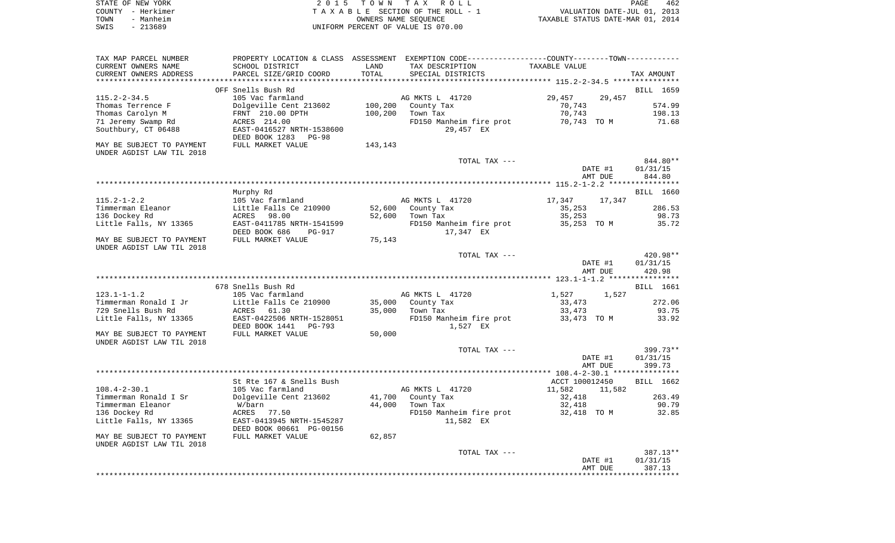STATE OF NEW YORK — COUNTY - Herkimer — TOWN - Manheim — SWIS - 213689

2 0 1 5 T O W N T A X R O L L
T A X A B L E SECTION OF THE ROLL - 1
OWNERS NAME SEQUENCE
UNIFORM PERCENT OF VALUE IS 070.00

VALUATION DATE-JUL 01, 2013
TAXABLE STATUS DATE-MAR 01, 2014

| TAX MAP PARCEL NUMBER / CURRENT OWNERS NAME / CURRENT OWNERS ADDRESS | PROPERTY LOCATION & CLASS / SCHOOL DISTRICT / PARCEL SIZE/GRID COORD | ASSESSMENT LAND / TOTAL | EXEMPTION CODE / TAX DESCRIPTION / SPECIAL DISTRICTS | COUNTY / TOWN TAXABLE VALUE | TAX AMOUNT |
|---|---|---|---|---|---|
| | OFF Snells Bush Rd | | | | BILL 1659 |
| 115.2-2-34.5 | 105 Vac farmland | | AG MKTS L 41720 | 29,457 29,457 | |
| Thomas Terrence F | Dolgeville Cent 213602 | 100,200 | County Tax | 70,743 | 574.99 |
| Thomas Carolyn M | FRNT 210.00 DPTH | 100,200 | Town Tax | 70,743 | 198.13 |
| 71 Jeremy Swamp Rd | ACRES 214.00 | | FD150 Manheim fire prot | 70,743 TO M | 71.68 |
| Southbury, CT 06488 | EAST-0416527 NRTH-1538600 | | 29,457 EX | | |
| | DEED BOOK 1283 PG-98 | | | | |
| MAY BE SUBJECT TO PAYMENT UNDER AGDIST LAW TIL 2018 | FULL MARKET VALUE | 143,143 | | | |
| | | | TOTAL TAX --- | | 844.80** |
| | | | | DATE #1 | 01/31/15 |
| | | | | AMT DUE | 844.80 |
| | Murphy Rd | | | | BILL 1660 |
| 115.2-1-2.2 | 105 Vac farmland | | AG MKTS L 41720 | 17,347 17,347 | |
| Timmerman Eleanor | Little Falls Ce 210900 | 52,600 | County Tax | 35,253 | 286.53 |
| 136 Dockey Rd | ACRES 98.00 | 52,600 | Town Tax | 35,253 | 98.73 |
| Little Falls, NY 13365 | EAST-0411785 NRTH-1541599 | | FD150 Manheim fire prot | 35,253 TO M | 35.72 |
| | DEED BOOK 686 PG-917 | | 17,347 EX | | |
| MAY BE SUBJECT TO PAYMENT UNDER AGDIST LAW TIL 2018 | FULL MARKET VALUE | 75,143 | | | |
| | | | TOTAL TAX --- | | 420.98** |
| | | | | DATE #1 | 01/31/15 |
| | | | | AMT DUE | 420.98 |
| | 678 Snells Bush Rd | | | | BILL 1661 |
| 123.1-1-1.2 | 105 Vac farmland | | AG MKTS L 41720 | 1,527 1,527 | |
| Timmerman Ronald I Jr | Little Falls Ce 210900 | 35,000 | County Tax | 33,473 | 272.06 |
| 729 Snells Bush Rd | ACRES 61.30 | 35,000 | Town Tax | 33,473 | 93.75 |
| Little Falls, NY 13365 | EAST-0422506 NRTH-1528051 | | FD150 Manheim fire prot | 33,473 TO M | 33.92 |
| | DEED BOOK 1441 PG-793 | | 1,527 EX | | |
| MAY BE SUBJECT TO PAYMENT UNDER AGDIST LAW TIL 2018 | FULL MARKET VALUE | 50,000 | | | |
| | | | TOTAL TAX --- | | 399.73** |
| | | | | DATE #1 | 01/31/15 |
| | | | | AMT DUE | 399.73 |
| | St Rte 167 & Snells Bush | | | ACCT 100012450 | BILL 1662 |
| 108.4-2-30.1 | 105 Vac farmland | | AG MKTS L 41720 | 11,582 11,582 | |
| Timmerman Ronald I Sr | Dolgeville Cent 213602 | 41,700 | County Tax | 32,418 | 263.49 |
| Timmerman Eleanor | W/barn | 44,000 | Town Tax | 32,418 | 90.79 |
| 136 Dockey Rd | ACRES 77.50 | | FD150 Manheim fire prot | 32,418 TO M | 32.85 |
| Little Falls, NY 13365 | EAST-0413945 NRTH-1545287 | | 11,582 EX | | |
| | DEED BOOK 00661 PG-00156 | | | | |
| MAY BE SUBJECT TO PAYMENT UNDER AGDIST LAW TIL 2018 | FULL MARKET VALUE | 62,857 | | | |
| | | | TOTAL TAX --- | | 387.13** |
| | | | | DATE #1 | 01/31/15 |
| | | | | AMT DUE | 387.13 |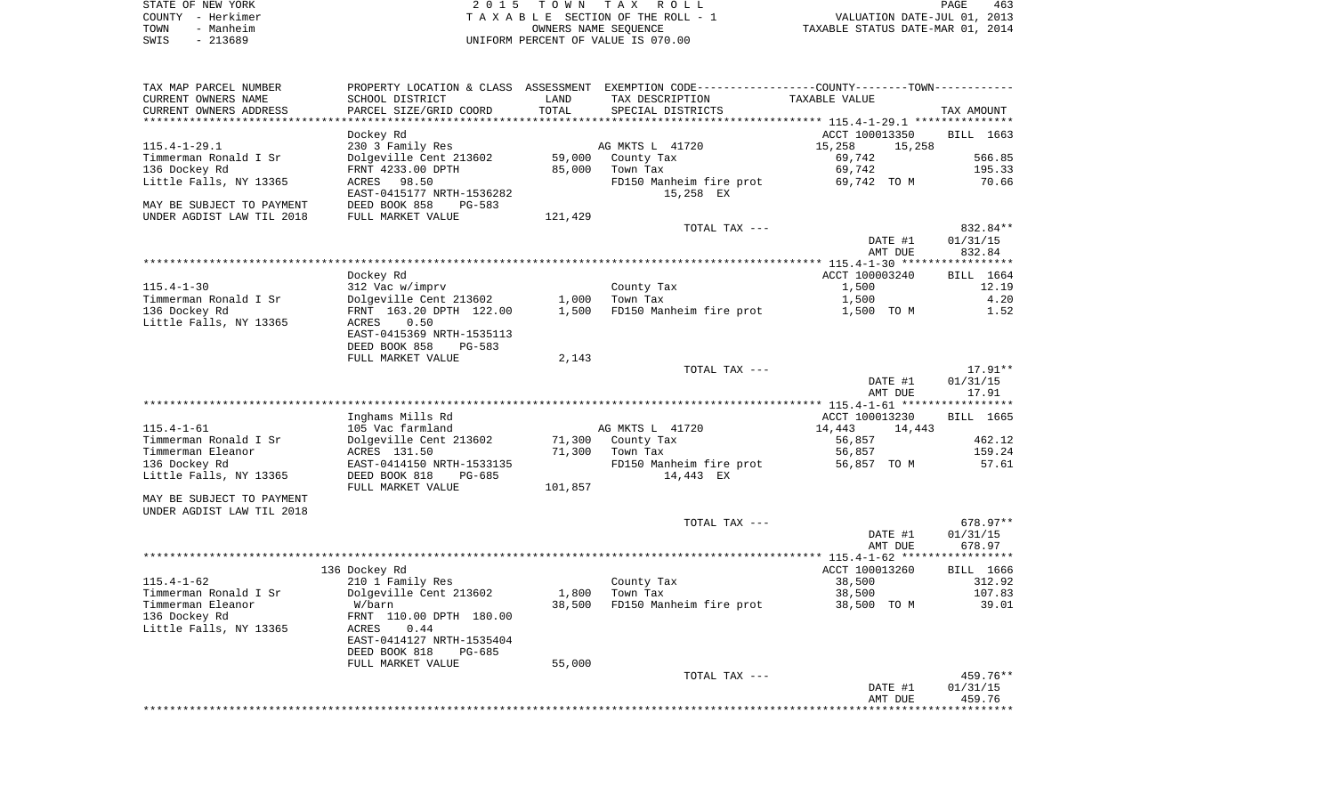STATE OF NEW YORK
COUNTY - Herkimer
TOWN - Manheim
SWIS - 213689

2015 TOWN TAX ROLL
TAXABLE SECTION OF THE ROLL - 1
OWNERS NAME SEQUENCE
UNIFORM PERCENT OF VALUE IS 070.00

VALUATION DATE-JUL 01, 2013
TAXABLE STATUS DATE-MAR 01, 2014

| TAX MAP PARCEL NUMBER / CURRENT OWNERS NAME / CURRENT OWNERS ADDRESS | PROPERTY LOCATION & CLASS / SCHOOL DISTRICT / PARCEL SIZE/GRID COORD | ASSESSMENT LAND | TOTAL | EXEMPTION CODE / TAX DESCRIPTION / SPECIAL DISTRICTS | COUNTY--------TOWN TAXABLE VALUE | TAX AMOUNT |
|---|---|---|---|---|---|---|
| 115.4-1-29.1 | Dockey Rd | | | | ACCT 100013350 | BILL 1663 |
| | 230 3 Family Res | | | AG MKTS L 41720 | 15,258 15,258 | |
| Timmerman Ronald I Sr | Dolgeville Cent 213602 | 59,000 | | County Tax | 69,742 | 566.85 |
| 136 Dockey Rd | FRNT 4233.00 DPTH | | 85,000 | Town Tax | 69,742 | 195.33 |
| Little Falls, NY 13365 | ACRES 98.50 | | | FD150 Manheim fire prot | 69,742 TO M | 70.66 |
| | EAST-0415177 NRTH-1536282 | | | 15,258 EX | | |
| MAY BE SUBJECT TO PAYMENT | DEED BOOK 858 PG-583 | | | | | |
| UNDER AGDIST LAW TIL 2018 | FULL MARKET VALUE | | 121,429 | | | |
| | | | | TOTAL TAX --- | | 832.84** |
| | | | | | DATE #1 | 01/31/15 |
| | | | | | AMT DUE | 832.84 |
| 115.4-1-30 | Dockey Rd | | | | ACCT 100003240 | BILL 1664 |
| | 312 Vac w/imprv | | | County Tax | 1,500 | 12.19 |
| Timmerman Ronald I Sr | Dolgeville Cent 213602 | 1,000 | | Town Tax | 1,500 | 4.20 |
| 136 Dockey Rd | FRNT 163.20 DPTH 122.00 | | 1,500 | FD150 Manheim fire prot | 1,500 TO M | 1.52 |
| Little Falls, NY 13365 | ACRES 0.50 | | | | | |
| | EAST-0415369 NRTH-1535113 | | | | | |
| | DEED BOOK 858 PG-583 | | | | | |
| | FULL MARKET VALUE | | 2,143 | | | |
| | | | | TOTAL TAX --- | | 17.91** |
| | | | | | DATE #1 | 01/31/15 |
| | | | | | AMT DUE | 17.91 |
| 115.4-1-61 | Inghams Mills Rd | | | | ACCT 100013230 | BILL 1665 |
| | 105 Vac farmland | | | AG MKTS L 41720 | 14,443 14,443 | |
| Timmerman Ronald I Sr | Dolgeville Cent 213602 | 71,300 | | County Tax | 56,857 | 462.12 |
| Timmerman Eleanor | ACRES 131.50 | | 71,300 | Town Tax | 56,857 | 159.24 |
| 136 Dockey Rd | EAST-0414150 NRTH-1533135 | | | FD150 Manheim fire prot | 56,857 TO M | 57.61 |
| Little Falls, NY 13365 | DEED BOOK 818 PG-685 | | | 14,443 EX | | |
| | FULL MARKET VALUE | | 101,857 | | | |
| MAY BE SUBJECT TO PAYMENT | | | | | | |
| UNDER AGDIST LAW TIL 2018 | | | | | | |
| | | | | TOTAL TAX --- | | 678.97** |
| | | | | | DATE #1 | 01/31/15 |
| | | | | | AMT DUE | 678.97 |
| 115.4-1-62 | 136 Dockey Rd | | | | ACCT 100013260 | BILL 1666 |
| | 210 1 Family Res | | | County Tax | 38,500 | 312.92 |
| Timmerman Ronald I Sr | Dolgeville Cent 213602 | 1,800 | | Town Tax | 38,500 | 107.83 |
| Timmerman Eleanor | W/barn | | 38,500 | FD150 Manheim fire prot | 38,500 TO M | 39.01 |
| 136 Dockey Rd | FRNT 110.00 DPTH 180.00 | | | | | |
| Little Falls, NY 13365 | ACRES 0.44 | | | | | |
| | EAST-0414127 NRTH-1535404 | | | | | |
| | DEED BOOK 818 PG-685 | | | | | |
| | FULL MARKET VALUE | | 55,000 | | | |
| | | | | TOTAL TAX --- | | 459.76** |
| | | | | | DATE #1 | 01/31/15 |
| | | | | | AMT DUE | 459.76 |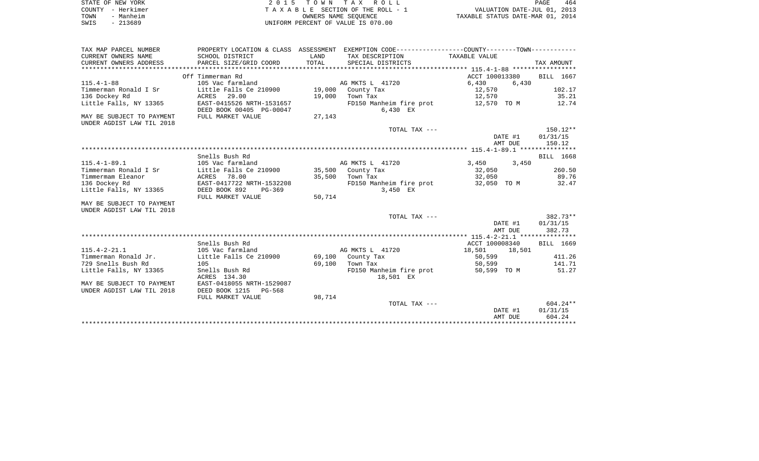STATE OF NEW YORK
COUNTY - Herkimer
TOWN - Manheim
SWIS - 213689

2 0 1 5 T O W N T A X R O L L
T A X A B L E SECTION OF THE ROLL - 1
OWNERS NAME SEQUENCE
UNIFORM PERCENT OF VALUE IS 070.00

VALUATION DATE-JUL 01, 2013
TAXABLE STATUS DATE-MAR 01, 2014

| TAX MAP PARCEL NUMBER<br>CURRENT OWNERS NAME<br>CURRENT OWNERS ADDRESS | PROPERTY LOCATION & CLASS<br>SCHOOL DISTRICT<br>PARCEL SIZE/GRID COORD | ASSESSMENT<br>LAND<br>TOTAL | EXEMPTION CODE<br>TAX DESCRIPTION<br>SPECIAL DISTRICTS | COUNTY--------TOWN<br>TAXABLE VALUE | TAX AMOUNT |
|---|---|---|---|---|---|
| 115.4-1-88 | Off Timmerman Rd | | | ACCT 100013380 | BILL 1667 |
| | 105 Vac farmland | | AG MKTS L 41720 | 6,430 6,430 | |
| Timmerman Ronald I Sr | Little Falls Ce 210900 | 19,000 | County Tax | 12,570 | 102.17 |
| 136 Dockey Rd | ACRES 29.00 | 19,000 | Town Tax | 12,570 | 35.21 |
| Little Falls, NY 13365 | EAST-0415526 NRTH-1531657 | | FD150 Manheim fire prot | 12,570 TO M | 12.74 |
| | DEED BOOK 00405 PG-00047 | | 6,430 EX | | |
| MAY BE SUBJECT TO PAYMENT | FULL MARKET VALUE | 27,143 | | | |
| UNDER AGDIST LAW TIL 2018 | | | | | |
| | | | TOTAL TAX --- | | 150.12** |
| | | | | DATE #1 | 01/31/15 |
| | | | | AMT DUE | 150.12 |
| 115.4-1-89.1 | Snells Bush Rd | | | | BILL 1668 |
| | 105 Vac farmland | | AG MKTS L 41720 | 3,450 3,450 | |
| Timmerman Ronald I Sr | Little Falls Ce 210900 | 35,500 | County Tax | 32,050 | 260.50 |
| Timmerman Eleanor | ACRES 78.00 | 35,500 | Town Tax | 32,050 | 89.76 |
| 136 Dockey Rd | EAST-0417722 NRTH-1532208 | | FD150 Manheim fire prot | 32,050 TO M | 32.47 |
| Little Falls, NY 13365 | DEED BOOK 892 PG-369 | | 3,450 EX | | |
| | FULL MARKET VALUE | 50,714 | | | |
| MAY BE SUBJECT TO PAYMENT | | | | | |
| UNDER AGDIST LAW TIL 2018 | | | | | |
| | | | TOTAL TAX --- | | 382.73** |
| | | | | DATE #1 | 01/31/15 |
| | | | | AMT DUE | 382.73 |
| 115.4-2-21.1 | Snells Bush Rd | | | ACCT 100008340 | BILL 1669 |
| | 105 Vac farmland | | AG MKTS L 41720 | 18,501 18,501 | |
| Timmerman Ronald Jr. | Little Falls Ce 210900 | 69,100 | County Tax | 50,599 | 411.26 |
| 729 Snells Bush Rd | 105 | 69,100 | Town Tax | 50,599 | 141.71 |
| Little Falls, NY 13365 | Snells Bush Rd | | FD150 Manheim fire prot | 50,599 TO M | 51.27 |
| | ACRES 134.30 | | 18,501 EX | | |
| MAY BE SUBJECT TO PAYMENT | EAST-0418055 NRTH-1529087 | | | | |
| UNDER AGDIST LAW TIL 2018 | DEED BOOK 1215 PG-568 | | | | |
| | FULL MARKET VALUE | 98,714 | | | |
| | | | TOTAL TAX --- | | 604.24** |
| | | | | DATE #1 | 01/31/15 |
| | | | | AMT DUE | 604.24 |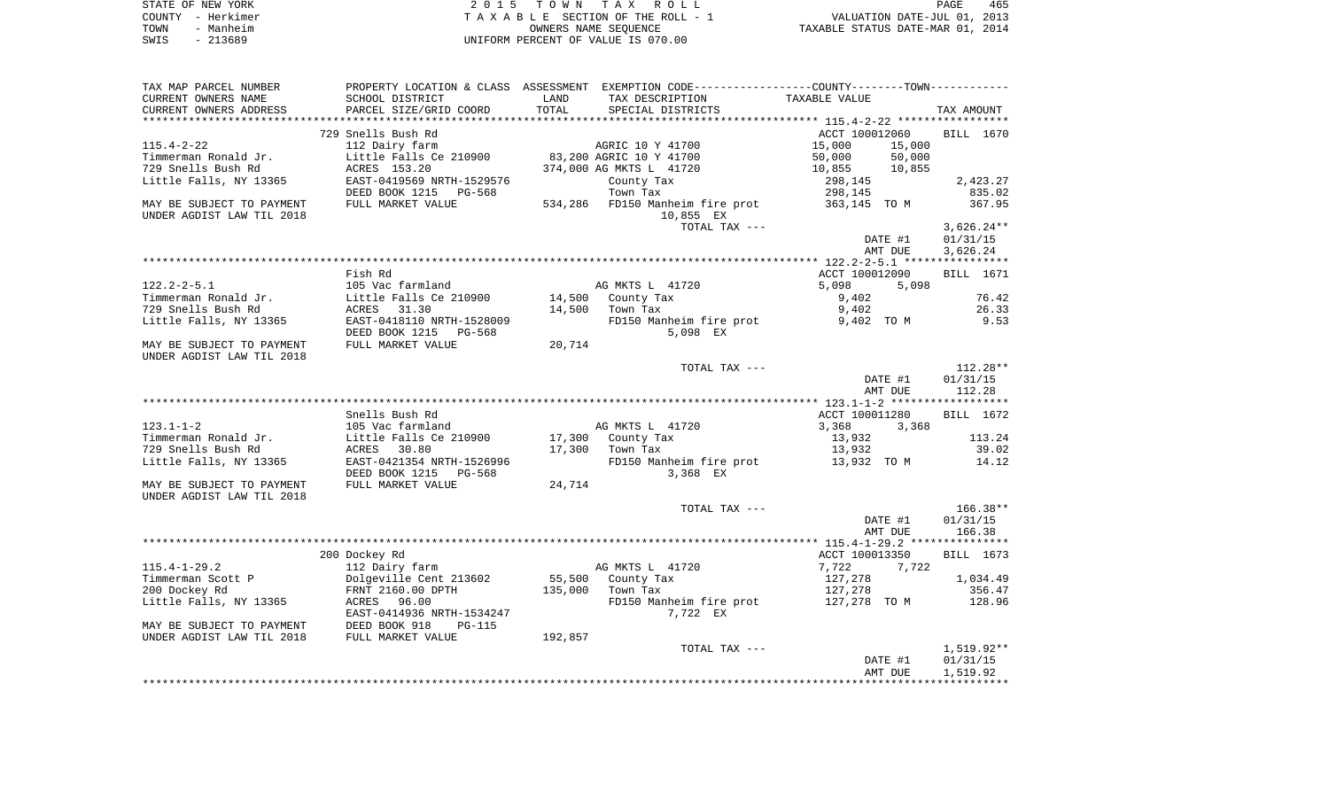STATE OF NEW YORK
COUNTY - Herkimer
TOWN - Manheim
SWIS - 213689

2 0 1 5 T O W N T A X R O L L
T A X A B L E SECTION OF THE ROLL - 1
OWNERS NAME SEQUENCE
UNIFORM PERCENT OF VALUE IS 070.00

VALUATION DATE-JUL 01, 2013
TAXABLE STATUS DATE-MAR 01, 2014

| TAX MAP PARCEL NUMBER / CURRENT OWNERS NAME / CURRENT OWNERS ADDRESS | PROPERTY LOCATION & CLASS / SCHOOL DISTRICT / PARCEL SIZE/GRID COORD | ASSESSMENT LAND / TOTAL | EXEMPTION CODE / TAX DESCRIPTION / SPECIAL DISTRICTS | COUNTY / TOWN TAXABLE VALUE | TAX AMOUNT |
|---|---|---|---|---|---|
| | 729 Snells Bush Rd | | | ACCT 100012060 | BILL 1670 |
| 115.4-2-22 | 112 Dairy farm | | AGRIC 10 Y 41700 | 15,000 15,000 | |
| Timmerman Ronald Jr. | Little Falls Ce 210900 | 83,200 | AGRIC 10 Y 41700 | 50,000 50,000 | |
| 729 Snells Bush Rd | ACRES 153.20 | 374,000 | AG MKTS L 41720 | 10,855 10,855 | |
| Little Falls, NY 13365 | EAST-0419569 NRTH-1529576 | | County Tax | 298,145 | 2,423.27 |
| | DEED BOOK 1215 PG-568 | | Town Tax | 298,145 | 835.02 |
| MAY BE SUBJECT TO PAYMENT | FULL MARKET VALUE | 534,286 | FD150 Manheim fire prot | 363,145 TO M | 367.95 |
| UNDER AGDIST LAW TIL 2018 | | | 10,855 EX | | |
| | | | TOTAL TAX --- | | 3,626.24** |
| | | | | DATE #1 | 01/31/15 |
| | | | | AMT DUE | 3,626.24 |
| | Fish Rd | | | ACCT 100012090 | BILL 1671 |
| 122.2-2-5.1 | 105 Vac farmland | | AG MKTS L 41720 | 5,098 5,098 | |
| Timmerman Ronald Jr. | Little Falls Ce 210900 | 14,500 | County Tax | 9,402 | 76.42 |
| 729 Snells Bush Rd | ACRES 31.30 | 14,500 | Town Tax | 9,402 | 26.33 |
| Little Falls, NY 13365 | EAST-0418110 NRTH-1528009 | | FD150 Manheim fire prot | 9,402 TO M | 9.53 |
| | DEED BOOK 1215 PG-568 | | 5,098 EX | | |
| MAY BE SUBJECT TO PAYMENT | FULL MARKET VALUE | 20,714 | | | |
| UNDER AGDIST LAW TIL 2018 | | | | | |
| | | | TOTAL TAX --- | | 112.28** |
| | | | | DATE #1 | 01/31/15 |
| | | | | AMT DUE | 112.28 |
| | Snells Bush Rd | | | ACCT 100011280 | BILL 1672 |
| 123.1-1-2 | 105 Vac farmland | | AG MKTS L 41720 | 3,368 3,368 | |
| Timmerman Ronald Jr. | Little Falls Ce 210900 | 17,300 | County Tax | 13,932 | 113.24 |
| 729 Snells Bush Rd | ACRES 30.80 | 17,300 | Town Tax | 13,932 | 39.02 |
| Little Falls, NY 13365 | EAST-0421354 NRTH-1526996 | | FD150 Manheim fire prot | 13,932 TO M | 14.12 |
| | DEED BOOK 1215 PG-568 | | 3,368 EX | | |
| MAY BE SUBJECT TO PAYMENT | FULL MARKET VALUE | 24,714 | | | |
| UNDER AGDIST LAW TIL 2018 | | | | | |
| | | | TOTAL TAX --- | | 166.38** |
| | | | | DATE #1 | 01/31/15 |
| | | | | AMT DUE | 166.38 |
| | 200 Dockey Rd | | | ACCT 100013350 | BILL 1673 |
| 115.4-1-29.2 | 112 Dairy farm | | AG MKTS L 41720 | 7,722 7,722 | |
| Timmerman Scott P | Dolgeville Cent 213602 | 55,500 | County Tax | 127,278 | 1,034.49 |
| 200 Dockey Rd | FRNT 2160.00 DPTH | 135,000 | Town Tax | 127,278 | 356.47 |
| Little Falls, NY 13365 | ACRES 96.00 | | FD150 Manheim fire prot | 127,278 TO M | 128.96 |
| | EAST-0414936 NRTH-1534247 | | 7,722 EX | | |
| MAY BE SUBJECT TO PAYMENT | DEED BOOK 918 PG-115 | | | | |
| UNDER AGDIST LAW TIL 2018 | FULL MARKET VALUE | 192,857 | | | |
| | | | TOTAL TAX --- | | 1,519.92** |
| | | | | DATE #1 | 01/31/15 |
| | | | | AMT DUE | 1,519.92 |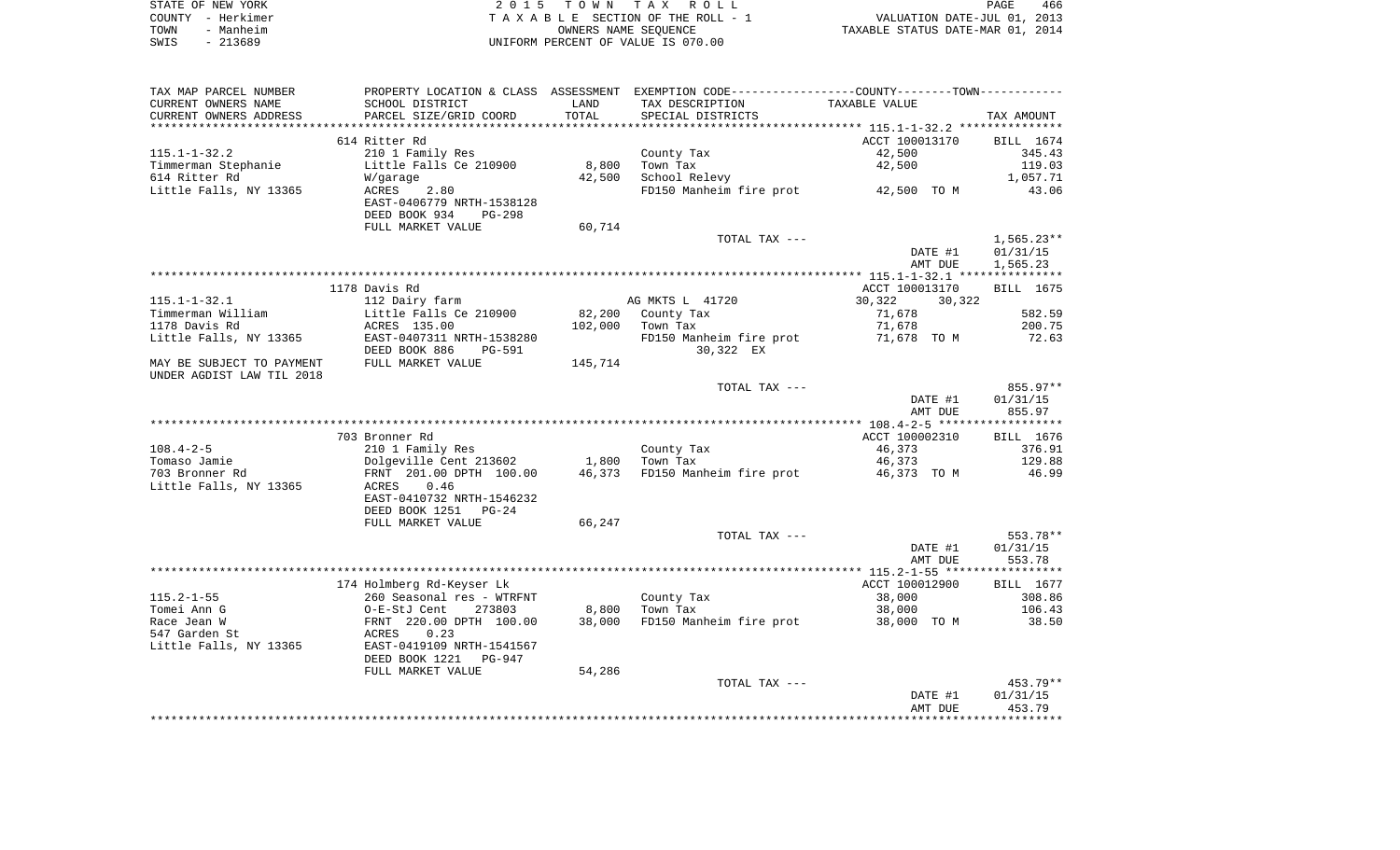STATE OF NEW YORK  
COUNTY - Herkimer  
TOWN - Manheim  
SWIS - 213689

2 0 1 5 T O W N T A X R O L L  
T A X A B L E SECTION OF THE ROLL - 1  
OWNERS NAME SEQUENCE  
UNIFORM PERCENT OF VALUE IS 070.00

VALUATION DATE-JUL 01, 2013  
TAXABLE STATUS DATE-MAR 01, 2014

| TAX MAP PARCEL NUMBER / CURRENT OWNERS NAME / CURRENT OWNERS ADDRESS | PROPERTY LOCATION & CLASS / SCHOOL DISTRICT / PARCEL SIZE/GRID COORD | ASSESSMENT LAND / TOTAL | EXEMPTION CODE / TAX DESCRIPTION / SPECIAL DISTRICTS | TAXABLE VALUE | TAX AMOUNT |
|---|---|---|---|---|---|
| | 614 Ritter Rd | | | ACCT 100013170 | BILL 1674 |
| 115.1-1-32.2 | 210 1 Family Res | | County Tax | 42,500 | 345.43 |
| Timmerman Stephanie | Little Falls Ce 210900 | 8,800 | Town Tax | 42,500 | 119.03 |
| 614 Ritter Rd | W/garage | 42,500 | School Relevy | | 1,057.71 |
| Little Falls, NY 13365 | ACRES 2.80 | | FD150 Manheim fire prot | 42,500 TO M | 43.06 |
| | EAST-0406779 NRTH-1538128 | | | | |
| | DEED BOOK 934 PG-298 | | | | |
| | FULL MARKET VALUE | 60,714 | | | |
| | | | TOTAL TAX --- | | 1,565.23** |
| | | | | DATE #1 | 01/31/15 |
| | | | | AMT DUE | 1,565.23 |
| | 1178 Davis Rd | | | ACCT 100013170 | BILL 1675 |
| 115.1-1-32.1 | 112 Dairy farm | | AG MKTS L 41720 | 30,322 30,322 | |
| Timmerman William | Little Falls Ce 210900 | 82,200 | County Tax | 71,678 | 582.59 |
| 1178 Davis Rd | ACRES 135.00 | 102,000 | Town Tax | 71,678 | 200.75 |
| Little Falls, NY 13365 | EAST-0407311 NRTH-1538280 | | FD150 Manheim fire prot | 71,678 TO M | 72.63 |
| | DEED BOOK 886 PG-591 | | 30,322 EX | | |
| MAY BE SUBJECT TO PAYMENT UNDER AGDIST LAW TIL 2018 | FULL MARKET VALUE | 145,714 | | | |
| | | | TOTAL TAX --- | | 855.97** |
| | | | | DATE #1 | 01/31/15 |
| | | | | AMT DUE | 855.97 |
| | 703 Bronner Rd | | | ACCT 100002310 | BILL 1676 |
| 108.4-2-5 | 210 1 Family Res | | County Tax | 46,373 | 376.91 |
| Tomaso Jamie | Dolgeville Cent 213602 | 1,800 | Town Tax | 46,373 | 129.88 |
| 703 Bronner Rd | FRNT 201.00 DPTH 100.00 | 46,373 | FD150 Manheim fire prot | 46,373 TO M | 46.99 |
| Little Falls, NY 13365 | ACRES 0.46 | | | | |
| | EAST-0410732 NRTH-1546232 | | | | |
| | DEED BOOK 1251 PG-24 | | | | |
| | FULL MARKET VALUE | 66,247 | | | |
| | | | TOTAL TAX --- | | 553.78** |
| | | | | DATE #1 | 01/31/15 |
| | | | | AMT DUE | 553.78 |
| | 174 Holmberg Rd-Keyser Lk | | | ACCT 100012900 | BILL 1677 |
| 115.2-1-55 | 260 Seasonal res - WTRFNT | | County Tax | 38,000 | 308.86 |
| Tomei Ann G | O-E-StJ Cent 273803 | 8,800 | Town Tax | 38,000 | 106.43 |
| Race Jean W | FRNT 220.00 DPTH 100.00 | 38,000 | FD150 Manheim fire prot | 38,000 TO M | 38.50 |
| 547 Garden St | ACRES 0.23 | | | | |
| Little Falls, NY 13365 | EAST-0419109 NRTH-1541567 | | | | |
| | DEED BOOK 1221 PG-947 | | | | |
| | FULL MARKET VALUE | 54,286 | | | |
| | | | TOTAL TAX --- | | 453.79** |
| | | | | DATE #1 | 01/31/15 |
| | | | | AMT DUE | 453.79 |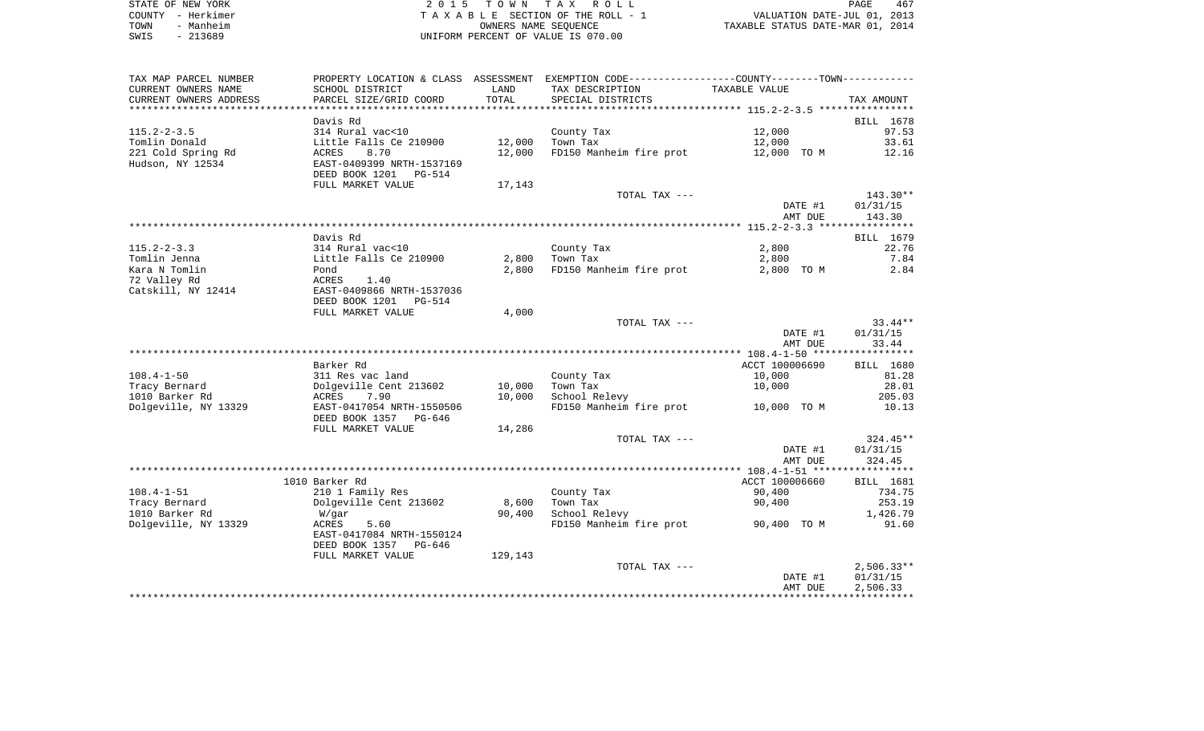STATE OF NEW YORK — 2015 TOWN TAX ROLL
COUNTY - Herkimer — TAXABLE SECTION OF THE ROLL - 1 — VALUATION DATE-JUL 01, 2013
TOWN - Manheim — OWNERS NAME SEQUENCE — TAXABLE STATUS DATE-MAR 01, 2014
SWIS - 213689 — UNIFORM PERCENT OF VALUE IS 070.00

| TAX MAP PARCEL NUMBER / CURRENT OWNERS NAME / CURRENT OWNERS ADDRESS | PROPERTY LOCATION & CLASS / SCHOOL DISTRICT / PARCEL SIZE/GRID COORD | ASSESSMENT LAND / TOTAL | EXEMPTION CODE / TAX DESCRIPTION / SPECIAL DISTRICTS | TAXABLE VALUE | TAX AMOUNT |
|---|---|---|---|---|---|
| | Davis Rd | | | | BILL 1678 |
| 115.2-2-3.5 | 314 Rural vac<10 | | County Tax | 12,000 | 97.53 |
| Tomlin Donald | Little Falls Ce 210900 | 12,000 | Town Tax | 12,000 | 33.61 |
| 221 Cold Spring Rd | ACRES 8.70 | 12,000 | FD150 Manheim fire prot | 12,000 TO M | 12.16 |
| Hudson, NY 12534 | EAST-0409399 NRTH-1537169 | | | | |
| | DEED BOOK 1201 PG-514 | | | | |
| | FULL MARKET VALUE | 17,143 | | | |
| | | | TOTAL TAX --- | | 143.30** |
| | | | | DATE #1 | 01/31/15 |
| | | | | AMT DUE | 143.30 |
| | Davis Rd | | | | BILL 1679 |
| 115.2-2-3.3 | 314 Rural vac<10 | | County Tax | 2,800 | 22.76 |
| Tomlin Jenna | Little Falls Ce 210900 | 2,800 | Town Tax | 2,800 | 7.84 |
| Kara N Tomlin | Pond | 2,800 | FD150 Manheim fire prot | 2,800 TO M | 2.84 |
| 72 Valley Rd | ACRES 1.40 | | | | |
| Catskill, NY 12414 | EAST-0409866 NRTH-1537036 | | | | |
| | DEED BOOK 1201 PG-514 | | | | |
| | FULL MARKET VALUE | 4,000 | | | |
| | | | TOTAL TAX --- | | 33.44** |
| | | | | DATE #1 | 01/31/15 |
| | | | | AMT DUE | 33.44 |
| | Barker Rd | | | ACCT 100006690 | BILL 1680 |
| 108.4-1-50 | 311 Res vac land | | County Tax | 10,000 | 81.28 |
| Tracy Bernard | Dolgeville Cent 213602 | 10,000 | Town Tax | 10,000 | 28.01 |
| 1010 Barker Rd | ACRES 7.90 | 10,000 | School Relevy | | 205.03 |
| Dolgeville, NY 13329 | EAST-0417054 NRTH-1550506 | | FD150 Manheim fire prot | 10,000 TO M | 10.13 |
| | DEED BOOK 1357 PG-646 | | | | |
| | FULL MARKET VALUE | 14,286 | | | |
| | | | TOTAL TAX --- | | 324.45** |
| | | | | DATE #1 | 01/31/15 |
| | | | | AMT DUE | 324.45 |
| | 1010 Barker Rd | | | ACCT 100006660 | BILL 1681 |
| 108.4-1-51 | 210 1 Family Res | | County Tax | 90,400 | 734.75 |
| Tracy Bernard | Dolgeville Cent 213602 | 8,600 | Town Tax | 90,400 | 253.19 |
| 1010 Barker Rd | W/gar | 90,400 | School Relevy | | 1,426.79 |
| Dolgeville, NY 13329 | ACRES 5.60 | | FD150 Manheim fire prot | 90,400 TO M | 91.60 |
| | EAST-0417084 NRTH-1550124 | | | | |
| | DEED BOOK 1357 PG-646 | | | | |
| | FULL MARKET VALUE | 129,143 | | | |
| | | | TOTAL TAX --- | | 2,506.33** |
| | | | | DATE #1 | 01/31/15 |
| | | | | AMT DUE | 2,506.33 |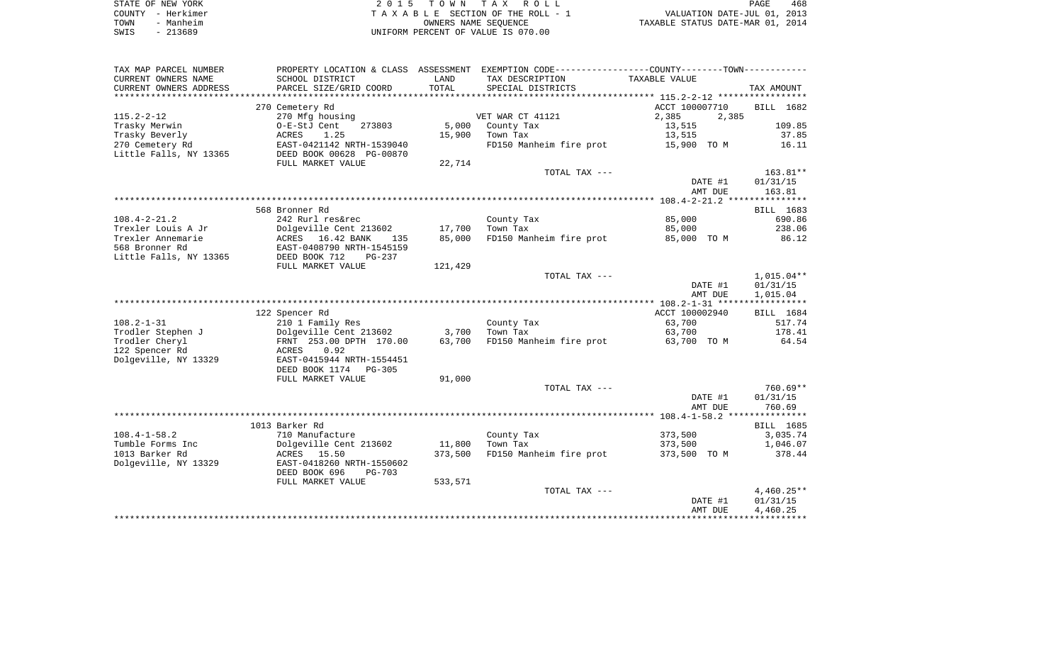STATE OF NEW YORK | COUNTY - Herkimer | TOWN - Manheim | SWIS - 213689

# 2015 TOWN TAX ROLL

TAXABLE SECTION OF THE ROLL - 1

OWNERS NAME SEQUENCE

UNIFORM PERCENT OF VALUE IS 070.00

VALUATION DATE-JUL 01, 2013
TAXABLE STATUS DATE-MAR 01, 2014

| TAX MAP PARCEL NUMBER / CURRENT OWNERS NAME / CURRENT OWNERS ADDRESS | PROPERTY LOCATION & CLASS / SCHOOL DISTRICT / PARCEL SIZE/GRID COORD | ASSESSMENT LAND / TOTAL | EXEMPTION CODE / TAX DESCRIPTION / SPECIAL DISTRICTS | COUNTY TAXABLE VALUE | TOWN TAXABLE VALUE | TAX AMOUNT |
|---|---|---|---|---|---|---|
| **115.2-2-12** | 270 Cemetery Rd | | | ACCT 100007710 | | BILL 1682 |
| 115.2-2-12 | 270 Mfg housing | | VET WAR CT 41121 | 2,385 | 2,385 | |
| Trasky Merwin | O-E-StJ Cent 273803 | 5,000 | County Tax | 13,515 | | 109.85 |
| Trasky Beverly | ACRES 1.25 | 15,900 | Town Tax | 13,515 | | 37.85 |
| 270 Cemetery Rd | EAST-0421142 NRTH-1539040 | | FD150 Manheim fire prot | 15,900 TO M | | 16.11 |
| Little Falls, NY 13365 | DEED BOOK 00628 PG-00870 | | | | | |
| | FULL MARKET VALUE | 22,714 | | | | |
| | | | TOTAL TAX --- | | | 163.81** |
| | | | | DATE #1 | | 01/31/15 |
| | | | | AMT DUE | | 163.81 |
| **108.4-2-21.2** | 568 Bronner Rd | | | | | BILL 1683 |
| 108.4-2-21.2 | 242 Rurl res&rec | | County Tax | 85,000 | | 690.86 |
| Trexler Louis A Jr | Dolgeville Cent 213602 | 17,700 | Town Tax | 85,000 | | 238.06 |
| Trexler Annemarie | ACRES 16.42 BANK 135 | 85,000 | FD150 Manheim fire prot | 85,000 TO M | | 86.12 |
| 568 Bronner Rd | EAST-0408790 NRTH-1545159 | | | | | |
| Little Falls, NY 13365 | DEED BOOK 712 PG-237 | | | | | |
| | FULL MARKET VALUE | 121,429 | | | | |
| | | | TOTAL TAX --- | | | 1,015.04** |
| | | | | DATE #1 | | 01/31/15 |
| | | | | AMT DUE | | 1,015.04 |
| **108.2-1-31** | 122 Spencer Rd | | | ACCT 100002940 | | BILL 1684 |
| 108.2-1-31 | 210 1 Family Res | | County Tax | 63,700 | | 517.74 |
| Trodler Stephen J | Dolgeville Cent 213602 | 3,700 | Town Tax | 63,700 | | 178.41 |
| Trodler Cheryl | FRNT 253.00 DPTH 170.00 | 63,700 | FD150 Manheim fire prot | 63,700 TO M | | 64.54 |
| 122 Spencer Rd | ACRES 0.92 | | | | | |
| Dolgeville, NY 13329 | EAST-0415944 NRTH-1554451 | | | | | |
| | DEED BOOK 1174 PG-305 | | | | | |
| | FULL MARKET VALUE | 91,000 | | | | |
| | | | TOTAL TAX --- | | | 760.69** |
| | | | | DATE #1 | | 01/31/15 |
| | | | | AMT DUE | | 760.69 |
| **108.4-1-58.2** | 1013 Barker Rd | | | | | BILL 1685 |
| 108.4-1-58.2 | 710 Manufacture | | County Tax | 373,500 | | 3,035.74 |
| Tumble Forms Inc | Dolgeville Cent 213602 | 11,800 | Town Tax | 373,500 | | 1,046.07 |
| 1013 Barker Rd | ACRES 15.50 | 373,500 | FD150 Manheim fire prot | 373,500 TO M | | 378.44 |
| Dolgeville, NY 13329 | EAST-0418260 NRTH-1550602 | | | | | |
| | DEED BOOK 696 PG-703 | | | | | |
| | FULL MARKET VALUE | 533,571 | | | | |
| | | | TOTAL TAX --- | | | 4,460.25** |
| | | | | DATE #1 | | 01/31/15 |
| | | | | AMT DUE | | 4,460.25 |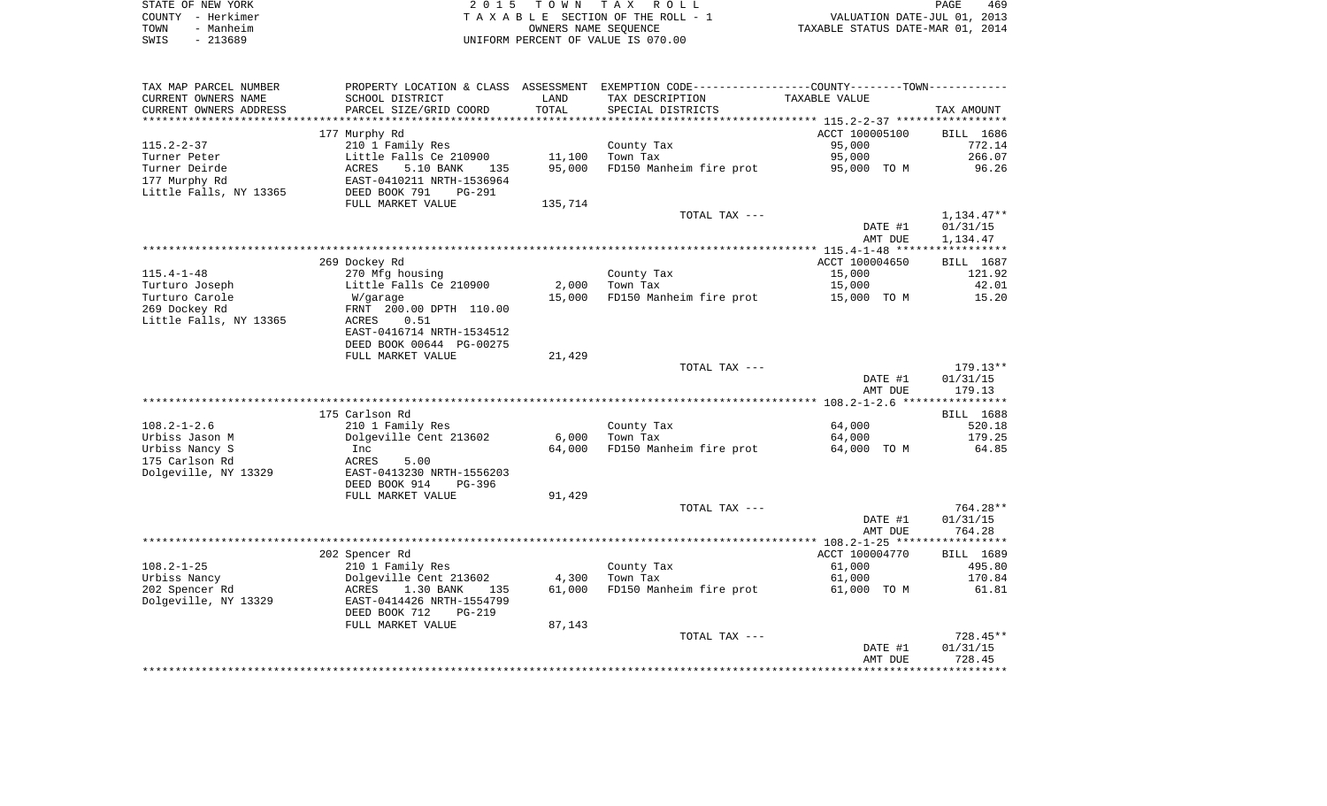STATE OF NEW YORK | COUNTY - Herkimer | TOWN - Manheim | SWIS - 213689

2015 TOWN TAX ROLL
TAXABLE SECTION OF THE ROLL - 1
OWNERS NAME SEQUENCE
UNIFORM PERCENT OF VALUE IS 070.00

VALUATION DATE-JUL 01, 2013
TAXABLE STATUS DATE-MAR 01, 2014

| TAX MAP PARCEL NUMBER / CURRENT OWNERS NAME / CURRENT OWNERS ADDRESS | PROPERTY LOCATION & CLASS / SCHOOL DISTRICT / PARCEL SIZE/GRID COORD | ASSESSMENT LAND / TOTAL | EXEMPTION CODE / TAX DESCRIPTION / SPECIAL DISTRICTS | TAXABLE VALUE | TAX AMOUNT |
|---|---|---|---|---|---|
| | 177 Murphy Rd | | | ACCT 100005100 | BILL 1686 |
| 115.2-2-37 | 210 1 Family Res | | County Tax | 95,000 | 772.14 |
| Turner Peter | Little Falls Ce 210900 | 11,100 | Town Tax | 95,000 | 266.07 |
| Turner Deirde | ACRES 5.10 BANK 135 | 95,000 | FD150 Manheim fire prot | 95,000 TO M | 96.26 |
| 177 Murphy Rd | EAST-0410211 NRTH-1536964 | | | | |
| Little Falls, NY 13365 | DEED BOOK 791 PG-291 | | | | |
| | FULL MARKET VALUE | 135,714 | | | |
| | | | TOTAL TAX --- | | 1,134.47** |
| | | | | DATE #1 | 01/31/15 |
| | | | | AMT DUE | 1,134.47 |
| | 269 Dockey Rd | | | ACCT 100004650 | BILL 1687 |
| 115.4-1-48 | 270 Mfg housing | | County Tax | 15,000 | 121.92 |
| Turturo Joseph | Little Falls Ce 210900 | 2,000 | Town Tax | 15,000 | 42.01 |
| Turturo Carole | W/garage | 15,000 | FD150 Manheim fire prot | 15,000 TO M | 15.20 |
| 269 Dockey Rd | FRNT 200.00 DPTH 110.00 | | | | |
| Little Falls, NY 13365 | ACRES 0.51 | | | | |
| | EAST-0416714 NRTH-1534512 | | | | |
| | DEED BOOK 00644 PG-00275 | | | | |
| | FULL MARKET VALUE | 21,429 | | | |
| | | | TOTAL TAX --- | | 179.13** |
| | | | | DATE #1 | 01/31/15 |
| | | | | AMT DUE | 179.13 |
| | 175 Carlson Rd | | | | BILL 1688 |
| 108.2-1-2.6 | 210 1 Family Res | | County Tax | 64,000 | 520.18 |
| Urbiss Jason M | Dolgeville Cent 213602 | 6,000 | Town Tax | 64,000 | 179.25 |
| Urbiss Nancy S | Inc | 64,000 | FD150 Manheim fire prot | 64,000 TO M | 64.85 |
| 175 Carlson Rd | ACRES 5.00 | | | | |
| Dolgeville, NY 13329 | EAST-0413230 NRTH-1556203 | | | | |
| | DEED BOOK 914 PG-396 | | | | |
| | FULL MARKET VALUE | 91,429 | | | |
| | | | TOTAL TAX --- | | 764.28** |
| | | | | DATE #1 | 01/31/15 |
| | | | | AMT DUE | 764.28 |
| | 202 Spencer Rd | | | ACCT 100004770 | BILL 1689 |
| 108.2-1-25 | 210 1 Family Res | | County Tax | 61,000 | 495.80 |
| Urbiss Nancy | Dolgeville Cent 213602 | 4,300 | Town Tax | 61,000 | 170.84 |
| 202 Spencer Rd | ACRES 1.30 BANK 135 | 61,000 | FD150 Manheim fire prot | 61,000 TO M | 61.81 |
| Dolgeville, NY 13329 | EAST-0414426 NRTH-1554799 | | | | |
| | DEED BOOK 712 PG-219 | | | | |
| | FULL MARKET VALUE | 87,143 | | | |
| | | | TOTAL TAX --- | | 728.45** |
| | | | | DATE #1 | 01/31/15 |
| | | | | AMT DUE | 728.45 |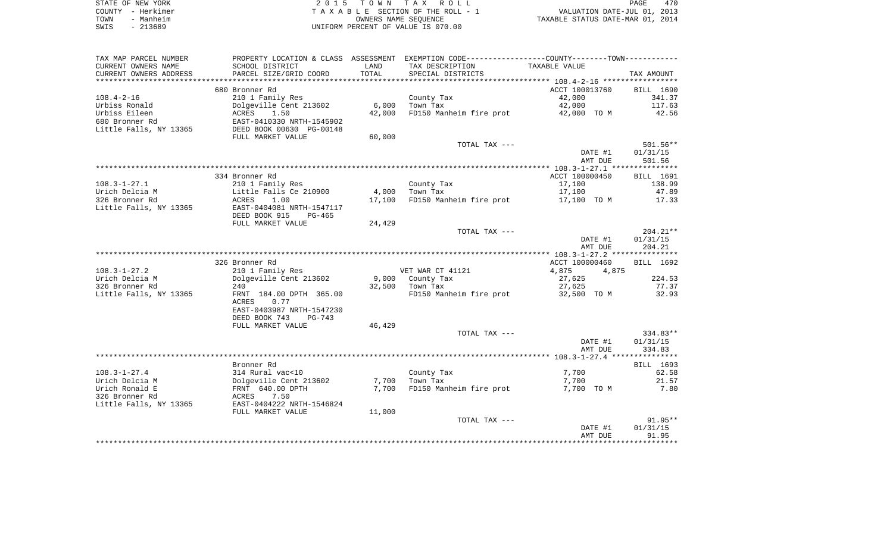STATE OF NEW YORK | COUNTY - Herkimer | TOWN - Manheim | SWIS - 213689

2015 TOWN TAX ROLL
TAXABLE SECTION OF THE ROLL - 1
OWNERS NAME SEQUENCE
UNIFORM PERCENT OF VALUE IS 070.00

VALUATION DATE-JUL 01, 2013
TAXABLE STATUS DATE-MAR 01, 2014

| TAX MAP PARCEL NUMBER / CURRENT OWNERS NAME / CURRENT OWNERS ADDRESS | PROPERTY LOCATION & CLASS / SCHOOL DISTRICT / PARCEL SIZE/GRID COORD | ASSESSMENT LAND | TOTAL | EXEMPTION CODE / TAX DESCRIPTION / SPECIAL DISTRICTS | COUNTY TAXABLE VALUE | TOWN TAXABLE VALUE | TAX AMOUNT |
|---|---|---|---|---|---|---|---|
| 108.4-2-16 | 680 Bronner Rd | | | | ACCT 100013760 | | BILL 1690 |
| Urbiss Ronald | 210 1 Family Res | | | County Tax | 42,000 | | 341.37 |
| Urbiss Eileen | Dolgeville Cent 213602 | 6,000 | | Town Tax | 42,000 | | 117.63 |
| 680 Bronner Rd | ACRES 1.50 | | 42,000 | FD150 Manheim fire prot | 42,000 TO M | | 42.56 |
| Little Falls, NY 13365 | EAST-0410330 NRTH-1545902 | | | | | | |
| | DEED BOOK 00630 PG-00148 | | | | | | |
| | FULL MARKET VALUE | 60,000 | | | | | |
| | | | | TOTAL TAX --- | | | 501.56** |
| | | | | | DATE #1 | | 01/31/15 |
| | | | | | AMT DUE | | 501.56 |
| 108.3-1-27.1 | 334 Bronner Rd | | | | ACCT 100000450 | | BILL 1691 |
| Urich Delcia M | 210 1 Family Res | | | County Tax | 17,100 | | 138.99 |
| 326 Bronner Rd | Little Falls Ce 210900 | 4,000 | | Town Tax | 17,100 | | 47.89 |
| Little Falls, NY 13365 | ACRES 1.00 | | 17,100 | FD150 Manheim fire prot | 17,100 TO M | | 17.33 |
| | EAST-0404081 NRTH-1547117 | | | | | | |
| | DEED BOOK 915 PG-465 | | | | | | |
| | FULL MARKET VALUE | 24,429 | | | | | |
| | | | | TOTAL TAX --- | | | 204.21** |
| | | | | | DATE #1 | | 01/31/15 |
| | | | | | AMT DUE | | 204.21 |
| 108.3-1-27.2 | 326 Bronner Rd | | | | ACCT 100000460 | | BILL 1692 |
| Urich Delcia M | 210 1 Family Res | | | VET WAR CT 41121 | 4,875 | 4,875 | |
| 326 Bronner Rd | Dolgeville Cent 213602 | 9,000 | | County Tax | 27,625 | | 224.53 |
| Little Falls, NY 13365 | 240 | | 32,500 | Town Tax | 27,625 | | 77.37 |
| | FRNT 184.00 DPTH 365.00 | | | FD150 Manheim fire prot | 32,500 TO M | | 32.93 |
| | ACRES 0.77 | | | | | | |
| | EAST-0403987 NRTH-1547230 | | | | | | |
| | DEED BOOK 743 PG-743 | | | | | | |
| | FULL MARKET VALUE | 46,429 | | | | | |
| | | | | TOTAL TAX --- | | | 334.83** |
| | | | | | DATE #1 | | 01/31/15 |
| | | | | | AMT DUE | | 334.83 |
| 108.3-1-27.4 | Bronner Rd | | | | | | BILL 1693 |
| Urich Delcia M | 314 Rural vac<10 | | | County Tax | 7,700 | | 62.58 |
| Urich Ronald E | Dolgeville Cent 213602 | 7,700 | | Town Tax | 7,700 | | 21.57 |
| 326 Bronner Rd | FRNT 640.00 DPTH | | 7,700 | FD150 Manheim fire prot | 7,700 TO M | | 7.80 |
| Little Falls, NY 13365 | ACRES 7.50 | | | | | | |
| | EAST-0404222 NRTH-1546824 | | | | | | |
| | FULL MARKET VALUE | 11,000 | | | | | |
| | | | | TOTAL TAX --- | | | 91.95** |
| | | | | | DATE #1 | | 01/31/15 |
| | | | | | AMT DUE | | 91.95 |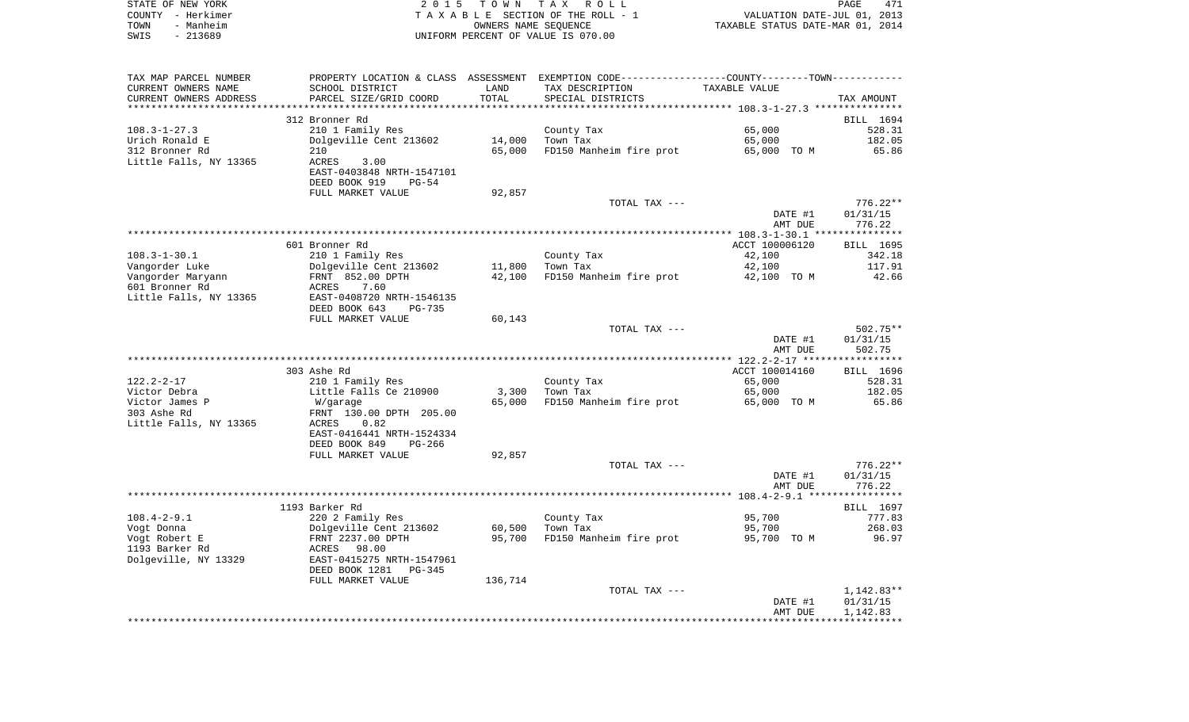STATE OF NEW YORK | COUNTY - Herkimer | TOWN - Manheim | SWIS - 213689

2 0 1 5 T O W N T A X R O L L
T A X A B L E SECTION OF THE ROLL - 1
OWNERS NAME SEQUENCE
UNIFORM PERCENT OF VALUE IS 070.00

VALUATION DATE-JUL 01, 2013
TAXABLE STATUS DATE-MAR 01, 2014

| TAX MAP PARCEL NUMBER / CURRENT OWNERS NAME / CURRENT OWNERS ADDRESS | PROPERTY LOCATION & CLASS / SCHOOL DISTRICT / PARCEL SIZE/GRID COORD | ASSESSMENT LAND / TOTAL | EXEMPTION CODE / TAX DESCRIPTION / SPECIAL DISTRICTS | TAXABLE VALUE | TAX AMOUNT |
|---|---|---|---|---|---|
| | 312 Bronner Rd | | | | BILL 1694 |
| 108.3-1-27.3 | 210 1 Family Res | | County Tax | 65,000 | 528.31 |
| Urich Ronald E | Dolgeville Cent 213602 | 14,000 | Town Tax | 65,000 | 182.05 |
| 312 Bronner Rd | 210 | 65,000 | FD150 Manheim fire prot | 65,000 TO M | 65.86 |
| Little Falls, NY 13365 | ACRES 3.00 | | | | |
| | EAST-0403848 NRTH-1547101 | | | | |
| | DEED BOOK 919 PG-54 | | | | |
| | FULL MARKET VALUE | 92,857 | | | |
| | | | TOTAL TAX --- | | 776.22** |
| | | | | DATE #1 | 01/31/15 |
| | | | | AMT DUE | 776.22 |
| | 601 Bronner Rd | | | ACCT 100006120 | BILL 1695 |
| 108.3-1-30.1 | 210 1 Family Res | | County Tax | 42,100 | 342.18 |
| Vangorder Luke | Dolgeville Cent 213602 | 11,800 | Town Tax | 42,100 | 117.91 |
| Vangorder Maryann | FRNT 852.00 DPTH | 42,100 | FD150 Manheim fire prot | 42,100 TO M | 42.66 |
| 601 Bronner Rd | ACRES 7.60 | | | | |
| Little Falls, NY 13365 | EAST-0408720 NRTH-1546135 | | | | |
| | DEED BOOK 643 PG-735 | | | | |
| | FULL MARKET VALUE | 60,143 | | | |
| | | | TOTAL TAX --- | | 502.75** |
| | | | | DATE #1 | 01/31/15 |
| | | | | AMT DUE | 502.75 |
| | 303 Ashe Rd | | | ACCT 100014160 | BILL 1696 |
| 122.2-2-17 | 210 1 Family Res | | County Tax | 65,000 | 528.31 |
| Victor Debra | Little Falls Ce 210900 | 3,300 | Town Tax | 65,000 | 182.05 |
| Victor James P | W/garage | 65,000 | FD150 Manheim fire prot | 65,000 TO M | 65.86 |
| 303 Ashe Rd | FRNT 130.00 DPTH 205.00 | | | | |
| Little Falls, NY 13365 | ACRES 0.82 | | | | |
| | EAST-0416441 NRTH-1524334 | | | | |
| | DEED BOOK 849 PG-266 | | | | |
| | FULL MARKET VALUE | 92,857 | | | |
| | | | TOTAL TAX --- | | 776.22** |
| | | | | DATE #1 | 01/31/15 |
| | | | | AMT DUE | 776.22 |
| | 1193 Barker Rd | | | | BILL 1697 |
| 108.4-2-9.1 | 220 2 Family Res | | County Tax | 95,700 | 777.83 |
| Vogt Donna | Dolgeville Cent 213602 | 60,500 | Town Tax | 95,700 | 268.03 |
| Vogt Robert E | FRNT 2237.00 DPTH | 95,700 | FD150 Manheim fire prot | 95,700 TO M | 96.97 |
| 1193 Barker Rd | ACRES 98.00 | | | | |
| Dolgeville, NY 13329 | EAST-0415275 NRTH-1547961 | | | | |
| | DEED BOOK 1281 PG-345 | | | | |
| | FULL MARKET VALUE | 136,714 | | | |
| | | | TOTAL TAX --- | | 1,142.83** |
| | | | | DATE #1 | 01/31/15 |
| | | | | AMT DUE | 1,142.83 |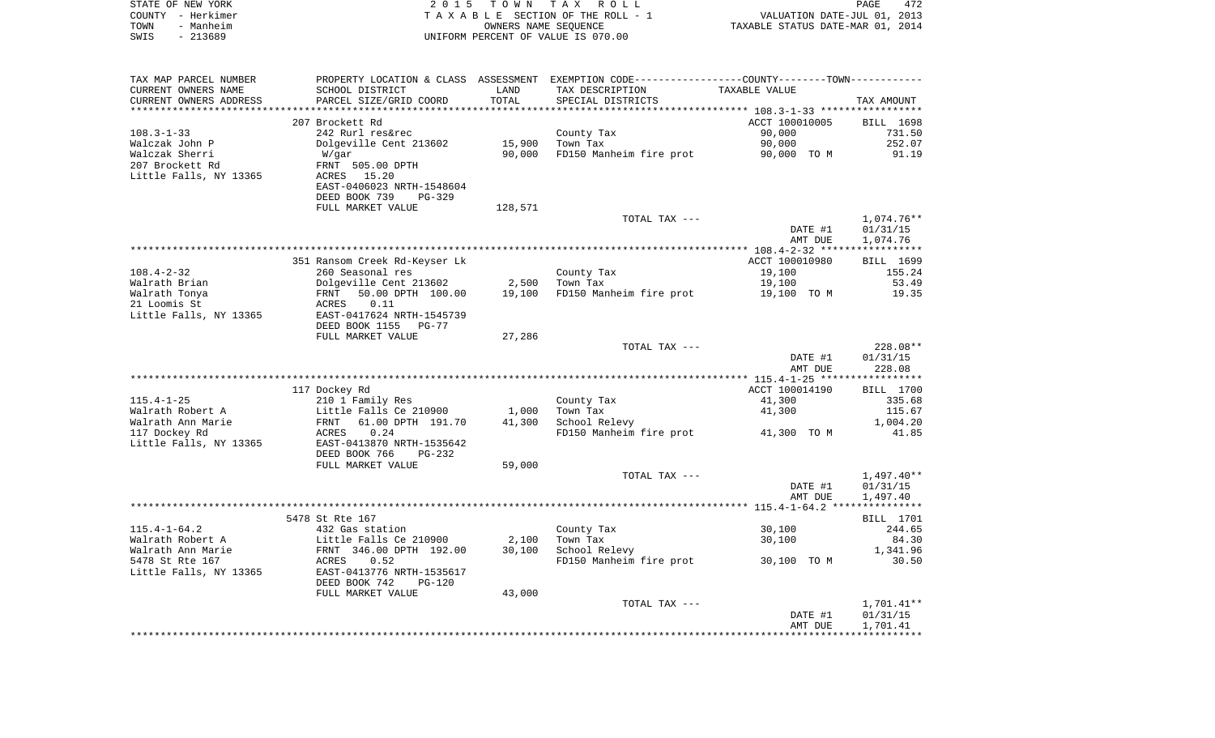STATE OF NEW YORK | COUNTY - Herkimer | TOWN - Manheim | SWIS - 213689

**2015 TOWN TAX ROLL**
TAXABLE SECTION OF THE ROLL - 1
OWNERS NAME SEQUENCE
UNIFORM PERCENT OF VALUE IS 070.00

VALUATION DATE-JUL 01, 2013
TAXABLE STATUS DATE-MAR 01, 2014

| TAX MAP PARCEL NUMBER / CURRENT OWNERS NAME / CURRENT OWNERS ADDRESS | PROPERTY LOCATION & CLASS / SCHOOL DISTRICT / PARCEL SIZE/GRID COORD | ASSESSMENT LAND | TOTAL | EXEMPTION CODE / TAX DESCRIPTION / SPECIAL DISTRICTS | TAXABLE VALUE | TAX AMOUNT |
|---|---|---|---|---|---|---|
| 108.3-1-33 | 207 Brockett Rd | | | | ACCT 100010005 | BILL 1698 |
| | 242 Rurl res&rec | | | County Tax | 90,000 | 731.50 |
| Walczak John P | Dolgeville Cent 213602 | 15,900 | | Town Tax | 90,000 | 252.07 |
| Walczak Sherri | W/gar | | 90,000 | FD150 Manheim fire prot | 90,000 TO M | 91.19 |
| 207 Brockett Rd | FRNT 505.00 DPTH | | | | | |
| Little Falls, NY 13365 | ACRES 15.20 | | | | | |
| | EAST-0406023 NRTH-1548604 | | | | | |
| | DEED BOOK 739 PG-329 | | | | | |
| | FULL MARKET VALUE | 128,571 | | | | |
| | | | | TOTAL TAX --- | | 1,074.76** |
| | | | | | DATE #1 | 01/31/15 |
| | | | | | AMT DUE | 1,074.76 |
| 108.4-2-32 | 351 Ransom Creek Rd-Keyser Lk | | | | ACCT 100010980 | BILL 1699 |
| | 260 Seasonal res | | | County Tax | 19,100 | 155.24 |
| Walrath Brian | Dolgeville Cent 213602 | 2,500 | | Town Tax | 19,100 | 53.49 |
| Walrath Tonya | FRNT 50.00 DPTH 100.00 | | 19,100 | FD150 Manheim fire prot | 19,100 TO M | 19.35 |
| 21 Loomis St | ACRES 0.11 | | | | | |
| Little Falls, NY 13365 | EAST-0417624 NRTH-1545739 | | | | | |
| | DEED BOOK 1155 PG-77 | | | | | |
| | FULL MARKET VALUE | 27,286 | | | | |
| | | | | TOTAL TAX --- | | 228.08** |
| | | | | | DATE #1 | 01/31/15 |
| | | | | | AMT DUE | 228.08 |
| 115.4-1-25 | 117 Dockey Rd | | | | ACCT 100014190 | BILL 1700 |
| | 210 1 Family Res | | | County Tax | 41,300 | 335.68 |
| Walrath Robert A | Little Falls Ce 210900 | 1,000 | | Town Tax | 41,300 | 115.67 |
| Walrath Ann Marie | FRNT 61.00 DPTH 191.70 | | 41,300 | School Relevy | | 1,004.20 |
| 117 Dockey Rd | ACRES 0.24 | | | FD150 Manheim fire prot | 41,300 TO M | 41.85 |
| Little Falls, NY 13365 | EAST-0413870 NRTH-1535642 | | | | | |
| | DEED BOOK 766 PG-232 | | | | | |
| | FULL MARKET VALUE | 59,000 | | | | |
| | | | | TOTAL TAX --- | | 1,497.40** |
| | | | | | DATE #1 | 01/31/15 |
| | | | | | AMT DUE | 1,497.40 |
| 115.4-1-64.2 | 5478 St Rte 167 | | | | | BILL 1701 |
| | 432 Gas station | | | County Tax | 30,100 | 244.65 |
| Walrath Robert A | Little Falls Ce 210900 | 2,100 | | Town Tax | 30,100 | 84.30 |
| Walrath Ann Marie | FRNT 346.00 DPTH 192.00 | | 30,100 | School Relevy | | 1,341.96 |
| 5478 St Rte 167 | ACRES 0.52 | | | FD150 Manheim fire prot | 30,100 TO M | 30.50 |
| Little Falls, NY 13365 | EAST-0413776 NRTH-1535617 | | | | | |
| | DEED BOOK 742 PG-120 | | | | | |
| | FULL MARKET VALUE | 43,000 | | | | |
| | | | | TOTAL TAX --- | | 1,701.41** |
| | | | | | DATE #1 | 01/31/15 |
| | | | | | AMT DUE | 1,701.41 |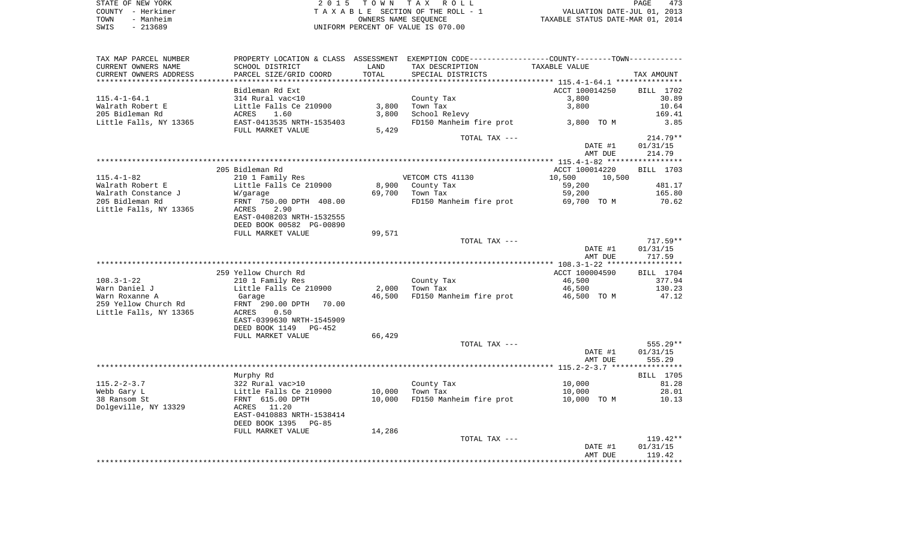STATE OF NEW YORK — COUNTY - Herkimer — TOWN - Manheim — SWIS - 213689

2 0 1 5 T O W N T A X R O L L
T A X A B L E SECTION OF THE ROLL - 1
OWNERS NAME SEQUENCE
UNIFORM PERCENT OF VALUE IS 070.00

VALUATION DATE-JUL 01, 2013
TAXABLE STATUS DATE-MAR 01, 2014

| TAX MAP PARCEL NUMBER / CURRENT OWNERS NAME / CURRENT OWNERS ADDRESS | PROPERTY LOCATION & CLASS / SCHOOL DISTRICT / PARCEL SIZE/GRID COORD | ASSESSMENT LAND / TOTAL | EXEMPTION CODE / TAX DESCRIPTION / SPECIAL DISTRICTS | COUNTY / TOWN TAXABLE VALUE | TAX AMOUNT |
|---|---|---|---|---|---|
| 115.4-1-64.1 | Bidleman Rd Ext | | | ACCT 100014250 | BILL 1702 |
| | 314 Rural vac<10 | | County Tax | 3,800 | 30.89 |
| Walrath Robert E | Little Falls Ce 210900 | 3,800 | Town Tax | 3,800 | 10.64 |
| 205 Bidleman Rd | ACRES 1.60 | 3,800 | School Relevy | | 169.41 |
| Little Falls, NY 13365 | EAST-0413535 NRTH-1535403 | | FD150 Manheim fire prot | 3,800 TO M | 3.85 |
| | FULL MARKET VALUE | 5,429 | | | |
| | | | TOTAL TAX --- | | 214.79** |
| | | | | DATE #1 | 01/31/15 |
| | | | | AMT DUE | 214.79 |
| 115.4-1-82 | 205 Bidleman Rd | | | ACCT 100014220 | BILL 1703 |
| | 210 1 Family Res | | VETCOM CTS 41130 | 10,500 10,500 | |
| Walrath Robert E | Little Falls Ce 210900 | 8,900 | County Tax | 59,200 | 481.17 |
| Walrath Constance J | W/garage | 69,700 | Town Tax | 59,200 | 165.80 |
| 205 Bidleman Rd | FRNT 750.00 DPTH 408.00 | | FD150 Manheim fire prot | 69,700 TO M | 70.62 |
| Little Falls, NY 13365 | ACRES 2.90 | | | | |
| | EAST-0408203 NRTH-1532555 | | | | |
| | DEED BOOK 00582 PG-00890 | | | | |
| | FULL MARKET VALUE | 99,571 | | | |
| | | | TOTAL TAX --- | | 717.59** |
| | | | | DATE #1 | 01/31/15 |
| | | | | AMT DUE | 717.59 |
| 108.3-1-22 | 259 Yellow Church Rd | | | ACCT 100004590 | BILL 1704 |
| | 210 1 Family Res | | County Tax | 46,500 | 377.94 |
| Warn Daniel J | Little Falls Ce 210900 | 2,000 | Town Tax | 46,500 | 130.23 |
| Warn Roxanne A | Garage | 46,500 | FD150 Manheim fire prot | 46,500 TO M | 47.12 |
| 259 Yellow Church Rd | FRNT 290.00 DPTH 70.00 | | | | |
| Little Falls, NY 13365 | ACRES 0.50 | | | | |
| | EAST-0399630 NRTH-1545909 | | | | |
| | DEED BOOK 1149 PG-452 | | | | |
| | FULL MARKET VALUE | 66,429 | | | |
| | | | TOTAL TAX --- | | 555.29** |
| | | | | DATE #1 | 01/31/15 |
| | | | | AMT DUE | 555.29 |
| 115.2-2-3.7 | Murphy Rd | | | | BILL 1705 |
| | 322 Rural vac>10 | | County Tax | 10,000 | 81.28 |
| Webb Gary L | Little Falls Ce 210900 | 10,000 | Town Tax | 10,000 | 28.01 |
| 38 Ransom St | FRNT 615.00 DPTH | 10,000 | FD150 Manheim fire prot | 10,000 TO M | 10.13 |
| Dolgeville, NY 13329 | ACRES 11.20 | | | | |
| | EAST-0410883 NRTH-1538414 | | | | |
| | DEED BOOK 1395 PG-85 | | | | |
| | FULL MARKET VALUE | 14,286 | | | |
| | | | TOTAL TAX --- | | 119.42** |
| | | | | DATE #1 | 01/31/15 |
| | | | | AMT DUE | 119.42 |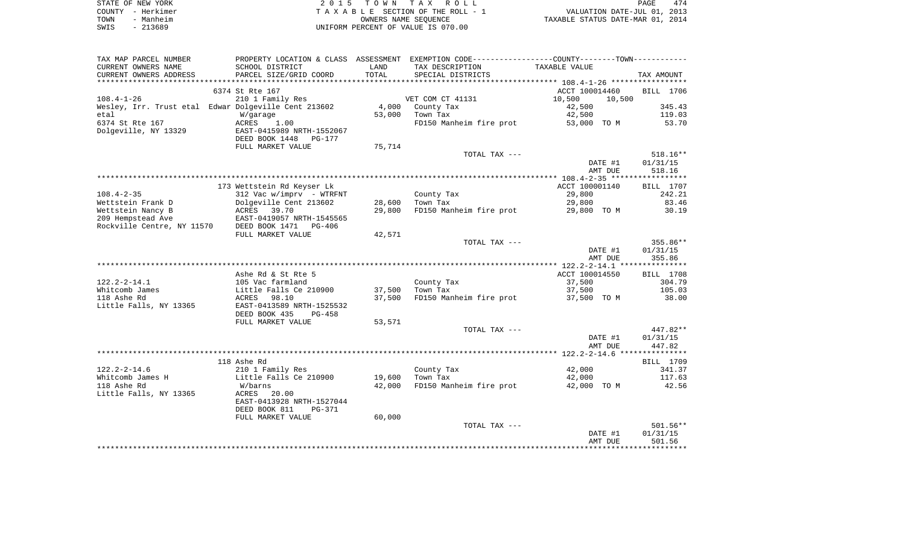STATE OF NEW YORK | COUNTY - Herkimer | TOWN - Manheim | SWIS - 213689

**2015 TOWN TAX ROLL**
TAXABLE SECTION OF THE ROLL - 1
OWNERS NAME SEQUENCE
UNIFORM PERCENT OF VALUE IS 070.00

VALUATION DATE-JUL 01, 2013
TAXABLE STATUS DATE-MAR 01, 2014

| TAX MAP PARCEL NUMBER / CURRENT OWNERS NAME / CURRENT OWNERS ADDRESS | PROPERTY LOCATION & CLASS / SCHOOL DISTRICT / PARCEL SIZE/GRID COORD | ASSESSMENT LAND | TOTAL | EXEMPTION CODE / TAX DESCRIPTION / SPECIAL DISTRICTS | COUNTY TAXABLE VALUE | TOWN TAXABLE VALUE | TAX AMOUNT |
|---|---|---|---|---|---|---|---|
| | 6374 St Rte 167 | | | | ACCT 100014460 | | BILL 1706 |
| 108.4-1-26 | 210 1 Family Res | | | VET COM CT 41131 | 10,500 | 10,500 | |
| Wesley, Irr. Trust etal Edwar | Dolgeville Cent 213602 | 4,000 | | County Tax | 42,500 | | 345.43 |
| etal | W/garage | | 53,000 | Town Tax | 42,500 | | 119.03 |
| 6374 St Rte 167 | ACRES 1.00 | | | FD150 Manheim fire prot | 53,000 TO M | | 53.70 |
| Dolgeville, NY 13329 | EAST-0415989 NRTH-1552067 | | | | | | |
| | DEED BOOK 1448 PG-177 | | | | | | |
| | FULL MARKET VALUE | 75,714 | | | | | |
| | | | | TOTAL TAX --- | | | 518.16** |
| | | | | | DATE #1 | | 01/31/15 |
| | | | | | AMT DUE | | 518.16 |
| | 173 Wettstein Rd Keyser Lk | | | | ACCT 100001140 | | BILL 1707 |
| 108.4-2-35 | 312 Vac w/imprv - WTRFNT | | | County Tax | 29,800 | | 242.21 |
| Wettstein Frank D | Dolgeville Cent 213602 | 28,600 | | Town Tax | 29,800 | | 83.46 |
| Wettstein Nancy B | ACRES 39.70 | | 29,800 | FD150 Manheim fire prot | 29,800 TO M | | 30.19 |
| 209 Hempstead Ave | EAST-0419057 NRTH-1545565 | | | | | | |
| Rockville Centre, NY 11570 | DEED BOOK 1471 PG-406 | | | | | | |
| | FULL MARKET VALUE | 42,571 | | | | | |
| | | | | TOTAL TAX --- | | | 355.86** |
| | | | | | DATE #1 | | 01/31/15 |
| | | | | | AMT DUE | | 355.86 |
| | Ashe Rd & St Rte 5 | | | | ACCT 100014550 | | BILL 1708 |
| 122.2-2-14.1 | 105 Vac farmland | | | County Tax | 37,500 | | 304.79 |
| Whitcomb James | Little Falls Ce 210900 | 37,500 | | Town Tax | 37,500 | | 105.03 |
| 118 Ashe Rd | ACRES 98.10 | | 37,500 | FD150 Manheim fire prot | 37,500 TO M | | 38.00 |
| Little Falls, NY 13365 | EAST-0413589 NRTH-1525532 | | | | | | |
| | DEED BOOK 435 PG-458 | | | | | | |
| | FULL MARKET VALUE | 53,571 | | | | | |
| | | | | TOTAL TAX --- | | | 447.82** |
| | | | | | DATE #1 | | 01/31/15 |
| | | | | | AMT DUE | | 447.82 |
| | 118 Ashe Rd | | | | | | BILL 1709 |
| 122.2-2-14.6 | 210 1 Family Res | | | County Tax | 42,000 | | 341.37 |
| Whitcomb James H | Little Falls Ce 210900 | 19,600 | | Town Tax | 42,000 | | 117.63 |
| 118 Ashe Rd | W/barns | | 42,000 | FD150 Manheim fire prot | 42,000 TO M | | 42.56 |
| Little Falls, NY 13365 | ACRES 20.00 | | | | | | |
| | EAST-0413928 NRTH-1527044 | | | | | | |
| | DEED BOOK 811 PG-371 | | | | | | |
| | FULL MARKET VALUE | 60,000 | | | | | |
| | | | | TOTAL TAX --- | | | 501.56** |
| | | | | | DATE #1 | | 01/31/15 |
| | | | | | AMT DUE | | 501.56 |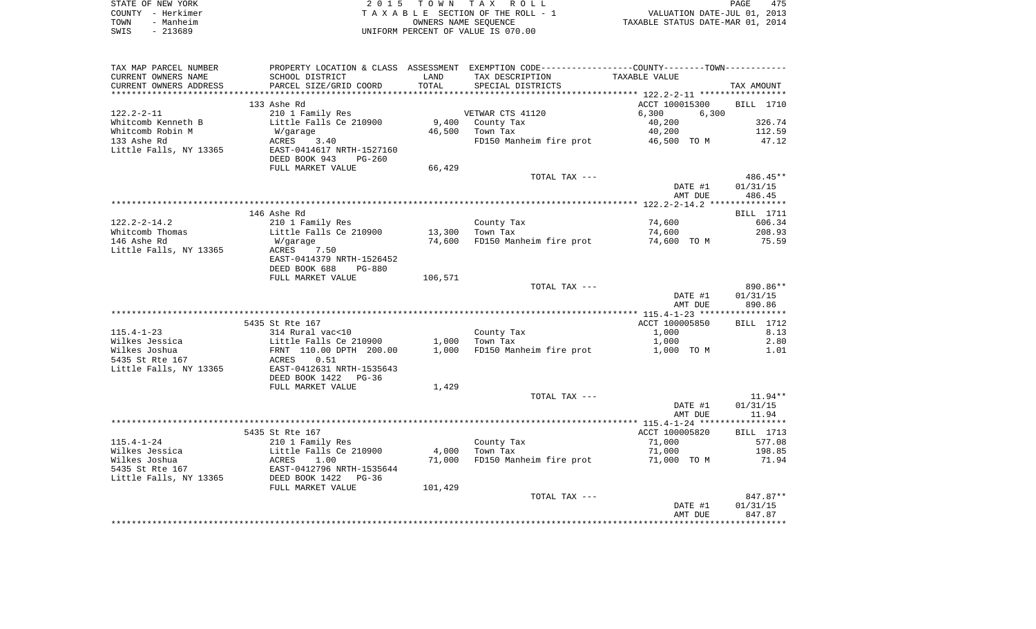STATE OF NEW YORK | COUNTY - Herkimer | TOWN - Manheim | SWIS - 213689

2015 TOWN TAX ROLL
TAXABLE SECTION OF THE ROLL - 1
OWNERS NAME SEQUENCE
UNIFORM PERCENT OF VALUE IS 070.00

VALUATION DATE-JUL 01, 2013
TAXABLE STATUS DATE-MAR 01, 2014

| TAX MAP PARCEL NUMBER / CURRENT OWNERS NAME / CURRENT OWNERS ADDRESS | PROPERTY LOCATION & CLASS / SCHOOL DISTRICT / PARCEL SIZE/GRID COORD | ASSESSMENT LAND / TOTAL | EXEMPTION CODE / TAX DESCRIPTION / SPECIAL DISTRICTS | COUNTY / TOWN TAXABLE VALUE | TAX AMOUNT |
|---|---|---|---|---|---|
| **122.2-2-11** | 133 Ashe Rd | | | ACCT 100015300 | BILL 1710 |
| 122.2-2-11 | 210 1 Family Res | | VETWAR CTS 41120 | 6,300 6,300 | |
| Whitcomb Kenneth B | Little Falls Ce 210900 | 9,400 | County Tax | 40,200 | 326.74 |
| Whitcomb Robin M | W/garage | 46,500 | Town Tax | 40,200 | 112.59 |
| 133 Ashe Rd | ACRES 3.40 | | FD150 Manheim fire prot | 46,500 TO M | 47.12 |
| Little Falls, NY 13365 | EAST-0414617 NRTH-1527160 | | | | |
| | DEED BOOK 943 PG-260 | | | | |
| | FULL MARKET VALUE | 66,429 | | | |
| | | | TOTAL TAX --- | | 486.45** |
| | | | | DATE #1 | 01/31/15 |
| | | | | AMT DUE | 486.45 |
| **122.2-2-14.2** | 146 Ashe Rd | | | | BILL 1711 |
| 122.2-2-14.2 | 210 1 Family Res | | County Tax | 74,600 | 606.34 |
| Whitcomb Thomas | Little Falls Ce 210900 | 13,300 | Town Tax | 74,600 | 208.93 |
| 146 Ashe Rd | W/garage | 74,600 | FD150 Manheim fire prot | 74,600 TO M | 75.59 |
| Little Falls, NY 13365 | ACRES 7.50 | | | | |
| | EAST-0414379 NRTH-1526452 | | | | |
| | DEED BOOK 688 PG-880 | | | | |
| | FULL MARKET VALUE | 106,571 | | | |
| | | | TOTAL TAX --- | | 890.86** |
| | | | | DATE #1 | 01/31/15 |
| | | | | AMT DUE | 890.86 |
| **115.4-1-23** | 5435 St Rte 167 | | | ACCT 100005850 | BILL 1712 |
| 115.4-1-23 | 314 Rural vac<10 | | County Tax | 1,000 | 8.13 |
| Wilkes Jessica | Little Falls Ce 210900 | 1,000 | Town Tax | 1,000 | 2.80 |
| Wilkes Joshua | FRNT 110.00 DPTH 200.00 | 1,000 | FD150 Manheim fire prot | 1,000 TO M | 1.01 |
| 5435 St Rte 167 | ACRES 0.51 | | | | |
| Little Falls, NY 13365 | EAST-0412631 NRTH-1535643 | | | | |
| | DEED BOOK 1422 PG-36 | | | | |
| | FULL MARKET VALUE | 1,429 | | | |
| | | | TOTAL TAX --- | | 11.94** |
| | | | | DATE #1 | 01/31/15 |
| | | | | AMT DUE | 11.94 |
| **115.4-1-24** | 5435 St Rte 167 | | | ACCT 100005820 | BILL 1713 |
| 115.4-1-24 | 210 1 Family Res | | County Tax | 71,000 | 577.08 |
| Wilkes Jessica | Little Falls Ce 210900 | 4,000 | Town Tax | 71,000 | 198.85 |
| Wilkes Joshua | ACRES 1.00 | 71,000 | FD150 Manheim fire prot | 71,000 TO M | 71.94 |
| 5435 St Rte 167 | EAST-0412796 NRTH-1535644 | | | | |
| Little Falls, NY 13365 | DEED BOOK 1422 PG-36 | | | | |
| | FULL MARKET VALUE | 101,429 | | | |
| | | | TOTAL TAX --- | | 847.87** |
| | | | | DATE #1 | 01/31/15 |
| | | | | AMT DUE | 847.87 |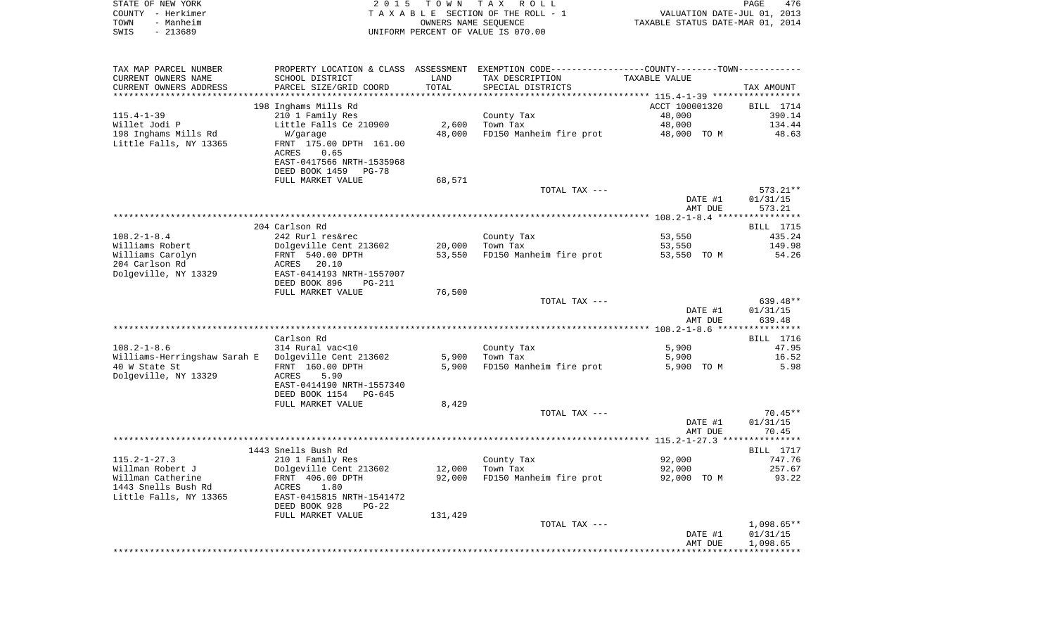STATE OF NEW YORK
COUNTY - Herkimer
TOWN - Manheim
SWIS - 213689

2 0 1 5 T O W N T A X R O L L
T A X A B L E SECTION OF THE ROLL - 1
OWNERS NAME SEQUENCE
UNIFORM PERCENT OF VALUE IS 070.00

VALUATION DATE-JUL 01, 2013
TAXABLE STATUS DATE-MAR 01, 2014

| TAX MAP PARCEL NUMBER<br>CURRENT OWNERS NAME<br>CURRENT OWNERS ADDRESS | PROPERTY LOCATION & CLASS<br>SCHOOL DISTRICT<br>PARCEL SIZE/GRID COORD | ASSESSMENT<br>LAND<br>TOTAL | EXEMPTION CODE-----COUNTY-----TOWN-----<br>TAX DESCRIPTION<br>SPECIAL DISTRICTS | TAXABLE VALUE | TAX AMOUNT |
|---|---|---|---|---|---|
| **115.4-1-39** | 198 Inghams Mills Rd | | | ACCT 100001320 | BILL 1714 |
| 115.4-1-39 | 210 1 Family Res | | County Tax | 48,000 | 390.14 |
| Willet Jodi P | Little Falls Ce 210900 | 2,600 | Town Tax | 48,000 | 134.44 |
| 198 Inghams Mills Rd | W/garage | 48,000 | FD150 Manheim fire prot | 48,000 TO M | 48.63 |
| Little Falls, NY 13365 | FRNT 175.00 DPTH 161.00 | | | | |
| | ACRES 0.65 | | | | |
| | EAST-0417566 NRTH-1535968 | | | | |
| | DEED BOOK 1459 PG-78 | | | | |
| | FULL MARKET VALUE | 68,571 | | | |
| | | | TOTAL TAX --- | | 573.21** |
| | | | | DATE #1 | 01/31/15 |
| | | | | AMT DUE | 573.21 |
| **108.2-1-8.4** | 204 Carlson Rd | | | | BILL 1715 |
| 108.2-1-8.4 | 242 Rurl res&rec | | County Tax | 53,550 | 435.24 |
| Williams Robert | Dolgeville Cent 213602 | 20,000 | Town Tax | 53,550 | 149.98 |
| Williams Carolyn | FRNT 540.00 DPTH | 53,550 | FD150 Manheim fire prot | 53,550 TO M | 54.26 |
| 204 Carlson Rd | ACRES 20.10 | | | | |
| Dolgeville, NY 13329 | EAST-0414193 NRTH-1557007 | | | | |
| | DEED BOOK 896 PG-211 | | | | |
| | FULL MARKET VALUE | 76,500 | | | |
| | | | TOTAL TAX --- | | 639.48** |
| | | | | DATE #1 | 01/31/15 |
| | | | | AMT DUE | 639.48 |
| **108.2-1-8.6** | Carlson Rd | | | | BILL 1716 |
| 108.2-1-8.6 | 314 Rural vac<10 | | County Tax | 5,900 | 47.95 |
| Williams-Herringshaw Sarah E | Dolgeville Cent 213602 | 5,900 | Town Tax | 5,900 | 16.52 |
| 40 W State St | FRNT 160.00 DPTH | 5,900 | FD150 Manheim fire prot | 5,900 TO M | 5.98 |
| Dolgeville, NY 13329 | ACRES 5.90 | | | | |
| | EAST-0414190 NRTH-1557340 | | | | |
| | DEED BOOK 1154 PG-645 | | | | |
| | FULL MARKET VALUE | 8,429 | | | |
| | | | TOTAL TAX --- | | 70.45** |
| | | | | DATE #1 | 01/31/15 |
| | | | | AMT DUE | 70.45 |
| **115.2-1-27.3** | 1443 Snells Bush Rd | | | | BILL 1717 |
| 115.2-1-27.3 | 210 1 Family Res | | County Tax | 92,000 | 747.76 |
| Willman Robert J | Dolgeville Cent 213602 | 12,000 | Town Tax | 92,000 | 257.67 |
| Willman Catherine | FRNT 406.00 DPTH | 92,000 | FD150 Manheim fire prot | 92,000 TO M | 93.22 |
| 1443 Snells Bush Rd | ACRES 1.80 | | | | |
| Little Falls, NY 13365 | EAST-0415815 NRTH-1541472 | | | | |
| | DEED BOOK 928 PG-22 | | | | |
| | FULL MARKET VALUE | 131,429 | | | |
| | | | TOTAL TAX --- | | 1,098.65** |
| | | | | DATE #1 | 01/31/15 |
| | | | | AMT DUE | 1,098.65 |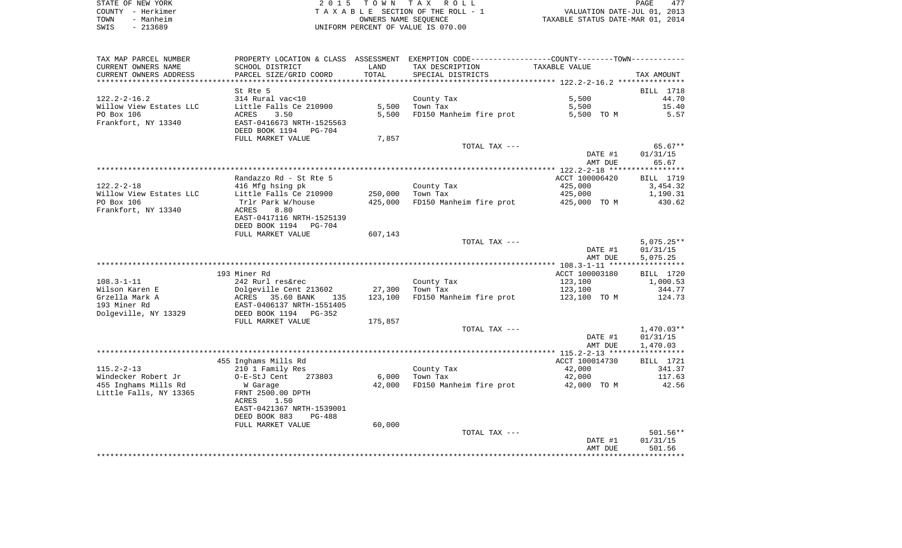STATE OF NEW YORK
COUNTY - Herkimer
TOWN - Manheim
SWIS - 213689

2 0 1 5 T O W N T A X R O L L
T A X A B L E SECTION OF THE ROLL - 1
OWNERS NAME SEQUENCE
UNIFORM PERCENT OF VALUE IS 070.00

VALUATION DATE-JUL 01, 2013
TAXABLE STATUS DATE-MAR 01, 2014

| TAX MAP PARCEL NUMBER / CURRENT OWNERS NAME / CURRENT OWNERS ADDRESS | PROPERTY LOCATION & CLASS / SCHOOL DISTRICT / PARCEL SIZE/GRID COORD | ASSESSMENT LAND / TOTAL | EXEMPTION CODE / TAX DESCRIPTION / SPECIAL DISTRICTS | COUNTY--------TOWN TAXABLE VALUE | TAX AMOUNT |
|---|---|---|---|---|---|
| 122.2-2-16.2 | St Rte 5 | | | | BILL 1718 |
| | 314 Rural vac<10 | | County Tax | 5,500 | 44.70 |
| Willow View Estates LLC | Little Falls Ce 210900 | 5,500 | Town Tax | 5,500 | 15.40 |
| PO Box 106 | ACRES 3.50 | 5,500 | FD150 Manheim fire prot | 5,500 TO M | 5.57 |
| Frankfort, NY 13340 | EAST-0416673 NRTH-1525563 | | | | |
| | DEED BOOK 1194 PG-704 | | | | |
| | FULL MARKET VALUE | 7,857 | | | |
| | | | TOTAL TAX --- | | 65.67** |
| | | | | DATE #1 | 01/31/15 |
| | | | | AMT DUE | 65.67 |
| 122.2-2-18 | Randazzo Rd - St Rte 5 | | | ACCT 100006420 | BILL 1719 |
| | 416 Mfg hsing pk | | County Tax | 425,000 | 3,454.32 |
| Willow View Estates LLC | Little Falls Ce 210900 | 250,000 | Town Tax | 425,000 | 1,190.31 |
| PO Box 106 | Trlr Park W/house | 425,000 | FD150 Manheim fire prot | 425,000 TO M | 430.62 |
| Frankfort, NY 13340 | ACRES 8.80 | | | | |
| | EAST-0417116 NRTH-1525139 | | | | |
| | DEED BOOK 1194 PG-704 | | | | |
| | FULL MARKET VALUE | 607,143 | | | |
| | | | TOTAL TAX --- | | 5,075.25** |
| | | | | DATE #1 | 01/31/15 |
| | | | | AMT DUE | 5,075.25 |
| 108.3-1-11 | 193 Miner Rd | | | ACCT 100003180 | BILL 1720 |
| | 242 Rurl res&rec | | County Tax | 123,100 | 1,000.53 |
| Wilson Karen E | Dolgeville Cent 213602 | 27,300 | Town Tax | 123,100 | 344.77 |
| Grzella Mark A | ACRES 35.60 BANK 135 | 123,100 | FD150 Manheim fire prot | 123,100 TO M | 124.73 |
| 193 Miner Rd | EAST-0406137 NRTH-1551405 | | | | |
| Dolgeville, NY 13329 | DEED BOOK 1194 PG-352 | | | | |
| | FULL MARKET VALUE | 175,857 | | | |
| | | | TOTAL TAX --- | | 1,470.03** |
| | | | | DATE #1 | 01/31/15 |
| | | | | AMT DUE | 1,470.03 |
| 115.2-2-13 | 455 Inghams Mills Rd | | | ACCT 100014730 | BILL 1721 |
| | 210 1 Family Res | | County Tax | 42,000 | 341.37 |
| Windecker Robert Jr | O-E-StJ Cent 273803 | 6,000 | Town Tax | 42,000 | 117.63 |
| 455 Inghams Mills Rd | W Garage | 42,000 | FD150 Manheim fire prot | 42,000 TO M | 42.56 |
| Little Falls, NY 13365 | FRNT 2500.00 DPTH | | | | |
| | ACRES 1.50 | | | | |
| | EAST-0421367 NRTH-1539001 | | | | |
| | DEED BOOK 883 PG-488 | | | | |
| | FULL MARKET VALUE | 60,000 | | | |
| | | | TOTAL TAX --- | | 501.56** |
| | | | | DATE #1 | 01/31/15 |
| | | | | AMT DUE | 501.56 |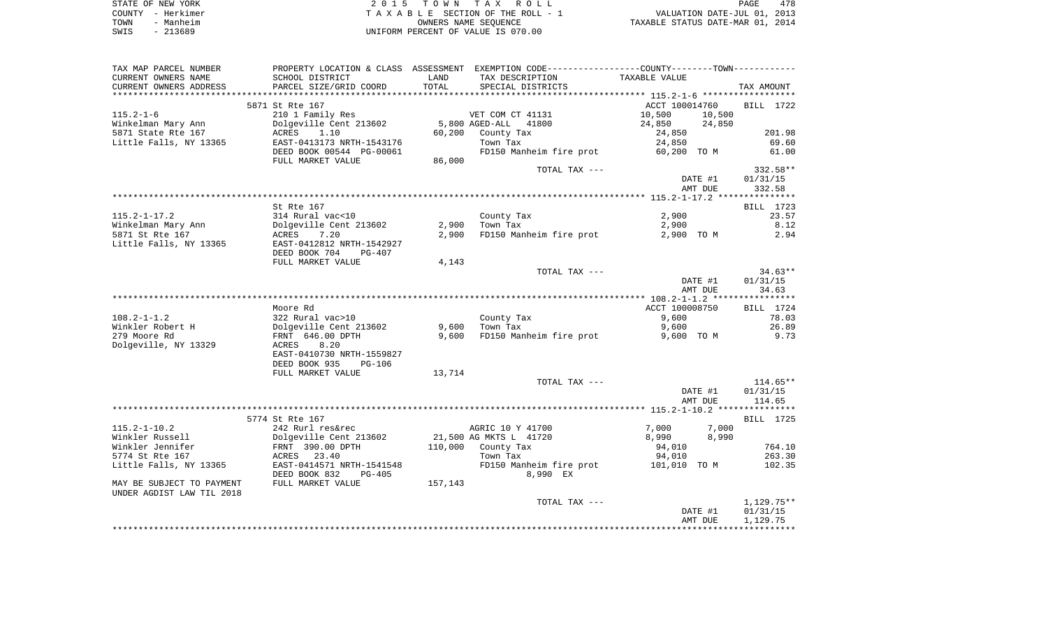STATE OF NEW YORK — COUNTY - Herkimer — TOWN - Manheim — SWIS - 213689

2 0 1 5 T O W N T A X R O L L
T A X A B L E SECTION OF THE ROLL - 1
OWNERS NAME SEQUENCE
UNIFORM PERCENT OF VALUE IS 070.00

VALUATION DATE-JUL 01, 2013
TAXABLE STATUS DATE-MAR 01, 2014

| TAX MAP PARCEL NUMBER / CURRENT OWNERS NAME / CURRENT OWNERS ADDRESS | PROPERTY LOCATION & CLASS / SCHOOL DISTRICT / PARCEL SIZE/GRID COORD | ASSESSMENT LAND / TOTAL | EXEMPTION CODE / TAX DESCRIPTION / SPECIAL DISTRICTS | COUNTY / TAXABLE VALUE | TOWN | TAX AMOUNT |
|---|---|---|---|---|---|---|
| **115.2-1-6** | 5871 St Rte 167 | | | ACCT 100014760 | | BILL 1722 |
| 115.2-1-6 | 210 1 Family Res | | VET COM CT 41131 | 10,500 | 10,500 | |
| Winkelman Mary Ann | Dolgeville Cent 213602 | 5,800 | AGED-ALL 41800 | 24,850 | 24,850 | |
| 5871 State Rte 167 | ACRES 1.10 | 60,200 | County Tax | 24,850 | | 201.98 |
| Little Falls, NY 13365 | EAST-0413173 NRTH-1543176 | | Town Tax | 24,850 | | 69.60 |
| | DEED BOOK 00544 PG-00061 | | FD150 Manheim fire prot | 60,200 TO M | | 61.00 |
| | FULL MARKET VALUE | 86,000 | | | | |
| | | | TOTAL TAX --- | | | 332.58** |
| | | | | DATE #1 | | 01/31/15 |
| | | | | AMT DUE | | 332.58 |
| **115.2-1-17.2** | St Rte 167 | | | | | BILL 1723 |
| 115.2-1-17.2 | 314 Rural vac<10 | | County Tax | 2,900 | | 23.57 |
| Winkelman Mary Ann | Dolgeville Cent 213602 | 2,900 | Town Tax | 2,900 | | 8.12 |
| 5871 St Rte 167 | ACRES 7.20 | 2,900 | FD150 Manheim fire prot | 2,900 TO M | | 2.94 |
| Little Falls, NY 13365 | EAST-0412812 NRTH-1542927 | | | | | |
| | DEED BOOK 704 PG-407 | | | | | |
| | FULL MARKET VALUE | 4,143 | | | | |
| | | | TOTAL TAX --- | | | 34.63** |
| | | | | DATE #1 | | 01/31/15 |
| | | | | AMT DUE | | 34.63 |
| **108.2-1-1.2** | Moore Rd | | | ACCT 100008750 | | BILL 1724 |
| 108.2-1-1.2 | 322 Rural vac>10 | | County Tax | 9,600 | | 78.03 |
| Winkler Robert H | Dolgeville Cent 213602 | 9,600 | Town Tax | 9,600 | | 26.89 |
| 279 Moore Rd | FRNT 646.00 DPTH | 9,600 | FD150 Manheim fire prot | 9,600 TO M | | 9.73 |
| Dolgeville, NY 13329 | ACRES 8.20 | | | | | |
| | EAST-0410730 NRTH-1559827 | | | | | |
| | DEED BOOK 935 PG-106 | | | | | |
| | FULL MARKET VALUE | 13,714 | | | | |
| | | | TOTAL TAX --- | | | 114.65** |
| | | | | DATE #1 | | 01/31/15 |
| | | | | AMT DUE | | 114.65 |
| **115.2-1-10.2** | 5774 St Rte 167 | | | | | BILL 1725 |
| 115.2-1-10.2 | 242 Rurl res&rec | | AGRIC 10 Y 41700 | 7,000 | 7,000 | |
| Winkler Russell | Dolgeville Cent 213602 | 21,500 | AG MKTS L 41720 | 8,990 | 8,990 | |
| Winkler Jennifer | FRNT 390.00 DPTH | 110,000 | County Tax | 94,010 | | 764.10 |
| 5774 St Rte 167 | ACRES 23.40 | | Town Tax | 94,010 | | 263.30 |
| Little Falls, NY 13365 | EAST-0414571 NRTH-1541548 | | FD150 Manheim fire prot | 101,010 TO M | | 102.35 |
| | DEED BOOK 832 PG-405 | | 8,990 EX | | | |
| MAY BE SUBJECT TO PAYMENT | FULL MARKET VALUE | 157,143 | | | | |
| UNDER AGDIST LAW TIL 2018 | | | | | | |
| | | | TOTAL TAX --- | | | 1,129.75** |
| | | | | DATE #1 | | 01/31/15 |
| | | | | AMT DUE | | 1,129.75 |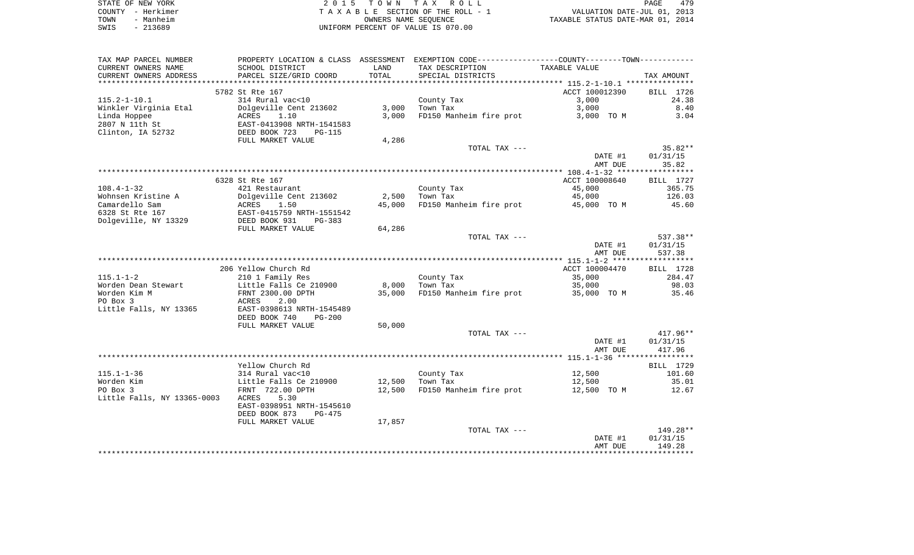| TAX MAP PARCEL NUMBER | PROPERTY LOCATION & CLASS | ASSESSMENT | EXEMPTION CODE-----------------COUNTY--------TOWN----------- | | |
|---|---|---|---|---|---|
| CURRENT OWNERS NAME | SCHOOL DISTRICT | LAND | TAX DESCRIPTION | TAXABLE VALUE | |
| CURRENT OWNERS ADDRESS | PARCEL SIZE/GRID COORD | TOTAL | SPECIAL DISTRICTS | | TAX AMOUNT |
| | 5782 St Rte 167 | | | ACCT 100012390 | BILL 1726 |
| 115.2-1-10.1 | 314 Rural vac<10 | | County Tax | 3,000 | 24.38 |
| Winkler Virginia Etal | Dolgeville Cent 213602 | 3,000 | Town Tax | 3,000 | 8.40 |
| Linda Hoppee | ACRES 1.10 | 3,000 | FD150 Manheim fire prot | 3,000 TO M | 3.04 |
| 2807 N 11th St | EAST-0413908 NRTH-1541583 | | | | |
| Clinton, IA 52732 | DEED BOOK 723 PG-115 | | | | |
| | FULL MARKET VALUE | 4,286 | | | |
| | | | TOTAL TAX --- | | 35.82** |
| | | | | DATE #1 | 01/31/15 |
| | | | | AMT DUE | 35.82 |
| | 6328 St Rte 167 | | | ACCT 100008640 | BILL 1727 |
| 108.4-1-32 | 421 Restaurant | | County Tax | 45,000 | 365.75 |
| Wohnsen Kristine A | Dolgeville Cent 213602 | 2,500 | Town Tax | 45,000 | 126.03 |
| Camardello Sam | ACRES 1.50 | 45,000 | FD150 Manheim fire prot | 45,000 TO M | 45.60 |
| 6328 St Rte 167 | EAST-0415759 NRTH-1551542 | | | | |
| Dolgeville, NY 13329 | DEED BOOK 931 PG-383 | | | | |
| | FULL MARKET VALUE | 64,286 | | | |
| | | | TOTAL TAX --- | | 537.38** |
| | | | | DATE #1 | 01/31/15 |
| | | | | AMT DUE | 537.38 |
| | 206 Yellow Church Rd | | | ACCT 100004470 | BILL 1728 |
| 115.1-1-2 | 210 1 Family Res | | County Tax | 35,000 | 284.47 |
| Worden Dean Stewart | Little Falls Ce 210900 | 8,000 | Town Tax | 35,000 | 98.03 |
| Worden Kim M | FRNT 2300.00 DPTH | 35,000 | FD150 Manheim fire prot | 35,000 TO M | 35.46 |
| PO Box 3 | ACRES 2.00 | | | | |
| Little Falls, NY 13365 | EAST-0398613 NRTH-1545489 | | | | |
| | DEED BOOK 740 PG-200 | | | | |
| | FULL MARKET VALUE | 50,000 | | | |
| | | | TOTAL TAX --- | | 417.96** |
| | | | | DATE #1 | 01/31/15 |
| | | | | AMT DUE | 417.96 |
| | Yellow Church Rd | | | | BILL 1729 |
| 115.1-1-36 | 314 Rural vac<10 | | County Tax | 12,500 | 101.60 |
| Worden Kim | Little Falls Ce 210900 | 12,500 | Town Tax | 12,500 | 35.01 |
| PO Box 3 | FRNT 722.00 DPTH | 12,500 | FD150 Manheim fire prot | 12,500 TO M | 12.67 |
| Little Falls, NY 13365-0003 | ACRES 5.30 | | | | |
| | EAST-0398951 NRTH-1545610 | | | | |
| | DEED BOOK 873 PG-475 | | | | |
| | FULL MARKET VALUE | 17,857 | | | |
| | | | TOTAL TAX --- | | 149.28** |
| | | | | DATE #1 | 01/31/15 |
| | | | | AMT DUE | 149.28 |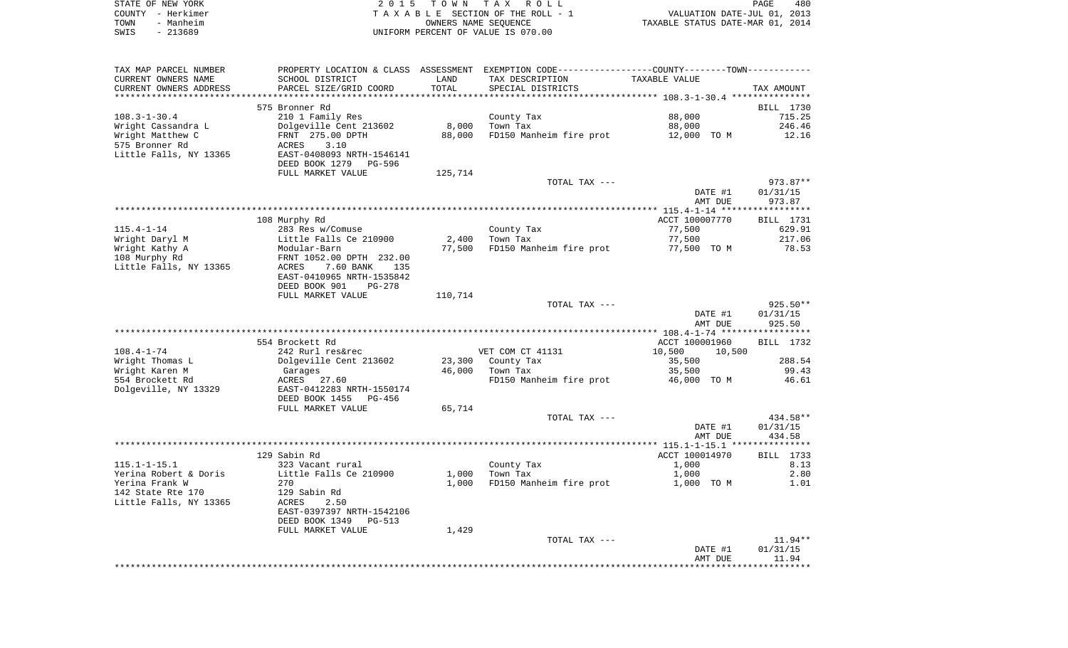STATE OF NEW YORK — COUNTY - Herkimer — TOWN - Manheim — SWIS - 213689

2015 TOWN TAX ROLL
TAXABLE SECTION OF THE ROLL - 1
OWNERS NAME SEQUENCE
UNIFORM PERCENT OF VALUE IS 070.00

VALUATION DATE-JUL 01, 2013
TAXABLE STATUS DATE-MAR 01, 2014

| TAX MAP PARCEL NUMBER / CURRENT OWNERS NAME / CURRENT OWNERS ADDRESS | PROPERTY LOCATION & CLASS / SCHOOL DISTRICT / PARCEL SIZE/GRID COORD | ASSESSMENT LAND | TOTAL | EXEMPTION CODE / TAX DESCRIPTION / SPECIAL DISTRICTS | TAXABLE VALUE | TAX AMOUNT |
|---|---|---|---|---|---|---|
| 108.3-1-30.4 | 575 Bronner Rd | | | | | BILL 1730 |
| | 210 1 Family Res | | | County Tax | 88,000 | 715.25 |
| Wright Cassandra L | Dolgeville Cent 213602 | 8,000 | | Town Tax | 88,000 | 246.46 |
| Wright Matthew C | FRNT 275.00 DPTH | | 88,000 | FD150 Manheim fire prot | 12,000 TO M | 12.16 |
| 575 Bronner Rd | ACRES 3.10 | | | | | |
| Little Falls, NY 13365 | EAST-0408093 NRTH-1546141 | | | | | |
| | DEED BOOK 1279 PG-596 | | | | | |
| | FULL MARKET VALUE | 125,714 | | | | |
| | | | | TOTAL TAX --- | | 973.87** |
| | | | | | DATE #1 | 01/31/15 |
| | | | | | AMT DUE | 973.87 |
| 115.4-1-14 | 108 Murphy Rd | | | | ACCT 100007770 | BILL 1731 |
| | 283 Res w/Comuse | | | County Tax | 77,500 | 629.91 |
| Wright Daryl M | Little Falls Ce 210900 | 2,400 | | Town Tax | 77,500 | 217.06 |
| Wright Kathy A | Modular-Barn | | 77,500 | FD150 Manheim fire prot | 77,500 TO M | 78.53 |
| 108 Murphy Rd | FRNT 1052.00 DPTH 232.00 | | | | | |
| Little Falls, NY 13365 | ACRES 7.60 BANK 135 | | | | | |
| | EAST-0410965 NRTH-1535842 | | | | | |
| | DEED BOOK 901 PG-278 | | | | | |
| | FULL MARKET VALUE | 110,714 | | | | |
| | | | | TOTAL TAX --- | | 925.50** |
| | | | | | DATE #1 | 01/31/15 |
| | | | | | AMT DUE | 925.50 |
| 108.4-1-74 | 554 Brockett Rd | | | | ACCT 100001960 | BILL 1732 |
| | 242 Rurl res&rec | | | VET COM CT 41131 | 10,500 10,500 | |
| Wright Thomas L | Dolgeville Cent 213602 | 23,300 | | County Tax | 35,500 | 288.54 |
| Wright Karen M | Garages | | 46,000 | Town Tax | 35,500 | 99.43 |
| 554 Brockett Rd | ACRES 27.60 | | | FD150 Manheim fire prot | 46,000 TO M | 46.61 |
| Dolgeville, NY 13329 | EAST-0412283 NRTH-1550174 | | | | | |
| | DEED BOOK 1455 PG-456 | | | | | |
| | FULL MARKET VALUE | 65,714 | | | | |
| | | | | TOTAL TAX --- | | 434.58** |
| | | | | | DATE #1 | 01/31/15 |
| | | | | | AMT DUE | 434.58 |
| 115.1-1-15.1 | 129 Sabin Rd | | | | ACCT 100014970 | BILL 1733 |
| | 323 Vacant rural | | | County Tax | 1,000 | 8.13 |
| Yerina Robert & Doris | Little Falls Ce 210900 | 1,000 | | Town Tax | 1,000 | 2.80 |
| Yerina Frank W | 270 | | 1,000 | FD150 Manheim fire prot | 1,000 TO M | 1.01 |
| 142 State Rte 170 | 129 Sabin Rd | | | | | |
| Little Falls, NY 13365 | ACRES 2.50 | | | | | |
| | EAST-0397397 NRTH-1542106 | | | | | |
| | DEED BOOK 1349 PG-513 | | | | | |
| | FULL MARKET VALUE | 1,429 | | | | |
| | | | | TOTAL TAX --- | | 11.94** |
| | | | | | DATE #1 | 01/31/15 |
| | | | | | AMT DUE | 11.94 |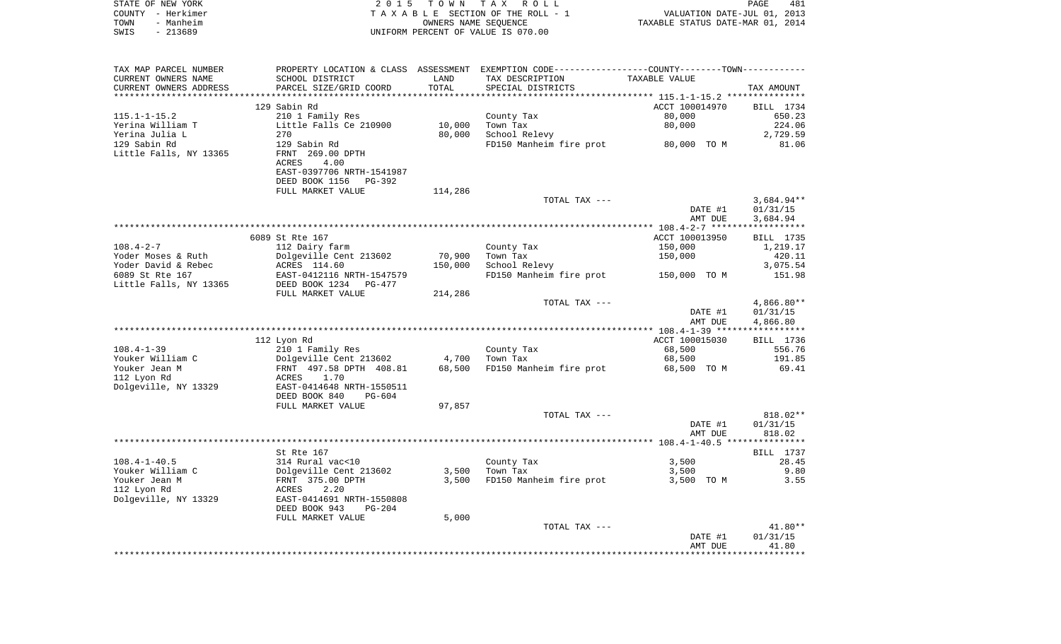STATE OF NEW YORK
COUNTY - Herkimer
TOWN - Manheim
SWIS - 213689

2015 TOWN TAX ROLL
TAXABLE SECTION OF THE ROLL - 1
OWNERS NAME SEQUENCE
UNIFORM PERCENT OF VALUE IS 070.00

VALUATION DATE-JUL 01, 2013
TAXABLE STATUS DATE-MAR 01, 2014

| TAX MAP PARCEL NUMBER / CURRENT OWNERS NAME / CURRENT OWNERS ADDRESS | PROPERTY LOCATION & CLASS / SCHOOL DISTRICT / PARCEL SIZE/GRID COORD | ASSESSMENT LAND | TOTAL | EXEMPTION CODE / TAX DESCRIPTION / SPECIAL DISTRICTS | TAXABLE VALUE | TAX AMOUNT |
|---|---|---|---|---|---|---|
| 115.1-1-15.2 | 129 Sabin Rd | | | | ACCT 100014970 | BILL 1734 |
| Yerina William T | 210 1 Family Res | | | County Tax | 80,000 | 650.23 |
| Yerina Julia L | Little Falls Ce 210900 | 10,000 | | Town Tax | 80,000 | 224.06 |
| 129 Sabin Rd | 270 | | 80,000 | School Relevy | | 2,729.59 |
| Little Falls, NY 13365 | 129 Sabin Rd | | | FD150 Manheim fire prot | 80,000 TO M | 81.06 |
| | FRNT 269.00 DPTH | | | | | |
| | ACRES 4.00 | | | | | |
| | EAST-0397706 NRTH-1541987 | | | | | |
| | DEED BOOK 1156 PG-392 | | | | | |
| | FULL MARKET VALUE | 114,286 | | | | |
| | | | | TOTAL TAX --- | | 3,684.94** |
| | | | | | DATE #1 | 01/31/15 |
| | | | | | AMT DUE | 3,684.94 |
| 108.4-2-7 | 6089 St Rte 167 | | | | ACCT 100013950 | BILL 1735 |
| Yoder Moses & Ruth | 112 Dairy farm | | | County Tax | 150,000 | 1,219.17 |
| Yoder David & Rebec | Dolgeville Cent 213602 | 70,900 | | Town Tax | 150,000 | 420.11 |
| 6089 St Rte 167 | ACRES 114.60 | | 150,000 | School Relevy | | 3,075.54 |
| Little Falls, NY 13365 | EAST-0412116 NRTH-1547579 | | | FD150 Manheim fire prot | 150,000 TO M | 151.98 |
| | DEED BOOK 1234 PG-477 | | | | | |
| | FULL MARKET VALUE | 214,286 | | | | |
| | | | | TOTAL TAX --- | | 4,866.80** |
| | | | | | DATE #1 | 01/31/15 |
| | | | | | AMT DUE | 4,866.80 |
| 108.4-1-39 | 112 Lyon Rd | | | | ACCT 100015030 | BILL 1736 |
| Youker William C | 210 1 Family Res | | | County Tax | 68,500 | 556.76 |
| Youker Jean M | Dolgeville Cent 213602 | 4,700 | | Town Tax | 68,500 | 191.85 |
| 112 Lyon Rd | FRNT 497.58 DPTH 408.81 | | 68,500 | FD150 Manheim fire prot | 68,500 TO M | 69.41 |
| Dolgeville, NY 13329 | ACRES 1.70 | | | | | |
| | EAST-0414648 NRTH-1550511 | | | | | |
| | DEED BOOK 840 PG-604 | | | | | |
| | FULL MARKET VALUE | 97,857 | | | | |
| | | | | TOTAL TAX --- | | 818.02** |
| | | | | | DATE #1 | 01/31/15 |
| | | | | | AMT DUE | 818.02 |
| 108.4-1-40.5 | St Rte 167 | | | | | BILL 1737 |
| Youker William C | 314 Rural vac<10 | | | County Tax | 3,500 | 28.45 |
| Youker Jean M | Dolgeville Cent 213602 | 3,500 | | Town Tax | 3,500 | 9.80 |
| 112 Lyon Rd | FRNT 375.00 DPTH | | 3,500 | FD150 Manheim fire prot | 3,500 TO M | 3.55 |
| Dolgeville, NY 13329 | ACRES 2.20 | | | | | |
| | EAST-0414691 NRTH-1550808 | | | | | |
| | DEED BOOK 943 PG-204 | | | | | |
| | FULL MARKET VALUE | 5,000 | | | | |
| | | | | TOTAL TAX --- | | 41.80** |
| | | | | | DATE #1 | 01/31/15 |
| | | | | | AMT DUE | 41.80 |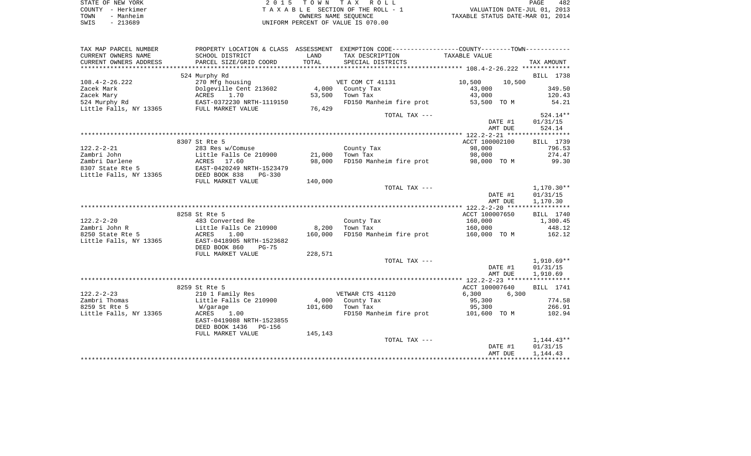STATE OF NEW YORK — 2 0 1 5 T O W N T A X R O L L — PAGE 482
COUNTY - Herkimer — T A X A B L E SECTION OF THE ROLL - 1 — VALUATION DATE-JUL 01, 2013
TOWN - Manheim — OWNERS NAME SEQUENCE — TAXABLE STATUS DATE-MAR 01, 2014
SWIS - 213689 — UNIFORM PERCENT OF VALUE IS 070.00

| TAX MAP PARCEL NUMBER / CURRENT OWNERS NAME / CURRENT OWNERS ADDRESS | PROPERTY LOCATION & CLASS / SCHOOL DISTRICT / PARCEL SIZE/GRID COORD | ASSESSMENT LAND / TOTAL | EXEMPTION CODE / TAX DESCRIPTION / SPECIAL DISTRICTS | COUNTY / TOWN TAXABLE VALUE | TAX AMOUNT |
|---|---|---|---|---|---|
| **108.4-2-26.222** | 524 Murphy Rd | | | | BILL 1738 |
| 108.4-2-26.222 | 270 Mfg housing | | VET COM CT 41131 | 10,500 10,500 | |
| Zacek Mark | Dolgeville Cent 213602 | 4,000 | County Tax | 43,000 | 349.50 |
| Zacek Mary | ACRES 1.70 | 53,500 | Town Tax | 43,000 | 120.43 |
| 524 Murphy Rd | EAST-0372230 NRTH-1119150 | | FD150 Manheim fire prot | 53,500 TO M | 54.21 |
| Little Falls, NY 13365 | FULL MARKET VALUE | 76,429 | | | |
| | | | TOTAL TAX --- | | 524.14** |
| | | | | DATE #1 | 01/31/15 |
| | | | | AMT DUE | 524.14 |
| **122.2-2-21** | 8307 St Rte 5 | | | ACCT 100002100 | BILL 1739 |
| 122.2-2-21 | 283 Res w/Comuse | | County Tax | 98,000 | 796.53 |
| Zambri John | Little Falls Ce 210900 | 21,000 | Town Tax | 98,000 | 274.47 |
| Zambri Darlene | ACRES 17.60 | 98,000 | FD150 Manheim fire prot | 98,000 TO M | 99.30 |
| 8307 State Rte 5 | EAST-0420249 NRTH-1523479 | | | | |
| Little Falls, NY 13365 | DEED BOOK 838 PG-330 | | | | |
| | FULL MARKET VALUE | 140,000 | | | |
| | | | TOTAL TAX --- | | 1,170.30** |
| | | | | DATE #1 | 01/31/15 |
| | | | | AMT DUE | 1,170.30 |
| **122.2-2-20** | 8258 St Rte 5 | | | ACCT 100007650 | BILL 1740 |
| 122.2-2-20 | 483 Converted Re | | County Tax | 160,000 | 1,300.45 |
| Zambri John R | Little Falls Ce 210900 | 8,200 | Town Tax | 160,000 | 448.12 |
| 8250 State Rte 5 | ACRES 1.00 | 160,000 | FD150 Manheim fire prot | 160,000 TO M | 162.12 |
| Little Falls, NY 13365 | EAST-0418905 NRTH-1523682 | | | | |
| | DEED BOOK 860 PG-75 | | | | |
| | FULL MARKET VALUE | 228,571 | | | |
| | | | TOTAL TAX --- | | 1,910.69** |
| | | | | DATE #1 | 01/31/15 |
| | | | | AMT DUE | 1,910.69 |
| **122.2-2-23** | 8259 St Rte 5 | | | ACCT 100007640 | BILL 1741 |
| 122.2-2-23 | 210 1 Family Res | | VETWAR CTS 41120 | 6,300 6,300 | |
| Zambri Thomas | Little Falls Ce 210900 | 4,000 | County Tax | 95,300 | 774.58 |
| 8259 St Rte 5 | W/garage | 101,600 | Town Tax | 95,300 | 266.91 |
| Little Falls, NY 13365 | ACRES 1.00 | | FD150 Manheim fire prot | 101,600 TO M | 102.94 |
| | EAST-0419088 NRTH-1523855 | | | | |
| | DEED BOOK 1436 PG-156 | | | | |
| | FULL MARKET VALUE | 145,143 | | | |
| | | | TOTAL TAX --- | | 1,144.43** |
| | | | | DATE #1 | 01/31/15 |
| | | | | AMT DUE | 1,144.43 |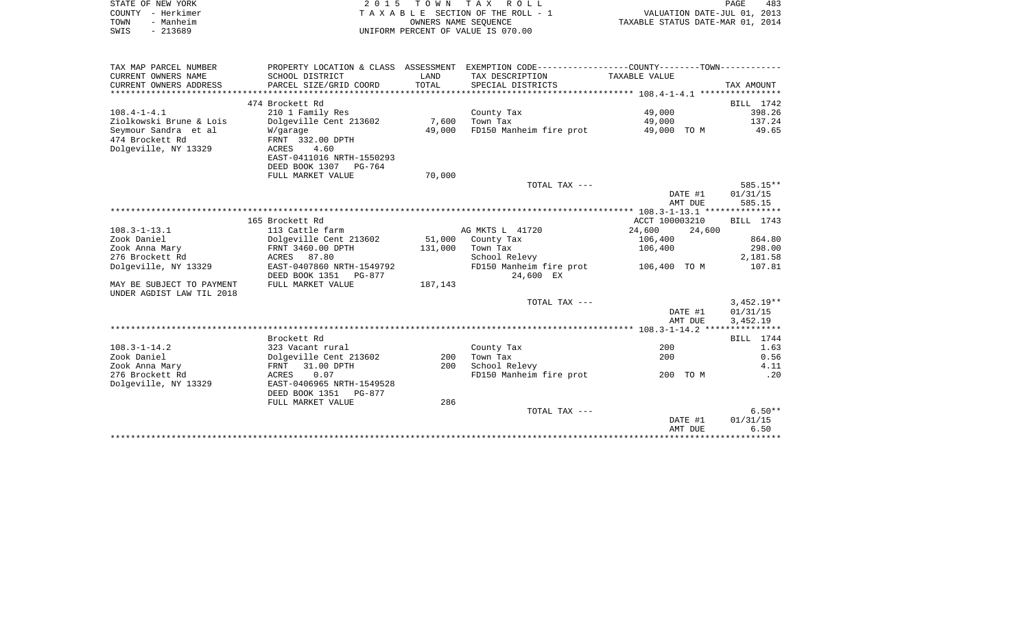STATE OF NEW YORK
COUNTY - Herkimer
TOWN - Manheim
SWIS - 213689

2 0 1 5 T O W N T A X R O L L
T A X A B L E SECTION OF THE ROLL - 1
OWNERS NAME SEQUENCE
UNIFORM PERCENT OF VALUE IS 070.00

VALUATION DATE-JUL 01, 2013
TAXABLE STATUS DATE-MAR 01, 2014

| TAX MAP PARCEL NUMBER / CURRENT OWNERS NAME / CURRENT OWNERS ADDRESS | PROPERTY LOCATION & CLASS / SCHOOL DISTRICT / PARCEL SIZE/GRID COORD | ASSESSMENT LAND / TOTAL | EXEMPTION CODE / TAX DESCRIPTION / SPECIAL DISTRICTS | COUNTY / TOWN TAXABLE VALUE | TAX AMOUNT |
|---|---|---|---|---|---|
| **108.4-1-4.1** | 474 Brockett Rd | | | | BILL 1742 |
| 108.4-1-4.1 | 210 1 Family Res | | County Tax | 49,000 | 398.26 |
| Ziolkowski Brune & Lois | Dolgeville Cent 213602 | 7,600 | Town Tax | 49,000 | 137.24 |
| Seymour Sandra et al | W/garage | 49,000 | FD150 Manheim fire prot | 49,000 TO M | 49.65 |
| 474 Brockett Rd | FRNT 332.00 DPTH | | | | |
| Dolgeville, NY 13329 | ACRES 4.60 | | | | |
| | EAST-0411016 NRTH-1550293 | | | | |
| | DEED BOOK 1307 PG-764 | | | | |
| | FULL MARKET VALUE | 70,000 | | | |
| | | | TOTAL TAX --- | | 585.15** |
| | | | | DATE #1 | 01/31/15 |
| | | | | AMT DUE | 585.15 |
| **108.3-1-13.1** | 165 Brockett Rd | | | ACCT 100003210 | BILL 1743 |
| 108.3-1-13.1 | 113 Cattle farm | | AG MKTS L 41720 | 24,600 24,600 | |
| Zook Daniel | Dolgeville Cent 213602 | 51,000 | County Tax | 106,400 | 864.80 |
| Zook Anna Mary | FRNT 3460.00 DPTH | 131,000 | Town Tax | 106,400 | 298.00 |
| 276 Brockett Rd | ACRES 87.80 | | School Relevy | | 2,181.58 |
| Dolgeville, NY 13329 | EAST-0407860 NRTH-1549792 | | FD150 Manheim fire prot | 106,400 TO M | 107.81 |
| | DEED BOOK 1351 PG-877 | | 24,600 EX | | |
| MAY BE SUBJECT TO PAYMENT | FULL MARKET VALUE | 187,143 | | | |
| UNDER AGDIST LAW TIL 2018 | | | | | |
| | | | TOTAL TAX --- | | 3,452.19** |
| | | | | DATE #1 | 01/31/15 |
| | | | | AMT DUE | 3,452.19 |
| **108.3-1-14.2** | Brockett Rd | | | | BILL 1744 |
| 108.3-1-14.2 | 323 Vacant rural | | County Tax | 200 | 1.63 |
| Zook Daniel | Dolgeville Cent 213602 | 200 | Town Tax | 200 | 0.56 |
| Zook Anna Mary | FRNT 31.00 DPTH | 200 | School Relevy | | 4.11 |
| 276 Brockett Rd | ACRES 0.07 | | FD150 Manheim fire prot | 200 TO M | .20 |
| Dolgeville, NY 13329 | EAST-0406965 NRTH-1549528 | | | | |
| | DEED BOOK 1351 PG-877 | | | | |
| | FULL MARKET VALUE | 286 | | | |
| | | | TOTAL TAX --- | | 6.50** |
| | | | | DATE #1 | 01/31/15 |
| | | | | AMT DUE | 6.50 |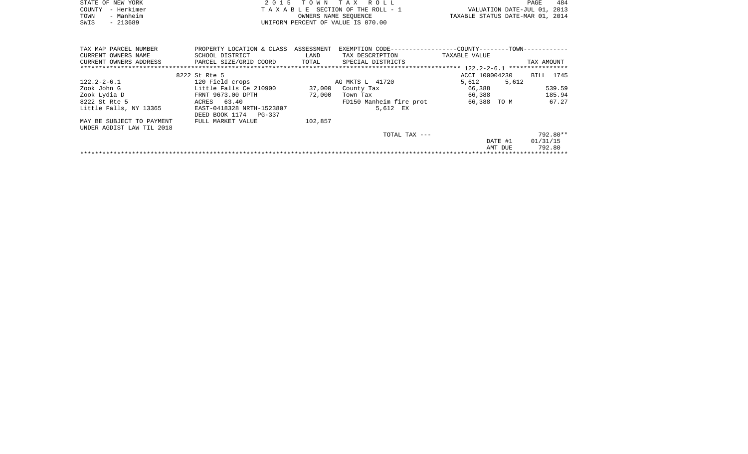STATE OF NEW YORK
COUNTY - Herkimer
TOWN - Manheim
SWIS - 213689

2 0 1 5 T O W N T A X R O L L
T A X A B L E SECTION OF THE ROLL - 1
OWNERS NAME SEQUENCE
UNIFORM PERCENT OF VALUE IS 070.00

VALUATION DATE-JUL 01, 2013
TAXABLE STATUS DATE-MAR 01, 2014

| TAX MAP PARCEL NUMBER<br>CURRENT OWNERS NAME<br>CURRENT OWNERS ADDRESS | PROPERTY LOCATION & CLASS<br>SCHOOL DISTRICT<br>PARCEL SIZE/GRID COORD | ASSESSMENT<br>LAND<br>TOTAL | EXEMPTION CODE<br>TAX DESCRIPTION<br>SPECIAL DISTRICTS | COUNTY<br>TAXABLE VALUE | TOWN | TAX AMOUNT |
|---|---|---|---|---|---|---|
| 122.2-2-6.1 | 8222 St Rte 5 | | | ACCT 100004230 | | BILL 1745 |
| 122.2-2-6.1 | 120 Field crops | | AG MKTS L 41720 | 5,612 | 5,612 | |
| Zook John G | Little Falls Ce 210900 | 37,000 | County Tax | 66,388 | | 539.59 |
| Zook Lydia D | FRNT 9673.00 DPTH | 72,000 | Town Tax | 66,388 | | 185.94 |
| 8222 St Rte 5 | ACRES 63.40 | | FD150 Manheim fire prot | 66,388 | TO M | 67.27 |
| Little Falls, NY 13365 | EAST-0418328 NRTH-1523807 | | 5,612 EX | | | |
| | DEED BOOK 1174 PG-337 | | | | | |
| MAY BE SUBJECT TO PAYMENT | FULL MARKET VALUE | 102,857 | | | | |
| UNDER AGDIST LAW TIL 2018 | | | | | | |
| | | | TOTAL TAX --- | | | 792.80** |
| | | | | | DATE #1 | 01/31/15 |
| | | | | | AMT DUE | 792.80 |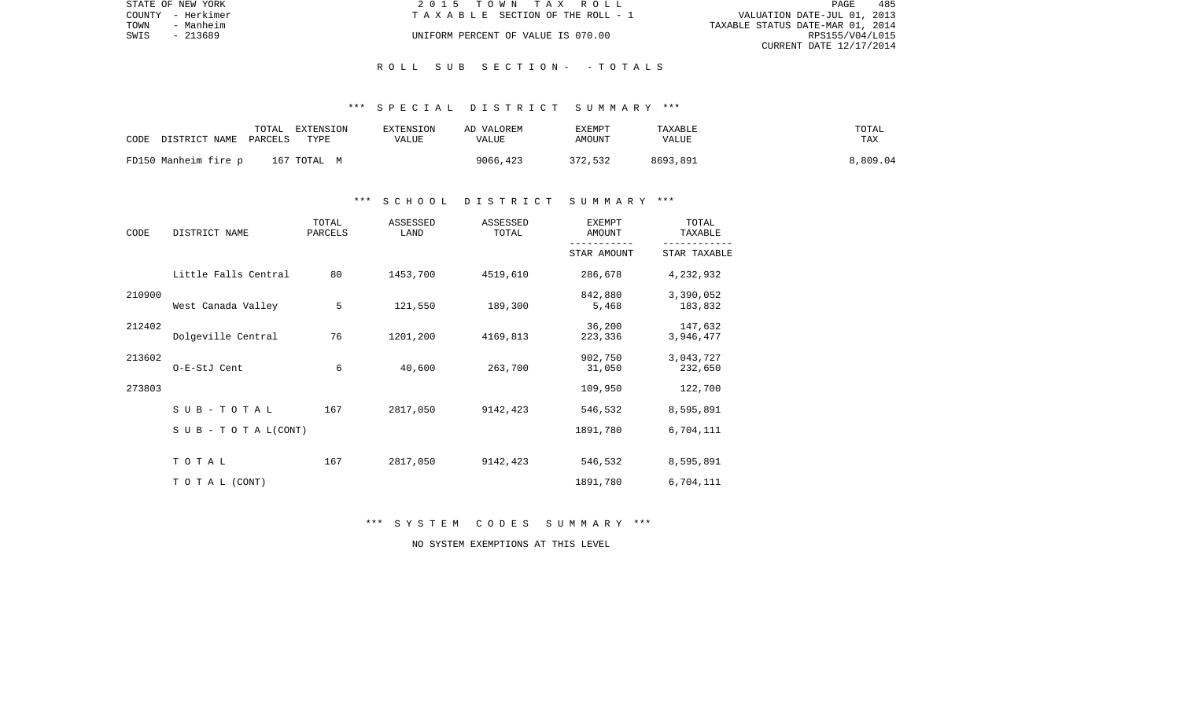STATE OF NEW YORK — COUNTY - Herkimer — TOWN - Manheim — SWIS - 213689

2 0 1 5   T O W N   T A X   R O L L
T A X A B L E   SECTION OF THE ROLL - 1
UNIFORM PERCENT OF VALUE IS 070.00

VALUATION DATE-JUL 01, 2013
TAXABLE STATUS DATE-MAR 01, 2014
RPS155/V04/L015
CURRENT DATE 12/17/2014

R O L L   S U B   S E C T I O N -   - T O T A L S

\*\*\* S P E C I A L   D I S T R I C T   S U M M A R Y \*\*\*

| CODE DISTRICT NAME | TOTAL PARCELS | EXTENSION TYPE | EXTENSION VALUE | AD VALOREM VALUE | EXEMPT AMOUNT | TAXABLE VALUE | TOTAL TAX |
|---|---|---|---|---|---|---|---|
| FD150 Manheim fire p | 167 | TOTAL M | | 9066,423 | 372,532 | 8693,891 | 8,809.04 |

\*\*\* S C H O O L   D I S T R I C T   S U M M A R Y \*\*\*

| CODE | DISTRICT NAME | TOTAL PARCELS | ASSESSED LAND | ASSESSED TOTAL | EXEMPT AMOUNT / STAR AMOUNT | TOTAL TAXABLE / STAR TAXABLE |
|---|---|---|---|---|---|---|
| | Little Falls Central | 80 | 1453,700 | 4519,610 | 286,678 | 4,232,932 |
| 210900 | | | | | 842,880 | 3,390,052 |
| | West Canada Valley | 5 | 121,550 | 189,300 | 5,468 | 183,832 |
| 212402 | | | | | 36,200 | 147,632 |
| | Dolgeville Central | 76 | 1201,200 | 4169,813 | 223,336 | 3,946,477 |
| 213602 | | | | | 902,750 | 3,043,727 |
| | O-E-StJ Cent | 6 | 40,600 | 263,700 | 31,050 | 232,650 |
| 273803 | | | | | 109,950 | 122,700 |
| | S U B - T O T A L | 167 | 2817,050 | 9142,423 | 546,532 | 8,595,891 |
| | S U B - T O T A L(CONT) | | | | 1891,780 | 6,704,111 |
| | T O T A L | 167 | 2817,050 | 9142,423 | 546,532 | 8,595,891 |
| | T O T A L (CONT) | | | | 1891,780 | 6,704,111 |

\*\*\* S Y S T E M   C O D E S   S U M M A R Y \*\*\*

NO SYSTEM EXEMPTIONS AT THIS LEVEL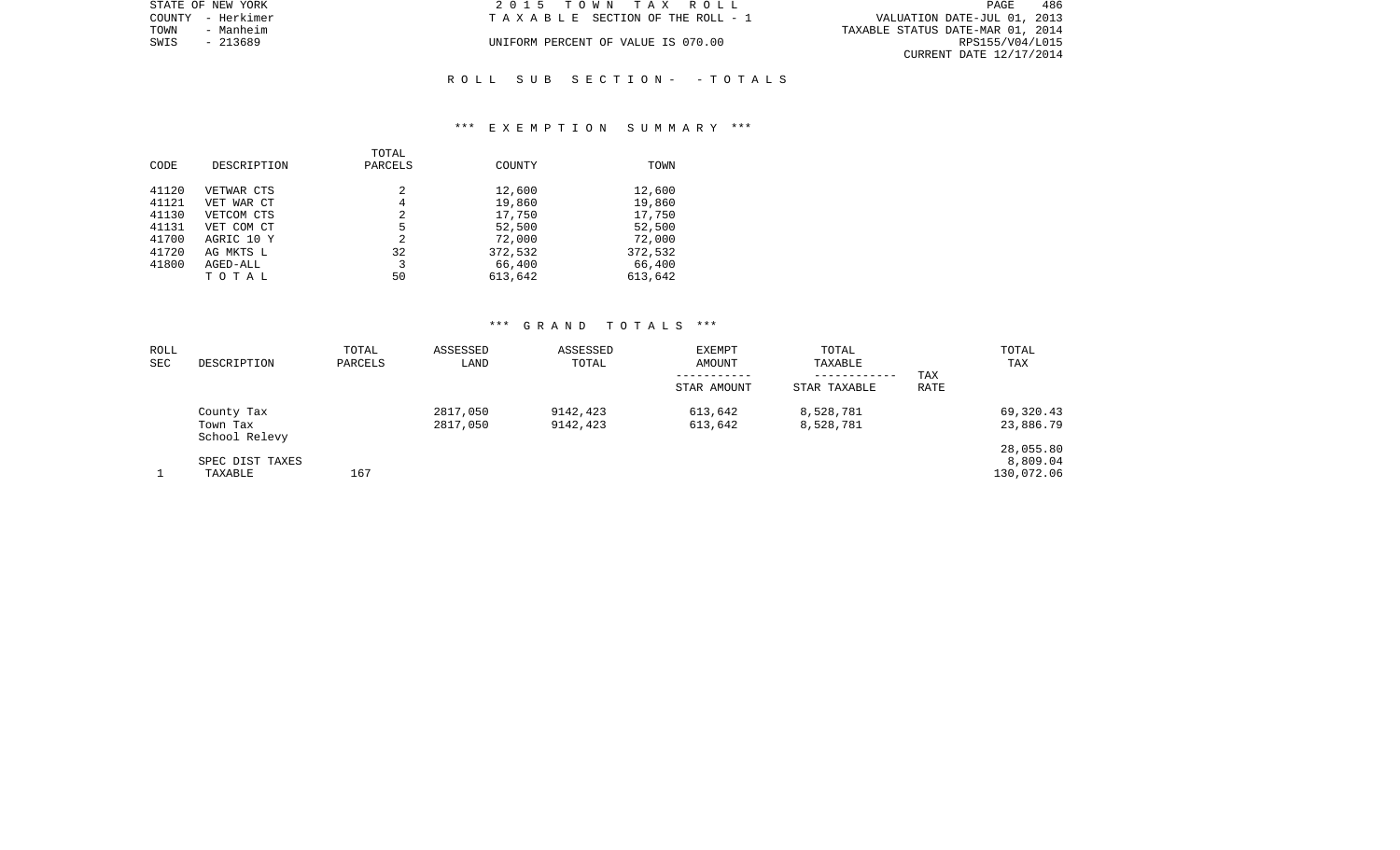ROLL SUB SECTION- - TOTALS

*** EXEMPTION SUMMARY ***

| CODE | DESCRIPTION | TOTAL PARCELS | COUNTY | TOWN |
|---|---|---|---|---|
| 41120 | VETWAR CTS | 2 | 12,600 | 12,600 |
| 41121 | VET WAR CT | 4 | 19,860 | 19,860 |
| 41130 | VETCOM CTS | 2 | 17,750 | 17,750 |
| 41131 | VET COM CT | 5 | 52,500 | 52,500 |
| 41700 | AGRIC 10 Y | 2 | 72,000 | 72,000 |
| 41720 | AG MKTS L | 32 | 372,532 | 372,532 |
| 41800 | AGED-ALL | 3 | 66,400 | 66,400 |
| | T O T A L | 50 | 613,642 | 613,642 |

*** GRAND TOTALS ***

| ROLL SEC | DESCRIPTION | TOTAL PARCELS | ASSESSED LAND | ASSESSED TOTAL | EXEMPT AMOUNT / STAR AMOUNT | TOTAL TAXABLE / STAR TAXABLE | TAX RATE | TOTAL TAX |
|---|---|---|---|---|---|---|---|---|
| | County Tax | | 2817,050 | 9142,423 | 613,642 | 8,528,781 | | 69,320.43 |
| | Town Tax | | 2817,050 | 9142,423 | 613,642 | 8,528,781 | | 23,886.79 |
| | School Relevy | | | | | | | 28,055.80 |
| | SPEC DIST TAXES | | | | | | | 8,809.04 |
| 1 | TAXABLE | 167 | | | | | | 130,072.06 |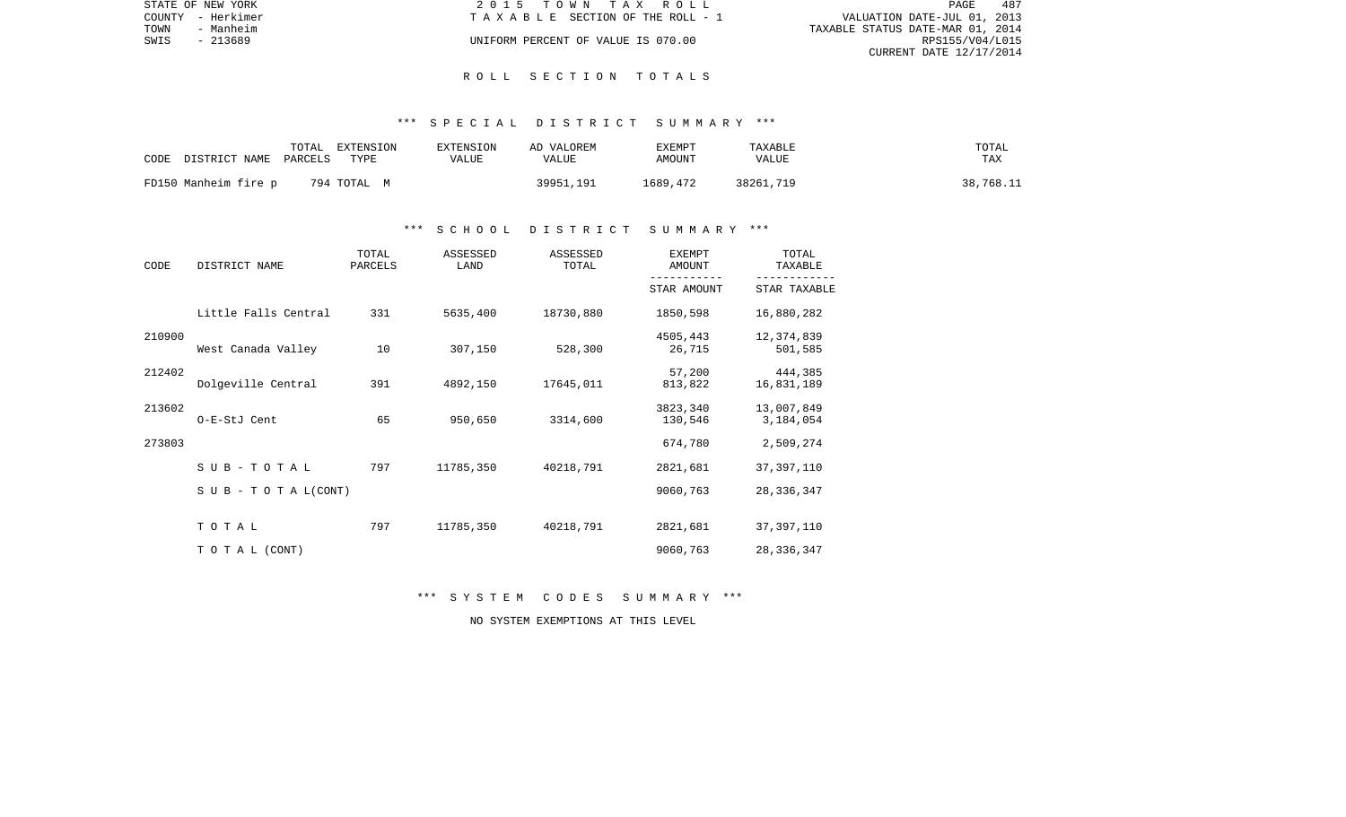STATE OF NEW YORK
COUNTY - Herkimer
TOWN - Manheim
SWIS - 213689

2 0 1 5 T O W N T A X R O L L
T A X A B L E SECTION OF THE ROLL - 1
UNIFORM PERCENT OF VALUE IS 070.00

VALUATION DATE-JUL 01, 2013
TAXABLE STATUS DATE-MAR 01, 2014
RPS155/V04/L015
CURRENT DATE 12/17/2014

## R O L L S E C T I O N T O T A L S

### *** S P E C I A L D I S T R I C T S U M M A R Y ***

| CODE DISTRICT NAME | TOTAL PARCELS | EXTENSION TYPE | EXTENSION VALUE | AD VALOREM VALUE | EXEMPT AMOUNT | TAXABLE VALUE | TOTAL TAX |
|---|---|---|---|---|---|---|---|
| FD150 Manheim fire p | 794 | TOTAL M | | 39951,191 | 1689,472 | 38261,719 | 38,768.11 |

### *** S C H O O L D I S T R I C T S U M M A R Y ***

| CODE | DISTRICT NAME | TOTAL PARCELS | ASSESSED LAND | ASSESSED TOTAL | EXEMPT AMOUNT / STAR AMOUNT | TOTAL TAXABLE / STAR TAXABLE |
|---|---|---|---|---|---|---|
| | Little Falls Central | 331 | 5635,400 | 18730,880 | 1850,598 | 16,880,282 |
| 210900 | | | | | 4505,443 | 12,374,839 |
| | West Canada Valley | 10 | 307,150 | 528,300 | 26,715 | 501,585 |
| 212402 | | | | | 57,200 | 444,385 |
| | Dolgeville Central | 391 | 4892,150 | 17645,011 | 813,822 | 16,831,189 |
| 213602 | | | | | 3823,340 | 13,007,849 |
| | O-E-StJ Cent | 65 | 950,650 | 3314,600 | 130,546 | 3,184,054 |
| 273803 | | | | | 674,780 | 2,509,274 |
| | S U B - T O T A L | 797 | 11785,350 | 40218,791 | 2821,681 | 37,397,110 |
| | S U B - T O T A L(CONT) | | | | 9060,763 | 28,336,347 |
| | T O T A L | 797 | 11785,350 | 40218,791 | 2821,681 | 37,397,110 |
| | T O T A L (CONT) | | | | 9060,763 | 28,336,347 |

### *** S Y S T E M C O D E S S U M M A R Y ***

NO SYSTEM EXEMPTIONS AT THIS LEVEL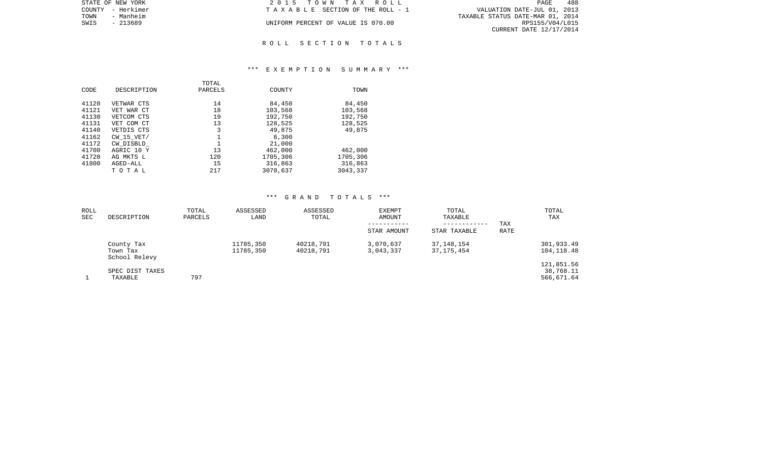STATE OF NEW YORK
COUNTY - Herkimer
TOWN - Manheim
SWIS - 213689

2 0 1 5 T O W N T A X R O L L
T A X A B L E SECTION OF THE ROLL - 1
UNIFORM PERCENT OF VALUE IS 070.00

VALUATION DATE-JUL 01, 2013
TAXABLE STATUS DATE-MAR 01, 2014
RPS155/V04/L015
CURRENT DATE 12/17/2014

## R O L L S E C T I O N T O T A L S

### *** E X E M P T I O N S U M M A R Y ***

| CODE | DESCRIPTION | TOTAL PARCELS | COUNTY | TOWN |
|---|---|---|---|---|
| 41120 | VETWAR CTS | 14 | 84,450 | 84,450 |
| 41121 | VET WAR CT | 18 | 103,568 | 103,568 |
| 41130 | VETCOM CTS | 19 | 192,750 | 192,750 |
| 41131 | VET COM CT | 13 | 128,525 | 128,525 |
| 41140 | VETDIS CTS | 3 | 49,875 | 49,875 |
| 41162 | CW_15_VET/ | 1 | 6,300 | |
| 41172 | CW_DISBLD_ | 1 | 21,000 | |
| 41700 | AGRIC 10 Y | 13 | 462,000 | 462,000 |
| 41720 | AG MKTS L | 120 | 1705,306 | 1705,306 |
| 41800 | AGED-ALL | 15 | 316,863 | 316,863 |
| | T O T A L | 217 | 3070,637 | 3043,337 |

### *** G R A N D T O T A L S ***

| ROLL SEC | DESCRIPTION | TOTAL PARCELS | ASSESSED LAND | ASSESSED TOTAL | EXEMPT AMOUNT<br>-----------<br>STAR AMOUNT | TOTAL TAXABLE<br>------------<br>STAR TAXABLE | TAX RATE | TOTAL TAX |
|---|---|---|---|---|---|---|---|---|
| | County Tax | | 11785,350 | 40218,791 | 3,070,637 | 37,148,154 | | 301,933.49 |
| | Town Tax | | 11785,350 | 40218,791 | 3,043,337 | 37,175,454 | | 104,118.48 |
| | School Relevy | | | | | | | 121,851.56 |
| | SPEC DIST TAXES | | | | | | | 38,768.11 |
| 1 | TAXABLE | 797 | | | | | | 566,671.64 |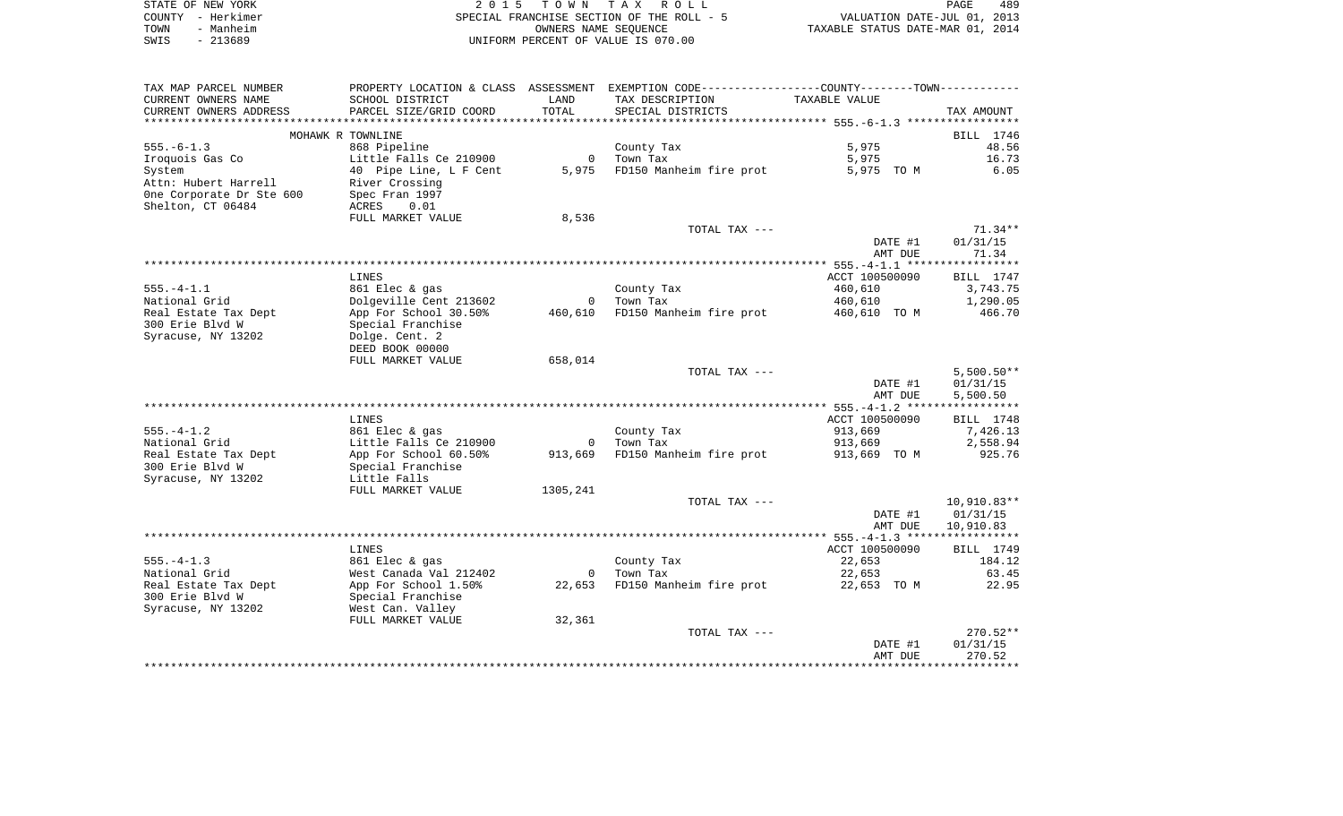STATE OF NEW YORK
COUNTY - Herkimer
TOWN - Manheim
SWIS - 213689

2 0 1 5 T O W N T A X R O L L
SPECIAL FRANCHISE SECTION OF THE ROLL - 5
OWNERS NAME SEQUENCE
UNIFORM PERCENT OF VALUE IS 070.00

VALUATION DATE-JUL 01, 2013
TAXABLE STATUS DATE-MAR 01, 2014

| TAX MAP PARCEL NUMBER / CURRENT OWNERS NAME / CURRENT OWNERS ADDRESS | PROPERTY LOCATION & CLASS / SCHOOL DISTRICT / PARCEL SIZE/GRID COORD | ASSESSMENT LAND / TOTAL | EXEMPTION CODE / TAX DESCRIPTION / SPECIAL DISTRICTS | TAXABLE VALUE | TAX AMOUNT |
|---|---|---|---|---|---|
| **555.-6-1.3** | MOHAWK R TOWNLINE | | | | BILL 1746 |
| 555.-6-1.3 | 868 Pipeline | | County Tax | 5,975 | 48.56 |
| Iroquois Gas Co | Little Falls Ce 210900 | 0 | Town Tax | 5,975 | 16.73 |
| System | 40 Pipe Line, L F Cent | 5,975 | FD150 Manheim fire prot | 5,975 TO M | 6.05 |
| Attn: Hubert Harrell | River Crossing | | | | |
| One Corporate Dr Ste 600 | Spec Fran 1997 | | | | |
| Shelton, CT 06484 | ACRES 0.01 | | | | |
| | FULL MARKET VALUE | 8,536 | | | |
| | | | TOTAL TAX --- | | 71.34** |
| | | | | DATE #1 | 01/31/15 |
| | | | | AMT DUE | 71.34 |
| **555.-4-1.1** | LINES | | | ACCT 100500090 | BILL 1747 |
| 555.-4-1.1 | 861 Elec & gas | | County Tax | 460,610 | 3,743.75 |
| National Grid | Dolgeville Cent 213602 | 0 | Town Tax | 460,610 | 1,290.05 |
| Real Estate Tax Dept | App For School 30.50% | 460,610 | FD150 Manheim fire prot | 460,610 TO M | 466.70 |
| 300 Erie Blvd W | Special Franchise | | | | |
| Syracuse, NY 13202 | Dolge. Cent. 2 | | | | |
| | DEED BOOK 00000 | | | | |
| | FULL MARKET VALUE | 658,014 | | | |
| | | | TOTAL TAX --- | | 5,500.50** |
| | | | | DATE #1 | 01/31/15 |
| | | | | AMT DUE | 5,500.50 |
| **555.-4-1.2** | LINES | | | ACCT 100500090 | BILL 1748 |
| 555.-4-1.2 | 861 Elec & gas | | County Tax | 913,669 | 7,426.13 |
| National Grid | Little Falls Ce 210900 | 0 | Town Tax | 913,669 | 2,558.94 |
| Real Estate Tax Dept | App For School 60.50% | 913,669 | FD150 Manheim fire prot | 913,669 TO M | 925.76 |
| 300 Erie Blvd W | Special Franchise | | | | |
| Syracuse, NY 13202 | Little Falls | | | | |
| | FULL MARKET VALUE | 1305,241 | | | |
| | | | TOTAL TAX --- | | 10,910.83** |
| | | | | DATE #1 | 01/31/15 |
| | | | | AMT DUE | 10,910.83 |
| **555.-4-1.3** | LINES | | | ACCT 100500090 | BILL 1749 |
| 555.-4-1.3 | 861 Elec & gas | | County Tax | 22,653 | 184.12 |
| National Grid | West Canada Val 212402 | 0 | Town Tax | 22,653 | 63.45 |
| Real Estate Tax Dept | App For School 1.50% | 22,653 | FD150 Manheim fire prot | 22,653 TO M | 22.95 |
| 300 Erie Blvd W | Special Franchise | | | | |
| Syracuse, NY 13202 | West Can. Valley | | | | |
| | FULL MARKET VALUE | 32,361 | | | |
| | | | TOTAL TAX --- | | 270.52** |
| | | | | DATE #1 | 01/31/15 |
| | | | | AMT DUE | 270.52 |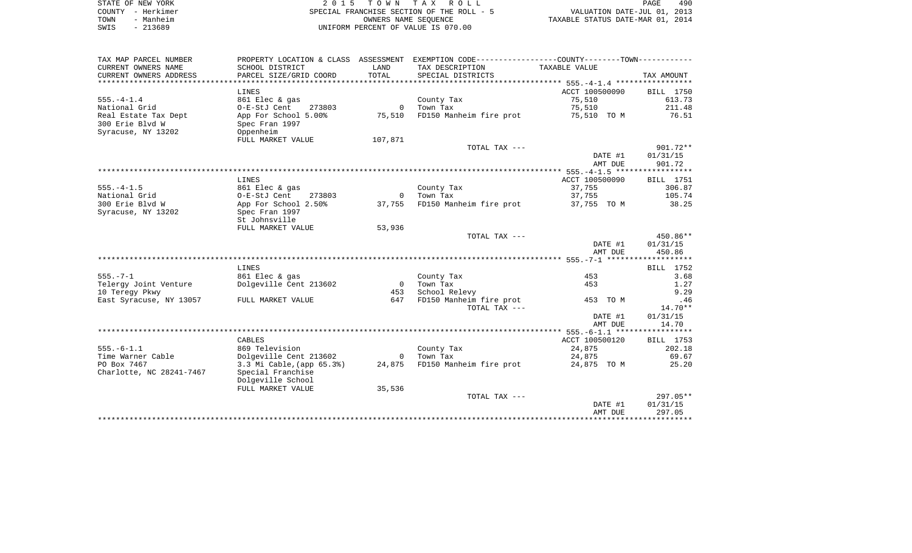STATE OF NEW YORK — 2015 TOWN TAX ROLL
COUNTY - Herkimer — SPECIAL FRANCHISE SECTION OF THE ROLL - 5 — VALUATION DATE-JUL 01, 2013
TOWN - Manheim — OWNERS NAME SEQUENCE — TAXABLE STATUS DATE-MAR 01, 2014
SWIS - 213689 — UNIFORM PERCENT OF VALUE IS 070.00

| TAX MAP PARCEL NUMBER / CURRENT OWNERS NAME / CURRENT OWNERS ADDRESS | PROPERTY LOCATION & CLASS / SCHOOL DISTRICT / PARCEL SIZE/GRID COORD | ASSESSMENT LAND / TOTAL | EXEMPTION CODE / TAX DESCRIPTION / SPECIAL DISTRICTS | COUNTY--------TOWN / TAXABLE VALUE | TAX AMOUNT |
|---|---|---|---|---|---|
| **555.-4-1.4** | LINES | | | ACCT 100500090 | BILL 1750 |
| 555.-4-1.4 | 861 Elec & gas | | County Tax | 75,510 | 613.73 |
| National Grid | O-E-StJ Cent 273803 | 0 | Town Tax | 75,510 | 211.48 |
| Real Estate Tax Dept | App For School 5.00% | 75,510 | FD150 Manheim fire prot | 75,510 TO M | 76.51 |
| 300 Erie Blvd W | Spec Fran 1997 | | | | |
| Syracuse, NY 13202 | Oppenheim | | | | |
| | FULL MARKET VALUE | 107,871 | | | |
| | | | TOTAL TAX --- | | 901.72** |
| | | | | DATE #1 | 01/31/15 |
| | | | | AMT DUE | 901.72 |
| **555.-4-1.5** | LINES | | | ACCT 100500090 | BILL 1751 |
| 555.-4-1.5 | 861 Elec & gas | | County Tax | 37,755 | 306.87 |
| National Grid | O-E-StJ Cent 273803 | 0 | Town Tax | 37,755 | 105.74 |
| 300 Erie Blvd W | App For School 2.50% | 37,755 | FD150 Manheim fire prot | 37,755 TO M | 38.25 |
| Syracuse, NY 13202 | Spec Fran 1997 | | | | |
| | St Johnsville | | | | |
| | FULL MARKET VALUE | 53,936 | | | |
| | | | TOTAL TAX --- | | 450.86** |
| | | | | DATE #1 | 01/31/15 |
| | | | | AMT DUE | 450.86 |
| **555.-7-1** | LINES | | | | BILL 1752 |
| 555.-7-1 | 861 Elec & gas | | County Tax | 453 | 3.68 |
| Telergy Joint Venture | Dolgeville Cent 213602 | 0 | Town Tax | 453 | 1.27 |
| 10 Teregy Pkwy | | 453 | School Relevy | | 9.29 |
| East Syracuse, NY 13057 | FULL MARKET VALUE | 647 | FD150 Manheim fire prot | 453 TO M | .46 |
| | | | TOTAL TAX --- | | 14.70** |
| | | | | DATE #1 | 01/31/15 |
| | | | | AMT DUE | 14.70 |
| **555.-6-1.1** | CABLES | | | ACCT 100500120 | BILL 1753 |
| 555.-6-1.1 | 869 Television | | County Tax | 24,875 | 202.18 |
| Time Warner Cable | Dolgeville Cent 213602 | 0 | Town Tax | 24,875 | 69.67 |
| PO Box 7467 | 3.3 Mi Cable,(app 65.3%) | 24,875 | FD150 Manheim fire prot | 24,875 TO M | 25.20 |
| Charlotte, NC 28241-7467 | Special Franchise | | | | |
| | Dolgeville School | | | | |
| | FULL MARKET VALUE | 35,536 | | | |
| | | | TOTAL TAX --- | | 297.05** |
| | | | | DATE #1 | 01/31/15 |
| | | | | AMT DUE | 297.05 |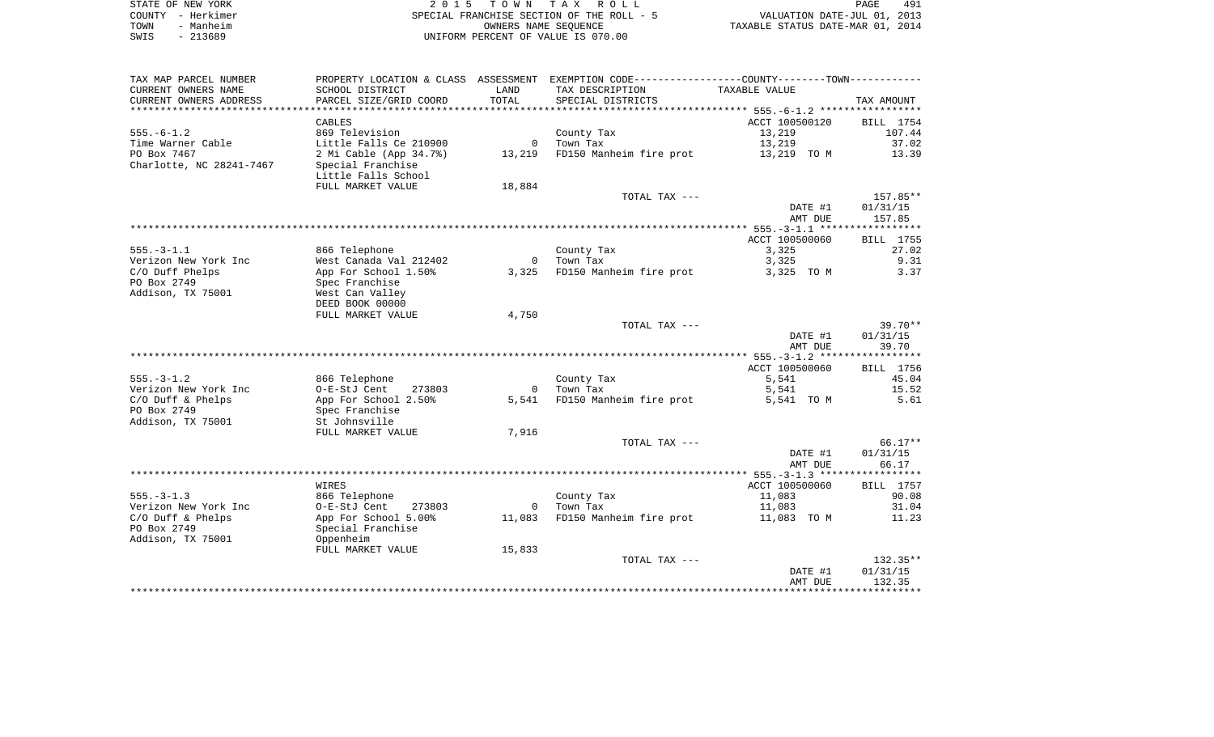STATE OF NEW YORK
COUNTY - Herkimer
TOWN - Manheim
SWIS - 213689

2 0 1 5 T O W N T A X R O L L
SPECIAL FRANCHISE SECTION OF THE ROLL - 5
OWNERS NAME SEQUENCE
UNIFORM PERCENT OF VALUE IS 070.00

VALUATION DATE-JUL 01, 2013
TAXABLE STATUS DATE-MAR 01, 2014

| TAX MAP PARCEL NUMBER<br>CURRENT OWNERS NAME<br>CURRENT OWNERS ADDRESS | PROPERTY LOCATION & CLASS<br>SCHOOL DISTRICT<br>PARCEL SIZE/GRID COORD | ASSESSMENT<br>LAND<br>TOTAL | EXEMPTION CODE-----COUNTY-----TOWN-----<br>TAX DESCRIPTION<br>SPECIAL DISTRICTS | TAXABLE VALUE | TAX AMOUNT |
|---|---|---|---|---|---|
| **555.-6-1.2** | | | | | |
| | CABLES | | | ACCT 100500120 | BILL 1754 |
| 555.-6-1.2 | 869 Television | | County Tax | 13,219 | 107.44 |
| Time Warner Cable | Little Falls Ce 210900 | 0 | Town Tax | 13,219 | 37.02 |
| PO Box 7467 | 2 Mi Cable (App 34.7%) | 13,219 | FD150 Manheim fire prot | 13,219 TO M | 13.39 |
| Charlotte, NC 28241-7467 | Special Franchise | | | | |
| | Little Falls School | | | | |
| | FULL MARKET VALUE | 18,884 | | | |
| | | | TOTAL TAX --- | | 157.85** |
| | | | | DATE #1 | 01/31/15 |
| | | | | AMT DUE | 157.85 |
| **555.-3-1.1** | | | | | |
| | | | | ACCT 100500060 | BILL 1755 |
| 555.-3-1.1 | 866 Telephone | | County Tax | 3,325 | 27.02 |
| Verizon New York Inc | West Canada Val 212402 | 0 | Town Tax | 3,325 | 9.31 |
| C/O Duff Phelps | App For School 1.50% | 3,325 | FD150 Manheim fire prot | 3,325 TO M | 3.37 |
| PO Box 2749 | Spec Franchise | | | | |
| Addison, TX 75001 | West Can Valley | | | | |
| | DEED BOOK 00000 | | | | |
| | FULL MARKET VALUE | 4,750 | | | |
| | | | TOTAL TAX --- | | 39.70** |
| | | | | DATE #1 | 01/31/15 |
| | | | | AMT DUE | 39.70 |
| **555.-3-1.2** | | | | | |
| | | | | ACCT 100500060 | BILL 1756 |
| 555.-3-1.2 | 866 Telephone | | County Tax | 5,541 | 45.04 |
| Verizon New York Inc | O-E-StJ Cent 273803 | 0 | Town Tax | 5,541 | 15.52 |
| C/O Duff & Phelps | App For School 2.50% | 5,541 | FD150 Manheim fire prot | 5,541 TO M | 5.61 |
| PO Box 2749 | Spec Franchise | | | | |
| Addison, TX 75001 | St Johnsville | | | | |
| | FULL MARKET VALUE | 7,916 | | | |
| | | | TOTAL TAX --- | | 66.17** |
| | | | | DATE #1 | 01/31/15 |
| | | | | AMT DUE | 66.17 |
| **555.-3-1.3** | | | | | |
| | WIRES | | | ACCT 100500060 | BILL 1757 |
| 555.-3-1.3 | 866 Telephone | | County Tax | 11,083 | 90.08 |
| Verizon New York Inc | O-E-StJ Cent 273803 | 0 | Town Tax | 11,083 | 31.04 |
| C/O Duff & Phelps | App For School 5.00% | 11,083 | FD150 Manheim fire prot | 11,083 TO M | 11.23 |
| PO Box 2749 | Special Franchise | | | | |
| Addison, TX 75001 | Oppenheim | | | | |
| | FULL MARKET VALUE | 15,833 | | | |
| | | | TOTAL TAX --- | | 132.35** |
| | | | | DATE #1 | 01/31/15 |
| | | | | AMT DUE | 132.35 |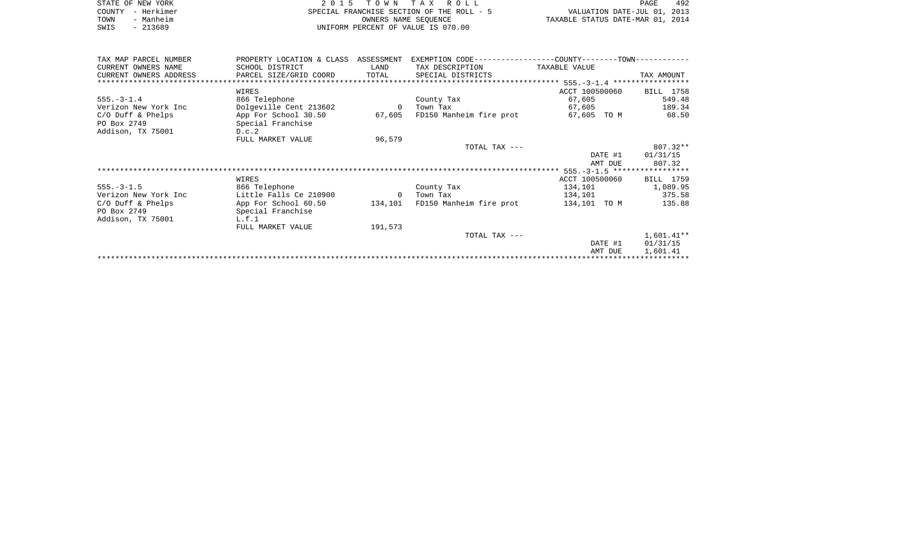STATE OF NEW YORK
COUNTY - Herkimer
TOWN - Manheim
SWIS - 213689

2 0 1 5 T O W N T A X R O L L
SPECIAL FRANCHISE SECTION OF THE ROLL - 5
OWNERS NAME SEQUENCE
UNIFORM PERCENT OF VALUE IS 070.00

VALUATION DATE-JUL 01, 2013
TAXABLE STATUS DATE-MAR 01, 2014

| TAX MAP PARCEL NUMBER<br>CURRENT OWNERS NAME<br>CURRENT OWNERS ADDRESS | PROPERTY LOCATION & CLASS<br>SCHOOL DISTRICT<br>PARCEL SIZE/GRID COORD | ASSESSMENT<br>LAND<br>TOTAL | EXEMPTION CODE-----COUNTY-----TOWN-----<br>TAX DESCRIPTION<br>SPECIAL DISTRICTS | TAXABLE VALUE | TAX AMOUNT |
|---|---|---|---|---|---|
| **555.-3-1.4** | WIRES | | | ACCT 100500060 | BILL 1758 |
| 555.-3-1.4 | 866 Telephone | | County Tax | 67,605 | 549.48 |
| Verizon New York Inc | Dolgeville Cent 213602 | 0 | Town Tax | 67,605 | 189.34 |
| C/O Duff & Phelps | App For School 30.50 | 67,605 | FD150 Manheim fire prot | 67,605 TO M | 68.50 |
| PO Box 2749 | Special Franchise | | | | |
| Addison, TX 75001 | D.c.2 | | | | |
| | FULL MARKET VALUE | 96,579 | | | |
| | | | TOTAL TAX --- | | 807.32** |
| | | | | DATE #1 | 01/31/15 |
| | | | | AMT DUE | 807.32 |
| **555.-3-1.5** | WIRES | | | ACCT 100500060 | BILL 1759 |
| 555.-3-1.5 | 866 Telephone | | County Tax | 134,101 | 1,089.95 |
| Verizon New York Inc | Little Falls Ce 210900 | 0 | Town Tax | 134,101 | 375.58 |
| C/O Duff & Phelps | App For School 60.50 | 134,101 | FD150 Manheim fire prot | 134,101 TO M | 135.88 |
| PO Box 2749 | Special Franchise | | | | |
| Addison, TX 75001 | L.f.1 | | | | |
| | FULL MARKET VALUE | 191,573 | | | |
| | | | TOTAL TAX --- | | 1,601.41** |
| | | | | DATE #1 | 01/31/15 |
| | | | | AMT DUE | 1,601.41 |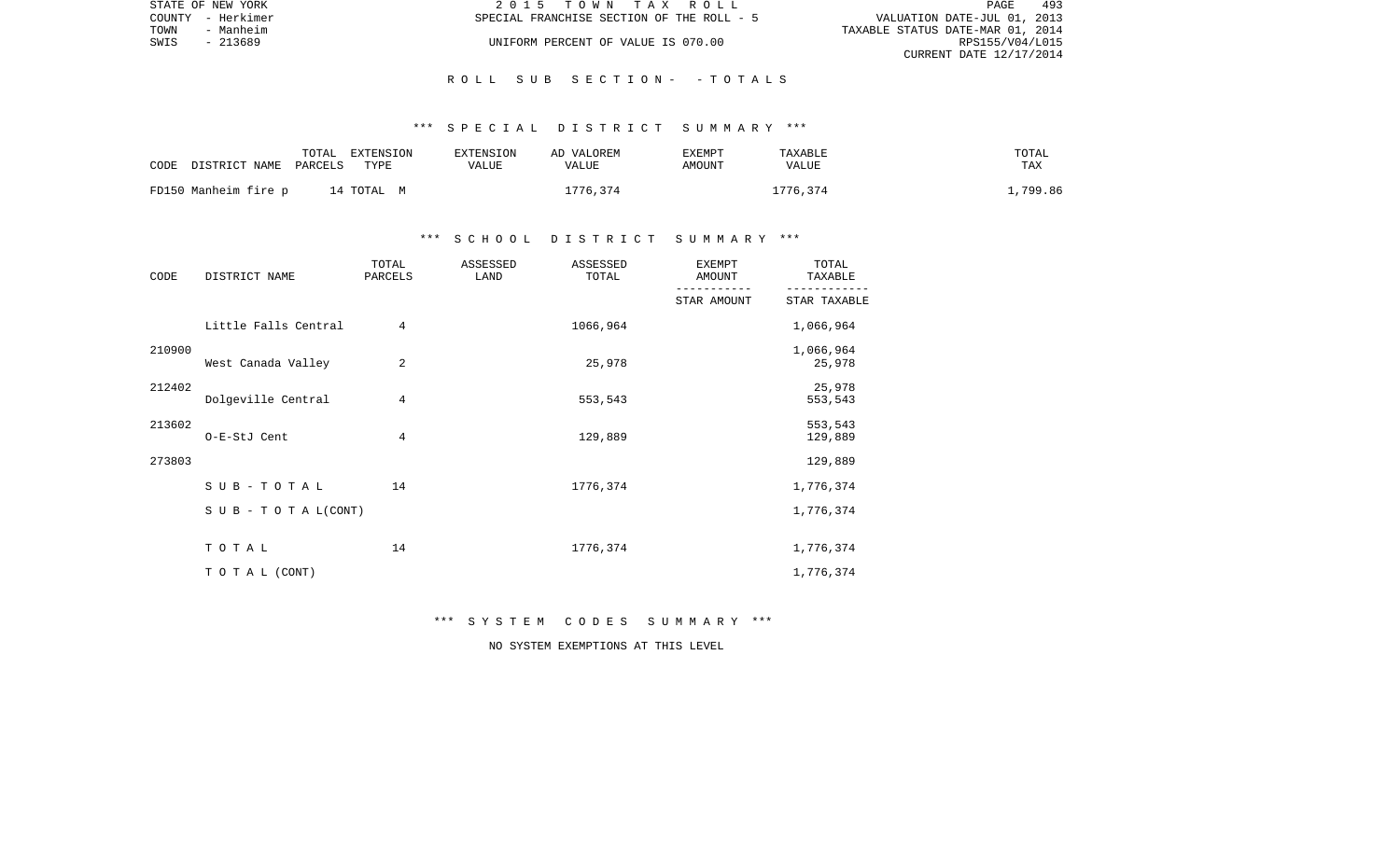## ROLL SUB SECTION - - TOTALS

### *** SPECIAL DISTRICT SUMMARY ***

| CODE DISTRICT NAME | TOTAL PARCELS | EXTENSION TYPE | EXTENSION VALUE | AD VALOREM VALUE | EXEMPT AMOUNT | TAXABLE VALUE | TOTAL TAX |
|---|---|---|---|---|---|---|---|
| FD150 Manheim fire p | 14 | TOTAL M | | 1776,374 | | 1776,374 | 1,799.86 |

### *** SCHOOL DISTRICT SUMMARY ***

| CODE | DISTRICT NAME | TOTAL PARCELS | ASSESSED LAND | ASSESSED TOTAL | EXEMPT AMOUNT / STAR AMOUNT | TOTAL TAXABLE / STAR TAXABLE |
|---|---|---|---|---|---|---|
| 210900 | Little Falls Central | 4 | | 1066,964 | | 1,066,964 / 1,066,964 |
| 212402 | West Canada Valley | 2 | | 25,978 | | 25,978 / 25,978 |
| 213602 | Dolgeville Central | 4 | | 553,543 | | 553,543 / 553,543 |
| 273803 | O-E-StJ Cent | 4 | | 129,889 | | 129,889 / 129,889 |
| | SUB-TOTAL | 14 | | 1776,374 | | 1,776,374 |
| | SUB-TOTAL(CONT) | | | | | 1,776,374 |
| | TOTAL | 14 | | 1776,374 | | 1,776,374 |
| | TOTAL (CONT) | | | | | 1,776,374 |

### *** SYSTEM CODES SUMMARY ***

NO SYSTEM EXEMPTIONS AT THIS LEVEL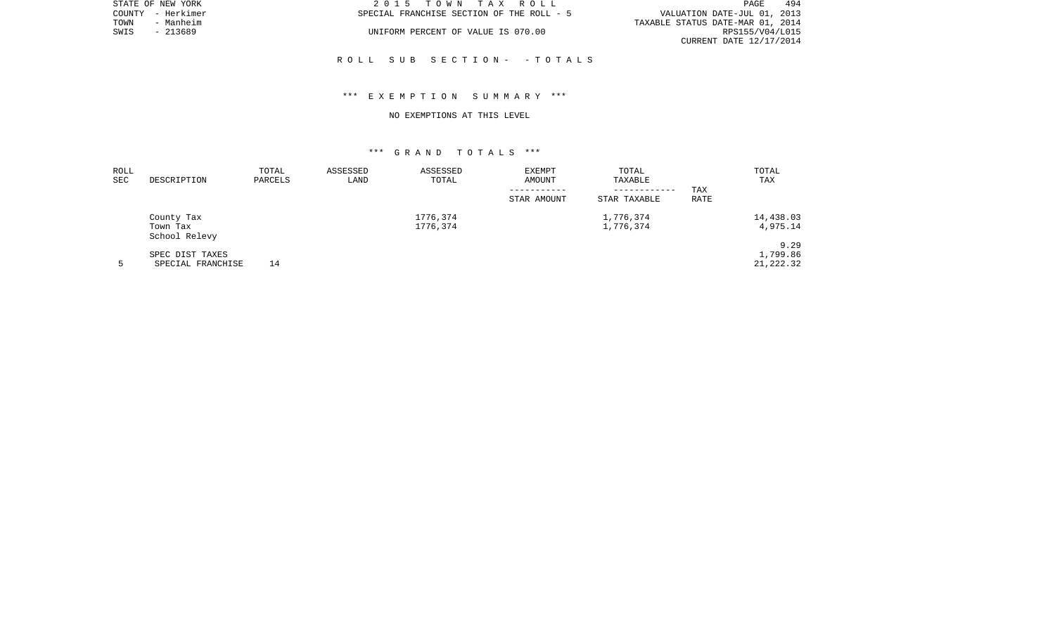STATE OF NEW YORK | 2 0 1 5 T O W N T A X R O L L | PAGE 494
COUNTY - Herkimer | SPECIAL FRANCHISE SECTION OF THE ROLL - 5 | VALUATION DATE-JUL 01, 2013
TOWN - Manheim | | TAXABLE STATUS DATE-MAR 01, 2014
SWIS - 213689 | UNIFORM PERCENT OF VALUE IS 070.00 | RPS155/V04/L015
CURRENT DATE 12/17/2014

## R O L L S U B S E C T I O N - - T O T A L S

### *** E X E M P T I O N S U M M A R Y ***

NO EXEMPTIONS AT THIS LEVEL

### *** G R A N D T O T A L S ***

| ROLL SEC | DESCRIPTION | TOTAL PARCELS | ASSESSED LAND | ASSESSED TOTAL | EXEMPT AMOUNT<br>-----------<br>STAR AMOUNT | TOTAL TAXABLE<br>------------<br>STAR TAXABLE | TAX RATE | TOTAL TAX |
|---|---|---|---|---|---|---|---|---|
| | County Tax | | | 1776,374 | | 1,776,374 | | 14,438.03 |
| | Town Tax | | | 1776,374 | | 1,776,374 | | 4,975.14 |
| | School Relevy | | | | | | | |
| | | | | | | | | 9.29 |
| | SPEC DIST TAXES | | | | | | | 1,799.86 |
| 5 | SPECIAL FRANCHISE | 14 | | | | | | 21,222.32 |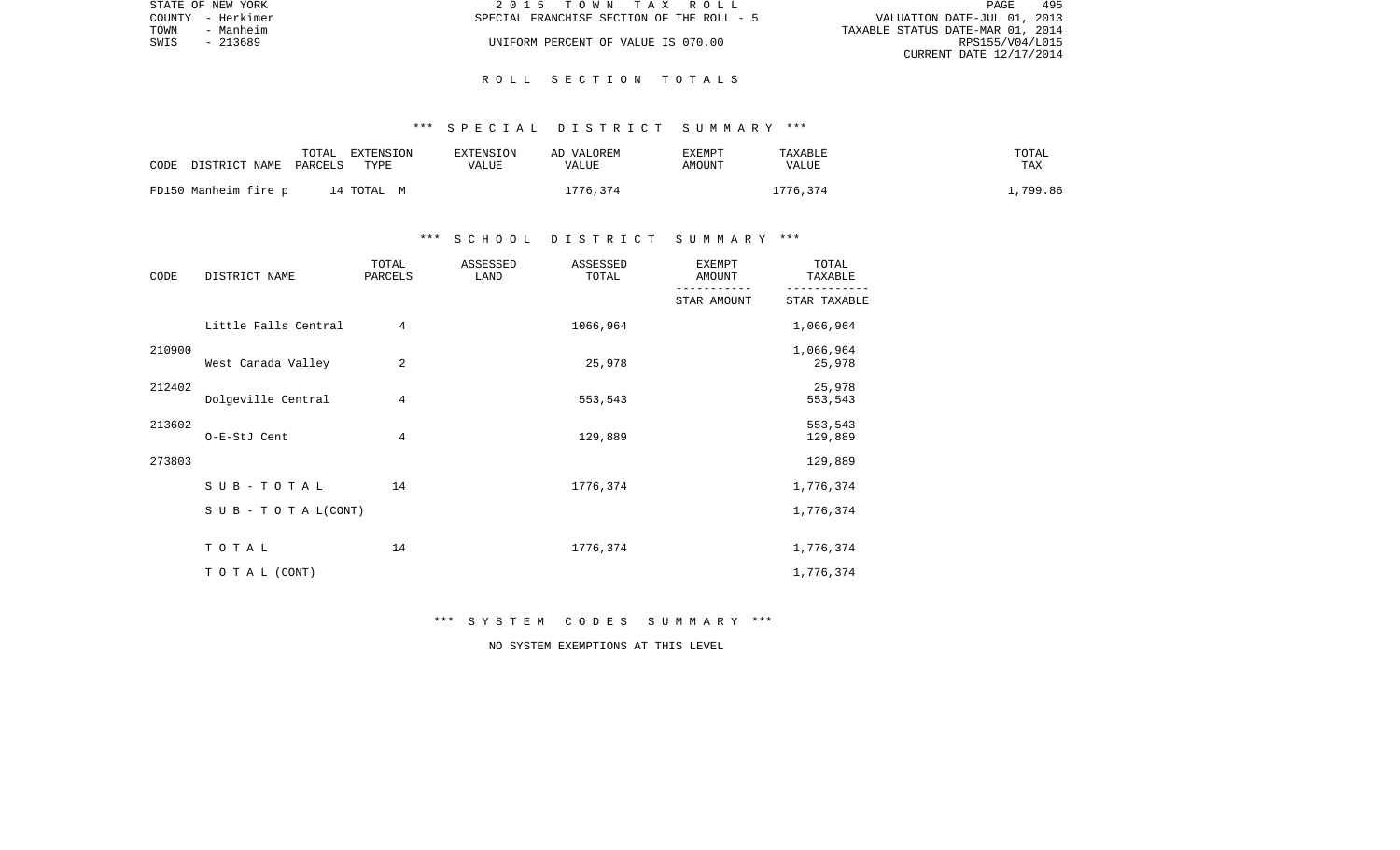STATE OF NEW YORK | COUNTY - Herkimer | TOWN - Manheim | SWIS - 213689

2015 TOWN TAX ROLL
SPECIAL FRANCHISE SECTION OF THE ROLL - 5
UNIFORM PERCENT OF VALUE IS 070.00

VALUATION DATE-JUL 01, 2013
TAXABLE STATUS DATE-MAR 01, 2014
RPS155/V04/L015
CURRENT DATE 12/17/2014

# ROLL SECTION TOTALS

## *** SPECIAL DISTRICT SUMMARY ***

| CODE | DISTRICT NAME | TOTAL PARCELS | EXTENSION TYPE | EXTENSION VALUE | AD VALOREM VALUE | EXEMPT AMOUNT | TAXABLE VALUE | TOTAL TAX |
|---|---|---|---|---|---|---|---|---|
| FD150 | Manheim fire p | 14 | TOTAL M | | 1776,374 | | 1776,374 | 1,799.86 |

## *** SCHOOL DISTRICT SUMMARY ***

| CODE | DISTRICT NAME | TOTAL PARCELS | ASSESSED LAND | ASSESSED TOTAL | EXEMPT AMOUNT / STAR AMOUNT | TOTAL TAXABLE / STAR TAXABLE |
|---|---|---|---|---|---|---|
| 210900 | Little Falls Central | 4 | | 1066,964 | | 1,066,964 / 1,066,964 |
| 212402 | West Canada Valley | 2 | | 25,978 | | 25,978 / 25,978 |
| 213602 | Dolgeville Central | 4 | | 553,543 | | 553,543 / 553,543 |
| 273803 | O-E-StJ Cent | 4 | | 129,889 | | 129,889 / 129,889 |
| | SUB-TOTAL | 14 | | 1776,374 | | 1,776,374 |
| | SUB-TOTAL(CONT) | | | | | 1,776,374 |
| | TOTAL | 14 | | 1776,374 | | 1,776,374 |
| | TOTAL (CONT) | | | | | 1,776,374 |

## *** SYSTEM CODES SUMMARY ***

NO SYSTEM EXEMPTIONS AT THIS LEVEL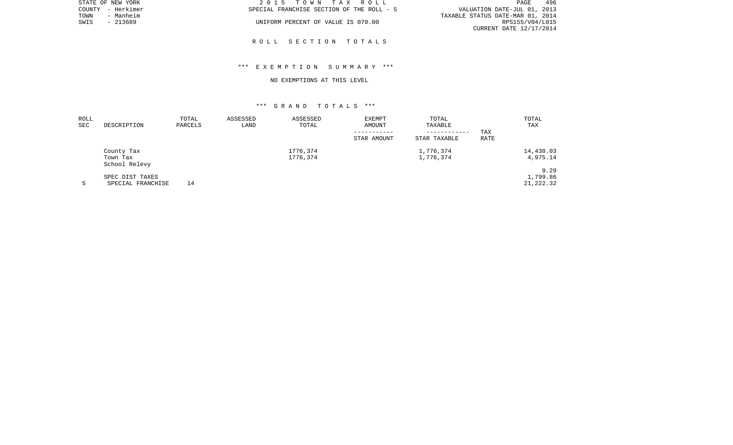STATE OF NEW YORK
COUNTY - Herkimer
TOWN - Manheim
SWIS - 213689

2 0 1 5 T O W N T A X R O L L
SPECIAL FRANCHISE SECTION OF THE ROLL - 5
UNIFORM PERCENT OF VALUE IS 070.00

VALUATION DATE-JUL 01, 2013
TAXABLE STATUS DATE-MAR 01, 2014
RPS155/V04/L015
CURRENT DATE 12/17/2014

## R O L L S E C T I O N T O T A L S

### \*\*\* E X E M P T I O N S U M M A R Y \*\*\*

NO EXEMPTIONS AT THIS LEVEL

### \*\*\* G R A N D T O T A L S \*\*\*

| ROLL SEC | DESCRIPTION | TOTAL PARCELS | ASSESSED LAND | ASSESSED TOTAL | EXEMPT AMOUNT<br>-----------<br>STAR AMOUNT | TOTAL TAXABLE<br>------------<br>STAR TAXABLE | TAX RATE | TOTAL TAX |
|---|---|---|---|---|---|---|---|---|
| | County Tax | | | 1776,374 | | 1,776,374 | | 14,438.03 |
| | Town Tax | | | 1776,374 | | 1,776,374 | | 4,975.14 |
| | School Relevy | | | | | | | |
| | | | | | | | | 9.29 |
| | SPEC DIST TAXES | | | | | | | 1,799.86 |
| 5 | SPECIAL FRANCHISE | 14 | | | | | | 21,222.32 |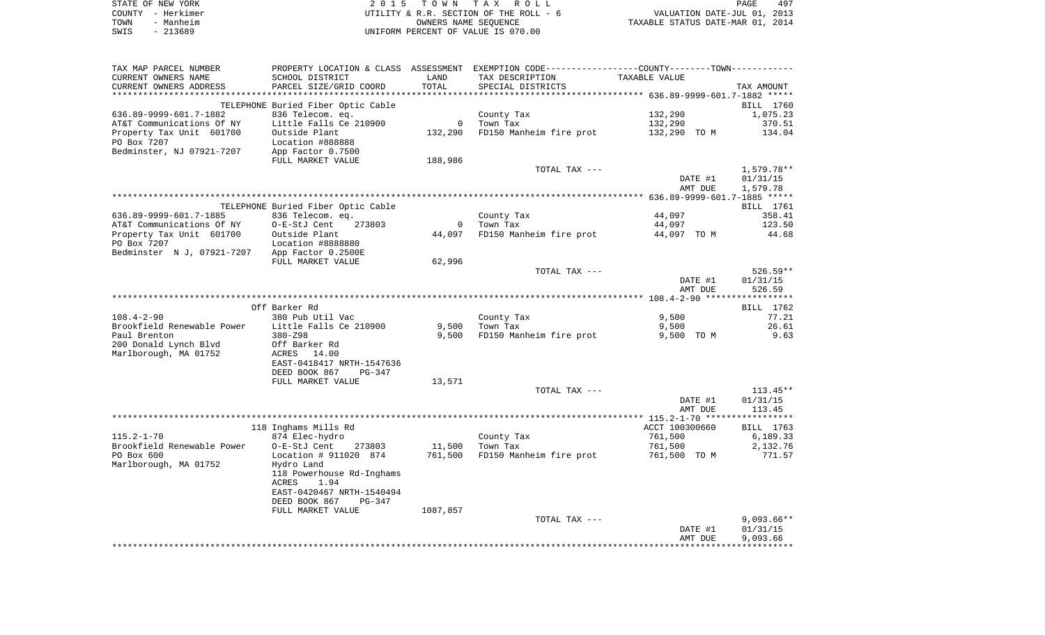STATE OF NEW YORK — 2 0 1 5 T O W N T A X R O L L
COUNTY - Herkimer — UTILITY & R.R. SECTION OF THE ROLL - 6 — VALUATION DATE-JUL 01, 2013
TOWN - Manheim — OWNERS NAME SEQUENCE — TAXABLE STATUS DATE-MAR 01, 2014
SWIS - 213689 — UNIFORM PERCENT OF VALUE IS 070.00

| TAX MAP PARCEL NUMBER / CURRENT OWNERS NAME / CURRENT OWNERS ADDRESS | PROPERTY LOCATION & CLASS / SCHOOL DISTRICT / PARCEL SIZE/GRID COORD | ASSESSMENT LAND / TOTAL | EXEMPTION CODE / TAX DESCRIPTION / SPECIAL DISTRICTS | TAXABLE VALUE | TAX AMOUNT |
|---|---|---|---|---|---|
| **636.89-9999-601.7-1882** | TELEPHONE Buried Fiber Optic Cable | | | | BILL 1760 |
| 636.89-9999-601.7-1882 | 836 Telecom. eq. | | County Tax | 132,290 | 1,075.23 |
| AT&T Communications Of NY | Little Falls Ce 210900 | 0 | Town Tax | 132,290 | 370.51 |
| Property Tax Unit 601700 | Outside Plant | 132,290 | FD150 Manheim fire prot | 132,290 TO M | 134.04 |
| PO Box 7207 | Location #888888 | | | | |
| Bedminster, NJ 07921-7207 | App Factor 0.7500 | | | | |
| | FULL MARKET VALUE | 188,986 | | | |
| | | | TOTAL TAX --- | | 1,579.78** |
| | | | | DATE #1 | 01/31/15 |
| | | | | AMT DUE | 1,579.78 |
| **636.89-9999-601.7-1885** | TELEPHONE Buried Fiber Optic Cable | | | | BILL 1761 |
| 636.89-9999-601.7-1885 | 836 Telecom. eq. | | County Tax | 44,097 | 358.41 |
| AT&T Communications Of NY | O-E-StJ Cent 273803 | 0 | Town Tax | 44,097 | 123.50 |
| Property Tax Unit 601700 | Outside Plant | 44,097 | FD150 Manheim fire prot | 44,097 TO M | 44.68 |
| PO Box 7207 | Location #8888880 | | | | |
| Bedminster N J, 07921-7207 | App Factor 0.2500E | | | | |
| | FULL MARKET VALUE | 62,996 | | | |
| | | | TOTAL TAX --- | | 526.59** |
| | | | | DATE #1 | 01/31/15 |
| | | | | AMT DUE | 526.59 |
| **108.4-2-90** | Off Barker Rd | | | | BILL 1762 |
| 108.4-2-90 | 380 Pub Util Vac | | County Tax | 9,500 | 77.21 |
| Brookfield Renewable Power | Little Falls Ce 210900 | 9,500 | Town Tax | 9,500 | 26.61 |
| Paul Brenton | 380-Z98 | 9,500 | FD150 Manheim fire prot | 9,500 TO M | 9.63 |
| 200 Donald Lynch Blvd | Off Barker Rd | | | | |
| Marlborough, MA 01752 | ACRES 14.00 | | | | |
| | EAST-0418417 NRTH-1547636 | | | | |
| | DEED BOOK 867 PG-347 | | | | |
| | FULL MARKET VALUE | 13,571 | | | |
| | | | TOTAL TAX --- | | 113.45** |
| | | | | DATE #1 | 01/31/15 |
| | | | | AMT DUE | 113.45 |
| **115.2-1-70** | 118 Inghams Mills Rd | | | ACCT 100300660 | BILL 1763 |
| 115.2-1-70 | 874 Elec-hydro | | County Tax | 761,500 | 6,189.33 |
| Brookfield Renewable Power | O-E-StJ Cent 273803 | 11,500 | Town Tax | 761,500 | 2,132.76 |
| PO Box 600 | Location # 911020 874 | 761,500 | FD150 Manheim fire prot | 761,500 TO M | 771.57 |
| Marlborough, MA 01752 | Hydro Land | | | | |
| | 118 Powerhouse Rd-Inghams | | | | |
| | ACRES 1.94 | | | | |
| | EAST-0420467 NRTH-1540494 | | | | |
| | DEED BOOK 867 PG-347 | | | | |
| | FULL MARKET VALUE | 1087,857 | | | |
| | | | TOTAL TAX --- | | 9,093.66** |
| | | | | DATE #1 | 01/31/15 |
| | | | | AMT DUE | 9,093.66 |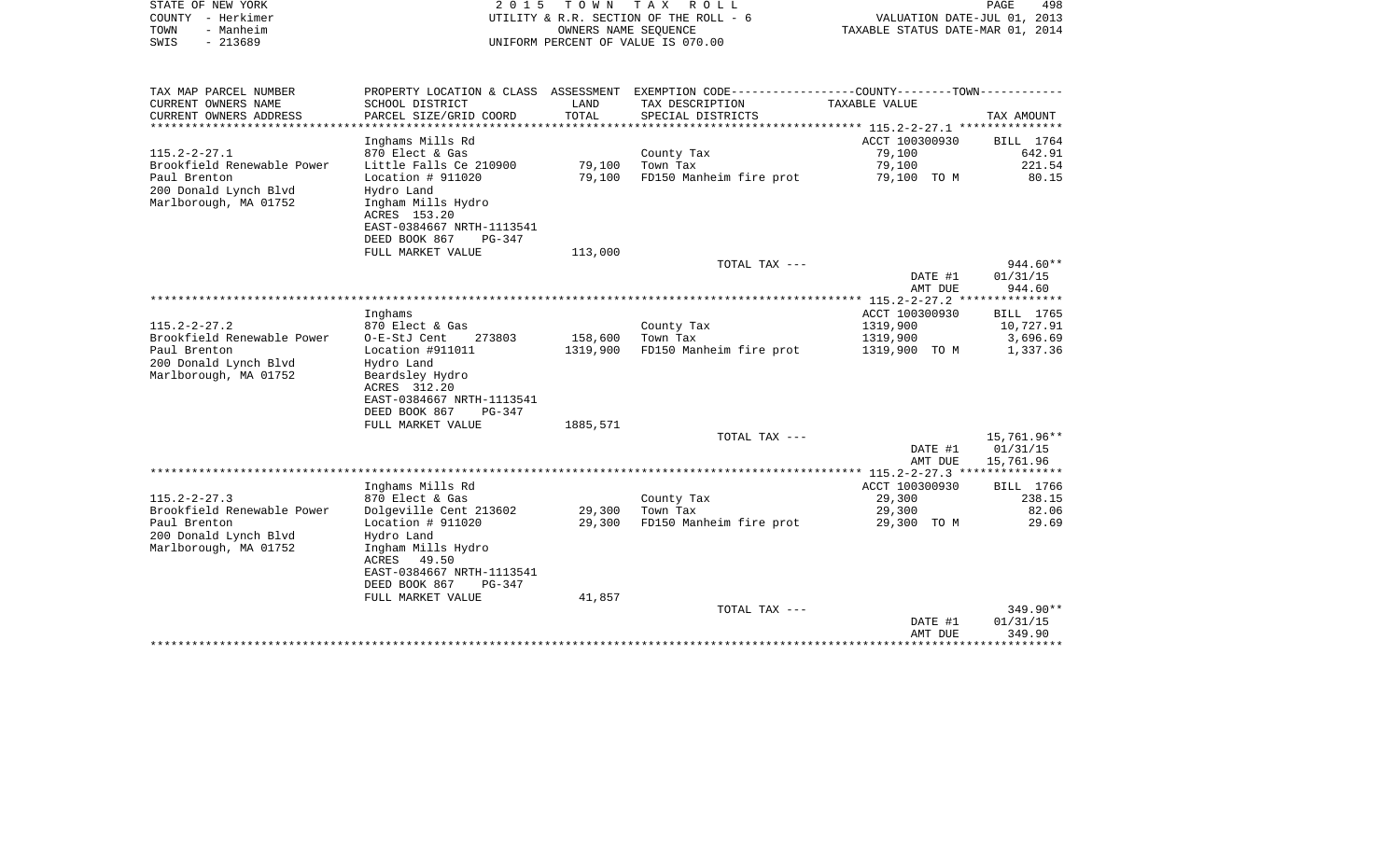STATE OF NEW YORK
COUNTY - Herkimer
TOWN - Manheim
SWIS - 213689

2 0 1 5 T O W N T A X R O L L
UTILITY & R.R. SECTION OF THE ROLL - 6
OWNERS NAME SEQUENCE
UNIFORM PERCENT OF VALUE IS 070.00

VALUATION DATE-JUL 01, 2013
TAXABLE STATUS DATE-MAR 01, 2014

| TAX MAP PARCEL NUMBER / CURRENT OWNERS NAME / CURRENT OWNERS ADDRESS | PROPERTY LOCATION & CLASS / SCHOOL DISTRICT / PARCEL SIZE/GRID COORD | ASSESSMENT LAND / TOTAL | EXEMPTION CODE / TAX DESCRIPTION / SPECIAL DISTRICTS | COUNTY--------TOWN / TAXABLE VALUE | TAX AMOUNT |
|---|---|---|---|---|---|
| **115.2-2-27.1** | Inghams Mills Rd | | | ACCT 100300930 | BILL 1764 |
| 115.2-2-27.1 | 870 Elect & Gas | | County Tax | 79,100 | 642.91 |
| Brookfield Renewable Power | Little Falls Ce 210900 | 79,100 | Town Tax | 79,100 | 221.54 |
| Paul Brenton | Location # 911020 | 79,100 | FD150 Manheim fire prot | 79,100 TO M | 80.15 |
| 200 Donald Lynch Blvd | Hydro Land | | | | |
| Marlborough, MA 01752 | Ingham Mills Hydro | | | | |
| | ACRES 153.20 | | | | |
| | EAST-0384667 NRTH-1113541 | | | | |
| | DEED BOOK 867 PG-347 | | | | |
| | FULL MARKET VALUE | 113,000 | | | |
| | | | TOTAL TAX --- | | 944.60** |
| | | | | DATE #1 | 01/31/15 |
| | | | | AMT DUE | 944.60 |
| **115.2-2-27.2** | Inghams | | | ACCT 100300930 | BILL 1765 |
| 115.2-2-27.2 | 870 Elect & Gas | | County Tax | 1319,900 | 10,727.91 |
| Brookfield Renewable Power | O-E-StJ Cent 273803 | 158,600 | Town Tax | 1319,900 | 3,696.69 |
| Paul Brenton | Location #911011 | 1319,900 | FD150 Manheim fire prot | 1319,900 TO M | 1,337.36 |
| 200 Donald Lynch Blvd | Hydro Land | | | | |
| Marlborough, MA 01752 | Beardsley Hydro | | | | |
| | ACRES 312.20 | | | | |
| | EAST-0384667 NRTH-1113541 | | | | |
| | DEED BOOK 867 PG-347 | | | | |
| | FULL MARKET VALUE | 1885,571 | | | |
| | | | TOTAL TAX --- | | 15,761.96** |
| | | | | DATE #1 | 01/31/15 |
| | | | | AMT DUE | 15,761.96 |
| **115.2-2-27.3** | Inghams Mills Rd | | | ACCT 100300930 | BILL 1766 |
| 115.2-2-27.3 | 870 Elect & Gas | | County Tax | 29,300 | 238.15 |
| Brookfield Renewable Power | Dolgeville Cent 213602 | 29,300 | Town Tax | 29,300 | 82.06 |
| Paul Brenton | Location # 911020 | 29,300 | FD150 Manheim fire prot | 29,300 TO M | 29.69 |
| 200 Donald Lynch Blvd | Hydro Land | | | | |
| Marlborough, MA 01752 | Ingham Mills Hydro | | | | |
| | ACRES 49.50 | | | | |
| | EAST-0384667 NRTH-1113541 | | | | |
| | DEED BOOK 867 PG-347 | | | | |
| | FULL MARKET VALUE | 41,857 | | | |
| | | | TOTAL TAX --- | | 349.90** |
| | | | | DATE #1 | 01/31/15 |
| | | | | AMT DUE | 349.90 |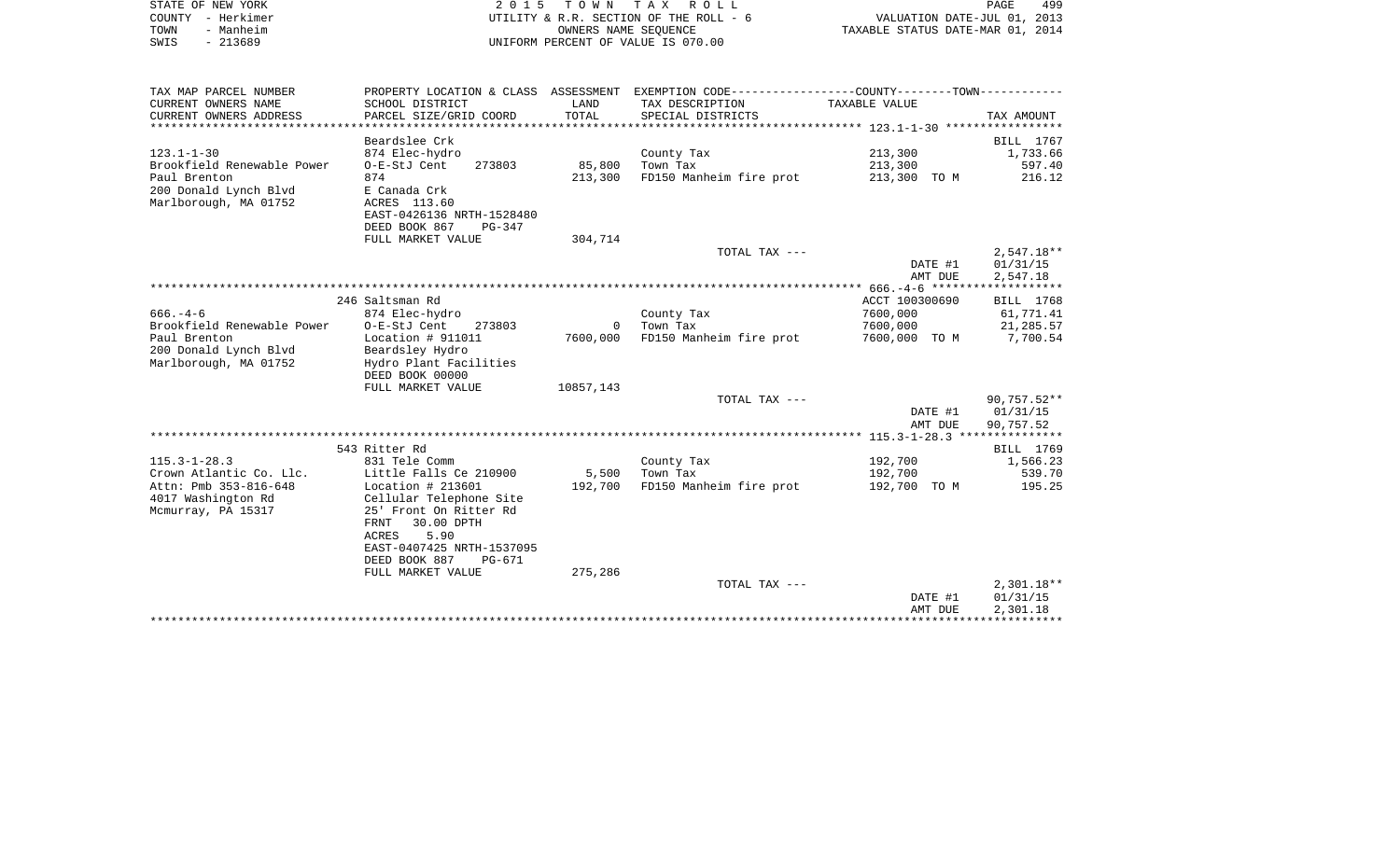STATE OF NEW YORK
COUNTY - Herkimer
TOWN - Manheim
SWIS - 213689

2 0 1 5 T O W N T A X R O L L
UTILITY & R.R. SECTION OF THE ROLL - 6
OWNERS NAME SEQUENCE
UNIFORM PERCENT OF VALUE IS 070.00

VALUATION DATE-JUL 01, 2013
TAXABLE STATUS DATE-MAR 01, 2014

| TAX MAP PARCEL NUMBER<br>CURRENT OWNERS NAME<br>CURRENT OWNERS ADDRESS | PROPERTY LOCATION & CLASS<br>SCHOOL DISTRICT<br>PARCEL SIZE/GRID COORD | ASSESSMENT<br>LAND<br>TOTAL | EXEMPTION CODE-----COUNTY-----TOWN-----<br>TAX DESCRIPTION<br>SPECIAL DISTRICTS | TAXABLE VALUE | TAX AMOUNT |
|---|---|---|---|---|---|
| | Beardslee Crk | | | | BILL 1767 |
| 123.1-1-30 | 874 Elec-hydro | | County Tax | 213,300 | 1,733.66 |
| Brookfield Renewable Power | O-E-StJ Cent 273803 | 85,800 | Town Tax | 213,300 | 597.40 |
| Paul Brenton | 874 | 213,300 | FD150 Manheim fire prot | 213,300 TO M | 216.12 |
| 200 Donald Lynch Blvd | E Canada Crk | | | | |
| Marlborough, MA 01752 | ACRES 113.60 | | | | |
| | EAST-0426136 NRTH-1528480 | | | | |
| | DEED BOOK 867 PG-347 | | | | |
| | FULL MARKET VALUE | 304,714 | | | |
| | | | TOTAL TAX --- | | 2,547.18** |
| | | | | DATE #1 | 01/31/15 |
| | | | | AMT DUE | 2,547.18 |
| | 246 Saltsman Rd | | | ACCT 100300690 | BILL 1768 |
| 666.-4-6 | 874 Elec-hydro | | County Tax | 7600,000 | 61,771.41 |
| Brookfield Renewable Power | O-E-StJ Cent 273803 | 0 | Town Tax | 7600,000 | 21,285.57 |
| Paul Brenton | Location # 911011 | 7600,000 | FD150 Manheim fire prot | 7600,000 TO M | 7,700.54 |
| 200 Donald Lynch Blvd | Beardsley Hydro | | | | |
| Marlborough, MA 01752 | Hydro Plant Facilities | | | | |
| | DEED BOOK 00000 | | | | |
| | FULL MARKET VALUE | 10857,143 | | | |
| | | | TOTAL TAX --- | | 90,757.52** |
| | | | | DATE #1 | 01/31/15 |
| | | | | AMT DUE | 90,757.52 |
| | 543 Ritter Rd | | | | BILL 1769 |
| 115.3-1-28.3 | 831 Tele Comm | | County Tax | 192,700 | 1,566.23 |
| Crown Atlantic Co. Llc. | Little Falls Ce 210900 | 5,500 | Town Tax | 192,700 | 539.70 |
| Attn: Pmb 353-816-648 | Location # 213601 | 192,700 | FD150 Manheim fire prot | 192,700 TO M | 195.25 |
| 4017 Washington Rd | Cellular Telephone Site | | | | |
| Mcmurray, PA 15317 | 25' Front On Ritter Rd | | | | |
| | FRNT 30.00 DPTH | | | | |
| | ACRES 5.90 | | | | |
| | EAST-0407425 NRTH-1537095 | | | | |
| | DEED BOOK 887 PG-671 | | | | |
| | FULL MARKET VALUE | 275,286 | | | |
| | | | TOTAL TAX --- | | 2,301.18** |
| | | | | DATE #1 | 01/31/15 |
| | | | | AMT DUE | 2,301.18 |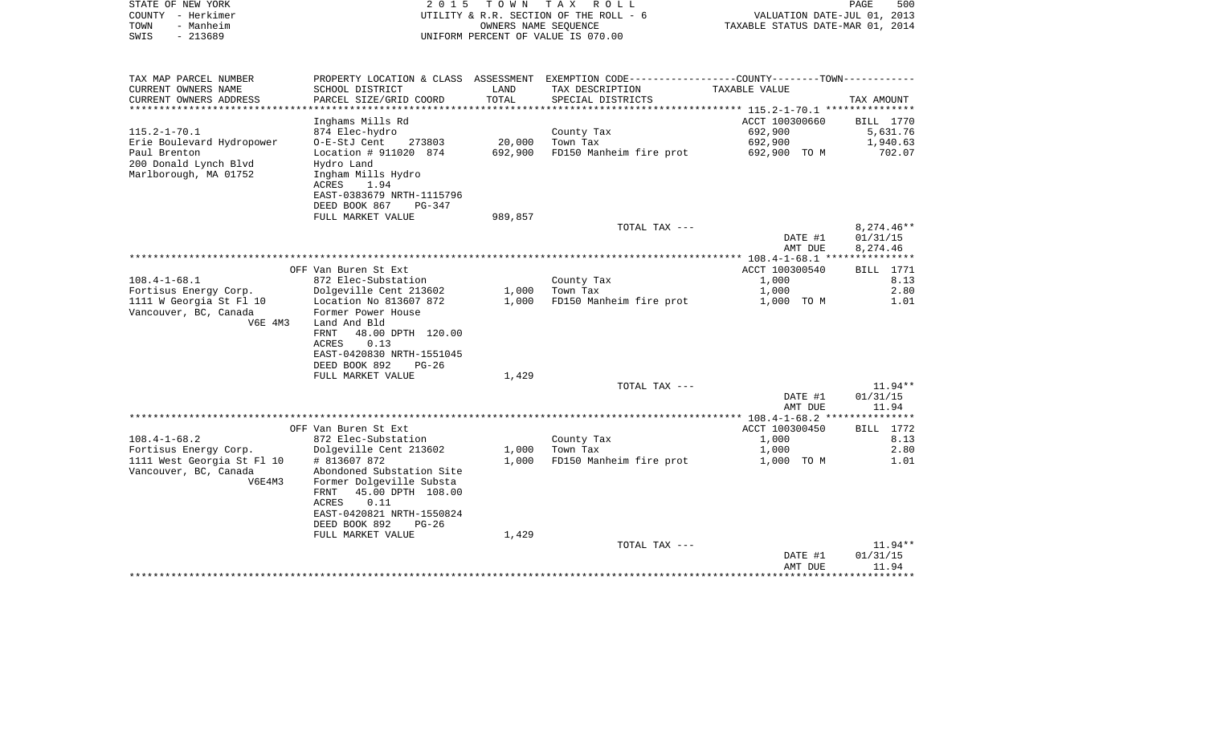STATE OF NEW YORK
COUNTY - Herkimer
TOWN - Manheim
SWIS - 213689

2 0 1 5 T O W N T A X R O L L
UTILITY & R.R. SECTION OF THE ROLL - 6
OWNERS NAME SEQUENCE
UNIFORM PERCENT OF VALUE IS 070.00

VALUATION DATE-JUL 01, 2013
TAXABLE STATUS DATE-MAR 01, 2014

| TAX MAP PARCEL NUMBER / CURRENT OWNERS NAME / CURRENT OWNERS ADDRESS | PROPERTY LOCATION & CLASS / SCHOOL DISTRICT / PARCEL SIZE/GRID COORD | ASSESSMENT LAND / TOTAL | EXEMPTION CODE / TAX DESCRIPTION / SPECIAL DISTRICTS | TAXABLE VALUE | TAX AMOUNT |
|---|---|---|---|---|---|
| | Inghams Mills Rd | | | ACCT 100300660 | BILL 1770 |
| 115.2-1-70.1 | 874 Elec-hydro | | County Tax | 692,900 | 5,631.76 |
| Erie Boulevard Hydropower | O-E-StJ Cent 273803 | 20,000 | Town Tax | 692,900 | 1,940.63 |
| Paul Brenton | Location # 911020 874 | 692,900 | FD150 Manheim fire prot | 692,900 TO M | 702.07 |
| 200 Donald Lynch Blvd | Hydro Land | | | | |
| Marlborough, MA 01752 | Ingham Mills Hydro | | | | |
| | ACRES 1.94 | | | | |
| | EAST-0383679 NRTH-1115796 | | | | |
| | DEED BOOK 867 PG-347 | | | | |
| | FULL MARKET VALUE | 989,857 | | | |
| | | | TOTAL TAX --- | | 8,274.46** |
| | | | | DATE #1 | 01/31/15 |
| | | | | AMT DUE | 8,274.46 |
| | OFF Van Buren St Ext | | | ACCT 100300540 | BILL 1771 |
| 108.4-1-68.1 | 872 Elec-Substation | | County Tax | 1,000 | 8.13 |
| Fortisus Energy Corp. | Dolgeville Cent 213602 | 1,000 | Town Tax | 1,000 | 2.80 |
| 1111 W Georgia St Fl 10 | Location No 813607 872 | 1,000 | FD150 Manheim fire prot | 1,000 TO M | 1.01 |
| Vancouver, BC, Canada | Former Power House | | | | |
| V6E 4M3 | Land And Bld | | | | |
| | FRNT 48.00 DPTH 120.00 | | | | |
| | ACRES 0.13 | | | | |
| | EAST-0420830 NRTH-1551045 | | | | |
| | DEED BOOK 892 PG-26 | | | | |
| | FULL MARKET VALUE | 1,429 | | | |
| | | | TOTAL TAX --- | | 11.94** |
| | | | | DATE #1 | 01/31/15 |
| | | | | AMT DUE | 11.94 |
| | OFF Van Buren St Ext | | | ACCT 100300450 | BILL 1772 |
| 108.4-1-68.2 | 872 Elec-Substation | | County Tax | 1,000 | 8.13 |
| Fortisus Energy Corp. | Dolgeville Cent 213602 | 1,000 | Town Tax | 1,000 | 2.80 |
| 1111 West Georgia St Fl 10 | # 813607 872 | 1,000 | FD150 Manheim fire prot | 1,000 TO M | 1.01 |
| Vancouver, BC, Canada | Abondoned Substation Site | | | | |
| V6E4M3 | Former Dolgeville Substa | | | | |
| | FRNT 45.00 DPTH 108.00 | | | | |
| | ACRES 0.11 | | | | |
| | EAST-0420821 NRTH-1550824 | | | | |
| | DEED BOOK 892 PG-26 | | | | |
| | FULL MARKET VALUE | 1,429 | | | |
| | | | TOTAL TAX --- | | 11.94** |
| | | | | DATE #1 | 01/31/15 |
| | | | | AMT DUE | 11.94 |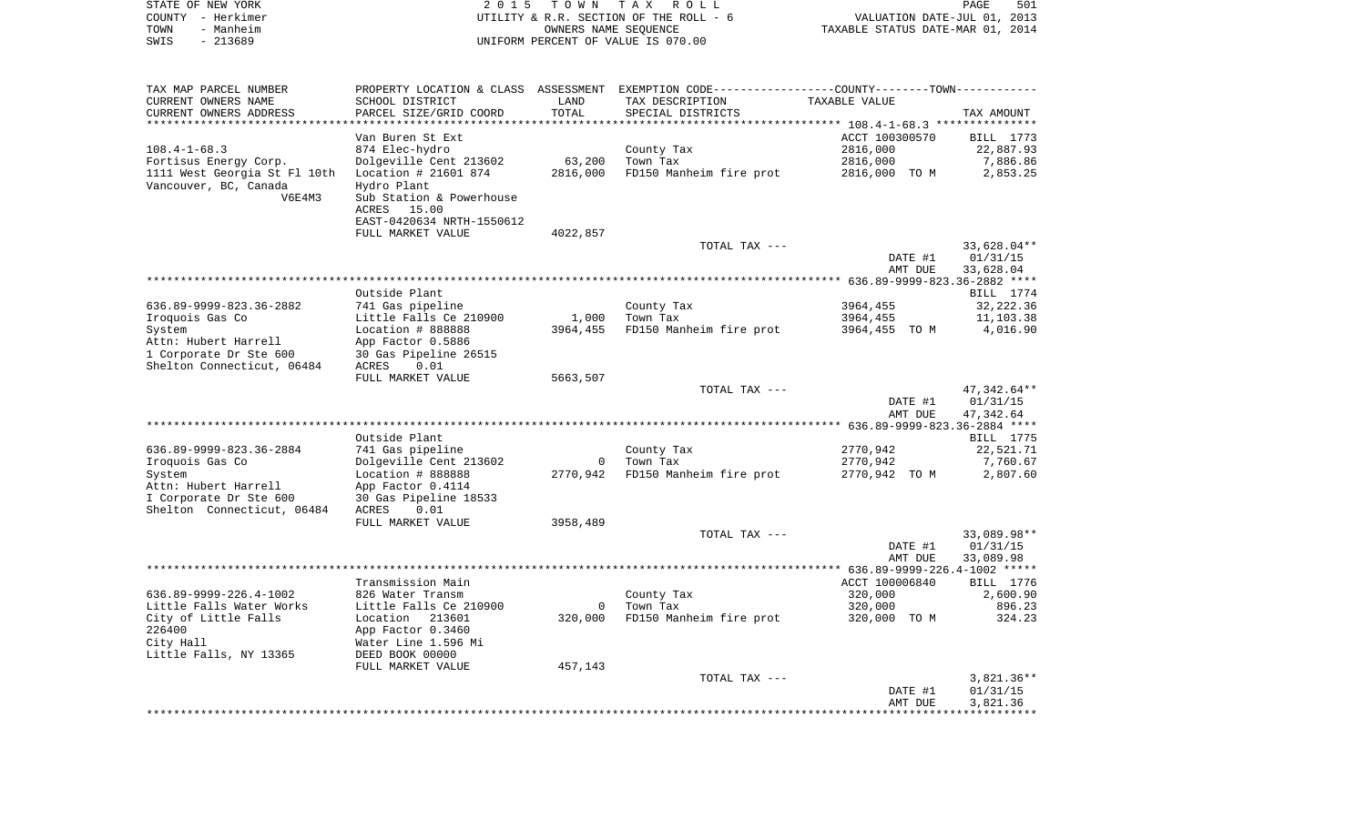STATE OF NEW YORK — COUNTY - Herkimer — TOWN - Manheim — SWIS - 213689

2015 TOWN TAX ROLL — UTILITY & R.R. SECTION OF THE ROLL - 6 — OWNERS NAME SEQUENCE — UNIFORM PERCENT OF VALUE IS 070.00

VALUATION DATE-JUL 01, 2013 — TAXABLE STATUS DATE-MAR 01, 2014

| TAX MAP PARCEL NUMBER / CURRENT OWNERS NAME / CURRENT OWNERS ADDRESS | PROPERTY LOCATION & CLASS / SCHOOL DISTRICT / PARCEL SIZE/GRID COORD | ASSESSMENT LAND / TOTAL | EXEMPTION CODE / TAX DESCRIPTION / SPECIAL DISTRICTS | COUNTY--------TOWN TAXABLE VALUE | TAX AMOUNT |
|---|---|---|---|---|---|
| **108.4-1-68.3** | Van Buren St Ext | | | ACCT 100300570 | BILL 1773 |
| 108.4-1-68.3 | 874 Elec-hydro | | County Tax | 2816,000 | 22,887.93 |
| Fortisus Energy Corp. | Dolgeville Cent 213602 | 63,200 | Town Tax | 2816,000 | 7,886.86 |
| 1111 West Georgia St Fl 10th | Location # 21601 874 | 2816,000 | FD150 Manheim fire prot | 2816,000 TO M | 2,853.25 |
| Vancouver, BC, Canada | Hydro Plant | | | | |
| V6E4M3 | Sub Station & Powerhouse | | | | |
| | ACRES 15.00 | | | | |
| | EAST-0420634 NRTH-1550612 | | | | |
| | FULL MARKET VALUE | 4022,857 | | | |
| | | | TOTAL TAX --- | | 33,628.04** |
| | | | | DATE #1 | 01/31/15 |
| | | | | AMT DUE | 33,628.04 |
| **636.89-9999-823.36-2882** | Outside Plant | | | | BILL 1774 |
| 636.89-9999-823.36-2882 | 741 Gas pipeline | | County Tax | 3964,455 | 32,222.36 |
| Iroquois Gas Co | Little Falls Ce 210900 | 1,000 | Town Tax | 3964,455 | 11,103.38 |
| System | Location # 888888 | 3964,455 | FD150 Manheim fire prot | 3964,455 TO M | 4,016.90 |
| Attn: Hubert Harrell | App Factor 0.5886 | | | | |
| 1 Corporate Dr Ste 600 | 30 Gas Pipeline 26515 | | | | |
| Shelton Connecticut, 06484 | ACRES 0.01 | | | | |
| | FULL MARKET VALUE | 5663,507 | | | |
| | | | TOTAL TAX --- | | 47,342.64** |
| | | | | DATE #1 | 01/31/15 |
| | | | | AMT DUE | 47,342.64 |
| **636.89-9999-823.36-2884** | Outside Plant | | | | BILL 1775 |
| 636.89-9999-823.36-2884 | 741 Gas pipeline | | County Tax | 2770,942 | 22,521.71 |
| Iroquois Gas Co | Dolgeville Cent 213602 | 0 | Town Tax | 2770,942 | 7,760.67 |
| System | Location # 888888 | 2770,942 | FD150 Manheim fire prot | 2770,942 TO M | 2,807.60 |
| Attn: Hubert Harrell | App Factor 0.4114 | | | | |
| I Corporate Dr Ste 600 | 30 Gas Pipeline 18533 | | | | |
| Shelton Connecticut, 06484 | ACRES 0.01 | | | | |
| | FULL MARKET VALUE | 3958,489 | | | |
| | | | TOTAL TAX --- | | 33,089.98** |
| | | | | DATE #1 | 01/31/15 |
| | | | | AMT DUE | 33,089.98 |
| **636.89-9999-226.4-1002** | Transmission Main | | | ACCT 100006840 | BILL 1776 |
| 636.89-9999-226.4-1002 | 826 Water Transm | | County Tax | 320,000 | 2,600.90 |
| Little Falls Water Works | Little Falls Ce 210900 | 0 | Town Tax | 320,000 | 896.23 |
| City of Little Falls | Location 213601 | 320,000 | FD150 Manheim fire prot | 320,000 TO M | 324.23 |
| 226400 | App Factor 0.3460 | | | | |
| City Hall | Water Line 1.596 Mi | | | | |
| Little Falls, NY 13365 | DEED BOOK 00000 | | | | |
| | FULL MARKET VALUE | 457,143 | | | |
| | | | TOTAL TAX --- | | 3,821.36** |
| | | | | DATE #1 | 01/31/15 |
| | | | | AMT DUE | 3,821.36 |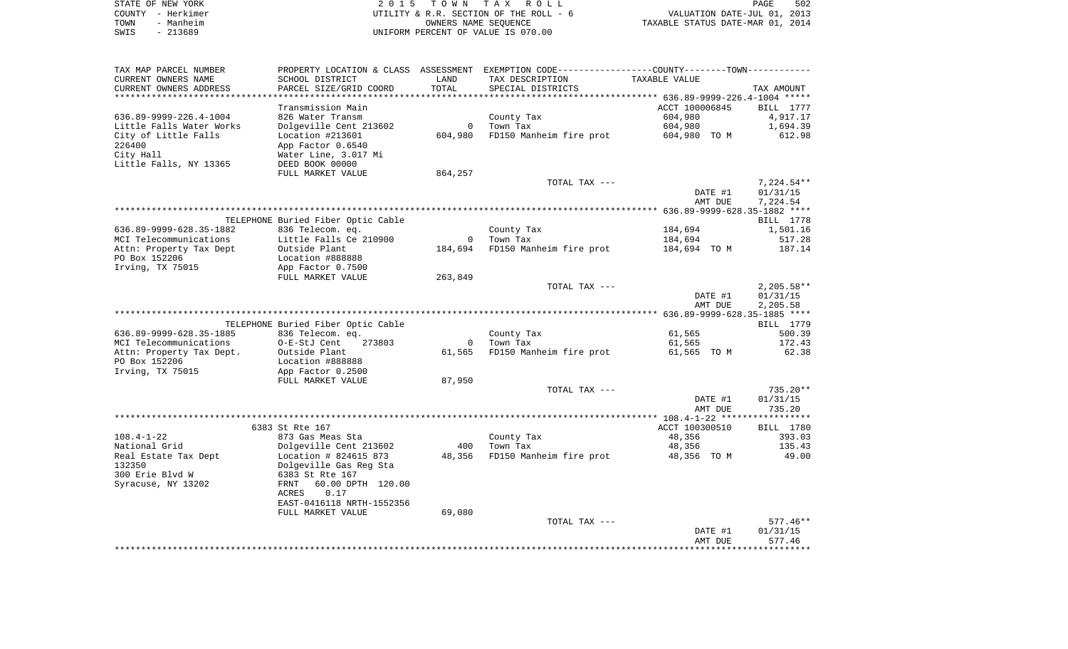STATE OF NEW YORK
COUNTY - Herkimer
TOWN - Manheim
SWIS - 213689

2015 TOWN TAX ROLL
UTILITY & R.R. SECTION OF THE ROLL - 6
OWNERS NAME SEQUENCE
UNIFORM PERCENT OF VALUE IS 070.00

VALUATION DATE-JUL 01, 2013
TAXABLE STATUS DATE-MAR 01, 2014

| TAX MAP PARCEL NUMBER / CURRENT OWNERS NAME / CURRENT OWNERS ADDRESS | PROPERTY LOCATION & CLASS / SCHOOL DISTRICT / PARCEL SIZE/GRID COORD | ASSESSMENT LAND / TOTAL | EXEMPTION CODE / TAX DESCRIPTION / SPECIAL DISTRICTS | TAXABLE VALUE | TAX AMOUNT |
|---|---|---|---|---|---|
| **636.89-9999-226.4-1004** | Transmission Main | | | ACCT 100006845 | BILL 1777 |
| 636.89-9999-226.4-1004 | 826 Water Transm | | County Tax | 604,980 | 4,917.17 |
| Little Falls Water Works | Dolgeville Cent 213602 | 0 | Town Tax | 604,980 | 1,694.39 |
| City of Little Falls | Location #213601 | 604,980 | FD150 Manheim fire prot | 604,980 TO M | 612.98 |
| 226400 | App Factor 0.6540 | | | | |
| City Hall | Water Line, 3.017 Mi | | | | |
| Little Falls, NY 13365 | DEED BOOK 00000 | | | | |
| | FULL MARKET VALUE | 864,257 | | | |
| | | | TOTAL TAX --- | | 7,224.54** |
| | | | | DATE #1 | 01/31/15 |
| | | | | AMT DUE | 7,224.54 |
| **636.89-9999-628.35-1882** | TELEPHONE Buried Fiber Optic Cable | | | | BILL 1778 |
| 636.89-9999-628.35-1882 | 836 Telecom. eq. | | County Tax | 184,694 | 1,501.16 |
| MCI Telecommunications | Little Falls Ce 210900 | 0 | Town Tax | 184,694 | 517.28 |
| Attn: Property Tax Dept | Outside Plant | 184,694 | FD150 Manheim fire prot | 184,694 TO M | 187.14 |
| PO Box 152206 | Location #888888 | | | | |
| Irving, TX 75015 | App Factor 0.7500 | | | | |
| | FULL MARKET VALUE | 263,849 | | | |
| | | | TOTAL TAX --- | | 2,205.58** |
| | | | | DATE #1 | 01/31/15 |
| | | | | AMT DUE | 2,205.58 |
| **636.89-9999-628.35-1885** | TELEPHONE Buried Fiber Optic Cable | | | | BILL 1779 |
| 636.89-9999-628.35-1885 | 836 Telecom. eq. | | County Tax | 61,565 | 500.39 |
| MCI Telecommunications | O-E-StJ Cent 273803 | 0 | Town Tax | 61,565 | 172.43 |
| Attn: Property Tax Dept. | Outside Plant | 61,565 | FD150 Manheim fire prot | 61,565 TO M | 62.38 |
| PO Box 152206 | Location #888888 | | | | |
| Irving, TX 75015 | App Factor 0.2500 | | | | |
| | FULL MARKET VALUE | 87,950 | | | |
| | | | TOTAL TAX --- | | 735.20** |
| | | | | DATE #1 | 01/31/15 |
| | | | | AMT DUE | 735.20 |
| **108.4-1-22** | 6383 St Rte 167 | | | ACCT 100300510 | BILL 1780 |
| 108.4-1-22 | 873 Gas Meas Sta | | County Tax | 48,356 | 393.03 |
| National Grid | Dolgeville Cent 213602 | 400 | Town Tax | 48,356 | 135.43 |
| Real Estate Tax Dept | Location # 824615 873 | 48,356 | FD150 Manheim fire prot | 48,356 TO M | 49.00 |
| 132350 | Dolgeville Gas Reg Sta | | | | |
| 300 Erie Blvd W | 6383 St Rte 167 | | | | |
| Syracuse, NY 13202 | FRNT 60.00 DPTH 120.00 | | | | |
| | ACRES 0.17 | | | | |
| | EAST-0416118 NRTH-1552356 | | | | |
| | FULL MARKET VALUE | 69,080 | | | |
| | | | TOTAL TAX --- | | 577.46** |
| | | | | DATE #1 | 01/31/15 |
| | | | | AMT DUE | 577.46 |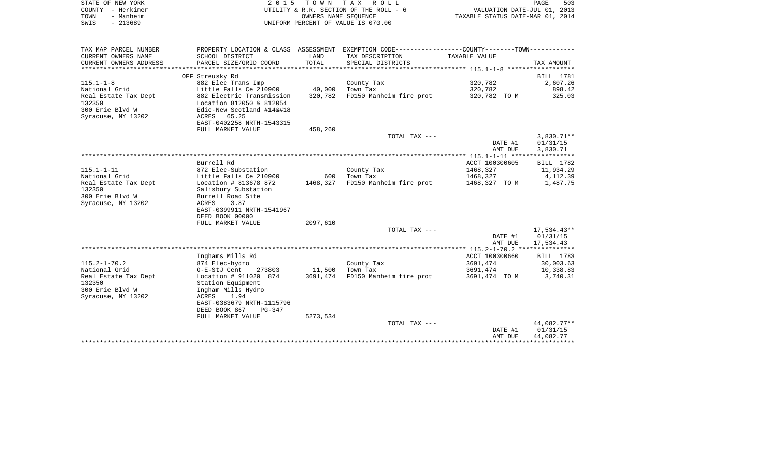STATE OF NEW YORK
COUNTY - Herkimer
TOWN - Manheim
SWIS - 213689

2 0 1 5 T O W N T A X R O L L
UTILITY & R.R. SECTION OF THE ROLL - 6
OWNERS NAME SEQUENCE
UNIFORM PERCENT OF VALUE IS 070.00

VALUATION DATE-JUL 01, 2013
TAXABLE STATUS DATE-MAR 01, 2014

| TAX MAP PARCEL NUMBER / CURRENT OWNERS NAME / CURRENT OWNERS ADDRESS | PROPERTY LOCATION & CLASS / SCHOOL DISTRICT / PARCEL SIZE/GRID COORD | ASSESSMENT LAND / TOTAL | EXEMPTION CODE / TAX DESCRIPTION / SPECIAL DISTRICTS | TAXABLE VALUE | TAX AMOUNT |
|---|---|---|---|---|---|
| | OFF Streusky Rd | | | | BILL 1781 |
| 115.1-1-8 | 882 Elec Trans Imp | | County Tax | 320,782 | 2,607.26 |
| National Grid | Little Falls Ce 210900 | 40,000 | Town Tax | 320,782 | 898.42 |
| Real Estate Tax Dept | 882 Electric Transmission | 320,782 | FD150 Manheim fire prot | 320,782 TO M | 325.03 |
| 132350 | Location 812050 & 812054 | | | | |
| 300 Erie Blvd W | Edic-New Scotland #14&#18 | | | | |
| Syracuse, NY 13202 | ACRES 65.25 | | | | |
| | EAST-0402258 NRTH-1543315 | | | | |
| | FULL MARKET VALUE | 458,260 | | | |
| | | | TOTAL TAX --- | | 3,830.71** |
| | | | | DATE #1 | 01/31/15 |
| | | | | AMT DUE | 3,830.71 |
| | Burrell Rd | | | ACCT 100300605 | BILL 1782 |
| 115.1-1-11 | 872 Elec-Substation | | County Tax | 1468,327 | 11,934.29 |
| National Grid | Little Falls Ce 210900 | 600 | Town Tax | 1468,327 | 4,112.39 |
| Real Estate Tax Dept | Location # 813678 872 | 1468,327 | FD150 Manheim fire prot | 1468,327 TO M | 1,487.75 |
| 132350 | Salisbury Substation | | | | |
| 300 Erie Blvd W | Burrell Road Site | | | | |
| Syracuse, NY 13202 | ACRES 3.87 | | | | |
| | EAST-0399911 NRTH-1541967 | | | | |
| | DEED BOOK 00000 | | | | |
| | FULL MARKET VALUE | 2097,610 | | | |
| | | | TOTAL TAX --- | | 17,534.43** |
| | | | | DATE #1 | 01/31/15 |
| | | | | AMT DUE | 17,534.43 |
| | Inghams Mills Rd | | | ACCT 100300660 | BILL 1783 |
| 115.2-1-70.2 | 874 Elec-hydro | | County Tax | 3691,474 | 30,003.63 |
| National Grid | O-E-StJ Cent 273803 | 11,500 | Town Tax | 3691,474 | 10,338.83 |
| Real Estate Tax Dept | Location # 911020 874 | 3691,474 | FD150 Manheim fire prot | 3691,474 TO M | 3,740.31 |
| 132350 | Station Equipment | | | | |
| 300 Erie Blvd W | Ingham Mills Hydro | | | | |
| Syracuse, NY 13202 | ACRES 1.94 | | | | |
| | EAST-0383679 NRTH-1115796 | | | | |
| | DEED BOOK 867 PG-347 | | | | |
| | FULL MARKET VALUE | 5273,534 | | | |
| | | | TOTAL TAX --- | | 44,082.77** |
| | | | | DATE #1 | 01/31/15 |
| | | | | AMT DUE | 44,082.77 |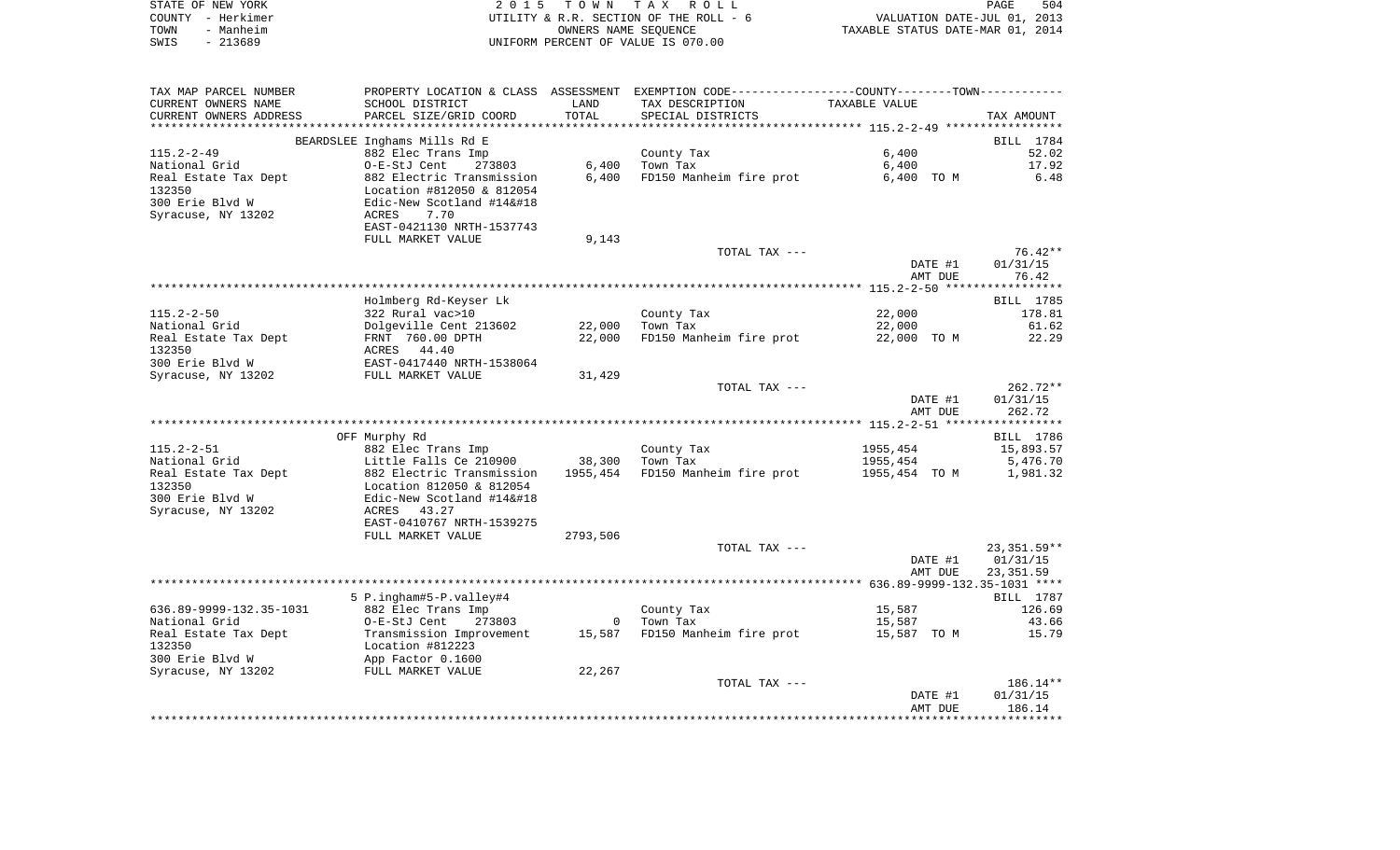STATE OF NEW YORK
COUNTY - Herkimer
TOWN - Manheim
SWIS - 213689

2 0 1 5   T O W N   T A X   R O L L
UTILITY & R.R. SECTION OF THE ROLL - 6
OWNERS NAME SEQUENCE
UNIFORM PERCENT OF VALUE IS 070.00

VALUATION DATE-JUL 01, 2013
TAXABLE STATUS DATE-MAR 01, 2014

| TAX MAP PARCEL NUMBER / CURRENT OWNERS NAME / CURRENT OWNERS ADDRESS | PROPERTY LOCATION & CLASS / SCHOOL DISTRICT / PARCEL SIZE/GRID COORD | ASSESSMENT LAND / TOTAL | EXEMPTION CODE / TAX DESCRIPTION / SPECIAL DISTRICTS | COUNTY--------TOWN TAXABLE VALUE | TAX AMOUNT |
|---|---|---|---|---|---|
| ******** 115.2-2-49 ******** | | | | | |
| | BEARDSLEE Inghams Mills Rd E | | | | BILL 1784 |
| 115.2-2-49 | 882 Elec Trans Imp | | County Tax | 6,400 | 52.02 |
| National Grid | O-E-StJ Cent 273803 | 6,400 | Town Tax | 6,400 | 17.92 |
| Real Estate Tax Dept | 882 Electric Transmission | 6,400 | FD150 Manheim fire prot | 6,400 TO M | 6.48 |
| 132350 | Location #812050 & 812054 | | | | |
| 300 Erie Blvd W | Edic-New Scotland #14&#18 | | | | |
| Syracuse, NY 13202 | ACRES 7.70 | | | | |
| | EAST-0421130 NRTH-1537743 | | | | |
| | FULL MARKET VALUE | 9,143 | | | |
| | | | TOTAL TAX --- | | 76.42** |
| | | | | DATE #1 | 01/31/15 |
| | | | | AMT DUE | 76.42 |
| ******** 115.2-2-50 ******** | | | | | |
| | Holmberg Rd-Keyser Lk | | | | BILL 1785 |
| 115.2-2-50 | 322 Rural vac>10 | | County Tax | 22,000 | 178.81 |
| National Grid | Dolgeville Cent 213602 | 22,000 | Town Tax | 22,000 | 61.62 |
| Real Estate Tax Dept | FRNT 760.00 DPTH | 22,000 | FD150 Manheim fire prot | 22,000 TO M | 22.29 |
| 132350 | ACRES 44.40 | | | | |
| 300 Erie Blvd W | EAST-0417440 NRTH-1538064 | | | | |
| Syracuse, NY 13202 | FULL MARKET VALUE | 31,429 | | | |
| | | | TOTAL TAX --- | | 262.72** |
| | | | | DATE #1 | 01/31/15 |
| | | | | AMT DUE | 262.72 |
| ******** 115.2-2-51 ******** | | | | | |
| | OFF Murphy Rd | | | | BILL 1786 |
| 115.2-2-51 | 882 Elec Trans Imp | | County Tax | 1955,454 | 15,893.57 |
| National Grid | Little Falls Ce 210900 | 38,300 | Town Tax | 1955,454 | 5,476.70 |
| Real Estate Tax Dept | 882 Electric Transmission | 1955,454 | FD150 Manheim fire prot | 1955,454 TO M | 1,981.32 |
| 132350 | Location 812050 & 812054 | | | | |
| 300 Erie Blvd W | Edic-New Scotland #14&#18 | | | | |
| Syracuse, NY 13202 | ACRES 43.27 | | | | |
| | EAST-0410767 NRTH-1539275 | | | | |
| | FULL MARKET VALUE | 2793,506 | | | |
| | | | TOTAL TAX --- | | 23,351.59** |
| | | | | DATE #1 | 01/31/15 |
| | | | | AMT DUE | 23,351.59 |
| ******** 636.89-9999-132.35-1031 ******** | | | | | |
| | 5 P.ingham#5-P.valley#4 | | | | BILL 1787 |
| 636.89-9999-132.35-1031 | 882 Elec Trans Imp | | County Tax | 15,587 | 126.69 |
| National Grid | O-E-StJ Cent 273803 | 0 | Town Tax | 15,587 | 43.66 |
| Real Estate Tax Dept | Transmission Improvement | 15,587 | FD150 Manheim fire prot | 15,587 TO M | 15.79 |
| 132350 | Location #812223 | | | | |
| 300 Erie Blvd W | App Factor 0.1600 | | | | |
| Syracuse, NY 13202 | FULL MARKET VALUE | 22,267 | | | |
| | | | TOTAL TAX --- | | 186.14** |
| | | | | DATE #1 | 01/31/15 |
| | | | | AMT DUE | 186.14 |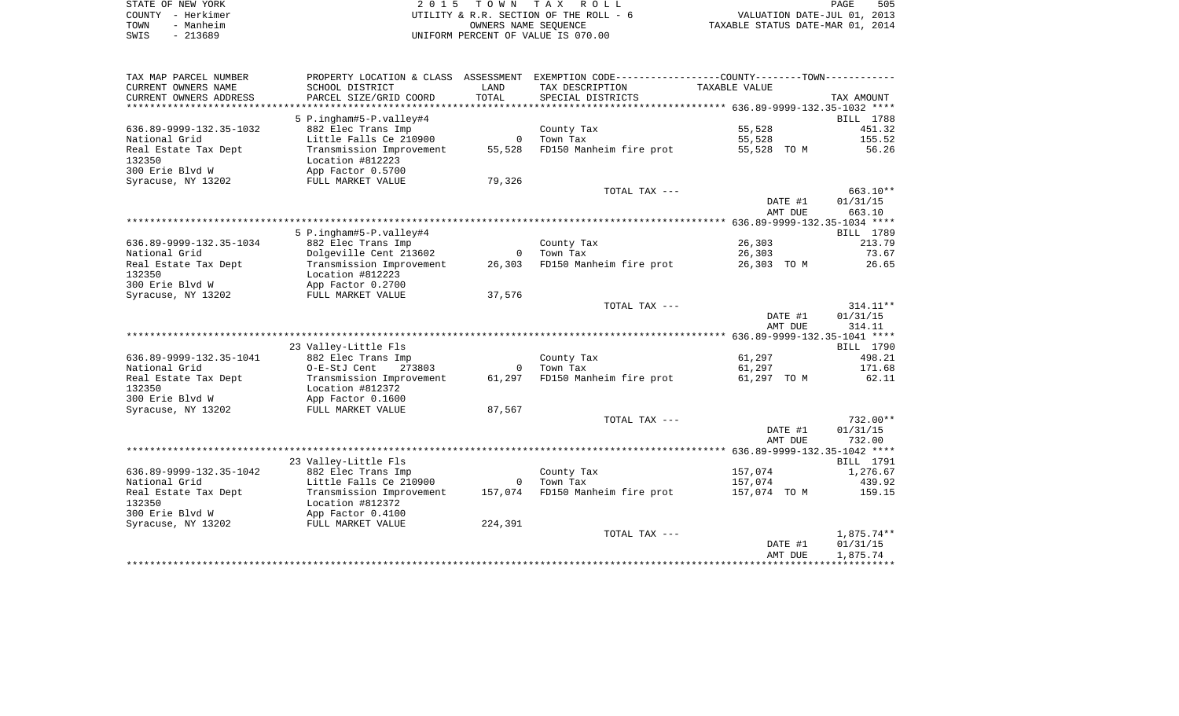| TAX MAP PARCEL NUMBER<br>CURRENT OWNERS NAME<br>CURRENT OWNERS ADDRESS | PROPERTY LOCATION & CLASS<br>SCHOOL DISTRICT<br>PARCEL SIZE/GRID COORD | ASSESSMENT<br>LAND<br>TOTAL | EXEMPTION CODE-----COUNTY-----TOWN-----<br>TAX DESCRIPTION<br>SPECIAL DISTRICTS | TAXABLE VALUE | TAX AMOUNT |
|---|---|---|---|---|---|
| **636.89-9999-132.35-1032** | 5 P.ingham#5-P.valley#4 | | | | BILL 1788 |
| 636.89-9999-132.35-1032 | 882 Elec Trans Imp | | County Tax | 55,528 | 451.32 |
| National Grid | Little Falls Ce 210900 | 0 | Town Tax | 55,528 | 155.52 |
| Real Estate Tax Dept | Transmission Improvement | 55,528 | FD150 Manheim fire prot | 55,528 TO M | 56.26 |
| 132350 | Location #812223 | | | | |
| 300 Erie Blvd W | App Factor 0.5700 | | | | |
| Syracuse, NY 13202 | FULL MARKET VALUE | 79,326 | | | |
| | | | TOTAL TAX --- | | 663.10** |
| | | | | DATE #1 | 01/31/15 |
| | | | | AMT DUE | 663.10 |
| **636.89-9999-132.35-1034** | 5 P.ingham#5-P.valley#4 | | | | BILL 1789 |
| 636.89-9999-132.35-1034 | 882 Elec Trans Imp | | County Tax | 26,303 | 213.79 |
| National Grid | Dolgeville Cent 213602 | 0 | Town Tax | 26,303 | 73.67 |
| Real Estate Tax Dept | Transmission Improvement | 26,303 | FD150 Manheim fire prot | 26,303 TO M | 26.65 |
| 132350 | Location #812223 | | | | |
| 300 Erie Blvd W | App Factor 0.2700 | | | | |
| Syracuse, NY 13202 | FULL MARKET VALUE | 37,576 | | | |
| | | | TOTAL TAX --- | | 314.11** |
| | | | | DATE #1 | 01/31/15 |
| | | | | AMT DUE | 314.11 |
| **636.89-9999-132.35-1041** | 23 Valley-Little Fls | | | | BILL 1790 |
| 636.89-9999-132.35-1041 | 882 Elec Trans Imp | | County Tax | 61,297 | 498.21 |
| National Grid | O-E-StJ Cent 273803 | 0 | Town Tax | 61,297 | 171.68 |
| Real Estate Tax Dept | Transmission Improvement | 61,297 | FD150 Manheim fire prot | 61,297 TO M | 62.11 |
| 132350 | Location #812372 | | | | |
| 300 Erie Blvd W | App Factor 0.1600 | | | | |
| Syracuse, NY 13202 | FULL MARKET VALUE | 87,567 | | | |
| | | | TOTAL TAX --- | | 732.00** |
| | | | | DATE #1 | 01/31/15 |
| | | | | AMT DUE | 732.00 |
| **636.89-9999-132.35-1042** | 23 Valley-Little Fls | | | | BILL 1791 |
| 636.89-9999-132.35-1042 | 882 Elec Trans Imp | | County Tax | 157,074 | 1,276.67 |
| National Grid | Little Falls Ce 210900 | 0 | Town Tax | 157,074 | 439.92 |
| Real Estate Tax Dept | Transmission Improvement | 157,074 | FD150 Manheim fire prot | 157,074 TO M | 159.15 |
| 132350 | Location #812372 | | | | |
| 300 Erie Blvd W | App Factor 0.4100 | | | | |
| Syracuse, NY 13202 | FULL MARKET VALUE | 224,391 | | | |
| | | | TOTAL TAX --- | | 1,875.74** |
| | | | | DATE #1 | 01/31/15 |
| | | | | AMT DUE | 1,875.74 |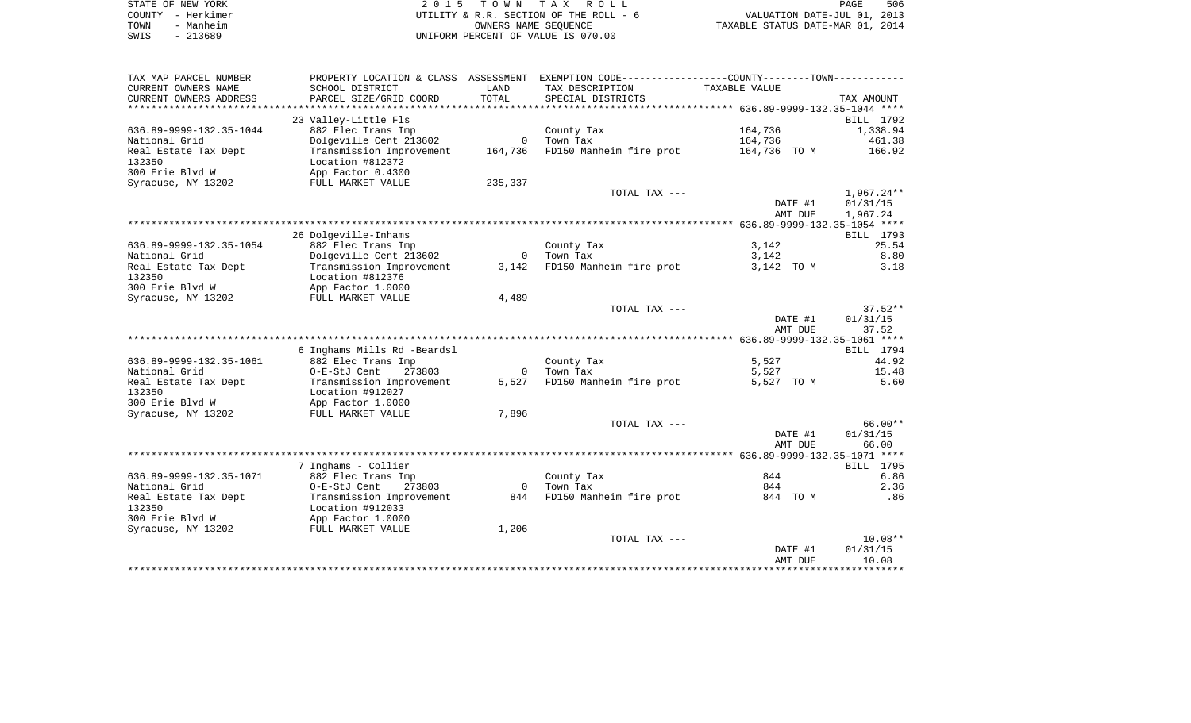STATE OF NEW YORK
COUNTY - Herkimer
TOWN - Manheim
SWIS - 213689

# 2015 TOWN TAX ROLL
UTILITY & R.R. SECTION OF THE ROLL - 6
OWNERS NAME SEQUENCE
UNIFORM PERCENT OF VALUE IS 070.00

VALUATION DATE-JUL 01, 2013
TAXABLE STATUS DATE-MAR 01, 2014

| TAX MAP PARCEL NUMBER / CURRENT OWNERS NAME / CURRENT OWNERS ADDRESS | PROPERTY LOCATION & CLASS / SCHOOL DISTRICT / PARCEL SIZE/GRID COORD | ASSESSMENT LAND / TOTAL | EXEMPTION CODE / TAX DESCRIPTION / SPECIAL DISTRICTS | COUNTY--------TOWN / TAXABLE VALUE | TAX AMOUNT |
|---|---|---|---|---|---|
| 636.89-9999-132.35-1044 | 23 Valley-Little Fls | | | | BILL 1792 |
| 636.89-9999-132.35-1044 | 882 Elec Trans Imp | | County Tax | 164,736 | 1,338.94 |
| National Grid | Dolgeville Cent 213602 | 0 | Town Tax | 164,736 | 461.38 |
| Real Estate Tax Dept | Transmission Improvement | 164,736 | FD150 Manheim fire prot | 164,736 TO M | 166.92 |
| 132350 | Location #812372 | | | | |
| 300 Erie Blvd W | App Factor 0.4300 | | | | |
| Syracuse, NY 13202 | FULL MARKET VALUE | 235,337 | | | |
| | | | TOTAL TAX --- | | 1,967.24** |
| | | | | DATE #1 | 01/31/15 |
| | | | | AMT DUE | 1,967.24 |
| 636.89-9999-132.35-1054 | 26 Dolgeville-Inhams | | | | BILL 1793 |
| 636.89-9999-132.35-1054 | 882 Elec Trans Imp | | County Tax | 3,142 | 25.54 |
| National Grid | Dolgeville Cent 213602 | 0 | Town Tax | 3,142 | 8.80 |
| Real Estate Tax Dept | Transmission Improvement | 3,142 | FD150 Manheim fire prot | 3,142 TO M | 3.18 |
| 132350 | Location #812376 | | | | |
| 300 Erie Blvd W | App Factor 1.0000 | | | | |
| Syracuse, NY 13202 | FULL MARKET VALUE | 4,489 | | | |
| | | | TOTAL TAX --- | | 37.52** |
| | | | | DATE #1 | 01/31/15 |
| | | | | AMT DUE | 37.52 |
| 636.89-9999-132.35-1061 | 6 Inghams Mills Rd -Beardsl | | | | BILL 1794 |
| 636.89-9999-132.35-1061 | 882 Elec Trans Imp | | County Tax | 5,527 | 44.92 |
| National Grid | O-E-StJ Cent 273803 | 0 | Town Tax | 5,527 | 15.48 |
| Real Estate Tax Dept | Transmission Improvement | 5,527 | FD150 Manheim fire prot | 5,527 TO M | 5.60 |
| 132350 | Location #912027 | | | | |
| 300 Erie Blvd W | App Factor 1.0000 | | | | |
| Syracuse, NY 13202 | FULL MARKET VALUE | 7,896 | | | |
| | | | TOTAL TAX --- | | 66.00** |
| | | | | DATE #1 | 01/31/15 |
| | | | | AMT DUE | 66.00 |
| 636.89-9999-132.35-1071 | 7 Inghams - Collier | | | | BILL 1795 |
| 636.89-9999-132.35-1071 | 882 Elec Trans Imp | | County Tax | 844 | 6.86 |
| National Grid | O-E-StJ Cent 273803 | 0 | Town Tax | 844 | 2.36 |
| Real Estate Tax Dept | Transmission Improvement | 844 | FD150 Manheim fire prot | 844 TO M | .86 |
| 132350 | Location #912033 | | | | |
| 300 Erie Blvd W | App Factor 1.0000 | | | | |
| Syracuse, NY 13202 | FULL MARKET VALUE | 1,206 | | | |
| | | | TOTAL TAX --- | | 10.08** |
| | | | | DATE #1 | 01/31/15 |
| | | | | AMT DUE | 10.08 |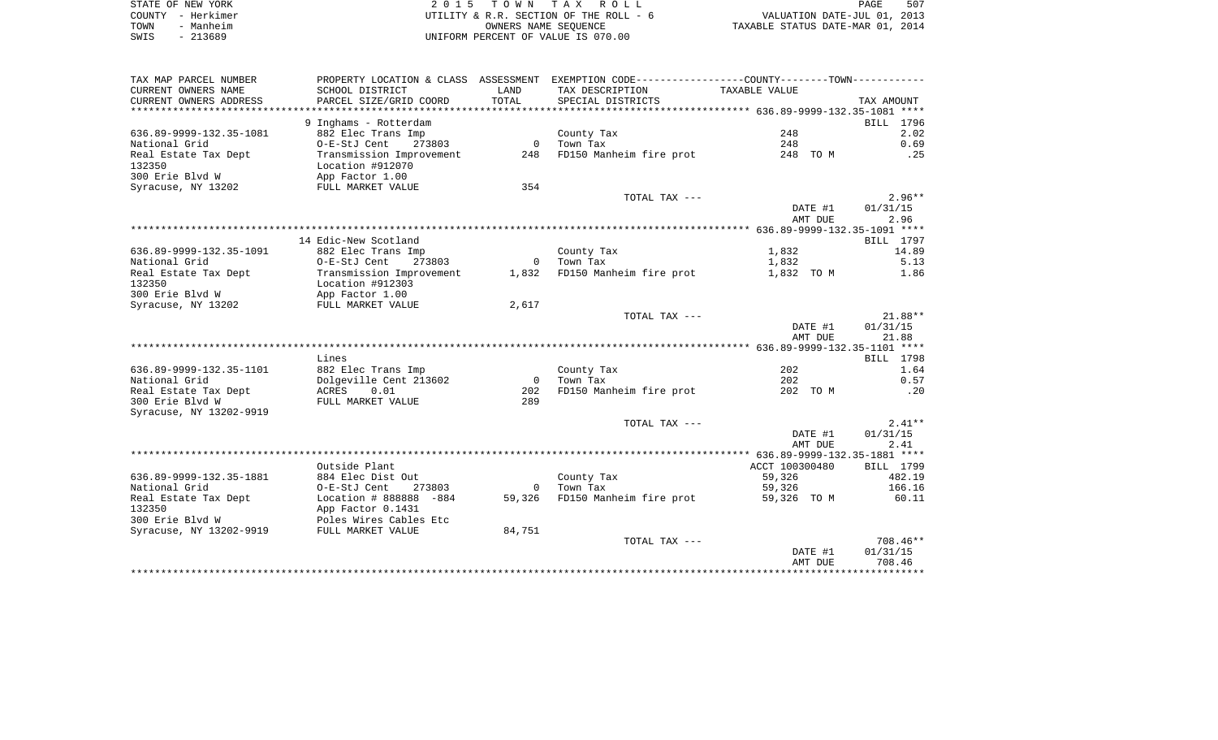STATE OF NEW YORK
COUNTY - Herkimer
TOWN - Manheim
SWIS - 213689

2015 TOWN TAX ROLL
UTILITY & R.R. SECTION OF THE ROLL - 6
OWNERS NAME SEQUENCE
UNIFORM PERCENT OF VALUE IS 070.00

VALUATION DATE-JUL 01, 2013
TAXABLE STATUS DATE-MAR 01, 2014

| TAX MAP PARCEL NUMBER / CURRENT OWNERS NAME / CURRENT OWNERS ADDRESS | PROPERTY LOCATION & CLASS / SCHOOL DISTRICT / PARCEL SIZE/GRID COORD | ASSESSMENT LAND / TOTAL | EXEMPTION CODE / TAX DESCRIPTION / SPECIAL DISTRICTS | COUNTY--TOWN TAXABLE VALUE | TAX AMOUNT |
|---|---|---|---|---|---|
| **636.89-9999-132.35-1081** | 9 Inghams - Rotterdam | | | | BILL 1796 |
| 636.89-9999-132.35-1081 | 882 Elec Trans Imp | | County Tax | 248 | 2.02 |
| National Grid | O-E-StJ Cent 273803 | 0 | Town Tax | 248 | 0.69 |
| Real Estate Tax Dept | Transmission Improvement | 248 | FD150 Manheim fire prot | 248 TO M | .25 |
| 132350 | Location #912070 | | | | |
| 300 Erie Blvd W | App Factor 1.00 | | | | |
| Syracuse, NY 13202 | FULL MARKET VALUE | 354 | | | |
| | | | TOTAL TAX --- | | 2.96** |
| | | | | DATE #1 | 01/31/15 |
| | | | | AMT DUE | 2.96 |
| **636.89-9999-132.35-1091** | 14 Edic-New Scotland | | | | BILL 1797 |
| 636.89-9999-132.35-1091 | 882 Elec Trans Imp | | County Tax | 1,832 | 14.89 |
| National Grid | O-E-StJ Cent 273803 | 0 | Town Tax | 1,832 | 5.13 |
| Real Estate Tax Dept | Transmission Improvement | 1,832 | FD150 Manheim fire prot | 1,832 TO M | 1.86 |
| 132350 | Location #912303 | | | | |
| 300 Erie Blvd W | App Factor 1.00 | | | | |
| Syracuse, NY 13202 | FULL MARKET VALUE | 2,617 | | | |
| | | | TOTAL TAX --- | | 21.88** |
| | | | | DATE #1 | 01/31/15 |
| | | | | AMT DUE | 21.88 |
| **636.89-9999-132.35-1101** | Lines | | | | BILL 1798 |
| 636.89-9999-132.35-1101 | 882 Elec Trans Imp | | County Tax | 202 | 1.64 |
| National Grid | Dolgeville Cent 213602 | 0 | Town Tax | 202 | 0.57 |
| Real Estate Tax Dept | ACRES 0.01 | 202 | FD150 Manheim fire prot | 202 TO M | .20 |
| 300 Erie Blvd W | FULL MARKET VALUE | 289 | | | |
| Syracuse, NY 13202-9919 | | | | | |
| | | | TOTAL TAX --- | | 2.41** |
| | | | | DATE #1 | 01/31/15 |
| | | | | AMT DUE | 2.41 |
| **636.89-9999-132.35-1881** | Outside Plant | | | ACCT 100300480 | BILL 1799 |
| 636.89-9999-132.35-1881 | 884 Elec Dist Out | | County Tax | 59,326 | 482.19 |
| National Grid | O-E-StJ Cent 273803 | 0 | Town Tax | 59,326 | 166.16 |
| Real Estate Tax Dept | Location # 888888 -884 | 59,326 | FD150 Manheim fire prot | 59,326 TO M | 60.11 |
| 132350 | App Factor 0.1431 | | | | |
| 300 Erie Blvd W | Poles Wires Cables Etc | | | | |
| Syracuse, NY 13202-9919 | FULL MARKET VALUE | 84,751 | | | |
| | | | TOTAL TAX --- | | 708.46** |
| | | | | DATE #1 | 01/31/15 |
| | | | | AMT DUE | 708.46 |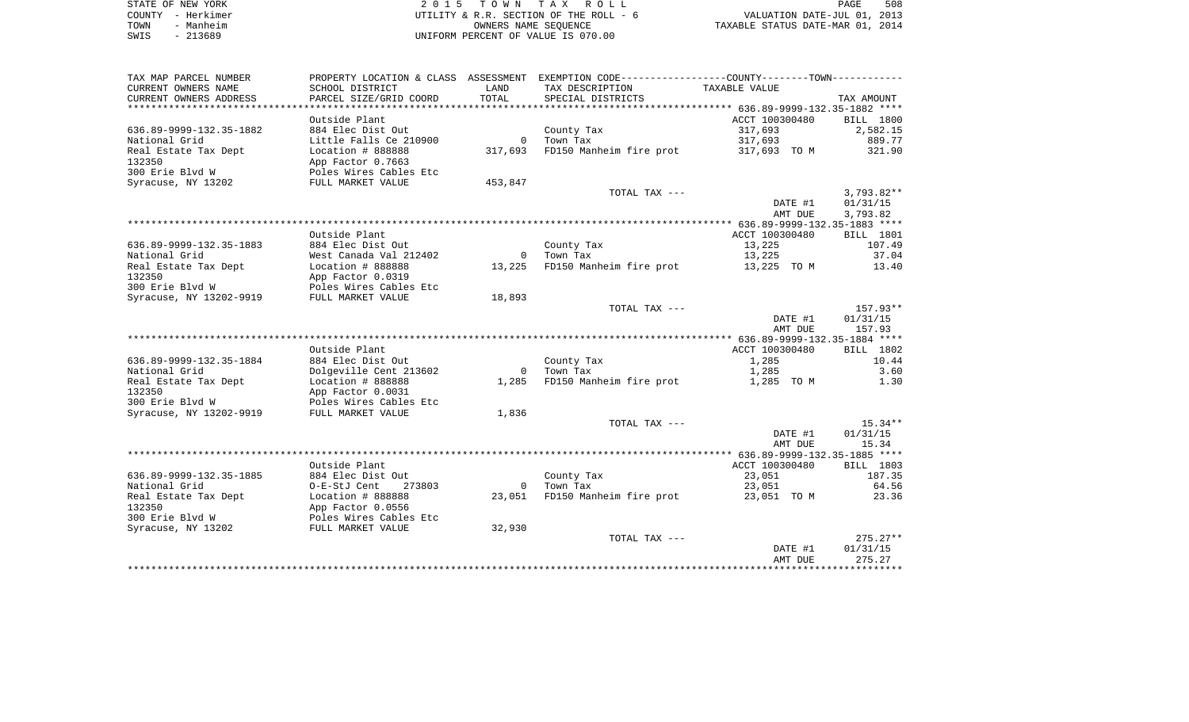STATE OF NEW YORK
COUNTY - Herkimer
TOWN - Manheim
SWIS - 213689

2 0 1 5 T O W N T A X R O L L
UTILITY & R.R. SECTION OF THE ROLL - 6
OWNERS NAME SEQUENCE
UNIFORM PERCENT OF VALUE IS 070.00

VALUATION DATE-JUL 01, 2013
TAXABLE STATUS DATE-MAR 01, 2014

| TAX MAP PARCEL NUMBER / CURRENT OWNERS NAME / CURRENT OWNERS ADDRESS | PROPERTY LOCATION & CLASS / SCHOOL DISTRICT / PARCEL SIZE/GRID COORD | ASSESSMENT LAND / TOTAL | EXEMPTION CODE / TAX DESCRIPTION / SPECIAL DISTRICTS | COUNTY / TOWN TAXABLE VALUE | TAX AMOUNT |
|---|---|---|---|---|---|
| **636.89-9999-132.35-1882** | Outside Plant | | | ACCT 100300480 | BILL 1800 |
| 636.89-9999-132.35-1882 | 884 Elec Dist Out | | County Tax | 317,693 | 2,582.15 |
| National Grid | Little Falls Ce 210900 | 0 | Town Tax | 317,693 | 889.77 |
| Real Estate Tax Dept | Location # 888888 | 317,693 | FD150 Manheim fire prot | 317,693 TO M | 321.90 |
| 132350 | App Factor 0.7663 | | | | |
| 300 Erie Blvd W | Poles Wires Cables Etc | | | | |
| Syracuse, NY 13202 | FULL MARKET VALUE | 453,847 | | | |
| | | | TOTAL TAX --- | | 3,793.82** |
| | | | | DATE #1 | 01/31/15 |
| | | | | AMT DUE | 3,793.82 |
| **636.89-9999-132.35-1883** | Outside Plant | | | ACCT 100300480 | BILL 1801 |
| 636.89-9999-132.35-1883 | 884 Elec Dist Out | | County Tax | 13,225 | 107.49 |
| National Grid | West Canada Val 212402 | 0 | Town Tax | 13,225 | 37.04 |
| Real Estate Tax Dept | Location # 888888 | 13,225 | FD150 Manheim fire prot | 13,225 TO M | 13.40 |
| 132350 | App Factor 0.0319 | | | | |
| 300 Erie Blvd W | Poles Wires Cables Etc | | | | |
| Syracuse, NY 13202-9919 | FULL MARKET VALUE | 18,893 | | | |
| | | | TOTAL TAX --- | | 157.93** |
| | | | | DATE #1 | 01/31/15 |
| | | | | AMT DUE | 157.93 |
| **636.89-9999-132.35-1884** | Outside Plant | | | ACCT 100300480 | BILL 1802 |
| 636.89-9999-132.35-1884 | 884 Elec Dist Out | | County Tax | 1,285 | 10.44 |
| National Grid | Dolgeville Cent 213602 | 0 | Town Tax | 1,285 | 3.60 |
| Real Estate Tax Dept | Location # 888888 | 1,285 | FD150 Manheim fire prot | 1,285 TO M | 1.30 |
| 132350 | App Factor 0.0031 | | | | |
| 300 Erie Blvd W | Poles Wires Cables Etc | | | | |
| Syracuse, NY 13202-9919 | FULL MARKET VALUE | 1,836 | | | |
| | | | TOTAL TAX --- | | 15.34** |
| | | | | DATE #1 | 01/31/15 |
| | | | | AMT DUE | 15.34 |
| **636.89-9999-132.35-1885** | Outside Plant | | | ACCT 100300480 | BILL 1803 |
| 636.89-9999-132.35-1885 | 884 Elec Dist Out | | County Tax | 23,051 | 187.35 |
| National Grid | O-E-StJ Cent 273803 | 0 | Town Tax | 23,051 | 64.56 |
| Real Estate Tax Dept | Location # 888888 | 23,051 | FD150 Manheim fire prot | 23,051 TO M | 23.36 |
| 132350 | App Factor 0.0556 | | | | |
| 300 Erie Blvd W | Poles Wires Cables Etc | | | | |
| Syracuse, NY 13202 | FULL MARKET VALUE | 32,930 | | | |
| | | | TOTAL TAX --- | | 275.27** |
| | | | | DATE #1 | 01/31/15 |
| | | | | AMT DUE | 275.27 |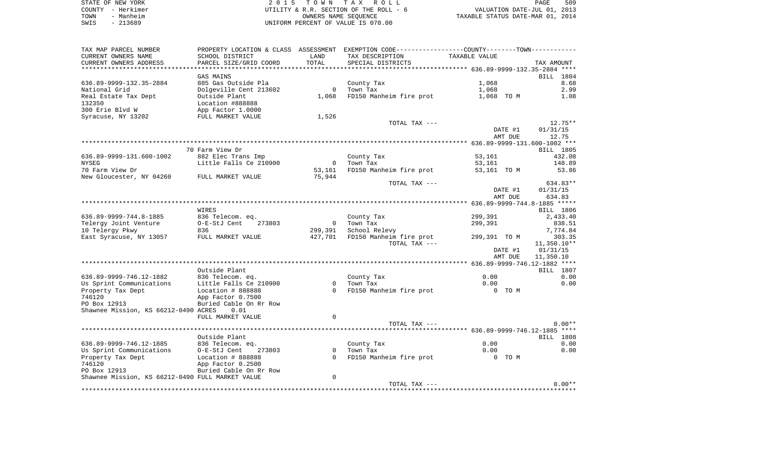STATE OF NEW YORK | 2 0 1 5 T O W N T A X R O L L | PAGE 509
COUNTY - Herkimer | UTILITY & R.R. SECTION OF THE ROLL - 6 | VALUATION DATE-JUL 01, 2013
TOWN - Manheim | OWNERS NAME SEQUENCE | TAXABLE STATUS DATE-MAR 01, 2014
SWIS - 213689 | UNIFORM PERCENT OF VALUE IS 070.00

| TAX MAP PARCEL NUMBER / CURRENT OWNERS NAME / CURRENT OWNERS ADDRESS | PROPERTY LOCATION & CLASS / SCHOOL DISTRICT / PARCEL SIZE/GRID COORD | ASSESSMENT LAND / TOTAL | EXEMPTION CODE / TAX DESCRIPTION / SPECIAL DISTRICTS | COUNTY / TOWN TAXABLE VALUE | TAX AMOUNT |
|---|---|---|---|---|---|
| **636.89-9999-132.35-2884** | GAS MAINS | | | | BILL 1804 |
| 636.89-9999-132.35-2884 | 885 Gas Outside Pla | | County Tax | 1,068 | 8.68 |
| National Grid | Dolgeville Cent 213602 | 0 | Town Tax | 1,068 | 2.99 |
| Real Estate Tax Dept | Outside Plant | 1,068 | FD150 Manheim fire prot | 1,068 TO M | 1.08 |
| 132350 | Location #888888 | | | | |
| 300 Erie Blvd W | App Factor 1.0000 | | | | |
| Syracuse, NY 13202 | FULL MARKET VALUE | 1,526 | | | |
| | | | TOTAL TAX --- | | 12.75** |
| | | | | DATE #1 | 01/31/15 |
| | | | | AMT DUE | 12.75 |
| **636.89-9999-131.600-1002** | 70 Farm View Dr | | | | BILL 1805 |
| 636.89-9999-131.600-1002 | 882 Elec Trans Imp | | County Tax | 53,161 | 432.08 |
| NYSEG | Little Falls Ce 210900 | 0 | Town Tax | 53,161 | 148.89 |
| 70 Farm View Dr | | 53,161 | FD150 Manheim fire prot | 53,161 TO M | 53.86 |
| New Gloucester, NY 04260 | FULL MARKET VALUE | 75,944 | | | |
| | | | TOTAL TAX --- | | 634.83** |
| | | | | DATE #1 | 01/31/15 |
| | | | | AMT DUE | 634.83 |
| **636.89-9999-744.8-1885** | WIRES | | | | BILL 1806 |
| 636.89-9999-744.8-1885 | 836 Telecom. eq. | | County Tax | 299,391 | 2,433.40 |
| Telergy Joint Venture | O-E-StJ Cent 273803 | 0 | Town Tax | 299,391 | 838.51 |
| 10 Telergy Pkwy | 836 | 299,391 | School Relevy | | 7,774.84 |
| East Syracuse, NY 13057 | FULL MARKET VALUE | 427,701 | FD150 Manheim fire prot | 299,391 TO M | 303.35 |
| | | | TOTAL TAX --- | | 11,350.10** |
| | | | | DATE #1 | 01/31/15 |
| | | | | AMT DUE | 11,350.10 |
| **636.89-9999-746.12-1882** | Outside Plant | | | | BILL 1807 |
| 636.89-9999-746.12-1882 | 836 Telecom. eq. | | County Tax | 0.00 | 0.00 |
| Us Sprint Communications | Little Falls Ce 210900 | 0 | Town Tax | 0.00 | 0.00 |
| Property Tax Dept | Location # 888888 | 0 | FD150 Manheim fire prot | 0 TO M | |
| 746120 | App Factor 0.7500 | | | | |
| PO Box 12913 | Buried Cable On Rr Row | | | | |
| Shawnee Mission, KS 66212-0490 | ACRES 0.01 | | | | |
| | FULL MARKET VALUE | 0 | | | |
| | | | TOTAL TAX --- | | 0.00** |
| **636.89-9999-746.12-1885** | Outside Plant | | | | BILL 1808 |
| 636.89-9999-746.12-1885 | 836 Telecom. eq. | | County Tax | 0.00 | 0.00 |
| Us Sprint Communications | O-E-StJ Cent 273803 | 0 | Town Tax | 0.00 | 0.00 |
| Property Tax Dept | Location # 888888 | 0 | FD150 Manheim fire prot | 0 TO M | |
| 746120 | App Factor 0.2500 | | | | |
| PO Box 12913 | Buried Cable On Rr Row | | | | |
| Shawnee Mission, KS 66212-0490 | FULL MARKET VALUE | 0 | | | |
| | | | TOTAL TAX --- | | 0.00** |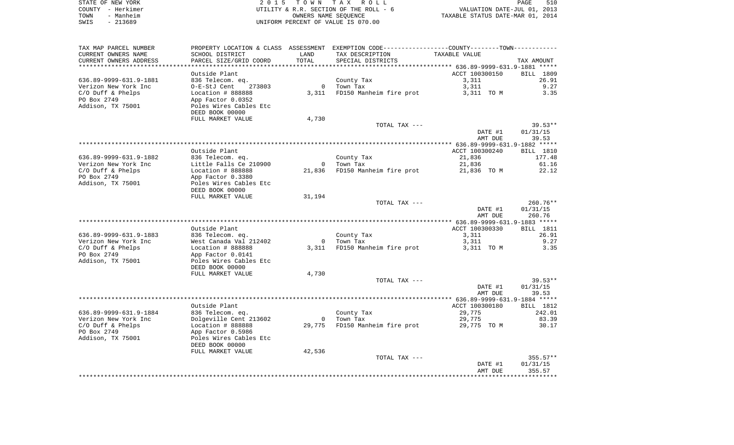STATE OF NEW YORK | COUNTY - Herkimer | TOWN - Manheim | SWIS - 213689

# 2015 TOWN TAX ROLL
UTILITY & R.R. SECTION OF THE ROLL - 6
OWNERS NAME SEQUENCE
UNIFORM PERCENT OF VALUE IS 070.00

VALUATION DATE-JUL 01, 2013
TAXABLE STATUS DATE-MAR 01, 2014

| TAX MAP PARCEL NUMBER / CURRENT OWNERS NAME / CURRENT OWNERS ADDRESS | PROPERTY LOCATION & CLASS / SCHOOL DISTRICT / PARCEL SIZE/GRID COORD | ASSESSMENT LAND / TOTAL | EXEMPTION CODE / TAX DESCRIPTION / SPECIAL DISTRICTS | COUNTY/TOWN TAXABLE VALUE | TAX AMOUNT |
|---|---|---|---|---|---|
| **636.89-9999-631.9-1881** | Outside Plant | | | ACCT 100300150 | BILL 1809 |
| 636.89-9999-631.9-1881 | 836 Telecom. eq. | | County Tax | 3,311 | 26.91 |
| Verizon New York Inc | O-E-StJ Cent 273803 | 0 | Town Tax | 3,311 | 9.27 |
| C/O Duff & Phelps | Location # 888888 | 3,311 | FD150 Manheim fire prot | 3,311 TO M | 3.35 |
| PO Box 2749 | App Factor 0.0352 | | | | |
| Addison, TX 75001 | Poles Wires Cables Etc | | | | |
| | DEED BOOK 00000 | | | | |
| | FULL MARKET VALUE | 4,730 | | | |
| | | | TOTAL TAX --- | | 39.53** |
| | | | | DATE #1 | 01/31/15 |
| | | | | AMT DUE | 39.53 |
| **636.89-9999-631.9-1882** | Outside Plant | | | ACCT 100300240 | BILL 1810 |
| 636.89-9999-631.9-1882 | 836 Telecom. eq. | | County Tax | 21,836 | 177.48 |
| Verizon New York Inc | Little Falls Ce 210900 | 0 | Town Tax | 21,836 | 61.16 |
| C/O Duff & Phelps | Location # 888888 | 21,836 | FD150 Manheim fire prot | 21,836 TO M | 22.12 |
| PO Box 2749 | App Factor 0.3380 | | | | |
| Addison, TX 75001 | Poles Wires Cables Etc | | | | |
| | DEED BOOK 00000 | | | | |
| | FULL MARKET VALUE | 31,194 | | | |
| | | | TOTAL TAX --- | | 260.76** |
| | | | | DATE #1 | 01/31/15 |
| | | | | AMT DUE | 260.76 |
| **636.89-9999-631.9-1883** | Outside Plant | | | ACCT 100300330 | BILL 1811 |
| 636.89-9999-631.9-1883 | 836 Telecom. eq. | | County Tax | 3,311 | 26.91 |
| Verizon New York Inc | West Canada Val 212402 | 0 | Town Tax | 3,311 | 9.27 |
| C/O Duff & Phelps | Location # 888888 | 3,311 | FD150 Manheim fire prot | 3,311 TO M | 3.35 |
| PO Box 2749 | App Factor 0.0141 | | | | |
| Addison, TX 75001 | Poles Wires Cables Etc | | | | |
| | DEED BOOK 00000 | | | | |
| | FULL MARKET VALUE | 4,730 | | | |
| | | | TOTAL TAX --- | | 39.53** |
| | | | | DATE #1 | 01/31/15 |
| | | | | AMT DUE | 39.53 |
| **636.89-9999-631.9-1884** | Outside Plant | | | ACCT 100300180 | BILL 1812 |
| 636.89-9999-631.9-1884 | 836 Telecom. eq. | | County Tax | 29,775 | 242.01 |
| Verizon New York Inc | Dolgeville Cent 213602 | 0 | Town Tax | 29,775 | 83.39 |
| C/O Duff & Phelps | Location # 888888 | 29,775 | FD150 Manheim fire prot | 29,775 TO M | 30.17 |
| PO Box 2749 | App Factor 0.5986 | | | | |
| Addison, TX 75001 | Poles Wires Cables Etc | | | | |
| | DEED BOOK 00000 | | | | |
| | FULL MARKET VALUE | 42,536 | | | |
| | | | TOTAL TAX --- | | 355.57** |
| | | | | DATE #1 | 01/31/15 |
| | | | | AMT DUE | 355.57 |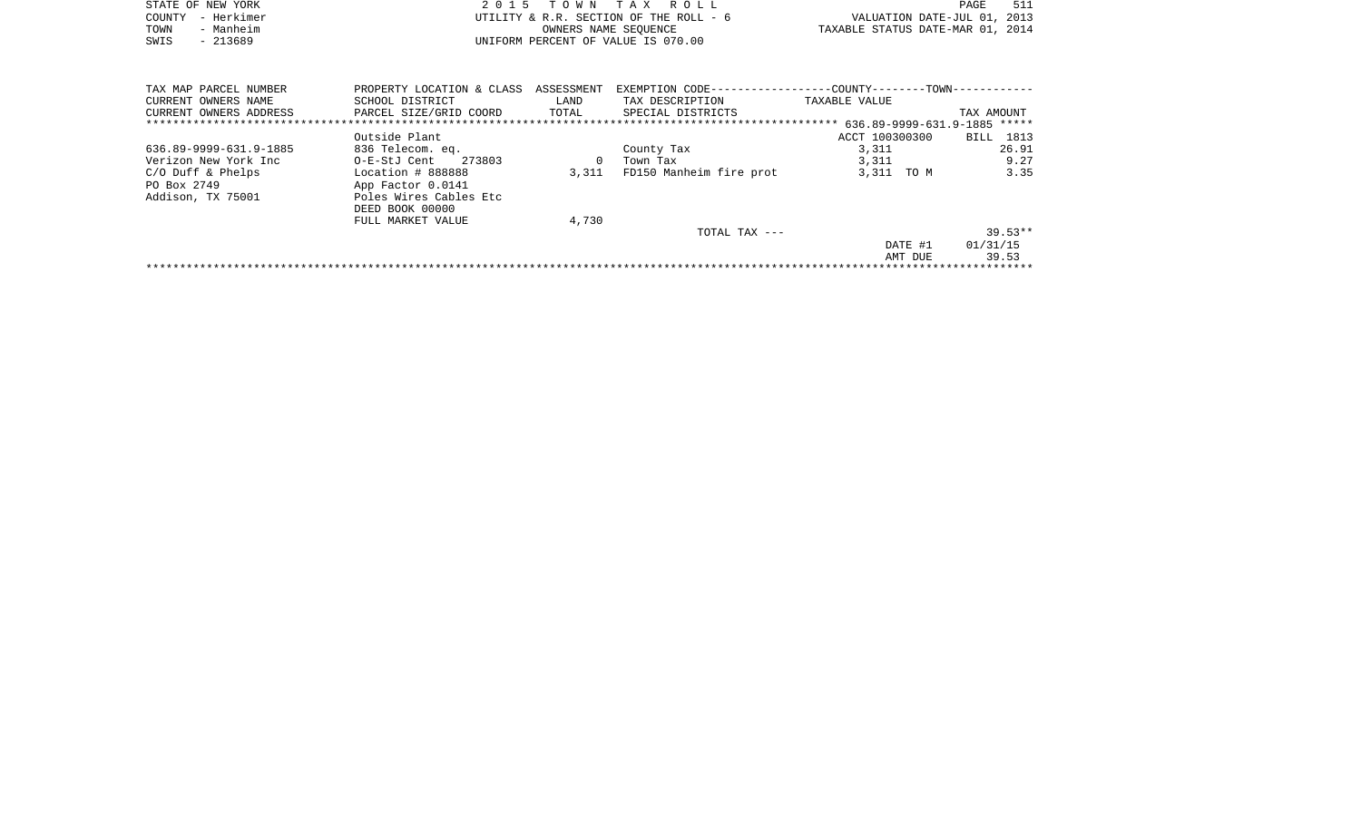STATE OF NEW YORK | COUNTY - Herkimer | TOWN - Manheim | SWIS - 213689

2 0 1 5 T O W N T A X R O L L
UTILITY & R.R. SECTION OF THE ROLL - 6
OWNERS NAME SEQUENCE
UNIFORM PERCENT OF VALUE IS 070.00

VALUATION DATE-JUL 01, 2013
TAXABLE STATUS DATE-MAR 01, 2014

| TAX MAP PARCEL NUMBER<br>CURRENT OWNERS NAME<br>CURRENT OWNERS ADDRESS | PROPERTY LOCATION & CLASS<br>SCHOOL DISTRICT<br>PARCEL SIZE/GRID COORD | ASSESSMENT<br>LAND<br>TOTAL | EXEMPTION CODE------COUNTY-----TOWN------<br>TAX DESCRIPTION<br>SPECIAL DISTRICTS | TAXABLE VALUE | TAX AMOUNT |
|---|---|---|---|---|---|
| | | | ****** 636.89-9999-631.9-1885 ***** | | |
| | Outside Plant | | | ACCT 100300300 | BILL 1813 |
| 636.89-9999-631.9-1885 | 836 Telecom. eq. | | County Tax | 3,311 | 26.91 |
| Verizon New York Inc | O-E-StJ Cent 273803 | 0 | Town Tax | 3,311 | 9.27 |
| C/O Duff & Phelps | Location # 888888 | 3,311 | FD150 Manheim fire prot | 3,311 TO M | 3.35 |
| PO Box 2749 | App Factor 0.0141 | | | | |
| Addison, TX 75001 | Poles Wires Cables Etc | | | | |
| | DEED BOOK 00000 | | | | |
| | FULL MARKET VALUE | 4,730 | | | |
| | | | TOTAL TAX --- | | 39.53** |
| | | | | DATE #1 | 01/31/15 |
| | | | | AMT DUE | 39.53 |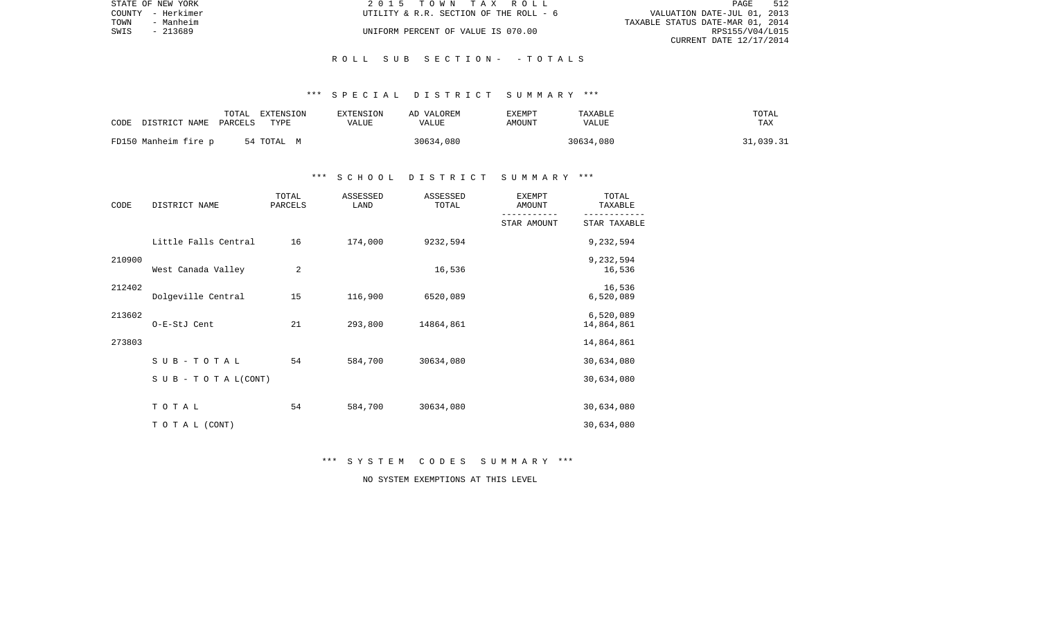STATE OF NEW YORK | 2015 TOWN TAX ROLL
COUNTY - Herkimer | UTILITY & R.R. SECTION OF THE ROLL - 6 | VALUATION DATE-JUL 01, 2013
TOWN - Manheim | TAXABLE STATUS DATE-MAR 01, 2014
SWIS - 213689 | UNIFORM PERCENT OF VALUE IS 070.00 | RPS155/V04/L015
CURRENT DATE 12/17/2014

## ROLL SUB SECTION - - TOTALS

### *** SPECIAL DISTRICT SUMMARY ***

| CODE DISTRICT NAME | TOTAL PARCELS | EXTENSION TYPE | EXTENSION VALUE | AD VALOREM VALUE | EXEMPT AMOUNT | TAXABLE VALUE | TOTAL TAX |
|---|---|---|---|---|---|---|---|
| FD150 Manheim fire p | 54 | TOTAL M | | 30634,080 | | 30634,080 | 31,039.31 |

### *** SCHOOL DISTRICT SUMMARY ***

| CODE | DISTRICT NAME | TOTAL PARCELS | ASSESSED LAND | ASSESSED TOTAL | EXEMPT AMOUNT / STAR AMOUNT | TOTAL TAXABLE / STAR TAXABLE |
|---|---|---|---|---|---|---|
| 210900 | Little Falls Central | 16 | 174,000 | 9232,594 | | 9,232,594 |
| | | | | | | 9,232,594 |
| 212402 | West Canada Valley | 2 | | 16,536 | | 16,536 |
| | | | | | | 16,536 |
| 213602 | Dolgeville Central | 15 | 116,900 | 6520,089 | | 6,520,089 |
| | | | | | | 6,520,089 |
| 273803 | O-E-StJ Cent | 21 | 293,800 | 14864,861 | | 14,864,861 |
| | | | | | | 14,864,861 |
| | SUB-TOTAL | 54 | 584,700 | 30634,080 | | 30,634,080 |
| | SUB-TOTAL(CONT) | | | | | 30,634,080 |
| | TOTAL | 54 | 584,700 | 30634,080 | | 30,634,080 |
| | TOTAL (CONT) | | | | | 30,634,080 |

### *** SYSTEM CODES SUMMARY ***

NO SYSTEM EXEMPTIONS AT THIS LEVEL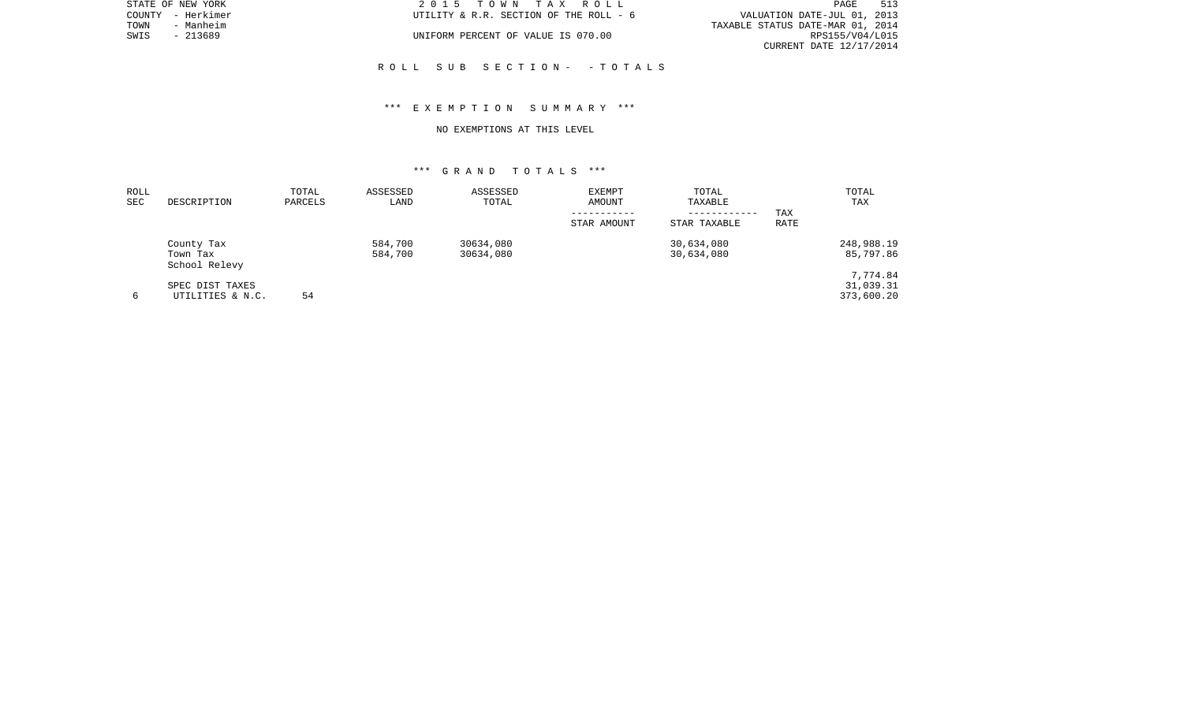STATE OF NEW YORK — 2015 TOWN TAX ROLL
COUNTY - Herkimer — UTILITY & R.R. SECTION OF THE ROLL - 6 — VALUATION DATE-JUL 01, 2013
TOWN - Manheim — TAXABLE STATUS DATE-MAR 01, 2014
SWIS - 213689 — UNIFORM PERCENT OF VALUE IS 070.00 — RPS155/V04/L015
CURRENT DATE 12/17/2014

ROLL SUB SECTION- - TOTALS

*** EXEMPTION SUMMARY ***

NO EXEMPTIONS AT THIS LEVEL

*** GRAND TOTALS ***

| ROLL SEC | DESCRIPTION | TOTAL PARCELS | ASSESSED LAND | ASSESSED TOTAL | EXEMPT AMOUNT / STAR AMOUNT | TOTAL TAXABLE / STAR TAXABLE | TAX RATE | TOTAL TAX |
|---|---|---|---|---|---|---|---|---|
| | County Tax | | 584,700 | 30634,080 | | 30,634,080 | | 248,988.19 |
| | Town Tax | | 584,700 | 30634,080 | | 30,634,080 | | 85,797.86 |
| | School Relevy | | | | | | | 7,774.84 |
| | SPEC DIST TAXES | | | | | | | 31,039.31 |
| 6 | UTILITIES & N.C. | 54 | | | | | | 373,600.20 |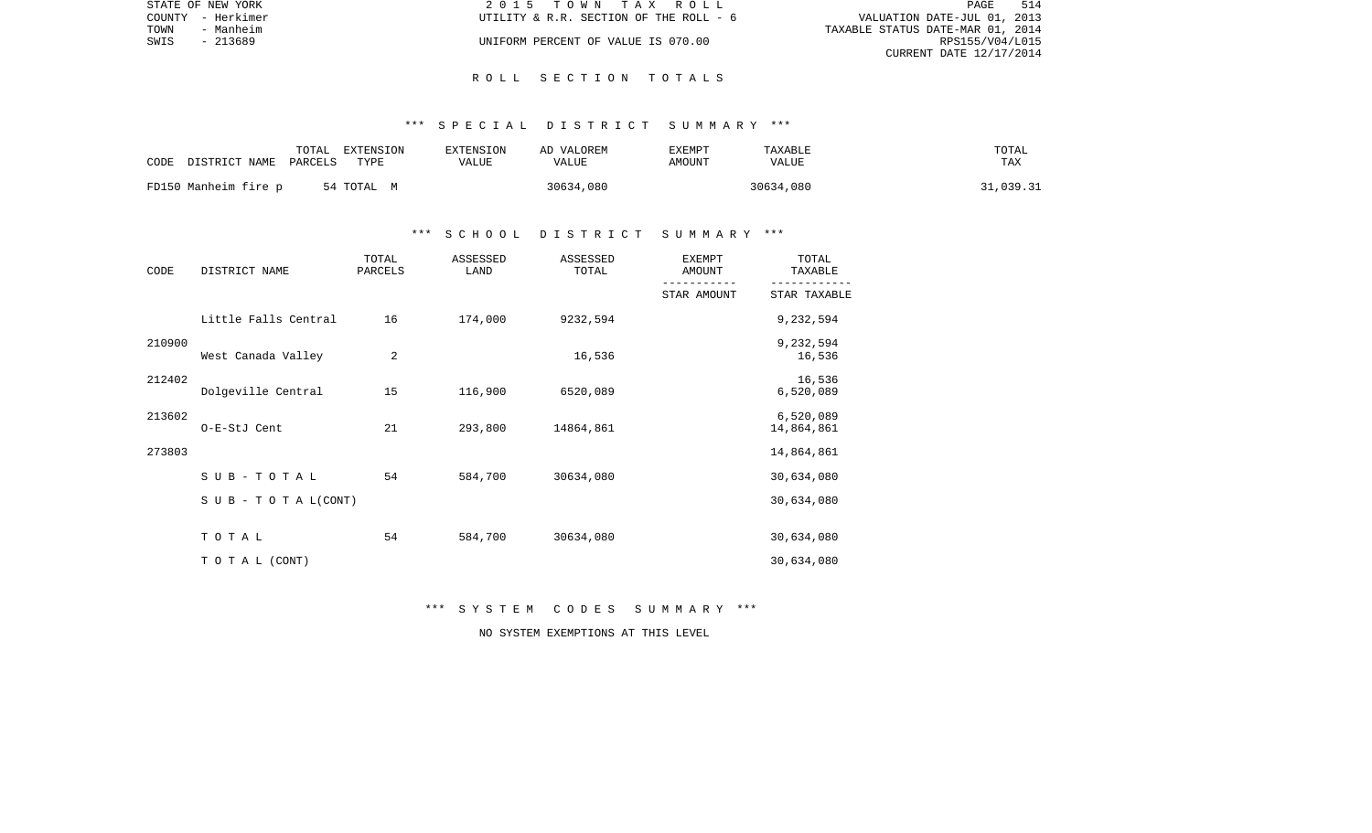STATE OF NEW YORK
COUNTY - Herkimer
TOWN - Manheim
SWIS - 213689

2 0 1 5 T O W N T A X R O L L
UTILITY & R.R. SECTION OF THE ROLL - 6
UNIFORM PERCENT OF VALUE IS 070.00

VALUATION DATE-JUL 01, 2013
TAXABLE STATUS DATE-MAR 01, 2014
RPS155/V04/L015
CURRENT DATE 12/17/2014

## R O L L S E C T I O N T O T A L S

### *** S P E C I A L D I S T R I C T S U M M A R Y ***

| CODE DISTRICT NAME | TOTAL PARCELS | EXTENSION TYPE | EXTENSION VALUE | AD VALOREM VALUE | EXEMPT AMOUNT | TAXABLE VALUE | TOTAL TAX |
|---|---|---|---|---|---|---|---|
| FD150 Manheim fire p | 54 | TOTAL M | | 30634,080 | | 30634,080 | 31,039.31 |

### *** S C H O O L D I S T R I C T S U M M A R Y ***

| CODE | DISTRICT NAME | TOTAL PARCELS | ASSESSED LAND | ASSESSED TOTAL | EXEMPT AMOUNT / STAR AMOUNT | TOTAL TAXABLE / STAR TAXABLE |
|---|---|---|---|---|---|---|
| 210900 | Little Falls Central | 16 | 174,000 | 9232,594 | | 9,232,594 / 9,232,594 |
| 212402 | West Canada Valley | 2 | | 16,536 | | 16,536 / 16,536 |
| 213602 | Dolgeville Central | 15 | 116,900 | 6520,089 | | 6,520,089 / 6,520,089 |
| 273803 | O-E-StJ Cent | 21 | 293,800 | 14864,861 | | 14,864,861 / 14,864,861 |
| | S U B - T O T A L | 54 | 584,700 | 30634,080 | | 30,634,080 |
| | S U B - T O T A L(CONT) | | | | | 30,634,080 |
| | T O T A L | 54 | 584,700 | 30634,080 | | 30,634,080 |
| | T O T A L (CONT) | | | | | 30,634,080 |

### *** S Y S T E M C O D E S S U M M A R Y ***

NO SYSTEM EXEMPTIONS AT THIS LEVEL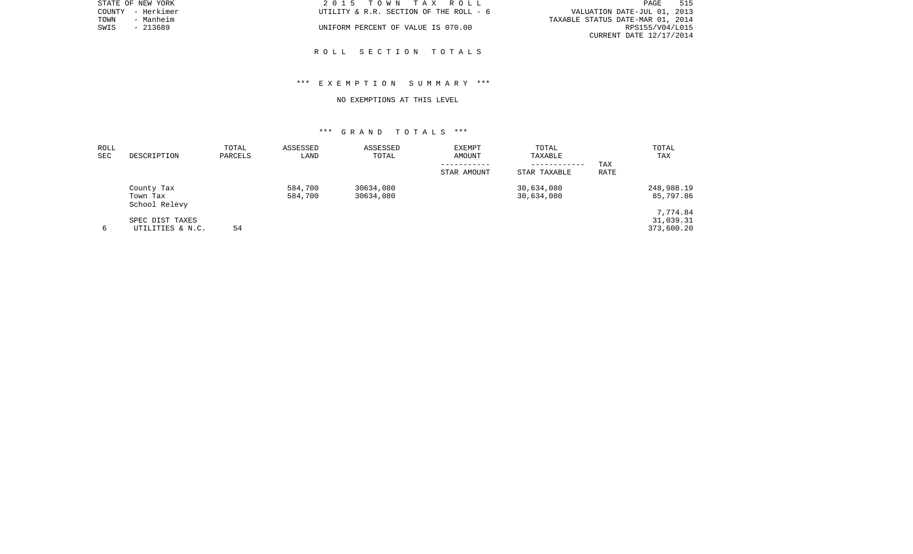STATE OF NEW YORK
COUNTY - Herkimer
TOWN - Manheim
SWIS - 213689

2 0 1 5 T O W N T A X R O L L
UTILITY & R.R. SECTION OF THE ROLL - 6
UNIFORM PERCENT OF VALUE IS 070.00

VALUATION DATE-JUL 01, 2013
TAXABLE STATUS DATE-MAR 01, 2014
RPS155/V04/L015
CURRENT DATE 12/17/2014

## R O L L S E C T I O N T O T A L S

### *** E X E M P T I O N S U M M A R Y ***

NO EXEMPTIONS AT THIS LEVEL

### *** G R A N D T O T A L S ***

| ROLL SEC | DESCRIPTION | TOTAL PARCELS | ASSESSED LAND | ASSESSED TOTAL | EXEMPT AMOUNT / STAR AMOUNT | TOTAL TAXABLE / STAR TAXABLE | TAX RATE | TOTAL TAX |
|---|---|---|---|---|---|---|---|---|
| | County Tax | | 584,700 | 30634,080 | | 30,634,080 | | 248,988.19 |
| | Town Tax | | 584,700 | 30634,080 | | 30,634,080 | | 85,797.86 |
| | School Relevy | | | | | | | |
| | | | | | | | | 7,774.84 |
| | SPEC DIST TAXES | | | | | | | 31,039.31 |
| 6 | UTILITIES & N.C. | 54 | | | | | | 373,600.20 |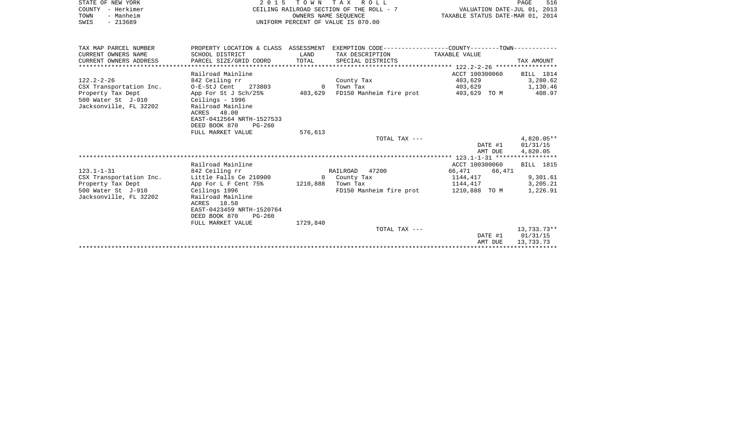STATE OF NEW YORK
COUNTY - Herkimer
TOWN - Manheim
SWIS - 213689

# 2015 TOWN TAX ROLL
CEILING RAILROAD SECTION OF THE ROLL - 7
OWNERS NAME SEQUENCE
UNIFORM PERCENT OF VALUE IS 070.00

VALUATION DATE-JUL 01, 2013
TAXABLE STATUS DATE-MAR 01, 2014

| TAX MAP PARCEL NUMBER / CURRENT OWNERS NAME / CURRENT OWNERS ADDRESS | PROPERTY LOCATION & CLASS / SCHOOL DISTRICT / PARCEL SIZE/GRID COORD | ASSESSMENT LAND / TOTAL | EXEMPTION CODE / TAX DESCRIPTION / SPECIAL DISTRICTS | COUNTY--------TOWN TAXABLE VALUE | TAX AMOUNT |
|---|---|---|---|---|---|
| **122.2-2-26** | Railroad Mainline | | | ACCT 100300060 | BILL 1814 |
| CSX Transportation Inc. | 842 Ceiling rr | | County Tax | 403,629 | 3,280.62 |
| Property Tax Dept | O-E-StJ Cent 273803 | 0 | Town Tax | 403,629 | 1,130.46 |
| 500 Water St J-910 | App For St J Sch/25% | 403,629 | FD150 Manheim fire prot | 403,629 TO M | 408.97 |
| Jacksonville, FL 32202 | Ceilings - 1996 | | | | |
| | Railroad Mainline | | | | |
| | ACRES 48.00 | | | | |
| | EAST-0412564 NRTH-1527533 | | | | |
| | DEED BOOK 870 PG-260 | | | | |
| | FULL MARKET VALUE | 576,613 | | | |
| | | | TOTAL TAX --- | | 4,820.05** |
| | | | | DATE #1 | 01/31/15 |
| | | | | AMT DUE | 4,820.05 |
| **123.1-1-31** | Railroad Mainline | | | ACCT 100300060 | BILL 1815 |
| CSX Transportation Inc. | 842 Ceiling rr | | RAILROAD 47200 | 66,471 66,471 | |
| Property Tax Dept | Little Falls Ce 210900 | 0 | County Tax | 1144,417 | 9,301.61 |
| 500 Water St J-910 | App For L F Cent 75% | 1210,888 | Town Tax | 1144,417 | 3,205.21 |
| Jacksonville, FL 32202 | Ceilings 1996 | | FD150 Manheim fire prot | 1210,888 TO M | 1,226.91 |
| | Railroad Mainline | | | | |
| | ACRES 18.50 | | | | |
| | EAST-0423459 NRTH-1520764 | | | | |
| | DEED BOOK 870 PG-260 | | | | |
| | FULL MARKET VALUE | 1729,840 | | | |
| | | | TOTAL TAX --- | | 13,733.73** |
| | | | | DATE #1 | 01/31/15 |
| | | | | AMT DUE | 13,733.73 |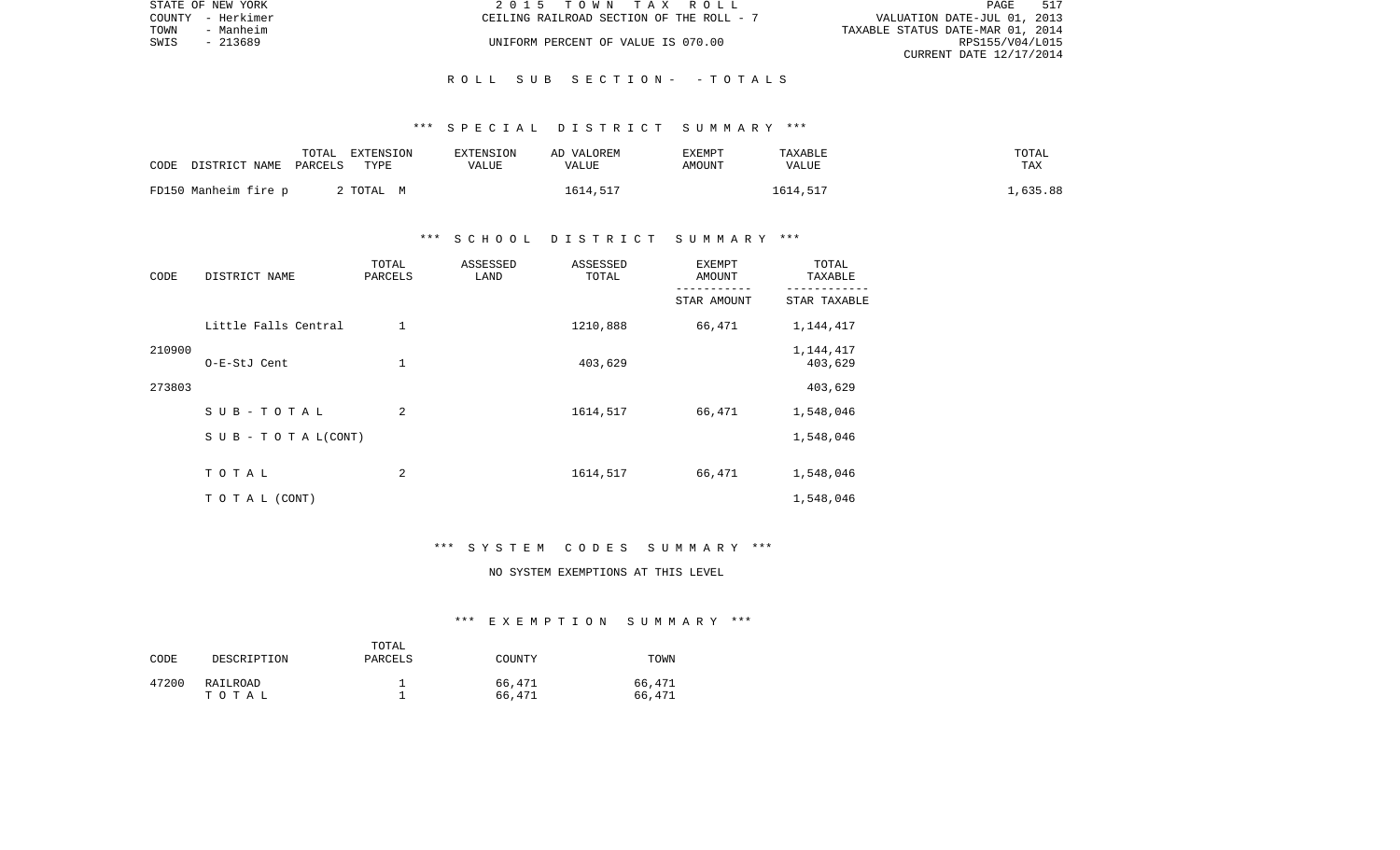STATE OF NEW YORK | 2 0 1 5 T O W N T A X R O L L | PAGE 517
COUNTY - Herkimer | CEILING RAILROAD SECTION OF THE ROLL - 7 | VALUATION DATE-JUL 01, 2013
TOWN - Manheim | | TAXABLE STATUS DATE-MAR 01, 2014
SWIS - 213689 | UNIFORM PERCENT OF VALUE IS 070.00 | RPS155/V04/L015
CURRENT DATE 12/17/2014

## R O L L S U B S E C T I O N - - T O T A L S

### *** S P E C I A L D I S T R I C T S U M M A R Y ***

| CODE DISTRICT NAME | TOTAL PARCELS | EXTENSION TYPE | EXTENSION VALUE | AD VALOREM VALUE | EXEMPT AMOUNT | TAXABLE VALUE | TOTAL TAX |
|---|---|---|---|---|---|---|---|
| FD150 Manheim fire p | 2 | TOTAL M | | 1614,517 | | 1614,517 | 1,635.88 |

### *** S C H O O L D I S T R I C T S U M M A R Y ***

| CODE | DISTRICT NAME | TOTAL PARCELS | ASSESSED LAND | ASSESSED TOTAL | EXEMPT AMOUNT / STAR AMOUNT | TOTAL TAXABLE / STAR TAXABLE |
|---|---|---|---|---|---|---|
| 210900 | Little Falls Central | 1 | | 1210,888 | 66,471 | 1,144,417 |
| | | | | | | 1,144,417 |
| 273803 | O-E-StJ Cent | 1 | | 403,629 | | 403,629 |
| | | | | | | 403,629 |
| | S U B - T O T A L | 2 | | 1614,517 | 66,471 | 1,548,046 |
| | S U B - T O T A L(CONT) | | | | | 1,548,046 |
| | T O T A L | 2 | | 1614,517 | 66,471 | 1,548,046 |
| | T O T A L (CONT) | | | | | 1,548,046 |

### *** S Y S T E M C O D E S S U M M A R Y ***

NO SYSTEM EXEMPTIONS AT THIS LEVEL

### *** E X E M P T I O N S U M M A R Y ***

| CODE | DESCRIPTION | TOTAL PARCELS | COUNTY | TOWN |
|---|---|---|---|---|
| 47200 | RAILROAD | 1 | 66,471 | 66,471 |
| | T O T A L | 1 | 66,471 | 66,471 |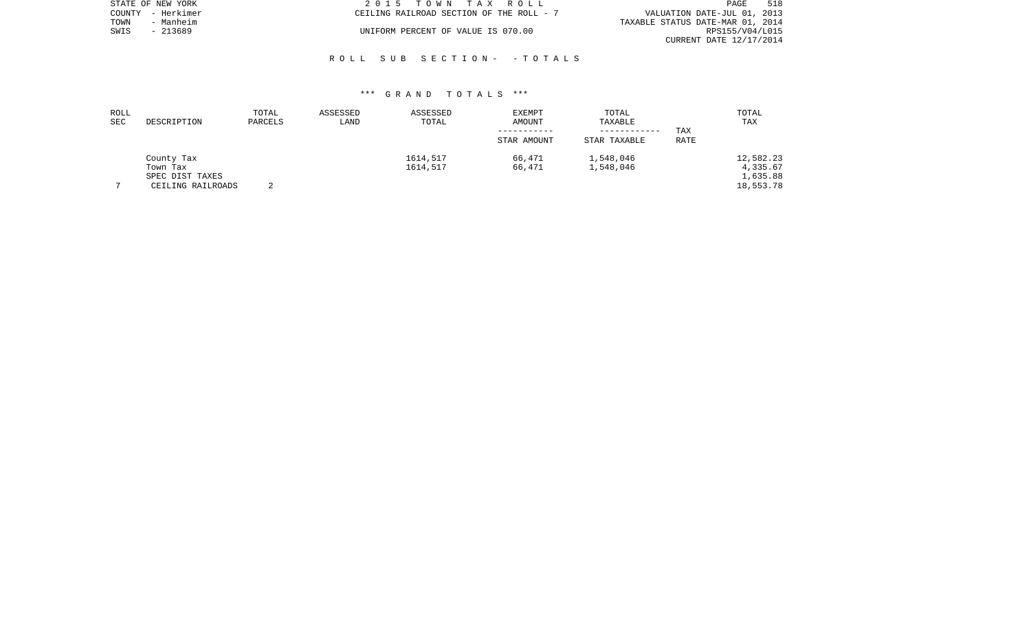STATE OF NEW YORK
COUNTY - Herkimer
TOWN - Manheim
SWIS - 213689

2 0 1 5 T O W N T A X R O L L
CEILING RAILROAD SECTION OF THE ROLL - 7
UNIFORM PERCENT OF VALUE IS 070.00

VALUATION DATE-JUL 01, 2013
TAXABLE STATUS DATE-MAR 01, 2014
RPS155/V04/L015
CURRENT DATE 12/17/2014

R O L L S U B S E C T I O N - - T O T A L S

*** G R A N D T O T A L S ***

| ROLL SEC | DESCRIPTION | TOTAL PARCELS | ASSESSED LAND | ASSESSED TOTAL | EXEMPT AMOUNT<br>-----------<br>STAR AMOUNT | TOTAL TAXABLE<br>------------<br>STAR TAXABLE | TAX RATE | TOTAL TAX |
|---|---|---|---|---|---|---|---|---|
| | County Tax | | | 1614,517 | 66,471 | 1,548,046 | | 12,582.23 |
| | Town Tax | | | 1614,517 | 66,471 | 1,548,046 | | 4,335.67 |
| | SPEC DIST TAXES | | | | | | | 1,635.88 |
| 7 | CEILING RAILROADS | 2 | | | | | | 18,553.78 |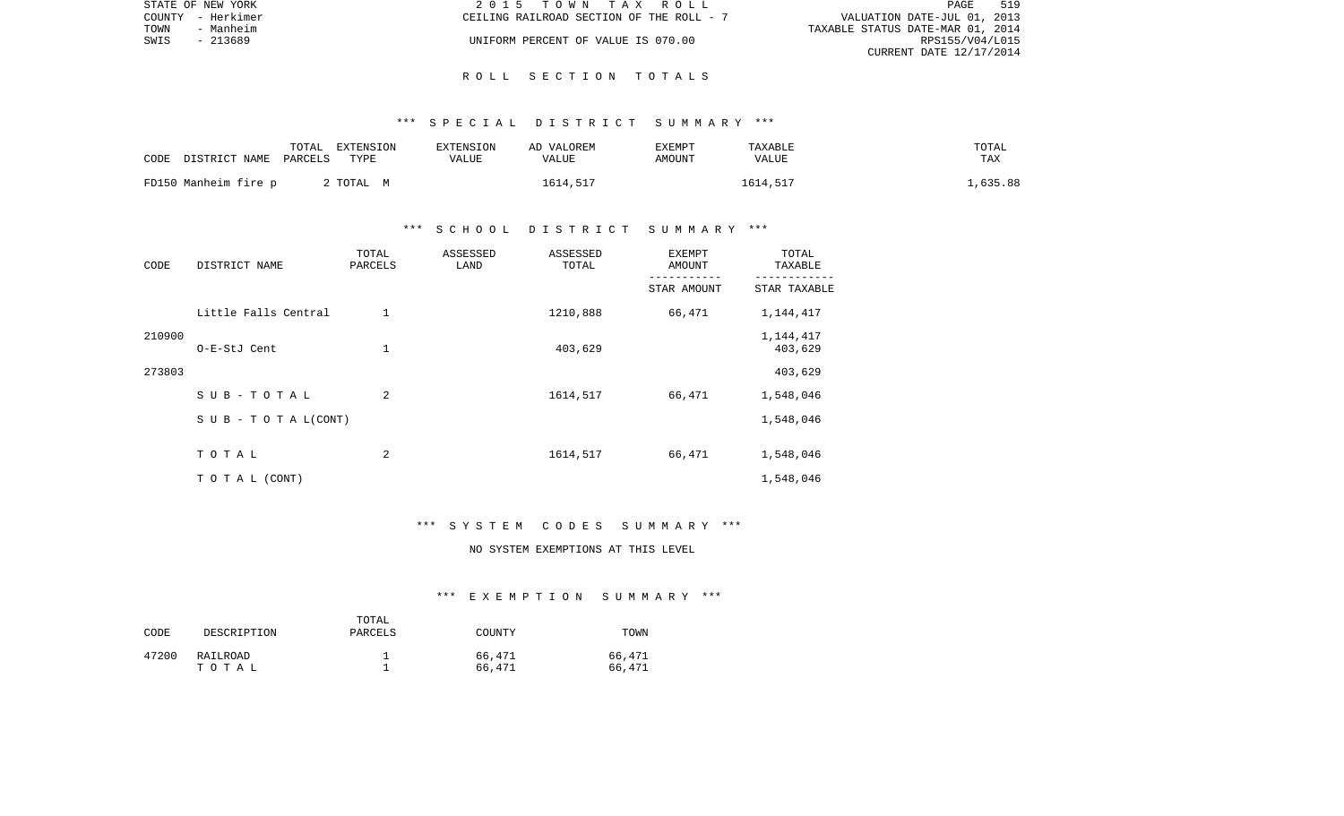# ROLL SECTION TOTALS

## *** SPECIAL DISTRICT SUMMARY ***

| CODE DISTRICT NAME | TOTAL PARCELS | EXTENSION TYPE | EXTENSION VALUE | AD VALOREM VALUE | EXEMPT AMOUNT | TAXABLE VALUE | TOTAL TAX |
|---|---|---|---|---|---|---|---|
| FD150 Manheim fire p | 2 | TOTAL M | | 1614,517 | | 1614,517 | 1,635.88 |

## *** SCHOOL DISTRICT SUMMARY ***

| CODE | DISTRICT NAME | TOTAL PARCELS | ASSESSED LAND | ASSESSED TOTAL | EXEMPT AMOUNT / STAR AMOUNT | TOTAL TAXABLE / STAR TAXABLE |
|---|---|---|---|---|---|---|
| 210900 | Little Falls Central | 1 | | 1210,888 | 66,471 | 1,144,417 |
| | | | | | | 1,144,417 |
| 273803 | O-E-StJ Cent | 1 | | 403,629 | | 403,629 |
| | | | | | | 403,629 |
| | SUB-TOTAL | 2 | | 1614,517 | 66,471 | 1,548,046 |
| | SUB-TOTAL(CONT) | | | | | 1,548,046 |
| | TOTAL | 2 | | 1614,517 | 66,471 | 1,548,046 |
| | TOTAL (CONT) | | | | | 1,548,046 |

## *** SYSTEM CODES SUMMARY ***

NO SYSTEM EXEMPTIONS AT THIS LEVEL

## *** EXEMPTION SUMMARY ***

| CODE | DESCRIPTION | TOTAL PARCELS | COUNTY | TOWN |
|---|---|---|---|---|
| 47200 | RAILROAD | 1 | 66,471 | 66,471 |
| | TOTAL | 1 | 66,471 | 66,471 |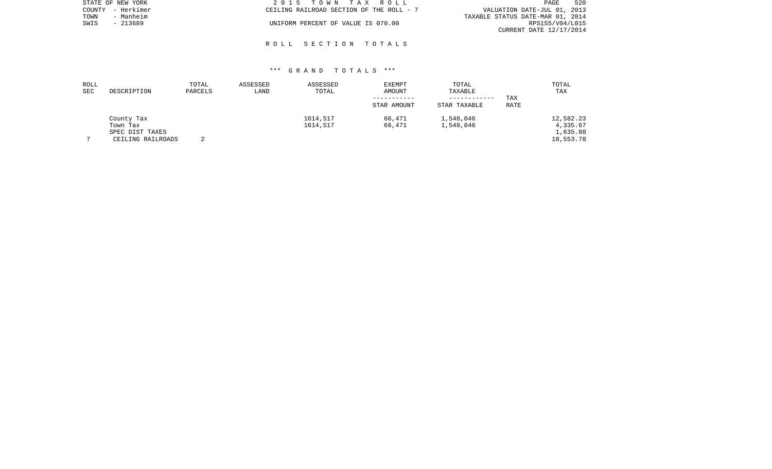STATE OF NEW YORK
COUNTY - Herkimer
TOWN - Manheim
SWIS - 213689

2 0 1 5 T O W N T A X R O L L
CEILING RAILROAD SECTION OF THE ROLL - 7
UNIFORM PERCENT OF VALUE IS 070.00

VALUATION DATE-JUL 01, 2013
TAXABLE STATUS DATE-MAR 01, 2014
RPS155/V04/L015
CURRENT DATE 12/17/2014

## R O L L S E C T I O N T O T A L S

### *** G R A N D T O T A L S ***

| ROLL SEC | DESCRIPTION | TOTAL PARCELS | ASSESSED LAND | ASSESSED TOTAL | EXEMPT AMOUNT / STAR AMOUNT | TOTAL TAXABLE / STAR TAXABLE | TAX RATE | TOTAL TAX |
|---|---|---|---|---|---|---|---|---|
| | County Tax | | | 1614,517 | 66,471 | 1,548,046 | | 12,582.23 |
| | Town Tax | | | 1614,517 | 66,471 | 1,548,046 | | 4,335.67 |
| | SPEC DIST TAXES | | | | | | | 1,635.88 |
| 7 | CEILING RAILROADS | 2 | | | | | | 18,553.78 |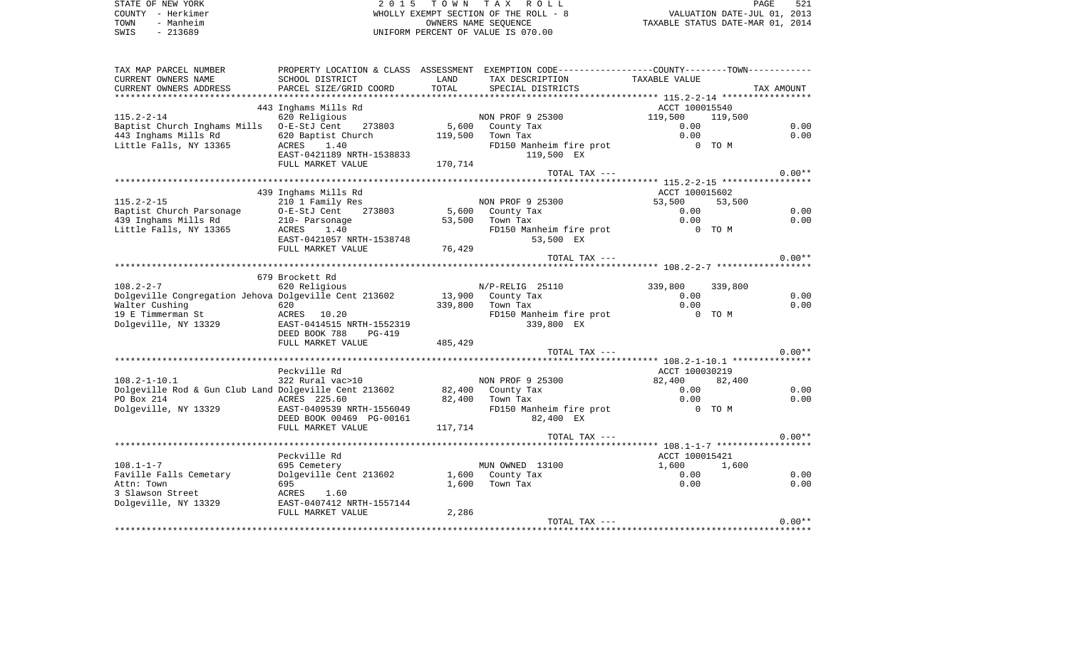STATE OF NEW YORK
COUNTY - Herkimer
TOWN - Manheim
SWIS - 213689

2 0 1 5 T O W N T A X R O L L
WHOLLY EXEMPT SECTION OF THE ROLL - 8
OWNERS NAME SEQUENCE
UNIFORM PERCENT OF VALUE IS 070.00

VALUATION DATE-JUL 01, 2013
TAXABLE STATUS DATE-MAR 01, 2014

| TAX MAP PARCEL NUMBER / CURRENT OWNERS NAME / CURRENT OWNERS ADDRESS | PROPERTY LOCATION & CLASS / SCHOOL DISTRICT / PARCEL SIZE/GRID COORD | ASSESSMENT LAND / TOTAL | EXEMPTION CODE / TAX DESCRIPTION / SPECIAL DISTRICTS | COUNTY TAXABLE VALUE | TOWN | TAX AMOUNT |
|---|---|---|---|---|---|---|
| **115.2-2-14** | 443 Inghams Mills Rd | | | ACCT 100015540 | | |
| | 620 Religious | | NON PROF 9 25300 | 119,500 | 119,500 | |
| Baptist Church Inghams Mills | O-E-StJ Cent 273803 | 5,600 | County Tax | 0.00 | | 0.00 |
| 443 Inghams Mills Rd | 620 Baptist Church | 119,500 | Town Tax | 0.00 | | 0.00 |
| Little Falls, NY 13365 | ACRES 1.40 | | FD150 Manheim fire prot | 0 TO M | | |
| | EAST-0421189 NRTH-1538833 | | 119,500 EX | | | |
| | FULL MARKET VALUE | 170,714 | | | | |
| | | | TOTAL TAX --- | | | 0.00** |
| **115.2-2-15** | 439 Inghams Mills Rd | | | ACCT 100015602 | | |
| | 210 1 Family Res | | NON PROF 9 25300 | 53,500 | 53,500 | |
| Baptist Church Parsonage | O-E-StJ Cent 273803 | 5,600 | County Tax | 0.00 | | 0.00 |
| 439 Inghams Mills Rd | 210- Parsonage | 53,500 | Town Tax | 0.00 | | 0.00 |
| Little Falls, NY 13365 | ACRES 1.40 | | FD150 Manheim fire prot | 0 TO M | | |
| | EAST-0421057 NRTH-1538748 | | 53,500 EX | | | |
| | FULL MARKET VALUE | 76,429 | | | | |
| | | | TOTAL TAX --- | | | 0.00** |
| **108.2-2-7** | 679 Brockett Rd | | | | | |
| | 620 Religious | | N/P-RELIG 25110 | 339,800 | 339,800 | |
| Dolgeville Congregation Jehova | Dolgeville Cent 213602 | 13,900 | County Tax | 0.00 | | 0.00 |
| Walter Cushing | 620 | 339,800 | Town Tax | 0.00 | | 0.00 |
| 19 E Timmerman St | ACRES 10.20 | | FD150 Manheim fire prot | 0 TO M | | |
| Dolgeville, NY 13329 | EAST-0414515 NRTH-1552319 | | 339,800 EX | | | |
| | DEED BOOK 788 PG-419 | | | | | |
| | FULL MARKET VALUE | 485,429 | | | | |
| | | | TOTAL TAX --- | | | 0.00** |
| **108.2-1-10.1** | Peckville Rd | | | ACCT 100030219 | | |
| | 322 Rural vac>10 | | NON PROF 9 25300 | 82,400 | 82,400 | |
| Dolgeville Rod & Gun Club Land | Dolgeville Cent 213602 | 82,400 | County Tax | 0.00 | | 0.00 |
| PO Box 214 | ACRES 225.60 | 82,400 | Town Tax | 0.00 | | 0.00 |
| Dolgeville, NY 13329 | EAST-0409539 NRTH-1556049 | | FD150 Manheim fire prot | 0 TO M | | |
| | DEED BOOK 00469 PG-00161 | | 82,400 EX | | | |
| | FULL MARKET VALUE | 117,714 | | | | |
| | | | TOTAL TAX --- | | | 0.00** |
| **108.1-1-7** | Peckville Rd | | | ACCT 100015421 | | |
| | 695 Cemetery | | MUN OWNED 13100 | 1,600 | 1,600 | |
| Faville Falls Cemetary | Dolgeville Cent 213602 | 1,600 | County Tax | 0.00 | | 0.00 |
| Attn: Town | 695 | 1,600 | Town Tax | 0.00 | | 0.00 |
| 3 Slawson Street | ACRES 1.60 | | | | | |
| Dolgeville, NY 13329 | EAST-0407412 NRTH-1557144 | | | | | |
| | FULL MARKET VALUE | 2,286 | | | | |
| | | | TOTAL TAX --- | | | 0.00** |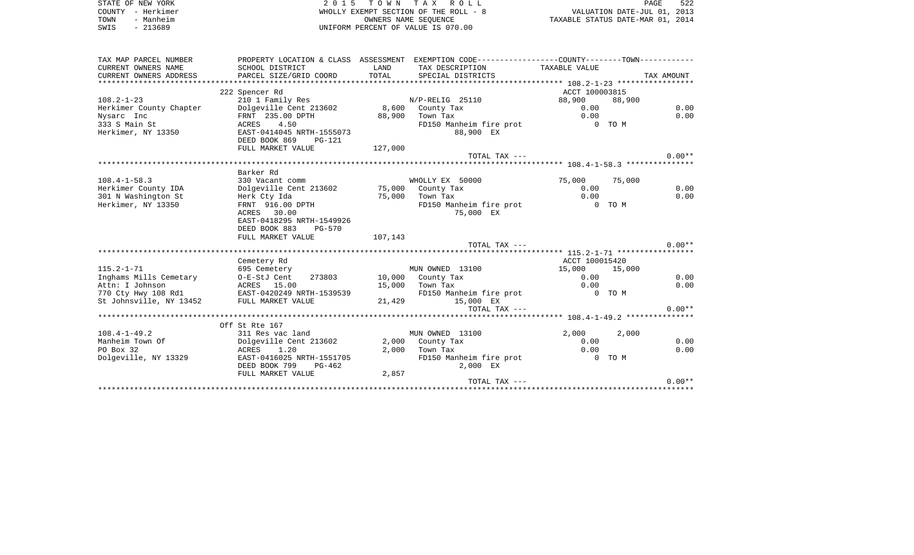STATE OF NEW YORK
COUNTY - Herkimer
TOWN - Manheim
SWIS - 213689

2 0 1 5 T O W N T A X R O L L
WHOLLY EXEMPT SECTION OF THE ROLL - 8
OWNERS NAME SEQUENCE
UNIFORM PERCENT OF VALUE IS 070.00

VALUATION DATE-JUL 01, 2013
TAXABLE STATUS DATE-MAR 01, 2014

| TAX MAP PARCEL NUMBER / CURRENT OWNERS NAME / CURRENT OWNERS ADDRESS | PROPERTY LOCATION & CLASS / SCHOOL DISTRICT / PARCEL SIZE/GRID COORD | ASSESSMENT LAND / TOTAL | EXEMPTION CODE / TAX DESCRIPTION / SPECIAL DISTRICTS | COUNTY TAXABLE VALUE | TOWN | TAX AMOUNT |
|---|---|---|---|---|---|---|
| **108.2-1-23** | 222 Spencer Rd | | | ACCT 100003815 | | |
| 108.2-1-23 | 210 1 Family Res | | N/P-RELIG 25110 | 88,900 | 88,900 | |
| Herkimer County Chapter | Dolgeville Cent 213602 | 8,600 | County Tax | 0.00 | | 0.00 |
| Nysarc Inc | FRNT 235.00 DPTH | 88,900 | Town Tax | 0.00 | | 0.00 |
| 333 S Main St | ACRES 4.50 | | FD150 Manheim fire prot | 0 | TO M | |
| Herkimer, NY 13350 | EAST-0414045 NRTH-1555073 | | 88,900 EX | | | |
| | DEED BOOK 869 PG-121 | | | | | |
| | FULL MARKET VALUE | 127,000 | | | | |
| | | | TOTAL TAX --- | | | 0.00** |
| **108.4-1-58.3** | Barker Rd | | | | | |
| 108.4-1-58.3 | 330 Vacant comm | | WHOLLY EX 50000 | 75,000 | 75,000 | |
| Herkimer County IDA | Dolgeville Cent 213602 | 75,000 | County Tax | 0.00 | | 0.00 |
| 301 N Washington St | Herk Cty Ida | 75,000 | Town Tax | 0.00 | | 0.00 |
| Herkimer, NY 13350 | FRNT 916.00 DPTH | | FD150 Manheim fire prot | 0 | TO M | |
| | ACRES 30.00 | | 75,000 EX | | | |
| | EAST-0418295 NRTH-1549926 | | | | | |
| | DEED BOOK 883 PG-570 | | | | | |
| | FULL MARKET VALUE | 107,143 | | | | |
| | | | TOTAL TAX --- | | | 0.00** |
| **115.2-1-71** | Cemetery Rd | | | ACCT 100015420 | | |
| 115.2-1-71 | 695 Cemetery | | MUN OWNED 13100 | 15,000 | 15,000 | |
| Inghams Mills Cemetary | O-E-StJ Cent 273803 | 10,000 | County Tax | 0.00 | | 0.00 |
| Attn: I Johnson | ACRES 15.00 | 15,000 | Town Tax | 0.00 | | 0.00 |
| 770 Cty Hwy 108 Rd1 | EAST-0420249 NRTH-1539539 | | FD150 Manheim fire prot | 0 | TO M | |
| St Johnsville, NY 13452 | FULL MARKET VALUE | 21,429 | 15,000 EX | | | |
| | | | TOTAL TAX --- | | | 0.00** |
| **108.4-1-49.2** | Off St Rte 167 | | | | | |
| 108.4-1-49.2 | 311 Res vac land | | MUN OWNED 13100 | 2,000 | 2,000 | |
| Manheim Town Of | Dolgeville Cent 213602 | 2,000 | County Tax | 0.00 | | 0.00 |
| PO Box 32 | ACRES 1.20 | 2,000 | Town Tax | 0.00 | | 0.00 |
| Dolgeville, NY 13329 | EAST-0416025 NRTH-1551705 | | FD150 Manheim fire prot | 0 | TO M | |
| | DEED BOOK 799 PG-462 | | 2,000 EX | | | |
| | FULL MARKET VALUE | 2,857 | | | | |
| | | | TOTAL TAX --- | | | 0.00** |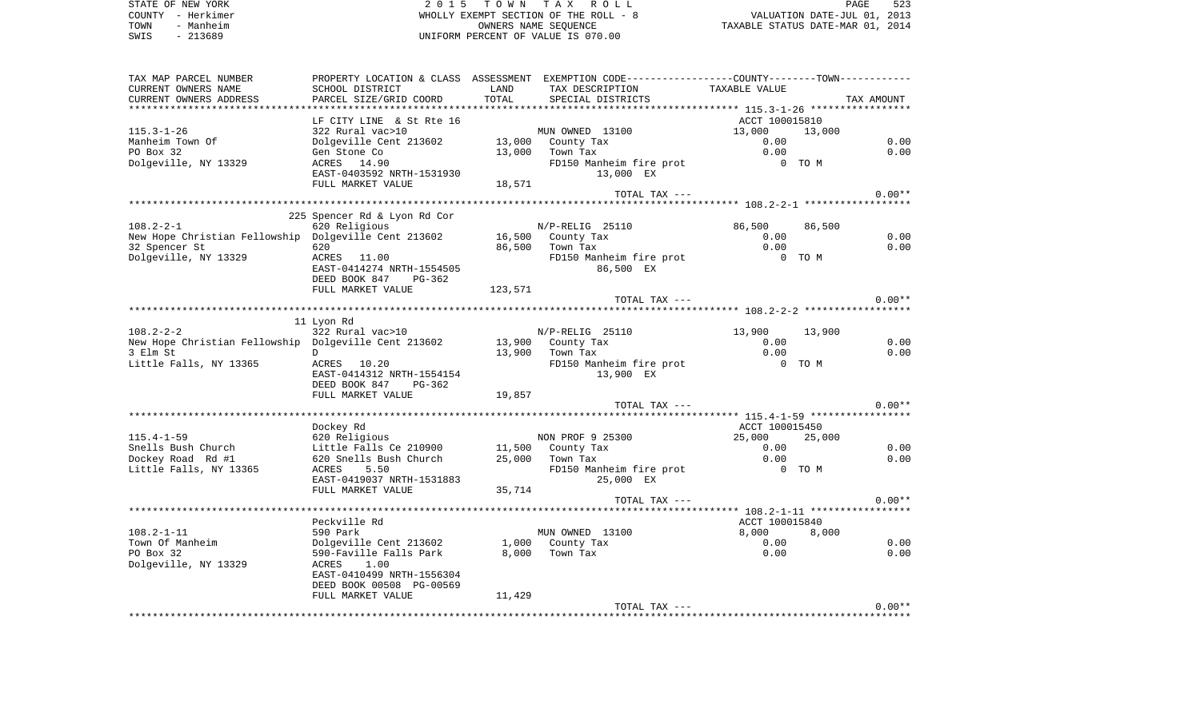STATE OF NEW YORK
COUNTY - Herkimer
TOWN - Manheim
SWIS - 213689

2 0 1 5 T O W N T A X R O L L
WHOLLY EXEMPT SECTION OF THE ROLL - 8
OWNERS NAME SEQUENCE
UNIFORM PERCENT OF VALUE IS 070.00

VALUATION DATE-JUL 01, 2013
TAXABLE STATUS DATE-MAR 01, 2014

| TAX MAP PARCEL NUMBER / CURRENT OWNERS NAME / CURRENT OWNERS ADDRESS | PROPERTY LOCATION & CLASS / SCHOOL DISTRICT / PARCEL SIZE/GRID COORD | ASSESSMENT LAND / TOTAL | EXEMPTION CODE / TAX DESCRIPTION / SPECIAL DISTRICTS | COUNTY TAXABLE VALUE | TOWN | TAX AMOUNT |
|---|---|---|---|---|---|---|
| **115.3-1-26** | LF CITY LINE & St Rte 16 | | | ACCT 100015810 | | |
| | 322 Rural vac>10 | | MUN OWNED 13100 | 13,000 | 13,000 | |
| Manheim Town Of | Dolgeville Cent 213602 | 13,000 | County Tax | 0.00 | | 0.00 |
| PO Box 32 | Gen Stone Co | 13,000 | Town Tax | 0.00 | | 0.00 |
| Dolgeville, NY 13329 | ACRES 14.90 | | FD150 Manheim fire prot | 0 TO M | | |
| | EAST-0403592 NRTH-1531930 | | 13,000 EX | | | |
| | FULL MARKET VALUE | 18,571 | | | | |
| | | | TOTAL TAX --- | | | 0.00** |
| **108.2-2-1** | 225 Spencer Rd & Lyon Rd Cor | | | | | |
| | 620 Religious | | N/P-RELIG 25110 | 86,500 | 86,500 | |
| New Hope Christian Fellowship | Dolgeville Cent 213602 | 16,500 | County Tax | 0.00 | | 0.00 |
| 32 Spencer St | 620 | 86,500 | Town Tax | 0.00 | | 0.00 |
| Dolgeville, NY 13329 | ACRES 11.00 | | FD150 Manheim fire prot | 0 TO M | | |
| | EAST-0414274 NRTH-1554505 | | 86,500 EX | | | |
| | DEED BOOK 847 PG-362 | | | | | |
| | FULL MARKET VALUE | 123,571 | | | | |
| | | | TOTAL TAX --- | | | 0.00** |
| **108.2-2-2** | 11 Lyon Rd | | | | | |
| | 322 Rural vac>10 | | N/P-RELIG 25110 | 13,900 | 13,900 | |
| New Hope Christian Fellowship | Dolgeville Cent 213602 | 13,900 | County Tax | 0.00 | | 0.00 |
| 3 Elm St | D | 13,900 | Town Tax | 0.00 | | 0.00 |
| Little Falls, NY 13365 | ACRES 10.20 | | FD150 Manheim fire prot | 0 TO M | | |
| | EAST-0414312 NRTH-1554154 | | 13,900 EX | | | |
| | DEED BOOK 847 PG-362 | | | | | |
| | FULL MARKET VALUE | 19,857 | | | | |
| | | | TOTAL TAX --- | | | 0.00** |
| **115.4-1-59** | Dockey Rd | | | ACCT 100015450 | | |
| | 620 Religious | | NON PROF 9 25300 | 25,000 | 25,000 | |
| Snells Bush Church | Little Falls Ce 210900 | 11,500 | County Tax | 0.00 | | 0.00 |
| Dockey Road Rd #1 | 620 Snells Bush Church | 25,000 | Town Tax | 0.00 | | 0.00 |
| Little Falls, NY 13365 | ACRES 5.50 | | FD150 Manheim fire prot | 0 TO M | | |
| | EAST-0419037 NRTH-1531883 | | 25,000 EX | | | |
| | FULL MARKET VALUE | 35,714 | | | | |
| | | | TOTAL TAX --- | | | 0.00** |
| **108.2-1-11** | Peckville Rd | | | ACCT 100015840 | | |
| | 590 Park | | MUN OWNED 13100 | 8,000 | 8,000 | |
| Town Of Manheim | Dolgeville Cent 213602 | 1,000 | County Tax | 0.00 | | 0.00 |
| PO Box 32 | 590-Faville Falls Park | 8,000 | Town Tax | 0.00 | | 0.00 |
| Dolgeville, NY 13329 | ACRES 1.00 | | | | | |
| | EAST-0410499 NRTH-1556304 | | | | | |
| | DEED BOOK 00508 PG-00569 | | | | | |
| | FULL MARKET VALUE | 11,429 | | | | |
| | | | TOTAL TAX --- | | | 0.00** |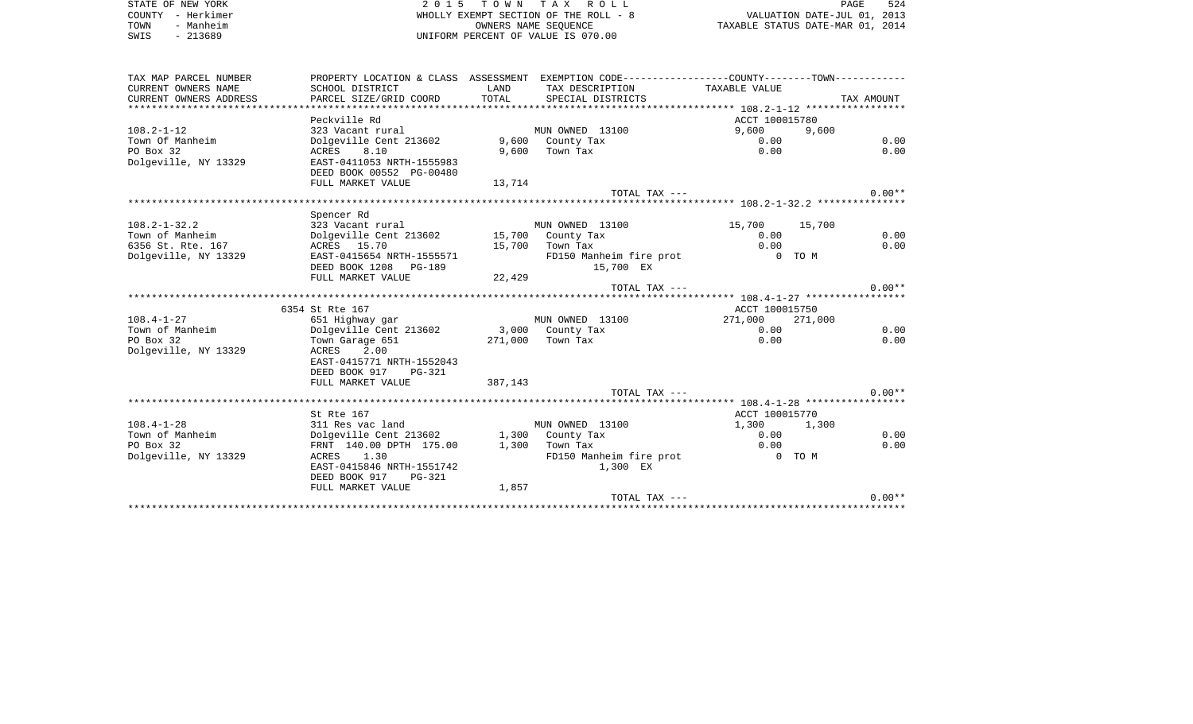STATE OF NEW YORK
COUNTY - Herkimer
TOWN - Manheim
SWIS - 213689

2 0 1 5 T O W N T A X R O L L
WHOLLY EXEMPT SECTION OF THE ROLL - 8
OWNERS NAME SEQUENCE
UNIFORM PERCENT OF VALUE IS 070.00

VALUATION DATE-JUL 01, 2013
TAXABLE STATUS DATE-MAR 01, 2014

| TAX MAP PARCEL NUMBER / CURRENT OWNERS NAME / CURRENT OWNERS ADDRESS | PROPERTY LOCATION & CLASS / SCHOOL DISTRICT / PARCEL SIZE/GRID COORD | ASSESSMENT LAND / TOTAL | EXEMPTION CODE / TAX DESCRIPTION / SPECIAL DISTRICTS | COUNTY TAXABLE VALUE | TOWN | TAX AMOUNT |
|---|---|---|---|---|---|---|
| | Peckville Rd | | | ACCT 100015780 | | |
| 108.2-1-12 | 323 Vacant rural | | MUN OWNED 13100 | 9,600 | 9,600 | |
| Town Of Manheim | Dolgeville Cent 213602 | 9,600 | County Tax | 0.00 | | 0.00 |
| PO Box 32 | ACRES 8.10 | 9,600 | Town Tax | 0.00 | | 0.00 |
| Dolgeville, NY 13329 | EAST-0411053 NRTH-1555983 | | | | | |
| | DEED BOOK 00552 PG-00480 | | | | | |
| | FULL MARKET VALUE | 13,714 | | | | |
| | | | TOTAL TAX --- | | | 0.00** |
| | Spencer Rd | | | | | |
| 108.2-1-32.2 | 323 Vacant rural | | MUN OWNED 13100 | 15,700 | 15,700 | |
| Town of Manheim | Dolgeville Cent 213602 | 15,700 | County Tax | 0.00 | | 0.00 |
| 6356 St. Rte. 167 | ACRES 15.70 | 15,700 | Town Tax | 0.00 | | 0.00 |
| Dolgeville, NY 13329 | EAST-0415654 NRTH-1555571 | | FD150 Manheim fire prot | 0 TO M | | |
| | DEED BOOK 1208 PG-189 | | 15,700 EX | | | |
| | FULL MARKET VALUE | 22,429 | | | | |
| | | | TOTAL TAX --- | | | 0.00** |
| | 6354 St Rte 167 | | | ACCT 100015750 | | |
| 108.4-1-27 | 651 Highway gar | | MUN OWNED 13100 | 271,000 | 271,000 | |
| Town of Manheim | Dolgeville Cent 213602 | 3,000 | County Tax | 0.00 | | 0.00 |
| PO Box 32 | Town Garage 651 | 271,000 | Town Tax | 0.00 | | 0.00 |
| Dolgeville, NY 13329 | ACRES 2.00 | | | | | |
| | EAST-0415771 NRTH-1552043 | | | | | |
| | DEED BOOK 917 PG-321 | | | | | |
| | FULL MARKET VALUE | 387,143 | | | | |
| | | | TOTAL TAX --- | | | 0.00** |
| | St Rte 167 | | | ACCT 100015770 | | |
| 108.4-1-28 | 311 Res vac land | | MUN OWNED 13100 | 1,300 | 1,300 | |
| Town of Manheim | Dolgeville Cent 213602 | 1,300 | County Tax | 0.00 | | 0.00 |
| PO Box 32 | FRNT 140.00 DPTH 175.00 | 1,300 | Town Tax | 0.00 | | 0.00 |
| Dolgeville, NY 13329 | ACRES 1.30 | | FD150 Manheim fire prot | 0 TO M | | |
| | EAST-0415846 NRTH-1551742 | | 1,300 EX | | | |
| | DEED BOOK 917 PG-321 | | | | | |
| | FULL MARKET VALUE | 1,857 | | | | |
| | | | TOTAL TAX --- | | | 0.00** |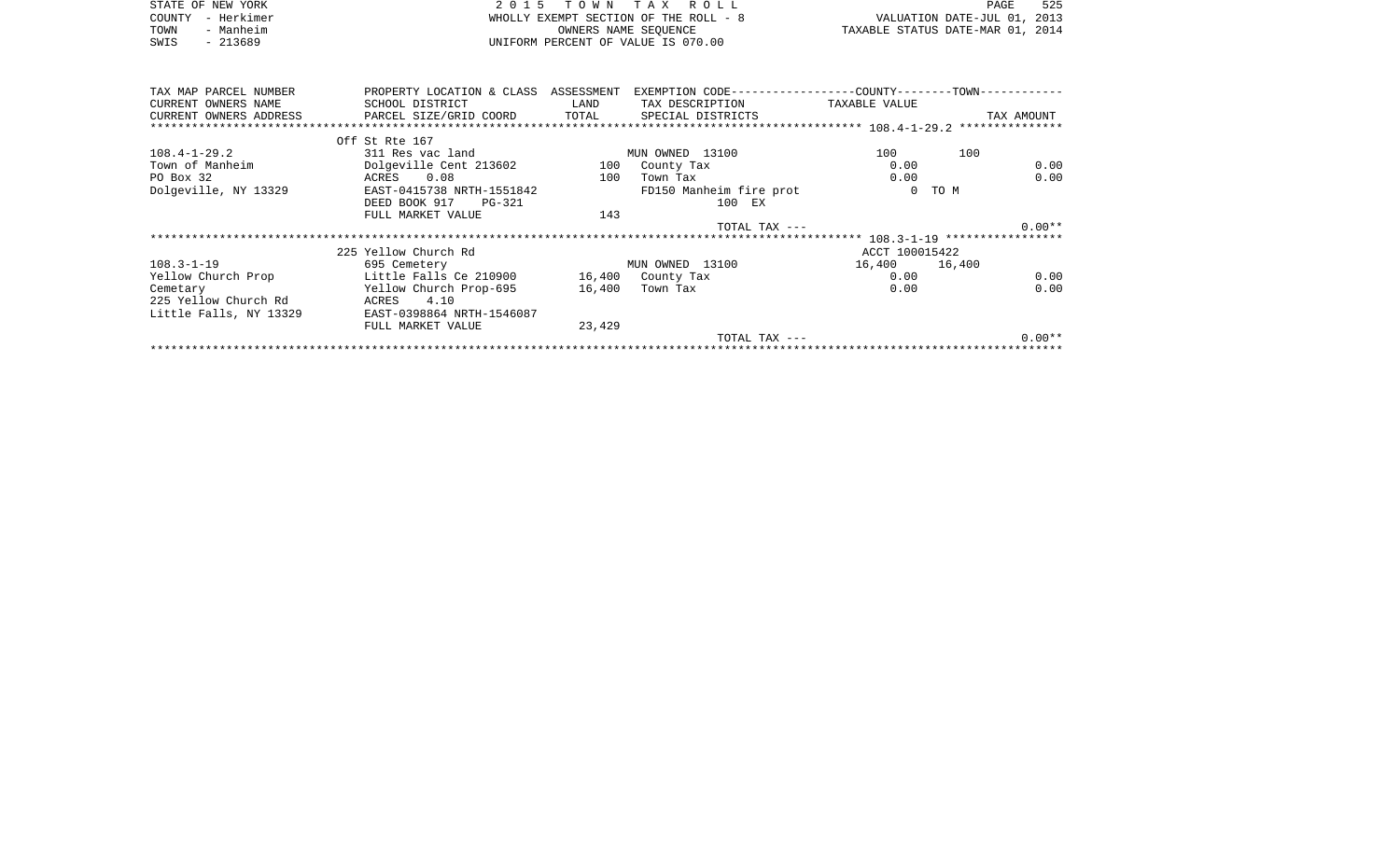STATE OF NEW YORK | 2 0 1 5 T O W N T A X R O L L
COUNTY - Herkimer | WHOLLY EXEMPT SECTION OF THE ROLL - 8 | VALUATION DATE-JUL 01, 2013
TOWN - Manheim | OWNERS NAME SEQUENCE | TAXABLE STATUS DATE-MAR 01, 2014
SWIS - 213689 | UNIFORM PERCENT OF VALUE IS 070.00

| TAX MAP PARCEL NUMBER / CURRENT OWNERS NAME / CURRENT OWNERS ADDRESS | PROPERTY LOCATION & CLASS / SCHOOL DISTRICT / PARCEL SIZE/GRID COORD | ASSESSMENT LAND / TOTAL | EXEMPTION CODE / TAX DESCRIPTION / SPECIAL DISTRICTS | COUNTY TAXABLE VALUE | TOWN | TAX AMOUNT |
|---|---|---|---|---|---|---|
| 108.4-1-29.2 | Off St Rte 167 | | | | | |
| | 311 Res vac land | | MUN OWNED 13100 | 100 | 100 | |
| Town of Manheim | Dolgeville Cent 213602 | 100 | County Tax | 0.00 | | 0.00 |
| PO Box 32 | ACRES 0.08 | 100 | Town Tax | 0.00 | | 0.00 |
| Dolgeville, NY 13329 | EAST-0415738 NRTH-1551842 | | FD150 Manheim fire prot | 0 TO M | | |
| | DEED BOOK 917 PG-321 | | 100 EX | | | |
| | FULL MARKET VALUE | 143 | | | | |
| | | | TOTAL TAX --- | | | 0.00** |
| 108.3-1-19 | 225 Yellow Church Rd | | | ACCT 100015422 | | |
| | 695 Cemetery | | MUN OWNED 13100 | 16,400 | 16,400 | |
| Yellow Church Prop | Little Falls Ce 210900 | 16,400 | County Tax | 0.00 | | 0.00 |
| Cemetary | Yellow Church Prop-695 | 16,400 | Town Tax | 0.00 | | 0.00 |
| 225 Yellow Church Rd | ACRES 4.10 | | | | | |
| Little Falls, NY 13329 | EAST-0398864 NRTH-1546087 | | | | | |
| | FULL MARKET VALUE | 23,429 | | | | |
| | | | TOTAL TAX --- | | | 0.00** |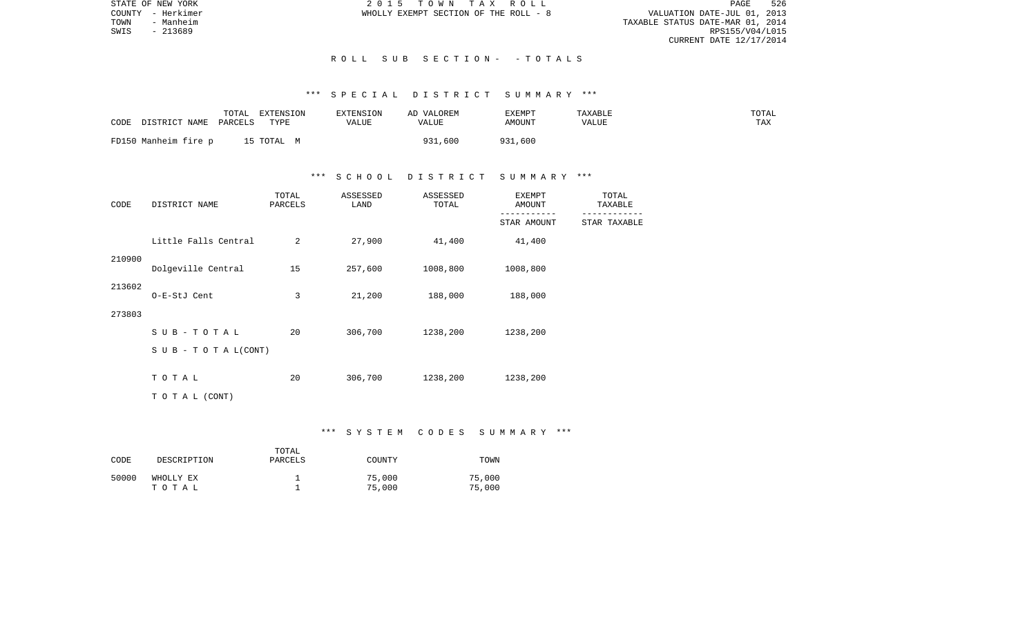## ROLL SUB SECTION- - TOTALS

### *** SPECIAL DISTRICT SUMMARY ***

| CODE DISTRICT NAME | TOTAL PARCELS | EXTENSION TYPE | EXTENSION VALUE | AD VALOREM VALUE | EXEMPT AMOUNT | TAXABLE VALUE | TOTAL TAX |
|---|---|---|---|---|---|---|---|
| FD150 Manheim fire p | 15 | TOTAL M | | 931,600 | 931,600 | | |

### *** SCHOOL DISTRICT SUMMARY ***

| CODE | DISTRICT NAME | TOTAL PARCELS | ASSESSED LAND | ASSESSED TOTAL | EXEMPT AMOUNT / STAR AMOUNT | TOTAL TAXABLE / STAR TAXABLE |
|---|---|---|---|---|---|---|
| 210900 | Little Falls Central | 2 | 27,900 | 41,400 | 41,400 | |
| 213602 | Dolgeville Central | 15 | 257,600 | 1008,800 | 1008,800 | |
| 273803 | O-E-StJ Cent | 3 | 21,200 | 188,000 | 188,000 | |
| | SUB-TOTAL | 20 | 306,700 | 1238,200 | 1238,200 | |
| | SUB - TOTAL(CONT) | | | | | |
| | TOTAL | 20 | 306,700 | 1238,200 | 1238,200 | |
| | TOTAL (CONT) | | | | | |

### *** SYSTEM CODES SUMMARY ***

| CODE | DESCRIPTION | TOTAL PARCELS | COUNTY | TOWN |
|---|---|---|---|---|
| 50000 | WHOLLY EX | 1 | 75,000 | 75,000 |
| | TOTAL | 1 | 75,000 | 75,000 |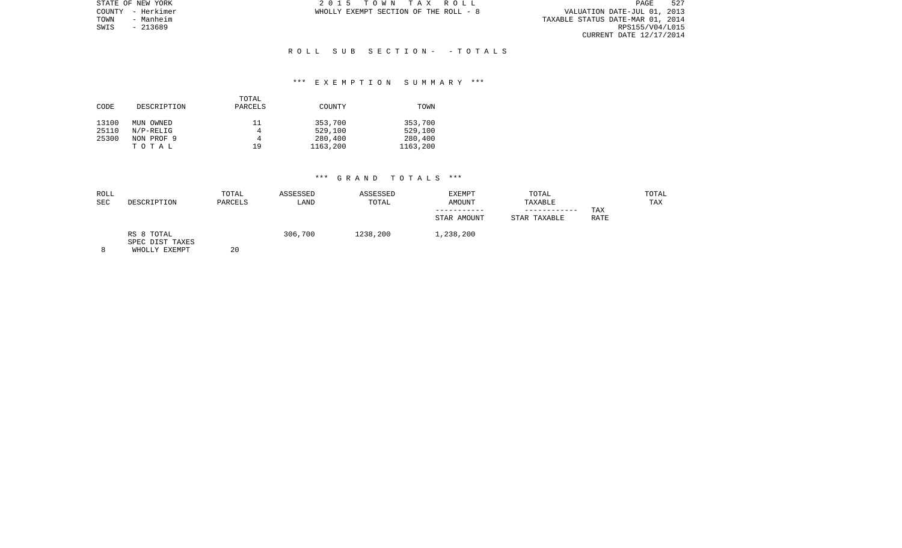STATE OF NEW YORK
COUNTY - Herkimer
TOWN - Manheim
SWIS - 213689

2 0 1 5 T O W N T A X R O L L
WHOLLY EXEMPT SECTION OF THE ROLL - 8

VALUATION DATE-JUL 01, 2013
TAXABLE STATUS DATE-MAR 01, 2014
RPS155/V04/L015
CURRENT DATE 12/17/2014

R O L L S U B S E C T I O N - - T O T A L S

\*\*\* E X E M P T I O N S U M M A R Y \*\*\*

| CODE | DESCRIPTION | TOTAL PARCELS | COUNTY | TOWN |
|---|---|---|---|---|
| 13100 | MUN OWNED | 11 | 353,700 | 353,700 |
| 25110 | N/P-RELIG | 4 | 529,100 | 529,100 |
| 25300 | NON PROF 9 | 4 | 280,400 | 280,400 |
| | T O T A L | 19 | 1163,200 | 1163,200 |

\*\*\* G R A N D T O T A L S \*\*\*

| ROLL SEC | DESCRIPTION | TOTAL PARCELS | ASSESSED LAND | ASSESSED TOTAL | EXEMPT AMOUNT / STAR AMOUNT | TOTAL TAXABLE / STAR TAXABLE | TAX RATE | TOTAL TAX |
|---|---|---|---|---|---|---|---|---|
| 8 | RS 8 TOTAL SPEC DIST TAXES WHOLLY EXEMPT | 20 | 306,700 | 1238,200 | 1,238,200 | | | |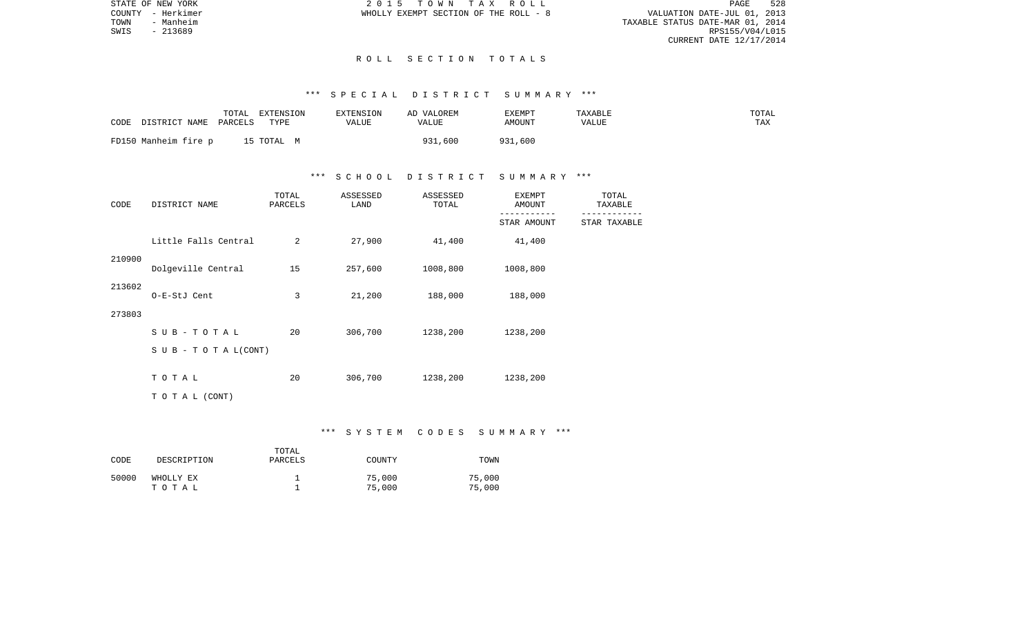STATE OF NEW YORK
COUNTY - Herkimer
TOWN - Manheim
SWIS - 213689

2 0 1 5 T O W N T A X R O L L
WHOLLY EXEMPT SECTION OF THE ROLL - 8

VALUATION DATE-JUL 01, 2013
TAXABLE STATUS DATE-MAR 01, 2014
RPS155/V04/L015
CURRENT DATE 12/17/2014

# R O L L S E C T I O N T O T A L S

## *** S P E C I A L D I S T R I C T S U M M A R Y ***

| CODE DISTRICT NAME | TOTAL PARCELS | EXTENSION TYPE | EXTENSION VALUE | AD VALOREM VALUE | EXEMPT AMOUNT | TAXABLE VALUE | TOTAL TAX |
|---|---|---|---|---|---|---|---|
| FD150 Manheim fire p | 15 | TOTAL M | | 931,600 | 931,600 | | |

## *** S C H O O L D I S T R I C T S U M M A R Y ***

| CODE | DISTRICT NAME | TOTAL PARCELS | ASSESSED LAND | ASSESSED TOTAL | EXEMPT AMOUNT / STAR AMOUNT | TOTAL TAXABLE / STAR TAXABLE |
|---|---|---|---|---|---|---|
| | Little Falls Central | 2 | 27,900 | 41,400 | 41,400 | |
| 210900 | Dolgeville Central | 15 | 257,600 | 1008,800 | 1008,800 | |
| 213602 | O-E-StJ Cent | 3 | 21,200 | 188,000 | 188,000 | |
| 273803 | | | | | | |
| | S U B - T O T A L | 20 | 306,700 | 1238,200 | 1238,200 | |
| | S U B - T O T A L(CONT) | | | | | |
| | T O T A L | 20 | 306,700 | 1238,200 | 1238,200 | |
| | T O T A L (CONT) | | | | | |

## *** S Y S T E M C O D E S S U M M A R Y ***

| CODE | DESCRIPTION | TOTAL PARCELS | COUNTY | TOWN |
|---|---|---|---|---|
| 50000 | WHOLLY EX | 1 | 75,000 | 75,000 |
| | T O T A L | 1 | 75,000 | 75,000 |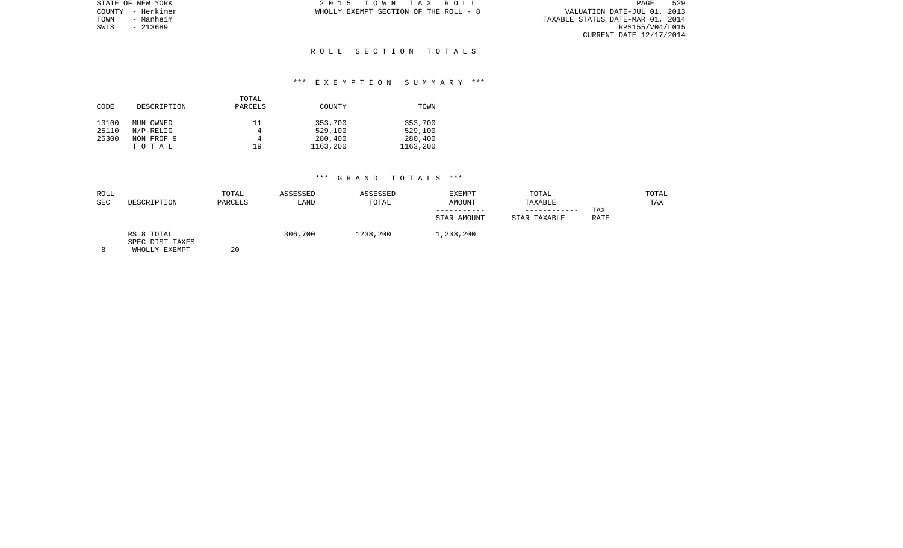STATE OF NEW YORK
COUNTY - Herkimer
TOWN - Manheim
SWIS - 213689

2 0 1 5 T O W N T A X R O L L
WHOLLY EXEMPT SECTION OF THE ROLL - 8

VALUATION DATE-JUL 01, 2013
TAXABLE STATUS DATE-MAR 01, 2014
RPS155/V04/L015
CURRENT DATE 12/17/2014

## R O L L S E C T I O N T O T A L S

### *** E X E M P T I O N S U M M A R Y ***

| CODE | DESCRIPTION | TOTAL PARCELS | COUNTY | TOWN |
|---|---|---|---|---|
| 13100 | MUN OWNED | 11 | 353,700 | 353,700 |
| 25110 | N/P-RELIG | 4 | 529,100 | 529,100 |
| 25300 | NON PROF 9 | 4 | 280,400 | 280,400 |
| | T O T A L | 19 | 1163,200 | 1163,200 |

### *** G R A N D T O T A L S ***

| ROLL SEC | DESCRIPTION | TOTAL PARCELS | ASSESSED LAND | ASSESSED TOTAL | EXEMPT AMOUNT / STAR AMOUNT | TOTAL TAXABLE / STAR TAXABLE | TAX RATE | TOTAL TAX |
|---|---|---|---|---|---|---|---|---|
| 8 | RS 8 TOTAL SPEC DIST TAXES WHOLLY EXEMPT | 20 | 306,700 | 1238,200 | 1,238,200 | | | |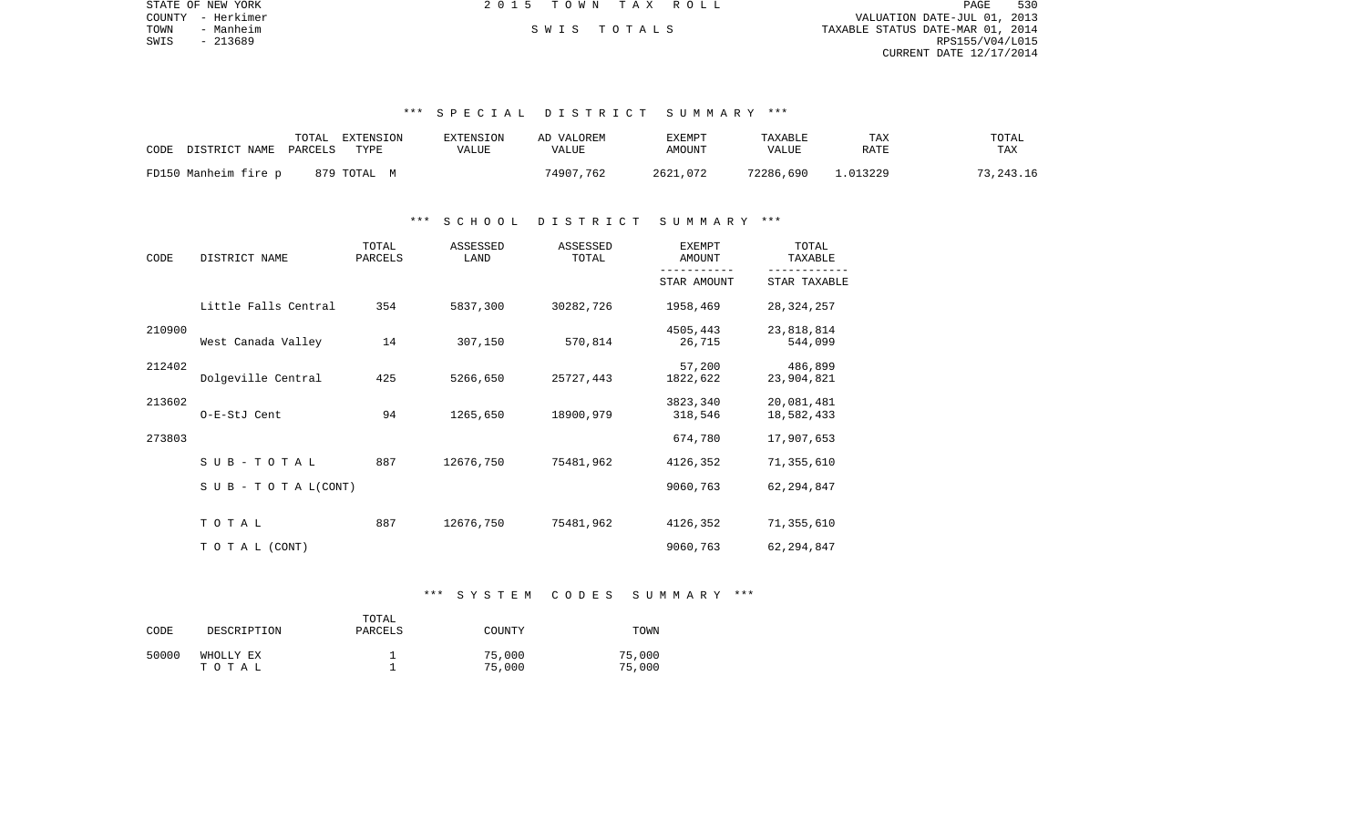STATE OF NEW YORK
COUNTY - Herkimer
TOWN - Manheim
SWIS - 213689

2 0 1 5 T O W N T A X R O L L

S W I S T O T A L S

VALUATION DATE-JUL 01, 2013
TAXABLE STATUS DATE-MAR 01, 2014
RPS155/V04/L015
CURRENT DATE 12/17/2014

### *** S P E C I A L D I S T R I C T S U M M A R Y ***

| CODE | DISTRICT NAME | TOTAL PARCELS | EXTENSION TYPE | EXTENSION VALUE | AD VALOREM VALUE | EXEMPT AMOUNT | TAXABLE VALUE | TAX RATE | TOTAL TAX |
|---|---|---|---|---|---|---|---|---|---|
| FD150 | Manheim fire p | 879 | TOTAL M | | 74907,762 | 2621,072 | 72286,690 | 1.013229 | 73,243.16 |

### *** S C H O O L D I S T R I C T S U M M A R Y ***

| CODE | DISTRICT NAME | TOTAL PARCELS | ASSESSED LAND | ASSESSED TOTAL | EXEMPT AMOUNT / STAR AMOUNT | TOTAL TAXABLE / STAR TAXABLE |
|---|---|---|---|---|---|---|
| | Little Falls Central | 354 | 5837,300 | 30282,726 | 1958,469 | 28,324,257 |
| 210900 | | | | | 4505,443 | 23,818,814 |
| | West Canada Valley | 14 | 307,150 | 570,814 | 26,715 | 544,099 |
| 212402 | | | | | 57,200 | 486,899 |
| | Dolgeville Central | 425 | 5266,650 | 25727,443 | 1822,622 | 23,904,821 |
| 213602 | | | | | 3823,340 | 20,081,481 |
| | O-E-StJ Cent | 94 | 1265,650 | 18900,979 | 318,546 | 18,582,433 |
| 273803 | | | | | 674,780 | 17,907,653 |
| | S U B - T O T A L | 887 | 12676,750 | 75481,962 | 4126,352 | 71,355,610 |
| | S U B - T O T A L (CONT) | | | | 9060,763 | 62,294,847 |
| | T O T A L | 887 | 12676,750 | 75481,962 | 4126,352 | 71,355,610 |
| | T O T A L (CONT) | | | | 9060,763 | 62,294,847 |

### *** S Y S T E M C O D E S S U M M A R Y ***

| CODE | DESCRIPTION | TOTAL PARCELS | COUNTY | TOWN |
|---|---|---|---|---|
| 50000 | WHOLLY EX | 1 | 75,000 | 75,000 |
| | T O T A L | 1 | 75,000 | 75,000 |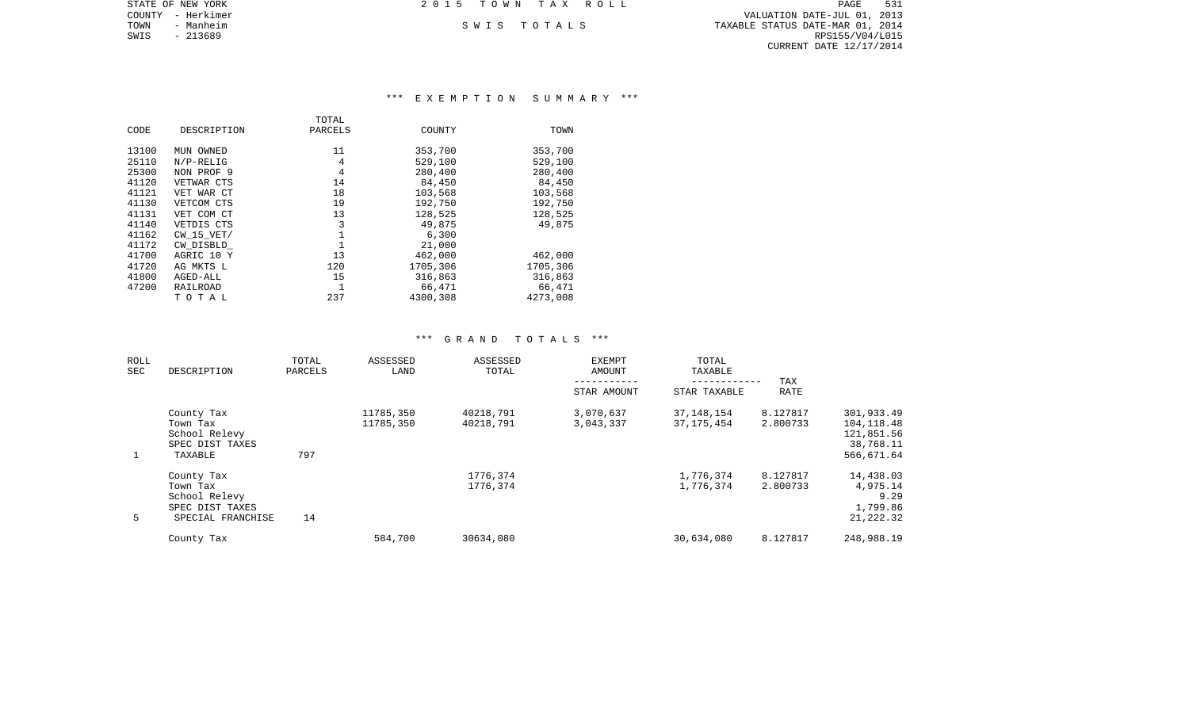STATE OF NEW YORK
COUNTY - Herkimer
TOWN - Manheim
SWIS - 213689

2015 TOWN TAX ROLL

SWIS TOTALS

VALUATION DATE-JUL 01, 2013
TAXABLE STATUS DATE-MAR 01, 2014
RPS155/V04/L015
CURRENT DATE 12/17/2014

## *** EXEMPTION SUMMARY ***

| CODE | DESCRIPTION | TOTAL PARCELS | COUNTY | TOWN |
|---|---|---|---|---|
| 13100 | MUN OWNED | 11 | 353,700 | 353,700 |
| 25110 | N/P-RELIG | 4 | 529,100 | 529,100 |
| 25300 | NON PROF 9 | 4 | 280,400 | 280,400 |
| 41120 | VETWAR CTS | 14 | 84,450 | 84,450 |
| 41121 | VET WAR CT | 18 | 103,568 | 103,568 |
| 41130 | VETCOM CTS | 19 | 192,750 | 192,750 |
| 41131 | VET COM CT | 13 | 128,525 | 128,525 |
| 41140 | VETDIS CTS | 3 | 49,875 | 49,875 |
| 41162 | CW_15_VET/ | 1 | 6,300 | |
| 41172 | CW_DISBLD_ | 1 | 21,000 | |
| 41700 | AGRIC 10 Y | 13 | 462,000 | 462,000 |
| 41720 | AG MKTS L | 120 | 1705,306 | 1705,306 |
| 41800 | AGED-ALL | 15 | 316,863 | 316,863 |
| 47200 | RAILROAD | 1 | 66,471 | 66,471 |
| | T O T A L | 237 | 4300,308 | 4273,008 |

## *** GRAND TOTALS ***

| ROLL SEC | DESCRIPTION | TOTAL PARCELS | ASSESSED LAND | ASSESSED TOTAL | EXEMPT AMOUNT / STAR AMOUNT | TOTAL TAXABLE / STAR TAXABLE | TAX RATE | |
|---|---|---|---|---|---|---|---|---|
| | County Tax | | 11785,350 | 40218,791 | 3,070,637 | 37,148,154 | 8.127817 | 301,933.49 |
| | Town Tax | | 11785,350 | 40218,791 | 3,043,337 | 37,175,454 | 2.800733 | 104,118.48 |
| | School Relevy | | | | | | | 121,851.56 |
| | SPEC DIST TAXES | | | | | | | 38,768.11 |
| 1 | TAXABLE | 797 | | | | | | 566,671.64 |
| | County Tax | | | 1776,374 | | 1,776,374 | 8.127817 | 14,438.03 |
| | Town Tax | | | 1776,374 | | 1,776,374 | 2.800733 | 4,975.14 |
| | School Relevy | | | | | | | 9.29 |
| | SPEC DIST TAXES | | | | | | | 1,799.86 |
| 5 | SPECIAL FRANCHISE | 14 | | | | | | 21,222.32 |
| | County Tax | | 584,700 | 30634,080 | | 30,634,080 | 8.127817 | 248,988.19 |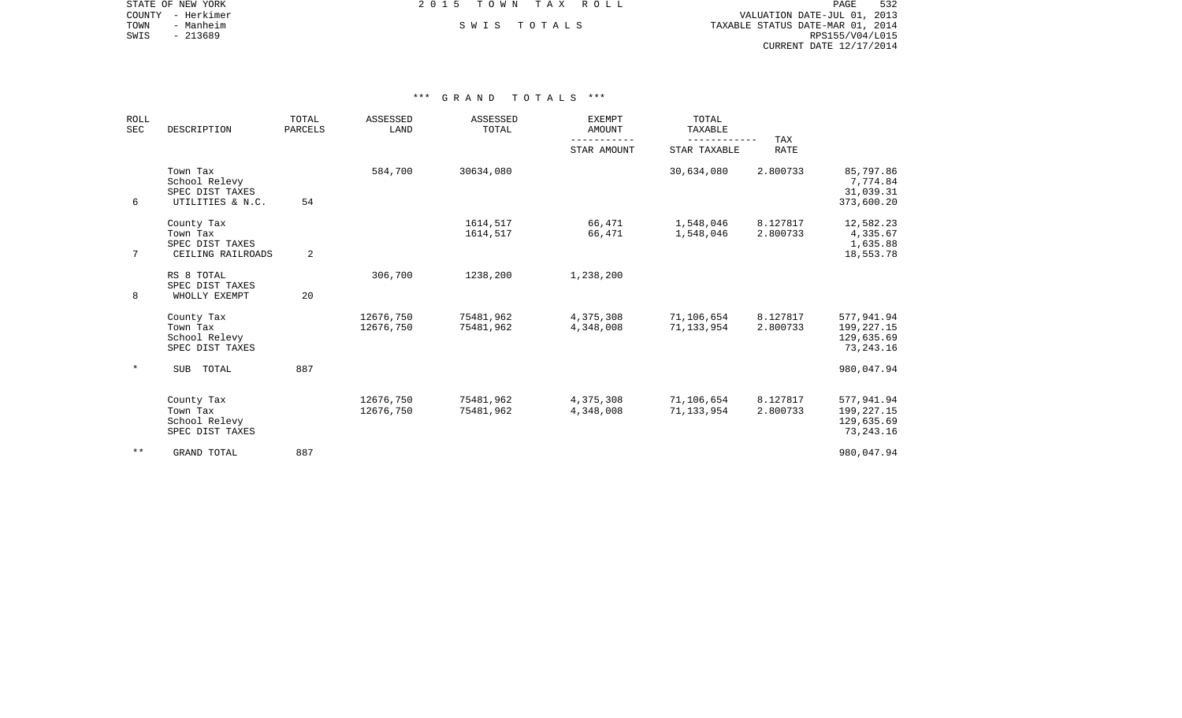STATE OF NEW YORK
COUNTY - Herkimer
TOWN - Manheim
SWIS - 213689

2 0 1 5 T O W N T A X R O L L

S W I S T O T A L S

VALUATION DATE-JUL 01, 2013
TAXABLE STATUS DATE-MAR 01, 2014
RPS155/V04/L015
CURRENT DATE 12/17/2014

## *** G R A N D T O T A L S ***

| ROLL SEC | DESCRIPTION | TOTAL PARCELS | ASSESSED LAND | ASSESSED TOTAL | EXEMPT AMOUNT / STAR AMOUNT | TOTAL TAXABLE / STAR TAXABLE | TAX RATE | |
|---|---|---|---|---|---|---|---|---|
| | Town Tax | | 584,700 | 30634,080 | | 30,634,080 | 2.800733 | 85,797.86 |
| | School Relevy | | | | | | | 7,774.84 |
| | SPEC DIST TAXES | | | | | | | 31,039.31 |
| 6 | UTILITIES & N.C. | 54 | | | | | | 373,600.20 |
| | County Tax | | | 1614,517 | 66,471 | 1,548,046 | 8.127817 | 12,582.23 |
| | Town Tax | | | 1614,517 | 66,471 | 1,548,046 | 2.800733 | 4,335.67 |
| | SPEC DIST TAXES | | | | | | | 1,635.88 |
| 7 | CEILING RAILROADS | 2 | | | | | | 18,553.78 |
| | RS 8 TOTAL | | 306,700 | 1238,200 | 1,238,200 | | | |
| | SPEC DIST TAXES | | | | | | | |
| 8 | WHOLLY EXEMPT | 20 | | | | | | |
| | County Tax | | 12676,750 | 75481,962 | 4,375,308 | 71,106,654 | 8.127817 | 577,941.94 |
| | Town Tax | | 12676,750 | 75481,962 | 4,348,008 | 71,133,954 | 2.800733 | 199,227.15 |
| | School Relevy | | | | | | | 129,635.69 |
| | SPEC DIST TAXES | | | | | | | 73,243.16 |
| * | SUB TOTAL | 887 | | | | | | 980,047.94 |
| | County Tax | | 12676,750 | 75481,962 | 4,375,308 | 71,106,654 | 8.127817 | 577,941.94 |
| | Town Tax | | 12676,750 | 75481,962 | 4,348,008 | 71,133,954 | 2.800733 | 199,227.15 |
| | School Relevy | | | | | | | 129,635.69 |
| | SPEC DIST TAXES | | | | | | | 73,243.16 |
| ** | GRAND TOTAL | 887 | | | | | | 980,047.94 |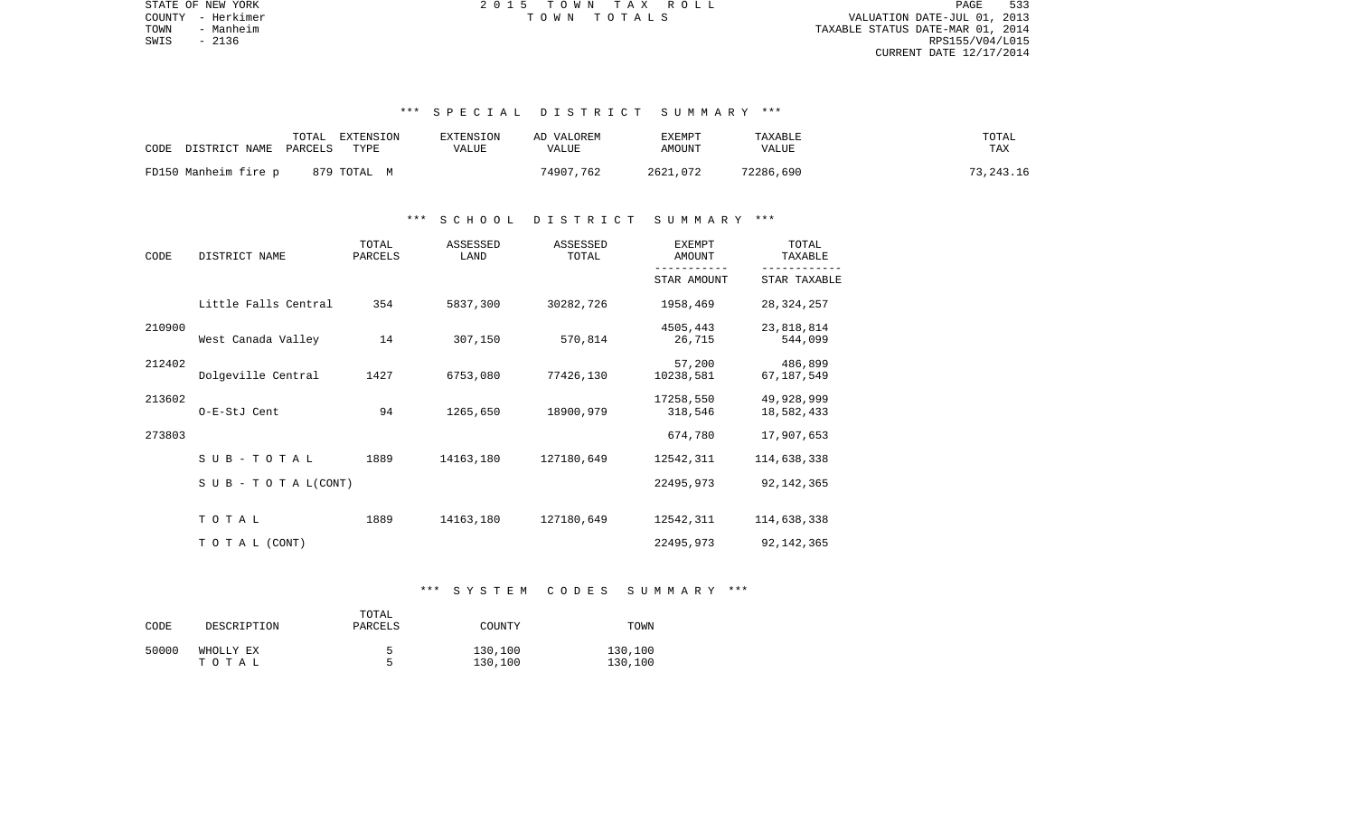STATE OF NEW YORK
COUNTY - Herkimer
TOWN - Manheim
SWIS - 2136

2 0 1 5 T O W N T A X R O L L
T O W N T O T A L S

VALUATION DATE-JUL 01, 2013
TAXABLE STATUS DATE-MAR 01, 2014
RPS155/V04/L015
CURRENT DATE 12/17/2014

### *** S P E C I A L D I S T R I C T S U M M A R Y ***

| CODE | DISTRICT NAME | TOTAL PARCELS | EXTENSION TYPE | EXTENSION VALUE | AD VALOREM VALUE | EXEMPT AMOUNT | TAXABLE VALUE | TOTAL TAX |
|---|---|---|---|---|---|---|---|---|
| FD150 | Manheim fire p | 879 | TOTAL M | | 74907,762 | 2621,072 | 72286,690 | 73,243.16 |

### *** S C H O O L D I S T R I C T S U M M A R Y ***

| CODE | DISTRICT NAME | TOTAL PARCELS | ASSESSED LAND | ASSESSED TOTAL | EXEMPT AMOUNT / STAR AMOUNT | TOTAL TAXABLE / STAR TAXABLE |
|---|---|---|---|---|---|---|
| 210900 | Little Falls Central | 354 | 5837,300 | 30282,726 | 1958,469 | 28,324,257 |
| | | | | | 4505,443 | 23,818,814 |
| 212402 | West Canada Valley | 14 | 307,150 | 570,814 | 26,715 | 544,099 |
| | | | | | 57,200 | 486,899 |
| 213602 | Dolgeville Central | 1427 | 6753,080 | 77426,130 | 10238,581 | 67,187,549 |
| | | | | | 17258,550 | 49,928,999 |
| 273803 | O-E-StJ Cent | 94 | 1265,650 | 18900,979 | 318,546 | 18,582,433 |
| | | | | | 674,780 | 17,907,653 |
| | S U B - T O T A L | 1889 | 14163,180 | 127180,649 | 12542,311 | 114,638,338 |
| | S U B - T O T A L (CONT) | | | | 22495,973 | 92,142,365 |
| | T O T A L | 1889 | 14163,180 | 127180,649 | 12542,311 | 114,638,338 |
| | T O T A L (CONT) | | | | 22495,973 | 92,142,365 |

### *** S Y S T E M C O D E S S U M M A R Y ***

| CODE | DESCRIPTION | TOTAL PARCELS | COUNTY | TOWN |
|---|---|---|---|---|
| 50000 | WHOLLY EX | 5 | 130,100 | 130,100 |
| | T O T A L | 5 | 130,100 | 130,100 |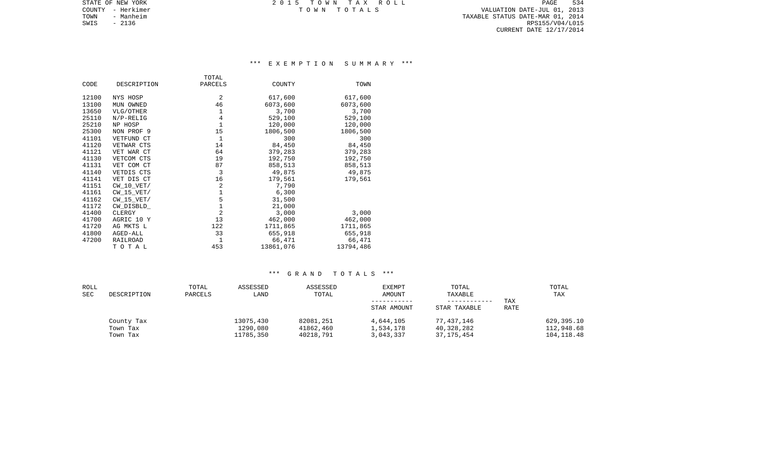STATE OF NEW YORK
COUNTY - Herkimer
TOWN - Manheim
SWIS - 2136

2 0 1 5 T O W N T A X R O L L
T O W N T O T A L S

VALUATION DATE-JUL 01, 2013
TAXABLE STATUS DATE-MAR 01, 2014
RPS155/V04/L015
CURRENT DATE 12/17/2014

## *** E X E M P T I O N S U M M A R Y ***

| CODE | DESCRIPTION | TOTAL PARCELS | COUNTY | TOWN |
|---|---|---|---|---|
| 12100 | NYS HOSP | 2 | 617,600 | 617,600 |
| 13100 | MUN OWNED | 46 | 6073,600 | 6073,600 |
| 13650 | VLG/OTHER | 1 | 3,700 | 3,700 |
| 25110 | N/P-RELIG | 4 | 529,100 | 529,100 |
| 25210 | NP HOSP | 1 | 120,000 | 120,000 |
| 25300 | NON PROF 9 | 15 | 1806,500 | 1806,500 |
| 41101 | VETFUND CT | 1 | 300 | 300 |
| 41120 | VETWAR CTS | 14 | 84,450 | 84,450 |
| 41121 | VET WAR CT | 64 | 379,283 | 379,283 |
| 41130 | VETCOM CTS | 19 | 192,750 | 192,750 |
| 41131 | VET COM CT | 87 | 858,513 | 858,513 |
| 41140 | VETDIS CTS | 3 | 49,875 | 49,875 |
| 41141 | VET DIS CT | 16 | 179,561 | 179,561 |
| 41151 | CW_10_VET/ | 2 | 7,790 | |
| 41161 | CW_15_VET/ | 1 | 6,300 | |
| 41162 | CW_15_VET/ | 5 | 31,500 | |
| 41172 | CW_DISBLD_ | 1 | 21,000 | |
| 41400 | CLERGY | 2 | 3,000 | 3,000 |
| 41700 | AGRIC 10 Y | 13 | 462,000 | 462,000 |
| 41720 | AG MKTS L | 122 | 1711,865 | 1711,865 |
| 41800 | AGED-ALL | 33 | 655,918 | 655,918 |
| 47200 | RAILROAD | 1 | 66,471 | 66,471 |
| | T O T A L | 453 | 13861,076 | 13794,486 |

## *** G R A N D T O T A L S ***

| ROLL SEC | DESCRIPTION | TOTAL PARCELS | ASSESSED LAND | ASSESSED TOTAL | EXEMPT AMOUNT / STAR AMOUNT | TOTAL TAXABLE / STAR TAXABLE | TAX RATE | TOTAL TAX |
|---|---|---|---|---|---|---|---|---|
| | County Tax | | 13075,430 | 82081,251 | 4,644,105 | 77,437,146 | | 629,395.10 |
| | Town Tax | | 1290,080 | 41862,460 | 1,534,178 | 40,328,282 | | 112,948.68 |
| | Town Tax | | 11785,350 | 40218,791 | 3,043,337 | 37,175,454 | | 104,118.48 |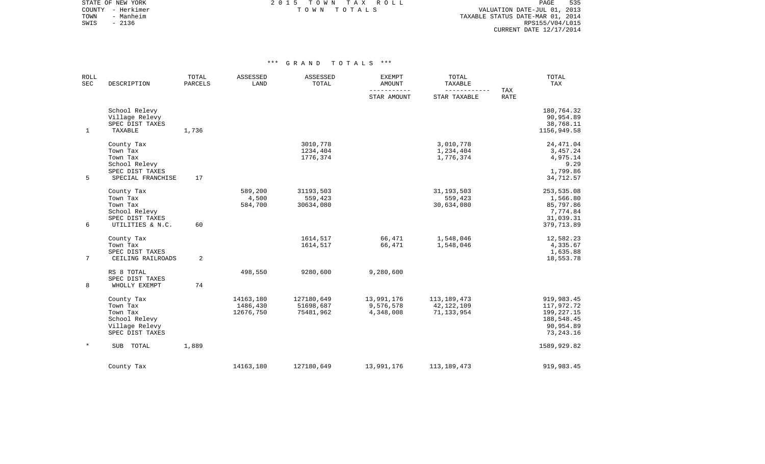STATE OF NEW YORK
COUNTY - Herkimer
TOWN - Manheim
SWIS - 2136

2 0 1 5 T O W N T A X R O L L
T O W N T O T A L S

VALUATION DATE-JUL 01, 2013
TAXABLE STATUS DATE-MAR 01, 2014
RPS155/V04/L015
CURRENT DATE 12/17/2014

### *** G R A N D T O T A L S ***

| ROLL SEC | DESCRIPTION | TOTAL PARCELS | ASSESSED LAND | ASSESSED TOTAL | EXEMPT AMOUNT / STAR AMOUNT | TOTAL TAXABLE / STAR TAXABLE | TAX RATE | TOTAL TAX |
|---|---|---|---|---|---|---|---|---|
| | School Relevy | | | | | | | 180,764.32 |
| | Village Relevy | | | | | | | 90,954.89 |
| | SPEC DIST TAXES | | | | | | | 38,768.11 |
| 1 | TAXABLE | 1,736 | | | | | | 1156,949.58 |
| | County Tax | | | 3010,778 | | 3,010,778 | | 24,471.04 |
| | Town Tax | | | 1234,404 | | 1,234,404 | | 3,457.24 |
| | Town Tax | | | 1776,374 | | 1,776,374 | | 4,975.14 |
| | School Relevy | | | | | | | 9.29 |
| | SPEC DIST TAXES | | | | | | | 1,799.86 |
| 5 | SPECIAL FRANCHISE | 17 | | | | | | 34,712.57 |
| | County Tax | | 589,200 | 31193,503 | | 31,193,503 | | 253,535.08 |
| | Town Tax | | 4,500 | 559,423 | | 559,423 | | 1,566.80 |
| | Town Tax | | 584,700 | 30634,080 | | 30,634,080 | | 85,797.86 |
| | School Relevy | | | | | | | 7,774.84 |
| | SPEC DIST TAXES | | | | | | | 31,039.31 |
| 6 | UTILITIES & N.C. | 60 | | | | | | 379,713.89 |
| | County Tax | | | 1614,517 | 66,471 | 1,548,046 | | 12,582.23 |
| | Town Tax | | | 1614,517 | 66,471 | 1,548,046 | | 4,335.67 |
| | SPEC DIST TAXES | | | | | | | 1,635.88 |
| 7 | CEILING RAILROADS | 2 | | | | | | 18,553.78 |
| | RS 8 TOTAL | | 498,550 | 9280,600 | 9,280,600 | | | |
| | SPEC DIST TAXES | | | | | | | |
| 8 | WHOLLY EXEMPT | 74 | | | | | | |
| | County Tax | | 14163,180 | 127180,649 | 13,991,176 | 113,189,473 | | 919,983.45 |
| | Town Tax | | 1486,430 | 51698,687 | 9,576,578 | 42,122,109 | | 117,972.72 |
| | Town Tax | | 12676,750 | 75481,962 | 4,348,008 | 71,133,954 | | 199,227.15 |
| | School Relevy | | | | | | | 188,548.45 |
| | Village Relevy | | | | | | | 90,954.89 |
| | SPEC DIST TAXES | | | | | | | 73,243.16 |
| * | SUB TOTAL | 1,889 | | | | | | 1589,929.82 |
| | County Tax | | 14163180 | 127180,649 | 13,991,176 | 113,189,473 | | 919,983.45 |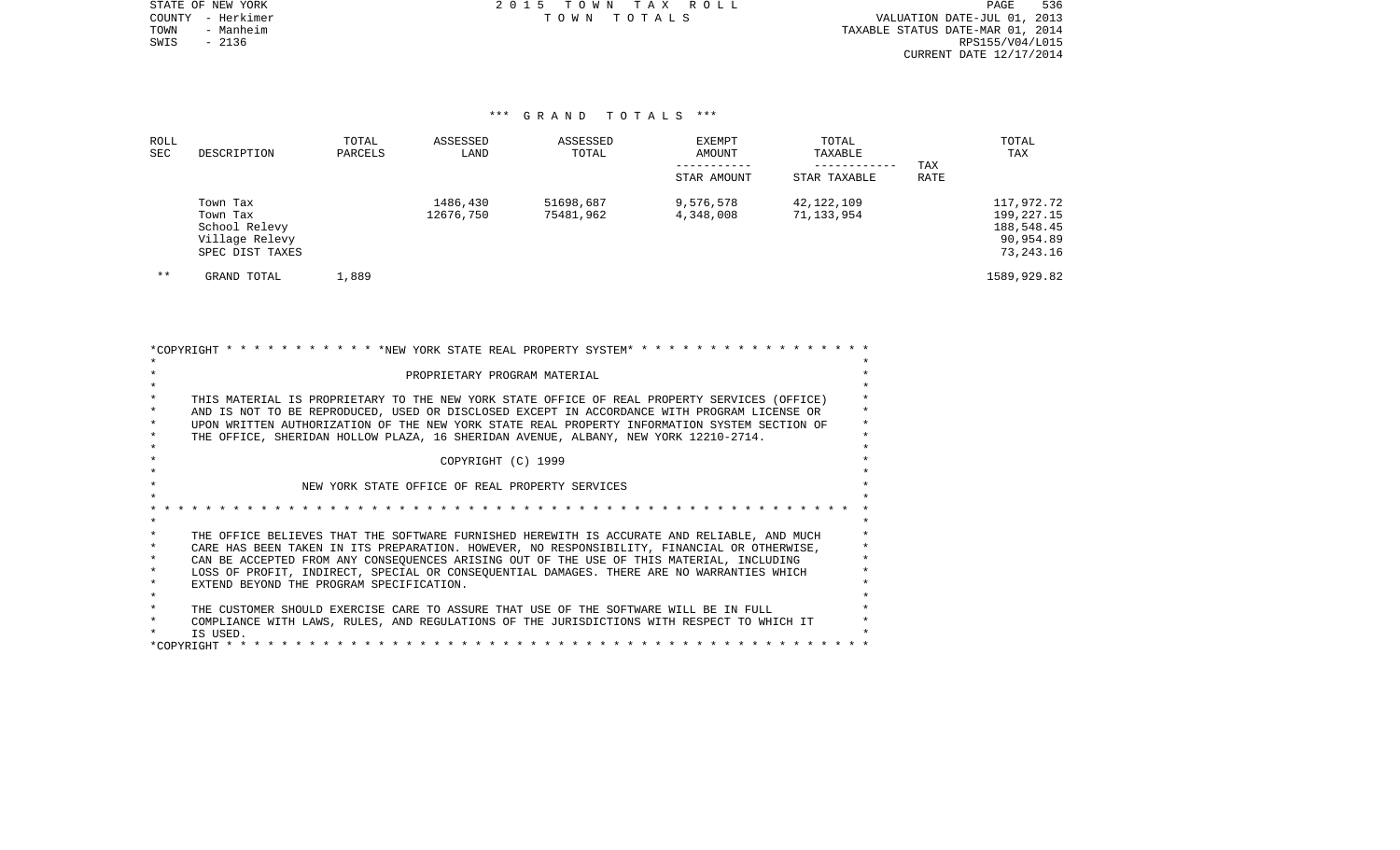STATE OF NEW YORK
COUNTY - Herkimer
TOWN - Manheim
SWIS - 2136

2 0 1 5 T O W N T A X R O L L
T O W N T O T A L S

VALUATION DATE-JUL 01, 2013
TAXABLE STATUS DATE-MAR 01, 2014
RPS155/V04/L015
CURRENT DATE 12/17/2014

*** G R A N D T O T A L S ***

| ROLL SEC | DESCRIPTION | TOTAL PARCELS | ASSESSED LAND | ASSESSED TOTAL | EXEMPT AMOUNT / STAR AMOUNT | TOTAL TAXABLE / STAR TAXABLE | TAX RATE | TOTAL TAX |
|---|---|---|---|---|---|---|---|---|
| | Town Tax | | 1486,430 | 51698,687 | 9,576,578 | 42,122,109 | | 117,972.72 |
| | Town Tax | | 12676,750 | 75481,962 | 4,348,008 | 71,133,954 | | 199,227.15 |
| | School Relevy | | | | | | | 188,548.45 |
| | Village Relevy | | | | | | | 90,954.89 |
| | SPEC DIST TAXES | | | | | | | 73,243.16 |
| ** | GRAND TOTAL | 1,889 | | | | | | 1589,929.82 |

*COPYRIGHT * * * * * * * * * * * *NEW YORK STATE REAL PROPERTY SYSTEM* * * * * * * * * * * * * * * * * *

PROPRIETARY PROGRAM MATERIAL

THIS MATERIAL IS PROPRIETARY TO THE NEW YORK STATE OFFICE OF REAL PROPERTY SERVICES (OFFICE) AND IS NOT TO BE REPRODUCED, USED OR DISCLOSED EXCEPT IN ACCORDANCE WITH PROGRAM LICENSE OR UPON WRITTEN AUTHORIZATION OF THE NEW YORK STATE REAL PROPERTY INFORMATION SYSTEM SECTION OF THE OFFICE, SHERIDAN HOLLOW PLAZA, 16 SHERIDAN AVENUE, ALBANY, NEW YORK 12210-2714.

COPYRIGHT (C) 1999

NEW YORK STATE OFFICE OF REAL PROPERTY SERVICES

THE OFFICE BELIEVES THAT THE SOFTWARE FURNISHED HEREWITH IS ACCURATE AND RELIABLE, AND MUCH CARE HAS BEEN TAKEN IN ITS PREPARATION. HOWEVER, NO RESPONSIBILITY, FINANCIAL OR OTHERWISE, CAN BE ACCEPTED FROM ANY CONSEQUENCES ARISING OUT OF THE USE OF THIS MATERIAL, INCLUDING LOSS OF PROFIT, INDIRECT, SPECIAL OR CONSEQUENTIAL DAMAGES. THERE ARE NO WARRANTIES WHICH EXTEND BEYOND THE PROGRAM SPECIFICATION.

THE CUSTOMER SHOULD EXERCISE CARE TO ASSURE THAT USE OF THE SOFTWARE WILL BE IN FULL COMPLIANCE WITH LAWS, RULES, AND REGULATIONS OF THE JURISDICTIONS WITH RESPECT TO WHICH IT IS USED.

*COPYRIGHT * * * * * * * * * * * * * * * * * * * * * * * * * * * * * * * * * * * * * * * * * * * * *